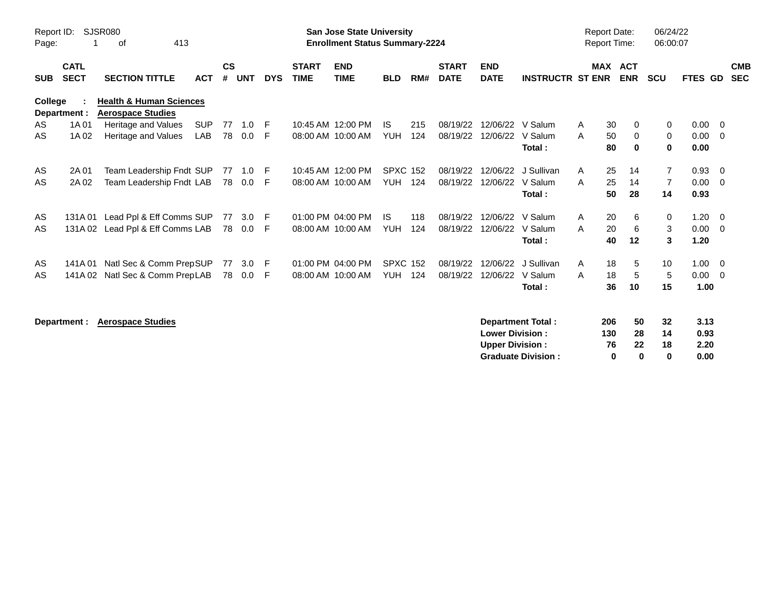Report ID: SJSR080

**San Jose State University**
**Enrollment Status Summary-2224**

Report Date: 06/24/22
Report Time: 06:00:07

| SUB | CATL SECT | SECTION TITTLE | ACT | CS # | UNT | DYS | START TIME | END TIME | BLD | RM# | START DATE | END DATE | INSTRUCTR | ST | MAX ENR | ACT ENR | SCU | FTES | GD | CMB SEC |
|---|---|---|---|---|---|---|---|---|---|---|---|---|---|---|---|---|---|---|---|---|
| **College :** | | **Health & Human Sciences** | | | | | | | | | | | | | | | | | | |
| **Department :** | | **Aerospace Studies** | | | | | | | | | | | | | | | | | | |
| AS | 1A 01 | Heritage and Values | SUP | 77 | 1.0 | F | 10:45 AM | 12:00 PM | IS | 215 | 08/19/22 | 12/06/22 | V Salum | A | 30 | 0 | 0 | 0.00 | 0 | |
| AS | 1A 02 | Heritage and Values | LAB | 78 | 0.0 | F | 08:00 AM | 10:00 AM | YUH | 124 | 08/19/22 | 12/06/22 | V Salum | A | 50 | 0 | 0 | 0.00 | 0 | |
| | | | | | | | | | | | | | **Total :** | | **80** | **0** | **0** | **0.00** | | |
| AS | 2A 01 | Team Leadership Fndt | SUP | 77 | 1.0 | F | 10:45 AM | 12:00 PM | SPXC | 152 | 08/19/22 | 12/06/22 | J Sullivan | A | 25 | 14 | 7 | 0.93 | 0 | |
| AS | 2A 02 | Team Leadership Fndt | LAB | 78 | 0.0 | F | 08:00 AM | 10:00 AM | YUH | 124 | 08/19/22 | 12/06/22 | V Salum | A | 25 | 14 | 7 | 0.00 | 0 | |
| | | | | | | | | | | | | | **Total :** | | **50** | **28** | **14** | **0.93** | | |
| AS | 131A 01 | Lead Ppl & Eff Comms | SUP | 77 | 3.0 | F | 01:00 PM | 04:00 PM | IS | 118 | 08/19/22 | 12/06/22 | V Salum | A | 20 | 6 | 0 | 1.20 | 0 | |
| AS | 131A 02 | Lead Ppl & Eff Comms | LAB | 78 | 0.0 | F | 08:00 AM | 10:00 AM | YUH | 124 | 08/19/22 | 12/06/22 | V Salum | A | 20 | 6 | 3 | 0.00 | 0 | |
| | | | | | | | | | | | | | **Total :** | | **40** | **12** | **3** | **1.20** | | |
| AS | 141A 01 | Natl Sec & Comm Prep | SUP | 77 | 3.0 | F | 01:00 PM | 04:00 PM | SPXC | 152 | 08/19/22 | 12/06/22 | J Sullivan | A | 18 | 5 | 10 | 1.00 | 0 | |
| AS | 141A 02 | Natl Sec & Comm Prep | LAB | 78 | 0.0 | F | 08:00 AM | 10:00 AM | YUH | 124 | 08/19/22 | 12/06/22 | V Salum | A | 18 | 5 | 5 | 0.00 | 0 | |
| | | | | | | | | | | | | | **Total :** | | **36** | **10** | **15** | **1.00** | | |

**Department : Aerospace Studies**

| | MAX ENR | ACT ENR | SCU | FTES |
|---|---|---|---|---|
| **Department Total :** | **206** | **50** | **32** | **3.13** |
| **Lower Division :** | **130** | **28** | **14** | **0.93** |
| **Upper Division :** | **76** | **22** | **18** | **2.20** |
| **Graduate Division :** | **0** | **0** | **0** | **0.00** |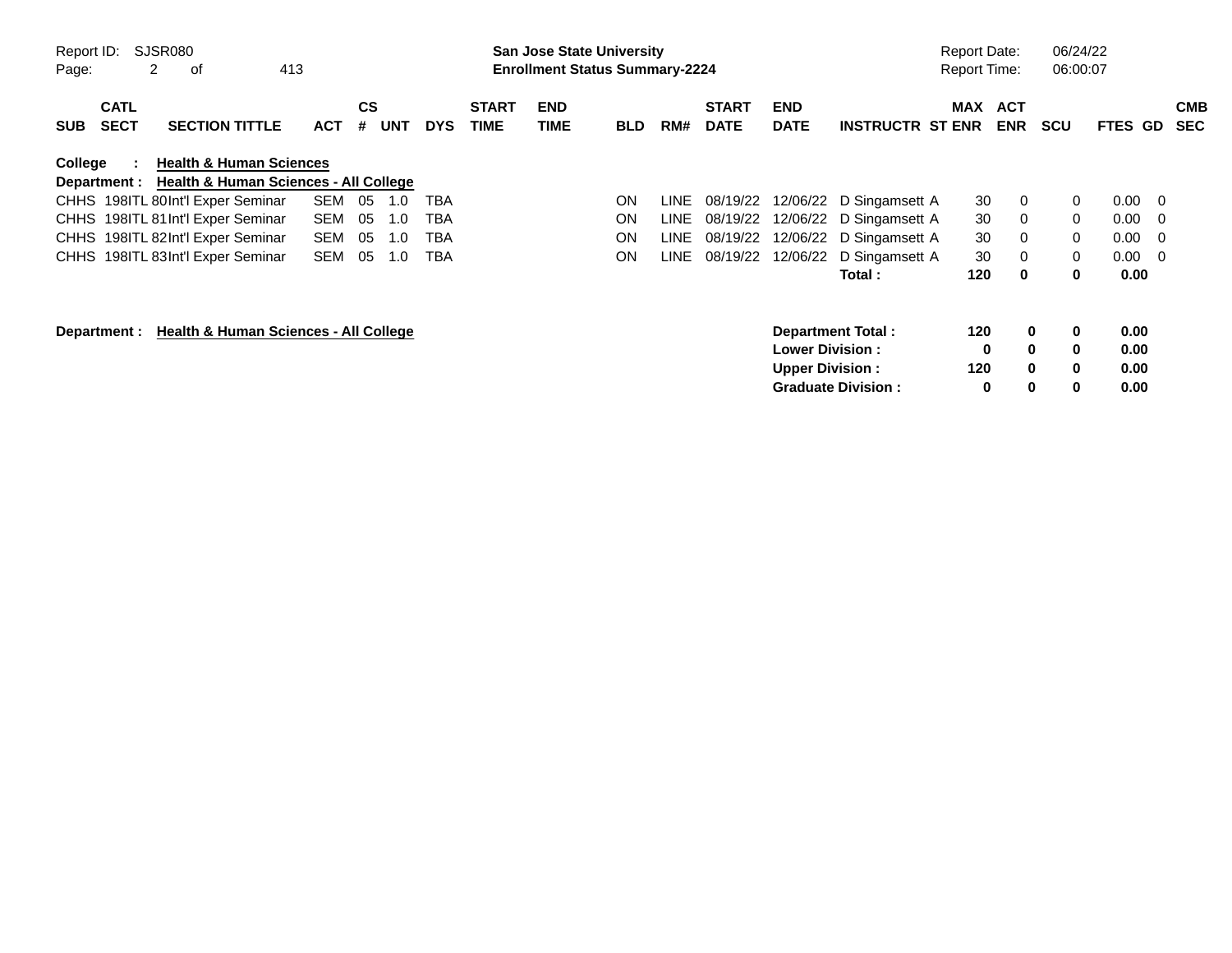**Report ID:** SJSR080 — **San Jose State University** — **Report Date:** 06/24/22

**Enrollment Status Summary-2224** — **Report Time:** 06:00:07

**College : Health & Human Sciences**

**Department : Health & Human Sciences - All College**

| SUB | CATL SECT | SECTION TITTLE | ACT | CS # | UNT | DYS | START TIME | END TIME | BLD | RM# | START DATE | END DATE | INSTRUCTR | ST | MAX ENR | ACT ENR | SCU | FTES | GD | CMB SEC |
|---|---|---|---|---|---|---|---|---|---|---|---|---|---|---|---|---|---|---|---|---|
| CHHS | 198ITL 80 | Int'l Exper Seminar | SEM | 05 | 1.0 | TBA | | | ON | LINE | 08/19/22 | 12/06/22 | D Singamsett | A | 30 | 0 | 0 | 0.00 | 0 | |
| CHHS | 198ITL 81 | Int'l Exper Seminar | SEM | 05 | 1.0 | TBA | | | ON | LINE | 08/19/22 | 12/06/22 | D Singamsett | A | 30 | 0 | 0 | 0.00 | 0 | |
| CHHS | 198ITL 82 | Int'l Exper Seminar | SEM | 05 | 1.0 | TBA | | | ON | LINE | 08/19/22 | 12/06/22 | D Singamsett | A | 30 | 0 | 0 | 0.00 | 0 | |
| CHHS | 198ITL 83 | Int'l Exper Seminar | SEM | 05 | 1.0 | TBA | | | ON | LINE | 08/19/22 | 12/06/22 | D Singamsett | A | 30 | 0 | 0 | 0.00 | 0 | |
| | | | | | | | | | | | | | **Total :** | | **120** | **0** | **0** | **0.00** | | |

**Department : Health & Human Sciences - All College**

| | MAX ENR | ACT ENR | SCU | FTES |
|---|---|---|---|---|
| **Department Total :** | **120** | **0** | **0** | **0.00** |
| **Lower Division :** | **0** | **0** | **0** | **0.00** |
| **Upper Division :** | **120** | **0** | **0** | **0.00** |
| **Graduate Division :** | **0** | **0** | **0** | **0.00** |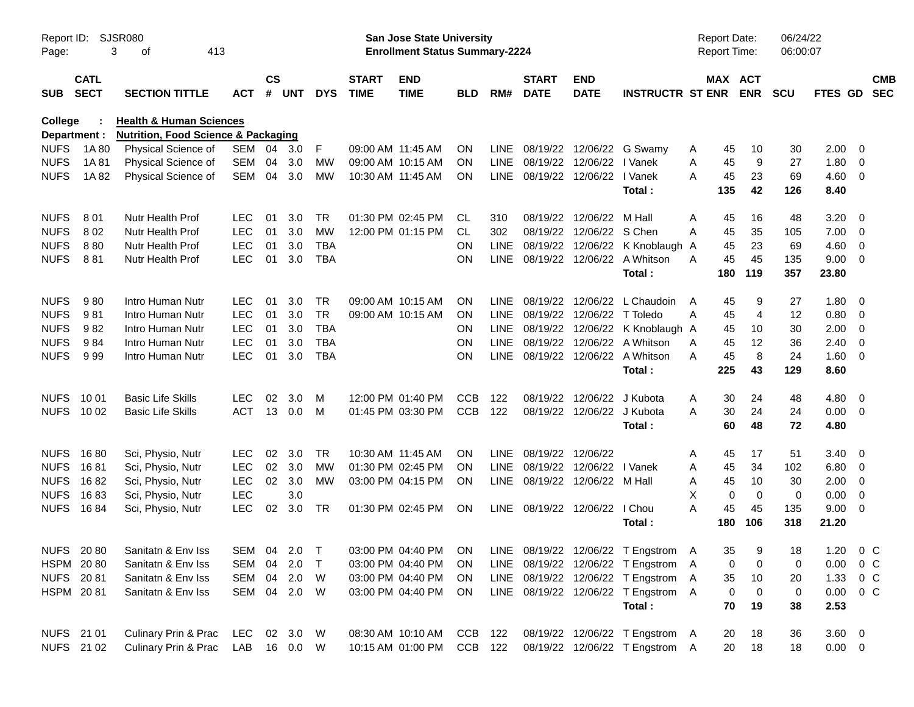Report ID: SJSR080

**San Jose State University**
**Enrollment Status Summary-2224**

Report Date: 06/24/22
Report Time: 06:00:07

College : **Health & Human Sciences**
Department : **Nutrition, Food Science & Packaging**

| SUB | CATL SECT | SECTION TITTLE | ACT | CS # | UNT | DYS | START TIME | END TIME | BLD | RM# | START DATE | END DATE | INSTRUCTR | ST | MAX ENR | ACT ENR | SCU | FTES | GD | CMB SEC |
|---|---|---|---|---|---|---|---|---|---|---|---|---|---|---|---|---|---|---|---|---|
| NUFS | 1A 80 | Physical Science of | SEM | 04 | 3.0 | F | 09:00 AM | 11:45 AM | ON | LINE | 08/19/22 | 12/06/22 | G Swamy | A | 45 | 10 | 30 | 2.00 | 0 | |
| NUFS | 1A 81 | Physical Science of | SEM | 04 | 3.0 | MW | 09:00 AM | 10:15 AM | ON | LINE | 08/19/22 | 12/06/22 | I Vanek | A | 45 | 9 | 27 | 1.80 | 0 | |
| NUFS | 1A 82 | Physical Science of | SEM | 04 | 3.0 | MW | 10:30 AM | 11:45 AM | ON | LINE | 08/19/22 | 12/06/22 | I Vanek | A | 45 | 23 | 69 | 4.60 | 0 | |
| | | | | | | | | | | | | | **Total :** | | **135** | **42** | **126** | **8.40** | | |
| NUFS | 8 01 | Nutr Health Prof | LEC | 01 | 3.0 | TR | 01:30 PM | 02:45 PM | CL | 310 | 08/19/22 | 12/06/22 | M Hall | A | 45 | 16 | 48 | 3.20 | 0 | |
| NUFS | 8 02 | Nutr Health Prof | LEC | 01 | 3.0 | MW | 12:00 PM | 01:15 PM | CL | 302 | 08/19/22 | 12/06/22 | S Chen | A | 45 | 35 | 105 | 7.00 | 0 | |
| NUFS | 8 80 | Nutr Health Prof | LEC | 01 | 3.0 | TBA | | | ON | LINE | 08/19/22 | 12/06/22 | K Knoblaugh | A | 45 | 23 | 69 | 4.60 | 0 | |
| NUFS | 8 81 | Nutr Health Prof | LEC | 01 | 3.0 | TBA | | | ON | LINE | 08/19/22 | 12/06/22 | A Whitson | A | 45 | 45 | 135 | 9.00 | 0 | |
| | | | | | | | | | | | | | **Total :** | | **180** | **119** | **357** | **23.80** | | |
| NUFS | 9 80 | Intro Human Nutr | LEC | 01 | 3.0 | TR | 09:00 AM | 10:15 AM | ON | LINE | 08/19/22 | 12/06/22 | L Chaudoin | A | 45 | 9 | 27 | 1.80 | 0 | |
| NUFS | 9 81 | Intro Human Nutr | LEC | 01 | 3.0 | TR | 09:00 AM | 10:15 AM | ON | LINE | 08/19/22 | 12/06/22 | T Toledo | A | 45 | 4 | 12 | 0.80 | 0 | |
| NUFS | 9 82 | Intro Human Nutr | LEC | 01 | 3.0 | TBA | | | ON | LINE | 08/19/22 | 12/06/22 | K Knoblaugh | A | 45 | 10 | 30 | 2.00 | 0 | |
| NUFS | 9 84 | Intro Human Nutr | LEC | 01 | 3.0 | TBA | | | ON | LINE | 08/19/22 | 12/06/22 | A Whitson | A | 45 | 12 | 36 | 2.40 | 0 | |
| NUFS | 9 99 | Intro Human Nutr | LEC | 01 | 3.0 | TBA | | | ON | LINE | 08/19/22 | 12/06/22 | A Whitson | A | 45 | 8 | 24 | 1.60 | 0 | |
| | | | | | | | | | | | | | **Total :** | | **225** | **43** | **129** | **8.60** | | |
| NUFS | 10 01 | Basic Life Skills | LEC | 02 | 3.0 | M | 12:00 PM | 01:40 PM | CCB | 122 | 08/19/22 | 12/06/22 | J Kubota | A | 30 | 24 | 48 | 4.80 | 0 | |
| NUFS | 10 02 | Basic Life Skills | ACT | 13 | 0.0 | M | 01:45 PM | 03:30 PM | CCB | 122 | 08/19/22 | 12/06/22 | J Kubota | A | 30 | 24 | 24 | 0.00 | 0 | |
| | | | | | | | | | | | | | **Total :** | | **60** | **48** | **72** | **4.80** | | |
| NUFS | 16 80 | Sci, Physio, Nutr | LEC | 02 | 3.0 | TR | 10:30 AM | 11:45 AM | ON | LINE | 08/19/22 | 12/06/22 | | A | 45 | 17 | 51 | 3.40 | 0 | |
| NUFS | 16 81 | Sci, Physio, Nutr | LEC | 02 | 3.0 | MW | 01:30 PM | 02:45 PM | ON | LINE | 08/19/22 | 12/06/22 | I Vanek | A | 45 | 34 | 102 | 6.80 | 0 | |
| NUFS | 16 82 | Sci, Physio, Nutr | LEC | 02 | 3.0 | MW | 03:00 PM | 04:15 PM | ON | LINE | 08/19/22 | 12/06/22 | M Hall | A | 45 | 10 | 30 | 2.00 | 0 | |
| NUFS | 16 83 | Sci, Physio, Nutr | LEC | | 3.0 | | | | | | | | | X | 0 | 0 | 0 | 0.00 | 0 | |
| NUFS | 16 84 | Sci, Physio, Nutr | LEC | 02 | 3.0 | TR | 01:30 PM | 02:45 PM | ON | LINE | 08/19/22 | 12/06/22 | I Chou | A | 45 | 45 | 135 | 9.00 | 0 | |
| | | | | | | | | | | | | | **Total :** | | **180** | **106** | **318** | **21.20** | | |
| NUFS | 20 80 | Sanitatn & Env Iss | SEM | 04 | 2.0 | T | 03:00 PM | 04:40 PM | ON | LINE | 08/19/22 | 12/06/22 | T Engstrom | A | 35 | 9 | 18 | 1.20 | 0 | C |
| HSPM | 20 80 | Sanitatn & Env Iss | SEM | 04 | 2.0 | T | 03:00 PM | 04:40 PM | ON | LINE | 08/19/22 | 12/06/22 | T Engstrom | A | 0 | 0 | 0 | 0.00 | 0 | C |
| NUFS | 20 81 | Sanitatn & Env Iss | SEM | 04 | 2.0 | W | 03:00 PM | 04:40 PM | ON | LINE | 08/19/22 | 12/06/22 | T Engstrom | A | 35 | 10 | 20 | 1.33 | 0 | C |
| HSPM | 20 81 | Sanitatn & Env Iss | SEM | 04 | 2.0 | W | 03:00 PM | 04:40 PM | ON | LINE | 08/19/22 | 12/06/22 | T Engstrom | A | 0 | 0 | 0 | 0.00 | 0 | C |
| | | | | | | | | | | | | | **Total :** | | **70** | **19** | **38** | **2.53** | | |
| NUFS | 21 01 | Culinary Prin & Prac | LEC | 02 | 3.0 | W | 08:30 AM | 10:10 AM | CCB | 122 | 08/19/22 | 12/06/22 | T Engstrom | A | 20 | 18 | 36 | 3.60 | 0 | |
| NUFS | 21 02 | Culinary Prin & Prac | LAB | 16 | 0.0 | W | 10:15 AM | 01:00 PM | CCB | 122 | 08/19/22 | 12/06/22 | T Engstrom | A | 20 | 18 | 18 | 0.00 | 0 | |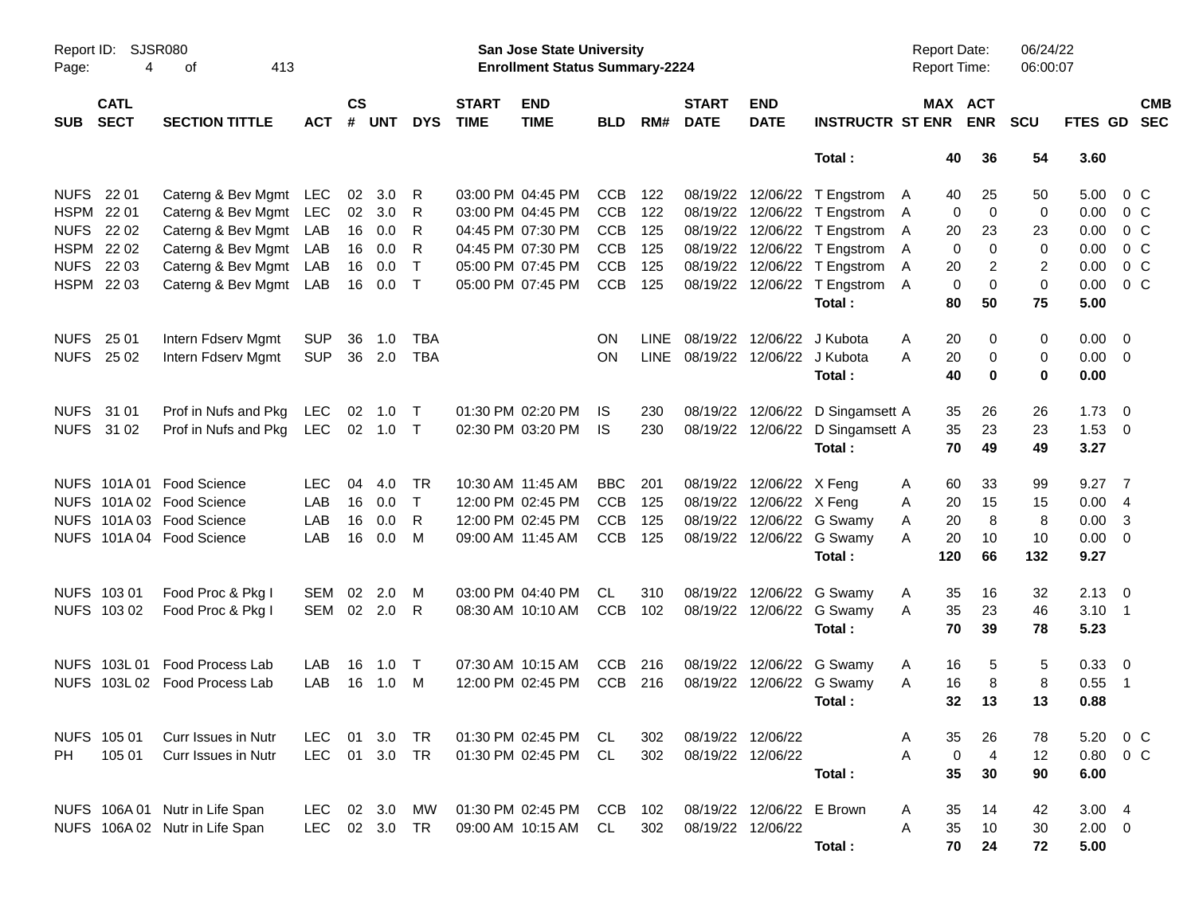Report ID: SJSR080

**San Jose State University**
**Enrollment Status Summary-2224**

Report Date: 06/24/22
Report Time: 06:00:07

| SUB | CATL SECT | SECTION TITTLE | ACT | CS # | UNT | DYS | START TIME | END TIME | BLD | RM# | START DATE | END DATE | INSTRUCTR | ST | MAX ENR | ACT ENR | SCU | FTES | GD | CMB SEC |
|---|---|---|---|---|---|---|---|---|---|---|---|---|---|---|---|---|---|---|---|---|
| | | | | | | | | | | | | | Total : | | 40 | 36 | 54 | 3.60 | | |
| NUFS | 22 01 | Caterng & Bev Mgmt | LEC | 02 | 3.0 | R | 03:00 PM | 04:45 PM | CCB | 122 | 08/19/22 | 12/06/22 | T Engstrom | A | 40 | 25 | 50 | 5.00 | 0 | C |
| HSPM | 22 01 | Caterng & Bev Mgmt | LEC | 02 | 3.0 | R | 03:00 PM | 04:45 PM | CCB | 122 | 08/19/22 | 12/06/22 | T Engstrom | A | 0 | 0 | 0 | 0.00 | 0 | C |
| NUFS | 22 02 | Caterng & Bev Mgmt | LAB | 16 | 0.0 | R | 04:45 PM | 07:30 PM | CCB | 125 | 08/19/22 | 12/06/22 | T Engstrom | A | 20 | 23 | 23 | 0.00 | 0 | C |
| HSPM | 22 02 | Caterng & Bev Mgmt | LAB | 16 | 0.0 | R | 04:45 PM | 07:30 PM | CCB | 125 | 08/19/22 | 12/06/22 | T Engstrom | A | 0 | 0 | 0 | 0.00 | 0 | C |
| NUFS | 22 03 | Caterng & Bev Mgmt | LAB | 16 | 0.0 | T | 05:00 PM | 07:45 PM | CCB | 125 | 08/19/22 | 12/06/22 | T Engstrom | A | 20 | 2 | 2 | 0.00 | 0 | C |
| HSPM | 22 03 | Caterng & Bev Mgmt | LAB | 16 | 0.0 | T | 05:00 PM | 07:45 PM | CCB | 125 | 08/19/22 | 12/06/22 | T Engstrom | A | 0 | 0 | 0 | 0.00 | 0 | C |
| | | | | | | | | | | | | | Total : | | 80 | 50 | 75 | 5.00 | | |
| NUFS | 25 01 | Intern Fdserv Mgmt | SUP | 36 | 1.0 | TBA | | | ON | LINE | 08/19/22 | 12/06/22 | J Kubota | A | 20 | 0 | 0 | 0.00 | 0 | |
| NUFS | 25 02 | Intern Fdserv Mgmt | SUP | 36 | 2.0 | TBA | | | ON | LINE | 08/19/22 | 12/06/22 | J Kubota | A | 20 | 0 | 0 | 0.00 | 0 | |
| | | | | | | | | | | | | | Total : | | 40 | 0 | 0 | 0.00 | | |
| NUFS | 31 01 | Prof in Nufs and Pkg | LEC | 02 | 1.0 | T | 01:30 PM | 02:20 PM | IS | 230 | 08/19/22 | 12/06/22 | D Singamsett | A | 35 | 26 | 26 | 1.73 | 0 | |
| NUFS | 31 02 | Prof in Nufs and Pkg | LEC | 02 | 1.0 | T | 02:30 PM | 03:20 PM | IS | 230 | 08/19/22 | 12/06/22 | D Singamsett | A | 35 | 23 | 23 | 1.53 | 0 | |
| | | | | | | | | | | | | | Total : | | 70 | 49 | 49 | 3.27 | | |
| NUFS | 101A 01 | Food Science | LEC | 04 | 4.0 | TR | 10:30 AM | 11:45 AM | BBC | 201 | 08/19/22 | 12/06/22 | X Feng | A | 60 | 33 | 99 | 9.27 | 7 | |
| NUFS | 101A 02 | Food Science | LAB | 16 | 0.0 | T | 12:00 PM | 02:45 PM | CCB | 125 | 08/19/22 | 12/06/22 | X Feng | A | 20 | 15 | 15 | 0.00 | 4 | |
| NUFS | 101A 03 | Food Science | LAB | 16 | 0.0 | R | 12:00 PM | 02:45 PM | CCB | 125 | 08/19/22 | 12/06/22 | G Swamy | A | 20 | 8 | 8 | 0.00 | 3 | |
| NUFS | 101A 04 | Food Science | LAB | 16 | 0.0 | M | 09:00 AM | 11:45 AM | CCB | 125 | 08/19/22 | 12/06/22 | G Swamy | A | 20 | 10 | 10 | 0.00 | 0 | |
| | | | | | | | | | | | | | Total : | | 120 | 66 | 132 | 9.27 | | |
| NUFS | 103 01 | Food Proc & Pkg I | SEM | 02 | 2.0 | M | 03:00 PM | 04:40 PM | CL | 310 | 08/19/22 | 12/06/22 | G Swamy | A | 35 | 16 | 32 | 2.13 | 0 | |
| NUFS | 103 02 | Food Proc & Pkg I | SEM | 02 | 2.0 | R | 08:30 AM | 10:10 AM | CCB | 102 | 08/19/22 | 12/06/22 | G Swamy | A | 35 | 23 | 46 | 3.10 | 1 | |
| | | | | | | | | | | | | | Total : | | 70 | 39 | 78 | 5.23 | | |
| NUFS | 103L 01 | Food Process Lab | LAB | 16 | 1.0 | T | 07:30 AM | 10:15 AM | CCB | 216 | 08/19/22 | 12/06/22 | G Swamy | A | 16 | 5 | 5 | 0.33 | 0 | |
| NUFS | 103L 02 | Food Process Lab | LAB | 16 | 1.0 | M | 12:00 PM | 02:45 PM | CCB | 216 | 08/19/22 | 12/06/22 | G Swamy | A | 16 | 8 | 8 | 0.55 | 1 | |
| | | | | | | | | | | | | | Total : | | 32 | 13 | 13 | 0.88 | | |
| NUFS | 105 01 | Curr Issues in Nutr | LEC | 01 | 3.0 | TR | 01:30 PM | 02:45 PM | CL | 302 | 08/19/22 | 12/06/22 | | A | 35 | 26 | 78 | 5.20 | 0 | C |
| PH | 105 01 | Curr Issues in Nutr | LEC | 01 | 3.0 | TR | 01:30 PM | 02:45 PM | CL | 302 | 08/19/22 | 12/06/22 | | A | 0 | 4 | 12 | 0.80 | 0 | C |
| | | | | | | | | | | | | | Total : | | 35 | 30 | 90 | 6.00 | | |
| NUFS | 106A 01 | Nutr in Life Span | LEC | 02 | 3.0 | MW | 01:30 PM | 02:45 PM | CCB | 102 | 08/19/22 | 12/06/22 | E Brown | A | 35 | 14 | 42 | 3.00 | 4 | |
| NUFS | 106A 02 | Nutr in Life Span | LEC | 02 | 3.0 | TR | 09:00 AM | 10:15 AM | CL | 302 | 08/19/22 | 12/06/22 | | A | 35 | 10 | 30 | 2.00 | 0 | |
| | | | | | | | | | | | | | Total : | | 70 | 24 | 72 | 5.00 | | |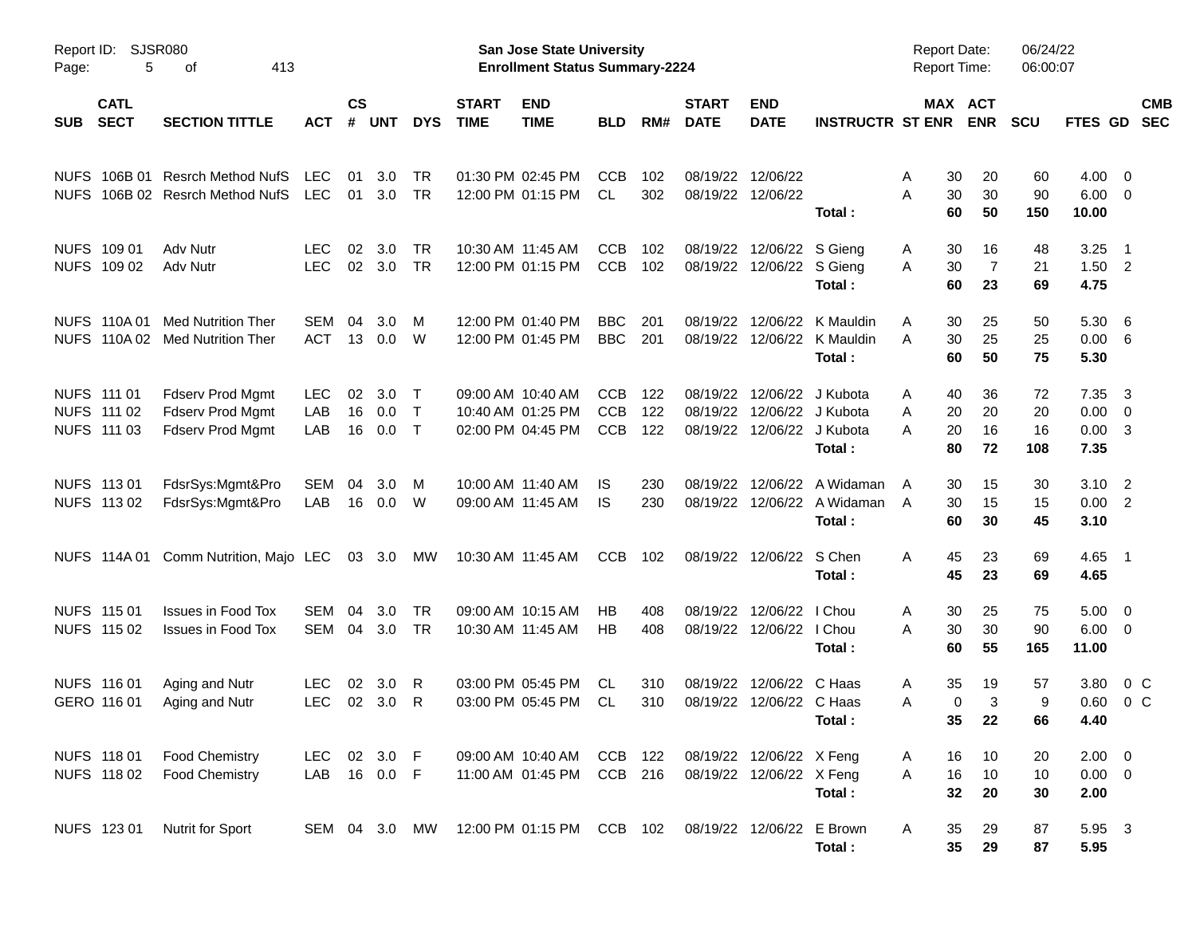Report ID: SJSR080

**San Jose State University**
**Enrollment Status Summary-2224**

Report Date: 06/24/22
Report Time: 06:00:07

| SUB | CATL SECT | SECTION TITTLE | ACT | CS # | UNT | DYS | START TIME | END TIME | BLD | RM# | START DATE | END DATE | INSTRUCTR | ST | MAX ENR | ACT ENR | SCU | FTES | GD | CMB SEC |
|---|---|---|---|---|---|---|---|---|---|---|---|---|---|---|---|---|---|---|---|---|
| NUFS | 106B 01 | Resrch Method NufS | LEC | 01 | 3.0 | TR | 01:30 PM | 02:45 PM | CCB | 102 | 08/19/22 | 12/06/22 | | A | 30 | 20 | 60 | 4.00 | 0 | |
| NUFS | 106B 02 | Resrch Method NufS | LEC | 01 | 3.0 | TR | 12:00 PM | 01:15 PM | CL | 302 | 08/19/22 | 12/06/22 | | A | 30 | 30 | 90 | 6.00 | 0 | |
| | | | | | | | | | | | | | **Total :** | | **60** | **50** | **150** | **10.00** | | |
| NUFS | 109 01 | Adv Nutr | LEC | 02 | 3.0 | TR | 10:30 AM | 11:45 AM | CCB | 102 | 08/19/22 | 12/06/22 | S Gieng | A | 30 | 16 | 48 | 3.25 | 1 | |
| NUFS | 109 02 | Adv Nutr | LEC | 02 | 3.0 | TR | 12:00 PM | 01:15 PM | CCB | 102 | 08/19/22 | 12/06/22 | S Gieng | A | 30 | 7 | 21 | 1.50 | 2 | |
| | | | | | | | | | | | | | **Total :** | | **60** | **23** | **69** | **4.75** | | |
| NUFS | 110A 01 | Med Nutrition Ther | SEM | 04 | 3.0 | M | 12:00 PM | 01:40 PM | BBC | 201 | 08/19/22 | 12/06/22 | K Mauldin | A | 30 | 25 | 50 | 5.30 | 6 | |
| NUFS | 110A 02 | Med Nutrition Ther | ACT | 13 | 0.0 | W | 12:00 PM | 01:45 PM | BBC | 201 | 08/19/22 | 12/06/22 | K Mauldin | A | 30 | 25 | 25 | 0.00 | 6 | |
| | | | | | | | | | | | | | **Total :** | | **60** | **50** | **75** | **5.30** | | |
| NUFS | 111 01 | Fdserv Prod Mgmt | LEC | 02 | 3.0 | T | 09:00 AM | 10:40 AM | CCB | 122 | 08/19/22 | 12/06/22 | J Kubota | A | 40 | 36 | 72 | 7.35 | 3 | |
| NUFS | 111 02 | Fdserv Prod Mgmt | LAB | 16 | 0.0 | T | 10:40 AM | 01:25 PM | CCB | 122 | 08/19/22 | 12/06/22 | J Kubota | A | 20 | 20 | 20 | 0.00 | 0 | |
| NUFS | 111 03 | Fdserv Prod Mgmt | LAB | 16 | 0.0 | T | 02:00 PM | 04:45 PM | CCB | 122 | 08/19/22 | 12/06/22 | J Kubota | A | 20 | 16 | 16 | 0.00 | 3 | |
| | | | | | | | | | | | | | **Total :** | | **80** | **72** | **108** | **7.35** | | |
| NUFS | 113 01 | FdsrSys:Mgmt&Pro | SEM | 04 | 3.0 | M | 10:00 AM | 11:40 AM | IS | 230 | 08/19/22 | 12/06/22 | A Widaman | A | 30 | 15 | 30 | 3.10 | 2 | |
| NUFS | 113 02 | FdsrSys:Mgmt&Pro | LAB | 16 | 0.0 | W | 09:00 AM | 11:45 AM | IS | 230 | 08/19/22 | 12/06/22 | A Widaman | A | 30 | 15 | 15 | 0.00 | 2 | |
| | | | | | | | | | | | | | **Total :** | | **60** | **30** | **45** | **3.10** | | |
| NUFS | 114A 01 | Comm Nutrition, Majo | LEC | 03 | 3.0 | MW | 10:30 AM | 11:45 AM | CCB | 102 | 08/19/22 | 12/06/22 | S Chen | A | 45 | 23 | 69 | 4.65 | 1 | |
| | | | | | | | | | | | | | **Total :** | | **45** | **23** | **69** | **4.65** | | |
| NUFS | 115 01 | Issues in Food Tox | SEM | 04 | 3.0 | TR | 09:00 AM | 10:15 AM | HB | 408 | 08/19/22 | 12/06/22 | I Chou | A | 30 | 25 | 75 | 5.00 | 0 | |
| NUFS | 115 02 | Issues in Food Tox | SEM | 04 | 3.0 | TR | 10:30 AM | 11:45 AM | HB | 408 | 08/19/22 | 12/06/22 | I Chou | A | 30 | 30 | 90 | 6.00 | 0 | |
| | | | | | | | | | | | | | **Total :** | | **60** | **55** | **165** | **11.00** | | |
| NUFS | 116 01 | Aging and Nutr | LEC | 02 | 3.0 | R | 03:00 PM | 05:45 PM | CL | 310 | 08/19/22 | 12/06/22 | C Haas | A | 35 | 19 | 57 | 3.80 | 0 | C |
| GERO | 116 01 | Aging and Nutr | LEC | 02 | 3.0 | R | 03:00 PM | 05:45 PM | CL | 310 | 08/19/22 | 12/06/22 | C Haas | A | 0 | 3 | 9 | 0.60 | 0 | C |
| | | | | | | | | | | | | | **Total :** | | **35** | **22** | **66** | **4.40** | | |
| NUFS | 118 01 | Food Chemistry | LEC | 02 | 3.0 | F | 09:00 AM | 10:40 AM | CCB | 122 | 08/19/22 | 12/06/22 | X Feng | A | 16 | 10 | 20 | 2.00 | 0 | |
| NUFS | 118 02 | Food Chemistry | LAB | 16 | 0.0 | F | 11:00 AM | 01:45 PM | CCB | 216 | 08/19/22 | 12/06/22 | X Feng | A | 16 | 10 | 10 | 0.00 | 0 | |
| | | | | | | | | | | | | | **Total :** | | **32** | **20** | **30** | **2.00** | | |
| NUFS | 123 01 | Nutrit for Sport | SEM | 04 | 3.0 | MW | 12:00 PM | 01:15 PM | CCB | 102 | 08/19/22 | 12/06/22 | E Brown | A | 35 | 29 | 87 | 5.95 | 3 | |
| | | | | | | | | | | | | | **Total :** | | **35** | **29** | **87** | **5.95** | | |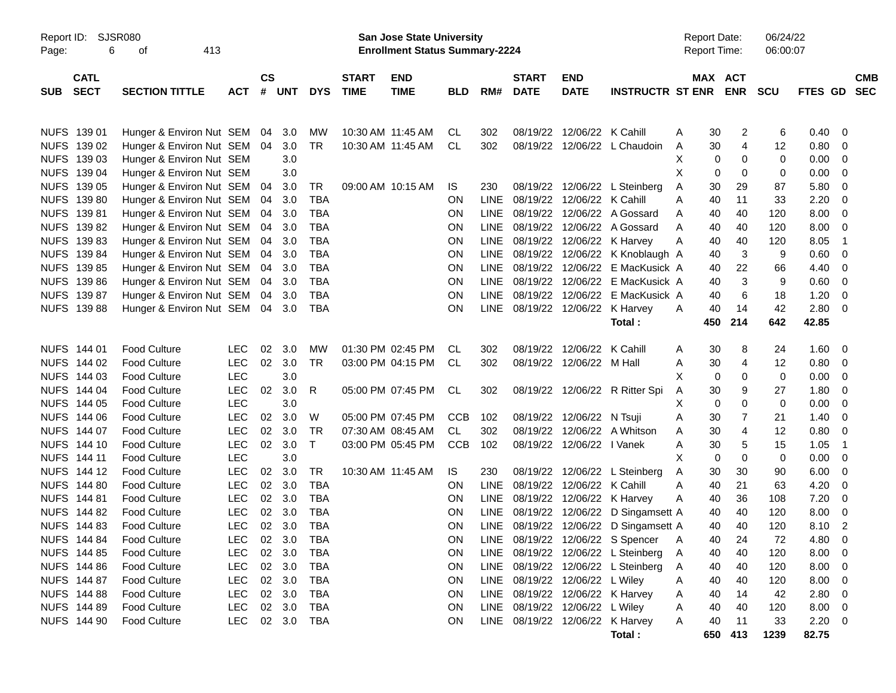Report ID: SJSR080

**San Jose State University**
**Enrollment Status Summary-2224**

Report Date: 06/24/22
Report Time: 06:00:07

| SUB | CATL SECT | SECTION TITTLE | ACT | CS # | UNT | DYS | START TIME | END TIME | BLD | RM# | START DATE | END DATE | INSTRUCTR | ST | MAX ENR | ACT ENR | SCU | FTES | GD | CMB SEC |
|---|---|---|---|---|---|---|---|---|---|---|---|---|---|---|---|---|---|---|---|---|
| NUFS | 139 01 | Hunger & Environ Nut | SEM | 04 | 3.0 | MW | 10:30 AM | 11:45 AM | CL | 302 | 08/19/22 | 12/06/22 | K Cahill | A | 30 | 2 | 6 | 0.40 | 0 | |
| NUFS | 139 02 | Hunger & Environ Nut | SEM | 04 | 3.0 | TR | 10:30 AM | 11:45 AM | CL | 302 | 08/19/22 | 12/06/22 | L Chaudoin | A | 30 | 4 | 12 | 0.80 | 0 | |
| NUFS | 139 03 | Hunger & Environ Nut | SEM | | 3.0 | | | | | | | | | X | 0 | 0 | 0 | 0.00 | 0 | |
| NUFS | 139 04 | Hunger & Environ Nut | SEM | | 3.0 | | | | | | | | | X | 0 | 0 | 0 | 0.00 | 0 | |
| NUFS | 139 05 | Hunger & Environ Nut | SEM | 04 | 3.0 | TR | 09:00 AM | 10:15 AM | IS | 230 | 08/19/22 | 12/06/22 | L Steinberg | A | 30 | 29 | 87 | 5.80 | 0 | |
| NUFS | 139 80 | Hunger & Environ Nut | SEM | 04 | 3.0 | TBA | | | ON | LINE | 08/19/22 | 12/06/22 | K Cahill | A | 40 | 11 | 33 | 2.20 | 0 | |
| NUFS | 139 81 | Hunger & Environ Nut | SEM | 04 | 3.0 | TBA | | | ON | LINE | 08/19/22 | 12/06/22 | A Gossard | A | 40 | 40 | 120 | 8.00 | 0 | |
| NUFS | 139 82 | Hunger & Environ Nut | SEM | 04 | 3.0 | TBA | | | ON | LINE | 08/19/22 | 12/06/22 | A Gossard | A | 40 | 40 | 120 | 8.00 | 0 | |
| NUFS | 139 83 | Hunger & Environ Nut | SEM | 04 | 3.0 | TBA | | | ON | LINE | 08/19/22 | 12/06/22 | K Harvey | A | 40 | 40 | 120 | 8.05 | 1 | |
| NUFS | 139 84 | Hunger & Environ Nut | SEM | 04 | 3.0 | TBA | | | ON | LINE | 08/19/22 | 12/06/22 | K Knoblaugh | A | 40 | 3 | 9 | 0.60 | 0 | |
| NUFS | 139 85 | Hunger & Environ Nut | SEM | 04 | 3.0 | TBA | | | ON | LINE | 08/19/22 | 12/06/22 | E MacKusick | A | 40 | 22 | 66 | 4.40 | 0 | |
| NUFS | 139 86 | Hunger & Environ Nut | SEM | 04 | 3.0 | TBA | | | ON | LINE | 08/19/22 | 12/06/22 | E MacKusick | A | 40 | 3 | 9 | 0.60 | 0 | |
| NUFS | 139 87 | Hunger & Environ Nut | SEM | 04 | 3.0 | TBA | | | ON | LINE | 08/19/22 | 12/06/22 | E MacKusick | A | 40 | 6 | 18 | 1.20 | 0 | |
| NUFS | 139 88 | Hunger & Environ Nut | SEM | 04 | 3.0 | TBA | | | ON | LINE | 08/19/22 | 12/06/22 | K Harvey | A | 40 | 14 | 42 | 2.80 | 0 | |
| | | | | | | | | | | | | | **Total :** | | **450** | **214** | **642** | **42.85** | | |
| NUFS | 144 01 | Food Culture | LEC | 02 | 3.0 | MW | 01:30 PM | 02:45 PM | CL | 302 | 08/19/22 | 12/06/22 | K Cahill | A | 30 | 8 | 24 | 1.60 | 0 | |
| NUFS | 144 02 | Food Culture | LEC | 02 | 3.0 | TR | 03:00 PM | 04:15 PM | CL | 302 | 08/19/22 | 12/06/22 | M Hall | A | 30 | 4 | 12 | 0.80 | 0 | |
| NUFS | 144 03 | Food Culture | LEC | | 3.0 | | | | | | | | | X | 0 | 0 | 0 | 0.00 | 0 | |
| NUFS | 144 04 | Food Culture | LEC | 02 | 3.0 | R | 05:00 PM | 07:45 PM | CL | 302 | 08/19/22 | 12/06/22 | R Ritter Spi | A | 30 | 9 | 27 | 1.80 | 0 | |
| NUFS | 144 05 | Food Culture | LEC | | 3.0 | | | | | | | | | X | 0 | 0 | 0 | 0.00 | 0 | |
| NUFS | 144 06 | Food Culture | LEC | 02 | 3.0 | W | 05:00 PM | 07:45 PM | CCB | 102 | 08/19/22 | 12/06/22 | N Tsuji | A | 30 | 7 | 21 | 1.40 | 0 | |
| NUFS | 144 07 | Food Culture | LEC | 02 | 3.0 | TR | 07:30 AM | 08:45 AM | CL | 302 | 08/19/22 | 12/06/22 | A Whitson | A | 30 | 4 | 12 | 0.80 | 0 | |
| NUFS | 144 10 | Food Culture | LEC | 02 | 3.0 | T | 03:00 PM | 05:45 PM | CCB | 102 | 08/19/22 | 12/06/22 | I Vanek | A | 30 | 5 | 15 | 1.05 | 1 | |
| NUFS | 144 11 | Food Culture | LEC | | 3.0 | | | | | | | | | X | 0 | 0 | 0 | 0.00 | 0 | |
| NUFS | 144 12 | Food Culture | LEC | 02 | 3.0 | TR | 10:30 AM | 11:45 AM | IS | 230 | 08/19/22 | 12/06/22 | L Steinberg | A | 30 | 30 | 90 | 6.00 | 0 | |
| NUFS | 144 80 | Food Culture | LEC | 02 | 3.0 | TBA | | | ON | LINE | 08/19/22 | 12/06/22 | K Cahill | A | 40 | 21 | 63 | 4.20 | 0 | |
| NUFS | 144 81 | Food Culture | LEC | 02 | 3.0 | TBA | | | ON | LINE | 08/19/22 | 12/06/22 | K Harvey | A | 40 | 36 | 108 | 7.20 | 0 | |
| NUFS | 144 82 | Food Culture | LEC | 02 | 3.0 | TBA | | | ON | LINE | 08/19/22 | 12/06/22 | D Singamsett | A | 40 | 40 | 120 | 8.00 | 0 | |
| NUFS | 144 83 | Food Culture | LEC | 02 | 3.0 | TBA | | | ON | LINE | 08/19/22 | 12/06/22 | D Singamsett | A | 40 | 40 | 120 | 8.10 | 2 | |
| NUFS | 144 84 | Food Culture | LEC | 02 | 3.0 | TBA | | | ON | LINE | 08/19/22 | 12/06/22 | S Spencer | A | 40 | 24 | 72 | 4.80 | 0 | |
| NUFS | 144 85 | Food Culture | LEC | 02 | 3.0 | TBA | | | ON | LINE | 08/19/22 | 12/06/22 | L Steinberg | A | 40 | 40 | 120 | 8.00 | 0 | |
| NUFS | 144 86 | Food Culture | LEC | 02 | 3.0 | TBA | | | ON | LINE | 08/19/22 | 12/06/22 | L Steinberg | A | 40 | 40 | 120 | 8.00 | 0 | |
| NUFS | 144 87 | Food Culture | LEC | 02 | 3.0 | TBA | | | ON | LINE | 08/19/22 | 12/06/22 | L Wiley | A | 40 | 40 | 120 | 8.00 | 0 | |
| NUFS | 144 88 | Food Culture | LEC | 02 | 3.0 | TBA | | | ON | LINE | 08/19/22 | 12/06/22 | K Harvey | A | 40 | 14 | 42 | 2.80 | 0 | |
| NUFS | 144 89 | Food Culture | LEC | 02 | 3.0 | TBA | | | ON | LINE | 08/19/22 | 12/06/22 | L Wiley | A | 40 | 40 | 120 | 8.00 | 0 | |
| NUFS | 144 90 | Food Culture | LEC | 02 | 3.0 | TBA | | | ON | LINE | 08/19/22 | 12/06/22 | K Harvey | A | 40 | 11 | 33 | 2.20 | 0 | |
| | | | | | | | | | | | | | **Total :** | | **650** | **413** | **1239** | **82.75** | | |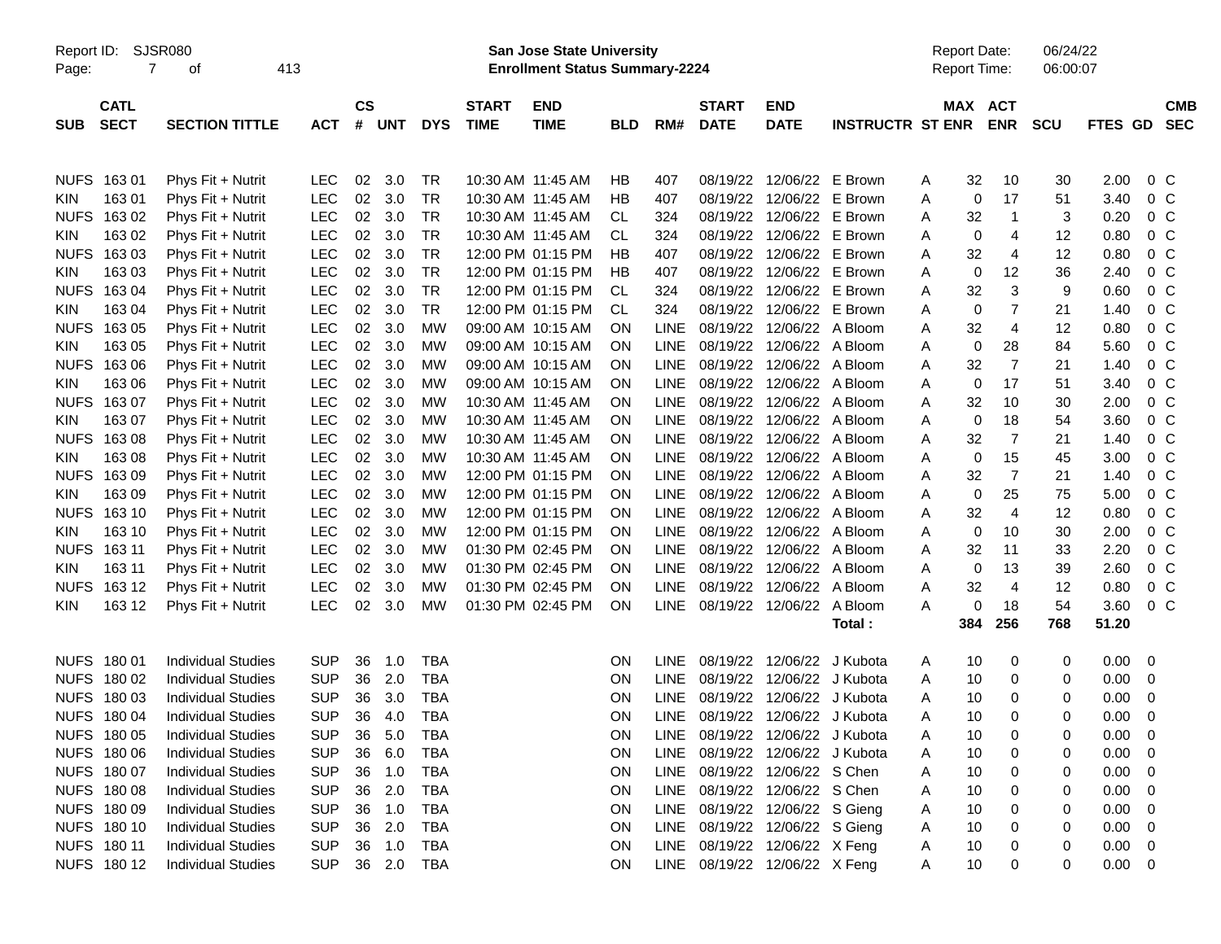Report ID: SJSR080

**San Jose State University**
**Enrollment Status Summary-2224**

Report Date: 06/24/22
Report Time: 06:00:07

| SUB | CATL SECT | SECTION TITTLE | ACT | CS # | UNT | DYS | START TIME | END TIME | BLD | RM# | START DATE | END DATE | INSTRUCTR | ST | MAX ENR | ACT ENR | SCU | FTES | GD | CMB SEC |
|---|---|---|---|---|---|---|---|---|---|---|---|---|---|---|---|---|---|---|---|---|
| NUFS | 163 01 | Phys Fit + Nutrit | LEC | 02 | 3.0 | TR | 10:30 AM | 11:45 AM | HB | 407 | 08/19/22 | 12/06/22 | E Brown | A | 32 | 10 | 30 | 2.00 | 0 | C |
| KIN | 163 01 | Phys Fit + Nutrit | LEC | 02 | 3.0 | TR | 10:30 AM | 11:45 AM | HB | 407 | 08/19/22 | 12/06/22 | E Brown | A | 0 | 17 | 51 | 3.40 | 0 | C |
| NUFS | 163 02 | Phys Fit + Nutrit | LEC | 02 | 3.0 | TR | 10:30 AM | 11:45 AM | CL | 324 | 08/19/22 | 12/06/22 | E Brown | A | 32 | 1 | 3 | 0.20 | 0 | C |
| KIN | 163 02 | Phys Fit + Nutrit | LEC | 02 | 3.0 | TR | 10:30 AM | 11:45 AM | CL | 324 | 08/19/22 | 12/06/22 | E Brown | A | 0 | 4 | 12 | 0.80 | 0 | C |
| NUFS | 163 03 | Phys Fit + Nutrit | LEC | 02 | 3.0 | TR | 12:00 PM | 01:15 PM | HB | 407 | 08/19/22 | 12/06/22 | E Brown | A | 32 | 4 | 12 | 0.80 | 0 | C |
| KIN | 163 03 | Phys Fit + Nutrit | LEC | 02 | 3.0 | TR | 12:00 PM | 01:15 PM | HB | 407 | 08/19/22 | 12/06/22 | E Brown | A | 0 | 12 | 36 | 2.40 | 0 | C |
| NUFS | 163 04 | Phys Fit + Nutrit | LEC | 02 | 3.0 | TR | 12:00 PM | 01:15 PM | CL | 324 | 08/19/22 | 12/06/22 | E Brown | A | 32 | 3 | 9 | 0.60 | 0 | C |
| KIN | 163 04 | Phys Fit + Nutrit | LEC | 02 | 3.0 | TR | 12:00 PM | 01:15 PM | CL | 324 | 08/19/22 | 12/06/22 | E Brown | A | 0 | 7 | 21 | 1.40 | 0 | C |
| NUFS | 163 05 | Phys Fit + Nutrit | LEC | 02 | 3.0 | MW | 09:00 AM | 10:15 AM | ON | LINE | 08/19/22 | 12/06/22 | A Bloom | A | 32 | 4 | 12 | 0.80 | 0 | C |
| KIN | 163 05 | Phys Fit + Nutrit | LEC | 02 | 3.0 | MW | 09:00 AM | 10:15 AM | ON | LINE | 08/19/22 | 12/06/22 | A Bloom | A | 0 | 28 | 84 | 5.60 | 0 | C |
| NUFS | 163 06 | Phys Fit + Nutrit | LEC | 02 | 3.0 | MW | 09:00 AM | 10:15 AM | ON | LINE | 08/19/22 | 12/06/22 | A Bloom | A | 32 | 7 | 21 | 1.40 | 0 | C |
| KIN | 163 06 | Phys Fit + Nutrit | LEC | 02 | 3.0 | MW | 09:00 AM | 10:15 AM | ON | LINE | 08/19/22 | 12/06/22 | A Bloom | A | 0 | 17 | 51 | 3.40 | 0 | C |
| NUFS | 163 07 | Phys Fit + Nutrit | LEC | 02 | 3.0 | MW | 10:30 AM | 11:45 AM | ON | LINE | 08/19/22 | 12/06/22 | A Bloom | A | 32 | 10 | 30 | 2.00 | 0 | C |
| KIN | 163 07 | Phys Fit + Nutrit | LEC | 02 | 3.0 | MW | 10:30 AM | 11:45 AM | ON | LINE | 08/19/22 | 12/06/22 | A Bloom | A | 0 | 18 | 54 | 3.60 | 0 | C |
| NUFS | 163 08 | Phys Fit + Nutrit | LEC | 02 | 3.0 | MW | 10:30 AM | 11:45 AM | ON | LINE | 08/19/22 | 12/06/22 | A Bloom | A | 32 | 7 | 21 | 1.40 | 0 | C |
| KIN | 163 08 | Phys Fit + Nutrit | LEC | 02 | 3.0 | MW | 10:30 AM | 11:45 AM | ON | LINE | 08/19/22 | 12/06/22 | A Bloom | A | 0 | 15 | 45 | 3.00 | 0 | C |
| NUFS | 163 09 | Phys Fit + Nutrit | LEC | 02 | 3.0 | MW | 12:00 PM | 01:15 PM | ON | LINE | 08/19/22 | 12/06/22 | A Bloom | A | 32 | 7 | 21 | 1.40 | 0 | C |
| KIN | 163 09 | Phys Fit + Nutrit | LEC | 02 | 3.0 | MW | 12:00 PM | 01:15 PM | ON | LINE | 08/19/22 | 12/06/22 | A Bloom | A | 0 | 25 | 75 | 5.00 | 0 | C |
| NUFS | 163 10 | Phys Fit + Nutrit | LEC | 02 | 3.0 | MW | 12:00 PM | 01:15 PM | ON | LINE | 08/19/22 | 12/06/22 | A Bloom | A | 32 | 4 | 12 | 0.80 | 0 | C |
| KIN | 163 10 | Phys Fit + Nutrit | LEC | 02 | 3.0 | MW | 12:00 PM | 01:15 PM | ON | LINE | 08/19/22 | 12/06/22 | A Bloom | A | 0 | 10 | 30 | 2.00 | 0 | C |
| NUFS | 163 11 | Phys Fit + Nutrit | LEC | 02 | 3.0 | MW | 01:30 PM | 02:45 PM | ON | LINE | 08/19/22 | 12/06/22 | A Bloom | A | 32 | 11 | 33 | 2.20 | 0 | C |
| KIN | 163 11 | Phys Fit + Nutrit | LEC | 02 | 3.0 | MW | 01:30 PM | 02:45 PM | ON | LINE | 08/19/22 | 12/06/22 | A Bloom | A | 0 | 13 | 39 | 2.60 | 0 | C |
| NUFS | 163 12 | Phys Fit + Nutrit | LEC | 02 | 3.0 | MW | 01:30 PM | 02:45 PM | ON | LINE | 08/19/22 | 12/06/22 | A Bloom | A | 32 | 4 | 12 | 0.80 | 0 | C |
| KIN | 163 12 | Phys Fit + Nutrit | LEC | 02 | 3.0 | MW | 01:30 PM | 02:45 PM | ON | LINE | 08/19/22 | 12/06/22 | A Bloom | A | 0 | 18 | 54 | 3.60 | 0 | C |
| | | | | | | | | | | | | | Total : | | 384 | 256 | 768 | 51.20 | | |
| NUFS | 180 01 | Individual Studies | SUP | 36 | 1.0 | TBA | | | ON | LINE | 08/19/22 | 12/06/22 | J Kubota | A | 10 | 0 | 0 | 0.00 | 0 | |
| NUFS | 180 02 | Individual Studies | SUP | 36 | 2.0 | TBA | | | ON | LINE | 08/19/22 | 12/06/22 | J Kubota | A | 10 | 0 | 0 | 0.00 | 0 | |
| NUFS | 180 03 | Individual Studies | SUP | 36 | 3.0 | TBA | | | ON | LINE | 08/19/22 | 12/06/22 | J Kubota | A | 10 | 0 | 0 | 0.00 | 0 | |
| NUFS | 180 04 | Individual Studies | SUP | 36 | 4.0 | TBA | | | ON | LINE | 08/19/22 | 12/06/22 | J Kubota | A | 10 | 0 | 0 | 0.00 | 0 | |
| NUFS | 180 05 | Individual Studies | SUP | 36 | 5.0 | TBA | | | ON | LINE | 08/19/22 | 12/06/22 | J Kubota | A | 10 | 0 | 0 | 0.00 | 0 | |
| NUFS | 180 06 | Individual Studies | SUP | 36 | 6.0 | TBA | | | ON | LINE | 08/19/22 | 12/06/22 | J Kubota | A | 10 | 0 | 0 | 0.00 | 0 | |
| NUFS | 180 07 | Individual Studies | SUP | 36 | 1.0 | TBA | | | ON | LINE | 08/19/22 | 12/06/22 | S Chen | A | 10 | 0 | 0 | 0.00 | 0 | |
| NUFS | 180 08 | Individual Studies | SUP | 36 | 2.0 | TBA | | | ON | LINE | 08/19/22 | 12/06/22 | S Chen | A | 10 | 0 | 0 | 0.00 | 0 | |
| NUFS | 180 09 | Individual Studies | SUP | 36 | 1.0 | TBA | | | ON | LINE | 08/19/22 | 12/06/22 | S Gieng | A | 10 | 0 | 0 | 0.00 | 0 | |
| NUFS | 180 10 | Individual Studies | SUP | 36 | 2.0 | TBA | | | ON | LINE | 08/19/22 | 12/06/22 | S Gieng | A | 10 | 0 | 0 | 0.00 | 0 | |
| NUFS | 180 11 | Individual Studies | SUP | 36 | 1.0 | TBA | | | ON | LINE | 08/19/22 | 12/06/22 | X Feng | A | 10 | 0 | 0 | 0.00 | 0 | |
| NUFS | 180 12 | Individual Studies | SUP | 36 | 2.0 | TBA | | | ON | LINE | 08/19/22 | 12/06/22 | X Feng | A | 10 | 0 | 0 | 0.00 | 0 | |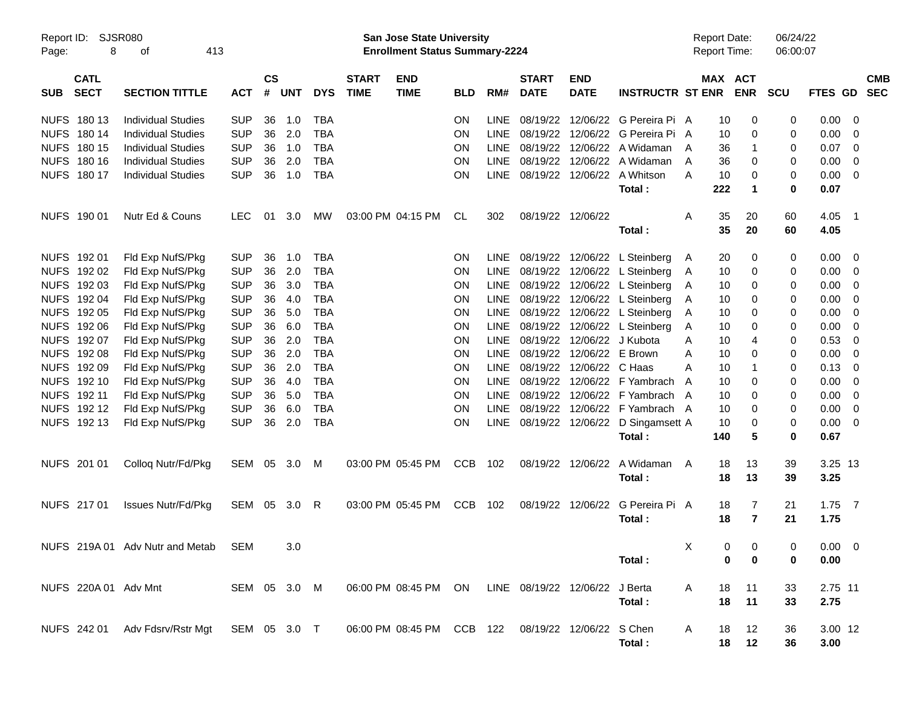Report ID: SJSR080

# San Jose State University
## Enrollment Status Summary-2224

Report Date: 06/24/22
Report Time: 06:00:07

| SUB | CATL SECT | SECTION TITTLE | ACT | CS # | UNT | DYS | START TIME | END TIME | BLD | RM# | START DATE | END DATE | INSTRUCTR | ST | MAX ENR | ACT ENR | SCU | FTES | GD | CMB SEC |
|---|---|---|---|---|---|---|---|---|---|---|---|---|---|---|---|---|---|---|---|---|
| NUFS | 180 13 | Individual Studies | SUP | 36 | 1.0 | TBA | | | ON | LINE | 08/19/22 | 12/06/22 | G Pereira Pi | A | 10 | 0 | 0 | 0.00 | 0 | |
| NUFS | 180 14 | Individual Studies | SUP | 36 | 2.0 | TBA | | | ON | LINE | 08/19/22 | 12/06/22 | G Pereira Pi | A | 10 | 0 | 0 | 0.00 | 0 | |
| NUFS | 180 15 | Individual Studies | SUP | 36 | 1.0 | TBA | | | ON | LINE | 08/19/22 | 12/06/22 | A Widaman | A | 36 | 1 | 0 | 0.07 | 0 | |
| NUFS | 180 16 | Individual Studies | SUP | 36 | 2.0 | TBA | | | ON | LINE | 08/19/22 | 12/06/22 | A Widaman | A | 36 | 0 | 0 | 0.00 | 0 | |
| NUFS | 180 17 | Individual Studies | SUP | 36 | 1.0 | TBA | | | ON | LINE | 08/19/22 | 12/06/22 | A Whitson | A | 10 | 0 | 0 | 0.00 | 0 | |
| | | | | | | | | | | | | | **Total :** | | **222** | **1** | **0** | **0.07** | | |
| NUFS | 190 01 | Nutr Ed & Couns | LEC | 01 | 3.0 | MW | 03:00 PM | 04:15 PM | CL | 302 | 08/19/22 | 12/06/22 | | A | 35 | 20 | 60 | 4.05 | 1 | |
| | | | | | | | | | | | | | **Total :** | | **35** | **20** | **60** | **4.05** | | |
| NUFS | 192 01 | Fld Exp NufS/Pkg | SUP | 36 | 1.0 | TBA | | | ON | LINE | 08/19/22 | 12/06/22 | L Steinberg | A | 20 | 0 | 0 | 0.00 | 0 | |
| NUFS | 192 02 | Fld Exp NufS/Pkg | SUP | 36 | 2.0 | TBA | | | ON | LINE | 08/19/22 | 12/06/22 | L Steinberg | A | 10 | 0 | 0 | 0.00 | 0 | |
| NUFS | 192 03 | Fld Exp NufS/Pkg | SUP | 36 | 3.0 | TBA | | | ON | LINE | 08/19/22 | 12/06/22 | L Steinberg | A | 10 | 0 | 0 | 0.00 | 0 | |
| NUFS | 192 04 | Fld Exp NufS/Pkg | SUP | 36 | 4.0 | TBA | | | ON | LINE | 08/19/22 | 12/06/22 | L Steinberg | A | 10 | 0 | 0 | 0.00 | 0 | |
| NUFS | 192 05 | Fld Exp NufS/Pkg | SUP | 36 | 5.0 | TBA | | | ON | LINE | 08/19/22 | 12/06/22 | L Steinberg | A | 10 | 0 | 0 | 0.00 | 0 | |
| NUFS | 192 06 | Fld Exp NufS/Pkg | SUP | 36 | 6.0 | TBA | | | ON | LINE | 08/19/22 | 12/06/22 | L Steinberg | A | 10 | 0 | 0 | 0.00 | 0 | |
| NUFS | 192 07 | Fld Exp NufS/Pkg | SUP | 36 | 2.0 | TBA | | | ON | LINE | 08/19/22 | 12/06/22 | J Kubota | A | 10 | 4 | 0 | 0.53 | 0 | |
| NUFS | 192 08 | Fld Exp NufS/Pkg | SUP | 36 | 2.0 | TBA | | | ON | LINE | 08/19/22 | 12/06/22 | E Brown | A | 10 | 0 | 0 | 0.00 | 0 | |
| NUFS | 192 09 | Fld Exp NufS/Pkg | SUP | 36 | 2.0 | TBA | | | ON | LINE | 08/19/22 | 12/06/22 | C Haas | A | 10 | 1 | 0 | 0.13 | 0 | |
| NUFS | 192 10 | Fld Exp NufS/Pkg | SUP | 36 | 4.0 | TBA | | | ON | LINE | 08/19/22 | 12/06/22 | F Yambrach | A | 10 | 0 | 0 | 0.00 | 0 | |
| NUFS | 192 11 | Fld Exp NufS/Pkg | SUP | 36 | 5.0 | TBA | | | ON | LINE | 08/19/22 | 12/06/22 | F Yambrach | A | 10 | 0 | 0 | 0.00 | 0 | |
| NUFS | 192 12 | Fld Exp NufS/Pkg | SUP | 36 | 6.0 | TBA | | | ON | LINE | 08/19/22 | 12/06/22 | F Yambrach | A | 10 | 0 | 0 | 0.00 | 0 | |
| NUFS | 192 13 | Fld Exp NufS/Pkg | SUP | 36 | 2.0 | TBA | | | ON | LINE | 08/19/22 | 12/06/22 | D Singamsett | A | 10 | 0 | 0 | 0.00 | 0 | |
| | | | | | | | | | | | | | **Total :** | | **140** | **5** | **0** | **0.67** | | |
| NUFS | 201 01 | Colloq Nutr/Fd/Pkg | SEM | 05 | 3.0 | M | 03:00 PM | 05:45 PM | CCB | 102 | 08/19/22 | 12/06/22 | A Widaman | A | 18 | 13 | 39 | 3.25 | 13 | |
| | | | | | | | | | | | | | **Total :** | | **18** | **13** | **39** | **3.25** | | |
| NUFS | 217 01 | Issues Nutr/Fd/Pkg | SEM | 05 | 3.0 | R | 03:00 PM | 05:45 PM | CCB | 102 | 08/19/22 | 12/06/22 | G Pereira Pi | A | 18 | 7 | 21 | 1.75 | 7 | |
| | | | | | | | | | | | | | **Total :** | | **18** | **7** | **21** | **1.75** | | |
| NUFS | 219A 01 | Adv Nutr and Metab | SEM | | 3.0 | | | | | | | | | X | 0 | 0 | 0 | 0.00 | 0 | |
| | | | | | | | | | | | | | **Total :** | | **0** | **0** | **0** | **0.00** | | |
| NUFS | 220A 01 | Adv Mnt | SEM | 05 | 3.0 | M | 06:00 PM | 08:45 PM | ON | LINE | 08/19/22 | 12/06/22 | J Berta | A | 18 | 11 | 33 | 2.75 | 11 | |
| | | | | | | | | | | | | | **Total :** | | **18** | **11** | **33** | **2.75** | | |
| NUFS | 242 01 | Adv Fdsrv/Rstr Mgt | SEM | 05 | 3.0 | T | 06:00 PM | 08:45 PM | CCB | 122 | 08/19/22 | 12/06/22 | S Chen | A | 18 | 12 | 36 | 3.00 | 12 | |
| | | | | | | | | | | | | | **Total :** | | **18** | **12** | **36** | **3.00** | | |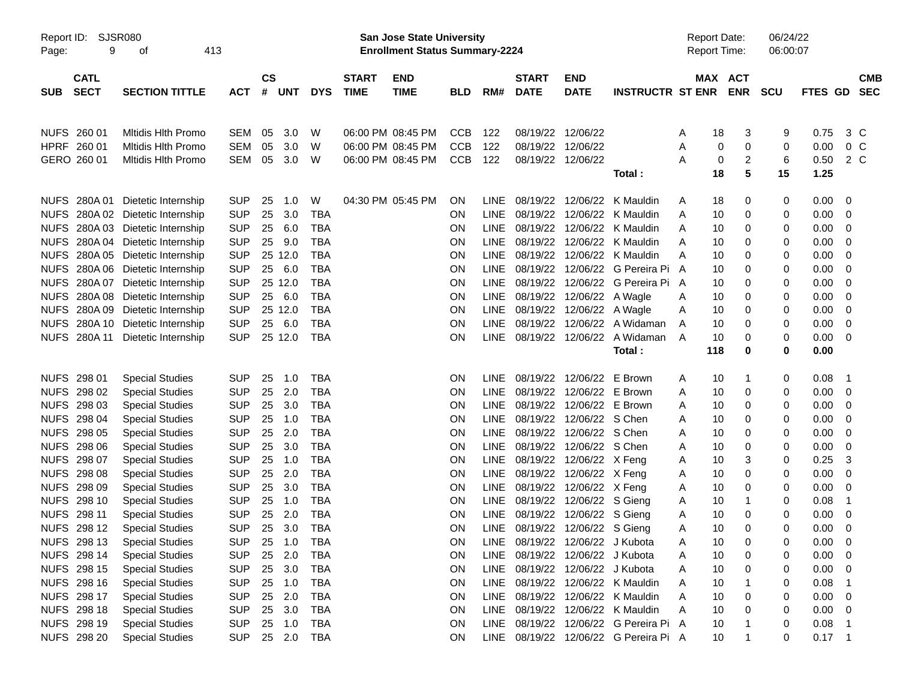Report ID: SJSR080

**San Jose State University**
**Enrollment Status Summary-2224**

Report Date: 06/24/22
Report Time: 06:00:07

| SUB | CATL SECT | SECTION TITTLE | ACT | CS # | UNT | DYS | START TIME | END TIME | BLD | RM# | START DATE | END DATE | INSTRUCTR | ST | MAX ENR | ACT ENR | SCU | FTES | GD | CMB SEC |
|---|---|---|---|---|---|---|---|---|---|---|---|---|---|---|---|---|---|---|---|---|
| NUFS | 260 01 | Mltidis Hlth Promo | SEM | 05 | 3.0 | W | 06:00 PM | 08:45 PM | CCB | 122 | 08/19/22 | 12/06/22 | | A | 18 | 3 | 9 | 0.75 | 3 | C |
| HPRF | 260 01 | Mltidis Hlth Promo | SEM | 05 | 3.0 | W | 06:00 PM | 08:45 PM | CCB | 122 | 08/19/22 | 12/06/22 | | A | 0 | 0 | 0 | 0.00 | 0 | C |
| GERO | 260 01 | Mltidis Hlth Promo | SEM | 05 | 3.0 | W | 06:00 PM | 08:45 PM | CCB | 122 | 08/19/22 | 12/06/22 | | A | 0 | 2 | 6 | 0.50 | 2 | C |
| | | | | | | | | | | | | | **Total :** | | **18** | **5** | **15** | **1.25** | | |
| NUFS | 280A 01 | Dietetic Internship | SUP | 25 | 1.0 | W | 04:30 PM | 05:45 PM | ON | LINE | 08/19/22 | 12/06/22 | K Mauldin | A | 18 | 0 | 0 | 0.00 | 0 | |
| NUFS | 280A 02 | Dietetic Internship | SUP | 25 | 3.0 | TBA | | | ON | LINE | 08/19/22 | 12/06/22 | K Mauldin | A | 10 | 0 | 0 | 0.00 | 0 | |
| NUFS | 280A 03 | Dietetic Internship | SUP | 25 | 6.0 | TBA | | | ON | LINE | 08/19/22 | 12/06/22 | K Mauldin | A | 10 | 0 | 0 | 0.00 | 0 | |
| NUFS | 280A 04 | Dietetic Internship | SUP | 25 | 9.0 | TBA | | | ON | LINE | 08/19/22 | 12/06/22 | K Mauldin | A | 10 | 0 | 0 | 0.00 | 0 | |
| NUFS | 280A 05 | Dietetic Internship | SUP | 25 | 12.0 | TBA | | | ON | LINE | 08/19/22 | 12/06/22 | K Mauldin | A | 10 | 0 | 0 | 0.00 | 0 | |
| NUFS | 280A 06 | Dietetic Internship | SUP | 25 | 6.0 | TBA | | | ON | LINE | 08/19/22 | 12/06/22 | G Pereira Pi | A | 10 | 0 | 0 | 0.00 | 0 | |
| NUFS | 280A 07 | Dietetic Internship | SUP | 25 | 12.0 | TBA | | | ON | LINE | 08/19/22 | 12/06/22 | G Pereira Pi | A | 10 | 0 | 0 | 0.00 | 0 | |
| NUFS | 280A 08 | Dietetic Internship | SUP | 25 | 6.0 | TBA | | | ON | LINE | 08/19/22 | 12/06/22 | A Wagle | A | 10 | 0 | 0 | 0.00 | 0 | |
| NUFS | 280A 09 | Dietetic Internship | SUP | 25 | 12.0 | TBA | | | ON | LINE | 08/19/22 | 12/06/22 | A Wagle | A | 10 | 0 | 0 | 0.00 | 0 | |
| NUFS | 280A 10 | Dietetic Internship | SUP | 25 | 6.0 | TBA | | | ON | LINE | 08/19/22 | 12/06/22 | A Widaman | A | 10 | 0 | 0 | 0.00 | 0 | |
| NUFS | 280A 11 | Dietetic Internship | SUP | 25 | 12.0 | TBA | | | ON | LINE | 08/19/22 | 12/06/22 | A Widaman | A | 10 | 0 | 0 | 0.00 | 0 | |
| | | | | | | | | | | | | | **Total :** | | **118** | **0** | **0** | **0.00** | | |
| NUFS | 298 01 | Special Studies | SUP | 25 | 1.0 | TBA | | | ON | LINE | 08/19/22 | 12/06/22 | E Brown | A | 10 | 1 | 0 | 0.08 | 1 | |
| NUFS | 298 02 | Special Studies | SUP | 25 | 2.0 | TBA | | | ON | LINE | 08/19/22 | 12/06/22 | E Brown | A | 10 | 0 | 0 | 0.00 | 0 | |
| NUFS | 298 03 | Special Studies | SUP | 25 | 3.0 | TBA | | | ON | LINE | 08/19/22 | 12/06/22 | E Brown | A | 10 | 0 | 0 | 0.00 | 0 | |
| NUFS | 298 04 | Special Studies | SUP | 25 | 1.0 | TBA | | | ON | LINE | 08/19/22 | 12/06/22 | S Chen | A | 10 | 0 | 0 | 0.00 | 0 | |
| NUFS | 298 05 | Special Studies | SUP | 25 | 2.0 | TBA | | | ON | LINE | 08/19/22 | 12/06/22 | S Chen | A | 10 | 0 | 0 | 0.00 | 0 | |
| NUFS | 298 06 | Special Studies | SUP | 25 | 3.0 | TBA | | | ON | LINE | 08/19/22 | 12/06/22 | S Chen | A | 10 | 0 | 0 | 0.00 | 0 | |
| NUFS | 298 07 | Special Studies | SUP | 25 | 1.0 | TBA | | | ON | LINE | 08/19/22 | 12/06/22 | X Feng | A | 10 | 3 | 0 | 0.25 | 3 | |
| NUFS | 298 08 | Special Studies | SUP | 25 | 2.0 | TBA | | | ON | LINE | 08/19/22 | 12/06/22 | X Feng | A | 10 | 0 | 0 | 0.00 | 0 | |
| NUFS | 298 09 | Special Studies | SUP | 25 | 3.0 | TBA | | | ON | LINE | 08/19/22 | 12/06/22 | X Feng | A | 10 | 0 | 0 | 0.00 | 0 | |
| NUFS | 298 10 | Special Studies | SUP | 25 | 1.0 | TBA | | | ON | LINE | 08/19/22 | 12/06/22 | S Gieng | A | 10 | 1 | 0 | 0.08 | 1 | |
| NUFS | 298 11 | Special Studies | SUP | 25 | 2.0 | TBA | | | ON | LINE | 08/19/22 | 12/06/22 | S Gieng | A | 10 | 0 | 0 | 0.00 | 0 | |
| NUFS | 298 12 | Special Studies | SUP | 25 | 3.0 | TBA | | | ON | LINE | 08/19/22 | 12/06/22 | S Gieng | A | 10 | 0 | 0 | 0.00 | 0 | |
| NUFS | 298 13 | Special Studies | SUP | 25 | 1.0 | TBA | | | ON | LINE | 08/19/22 | 12/06/22 | J Kubota | A | 10 | 0 | 0 | 0.00 | 0 | |
| NUFS | 298 14 | Special Studies | SUP | 25 | 2.0 | TBA | | | ON | LINE | 08/19/22 | 12/06/22 | J Kubota | A | 10 | 0 | 0 | 0.00 | 0 | |
| NUFS | 298 15 | Special Studies | SUP | 25 | 3.0 | TBA | | | ON | LINE | 08/19/22 | 12/06/22 | J Kubota | A | 10 | 0 | 0 | 0.00 | 0 | |
| NUFS | 298 16 | Special Studies | SUP | 25 | 1.0 | TBA | | | ON | LINE | 08/19/22 | 12/06/22 | K Mauldin | A | 10 | 1 | 0 | 0.08 | 1 | |
| NUFS | 298 17 | Special Studies | SUP | 25 | 2.0 | TBA | | | ON | LINE | 08/19/22 | 12/06/22 | K Mauldin | A | 10 | 0 | 0 | 0.00 | 0 | |
| NUFS | 298 18 | Special Studies | SUP | 25 | 3.0 | TBA | | | ON | LINE | 08/19/22 | 12/06/22 | K Mauldin | A | 10 | 0 | 0 | 0.00 | 0 | |
| NUFS | 298 19 | Special Studies | SUP | 25 | 1.0 | TBA | | | ON | LINE | 08/19/22 | 12/06/22 | G Pereira Pi | A | 10 | 1 | 0 | 0.08 | 1 | |
| NUFS | 298 20 | Special Studies | SUP | 25 | 2.0 | TBA | | | ON | LINE | 08/19/22 | 12/06/22 | G Pereira Pi | A | 10 | 1 | 0 | 0.17 | 1 | |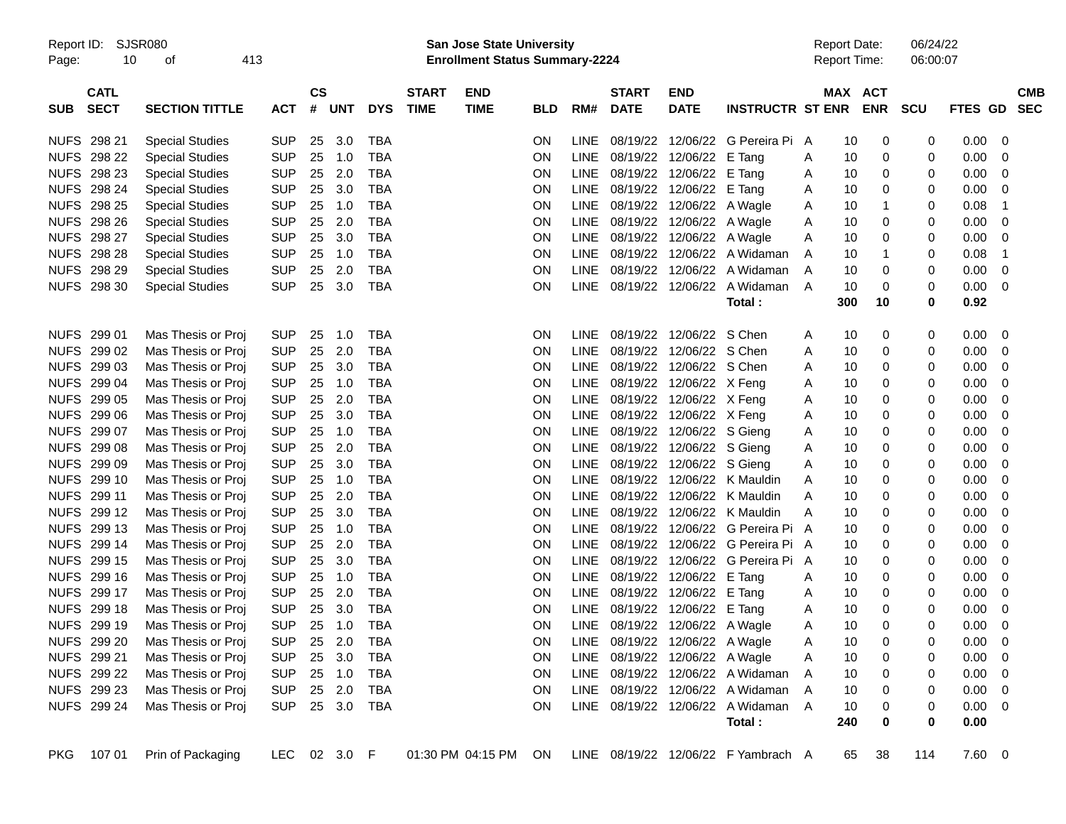Report ID: SJSR080

**San Jose State University**
**Enrollment Status Summary-2224**

Report Date: 06/24/22
Report Time: 06:00:07

| SUB | CATL SECT | SECTION TITTLE | ACT | CS # | UNT | DYS | START TIME | END TIME | BLD | RM# | START DATE | END DATE | INSTRUCTR | ST | MAX ENR | ACT ENR | SCU | FTES | GD | CMB SEC |
|---|---|---|---|---|---|---|---|---|---|---|---|---|---|---|---|---|---|---|---|---|
| NUFS | 298 21 | Special Studies | SUP | 25 | 3.0 | TBA | | | ON | LINE | 08/19/22 | 12/06/22 | G Pereira Pi | A | 10 | 0 | 0 | 0.00 | 0 | |
| NUFS | 298 22 | Special Studies | SUP | 25 | 1.0 | TBA | | | ON | LINE | 08/19/22 | 12/06/22 | E Tang | A | 10 | 0 | 0 | 0.00 | 0 | |
| NUFS | 298 23 | Special Studies | SUP | 25 | 2.0 | TBA | | | ON | LINE | 08/19/22 | 12/06/22 | E Tang | A | 10 | 0 | 0 | 0.00 | 0 | |
| NUFS | 298 24 | Special Studies | SUP | 25 | 3.0 | TBA | | | ON | LINE | 08/19/22 | 12/06/22 | E Tang | A | 10 | 0 | 0 | 0.00 | 0 | |
| NUFS | 298 25 | Special Studies | SUP | 25 | 1.0 | TBA | | | ON | LINE | 08/19/22 | 12/06/22 | A Wagle | A | 10 | 1 | 0 | 0.08 | 1 | |
| NUFS | 298 26 | Special Studies | SUP | 25 | 2.0 | TBA | | | ON | LINE | 08/19/22 | 12/06/22 | A Wagle | A | 10 | 0 | 0 | 0.00 | 0 | |
| NUFS | 298 27 | Special Studies | SUP | 25 | 3.0 | TBA | | | ON | LINE | 08/19/22 | 12/06/22 | A Wagle | A | 10 | 0 | 0 | 0.00 | 0 | |
| NUFS | 298 28 | Special Studies | SUP | 25 | 1.0 | TBA | | | ON | LINE | 08/19/22 | 12/06/22 | A Widaman | A | 10 | 1 | 0 | 0.08 | 1 | |
| NUFS | 298 29 | Special Studies | SUP | 25 | 2.0 | TBA | | | ON | LINE | 08/19/22 | 12/06/22 | A Widaman | A | 10 | 0 | 0 | 0.00 | 0 | |
| NUFS | 298 30 | Special Studies | SUP | 25 | 3.0 | TBA | | | ON | LINE | 08/19/22 | 12/06/22 | A Widaman | A | 10 | 0 | 0 | 0.00 | 0 | |
| | | | | | | | | | | | | | **Total :** | | **300** | **10** | **0** | **0.92** | | |
| NUFS | 299 01 | Mas Thesis or Proj | SUP | 25 | 1.0 | TBA | | | ON | LINE | 08/19/22 | 12/06/22 | S Chen | A | 10 | 0 | 0 | 0.00 | 0 | |
| NUFS | 299 02 | Mas Thesis or Proj | SUP | 25 | 2.0 | TBA | | | ON | LINE | 08/19/22 | 12/06/22 | S Chen | A | 10 | 0 | 0 | 0.00 | 0 | |
| NUFS | 299 03 | Mas Thesis or Proj | SUP | 25 | 3.0 | TBA | | | ON | LINE | 08/19/22 | 12/06/22 | S Chen | A | 10 | 0 | 0 | 0.00 | 0 | |
| NUFS | 299 04 | Mas Thesis or Proj | SUP | 25 | 1.0 | TBA | | | ON | LINE | 08/19/22 | 12/06/22 | X Feng | A | 10 | 0 | 0 | 0.00 | 0 | |
| NUFS | 299 05 | Mas Thesis or Proj | SUP | 25 | 2.0 | TBA | | | ON | LINE | 08/19/22 | 12/06/22 | X Feng | A | 10 | 0 | 0 | 0.00 | 0 | |
| NUFS | 299 06 | Mas Thesis or Proj | SUP | 25 | 3.0 | TBA | | | ON | LINE | 08/19/22 | 12/06/22 | X Feng | A | 10 | 0 | 0 | 0.00 | 0 | |
| NUFS | 299 07 | Mas Thesis or Proj | SUP | 25 | 1.0 | TBA | | | ON | LINE | 08/19/22 | 12/06/22 | S Gieng | A | 10 | 0 | 0 | 0.00 | 0 | |
| NUFS | 299 08 | Mas Thesis or Proj | SUP | 25 | 2.0 | TBA | | | ON | LINE | 08/19/22 | 12/06/22 | S Gieng | A | 10 | 0 | 0 | 0.00 | 0 | |
| NUFS | 299 09 | Mas Thesis or Proj | SUP | 25 | 3.0 | TBA | | | ON | LINE | 08/19/22 | 12/06/22 | S Gieng | A | 10 | 0 | 0 | 0.00 | 0 | |
| NUFS | 299 10 | Mas Thesis or Proj | SUP | 25 | 1.0 | TBA | | | ON | LINE | 08/19/22 | 12/06/22 | K Mauldin | A | 10 | 0 | 0 | 0.00 | 0 | |
| NUFS | 299 11 | Mas Thesis or Proj | SUP | 25 | 2.0 | TBA | | | ON | LINE | 08/19/22 | 12/06/22 | K Mauldin | A | 10 | 0 | 0 | 0.00 | 0 | |
| NUFS | 299 12 | Mas Thesis or Proj | SUP | 25 | 3.0 | TBA | | | ON | LINE | 08/19/22 | 12/06/22 | K Mauldin | A | 10 | 0 | 0 | 0.00 | 0 | |
| NUFS | 299 13 | Mas Thesis or Proj | SUP | 25 | 1.0 | TBA | | | ON | LINE | 08/19/22 | 12/06/22 | G Pereira Pi | A | 10 | 0 | 0 | 0.00 | 0 | |
| NUFS | 299 14 | Mas Thesis or Proj | SUP | 25 | 2.0 | TBA | | | ON | LINE | 08/19/22 | 12/06/22 | G Pereira Pi | A | 10 | 0 | 0 | 0.00 | 0 | |
| NUFS | 299 15 | Mas Thesis or Proj | SUP | 25 | 3.0 | TBA | | | ON | LINE | 08/19/22 | 12/06/22 | G Pereira Pi | A | 10 | 0 | 0 | 0.00 | 0 | |
| NUFS | 299 16 | Mas Thesis or Proj | SUP | 25 | 1.0 | TBA | | | ON | LINE | 08/19/22 | 12/06/22 | E Tang | A | 10 | 0 | 0 | 0.00 | 0 | |
| NUFS | 299 17 | Mas Thesis or Proj | SUP | 25 | 2.0 | TBA | | | ON | LINE | 08/19/22 | 12/06/22 | E Tang | A | 10 | 0 | 0 | 0.00 | 0 | |
| NUFS | 299 18 | Mas Thesis or Proj | SUP | 25 | 3.0 | TBA | | | ON | LINE | 08/19/22 | 12/06/22 | E Tang | A | 10 | 0 | 0 | 0.00 | 0 | |
| NUFS | 299 19 | Mas Thesis or Proj | SUP | 25 | 1.0 | TBA | | | ON | LINE | 08/19/22 | 12/06/22 | A Wagle | A | 10 | 0 | 0 | 0.00 | 0 | |
| NUFS | 299 20 | Mas Thesis or Proj | SUP | 25 | 2.0 | TBA | | | ON | LINE | 08/19/22 | 12/06/22 | A Wagle | A | 10 | 0 | 0 | 0.00 | 0 | |
| NUFS | 299 21 | Mas Thesis or Proj | SUP | 25 | 3.0 | TBA | | | ON | LINE | 08/19/22 | 12/06/22 | A Wagle | A | 10 | 0 | 0 | 0.00 | 0 | |
| NUFS | 299 22 | Mas Thesis or Proj | SUP | 25 | 1.0 | TBA | | | ON | LINE | 08/19/22 | 12/06/22 | A Widaman | A | 10 | 0 | 0 | 0.00 | 0 | |
| NUFS | 299 23 | Mas Thesis or Proj | SUP | 25 | 2.0 | TBA | | | ON | LINE | 08/19/22 | 12/06/22 | A Widaman | A | 10 | 0 | 0 | 0.00 | 0 | |
| NUFS | 299 24 | Mas Thesis or Proj | SUP | 25 | 3.0 | TBA | | | ON | LINE | 08/19/22 | 12/06/22 | A Widaman | A | 10 | 0 | 0 | 0.00 | 0 | |
| | | | | | | | | | | | | | **Total :** | | **240** | **0** | **0** | **0.00** | | |
| PKG | 107 01 | Prin of Packaging | LEC | 02 | 3.0 | F | 01:30 PM | 04:15 PM | ON | LINE | 08/19/22 | 12/06/22 | F Yambrach | A | 65 | 38 | 114 | 7.60 | 0 | |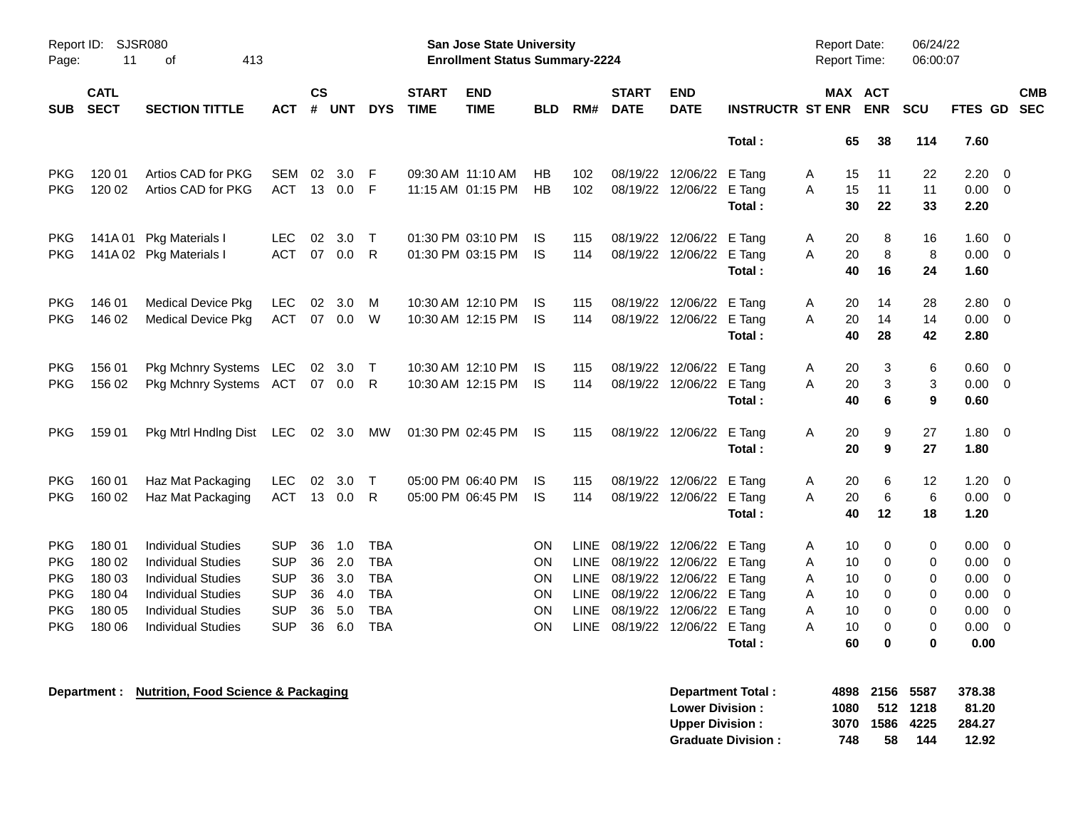Report ID: SJSR080

**San Jose State University**
**Enrollment Status Summary-2224**

Report Date: 06/24/22
Report Time: 06:00:07

| SUB | CATL SECT | SECTION TITTLE | ACT | CS # | UNT | DYS | START TIME | END TIME | BLD | RM# | START DATE | END DATE | INSTRUCTR | ST | MAX ENR | ACT ENR | SCU | FTES | GD | CMB SEC |
|---|---|---|---|---|---|---|---|---|---|---|---|---|---|---|---|---|---|---|---|---|
| | | | | | | | | | | | | | **Total :** | | **65** | **38** | **114** | **7.60** | | |
| PKG | 120 01 | Artios CAD for PKG | SEM | 02 | 3.0 | F | 09:30 AM | 11:10 AM | HB | 102 | 08/19/22 | 12/06/22 | E Tang | A | 15 | 11 | 22 | 2.20 | 0 | |
| PKG | 120 02 | Artios CAD for PKG | ACT | 13 | 0.0 | F | 11:15 AM | 01:15 PM | HB | 102 | 08/19/22 | 12/06/22 | E Tang | A | 15 | 11 | 11 | 0.00 | 0 | |
| | | | | | | | | | | | | | **Total :** | | **30** | **22** | **33** | **2.20** | | |
| PKG | 141A 01 | Pkg Materials I | LEC | 02 | 3.0 | T | 01:30 PM | 03:10 PM | IS | 115 | 08/19/22 | 12/06/22 | E Tang | A | 20 | 8 | 16 | 1.60 | 0 | |
| PKG | 141A 02 | Pkg Materials I | ACT | 07 | 0.0 | R | 01:30 PM | 03:15 PM | IS | 114 | 08/19/22 | 12/06/22 | E Tang | A | 20 | 8 | 8 | 0.00 | 0 | |
| | | | | | | | | | | | | | **Total :** | | **40** | **16** | **24** | **1.60** | | |
| PKG | 146 01 | Medical Device Pkg | LEC | 02 | 3.0 | M | 10:30 AM | 12:10 PM | IS | 115 | 08/19/22 | 12/06/22 | E Tang | A | 20 | 14 | 28 | 2.80 | 0 | |
| PKG | 146 02 | Medical Device Pkg | ACT | 07 | 0.0 | W | 10:30 AM | 12:15 PM | IS | 114 | 08/19/22 | 12/06/22 | E Tang | A | 20 | 14 | 14 | 0.00 | 0 | |
| | | | | | | | | | | | | | **Total :** | | **40** | **28** | **42** | **2.80** | | |
| PKG | 156 01 | Pkg Mchnry Systems | LEC | 02 | 3.0 | T | 10:30 AM | 12:10 PM | IS | 115 | 08/19/22 | 12/06/22 | E Tang | A | 20 | 3 | 6 | 0.60 | 0 | |
| PKG | 156 02 | Pkg Mchnry Systems | ACT | 07 | 0.0 | R | 10:30 AM | 12:15 PM | IS | 114 | 08/19/22 | 12/06/22 | E Tang | A | 20 | 3 | 3 | 0.00 | 0 | |
| | | | | | | | | | | | | | **Total :** | | **40** | **6** | **9** | **0.60** | | |
| PKG | 159 01 | Pkg Mtrl Hndlng Dist | LEC | 02 | 3.0 | MW | 01:30 PM | 02:45 PM | IS | 115 | 08/19/22 | 12/06/22 | E Tang | A | 20 | 9 | 27 | 1.80 | 0 | |
| | | | | | | | | | | | | | **Total :** | | **20** | **9** | **27** | **1.80** | | |
| PKG | 160 01 | Haz Mat Packaging | LEC | 02 | 3.0 | T | 05:00 PM | 06:40 PM | IS | 115 | 08/19/22 | 12/06/22 | E Tang | A | 20 | 6 | 12 | 1.20 | 0 | |
| PKG | 160 02 | Haz Mat Packaging | ACT | 13 | 0.0 | R | 05:00 PM | 06:45 PM | IS | 114 | 08/19/22 | 12/06/22 | E Tang | A | 20 | 6 | 6 | 0.00 | 0 | |
| | | | | | | | | | | | | | **Total :** | | **40** | **12** | **18** | **1.20** | | |
| PKG | 180 01 | Individual Studies | SUP | 36 | 1.0 | TBA | | | ON | LINE | 08/19/22 | 12/06/22 | E Tang | A | 10 | 0 | 0 | 0.00 | 0 | |
| PKG | 180 02 | Individual Studies | SUP | 36 | 2.0 | TBA | | | ON | LINE | 08/19/22 | 12/06/22 | E Tang | A | 10 | 0 | 0 | 0.00 | 0 | |
| PKG | 180 03 | Individual Studies | SUP | 36 | 3.0 | TBA | | | ON | LINE | 08/19/22 | 12/06/22 | E Tang | A | 10 | 0 | 0 | 0.00 | 0 | |
| PKG | 180 04 | Individual Studies | SUP | 36 | 4.0 | TBA | | | ON | LINE | 08/19/22 | 12/06/22 | E Tang | A | 10 | 0 | 0 | 0.00 | 0 | |
| PKG | 180 05 | Individual Studies | SUP | 36 | 5.0 | TBA | | | ON | LINE | 08/19/22 | 12/06/22 | E Tang | A | 10 | 0 | 0 | 0.00 | 0 | |
| PKG | 180 06 | Individual Studies | SUP | 36 | 6.0 | TBA | | | ON | LINE | 08/19/22 | 12/06/22 | E Tang | A | 10 | 0 | 0 | 0.00 | 0 | |
| | | | | | | | | | | | | | **Total :** | | **60** | **0** | **0** | **0.00** | | |

**Department : Nutrition, Food Science & Packaging**

| | MAX ENR | ACT ENR | SCU | FTES |
|---|---|---|---|---|
| **Department Total :** | **4898** | **2156** | **5587** | **378.38** |
| **Lower Division :** | **1080** | **512** | **1218** | **81.20** |
| **Upper Division :** | **3070** | **1586** | **4225** | **284.27** |
| **Graduate Division :** | **748** | **58** | **144** | **12.92** |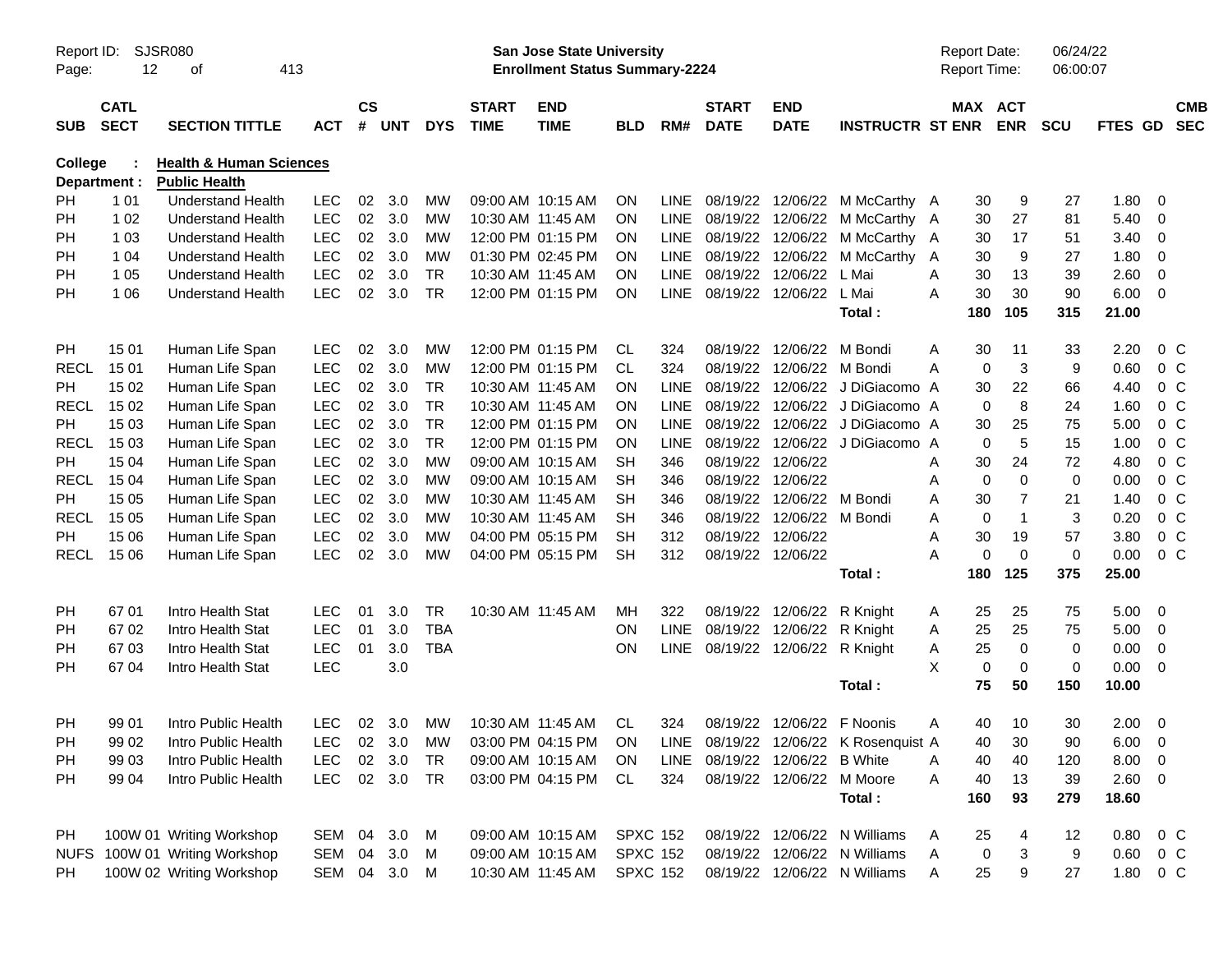Report ID: SJSR080

**San Jose State University**
**Enrollment Status Summary-2224**

Report Date: 06/24/22
Report Time: 06:00:07

| SUB | CATL SECT | SECTION TITTLE | ACT | CS # | UNT | DYS | START TIME | END TIME | BLD | RM# | START DATE | END DATE | INSTRUCTR | ST | MAX ENR | ACT ENR | SCU | FTES | GD | CMB SEC |
|---|---|---|---|---|---|---|---|---|---|---|---|---|---|---|---|---|---|---|---|---|
| **College :** | | **Health & Human Sciences** | | | | | | | | | | | | | | | | | | |
| **Department :** | | **Public Health** | | | | | | | | | | | | | | | | | | |
| PH | 1 01 | Understand Health | LEC | 02 | 3.0 | MW | 09:00 AM | 10:15 AM | ON | LINE | 08/19/22 | 12/06/22 | M McCarthy | A | 30 | 9 | 27 | 1.80 | 0 | |
| PH | 1 02 | Understand Health | LEC | 02 | 3.0 | MW | 10:30 AM | 11:45 AM | ON | LINE | 08/19/22 | 12/06/22 | M McCarthy | A | 30 | 27 | 81 | 5.40 | 0 | |
| PH | 1 03 | Understand Health | LEC | 02 | 3.0 | MW | 12:00 PM | 01:15 PM | ON | LINE | 08/19/22 | 12/06/22 | M McCarthy | A | 30 | 17 | 51 | 3.40 | 0 | |
| PH | 1 04 | Understand Health | LEC | 02 | 3.0 | MW | 01:30 PM | 02:45 PM | ON | LINE | 08/19/22 | 12/06/22 | M McCarthy | A | 30 | 9 | 27 | 1.80 | 0 | |
| PH | 1 05 | Understand Health | LEC | 02 | 3.0 | TR | 10:30 AM | 11:45 AM | ON | LINE | 08/19/22 | 12/06/22 | L Mai | A | 30 | 13 | 39 | 2.60 | 0 | |
| PH | 1 06 | Understand Health | LEC | 02 | 3.0 | TR | 12:00 PM | 01:15 PM | ON | LINE | 08/19/22 | 12/06/22 | L Mai | A | 30 | 30 | 90 | 6.00 | 0 | |
| | | | | | | | | | | | | | **Total :** | | **180** | **105** | **315** | **21.00** | | |
| PH | 15 01 | Human Life Span | LEC | 02 | 3.0 | MW | 12:00 PM | 01:15 PM | CL | 324 | 08/19/22 | 12/06/22 | M Bondi | A | 30 | 11 | 33 | 2.20 | 0 | C |
| RECL | 15 01 | Human Life Span | LEC | 02 | 3.0 | MW | 12:00 PM | 01:15 PM | CL | 324 | 08/19/22 | 12/06/22 | M Bondi | A | 0 | 3 | 9 | 0.60 | 0 | C |
| PH | 15 02 | Human Life Span | LEC | 02 | 3.0 | TR | 10:30 AM | 11:45 AM | ON | LINE | 08/19/22 | 12/06/22 | J DiGiacomo | A | 30 | 22 | 66 | 4.40 | 0 | C |
| RECL | 15 02 | Human Life Span | LEC | 02 | 3.0 | TR | 10:30 AM | 11:45 AM | ON | LINE | 08/19/22 | 12/06/22 | J DiGiacomo | A | 0 | 8 | 24 | 1.60 | 0 | C |
| PH | 15 03 | Human Life Span | LEC | 02 | 3.0 | TR | 12:00 PM | 01:15 PM | ON | LINE | 08/19/22 | 12/06/22 | J DiGiacomo | A | 30 | 25 | 75 | 5.00 | 0 | C |
| RECL | 15 03 | Human Life Span | LEC | 02 | 3.0 | TR | 12:00 PM | 01:15 PM | ON | LINE | 08/19/22 | 12/06/22 | J DiGiacomo | A | 0 | 5 | 15 | 1.00 | 0 | C |
| PH | 15 04 | Human Life Span | LEC | 02 | 3.0 | MW | 09:00 AM | 10:15 AM | SH | 346 | 08/19/22 | 12/06/22 | | A | 30 | 24 | 72 | 4.80 | 0 | C |
| RECL | 15 04 | Human Life Span | LEC | 02 | 3.0 | MW | 09:00 AM | 10:15 AM | SH | 346 | 08/19/22 | 12/06/22 | | A | 0 | 0 | 0 | 0.00 | 0 | C |
| PH | 15 05 | Human Life Span | LEC | 02 | 3.0 | MW | 10:30 AM | 11:45 AM | SH | 346 | 08/19/22 | 12/06/22 | M Bondi | A | 30 | 7 | 21 | 1.40 | 0 | C |
| RECL | 15 05 | Human Life Span | LEC | 02 | 3.0 | MW | 10:30 AM | 11:45 AM | SH | 346 | 08/19/22 | 12/06/22 | M Bondi | A | 0 | 1 | 3 | 0.20 | 0 | C |
| PH | 15 06 | Human Life Span | LEC | 02 | 3.0 | MW | 04:00 PM | 05:15 PM | SH | 312 | 08/19/22 | 12/06/22 | | A | 30 | 19 | 57 | 3.80 | 0 | C |
| RECL | 15 06 | Human Life Span | LEC | 02 | 3.0 | MW | 04:00 PM | 05:15 PM | SH | 312 | 08/19/22 | 12/06/22 | | A | 0 | 0 | 0 | 0.00 | 0 | C |
| | | | | | | | | | | | | | **Total :** | | **180** | **125** | **375** | **25.00** | | |
| PH | 67 01 | Intro Health Stat | LEC | 01 | 3.0 | TR | 10:30 AM | 11:45 AM | MH | 322 | 08/19/22 | 12/06/22 | R Knight | A | 25 | 25 | 75 | 5.00 | 0 | |
| PH | 67 02 | Intro Health Stat | LEC | 01 | 3.0 | TBA | | | ON | LINE | 08/19/22 | 12/06/22 | R Knight | A | 25 | 25 | 75 | 5.00 | 0 | |
| PH | 67 03 | Intro Health Stat | LEC | 01 | 3.0 | TBA | | | ON | LINE | 08/19/22 | 12/06/22 | R Knight | A | 25 | 0 | 0 | 0.00 | 0 | |
| PH | 67 04 | Intro Health Stat | LEC | | 3.0 | | | | | | | | | X | 0 | 0 | 0 | 0.00 | 0 | |
| | | | | | | | | | | | | | **Total :** | | **75** | **50** | **150** | **10.00** | | |
| PH | 99 01 | Intro Public Health | LEC | 02 | 3.0 | MW | 10:30 AM | 11:45 AM | CL | 324 | 08/19/22 | 12/06/22 | F Noonis | A | 40 | 10 | 30 | 2.00 | 0 | |
| PH | 99 02 | Intro Public Health | LEC | 02 | 3.0 | MW | 03:00 PM | 04:15 PM | ON | LINE | 08/19/22 | 12/06/22 | K Rosenquist | A | 40 | 30 | 90 | 6.00 | 0 | |
| PH | 99 03 | Intro Public Health | LEC | 02 | 3.0 | TR | 09:00 AM | 10:15 AM | ON | LINE | 08/19/22 | 12/06/22 | B White | A | 40 | 40 | 120 | 8.00 | 0 | |
| PH | 99 04 | Intro Public Health | LEC | 02 | 3.0 | TR | 03:00 PM | 04:15 PM | CL | 324 | 08/19/22 | 12/06/22 | M Moore | A | 40 | 13 | 39 | 2.60 | 0 | |
| | | | | | | | | | | | | | **Total :** | | **160** | **93** | **279** | **18.60** | | |
| PH | 100W 01 | Writing Workshop | SEM | 04 | 3.0 | M | 09:00 AM | 10:15 AM | SPXC | 152 | 08/19/22 | 12/06/22 | N Williams | A | 25 | 4 | 12 | 0.80 | 0 | C |
| NUFS | 100W 01 | Writing Workshop | SEM | 04 | 3.0 | M | 09:00 AM | 10:15 AM | SPXC | 152 | 08/19/22 | 12/06/22 | N Williams | A | 0 | 3 | 9 | 0.60 | 0 | C |
| PH | 100W 02 | Writing Workshop | SEM | 04 | 3.0 | M | 10:30 AM | 11:45 AM | SPXC | 152 | 08/19/22 | 12/06/22 | N Williams | A | 25 | 9 | 27 | 1.80 | 0 | C |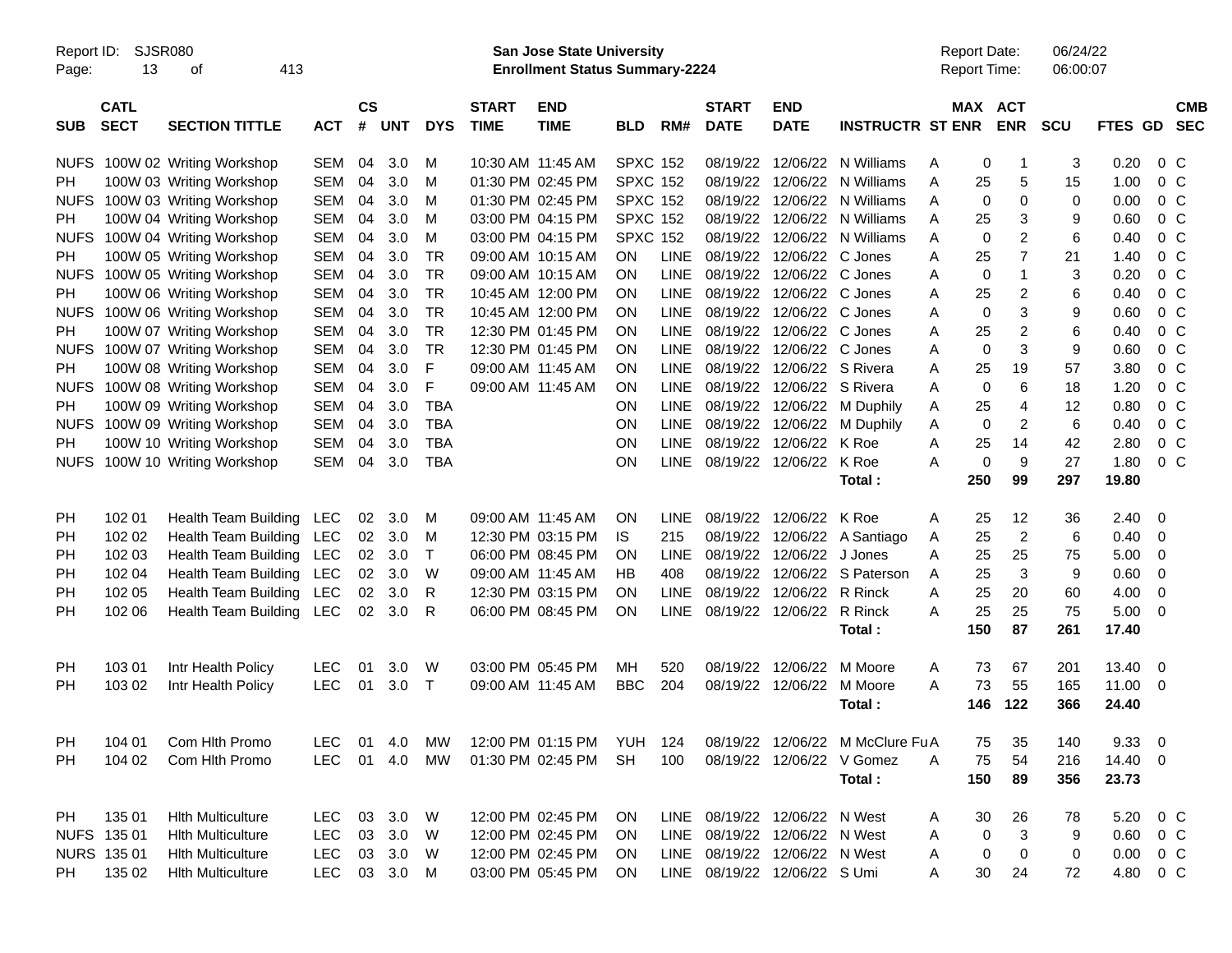Report ID: SJSR080
**San Jose State University**
**Enrollment Status Summary-2224**
Report Date: 06/24/22
Report Time: 06:00:07

| SUB | CATL SECT | SECTION TITTLE | ACT | CS # | UNT | DYS | START TIME | END TIME | BLD | RM# | START DATE | END DATE | INSTRUCTR | ST | MAX ENR | ACT ENR | SCU | FTES | GD | CMB SEC |
|---|---|---|---|---|---|---|---|---|---|---|---|---|---|---|---|---|---|---|---|---|
| NUFS | 100W 02 | Writing Workshop | SEM | 04 | 3.0 | M | 10:30 AM | 11:45 AM | SPXC | 152 | 08/19/22 | 12/06/22 | N Williams | A | 0 | 1 | 3 | 0.20 | 0 | C |
| PH | 100W 03 | Writing Workshop | SEM | 04 | 3.0 | M | 01:30 PM | 02:45 PM | SPXC | 152 | 08/19/22 | 12/06/22 | N Williams | A | 25 | 5 | 15 | 1.00 | 0 | C |
| NUFS | 100W 03 | Writing Workshop | SEM | 04 | 3.0 | M | 01:30 PM | 02:45 PM | SPXC | 152 | 08/19/22 | 12/06/22 | N Williams | A | 0 | 0 | 0 | 0.00 | 0 | C |
| PH | 100W 04 | Writing Workshop | SEM | 04 | 3.0 | M | 03:00 PM | 04:15 PM | SPXC | 152 | 08/19/22 | 12/06/22 | N Williams | A | 25 | 3 | 9 | 0.60 | 0 | C |
| NUFS | 100W 04 | Writing Workshop | SEM | 04 | 3.0 | M | 03:00 PM | 04:15 PM | SPXC | 152 | 08/19/22 | 12/06/22 | N Williams | A | 0 | 2 | 6 | 0.40 | 0 | C |
| PH | 100W 05 | Writing Workshop | SEM | 04 | 3.0 | TR | 09:00 AM | 10:15 AM | ON | LINE | 08/19/22 | 12/06/22 | C Jones | A | 25 | 7 | 21 | 1.40 | 0 | C |
| NUFS | 100W 05 | Writing Workshop | SEM | 04 | 3.0 | TR | 09:00 AM | 10:15 AM | ON | LINE | 08/19/22 | 12/06/22 | C Jones | A | 0 | 1 | 3 | 0.20 | 0 | C |
| PH | 100W 06 | Writing Workshop | SEM | 04 | 3.0 | TR | 10:45 AM | 12:00 PM | ON | LINE | 08/19/22 | 12/06/22 | C Jones | A | 25 | 2 | 6 | 0.40 | 0 | C |
| NUFS | 100W 06 | Writing Workshop | SEM | 04 | 3.0 | TR | 10:45 AM | 12:00 PM | ON | LINE | 08/19/22 | 12/06/22 | C Jones | A | 0 | 3 | 9 | 0.60 | 0 | C |
| PH | 100W 07 | Writing Workshop | SEM | 04 | 3.0 | TR | 12:30 PM | 01:45 PM | ON | LINE | 08/19/22 | 12/06/22 | C Jones | A | 25 | 2 | 6 | 0.40 | 0 | C |
| NUFS | 100W 07 | Writing Workshop | SEM | 04 | 3.0 | TR | 12:30 PM | 01:45 PM | ON | LINE | 08/19/22 | 12/06/22 | C Jones | A | 0 | 3 | 9 | 0.60 | 0 | C |
| PH | 100W 08 | Writing Workshop | SEM | 04 | 3.0 | F | 09:00 AM | 11:45 AM | ON | LINE | 08/19/22 | 12/06/22 | S Rivera | A | 25 | 19 | 57 | 3.80 | 0 | C |
| NUFS | 100W 08 | Writing Workshop | SEM | 04 | 3.0 | F | 09:00 AM | 11:45 AM | ON | LINE | 08/19/22 | 12/06/22 | S Rivera | A | 0 | 6 | 18 | 1.20 | 0 | C |
| PH | 100W 09 | Writing Workshop | SEM | 04 | 3.0 | TBA | | | ON | LINE | 08/19/22 | 12/06/22 | M Duphily | A | 25 | 4 | 12 | 0.80 | 0 | C |
| NUFS | 100W 09 | Writing Workshop | SEM | 04 | 3.0 | TBA | | | ON | LINE | 08/19/22 | 12/06/22 | M Duphily | A | 0 | 2 | 6 | 0.40 | 0 | C |
| PH | 100W 10 | Writing Workshop | SEM | 04 | 3.0 | TBA | | | ON | LINE | 08/19/22 | 12/06/22 | K Roe | A | 25 | 14 | 42 | 2.80 | 0 | C |
| NUFS | 100W 10 | Writing Workshop | SEM | 04 | 3.0 | TBA | | | ON | LINE | 08/19/22 | 12/06/22 | K Roe | A | 0 | 9 | 27 | 1.80 | 0 | C |
| | | | | | | | | | | | | | **Total :** | | **250** | **99** | **297** | **19.80** | | |
| PH | 102 01 | Health Team Building | LEC | 02 | 3.0 | M | 09:00 AM | 11:45 AM | ON | LINE | 08/19/22 | 12/06/22 | K Roe | A | 25 | 12 | 36 | 2.40 | 0 | |
| PH | 102 02 | Health Team Building | LEC | 02 | 3.0 | M | 12:30 PM | 03:15 PM | IS | 215 | 08/19/22 | 12/06/22 | A Santiago | A | 25 | 2 | 6 | 0.40 | 0 | |
| PH | 102 03 | Health Team Building | LEC | 02 | 3.0 | T | 06:00 PM | 08:45 PM | ON | LINE | 08/19/22 | 12/06/22 | J Jones | A | 25 | 25 | 75 | 5.00 | 0 | |
| PH | 102 04 | Health Team Building | LEC | 02 | 3.0 | W | 09:00 AM | 11:45 AM | HB | 408 | 08/19/22 | 12/06/22 | S Paterson | A | 25 | 3 | 9 | 0.60 | 0 | |
| PH | 102 05 | Health Team Building | LEC | 02 | 3.0 | R | 12:30 PM | 03:15 PM | ON | LINE | 08/19/22 | 12/06/22 | R Rinck | A | 25 | 20 | 60 | 4.00 | 0 | |
| PH | 102 06 | Health Team Building | LEC | 02 | 3.0 | R | 06:00 PM | 08:45 PM | ON | LINE | 08/19/22 | 12/06/22 | R Rinck | A | 25 | 25 | 75 | 5.00 | 0 | |
| | | | | | | | | | | | | | **Total :** | | **150** | **87** | **261** | **17.40** | | |
| PH | 103 01 | Intr Health Policy | LEC | 01 | 3.0 | W | 03:00 PM | 05:45 PM | MH | 520 | 08/19/22 | 12/06/22 | M Moore | A | 73 | 67 | 201 | 13.40 | 0 | |
| PH | 103 02 | Intr Health Policy | LEC | 01 | 3.0 | T | 09:00 AM | 11:45 AM | BBC | 204 | 08/19/22 | 12/06/22 | M Moore | A | 73 | 55 | 165 | 11.00 | 0 | |
| | | | | | | | | | | | | | **Total :** | | **146** | **122** | **366** | **24.40** | | |
| PH | 104 01 | Com Hlth Promo | LEC | 01 | 4.0 | MW | 12:00 PM | 01:15 PM | YUH | 124 | 08/19/22 | 12/06/22 | M McClure Fu | A | 75 | 35 | 140 | 9.33 | 0 | |
| PH | 104 02 | Com Hlth Promo | LEC | 01 | 4.0 | MW | 01:30 PM | 02:45 PM | SH | 100 | 08/19/22 | 12/06/22 | V Gomez | A | 75 | 54 | 216 | 14.40 | 0 | |
| | | | | | | | | | | | | | **Total :** | | **150** | **89** | **356** | **23.73** | | |
| PH | 135 01 | Hlth Multiculture | LEC | 03 | 3.0 | W | 12:00 PM | 02:45 PM | ON | LINE | 08/19/22 | 12/06/22 | N West | A | 30 | 26 | 78 | 5.20 | 0 | C |
| NUFS | 135 01 | Hlth Multiculture | LEC | 03 | 3.0 | W | 12:00 PM | 02:45 PM | ON | LINE | 08/19/22 | 12/06/22 | N West | A | 0 | 3 | 9 | 0.60 | 0 | C |
| NURS | 135 01 | Hlth Multiculture | LEC | 03 | 3.0 | W | 12:00 PM | 02:45 PM | ON | LINE | 08/19/22 | 12/06/22 | N West | A | 0 | 0 | 0 | 0.00 | 0 | C |
| PH | 135 02 | Hlth Multiculture | LEC | 03 | 3.0 | M | 03:00 PM | 05:45 PM | ON | LINE | 08/19/22 | 12/06/22 | S Umi | A | 30 | 24 | 72 | 4.80 | 0 | C |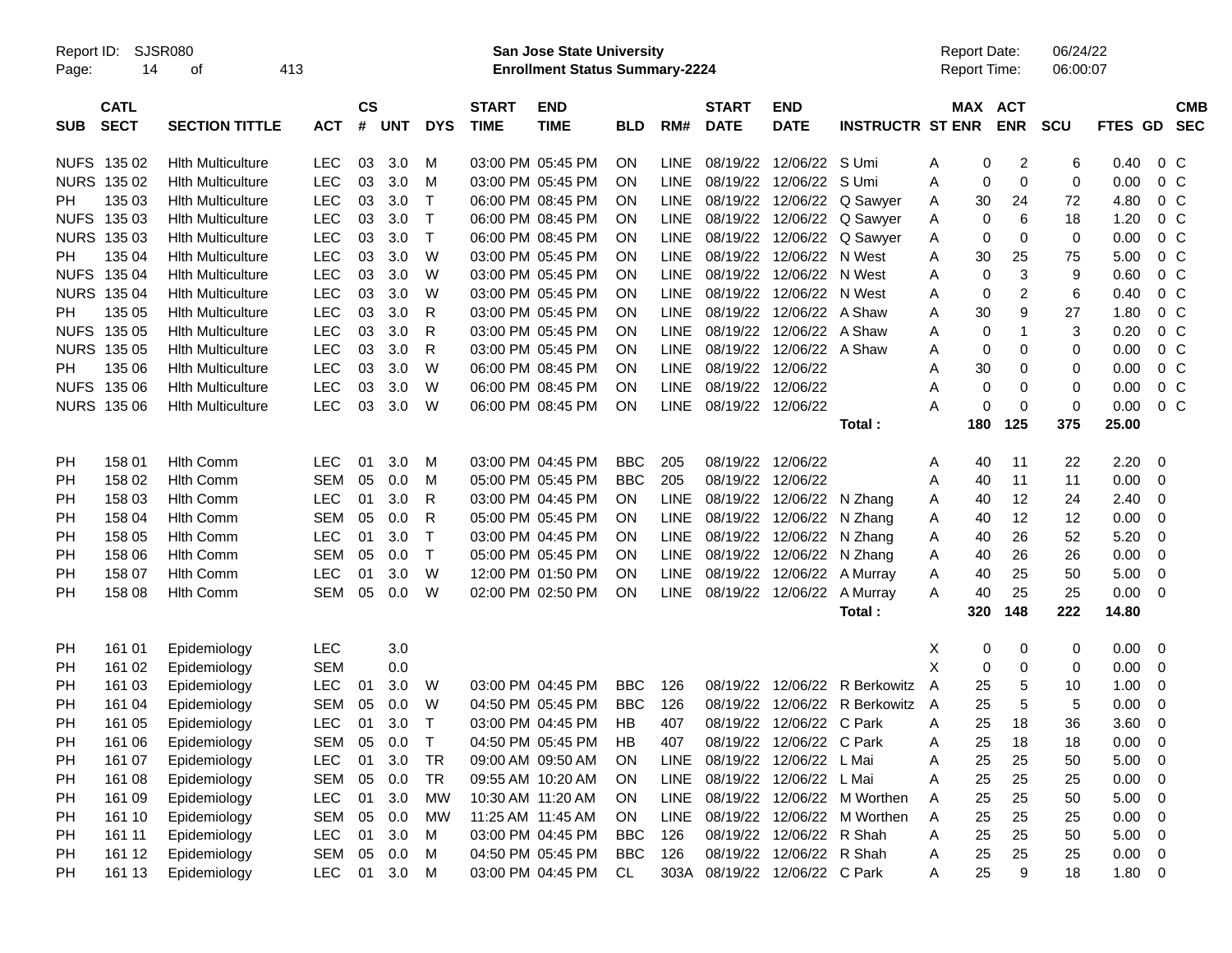Report ID: SJSR080

**San Jose State University**
**Enrollment Status Summary-2224**

Report Date: 06/24/22
Report Time: 06:00:07

| SUB | CATL SECT | SECTION TITTLE | ACT | CS # | UNT | DYS | START TIME | END TIME | BLD | RM# | START DATE | END DATE | INSTRUCTR | ST | MAX ENR | ACT ENR | SCU | FTES | GD | CMB SEC |
|---|---|---|---|---|---|---|---|---|---|---|---|---|---|---|---|---|---|---|---|---|
| NUFS | 135 02 | Hlth Multiculture | LEC | 03 | 3.0 | M | 03:00 PM | 05:45 PM | ON | LINE | 08/19/22 | 12/06/22 | S Umi | A | 0 | 2 | 6 | 0.40 | 0 | C |
| NURS | 135 02 | Hlth Multiculture | LEC | 03 | 3.0 | M | 03:00 PM | 05:45 PM | ON | LINE | 08/19/22 | 12/06/22 | S Umi | A | 0 | 0 | 0 | 0.00 | 0 | C |
| PH | 135 03 | Hlth Multiculture | LEC | 03 | 3.0 | T | 06:00 PM | 08:45 PM | ON | LINE | 08/19/22 | 12/06/22 | Q Sawyer | A | 30 | 24 | 72 | 4.80 | 0 | C |
| NUFS | 135 03 | Hlth Multiculture | LEC | 03 | 3.0 | T | 06:00 PM | 08:45 PM | ON | LINE | 08/19/22 | 12/06/22 | Q Sawyer | A | 0 | 6 | 18 | 1.20 | 0 | C |
| NURS | 135 03 | Hlth Multiculture | LEC | 03 | 3.0 | T | 06:00 PM | 08:45 PM | ON | LINE | 08/19/22 | 12/06/22 | Q Sawyer | A | 0 | 0 | 0 | 0.00 | 0 | C |
| PH | 135 04 | Hlth Multiculture | LEC | 03 | 3.0 | W | 03:00 PM | 05:45 PM | ON | LINE | 08/19/22 | 12/06/22 | N West | A | 30 | 25 | 75 | 5.00 | 0 | C |
| NUFS | 135 04 | Hlth Multiculture | LEC | 03 | 3.0 | W | 03:00 PM | 05:45 PM | ON | LINE | 08/19/22 | 12/06/22 | N West | A | 0 | 3 | 9 | 0.60 | 0 | C |
| NURS | 135 04 | Hlth Multiculture | LEC | 03 | 3.0 | W | 03:00 PM | 05:45 PM | ON | LINE | 08/19/22 | 12/06/22 | N West | A | 0 | 2 | 6 | 0.40 | 0 | C |
| PH | 135 05 | Hlth Multiculture | LEC | 03 | 3.0 | R | 03:00 PM | 05:45 PM | ON | LINE | 08/19/22 | 12/06/22 | A Shaw | A | 30 | 9 | 27 | 1.80 | 0 | C |
| NUFS | 135 05 | Hlth Multiculture | LEC | 03 | 3.0 | R | 03:00 PM | 05:45 PM | ON | LINE | 08/19/22 | 12/06/22 | A Shaw | A | 0 | 1 | 3 | 0.20 | 0 | C |
| NURS | 135 05 | Hlth Multiculture | LEC | 03 | 3.0 | R | 03:00 PM | 05:45 PM | ON | LINE | 08/19/22 | 12/06/22 | A Shaw | A | 0 | 0 | 0 | 0.00 | 0 | C |
| PH | 135 06 | Hlth Multiculture | LEC | 03 | 3.0 | W | 06:00 PM | 08:45 PM | ON | LINE | 08/19/22 | 12/06/22 | | A | 30 | 0 | 0 | 0.00 | 0 | C |
| NUFS | 135 06 | Hlth Multiculture | LEC | 03 | 3.0 | W | 06:00 PM | 08:45 PM | ON | LINE | 08/19/22 | 12/06/22 | | A | 0 | 0 | 0 | 0.00 | 0 | C |
| NURS | 135 06 | Hlth Multiculture | LEC | 03 | 3.0 | W | 06:00 PM | 08:45 PM | ON | LINE | 08/19/22 | 12/06/22 | | A | 0 | 0 | 0 | 0.00 | 0 | C |
| | | | | | | | | | | | | | **Total :** | | **180** | **125** | **375** | **25.00** | | |
| PH | 158 01 | Hlth Comm | LEC | 01 | 3.0 | M | 03:00 PM | 04:45 PM | BBC | 205 | 08/19/22 | 12/06/22 | | A | 40 | 11 | 22 | 2.20 | 0 | |
| PH | 158 02 | Hlth Comm | SEM | 05 | 0.0 | M | 05:00 PM | 05:45 PM | BBC | 205 | 08/19/22 | 12/06/22 | | A | 40 | 11 | 11 | 0.00 | 0 | |
| PH | 158 03 | Hlth Comm | LEC | 01 | 3.0 | R | 03:00 PM | 04:45 PM | ON | LINE | 08/19/22 | 12/06/22 | N Zhang | A | 40 | 12 | 24 | 2.40 | 0 | |
| PH | 158 04 | Hlth Comm | SEM | 05 | 0.0 | R | 05:00 PM | 05:45 PM | ON | LINE | 08/19/22 | 12/06/22 | N Zhang | A | 40 | 12 | 12 | 0.00 | 0 | |
| PH | 158 05 | Hlth Comm | LEC | 01 | 3.0 | T | 03:00 PM | 04:45 PM | ON | LINE | 08/19/22 | 12/06/22 | N Zhang | A | 40 | 26 | 52 | 5.20 | 0 | |
| PH | 158 06 | Hlth Comm | SEM | 05 | 0.0 | T | 05:00 PM | 05:45 PM | ON | LINE | 08/19/22 | 12/06/22 | N Zhang | A | 40 | 26 | 26 | 0.00 | 0 | |
| PH | 158 07 | Hlth Comm | LEC | 01 | 3.0 | W | 12:00 PM | 01:50 PM | ON | LINE | 08/19/22 | 12/06/22 | A Murray | A | 40 | 25 | 50 | 5.00 | 0 | |
| PH | 158 08 | Hlth Comm | SEM | 05 | 0.0 | W | 02:00 PM | 02:50 PM | ON | LINE | 08/19/22 | 12/06/22 | A Murray | A | 40 | 25 | 25 | 0.00 | 0 | |
| | | | | | | | | | | | | | **Total :** | | **320** | **148** | **222** | **14.80** | | |
| PH | 161 01 | Epidemiology | LEC | | 3.0 | | | | | | | | | X | 0 | 0 | 0 | 0.00 | 0 | |
| PH | 161 02 | Epidemiology | SEM | | 0.0 | | | | | | | | | X | 0 | 0 | 0 | 0.00 | 0 | |
| PH | 161 03 | Epidemiology | LEC | 01 | 3.0 | W | 03:00 PM | 04:45 PM | BBC | 126 | 08/19/22 | 12/06/22 | R Berkowitz | A | 25 | 5 | 10 | 1.00 | 0 | |
| PH | 161 04 | Epidemiology | SEM | 05 | 0.0 | W | 04:50 PM | 05:45 PM | BBC | 126 | 08/19/22 | 12/06/22 | R Berkowitz | A | 25 | 5 | 5 | 0.00 | 0 | |
| PH | 161 05 | Epidemiology | LEC | 01 | 3.0 | T | 03:00 PM | 04:45 PM | HB | 407 | 08/19/22 | 12/06/22 | C Park | A | 25 | 18 | 36 | 3.60 | 0 | |
| PH | 161 06 | Epidemiology | SEM | 05 | 0.0 | T | 04:50 PM | 05:45 PM | HB | 407 | 08/19/22 | 12/06/22 | C Park | A | 25 | 18 | 18 | 0.00 | 0 | |
| PH | 161 07 | Epidemiology | LEC | 01 | 3.0 | TR | 09:00 AM | 09:50 AM | ON | LINE | 08/19/22 | 12/06/22 | L Mai | A | 25 | 25 | 50 | 5.00 | 0 | |
| PH | 161 08 | Epidemiology | SEM | 05 | 0.0 | TR | 09:55 AM | 10:20 AM | ON | LINE | 08/19/22 | 12/06/22 | L Mai | A | 25 | 25 | 25 | 0.00 | 0 | |
| PH | 161 09 | Epidemiology | LEC | 01 | 3.0 | MW | 10:30 AM | 11:20 AM | ON | LINE | 08/19/22 | 12/06/22 | M Worthen | A | 25 | 25 | 50 | 5.00 | 0 | |
| PH | 161 10 | Epidemiology | SEM | 05 | 0.0 | MW | 11:25 AM | 11:45 AM | ON | LINE | 08/19/22 | 12/06/22 | M Worthen | A | 25 | 25 | 25 | 0.00 | 0 | |
| PH | 161 11 | Epidemiology | LEC | 01 | 3.0 | M | 03:00 PM | 04:45 PM | BBC | 126 | 08/19/22 | 12/06/22 | R Shah | A | 25 | 25 | 50 | 5.00 | 0 | |
| PH | 161 12 | Epidemiology | SEM | 05 | 0.0 | M | 04:50 PM | 05:45 PM | BBC | 126 | 08/19/22 | 12/06/22 | R Shah | A | 25 | 25 | 25 | 0.00 | 0 | |
| PH | 161 13 | Epidemiology | LEC | 01 | 3.0 | M | 03:00 PM | 04:45 PM | CL | 303A | 08/19/22 | 12/06/22 | C Park | A | 25 | 9 | 18 | 1.80 | 0 | |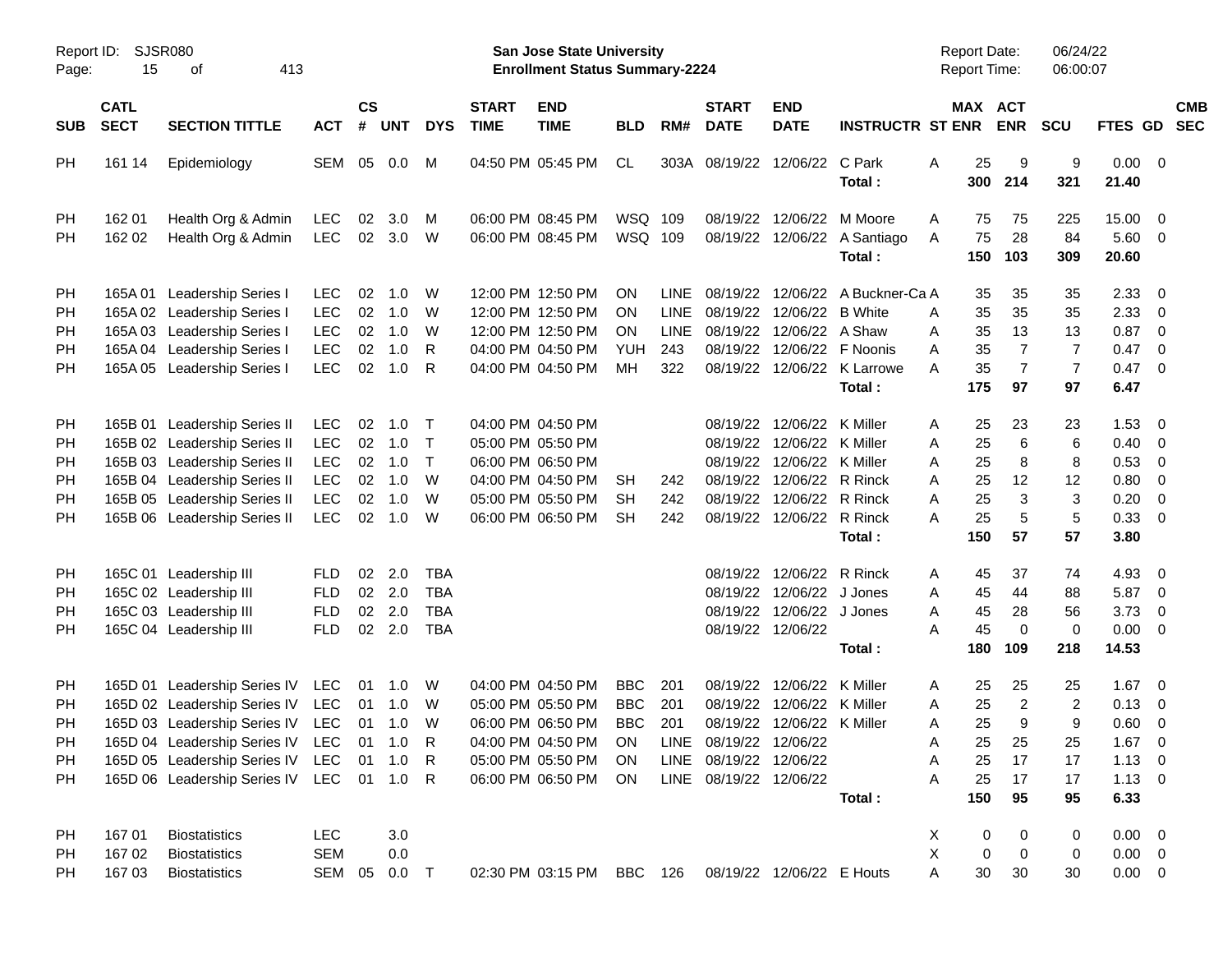Report ID: SJSR080

**San Jose State University**
**Enrollment Status Summary-2224**

Report Date: 06/24/22
Report Time: 06:00:07

| SUB | CATL SECT | SECTION TITTLE | ACT | CS # | UNT | DYS | START TIME | END TIME | BLD | RM# | START DATE | END DATE | INSTRUCTR | ST | MAX ENR | ACT ENR | SCU | FTES | GD | CMB SEC |
|---|---|---|---|---|---|---|---|---|---|---|---|---|---|---|---|---|---|---|---|---|
| PH | 161 14 | Epidemiology | SEM | 05 | 0.0 | M | 04:50 PM | 05:45 PM | CL | 303A | 08/19/22 | 12/06/22 | C Park | A | 25 | 9 | 9 | 0.00 | 0 | |
| | | | | | | | | | | | | | **Total :** | | **300** | **214** | **321** | **21.40** | | |
| PH | 162 01 | Health Org & Admin | LEC | 02 | 3.0 | M | 06:00 PM | 08:45 PM | WSQ | 109 | 08/19/22 | 12/06/22 | M Moore | A | 75 | 75 | 225 | 15.00 | 0 | |
| PH | 162 02 | Health Org & Admin | LEC | 02 | 3.0 | W | 06:00 PM | 08:45 PM | WSQ | 109 | 08/19/22 | 12/06/22 | A Santiago | A | 75 | 28 | 84 | 5.60 | 0 | |
| | | | | | | | | | | | | | **Total :** | | **150** | **103** | **309** | **20.60** | | |
| PH | 165A 01 | Leadership Series I | LEC | 02 | 1.0 | W | 12:00 PM | 12:50 PM | ON | LINE | 08/19/22 | 12/06/22 | A Buckner-Ca | A | 35 | 35 | 35 | 2.33 | 0 | |
| PH | 165A 02 | Leadership Series I | LEC | 02 | 1.0 | W | 12:00 PM | 12:50 PM | ON | LINE | 08/19/22 | 12/06/22 | B White | A | 35 | 35 | 35 | 2.33 | 0 | |
| PH | 165A 03 | Leadership Series I | LEC | 02 | 1.0 | W | 12:00 PM | 12:50 PM | ON | LINE | 08/19/22 | 12/06/22 | A Shaw | A | 35 | 13 | 13 | 0.87 | 0 | |
| PH | 165A 04 | Leadership Series I | LEC | 02 | 1.0 | R | 04:00 PM | 04:50 PM | YUH | 243 | 08/19/22 | 12/06/22 | F Noonis | A | 35 | 7 | 7 | 0.47 | 0 | |
| PH | 165A 05 | Leadership Series I | LEC | 02 | 1.0 | R | 04:00 PM | 04:50 PM | MH | 322 | 08/19/22 | 12/06/22 | K Larrowe | A | 35 | 7 | 7 | 0.47 | 0 | |
| | | | | | | | | | | | | | **Total :** | | **175** | **97** | **97** | **6.47** | | |
| PH | 165B 01 | Leadership Series II | LEC | 02 | 1.0 | T | 04:00 PM | 04:50 PM | | | 08/19/22 | 12/06/22 | K Miller | A | 25 | 23 | 23 | 1.53 | 0 | |
| PH | 165B 02 | Leadership Series II | LEC | 02 | 1.0 | T | 05:00 PM | 05:50 PM | | | 08/19/22 | 12/06/22 | K Miller | A | 25 | 6 | 6 | 0.40 | 0 | |
| PH | 165B 03 | Leadership Series II | LEC | 02 | 1.0 | T | 06:00 PM | 06:50 PM | | | 08/19/22 | 12/06/22 | K Miller | A | 25 | 8 | 8 | 0.53 | 0 | |
| PH | 165B 04 | Leadership Series II | LEC | 02 | 1.0 | W | 04:00 PM | 04:50 PM | SH | 242 | 08/19/22 | 12/06/22 | R Rinck | A | 25 | 12 | 12 | 0.80 | 0 | |
| PH | 165B 05 | Leadership Series II | LEC | 02 | 1.0 | W | 05:00 PM | 05:50 PM | SH | 242 | 08/19/22 | 12/06/22 | R Rinck | A | 25 | 3 | 3 | 0.20 | 0 | |
| PH | 165B 06 | Leadership Series II | LEC | 02 | 1.0 | W | 06:00 PM | 06:50 PM | SH | 242 | 08/19/22 | 12/06/22 | R Rinck | A | 25 | 5 | 5 | 0.33 | 0 | |
| | | | | | | | | | | | | | **Total :** | | **150** | **57** | **57** | **3.80** | | |
| PH | 165C 01 | Leadership III | FLD | 02 | 2.0 | TBA | | | | | 08/19/22 | 12/06/22 | R Rinck | A | 45 | 37 | 74 | 4.93 | 0 | |
| PH | 165C 02 | Leadership III | FLD | 02 | 2.0 | TBA | | | | | 08/19/22 | 12/06/22 | J Jones | A | 45 | 44 | 88 | 5.87 | 0 | |
| PH | 165C 03 | Leadership III | FLD | 02 | 2.0 | TBA | | | | | 08/19/22 | 12/06/22 | J Jones | A | 45 | 28 | 56 | 3.73 | 0 | |
| PH | 165C 04 | Leadership III | FLD | 02 | 2.0 | TBA | | | | | 08/19/22 | 12/06/22 | | A | 45 | 0 | 0 | 0.00 | 0 | |
| | | | | | | | | | | | | | **Total :** | | **180** | **109** | **218** | **14.53** | | |
| PH | 165D 01 | Leadership Series IV | LEC | 01 | 1.0 | W | 04:00 PM | 04:50 PM | BBC | 201 | 08/19/22 | 12/06/22 | K Miller | A | 25 | 25 | 25 | 1.67 | 0 | |
| PH | 165D 02 | Leadership Series IV | LEC | 01 | 1.0 | W | 05:00 PM | 05:50 PM | BBC | 201 | 08/19/22 | 12/06/22 | K Miller | A | 25 | 2 | 2 | 0.13 | 0 | |
| PH | 165D 03 | Leadership Series IV | LEC | 01 | 1.0 | W | 06:00 PM | 06:50 PM | BBC | 201 | 08/19/22 | 12/06/22 | K Miller | A | 25 | 9 | 9 | 0.60 | 0 | |
| PH | 165D 04 | Leadership Series IV | LEC | 01 | 1.0 | R | 04:00 PM | 04:50 PM | ON | LINE | 08/19/22 | 12/06/22 | | A | 25 | 25 | 25 | 1.67 | 0 | |
| PH | 165D 05 | Leadership Series IV | LEC | 01 | 1.0 | R | 05:00 PM | 05:50 PM | ON | LINE | 08/19/22 | 12/06/22 | | A | 25 | 17 | 17 | 1.13 | 0 | |
| PH | 165D 06 | Leadership Series IV | LEC | 01 | 1.0 | R | 06:00 PM | 06:50 PM | ON | LINE | 08/19/22 | 12/06/22 | | A | 25 | 17 | 17 | 1.13 | 0 | |
| | | | | | | | | | | | | | **Total :** | | **150** | **95** | **95** | **6.33** | | |
| PH | 167 01 | Biostatistics | LEC | | 3.0 | | | | | | | | | X | 0 | 0 | 0 | 0.00 | 0 | |
| PH | 167 02 | Biostatistics | SEM | | 0.0 | | | | | | | | | X | 0 | 0 | 0 | 0.00 | 0 | |
| PH | 167 03 | Biostatistics | SEM | 05 | 0.0 | T | 02:30 PM | 03:15 PM | BBC | 126 | 08/19/22 | 12/06/22 | E Houts | A | 30 | 30 | 30 | 0.00 | 0 | |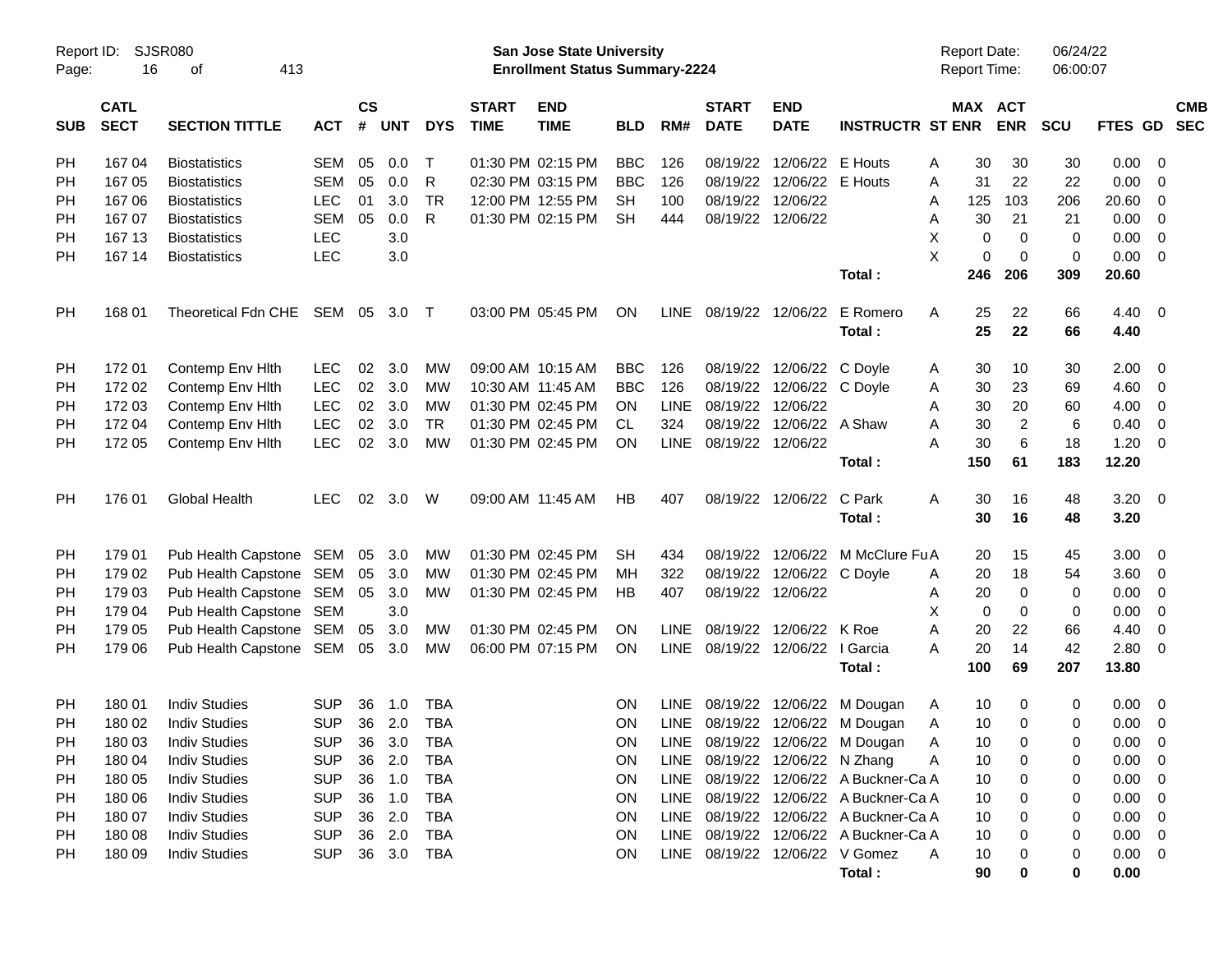Report ID: SJSR080

**San Jose State University**
**Enrollment Status Summary-2224**

Report Date: 06/24/22
Report Time: 06:00:07

| SUB | CATL SECT | SECTION TITTLE | ACT | CS # | UNT | DYS | START TIME | END TIME | BLD | RM# | START DATE | END DATE | INSTRUCTR | ST | MAX ENR | ACT ENR | SCU | FTES | GD | CMB SEC |
|---|---|---|---|---|---|---|---|---|---|---|---|---|---|---|---|---|---|---|---|---|
| PH | 167 04 | Biostatistics | SEM | 05 | 0.0 | T | 01:30 PM | 02:15 PM | BBC | 126 | 08/19/22 | 12/06/22 | E Houts | A | 30 | 30 | 30 | 0.00 | 0 | |
| PH | 167 05 | Biostatistics | SEM | 05 | 0.0 | R | 02:30 PM | 03:15 PM | BBC | 126 | 08/19/22 | 12/06/22 | E Houts | A | 31 | 22 | 22 | 0.00 | 0 | |
| PH | 167 06 | Biostatistics | LEC | 01 | 3.0 | TR | 12:00 PM | 12:55 PM | SH | 100 | 08/19/22 | 12/06/22 | | A | 125 | 103 | 206 | 20.60 | 0 | |
| PH | 167 07 | Biostatistics | SEM | 05 | 0.0 | R | 01:30 PM | 02:15 PM | SH | 444 | 08/19/22 | 12/06/22 | | A | 30 | 21 | 21 | 0.00 | 0 | |
| PH | 167 13 | Biostatistics | LEC | | 3.0 | | | | | | | | | X | 0 | 0 | 0 | 0.00 | 0 | |
| PH | 167 14 | Biostatistics | LEC | | 3.0 | | | | | | | | | X | 0 | 0 | 0 | 0.00 | 0 | |
| | | | | | | | | | | | | | **Total :** | | **246** | **206** | **309** | **20.60** | | |
| PH | 168 01 | Theoretical Fdn CHE | SEM | 05 | 3.0 | T | 03:00 PM | 05:45 PM | ON | LINE | 08/19/22 | 12/06/22 | E Romero | A | 25 | 22 | 66 | 4.40 | 0 | |
| | | | | | | | | | | | | | **Total :** | | **25** | **22** | **66** | **4.40** | | |
| PH | 172 01 | Contemp Env Hlth | LEC | 02 | 3.0 | MW | 09:00 AM | 10:15 AM | BBC | 126 | 08/19/22 | 12/06/22 | C Doyle | A | 30 | 10 | 30 | 2.00 | 0 | |
| PH | 172 02 | Contemp Env Hlth | LEC | 02 | 3.0 | MW | 10:30 AM | 11:45 AM | BBC | 126 | 08/19/22 | 12/06/22 | C Doyle | A | 30 | 23 | 69 | 4.60 | 0 | |
| PH | 172 03 | Contemp Env Hlth | LEC | 02 | 3.0 | MW | 01:30 PM | 02:45 PM | ON | LINE | 08/19/22 | 12/06/22 | | A | 30 | 20 | 60 | 4.00 | 0 | |
| PH | 172 04 | Contemp Env Hlth | LEC | 02 | 3.0 | TR | 01:30 PM | 02:45 PM | CL | 324 | 08/19/22 | 12/06/22 | A Shaw | A | 30 | 2 | 6 | 0.40 | 0 | |
| PH | 172 05 | Contemp Env Hlth | LEC | 02 | 3.0 | MW | 01:30 PM | 02:45 PM | ON | LINE | 08/19/22 | 12/06/22 | | A | 30 | 6 | 18 | 1.20 | 0 | |
| | | | | | | | | | | | | | **Total :** | | **150** | **61** | **183** | **12.20** | | |
| PH | 176 01 | Global Health | LEC | 02 | 3.0 | W | 09:00 AM | 11:45 AM | HB | 407 | 08/19/22 | 12/06/22 | C Park | A | 30 | 16 | 48 | 3.20 | 0 | |
| | | | | | | | | | | | | | **Total :** | | **30** | **16** | **48** | **3.20** | | |
| PH | 179 01 | Pub Health Capstone | SEM | 05 | 3.0 | MW | 01:30 PM | 02:45 PM | SH | 434 | 08/19/22 | 12/06/22 | M McClure Fu | A | 20 | 15 | 45 | 3.00 | 0 | |
| PH | 179 02 | Pub Health Capstone | SEM | 05 | 3.0 | MW | 01:30 PM | 02:45 PM | MH | 322 | 08/19/22 | 12/06/22 | C Doyle | A | 20 | 18 | 54 | 3.60 | 0 | |
| PH | 179 03 | Pub Health Capstone | SEM | 05 | 3.0 | MW | 01:30 PM | 02:45 PM | HB | 407 | 08/19/22 | 12/06/22 | | A | 20 | 0 | 0 | 0.00 | 0 | |
| PH | 179 04 | Pub Health Capstone | SEM | | 3.0 | | | | | | | | | X | 0 | 0 | 0 | 0.00 | 0 | |
| PH | 179 05 | Pub Health Capstone | SEM | 05 | 3.0 | MW | 01:30 PM | 02:45 PM | ON | LINE | 08/19/22 | 12/06/22 | K Roe | A | 20 | 22 | 66 | 4.40 | 0 | |
| PH | 179 06 | Pub Health Capstone | SEM | 05 | 3.0 | MW | 06:00 PM | 07:15 PM | ON | LINE | 08/19/22 | 12/06/22 | I Garcia | A | 20 | 14 | 42 | 2.80 | 0 | |
| | | | | | | | | | | | | | **Total :** | | **100** | **69** | **207** | **13.80** | | |
| PH | 180 01 | Indiv Studies | SUP | 36 | 1.0 | TBA | | | ON | LINE | 08/19/22 | 12/06/22 | M Dougan | A | 10 | 0 | 0 | 0.00 | 0 | |
| PH | 180 02 | Indiv Studies | SUP | 36 | 2.0 | TBA | | | ON | LINE | 08/19/22 | 12/06/22 | M Dougan | A | 10 | 0 | 0 | 0.00 | 0 | |
| PH | 180 03 | Indiv Studies | SUP | 36 | 3.0 | TBA | | | ON | LINE | 08/19/22 | 12/06/22 | M Dougan | A | 10 | 0 | 0 | 0.00 | 0 | |
| PH | 180 04 | Indiv Studies | SUP | 36 | 2.0 | TBA | | | ON | LINE | 08/19/22 | 12/06/22 | N Zhang | A | 10 | 0 | 0 | 0.00 | 0 | |
| PH | 180 05 | Indiv Studies | SUP | 36 | 1.0 | TBA | | | ON | LINE | 08/19/22 | 12/06/22 | A Buckner-Ca | A | 10 | 0 | 0 | 0.00 | 0 | |
| PH | 180 06 | Indiv Studies | SUP | 36 | 1.0 | TBA | | | ON | LINE | 08/19/22 | 12/06/22 | A Buckner-Ca | A | 10 | 0 | 0 | 0.00 | 0 | |
| PH | 180 07 | Indiv Studies | SUP | 36 | 2.0 | TBA | | | ON | LINE | 08/19/22 | 12/06/22 | A Buckner-Ca | A | 10 | 0 | 0 | 0.00 | 0 | |
| PH | 180 08 | Indiv Studies | SUP | 36 | 2.0 | TBA | | | ON | LINE | 08/19/22 | 12/06/22 | A Buckner-Ca | A | 10 | 0 | 0 | 0.00 | 0 | |
| PH | 180 09 | Indiv Studies | SUP | 36 | 3.0 | TBA | | | ON | LINE | 08/19/22 | 12/06/22 | V Gomez | A | 10 | 0 | 0 | 0.00 | 0 | |
| | | | | | | | | | | | | | **Total :** | | **90** | **0** | **0** | **0.00** | | |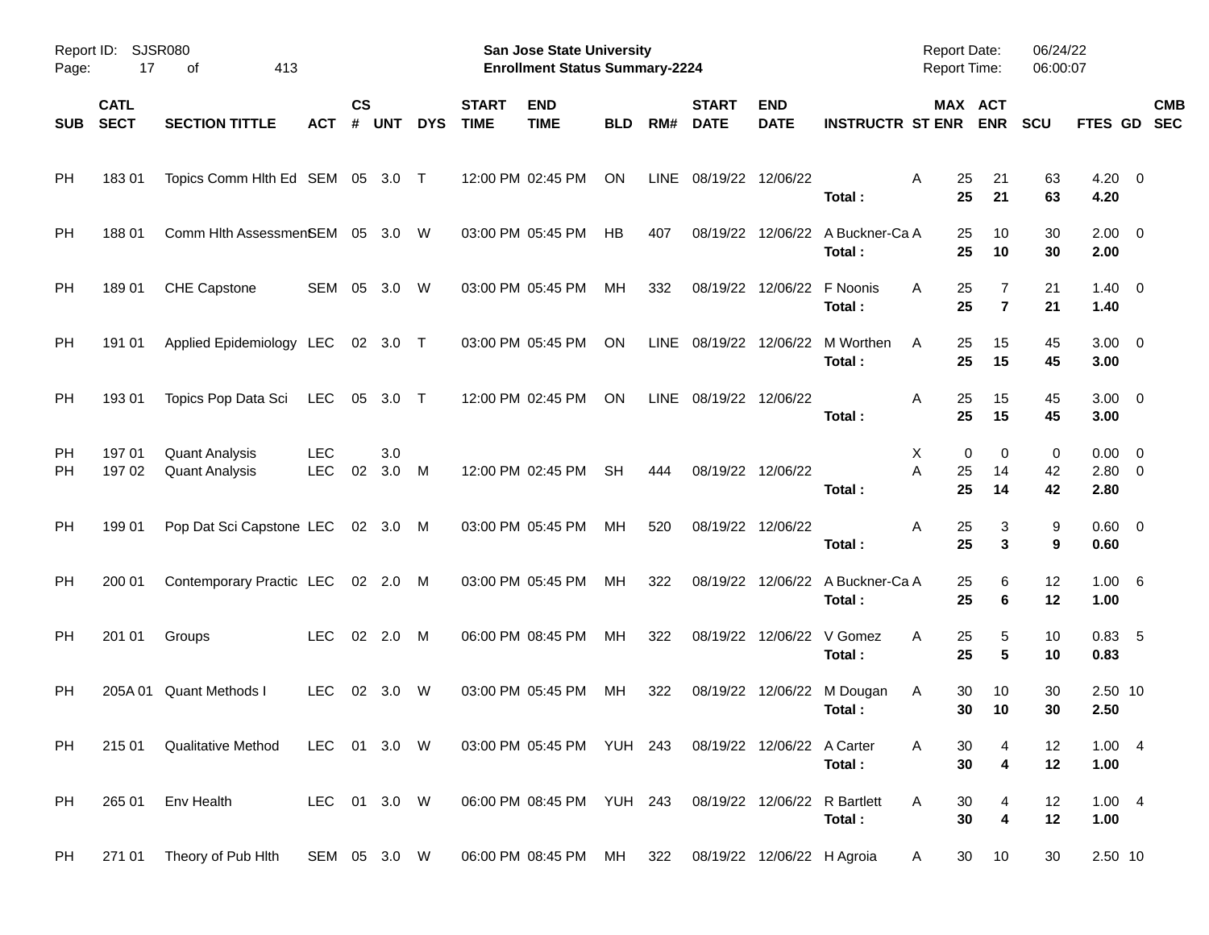| SUB | CATL SECT | SECTION TITTLE | ACT | CS # | UNT | DYS | START TIME | END TIME | BLD | RM# | START DATE | END DATE | INSTRUCTR | ST | MAX ENR | ACT ENR | SCU | FTES | GD | CMB SEC |
|---|---|---|---|---|---|---|---|---|---|---|---|---|---|---|---|---|---|---|---|---|
| PH | 183 01 | Topics Comm Hlth Ed | SEM | 05 | 3.0 | T | 12:00 PM | 02:45 PM | ON | LINE | 08/19/22 | 12/06/22 | | A | 25 | 21 | 63 | 4.20 | 0 | |
| | | | | | | | | | | | | | **Total :** | | **25** | **21** | **63** | **4.20** | | |
| PH | 188 01 | Comm Hlth Assessment | SEM | 05 | 3.0 | W | 03:00 PM | 05:45 PM | HB | 407 | 08/19/22 | 12/06/22 | A Buckner-Ca | A | 25 | 10 | 30 | 2.00 | 0 | |
| | | | | | | | | | | | | | **Total :** | | **25** | **10** | **30** | **2.00** | | |
| PH | 189 01 | CHE Capstone | SEM | 05 | 3.0 | W | 03:00 PM | 05:45 PM | MH | 332 | 08/19/22 | 12/06/22 | F Noonis | A | 25 | 7 | 21 | 1.40 | 0 | |
| | | | | | | | | | | | | | **Total :** | | **25** | **7** | **21** | **1.40** | | |
| PH | 191 01 | Applied Epidemiology | LEC | 02 | 3.0 | T | 03:00 PM | 05:45 PM | ON | LINE | 08/19/22 | 12/06/22 | M Worthen | A | 25 | 15 | 45 | 3.00 | 0 | |
| | | | | | | | | | | | | | **Total :** | | **25** | **15** | **45** | **3.00** | | |
| PH | 193 01 | Topics Pop Data Sci | LEC | 05 | 3.0 | T | 12:00 PM | 02:45 PM | ON | LINE | 08/19/22 | 12/06/22 | | A | 25 | 15 | 45 | 3.00 | 0 | |
| | | | | | | | | | | | | | **Total :** | | **25** | **15** | **45** | **3.00** | | |
| PH | 197 01 | Quant Analysis | LEC | | 3.0 | | | | | | | | | X | 0 | 0 | 0 | 0.00 | 0 | |
| PH | 197 02 | Quant Analysis | LEC | 02 | 3.0 | M | 12:00 PM | 02:45 PM | SH | 444 | 08/19/22 | 12/06/22 | | A | 25 | 14 | 42 | 2.80 | 0 | |
| | | | | | | | | | | | | | **Total :** | | **25** | **14** | **42** | **2.80** | | |
| PH | 199 01 | Pop Dat Sci Capstone | LEC | 02 | 3.0 | M | 03:00 PM | 05:45 PM | MH | 520 | 08/19/22 | 12/06/22 | | A | 25 | 3 | 9 | 0.60 | 0 | |
| | | | | | | | | | | | | | **Total :** | | **25** | **3** | **9** | **0.60** | | |
| PH | 200 01 | Contemporary Practic | LEC | 02 | 2.0 | M | 03:00 PM | 05:45 PM | MH | 322 | 08/19/22 | 12/06/22 | A Buckner-Ca | A | 25 | 6 | 12 | 1.00 | 6 | |
| | | | | | | | | | | | | | **Total :** | | **25** | **6** | **12** | **1.00** | | |
| PH | 201 01 | Groups | LEC | 02 | 2.0 | M | 06:00 PM | 08:45 PM | MH | 322 | 08/19/22 | 12/06/22 | V Gomez | A | 25 | 5 | 10 | 0.83 | 5 | |
| | | | | | | | | | | | | | **Total :** | | **25** | **5** | **10** | **0.83** | | |
| PH | 205A 01 | Quant Methods I | LEC | 02 | 3.0 | W | 03:00 PM | 05:45 PM | MH | 322 | 08/19/22 | 12/06/22 | M Dougan | A | 30 | 10 | 30 | 2.50 | 10 | |
| | | | | | | | | | | | | | **Total :** | | **30** | **10** | **30** | **2.50** | | |
| PH | 215 01 | Qualitative Method | LEC | 01 | 3.0 | W | 03:00 PM | 05:45 PM | YUH | 243 | 08/19/22 | 12/06/22 | A Carter | A | 30 | 4 | 12 | 1.00 | 4 | |
| | | | | | | | | | | | | | **Total :** | | **30** | **4** | **12** | **1.00** | | |
| PH | 265 01 | Env Health | LEC | 01 | 3.0 | W | 06:00 PM | 08:45 PM | YUH | 243 | 08/19/22 | 12/06/22 | R Bartlett | A | 30 | 4 | 12 | 1.00 | 4 | |
| | | | | | | | | | | | | | **Total :** | | **30** | **4** | **12** | **1.00** | | |
| PH | 271 01 | Theory of Pub Hlth | SEM | 05 | 3.0 | W | 06:00 PM | 08:45 PM | MH | 322 | 08/19/22 | 12/06/22 | H Agroia | A | 30 | 10 | 30 | 2.50 | 10 | |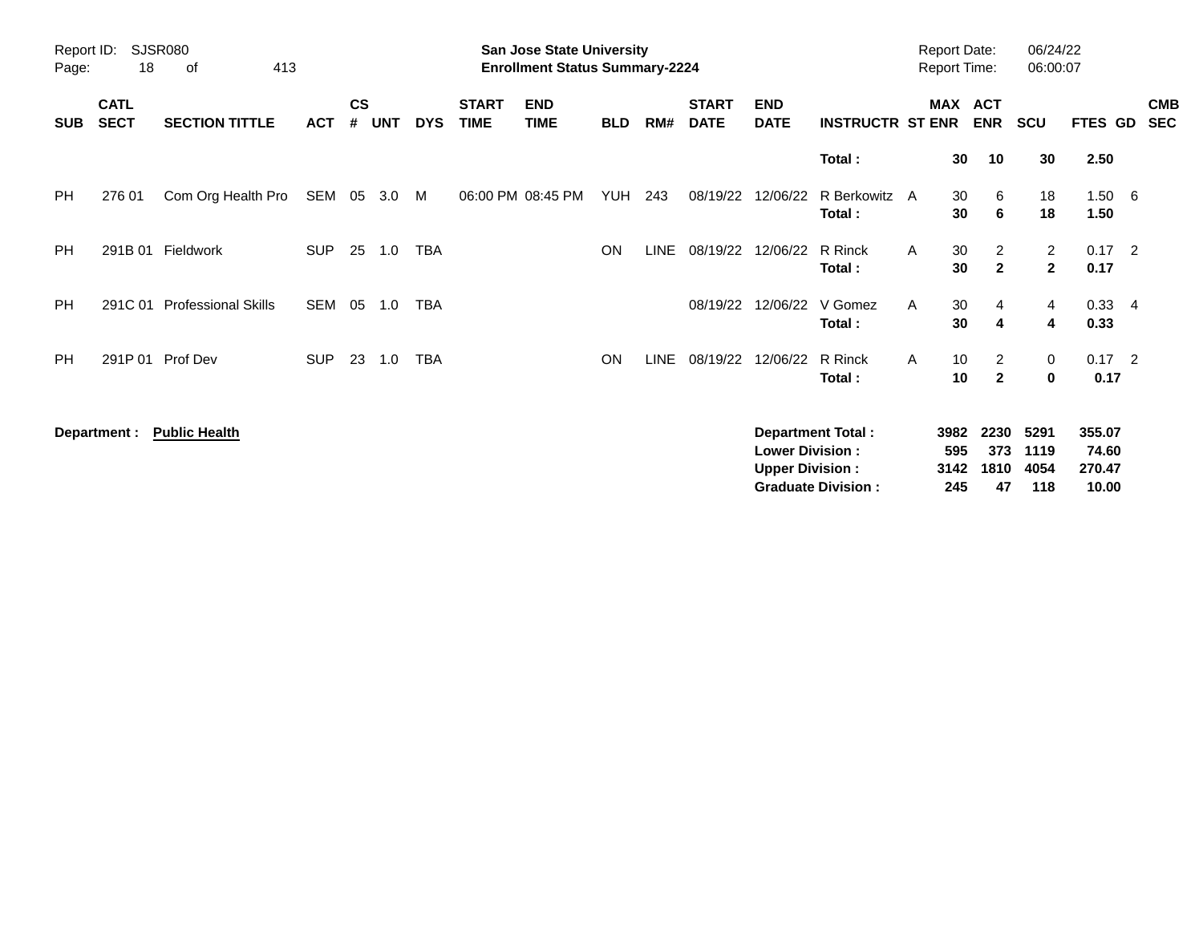Report ID: SJSR080

**San Jose State University**
**Enrollment Status Summary-2224**

Report Date: 06/24/22
Report Time: 06:00:07

| SUB | CATL SECT | SECTION TITTLE | ACT | CS # | UNT | DYS | START TIME | END TIME | BLD | RM# | START DATE | END DATE | INSTRUCTR | ST | MAX ENR | ACT ENR | SCU | FTES | GD | CMB SEC |
|---|---|---|---|---|---|---|---|---|---|---|---|---|---|---|---|---|---|---|---|---|
| | | | | | | | | | | | | | **Total :** | | **30** | **10** | **30** | **2.50** | | |
| PH | 276 01 | Com Org Health Pro | SEM | 05 | 3.0 | M | 06:00 PM | 08:45 PM | YUH | 243 | 08/19/22 | 12/06/22 | R Berkowitz | A | 30 | 6 | 18 | 1.50 | 6 | |
| | | | | | | | | | | | | | **Total :** | | **30** | **6** | **18** | **1.50** | | |
| PH | 291B 01 | Fieldwork | SUP | 25 | 1.0 | TBA | | | ON | LINE | 08/19/22 | 12/06/22 | R Rinck | A | 30 | 2 | 2 | 0.17 | 2 | |
| | | | | | | | | | | | | | **Total :** | | **30** | **2** | **2** | **0.17** | | |
| PH | 291C 01 | Professional Skills | SEM | 05 | 1.0 | TBA | | | | | 08/19/22 | 12/06/22 | V Gomez | A | 30 | 4 | 4 | 0.33 | 4 | |
| | | | | | | | | | | | | | **Total :** | | **30** | **4** | **4** | **0.33** | | |
| PH | 291P 01 | Prof Dev | SUP | 23 | 1.0 | TBA | | | ON | LINE | 08/19/22 | 12/06/22 | R Rinck | A | 10 | 2 | 0 | 0.17 | 2 | |
| | | | | | | | | | | | | | **Total :** | | **10** | **2** | **0** | **0.17** | | |

**Department :** **Public Health**

| | MAX ENR | ACT ENR | SCU | FTES |
|---|---|---|---|---|
| **Department Total :** | **3982** | **2230** | **5291** | **355.07** |
| **Lower Division :** | **595** | **373** | **1119** | **74.60** |
| **Upper Division :** | **3142** | **1810** | **4054** | **270.47** |
| **Graduate Division :** | **245** | **47** | **118** | **10.00** |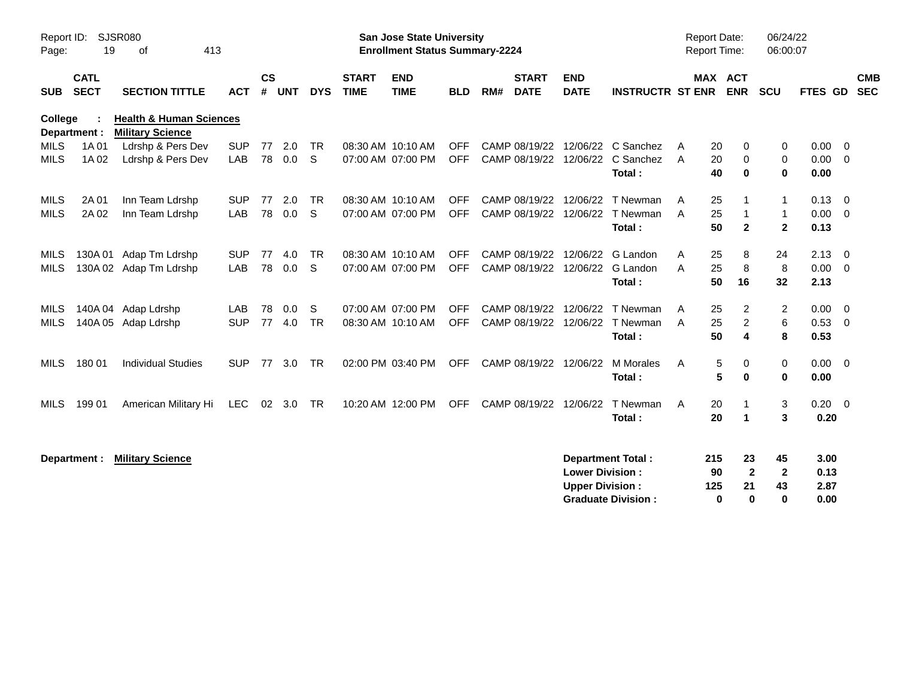Report ID: SJSR080

**San Jose State University**
**Enrollment Status Summary-2224**

Report Date: 06/24/22
Report Time: 06:00:07

| SUB | CATL SECT | SECTION TITTLE | ACT | CS # | UNT | DYS | START TIME | END TIME | BLD | RM# | START DATE | END DATE | INSTRUCTR | ST | MAX ENR | ACT ENR | SCU | FTES | GD | CMB SEC |
|---|---|---|---|---|---|---|---|---|---|---|---|---|---|---|---|---|---|---|---|---|
| **College :** | | **Health & Human Sciences** | | | | | | | | | | | | | | | | | | |
| **Department :** | | **Military Science** | | | | | | | | | | | | | | | | | | |
| MILS | 1A 01 | Ldrshp & Pers Dev | SUP | 77 | 2.0 | TR | 08:30 AM | 10:10 AM | OFF | CAMP | 08/19/22 | 12/06/22 | C Sanchez | A | 20 | 0 | 0 | 0.00 | 0 | |
| MILS | 1A 02 | Ldrshp & Pers Dev | LAB | 78 | 0.0 | S | 07:00 AM | 07:00 PM | OFF | CAMP | 08/19/22 | 12/06/22 | C Sanchez | A | 20 | 0 | 0 | 0.00 | 0 | |
| | | | | | | | | | | | | | **Total :** | | **40** | **0** | **0** | **0.00** | | |
| MILS | 2A 01 | Inn Team Ldrshp | SUP | 77 | 2.0 | TR | 08:30 AM | 10:10 AM | OFF | CAMP | 08/19/22 | 12/06/22 | T Newman | A | 25 | 1 | 1 | 0.13 | 0 | |
| MILS | 2A 02 | Inn Team Ldrshp | LAB | 78 | 0.0 | S | 07:00 AM | 07:00 PM | OFF | CAMP | 08/19/22 | 12/06/22 | T Newman | A | 25 | 1 | 1 | 0.00 | 0 | |
| | | | | | | | | | | | | | **Total :** | | **50** | **2** | **2** | **0.13** | | |
| MILS | 130A 01 | Adap Tm Ldrshp | SUP | 77 | 4.0 | TR | 08:30 AM | 10:10 AM | OFF | CAMP | 08/19/22 | 12/06/22 | G Landon | A | 25 | 8 | 24 | 2.13 | 0 | |
| MILS | 130A 02 | Adap Tm Ldrshp | LAB | 78 | 0.0 | S | 07:00 AM | 07:00 PM | OFF | CAMP | 08/19/22 | 12/06/22 | G Landon | A | 25 | 8 | 8 | 0.00 | 0 | |
| | | | | | | | | | | | | | **Total :** | | **50** | **16** | **32** | **2.13** | | |
| MILS | 140A 04 | Adap Ldrshp | LAB | 78 | 0.0 | S | 07:00 AM | 07:00 PM | OFF | CAMP | 08/19/22 | 12/06/22 | T Newman | A | 25 | 2 | 2 | 0.00 | 0 | |
| MILS | 140A 05 | Adap Ldrshp | SUP | 77 | 4.0 | TR | 08:30 AM | 10:10 AM | OFF | CAMP | 08/19/22 | 12/06/22 | T Newman | A | 25 | 2 | 6 | 0.53 | 0 | |
| | | | | | | | | | | | | | **Total :** | | **50** | **4** | **8** | **0.53** | | |
| MILS | 180 01 | Individual Studies | SUP | 77 | 3.0 | TR | 02:00 PM | 03:40 PM | OFF | CAMP | 08/19/22 | 12/06/22 | M Morales | A | 5 | 0 | 0 | 0.00 | 0 | |
| | | | | | | | | | | | | | **Total :** | | **5** | **0** | **0** | **0.00** | | |
| MILS | 199 01 | American Military Hi | LEC | 02 | 3.0 | TR | 10:20 AM | 12:00 PM | OFF | CAMP | 08/19/22 | 12/06/22 | T Newman | A | 20 | 1 | 3 | 0.20 | 0 | |
| | | | | | | | | | | | | | **Total :** | | **20** | **1** | **3** | **0.20** | | |

**Department : Military Science**

| | MAX ENR | ACT ENR | SCU | FTES |
|---|---|---|---|---|
| **Department Total :** | **215** | **23** | **45** | **3.00** |
| **Lower Division :** | **90** | **2** | **2** | **0.13** |
| **Upper Division :** | **125** | **21** | **43** | **2.87** |
| **Graduate Division :** | **0** | **0** | **0** | **0.00** |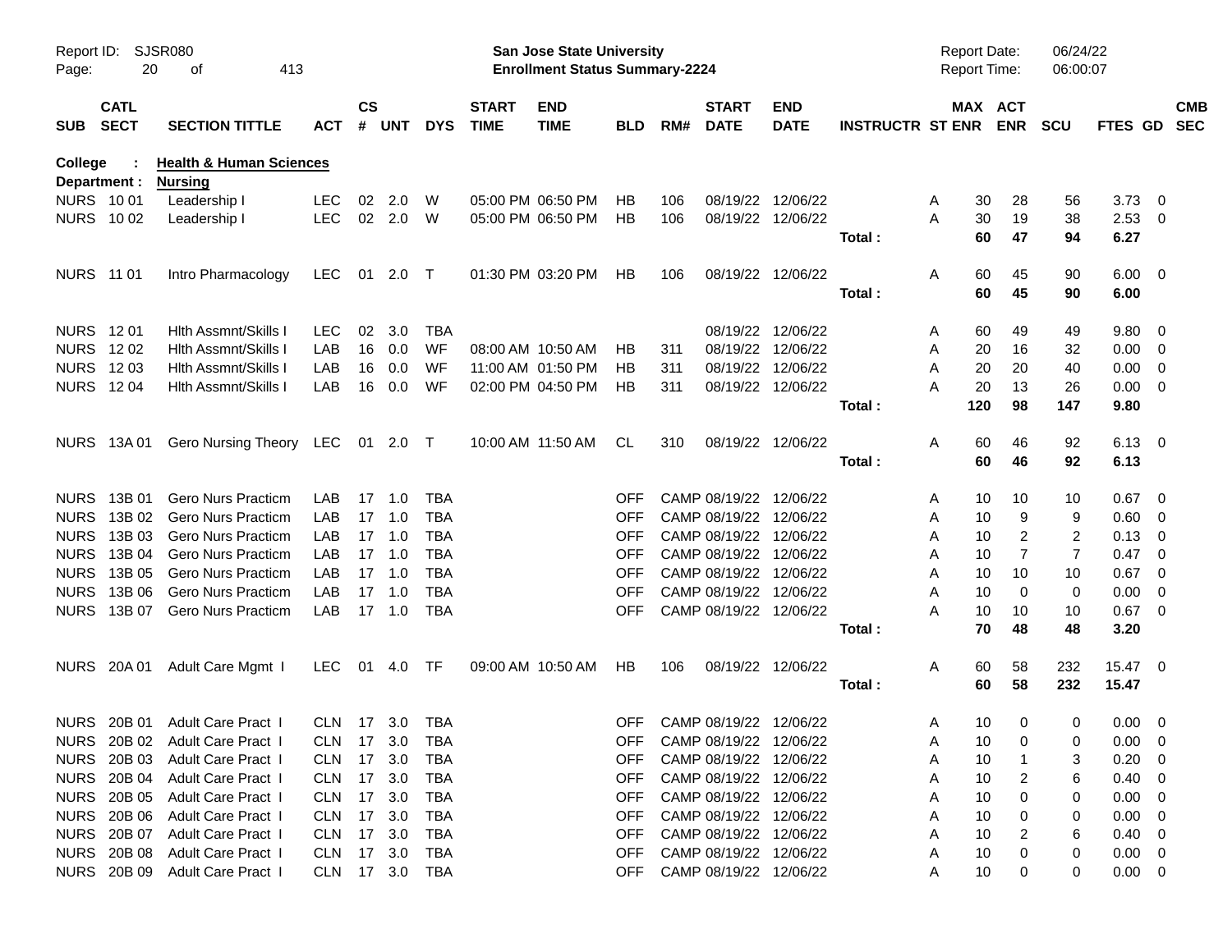Report ID: SJSR080

**San Jose State University**
**Enrollment Status Summary-2224**

Report Date: 06/24/22
Report Time: 06:00:07

**College : Health & Human Sciences**
**Department : Nursing**

| SUB | CATL SECT | SECTION TITTLE | ACT | CS # | UNT | DYS | START TIME | END TIME | BLD | RM# | START DATE | END DATE | INSTRUCTR | ST | MAX ENR | ACT ENR | SCU | FTES | GD | CMB SEC |
|---|---|---|---|---|---|---|---|---|---|---|---|---|---|---|---|---|---|---|---|---|
| NURS | 10 01 | Leadership I | LEC | 02 | 2.0 | W | 05:00 PM | 06:50 PM | HB | 106 | 08/19/22 | 12/06/22 | | A | 30 | 28 | 56 | 3.73 | 0 | |
| NURS | 10 02 | Leadership I | LEC | 02 | 2.0 | W | 05:00 PM | 06:50 PM | HB | 106 | 08/19/22 | 12/06/22 | | A | 30 | 19 | 38 | 2.53 | 0 | |
| | | | | | | | | | | | | | **Total :** | | **60** | **47** | **94** | **6.27** | | |
| NURS | 11 01 | Intro Pharmacology | LEC | 01 | 2.0 | T | 01:30 PM | 03:20 PM | HB | 106 | 08/19/22 | 12/06/22 | | A | 60 | 45 | 90 | 6.00 | 0 | |
| | | | | | | | | | | | | | **Total :** | | **60** | **45** | **90** | **6.00** | | |
| NURS | 12 01 | Hlth Assmnt/Skills I | LEC | 02 | 3.0 | TBA | | | | | 08/19/22 | 12/06/22 | | A | 60 | 49 | 49 | 9.80 | 0 | |
| NURS | 12 02 | Hlth Assmnt/Skills I | LAB | 16 | 0.0 | WF | 08:00 AM | 10:50 AM | HB | 311 | 08/19/22 | 12/06/22 | | A | 20 | 16 | 32 | 0.00 | 0 | |
| NURS | 12 03 | Hlth Assmnt/Skills I | LAB | 16 | 0.0 | WF | 11:00 AM | 01:50 PM | HB | 311 | 08/19/22 | 12/06/22 | | A | 20 | 20 | 40 | 0.00 | 0 | |
| NURS | 12 04 | Hlth Assmnt/Skills I | LAB | 16 | 0.0 | WF | 02:00 PM | 04:50 PM | HB | 311 | 08/19/22 | 12/06/22 | | A | 20 | 13 | 26 | 0.00 | 0 | |
| | | | | | | | | | | | | | **Total :** | | **120** | **98** | **147** | **9.80** | | |
| NURS | 13A 01 | Gero Nursing Theory | LEC | 01 | 2.0 | T | 10:00 AM | 11:50 AM | CL | 310 | 08/19/22 | 12/06/22 | | A | 60 | 46 | 92 | 6.13 | 0 | |
| | | | | | | | | | | | | | **Total :** | | **60** | **46** | **92** | **6.13** | | |
| NURS | 13B 01 | Gero Nurs Practicm | LAB | 17 | 1.0 | TBA | | | OFF | CAMP | 08/19/22 | 12/06/22 | | A | 10 | 10 | 10 | 0.67 | 0 | |
| NURS | 13B 02 | Gero Nurs Practicm | LAB | 17 | 1.0 | TBA | | | OFF | CAMP | 08/19/22 | 12/06/22 | | A | 10 | 9 | 9 | 0.60 | 0 | |
| NURS | 13B 03 | Gero Nurs Practicm | LAB | 17 | 1.0 | TBA | | | OFF | CAMP | 08/19/22 | 12/06/22 | | A | 10 | 2 | 2 | 0.13 | 0 | |
| NURS | 13B 04 | Gero Nurs Practicm | LAB | 17 | 1.0 | TBA | | | OFF | CAMP | 08/19/22 | 12/06/22 | | A | 10 | 7 | 7 | 0.47 | 0 | |
| NURS | 13B 05 | Gero Nurs Practicm | LAB | 17 | 1.0 | TBA | | | OFF | CAMP | 08/19/22 | 12/06/22 | | A | 10 | 10 | 10 | 0.67 | 0 | |
| NURS | 13B 06 | Gero Nurs Practicm | LAB | 17 | 1.0 | TBA | | | OFF | CAMP | 08/19/22 | 12/06/22 | | A | 10 | 0 | 0 | 0.00 | 0 | |
| NURS | 13B 07 | Gero Nurs Practicm | LAB | 17 | 1.0 | TBA | | | OFF | CAMP | 08/19/22 | 12/06/22 | | A | 10 | 10 | 10 | 0.67 | 0 | |
| | | | | | | | | | | | | | **Total :** | | **70** | **48** | **48** | **3.20** | | |
| NURS | 20A 01 | Adult Care Mgmt I | LEC | 01 | 4.0 | TF | 09:00 AM | 10:50 AM | HB | 106 | 08/19/22 | 12/06/22 | | A | 60 | 58 | 232 | 15.47 | 0 | |
| | | | | | | | | | | | | | **Total :** | | **60** | **58** | **232** | **15.47** | | |
| NURS | 20B 01 | Adult Care Pract I | CLN | 17 | 3.0 | TBA | | | OFF | CAMP | 08/19/22 | 12/06/22 | | A | 10 | 0 | 0 | 0.00 | 0 | |
| NURS | 20B 02 | Adult Care Pract I | CLN | 17 | 3.0 | TBA | | | OFF | CAMP | 08/19/22 | 12/06/22 | | A | 10 | 0 | 0 | 0.00 | 0 | |
| NURS | 20B 03 | Adult Care Pract I | CLN | 17 | 3.0 | TBA | | | OFF | CAMP | 08/19/22 | 12/06/22 | | A | 10 | 1 | 3 | 0.20 | 0 | |
| NURS | 20B 04 | Adult Care Pract I | CLN | 17 | 3.0 | TBA | | | OFF | CAMP | 08/19/22 | 12/06/22 | | A | 10 | 2 | 6 | 0.40 | 0 | |
| NURS | 20B 05 | Adult Care Pract I | CLN | 17 | 3.0 | TBA | | | OFF | CAMP | 08/19/22 | 12/06/22 | | A | 10 | 0 | 0 | 0.00 | 0 | |
| NURS | 20B 06 | Adult Care Pract I | CLN | 17 | 3.0 | TBA | | | OFF | CAMP | 08/19/22 | 12/06/22 | | A | 10 | 0 | 0 | 0.00 | 0 | |
| NURS | 20B 07 | Adult Care Pract I | CLN | 17 | 3.0 | TBA | | | OFF | CAMP | 08/19/22 | 12/06/22 | | A | 10 | 2 | 6 | 0.40 | 0 | |
| NURS | 20B 08 | Adult Care Pract I | CLN | 17 | 3.0 | TBA | | | OFF | CAMP | 08/19/22 | 12/06/22 | | A | 10 | 0 | 0 | 0.00 | 0 | |
| NURS | 20B 09 | Adult Care Pract I | CLN | 17 | 3.0 | TBA | | | OFF | CAMP | 08/19/22 | 12/06/22 | | A | 10 | 0 | 0 | 0.00 | 0 | |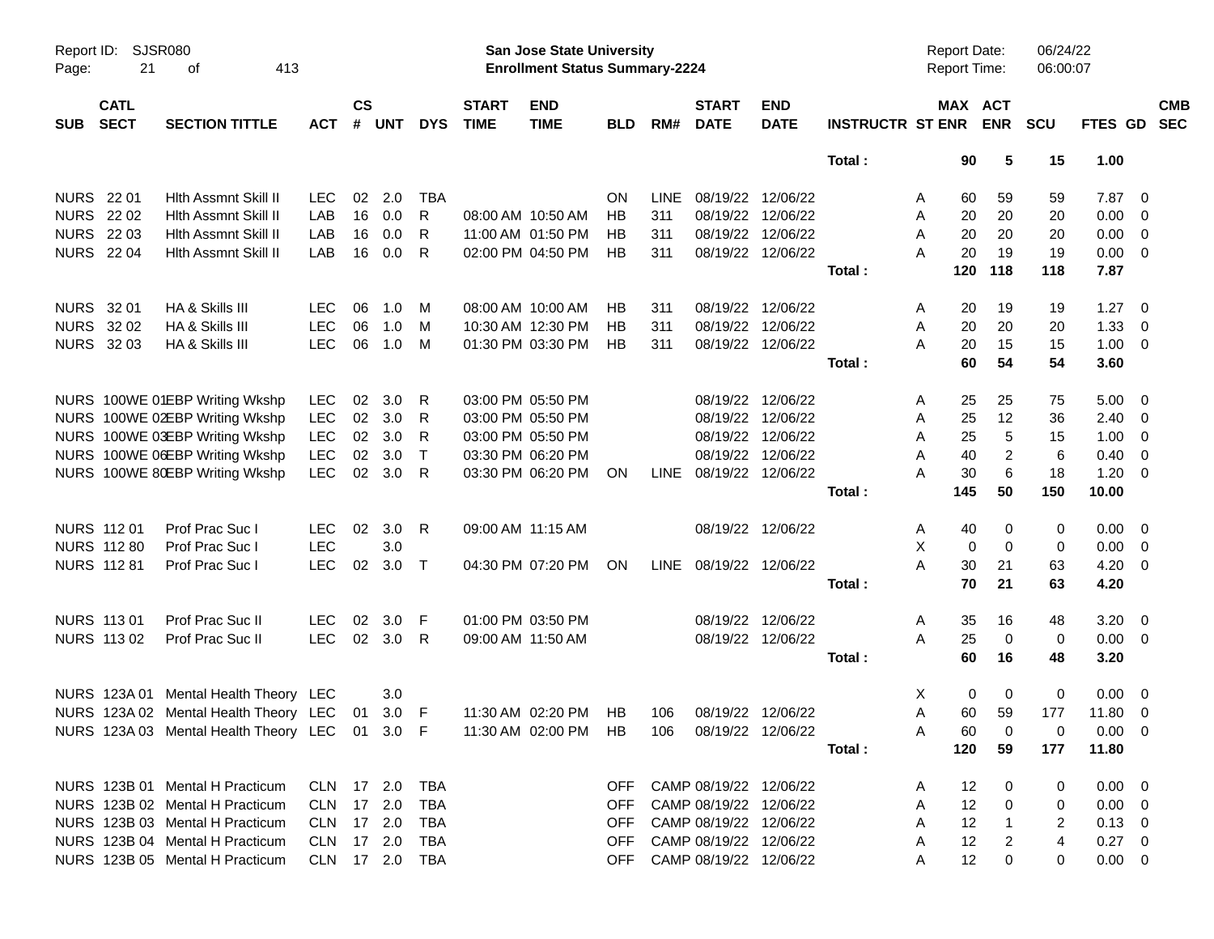Report ID: SJSR080

**San Jose State University**
**Enrollment Status Summary-2224**

Report Date: 06/24/22
Report Time: 06:00:07

| SUB | CATL SECT | SECTION TITTLE | ACT | CS # | UNT | DYS | START TIME | END TIME | BLD | RM# | START DATE | END DATE | INSTRUCTR | ST | MAX ENR | ACT ENR | SCU | FTES | GD | CMB SEC |
|---|---|---|---|---|---|---|---|---|---|---|---|---|---|---|---|---|---|---|---|---|
| | | | | | | | | | | | | | **Total :** | | **90** | **5** | **15** | **1.00** | | |
| NURS | 22 01 | Hlth Assmnt Skill II | LEC | 02 | 2.0 | TBA | | | ON | LINE | 08/19/22 | 12/06/22 | | A | 60 | 59 | 59 | 7.87 | 0 | |
| NURS | 22 02 | Hlth Assmnt Skill II | LAB | 16 | 0.0 | R | 08:00 AM | 10:50 AM | HB | 311 | 08/19/22 | 12/06/22 | | A | 20 | 20 | 20 | 0.00 | 0 | |
| NURS | 22 03 | Hlth Assmnt Skill II | LAB | 16 | 0.0 | R | 11:00 AM | 01:50 PM | HB | 311 | 08/19/22 | 12/06/22 | | A | 20 | 20 | 20 | 0.00 | 0 | |
| NURS | 22 04 | Hlth Assmnt Skill II | LAB | 16 | 0.0 | R | 02:00 PM | 04:50 PM | HB | 311 | 08/19/22 | 12/06/22 | | A | 20 | 19 | 19 | 0.00 | 0 | |
| | | | | | | | | | | | | | **Total :** | | **120** | **118** | **118** | **7.87** | | |
| NURS | 32 01 | HA & Skills III | LEC | 06 | 1.0 | M | 08:00 AM | 10:00 AM | HB | 311 | 08/19/22 | 12/06/22 | | A | 20 | 19 | 19 | 1.27 | 0 | |
| NURS | 32 02 | HA & Skills III | LEC | 06 | 1.0 | M | 10:30 AM | 12:30 PM | HB | 311 | 08/19/22 | 12/06/22 | | A | 20 | 20 | 20 | 1.33 | 0 | |
| NURS | 32 03 | HA & Skills III | LEC | 06 | 1.0 | M | 01:30 PM | 03:30 PM | HB | 311 | 08/19/22 | 12/06/22 | | A | 20 | 15 | 15 | 1.00 | 0 | |
| | | | | | | | | | | | | | **Total :** | | **60** | **54** | **54** | **3.60** | | |
| NURS | 100WE 01 | EBP Writing Wkshp | LEC | 02 | 3.0 | R | 03:00 PM | 05:50 PM | | | 08/19/22 | 12/06/22 | | A | 25 | 25 | 75 | 5.00 | 0 | |
| NURS | 100WE 02 | EBP Writing Wkshp | LEC | 02 | 3.0 | R | 03:00 PM | 05:50 PM | | | 08/19/22 | 12/06/22 | | A | 25 | 12 | 36 | 2.40 | 0 | |
| NURS | 100WE 03 | EBP Writing Wkshp | LEC | 02 | 3.0 | R | 03:00 PM | 05:50 PM | | | 08/19/22 | 12/06/22 | | A | 25 | 5 | 15 | 1.00 | 0 | |
| NURS | 100WE 06 | EBP Writing Wkshp | LEC | 02 | 3.0 | T | 03:30 PM | 06:20 PM | | | 08/19/22 | 12/06/22 | | A | 40 | 2 | 6 | 0.40 | 0 | |
| NURS | 100WE 80 | EBP Writing Wkshp | LEC | 02 | 3.0 | R | 03:30 PM | 06:20 PM | ON | LINE | 08/19/22 | 12/06/22 | | A | 30 | 6 | 18 | 1.20 | 0 | |
| | | | | | | | | | | | | | **Total :** | | **145** | **50** | **150** | **10.00** | | |
| NURS | 112 01 | Prof Prac Suc I | LEC | 02 | 3.0 | R | 09:00 AM | 11:15 AM | | | 08/19/22 | 12/06/22 | | A | 40 | 0 | 0 | 0.00 | 0 | |
| NURS | 112 80 | Prof Prac Suc I | LEC | | 3.0 | | | | | | | | | X | 0 | 0 | 0 | 0.00 | 0 | |
| NURS | 112 81 | Prof Prac Suc I | LEC | 02 | 3.0 | T | 04:30 PM | 07:20 PM | ON | LINE | 08/19/22 | 12/06/22 | | A | 30 | 21 | 63 | 4.20 | 0 | |
| | | | | | | | | | | | | | **Total :** | | **70** | **21** | **63** | **4.20** | | |
| NURS | 113 01 | Prof Prac Suc II | LEC | 02 | 3.0 | F | 01:00 PM | 03:50 PM | | | 08/19/22 | 12/06/22 | | A | 35 | 16 | 48 | 3.20 | 0 | |
| NURS | 113 02 | Prof Prac Suc II | LEC | 02 | 3.0 | R | 09:00 AM | 11:50 AM | | | 08/19/22 | 12/06/22 | | A | 25 | 0 | 0 | 0.00 | 0 | |
| | | | | | | | | | | | | | **Total :** | | **60** | **16** | **48** | **3.20** | | |
| NURS | 123A 01 | Mental Health Theory | LEC | | 3.0 | | | | | | | | | X | 0 | 0 | 0 | 0.00 | 0 | |
| NURS | 123A 02 | Mental Health Theory | LEC | 01 | 3.0 | F | 11:30 AM | 02:20 PM | HB | 106 | 08/19/22 | 12/06/22 | | A | 60 | 59 | 177 | 11.80 | 0 | |
| NURS | 123A 03 | Mental Health Theory | LEC | 01 | 3.0 | F | 11:30 AM | 02:00 PM | HB | 106 | 08/19/22 | 12/06/22 | | A | 60 | 0 | 0 | 0.00 | 0 | |
| | | | | | | | | | | | | | **Total :** | | **120** | **59** | **177** | **11.80** | | |
| NURS | 123B 01 | Mental H Practicum | CLN | 17 | 2.0 | TBA | | | OFF | CAMP | 08/19/22 | 12/06/22 | | A | 12 | 0 | 0 | 0.00 | 0 | |
| NURS | 123B 02 | Mental H Practicum | CLN | 17 | 2.0 | TBA | | | OFF | CAMP | 08/19/22 | 12/06/22 | | A | 12 | 0 | 0 | 0.00 | 0 | |
| NURS | 123B 03 | Mental H Practicum | CLN | 17 | 2.0 | TBA | | | OFF | CAMP | 08/19/22 | 12/06/22 | | A | 12 | 1 | 2 | 0.13 | 0 | |
| NURS | 123B 04 | Mental H Practicum | CLN | 17 | 2.0 | TBA | | | OFF | CAMP | 08/19/22 | 12/06/22 | | A | 12 | 2 | 4 | 0.27 | 0 | |
| NURS | 123B 05 | Mental H Practicum | CLN | 17 | 2.0 | TBA | | | OFF | CAMP | 08/19/22 | 12/06/22 | | A | 12 | 0 | 0 | 0.00 | 0 | |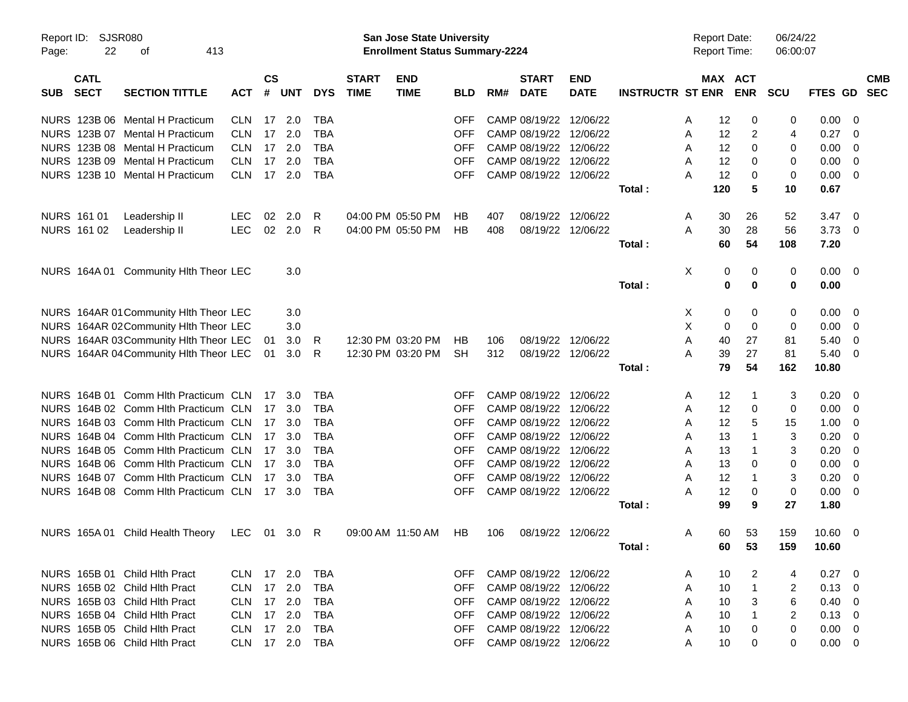Report ID: SJSR080
**San Jose State University**
**Enrollment Status Summary-2224**
Report Date: 06/24/22
Report Time: 06:00:07

| SUB | CATL SECT | SECTION TITTLE | ACT | CS # | UNT | DYS | START TIME | END TIME | BLD | RM# | START DATE | END DATE | INSTRUCTR | ST | MAX ENR | ACT ENR | SCU | FTES | GD | CMB SEC |
|---|---|---|---|---|---|---|---|---|---|---|---|---|---|---|---|---|---|---|---|---|
| NURS | 123B 06 | Mental H Practicum | CLN | 17 | 2.0 | TBA | | | OFF | CAMP | 08/19/22 | 12/06/22 | | A | 12 | 0 | 0 | 0.00 | 0 | |
| NURS | 123B 07 | Mental H Practicum | CLN | 17 | 2.0 | TBA | | | OFF | CAMP | 08/19/22 | 12/06/22 | | A | 12 | 2 | 4 | 0.27 | 0 | |
| NURS | 123B 08 | Mental H Practicum | CLN | 17 | 2.0 | TBA | | | OFF | CAMP | 08/19/22 | 12/06/22 | | A | 12 | 0 | 0 | 0.00 | 0 | |
| NURS | 123B 09 | Mental H Practicum | CLN | 17 | 2.0 | TBA | | | OFF | CAMP | 08/19/22 | 12/06/22 | | A | 12 | 0 | 0 | 0.00 | 0 | |
| NURS | 123B 10 | Mental H Practicum | CLN | 17 | 2.0 | TBA | | | OFF | CAMP | 08/19/22 | 12/06/22 | | A | 12 | 0 | 0 | 0.00 | 0 | |
| | | | | | | | | | | | | | **Total :** | | **120** | **5** | **10** | **0.67** | | |
| NURS | 161 01 | Leadership II | LEC | 02 | 2.0 | R | 04:00 PM | 05:50 PM | HB | 407 | 08/19/22 | 12/06/22 | | A | 30 | 26 | 52 | 3.47 | 0 | |
| NURS | 161 02 | Leadership II | LEC | 02 | 2.0 | R | 04:00 PM | 05:50 PM | HB | 408 | 08/19/22 | 12/06/22 | | A | 30 | 28 | 56 | 3.73 | 0 | |
| | | | | | | | | | | | | | **Total :** | | **60** | **54** | **108** | **7.20** | | |
| NURS | 164A 01 | Community Hlth Theor | LEC | | 3.0 | | | | | | | | | X | 0 | 0 | 0 | 0.00 | 0 | |
| | | | | | | | | | | | | | **Total :** | | **0** | **0** | **0** | **0.00** | | |
| NURS | 164AR 01 | Community Hlth Theor | LEC | | 3.0 | | | | | | | | | X | 0 | 0 | 0 | 0.00 | 0 | |
| NURS | 164AR 02 | Community Hlth Theor | LEC | | 3.0 | | | | | | | | | X | 0 | 0 | 0 | 0.00 | 0 | |
| NURS | 164AR 03 | Community Hlth Theor | LEC | 01 | 3.0 | R | 12:30 PM | 03:20 PM | HB | 106 | 08/19/22 | 12/06/22 | | A | 40 | 27 | 81 | 5.40 | 0 | |
| NURS | 164AR 04 | Community Hlth Theor | LEC | 01 | 3.0 | R | 12:30 PM | 03:20 PM | SH | 312 | 08/19/22 | 12/06/22 | | A | 39 | 27 | 81 | 5.40 | 0 | |
| | | | | | | | | | | | | | **Total :** | | **79** | **54** | **162** | **10.80** | | |
| NURS | 164B 01 | Comm Hlth Practicum | CLN | 17 | 3.0 | TBA | | | OFF | CAMP | 08/19/22 | 12/06/22 | | A | 12 | 1 | 3 | 0.20 | 0 | |
| NURS | 164B 02 | Comm Hlth Practicum | CLN | 17 | 3.0 | TBA | | | OFF | CAMP | 08/19/22 | 12/06/22 | | A | 12 | 0 | 0 | 0.00 | 0 | |
| NURS | 164B 03 | Comm Hlth Practicum | CLN | 17 | 3.0 | TBA | | | OFF | CAMP | 08/19/22 | 12/06/22 | | A | 12 | 5 | 15 | 1.00 | 0 | |
| NURS | 164B 04 | Comm Hlth Practicum | CLN | 17 | 3.0 | TBA | | | OFF | CAMP | 08/19/22 | 12/06/22 | | A | 13 | 1 | 3 | 0.20 | 0 | |
| NURS | 164B 05 | Comm Hlth Practicum | CLN | 17 | 3.0 | TBA | | | OFF | CAMP | 08/19/22 | 12/06/22 | | A | 13 | 1 | 3 | 0.20 | 0 | |
| NURS | 164B 06 | Comm Hlth Practicum | CLN | 17 | 3.0 | TBA | | | OFF | CAMP | 08/19/22 | 12/06/22 | | A | 13 | 0 | 0 | 0.00 | 0 | |
| NURS | 164B 07 | Comm Hlth Practicum | CLN | 17 | 3.0 | TBA | | | OFF | CAMP | 08/19/22 | 12/06/22 | | A | 12 | 1 | 3 | 0.20 | 0 | |
| NURS | 164B 08 | Comm Hlth Practicum | CLN | 17 | 3.0 | TBA | | | OFF | CAMP | 08/19/22 | 12/06/22 | | A | 12 | 0 | 0 | 0.00 | 0 | |
| | | | | | | | | | | | | | **Total :** | | **99** | **9** | **27** | **1.80** | | |
| NURS | 165A 01 | Child Health Theory | LEC | 01 | 3.0 | R | 09:00 AM | 11:50 AM | HB | 106 | 08/19/22 | 12/06/22 | | A | 60 | 53 | 159 | 10.60 | 0 | |
| | | | | | | | | | | | | | **Total :** | | **60** | **53** | **159** | **10.60** | | |
| NURS | 165B 01 | Child Hlth Pract | CLN | 17 | 2.0 | TBA | | | OFF | CAMP | 08/19/22 | 12/06/22 | | A | 10 | 2 | 4 | 0.27 | 0 | |
| NURS | 165B 02 | Child Hlth Pract | CLN | 17 | 2.0 | TBA | | | OFF | CAMP | 08/19/22 | 12/06/22 | | A | 10 | 1 | 2 | 0.13 | 0 | |
| NURS | 165B 03 | Child Hlth Pract | CLN | 17 | 2.0 | TBA | | | OFF | CAMP | 08/19/22 | 12/06/22 | | A | 10 | 3 | 6 | 0.40 | 0 | |
| NURS | 165B 04 | Child Hlth Pract | CLN | 17 | 2.0 | TBA | | | OFF | CAMP | 08/19/22 | 12/06/22 | | A | 10 | 1 | 2 | 0.13 | 0 | |
| NURS | 165B 05 | Child Hlth Pract | CLN | 17 | 2.0 | TBA | | | OFF | CAMP | 08/19/22 | 12/06/22 | | A | 10 | 0 | 0 | 0.00 | 0 | |
| NURS | 165B 06 | Child Hlth Pract | CLN | 17 | 2.0 | TBA | | | OFF | CAMP | 08/19/22 | 12/06/22 | | A | 10 | 0 | 0 | 0.00 | 0 | |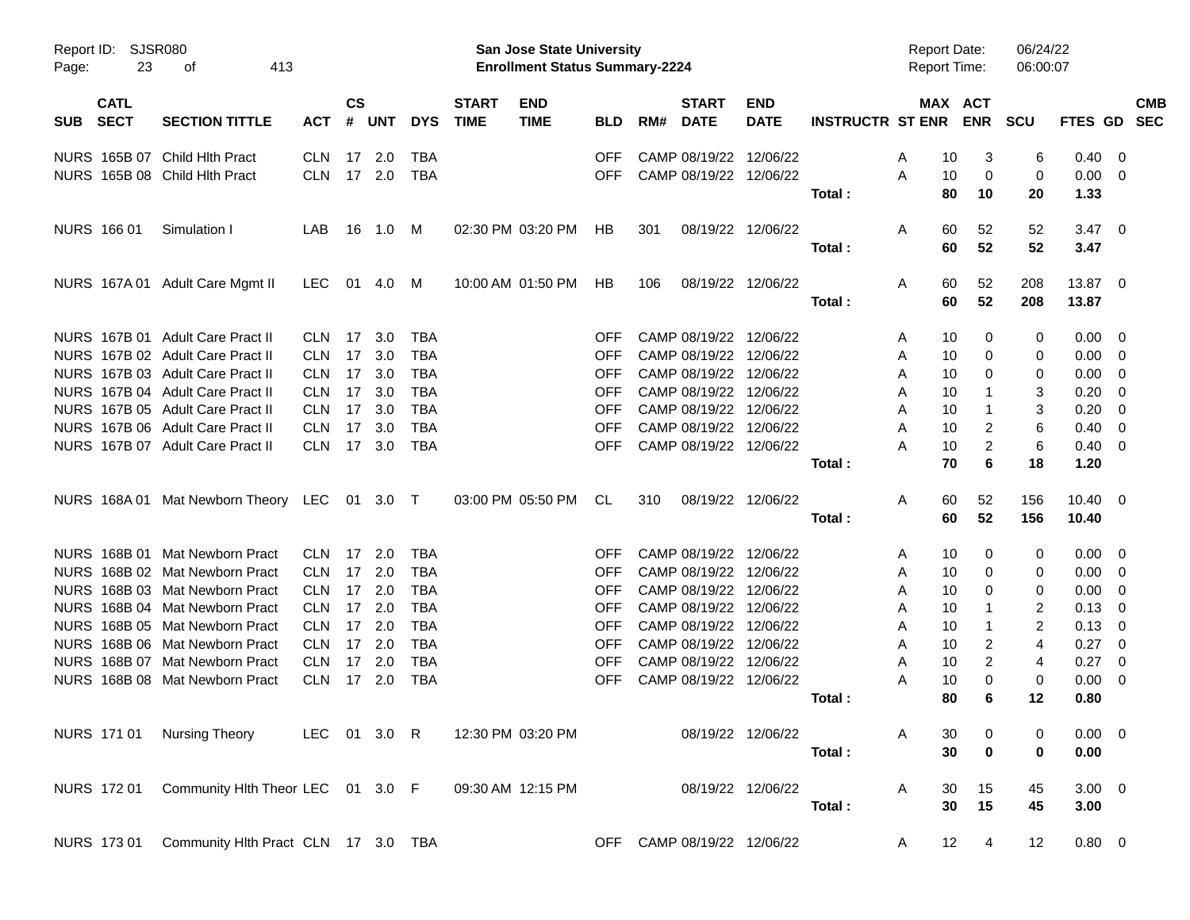Report ID: SJSR080
San Jose State University
Enrollment Status Summary-2224
Report Date: 06/24/22
Report Time: 06:00:07

| SUB | CATL SECT | SECTION TITTLE | ACT | CS # | UNT | DYS | START TIME | END TIME | BLD | RM# | START DATE | END DATE | INSTRUCTR | ST | MAX ENR | ACT ENR | SCU | FTES | GD | CMB SEC |
|---|---|---|---|---|---|---|---|---|---|---|---|---|---|---|---|---|---|---|---|---|
| NURS | 165B 07 | Child Hlth Pract | CLN | 17 | 2.0 | TBA | | | OFF | CAMP | 08/19/22 | 12/06/22 | | A | 10 | 3 | 6 | 0.40 | 0 | |
| NURS | 165B 08 | Child Hlth Pract | CLN | 17 | 2.0 | TBA | | | OFF | CAMP | 08/19/22 | 12/06/22 | | A | 10 | 0 | 0 | 0.00 | 0 | |
| | | | | | | | | | | | | | **Total :** | | **80** | **10** | **20** | **1.33** | | |
| NURS | 166 01 | Simulation I | LAB | 16 | 1.0 | M | 02:30 PM | 03:20 PM | HB | 301 | 08/19/22 | 12/06/22 | | A | 60 | 52 | 52 | 3.47 | 0 | |
| | | | | | | | | | | | | | **Total :** | | **60** | **52** | **52** | **3.47** | | |
| NURS | 167A 01 | Adult Care Mgmt II | LEC | 01 | 4.0 | M | 10:00 AM | 01:50 PM | HB | 106 | 08/19/22 | 12/06/22 | | A | 60 | 52 | 208 | 13.87 | 0 | |
| | | | | | | | | | | | | | **Total :** | | **60** | **52** | **208** | **13.87** | | |
| NURS | 167B 01 | Adult Care Pract II | CLN | 17 | 3.0 | TBA | | | OFF | CAMP | 08/19/22 | 12/06/22 | | A | 10 | 0 | 0 | 0.00 | 0 | |
| NURS | 167B 02 | Adult Care Pract II | CLN | 17 | 3.0 | TBA | | | OFF | CAMP | 08/19/22 | 12/06/22 | | A | 10 | 0 | 0 | 0.00 | 0 | |
| NURS | 167B 03 | Adult Care Pract II | CLN | 17 | 3.0 | TBA | | | OFF | CAMP | 08/19/22 | 12/06/22 | | A | 10 | 0 | 0 | 0.00 | 0 | |
| NURS | 167B 04 | Adult Care Pract II | CLN | 17 | 3.0 | TBA | | | OFF | CAMP | 08/19/22 | 12/06/22 | | A | 10 | 1 | 3 | 0.20 | 0 | |
| NURS | 167B 05 | Adult Care Pract II | CLN | 17 | 3.0 | TBA | | | OFF | CAMP | 08/19/22 | 12/06/22 | | A | 10 | 1 | 3 | 0.20 | 0 | |
| NURS | 167B 06 | Adult Care Pract II | CLN | 17 | 3.0 | TBA | | | OFF | CAMP | 08/19/22 | 12/06/22 | | A | 10 | 2 | 6 | 0.40 | 0 | |
| NURS | 167B 07 | Adult Care Pract II | CLN | 17 | 3.0 | TBA | | | OFF | CAMP | 08/19/22 | 12/06/22 | | A | 10 | 2 | 6 | 0.40 | 0 | |
| | | | | | | | | | | | | | **Total :** | | **70** | **6** | **18** | **1.20** | | |
| NURS | 168A 01 | Mat Newborn Theory | LEC | 01 | 3.0 | T | 03:00 PM | 05:50 PM | CL | 310 | 08/19/22 | 12/06/22 | | A | 60 | 52 | 156 | 10.40 | 0 | |
| | | | | | | | | | | | | | **Total :** | | **60** | **52** | **156** | **10.40** | | |
| NURS | 168B 01 | Mat Newborn Pract | CLN | 17 | 2.0 | TBA | | | OFF | CAMP | 08/19/22 | 12/06/22 | | A | 10 | 0 | 0 | 0.00 | 0 | |
| NURS | 168B 02 | Mat Newborn Pract | CLN | 17 | 2.0 | TBA | | | OFF | CAMP | 08/19/22 | 12/06/22 | | A | 10 | 0 | 0 | 0.00 | 0 | |
| NURS | 168B 03 | Mat Newborn Pract | CLN | 17 | 2.0 | TBA | | | OFF | CAMP | 08/19/22 | 12/06/22 | | A | 10 | 0 | 0 | 0.00 | 0 | |
| NURS | 168B 04 | Mat Newborn Pract | CLN | 17 | 2.0 | TBA | | | OFF | CAMP | 08/19/22 | 12/06/22 | | A | 10 | 1 | 2 | 0.13 | 0 | |
| NURS | 168B 05 | Mat Newborn Pract | CLN | 17 | 2.0 | TBA | | | OFF | CAMP | 08/19/22 | 12/06/22 | | A | 10 | 1 | 2 | 0.13 | 0 | |
| NURS | 168B 06 | Mat Newborn Pract | CLN | 17 | 2.0 | TBA | | | OFF | CAMP | 08/19/22 | 12/06/22 | | A | 10 | 2 | 4 | 0.27 | 0 | |
| NURS | 168B 07 | Mat Newborn Pract | CLN | 17 | 2.0 | TBA | | | OFF | CAMP | 08/19/22 | 12/06/22 | | A | 10 | 2 | 4 | 0.27 | 0 | |
| NURS | 168B 08 | Mat Newborn Pract | CLN | 17 | 2.0 | TBA | | | OFF | CAMP | 08/19/22 | 12/06/22 | | A | 10 | 0 | 0 | 0.00 | 0 | |
| | | | | | | | | | | | | | **Total :** | | **80** | **6** | **12** | **0.80** | | |
| NURS | 171 01 | Nursing Theory | LEC | 01 | 3.0 | R | 12:30 PM | 03:20 PM | | | 08/19/22 | 12/06/22 | | A | 30 | 0 | 0 | 0.00 | 0 | |
| | | | | | | | | | | | | | **Total :** | | **30** | **0** | **0** | **0.00** | | |
| NURS | 172 01 | Community Hlth Theor | LEC | 01 | 3.0 | F | 09:30 AM | 12:15 PM | | | 08/19/22 | 12/06/22 | | A | 30 | 15 | 45 | 3.00 | 0 | |
| | | | | | | | | | | | | | **Total :** | | **30** | **15** | **45** | **3.00** | | |
| NURS | 173 01 | Community Hlth Pract | CLN | 17 | 3.0 | TBA | | | OFF | CAMP | 08/19/22 | 12/06/22 | | A | 12 | 4 | 12 | 0.80 | 0 | |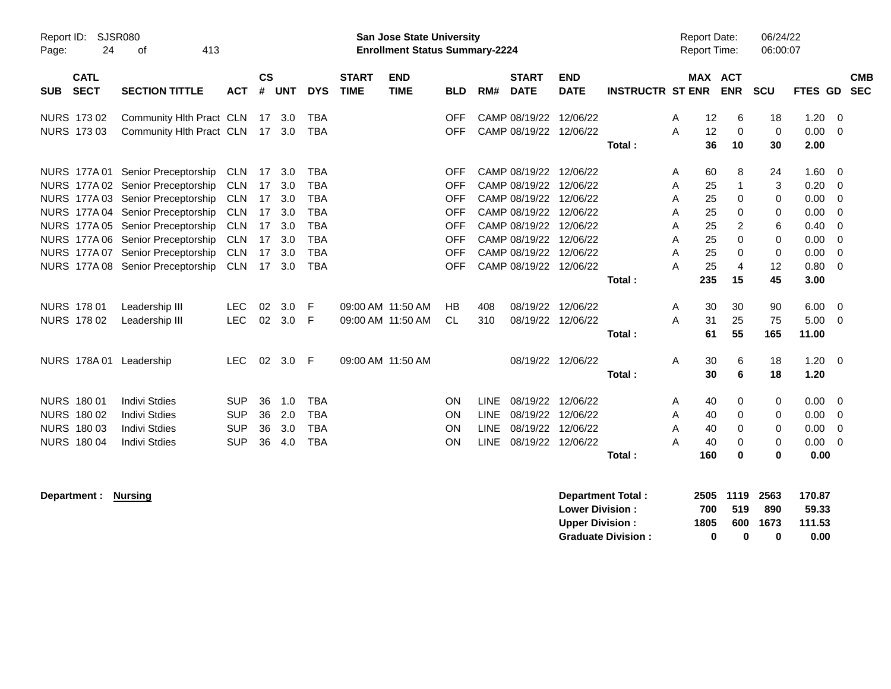**San Jose State University**
**Enrollment Status Summary-2224**

Report ID: SJSR080
Report Date: 06/24/22
Report Time: 06:00:07

| SUB | CATL SECT | SECTION TITTLE | ACT | CS # | UNT | DYS | START TIME | END TIME | BLD | RM# | START DATE | END DATE | INSTRUCTR | ST | MAX ENR | ACT ENR | SCU | FTES | GD | CMB SEC |
|---|---|---|---|---|---|---|---|---|---|---|---|---|---|---|---|---|---|---|---|---|
| NURS | 173 02 | Community Hlth Pract | CLN | 17 | 3.0 | TBA | | | OFF | CAMP | 08/19/22 | 12/06/22 | | A | 12 | 6 | 18 | 1.20 | 0 | |
| NURS | 173 03 | Community Hlth Pract | CLN | 17 | 3.0 | TBA | | | OFF | CAMP | 08/19/22 | 12/06/22 | | A | 12 | 0 | 0 | 0.00 | 0 | |
| | | | | | | | | | | | | | **Total :** | | **36** | **10** | **30** | **2.00** | | |
| NURS | 177A 01 | Senior Preceptorship | CLN | 17 | 3.0 | TBA | | | OFF | CAMP | 08/19/22 | 12/06/22 | | A | 60 | 8 | 24 | 1.60 | 0 | |
| NURS | 177A 02 | Senior Preceptorship | CLN | 17 | 3.0 | TBA | | | OFF | CAMP | 08/19/22 | 12/06/22 | | A | 25 | 1 | 3 | 0.20 | 0 | |
| NURS | 177A 03 | Senior Preceptorship | CLN | 17 | 3.0 | TBA | | | OFF | CAMP | 08/19/22 | 12/06/22 | | A | 25 | 0 | 0 | 0.00 | 0 | |
| NURS | 177A 04 | Senior Preceptorship | CLN | 17 | 3.0 | TBA | | | OFF | CAMP | 08/19/22 | 12/06/22 | | A | 25 | 0 | 0 | 0.00 | 0 | |
| NURS | 177A 05 | Senior Preceptorship | CLN | 17 | 3.0 | TBA | | | OFF | CAMP | 08/19/22 | 12/06/22 | | A | 25 | 2 | 6 | 0.40 | 0 | |
| NURS | 177A 06 | Senior Preceptorship | CLN | 17 | 3.0 | TBA | | | OFF | CAMP | 08/19/22 | 12/06/22 | | A | 25 | 0 | 0 | 0.00 | 0 | |
| NURS | 177A 07 | Senior Preceptorship | CLN | 17 | 3.0 | TBA | | | OFF | CAMP | 08/19/22 | 12/06/22 | | A | 25 | 0 | 0 | 0.00 | 0 | |
| NURS | 177A 08 | Senior Preceptorship | CLN | 17 | 3.0 | TBA | | | OFF | CAMP | 08/19/22 | 12/06/22 | | A | 25 | 4 | 12 | 0.80 | 0 | |
| | | | | | | | | | | | | | **Total :** | | **235** | **15** | **45** | **3.00** | | |
| NURS | 178 01 | Leadership III | LEC | 02 | 3.0 | F | 09:00 AM | 11:50 AM | HB | 408 | 08/19/22 | 12/06/22 | | A | 30 | 30 | 90 | 6.00 | 0 | |
| NURS | 178 02 | Leadership III | LEC | 02 | 3.0 | F | 09:00 AM | 11:50 AM | CL | 310 | 08/19/22 | 12/06/22 | | A | 31 | 25 | 75 | 5.00 | 0 | |
| | | | | | | | | | | | | | **Total :** | | **61** | **55** | **165** | **11.00** | | |
| NURS | 178A 01 | Leadership | LEC | 02 | 3.0 | F | 09:00 AM | 11:50 AM | | | 08/19/22 | 12/06/22 | | A | 30 | 6 | 18 | 1.20 | 0 | |
| | | | | | | | | | | | | | **Total :** | | **30** | **6** | **18** | **1.20** | | |
| NURS | 180 01 | Indivi Stdies | SUP | 36 | 1.0 | TBA | | | ON | LINE | 08/19/22 | 12/06/22 | | A | 40 | 0 | 0 | 0.00 | 0 | |
| NURS | 180 02 | Indivi Stdies | SUP | 36 | 2.0 | TBA | | | ON | LINE | 08/19/22 | 12/06/22 | | A | 40 | 0 | 0 | 0.00 | 0 | |
| NURS | 180 03 | Indivi Stdies | SUP | 36 | 3.0 | TBA | | | ON | LINE | 08/19/22 | 12/06/22 | | A | 40 | 0 | 0 | 0.00 | 0 | |
| NURS | 180 04 | Indivi Stdies | SUP | 36 | 4.0 | TBA | | | ON | LINE | 08/19/22 | 12/06/22 | | A | 40 | 0 | 0 | 0.00 | 0 | |
| | | | | | | | | | | | | | **Total :** | | **160** | **0** | **0** | **0.00** | | |

**Department : Nursing**

| | MAX ENR | ACT ENR | SCU | FTES |
|---|---|---|---|---|
| **Department Total :** | **2505** | **1119** | **2563** | **170.87** |
| **Lower Division :** | **700** | **519** | **890** | **59.33** |
| **Upper Division :** | **1805** | **600** | **1673** | **111.53** |
| **Graduate Division :** | **0** | **0** | **0** | **0.00** |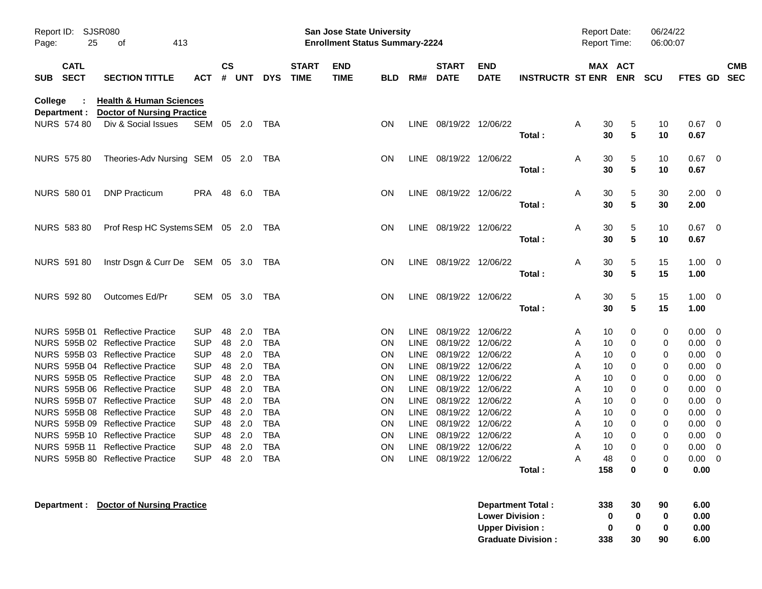Report ID: SJSR080
**San Jose State University**
**Enrollment Status Summary-2224**
Report Date: 06/24/22
Report Time: 06:00:07

**College : Health & Human Sciences**
**Department : Doctor of Nursing Practice**

| SUB | CATL SECT | SECTION TITTLE | ACT | CS # | UNT | DYS | START TIME | END TIME | BLD | RM# | START DATE | END DATE | INSTRUCTR | ST | MAX ENR | ACT ENR | SCU | FTES | GD | CMB SEC |
|---|---|---|---|---|---|---|---|---|---|---|---|---|---|---|---|---|---|---|---|---|
| NURS | 574 80 | Div & Social Issues | SEM | 05 | 2.0 | TBA | | | ON | LINE | 08/19/22 | 12/06/22 | | A | 30 | 5 | 10 | 0.67 | 0 | |
| | | | | | | | | | | | | | **Total :** | | **30** | **5** | **10** | **0.67** | | |
| NURS | 575 80 | Theories-Adv Nursing | SEM | 05 | 2.0 | TBA | | | ON | LINE | 08/19/22 | 12/06/22 | | A | 30 | 5 | 10 | 0.67 | 0 | |
| | | | | | | | | | | | | | **Total :** | | **30** | **5** | **10** | **0.67** | | |
| NURS | 580 01 | DNP Practicum | PRA | 48 | 6.0 | TBA | | | ON | LINE | 08/19/22 | 12/06/22 | | A | 30 | 5 | 30 | 2.00 | 0 | |
| | | | | | | | | | | | | | **Total :** | | **30** | **5** | **30** | **2.00** | | |
| NURS | 583 80 | Prof Resp HC Systems | SEM | 05 | 2.0 | TBA | | | ON | LINE | 08/19/22 | 12/06/22 | | A | 30 | 5 | 10 | 0.67 | 0 | |
| | | | | | | | | | | | | | **Total :** | | **30** | **5** | **10** | **0.67** | | |
| NURS | 591 80 | Instr Dsgn & Curr De | SEM | 05 | 3.0 | TBA | | | ON | LINE | 08/19/22 | 12/06/22 | | A | 30 | 5 | 15 | 1.00 | 0 | |
| | | | | | | | | | | | | | **Total :** | | **30** | **5** | **15** | **1.00** | | |
| NURS | 592 80 | Outcomes Ed/Pr | SEM | 05 | 3.0 | TBA | | | ON | LINE | 08/19/22 | 12/06/22 | | A | 30 | 5 | 15 | 1.00 | 0 | |
| | | | | | | | | | | | | | **Total :** | | **30** | **5** | **15** | **1.00** | | |
| NURS | 595B 01 | Reflective Practice | SUP | 48 | 2.0 | TBA | | | ON | LINE | 08/19/22 | 12/06/22 | | A | 10 | 0 | 0 | 0.00 | 0 | |
| NURS | 595B 02 | Reflective Practice | SUP | 48 | 2.0 | TBA | | | ON | LINE | 08/19/22 | 12/06/22 | | A | 10 | 0 | 0 | 0.00 | 0 | |
| NURS | 595B 03 | Reflective Practice | SUP | 48 | 2.0 | TBA | | | ON | LINE | 08/19/22 | 12/06/22 | | A | 10 | 0 | 0 | 0.00 | 0 | |
| NURS | 595B 04 | Reflective Practice | SUP | 48 | 2.0 | TBA | | | ON | LINE | 08/19/22 | 12/06/22 | | A | 10 | 0 | 0 | 0.00 | 0 | |
| NURS | 595B 05 | Reflective Practice | SUP | 48 | 2.0 | TBA | | | ON | LINE | 08/19/22 | 12/06/22 | | A | 10 | 0 | 0 | 0.00 | 0 | |
| NURS | 595B 06 | Reflective Practice | SUP | 48 | 2.0 | TBA | | | ON | LINE | 08/19/22 | 12/06/22 | | A | 10 | 0 | 0 | 0.00 | 0 | |
| NURS | 595B 07 | Reflective Practice | SUP | 48 | 2.0 | TBA | | | ON | LINE | 08/19/22 | 12/06/22 | | A | 10 | 0 | 0 | 0.00 | 0 | |
| NURS | 595B 08 | Reflective Practice | SUP | 48 | 2.0 | TBA | | | ON | LINE | 08/19/22 | 12/06/22 | | A | 10 | 0 | 0 | 0.00 | 0 | |
| NURS | 595B 09 | Reflective Practice | SUP | 48 | 2.0 | TBA | | | ON | LINE | 08/19/22 | 12/06/22 | | A | 10 | 0 | 0 | 0.00 | 0 | |
| NURS | 595B 10 | Reflective Practice | SUP | 48 | 2.0 | TBA | | | ON | LINE | 08/19/22 | 12/06/22 | | A | 10 | 0 | 0 | 0.00 | 0 | |
| NURS | 595B 11 | Reflective Practice | SUP | 48 | 2.0 | TBA | | | ON | LINE | 08/19/22 | 12/06/22 | | A | 10 | 0 | 0 | 0.00 | 0 | |
| NURS | 595B 80 | Reflective Practice | SUP | 48 | 2.0 | TBA | | | ON | LINE | 08/19/22 | 12/06/22 | | A | 48 | 0 | 0 | 0.00 | 0 | |
| | | | | | | | | | | | | | **Total :** | | **158** | **0** | **0** | **0.00** | | |

**Department : Doctor of Nursing Practice**

| | MAX ENR | ACT ENR | SCU | FTES |
|---|---|---|---|---|
| **Department Total :** | **338** | **30** | **90** | **6.00** |
| **Lower Division :** | **0** | **0** | **0** | **0.00** |
| **Upper Division :** | **0** | **0** | **0** | **0.00** |
| **Graduate Division :** | **338** | **30** | **90** | **6.00** |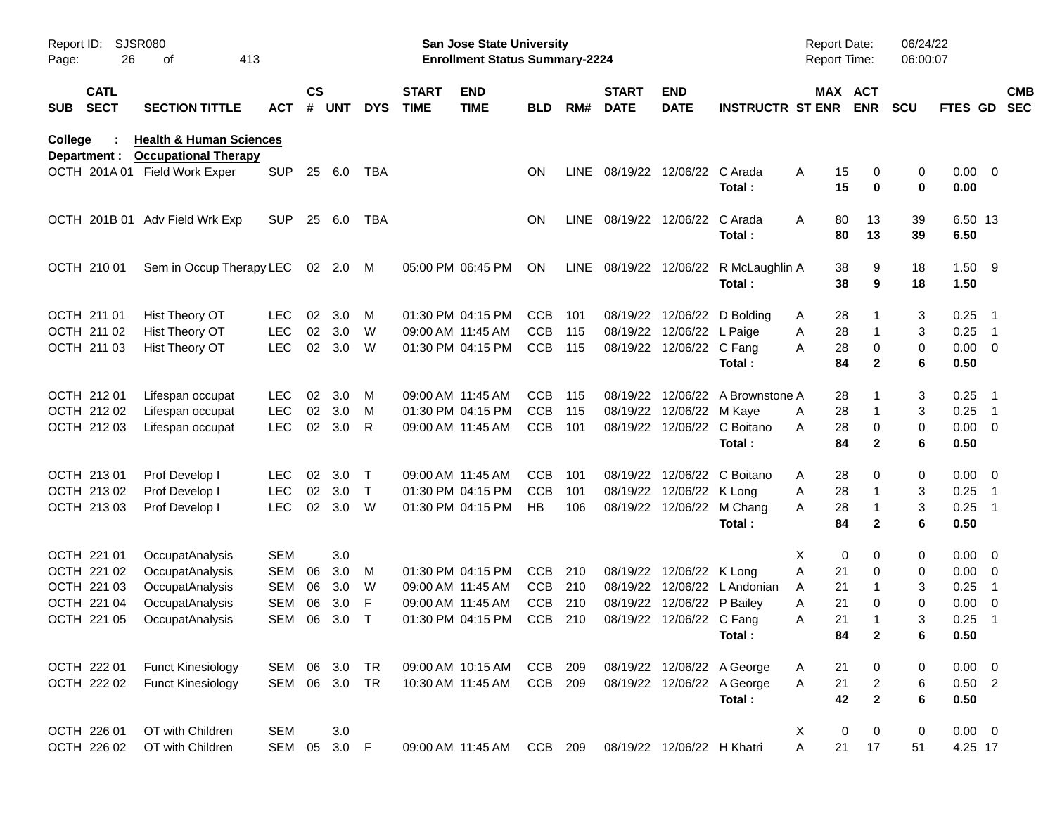Report ID: SJSR080

**San Jose State University**
**Enrollment Status Summary-2224**

Report Date: 06/24/22
Report Time: 06:00:07

**College : Health & Human Sciences**
**Department : Occupational Therapy**

| SUB | CATL SECT | SECTION TITTLE | ACT | CS # | UNT | DYS | START TIME | END TIME | BLD | RM# | START DATE | END DATE | INSTRUCTR | ST | MAX ENR | ACT ENR | SCU | FTES | GD | CMB SEC |
|---|---|---|---|---|---|---|---|---|---|---|---|---|---|---|---|---|---|---|---|---|
| OCTH | 201A 01 | Field Work Exper | SUP | 25 | 6.0 | TBA | | | ON | LINE | 08/19/22 | 12/06/22 | C Arada | A | 15 | 0 | 0 | 0.00 | 0 | |
| | | | | | | | | | | | | | **Total :** | | **15** | **0** | **0** | **0.00** | | |
| OCTH | 201B 01 | Adv Field Wrk Exp | SUP | 25 | 6.0 | TBA | | | ON | LINE | 08/19/22 | 12/06/22 | C Arada | A | 80 | 13 | 39 | 6.50 | 13 | |
| | | | | | | | | | | | | | **Total :** | | **80** | **13** | **39** | **6.50** | | |
| OCTH | 210 01 | Sem in Occup Therapy | LEC | 02 | 2.0 | M | 05:00 PM | 06:45 PM | ON | LINE | 08/19/22 | 12/06/22 | R McLaughlin | A | 38 | 9 | 18 | 1.50 | 9 | |
| | | | | | | | | | | | | | **Total :** | | **38** | **9** | **18** | **1.50** | | |
| OCTH | 211 01 | Hist Theory OT | LEC | 02 | 3.0 | M | 01:30 PM | 04:15 PM | CCB | 101 | 08/19/22 | 12/06/22 | D Bolding | A | 28 | 1 | 3 | 0.25 | 1 | |
| OCTH | 211 02 | Hist Theory OT | LEC | 02 | 3.0 | W | 09:00 AM | 11:45 AM | CCB | 115 | 08/19/22 | 12/06/22 | L Paige | A | 28 | 1 | 3 | 0.25 | 1 | |
| OCTH | 211 03 | Hist Theory OT | LEC | 02 | 3.0 | W | 01:30 PM | 04:15 PM | CCB | 115 | 08/19/22 | 12/06/22 | C Fang | A | 28 | 0 | 0 | 0.00 | 0 | |
| | | | | | | | | | | | | | **Total :** | | **84** | **2** | **6** | **0.50** | | |
| OCTH | 212 01 | Lifespan occupat | LEC | 02 | 3.0 | M | 09:00 AM | 11:45 AM | CCB | 115 | 08/19/22 | 12/06/22 | A Brownstone | A | 28 | 1 | 3 | 0.25 | 1 | |
| OCTH | 212 02 | Lifespan occupat | LEC | 02 | 3.0 | M | 01:30 PM | 04:15 PM | CCB | 115 | 08/19/22 | 12/06/22 | M Kaye | A | 28 | 1 | 3 | 0.25 | 1 | |
| OCTH | 212 03 | Lifespan occupat | LEC | 02 | 3.0 | R | 09:00 AM | 11:45 AM | CCB | 101 | 08/19/22 | 12/06/22 | C Boitano | A | 28 | 0 | 0 | 0.00 | 0 | |
| | | | | | | | | | | | | | **Total :** | | **84** | **2** | **6** | **0.50** | | |
| OCTH | 213 01 | Prof Develop I | LEC | 02 | 3.0 | T | 09:00 AM | 11:45 AM | CCB | 101 | 08/19/22 | 12/06/22 | C Boitano | A | 28 | 0 | 0 | 0.00 | 0 | |
| OCTH | 213 02 | Prof Develop I | LEC | 02 | 3.0 | T | 01:30 PM | 04:15 PM | CCB | 101 | 08/19/22 | 12/06/22 | K Long | A | 28 | 1 | 3 | 0.25 | 1 | |
| OCTH | 213 03 | Prof Develop I | LEC | 02 | 3.0 | W | 01:30 PM | 04:15 PM | HB | 106 | 08/19/22 | 12/06/22 | M Chang | A | 28 | 1 | 3 | 0.25 | 1 | |
| | | | | | | | | | | | | | **Total :** | | **84** | **2** | **6** | **0.50** | | |
| OCTH | 221 01 | OccupatAnalysis | SEM | | 3.0 | | | | | | | | | X | 0 | 0 | 0 | 0.00 | 0 | |
| OCTH | 221 02 | OccupatAnalysis | SEM | 06 | 3.0 | M | 01:30 PM | 04:15 PM | CCB | 210 | 08/19/22 | 12/06/22 | K Long | A | 21 | 0 | 0 | 0.00 | 0 | |
| OCTH | 221 03 | OccupatAnalysis | SEM | 06 | 3.0 | W | 09:00 AM | 11:45 AM | CCB | 210 | 08/19/22 | 12/06/22 | L Andonian | A | 21 | 1 | 3 | 0.25 | 1 | |
| OCTH | 221 04 | OccupatAnalysis | SEM | 06 | 3.0 | F | 09:00 AM | 11:45 AM | CCB | 210 | 08/19/22 | 12/06/22 | P Bailey | A | 21 | 0 | 0 | 0.00 | 0 | |
| OCTH | 221 05 | OccupatAnalysis | SEM | 06 | 3.0 | T | 01:30 PM | 04:15 PM | CCB | 210 | 08/19/22 | 12/06/22 | C Fang | A | 21 | 1 | 3 | 0.25 | 1 | |
| | | | | | | | | | | | | | **Total :** | | **84** | **2** | **6** | **0.50** | | |
| OCTH | 222 01 | Funct Kinesiology | SEM | 06 | 3.0 | TR | 09:00 AM | 10:15 AM | CCB | 209 | 08/19/22 | 12/06/22 | A George | A | 21 | 0 | 0 | 0.00 | 0 | |
| OCTH | 222 02 | Funct Kinesiology | SEM | 06 | 3.0 | TR | 10:30 AM | 11:45 AM | CCB | 209 | 08/19/22 | 12/06/22 | A George | A | 21 | 2 | 6 | 0.50 | 2 | |
| | | | | | | | | | | | | | **Total :** | | **42** | **2** | **6** | **0.50** | | |
| OCTH | 226 01 | OT with Children | SEM | | 3.0 | | | | | | | | | X | 0 | 0 | 0 | 0.00 | 0 | |
| OCTH | 226 02 | OT with Children | SEM | 05 | 3.0 | F | 09:00 AM | 11:45 AM | CCB | 209 | 08/19/22 | 12/06/22 | H Khatri | A | 21 | 17 | 51 | 4.25 | 17 | |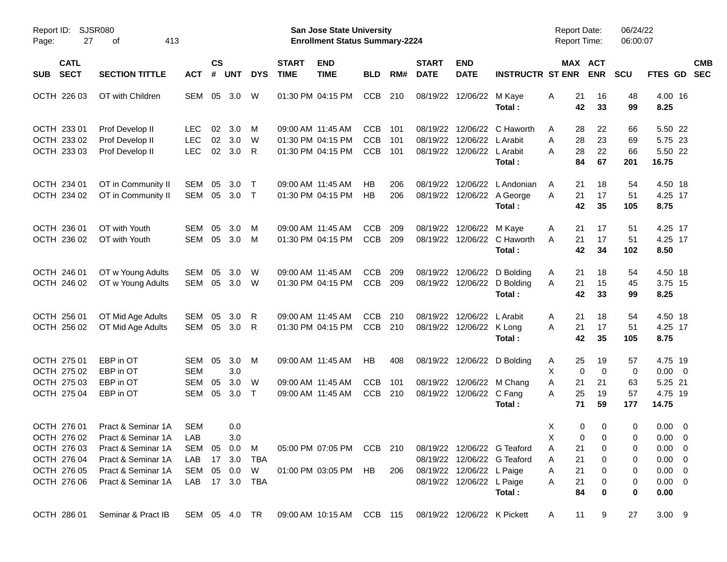Report ID: SJSR080

**San Jose State University**
**Enrollment Status Summary-2224**

Report Date: 06/24/22
Report Time: 06:00:07

| SUB | CATL SECT | SECTION TITTLE | ACT | CS # | UNT | DYS | START TIME | END TIME | BLD | RM# | START DATE | END DATE | INSTRUCTR | ST | MAX ENR | ACT ENR | SCU | FTES | GD | CMB SEC |
|---|---|---|---|---|---|---|---|---|---|---|---|---|---|---|---|---|---|---|---|---|
| OCTH | 226 03 | OT with Children | SEM | 05 | 3.0 | W | 01:30 PM | 04:15 PM | CCB | 210 | 08/19/22 | 12/06/22 | M Kaye | A | 21 | 16 | 48 | 4.00 | 16 | |
| | | | | | | | | | | | | | **Total :** | | **42** | **33** | **99** | **8.25** | | |
| OCTH | 233 01 | Prof Develop II | LEC | 02 | 3.0 | M | 09:00 AM | 11:45 AM | CCB | 101 | 08/19/22 | 12/06/22 | C Haworth | A | 28 | 22 | 66 | 5.50 | 22 | |
| OCTH | 233 02 | Prof Develop II | LEC | 02 | 3.0 | W | 01:30 PM | 04:15 PM | CCB | 101 | 08/19/22 | 12/06/22 | L Arabit | A | 28 | 23 | 69 | 5.75 | 23 | |
| OCTH | 233 03 | Prof Develop II | LEC | 02 | 3.0 | R | 01:30 PM | 04:15 PM | CCB | 101 | 08/19/22 | 12/06/22 | L Arabit | A | 28 | 22 | 66 | 5.50 | 22 | |
| | | | | | | | | | | | | | **Total :** | | **84** | **67** | **201** | **16.75** | | |
| OCTH | 234 01 | OT in Community II | SEM | 05 | 3.0 | T | 09:00 AM | 11:45 AM | HB | 206 | 08/19/22 | 12/06/22 | L Andonian | A | 21 | 18 | 54 | 4.50 | 18 | |
| OCTH | 234 02 | OT in Community II | SEM | 05 | 3.0 | T | 01:30 PM | 04:15 PM | HB | 206 | 08/19/22 | 12/06/22 | A George | A | 21 | 17 | 51 | 4.25 | 17 | |
| | | | | | | | | | | | | | **Total :** | | **42** | **35** | **105** | **8.75** | | |
| OCTH | 236 01 | OT with Youth | SEM | 05 | 3.0 | M | 09:00 AM | 11:45 AM | CCB | 209 | 08/19/22 | 12/06/22 | M Kaye | A | 21 | 17 | 51 | 4.25 | 17 | |
| OCTH | 236 02 | OT with Youth | SEM | 05 | 3.0 | M | 01:30 PM | 04:15 PM | CCB | 209 | 08/19/22 | 12/06/22 | C Haworth | A | 21 | 17 | 51 | 4.25 | 17 | |
| | | | | | | | | | | | | | **Total :** | | **42** | **34** | **102** | **8.50** | | |
| OCTH | 246 01 | OT w Young Adults | SEM | 05 | 3.0 | W | 09:00 AM | 11:45 AM | CCB | 209 | 08/19/22 | 12/06/22 | D Bolding | A | 21 | 18 | 54 | 4.50 | 18 | |
| OCTH | 246 02 | OT w Young Adults | SEM | 05 | 3.0 | W | 01:30 PM | 04:15 PM | CCB | 209 | 08/19/22 | 12/06/22 | D Bolding | A | 21 | 15 | 45 | 3.75 | 15 | |
| | | | | | | | | | | | | | **Total :** | | **42** | **33** | **99** | **8.25** | | |
| OCTH | 256 01 | OT Mid Age Adults | SEM | 05 | 3.0 | R | 09:00 AM | 11:45 AM | CCB | 210 | 08/19/22 | 12/06/22 | L Arabit | A | 21 | 18 | 54 | 4.50 | 18 | |
| OCTH | 256 02 | OT Mid Age Adults | SEM | 05 | 3.0 | R | 01:30 PM | 04:15 PM | CCB | 210 | 08/19/22 | 12/06/22 | K Long | A | 21 | 17 | 51 | 4.25 | 17 | |
| | | | | | | | | | | | | | **Total :** | | **42** | **35** | **105** | **8.75** | | |
| OCTH | 275 01 | EBP in OT | SEM | 05 | 3.0 | M | 09:00 AM | 11:45 AM | HB | 408 | 08/19/22 | 12/06/22 | D Bolding | A | 25 | 19 | 57 | 4.75 | 19 | |
| OCTH | 275 02 | EBP in OT | SEM | | 3.0 | | | | | | | | | X | 0 | 0 | 0 | 0.00 | 0 | |
| OCTH | 275 03 | EBP in OT | SEM | 05 | 3.0 | W | 09:00 AM | 11:45 AM | CCB | 101 | 08/19/22 | 12/06/22 | M Chang | A | 21 | 21 | 63 | 5.25 | 21 | |
| OCTH | 275 04 | EBP in OT | SEM | 05 | 3.0 | T | 09:00 AM | 11:45 AM | CCB | 210 | 08/19/22 | 12/06/22 | C Fang | A | 25 | 19 | 57 | 4.75 | 19 | |
| | | | | | | | | | | | | | **Total :** | | **71** | **59** | **177** | **14.75** | | |
| OCTH | 276 01 | Pract & Seminar 1A | SEM | | 0.0 | | | | | | | | | X | 0 | 0 | 0 | 0.00 | 0 | |
| OCTH | 276 02 | Pract & Seminar 1A | LAB | | 3.0 | | | | | | | | | X | 0 | 0 | 0 | 0.00 | 0 | |
| OCTH | 276 03 | Pract & Seminar 1A | SEM | 05 | 0.0 | M | 05:00 PM | 07:05 PM | CCB | 210 | 08/19/22 | 12/06/22 | G Teaford | A | 21 | 0 | 0 | 0.00 | 0 | |
| OCTH | 276 04 | Pract & Seminar 1A | LAB | 17 | 3.0 | TBA | | | | | 08/19/22 | 12/06/22 | G Teaford | A | 21 | 0 | 0 | 0.00 | 0 | |
| OCTH | 276 05 | Pract & Seminar 1A | SEM | 05 | 0.0 | W | 01:00 PM | 03:05 PM | HB | 206 | 08/19/22 | 12/06/22 | L Paige | A | 21 | 0 | 0 | 0.00 | 0 | |
| OCTH | 276 06 | Pract & Seminar 1A | LAB | 17 | 3.0 | TBA | | | | | 08/19/22 | 12/06/22 | L Paige | A | 21 | 0 | 0 | 0.00 | 0 | |
| | | | | | | | | | | | | | **Total :** | | **84** | **0** | **0** | **0.00** | | |
| OCTH | 286 01 | Seminar & Pract IB | SEM | 05 | 4.0 | TR | 09:00 AM | 10:15 AM | CCB | 115 | 08/19/22 | 12/06/22 | K Pickett | A | 11 | 9 | 27 | 3.00 | 9 | |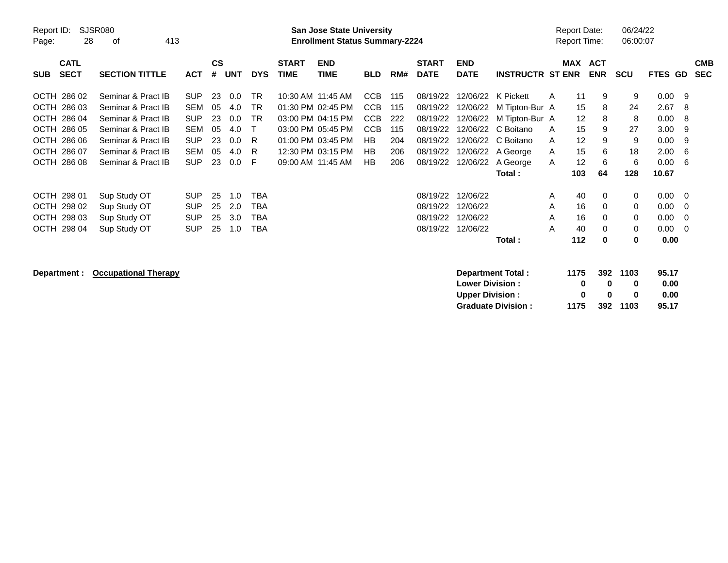Report ID: SJSR080

**San Jose State University**
**Enrollment Status Summary-2224**

Report Date: 06/24/22
Report Time: 06:00:07

| SUB | CATL SECT | SECTION TITTLE | ACT | CS # | UNT | DYS | START TIME | END TIME | BLD | RM# | START DATE | END DATE | INSTRUCTR | ST | MAX ENR | ACT ENR | SCU | FTES | GD | CMB SEC |
|---|---|---|---|---|---|---|---|---|---|---|---|---|---|---|---|---|---|---|---|---|
| OCTH | 286 02 | Seminar & Pract IB | SUP | 23 | 0.0 | TR | 10:30 AM | 11:45 AM | CCB | 115 | 08/19/22 | 12/06/22 | K Pickett | A | 11 | 9 | 9 | 0.00 | 9 | |
| OCTH | 286 03 | Seminar & Pract IB | SEM | 05 | 4.0 | TR | 01:30 PM | 02:45 PM | CCB | 115 | 08/19/22 | 12/06/22 | M Tipton-Bur | A | 15 | 8 | 24 | 2.67 | 8 | |
| OCTH | 286 04 | Seminar & Pract IB | SUP | 23 | 0.0 | TR | 03:00 PM | 04:15 PM | CCB | 222 | 08/19/22 | 12/06/22 | M Tipton-Bur | A | 12 | 8 | 8 | 0.00 | 8 | |
| OCTH | 286 05 | Seminar & Pract IB | SEM | 05 | 4.0 | T | 03:00 PM | 05:45 PM | CCB | 115 | 08/19/22 | 12/06/22 | C Boitano | A | 15 | 9 | 27 | 3.00 | 9 | |
| OCTH | 286 06 | Seminar & Pract IB | SUP | 23 | 0.0 | R | 01:00 PM | 03:45 PM | HB | 204 | 08/19/22 | 12/06/22 | C Boitano | A | 12 | 9 | 9 | 0.00 | 9 | |
| OCTH | 286 07 | Seminar & Pract IB | SEM | 05 | 4.0 | R | 12:30 PM | 03:15 PM | HB | 206 | 08/19/22 | 12/06/22 | A George | A | 15 | 6 | 18 | 2.00 | 6 | |
| OCTH | 286 08 | Seminar & Pract IB | SUP | 23 | 0.0 | F | 09:00 AM | 11:45 AM | HB | 206 | 08/19/22 | 12/06/22 | A George | A | 12 | 6 | 6 | 0.00 | 6 | |
| | | | | | | | | | | | | | **Total :** | | **103** | **64** | **128** | **10.67** | | |
| OCTH | 298 01 | Sup Study OT | SUP | 25 | 1.0 | TBA | | | | | 08/19/22 | 12/06/22 | | A | 40 | 0 | 0 | 0.00 | 0 | |
| OCTH | 298 02 | Sup Study OT | SUP | 25 | 2.0 | TBA | | | | | 08/19/22 | 12/06/22 | | A | 16 | 0 | 0 | 0.00 | 0 | |
| OCTH | 298 03 | Sup Study OT | SUP | 25 | 3.0 | TBA | | | | | 08/19/22 | 12/06/22 | | A | 16 | 0 | 0 | 0.00 | 0 | |
| OCTH | 298 04 | Sup Study OT | SUP | 25 | 1.0 | TBA | | | | | 08/19/22 | 12/06/22 | | A | 40 | 0 | 0 | 0.00 | 0 | |
| | | | | | | | | | | | | | **Total :** | | **112** | **0** | **0** | **0.00** | | |

**Department : Occupational Therapy**

| | MAX ENR | ACT ENR | SCU | FTES |
|---|---|---|---|---|
| **Department Total :** | **1175** | **392** | **1103** | **95.17** |
| **Lower Division :** | **0** | **0** | **0** | **0.00** |
| **Upper Division :** | **0** | **0** | **0** | **0.00** |
| **Graduate Division :** | **1175** | **392** | **1103** | **95.17** |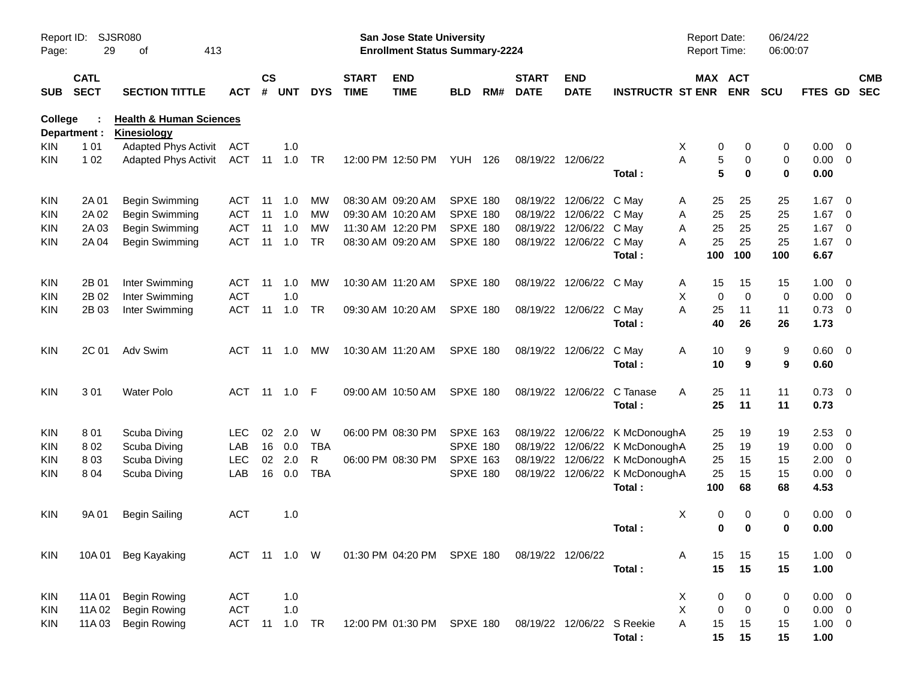Report ID: SJSR080

**San Jose State University**
**Enrollment Status Summary-2224**

Report Date: 06/24/22
Report Time: 06:00:07

**College : Health & Human Sciences**
**Department : Kinesiology**

| SUB | CATL SECT | SECTION TITTLE | ACT | CS # | UNT | DYS | START TIME | END TIME | BLD | RM# | START DATE | END DATE | INSTRUCTR | ST | MAX ENR | ACT ENR | SCU | FTES | GD | CMB SEC |
|---|---|---|---|---|---|---|---|---|---|---|---|---|---|---|---|---|---|---|---|---|
| KIN | 1 01 | Adapted Phys Activit | ACT | | 1.0 | | | | | | | | | X | 0 | 0 | 0 | 0.00 | 0 | |
| KIN | 1 02 | Adapted Phys Activit | ACT | 11 | 1.0 | TR | 12:00 PM | 12:50 PM | YUH | 126 | 08/19/22 | 12/06/22 | | A | 5 | 0 | 0 | 0.00 | 0 | |
| | | | | | | | | | | | | | Total : | | **5** | **0** | **0** | **0.00** | | |
| KIN | 2A 01 | Begin Swimming | ACT | 11 | 1.0 | MW | 08:30 AM | 09:20 AM | SPXE | 180 | 08/19/22 | 12/06/22 | C May | A | 25 | 25 | 25 | 1.67 | 0 | |
| KIN | 2A 02 | Begin Swimming | ACT | 11 | 1.0 | MW | 09:30 AM | 10:20 AM | SPXE | 180 | 08/19/22 | 12/06/22 | C May | A | 25 | 25 | 25 | 1.67 | 0 | |
| KIN | 2A 03 | Begin Swimming | ACT | 11 | 1.0 | MW | 11:30 AM | 12:20 PM | SPXE | 180 | 08/19/22 | 12/06/22 | C May | A | 25 | 25 | 25 | 1.67 | 0 | |
| KIN | 2A 04 | Begin Swimming | ACT | 11 | 1.0 | TR | 08:30 AM | 09:20 AM | SPXE | 180 | 08/19/22 | 12/06/22 | C May | A | 25 | 25 | 25 | 1.67 | 0 | |
| | | | | | | | | | | | | | Total : | | **100** | **100** | **100** | **6.67** | | |
| KIN | 2B 01 | Inter Swimming | ACT | 11 | 1.0 | MW | 10:30 AM | 11:20 AM | SPXE | 180 | 08/19/22 | 12/06/22 | C May | A | 15 | 15 | 15 | 1.00 | 0 | |
| KIN | 2B 02 | Inter Swimming | ACT | | 1.0 | | | | | | | | | X | 0 | 0 | 0 | 0.00 | 0 | |
| KIN | 2B 03 | Inter Swimming | ACT | 11 | 1.0 | TR | 09:30 AM | 10:20 AM | SPXE | 180 | 08/19/22 | 12/06/22 | C May | A | 25 | 11 | 11 | 0.73 | 0 | |
| | | | | | | | | | | | | | Total : | | **40** | **26** | **26** | **1.73** | | |
| KIN | 2C 01 | Adv Swim | ACT | 11 | 1.0 | MW | 10:30 AM | 11:20 AM | SPXE | 180 | 08/19/22 | 12/06/22 | C May | A | 10 | 9 | 9 | 0.60 | 0 | |
| | | | | | | | | | | | | | Total : | | **10** | **9** | **9** | **0.60** | | |
| KIN | 3 01 | Water Polo | ACT | 11 | 1.0 | F | 09:00 AM | 10:50 AM | SPXE | 180 | 08/19/22 | 12/06/22 | C Tanase | A | 25 | 11 | 11 | 0.73 | 0 | |
| | | | | | | | | | | | | | Total : | | **25** | **11** | **11** | **0.73** | | |
| KIN | 8 01 | Scuba Diving | LEC | 02 | 2.0 | W | 06:00 PM | 08:30 PM | SPXE | 163 | 08/19/22 | 12/06/22 | K McDonough | A | 25 | 19 | 19 | 2.53 | 0 | |
| KIN | 8 02 | Scuba Diving | LAB | 16 | 0.0 | TBA | | | SPXE | 180 | 08/19/22 | 12/06/22 | K McDonough | A | 25 | 19 | 19 | 0.00 | 0 | |
| KIN | 8 03 | Scuba Diving | LEC | 02 | 2.0 | R | 06:00 PM | 08:30 PM | SPXE | 163 | 08/19/22 | 12/06/22 | K McDonough | A | 25 | 15 | 15 | 2.00 | 0 | |
| KIN | 8 04 | Scuba Diving | LAB | 16 | 0.0 | TBA | | | SPXE | 180 | 08/19/22 | 12/06/22 | K McDonough | A | 25 | 15 | 15 | 0.00 | 0 | |
| | | | | | | | | | | | | | Total : | | **100** | **68** | **68** | **4.53** | | |
| KIN | 9A 01 | Begin Sailing | ACT | | 1.0 | | | | | | | | | X | 0 | 0 | 0 | 0.00 | 0 | |
| | | | | | | | | | | | | | Total : | | **0** | **0** | **0** | **0.00** | | |
| KIN | 10A 01 | Beg Kayaking | ACT | 11 | 1.0 | W | 01:30 PM | 04:20 PM | SPXE | 180 | 08/19/22 | 12/06/22 | | A | 15 | 15 | 15 | 1.00 | 0 | |
| | | | | | | | | | | | | | Total : | | **15** | **15** | **15** | **1.00** | | |
| KIN | 11A 01 | Begin Rowing | ACT | | 1.0 | | | | | | | | | X | 0 | 0 | 0 | 0.00 | 0 | |
| KIN | 11A 02 | Begin Rowing | ACT | | 1.0 | | | | | | | | | X | 0 | 0 | 0 | 0.00 | 0 | |
| KIN | 11A 03 | Begin Rowing | ACT | 11 | 1.0 | TR | 12:00 PM | 01:30 PM | SPXE | 180 | 08/19/22 | 12/06/22 | S Reekie | A | 15 | 15 | 15 | 1.00 | 0 | |
| | | | | | | | | | | | | | Total : | | **15** | **15** | **15** | **1.00** | | |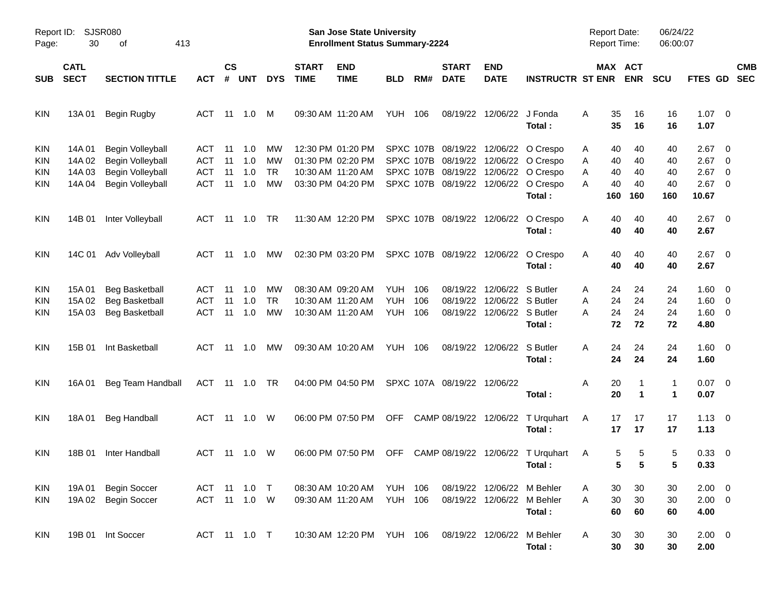Report ID: SJSR080

**San Jose State University**
**Enrollment Status Summary-2224**

Report Date: 06/24/22
Report Time: 06:00:07

| SUB | CATL SECT | SECTION TITTLE | ACT | CS # | UNT | DYS | START TIME | END TIME | BLD | RM# | START DATE | END DATE | INSTRUCTR | ST | MAX ENR | ACT ENR | SCU | FTES | GD | CMB SEC |
|---|---|---|---|---|---|---|---|---|---|---|---|---|---|---|---|---|---|---|---|---|
| KIN | 13A 01 | Begin Rugby | ACT | 11 | 1.0 | M | 09:30 AM | 11:20 AM | YUH | 106 | 08/19/22 | 12/06/22 | J Fonda | A | 35 | 16 | 16 | 1.07 | 0 | |
| | | | | | | | | | | | | | **Total :** | | **35** | **16** | **16** | **1.07** | | |
| KIN | 14A 01 | Begin Volleyball | ACT | 11 | 1.0 | MW | 12:30 PM | 01:20 PM | SPXC | 107B | 08/19/22 | 12/06/22 | O Crespo | A | 40 | 40 | 40 | 2.67 | 0 | |
| KIN | 14A 02 | Begin Volleyball | ACT | 11 | 1.0 | MW | 01:30 PM | 02:20 PM | SPXC | 107B | 08/19/22 | 12/06/22 | O Crespo | A | 40 | 40 | 40 | 2.67 | 0 | |
| KIN | 14A 03 | Begin Volleyball | ACT | 11 | 1.0 | TR | 10:30 AM | 11:20 AM | SPXC | 107B | 08/19/22 | 12/06/22 | O Crespo | A | 40 | 40 | 40 | 2.67 | 0 | |
| KIN | 14A 04 | Begin Volleyball | ACT | 11 | 1.0 | MW | 03:30 PM | 04:20 PM | SPXC | 107B | 08/19/22 | 12/06/22 | O Crespo | A | 40 | 40 | 40 | 2.67 | 0 | |
| | | | | | | | | | | | | | **Total :** | | **160** | **160** | **160** | **10.67** | | |
| KIN | 14B 01 | Inter Volleyball | ACT | 11 | 1.0 | TR | 11:30 AM | 12:20 PM | SPXC | 107B | 08/19/22 | 12/06/22 | O Crespo | A | 40 | 40 | 40 | 2.67 | 0 | |
| | | | | | | | | | | | | | **Total :** | | **40** | **40** | **40** | **2.67** | | |
| KIN | 14C 01 | Adv Volleyball | ACT | 11 | 1.0 | MW | 02:30 PM | 03:20 PM | SPXC | 107B | 08/19/22 | 12/06/22 | O Crespo | A | 40 | 40 | 40 | 2.67 | 0 | |
| | | | | | | | | | | | | | **Total :** | | **40** | **40** | **40** | **2.67** | | |
| KIN | 15A 01 | Beg Basketball | ACT | 11 | 1.0 | MW | 08:30 AM | 09:20 AM | YUH | 106 | 08/19/22 | 12/06/22 | S Butler | A | 24 | 24 | 24 | 1.60 | 0 | |
| KIN | 15A 02 | Beg Basketball | ACT | 11 | 1.0 | TR | 10:30 AM | 11:20 AM | YUH | 106 | 08/19/22 | 12/06/22 | S Butler | A | 24 | 24 | 24 | 1.60 | 0 | |
| KIN | 15A 03 | Beg Basketball | ACT | 11 | 1.0 | MW | 10:30 AM | 11:20 AM | YUH | 106 | 08/19/22 | 12/06/22 | S Butler | A | 24 | 24 | 24 | 1.60 | 0 | |
| | | | | | | | | | | | | | **Total :** | | **72** | **72** | **72** | **4.80** | | |
| KIN | 15B 01 | Int Basketball | ACT | 11 | 1.0 | MW | 09:30 AM | 10:20 AM | YUH | 106 | 08/19/22 | 12/06/22 | S Butler | A | 24 | 24 | 24 | 1.60 | 0 | |
| | | | | | | | | | | | | | **Total :** | | **24** | **24** | **24** | **1.60** | | |
| KIN | 16A 01 | Beg Team Handball | ACT | 11 | 1.0 | TR | 04:00 PM | 04:50 PM | SPXC | 107A | 08/19/22 | 12/06/22 | | A | 20 | 1 | 1 | 0.07 | 0 | |
| | | | | | | | | | | | | | **Total :** | | **20** | **1** | **1** | **0.07** | | |
| KIN | 18A 01 | Beg Handball | ACT | 11 | 1.0 | W | 06:00 PM | 07:50 PM | OFF | CAMP | 08/19/22 | 12/06/22 | T Urquhart | A | 17 | 17 | 17 | 1.13 | 0 | |
| | | | | | | | | | | | | | **Total :** | | **17** | **17** | **17** | **1.13** | | |
| KIN | 18B 01 | Inter Handball | ACT | 11 | 1.0 | W | 06:00 PM | 07:50 PM | OFF | CAMP | 08/19/22 | 12/06/22 | T Urquhart | A | 5 | 5 | 5 | 0.33 | 0 | |
| | | | | | | | | | | | | | **Total :** | | **5** | **5** | **5** | **0.33** | | |
| KIN | 19A 01 | Begin Soccer | ACT | 11 | 1.0 | T | 08:30 AM | 10:20 AM | YUH | 106 | 08/19/22 | 12/06/22 | M Behler | A | 30 | 30 | 30 | 2.00 | 0 | |
| KIN | 19A 02 | Begin Soccer | ACT | 11 | 1.0 | W | 09:30 AM | 11:20 AM | YUH | 106 | 08/19/22 | 12/06/22 | M Behler | A | 30 | 30 | 30 | 2.00 | 0 | |
| | | | | | | | | | | | | | **Total :** | | **60** | **60** | **60** | **4.00** | | |
| KIN | 19B 01 | Int Soccer | ACT | 11 | 1.0 | T | 10:30 AM | 12:20 PM | YUH | 106 | 08/19/22 | 12/06/22 | M Behler | A | 30 | 30 | 30 | 2.00 | 0 | |
| | | | | | | | | | | | | | **Total :** | | **30** | **30** | **30** | **2.00** | | |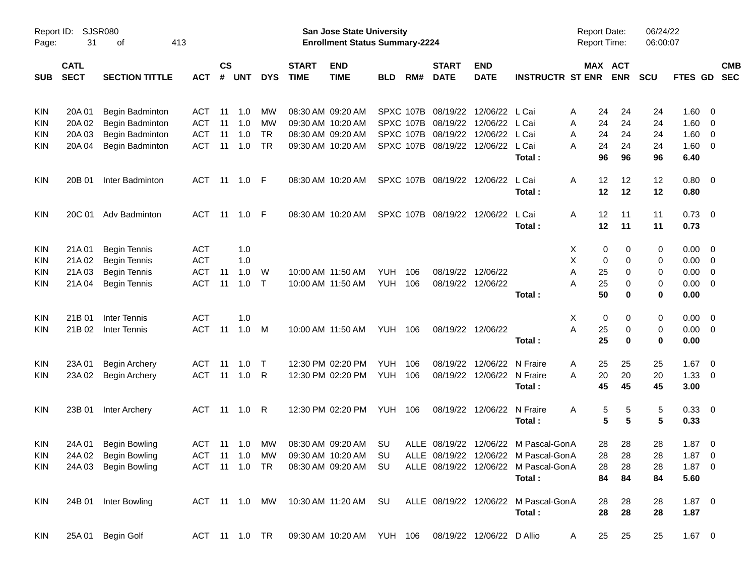Report ID: SJSR080
Page: 31 of 413

**San Jose State University**
**Enrollment Status Summary-2224**

Report Date: 06/24/22
Report Time: 06:00:07

| SUB | CATL SECT | SECTION TITTLE | ACT | CS # | UNT | DYS | START TIME | END TIME | BLD | RM# | START DATE | END DATE | INSTRUCTR | ST | MAX ENR | ACT ENR | SCU | FTES | GD | CMB SEC |
|---|---|---|---|---|---|---|---|---|---|---|---|---|---|---|---|---|---|---|---|---|
| KIN | 20A 01 | Begin Badminton | ACT | 11 | 1.0 | MW | 08:30 AM | 09:20 AM | SPXC | 107B | 08/19/22 | 12/06/22 | L Cai | A | 24 | 24 | 24 | 1.60 | 0 | |
| KIN | 20A 02 | Begin Badminton | ACT | 11 | 1.0 | MW | 09:30 AM | 10:20 AM | SPXC | 107B | 08/19/22 | 12/06/22 | L Cai | A | 24 | 24 | 24 | 1.60 | 0 | |
| KIN | 20A 03 | Begin Badminton | ACT | 11 | 1.0 | TR | 08:30 AM | 09:20 AM | SPXC | 107B | 08/19/22 | 12/06/22 | L Cai | A | 24 | 24 | 24 | 1.60 | 0 | |
| KIN | 20A 04 | Begin Badminton | ACT | 11 | 1.0 | TR | 09:30 AM | 10:20 AM | SPXC | 107B | 08/19/22 | 12/06/22 | L Cai | A | 24 | 24 | 24 | 1.60 | 0 | |
| | | | | | | | | | | | | | **Total :** | | **96** | **96** | **96** | **6.40** | | |
| KIN | 20B 01 | Inter Badminton | ACT | 11 | 1.0 | F | 08:30 AM | 10:20 AM | SPXC | 107B | 08/19/22 | 12/06/22 | L Cai | A | 12 | 12 | 12 | 0.80 | 0 | |
| | | | | | | | | | | | | | **Total :** | | **12** | **12** | **12** | **0.80** | | |
| KIN | 20C 01 | Adv Badminton | ACT | 11 | 1.0 | F | 08:30 AM | 10:20 AM | SPXC | 107B | 08/19/22 | 12/06/22 | L Cai | A | 12 | 11 | 11 | 0.73 | 0 | |
| | | | | | | | | | | | | | **Total :** | | **12** | **11** | **11** | **0.73** | | |
| KIN | 21A 01 | Begin Tennis | ACT | | 1.0 | | | | | | | | | X | 0 | 0 | 0 | 0.00 | 0 | |
| KIN | 21A 02 | Begin Tennis | ACT | | 1.0 | | | | | | | | | X | 0 | 0 | 0 | 0.00 | 0 | |
| KIN | 21A 03 | Begin Tennis | ACT | 11 | 1.0 | W | 10:00 AM | 11:50 AM | YUH | 106 | 08/19/22 | 12/06/22 | | A | 25 | 0 | 0 | 0.00 | 0 | |
| KIN | 21A 04 | Begin Tennis | ACT | 11 | 1.0 | T | 10:00 AM | 11:50 AM | YUH | 106 | 08/19/22 | 12/06/22 | | A | 25 | 0 | 0 | 0.00 | 0 | |
| | | | | | | | | | | | | | **Total :** | | **50** | **0** | **0** | **0.00** | | |
| KIN | 21B 01 | Inter Tennis | ACT | | 1.0 | | | | | | | | | X | 0 | 0 | 0 | 0.00 | 0 | |
| KIN | 21B 02 | Inter Tennis | ACT | 11 | 1.0 | M | 10:00 AM | 11:50 AM | YUH | 106 | 08/19/22 | 12/06/22 | | A | 25 | 0 | 0 | 0.00 | 0 | |
| | | | | | | | | | | | | | **Total :** | | **25** | **0** | **0** | **0.00** | | |
| KIN | 23A 01 | Begin Archery | ACT | 11 | 1.0 | T | 12:30 PM | 02:20 PM | YUH | 106 | 08/19/22 | 12/06/22 | N Fraire | A | 25 | 25 | 25 | 1.67 | 0 | |
| KIN | 23A 02 | Begin Archery | ACT | 11 | 1.0 | R | 12:30 PM | 02:20 PM | YUH | 106 | 08/19/22 | 12/06/22 | N Fraire | A | 20 | 20 | 20 | 1.33 | 0 | |
| | | | | | | | | | | | | | **Total :** | | **45** | **45** | **45** | **3.00** | | |
| KIN | 23B 01 | Inter Archery | ACT | 11 | 1.0 | R | 12:30 PM | 02:20 PM | YUH | 106 | 08/19/22 | 12/06/22 | N Fraire | A | 5 | 5 | 5 | 0.33 | 0 | |
| | | | | | | | | | | | | | **Total :** | | **5** | **5** | **5** | **0.33** | | |
| KIN | 24A 01 | Begin Bowling | ACT | 11 | 1.0 | MW | 08:30 AM | 09:20 AM | SU | ALLE | 08/19/22 | 12/06/22 | M Pascal-Gon | A | 28 | 28 | 28 | 1.87 | 0 | |
| KIN | 24A 02 | Begin Bowling | ACT | 11 | 1.0 | MW | 09:30 AM | 10:20 AM | SU | ALLE | 08/19/22 | 12/06/22 | M Pascal-Gon | A | 28 | 28 | 28 | 1.87 | 0 | |
| KIN | 24A 03 | Begin Bowling | ACT | 11 | 1.0 | TR | 08:30 AM | 09:20 AM | SU | ALLE | 08/19/22 | 12/06/22 | M Pascal-Gon | A | 28 | 28 | 28 | 1.87 | 0 | |
| | | | | | | | | | | | | | **Total :** | | **84** | **84** | **84** | **5.60** | | |
| KIN | 24B 01 | Inter Bowling | ACT | 11 | 1.0 | MW | 10:30 AM | 11:20 AM | SU | ALLE | 08/19/22 | 12/06/22 | M Pascal-Gon | A | 28 | 28 | 28 | 1.87 | 0 | |
| | | | | | | | | | | | | | **Total :** | | **28** | **28** | **28** | **1.87** | | |
| KIN | 25A 01 | Begin Golf | ACT | 11 | 1.0 | TR | 09:30 AM | 10:20 AM | YUH | 106 | 08/19/22 | 12/06/22 | D Allio | A | 25 | 25 | 25 | 1.67 | 0 | |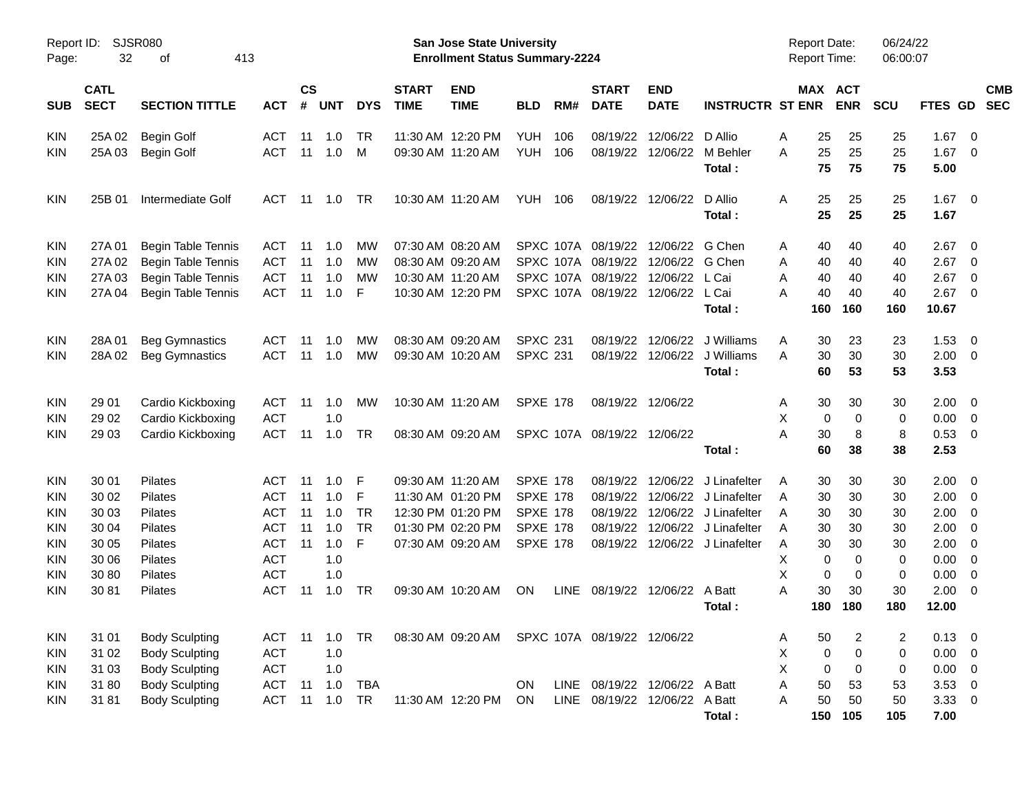Report ID: SJSR080

**San Jose State University**
**Enrollment Status Summary-2224**

Report Date: 06/24/22
Report Time: 06:00:07

| SUB | CATL SECT | SECTION TITTLE | ACT | CS # | UNT | DYS | START TIME | END TIME | BLD | RM# | START DATE | END DATE | INSTRUCTR | ST | MAX ENR | ACT ENR | SCU | FTES | GD | CMB SEC |
|---|---|---|---|---|---|---|---|---|---|---|---|---|---|---|---|---|---|---|---|---|
| KIN | 25A 02 | Begin Golf | ACT | 11 | 1.0 | TR | 11:30 AM | 12:20 PM | YUH | 106 | 08/19/22 | 12/06/22 | D Allio | A | 25 | 25 | 25 | 1.67 | 0 | |
| KIN | 25A 03 | Begin Golf | ACT | 11 | 1.0 | M | 09:30 AM | 11:20 AM | YUH | 106 | 08/19/22 | 12/06/22 | M Behler | A | 25 | 25 | 25 | 1.67 | 0 | |
| | | | | | | | | | | | | | **Total :** | | **75** | **75** | **75** | **5.00** | | |
| KIN | 25B 01 | Intermediate Golf | ACT | 11 | 1.0 | TR | 10:30 AM | 11:20 AM | YUH | 106 | 08/19/22 | 12/06/22 | D Allio | A | 25 | 25 | 25 | 1.67 | 0 | |
| | | | | | | | | | | | | | **Total :** | | **25** | **25** | **25** | **1.67** | | |
| KIN | 27A 01 | Begin Table Tennis | ACT | 11 | 1.0 | MW | 07:30 AM | 08:20 AM | SPXC | 107A | 08/19/22 | 12/06/22 | G Chen | A | 40 | 40 | 40 | 2.67 | 0 | |
| KIN | 27A 02 | Begin Table Tennis | ACT | 11 | 1.0 | MW | 08:30 AM | 09:20 AM | SPXC | 107A | 08/19/22 | 12/06/22 | G Chen | A | 40 | 40 | 40 | 2.67 | 0 | |
| KIN | 27A 03 | Begin Table Tennis | ACT | 11 | 1.0 | MW | 10:30 AM | 11:20 AM | SPXC | 107A | 08/19/22 | 12/06/22 | L Cai | A | 40 | 40 | 40 | 2.67 | 0 | |
| KIN | 27A 04 | Begin Table Tennis | ACT | 11 | 1.0 | F | 10:30 AM | 12:20 PM | SPXC | 107A | 08/19/22 | 12/06/22 | L Cai | A | 40 | 40 | 40 | 2.67 | 0 | |
| | | | | | | | | | | | | | **Total :** | | **160** | **160** | **160** | **10.67** | | |
| KIN | 28A 01 | Beg Gymnastics | ACT | 11 | 1.0 | MW | 08:30 AM | 09:20 AM | SPXC | 231 | 08/19/22 | 12/06/22 | J Williams | A | 30 | 23 | 23 | 1.53 | 0 | |
| KIN | 28A 02 | Beg Gymnastics | ACT | 11 | 1.0 | MW | 09:30 AM | 10:20 AM | SPXC | 231 | 08/19/22 | 12/06/22 | J Williams | A | 30 | 30 | 30 | 2.00 | 0 | |
| | | | | | | | | | | | | | **Total :** | | **60** | **53** | **53** | **3.53** | | |
| KIN | 29 01 | Cardio Kickboxing | ACT | 11 | 1.0 | MW | 10:30 AM | 11:20 AM | SPXE | 178 | 08/19/22 | 12/06/22 | | A | 30 | 30 | 30 | 2.00 | 0 | |
| KIN | 29 02 | Cardio Kickboxing | ACT | | 1.0 | | | | | | | | | X | 0 | 0 | 0 | 0.00 | 0 | |
| KIN | 29 03 | Cardio Kickboxing | ACT | 11 | 1.0 | TR | 08:30 AM | 09:20 AM | SPXC | 107A | 08/19/22 | 12/06/22 | | A | 30 | 8 | 8 | 0.53 | 0 | |
| | | | | | | | | | | | | | **Total :** | | **60** | **38** | **38** | **2.53** | | |
| KIN | 30 01 | Pilates | ACT | 11 | 1.0 | F | 09:30 AM | 11:20 AM | SPXE | 178 | 08/19/22 | 12/06/22 | J Linafelter | A | 30 | 30 | 30 | 2.00 | 0 | |
| KIN | 30 02 | Pilates | ACT | 11 | 1.0 | F | 11:30 AM | 01:20 PM | SPXE | 178 | 08/19/22 | 12/06/22 | J Linafelter | A | 30 | 30 | 30 | 2.00 | 0 | |
| KIN | 30 03 | Pilates | ACT | 11 | 1.0 | TR | 12:30 PM | 01:20 PM | SPXE | 178 | 08/19/22 | 12/06/22 | J Linafelter | A | 30 | 30 | 30 | 2.00 | 0 | |
| KIN | 30 04 | Pilates | ACT | 11 | 1.0 | TR | 01:30 PM | 02:20 PM | SPXE | 178 | 08/19/22 | 12/06/22 | J Linafelter | A | 30 | 30 | 30 | 2.00 | 0 | |
| KIN | 30 05 | Pilates | ACT | 11 | 1.0 | F | 07:30 AM | 09:20 AM | SPXE | 178 | 08/19/22 | 12/06/22 | J Linafelter | A | 30 | 30 | 30 | 2.00 | 0 | |
| KIN | 30 06 | Pilates | ACT | | 1.0 | | | | | | | | | X | 0 | 0 | 0 | 0.00 | 0 | |
| KIN | 30 80 | Pilates | ACT | | 1.0 | | | | | | | | | X | 0 | 0 | 0 | 0.00 | 0 | |
| KIN | 30 81 | Pilates | ACT | 11 | 1.0 | TR | 09:30 AM | 10:20 AM | ON | LINE | 08/19/22 | 12/06/22 | A Batt | A | 30 | 30 | 30 | 2.00 | 0 | |
| | | | | | | | | | | | | | **Total :** | | **180** | **180** | **180** | **12.00** | | |
| KIN | 31 01 | Body Sculpting | ACT | 11 | 1.0 | TR | 08:30 AM | 09:20 AM | SPXC | 107A | 08/19/22 | 12/06/22 | | A | 50 | 2 | 2 | 0.13 | 0 | |
| KIN | 31 02 | Body Sculpting | ACT | | 1.0 | | | | | | | | | X | 0 | 0 | 0 | 0.00 | 0 | |
| KIN | 31 03 | Body Sculpting | ACT | | 1.0 | | | | | | | | | X | 0 | 0 | 0 | 0.00 | 0 | |
| KIN | 31 80 | Body Sculpting | ACT | 11 | 1.0 | TBA | | | ON | LINE | 08/19/22 | 12/06/22 | A Batt | A | 50 | 53 | 53 | 3.53 | 0 | |
| KIN | 31 81 | Body Sculpting | ACT | 11 | 1.0 | TR | 11:30 AM | 12:20 PM | ON | LINE | 08/19/22 | 12/06/22 | A Batt | A | 50 | 50 | 50 | 3.33 | 0 | |
| | | | | | | | | | | | | | **Total :** | | **150** | **105** | **105** | **7.00** | | |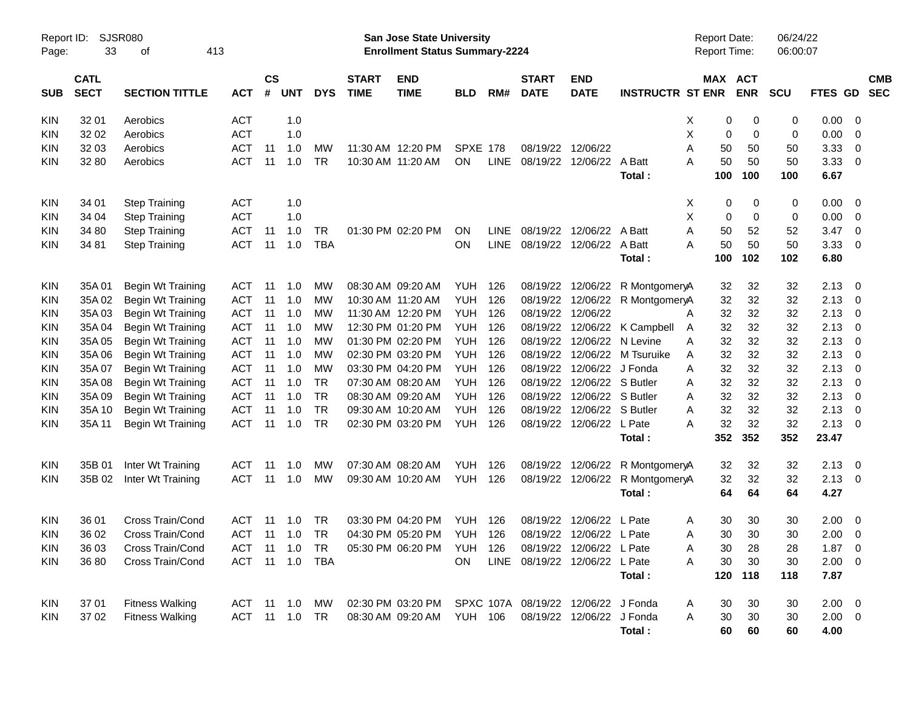Report ID: SJSR080

**San Jose State University**
**Enrollment Status Summary-2224**

Report Date: 06/24/22
Report Time: 06:00:07

| SUB | CATL SECT | SECTION TITTLE | ACT | CS # | UNT | DYS | START TIME | END TIME | BLD | RM# | START DATE | END DATE | INSTRUCTR | ST | MAX ENR | ACT ENR | SCU | FTES | GD | CMB SEC |
|---|---|---|---|---|---|---|---|---|---|---|---|---|---|---|---|---|---|---|---|---|
| KIN | 32 01 | Aerobics | ACT | | 1.0 | | | | | | | | | X | 0 | 0 | 0 | 0.00 | 0 | |
| KIN | 32 02 | Aerobics | ACT | | 1.0 | | | | | | | | | X | 0 | 0 | 0 | 0.00 | 0 | |
| KIN | 32 03 | Aerobics | ACT | 11 | 1.0 | MW | 11:30 AM | 12:20 PM | SPXE | 178 | 08/19/22 | 12/06/22 | | A | 50 | 50 | 50 | 3.33 | 0 | |
| KIN | 32 80 | Aerobics | ACT | 11 | 1.0 | TR | 10:30 AM | 11:20 AM | ON | LINE | 08/19/22 | 12/06/22 | A Batt | A | 50 | 50 | 50 | 3.33 | 0 | |
| | | | | | | | | | | | | | **Total :** | | **100** | **100** | **100** | **6.67** | | |
| KIN | 34 01 | Step Training | ACT | | 1.0 | | | | | | | | | X | 0 | 0 | 0 | 0.00 | 0 | |
| KIN | 34 04 | Step Training | ACT | | 1.0 | | | | | | | | | X | 0 | 0 | 0 | 0.00 | 0 | |
| KIN | 34 80 | Step Training | ACT | 11 | 1.0 | TR | 01:30 PM | 02:20 PM | ON | LINE | 08/19/22 | 12/06/22 | A Batt | A | 50 | 52 | 52 | 3.47 | 0 | |
| KIN | 34 81 | Step Training | ACT | 11 | 1.0 | TBA | | | ON | LINE | 08/19/22 | 12/06/22 | A Batt | A | 50 | 50 | 50 | 3.33 | 0 | |
| | | | | | | | | | | | | | **Total :** | | **100** | **102** | **102** | **6.80** | | |
| KIN | 35A 01 | Begin Wt Training | ACT | 11 | 1.0 | MW | 08:30 AM | 09:20 AM | YUH | 126 | 08/19/22 | 12/06/22 | R Montgomery | A | 32 | 32 | 32 | 2.13 | 0 | |
| KIN | 35A 02 | Begin Wt Training | ACT | 11 | 1.0 | MW | 10:30 AM | 11:20 AM | YUH | 126 | 08/19/22 | 12/06/22 | R Montgomery | A | 32 | 32 | 32 | 2.13 | 0 | |
| KIN | 35A 03 | Begin Wt Training | ACT | 11 | 1.0 | MW | 11:30 AM | 12:20 PM | YUH | 126 | 08/19/22 | 12/06/22 | | A | 32 | 32 | 32 | 2.13 | 0 | |
| KIN | 35A 04 | Begin Wt Training | ACT | 11 | 1.0 | MW | 12:30 PM | 01:20 PM | YUH | 126 | 08/19/22 | 12/06/22 | K Campbell | A | 32 | 32 | 32 | 2.13 | 0 | |
| KIN | 35A 05 | Begin Wt Training | ACT | 11 | 1.0 | MW | 01:30 PM | 02:20 PM | YUH | 126 | 08/19/22 | 12/06/22 | N Levine | A | 32 | 32 | 32 | 2.13 | 0 | |
| KIN | 35A 06 | Begin Wt Training | ACT | 11 | 1.0 | MW | 02:30 PM | 03:20 PM | YUH | 126 | 08/19/22 | 12/06/22 | M Tsuruike | A | 32 | 32 | 32 | 2.13 | 0 | |
| KIN | 35A 07 | Begin Wt Training | ACT | 11 | 1.0 | MW | 03:30 PM | 04:20 PM | YUH | 126 | 08/19/22 | 12/06/22 | J Fonda | A | 32 | 32 | 32 | 2.13 | 0 | |
| KIN | 35A 08 | Begin Wt Training | ACT | 11 | 1.0 | TR | 07:30 AM | 08:20 AM | YUH | 126 | 08/19/22 | 12/06/22 | S Butler | A | 32 | 32 | 32 | 2.13 | 0 | |
| KIN | 35A 09 | Begin Wt Training | ACT | 11 | 1.0 | TR | 08:30 AM | 09:20 AM | YUH | 126 | 08/19/22 | 12/06/22 | S Butler | A | 32 | 32 | 32 | 2.13 | 0 | |
| KIN | 35A 10 | Begin Wt Training | ACT | 11 | 1.0 | TR | 09:30 AM | 10:20 AM | YUH | 126 | 08/19/22 | 12/06/22 | S Butler | A | 32 | 32 | 32 | 2.13 | 0 | |
| KIN | 35A 11 | Begin Wt Training | ACT | 11 | 1.0 | TR | 02:30 PM | 03:20 PM | YUH | 126 | 08/19/22 | 12/06/22 | L Pate | A | 32 | 32 | 32 | 2.13 | 0 | |
| | | | | | | | | | | | | | **Total :** | | **352** | **352** | **352** | **23.47** | | |
| KIN | 35B 01 | Inter Wt Training | ACT | 11 | 1.0 | MW | 07:30 AM | 08:20 AM | YUH | 126 | 08/19/22 | 12/06/22 | R Montgomery | A | 32 | 32 | 32 | 2.13 | 0 | |
| KIN | 35B 02 | Inter Wt Training | ACT | 11 | 1.0 | MW | 09:30 AM | 10:20 AM | YUH | 126 | 08/19/22 | 12/06/22 | R Montgomery | A | 32 | 32 | 32 | 2.13 | 0 | |
| | | | | | | | | | | | | | **Total :** | | **64** | **64** | **64** | **4.27** | | |
| KIN | 36 01 | Cross Train/Cond | ACT | 11 | 1.0 | TR | 03:30 PM | 04:20 PM | YUH | 126 | 08/19/22 | 12/06/22 | L Pate | A | 30 | 30 | 30 | 2.00 | 0 | |
| KIN | 36 02 | Cross Train/Cond | ACT | 11 | 1.0 | TR | 04:30 PM | 05:20 PM | YUH | 126 | 08/19/22 | 12/06/22 | L Pate | A | 30 | 30 | 30 | 2.00 | 0 | |
| KIN | 36 03 | Cross Train/Cond | ACT | 11 | 1.0 | TR | 05:30 PM | 06:20 PM | YUH | 126 | 08/19/22 | 12/06/22 | L Pate | A | 30 | 28 | 28 | 1.87 | 0 | |
| KIN | 36 80 | Cross Train/Cond | ACT | 11 | 1.0 | TBA | | | ON | LINE | 08/19/22 | 12/06/22 | L Pate | A | 30 | 30 | 30 | 2.00 | 0 | |
| | | | | | | | | | | | | | **Total :** | | **120** | **118** | **118** | **7.87** | | |
| KIN | 37 01 | Fitness Walking | ACT | 11 | 1.0 | MW | 02:30 PM | 03:20 PM | SPXC | 107A | 08/19/22 | 12/06/22 | J Fonda | A | 30 | 30 | 30 | 2.00 | 0 | |
| KIN | 37 02 | Fitness Walking | ACT | 11 | 1.0 | TR | 08:30 AM | 09:20 AM | YUH | 106 | 08/19/22 | 12/06/22 | J Fonda | A | 30 | 30 | 30 | 2.00 | 0 | |
| | | | | | | | | | | | | | **Total :** | | **60** | **60** | **60** | **4.00** | | |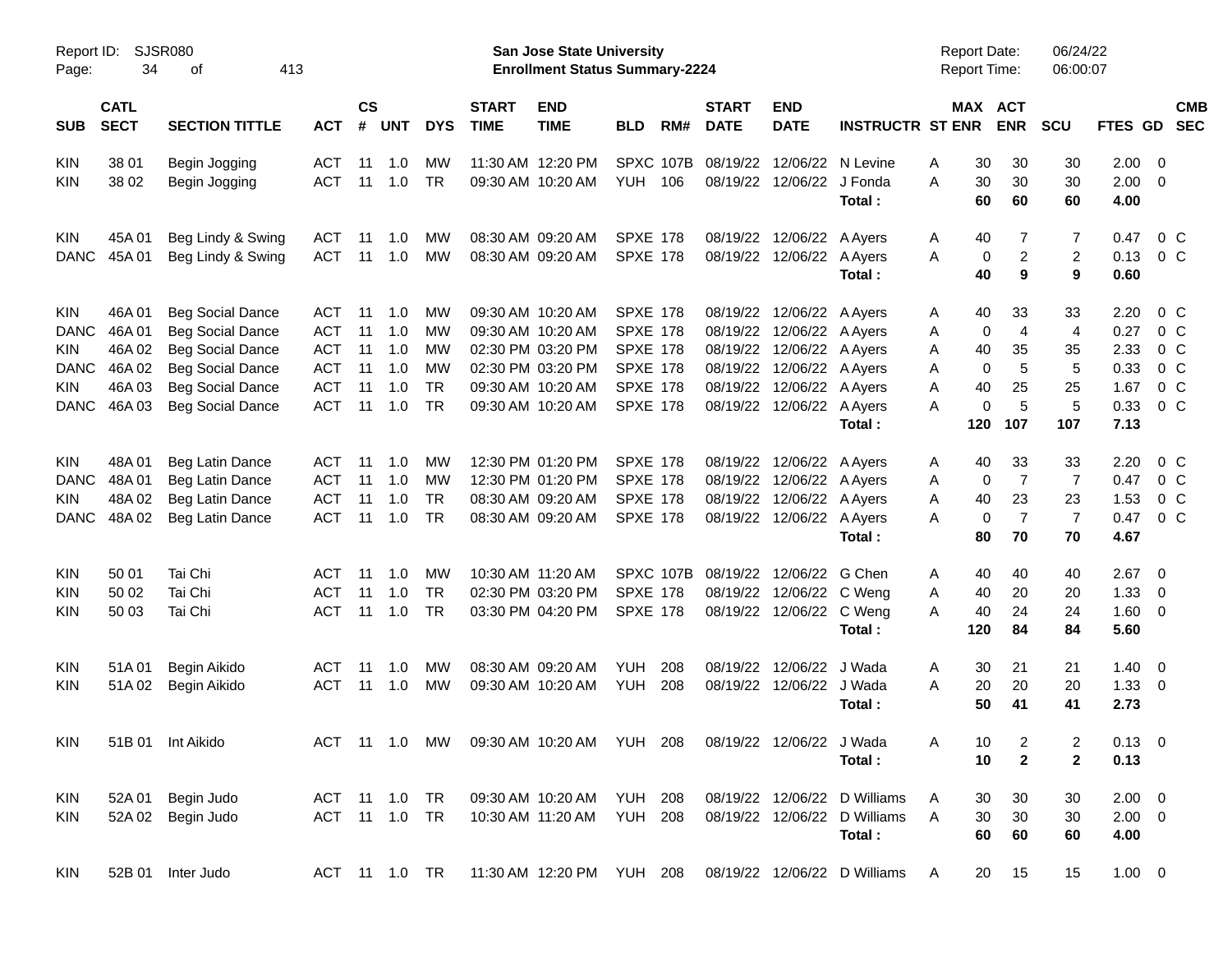Report ID: SJSR080
San Jose State University
Enrollment Status Summary-2224
Report Date: 06/24/22
Report Time: 06:00:07

| SUB | CATL SECT | SECTION TITTLE | ACT | CS # | UNT | DYS | START TIME | END TIME | BLD | RM# | START DATE | END DATE | INSTRUCTR | ST | MAX ENR | ACT ENR | SCU | FTES | GD | CMB SEC |
|---|---|---|---|---|---|---|---|---|---|---|---|---|---|---|---|---|---|---|---|---|
| KIN | 38 01 | Begin Jogging | ACT | 11 | 1.0 | MW | 11:30 AM | 12:20 PM | SPXC | 107B | 08/19/22 | 12/06/22 | N Levine | A | 30 | 30 | 30 | 2.00 | 0 | |
| KIN | 38 02 | Begin Jogging | ACT | 11 | 1.0 | TR | 09:30 AM | 10:20 AM | YUH | 106 | 08/19/22 | 12/06/22 | J Fonda | A | 30 | 30 | 30 | 2.00 | 0 | |
| | | | | | | | | | | | | | **Total :** | | **60** | **60** | **60** | **4.00** | | |
| KIN | 45A 01 | Beg Lindy & Swing | ACT | 11 | 1.0 | MW | 08:30 AM | 09:20 AM | SPXE | 178 | 08/19/22 | 12/06/22 | A Ayers | A | 40 | 7 | 7 | 0.47 | 0 | C |
| DANC | 45A 01 | Beg Lindy & Swing | ACT | 11 | 1.0 | MW | 08:30 AM | 09:20 AM | SPXE | 178 | 08/19/22 | 12/06/22 | A Ayers | A | 0 | 2 | 2 | 0.13 | 0 | C |
| | | | | | | | | | | | | | **Total :** | | **40** | **9** | **9** | **0.60** | | |
| KIN | 46A 01 | Beg Social Dance | ACT | 11 | 1.0 | MW | 09:30 AM | 10:20 AM | SPXE | 178 | 08/19/22 | 12/06/22 | A Ayers | A | 40 | 33 | 33 | 2.20 | 0 | C |
| DANC | 46A 01 | Beg Social Dance | ACT | 11 | 1.0 | MW | 09:30 AM | 10:20 AM | SPXE | 178 | 08/19/22 | 12/06/22 | A Ayers | A | 0 | 4 | 4 | 0.27 | 0 | C |
| KIN | 46A 02 | Beg Social Dance | ACT | 11 | 1.0 | MW | 02:30 PM | 03:20 PM | SPXE | 178 | 08/19/22 | 12/06/22 | A Ayers | A | 40 | 35 | 35 | 2.33 | 0 | C |
| DANC | 46A 02 | Beg Social Dance | ACT | 11 | 1.0 | MW | 02:30 PM | 03:20 PM | SPXE | 178 | 08/19/22 | 12/06/22 | A Ayers | A | 0 | 5 | 5 | 0.33 | 0 | C |
| KIN | 46A 03 | Beg Social Dance | ACT | 11 | 1.0 | TR | 09:30 AM | 10:20 AM | SPXE | 178 | 08/19/22 | 12/06/22 | A Ayers | A | 40 | 25 | 25 | 1.67 | 0 | C |
| DANC | 46A 03 | Beg Social Dance | ACT | 11 | 1.0 | TR | 09:30 AM | 10:20 AM | SPXE | 178 | 08/19/22 | 12/06/22 | A Ayers | A | 0 | 5 | 5 | 0.33 | 0 | C |
| | | | | | | | | | | | | | **Total :** | | **120** | **107** | **107** | **7.13** | | |
| KIN | 48A 01 | Beg Latin Dance | ACT | 11 | 1.0 | MW | 12:30 PM | 01:20 PM | SPXE | 178 | 08/19/22 | 12/06/22 | A Ayers | A | 40 | 33 | 33 | 2.20 | 0 | C |
| DANC | 48A 01 | Beg Latin Dance | ACT | 11 | 1.0 | MW | 12:30 PM | 01:20 PM | SPXE | 178 | 08/19/22 | 12/06/22 | A Ayers | A | 0 | 7 | 7 | 0.47 | 0 | C |
| KIN | 48A 02 | Beg Latin Dance | ACT | 11 | 1.0 | TR | 08:30 AM | 09:20 AM | SPXE | 178 | 08/19/22 | 12/06/22 | A Ayers | A | 40 | 23 | 23 | 1.53 | 0 | C |
| DANC | 48A 02 | Beg Latin Dance | ACT | 11 | 1.0 | TR | 08:30 AM | 09:20 AM | SPXE | 178 | 08/19/22 | 12/06/22 | A Ayers | A | 0 | 7 | 7 | 0.47 | 0 | C |
| | | | | | | | | | | | | | **Total :** | | **80** | **70** | **70** | **4.67** | | |
| KIN | 50 01 | Tai Chi | ACT | 11 | 1.0 | MW | 10:30 AM | 11:20 AM | SPXC | 107B | 08/19/22 | 12/06/22 | G Chen | A | 40 | 40 | 40 | 2.67 | 0 | |
| KIN | 50 02 | Tai Chi | ACT | 11 | 1.0 | TR | 02:30 PM | 03:20 PM | SPXE | 178 | 08/19/22 | 12/06/22 | C Weng | A | 40 | 20 | 20 | 1.33 | 0 | |
| KIN | 50 03 | Tai Chi | ACT | 11 | 1.0 | TR | 03:30 PM | 04:20 PM | SPXE | 178 | 08/19/22 | 12/06/22 | C Weng | A | 40 | 24 | 24 | 1.60 | 0 | |
| | | | | | | | | | | | | | **Total :** | | **120** | **84** | **84** | **5.60** | | |
| KIN | 51A 01 | Begin Aikido | ACT | 11 | 1.0 | MW | 08:30 AM | 09:20 AM | YUH | 208 | 08/19/22 | 12/06/22 | J Wada | A | 30 | 21 | 21 | 1.40 | 0 | |
| KIN | 51A 02 | Begin Aikido | ACT | 11 | 1.0 | MW | 09:30 AM | 10:20 AM | YUH | 208 | 08/19/22 | 12/06/22 | J Wada | A | 20 | 20 | 20 | 1.33 | 0 | |
| | | | | | | | | | | | | | **Total :** | | **50** | **41** | **41** | **2.73** | | |
| KIN | 51B 01 | Int Aikido | ACT | 11 | 1.0 | MW | 09:30 AM | 10:20 AM | YUH | 208 | 08/19/22 | 12/06/22 | J Wada | A | 10 | 2 | 2 | 0.13 | 0 | |
| | | | | | | | | | | | | | **Total :** | | **10** | **2** | **2** | **0.13** | | |
| KIN | 52A 01 | Begin Judo | ACT | 11 | 1.0 | TR | 09:30 AM | 10:20 AM | YUH | 208 | 08/19/22 | 12/06/22 | D Williams | A | 30 | 30 | 30 | 2.00 | 0 | |
| KIN | 52A 02 | Begin Judo | ACT | 11 | 1.0 | TR | 10:30 AM | 11:20 AM | YUH | 208 | 08/19/22 | 12/06/22 | D Williams | A | 30 | 30 | 30 | 2.00 | 0 | |
| | | | | | | | | | | | | | **Total :** | | **60** | **60** | **60** | **4.00** | | |
| KIN | 52B 01 | Inter Judo | ACT | 11 | 1.0 | TR | 11:30 AM | 12:20 PM | YUH | 208 | 08/19/22 | 12/06/22 | D Williams | A | 20 | 15 | 15 | 1.00 | 0 | |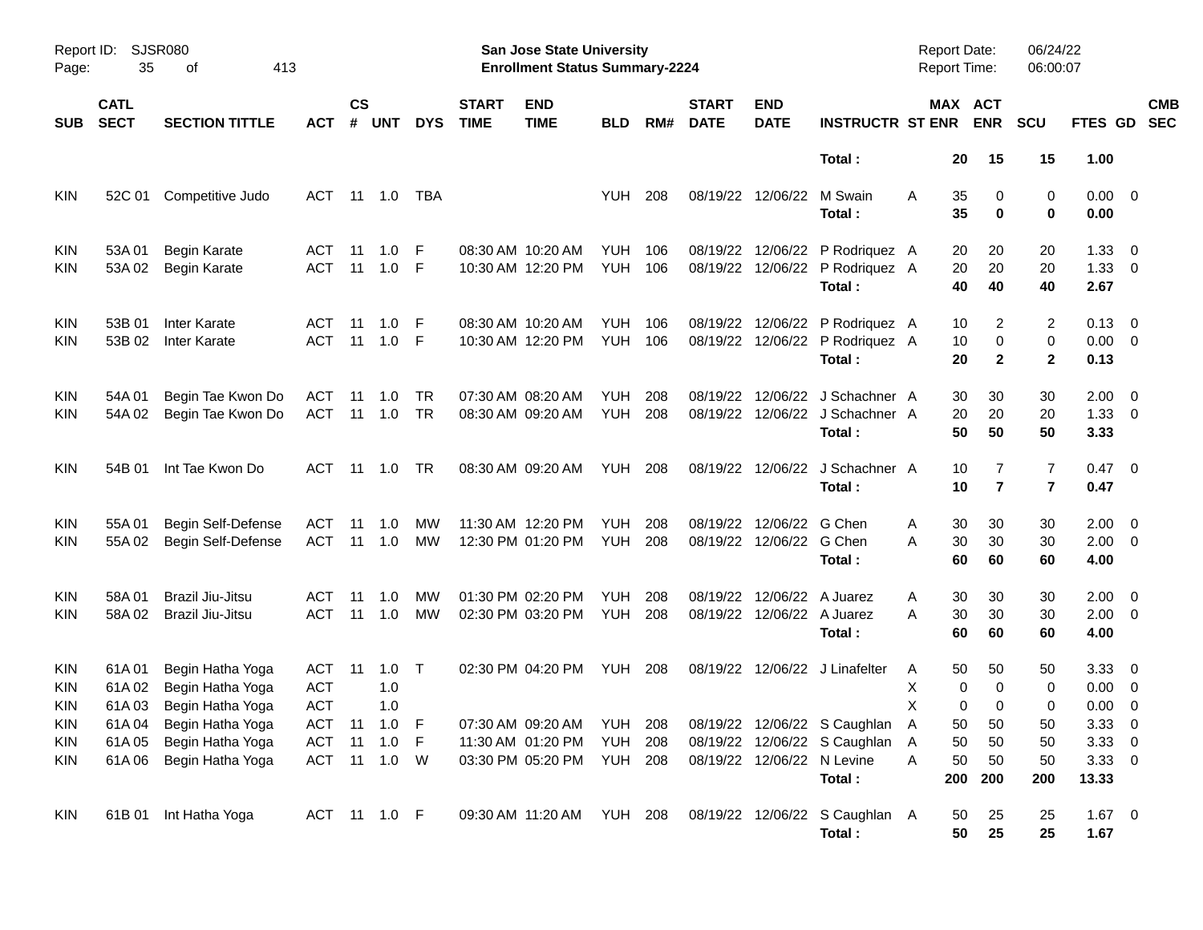Report ID: SJSR080

**San Jose State University**
**Enrollment Status Summary-2224**

Report Date: 06/24/22
Report Time: 06:00:07

| SUB | CATL SECT | SECTION TITTLE | ACT | CS # | UNT | DYS | START TIME | END TIME | BLD | RM# | START DATE | END DATE | INSTRUCTR | ST | MAX ENR | ACT ENR | SCU | FTES | GD | CMB SEC |
|---|---|---|---|---|---|---|---|---|---|---|---|---|---|---|---|---|---|---|---|---|
| | | | | | | | | | | | | | **Total :** | | **20** | **15** | **15** | **1.00** | | |
| KIN | 52C 01 | Competitive Judo | ACT | 11 | 1.0 | TBA | | | YUH | 208 | 08/19/22 | 12/06/22 | M Swain | A | 35 | 0 | 0 | 0.00 | 0 | |
| | | | | | | | | | | | | | **Total :** | | **35** | **0** | **0** | **0.00** | | |
| KIN | 53A 01 | Begin Karate | ACT | 11 | 1.0 | F | 08:30 AM | 10:20 AM | YUH | 106 | 08/19/22 | 12/06/22 | P Rodriquez | A | 20 | 20 | 20 | 1.33 | 0 | |
| KIN | 53A 02 | Begin Karate | ACT | 11 | 1.0 | F | 10:30 AM | 12:20 PM | YUH | 106 | 08/19/22 | 12/06/22 | P Rodriquez | A | 20 | 20 | 20 | 1.33 | 0 | |
| | | | | | | | | | | | | | **Total :** | | **40** | **40** | **40** | **2.67** | | |
| KIN | 53B 01 | Inter Karate | ACT | 11 | 1.0 | F | 08:30 AM | 10:20 AM | YUH | 106 | 08/19/22 | 12/06/22 | P Rodriquez | A | 10 | 2 | 2 | 0.13 | 0 | |
| KIN | 53B 02 | Inter Karate | ACT | 11 | 1.0 | F | 10:30 AM | 12:20 PM | YUH | 106 | 08/19/22 | 12/06/22 | P Rodriquez | A | 10 | 0 | 0 | 0.00 | 0 | |
| | | | | | | | | | | | | | **Total :** | | **20** | **2** | **2** | **0.13** | | |
| KIN | 54A 01 | Begin Tae Kwon Do | ACT | 11 | 1.0 | TR | 07:30 AM | 08:20 AM | YUH | 208 | 08/19/22 | 12/06/22 | J Schachner | A | 30 | 30 | 30 | 2.00 | 0 | |
| KIN | 54A 02 | Begin Tae Kwon Do | ACT | 11 | 1.0 | TR | 08:30 AM | 09:20 AM | YUH | 208 | 08/19/22 | 12/06/22 | J Schachner | A | 20 | 20 | 20 | 1.33 | 0 | |
| | | | | | | | | | | | | | **Total :** | | **50** | **50** | **50** | **3.33** | | |
| KIN | 54B 01 | Int Tae Kwon Do | ACT | 11 | 1.0 | TR | 08:30 AM | 09:20 AM | YUH | 208 | 08/19/22 | 12/06/22 | J Schachner | A | 10 | 7 | 7 | 0.47 | 0 | |
| | | | | | | | | | | | | | **Total :** | | **10** | **7** | **7** | **0.47** | | |
| KIN | 55A 01 | Begin Self-Defense | ACT | 11 | 1.0 | MW | 11:30 AM | 12:20 PM | YUH | 208 | 08/19/22 | 12/06/22 | G Chen | A | 30 | 30 | 30 | 2.00 | 0 | |
| KIN | 55A 02 | Begin Self-Defense | ACT | 11 | 1.0 | MW | 12:30 PM | 01:20 PM | YUH | 208 | 08/19/22 | 12/06/22 | G Chen | A | 30 | 30 | 30 | 2.00 | 0 | |
| | | | | | | | | | | | | | **Total :** | | **60** | **60** | **60** | **4.00** | | |
| KIN | 58A 01 | Brazil Jiu-Jitsu | ACT | 11 | 1.0 | MW | 01:30 PM | 02:20 PM | YUH | 208 | 08/19/22 | 12/06/22 | A Juarez | A | 30 | 30 | 30 | 2.00 | 0 | |
| KIN | 58A 02 | Brazil Jiu-Jitsu | ACT | 11 | 1.0 | MW | 02:30 PM | 03:20 PM | YUH | 208 | 08/19/22 | 12/06/22 | A Juarez | A | 30 | 30 | 30 | 2.00 | 0 | |
| | | | | | | | | | | | | | **Total :** | | **60** | **60** | **60** | **4.00** | | |
| KIN | 61A 01 | Begin Hatha Yoga | ACT | 11 | 1.0 | T | 02:30 PM | 04:20 PM | YUH | 208 | 08/19/22 | 12/06/22 | J Linafelter | A | 50 | 50 | 50 | 3.33 | 0 | |
| KIN | 61A 02 | Begin Hatha Yoga | ACT | | 1.0 | | | | | | | | | X | 0 | 0 | 0 | 0.00 | 0 | |
| KIN | 61A 03 | Begin Hatha Yoga | ACT | | 1.0 | | | | | | | | | X | 0 | 0 | 0 | 0.00 | 0 | |
| KIN | 61A 04 | Begin Hatha Yoga | ACT | 11 | 1.0 | F | 07:30 AM | 09:20 AM | YUH | 208 | 08/19/22 | 12/06/22 | S Caughlan | A | 50 | 50 | 50 | 3.33 | 0 | |
| KIN | 61A 05 | Begin Hatha Yoga | ACT | 11 | 1.0 | F | 11:30 AM | 01:20 PM | YUH | 208 | 08/19/22 | 12/06/22 | S Caughlan | A | 50 | 50 | 50 | 3.33 | 0 | |
| KIN | 61A 06 | Begin Hatha Yoga | ACT | 11 | 1.0 | W | 03:30 PM | 05:20 PM | YUH | 208 | 08/19/22 | 12/06/22 | N Levine | A | 50 | 50 | 50 | 3.33 | 0 | |
| | | | | | | | | | | | | | **Total :** | | **200** | **200** | **200** | **13.33** | | |
| KIN | 61B 01 | Int Hatha Yoga | ACT | 11 | 1.0 | F | 09:30 AM | 11:20 AM | YUH | 208 | 08/19/22 | 12/06/22 | S Caughlan | A | 50 | 25 | 25 | 1.67 | 0 | |
| | | | | | | | | | | | | | **Total :** | | **50** | **25** | **25** | **1.67** | | |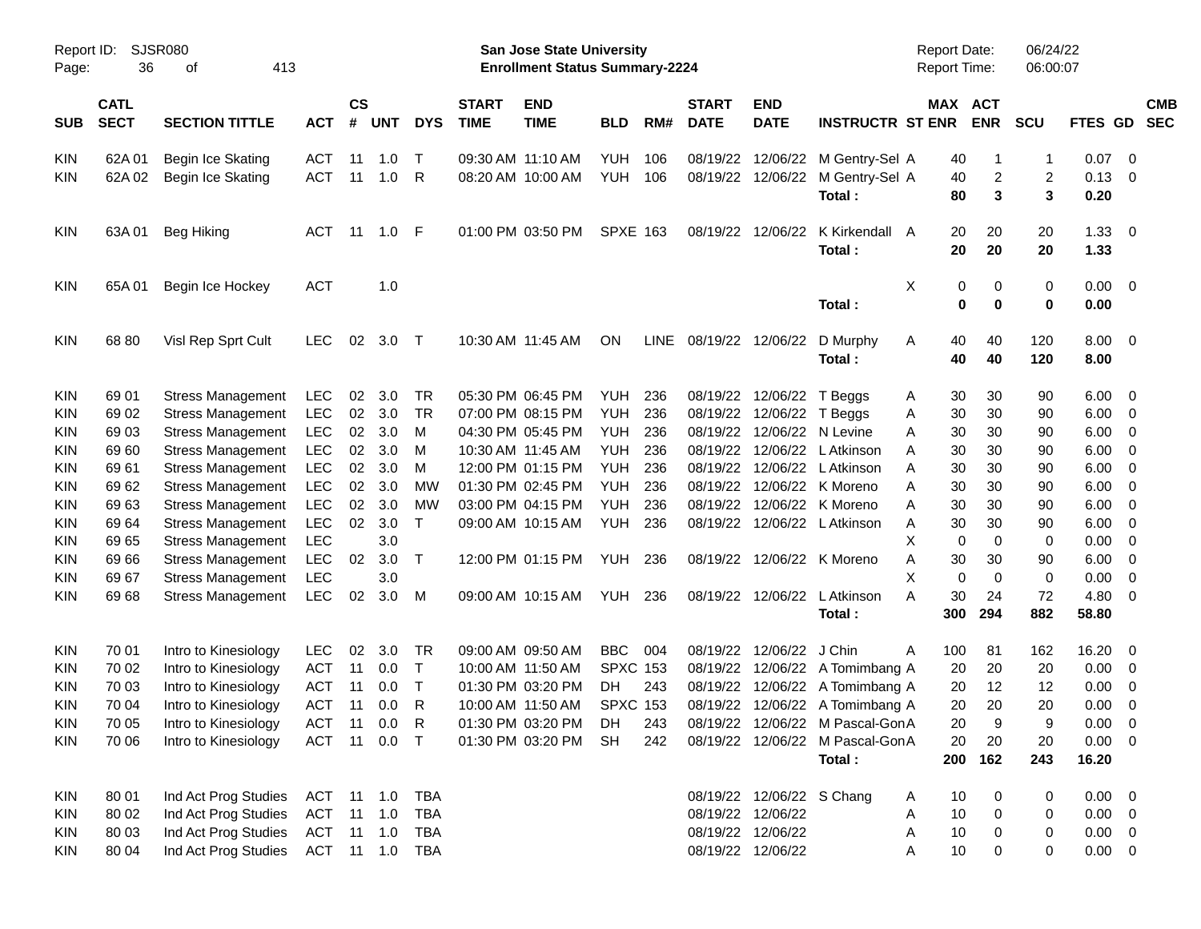Report ID: SJSR080
San Jose State University
Enrollment Status Summary-2224
Report Date: 06/24/22
Report Time: 06:00:07

| SUB | CATL SECT | SECTION TITTLE | ACT | CS # | UNT | DYS | START TIME | END TIME | BLD | RM# | START DATE | END DATE | INSTRUCTR | ST | MAX ENR | ACT ENR | SCU | FTES | GD | CMB SEC |
|---|---|---|---|---|---|---|---|---|---|---|---|---|---|---|---|---|---|---|---|---|
| KIN | 62A 01 | Begin Ice Skating | ACT | 11 | 1.0 | T | 09:30 AM | 11:10 AM | YUH | 106 | 08/19/22 | 12/06/22 | M Gentry-Sel | A | 40 | 1 | 1 | 0.07 | 0 | |
| KIN | 62A 02 | Begin Ice Skating | ACT | 11 | 1.0 | R | 08:20 AM | 10:00 AM | YUH | 106 | 08/19/22 | 12/06/22 | M Gentry-Sel | A | 40 | 2 | 2 | 0.13 | 0 | |
| | | | | | | | | | | | | | **Total :** | | **80** | **3** | **3** | **0.20** | | |
| KIN | 63A 01 | Beg Hiking | ACT | 11 | 1.0 | F | 01:00 PM | 03:50 PM | SPXE | 163 | 08/19/22 | 12/06/22 | K Kirkendall | A | 20 | 20 | 20 | 1.33 | 0 | |
| | | | | | | | | | | | | | **Total :** | | **20** | **20** | **20** | **1.33** | | |
| KIN | 65A 01 | Begin Ice Hockey | ACT | | 1.0 | | | | | | | | | X | 0 | 0 | 0 | 0.00 | 0 | |
| | | | | | | | | | | | | | **Total :** | | **0** | **0** | **0** | **0.00** | | |
| KIN | 68 80 | Visl Rep Sprt Cult | LEC | 02 | 3.0 | T | 10:30 AM | 11:45 AM | ON | LINE | 08/19/22 | 12/06/22 | D Murphy | A | 40 | 40 | 120 | 8.00 | 0 | |
| | | | | | | | | | | | | | **Total :** | | **40** | **40** | **120** | **8.00** | | |
| KIN | 69 01 | Stress Management | LEC | 02 | 3.0 | TR | 05:30 PM | 06:45 PM | YUH | 236 | 08/19/22 | 12/06/22 | T Beggs | A | 30 | 30 | 90 | 6.00 | 0 | |
| KIN | 69 02 | Stress Management | LEC | 02 | 3.0 | TR | 07:00 PM | 08:15 PM | YUH | 236 | 08/19/22 | 12/06/22 | T Beggs | A | 30 | 30 | 90 | 6.00 | 0 | |
| KIN | 69 03 | Stress Management | LEC | 02 | 3.0 | M | 04:30 PM | 05:45 PM | YUH | 236 | 08/19/22 | 12/06/22 | N Levine | A | 30 | 30 | 90 | 6.00 | 0 | |
| KIN | 69 60 | Stress Management | LEC | 02 | 3.0 | M | 10:30 AM | 11:45 AM | YUH | 236 | 08/19/22 | 12/06/22 | L Atkinson | A | 30 | 30 | 90 | 6.00 | 0 | |
| KIN | 69 61 | Stress Management | LEC | 02 | 3.0 | M | 12:00 PM | 01:15 PM | YUH | 236 | 08/19/22 | 12/06/22 | L Atkinson | A | 30 | 30 | 90 | 6.00 | 0 | |
| KIN | 69 62 | Stress Management | LEC | 02 | 3.0 | MW | 01:30 PM | 02:45 PM | YUH | 236 | 08/19/22 | 12/06/22 | K Moreno | A | 30 | 30 | 90 | 6.00 | 0 | |
| KIN | 69 63 | Stress Management | LEC | 02 | 3.0 | MW | 03:00 PM | 04:15 PM | YUH | 236 | 08/19/22 | 12/06/22 | K Moreno | A | 30 | 30 | 90 | 6.00 | 0 | |
| KIN | 69 64 | Stress Management | LEC | 02 | 3.0 | T | 09:00 AM | 10:15 AM | YUH | 236 | 08/19/22 | 12/06/22 | L Atkinson | A | 30 | 30 | 90 | 6.00 | 0 | |
| KIN | 69 65 | Stress Management | LEC | | 3.0 | | | | | | | | | X | 0 | 0 | 0 | 0.00 | 0 | |
| KIN | 69 66 | Stress Management | LEC | 02 | 3.0 | T | 12:00 PM | 01:15 PM | YUH | 236 | 08/19/22 | 12/06/22 | K Moreno | A | 30 | 30 | 90 | 6.00 | 0 | |
| KIN | 69 67 | Stress Management | LEC | | 3.0 | | | | | | | | | X | 0 | 0 | 0 | 0.00 | 0 | |
| KIN | 69 68 | Stress Management | LEC | 02 | 3.0 | M | 09:00 AM | 10:15 AM | YUH | 236 | 08/19/22 | 12/06/22 | L Atkinson | A | 30 | 24 | 72 | 4.80 | 0 | |
| | | | | | | | | | | | | | **Total :** | | **300** | **294** | **882** | **58.80** | | |
| KIN | 70 01 | Intro to Kinesiology | LEC | 02 | 3.0 | TR | 09:00 AM | 09:50 AM | BBC | 004 | 08/19/22 | 12/06/22 | J Chin | A | 100 | 81 | 162 | 16.20 | 0 | |
| KIN | 70 02 | Intro to Kinesiology | ACT | 11 | 0.0 | T | 10:00 AM | 11:50 AM | SPXC | 153 | 08/19/22 | 12/06/22 | A Tomimbang | A | 20 | 20 | 20 | 0.00 | 0 | |
| KIN | 70 03 | Intro to Kinesiology | ACT | 11 | 0.0 | T | 01:30 PM | 03:20 PM | DH | 243 | 08/19/22 | 12/06/22 | A Tomimbang | A | 20 | 12 | 12 | 0.00 | 0 | |
| KIN | 70 04 | Intro to Kinesiology | ACT | 11 | 0.0 | R | 10:00 AM | 11:50 AM | SPXC | 153 | 08/19/22 | 12/06/22 | A Tomimbang | A | 20 | 20 | 20 | 0.00 | 0 | |
| KIN | 70 05 | Intro to Kinesiology | ACT | 11 | 0.0 | R | 01:30 PM | 03:20 PM | DH | 243 | 08/19/22 | 12/06/22 | M Pascal-Gon | A | 20 | 9 | 9 | 0.00 | 0 | |
| KIN | 70 06 | Intro to Kinesiology | ACT | 11 | 0.0 | T | 01:30 PM | 03:20 PM | SH | 242 | 08/19/22 | 12/06/22 | M Pascal-Gon | A | 20 | 20 | 20 | 0.00 | 0 | |
| | | | | | | | | | | | | | **Total :** | | **200** | **162** | **243** | **16.20** | | |
| KIN | 80 01 | Ind Act Prog Studies | ACT | 11 | 1.0 | TBA | | | | | 08/19/22 | 12/06/22 | S Chang | A | 10 | 0 | 0 | 0.00 | 0 | |
| KIN | 80 02 | Ind Act Prog Studies | ACT | 11 | 1.0 | TBA | | | | | 08/19/22 | 12/06/22 | | A | 10 | 0 | 0 | 0.00 | 0 | |
| KIN | 80 03 | Ind Act Prog Studies | ACT | 11 | 1.0 | TBA | | | | | 08/19/22 | 12/06/22 | | A | 10 | 0 | 0 | 0.00 | 0 | |
| KIN | 80 04 | Ind Act Prog Studies | ACT | 11 | 1.0 | TBA | | | | | 08/19/22 | 12/06/22 | | A | 10 | 0 | 0 | 0.00 | 0 | |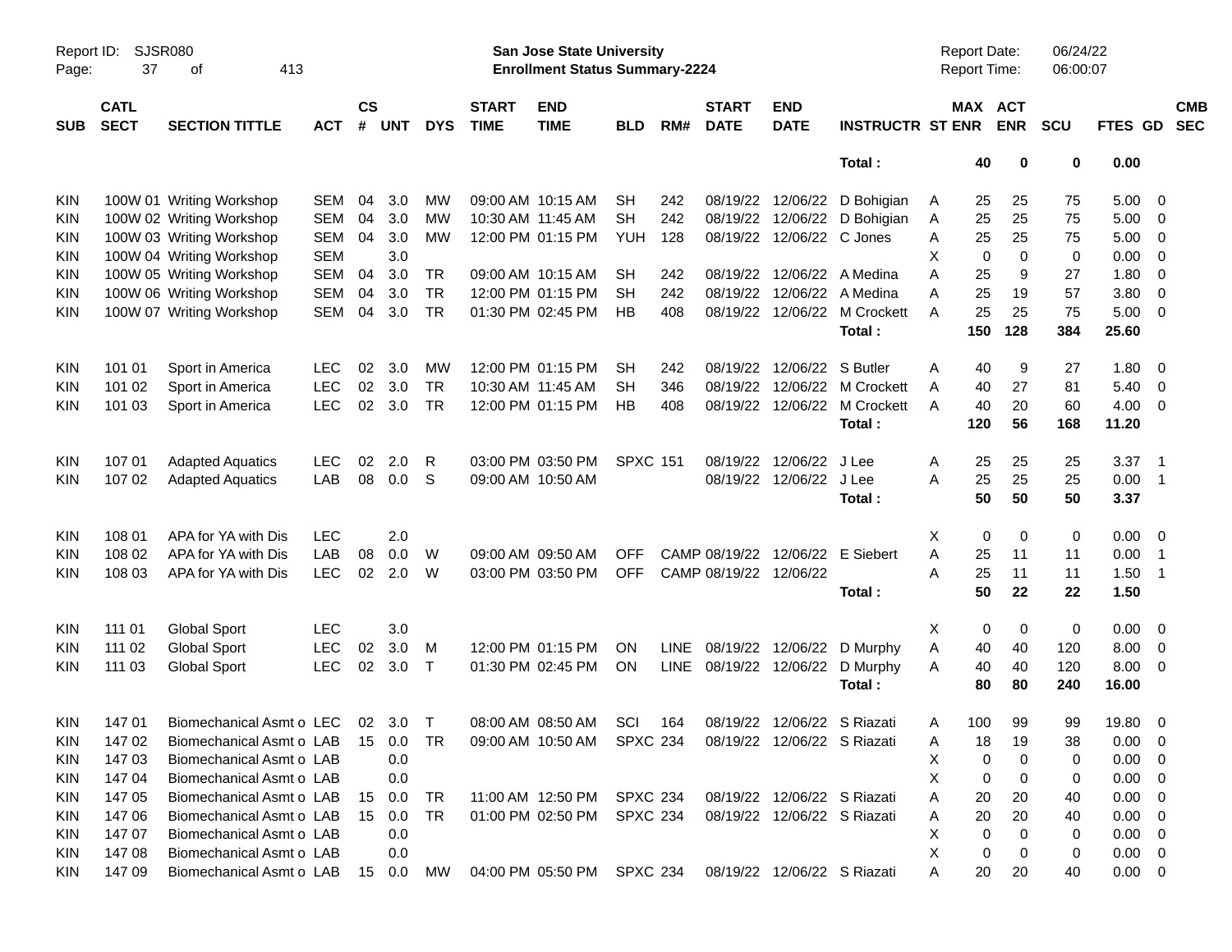Report ID: SJSR080

**San Jose State University**
**Enrollment Status Summary-2224**

Report Date: 06/24/22
Report Time: 06:00:07

| SUB | CATL SECT | SECTION TITTLE | ACT | CS # | UNT | DYS | START TIME | END TIME | BLD | RM# | START DATE | END DATE | INSTRUCTR | ST | MAX ENR | ACT ENR | SCU | FTES | GD | CMB SEC |
|---|---|---|---|---|---|---|---|---|---|---|---|---|---|---|---|---|---|---|---|---|
| | | | | | | | | | | | | | Total : | | 40 | 0 | 0 | 0.00 | | |
| KIN | 100W 01 | Writing Workshop | SEM | 04 | 3.0 | MW | 09:00 AM | 10:15 AM | SH | 242 | 08/19/22 | 12/06/22 | D Bohigian | A | 25 | 25 | 75 | 5.00 | 0 | |
| KIN | 100W 02 | Writing Workshop | SEM | 04 | 3.0 | MW | 10:30 AM | 11:45 AM | SH | 242 | 08/19/22 | 12/06/22 | D Bohigian | A | 25 | 25 | 75 | 5.00 | 0 | |
| KIN | 100W 03 | Writing Workshop | SEM | 04 | 3.0 | MW | 12:00 PM | 01:15 PM | YUH | 128 | 08/19/22 | 12/06/22 | C Jones | A | 25 | 25 | 75 | 5.00 | 0 | |
| KIN | 100W 04 | Writing Workshop | SEM | | 3.0 | | | | | | | | | X | 0 | 0 | 0 | 0.00 | 0 | |
| KIN | 100W 05 | Writing Workshop | SEM | 04 | 3.0 | TR | 09:00 AM | 10:15 AM | SH | 242 | 08/19/22 | 12/06/22 | A Medina | A | 25 | 9 | 27 | 1.80 | 0 | |
| KIN | 100W 06 | Writing Workshop | SEM | 04 | 3.0 | TR | 12:00 PM | 01:15 PM | SH | 242 | 08/19/22 | 12/06/22 | A Medina | A | 25 | 19 | 57 | 3.80 | 0 | |
| KIN | 100W 07 | Writing Workshop | SEM | 04 | 3.0 | TR | 01:30 PM | 02:45 PM | HB | 408 | 08/19/22 | 12/06/22 | M Crockett | A | 25 | 25 | 75 | 5.00 | 0 | |
| | | | | | | | | | | | | | Total : | | 150 | 128 | 384 | 25.60 | | |
| KIN | 101 01 | Sport in America | LEC | 02 | 3.0 | MW | 12:00 PM | 01:15 PM | SH | 242 | 08/19/22 | 12/06/22 | S Butler | A | 40 | 9 | 27 | 1.80 | 0 | |
| KIN | 101 02 | Sport in America | LEC | 02 | 3.0 | TR | 10:30 AM | 11:45 AM | SH | 346 | 08/19/22 | 12/06/22 | M Crockett | A | 40 | 27 | 81 | 5.40 | 0 | |
| KIN | 101 03 | Sport in America | LEC | 02 | 3.0 | TR | 12:00 PM | 01:15 PM | HB | 408 | 08/19/22 | 12/06/22 | M Crockett | A | 40 | 20 | 60 | 4.00 | 0 | |
| | | | | | | | | | | | | | Total : | | 120 | 56 | 168 | 11.20 | | |
| KIN | 107 01 | Adapted Aquatics | LEC | 02 | 2.0 | R | 03:00 PM | 03:50 PM | SPXC | 151 | 08/19/22 | 12/06/22 | J Lee | A | 25 | 25 | 25 | 3.37 | 1 | |
| KIN | 107 02 | Adapted Aquatics | LAB | 08 | 0.0 | S | 09:00 AM | 10:50 AM | | | 08/19/22 | 12/06/22 | J Lee | A | 25 | 25 | 25 | 0.00 | 1 | |
| | | | | | | | | | | | | | Total : | | 50 | 50 | 50 | 3.37 | | |
| KIN | 108 01 | APA for YA with Dis | LEC | | 2.0 | | | | | | | | | X | 0 | 0 | 0 | 0.00 | 0 | |
| KIN | 108 02 | APA for YA with Dis | LAB | 08 | 0.0 | W | 09:00 AM | 09:50 AM | OFF | CAMP | 08/19/22 | 12/06/22 | E Siebert | A | 25 | 11 | 11 | 0.00 | 1 | |
| KIN | 108 03 | APA for YA with Dis | LEC | 02 | 2.0 | W | 03:00 PM | 03:50 PM | OFF | CAMP | 08/19/22 | 12/06/22 | | A | 25 | 11 | 11 | 1.50 | 1 | |
| | | | | | | | | | | | | | Total : | | 50 | 22 | 22 | 1.50 | | |
| KIN | 111 01 | Global Sport | LEC | | 3.0 | | | | | | | | | X | 0 | 0 | 0 | 0.00 | 0 | |
| KIN | 111 02 | Global Sport | LEC | 02 | 3.0 | M | 12:00 PM | 01:15 PM | ON | LINE | 08/19/22 | 12/06/22 | D Murphy | A | 40 | 40 | 120 | 8.00 | 0 | |
| KIN | 111 03 | Global Sport | LEC | 02 | 3.0 | T | 01:30 PM | 02:45 PM | ON | LINE | 08/19/22 | 12/06/22 | D Murphy | A | 40 | 40 | 120 | 8.00 | 0 | |
| | | | | | | | | | | | | | Total : | | 80 | 80 | 240 | 16.00 | | |
| KIN | 147 01 | Biomechanical Asmt o | LEC | 02 | 3.0 | T | 08:00 AM | 08:50 AM | SCI | 164 | 08/19/22 | 12/06/22 | S Riazati | A | 100 | 99 | 99 | 19.80 | 0 | |
| KIN | 147 02 | Biomechanical Asmt o | LAB | 15 | 0.0 | TR | 09:00 AM | 10:50 AM | SPXC | 234 | 08/19/22 | 12/06/22 | S Riazati | A | 18 | 19 | 38 | 0.00 | 0 | |
| KIN | 147 03 | Biomechanical Asmt o | LAB | | 0.0 | | | | | | | | | X | 0 | 0 | 0 | 0.00 | 0 | |
| KIN | 147 04 | Biomechanical Asmt o | LAB | | 0.0 | | | | | | | | | X | 0 | 0 | 0 | 0.00 | 0 | |
| KIN | 147 05 | Biomechanical Asmt o | LAB | 15 | 0.0 | TR | 11:00 AM | 12:50 PM | SPXC | 234 | 08/19/22 | 12/06/22 | S Riazati | A | 20 | 20 | 40 | 0.00 | 0 | |
| KIN | 147 06 | Biomechanical Asmt o | LAB | 15 | 0.0 | TR | 01:00 PM | 02:50 PM | SPXC | 234 | 08/19/22 | 12/06/22 | S Riazati | A | 20 | 20 | 40 | 0.00 | 0 | |
| KIN | 147 07 | Biomechanical Asmt o | LAB | | 0.0 | | | | | | | | | X | 0 | 0 | 0 | 0.00 | 0 | |
| KIN | 147 08 | Biomechanical Asmt o | LAB | | 0.0 | | | | | | | | | X | 0 | 0 | 0 | 0.00 | 0 | |
| KIN | 147 09 | Biomechanical Asmt o | LAB | 15 | 0.0 | MW | 04:00 PM | 05:50 PM | SPXC | 234 | 08/19/22 | 12/06/22 | S Riazati | A | 20 | 20 | 40 | 0.00 | 0 | |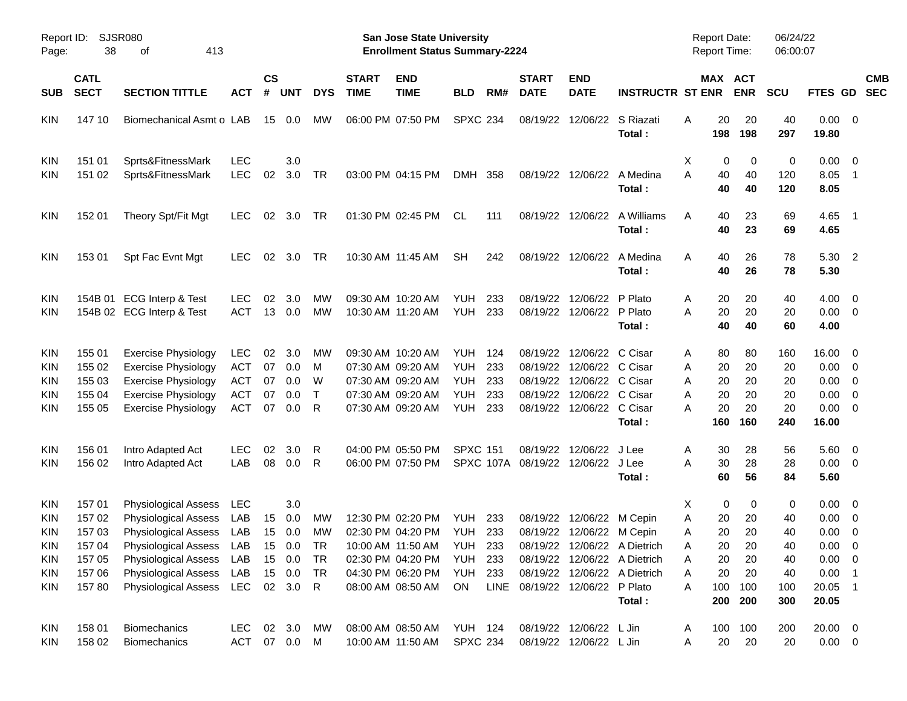Report ID: SJSR080

# San Jose State University
## Enrollment Status Summary-2224

Report Date: 06/24/22
Report Time: 06:00:07

| SUB | CATL SECT | SECTION TITTLE | ACT | CS # | UNT | DYS | START TIME | END TIME | BLD | RM# | START DATE | END DATE | INSTRUCTR | ST | MAX ENR | ACT ENR | SCU | FTES | GD | CMB SEC |
|---|---|---|---|---|---|---|---|---|---|---|---|---|---|---|---|---|---|---|---|---|
| KIN | 147 10 | Biomechanical Asmt o | LAB | 15 | 0.0 | MW | 06:00 PM | 07:50 PM | SPXC | 234 | 08/19/22 | 12/06/22 | S Riazati | A | 20 | 20 | 40 | 0.00 | 0 | |
| | | | | | | | | | | | | | **Total :** | | **198** | **198** | **297** | **19.80** | | |
| KIN | 151 01 | Sprts&FitnessMark | LEC | | 3.0 | | | | | | | | | X | 0 | 0 | 0 | 0.00 | 0 | |
| KIN | 151 02 | Sprts&FitnessMark | LEC | 02 | 3.0 | TR | 03:00 PM | 04:15 PM | DMH | 358 | 08/19/22 | 12/06/22 | A Medina | A | 40 | 40 | 120 | 8.05 | 1 | |
| | | | | | | | | | | | | | **Total :** | | **40** | **40** | **120** | **8.05** | | |
| KIN | 152 01 | Theory Spt/Fit Mgt | LEC | 02 | 3.0 | TR | 01:30 PM | 02:45 PM | CL | 111 | 08/19/22 | 12/06/22 | A Williams | A | 40 | 23 | 69 | 4.65 | 1 | |
| | | | | | | | | | | | | | **Total :** | | **40** | **23** | **69** | **4.65** | | |
| KIN | 153 01 | Spt Fac Evnt Mgt | LEC | 02 | 3.0 | TR | 10:30 AM | 11:45 AM | SH | 242 | 08/19/22 | 12/06/22 | A Medina | A | 40 | 26 | 78 | 5.30 | 2 | |
| | | | | | | | | | | | | | **Total :** | | **40** | **26** | **78** | **5.30** | | |
| KIN | 154B 01 | ECG Interp & Test | LEC | 02 | 3.0 | MW | 09:30 AM | 10:20 AM | YUH | 233 | 08/19/22 | 12/06/22 | P Plato | A | 20 | 20 | 40 | 4.00 | 0 | |
| KIN | 154B 02 | ECG Interp & Test | ACT | 13 | 0.0 | MW | 10:30 AM | 11:20 AM | YUH | 233 | 08/19/22 | 12/06/22 | P Plato | A | 20 | 20 | 20 | 0.00 | 0 | |
| | | | | | | | | | | | | | **Total :** | | **40** | **40** | **60** | **4.00** | | |
| KIN | 155 01 | Exercise Physiology | LEC | 02 | 3.0 | MW | 09:30 AM | 10:20 AM | YUH | 124 | 08/19/22 | 12/06/22 | C Cisar | A | 80 | 80 | 160 | 16.00 | 0 | |
| KIN | 155 02 | Exercise Physiology | ACT | 07 | 0.0 | M | 07:30 AM | 09:20 AM | YUH | 233 | 08/19/22 | 12/06/22 | C Cisar | A | 20 | 20 | 20 | 0.00 | 0 | |
| KIN | 155 03 | Exercise Physiology | ACT | 07 | 0.0 | W | 07:30 AM | 09:20 AM | YUH | 233 | 08/19/22 | 12/06/22 | C Cisar | A | 20 | 20 | 20 | 0.00 | 0 | |
| KIN | 155 04 | Exercise Physiology | ACT | 07 | 0.0 | T | 07:30 AM | 09:20 AM | YUH | 233 | 08/19/22 | 12/06/22 | C Cisar | A | 20 | 20 | 20 | 0.00 | 0 | |
| KIN | 155 05 | Exercise Physiology | ACT | 07 | 0.0 | R | 07:30 AM | 09:20 AM | YUH | 233 | 08/19/22 | 12/06/22 | C Cisar | A | 20 | 20 | 20 | 0.00 | 0 | |
| | | | | | | | | | | | | | **Total :** | | **160** | **160** | **240** | **16.00** | | |
| KIN | 156 01 | Intro Adapted Act | LEC | 02 | 3.0 | R | 04:00 PM | 05:50 PM | SPXC | 151 | 08/19/22 | 12/06/22 | J Lee | A | 30 | 28 | 56 | 5.60 | 0 | |
| KIN | 156 02 | Intro Adapted Act | LAB | 08 | 0.0 | R | 06:00 PM | 07:50 PM | SPXC | 107A | 08/19/22 | 12/06/22 | J Lee | A | 30 | 28 | 28 | 0.00 | 0 | |
| | | | | | | | | | | | | | **Total :** | | **60** | **56** | **84** | **5.60** | | |
| KIN | 157 01 | Physiological Assess | LEC | | 3.0 | | | | | | | | | X | 0 | 0 | 0 | 0.00 | 0 | |
| KIN | 157 02 | Physiological Assess | LAB | 15 | 0.0 | MW | 12:30 PM | 02:20 PM | YUH | 233 | 08/19/22 | 12/06/22 | M Cepin | A | 20 | 20 | 40 | 0.00 | 0 | |
| KIN | 157 03 | Physiological Assess | LAB | 15 | 0.0 | MW | 02:30 PM | 04:20 PM | YUH | 233 | 08/19/22 | 12/06/22 | M Cepin | A | 20 | 20 | 40 | 0.00 | 0 | |
| KIN | 157 04 | Physiological Assess | LAB | 15 | 0.0 | TR | 10:00 AM | 11:50 AM | YUH | 233 | 08/19/22 | 12/06/22 | A Dietrich | A | 20 | 20 | 40 | 0.00 | 0 | |
| KIN | 157 05 | Physiological Assess | LAB | 15 | 0.0 | TR | 02:30 PM | 04:20 PM | YUH | 233 | 08/19/22 | 12/06/22 | A Dietrich | A | 20 | 20 | 40 | 0.00 | 0 | |
| KIN | 157 06 | Physiological Assess | LAB | 15 | 0.0 | TR | 04:30 PM | 06:20 PM | YUH | 233 | 08/19/22 | 12/06/22 | A Dietrich | A | 20 | 20 | 40 | 0.00 | 1 | |
| KIN | 157 80 | Physiological Assess | LEC | 02 | 3.0 | R | 08:00 AM | 08:50 AM | ON | LINE | 08/19/22 | 12/06/22 | P Plato | A | 100 | 100 | 100 | 20.05 | 1 | |
| | | | | | | | | | | | | | **Total :** | | **200** | **200** | **300** | **20.05** | | |
| KIN | 158 01 | Biomechanics | LEC | 02 | 3.0 | MW | 08:00 AM | 08:50 AM | YUH | 124 | 08/19/22 | 12/06/22 | L Jin | A | 100 | 100 | 200 | 20.00 | 0 | |
| KIN | 158 02 | Biomechanics | ACT | 07 | 0.0 | M | 10:00 AM | 11:50 AM | SPXC | 234 | 08/19/22 | 12/06/22 | L Jin | A | 20 | 20 | 20 | 0.00 | 0 | |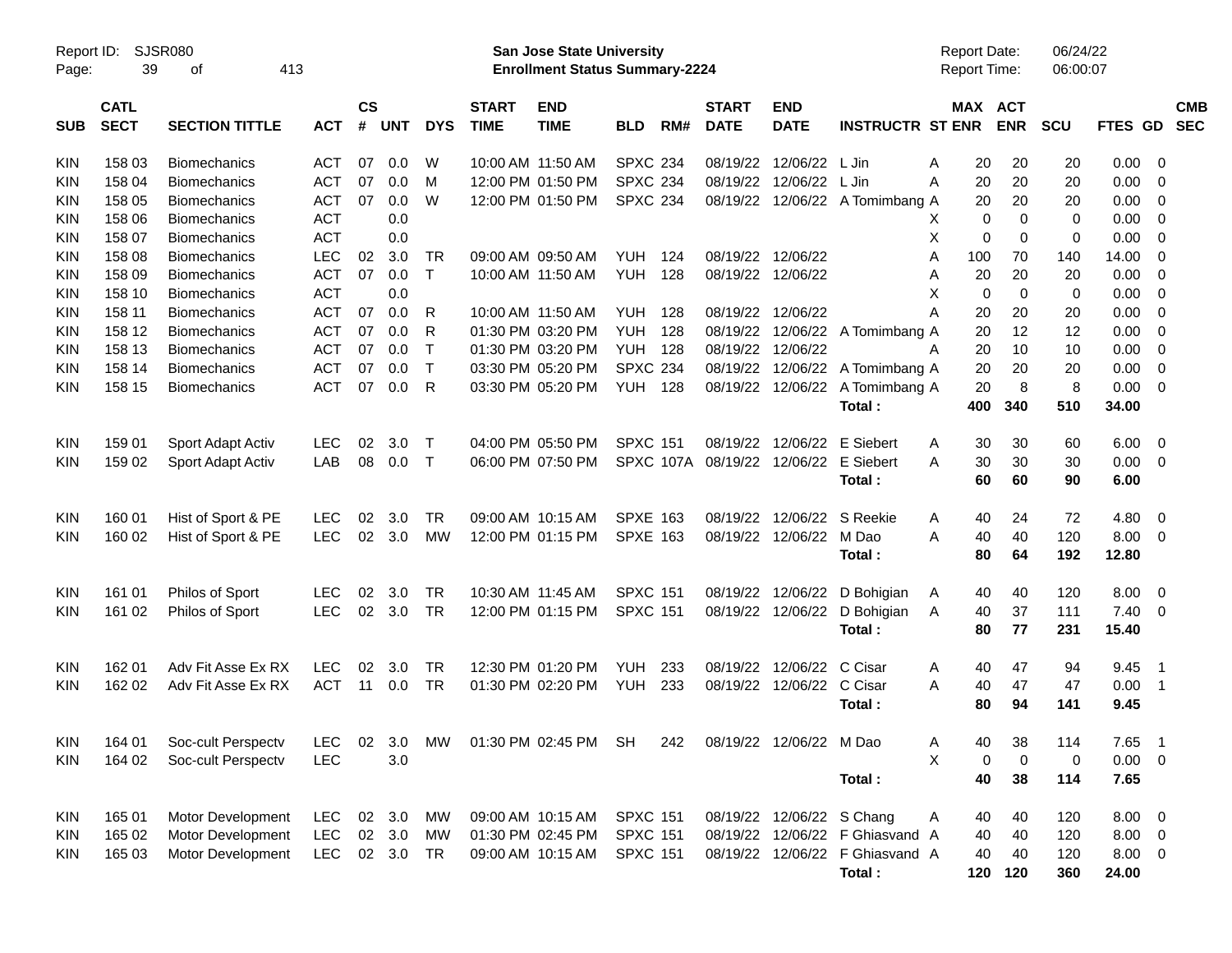Report ID: SJSR080
San Jose State University
Enrollment Status Summary-2224
Report Date: 06/24/22
Report Time: 06:00:07

| SUB | CATL SECT | SECTION TITTLE | ACT | CS # | UNT | DYS | START TIME | END TIME | BLD | RM# | START DATE | END DATE | INSTRUCTR | ST | MAX ENR | ACT ENR | SCU | FTES | GD | CMB SEC |
|---|---|---|---|---|---|---|---|---|---|---|---|---|---|---|---|---|---|---|---|---|
| KIN | 158 03 | Biomechanics | ACT | 07 | 0.0 | W | 10:00 AM | 11:50 AM | SPXC | 234 | 08/19/22 | 12/06/22 | L Jin | A | 20 | 20 | 20 | 0.00 | 0 | |
| KIN | 158 04 | Biomechanics | ACT | 07 | 0.0 | M | 12:00 PM | 01:50 PM | SPXC | 234 | 08/19/22 | 12/06/22 | L Jin | A | 20 | 20 | 20 | 0.00 | 0 | |
| KIN | 158 05 | Biomechanics | ACT | 07 | 0.0 | W | 12:00 PM | 01:50 PM | SPXC | 234 | 08/19/22 | 12/06/22 | A Tomimbang | A | 20 | 20 | 20 | 0.00 | 0 | |
| KIN | 158 06 | Biomechanics | ACT | | 0.0 | | | | | | | | | X | 0 | 0 | 0 | 0.00 | 0 | |
| KIN | 158 07 | Biomechanics | ACT | | 0.0 | | | | | | | | | X | 0 | 0 | 0 | 0.00 | 0 | |
| KIN | 158 08 | Biomechanics | LEC | 02 | 3.0 | TR | 09:00 AM | 09:50 AM | YUH | 124 | 08/19/22 | 12/06/22 | | A | 100 | 70 | 140 | 14.00 | 0 | |
| KIN | 158 09 | Biomechanics | ACT | 07 | 0.0 | T | 10:00 AM | 11:50 AM | YUH | 128 | 08/19/22 | 12/06/22 | | A | 20 | 20 | 20 | 0.00 | 0 | |
| KIN | 158 10 | Biomechanics | ACT | | 0.0 | | | | | | | | | X | 0 | 0 | 0 | 0.00 | 0 | |
| KIN | 158 11 | Biomechanics | ACT | 07 | 0.0 | R | 10:00 AM | 11:50 AM | YUH | 128 | 08/19/22 | 12/06/22 | | A | 20 | 20 | 20 | 0.00 | 0 | |
| KIN | 158 12 | Biomechanics | ACT | 07 | 0.0 | R | 01:30 PM | 03:20 PM | YUH | 128 | 08/19/22 | 12/06/22 | A Tomimbang | A | 20 | 12 | 12 | 0.00 | 0 | |
| KIN | 158 13 | Biomechanics | ACT | 07 | 0.0 | T | 01:30 PM | 03:20 PM | YUH | 128 | 08/19/22 | 12/06/22 | | A | 20 | 10 | 10 | 0.00 | 0 | |
| KIN | 158 14 | Biomechanics | ACT | 07 | 0.0 | T | 03:30 PM | 05:20 PM | SPXC | 234 | 08/19/22 | 12/06/22 | A Tomimbang | A | 20 | 20 | 20 | 0.00 | 0 | |
| KIN | 158 15 | Biomechanics | ACT | 07 | 0.0 | R | 03:30 PM | 05:20 PM | YUH | 128 | 08/19/22 | 12/06/22 | A Tomimbang | A | 20 | 8 | 8 | 0.00 | 0 | |
| | | | | | | | | | | | | | **Total :** | | **400** | **340** | **510** | **34.00** | | |
| KIN | 159 01 | Sport Adapt Activ | LEC | 02 | 3.0 | T | 04:00 PM | 05:50 PM | SPXC | 151 | 08/19/22 | 12/06/22 | E Siebert | A | 30 | 30 | 60 | 6.00 | 0 | |
| KIN | 159 02 | Sport Adapt Activ | LAB | 08 | 0.0 | T | 06:00 PM | 07:50 PM | SPXC | 107A | 08/19/22 | 12/06/22 | E Siebert | A | 30 | 30 | 30 | 0.00 | 0 | |
| | | | | | | | | | | | | | **Total :** | | **60** | **60** | **90** | **6.00** | | |
| KIN | 160 01 | Hist of Sport & PE | LEC | 02 | 3.0 | TR | 09:00 AM | 10:15 AM | SPXE | 163 | 08/19/22 | 12/06/22 | S Reekie | A | 40 | 24 | 72 | 4.80 | 0 | |
| KIN | 160 02 | Hist of Sport & PE | LEC | 02 | 3.0 | MW | 12:00 PM | 01:15 PM | SPXE | 163 | 08/19/22 | 12/06/22 | M Dao | A | 40 | 40 | 120 | 8.00 | 0 | |
| | | | | | | | | | | | | | **Total :** | | **80** | **64** | **192** | **12.80** | | |
| KIN | 161 01 | Philos of Sport | LEC | 02 | 3.0 | TR | 10:30 AM | 11:45 AM | SPXC | 151 | 08/19/22 | 12/06/22 | D Bohigian | A | 40 | 40 | 120 | 8.00 | 0 | |
| KIN | 161 02 | Philos of Sport | LEC | 02 | 3.0 | TR | 12:00 PM | 01:15 PM | SPXC | 151 | 08/19/22 | 12/06/22 | D Bohigian | A | 40 | 37 | 111 | 7.40 | 0 | |
| | | | | | | | | | | | | | **Total :** | | **80** | **77** | **231** | **15.40** | | |
| KIN | 162 01 | Adv Fit Asse Ex RX | LEC | 02 | 3.0 | TR | 12:30 PM | 01:20 PM | YUH | 233 | 08/19/22 | 12/06/22 | C Cisar | A | 40 | 47 | 94 | 9.45 | 1 | |
| KIN | 162 02 | Adv Fit Asse Ex RX | ACT | 11 | 0.0 | TR | 01:30 PM | 02:20 PM | YUH | 233 | 08/19/22 | 12/06/22 | C Cisar | A | 40 | 47 | 47 | 0.00 | 1 | |
| | | | | | | | | | | | | | **Total :** | | **80** | **94** | **141** | **9.45** | | |
| KIN | 164 01 | Soc-cult Perspectv | LEC | 02 | 3.0 | MW | 01:30 PM | 02:45 PM | SH | 242 | 08/19/22 | 12/06/22 | M Dao | A | 40 | 38 | 114 | 7.65 | 1 | |
| KIN | 164 02 | Soc-cult Perspectv | LEC | | 3.0 | | | | | | | | | X | 0 | 0 | 0 | 0.00 | 0 | |
| | | | | | | | | | | | | | **Total :** | | **40** | **38** | **114** | **7.65** | | |
| KIN | 165 01 | Motor Development | LEC | 02 | 3.0 | MW | 09:00 AM | 10:15 AM | SPXC | 151 | 08/19/22 | 12/06/22 | S Chang | A | 40 | 40 | 120 | 8.00 | 0 | |
| KIN | 165 02 | Motor Development | LEC | 02 | 3.0 | MW | 01:30 PM | 02:45 PM | SPXC | 151 | 08/19/22 | 12/06/22 | F Ghiasvand | A | 40 | 40 | 120 | 8.00 | 0 | |
| KIN | 165 03 | Motor Development | LEC | 02 | 3.0 | TR | 09:00 AM | 10:15 AM | SPXC | 151 | 08/19/22 | 12/06/22 | F Ghiasvand | A | 40 | 40 | 120 | 8.00 | 0 | |
| | | | | | | | | | | | | | **Total :** | | **120** | **120** | **360** | **24.00** | | |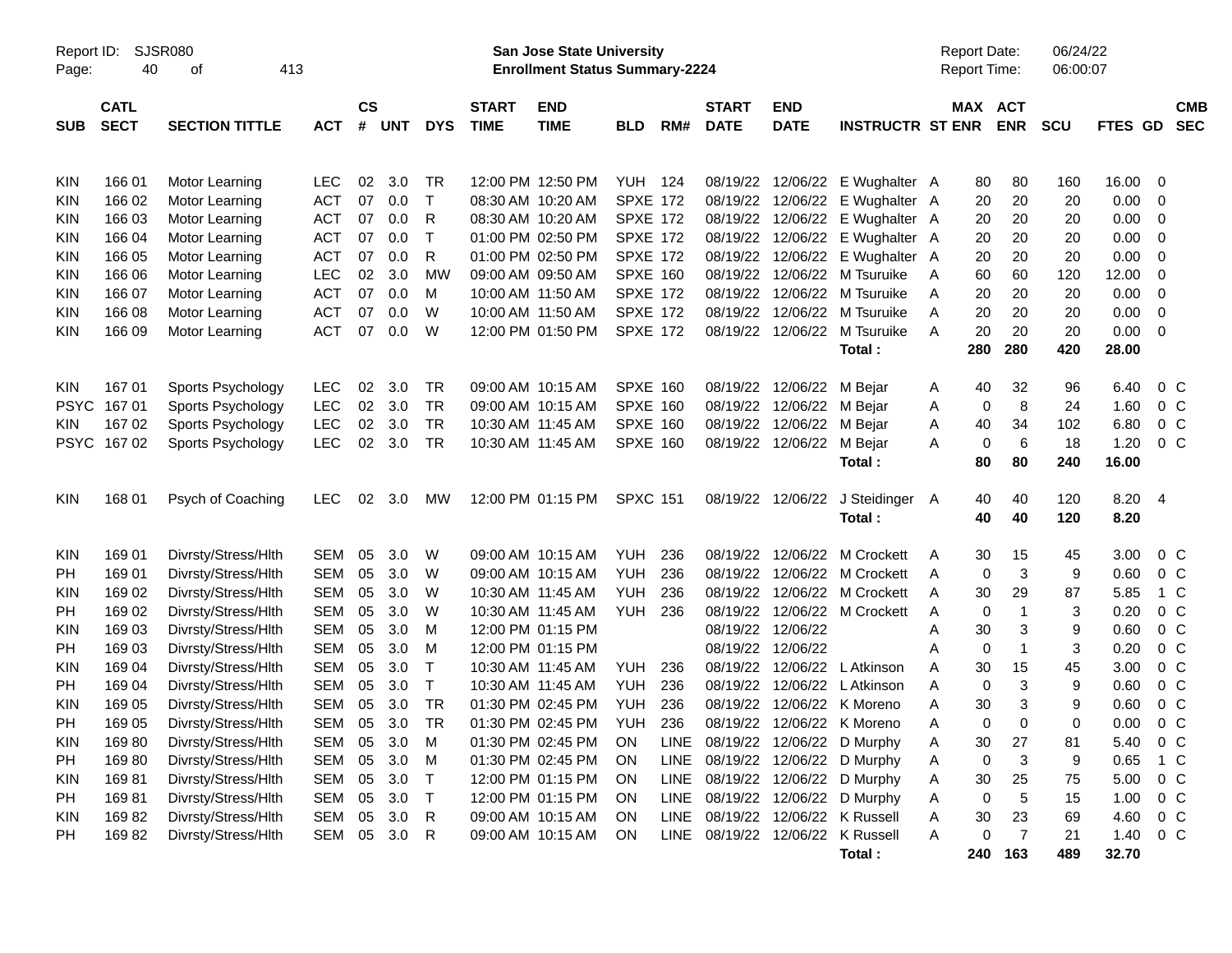Report ID: SJSR080

# San Jose State University
## Enrollment Status Summary-2224

Report Date: 06/24/22
Report Time: 06:00:07

| SUB | CATL SECT | SECTION TITTLE | ACT | CS # | UNT | DYS | START TIME | END TIME | BLD | RM# | START DATE | END DATE | INSTRUCTR | ST | MAX ENR | ACT ENR | SCU | FTES | GD | CMB SEC |
|---|---|---|---|---|---|---|---|---|---|---|---|---|---|---|---|---|---|---|---|---|
| KIN | 166 01 | Motor Learning | LEC | 02 | 3.0 | TR | 12:00 PM | 12:50 PM | YUH | 124 | 08/19/22 | 12/06/22 | E Wughalter | A | 80 | 80 | 160 | 16.00 | 0 | |
| KIN | 166 02 | Motor Learning | ACT | 07 | 0.0 | T | 08:30 AM | 10:20 AM | SPXE | 172 | 08/19/22 | 12/06/22 | E Wughalter | A | 20 | 20 | 20 | 0.00 | 0 | |
| KIN | 166 03 | Motor Learning | ACT | 07 | 0.0 | R | 08:30 AM | 10:20 AM | SPXE | 172 | 08/19/22 | 12/06/22 | E Wughalter | A | 20 | 20 | 20 | 0.00 | 0 | |
| KIN | 166 04 | Motor Learning | ACT | 07 | 0.0 | T | 01:00 PM | 02:50 PM | SPXE | 172 | 08/19/22 | 12/06/22 | E Wughalter | A | 20 | 20 | 20 | 0.00 | 0 | |
| KIN | 166 05 | Motor Learning | ACT | 07 | 0.0 | R | 01:00 PM | 02:50 PM | SPXE | 172 | 08/19/22 | 12/06/22 | E Wughalter | A | 20 | 20 | 20 | 0.00 | 0 | |
| KIN | 166 06 | Motor Learning | LEC | 02 | 3.0 | MW | 09:00 AM | 09:50 AM | SPXE | 160 | 08/19/22 | 12/06/22 | M Tsuruike | A | 60 | 60 | 120 | 12.00 | 0 | |
| KIN | 166 07 | Motor Learning | ACT | 07 | 0.0 | M | 10:00 AM | 11:50 AM | SPXE | 172 | 08/19/22 | 12/06/22 | M Tsuruike | A | 20 | 20 | 20 | 0.00 | 0 | |
| KIN | 166 08 | Motor Learning | ACT | 07 | 0.0 | W | 10:00 AM | 11:50 AM | SPXE | 172 | 08/19/22 | 12/06/22 | M Tsuruike | A | 20 | 20 | 20 | 0.00 | 0 | |
| KIN | 166 09 | Motor Learning | ACT | 07 | 0.0 | W | 12:00 PM | 01:50 PM | SPXE | 172 | 08/19/22 | 12/06/22 | M Tsuruike | A | 20 | 20 | 20 | 0.00 | 0 | |
| | | | | | | | | | | | | | **Total :** | | **280** | **280** | **420** | **28.00** | | |
| KIN | 167 01 | Sports Psychology | LEC | 02 | 3.0 | TR | 09:00 AM | 10:15 AM | SPXE | 160 | 08/19/22 | 12/06/22 | M Bejar | A | 40 | 32 | 96 | 6.40 | 0 | C |
| PSYC | 167 01 | Sports Psychology | LEC | 02 | 3.0 | TR | 09:00 AM | 10:15 AM | SPXE | 160 | 08/19/22 | 12/06/22 | M Bejar | A | 0 | 8 | 24 | 1.60 | 0 | C |
| KIN | 167 02 | Sports Psychology | LEC | 02 | 3.0 | TR | 10:30 AM | 11:45 AM | SPXE | 160 | 08/19/22 | 12/06/22 | M Bejar | A | 40 | 34 | 102 | 6.80 | 0 | C |
| PSYC | 167 02 | Sports Psychology | LEC | 02 | 3.0 | TR | 10:30 AM | 11:45 AM | SPXE | 160 | 08/19/22 | 12/06/22 | M Bejar | A | 0 | 6 | 18 | 1.20 | 0 | C |
| | | | | | | | | | | | | | **Total :** | | **80** | **80** | **240** | **16.00** | | |
| KIN | 168 01 | Psych of Coaching | LEC | 02 | 3.0 | MW | 12:00 PM | 01:15 PM | SPXC | 151 | 08/19/22 | 12/06/22 | J Steidinger | A | 40 | 40 | 120 | 8.20 | 4 | |
| | | | | | | | | | | | | | **Total :** | | **40** | **40** | **120** | **8.20** | | |
| KIN | 169 01 | Divrsty/Stress/Hlth | SEM | 05 | 3.0 | W | 09:00 AM | 10:15 AM | YUH | 236 | 08/19/22 | 12/06/22 | M Crockett | A | 30 | 15 | 45 | 3.00 | 0 | C |
| PH | 169 01 | Divrsty/Stress/Hlth | SEM | 05 | 3.0 | W | 09:00 AM | 10:15 AM | YUH | 236 | 08/19/22 | 12/06/22 | M Crockett | A | 0 | 3 | 9 | 0.60 | 0 | C |
| KIN | 169 02 | Divrsty/Stress/Hlth | SEM | 05 | 3.0 | W | 10:30 AM | 11:45 AM | YUH | 236 | 08/19/22 | 12/06/22 | M Crockett | A | 30 | 29 | 87 | 5.85 | 1 | C |
| PH | 169 02 | Divrsty/Stress/Hlth | SEM | 05 | 3.0 | W | 10:30 AM | 11:45 AM | YUH | 236 | 08/19/22 | 12/06/22 | M Crockett | A | 0 | 1 | 3 | 0.20 | 0 | C |
| KIN | 169 03 | Divrsty/Stress/Hlth | SEM | 05 | 3.0 | M | 12:00 PM | 01:15 PM | | | 08/19/22 | 12/06/22 | | A | 30 | 3 | 9 | 0.60 | 0 | C |
| PH | 169 03 | Divrsty/Stress/Hlth | SEM | 05 | 3.0 | M | 12:00 PM | 01:15 PM | | | 08/19/22 | 12/06/22 | | A | 0 | 1 | 3 | 0.20 | 0 | C |
| KIN | 169 04 | Divrsty/Stress/Hlth | SEM | 05 | 3.0 | T | 10:30 AM | 11:45 AM | YUH | 236 | 08/19/22 | 12/06/22 | L Atkinson | A | 30 | 15 | 45 | 3.00 | 0 | C |
| PH | 169 04 | Divrsty/Stress/Hlth | SEM | 05 | 3.0 | T | 10:30 AM | 11:45 AM | YUH | 236 | 08/19/22 | 12/06/22 | L Atkinson | A | 0 | 3 | 9 | 0.60 | 0 | C |
| KIN | 169 05 | Divrsty/Stress/Hlth | SEM | 05 | 3.0 | TR | 01:30 PM | 02:45 PM | YUH | 236 | 08/19/22 | 12/06/22 | K Moreno | A | 30 | 3 | 9 | 0.60 | 0 | C |
| PH | 169 05 | Divrsty/Stress/Hlth | SEM | 05 | 3.0 | TR | 01:30 PM | 02:45 PM | YUH | 236 | 08/19/22 | 12/06/22 | K Moreno | A | 0 | 0 | 0 | 0.00 | 0 | C |
| KIN | 169 80 | Divrsty/Stress/Hlth | SEM | 05 | 3.0 | M | 01:30 PM | 02:45 PM | ON | LINE | 08/19/22 | 12/06/22 | D Murphy | A | 30 | 27 | 81 | 5.40 | 0 | C |
| PH | 169 80 | Divrsty/Stress/Hlth | SEM | 05 | 3.0 | M | 01:30 PM | 02:45 PM | ON | LINE | 08/19/22 | 12/06/22 | D Murphy | A | 0 | 3 | 9 | 0.65 | 1 | C |
| KIN | 169 81 | Divrsty/Stress/Hlth | SEM | 05 | 3.0 | T | 12:00 PM | 01:15 PM | ON | LINE | 08/19/22 | 12/06/22 | D Murphy | A | 30 | 25 | 75 | 5.00 | 0 | C |
| PH | 169 81 | Divrsty/Stress/Hlth | SEM | 05 | 3.0 | T | 12:00 PM | 01:15 PM | ON | LINE | 08/19/22 | 12/06/22 | D Murphy | A | 0 | 5 | 15 | 1.00 | 0 | C |
| KIN | 169 82 | Divrsty/Stress/Hlth | SEM | 05 | 3.0 | R | 09:00 AM | 10:15 AM | ON | LINE | 08/19/22 | 12/06/22 | K Russell | A | 30 | 23 | 69 | 4.60 | 0 | C |
| PH | 169 82 | Divrsty/Stress/Hlth | SEM | 05 | 3.0 | R | 09:00 AM | 10:15 AM | ON | LINE | 08/19/22 | 12/06/22 | K Russell | A | 0 | 7 | 21 | 1.40 | 0 | C |
| | | | | | | | | | | | | | **Total :** | | **240** | **163** | **489** | **32.70** | | |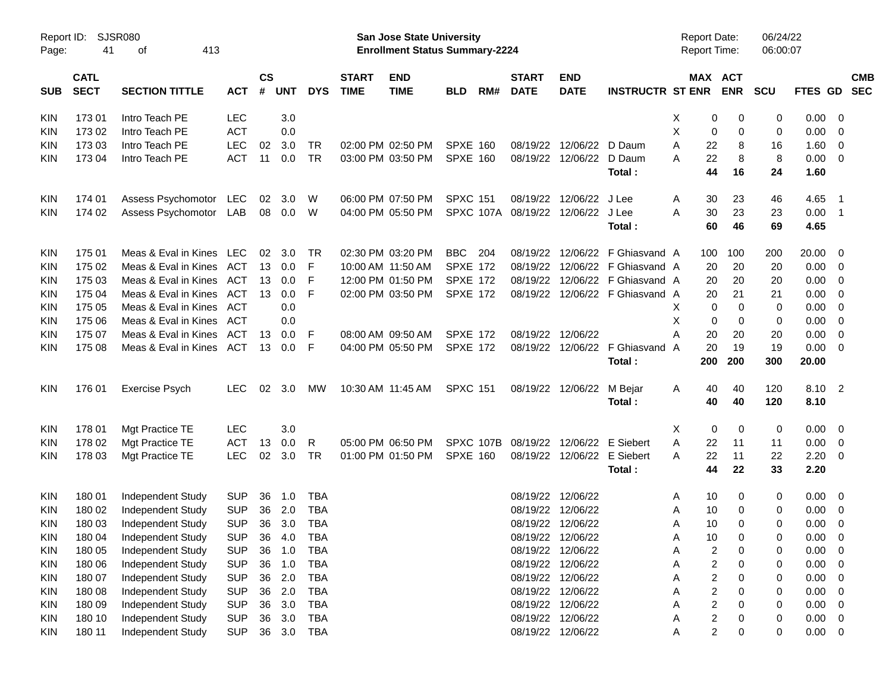# San Jose State University
## Enrollment Status Summary-2224

Report ID: SJSR080
Report Date: 06/24/22
Report Time: 06:00:07

| SUB | CATL SECT | SECTION TITTLE | ACT | CS # | UNT | DYS | START TIME | END TIME | BLD | RM# | START DATE | END DATE | INSTRUCTR | ST | MAX ENR | ACT ENR | SCU | FTES | GD | CMB SEC |
|---|---|---|---|---|---|---|---|---|---|---|---|---|---|---|---|---|---|---|---|---|
| KIN | 173 01 | Intro Teach PE | LEC | | 3.0 | | | | | | | | | X | 0 | 0 | 0 | 0.00 | 0 | |
| KIN | 173 02 | Intro Teach PE | ACT | | 0.0 | | | | | | | | | X | 0 | 0 | 0 | 0.00 | 0 | |
| KIN | 173 03 | Intro Teach PE | LEC | 02 | 3.0 | TR | 02:00 PM | 02:50 PM | SPXE | 160 | 08/19/22 | 12/06/22 | D Daum | A | 22 | 8 | 16 | 1.60 | 0 | |
| KIN | 173 04 | Intro Teach PE | ACT | 11 | 0.0 | TR | 03:00 PM | 03:50 PM | SPXE | 160 | 08/19/22 | 12/06/22 | D Daum | A | 22 | 8 | 8 | 0.00 | 0 | |
| | | | | | | | | | | | | | **Total :** | | **44** | **16** | **24** | **1.60** | | |
| KIN | 174 01 | Assess Psychomotor | LEC | 02 | 3.0 | W | 06:00 PM | 07:50 PM | SPXC | 151 | 08/19/22 | 12/06/22 | J Lee | A | 30 | 23 | 46 | 4.65 | 1 | |
| KIN | 174 02 | Assess Psychomotor | LAB | 08 | 0.0 | W | 04:00 PM | 05:50 PM | SPXC | 107A | 08/19/22 | 12/06/22 | J Lee | A | 30 | 23 | 23 | 0.00 | 1 | |
| | | | | | | | | | | | | | **Total :** | | **60** | **46** | **69** | **4.65** | | |
| KIN | 175 01 | Meas & Eval in Kines | LEC | 02 | 3.0 | TR | 02:30 PM | 03:20 PM | BBC | 204 | 08/19/22 | 12/06/22 | F Ghiasvand | A | 100 | 100 | 200 | 20.00 | 0 | |
| KIN | 175 02 | Meas & Eval in Kines | ACT | 13 | 0.0 | F | 10:00 AM | 11:50 AM | SPXE | 172 | 08/19/22 | 12/06/22 | F Ghiasvand | A | 20 | 20 | 20 | 0.00 | 0 | |
| KIN | 175 03 | Meas & Eval in Kines | ACT | 13 | 0.0 | F | 12:00 PM | 01:50 PM | SPXE | 172 | 08/19/22 | 12/06/22 | F Ghiasvand | A | 20 | 20 | 20 | 0.00 | 0 | |
| KIN | 175 04 | Meas & Eval in Kines | ACT | 13 | 0.0 | F | 02:00 PM | 03:50 PM | SPXE | 172 | 08/19/22 | 12/06/22 | F Ghiasvand | A | 20 | 21 | 21 | 0.00 | 0 | |
| KIN | 175 05 | Meas & Eval in Kines | ACT | | 0.0 | | | | | | | | | X | 0 | 0 | 0 | 0.00 | 0 | |
| KIN | 175 06 | Meas & Eval in Kines | ACT | | 0.0 | | | | | | | | | X | 0 | 0 | 0 | 0.00 | 0 | |
| KIN | 175 07 | Meas & Eval in Kines | ACT | 13 | 0.0 | F | 08:00 AM | 09:50 AM | SPXE | 172 | 08/19/22 | 12/06/22 | | A | 20 | 20 | 20 | 0.00 | 0 | |
| KIN | 175 08 | Meas & Eval in Kines | ACT | 13 | 0.0 | F | 04:00 PM | 05:50 PM | SPXE | 172 | 08/19/22 | 12/06/22 | F Ghiasvand | A | 20 | 19 | 19 | 0.00 | 0 | |
| | | | | | | | | | | | | | **Total :** | | **200** | **200** | **300** | **20.00** | | |
| KIN | 176 01 | Exercise Psych | LEC | 02 | 3.0 | MW | 10:30 AM | 11:45 AM | SPXC | 151 | 08/19/22 | 12/06/22 | M Bejar | A | 40 | 40 | 120 | 8.10 | 2 | |
| | | | | | | | | | | | | | **Total :** | | **40** | **40** | **120** | **8.10** | | |
| KIN | 178 01 | Mgt Practice TE | LEC | | 3.0 | | | | | | | | | X | 0 | 0 | 0 | 0.00 | 0 | |
| KIN | 178 02 | Mgt Practice TE | ACT | 13 | 0.0 | R | 05:00 PM | 06:50 PM | SPXC | 107B | 08/19/22 | 12/06/22 | E Siebert | A | 22 | 11 | 11 | 0.00 | 0 | |
| KIN | 178 03 | Mgt Practice TE | LEC | 02 | 3.0 | TR | 01:00 PM | 01:50 PM | SPXE | 160 | 08/19/22 | 12/06/22 | E Siebert | A | 22 | 11 | 22 | 2.20 | 0 | |
| | | | | | | | | | | | | | **Total :** | | **44** | **22** | **33** | **2.20** | | |
| KIN | 180 01 | Independent Study | SUP | 36 | 1.0 | TBA | | | | | 08/19/22 | 12/06/22 | | A | 10 | 0 | 0 | 0.00 | 0 | |
| KIN | 180 02 | Independent Study | SUP | 36 | 2.0 | TBA | | | | | 08/19/22 | 12/06/22 | | A | 10 | 0 | 0 | 0.00 | 0 | |
| KIN | 180 03 | Independent Study | SUP | 36 | 3.0 | TBA | | | | | 08/19/22 | 12/06/22 | | A | 10 | 0 | 0 | 0.00 | 0 | |
| KIN | 180 04 | Independent Study | SUP | 36 | 4.0 | TBA | | | | | 08/19/22 | 12/06/22 | | A | 10 | 0 | 0 | 0.00 | 0 | |
| KIN | 180 05 | Independent Study | SUP | 36 | 1.0 | TBA | | | | | 08/19/22 | 12/06/22 | | A | 2 | 0 | 0 | 0.00 | 0 | |
| KIN | 180 06 | Independent Study | SUP | 36 | 1.0 | TBA | | | | | 08/19/22 | 12/06/22 | | A | 2 | 0 | 0 | 0.00 | 0 | |
| KIN | 180 07 | Independent Study | SUP | 36 | 2.0 | TBA | | | | | 08/19/22 | 12/06/22 | | A | 2 | 0 | 0 | 0.00 | 0 | |
| KIN | 180 08 | Independent Study | SUP | 36 | 2.0 | TBA | | | | | 08/19/22 | 12/06/22 | | A | 2 | 0 | 0 | 0.00 | 0 | |
| KIN | 180 09 | Independent Study | SUP | 36 | 3.0 | TBA | | | | | 08/19/22 | 12/06/22 | | A | 2 | 0 | 0 | 0.00 | 0 | |
| KIN | 180 10 | Independent Study | SUP | 36 | 3.0 | TBA | | | | | 08/19/22 | 12/06/22 | | A | 2 | 0 | 0 | 0.00 | 0 | |
| KIN | 180 11 | Independent Study | SUP | 36 | 3.0 | TBA | | | | | 08/19/22 | 12/06/22 | | A | 2 | 0 | 0 | 0.00 | 0 | |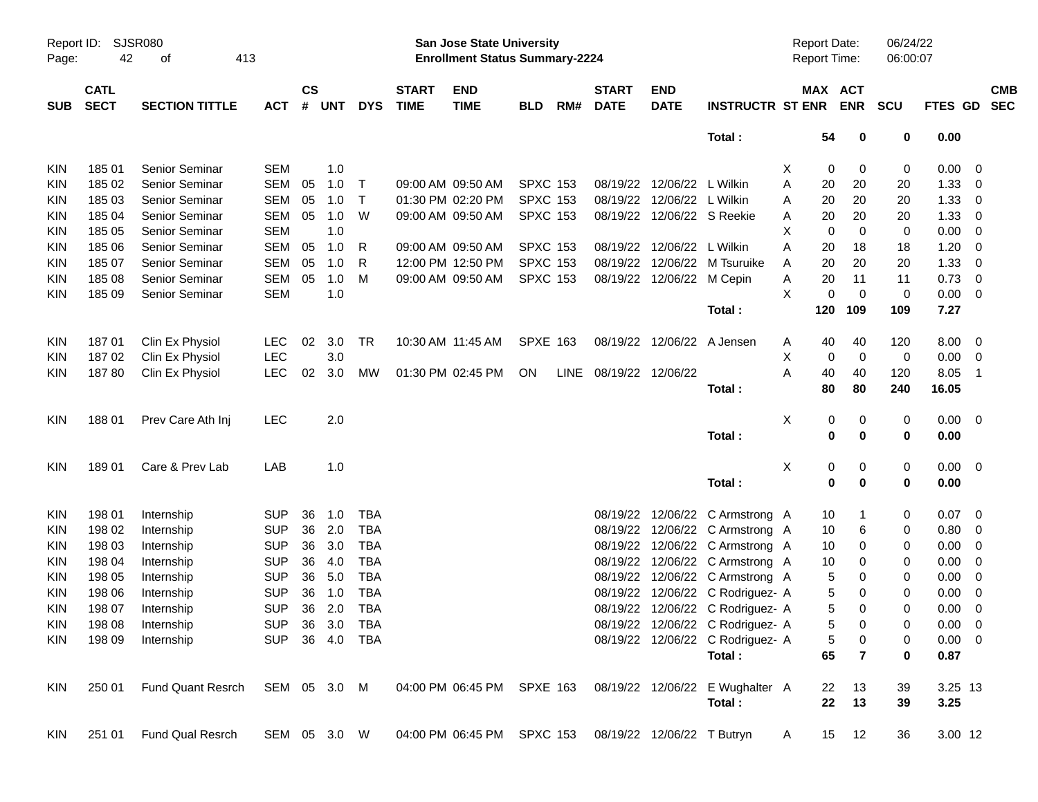Report ID: SJSR080
San Jose State University
Enrollment Status Summary-2224
Report Date: 06/24/22
Report Time: 06:00:07

| SUB | CATL SECT | SECTION TITTLE | ACT | CS # | UNT | DYS | START TIME | END TIME | BLD | RM# | START DATE | END DATE | INSTRUCTR | ST | MAX ENR | ACT ENR | SCU | FTES | GD | CMB SEC |
|---|---|---|---|---|---|---|---|---|---|---|---|---|---|---|---|---|---|---|---|---|
| | | | | | | | | | | | | | **Total :** | | **54** | **0** | **0** | **0.00** | | |
| KIN | 185 01 | Senior Seminar | SEM | | 1.0 | | | | | | | | | X | 0 | 0 | 0 | 0.00 | 0 | |
| KIN | 185 02 | Senior Seminar | SEM | 05 | 1.0 | T | 09:00 AM | 09:50 AM | SPXC | 153 | 08/19/22 | 12/06/22 | L Wilkin | A | 20 | 20 | 20 | 1.33 | 0 | |
| KIN | 185 03 | Senior Seminar | SEM | 05 | 1.0 | T | 01:30 PM | 02:20 PM | SPXC | 153 | 08/19/22 | 12/06/22 | L Wilkin | A | 20 | 20 | 20 | 1.33 | 0 | |
| KIN | 185 04 | Senior Seminar | SEM | 05 | 1.0 | W | 09:00 AM | 09:50 AM | SPXC | 153 | 08/19/22 | 12/06/22 | S Reekie | A | 20 | 20 | 20 | 1.33 | 0 | |
| KIN | 185 05 | Senior Seminar | SEM | | 1.0 | | | | | | | | | X | 0 | 0 | 0 | 0.00 | 0 | |
| KIN | 185 06 | Senior Seminar | SEM | 05 | 1.0 | R | 09:00 AM | 09:50 AM | SPXC | 153 | 08/19/22 | 12/06/22 | L Wilkin | A | 20 | 18 | 18 | 1.20 | 0 | |
| KIN | 185 07 | Senior Seminar | SEM | 05 | 1.0 | R | 12:00 PM | 12:50 PM | SPXC | 153 | 08/19/22 | 12/06/22 | M Tsuruike | A | 20 | 20 | 20 | 1.33 | 0 | |
| KIN | 185 08 | Senior Seminar | SEM | 05 | 1.0 | M | 09:00 AM | 09:50 AM | SPXC | 153 | 08/19/22 | 12/06/22 | M Cepin | A | 20 | 11 | 11 | 0.73 | 0 | |
| KIN | 185 09 | Senior Seminar | SEM | | 1.0 | | | | | | | | | X | 0 | 0 | 0 | 0.00 | 0 | |
| | | | | | | | | | | | | | **Total :** | | **120** | **109** | **109** | **7.27** | | |
| KIN | 187 01 | Clin Ex Physiol | LEC | 02 | 3.0 | TR | 10:30 AM | 11:45 AM | SPXE | 163 | 08/19/22 | 12/06/22 | A Jensen | A | 40 | 40 | 120 | 8.00 | 0 | |
| KIN | 187 02 | Clin Ex Physiol | LEC | | 3.0 | | | | | | | | | X | 0 | 0 | 0 | 0.00 | 0 | |
| KIN | 187 80 | Clin Ex Physiol | LEC | 02 | 3.0 | MW | 01:30 PM | 02:45 PM | ON | LINE | 08/19/22 | 12/06/22 | | A | 40 | 40 | 120 | 8.05 | 1 | |
| | | | | | | | | | | | | | **Total :** | | **80** | **80** | **240** | **16.05** | | |
| KIN | 188 01 | Prev Care Ath Inj | LEC | | 2.0 | | | | | | | | | X | 0 | 0 | 0 | 0.00 | 0 | |
| | | | | | | | | | | | | | **Total :** | | **0** | **0** | **0** | **0.00** | | |
| KIN | 189 01 | Care & Prev Lab | LAB | | 1.0 | | | | | | | | | X | 0 | 0 | 0 | 0.00 | 0 | |
| | | | | | | | | | | | | | **Total :** | | **0** | **0** | **0** | **0.00** | | |
| KIN | 198 01 | Internship | SUP | 36 | 1.0 | TBA | | | | | 08/19/22 | 12/06/22 | C Armstrong | A | 10 | 1 | 0 | 0.07 | 0 | |
| KIN | 198 02 | Internship | SUP | 36 | 2.0 | TBA | | | | | 08/19/22 | 12/06/22 | C Armstrong | A | 10 | 6 | 0 | 0.80 | 0 | |
| KIN | 198 03 | Internship | SUP | 36 | 3.0 | TBA | | | | | 08/19/22 | 12/06/22 | C Armstrong | A | 10 | 0 | 0 | 0.00 | 0 | |
| KIN | 198 04 | Internship | SUP | 36 | 4.0 | TBA | | | | | 08/19/22 | 12/06/22 | C Armstrong | A | 10 | 0 | 0 | 0.00 | 0 | |
| KIN | 198 05 | Internship | SUP | 36 | 5.0 | TBA | | | | | 08/19/22 | 12/06/22 | C Armstrong | A | 5 | 0 | 0 | 0.00 | 0 | |
| KIN | 198 06 | Internship | SUP | 36 | 1.0 | TBA | | | | | 08/19/22 | 12/06/22 | C Rodriguez- | A | 5 | 0 | 0 | 0.00 | 0 | |
| KIN | 198 07 | Internship | SUP | 36 | 2.0 | TBA | | | | | 08/19/22 | 12/06/22 | C Rodriguez- | A | 5 | 0 | 0 | 0.00 | 0 | |
| KIN | 198 08 | Internship | SUP | 36 | 3.0 | TBA | | | | | 08/19/22 | 12/06/22 | C Rodriguez- | A | 5 | 0 | 0 | 0.00 | 0 | |
| KIN | 198 09 | Internship | SUP | 36 | 4.0 | TBA | | | | | 08/19/22 | 12/06/22 | C Rodriguez- | A | 5 | 0 | 0 | 0.00 | 0 | |
| | | | | | | | | | | | | | **Total :** | | **65** | **7** | **0** | **0.87** | | |
| KIN | 250 01 | Fund Quant Resrch | SEM | 05 | 3.0 | M | 04:00 PM | 06:45 PM | SPXE | 163 | 08/19/22 | 12/06/22 | E Wughalter | A | 22 | 13 | 39 | 3.25 | 13 | |
| | | | | | | | | | | | | | **Total :** | | **22** | **13** | **39** | **3.25** | | |
| KIN | 251 01 | Fund Qual Resrch | SEM | 05 | 3.0 | W | 04:00 PM | 06:45 PM | SPXC | 153 | 08/19/22 | 12/06/22 | T Butryn | A | 15 | 12 | 36 | 3.00 | 12 | |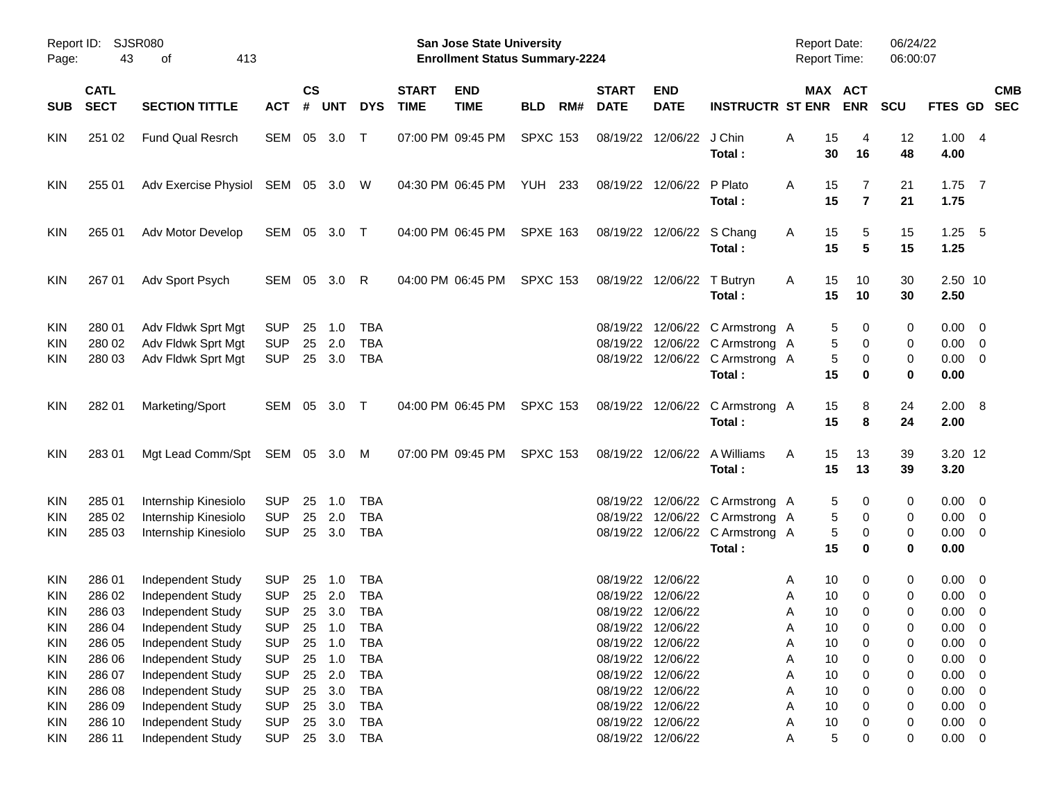Report ID: SJSR080

**San Jose State University**
**Enrollment Status Summary-2224**

Report Date: 06/24/22
Report Time: 06:00:07

| SUB | CATL SECT | SECTION TITTLE | ACT | CS # | UNT | DYS | START TIME | END TIME | BLD | RM# | START DATE | END DATE | INSTRUCTR | ST | MAX ENR | ACT ENR | SCU | FTES | GD | CMB SEC |
|---|---|---|---|---|---|---|---|---|---|---|---|---|---|---|---|---|---|---|---|---|
| KIN | 251 02 | Fund Qual Resrch | SEM | 05 | 3.0 | T | 07:00 PM | 09:45 PM | SPXC | 153 | 08/19/22 | 12/06/22 | J Chin | A | 15 | 4 | 12 | 1.00 | 4 | |
| | | | | | | | | | | | | | **Total :** | | **30** | **16** | **48** | **4.00** | | |
| KIN | 255 01 | Adv Exercise Physiol | SEM | 05 | 3.0 | W | 04:30 PM | 06:45 PM | YUH | 233 | 08/19/22 | 12/06/22 | P Plato | A | 15 | 7 | 21 | 1.75 | 7 | |
| | | | | | | | | | | | | | **Total :** | | **15** | **7** | **21** | **1.75** | | |
| KIN | 265 01 | Adv Motor Develop | SEM | 05 | 3.0 | T | 04:00 PM | 06:45 PM | SPXE | 163 | 08/19/22 | 12/06/22 | S Chang | A | 15 | 5 | 15 | 1.25 | 5 | |
| | | | | | | | | | | | | | **Total :** | | **15** | **5** | **15** | **1.25** | | |
| KIN | 267 01 | Adv Sport Psych | SEM | 05 | 3.0 | R | 04:00 PM | 06:45 PM | SPXC | 153 | 08/19/22 | 12/06/22 | T Butryn | A | 15 | 10 | 30 | 2.50 | 10 | |
| | | | | | | | | | | | | | **Total :** | | **15** | **10** | **30** | **2.50** | | |
| KIN | 280 01 | Adv Fldwk Sprt Mgt | SUP | 25 | 1.0 | TBA | | | | | 08/19/22 | 12/06/22 | C Armstrong | A | 5 | 0 | 0 | 0.00 | 0 | |
| KIN | 280 02 | Adv Fldwk Sprt Mgt | SUP | 25 | 2.0 | TBA | | | | | 08/19/22 | 12/06/22 | C Armstrong | A | 5 | 0 | 0 | 0.00 | 0 | |
| KIN | 280 03 | Adv Fldwk Sprt Mgt | SUP | 25 | 3.0 | TBA | | | | | 08/19/22 | 12/06/22 | C Armstrong | A | 5 | 0 | 0 | 0.00 | 0 | |
| | | | | | | | | | | | | | **Total :** | | **15** | **0** | **0** | **0.00** | | |
| KIN | 282 01 | Marketing/Sport | SEM | 05 | 3.0 | T | 04:00 PM | 06:45 PM | SPXC | 153 | 08/19/22 | 12/06/22 | C Armstrong | A | 15 | 8 | 24 | 2.00 | 8 | |
| | | | | | | | | | | | | | **Total :** | | **15** | **8** | **24** | **2.00** | | |
| KIN | 283 01 | Mgt Lead Comm/Spt | SEM | 05 | 3.0 | M | 07:00 PM | 09:45 PM | SPXC | 153 | 08/19/22 | 12/06/22 | A Williams | A | 15 | 13 | 39 | 3.20 | 12 | |
| | | | | | | | | | | | | | **Total :** | | **15** | **13** | **39** | **3.20** | | |
| KIN | 285 01 | Internship Kinesiolo | SUP | 25 | 1.0 | TBA | | | | | 08/19/22 | 12/06/22 | C Armstrong | A | 5 | 0 | 0 | 0.00 | 0 | |
| KIN | 285 02 | Internship Kinesiolo | SUP | 25 | 2.0 | TBA | | | | | 08/19/22 | 12/06/22 | C Armstrong | A | 5 | 0 | 0 | 0.00 | 0 | |
| KIN | 285 03 | Internship Kinesiolo | SUP | 25 | 3.0 | TBA | | | | | 08/19/22 | 12/06/22 | C Armstrong | A | 5 | 0 | 0 | 0.00 | 0 | |
| | | | | | | | | | | | | | **Total :** | | **15** | **0** | **0** | **0.00** | | |
| KIN | 286 01 | Independent Study | SUP | 25 | 1.0 | TBA | | | | | 08/19/22 | 12/06/22 | | A | 10 | 0 | 0 | 0.00 | 0 | |
| KIN | 286 02 | Independent Study | SUP | 25 | 2.0 | TBA | | | | | 08/19/22 | 12/06/22 | | A | 10 | 0 | 0 | 0.00 | 0 | |
| KIN | 286 03 | Independent Study | SUP | 25 | 3.0 | TBA | | | | | 08/19/22 | 12/06/22 | | A | 10 | 0 | 0 | 0.00 | 0 | |
| KIN | 286 04 | Independent Study | SUP | 25 | 1.0 | TBA | | | | | 08/19/22 | 12/06/22 | | A | 10 | 0 | 0 | 0.00 | 0 | |
| KIN | 286 05 | Independent Study | SUP | 25 | 1.0 | TBA | | | | | 08/19/22 | 12/06/22 | | A | 10 | 0 | 0 | 0.00 | 0 | |
| KIN | 286 06 | Independent Study | SUP | 25 | 1.0 | TBA | | | | | 08/19/22 | 12/06/22 | | A | 10 | 0 | 0 | 0.00 | 0 | |
| KIN | 286 07 | Independent Study | SUP | 25 | 2.0 | TBA | | | | | 08/19/22 | 12/06/22 | | A | 10 | 0 | 0 | 0.00 | 0 | |
| KIN | 286 08 | Independent Study | SUP | 25 | 3.0 | TBA | | | | | 08/19/22 | 12/06/22 | | A | 10 | 0 | 0 | 0.00 | 0 | |
| KIN | 286 09 | Independent Study | SUP | 25 | 3.0 | TBA | | | | | 08/19/22 | 12/06/22 | | A | 10 | 0 | 0 | 0.00 | 0 | |
| KIN | 286 10 | Independent Study | SUP | 25 | 3.0 | TBA | | | | | 08/19/22 | 12/06/22 | | A | 10 | 0 | 0 | 0.00 | 0 | |
| KIN | 286 11 | Independent Study | SUP | 25 | 3.0 | TBA | | | | | 08/19/22 | 12/06/22 | | A | 5 | 0 | 0 | 0.00 | 0 | |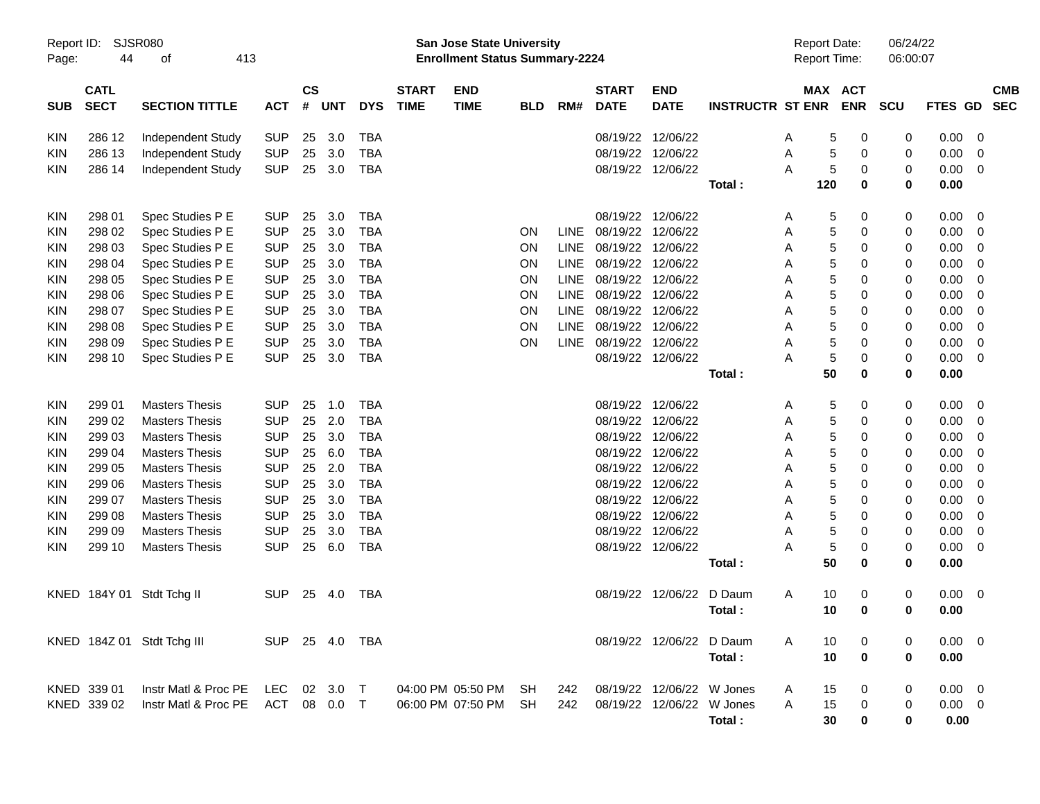Report ID: SJSR080
**San Jose State University**
**Enrollment Status Summary-2224**
Report Date: 06/24/22
Report Time: 06:00:07

| SUB | CATL SECT | SECTION TITTLE | ACT | CS # | UNT | DYS | START TIME | END TIME | BLD | RM# | START DATE | END DATE | INSTRUCTR | ST | MAX ENR | ACT ENR | SCU | FTES | GD | CMB SEC |
|---|---|---|---|---|---|---|---|---|---|---|---|---|---|---|---|---|---|---|---|---|
| KIN | 286 12 | Independent Study | SUP | 25 | 3.0 | TBA | | | | | 08/19/22 | 12/06/22 | | A | 5 | 0 | 0 | 0.00 | 0 | |
| KIN | 286 13 | Independent Study | SUP | 25 | 3.0 | TBA | | | | | 08/19/22 | 12/06/22 | | A | 5 | 0 | 0 | 0.00 | 0 | |
| KIN | 286 14 | Independent Study | SUP | 25 | 3.0 | TBA | | | | | 08/19/22 | 12/06/22 | | A | 5 | 0 | 0 | 0.00 | 0 | |
| | | | | | | | | | | | | | **Total :** | | **120** | **0** | **0** | **0.00** | | |
| KIN | 298 01 | Spec Studies P E | SUP | 25 | 3.0 | TBA | | | | | 08/19/22 | 12/06/22 | | A | 5 | 0 | 0 | 0.00 | 0 | |
| KIN | 298 02 | Spec Studies P E | SUP | 25 | 3.0 | TBA | | | ON | LINE | 08/19/22 | 12/06/22 | | A | 5 | 0 | 0 | 0.00 | 0 | |
| KIN | 298 03 | Spec Studies P E | SUP | 25 | 3.0 | TBA | | | ON | LINE | 08/19/22 | 12/06/22 | | A | 5 | 0 | 0 | 0.00 | 0 | |
| KIN | 298 04 | Spec Studies P E | SUP | 25 | 3.0 | TBA | | | ON | LINE | 08/19/22 | 12/06/22 | | A | 5 | 0 | 0 | 0.00 | 0 | |
| KIN | 298 05 | Spec Studies P E | SUP | 25 | 3.0 | TBA | | | ON | LINE | 08/19/22 | 12/06/22 | | A | 5 | 0 | 0 | 0.00 | 0 | |
| KIN | 298 06 | Spec Studies P E | SUP | 25 | 3.0 | TBA | | | ON | LINE | 08/19/22 | 12/06/22 | | A | 5 | 0 | 0 | 0.00 | 0 | |
| KIN | 298 07 | Spec Studies P E | SUP | 25 | 3.0 | TBA | | | ON | LINE | 08/19/22 | 12/06/22 | | A | 5 | 0 | 0 | 0.00 | 0 | |
| KIN | 298 08 | Spec Studies P E | SUP | 25 | 3.0 | TBA | | | ON | LINE | 08/19/22 | 12/06/22 | | A | 5 | 0 | 0 | 0.00 | 0 | |
| KIN | 298 09 | Spec Studies P E | SUP | 25 | 3.0 | TBA | | | ON | LINE | 08/19/22 | 12/06/22 | | A | 5 | 0 | 0 | 0.00 | 0 | |
| KIN | 298 10 | Spec Studies P E | SUP | 25 | 3.0 | TBA | | | | | 08/19/22 | 12/06/22 | | A | 5 | 0 | 0 | 0.00 | 0 | |
| | | | | | | | | | | | | | **Total :** | | **50** | **0** | **0** | **0.00** | | |
| KIN | 299 01 | Masters Thesis | SUP | 25 | 1.0 | TBA | | | | | 08/19/22 | 12/06/22 | | A | 5 | 0 | 0 | 0.00 | 0 | |
| KIN | 299 02 | Masters Thesis | SUP | 25 | 2.0 | TBA | | | | | 08/19/22 | 12/06/22 | | A | 5 | 0 | 0 | 0.00 | 0 | |
| KIN | 299 03 | Masters Thesis | SUP | 25 | 3.0 | TBA | | | | | 08/19/22 | 12/06/22 | | A | 5 | 0 | 0 | 0.00 | 0 | |
| KIN | 299 04 | Masters Thesis | SUP | 25 | 6.0 | TBA | | | | | 08/19/22 | 12/06/22 | | A | 5 | 0 | 0 | 0.00 | 0 | |
| KIN | 299 05 | Masters Thesis | SUP | 25 | 2.0 | TBA | | | | | 08/19/22 | 12/06/22 | | A | 5 | 0 | 0 | 0.00 | 0 | |
| KIN | 299 06 | Masters Thesis | SUP | 25 | 3.0 | TBA | | | | | 08/19/22 | 12/06/22 | | A | 5 | 0 | 0 | 0.00 | 0 | |
| KIN | 299 07 | Masters Thesis | SUP | 25 | 3.0 | TBA | | | | | 08/19/22 | 12/06/22 | | A | 5 | 0 | 0 | 0.00 | 0 | |
| KIN | 299 08 | Masters Thesis | SUP | 25 | 3.0 | TBA | | | | | 08/19/22 | 12/06/22 | | A | 5 | 0 | 0 | 0.00 | 0 | |
| KIN | 299 09 | Masters Thesis | SUP | 25 | 3.0 | TBA | | | | | 08/19/22 | 12/06/22 | | A | 5 | 0 | 0 | 0.00 | 0 | |
| KIN | 299 10 | Masters Thesis | SUP | 25 | 6.0 | TBA | | | | | 08/19/22 | 12/06/22 | | A | 5 | 0 | 0 | 0.00 | 0 | |
| | | | | | | | | | | | | | **Total :** | | **50** | **0** | **0** | **0.00** | | |
| KNED | 184Y 01 | Stdt Tchg II | SUP | 25 | 4.0 | TBA | | | | | 08/19/22 | 12/06/22 | D Daum | A | 10 | 0 | 0 | 0.00 | 0 | |
| | | | | | | | | | | | | | **Total :** | | **10** | **0** | **0** | **0.00** | | |
| KNED | 184Z 01 | Stdt Tchg III | SUP | 25 | 4.0 | TBA | | | | | 08/19/22 | 12/06/22 | D Daum | A | 10 | 0 | 0 | 0.00 | 0 | |
| | | | | | | | | | | | | | **Total :** | | **10** | **0** | **0** | **0.00** | | |
| KNED | 339 01 | Instr Matl & Proc PE | LEC | 02 | 3.0 | T | 04:00 PM | 05:50 PM | SH | 242 | 08/19/22 | 12/06/22 | W Jones | A | 15 | 0 | 0 | 0.00 | 0 | |
| KNED | 339 02 | Instr Matl & Proc PE | ACT | 08 | 0.0 | T | 06:00 PM | 07:50 PM | SH | 242 | 08/19/22 | 12/06/22 | W Jones | A | 15 | 0 | 0 | 0.00 | 0 | |
| | | | | | | | | | | | | | **Total :** | | **30** | **0** | **0** | **0.00** | | |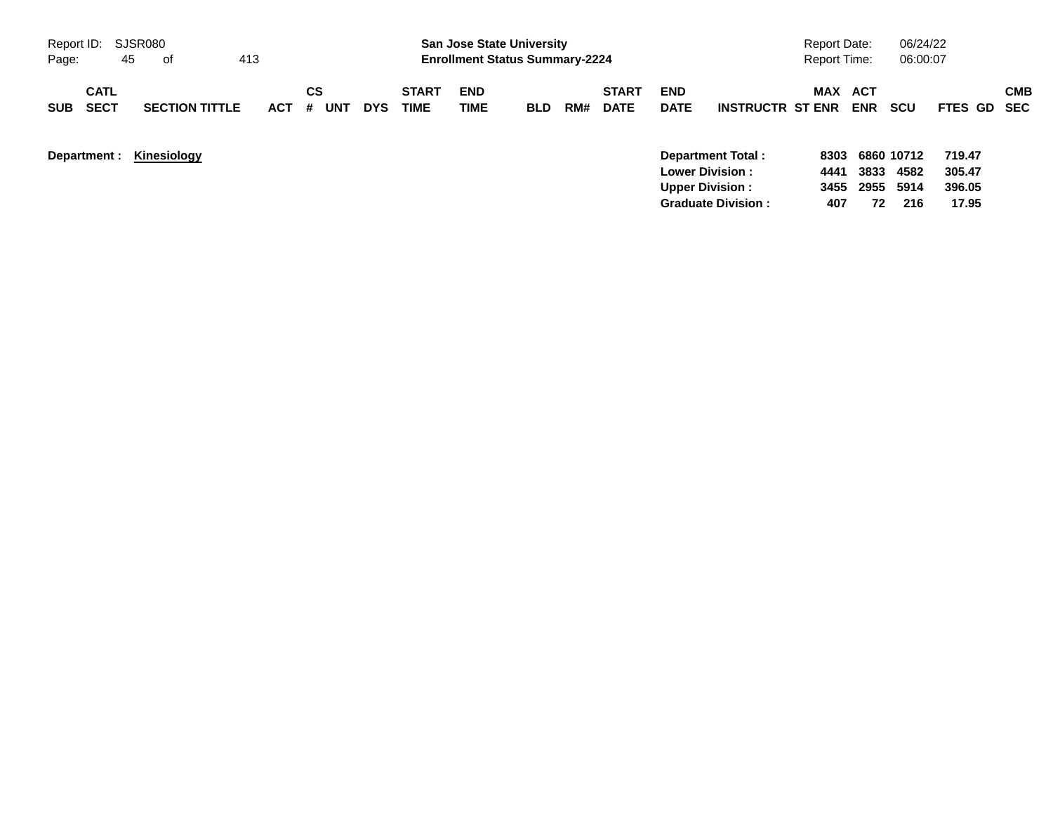**San Jose State University**
**Enrollment Status Summary-2224**

Report ID: SJSR080
Report Date: 06/24/22
Report Time: 06:00:07

| SUB | CATL SECT | SECTION TITTLE | ACT | CS # | UNT | DYS | START TIME | END TIME | BLD | RM# | START DATE | END DATE | INSTRUCTR | MAX ST ENR | ACT ENR | SCU | FTES | GD | CMB SEC |
|---|---|---|---|---|---|---|---|---|---|---|---|---|---|---|---|---|---|---|---|

**Department :** **Kinesiology**

| | MAX ST ENR | ACT ENR | SCU | FTES |
|---|---|---|---|---|
| **Department Total :** | 8303 | 6860 | 10712 | 719.47 |
| **Lower Division :** | 4441 | 3833 | 4582 | 305.47 |
| **Upper Division :** | 3455 | 2955 | 5914 | 396.05 |
| **Graduate Division :** | 407 | 72 | 216 | 17.95 |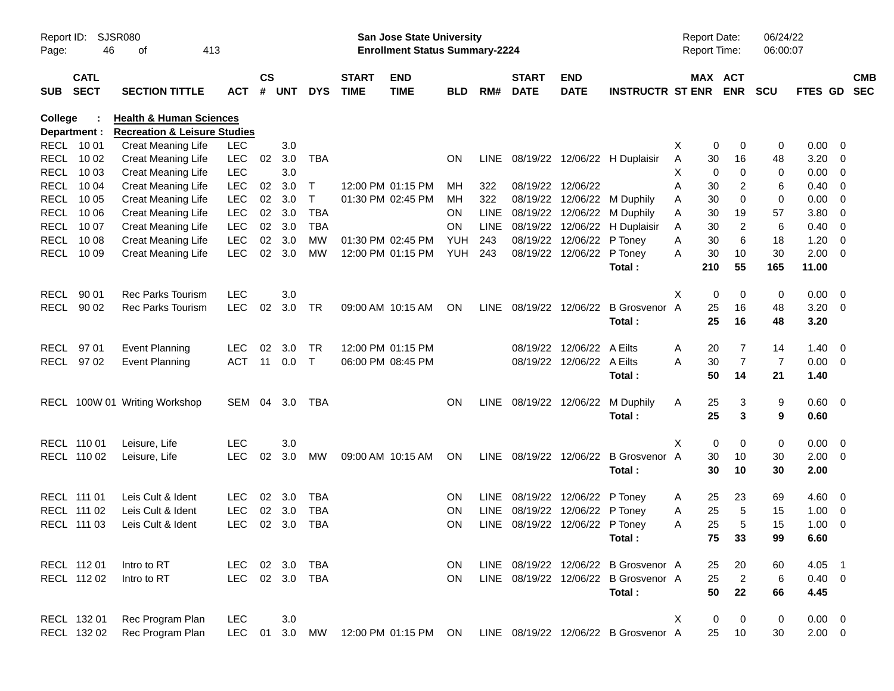Report ID: SJSR080 | San Jose State University | Report Date: 06/24/22
Enrollment Status Summary-2224 | Report Time: 06:00:07

**College : Health & Human Sciences**
**Department : Recreation & Leisure Studies**

| SUB | CATL SECT | SECTION TITTLE | ACT | CS # | UNT | DYS | START TIME | END TIME | BLD | RM# | START DATE | END DATE | INSTRUCTR | ST | MAX ENR | ACT ENR | SCU | FTES | GD | CMB SEC |
|---|---|---|---|---|---|---|---|---|---|---|---|---|---|---|---|---|---|---|---|---|
| RECL | 10 01 | Creat Meaning Life | LEC | | 3.0 | | | | | | | | | X | 0 | 0 | 0 | 0.00 | 0 | |
| RECL | 10 02 | Creat Meaning Life | LEC | 02 | 3.0 | TBA | | | ON | LINE | 08/19/22 | 12/06/22 | H Duplaisir | A | 30 | 16 | 48 | 3.20 | 0 | |
| RECL | 10 03 | Creat Meaning Life | LEC | | 3.0 | | | | | | | | | X | 0 | 0 | 0 | 0.00 | 0 | |
| RECL | 10 04 | Creat Meaning Life | LEC | 02 | 3.0 | T | 12:00 PM | 01:15 PM | MH | 322 | 08/19/22 | 12/06/22 | | A | 30 | 2 | 6 | 0.40 | 0 | |
| RECL | 10 05 | Creat Meaning Life | LEC | 02 | 3.0 | T | 01:30 PM | 02:45 PM | MH | 322 | 08/19/22 | 12/06/22 | M Duphily | A | 30 | 0 | 0 | 0.00 | 0 | |
| RECL | 10 06 | Creat Meaning Life | LEC | 02 | 3.0 | TBA | | | ON | LINE | 08/19/22 | 12/06/22 | M Duphily | A | 30 | 19 | 57 | 3.80 | 0 | |
| RECL | 10 07 | Creat Meaning Life | LEC | 02 | 3.0 | TBA | | | ON | LINE | 08/19/22 | 12/06/22 | H Duplaisir | A | 30 | 2 | 6 | 0.40 | 0 | |
| RECL | 10 08 | Creat Meaning Life | LEC | 02 | 3.0 | MW | 01:30 PM | 02:45 PM | YUH | 243 | 08/19/22 | 12/06/22 | P Toney | A | 30 | 6 | 18 | 1.20 | 0 | |
| RECL | 10 09 | Creat Meaning Life | LEC | 02 | 3.0 | MW | 12:00 PM | 01:15 PM | YUH | 243 | 08/19/22 | 12/06/22 | P Toney | A | 30 | 10 | 30 | 2.00 | 0 | |
| | | | | | | | | | | | | | **Total :** | | **210** | **55** | **165** | **11.00** | | |
| RECL | 90 01 | Rec Parks Tourism | LEC | | 3.0 | | | | | | | | | X | 0 | 0 | 0 | 0.00 | 0 | |
| RECL | 90 02 | Rec Parks Tourism | LEC | 02 | 3.0 | TR | 09:00 AM | 10:15 AM | ON | LINE | 08/19/22 | 12/06/22 | B Grosvenor | A | 25 | 16 | 48 | 3.20 | 0 | |
| | | | | | | | | | | | | | **Total :** | | **25** | **16** | **48** | **3.20** | | |
| RECL | 97 01 | Event Planning | LEC | 02 | 3.0 | TR | 12:00 PM | 01:15 PM | | | 08/19/22 | 12/06/22 | A Eilts | A | 20 | 7 | 14 | 1.40 | 0 | |
| RECL | 97 02 | Event Planning | ACT | 11 | 0.0 | T | 06:00 PM | 08:45 PM | | | 08/19/22 | 12/06/22 | A Eilts | A | 30 | 7 | 7 | 0.00 | 0 | |
| | | | | | | | | | | | | | **Total :** | | **50** | **14** | **21** | **1.40** | | |
| RECL | 100W 01 | Writing Workshop | SEM | 04 | 3.0 | TBA | | | ON | LINE | 08/19/22 | 12/06/22 | M Duphily | A | 25 | 3 | 9 | 0.60 | 0 | |
| | | | | | | | | | | | | | **Total :** | | **25** | **3** | **9** | **0.60** | | |
| RECL | 110 01 | Leisure, Life | LEC | | 3.0 | | | | | | | | | X | 0 | 0 | 0 | 0.00 | 0 | |
| RECL | 110 02 | Leisure, Life | LEC | 02 | 3.0 | MW | 09:00 AM | 10:15 AM | ON | LINE | 08/19/22 | 12/06/22 | B Grosvenor | A | 30 | 10 | 30 | 2.00 | 0 | |
| | | | | | | | | | | | | | **Total :** | | **30** | **10** | **30** | **2.00** | | |
| RECL | 111 01 | Leis Cult & Ident | LEC | 02 | 3.0 | TBA | | | ON | LINE | 08/19/22 | 12/06/22 | P Toney | A | 25 | 23 | 69 | 4.60 | 0 | |
| RECL | 111 02 | Leis Cult & Ident | LEC | 02 | 3.0 | TBA | | | ON | LINE | 08/19/22 | 12/06/22 | P Toney | A | 25 | 5 | 15 | 1.00 | 0 | |
| RECL | 111 03 | Leis Cult & Ident | LEC | 02 | 3.0 | TBA | | | ON | LINE | 08/19/22 | 12/06/22 | P Toney | A | 25 | 5 | 15 | 1.00 | 0 | |
| | | | | | | | | | | | | | **Total :** | | **75** | **33** | **99** | **6.60** | | |
| RECL | 112 01 | Intro to RT | LEC | 02 | 3.0 | TBA | | | ON | LINE | 08/19/22 | 12/06/22 | B Grosvenor | A | 25 | 20 | 60 | 4.05 | 1 | |
| RECL | 112 02 | Intro to RT | LEC | 02 | 3.0 | TBA | | | ON | LINE | 08/19/22 | 12/06/22 | B Grosvenor | A | 25 | 2 | 6 | 0.40 | 0 | |
| | | | | | | | | | | | | | **Total :** | | **50** | **22** | **66** | **4.45** | | |
| RECL | 132 01 | Rec Program Plan | LEC | | 3.0 | | | | | | | | | X | 0 | 0 | 0 | 0.00 | 0 | |
| RECL | 132 02 | Rec Program Plan | LEC | 01 | 3.0 | MW | 12:00 PM | 01:15 PM | ON | LINE | 08/19/22 | 12/06/22 | B Grosvenor | A | 25 | 10 | 30 | 2.00 | 0 | |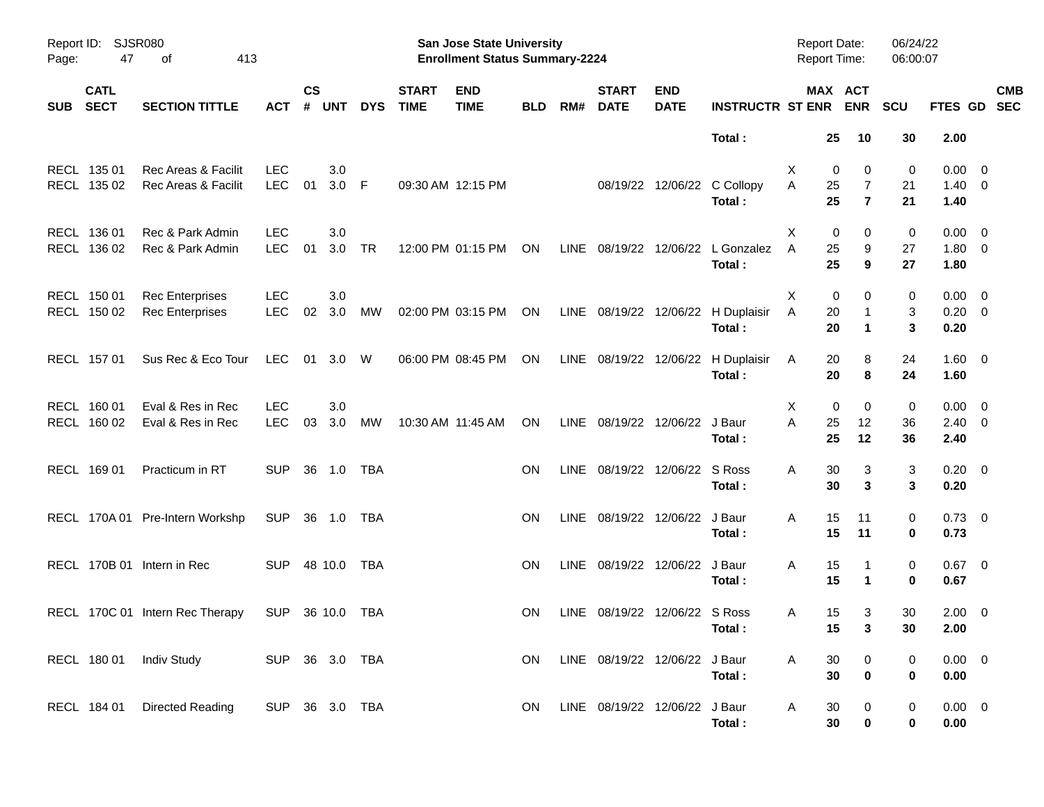**San Jose State University**
**Enrollment Status Summary-2224**

Report ID: SJSR080
Report Date: 06/24/22
Report Time: 06:00:07

| SUB | CATL SECT | SECTION TITTLE | ACT | CS # | UNT | DYS | START TIME | END TIME | BLD | RM# | START DATE | END DATE | INSTRUCTR | ST | MAX ENR | ACT ENR | SCU | FTES | GD | CMB SEC |
|---|---|---|---|---|---|---|---|---|---|---|---|---|---|---|---|---|---|---|---|---|
| | | | | | | | | | | | | | **Total :** | | **25** | **10** | **30** | **2.00** | | |
| RECL | 135 01 | Rec Areas & Facilit | LEC | | 3.0 | | | | | | | | | X | 0 | 0 | 0 | 0.00 | 0 | |
| RECL | 135 02 | Rec Areas & Facilit | LEC | 01 | 3.0 | F | 09:30 AM | 12:15 PM | | | 08/19/22 | 12/06/22 | C Collopy | A | 25 | 7 | 21 | 1.40 | 0 | |
| | | | | | | | | | | | | | **Total :** | | **25** | **7** | **21** | **1.40** | | |
| RECL | 136 01 | Rec & Park Admin | LEC | | 3.0 | | | | | | | | | X | 0 | 0 | 0 | 0.00 | 0 | |
| RECL | 136 02 | Rec & Park Admin | LEC | 01 | 3.0 | TR | 12:00 PM | 01:15 PM | ON | LINE | 08/19/22 | 12/06/22 | L Gonzalez | A | 25 | 9 | 27 | 1.80 | 0 | |
| | | | | | | | | | | | | | **Total :** | | **25** | **9** | **27** | **1.80** | | |
| RECL | 150 01 | Rec Enterprises | LEC | | 3.0 | | | | | | | | | X | 0 | 0 | 0 | 0.00 | 0 | |
| RECL | 150 02 | Rec Enterprises | LEC | 02 | 3.0 | MW | 02:00 PM | 03:15 PM | ON | LINE | 08/19/22 | 12/06/22 | H Duplaisir | A | 20 | 1 | 3 | 0.20 | 0 | |
| | | | | | | | | | | | | | **Total :** | | **20** | **1** | **3** | **0.20** | | |
| RECL | 157 01 | Sus Rec & Eco Tour | LEC | 01 | 3.0 | W | 06:00 PM | 08:45 PM | ON | LINE | 08/19/22 | 12/06/22 | H Duplaisir | A | 20 | 8 | 24 | 1.60 | 0 | |
| | | | | | | | | | | | | | **Total :** | | **20** | **8** | **24** | **1.60** | | |
| RECL | 160 01 | Eval & Res in Rec | LEC | | 3.0 | | | | | | | | | X | 0 | 0 | 0 | 0.00 | 0 | |
| RECL | 160 02 | Eval & Res in Rec | LEC | 03 | 3.0 | MW | 10:30 AM | 11:45 AM | ON | LINE | 08/19/22 | 12/06/22 | J Baur | A | 25 | 12 | 36 | 2.40 | 0 | |
| | | | | | | | | | | | | | **Total :** | | **25** | **12** | **36** | **2.40** | | |
| RECL | 169 01 | Practicum in RT | SUP | 36 | 1.0 | TBA | | | ON | LINE | 08/19/22 | 12/06/22 | S Ross | A | 30 | 3 | 3 | 0.20 | 0 | |
| | | | | | | | | | | | | | **Total :** | | **30** | **3** | **3** | **0.20** | | |
| RECL | 170A 01 | Pre-Intern Workshp | SUP | 36 | 1.0 | TBA | | | ON | LINE | 08/19/22 | 12/06/22 | J Baur | A | 15 | 11 | 0 | 0.73 | 0 | |
| | | | | | | | | | | | | | **Total :** | | **15** | **11** | **0** | **0.73** | | |
| RECL | 170B 01 | Intern in Rec | SUP | 48 | 10.0 | TBA | | | ON | LINE | 08/19/22 | 12/06/22 | J Baur | A | 15 | 1 | 0 | 0.67 | 0 | |
| | | | | | | | | | | | | | **Total :** | | **15** | **1** | **0** | **0.67** | | |
| RECL | 170C 01 | Intern Rec Therapy | SUP | 36 | 10.0 | TBA | | | ON | LINE | 08/19/22 | 12/06/22 | S Ross | A | 15 | 3 | 30 | 2.00 | 0 | |
| | | | | | | | | | | | | | **Total :** | | **15** | **3** | **30** | **2.00** | | |
| RECL | 180 01 | Indiv Study | SUP | 36 | 3.0 | TBA | | | ON | LINE | 08/19/22 | 12/06/22 | J Baur | A | 30 | 0 | 0 | 0.00 | 0 | |
| | | | | | | | | | | | | | **Total :** | | **30** | **0** | **0** | **0.00** | | |
| RECL | 184 01 | Directed Reading | SUP | 36 | 3.0 | TBA | | | ON | LINE | 08/19/22 | 12/06/22 | J Baur | A | 30 | 0 | 0 | 0.00 | 0 | |
| | | | | | | | | | | | | | **Total :** | | **30** | **0** | **0** | **0.00** | | |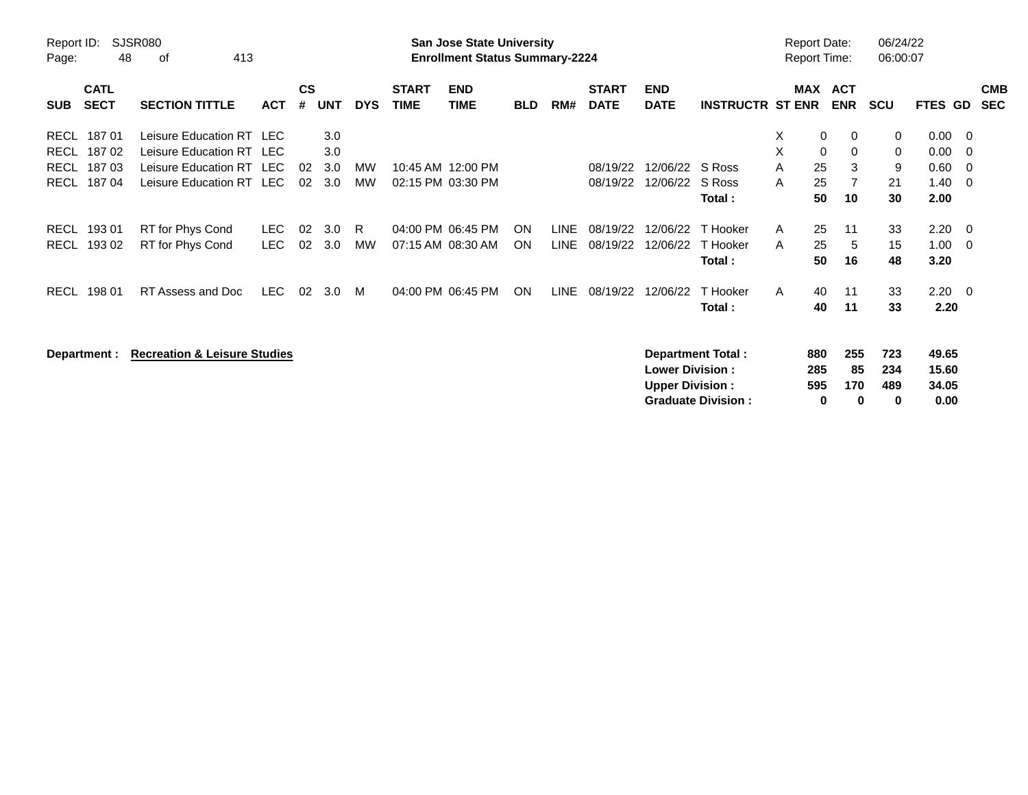**San Jose State University**
**Enrollment Status Summary-2224**

Report ID: SJSR080
Report Date: 06/24/22
Report Time: 06:00:07

| SUB | CATL SECT | SECTION TITTLE | ACT | CS # | UNT | DYS | START TIME | END TIME | BLD | RM# | START DATE | END DATE | INSTRUCTR | ST | MAX ENR | ACT ENR | SCU | FTES | GD | CMB SEC |
|---|---|---|---|---|---|---|---|---|---|---|---|---|---|---|---|---|---|---|---|---|
| RECL | 187 01 | Leisure Education RT | LEC | | 3.0 | | | | | | | | | X | 0 | 0 | 0 | 0.00 | 0 | |
| RECL | 187 02 | Leisure Education RT | LEC | | 3.0 | | | | | | | | | X | 0 | 0 | 0 | 0.00 | 0 | |
| RECL | 187 03 | Leisure Education RT | LEC | 02 | 3.0 | MW | 10:45 AM | 12:00 PM | | | 08/19/22 | 12/06/22 | S Ross | A | 25 | 3 | 9 | 0.60 | 0 | |
| RECL | 187 04 | Leisure Education RT | LEC | 02 | 3.0 | MW | 02:15 PM | 03:30 PM | | | 08/19/22 | 12/06/22 | S Ross | A | 25 | 7 | 21 | 1.40 | 0 | |
| | | | | | | | | | | | | | **Total :** | | **50** | **10** | **30** | **2.00** | | |
| RECL | 193 01 | RT for Phys Cond | LEC | 02 | 3.0 | R | 04:00 PM | 06:45 PM | ON | LINE | 08/19/22 | 12/06/22 | T Hooker | A | 25 | 11 | 33 | 2.20 | 0 | |
| RECL | 193 02 | RT for Phys Cond | LEC | 02 | 3.0 | MW | 07:15 AM | 08:30 AM | ON | LINE | 08/19/22 | 12/06/22 | T Hooker | A | 25 | 5 | 15 | 1.00 | 0 | |
| | | | | | | | | | | | | | **Total :** | | **50** | **16** | **48** | **3.20** | | |
| RECL | 198 01 | RT Assess and Doc | LEC | 02 | 3.0 | M | 04:00 PM | 06:45 PM | ON | LINE | 08/19/22 | 12/06/22 | T Hooker | A | 40 | 11 | 33 | 2.20 | 0 | |
| | | | | | | | | | | | | | **Total :** | | **40** | **11** | **33** | **2.20** | | |

**Department : Recreation & Leisure Studies**

| | MAX ENR | ACT ENR | SCU | FTES |
|---|---|---|---|---|
| **Department Total :** | **880** | **255** | **723** | **49.65** |
| **Lower Division :** | **285** | **85** | **234** | **15.60** |
| **Upper Division :** | **595** | **170** | **489** | **34.05** |
| **Graduate Division :** | **0** | **0** | **0** | **0.00** |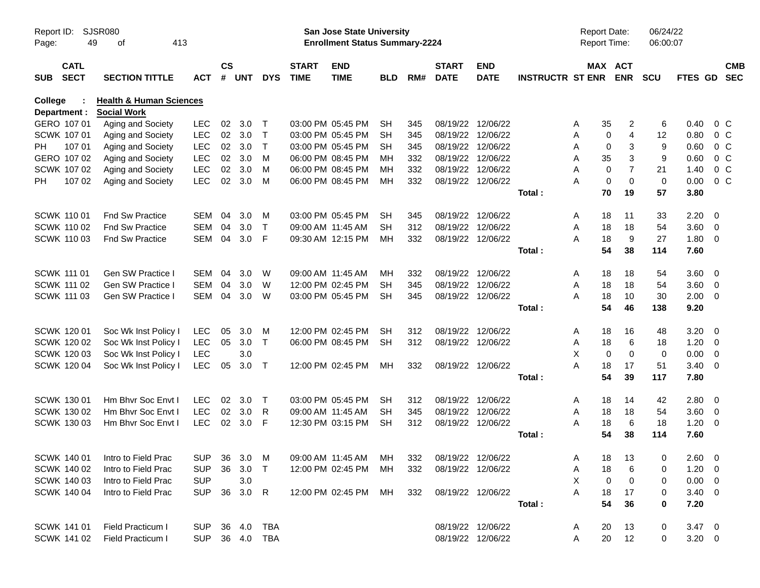**San Jose State University**
**Enrollment Status Summary-2224**

Report ID: SJSR080
Report Date: 06/24/22
Report Time: 06:00:07

**College : Health & Human Sciences**
**Department : Social Work**

| SUB | CATL SECT | SECTION TITTLE | ACT | CS # | UNT | DYS | START TIME | END TIME | BLD | RM# | START DATE | END DATE | INSTRUCTR | ST | MAX ENR | ACT ENR | SCU | FTES | GD | CMB SEC |
|---|---|---|---|---|---|---|---|---|---|---|---|---|---|---|---|---|---|---|---|---|
| GERO | 107 01 | Aging and Society | LEC | 02 | 3.0 | T | 03:00 PM | 05:45 PM | SH | 345 | 08/19/22 | 12/06/22 | | A | 35 | 2 | 6 | 0.40 | 0 | C |
| SCWK | 107 01 | Aging and Society | LEC | 02 | 3.0 | T | 03:00 PM | 05:45 PM | SH | 345 | 08/19/22 | 12/06/22 | | A | 0 | 4 | 12 | 0.80 | 0 | C |
| PH | 107 01 | Aging and Society | LEC | 02 | 3.0 | T | 03:00 PM | 05:45 PM | SH | 345 | 08/19/22 | 12/06/22 | | A | 0 | 3 | 9 | 0.60 | 0 | C |
| GERO | 107 02 | Aging and Society | LEC | 02 | 3.0 | M | 06:00 PM | 08:45 PM | MH | 332 | 08/19/22 | 12/06/22 | | A | 35 | 3 | 9 | 0.60 | 0 | C |
| SCWK | 107 02 | Aging and Society | LEC | 02 | 3.0 | M | 06:00 PM | 08:45 PM | MH | 332 | 08/19/22 | 12/06/22 | | A | 0 | 7 | 21 | 1.40 | 0 | C |
| PH | 107 02 | Aging and Society | LEC | 02 | 3.0 | M | 06:00 PM | 08:45 PM | MH | 332 | 08/19/22 | 12/06/22 | | A | 0 | 0 | 0 | 0.00 | 0 | C |
| | | | | | | | | | | | | | **Total :** | | **70** | **19** | **57** | **3.80** | | |
| SCWK | 110 01 | Fnd Sw Practice | SEM | 04 | 3.0 | M | 03:00 PM | 05:45 PM | SH | 345 | 08/19/22 | 12/06/22 | | A | 18 | 11 | 33 | 2.20 | 0 | |
| SCWK | 110 02 | Fnd Sw Practice | SEM | 04 | 3.0 | T | 09:00 AM | 11:45 AM | SH | 312 | 08/19/22 | 12/06/22 | | A | 18 | 18 | 54 | 3.60 | 0 | |
| SCWK | 110 03 | Fnd Sw Practice | SEM | 04 | 3.0 | F | 09:30 AM | 12:15 PM | MH | 332 | 08/19/22 | 12/06/22 | | A | 18 | 9 | 27 | 1.80 | 0 | |
| | | | | | | | | | | | | | **Total :** | | **54** | **38** | **114** | **7.60** | | |
| SCWK | 111 01 | Gen SW Practice I | SEM | 04 | 3.0 | W | 09:00 AM | 11:45 AM | MH | 332 | 08/19/22 | 12/06/22 | | A | 18 | 18 | 54 | 3.60 | 0 | |
| SCWK | 111 02 | Gen SW Practice I | SEM | 04 | 3.0 | W | 12:00 PM | 02:45 PM | SH | 345 | 08/19/22 | 12/06/22 | | A | 18 | 18 | 54 | 3.60 | 0 | |
| SCWK | 111 03 | Gen SW Practice I | SEM | 04 | 3.0 | W | 03:00 PM | 05:45 PM | SH | 345 | 08/19/22 | 12/06/22 | | A | 18 | 10 | 30 | 2.00 | 0 | |
| | | | | | | | | | | | | | **Total :** | | **54** | **46** | **138** | **9.20** | | |
| SCWK | 120 01 | Soc Wk Inst Policy I | LEC | 05 | 3.0 | M | 12:00 PM | 02:45 PM | SH | 312 | 08/19/22 | 12/06/22 | | A | 18 | 16 | 48 | 3.20 | 0 | |
| SCWK | 120 02 | Soc Wk Inst Policy I | LEC | 05 | 3.0 | T | 06:00 PM | 08:45 PM | SH | 312 | 08/19/22 | 12/06/22 | | A | 18 | 6 | 18 | 1.20 | 0 | |
| SCWK | 120 03 | Soc Wk Inst Policy I | LEC | | 3.0 | | | | | | | | | X | 0 | 0 | 0 | 0.00 | 0 | |
| SCWK | 120 04 | Soc Wk Inst Policy I | LEC | 05 | 3.0 | T | 12:00 PM | 02:45 PM | MH | 332 | 08/19/22 | 12/06/22 | | A | 18 | 17 | 51 | 3.40 | 0 | |
| | | | | | | | | | | | | | **Total :** | | **54** | **39** | **117** | **7.80** | | |
| SCWK | 130 01 | Hm Bhvr Soc Envt I | LEC | 02 | 3.0 | T | 03:00 PM | 05:45 PM | SH | 312 | 08/19/22 | 12/06/22 | | A | 18 | 14 | 42 | 2.80 | 0 | |
| SCWK | 130 02 | Hm Bhvr Soc Envt I | LEC | 02 | 3.0 | R | 09:00 AM | 11:45 AM | SH | 345 | 08/19/22 | 12/06/22 | | A | 18 | 18 | 54 | 3.60 | 0 | |
| SCWK | 130 03 | Hm Bhvr Soc Envt I | LEC | 02 | 3.0 | F | 12:30 PM | 03:15 PM | SH | 312 | 08/19/22 | 12/06/22 | | A | 18 | 6 | 18 | 1.20 | 0 | |
| | | | | | | | | | | | | | **Total :** | | **54** | **38** | **114** | **7.60** | | |
| SCWK | 140 01 | Intro to Field Prac | SUP | 36 | 3.0 | M | 09:00 AM | 11:45 AM | MH | 332 | 08/19/22 | 12/06/22 | | A | 18 | 13 | 0 | 2.60 | 0 | |
| SCWK | 140 02 | Intro to Field Prac | SUP | 36 | 3.0 | T | 12:00 PM | 02:45 PM | MH | 332 | 08/19/22 | 12/06/22 | | A | 18 | 6 | 0 | 1.20 | 0 | |
| SCWK | 140 03 | Intro to Field Prac | SUP | | 3.0 | | | | | | | | | X | 0 | 0 | 0 | 0.00 | 0 | |
| SCWK | 140 04 | Intro to Field Prac | SUP | 36 | 3.0 | R | 12:00 PM | 02:45 PM | MH | 332 | 08/19/22 | 12/06/22 | | A | 18 | 17 | 0 | 3.40 | 0 | |
| | | | | | | | | | | | | | **Total :** | | **54** | **36** | **0** | **7.20** | | |
| SCWK | 141 01 | Field Practicum I | SUP | 36 | 4.0 | TBA | | | | | 08/19/22 | 12/06/22 | | A | 20 | 13 | 0 | 3.47 | 0 | |
| SCWK | 141 02 | Field Practicum I | SUP | 36 | 4.0 | TBA | | | | | 08/19/22 | 12/06/22 | | A | 20 | 12 | 0 | 3.20 | 0 | |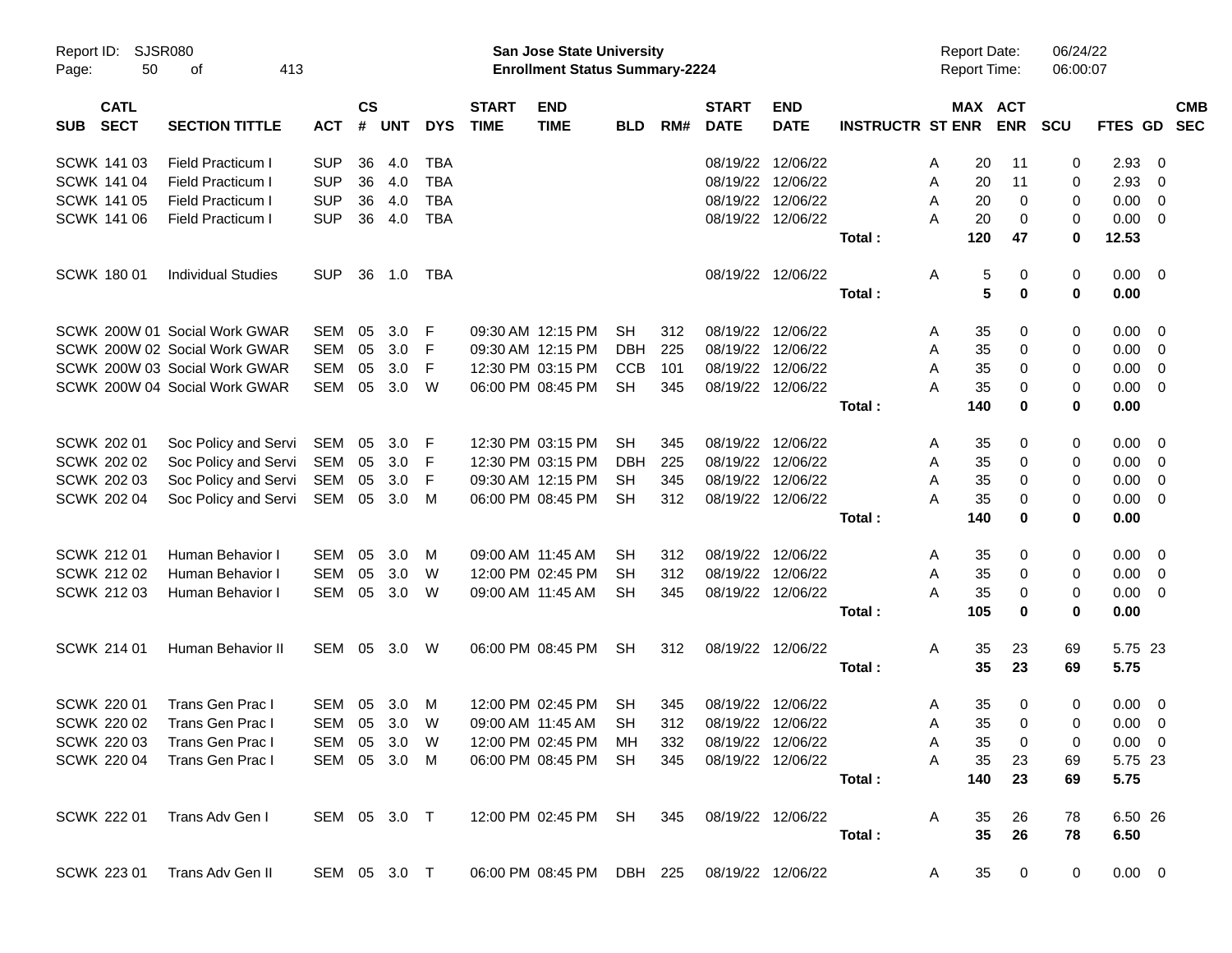Report ID: SJSR080

**San Jose State University**
**Enrollment Status Summary-2224**

Report Date: 06/24/22
Report Time: 06:00:07

| SUB | CATL SECT | SECTION TITTLE | ACT | CS # | UNT | DYS | START TIME | END TIME | BLD | RM# | START DATE | END DATE | INSTRUCTR | ST | MAX ENR | ACT ENR | SCU | FTES | GD | CMB SEC |
|---|---|---|---|---|---|---|---|---|---|---|---|---|---|---|---|---|---|---|---|---|
| SCWK | 141 03 | Field Practicum I | SUP | 36 | 4.0 | TBA | | | | | 08/19/22 | 12/06/22 | | A | 20 | 11 | 0 | 2.93 | 0 | |
| SCWK | 141 04 | Field Practicum I | SUP | 36 | 4.0 | TBA | | | | | 08/19/22 | 12/06/22 | | A | 20 | 11 | 0 | 2.93 | 0 | |
| SCWK | 141 05 | Field Practicum I | SUP | 36 | 4.0 | TBA | | | | | 08/19/22 | 12/06/22 | | A | 20 | 0 | 0 | 0.00 | 0 | |
| SCWK | 141 06 | Field Practicum I | SUP | 36 | 4.0 | TBA | | | | | 08/19/22 | 12/06/22 | | A | 20 | 0 | 0 | 0.00 | 0 | |
| | | | | | | | | | | | | | Total : | | **120** | **47** | **0** | **12.53** | | |
| SCWK | 180 01 | Individual Studies | SUP | 36 | 1.0 | TBA | | | | | 08/19/22 | 12/06/22 | | A | 5 | 0 | 0 | 0.00 | 0 | |
| | | | | | | | | | | | | | Total : | | **5** | **0** | **0** | **0.00** | | |
| SCWK | 200W 01 | Social Work GWAR | SEM | 05 | 3.0 | F | 09:30 AM | 12:15 PM | SH | 312 | 08/19/22 | 12/06/22 | | A | 35 | 0 | 0 | 0.00 | 0 | |
| SCWK | 200W 02 | Social Work GWAR | SEM | 05 | 3.0 | F | 09:30 AM | 12:15 PM | DBH | 225 | 08/19/22 | 12/06/22 | | A | 35 | 0 | 0 | 0.00 | 0 | |
| SCWK | 200W 03 | Social Work GWAR | SEM | 05 | 3.0 | F | 12:30 PM | 03:15 PM | CCB | 101 | 08/19/22 | 12/06/22 | | A | 35 | 0 | 0 | 0.00 | 0 | |
| SCWK | 200W 04 | Social Work GWAR | SEM | 05 | 3.0 | W | 06:00 PM | 08:45 PM | SH | 345 | 08/19/22 | 12/06/22 | | A | 35 | 0 | 0 | 0.00 | 0 | |
| | | | | | | | | | | | | | Total : | | **140** | **0** | **0** | **0.00** | | |
| SCWK | 202 01 | Soc Policy and Servi | SEM | 05 | 3.0 | F | 12:30 PM | 03:15 PM | SH | 345 | 08/19/22 | 12/06/22 | | A | 35 | 0 | 0 | 0.00 | 0 | |
| SCWK | 202 02 | Soc Policy and Servi | SEM | 05 | 3.0 | F | 12:30 PM | 03:15 PM | DBH | 225 | 08/19/22 | 12/06/22 | | A | 35 | 0 | 0 | 0.00 | 0 | |
| SCWK | 202 03 | Soc Policy and Servi | SEM | 05 | 3.0 | F | 09:30 AM | 12:15 PM | SH | 345 | 08/19/22 | 12/06/22 | | A | 35 | 0 | 0 | 0.00 | 0 | |
| SCWK | 202 04 | Soc Policy and Servi | SEM | 05 | 3.0 | M | 06:00 PM | 08:45 PM | SH | 312 | 08/19/22 | 12/06/22 | | A | 35 | 0 | 0 | 0.00 | 0 | |
| | | | | | | | | | | | | | Total : | | **140** | **0** | **0** | **0.00** | | |
| SCWK | 212 01 | Human Behavior I | SEM | 05 | 3.0 | M | 09:00 AM | 11:45 AM | SH | 312 | 08/19/22 | 12/06/22 | | A | 35 | 0 | 0 | 0.00 | 0 | |
| SCWK | 212 02 | Human Behavior I | SEM | 05 | 3.0 | W | 12:00 PM | 02:45 PM | SH | 312 | 08/19/22 | 12/06/22 | | A | 35 | 0 | 0 | 0.00 | 0 | |
| SCWK | 212 03 | Human Behavior I | SEM | 05 | 3.0 | W | 09:00 AM | 11:45 AM | SH | 345 | 08/19/22 | 12/06/22 | | A | 35 | 0 | 0 | 0.00 | 0 | |
| | | | | | | | | | | | | | Total : | | **105** | **0** | **0** | **0.00** | | |
| SCWK | 214 01 | Human Behavior II | SEM | 05 | 3.0 | W | 06:00 PM | 08:45 PM | SH | 312 | 08/19/22 | 12/06/22 | | A | 35 | 23 | 69 | 5.75 | 23 | |
| | | | | | | | | | | | | | Total : | | **35** | **23** | **69** | **5.75** | | |
| SCWK | 220 01 | Trans Gen Prac I | SEM | 05 | 3.0 | M | 12:00 PM | 02:45 PM | SH | 345 | 08/19/22 | 12/06/22 | | A | 35 | 0 | 0 | 0.00 | 0 | |
| SCWK | 220 02 | Trans Gen Prac I | SEM | 05 | 3.0 | W | 09:00 AM | 11:45 AM | SH | 312 | 08/19/22 | 12/06/22 | | A | 35 | 0 | 0 | 0.00 | 0 | |
| SCWK | 220 03 | Trans Gen Prac I | SEM | 05 | 3.0 | W | 12:00 PM | 02:45 PM | MH | 332 | 08/19/22 | 12/06/22 | | A | 35 | 0 | 0 | 0.00 | 0 | |
| SCWK | 220 04 | Trans Gen Prac I | SEM | 05 | 3.0 | M | 06:00 PM | 08:45 PM | SH | 345 | 08/19/22 | 12/06/22 | | A | 35 | 23 | 69 | 5.75 | 23 | |
| | | | | | | | | | | | | | Total : | | **140** | **23** | **69** | **5.75** | | |
| SCWK | 222 01 | Trans Adv Gen I | SEM | 05 | 3.0 | T | 12:00 PM | 02:45 PM | SH | 345 | 08/19/22 | 12/06/22 | | A | 35 | 26 | 78 | 6.50 | 26 | |
| | | | | | | | | | | | | | Total : | | **35** | **26** | **78** | **6.50** | | |
| SCWK | 223 01 | Trans Adv Gen II | SEM | 05 | 3.0 | T | 06:00 PM | 08:45 PM | DBH | 225 | 08/19/22 | 12/06/22 | | A | 35 | 0 | 0 | 0.00 | 0 | |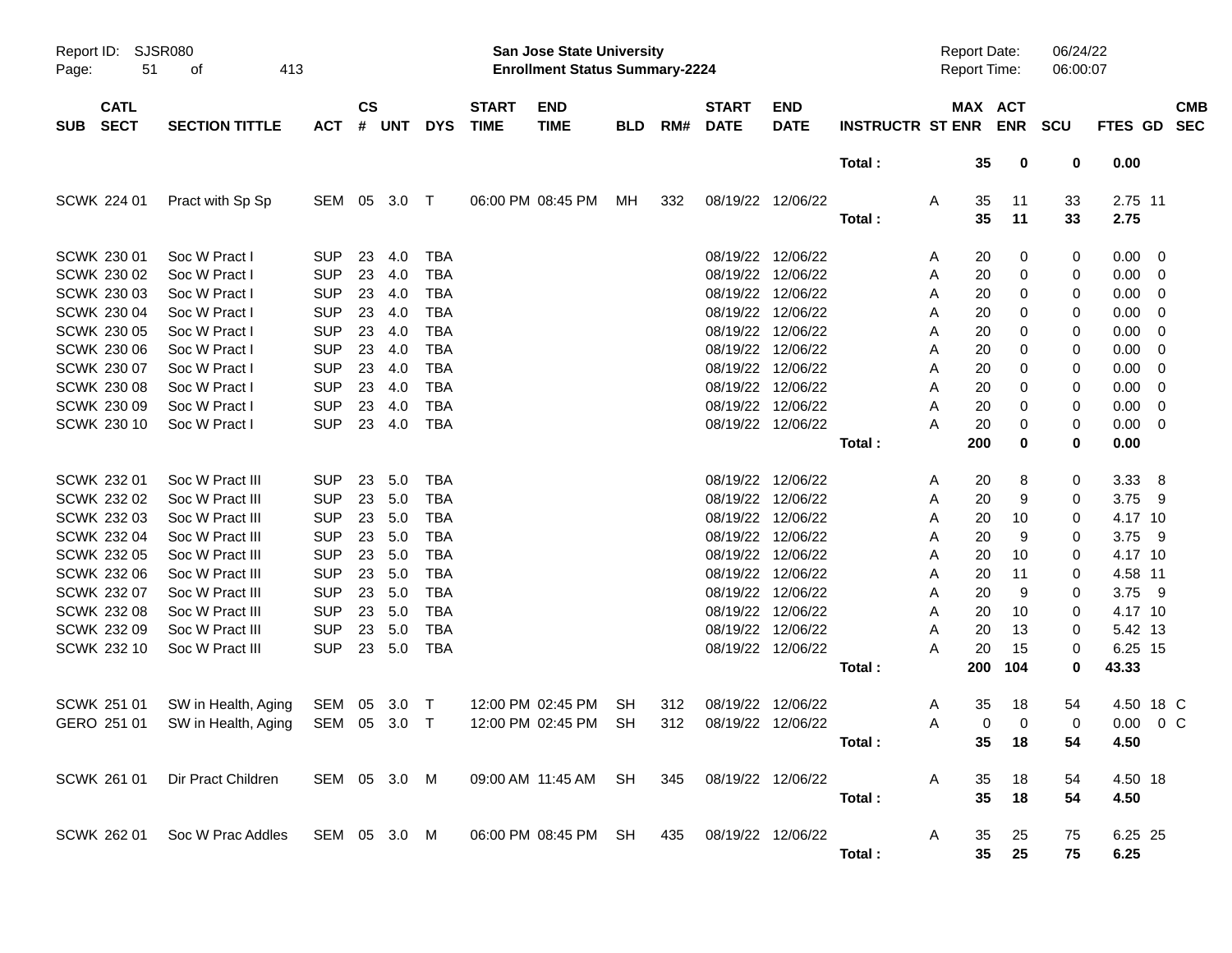Report ID: SJSR080

**San Jose State University**
**Enrollment Status Summary-2224**

Report Date: 06/24/22
Report Time: 06:00:07

| SUB | CATL SECT | SECTION TITTLE | ACT | CS # | UNT | DYS | START TIME | END TIME | BLD | RM# | START DATE | END DATE | INSTRUCTR | ST | MAX ENR | ACT ENR | SCU | FTES | GD | CMB SEC |
|---|---|---|---|---|---|---|---|---|---|---|---|---|---|---|---|---|---|---|---|---|
| | | | | | | | | | | | | | Total : | | 35 | 0 | 0 | 0.00 | | |
| SCWK | 224 01 | Pract with Sp Sp | SEM | 05 | 3.0 | T | 06:00 PM | 08:45 PM | MH | 332 | 08/19/22 | 12/06/22 | | A | 35 | 11 | 33 | 2.75 | 11 | |
| | | | | | | | | | | | | | Total : | | 35 | 11 | 33 | 2.75 | | |
| SCWK | 230 01 | Soc W Pract I | SUP | 23 | 4.0 | TBA | | | | | 08/19/22 | 12/06/22 | | A | 20 | 0 | 0 | 0.00 | 0 | |
| SCWK | 230 02 | Soc W Pract I | SUP | 23 | 4.0 | TBA | | | | | 08/19/22 | 12/06/22 | | A | 20 | 0 | 0 | 0.00 | 0 | |
| SCWK | 230 03 | Soc W Pract I | SUP | 23 | 4.0 | TBA | | | | | 08/19/22 | 12/06/22 | | A | 20 | 0 | 0 | 0.00 | 0 | |
| SCWK | 230 04 | Soc W Pract I | SUP | 23 | 4.0 | TBA | | | | | 08/19/22 | 12/06/22 | | A | 20 | 0 | 0 | 0.00 | 0 | |
| SCWK | 230 05 | Soc W Pract I | SUP | 23 | 4.0 | TBA | | | | | 08/19/22 | 12/06/22 | | A | 20 | 0 | 0 | 0.00 | 0 | |
| SCWK | 230 06 | Soc W Pract I | SUP | 23 | 4.0 | TBA | | | | | 08/19/22 | 12/06/22 | | A | 20 | 0 | 0 | 0.00 | 0 | |
| SCWK | 230 07 | Soc W Pract I | SUP | 23 | 4.0 | TBA | | | | | 08/19/22 | 12/06/22 | | A | 20 | 0 | 0 | 0.00 | 0 | |
| SCWK | 230 08 | Soc W Pract I | SUP | 23 | 4.0 | TBA | | | | | 08/19/22 | 12/06/22 | | A | 20 | 0 | 0 | 0.00 | 0 | |
| SCWK | 230 09 | Soc W Pract I | SUP | 23 | 4.0 | TBA | | | | | 08/19/22 | 12/06/22 | | A | 20 | 0 | 0 | 0.00 | 0 | |
| SCWK | 230 10 | Soc W Pract I | SUP | 23 | 4.0 | TBA | | | | | 08/19/22 | 12/06/22 | | A | 20 | 0 | 0 | 0.00 | 0 | |
| | | | | | | | | | | | | | Total : | | 200 | 0 | 0 | 0.00 | | |
| SCWK | 232 01 | Soc W Pract III | SUP | 23 | 5.0 | TBA | | | | | 08/19/22 | 12/06/22 | | A | 20 | 8 | 0 | 3.33 | 8 | |
| SCWK | 232 02 | Soc W Pract III | SUP | 23 | 5.0 | TBA | | | | | 08/19/22 | 12/06/22 | | A | 20 | 9 | 0 | 3.75 | 9 | |
| SCWK | 232 03 | Soc W Pract III | SUP | 23 | 5.0 | TBA | | | | | 08/19/22 | 12/06/22 | | A | 20 | 10 | 0 | 4.17 | 10 | |
| SCWK | 232 04 | Soc W Pract III | SUP | 23 | 5.0 | TBA | | | | | 08/19/22 | 12/06/22 | | A | 20 | 9 | 0 | 3.75 | 9 | |
| SCWK | 232 05 | Soc W Pract III | SUP | 23 | 5.0 | TBA | | | | | 08/19/22 | 12/06/22 | | A | 20 | 10 | 0 | 4.17 | 10 | |
| SCWK | 232 06 | Soc W Pract III | SUP | 23 | 5.0 | TBA | | | | | 08/19/22 | 12/06/22 | | A | 20 | 11 | 0 | 4.58 | 11 | |
| SCWK | 232 07 | Soc W Pract III | SUP | 23 | 5.0 | TBA | | | | | 08/19/22 | 12/06/22 | | A | 20 | 9 | 0 | 3.75 | 9 | |
| SCWK | 232 08 | Soc W Pract III | SUP | 23 | 5.0 | TBA | | | | | 08/19/22 | 12/06/22 | | A | 20 | 10 | 0 | 4.17 | 10 | |
| SCWK | 232 09 | Soc W Pract III | SUP | 23 | 5.0 | TBA | | | | | 08/19/22 | 12/06/22 | | A | 20 | 13 | 0 | 5.42 | 13 | |
| SCWK | 232 10 | Soc W Pract III | SUP | 23 | 5.0 | TBA | | | | | 08/19/22 | 12/06/22 | | A | 20 | 15 | 0 | 6.25 | 15 | |
| | | | | | | | | | | | | | Total : | | 200 | 104 | 0 | 43.33 | | |
| SCWK | 251 01 | SW in Health, Aging | SEM | 05 | 3.0 | T | 12:00 PM | 02:45 PM | SH | 312 | 08/19/22 | 12/06/22 | | A | 35 | 18 | 54 | 4.50 | 18 | C |
| GERO | 251 01 | SW in Health, Aging | SEM | 05 | 3.0 | T | 12:00 PM | 02:45 PM | SH | 312 | 08/19/22 | 12/06/22 | | A | 0 | 0 | 0 | 0.00 | 0 | C |
| | | | | | | | | | | | | | Total : | | 35 | 18 | 54 | 4.50 | | |
| SCWK | 261 01 | Dir Pract Children | SEM | 05 | 3.0 | M | 09:00 AM | 11:45 AM | SH | 345 | 08/19/22 | 12/06/22 | | A | 35 | 18 | 54 | 4.50 | 18 | |
| | | | | | | | | | | | | | Total : | | 35 | 18 | 54 | 4.50 | | |
| SCWK | 262 01 | Soc W Prac Addles | SEM | 05 | 3.0 | M | 06:00 PM | 08:45 PM | SH | 435 | 08/19/22 | 12/06/22 | | A | 35 | 25 | 75 | 6.25 | 25 | |
| | | | | | | | | | | | | | Total : | | 35 | 25 | 75 | 6.25 | | |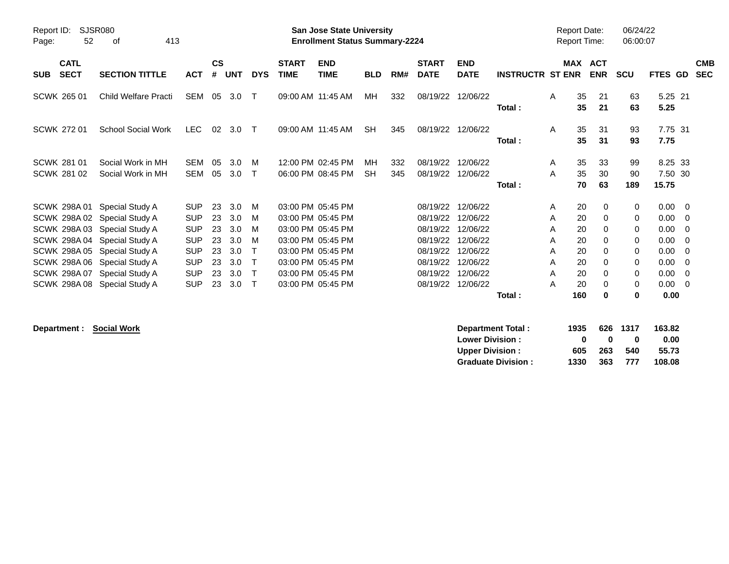Report ID: SJSR080

**San Jose State University**
**Enrollment Status Summary-2224**

Report Date: 06/24/22
Report Time: 06:00:07

| SUB | CATL SECT | SECTION TITTLE | ACT | CS # | UNT | DYS | START TIME | END TIME | BLD | RM# | START DATE | END DATE | INSTRUCTR | ST | MAX ENR | ACT ENR | SCU | FTES | GD | CMB SEC |
|---|---|---|---|---|---|---|---|---|---|---|---|---|---|---|---|---|---|---|---|---|
| SCWK | 265 01 | Child Welfare Practi | SEM | 05 | 3.0 | T | 09:00 AM | 11:45 AM | MH | 332 | 08/19/22 | 12/06/22 | | A | 35 | 21 | 63 | 5.25 | 21 | |
| | | | | | | | | | | | | | **Total :** | | **35** | **21** | **63** | **5.25** | | |
| SCWK | 272 01 | School Social Work | LEC | 02 | 3.0 | T | 09:00 AM | 11:45 AM | SH | 345 | 08/19/22 | 12/06/22 | | A | 35 | 31 | 93 | 7.75 | 31 | |
| | | | | | | | | | | | | | **Total :** | | **35** | **31** | **93** | **7.75** | | |
| SCWK | 281 01 | Social Work in MH | SEM | 05 | 3.0 | M | 12:00 PM | 02:45 PM | MH | 332 | 08/19/22 | 12/06/22 | | A | 35 | 33 | 99 | 8.25 | 33 | |
| SCWK | 281 02 | Social Work in MH | SEM | 05 | 3.0 | T | 06:00 PM | 08:45 PM | SH | 345 | 08/19/22 | 12/06/22 | | A | 35 | 30 | 90 | 7.50 | 30 | |
| | | | | | | | | | | | | | **Total :** | | **70** | **63** | **189** | **15.75** | | |
| SCWK | 298A 01 | Special Study A | SUP | 23 | 3.0 | M | 03:00 PM | 05:45 PM | | | 08/19/22 | 12/06/22 | | A | 20 | 0 | 0 | 0.00 | 0 | |
| SCWK | 298A 02 | Special Study A | SUP | 23 | 3.0 | M | 03:00 PM | 05:45 PM | | | 08/19/22 | 12/06/22 | | A | 20 | 0 | 0 | 0.00 | 0 | |
| SCWK | 298A 03 | Special Study A | SUP | 23 | 3.0 | M | 03:00 PM | 05:45 PM | | | 08/19/22 | 12/06/22 | | A | 20 | 0 | 0 | 0.00 | 0 | |
| SCWK | 298A 04 | Special Study A | SUP | 23 | 3.0 | M | 03:00 PM | 05:45 PM | | | 08/19/22 | 12/06/22 | | A | 20 | 0 | 0 | 0.00 | 0 | |
| SCWK | 298A 05 | Special Study A | SUP | 23 | 3.0 | T | 03:00 PM | 05:45 PM | | | 08/19/22 | 12/06/22 | | A | 20 | 0 | 0 | 0.00 | 0 | |
| SCWK | 298A 06 | Special Study A | SUP | 23 | 3.0 | T | 03:00 PM | 05:45 PM | | | 08/19/22 | 12/06/22 | | A | 20 | 0 | 0 | 0.00 | 0 | |
| SCWK | 298A 07 | Special Study A | SUP | 23 | 3.0 | T | 03:00 PM | 05:45 PM | | | 08/19/22 | 12/06/22 | | A | 20 | 0 | 0 | 0.00 | 0 | |
| SCWK | 298A 08 | Special Study A | SUP | 23 | 3.0 | T | 03:00 PM | 05:45 PM | | | 08/19/22 | 12/06/22 | | A | 20 | 0 | 0 | 0.00 | 0 | |
| | | | | | | | | | | | | | **Total :** | | **160** | **0** | **0** | **0.00** | | |

**Department : Social Work**

| | MAX ENR | ACT ENR | SCU | FTES |
|---|---|---|---|---|
| **Department Total :** | **1935** | **626** | **1317** | **163.82** |
| **Lower Division :** | **0** | **0** | **0** | **0.00** |
| **Upper Division :** | **605** | **263** | **540** | **55.73** |
| **Graduate Division :** | **1330** | **363** | **777** | **108.08** |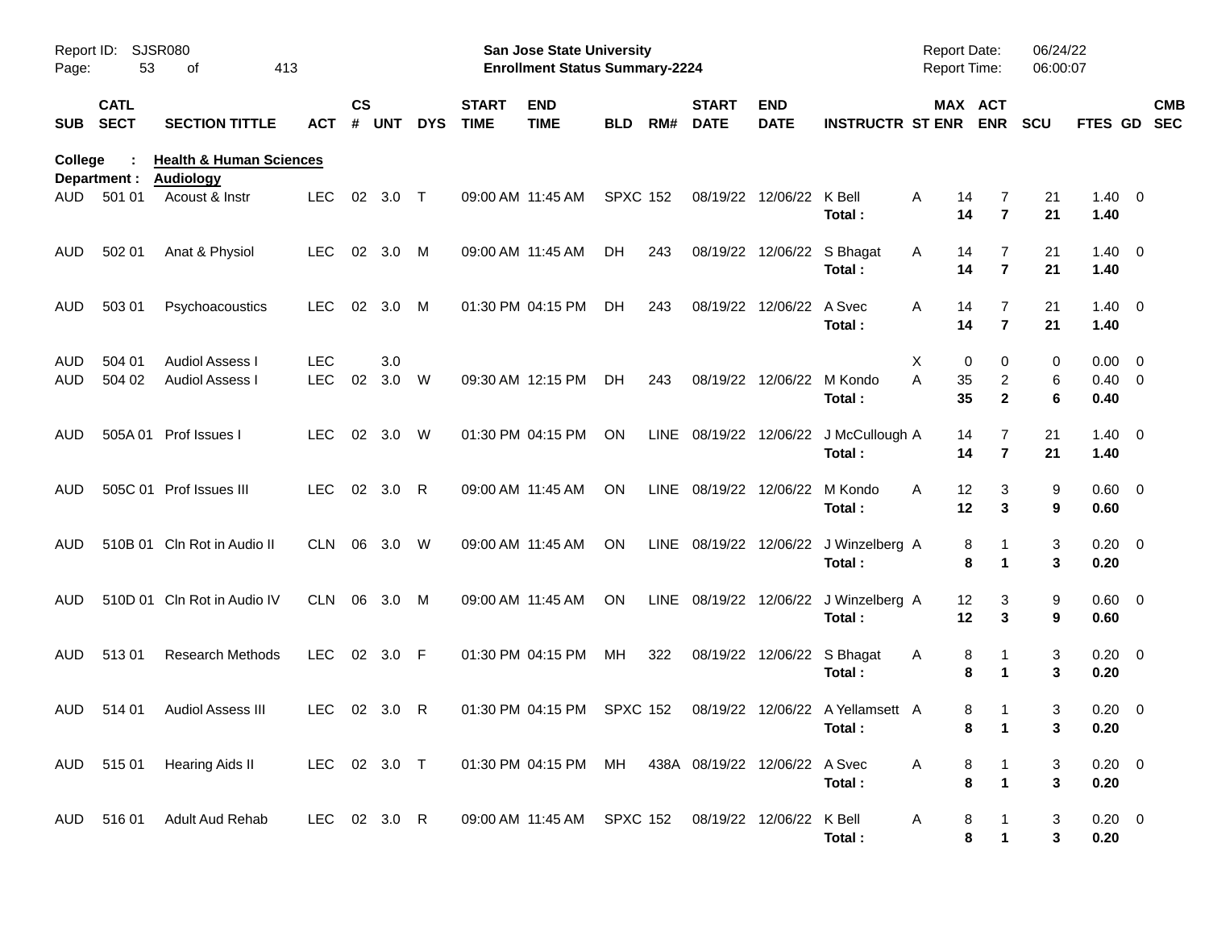Report ID: SJSR080
San Jose State University
Enrollment Status Summary-2224
Report Date: 06/24/22
Report Time: 06:00:07

| SUB | CATL SECT | SECTION TITTLE | ACT | CS # | UNT | DYS | START TIME | END TIME | BLD | RM# | START DATE | END DATE | INSTRUCTR | ST | MAX ENR | ACT ENR | SCU | FTES | GD | CMB SEC |
|---|---|---|---|---|---|---|---|---|---|---|---|---|---|---|---|---|---|---|---|---|
| **College : Health & Human Sciences** | | | | | | | | | | | | | | | | | | | | |
| **Department : Audiology** | | | | | | | | | | | | | | | | | | | | |
| AUD | 501 01 | Acoust & Instr | LEC | 02 | 3.0 | T | 09:00 AM | 11:45 AM | SPXC | 152 | 08/19/22 | 12/06/22 | K Bell | A | 14 | 7 | 21 | 1.40 | 0 | |
| | | | | | | | | | | | | | **Total :** | | **14** | **7** | **21** | **1.40** | | |
| AUD | 502 01 | Anat & Physiol | LEC | 02 | 3.0 | M | 09:00 AM | 11:45 AM | DH | 243 | 08/19/22 | 12/06/22 | S Bhagat | A | 14 | 7 | 21 | 1.40 | 0 | |
| | | | | | | | | | | | | | **Total :** | | **14** | **7** | **21** | **1.40** | | |
| AUD | 503 01 | Psychoacoustics | LEC | 02 | 3.0 | M | 01:30 PM | 04:15 PM | DH | 243 | 08/19/22 | 12/06/22 | A Svec | A | 14 | 7 | 21 | 1.40 | 0 | |
| | | | | | | | | | | | | | **Total :** | | **14** | **7** | **21** | **1.40** | | |
| AUD | 504 01 | Audiol Assess I | LEC | | 3.0 | | | | | | | | | X | 0 | 0 | 0 | 0.00 | 0 | |
| AUD | 504 02 | Audiol Assess I | LEC | 02 | 3.0 | W | 09:30 AM | 12:15 PM | DH | 243 | 08/19/22 | 12/06/22 | M Kondo | A | 35 | 2 | 6 | 0.40 | 0 | |
| | | | | | | | | | | | | | **Total :** | | **35** | **2** | **6** | **0.40** | | |
| AUD | 505A 01 | Prof Issues I | LEC | 02 | 3.0 | W | 01:30 PM | 04:15 PM | ON | LINE | 08/19/22 | 12/06/22 | J McCullough | A | 14 | 7 | 21 | 1.40 | 0 | |
| | | | | | | | | | | | | | **Total :** | | **14** | **7** | **21** | **1.40** | | |
| AUD | 505C 01 | Prof Issues III | LEC | 02 | 3.0 | R | 09:00 AM | 11:45 AM | ON | LINE | 08/19/22 | 12/06/22 | M Kondo | A | 12 | 3 | 9 | 0.60 | 0 | |
| | | | | | | | | | | | | | **Total :** | | **12** | **3** | **9** | **0.60** | | |
| AUD | 510B 01 | Cln Rot in Audio II | CLN | 06 | 3.0 | W | 09:00 AM | 11:45 AM | ON | LINE | 08/19/22 | 12/06/22 | J Winzelberg | A | 8 | 1 | 3 | 0.20 | 0 | |
| | | | | | | | | | | | | | **Total :** | | **8** | **1** | **3** | **0.20** | | |
| AUD | 510D 01 | Cln Rot in Audio IV | CLN | 06 | 3.0 | M | 09:00 AM | 11:45 AM | ON | LINE | 08/19/22 | 12/06/22 | J Winzelberg | A | 12 | 3 | 9 | 0.60 | 0 | |
| | | | | | | | | | | | | | **Total :** | | **12** | **3** | **9** | **0.60** | | |
| AUD | 513 01 | Research Methods | LEC | 02 | 3.0 | F | 01:30 PM | 04:15 PM | MH | 322 | 08/19/22 | 12/06/22 | S Bhagat | A | 8 | 1 | 3 | 0.20 | 0 | |
| | | | | | | | | | | | | | **Total :** | | **8** | **1** | **3** | **0.20** | | |
| AUD | 514 01 | Audiol Assess III | LEC | 02 | 3.0 | R | 01:30 PM | 04:15 PM | SPXC | 152 | 08/19/22 | 12/06/22 | A Yellamsett | A | 8 | 1 | 3 | 0.20 | 0 | |
| | | | | | | | | | | | | | **Total :** | | **8** | **1** | **3** | **0.20** | | |
| AUD | 515 01 | Hearing Aids II | LEC | 02 | 3.0 | T | 01:30 PM | 04:15 PM | MH | 438A | 08/19/22 | 12/06/22 | A Svec | A | 8 | 1 | 3 | 0.20 | 0 | |
| | | | | | | | | | | | | | **Total :** | | **8** | **1** | **3** | **0.20** | | |
| AUD | 516 01 | Adult Aud Rehab | LEC | 02 | 3.0 | R | 09:00 AM | 11:45 AM | SPXC | 152 | 08/19/22 | 12/06/22 | K Bell | A | 8 | 1 | 3 | 0.20 | 0 | |
| | | | | | | | | | | | | | **Total :** | | **8** | **1** | **3** | **0.20** | | |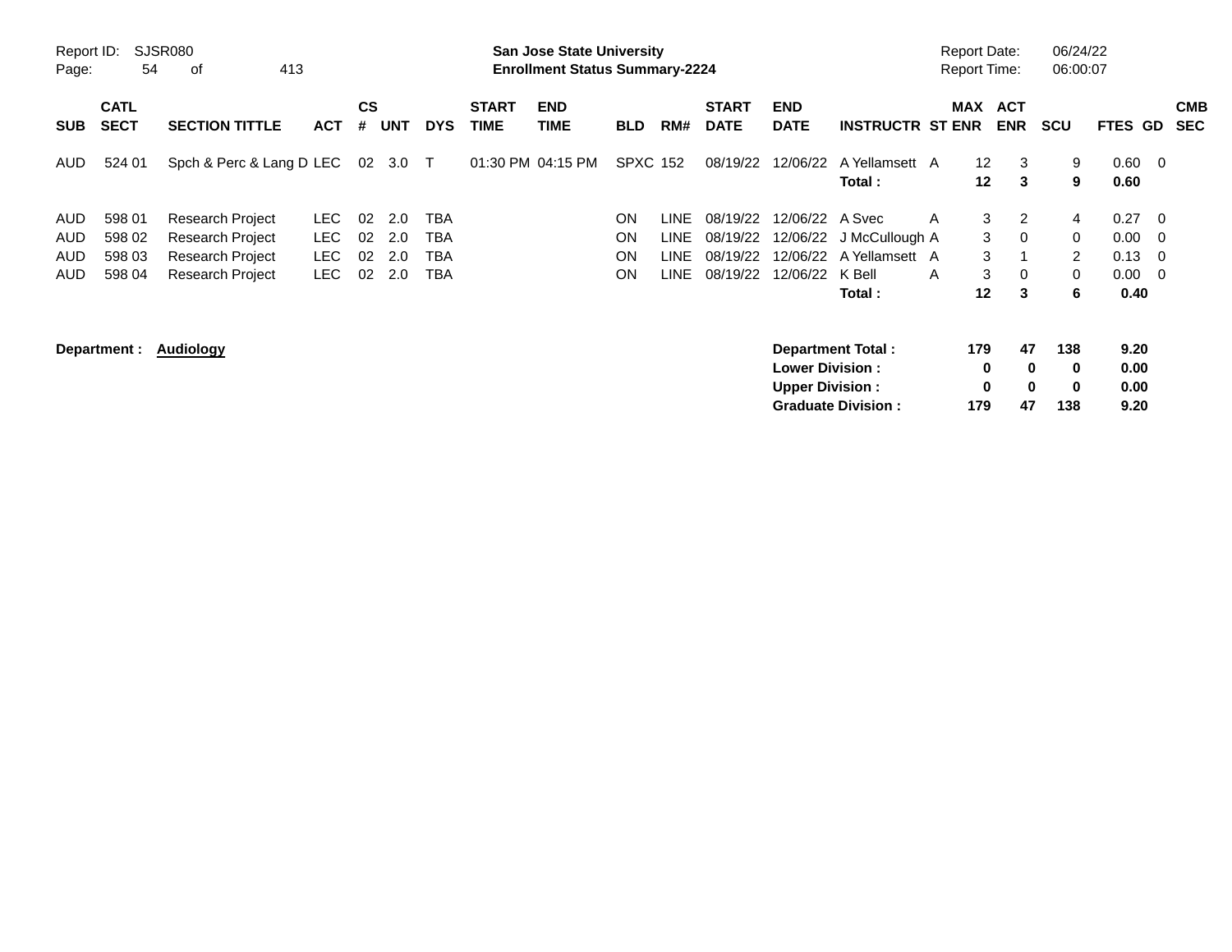Report ID: SJSR080

**San Jose State University**
**Enrollment Status Summary-2224**

Report Date: 06/24/22
Report Time: 06:00:07

| SUB | CATL SECT | SECTION TITTLE | ACT | CS # | UNT | DYS | START TIME | END TIME | BLD | RM# | START DATE | END DATE | INSTRUCTR | ST | MAX ENR | ACT ENR | SCU | FTES | GD | CMB SEC |
|---|---|---|---|---|---|---|---|---|---|---|---|---|---|---|---|---|---|---|---|---|
| AUD | 524 01 | Spch & Perc & Lang D | LEC | 02 | 3.0 | T | 01:30 PM | 04:15 PM | SPXC | 152 | 08/19/22 | 12/06/22 | A Yellamsett | A | 12 | 3 | 9 | 0.60 | 0 | |
| | | | | | | | | | | | | | **Total :** | | **12** | **3** | **9** | **0.60** | | |
| AUD | 598 01 | Research Project | LEC | 02 | 2.0 | TBA | | | ON | LINE | 08/19/22 | 12/06/22 | A Svec | A | 3 | 2 | 4 | 0.27 | 0 | |
| AUD | 598 02 | Research Project | LEC | 02 | 2.0 | TBA | | | ON | LINE | 08/19/22 | 12/06/22 | J McCullough | A | 3 | 0 | 0 | 0.00 | 0 | |
| AUD | 598 03 | Research Project | LEC | 02 | 2.0 | TBA | | | ON | LINE | 08/19/22 | 12/06/22 | A Yellamsett | A | 3 | 1 | 2 | 0.13 | 0 | |
| AUD | 598 04 | Research Project | LEC | 02 | 2.0 | TBA | | | ON | LINE | 08/19/22 | 12/06/22 | K Bell | A | 3 | 0 | 0 | 0.00 | 0 | |
| | | | | | | | | | | | | | **Total :** | | **12** | **3** | **6** | **0.40** | | |

**Department : Audiology**

| | MAX ENR | ACT ENR | SCU | FTES |
|---|---|---|---|---|
| **Department Total :** | **179** | **47** | **138** | **9.20** |
| **Lower Division :** | **0** | **0** | **0** | **0.00** |
| **Upper Division :** | **0** | **0** | **0** | **0.00** |
| **Graduate Division :** | **179** | **47** | **138** | **9.20** |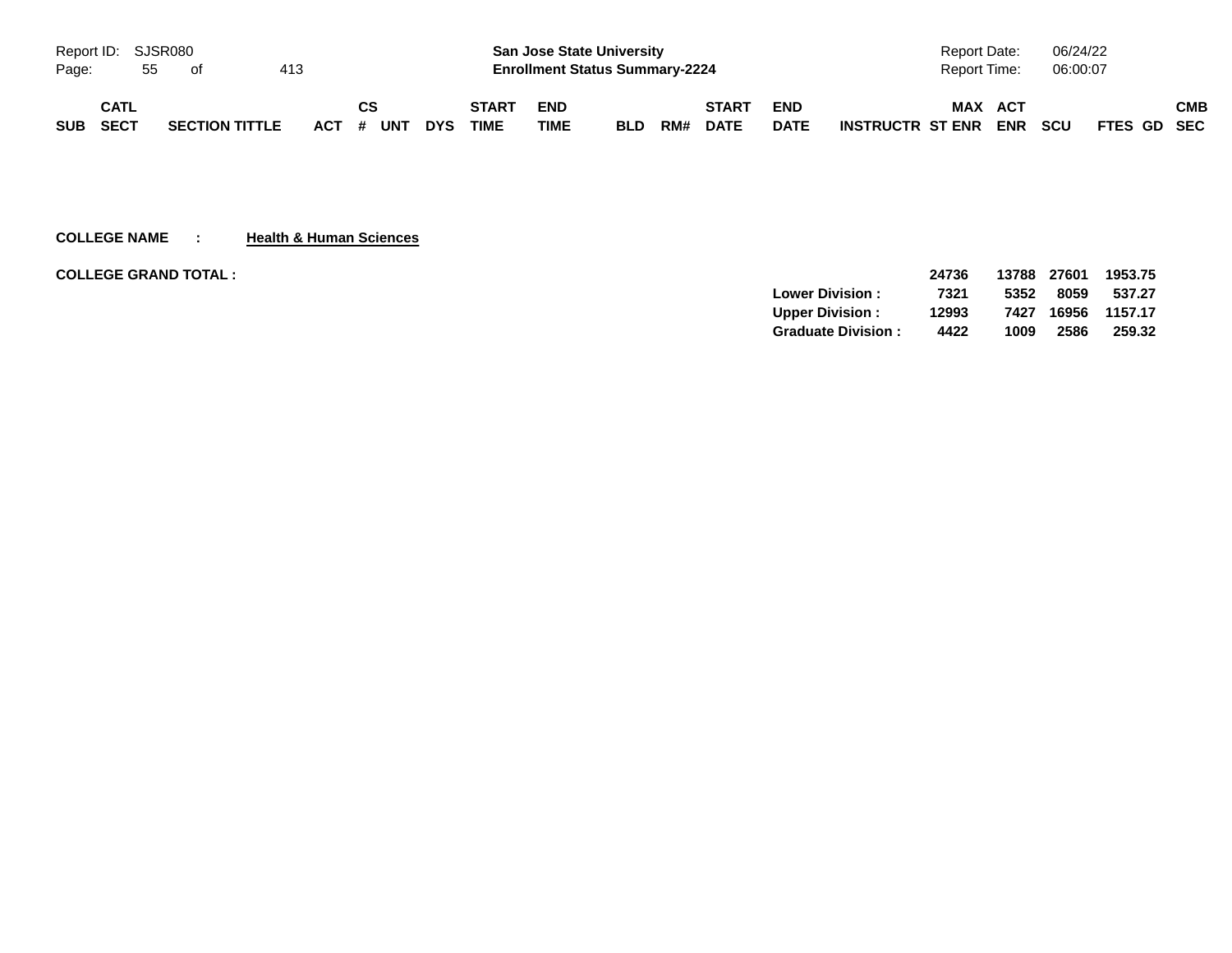| SUB | CATL SECT | SECTION TITTLE | ACT | CS # | UNT | DYS | START TIME | END TIME | BLD | RM# | START DATE | END DATE | INSTRUCTR | MAX ST ENR | ACT ENR | SCU | FTES | GD | CMB SEC |
|---|---|---|---|---|---|---|---|---|---|---|---|---|---|---|---|---|---|---|---|

**COLLEGE NAME : Health & Human Sciences**

**COLLEGE GRAND TOTAL :**

| | MAX ST ENR | ACT ENR | SCU | FTES |
|---|---|---|---|---|
| | 24736 | 13788 | 27601 | 1953.75 |
| Lower Division : | 7321 | 5352 | 8059 | 537.27 |
| Upper Division : | 12993 | 7427 | 16956 | 1157.17 |
| Graduate Division : | 4422 | 1009 | 2586 | 259.32 |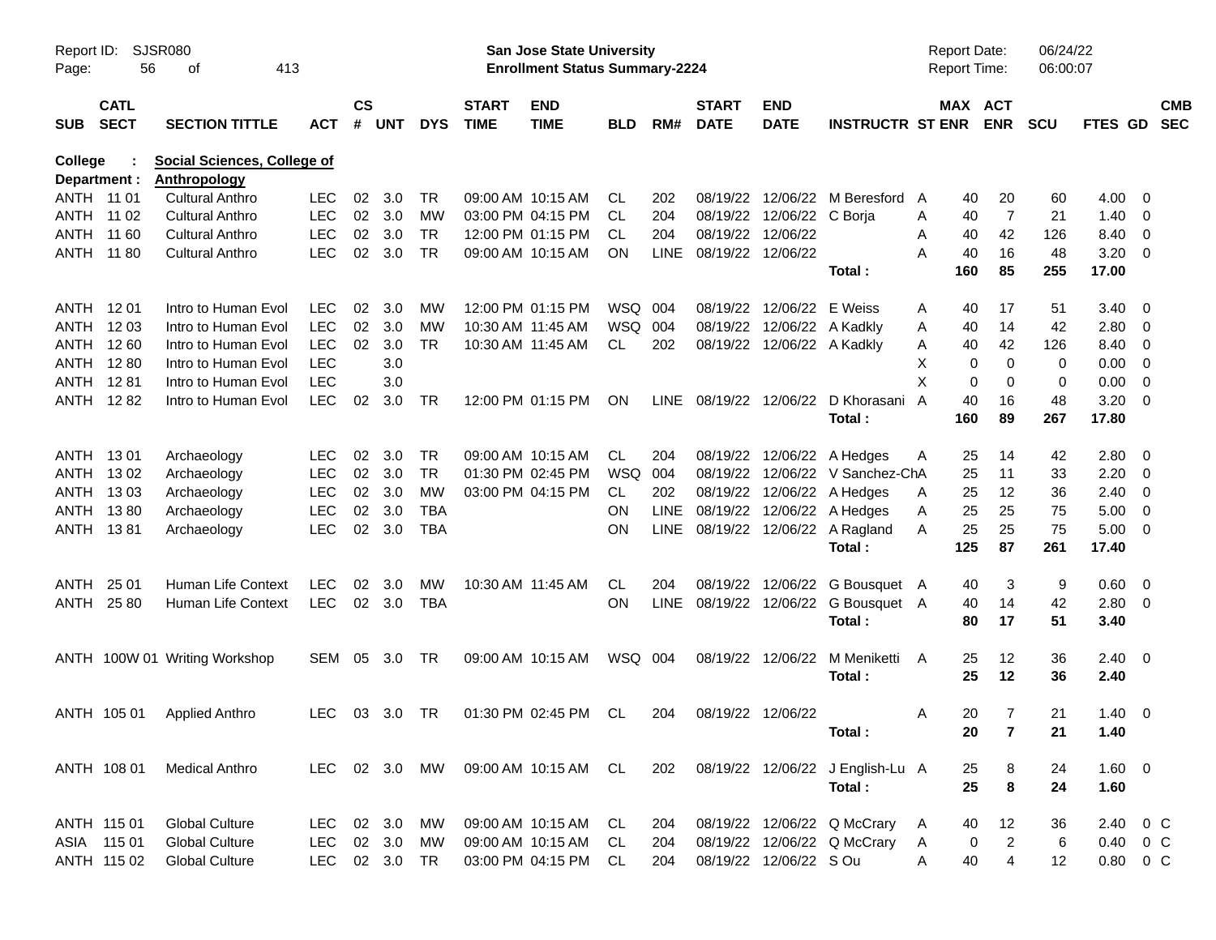Report ID: SJSR080
**San Jose State University**
**Enrollment Status Summary-2224**
Report Date: 06/24/22
Report Time: 06:00:07

**College : Social Sciences, College of**
**Department : Anthropology**

| SUB | CATL SECT | SECTION TITTLE | ACT | CS # | UNT | DYS | START TIME | END TIME | BLD | RM# | START DATE | END DATE | INSTRUCTR | ST | MAX ENR | ACT ENR | SCU | FTES | GD | CMB SEC |
|---|---|---|---|---|---|---|---|---|---|---|---|---|---|---|---|---|---|---|---|---|
| ANTH | 11 01 | Cultural Anthro | LEC | 02 | 3.0 | TR | 09:00 AM | 10:15 AM | CL | 202 | 08/19/22 | 12/06/22 | M Beresford | A | 40 | 20 | 60 | 4.00 | 0 | |
| ANTH | 11 02 | Cultural Anthro | LEC | 02 | 3.0 | MW | 03:00 PM | 04:15 PM | CL | 204 | 08/19/22 | 12/06/22 | C Borja | A | 40 | 7 | 21 | 1.40 | 0 | |
| ANTH | 11 60 | Cultural Anthro | LEC | 02 | 3.0 | TR | 12:00 PM | 01:15 PM | CL | 204 | 08/19/22 | 12/06/22 | | A | 40 | 42 | 126 | 8.40 | 0 | |
| ANTH | 11 80 | Cultural Anthro | LEC | 02 | 3.0 | TR | 09:00 AM | 10:15 AM | ON | LINE | 08/19/22 | 12/06/22 | | A | 40 | 16 | 48 | 3.20 | 0 | |
| | | | | | | | | | | | | | **Total :** | | **160** | **85** | **255** | **17.00** | | |
| ANTH | 12 01 | Intro to Human Evol | LEC | 02 | 3.0 | MW | 12:00 PM | 01:15 PM | WSQ | 004 | 08/19/22 | 12/06/22 | E Weiss | A | 40 | 17 | 51 | 3.40 | 0 | |
| ANTH | 12 03 | Intro to Human Evol | LEC | 02 | 3.0 | MW | 10:30 AM | 11:45 AM | WSQ | 004 | 08/19/22 | 12/06/22 | A Kadkly | A | 40 | 14 | 42 | 2.80 | 0 | |
| ANTH | 12 60 | Intro to Human Evol | LEC | 02 | 3.0 | TR | 10:30 AM | 11:45 AM | CL | 202 | 08/19/22 | 12/06/22 | A Kadkly | A | 40 | 42 | 126 | 8.40 | 0 | |
| ANTH | 12 80 | Intro to Human Evol | LEC | | 3.0 | | | | | | | | | X | 0 | 0 | 0 | 0.00 | 0 | |
| ANTH | 12 81 | Intro to Human Evol | LEC | | 3.0 | | | | | | | | | X | 0 | 0 | 0 | 0.00 | 0 | |
| ANTH | 12 82 | Intro to Human Evol | LEC | 02 | 3.0 | TR | 12:00 PM | 01:15 PM | ON | LINE | 08/19/22 | 12/06/22 | D Khorasani | A | 40 | 16 | 48 | 3.20 | 0 | |
| | | | | | | | | | | | | | **Total :** | | **160** | **89** | **267** | **17.80** | | |
| ANTH | 13 01 | Archaeology | LEC | 02 | 3.0 | TR | 09:00 AM | 10:15 AM | CL | 204 | 08/19/22 | 12/06/22 | A Hedges | A | 25 | 14 | 42 | 2.80 | 0 | |
| ANTH | 13 02 | Archaeology | LEC | 02 | 3.0 | TR | 01:30 PM | 02:45 PM | WSQ | 004 | 08/19/22 | 12/06/22 | V Sanchez-Ch | A | 25 | 11 | 33 | 2.20 | 0 | |
| ANTH | 13 03 | Archaeology | LEC | 02 | 3.0 | MW | 03:00 PM | 04:15 PM | CL | 202 | 08/19/22 | 12/06/22 | A Hedges | A | 25 | 12 | 36 | 2.40 | 0 | |
| ANTH | 13 80 | Archaeology | LEC | 02 | 3.0 | TBA | | | ON | LINE | 08/19/22 | 12/06/22 | A Hedges | A | 25 | 25 | 75 | 5.00 | 0 | |
| ANTH | 13 81 | Archaeology | LEC | 02 | 3.0 | TBA | | | ON | LINE | 08/19/22 | 12/06/22 | A Ragland | A | 25 | 25 | 75 | 5.00 | 0 | |
| | | | | | | | | | | | | | **Total :** | | **125** | **87** | **261** | **17.40** | | |
| ANTH | 25 01 | Human Life Context | LEC | 02 | 3.0 | MW | 10:30 AM | 11:45 AM | CL | 204 | 08/19/22 | 12/06/22 | G Bousquet | A | 40 | 3 | 9 | 0.60 | 0 | |
| ANTH | 25 80 | Human Life Context | LEC | 02 | 3.0 | TBA | | | ON | LINE | 08/19/22 | 12/06/22 | G Bousquet | A | 40 | 14 | 42 | 2.80 | 0 | |
| | | | | | | | | | | | | | **Total :** | | **80** | **17** | **51** | **3.40** | | |
| ANTH | 100W 01 | Writing Workshop | SEM | 05 | 3.0 | TR | 09:00 AM | 10:15 AM | WSQ | 004 | 08/19/22 | 12/06/22 | M Meniketti | A | 25 | 12 | 36 | 2.40 | 0 | |
| | | | | | | | | | | | | | **Total :** | | **25** | **12** | **36** | **2.40** | | |
| ANTH | 105 01 | Applied Anthro | LEC | 03 | 3.0 | TR | 01:30 PM | 02:45 PM | CL | 204 | 08/19/22 | 12/06/22 | | A | 20 | 7 | 21 | 1.40 | 0 | |
| | | | | | | | | | | | | | **Total :** | | **20** | **7** | **21** | **1.40** | | |
| ANTH | 108 01 | Medical Anthro | LEC | 02 | 3.0 | MW | 09:00 AM | 10:15 AM | CL | 202 | 08/19/22 | 12/06/22 | J English-Lu | A | 25 | 8 | 24 | 1.60 | 0 | |
| | | | | | | | | | | | | | **Total :** | | **25** | **8** | **24** | **1.60** | | |
| ANTH | 115 01 | Global Culture | LEC | 02 | 3.0 | MW | 09:00 AM | 10:15 AM | CL | 204 | 08/19/22 | 12/06/22 | Q McCrary | A | 40 | 12 | 36 | 2.40 | 0 | C |
| ASIA | 115 01 | Global Culture | LEC | 02 | 3.0 | MW | 09:00 AM | 10:15 AM | CL | 204 | 08/19/22 | 12/06/22 | Q McCrary | A | 0 | 2 | 6 | 0.40 | 0 | C |
| ANTH | 115 02 | Global Culture | LEC | 02 | 3.0 | TR | 03:00 PM | 04:15 PM | CL | 204 | 08/19/22 | 12/06/22 | S Ou | A | 40 | 4 | 12 | 0.80 | 0 | C |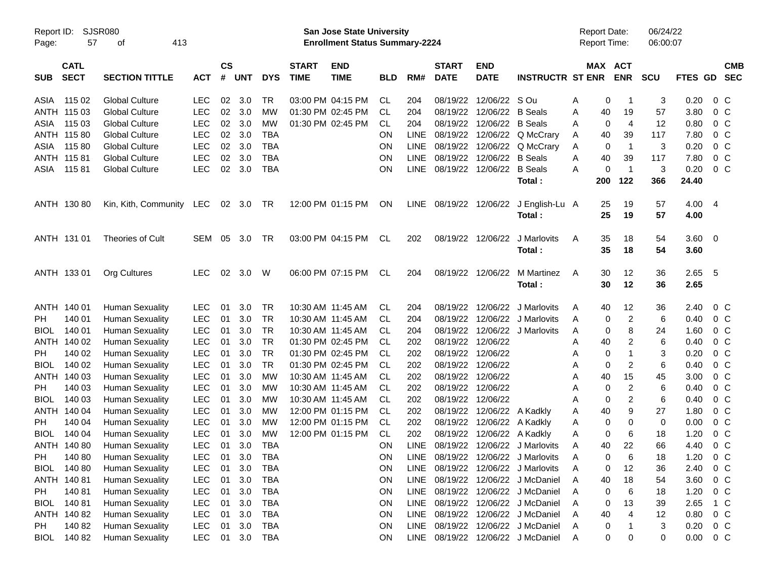**San Jose State University**
**Enrollment Status Summary-2224**

Report ID: SJSR080
Report Date: 06/24/22
Report Time: 06:00:07

| SUB | CATL SECT | SECTION TITTLE | ACT | CS # | UNT | DYS | START TIME | END TIME | BLD | RM# | START DATE | END DATE | INSTRUCTR | ST | MAX ENR | ACT ENR | SCU | FTES | GD | CMB SEC |
|---|---|---|---|---|---|---|---|---|---|---|---|---|---|---|---|---|---|---|---|---|
| ASIA | 115 02 | Global Culture | LEC | 02 | 3.0 | TR | 03:00 PM | 04:15 PM | CL | 204 | 08/19/22 | 12/06/22 | S Ou | A | 0 | 1 | 3 | 0.20 | 0 | C |
| ANTH | 115 03 | Global Culture | LEC | 02 | 3.0 | MW | 01:30 PM | 02:45 PM | CL | 204 | 08/19/22 | 12/06/22 | B Seals | A | 40 | 19 | 57 | 3.80 | 0 | C |
| ASIA | 115 03 | Global Culture | LEC | 02 | 3.0 | MW | 01:30 PM | 02:45 PM | CL | 204 | 08/19/22 | 12/06/22 | B Seals | A | 0 | 4 | 12 | 0.80 | 0 | C |
| ANTH | 115 80 | Global Culture | LEC | 02 | 3.0 | TBA | | | ON | LINE | 08/19/22 | 12/06/22 | Q McCrary | A | 40 | 39 | 117 | 7.80 | 0 | C |
| ASIA | 115 80 | Global Culture | LEC | 02 | 3.0 | TBA | | | ON | LINE | 08/19/22 | 12/06/22 | Q McCrary | A | 0 | 1 | 3 | 0.20 | 0 | C |
| ANTH | 115 81 | Global Culture | LEC | 02 | 3.0 | TBA | | | ON | LINE | 08/19/22 | 12/06/22 | B Seals | A | 40 | 39 | 117 | 7.80 | 0 | C |
| ASIA | 115 81 | Global Culture | LEC | 02 | 3.0 | TBA | | | ON | LINE | 08/19/22 | 12/06/22 | B Seals | A | 0 | 1 | 3 | 0.20 | 0 | C |
| | | | | | | | | | | | | | **Total :** | | **200** | **122** | **366** | **24.40** | | |
| ANTH | 130 80 | Kin, Kith, Community | LEC | 02 | 3.0 | TR | 12:00 PM | 01:15 PM | ON | LINE | 08/19/22 | 12/06/22 | J English-Lu | A | 25 | 19 | 57 | 4.00 | 4 | |
| | | | | | | | | | | | | | **Total :** | | **25** | **19** | **57** | **4.00** | | |
| ANTH | 131 01 | Theories of Cult | SEM | 05 | 3.0 | TR | 03:00 PM | 04:15 PM | CL | 202 | 08/19/22 | 12/06/22 | J Marlovits | A | 35 | 18 | 54 | 3.60 | 0 | |
| | | | | | | | | | | | | | **Total :** | | **35** | **18** | **54** | **3.60** | | |
| ANTH | 133 01 | Org Cultures | LEC | 02 | 3.0 | W | 06:00 PM | 07:15 PM | CL | 204 | 08/19/22 | 12/06/22 | M Martinez | A | 30 | 12 | 36 | 2.65 | 5 | |
| | | | | | | | | | | | | | **Total :** | | **30** | **12** | **36** | **2.65** | | |
| ANTH | 140 01 | Human Sexuality | LEC | 01 | 3.0 | TR | 10:30 AM | 11:45 AM | CL | 204 | 08/19/22 | 12/06/22 | J Marlovits | A | 40 | 12 | 36 | 2.40 | 0 | C |
| PH | 140 01 | Human Sexuality | LEC | 01 | 3.0 | TR | 10:30 AM | 11:45 AM | CL | 204 | 08/19/22 | 12/06/22 | J Marlovits | A | 0 | 2 | 6 | 0.40 | 0 | C |
| BIOL | 140 01 | Human Sexuality | LEC | 01 | 3.0 | TR | 10:30 AM | 11:45 AM | CL | 204 | 08/19/22 | 12/06/22 | J Marlovits | A | 0 | 8 | 24 | 1.60 | 0 | C |
| ANTH | 140 02 | Human Sexuality | LEC | 01 | 3.0 | TR | 01:30 PM | 02:45 PM | CL | 202 | 08/19/22 | 12/06/22 | | A | 40 | 2 | 6 | 0.40 | 0 | C |
| PH | 140 02 | Human Sexuality | LEC | 01 | 3.0 | TR | 01:30 PM | 02:45 PM | CL | 202 | 08/19/22 | 12/06/22 | | A | 0 | 1 | 3 | 0.20 | 0 | C |
| BIOL | 140 02 | Human Sexuality | LEC | 01 | 3.0 | TR | 01:30 PM | 02:45 PM | CL | 202 | 08/19/22 | 12/06/22 | | A | 0 | 2 | 6 | 0.40 | 0 | C |
| ANTH | 140 03 | Human Sexuality | LEC | 01 | 3.0 | MW | 10:30 AM | 11:45 AM | CL | 202 | 08/19/22 | 12/06/22 | | A | 40 | 15 | 45 | 3.00 | 0 | C |
| PH | 140 03 | Human Sexuality | LEC | 01 | 3.0 | MW | 10:30 AM | 11:45 AM | CL | 202 | 08/19/22 | 12/06/22 | | A | 0 | 2 | 6 | 0.40 | 0 | C |
| BIOL | 140 03 | Human Sexuality | LEC | 01 | 3.0 | MW | 10:30 AM | 11:45 AM | CL | 202 | 08/19/22 | 12/06/22 | | A | 0 | 2 | 6 | 0.40 | 0 | C |
| ANTH | 140 04 | Human Sexuality | LEC | 01 | 3.0 | MW | 12:00 PM | 01:15 PM | CL | 202 | 08/19/22 | 12/06/22 | A Kadkly | A | 40 | 9 | 27 | 1.80 | 0 | C |
| PH | 140 04 | Human Sexuality | LEC | 01 | 3.0 | MW | 12:00 PM | 01:15 PM | CL | 202 | 08/19/22 | 12/06/22 | A Kadkly | A | 0 | 0 | 0 | 0.00 | 0 | C |
| BIOL | 140 04 | Human Sexuality | LEC | 01 | 3.0 | MW | 12:00 PM | 01:15 PM | CL | 202 | 08/19/22 | 12/06/22 | A Kadkly | A | 0 | 6 | 18 | 1.20 | 0 | C |
| ANTH | 140 80 | Human Sexuality | LEC | 01 | 3.0 | TBA | | | ON | LINE | 08/19/22 | 12/06/22 | J Marlovits | A | 40 | 22 | 66 | 4.40 | 0 | C |
| PH | 140 80 | Human Sexuality | LEC | 01 | 3.0 | TBA | | | ON | LINE | 08/19/22 | 12/06/22 | J Marlovits | A | 0 | 6 | 18 | 1.20 | 0 | C |
| BIOL | 140 80 | Human Sexuality | LEC | 01 | 3.0 | TBA | | | ON | LINE | 08/19/22 | 12/06/22 | J Marlovits | A | 0 | 12 | 36 | 2.40 | 0 | C |
| ANTH | 140 81 | Human Sexuality | LEC | 01 | 3.0 | TBA | | | ON | LINE | 08/19/22 | 12/06/22 | J McDaniel | A | 40 | 18 | 54 | 3.60 | 0 | C |
| PH | 140 81 | Human Sexuality | LEC | 01 | 3.0 | TBA | | | ON | LINE | 08/19/22 | 12/06/22 | J McDaniel | A | 0 | 6 | 18 | 1.20 | 0 | C |
| BIOL | 140 81 | Human Sexuality | LEC | 01 | 3.0 | TBA | | | ON | LINE | 08/19/22 | 12/06/22 | J McDaniel | A | 0 | 13 | 39 | 2.65 | 1 | C |
| ANTH | 140 82 | Human Sexuality | LEC | 01 | 3.0 | TBA | | | ON | LINE | 08/19/22 | 12/06/22 | J McDaniel | A | 40 | 4 | 12 | 0.80 | 0 | C |
| PH | 140 82 | Human Sexuality | LEC | 01 | 3.0 | TBA | | | ON | LINE | 08/19/22 | 12/06/22 | J McDaniel | A | 0 | 1 | 3 | 0.20 | 0 | C |
| BIOL | 140 82 | Human Sexuality | LEC | 01 | 3.0 | TBA | | | ON | LINE | 08/19/22 | 12/06/22 | J McDaniel | A | 0 | 0 | 0 | 0.00 | 0 | C |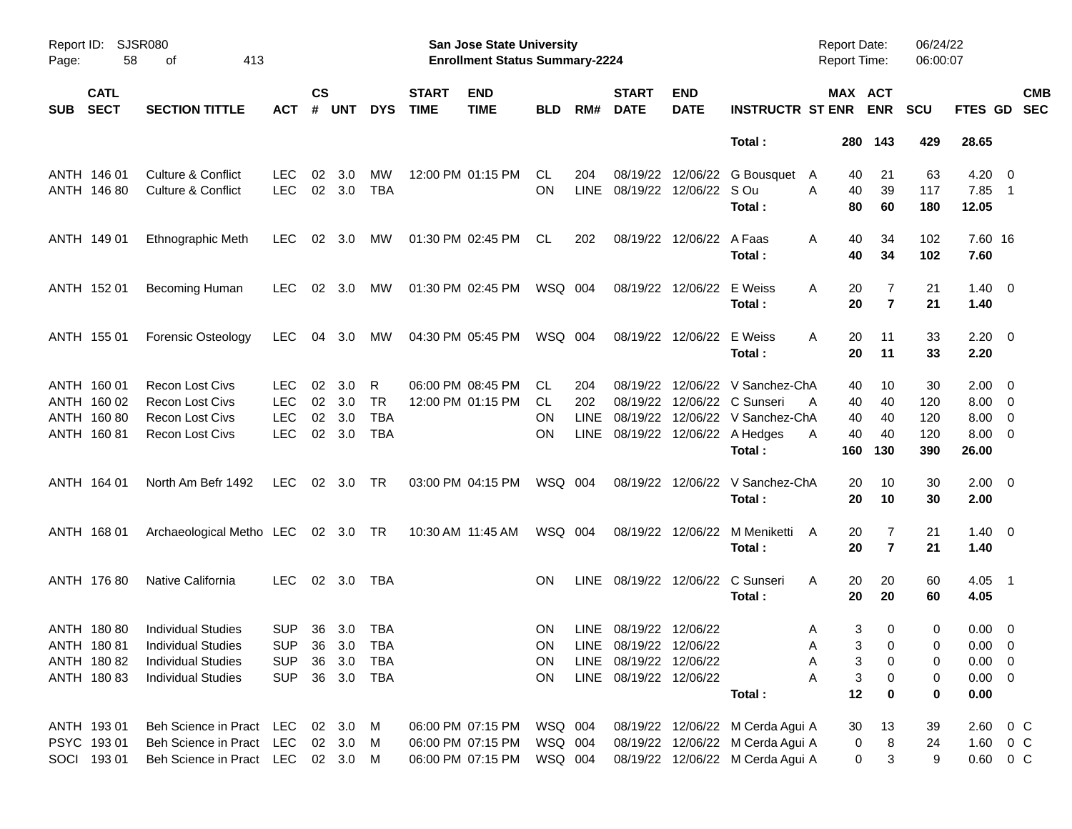| SUB | CATL SECT | SECTION TITTLE | ACT | CS # | UNT | DYS | START TIME | END TIME | BLD | RM# | START DATE | END DATE | INSTRUCTR | ST | MAX ENR | ACT ENR | SCU | FTES | GD | CMB SEC |
|---|---|---|---|---|---|---|---|---|---|---|---|---|---|---|---|---|---|---|---|---|
| | | | | | | | | | | | | | **Total :** | | **280** | **143** | **429** | **28.65** | | |
| ANTH | 146 01 | Culture & Conflict | LEC | 02 | 3.0 | MW | 12:00 PM | 01:15 PM | CL | 204 | 08/19/22 | 12/06/22 | G Bousquet | A | 40 | 21 | 63 | 4.20 | 0 | |
| ANTH | 146 80 | Culture & Conflict | LEC | 02 | 3.0 | TBA | | | ON | LINE | 08/19/22 | 12/06/22 | S Ou | A | 40 | 39 | 117 | 7.85 | 1 | |
| | | | | | | | | | | | | | **Total :** | | **80** | **60** | **180** | **12.05** | | |
| ANTH | 149 01 | Ethnographic Meth | LEC | 02 | 3.0 | MW | 01:30 PM | 02:45 PM | CL | 202 | 08/19/22 | 12/06/22 | A Faas | A | 40 | 34 | 102 | 7.60 | 16 | |
| | | | | | | | | | | | | | **Total :** | | **40** | **34** | **102** | **7.60** | | |
| ANTH | 152 01 | Becoming Human | LEC | 02 | 3.0 | MW | 01:30 PM | 02:45 PM | WSQ | 004 | 08/19/22 | 12/06/22 | E Weiss | A | 20 | 7 | 21 | 1.40 | 0 | |
| | | | | | | | | | | | | | **Total :** | | **20** | **7** | **21** | **1.40** | | |
| ANTH | 155 01 | Forensic Osteology | LEC | 04 | 3.0 | MW | 04:30 PM | 05:45 PM | WSQ | 004 | 08/19/22 | 12/06/22 | E Weiss | A | 20 | 11 | 33 | 2.20 | 0 | |
| | | | | | | | | | | | | | **Total :** | | **20** | **11** | **33** | **2.20** | | |
| ANTH | 160 01 | Recon Lost Civs | LEC | 02 | 3.0 | R | 06:00 PM | 08:45 PM | CL | 204 | 08/19/22 | 12/06/22 | V Sanchez-Ch | A | 40 | 10 | 30 | 2.00 | 0 | |
| ANTH | 160 02 | Recon Lost Civs | LEC | 02 | 3.0 | TR | 12:00 PM | 01:15 PM | CL | 202 | 08/19/22 | 12/06/22 | C Sunseri | A | 40 | 40 | 120 | 8.00 | 0 | |
| ANTH | 160 80 | Recon Lost Civs | LEC | 02 | 3.0 | TBA | | | ON | LINE | 08/19/22 | 12/06/22 | V Sanchez-Ch | A | 40 | 40 | 120 | 8.00 | 0 | |
| ANTH | 160 81 | Recon Lost Civs | LEC | 02 | 3.0 | TBA | | | ON | LINE | 08/19/22 | 12/06/22 | A Hedges | A | 40 | 40 | 120 | 8.00 | 0 | |
| | | | | | | | | | | | | | **Total :** | | **160** | **130** | **390** | **26.00** | | |
| ANTH | 164 01 | North Am Befr 1492 | LEC | 02 | 3.0 | TR | 03:00 PM | 04:15 PM | WSQ | 004 | 08/19/22 | 12/06/22 | V Sanchez-Ch | A | 20 | 10 | 30 | 2.00 | 0 | |
| | | | | | | | | | | | | | **Total :** | | **20** | **10** | **30** | **2.00** | | |
| ANTH | 168 01 | Archaeological Metho | LEC | 02 | 3.0 | TR | 10:30 AM | 11:45 AM | WSQ | 004 | 08/19/22 | 12/06/22 | M Meniketti | A | 20 | 7 | 21 | 1.40 | 0 | |
| | | | | | | | | | | | | | **Total :** | | **20** | **7** | **21** | **1.40** | | |
| ANTH | 176 80 | Native California | LEC | 02 | 3.0 | TBA | | | ON | LINE | 08/19/22 | 12/06/22 | C Sunseri | A | 20 | 20 | 60 | 4.05 | 1 | |
| | | | | | | | | | | | | | **Total :** | | **20** | **20** | **60** | **4.05** | | |
| ANTH | 180 80 | Individual Studies | SUP | 36 | 3.0 | TBA | | | ON | LINE | 08/19/22 | 12/06/22 | | A | 3 | 0 | 0 | 0.00 | 0 | |
| ANTH | 180 81 | Individual Studies | SUP | 36 | 3.0 | TBA | | | ON | LINE | 08/19/22 | 12/06/22 | | A | 3 | 0 | 0 | 0.00 | 0 | |
| ANTH | 180 82 | Individual Studies | SUP | 36 | 3.0 | TBA | | | ON | LINE | 08/19/22 | 12/06/22 | | A | 3 | 0 | 0 | 0.00 | 0 | |
| ANTH | 180 83 | Individual Studies | SUP | 36 | 3.0 | TBA | | | ON | LINE | 08/19/22 | 12/06/22 | | A | 3 | 0 | 0 | 0.00 | 0 | |
| | | | | | | | | | | | | | **Total :** | | **12** | **0** | **0** | **0.00** | | |
| ANTH | 193 01 | Beh Science in Pract | LEC | 02 | 3.0 | M | 06:00 PM | 07:15 PM | WSQ | 004 | 08/19/22 | 12/06/22 | M Cerda Agui | A | 30 | 13 | 39 | 2.60 | 0 | C |
| PSYC | 193 01 | Beh Science in Pract | LEC | 02 | 3.0 | M | 06:00 PM | 07:15 PM | WSQ | 004 | 08/19/22 | 12/06/22 | M Cerda Agui | A | 0 | 8 | 24 | 1.60 | 0 | C |
| SOCI | 193 01 | Beh Science in Pract | LEC | 02 | 3.0 | M | 06:00 PM | 07:15 PM | WSQ | 004 | 08/19/22 | 12/06/22 | M Cerda Agui | A | 0 | 3 | 9 | 0.60 | 0 | C |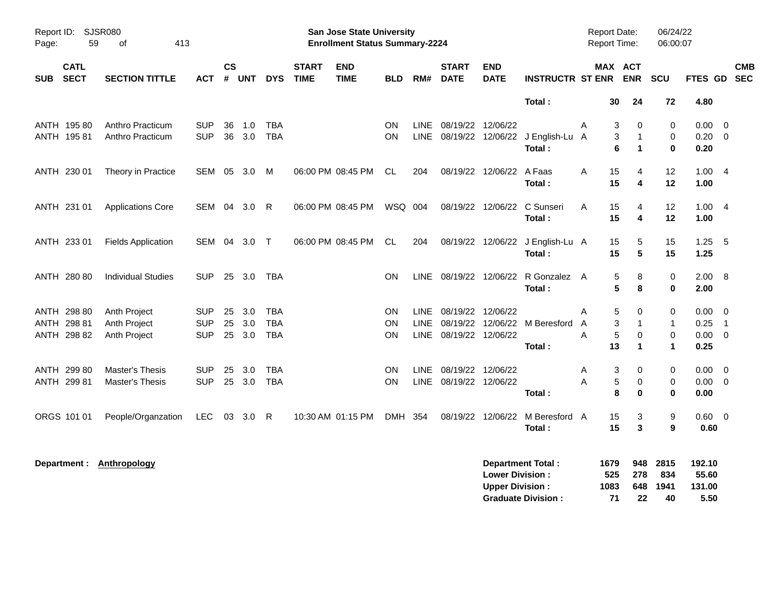**San Jose State University**
**Enrollment Status Summary-2224**

Report ID: SJSR080
Report Date: 06/24/22
Report Time: 06:00:07

| SUB | CATL SECT | SECTION TITTLE | ACT | CS # | UNT | DYS | START TIME | END TIME | BLD | RM# | START DATE | END DATE | INSTRUCTR | ST | MAX ENR | ACT ENR | SCU | FTES | GD | CMB SEC |
|---|---|---|---|---|---|---|---|---|---|---|---|---|---|---|---|---|---|---|---|---|
| | | | | | | | | | | | | | **Total :** | | **30** | **24** | **72** | **4.80** | | |
| ANTH | 195 80 | Anthro Practicum | SUP | 36 | 1.0 | TBA | | | ON | LINE | 08/19/22 | 12/06/22 | | A | 3 | 0 | 0 | 0.00 | 0 | |
| ANTH | 195 81 | Anthro Practicum | SUP | 36 | 3.0 | TBA | | | ON | LINE | 08/19/22 | 12/06/22 | J English-Lu | A | 3 | 1 | 0 | 0.20 | 0 | |
| | | | | | | | | | | | | | **Total :** | | **6** | **1** | **0** | **0.20** | | |
| ANTH | 230 01 | Theory in Practice | SEM | 05 | 3.0 | M | 06:00 PM | 08:45 PM | CL | 204 | 08/19/22 | 12/06/22 | A Faas | A | 15 | 4 | 12 | 1.00 | 4 | |
| | | | | | | | | | | | | | **Total :** | | **15** | **4** | **12** | **1.00** | | |
| ANTH | 231 01 | Applications Core | SEM | 04 | 3.0 | R | 06:00 PM | 08:45 PM | WSQ | 004 | 08/19/22 | 12/06/22 | C Sunseri | A | 15 | 4 | 12 | 1.00 | 4 | |
| | | | | | | | | | | | | | **Total :** | | **15** | **4** | **12** | **1.00** | | |
| ANTH | 233 01 | Fields Application | SEM | 04 | 3.0 | T | 06:00 PM | 08:45 PM | CL | 204 | 08/19/22 | 12/06/22 | J English-Lu | A | 15 | 5 | 15 | 1.25 | 5 | |
| | | | | | | | | | | | | | **Total :** | | **15** | **5** | **15** | **1.25** | | |
| ANTH | 280 80 | Individual Studies | SUP | 25 | 3.0 | TBA | | | ON | LINE | 08/19/22 | 12/06/22 | R Gonzalez | A | 5 | 8 | 0 | 2.00 | 8 | |
| | | | | | | | | | | | | | **Total :** | | **5** | **8** | **0** | **2.00** | | |
| ANTH | 298 80 | Anth Project | SUP | 25 | 3.0 | TBA | | | ON | LINE | 08/19/22 | 12/06/22 | | A | 5 | 0 | 0 | 0.00 | 0 | |
| ANTH | 298 81 | Anth Project | SUP | 25 | 3.0 | TBA | | | ON | LINE | 08/19/22 | 12/06/22 | M Beresford | A | 3 | 1 | 1 | 0.25 | 1 | |
| ANTH | 298 82 | Anth Project | SUP | 25 | 3.0 | TBA | | | ON | LINE | 08/19/22 | 12/06/22 | | A | 5 | 0 | 0 | 0.00 | 0 | |
| | | | | | | | | | | | | | **Total :** | | **13** | **1** | **1** | **0.25** | | |
| ANTH | 299 80 | Master's Thesis | SUP | 25 | 3.0 | TBA | | | ON | LINE | 08/19/22 | 12/06/22 | | A | 3 | 0 | 0 | 0.00 | 0 | |
| ANTH | 299 81 | Master's Thesis | SUP | 25 | 3.0 | TBA | | | ON | LINE | 08/19/22 | 12/06/22 | | A | 5 | 0 | 0 | 0.00 | 0 | |
| | | | | | | | | | | | | | **Total :** | | **8** | **0** | **0** | **0.00** | | |
| ORGS | 101 01 | People/Organzation | LEC | 03 | 3.0 | R | 10:30 AM | 01:15 PM | DMH | 354 | 08/19/22 | 12/06/22 | M Beresford | A | 15 | 3 | 9 | 0.60 | 0 | |
| | | | | | | | | | | | | | **Total :** | | **15** | **3** | **9** | **0.60** | | |

**Department : Anthropology**

| | MAX ENR | ACT ENR | SCU | FTES |
|---|---|---|---|---|
| **Department Total :** | **1679** | **948** | **2815** | **192.10** |
| **Lower Division :** | **525** | **278** | **834** | **55.60** |
| **Upper Division :** | **1083** | **648** | **1941** | **131.00** |
| **Graduate Division :** | **71** | **22** | **40** | **5.50** |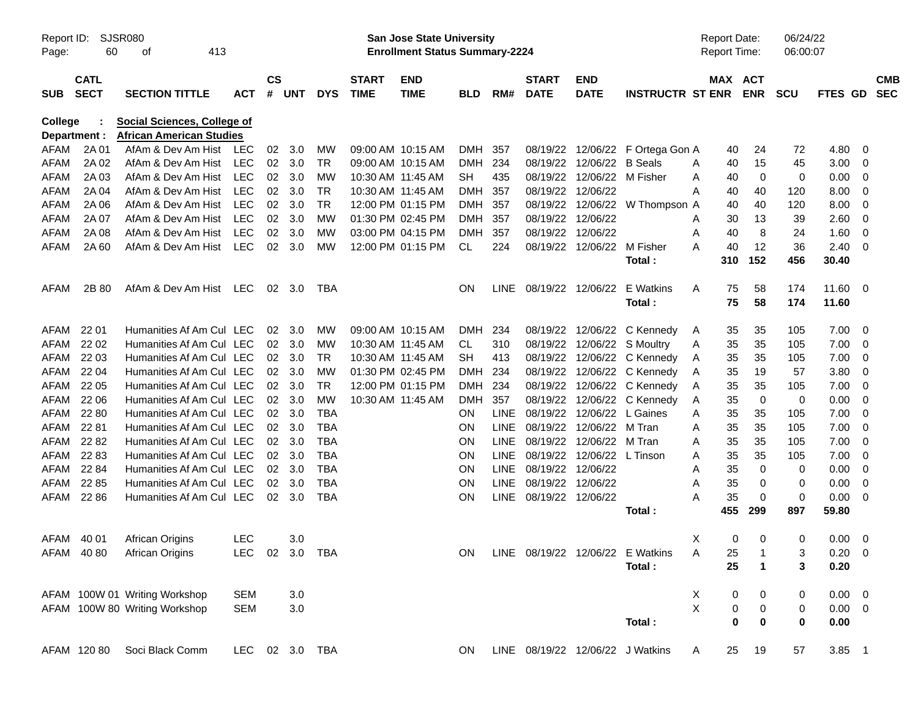Report ID: SJSR080

**San Jose State University**
**Enrollment Status Summary-2224**

Report Date: 06/24/22
Report Time: 06:00:07

**College : Social Sciences, College of**
**Department : African American Studies**

| SUB | CATL SECT | SECTION TITTLE | ACT | CS # | UNT | DYS | START TIME | END TIME | BLD | RM# | START DATE | END DATE | INSTRUCTR | ST | MAX ENR | ACT ENR | SCU | FTES | GD | CMB SEC |
|---|---|---|---|---|---|---|---|---|---|---|---|---|---|---|---|---|---|---|---|---|
| AFAM | 2A 01 | AfAm & Dev Am Hist | LEC | 02 | 3.0 | MW | 09:00 AM | 10:15 AM | DMH | 357 | 08/19/22 | 12/06/22 | F Ortega Gon | A | 40 | 24 | 72 | 4.80 | 0 | |
| AFAM | 2A 02 | AfAm & Dev Am Hist | LEC | 02 | 3.0 | TR | 09:00 AM | 10:15 AM | DMH | 234 | 08/19/22 | 12/06/22 | B Seals | A | 40 | 15 | 45 | 3.00 | 0 | |
| AFAM | 2A 03 | AfAm & Dev Am Hist | LEC | 02 | 3.0 | MW | 10:30 AM | 11:45 AM | SH | 435 | 08/19/22 | 12/06/22 | M Fisher | A | 40 | 0 | 0 | 0.00 | 0 | |
| AFAM | 2A 04 | AfAm & Dev Am Hist | LEC | 02 | 3.0 | TR | 10:30 AM | 11:45 AM | DMH | 357 | 08/19/22 | 12/06/22 | | A | 40 | 40 | 120 | 8.00 | 0 | |
| AFAM | 2A 06 | AfAm & Dev Am Hist | LEC | 02 | 3.0 | TR | 12:00 PM | 01:15 PM | DMH | 357 | 08/19/22 | 12/06/22 | W Thompson | A | 40 | 40 | 120 | 8.00 | 0 | |
| AFAM | 2A 07 | AfAm & Dev Am Hist | LEC | 02 | 3.0 | MW | 01:30 PM | 02:45 PM | DMH | 357 | 08/19/22 | 12/06/22 | | A | 30 | 13 | 39 | 2.60 | 0 | |
| AFAM | 2A 08 | AfAm & Dev Am Hist | LEC | 02 | 3.0 | MW | 03:00 PM | 04:15 PM | DMH | 357 | 08/19/22 | 12/06/22 | | A | 40 | 8 | 24 | 1.60 | 0 | |
| AFAM | 2A 60 | AfAm & Dev Am Hist | LEC | 02 | 3.0 | MW | 12:00 PM | 01:15 PM | CL | 224 | 08/19/22 | 12/06/22 | M Fisher | A | 40 | 12 | 36 | 2.40 | 0 | |
| | | | | | | | | | | | | | **Total :** | | **310** | **152** | **456** | **30.40** | | |
| AFAM | 2B 80 | AfAm & Dev Am Hist | LEC | 02 | 3.0 | TBA | | | ON | LINE | 08/19/22 | 12/06/22 | E Watkins | A | 75 | 58 | 174 | 11.60 | 0 | |
| | | | | | | | | | | | | | **Total :** | | **75** | **58** | **174** | **11.60** | | |
| AFAM | 22 01 | Humanities Af Am Cul | LEC | 02 | 3.0 | MW | 09:00 AM | 10:15 AM | DMH | 234 | 08/19/22 | 12/06/22 | C Kennedy | A | 35 | 35 | 105 | 7.00 | 0 | |
| AFAM | 22 02 | Humanities Af Am Cul | LEC | 02 | 3.0 | MW | 10:30 AM | 11:45 AM | CL | 310 | 08/19/22 | 12/06/22 | S Moultry | A | 35 | 35 | 105 | 7.00 | 0 | |
| AFAM | 22 03 | Humanities Af Am Cul | LEC | 02 | 3.0 | TR | 10:30 AM | 11:45 AM | SH | 413 | 08/19/22 | 12/06/22 | C Kennedy | A | 35 | 35 | 105 | 7.00 | 0 | |
| AFAM | 22 04 | Humanities Af Am Cul | LEC | 02 | 3.0 | MW | 01:30 PM | 02:45 PM | DMH | 234 | 08/19/22 | 12/06/22 | C Kennedy | A | 35 | 19 | 57 | 3.80 | 0 | |
| AFAM | 22 05 | Humanities Af Am Cul | LEC | 02 | 3.0 | TR | 12:00 PM | 01:15 PM | DMH | 234 | 08/19/22 | 12/06/22 | C Kennedy | A | 35 | 35 | 105 | 7.00 | 0 | |
| AFAM | 22 06 | Humanities Af Am Cul | LEC | 02 | 3.0 | MW | 10:30 AM | 11:45 AM | DMH | 357 | 08/19/22 | 12/06/22 | C Kennedy | A | 35 | 0 | 0 | 0.00 | 0 | |
| AFAM | 22 80 | Humanities Af Am Cul | LEC | 02 | 3.0 | TBA | | | ON | LINE | 08/19/22 | 12/06/22 | L Gaines | A | 35 | 35 | 105 | 7.00 | 0 | |
| AFAM | 22 81 | Humanities Af Am Cul | LEC | 02 | 3.0 | TBA | | | ON | LINE | 08/19/22 | 12/06/22 | M Tran | A | 35 | 35 | 105 | 7.00 | 0 | |
| AFAM | 22 82 | Humanities Af Am Cul | LEC | 02 | 3.0 | TBA | | | ON | LINE | 08/19/22 | 12/06/22 | M Tran | A | 35 | 35 | 105 | 7.00 | 0 | |
| AFAM | 22 83 | Humanities Af Am Cul | LEC | 02 | 3.0 | TBA | | | ON | LINE | 08/19/22 | 12/06/22 | L Tinson | A | 35 | 35 | 105 | 7.00 | 0 | |
| AFAM | 22 84 | Humanities Af Am Cul | LEC | 02 | 3.0 | TBA | | | ON | LINE | 08/19/22 | 12/06/22 | | A | 35 | 0 | 0 | 0.00 | 0 | |
| AFAM | 22 85 | Humanities Af Am Cul | LEC | 02 | 3.0 | TBA | | | ON | LINE | 08/19/22 | 12/06/22 | | A | 35 | 0 | 0 | 0.00 | 0 | |
| AFAM | 22 86 | Humanities Af Am Cul | LEC | 02 | 3.0 | TBA | | | ON | LINE | 08/19/22 | 12/06/22 | | A | 35 | 0 | 0 | 0.00 | 0 | |
| | | | | | | | | | | | | | **Total :** | | **455** | **299** | **897** | **59.80** | | |
| AFAM | 40 01 | African Origins | LEC | | 3.0 | | | | | | | | | X | 0 | 0 | 0 | 0.00 | 0 | |
| AFAM | 40 80 | African Origins | LEC | 02 | 3.0 | TBA | | | ON | LINE | 08/19/22 | 12/06/22 | E Watkins | A | 25 | 1 | 3 | 0.20 | 0 | |
| | | | | | | | | | | | | | **Total :** | | **25** | **1** | **3** | **0.20** | | |
| AFAM | 100W 01 | Writing Workshop | SEM | | 3.0 | | | | | | | | | X | 0 | 0 | 0 | 0.00 | 0 | |
| AFAM | 100W 80 | Writing Workshop | SEM | | 3.0 | | | | | | | | | X | 0 | 0 | 0 | 0.00 | 0 | |
| | | | | | | | | | | | | | **Total :** | | **0** | **0** | **0** | **0.00** | | |
| AFAM | 120 80 | Soci Black Comm | LEC | 02 | 3.0 | TBA | | | ON | LINE | 08/19/22 | 12/06/22 | J Watkins | A | 25 | 19 | 57 | 3.85 | 1 | |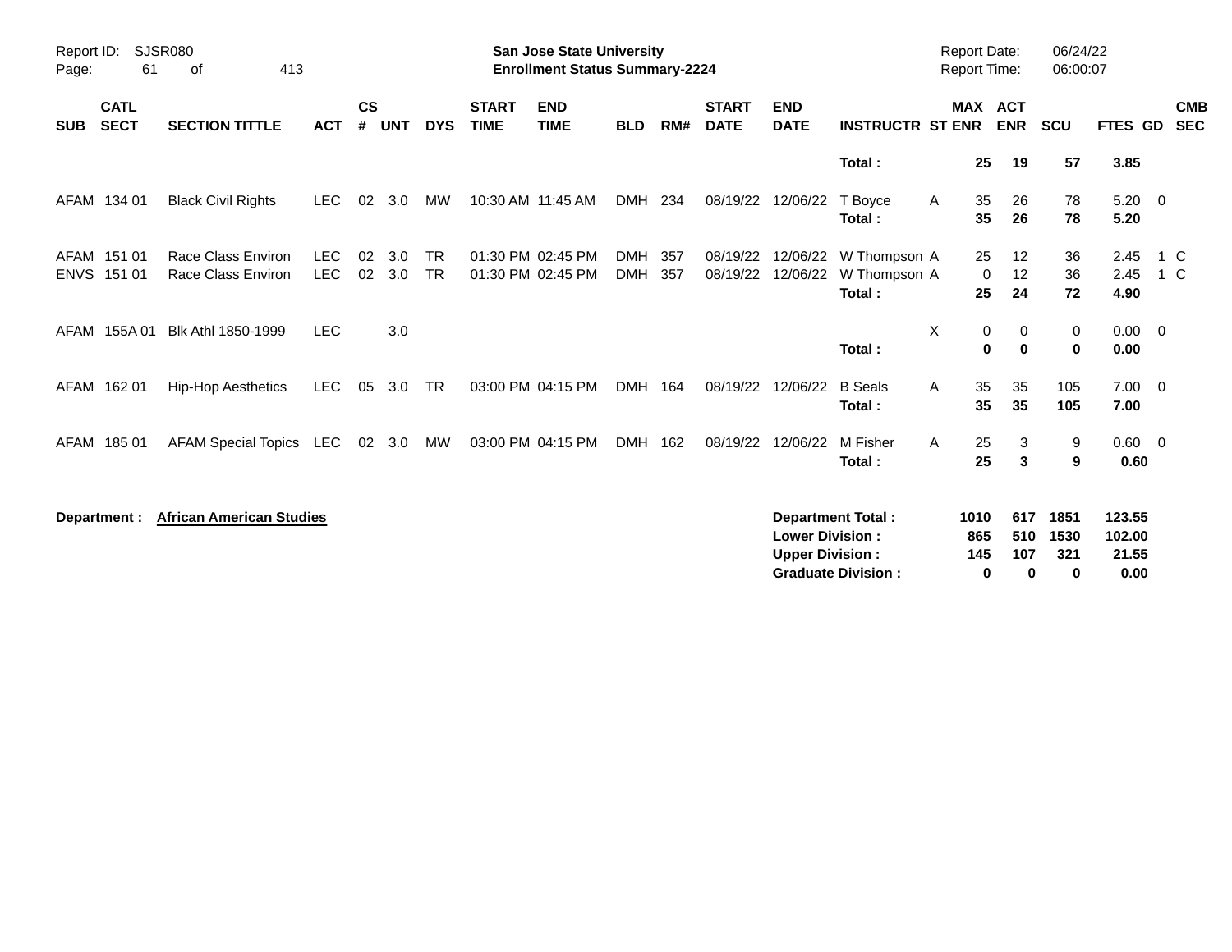Report ID: SJSR080

**San Jose State University**
**Enrollment Status Summary-2224**

Report Date: 06/24/22
Report Time: 06:00:07

| SUB | CATL SECT | SECTION TITTLE | ACT | CS # | UNT | DYS | START TIME | END TIME | BLD | RM# | START DATE | END DATE | INSTRUCTR | ST | MAX ENR | ACT ENR | SCU | FTES | GD | CMB SEC |
|---|---|---|---|---|---|---|---|---|---|---|---|---|---|---|---|---|---|---|---|---|
| | | | | | | | | | | | | | **Total :** | | **25** | **19** | **57** | **3.85** | | |
| AFAM | 134 01 | Black Civil Rights | LEC | 02 | 3.0 | MW | 10:30 AM | 11:45 AM | DMH | 234 | 08/19/22 | 12/06/22 | T Boyce | A | 35 | 26 | 78 | 5.20 | 0 | |
| | | | | | | | | | | | | | **Total :** | | **35** | **26** | **78** | **5.20** | | |
| AFAM | 151 01 | Race Class Environ | LEC | 02 | 3.0 | TR | 01:30 PM | 02:45 PM | DMH | 357 | 08/19/22 | 12/06/22 | W Thompson | A | 25 | 12 | 36 | 2.45 | 1 | C |
| ENVS | 151 01 | Race Class Environ | LEC | 02 | 3.0 | TR | 01:30 PM | 02:45 PM | DMH | 357 | 08/19/22 | 12/06/22 | W Thompson | A | 0 | 12 | 36 | 2.45 | 1 | C |
| | | | | | | | | | | | | | **Total :** | | **25** | **24** | **72** | **4.90** | | |
| AFAM | 155A 01 | Blk Athl 1850-1999 | LEC | | 3.0 | | | | | | | | | X | 0 | 0 | 0 | 0.00 | 0 | |
| | | | | | | | | | | | | | **Total :** | | **0** | **0** | **0** | **0.00** | | |
| AFAM | 162 01 | Hip-Hop Aesthetics | LEC | 05 | 3.0 | TR | 03:00 PM | 04:15 PM | DMH | 164 | 08/19/22 | 12/06/22 | B Seals | A | 35 | 35 | 105 | 7.00 | 0 | |
| | | | | | | | | | | | | | **Total :** | | **35** | **35** | **105** | **7.00** | | |
| AFAM | 185 01 | AFAM Special Topics | LEC | 02 | 3.0 | MW | 03:00 PM | 04:15 PM | DMH | 162 | 08/19/22 | 12/06/22 | M Fisher | A | 25 | 3 | 9 | 0.60 | 0 | |
| | | | | | | | | | | | | | **Total :** | | **25** | **3** | **9** | **0.60** | | |

**Department :** **African American Studies**

| | MAX ENR | ACT ENR | SCU | FTES |
|---|---|---|---|---|
| **Department Total :** | **1010** | **617** | **1851** | **123.55** |
| **Lower Division :** | **865** | **510** | **1530** | **102.00** |
| **Upper Division :** | **145** | **107** | **321** | **21.55** |
| **Graduate Division :** | **0** | **0** | **0** | **0.00** |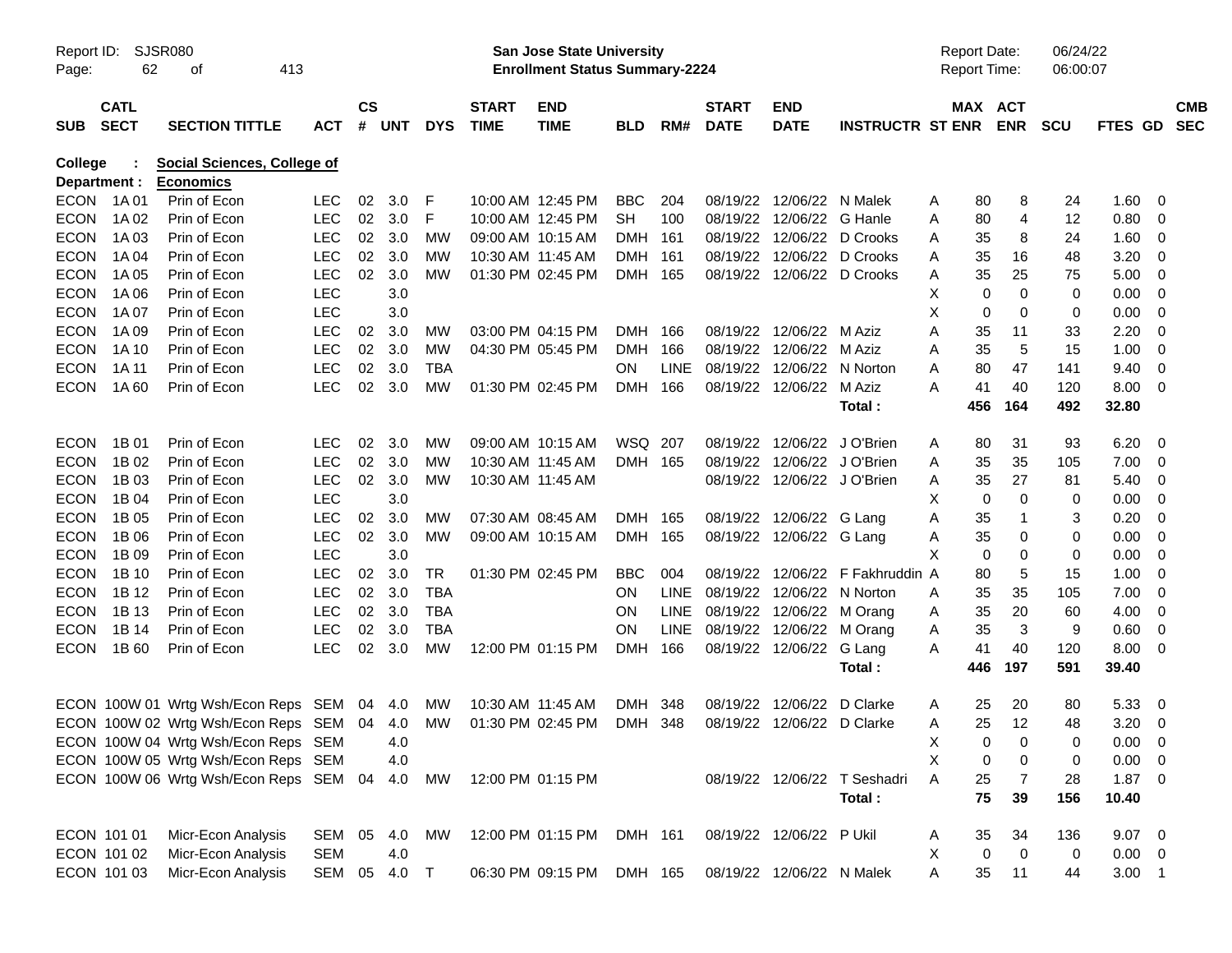Report ID: SJSR080
San Jose State University
Enrollment Status Summary-2224
Report Date: 06/24/22
Report Time: 06:00:07

**College : Social Sciences, College of**
**Department : Economics**

| SUB | CATL SECT | SECTION TITTLE | ACT | CS # | UNT | DYS | START TIME | END TIME | BLD | RM# | START DATE | END DATE | INSTRUCTR | ST | MAX ENR | ACT ENR | SCU | FTES | GD | CMB SEC |
|---|---|---|---|---|---|---|---|---|---|---|---|---|---|---|---|---|---|---|---|---|
| ECON | 1A 01 | Prin of Econ | LEC | 02 | 3.0 | F | 10:00 AM | 12:45 PM | BBC | 204 | 08/19/22 | 12/06/22 | N Malek | A | 80 | 8 | 24 | 1.60 | 0 | |
| ECON | 1A 02 | Prin of Econ | LEC | 02 | 3.0 | F | 10:00 AM | 12:45 PM | SH | 100 | 08/19/22 | 12/06/22 | G Hanle | A | 80 | 4 | 12 | 0.80 | 0 | |
| ECON | 1A 03 | Prin of Econ | LEC | 02 | 3.0 | MW | 09:00 AM | 10:15 AM | DMH | 161 | 08/19/22 | 12/06/22 | D Crooks | A | 35 | 8 | 24 | 1.60 | 0 | |
| ECON | 1A 04 | Prin of Econ | LEC | 02 | 3.0 | MW | 10:30 AM | 11:45 AM | DMH | 161 | 08/19/22 | 12/06/22 | D Crooks | A | 35 | 16 | 48 | 3.20 | 0 | |
| ECON | 1A 05 | Prin of Econ | LEC | 02 | 3.0 | MW | 01:30 PM | 02:45 PM | DMH | 165 | 08/19/22 | 12/06/22 | D Crooks | A | 35 | 25 | 75 | 5.00 | 0 | |
| ECON | 1A 06 | Prin of Econ | LEC | | 3.0 | | | | | | | | | X | 0 | 0 | 0 | 0.00 | 0 | |
| ECON | 1A 07 | Prin of Econ | LEC | | 3.0 | | | | | | | | | X | 0 | 0 | 0 | 0.00 | 0 | |
| ECON | 1A 09 | Prin of Econ | LEC | 02 | 3.0 | MW | 03:00 PM | 04:15 PM | DMH | 166 | 08/19/22 | 12/06/22 | M Aziz | A | 35 | 11 | 33 | 2.20 | 0 | |
| ECON | 1A 10 | Prin of Econ | LEC | 02 | 3.0 | MW | 04:30 PM | 05:45 PM | DMH | 166 | 08/19/22 | 12/06/22 | M Aziz | A | 35 | 5 | 15 | 1.00 | 0 | |
| ECON | 1A 11 | Prin of Econ | LEC | 02 | 3.0 | TBA | | | ON | LINE | 08/19/22 | 12/06/22 | N Norton | A | 80 | 47 | 141 | 9.40 | 0 | |
| ECON | 1A 60 | Prin of Econ | LEC | 02 | 3.0 | MW | 01:30 PM | 02:45 PM | DMH | 166 | 08/19/22 | 12/06/22 | M Aziz | A | 41 | 40 | 120 | 8.00 | 0 | |
| | | | | | | | | | | | | | **Total :** | | **456** | **164** | **492** | **32.80** | | |
| ECON | 1B 01 | Prin of Econ | LEC | 02 | 3.0 | MW | 09:00 AM | 10:15 AM | WSQ | 207 | 08/19/22 | 12/06/22 | J O'Brien | A | 80 | 31 | 93 | 6.20 | 0 | |
| ECON | 1B 02 | Prin of Econ | LEC | 02 | 3.0 | MW | 10:30 AM | 11:45 AM | DMH | 165 | 08/19/22 | 12/06/22 | J O'Brien | A | 35 | 35 | 105 | 7.00 | 0 | |
| ECON | 1B 03 | Prin of Econ | LEC | 02 | 3.0 | MW | 10:30 AM | 11:45 AM | | | 08/19/22 | 12/06/22 | J O'Brien | A | 35 | 27 | 81 | 5.40 | 0 | |
| ECON | 1B 04 | Prin of Econ | LEC | | 3.0 | | | | | | | | | X | 0 | 0 | 0 | 0.00 | 0 | |
| ECON | 1B 05 | Prin of Econ | LEC | 02 | 3.0 | MW | 07:30 AM | 08:45 AM | DMH | 165 | 08/19/22 | 12/06/22 | G Lang | A | 35 | 1 | 3 | 0.20 | 0 | |
| ECON | 1B 06 | Prin of Econ | LEC | 02 | 3.0 | MW | 09:00 AM | 10:15 AM | DMH | 165 | 08/19/22 | 12/06/22 | G Lang | A | 35 | 0 | 0 | 0.00 | 0 | |
| ECON | 1B 09 | Prin of Econ | LEC | | 3.0 | | | | | | | | | X | 0 | 0 | 0 | 0.00 | 0 | |
| ECON | 1B 10 | Prin of Econ | LEC | 02 | 3.0 | TR | 01:30 PM | 02:45 PM | BBC | 004 | 08/19/22 | 12/06/22 | F Fakhruddin | A | 80 | 5 | 15 | 1.00 | 0 | |
| ECON | 1B 12 | Prin of Econ | LEC | 02 | 3.0 | TBA | | | ON | LINE | 08/19/22 | 12/06/22 | N Norton | A | 35 | 35 | 105 | 7.00 | 0 | |
| ECON | 1B 13 | Prin of Econ | LEC | 02 | 3.0 | TBA | | | ON | LINE | 08/19/22 | 12/06/22 | M Orang | A | 35 | 20 | 60 | 4.00 | 0 | |
| ECON | 1B 14 | Prin of Econ | LEC | 02 | 3.0 | TBA | | | ON | LINE | 08/19/22 | 12/06/22 | M Orang | A | 35 | 3 | 9 | 0.60 | 0 | |
| ECON | 1B 60 | Prin of Econ | LEC | 02 | 3.0 | MW | 12:00 PM | 01:15 PM | DMH | 166 | 08/19/22 | 12/06/22 | G Lang | A | 41 | 40 | 120 | 8.00 | 0 | |
| | | | | | | | | | | | | | **Total :** | | **446** | **197** | **591** | **39.40** | | |
| ECON | 100W 01 | Wrtg Wsh/Econ Reps | SEM | 04 | 4.0 | MW | 10:30 AM | 11:45 AM | DMH | 348 | 08/19/22 | 12/06/22 | D Clarke | A | 25 | 20 | 80 | 5.33 | 0 | |
| ECON | 100W 02 | Wrtg Wsh/Econ Reps | SEM | 04 | 4.0 | MW | 01:30 PM | 02:45 PM | DMH | 348 | 08/19/22 | 12/06/22 | D Clarke | A | 25 | 12 | 48 | 3.20 | 0 | |
| ECON | 100W 04 | Wrtg Wsh/Econ Reps | SEM | | 4.0 | | | | | | | | | X | 0 | 0 | 0 | 0.00 | 0 | |
| ECON | 100W 05 | Wrtg Wsh/Econ Reps | SEM | | 4.0 | | | | | | | | | X | 0 | 0 | 0 | 0.00 | 0 | |
| ECON | 100W 06 | Wrtg Wsh/Econ Reps | SEM | 04 | 4.0 | MW | 12:00 PM | 01:15 PM | | | 08/19/22 | 12/06/22 | T Seshadri | A | 25 | 7 | 28 | 1.87 | 0 | |
| | | | | | | | | | | | | | **Total :** | | **75** | **39** | **156** | **10.40** | | |
| ECON | 101 01 | Micr-Econ Analysis | SEM | 05 | 4.0 | MW | 12:00 PM | 01:15 PM | DMH | 161 | 08/19/22 | 12/06/22 | P Ukil | A | 35 | 34 | 136 | 9.07 | 0 | |
| ECON | 101 02 | Micr-Econ Analysis | SEM | | 4.0 | | | | | | | | | X | 0 | 0 | 0 | 0.00 | 0 | |
| ECON | 101 03 | Micr-Econ Analysis | SEM | 05 | 4.0 | T | 06:30 PM | 09:15 PM | DMH | 165 | 08/19/22 | 12/06/22 | N Malek | A | 35 | 11 | 44 | 3.00 | 1 | |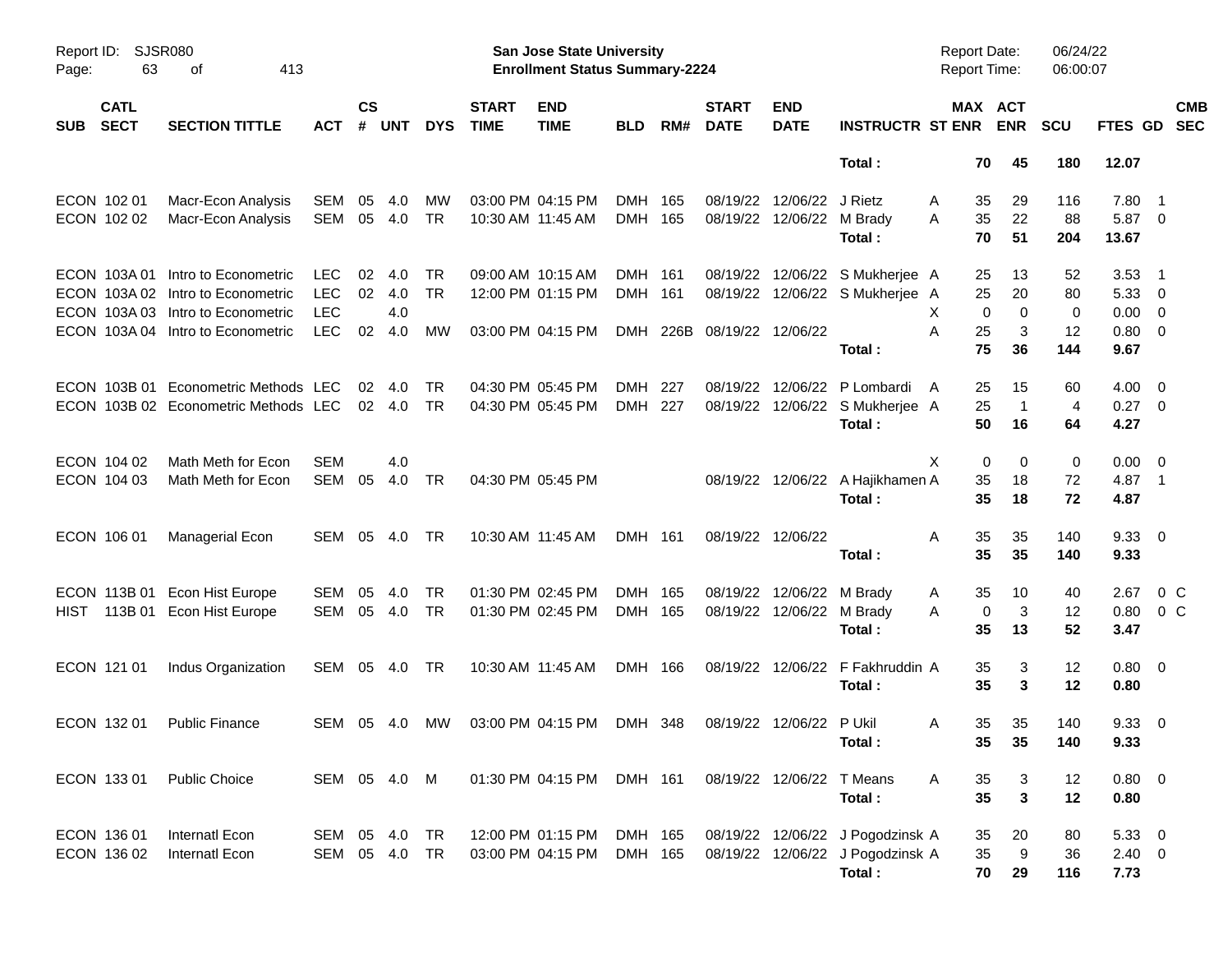Report ID: SJSR080
San Jose State University
Enrollment Status Summary-2224
Report Date: 06/24/22
Report Time: 06:00:07

| SUB | CATL SECT | SECTION TITTLE | ACT | CS # | UNT | DYS | START TIME | END TIME | BLD | RM# | START DATE | END DATE | INSTRUCTR | ST | MAX ENR | ACT ENR | SCU | FTES | GD | CMB SEC |
|---|---|---|---|---|---|---|---|---|---|---|---|---|---|---|---|---|---|---|---|---|
| | | | | | | | | | | | | | **Total :** | | **70** | **45** | **180** | **12.07** | | |
| ECON | 102 01 | Macr-Econ Analysis | SEM | 05 | 4.0 | MW | 03:00 PM | 04:15 PM | DMH | 165 | 08/19/22 | 12/06/22 | J Rietz | A | 35 | 29 | 116 | 7.80 | 1 | |
| ECON | 102 02 | Macr-Econ Analysis | SEM | 05 | 4.0 | TR | 10:30 AM | 11:45 AM | DMH | 165 | 08/19/22 | 12/06/22 | M Brady | A | 35 | 22 | 88 | 5.87 | 0 | |
| | | | | | | | | | | | | | **Total :** | | **70** | **51** | **204** | **13.67** | | |
| ECON | 103A 01 | Intro to Econometric | LEC | 02 | 4.0 | TR | 09:00 AM | 10:15 AM | DMH | 161 | 08/19/22 | 12/06/22 | S Mukherjee | A | 25 | 13 | 52 | 3.53 | 1 | |
| ECON | 103A 02 | Intro to Econometric | LEC | 02 | 4.0 | TR | 12:00 PM | 01:15 PM | DMH | 161 | 08/19/22 | 12/06/22 | S Mukherjee | A | 25 | 20 | 80 | 5.33 | 0 | |
| ECON | 103A 03 | Intro to Econometric | LEC | | 4.0 | | | | | | | | | X | 0 | 0 | 0 | 0.00 | 0 | |
| ECON | 103A 04 | Intro to Econometric | LEC | 02 | 4.0 | MW | 03:00 PM | 04:15 PM | DMH | 226B | 08/19/22 | 12/06/22 | | A | 25 | 3 | 12 | 0.80 | 0 | |
| | | | | | | | | | | | | | **Total :** | | **75** | **36** | **144** | **9.67** | | |
| ECON | 103B 01 | Econometric Methods | LEC | 02 | 4.0 | TR | 04:30 PM | 05:45 PM | DMH | 227 | 08/19/22 | 12/06/22 | P Lombardi | A | 25 | 15 | 60 | 4.00 | 0 | |
| ECON | 103B 02 | Econometric Methods | LEC | 02 | 4.0 | TR | 04:30 PM | 05:45 PM | DMH | 227 | 08/19/22 | 12/06/22 | S Mukherjee | A | 25 | 1 | 4 | 0.27 | 0 | |
| | | | | | | | | | | | | | **Total :** | | **50** | **16** | **64** | **4.27** | | |
| ECON | 104 02 | Math Meth for Econ | SEM | | 4.0 | | | | | | | | | X | 0 | 0 | 0 | 0.00 | 0 | |
| ECON | 104 03 | Math Meth for Econ | SEM | 05 | 4.0 | TR | 04:30 PM | 05:45 PM | | | 08/19/22 | 12/06/22 | A Hajikhamen | A | 35 | 18 | 72 | 4.87 | 1 | |
| | | | | | | | | | | | | | **Total :** | | **35** | **18** | **72** | **4.87** | | |
| ECON | 106 01 | Managerial Econ | SEM | 05 | 4.0 | TR | 10:30 AM | 11:45 AM | DMH | 161 | 08/19/22 | 12/06/22 | | A | 35 | 35 | 140 | 9.33 | 0 | |
| | | | | | | | | | | | | | **Total :** | | **35** | **35** | **140** | **9.33** | | |
| ECON | 113B 01 | Econ Hist Europe | SEM | 05 | 4.0 | TR | 01:30 PM | 02:45 PM | DMH | 165 | 08/19/22 | 12/06/22 | M Brady | A | 35 | 10 | 40 | 2.67 | 0 | C |
| HIST | 113B 01 | Econ Hist Europe | SEM | 05 | 4.0 | TR | 01:30 PM | 02:45 PM | DMH | 165 | 08/19/22 | 12/06/22 | M Brady | A | 0 | 3 | 12 | 0.80 | 0 | C |
| | | | | | | | | | | | | | **Total :** | | **35** | **13** | **52** | **3.47** | | |
| ECON | 121 01 | Indus Organization | SEM | 05 | 4.0 | TR | 10:30 AM | 11:45 AM | DMH | 166 | 08/19/22 | 12/06/22 | F Fakhruddin | A | 35 | 3 | 12 | 0.80 | 0 | |
| | | | | | | | | | | | | | **Total :** | | **35** | **3** | **12** | **0.80** | | |
| ECON | 132 01 | Public Finance | SEM | 05 | 4.0 | MW | 03:00 PM | 04:15 PM | DMH | 348 | 08/19/22 | 12/06/22 | P Ukil | A | 35 | 35 | 140 | 9.33 | 0 | |
| | | | | | | | | | | | | | **Total :** | | **35** | **35** | **140** | **9.33** | | |
| ECON | 133 01 | Public Choice | SEM | 05 | 4.0 | M | 01:30 PM | 04:15 PM | DMH | 161 | 08/19/22 | 12/06/22 | T Means | A | 35 | 3 | 12 | 0.80 | 0 | |
| | | | | | | | | | | | | | **Total :** | | **35** | **3** | **12** | **0.80** | | |
| ECON | 136 01 | Internatl Econ | SEM | 05 | 4.0 | TR | 12:00 PM | 01:15 PM | DMH | 165 | 08/19/22 | 12/06/22 | J Pogodzinsk | A | 35 | 20 | 80 | 5.33 | 0 | |
| ECON | 136 02 | Internatl Econ | SEM | 05 | 4.0 | TR | 03:00 PM | 04:15 PM | DMH | 165 | 08/19/22 | 12/06/22 | J Pogodzinsk | A | 35 | 9 | 36 | 2.40 | 0 | |
| | | | | | | | | | | | | | **Total :** | | **70** | **29** | **116** | **7.73** | | |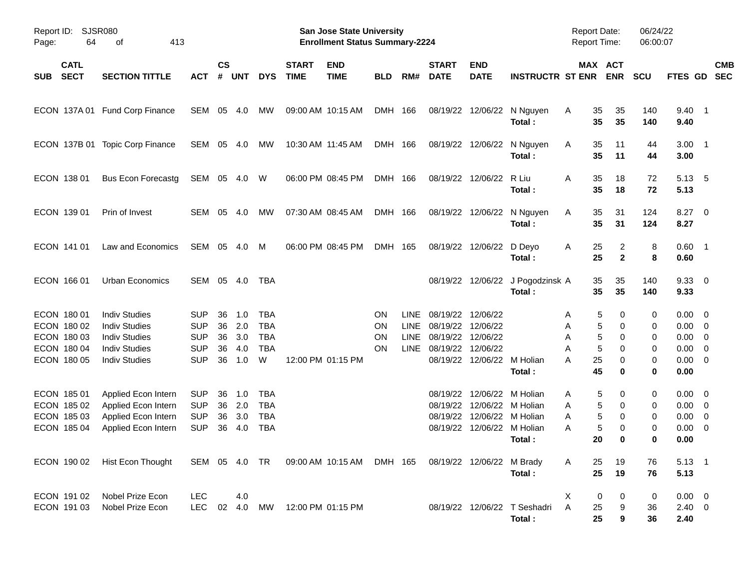Report ID: SJSR080

**San Jose State University**
**Enrollment Status Summary-2224**

Report Date: 06/24/22
Report Time: 06:00:07

| SUB | CATL SECT | SECTION TITTLE | ACT | CS # | UNT | DYS | START TIME | END TIME | BLD | RM# | START DATE | END DATE | INSTRUCTR | ST | MAX ENR | ACT ENR | SCU | FTES | GD | CMB SEC |
|---|---|---|---|---|---|---|---|---|---|---|---|---|---|---|---|---|---|---|---|---|
| ECON | 137A 01 | Fund Corp Finance | SEM | 05 | 4.0 | MW | 09:00 AM | 10:15 AM | DMH | 166 | 08/19/22 | 12/06/22 | N Nguyen | A | 35 | 35 | 140 | 9.40 | 1 | |
| | | | | | | | | | | | | | **Total :** | | **35** | **35** | **140** | **9.40** | | |
| ECON | 137B 01 | Topic Corp Finance | SEM | 05 | 4.0 | MW | 10:30 AM | 11:45 AM | DMH | 166 | 08/19/22 | 12/06/22 | N Nguyen | A | 35 | 11 | 44 | 3.00 | 1 | |
| | | | | | | | | | | | | | **Total :** | | **35** | **11** | **44** | **3.00** | | |
| ECON | 138 01 | Bus Econ Forecastg | SEM | 05 | 4.0 | W | 06:00 PM | 08:45 PM | DMH | 166 | 08/19/22 | 12/06/22 | R Liu | A | 35 | 18 | 72 | 5.13 | 5 | |
| | | | | | | | | | | | | | **Total :** | | **35** | **18** | **72** | **5.13** | | |
| ECON | 139 01 | Prin of Invest | SEM | 05 | 4.0 | MW | 07:30 AM | 08:45 AM | DMH | 166 | 08/19/22 | 12/06/22 | N Nguyen | A | 35 | 31 | 124 | 8.27 | 0 | |
| | | | | | | | | | | | | | **Total :** | | **35** | **31** | **124** | **8.27** | | |
| ECON | 141 01 | Law and Economics | SEM | 05 | 4.0 | M | 06:00 PM | 08:45 PM | DMH | 165 | 08/19/22 | 12/06/22 | D Deyo | A | 25 | 2 | 8 | 0.60 | 1 | |
| | | | | | | | | | | | | | **Total :** | | **25** | **2** | **8** | **0.60** | | |
| ECON | 166 01 | Urban Economics | SEM | 05 | 4.0 | TBA | | | | | 08/19/22 | 12/06/22 | J Pogodzinsk | A | 35 | 35 | 140 | 9.33 | 0 | |
| | | | | | | | | | | | | | **Total :** | | **35** | **35** | **140** | **9.33** | | |
| ECON | 180 01 | Indiv Studies | SUP | 36 | 1.0 | TBA | | | ON | LINE | 08/19/22 | 12/06/22 | | A | 5 | 0 | 0 | 0.00 | 0 | |
| ECON | 180 02 | Indiv Studies | SUP | 36 | 2.0 | TBA | | | ON | LINE | 08/19/22 | 12/06/22 | | A | 5 | 0 | 0 | 0.00 | 0 | |
| ECON | 180 03 | Indiv Studies | SUP | 36 | 3.0 | TBA | | | ON | LINE | 08/19/22 | 12/06/22 | | A | 5 | 0 | 0 | 0.00 | 0 | |
| ECON | 180 04 | Indiv Studies | SUP | 36 | 4.0 | TBA | | | ON | LINE | 08/19/22 | 12/06/22 | | A | 5 | 0 | 0 | 0.00 | 0 | |
| ECON | 180 05 | Indiv Studies | SUP | 36 | 1.0 | W | 12:00 PM | 01:15 PM | | | 08/19/22 | 12/06/22 | M Holian | A | 25 | 0 | 0 | 0.00 | 0 | |
| | | | | | | | | | | | | | **Total :** | | **45** | **0** | **0** | **0.00** | | |
| ECON | 185 01 | Applied Econ Intern | SUP | 36 | 1.0 | TBA | | | | | 08/19/22 | 12/06/22 | M Holian | A | 5 | 0 | 0 | 0.00 | 0 | |
| ECON | 185 02 | Applied Econ Intern | SUP | 36 | 2.0 | TBA | | | | | 08/19/22 | 12/06/22 | M Holian | A | 5 | 0 | 0 | 0.00 | 0 | |
| ECON | 185 03 | Applied Econ Intern | SUP | 36 | 3.0 | TBA | | | | | 08/19/22 | 12/06/22 | M Holian | A | 5 | 0 | 0 | 0.00 | 0 | |
| ECON | 185 04 | Applied Econ Intern | SUP | 36 | 4.0 | TBA | | | | | 08/19/22 | 12/06/22 | M Holian | A | 5 | 0 | 0 | 0.00 | 0 | |
| | | | | | | | | | | | | | **Total :** | | **20** | **0** | **0** | **0.00** | | |
| ECON | 190 02 | Hist Econ Thought | SEM | 05 | 4.0 | TR | 09:00 AM | 10:15 AM | DMH | 165 | 08/19/22 | 12/06/22 | M Brady | A | 25 | 19 | 76 | 5.13 | 1 | |
| | | | | | | | | | | | | | **Total :** | | **25** | **19** | **76** | **5.13** | | |
| ECON | 191 02 | Nobel Prize Econ | LEC | | 4.0 | | | | | | | | | X | 0 | 0 | 0 | 0.00 | 0 | |
| ECON | 191 03 | Nobel Prize Econ | LEC | 02 | 4.0 | MW | 12:00 PM | 01:15 PM | | | 08/19/22 | 12/06/22 | T Seshadri | A | 25 | 9 | 36 | 2.40 | 0 | |
| | | | | | | | | | | | | | **Total :** | | **25** | **9** | **36** | **2.40** | | |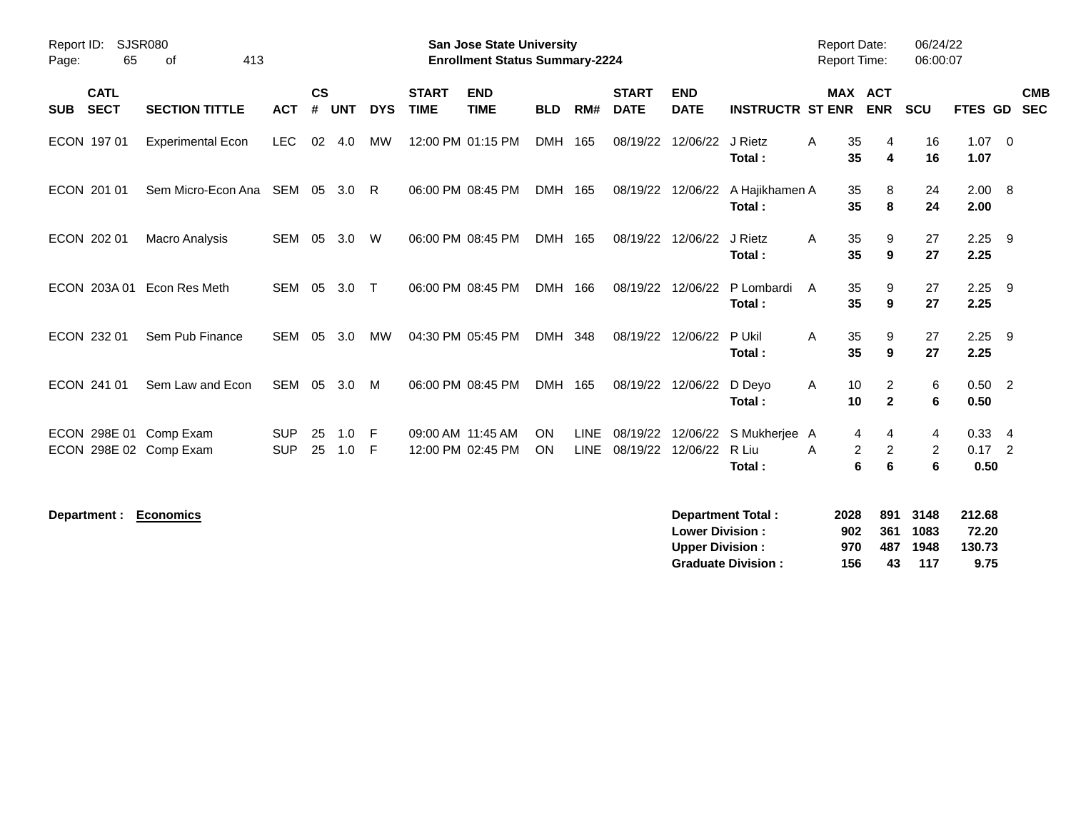Report ID: SJSR080

**San Jose State University**
**Enrollment Status Summary-2224**

Report Date: 06/24/22
Report Time: 06:00:07

| SUB | CATL SECT | SECTION TITTLE | ACT | CS # | UNT | DYS | START TIME | END TIME | BLD | RM# | START DATE | END DATE | INSTRUCTR | ST | MAX ENR | ACT ENR | SCU | FTES | GD | CMB SEC |
|---|---|---|---|---|---|---|---|---|---|---|---|---|---|---|---|---|---|---|---|---|
| ECON | 197 01 | Experimental Econ | LEC | 02 | 4.0 | MW | 12:00 PM | 01:15 PM | DMH | 165 | 08/19/22 | 12/06/22 | J Rietz | A | 35 | 4 | 16 | 1.07 | 0 | |
| | | | | | | | | | | | | | **Total :** | | **35** | **4** | **16** | **1.07** | | |
| ECON | 201 01 | Sem Micro-Econ Ana | SEM | 05 | 3.0 | R | 06:00 PM | 08:45 PM | DMH | 165 | 08/19/22 | 12/06/22 | A Hajikhamen | A | 35 | 8 | 24 | 2.00 | 8 | |
| | | | | | | | | | | | | | **Total :** | | **35** | **8** | **24** | **2.00** | | |
| ECON | 202 01 | Macro Analysis | SEM | 05 | 3.0 | W | 06:00 PM | 08:45 PM | DMH | 165 | 08/19/22 | 12/06/22 | J Rietz | A | 35 | 9 | 27 | 2.25 | 9 | |
| | | | | | | | | | | | | | **Total :** | | **35** | **9** | **27** | **2.25** | | |
| ECON | 203A 01 | Econ Res Meth | SEM | 05 | 3.0 | T | 06:00 PM | 08:45 PM | DMH | 166 | 08/19/22 | 12/06/22 | P Lombardi | A | 35 | 9 | 27 | 2.25 | 9 | |
| | | | | | | | | | | | | | **Total :** | | **35** | **9** | **27** | **2.25** | | |
| ECON | 232 01 | Sem Pub Finance | SEM | 05 | 3.0 | MW | 04:30 PM | 05:45 PM | DMH | 348 | 08/19/22 | 12/06/22 | P Ukil | A | 35 | 9 | 27 | 2.25 | 9 | |
| | | | | | | | | | | | | | **Total :** | | **35** | **9** | **27** | **2.25** | | |
| ECON | 241 01 | Sem Law and Econ | SEM | 05 | 3.0 | M | 06:00 PM | 08:45 PM | DMH | 165 | 08/19/22 | 12/06/22 | D Deyo | A | 10 | 2 | 6 | 0.50 | 2 | |
| | | | | | | | | | | | | | **Total :** | | **10** | **2** | **6** | **0.50** | | |
| ECON | 298E 01 | Comp Exam | SUP | 25 | 1.0 | F | 09:00 AM | 11:45 AM | ON | LINE | 08/19/22 | 12/06/22 | S Mukherjee | A | 4 | 4 | 4 | 0.33 | 4 | |
| ECON | 298E 02 | Comp Exam | SUP | 25 | 1.0 | F | 12:00 PM | 02:45 PM | ON | LINE | 08/19/22 | 12/06/22 | R Liu | A | 2 | 2 | 2 | 0.17 | 2 | |
| | | | | | | | | | | | | | **Total :** | | **6** | **6** | **6** | **0.50** | | |

**Department :** **Economics**

| | MAX ENR | ACT ENR | SCU | FTES |
|---|---|---|---|---|
| **Department Total :** | **2028** | **891** | **3148** | **212.68** |
| **Lower Division :** | **902** | **361** | **1083** | **72.20** |
| **Upper Division :** | **970** | **487** | **1948** | **130.73** |
| **Graduate Division :** | **156** | **43** | **117** | **9.75** |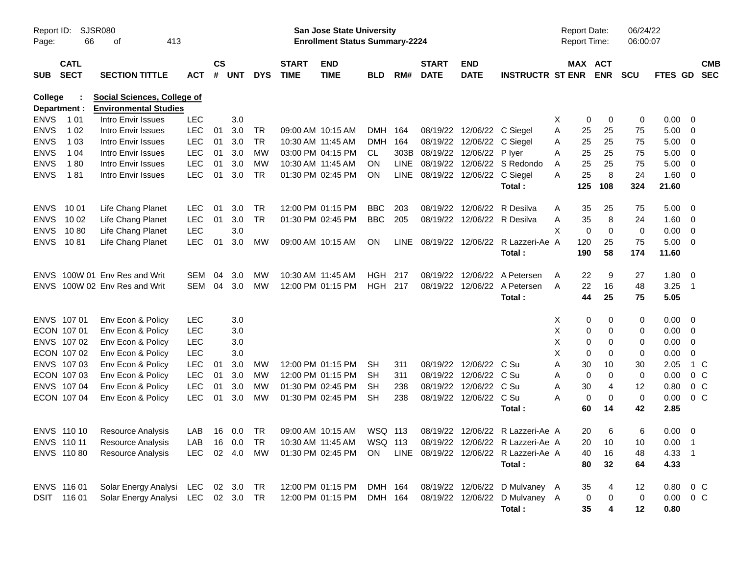Report ID: SJSR080

**San Jose State University**
**Enrollment Status Summary-2224**

Report Date: 06/24/22
Report Time: 06:00:07

**College : Social Sciences, College of**
**Department : Environmental Studies**

| SUB | CATL SECT | SECTION TITTLE | ACT | CS # | UNT | DYS | START TIME | END TIME | BLD | RM# | START DATE | END DATE | INSTRUCTR | ST | MAX ENR | ACT ENR | SCU | FTES | GD | CMB SEC |
|---|---|---|---|---|---|---|---|---|---|---|---|---|---|---|---|---|---|---|---|---|
| ENVS | 1 01 | Intro Envir Issues | LEC | | 3.0 | | | | | | | | | X | 0 | 0 | 0 | 0.00 | 0 | |
| ENVS | 1 02 | Intro Envir Issues | LEC | 01 | 3.0 | TR | 09:00 AM | 10:15 AM | DMH | 164 | 08/19/22 | 12/06/22 | C Siegel | A | 25 | 25 | 75 | 5.00 | 0 | |
| ENVS | 1 03 | Intro Envir Issues | LEC | 01 | 3.0 | TR | 10:30 AM | 11:45 AM | DMH | 164 | 08/19/22 | 12/06/22 | C Siegel | A | 25 | 25 | 75 | 5.00 | 0 | |
| ENVS | 1 04 | Intro Envir Issues | LEC | 01 | 3.0 | MW | 03:00 PM | 04:15 PM | CL | 303B | 08/19/22 | 12/06/22 | P Iyer | A | 25 | 25 | 75 | 5.00 | 0 | |
| ENVS | 1 80 | Intro Envir Issues | LEC | 01 | 3.0 | MW | 10:30 AM | 11:45 AM | ON | LINE | 08/19/22 | 12/06/22 | S Redondo | A | 25 | 25 | 75 | 5.00 | 0 | |
| ENVS | 1 81 | Intro Envir Issues | LEC | 01 | 3.0 | TR | 01:30 PM | 02:45 PM | ON | LINE | 08/19/22 | 12/06/22 | C Siegel | A | 25 | 8 | 24 | 1.60 | 0 | |
| | | | | | | | | | | | | | **Total :** | | **125** | **108** | **324** | **21.60** | | |
| ENVS | 10 01 | Life Chang Planet | LEC | 01 | 3.0 | TR | 12:00 PM | 01:15 PM | BBC | 203 | 08/19/22 | 12/06/22 | R Desilva | A | 35 | 25 | 75 | 5.00 | 0 | |
| ENVS | 10 02 | Life Chang Planet | LEC | 01 | 3.0 | TR | 01:30 PM | 02:45 PM | BBC | 205 | 08/19/22 | 12/06/22 | R Desilva | A | 35 | 8 | 24 | 1.60 | 0 | |
| ENVS | 10 80 | Life Chang Planet | LEC | | 3.0 | | | | | | | | | X | 0 | 0 | 0 | 0.00 | 0 | |
| ENVS | 10 81 | Life Chang Planet | LEC | 01 | 3.0 | MW | 09:00 AM | 10:15 AM | ON | LINE | 08/19/22 | 12/06/22 | R Lazzeri-Ae | A | 120 | 25 | 75 | 5.00 | 0 | |
| | | | | | | | | | | | | | **Total :** | | **190** | **58** | **174** | **11.60** | | |
| ENVS | 100W 01 | Env Res and Writ | SEM | 04 | 3.0 | MW | 10:30 AM | 11:45 AM | HGH | 217 | 08/19/22 | 12/06/22 | A Petersen | A | 22 | 9 | 27 | 1.80 | 0 | |
| ENVS | 100W 02 | Env Res and Writ | SEM | 04 | 3.0 | MW | 12:00 PM | 01:15 PM | HGH | 217 | 08/19/22 | 12/06/22 | A Petersen | A | 22 | 16 | 48 | 3.25 | 1 | |
| | | | | | | | | | | | | | **Total :** | | **44** | **25** | **75** | **5.05** | | |
| ENVS | 107 01 | Env Econ & Policy | LEC | | 3.0 | | | | | | | | | X | 0 | 0 | 0 | 0.00 | 0 | |
| ECON | 107 01 | Env Econ & Policy | LEC | | 3.0 | | | | | | | | | X | 0 | 0 | 0 | 0.00 | 0 | |
| ENVS | 107 02 | Env Econ & Policy | LEC | | 3.0 | | | | | | | | | X | 0 | 0 | 0 | 0.00 | 0 | |
| ECON | 107 02 | Env Econ & Policy | LEC | | 3.0 | | | | | | | | | X | 0 | 0 | 0 | 0.00 | 0 | |
| ENVS | 107 03 | Env Econ & Policy | LEC | 01 | 3.0 | MW | 12:00 PM | 01:15 PM | SH | 311 | 08/19/22 | 12/06/22 | C Su | A | 30 | 10 | 30 | 2.05 | 1 | C |
| ECON | 107 03 | Env Econ & Policy | LEC | 01 | 3.0 | MW | 12:00 PM | 01:15 PM | SH | 311 | 08/19/22 | 12/06/22 | C Su | A | 0 | 0 | 0 | 0.00 | 0 | C |
| ENVS | 107 04 | Env Econ & Policy | LEC | 01 | 3.0 | MW | 01:30 PM | 02:45 PM | SH | 238 | 08/19/22 | 12/06/22 | C Su | A | 30 | 4 | 12 | 0.80 | 0 | C |
| ECON | 107 04 | Env Econ & Policy | LEC | 01 | 3.0 | MW | 01:30 PM | 02:45 PM | SH | 238 | 08/19/22 | 12/06/22 | C Su | A | 0 | 0 | 0 | 0.00 | 0 | C |
| | | | | | | | | | | | | | **Total :** | | **60** | **14** | **42** | **2.85** | | |
| ENVS | 110 10 | Resource Analysis | LAB | 16 | 0.0 | TR | 09:00 AM | 10:15 AM | WSQ | 113 | 08/19/22 | 12/06/22 | R Lazzeri-Ae | A | 20 | 6 | 6 | 0.00 | 0 | |
| ENVS | 110 11 | Resource Analysis | LAB | 16 | 0.0 | TR | 10:30 AM | 11:45 AM | WSQ | 113 | 08/19/22 | 12/06/22 | R Lazzeri-Ae | A | 20 | 10 | 10 | 0.00 | 1 | |
| ENVS | 110 80 | Resource Analysis | LEC | 02 | 4.0 | MW | 01:30 PM | 02:45 PM | ON | LINE | 08/19/22 | 12/06/22 | R Lazzeri-Ae | A | 40 | 16 | 48 | 4.33 | 1 | |
| | | | | | | | | | | | | | **Total :** | | **80** | **32** | **64** | **4.33** | | |
| ENVS | 116 01 | Solar Energy Analysi | LEC | 02 | 3.0 | TR | 12:00 PM | 01:15 PM | DMH | 164 | 08/19/22 | 12/06/22 | D Mulvaney | A | 35 | 4 | 12 | 0.80 | 0 | C |
| DSIT | 116 01 | Solar Energy Analysi | LEC | 02 | 3.0 | TR | 12:00 PM | 01:15 PM | DMH | 164 | 08/19/22 | 12/06/22 | D Mulvaney | A | 0 | 0 | 0 | 0.00 | 0 | C |
| | | | | | | | | | | | | | **Total :** | | **35** | **4** | **12** | **0.80** | | |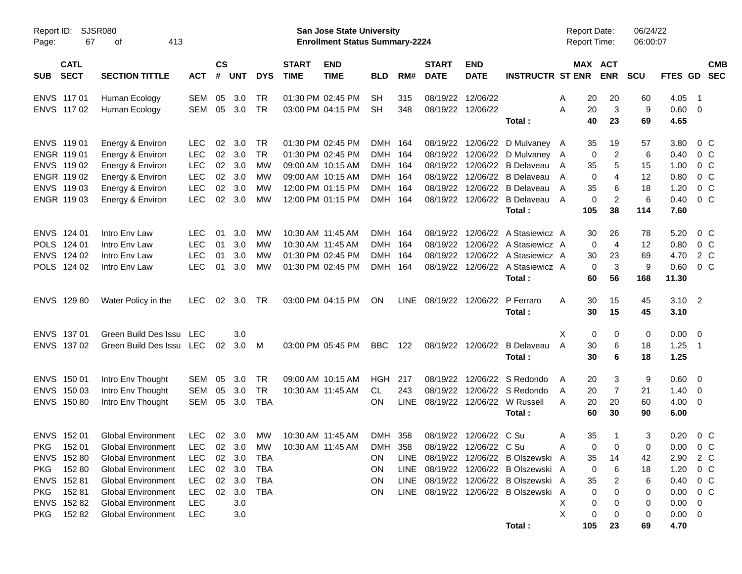Report ID: SJSR080

**San Jose State University**
**Enrollment Status Summary-2224**

Report Date: 06/24/22
Report Time: 06:00:07

| SUB | CATL SECT | SECTION TITTLE | ACT | CS # | UNT | DYS | START TIME | END TIME | BLD | RM# | START DATE | END DATE | INSTRUCTR | ST | MAX ENR | ACT ENR | SCU | FTES | GD | CMB SEC |
|---|---|---|---|---|---|---|---|---|---|---|---|---|---|---|---|---|---|---|---|---|
| ENVS | 117 01 | Human Ecology | SEM | 05 | 3.0 | TR | 01:30 PM | 02:45 PM | SH | 315 | 08/19/22 | 12/06/22 | | A | 20 | 20 | 60 | 4.05 | 1 | |
| ENVS | 117 02 | Human Ecology | SEM | 05 | 3.0 | TR | 03:00 PM | 04:15 PM | SH | 348 | 08/19/22 | 12/06/22 | | A | 20 | 3 | 9 | 0.60 | 0 | |
| | | | | | | | | | | | | | Total : | | 40 | 23 | 69 | 4.65 | | |
| ENVS | 119 01 | Energy & Environ | LEC | 02 | 3.0 | TR | 01:30 PM | 02:45 PM | DMH | 164 | 08/19/22 | 12/06/22 | D Mulvaney | A | 35 | 19 | 57 | 3.80 | 0 | C |
| ENGR | 119 01 | Energy & Environ | LEC | 02 | 3.0 | TR | 01:30 PM | 02:45 PM | DMH | 164 | 08/19/22 | 12/06/22 | D Mulvaney | A | 0 | 2 | 6 | 0.40 | 0 | C |
| ENVS | 119 02 | Energy & Environ | LEC | 02 | 3.0 | MW | 09:00 AM | 10:15 AM | DMH | 164 | 08/19/22 | 12/06/22 | B Delaveau | A | 35 | 5 | 15 | 1.00 | 0 | C |
| ENGR | 119 02 | Energy & Environ | LEC | 02 | 3.0 | MW | 09:00 AM | 10:15 AM | DMH | 164 | 08/19/22 | 12/06/22 | B Delaveau | A | 0 | 4 | 12 | 0.80 | 0 | C |
| ENVS | 119 03 | Energy & Environ | LEC | 02 | 3.0 | MW | 12:00 PM | 01:15 PM | DMH | 164 | 08/19/22 | 12/06/22 | B Delaveau | A | 35 | 6 | 18 | 1.20 | 0 | C |
| ENGR | 119 03 | Energy & Environ | LEC | 02 | 3.0 | MW | 12:00 PM | 01:15 PM | DMH | 164 | 08/19/22 | 12/06/22 | B Delaveau | A | 0 | 2 | 6 | 0.40 | 0 | C |
| | | | | | | | | | | | | | Total : | | 105 | 38 | 114 | 7.60 | | |
| ENVS | 124 01 | Intro Env Law | LEC | 01 | 3.0 | MW | 10:30 AM | 11:45 AM | DMH | 164 | 08/19/22 | 12/06/22 | A Stasiewicz | A | 30 | 26 | 78 | 5.20 | 0 | C |
| POLS | 124 01 | Intro Env Law | LEC | 01 | 3.0 | MW | 10:30 AM | 11:45 AM | DMH | 164 | 08/19/22 | 12/06/22 | A Stasiewicz | A | 0 | 4 | 12 | 0.80 | 0 | C |
| ENVS | 124 02 | Intro Env Law | LEC | 01 | 3.0 | MW | 01:30 PM | 02:45 PM | DMH | 164 | 08/19/22 | 12/06/22 | A Stasiewicz | A | 30 | 23 | 69 | 4.70 | 2 | C |
| POLS | 124 02 | Intro Env Law | LEC | 01 | 3.0 | MW | 01:30 PM | 02:45 PM | DMH | 164 | 08/19/22 | 12/06/22 | A Stasiewicz | A | 0 | 3 | 9 | 0.60 | 0 | C |
| | | | | | | | | | | | | | Total : | | 60 | 56 | 168 | 11.30 | | |
| ENVS | 129 80 | Water Policy in the | LEC | 02 | 3.0 | TR | 03:00 PM | 04:15 PM | ON | LINE | 08/19/22 | 12/06/22 | P Ferraro | A | 30 | 15 | 45 | 3.10 | 2 | |
| | | | | | | | | | | | | | Total : | | 30 | 15 | 45 | 3.10 | | |
| ENVS | 137 01 | Green Build Des Issu | LEC | | 3.0 | | | | | | | | | X | 0 | 0 | 0 | 0.00 | 0 | |
| ENVS | 137 02 | Green Build Des Issu | LEC | 02 | 3.0 | M | 03:00 PM | 05:45 PM | BBC | 122 | 08/19/22 | 12/06/22 | B Delaveau | A | 30 | 6 | 18 | 1.25 | 1 | |
| | | | | | | | | | | | | | Total : | | 30 | 6 | 18 | 1.25 | | |
| ENVS | 150 01 | Intro Env Thought | SEM | 05 | 3.0 | TR | 09:00 AM | 10:15 AM | HGH | 217 | 08/19/22 | 12/06/22 | S Redondo | A | 20 | 3 | 9 | 0.60 | 0 | |
| ENVS | 150 03 | Intro Env Thought | SEM | 05 | 3.0 | TR | 10:30 AM | 11:45 AM | CL | 243 | 08/19/22 | 12/06/22 | S Redondo | A | 20 | 7 | 21 | 1.40 | 0 | |
| ENVS | 150 80 | Intro Env Thought | SEM | 05 | 3.0 | TBA | | | ON | LINE | 08/19/22 | 12/06/22 | W Russell | A | 20 | 20 | 60 | 4.00 | 0 | |
| | | | | | | | | | | | | | Total : | | 60 | 30 | 90 | 6.00 | | |
| ENVS | 152 01 | Global Environment | LEC | 02 | 3.0 | MW | 10:30 AM | 11:45 AM | DMH | 358 | 08/19/22 | 12/06/22 | C Su | A | 35 | 1 | 3 | 0.20 | 0 | C |
| PKG | 152 01 | Global Environment | LEC | 02 | 3.0 | MW | 10:30 AM | 11:45 AM | DMH | 358 | 08/19/22 | 12/06/22 | C Su | A | 0 | 0 | 0 | 0.00 | 0 | C |
| ENVS | 152 80 | Global Environment | LEC | 02 | 3.0 | TBA | | | ON | LINE | 08/19/22 | 12/06/22 | B Olszewski | A | 35 | 14 | 42 | 2.90 | 2 | C |
| PKG | 152 80 | Global Environment | LEC | 02 | 3.0 | TBA | | | ON | LINE | 08/19/22 | 12/06/22 | B Olszewski | A | 0 | 6 | 18 | 1.20 | 0 | C |
| ENVS | 152 81 | Global Environment | LEC | 02 | 3.0 | TBA | | | ON | LINE | 08/19/22 | 12/06/22 | B Olszewski | A | 35 | 2 | 6 | 0.40 | 0 | C |
| PKG | 152 81 | Global Environment | LEC | 02 | 3.0 | TBA | | | ON | LINE | 08/19/22 | 12/06/22 | B Olszewski | A | 0 | 0 | 0 | 0.00 | 0 | C |
| ENVS | 152 82 | Global Environment | LEC | | 3.0 | | | | | | | | | X | 0 | 0 | 0 | 0.00 | 0 | |
| PKG | 152 82 | Global Environment | LEC | | 3.0 | | | | | | | | | X | 0 | 0 | 0 | 0.00 | 0 | |
| | | | | | | | | | | | | | Total : | | 105 | 23 | 69 | 4.70 | | |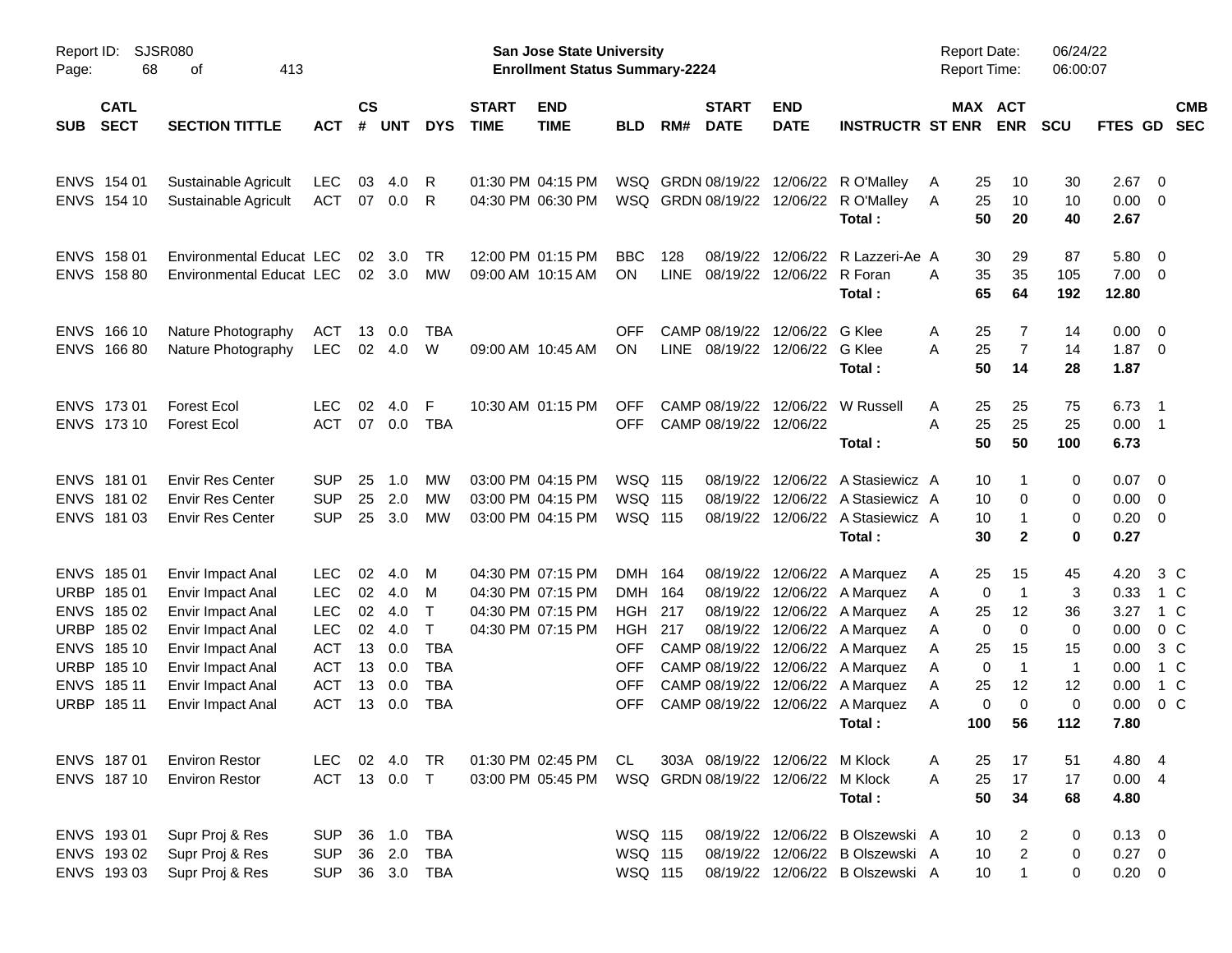Report ID: SJSR080

**San Jose State University**
**Enrollment Status Summary-2224**

Report Date: 06/24/22
Report Time: 06:00:07

| SUB | CATL SECT | SECTION TITTLE | ACT | CS # | UNT | DYS | START TIME | END TIME | BLD | RM# | START DATE | END DATE | INSTRUCTR | ST | MAX ENR | ACT ENR | SCU | FTES | GD | CMB SEC |
|---|---|---|---|---|---|---|---|---|---|---|---|---|---|---|---|---|---|---|---|---|
| ENVS | 154 01 | Sustainable Agricult | LEC | 03 | 4.0 | R | 01:30 PM | 04:15 PM | WSQ | GRDN | 08/19/22 | 12/06/22 | R O'Malley | A | 25 | 10 | 30 | 2.67 | 0 | |
| ENVS | 154 10 | Sustainable Agricult | ACT | 07 | 0.0 | R | 04:30 PM | 06:30 PM | WSQ | GRDN | 08/19/22 | 12/06/22 | R O'Malley | A | 25 | 10 | 10 | 0.00 | 0 | |
| | | | | | | | | | | | | | **Total :** | | **50** | **20** | **40** | **2.67** | | |
| ENVS | 158 01 | Environmental Educat | LEC | 02 | 3.0 | TR | 12:00 PM | 01:15 PM | BBC | 128 | 08/19/22 | 12/06/22 | R Lazzeri-Ae | A | 30 | 29 | 87 | 5.80 | 0 | |
| ENVS | 158 80 | Environmental Educat | LEC | 02 | 3.0 | MW | 09:00 AM | 10:15 AM | ON | LINE | 08/19/22 | 12/06/22 | R Foran | A | 35 | 35 | 105 | 7.00 | 0 | |
| | | | | | | | | | | | | | **Total :** | | **65** | **64** | **192** | **12.80** | | |
| ENVS | 166 10 | Nature Photography | ACT | 13 | 0.0 | TBA | | | OFF | CAMP | 08/19/22 | 12/06/22 | G Klee | A | 25 | 7 | 14 | 0.00 | 0 | |
| ENVS | 166 80 | Nature Photography | LEC | 02 | 4.0 | W | 09:00 AM | 10:45 AM | ON | LINE | 08/19/22 | 12/06/22 | G Klee | A | 25 | 7 | 14 | 1.87 | 0 | |
| | | | | | | | | | | | | | **Total :** | | **50** | **14** | **28** | **1.87** | | |
| ENVS | 173 01 | Forest Ecol | LEC | 02 | 4.0 | F | 10:30 AM | 01:15 PM | OFF | CAMP | 08/19/22 | 12/06/22 | W Russell | A | 25 | 25 | 75 | 6.73 | 1 | |
| ENVS | 173 10 | Forest Ecol | ACT | 07 | 0.0 | TBA | | | OFF | CAMP | 08/19/22 | 12/06/22 | | A | 25 | 25 | 25 | 0.00 | 1 | |
| | | | | | | | | | | | | | **Total :** | | **50** | **50** | **100** | **6.73** | | |
| ENVS | 181 01 | Envir Res Center | SUP | 25 | 1.0 | MW | 03:00 PM | 04:15 PM | WSQ | 115 | 08/19/22 | 12/06/22 | A Stasiewicz | A | 10 | 1 | 0 | 0.07 | 0 | |
| ENVS | 181 02 | Envir Res Center | SUP | 25 | 2.0 | MW | 03:00 PM | 04:15 PM | WSQ | 115 | 08/19/22 | 12/06/22 | A Stasiewicz | A | 10 | 0 | 0 | 0.00 | 0 | |
| ENVS | 181 03 | Envir Res Center | SUP | 25 | 3.0 | MW | 03:00 PM | 04:15 PM | WSQ | 115 | 08/19/22 | 12/06/22 | A Stasiewicz | A | 10 | 1 | 0 | 0.20 | 0 | |
| | | | | | | | | | | | | | **Total :** | | **30** | **2** | **0** | **0.27** | | |
| ENVS | 185 01 | Envir Impact Anal | LEC | 02 | 4.0 | M | 04:30 PM | 07:15 PM | DMH | 164 | 08/19/22 | 12/06/22 | A Marquez | A | 25 | 15 | 45 | 4.20 | 3 | C |
| URBP | 185 01 | Envir Impact Anal | LEC | 02 | 4.0 | M | 04:30 PM | 07:15 PM | DMH | 164 | 08/19/22 | 12/06/22 | A Marquez | A | 0 | 1 | 3 | 0.33 | 1 | C |
| ENVS | 185 02 | Envir Impact Anal | LEC | 02 | 4.0 | T | 04:30 PM | 07:15 PM | HGH | 217 | 08/19/22 | 12/06/22 | A Marquez | A | 25 | 12 | 36 | 3.27 | 1 | C |
| URBP | 185 02 | Envir Impact Anal | LEC | 02 | 4.0 | T | 04:30 PM | 07:15 PM | HGH | 217 | 08/19/22 | 12/06/22 | A Marquez | A | 0 | 0 | 0 | 0.00 | 0 | C |
| ENVS | 185 10 | Envir Impact Anal | ACT | 13 | 0.0 | TBA | | | OFF | CAMP | 08/19/22 | 12/06/22 | A Marquez | A | 25 | 15 | 15 | 0.00 | 3 | C |
| URBP | 185 10 | Envir Impact Anal | ACT | 13 | 0.0 | TBA | | | OFF | CAMP | 08/19/22 | 12/06/22 | A Marquez | A | 0 | 1 | 1 | 0.00 | 1 | C |
| ENVS | 185 11 | Envir Impact Anal | ACT | 13 | 0.0 | TBA | | | OFF | CAMP | 08/19/22 | 12/06/22 | A Marquez | A | 25 | 12 | 12 | 0.00 | 1 | C |
| URBP | 185 11 | Envir Impact Anal | ACT | 13 | 0.0 | TBA | | | OFF | CAMP | 08/19/22 | 12/06/22 | A Marquez | A | 0 | 0 | 0 | 0.00 | 0 | C |
| | | | | | | | | | | | | | **Total :** | | **100** | **56** | **112** | **7.80** | | |
| ENVS | 187 01 | Environ Restor | LEC | 02 | 4.0 | TR | 01:30 PM | 02:45 PM | CL | 303A | 08/19/22 | 12/06/22 | M Klock | A | 25 | 17 | 51 | 4.80 | 4 | |
| ENVS | 187 10 | Environ Restor | ACT | 13 | 0.0 | T | 03:00 PM | 05:45 PM | WSQ | GRDN | 08/19/22 | 12/06/22 | M Klock | A | 25 | 17 | 17 | 0.00 | 4 | |
| | | | | | | | | | | | | | **Total :** | | **50** | **34** | **68** | **4.80** | | |
| ENVS | 193 01 | Supr Proj & Res | SUP | 36 | 1.0 | TBA | | | WSQ | 115 | 08/19/22 | 12/06/22 | B Olszewski | A | 10 | 2 | 0 | 0.13 | 0 | |
| ENVS | 193 02 | Supr Proj & Res | SUP | 36 | 2.0 | TBA | | | WSQ | 115 | 08/19/22 | 12/06/22 | B Olszewski | A | 10 | 2 | 0 | 0.27 | 0 | |
| ENVS | 193 03 | Supr Proj & Res | SUP | 36 | 3.0 | TBA | | | WSQ | 115 | 08/19/22 | 12/06/22 | B Olszewski | A | 10 | 1 | 0 | 0.20 | 0 | |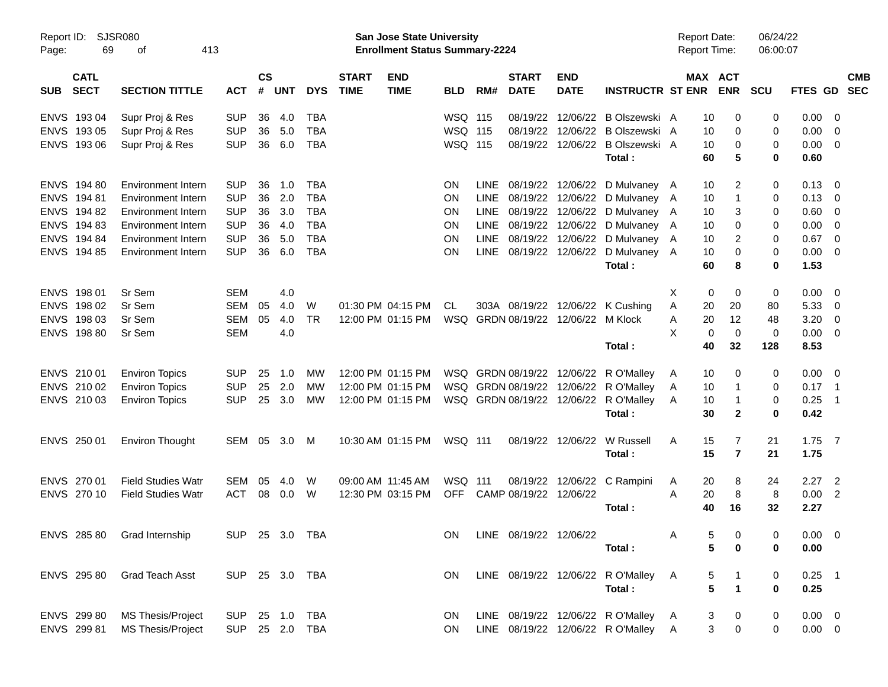Report ID: SJSR080
Page: 69 of 413

**San Jose State University**
**Enrollment Status Summary-2224**

Report Date: 06/24/22
Report Time: 06:00:07

| SUB | CATL SECT | SECTION TITTLE | ACT | CS # | UNT | DYS | START TIME | END TIME | BLD | RM# | START DATE | END DATE | INSTRUCTR | ST | MAX ENR | ACT ENR | SCU | FTES | GD | CMB SEC |
|---|---|---|---|---|---|---|---|---|---|---|---|---|---|---|---|---|---|---|---|---|
| ENVS | 193 04 | Supr Proj & Res | SUP | 36 | 4.0 | TBA | | | WSQ | 115 | 08/19/22 | 12/06/22 | B Olszewski | A | 10 | 0 | 0 | 0.00 | 0 | |
| ENVS | 193 05 | Supr Proj & Res | SUP | 36 | 5.0 | TBA | | | WSQ | 115 | 08/19/22 | 12/06/22 | B Olszewski | A | 10 | 0 | 0 | 0.00 | 0 | |
| ENVS | 193 06 | Supr Proj & Res | SUP | 36 | 6.0 | TBA | | | WSQ | 115 | 08/19/22 | 12/06/22 | B Olszewski | A | 10 | 0 | 0 | 0.00 | 0 | |
| | | | | | | | | | | | | | **Total :** | | **60** | **5** | **0** | **0.60** | | |
| ENVS | 194 80 | Environment Intern | SUP | 36 | 1.0 | TBA | | | ON | LINE | 08/19/22 | 12/06/22 | D Mulvaney | A | 10 | 2 | 0 | 0.13 | 0 | |
| ENVS | 194 81 | Environment Intern | SUP | 36 | 2.0 | TBA | | | ON | LINE | 08/19/22 | 12/06/22 | D Mulvaney | A | 10 | 1 | 0 | 0.13 | 0 | |
| ENVS | 194 82 | Environment Intern | SUP | 36 | 3.0 | TBA | | | ON | LINE | 08/19/22 | 12/06/22 | D Mulvaney | A | 10 | 3 | 0 | 0.60 | 0 | |
| ENVS | 194 83 | Environment Intern | SUP | 36 | 4.0 | TBA | | | ON | LINE | 08/19/22 | 12/06/22 | D Mulvaney | A | 10 | 0 | 0 | 0.00 | 0 | |
| ENVS | 194 84 | Environment Intern | SUP | 36 | 5.0 | TBA | | | ON | LINE | 08/19/22 | 12/06/22 | D Mulvaney | A | 10 | 2 | 0 | 0.67 | 0 | |
| ENVS | 194 85 | Environment Intern | SUP | 36 | 6.0 | TBA | | | ON | LINE | 08/19/22 | 12/06/22 | D Mulvaney | A | 10 | 0 | 0 | 0.00 | 0 | |
| | | | | | | | | | | | | | **Total :** | | **60** | **8** | **0** | **1.53** | | |
| ENVS | 198 01 | Sr Sem | SEM | | 4.0 | | | | | | | | | X | 0 | 0 | 0 | 0.00 | 0 | |
| ENVS | 198 02 | Sr Sem | SEM | 05 | 4.0 | W | 01:30 PM | 04:15 PM | CL | 303A | 08/19/22 | 12/06/22 | K Cushing | A | 20 | 20 | 80 | 5.33 | 0 | |
| ENVS | 198 03 | Sr Sem | SEM | 05 | 4.0 | TR | 12:00 PM | 01:15 PM | WSQ | GRDN | 08/19/22 | 12/06/22 | M Klock | A | 20 | 12 | 48 | 3.20 | 0 | |
| ENVS | 198 80 | Sr Sem | SEM | | 4.0 | | | | | | | | | X | 0 | 0 | 0 | 0.00 | 0 | |
| | | | | | | | | | | | | | **Total :** | | **40** | **32** | **128** | **8.53** | | |
| ENVS | 210 01 | Environ Topics | SUP | 25 | 1.0 | MW | 12:00 PM | 01:15 PM | WSQ | GRDN | 08/19/22 | 12/06/22 | R O'Malley | A | 10 | 0 | 0 | 0.00 | 0 | |
| ENVS | 210 02 | Environ Topics | SUP | 25 | 2.0 | MW | 12:00 PM | 01:15 PM | WSQ | GRDN | 08/19/22 | 12/06/22 | R O'Malley | A | 10 | 1 | 0 | 0.17 | 1 | |
| ENVS | 210 03 | Environ Topics | SUP | 25 | 3.0 | MW | 12:00 PM | 01:15 PM | WSQ | GRDN | 08/19/22 | 12/06/22 | R O'Malley | A | 10 | 1 | 0 | 0.25 | 1 | |
| | | | | | | | | | | | | | **Total :** | | **30** | **2** | **0** | **0.42** | | |
| ENVS | 250 01 | Environ Thought | SEM | 05 | 3.0 | M | 10:30 AM | 01:15 PM | WSQ | 111 | 08/19/22 | 12/06/22 | W Russell | A | 15 | 7 | 21 | 1.75 | 7 | |
| | | | | | | | | | | | | | **Total :** | | **15** | **7** | **21** | **1.75** | | |
| ENVS | 270 01 | Field Studies Watr | SEM | 05 | 4.0 | W | 09:00 AM | 11:45 AM | WSQ | 111 | 08/19/22 | 12/06/22 | C Rampini | A | 20 | 8 | 24 | 2.27 | 2 | |
| ENVS | 270 10 | Field Studies Watr | ACT | 08 | 0.0 | W | 12:30 PM | 03:15 PM | OFF | CAMP | 08/19/22 | 12/06/22 | | A | 20 | 8 | 8 | 0.00 | 2 | |
| | | | | | | | | | | | | | **Total :** | | **40** | **16** | **32** | **2.27** | | |
| ENVS | 285 80 | Grad Internship | SUP | 25 | 3.0 | TBA | | | ON | LINE | 08/19/22 | 12/06/22 | | A | 5 | 0 | 0 | 0.00 | 0 | |
| | | | | | | | | | | | | | **Total :** | | **5** | **0** | **0** | **0.00** | | |
| ENVS | 295 80 | Grad Teach Asst | SUP | 25 | 3.0 | TBA | | | ON | LINE | 08/19/22 | 12/06/22 | R O'Malley | A | 5 | 1 | 0 | 0.25 | 1 | |
| | | | | | | | | | | | | | **Total :** | | **5** | **1** | **0** | **0.25** | | |
| ENVS | 299 80 | MS Thesis/Project | SUP | 25 | 1.0 | TBA | | | ON | LINE | 08/19/22 | 12/06/22 | R O'Malley | A | 3 | 0 | 0 | 0.00 | 0 | |
| ENVS | 299 81 | MS Thesis/Project | SUP | 25 | 2.0 | TBA | | | ON | LINE | 08/19/22 | 12/06/22 | R O'Malley | A | 3 | 0 | 0 | 0.00 | 0 | |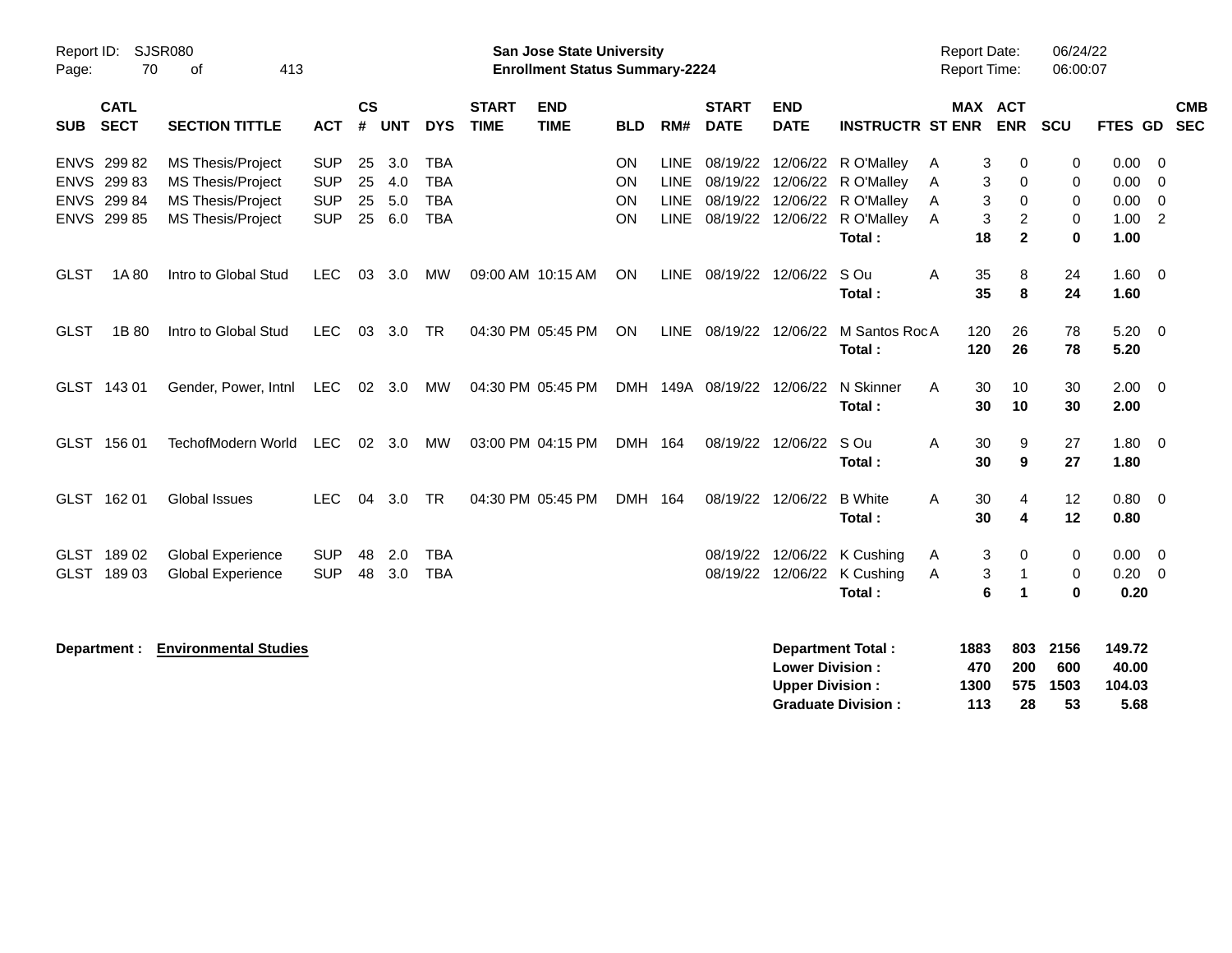Report ID: SJSR080

**San Jose State University**
**Enrollment Status Summary-2224**

Report Date: 06/24/22
Report Time: 06:00:07

| SUB | CATL SECT | SECTION TITTLE | ACT | CS # | UNT | DYS | START TIME | END TIME | BLD | RM# | START DATE | END DATE | INSTRUCTR | ST | MAX ENR | ACT ENR | SCU | FTES | GD | CMB SEC |
|---|---|---|---|---|---|---|---|---|---|---|---|---|---|---|---|---|---|---|---|---|
| ENVS | 299 82 | MS Thesis/Project | SUP | 25 | 3.0 | TBA | | | ON | LINE | 08/19/22 | 12/06/22 | R O'Malley | A | 3 | 0 | 0 | 0.00 | 0 | |
| ENVS | 299 83 | MS Thesis/Project | SUP | 25 | 4.0 | TBA | | | ON | LINE | 08/19/22 | 12/06/22 | R O'Malley | A | 3 | 0 | 0 | 0.00 | 0 | |
| ENVS | 299 84 | MS Thesis/Project | SUP | 25 | 5.0 | TBA | | | ON | LINE | 08/19/22 | 12/06/22 | R O'Malley | A | 3 | 0 | 0 | 0.00 | 0 | |
| ENVS | 299 85 | MS Thesis/Project | SUP | 25 | 6.0 | TBA | | | ON | LINE | 08/19/22 | 12/06/22 | R O'Malley | A | 3 | 2 | 0 | 1.00 | 2 | |
| | | | | | | | | | | | | | **Total :** | | **18** | **2** | **0** | **1.00** | | |
| GLST | 1A 80 | Intro to Global Stud | LEC | 03 | 3.0 | MW | 09:00 AM | 10:15 AM | ON | LINE | 08/19/22 | 12/06/22 | S Ou | A | 35 | 8 | 24 | 1.60 | 0 | |
| | | | | | | | | | | | | | **Total :** | | **35** | **8** | **24** | **1.60** | | |
| GLST | 1B 80 | Intro to Global Stud | LEC | 03 | 3.0 | TR | 04:30 PM | 05:45 PM | ON | LINE | 08/19/22 | 12/06/22 | M Santos Roc | A | 120 | 26 | 78 | 5.20 | 0 | |
| | | | | | | | | | | | | | **Total :** | | **120** | **26** | **78** | **5.20** | | |
| GLST | 143 01 | Gender, Power, Intnl | LEC | 02 | 3.0 | MW | 04:30 PM | 05:45 PM | DMH | 149A | 08/19/22 | 12/06/22 | N Skinner | A | 30 | 10 | 30 | 2.00 | 0 | |
| | | | | | | | | | | | | | **Total :** | | **30** | **10** | **30** | **2.00** | | |
| GLST | 156 01 | TechofModern World | LEC | 02 | 3.0 | MW | 03:00 PM | 04:15 PM | DMH | 164 | 08/19/22 | 12/06/22 | S Ou | A | 30 | 9 | 27 | 1.80 | 0 | |
| | | | | | | | | | | | | | **Total :** | | **30** | **9** | **27** | **1.80** | | |
| GLST | 162 01 | Global Issues | LEC | 04 | 3.0 | TR | 04:30 PM | 05:45 PM | DMH | 164 | 08/19/22 | 12/06/22 | B White | A | 30 | 4 | 12 | 0.80 | 0 | |
| | | | | | | | | | | | | | **Total :** | | **30** | **4** | **12** | **0.80** | | |
| GLST | 189 02 | Global Experience | SUP | 48 | 2.0 | TBA | | | | | 08/19/22 | 12/06/22 | K Cushing | A | 3 | 0 | 0 | 0.00 | 0 | |
| GLST | 189 03 | Global Experience | SUP | 48 | 3.0 | TBA | | | | | 08/19/22 | 12/06/22 | K Cushing | A | 3 | 1 | 0 | 0.20 | 0 | |
| | | | | | | | | | | | | | **Total :** | | **6** | **1** | **0** | **0.20** | | |

**Department : Environmental Studies**

| | MAX ENR | ACT ENR | SCU | FTES |
|---|---|---|---|---|
| **Department Total :** | **1883** | **803** | **2156** | **149.72** |
| **Lower Division :** | **470** | **200** | **600** | **40.00** |
| **Upper Division :** | **1300** | **575** | **1503** | **104.03** |
| **Graduate Division :** | **113** | **28** | **53** | **5.68** |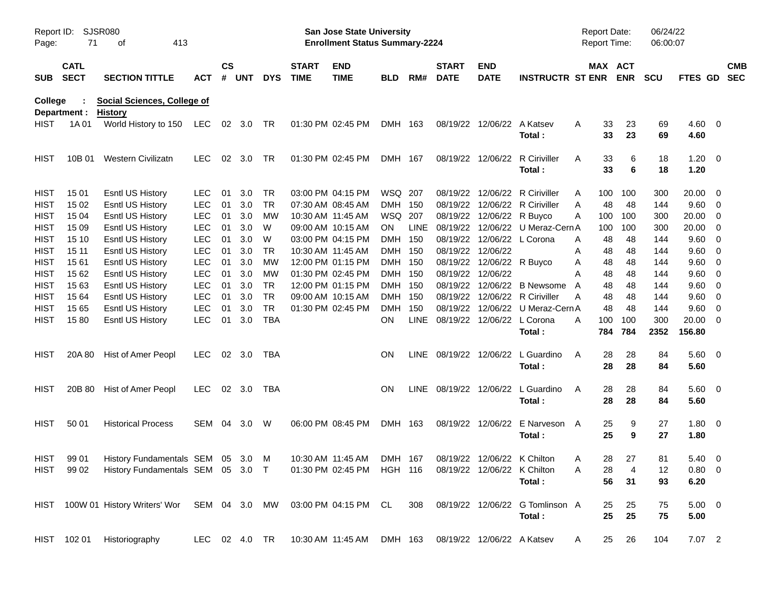Report ID: SJSR080
San Jose State University
Enrollment Status Summary-2224
Report Date: 06/24/22
Report Time: 06:00:07

| SUB | CATL SECT | SECTION TITTLE | ACT | CS # | UNT | DYS | START TIME | END TIME | BLD | RM# | START DATE | END DATE | INSTRUCTR | ST | MAX ENR | ACT ENR | SCU | FTES | GD | CMB SEC |
|---|---|---|---|---|---|---|---|---|---|---|---|---|---|---|---|---|---|---|---|---|
| **College : Social Sciences, College of** | | | | | | | | | | | | | | | | | | | | |
| **Department : History** | | | | | | | | | | | | | | | | | | | | |
| HIST | 1A 01 | World History to 150 | LEC | 02 | 3.0 | TR | 01:30 PM | 02:45 PM | DMH | 163 | 08/19/22 | 12/06/22 | A Katsev | A | 33 | 23 | 69 | 4.60 | 0 | |
| | | | | | | | | | | | | | **Total :** | | **33** | **23** | **69** | **4.60** | | |
| HIST | 10B 01 | Western Civilizatn | LEC | 02 | 3.0 | TR | 01:30 PM | 02:45 PM | DMH | 167 | 08/19/22 | 12/06/22 | R Ciriviller | A | 33 | 6 | 18 | 1.20 | 0 | |
| | | | | | | | | | | | | | **Total :** | | **33** | **6** | **18** | **1.20** | | |
| HIST | 15 01 | Esntl US History | LEC | 01 | 3.0 | TR | 03:00 PM | 04:15 PM | WSQ | 207 | 08/19/22 | 12/06/22 | R Ciriviller | A | 100 | 100 | 300 | 20.00 | 0 | |
| HIST | 15 02 | Esntl US History | LEC | 01 | 3.0 | TR | 07:30 AM | 08:45 AM | DMH | 150 | 08/19/22 | 12/06/22 | R Ciriviller | A | 48 | 48 | 144 | 9.60 | 0 | |
| HIST | 15 04 | Esntl US History | LEC | 01 | 3.0 | MW | 10:30 AM | 11:45 AM | WSQ | 207 | 08/19/22 | 12/06/22 | R Buyco | A | 100 | 100 | 300 | 20.00 | 0 | |
| HIST | 15 09 | Esntl US History | LEC | 01 | 3.0 | W | 09:00 AM | 10:15 AM | ON | LINE | 08/19/22 | 12/06/22 | U Meraz-Cern | A | 100 | 100 | 300 | 20.00 | 0 | |
| HIST | 15 10 | Esntl US History | LEC | 01 | 3.0 | W | 03:00 PM | 04:15 PM | DMH | 150 | 08/19/22 | 12/06/22 | L Corona | A | 48 | 48 | 144 | 9.60 | 0 | |
| HIST | 15 11 | Esntl US History | LEC | 01 | 3.0 | TR | 10:30 AM | 11:45 AM | DMH | 150 | 08/19/22 | 12/06/22 | | A | 48 | 48 | 144 | 9.60 | 0 | |
| HIST | 15 61 | Esntl US History | LEC | 01 | 3.0 | MW | 12:00 PM | 01:15 PM | DMH | 150 | 08/19/22 | 12/06/22 | R Buyco | A | 48 | 48 | 144 | 9.60 | 0 | |
| HIST | 15 62 | Esntl US History | LEC | 01 | 3.0 | MW | 01:30 PM | 02:45 PM | DMH | 150 | 08/19/22 | 12/06/22 | | A | 48 | 48 | 144 | 9.60 | 0 | |
| HIST | 15 63 | Esntl US History | LEC | 01 | 3.0 | TR | 12:00 PM | 01:15 PM | DMH | 150 | 08/19/22 | 12/06/22 | B Newsome | A | 48 | 48 | 144 | 9.60 | 0 | |
| HIST | 15 64 | Esntl US History | LEC | 01 | 3.0 | TR | 09:00 AM | 10:15 AM | DMH | 150 | 08/19/22 | 12/06/22 | R Ciriviller | A | 48 | 48 | 144 | 9.60 | 0 | |
| HIST | 15 65 | Esntl US History | LEC | 01 | 3.0 | TR | 01:30 PM | 02:45 PM | DMH | 150 | 08/19/22 | 12/06/22 | U Meraz-Cern | A | 48 | 48 | 144 | 9.60 | 0 | |
| HIST | 15 80 | Esntl US History | LEC | 01 | 3.0 | TBA | | | ON | LINE | 08/19/22 | 12/06/22 | L Corona | A | 100 | 100 | 300 | 20.00 | 0 | |
| | | | | | | | | | | | | | **Total :** | | **784** | **784** | **2352** | **156.80** | | |
| HIST | 20A 80 | Hist of Amer Peopl | LEC | 02 | 3.0 | TBA | | | ON | LINE | 08/19/22 | 12/06/22 | L Guardino | A | 28 | 28 | 84 | 5.60 | 0 | |
| | | | | | | | | | | | | | **Total :** | | **28** | **28** | **84** | **5.60** | | |
| HIST | 20B 80 | Hist of Amer Peopl | LEC | 02 | 3.0 | TBA | | | ON | LINE | 08/19/22 | 12/06/22 | L Guardino | A | 28 | 28 | 84 | 5.60 | 0 | |
| | | | | | | | | | | | | | **Total :** | | **28** | **28** | **84** | **5.60** | | |
| HIST | 50 01 | Historical Process | SEM | 04 | 3.0 | W | 06:00 PM | 08:45 PM | DMH | 163 | 08/19/22 | 12/06/22 | E Narveson | A | 25 | 9 | 27 | 1.80 | 0 | |
| | | | | | | | | | | | | | **Total :** | | **25** | **9** | **27** | **1.80** | | |
| HIST | 99 01 | History Fundamentals | SEM | 05 | 3.0 | M | 10:30 AM | 11:45 AM | DMH | 167 | 08/19/22 | 12/06/22 | K Chilton | A | 28 | 27 | 81 | 5.40 | 0 | |
| HIST | 99 02 | History Fundamentals | SEM | 05 | 3.0 | T | 01:30 PM | 02:45 PM | HGH | 116 | 08/19/22 | 12/06/22 | K Chilton | A | 28 | 4 | 12 | 0.80 | 0 | |
| | | | | | | | | | | | | | **Total :** | | **56** | **31** | **93** | **6.20** | | |
| HIST | 100W 01 | History Writers' Wor | SEM | 04 | 3.0 | MW | 03:00 PM | 04:15 PM | CL | 308 | 08/19/22 | 12/06/22 | G Tomlinson | A | 25 | 25 | 75 | 5.00 | 0 | |
| | | | | | | | | | | | | | **Total :** | | **25** | **25** | **75** | **5.00** | | |
| HIST | 102 01 | Historiography | LEC | 02 | 4.0 | TR | 10:30 AM | 11:45 AM | DMH | 163 | 08/19/22 | 12/06/22 | A Katsev | A | 25 | 26 | 104 | 7.07 | 2 | |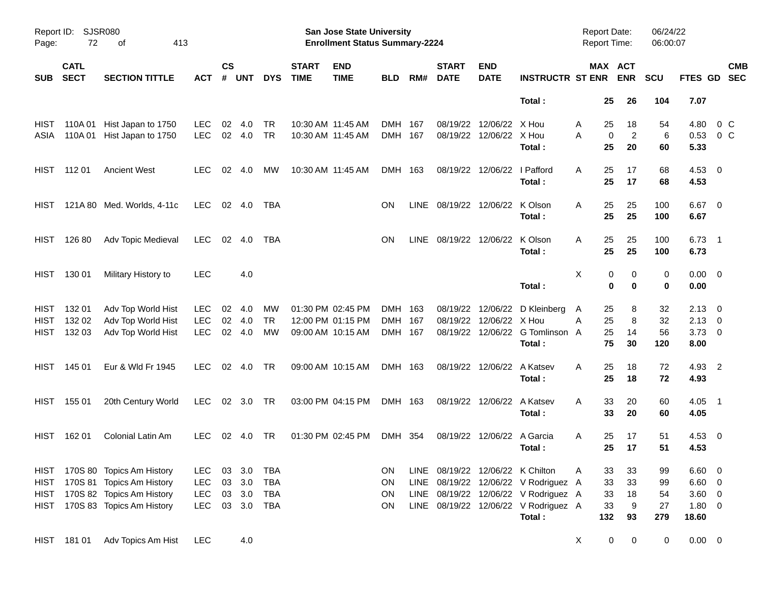Report ID: SJSR080

**San Jose State University**
**Enrollment Status Summary-2224**

Report Date: 06/24/22
Report Time: 06:00:07

| SUB | CATL SECT | SECTION TITTLE | ACT | CS # | UNT | DYS | START TIME | END TIME | BLD | RM# | START DATE | END DATE | INSTRUCTR | ST | MAX ENR | ACT ENR | SCU | FTES | GD | CMB SEC |
|---|---|---|---|---|---|---|---|---|---|---|---|---|---|---|---|---|---|---|---|---|
| | | | | | | | | | | | | | Total : | | 25 | 26 | 104 | 7.07 | | |
| HIST | 110A 01 | Hist Japan to 1750 | LEC | 02 | 4.0 | TR | 10:30 AM | 11:45 AM | DMH | 167 | 08/19/22 | 12/06/22 | X Hou | A | 25 | 18 | 54 | 4.80 | 0 | C |
| ASIA | 110A 01 | Hist Japan to 1750 | LEC | 02 | 4.0 | TR | 10:30 AM | 11:45 AM | DMH | 167 | 08/19/22 | 12/06/22 | X Hou | A | 0 | 2 | 6 | 0.53 | 0 | C |
| | | | | | | | | | | | | | Total : | | 25 | 20 | 60 | 5.33 | | |
| HIST | 112 01 | Ancient West | LEC | 02 | 4.0 | MW | 10:30 AM | 11:45 AM | DMH | 163 | 08/19/22 | 12/06/22 | I Pafford | A | 25 | 17 | 68 | 4.53 | 0 | |
| | | | | | | | | | | | | | Total : | | 25 | 17 | 68 | 4.53 | | |
| HIST | 121A 80 | Med. Worlds, 4-11c | LEC | 02 | 4.0 | TBA | | | ON | LINE | 08/19/22 | 12/06/22 | K Olson | A | 25 | 25 | 100 | 6.67 | 0 | |
| | | | | | | | | | | | | | Total : | | 25 | 25 | 100 | 6.67 | | |
| HIST | 126 80 | Adv Topic Medieval | LEC | 02 | 4.0 | TBA | | | ON | LINE | 08/19/22 | 12/06/22 | K Olson | A | 25 | 25 | 100 | 6.73 | 1 | |
| | | | | | | | | | | | | | Total : | | 25 | 25 | 100 | 6.73 | | |
| HIST | 130 01 | Military History to | LEC | | 4.0 | | | | | | | | | X | 0 | 0 | 0 | 0.00 | 0 | |
| | | | | | | | | | | | | | Total : | | 0 | 0 | 0 | 0.00 | | |
| HIST | 132 01 | Adv Top World Hist | LEC | 02 | 4.0 | MW | 01:30 PM | 02:45 PM | DMH | 163 | 08/19/22 | 12/06/22 | D Kleinberg | A | 25 | 8 | 32 | 2.13 | 0 | |
| HIST | 132 02 | Adv Top World Hist | LEC | 02 | 4.0 | TR | 12:00 PM | 01:15 PM | DMH | 167 | 08/19/22 | 12/06/22 | X Hou | A | 25 | 8 | 32 | 2.13 | 0 | |
| HIST | 132 03 | Adv Top World Hist | LEC | 02 | 4.0 | MW | 09:00 AM | 10:15 AM | DMH | 167 | 08/19/22 | 12/06/22 | G Tomlinson | A | 25 | 14 | 56 | 3.73 | 0 | |
| | | | | | | | | | | | | | Total : | | 75 | 30 | 120 | 8.00 | | |
| HIST | 145 01 | Eur & Wld Fr 1945 | LEC | 02 | 4.0 | TR | 09:00 AM | 10:15 AM | DMH | 163 | 08/19/22 | 12/06/22 | A Katsev | A | 25 | 18 | 72 | 4.93 | 2 | |
| | | | | | | | | | | | | | Total : | | 25 | 18 | 72 | 4.93 | | |
| HIST | 155 01 | 20th Century World | LEC | 02 | 3.0 | TR | 03:00 PM | 04:15 PM | DMH | 163 | 08/19/22 | 12/06/22 | A Katsev | A | 33 | 20 | 60 | 4.05 | 1 | |
| | | | | | | | | | | | | | Total : | | 33 | 20 | 60 | 4.05 | | |
| HIST | 162 01 | Colonial Latin Am | LEC | 02 | 4.0 | TR | 01:30 PM | 02:45 PM | DMH | 354 | 08/19/22 | 12/06/22 | A Garcia | A | 25 | 17 | 51 | 4.53 | 0 | |
| | | | | | | | | | | | | | Total : | | 25 | 17 | 51 | 4.53 | | |
| HIST | 170S 80 | Topics Am History | LEC | 03 | 3.0 | TBA | | | ON | LINE | 08/19/22 | 12/06/22 | K Chilton | A | 33 | 33 | 99 | 6.60 | 0 | |
| HIST | 170S 81 | Topics Am History | LEC | 03 | 3.0 | TBA | | | ON | LINE | 08/19/22 | 12/06/22 | V Rodriguez | A | 33 | 33 | 99 | 6.60 | 0 | |
| HIST | 170S 82 | Topics Am History | LEC | 03 | 3.0 | TBA | | | ON | LINE | 08/19/22 | 12/06/22 | V Rodriguez | A | 33 | 18 | 54 | 3.60 | 0 | |
| HIST | 170S 83 | Topics Am History | LEC | 03 | 3.0 | TBA | | | ON | LINE | 08/19/22 | 12/06/22 | V Rodriguez | A | 33 | 9 | 27 | 1.80 | 0 | |
| | | | | | | | | | | | | | Total : | | 132 | 93 | 279 | 18.60 | | |
| HIST | 181 01 | Adv Topics Am Hist | LEC | | 4.0 | | | | | | | | | X | 0 | 0 | 0 | 0.00 | 0 | |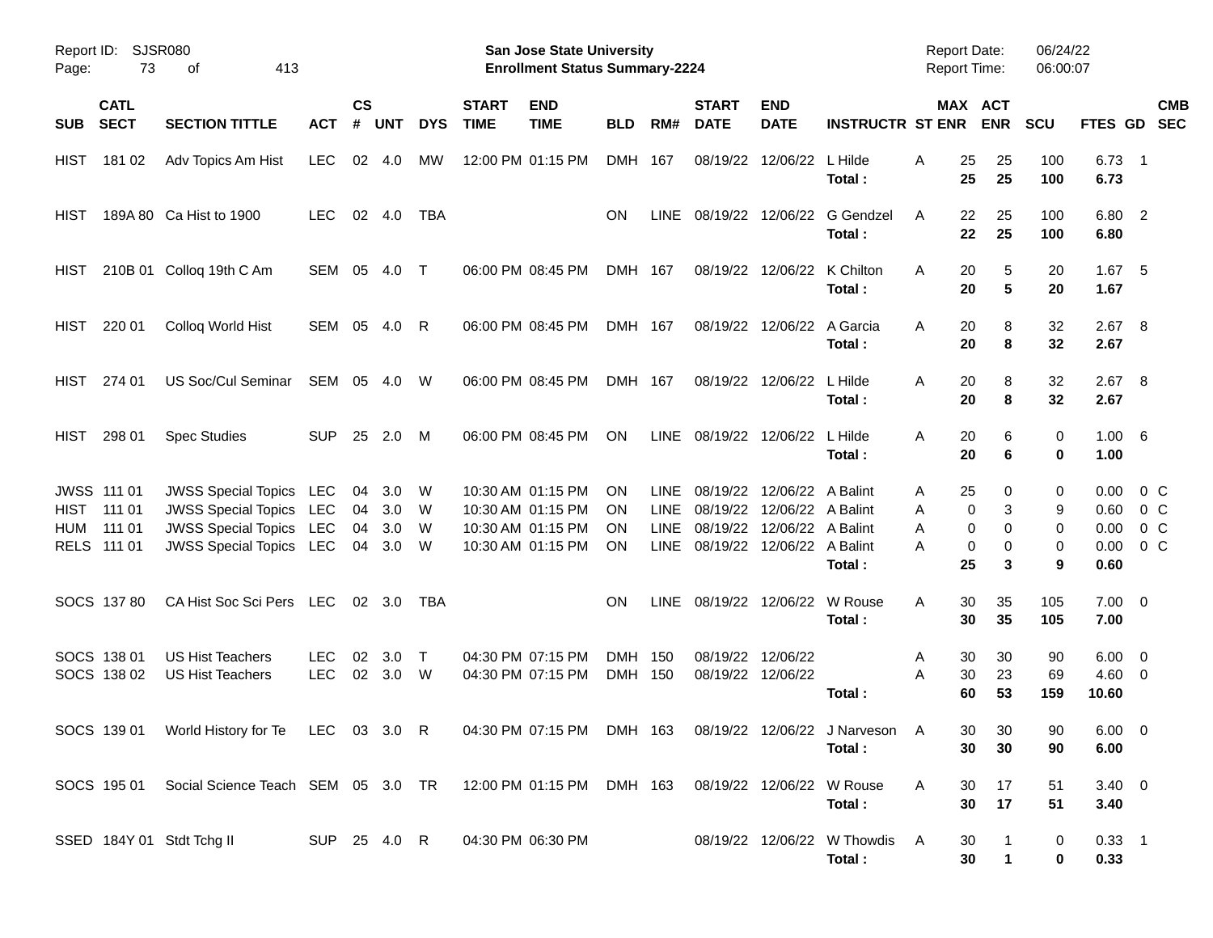Report ID: SJSR080

**San Jose State University**
**Enrollment Status Summary-2224**

Report Date: 06/24/22
Report Time: 06:00:07

| SUB | CATL SECT | SECTION TITTLE | ACT | CS # | UNT | DYS | START TIME | END TIME | BLD | RM# | START DATE | END DATE | INSTRUCTR | ST | MAX ENR | ACT ENR | SCU | FTES | GD | CMB SEC |
|---|---|---|---|---|---|---|---|---|---|---|---|---|---|---|---|---|---|---|---|---|
| HIST | 181 02 | Adv Topics Am Hist | LEC | 02 | 4.0 | MW | 12:00 PM | 01:15 PM | DMH | 167 | 08/19/22 | 12/06/22 | L Hilde | A | 25 | 25 | 100 | 6.73 | 1 | |
| | | | | | | | | | | | | | **Total :** | | **25** | **25** | **100** | **6.73** | | |
| HIST | 189A 80 | Ca Hist to 1900 | LEC | 02 | 4.0 | TBA | | | ON | LINE | 08/19/22 | 12/06/22 | G Gendzel | A | 22 | 25 | 100 | 6.80 | 2 | |
| | | | | | | | | | | | | | **Total :** | | **22** | **25** | **100** | **6.80** | | |
| HIST | 210B 01 | Colloq 19th C Am | SEM | 05 | 4.0 | T | 06:00 PM | 08:45 PM | DMH | 167 | 08/19/22 | 12/06/22 | K Chilton | A | 20 | 5 | 20 | 1.67 | 5 | |
| | | | | | | | | | | | | | **Total :** | | **20** | **5** | **20** | **1.67** | | |
| HIST | 220 01 | Colloq World Hist | SEM | 05 | 4.0 | R | 06:00 PM | 08:45 PM | DMH | 167 | 08/19/22 | 12/06/22 | A Garcia | A | 20 | 8 | 32 | 2.67 | 8 | |
| | | | | | | | | | | | | | **Total :** | | **20** | **8** | **32** | **2.67** | | |
| HIST | 274 01 | US Soc/Cul Seminar | SEM | 05 | 4.0 | W | 06:00 PM | 08:45 PM | DMH | 167 | 08/19/22 | 12/06/22 | L Hilde | A | 20 | 8 | 32 | 2.67 | 8 | |
| | | | | | | | | | | | | | **Total :** | | **20** | **8** | **32** | **2.67** | | |
| HIST | 298 01 | Spec Studies | SUP | 25 | 2.0 | M | 06:00 PM | 08:45 PM | ON | LINE | 08/19/22 | 12/06/22 | L Hilde | A | 20 | 6 | 0 | 1.00 | 6 | |
| | | | | | | | | | | | | | **Total :** | | **20** | **6** | **0** | **1.00** | | |
| JWSS | 111 01 | JWSS Special Topics | LEC | 04 | 3.0 | W | 10:30 AM | 01:15 PM | ON | LINE | 08/19/22 | 12/06/22 | A Balint | A | 25 | 0 | 0 | 0.00 | 0 | C |
| HIST | 111 01 | JWSS Special Topics | LEC | 04 | 3.0 | W | 10:30 AM | 01:15 PM | ON | LINE | 08/19/22 | 12/06/22 | A Balint | A | 0 | 3 | 9 | 0.60 | 0 | C |
| HUM | 111 01 | JWSS Special Topics | LEC | 04 | 3.0 | W | 10:30 AM | 01:15 PM | ON | LINE | 08/19/22 | 12/06/22 | A Balint | A | 0 | 0 | 0 | 0.00 | 0 | C |
| RELS | 111 01 | JWSS Special Topics | LEC | 04 | 3.0 | W | 10:30 AM | 01:15 PM | ON | LINE | 08/19/22 | 12/06/22 | A Balint | A | 0 | 0 | 0 | 0.00 | 0 | C |
| | | | | | | | | | | | | | **Total :** | | **25** | **3** | **9** | **0.60** | | |
| SOCS | 137 80 | CA Hist Soc Sci Pers | LEC | 02 | 3.0 | TBA | | | ON | LINE | 08/19/22 | 12/06/22 | W Rouse | A | 30 | 35 | 105 | 7.00 | 0 | |
| | | | | | | | | | | | | | **Total :** | | **30** | **35** | **105** | **7.00** | | |
| SOCS | 138 01 | US Hist Teachers | LEC | 02 | 3.0 | T | 04:30 PM | 07:15 PM | DMH | 150 | 08/19/22 | 12/06/22 | | A | 30 | 30 | 90 | 6.00 | 0 | |
| SOCS | 138 02 | US Hist Teachers | LEC | 02 | 3.0 | W | 04:30 PM | 07:15 PM | DMH | 150 | 08/19/22 | 12/06/22 | | A | 30 | 23 | 69 | 4.60 | 0 | |
| | | | | | | | | | | | | | **Total :** | | **60** | **53** | **159** | **10.60** | | |
| SOCS | 139 01 | World History for Te | LEC | 03 | 3.0 | R | 04:30 PM | 07:15 PM | DMH | 163 | 08/19/22 | 12/06/22 | J Narveson | A | 30 | 30 | 90 | 6.00 | 0 | |
| | | | | | | | | | | | | | **Total :** | | **30** | **30** | **90** | **6.00** | | |
| SOCS | 195 01 | Social Science Teach | SEM | 05 | 3.0 | TR | 12:00 PM | 01:15 PM | DMH | 163 | 08/19/22 | 12/06/22 | W Rouse | A | 30 | 17 | 51 | 3.40 | 0 | |
| | | | | | | | | | | | | | **Total :** | | **30** | **17** | **51** | **3.40** | | |
| SSED | 184Y 01 | Stdt Tchg II | SUP | 25 | 4.0 | R | 04:30 PM | 06:30 PM | | | 08/19/22 | 12/06/22 | W Thowdis | A | 30 | 1 | 0 | 0.33 | 1 | |
| | | | | | | | | | | | | | **Total :** | | **30** | **1** | **0** | **0.33** | | |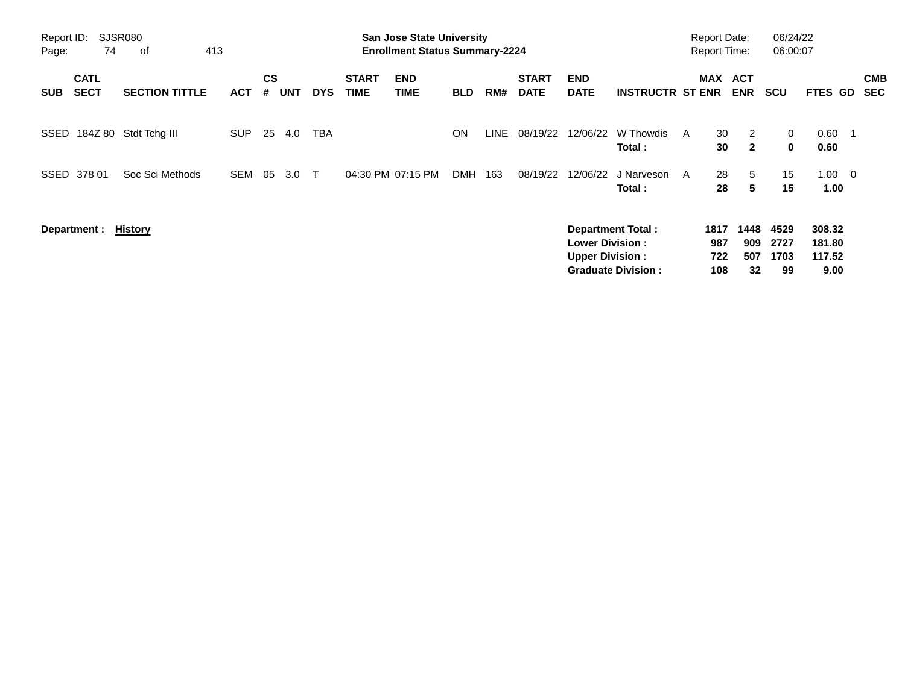Report ID: SJSR080

**San Jose State University**
**Enrollment Status Summary-2224**

Report Date: 06/24/22
Report Time: 06:00:07

| SUB | CATL SECT | SECTION TITTLE | ACT | CS # | UNT | DYS | START TIME | END TIME | BLD | RM# | START DATE | END DATE | INSTRUCTR | ST | MAX ENR | ACT ENR | SCU | FTES | GD | CMB SEC |
|---|---|---|---|---|---|---|---|---|---|---|---|---|---|---|---|---|---|---|---|---|
| SSED | 184Z 80 | Stdt Tchg III | SUP | 25 | 4.0 | TBA | | | ON | LINE | 08/19/22 | 12/06/22 | W Thowdis | A | 30 | 2 | 0 | 0.60 | 1 | |
| | | | | | | | | | | | | | **Total :** | | **30** | **2** | **0** | **0.60** | | |
| SSED | 378 01 | Soc Sci Methods | SEM | 05 | 3.0 | T | 04:30 PM | 07:15 PM | DMH | 163 | 08/19/22 | 12/06/22 | J Narveson | A | 28 | 5 | 15 | 1.00 | 0 | |
| | | | | | | | | | | | | | **Total :** | | **28** | **5** | **15** | **1.00** | | |

**Department : History**

| | MAX ENR | ACT ENR | SCU | FTES |
|---|---|---|---|---|
| **Department Total :** | **1817** | **1448** | **4529** | **308.32** |
| **Lower Division :** | **987** | **909** | **2727** | **181.80** |
| **Upper Division :** | **722** | **507** | **1703** | **117.52** |
| **Graduate Division :** | **108** | **32** | **99** | **9.00** |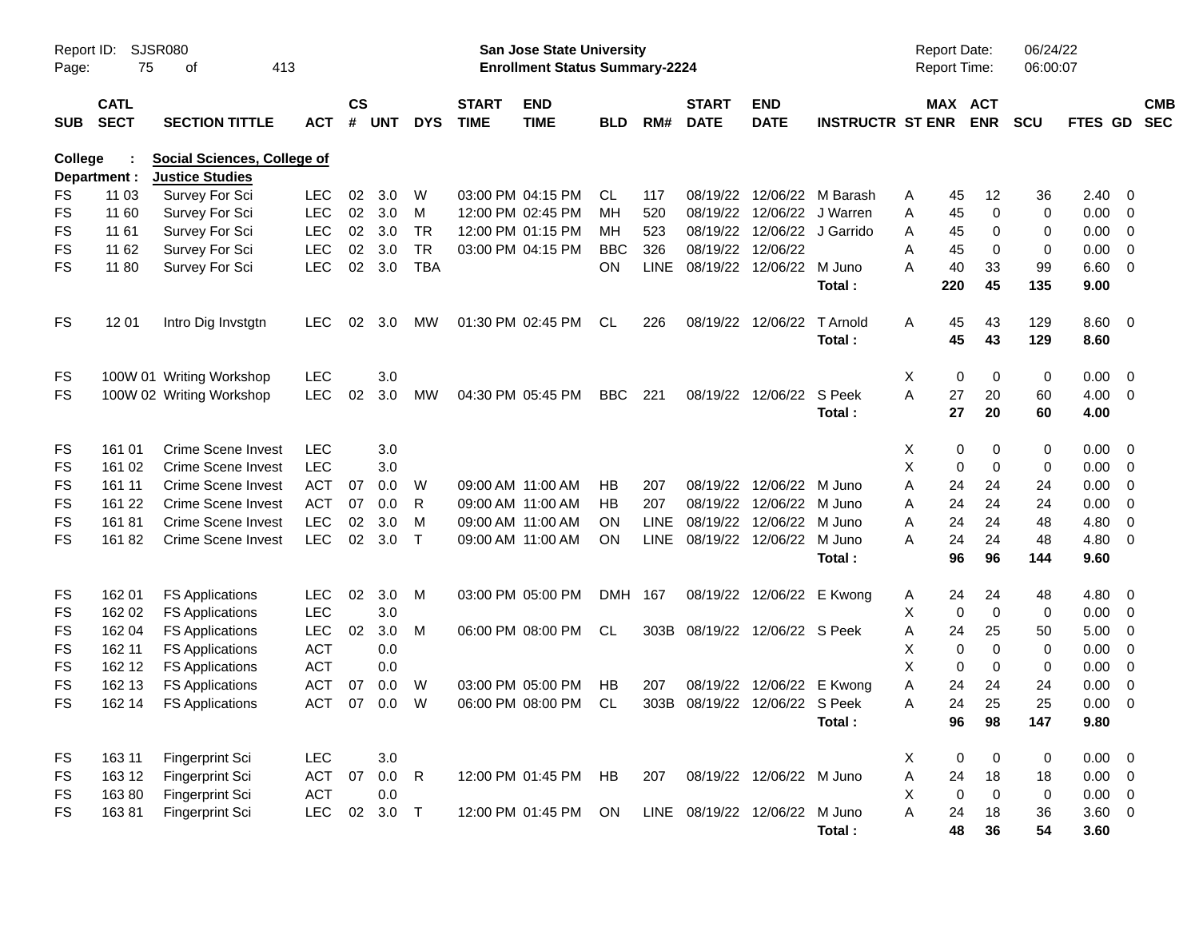Report ID: SJSR080

**San Jose State University**
**Enrollment Status Summary-2224**

Report Date: 06/24/22
Report Time: 06:00:07

**College : Social Sciences, College of**
**Department : Justice Studies**

| SUB | CATL SECT | SECTION TITTLE | ACT | CS # | UNT | DYS | START TIME | END TIME | BLD | RM# | START DATE | END DATE | INSTRUCTR | ST | MAX ENR | ACT ENR | SCU | FTES | GD | CMB SEC |
|---|---|---|---|---|---|---|---|---|---|---|---|---|---|---|---|---|---|---|---|---|
| FS | 11 03 | Survey For Sci | LEC | 02 | 3.0 | W | 03:00 PM | 04:15 PM | CL | 117 | 08/19/22 | 12/06/22 | M Barash | A | 45 | 12 | 36 | 2.40 | 0 | |
| FS | 11 60 | Survey For Sci | LEC | 02 | 3.0 | M | 12:00 PM | 02:45 PM | MH | 520 | 08/19/22 | 12/06/22 | J Warren | A | 45 | 0 | 0 | 0.00 | 0 | |
| FS | 11 61 | Survey For Sci | LEC | 02 | 3.0 | TR | 12:00 PM | 01:15 PM | MH | 523 | 08/19/22 | 12/06/22 | J Garrido | A | 45 | 0 | 0 | 0.00 | 0 | |
| FS | 11 62 | Survey For Sci | LEC | 02 | 3.0 | TR | 03:00 PM | 04:15 PM | BBC | 326 | 08/19/22 | 12/06/22 | | A | 45 | 0 | 0 | 0.00 | 0 | |
| FS | 11 80 | Survey For Sci | LEC | 02 | 3.0 | TBA | | | ON | LINE | 08/19/22 | 12/06/22 | M Juno | A | 40 | 33 | 99 | 6.60 | 0 | |
| | | | | | | | | | | | | | **Total :** | | **220** | **45** | **135** | **9.00** | | |
| FS | 12 01 | Intro Dig Invstgtn | LEC | 02 | 3.0 | MW | 01:30 PM | 02:45 PM | CL | 226 | 08/19/22 | 12/06/22 | T Arnold | A | 45 | 43 | 129 | 8.60 | 0 | |
| | | | | | | | | | | | | | **Total :** | | **45** | **43** | **129** | **8.60** | | |
| FS | 100W 01 | Writing Workshop | LEC | | 3.0 | | | | | | | | | X | 0 | 0 | 0 | 0.00 | 0 | |
| FS | 100W 02 | Writing Workshop | LEC | 02 | 3.0 | MW | 04:30 PM | 05:45 PM | BBC | 221 | 08/19/22 | 12/06/22 | S Peek | A | 27 | 20 | 60 | 4.00 | 0 | |
| | | | | | | | | | | | | | **Total :** | | **27** | **20** | **60** | **4.00** | | |
| FS | 161 01 | Crime Scene Invest | LEC | | 3.0 | | | | | | | | | X | 0 | 0 | 0 | 0.00 | 0 | |
| FS | 161 02 | Crime Scene Invest | LEC | | 3.0 | | | | | | | | | X | 0 | 0 | 0 | 0.00 | 0 | |
| FS | 161 11 | Crime Scene Invest | ACT | 07 | 0.0 | W | 09:00 AM | 11:00 AM | HB | 207 | 08/19/22 | 12/06/22 | M Juno | A | 24 | 24 | 24 | 0.00 | 0 | |
| FS | 161 22 | Crime Scene Invest | ACT | 07 | 0.0 | R | 09:00 AM | 11:00 AM | HB | 207 | 08/19/22 | 12/06/22 | M Juno | A | 24 | 24 | 24 | 0.00 | 0 | |
| FS | 161 81 | Crime Scene Invest | LEC | 02 | 3.0 | M | 09:00 AM | 11:00 AM | ON | LINE | 08/19/22 | 12/06/22 | M Juno | A | 24 | 24 | 48 | 4.80 | 0 | |
| FS | 161 82 | Crime Scene Invest | LEC | 02 | 3.0 | T | 09:00 AM | 11:00 AM | ON | LINE | 08/19/22 | 12/06/22 | M Juno | A | 24 | 24 | 48 | 4.80 | 0 | |
| | | | | | | | | | | | | | **Total :** | | **96** | **96** | **144** | **9.60** | | |
| FS | 162 01 | FS Applications | LEC | 02 | 3.0 | M | 03:00 PM | 05:00 PM | DMH | 167 | 08/19/22 | 12/06/22 | E Kwong | A | 24 | 24 | 48 | 4.80 | 0 | |
| FS | 162 02 | FS Applications | LEC | | 3.0 | | | | | | | | | X | 0 | 0 | 0 | 0.00 | 0 | |
| FS | 162 04 | FS Applications | LEC | 02 | 3.0 | M | 06:00 PM | 08:00 PM | CL | 303B | 08/19/22 | 12/06/22 | S Peek | A | 24 | 25 | 50 | 5.00 | 0 | |
| FS | 162 11 | FS Applications | ACT | | 0.0 | | | | | | | | | X | 0 | 0 | 0 | 0.00 | 0 | |
| FS | 162 12 | FS Applications | ACT | | 0.0 | | | | | | | | | X | 0 | 0 | 0 | 0.00 | 0 | |
| FS | 162 13 | FS Applications | ACT | 07 | 0.0 | W | 03:00 PM | 05:00 PM | HB | 207 | 08/19/22 | 12/06/22 | E Kwong | A | 24 | 24 | 24 | 0.00 | 0 | |
| FS | 162 14 | FS Applications | ACT | 07 | 0.0 | W | 06:00 PM | 08:00 PM | CL | 303B | 08/19/22 | 12/06/22 | S Peek | A | 24 | 25 | 25 | 0.00 | 0 | |
| | | | | | | | | | | | | | **Total :** | | **96** | **98** | **147** | **9.80** | | |
| FS | 163 11 | Fingerprint Sci | LEC | | 3.0 | | | | | | | | | X | 0 | 0 | 0 | 0.00 | 0 | |
| FS | 163 12 | Fingerprint Sci | ACT | 07 | 0.0 | R | 12:00 PM | 01:45 PM | HB | 207 | 08/19/22 | 12/06/22 | M Juno | A | 24 | 18 | 18 | 0.00 | 0 | |
| FS | 163 80 | Fingerprint Sci | ACT | | 0.0 | | | | | | | | | X | 0 | 0 | 0 | 0.00 | 0 | |
| FS | 163 81 | Fingerprint Sci | LEC | 02 | 3.0 | T | 12:00 PM | 01:45 PM | ON | LINE | 08/19/22 | 12/06/22 | M Juno | A | 24 | 18 | 36 | 3.60 | 0 | |
| | | | | | | | | | | | | | **Total :** | | **48** | **36** | **54** | **3.60** | | |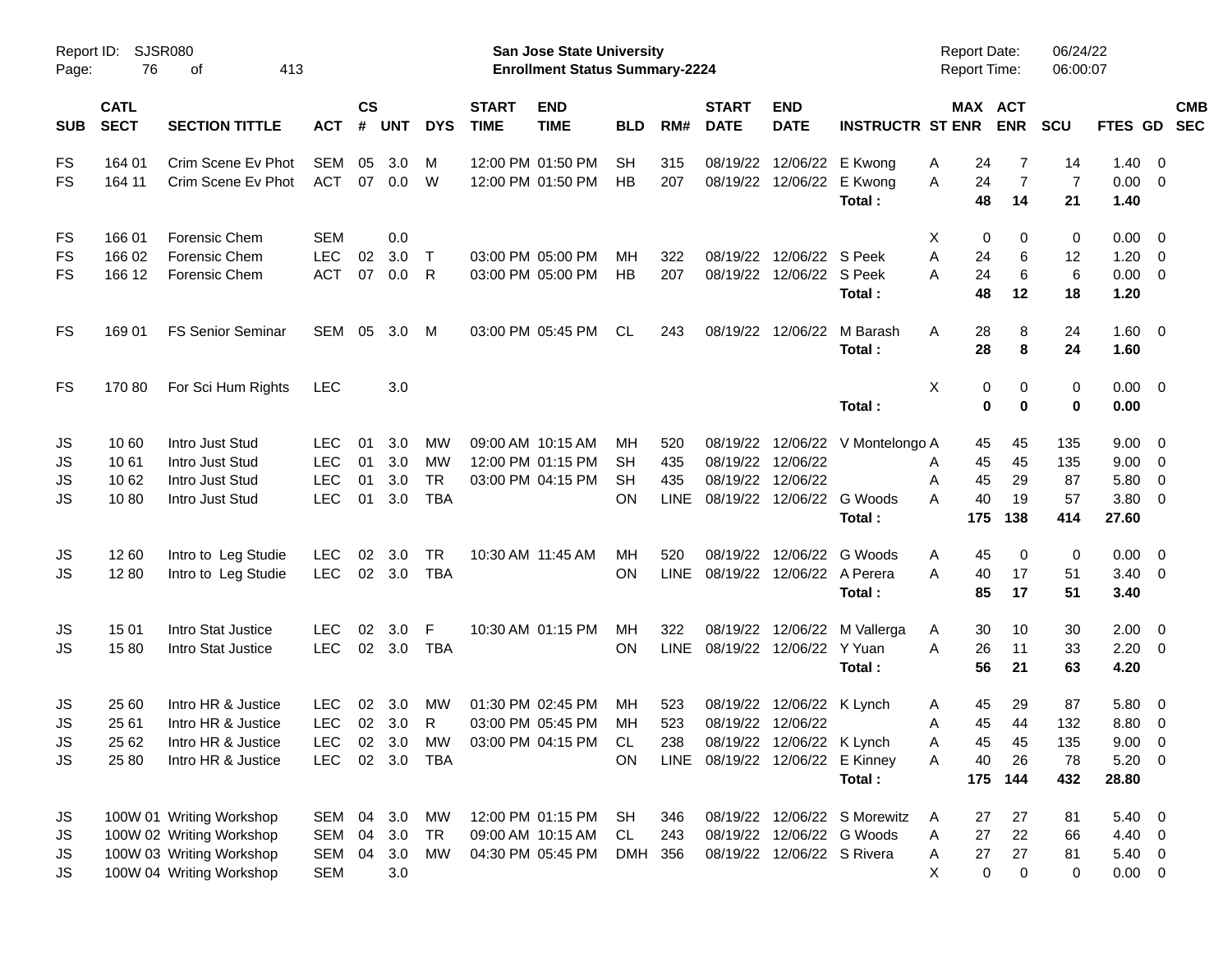Report ID: SJSR080

**San Jose State University**
**Enrollment Status Summary-2224**

Report Date: 06/24/22
Report Time: 06:00:07

| SUB | CATL SECT | SECTION TITTLE | ACT | CS # | UNT | DYS | START TIME | END TIME | BLD | RM# | START DATE | END DATE | INSTRUCTR | ST | MAX ENR | ACT ENR | SCU | FTES | GD | CMB SEC |
|---|---|---|---|---|---|---|---|---|---|---|---|---|---|---|---|---|---|---|---|---|
| FS | 164 01 | Crim Scene Ev Phot | SEM | 05 | 3.0 | M | 12:00 PM | 01:50 PM | SH | 315 | 08/19/22 | 12/06/22 | E Kwong | A | 24 | 7 | 14 | 1.40 | 0 | |
| FS | 164 11 | Crim Scene Ev Phot | ACT | 07 | 0.0 | W | 12:00 PM | 01:50 PM | HB | 207 | 08/19/22 | 12/06/22 | E Kwong | A | 24 | 7 | 7 | 0.00 | 0 | |
| | | | | | | | | | | | | | **Total :** | | **48** | **14** | **21** | **1.40** | | |
| FS | 166 01 | Forensic Chem | SEM | | 0.0 | | | | | | | | | X | 0 | 0 | 0 | 0.00 | 0 | |
| FS | 166 02 | Forensic Chem | LEC | 02 | 3.0 | T | 03:00 PM | 05:00 PM | MH | 322 | 08/19/22 | 12/06/22 | S Peek | A | 24 | 6 | 12 | 1.20 | 0 | |
| FS | 166 12 | Forensic Chem | ACT | 07 | 0.0 | R | 03:00 PM | 05:00 PM | HB | 207 | 08/19/22 | 12/06/22 | S Peek | A | 24 | 6 | 6 | 0.00 | 0 | |
| | | | | | | | | | | | | | **Total :** | | **48** | **12** | **18** | **1.20** | | |
| FS | 169 01 | FS Senior Seminar | SEM | 05 | 3.0 | M | 03:00 PM | 05:45 PM | CL | 243 | 08/19/22 | 12/06/22 | M Barash | A | 28 | 8 | 24 | 1.60 | 0 | |
| | | | | | | | | | | | | | **Total :** | | **28** | **8** | **24** | **1.60** | | |
| FS | 170 80 | For Sci Hum Rights | LEC | | 3.0 | | | | | | | | | X | 0 | 0 | 0 | 0.00 | 0 | |
| | | | | | | | | | | | | | **Total :** | | **0** | **0** | **0** | **0.00** | | |
| JS | 10 60 | Intro Just Stud | LEC | 01 | 3.0 | MW | 09:00 AM | 10:15 AM | MH | 520 | 08/19/22 | 12/06/22 | V Montelongo | A | 45 | 45 | 135 | 9.00 | 0 | |
| JS | 10 61 | Intro Just Stud | LEC | 01 | 3.0 | MW | 12:00 PM | 01:15 PM | SH | 435 | 08/19/22 | 12/06/22 | | A | 45 | 45 | 135 | 9.00 | 0 | |
| JS | 10 62 | Intro Just Stud | LEC | 01 | 3.0 | TR | 03:00 PM | 04:15 PM | SH | 435 | 08/19/22 | 12/06/22 | | A | 45 | 29 | 87 | 5.80 | 0 | |
| JS | 10 80 | Intro Just Stud | LEC | 01 | 3.0 | TBA | | | ON | LINE | 08/19/22 | 12/06/22 | G Woods | A | 40 | 19 | 57 | 3.80 | 0 | |
| | | | | | | | | | | | | | **Total :** | | **175** | **138** | **414** | **27.60** | | |
| JS | 12 60 | Intro to Leg Studie | LEC | 02 | 3.0 | TR | 10:30 AM | 11:45 AM | MH | 520 | 08/19/22 | 12/06/22 | G Woods | A | 45 | 0 | 0 | 0.00 | 0 | |
| JS | 12 80 | Intro to Leg Studie | LEC | 02 | 3.0 | TBA | | | ON | LINE | 08/19/22 | 12/06/22 | A Perera | A | 40 | 17 | 51 | 3.40 | 0 | |
| | | | | | | | | | | | | | **Total :** | | **85** | **17** | **51** | **3.40** | | |
| JS | 15 01 | Intro Stat Justice | LEC | 02 | 3.0 | F | 10:30 AM | 01:15 PM | MH | 322 | 08/19/22 | 12/06/22 | M Vallerga | A | 30 | 10 | 30 | 2.00 | 0 | |
| JS | 15 80 | Intro Stat Justice | LEC | 02 | 3.0 | TBA | | | ON | LINE | 08/19/22 | 12/06/22 | Y Yuan | A | 26 | 11 | 33 | 2.20 | 0 | |
| | | | | | | | | | | | | | **Total :** | | **56** | **21** | **63** | **4.20** | | |
| JS | 25 60 | Intro HR & Justice | LEC | 02 | 3.0 | MW | 01:30 PM | 02:45 PM | MH | 523 | 08/19/22 | 12/06/22 | K Lynch | A | 45 | 29 | 87 | 5.80 | 0 | |
| JS | 25 61 | Intro HR & Justice | LEC | 02 | 3.0 | R | 03:00 PM | 05:45 PM | MH | 523 | 08/19/22 | 12/06/22 | | A | 45 | 44 | 132 | 8.80 | 0 | |
| JS | 25 62 | Intro HR & Justice | LEC | 02 | 3.0 | MW | 03:00 PM | 04:15 PM | CL | 238 | 08/19/22 | 12/06/22 | K Lynch | A | 45 | 45 | 135 | 9.00 | 0 | |
| JS | 25 80 | Intro HR & Justice | LEC | 02 | 3.0 | TBA | | | ON | LINE | 08/19/22 | 12/06/22 | E Kinney | A | 40 | 26 | 78 | 5.20 | 0 | |
| | | | | | | | | | | | | | **Total :** | | **175** | **144** | **432** | **28.80** | | |
| JS | 100W 01 | Writing Workshop | SEM | 04 | 3.0 | MW | 12:00 PM | 01:15 PM | SH | 346 | 08/19/22 | 12/06/22 | S Morewitz | A | 27 | 27 | 81 | 5.40 | 0 | |
| JS | 100W 02 | Writing Workshop | SEM | 04 | 3.0 | TR | 09:00 AM | 10:15 AM | CL | 243 | 08/19/22 | 12/06/22 | G Woods | A | 27 | 22 | 66 | 4.40 | 0 | |
| JS | 100W 03 | Writing Workshop | SEM | 04 | 3.0 | MW | 04:30 PM | 05:45 PM | DMH | 356 | 08/19/22 | 12/06/22 | S Rivera | A | 27 | 27 | 81 | 5.40 | 0 | |
| JS | 100W 04 | Writing Workshop | SEM | | 3.0 | | | | | | | | | X | 0 | 0 | 0 | 0.00 | 0 | |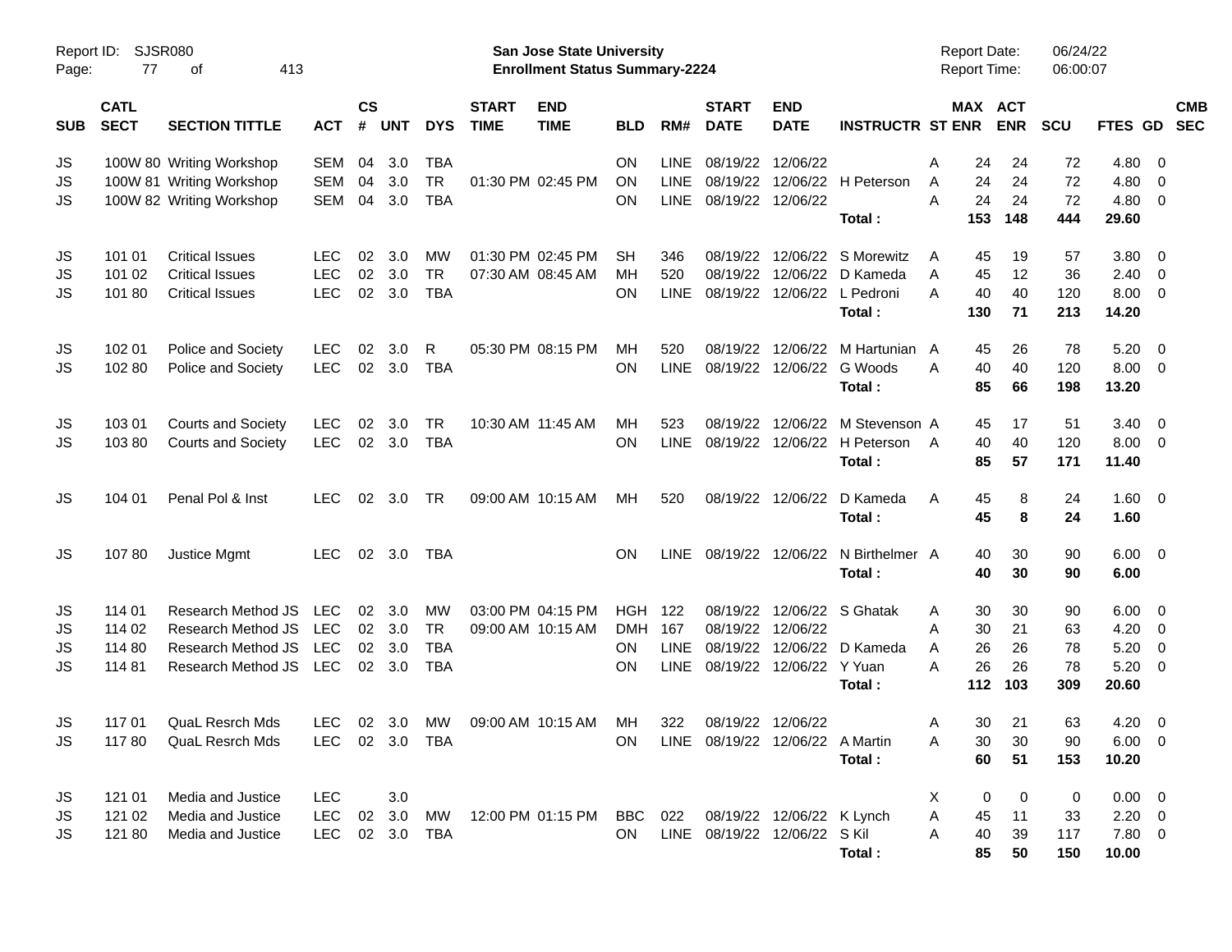Report ID: SJSR080

**San Jose State University**
**Enrollment Status Summary-2224**

Report Date: 06/24/22
Report Time: 06:00:07

| SUB | CATL SECT | SECTION TITTLE | ACT | CS # | UNT | DYS | START TIME | END TIME | BLD | RM# | START DATE | END DATE | INSTRUCTR | ST | MAX ENR | ACT ENR | SCU | FTES | GD | CMB SEC |
|---|---|---|---|---|---|---|---|---|---|---|---|---|---|---|---|---|---|---|---|---|
| JS | 100W 80 | Writing Workshop | SEM | 04 | 3.0 | TBA | | | ON | LINE | 08/19/22 | 12/06/22 | | A | 24 | 24 | 72 | 4.80 | 0 | |
| JS | 100W 81 | Writing Workshop | SEM | 04 | 3.0 | TR | 01:30 PM | 02:45 PM | ON | LINE | 08/19/22 | 12/06/22 | H Peterson | A | 24 | 24 | 72 | 4.80 | 0 | |
| JS | 100W 82 | Writing Workshop | SEM | 04 | 3.0 | TBA | | | ON | LINE | 08/19/22 | 12/06/22 | | A | 24 | 24 | 72 | 4.80 | 0 | |
| | | | | | | | | | | | | | **Total :** | | **153** | **148** | **444** | **29.60** | | |
| JS | 101 01 | Critical Issues | LEC | 02 | 3.0 | MW | 01:30 PM | 02:45 PM | SH | 346 | 08/19/22 | 12/06/22 | S Morewitz | A | 45 | 19 | 57 | 3.80 | 0 | |
| JS | 101 02 | Critical Issues | LEC | 02 | 3.0 | TR | 07:30 AM | 08:45 AM | MH | 520 | 08/19/22 | 12/06/22 | D Kameda | A | 45 | 12 | 36 | 2.40 | 0 | |
| JS | 101 80 | Critical Issues | LEC | 02 | 3.0 | TBA | | | ON | LINE | 08/19/22 | 12/06/22 | L Pedroni | A | 40 | 40 | 120 | 8.00 | 0 | |
| | | | | | | | | | | | | | **Total :** | | **130** | **71** | **213** | **14.20** | | |
| JS | 102 01 | Police and Society | LEC | 02 | 3.0 | R | 05:30 PM | 08:15 PM | MH | 520 | 08/19/22 | 12/06/22 | M Hartunian | A | 45 | 26 | 78 | 5.20 | 0 | |
| JS | 102 80 | Police and Society | LEC | 02 | 3.0 | TBA | | | ON | LINE | 08/19/22 | 12/06/22 | G Woods | A | 40 | 40 | 120 | 8.00 | 0 | |
| | | | | | | | | | | | | | **Total :** | | **85** | **66** | **198** | **13.20** | | |
| JS | 103 01 | Courts and Society | LEC | 02 | 3.0 | TR | 10:30 AM | 11:45 AM | MH | 523 | 08/19/22 | 12/06/22 | M Stevenson | A | 45 | 17 | 51 | 3.40 | 0 | |
| JS | 103 80 | Courts and Society | LEC | 02 | 3.0 | TBA | | | ON | LINE | 08/19/22 | 12/06/22 | H Peterson | A | 40 | 40 | 120 | 8.00 | 0 | |
| | | | | | | | | | | | | | **Total :** | | **85** | **57** | **171** | **11.40** | | |
| JS | 104 01 | Penal Pol & Inst | LEC | 02 | 3.0 | TR | 09:00 AM | 10:15 AM | MH | 520 | 08/19/22 | 12/06/22 | D Kameda | A | 45 | 8 | 24 | 1.60 | 0 | |
| | | | | | | | | | | | | | **Total :** | | **45** | **8** | **24** | **1.60** | | |
| JS | 107 80 | Justice Mgmt | LEC | 02 | 3.0 | TBA | | | ON | LINE | 08/19/22 | 12/06/22 | N Birthelmer | A | 40 | 30 | 90 | 6.00 | 0 | |
| | | | | | | | | | | | | | **Total :** | | **40** | **30** | **90** | **6.00** | | |
| JS | 114 01 | Research Method JS | LEC | 02 | 3.0 | MW | 03:00 PM | 04:15 PM | HGH | 122 | 08/19/22 | 12/06/22 | S Ghatak | A | 30 | 30 | 90 | 6.00 | 0 | |
| JS | 114 02 | Research Method JS | LEC | 02 | 3.0 | TR | 09:00 AM | 10:15 AM | DMH | 167 | 08/19/22 | 12/06/22 | | A | 30 | 21 | 63 | 4.20 | 0 | |
| JS | 114 80 | Research Method JS | LEC | 02 | 3.0 | TBA | | | ON | LINE | 08/19/22 | 12/06/22 | D Kameda | A | 26 | 26 | 78 | 5.20 | 0 | |
| JS | 114 81 | Research Method JS | LEC | 02 | 3.0 | TBA | | | ON | LINE | 08/19/22 | 12/06/22 | Y Yuan | A | 26 | 26 | 78 | 5.20 | 0 | |
| | | | | | | | | | | | | | **Total :** | | **112** | **103** | **309** | **20.60** | | |
| JS | 117 01 | QuaL Resrch Mds | LEC | 02 | 3.0 | MW | 09:00 AM | 10:15 AM | MH | 322 | 08/19/22 | 12/06/22 | | A | 30 | 21 | 63 | 4.20 | 0 | |
| JS | 117 80 | QuaL Resrch Mds | LEC | 02 | 3.0 | TBA | | | ON | LINE | 08/19/22 | 12/06/22 | A Martin | A | 30 | 30 | 90 | 6.00 | 0 | |
| | | | | | | | | | | | | | **Total :** | | **60** | **51** | **153** | **10.20** | | |
| JS | 121 01 | Media and Justice | LEC | | 3.0 | | | | | | | | | X | 0 | 0 | 0 | 0.00 | 0 | |
| JS | 121 02 | Media and Justice | LEC | 02 | 3.0 | MW | 12:00 PM | 01:15 PM | BBC | 022 | 08/19/22 | 12/06/22 | K Lynch | A | 45 | 11 | 33 | 2.20 | 0 | |
| JS | 121 80 | Media and Justice | LEC | 02 | 3.0 | TBA | | | ON | LINE | 08/19/22 | 12/06/22 | S Kil | A | 40 | 39 | 117 | 7.80 | 0 | |
| | | | | | | | | | | | | | **Total :** | | **85** | **50** | **150** | **10.00** | | |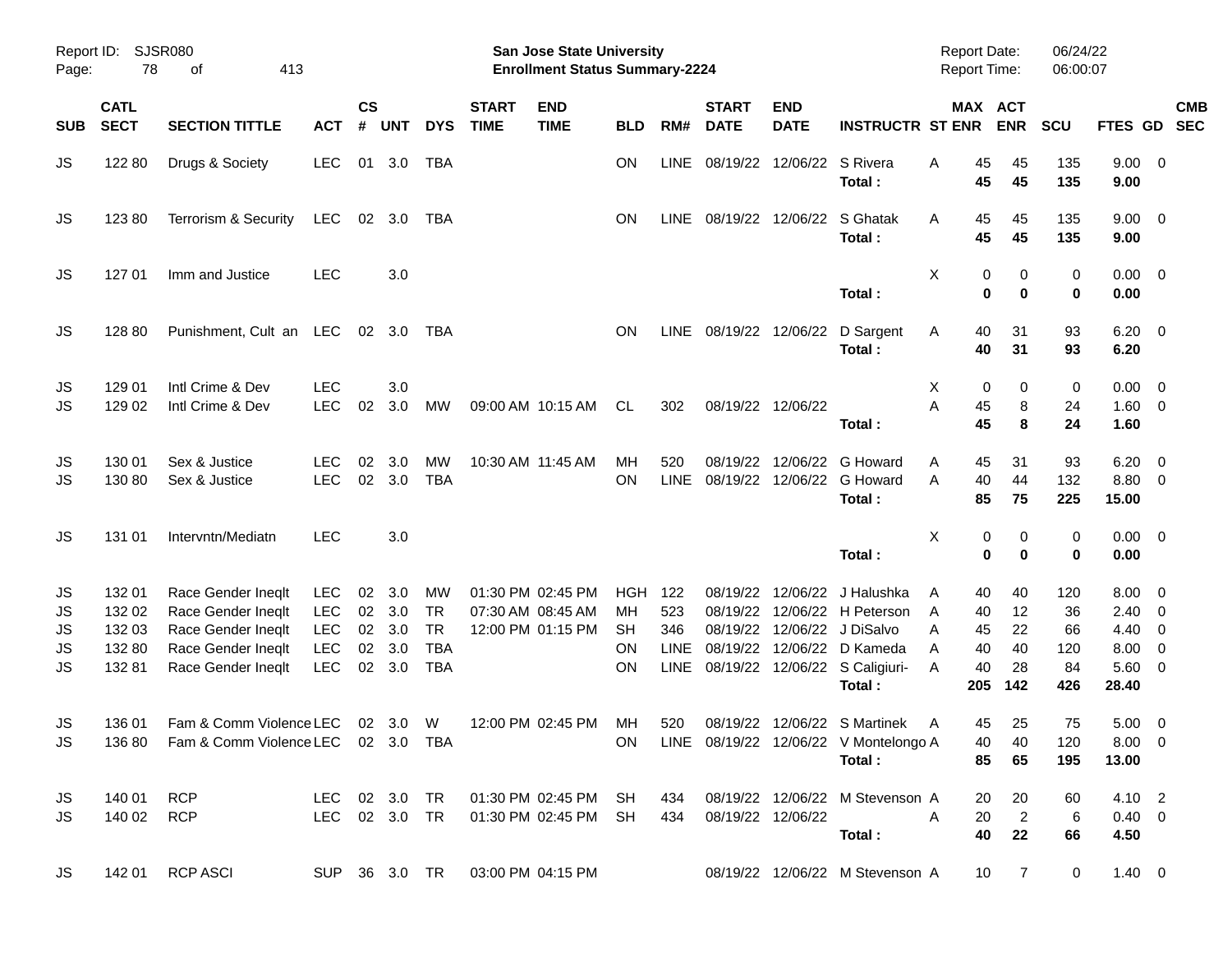Report ID: SJSR080

**San Jose State University**
**Enrollment Status Summary-2224**

Report Date: 06/24/22
Report Time: 06:00:07

| SUB | CATL SECT | SECTION TITTLE | ACT | CS # | UNT | DYS | START TIME | END TIME | BLD | RM# | START DATE | END DATE | INSTRUCTR | ST | MAX ENR | ACT ENR | SCU | FTES | GD | CMB SEC |
|---|---|---|---|---|---|---|---|---|---|---|---|---|---|---|---|---|---|---|---|---|
| JS | 122 80 | Drugs & Society | LEC | 01 | 3.0 | TBA | | | ON | LINE | 08/19/22 | 12/06/22 | S Rivera | A | 45 | 45 | 135 | 9.00 | 0 | |
| | | | | | | | | | | | | | **Total :** | | **45** | **45** | **135** | **9.00** | | |
| JS | 123 80 | Terrorism & Security | LEC | 02 | 3.0 | TBA | | | ON | LINE | 08/19/22 | 12/06/22 | S Ghatak | A | 45 | 45 | 135 | 9.00 | 0 | |
| | | | | | | | | | | | | | **Total :** | | **45** | **45** | **135** | **9.00** | | |
| JS | 127 01 | Imm and Justice | LEC | | 3.0 | | | | | | | | | X | 0 | 0 | 0 | 0.00 | 0 | |
| | | | | | | | | | | | | | **Total :** | | **0** | **0** | **0** | **0.00** | | |
| JS | 128 80 | Punishment, Cult an | LEC | 02 | 3.0 | TBA | | | ON | LINE | 08/19/22 | 12/06/22 | D Sargent | A | 40 | 31 | 93 | 6.20 | 0 | |
| | | | | | | | | | | | | | **Total :** | | **40** | **31** | **93** | **6.20** | | |
| JS | 129 01 | Intl Crime & Dev | LEC | | 3.0 | | | | | | | | | X | 0 | 0 | 0 | 0.00 | 0 | |
| JS | 129 02 | Intl Crime & Dev | LEC | 02 | 3.0 | MW | 09:00 AM | 10:15 AM | CL | 302 | 08/19/22 | 12/06/22 | | A | 45 | 8 | 24 | 1.60 | 0 | |
| | | | | | | | | | | | | | **Total :** | | **45** | **8** | **24** | **1.60** | | |
| JS | 130 01 | Sex & Justice | LEC | 02 | 3.0 | MW | 10:30 AM | 11:45 AM | MH | 520 | 08/19/22 | 12/06/22 | G Howard | A | 45 | 31 | 93 | 6.20 | 0 | |
| JS | 130 80 | Sex & Justice | LEC | 02 | 3.0 | TBA | | | ON | LINE | 08/19/22 | 12/06/22 | G Howard | A | 40 | 44 | 132 | 8.80 | 0 | |
| | | | | | | | | | | | | | **Total :** | | **85** | **75** | **225** | **15.00** | | |
| JS | 131 01 | Intervntn/Mediatn | LEC | | 3.0 | | | | | | | | | X | 0 | 0 | 0 | 0.00 | 0 | |
| | | | | | | | | | | | | | **Total :** | | **0** | **0** | **0** | **0.00** | | |
| JS | 132 01 | Race Gender Ineqlt | LEC | 02 | 3.0 | MW | 01:30 PM | 02:45 PM | HGH | 122 | 08/19/22 | 12/06/22 | J Halushka | A | 40 | 40 | 120 | 8.00 | 0 | |
| JS | 132 02 | Race Gender Ineqlt | LEC | 02 | 3.0 | TR | 07:30 AM | 08:45 AM | MH | 523 | 08/19/22 | 12/06/22 | H Peterson | A | 40 | 12 | 36 | 2.40 | 0 | |
| JS | 132 03 | Race Gender Ineqlt | LEC | 02 | 3.0 | TR | 12:00 PM | 01:15 PM | SH | 346 | 08/19/22 | 12/06/22 | J DiSalvo | A | 45 | 22 | 66 | 4.40 | 0 | |
| JS | 132 80 | Race Gender Ineqlt | LEC | 02 | 3.0 | TBA | | | ON | LINE | 08/19/22 | 12/06/22 | D Kameda | A | 40 | 40 | 120 | 8.00 | 0 | |
| JS | 132 81 | Race Gender Ineqlt | LEC | 02 | 3.0 | TBA | | | ON | LINE | 08/19/22 | 12/06/22 | S Caligiuri- | A | 40 | 28 | 84 | 5.60 | 0 | |
| | | | | | | | | | | | | | **Total :** | | **205** | **142** | **426** | **28.40** | | |
| JS | 136 01 | Fam & Comm Violence | LEC | 02 | 3.0 | W | 12:00 PM | 02:45 PM | MH | 520 | 08/19/22 | 12/06/22 | S Martinek | A | 45 | 25 | 75 | 5.00 | 0 | |
| JS | 136 80 | Fam & Comm Violence | LEC | 02 | 3.0 | TBA | | | ON | LINE | 08/19/22 | 12/06/22 | V Montelongo | A | 40 | 40 | 120 | 8.00 | 0 | |
| | | | | | | | | | | | | | **Total :** | | **85** | **65** | **195** | **13.00** | | |
| JS | 140 01 | RCP | LEC | 02 | 3.0 | TR | 01:30 PM | 02:45 PM | SH | 434 | 08/19/22 | 12/06/22 | M Stevenson | A | 20 | 20 | 60 | 4.10 | 2 | |
| JS | 140 02 | RCP | LEC | 02 | 3.0 | TR | 01:30 PM | 02:45 PM | SH | 434 | 08/19/22 | 12/06/22 | | A | 20 | 2 | 6 | 0.40 | 0 | |
| | | | | | | | | | | | | | **Total :** | | **40** | **22** | **66** | **4.50** | | |
| JS | 142 01 | RCP ASCI | SUP | 36 | 3.0 | TR | 03:00 PM | 04:15 PM | | | 08/19/22 | 12/06/22 | M Stevenson | A | 10 | 7 | 0 | 1.40 | 0 | |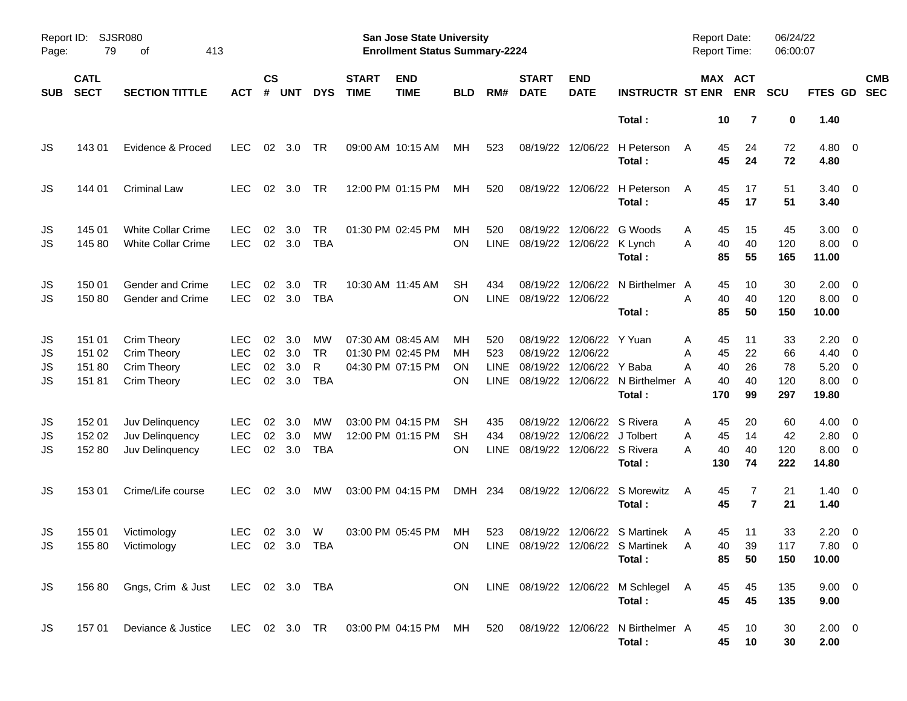Report ID: SJSR080

**San Jose State University**
**Enrollment Status Summary-2224**

Report Date: 06/24/22
Report Time: 06:00:07

| SUB | CATL SECT | SECTION TITTLE | ACT | CS # | UNT | DYS | START TIME | END TIME | BLD | RM# | START DATE | END DATE | INSTRUCTR | ST | MAX ENR | ACT ENR | SCU | FTES | GD | CMB SEC |
|---|---|---|---|---|---|---|---|---|---|---|---|---|---|---|---|---|---|---|---|---|
| | | | | | | | | | | | | | **Total :** | | **10** | **7** | **0** | **1.40** | | |
| JS | 143 01 | Evidence & Proced | LEC | 02 | 3.0 | TR | 09:00 AM | 10:15 AM | MH | 523 | 08/19/22 | 12/06/22 | H Peterson | A | 45 | 24 | 72 | 4.80 | 0 | |
| | | | | | | | | | | | | | **Total :** | | **45** | **24** | **72** | **4.80** | | |
| JS | 144 01 | Criminal Law | LEC | 02 | 3.0 | TR | 12:00 PM | 01:15 PM | MH | 520 | 08/19/22 | 12/06/22 | H Peterson | A | 45 | 17 | 51 | 3.40 | 0 | |
| | | | | | | | | | | | | | **Total :** | | **45** | **17** | **51** | **3.40** | | |
| JS | 145 01 | White Collar Crime | LEC | 02 | 3.0 | TR | 01:30 PM | 02:45 PM | MH | 520 | 08/19/22 | 12/06/22 | G Woods | A | 45 | 15 | 45 | 3.00 | 0 | |
| JS | 145 80 | White Collar Crime | LEC | 02 | 3.0 | TBA | | | ON | LINE | 08/19/22 | 12/06/22 | K Lynch | A | 40 | 40 | 120 | 8.00 | 0 | |
| | | | | | | | | | | | | | **Total :** | | **85** | **55** | **165** | **11.00** | | |
| JS | 150 01 | Gender and Crime | LEC | 02 | 3.0 | TR | 10:30 AM | 11:45 AM | SH | 434 | 08/19/22 | 12/06/22 | N Birthelmer | A | 45 | 10 | 30 | 2.00 | 0 | |
| JS | 150 80 | Gender and Crime | LEC | 02 | 3.0 | TBA | | | ON | LINE | 08/19/22 | 12/06/22 | | A | 40 | 40 | 120 | 8.00 | 0 | |
| | | | | | | | | | | | | | **Total :** | | **85** | **50** | **150** | **10.00** | | |
| JS | 151 01 | Crim Theory | LEC | 02 | 3.0 | MW | 07:30 AM | 08:45 AM | MH | 520 | 08/19/22 | 12/06/22 | Y Yuan | A | 45 | 11 | 33 | 2.20 | 0 | |
| JS | 151 02 | Crim Theory | LEC | 02 | 3.0 | TR | 01:30 PM | 02:45 PM | MH | 523 | 08/19/22 | 12/06/22 | | A | 45 | 22 | 66 | 4.40 | 0 | |
| JS | 151 80 | Crim Theory | LEC | 02 | 3.0 | R | 04:30 PM | 07:15 PM | ON | LINE | 08/19/22 | 12/06/22 | Y Baba | A | 40 | 26 | 78 | 5.20 | 0 | |
| JS | 151 81 | Crim Theory | LEC | 02 | 3.0 | TBA | | | ON | LINE | 08/19/22 | 12/06/22 | N Birthelmer | A | 40 | 40 | 120 | 8.00 | 0 | |
| | | | | | | | | | | | | | **Total :** | | **170** | **99** | **297** | **19.80** | | |
| JS | 152 01 | Juv Delinquency | LEC | 02 | 3.0 | MW | 03:00 PM | 04:15 PM | SH | 435 | 08/19/22 | 12/06/22 | S Rivera | A | 45 | 20 | 60 | 4.00 | 0 | |
| JS | 152 02 | Juv Delinquency | LEC | 02 | 3.0 | MW | 12:00 PM | 01:15 PM | SH | 434 | 08/19/22 | 12/06/22 | J Tolbert | A | 45 | 14 | 42 | 2.80 | 0 | |
| JS | 152 80 | Juv Delinquency | LEC | 02 | 3.0 | TBA | | | ON | LINE | 08/19/22 | 12/06/22 | S Rivera | A | 40 | 40 | 120 | 8.00 | 0 | |
| | | | | | | | | | | | | | **Total :** | | **130** | **74** | **222** | **14.80** | | |
| JS | 153 01 | Crime/Life course | LEC | 02 | 3.0 | MW | 03:00 PM | 04:15 PM | DMH | 234 | 08/19/22 | 12/06/22 | S Morewitz | A | 45 | 7 | 21 | 1.40 | 0 | |
| | | | | | | | | | | | | | **Total :** | | **45** | **7** | **21** | **1.40** | | |
| JS | 155 01 | Victimology | LEC | 02 | 3.0 | W | 03:00 PM | 05:45 PM | MH | 523 | 08/19/22 | 12/06/22 | S Martinek | A | 45 | 11 | 33 | 2.20 | 0 | |
| JS | 155 80 | Victimology | LEC | 02 | 3.0 | TBA | | | ON | LINE | 08/19/22 | 12/06/22 | S Martinek | A | 40 | 39 | 117 | 7.80 | 0 | |
| | | | | | | | | | | | | | **Total :** | | **85** | **50** | **150** | **10.00** | | |
| JS | 156 80 | Gngs, Crim & Just | LEC | 02 | 3.0 | TBA | | | ON | LINE | 08/19/22 | 12/06/22 | M Schlegel | A | 45 | 45 | 135 | 9.00 | 0 | |
| | | | | | | | | | | | | | **Total :** | | **45** | **45** | **135** | **9.00** | | |
| JS | 157 01 | Deviance & Justice | LEC | 02 | 3.0 | TR | 03:00 PM | 04:15 PM | MH | 520 | 08/19/22 | 12/06/22 | N Birthelmer | A | 45 | 10 | 30 | 2.00 | 0 | |
| | | | | | | | | | | | | | **Total :** | | **45** | **10** | **30** | **2.00** | | |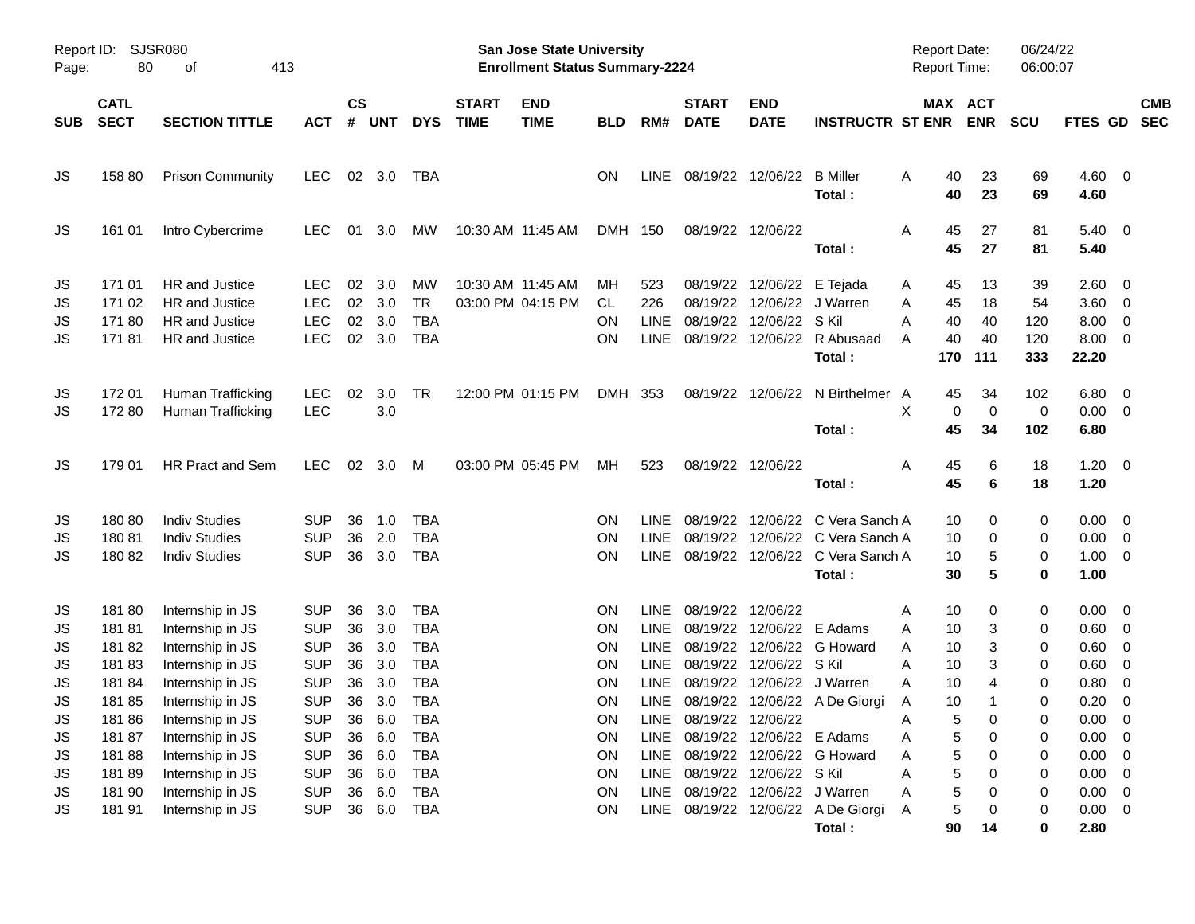Report ID: SJSR080

**San Jose State University**
**Enrollment Status Summary-2224**

Report Date: 06/24/22
Report Time: 06:00:07

| SUB | CATL SECT | SECTION TITTLE | ACT | CS # | UNT | DYS | START TIME | END TIME | BLD | RM# | START DATE | END DATE | INSTRUCTR | ST | MAX ENR | ACT ENR | SCU | FTES | GD | CMB SEC |
|---|---|---|---|---|---|---|---|---|---|---|---|---|---|---|---|---|---|---|---|---|
| JS | 158 80 | Prison Community | LEC | 02 | 3.0 | TBA | | | ON | LINE | 08/19/22 | 12/06/22 | B Miller | A | 40 | 23 | 69 | 4.60 | 0 | |
| | | | | | | | | | | | | | **Total :** | | **40** | **23** | **69** | **4.60** | | |
| JS | 161 01 | Intro Cybercrime | LEC | 01 | 3.0 | MW | 10:30 AM | 11:45 AM | DMH | 150 | 08/19/22 | 12/06/22 | | A | 45 | 27 | 81 | 5.40 | 0 | |
| | | | | | | | | | | | | | **Total :** | | **45** | **27** | **81** | **5.40** | | |
| JS | 171 01 | HR and Justice | LEC | 02 | 3.0 | MW | 10:30 AM | 11:45 AM | MH | 523 | 08/19/22 | 12/06/22 | E Tejada | A | 45 | 13 | 39 | 2.60 | 0 | |
| JS | 171 02 | HR and Justice | LEC | 02 | 3.0 | TR | 03:00 PM | 04:15 PM | CL | 226 | 08/19/22 | 12/06/22 | J Warren | A | 45 | 18 | 54 | 3.60 | 0 | |
| JS | 171 80 | HR and Justice | LEC | 02 | 3.0 | TBA | | | ON | LINE | 08/19/22 | 12/06/22 | S Kil | A | 40 | 40 | 120 | 8.00 | 0 | |
| JS | 171 81 | HR and Justice | LEC | 02 | 3.0 | TBA | | | ON | LINE | 08/19/22 | 12/06/22 | R Abusaad | A | 40 | 40 | 120 | 8.00 | 0 | |
| | | | | | | | | | | | | | **Total :** | | **170** | **111** | **333** | **22.20** | | |
| JS | 172 01 | Human Trafficking | LEC | 02 | 3.0 | TR | 12:00 PM | 01:15 PM | DMH | 353 | 08/19/22 | 12/06/22 | N Birthelmer | A | 45 | 34 | 102 | 6.80 | 0 | |
| JS | 172 80 | Human Trafficking | LEC | | 3.0 | | | | | | | | | X | 0 | 0 | 0 | 0.00 | 0 | |
| | | | | | | | | | | | | | **Total :** | | **45** | **34** | **102** | **6.80** | | |
| JS | 179 01 | HR Pract and Sem | LEC | 02 | 3.0 | M | 03:00 PM | 05:45 PM | MH | 523 | 08/19/22 | 12/06/22 | | A | 45 | 6 | 18 | 1.20 | 0 | |
| | | | | | | | | | | | | | **Total :** | | **45** | **6** | **18** | **1.20** | | |
| JS | 180 80 | Indiv Studies | SUP | 36 | 1.0 | TBA | | | ON | LINE | 08/19/22 | 12/06/22 | C Vera Sanch | A | 10 | 0 | 0 | 0.00 | 0 | |
| JS | 180 81 | Indiv Studies | SUP | 36 | 2.0 | TBA | | | ON | LINE | 08/19/22 | 12/06/22 | C Vera Sanch | A | 10 | 0 | 0 | 0.00 | 0 | |
| JS | 180 82 | Indiv Studies | SUP | 36 | 3.0 | TBA | | | ON | LINE | 08/19/22 | 12/06/22 | C Vera Sanch | A | 10 | 5 | 0 | 1.00 | 0 | |
| | | | | | | | | | | | | | **Total :** | | **30** | **5** | **0** | **1.00** | | |
| JS | 181 80 | Internship in JS | SUP | 36 | 3.0 | TBA | | | ON | LINE | 08/19/22 | 12/06/22 | | A | 10 | 0 | 0 | 0.00 | 0 | |
| JS | 181 81 | Internship in JS | SUP | 36 | 3.0 | TBA | | | ON | LINE | 08/19/22 | 12/06/22 | E Adams | A | 10 | 3 | 0 | 0.60 | 0 | |
| JS | 181 82 | Internship in JS | SUP | 36 | 3.0 | TBA | | | ON | LINE | 08/19/22 | 12/06/22 | G Howard | A | 10 | 3 | 0 | 0.60 | 0 | |
| JS | 181 83 | Internship in JS | SUP | 36 | 3.0 | TBA | | | ON | LINE | 08/19/22 | 12/06/22 | S Kil | A | 10 | 3 | 0 | 0.60 | 0 | |
| JS | 181 84 | Internship in JS | SUP | 36 | 3.0 | TBA | | | ON | LINE | 08/19/22 | 12/06/22 | J Warren | A | 10 | 4 | 0 | 0.80 | 0 | |
| JS | 181 85 | Internship in JS | SUP | 36 | 3.0 | TBA | | | ON | LINE | 08/19/22 | 12/06/22 | A De Giorgi | A | 10 | 1 | 0 | 0.20 | 0 | |
| JS | 181 86 | Internship in JS | SUP | 36 | 6.0 | TBA | | | ON | LINE | 08/19/22 | 12/06/22 | | A | 5 | 0 | 0 | 0.00 | 0 | |
| JS | 181 87 | Internship in JS | SUP | 36 | 6.0 | TBA | | | ON | LINE | 08/19/22 | 12/06/22 | E Adams | A | 5 | 0 | 0 | 0.00 | 0 | |
| JS | 181 88 | Internship in JS | SUP | 36 | 6.0 | TBA | | | ON | LINE | 08/19/22 | 12/06/22 | G Howard | A | 5 | 0 | 0 | 0.00 | 0 | |
| JS | 181 89 | Internship in JS | SUP | 36 | 6.0 | TBA | | | ON | LINE | 08/19/22 | 12/06/22 | S Kil | A | 5 | 0 | 0 | 0.00 | 0 | |
| JS | 181 90 | Internship in JS | SUP | 36 | 6.0 | TBA | | | ON | LINE | 08/19/22 | 12/06/22 | J Warren | A | 5 | 0 | 0 | 0.00 | 0 | |
| JS | 181 91 | Internship in JS | SUP | 36 | 6.0 | TBA | | | ON | LINE | 08/19/22 | 12/06/22 | A De Giorgi | A | 5 | 0 | 0 | 0.00 | 0 | |
| | | | | | | | | | | | | | **Total :** | | **90** | **14** | **0** | **2.80** | | |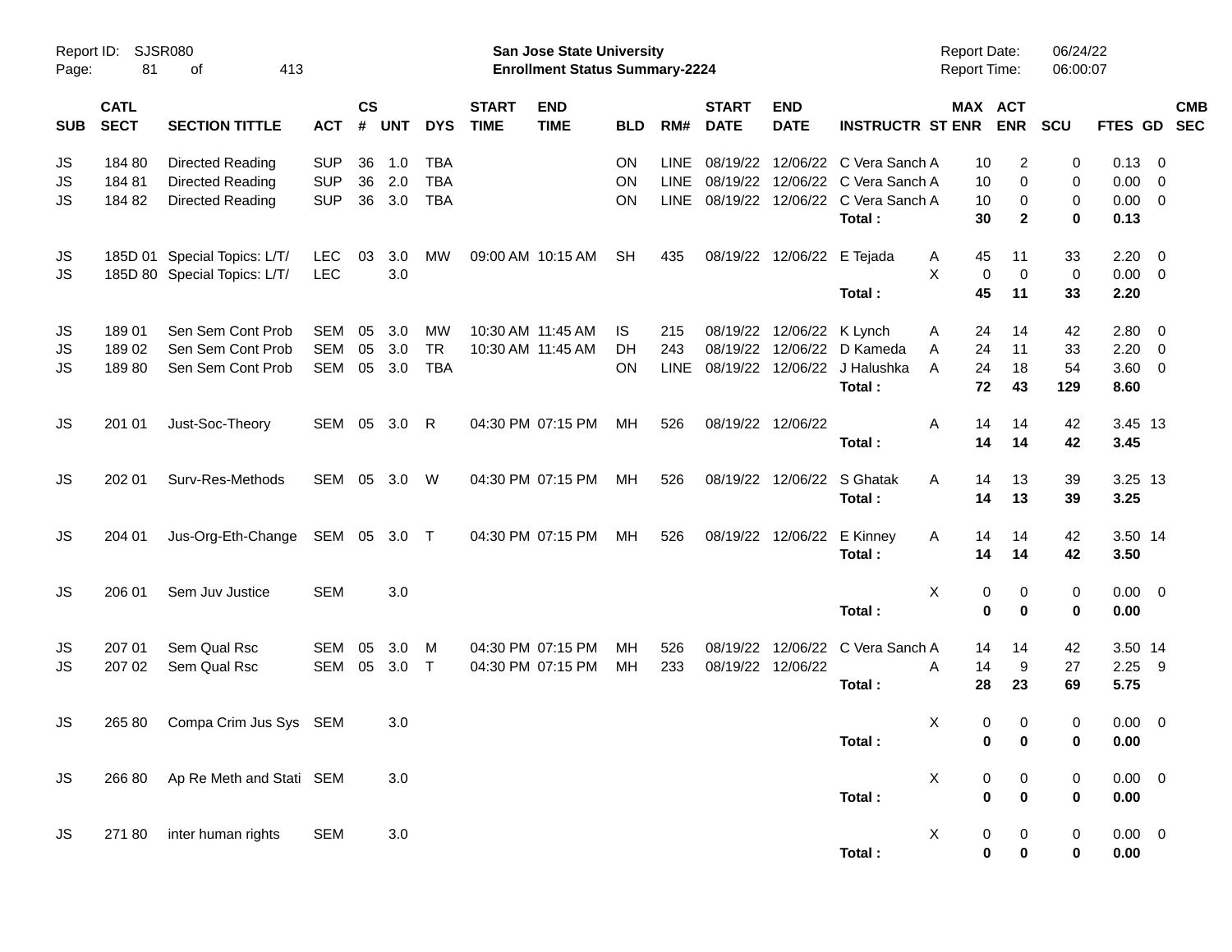Report ID: SJSR080

**San Jose State University**
**Enrollment Status Summary-2224**

Report Date: 06/24/22
Report Time: 06:00:07

| SUB | CATL SECT | SECTION TITTLE | ACT | CS # | UNT | DYS | START TIME | END TIME | BLD | RM# | START DATE | END DATE | INSTRUCTR | ST | MAX ENR | ACT ENR | SCU | FTES | GD | CMB SEC |
|---|---|---|---|---|---|---|---|---|---|---|---|---|---|---|---|---|---|---|---|---|
| JS | 184 80 | Directed Reading | SUP | 36 | 1.0 | TBA | | | ON | LINE | 08/19/22 | 12/06/22 | C Vera Sanch | A | 10 | 2 | 0 | 0.13 | 0 | |
| JS | 184 81 | Directed Reading | SUP | 36 | 2.0 | TBA | | | ON | LINE | 08/19/22 | 12/06/22 | C Vera Sanch | A | 10 | 0 | 0 | 0.00 | 0 | |
| JS | 184 82 | Directed Reading | SUP | 36 | 3.0 | TBA | | | ON | LINE | 08/19/22 | 12/06/22 | C Vera Sanch | A | 10 | 0 | 0 | 0.00 | 0 | |
| | | | | | | | | | | | | | **Total :** | | **30** | **2** | **0** | **0.13** | | |
| JS | 185D 01 | Special Topics: L/T/ | LEC | 03 | 3.0 | MW | 09:00 AM | 10:15 AM | SH | 435 | 08/19/22 | 12/06/22 | E Tejada | A | 45 | 11 | 33 | 2.20 | 0 | |
| JS | 185D 80 | Special Topics: L/T/ | LEC | | 3.0 | | | | | | | | | X | 0 | 0 | 0 | 0.00 | 0 | |
| | | | | | | | | | | | | | **Total :** | | **45** | **11** | **33** | **2.20** | | |
| JS | 189 01 | Sen Sem Cont Prob | SEM | 05 | 3.0 | MW | 10:30 AM | 11:45 AM | IS | 215 | 08/19/22 | 12/06/22 | K Lynch | A | 24 | 14 | 42 | 2.80 | 0 | |
| JS | 189 02 | Sen Sem Cont Prob | SEM | 05 | 3.0 | TR | 10:30 AM | 11:45 AM | DH | 243 | 08/19/22 | 12/06/22 | D Kameda | A | 24 | 11 | 33 | 2.20 | 0 | |
| JS | 189 80 | Sen Sem Cont Prob | SEM | 05 | 3.0 | TBA | | | ON | LINE | 08/19/22 | 12/06/22 | J Halushka | A | 24 | 18 | 54 | 3.60 | 0 | |
| | | | | | | | | | | | | | **Total :** | | **72** | **43** | **129** | **8.60** | | |
| JS | 201 01 | Just-Soc-Theory | SEM | 05 | 3.0 | R | 04:30 PM | 07:15 PM | MH | 526 | 08/19/22 | 12/06/22 | | A | 14 | 14 | 42 | 3.45 | 13 | |
| | | | | | | | | | | | | | **Total :** | | **14** | **14** | **42** | **3.45** | | |
| JS | 202 01 | Surv-Res-Methods | SEM | 05 | 3.0 | W | 04:30 PM | 07:15 PM | MH | 526 | 08/19/22 | 12/06/22 | S Ghatak | A | 14 | 13 | 39 | 3.25 | 13 | |
| | | | | | | | | | | | | | **Total :** | | **14** | **13** | **39** | **3.25** | | |
| JS | 204 01 | Jus-Org-Eth-Change | SEM | 05 | 3.0 | T | 04:30 PM | 07:15 PM | MH | 526 | 08/19/22 | 12/06/22 | E Kinney | A | 14 | 14 | 42 | 3.50 | 14 | |
| | | | | | | | | | | | | | **Total :** | | **14** | **14** | **42** | **3.50** | | |
| JS | 206 01 | Sem Juv Justice | SEM | | 3.0 | | | | | | | | | X | 0 | 0 | 0 | 0.00 | 0 | |
| | | | | | | | | | | | | | **Total :** | | **0** | **0** | **0** | **0.00** | | |
| JS | 207 01 | Sem Qual Rsc | SEM | 05 | 3.0 | M | 04:30 PM | 07:15 PM | MH | 526 | 08/19/22 | 12/06/22 | C Vera Sanch | A | 14 | 14 | 42 | 3.50 | 14 | |
| JS | 207 02 | Sem Qual Rsc | SEM | 05 | 3.0 | T | 04:30 PM | 07:15 PM | MH | 233 | 08/19/22 | 12/06/22 | | A | 14 | 9 | 27 | 2.25 | 9 | |
| | | | | | | | | | | | | | **Total :** | | **28** | **23** | **69** | **5.75** | | |
| JS | 265 80 | Compa Crim Jus Sys | SEM | | 3.0 | | | | | | | | | X | 0 | 0 | 0 | 0.00 | 0 | |
| | | | | | | | | | | | | | **Total :** | | **0** | **0** | **0** | **0.00** | | |
| JS | 266 80 | Ap Re Meth and Stati | SEM | | 3.0 | | | | | | | | | X | 0 | 0 | 0 | 0.00 | 0 | |
| | | | | | | | | | | | | | **Total :** | | **0** | **0** | **0** | **0.00** | | |
| JS | 271 80 | inter human rights | SEM | | 3.0 | | | | | | | | | X | 0 | 0 | 0 | 0.00 | 0 | |
| | | | | | | | | | | | | | **Total :** | | **0** | **0** | **0** | **0.00** | | |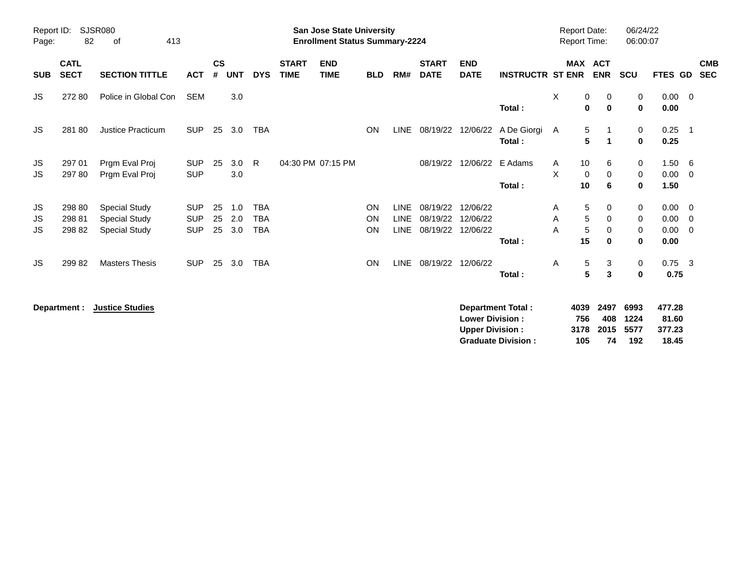Report ID: SJSR080
**San Jose State University**
**Enrollment Status Summary-2224**
Report Date: 06/24/22
Report Time: 06:00:07

| SUB | CATL SECT | SECTION TITTLE | ACT | CS # | UNT | DYS | START TIME | END TIME | BLD | RM# | START DATE | END DATE | INSTRUCTR | ST | MAX ENR | ACT ENR | SCU | FTES | GD | CMB SEC |
|---|---|---|---|---|---|---|---|---|---|---|---|---|---|---|---|---|---|---|---|---|
| JS | 272 80 | Police in Global Con | SEM | | 3.0 | | | | | | | | | X | 0 | 0 | 0 | 0.00 | 0 | |
| | | | | | | | | | | | | | **Total :** | | **0** | **0** | **0** | **0.00** | | |
| JS | 281 80 | Justice Practicum | SUP | 25 | 3.0 | TBA | | | ON | LINE | 08/19/22 | 12/06/22 | A De Giorgi | A | 5 | 1 | 0 | 0.25 | 1 | |
| | | | | | | | | | | | | | **Total :** | | **5** | **1** | **0** | **0.25** | | |
| JS | 297 01 | Prgm Eval Proj | SUP | 25 | 3.0 | R | 04:30 PM | 07:15 PM | | | 08/19/22 | 12/06/22 | E Adams | A | 10 | 6 | 0 | 1.50 | 6 | |
| JS | 297 80 | Prgm Eval Proj | SUP | | 3.0 | | | | | | | | | X | 0 | 0 | 0 | 0.00 | 0 | |
| | | | | | | | | | | | | | **Total :** | | **10** | **6** | **0** | **1.50** | | |
| JS | 298 80 | Special Study | SUP | 25 | 1.0 | TBA | | | ON | LINE | 08/19/22 | 12/06/22 | | A | 5 | 0 | 0 | 0.00 | 0 | |
| JS | 298 81 | Special Study | SUP | 25 | 2.0 | TBA | | | ON | LINE | 08/19/22 | 12/06/22 | | A | 5 | 0 | 0 | 0.00 | 0 | |
| JS | 298 82 | Special Study | SUP | 25 | 3.0 | TBA | | | ON | LINE | 08/19/22 | 12/06/22 | | A | 5 | 0 | 0 | 0.00 | 0 | |
| | | | | | | | | | | | | | **Total :** | | **15** | **0** | **0** | **0.00** | | |
| JS | 299 82 | Masters Thesis | SUP | 25 | 3.0 | TBA | | | ON | LINE | 08/19/22 | 12/06/22 | | A | 5 | 3 | 0 | 0.75 | 3 | |
| | | | | | | | | | | | | | **Total :** | | **5** | **3** | **0** | **0.75** | | |

**Department : Justice Studies**

| | MAX ENR | ACT ENR | SCU | FTES |
|---|---|---|---|---|
| **Department Total :** | **4039** | **2497** | **6993** | **477.28** |
| **Lower Division :** | **756** | **408** | **1224** | **81.60** |
| **Upper Division :** | **3178** | **2015** | **5577** | **377.23** |
| **Graduate Division :** | **105** | **74** | **192** | **18.45** |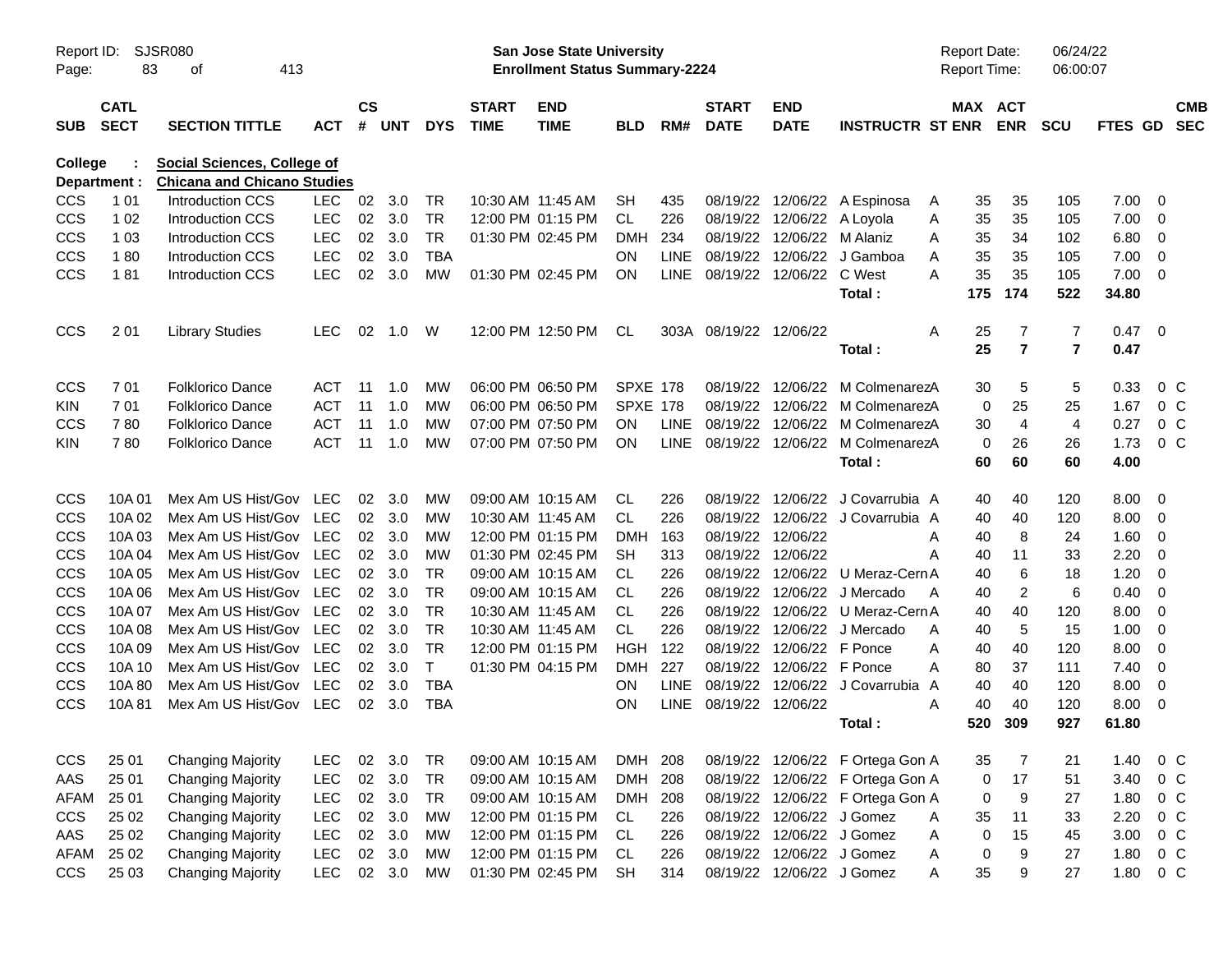Report ID: SJSR080
San Jose State University
Enrollment Status Summary-2224
Report Date: 06/24/22
Report Time: 06:00:07

**College : Social Sciences, College of**
**Department : Chicana and Chicano Studies**

| SUB | CATL SECT | SECTION TITTLE | ACT | CS # | UNT | DYS | START TIME | END TIME | BLD | RM# | START DATE | END DATE | INSTRUCTR | ST | MAX ENR | ACT ENR | SCU | FTES | GD | CMB SEC |
|---|---|---|---|---|---|---|---|---|---|---|---|---|---|---|---|---|---|---|---|---|
| CCS | 1 01 | Introduction CCS | LEC | 02 | 3.0 | TR | 10:30 AM | 11:45 AM | SH | 435 | 08/19/22 | 12/06/22 | A Espinosa | A | 35 | 35 | 105 | 7.00 | 0 | |
| CCS | 1 02 | Introduction CCS | LEC | 02 | 3.0 | TR | 12:00 PM | 01:15 PM | CL | 226 | 08/19/22 | 12/06/22 | A Loyola | A | 35 | 35 | 105 | 7.00 | 0 | |
| CCS | 1 03 | Introduction CCS | LEC | 02 | 3.0 | TR | 01:30 PM | 02:45 PM | DMH | 234 | 08/19/22 | 12/06/22 | M Alaniz | A | 35 | 34 | 102 | 6.80 | 0 | |
| CCS | 1 80 | Introduction CCS | LEC | 02 | 3.0 | TBA | | | ON | LINE | 08/19/22 | 12/06/22 | J Gamboa | A | 35 | 35 | 105 | 7.00 | 0 | |
| CCS | 1 81 | Introduction CCS | LEC | 02 | 3.0 | MW | 01:30 PM | 02:45 PM | ON | LINE | 08/19/22 | 12/06/22 | C West | A | 35 | 35 | 105 | 7.00 | 0 | |
| | | | | | | | | | | | | | **Total :** | | **175** | **174** | **522** | **34.80** | | |
| CCS | 2 01 | Library Studies | LEC | 02 | 1.0 | W | 12:00 PM | 12:50 PM | CL | 303A | 08/19/22 | 12/06/22 | | A | 25 | 7 | 7 | 0.47 | 0 | |
| | | | | | | | | | | | | | **Total :** | | **25** | **7** | **7** | **0.47** | | |
| CCS | 7 01 | Folklorico Dance | ACT | 11 | 1.0 | MW | 06:00 PM | 06:50 PM | SPXE | 178 | 08/19/22 | 12/06/22 | M Colmenarez | A | 30 | 5 | 5 | 0.33 | 0 | C |
| KIN | 7 01 | Folklorico Dance | ACT | 11 | 1.0 | MW | 06:00 PM | 06:50 PM | SPXE | 178 | 08/19/22 | 12/06/22 | M Colmenarez | A | 0 | 25 | 25 | 1.67 | 0 | C |
| CCS | 7 80 | Folklorico Dance | ACT | 11 | 1.0 | MW | 07:00 PM | 07:50 PM | ON | LINE | 08/19/22 | 12/06/22 | M Colmenarez | A | 30 | 4 | 4 | 0.27 | 0 | C |
| KIN | 7 80 | Folklorico Dance | ACT | 11 | 1.0 | MW | 07:00 PM | 07:50 PM | ON | LINE | 08/19/22 | 12/06/22 | M Colmenarez | A | 0 | 26 | 26 | 1.73 | 0 | C |
| | | | | | | | | | | | | | **Total :** | | **60** | **60** | **60** | **4.00** | | |
| CCS | 10A 01 | Mex Am US Hist/Gov | LEC | 02 | 3.0 | MW | 09:00 AM | 10:15 AM | CL | 226 | 08/19/22 | 12/06/22 | J Covarrubia | A | 40 | 40 | 120 | 8.00 | 0 | |
| CCS | 10A 02 | Mex Am US Hist/Gov | LEC | 02 | 3.0 | MW | 10:30 AM | 11:45 AM | CL | 226 | 08/19/22 | 12/06/22 | J Covarrubia | A | 40 | 40 | 120 | 8.00 | 0 | |
| CCS | 10A 03 | Mex Am US Hist/Gov | LEC | 02 | 3.0 | MW | 12:00 PM | 01:15 PM | DMH | 163 | 08/19/22 | 12/06/22 | | A | 40 | 8 | 24 | 1.60 | 0 | |
| CCS | 10A 04 | Mex Am US Hist/Gov | LEC | 02 | 3.0 | MW | 01:30 PM | 02:45 PM | SH | 313 | 08/19/22 | 12/06/22 | | A | 40 | 11 | 33 | 2.20 | 0 | |
| CCS | 10A 05 | Mex Am US Hist/Gov | LEC | 02 | 3.0 | TR | 09:00 AM | 10:15 AM | CL | 226 | 08/19/22 | 12/06/22 | U Meraz-Cern | A | 40 | 6 | 18 | 1.20 | 0 | |
| CCS | 10A 06 | Mex Am US Hist/Gov | LEC | 02 | 3.0 | TR | 09:00 AM | 10:15 AM | CL | 226 | 08/19/22 | 12/06/22 | J Mercado | A | 40 | 2 | 6 | 0.40 | 0 | |
| CCS | 10A 07 | Mex Am US Hist/Gov | LEC | 02 | 3.0 | TR | 10:30 AM | 11:45 AM | CL | 226 | 08/19/22 | 12/06/22 | U Meraz-Cern | A | 40 | 40 | 120 | 8.00 | 0 | |
| CCS | 10A 08 | Mex Am US Hist/Gov | LEC | 02 | 3.0 | TR | 10:30 AM | 11:45 AM | CL | 226 | 08/19/22 | 12/06/22 | J Mercado | A | 40 | 5 | 15 | 1.00 | 0 | |
| CCS | 10A 09 | Mex Am US Hist/Gov | LEC | 02 | 3.0 | TR | 12:00 PM | 01:15 PM | HGH | 122 | 08/19/22 | 12/06/22 | F Ponce | A | 40 | 40 | 120 | 8.00 | 0 | |
| CCS | 10A 10 | Mex Am US Hist/Gov | LEC | 02 | 3.0 | T | 01:30 PM | 04:15 PM | DMH | 227 | 08/19/22 | 12/06/22 | F Ponce | A | 80 | 37 | 111 | 7.40 | 0 | |
| CCS | 10A 80 | Mex Am US Hist/Gov | LEC | 02 | 3.0 | TBA | | | ON | LINE | 08/19/22 | 12/06/22 | J Covarrubia | A | 40 | 40 | 120 | 8.00 | 0 | |
| CCS | 10A 81 | Mex Am US Hist/Gov | LEC | 02 | 3.0 | TBA | | | ON | LINE | 08/19/22 | 12/06/22 | | A | 40 | 40 | 120 | 8.00 | 0 | |
| | | | | | | | | | | | | | **Total :** | | **520** | **309** | **927** | **61.80** | | |
| CCS | 25 01 | Changing Majority | LEC | 02 | 3.0 | TR | 09:00 AM | 10:15 AM | DMH | 208 | 08/19/22 | 12/06/22 | F Ortega Gon | A | 35 | 7 | 21 | 1.40 | 0 | C |
| AAS | 25 01 | Changing Majority | LEC | 02 | 3.0 | TR | 09:00 AM | 10:15 AM | DMH | 208 | 08/19/22 | 12/06/22 | F Ortega Gon | A | 0 | 17 | 51 | 3.40 | 0 | C |
| AFAM | 25 01 | Changing Majority | LEC | 02 | 3.0 | TR | 09:00 AM | 10:15 AM | DMH | 208 | 08/19/22 | 12/06/22 | F Ortega Gon | A | 0 | 9 | 27 | 1.80 | 0 | C |
| CCS | 25 02 | Changing Majority | LEC | 02 | 3.0 | MW | 12:00 PM | 01:15 PM | CL | 226 | 08/19/22 | 12/06/22 | J Gomez | A | 35 | 11 | 33 | 2.20 | 0 | C |
| AAS | 25 02 | Changing Majority | LEC | 02 | 3.0 | MW | 12:00 PM | 01:15 PM | CL | 226 | 08/19/22 | 12/06/22 | J Gomez | A | 0 | 15 | 45 | 3.00 | 0 | C |
| AFAM | 25 02 | Changing Majority | LEC | 02 | 3.0 | MW | 12:00 PM | 01:15 PM | CL | 226 | 08/19/22 | 12/06/22 | J Gomez | A | 0 | 9 | 27 | 1.80 | 0 | C |
| CCS | 25 03 | Changing Majority | LEC | 02 | 3.0 | MW | 01:30 PM | 02:45 PM | SH | 314 | 08/19/22 | 12/06/22 | J Gomez | A | 35 | 9 | 27 | 1.80 | 0 | C |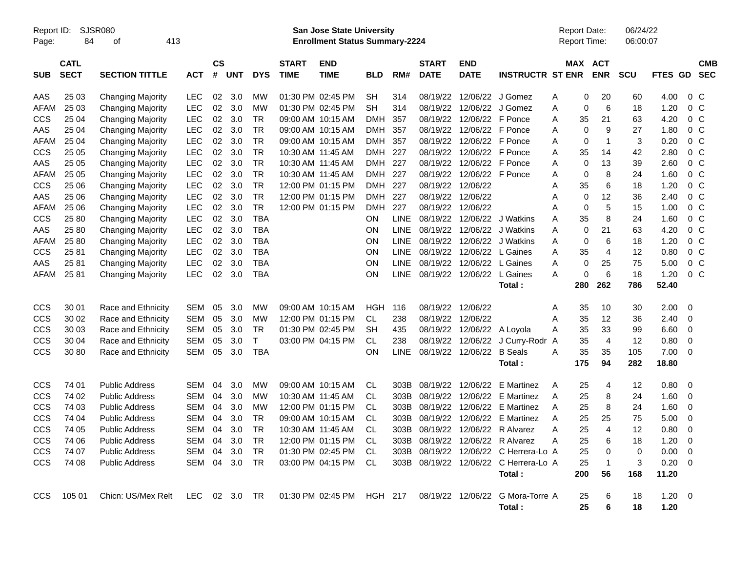Report ID: SJSR080
Page: 84 of 413

**San Jose State University**
**Enrollment Status Summary-2224**

Report Date: 06/24/22
Report Time: 06:00:07

| SUB | CATL SECT | SECTION TITTLE | ACT | CS # | UNT | DYS | START TIME | END TIME | BLD | RM# | START DATE | END DATE | INSTRUCTR | ST | MAX ENR | ACT ENR | SCU | FTES | GD | CMB SEC |
|---|---|---|---|---|---|---|---|---|---|---|---|---|---|---|---|---|---|---|---|---|
| AAS | 25 03 | Changing Majority | LEC | 02 | 3.0 | MW | 01:30 PM | 02:45 PM | SH | 314 | 08/19/22 | 12/06/22 | J Gomez | A | 0 | 20 | 60 | 4.00 | 0 | C |
| AFAM | 25 03 | Changing Majority | LEC | 02 | 3.0 | MW | 01:30 PM | 02:45 PM | SH | 314 | 08/19/22 | 12/06/22 | J Gomez | A | 0 | 6 | 18 | 1.20 | 0 | C |
| CCS | 25 04 | Changing Majority | LEC | 02 | 3.0 | TR | 09:00 AM | 10:15 AM | DMH | 357 | 08/19/22 | 12/06/22 | F Ponce | A | 35 | 21 | 63 | 4.20 | 0 | C |
| AAS | 25 04 | Changing Majority | LEC | 02 | 3.0 | TR | 09:00 AM | 10:15 AM | DMH | 357 | 08/19/22 | 12/06/22 | F Ponce | A | 0 | 9 | 27 | 1.80 | 0 | C |
| AFAM | 25 04 | Changing Majority | LEC | 02 | 3.0 | TR | 09:00 AM | 10:15 AM | DMH | 357 | 08/19/22 | 12/06/22 | F Ponce | A | 0 | 1 | 3 | 0.20 | 0 | C |
| CCS | 25 05 | Changing Majority | LEC | 02 | 3.0 | TR | 10:30 AM | 11:45 AM | DMH | 227 | 08/19/22 | 12/06/22 | F Ponce | A | 35 | 14 | 42 | 2.80 | 0 | C |
| AAS | 25 05 | Changing Majority | LEC | 02 | 3.0 | TR | 10:30 AM | 11:45 AM | DMH | 227 | 08/19/22 | 12/06/22 | F Ponce | A | 0 | 13 | 39 | 2.60 | 0 | C |
| AFAM | 25 05 | Changing Majority | LEC | 02 | 3.0 | TR | 10:30 AM | 11:45 AM | DMH | 227 | 08/19/22 | 12/06/22 | F Ponce | A | 0 | 8 | 24 | 1.60 | 0 | C |
| CCS | 25 06 | Changing Majority | LEC | 02 | 3.0 | TR | 12:00 PM | 01:15 PM | DMH | 227 | 08/19/22 | 12/06/22 | | A | 35 | 6 | 18 | 1.20 | 0 | C |
| AAS | 25 06 | Changing Majority | LEC | 02 | 3.0 | TR | 12:00 PM | 01:15 PM | DMH | 227 | 08/19/22 | 12/06/22 | | A | 0 | 12 | 36 | 2.40 | 0 | C |
| AFAM | 25 06 | Changing Majority | LEC | 02 | 3.0 | TR | 12:00 PM | 01:15 PM | DMH | 227 | 08/19/22 | 12/06/22 | | A | 0 | 5 | 15 | 1.00 | 0 | C |
| CCS | 25 80 | Changing Majority | LEC | 02 | 3.0 | TBA | | | ON | LINE | 08/19/22 | 12/06/22 | J Watkins | A | 35 | 8 | 24 | 1.60 | 0 | C |
| AAS | 25 80 | Changing Majority | LEC | 02 | 3.0 | TBA | | | ON | LINE | 08/19/22 | 12/06/22 | J Watkins | A | 0 | 21 | 63 | 4.20 | 0 | C |
| AFAM | 25 80 | Changing Majority | LEC | 02 | 3.0 | TBA | | | ON | LINE | 08/19/22 | 12/06/22 | J Watkins | A | 0 | 6 | 18 | 1.20 | 0 | C |
| CCS | 25 81 | Changing Majority | LEC | 02 | 3.0 | TBA | | | ON | LINE | 08/19/22 | 12/06/22 | L Gaines | A | 35 | 4 | 12 | 0.80 | 0 | C |
| AAS | 25 81 | Changing Majority | LEC | 02 | 3.0 | TBA | | | ON | LINE | 08/19/22 | 12/06/22 | L Gaines | A | 0 | 25 | 75 | 5.00 | 0 | C |
| AFAM | 25 81 | Changing Majority | LEC | 02 | 3.0 | TBA | | | ON | LINE | 08/19/22 | 12/06/22 | L Gaines | A | 0 | 6 | 18 | 1.20 | 0 | C |
| | | | | | | | | | | | | | **Total :** | | **280** | **262** | **786** | **52.40** | | |
| CCS | 30 01 | Race and Ethnicity | SEM | 05 | 3.0 | MW | 09:00 AM | 10:15 AM | HGH | 116 | 08/19/22 | 12/06/22 | | A | 35 | 10 | 30 | 2.00 | 0 | |
| CCS | 30 02 | Race and Ethnicity | SEM | 05 | 3.0 | MW | 12:00 PM | 01:15 PM | CL | 238 | 08/19/22 | 12/06/22 | | A | 35 | 12 | 36 | 2.40 | 0 | |
| CCS | 30 03 | Race and Ethnicity | SEM | 05 | 3.0 | TR | 01:30 PM | 02:45 PM | SH | 435 | 08/19/22 | 12/06/22 | A Loyola | A | 35 | 33 | 99 | 6.60 | 0 | |
| CCS | 30 04 | Race and Ethnicity | SEM | 05 | 3.0 | T | 03:00 PM | 04:15 PM | CL | 238 | 08/19/22 | 12/06/22 | J Curry-Rodr | A | 35 | 4 | 12 | 0.80 | 0 | |
| CCS | 30 80 | Race and Ethnicity | SEM | 05 | 3.0 | TBA | | | ON | LINE | 08/19/22 | 12/06/22 | B Seals | A | 35 | 35 | 105 | 7.00 | 0 | |
| | | | | | | | | | | | | | **Total :** | | **175** | **94** | **282** | **18.80** | | |
| CCS | 74 01 | Public Address | SEM | 04 | 3.0 | MW | 09:00 AM | 10:15 AM | CL | 303B | 08/19/22 | 12/06/22 | E Martinez | A | 25 | 4 | 12 | 0.80 | 0 | |
| CCS | 74 02 | Public Address | SEM | 04 | 3.0 | MW | 10:30 AM | 11:45 AM | CL | 303B | 08/19/22 | 12/06/22 | E Martinez | A | 25 | 8 | 24 | 1.60 | 0 | |
| CCS | 74 03 | Public Address | SEM | 04 | 3.0 | MW | 12:00 PM | 01:15 PM | CL | 303B | 08/19/22 | 12/06/22 | E Martinez | A | 25 | 8 | 24 | 1.60 | 0 | |
| CCS | 74 04 | Public Address | SEM | 04 | 3.0 | TR | 09:00 AM | 10:15 AM | CL | 303B | 08/19/22 | 12/06/22 | E Martinez | A | 25 | 25 | 75 | 5.00 | 0 | |
| CCS | 74 05 | Public Address | SEM | 04 | 3.0 | TR | 10:30 AM | 11:45 AM | CL | 303B | 08/19/22 | 12/06/22 | R Alvarez | A | 25 | 4 | 12 | 0.80 | 0 | |
| CCS | 74 06 | Public Address | SEM | 04 | 3.0 | TR | 12:00 PM | 01:15 PM | CL | 303B | 08/19/22 | 12/06/22 | R Alvarez | A | 25 | 6 | 18 | 1.20 | 0 | |
| CCS | 74 07 | Public Address | SEM | 04 | 3.0 | TR | 01:30 PM | 02:45 PM | CL | 303B | 08/19/22 | 12/06/22 | C Herrera-Lo | A | 25 | 0 | 0 | 0.00 | 0 | |
| CCS | 74 08 | Public Address | SEM | 04 | 3.0 | TR | 03:00 PM | 04:15 PM | CL | 303B | 08/19/22 | 12/06/22 | C Herrera-Lo | A | 25 | 1 | 3 | 0.20 | 0 | |
| | | | | | | | | | | | | | **Total :** | | **200** | **56** | **168** | **11.20** | | |
| CCS | 105 01 | Chicn: US/Mex Relt | LEC | 02 | 3.0 | TR | 01:30 PM | 02:45 PM | HGH | 217 | 08/19/22 | 12/06/22 | G Mora-Torre | A | 25 | 6 | 18 | 1.20 | 0 | |
| | | | | | | | | | | | | | **Total :** | | **25** | **6** | **18** | **1.20** | | |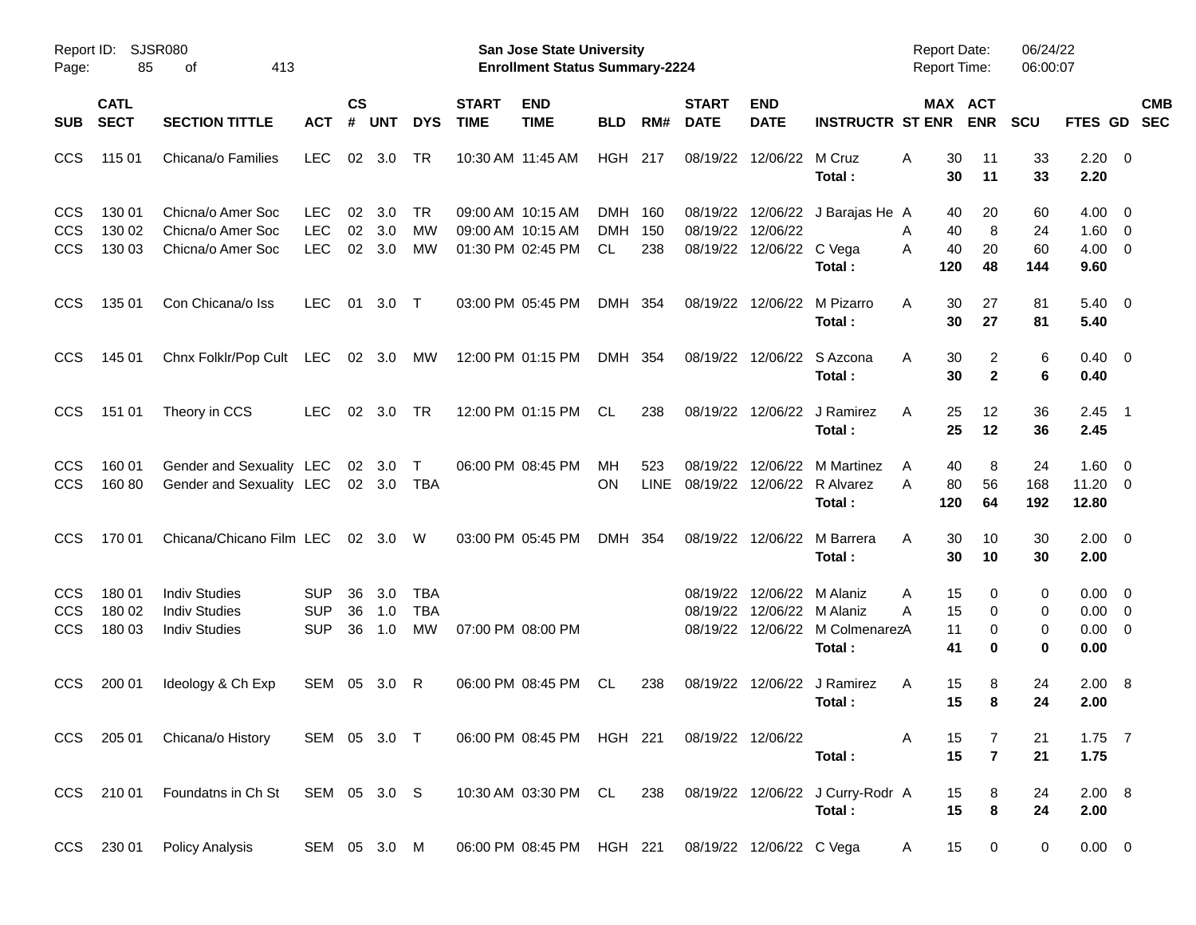Report ID: SJSR080

**San Jose State University**
**Enrollment Status Summary-2224**

Report Date: 06/24/22
Report Time: 06:00:07

| SUB | CATL SECT | SECTION TITTLE | ACT | CS # | UNT | DYS | START TIME | END TIME | BLD | RM# | START DATE | END DATE | INSTRUCTR | ST | MAX ENR | ACT ENR | SCU | FTES | GD | CMB SEC |
|---|---|---|---|---|---|---|---|---|---|---|---|---|---|---|---|---|---|---|---|---|
| CCS | 115 01 | Chicana/o Families | LEC | 02 | 3.0 | TR | 10:30 AM | 11:45 AM | HGH | 217 | 08/19/22 | 12/06/22 | M Cruz | A | 30 | 11 | 33 | 2.20 | 0 | |
| | | | | | | | | | | | | | **Total :** | | **30** | **11** | **33** | **2.20** | | |
| CCS | 130 01 | Chicna/o Amer Soc | LEC | 02 | 3.0 | TR | 09:00 AM | 10:15 AM | DMH | 160 | 08/19/22 | 12/06/22 | J Barajas He | A | 40 | 20 | 60 | 4.00 | 0 | |
| CCS | 130 02 | Chicna/o Amer Soc | LEC | 02 | 3.0 | MW | 09:00 AM | 10:15 AM | DMH | 150 | 08/19/22 | 12/06/22 | | A | 40 | 8 | 24 | 1.60 | 0 | |
| CCS | 130 03 | Chicna/o Amer Soc | LEC | 02 | 3.0 | MW | 01:30 PM | 02:45 PM | CL | 238 | 08/19/22 | 12/06/22 | C Vega | A | 40 | 20 | 60 | 4.00 | 0 | |
| | | | | | | | | | | | | | **Total :** | | **120** | **48** | **144** | **9.60** | | |
| CCS | 135 01 | Con Chicana/o Iss | LEC | 01 | 3.0 | T | 03:00 PM | 05:45 PM | DMH | 354 | 08/19/22 | 12/06/22 | M Pizarro | A | 30 | 27 | 81 | 5.40 | 0 | |
| | | | | | | | | | | | | | **Total :** | | **30** | **27** | **81** | **5.40** | | |
| CCS | 145 01 | Chnx Folklr/Pop Cult | LEC | 02 | 3.0 | MW | 12:00 PM | 01:15 PM | DMH | 354 | 08/19/22 | 12/06/22 | S Azcona | A | 30 | 2 | 6 | 0.40 | 0 | |
| | | | | | | | | | | | | | **Total :** | | **30** | **2** | **6** | **0.40** | | |
| CCS | 151 01 | Theory in CCS | LEC | 02 | 3.0 | TR | 12:00 PM | 01:15 PM | CL | 238 | 08/19/22 | 12/06/22 | J Ramirez | A | 25 | 12 | 36 | 2.45 | 1 | |
| | | | | | | | | | | | | | **Total :** | | **25** | **12** | **36** | **2.45** | | |
| CCS | 160 01 | Gender and Sexuality | LEC | 02 | 3.0 | T | 06:00 PM | 08:45 PM | MH | 523 | 08/19/22 | 12/06/22 | M Martinez | A | 40 | 8 | 24 | 1.60 | 0 | |
| CCS | 160 80 | Gender and Sexuality | LEC | 02 | 3.0 | TBA | | | ON | LINE | 08/19/22 | 12/06/22 | R Alvarez | A | 80 | 56 | 168 | 11.20 | 0 | |
| | | | | | | | | | | | | | **Total :** | | **120** | **64** | **192** | **12.80** | | |
| CCS | 170 01 | Chicana/Chicano Film | LEC | 02 | 3.0 | W | 03:00 PM | 05:45 PM | DMH | 354 | 08/19/22 | 12/06/22 | M Barrera | A | 30 | 10 | 30 | 2.00 | 0 | |
| | | | | | | | | | | | | | **Total :** | | **30** | **10** | **30** | **2.00** | | |
| CCS | 180 01 | Indiv Studies | SUP | 36 | 3.0 | TBA | | | | | 08/19/22 | 12/06/22 | M Alaniz | A | 15 | 0 | 0 | 0.00 | 0 | |
| CCS | 180 02 | Indiv Studies | SUP | 36 | 1.0 | TBA | | | | | 08/19/22 | 12/06/22 | M Alaniz | A | 15 | 0 | 0 | 0.00 | 0 | |
| CCS | 180 03 | Indiv Studies | SUP | 36 | 1.0 | MW | 07:00 PM | 08:00 PM | | | 08/19/22 | 12/06/22 | M Colmenarez | A | 11 | 0 | 0 | 0.00 | 0 | |
| | | | | | | | | | | | | | **Total :** | | **41** | **0** | **0** | **0.00** | | |
| CCS | 200 01 | Ideology & Ch Exp | SEM | 05 | 3.0 | R | 06:00 PM | 08:45 PM | CL | 238 | 08/19/22 | 12/06/22 | J Ramirez | A | 15 | 8 | 24 | 2.00 | 8 | |
| | | | | | | | | | | | | | **Total :** | | **15** | **8** | **24** | **2.00** | | |
| CCS | 205 01 | Chicana/o History | SEM | 05 | 3.0 | T | 06:00 PM | 08:45 PM | HGH | 221 | 08/19/22 | 12/06/22 | | A | 15 | 7 | 21 | 1.75 | 7 | |
| | | | | | | | | | | | | | **Total :** | | **15** | **7** | **21** | **1.75** | | |
| CCS | 210 01 | Foundatns in Ch St | SEM | 05 | 3.0 | S | 10:30 AM | 03:30 PM | CL | 238 | 08/19/22 | 12/06/22 | J Curry-Rodr | A | 15 | 8 | 24 | 2.00 | 8 | |
| | | | | | | | | | | | | | **Total :** | | **15** | **8** | **24** | **2.00** | | |
| CCS | 230 01 | Policy Analysis | SEM | 05 | 3.0 | M | 06:00 PM | 08:45 PM | HGH | 221 | 08/19/22 | 12/06/22 | C Vega | A | 15 | 0 | 0 | 0.00 | 0 | |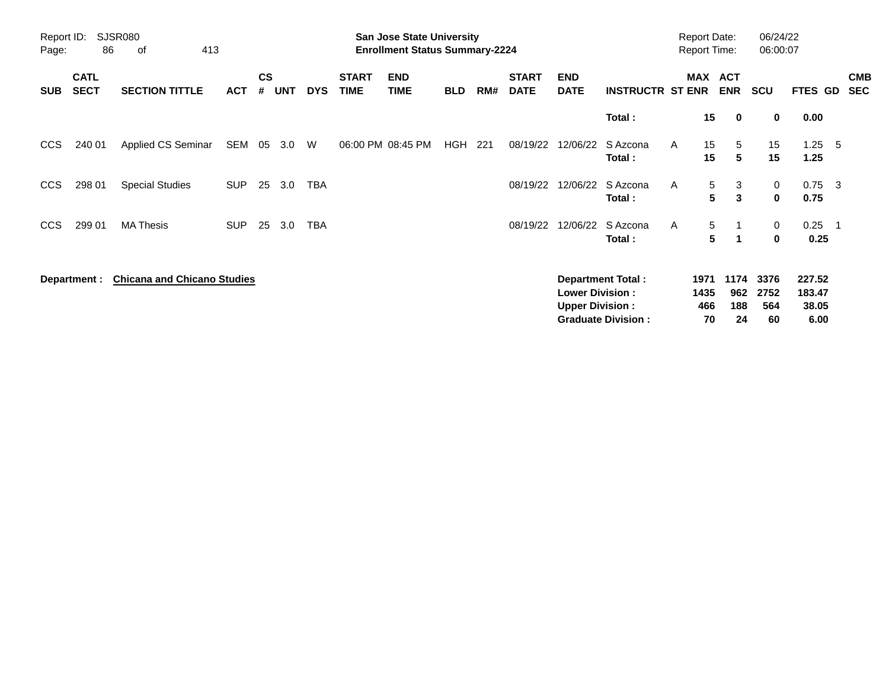Report ID: SJSR080

**San Jose State University**
**Enrollment Status Summary-2224**

Report Date: 06/24/22
Report Time: 06:00:07

| SUB | CATL SECT | SECTION TITTLE | ACT | CS # | UNT | DYS | START TIME | END TIME | BLD | RM# | START DATE | END DATE | INSTRUCTR | ST | MAX ENR | ACT ENR | SCU | FTES | GD | CMB SEC |
|---|---|---|---|---|---|---|---|---|---|---|---|---|---|---|---|---|---|---|---|---|
| | | | | | | | | | | | | | **Total :** | | **15** | **0** | **0** | **0.00** | | |
| CCS | 240 01 | Applied CS Seminar | SEM | 05 | 3.0 | W | 06:00 PM | 08:45 PM | HGH | 221 | 08/19/22 | 12/06/22 | S Azcona | A | 15 | 5 | 15 | 1.25 | 5 | |
| | | | | | | | | | | | | | **Total :** | | **15** | **5** | **15** | **1.25** | | |
| CCS | 298 01 | Special Studies | SUP | 25 | 3.0 | TBA | | | | | 08/19/22 | 12/06/22 | S Azcona | A | 5 | 3 | 0 | 0.75 | 3 | |
| | | | | | | | | | | | | | **Total :** | | **5** | **3** | **0** | **0.75** | | |
| CCS | 299 01 | MA Thesis | SUP | 25 | 3.0 | TBA | | | | | 08/19/22 | 12/06/22 | S Azcona | A | 5 | 1 | 0 | 0.25 | 1 | |
| | | | | | | | | | | | | | **Total :** | | **5** | **1** | **0** | **0.25** | | |

**Department : Chicana and Chicano Studies**

| | MAX ENR | ACT ENR | SCU | FTES |
|---|---|---|---|---|
| **Department Total :** | **1971** | **1174** | **3376** | **227.52** |
| **Lower Division :** | **1435** | **962** | **2752** | **183.47** |
| **Upper Division :** | **466** | **188** | **564** | **38.05** |
| **Graduate Division :** | **70** | **24** | **60** | **6.00** |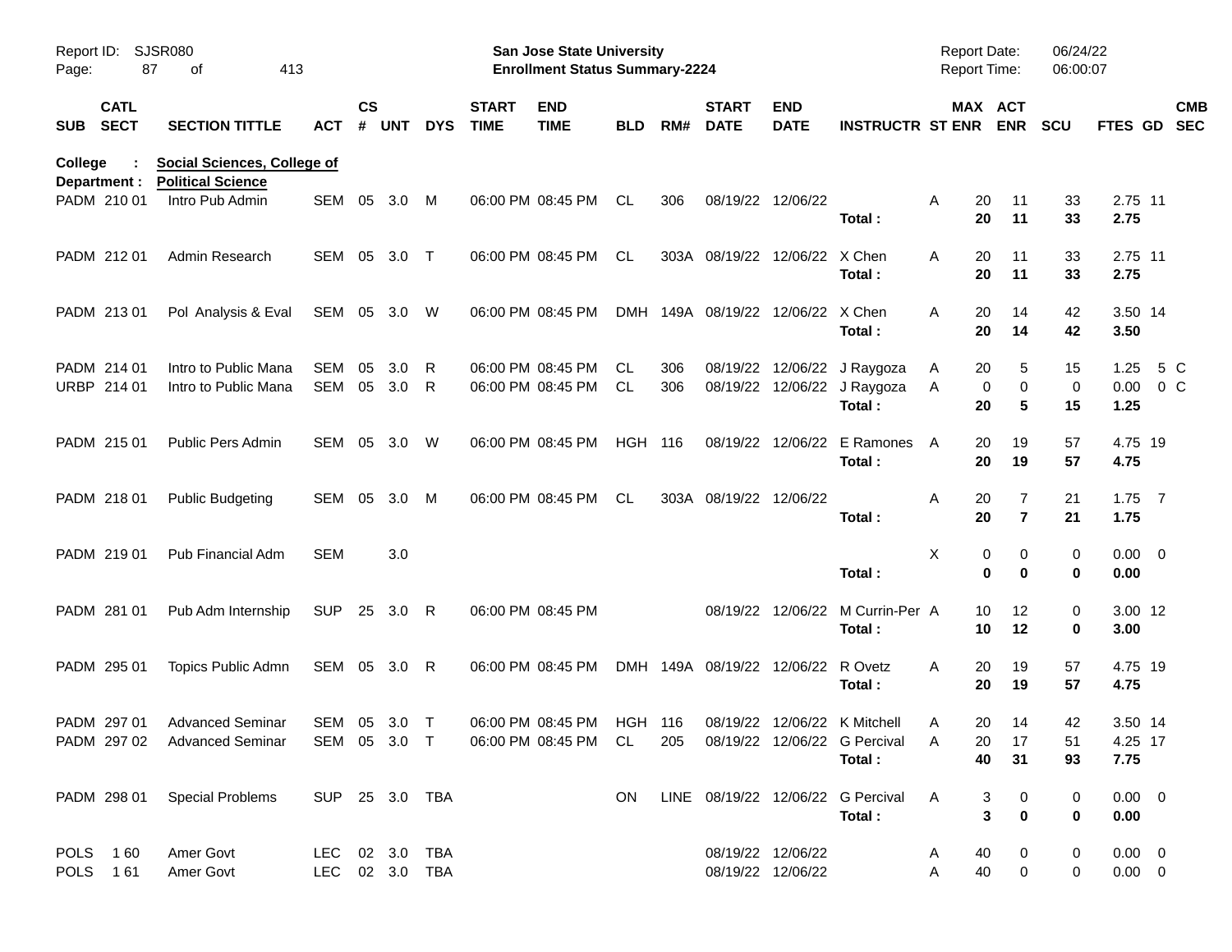Report ID: SJSR080

**San Jose State University**
**Enrollment Status Summary-2224**

Report Date: 06/24/22
Report Time: 06:00:07

College : **Social Sciences, College of**
Department : **Political Science**

| SUB | CATL SECT | SECTION TITTLE | ACT | CS # | UNT | DYS | START TIME | END TIME | BLD | RM# | START DATE | END DATE | INSTRUCTR | ST | MAX ENR | ACT ENR | SCU | FTES | GD | CMB SEC |
|---|---|---|---|---|---|---|---|---|---|---|---|---|---|---|---|---|---|---|---|---|
| PADM | 210 01 | Intro Pub Admin | SEM | 05 | 3.0 | M | 06:00 PM | 08:45 PM | CL | 306 | 08/19/22 | 12/06/22 | | A | 20 | 11 | 33 | 2.75 | 11 | |
| | | | | | | | | | | | | | **Total :** | | **20** | **11** | **33** | **2.75** | | |
| PADM | 212 01 | Admin Research | SEM | 05 | 3.0 | T | 06:00 PM | 08:45 PM | CL | 303A | 08/19/22 | 12/06/22 | X Chen | A | 20 | 11 | 33 | 2.75 | 11 | |
| | | | | | | | | | | | | | **Total :** | | **20** | **11** | **33** | **2.75** | | |
| PADM | 213 01 | Pol Analysis & Eval | SEM | 05 | 3.0 | W | 06:00 PM | 08:45 PM | DMH | 149A | 08/19/22 | 12/06/22 | X Chen | A | 20 | 14 | 42 | 3.50 | 14 | |
| | | | | | | | | | | | | | **Total :** | | **20** | **14** | **42** | **3.50** | | |
| PADM | 214 01 | Intro to Public Mana | SEM | 05 | 3.0 | R | 06:00 PM | 08:45 PM | CL | 306 | 08/19/22 | 12/06/22 | J Raygoza | A | 20 | 5 | 15 | 1.25 | 5 | C |
| URBP | 214 01 | Intro to Public Mana | SEM | 05 | 3.0 | R | 06:00 PM | 08:45 PM | CL | 306 | 08/19/22 | 12/06/22 | J Raygoza | A | 0 | 0 | 0 | 0.00 | 0 | C |
| | | | | | | | | | | | | | **Total :** | | **20** | **5** | **15** | **1.25** | | |
| PADM | 215 01 | Public Pers Admin | SEM | 05 | 3.0 | W | 06:00 PM | 08:45 PM | HGH | 116 | 08/19/22 | 12/06/22 | E Ramones | A | 20 | 19 | 57 | 4.75 | 19 | |
| | | | | | | | | | | | | | **Total :** | | **20** | **19** | **57** | **4.75** | | |
| PADM | 218 01 | Public Budgeting | SEM | 05 | 3.0 | M | 06:00 PM | 08:45 PM | CL | 303A | 08/19/22 | 12/06/22 | | A | 20 | 7 | 21 | 1.75 | 7 | |
| | | | | | | | | | | | | | **Total :** | | **20** | **7** | **21** | **1.75** | | |
| PADM | 219 01 | Pub Financial Adm | SEM | | 3.0 | | | | | | | | | X | 0 | 0 | 0 | 0.00 | 0 | |
| | | | | | | | | | | | | | **Total :** | | **0** | **0** | **0** | **0.00** | | |
| PADM | 281 01 | Pub Adm Internship | SUP | 25 | 3.0 | R | 06:00 PM | 08:45 PM | | | 08/19/22 | 12/06/22 | M Currin-Per | A | 10 | 12 | 0 | 3.00 | 12 | |
| | | | | | | | | | | | | | **Total :** | | **10** | **12** | **0** | **3.00** | | |
| PADM | 295 01 | Topics Public Admn | SEM | 05 | 3.0 | R | 06:00 PM | 08:45 PM | DMH | 149A | 08/19/22 | 12/06/22 | R Ovetz | A | 20 | 19 | 57 | 4.75 | 19 | |
| | | | | | | | | | | | | | **Total :** | | **20** | **19** | **57** | **4.75** | | |
| PADM | 297 01 | Advanced Seminar | SEM | 05 | 3.0 | T | 06:00 PM | 08:45 PM | HGH | 116 | 08/19/22 | 12/06/22 | K Mitchell | A | 20 | 14 | 42 | 3.50 | 14 | |
| PADM | 297 02 | Advanced Seminar | SEM | 05 | 3.0 | T | 06:00 PM | 08:45 PM | CL | 205 | 08/19/22 | 12/06/22 | G Percival | A | 20 | 17 | 51 | 4.25 | 17 | |
| | | | | | | | | | | | | | **Total :** | | **40** | **31** | **93** | **7.75** | | |
| PADM | 298 01 | Special Problems | SUP | 25 | 3.0 | TBA | | | ON | LINE | 08/19/22 | 12/06/22 | G Percival | A | 3 | 0 | 0 | 0.00 | 0 | |
| | | | | | | | | | | | | | **Total :** | | **3** | **0** | **0** | **0.00** | | |
| POLS | 1 60 | Amer Govt | LEC | 02 | 3.0 | TBA | | | | | 08/19/22 | 12/06/22 | | A | 40 | 0 | 0 | 0.00 | 0 | |
| POLS | 1 61 | Amer Govt | LEC | 02 | 3.0 | TBA | | | | | 08/19/22 | 12/06/22 | | A | 40 | 0 | 0 | 0.00 | 0 | |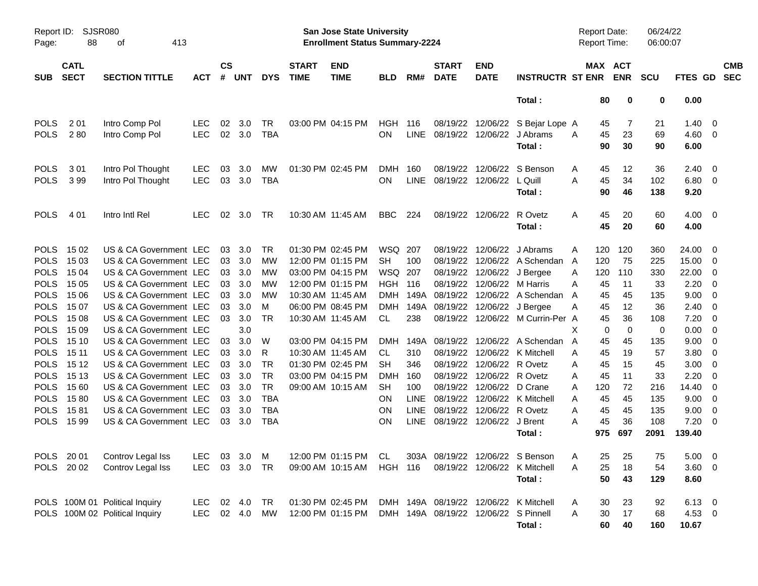Report ID: SJSR080
**San Jose State University**
**Enrollment Status Summary-2224**
Report Date: 06/24/22
Report Time: 06:00:07

| SUB | CATL SECT | SECTION TITTLE | ACT | CS # | UNT | DYS | START TIME | END TIME | BLD | RM# | START DATE | END DATE | INSTRUCTR | ST | MAX ENR | ACT ENR | SCU | FTES | GD | CMB SEC |
|---|---|---|---|---|---|---|---|---|---|---|---|---|---|---|---|---|---|---|---|---|
| | | | | | | | | | | | | | Total : | | 80 | 0 | 0 | 0.00 | | |
| POLS | 2 01 | Intro Comp Pol | LEC | 02 | 3.0 | TR | 03:00 PM | 04:15 PM | HGH | 116 | 08/19/22 | 12/06/22 | S Bejar Lope | A | 45 | 7 | 21 | 1.40 | 0 | |
| POLS | 2 80 | Intro Comp Pol | LEC | 02 | 3.0 | TBA | | | ON | LINE | 08/19/22 | 12/06/22 | J Abrams | A | 45 | 23 | 69 | 4.60 | 0 | |
| | | | | | | | | | | | | | Total : | | 90 | 30 | 90 | 6.00 | | |
| POLS | 3 01 | Intro Pol Thought | LEC | 03 | 3.0 | MW | 01:30 PM | 02:45 PM | DMH | 160 | 08/19/22 | 12/06/22 | S Benson | A | 45 | 12 | 36 | 2.40 | 0 | |
| POLS | 3 99 | Intro Pol Thought | LEC | 03 | 3.0 | TBA | | | ON | LINE | 08/19/22 | 12/06/22 | L Quill | A | 45 | 34 | 102 | 6.80 | 0 | |
| | | | | | | | | | | | | | Total : | | 90 | 46 | 138 | 9.20 | | |
| POLS | 4 01 | Intro Intl Rel | LEC | 02 | 3.0 | TR | 10:30 AM | 11:45 AM | BBC | 224 | 08/19/22 | 12/06/22 | R Ovetz | A | 45 | 20 | 60 | 4.00 | 0 | |
| | | | | | | | | | | | | | Total : | | 45 | 20 | 60 | 4.00 | | |
| POLS | 15 02 | US & CA Government | LEC | 03 | 3.0 | TR | 01:30 PM | 02:45 PM | WSQ | 207 | 08/19/22 | 12/06/22 | J Abrams | A | 120 | 120 | 360 | 24.00 | 0 | |
| POLS | 15 03 | US & CA Government | LEC | 03 | 3.0 | MW | 12:00 PM | 01:15 PM | SH | 100 | 08/19/22 | 12/06/22 | A Schendan | A | 120 | 75 | 225 | 15.00 | 0 | |
| POLS | 15 04 | US & CA Government | LEC | 03 | 3.0 | MW | 03:00 PM | 04:15 PM | WSQ | 207 | 08/19/22 | 12/06/22 | J Bergee | A | 120 | 110 | 330 | 22.00 | 0 | |
| POLS | 15 05 | US & CA Government | LEC | 03 | 3.0 | MW | 12:00 PM | 01:15 PM | HGH | 116 | 08/19/22 | 12/06/22 | M Harris | A | 45 | 11 | 33 | 2.20 | 0 | |
| POLS | 15 06 | US & CA Government | LEC | 03 | 3.0 | MW | 10:30 AM | 11:45 AM | DMH | 149A | 08/19/22 | 12/06/22 | A Schendan | A | 45 | 45 | 135 | 9.00 | 0 | |
| POLS | 15 07 | US & CA Government | LEC | 03 | 3.0 | M | 06:00 PM | 08:45 PM | DMH | 149A | 08/19/22 | 12/06/22 | J Bergee | A | 45 | 12 | 36 | 2.40 | 0 | |
| POLS | 15 08 | US & CA Government | LEC | 03 | 3.0 | TR | 10:30 AM | 11:45 AM | CL | 238 | 08/19/22 | 12/06/22 | M Currin-Per | A | 45 | 36 | 108 | 7.20 | 0 | |
| POLS | 15 09 | US & CA Government | LEC | | 3.0 | | | | | | | | | X | 0 | 0 | 0 | 0.00 | 0 | |
| POLS | 15 10 | US & CA Government | LEC | 03 | 3.0 | W | 03:00 PM | 04:15 PM | DMH | 149A | 08/19/22 | 12/06/22 | A Schendan | A | 45 | 45 | 135 | 9.00 | 0 | |
| POLS | 15 11 | US & CA Government | LEC | 03 | 3.0 | R | 10:30 AM | 11:45 AM | CL | 310 | 08/19/22 | 12/06/22 | K Mitchell | A | 45 | 19 | 57 | 3.80 | 0 | |
| POLS | 15 12 | US & CA Government | LEC | 03 | 3.0 | TR | 01:30 PM | 02:45 PM | SH | 346 | 08/19/22 | 12/06/22 | R Ovetz | A | 45 | 15 | 45 | 3.00 | 0 | |
| POLS | 15 13 | US & CA Government | LEC | 03 | 3.0 | TR | 03:00 PM | 04:15 PM | DMH | 160 | 08/19/22 | 12/06/22 | R Ovetz | A | 45 | 11 | 33 | 2.20 | 0 | |
| POLS | 15 60 | US & CA Government | LEC | 03 | 3.0 | TR | 09:00 AM | 10:15 AM | SH | 100 | 08/19/22 | 12/06/22 | D Crane | A | 120 | 72 | 216 | 14.40 | 0 | |
| POLS | 15 80 | US & CA Government | LEC | 03 | 3.0 | TBA | | | ON | LINE | 08/19/22 | 12/06/22 | K Mitchell | A | 45 | 45 | 135 | 9.00 | 0 | |
| POLS | 15 81 | US & CA Government | LEC | 03 | 3.0 | TBA | | | ON | LINE | 08/19/22 | 12/06/22 | R Ovetz | A | 45 | 45 | 135 | 9.00 | 0 | |
| POLS | 15 99 | US & CA Government | LEC | 03 | 3.0 | TBA | | | ON | LINE | 08/19/22 | 12/06/22 | J Brent | A | 45 | 36 | 108 | 7.20 | 0 | |
| | | | | | | | | | | | | | Total : | | 975 | 697 | 2091 | 139.40 | | |
| POLS | 20 01 | Controv Legal Iss | LEC | 03 | 3.0 | M | 12:00 PM | 01:15 PM | CL | 303A | 08/19/22 | 12/06/22 | S Benson | A | 25 | 25 | 75 | 5.00 | 0 | |
| POLS | 20 02 | Controv Legal Iss | LEC | 03 | 3.0 | TR | 09:00 AM | 10:15 AM | HGH | 116 | 08/19/22 | 12/06/22 | K Mitchell | A | 25 | 18 | 54 | 3.60 | 0 | |
| | | | | | | | | | | | | | Total : | | 50 | 43 | 129 | 8.60 | | |
| POLS | 100M 01 | Political Inquiry | LEC | 02 | 4.0 | TR | 01:30 PM | 02:45 PM | DMH | 149A | 08/19/22 | 12/06/22 | K Mitchell | A | 30 | 23 | 92 | 6.13 | 0 | |
| POLS | 100M 02 | Political Inquiry | LEC | 02 | 4.0 | MW | 12:00 PM | 01:15 PM | DMH | 149A | 08/19/22 | 12/06/22 | S Pinnell | A | 30 | 17 | 68 | 4.53 | 0 | |
| | | | | | | | | | | | | | Total : | | 60 | 40 | 160 | 10.67 | | |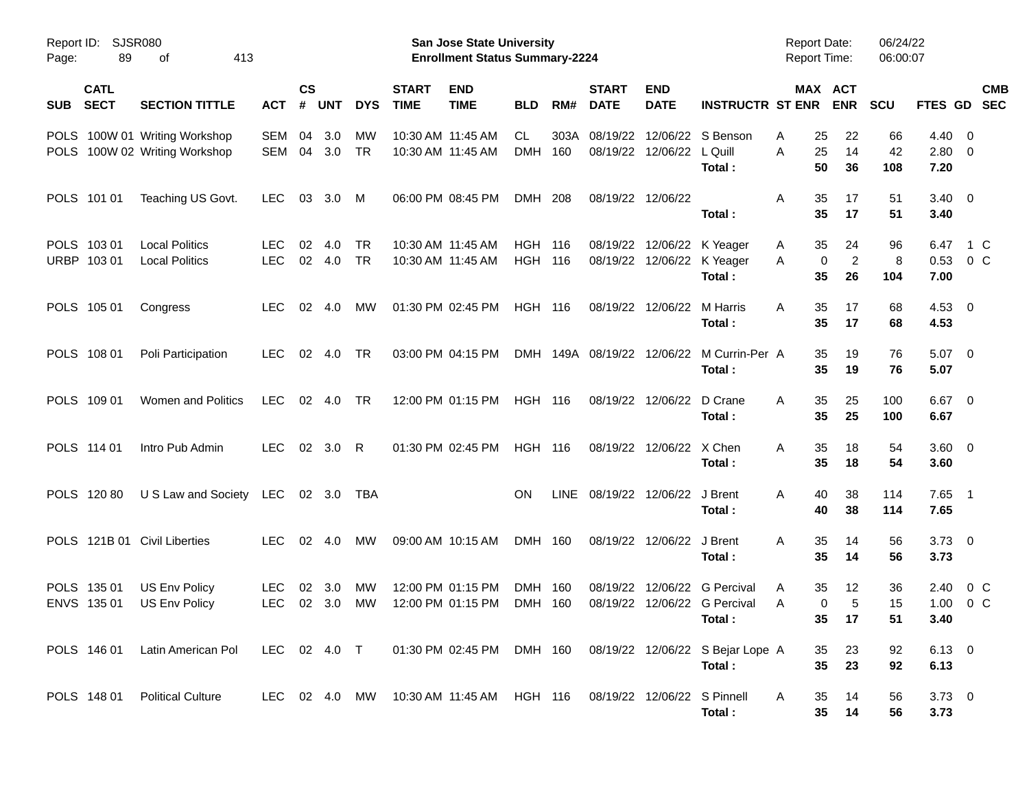Report ID: SJSR080
San Jose State University
Enrollment Status Summary-2224
Report Date: 06/24/22
Report Time: 06:00:07

| SUB | CATL SECT | SECTION TITTLE | ACT | CS # | UNT | DYS | START TIME | END TIME | BLD | RM# | START DATE | END DATE | INSTRUCTR | ST | MAX ENR | ACT ENR | SCU | FTES | GD | CMB SEC |
|---|---|---|---|---|---|---|---|---|---|---|---|---|---|---|---|---|---|---|---|---|
| POLS | 100W 01 | Writing Workshop | SEM | 04 | 3.0 | MW | 10:30 AM | 11:45 AM | CL | 303A | 08/19/22 | 12/06/22 | S Benson | A | 25 | 22 | 66 | 4.40 | 0 | |
| POLS | 100W 02 | Writing Workshop | SEM | 04 | 3.0 | TR | 10:30 AM | 11:45 AM | DMH | 160 | 08/19/22 | 12/06/22 | L Quill | A | 25 | 14 | 42 | 2.80 | 0 | |
| | | | | | | | | | | | | | **Total :** | | **50** | **36** | **108** | **7.20** | | |
| POLS | 101 01 | Teaching US Govt. | LEC | 03 | 3.0 | M | 06:00 PM | 08:45 PM | DMH | 208 | 08/19/22 | 12/06/22 | | A | 35 | 17 | 51 | 3.40 | 0 | |
| | | | | | | | | | | | | | **Total :** | | **35** | **17** | **51** | **3.40** | | |
| POLS | 103 01 | Local Politics | LEC | 02 | 4.0 | TR | 10:30 AM | 11:45 AM | HGH | 116 | 08/19/22 | 12/06/22 | K Yeager | A | 35 | 24 | 96 | 6.47 | 1 | C |
| URBP | 103 01 | Local Politics | LEC | 02 | 4.0 | TR | 10:30 AM | 11:45 AM | HGH | 116 | 08/19/22 | 12/06/22 | K Yeager | A | 0 | 2 | 8 | 0.53 | 0 | C |
| | | | | | | | | | | | | | **Total :** | | **35** | **26** | **104** | **7.00** | | |
| POLS | 105 01 | Congress | LEC | 02 | 4.0 | MW | 01:30 PM | 02:45 PM | HGH | 116 | 08/19/22 | 12/06/22 | M Harris | A | 35 | 17 | 68 | 4.53 | 0 | |
| | | | | | | | | | | | | | **Total :** | | **35** | **17** | **68** | **4.53** | | |
| POLS | 108 01 | Poli Participation | LEC | 02 | 4.0 | TR | 03:00 PM | 04:15 PM | DMH | 149A | 08/19/22 | 12/06/22 | M Currin-Per | A | 35 | 19 | 76 | 5.07 | 0 | |
| | | | | | | | | | | | | | **Total :** | | **35** | **19** | **76** | **5.07** | | |
| POLS | 109 01 | Women and Politics | LEC | 02 | 4.0 | TR | 12:00 PM | 01:15 PM | HGH | 116 | 08/19/22 | 12/06/22 | D Crane | A | 35 | 25 | 100 | 6.67 | 0 | |
| | | | | | | | | | | | | | **Total :** | | **35** | **25** | **100** | **6.67** | | |
| POLS | 114 01 | Intro Pub Admin | LEC | 02 | 3.0 | R | 01:30 PM | 02:45 PM | HGH | 116 | 08/19/22 | 12/06/22 | X Chen | A | 35 | 18 | 54 | 3.60 | 0 | |
| | | | | | | | | | | | | | **Total :** | | **35** | **18** | **54** | **3.60** | | |
| POLS | 120 80 | U S Law and Society | LEC | 02 | 3.0 | TBA | | | ON | LINE | 08/19/22 | 12/06/22 | J Brent | A | 40 | 38 | 114 | 7.65 | 1 | |
| | | | | | | | | | | | | | **Total :** | | **40** | **38** | **114** | **7.65** | | |
| POLS | 121B 01 | Civil Liberties | LEC | 02 | 4.0 | MW | 09:00 AM | 10:15 AM | DMH | 160 | 08/19/22 | 12/06/22 | J Brent | A | 35 | 14 | 56 | 3.73 | 0 | |
| | | | | | | | | | | | | | **Total :** | | **35** | **14** | **56** | **3.73** | | |
| POLS | 135 01 | US Env Policy | LEC | 02 | 3.0 | MW | 12:00 PM | 01:15 PM | DMH | 160 | 08/19/22 | 12/06/22 | G Percival | A | 35 | 12 | 36 | 2.40 | 0 | C |
| ENVS | 135 01 | US Env Policy | LEC | 02 | 3.0 | MW | 12:00 PM | 01:15 PM | DMH | 160 | 08/19/22 | 12/06/22 | G Percival | A | 0 | 5 | 15 | 1.00 | 0 | C |
| | | | | | | | | | | | | | **Total :** | | **35** | **17** | **51** | **3.40** | | |
| POLS | 146 01 | Latin American Pol | LEC | 02 | 4.0 | T | 01:30 PM | 02:45 PM | DMH | 160 | 08/19/22 | 12/06/22 | S Bejar Lope | A | 35 | 23 | 92 | 6.13 | 0 | |
| | | | | | | | | | | | | | **Total :** | | **35** | **23** | **92** | **6.13** | | |
| POLS | 148 01 | Political Culture | LEC | 02 | 4.0 | MW | 10:30 AM | 11:45 AM | HGH | 116 | 08/19/22 | 12/06/22 | S Pinnell | A | 35 | 14 | 56 | 3.73 | 0 | |
| | | | | | | | | | | | | | **Total :** | | **35** | **14** | **56** | **3.73** | | |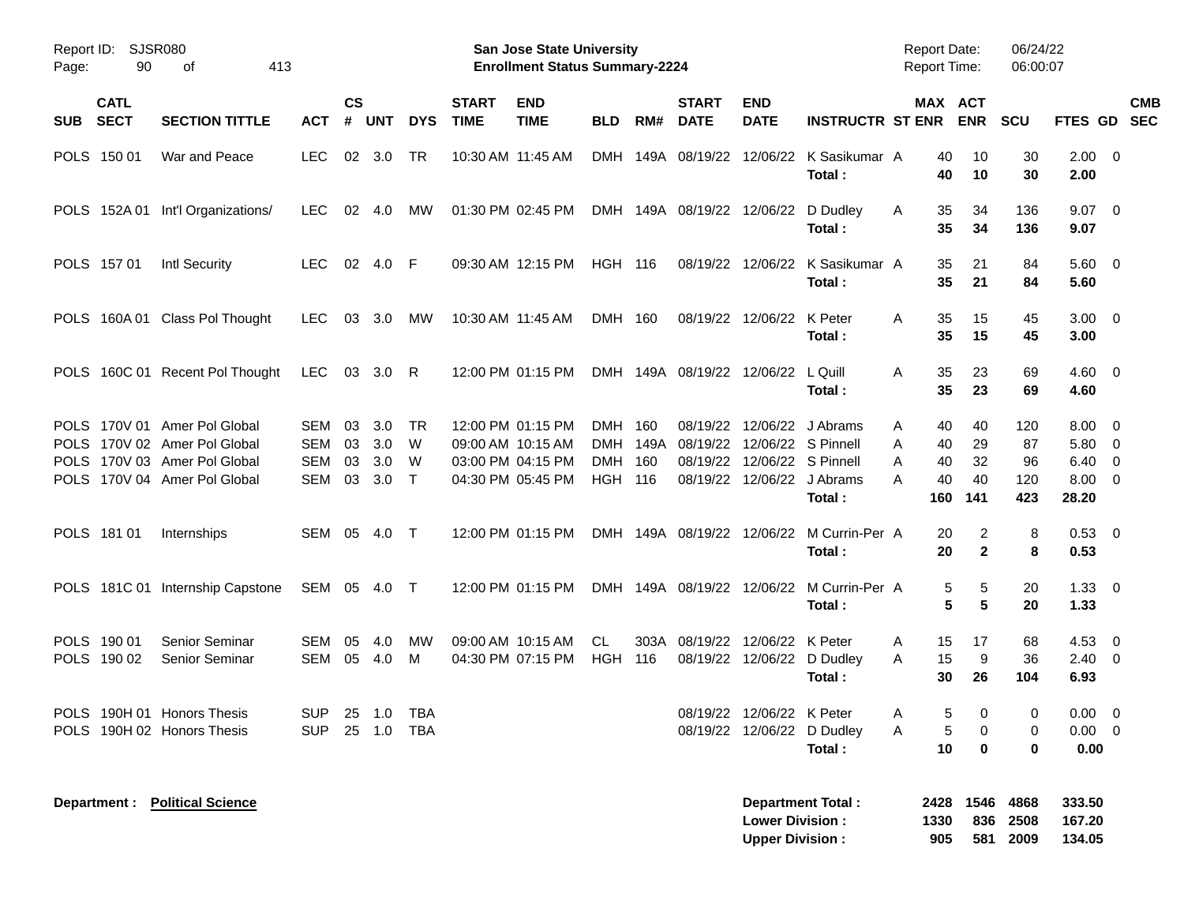Report ID: SJSR080

**San Jose State University**
**Enrollment Status Summary-2224**

Report Date: 06/24/22
Report Time: 06:00:07

| SUB | CATL SECT | SECTION TITTLE | ACT | CS # | UNT | DYS | START TIME | END TIME | BLD | RM# | START DATE | END DATE | INSTRUCTR | ST | MAX ENR | ACT ENR | SCU | FTES | GD | CMB SEC |
|---|---|---|---|---|---|---|---|---|---|---|---|---|---|---|---|---|---|---|---|---|
| POLS | 150 01 | War and Peace | LEC | 02 | 3.0 | TR | 10:30 AM | 11:45 AM | DMH | 149A | 08/19/22 | 12/06/22 | K Sasikumar | A | 40 | 10 | 30 | 2.00 | 0 | |
| | | | | | | | | | | | | | **Total :** | | **40** | **10** | **30** | **2.00** | | |
| POLS | 152A 01 | Int'l Organizations/ | LEC | 02 | 4.0 | MW | 01:30 PM | 02:45 PM | DMH | 149A | 08/19/22 | 12/06/22 | D Dudley | A | 35 | 34 | 136 | 9.07 | 0 | |
| | | | | | | | | | | | | | **Total :** | | **35** | **34** | **136** | **9.07** | | |
| POLS | 157 01 | Intl Security | LEC | 02 | 4.0 | F | 09:30 AM | 12:15 PM | HGH | 116 | 08/19/22 | 12/06/22 | K Sasikumar | A | 35 | 21 | 84 | 5.60 | 0 | |
| | | | | | | | | | | | | | **Total :** | | **35** | **21** | **84** | **5.60** | | |
| POLS | 160A 01 | Class Pol Thought | LEC | 03 | 3.0 | MW | 10:30 AM | 11:45 AM | DMH | 160 | 08/19/22 | 12/06/22 | K Peter | A | 35 | 15 | 45 | 3.00 | 0 | |
| | | | | | | | | | | | | | **Total :** | | **35** | **15** | **45** | **3.00** | | |
| POLS | 160C 01 | Recent Pol Thought | LEC | 03 | 3.0 | R | 12:00 PM | 01:15 PM | DMH | 149A | 08/19/22 | 12/06/22 | L Quill | A | 35 | 23 | 69 | 4.60 | 0 | |
| | | | | | | | | | | | | | **Total :** | | **35** | **23** | **69** | **4.60** | | |
| POLS | 170V 01 | Amer Pol Global | SEM | 03 | 3.0 | TR | 12:00 PM | 01:15 PM | DMH | 160 | 08/19/22 | 12/06/22 | J Abrams | A | 40 | 40 | 120 | 8.00 | 0 | |
| POLS | 170V 02 | Amer Pol Global | SEM | 03 | 3.0 | W | 09:00 AM | 10:15 AM | DMH | 149A | 08/19/22 | 12/06/22 | S Pinnell | A | 40 | 29 | 87 | 5.80 | 0 | |
| POLS | 170V 03 | Amer Pol Global | SEM | 03 | 3.0 | W | 03:00 PM | 04:15 PM | DMH | 160 | 08/19/22 | 12/06/22 | S Pinnell | A | 40 | 32 | 96 | 6.40 | 0 | |
| POLS | 170V 04 | Amer Pol Global | SEM | 03 | 3.0 | T | 04:30 PM | 05:45 PM | HGH | 116 | 08/19/22 | 12/06/22 | J Abrams | A | 40 | 40 | 120 | 8.00 | 0 | |
| | | | | | | | | | | | | | **Total :** | | **160** | **141** | **423** | **28.20** | | |
| POLS | 181 01 | Internships | SEM | 05 | 4.0 | T | 12:00 PM | 01:15 PM | DMH | 149A | 08/19/22 | 12/06/22 | M Currin-Per | A | 20 | 2 | 8 | 0.53 | 0 | |
| | | | | | | | | | | | | | **Total :** | | **20** | **2** | **8** | **0.53** | | |
| POLS | 181C 01 | Internship Capstone | SEM | 05 | 4.0 | T | 12:00 PM | 01:15 PM | DMH | 149A | 08/19/22 | 12/06/22 | M Currin-Per | A | 5 | 5 | 20 | 1.33 | 0 | |
| | | | | | | | | | | | | | **Total :** | | **5** | **5** | **20** | **1.33** | | |
| POLS | 190 01 | Senior Seminar | SEM | 05 | 4.0 | MW | 09:00 AM | 10:15 AM | CL | 303A | 08/19/22 | 12/06/22 | K Peter | A | 15 | 17 | 68 | 4.53 | 0 | |
| POLS | 190 02 | Senior Seminar | SEM | 05 | 4.0 | M | 04:30 PM | 07:15 PM | HGH | 116 | 08/19/22 | 12/06/22 | D Dudley | A | 15 | 9 | 36 | 2.40 | 0 | |
| | | | | | | | | | | | | | **Total :** | | **30** | **26** | **104** | **6.93** | | |
| POLS | 190H 01 | Honors Thesis | SUP | 25 | 1.0 | TBA | | | | | 08/19/22 | 12/06/22 | K Peter | A | 5 | 0 | 0 | 0.00 | 0 | |
| POLS | 190H 02 | Honors Thesis | SUP | 25 | 1.0 | TBA | | | | | 08/19/22 | 12/06/22 | D Dudley | A | 5 | 0 | 0 | 0.00 | 0 | |
| | | | | | | | | | | | | | **Total :** | | **10** | **0** | **0** | **0.00** | | |

**Department : Political Science**

| | MAX ENR | ACT ENR | SCU | FTES |
|---|---|---|---|---|
| **Department Total :** | **2428** | **1546** | **4868** | **333.50** |
| **Lower Division :** | **1330** | **836** | **2508** | **167.20** |
| **Upper Division :** | **905** | **581** | **2009** | **134.05** |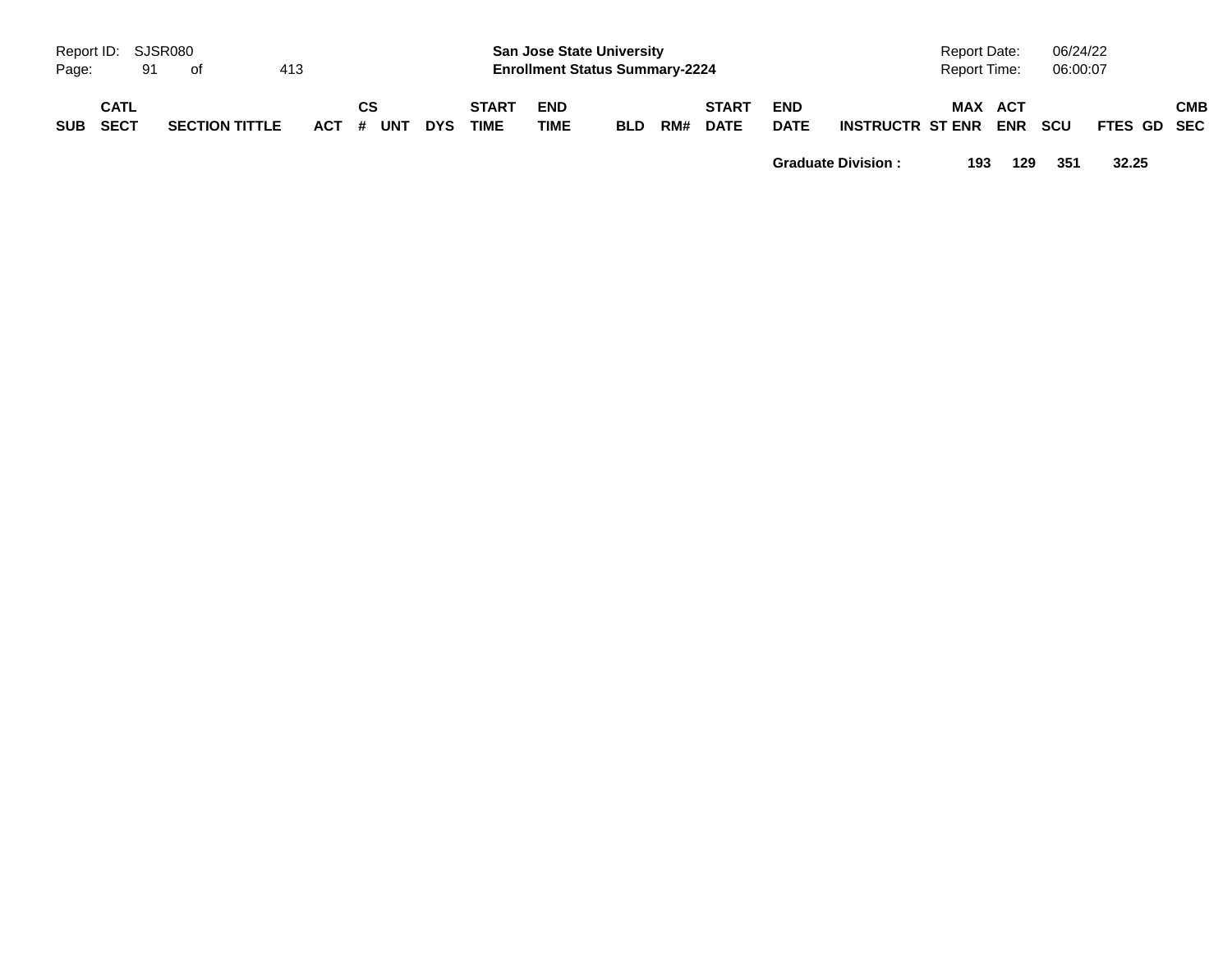| SUB | CATL SECT | SECTION TITTLE | ACT | CS # | UNT | DYS | START TIME | END TIME | BLD | RM# | START DATE | END DATE | INSTRUCTR | MAX ST ENR | ACT ENR | SCU | FTES | GD | CMB SEC |
|---|---|---|---|---|---|---|---|---|---|---|---|---|---|---|---|---|---|---|---|
| | | | | | | | | | | | | **Graduate Division :** | | **193** | **129** | **351** | **32.25** | | |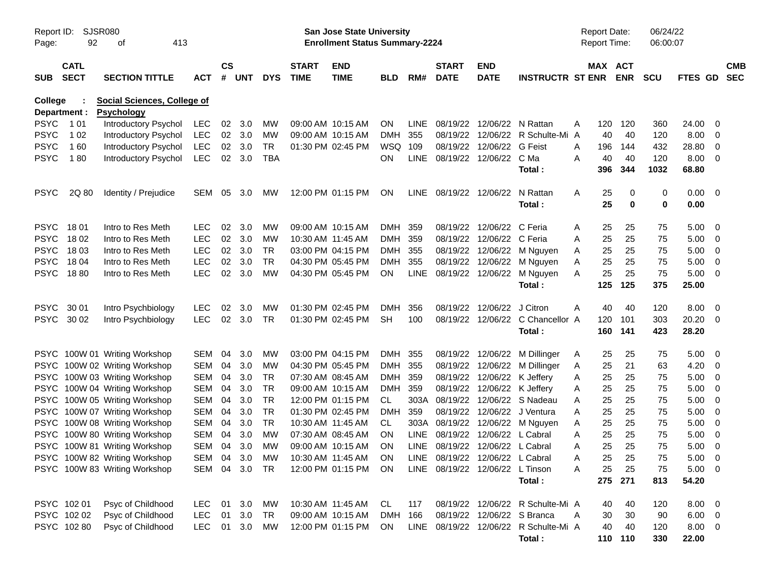Report ID: SJSR080

**San Jose State University**
**Enrollment Status Summary-2224**

Report Date: 06/24/22
Report Time: 06:00:07

**College : Social Sciences, College of**
**Department : Psychology**

| SUB | CATL SECT | SECTION TITTLE | ACT | CS # | UNT | DYS | START TIME | END TIME | BLD | RM# | START DATE | END DATE | INSTRUCTR | ST | MAX ENR | ACT ENR | SCU | FTES | GD | CMB SEC |
|---|---|---|---|---|---|---|---|---|---|---|---|---|---|---|---|---|---|---|---|---|
| PSYC | 1 01 | Introductory Psychol | LEC | 02 | 3.0 | MW | 09:00 AM | 10:15 AM | ON | LINE | 08/19/22 | 12/06/22 | N Rattan | A | 120 | 120 | 360 | 24.00 | 0 | |
| PSYC | 1 02 | Introductory Psychol | LEC | 02 | 3.0 | MW | 09:00 AM | 10:15 AM | DMH | 355 | 08/19/22 | 12/06/22 | R Schulte-Mi | A | 40 | 40 | 120 | 8.00 | 0 | |
| PSYC | 1 60 | Introductory Psychol | LEC | 02 | 3.0 | TR | 01:30 PM | 02:45 PM | WSQ | 109 | 08/19/22 | 12/06/22 | G Feist | A | 196 | 144 | 432 | 28.80 | 0 | |
| PSYC | 1 80 | Introductory Psychol | LEC | 02 | 3.0 | TBA | | | ON | LINE | 08/19/22 | 12/06/22 | C Ma | A | 40 | 40 | 120 | 8.00 | 0 | |
| | | | | | | | | | | | | | **Total :** | | **396** | **344** | **1032** | **68.80** | | |
| PSYC | 2Q 80 | Identity / Prejudice | SEM | 05 | 3.0 | MW | 12:00 PM | 01:15 PM | ON | LINE | 08/19/22 | 12/06/22 | N Rattan | A | 25 | 0 | 0 | 0.00 | 0 | |
| | | | | | | | | | | | | | **Total :** | | **25** | **0** | **0** | **0.00** | | |
| PSYC | 18 01 | Intro to Res Meth | LEC | 02 | 3.0 | MW | 09:00 AM | 10:15 AM | DMH | 359 | 08/19/22 | 12/06/22 | C Feria | A | 25 | 25 | 75 | 5.00 | 0 | |
| PSYC | 18 02 | Intro to Res Meth | LEC | 02 | 3.0 | MW | 10:30 AM | 11:45 AM | DMH | 359 | 08/19/22 | 12/06/22 | C Feria | A | 25 | 25 | 75 | 5.00 | 0 | |
| PSYC | 18 03 | Intro to Res Meth | LEC | 02 | 3.0 | TR | 03:00 PM | 04:15 PM | DMH | 355 | 08/19/22 | 12/06/22 | M Nguyen | A | 25 | 25 | 75 | 5.00 | 0 | |
| PSYC | 18 04 | Intro to Res Meth | LEC | 02 | 3.0 | TR | 04:30 PM | 05:45 PM | DMH | 355 | 08/19/22 | 12/06/22 | M Nguyen | A | 25 | 25 | 75 | 5.00 | 0 | |
| PSYC | 18 80 | Intro to Res Meth | LEC | 02 | 3.0 | MW | 04:30 PM | 05:45 PM | ON | LINE | 08/19/22 | 12/06/22 | M Nguyen | A | 25 | 25 | 75 | 5.00 | 0 | |
| | | | | | | | | | | | | | **Total :** | | **125** | **125** | **375** | **25.00** | | |
| PSYC | 30 01 | Intro Psychbiology | LEC | 02 | 3.0 | MW | 01:30 PM | 02:45 PM | DMH | 356 | 08/19/22 | 12/06/22 | J Citron | A | 40 | 40 | 120 | 8.00 | 0 | |
| PSYC | 30 02 | Intro Psychbiology | LEC | 02 | 3.0 | TR | 01:30 PM | 02:45 PM | SH | 100 | 08/19/22 | 12/06/22 | C Chancellor | A | 120 | 101 | 303 | 20.20 | 0 | |
| | | | | | | | | | | | | | **Total :** | | **160** | **141** | **423** | **28.20** | | |
| PSYC | 100W 01 | Writing Workshop | SEM | 04 | 3.0 | MW | 03:00 PM | 04:15 PM | DMH | 355 | 08/19/22 | 12/06/22 | M Dillinger | A | 25 | 25 | 75 | 5.00 | 0 | |
| PSYC | 100W 02 | Writing Workshop | SEM | 04 | 3.0 | MW | 04:30 PM | 05:45 PM | DMH | 355 | 08/19/22 | 12/06/22 | M Dillinger | A | 25 | 21 | 63 | 4.20 | 0 | |
| PSYC | 100W 03 | Writing Workshop | SEM | 04 | 3.0 | TR | 07:30 AM | 08:45 AM | DMH | 359 | 08/19/22 | 12/06/22 | K Jeffery | A | 25 | 25 | 75 | 5.00 | 0 | |
| PSYC | 100W 04 | Writing Workshop | SEM | 04 | 3.0 | TR | 09:00 AM | 10:15 AM | DMH | 359 | 08/19/22 | 12/06/22 | K Jeffery | A | 25 | 25 | 75 | 5.00 | 0 | |
| PSYC | 100W 05 | Writing Workshop | SEM | 04 | 3.0 | TR | 12:00 PM | 01:15 PM | CL | 303A | 08/19/22 | 12/06/22 | S Nadeau | A | 25 | 25 | 75 | 5.00 | 0 | |
| PSYC | 100W 07 | Writing Workshop | SEM | 04 | 3.0 | TR | 01:30 PM | 02:45 PM | DMH | 359 | 08/19/22 | 12/06/22 | J Ventura | A | 25 | 25 | 75 | 5.00 | 0 | |
| PSYC | 100W 08 | Writing Workshop | SEM | 04 | 3.0 | TR | 10:30 AM | 11:45 AM | CL | 303A | 08/19/22 | 12/06/22 | M Nguyen | A | 25 | 25 | 75 | 5.00 | 0 | |
| PSYC | 100W 80 | Writing Workshop | SEM | 04 | 3.0 | MW | 07:30 AM | 08:45 AM | ON | LINE | 08/19/22 | 12/06/22 | L Cabral | A | 25 | 25 | 75 | 5.00 | 0 | |
| PSYC | 100W 81 | Writing Workshop | SEM | 04 | 3.0 | MW | 09:00 AM | 10:15 AM | ON | LINE | 08/19/22 | 12/06/22 | L Cabral | A | 25 | 25 | 75 | 5.00 | 0 | |
| PSYC | 100W 82 | Writing Workshop | SEM | 04 | 3.0 | MW | 10:30 AM | 11:45 AM | ON | LINE | 08/19/22 | 12/06/22 | L Cabral | A | 25 | 25 | 75 | 5.00 | 0 | |
| PSYC | 100W 83 | Writing Workshop | SEM | 04 | 3.0 | TR | 12:00 PM | 01:15 PM | ON | LINE | 08/19/22 | 12/06/22 | L Tinson | A | 25 | 25 | 75 | 5.00 | 0 | |
| | | | | | | | | | | | | | **Total :** | | **275** | **271** | **813** | **54.20** | | |
| PSYC | 102 01 | Psyc of Childhood | LEC | 01 | 3.0 | MW | 10:30 AM | 11:45 AM | CL | 117 | 08/19/22 | 12/06/22 | R Schulte-Mi | A | 40 | 40 | 120 | 8.00 | 0 | |
| PSYC | 102 02 | Psyc of Childhood | LEC | 01 | 3.0 | TR | 09:00 AM | 10:15 AM | DMH | 166 | 08/19/22 | 12/06/22 | S Branca | A | 30 | 30 | 90 | 6.00 | 0 | |
| PSYC | 102 80 | Psyc of Childhood | LEC | 01 | 3.0 | MW | 12:00 PM | 01:15 PM | ON | LINE | 08/19/22 | 12/06/22 | R Schulte-Mi | A | 40 | 40 | 120 | 8.00 | 0 | |
| | | | | | | | | | | | | | **Total :** | | **110** | **110** | **330** | **22.00** | | |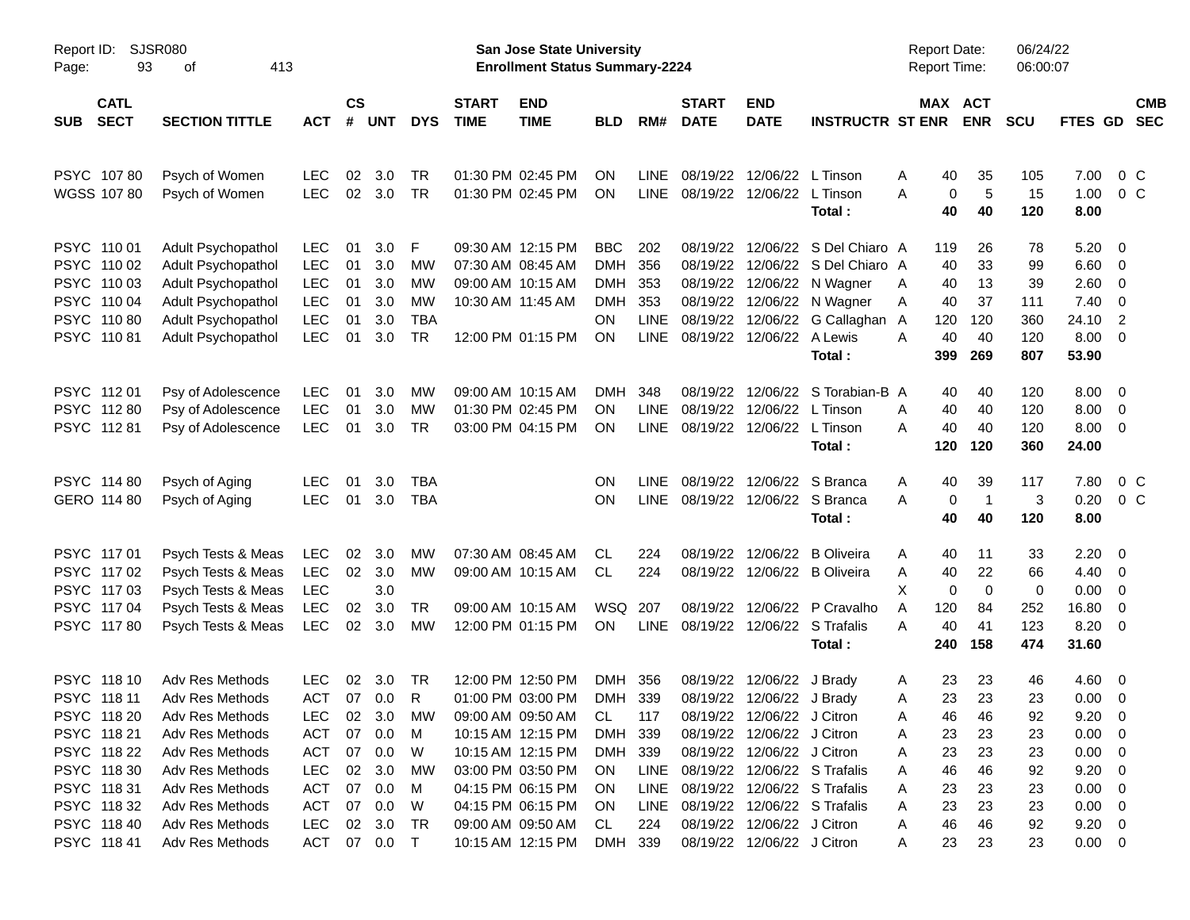Report ID: SJSR080

**San Jose State University**
**Enrollment Status Summary-2224**

Report Date: 06/24/22
Report Time: 06:00:07

| SUB | CATL SECT | SECTION TITTLE | ACT | CS # | UNT | DYS | START TIME | END TIME | BLD | RM# | START DATE | END DATE | INSTRUCTR | ST | MAX ENR | ACT ENR | SCU | FTES | GD | CMB SEC |
|---|---|---|---|---|---|---|---|---|---|---|---|---|---|---|---|---|---|---|---|---|
| PSYC | 107 80 | Psych of Women | LEC | 02 | 3.0 | TR | 01:30 PM | 02:45 PM | ON | LINE | 08/19/22 | 12/06/22 | L Tinson | A | 40 | 35 | 105 | 7.00 | 0 | C |
| WGSS | 107 80 | Psych of Women | LEC | 02 | 3.0 | TR | 01:30 PM | 02:45 PM | ON | LINE | 08/19/22 | 12/06/22 | L Tinson | A | 0 | 5 | 15 | 1.00 | 0 | C |
| | | | | | | | | | | | | | **Total :** | | **40** | **40** | **120** | **8.00** | | |
| PSYC | 110 01 | Adult Psychopathol | LEC | 01 | 3.0 | F | 09:30 AM | 12:15 PM | BBC | 202 | 08/19/22 | 12/06/22 | S Del Chiaro | A | 119 | 26 | 78 | 5.20 | 0 | |
| PSYC | 110 02 | Adult Psychopathol | LEC | 01 | 3.0 | MW | 07:30 AM | 08:45 AM | DMH | 356 | 08/19/22 | 12/06/22 | S Del Chiaro | A | 40 | 33 | 99 | 6.60 | 0 | |
| PSYC | 110 03 | Adult Psychopathol | LEC | 01 | 3.0 | MW | 09:00 AM | 10:15 AM | DMH | 353 | 08/19/22 | 12/06/22 | N Wagner | A | 40 | 13 | 39 | 2.60 | 0 | |
| PSYC | 110 04 | Adult Psychopathol | LEC | 01 | 3.0 | MW | 10:30 AM | 11:45 AM | DMH | 353 | 08/19/22 | 12/06/22 | N Wagner | A | 40 | 37 | 111 | 7.40 | 0 | |
| PSYC | 110 80 | Adult Psychopathol | LEC | 01 | 3.0 | TBA | | | ON | LINE | 08/19/22 | 12/06/22 | G Callaghan | A | 120 | 120 | 360 | 24.10 | 2 | |
| PSYC | 110 81 | Adult Psychopathol | LEC | 01 | 3.0 | TR | 12:00 PM | 01:15 PM | ON | LINE | 08/19/22 | 12/06/22 | A Lewis | A | 40 | 40 | 120 | 8.00 | 0 | |
| | | | | | | | | | | | | | **Total :** | | **399** | **269** | **807** | **53.90** | | |
| PSYC | 112 01 | Psy of Adolescence | LEC | 01 | 3.0 | MW | 09:00 AM | 10:15 AM | DMH | 348 | 08/19/22 | 12/06/22 | S Torabian-B | A | 40 | 40 | 120 | 8.00 | 0 | |
| PSYC | 112 80 | Psy of Adolescence | LEC | 01 | 3.0 | MW | 01:30 PM | 02:45 PM | ON | LINE | 08/19/22 | 12/06/22 | L Tinson | A | 40 | 40 | 120 | 8.00 | 0 | |
| PSYC | 112 81 | Psy of Adolescence | LEC | 01 | 3.0 | TR | 03:00 PM | 04:15 PM | ON | LINE | 08/19/22 | 12/06/22 | L Tinson | A | 40 | 40 | 120 | 8.00 | 0 | |
| | | | | | | | | | | | | | **Total :** | | **120** | **120** | **360** | **24.00** | | |
| PSYC | 114 80 | Psych of Aging | LEC | 01 | 3.0 | TBA | | | ON | LINE | 08/19/22 | 12/06/22 | S Branca | A | 40 | 39 | 117 | 7.80 | 0 | C |
| GERO | 114 80 | Psych of Aging | LEC | 01 | 3.0 | TBA | | | ON | LINE | 08/19/22 | 12/06/22 | S Branca | A | 0 | 1 | 3 | 0.20 | 0 | C |
| | | | | | | | | | | | | | **Total :** | | **40** | **40** | **120** | **8.00** | | |
| PSYC | 117 01 | Psych Tests & Meas | LEC | 02 | 3.0 | MW | 07:30 AM | 08:45 AM | CL | 224 | 08/19/22 | 12/06/22 | B Oliveira | A | 40 | 11 | 33 | 2.20 | 0 | |
| PSYC | 117 02 | Psych Tests & Meas | LEC | 02 | 3.0 | MW | 09:00 AM | 10:15 AM | CL | 224 | 08/19/22 | 12/06/22 | B Oliveira | A | 40 | 22 | 66 | 4.40 | 0 | |
| PSYC | 117 03 | Psych Tests & Meas | LEC | | 3.0 | | | | | | | | | X | 0 | 0 | 0 | 0.00 | 0 | |
| PSYC | 117 04 | Psych Tests & Meas | LEC | 02 | 3.0 | TR | 09:00 AM | 10:15 AM | WSQ | 207 | 08/19/22 | 12/06/22 | P Cravalho | A | 120 | 84 | 252 | 16.80 | 0 | |
| PSYC | 117 80 | Psych Tests & Meas | LEC | 02 | 3.0 | MW | 12:00 PM | 01:15 PM | ON | LINE | 08/19/22 | 12/06/22 | S Trafalis | A | 40 | 41 | 123 | 8.20 | 0 | |
| | | | | | | | | | | | | | **Total :** | | **240** | **158** | **474** | **31.60** | | |
| PSYC | 118 10 | Adv Res Methods | LEC | 02 | 3.0 | TR | 12:00 PM | 12:50 PM | DMH | 356 | 08/19/22 | 12/06/22 | J Brady | A | 23 | 23 | 46 | 4.60 | 0 | |
| PSYC | 118 11 | Adv Res Methods | ACT | 07 | 0.0 | R | 01:00 PM | 03:00 PM | DMH | 339 | 08/19/22 | 12/06/22 | J Brady | A | 23 | 23 | 23 | 0.00 | 0 | |
| PSYC | 118 20 | Adv Res Methods | LEC | 02 | 3.0 | MW | 09:00 AM | 09:50 AM | CL | 117 | 08/19/22 | 12/06/22 | J Citron | A | 46 | 46 | 92 | 9.20 | 0 | |
| PSYC | 118 21 | Adv Res Methods | ACT | 07 | 0.0 | M | 10:15 AM | 12:15 PM | DMH | 339 | 08/19/22 | 12/06/22 | J Citron | A | 23 | 23 | 23 | 0.00 | 0 | |
| PSYC | 118 22 | Adv Res Methods | ACT | 07 | 0.0 | W | 10:15 AM | 12:15 PM | DMH | 339 | 08/19/22 | 12/06/22 | J Citron | A | 23 | 23 | 23 | 0.00 | 0 | |
| PSYC | 118 30 | Adv Res Methods | LEC | 02 | 3.0 | MW | 03:00 PM | 03:50 PM | ON | LINE | 08/19/22 | 12/06/22 | S Trafalis | A | 46 | 46 | 92 | 9.20 | 0 | |
| PSYC | 118 31 | Adv Res Methods | ACT | 07 | 0.0 | M | 04:15 PM | 06:15 PM | ON | LINE | 08/19/22 | 12/06/22 | S Trafalis | A | 23 | 23 | 23 | 0.00 | 0 | |
| PSYC | 118 32 | Adv Res Methods | ACT | 07 | 0.0 | W | 04:15 PM | 06:15 PM | ON | LINE | 08/19/22 | 12/06/22 | S Trafalis | A | 23 | 23 | 23 | 0.00 | 0 | |
| PSYC | 118 40 | Adv Res Methods | LEC | 02 | 3.0 | TR | 09:00 AM | 09:50 AM | CL | 224 | 08/19/22 | 12/06/22 | J Citron | A | 46 | 46 | 92 | 9.20 | 0 | |
| PSYC | 118 41 | Adv Res Methods | ACT | 07 | 0.0 | T | 10:15 AM | 12:15 PM | DMH | 339 | 08/19/22 | 12/06/22 | J Citron | A | 23 | 23 | 23 | 0.00 | 0 | |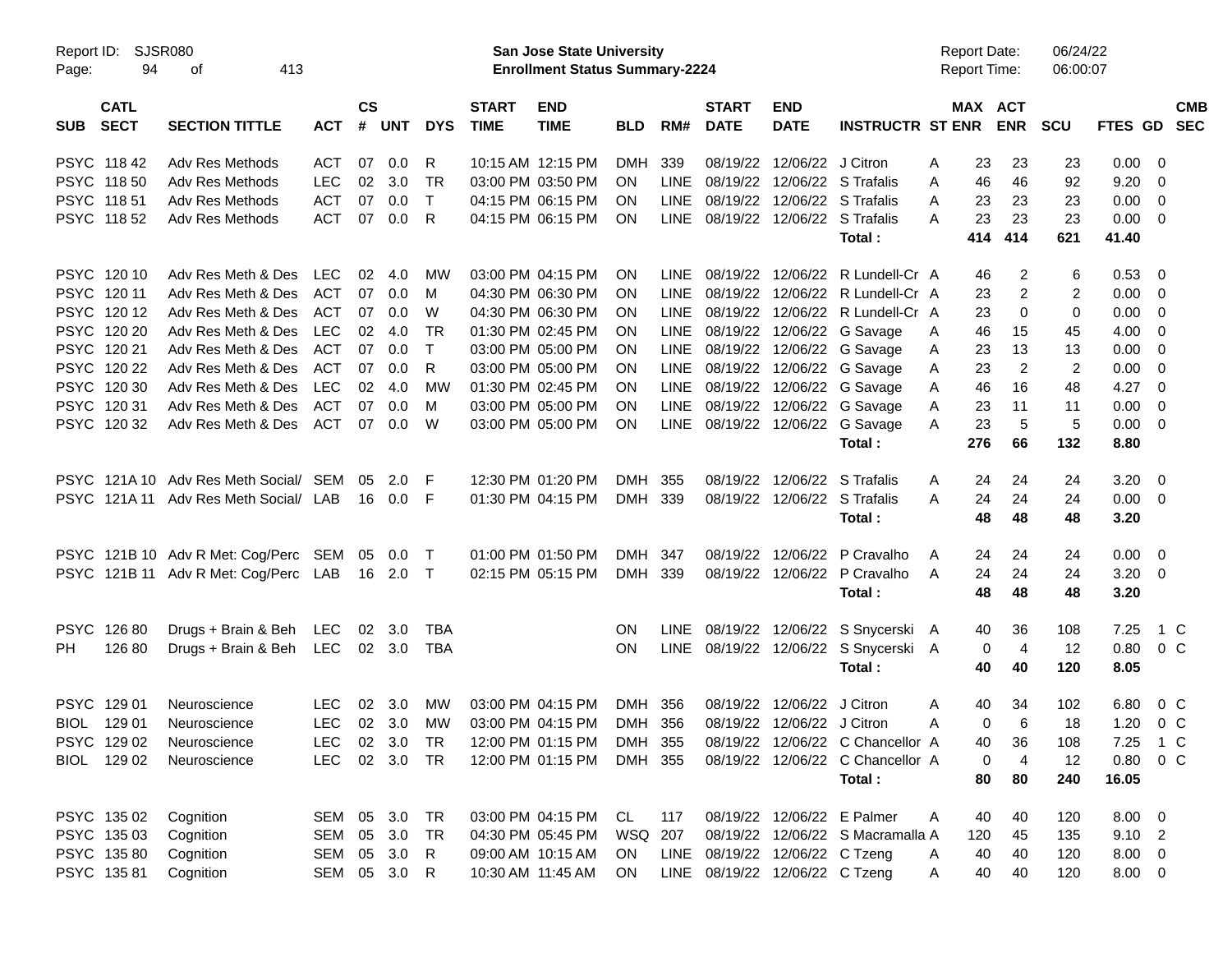Report ID: SJSR080
Page: 94 of 413

**San Jose State University**
**Enrollment Status Summary-2224**

Report Date: 06/24/22
Report Time: 06:00:07

| SUB | CATL SECT | SECTION TITTLE | ACT | CS # | UNT | DYS | START TIME | END TIME | BLD | RM# | START DATE | END DATE | INSTRUCTR | ST | MAX ENR | ACT ENR | SCU | FTES | GD | CMB SEC |
|---|---|---|---|---|---|---|---|---|---|---|---|---|---|---|---|---|---|---|---|---|
| PSYC | 118 42 | Adv Res Methods | ACT | 07 | 0.0 | R | 10:15 AM | 12:15 PM | DMH | 339 | 08/19/22 | 12/06/22 | J Citron | A | 23 | 23 | 23 | 0.00 | 0 | |
| PSYC | 118 50 | Adv Res Methods | LEC | 02 | 3.0 | TR | 03:00 PM | 03:50 PM | ON | LINE | 08/19/22 | 12/06/22 | S Trafalis | A | 46 | 46 | 92 | 9.20 | 0 | |
| PSYC | 118 51 | Adv Res Methods | ACT | 07 | 0.0 | T | 04:15 PM | 06:15 PM | ON | LINE | 08/19/22 | 12/06/22 | S Trafalis | A | 23 | 23 | 23 | 0.00 | 0 | |
| PSYC | 118 52 | Adv Res Methods | ACT | 07 | 0.0 | R | 04:15 PM | 06:15 PM | ON | LINE | 08/19/22 | 12/06/22 | S Trafalis | A | 23 | 23 | 23 | 0.00 | 0 | |
| | | | | | | | | | | | | | **Total :** | | **414** | **414** | **621** | **41.40** | | |
| PSYC | 120 10 | Adv Res Meth & Des | LEC | 02 | 4.0 | MW | 03:00 PM | 04:15 PM | ON | LINE | 08/19/22 | 12/06/22 | R Lundell-Cr | A | 46 | 2 | 6 | 0.53 | 0 | |
| PSYC | 120 11 | Adv Res Meth & Des | ACT | 07 | 0.0 | M | 04:30 PM | 06:30 PM | ON | LINE | 08/19/22 | 12/06/22 | R Lundell-Cr | A | 23 | 2 | 2 | 0.00 | 0 | |
| PSYC | 120 12 | Adv Res Meth & Des | ACT | 07 | 0.0 | W | 04:30 PM | 06:30 PM | ON | LINE | 08/19/22 | 12/06/22 | R Lundell-Cr | A | 23 | 0 | 0 | 0.00 | 0 | |
| PSYC | 120 20 | Adv Res Meth & Des | LEC | 02 | 4.0 | TR | 01:30 PM | 02:45 PM | ON | LINE | 08/19/22 | 12/06/22 | G Savage | A | 46 | 15 | 45 | 4.00 | 0 | |
| PSYC | 120 21 | Adv Res Meth & Des | ACT | 07 | 0.0 | T | 03:00 PM | 05:00 PM | ON | LINE | 08/19/22 | 12/06/22 | G Savage | A | 23 | 13 | 13 | 0.00 | 0 | |
| PSYC | 120 22 | Adv Res Meth & Des | ACT | 07 | 0.0 | R | 03:00 PM | 05:00 PM | ON | LINE | 08/19/22 | 12/06/22 | G Savage | A | 23 | 2 | 2 | 0.00 | 0 | |
| PSYC | 120 30 | Adv Res Meth & Des | LEC | 02 | 4.0 | MW | 01:30 PM | 02:45 PM | ON | LINE | 08/19/22 | 12/06/22 | G Savage | A | 46 | 16 | 48 | 4.27 | 0 | |
| PSYC | 120 31 | Adv Res Meth & Des | ACT | 07 | 0.0 | M | 03:00 PM | 05:00 PM | ON | LINE | 08/19/22 | 12/06/22 | G Savage | A | 23 | 11 | 11 | 0.00 | 0 | |
| PSYC | 120 32 | Adv Res Meth & Des | ACT | 07 | 0.0 | W | 03:00 PM | 05:00 PM | ON | LINE | 08/19/22 | 12/06/22 | G Savage | A | 23 | 5 | 5 | 0.00 | 0 | |
| | | | | | | | | | | | | | **Total :** | | **276** | **66** | **132** | **8.80** | | |
| PSYC | 121A 10 | Adv Res Meth Social/ | SEM | 05 | 2.0 | F | 12:30 PM | 01:20 PM | DMH | 355 | 08/19/22 | 12/06/22 | S Trafalis | A | 24 | 24 | 24 | 3.20 | 0 | |
| PSYC | 121A 11 | Adv Res Meth Social/ | LAB | 16 | 0.0 | F | 01:30 PM | 04:15 PM | DMH | 339 | 08/19/22 | 12/06/22 | S Trafalis | A | 24 | 24 | 24 | 0.00 | 0 | |
| | | | | | | | | | | | | | **Total :** | | **48** | **48** | **48** | **3.20** | | |
| PSYC | 121B 10 | Adv R Met: Cog/Perc | SEM | 05 | 0.0 | T | 01:00 PM | 01:50 PM | DMH | 347 | 08/19/22 | 12/06/22 | P Cravalho | A | 24 | 24 | 24 | 0.00 | 0 | |
| PSYC | 121B 11 | Adv R Met: Cog/Perc | LAB | 16 | 2.0 | T | 02:15 PM | 05:15 PM | DMH | 339 | 08/19/22 | 12/06/22 | P Cravalho | A | 24 | 24 | 24 | 3.20 | 0 | |
| | | | | | | | | | | | | | **Total :** | | **48** | **48** | **48** | **3.20** | | |
| PSYC | 126 80 | Drugs + Brain & Beh | LEC | 02 | 3.0 | TBA | | | ON | LINE | 08/19/22 | 12/06/22 | S Snycerski | A | 40 | 36 | 108 | 7.25 | 1 | C |
| PH | 126 80 | Drugs + Brain & Beh | LEC | 02 | 3.0 | TBA | | | ON | LINE | 08/19/22 | 12/06/22 | S Snycerski | A | 0 | 4 | 12 | 0.80 | 0 | C |
| | | | | | | | | | | | | | **Total :** | | **40** | **40** | **120** | **8.05** | | |
| PSYC | 129 01 | Neuroscience | LEC | 02 | 3.0 | MW | 03:00 PM | 04:15 PM | DMH | 356 | 08/19/22 | 12/06/22 | J Citron | A | 40 | 34 | 102 | 6.80 | 0 | C |
| BIOL | 129 01 | Neuroscience | LEC | 02 | 3.0 | MW | 03:00 PM | 04:15 PM | DMH | 356 | 08/19/22 | 12/06/22 | J Citron | A | 0 | 6 | 18 | 1.20 | 0 | C |
| PSYC | 129 02 | Neuroscience | LEC | 02 | 3.0 | TR | 12:00 PM | 01:15 PM | DMH | 355 | 08/19/22 | 12/06/22 | C Chancellor | A | 40 | 36 | 108 | 7.25 | 1 | C |
| BIOL | 129 02 | Neuroscience | LEC | 02 | 3.0 | TR | 12:00 PM | 01:15 PM | DMH | 355 | 08/19/22 | 12/06/22 | C Chancellor | A | 0 | 4 | 12 | 0.80 | 0 | C |
| | | | | | | | | | | | | | **Total :** | | **80** | **80** | **240** | **16.05** | | |
| PSYC | 135 02 | Cognition | SEM | 05 | 3.0 | TR | 03:00 PM | 04:15 PM | CL | 117 | 08/19/22 | 12/06/22 | E Palmer | A | 40 | 40 | 120 | 8.00 | 0 | |
| PSYC | 135 03 | Cognition | SEM | 05 | 3.0 | TR | 04:30 PM | 05:45 PM | WSQ | 207 | 08/19/22 | 12/06/22 | S Macramalla | A | 120 | 45 | 135 | 9.10 | 2 | |
| PSYC | 135 80 | Cognition | SEM | 05 | 3.0 | R | 09:00 AM | 10:15 AM | ON | LINE | 08/19/22 | 12/06/22 | C Tzeng | A | 40 | 40 | 120 | 8.00 | 0 | |
| PSYC | 135 81 | Cognition | SEM | 05 | 3.0 | R | 10:30 AM | 11:45 AM | ON | LINE | 08/19/22 | 12/06/22 | C Tzeng | A | 40 | 40 | 120 | 8.00 | 0 | |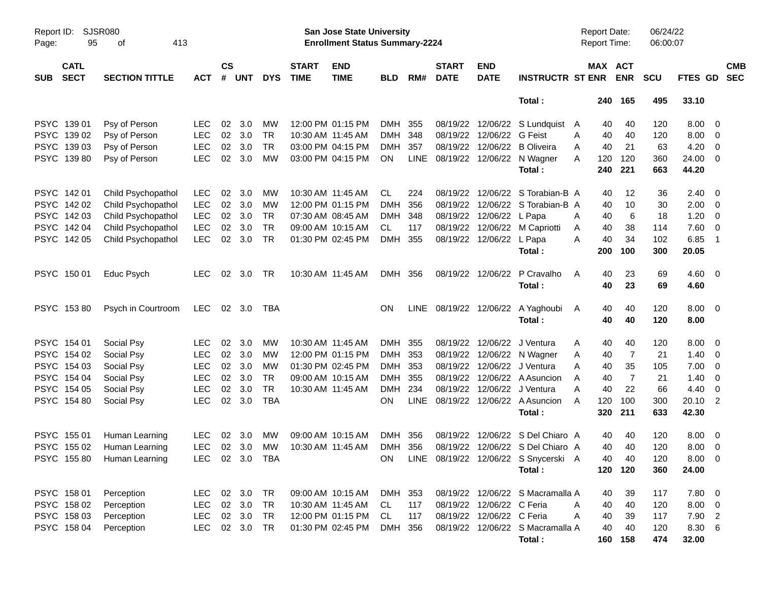Report ID: SJSR080

**San Jose State University**
**Enrollment Status Summary-2224**

Report Date: 06/24/22
Report Time: 06:00:07

| SUB | CATL SECT | SECTION TITTLE | ACT | CS # | UNT | DYS | START TIME | END TIME | BLD | RM# | START DATE | END DATE | INSTRUCTR | ST | MAX ENR | ACT ENR | SCU | FTES | GD | CMB SEC |
|---|---|---|---|---|---|---|---|---|---|---|---|---|---|---|---|---|---|---|---|---|
| | | | | | | | | | | | | | Total : | | 240 | 165 | 495 | 33.10 | | |
| PSYC | 139 01 | Psy of Person | LEC | 02 | 3.0 | MW | 12:00 PM | 01:15 PM | DMH | 355 | 08/19/22 | 12/06/22 | S Lundquist | A | 40 | 40 | 120 | 8.00 | 0 | |
| PSYC | 139 02 | Psy of Person | LEC | 02 | 3.0 | TR | 10:30 AM | 11:45 AM | DMH | 348 | 08/19/22 | 12/06/22 | G Feist | A | 40 | 40 | 120 | 8.00 | 0 | |
| PSYC | 139 03 | Psy of Person | LEC | 02 | 3.0 | TR | 03:00 PM | 04:15 PM | DMH | 357 | 08/19/22 | 12/06/22 | B Oliveira | A | 40 | 21 | 63 | 4.20 | 0 | |
| PSYC | 139 80 | Psy of Person | LEC | 02 | 3.0 | MW | 03:00 PM | 04:15 PM | ON | LINE | 08/19/22 | 12/06/22 | N Wagner | A | 120 | 120 | 360 | 24.00 | 0 | |
| | | | | | | | | | | | | | Total : | | 240 | 221 | 663 | 44.20 | | |
| PSYC | 142 01 | Child Psychopathol | LEC | 02 | 3.0 | MW | 10:30 AM | 11:45 AM | CL | 224 | 08/19/22 | 12/06/22 | S Torabian-B | A | 40 | 12 | 36 | 2.40 | 0 | |
| PSYC | 142 02 | Child Psychopathol | LEC | 02 | 3.0 | MW | 12:00 PM | 01:15 PM | DMH | 356 | 08/19/22 | 12/06/22 | S Torabian-B | A | 40 | 10 | 30 | 2.00 | 0 | |
| PSYC | 142 03 | Child Psychopathol | LEC | 02 | 3.0 | TR | 07:30 AM | 08:45 AM | DMH | 348 | 08/19/22 | 12/06/22 | L Papa | A | 40 | 6 | 18 | 1.20 | 0 | |
| PSYC | 142 04 | Child Psychopathol | LEC | 02 | 3.0 | TR | 09:00 AM | 10:15 AM | CL | 117 | 08/19/22 | 12/06/22 | M Capriotti | A | 40 | 38 | 114 | 7.60 | 0 | |
| PSYC | 142 05 | Child Psychopathol | LEC | 02 | 3.0 | TR | 01:30 PM | 02:45 PM | DMH | 355 | 08/19/22 | 12/06/22 | L Papa | A | 40 | 34 | 102 | 6.85 | 1 | |
| | | | | | | | | | | | | | Total : | | 200 | 100 | 300 | 20.05 | | |
| PSYC | 150 01 | Educ Psych | LEC | 02 | 3.0 | TR | 10:30 AM | 11:45 AM | DMH | 356 | 08/19/22 | 12/06/22 | P Cravalho | A | 40 | 23 | 69 | 4.60 | 0 | |
| | | | | | | | | | | | | | Total : | | 40 | 23 | 69 | 4.60 | | |
| PSYC | 153 80 | Psych in Courtroom | LEC | 02 | 3.0 | TBA | | | ON | LINE | 08/19/22 | 12/06/22 | A Yaghoubi | A | 40 | 40 | 120 | 8.00 | 0 | |
| | | | | | | | | | | | | | Total : | | 40 | 40 | 120 | 8.00 | | |
| PSYC | 154 01 | Social Psy | LEC | 02 | 3.0 | MW | 10:30 AM | 11:45 AM | DMH | 355 | 08/19/22 | 12/06/22 | J Ventura | A | 40 | 40 | 120 | 8.00 | 0 | |
| PSYC | 154 02 | Social Psy | LEC | 02 | 3.0 | MW | 12:00 PM | 01:15 PM | DMH | 353 | 08/19/22 | 12/06/22 | N Wagner | A | 40 | 7 | 21 | 1.40 | 0 | |
| PSYC | 154 03 | Social Psy | LEC | 02 | 3.0 | MW | 01:30 PM | 02:45 PM | DMH | 353 | 08/19/22 | 12/06/22 | J Ventura | A | 40 | 35 | 105 | 7.00 | 0 | |
| PSYC | 154 04 | Social Psy | LEC | 02 | 3.0 | TR | 09:00 AM | 10:15 AM | DMH | 355 | 08/19/22 | 12/06/22 | A Asuncion | A | 40 | 7 | 21 | 1.40 | 0 | |
| PSYC | 154 05 | Social Psy | LEC | 02 | 3.0 | TR | 10:30 AM | 11:45 AM | DMH | 234 | 08/19/22 | 12/06/22 | J Ventura | A | 40 | 22 | 66 | 4.40 | 0 | |
| PSYC | 154 80 | Social Psy | LEC | 02 | 3.0 | TBA | | | ON | LINE | 08/19/22 | 12/06/22 | A Asuncion | A | 120 | 100 | 300 | 20.10 | 2 | |
| | | | | | | | | | | | | | Total : | | 320 | 211 | 633 | 42.30 | | |
| PSYC | 155 01 | Human Learning | LEC | 02 | 3.0 | MW | 09:00 AM | 10:15 AM | DMH | 356 | 08/19/22 | 12/06/22 | S Del Chiaro | A | 40 | 40 | 120 | 8.00 | 0 | |
| PSYC | 155 02 | Human Learning | LEC | 02 | 3.0 | MW | 10:30 AM | 11:45 AM | DMH | 356 | 08/19/22 | 12/06/22 | S Del Chiaro | A | 40 | 40 | 120 | 8.00 | 0 | |
| PSYC | 155 80 | Human Learning | LEC | 02 | 3.0 | TBA | | | ON | LINE | 08/19/22 | 12/06/22 | S Snycerski | A | 40 | 40 | 120 | 8.00 | 0 | |
| | | | | | | | | | | | | | Total : | | 120 | 120 | 360 | 24.00 | | |
| PSYC | 158 01 | Perception | LEC | 02 | 3.0 | TR | 09:00 AM | 10:15 AM | DMH | 353 | 08/19/22 | 12/06/22 | S Macramalla | A | 40 | 39 | 117 | 7.80 | 0 | |
| PSYC | 158 02 | Perception | LEC | 02 | 3.0 | TR | 10:30 AM | 11:45 AM | CL | 117 | 08/19/22 | 12/06/22 | C Feria | A | 40 | 40 | 120 | 8.00 | 0 | |
| PSYC | 158 03 | Perception | LEC | 02 | 3.0 | TR | 12:00 PM | 01:15 PM | CL | 117 | 08/19/22 | 12/06/22 | C Feria | A | 40 | 39 | 117 | 7.90 | 2 | |
| PSYC | 158 04 | Perception | LEC | 02 | 3.0 | TR | 01:30 PM | 02:45 PM | DMH | 356 | 08/19/22 | 12/06/22 | S Macramalla | A | 40 | 40 | 120 | 8.30 | 6 | |
| | | | | | | | | | | | | | Total : | | 160 | 158 | 474 | 32.00 | | |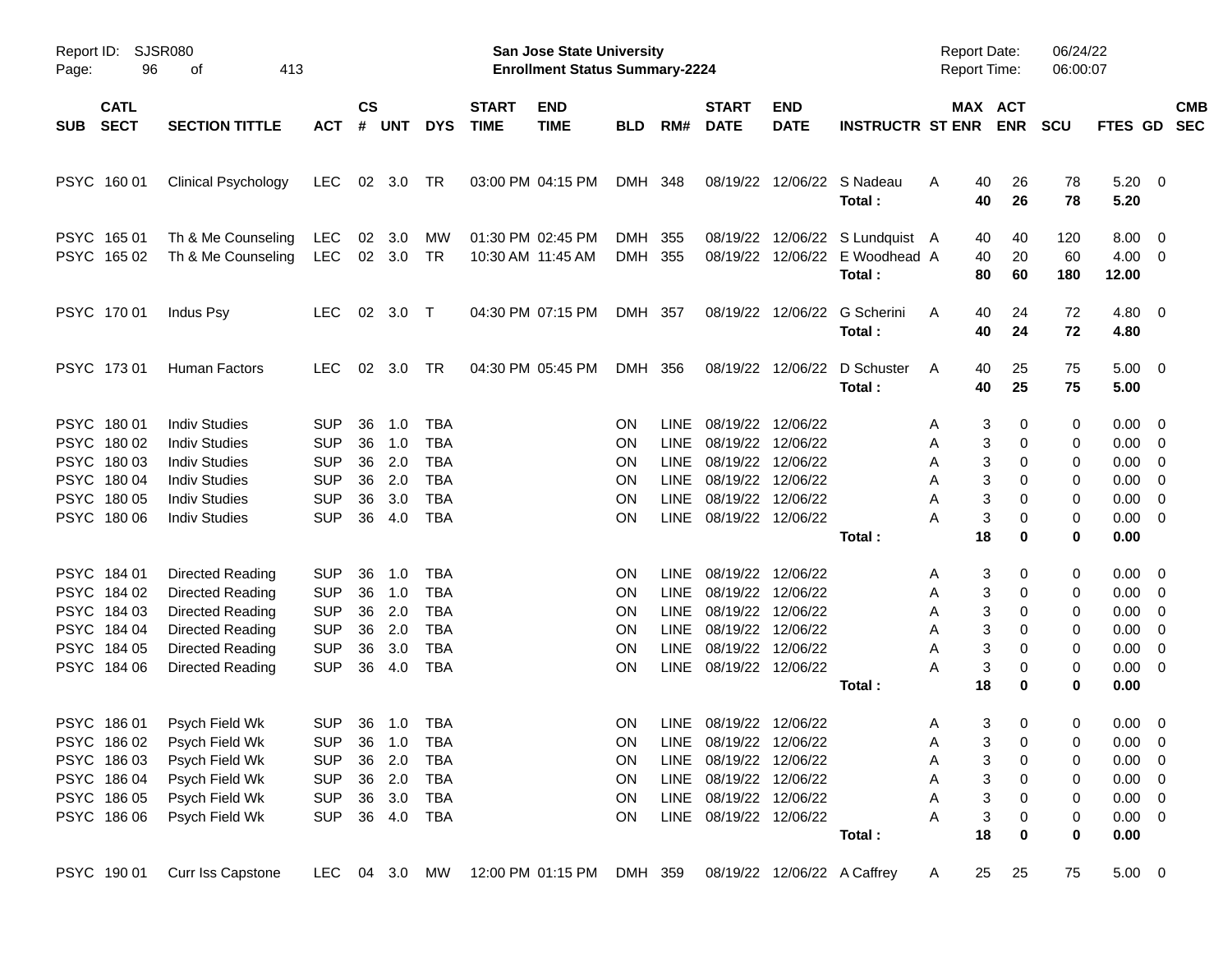Report ID: SJSR080
**San Jose State University**
**Enrollment Status Summary-2224**
Report Date: 06/24/22
Report Time: 06:00:07

| SUB | CATL SECT | SECTION TITTLE | ACT | CS # | UNT | DYS | START TIME | END TIME | BLD | RM# | START DATE | END DATE | INSTRUCTR | ST | MAX ENR | ACT ENR | SCU | FTES | GD | CMB SEC |
|---|---|---|---|---|---|---|---|---|---|---|---|---|---|---|---|---|---|---|---|---|
| PSYC | 160 01 | Clinical Psychology | LEC | 02 | 3.0 | TR | 03:00 PM | 04:15 PM | DMH | 348 | 08/19/22 | 12/06/22 | S Nadeau | A | 40 | 26 | 78 | 5.20 | 0 | |
| | | | | | | | | | | | | | **Total :** | | **40** | **26** | **78** | **5.20** | | |
| PSYC | 165 01 | Th & Me Counseling | LEC | 02 | 3.0 | MW | 01:30 PM | 02:45 PM | DMH | 355 | 08/19/22 | 12/06/22 | S Lundquist | A | 40 | 40 | 120 | 8.00 | 0 | |
| PSYC | 165 02 | Th & Me Counseling | LEC | 02 | 3.0 | TR | 10:30 AM | 11:45 AM | DMH | 355 | 08/19/22 | 12/06/22 | E Woodhead | A | 40 | 20 | 60 | 4.00 | 0 | |
| | | | | | | | | | | | | | **Total :** | | **80** | **60** | **180** | **12.00** | | |
| PSYC | 170 01 | Indus Psy | LEC | 02 | 3.0 | T | 04:30 PM | 07:15 PM | DMH | 357 | 08/19/22 | 12/06/22 | G Scherini | A | 40 | 24 | 72 | 4.80 | 0 | |
| | | | | | | | | | | | | | **Total :** | | **40** | **24** | **72** | **4.80** | | |
| PSYC | 173 01 | Human Factors | LEC | 02 | 3.0 | TR | 04:30 PM | 05:45 PM | DMH | 356 | 08/19/22 | 12/06/22 | D Schuster | A | 40 | 25 | 75 | 5.00 | 0 | |
| | | | | | | | | | | | | | **Total :** | | **40** | **25** | **75** | **5.00** | | |
| PSYC | 180 01 | Indiv Studies | SUP | 36 | 1.0 | TBA | | | ON | LINE | 08/19/22 | 12/06/22 | | A | 3 | 0 | 0 | 0.00 | 0 | |
| PSYC | 180 02 | Indiv Studies | SUP | 36 | 1.0 | TBA | | | ON | LINE | 08/19/22 | 12/06/22 | | A | 3 | 0 | 0 | 0.00 | 0 | |
| PSYC | 180 03 | Indiv Studies | SUP | 36 | 2.0 | TBA | | | ON | LINE | 08/19/22 | 12/06/22 | | A | 3 | 0 | 0 | 0.00 | 0 | |
| PSYC | 180 04 | Indiv Studies | SUP | 36 | 2.0 | TBA | | | ON | LINE | 08/19/22 | 12/06/22 | | A | 3 | 0 | 0 | 0.00 | 0 | |
| PSYC | 180 05 | Indiv Studies | SUP | 36 | 3.0 | TBA | | | ON | LINE | 08/19/22 | 12/06/22 | | A | 3 | 0 | 0 | 0.00 | 0 | |
| PSYC | 180 06 | Indiv Studies | SUP | 36 | 4.0 | TBA | | | ON | LINE | 08/19/22 | 12/06/22 | | A | 3 | 0 | 0 | 0.00 | 0 | |
| | | | | | | | | | | | | | **Total :** | | **18** | **0** | **0** | **0.00** | | |
| PSYC | 184 01 | Directed Reading | SUP | 36 | 1.0 | TBA | | | ON | LINE | 08/19/22 | 12/06/22 | | A | 3 | 0 | 0 | 0.00 | 0 | |
| PSYC | 184 02 | Directed Reading | SUP | 36 | 1.0 | TBA | | | ON | LINE | 08/19/22 | 12/06/22 | | A | 3 | 0 | 0 | 0.00 | 0 | |
| PSYC | 184 03 | Directed Reading | SUP | 36 | 2.0 | TBA | | | ON | LINE | 08/19/22 | 12/06/22 | | A | 3 | 0 | 0 | 0.00 | 0 | |
| PSYC | 184 04 | Directed Reading | SUP | 36 | 2.0 | TBA | | | ON | LINE | 08/19/22 | 12/06/22 | | A | 3 | 0 | 0 | 0.00 | 0 | |
| PSYC | 184 05 | Directed Reading | SUP | 36 | 3.0 | TBA | | | ON | LINE | 08/19/22 | 12/06/22 | | A | 3 | 0 | 0 | 0.00 | 0 | |
| PSYC | 184 06 | Directed Reading | SUP | 36 | 4.0 | TBA | | | ON | LINE | 08/19/22 | 12/06/22 | | A | 3 | 0 | 0 | 0.00 | 0 | |
| | | | | | | | | | | | | | **Total :** | | **18** | **0** | **0** | **0.00** | | |
| PSYC | 186 01 | Psych Field Wk | SUP | 36 | 1.0 | TBA | | | ON | LINE | 08/19/22 | 12/06/22 | | A | 3 | 0 | 0 | 0.00 | 0 | |
| PSYC | 186 02 | Psych Field Wk | SUP | 36 | 1.0 | TBA | | | ON | LINE | 08/19/22 | 12/06/22 | | A | 3 | 0 | 0 | 0.00 | 0 | |
| PSYC | 186 03 | Psych Field Wk | SUP | 36 | 2.0 | TBA | | | ON | LINE | 08/19/22 | 12/06/22 | | A | 3 | 0 | 0 | 0.00 | 0 | |
| PSYC | 186 04 | Psych Field Wk | SUP | 36 | 2.0 | TBA | | | ON | LINE | 08/19/22 | 12/06/22 | | A | 3 | 0 | 0 | 0.00 | 0 | |
| PSYC | 186 05 | Psych Field Wk | SUP | 36 | 3.0 | TBA | | | ON | LINE | 08/19/22 | 12/06/22 | | A | 3 | 0 | 0 | 0.00 | 0 | |
| PSYC | 186 06 | Psych Field Wk | SUP | 36 | 4.0 | TBA | | | ON | LINE | 08/19/22 | 12/06/22 | | A | 3 | 0 | 0 | 0.00 | 0 | |
| | | | | | | | | | | | | | **Total :** | | **18** | **0** | **0** | **0.00** | | |
| PSYC | 190 01 | Curr Iss Capstone | LEC | 04 | 3.0 | MW | 12:00 PM | 01:15 PM | DMH | 359 | 08/19/22 | 12/06/22 | A Caffrey | A | 25 | 25 | 75 | 5.00 | 0 | |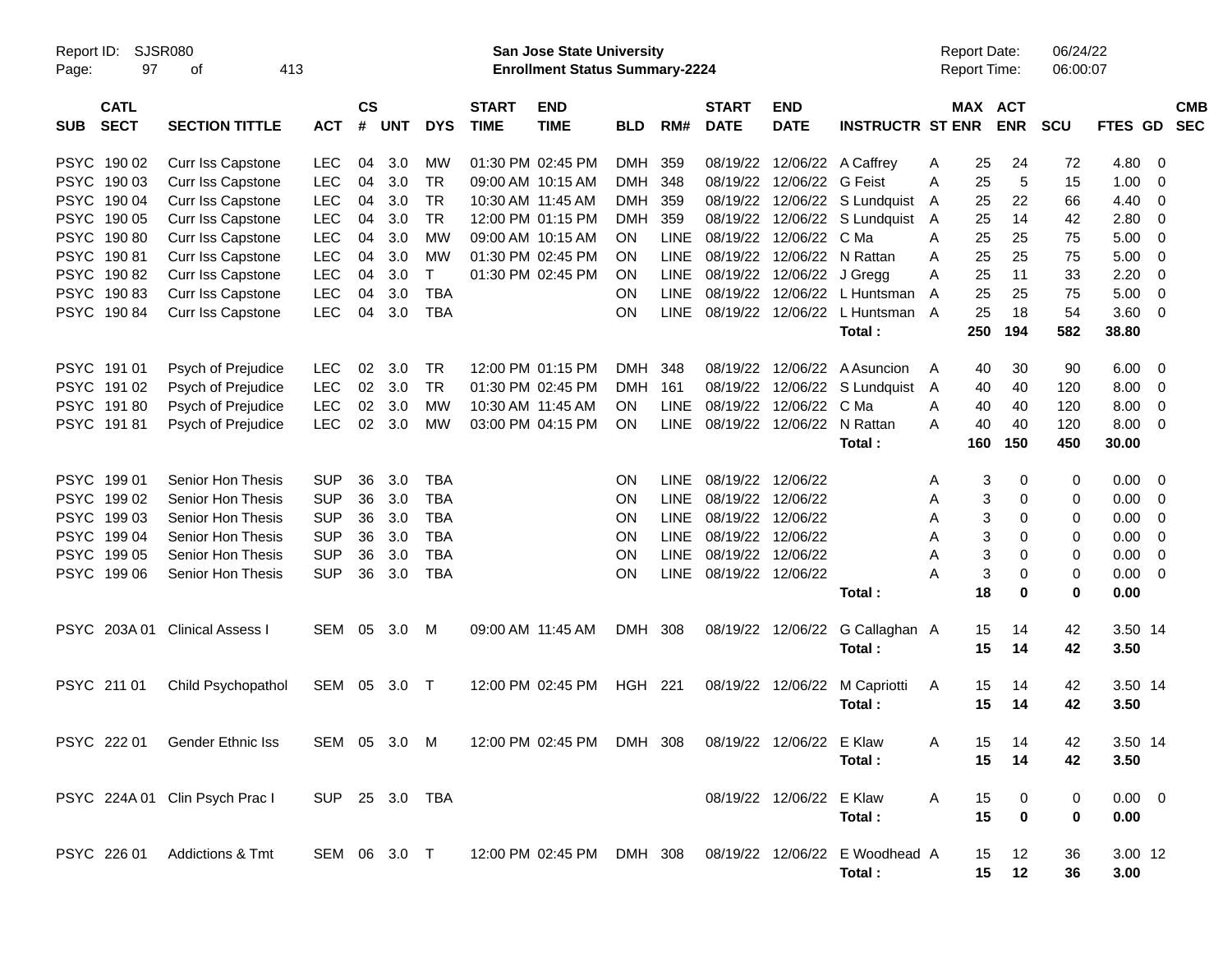Report ID: SJSR080

**San Jose State University**
**Enrollment Status Summary-2224**

Report Date: 06/24/22
Report Time: 06:00:07

| SUB | CATL SECT | SECTION TITTLE | ACT | CS # | UNT | DYS | START TIME | END TIME | BLD | RM# | START DATE | END DATE | INSTRUCTR | ST | MAX ENR | ACT ENR | SCU | FTES | GD | CMB SEC |
|---|---|---|---|---|---|---|---|---|---|---|---|---|---|---|---|---|---|---|---|---|
| PSYC | 190 02 | Curr Iss Capstone | LEC | 04 | 3.0 | MW | 01:30 PM | 02:45 PM | DMH | 359 | 08/19/22 | 12/06/22 | A Caffrey | A | 25 | 24 | 72 | 4.80 | 0 | |
| PSYC | 190 03 | Curr Iss Capstone | LEC | 04 | 3.0 | TR | 09:00 AM | 10:15 AM | DMH | 348 | 08/19/22 | 12/06/22 | G Feist | A | 25 | 5 | 15 | 1.00 | 0 | |
| PSYC | 190 04 | Curr Iss Capstone | LEC | 04 | 3.0 | TR | 10:30 AM | 11:45 AM | DMH | 359 | 08/19/22 | 12/06/22 | S Lundquist | A | 25 | 22 | 66 | 4.40 | 0 | |
| PSYC | 190 05 | Curr Iss Capstone | LEC | 04 | 3.0 | TR | 12:00 PM | 01:15 PM | DMH | 359 | 08/19/22 | 12/06/22 | S Lundquist | A | 25 | 14 | 42 | 2.80 | 0 | |
| PSYC | 190 80 | Curr Iss Capstone | LEC | 04 | 3.0 | MW | 09:00 AM | 10:15 AM | ON | LINE | 08/19/22 | 12/06/22 | C Ma | A | 25 | 25 | 75 | 5.00 | 0 | |
| PSYC | 190 81 | Curr Iss Capstone | LEC | 04 | 3.0 | MW | 01:30 PM | 02:45 PM | ON | LINE | 08/19/22 | 12/06/22 | N Rattan | A | 25 | 25 | 75 | 5.00 | 0 | |
| PSYC | 190 82 | Curr Iss Capstone | LEC | 04 | 3.0 | T | 01:30 PM | 02:45 PM | ON | LINE | 08/19/22 | 12/06/22 | J Gregg | A | 25 | 11 | 33 | 2.20 | 0 | |
| PSYC | 190 83 | Curr Iss Capstone | LEC | 04 | 3.0 | TBA | | | ON | LINE | 08/19/22 | 12/06/22 | L Huntsman | A | 25 | 25 | 75 | 5.00 | 0 | |
| PSYC | 190 84 | Curr Iss Capstone | LEC | 04 | 3.0 | TBA | | | ON | LINE | 08/19/22 | 12/06/22 | L Huntsman | A | 25 | 18 | 54 | 3.60 | 0 | |
| | | | | | | | | | | | | | **Total :** | | **250** | **194** | **582** | **38.80** | | |
| PSYC | 191 01 | Psych of Prejudice | LEC | 02 | 3.0 | TR | 12:00 PM | 01:15 PM | DMH | 348 | 08/19/22 | 12/06/22 | A Asuncion | A | 40 | 30 | 90 | 6.00 | 0 | |
| PSYC | 191 02 | Psych of Prejudice | LEC | 02 | 3.0 | TR | 01:30 PM | 02:45 PM | DMH | 161 | 08/19/22 | 12/06/22 | S Lundquist | A | 40 | 40 | 120 | 8.00 | 0 | |
| PSYC | 191 80 | Psych of Prejudice | LEC | 02 | 3.0 | MW | 10:30 AM | 11:45 AM | ON | LINE | 08/19/22 | 12/06/22 | C Ma | A | 40 | 40 | 120 | 8.00 | 0 | |
| PSYC | 191 81 | Psych of Prejudice | LEC | 02 | 3.0 | MW | 03:00 PM | 04:15 PM | ON | LINE | 08/19/22 | 12/06/22 | N Rattan | A | 40 | 40 | 120 | 8.00 | 0 | |
| | | | | | | | | | | | | | **Total :** | | **160** | **150** | **450** | **30.00** | | |
| PSYC | 199 01 | Senior Hon Thesis | SUP | 36 | 3.0 | TBA | | | ON | LINE | 08/19/22 | 12/06/22 | | A | 3 | 0 | 0 | 0.00 | 0 | |
| PSYC | 199 02 | Senior Hon Thesis | SUP | 36 | 3.0 | TBA | | | ON | LINE | 08/19/22 | 12/06/22 | | A | 3 | 0 | 0 | 0.00 | 0 | |
| PSYC | 199 03 | Senior Hon Thesis | SUP | 36 | 3.0 | TBA | | | ON | LINE | 08/19/22 | 12/06/22 | | A | 3 | 0 | 0 | 0.00 | 0 | |
| PSYC | 199 04 | Senior Hon Thesis | SUP | 36 | 3.0 | TBA | | | ON | LINE | 08/19/22 | 12/06/22 | | A | 3 | 0 | 0 | 0.00 | 0 | |
| PSYC | 199 05 | Senior Hon Thesis | SUP | 36 | 3.0 | TBA | | | ON | LINE | 08/19/22 | 12/06/22 | | A | 3 | 0 | 0 | 0.00 | 0 | |
| PSYC | 199 06 | Senior Hon Thesis | SUP | 36 | 3.0 | TBA | | | ON | LINE | 08/19/22 | 12/06/22 | | A | 3 | 0 | 0 | 0.00 | 0 | |
| | | | | | | | | | | | | | **Total :** | | **18** | **0** | **0** | **0.00** | | |
| PSYC | 203A 01 | Clinical Assess I | SEM | 05 | 3.0 | M | 09:00 AM | 11:45 AM | DMH | 308 | 08/19/22 | 12/06/22 | G Callaghan | A | 15 | 14 | 42 | 3.50 | 14 | |
| | | | | | | | | | | | | | **Total :** | | **15** | **14** | **42** | **3.50** | | |
| PSYC | 211 01 | Child Psychopathol | SEM | 05 | 3.0 | T | 12:00 PM | 02:45 PM | HGH | 221 | 08/19/22 | 12/06/22 | M Capriotti | A | 15 | 14 | 42 | 3.50 | 14 | |
| | | | | | | | | | | | | | **Total :** | | **15** | **14** | **42** | **3.50** | | |
| PSYC | 222 01 | Gender Ethnic Iss | SEM | 05 | 3.0 | M | 12:00 PM | 02:45 PM | DMH | 308 | 08/19/22 | 12/06/22 | E Klaw | A | 15 | 14 | 42 | 3.50 | 14 | |
| | | | | | | | | | | | | | **Total :** | | **15** | **14** | **42** | **3.50** | | |
| PSYC | 224A 01 | Clin Psych Prac I | SUP | 25 | 3.0 | TBA | | | | | 08/19/22 | 12/06/22 | E Klaw | A | 15 | 0 | 0 | 0.00 | 0 | |
| | | | | | | | | | | | | | **Total :** | | **15** | **0** | **0** | **0.00** | | |
| PSYC | 226 01 | Addictions & Tmt | SEM | 06 | 3.0 | T | 12:00 PM | 02:45 PM | DMH | 308 | 08/19/22 | 12/06/22 | E Woodhead | A | 15 | 12 | 36 | 3.00 | 12 | |
| | | | | | | | | | | | | | **Total :** | | **15** | **12** | **36** | **3.00** | | |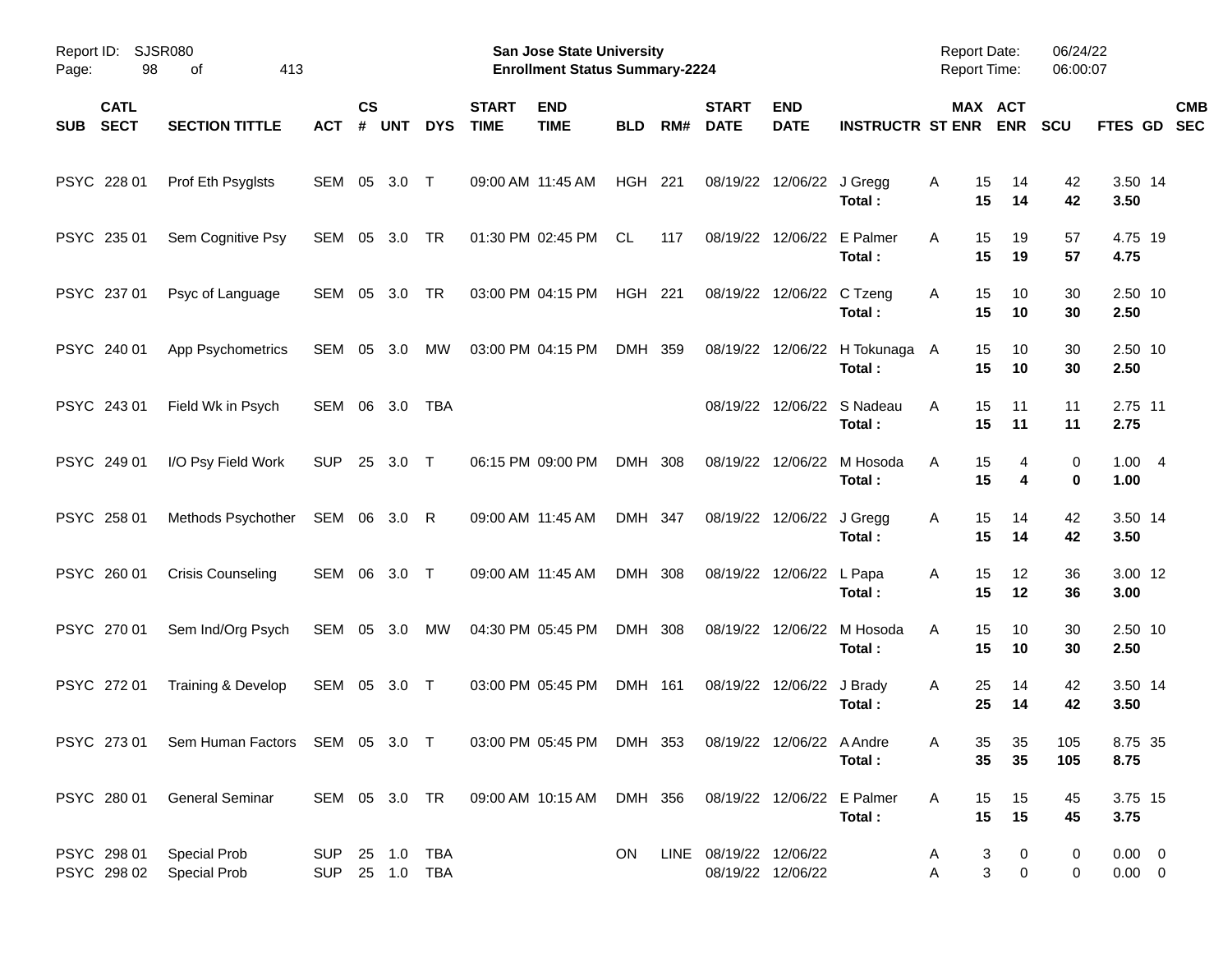Report ID: SJSR080
Page: 98 of 413

**San Jose State University**
**Enrollment Status Summary-2224**

Report Date: 06/24/22
Report Time: 06:00:07

| SUB | CATL SECT | SECTION TITTLE | ACT | CS # | UNT | DYS | START TIME | END TIME | BLD | RM# | START DATE | END DATE | INSTRUCTR | ST | MAX ENR | ACT ENR | SCU | FTES | GD | CMB SEC |
|---|---|---|---|---|---|---|---|---|---|---|---|---|---|---|---|---|---|---|---|---|
| PSYC | 228 01 | Prof Eth Psyglsts | SEM | 05 | 3.0 | T | 09:00 AM | 11:45 AM | HGH | 221 | 08/19/22 | 12/06/22 | J Gregg | A | 15 | 14 | 42 | 3.50 | 14 | |
| | | | | | | | | | | | | | **Total :** | | **15** | **14** | **42** | **3.50** | | |
| PSYC | 235 01 | Sem Cognitive Psy | SEM | 05 | 3.0 | TR | 01:30 PM | 02:45 PM | CL | 117 | 08/19/22 | 12/06/22 | E Palmer | A | 15 | 19 | 57 | 4.75 | 19 | |
| | | | | | | | | | | | | | **Total :** | | **15** | **19** | **57** | **4.75** | | |
| PSYC | 237 01 | Psyc of Language | SEM | 05 | 3.0 | TR | 03:00 PM | 04:15 PM | HGH | 221 | 08/19/22 | 12/06/22 | C Tzeng | A | 15 | 10 | 30 | 2.50 | 10 | |
| | | | | | | | | | | | | | **Total :** | | **15** | **10** | **30** | **2.50** | | |
| PSYC | 240 01 | App Psychometrics | SEM | 05 | 3.0 | MW | 03:00 PM | 04:15 PM | DMH | 359 | 08/19/22 | 12/06/22 | H Tokunaga | A | 15 | 10 | 30 | 2.50 | 10 | |
| | | | | | | | | | | | | | **Total :** | | **15** | **10** | **30** | **2.50** | | |
| PSYC | 243 01 | Field Wk in Psych | SEM | 06 | 3.0 | TBA | | | | | 08/19/22 | 12/06/22 | S Nadeau | A | 15 | 11 | 11 | 2.75 | 11 | |
| | | | | | | | | | | | | | **Total :** | | **15** | **11** | **11** | **2.75** | | |
| PSYC | 249 01 | I/O Psy Field Work | SUP | 25 | 3.0 | T | 06:15 PM | 09:00 PM | DMH | 308 | 08/19/22 | 12/06/22 | M Hosoda | A | 15 | 4 | 0 | 1.00 | 4 | |
| | | | | | | | | | | | | | **Total :** | | **15** | **4** | **0** | **1.00** | | |
| PSYC | 258 01 | Methods Psychother | SEM | 06 | 3.0 | R | 09:00 AM | 11:45 AM | DMH | 347 | 08/19/22 | 12/06/22 | J Gregg | A | 15 | 14 | 42 | 3.50 | 14 | |
| | | | | | | | | | | | | | **Total :** | | **15** | **14** | **42** | **3.50** | | |
| PSYC | 260 01 | Crisis Counseling | SEM | 06 | 3.0 | T | 09:00 AM | 11:45 AM | DMH | 308 | 08/19/22 | 12/06/22 | L Papa | A | 15 | 12 | 36 | 3.00 | 12 | |
| | | | | | | | | | | | | | **Total :** | | **15** | **12** | **36** | **3.00** | | |
| PSYC | 270 01 | Sem Ind/Org Psych | SEM | 05 | 3.0 | MW | 04:30 PM | 05:45 PM | DMH | 308 | 08/19/22 | 12/06/22 | M Hosoda | A | 15 | 10 | 30 | 2.50 | 10 | |
| | | | | | | | | | | | | | **Total :** | | **15** | **10** | **30** | **2.50** | | |
| PSYC | 272 01 | Training & Develop | SEM | 05 | 3.0 | T | 03:00 PM | 05:45 PM | DMH | 161 | 08/19/22 | 12/06/22 | J Brady | A | 25 | 14 | 42 | 3.50 | 14 | |
| | | | | | | | | | | | | | **Total :** | | **25** | **14** | **42** | **3.50** | | |
| PSYC | 273 01 | Sem Human Factors | SEM | 05 | 3.0 | T | 03:00 PM | 05:45 PM | DMH | 353 | 08/19/22 | 12/06/22 | A Andre | A | 35 | 35 | 105 | 8.75 | 35 | |
| | | | | | | | | | | | | | **Total :** | | **35** | **35** | **105** | **8.75** | | |
| PSYC | 280 01 | General Seminar | SEM | 05 | 3.0 | TR | 09:00 AM | 10:15 AM | DMH | 356 | 08/19/22 | 12/06/22 | E Palmer | A | 15 | 15 | 45 | 3.75 | 15 | |
| | | | | | | | | | | | | | **Total :** | | **15** | **15** | **45** | **3.75** | | |
| PSYC | 298 01 | Special Prob | SUP | 25 | 1.0 | TBA | | | ON | LINE | 08/19/22 | 12/06/22 | | A | 3 | 0 | 0 | 0.00 | 0 | |
| PSYC | 298 02 | Special Prob | SUP | 25 | 1.0 | TBA | | | | | 08/19/22 | 12/06/22 | | A | 3 | 0 | 0 | 0.00 | 0 | |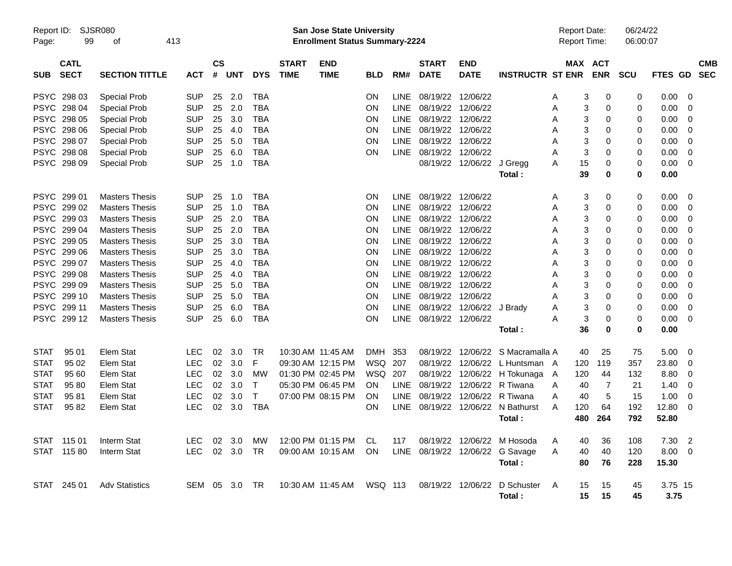Report ID: SJSR080

**San Jose State University**
**Enrollment Status Summary-2224**

Report Date: 06/24/22
Report Time: 06:00:07

| SUB | CATL SECT | SECTION TITTLE | ACT | CS # | UNT | DYS | START TIME | END TIME | BLD | RM# | START DATE | END DATE | INSTRUCTR | ST | MAX ENR | ACT ENR | SCU | FTES | GD | CMB SEC |
|---|---|---|---|---|---|---|---|---|---|---|---|---|---|---|---|---|---|---|---|---|
| PSYC | 298 03 | Special Prob | SUP | 25 | 2.0 | TBA | | | ON | LINE | 08/19/22 | 12/06/22 | | A | 3 | 0 | 0 | 0.00 | 0 | |
| PSYC | 298 04 | Special Prob | SUP | 25 | 2.0 | TBA | | | ON | LINE | 08/19/22 | 12/06/22 | | A | 3 | 0 | 0 | 0.00 | 0 | |
| PSYC | 298 05 | Special Prob | SUP | 25 | 3.0 | TBA | | | ON | LINE | 08/19/22 | 12/06/22 | | A | 3 | 0 | 0 | 0.00 | 0 | |
| PSYC | 298 06 | Special Prob | SUP | 25 | 4.0 | TBA | | | ON | LINE | 08/19/22 | 12/06/22 | | A | 3 | 0 | 0 | 0.00 | 0 | |
| PSYC | 298 07 | Special Prob | SUP | 25 | 5.0 | TBA | | | ON | LINE | 08/19/22 | 12/06/22 | | A | 3 | 0 | 0 | 0.00 | 0 | |
| PSYC | 298 08 | Special Prob | SUP | 25 | 6.0 | TBA | | | ON | LINE | 08/19/22 | 12/06/22 | | A | 3 | 0 | 0 | 0.00 | 0 | |
| PSYC | 298 09 | Special Prob | SUP | 25 | 1.0 | TBA | | | | | 08/19/22 | 12/06/22 | J Gregg | A | 15 | 0 | 0 | 0.00 | 0 | |
| | | | | | | | | | | | | | **Total :** | | **39** | **0** | **0** | **0.00** | | |
| PSYC | 299 01 | Masters Thesis | SUP | 25 | 1.0 | TBA | | | ON | LINE | 08/19/22 | 12/06/22 | | A | 3 | 0 | 0 | 0.00 | 0 | |
| PSYC | 299 02 | Masters Thesis | SUP | 25 | 1.0 | TBA | | | ON | LINE | 08/19/22 | 12/06/22 | | A | 3 | 0 | 0 | 0.00 | 0 | |
| PSYC | 299 03 | Masters Thesis | SUP | 25 | 2.0 | TBA | | | ON | LINE | 08/19/22 | 12/06/22 | | A | 3 | 0 | 0 | 0.00 | 0 | |
| PSYC | 299 04 | Masters Thesis | SUP | 25 | 2.0 | TBA | | | ON | LINE | 08/19/22 | 12/06/22 | | A | 3 | 0 | 0 | 0.00 | 0 | |
| PSYC | 299 05 | Masters Thesis | SUP | 25 | 3.0 | TBA | | | ON | LINE | 08/19/22 | 12/06/22 | | A | 3 | 0 | 0 | 0.00 | 0 | |
| PSYC | 299 06 | Masters Thesis | SUP | 25 | 3.0 | TBA | | | ON | LINE | 08/19/22 | 12/06/22 | | A | 3 | 0 | 0 | 0.00 | 0 | |
| PSYC | 299 07 | Masters Thesis | SUP | 25 | 4.0 | TBA | | | ON | LINE | 08/19/22 | 12/06/22 | | A | 3 | 0 | 0 | 0.00 | 0 | |
| PSYC | 299 08 | Masters Thesis | SUP | 25 | 4.0 | TBA | | | ON | LINE | 08/19/22 | 12/06/22 | | A | 3 | 0 | 0 | 0.00 | 0 | |
| PSYC | 299 09 | Masters Thesis | SUP | 25 | 5.0 | TBA | | | ON | LINE | 08/19/22 | 12/06/22 | | A | 3 | 0 | 0 | 0.00 | 0 | |
| PSYC | 299 10 | Masters Thesis | SUP | 25 | 5.0 | TBA | | | ON | LINE | 08/19/22 | 12/06/22 | | A | 3 | 0 | 0 | 0.00 | 0 | |
| PSYC | 299 11 | Masters Thesis | SUP | 25 | 6.0 | TBA | | | ON | LINE | 08/19/22 | 12/06/22 | J Brady | A | 3 | 0 | 0 | 0.00 | 0 | |
| PSYC | 299 12 | Masters Thesis | SUP | 25 | 6.0 | TBA | | | ON | LINE | 08/19/22 | 12/06/22 | | A | 3 | 0 | 0 | 0.00 | 0 | |
| | | | | | | | | | | | | | **Total :** | | **36** | **0** | **0** | **0.00** | | |
| STAT | 95 01 | Elem Stat | LEC | 02 | 3.0 | TR | 10:30 AM | 11:45 AM | DMH | 353 | 08/19/22 | 12/06/22 | S Macramalla | A | 40 | 25 | 75 | 5.00 | 0 | |
| STAT | 95 02 | Elem Stat | LEC | 02 | 3.0 | F | 09:30 AM | 12:15 PM | WSQ | 207 | 08/19/22 | 12/06/22 | L Huntsman | A | 120 | 119 | 357 | 23.80 | 0 | |
| STAT | 95 60 | Elem Stat | LEC | 02 | 3.0 | MW | 01:30 PM | 02:45 PM | WSQ | 207 | 08/19/22 | 12/06/22 | H Tokunaga | A | 120 | 44 | 132 | 8.80 | 0 | |
| STAT | 95 80 | Elem Stat | LEC | 02 | 3.0 | T | 05:30 PM | 06:45 PM | ON | LINE | 08/19/22 | 12/06/22 | R Tiwana | A | 40 | 7 | 21 | 1.40 | 0 | |
| STAT | 95 81 | Elem Stat | LEC | 02 | 3.0 | T | 07:00 PM | 08:15 PM | ON | LINE | 08/19/22 | 12/06/22 | R Tiwana | A | 40 | 5 | 15 | 1.00 | 0 | |
| STAT | 95 82 | Elem Stat | LEC | 02 | 3.0 | TBA | | | ON | LINE | 08/19/22 | 12/06/22 | N Bathurst | A | 120 | 64 | 192 | 12.80 | 0 | |
| | | | | | | | | | | | | | **Total :** | | **480** | **264** | **792** | **52.80** | | |
| STAT | 115 01 | Interm Stat | LEC | 02 | 3.0 | MW | 12:00 PM | 01:15 PM | CL | 117 | 08/19/22 | 12/06/22 | M Hosoda | A | 40 | 36 | 108 | 7.30 | 2 | |
| STAT | 115 80 | Interm Stat | LEC | 02 | 3.0 | TR | 09:00 AM | 10:15 AM | ON | LINE | 08/19/22 | 12/06/22 | G Savage | A | 40 | 40 | 120 | 8.00 | 0 | |
| | | | | | | | | | | | | | **Total :** | | **80** | **76** | **228** | **15.30** | | |
| STAT | 245 01 | Adv Statistics | SEM | 05 | 3.0 | TR | 10:30 AM | 11:45 AM | WSQ | 113 | 08/19/22 | 12/06/22 | D Schuster | A | 15 | 15 | 45 | 3.75 | 15 | |
| | | | | | | | | | | | | | **Total :** | | **15** | **15** | **45** | **3.75** | | |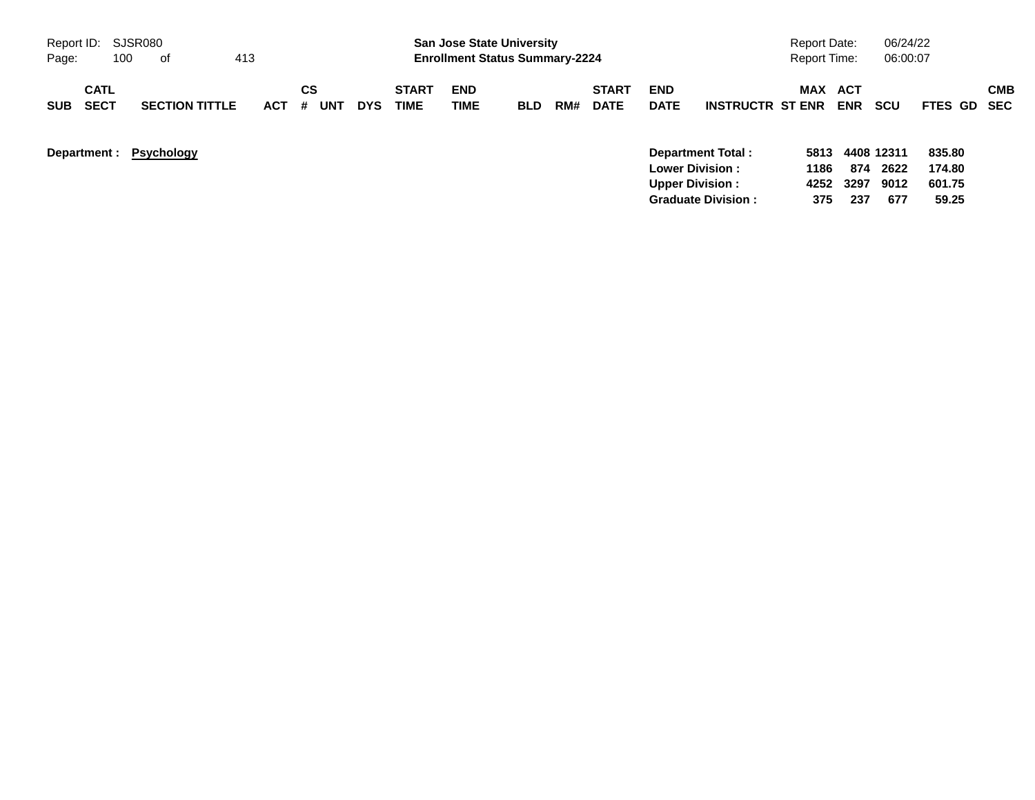**San Jose State University**
**Enrollment Status Summary-2224**

Report ID: SJSR080
Report Date: 06/24/22
Report Time: 06:00:07

| SUB | CATL SECT | SECTION TITTLE | ACT | CS # | UNT | DYS | START TIME | END TIME | BLD | RM# | START DATE | END DATE | INSTRUCTR | ST | MAX ENR | ACT ENR | SCU | FTES | GD | CMB SEC |
|---|---|---|---|---|---|---|---|---|---|---|---|---|---|---|---|---|---|---|---|---|

**Department : Psychology**

| | MAX ENR | ACT ENR | SCU | FTES |
|---|---|---|---|---|
| **Department Total :** | **5813** | **4408** | **12311** | **835.80** |
| **Lower Division :** | **1186** | **874** | **2622** | **174.80** |
| **Upper Division :** | **4252** | **3297** | **9012** | **601.75** |
| **Graduate Division :** | **375** | **237** | **677** | **59.25** |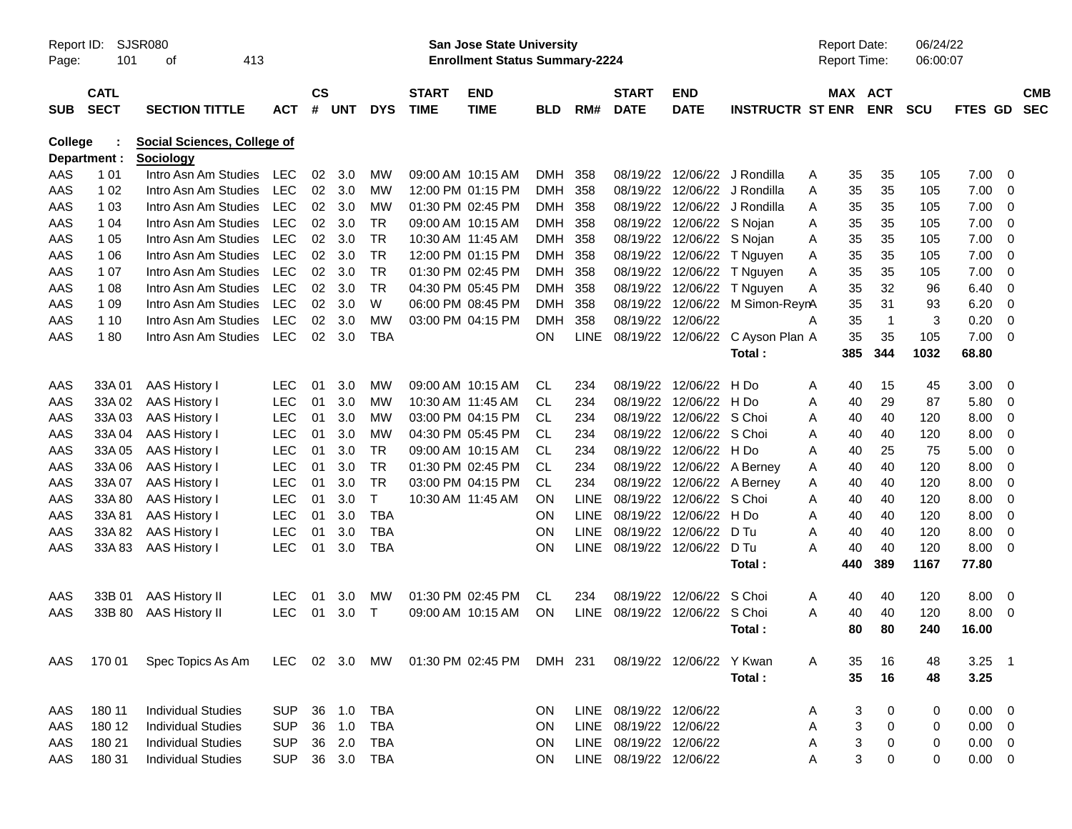Report ID: SJSR080
Page: 101 of 413

**San Jose State University**
**Enrollment Status Summary-2224**

Report Date: 06/24/22
Report Time: 06:00:07

College : **Social Sciences, College of**
Department : **Sociology**

| SUB | CATL SECT | SECTION TITTLE | ACT | CS # | UNT | DYS | START TIME | END TIME | BLD | RM# | START DATE | END DATE | INSTRUCTR | ST | MAX ENR | ACT ENR | SCU | FTES | GD | CMB SEC |
|---|---|---|---|---|---|---|---|---|---|---|---|---|---|---|---|---|---|---|---|---|
| AAS | 1 01 | Intro Asn Am Studies | LEC | 02 | 3.0 | MW | 09:00 AM | 10:15 AM | DMH | 358 | 08/19/22 | 12/06/22 | J Rondilla | A | 35 | 35 | 105 | 7.00 | 0 | |
| AAS | 1 02 | Intro Asn Am Studies | LEC | 02 | 3.0 | MW | 12:00 PM | 01:15 PM | DMH | 358 | 08/19/22 | 12/06/22 | J Rondilla | A | 35 | 35 | 105 | 7.00 | 0 | |
| AAS | 1 03 | Intro Asn Am Studies | LEC | 02 | 3.0 | MW | 01:30 PM | 02:45 PM | DMH | 358 | 08/19/22 | 12/06/22 | J Rondilla | A | 35 | 35 | 105 | 7.00 | 0 | |
| AAS | 1 04 | Intro Asn Am Studies | LEC | 02 | 3.0 | TR | 09:00 AM | 10:15 AM | DMH | 358 | 08/19/22 | 12/06/22 | S Nojan | A | 35 | 35 | 105 | 7.00 | 0 | |
| AAS | 1 05 | Intro Asn Am Studies | LEC | 02 | 3.0 | TR | 10:30 AM | 11:45 AM | DMH | 358 | 08/19/22 | 12/06/22 | S Nojan | A | 35 | 35 | 105 | 7.00 | 0 | |
| AAS | 1 06 | Intro Asn Am Studies | LEC | 02 | 3.0 | TR | 12:00 PM | 01:15 PM | DMH | 358 | 08/19/22 | 12/06/22 | T Nguyen | A | 35 | 35 | 105 | 7.00 | 0 | |
| AAS | 1 07 | Intro Asn Am Studies | LEC | 02 | 3.0 | TR | 01:30 PM | 02:45 PM | DMH | 358 | 08/19/22 | 12/06/22 | T Nguyen | A | 35 | 35 | 105 | 7.00 | 0 | |
| AAS | 1 08 | Intro Asn Am Studies | LEC | 02 | 3.0 | TR | 04:30 PM | 05:45 PM | DMH | 358 | 08/19/22 | 12/06/22 | T Nguyen | A | 35 | 32 | 96 | 6.40 | 0 | |
| AAS | 1 09 | Intro Asn Am Studies | LEC | 02 | 3.0 | W | 06:00 PM | 08:45 PM | DMH | 358 | 08/19/22 | 12/06/22 | M Simon-Reyn | A | 35 | 31 | 93 | 6.20 | 0 | |
| AAS | 1 10 | Intro Asn Am Studies | LEC | 02 | 3.0 | MW | 03:00 PM | 04:15 PM | DMH | 358 | 08/19/22 | 12/06/22 | | A | 35 | 1 | 3 | 0.20 | 0 | |
| AAS | 1 80 | Intro Asn Am Studies | LEC | 02 | 3.0 | TBA | | | ON | LINE | 08/19/22 | 12/06/22 | C Ayson Plan | A | 35 | 35 | 105 | 7.00 | 0 | |
| | | | | | | | | | | | | | **Total :** | | **385** | **344** | **1032** | **68.80** | | |
| AAS | 33A 01 | AAS History I | LEC | 01 | 3.0 | MW | 09:00 AM | 10:15 AM | CL | 234 | 08/19/22 | 12/06/22 | H Do | A | 40 | 15 | 45 | 3.00 | 0 | |
| AAS | 33A 02 | AAS History I | LEC | 01 | 3.0 | MW | 10:30 AM | 11:45 AM | CL | 234 | 08/19/22 | 12/06/22 | H Do | A | 40 | 29 | 87 | 5.80 | 0 | |
| AAS | 33A 03 | AAS History I | LEC | 01 | 3.0 | MW | 03:00 PM | 04:15 PM | CL | 234 | 08/19/22 | 12/06/22 | S Choi | A | 40 | 40 | 120 | 8.00 | 0 | |
| AAS | 33A 04 | AAS History I | LEC | 01 | 3.0 | MW | 04:30 PM | 05:45 PM | CL | 234 | 08/19/22 | 12/06/22 | S Choi | A | 40 | 40 | 120 | 8.00 | 0 | |
| AAS | 33A 05 | AAS History I | LEC | 01 | 3.0 | TR | 09:00 AM | 10:15 AM | CL | 234 | 08/19/22 | 12/06/22 | H Do | A | 40 | 25 | 75 | 5.00 | 0 | |
| AAS | 33A 06 | AAS History I | LEC | 01 | 3.0 | TR | 01:30 PM | 02:45 PM | CL | 234 | 08/19/22 | 12/06/22 | A Berney | A | 40 | 40 | 120 | 8.00 | 0 | |
| AAS | 33A 07 | AAS History I | LEC | 01 | 3.0 | TR | 03:00 PM | 04:15 PM | CL | 234 | 08/19/22 | 12/06/22 | A Berney | A | 40 | 40 | 120 | 8.00 | 0 | |
| AAS | 33A 80 | AAS History I | LEC | 01 | 3.0 | T | 10:30 AM | 11:45 AM | ON | LINE | 08/19/22 | 12/06/22 | S Choi | A | 40 | 40 | 120 | 8.00 | 0 | |
| AAS | 33A 81 | AAS History I | LEC | 01 | 3.0 | TBA | | | ON | LINE | 08/19/22 | 12/06/22 | H Do | A | 40 | 40 | 120 | 8.00 | 0 | |
| AAS | 33A 82 | AAS History I | LEC | 01 | 3.0 | TBA | | | ON | LINE | 08/19/22 | 12/06/22 | D Tu | A | 40 | 40 | 120 | 8.00 | 0 | |
| AAS | 33A 83 | AAS History I | LEC | 01 | 3.0 | TBA | | | ON | LINE | 08/19/22 | 12/06/22 | D Tu | A | 40 | 40 | 120 | 8.00 | 0 | |
| | | | | | | | | | | | | | **Total :** | | **440** | **389** | **1167** | **77.80** | | |
| AAS | 33B 01 | AAS History II | LEC | 01 | 3.0 | MW | 01:30 PM | 02:45 PM | CL | 234 | 08/19/22 | 12/06/22 | S Choi | A | 40 | 40 | 120 | 8.00 | 0 | |
| AAS | 33B 80 | AAS History II | LEC | 01 | 3.0 | T | 09:00 AM | 10:15 AM | ON | LINE | 08/19/22 | 12/06/22 | S Choi | A | 40 | 40 | 120 | 8.00 | 0 | |
| | | | | | | | | | | | | | **Total :** | | **80** | **80** | **240** | **16.00** | | |
| AAS | 170 01 | Spec Topics As Am | LEC | 02 | 3.0 | MW | 01:30 PM | 02:45 PM | DMH | 231 | 08/19/22 | 12/06/22 | Y Kwan | A | 35 | 16 | 48 | 3.25 | 1 | |
| | | | | | | | | | | | | | **Total :** | | **35** | **16** | **48** | **3.25** | | |
| AAS | 180 11 | Individual Studies | SUP | 36 | 1.0 | TBA | | | ON | LINE | 08/19/22 | 12/06/22 | | A | 3 | 0 | 0 | 0.00 | 0 | |
| AAS | 180 12 | Individual Studies | SUP | 36 | 1.0 | TBA | | | ON | LINE | 08/19/22 | 12/06/22 | | A | 3 | 0 | 0 | 0.00 | 0 | |
| AAS | 180 21 | Individual Studies | SUP | 36 | 2.0 | TBA | | | ON | LINE | 08/19/22 | 12/06/22 | | A | 3 | 0 | 0 | 0.00 | 0 | |
| AAS | 180 31 | Individual Studies | SUP | 36 | 3.0 | TBA | | | ON | LINE | 08/19/22 | 12/06/22 | | A | 3 | 0 | 0 | 0.00 | 0 | |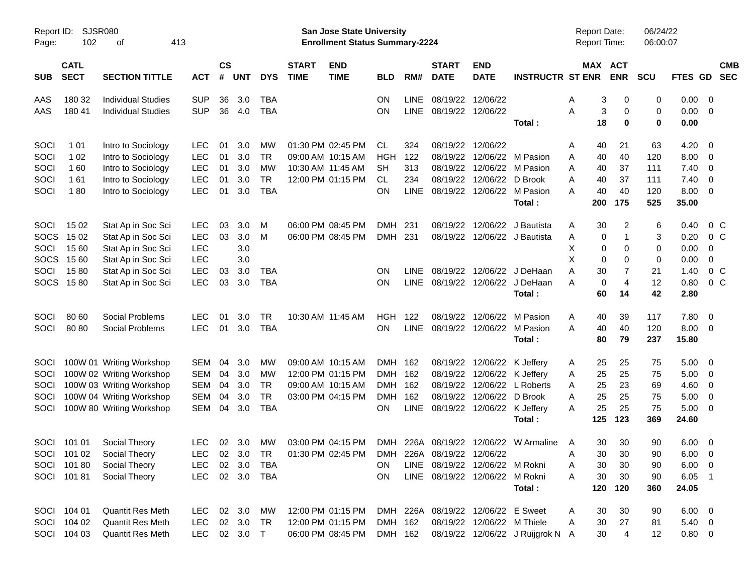Report ID: SJSR080

**San Jose State University**
**Enrollment Status Summary-2224**

Report Date: 06/24/22
Report Time: 06:00:07

| SUB | CATL SECT | SECTION TITTLE | ACT | CS # | UNT | DYS | START TIME | END TIME | BLD | RM# | START DATE | END DATE | INSTRUCTR | ST | MAX ENR | ACT ENR | SCU | FTES | GD | CMB SEC |
|---|---|---|---|---|---|---|---|---|---|---|---|---|---|---|---|---|---|---|---|---|
| AAS | 180 32 | Individual Studies | SUP | 36 | 3.0 | TBA | | | ON | LINE | 08/19/22 | 12/06/22 | | A | 3 | 0 | 0 | 0.00 | 0 | |
| AAS | 180 41 | Individual Studies | SUP | 36 | 4.0 | TBA | | | ON | LINE | 08/19/22 | 12/06/22 | | A | 3 | 0 | 0 | 0.00 | 0 | |
| | | | | | | | | | | | | | **Total :** | | **18** | **0** | **0** | **0.00** | | |
| SOCI | 1 01 | Intro to Sociology | LEC | 01 | 3.0 | MW | 01:30 PM | 02:45 PM | CL | 324 | 08/19/22 | 12/06/22 | | A | 40 | 21 | 63 | 4.20 | 0 | |
| SOCI | 1 02 | Intro to Sociology | LEC | 01 | 3.0 | TR | 09:00 AM | 10:15 AM | HGH | 122 | 08/19/22 | 12/06/22 | M Pasion | A | 40 | 40 | 120 | 8.00 | 0 | |
| SOCI | 1 60 | Intro to Sociology | LEC | 01 | 3.0 | MW | 10:30 AM | 11:45 AM | SH | 313 | 08/19/22 | 12/06/22 | M Pasion | A | 40 | 37 | 111 | 7.40 | 0 | |
| SOCI | 1 61 | Intro to Sociology | LEC | 01 | 3.0 | TR | 12:00 PM | 01:15 PM | CL | 234 | 08/19/22 | 12/06/22 | D Brook | A | 40 | 37 | 111 | 7.40 | 0 | |
| SOCI | 1 80 | Intro to Sociology | LEC | 01 | 3.0 | TBA | | | ON | LINE | 08/19/22 | 12/06/22 | M Pasion | A | 40 | 40 | 120 | 8.00 | 0 | |
| | | | | | | | | | | | | | **Total :** | | **200** | **175** | **525** | **35.00** | | |
| SOCI | 15 02 | Stat Ap in Soc Sci | LEC | 03 | 3.0 | M | 06:00 PM | 08:45 PM | DMH | 231 | 08/19/22 | 12/06/22 | J Bautista | A | 30 | 2 | 6 | 0.40 | 0 | C |
| SOCS | 15 02 | Stat Ap in Soc Sci | LEC | 03 | 3.0 | M | 06:00 PM | 08:45 PM | DMH | 231 | 08/19/22 | 12/06/22 | J Bautista | A | 0 | 1 | 3 | 0.20 | 0 | C |
| SOCI | 15 60 | Stat Ap in Soc Sci | LEC | | 3.0 | | | | | | | | | X | 0 | 0 | 0 | 0.00 | 0 | |
| SOCS | 15 60 | Stat Ap in Soc Sci | LEC | | 3.0 | | | | | | | | | X | 0 | 0 | 0 | 0.00 | 0 | |
| SOCI | 15 80 | Stat Ap in Soc Sci | LEC | 03 | 3.0 | TBA | | | ON | LINE | 08/19/22 | 12/06/22 | J DeHaan | A | 30 | 7 | 21 | 1.40 | 0 | C |
| SOCS | 15 80 | Stat Ap in Soc Sci | LEC | 03 | 3.0 | TBA | | | ON | LINE | 08/19/22 | 12/06/22 | J DeHaan | A | 0 | 4 | 12 | 0.80 | 0 | C |
| | | | | | | | | | | | | | **Total :** | | **60** | **14** | **42** | **2.80** | | |
| SOCI | 80 60 | Social Problems | LEC | 01 | 3.0 | TR | 10:30 AM | 11:45 AM | HGH | 122 | 08/19/22 | 12/06/22 | M Pasion | A | 40 | 39 | 117 | 7.80 | 0 | |
| SOCI | 80 80 | Social Problems | LEC | 01 | 3.0 | TBA | | | ON | LINE | 08/19/22 | 12/06/22 | M Pasion | A | 40 | 40 | 120 | 8.00 | 0 | |
| | | | | | | | | | | | | | **Total :** | | **80** | **79** | **237** | **15.80** | | |
| SOCI | 100W 01 | Writing Workshop | SEM | 04 | 3.0 | MW | 09:00 AM | 10:15 AM | DMH | 162 | 08/19/22 | 12/06/22 | K Jeffery | A | 25 | 25 | 75 | 5.00 | 0 | |
| SOCI | 100W 02 | Writing Workshop | SEM | 04 | 3.0 | MW | 12:00 PM | 01:15 PM | DMH | 162 | 08/19/22 | 12/06/22 | K Jeffery | A | 25 | 25 | 75 | 5.00 | 0 | |
| SOCI | 100W 03 | Writing Workshop | SEM | 04 | 3.0 | TR | 09:00 AM | 10:15 AM | DMH | 162 | 08/19/22 | 12/06/22 | L Roberts | A | 25 | 23 | 69 | 4.60 | 0 | |
| SOCI | 100W 04 | Writing Workshop | SEM | 04 | 3.0 | TR | 03:00 PM | 04:15 PM | DMH | 162 | 08/19/22 | 12/06/22 | D Brook | A | 25 | 25 | 75 | 5.00 | 0 | |
| SOCI | 100W 80 | Writing Workshop | SEM | 04 | 3.0 | TBA | | | ON | LINE | 08/19/22 | 12/06/22 | K Jeffery | A | 25 | 25 | 75 | 5.00 | 0 | |
| | | | | | | | | | | | | | **Total :** | | **125** | **123** | **369** | **24.60** | | |
| SOCI | 101 01 | Social Theory | LEC | 02 | 3.0 | MW | 03:00 PM | 04:15 PM | DMH | 226A | 08/19/22 | 12/06/22 | W Armaline | A | 30 | 30 | 90 | 6.00 | 0 | |
| SOCI | 101 02 | Social Theory | LEC | 02 | 3.0 | TR | 01:30 PM | 02:45 PM | DMH | 226A | 08/19/22 | 12/06/22 | | A | 30 | 30 | 90 | 6.00 | 0 | |
| SOCI | 101 80 | Social Theory | LEC | 02 | 3.0 | TBA | | | ON | LINE | 08/19/22 | 12/06/22 | M Rokni | A | 30 | 30 | 90 | 6.00 | 0 | |
| SOCI | 101 81 | Social Theory | LEC | 02 | 3.0 | TBA | | | ON | LINE | 08/19/22 | 12/06/22 | M Rokni | A | 30 | 30 | 90 | 6.05 | 1 | |
| | | | | | | | | | | | | | **Total :** | | **120** | **120** | **360** | **24.05** | | |
| SOCI | 104 01 | Quantit Res Meth | LEC | 02 | 3.0 | MW | 12:00 PM | 01:15 PM | DMH | 226A | 08/19/22 | 12/06/22 | E Sweet | A | 30 | 30 | 90 | 6.00 | 0 | |
| SOCI | 104 02 | Quantit Res Meth | LEC | 02 | 3.0 | TR | 12:00 PM | 01:15 PM | DMH | 162 | 08/19/22 | 12/06/22 | M Thiele | A | 30 | 27 | 81 | 5.40 | 0 | |
| SOCI | 104 03 | Quantit Res Meth | LEC | 02 | 3.0 | T | 06:00 PM | 08:45 PM | DMH | 162 | 08/19/22 | 12/06/22 | J Ruijgrok N | A | 30 | 4 | 12 | 0.80 | 0 | |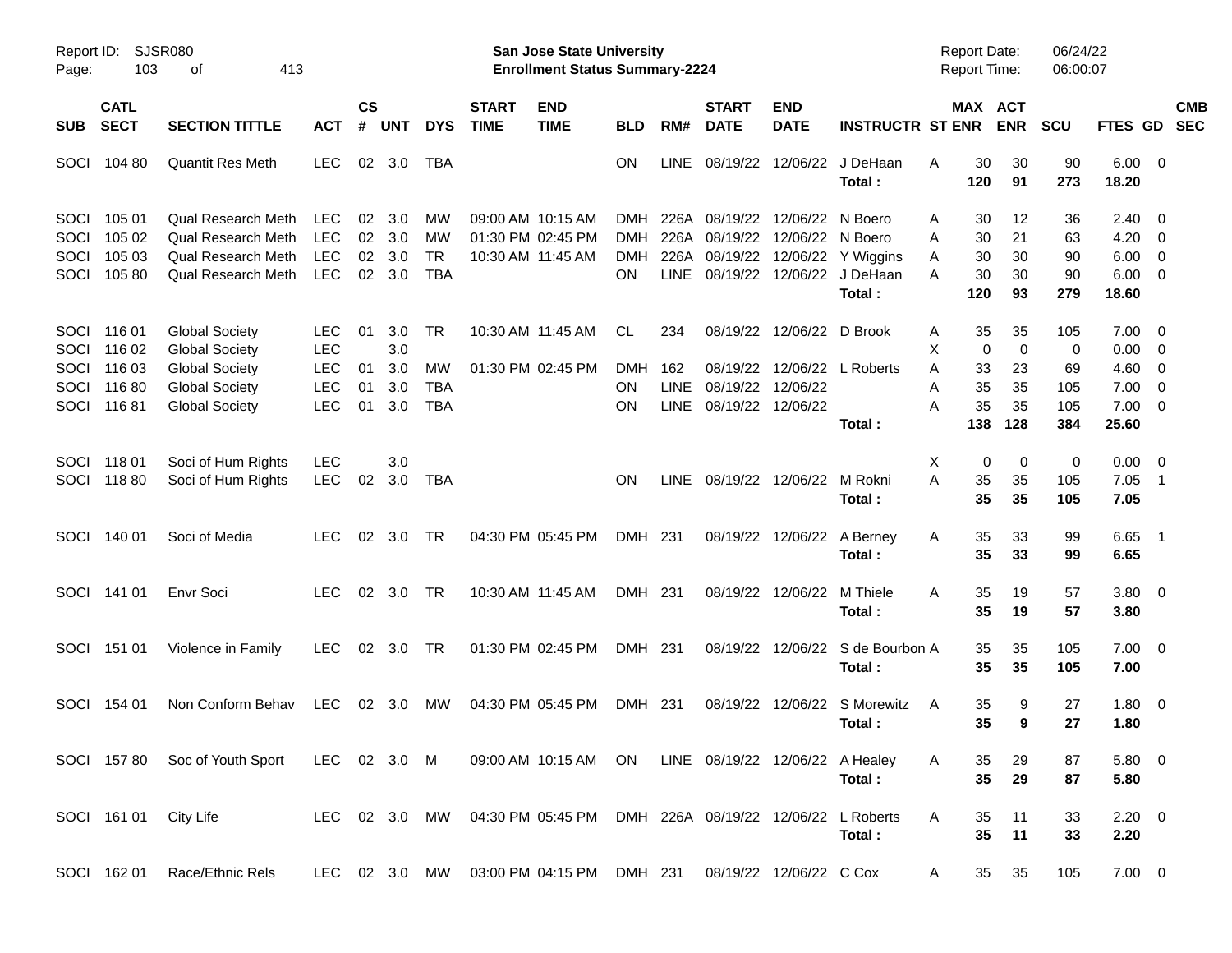Report ID: SJSR080

**San Jose State University**
**Enrollment Status Summary-2224**

Report Date: 06/24/22
Report Time: 06:00:07

| SUB | CATL SECT | SECTION TITTLE | ACT | CS # | UNT | DYS | START TIME | END TIME | BLD | RM# | START DATE | END DATE | INSTRUCTR | ST | MAX ENR | ACT ENR | SCU | FTES | GD | CMB SEC |
|---|---|---|---|---|---|---|---|---|---|---|---|---|---|---|---|---|---|---|---|---|
| SOCI | 104 80 | Quantit Res Meth | LEC | 02 | 3.0 | TBA | | | ON | LINE | 08/19/22 | 12/06/22 | J DeHaan | A | 30 | 30 | 90 | 6.00 | 0 | |
| | | | | | | | | | | | | | **Total :** | | **120** | **91** | **273** | **18.20** | | |
| SOCI | 105 01 | Qual Research Meth | LEC | 02 | 3.0 | MW | 09:00 AM | 10:15 AM | DMH | 226A | 08/19/22 | 12/06/22 | N Boero | A | 30 | 12 | 36 | 2.40 | 0 | |
| SOCI | 105 02 | Qual Research Meth | LEC | 02 | 3.0 | MW | 01:30 PM | 02:45 PM | DMH | 226A | 08/19/22 | 12/06/22 | N Boero | A | 30 | 21 | 63 | 4.20 | 0 | |
| SOCI | 105 03 | Qual Research Meth | LEC | 02 | 3.0 | TR | 10:30 AM | 11:45 AM | DMH | 226A | 08/19/22 | 12/06/22 | Y Wiggins | A | 30 | 30 | 90 | 6.00 | 0 | |
| SOCI | 105 80 | Qual Research Meth | LEC | 02 | 3.0 | TBA | | | ON | LINE | 08/19/22 | 12/06/22 | J DeHaan | A | 30 | 30 | 90 | 6.00 | 0 | |
| | | | | | | | | | | | | | **Total :** | | **120** | **93** | **279** | **18.60** | | |
| SOCI | 116 01 | Global Society | LEC | 01 | 3.0 | TR | 10:30 AM | 11:45 AM | CL | 234 | 08/19/22 | 12/06/22 | D Brook | A | 35 | 35 | 105 | 7.00 | 0 | |
| SOCI | 116 02 | Global Society | LEC | | 3.0 | | | | | | | | | X | 0 | 0 | 0 | 0.00 | 0 | |
| SOCI | 116 03 | Global Society | LEC | 01 | 3.0 | MW | 01:30 PM | 02:45 PM | DMH | 162 | 08/19/22 | 12/06/22 | L Roberts | A | 33 | 23 | 69 | 4.60 | 0 | |
| SOCI | 116 80 | Global Society | LEC | 01 | 3.0 | TBA | | | ON | LINE | 08/19/22 | 12/06/22 | | A | 35 | 35 | 105 | 7.00 | 0 | |
| SOCI | 116 81 | Global Society | LEC | 01 | 3.0 | TBA | | | ON | LINE | 08/19/22 | 12/06/22 | | A | 35 | 35 | 105 | 7.00 | 0 | |
| | | | | | | | | | | | | | **Total :** | | **138** | **128** | **384** | **25.60** | | |
| SOCI | 118 01 | Soci of Hum Rights | LEC | | 3.0 | | | | | | | | | X | 0 | 0 | 0 | 0.00 | 0 | |
| SOCI | 118 80 | Soci of Hum Rights | LEC | 02 | 3.0 | TBA | | | ON | LINE | 08/19/22 | 12/06/22 | M Rokni | A | 35 | 35 | 105 | 7.05 | 1 | |
| | | | | | | | | | | | | | **Total :** | | **35** | **35** | **105** | **7.05** | | |
| SOCI | 140 01 | Soci of Media | LEC | 02 | 3.0 | TR | 04:30 PM | 05:45 PM | DMH | 231 | 08/19/22 | 12/06/22 | A Berney | A | 35 | 33 | 99 | 6.65 | 1 | |
| | | | | | | | | | | | | | **Total :** | | **35** | **33** | **99** | **6.65** | | |
| SOCI | 141 01 | Envr Soci | LEC | 02 | 3.0 | TR | 10:30 AM | 11:45 AM | DMH | 231 | 08/19/22 | 12/06/22 | M Thiele | A | 35 | 19 | 57 | 3.80 | 0 | |
| | | | | | | | | | | | | | **Total :** | | **35** | **19** | **57** | **3.80** | | |
| SOCI | 151 01 | Violence in Family | LEC | 02 | 3.0 | TR | 01:30 PM | 02:45 PM | DMH | 231 | 08/19/22 | 12/06/22 | S de Bourbon | A | 35 | 35 | 105 | 7.00 | 0 | |
| | | | | | | | | | | | | | **Total :** | | **35** | **35** | **105** | **7.00** | | |
| SOCI | 154 01 | Non Conform Behav | LEC | 02 | 3.0 | MW | 04:30 PM | 05:45 PM | DMH | 231 | 08/19/22 | 12/06/22 | S Morewitz | A | 35 | 9 | 27 | 1.80 | 0 | |
| | | | | | | | | | | | | | **Total :** | | **35** | **9** | **27** | **1.80** | | |
| SOCI | 157 80 | Soc of Youth Sport | LEC | 02 | 3.0 | M | 09:00 AM | 10:15 AM | ON | LINE | 08/19/22 | 12/06/22 | A Healey | A | 35 | 29 | 87 | 5.80 | 0 | |
| | | | | | | | | | | | | | **Total :** | | **35** | **29** | **87** | **5.80** | | |
| SOCI | 161 01 | City Life | LEC | 02 | 3.0 | MW | 04:30 PM | 05:45 PM | DMH | 226A | 08/19/22 | 12/06/22 | L Roberts | A | 35 | 11 | 33 | 2.20 | 0 | |
| | | | | | | | | | | | | | **Total :** | | **35** | **11** | **33** | **2.20** | | |
| SOCI | 162 01 | Race/Ethnic Rels | LEC | 02 | 3.0 | MW | 03:00 PM | 04:15 PM | DMH | 231 | 08/19/22 | 12/06/22 | C Cox | A | 35 | 35 | 105 | 7.00 | 0 | |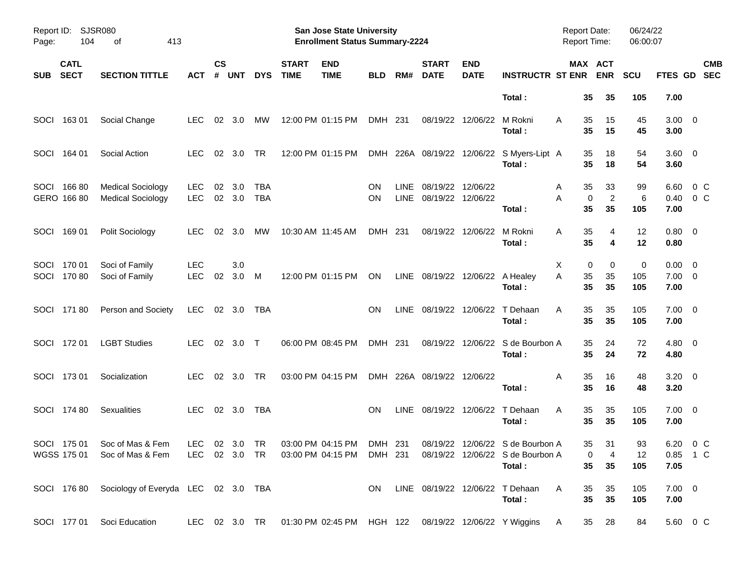| SUB | CATL SECT | SECTION TITTLE | ACT | CS # | UNT | DYS | START TIME | END TIME | BLD | RM# | START DATE | END DATE | INSTRUCTR | ST | MAX ENR | ACT ENR | SCU | FTES | GD | CMB SEC |
|---|---|---|---|---|---|---|---|---|---|---|---|---|---|---|---|---|---|---|---|---|
| | | | | | | | | | | | | | **Total :** | | **35** | **35** | **105** | **7.00** | | |
| SOCI | 163 01 | Social Change | LEC | 02 | 3.0 | MW | 12:00 PM | 01:15 PM | DMH | 231 | 08/19/22 | 12/06/22 | M Rokni | A | 35 | 15 | 45 | 3.00 | 0 | |
| | | | | | | | | | | | | | **Total :** | | **35** | **15** | **45** | **3.00** | | |
| SOCI | 164 01 | Social Action | LEC | 02 | 3.0 | TR | 12:00 PM | 01:15 PM | DMH | 226A | 08/19/22 | 12/06/22 | S Myers-Lipt | A | 35 | 18 | 54 | 3.60 | 0 | |
| | | | | | | | | | | | | | **Total :** | | **35** | **18** | **54** | **3.60** | | |
| SOCI | 166 80 | Medical Sociology | LEC | 02 | 3.0 | TBA | | | ON | LINE | 08/19/22 | 12/06/22 | | A | 35 | 33 | 99 | 6.60 | 0 | C |
| GERO | 166 80 | Medical Sociology | LEC | 02 | 3.0 | TBA | | | ON | LINE | 08/19/22 | 12/06/22 | | A | 0 | 2 | 6 | 0.40 | 0 | C |
| | | | | | | | | | | | | | **Total :** | | **35** | **35** | **105** | **7.00** | | |
| SOCI | 169 01 | Polit Sociology | LEC | 02 | 3.0 | MW | 10:30 AM | 11:45 AM | DMH | 231 | 08/19/22 | 12/06/22 | M Rokni | A | 35 | 4 | 12 | 0.80 | 0 | |
| | | | | | | | | | | | | | **Total :** | | **35** | **4** | **12** | **0.80** | | |
| SOCI | 170 01 | Soci of Family | LEC | | 3.0 | | | | | | | | | X | 0 | 0 | 0 | 0.00 | 0 | |
| SOCI | 170 80 | Soci of Family | LEC | 02 | 3.0 | M | 12:00 PM | 01:15 PM | ON | LINE | 08/19/22 | 12/06/22 | A Healey | A | 35 | 35 | 105 | 7.00 | 0 | |
| | | | | | | | | | | | | | **Total :** | | **35** | **35** | **105** | **7.00** | | |
| SOCI | 171 80 | Person and Society | LEC | 02 | 3.0 | TBA | | | ON | LINE | 08/19/22 | 12/06/22 | T Dehaan | A | 35 | 35 | 105 | 7.00 | 0 | |
| | | | | | | | | | | | | | **Total :** | | **35** | **35** | **105** | **7.00** | | |
| SOCI | 172 01 | LGBT Studies | LEC | 02 | 3.0 | T | 06:00 PM | 08:45 PM | DMH | 231 | 08/19/22 | 12/06/22 | S de Bourbon | A | 35 | 24 | 72 | 4.80 | 0 | |
| | | | | | | | | | | | | | **Total :** | | **35** | **24** | **72** | **4.80** | | |
| SOCI | 173 01 | Socialization | LEC | 02 | 3.0 | TR | 03:00 PM | 04:15 PM | DMH | 226A | 08/19/22 | 12/06/22 | | A | 35 | 16 | 48 | 3.20 | 0 | |
| | | | | | | | | | | | | | **Total :** | | **35** | **16** | **48** | **3.20** | | |
| SOCI | 174 80 | Sexualities | LEC | 02 | 3.0 | TBA | | | ON | LINE | 08/19/22 | 12/06/22 | T Dehaan | A | 35 | 35 | 105 | 7.00 | 0 | |
| | | | | | | | | | | | | | **Total :** | | **35** | **35** | **105** | **7.00** | | |
| SOCI | 175 01 | Soc of Mas & Fem | LEC | 02 | 3.0 | TR | 03:00 PM | 04:15 PM | DMH | 231 | 08/19/22 | 12/06/22 | S de Bourbon | A | 35 | 31 | 93 | 6.20 | 0 | C |
| WGSS | 175 01 | Soc of Mas & Fem | LEC | 02 | 3.0 | TR | 03:00 PM | 04:15 PM | DMH | 231 | 08/19/22 | 12/06/22 | S de Bourbon | A | 0 | 4 | 12 | 0.85 | 1 | C |
| | | | | | | | | | | | | | **Total :** | | **35** | **35** | **105** | **7.05** | | |
| SOCI | 176 80 | Sociology of Everyda | LEC | 02 | 3.0 | TBA | | | ON | LINE | 08/19/22 | 12/06/22 | T Dehaan | A | 35 | 35 | 105 | 7.00 | 0 | |
| | | | | | | | | | | | | | **Total :** | | **35** | **35** | **105** | **7.00** | | |
| SOCI | 177 01 | Soci Education | LEC | 02 | 3.0 | TR | 01:30 PM | 02:45 PM | HGH | 122 | 08/19/22 | 12/06/22 | Y Wiggins | A | 35 | 28 | 84 | 5.60 | 0 | C |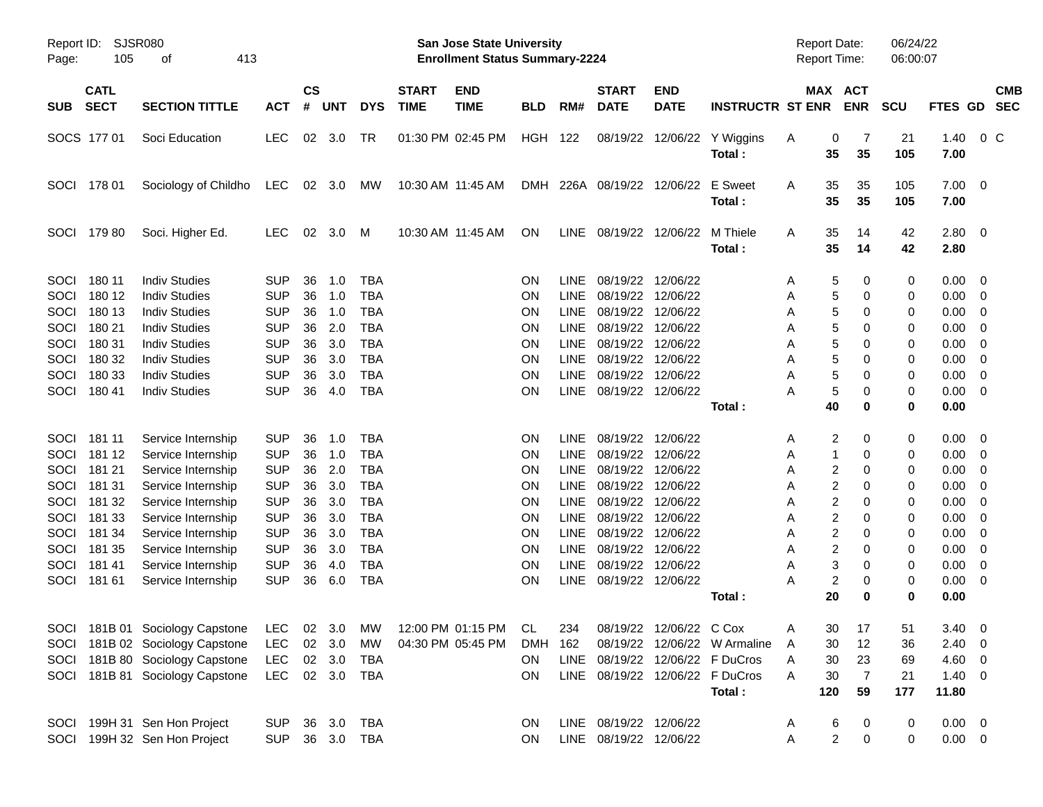Report ID: SJSR080 | San Jose State University | Report Date: 06/24/22
Enrollment Status Summary-2224 | Report Time: 06:00:07

| SUB | CATL SECT | SECTION TITTLE | ACT | CS # | UNT | DYS | START TIME | END TIME | BLD | RM# | START DATE | END DATE | INSTRUCTR | ST | MAX ENR | ACT ENR | SCU | FTES | GD | CMB SEC |
|---|---|---|---|---|---|---|---|---|---|---|---|---|---|---|---|---|---|---|---|---|
| SOCS | 177 01 | Soci Education | LEC | 02 | 3.0 | TR | 01:30 PM | 02:45 PM | HGH | 122 | 08/19/22 | 12/06/22 | Y Wiggins | A | 0 | 7 | 21 | 1.40 | 0 | C |
| | | | | | | | | | | | | | **Total :** | | **35** | **35** | **105** | **7.00** | | |
| SOCI | 178 01 | Sociology of Childho | LEC | 02 | 3.0 | MW | 10:30 AM | 11:45 AM | DMH | 226A | 08/19/22 | 12/06/22 | E Sweet | A | 35 | 35 | 105 | 7.00 | 0 | |
| | | | | | | | | | | | | | **Total :** | | **35** | **35** | **105** | **7.00** | | |
| SOCI | 179 80 | Soci. Higher Ed. | LEC | 02 | 3.0 | M | 10:30 AM | 11:45 AM | ON | LINE | 08/19/22 | 12/06/22 | M Thiele | A | 35 | 14 | 42 | 2.80 | 0 | |
| | | | | | | | | | | | | | **Total :** | | **35** | **14** | **42** | **2.80** | | |
| SOCI | 180 11 | Indiv Studies | SUP | 36 | 1.0 | TBA | | | ON | LINE | 08/19/22 | 12/06/22 | | A | 5 | 0 | 0 | 0.00 | 0 | |
| SOCI | 180 12 | Indiv Studies | SUP | 36 | 1.0 | TBA | | | ON | LINE | 08/19/22 | 12/06/22 | | A | 5 | 0 | 0 | 0.00 | 0 | |
| SOCI | 180 13 | Indiv Studies | SUP | 36 | 1.0 | TBA | | | ON | LINE | 08/19/22 | 12/06/22 | | A | 5 | 0 | 0 | 0.00 | 0 | |
| SOCI | 180 21 | Indiv Studies | SUP | 36 | 2.0 | TBA | | | ON | LINE | 08/19/22 | 12/06/22 | | A | 5 | 0 | 0 | 0.00 | 0 | |
| SOCI | 180 31 | Indiv Studies | SUP | 36 | 3.0 | TBA | | | ON | LINE | 08/19/22 | 12/06/22 | | A | 5 | 0 | 0 | 0.00 | 0 | |
| SOCI | 180 32 | Indiv Studies | SUP | 36 | 3.0 | TBA | | | ON | LINE | 08/19/22 | 12/06/22 | | A | 5 | 0 | 0 | 0.00 | 0 | |
| SOCI | 180 33 | Indiv Studies | SUP | 36 | 3.0 | TBA | | | ON | LINE | 08/19/22 | 12/06/22 | | A | 5 | 0 | 0 | 0.00 | 0 | |
| SOCI | 180 41 | Indiv Studies | SUP | 36 | 4.0 | TBA | | | ON | LINE | 08/19/22 | 12/06/22 | | A | 5 | 0 | 0 | 0.00 | 0 | |
| | | | | | | | | | | | | | **Total :** | | **40** | **0** | **0** | **0.00** | | |
| SOCI | 181 11 | Service Internship | SUP | 36 | 1.0 | TBA | | | ON | LINE | 08/19/22 | 12/06/22 | | A | 2 | 0 | 0 | 0.00 | 0 | |
| SOCI | 181 12 | Service Internship | SUP | 36 | 1.0 | TBA | | | ON | LINE | 08/19/22 | 12/06/22 | | A | 1 | 0 | 0 | 0.00 | 0 | |
| SOCI | 181 21 | Service Internship | SUP | 36 | 2.0 | TBA | | | ON | LINE | 08/19/22 | 12/06/22 | | A | 2 | 0 | 0 | 0.00 | 0 | |
| SOCI | 181 31 | Service Internship | SUP | 36 | 3.0 | TBA | | | ON | LINE | 08/19/22 | 12/06/22 | | A | 2 | 0 | 0 | 0.00 | 0 | |
| SOCI | 181 32 | Service Internship | SUP | 36 | 3.0 | TBA | | | ON | LINE | 08/19/22 | 12/06/22 | | A | 2 | 0 | 0 | 0.00 | 0 | |
| SOCI | 181 33 | Service Internship | SUP | 36 | 3.0 | TBA | | | ON | LINE | 08/19/22 | 12/06/22 | | A | 2 | 0 | 0 | 0.00 | 0 | |
| SOCI | 181 34 | Service Internship | SUP | 36 | 3.0 | TBA | | | ON | LINE | 08/19/22 | 12/06/22 | | A | 2 | 0 | 0 | 0.00 | 0 | |
| SOCI | 181 35 | Service Internship | SUP | 36 | 3.0 | TBA | | | ON | LINE | 08/19/22 | 12/06/22 | | A | 2 | 0 | 0 | 0.00 | 0 | |
| SOCI | 181 41 | Service Internship | SUP | 36 | 4.0 | TBA | | | ON | LINE | 08/19/22 | 12/06/22 | | A | 3 | 0 | 0 | 0.00 | 0 | |
| SOCI | 181 61 | Service Internship | SUP | 36 | 6.0 | TBA | | | ON | LINE | 08/19/22 | 12/06/22 | | A | 2 | 0 | 0 | 0.00 | 0 | |
| | | | | | | | | | | | | | **Total :** | | **20** | **0** | **0** | **0.00** | | |
| SOCI | 181B 01 | Sociology Capstone | LEC | 02 | 3.0 | MW | 12:00 PM | 01:15 PM | CL | 234 | 08/19/22 | 12/06/22 | C Cox | A | 30 | 17 | 51 | 3.40 | 0 | |
| SOCI | 181B 02 | Sociology Capstone | LEC | 02 | 3.0 | MW | 04:30 PM | 05:45 PM | DMH | 162 | 08/19/22 | 12/06/22 | W Armaline | A | 30 | 12 | 36 | 2.40 | 0 | |
| SOCI | 181B 80 | Sociology Capstone | LEC | 02 | 3.0 | TBA | | | ON | LINE | 08/19/22 | 12/06/22 | F DuCros | A | 30 | 23 | 69 | 4.60 | 0 | |
| SOCI | 181B 81 | Sociology Capstone | LEC | 02 | 3.0 | TBA | | | ON | LINE | 08/19/22 | 12/06/22 | F DuCros | A | 30 | 7 | 21 | 1.40 | 0 | |
| | | | | | | | | | | | | | **Total :** | | **120** | **59** | **177** | **11.80** | | |
| SOCI | 199H 31 | Sen Hon Project | SUP | 36 | 3.0 | TBA | | | ON | LINE | 08/19/22 | 12/06/22 | | A | 6 | 0 | 0 | 0.00 | 0 | |
| SOCI | 199H 32 | Sen Hon Project | SUP | 36 | 3.0 | TBA | | | ON | LINE | 08/19/22 | 12/06/22 | | A | 2 | 0 | 0 | 0.00 | 0 | |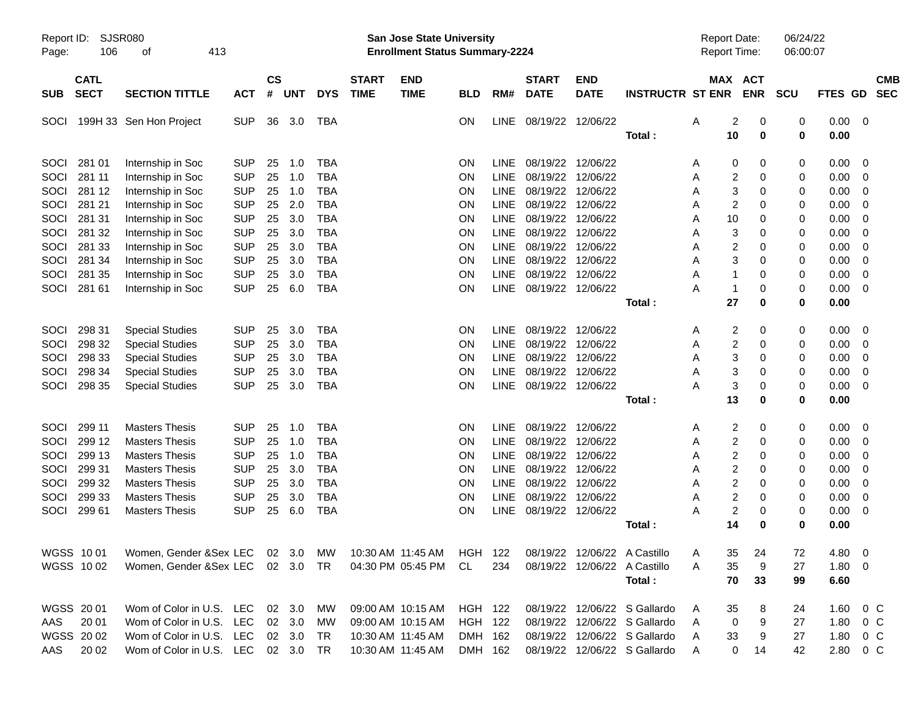Report ID: SJSR080
San Jose State University
Enrollment Status Summary-2224
Report Date: 06/24/22
Report Time: 06:00:07

| SUB | CATL SECT | SECTION TITTLE | ACT | CS # | UNT | DYS | START TIME | END TIME | BLD | RM# | START DATE | END DATE | INSTRUCTR | ST | MAX ENR | ACT ENR | SCU | FTES | GD | CMB SEC |
|---|---|---|---|---|---|---|---|---|---|---|---|---|---|---|---|---|---|---|---|---|
| SOCI | 199H 33 | Sen Hon Project | SUP | 36 | 3.0 | TBA | | | ON | LINE | 08/19/22 | 12/06/22 | | A | 2 | 0 | 0 | 0.00 | 0 | |
| | | | | | | | | | | | | | **Total :** | | **10** | **0** | **0** | **0.00** | | |
| SOCI | 281 01 | Internship in Soc | SUP | 25 | 1.0 | TBA | | | ON | LINE | 08/19/22 | 12/06/22 | | A | 0 | 0 | 0 | 0.00 | 0 | |
| SOCI | 281 11 | Internship in Soc | SUP | 25 | 1.0 | TBA | | | ON | LINE | 08/19/22 | 12/06/22 | | A | 2 | 0 | 0 | 0.00 | 0 | |
| SOCI | 281 12 | Internship in Soc | SUP | 25 | 1.0 | TBA | | | ON | LINE | 08/19/22 | 12/06/22 | | A | 3 | 0 | 0 | 0.00 | 0 | |
| SOCI | 281 21 | Internship in Soc | SUP | 25 | 2.0 | TBA | | | ON | LINE | 08/19/22 | 12/06/22 | | A | 2 | 0 | 0 | 0.00 | 0 | |
| SOCI | 281 31 | Internship in Soc | SUP | 25 | 3.0 | TBA | | | ON | LINE | 08/19/22 | 12/06/22 | | A | 10 | 0 | 0 | 0.00 | 0 | |
| SOCI | 281 32 | Internship in Soc | SUP | 25 | 3.0 | TBA | | | ON | LINE | 08/19/22 | 12/06/22 | | A | 3 | 0 | 0 | 0.00 | 0 | |
| SOCI | 281 33 | Internship in Soc | SUP | 25 | 3.0 | TBA | | | ON | LINE | 08/19/22 | 12/06/22 | | A | 2 | 0 | 0 | 0.00 | 0 | |
| SOCI | 281 34 | Internship in Soc | SUP | 25 | 3.0 | TBA | | | ON | LINE | 08/19/22 | 12/06/22 | | A | 3 | 0 | 0 | 0.00 | 0 | |
| SOCI | 281 35 | Internship in Soc | SUP | 25 | 3.0 | TBA | | | ON | LINE | 08/19/22 | 12/06/22 | | A | 1 | 0 | 0 | 0.00 | 0 | |
| SOCI | 281 61 | Internship in Soc | SUP | 25 | 6.0 | TBA | | | ON | LINE | 08/19/22 | 12/06/22 | | A | 1 | 0 | 0 | 0.00 | 0 | |
| | | | | | | | | | | | | | **Total :** | | **27** | **0** | **0** | **0.00** | | |
| SOCI | 298 31 | Special Studies | SUP | 25 | 3.0 | TBA | | | ON | LINE | 08/19/22 | 12/06/22 | | A | 2 | 0 | 0 | 0.00 | 0 | |
| SOCI | 298 32 | Special Studies | SUP | 25 | 3.0 | TBA | | | ON | LINE | 08/19/22 | 12/06/22 | | A | 2 | 0 | 0 | 0.00 | 0 | |
| SOCI | 298 33 | Special Studies | SUP | 25 | 3.0 | TBA | | | ON | LINE | 08/19/22 | 12/06/22 | | A | 3 | 0 | 0 | 0.00 | 0 | |
| SOCI | 298 34 | Special Studies | SUP | 25 | 3.0 | TBA | | | ON | LINE | 08/19/22 | 12/06/22 | | A | 3 | 0 | 0 | 0.00 | 0 | |
| SOCI | 298 35 | Special Studies | SUP | 25 | 3.0 | TBA | | | ON | LINE | 08/19/22 | 12/06/22 | | A | 3 | 0 | 0 | 0.00 | 0 | |
| | | | | | | | | | | | | | **Total :** | | **13** | **0** | **0** | **0.00** | | |
| SOCI | 299 11 | Masters Thesis | SUP | 25 | 1.0 | TBA | | | ON | LINE | 08/19/22 | 12/06/22 | | A | 2 | 0 | 0 | 0.00 | 0 | |
| SOCI | 299 12 | Masters Thesis | SUP | 25 | 1.0 | TBA | | | ON | LINE | 08/19/22 | 12/06/22 | | A | 2 | 0 | 0 | 0.00 | 0 | |
| SOCI | 299 13 | Masters Thesis | SUP | 25 | 1.0 | TBA | | | ON | LINE | 08/19/22 | 12/06/22 | | A | 2 | 0 | 0 | 0.00 | 0 | |
| SOCI | 299 31 | Masters Thesis | SUP | 25 | 3.0 | TBA | | | ON | LINE | 08/19/22 | 12/06/22 | | A | 2 | 0 | 0 | 0.00 | 0 | |
| SOCI | 299 32 | Masters Thesis | SUP | 25 | 3.0 | TBA | | | ON | LINE | 08/19/22 | 12/06/22 | | A | 2 | 0 | 0 | 0.00 | 0 | |
| SOCI | 299 33 | Masters Thesis | SUP | 25 | 3.0 | TBA | | | ON | LINE | 08/19/22 | 12/06/22 | | A | 2 | 0 | 0 | 0.00 | 0 | |
| SOCI | 299 61 | Masters Thesis | SUP | 25 | 6.0 | TBA | | | ON | LINE | 08/19/22 | 12/06/22 | | A | 2 | 0 | 0 | 0.00 | 0 | |
| | | | | | | | | | | | | | **Total :** | | **14** | **0** | **0** | **0.00** | | |
| WGSS | 10 01 | Women, Gender &Sex | LEC | 02 | 3.0 | MW | 10:30 AM | 11:45 AM | HGH | 122 | 08/19/22 | 12/06/22 | A Castillo | A | 35 | 24 | 72 | 4.80 | 0 | |
| WGSS | 10 02 | Women, Gender &Sex | LEC | 02 | 3.0 | TR | 04:30 PM | 05:45 PM | CL | 234 | 08/19/22 | 12/06/22 | A Castillo | A | 35 | 9 | 27 | 1.80 | 0 | |
| | | | | | | | | | | | | | **Total :** | | **70** | **33** | **99** | **6.60** | | |
| WGSS | 20 01 | Wom of Color in U.S. | LEC | 02 | 3.0 | MW | 09:00 AM | 10:15 AM | HGH | 122 | 08/19/22 | 12/06/22 | S Gallardo | A | 35 | 8 | 24 | 1.60 | 0 | C |
| AAS | 20 01 | Wom of Color in U.S. | LEC | 02 | 3.0 | MW | 09:00 AM | 10:15 AM | HGH | 122 | 08/19/22 | 12/06/22 | S Gallardo | A | 0 | 9 | 27 | 1.80 | 0 | C |
| WGSS | 20 02 | Wom of Color in U.S. | LEC | 02 | 3.0 | TR | 10:30 AM | 11:45 AM | DMH | 162 | 08/19/22 | 12/06/22 | S Gallardo | A | 33 | 9 | 27 | 1.80 | 0 | C |
| AAS | 20 02 | Wom of Color in U.S. | LEC | 02 | 3.0 | TR | 10:30 AM | 11:45 AM | DMH | 162 | 08/19/22 | 12/06/22 | S Gallardo | A | 0 | 14 | 42 | 2.80 | 0 | C |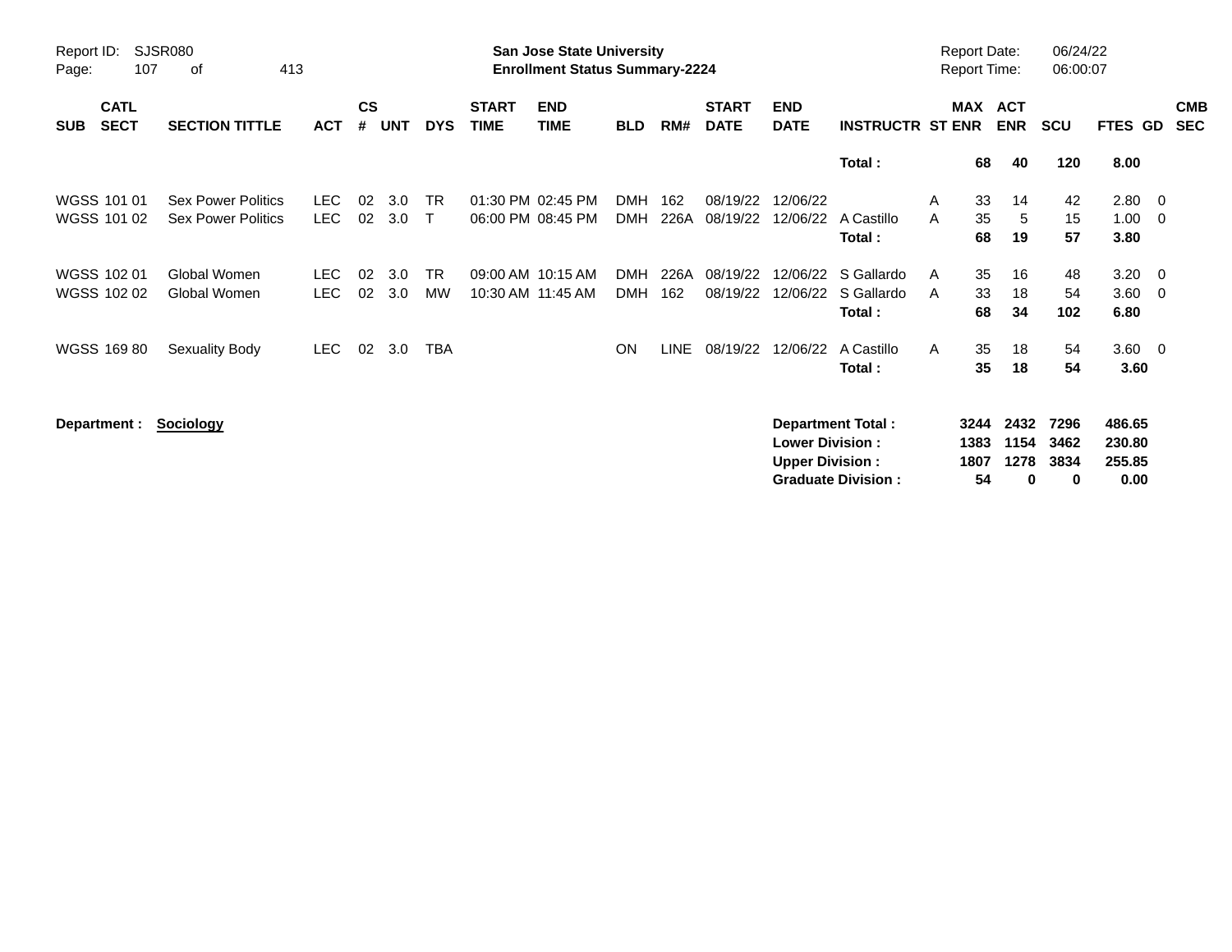Report ID: SJSR080

**San Jose State University**
**Enrollment Status Summary-2224**

Report Date: 06/24/22
Report Time: 06:00:07

| SUB | CATL SECT | SECTION TITTLE | ACT | CS # | UNT | DYS | START TIME | END TIME | BLD | RM# | START DATE | END DATE | INSTRUCTR | ST | MAX ENR | ACT ENR | SCU | FTES | GD | CMB SEC |
|---|---|---|---|---|---|---|---|---|---|---|---|---|---|---|---|---|---|---|---|---|
| | | | | | | | | | | | | | **Total :** | | **68** | **40** | **120** | **8.00** | | |
| WGSS | 101 01 | Sex Power Politics | LEC | 02 | 3.0 | TR | 01:30 PM | 02:45 PM | DMH | 162 | 08/19/22 | 12/06/22 | | A | 33 | 14 | 42 | 2.80 | 0 | |
| WGSS | 101 02 | Sex Power Politics | LEC | 02 | 3.0 | T | 06:00 PM | 08:45 PM | DMH | 226A | 08/19/22 | 12/06/22 | A Castillo | A | 35 | 5 | 15 | 1.00 | 0 | |
| | | | | | | | | | | | | | **Total :** | | **68** | **19** | **57** | **3.80** | | |
| WGSS | 102 01 | Global Women | LEC | 02 | 3.0 | TR | 09:00 AM | 10:15 AM | DMH | 226A | 08/19/22 | 12/06/22 | S Gallardo | A | 35 | 16 | 48 | 3.20 | 0 | |
| WGSS | 102 02 | Global Women | LEC | 02 | 3.0 | MW | 10:30 AM | 11:45 AM | DMH | 162 | 08/19/22 | 12/06/22 | S Gallardo | A | 33 | 18 | 54 | 3.60 | 0 | |
| | | | | | | | | | | | | | **Total :** | | **68** | **34** | **102** | **6.80** | | |
| WGSS | 169 80 | Sexuality Body | LEC | 02 | 3.0 | TBA | | | ON | LINE | 08/19/22 | 12/06/22 | A Castillo | A | 35 | 18 | 54 | 3.60 | 0 | |
| | | | | | | | | | | | | | **Total :** | | **35** | **18** | **54** | **3.60** | | |

**Department :** **Sociology**

| | MAX ENR | ACT ENR | SCU | FTES |
|---|---|---|---|---|
| **Department Total :** | **3244** | **2432** | **7296** | **486.65** |
| **Lower Division :** | **1383** | **1154** | **3462** | **230.80** |
| **Upper Division :** | **1807** | **1278** | **3834** | **255.85** |
| **Graduate Division :** | **54** | **0** | **0** | **0.00** |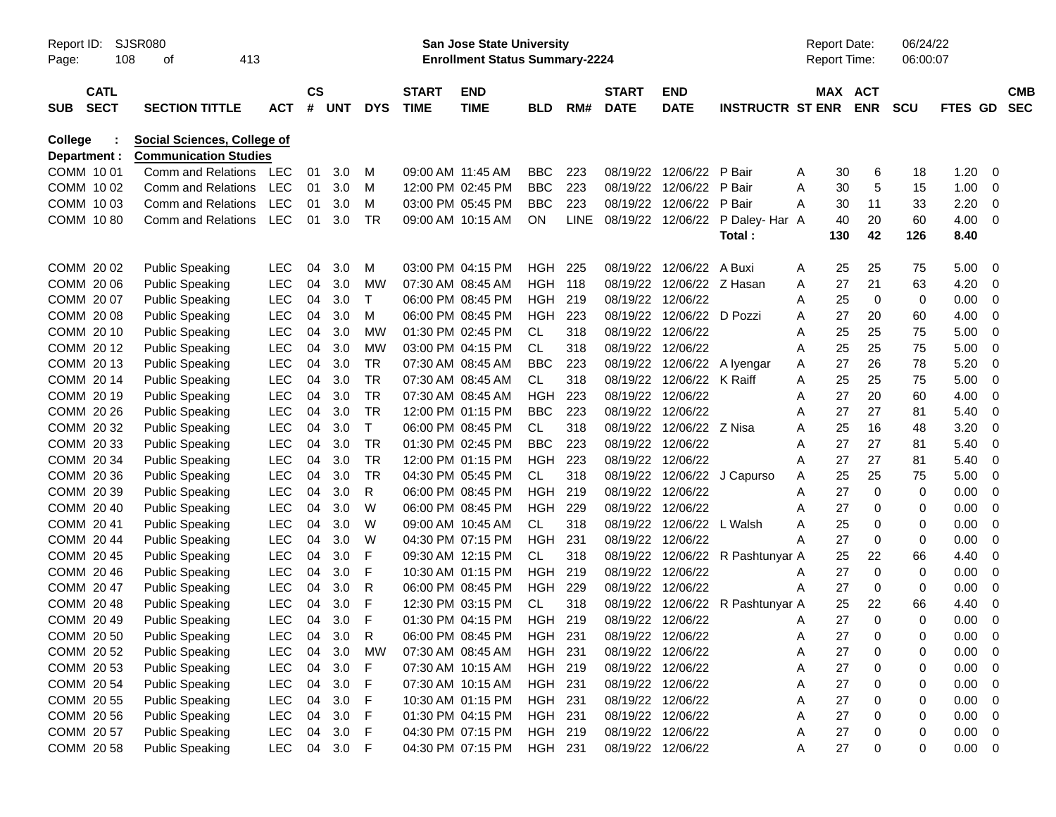Report ID: SJSR080 | San Jose State University | Report Date: 06/24/22
Page: 108 of 413 | Enrollment Status Summary-2224 | Report Time: 06:00:07

**College : Social Sciences, College of**
**Department : Communication Studies**

| SUB | CATL SECT | SECTION TITTLE | ACT | CS # | UNT | DYS | START TIME | END TIME | BLD | RM# | START DATE | END DATE | INSTRUCTR | ST | MAX ENR | ACT ENR | SCU | FTES | GD | CMB SEC |
|---|---|---|---|---|---|---|---|---|---|---|---|---|---|---|---|---|---|---|---|---|
| COMM | 10 01 | Comm and Relations | LEC | 01 | 3.0 | M | 09:00 AM | 11:45 AM | BBC | 223 | 08/19/22 | 12/06/22 | P Bair | A | 30 | 6 | 18 | 1.20 | 0 | |
| COMM | 10 02 | Comm and Relations | LEC | 01 | 3.0 | M | 12:00 PM | 02:45 PM | BBC | 223 | 08/19/22 | 12/06/22 | P Bair | A | 30 | 5 | 15 | 1.00 | 0 | |
| COMM | 10 03 | Comm and Relations | LEC | 01 | 3.0 | M | 03:00 PM | 05:45 PM | BBC | 223 | 08/19/22 | 12/06/22 | P Bair | A | 30 | 11 | 33 | 2.20 | 0 | |
| COMM | 10 80 | Comm and Relations | LEC | 01 | 3.0 | TR | 09:00 AM | 10:15 AM | ON | LINE | 08/19/22 | 12/06/22 | P Daley- Har | A | 40 | 20 | 60 | 4.00 | 0 | |
| | | | | | | | | | | | | | **Total :** | | **130** | **42** | **126** | **8.40** | | |
| COMM | 20 02 | Public Speaking | LEC | 04 | 3.0 | M | 03:00 PM | 04:15 PM | HGH | 225 | 08/19/22 | 12/06/22 | A Buxi | A | 25 | 25 | 75 | 5.00 | 0 | |
| COMM | 20 06 | Public Speaking | LEC | 04 | 3.0 | MW | 07:30 AM | 08:45 AM | HGH | 118 | 08/19/22 | 12/06/22 | Z Hasan | A | 27 | 21 | 63 | 4.20 | 0 | |
| COMM | 20 07 | Public Speaking | LEC | 04 | 3.0 | T | 06:00 PM | 08:45 PM | HGH | 219 | 08/19/22 | 12/06/22 | | A | 25 | 0 | 0 | 0.00 | 0 | |
| COMM | 20 08 | Public Speaking | LEC | 04 | 3.0 | M | 06:00 PM | 08:45 PM | HGH | 223 | 08/19/22 | 12/06/22 | D Pozzi | A | 27 | 20 | 60 | 4.00 | 0 | |
| COMM | 20 10 | Public Speaking | LEC | 04 | 3.0 | MW | 01:30 PM | 02:45 PM | CL | 318 | 08/19/22 | 12/06/22 | | A | 25 | 25 | 75 | 5.00 | 0 | |
| COMM | 20 12 | Public Speaking | LEC | 04 | 3.0 | MW | 03:00 PM | 04:15 PM | CL | 318 | 08/19/22 | 12/06/22 | | A | 25 | 25 | 75 | 5.00 | 0 | |
| COMM | 20 13 | Public Speaking | LEC | 04 | 3.0 | TR | 07:30 AM | 08:45 AM | BBC | 223 | 08/19/22 | 12/06/22 | A Iyengar | A | 27 | 26 | 78 | 5.20 | 0 | |
| COMM | 20 14 | Public Speaking | LEC | 04 | 3.0 | TR | 07:30 AM | 08:45 AM | CL | 318 | 08/19/22 | 12/06/22 | K Raiff | A | 25 | 25 | 75 | 5.00 | 0 | |
| COMM | 20 19 | Public Speaking | LEC | 04 | 3.0 | TR | 07:30 AM | 08:45 AM | HGH | 223 | 08/19/22 | 12/06/22 | | A | 27 | 20 | 60 | 4.00 | 0 | |
| COMM | 20 26 | Public Speaking | LEC | 04 | 3.0 | TR | 12:00 PM | 01:15 PM | BBC | 223 | 08/19/22 | 12/06/22 | | A | 27 | 27 | 81 | 5.40 | 0 | |
| COMM | 20 32 | Public Speaking | LEC | 04 | 3.0 | T | 06:00 PM | 08:45 PM | CL | 318 | 08/19/22 | 12/06/22 | Z Nisa | A | 25 | 16 | 48 | 3.20 | 0 | |
| COMM | 20 33 | Public Speaking | LEC | 04 | 3.0 | TR | 01:30 PM | 02:45 PM | BBC | 223 | 08/19/22 | 12/06/22 | | A | 27 | 27 | 81 | 5.40 | 0 | |
| COMM | 20 34 | Public Speaking | LEC | 04 | 3.0 | TR | 12:00 PM | 01:15 PM | HGH | 223 | 08/19/22 | 12/06/22 | | A | 27 | 27 | 81 | 5.40 | 0 | |
| COMM | 20 36 | Public Speaking | LEC | 04 | 3.0 | TR | 04:30 PM | 05:45 PM | CL | 318 | 08/19/22 | 12/06/22 | J Capurso | A | 25 | 25 | 75 | 5.00 | 0 | |
| COMM | 20 39 | Public Speaking | LEC | 04 | 3.0 | R | 06:00 PM | 08:45 PM | HGH | 219 | 08/19/22 | 12/06/22 | | A | 27 | 0 | 0 | 0.00 | 0 | |
| COMM | 20 40 | Public Speaking | LEC | 04 | 3.0 | W | 06:00 PM | 08:45 PM | HGH | 229 | 08/19/22 | 12/06/22 | | A | 27 | 0 | 0 | 0.00 | 0 | |
| COMM | 20 41 | Public Speaking | LEC | 04 | 3.0 | W | 09:00 AM | 10:45 AM | CL | 318 | 08/19/22 | 12/06/22 | L Walsh | A | 25 | 0 | 0 | 0.00 | 0 | |
| COMM | 20 44 | Public Speaking | LEC | 04 | 3.0 | W | 04:30 PM | 07:15 PM | HGH | 231 | 08/19/22 | 12/06/22 | | A | 27 | 0 | 0 | 0.00 | 0 | |
| COMM | 20 45 | Public Speaking | LEC | 04 | 3.0 | F | 09:30 AM | 12:15 PM | CL | 318 | 08/19/22 | 12/06/22 | R Pashtunyar | A | 25 | 22 | 66 | 4.40 | 0 | |
| COMM | 20 46 | Public Speaking | LEC | 04 | 3.0 | F | 10:30 AM | 01:15 PM | HGH | 219 | 08/19/22 | 12/06/22 | | A | 27 | 0 | 0 | 0.00 | 0 | |
| COMM | 20 47 | Public Speaking | LEC | 04 | 3.0 | R | 06:00 PM | 08:45 PM | HGH | 229 | 08/19/22 | 12/06/22 | | A | 27 | 0 | 0 | 0.00 | 0 | |
| COMM | 20 48 | Public Speaking | LEC | 04 | 3.0 | F | 12:30 PM | 03:15 PM | CL | 318 | 08/19/22 | 12/06/22 | R Pashtunyar | A | 25 | 22 | 66 | 4.40 | 0 | |
| COMM | 20 49 | Public Speaking | LEC | 04 | 3.0 | F | 01:30 PM | 04:15 PM | HGH | 219 | 08/19/22 | 12/06/22 | | A | 27 | 0 | 0 | 0.00 | 0 | |
| COMM | 20 50 | Public Speaking | LEC | 04 | 3.0 | R | 06:00 PM | 08:45 PM | HGH | 231 | 08/19/22 | 12/06/22 | | A | 27 | 0 | 0 | 0.00 | 0 | |
| COMM | 20 52 | Public Speaking | LEC | 04 | 3.0 | MW | 07:30 AM | 08:45 AM | HGH | 231 | 08/19/22 | 12/06/22 | | A | 27 | 0 | 0 | 0.00 | 0 | |
| COMM | 20 53 | Public Speaking | LEC | 04 | 3.0 | F | 07:30 AM | 10:15 AM | HGH | 219 | 08/19/22 | 12/06/22 | | A | 27 | 0 | 0 | 0.00 | 0 | |
| COMM | 20 54 | Public Speaking | LEC | 04 | 3.0 | F | 07:30 AM | 10:15 AM | HGH | 231 | 08/19/22 | 12/06/22 | | A | 27 | 0 | 0 | 0.00 | 0 | |
| COMM | 20 55 | Public Speaking | LEC | 04 | 3.0 | F | 10:30 AM | 01:15 PM | HGH | 231 | 08/19/22 | 12/06/22 | | A | 27 | 0 | 0 | 0.00 | 0 | |
| COMM | 20 56 | Public Speaking | LEC | 04 | 3.0 | F | 01:30 PM | 04:15 PM | HGH | 231 | 08/19/22 | 12/06/22 | | A | 27 | 0 | 0 | 0.00 | 0 | |
| COMM | 20 57 | Public Speaking | LEC | 04 | 3.0 | F | 04:30 PM | 07:15 PM | HGH | 219 | 08/19/22 | 12/06/22 | | A | 27 | 0 | 0 | 0.00 | 0 | |
| COMM | 20 58 | Public Speaking | LEC | 04 | 3.0 | F | 04:30 PM | 07:15 PM | HGH | 231 | 08/19/22 | 12/06/22 | | A | 27 | 0 | 0 | 0.00 | 0 | |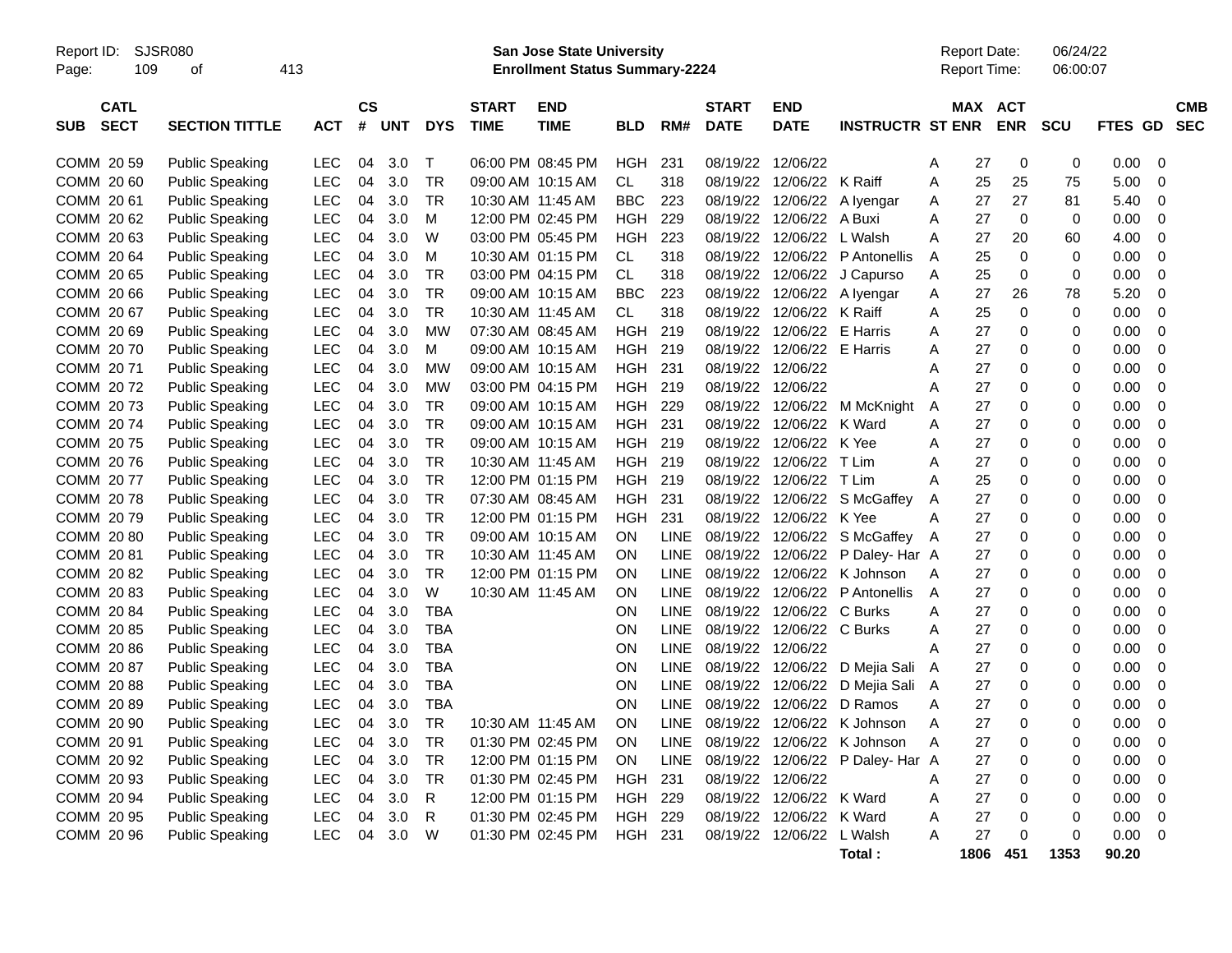Report ID: SJSR080 | **San Jose State University** | Report Date: 06/24/22
**Enrollment Status Summary-2224** | Report Time: 06:00:07

| SUB | CATL SECT | SECTION TITTLE | ACT | CS # | UNT | DYS | START TIME | END TIME | BLD | RM# | START DATE | END DATE | INSTRUCTR | ST | MAX ENR | ACT ENR | SCU | FTES | GD | CMB SEC |
|---|---|---|---|---|---|---|---|---|---|---|---|---|---|---|---|---|---|---|---|---|
| COMM | 20 59 | Public Speaking | LEC | 04 | 3.0 | T | 06:00 PM | 08:45 PM | HGH | 231 | 08/19/22 | 12/06/22 | | A | 27 | 0 | 0 | 0.00 | 0 | |
| COMM | 20 60 | Public Speaking | LEC | 04 | 3.0 | TR | 09:00 AM | 10:15 AM | CL | 318 | 08/19/22 | 12/06/22 | K Raiff | A | 25 | 25 | 75 | 5.00 | 0 | |
| COMM | 20 61 | Public Speaking | LEC | 04 | 3.0 | TR | 10:30 AM | 11:45 AM | BBC | 223 | 08/19/22 | 12/06/22 | A Iyengar | A | 27 | 27 | 81 | 5.40 | 0 | |
| COMM | 20 62 | Public Speaking | LEC | 04 | 3.0 | M | 12:00 PM | 02:45 PM | HGH | 229 | 08/19/22 | 12/06/22 | A Buxi | A | 27 | 0 | 0 | 0.00 | 0 | |
| COMM | 20 63 | Public Speaking | LEC | 04 | 3.0 | W | 03:00 PM | 05:45 PM | HGH | 223 | 08/19/22 | 12/06/22 | L Walsh | A | 27 | 20 | 60 | 4.00 | 0 | |
| COMM | 20 64 | Public Speaking | LEC | 04 | 3.0 | M | 10:30 AM | 01:15 PM | CL | 318 | 08/19/22 | 12/06/22 | P Antonellis | A | 25 | 0 | 0 | 0.00 | 0 | |
| COMM | 20 65 | Public Speaking | LEC | 04 | 3.0 | TR | 03:00 PM | 04:15 PM | CL | 318 | 08/19/22 | 12/06/22 | J Capurso | A | 25 | 0 | 0 | 0.00 | 0 | |
| COMM | 20 66 | Public Speaking | LEC | 04 | 3.0 | TR | 09:00 AM | 10:15 AM | BBC | 223 | 08/19/22 | 12/06/22 | A Iyengar | A | 27 | 26 | 78 | 5.20 | 0 | |
| COMM | 20 67 | Public Speaking | LEC | 04 | 3.0 | TR | 10:30 AM | 11:45 AM | CL | 318 | 08/19/22 | 12/06/22 | K Raiff | A | 25 | 0 | 0 | 0.00 | 0 | |
| COMM | 20 69 | Public Speaking | LEC | 04 | 3.0 | MW | 07:30 AM | 08:45 AM | HGH | 219 | 08/19/22 | 12/06/22 | E Harris | A | 27 | 0 | 0 | 0.00 | 0 | |
| COMM | 20 70 | Public Speaking | LEC | 04 | 3.0 | M | 09:00 AM | 10:15 AM | HGH | 219 | 08/19/22 | 12/06/22 | E Harris | A | 27 | 0 | 0 | 0.00 | 0 | |
| COMM | 20 71 | Public Speaking | LEC | 04 | 3.0 | MW | 09:00 AM | 10:15 AM | HGH | 231 | 08/19/22 | 12/06/22 | | A | 27 | 0 | 0 | 0.00 | 0 | |
| COMM | 20 72 | Public Speaking | LEC | 04 | 3.0 | MW | 03:00 PM | 04:15 PM | HGH | 219 | 08/19/22 | 12/06/22 | | A | 27 | 0 | 0 | 0.00 | 0 | |
| COMM | 20 73 | Public Speaking | LEC | 04 | 3.0 | TR | 09:00 AM | 10:15 AM | HGH | 229 | 08/19/22 | 12/06/22 | M McKnight | A | 27 | 0 | 0 | 0.00 | 0 | |
| COMM | 20 74 | Public Speaking | LEC | 04 | 3.0 | TR | 09:00 AM | 10:15 AM | HGH | 231 | 08/19/22 | 12/06/22 | K Ward | A | 27 | 0 | 0 | 0.00 | 0 | |
| COMM | 20 75 | Public Speaking | LEC | 04 | 3.0 | TR | 09:00 AM | 10:15 AM | HGH | 219 | 08/19/22 | 12/06/22 | K Yee | A | 27 | 0 | 0 | 0.00 | 0 | |
| COMM | 20 76 | Public Speaking | LEC | 04 | 3.0 | TR | 10:30 AM | 11:45 AM | HGH | 219 | 08/19/22 | 12/06/22 | T Lim | A | 27 | 0 | 0 | 0.00 | 0 | |
| COMM | 20 77 | Public Speaking | LEC | 04 | 3.0 | TR | 12:00 PM | 01:15 PM | HGH | 219 | 08/19/22 | 12/06/22 | T Lim | A | 25 | 0 | 0 | 0.00 | 0 | |
| COMM | 20 78 | Public Speaking | LEC | 04 | 3.0 | TR | 07:30 AM | 08:45 AM | HGH | 231 | 08/19/22 | 12/06/22 | S McGaffey | A | 27 | 0 | 0 | 0.00 | 0 | |
| COMM | 20 79 | Public Speaking | LEC | 04 | 3.0 | TR | 12:00 PM | 01:15 PM | HGH | 231 | 08/19/22 | 12/06/22 | K Yee | A | 27 | 0 | 0 | 0.00 | 0 | |
| COMM | 20 80 | Public Speaking | LEC | 04 | 3.0 | TR | 09:00 AM | 10:15 AM | ON | LINE | 08/19/22 | 12/06/22 | S McGaffey | A | 27 | 0 | 0 | 0.00 | 0 | |
| COMM | 20 81 | Public Speaking | LEC | 04 | 3.0 | TR | 10:30 AM | 11:45 AM | ON | LINE | 08/19/22 | 12/06/22 | P Daley- Har | A | 27 | 0 | 0 | 0.00 | 0 | |
| COMM | 20 82 | Public Speaking | LEC | 04 | 3.0 | TR | 12:00 PM | 01:15 PM | ON | LINE | 08/19/22 | 12/06/22 | K Johnson | A | 27 | 0 | 0 | 0.00 | 0 | |
| COMM | 20 83 | Public Speaking | LEC | 04 | 3.0 | W | 10:30 AM | 11:45 AM | ON | LINE | 08/19/22 | 12/06/22 | P Antonellis | A | 27 | 0 | 0 | 0.00 | 0 | |
| COMM | 20 84 | Public Speaking | LEC | 04 | 3.0 | TBA | | | ON | LINE | 08/19/22 | 12/06/22 | C Burks | A | 27 | 0 | 0 | 0.00 | 0 | |
| COMM | 20 85 | Public Speaking | LEC | 04 | 3.0 | TBA | | | ON | LINE | 08/19/22 | 12/06/22 | C Burks | A | 27 | 0 | 0 | 0.00 | 0 | |
| COMM | 20 86 | Public Speaking | LEC | 04 | 3.0 | TBA | | | ON | LINE | 08/19/22 | 12/06/22 | | A | 27 | 0 | 0 | 0.00 | 0 | |
| COMM | 20 87 | Public Speaking | LEC | 04 | 3.0 | TBA | | | ON | LINE | 08/19/22 | 12/06/22 | D Mejia Sali | A | 27 | 0 | 0 | 0.00 | 0 | |
| COMM | 20 88 | Public Speaking | LEC | 04 | 3.0 | TBA | | | ON | LINE | 08/19/22 | 12/06/22 | D Mejia Sali | A | 27 | 0 | 0 | 0.00 | 0 | |
| COMM | 20 89 | Public Speaking | LEC | 04 | 3.0 | TBA | | | ON | LINE | 08/19/22 | 12/06/22 | D Ramos | A | 27 | 0 | 0 | 0.00 | 0 | |
| COMM | 20 90 | Public Speaking | LEC | 04 | 3.0 | TR | 10:30 AM | 11:45 AM | ON | LINE | 08/19/22 | 12/06/22 | K Johnson | A | 27 | 0 | 0 | 0.00 | 0 | |
| COMM | 20 91 | Public Speaking | LEC | 04 | 3.0 | TR | 01:30 PM | 02:45 PM | ON | LINE | 08/19/22 | 12/06/22 | K Johnson | A | 27 | 0 | 0 | 0.00 | 0 | |
| COMM | 20 92 | Public Speaking | LEC | 04 | 3.0 | TR | 12:00 PM | 01:15 PM | ON | LINE | 08/19/22 | 12/06/22 | P Daley- Har | A | 27 | 0 | 0 | 0.00 | 0 | |
| COMM | 20 93 | Public Speaking | LEC | 04 | 3.0 | TR | 01:30 PM | 02:45 PM | HGH | 231 | 08/19/22 | 12/06/22 | | A | 27 | 0 | 0 | 0.00 | 0 | |
| COMM | 20 94 | Public Speaking | LEC | 04 | 3.0 | R | 12:00 PM | 01:15 PM | HGH | 229 | 08/19/22 | 12/06/22 | K Ward | A | 27 | 0 | 0 | 0.00 | 0 | |
| COMM | 20 95 | Public Speaking | LEC | 04 | 3.0 | R | 01:30 PM | 02:45 PM | HGH | 229 | 08/19/22 | 12/06/22 | K Ward | A | 27 | 0 | 0 | 0.00 | 0 | |
| COMM | 20 96 | Public Speaking | LEC | 04 | 3.0 | W | 01:30 PM | 02:45 PM | HGH | 231 | 08/19/22 | 12/06/22 | L Walsh | A | 27 | 0 | 0 | 0.00 | 0 | |
| | | | | | | | | | | | | | **Total :** | | **1806** | **451** | **1353** | **90.20** | | |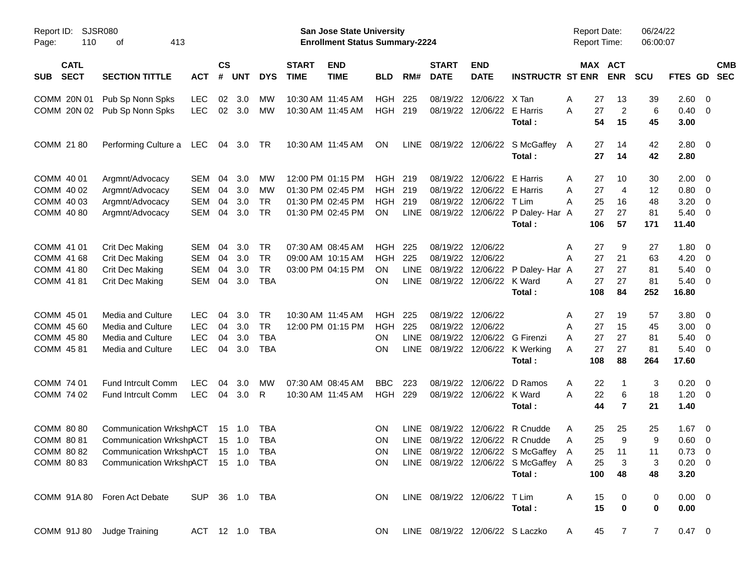Report ID: SJSR080

**San Jose State University**
**Enrollment Status Summary-2224**

Report Date: 06/24/22
Report Time: 06:00:07

| SUB | CATL SECT | SECTION TITTLE | ACT | CS # | UNT | DYS | START TIME | END TIME | BLD | RM# | START DATE | END DATE | INSTRUCTR | ST | MAX ENR | ACT ENR | SCU | FTES | GD | CMB SEC |
|---|---|---|---|---|---|---|---|---|---|---|---|---|---|---|---|---|---|---|---|---|
| COMM | 20N 01 | Pub Sp Nonn Spks | LEC | 02 | 3.0 | MW | 10:30 AM | 11:45 AM | HGH | 225 | 08/19/22 | 12/06/22 | X Tan | A | 27 | 13 | 39 | 2.60 | 0 | |
| COMM | 20N 02 | Pub Sp Nonn Spks | LEC | 02 | 3.0 | MW | 10:30 AM | 11:45 AM | HGH | 219 | 08/19/22 | 12/06/22 | E Harris | A | 27 | 2 | 6 | 0.40 | 0 | |
| | | | | | | | | | | | | | **Total :** | | **54** | **15** | **45** | **3.00** | | |
| COMM | 21 80 | Performing Culture a | LEC | 04 | 3.0 | TR | 10:30 AM | 11:45 AM | ON | LINE | 08/19/22 | 12/06/22 | S McGaffey | A | 27 | 14 | 42 | 2.80 | 0 | |
| | | | | | | | | | | | | | **Total :** | | **27** | **14** | **42** | **2.80** | | |
| COMM | 40 01 | Argmnt/Advocacy | SEM | 04 | 3.0 | MW | 12:00 PM | 01:15 PM | HGH | 219 | 08/19/22 | 12/06/22 | E Harris | A | 27 | 10 | 30 | 2.00 | 0 | |
| COMM | 40 02 | Argmnt/Advocacy | SEM | 04 | 3.0 | MW | 01:30 PM | 02:45 PM | HGH | 219 | 08/19/22 | 12/06/22 | E Harris | A | 27 | 4 | 12 | 0.80 | 0 | |
| COMM | 40 03 | Argmnt/Advocacy | SEM | 04 | 3.0 | TR | 01:30 PM | 02:45 PM | HGH | 219 | 08/19/22 | 12/06/22 | T Lim | A | 25 | 16 | 48 | 3.20 | 0 | |
| COMM | 40 80 | Argmnt/Advocacy | SEM | 04 | 3.0 | TR | 01:30 PM | 02:45 PM | ON | LINE | 08/19/22 | 12/06/22 | P Daley- Har | A | 27 | 27 | 81 | 5.40 | 0 | |
| | | | | | | | | | | | | | **Total :** | | **106** | **57** | **171** | **11.40** | | |
| COMM | 41 01 | Crit Dec Making | SEM | 04 | 3.0 | TR | 07:30 AM | 08:45 AM | HGH | 225 | 08/19/22 | 12/06/22 | | A | 27 | 9 | 27 | 1.80 | 0 | |
| COMM | 41 68 | Crit Dec Making | SEM | 04 | 3.0 | TR | 09:00 AM | 10:15 AM | HGH | 225 | 08/19/22 | 12/06/22 | | A | 27 | 21 | 63 | 4.20 | 0 | |
| COMM | 41 80 | Crit Dec Making | SEM | 04 | 3.0 | TR | 03:00 PM | 04:15 PM | ON | LINE | 08/19/22 | 12/06/22 | P Daley- Har | A | 27 | 27 | 81 | 5.40 | 0 | |
| COMM | 41 81 | Crit Dec Making | SEM | 04 | 3.0 | TBA | | | ON | LINE | 08/19/22 | 12/06/22 | K Ward | A | 27 | 27 | 81 | 5.40 | 0 | |
| | | | | | | | | | | | | | **Total :** | | **108** | **84** | **252** | **16.80** | | |
| COMM | 45 01 | Media and Culture | LEC | 04 | 3.0 | TR | 10:30 AM | 11:45 AM | HGH | 225 | 08/19/22 | 12/06/22 | | A | 27 | 19 | 57 | 3.80 | 0 | |
| COMM | 45 60 | Media and Culture | LEC | 04 | 3.0 | TR | 12:00 PM | 01:15 PM | HGH | 225 | 08/19/22 | 12/06/22 | | A | 27 | 15 | 45 | 3.00 | 0 | |
| COMM | 45 80 | Media and Culture | LEC | 04 | 3.0 | TBA | | | ON | LINE | 08/19/22 | 12/06/22 | G Firenzi | A | 27 | 27 | 81 | 5.40 | 0 | |
| COMM | 45 81 | Media and Culture | LEC | 04 | 3.0 | TBA | | | ON | LINE | 08/19/22 | 12/06/22 | K Werking | A | 27 | 27 | 81 | 5.40 | 0 | |
| | | | | | | | | | | | | | **Total :** | | **108** | **88** | **264** | **17.60** | | |
| COMM | 74 01 | Fund Intrcult Comm | LEC | 04 | 3.0 | MW | 07:30 AM | 08:45 AM | BBC | 223 | 08/19/22 | 12/06/22 | D Ramos | A | 22 | 1 | 3 | 0.20 | 0 | |
| COMM | 74 02 | Fund Intrcult Comm | LEC | 04 | 3.0 | R | 10:30 AM | 11:45 AM | HGH | 229 | 08/19/22 | 12/06/22 | K Ward | A | 22 | 6 | 18 | 1.20 | 0 | |
| | | | | | | | | | | | | | **Total :** | | **44** | **7** | **21** | **1.40** | | |
| COMM | 80 80 | Communication Wrkshp | ACT | 15 | 1.0 | TBA | | | ON | LINE | 08/19/22 | 12/06/22 | R Cnudde | A | 25 | 25 | 25 | 1.67 | 0 | |
| COMM | 80 81 | Communication Wrkshp | ACT | 15 | 1.0 | TBA | | | ON | LINE | 08/19/22 | 12/06/22 | R Cnudde | A | 25 | 9 | 9 | 0.60 | 0 | |
| COMM | 80 82 | Communication Wrkshp | ACT | 15 | 1.0 | TBA | | | ON | LINE | 08/19/22 | 12/06/22 | S McGaffey | A | 25 | 11 | 11 | 0.73 | 0 | |
| COMM | 80 83 | Communication Wrkshp | ACT | 15 | 1.0 | TBA | | | ON | LINE | 08/19/22 | 12/06/22 | S McGaffey | A | 25 | 3 | 3 | 0.20 | 0 | |
| | | | | | | | | | | | | | **Total :** | | **100** | **48** | **48** | **3.20** | | |
| COMM | 91A 80 | Foren Act Debate | SUP | 36 | 1.0 | TBA | | | ON | LINE | 08/19/22 | 12/06/22 | T Lim | A | 15 | 0 | 0 | 0.00 | 0 | |
| | | | | | | | | | | | | | **Total :** | | **15** | **0** | **0** | **0.00** | | |
| COMM | 91J 80 | Judge Training | ACT | 12 | 1.0 | TBA | | | ON | LINE | 08/19/22 | 12/06/22 | S Laczko | A | 45 | 7 | 7 | 0.47 | 0 | |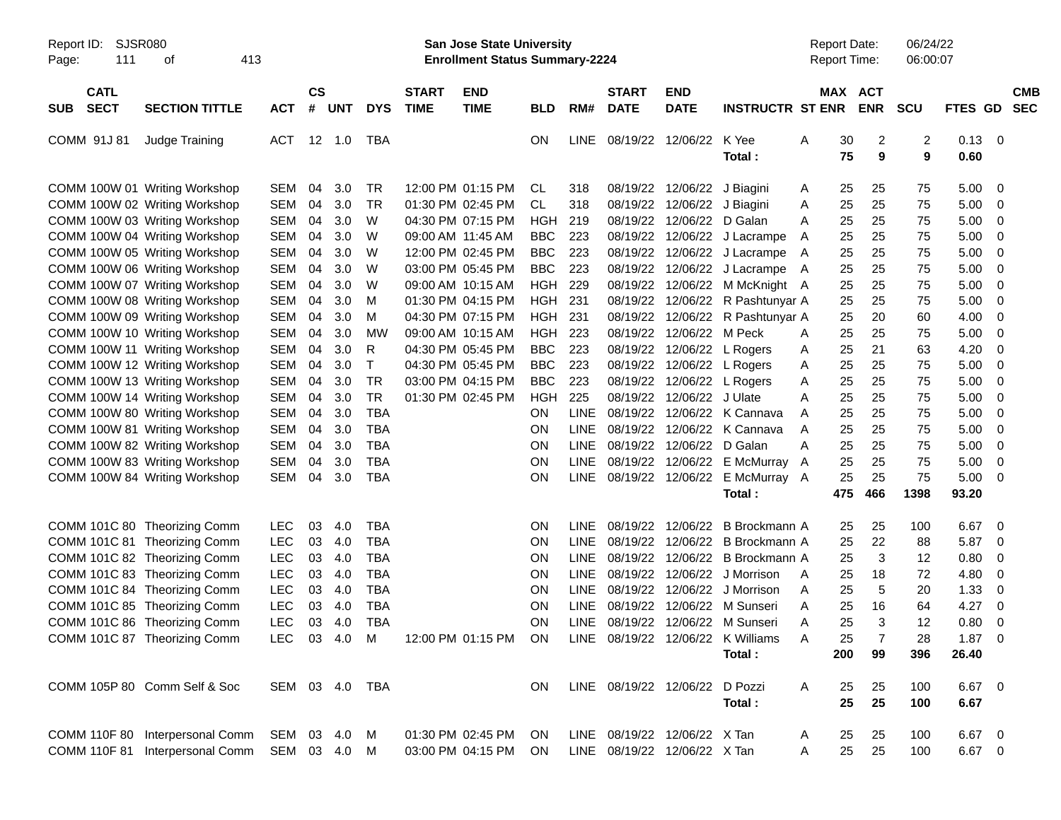Report ID: SJSR080 **San Jose State University** Report Date: 06/24/22
**Enrollment Status Summary-2224** Report Time: 06:00:07

| SUB | CATL SECT | SECTION TITTLE | ACT | CS # | UNT | DYS | START TIME | END TIME | BLD | RM# | START DATE | END DATE | INSTRUCTR | ST | MAX ENR | ACT ENR | SCU | FTES | GD | CMB SEC |
|---|---|---|---|---|---|---|---|---|---|---|---|---|---|---|---|---|---|---|---|---|
| COMM | 91J 81 | Judge Training | ACT | 12 | 1.0 | TBA | | | ON | LINE | 08/19/22 | 12/06/22 | K Yee | A | 30 | 2 | 2 | 0.13 | 0 | |
| | | | | | | | | | | | | | **Total :** | | **75** | **9** | **9** | **0.60** | | |
| COMM | 100W 01 | Writing Workshop | SEM | 04 | 3.0 | TR | 12:00 PM | 01:15 PM | CL | 318 | 08/19/22 | 12/06/22 | J Biagini | A | 25 | 25 | 75 | 5.00 | 0 | |
| COMM | 100W 02 | Writing Workshop | SEM | 04 | 3.0 | TR | 01:30 PM | 02:45 PM | CL | 318 | 08/19/22 | 12/06/22 | J Biagini | A | 25 | 25 | 75 | 5.00 | 0 | |
| COMM | 100W 03 | Writing Workshop | SEM | 04 | 3.0 | W | 04:30 PM | 07:15 PM | HGH | 219 | 08/19/22 | 12/06/22 | D Galan | A | 25 | 25 | 75 | 5.00 | 0 | |
| COMM | 100W 04 | Writing Workshop | SEM | 04 | 3.0 | W | 09:00 AM | 11:45 AM | BBC | 223 | 08/19/22 | 12/06/22 | J Lacrampe | A | 25 | 25 | 75 | 5.00 | 0 | |
| COMM | 100W 05 | Writing Workshop | SEM | 04 | 3.0 | W | 12:00 PM | 02:45 PM | BBC | 223 | 08/19/22 | 12/06/22 | J Lacrampe | A | 25 | 25 | 75 | 5.00 | 0 | |
| COMM | 100W 06 | Writing Workshop | SEM | 04 | 3.0 | W | 03:00 PM | 05:45 PM | BBC | 223 | 08/19/22 | 12/06/22 | J Lacrampe | A | 25 | 25 | 75 | 5.00 | 0 | |
| COMM | 100W 07 | Writing Workshop | SEM | 04 | 3.0 | W | 09:00 AM | 10:15 AM | HGH | 229 | 08/19/22 | 12/06/22 | M McKnight | A | 25 | 25 | 75 | 5.00 | 0 | |
| COMM | 100W 08 | Writing Workshop | SEM | 04 | 3.0 | M | 01:30 PM | 04:15 PM | HGH | 231 | 08/19/22 | 12/06/22 | R Pashtunyar | A | 25 | 25 | 75 | 5.00 | 0 | |
| COMM | 100W 09 | Writing Workshop | SEM | 04 | 3.0 | M | 04:30 PM | 07:15 PM | HGH | 231 | 08/19/22 | 12/06/22 | R Pashtunyar | A | 25 | 20 | 60 | 4.00 | 0 | |
| COMM | 100W 10 | Writing Workshop | SEM | 04 | 3.0 | MW | 09:00 AM | 10:15 AM | HGH | 223 | 08/19/22 | 12/06/22 | M Peck | A | 25 | 25 | 75 | 5.00 | 0 | |
| COMM | 100W 11 | Writing Workshop | SEM | 04 | 3.0 | R | 04:30 PM | 05:45 PM | BBC | 223 | 08/19/22 | 12/06/22 | L Rogers | A | 25 | 21 | 63 | 4.20 | 0 | |
| COMM | 100W 12 | Writing Workshop | SEM | 04 | 3.0 | T | 04:30 PM | 05:45 PM | BBC | 223 | 08/19/22 | 12/06/22 | L Rogers | A | 25 | 25 | 75 | 5.00 | 0 | |
| COMM | 100W 13 | Writing Workshop | SEM | 04 | 3.0 | TR | 03:00 PM | 04:15 PM | BBC | 223 | 08/19/22 | 12/06/22 | L Rogers | A | 25 | 25 | 75 | 5.00 | 0 | |
| COMM | 100W 14 | Writing Workshop | SEM | 04 | 3.0 | TR | 01:30 PM | 02:45 PM | HGH | 225 | 08/19/22 | 12/06/22 | J Ulate | A | 25 | 25 | 75 | 5.00 | 0 | |
| COMM | 100W 80 | Writing Workshop | SEM | 04 | 3.0 | TBA | | | ON | LINE | 08/19/22 | 12/06/22 | K Cannava | A | 25 | 25 | 75 | 5.00 | 0 | |
| COMM | 100W 81 | Writing Workshop | SEM | 04 | 3.0 | TBA | | | ON | LINE | 08/19/22 | 12/06/22 | K Cannava | A | 25 | 25 | 75 | 5.00 | 0 | |
| COMM | 100W 82 | Writing Workshop | SEM | 04 | 3.0 | TBA | | | ON | LINE | 08/19/22 | 12/06/22 | D Galan | A | 25 | 25 | 75 | 5.00 | 0 | |
| COMM | 100W 83 | Writing Workshop | SEM | 04 | 3.0 | TBA | | | ON | LINE | 08/19/22 | 12/06/22 | E McMurray | A | 25 | 25 | 75 | 5.00 | 0 | |
| COMM | 100W 84 | Writing Workshop | SEM | 04 | 3.0 | TBA | | | ON | LINE | 08/19/22 | 12/06/22 | E McMurray | A | 25 | 25 | 75 | 5.00 | 0 | |
| | | | | | | | | | | | | | **Total :** | | **475** | **466** | **1398** | **93.20** | | |
| COMM | 101C 80 | Theorizing Comm | LEC | 03 | 4.0 | TBA | | | ON | LINE | 08/19/22 | 12/06/22 | B Brockmann | A | 25 | 25 | 100 | 6.67 | 0 | |
| COMM | 101C 81 | Theorizing Comm | LEC | 03 | 4.0 | TBA | | | ON | LINE | 08/19/22 | 12/06/22 | B Brockmann | A | 25 | 22 | 88 | 5.87 | 0 | |
| COMM | 101C 82 | Theorizing Comm | LEC | 03 | 4.0 | TBA | | | ON | LINE | 08/19/22 | 12/06/22 | B Brockmann | A | 25 | 3 | 12 | 0.80 | 0 | |
| COMM | 101C 83 | Theorizing Comm | LEC | 03 | 4.0 | TBA | | | ON | LINE | 08/19/22 | 12/06/22 | J Morrison | A | 25 | 18 | 72 | 4.80 | 0 | |
| COMM | 101C 84 | Theorizing Comm | LEC | 03 | 4.0 | TBA | | | ON | LINE | 08/19/22 | 12/06/22 | J Morrison | A | 25 | 5 | 20 | 1.33 | 0 | |
| COMM | 101C 85 | Theorizing Comm | LEC | 03 | 4.0 | TBA | | | ON | LINE | 08/19/22 | 12/06/22 | M Sunseri | A | 25 | 16 | 64 | 4.27 | 0 | |
| COMM | 101C 86 | Theorizing Comm | LEC | 03 | 4.0 | TBA | | | ON | LINE | 08/19/22 | 12/06/22 | M Sunseri | A | 25 | 3 | 12 | 0.80 | 0 | |
| COMM | 101C 87 | Theorizing Comm | LEC | 03 | 4.0 | M | 12:00 PM | 01:15 PM | ON | LINE | 08/19/22 | 12/06/22 | K Williams | A | 25 | 7 | 28 | 1.87 | 0 | |
| | | | | | | | | | | | | | **Total :** | | **200** | **99** | **396** | **26.40** | | |
| COMM | 105P 80 | Comm Self & Soc | SEM | 03 | 4.0 | TBA | | | ON | LINE | 08/19/22 | 12/06/22 | D Pozzi | A | 25 | 25 | 100 | 6.67 | 0 | |
| | | | | | | | | | | | | | **Total :** | | **25** | **25** | **100** | **6.67** | | |
| COMM | 110F 80 | Interpersonal Comm | SEM | 03 | 4.0 | M | 01:30 PM | 02:45 PM | ON | LINE | 08/19/22 | 12/06/22 | X Tan | A | 25 | 25 | 100 | 6.67 | 0 | |
| COMM | 110F 81 | Interpersonal Comm | SEM | 03 | 4.0 | M | 03:00 PM | 04:15 PM | ON | LINE | 08/19/22 | 12/06/22 | X Tan | A | 25 | 25 | 100 | 6.67 | 0 | |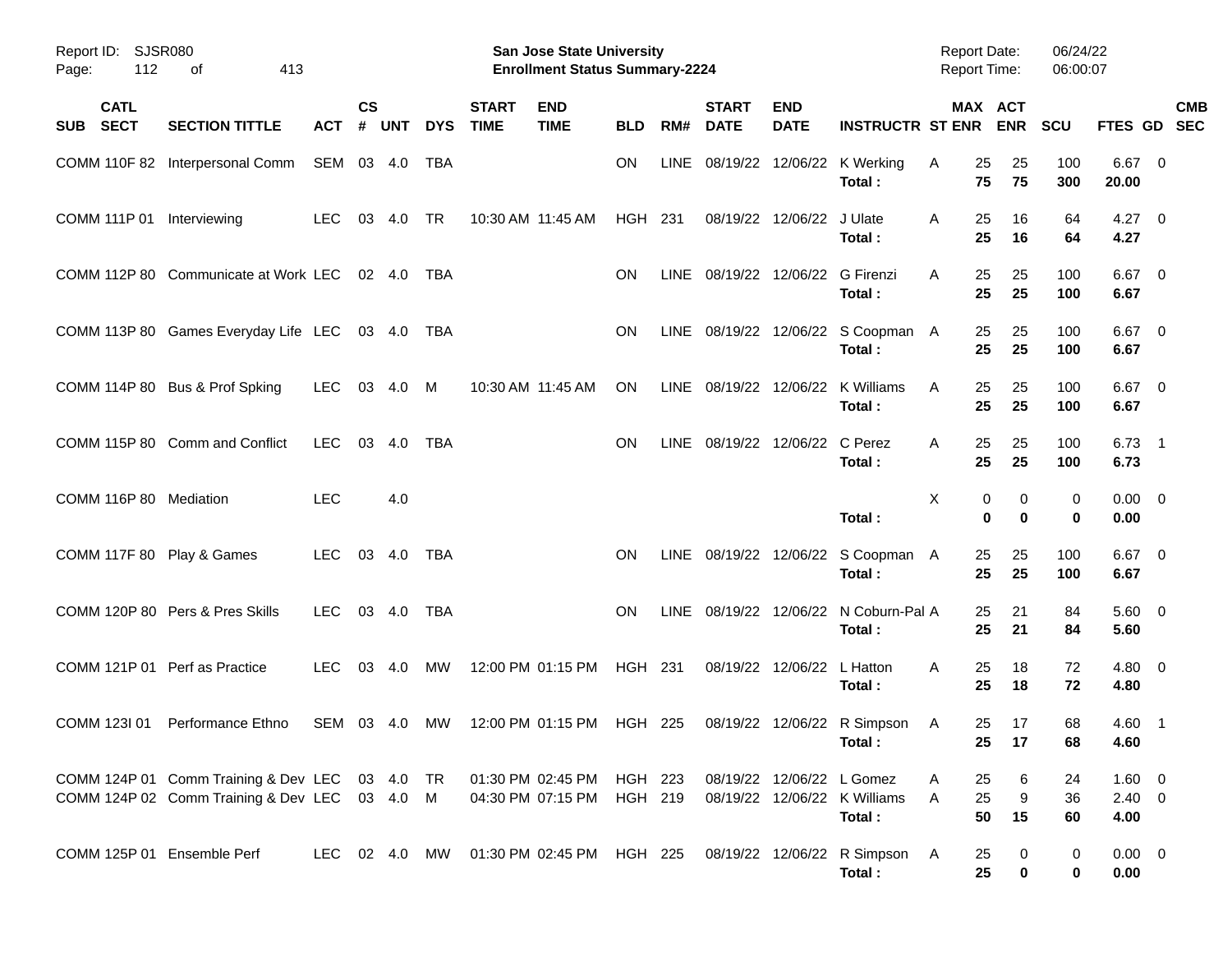Report ID: SJSR080
Page: 112 of 413

**San Jose State University**
**Enrollment Status Summary-2224**

Report Date: 06/24/22
Report Time: 06:00:07

| SUB | CATL SECT | SECTION TITTLE | ACT | CS # | UNT | DYS | START TIME | END TIME | BLD | RM# | START DATE | END DATE | INSTRUCTR | ST | MAX ENR | ACT ENR | SCU | FTES | GD | CMB SEC |
|---|---|---|---|---|---|---|---|---|---|---|---|---|---|---|---|---|---|---|---|---|
| COMM | 110F 82 | Interpersonal Comm | SEM | 03 | 4.0 | TBA | | | ON | LINE | 08/19/22 | 12/06/22 | K Werking | A | 25 | 25 | 100 | 6.67 | 0 | |
| | | | | | | | | | | | | | **Total :** | | **75** | **75** | **300** | **20.00** | | |
| COMM | 111P 01 | Interviewing | LEC | 03 | 4.0 | TR | 10:30 AM | 11:45 AM | HGH | 231 | 08/19/22 | 12/06/22 | J Ulate | A | 25 | 16 | 64 | 4.27 | 0 | |
| | | | | | | | | | | | | | **Total :** | | **25** | **16** | **64** | **4.27** | | |
| COMM | 112P 80 | Communicate at Work | LEC | 02 | 4.0 | TBA | | | ON | LINE | 08/19/22 | 12/06/22 | G Firenzi | A | 25 | 25 | 100 | 6.67 | 0 | |
| | | | | | | | | | | | | | **Total :** | | **25** | **25** | **100** | **6.67** | | |
| COMM | 113P 80 | Games Everyday Life | LEC | 03 | 4.0 | TBA | | | ON | LINE | 08/19/22 | 12/06/22 | S Coopman | A | 25 | 25 | 100 | 6.67 | 0 | |
| | | | | | | | | | | | | | **Total :** | | **25** | **25** | **100** | **6.67** | | |
| COMM | 114P 80 | Bus & Prof Spking | LEC | 03 | 4.0 | M | 10:30 AM | 11:45 AM | ON | LINE | 08/19/22 | 12/06/22 | K Williams | A | 25 | 25 | 100 | 6.67 | 0 | |
| | | | | | | | | | | | | | **Total :** | | **25** | **25** | **100** | **6.67** | | |
| COMM | 115P 80 | Comm and Conflict | LEC | 03 | 4.0 | TBA | | | ON | LINE | 08/19/22 | 12/06/22 | C Perez | A | 25 | 25 | 100 | 6.73 | 1 | |
| | | | | | | | | | | | | | **Total :** | | **25** | **25** | **100** | **6.73** | | |
| COMM | 116P 80 | Mediation | LEC | | 4.0 | | | | | | | | | X | 0 | 0 | 0 | 0.00 | 0 | |
| | | | | | | | | | | | | | **Total :** | | **0** | **0** | **0** | **0.00** | | |
| COMM | 117F 80 | Play & Games | LEC | 03 | 4.0 | TBA | | | ON | LINE | 08/19/22 | 12/06/22 | S Coopman | A | 25 | 25 | 100 | 6.67 | 0 | |
| | | | | | | | | | | | | | **Total :** | | **25** | **25** | **100** | **6.67** | | |
| COMM | 120P 80 | Pers & Pres Skills | LEC | 03 | 4.0 | TBA | | | ON | LINE | 08/19/22 | 12/06/22 | N Coburn-Pal | A | 25 | 21 | 84 | 5.60 | 0 | |
| | | | | | | | | | | | | | **Total :** | | **25** | **21** | **84** | **5.60** | | |
| COMM | 121P 01 | Perf as Practice | LEC | 03 | 4.0 | MW | 12:00 PM | 01:15 PM | HGH | 231 | 08/19/22 | 12/06/22 | L Hatton | A | 25 | 18 | 72 | 4.80 | 0 | |
| | | | | | | | | | | | | | **Total :** | | **25** | **18** | **72** | **4.80** | | |
| COMM | 123I 01 | Performance Ethno | SEM | 03 | 4.0 | MW | 12:00 PM | 01:15 PM | HGH | 225 | 08/19/22 | 12/06/22 | R Simpson | A | 25 | 17 | 68 | 4.60 | 1 | |
| | | | | | | | | | | | | | **Total :** | | **25** | **17** | **68** | **4.60** | | |
| COMM | 124P 01 | Comm Training & Dev | LEC | 03 | 4.0 | TR | 01:30 PM | 02:45 PM | HGH | 223 | 08/19/22 | 12/06/22 | L Gomez | A | 25 | 6 | 24 | 1.60 | 0 | |
| COMM | 124P 02 | Comm Training & Dev | LEC | 03 | 4.0 | M | 04:30 PM | 07:15 PM | HGH | 219 | 08/19/22 | 12/06/22 | K Williams | A | 25 | 9 | 36 | 2.40 | 0 | |
| | | | | | | | | | | | | | **Total :** | | **50** | **15** | **60** | **4.00** | | |
| COMM | 125P 01 | Ensemble Perf | LEC | 02 | 4.0 | MW | 01:30 PM | 02:45 PM | HGH | 225 | 08/19/22 | 12/06/22 | R Simpson | A | 25 | 0 | 0 | 0.00 | 0 | |
| | | | | | | | | | | | | | **Total :** | | **25** | **0** | **0** | **0.00** | | |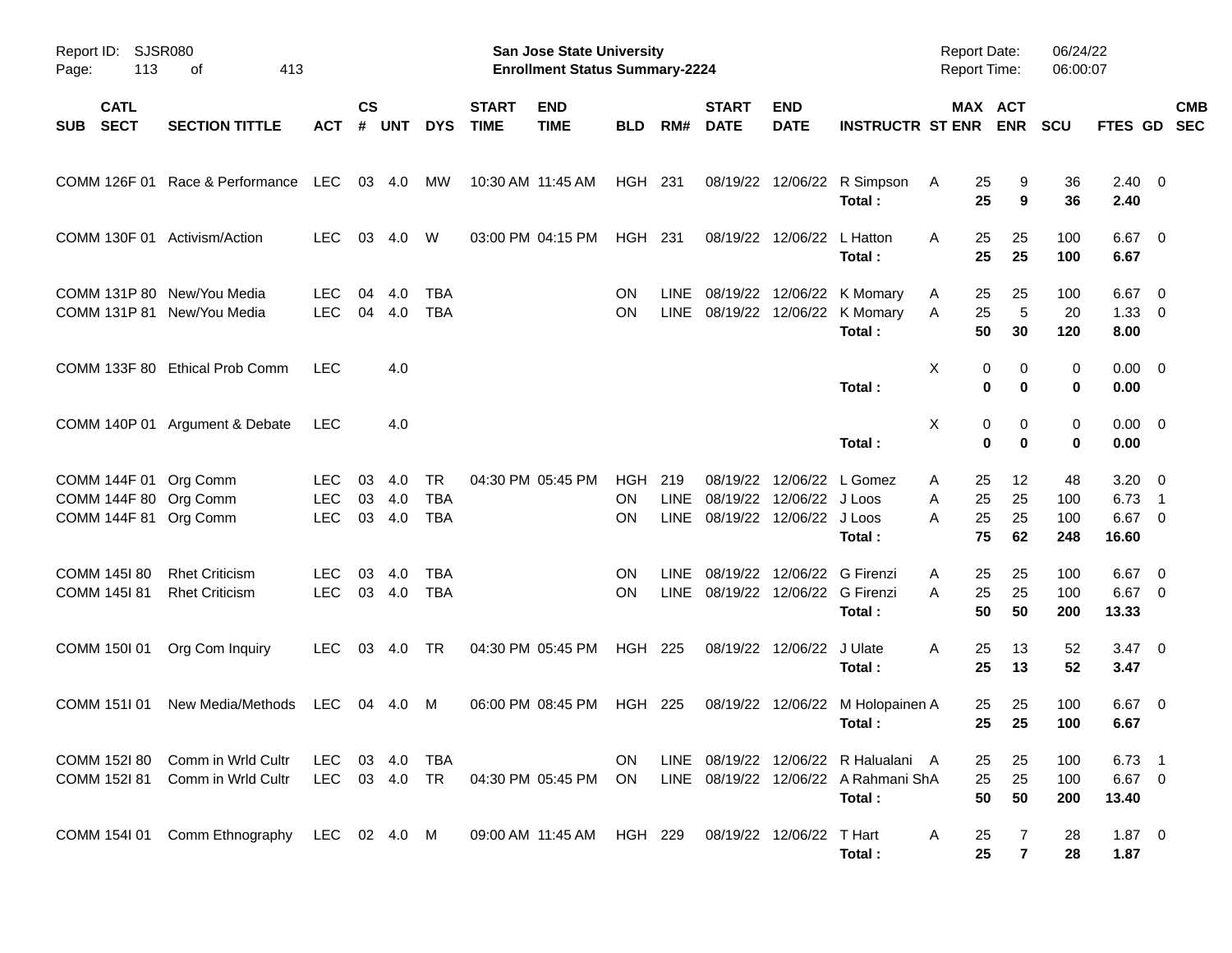Report ID: SJSR080

**San Jose State University**
**Enrollment Status Summary-2224**

Report Date: 06/24/22
Report Time: 06:00:07

| SUB | CATL SECT | SECTION TITTLE | ACT | CS # | UNT | DYS | START TIME | END TIME | BLD | RM# | START DATE | END DATE | INSTRUCTR | ST | MAX ENR | ACT ENR | SCU | FTES | GD | CMB SEC |
|---|---|---|---|---|---|---|---|---|---|---|---|---|---|---|---|---|---|---|---|---|
| COMM | 126F 01 | Race & Performance | LEC | 03 | 4.0 | MW | 10:30 AM | 11:45 AM | HGH | 231 | 08/19/22 | 12/06/22 | R Simpson | A | 25 | 9 | 36 | 2.40 | 0 | |
| | | | | | | | | | | | | | **Total :** | | **25** | **9** | **36** | **2.40** | | |
| COMM | 130F 01 | Activism/Action | LEC | 03 | 4.0 | W | 03:00 PM | 04:15 PM | HGH | 231 | 08/19/22 | 12/06/22 | L Hatton | A | 25 | 25 | 100 | 6.67 | 0 | |
| | | | | | | | | | | | | | **Total :** | | **25** | **25** | **100** | **6.67** | | |
| COMM | 131P 80 | New/You Media | LEC | 04 | 4.0 | TBA | | | ON | LINE | 08/19/22 | 12/06/22 | K Momary | A | 25 | 25 | 100 | 6.67 | 0 | |
| COMM | 131P 81 | New/You Media | LEC | 04 | 4.0 | TBA | | | ON | LINE | 08/19/22 | 12/06/22 | K Momary | A | 25 | 5 | 20 | 1.33 | 0 | |
| | | | | | | | | | | | | | **Total :** | | **50** | **30** | **120** | **8.00** | | |
| COMM | 133F 80 | Ethical Prob Comm | LEC | | 4.0 | | | | | | | | | X | 0 | 0 | 0 | 0.00 | 0 | |
| | | | | | | | | | | | | | **Total :** | | **0** | **0** | **0** | **0.00** | | |
| COMM | 140P 01 | Argument & Debate | LEC | | 4.0 | | | | | | | | | X | 0 | 0 | 0 | 0.00 | 0 | |
| | | | | | | | | | | | | | **Total :** | | **0** | **0** | **0** | **0.00** | | |
| COMM | 144F 01 | Org Comm | LEC | 03 | 4.0 | TR | 04:30 PM | 05:45 PM | HGH | 219 | 08/19/22 | 12/06/22 | L Gomez | A | 25 | 12 | 48 | 3.20 | 0 | |
| COMM | 144F 80 | Org Comm | LEC | 03 | 4.0 | TBA | | | ON | LINE | 08/19/22 | 12/06/22 | J Loos | A | 25 | 25 | 100 | 6.73 | 1 | |
| COMM | 144F 81 | Org Comm | LEC | 03 | 4.0 | TBA | | | ON | LINE | 08/19/22 | 12/06/22 | J Loos | A | 25 | 25 | 100 | 6.67 | 0 | |
| | | | | | | | | | | | | | **Total :** | | **75** | **62** | **248** | **16.60** | | |
| COMM | 145I 80 | Rhet Criticism | LEC | 03 | 4.0 | TBA | | | ON | LINE | 08/19/22 | 12/06/22 | G Firenzi | A | 25 | 25 | 100 | 6.67 | 0 | |
| COMM | 145I 81 | Rhet Criticism | LEC | 03 | 4.0 | TBA | | | ON | LINE | 08/19/22 | 12/06/22 | G Firenzi | A | 25 | 25 | 100 | 6.67 | 0 | |
| | | | | | | | | | | | | | **Total :** | | **50** | **50** | **200** | **13.33** | | |
| COMM | 150I 01 | Org Com Inquiry | LEC | 03 | 4.0 | TR | 04:30 PM | 05:45 PM | HGH | 225 | 08/19/22 | 12/06/22 | J Ulate | A | 25 | 13 | 52 | 3.47 | 0 | |
| | | | | | | | | | | | | | **Total :** | | **25** | **13** | **52** | **3.47** | | |
| COMM | 151I 01 | New Media/Methods | LEC | 04 | 4.0 | M | 06:00 PM | 08:45 PM | HGH | 225 | 08/19/22 | 12/06/22 | M Holopainen | A | 25 | 25 | 100 | 6.67 | 0 | |
| | | | | | | | | | | | | | **Total :** | | **25** | **25** | **100** | **6.67** | | |
| COMM | 152I 80 | Comm in Wrld Cultr | LEC | 03 | 4.0 | TBA | | | ON | LINE | 08/19/22 | 12/06/22 | R Halualani | A | 25 | 25 | 100 | 6.73 | 1 | |
| COMM | 152I 81 | Comm in Wrld Cultr | LEC | 03 | 4.0 | TR | 04:30 PM | 05:45 PM | ON | LINE | 08/19/22 | 12/06/22 | A Rahmani Sh | A | 25 | 25 | 100 | 6.67 | 0 | |
| | | | | | | | | | | | | | **Total :** | | **50** | **50** | **200** | **13.40** | | |
| COMM | 154I 01 | Comm Ethnography | LEC | 02 | 4.0 | M | 09:00 AM | 11:45 AM | HGH | 229 | 08/19/22 | 12/06/22 | T Hart | A | 25 | 7 | 28 | 1.87 | 0 | |
| | | | | | | | | | | | | | **Total :** | | **25** | **7** | **28** | **1.87** | | |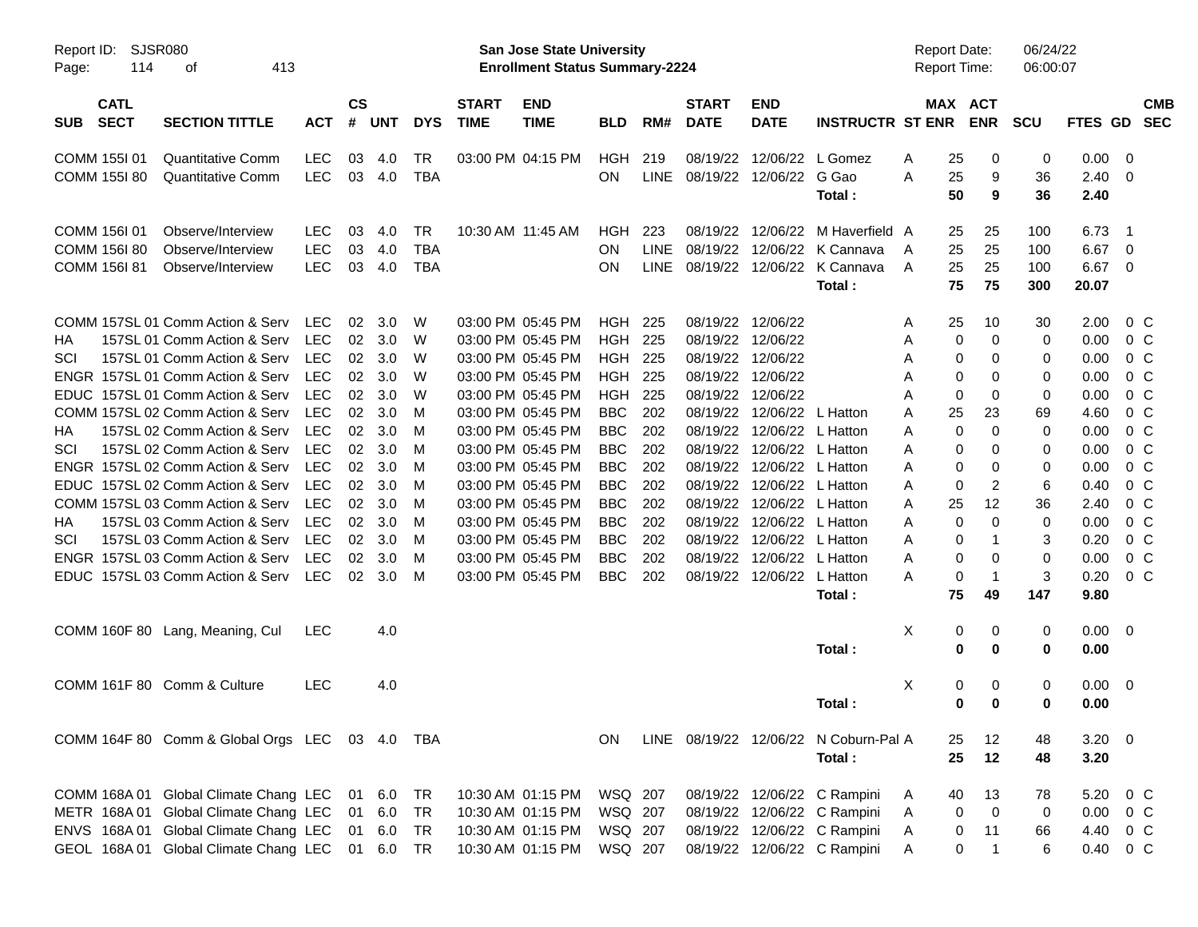Report ID: SJSR080

**San Jose State University**
**Enrollment Status Summary-2224**

Report Date: 06/24/22
Report Time: 06:00:07

| SUB | CATL SECT | SECTION TITTLE | ACT | CS # | UNT | DYS | START TIME | END TIME | BLD | RM# | START DATE | END DATE | INSTRUCTR | ST | MAX ENR | ACT ENR | SCU | FTES | GD | CMB SEC |
|---|---|---|---|---|---|---|---|---|---|---|---|---|---|---|---|---|---|---|---|---|
| COMM | 155I 01 | Quantitative Comm | LEC | 03 | 4.0 | TR | 03:00 PM | 04:15 PM | HGH | 219 | 08/19/22 | 12/06/22 | L Gomez | A | 25 | 0 | 0 | 0.00 | 0 | |
| COMM | 155I 80 | Quantitative Comm | LEC | 03 | 4.0 | TBA | | | ON | LINE | 08/19/22 | 12/06/22 | G Gao | A | 25 | 9 | 36 | 2.40 | 0 | |
| | | | | | | | | | | | | | **Total :** | | **50** | **9** | **36** | **2.40** | | |
| COMM | 156I 01 | Observe/Interview | LEC | 03 | 4.0 | TR | 10:30 AM | 11:45 AM | HGH | 223 | 08/19/22 | 12/06/22 | M Haverfield | A | 25 | 25 | 100 | 6.73 | 1 | |
| COMM | 156I 80 | Observe/Interview | LEC | 03 | 4.0 | TBA | | | ON | LINE | 08/19/22 | 12/06/22 | K Cannava | A | 25 | 25 | 100 | 6.67 | 0 | |
| COMM | 156I 81 | Observe/Interview | LEC | 03 | 4.0 | TBA | | | ON | LINE | 08/19/22 | 12/06/22 | K Cannava | A | 25 | 25 | 100 | 6.67 | 0 | |
| | | | | | | | | | | | | | **Total :** | | **75** | **75** | **300** | **20.07** | | |
| COMM | 157SL 01 | Comm Action & Serv | LEC | 02 | 3.0 | W | 03:00 PM | 05:45 PM | HGH | 225 | 08/19/22 | 12/06/22 | | A | 25 | 10 | 30 | 2.00 | 0 | C |
| HA | 157SL 01 | Comm Action & Serv | LEC | 02 | 3.0 | W | 03:00 PM | 05:45 PM | HGH | 225 | 08/19/22 | 12/06/22 | | A | 0 | 0 | 0 | 0.00 | 0 | C |
| SCI | 157SL 01 | Comm Action & Serv | LEC | 02 | 3.0 | W | 03:00 PM | 05:45 PM | HGH | 225 | 08/19/22 | 12/06/22 | | A | 0 | 0 | 0 | 0.00 | 0 | C |
| ENGR | 157SL 01 | Comm Action & Serv | LEC | 02 | 3.0 | W | 03:00 PM | 05:45 PM | HGH | 225 | 08/19/22 | 12/06/22 | | A | 0 | 0 | 0 | 0.00 | 0 | C |
| EDUC | 157SL 01 | Comm Action & Serv | LEC | 02 | 3.0 | W | 03:00 PM | 05:45 PM | HGH | 225 | 08/19/22 | 12/06/22 | | A | 0 | 0 | 0 | 0.00 | 0 | C |
| COMM | 157SL 02 | Comm Action & Serv | LEC | 02 | 3.0 | M | 03:00 PM | 05:45 PM | BBC | 202 | 08/19/22 | 12/06/22 | L Hatton | A | 25 | 23 | 69 | 4.60 | 0 | C |
| HA | 157SL 02 | Comm Action & Serv | LEC | 02 | 3.0 | M | 03:00 PM | 05:45 PM | BBC | 202 | 08/19/22 | 12/06/22 | L Hatton | A | 0 | 0 | 0 | 0.00 | 0 | C |
| SCI | 157SL 02 | Comm Action & Serv | LEC | 02 | 3.0 | M | 03:00 PM | 05:45 PM | BBC | 202 | 08/19/22 | 12/06/22 | L Hatton | A | 0 | 0 | 0 | 0.00 | 0 | C |
| ENGR | 157SL 02 | Comm Action & Serv | LEC | 02 | 3.0 | M | 03:00 PM | 05:45 PM | BBC | 202 | 08/19/22 | 12/06/22 | L Hatton | A | 0 | 0 | 0 | 0.00 | 0 | C |
| EDUC | 157SL 02 | Comm Action & Serv | LEC | 02 | 3.0 | M | 03:00 PM | 05:45 PM | BBC | 202 | 08/19/22 | 12/06/22 | L Hatton | A | 0 | 2 | 6 | 0.40 | 0 | C |
| COMM | 157SL 03 | Comm Action & Serv | LEC | 02 | 3.0 | M | 03:00 PM | 05:45 PM | BBC | 202 | 08/19/22 | 12/06/22 | L Hatton | A | 25 | 12 | 36 | 2.40 | 0 | C |
| HA | 157SL 03 | Comm Action & Serv | LEC | 02 | 3.0 | M | 03:00 PM | 05:45 PM | BBC | 202 | 08/19/22 | 12/06/22 | L Hatton | A | 0 | 0 | 0 | 0.00 | 0 | C |
| SCI | 157SL 03 | Comm Action & Serv | LEC | 02 | 3.0 | M | 03:00 PM | 05:45 PM | BBC | 202 | 08/19/22 | 12/06/22 | L Hatton | A | 0 | 1 | 3 | 0.20 | 0 | C |
| ENGR | 157SL 03 | Comm Action & Serv | LEC | 02 | 3.0 | M | 03:00 PM | 05:45 PM | BBC | 202 | 08/19/22 | 12/06/22 | L Hatton | A | 0 | 0 | 0 | 0.00 | 0 | C |
| EDUC | 157SL 03 | Comm Action & Serv | LEC | 02 | 3.0 | M | 03:00 PM | 05:45 PM | BBC | 202 | 08/19/22 | 12/06/22 | L Hatton | A | 0 | 1 | 3 | 0.20 | 0 | C |
| | | | | | | | | | | | | | **Total :** | | **75** | **49** | **147** | **9.80** | | |
| COMM | 160F 80 | Lang, Meaning, Cul | LEC | | 4.0 | | | | | | | | | X | 0 | 0 | 0 | 0.00 | 0 | |
| | | | | | | | | | | | | | **Total :** | | **0** | **0** | **0** | **0.00** | | |
| COMM | 161F 80 | Comm & Culture | LEC | | 4.0 | | | | | | | | | X | 0 | 0 | 0 | 0.00 | 0 | |
| | | | | | | | | | | | | | **Total :** | | **0** | **0** | **0** | **0.00** | | |
| COMM | 164F 80 | Comm & Global Orgs | LEC | 03 | 4.0 | TBA | | | ON | LINE | 08/19/22 | 12/06/22 | N Coburn-Pal | A | 25 | 12 | 48 | 3.20 | 0 | |
| | | | | | | | | | | | | | **Total :** | | **25** | **12** | **48** | **3.20** | | |
| COMM | 168A 01 | Global Climate Chang | LEC | 01 | 6.0 | TR | 10:30 AM | 01:15 PM | WSQ | 207 | 08/19/22 | 12/06/22 | C Rampini | A | 40 | 13 | 78 | 5.20 | 0 | C |
| METR | 168A 01 | Global Climate Chang | LEC | 01 | 6.0 | TR | 10:30 AM | 01:15 PM | WSQ | 207 | 08/19/22 | 12/06/22 | C Rampini | A | 0 | 0 | 0 | 0.00 | 0 | C |
| ENVS | 168A 01 | Global Climate Chang | LEC | 01 | 6.0 | TR | 10:30 AM | 01:15 PM | WSQ | 207 | 08/19/22 | 12/06/22 | C Rampini | A | 0 | 11 | 66 | 4.40 | 0 | C |
| GEOL | 168A 01 | Global Climate Chang | LEC | 01 | 6.0 | TR | 10:30 AM | 01:15 PM | WSQ | 207 | 08/19/22 | 12/06/22 | C Rampini | A | 0 | 1 | 6 | 0.40 | 0 | C |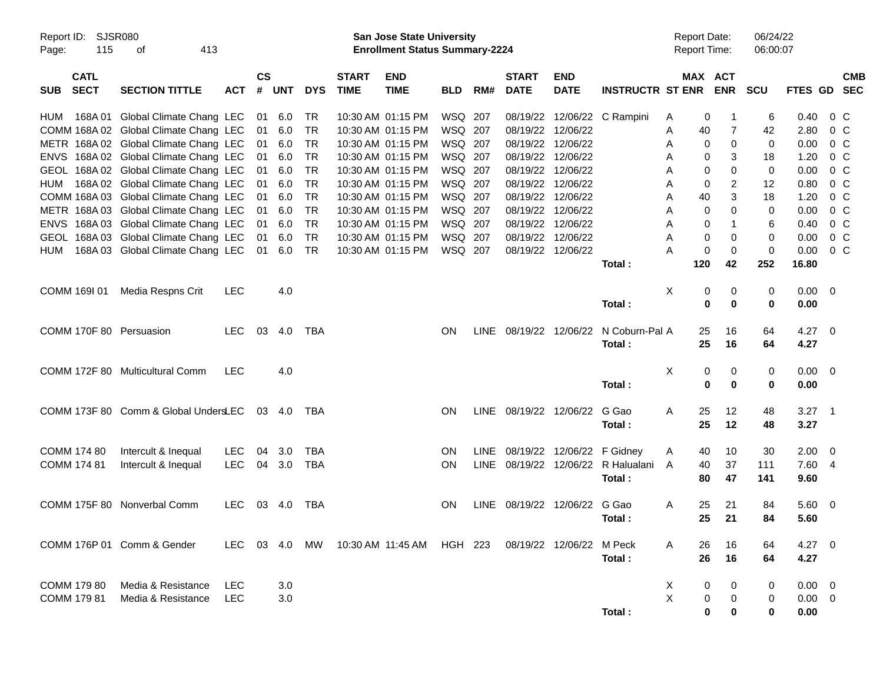Report ID: SJSR080
San Jose State University
Enrollment Status Summary-2224
Report Date: 06/24/22
Report Time: 06:00:07

| SUB | CATL SECT | SECTION TITTLE | ACT | CS # | UNT | DYS | START TIME | END TIME | BLD | RM# | START DATE | END DATE | INSTRUCTR | ST | MAX ENR | ACT ENR | SCU | FTES | GD | CMB SEC |
|---|---|---|---|---|---|---|---|---|---|---|---|---|---|---|---|---|---|---|---|---|
| HUM | 168A 01 | Global Climate Chang | LEC | 01 | 6.0 | TR | 10:30 AM | 01:15 PM | WSQ | 207 | 08/19/22 | 12/06/22 | C Rampini | A | 0 | 1 | 6 | 0.40 | 0 | C |
| COMM | 168A 02 | Global Climate Chang | LEC | 01 | 6.0 | TR | 10:30 AM | 01:15 PM | WSQ | 207 | 08/19/22 | 12/06/22 | | A | 40 | 7 | 42 | 2.80 | 0 | C |
| METR | 168A 02 | Global Climate Chang | LEC | 01 | 6.0 | TR | 10:30 AM | 01:15 PM | WSQ | 207 | 08/19/22 | 12/06/22 | | A | 0 | 0 | 0 | 0.00 | 0 | C |
| ENVS | 168A 02 | Global Climate Chang | LEC | 01 | 6.0 | TR | 10:30 AM | 01:15 PM | WSQ | 207 | 08/19/22 | 12/06/22 | | A | 0 | 3 | 18 | 1.20 | 0 | C |
| GEOL | 168A 02 | Global Climate Chang | LEC | 01 | 6.0 | TR | 10:30 AM | 01:15 PM | WSQ | 207 | 08/19/22 | 12/06/22 | | A | 0 | 0 | 0 | 0.00 | 0 | C |
| HUM | 168A 02 | Global Climate Chang | LEC | 01 | 6.0 | TR | 10:30 AM | 01:15 PM | WSQ | 207 | 08/19/22 | 12/06/22 | | A | 0 | 2 | 12 | 0.80 | 0 | C |
| COMM | 168A 03 | Global Climate Chang | LEC | 01 | 6.0 | TR | 10:30 AM | 01:15 PM | WSQ | 207 | 08/19/22 | 12/06/22 | | A | 40 | 3 | 18 | 1.20 | 0 | C |
| METR | 168A 03 | Global Climate Chang | LEC | 01 | 6.0 | TR | 10:30 AM | 01:15 PM | WSQ | 207 | 08/19/22 | 12/06/22 | | A | 0 | 0 | 0 | 0.00 | 0 | C |
| ENVS | 168A 03 | Global Climate Chang | LEC | 01 | 6.0 | TR | 10:30 AM | 01:15 PM | WSQ | 207 | 08/19/22 | 12/06/22 | | A | 0 | 1 | 6 | 0.40 | 0 | C |
| GEOL | 168A 03 | Global Climate Chang | LEC | 01 | 6.0 | TR | 10:30 AM | 01:15 PM | WSQ | 207 | 08/19/22 | 12/06/22 | | A | 0 | 0 | 0 | 0.00 | 0 | C |
| HUM | 168A 03 | Global Climate Chang | LEC | 01 | 6.0 | TR | 10:30 AM | 01:15 PM | WSQ | 207 | 08/19/22 | 12/06/22 | | A | 0 | 0 | 0 | 0.00 | 0 | C |
| | | | | | | | | | | | | | **Total :** | | **120** | **42** | **252** | **16.80** | | |
| COMM | 169I 01 | Media Respns Crit | LEC | | 4.0 | | | | | | | | | X | 0 | 0 | 0 | 0.00 | 0 | |
| | | | | | | | | | | | | | **Total :** | | **0** | **0** | **0** | **0.00** | | |
| COMM | 170F 80 | Persuasion | LEC | 03 | 4.0 | TBA | | | ON | LINE | 08/19/22 | 12/06/22 | N Coburn-Pal | A | 25 | 16 | 64 | 4.27 | 0 | |
| | | | | | | | | | | | | | **Total :** | | **25** | **16** | **64** | **4.27** | | |
| COMM | 172F 80 | Multicultural Comm | LEC | | 4.0 | | | | | | | | | X | 0 | 0 | 0 | 0.00 | 0 | |
| | | | | | | | | | | | | | **Total :** | | **0** | **0** | **0** | **0.00** | | |
| COMM | 173F 80 | Comm & Global Unders | LEC | 03 | 4.0 | TBA | | | ON | LINE | 08/19/22 | 12/06/22 | G Gao | A | 25 | 12 | 48 | 3.27 | 1 | |
| | | | | | | | | | | | | | **Total :** | | **25** | **12** | **48** | **3.27** | | |
| COMM | 174 80 | Intercult & Inequal | LEC | 04 | 3.0 | TBA | | | ON | LINE | 08/19/22 | 12/06/22 | F Gidney | A | 40 | 10 | 30 | 2.00 | 0 | |
| COMM | 174 81 | Intercult & Inequal | LEC | 04 | 3.0 | TBA | | | ON | LINE | 08/19/22 | 12/06/22 | R Halualani | A | 40 | 37 | 111 | 7.60 | 4 | |
| | | | | | | | | | | | | | **Total :** | | **80** | **47** | **141** | **9.60** | | |
| COMM | 175F 80 | Nonverbal Comm | LEC | 03 | 4.0 | TBA | | | ON | LINE | 08/19/22 | 12/06/22 | G Gao | A | 25 | 21 | 84 | 5.60 | 0 | |
| | | | | | | | | | | | | | **Total :** | | **25** | **21** | **84** | **5.60** | | |
| COMM | 176P 01 | Comm & Gender | LEC | 03 | 4.0 | MW | 10:30 AM | 11:45 AM | HGH | 223 | 08/19/22 | 12/06/22 | M Peck | A | 26 | 16 | 64 | 4.27 | 0 | |
| | | | | | | | | | | | | | **Total :** | | **26** | **16** | **64** | **4.27** | | |
| COMM | 179 80 | Media & Resistance | LEC | | 3.0 | | | | | | | | | X | 0 | 0 | 0 | 0.00 | 0 | |
| COMM | 179 81 | Media & Resistance | LEC | | 3.0 | | | | | | | | | X | 0 | 0 | 0 | 0.00 | 0 | |
| | | | | | | | | | | | | | **Total :** | | **0** | **0** | **0** | **0.00** | | |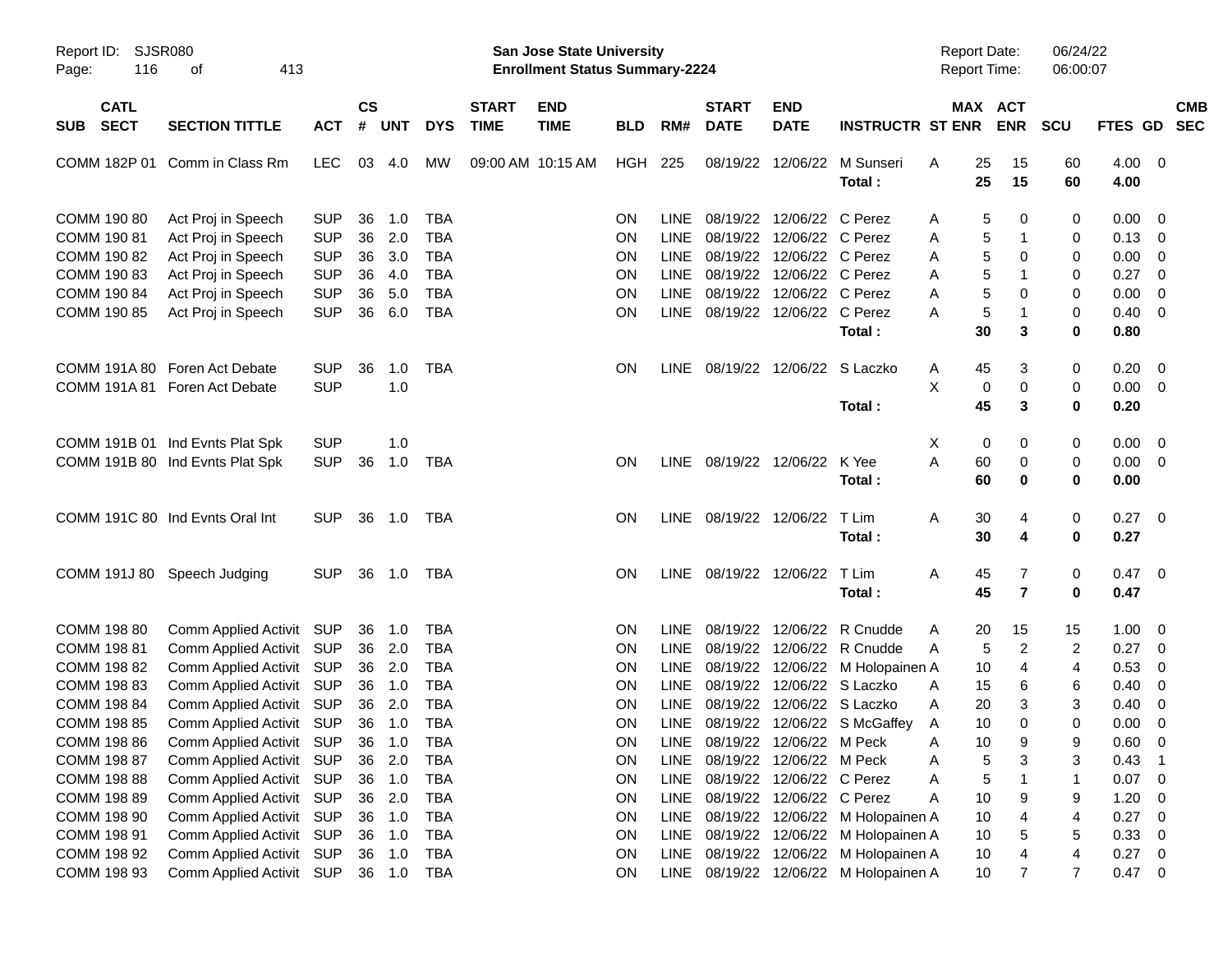| SUB | CATL SECT | SECTION TITTLE | ACT | CS # | UNT | DYS | START TIME | END TIME | BLD | RM# | START DATE | END DATE | INSTRUCTR | ST | MAX ENR | ACT ENR | SCU | FTES | GD | CMB SEC |
|---|---|---|---|---|---|---|---|---|---|---|---|---|---|---|---|---|---|---|---|---|
| COMM | 182P 01 | Comm in Class Rm | LEC | 03 | 4.0 | MW | 09:00 AM | 10:15 AM | HGH | 225 | 08/19/22 | 12/06/22 | M Sunseri | A | 25 | 15 | 60 | 4.00 | 0 | |
| | | | | | | | | | | | | | **Total :** | | **25** | **15** | **60** | **4.00** | | |
| COMM | 190 80 | Act Proj in Speech | SUP | 36 | 1.0 | TBA | | | ON | LINE | 08/19/22 | 12/06/22 | C Perez | A | 5 | 0 | 0 | 0.00 | 0 | |
| COMM | 190 81 | Act Proj in Speech | SUP | 36 | 2.0 | TBA | | | ON | LINE | 08/19/22 | 12/06/22 | C Perez | A | 5 | 1 | 0 | 0.13 | 0 | |
| COMM | 190 82 | Act Proj in Speech | SUP | 36 | 3.0 | TBA | | | ON | LINE | 08/19/22 | 12/06/22 | C Perez | A | 5 | 0 | 0 | 0.00 | 0 | |
| COMM | 190 83 | Act Proj in Speech | SUP | 36 | 4.0 | TBA | | | ON | LINE | 08/19/22 | 12/06/22 | C Perez | A | 5 | 1 | 0 | 0.27 | 0 | |
| COMM | 190 84 | Act Proj in Speech | SUP | 36 | 5.0 | TBA | | | ON | LINE | 08/19/22 | 12/06/22 | C Perez | A | 5 | 0 | 0 | 0.00 | 0 | |
| COMM | 190 85 | Act Proj in Speech | SUP | 36 | 6.0 | TBA | | | ON | LINE | 08/19/22 | 12/06/22 | C Perez | A | 5 | 1 | 0 | 0.40 | 0 | |
| | | | | | | | | | | | | | **Total :** | | **30** | **3** | **0** | **0.80** | | |
| COMM | 191A 80 | Foren Act Debate | SUP | 36 | 1.0 | TBA | | | ON | LINE | 08/19/22 | 12/06/22 | S Laczko | A | 45 | 3 | 0 | 0.20 | 0 | |
| COMM | 191A 81 | Foren Act Debate | SUP | | 1.0 | | | | | | | | | X | 0 | 0 | 0 | 0.00 | 0 | |
| | | | | | | | | | | | | | **Total :** | | **45** | **3** | **0** | **0.20** | | |
| COMM | 191B 01 | Ind Evnts Plat Spk | SUP | | 1.0 | | | | | | | | | X | 0 | 0 | 0 | 0.00 | 0 | |
| COMM | 191B 80 | Ind Evnts Plat Spk | SUP | 36 | 1.0 | TBA | | | ON | LINE | 08/19/22 | 12/06/22 | K Yee | A | 60 | 0 | 0 | 0.00 | 0 | |
| | | | | | | | | | | | | | **Total :** | | **60** | **0** | **0** | **0.00** | | |
| COMM | 191C 80 | Ind Evnts Oral Int | SUP | 36 | 1.0 | TBA | | | ON | LINE | 08/19/22 | 12/06/22 | T Lim | A | 30 | 4 | 0 | 0.27 | 0 | |
| | | | | | | | | | | | | | **Total :** | | **30** | **4** | **0** | **0.27** | | |
| COMM | 191J 80 | Speech Judging | SUP | 36 | 1.0 | TBA | | | ON | LINE | 08/19/22 | 12/06/22 | T Lim | A | 45 | 7 | 0 | 0.47 | 0 | |
| | | | | | | | | | | | | | **Total :** | | **45** | **7** | **0** | **0.47** | | |
| COMM | 198 80 | Comm Applied Activit | SUP | 36 | 1.0 | TBA | | | ON | LINE | 08/19/22 | 12/06/22 | R Cnudde | A | 20 | 15 | 15 | 1.00 | 0 | |
| COMM | 198 81 | Comm Applied Activit | SUP | 36 | 2.0 | TBA | | | ON | LINE | 08/19/22 | 12/06/22 | R Cnudde | A | 5 | 2 | 2 | 0.27 | 0 | |
| COMM | 198 82 | Comm Applied Activit | SUP | 36 | 2.0 | TBA | | | ON | LINE | 08/19/22 | 12/06/22 | M Holopainen | A | 10 | 4 | 4 | 0.53 | 0 | |
| COMM | 198 83 | Comm Applied Activit | SUP | 36 | 1.0 | TBA | | | ON | LINE | 08/19/22 | 12/06/22 | S Laczko | A | 15 | 6 | 6 | 0.40 | 0 | |
| COMM | 198 84 | Comm Applied Activit | SUP | 36 | 2.0 | TBA | | | ON | LINE | 08/19/22 | 12/06/22 | S Laczko | A | 20 | 3 | 3 | 0.40 | 0 | |
| COMM | 198 85 | Comm Applied Activit | SUP | 36 | 1.0 | TBA | | | ON | LINE | 08/19/22 | 12/06/22 | S McGaffey | A | 10 | 0 | 0 | 0.00 | 0 | |
| COMM | 198 86 | Comm Applied Activit | SUP | 36 | 1.0 | TBA | | | ON | LINE | 08/19/22 | 12/06/22 | M Peck | A | 10 | 9 | 9 | 0.60 | 0 | |
| COMM | 198 87 | Comm Applied Activit | SUP | 36 | 2.0 | TBA | | | ON | LINE | 08/19/22 | 12/06/22 | M Peck | A | 5 | 3 | 3 | 0.43 | 1 | |
| COMM | 198 88 | Comm Applied Activit | SUP | 36 | 1.0 | TBA | | | ON | LINE | 08/19/22 | 12/06/22 | C Perez | A | 5 | 1 | 1 | 0.07 | 0 | |
| COMM | 198 89 | Comm Applied Activit | SUP | 36 | 2.0 | TBA | | | ON | LINE | 08/19/22 | 12/06/22 | C Perez | A | 10 | 9 | 9 | 1.20 | 0 | |
| COMM | 198 90 | Comm Applied Activit | SUP | 36 | 1.0 | TBA | | | ON | LINE | 08/19/22 | 12/06/22 | M Holopainen | A | 10 | 4 | 4 | 0.27 | 0 | |
| COMM | 198 91 | Comm Applied Activit | SUP | 36 | 1.0 | TBA | | | ON | LINE | 08/19/22 | 12/06/22 | M Holopainen | A | 10 | 5 | 5 | 0.33 | 0 | |
| COMM | 198 92 | Comm Applied Activit | SUP | 36 | 1.0 | TBA | | | ON | LINE | 08/19/22 | 12/06/22 | M Holopainen | A | 10 | 4 | 4 | 0.27 | 0 | |
| COMM | 198 93 | Comm Applied Activit | SUP | 36 | 1.0 | TBA | | | ON | LINE | 08/19/22 | 12/06/22 | M Holopainen | A | 10 | 7 | 7 | 0.47 | 0 | |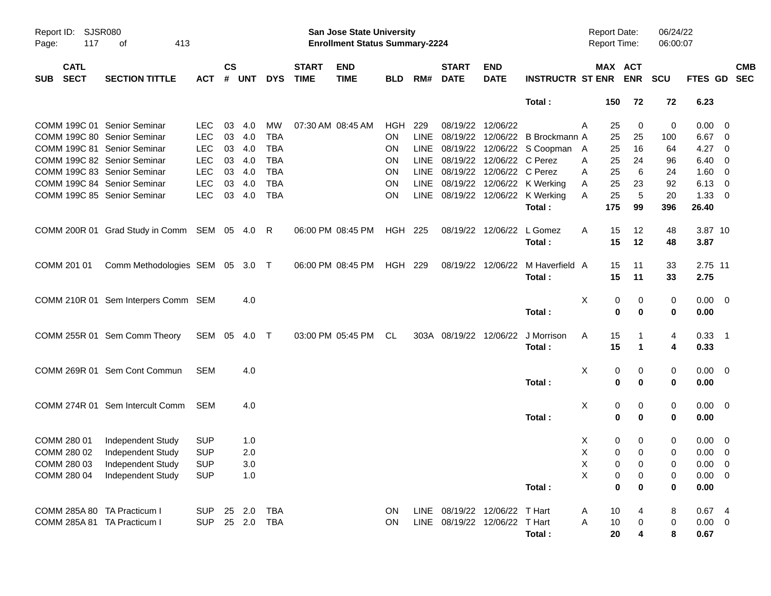Report ID: SJSR080

**San Jose State University**
**Enrollment Status Summary-2224**

Report Date: 06/24/22
Report Time: 06:00:07

| SUB | CATL SECT | SECTION TITTLE | ACT | CS # | UNT | DYS | START TIME | END TIME | BLD | RM# | START DATE | END DATE | INSTRUCTR | ST | MAX ENR | ACT ENR | SCU | FTES | GD | CMB SEC |
|---|---|---|---|---|---|---|---|---|---|---|---|---|---|---|---|---|---|---|---|---|
| | | | | | | | | | | | | | Total : | | 150 | 72 | 72 | 6.23 | | |
| COMM | 199C 01 | Senior Seminar | LEC | 03 | 4.0 | MW | 07:30 AM | 08:45 AM | HGH | 229 | 08/19/22 | 12/06/22 | | A | 25 | 0 | 0 | 0.00 | 0 | |
| COMM | 199C 80 | Senior Seminar | LEC | 03 | 4.0 | TBA | | | ON | LINE | 08/19/22 | 12/06/22 | B Brockmann | A | 25 | 25 | 100 | 6.67 | 0 | |
| COMM | 199C 81 | Senior Seminar | LEC | 03 | 4.0 | TBA | | | ON | LINE | 08/19/22 | 12/06/22 | S Coopman | A | 25 | 16 | 64 | 4.27 | 0 | |
| COMM | 199C 82 | Senior Seminar | LEC | 03 | 4.0 | TBA | | | ON | LINE | 08/19/22 | 12/06/22 | C Perez | A | 25 | 24 | 96 | 6.40 | 0 | |
| COMM | 199C 83 | Senior Seminar | LEC | 03 | 4.0 | TBA | | | ON | LINE | 08/19/22 | 12/06/22 | C Perez | A | 25 | 6 | 24 | 1.60 | 0 | |
| COMM | 199C 84 | Senior Seminar | LEC | 03 | 4.0 | TBA | | | ON | LINE | 08/19/22 | 12/06/22 | K Werking | A | 25 | 23 | 92 | 6.13 | 0 | |
| COMM | 199C 85 | Senior Seminar | LEC | 03 | 4.0 | TBA | | | ON | LINE | 08/19/22 | 12/06/22 | K Werking | A | 25 | 5 | 20 | 1.33 | 0 | |
| | | | | | | | | | | | | | Total : | | 175 | 99 | 396 | 26.40 | | |
| COMM | 200R 01 | Grad Study in Comm | SEM | 05 | 4.0 | R | 06:00 PM | 08:45 PM | HGH | 225 | 08/19/22 | 12/06/22 | L Gomez | A | 15 | 12 | 48 | 3.87 | 10 | |
| | | | | | | | | | | | | | Total : | | 15 | 12 | 48 | 3.87 | | |
| COMM | 201 01 | Comm Methodologies | SEM | 05 | 3.0 | T | 06:00 PM | 08:45 PM | HGH | 229 | 08/19/22 | 12/06/22 | M Haverfield | A | 15 | 11 | 33 | 2.75 | 11 | |
| | | | | | | | | | | | | | Total : | | 15 | 11 | 33 | 2.75 | | |
| COMM | 210R 01 | Sem Interpers Comm | SEM | | 4.0 | | | | | | | | | X | 0 | 0 | 0 | 0.00 | 0 | |
| | | | | | | | | | | | | | Total : | | 0 | 0 | 0 | 0.00 | | |
| COMM | 255R 01 | Sem Comm Theory | SEM | 05 | 4.0 | T | 03:00 PM | 05:45 PM | CL | 303A | 08/19/22 | 12/06/22 | J Morrison | A | 15 | 1 | 4 | 0.33 | 1 | |
| | | | | | | | | | | | | | Total : | | 15 | 1 | 4 | 0.33 | | |
| COMM | 269R 01 | Sem Cont Commun | SEM | | 4.0 | | | | | | | | | X | 0 | 0 | 0 | 0.00 | 0 | |
| | | | | | | | | | | | | | Total : | | 0 | 0 | 0 | 0.00 | | |
| COMM | 274R 01 | Sem Intercult Comm | SEM | | 4.0 | | | | | | | | | X | 0 | 0 | 0 | 0.00 | 0 | |
| | | | | | | | | | | | | | Total : | | 0 | 0 | 0 | 0.00 | | |
| COMM | 280 01 | Independent Study | SUP | | 1.0 | | | | | | | | | X | 0 | 0 | 0 | 0.00 | 0 | |
| COMM | 280 02 | Independent Study | SUP | | 2.0 | | | | | | | | | X | 0 | 0 | 0 | 0.00 | 0 | |
| COMM | 280 03 | Independent Study | SUP | | 3.0 | | | | | | | | | X | 0 | 0 | 0 | 0.00 | 0 | |
| COMM | 280 04 | Independent Study | SUP | | 1.0 | | | | | | | | | X | 0 | 0 | 0 | 0.00 | 0 | |
| | | | | | | | | | | | | | Total : | | 0 | 0 | 0 | 0.00 | | |
| COMM | 285A 80 | TA Practicum I | SUP | 25 | 2.0 | TBA | | | ON | LINE | 08/19/22 | 12/06/22 | T Hart | A | 10 | 4 | 8 | 0.67 | 4 | |
| COMM | 285A 81 | TA Practicum I | SUP | 25 | 2.0 | TBA | | | ON | LINE | 08/19/22 | 12/06/22 | T Hart | A | 10 | 0 | 0 | 0.00 | 0 | |
| | | | | | | | | | | | | | Total : | | 20 | 4 | 8 | 0.67 | | |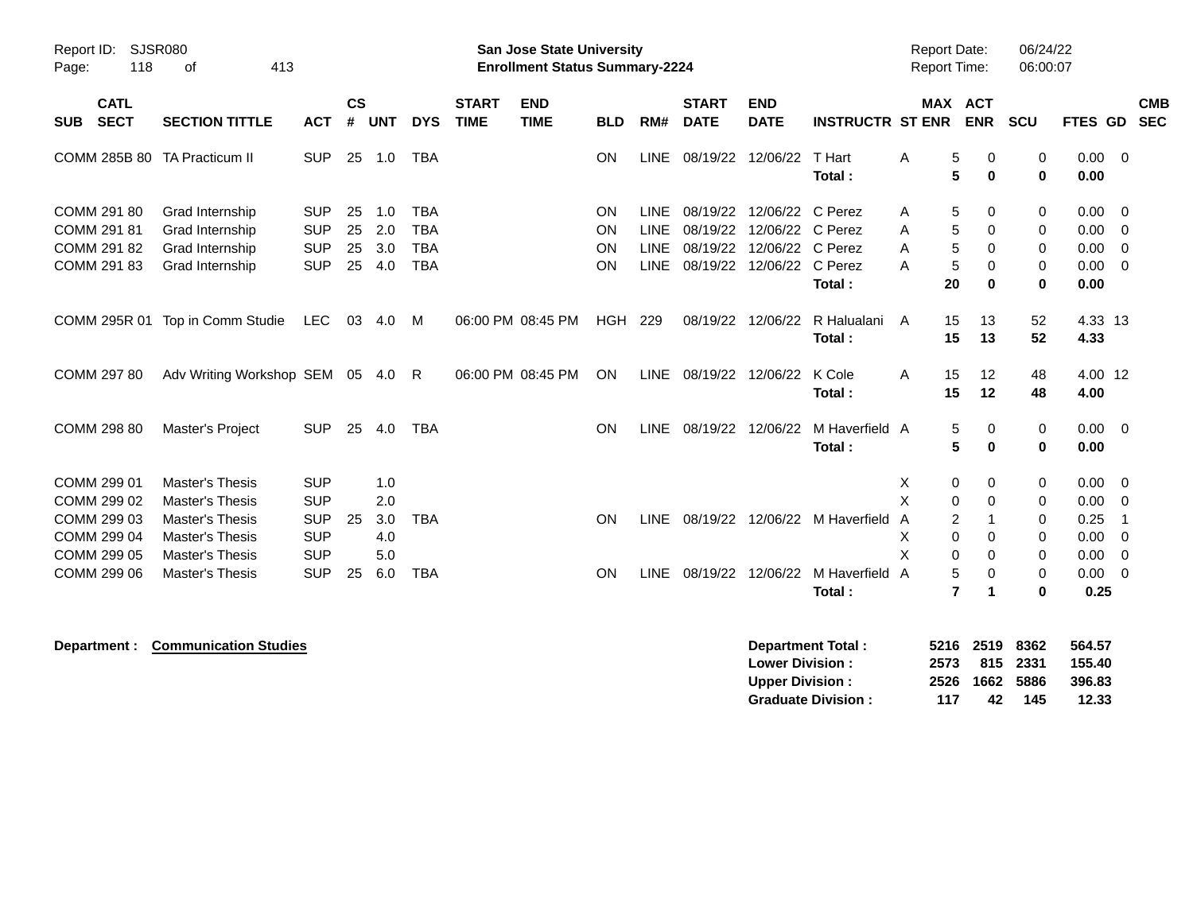**San Jose State University**
**Enrollment Status Summary-2224**

Report ID: SJSR080
Report Date: 06/24/22
Report Time: 06:00:07

| SUB | CATL SECT | SECTION TITTLE | ACT | CS # | UNT | DYS | START TIME | END TIME | BLD | RM# | START DATE | END DATE | INSTRUCTR | ST | MAX ENR | ACT ENR | SCU | FTES | GD | CMB SEC |
|---|---|---|---|---|---|---|---|---|---|---|---|---|---|---|---|---|---|---|---|---|
| COMM | 285B 80 | TA Practicum II | SUP | 25 | 1.0 | TBA | | | ON | LINE | 08/19/22 | 12/06/22 | T Hart | A | 5 | 0 | 0 | 0.00 | 0 | |
| | | | | | | | | | | | | | **Total :** | | **5** | **0** | **0** | **0.00** | | |
| COMM | 291 80 | Grad Internship | SUP | 25 | 1.0 | TBA | | | ON | LINE | 08/19/22 | 12/06/22 | C Perez | A | 5 | 0 | 0 | 0.00 | 0 | |
| COMM | 291 81 | Grad Internship | SUP | 25 | 2.0 | TBA | | | ON | LINE | 08/19/22 | 12/06/22 | C Perez | A | 5 | 0 | 0 | 0.00 | 0 | |
| COMM | 291 82 | Grad Internship | SUP | 25 | 3.0 | TBA | | | ON | LINE | 08/19/22 | 12/06/22 | C Perez | A | 5 | 0 | 0 | 0.00 | 0 | |
| COMM | 291 83 | Grad Internship | SUP | 25 | 4.0 | TBA | | | ON | LINE | 08/19/22 | 12/06/22 | C Perez | A | 5 | 0 | 0 | 0.00 | 0 | |
| | | | | | | | | | | | | | **Total :** | | **20** | **0** | **0** | **0.00** | | |
| COMM | 295R 01 | Top in Comm Studie | LEC | 03 | 4.0 | M | 06:00 PM | 08:45 PM | HGH | 229 | 08/19/22 | 12/06/22 | R Halualani | A | 15 | 13 | 52 | 4.33 | 13 | |
| | | | | | | | | | | | | | **Total :** | | **15** | **13** | **52** | **4.33** | | |
| COMM | 297 80 | Adv Writing Workshop | SEM | 05 | 4.0 | R | 06:00 PM | 08:45 PM | ON | LINE | 08/19/22 | 12/06/22 | K Cole | A | 15 | 12 | 48 | 4.00 | 12 | |
| | | | | | | | | | | | | | **Total :** | | **15** | **12** | **48** | **4.00** | | |
| COMM | 298 80 | Master's Project | SUP | 25 | 4.0 | TBA | | | ON | LINE | 08/19/22 | 12/06/22 | M Haverfield | A | 5 | 0 | 0 | 0.00 | 0 | |
| | | | | | | | | | | | | | **Total :** | | **5** | **0** | **0** | **0.00** | | |
| COMM | 299 01 | Master's Thesis | SUP | | 1.0 | | | | | | | | | X | 0 | 0 | 0 | 0.00 | 0 | |
| COMM | 299 02 | Master's Thesis | SUP | | 2.0 | | | | | | | | | X | 0 | 0 | 0 | 0.00 | 0 | |
| COMM | 299 03 | Master's Thesis | SUP | 25 | 3.0 | TBA | | | ON | LINE | 08/19/22 | 12/06/22 | M Haverfield | A | 2 | 1 | 0 | 0.25 | 1 | |
| COMM | 299 04 | Master's Thesis | SUP | | 4.0 | | | | | | | | | X | 0 | 0 | 0 | 0.00 | 0 | |
| COMM | 299 05 | Master's Thesis | SUP | | 5.0 | | | | | | | | | X | 0 | 0 | 0 | 0.00 | 0 | |
| COMM | 299 06 | Master's Thesis | SUP | 25 | 6.0 | TBA | | | ON | LINE | 08/19/22 | 12/06/22 | M Haverfield | A | 5 | 0 | 0 | 0.00 | 0 | |
| | | | | | | | | | | | | | **Total :** | | **7** | **1** | **0** | **0.25** | | |

**Department : Communication Studies**

| | MAX ENR | ACT ENR | SCU | FTES |
|---|---|---|---|---|
| **Department Total :** | **5216** | **2519** | **8362** | **564.57** |
| **Lower Division :** | **2573** | **815** | **2331** | **155.40** |
| **Upper Division :** | **2526** | **1662** | **5886** | **396.83** |
| **Graduate Division :** | **117** | **42** | **145** | **12.33** |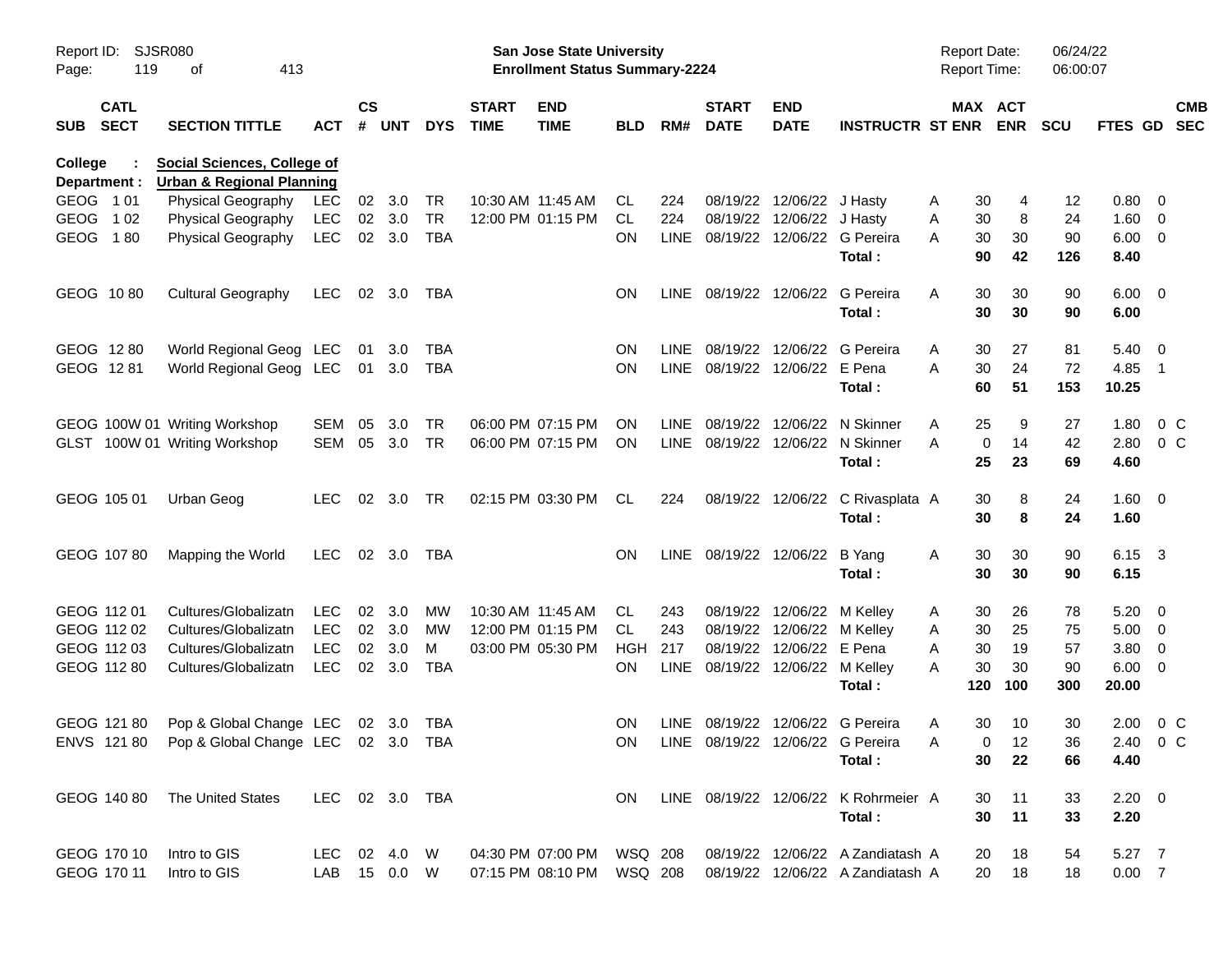Report ID: SJSR080

**San Jose State University**
**Enrollment Status Summary-2224**

Report Date: 06/24/22
Report Time: 06:00:07

**College : Social Sciences, College of**
**Department : Urban & Regional Planning**

| SUB | CATL SECT | SECTION TITTLE | ACT | CS # | UNT | DYS | START TIME | END TIME | BLD | RM# | START DATE | END DATE | INSTRUCTR | ST | MAX ENR | ACT ENR | SCU | FTES | GD | CMB SEC |
|---|---|---|---|---|---|---|---|---|---|---|---|---|---|---|---|---|---|---|---|---|
| GEOG | 1 01 | Physical Geography | LEC | 02 | 3.0 | TR | 10:30 AM | 11:45 AM | CL | 224 | 08/19/22 | 12/06/22 | J Hasty | A | 30 | 4 | 12 | 0.80 | 0 | |
| GEOG | 1 02 | Physical Geography | LEC | 02 | 3.0 | TR | 12:00 PM | 01:15 PM | CL | 224 | 08/19/22 | 12/06/22 | J Hasty | A | 30 | 8 | 24 | 1.60 | 0 | |
| GEOG | 1 80 | Physical Geography | LEC | 02 | 3.0 | TBA | | | ON | LINE | 08/19/22 | 12/06/22 | G Pereira | A | 30 | 30 | 90 | 6.00 | 0 | |
| | | | | | | | | | | | | | **Total :** | | **90** | **42** | **126** | **8.40** | | |
| GEOG | 10 80 | Cultural Geography | LEC | 02 | 3.0 | TBA | | | ON | LINE | 08/19/22 | 12/06/22 | G Pereira | A | 30 | 30 | 90 | 6.00 | 0 | |
| | | | | | | | | | | | | | **Total :** | | **30** | **30** | **90** | **6.00** | | |
| GEOG | 12 80 | World Regional Geog | LEC | 01 | 3.0 | TBA | | | ON | LINE | 08/19/22 | 12/06/22 | G Pereira | A | 30 | 27 | 81 | 5.40 | 0 | |
| GEOG | 12 81 | World Regional Geog | LEC | 01 | 3.0 | TBA | | | ON | LINE | 08/19/22 | 12/06/22 | E Pena | A | 30 | 24 | 72 | 4.85 | 1 | |
| | | | | | | | | | | | | | **Total :** | | **60** | **51** | **153** | **10.25** | | |
| GEOG | 100W 01 | Writing Workshop | SEM | 05 | 3.0 | TR | 06:00 PM | 07:15 PM | ON | LINE | 08/19/22 | 12/06/22 | N Skinner | A | 25 | 9 | 27 | 1.80 | 0 | C |
| GLST | 100W 01 | Writing Workshop | SEM | 05 | 3.0 | TR | 06:00 PM | 07:15 PM | ON | LINE | 08/19/22 | 12/06/22 | N Skinner | A | 0 | 14 | 42 | 2.80 | 0 | C |
| | | | | | | | | | | | | | **Total :** | | **25** | **23** | **69** | **4.60** | | |
| GEOG | 105 01 | Urban Geog | LEC | 02 | 3.0 | TR | 02:15 PM | 03:30 PM | CL | 224 | 08/19/22 | 12/06/22 | C Rivasplata | A | 30 | 8 | 24 | 1.60 | 0 | |
| | | | | | | | | | | | | | **Total :** | | **30** | **8** | **24** | **1.60** | | |
| GEOG | 107 80 | Mapping the World | LEC | 02 | 3.0 | TBA | | | ON | LINE | 08/19/22 | 12/06/22 | B Yang | A | 30 | 30 | 90 | 6.15 | 3 | |
| | | | | | | | | | | | | | **Total :** | | **30** | **30** | **90** | **6.15** | | |
| GEOG | 112 01 | Cultures/Globalizatn | LEC | 02 | 3.0 | MW | 10:30 AM | 11:45 AM | CL | 243 | 08/19/22 | 12/06/22 | M Kelley | A | 30 | 26 | 78 | 5.20 | 0 | |
| GEOG | 112 02 | Cultures/Globalizatn | LEC | 02 | 3.0 | MW | 12:00 PM | 01:15 PM | CL | 243 | 08/19/22 | 12/06/22 | M Kelley | A | 30 | 25 | 75 | 5.00 | 0 | |
| GEOG | 112 03 | Cultures/Globalizatn | LEC | 02 | 3.0 | M | 03:00 PM | 05:30 PM | HGH | 217 | 08/19/22 | 12/06/22 | E Pena | A | 30 | 19 | 57 | 3.80 | 0 | |
| GEOG | 112 80 | Cultures/Globalizatn | LEC | 02 | 3.0 | TBA | | | ON | LINE | 08/19/22 | 12/06/22 | M Kelley | A | 30 | 30 | 90 | 6.00 | 0 | |
| | | | | | | | | | | | | | **Total :** | | **120** | **100** | **300** | **20.00** | | |
| GEOG | 121 80 | Pop & Global Change | LEC | 02 | 3.0 | TBA | | | ON | LINE | 08/19/22 | 12/06/22 | G Pereira | A | 30 | 10 | 30 | 2.00 | 0 | C |
| ENVS | 121 80 | Pop & Global Change | LEC | 02 | 3.0 | TBA | | | ON | LINE | 08/19/22 | 12/06/22 | G Pereira | A | 0 | 12 | 36 | 2.40 | 0 | C |
| | | | | | | | | | | | | | **Total :** | | **30** | **22** | **66** | **4.40** | | |
| GEOG | 140 80 | The United States | LEC | 02 | 3.0 | TBA | | | ON | LINE | 08/19/22 | 12/06/22 | K Rohrmeier | A | 30 | 11 | 33 | 2.20 | 0 | |
| | | | | | | | | | | | | | **Total :** | | **30** | **11** | **33** | **2.20** | | |
| GEOG | 170 10 | Intro to GIS | LEC | 02 | 4.0 | W | 04:30 PM | 07:00 PM | WSQ | 208 | 08/19/22 | 12/06/22 | A Zandiatash | A | 20 | 18 | 54 | 5.27 | 7 | |
| GEOG | 170 11 | Intro to GIS | LAB | 15 | 0.0 | W | 07:15 PM | 08:10 PM | WSQ | 208 | 08/19/22 | 12/06/22 | A Zandiatash | A | 20 | 18 | 18 | 0.00 | 7 | |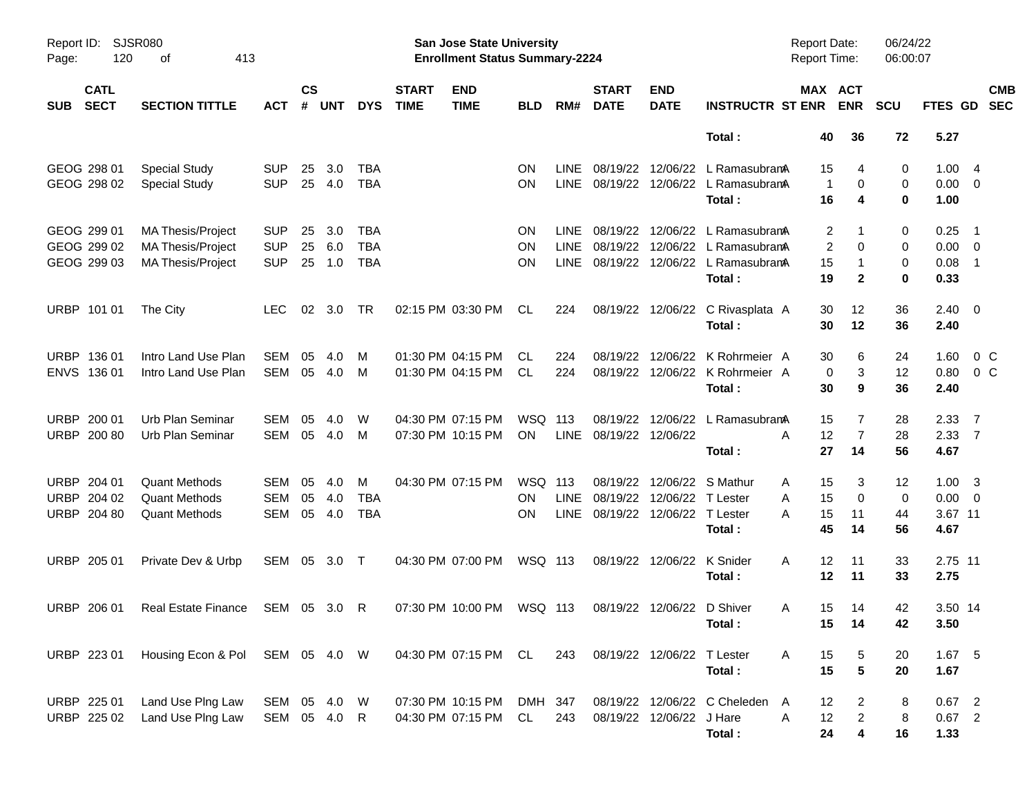Report ID: SJSR080

**San Jose State University**
**Enrollment Status Summary-2224**

Report Date: 06/24/22
Report Time: 06:00:07

| SUB | CATL SECT | SECTION TITTLE | ACT | CS # | UNT | DYS | START TIME | END TIME | BLD | RM# | START DATE | END DATE | INSTRUCTR | ST | MAX ENR | ACT ENR | SCU | FTES | GD | CMB SEC |
|---|---|---|---|---|---|---|---|---|---|---|---|---|---|---|---|---|---|---|---|---|
| | | | | | | | | | | | | | **Total :** | | **40** | **36** | **72** | **5.27** | | |
| GEOG | 298 01 | Special Study | SUP | 25 | 3.0 | TBA | | | ON | LINE | 08/19/22 | 12/06/22 | L Ramasubram | A | 15 | 4 | 0 | 1.00 | 4 | |
| GEOG | 298 02 | Special Study | SUP | 25 | 4.0 | TBA | | | ON | LINE | 08/19/22 | 12/06/22 | L Ramasubram | A | 1 | 0 | 0 | 0.00 | 0 | |
| | | | | | | | | | | | | | **Total :** | | **16** | **4** | **0** | **1.00** | | |
| GEOG | 299 01 | MA Thesis/Project | SUP | 25 | 3.0 | TBA | | | ON | LINE | 08/19/22 | 12/06/22 | L Ramasubram | A | 2 | 1 | 0 | 0.25 | 1 | |
| GEOG | 299 02 | MA Thesis/Project | SUP | 25 | 6.0 | TBA | | | ON | LINE | 08/19/22 | 12/06/22 | L Ramasubram | A | 2 | 0 | 0 | 0.00 | 0 | |
| GEOG | 299 03 | MA Thesis/Project | SUP | 25 | 1.0 | TBA | | | ON | LINE | 08/19/22 | 12/06/22 | L Ramasubram | A | 15 | 1 | 0 | 0.08 | 1 | |
| | | | | | | | | | | | | | **Total :** | | **19** | **2** | **0** | **0.33** | | |
| URBP | 101 01 | The City | LEC | 02 | 3.0 | TR | 02:15 PM | 03:30 PM | CL | 224 | 08/19/22 | 12/06/22 | C Rivasplata | A | 30 | 12 | 36 | 2.40 | 0 | |
| | | | | | | | | | | | | | **Total :** | | **30** | **12** | **36** | **2.40** | | |
| URBP | 136 01 | Intro Land Use Plan | SEM | 05 | 4.0 | M | 01:30 PM | 04:15 PM | CL | 224 | 08/19/22 | 12/06/22 | K Rohrmeier | A | 30 | 6 | 24 | 1.60 | 0 | C |
| ENVS | 136 01 | Intro Land Use Plan | SEM | 05 | 4.0 | M | 01:30 PM | 04:15 PM | CL | 224 | 08/19/22 | 12/06/22 | K Rohrmeier | A | 0 | 3 | 12 | 0.80 | 0 | C |
| | | | | | | | | | | | | | **Total :** | | **30** | **9** | **36** | **2.40** | | |
| URBP | 200 01 | Urb Plan Seminar | SEM | 05 | 4.0 | W | 04:30 PM | 07:15 PM | WSQ | 113 | 08/19/22 | 12/06/22 | L Ramasubram | A | 15 | 7 | 28 | 2.33 | 7 | |
| URBP | 200 80 | Urb Plan Seminar | SEM | 05 | 4.0 | M | 07:30 PM | 10:15 PM | ON | LINE | 08/19/22 | 12/06/22 | | A | 12 | 7 | 28 | 2.33 | 7 | |
| | | | | | | | | | | | | | **Total :** | | **27** | **14** | **56** | **4.67** | | |
| URBP | 204 01 | Quant Methods | SEM | 05 | 4.0 | M | 04:30 PM | 07:15 PM | WSQ | 113 | 08/19/22 | 12/06/22 | S Mathur | A | 15 | 3 | 12 | 1.00 | 3 | |
| URBP | 204 02 | Quant Methods | SEM | 05 | 4.0 | TBA | | | ON | LINE | 08/19/22 | 12/06/22 | T Lester | A | 15 | 0 | 0 | 0.00 | 0 | |
| URBP | 204 80 | Quant Methods | SEM | 05 | 4.0 | TBA | | | ON | LINE | 08/19/22 | 12/06/22 | T Lester | A | 15 | 11 | 44 | 3.67 | 11 | |
| | | | | | | | | | | | | | **Total :** | | **45** | **14** | **56** | **4.67** | | |
| URBP | 205 01 | Private Dev & Urbp | SEM | 05 | 3.0 | T | 04:30 PM | 07:00 PM | WSQ | 113 | 08/19/22 | 12/06/22 | K Snider | A | 12 | 11 | 33 | 2.75 | 11 | |
| | | | | | | | | | | | | | **Total :** | | **12** | **11** | **33** | **2.75** | | |
| URBP | 206 01 | Real Estate Finance | SEM | 05 | 3.0 | R | 07:30 PM | 10:00 PM | WSQ | 113 | 08/19/22 | 12/06/22 | D Shiver | A | 15 | 14 | 42 | 3.50 | 14 | |
| | | | | | | | | | | | | | **Total :** | | **15** | **14** | **42** | **3.50** | | |
| URBP | 223 01 | Housing Econ & Pol | SEM | 05 | 4.0 | W | 04:30 PM | 07:15 PM | CL | 243 | 08/19/22 | 12/06/22 | T Lester | A | 15 | 5 | 20 | 1.67 | 5 | |
| | | | | | | | | | | | | | **Total :** | | **15** | **5** | **20** | **1.67** | | |
| URBP | 225 01 | Land Use Plng Law | SEM | 05 | 4.0 | W | 07:30 PM | 10:15 PM | DMH | 347 | 08/19/22 | 12/06/22 | C Cheleden | A | 12 | 2 | 8 | 0.67 | 2 | |
| URBP | 225 02 | Land Use Plng Law | SEM | 05 | 4.0 | R | 04:30 PM | 07:15 PM | CL | 243 | 08/19/22 | 12/06/22 | J Hare | A | 12 | 2 | 8 | 0.67 | 2 | |
| | | | | | | | | | | | | | **Total :** | | **24** | **4** | **16** | **1.33** | | |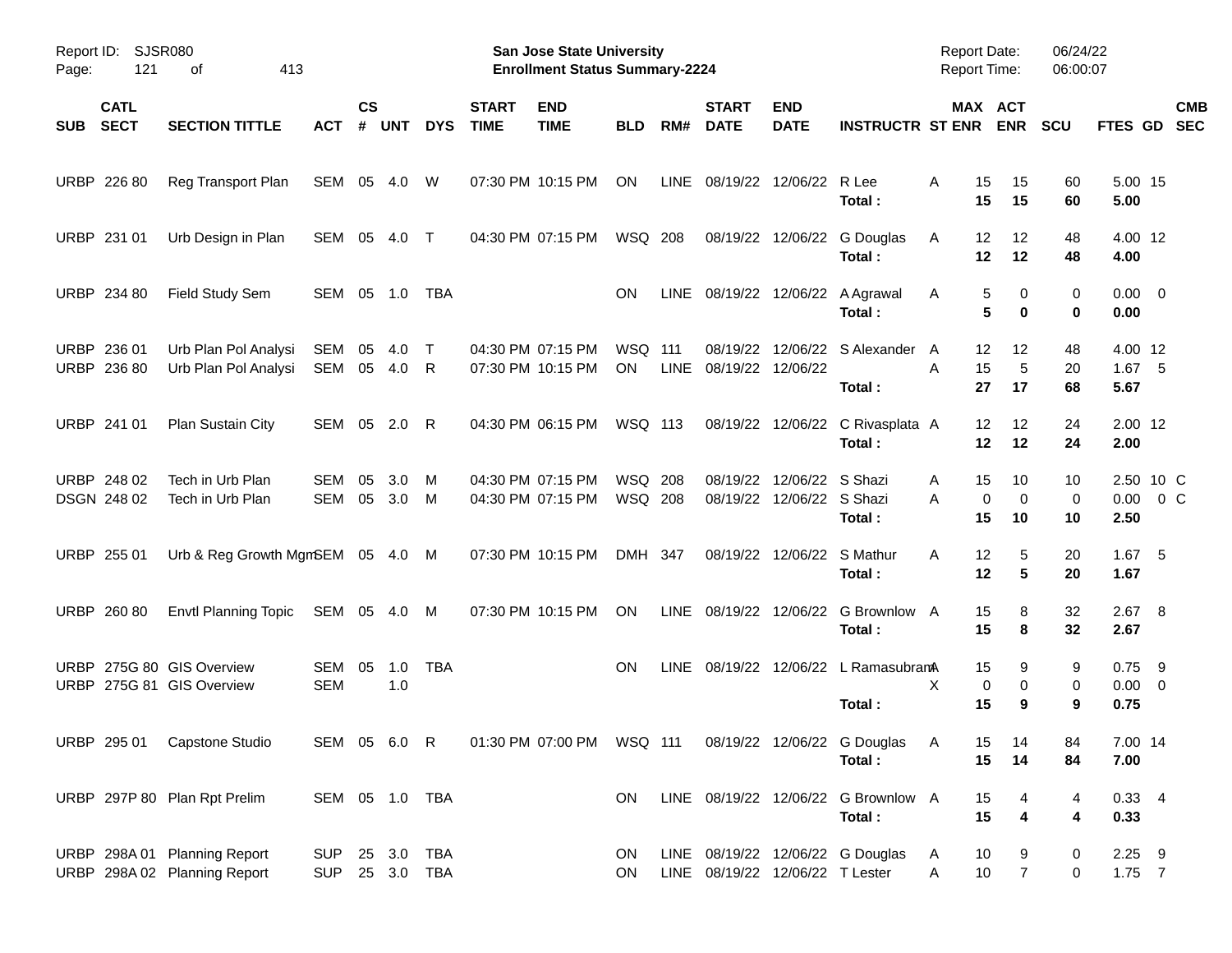**San Jose State University**
**Enrollment Status Summary-2224**

Report ID: SJSR080
Report Date: 06/24/22
Report Time: 06:00:07

| SUB | CATL SECT | SECTION TITTLE | ACT | CS # | UNT | DYS | START TIME | END TIME | BLD | RM# | START DATE | END DATE | INSTRUCTR | ST | MAX ENR | ACT ENR | SCU | FTES | GD | CMB SEC |
|---|---|---|---|---|---|---|---|---|---|---|---|---|---|---|---|---|---|---|---|---|
| URBP | 226 80 | Reg Transport Plan | SEM | 05 | 4.0 | W | 07:30 PM | 10:15 PM | ON | LINE | 08/19/22 | 12/06/22 | R Lee | A | 15 | 15 | 60 | 5.00 | 15 | |
| | | | | | | | | | | | | | **Total :** | | **15** | **15** | **60** | **5.00** | | |
| URBP | 231 01 | Urb Design in Plan | SEM | 05 | 4.0 | T | 04:30 PM | 07:15 PM | WSQ | 208 | 08/19/22 | 12/06/22 | G Douglas | A | 12 | 12 | 48 | 4.00 | 12 | |
| | | | | | | | | | | | | | **Total :** | | **12** | **12** | **48** | **4.00** | | |
| URBP | 234 80 | Field Study Sem | SEM | 05 | 1.0 | TBA | | | ON | LINE | 08/19/22 | 12/06/22 | A Agrawal | A | 5 | 0 | 0 | 0.00 | 0 | |
| | | | | | | | | | | | | | **Total :** | | **5** | **0** | **0** | **0.00** | | |
| URBP | 236 01 | Urb Plan Pol Analysi | SEM | 05 | 4.0 | T | 04:30 PM | 07:15 PM | WSQ | 111 | 08/19/22 | 12/06/22 | S Alexander | A | 12 | 12 | 48 | 4.00 | 12 | |
| URBP | 236 80 | Urb Plan Pol Analysi | SEM | 05 | 4.0 | R | 07:30 PM | 10:15 PM | ON | LINE | 08/19/22 | 12/06/22 | | A | 15 | 5 | 20 | 1.67 | 5 | |
| | | | | | | | | | | | | | **Total :** | | **27** | **17** | **68** | **5.67** | | |
| URBP | 241 01 | Plan Sustain City | SEM | 05 | 2.0 | R | 04:30 PM | 06:15 PM | WSQ | 113 | 08/19/22 | 12/06/22 | C Rivasplata | A | 12 | 12 | 24 | 2.00 | 12 | |
| | | | | | | | | | | | | | **Total :** | | **12** | **12** | **24** | **2.00** | | |
| URBP | 248 02 | Tech in Urb Plan | SEM | 05 | 3.0 | M | 04:30 PM | 07:15 PM | WSQ | 208 | 08/19/22 | 12/06/22 | S Shazi | A | 15 | 10 | 10 | 2.50 | 10 | C |
| DSGN | 248 02 | Tech in Urb Plan | SEM | 05 | 3.0 | M | 04:30 PM | 07:15 PM | WSQ | 208 | 08/19/22 | 12/06/22 | S Shazi | A | 0 | 0 | 0 | 0.00 | 0 | C |
| | | | | | | | | | | | | | **Total :** | | **15** | **10** | **10** | **2.50** | | |
| URBP | 255 01 | Urb & Reg Growth Mgm | SEM | 05 | 4.0 | M | 07:30 PM | 10:15 PM | DMH | 347 | 08/19/22 | 12/06/22 | S Mathur | A | 12 | 5 | 20 | 1.67 | 5 | |
| | | | | | | | | | | | | | **Total :** | | **12** | **5** | **20** | **1.67** | | |
| URBP | 260 80 | Envtl Planning Topic | SEM | 05 | 4.0 | M | 07:30 PM | 10:15 PM | ON | LINE | 08/19/22 | 12/06/22 | G Brownlow | A | 15 | 8 | 32 | 2.67 | 8 | |
| | | | | | | | | | | | | | **Total :** | | **15** | **8** | **32** | **2.67** | | |
| URBP | 275G 80 | GIS Overview | SEM | 05 | 1.0 | TBA | | | ON | LINE | 08/19/22 | 12/06/22 | L Ramasubram | A | 15 | 9 | 9 | 0.75 | 9 | |
| URBP | 275G 81 | GIS Overview | SEM | | 1.0 | | | | | | | | | X | 0 | 0 | 0 | 0.00 | 0 | |
| | | | | | | | | | | | | | **Total :** | | **15** | **9** | **9** | **0.75** | | |
| URBP | 295 01 | Capstone Studio | SEM | 05 | 6.0 | R | 01:30 PM | 07:00 PM | WSQ | 111 | 08/19/22 | 12/06/22 | G Douglas | A | 15 | 14 | 84 | 7.00 | 14 | |
| | | | | | | | | | | | | | **Total :** | | **15** | **14** | **84** | **7.00** | | |
| URBP | 297P 80 | Plan Rpt Prelim | SEM | 05 | 1.0 | TBA | | | ON | LINE | 08/19/22 | 12/06/22 | G Brownlow | A | 15 | 4 | 4 | 0.33 | 4 | |
| | | | | | | | | | | | | | **Total :** | | **15** | **4** | **4** | **0.33** | | |
| URBP | 298A 01 | Planning Report | SUP | 25 | 3.0 | TBA | | | ON | LINE | 08/19/22 | 12/06/22 | G Douglas | A | 10 | 9 | 0 | 2.25 | 9 | |
| URBP | 298A 02 | Planning Report | SUP | 25 | 3.0 | TBA | | | ON | LINE | 08/19/22 | 12/06/22 | T Lester | A | 10 | 7 | 0 | 1.75 | 7 | |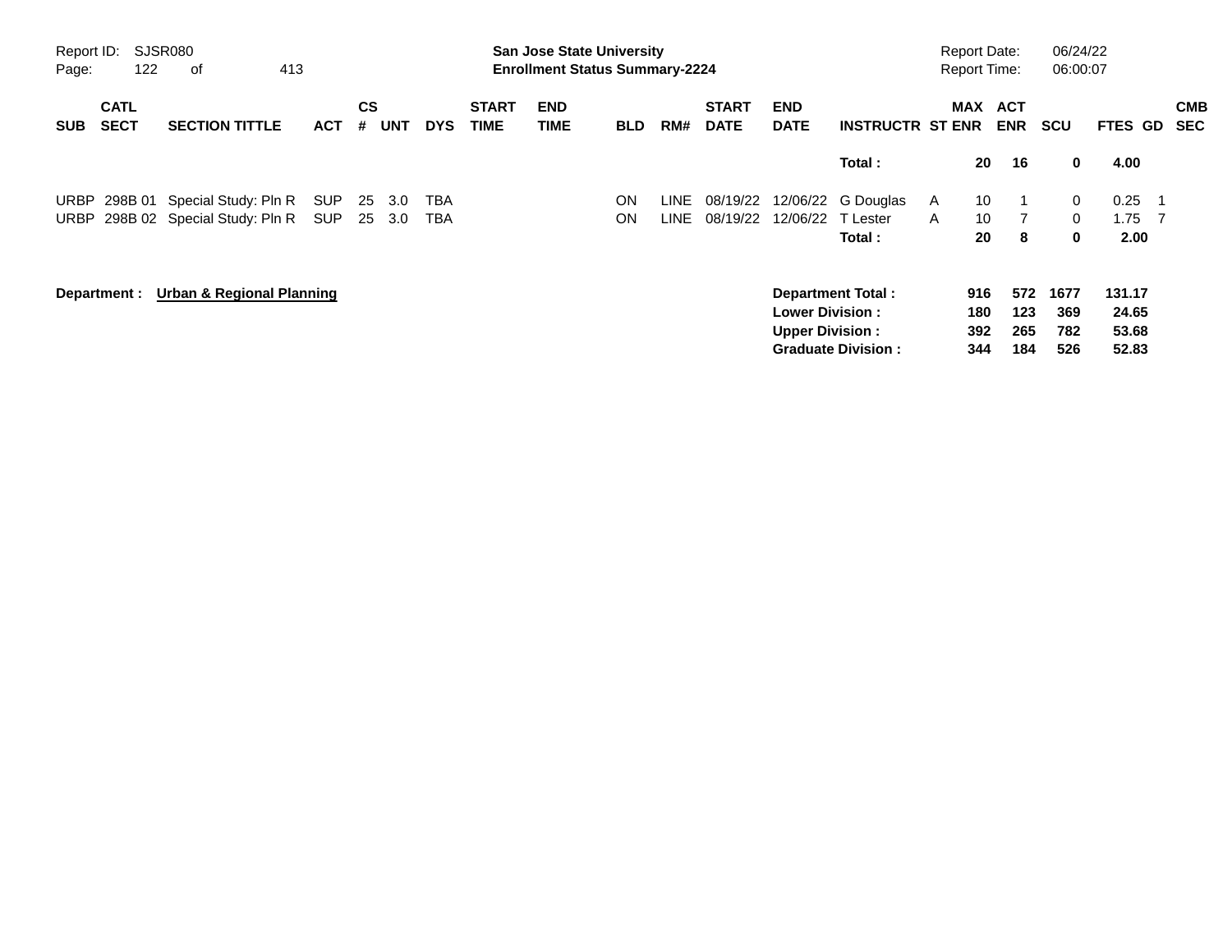**San Jose State University**
**Enrollment Status Summary-2224**

Report ID: SJSR080
Report Date: 06/24/22
Report Time: 06:00:07

| SUB | CATL SECT | SECTION TITTLE | ACT | CS # | UNT | DYS | START TIME | END TIME | BLD | RM# | START DATE | END DATE | INSTRUCTR | ST | MAX ENR | ACT ENR | SCU | FTES | GD | CMB SEC |
|---|---|---|---|---|---|---|---|---|---|---|---|---|---|---|---|---|---|---|---|---|
| | | | | | | | | | | | | | **Total :** | | **20** | **16** | **0** | **4.00** | | |
| URBP | 298B 01 | Special Study: Pln R | SUP | 25 | 3.0 | TBA | | | ON | LINE | 08/19/22 | 12/06/22 | G Douglas | A | 10 | 1 | 0 | 0.25 | 1 | |
| URBP | 298B 02 | Special Study: Pln R | SUP | 25 | 3.0 | TBA | | | ON | LINE | 08/19/22 | 12/06/22 | T Lester | A | 10 | 7 | 0 | 1.75 | 7 | |
| | | | | | | | | | | | | | **Total :** | | **20** | **8** | **0** | **2.00** | | |

**Department : Urban & Regional Planning**

| | MAX ENR | ACT ENR | SCU | FTES |
|---|---|---|---|---|
| **Department Total :** | **916** | **572** | **1677** | **131.17** |
| **Lower Division :** | **180** | **123** | **369** | **24.65** |
| **Upper Division :** | **392** | **265** | **782** | **53.68** |
| **Graduate Division :** | **344** | **184** | **526** | **52.83** |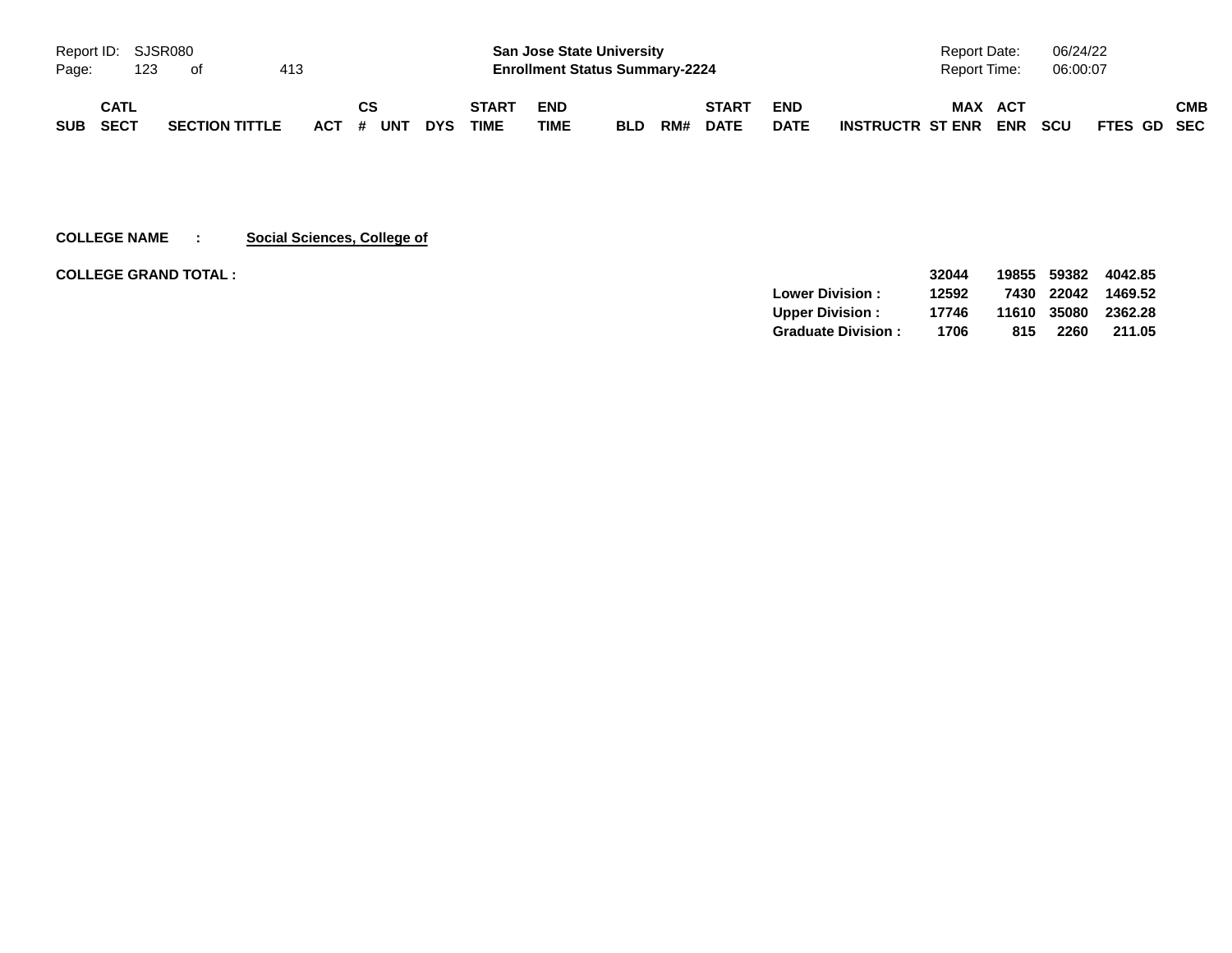**San Jose State University**
**Enrollment Status Summary-2224**

Report ID: SJSR080
Report Date: 06/24/22
Report Time: 06:00:07

| SUB | CATL SECT | SECTION TITTLE | ACT | CS # | UNT | DYS | START TIME | END TIME | BLD | RM# | START DATE | END DATE | INSTRUCTR | MAX ST ENR | ACT ENR | SCU | FTES | GD | CMB SEC |
|---|---|---|---|---|---|---|---|---|---|---|---|---|---|---|---|---|---|---|---|

**COLLEGE NAME : Social Sciences, College of**

| | | MAX ST ENR | ACT ENR | SCU | FTES |
|---|---|---|---|---|---|
| **COLLEGE GRAND TOTAL :** | | **32044** | **19855** | **59382** | **4042.85** |
| | **Lower Division :** | **12592** | **7430** | **22042** | **1469.52** |
| | **Upper Division :** | **17746** | **11610** | **35080** | **2362.28** |
| | **Graduate Division :** | **1706** | **815** | **2260** | **211.05** |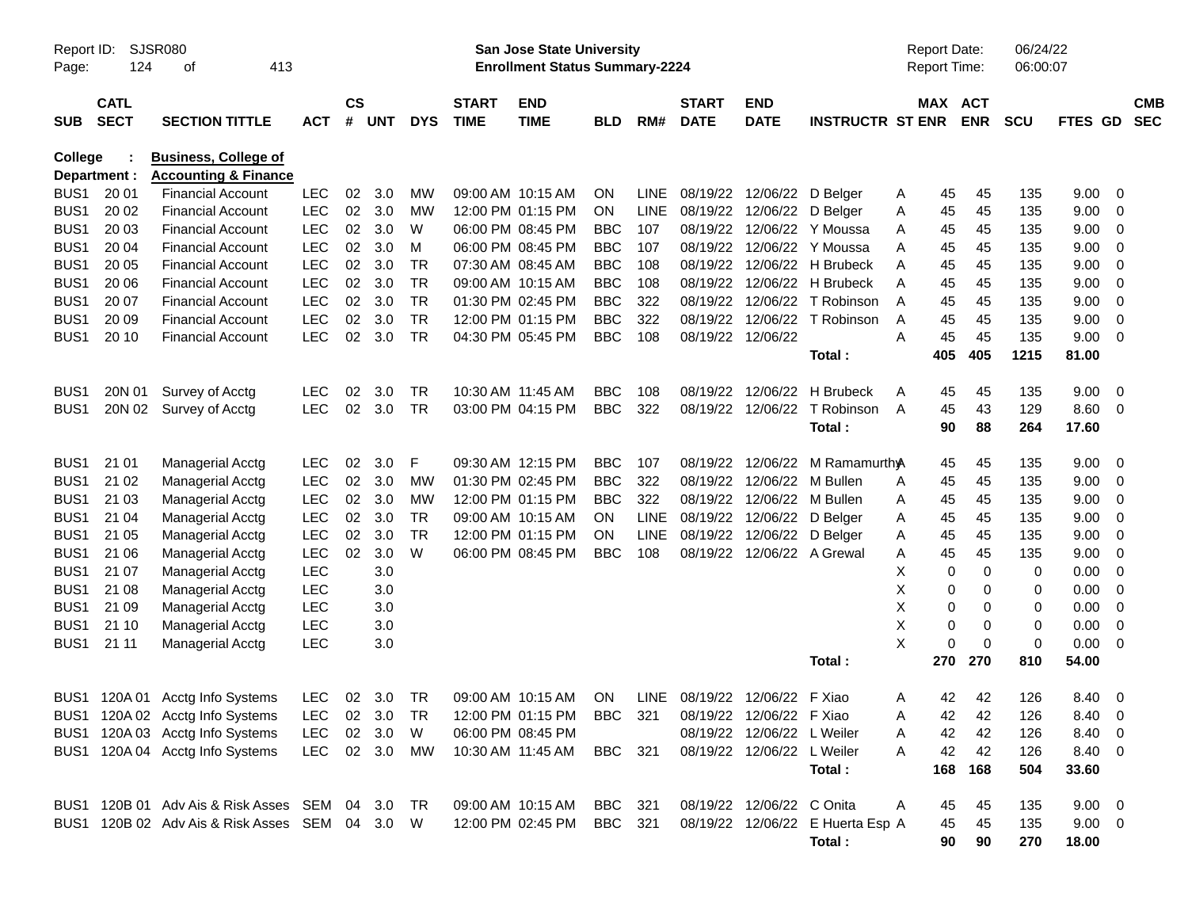Report ID: SJSR080

**San Jose State University**
**Enrollment Status Summary-2224**

Report Date: 06/24/22
Report Time: 06:00:07

**College : Business, College of**
**Department : Accounting & Finance**

| SUB | CATL SECT | SECTION TITTLE | ACT | CS # | UNT | DYS | START TIME | END TIME | BLD | RM# | START DATE | END DATE | INSTRUCTR | ST | MAX ENR | ACT ENR | SCU | FTES | GD | CMB SEC |
|---|---|---|---|---|---|---|---|---|---|---|---|---|---|---|---|---|---|---|---|---|
| BUS1 | 20 01 | Financial Account | LEC | 02 | 3.0 | MW | 09:00 AM | 10:15 AM | ON | LINE | 08/19/22 | 12/06/22 | D Belger | A | 45 | 45 | 135 | 9.00 | 0 | |
| BUS1 | 20 02 | Financial Account | LEC | 02 | 3.0 | MW | 12:00 PM | 01:15 PM | ON | LINE | 08/19/22 | 12/06/22 | D Belger | A | 45 | 45 | 135 | 9.00 | 0 | |
| BUS1 | 20 03 | Financial Account | LEC | 02 | 3.0 | W | 06:00 PM | 08:45 PM | BBC | 107 | 08/19/22 | 12/06/22 | Y Moussa | A | 45 | 45 | 135 | 9.00 | 0 | |
| BUS1 | 20 04 | Financial Account | LEC | 02 | 3.0 | M | 06:00 PM | 08:45 PM | BBC | 107 | 08/19/22 | 12/06/22 | Y Moussa | A | 45 | 45 | 135 | 9.00 | 0 | |
| BUS1 | 20 05 | Financial Account | LEC | 02 | 3.0 | TR | 07:30 AM | 08:45 AM | BBC | 108 | 08/19/22 | 12/06/22 | H Brubeck | A | 45 | 45 | 135 | 9.00 | 0 | |
| BUS1 | 20 06 | Financial Account | LEC | 02 | 3.0 | TR | 09:00 AM | 10:15 AM | BBC | 108 | 08/19/22 | 12/06/22 | H Brubeck | A | 45 | 45 | 135 | 9.00 | 0 | |
| BUS1 | 20 07 | Financial Account | LEC | 02 | 3.0 | TR | 01:30 PM | 02:45 PM | BBC | 322 | 08/19/22 | 12/06/22 | T Robinson | A | 45 | 45 | 135 | 9.00 | 0 | |
| BUS1 | 20 09 | Financial Account | LEC | 02 | 3.0 | TR | 12:00 PM | 01:15 PM | BBC | 322 | 08/19/22 | 12/06/22 | T Robinson | A | 45 | 45 | 135 | 9.00 | 0 | |
| BUS1 | 20 10 | Financial Account | LEC | 02 | 3.0 | TR | 04:30 PM | 05:45 PM | BBC | 108 | 08/19/22 | 12/06/22 | | A | 45 | 45 | 135 | 9.00 | 0 | |
| | | | | | | | | | | | | | **Total :** | | **405** | **405** | **1215** | **81.00** | | |
| BUS1 | 20N 01 | Survey of Acctg | LEC | 02 | 3.0 | TR | 10:30 AM | 11:45 AM | BBC | 108 | 08/19/22 | 12/06/22 | H Brubeck | A | 45 | 45 | 135 | 9.00 | 0 | |
| BUS1 | 20N 02 | Survey of Acctg | LEC | 02 | 3.0 | TR | 03:00 PM | 04:15 PM | BBC | 322 | 08/19/22 | 12/06/22 | T Robinson | A | 45 | 43 | 129 | 8.60 | 0 | |
| | | | | | | | | | | | | | **Total :** | | **90** | **88** | **264** | **17.60** | | |
| BUS1 | 21 01 | Managerial Acctg | LEC | 02 | 3.0 | F | 09:30 AM | 12:15 PM | BBC | 107 | 08/19/22 | 12/06/22 | M Ramamurthy | A | 45 | 45 | 135 | 9.00 | 0 | |
| BUS1 | 21 02 | Managerial Acctg | LEC | 02 | 3.0 | MW | 01:30 PM | 02:45 PM | BBC | 322 | 08/19/22 | 12/06/22 | M Bullen | A | 45 | 45 | 135 | 9.00 | 0 | |
| BUS1 | 21 03 | Managerial Acctg | LEC | 02 | 3.0 | MW | 12:00 PM | 01:15 PM | BBC | 322 | 08/19/22 | 12/06/22 | M Bullen | A | 45 | 45 | 135 | 9.00 | 0 | |
| BUS1 | 21 04 | Managerial Acctg | LEC | 02 | 3.0 | TR | 09:00 AM | 10:15 AM | ON | LINE | 08/19/22 | 12/06/22 | D Belger | A | 45 | 45 | 135 | 9.00 | 0 | |
| BUS1 | 21 05 | Managerial Acctg | LEC | 02 | 3.0 | TR | 12:00 PM | 01:15 PM | ON | LINE | 08/19/22 | 12/06/22 | D Belger | A | 45 | 45 | 135 | 9.00 | 0 | |
| BUS1 | 21 06 | Managerial Acctg | LEC | 02 | 3.0 | W | 06:00 PM | 08:45 PM | BBC | 108 | 08/19/22 | 12/06/22 | A Grewal | A | 45 | 45 | 135 | 9.00 | 0 | |
| BUS1 | 21 07 | Managerial Acctg | LEC | | 3.0 | | | | | | | | | X | 0 | 0 | 0 | 0.00 | 0 | |
| BUS1 | 21 08 | Managerial Acctg | LEC | | 3.0 | | | | | | | | | X | 0 | 0 | 0 | 0.00 | 0 | |
| BUS1 | 21 09 | Managerial Acctg | LEC | | 3.0 | | | | | | | | | X | 0 | 0 | 0 | 0.00 | 0 | |
| BUS1 | 21 10 | Managerial Acctg | LEC | | 3.0 | | | | | | | | | X | 0 | 0 | 0 | 0.00 | 0 | |
| BUS1 | 21 11 | Managerial Acctg | LEC | | 3.0 | | | | | | | | | X | 0 | 0 | 0 | 0.00 | 0 | |
| | | | | | | | | | | | | | **Total :** | | **270** | **270** | **810** | **54.00** | | |
| BUS1 | 120A 01 | Acctg Info Systems | LEC | 02 | 3.0 | TR | 09:00 AM | 10:15 AM | ON | LINE | 08/19/22 | 12/06/22 | F Xiao | A | 42 | 42 | 126 | 8.40 | 0 | |
| BUS1 | 120A 02 | Acctg Info Systems | LEC | 02 | 3.0 | TR | 12:00 PM | 01:15 PM | BBC | 321 | 08/19/22 | 12/06/22 | F Xiao | A | 42 | 42 | 126 | 8.40 | 0 | |
| BUS1 | 120A 03 | Acctg Info Systems | LEC | 02 | 3.0 | W | 06:00 PM | 08:45 PM | | | 08/19/22 | 12/06/22 | L Weiler | A | 42 | 42 | 126 | 8.40 | 0 | |
| BUS1 | 120A 04 | Acctg Info Systems | LEC | 02 | 3.0 | MW | 10:30 AM | 11:45 AM | BBC | 321 | 08/19/22 | 12/06/22 | L Weiler | A | 42 | 42 | 126 | 8.40 | 0 | |
| | | | | | | | | | | | | | **Total :** | | **168** | **168** | **504** | **33.60** | | |
| BUS1 | 120B 01 | Adv Ais & Risk Asses | SEM | 04 | 3.0 | TR | 09:00 AM | 10:15 AM | BBC | 321 | 08/19/22 | 12/06/22 | C Onita | A | 45 | 45 | 135 | 9.00 | 0 | |
| BUS1 | 120B 02 | Adv Ais & Risk Asses | SEM | 04 | 3.0 | W | 12:00 PM | 02:45 PM | BBC | 321 | 08/19/22 | 12/06/22 | E Huerta Esp | A | 45 | 45 | 135 | 9.00 | 0 | |
| | | | | | | | | | | | | | **Total :** | | **90** | **90** | **270** | **18.00** | | |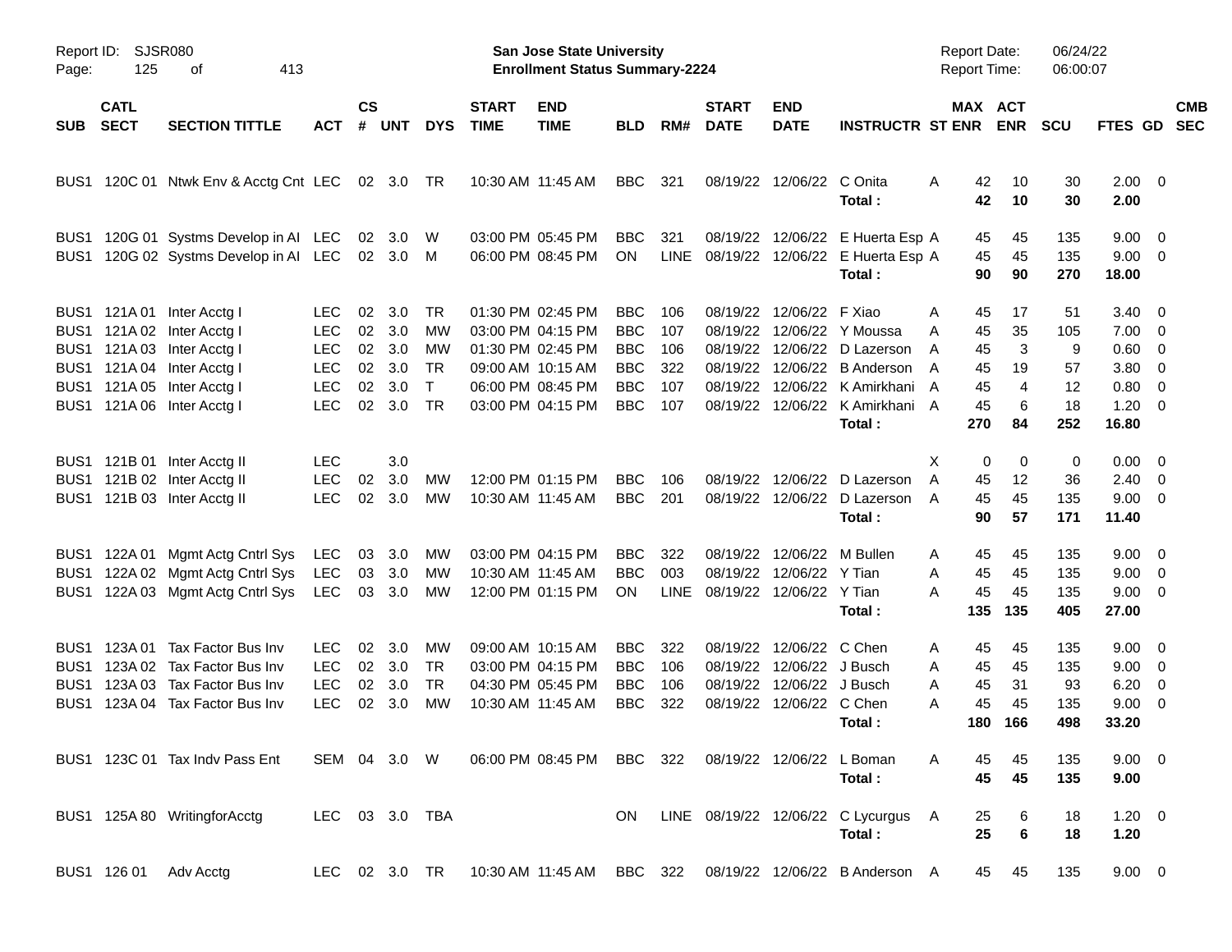# San Jose State University
## Enrollment Status Summary-2224

Report ID: SJSR080
Report Date: 06/24/22
Report Time: 06:00:07

| SUB | CATL SECT | SECTION TITTLE | ACT | CS # | UNT | DYS | START TIME | END TIME | BLD | RM# | START DATE | END DATE | INSTRUCTR | ST | MAX ENR | ACT ENR | SCU | FTES | GD | CMB SEC |
|---|---|---|---|---|---|---|---|---|---|---|---|---|---|---|---|---|---|---|---|---|
| BUS1 | 120C 01 | Ntwk Env & Acctg Cnt | LEC | 02 | 3.0 | TR | 10:30 AM | 11:45 AM | BBC | 321 | 08/19/22 | 12/06/22 | C Onita | A | 42 | 10 | 30 | 2.00 | 0 | |
| | | | | | | | | | | | | | **Total :** | | **42** | **10** | **30** | **2.00** | | |
| BUS1 | 120G 01 | Systms Develop in AI | LEC | 02 | 3.0 | W | 03:00 PM | 05:45 PM | BBC | 321 | 08/19/22 | 12/06/22 | E Huerta Esp | A | 45 | 45 | 135 | 9.00 | 0 | |
| BUS1 | 120G 02 | Systms Develop in AI | LEC | 02 | 3.0 | M | 06:00 PM | 08:45 PM | ON | LINE | 08/19/22 | 12/06/22 | E Huerta Esp | A | 45 | 45 | 135 | 9.00 | 0 | |
| | | | | | | | | | | | | | **Total :** | | **90** | **90** | **270** | **18.00** | | |
| BUS1 | 121A 01 | Inter Acctg I | LEC | 02 | 3.0 | TR | 01:30 PM | 02:45 PM | BBC | 106 | 08/19/22 | 12/06/22 | F Xiao | A | 45 | 17 | 51 | 3.40 | 0 | |
| BUS1 | 121A 02 | Inter Acctg I | LEC | 02 | 3.0 | MW | 03:00 PM | 04:15 PM | BBC | 107 | 08/19/22 | 12/06/22 | Y Moussa | A | 45 | 35 | 105 | 7.00 | 0 | |
| BUS1 | 121A 03 | Inter Acctg I | LEC | 02 | 3.0 | MW | 01:30 PM | 02:45 PM | BBC | 106 | 08/19/22 | 12/06/22 | D Lazerson | A | 45 | 3 | 9 | 0.60 | 0 | |
| BUS1 | 121A 04 | Inter Acctg I | LEC | 02 | 3.0 | TR | 09:00 AM | 10:15 AM | BBC | 322 | 08/19/22 | 12/06/22 | B Anderson | A | 45 | 19 | 57 | 3.80 | 0 | |
| BUS1 | 121A 05 | Inter Acctg I | LEC | 02 | 3.0 | T | 06:00 PM | 08:45 PM | BBC | 107 | 08/19/22 | 12/06/22 | K Amirkhani | A | 45 | 4 | 12 | 0.80 | 0 | |
| BUS1 | 121A 06 | Inter Acctg I | LEC | 02 | 3.0 | TR | 03:00 PM | 04:15 PM | BBC | 107 | 08/19/22 | 12/06/22 | K Amirkhani | A | 45 | 6 | 18 | 1.20 | 0 | |
| | | | | | | | | | | | | | **Total :** | | **270** | **84** | **252** | **16.80** | | |
| BUS1 | 121B 01 | Inter Acctg II | LEC | | 3.0 | | | | | | | | | X | 0 | 0 | 0 | 0.00 | 0 | |
| BUS1 | 121B 02 | Inter Acctg II | LEC | 02 | 3.0 | MW | 12:00 PM | 01:15 PM | BBC | 106 | 08/19/22 | 12/06/22 | D Lazerson | A | 45 | 12 | 36 | 2.40 | 0 | |
| BUS1 | 121B 03 | Inter Acctg II | LEC | 02 | 3.0 | MW | 10:30 AM | 11:45 AM | BBC | 201 | 08/19/22 | 12/06/22 | D Lazerson | A | 45 | 45 | 135 | 9.00 | 0 | |
| | | | | | | | | | | | | | **Total :** | | **90** | **57** | **171** | **11.40** | | |
| BUS1 | 122A 01 | Mgmt Actg Cntrl Sys | LEC | 03 | 3.0 | MW | 03:00 PM | 04:15 PM | BBC | 322 | 08/19/22 | 12/06/22 | M Bullen | A | 45 | 45 | 135 | 9.00 | 0 | |
| BUS1 | 122A 02 | Mgmt Actg Cntrl Sys | LEC | 03 | 3.0 | MW | 10:30 AM | 11:45 AM | BBC | 003 | 08/19/22 | 12/06/22 | Y Tian | A | 45 | 45 | 135 | 9.00 | 0 | |
| BUS1 | 122A 03 | Mgmt Actg Cntrl Sys | LEC | 03 | 3.0 | MW | 12:00 PM | 01:15 PM | ON | LINE | 08/19/22 | 12/06/22 | Y Tian | A | 45 | 45 | 135 | 9.00 | 0 | |
| | | | | | | | | | | | | | **Total :** | | **135** | **135** | **405** | **27.00** | | |
| BUS1 | 123A 01 | Tax Factor Bus Inv | LEC | 02 | 3.0 | MW | 09:00 AM | 10:15 AM | BBC | 322 | 08/19/22 | 12/06/22 | C Chen | A | 45 | 45 | 135 | 9.00 | 0 | |
| BUS1 | 123A 02 | Tax Factor Bus Inv | LEC | 02 | 3.0 | TR | 03:00 PM | 04:15 PM | BBC | 106 | 08/19/22 | 12/06/22 | J Busch | A | 45 | 45 | 135 | 9.00 | 0 | |
| BUS1 | 123A 03 | Tax Factor Bus Inv | LEC | 02 | 3.0 | TR | 04:30 PM | 05:45 PM | BBC | 106 | 08/19/22 | 12/06/22 | J Busch | A | 45 | 31 | 93 | 6.20 | 0 | |
| BUS1 | 123A 04 | Tax Factor Bus Inv | LEC | 02 | 3.0 | MW | 10:30 AM | 11:45 AM | BBC | 322 | 08/19/22 | 12/06/22 | C Chen | A | 45 | 45 | 135 | 9.00 | 0 | |
| | | | | | | | | | | | | | **Total :** | | **180** | **166** | **498** | **33.20** | | |
| BUS1 | 123C 01 | Tax Indv Pass Ent | SEM | 04 | 3.0 | W | 06:00 PM | 08:45 PM | BBC | 322 | 08/19/22 | 12/06/22 | L Boman | A | 45 | 45 | 135 | 9.00 | 0 | |
| | | | | | | | | | | | | | **Total :** | | **45** | **45** | **135** | **9.00** | | |
| BUS1 | 125A 80 | WritingforAcctg | LEC | 03 | 3.0 | TBA | | | ON | LINE | 08/19/22 | 12/06/22 | C Lycurgus | A | 25 | 6 | 18 | 1.20 | 0 | |
| | | | | | | | | | | | | | **Total :** | | **25** | **6** | **18** | **1.20** | | |
| BUS1 | 126 01 | Adv Acctg | LEC | 02 | 3.0 | TR | 10:30 AM | 11:45 AM | BBC | 322 | 08/19/22 | 12/06/22 | B Anderson | A | 45 | 45 | 135 | 9.00 | 0 | |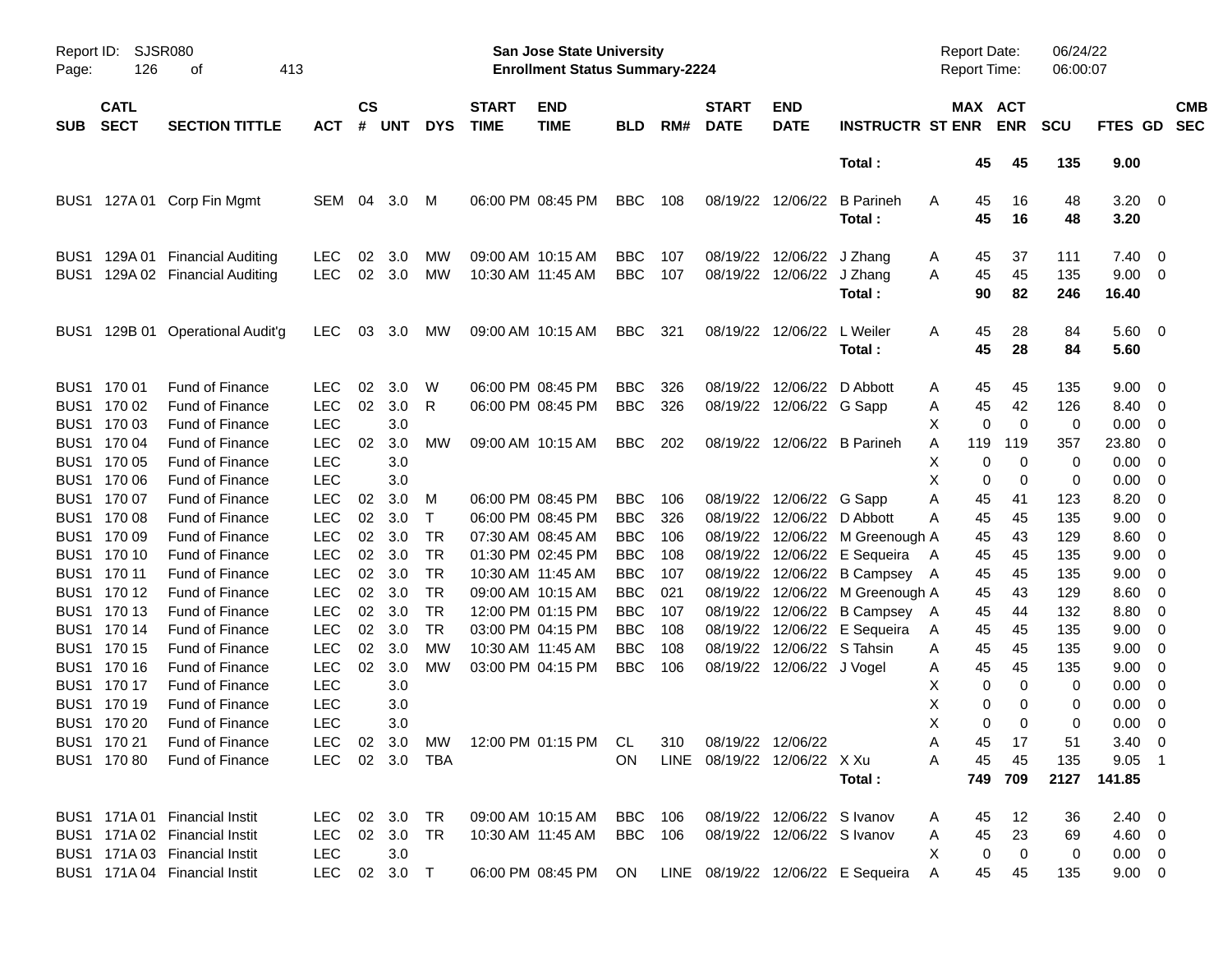Report ID: SJSR080

**San Jose State University**
**Enrollment Status Summary-2224**

Report Date: 06/24/22
Report Time: 06:00:07

| SUB | CATL SECT | SECTION TITTLE | ACT | CS # | UNT | DYS | START TIME | END TIME | BLD | RM# | START DATE | END DATE | INSTRUCTR | ST | MAX ENR | ACT ENR | SCU | FTES | GD | CMB SEC |
|---|---|---|---|---|---|---|---|---|---|---|---|---|---|---|---|---|---|---|---|---|
| | | | | | | | | | | | | | **Total :** | | **45** | **45** | **135** | **9.00** | | |
| BUS1 | 127A 01 | Corp Fin Mgmt | SEM | 04 | 3.0 | M | 06:00 PM | 08:45 PM | BBC | 108 | 08/19/22 | 12/06/22 | B Parineh | A | 45 | 16 | 48 | 3.20 | 0 | |
| | | | | | | | | | | | | | **Total :** | | **45** | **16** | **48** | **3.20** | | |
| BUS1 | 129A 01 | Financial Auditing | LEC | 02 | 3.0 | MW | 09:00 AM | 10:15 AM | BBC | 107 | 08/19/22 | 12/06/22 | J Zhang | A | 45 | 37 | 111 | 7.40 | 0 | |
| BUS1 | 129A 02 | Financial Auditing | LEC | 02 | 3.0 | MW | 10:30 AM | 11:45 AM | BBC | 107 | 08/19/22 | 12/06/22 | J Zhang | A | 45 | 45 | 135 | 9.00 | 0 | |
| | | | | | | | | | | | | | **Total :** | | **90** | **82** | **246** | **16.40** | | |
| BUS1 | 129B 01 | Operational Audit'g | LEC | 03 | 3.0 | MW | 09:00 AM | 10:15 AM | BBC | 321 | 08/19/22 | 12/06/22 | L Weiler | A | 45 | 28 | 84 | 5.60 | 0 | |
| | | | | | | | | | | | | | **Total :** | | **45** | **28** | **84** | **5.60** | | |
| BUS1 | 170 01 | Fund of Finance | LEC | 02 | 3.0 | W | 06:00 PM | 08:45 PM | BBC | 326 | 08/19/22 | 12/06/22 | D Abbott | A | 45 | 45 | 135 | 9.00 | 0 | |
| BUS1 | 170 02 | Fund of Finance | LEC | 02 | 3.0 | R | 06:00 PM | 08:45 PM | BBC | 326 | 08/19/22 | 12/06/22 | G Sapp | A | 45 | 42 | 126 | 8.40 | 0 | |
| BUS1 | 170 03 | Fund of Finance | LEC | | 3.0 | | | | | | | | | X | 0 | 0 | 0 | 0.00 | 0 | |
| BUS1 | 170 04 | Fund of Finance | LEC | 02 | 3.0 | MW | 09:00 AM | 10:15 AM | BBC | 202 | 08/19/22 | 12/06/22 | B Parineh | A | 119 | 119 | 357 | 23.80 | 0 | |
| BUS1 | 170 05 | Fund of Finance | LEC | | 3.0 | | | | | | | | | X | 0 | 0 | 0 | 0.00 | 0 | |
| BUS1 | 170 06 | Fund of Finance | LEC | | 3.0 | | | | | | | | | X | 0 | 0 | 0 | 0.00 | 0 | |
| BUS1 | 170 07 | Fund of Finance | LEC | 02 | 3.0 | M | 06:00 PM | 08:45 PM | BBC | 106 | 08/19/22 | 12/06/22 | G Sapp | A | 45 | 41 | 123 | 8.20 | 0 | |
| BUS1 | 170 08 | Fund of Finance | LEC | 02 | 3.0 | T | 06:00 PM | 08:45 PM | BBC | 326 | 08/19/22 | 12/06/22 | D Abbott | A | 45 | 45 | 135 | 9.00 | 0 | |
| BUS1 | 170 09 | Fund of Finance | LEC | 02 | 3.0 | TR | 07:30 AM | 08:45 AM | BBC | 106 | 08/19/22 | 12/06/22 | M Greenough | A | 45 | 43 | 129 | 8.60 | 0 | |
| BUS1 | 170 10 | Fund of Finance | LEC | 02 | 3.0 | TR | 01:30 PM | 02:45 PM | BBC | 108 | 08/19/22 | 12/06/22 | E Sequeira | A | 45 | 45 | 135 | 9.00 | 0 | |
| BUS1 | 170 11 | Fund of Finance | LEC | 02 | 3.0 | TR | 10:30 AM | 11:45 AM | BBC | 107 | 08/19/22 | 12/06/22 | B Campsey | A | 45 | 45 | 135 | 9.00 | 0 | |
| BUS1 | 170 12 | Fund of Finance | LEC | 02 | 3.0 | TR | 09:00 AM | 10:15 AM | BBC | 021 | 08/19/22 | 12/06/22 | M Greenough | A | 45 | 43 | 129 | 8.60 | 0 | |
| BUS1 | 170 13 | Fund of Finance | LEC | 02 | 3.0 | TR | 12:00 PM | 01:15 PM | BBC | 107 | 08/19/22 | 12/06/22 | B Campsey | A | 45 | 44 | 132 | 8.80 | 0 | |
| BUS1 | 170 14 | Fund of Finance | LEC | 02 | 3.0 | TR | 03:00 PM | 04:15 PM | BBC | 108 | 08/19/22 | 12/06/22 | E Sequeira | A | 45 | 45 | 135 | 9.00 | 0 | |
| BUS1 | 170 15 | Fund of Finance | LEC | 02 | 3.0 | MW | 10:30 AM | 11:45 AM | BBC | 108 | 08/19/22 | 12/06/22 | S Tahsin | A | 45 | 45 | 135 | 9.00 | 0 | |
| BUS1 | 170 16 | Fund of Finance | LEC | 02 | 3.0 | MW | 03:00 PM | 04:15 PM | BBC | 106 | 08/19/22 | 12/06/22 | J Vogel | A | 45 | 45 | 135 | 9.00 | 0 | |
| BUS1 | 170 17 | Fund of Finance | LEC | | 3.0 | | | | | | | | | X | 0 | 0 | 0 | 0.00 | 0 | |
| BUS1 | 170 19 | Fund of Finance | LEC | | 3.0 | | | | | | | | | X | 0 | 0 | 0 | 0.00 | 0 | |
| BUS1 | 170 20 | Fund of Finance | LEC | | 3.0 | | | | | | | | | X | 0 | 0 | 0 | 0.00 | 0 | |
| BUS1 | 170 21 | Fund of Finance | LEC | 02 | 3.0 | MW | 12:00 PM | 01:15 PM | CL | 310 | 08/19/22 | 12/06/22 | | A | 45 | 17 | 51 | 3.40 | 0 | |
| BUS1 | 170 80 | Fund of Finance | LEC | 02 | 3.0 | TBA | | | ON | LINE | 08/19/22 | 12/06/22 | X Xu | A | 45 | 45 | 135 | 9.05 | 1 | |
| | | | | | | | | | | | | | **Total :** | | **749** | **709** | **2127** | **141.85** | | |
| BUS1 | 171A 01 | Financial Instit | LEC | 02 | 3.0 | TR | 09:00 AM | 10:15 AM | BBC | 106 | 08/19/22 | 12/06/22 | S Ivanov | A | 45 | 12 | 36 | 2.40 | 0 | |
| BUS1 | 171A 02 | Financial Instit | LEC | 02 | 3.0 | TR | 10:30 AM | 11:45 AM | BBC | 106 | 08/19/22 | 12/06/22 | S Ivanov | A | 45 | 23 | 69 | 4.60 | 0 | |
| BUS1 | 171A 03 | Financial Instit | LEC | | 3.0 | | | | | | | | | X | 0 | 0 | 0 | 0.00 | 0 | |
| BUS1 | 171A 04 | Financial Instit | LEC | 02 | 3.0 | T | 06:00 PM | 08:45 PM | ON | LINE | 08/19/22 | 12/06/22 | E Sequeira | A | 45 | 45 | 135 | 9.00 | 0 | |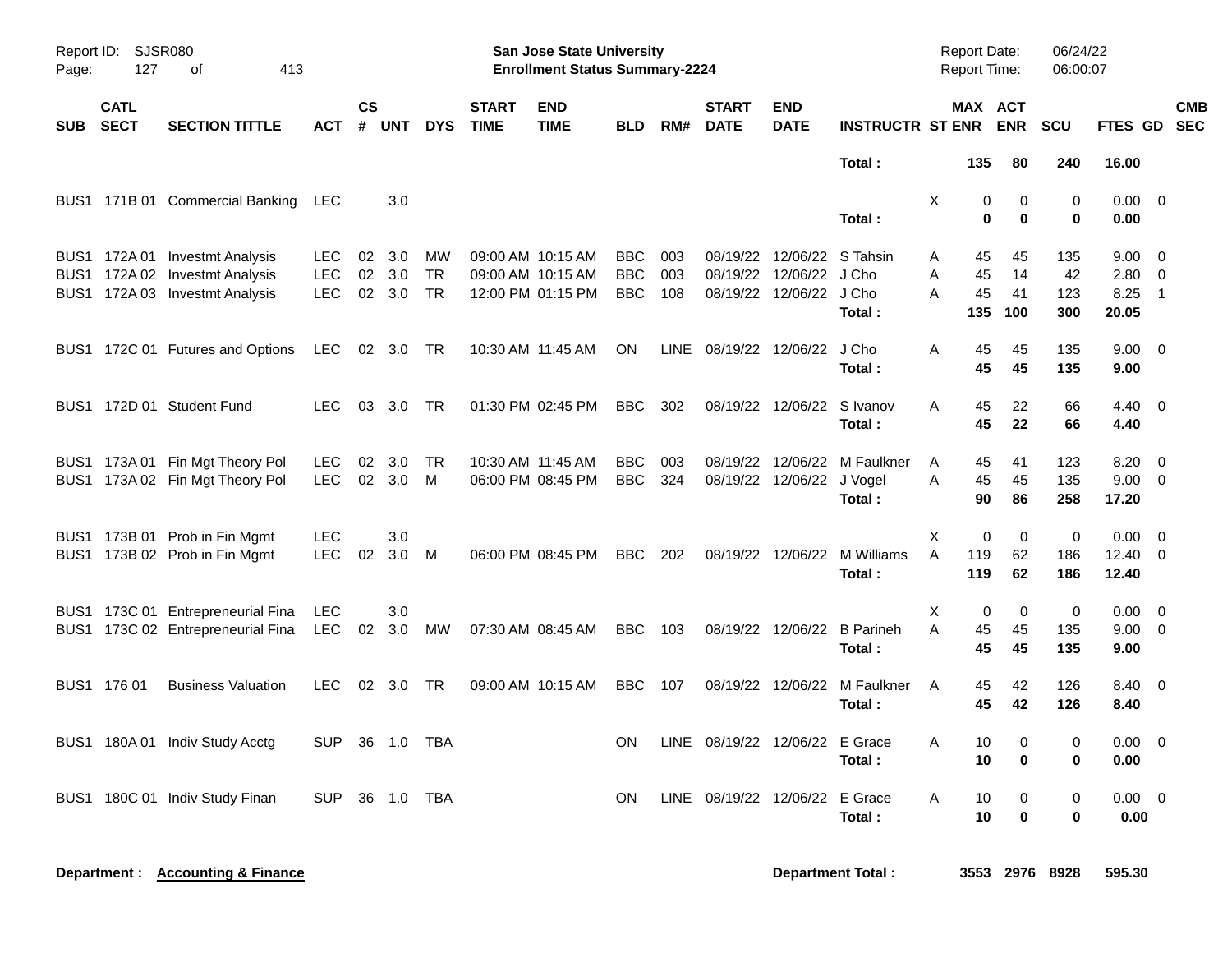Report ID: SJSR080 — **San Jose State University** — **Enrollment Status Summary-2224** — Report Date: 06/24/22 — Report Time: 06:00:07

| SUB | CATL SECT | SECTION TITTLE | ACT | CS # | UNT | DYS | START TIME | END TIME | BLD | RM# | START DATE | END DATE | INSTRUCTR | ST | MAX ENR | ACT ENR | SCU | FTES | GD | CMB SEC |
|---|---|---|---|---|---|---|---|---|---|---|---|---|---|---|---|---|---|---|---|---|
| | | | | | | | | | | | | | **Total :** | | **135** | **80** | **240** | **16.00** | | |
| BUS1 | 171B 01 | Commercial Banking | LEC | | 3.0 | | | | | | | | | X | 0 | 0 | 0 | 0.00 | 0 | |
| | | | | | | | | | | | | | **Total :** | | **0** | **0** | **0** | **0.00** | | |
| BUS1 | 172A 01 | Investmt Analysis | LEC | 02 | 3.0 | MW | 09:00 AM | 10:15 AM | BBC | 003 | 08/19/22 | 12/06/22 | S Tahsin | A | 45 | 45 | 135 | 9.00 | 0 | |
| BUS1 | 172A 02 | Investmt Analysis | LEC | 02 | 3.0 | TR | 09:00 AM | 10:15 AM | BBC | 003 | 08/19/22 | 12/06/22 | J Cho | A | 45 | 14 | 42 | 2.80 | 0 | |
| BUS1 | 172A 03 | Investmt Analysis | LEC | 02 | 3.0 | TR | 12:00 PM | 01:15 PM | BBC | 108 | 08/19/22 | 12/06/22 | J Cho | A | 45 | 41 | 123 | 8.25 | 1 | |
| | | | | | | | | | | | | | **Total :** | | **135** | **100** | **300** | **20.05** | | |
| BUS1 | 172C 01 | Futures and Options | LEC | 02 | 3.0 | TR | 10:30 AM | 11:45 AM | ON | LINE | 08/19/22 | 12/06/22 | J Cho | A | 45 | 45 | 135 | 9.00 | 0 | |
| | | | | | | | | | | | | | **Total :** | | **45** | **45** | **135** | **9.00** | | |
| BUS1 | 172D 01 | Student Fund | LEC | 03 | 3.0 | TR | 01:30 PM | 02:45 PM | BBC | 302 | 08/19/22 | 12/06/22 | S Ivanov | A | 45 | 22 | 66 | 4.40 | 0 | |
| | | | | | | | | | | | | | **Total :** | | **45** | **22** | **66** | **4.40** | | |
| BUS1 | 173A 01 | Fin Mgt Theory Pol | LEC | 02 | 3.0 | TR | 10:30 AM | 11:45 AM | BBC | 003 | 08/19/22 | 12/06/22 | M Faulkner | A | 45 | 41 | 123 | 8.20 | 0 | |
| BUS1 | 173A 02 | Fin Mgt Theory Pol | LEC | 02 | 3.0 | M | 06:00 PM | 08:45 PM | BBC | 324 | 08/19/22 | 12/06/22 | J Vogel | A | 45 | 45 | 135 | 9.00 | 0 | |
| | | | | | | | | | | | | | **Total :** | | **90** | **86** | **258** | **17.20** | | |
| BUS1 | 173B 01 | Prob in Fin Mgmt | LEC | | 3.0 | | | | | | | | | X | 0 | 0 | 0 | 0.00 | 0 | |
| BUS1 | 173B 02 | Prob in Fin Mgmt | LEC | 02 | 3.0 | M | 06:00 PM | 08:45 PM | BBC | 202 | 08/19/22 | 12/06/22 | M Williams | A | 119 | 62 | 186 | 12.40 | 0 | |
| | | | | | | | | | | | | | **Total :** | | **119** | **62** | **186** | **12.40** | | |
| BUS1 | 173C 01 | Entrepreneurial Fina | LEC | | 3.0 | | | | | | | | | X | 0 | 0 | 0 | 0.00 | 0 | |
| BUS1 | 173C 02 | Entrepreneurial Fina | LEC | 02 | 3.0 | MW | 07:30 AM | 08:45 AM | BBC | 103 | 08/19/22 | 12/06/22 | B Parineh | A | 45 | 45 | 135 | 9.00 | 0 | |
| | | | | | | | | | | | | | **Total :** | | **45** | **45** | **135** | **9.00** | | |
| BUS1 | 176 01 | Business Valuation | LEC | 02 | 3.0 | TR | 09:00 AM | 10:15 AM | BBC | 107 | 08/19/22 | 12/06/22 | M Faulkner | A | 45 | 42 | 126 | 8.40 | 0 | |
| | | | | | | | | | | | | | **Total :** | | **45** | **42** | **126** | **8.40** | | |
| BUS1 | 180A 01 | Indiv Study Acctg | SUP | 36 | 1.0 | TBA | | | ON | LINE | 08/19/22 | 12/06/22 | E Grace | A | 10 | 0 | 0 | 0.00 | 0 | |
| | | | | | | | | | | | | | **Total :** | | **10** | **0** | **0** | **0.00** | | |
| BUS1 | 180C 01 | Indiv Study Finan | SUP | 36 | 1.0 | TBA | | | ON | LINE | 08/19/22 | 12/06/22 | E Grace | A | 10 | 0 | 0 | 0.00 | 0 | |
| | | | | | | | | | | | | | **Total :** | | **10** | **0** | **0** | **0.00** | | |

**Department : Accounting & Finance** — **Department Total : 3553 2976 8928 595.30**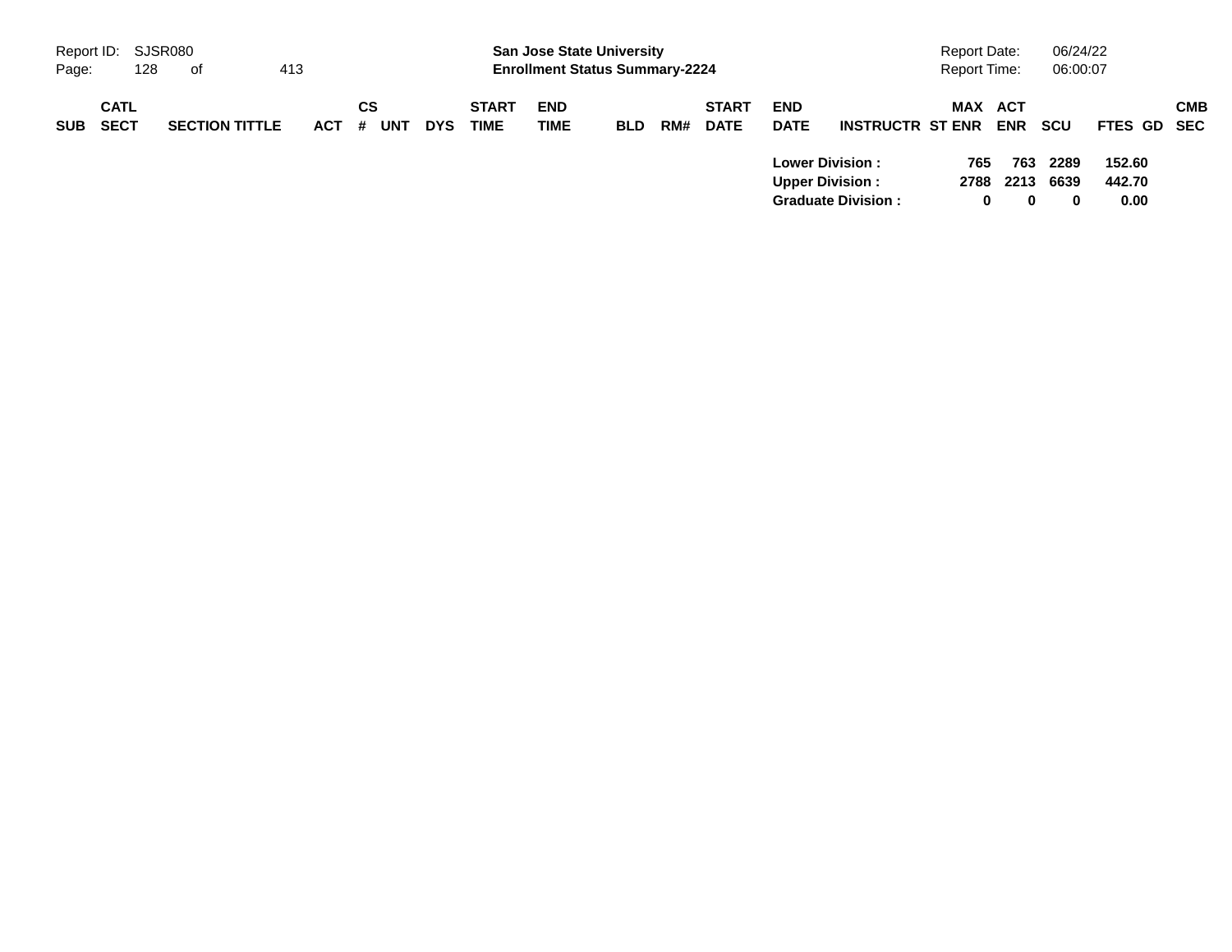| SUB | CATL SECT | SECTION TITTLE | ACT | CS # | UNT | DYS | START TIME | END TIME | BLD | RM# | START DATE | END DATE | INSTRUCTR | ST | MAX ENR | ACT ENR | SCU | FTES | GD | CMB SEC |
|---|---|---|---|---|---|---|---|---|---|---|---|---|---|---|---|---|---|---|---|---|
| | | | | | | | | | | | | **Lower Division :** | | | **765** | **763** | **2289** | **152.60** | | |
| | | | | | | | | | | | | **Upper Division :** | | | **2788** | **2213** | **6639** | **442.70** | | |
| | | | | | | | | | | | | **Graduate Division :** | | | **0** | **0** | **0** | **0.00** | | |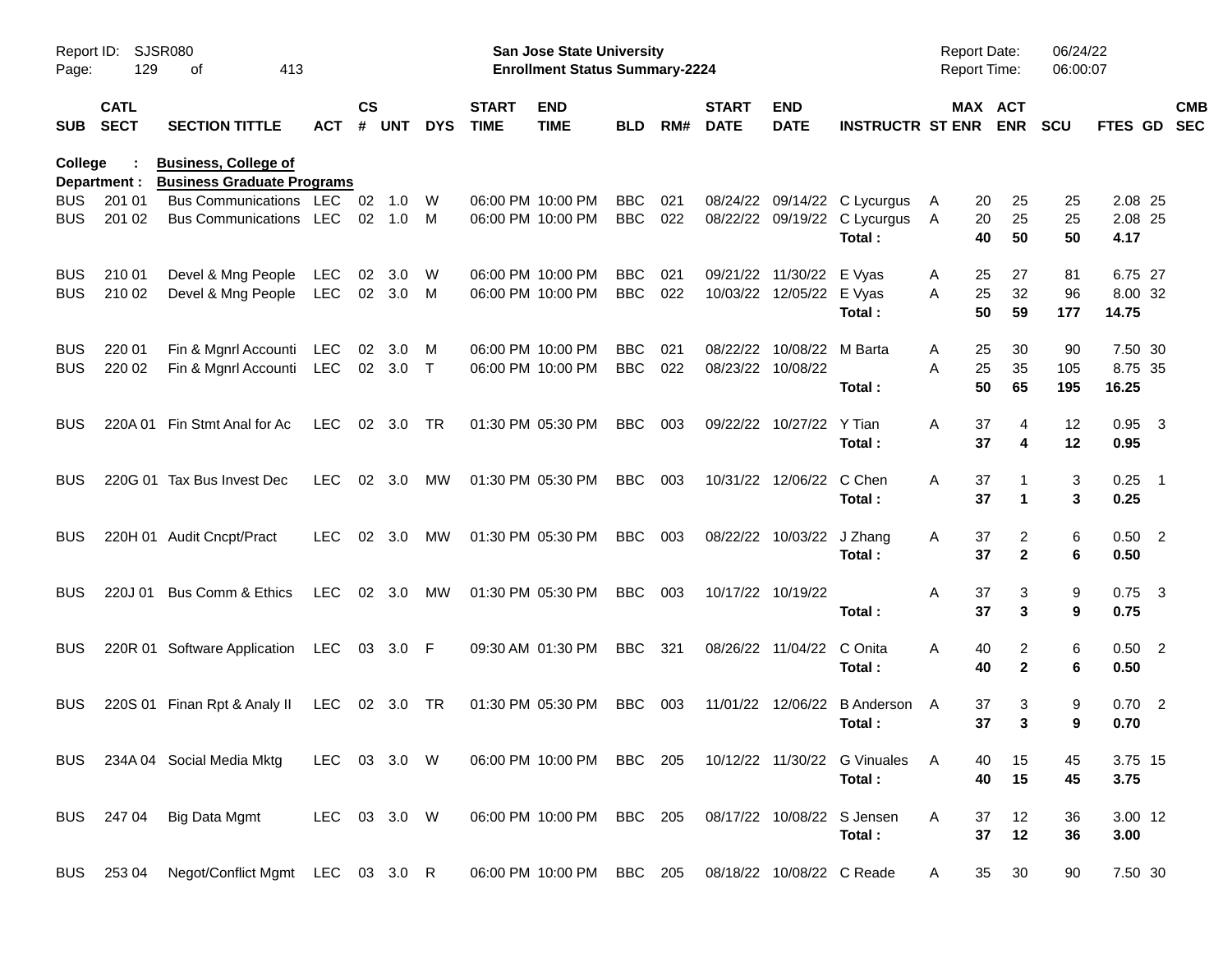Report ID: SJSR080
San Jose State University
Enrollment Status Summary-2224
Report Date: 06/24/22
Report Time: 06:00:07

College : Business, College of
Department : Business Graduate Programs

| SUB | CATL SECT | SECTION TITTLE | ACT | CS # | UNT | DYS | START TIME | END TIME | BLD | RM# | START DATE | END DATE | INSTRUCTR | ST | MAX ENR | ACT ENR | SCU | FTES | GD | CMB SEC |
|---|---|---|---|---|---|---|---|---|---|---|---|---|---|---|---|---|---|---|---|---|
| BUS | 201 01 | Bus Communications | LEC | 02 | 1.0 | W | 06:00 PM | 10:00 PM | BBC | 021 | 08/24/22 | 09/14/22 | C Lycurgus | A | 20 | 25 | 25 | 2.08 | 25 | |
| BUS | 201 02 | Bus Communications | LEC | 02 | 1.0 | M | 06:00 PM | 10:00 PM | BBC | 022 | 08/22/22 | 09/19/22 | C Lycurgus | A | 20 | 25 | 25 | 2.08 | 25 | |
| | | | | | | | | | | | | | **Total :** | | **40** | **50** | **50** | **4.17** | | |
| BUS | 210 01 | Devel & Mng People | LEC | 02 | 3.0 | W | 06:00 PM | 10:00 PM | BBC | 021 | 09/21/22 | 11/30/22 | E Vyas | A | 25 | 27 | 81 | 6.75 | 27 | |
| BUS | 210 02 | Devel & Mng People | LEC | 02 | 3.0 | M | 06:00 PM | 10:00 PM | BBC | 022 | 10/03/22 | 12/05/22 | E Vyas | A | 25 | 32 | 96 | 8.00 | 32 | |
| | | | | | | | | | | | | | **Total :** | | **50** | **59** | **177** | **14.75** | | |
| BUS | 220 01 | Fin & Mgnrl Accounti | LEC | 02 | 3.0 | M | 06:00 PM | 10:00 PM | BBC | 021 | 08/22/22 | 10/08/22 | M Barta | A | 25 | 30 | 90 | 7.50 | 30 | |
| BUS | 220 02 | Fin & Mgnrl Accounti | LEC | 02 | 3.0 | T | 06:00 PM | 10:00 PM | BBC | 022 | 08/23/22 | 10/08/22 | | A | 25 | 35 | 105 | 8.75 | 35 | |
| | | | | | | | | | | | | | **Total :** | | **50** | **65** | **195** | **16.25** | | |
| BUS | 220A 01 | Fin Stmt Anal for Ac | LEC | 02 | 3.0 | TR | 01:30 PM | 05:30 PM | BBC | 003 | 09/22/22 | 10/27/22 | Y Tian | A | 37 | 4 | 12 | 0.95 | 3 | |
| | | | | | | | | | | | | | **Total :** | | **37** | **4** | **12** | **0.95** | | |
| BUS | 220G 01 | Tax Bus Invest Dec | LEC | 02 | 3.0 | MW | 01:30 PM | 05:30 PM | BBC | 003 | 10/31/22 | 12/06/22 | C Chen | A | 37 | 1 | 3 | 0.25 | 1 | |
| | | | | | | | | | | | | | **Total :** | | **37** | **1** | **3** | **0.25** | | |
| BUS | 220H 01 | Audit Cncpt/Pract | LEC | 02 | 3.0 | MW | 01:30 PM | 05:30 PM | BBC | 003 | 08/22/22 | 10/03/22 | J Zhang | A | 37 | 2 | 6 | 0.50 | 2 | |
| | | | | | | | | | | | | | **Total :** | | **37** | **2** | **6** | **0.50** | | |
| BUS | 220J 01 | Bus Comm & Ethics | LEC | 02 | 3.0 | MW | 01:30 PM | 05:30 PM | BBC | 003 | 10/17/22 | 10/19/22 | | A | 37 | 3 | 9 | 0.75 | 3 | |
| | | | | | | | | | | | | | **Total :** | | **37** | **3** | **9** | **0.75** | | |
| BUS | 220R 01 | Software Application | LEC | 03 | 3.0 | F | 09:30 AM | 01:30 PM | BBC | 321 | 08/26/22 | 11/04/22 | C Onita | A | 40 | 2 | 6 | 0.50 | 2 | |
| | | | | | | | | | | | | | **Total :** | | **40** | **2** | **6** | **0.50** | | |
| BUS | 220S 01 | Finan Rpt & Analy II | LEC | 02 | 3.0 | TR | 01:30 PM | 05:30 PM | BBC | 003 | 11/01/22 | 12/06/22 | B Anderson | A | 37 | 3 | 9 | 0.70 | 2 | |
| | | | | | | | | | | | | | **Total :** | | **37** | **3** | **9** | **0.70** | | |
| BUS | 234A 04 | Social Media Mktg | LEC | 03 | 3.0 | W | 06:00 PM | 10:00 PM | BBC | 205 | 10/12/22 | 11/30/22 | G Vinuales | A | 40 | 15 | 45 | 3.75 | 15 | |
| | | | | | | | | | | | | | **Total :** | | **40** | **15** | **45** | **3.75** | | |
| BUS | 247 04 | Big Data Mgmt | LEC | 03 | 3.0 | W | 06:00 PM | 10:00 PM | BBC | 205 | 08/17/22 | 10/08/22 | S Jensen | A | 37 | 12 | 36 | 3.00 | 12 | |
| | | | | | | | | | | | | | **Total :** | | **37** | **12** | **36** | **3.00** | | |
| BUS | 253 04 | Negot/Conflict Mgmt | LEC | 03 | 3.0 | R | 06:00 PM | 10:00 PM | BBC | 205 | 08/18/22 | 10/08/22 | C Reade | A | 35 | 30 | 90 | 7.50 | 30 | |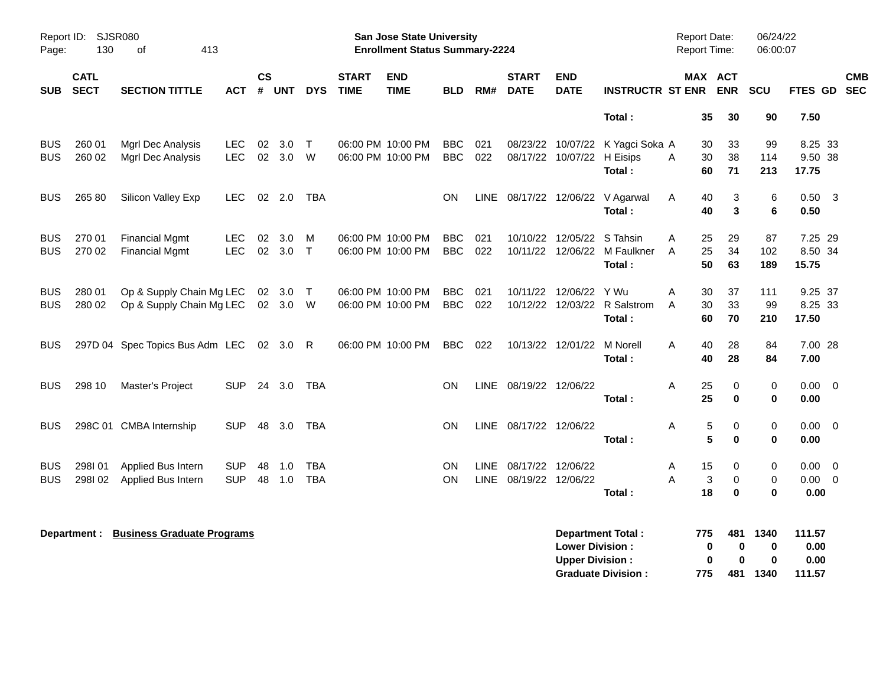**San Jose State University**
**Enrollment Status Summary-2224**

Report ID: SJSR080
Report Date: 06/24/22
Report Time: 06:00:07

| SUB | CATL SECT | SECTION TITTLE | ACT | CS # | UNT | DYS | START TIME | END TIME | BLD | RM# | START DATE | END DATE | INSTRUCTR | ST | MAX ENR | ACT ENR | SCU | FTES | GD | CMB SEC |
|---|---|---|---|---|---|---|---|---|---|---|---|---|---|---|---|---|---|---|---|---|
| | | | | | | | | | | | | | **Total :** | | **35** | **30** | **90** | **7.50** | | |
| BUS | 260 01 | Mgrl Dec Analysis | LEC | 02 | 3.0 | T | 06:00 PM | 10:00 PM | BBC | 021 | 08/23/22 | 10/07/22 | K Yagci Soka | A | 30 | 33 | 99 | 8.25 | 33 | |
| BUS | 260 02 | Mgrl Dec Analysis | LEC | 02 | 3.0 | W | 06:00 PM | 10:00 PM | BBC | 022 | 08/17/22 | 10/07/22 | H Eisips | A | 30 | 38 | 114 | 9.50 | 38 | |
| | | | | | | | | | | | | | **Total :** | | **60** | **71** | **213** | **17.75** | | |
| BUS | 265 80 | Silicon Valley Exp | LEC | 02 | 2.0 | TBA | | | ON | LINE | 08/17/22 | 12/06/22 | V Agarwal | A | 40 | 3 | 6 | 0.50 | 3 | |
| | | | | | | | | | | | | | **Total :** | | **40** | **3** | **6** | **0.50** | | |
| BUS | 270 01 | Financial Mgmt | LEC | 02 | 3.0 | M | 06:00 PM | 10:00 PM | BBC | 021 | 10/10/22 | 12/05/22 | S Tahsin | A | 25 | 29 | 87 | 7.25 | 29 | |
| BUS | 270 02 | Financial Mgmt | LEC | 02 | 3.0 | T | 06:00 PM | 10:00 PM | BBC | 022 | 10/11/22 | 12/06/22 | M Faulkner | A | 25 | 34 | 102 | 8.50 | 34 | |
| | | | | | | | | | | | | | **Total :** | | **50** | **63** | **189** | **15.75** | | |
| BUS | 280 01 | Op & Supply Chain Mg | LEC | 02 | 3.0 | T | 06:00 PM | 10:00 PM | BBC | 021 | 10/11/22 | 12/06/22 | Y Wu | A | 30 | 37 | 111 | 9.25 | 37 | |
| BUS | 280 02 | Op & Supply Chain Mg | LEC | 02 | 3.0 | W | 06:00 PM | 10:00 PM | BBC | 022 | 10/12/22 | 12/03/22 | R Salstrom | A | 30 | 33 | 99 | 8.25 | 33 | |
| | | | | | | | | | | | | | **Total :** | | **60** | **70** | **210** | **17.50** | | |
| BUS | 297D 04 | Spec Topics Bus Adm | LEC | 02 | 3.0 | R | 06:00 PM | 10:00 PM | BBC | 022 | 10/13/22 | 12/01/22 | M Norell | A | 40 | 28 | 84 | 7.00 | 28 | |
| | | | | | | | | | | | | | **Total :** | | **40** | **28** | **84** | **7.00** | | |
| BUS | 298 10 | Master's Project | SUP | 24 | 3.0 | TBA | | | ON | LINE | 08/19/22 | 12/06/22 | | A | 25 | 0 | 0 | 0.00 | 0 | |
| | | | | | | | | | | | | | **Total :** | | **25** | **0** | **0** | **0.00** | | |
| BUS | 298C 01 | CMBA Internship | SUP | 48 | 3.0 | TBA | | | ON | LINE | 08/17/22 | 12/06/22 | | A | 5 | 0 | 0 | 0.00 | 0 | |
| | | | | | | | | | | | | | **Total :** | | **5** | **0** | **0** | **0.00** | | |
| BUS | 298I 01 | Applied Bus Intern | SUP | 48 | 1.0 | TBA | | | ON | LINE | 08/17/22 | 12/06/22 | | A | 15 | 0 | 0 | 0.00 | 0 | |
| BUS | 298I 02 | Applied Bus Intern | SUP | 48 | 1.0 | TBA | | | ON | LINE | 08/19/22 | 12/06/22 | | A | 3 | 0 | 0 | 0.00 | 0 | |
| | | | | | | | | | | | | | **Total :** | | **18** | **0** | **0** | **0.00** | | |

**Department : Business Graduate Programs**

| | MAX ENR | ACT ENR | SCU | FTES |
|---|---|---|---|---|
| **Department Total :** | **775** | **481** | **1340** | **111.57** |
| **Lower Division :** | **0** | **0** | **0** | **0.00** |
| **Upper Division :** | **0** | **0** | **0** | **0.00** |
| **Graduate Division :** | **775** | **481** | **1340** | **111.57** |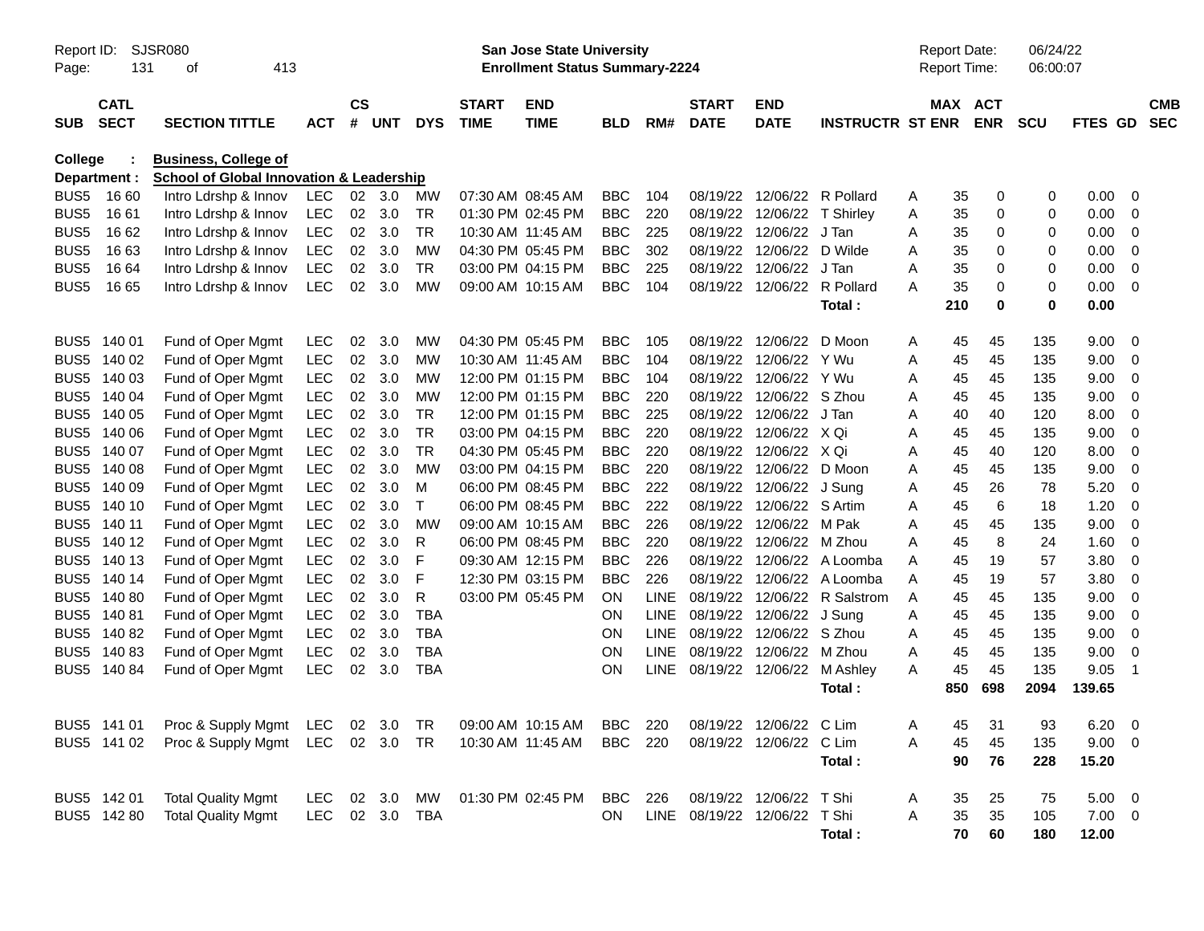Report ID: SJSR080
**San Jose State University**
**Enrollment Status Summary-2224**
Report Date: 06/24/22
Report Time: 06:00:07

**College : Business, College of**
**Department : School of Global Innovation & Leadership**

| SUB | CATL SECT | SECTION TITTLE | ACT | CS # | UNT | DYS | START TIME | END TIME | BLD | RM# | START DATE | END DATE | INSTRUCTR | ST | MAX ENR | ACT ENR | SCU | FTES | GD | CMB SEC |
|---|---|---|---|---|---|---|---|---|---|---|---|---|---|---|---|---|---|---|---|---|
| BUS5 | 16 60 | Intro Ldrshp & Innov | LEC | 02 | 3.0 | MW | 07:30 AM | 08:45 AM | BBC | 104 | 08/19/22 | 12/06/22 | R Pollard | A | 35 | 0 | 0 | 0.00 | 0 | |
| BUS5 | 16 61 | Intro Ldrshp & Innov | LEC | 02 | 3.0 | TR | 01:30 PM | 02:45 PM | BBC | 220 | 08/19/22 | 12/06/22 | T Shirley | A | 35 | 0 | 0 | 0.00 | 0 | |
| BUS5 | 16 62 | Intro Ldrshp & Innov | LEC | 02 | 3.0 | TR | 10:30 AM | 11:45 AM | BBC | 225 | 08/19/22 | 12/06/22 | J Tan | A | 35 | 0 | 0 | 0.00 | 0 | |
| BUS5 | 16 63 | Intro Ldrshp & Innov | LEC | 02 | 3.0 | MW | 04:30 PM | 05:45 PM | BBC | 302 | 08/19/22 | 12/06/22 | D Wilde | A | 35 | 0 | 0 | 0.00 | 0 | |
| BUS5 | 16 64 | Intro Ldrshp & Innov | LEC | 02 | 3.0 | TR | 03:00 PM | 04:15 PM | BBC | 225 | 08/19/22 | 12/06/22 | J Tan | A | 35 | 0 | 0 | 0.00 | 0 | |
| BUS5 | 16 65 | Intro Ldrshp & Innov | LEC | 02 | 3.0 | MW | 09:00 AM | 10:15 AM | BBC | 104 | 08/19/22 | 12/06/22 | R Pollard | A | 35 | 0 | 0 | 0.00 | 0 | |
| | | | | | | | | | | | | | **Total :** | | **210** | **0** | **0** | **0.00** | | |
| BUS5 | 140 01 | Fund of Oper Mgmt | LEC | 02 | 3.0 | MW | 04:30 PM | 05:45 PM | BBC | 105 | 08/19/22 | 12/06/22 | D Moon | A | 45 | 45 | 135 | 9.00 | 0 | |
| BUS5 | 140 02 | Fund of Oper Mgmt | LEC | 02 | 3.0 | MW | 10:30 AM | 11:45 AM | BBC | 104 | 08/19/22 | 12/06/22 | Y Wu | A | 45 | 45 | 135 | 9.00 | 0 | |
| BUS5 | 140 03 | Fund of Oper Mgmt | LEC | 02 | 3.0 | MW | 12:00 PM | 01:15 PM | BBC | 104 | 08/19/22 | 12/06/22 | Y Wu | A | 45 | 45 | 135 | 9.00 | 0 | |
| BUS5 | 140 04 | Fund of Oper Mgmt | LEC | 02 | 3.0 | MW | 12:00 PM | 01:15 PM | BBC | 220 | 08/19/22 | 12/06/22 | S Zhou | A | 45 | 45 | 135 | 9.00 | 0 | |
| BUS5 | 140 05 | Fund of Oper Mgmt | LEC | 02 | 3.0 | TR | 12:00 PM | 01:15 PM | BBC | 225 | 08/19/22 | 12/06/22 | J Tan | A | 40 | 40 | 120 | 8.00 | 0 | |
| BUS5 | 140 06 | Fund of Oper Mgmt | LEC | 02 | 3.0 | TR | 03:00 PM | 04:15 PM | BBC | 220 | 08/19/22 | 12/06/22 | X Qi | A | 45 | 45 | 135 | 9.00 | 0 | |
| BUS5 | 140 07 | Fund of Oper Mgmt | LEC | 02 | 3.0 | TR | 04:30 PM | 05:45 PM | BBC | 220 | 08/19/22 | 12/06/22 | X Qi | A | 45 | 40 | 120 | 8.00 | 0 | |
| BUS5 | 140 08 | Fund of Oper Mgmt | LEC | 02 | 3.0 | MW | 03:00 PM | 04:15 PM | BBC | 220 | 08/19/22 | 12/06/22 | D Moon | A | 45 | 45 | 135 | 9.00 | 0 | |
| BUS5 | 140 09 | Fund of Oper Mgmt | LEC | 02 | 3.0 | M | 06:00 PM | 08:45 PM | BBC | 222 | 08/19/22 | 12/06/22 | J Sung | A | 45 | 26 | 78 | 5.20 | 0 | |
| BUS5 | 140 10 | Fund of Oper Mgmt | LEC | 02 | 3.0 | T | 06:00 PM | 08:45 PM | BBC | 222 | 08/19/22 | 12/06/22 | S Artim | A | 45 | 6 | 18 | 1.20 | 0 | |
| BUS5 | 140 11 | Fund of Oper Mgmt | LEC | 02 | 3.0 | MW | 09:00 AM | 10:15 AM | BBC | 226 | 08/19/22 | 12/06/22 | M Pak | A | 45 | 45 | 135 | 9.00 | 0 | |
| BUS5 | 140 12 | Fund of Oper Mgmt | LEC | 02 | 3.0 | R | 06:00 PM | 08:45 PM | BBC | 220 | 08/19/22 | 12/06/22 | M Zhou | A | 45 | 8 | 24 | 1.60 | 0 | |
| BUS5 | 140 13 | Fund of Oper Mgmt | LEC | 02 | 3.0 | F | 09:30 AM | 12:15 PM | BBC | 226 | 08/19/22 | 12/06/22 | A Loomba | A | 45 | 19 | 57 | 3.80 | 0 | |
| BUS5 | 140 14 | Fund of Oper Mgmt | LEC | 02 | 3.0 | F | 12:30 PM | 03:15 PM | BBC | 226 | 08/19/22 | 12/06/22 | A Loomba | A | 45 | 19 | 57 | 3.80 | 0 | |
| BUS5 | 140 80 | Fund of Oper Mgmt | LEC | 02 | 3.0 | R | 03:00 PM | 05:45 PM | ON | LINE | 08/19/22 | 12/06/22 | R Salstrom | A | 45 | 45 | 135 | 9.00 | 0 | |
| BUS5 | 140 81 | Fund of Oper Mgmt | LEC | 02 | 3.0 | TBA | | | ON | LINE | 08/19/22 | 12/06/22 | J Sung | A | 45 | 45 | 135 | 9.00 | 0 | |
| BUS5 | 140 82 | Fund of Oper Mgmt | LEC | 02 | 3.0 | TBA | | | ON | LINE | 08/19/22 | 12/06/22 | S Zhou | A | 45 | 45 | 135 | 9.00 | 0 | |
| BUS5 | 140 83 | Fund of Oper Mgmt | LEC | 02 | 3.0 | TBA | | | ON | LINE | 08/19/22 | 12/06/22 | M Zhou | A | 45 | 45 | 135 | 9.00 | 0 | |
| BUS5 | 140 84 | Fund of Oper Mgmt | LEC | 02 | 3.0 | TBA | | | ON | LINE | 08/19/22 | 12/06/22 | M Ashley | A | 45 | 45 | 135 | 9.05 | 1 | |
| | | | | | | | | | | | | | **Total :** | | **850** | **698** | **2094** | **139.65** | | |
| BUS5 | 141 01 | Proc & Supply Mgmt | LEC | 02 | 3.0 | TR | 09:00 AM | 10:15 AM | BBC | 220 | 08/19/22 | 12/06/22 | C Lim | A | 45 | 31 | 93 | 6.20 | 0 | |
| BUS5 | 141 02 | Proc & Supply Mgmt | LEC | 02 | 3.0 | TR | 10:30 AM | 11:45 AM | BBC | 220 | 08/19/22 | 12/06/22 | C Lim | A | 45 | 45 | 135 | 9.00 | 0 | |
| | | | | | | | | | | | | | **Total :** | | **90** | **76** | **228** | **15.20** | | |
| BUS5 | 142 01 | Total Quality Mgmt | LEC | 02 | 3.0 | MW | 01:30 PM | 02:45 PM | BBC | 226 | 08/19/22 | 12/06/22 | T Shi | A | 35 | 25 | 75 | 5.00 | 0 | |
| BUS5 | 142 80 | Total Quality Mgmt | LEC | 02 | 3.0 | TBA | | | ON | LINE | 08/19/22 | 12/06/22 | T Shi | A | 35 | 35 | 105 | 7.00 | 0 | |
| | | | | | | | | | | | | | **Total :** | | **70** | **60** | **180** | **12.00** | | |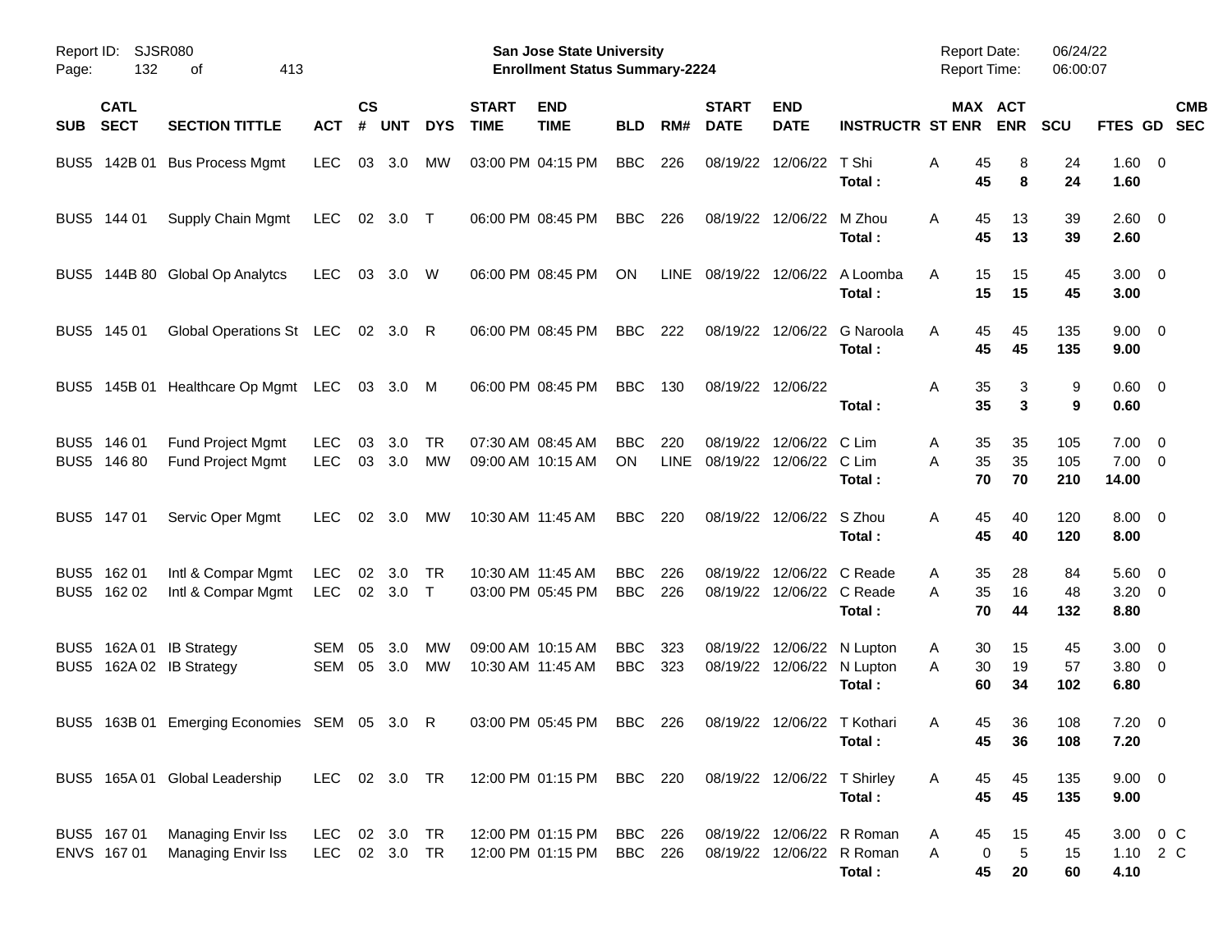| SUB | CATL SECT | SECTION TITTLE | ACT | CS # | UNT | DYS | START TIME | END TIME | BLD | RM# | START DATE | END DATE | INSTRUCTR | ST | MAX ENR | ACT ENR | SCU | FTES | GD | CMB SEC |
|---|---|---|---|---|---|---|---|---|---|---|---|---|---|---|---|---|---|---|---|---|
| BUS5 | 142B 01 | Bus Process Mgmt | LEC | 03 | 3.0 | MW | 03:00 PM | 04:15 PM | BBC | 226 | 08/19/22 | 12/06/22 | T Shi | A | 45 | 8 | 24 | 1.60 | 0 | |
| | | | | | | | | | | | | | **Total :** | | **45** | **8** | **24** | **1.60** | | |
| BUS5 | 144 01 | Supply Chain Mgmt | LEC | 02 | 3.0 | T | 06:00 PM | 08:45 PM | BBC | 226 | 08/19/22 | 12/06/22 | M Zhou | A | 45 | 13 | 39 | 2.60 | 0 | |
| | | | | | | | | | | | | | **Total :** | | **45** | **13** | **39** | **2.60** | | |
| BUS5 | 144B 80 | Global Op Analytcs | LEC | 03 | 3.0 | W | 06:00 PM | 08:45 PM | ON | LINE | 08/19/22 | 12/06/22 | A Loomba | A | 15 | 15 | 45 | 3.00 | 0 | |
| | | | | | | | | | | | | | **Total :** | | **15** | **15** | **45** | **3.00** | | |
| BUS5 | 145 01 | Global Operations St | LEC | 02 | 3.0 | R | 06:00 PM | 08:45 PM | BBC | 222 | 08/19/22 | 12/06/22 | G Naroola | A | 45 | 45 | 135 | 9.00 | 0 | |
| | | | | | | | | | | | | | **Total :** | | **45** | **45** | **135** | **9.00** | | |
| BUS5 | 145B 01 | Healthcare Op Mgmt | LEC | 03 | 3.0 | M | 06:00 PM | 08:45 PM | BBC | 130 | 08/19/22 | 12/06/22 | | A | 35 | 3 | 9 | 0.60 | 0 | |
| | | | | | | | | | | | | | **Total :** | | **35** | **3** | **9** | **0.60** | | |
| BUS5 | 146 01 | Fund Project Mgmt | LEC | 03 | 3.0 | TR | 07:30 AM | 08:45 AM | BBC | 220 | 08/19/22 | 12/06/22 | C Lim | A | 35 | 35 | 105 | 7.00 | 0 | |
| BUS5 | 146 80 | Fund Project Mgmt | LEC | 03 | 3.0 | MW | 09:00 AM | 10:15 AM | ON | LINE | 08/19/22 | 12/06/22 | C Lim | A | 35 | 35 | 105 | 7.00 | 0 | |
| | | | | | | | | | | | | | **Total :** | | **70** | **70** | **210** | **14.00** | | |
| BUS5 | 147 01 | Servic Oper Mgmt | LEC | 02 | 3.0 | MW | 10:30 AM | 11:45 AM | BBC | 220 | 08/19/22 | 12/06/22 | S Zhou | A | 45 | 40 | 120 | 8.00 | 0 | |
| | | | | | | | | | | | | | **Total :** | | **45** | **40** | **120** | **8.00** | | |
| BUS5 | 162 01 | Intl & Compar Mgmt | LEC | 02 | 3.0 | TR | 10:30 AM | 11:45 AM | BBC | 226 | 08/19/22 | 12/06/22 | C Reade | A | 35 | 28 | 84 | 5.60 | 0 | |
| BUS5 | 162 02 | Intl & Compar Mgmt | LEC | 02 | 3.0 | T | 03:00 PM | 05:45 PM | BBC | 226 | 08/19/22 | 12/06/22 | C Reade | A | 35 | 16 | 48 | 3.20 | 0 | |
| | | | | | | | | | | | | | **Total :** | | **70** | **44** | **132** | **8.80** | | |
| BUS5 | 162A 01 | IB Strategy | SEM | 05 | 3.0 | MW | 09:00 AM | 10:15 AM | BBC | 323 | 08/19/22 | 12/06/22 | N Lupton | A | 30 | 15 | 45 | 3.00 | 0 | |
| BUS5 | 162A 02 | IB Strategy | SEM | 05 | 3.0 | MW | 10:30 AM | 11:45 AM | BBC | 323 | 08/19/22 | 12/06/22 | N Lupton | A | 30 | 19 | 57 | 3.80 | 0 | |
| | | | | | | | | | | | | | **Total :** | | **60** | **34** | **102** | **6.80** | | |
| BUS5 | 163B 01 | Emerging Economies | SEM | 05 | 3.0 | R | 03:00 PM | 05:45 PM | BBC | 226 | 08/19/22 | 12/06/22 | T Kothari | A | 45 | 36 | 108 | 7.20 | 0 | |
| | | | | | | | | | | | | | **Total :** | | **45** | **36** | **108** | **7.20** | | |
| BUS5 | 165A 01 | Global Leadership | LEC | 02 | 3.0 | TR | 12:00 PM | 01:15 PM | BBC | 220 | 08/19/22 | 12/06/22 | T Shirley | A | 45 | 45 | 135 | 9.00 | 0 | |
| | | | | | | | | | | | | | **Total :** | | **45** | **45** | **135** | **9.00** | | |
| BUS5 | 167 01 | Managing Envir Iss | LEC | 02 | 3.0 | TR | 12:00 PM | 01:15 PM | BBC | 226 | 08/19/22 | 12/06/22 | R Roman | A | 45 | 15 | 45 | 3.00 | 0 | C |
| ENVS | 167 01 | Managing Envir Iss | LEC | 02 | 3.0 | TR | 12:00 PM | 01:15 PM | BBC | 226 | 08/19/22 | 12/06/22 | R Roman | A | 0 | 5 | 15 | 1.10 | 2 | C |
| | | | | | | | | | | | | | **Total :** | | **45** | **20** | **60** | **4.10** | | |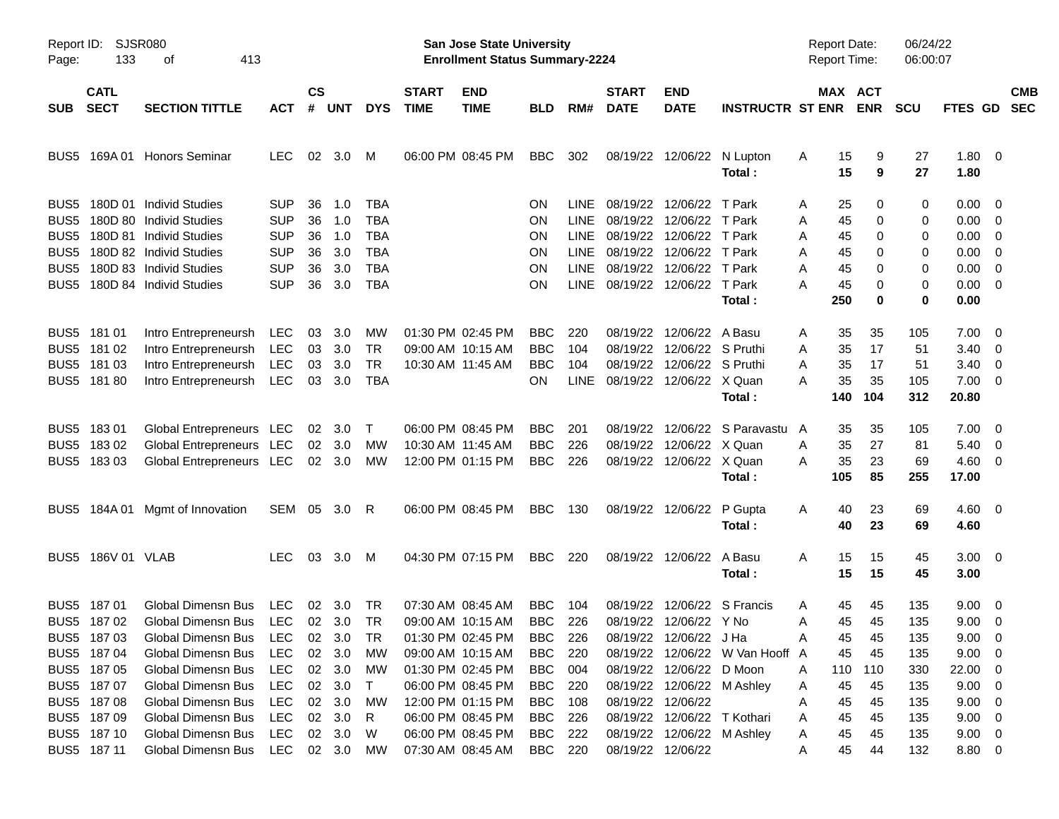Report ID: SJSR080

**San Jose State University**
**Enrollment Status Summary-2224**

Report Date: 06/24/22
Report Time: 06:00:07

| SUB | CATL SECT | SECTION TITTLE | ACT | CS # | UNT | DYS | START TIME | END TIME | BLD | RM# | START DATE | END DATE | INSTRUCTR | ST | MAX ENR | ACT ENR | SCU | FTES | GD | CMB SEC |
|---|---|---|---|---|---|---|---|---|---|---|---|---|---|---|---|---|---|---|---|---|
| BUS5 | 169A 01 | Honors Seminar | LEC | 02 | 3.0 | M | 06:00 PM | 08:45 PM | BBC | 302 | 08/19/22 | 12/06/22 | N Lupton | A | 15 | 9 | 27 | 1.80 | 0 | |
| | | | | | | | | | | | | | **Total :** | | **15** | **9** | **27** | **1.80** | | |
| BUS5 | 180D 01 | Individ Studies | SUP | 36 | 1.0 | TBA | | | ON | LINE | 08/19/22 | 12/06/22 | T Park | A | 25 | 0 | 0 | 0.00 | 0 | |
| BUS5 | 180D 80 | Individ Studies | SUP | 36 | 1.0 | TBA | | | ON | LINE | 08/19/22 | 12/06/22 | T Park | A | 45 | 0 | 0 | 0.00 | 0 | |
| BUS5 | 180D 81 | Individ Studies | SUP | 36 | 1.0 | TBA | | | ON | LINE | 08/19/22 | 12/06/22 | T Park | A | 45 | 0 | 0 | 0.00 | 0 | |
| BUS5 | 180D 82 | Individ Studies | SUP | 36 | 3.0 | TBA | | | ON | LINE | 08/19/22 | 12/06/22 | T Park | A | 45 | 0 | 0 | 0.00 | 0 | |
| BUS5 | 180D 83 | Individ Studies | SUP | 36 | 3.0 | TBA | | | ON | LINE | 08/19/22 | 12/06/22 | T Park | A | 45 | 0 | 0 | 0.00 | 0 | |
| BUS5 | 180D 84 | Individ Studies | SUP | 36 | 3.0 | TBA | | | ON | LINE | 08/19/22 | 12/06/22 | T Park | A | 45 | 0 | 0 | 0.00 | 0 | |
| | | | | | | | | | | | | | **Total :** | | **250** | **0** | **0** | **0.00** | | |
| BUS5 | 181 01 | Intro Entrepreneursh | LEC | 03 | 3.0 | MW | 01:30 PM | 02:45 PM | BBC | 220 | 08/19/22 | 12/06/22 | A Basu | A | 35 | 35 | 105 | 7.00 | 0 | |
| BUS5 | 181 02 | Intro Entrepreneursh | LEC | 03 | 3.0 | TR | 09:00 AM | 10:15 AM | BBC | 104 | 08/19/22 | 12/06/22 | S Pruthi | A | 35 | 17 | 51 | 3.40 | 0 | |
| BUS5 | 181 03 | Intro Entrepreneursh | LEC | 03 | 3.0 | TR | 10:30 AM | 11:45 AM | BBC | 104 | 08/19/22 | 12/06/22 | S Pruthi | A | 35 | 17 | 51 | 3.40 | 0 | |
| BUS5 | 181 80 | Intro Entrepreneursh | LEC | 03 | 3.0 | TBA | | | ON | LINE | 08/19/22 | 12/06/22 | X Quan | A | 35 | 35 | 105 | 7.00 | 0 | |
| | | | | | | | | | | | | | **Total :** | | **140** | **104** | **312** | **20.80** | | |
| BUS5 | 183 01 | Global Entrepreneurs | LEC | 02 | 3.0 | T | 06:00 PM | 08:45 PM | BBC | 201 | 08/19/22 | 12/06/22 | S Paravastu | A | 35 | 35 | 105 | 7.00 | 0 | |
| BUS5 | 183 02 | Global Entrepreneurs | LEC | 02 | 3.0 | MW | 10:30 AM | 11:45 AM | BBC | 226 | 08/19/22 | 12/06/22 | X Quan | A | 35 | 27 | 81 | 5.40 | 0 | |
| BUS5 | 183 03 | Global Entrepreneurs | LEC | 02 | 3.0 | MW | 12:00 PM | 01:15 PM | BBC | 226 | 08/19/22 | 12/06/22 | X Quan | A | 35 | 23 | 69 | 4.60 | 0 | |
| | | | | | | | | | | | | | **Total :** | | **105** | **85** | **255** | **17.00** | | |
| BUS5 | 184A 01 | Mgmt of Innovation | SEM | 05 | 3.0 | R | 06:00 PM | 08:45 PM | BBC | 130 | 08/19/22 | 12/06/22 | P Gupta | A | 40 | 23 | 69 | 4.60 | 0 | |
| | | | | | | | | | | | | | **Total :** | | **40** | **23** | **69** | **4.60** | | |
| BUS5 | 186V 01 | VLAB | LEC | 03 | 3.0 | M | 04:30 PM | 07:15 PM | BBC | 220 | 08/19/22 | 12/06/22 | A Basu | A | 15 | 15 | 45 | 3.00 | 0 | |
| | | | | | | | | | | | | | **Total :** | | **15** | **15** | **45** | **3.00** | | |
| BUS5 | 187 01 | Global Dimensn Bus | LEC | 02 | 3.0 | TR | 07:30 AM | 08:45 AM | BBC | 104 | 08/19/22 | 12/06/22 | S Francis | A | 45 | 45 | 135 | 9.00 | 0 | |
| BUS5 | 187 02 | Global Dimensn Bus | LEC | 02 | 3.0 | TR | 09:00 AM | 10:15 AM | BBC | 226 | 08/19/22 | 12/06/22 | Y No | A | 45 | 45 | 135 | 9.00 | 0 | |
| BUS5 | 187 03 | Global Dimensn Bus | LEC | 02 | 3.0 | TR | 01:30 PM | 02:45 PM | BBC | 226 | 08/19/22 | 12/06/22 | J Ha | A | 45 | 45 | 135 | 9.00 | 0 | |
| BUS5 | 187 04 | Global Dimensn Bus | LEC | 02 | 3.0 | MW | 09:00 AM | 10:15 AM | BBC | 220 | 08/19/22 | 12/06/22 | W Van Hooff | A | 45 | 45 | 135 | 9.00 | 0 | |
| BUS5 | 187 05 | Global Dimensn Bus | LEC | 02 | 3.0 | MW | 01:30 PM | 02:45 PM | BBC | 004 | 08/19/22 | 12/06/22 | D Moon | A | 110 | 110 | 330 | 22.00 | 0 | |
| BUS5 | 187 07 | Global Dimensn Bus | LEC | 02 | 3.0 | T | 06:00 PM | 08:45 PM | BBC | 220 | 08/19/22 | 12/06/22 | M Ashley | A | 45 | 45 | 135 | 9.00 | 0 | |
| BUS5 | 187 08 | Global Dimensn Bus | LEC | 02 | 3.0 | MW | 12:00 PM | 01:15 PM | BBC | 108 | 08/19/22 | 12/06/22 | | A | 45 | 45 | 135 | 9.00 | 0 | |
| BUS5 | 187 09 | Global Dimensn Bus | LEC | 02 | 3.0 | R | 06:00 PM | 08:45 PM | BBC | 226 | 08/19/22 | 12/06/22 | T Kothari | A | 45 | 45 | 135 | 9.00 | 0 | |
| BUS5 | 187 10 | Global Dimensn Bus | LEC | 02 | 3.0 | W | 06:00 PM | 08:45 PM | BBC | 222 | 08/19/22 | 12/06/22 | M Ashley | A | 45 | 45 | 135 | 9.00 | 0 | |
| BUS5 | 187 11 | Global Dimensn Bus | LEC | 02 | 3.0 | MW | 07:30 AM | 08:45 AM | BBC | 220 | 08/19/22 | 12/06/22 | | A | 45 | 44 | 132 | 8.80 | 0 | |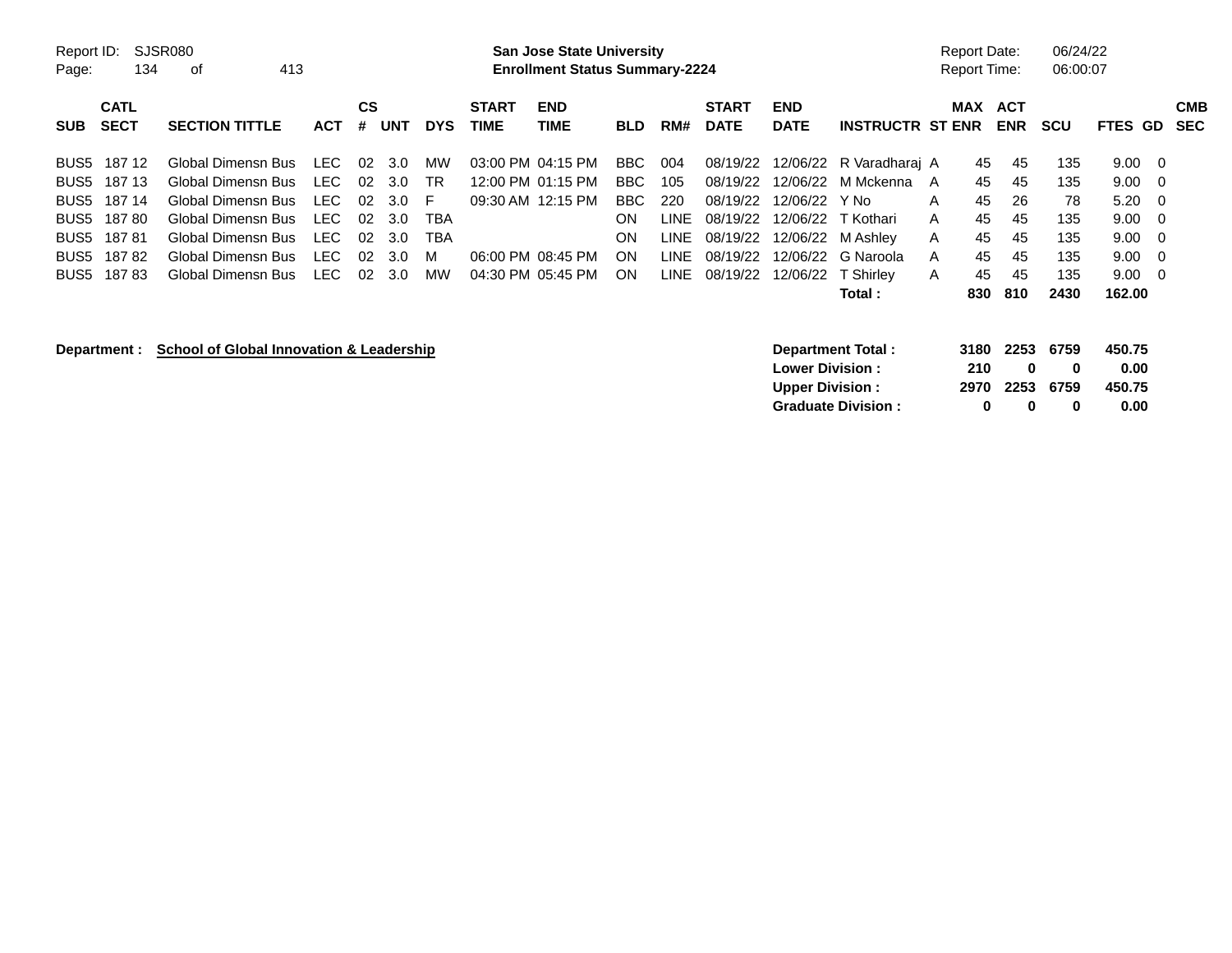Report ID: SJSR080

**San Jose State University**
**Enrollment Status Summary-2224**

Report Date: 06/24/22
Report Time: 06:00:07

| SUB | CATL SECT | SECTION TITTLE | ACT | CS # | UNT | DYS | START TIME | END TIME | BLD | RM# | START DATE | END DATE | INSTRUCTR | ST | MAX ENR | ACT ENR | SCU | FTES | GD | CMB SEC |
|---|---|---|---|---|---|---|---|---|---|---|---|---|---|---|---|---|---|---|---|---|
| BUS5 | 187 12 | Global Dimensn Bus | LEC | 02 | 3.0 | MW | 03:00 PM | 04:15 PM | BBC | 004 | 08/19/22 | 12/06/22 | R Varadharaj | A | 45 | 45 | 135 | 9.00 | 0 | |
| BUS5 | 187 13 | Global Dimensn Bus | LEC | 02 | 3.0 | TR | 12:00 PM | 01:15 PM | BBC | 105 | 08/19/22 | 12/06/22 | M Mckenna | A | 45 | 45 | 135 | 9.00 | 0 | |
| BUS5 | 187 14 | Global Dimensn Bus | LEC | 02 | 3.0 | F | 09:30 AM | 12:15 PM | BBC | 220 | 08/19/22 | 12/06/22 | Y No | A | 45 | 26 | 78 | 5.20 | 0 | |
| BUS5 | 187 80 | Global Dimensn Bus | LEC | 02 | 3.0 | TBA | | | ON | LINE | 08/19/22 | 12/06/22 | T Kothari | A | 45 | 45 | 135 | 9.00 | 0 | |
| BUS5 | 187 81 | Global Dimensn Bus | LEC | 02 | 3.0 | TBA | | | ON | LINE | 08/19/22 | 12/06/22 | M Ashley | A | 45 | 45 | 135 | 9.00 | 0 | |
| BUS5 | 187 82 | Global Dimensn Bus | LEC | 02 | 3.0 | M | 06:00 PM | 08:45 PM | ON | LINE | 08/19/22 | 12/06/22 | G Naroola | A | 45 | 45 | 135 | 9.00 | 0 | |
| BUS5 | 187 83 | Global Dimensn Bus | LEC | 02 | 3.0 | MW | 04:30 PM | 05:45 PM | ON | LINE | 08/19/22 | 12/06/22 | T Shirley | A | 45 | 45 | 135 | 9.00 | 0 | |
| | | | | | | | | | | | | | **Total :** | | **830** | **810** | **2430** | **162.00** | | |

**Department :** **School of Global Innovation & Leadership**

| | MAX ENR | ACT ENR | SCU | FTES |
|---|---|---|---|---|
| **Department Total :** | **3180** | **2253** | **6759** | **450.75** |
| **Lower Division :** | **210** | **0** | **0** | **0.00** |
| **Upper Division :** | **2970** | **2253** | **6759** | **450.75** |
| **Graduate Division :** | **0** | **0** | **0** | **0.00** |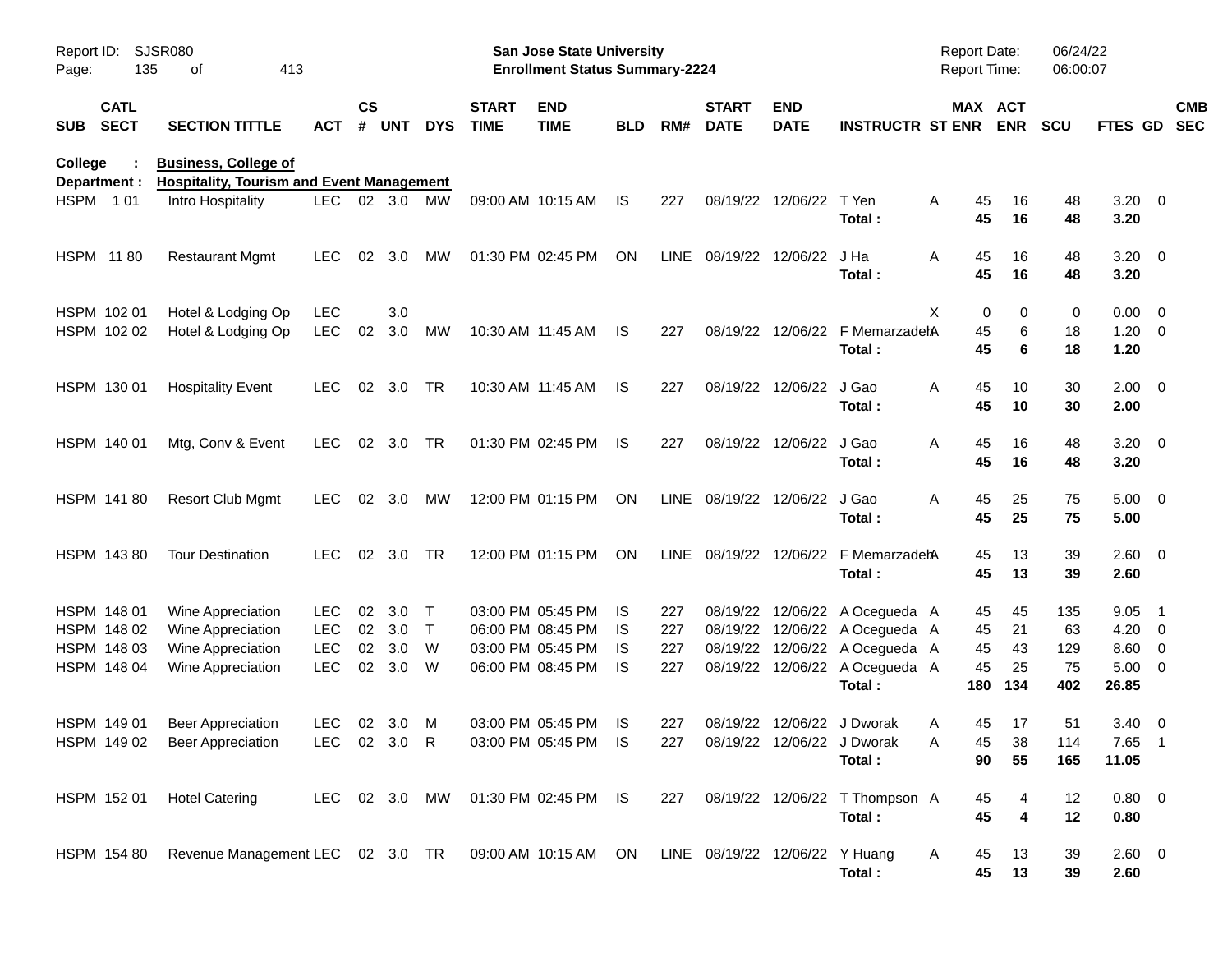Report ID: SJSR080

**San Jose State University**
**Enrollment Status Summary-2224**

Report Date: 06/24/22
Report Time: 06:00:07

**College : Business, College of**
**Department : Hospitality, Tourism and Event Management**

| SUB | CATL SECT | SECTION TITTLE | ACT | CS # | UNT | DYS | START TIME | END TIME | BLD | RM# | START DATE | END DATE | INSTRUCTR | ST | MAX ENR | ACT ENR | SCU | FTES | GD | CMB SEC |
|---|---|---|---|---|---|---|---|---|---|---|---|---|---|---|---|---|---|---|---|---|
| HSPM | 1 01 | Intro Hospitality | LEC | 02 | 3.0 | MW | 09:00 AM | 10:15 AM | IS | 227 | 08/19/22 | 12/06/22 | T Yen | A | 45 | 16 | 48 | 3.20 | 0 | |
| | | | | | | | | | | | | | **Total :** | | **45** | **16** | **48** | **3.20** | | |
| HSPM | 11 80 | Restaurant Mgmt | LEC | 02 | 3.0 | MW | 01:30 PM | 02:45 PM | ON | LINE | 08/19/22 | 12/06/22 | J Ha | A | 45 | 16 | 48 | 3.20 | 0 | |
| | | | | | | | | | | | | | **Total :** | | **45** | **16** | **48** | **3.20** | | |
| HSPM | 102 01 | Hotel & Lodging Op | LEC | | 3.0 | | | | | | | | | X | 0 | 0 | 0 | 0.00 | 0 | |
| HSPM | 102 02 | Hotel & Lodging Op | LEC | 02 | 3.0 | MW | 10:30 AM | 11:45 AM | IS | 227 | 08/19/22 | 12/06/22 | F Memarzadeh | A | 45 | 6 | 18 | 1.20 | 0 | |
| | | | | | | | | | | | | | **Total :** | | **45** | **6** | **18** | **1.20** | | |
| HSPM | 130 01 | Hospitality Event | LEC | 02 | 3.0 | TR | 10:30 AM | 11:45 AM | IS | 227 | 08/19/22 | 12/06/22 | J Gao | A | 45 | 10 | 30 | 2.00 | 0 | |
| | | | | | | | | | | | | | **Total :** | | **45** | **10** | **30** | **2.00** | | |
| HSPM | 140 01 | Mtg, Conv & Event | LEC | 02 | 3.0 | TR | 01:30 PM | 02:45 PM | IS | 227 | 08/19/22 | 12/06/22 | J Gao | A | 45 | 16 | 48 | 3.20 | 0 | |
| | | | | | | | | | | | | | **Total :** | | **45** | **16** | **48** | **3.20** | | |
| HSPM | 141 80 | Resort Club Mgmt | LEC | 02 | 3.0 | MW | 12:00 PM | 01:15 PM | ON | LINE | 08/19/22 | 12/06/22 | J Gao | A | 45 | 25 | 75 | 5.00 | 0 | |
| | | | | | | | | | | | | | **Total :** | | **45** | **25** | **75** | **5.00** | | |
| HSPM | 143 80 | Tour Destination | LEC | 02 | 3.0 | TR | 12:00 PM | 01:15 PM | ON | LINE | 08/19/22 | 12/06/22 | F Memarzadeh | A | 45 | 13 | 39 | 2.60 | 0 | |
| | | | | | | | | | | | | | **Total :** | | **45** | **13** | **39** | **2.60** | | |
| HSPM | 148 01 | Wine Appreciation | LEC | 02 | 3.0 | T | 03:00 PM | 05:45 PM | IS | 227 | 08/19/22 | 12/06/22 | A Ocegueda | A | 45 | 45 | 135 | 9.05 | 1 | |
| HSPM | 148 02 | Wine Appreciation | LEC | 02 | 3.0 | T | 06:00 PM | 08:45 PM | IS | 227 | 08/19/22 | 12/06/22 | A Ocegueda | A | 45 | 21 | 63 | 4.20 | 0 | |
| HSPM | 148 03 | Wine Appreciation | LEC | 02 | 3.0 | W | 03:00 PM | 05:45 PM | IS | 227 | 08/19/22 | 12/06/22 | A Ocegueda | A | 45 | 43 | 129 | 8.60 | 0 | |
| HSPM | 148 04 | Wine Appreciation | LEC | 02 | 3.0 | W | 06:00 PM | 08:45 PM | IS | 227 | 08/19/22 | 12/06/22 | A Ocegueda | A | 45 | 25 | 75 | 5.00 | 0 | |
| | | | | | | | | | | | | | **Total :** | | **180** | **134** | **402** | **26.85** | | |
| HSPM | 149 01 | Beer Appreciation | LEC | 02 | 3.0 | M | 03:00 PM | 05:45 PM | IS | 227 | 08/19/22 | 12/06/22 | J Dworak | A | 45 | 17 | 51 | 3.40 | 0 | |
| HSPM | 149 02 | Beer Appreciation | LEC | 02 | 3.0 | R | 03:00 PM | 05:45 PM | IS | 227 | 08/19/22 | 12/06/22 | J Dworak | A | 45 | 38 | 114 | 7.65 | 1 | |
| | | | | | | | | | | | | | **Total :** | | **90** | **55** | **165** | **11.05** | | |
| HSPM | 152 01 | Hotel Catering | LEC | 02 | 3.0 | MW | 01:30 PM | 02:45 PM | IS | 227 | 08/19/22 | 12/06/22 | T Thompson | A | 45 | 4 | 12 | 0.80 | 0 | |
| | | | | | | | | | | | | | **Total :** | | **45** | **4** | **12** | **0.80** | | |
| HSPM | 154 80 | Revenue Management | LEC | 02 | 3.0 | TR | 09:00 AM | 10:15 AM | ON | LINE | 08/19/22 | 12/06/22 | Y Huang | A | 45 | 13 | 39 | 2.60 | 0 | |
| | | | | | | | | | | | | | **Total :** | | **45** | **13** | **39** | **2.60** | | |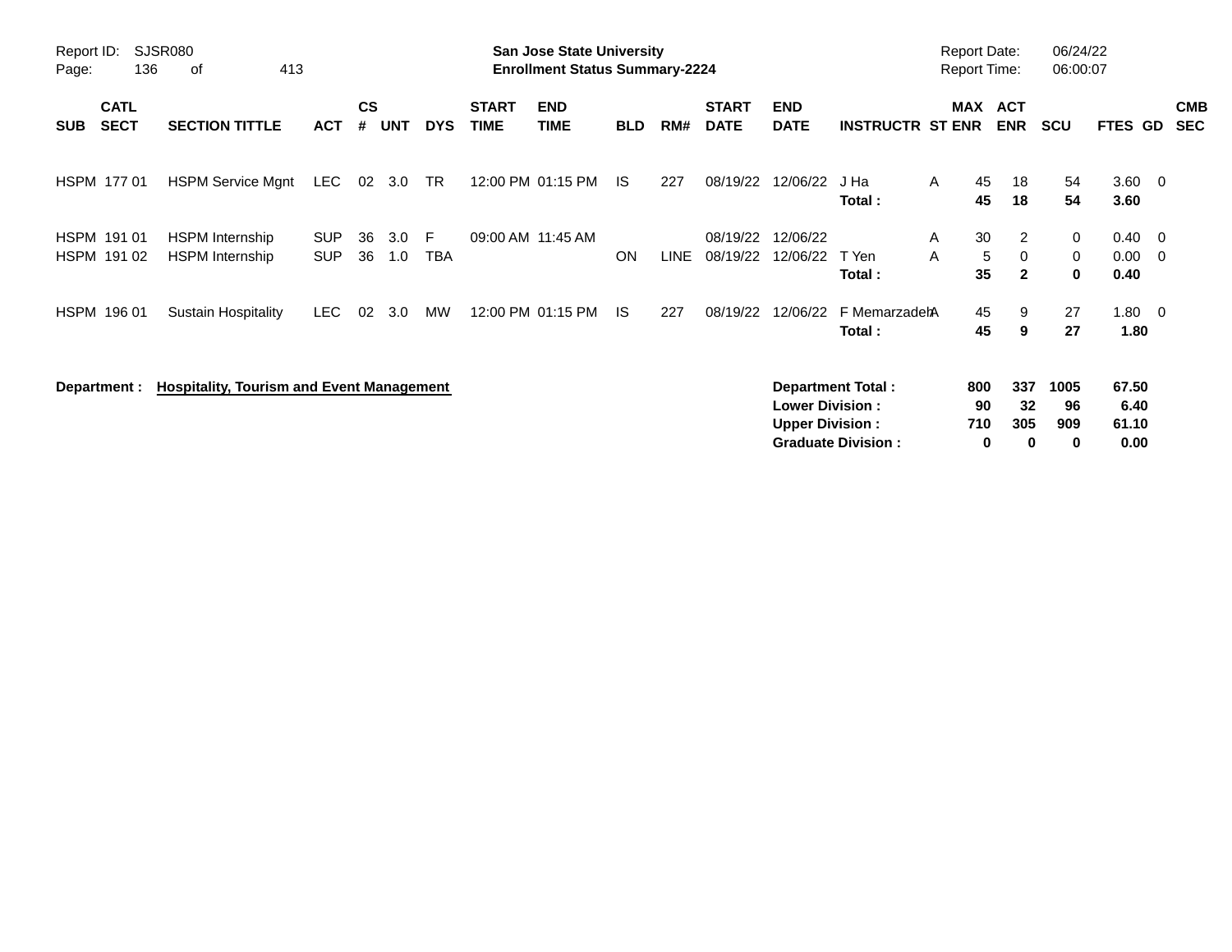**San Jose State University**
**Enrollment Status Summary-2224**

Report ID: SJSR080
Report Date: 06/24/22
Report Time: 06:00:07

| SUB | CATL SECT | SECTION TITTLE | ACT | CS # | UNT | DYS | START TIME | END TIME | BLD | RM# | START DATE | END DATE | INSTRUCTR | ST | MAX ENR | ACT ENR | SCU | FTES | GD | CMB SEC |
|---|---|---|---|---|---|---|---|---|---|---|---|---|---|---|---|---|---|---|---|---|
| HSPM | 177 01 | HSPM Service Mgnt | LEC | 02 | 3.0 | TR | 12:00 PM | 01:15 PM | IS | 227 | 08/19/22 | 12/06/22 | J Ha | A | 45 | 18 | 54 | 3.60 | 0 | |
| | | | | | | | | | | | | | **Total :** | | **45** | **18** | **54** | **3.60** | | |
| HSPM | 191 01 | HSPM Internship | SUP | 36 | 3.0 | F | 09:00 AM | 11:45 AM | | | 08/19/22 | 12/06/22 | | A | 30 | 2 | 0 | 0.40 | 0 | |
| HSPM | 191 02 | HSPM Internship | SUP | 36 | 1.0 | TBA | | | ON | LINE | 08/19/22 | 12/06/22 | T Yen | A | 5 | 0 | 0 | 0.00 | 0 | |
| | | | | | | | | | | | | | **Total :** | | **35** | **2** | **0** | **0.40** | | |
| HSPM | 196 01 | Sustain Hospitality | LEC | 02 | 3.0 | MW | 12:00 PM | 01:15 PM | IS | 227 | 08/19/22 | 12/06/22 | F Memarzadeh | A | 45 | 9 | 27 | 1.80 | 0 | |
| | | | | | | | | | | | | | **Total :** | | **45** | **9** | **27** | **1.80** | | |

**Department :** **Hospitality, Tourism and Event Management**

| | MAX ENR | ACT ENR | SCU | FTES |
|---|---|---|---|---|
| **Department Total :** | **800** | **337** | **1005** | **67.50** |
| **Lower Division :** | **90** | **32** | **96** | **6.40** |
| **Upper Division :** | **710** | **305** | **909** | **61.10** |
| **Graduate Division :** | **0** | **0** | **0** | **0.00** |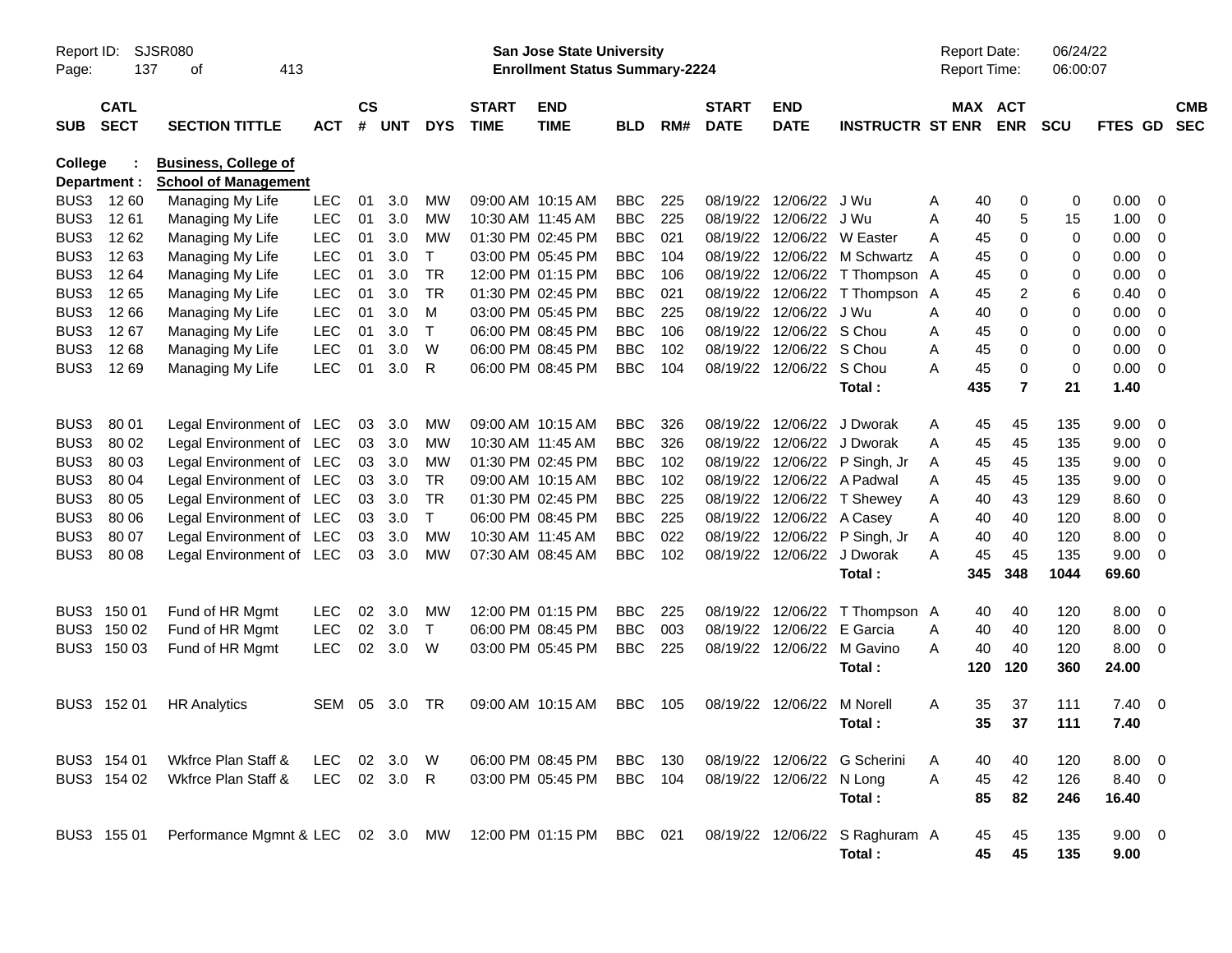Report ID: SJSR080

**San Jose State University**
**Enrollment Status Summary-2224**

Report Date: 06/24/22
Report Time: 06:00:07

**College : Business, College of**
**Department : School of Management**

| SUB | CATL SECT | SECTION TITTLE | ACT | CS # | UNT | DYS | START TIME | END TIME | BLD | RM# | START DATE | END DATE | INSTRUCTR | ST | MAX ENR | ACT ENR | SCU | FTES | GD | CMB SEC |
|---|---|---|---|---|---|---|---|---|---|---|---|---|---|---|---|---|---|---|---|---|
| BUS3 | 12 60 | Managing My Life | LEC | 01 | 3.0 | MW | 09:00 AM | 10:15 AM | BBC | 225 | 08/19/22 | 12/06/22 | J Wu | A | 40 | 0 | 0 | 0.00 | 0 | |
| BUS3 | 12 61 | Managing My Life | LEC | 01 | 3.0 | MW | 10:30 AM | 11:45 AM | BBC | 225 | 08/19/22 | 12/06/22 | J Wu | A | 40 | 5 | 15 | 1.00 | 0 | |
| BUS3 | 12 62 | Managing My Life | LEC | 01 | 3.0 | MW | 01:30 PM | 02:45 PM | BBC | 021 | 08/19/22 | 12/06/22 | W Easter | A | 45 | 0 | 0 | 0.00 | 0 | |
| BUS3 | 12 63 | Managing My Life | LEC | 01 | 3.0 | T | 03:00 PM | 05:45 PM | BBC | 104 | 08/19/22 | 12/06/22 | M Schwartz | A | 45 | 0 | 0 | 0.00 | 0 | |
| BUS3 | 12 64 | Managing My Life | LEC | 01 | 3.0 | TR | 12:00 PM | 01:15 PM | BBC | 106 | 08/19/22 | 12/06/22 | T Thompson | A | 45 | 0 | 0 | 0.00 | 0 | |
| BUS3 | 12 65 | Managing My Life | LEC | 01 | 3.0 | TR | 01:30 PM | 02:45 PM | BBC | 021 | 08/19/22 | 12/06/22 | T Thompson | A | 45 | 2 | 6 | 0.40 | 0 | |
| BUS3 | 12 66 | Managing My Life | LEC | 01 | 3.0 | M | 03:00 PM | 05:45 PM | BBC | 225 | 08/19/22 | 12/06/22 | J Wu | A | 40 | 0 | 0 | 0.00 | 0 | |
| BUS3 | 12 67 | Managing My Life | LEC | 01 | 3.0 | T | 06:00 PM | 08:45 PM | BBC | 106 | 08/19/22 | 12/06/22 | S Chou | A | 45 | 0 | 0 | 0.00 | 0 | |
| BUS3 | 12 68 | Managing My Life | LEC | 01 | 3.0 | W | 06:00 PM | 08:45 PM | BBC | 102 | 08/19/22 | 12/06/22 | S Chou | A | 45 | 0 | 0 | 0.00 | 0 | |
| BUS3 | 12 69 | Managing My Life | LEC | 01 | 3.0 | R | 06:00 PM | 08:45 PM | BBC | 104 | 08/19/22 | 12/06/22 | S Chou | A | 45 | 0 | 0 | 0.00 | 0 | |
| | | | | | | | | | | | | | **Total :** | | **435** | **7** | **21** | **1.40** | | |
| BUS3 | 80 01 | Legal Environment of | LEC | 03 | 3.0 | MW | 09:00 AM | 10:15 AM | BBC | 326 | 08/19/22 | 12/06/22 | J Dworak | A | 45 | 45 | 135 | 9.00 | 0 | |
| BUS3 | 80 02 | Legal Environment of | LEC | 03 | 3.0 | MW | 10:30 AM | 11:45 AM | BBC | 326 | 08/19/22 | 12/06/22 | J Dworak | A | 45 | 45 | 135 | 9.00 | 0 | |
| BUS3 | 80 03 | Legal Environment of | LEC | 03 | 3.0 | MW | 01:30 PM | 02:45 PM | BBC | 102 | 08/19/22 | 12/06/22 | P Singh, Jr | A | 45 | 45 | 135 | 9.00 | 0 | |
| BUS3 | 80 04 | Legal Environment of | LEC | 03 | 3.0 | TR | 09:00 AM | 10:15 AM | BBC | 102 | 08/19/22 | 12/06/22 | A Padwal | A | 45 | 45 | 135 | 9.00 | 0 | |
| BUS3 | 80 05 | Legal Environment of | LEC | 03 | 3.0 | TR | 01:30 PM | 02:45 PM | BBC | 225 | 08/19/22 | 12/06/22 | T Shewey | A | 40 | 43 | 129 | 8.60 | 0 | |
| BUS3 | 80 06 | Legal Environment of | LEC | 03 | 3.0 | T | 06:00 PM | 08:45 PM | BBC | 225 | 08/19/22 | 12/06/22 | A Casey | A | 40 | 40 | 120 | 8.00 | 0 | |
| BUS3 | 80 07 | Legal Environment of | LEC | 03 | 3.0 | MW | 10:30 AM | 11:45 AM | BBC | 022 | 08/19/22 | 12/06/22 | P Singh, Jr | A | 40 | 40 | 120 | 8.00 | 0 | |
| BUS3 | 80 08 | Legal Environment of | LEC | 03 | 3.0 | MW | 07:30 AM | 08:45 AM | BBC | 102 | 08/19/22 | 12/06/22 | J Dworak | A | 45 | 45 | 135 | 9.00 | 0 | |
| | | | | | | | | | | | | | **Total :** | | **345** | **348** | **1044** | **69.60** | | |
| BUS3 | 150 01 | Fund of HR Mgmt | LEC | 02 | 3.0 | MW | 12:00 PM | 01:15 PM | BBC | 225 | 08/19/22 | 12/06/22 | T Thompson | A | 40 | 40 | 120 | 8.00 | 0 | |
| BUS3 | 150 02 | Fund of HR Mgmt | LEC | 02 | 3.0 | T | 06:00 PM | 08:45 PM | BBC | 003 | 08/19/22 | 12/06/22 | E Garcia | A | 40 | 40 | 120 | 8.00 | 0 | |
| BUS3 | 150 03 | Fund of HR Mgmt | LEC | 02 | 3.0 | W | 03:00 PM | 05:45 PM | BBC | 225 | 08/19/22 | 12/06/22 | M Gavino | A | 40 | 40 | 120 | 8.00 | 0 | |
| | | | | | | | | | | | | | **Total :** | | **120** | **120** | **360** | **24.00** | | |
| BUS3 | 152 01 | HR Analytics | SEM | 05 | 3.0 | TR | 09:00 AM | 10:15 AM | BBC | 105 | 08/19/22 | 12/06/22 | M Norell | A | 35 | 37 | 111 | 7.40 | 0 | |
| | | | | | | | | | | | | | **Total :** | | **35** | **37** | **111** | **7.40** | | |
| BUS3 | 154 01 | Wkfrce Plan Staff & | LEC | 02 | 3.0 | W | 06:00 PM | 08:45 PM | BBC | 130 | 08/19/22 | 12/06/22 | G Scherini | A | 40 | 40 | 120 | 8.00 | 0 | |
| BUS3 | 154 02 | Wkfrce Plan Staff & | LEC | 02 | 3.0 | R | 03:00 PM | 05:45 PM | BBC | 104 | 08/19/22 | 12/06/22 | N Long | A | 45 | 42 | 126 | 8.40 | 0 | |
| | | | | | | | | | | | | | **Total :** | | **85** | **82** | **246** | **16.40** | | |
| BUS3 | 155 01 | Performance Mgmnt & | LEC | 02 | 3.0 | MW | 12:00 PM | 01:15 PM | BBC | 021 | 08/19/22 | 12/06/22 | S Raghuram | A | 45 | 45 | 135 | 9.00 | 0 | |
| | | | | | | | | | | | | | **Total :** | | **45** | **45** | **135** | **9.00** | | |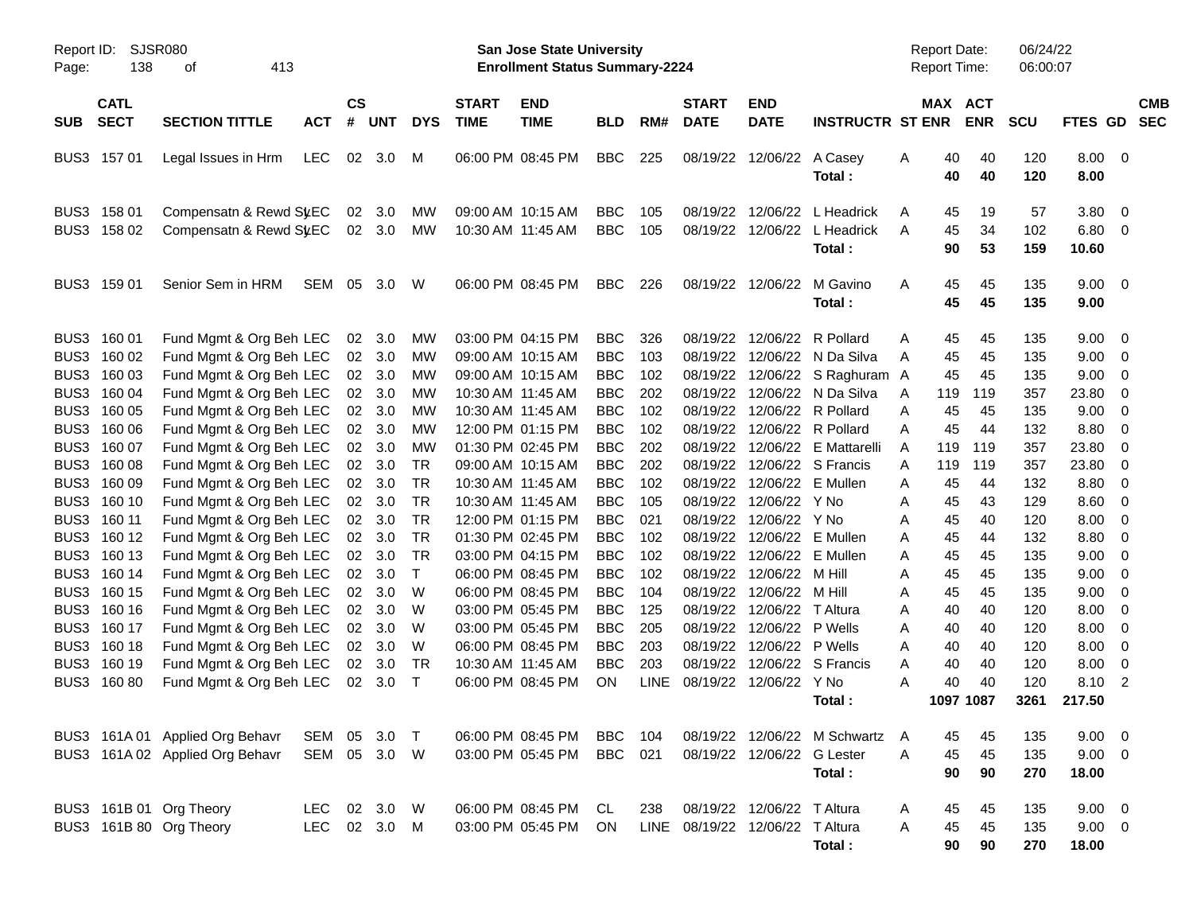Report ID: SJSR080

**San Jose State University**
**Enrollment Status Summary-2224**

Report Date: 06/24/22
Report Time: 06:00:07

| SUB | CATL SECT | SECTION TITTLE | ACT | CS # | UNT | DYS | START TIME | END TIME | BLD | RM# | START DATE | END DATE | INSTRUCTR | ST | MAX ENR | ACT ENR | SCU | FTES | GD | CMB SEC |
|---|---|---|---|---|---|---|---|---|---|---|---|---|---|---|---|---|---|---|---|---|
| BUS3 | 157 01 | Legal Issues in Hrm | LEC | 02 | 3.0 | M | 06:00 PM | 08:45 PM | BBC | 225 | 08/19/22 | 12/06/22 | A Casey | A | 40 | 40 | 120 | 8.00 | 0 | |
| | | | | | | | | | | | | | **Total :** | | **40** | **40** | **120** | **8.00** | | |
| BUS3 | 158 01 | Compensatn & Rewd Sy | LEC | 02 | 3.0 | MW | 09:00 AM | 10:15 AM | BBC | 105 | 08/19/22 | 12/06/22 | L Headrick | A | 45 | 19 | 57 | 3.80 | 0 | |
| BUS3 | 158 02 | Compensatn & Rewd Sy | LEC | 02 | 3.0 | MW | 10:30 AM | 11:45 AM | BBC | 105 | 08/19/22 | 12/06/22 | L Headrick | A | 45 | 34 | 102 | 6.80 | 0 | |
| | | | | | | | | | | | | | **Total :** | | **90** | **53** | **159** | **10.60** | | |
| BUS3 | 159 01 | Senior Sem in HRM | SEM | 05 | 3.0 | W | 06:00 PM | 08:45 PM | BBC | 226 | 08/19/22 | 12/06/22 | M Gavino | A | 45 | 45 | 135 | 9.00 | 0 | |
| | | | | | | | | | | | | | **Total :** | | **45** | **45** | **135** | **9.00** | | |
| BUS3 | 160 01 | Fund Mgmt & Org Beh | LEC | 02 | 3.0 | MW | 03:00 PM | 04:15 PM | BBC | 326 | 08/19/22 | 12/06/22 | R Pollard | A | 45 | 45 | 135 | 9.00 | 0 | |
| BUS3 | 160 02 | Fund Mgmt & Org Beh | LEC | 02 | 3.0 | MW | 09:00 AM | 10:15 AM | BBC | 103 | 08/19/22 | 12/06/22 | N Da Silva | A | 45 | 45 | 135 | 9.00 | 0 | |
| BUS3 | 160 03 | Fund Mgmt & Org Beh | LEC | 02 | 3.0 | MW | 09:00 AM | 10:15 AM | BBC | 102 | 08/19/22 | 12/06/22 | S Raghuram | A | 45 | 45 | 135 | 9.00 | 0 | |
| BUS3 | 160 04 | Fund Mgmt & Org Beh | LEC | 02 | 3.0 | MW | 10:30 AM | 11:45 AM | BBC | 202 | 08/19/22 | 12/06/22 | N Da Silva | A | 119 | 119 | 357 | 23.80 | 0 | |
| BUS3 | 160 05 | Fund Mgmt & Org Beh | LEC | 02 | 3.0 | MW | 10:30 AM | 11:45 AM | BBC | 102 | 08/19/22 | 12/06/22 | R Pollard | A | 45 | 45 | 135 | 9.00 | 0 | |
| BUS3 | 160 06 | Fund Mgmt & Org Beh | LEC | 02 | 3.0 | MW | 12:00 PM | 01:15 PM | BBC | 102 | 08/19/22 | 12/06/22 | R Pollard | A | 45 | 44 | 132 | 8.80 | 0 | |
| BUS3 | 160 07 | Fund Mgmt & Org Beh | LEC | 02 | 3.0 | MW | 01:30 PM | 02:45 PM | BBC | 202 | 08/19/22 | 12/06/22 | E Mattarelli | A | 119 | 119 | 357 | 23.80 | 0 | |
| BUS3 | 160 08 | Fund Mgmt & Org Beh | LEC | 02 | 3.0 | TR | 09:00 AM | 10:15 AM | BBC | 202 | 08/19/22 | 12/06/22 | S Francis | A | 119 | 119 | 357 | 23.80 | 0 | |
| BUS3 | 160 09 | Fund Mgmt & Org Beh | LEC | 02 | 3.0 | TR | 10:30 AM | 11:45 AM | BBC | 102 | 08/19/22 | 12/06/22 | E Mullen | A | 45 | 44 | 132 | 8.80 | 0 | |
| BUS3 | 160 10 | Fund Mgmt & Org Beh | LEC | 02 | 3.0 | TR | 10:30 AM | 11:45 AM | BBC | 105 | 08/19/22 | 12/06/22 | Y No | A | 45 | 43 | 129 | 8.60 | 0 | |
| BUS3 | 160 11 | Fund Mgmt & Org Beh | LEC | 02 | 3.0 | TR | 12:00 PM | 01:15 PM | BBC | 021 | 08/19/22 | 12/06/22 | Y No | A | 45 | 40 | 120 | 8.00 | 0 | |
| BUS3 | 160 12 | Fund Mgmt & Org Beh | LEC | 02 | 3.0 | TR | 01:30 PM | 02:45 PM | BBC | 102 | 08/19/22 | 12/06/22 | E Mullen | A | 45 | 44 | 132 | 8.80 | 0 | |
| BUS3 | 160 13 | Fund Mgmt & Org Beh | LEC | 02 | 3.0 | TR | 03:00 PM | 04:15 PM | BBC | 102 | 08/19/22 | 12/06/22 | E Mullen | A | 45 | 45 | 135 | 9.00 | 0 | |
| BUS3 | 160 14 | Fund Mgmt & Org Beh | LEC | 02 | 3.0 | T | 06:00 PM | 08:45 PM | BBC | 102 | 08/19/22 | 12/06/22 | M Hill | A | 45 | 45 | 135 | 9.00 | 0 | |
| BUS3 | 160 15 | Fund Mgmt & Org Beh | LEC | 02 | 3.0 | W | 06:00 PM | 08:45 PM | BBC | 104 | 08/19/22 | 12/06/22 | M Hill | A | 45 | 45 | 135 | 9.00 | 0 | |
| BUS3 | 160 16 | Fund Mgmt & Org Beh | LEC | 02 | 3.0 | W | 03:00 PM | 05:45 PM | BBC | 125 | 08/19/22 | 12/06/22 | T Altura | A | 40 | 40 | 120 | 8.00 | 0 | |
| BUS3 | 160 17 | Fund Mgmt & Org Beh | LEC | 02 | 3.0 | W | 03:00 PM | 05:45 PM | BBC | 205 | 08/19/22 | 12/06/22 | P Wells | A | 40 | 40 | 120 | 8.00 | 0 | |
| BUS3 | 160 18 | Fund Mgmt & Org Beh | LEC | 02 | 3.0 | W | 06:00 PM | 08:45 PM | BBC | 203 | 08/19/22 | 12/06/22 | P Wells | A | 40 | 40 | 120 | 8.00 | 0 | |
| BUS3 | 160 19 | Fund Mgmt & Org Beh | LEC | 02 | 3.0 | TR | 10:30 AM | 11:45 AM | BBC | 203 | 08/19/22 | 12/06/22 | S Francis | A | 40 | 40 | 120 | 8.00 | 0 | |
| BUS3 | 160 80 | Fund Mgmt & Org Beh | LEC | 02 | 3.0 | T | 06:00 PM | 08:45 PM | ON | LINE | 08/19/22 | 12/06/22 | Y No | A | 40 | 40 | 120 | 8.10 | 2 | |
| | | | | | | | | | | | | | **Total :** | | **1097** | **1087** | **3261** | **217.50** | | |
| BUS3 | 161A 01 | Applied Org Behavr | SEM | 05 | 3.0 | T | 06:00 PM | 08:45 PM | BBC | 104 | 08/19/22 | 12/06/22 | M Schwartz | A | 45 | 45 | 135 | 9.00 | 0 | |
| BUS3 | 161A 02 | Applied Org Behavr | SEM | 05 | 3.0 | W | 03:00 PM | 05:45 PM | BBC | 021 | 08/19/22 | 12/06/22 | G Lester | A | 45 | 45 | 135 | 9.00 | 0 | |
| | | | | | | | | | | | | | **Total :** | | **90** | **90** | **270** | **18.00** | | |
| BUS3 | 161B 01 | Org Theory | LEC | 02 | 3.0 | W | 06:00 PM | 08:45 PM | CL | 238 | 08/19/22 | 12/06/22 | T Altura | A | 45 | 45 | 135 | 9.00 | 0 | |
| BUS3 | 161B 80 | Org Theory | LEC | 02 | 3.0 | M | 03:00 PM | 05:45 PM | ON | LINE | 08/19/22 | 12/06/22 | T Altura | A | 45 | 45 | 135 | 9.00 | 0 | |
| | | | | | | | | | | | | | **Total :** | | **90** | **90** | **270** | **18.00** | | |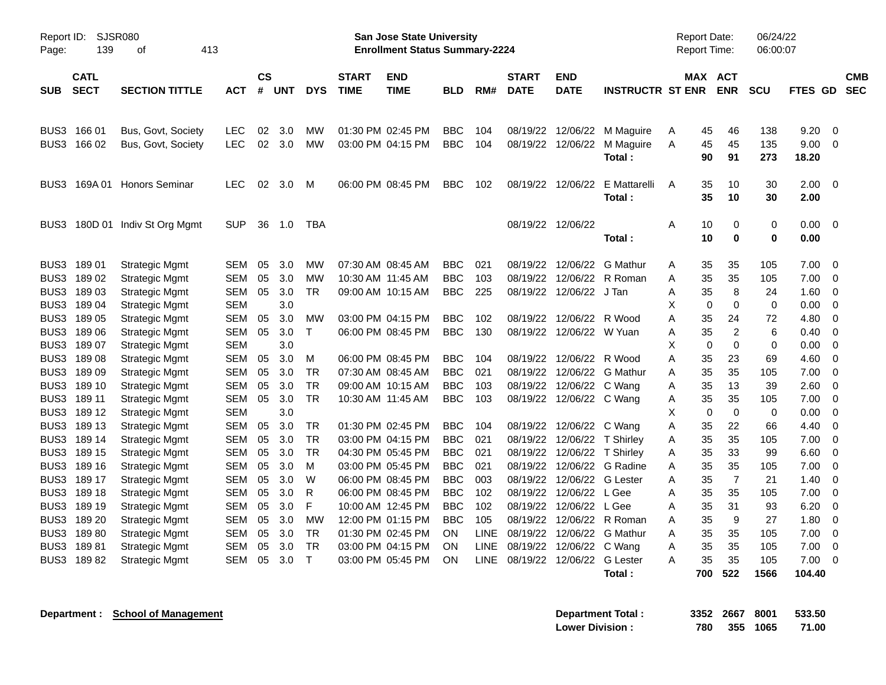Report ID: SJSR080
San Jose State University
Enrollment Status Summary-2224
Report Date: 06/24/22
Report Time: 06:00:07

| SUB | CATL SECT | SECTION TITTLE | ACT | CS # | UNT | DYS | START TIME | END TIME | BLD | RM# | START DATE | END DATE | INSTRUCTR | ST | MAX ENR | ACT ENR | SCU | FTES | GD | CMB SEC |
|---|---|---|---|---|---|---|---|---|---|---|---|---|---|---|---|---|---|---|---|---|
| BUS3 | 166 01 | Bus, Govt, Society | LEC | 02 | 3.0 | MW | 01:30 PM | 02:45 PM | BBC | 104 | 08/19/22 | 12/06/22 | M Maguire | A | 45 | 46 | 138 | 9.20 | 0 | |
| BUS3 | 166 02 | Bus, Govt, Society | LEC | 02 | 3.0 | MW | 03:00 PM | 04:15 PM | BBC | 104 | 08/19/22 | 12/06/22 | M Maguire | A | 45 | 45 | 135 | 9.00 | 0 | |
| | | | | | | | | | | | | | **Total :** | | **90** | **91** | **273** | **18.20** | | |
| BUS3 | 169A 01 | Honors Seminar | LEC | 02 | 3.0 | M | 06:00 PM | 08:45 PM | BBC | 102 | 08/19/22 | 12/06/22 | E Mattarelli | A | 35 | 10 | 30 | 2.00 | 0 | |
| | | | | | | | | | | | | | **Total :** | | **35** | **10** | **30** | **2.00** | | |
| BUS3 | 180D 01 | Indiv St Org Mgmt | SUP | 36 | 1.0 | TBA | | | | | 08/19/22 | 12/06/22 | | A | 10 | 0 | 0 | 0.00 | 0 | |
| | | | | | | | | | | | | | **Total :** | | **10** | **0** | **0** | **0.00** | | |
| BUS3 | 189 01 | Strategic Mgmt | SEM | 05 | 3.0 | MW | 07:30 AM | 08:45 AM | BBC | 021 | 08/19/22 | 12/06/22 | G Mathur | A | 35 | 35 | 105 | 7.00 | 0 | |
| BUS3 | 189 02 | Strategic Mgmt | SEM | 05 | 3.0 | MW | 10:30 AM | 11:45 AM | BBC | 103 | 08/19/22 | 12/06/22 | R Roman | A | 35 | 35 | 105 | 7.00 | 0 | |
| BUS3 | 189 03 | Strategic Mgmt | SEM | 05 | 3.0 | TR | 09:00 AM | 10:15 AM | BBC | 225 | 08/19/22 | 12/06/22 | J Tan | A | 35 | 8 | 24 | 1.60 | 0 | |
| BUS3 | 189 04 | Strategic Mgmt | SEM | | 3.0 | | | | | | | | | X | 0 | 0 | 0 | 0.00 | 0 | |
| BUS3 | 189 05 | Strategic Mgmt | SEM | 05 | 3.0 | MW | 03:00 PM | 04:15 PM | BBC | 102 | 08/19/22 | 12/06/22 | R Wood | A | 35 | 24 | 72 | 4.80 | 0 | |
| BUS3 | 189 06 | Strategic Mgmt | SEM | 05 | 3.0 | T | 06:00 PM | 08:45 PM | BBC | 130 | 08/19/22 | 12/06/22 | W Yuan | A | 35 | 2 | 6 | 0.40 | 0 | |
| BUS3 | 189 07 | Strategic Mgmt | SEM | | 3.0 | | | | | | | | | X | 0 | 0 | 0 | 0.00 | 0 | |
| BUS3 | 189 08 | Strategic Mgmt | SEM | 05 | 3.0 | M | 06:00 PM | 08:45 PM | BBC | 104 | 08/19/22 | 12/06/22 | R Wood | A | 35 | 23 | 69 | 4.60 | 0 | |
| BUS3 | 189 09 | Strategic Mgmt | SEM | 05 | 3.0 | TR | 07:30 AM | 08:45 AM | BBC | 021 | 08/19/22 | 12/06/22 | G Mathur | A | 35 | 35 | 105 | 7.00 | 0 | |
| BUS3 | 189 10 | Strategic Mgmt | SEM | 05 | 3.0 | TR | 09:00 AM | 10:15 AM | BBC | 103 | 08/19/22 | 12/06/22 | C Wang | A | 35 | 13 | 39 | 2.60 | 0 | |
| BUS3 | 189 11 | Strategic Mgmt | SEM | 05 | 3.0 | TR | 10:30 AM | 11:45 AM | BBC | 103 | 08/19/22 | 12/06/22 | C Wang | A | 35 | 35 | 105 | 7.00 | 0 | |
| BUS3 | 189 12 | Strategic Mgmt | SEM | | 3.0 | | | | | | | | | X | 0 | 0 | 0 | 0.00 | 0 | |
| BUS3 | 189 13 | Strategic Mgmt | SEM | 05 | 3.0 | TR | 01:30 PM | 02:45 PM | BBC | 104 | 08/19/22 | 12/06/22 | C Wang | A | 35 | 22 | 66 | 4.40 | 0 | |
| BUS3 | 189 14 | Strategic Mgmt | SEM | 05 | 3.0 | TR | 03:00 PM | 04:15 PM | BBC | 021 | 08/19/22 | 12/06/22 | T Shirley | A | 35 | 35 | 105 | 7.00 | 0 | |
| BUS3 | 189 15 | Strategic Mgmt | SEM | 05 | 3.0 | TR | 04:30 PM | 05:45 PM | BBC | 021 | 08/19/22 | 12/06/22 | T Shirley | A | 35 | 33 | 99 | 6.60 | 0 | |
| BUS3 | 189 16 | Strategic Mgmt | SEM | 05 | 3.0 | M | 03:00 PM | 05:45 PM | BBC | 021 | 08/19/22 | 12/06/22 | G Radine | A | 35 | 35 | 105 | 7.00 | 0 | |
| BUS3 | 189 17 | Strategic Mgmt | SEM | 05 | 3.0 | W | 06:00 PM | 08:45 PM | BBC | 003 | 08/19/22 | 12/06/22 | G Lester | A | 35 | 7 | 21 | 1.40 | 0 | |
| BUS3 | 189 18 | Strategic Mgmt | SEM | 05 | 3.0 | R | 06:00 PM | 08:45 PM | BBC | 102 | 08/19/22 | 12/06/22 | L Gee | A | 35 | 35 | 105 | 7.00 | 0 | |
| BUS3 | 189 19 | Strategic Mgmt | SEM | 05 | 3.0 | F | 10:00 AM | 12:45 PM | BBC | 102 | 08/19/22 | 12/06/22 | L Gee | A | 35 | 31 | 93 | 6.20 | 0 | |
| BUS3 | 189 20 | Strategic Mgmt | SEM | 05 | 3.0 | MW | 12:00 PM | 01:15 PM | BBC | 105 | 08/19/22 | 12/06/22 | R Roman | A | 35 | 9 | 27 | 1.80 | 0 | |
| BUS3 | 189 80 | Strategic Mgmt | SEM | 05 | 3.0 | TR | 01:30 PM | 02:45 PM | ON | LINE | 08/19/22 | 12/06/22 | G Mathur | A | 35 | 35 | 105 | 7.00 | 0 | |
| BUS3 | 189 81 | Strategic Mgmt | SEM | 05 | 3.0 | TR | 03:00 PM | 04:15 PM | ON | LINE | 08/19/22 | 12/06/22 | C Wang | A | 35 | 35 | 105 | 7.00 | 0 | |
| BUS3 | 189 82 | Strategic Mgmt | SEM | 05 | 3.0 | T | 03:00 PM | 05:45 PM | ON | LINE | 08/19/22 | 12/06/22 | G Lester | A | 35 | 35 | 105 | 7.00 | 0 | |
| | | | | | | | | | | | | | **Total :** | | **700** | **522** | **1566** | **104.40** | | |

**Department : School of Management**

| | MAX ENR | ACT ENR | SCU | FTES |
|---|---|---|---|---|
| **Department Total :** | **3352** | **2667** | **8001** | **533.50** |
| **Lower Division :** | **780** | **355** | **1065** | **71.00** |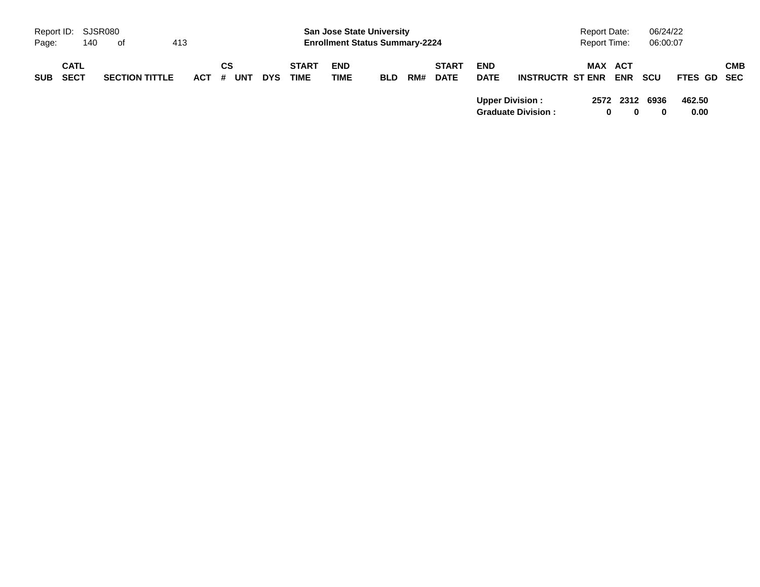| SUB | CATL SECT | SECTION TITTLE | ACT | CS # | UNT | DYS | START TIME | END TIME | BLD | RM# | START DATE | END DATE | INSTRUCTR | ST | MAX ENR | ACT ENR | SCU | FTES | GD | CMB SEC |
|---|---|---|---|---|---|---|---|---|---|---|---|---|---|---|---|---|---|---|---|---|
| | | | | | | | | | | | | **Upper Division :** | | | **2572** | **2312** | **6936** | **462.50** | | |
| | | | | | | | | | | | | **Graduate Division :** | | | **0** | **0** | **0** | **0.00** | | |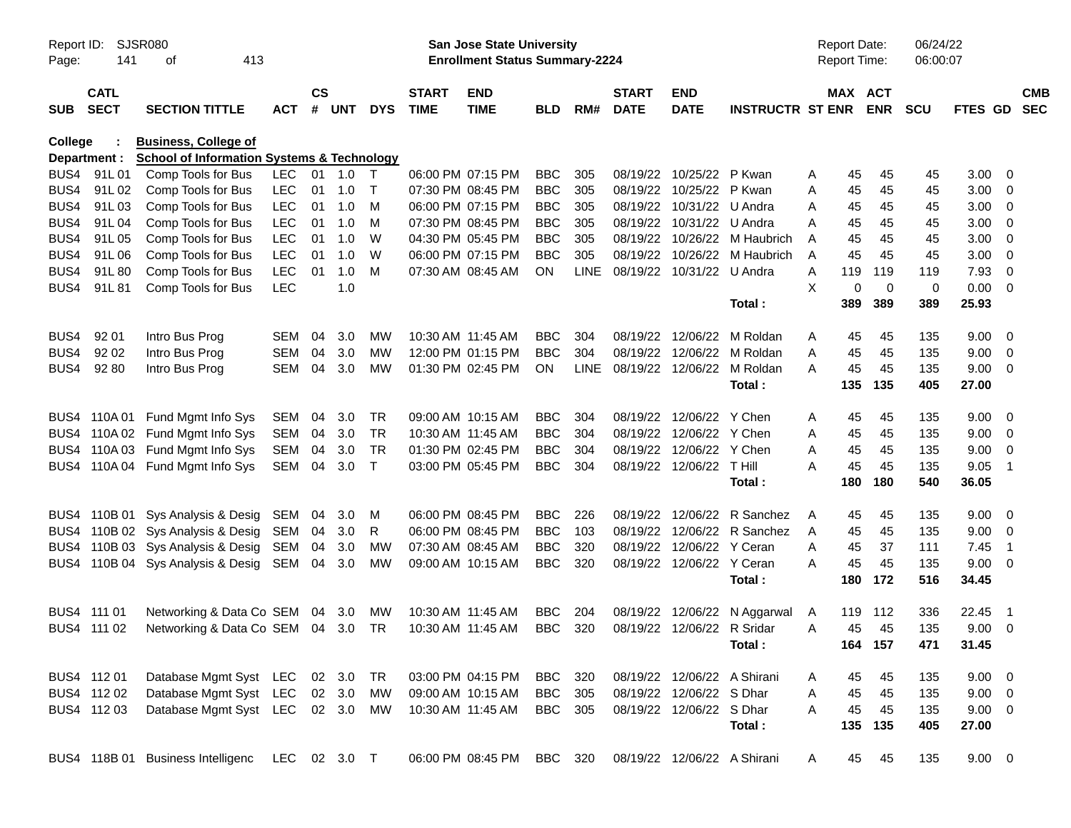Report ID: SJSR080
**San Jose State University**
**Enrollment Status Summary-2224**
Report Date: 06/24/22
Report Time: 06:00:07

**College : Business, College of**
**Department : School of Information Systems & Technology**

| SUB | CATL SECT | SECTION TITTLE | ACT | CS # | UNT | DYS | START TIME | END TIME | BLD | RM# | START DATE | END DATE | INSTRUCTR | ST | MAX ENR | ACT ENR | SCU | FTES | GD | CMB SEC |
|---|---|---|---|---|---|---|---|---|---|---|---|---|---|---|---|---|---|---|---|---|
| BUS4 | 91L 01 | Comp Tools for Bus | LEC | 01 | 1.0 | T | 06:00 PM | 07:15 PM | BBC | 305 | 08/19/22 | 10/25/22 | P Kwan | A | 45 | 45 | 45 | 3.00 | 0 | |
| BUS4 | 91L 02 | Comp Tools for Bus | LEC | 01 | 1.0 | T | 07:30 PM | 08:45 PM | BBC | 305 | 08/19/22 | 10/25/22 | P Kwan | A | 45 | 45 | 45 | 3.00 | 0 | |
| BUS4 | 91L 03 | Comp Tools for Bus | LEC | 01 | 1.0 | M | 06:00 PM | 07:15 PM | BBC | 305 | 08/19/22 | 10/31/22 | U Andra | A | 45 | 45 | 45 | 3.00 | 0 | |
| BUS4 | 91L 04 | Comp Tools for Bus | LEC | 01 | 1.0 | M | 07:30 PM | 08:45 PM | BBC | 305 | 08/19/22 | 10/31/22 | U Andra | A | 45 | 45 | 45 | 3.00 | 0 | |
| BUS4 | 91L 05 | Comp Tools for Bus | LEC | 01 | 1.0 | W | 04:30 PM | 05:45 PM | BBC | 305 | 08/19/22 | 10/26/22 | M Haubrich | A | 45 | 45 | 45 | 3.00 | 0 | |
| BUS4 | 91L 06 | Comp Tools for Bus | LEC | 01 | 1.0 | W | 06:00 PM | 07:15 PM | BBC | 305 | 08/19/22 | 10/26/22 | M Haubrich | A | 45 | 45 | 45 | 3.00 | 0 | |
| BUS4 | 91L 80 | Comp Tools for Bus | LEC | 01 | 1.0 | M | 07:30 AM | 08:45 AM | ON | LINE | 08/19/22 | 10/31/22 | U Andra | A | 119 | 119 | 119 | 7.93 | 0 | |
| BUS4 | 91L 81 | Comp Tools for Bus | LEC | | 1.0 | | | | | | | | | X | 0 | 0 | 0 | 0.00 | 0 | |
| | | | | | | | | | | | | | **Total :** | | **389** | **389** | **389** | **25.93** | | |
| BUS4 | 92 01 | Intro Bus Prog | SEM | 04 | 3.0 | MW | 10:30 AM | 11:45 AM | BBC | 304 | 08/19/22 | 12/06/22 | M Roldan | A | 45 | 45 | 135 | 9.00 | 0 | |
| BUS4 | 92 02 | Intro Bus Prog | SEM | 04 | 3.0 | MW | 12:00 PM | 01:15 PM | BBC | 304 | 08/19/22 | 12/06/22 | M Roldan | A | 45 | 45 | 135 | 9.00 | 0 | |
| BUS4 | 92 80 | Intro Bus Prog | SEM | 04 | 3.0 | MW | 01:30 PM | 02:45 PM | ON | LINE | 08/19/22 | 12/06/22 | M Roldan | A | 45 | 45 | 135 | 9.00 | 0 | |
| | | | | | | | | | | | | | **Total :** | | **135** | **135** | **405** | **27.00** | | |
| BUS4 | 110A 01 | Fund Mgmt Info Sys | SEM | 04 | 3.0 | TR | 09:00 AM | 10:15 AM | BBC | 304 | 08/19/22 | 12/06/22 | Y Chen | A | 45 | 45 | 135 | 9.00 | 0 | |
| BUS4 | 110A 02 | Fund Mgmt Info Sys | SEM | 04 | 3.0 | TR | 10:30 AM | 11:45 AM | BBC | 304 | 08/19/22 | 12/06/22 | Y Chen | A | 45 | 45 | 135 | 9.00 | 0 | |
| BUS4 | 110A 03 | Fund Mgmt Info Sys | SEM | 04 | 3.0 | TR | 01:30 PM | 02:45 PM | BBC | 304 | 08/19/22 | 12/06/22 | Y Chen | A | 45 | 45 | 135 | 9.00 | 0 | |
| BUS4 | 110A 04 | Fund Mgmt Info Sys | SEM | 04 | 3.0 | T | 03:00 PM | 05:45 PM | BBC | 304 | 08/19/22 | 12/06/22 | T Hill | A | 45 | 45 | 135 | 9.05 | 1 | |
| | | | | | | | | | | | | | **Total :** | | **180** | **180** | **540** | **36.05** | | |
| BUS4 | 110B 01 | Sys Analysis & Desig | SEM | 04 | 3.0 | M | 06:00 PM | 08:45 PM | BBC | 226 | 08/19/22 | 12/06/22 | R Sanchez | A | 45 | 45 | 135 | 9.00 | 0 | |
| BUS4 | 110B 02 | Sys Analysis & Desig | SEM | 04 | 3.0 | R | 06:00 PM | 08:45 PM | BBC | 103 | 08/19/22 | 12/06/22 | R Sanchez | A | 45 | 45 | 135 | 9.00 | 0 | |
| BUS4 | 110B 03 | Sys Analysis & Desig | SEM | 04 | 3.0 | MW | 07:30 AM | 08:45 AM | BBC | 320 | 08/19/22 | 12/06/22 | Y Ceran | A | 45 | 37 | 111 | 7.45 | 1 | |
| BUS4 | 110B 04 | Sys Analysis & Desig | SEM | 04 | 3.0 | MW | 09:00 AM | 10:15 AM | BBC | 320 | 08/19/22 | 12/06/22 | Y Ceran | A | 45 | 45 | 135 | 9.00 | 0 | |
| | | | | | | | | | | | | | **Total :** | | **180** | **172** | **516** | **34.45** | | |
| BUS4 | 111 01 | Networking & Data Co | SEM | 04 | 3.0 | MW | 10:30 AM | 11:45 AM | BBC | 204 | 08/19/22 | 12/06/22 | N Aggarwal | A | 119 | 112 | 336 | 22.45 | 1 | |
| BUS4 | 111 02 | Networking & Data Co | SEM | 04 | 3.0 | TR | 10:30 AM | 11:45 AM | BBC | 320 | 08/19/22 | 12/06/22 | R Sridar | A | 45 | 45 | 135 | 9.00 | 0 | |
| | | | | | | | | | | | | | **Total :** | | **164** | **157** | **471** | **31.45** | | |
| BUS4 | 112 01 | Database Mgmt Syst | LEC | 02 | 3.0 | TR | 03:00 PM | 04:15 PM | BBC | 320 | 08/19/22 | 12/06/22 | A Shirani | A | 45 | 45 | 135 | 9.00 | 0 | |
| BUS4 | 112 02 | Database Mgmt Syst | LEC | 02 | 3.0 | MW | 09:00 AM | 10:15 AM | BBC | 305 | 08/19/22 | 12/06/22 | S Dhar | A | 45 | 45 | 135 | 9.00 | 0 | |
| BUS4 | 112 03 | Database Mgmt Syst | LEC | 02 | 3.0 | MW | 10:30 AM | 11:45 AM | BBC | 305 | 08/19/22 | 12/06/22 | S Dhar | A | 45 | 45 | 135 | 9.00 | 0 | |
| | | | | | | | | | | | | | **Total :** | | **135** | **135** | **405** | **27.00** | | |
| BUS4 | 118B 01 | Business Intelligenc | LEC | 02 | 3.0 | T | 06:00 PM | 08:45 PM | BBC | 320 | 08/19/22 | 12/06/22 | A Shirani | A | 45 | 45 | 135 | 9.00 | 0 | |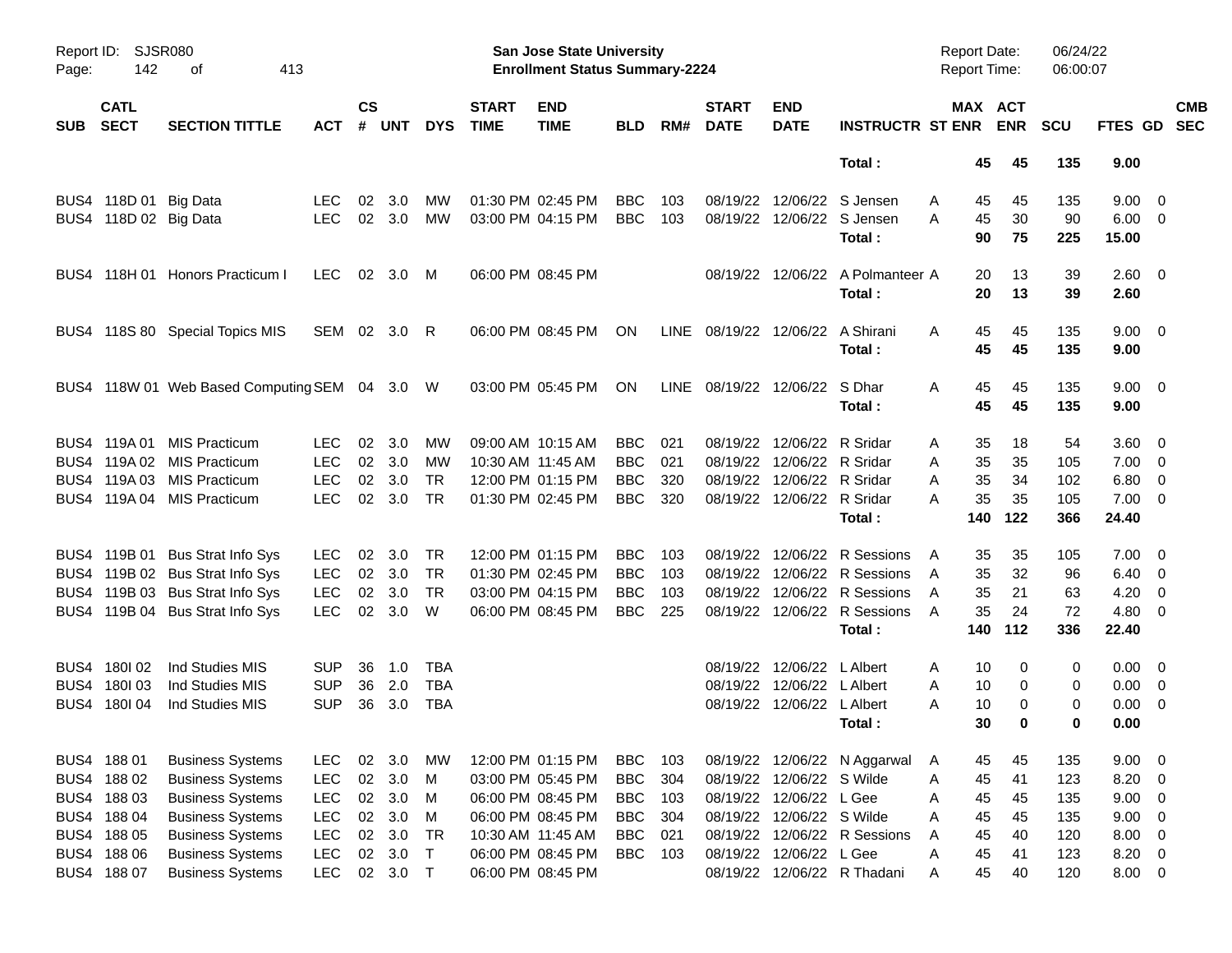Report ID: SJSR080

**San Jose State University**
**Enrollment Status Summary-2224**

Report Date: 06/24/22
Report Time: 06:00:07

| SUB | CATL SECT | SECTION TITTLE | ACT | CS # | UNT | DYS | START TIME | END TIME | BLD | RM# | START DATE | END DATE | INSTRUCTR | ST | MAX ENR | ACT ENR | SCU | FTES | GD | CMB SEC |
|---|---|---|---|---|---|---|---|---|---|---|---|---|---|---|---|---|---|---|---|---|
| | | | | | | | | | | | | | **Total :** | | **45** | **45** | **135** | **9.00** | | |
| BUS4 | 118D 01 | Big Data | LEC | 02 | 3.0 | MW | 01:30 PM | 02:45 PM | BBC | 103 | 08/19/22 | 12/06/22 | S Jensen | A | 45 | 45 | 135 | 9.00 | 0 | |
| BUS4 | 118D 02 | Big Data | LEC | 02 | 3.0 | MW | 03:00 PM | 04:15 PM | BBC | 103 | 08/19/22 | 12/06/22 | S Jensen | A | 45 | 30 | 90 | 6.00 | 0 | |
| | | | | | | | | | | | | | **Total :** | | **90** | **75** | **225** | **15.00** | | |
| BUS4 | 118H 01 | Honors Practicum I | LEC | 02 | 3.0 | M | 06:00 PM | 08:45 PM | | | 08/19/22 | 12/06/22 | A Polmanteer | A | 20 | 13 | 39 | 2.60 | 0 | |
| | | | | | | | | | | | | | **Total :** | | **20** | **13** | **39** | **2.60** | | |
| BUS4 | 118S 80 | Special Topics MIS | SEM | 02 | 3.0 | R | 06:00 PM | 08:45 PM | ON | LINE | 08/19/22 | 12/06/22 | A Shirani | A | 45 | 45 | 135 | 9.00 | 0 | |
| | | | | | | | | | | | | | **Total :** | | **45** | **45** | **135** | **9.00** | | |
| BUS4 | 118W 01 | Web Based Computing | SEM | 04 | 3.0 | W | 03:00 PM | 05:45 PM | ON | LINE | 08/19/22 | 12/06/22 | S Dhar | A | 45 | 45 | 135 | 9.00 | 0 | |
| | | | | | | | | | | | | | **Total :** | | **45** | **45** | **135** | **9.00** | | |
| BUS4 | 119A 01 | MIS Practicum | LEC | 02 | 3.0 | MW | 09:00 AM | 10:15 AM | BBC | 021 | 08/19/22 | 12/06/22 | R Sridar | A | 35 | 18 | 54 | 3.60 | 0 | |
| BUS4 | 119A 02 | MIS Practicum | LEC | 02 | 3.0 | MW | 10:30 AM | 11:45 AM | BBC | 021 | 08/19/22 | 12/06/22 | R Sridar | A | 35 | 35 | 105 | 7.00 | 0 | |
| BUS4 | 119A 03 | MIS Practicum | LEC | 02 | 3.0 | TR | 12:00 PM | 01:15 PM | BBC | 320 | 08/19/22 | 12/06/22 | R Sridar | A | 35 | 34 | 102 | 6.80 | 0 | |
| BUS4 | 119A 04 | MIS Practicum | LEC | 02 | 3.0 | TR | 01:30 PM | 02:45 PM | BBC | 320 | 08/19/22 | 12/06/22 | R Sridar | A | 35 | 35 | 105 | 7.00 | 0 | |
| | | | | | | | | | | | | | **Total :** | | **140** | **122** | **366** | **24.40** | | |
| BUS4 | 119B 01 | Bus Strat Info Sys | LEC | 02 | 3.0 | TR | 12:00 PM | 01:15 PM | BBC | 103 | 08/19/22 | 12/06/22 | R Sessions | A | 35 | 35 | 105 | 7.00 | 0 | |
| BUS4 | 119B 02 | Bus Strat Info Sys | LEC | 02 | 3.0 | TR | 01:30 PM | 02:45 PM | BBC | 103 | 08/19/22 | 12/06/22 | R Sessions | A | 35 | 32 | 96 | 6.40 | 0 | |
| BUS4 | 119B 03 | Bus Strat Info Sys | LEC | 02 | 3.0 | TR | 03:00 PM | 04:15 PM | BBC | 103 | 08/19/22 | 12/06/22 | R Sessions | A | 35 | 21 | 63 | 4.20 | 0 | |
| BUS4 | 119B 04 | Bus Strat Info Sys | LEC | 02 | 3.0 | W | 06:00 PM | 08:45 PM | BBC | 225 | 08/19/22 | 12/06/22 | R Sessions | A | 35 | 24 | 72 | 4.80 | 0 | |
| | | | | | | | | | | | | | **Total :** | | **140** | **112** | **336** | **22.40** | | |
| BUS4 | 180I 02 | Ind Studies MIS | SUP | 36 | 1.0 | TBA | | | | | 08/19/22 | 12/06/22 | L Albert | A | 10 | 0 | 0 | 0.00 | 0 | |
| BUS4 | 180I 03 | Ind Studies MIS | SUP | 36 | 2.0 | TBA | | | | | 08/19/22 | 12/06/22 | L Albert | A | 10 | 0 | 0 | 0.00 | 0 | |
| BUS4 | 180I 04 | Ind Studies MIS | SUP | 36 | 3.0 | TBA | | | | | 08/19/22 | 12/06/22 | L Albert | A | 10 | 0 | 0 | 0.00 | 0 | |
| | | | | | | | | | | | | | **Total :** | | **30** | **0** | **0** | **0.00** | | |
| BUS4 | 188 01 | Business Systems | LEC | 02 | 3.0 | MW | 12:00 PM | 01:15 PM | BBC | 103 | 08/19/22 | 12/06/22 | N Aggarwal | A | 45 | 45 | 135 | 9.00 | 0 | |
| BUS4 | 188 02 | Business Systems | LEC | 02 | 3.0 | M | 03:00 PM | 05:45 PM | BBC | 304 | 08/19/22 | 12/06/22 | S Wilde | A | 45 | 41 | 123 | 8.20 | 0 | |
| BUS4 | 188 03 | Business Systems | LEC | 02 | 3.0 | M | 06:00 PM | 08:45 PM | BBC | 103 | 08/19/22 | 12/06/22 | L Gee | A | 45 | 45 | 135 | 9.00 | 0 | |
| BUS4 | 188 04 | Business Systems | LEC | 02 | 3.0 | M | 06:00 PM | 08:45 PM | BBC | 304 | 08/19/22 | 12/06/22 | S Wilde | A | 45 | 45 | 135 | 9.00 | 0 | |
| BUS4 | 188 05 | Business Systems | LEC | 02 | 3.0 | TR | 10:30 AM | 11:45 AM | BBC | 021 | 08/19/22 | 12/06/22 | R Sessions | A | 45 | 40 | 120 | 8.00 | 0 | |
| BUS4 | 188 06 | Business Systems | LEC | 02 | 3.0 | T | 06:00 PM | 08:45 PM | BBC | 103 | 08/19/22 | 12/06/22 | L Gee | A | 45 | 41 | 123 | 8.20 | 0 | |
| BUS4 | 188 07 | Business Systems | LEC | 02 | 3.0 | T | 06:00 PM | 08:45 PM | | | 08/19/22 | 12/06/22 | R Thadani | A | 45 | 40 | 120 | 8.00 | 0 | |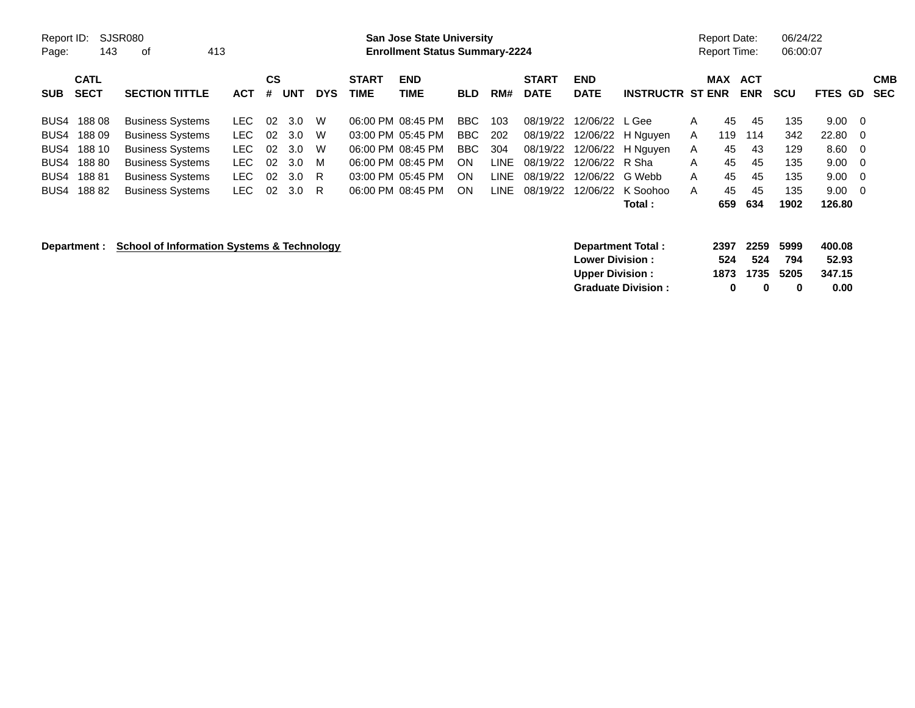Report ID: SJSR080

**San Jose State University**
**Enrollment Status Summary-2224**

Report Date: 06/24/22
Report Time: 06:00:07

| SUB | CATL SECT | SECTION TITTLE | ACT | CS # | UNT | DYS | START TIME | END TIME | BLD | RM# | START DATE | END DATE | INSTRUCTR | ST | MAX ENR | ACT ENR | SCU | FTES | GD | CMB SEC |
|---|---|---|---|---|---|---|---|---|---|---|---|---|---|---|---|---|---|---|---|---|
| BUS4 | 188 08 | Business Systems | LEC | 02 | 3.0 | W | 06:00 PM | 08:45 PM | BBC | 103 | 08/19/22 | 12/06/22 | L Gee | A | 45 | 45 | 135 | 9.00 | 0 | |
| BUS4 | 188 09 | Business Systems | LEC | 02 | 3.0 | W | 03:00 PM | 05:45 PM | BBC | 202 | 08/19/22 | 12/06/22 | H Nguyen | A | 119 | 114 | 342 | 22.80 | 0 | |
| BUS4 | 188 10 | Business Systems | LEC | 02 | 3.0 | W | 06:00 PM | 08:45 PM | BBC | 304 | 08/19/22 | 12/06/22 | H Nguyen | A | 45 | 43 | 129 | 8.60 | 0 | |
| BUS4 | 188 80 | Business Systems | LEC | 02 | 3.0 | M | 06:00 PM | 08:45 PM | ON | LINE | 08/19/22 | 12/06/22 | R Sha | A | 45 | 45 | 135 | 9.00 | 0 | |
| BUS4 | 188 81 | Business Systems | LEC | 02 | 3.0 | R | 03:00 PM | 05:45 PM | ON | LINE | 08/19/22 | 12/06/22 | G Webb | A | 45 | 45 | 135 | 9.00 | 0 | |
| BUS4 | 188 82 | Business Systems | LEC | 02 | 3.0 | R | 06:00 PM | 08:45 PM | ON | LINE | 08/19/22 | 12/06/22 | K Soohoo | A | 45 | 45 | 135 | 9.00 | 0 | |
| | | | | | | | | | | | | | **Total :** | | **659** | **634** | **1902** | **126.80** | | |

**Department : School of Information Systems & Technology**

| | MAX ENR | ACT ENR | SCU | FTES |
|---|---|---|---|---|
| **Department Total :** | **2397** | **2259** | **5999** | **400.08** |
| **Lower Division :** | **524** | **524** | **794** | **52.93** |
| **Upper Division :** | **1873** | **1735** | **5205** | **347.15** |
| **Graduate Division :** | **0** | **0** | **0** | **0.00** |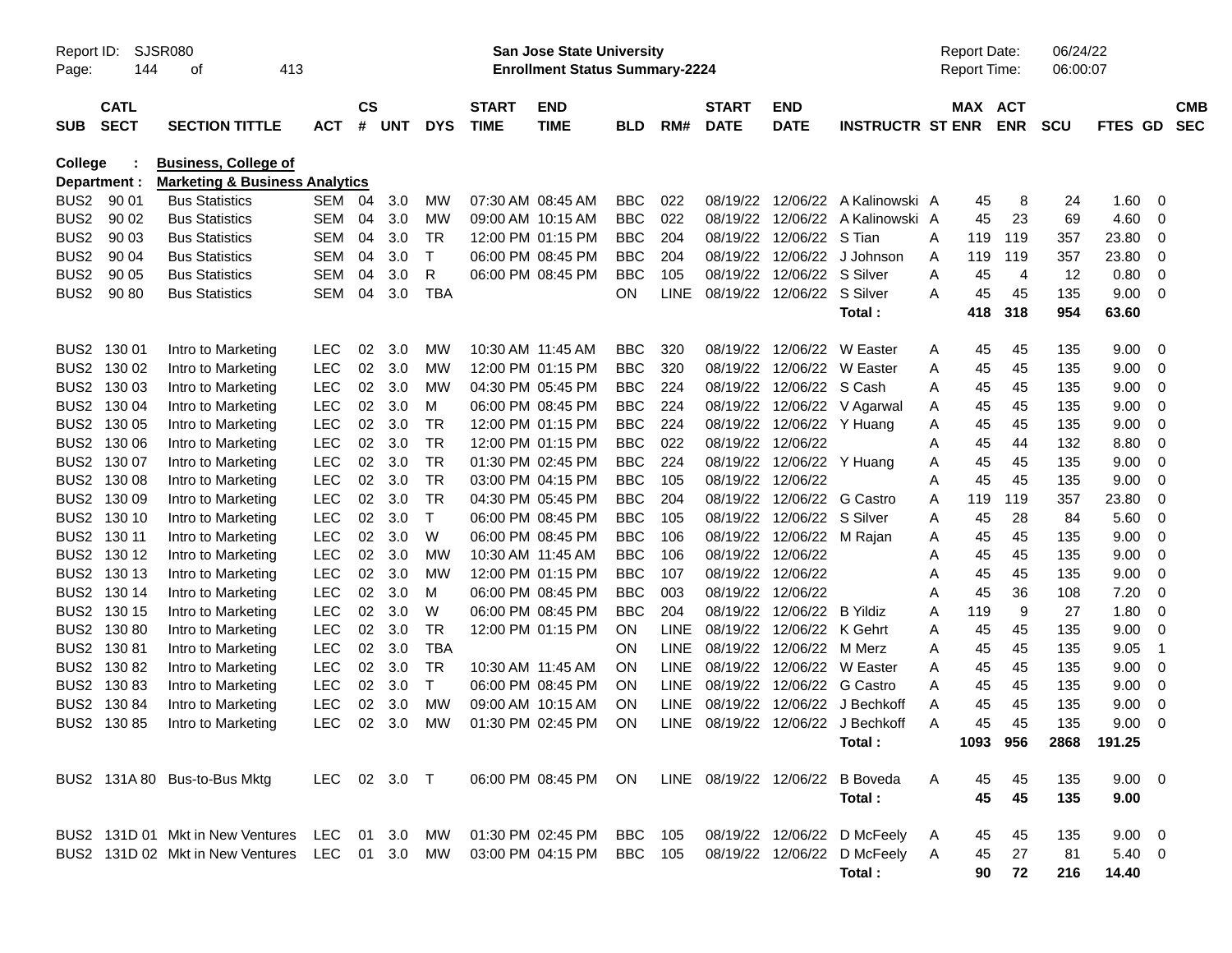Report ID: SJSR080

**San Jose State University**
**Enrollment Status Summary-2224**

Report Date: 06/24/22
Report Time: 06:00:07

**College : Business, College of**
**Department : Marketing & Business Analytics**

| SUB | CATL SECT | SECTION TITTLE | ACT | CS # | UNT | DYS | START TIME | END TIME | BLD | RM# | START DATE | END DATE | INSTRUCTR | ST | MAX ENR | ACT ENR | SCU | FTES | GD | CMB SEC |
|---|---|---|---|---|---|---|---|---|---|---|---|---|---|---|---|---|---|---|---|---|
| BUS2 | 90 01 | Bus Statistics | SEM | 04 | 3.0 | MW | 07:30 AM | 08:45 AM | BBC | 022 | 08/19/22 | 12/06/22 | A Kalinowski | A | 45 | 8 | 24 | 1.60 | 0 | |
| BUS2 | 90 02 | Bus Statistics | SEM | 04 | 3.0 | MW | 09:00 AM | 10:15 AM | BBC | 022 | 08/19/22 | 12/06/22 | A Kalinowski | A | 45 | 23 | 69 | 4.60 | 0 | |
| BUS2 | 90 03 | Bus Statistics | SEM | 04 | 3.0 | TR | 12:00 PM | 01:15 PM | BBC | 204 | 08/19/22 | 12/06/22 | S Tian | A | 119 | 119 | 357 | 23.80 | 0 | |
| BUS2 | 90 04 | Bus Statistics | SEM | 04 | 3.0 | T | 06:00 PM | 08:45 PM | BBC | 204 | 08/19/22 | 12/06/22 | J Johnson | A | 119 | 119 | 357 | 23.80 | 0 | |
| BUS2 | 90 05 | Bus Statistics | SEM | 04 | 3.0 | R | 06:00 PM | 08:45 PM | BBC | 105 | 08/19/22 | 12/06/22 | S Silver | A | 45 | 4 | 12 | 0.80 | 0 | |
| BUS2 | 90 80 | Bus Statistics | SEM | 04 | 3.0 | TBA | | | ON | LINE | 08/19/22 | 12/06/22 | S Silver | A | 45 | 45 | 135 | 9.00 | 0 | |
| | | | | | | | | | | | | | **Total :** | | **418** | **318** | **954** | **63.60** | | |
| BUS2 | 130 01 | Intro to Marketing | LEC | 02 | 3.0 | MW | 10:30 AM | 11:45 AM | BBC | 320 | 08/19/22 | 12/06/22 | W Easter | A | 45 | 45 | 135 | 9.00 | 0 | |
| BUS2 | 130 02 | Intro to Marketing | LEC | 02 | 3.0 | MW | 12:00 PM | 01:15 PM | BBC | 320 | 08/19/22 | 12/06/22 | W Easter | A | 45 | 45 | 135 | 9.00 | 0 | |
| BUS2 | 130 03 | Intro to Marketing | LEC | 02 | 3.0 | MW | 04:30 PM | 05:45 PM | BBC | 224 | 08/19/22 | 12/06/22 | S Cash | A | 45 | 45 | 135 | 9.00 | 0 | |
| BUS2 | 130 04 | Intro to Marketing | LEC | 02 | 3.0 | M | 06:00 PM | 08:45 PM | BBC | 224 | 08/19/22 | 12/06/22 | V Agarwal | A | 45 | 45 | 135 | 9.00 | 0 | |
| BUS2 | 130 05 | Intro to Marketing | LEC | 02 | 3.0 | TR | 12:00 PM | 01:15 PM | BBC | 224 | 08/19/22 | 12/06/22 | Y Huang | A | 45 | 45 | 135 | 9.00 | 0 | |
| BUS2 | 130 06 | Intro to Marketing | LEC | 02 | 3.0 | TR | 12:00 PM | 01:15 PM | BBC | 022 | 08/19/22 | 12/06/22 | | A | 45 | 44 | 132 | 8.80 | 0 | |
| BUS2 | 130 07 | Intro to Marketing | LEC | 02 | 3.0 | TR | 01:30 PM | 02:45 PM | BBC | 224 | 08/19/22 | 12/06/22 | Y Huang | A | 45 | 45 | 135 | 9.00 | 0 | |
| BUS2 | 130 08 | Intro to Marketing | LEC | 02 | 3.0 | TR | 03:00 PM | 04:15 PM | BBC | 105 | 08/19/22 | 12/06/22 | | A | 45 | 45 | 135 | 9.00 | 0 | |
| BUS2 | 130 09 | Intro to Marketing | LEC | 02 | 3.0 | TR | 04:30 PM | 05:45 PM | BBC | 204 | 08/19/22 | 12/06/22 | G Castro | A | 119 | 119 | 357 | 23.80 | 0 | |
| BUS2 | 130 10 | Intro to Marketing | LEC | 02 | 3.0 | T | 06:00 PM | 08:45 PM | BBC | 105 | 08/19/22 | 12/06/22 | S Silver | A | 45 | 28 | 84 | 5.60 | 0 | |
| BUS2 | 130 11 | Intro to Marketing | LEC | 02 | 3.0 | W | 06:00 PM | 08:45 PM | BBC | 106 | 08/19/22 | 12/06/22 | M Rajan | A | 45 | 45 | 135 | 9.00 | 0 | |
| BUS2 | 130 12 | Intro to Marketing | LEC | 02 | 3.0 | MW | 10:30 AM | 11:45 AM | BBC | 106 | 08/19/22 | 12/06/22 | | A | 45 | 45 | 135 | 9.00 | 0 | |
| BUS2 | 130 13 | Intro to Marketing | LEC | 02 | 3.0 | MW | 12:00 PM | 01:15 PM | BBC | 107 | 08/19/22 | 12/06/22 | | A | 45 | 45 | 135 | 9.00 | 0 | |
| BUS2 | 130 14 | Intro to Marketing | LEC | 02 | 3.0 | M | 06:00 PM | 08:45 PM | BBC | 003 | 08/19/22 | 12/06/22 | | A | 45 | 36 | 108 | 7.20 | 0 | |
| BUS2 | 130 15 | Intro to Marketing | LEC | 02 | 3.0 | W | 06:00 PM | 08:45 PM | BBC | 204 | 08/19/22 | 12/06/22 | B Yildiz | A | 119 | 9 | 27 | 1.80 | 0 | |
| BUS2 | 130 80 | Intro to Marketing | LEC | 02 | 3.0 | TR | 12:00 PM | 01:15 PM | ON | LINE | 08/19/22 | 12/06/22 | K Gehrt | A | 45 | 45 | 135 | 9.00 | 0 | |
| BUS2 | 130 81 | Intro to Marketing | LEC | 02 | 3.0 | TBA | | | ON | LINE | 08/19/22 | 12/06/22 | M Merz | A | 45 | 45 | 135 | 9.05 | 1 | |
| BUS2 | 130 82 | Intro to Marketing | LEC | 02 | 3.0 | TR | 10:30 AM | 11:45 AM | ON | LINE | 08/19/22 | 12/06/22 | W Easter | A | 45 | 45 | 135 | 9.00 | 0 | |
| BUS2 | 130 83 | Intro to Marketing | LEC | 02 | 3.0 | T | 06:00 PM | 08:45 PM | ON | LINE | 08/19/22 | 12/06/22 | G Castro | A | 45 | 45 | 135 | 9.00 | 0 | |
| BUS2 | 130 84 | Intro to Marketing | LEC | 02 | 3.0 | MW | 09:00 AM | 10:15 AM | ON | LINE | 08/19/22 | 12/06/22 | J Bechkoff | A | 45 | 45 | 135 | 9.00 | 0 | |
| BUS2 | 130 85 | Intro to Marketing | LEC | 02 | 3.0 | MW | 01:30 PM | 02:45 PM | ON | LINE | 08/19/22 | 12/06/22 | J Bechkoff | A | 45 | 45 | 135 | 9.00 | 0 | |
| | | | | | | | | | | | | | **Total :** | | **1093** | **956** | **2868** | **191.25** | | |
| BUS2 | 131A 80 | Bus-to-Bus Mktg | LEC | 02 | 3.0 | T | 06:00 PM | 08:45 PM | ON | LINE | 08/19/22 | 12/06/22 | B Boveda | A | 45 | 45 | 135 | 9.00 | 0 | |
| | | | | | | | | | | | | | **Total :** | | **45** | **45** | **135** | **9.00** | | |
| BUS2 | 131D 01 | Mkt in New Ventures | LEC | 01 | 3.0 | MW | 01:30 PM | 02:45 PM | BBC | 105 | 08/19/22 | 12/06/22 | D McFeely | A | 45 | 45 | 135 | 9.00 | 0 | |
| BUS2 | 131D 02 | Mkt in New Ventures | LEC | 01 | 3.0 | MW | 03:00 PM | 04:15 PM | BBC | 105 | 08/19/22 | 12/06/22 | D McFeely | A | 45 | 27 | 81 | 5.40 | 0 | |
| | | | | | | | | | | | | | **Total :** | | **90** | **72** | **216** | **14.40** | | |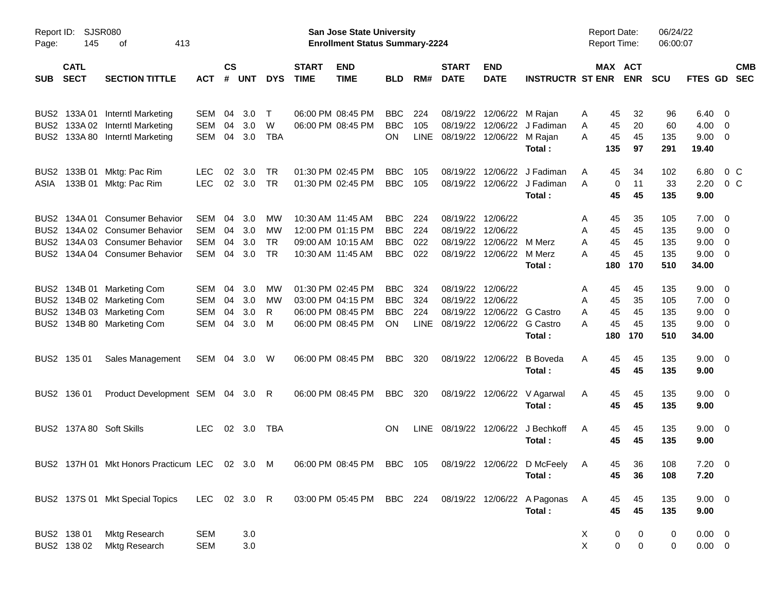Report ID: SJSR080

**San Jose State University**
**Enrollment Status Summary-2224**

Report Date: 06/24/22
Report Time: 06:00:07

| SUB | CATL SECT | SECTION TITTLE | ACT | CS # | UNT | DYS | START TIME | END TIME | BLD | RM# | START DATE | END DATE | INSTRUCTR | ST | MAX ENR | ACT ENR | SCU | FTES | GD | CMB SEC |
|---|---|---|---|---|---|---|---|---|---|---|---|---|---|---|---|---|---|---|---|---|
| BUS2 | 133A 01 | Interntl Marketing | SEM | 04 | 3.0 | T | 06:00 PM | 08:45 PM | BBC | 224 | 08/19/22 | 12/06/22 | M Rajan | A | 45 | 32 | 96 | 6.40 | 0 | |
| BUS2 | 133A 02 | Interntl Marketing | SEM | 04 | 3.0 | W | 06:00 PM | 08:45 PM | BBC | 105 | 08/19/22 | 12/06/22 | J Fadiman | A | 45 | 20 | 60 | 4.00 | 0 | |
| BUS2 | 133A 80 | Interntl Marketing | SEM | 04 | 3.0 | TBA | | | ON | LINE | 08/19/22 | 12/06/22 | M Rajan | A | 45 | 45 | 135 | 9.00 | 0 | |
| | | | | | | | | | | | | | **Total :** | | **135** | **97** | **291** | **19.40** | | |
| BUS2 | 133B 01 | Mktg: Pac Rim | LEC | 02 | 3.0 | TR | 01:30 PM | 02:45 PM | BBC | 105 | 08/19/22 | 12/06/22 | J Fadiman | A | 45 | 34 | 102 | 6.80 | 0 | C |
| ASIA | 133B 01 | Mktg: Pac Rim | LEC | 02 | 3.0 | TR | 01:30 PM | 02:45 PM | BBC | 105 | 08/19/22 | 12/06/22 | J Fadiman | A | 0 | 11 | 33 | 2.20 | 0 | C |
| | | | | | | | | | | | | | **Total :** | | **45** | **45** | **135** | **9.00** | | |
| BUS2 | 134A 01 | Consumer Behavior | SEM | 04 | 3.0 | MW | 10:30 AM | 11:45 AM | BBC | 224 | 08/19/22 | 12/06/22 | | A | 45 | 35 | 105 | 7.00 | 0 | |
| BUS2 | 134A 02 | Consumer Behavior | SEM | 04 | 3.0 | MW | 12:00 PM | 01:15 PM | BBC | 224 | 08/19/22 | 12/06/22 | | A | 45 | 45 | 135 | 9.00 | 0 | |
| BUS2 | 134A 03 | Consumer Behavior | SEM | 04 | 3.0 | TR | 09:00 AM | 10:15 AM | BBC | 022 | 08/19/22 | 12/06/22 | M Merz | A | 45 | 45 | 135 | 9.00 | 0 | |
| BUS2 | 134A 04 | Consumer Behavior | SEM | 04 | 3.0 | TR | 10:30 AM | 11:45 AM | BBC | 022 | 08/19/22 | 12/06/22 | M Merz | A | 45 | 45 | 135 | 9.00 | 0 | |
| | | | | | | | | | | | | | **Total :** | | **180** | **170** | **510** | **34.00** | | |
| BUS2 | 134B 01 | Marketing Com | SEM | 04 | 3.0 | MW | 01:30 PM | 02:45 PM | BBC | 324 | 08/19/22 | 12/06/22 | | A | 45 | 45 | 135 | 9.00 | 0 | |
| BUS2 | 134B 02 | Marketing Com | SEM | 04 | 3.0 | MW | 03:00 PM | 04:15 PM | BBC | 324 | 08/19/22 | 12/06/22 | | A | 45 | 35 | 105 | 7.00 | 0 | |
| BUS2 | 134B 03 | Marketing Com | SEM | 04 | 3.0 | R | 06:00 PM | 08:45 PM | BBC | 224 | 08/19/22 | 12/06/22 | G Castro | A | 45 | 45 | 135 | 9.00 | 0 | |
| BUS2 | 134B 80 | Marketing Com | SEM | 04 | 3.0 | M | 06:00 PM | 08:45 PM | ON | LINE | 08/19/22 | 12/06/22 | G Castro | A | 45 | 45 | 135 | 9.00 | 0 | |
| | | | | | | | | | | | | | **Total :** | | **180** | **170** | **510** | **34.00** | | |
| BUS2 | 135 01 | Sales Management | SEM | 04 | 3.0 | W | 06:00 PM | 08:45 PM | BBC | 320 | 08/19/22 | 12/06/22 | B Boveda | A | 45 | 45 | 135 | 9.00 | 0 | |
| | | | | | | | | | | | | | **Total :** | | **45** | **45** | **135** | **9.00** | | |
| BUS2 | 136 01 | Product Development | SEM | 04 | 3.0 | R | 06:00 PM | 08:45 PM | BBC | 320 | 08/19/22 | 12/06/22 | V Agarwal | A | 45 | 45 | 135 | 9.00 | 0 | |
| | | | | | | | | | | | | | **Total :** | | **45** | **45** | **135** | **9.00** | | |
| BUS2 | 137A 80 | Soft Skills | LEC | 02 | 3.0 | TBA | | | ON | LINE | 08/19/22 | 12/06/22 | J Bechkoff | A | 45 | 45 | 135 | 9.00 | 0 | |
| | | | | | | | | | | | | | **Total :** | | **45** | **45** | **135** | **9.00** | | |
| BUS2 | 137H 01 | Mkt Honors Practicum | LEC | 02 | 3.0 | M | 06:00 PM | 08:45 PM | BBC | 105 | 08/19/22 | 12/06/22 | D McFeely | A | 45 | 36 | 108 | 7.20 | 0 | |
| | | | | | | | | | | | | | **Total :** | | **45** | **36** | **108** | **7.20** | | |
| BUS2 | 137S 01 | Mkt Special Topics | LEC | 02 | 3.0 | R | 03:00 PM | 05:45 PM | BBC | 224 | 08/19/22 | 12/06/22 | A Pagonas | A | 45 | 45 | 135 | 9.00 | 0 | |
| | | | | | | | | | | | | | **Total :** | | **45** | **45** | **135** | **9.00** | | |
| BUS2 | 138 01 | Mktg Research | SEM | | 3.0 | | | | | | | | | X | 0 | 0 | 0 | 0.00 | 0 | |
| BUS2 | 138 02 | Mktg Research | SEM | | 3.0 | | | | | | | | | X | 0 | 0 | 0 | 0.00 | 0 | |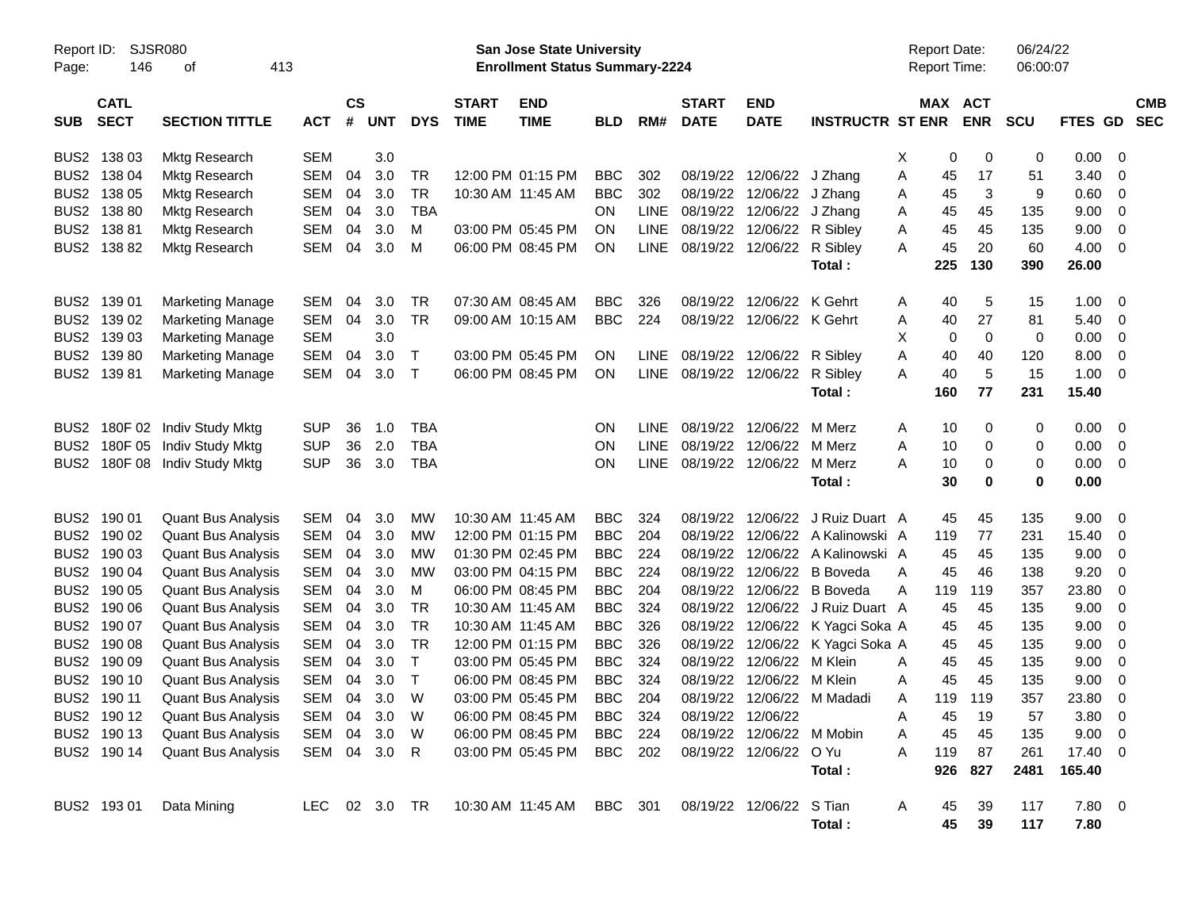Report ID: SJSR080

**San Jose State University**
**Enrollment Status Summary-2224**

Report Date: 06/24/22
Report Time: 06:00:07

| SUB | CATL SECT | SECTION TITTLE | ACT | CS # | UNT | DYS | START TIME | END TIME | BLD | RM# | START DATE | END DATE | INSTRUCTR | ST | MAX ENR | ACT ENR | SCU | FTES | GD | CMB SEC |
|---|---|---|---|---|---|---|---|---|---|---|---|---|---|---|---|---|---|---|---|---|
| BUS2 | 138 03 | Mktg Research | SEM | | 3.0 | | | | | | | | | X | 0 | 0 | 0 | 0.00 | 0 | |
| BUS2 | 138 04 | Mktg Research | SEM | 04 | 3.0 | TR | 12:00 PM | 01:15 PM | BBC | 302 | 08/19/22 | 12/06/22 | J Zhang | A | 45 | 17 | 51 | 3.40 | 0 | |
| BUS2 | 138 05 | Mktg Research | SEM | 04 | 3.0 | TR | 10:30 AM | 11:45 AM | BBC | 302 | 08/19/22 | 12/06/22 | J Zhang | A | 45 | 3 | 9 | 0.60 | 0 | |
| BUS2 | 138 80 | Mktg Research | SEM | 04 | 3.0 | TBA | | | ON | LINE | 08/19/22 | 12/06/22 | J Zhang | A | 45 | 45 | 135 | 9.00 | 0 | |
| BUS2 | 138 81 | Mktg Research | SEM | 04 | 3.0 | M | 03:00 PM | 05:45 PM | ON | LINE | 08/19/22 | 12/06/22 | R Sibley | A | 45 | 45 | 135 | 9.00 | 0 | |
| BUS2 | 138 82 | Mktg Research | SEM | 04 | 3.0 | M | 06:00 PM | 08:45 PM | ON | LINE | 08/19/22 | 12/06/22 | R Sibley | A | 45 | 20 | 60 | 4.00 | 0 | |
| | | | | | | | | | | | | | **Total :** | | **225** | **130** | **390** | **26.00** | | |
| BUS2 | 139 01 | Marketing Manage | SEM | 04 | 3.0 | TR | 07:30 AM | 08:45 AM | BBC | 326 | 08/19/22 | 12/06/22 | K Gehrt | A | 40 | 5 | 15 | 1.00 | 0 | |
| BUS2 | 139 02 | Marketing Manage | SEM | 04 | 3.0 | TR | 09:00 AM | 10:15 AM | BBC | 224 | 08/19/22 | 12/06/22 | K Gehrt | A | 40 | 27 | 81 | 5.40 | 0 | |
| BUS2 | 139 03 | Marketing Manage | SEM | | 3.0 | | | | | | | | | X | 0 | 0 | 0 | 0.00 | 0 | |
| BUS2 | 139 80 | Marketing Manage | SEM | 04 | 3.0 | T | 03:00 PM | 05:45 PM | ON | LINE | 08/19/22 | 12/06/22 | R Sibley | A | 40 | 40 | 120 | 8.00 | 0 | |
| BUS2 | 139 81 | Marketing Manage | SEM | 04 | 3.0 | T | 06:00 PM | 08:45 PM | ON | LINE | 08/19/22 | 12/06/22 | R Sibley | A | 40 | 5 | 15 | 1.00 | 0 | |
| | | | | | | | | | | | | | **Total :** | | **160** | **77** | **231** | **15.40** | | |
| BUS2 | 180F 02 | Indiv Study Mktg | SUP | 36 | 1.0 | TBA | | | ON | LINE | 08/19/22 | 12/06/22 | M Merz | A | 10 | 0 | 0 | 0.00 | 0 | |
| BUS2 | 180F 05 | Indiv Study Mktg | SUP | 36 | 2.0 | TBA | | | ON | LINE | 08/19/22 | 12/06/22 | M Merz | A | 10 | 0 | 0 | 0.00 | 0 | |
| BUS2 | 180F 08 | Indiv Study Mktg | SUP | 36 | 3.0 | TBA | | | ON | LINE | 08/19/22 | 12/06/22 | M Merz | A | 10 | 0 | 0 | 0.00 | 0 | |
| | | | | | | | | | | | | | **Total :** | | **30** | **0** | **0** | **0.00** | | |
| BUS2 | 190 01 | Quant Bus Analysis | SEM | 04 | 3.0 | MW | 10:30 AM | 11:45 AM | BBC | 324 | 08/19/22 | 12/06/22 | J Ruiz Duart | A | 45 | 45 | 135 | 9.00 | 0 | |
| BUS2 | 190 02 | Quant Bus Analysis | SEM | 04 | 3.0 | MW | 12:00 PM | 01:15 PM | BBC | 204 | 08/19/22 | 12/06/22 | A Kalinowski | A | 119 | 77 | 231 | 15.40 | 0 | |
| BUS2 | 190 03 | Quant Bus Analysis | SEM | 04 | 3.0 | MW | 01:30 PM | 02:45 PM | BBC | 224 | 08/19/22 | 12/06/22 | A Kalinowski | A | 45 | 45 | 135 | 9.00 | 0 | |
| BUS2 | 190 04 | Quant Bus Analysis | SEM | 04 | 3.0 | MW | 03:00 PM | 04:15 PM | BBC | 224 | 08/19/22 | 12/06/22 | B Boveda | A | 45 | 46 | 138 | 9.20 | 0 | |
| BUS2 | 190 05 | Quant Bus Analysis | SEM | 04 | 3.0 | M | 06:00 PM | 08:45 PM | BBC | 204 | 08/19/22 | 12/06/22 | B Boveda | A | 119 | 119 | 357 | 23.80 | 0 | |
| BUS2 | 190 06 | Quant Bus Analysis | SEM | 04 | 3.0 | TR | 10:30 AM | 11:45 AM | BBC | 324 | 08/19/22 | 12/06/22 | J Ruiz Duart | A | 45 | 45 | 135 | 9.00 | 0 | |
| BUS2 | 190 07 | Quant Bus Analysis | SEM | 04 | 3.0 | TR | 10:30 AM | 11:45 AM | BBC | 326 | 08/19/22 | 12/06/22 | K Yagci Soka | A | 45 | 45 | 135 | 9.00 | 0 | |
| BUS2 | 190 08 | Quant Bus Analysis | SEM | 04 | 3.0 | TR | 12:00 PM | 01:15 PM | BBC | 326 | 08/19/22 | 12/06/22 | K Yagci Soka | A | 45 | 45 | 135 | 9.00 | 0 | |
| BUS2 | 190 09 | Quant Bus Analysis | SEM | 04 | 3.0 | T | 03:00 PM | 05:45 PM | BBC | 324 | 08/19/22 | 12/06/22 | M Klein | A | 45 | 45 | 135 | 9.00 | 0 | |
| BUS2 | 190 10 | Quant Bus Analysis | SEM | 04 | 3.0 | T | 06:00 PM | 08:45 PM | BBC | 324 | 08/19/22 | 12/06/22 | M Klein | A | 45 | 45 | 135 | 9.00 | 0 | |
| BUS2 | 190 11 | Quant Bus Analysis | SEM | 04 | 3.0 | W | 03:00 PM | 05:45 PM | BBC | 204 | 08/19/22 | 12/06/22 | M Madadi | A | 119 | 119 | 357 | 23.80 | 0 | |
| BUS2 | 190 12 | Quant Bus Analysis | SEM | 04 | 3.0 | W | 06:00 PM | 08:45 PM | BBC | 324 | 08/19/22 | 12/06/22 | | A | 45 | 19 | 57 | 3.80 | 0 | |
| BUS2 | 190 13 | Quant Bus Analysis | SEM | 04 | 3.0 | W | 06:00 PM | 08:45 PM | BBC | 224 | 08/19/22 | 12/06/22 | M Mobin | A | 45 | 45 | 135 | 9.00 | 0 | |
| BUS2 | 190 14 | Quant Bus Analysis | SEM | 04 | 3.0 | R | 03:00 PM | 05:45 PM | BBC | 202 | 08/19/22 | 12/06/22 | O Yu | A | 119 | 87 | 261 | 17.40 | 0 | |
| | | | | | | | | | | | | | **Total :** | | **926** | **827** | **2481** | **165.40** | | |
| BUS2 | 193 01 | Data Mining | LEC | 02 | 3.0 | TR | 10:30 AM | 11:45 AM | BBC | 301 | 08/19/22 | 12/06/22 | S Tian | A | 45 | 39 | 117 | 7.80 | 0 | |
| | | | | | | | | | | | | | **Total :** | | **45** | **39** | **117** | **7.80** | | |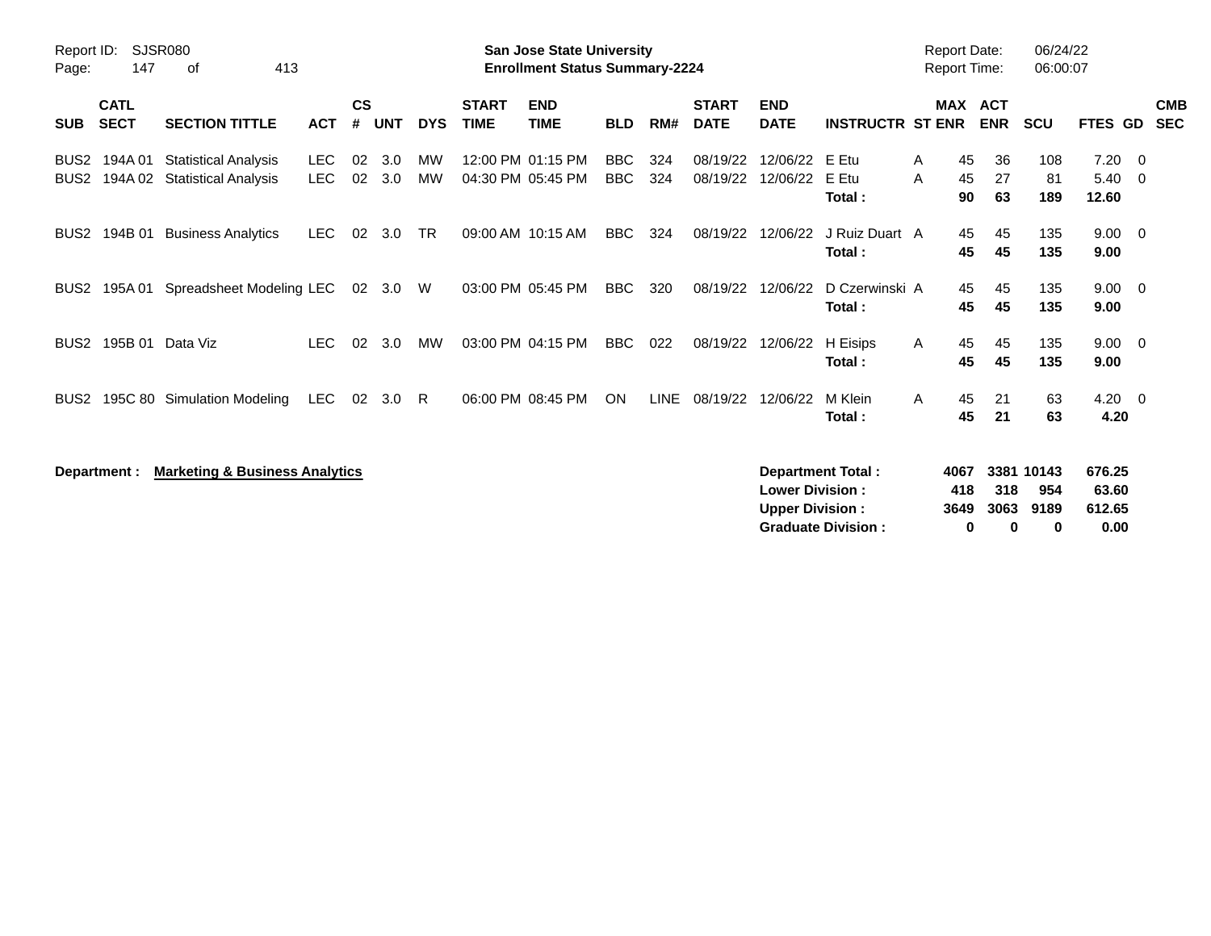**San Jose State University**
**Enrollment Status Summary-2224**

Report ID: SJSR080
Report Date: 06/24/22
Report Time: 06:00:07

| SUB | CATL SECT | SECTION TITTLE | ACT | CS # | UNT | DYS | START TIME | END TIME | BLD | RM# | START DATE | END DATE | INSTRUCTR | ST | MAX ENR | ACT ENR | SCU | FTES | GD | CMB SEC |
|---|---|---|---|---|---|---|---|---|---|---|---|---|---|---|---|---|---|---|---|---|
| BUS2 | 194A 01 | Statistical Analysis | LEC | 02 | 3.0 | MW | 12:00 PM | 01:15 PM | BBC | 324 | 08/19/22 | 12/06/22 | E Etu | A | 45 | 36 | 108 | 7.20 | 0 | |
| BUS2 | 194A 02 | Statistical Analysis | LEC | 02 | 3.0 | MW | 04:30 PM | 05:45 PM | BBC | 324 | 08/19/22 | 12/06/22 | E Etu | A | 45 | 27 | 81 | 5.40 | 0 | |
| | | | | | | | | | | | | | **Total :** | | **90** | **63** | **189** | **12.60** | | |
| BUS2 | 194B 01 | Business Analytics | LEC | 02 | 3.0 | TR | 09:00 AM | 10:15 AM | BBC | 324 | 08/19/22 | 12/06/22 | J Ruiz Duart | A | 45 | 45 | 135 | 9.00 | 0 | |
| | | | | | | | | | | | | | **Total :** | | **45** | **45** | **135** | **9.00** | | |
| BUS2 | 195A 01 | Spreadsheet Modeling | LEC | 02 | 3.0 | W | 03:00 PM | 05:45 PM | BBC | 320 | 08/19/22 | 12/06/22 | D Czerwinski | A | 45 | 45 | 135 | 9.00 | 0 | |
| | | | | | | | | | | | | | **Total :** | | **45** | **45** | **135** | **9.00** | | |
| BUS2 | 195B 01 | Data Viz | LEC | 02 | 3.0 | MW | 03:00 PM | 04:15 PM | BBC | 022 | 08/19/22 | 12/06/22 | H Eisips | A | 45 | 45 | 135 | 9.00 | 0 | |
| | | | | | | | | | | | | | **Total :** | | **45** | **45** | **135** | **9.00** | | |
| BUS2 | 195C 80 | Simulation Modeling | LEC | 02 | 3.0 | R | 06:00 PM | 08:45 PM | ON | LINE | 08/19/22 | 12/06/22 | M Klein | A | 45 | 21 | 63 | 4.20 | 0 | |
| | | | | | | | | | | | | | **Total :** | | **45** | **21** | **63** | **4.20** | | |

**Department :** **Marketing & Business Analytics**

| | MAX ENR | ACT ENR | SCU | FTES |
|---|---|---|---|---|
| **Department Total :** | **4067** | **3381** | **10143** | **676.25** |
| **Lower Division :** | **418** | **318** | **954** | **63.60** |
| **Upper Division :** | **3649** | **3063** | **9189** | **612.65** |
| **Graduate Division :** | **0** | **0** | **0** | **0.00** |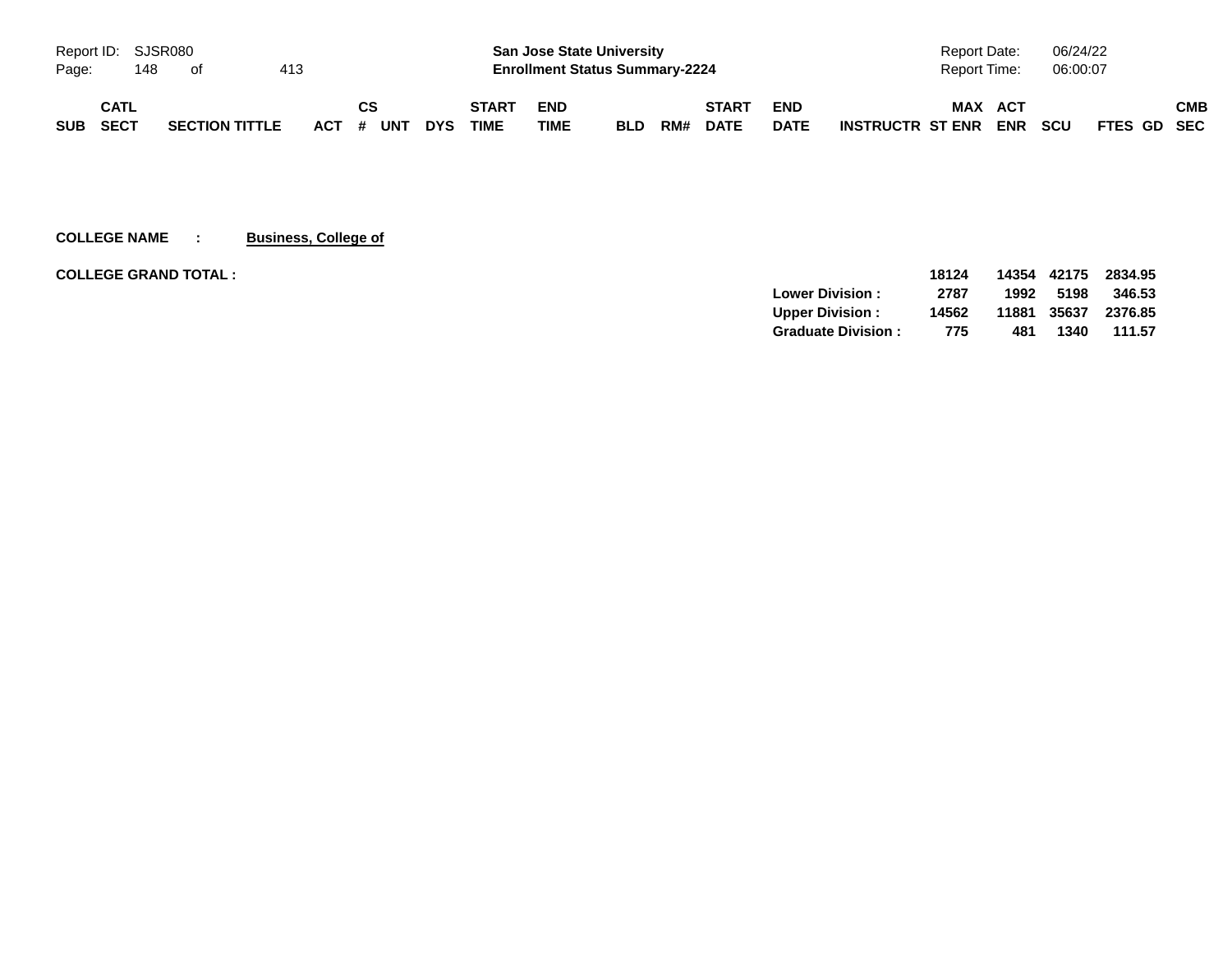| SUB | CATL SECT | SECTION TITTLE | ACT | CS # | UNT | DYS | START TIME | END TIME | BLD | RM# | START DATE | END DATE | INSTRUCTR | MAX ST ENR | ACT ENR | SCU | FTES | GD | CMB SEC |
|---|---|---|---|---|---|---|---|---|---|---|---|---|---|---|---|---|---|---|---|

**COLLEGE NAME : Business, College of**

**COLLEGE GRAND TOTAL :**

| | MAX ST ENR | ACT ENR | SCU | FTES |
|---|---|---|---|---|
| | **18124** | **14354** | **42175** | **2834.95** |
| **Lower Division :** | **2787** | **1992** | **5198** | **346.53** |
| **Upper Division :** | **14562** | **11881** | **35637** | **2376.85** |
| **Graduate Division :** | **775** | **481** | **1340** | **111.57** |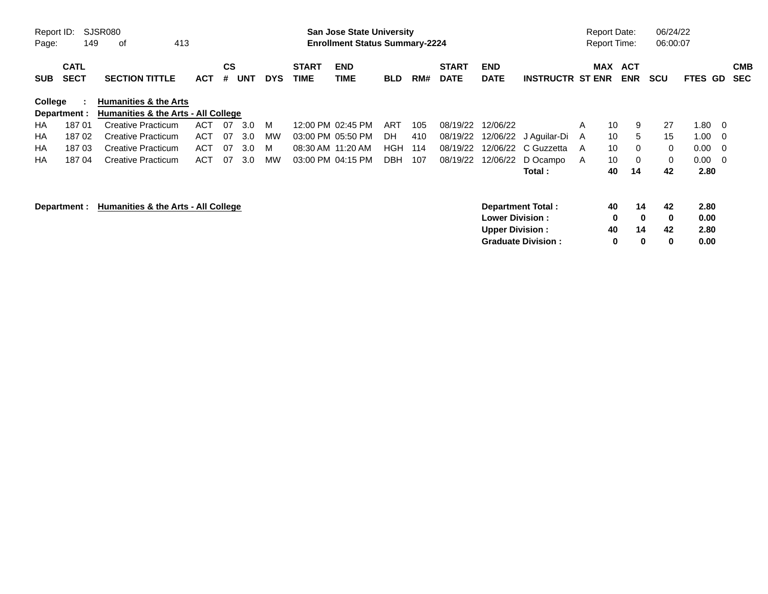San Jose State University
Enrollment Status Summary-2224

Report ID: SJSR080
Report Date: 06/24/22
Report Time: 06:00:07

| SUB | CATL SECT | SECTION TITTLE | ACT | CS # | UNT | DYS | START TIME | END TIME | BLD | RM# | START DATE | END DATE | INSTRUCTR | ST | MAX ENR | ACT ENR | SCU | FTES | GD | CMB SEC |
|---|---|---|---|---|---|---|---|---|---|---|---|---|---|---|---|---|---|---|---|---|
| **College :** | | **Humanities & the Arts** | | | | | | | | | | | | | | | | | | |
| **Department :** | | **Humanities & the Arts - All College** | | | | | | | | | | | | | | | | | | |
| HA | 187 01 | Creative Practicum | ACT | 07 | 3.0 | M | 12:00 PM | 02:45 PM | ART | 105 | 08/19/22 | 12/06/22 | | A | 10 | 9 | 27 | 1.80 | 0 | |
| HA | 187 02 | Creative Practicum | ACT | 07 | 3.0 | MW | 03:00 PM | 05:50 PM | DH | 410 | 08/19/22 | 12/06/22 | J Aguilar-Di | A | 10 | 5 | 15 | 1.00 | 0 | |
| HA | 187 03 | Creative Practicum | ACT | 07 | 3.0 | M | 08:30 AM | 11:20 AM | HGH | 114 | 08/19/22 | 12/06/22 | C Guzzetta | A | 10 | 0 | 0 | 0.00 | 0 | |
| HA | 187 04 | Creative Practicum | ACT | 07 | 3.0 | MW | 03:00 PM | 04:15 PM | DBH | 107 | 08/19/22 | 12/06/22 | D Ocampo | A | 10 | 0 | 0 | 0.00 | 0 | |
| | | | | | | | | | | | | | **Total :** | | **40** | **14** | **42** | **2.80** | | |

**Department : Humanities & the Arts - All College**

| | MAX ENR | ACT ENR | SCU | FTES |
|---|---|---|---|---|
| **Department Total :** | **40** | **14** | **42** | **2.80** |
| **Lower Division :** | **0** | **0** | **0** | **0.00** |
| **Upper Division :** | **40** | **14** | **42** | **2.80** |
| **Graduate Division :** | **0** | **0** | **0** | **0.00** |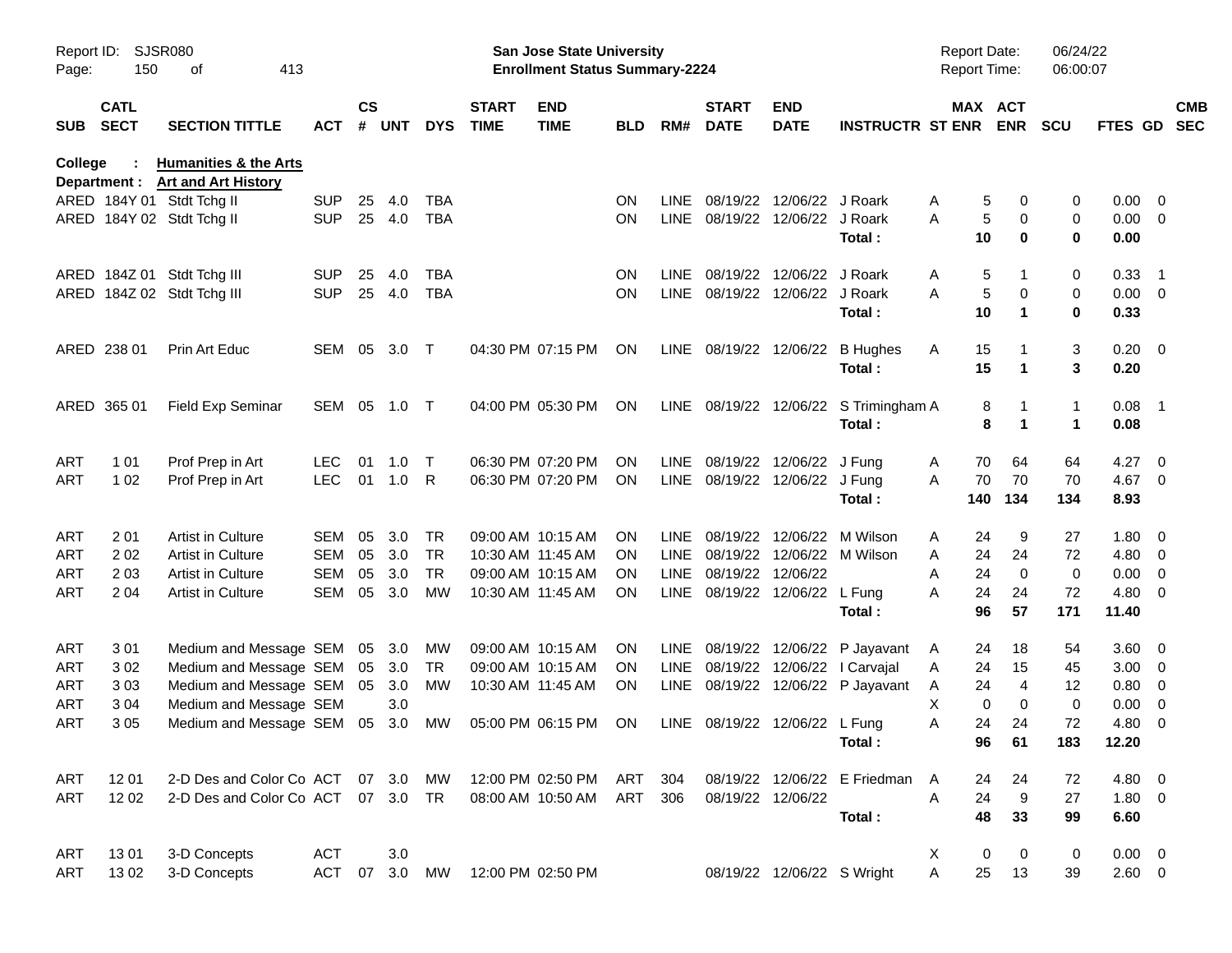Report ID: SJSR080

**San Jose State University**
**Enrollment Status Summary-2224**

Report Date: 06/24/22
Report Time: 06:00:07

**College : Humanities & the Arts**
**Department : Art and Art History**

| SUB | CATL SECT | SECTION TITTLE | ACT | CS # | UNT | DYS | START TIME | END TIME | BLD | RM# | START DATE | END DATE | INSTRUCTR | ST | MAX ENR | ACT ENR | SCU | FTES | GD | CMB SEC |
|---|---|---|---|---|---|---|---|---|---|---|---|---|---|---|---|---|---|---|---|---|
| ARED | 184Y 01 | Stdt Tchg II | SUP | 25 | 4.0 | TBA | | | ON | LINE | 08/19/22 | 12/06/22 | J Roark | A | 5 | 0 | 0 | 0.00 | 0 | |
| ARED | 184Y 02 | Stdt Tchg II | SUP | 25 | 4.0 | TBA | | | ON | LINE | 08/19/22 | 12/06/22 | J Roark | A | 5 | 0 | 0 | 0.00 | 0 | |
| | | | | | | | | | | | | | **Total :** | | **10** | **0** | **0** | **0.00** | | |
| ARED | 184Z 01 | Stdt Tchg III | SUP | 25 | 4.0 | TBA | | | ON | LINE | 08/19/22 | 12/06/22 | J Roark | A | 5 | 1 | 0 | 0.33 | 1 | |
| ARED | 184Z 02 | Stdt Tchg III | SUP | 25 | 4.0 | TBA | | | ON | LINE | 08/19/22 | 12/06/22 | J Roark | A | 5 | 0 | 0 | 0.00 | 0 | |
| | | | | | | | | | | | | | **Total :** | | **10** | **1** | **0** | **0.33** | | |
| ARED | 238 01 | Prin Art Educ | SEM | 05 | 3.0 | T | 04:30 PM | 07:15 PM | ON | LINE | 08/19/22 | 12/06/22 | B Hughes | A | 15 | 1 | 3 | 0.20 | 0 | |
| | | | | | | | | | | | | | **Total :** | | **15** | **1** | **3** | **0.20** | | |
| ARED | 365 01 | Field Exp Seminar | SEM | 05 | 1.0 | T | 04:00 PM | 05:30 PM | ON | LINE | 08/19/22 | 12/06/22 | S Trimingham | A | 8 | 1 | 1 | 0.08 | 1 | |
| | | | | | | | | | | | | | **Total :** | | **8** | **1** | **1** | **0.08** | | |
| ART | 1 01 | Prof Prep in Art | LEC | 01 | 1.0 | T | 06:30 PM | 07:20 PM | ON | LINE | 08/19/22 | 12/06/22 | J Fung | A | 70 | 64 | 64 | 4.27 | 0 | |
| ART | 1 02 | Prof Prep in Art | LEC | 01 | 1.0 | R | 06:30 PM | 07:20 PM | ON | LINE | 08/19/22 | 12/06/22 | J Fung | A | 70 | 70 | 70 | 4.67 | 0 | |
| | | | | | | | | | | | | | **Total :** | | **140** | **134** | **134** | **8.93** | | |
| ART | 2 01 | Artist in Culture | SEM | 05 | 3.0 | TR | 09:00 AM | 10:15 AM | ON | LINE | 08/19/22 | 12/06/22 | M Wilson | A | 24 | 9 | 27 | 1.80 | 0 | |
| ART | 2 02 | Artist in Culture | SEM | 05 | 3.0 | TR | 10:30 AM | 11:45 AM | ON | LINE | 08/19/22 | 12/06/22 | M Wilson | A | 24 | 24 | 72 | 4.80 | 0 | |
| ART | 2 03 | Artist in Culture | SEM | 05 | 3.0 | TR | 09:00 AM | 10:15 AM | ON | LINE | 08/19/22 | 12/06/22 | | A | 24 | 0 | 0 | 0.00 | 0 | |
| ART | 2 04 | Artist in Culture | SEM | 05 | 3.0 | MW | 10:30 AM | 11:45 AM | ON | LINE | 08/19/22 | 12/06/22 | L Fung | A | 24 | 24 | 72 | 4.80 | 0 | |
| | | | | | | | | | | | | | **Total :** | | **96** | **57** | **171** | **11.40** | | |
| ART | 3 01 | Medium and Message | SEM | 05 | 3.0 | MW | 09:00 AM | 10:15 AM | ON | LINE | 08/19/22 | 12/06/22 | P Jayavant | A | 24 | 18 | 54 | 3.60 | 0 | |
| ART | 3 02 | Medium and Message | SEM | 05 | 3.0 | TR | 09:00 AM | 10:15 AM | ON | LINE | 08/19/22 | 12/06/22 | I Carvajal | A | 24 | 15 | 45 | 3.00 | 0 | |
| ART | 3 03 | Medium and Message | SEM | 05 | 3.0 | MW | 10:30 AM | 11:45 AM | ON | LINE | 08/19/22 | 12/06/22 | P Jayavant | A | 24 | 4 | 12 | 0.80 | 0 | |
| ART | 3 04 | Medium and Message | SEM | | 3.0 | | | | | | | | | X | 0 | 0 | 0 | 0.00 | 0 | |
| ART | 3 05 | Medium and Message | SEM | 05 | 3.0 | MW | 05:00 PM | 06:15 PM | ON | LINE | 08/19/22 | 12/06/22 | L Fung | A | 24 | 24 | 72 | 4.80 | 0 | |
| | | | | | | | | | | | | | **Total :** | | **96** | **61** | **183** | **12.20** | | |
| ART | 12 01 | 2-D Des and Color Co | ACT | 07 | 3.0 | MW | 12:00 PM | 02:50 PM | ART | 304 | 08/19/22 | 12/06/22 | E Friedman | A | 24 | 24 | 72 | 4.80 | 0 | |
| ART | 12 02 | 2-D Des and Color Co | ACT | 07 | 3.0 | TR | 08:00 AM | 10:50 AM | ART | 306 | 08/19/22 | 12/06/22 | | A | 24 | 9 | 27 | 1.80 | 0 | |
| | | | | | | | | | | | | | **Total :** | | **48** | **33** | **99** | **6.60** | | |
| ART | 13 01 | 3-D Concepts | ACT | | 3.0 | | | | | | | | | X | 0 | 0 | 0 | 0.00 | 0 | |
| ART | 13 02 | 3-D Concepts | ACT | 07 | 3.0 | MW | 12:00 PM | 02:50 PM | | | 08/19/22 | 12/06/22 | S Wright | A | 25 | 13 | 39 | 2.60 | 0 | |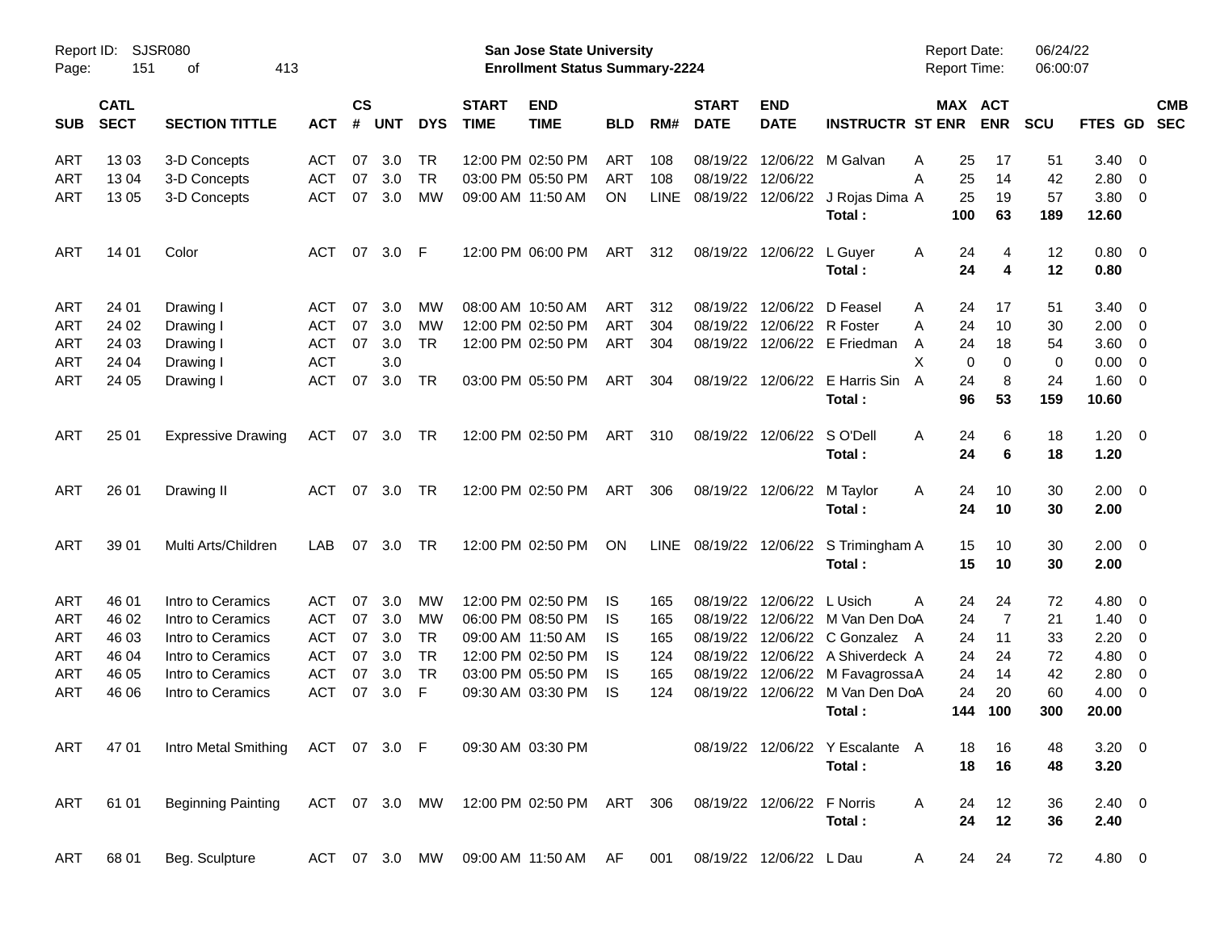Report ID: SJSR080

**San Jose State University**
**Enrollment Status Summary-2224**

Report Date: 06/24/22
Report Time: 06:00:07

| SUB | CATL SECT | SECTION TITTLE | ACT | CS # | UNT | DYS | START TIME | END TIME | BLD | RM# | START DATE | END DATE | INSTRUCTR | ST | MAX ENR | ACT ENR | SCU | FTES | GD | CMB SEC |
|---|---|---|---|---|---|---|---|---|---|---|---|---|---|---|---|---|---|---|---|---|
| ART | 13 03 | 3-D Concepts | ACT | 07 | 3.0 | TR | 12:00 PM | 02:50 PM | ART | 108 | 08/19/22 | 12/06/22 | M Galvan | A | 25 | 17 | 51 | 3.40 | 0 | |
| ART | 13 04 | 3-D Concepts | ACT | 07 | 3.0 | TR | 03:00 PM | 05:50 PM | ART | 108 | 08/19/22 | 12/06/22 | | A | 25 | 14 | 42 | 2.80 | 0 | |
| ART | 13 05 | 3-D Concepts | ACT | 07 | 3.0 | MW | 09:00 AM | 11:50 AM | ON | LINE | 08/19/22 | 12/06/22 | J Rojas Dima | A | 25 | 19 | 57 | 3.80 | 0 | |
| | | | | | | | | | | | | | **Total :** | | **100** | **63** | **189** | **12.60** | | |
| ART | 14 01 | Color | ACT | 07 | 3.0 | F | 12:00 PM | 06:00 PM | ART | 312 | 08/19/22 | 12/06/22 | L Guyer | A | 24 | 4 | 12 | 0.80 | 0 | |
| | | | | | | | | | | | | | **Total :** | | **24** | **4** | **12** | **0.80** | | |
| ART | 24 01 | Drawing I | ACT | 07 | 3.0 | MW | 08:00 AM | 10:50 AM | ART | 312 | 08/19/22 | 12/06/22 | D Feasel | A | 24 | 17 | 51 | 3.40 | 0 | |
| ART | 24 02 | Drawing I | ACT | 07 | 3.0 | MW | 12:00 PM | 02:50 PM | ART | 304 | 08/19/22 | 12/06/22 | R Foster | A | 24 | 10 | 30 | 2.00 | 0 | |
| ART | 24 03 | Drawing I | ACT | 07 | 3.0 | TR | 12:00 PM | 02:50 PM | ART | 304 | 08/19/22 | 12/06/22 | E Friedman | A | 24 | 18 | 54 | 3.60 | 0 | |
| ART | 24 04 | Drawing I | ACT | | 3.0 | | | | | | | | | X | 0 | 0 | 0 | 0.00 | 0 | |
| ART | 24 05 | Drawing I | ACT | 07 | 3.0 | TR | 03:00 PM | 05:50 PM | ART | 304 | 08/19/22 | 12/06/22 | E Harris Sin | A | 24 | 8 | 24 | 1.60 | 0 | |
| | | | | | | | | | | | | | **Total :** | | **96** | **53** | **159** | **10.60** | | |
| ART | 25 01 | Expressive Drawing | ACT | 07 | 3.0 | TR | 12:00 PM | 02:50 PM | ART | 310 | 08/19/22 | 12/06/22 | S O'Dell | A | 24 | 6 | 18 | 1.20 | 0 | |
| | | | | | | | | | | | | | **Total :** | | **24** | **6** | **18** | **1.20** | | |
| ART | 26 01 | Drawing II | ACT | 07 | 3.0 | TR | 12:00 PM | 02:50 PM | ART | 306 | 08/19/22 | 12/06/22 | M Taylor | A | 24 | 10 | 30 | 2.00 | 0 | |
| | | | | | | | | | | | | | **Total :** | | **24** | **10** | **30** | **2.00** | | |
| ART | 39 01 | Multi Arts/Children | LAB | 07 | 3.0 | TR | 12:00 PM | 02:50 PM | ON | LINE | 08/19/22 | 12/06/22 | S Trimingham | A | 15 | 10 | 30 | 2.00 | 0 | |
| | | | | | | | | | | | | | **Total :** | | **15** | **10** | **30** | **2.00** | | |
| ART | 46 01 | Intro to Ceramics | ACT | 07 | 3.0 | MW | 12:00 PM | 02:50 PM | IS | 165 | 08/19/22 | 12/06/22 | L Usich | A | 24 | 24 | 72 | 4.80 | 0 | |
| ART | 46 02 | Intro to Ceramics | ACT | 07 | 3.0 | MW | 06:00 PM | 08:50 PM | IS | 165 | 08/19/22 | 12/06/22 | M Van Den Do | A | 24 | 7 | 21 | 1.40 | 0 | |
| ART | 46 03 | Intro to Ceramics | ACT | 07 | 3.0 | TR | 09:00 AM | 11:50 AM | IS | 165 | 08/19/22 | 12/06/22 | C Gonzalez | A | 24 | 11 | 33 | 2.20 | 0 | |
| ART | 46 04 | Intro to Ceramics | ACT | 07 | 3.0 | TR | 12:00 PM | 02:50 PM | IS | 124 | 08/19/22 | 12/06/22 | A Shiverdeck | A | 24 | 24 | 72 | 4.80 | 0 | |
| ART | 46 05 | Intro to Ceramics | ACT | 07 | 3.0 | TR | 03:00 PM | 05:50 PM | IS | 165 | 08/19/22 | 12/06/22 | M Favagrossa | A | 24 | 14 | 42 | 2.80 | 0 | |
| ART | 46 06 | Intro to Ceramics | ACT | 07 | 3.0 | F | 09:30 AM | 03:30 PM | IS | 124 | 08/19/22 | 12/06/22 | M Van Den Do | A | 24 | 20 | 60 | 4.00 | 0 | |
| | | | | | | | | | | | | | **Total :** | | **144** | **100** | **300** | **20.00** | | |
| ART | 47 01 | Intro Metal Smithing | ACT | 07 | 3.0 | F | 09:30 AM | 03:30 PM | | | 08/19/22 | 12/06/22 | Y Escalante | A | 18 | 16 | 48 | 3.20 | 0 | |
| | | | | | | | | | | | | | **Total :** | | **18** | **16** | **48** | **3.20** | | |
| ART | 61 01 | Beginning Painting | ACT | 07 | 3.0 | MW | 12:00 PM | 02:50 PM | ART | 306 | 08/19/22 | 12/06/22 | F Norris | A | 24 | 12 | 36 | 2.40 | 0 | |
| | | | | | | | | | | | | | **Total :** | | **24** | **12** | **36** | **2.40** | | |
| ART | 68 01 | Beg. Sculpture | ACT | 07 | 3.0 | MW | 09:00 AM | 11:50 AM | AF | 001 | 08/19/22 | 12/06/22 | L Dau | A | 24 | 24 | 72 | 4.80 | 0 | |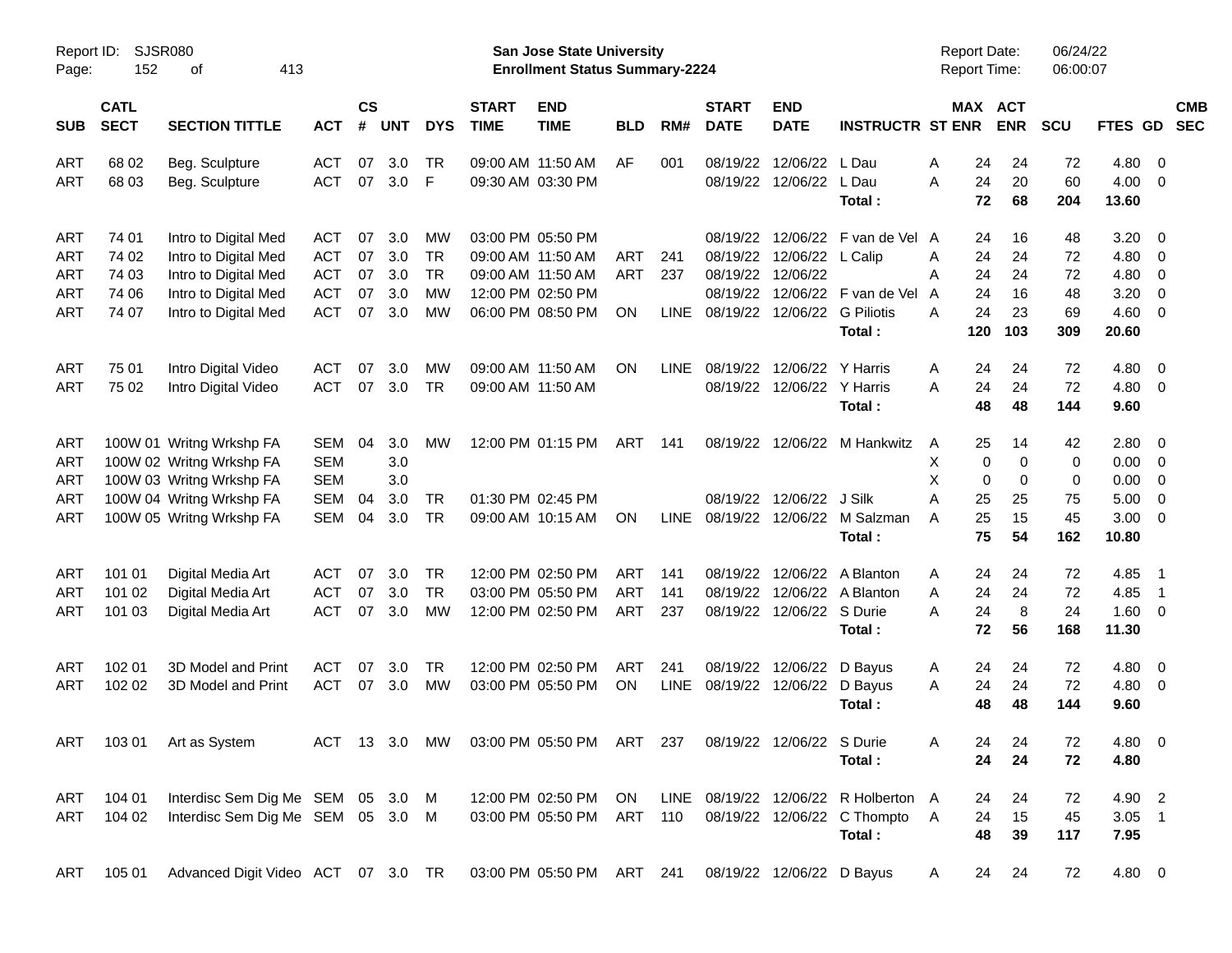Report ID: SJSR080
San Jose State University
Enrollment Status Summary-2224
Report Date: 06/24/22
Report Time: 06:00:07

| SUB | CATL SECT | SECTION TITTLE | ACT | CS # | UNT | DYS | START TIME | END TIME | BLD | RM# | START DATE | END DATE | INSTRUCTR | ST | MAX ENR | ACT ENR | SCU | FTES | GD | CMB SEC |
|---|---|---|---|---|---|---|---|---|---|---|---|---|---|---|---|---|---|---|---|---|
| ART | 68 02 | Beg. Sculpture | ACT | 07 | 3.0 | TR | 09:00 AM | 11:50 AM | AF | 001 | 08/19/22 | 12/06/22 | L Dau | A | 24 | 24 | 72 | 4.80 | 0 | |
| ART | 68 03 | Beg. Sculpture | ACT | 07 | 3.0 | F | 09:30 AM | 03:30 PM | | | 08/19/22 | 12/06/22 | L Dau | A | 24 | 20 | 60 | 4.00 | 0 | |
| | | | | | | | | | | | | | **Total :** | | **72** | **68** | **204** | **13.60** | | |
| ART | 74 01 | Intro to Digital Med | ACT | 07 | 3.0 | MW | 03:00 PM | 05:50 PM | | | 08/19/22 | 12/06/22 | F van de Vel | A | 24 | 16 | 48 | 3.20 | 0 | |
| ART | 74 02 | Intro to Digital Med | ACT | 07 | 3.0 | TR | 09:00 AM | 11:50 AM | ART | 241 | 08/19/22 | 12/06/22 | L Calip | A | 24 | 24 | 72 | 4.80 | 0 | |
| ART | 74 03 | Intro to Digital Med | ACT | 07 | 3.0 | TR | 09:00 AM | 11:50 AM | ART | 237 | 08/19/22 | 12/06/22 | | A | 24 | 24 | 72 | 4.80 | 0 | |
| ART | 74 06 | Intro to Digital Med | ACT | 07 | 3.0 | MW | 12:00 PM | 02:50 PM | | | 08/19/22 | 12/06/22 | F van de Vel | A | 24 | 16 | 48 | 3.20 | 0 | |
| ART | 74 07 | Intro to Digital Med | ACT | 07 | 3.0 | MW | 06:00 PM | 08:50 PM | ON | LINE | 08/19/22 | 12/06/22 | G Piliotis | A | 24 | 23 | 69 | 4.60 | 0 | |
| | | | | | | | | | | | | | **Total :** | | **120** | **103** | **309** | **20.60** | | |
| ART | 75 01 | Intro Digital Video | ACT | 07 | 3.0 | MW | 09:00 AM | 11:50 AM | ON | LINE | 08/19/22 | 12/06/22 | Y Harris | A | 24 | 24 | 72 | 4.80 | 0 | |
| ART | 75 02 | Intro Digital Video | ACT | 07 | 3.0 | TR | 09:00 AM | 11:50 AM | | | 08/19/22 | 12/06/22 | Y Harris | A | 24 | 24 | 72 | 4.80 | 0 | |
| | | | | | | | | | | | | | **Total :** | | **48** | **48** | **144** | **9.60** | | |
| ART | 100W 01 | Writng Wrkshp FA | SEM | 04 | 3.0 | MW | 12:00 PM | 01:15 PM | ART | 141 | 08/19/22 | 12/06/22 | M Hankwitz | A | 25 | 14 | 42 | 2.80 | 0 | |
| ART | 100W 02 | Writng Wrkshp FA | SEM | | 3.0 | | | | | | | | | X | 0 | 0 | 0 | 0.00 | 0 | |
| ART | 100W 03 | Writng Wrkshp FA | SEM | | 3.0 | | | | | | | | | X | 0 | 0 | 0 | 0.00 | 0 | |
| ART | 100W 04 | Writng Wrkshp FA | SEM | 04 | 3.0 | TR | 01:30 PM | 02:45 PM | | | 08/19/22 | 12/06/22 | J Silk | A | 25 | 25 | 75 | 5.00 | 0 | |
| ART | 100W 05 | Writng Wrkshp FA | SEM | 04 | 3.0 | TR | 09:00 AM | 10:15 AM | ON | LINE | 08/19/22 | 12/06/22 | M Salzman | A | 25 | 15 | 45 | 3.00 | 0 | |
| | | | | | | | | | | | | | **Total :** | | **75** | **54** | **162** | **10.80** | | |
| ART | 101 01 | Digital Media Art | ACT | 07 | 3.0 | TR | 12:00 PM | 02:50 PM | ART | 141 | 08/19/22 | 12/06/22 | A Blanton | A | 24 | 24 | 72 | 4.85 | 1 | |
| ART | 101 02 | Digital Media Art | ACT | 07 | 3.0 | TR | 03:00 PM | 05:50 PM | ART | 141 | 08/19/22 | 12/06/22 | A Blanton | A | 24 | 24 | 72 | 4.85 | 1 | |
| ART | 101 03 | Digital Media Art | ACT | 07 | 3.0 | MW | 12:00 PM | 02:50 PM | ART | 237 | 08/19/22 | 12/06/22 | S Durie | A | 24 | 8 | 24 | 1.60 | 0 | |
| | | | | | | | | | | | | | **Total :** | | **72** | **56** | **168** | **11.30** | | |
| ART | 102 01 | 3D Model and Print | ACT | 07 | 3.0 | TR | 12:00 PM | 02:50 PM | ART | 241 | 08/19/22 | 12/06/22 | D Bayus | A | 24 | 24 | 72 | 4.80 | 0 | |
| ART | 102 02 | 3D Model and Print | ACT | 07 | 3.0 | MW | 03:00 PM | 05:50 PM | ON | LINE | 08/19/22 | 12/06/22 | D Bayus | A | 24 | 24 | 72 | 4.80 | 0 | |
| | | | | | | | | | | | | | **Total :** | | **48** | **48** | **144** | **9.60** | | |
| ART | 103 01 | Art as System | ACT | 13 | 3.0 | MW | 03:00 PM | 05:50 PM | ART | 237 | 08/19/22 | 12/06/22 | S Durie | A | 24 | 24 | 72 | 4.80 | 0 | |
| | | | | | | | | | | | | | **Total :** | | **24** | **24** | **72** | **4.80** | | |
| ART | 104 01 | Interdisc Sem Dig Me | SEM | 05 | 3.0 | M | 12:00 PM | 02:50 PM | ON | LINE | 08/19/22 | 12/06/22 | R Holberton | A | 24 | 24 | 72 | 4.90 | 2 | |
| ART | 104 02 | Interdisc Sem Dig Me | SEM | 05 | 3.0 | M | 03:00 PM | 05:50 PM | ART | 110 | 08/19/22 | 12/06/22 | C Thompto | A | 24 | 15 | 45 | 3.05 | 1 | |
| | | | | | | | | | | | | | **Total :** | | **48** | **39** | **117** | **7.95** | | |
| ART | 105 01 | Advanced Digit Video | ACT | 07 | 3.0 | TR | 03:00 PM | 05:50 PM | ART | 241 | 08/19/22 | 12/06/22 | D Bayus | A | 24 | 24 | 72 | 4.80 | 0 | |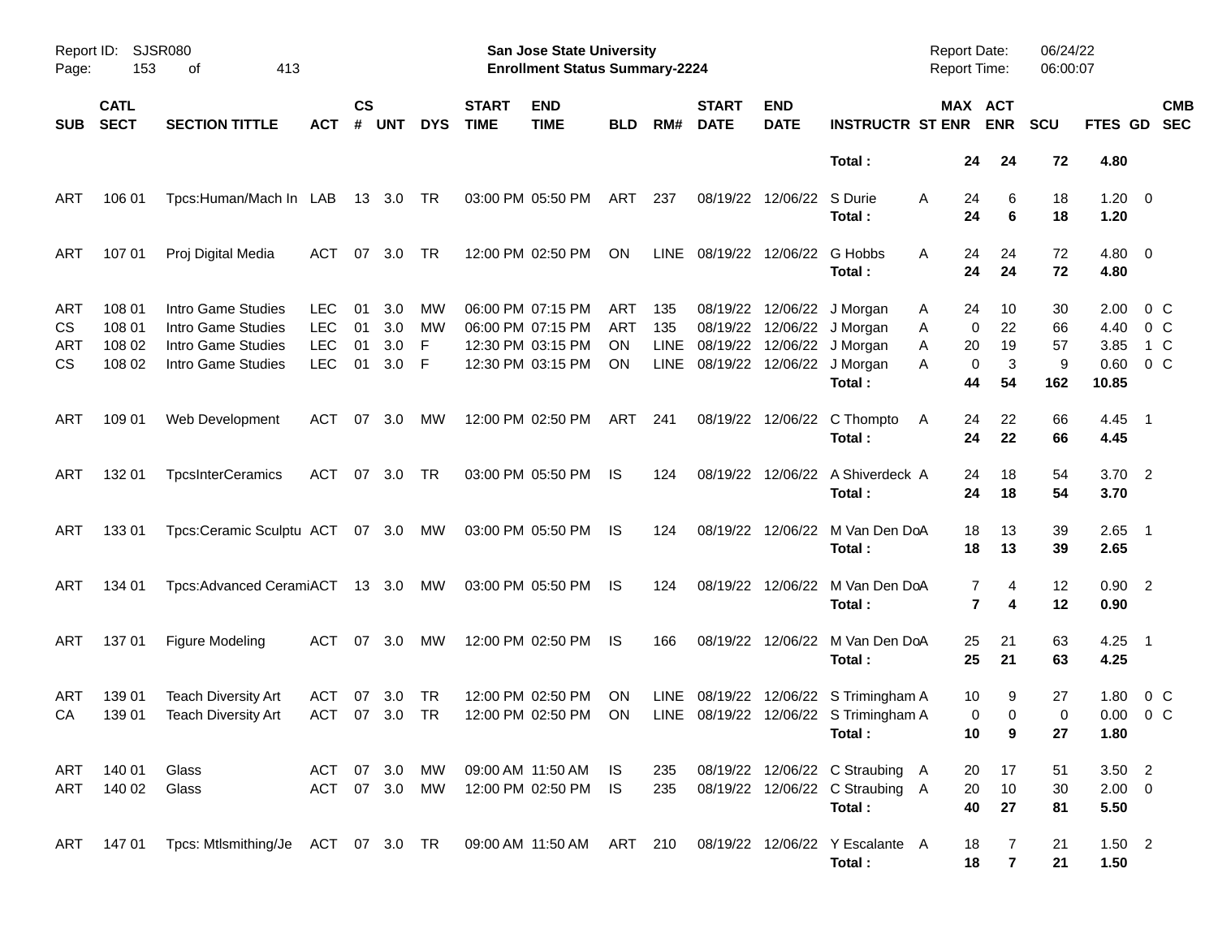Report ID: SJSR080
San Jose State University
Enrollment Status Summary-2224
Report Date: 06/24/22
Report Time: 06:00:07

| SUB | CATL SECT | SECTION TITTLE | ACT | CS # | UNT | DYS | START TIME | END TIME | BLD | RM# | START DATE | END DATE | INSTRUCTR | ST | MAX ENR | ACT ENR | SCU | FTES | GD | CMB SEC |
|---|---|---|---|---|---|---|---|---|---|---|---|---|---|---|---|---|---|---|---|---|
| | | | | | | | | | | | | | **Total :** | | **24** | **24** | **72** | **4.80** | | |
| ART | 106 01 | Tpcs:Human/Mach In | LAB | 13 | 3.0 | TR | 03:00 PM | 05:50 PM | ART | 237 | 08/19/22 | 12/06/22 | S Durie | A | 24 | 6 | 18 | 1.20 | 0 | |
| | | | | | | | | | | | | | **Total :** | | **24** | **6** | **18** | **1.20** | | |
| ART | 107 01 | Proj Digital Media | ACT | 07 | 3.0 | TR | 12:00 PM | 02:50 PM | ON | LINE | 08/19/22 | 12/06/22 | G Hobbs | A | 24 | 24 | 72 | 4.80 | 0 | |
| | | | | | | | | | | | | | **Total :** | | **24** | **24** | **72** | **4.80** | | |
| ART | 108 01 | Intro Game Studies | LEC | 01 | 3.0 | MW | 06:00 PM | 07:15 PM | ART | 135 | 08/19/22 | 12/06/22 | J Morgan | A | 24 | 10 | 30 | 2.00 | 0 | C |
| CS | 108 01 | Intro Game Studies | LEC | 01 | 3.0 | MW | 06:00 PM | 07:15 PM | ART | 135 | 08/19/22 | 12/06/22 | J Morgan | A | 0 | 22 | 66 | 4.40 | 0 | C |
| ART | 108 02 | Intro Game Studies | LEC | 01 | 3.0 | F | 12:30 PM | 03:15 PM | ON | LINE | 08/19/22 | 12/06/22 | J Morgan | A | 20 | 19 | 57 | 3.85 | 1 | C |
| CS | 108 02 | Intro Game Studies | LEC | 01 | 3.0 | F | 12:30 PM | 03:15 PM | ON | LINE | 08/19/22 | 12/06/22 | J Morgan | A | 0 | 3 | 9 | 0.60 | 0 | C |
| | | | | | | | | | | | | | **Total :** | | **44** | **54** | **162** | **10.85** | | |
| ART | 109 01 | Web Development | ACT | 07 | 3.0 | MW | 12:00 PM | 02:50 PM | ART | 241 | 08/19/22 | 12/06/22 | C Thompto | A | 24 | 22 | 66 | 4.45 | 1 | |
| | | | | | | | | | | | | | **Total :** | | **24** | **22** | **66** | **4.45** | | |
| ART | 132 01 | TpcsInterCeramics | ACT | 07 | 3.0 | TR | 03:00 PM | 05:50 PM | IS | 124 | 08/19/22 | 12/06/22 | A Shiverdeck | A | 24 | 18 | 54 | 3.70 | 2 | |
| | | | | | | | | | | | | | **Total :** | | **24** | **18** | **54** | **3.70** | | |
| ART | 133 01 | Tpcs:Ceramic Sculptu | ACT | 07 | 3.0 | MW | 03:00 PM | 05:50 PM | IS | 124 | 08/19/22 | 12/06/22 | M Van Den Do | A | 18 | 13 | 39 | 2.65 | 1 | |
| | | | | | | | | | | | | | **Total :** | | **18** | **13** | **39** | **2.65** | | |
| ART | 134 01 | Tpcs:Advanced Cerami | ACT | 13 | 3.0 | MW | 03:00 PM | 05:50 PM | IS | 124 | 08/19/22 | 12/06/22 | M Van Den Do | A | 7 | 4 | 12 | 0.90 | 2 | |
| | | | | | | | | | | | | | **Total :** | | **7** | **4** | **12** | **0.90** | | |
| ART | 137 01 | Figure Modeling | ACT | 07 | 3.0 | MW | 12:00 PM | 02:50 PM | IS | 166 | 08/19/22 | 12/06/22 | M Van Den Do | A | 25 | 21 | 63 | 4.25 | 1 | |
| | | | | | | | | | | | | | **Total :** | | **25** | **21** | **63** | **4.25** | | |
| ART | 139 01 | Teach Diversity Art | ACT | 07 | 3.0 | TR | 12:00 PM | 02:50 PM | ON | LINE | 08/19/22 | 12/06/22 | S Trimingham | A | 10 | 9 | 27 | 1.80 | 0 | C |
| CA | 139 01 | Teach Diversity Art | ACT | 07 | 3.0 | TR | 12:00 PM | 02:50 PM | ON | LINE | 08/19/22 | 12/06/22 | S Trimingham | A | 0 | 0 | 0 | 0.00 | 0 | C |
| | | | | | | | | | | | | | **Total :** | | **10** | **9** | **27** | **1.80** | | |
| ART | 140 01 | Glass | ACT | 07 | 3.0 | MW | 09:00 AM | 11:50 AM | IS | 235 | 08/19/22 | 12/06/22 | C Straubing | A | 20 | 17 | 51 | 3.50 | 2 | |
| ART | 140 02 | Glass | ACT | 07 | 3.0 | MW | 12:00 PM | 02:50 PM | IS | 235 | 08/19/22 | 12/06/22 | C Straubing | A | 20 | 10 | 30 | 2.00 | 0 | |
| | | | | | | | | | | | | | **Total :** | | **40** | **27** | **81** | **5.50** | | |
| ART | 147 01 | Tpcs: Mtlsmithing/Je | ACT | 07 | 3.0 | TR | 09:00 AM | 11:50 AM | ART | 210 | 08/19/22 | 12/06/22 | Y Escalante | A | 18 | 7 | 21 | 1.50 | 2 | |
| | | | | | | | | | | | | | **Total :** | | **18** | **7** | **21** | **1.50** | | |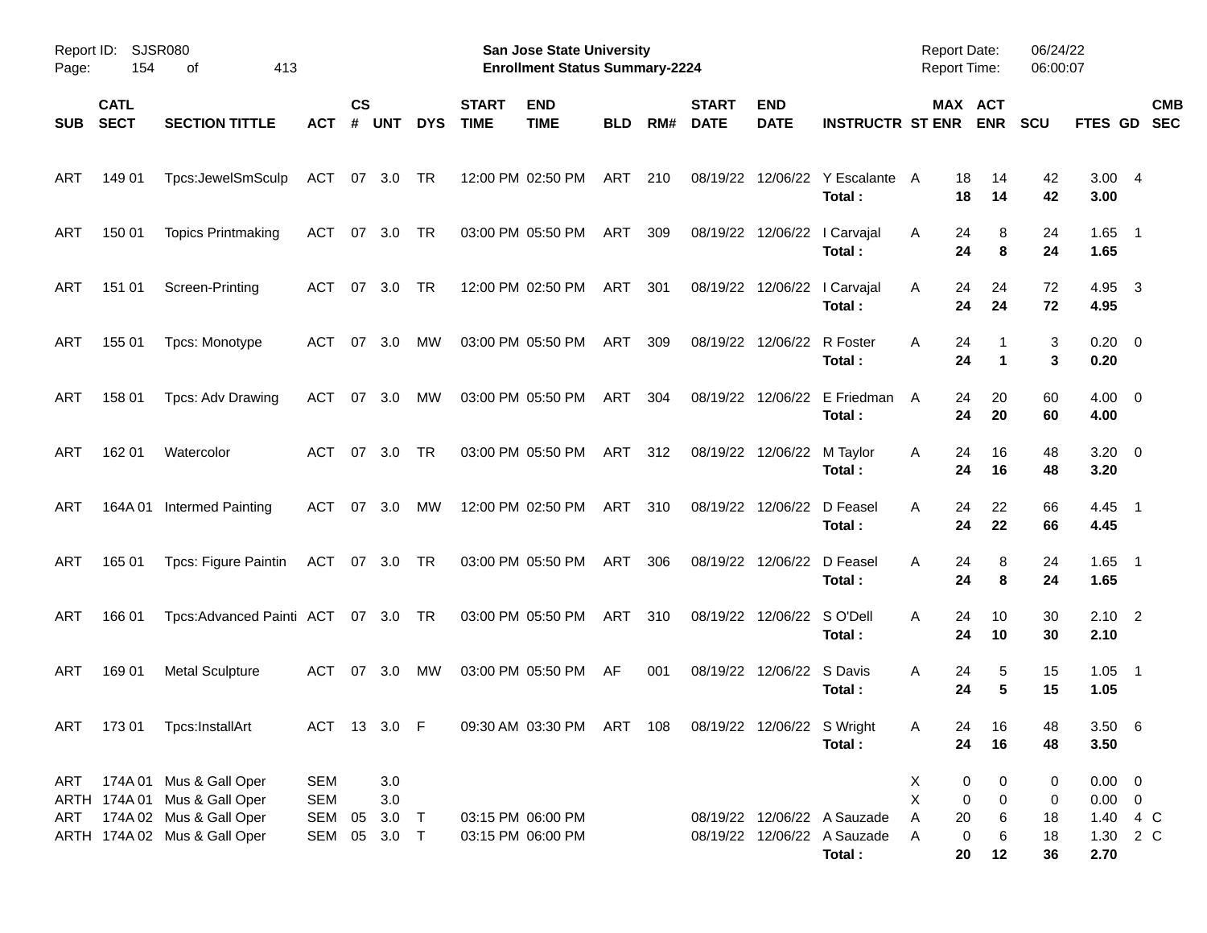Report ID: SJSR080
Page: 154 of 413

**San Jose State University**
**Enrollment Status Summary-2224**

Report Date: 06/24/22
Report Time: 06:00:07

| SUB | CATL SECT | SECTION TITTLE | ACT | CS # | UNT | DYS | START TIME | END TIME | BLD | RM# | START DATE | END DATE | INSTRUCTR | ST | MAX ENR | ACT ENR | SCU | FTES | GD | CMB SEC |
|---|---|---|---|---|---|---|---|---|---|---|---|---|---|---|---|---|---|---|---|---|
| ART | 149 01 | Tpcs:JewelSmSculp | ACT | 07 | 3.0 | TR | 12:00 PM | 02:50 PM | ART | 210 | 08/19/22 | 12/06/22 | Y Escalante | A | 18 | 14 | 42 | 3.00 | 4 | |
| | | | | | | | | | | | | | **Total :** | | **18** | **14** | **42** | **3.00** | | |
| ART | 150 01 | Topics Printmaking | ACT | 07 | 3.0 | TR | 03:00 PM | 05:50 PM | ART | 309 | 08/19/22 | 12/06/22 | I Carvajal | A | 24 | 8 | 24 | 1.65 | 1 | |
| | | | | | | | | | | | | | **Total :** | | **24** | **8** | **24** | **1.65** | | |
| ART | 151 01 | Screen-Printing | ACT | 07 | 3.0 | TR | 12:00 PM | 02:50 PM | ART | 301 | 08/19/22 | 12/06/22 | I Carvajal | A | 24 | 24 | 72 | 4.95 | 3 | |
| | | | | | | | | | | | | | **Total :** | | **24** | **24** | **72** | **4.95** | | |
| ART | 155 01 | Tpcs: Monotype | ACT | 07 | 3.0 | MW | 03:00 PM | 05:50 PM | ART | 309 | 08/19/22 | 12/06/22 | R Foster | A | 24 | 1 | 3 | 0.20 | 0 | |
| | | | | | | | | | | | | | **Total :** | | **24** | **1** | **3** | **0.20** | | |
| ART | 158 01 | Tpcs: Adv Drawing | ACT | 07 | 3.0 | MW | 03:00 PM | 05:50 PM | ART | 304 | 08/19/22 | 12/06/22 | E Friedman | A | 24 | 20 | 60 | 4.00 | 0 | |
| | | | | | | | | | | | | | **Total :** | | **24** | **20** | **60** | **4.00** | | |
| ART | 162 01 | Watercolor | ACT | 07 | 3.0 | TR | 03:00 PM | 05:50 PM | ART | 312 | 08/19/22 | 12/06/22 | M Taylor | A | 24 | 16 | 48 | 3.20 | 0 | |
| | | | | | | | | | | | | | **Total :** | | **24** | **16** | **48** | **3.20** | | |
| ART | 164A 01 | Intermed Painting | ACT | 07 | 3.0 | MW | 12:00 PM | 02:50 PM | ART | 310 | 08/19/22 | 12/06/22 | D Feasel | A | 24 | 22 | 66 | 4.45 | 1 | |
| | | | | | | | | | | | | | **Total :** | | **24** | **22** | **66** | **4.45** | | |
| ART | 165 01 | Tpcs: Figure Paintin | ACT | 07 | 3.0 | TR | 03:00 PM | 05:50 PM | ART | 306 | 08/19/22 | 12/06/22 | D Feasel | A | 24 | 8 | 24 | 1.65 | 1 | |
| | | | | | | | | | | | | | **Total :** | | **24** | **8** | **24** | **1.65** | | |
| ART | 166 01 | Tpcs:Advanced Painti | ACT | 07 | 3.0 | TR | 03:00 PM | 05:50 PM | ART | 310 | 08/19/22 | 12/06/22 | S O'Dell | A | 24 | 10 | 30 | 2.10 | 2 | |
| | | | | | | | | | | | | | **Total :** | | **24** | **10** | **30** | **2.10** | | |
| ART | 169 01 | Metal Sculpture | ACT | 07 | 3.0 | MW | 03:00 PM | 05:50 PM | AF | 001 | 08/19/22 | 12/06/22 | S Davis | A | 24 | 5 | 15 | 1.05 | 1 | |
| | | | | | | | | | | | | | **Total :** | | **24** | **5** | **15** | **1.05** | | |
| ART | 173 01 | Tpcs:InstallArt | ACT | 13 | 3.0 | F | 09:30 AM | 03:30 PM | ART | 108 | 08/19/22 | 12/06/22 | S Wright | A | 24 | 16 | 48 | 3.50 | 6 | |
| | | | | | | | | | | | | | **Total :** | | **24** | **16** | **48** | **3.50** | | |
| ART | 174A 01 | Mus & Gall Oper | SEM | | 3.0 | | | | | | | | | X | 0 | 0 | 0 | 0.00 | 0 | |
| ARTH | 174A 01 | Mus & Gall Oper | SEM | | 3.0 | | | | | | | | | X | 0 | 0 | 0 | 0.00 | 0 | |
| ART | 174A 02 | Mus & Gall Oper | SEM | 05 | 3.0 | T | 03:15 PM | 06:00 PM | | | 08/19/22 | 12/06/22 | A Sauzade | A | 20 | 6 | 18 | 1.40 | 4 | C |
| ARTH | 174A 02 | Mus & Gall Oper | SEM | 05 | 3.0 | T | 03:15 PM | 06:00 PM | | | 08/19/22 | 12/06/22 | A Sauzade | A | 0 | 6 | 18 | 1.30 | 2 | C |
| | | | | | | | | | | | | | **Total :** | | **20** | **12** | **36** | **2.70** | | |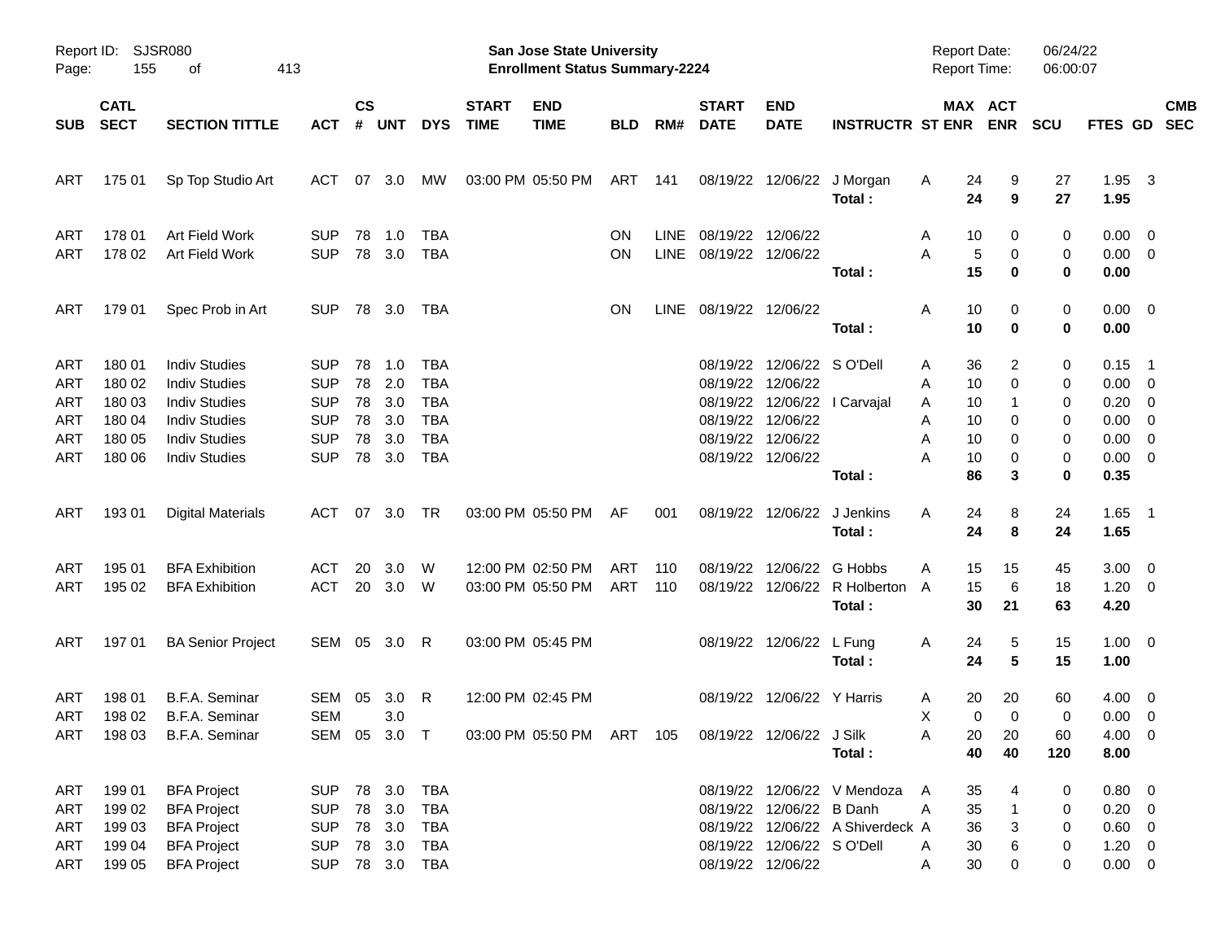Report ID: SJSR080

**San Jose State University**
**Enrollment Status Summary-2224**

Report Date: 06/24/22
Report Time: 06:00:07

| SUB | CATL SECT | SECTION TITTLE | ACT | CS # | UNT | DYS | START TIME | END TIME | BLD | RM# | START DATE | END DATE | INSTRUCTR | ST | MAX ENR | ACT ENR | SCU | FTES | GD | CMB SEC |
|---|---|---|---|---|---|---|---|---|---|---|---|---|---|---|---|---|---|---|---|---|
| ART | 175 01 | Sp Top Studio Art | ACT | 07 | 3.0 | MW | 03:00 PM | 05:50 PM | ART | 141 | 08/19/22 | 12/06/22 | J Morgan | A | 24 | 9 | 27 | 1.95 | 3 | |
| | | | | | | | | | | | | | **Total :** | | **24** | **9** | **27** | **1.95** | | |
| ART | 178 01 | Art Field Work | SUP | 78 | 1.0 | TBA | | | ON | LINE | 08/19/22 | 12/06/22 | | A | 10 | 0 | 0 | 0.00 | 0 | |
| ART | 178 02 | Art Field Work | SUP | 78 | 3.0 | TBA | | | ON | LINE | 08/19/22 | 12/06/22 | | A | 5 | 0 | 0 | 0.00 | 0 | |
| | | | | | | | | | | | | | **Total :** | | **15** | **0** | **0** | **0.00** | | |
| ART | 179 01 | Spec Prob in Art | SUP | 78 | 3.0 | TBA | | | ON | LINE | 08/19/22 | 12/06/22 | | A | 10 | 0 | 0 | 0.00 | 0 | |
| | | | | | | | | | | | | | **Total :** | | **10** | **0** | **0** | **0.00** | | |
| ART | 180 01 | Indiv Studies | SUP | 78 | 1.0 | TBA | | | | | 08/19/22 | 12/06/22 | S O'Dell | A | 36 | 2 | 0 | 0.15 | 1 | |
| ART | 180 02 | Indiv Studies | SUP | 78 | 2.0 | TBA | | | | | 08/19/22 | 12/06/22 | | A | 10 | 0 | 0 | 0.00 | 0 | |
| ART | 180 03 | Indiv Studies | SUP | 78 | 3.0 | TBA | | | | | 08/19/22 | 12/06/22 | I Carvajal | A | 10 | 1 | 0 | 0.20 | 0 | |
| ART | 180 04 | Indiv Studies | SUP | 78 | 3.0 | TBA | | | | | 08/19/22 | 12/06/22 | | A | 10 | 0 | 0 | 0.00 | 0 | |
| ART | 180 05 | Indiv Studies | SUP | 78 | 3.0 | TBA | | | | | 08/19/22 | 12/06/22 | | A | 10 | 0 | 0 | 0.00 | 0 | |
| ART | 180 06 | Indiv Studies | SUP | 78 | 3.0 | TBA | | | | | 08/19/22 | 12/06/22 | | A | 10 | 0 | 0 | 0.00 | 0 | |
| | | | | | | | | | | | | | **Total :** | | **86** | **3** | **0** | **0.35** | | |
| ART | 193 01 | Digital Materials | ACT | 07 | 3.0 | TR | 03:00 PM | 05:50 PM | AF | 001 | 08/19/22 | 12/06/22 | J Jenkins | A | 24 | 8 | 24 | 1.65 | 1 | |
| | | | | | | | | | | | | | **Total :** | | **24** | **8** | **24** | **1.65** | | |
| ART | 195 01 | BFA Exhibition | ACT | 20 | 3.0 | W | 12:00 PM | 02:50 PM | ART | 110 | 08/19/22 | 12/06/22 | G Hobbs | A | 15 | 15 | 45 | 3.00 | 0 | |
| ART | 195 02 | BFA Exhibition | ACT | 20 | 3.0 | W | 03:00 PM | 05:50 PM | ART | 110 | 08/19/22 | 12/06/22 | R Holberton | A | 15 | 6 | 18 | 1.20 | 0 | |
| | | | | | | | | | | | | | **Total :** | | **30** | **21** | **63** | **4.20** | | |
| ART | 197 01 | BA Senior Project | SEM | 05 | 3.0 | R | 03:00 PM | 05:45 PM | | | 08/19/22 | 12/06/22 | L Fung | A | 24 | 5 | 15 | 1.00 | 0 | |
| | | | | | | | | | | | | | **Total :** | | **24** | **5** | **15** | **1.00** | | |
| ART | 198 01 | B.F.A. Seminar | SEM | 05 | 3.0 | R | 12:00 PM | 02:45 PM | | | 08/19/22 | 12/06/22 | Y Harris | A | 20 | 20 | 60 | 4.00 | 0 | |
| ART | 198 02 | B.F.A. Seminar | SEM | | 3.0 | | | | | | | | | X | 0 | 0 | 0 | 0.00 | 0 | |
| ART | 198 03 | B.F.A. Seminar | SEM | 05 | 3.0 | T | 03:00 PM | 05:50 PM | ART | 105 | 08/19/22 | 12/06/22 | J Silk | A | 20 | 20 | 60 | 4.00 | 0 | |
| | | | | | | | | | | | | | **Total :** | | **40** | **40** | **120** | **8.00** | | |
| ART | 199 01 | BFA Project | SUP | 78 | 3.0 | TBA | | | | | 08/19/22 | 12/06/22 | V Mendoza | A | 35 | 4 | 0 | 0.80 | 0 | |
| ART | 199 02 | BFA Project | SUP | 78 | 3.0 | TBA | | | | | 08/19/22 | 12/06/22 | B Danh | A | 35 | 1 | 0 | 0.20 | 0 | |
| ART | 199 03 | BFA Project | SUP | 78 | 3.0 | TBA | | | | | 08/19/22 | 12/06/22 | A Shiverdeck | A | 36 | 3 | 0 | 0.60 | 0 | |
| ART | 199 04 | BFA Project | SUP | 78 | 3.0 | TBA | | | | | 08/19/22 | 12/06/22 | S O'Dell | A | 30 | 6 | 0 | 1.20 | 0 | |
| ART | 199 05 | BFA Project | SUP | 78 | 3.0 | TBA | | | | | 08/19/22 | 12/06/22 | | A | 30 | 0 | 0 | 0.00 | 0 | |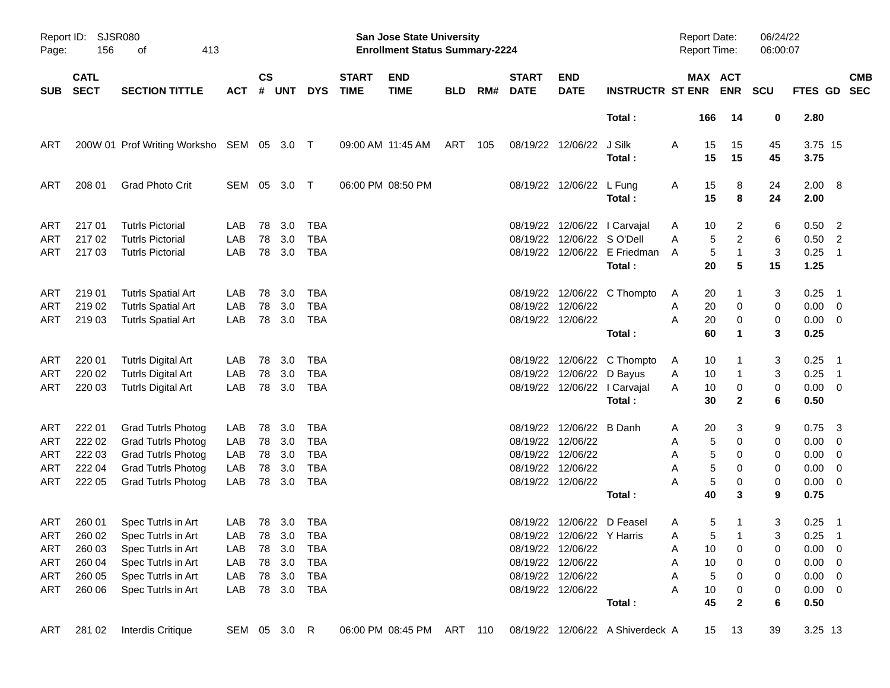Report ID: SJSR080

**San Jose State University**
**Enrollment Status Summary-2224**

Report Date: 06/24/22
Report Time: 06:00:07

| SUB | CATL SECT | SECTION TITTLE | ACT | CS # | UNT | DYS | START TIME | END TIME | BLD | RM# | START DATE | END DATE | INSTRUCTR | ST | MAX ENR | ACT ENR | SCU | FTES | GD | CMB SEC |
|---|---|---|---|---|---|---|---|---|---|---|---|---|---|---|---|---|---|---|---|---|
| | | | | | | | | | | | | | **Total :** | | **166** | **14** | **0** | **2.80** | | |
| ART | 200W 01 | Prof Writing Worksho | SEM | 05 | 3.0 | T | 09:00 AM | 11:45 AM | ART | 105 | 08/19/22 | 12/06/22 | J Silk | A | 15 | 15 | 45 | 3.75 | 15 | |
| | | | | | | | | | | | | | **Total :** | | **15** | **15** | **45** | **3.75** | | |
| ART | 208 01 | Grad Photo Crit | SEM | 05 | 3.0 | T | 06:00 PM | 08:50 PM | | | 08/19/22 | 12/06/22 | L Fung | A | 15 | 8 | 24 | 2.00 | 8 | |
| | | | | | | | | | | | | | **Total :** | | **15** | **8** | **24** | **2.00** | | |
| ART | 217 01 | Tutrls Pictorial | LAB | 78 | 3.0 | TBA | | | | | 08/19/22 | 12/06/22 | I Carvajal | A | 10 | 2 | 6 | 0.50 | 2 | |
| ART | 217 02 | Tutrls Pictorial | LAB | 78 | 3.0 | TBA | | | | | 08/19/22 | 12/06/22 | S O'Dell | A | 5 | 2 | 6 | 0.50 | 2 | |
| ART | 217 03 | Tutrls Pictorial | LAB | 78 | 3.0 | TBA | | | | | 08/19/22 | 12/06/22 | E Friedman | A | 5 | 1 | 3 | 0.25 | 1 | |
| | | | | | | | | | | | | | **Total :** | | **20** | **5** | **15** | **1.25** | | |
| ART | 219 01 | Tutrls Spatial Art | LAB | 78 | 3.0 | TBA | | | | | 08/19/22 | 12/06/22 | C Thompto | A | 20 | 1 | 3 | 0.25 | 1 | |
| ART | 219 02 | Tutrls Spatial Art | LAB | 78 | 3.0 | TBA | | | | | 08/19/22 | 12/06/22 | | A | 20 | 0 | 0 | 0.00 | 0 | |
| ART | 219 03 | Tutrls Spatial Art | LAB | 78 | 3.0 | TBA | | | | | 08/19/22 | 12/06/22 | | A | 20 | 0 | 0 | 0.00 | 0 | |
| | | | | | | | | | | | | | **Total :** | | **60** | **1** | **3** | **0.25** | | |
| ART | 220 01 | Tutrls Digital Art | LAB | 78 | 3.0 | TBA | | | | | 08/19/22 | 12/06/22 | C Thompto | A | 10 | 1 | 3 | 0.25 | 1 | |
| ART | 220 02 | Tutrls Digital Art | LAB | 78 | 3.0 | TBA | | | | | 08/19/22 | 12/06/22 | D Bayus | A | 10 | 1 | 3 | 0.25 | 1 | |
| ART | 220 03 | Tutrls Digital Art | LAB | 78 | 3.0 | TBA | | | | | 08/19/22 | 12/06/22 | I Carvajal | A | 10 | 0 | 0 | 0.00 | 0 | |
| | | | | | | | | | | | | | **Total :** | | **30** | **2** | **6** | **0.50** | | |
| ART | 222 01 | Grad Tutrls Photog | LAB | 78 | 3.0 | TBA | | | | | 08/19/22 | 12/06/22 | B Danh | A | 20 | 3 | 9 | 0.75 | 3 | |
| ART | 222 02 | Grad Tutrls Photog | LAB | 78 | 3.0 | TBA | | | | | 08/19/22 | 12/06/22 | | A | 5 | 0 | 0 | 0.00 | 0 | |
| ART | 222 03 | Grad Tutrls Photog | LAB | 78 | 3.0 | TBA | | | | | 08/19/22 | 12/06/22 | | A | 5 | 0 | 0 | 0.00 | 0 | |
| ART | 222 04 | Grad Tutrls Photog | LAB | 78 | 3.0 | TBA | | | | | 08/19/22 | 12/06/22 | | A | 5 | 0 | 0 | 0.00 | 0 | |
| ART | 222 05 | Grad Tutrls Photog | LAB | 78 | 3.0 | TBA | | | | | 08/19/22 | 12/06/22 | | A | 5 | 0 | 0 | 0.00 | 0 | |
| | | | | | | | | | | | | | **Total :** | | **40** | **3** | **9** | **0.75** | | |
| ART | 260 01 | Spec Tutrls in Art | LAB | 78 | 3.0 | TBA | | | | | 08/19/22 | 12/06/22 | D Feasel | A | 5 | 1 | 3 | 0.25 | 1 | |
| ART | 260 02 | Spec Tutrls in Art | LAB | 78 | 3.0 | TBA | | | | | 08/19/22 | 12/06/22 | Y Harris | A | 5 | 1 | 3 | 0.25 | 1 | |
| ART | 260 03 | Spec Tutrls in Art | LAB | 78 | 3.0 | TBA | | | | | 08/19/22 | 12/06/22 | | A | 10 | 0 | 0 | 0.00 | 0 | |
| ART | 260 04 | Spec Tutrls in Art | LAB | 78 | 3.0 | TBA | | | | | 08/19/22 | 12/06/22 | | A | 10 | 0 | 0 | 0.00 | 0 | |
| ART | 260 05 | Spec Tutrls in Art | LAB | 78 | 3.0 | TBA | | | | | 08/19/22 | 12/06/22 | | A | 5 | 0 | 0 | 0.00 | 0 | |
| ART | 260 06 | Spec Tutrls in Art | LAB | 78 | 3.0 | TBA | | | | | 08/19/22 | 12/06/22 | | A | 10 | 0 | 0 | 0.00 | 0 | |
| | | | | | | | | | | | | | **Total :** | | **45** | **2** | **6** | **0.50** | | |
| ART | 281 02 | Interdis Critique | SEM | 05 | 3.0 | R | 06:00 PM | 08:45 PM | ART | 110 | 08/19/22 | 12/06/22 | A Shiverdeck | A | 15 | 13 | 39 | 3.25 | 13 | |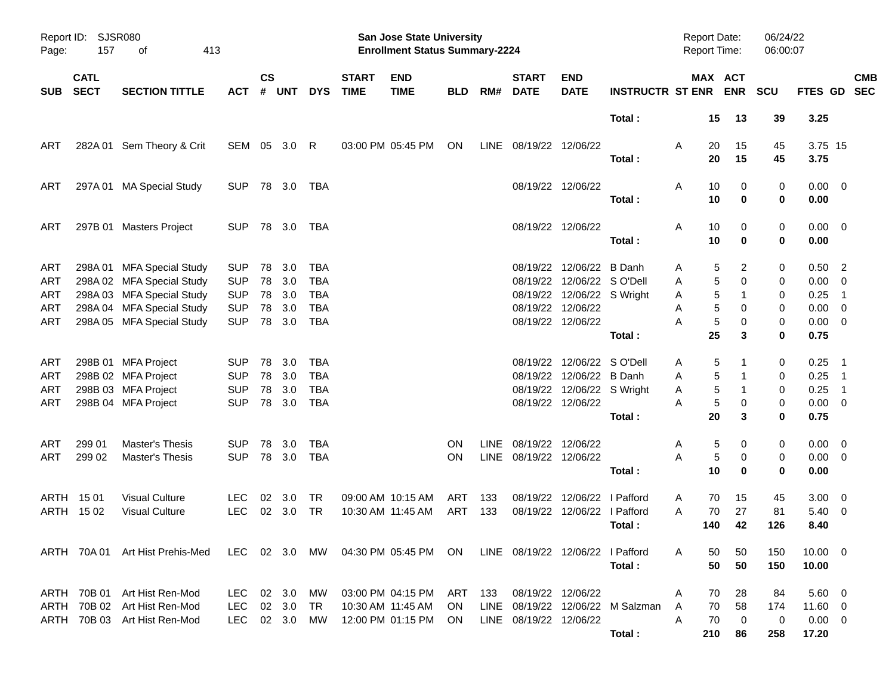Report ID: SJSR080

**San Jose State University**
**Enrollment Status Summary-2224**

Report Date: 06/24/22
Report Time: 06:00:07

| SUB | CATL SECT | SECTION TITTLE | ACT | CS # | UNT | DYS | START TIME | END TIME | BLD | RM# | START DATE | END DATE | INSTRUCTR | ST | MAX ENR | ACT ENR | SCU | FTES | GD | CMB SEC |
|---|---|---|---|---|---|---|---|---|---|---|---|---|---|---|---|---|---|---|---|---|
| | | | | | | | | | | | | | Total : | | 15 | 13 | 39 | 3.25 | | |
| ART | 282A 01 | Sem Theory & Crit | SEM | 05 | 3.0 | R | 03:00 PM | 05:45 PM | ON | LINE | 08/19/22 | 12/06/22 | | A | 20 | 15 | 45 | 3.75 | 15 | |
| | | | | | | | | | | | | | Total : | | 20 | 15 | 45 | 3.75 | | |
| ART | 297A 01 | MA Special Study | SUP | 78 | 3.0 | TBA | | | | | 08/19/22 | 12/06/22 | | A | 10 | 0 | 0 | 0.00 | 0 | |
| | | | | | | | | | | | | | Total : | | 10 | 0 | 0 | 0.00 | | |
| ART | 297B 01 | Masters Project | SUP | 78 | 3.0 | TBA | | | | | 08/19/22 | 12/06/22 | | A | 10 | 0 | 0 | 0.00 | 0 | |
| | | | | | | | | | | | | | Total : | | 10 | 0 | 0 | 0.00 | | |
| ART | 298A 01 | MFA Special Study | SUP | 78 | 3.0 | TBA | | | | | 08/19/22 | 12/06/22 | B Danh | A | 5 | 2 | 0 | 0.50 | 2 | |
| ART | 298A 02 | MFA Special Study | SUP | 78 | 3.0 | TBA | | | | | 08/19/22 | 12/06/22 | S O'Dell | A | 5 | 0 | 0 | 0.00 | 0 | |
| ART | 298A 03 | MFA Special Study | SUP | 78 | 3.0 | TBA | | | | | 08/19/22 | 12/06/22 | S Wright | A | 5 | 1 | 0 | 0.25 | 1 | |
| ART | 298A 04 | MFA Special Study | SUP | 78 | 3.0 | TBA | | | | | 08/19/22 | 12/06/22 | | A | 5 | 0 | 0 | 0.00 | 0 | |
| ART | 298A 05 | MFA Special Study | SUP | 78 | 3.0 | TBA | | | | | 08/19/22 | 12/06/22 | | A | 5 | 0 | 0 | 0.00 | 0 | |
| | | | | | | | | | | | | | Total : | | 25 | 3 | 0 | 0.75 | | |
| ART | 298B 01 | MFA Project | SUP | 78 | 3.0 | TBA | | | | | 08/19/22 | 12/06/22 | S O'Dell | A | 5 | 1 | 0 | 0.25 | 1 | |
| ART | 298B 02 | MFA Project | SUP | 78 | 3.0 | TBA | | | | | 08/19/22 | 12/06/22 | B Danh | A | 5 | 1 | 0 | 0.25 | 1 | |
| ART | 298B 03 | MFA Project | SUP | 78 | 3.0 | TBA | | | | | 08/19/22 | 12/06/22 | S Wright | A | 5 | 1 | 0 | 0.25 | 1 | |
| ART | 298B 04 | MFA Project | SUP | 78 | 3.0 | TBA | | | | | 08/19/22 | 12/06/22 | | A | 5 | 0 | 0 | 0.00 | 0 | |
| | | | | | | | | | | | | | Total : | | 20 | 3 | 0 | 0.75 | | |
| ART | 299 01 | Master's Thesis | SUP | 78 | 3.0 | TBA | | | ON | LINE | 08/19/22 | 12/06/22 | | A | 5 | 0 | 0 | 0.00 | 0 | |
| ART | 299 02 | Master's Thesis | SUP | 78 | 3.0 | TBA | | | ON | LINE | 08/19/22 | 12/06/22 | | A | 5 | 0 | 0 | 0.00 | 0 | |
| | | | | | | | | | | | | | Total : | | 10 | 0 | 0 | 0.00 | | |
| ARTH | 15 01 | Visual Culture | LEC | 02 | 3.0 | TR | 09:00 AM | 10:15 AM | ART | 133 | 08/19/22 | 12/06/22 | I Pafford | A | 70 | 15 | 45 | 3.00 | 0 | |
| ARTH | 15 02 | Visual Culture | LEC | 02 | 3.0 | TR | 10:30 AM | 11:45 AM | ART | 133 | 08/19/22 | 12/06/22 | I Pafford | A | 70 | 27 | 81 | 5.40 | 0 | |
| | | | | | | | | | | | | | Total : | | 140 | 42 | 126 | 8.40 | | |
| ARTH | 70A 01 | Art Hist Prehis-Med | LEC | 02 | 3.0 | MW | 04:30 PM | 05:45 PM | ON | LINE | 08/19/22 | 12/06/22 | I Pafford | A | 50 | 50 | 150 | 10.00 | 0 | |
| | | | | | | | | | | | | | Total : | | 50 | 50 | 150 | 10.00 | | |
| ARTH | 70B 01 | Art Hist Ren-Mod | LEC | 02 | 3.0 | MW | 03:00 PM | 04:15 PM | ART | 133 | 08/19/22 | 12/06/22 | | A | 70 | 28 | 84 | 5.60 | 0 | |
| ARTH | 70B 02 | Art Hist Ren-Mod | LEC | 02 | 3.0 | TR | 10:30 AM | 11:45 AM | ON | LINE | 08/19/22 | 12/06/22 | M Salzman | A | 70 | 58 | 174 | 11.60 | 0 | |
| ARTH | 70B 03 | Art Hist Ren-Mod | LEC | 02 | 3.0 | MW | 12:00 PM | 01:15 PM | ON | LINE | 08/19/22 | 12/06/22 | | A | 70 | 0 | 0 | 0.00 | 0 | |
| | | | | | | | | | | | | | Total : | | 210 | 86 | 258 | 17.20 | | |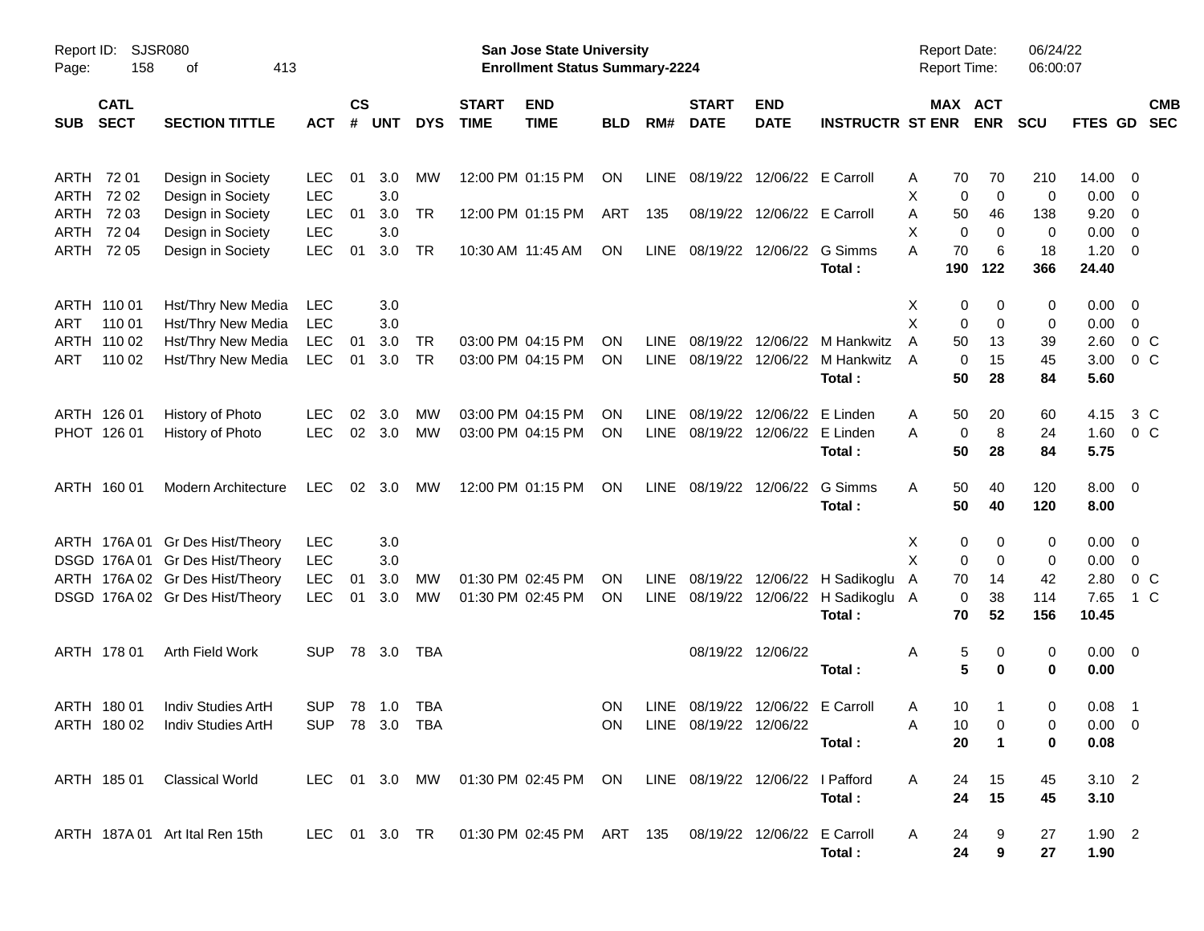Report ID: SJSR080
**San Jose State University**
**Enrollment Status Summary-2224**
Report Date: 06/24/22
Report Time: 06:00:07

| SUB | CATL SECT | SECTION TITTLE | ACT | CS # | UNT | DYS | START TIME | END TIME | BLD | RM# | START DATE | END DATE | INSTRUCTR | ST | MAX ENR | ACT ENR | SCU | FTES | GD | CMB SEC |
|---|---|---|---|---|---|---|---|---|---|---|---|---|---|---|---|---|---|---|---|---|
| ARTH | 72 01 | Design in Society | LEC | 01 | 3.0 | MW | 12:00 PM | 01:15 PM | ON | LINE | 08/19/22 | 12/06/22 | E Carroll | A | 70 | 70 | 210 | 14.00 | 0 | |
| ARTH | 72 02 | Design in Society | LEC | | 3.0 | | | | | | | | | X | 0 | 0 | 0 | 0.00 | 0 | |
| ARTH | 72 03 | Design in Society | LEC | 01 | 3.0 | TR | 12:00 PM | 01:15 PM | ART | 135 | 08/19/22 | 12/06/22 | E Carroll | A | 50 | 46 | 138 | 9.20 | 0 | |
| ARTH | 72 04 | Design in Society | LEC | | 3.0 | | | | | | | | | X | 0 | 0 | 0 | 0.00 | 0 | |
| ARTH | 72 05 | Design in Society | LEC | 01 | 3.0 | TR | 10:30 AM | 11:45 AM | ON | LINE | 08/19/22 | 12/06/22 | G Simms | A | 70 | 6 | 18 | 1.20 | 0 | |
| | | | | | | | | | | | | | **Total :** | | **190** | **122** | **366** | **24.40** | | |
| ARTH | 110 01 | Hst/Thry New Media | LEC | | 3.0 | | | | | | | | | X | 0 | 0 | 0 | 0.00 | 0 | |
| ART | 110 01 | Hst/Thry New Media | LEC | | 3.0 | | | | | | | | | X | 0 | 0 | 0 | 0.00 | 0 | |
| ARTH | 110 02 | Hst/Thry New Media | LEC | 01 | 3.0 | TR | 03:00 PM | 04:15 PM | ON | LINE | 08/19/22 | 12/06/22 | M Hankwitz | A | 50 | 13 | 39 | 2.60 | 0 | C |
| ART | 110 02 | Hst/Thry New Media | LEC | 01 | 3.0 | TR | 03:00 PM | 04:15 PM | ON | LINE | 08/19/22 | 12/06/22 | M Hankwitz | A | 0 | 15 | 45 | 3.00 | 0 | C |
| | | | | | | | | | | | | | **Total :** | | **50** | **28** | **84** | **5.60** | | |
| ARTH | 126 01 | History of Photo | LEC | 02 | 3.0 | MW | 03:00 PM | 04:15 PM | ON | LINE | 08/19/22 | 12/06/22 | E Linden | A | 50 | 20 | 60 | 4.15 | 3 | C |
| PHOT | 126 01 | History of Photo | LEC | 02 | 3.0 | MW | 03:00 PM | 04:15 PM | ON | LINE | 08/19/22 | 12/06/22 | E Linden | A | 0 | 8 | 24 | 1.60 | 0 | C |
| | | | | | | | | | | | | | **Total :** | | **50** | **28** | **84** | **5.75** | | |
| ARTH | 160 01 | Modern Architecture | LEC | 02 | 3.0 | MW | 12:00 PM | 01:15 PM | ON | LINE | 08/19/22 | 12/06/22 | G Simms | A | 50 | 40 | 120 | 8.00 | 0 | |
| | | | | | | | | | | | | | **Total :** | | **50** | **40** | **120** | **8.00** | | |
| ARTH | 176A 01 | Gr Des Hist/Theory | LEC | | 3.0 | | | | | | | | | X | 0 | 0 | 0 | 0.00 | 0 | |
| DSGD | 176A 01 | Gr Des Hist/Theory | LEC | | 3.0 | | | | | | | | | X | 0 | 0 | 0 | 0.00 | 0 | |
| ARTH | 176A 02 | Gr Des Hist/Theory | LEC | 01 | 3.0 | MW | 01:30 PM | 02:45 PM | ON | LINE | 08/19/22 | 12/06/22 | H Sadikoglu | A | 70 | 14 | 42 | 2.80 | 0 | C |
| DSGD | 176A 02 | Gr Des Hist/Theory | LEC | 01 | 3.0 | MW | 01:30 PM | 02:45 PM | ON | LINE | 08/19/22 | 12/06/22 | H Sadikoglu | A | 0 | 38 | 114 | 7.65 | 1 | C |
| | | | | | | | | | | | | | **Total :** | | **70** | **52** | **156** | **10.45** | | |
| ARTH | 178 01 | Arth Field Work | SUP | 78 | 3.0 | TBA | | | | | 08/19/22 | 12/06/22 | | A | 5 | 0 | 0 | 0.00 | 0 | |
| | | | | | | | | | | | | | **Total :** | | **5** | **0** | **0** | **0.00** | | |
| ARTH | 180 01 | Indiv Studies ArtH | SUP | 78 | 1.0 | TBA | | | ON | LINE | 08/19/22 | 12/06/22 | E Carroll | A | 10 | 1 | 0 | 0.08 | 1 | |
| ARTH | 180 02 | Indiv Studies ArtH | SUP | 78 | 3.0 | TBA | | | ON | LINE | 08/19/22 | 12/06/22 | | A | 10 | 0 | 0 | 0.00 | 0 | |
| | | | | | | | | | | | | | **Total :** | | **20** | **1** | **0** | **0.08** | | |
| ARTH | 185 01 | Classical World | LEC | 01 | 3.0 | MW | 01:30 PM | 02:45 PM | ON | LINE | 08/19/22 | 12/06/22 | I Pafford | A | 24 | 15 | 45 | 3.10 | 2 | |
| | | | | | | | | | | | | | **Total :** | | **24** | **15** | **45** | **3.10** | | |
| ARTH | 187A 01 | Art Ital Ren 15th | LEC | 01 | 3.0 | TR | 01:30 PM | 02:45 PM | ART | 135 | 08/19/22 | 12/06/22 | E Carroll | A | 24 | 9 | 27 | 1.90 | 2 | |
| | | | | | | | | | | | | | **Total :** | | **24** | **9** | **27** | **1.90** | | |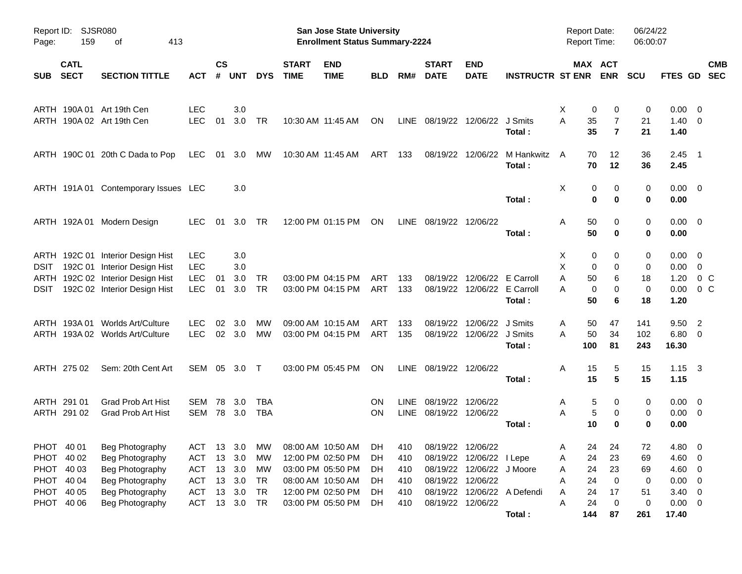Report ID: SJSR080

**San Jose State University**
**Enrollment Status Summary-2224**

Report Date: 06/24/22
Report Time: 06:00:07

| SUB | CATL SECT | SECTION TITTLE | ACT | CS # | UNT | DYS | START TIME | END TIME | BLD | RM# | START DATE | END DATE | INSTRUCTR | ST | MAX ENR | ACT ENR | SCU | FTES | GD | CMB SEC |
|---|---|---|---|---|---|---|---|---|---|---|---|---|---|---|---|---|---|---|---|---|
| ARTH | 190A 01 | Art 19th Cen | LEC | | 3.0 | | | | | | | | | X | 0 | 0 | 0 | 0.00 | 0 | |
| ARTH | 190A 02 | Art 19th Cen | LEC | 01 | 3.0 | TR | 10:30 AM | 11:45 AM | ON | LINE | 08/19/22 | 12/06/22 | J Smits | A | 35 | 7 | 21 | 1.40 | 0 | |
| | | | | | | | | | | | | | **Total :** | | **35** | **7** | **21** | **1.40** | | |
| ARTH | 190C 01 | 20th C Dada to Pop | LEC | 01 | 3.0 | MW | 10:30 AM | 11:45 AM | ART | 133 | 08/19/22 | 12/06/22 | M Hankwitz | A | 70 | 12 | 36 | 2.45 | 1 | |
| | | | | | | | | | | | | | **Total :** | | **70** | **12** | **36** | **2.45** | | |
| ARTH | 191A 01 | Contemporary Issues | LEC | | 3.0 | | | | | | | | | X | 0 | 0 | 0 | 0.00 | 0 | |
| | | | | | | | | | | | | | **Total :** | | **0** | **0** | **0** | **0.00** | | |
| ARTH | 192A 01 | Modern Design | LEC | 01 | 3.0 | TR | 12:00 PM | 01:15 PM | ON | LINE | 08/19/22 | 12/06/22 | | A | 50 | 0 | 0 | 0.00 | 0 | |
| | | | | | | | | | | | | | **Total :** | | **50** | **0** | **0** | **0.00** | | |
| ARTH | 192C 01 | Interior Design Hist | LEC | | 3.0 | | | | | | | | | X | 0 | 0 | 0 | 0.00 | 0 | |
| DSIT | 192C 01 | Interior Design Hist | LEC | | 3.0 | | | | | | | | | X | 0 | 0 | 0 | 0.00 | 0 | |
| ARTH | 192C 02 | Interior Design Hist | LEC | 01 | 3.0 | TR | 03:00 PM | 04:15 PM | ART | 133 | 08/19/22 | 12/06/22 | E Carroll | A | 50 | 6 | 18 | 1.20 | 0 | C |
| DSIT | 192C 02 | Interior Design Hist | LEC | 01 | 3.0 | TR | 03:00 PM | 04:15 PM | ART | 133 | 08/19/22 | 12/06/22 | E Carroll | A | 0 | 0 | 0 | 0.00 | 0 | C |
| | | | | | | | | | | | | | **Total :** | | **50** | **6** | **18** | **1.20** | | |
| ARTH | 193A 01 | Worlds Art/Culture | LEC | 02 | 3.0 | MW | 09:00 AM | 10:15 AM | ART | 133 | 08/19/22 | 12/06/22 | J Smits | A | 50 | 47 | 141 | 9.50 | 2 | |
| ARTH | 193A 02 | Worlds Art/Culture | LEC | 02 | 3.0 | MW | 03:00 PM | 04:15 PM | ART | 135 | 08/19/22 | 12/06/22 | J Smits | A | 50 | 34 | 102 | 6.80 | 0 | |
| | | | | | | | | | | | | | **Total :** | | **100** | **81** | **243** | **16.30** | | |
| ARTH | 275 02 | Sem: 20th Cent Art | SEM | 05 | 3.0 | T | 03:00 PM | 05:45 PM | ON | LINE | 08/19/22 | 12/06/22 | | A | 15 | 5 | 15 | 1.15 | 3 | |
| | | | | | | | | | | | | | **Total :** | | **15** | **5** | **15** | **1.15** | | |
| ARTH | 291 01 | Grad Prob Art Hist | SEM | 78 | 3.0 | TBA | | | ON | LINE | 08/19/22 | 12/06/22 | | A | 5 | 0 | 0 | 0.00 | 0 | |
| ARTH | 291 02 | Grad Prob Art Hist | SEM | 78 | 3.0 | TBA | | | ON | LINE | 08/19/22 | 12/06/22 | | A | 5 | 0 | 0 | 0.00 | 0 | |
| | | | | | | | | | | | | | **Total :** | | **10** | **0** | **0** | **0.00** | | |
| PHOT | 40 01 | Beg Photography | ACT | 13 | 3.0 | MW | 08:00 AM | 10:50 AM | DH | 410 | 08/19/22 | 12/06/22 | | A | 24 | 24 | 72 | 4.80 | 0 | |
| PHOT | 40 02 | Beg Photography | ACT | 13 | 3.0 | MW | 12:00 PM | 02:50 PM | DH | 410 | 08/19/22 | 12/06/22 | I Lepe | A | 24 | 23 | 69 | 4.60 | 0 | |
| PHOT | 40 03 | Beg Photography | ACT | 13 | 3.0 | MW | 03:00 PM | 05:50 PM | DH | 410 | 08/19/22 | 12/06/22 | J Moore | A | 24 | 23 | 69 | 4.60 | 0 | |
| PHOT | 40 04 | Beg Photography | ACT | 13 | 3.0 | TR | 08:00 AM | 10:50 AM | DH | 410 | 08/19/22 | 12/06/22 | | A | 24 | 0 | 0 | 0.00 | 0 | |
| PHOT | 40 05 | Beg Photography | ACT | 13 | 3.0 | TR | 12:00 PM | 02:50 PM | DH | 410 | 08/19/22 | 12/06/22 | A Defendi | A | 24 | 17 | 51 | 3.40 | 0 | |
| PHOT | 40 06 | Beg Photography | ACT | 13 | 3.0 | TR | 03:00 PM | 05:50 PM | DH | 410 | 08/19/22 | 12/06/22 | | A | 24 | 0 | 0 | 0.00 | 0 | |
| | | | | | | | | | | | | | **Total :** | | **144** | **87** | **261** | **17.40** | | |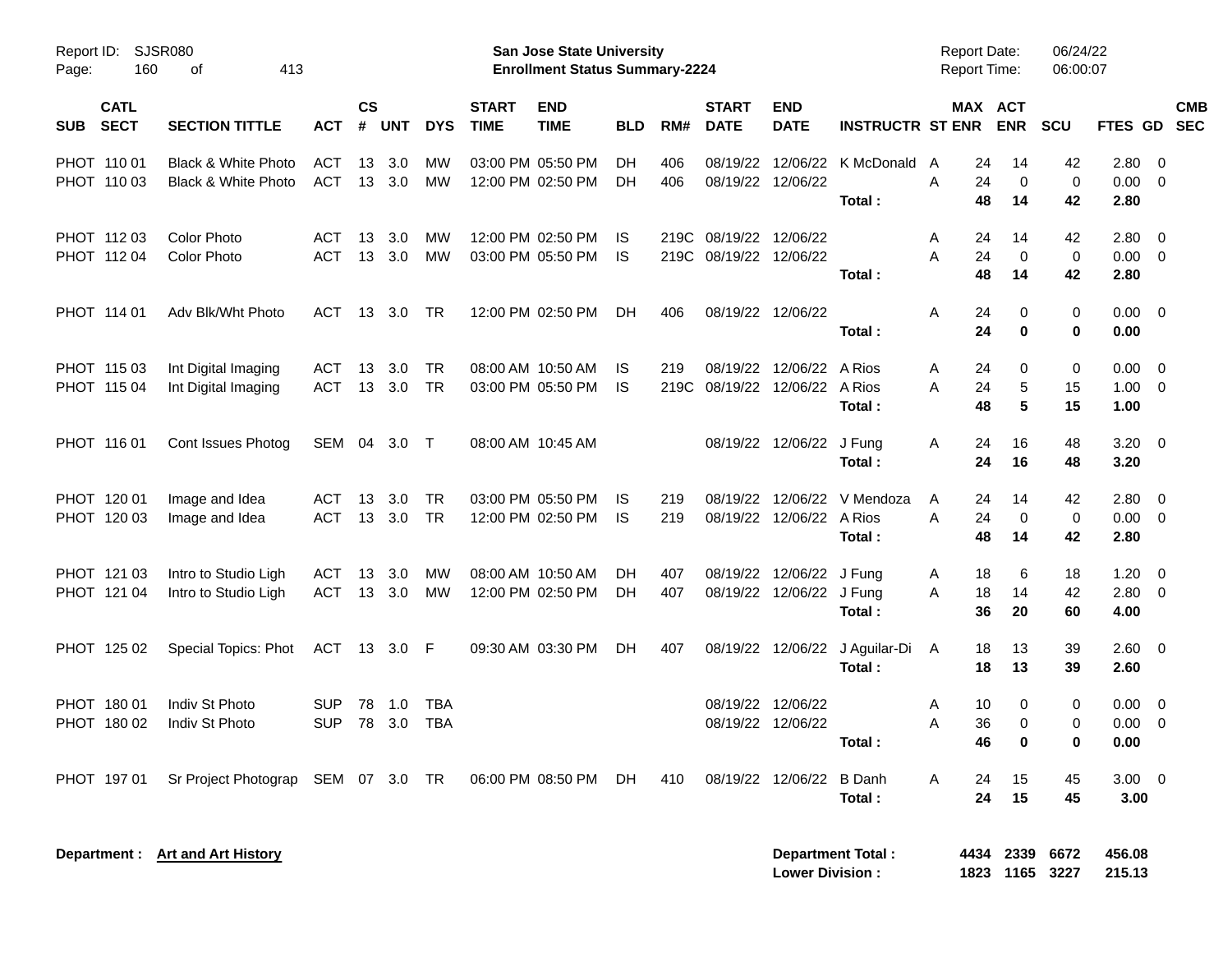San Jose State University
Enrollment Status Summary-2224

Report ID: SJSR080
Report Date: 06/24/22
Report Time: 06:00:07

| SUB | CATL SECT | SECTION TITTLE | ACT | CS # | UNT | DYS | START TIME | END TIME | BLD | RM# | START DATE | END DATE | INSTRUCTR | ST | MAX ENR | ACT ENR | SCU | FTES | GD | CMB SEC |
|---|---|---|---|---|---|---|---|---|---|---|---|---|---|---|---|---|---|---|---|---|
| PHOT | 110 01 | Black & White Photo | ACT | 13 | 3.0 | MW | 03:00 PM | 05:50 PM | DH | 406 | 08/19/22 | 12/06/22 | K McDonald | A | 24 | 14 | 42 | 2.80 | 0 | |
| PHOT | 110 03 | Black & White Photo | ACT | 13 | 3.0 | MW | 12:00 PM | 02:50 PM | DH | 406 | 08/19/22 | 12/06/22 | | A | 24 | 0 | 0 | 0.00 | 0 | |
| | | | | | | | | | | | | | **Total :** | | **48** | **14** | **42** | **2.80** | | |
| PHOT | 112 03 | Color Photo | ACT | 13 | 3.0 | MW | 12:00 PM | 02:50 PM | IS | 219C | 08/19/22 | 12/06/22 | | A | 24 | 14 | 42 | 2.80 | 0 | |
| PHOT | 112 04 | Color Photo | ACT | 13 | 3.0 | MW | 03:00 PM | 05:50 PM | IS | 219C | 08/19/22 | 12/06/22 | | A | 24 | 0 | 0 | 0.00 | 0 | |
| | | | | | | | | | | | | | **Total :** | | **48** | **14** | **42** | **2.80** | | |
| PHOT | 114 01 | Adv Blk/Wht Photo | ACT | 13 | 3.0 | TR | 12:00 PM | 02:50 PM | DH | 406 | 08/19/22 | 12/06/22 | | A | 24 | 0 | 0 | 0.00 | 0 | |
| | | | | | | | | | | | | | **Total :** | | **24** | **0** | **0** | **0.00** | | |
| PHOT | 115 03 | Int Digital Imaging | ACT | 13 | 3.0 | TR | 08:00 AM | 10:50 AM | IS | 219 | 08/19/22 | 12/06/22 | A Rios | A | 24 | 0 | 0 | 0.00 | 0 | |
| PHOT | 115 04 | Int Digital Imaging | ACT | 13 | 3.0 | TR | 03:00 PM | 05:50 PM | IS | 219C | 08/19/22 | 12/06/22 | A Rios | A | 24 | 5 | 15 | 1.00 | 0 | |
| | | | | | | | | | | | | | **Total :** | | **48** | **5** | **15** | **1.00** | | |
| PHOT | 116 01 | Cont Issues Photog | SEM | 04 | 3.0 | T | 08:00 AM | 10:45 AM | | | 08/19/22 | 12/06/22 | J Fung | A | 24 | 16 | 48 | 3.20 | 0 | |
| | | | | | | | | | | | | | **Total :** | | **24** | **16** | **48** | **3.20** | | |
| PHOT | 120 01 | Image and Idea | ACT | 13 | 3.0 | TR | 03:00 PM | 05:50 PM | IS | 219 | 08/19/22 | 12/06/22 | V Mendoza | A | 24 | 14 | 42 | 2.80 | 0 | |
| PHOT | 120 03 | Image and Idea | ACT | 13 | 3.0 | TR | 12:00 PM | 02:50 PM | IS | 219 | 08/19/22 | 12/06/22 | A Rios | A | 24 | 0 | 0 | 0.00 | 0 | |
| | | | | | | | | | | | | | **Total :** | | **48** | **14** | **42** | **2.80** | | |
| PHOT | 121 03 | Intro to Studio Ligh | ACT | 13 | 3.0 | MW | 08:00 AM | 10:50 AM | DH | 407 | 08/19/22 | 12/06/22 | J Fung | A | 18 | 6 | 18 | 1.20 | 0 | |
| PHOT | 121 04 | Intro to Studio Ligh | ACT | 13 | 3.0 | MW | 12:00 PM | 02:50 PM | DH | 407 | 08/19/22 | 12/06/22 | J Fung | A | 18 | 14 | 42 | 2.80 | 0 | |
| | | | | | | | | | | | | | **Total :** | | **36** | **20** | **60** | **4.00** | | |
| PHOT | 125 02 | Special Topics: Phot | ACT | 13 | 3.0 | F | 09:30 AM | 03:30 PM | DH | 407 | 08/19/22 | 12/06/22 | J Aguilar-Di | A | 18 | 13 | 39 | 2.60 | 0 | |
| | | | | | | | | | | | | | **Total :** | | **18** | **13** | **39** | **2.60** | | |
| PHOT | 180 01 | Indiv St Photo | SUP | 78 | 1.0 | TBA | | | | | 08/19/22 | 12/06/22 | | A | 10 | 0 | 0 | 0.00 | 0 | |
| PHOT | 180 02 | Indiv St Photo | SUP | 78 | 3.0 | TBA | | | | | 08/19/22 | 12/06/22 | | A | 36 | 0 | 0 | 0.00 | 0 | |
| | | | | | | | | | | | | | **Total :** | | **46** | **0** | **0** | **0.00** | | |
| PHOT | 197 01 | Sr Project Photograp | SEM | 07 | 3.0 | TR | 06:00 PM | 08:50 PM | DH | 410 | 08/19/22 | 12/06/22 | B Danh | A | 24 | 15 | 45 | 3.00 | 0 | |
| | | | | | | | | | | | | | **Total :** | | **24** | **15** | **45** | **3.00** | | |

**Department : Art and Art History**

| | MAX ENR | ACT ENR | SCU | FTES |
|---|---|---|---|---|
| **Department Total :** | **4434** | **2339** | **6672** | **456.08** |
| **Lower Division :** | **1823** | **1165** | **3227** | **215.13** |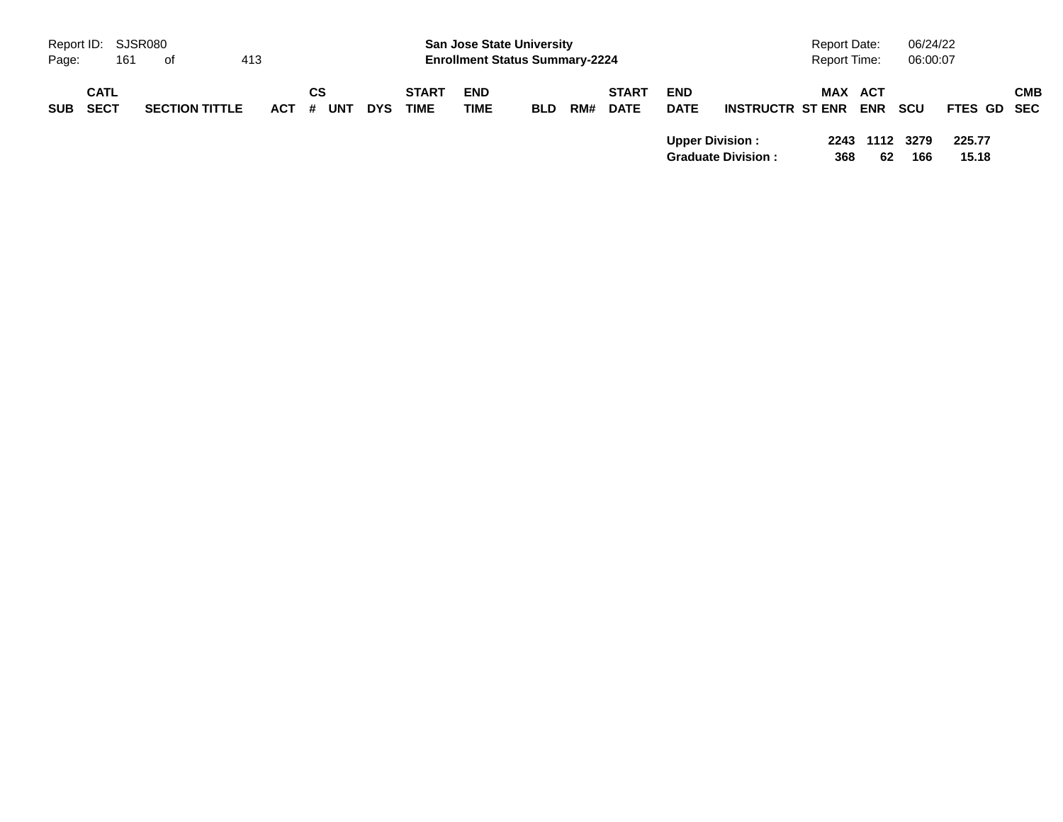| SUB | CATL SECT | SECTION TITTLE | ACT | CS # | UNT | DYS | START TIME | END TIME | BLD | RM# | START DATE | END DATE | INSTRUCTR | ST | MAX ENR | ACT ENR | SCU | FTES | GD | CMB SEC |
|---|---|---|---|---|---|---|---|---|---|---|---|---|---|---|---|---|---|---|---|---|
| | | | | | | | | | | | | **Upper Division :** | | | **2243** | **1112** | **3279** | **225.77** | | |
| | | | | | | | | | | | | **Graduate Division :** | | | **368** | **62** | **166** | **15.18** | | |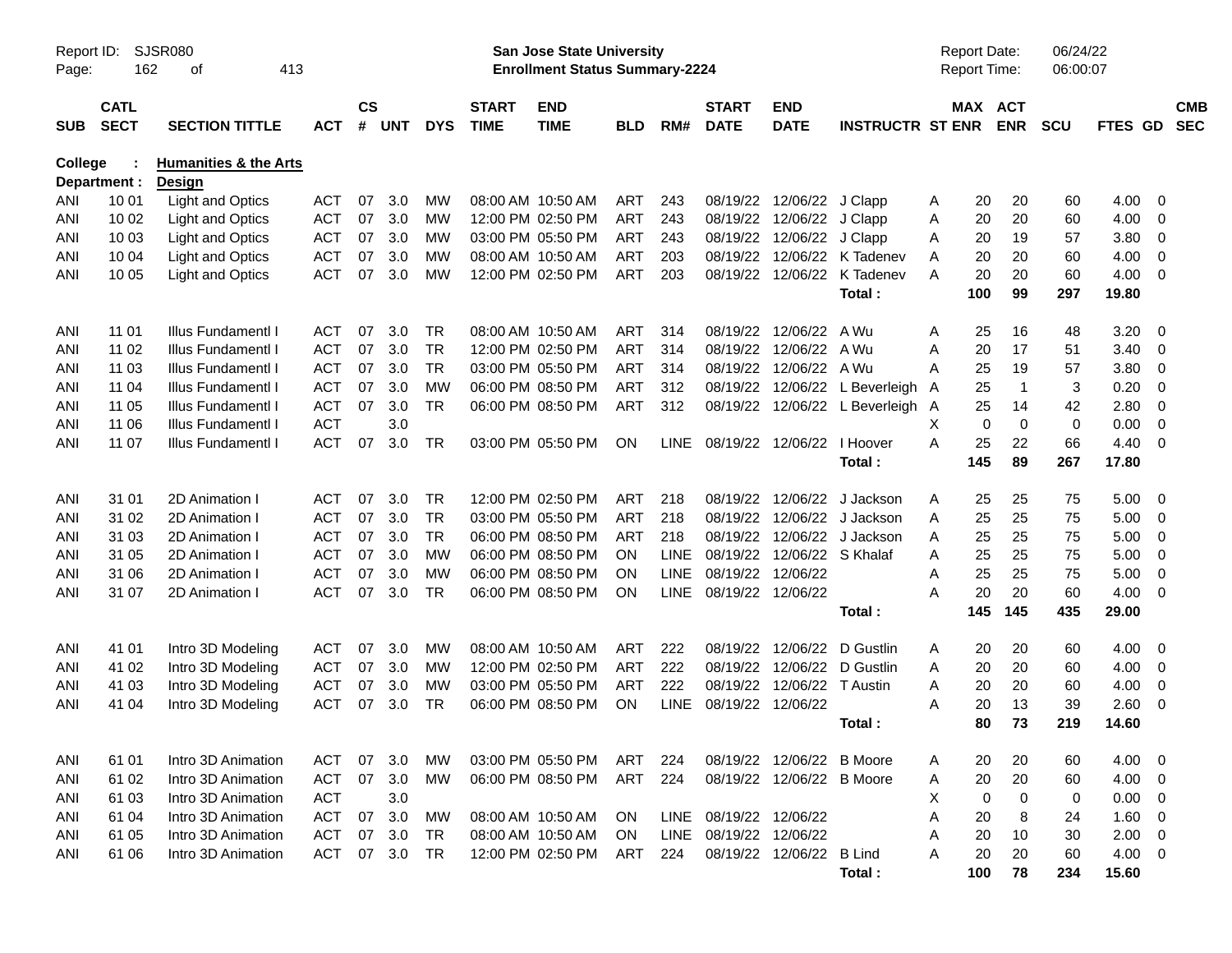Report ID: SJSR080

**San Jose State University**
**Enrollment Status Summary-2224**

Report Date: 06/24/22
Report Time: 06:00:07

**College : Humanities & the Arts**
**Department : Design**

| SUB | CATL SECT | SECTION TITTLE | ACT | CS # | UNT | DYS | START TIME | END TIME | BLD | RM# | START DATE | END DATE | INSTRUCTR | ST | MAX ENR | ACT ENR | SCU | FTES | GD | CMB SEC |
|---|---|---|---|---|---|---|---|---|---|---|---|---|---|---|---|---|---|---|---|---|
| ANI | 10 01 | Light and Optics | ACT | 07 | 3.0 | MW | 08:00 AM | 10:50 AM | ART | 243 | 08/19/22 | 12/06/22 | J Clapp | A | 20 | 20 | 60 | 4.00 | 0 | |
| ANI | 10 02 | Light and Optics | ACT | 07 | 3.0 | MW | 12:00 PM | 02:50 PM | ART | 243 | 08/19/22 | 12/06/22 | J Clapp | A | 20 | 20 | 60 | 4.00 | 0 | |
| ANI | 10 03 | Light and Optics | ACT | 07 | 3.0 | MW | 03:00 PM | 05:50 PM | ART | 243 | 08/19/22 | 12/06/22 | J Clapp | A | 20 | 19 | 57 | 3.80 | 0 | |
| ANI | 10 04 | Light and Optics | ACT | 07 | 3.0 | MW | 08:00 AM | 10:50 AM | ART | 203 | 08/19/22 | 12/06/22 | K Tadenev | A | 20 | 20 | 60 | 4.00 | 0 | |
| ANI | 10 05 | Light and Optics | ACT | 07 | 3.0 | MW | 12:00 PM | 02:50 PM | ART | 203 | 08/19/22 | 12/06/22 | K Tadenev | A | 20 | 20 | 60 | 4.00 | 0 | |
| | | | | | | | | | | | | | **Total :** | | **100** | **99** | **297** | **19.80** | | |
| ANI | 11 01 | Illus Fundamentl I | ACT | 07 | 3.0 | TR | 08:00 AM | 10:50 AM | ART | 314 | 08/19/22 | 12/06/22 | A Wu | A | 25 | 16 | 48 | 3.20 | 0 | |
| ANI | 11 02 | Illus Fundamentl I | ACT | 07 | 3.0 | TR | 12:00 PM | 02:50 PM | ART | 314 | 08/19/22 | 12/06/22 | A Wu | A | 20 | 17 | 51 | 3.40 | 0 | |
| ANI | 11 03 | Illus Fundamentl I | ACT | 07 | 3.0 | TR | 03:00 PM | 05:50 PM | ART | 314 | 08/19/22 | 12/06/22 | A Wu | A | 25 | 19 | 57 | 3.80 | 0 | |
| ANI | 11 04 | Illus Fundamentl I | ACT | 07 | 3.0 | MW | 06:00 PM | 08:50 PM | ART | 312 | 08/19/22 | 12/06/22 | L Beverleigh | A | 25 | 1 | 3 | 0.20 | 0 | |
| ANI | 11 05 | Illus Fundamentl I | ACT | 07 | 3.0 | TR | 06:00 PM | 08:50 PM | ART | 312 | 08/19/22 | 12/06/22 | L Beverleigh | A | 25 | 14 | 42 | 2.80 | 0 | |
| ANI | 11 06 | Illus Fundamentl I | ACT | | 3.0 | | | | | | | | | X | 0 | 0 | 0 | 0.00 | 0 | |
| ANI | 11 07 | Illus Fundamentl I | ACT | 07 | 3.0 | TR | 03:00 PM | 05:50 PM | ON | LINE | 08/19/22 | 12/06/22 | I Hoover | A | 25 | 22 | 66 | 4.40 | 0 | |
| | | | | | | | | | | | | | **Total :** | | **145** | **89** | **267** | **17.80** | | |
| ANI | 31 01 | 2D Animation I | ACT | 07 | 3.0 | TR | 12:00 PM | 02:50 PM | ART | 218 | 08/19/22 | 12/06/22 | J Jackson | A | 25 | 25 | 75 | 5.00 | 0 | |
| ANI | 31 02 | 2D Animation I | ACT | 07 | 3.0 | TR | 03:00 PM | 05:50 PM | ART | 218 | 08/19/22 | 12/06/22 | J Jackson | A | 25 | 25 | 75 | 5.00 | 0 | |
| ANI | 31 03 | 2D Animation I | ACT | 07 | 3.0 | TR | 06:00 PM | 08:50 PM | ART | 218 | 08/19/22 | 12/06/22 | J Jackson | A | 25 | 25 | 75 | 5.00 | 0 | |
| ANI | 31 05 | 2D Animation I | ACT | 07 | 3.0 | MW | 06:00 PM | 08:50 PM | ON | LINE | 08/19/22 | 12/06/22 | S Khalaf | A | 25 | 25 | 75 | 5.00 | 0 | |
| ANI | 31 06 | 2D Animation I | ACT | 07 | 3.0 | MW | 06:00 PM | 08:50 PM | ON | LINE | 08/19/22 | 12/06/22 | | A | 25 | 25 | 75 | 5.00 | 0 | |
| ANI | 31 07 | 2D Animation I | ACT | 07 | 3.0 | TR | 06:00 PM | 08:50 PM | ON | LINE | 08/19/22 | 12/06/22 | | A | 20 | 20 | 60 | 4.00 | 0 | |
| | | | | | | | | | | | | | **Total :** | | **145** | **145** | **435** | **29.00** | | |
| ANI | 41 01 | Intro 3D Modeling | ACT | 07 | 3.0 | MW | 08:00 AM | 10:50 AM | ART | 222 | 08/19/22 | 12/06/22 | D Gustlin | A | 20 | 20 | 60 | 4.00 | 0 | |
| ANI | 41 02 | Intro 3D Modeling | ACT | 07 | 3.0 | MW | 12:00 PM | 02:50 PM | ART | 222 | 08/19/22 | 12/06/22 | D Gustlin | A | 20 | 20 | 60 | 4.00 | 0 | |
| ANI | 41 03 | Intro 3D Modeling | ACT | 07 | 3.0 | MW | 03:00 PM | 05:50 PM | ART | 222 | 08/19/22 | 12/06/22 | T Austin | A | 20 | 20 | 60 | 4.00 | 0 | |
| ANI | 41 04 | Intro 3D Modeling | ACT | 07 | 3.0 | TR | 06:00 PM | 08:50 PM | ON | LINE | 08/19/22 | 12/06/22 | | A | 20 | 13 | 39 | 2.60 | 0 | |
| | | | | | | | | | | | | | **Total :** | | **80** | **73** | **219** | **14.60** | | |
| ANI | 61 01 | Intro 3D Animation | ACT | 07 | 3.0 | MW | 03:00 PM | 05:50 PM | ART | 224 | 08/19/22 | 12/06/22 | B Moore | A | 20 | 20 | 60 | 4.00 | 0 | |
| ANI | 61 02 | Intro 3D Animation | ACT | 07 | 3.0 | MW | 06:00 PM | 08:50 PM | ART | 224 | 08/19/22 | 12/06/22 | B Moore | A | 20 | 20 | 60 | 4.00 | 0 | |
| ANI | 61 03 | Intro 3D Animation | ACT | | 3.0 | | | | | | | | | X | 0 | 0 | 0 | 0.00 | 0 | |
| ANI | 61 04 | Intro 3D Animation | ACT | 07 | 3.0 | MW | 08:00 AM | 10:50 AM | ON | LINE | 08/19/22 | 12/06/22 | | A | 20 | 8 | 24 | 1.60 | 0 | |
| ANI | 61 05 | Intro 3D Animation | ACT | 07 | 3.0 | TR | 08:00 AM | 10:50 AM | ON | LINE | 08/19/22 | 12/06/22 | | A | 20 | 10 | 30 | 2.00 | 0 | |
| ANI | 61 06 | Intro 3D Animation | ACT | 07 | 3.0 | TR | 12:00 PM | 02:50 PM | ART | 224 | 08/19/22 | 12/06/22 | B Lind | A | 20 | 20 | 60 | 4.00 | 0 | |
| | | | | | | | | | | | | | **Total :** | | **100** | **78** | **234** | **15.60** | | |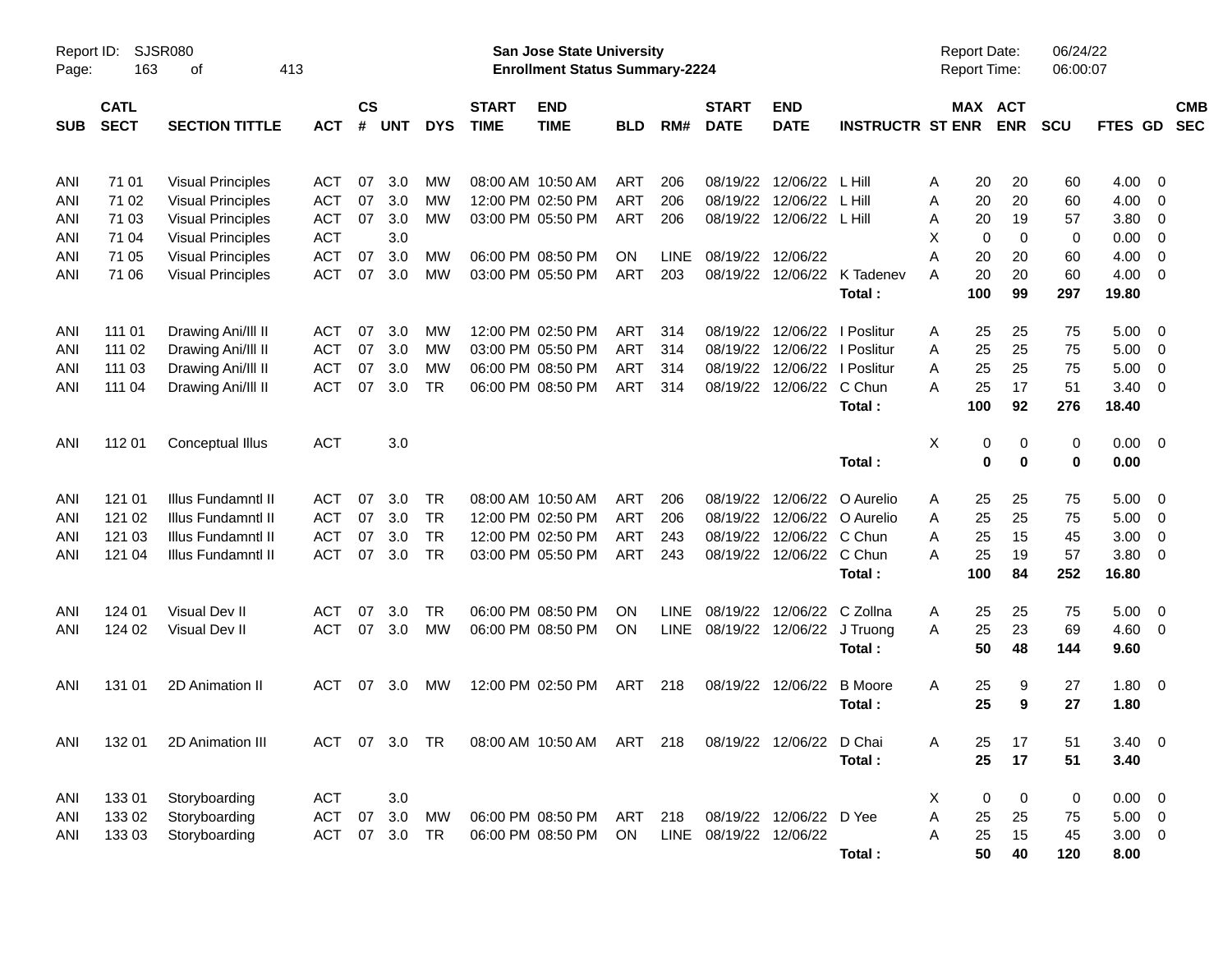Report ID: SJSR080

**San Jose State University**
**Enrollment Status Summary-2224**

Report Date: 06/24/22
Report Time: 06:00:07

| SUB | CATL SECT | SECTION TITTLE | ACT | CS # | UNT | DYS | START TIME | END TIME | BLD | RM# | START DATE | END DATE | INSTRUCTR | ST | MAX ENR | ACT ENR | SCU | FTES | GD | CMB SEC |
|---|---|---|---|---|---|---|---|---|---|---|---|---|---|---|---|---|---|---|---|---|
| ANI | 71 01 | Visual Principles | ACT | 07 | 3.0 | MW | 08:00 AM | 10:50 AM | ART | 206 | 08/19/22 | 12/06/22 | L Hill | A | 20 | 20 | 60 | 4.00 | 0 | |
| ANI | 71 02 | Visual Principles | ACT | 07 | 3.0 | MW | 12:00 PM | 02:50 PM | ART | 206 | 08/19/22 | 12/06/22 | L Hill | A | 20 | 20 | 60 | 4.00 | 0 | |
| ANI | 71 03 | Visual Principles | ACT | 07 | 3.0 | MW | 03:00 PM | 05:50 PM | ART | 206 | 08/19/22 | 12/06/22 | L Hill | A | 20 | 19 | 57 | 3.80 | 0 | |
| ANI | 71 04 | Visual Principles | ACT | | 3.0 | | | | | | | | | X | 0 | 0 | 0 | 0.00 | 0 | |
| ANI | 71 05 | Visual Principles | ACT | 07 | 3.0 | MW | 06:00 PM | 08:50 PM | ON | LINE | 08/19/22 | 12/06/22 | | A | 20 | 20 | 60 | 4.00 | 0 | |
| ANI | 71 06 | Visual Principles | ACT | 07 | 3.0 | MW | 03:00 PM | 05:50 PM | ART | 203 | 08/19/22 | 12/06/22 | K Tadenev | A | 20 | 20 | 60 | 4.00 | 0 | |
| | | | | | | | | | | | | | **Total :** | | **100** | **99** | **297** | **19.80** | | |
| ANI | 111 01 | Drawing Ani/Ill II | ACT | 07 | 3.0 | MW | 12:00 PM | 02:50 PM | ART | 314 | 08/19/22 | 12/06/22 | I Poslitur | A | 25 | 25 | 75 | 5.00 | 0 | |
| ANI | 111 02 | Drawing Ani/Ill II | ACT | 07 | 3.0 | MW | 03:00 PM | 05:50 PM | ART | 314 | 08/19/22 | 12/06/22 | I Poslitur | A | 25 | 25 | 75 | 5.00 | 0 | |
| ANI | 111 03 | Drawing Ani/Ill II | ACT | 07 | 3.0 | MW | 06:00 PM | 08:50 PM | ART | 314 | 08/19/22 | 12/06/22 | I Poslitur | A | 25 | 25 | 75 | 5.00 | 0 | |
| ANI | 111 04 | Drawing Ani/Ill II | ACT | 07 | 3.0 | TR | 06:00 PM | 08:50 PM | ART | 314 | 08/19/22 | 12/06/22 | C Chun | A | 25 | 17 | 51 | 3.40 | 0 | |
| | | | | | | | | | | | | | **Total :** | | **100** | **92** | **276** | **18.40** | | |
| ANI | 112 01 | Conceptual Illus | ACT | | 3.0 | | | | | | | | | X | 0 | 0 | 0 | 0.00 | 0 | |
| | | | | | | | | | | | | | **Total :** | | **0** | **0** | **0** | **0.00** | | |
| ANI | 121 01 | Illus Fundamntl II | ACT | 07 | 3.0 | TR | 08:00 AM | 10:50 AM | ART | 206 | 08/19/22 | 12/06/22 | O Aurelio | A | 25 | 25 | 75 | 5.00 | 0 | |
| ANI | 121 02 | Illus Fundamntl II | ACT | 07 | 3.0 | TR | 12:00 PM | 02:50 PM | ART | 206 | 08/19/22 | 12/06/22 | O Aurelio | A | 25 | 25 | 75 | 5.00 | 0 | |
| ANI | 121 03 | Illus Fundamntl II | ACT | 07 | 3.0 | TR | 12:00 PM | 02:50 PM | ART | 243 | 08/19/22 | 12/06/22 | C Chun | A | 25 | 15 | 45 | 3.00 | 0 | |
| ANI | 121 04 | Illus Fundamntl II | ACT | 07 | 3.0 | TR | 03:00 PM | 05:50 PM | ART | 243 | 08/19/22 | 12/06/22 | C Chun | A | 25 | 19 | 57 | 3.80 | 0 | |
| | | | | | | | | | | | | | **Total :** | | **100** | **84** | **252** | **16.80** | | |
| ANI | 124 01 | Visual Dev II | ACT | 07 | 3.0 | TR | 06:00 PM | 08:50 PM | ON | LINE | 08/19/22 | 12/06/22 | C Zollna | A | 25 | 25 | 75 | 5.00 | 0 | |
| ANI | 124 02 | Visual Dev II | ACT | 07 | 3.0 | MW | 06:00 PM | 08:50 PM | ON | LINE | 08/19/22 | 12/06/22 | J Truong | A | 25 | 23 | 69 | 4.60 | 0 | |
| | | | | | | | | | | | | | **Total :** | | **50** | **48** | **144** | **9.60** | | |
| ANI | 131 01 | 2D Animation II | ACT | 07 | 3.0 | MW | 12:00 PM | 02:50 PM | ART | 218 | 08/19/22 | 12/06/22 | B Moore | A | 25 | 9 | 27 | 1.80 | 0 | |
| | | | | | | | | | | | | | **Total :** | | **25** | **9** | **27** | **1.80** | | |
| ANI | 132 01 | 2D Animation III | ACT | 07 | 3.0 | TR | 08:00 AM | 10:50 AM | ART | 218 | 08/19/22 | 12/06/22 | D Chai | A | 25 | 17 | 51 | 3.40 | 0 | |
| | | | | | | | | | | | | | **Total :** | | **25** | **17** | **51** | **3.40** | | |
| ANI | 133 01 | Storyboarding | ACT | | 3.0 | | | | | | | | | X | 0 | 0 | 0 | 0.00 | 0 | |
| ANI | 133 02 | Storyboarding | ACT | 07 | 3.0 | MW | 06:00 PM | 08:50 PM | ART | 218 | 08/19/22 | 12/06/22 | D Yee | A | 25 | 25 | 75 | 5.00 | 0 | |
| ANI | 133 03 | Storyboarding | ACT | 07 | 3.0 | TR | 06:00 PM | 08:50 PM | ON | LINE | 08/19/22 | 12/06/22 | | A | 25 | 15 | 45 | 3.00 | 0 | |
| | | | | | | | | | | | | | **Total :** | | **50** | **40** | **120** | **8.00** | | |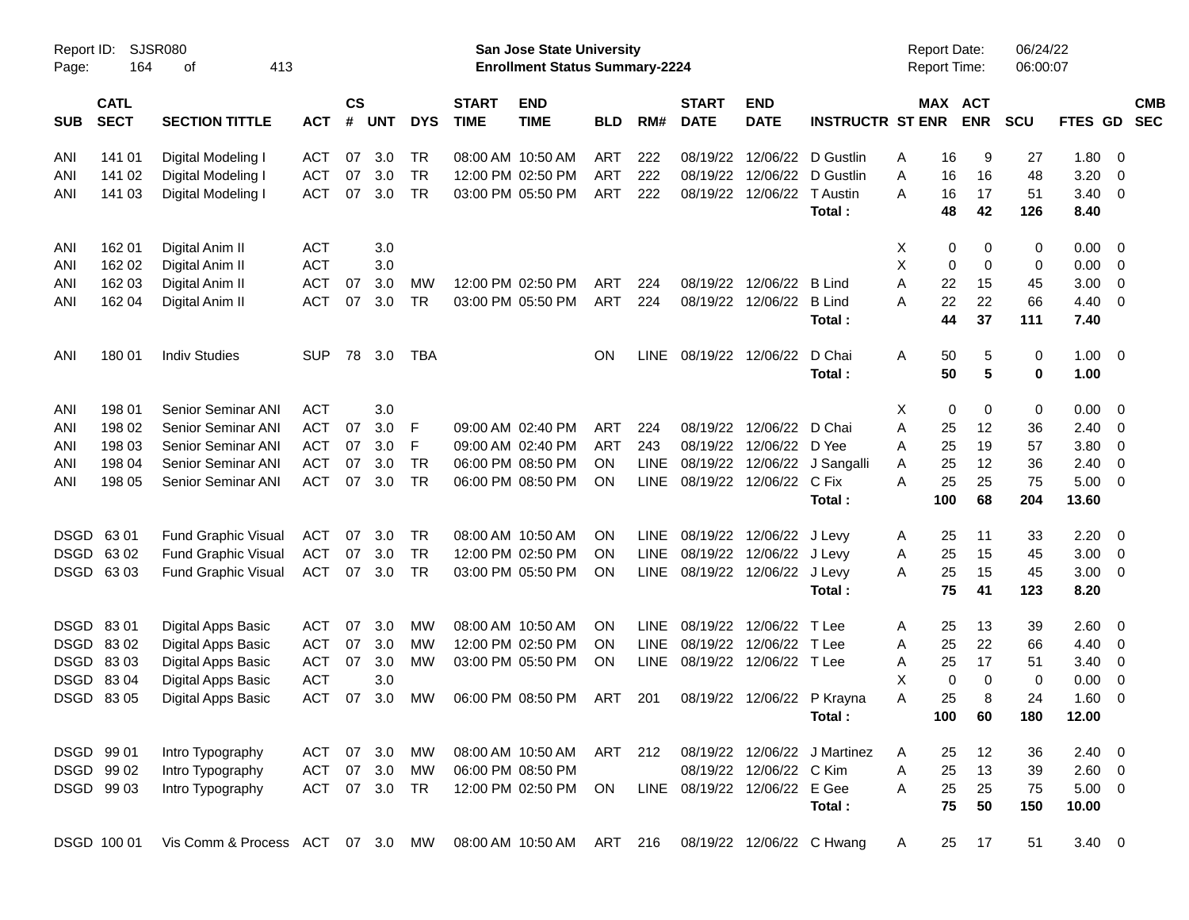Report ID: SJSR080
San Jose State University
Enrollment Status Summary-2224
Report Date: 06/24/22
Report Time: 06:00:07

| SUB | CATL SECT | SECTION TITTLE | ACT | CS # | UNT | DYS | START TIME | END TIME | BLD | RM# | START DATE | END DATE | INSTRUCTR | ST | MAX ENR | ACT ENR | SCU | FTES | GD | CMB SEC |
|---|---|---|---|---|---|---|---|---|---|---|---|---|---|---|---|---|---|---|---|---|
| ANI | 141 01 | Digital Modeling I | ACT | 07 | 3.0 | TR | 08:00 AM | 10:50 AM | ART | 222 | 08/19/22 | 12/06/22 | D Gustlin | A | 16 | 9 | 27 | 1.80 | 0 | |
| ANI | 141 02 | Digital Modeling I | ACT | 07 | 3.0 | TR | 12:00 PM | 02:50 PM | ART | 222 | 08/19/22 | 12/06/22 | D Gustlin | A | 16 | 16 | 48 | 3.20 | 0 | |
| ANI | 141 03 | Digital Modeling I | ACT | 07 | 3.0 | TR | 03:00 PM | 05:50 PM | ART | 222 | 08/19/22 | 12/06/22 | T Austin | A | 16 | 17 | 51 | 3.40 | 0 | |
| | | | | | | | | | | | | | **Total :** | | **48** | **42** | **126** | **8.40** | | |
| ANI | 162 01 | Digital Anim II | ACT | | 3.0 | | | | | | | | | X | 0 | 0 | 0 | 0.00 | 0 | |
| ANI | 162 02 | Digital Anim II | ACT | | 3.0 | | | | | | | | | X | 0 | 0 | 0 | 0.00 | 0 | |
| ANI | 162 03 | Digital Anim II | ACT | 07 | 3.0 | MW | 12:00 PM | 02:50 PM | ART | 224 | 08/19/22 | 12/06/22 | B Lind | A | 22 | 15 | 45 | 3.00 | 0 | |
| ANI | 162 04 | Digital Anim II | ACT | 07 | 3.0 | TR | 03:00 PM | 05:50 PM | ART | 224 | 08/19/22 | 12/06/22 | B Lind | A | 22 | 22 | 66 | 4.40 | 0 | |
| | | | | | | | | | | | | | **Total :** | | **44** | **37** | **111** | **7.40** | | |
| ANI | 180 01 | Indiv Studies | SUP | 78 | 3.0 | TBA | | | ON | LINE | 08/19/22 | 12/06/22 | D Chai | A | 50 | 5 | 0 | 1.00 | 0 | |
| | | | | | | | | | | | | | **Total :** | | **50** | **5** | **0** | **1.00** | | |
| ANI | 198 01 | Senior Seminar ANI | ACT | | 3.0 | | | | | | | | | X | 0 | 0 | 0 | 0.00 | 0 | |
| ANI | 198 02 | Senior Seminar ANI | ACT | 07 | 3.0 | F | 09:00 AM | 02:40 PM | ART | 224 | 08/19/22 | 12/06/22 | D Chai | A | 25 | 12 | 36 | 2.40 | 0 | |
| ANI | 198 03 | Senior Seminar ANI | ACT | 07 | 3.0 | F | 09:00 AM | 02:40 PM | ART | 243 | 08/19/22 | 12/06/22 | D Yee | A | 25 | 19 | 57 | 3.80 | 0 | |
| ANI | 198 04 | Senior Seminar ANI | ACT | 07 | 3.0 | TR | 06:00 PM | 08:50 PM | ON | LINE | 08/19/22 | 12/06/22 | J Sangalli | A | 25 | 12 | 36 | 2.40 | 0 | |
| ANI | 198 05 | Senior Seminar ANI | ACT | 07 | 3.0 | TR | 06:00 PM | 08:50 PM | ON | LINE | 08/19/22 | 12/06/22 | C Fix | A | 25 | 25 | 75 | 5.00 | 0 | |
| | | | | | | | | | | | | | **Total :** | | **100** | **68** | **204** | **13.60** | | |
| DSGD | 63 01 | Fund Graphic Visual | ACT | 07 | 3.0 | TR | 08:00 AM | 10:50 AM | ON | LINE | 08/19/22 | 12/06/22 | J Levy | A | 25 | 11 | 33 | 2.20 | 0 | |
| DSGD | 63 02 | Fund Graphic Visual | ACT | 07 | 3.0 | TR | 12:00 PM | 02:50 PM | ON | LINE | 08/19/22 | 12/06/22 | J Levy | A | 25 | 15 | 45 | 3.00 | 0 | |
| DSGD | 63 03 | Fund Graphic Visual | ACT | 07 | 3.0 | TR | 03:00 PM | 05:50 PM | ON | LINE | 08/19/22 | 12/06/22 | J Levy | A | 25 | 15 | 45 | 3.00 | 0 | |
| | | | | | | | | | | | | | **Total :** | | **75** | **41** | **123** | **8.20** | | |
| DSGD | 83 01 | Digital Apps Basic | ACT | 07 | 3.0 | MW | 08:00 AM | 10:50 AM | ON | LINE | 08/19/22 | 12/06/22 | T Lee | A | 25 | 13 | 39 | 2.60 | 0 | |
| DSGD | 83 02 | Digital Apps Basic | ACT | 07 | 3.0 | MW | 12:00 PM | 02:50 PM | ON | LINE | 08/19/22 | 12/06/22 | T Lee | A | 25 | 22 | 66 | 4.40 | 0 | |
| DSGD | 83 03 | Digital Apps Basic | ACT | 07 | 3.0 | MW | 03:00 PM | 05:50 PM | ON | LINE | 08/19/22 | 12/06/22 | T Lee | A | 25 | 17 | 51 | 3.40 | 0 | |
| DSGD | 83 04 | Digital Apps Basic | ACT | | 3.0 | | | | | | | | | X | 0 | 0 | 0 | 0.00 | 0 | |
| DSGD | 83 05 | Digital Apps Basic | ACT | 07 | 3.0 | MW | 06:00 PM | 08:50 PM | ART | 201 | 08/19/22 | 12/06/22 | P Krayna | A | 25 | 8 | 24 | 1.60 | 0 | |
| | | | | | | | | | | | | | **Total :** | | **100** | **60** | **180** | **12.00** | | |
| DSGD | 99 01 | Intro Typography | ACT | 07 | 3.0 | MW | 08:00 AM | 10:50 AM | ART | 212 | 08/19/22 | 12/06/22 | J Martinez | A | 25 | 12 | 36 | 2.40 | 0 | |
| DSGD | 99 02 | Intro Typography | ACT | 07 | 3.0 | MW | 06:00 PM | 08:50 PM | | | 08/19/22 | 12/06/22 | C Kim | A | 25 | 13 | 39 | 2.60 | 0 | |
| DSGD | 99 03 | Intro Typography | ACT | 07 | 3.0 | TR | 12:00 PM | 02:50 PM | ON | LINE | 08/19/22 | 12/06/22 | E Gee | A | 25 | 25 | 75 | 5.00 | 0 | |
| | | | | | | | | | | | | | **Total :** | | **75** | **50** | **150** | **10.00** | | |
| DSGD | 100 01 | Vis Comm & Process | ACT | 07 | 3.0 | MW | 08:00 AM | 10:50 AM | ART | 216 | 08/19/22 | 12/06/22 | C Hwang | A | 25 | 17 | 51 | 3.40 | 0 | |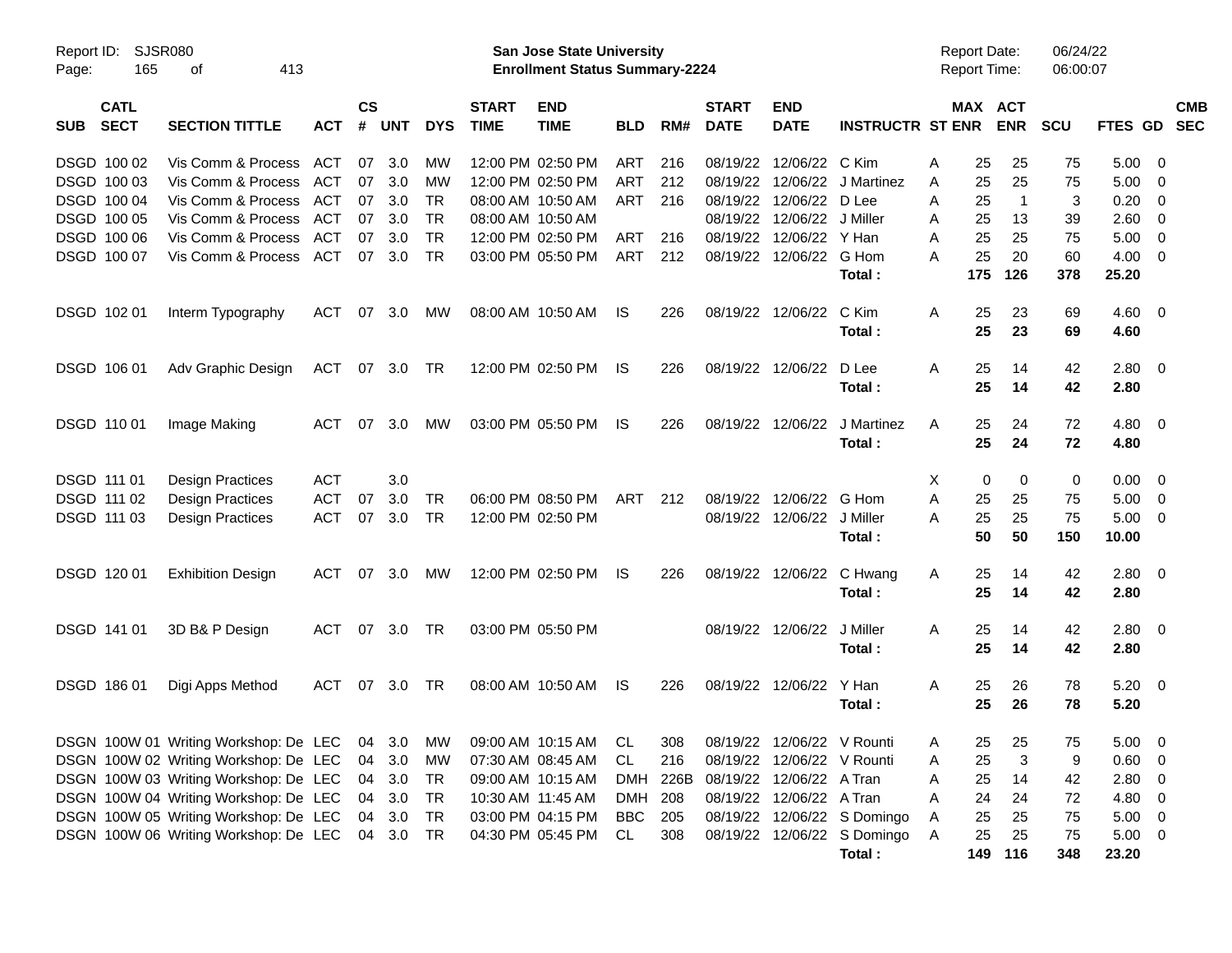Report ID: SJSR080
Page: 165 of 413

**San Jose State University**
**Enrollment Status Summary-2224**

Report Date: 06/24/22
Report Time: 06:00:07

| SUB | CATL SECT | SECTION TITTLE | ACT | CS # | UNT | DYS | START TIME | END TIME | BLD | RM# | START DATE | END DATE | INSTRUCTR | ST | MAX ENR | ACT ENR | SCU | FTES | GD | CMB SEC |
|---|---|---|---|---|---|---|---|---|---|---|---|---|---|---|---|---|---|---|---|---|
| DSGD | 100 02 | Vis Comm & Process | ACT | 07 | 3.0 | MW | 12:00 PM | 02:50 PM | ART | 216 | 08/19/22 | 12/06/22 | C Kim | A | 25 | 25 | 75 | 5.00 | 0 | |
| DSGD | 100 03 | Vis Comm & Process | ACT | 07 | 3.0 | MW | 12:00 PM | 02:50 PM | ART | 212 | 08/19/22 | 12/06/22 | J Martinez | A | 25 | 25 | 75 | 5.00 | 0 | |
| DSGD | 100 04 | Vis Comm & Process | ACT | 07 | 3.0 | TR | 08:00 AM | 10:50 AM | ART | 216 | 08/19/22 | 12/06/22 | D Lee | A | 25 | 1 | 3 | 0.20 | 0 | |
| DSGD | 100 05 | Vis Comm & Process | ACT | 07 | 3.0 | TR | 08:00 AM | 10:50 AM | | | 08/19/22 | 12/06/22 | J Miller | A | 25 | 13 | 39 | 2.60 | 0 | |
| DSGD | 100 06 | Vis Comm & Process | ACT | 07 | 3.0 | TR | 12:00 PM | 02:50 PM | ART | 216 | 08/19/22 | 12/06/22 | Y Han | A | 25 | 25 | 75 | 5.00 | 0 | |
| DSGD | 100 07 | Vis Comm & Process | ACT | 07 | 3.0 | TR | 03:00 PM | 05:50 PM | ART | 212 | 08/19/22 | 12/06/22 | G Hom | A | 25 | 20 | 60 | 4.00 | 0 | |
| | | | | | | | | | | | | | **Total :** | | **175** | **126** | **378** | **25.20** | | |
| DSGD | 102 01 | Interm Typography | ACT | 07 | 3.0 | MW | 08:00 AM | 10:50 AM | IS | 226 | 08/19/22 | 12/06/22 | C Kim | A | 25 | 23 | 69 | 4.60 | 0 | |
| | | | | | | | | | | | | | **Total :** | | **25** | **23** | **69** | **4.60** | | |
| DSGD | 106 01 | Adv Graphic Design | ACT | 07 | 3.0 | TR | 12:00 PM | 02:50 PM | IS | 226 | 08/19/22 | 12/06/22 | D Lee | A | 25 | 14 | 42 | 2.80 | 0 | |
| | | | | | | | | | | | | | **Total :** | | **25** | **14** | **42** | **2.80** | | |
| DSGD | 110 01 | Image Making | ACT | 07 | 3.0 | MW | 03:00 PM | 05:50 PM | IS | 226 | 08/19/22 | 12/06/22 | J Martinez | A | 25 | 24 | 72 | 4.80 | 0 | |
| | | | | | | | | | | | | | **Total :** | | **25** | **24** | **72** | **4.80** | | |
| DSGD | 111 01 | Design Practices | ACT | | 3.0 | | | | | | | | | X | 0 | 0 | 0 | 0.00 | 0 | |
| DSGD | 111 02 | Design Practices | ACT | 07 | 3.0 | TR | 06:00 PM | 08:50 PM | ART | 212 | 08/19/22 | 12/06/22 | G Hom | A | 25 | 25 | 75 | 5.00 | 0 | |
| DSGD | 111 03 | Design Practices | ACT | 07 | 3.0 | TR | 12:00 PM | 02:50 PM | | | 08/19/22 | 12/06/22 | J Miller | A | 25 | 25 | 75 | 5.00 | 0 | |
| | | | | | | | | | | | | | **Total :** | | **50** | **50** | **150** | **10.00** | | |
| DSGD | 120 01 | Exhibition Design | ACT | 07 | 3.0 | MW | 12:00 PM | 02:50 PM | IS | 226 | 08/19/22 | 12/06/22 | C Hwang | A | 25 | 14 | 42 | 2.80 | 0 | |
| | | | | | | | | | | | | | **Total :** | | **25** | **14** | **42** | **2.80** | | |
| DSGD | 141 01 | 3D B& P Design | ACT | 07 | 3.0 | TR | 03:00 PM | 05:50 PM | | | 08/19/22 | 12/06/22 | J Miller | A | 25 | 14 | 42 | 2.80 | 0 | |
| | | | | | | | | | | | | | **Total :** | | **25** | **14** | **42** | **2.80** | | |
| DSGD | 186 01 | Digi Apps Method | ACT | 07 | 3.0 | TR | 08:00 AM | 10:50 AM | IS | 226 | 08/19/22 | 12/06/22 | Y Han | A | 25 | 26 | 78 | 5.20 | 0 | |
| | | | | | | | | | | | | | **Total :** | | **25** | **26** | **78** | **5.20** | | |
| DSGN | 100W 01 | Writing Workshop: De | LEC | 04 | 3.0 | MW | 09:00 AM | 10:15 AM | CL | 308 | 08/19/22 | 12/06/22 | V Rounti | A | 25 | 25 | 75 | 5.00 | 0 | |
| DSGN | 100W 02 | Writing Workshop: De | LEC | 04 | 3.0 | MW | 07:30 AM | 08:45 AM | CL | 216 | 08/19/22 | 12/06/22 | V Rounti | A | 25 | 3 | 9 | 0.60 | 0 | |
| DSGN | 100W 03 | Writing Workshop: De | LEC | 04 | 3.0 | TR | 09:00 AM | 10:15 AM | DMH | 226B | 08/19/22 | 12/06/22 | A Tran | A | 25 | 14 | 42 | 2.80 | 0 | |
| DSGN | 100W 04 | Writing Workshop: De | LEC | 04 | 3.0 | TR | 10:30 AM | 11:45 AM | DMH | 208 | 08/19/22 | 12/06/22 | A Tran | A | 24 | 24 | 72 | 4.80 | 0 | |
| DSGN | 100W 05 | Writing Workshop: De | LEC | 04 | 3.0 | TR | 03:00 PM | 04:15 PM | BBC | 205 | 08/19/22 | 12/06/22 | S Domingo | A | 25 | 25 | 75 | 5.00 | 0 | |
| DSGN | 100W 06 | Writing Workshop: De | LEC | 04 | 3.0 | TR | 04:30 PM | 05:45 PM | CL | 308 | 08/19/22 | 12/06/22 | S Domingo | A | 25 | 25 | 75 | 5.00 | 0 | |
| | | | | | | | | | | | | | **Total :** | | **149** | **116** | **348** | **23.20** | | |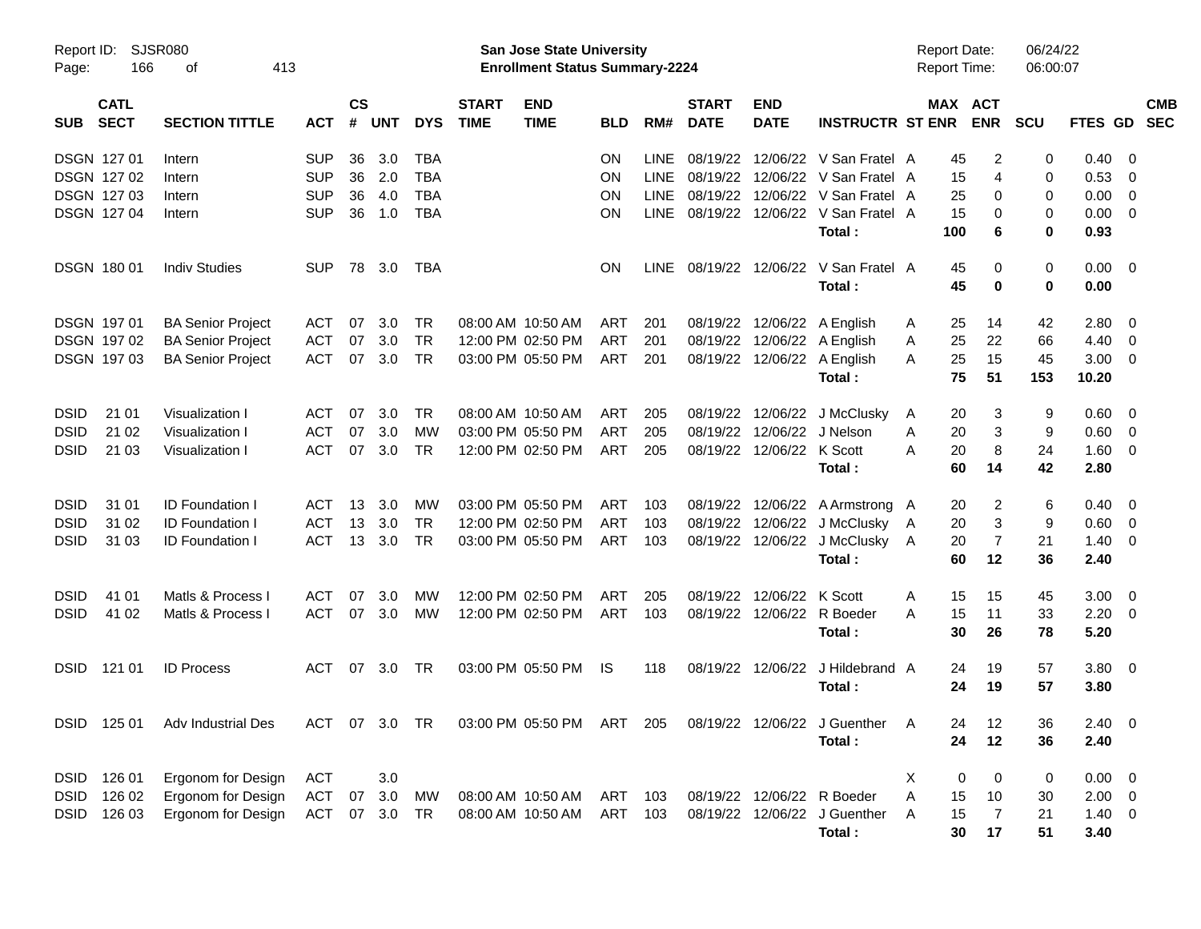Report ID: SJSR080

**San Jose State University**
**Enrollment Status Summary-2224**

Report Date: 06/24/22
Report Time: 06:00:07

| SUB | CATL SECT | SECTION TITTLE | ACT | CS # | UNT | DYS | START TIME | END TIME | BLD | RM# | START DATE | END DATE | INSTRUCTR | ST | MAX ENR | ACT ENR | SCU | FTES | GD | CMB SEC |
|---|---|---|---|---|---|---|---|---|---|---|---|---|---|---|---|---|---|---|---|---|
| DSGN | 127 01 | Intern | SUP | 36 | 3.0 | TBA | | | ON | LINE | 08/19/22 | 12/06/22 | V San Fratel | A | 45 | 2 | 0 | 0.40 | 0 | |
| DSGN | 127 02 | Intern | SUP | 36 | 2.0 | TBA | | | ON | LINE | 08/19/22 | 12/06/22 | V San Fratel | A | 15 | 4 | 0 | 0.53 | 0 | |
| DSGN | 127 03 | Intern | SUP | 36 | 4.0 | TBA | | | ON | LINE | 08/19/22 | 12/06/22 | V San Fratel | A | 25 | 0 | 0 | 0.00 | 0 | |
| DSGN | 127 04 | Intern | SUP | 36 | 1.0 | TBA | | | ON | LINE | 08/19/22 | 12/06/22 | V San Fratel | A | 15 | 0 | 0 | 0.00 | 0 | |
| | | | | | | | | | | | | | **Total :** | | **100** | **6** | **0** | **0.93** | | |
| DSGN | 180 01 | Indiv Studies | SUP | 78 | 3.0 | TBA | | | ON | LINE | 08/19/22 | 12/06/22 | V San Fratel | A | 45 | 0 | 0 | 0.00 | 0 | |
| | | | | | | | | | | | | | **Total :** | | **45** | **0** | **0** | **0.00** | | |
| DSGN | 197 01 | BA Senior Project | ACT | 07 | 3.0 | TR | 08:00 AM | 10:50 AM | ART | 201 | 08/19/22 | 12/06/22 | A English | A | 25 | 14 | 42 | 2.80 | 0 | |
| DSGN | 197 02 | BA Senior Project | ACT | 07 | 3.0 | TR | 12:00 PM | 02:50 PM | ART | 201 | 08/19/22 | 12/06/22 | A English | A | 25 | 22 | 66 | 4.40 | 0 | |
| DSGN | 197 03 | BA Senior Project | ACT | 07 | 3.0 | TR | 03:00 PM | 05:50 PM | ART | 201 | 08/19/22 | 12/06/22 | A English | A | 25 | 15 | 45 | 3.00 | 0 | |
| | | | | | | | | | | | | | **Total :** | | **75** | **51** | **153** | **10.20** | | |
| DSID | 21 01 | Visualization I | ACT | 07 | 3.0 | TR | 08:00 AM | 10:50 AM | ART | 205 | 08/19/22 | 12/06/22 | J McClusky | A | 20 | 3 | 9 | 0.60 | 0 | |
| DSID | 21 02 | Visualization I | ACT | 07 | 3.0 | MW | 03:00 PM | 05:50 PM | ART | 205 | 08/19/22 | 12/06/22 | J Nelson | A | 20 | 3 | 9 | 0.60 | 0 | |
| DSID | 21 03 | Visualization I | ACT | 07 | 3.0 | TR | 12:00 PM | 02:50 PM | ART | 205 | 08/19/22 | 12/06/22 | K Scott | A | 20 | 8 | 24 | 1.60 | 0 | |
| | | | | | | | | | | | | | **Total :** | | **60** | **14** | **42** | **2.80** | | |
| DSID | 31 01 | ID Foundation I | ACT | 13 | 3.0 | MW | 03:00 PM | 05:50 PM | ART | 103 | 08/19/22 | 12/06/22 | A Armstrong | A | 20 | 2 | 6 | 0.40 | 0 | |
| DSID | 31 02 | ID Foundation I | ACT | 13 | 3.0 | TR | 12:00 PM | 02:50 PM | ART | 103 | 08/19/22 | 12/06/22 | J McClusky | A | 20 | 3 | 9 | 0.60 | 0 | |
| DSID | 31 03 | ID Foundation I | ACT | 13 | 3.0 | TR | 03:00 PM | 05:50 PM | ART | 103 | 08/19/22 | 12/06/22 | J McClusky | A | 20 | 7 | 21 | 1.40 | 0 | |
| | | | | | | | | | | | | | **Total :** | | **60** | **12** | **36** | **2.40** | | |
| DSID | 41 01 | Matls & Process I | ACT | 07 | 3.0 | MW | 12:00 PM | 02:50 PM | ART | 205 | 08/19/22 | 12/06/22 | K Scott | A | 15 | 15 | 45 | 3.00 | 0 | |
| DSID | 41 02 | Matls & Process I | ACT | 07 | 3.0 | MW | 12:00 PM | 02:50 PM | ART | 103 | 08/19/22 | 12/06/22 | R Boeder | A | 15 | 11 | 33 | 2.20 | 0 | |
| | | | | | | | | | | | | | **Total :** | | **30** | **26** | **78** | **5.20** | | |
| DSID | 121 01 | ID Process | ACT | 07 | 3.0 | TR | 03:00 PM | 05:50 PM | IS | 118 | 08/19/22 | 12/06/22 | J Hildebrand | A | 24 | 19 | 57 | 3.80 | 0 | |
| | | | | | | | | | | | | | **Total :** | | **24** | **19** | **57** | **3.80** | | |
| DSID | 125 01 | Adv Industrial Des | ACT | 07 | 3.0 | TR | 03:00 PM | 05:50 PM | ART | 205 | 08/19/22 | 12/06/22 | J Guenther | A | 24 | 12 | 36 | 2.40 | 0 | |
| | | | | | | | | | | | | | **Total :** | | **24** | **12** | **36** | **2.40** | | |
| DSID | 126 01 | Ergonom for Design | ACT | | 3.0 | | | | | | | | | X | 0 | 0 | 0 | 0.00 | 0 | |
| DSID | 126 02 | Ergonom for Design | ACT | 07 | 3.0 | MW | 08:00 AM | 10:50 AM | ART | 103 | 08/19/22 | 12/06/22 | R Boeder | A | 15 | 10 | 30 | 2.00 | 0 | |
| DSID | 126 03 | Ergonom for Design | ACT | 07 | 3.0 | TR | 08:00 AM | 10:50 AM | ART | 103 | 08/19/22 | 12/06/22 | J Guenther | A | 15 | 7 | 21 | 1.40 | 0 | |
| | | | | | | | | | | | | | **Total :** | | **30** | **17** | **51** | **3.40** | | |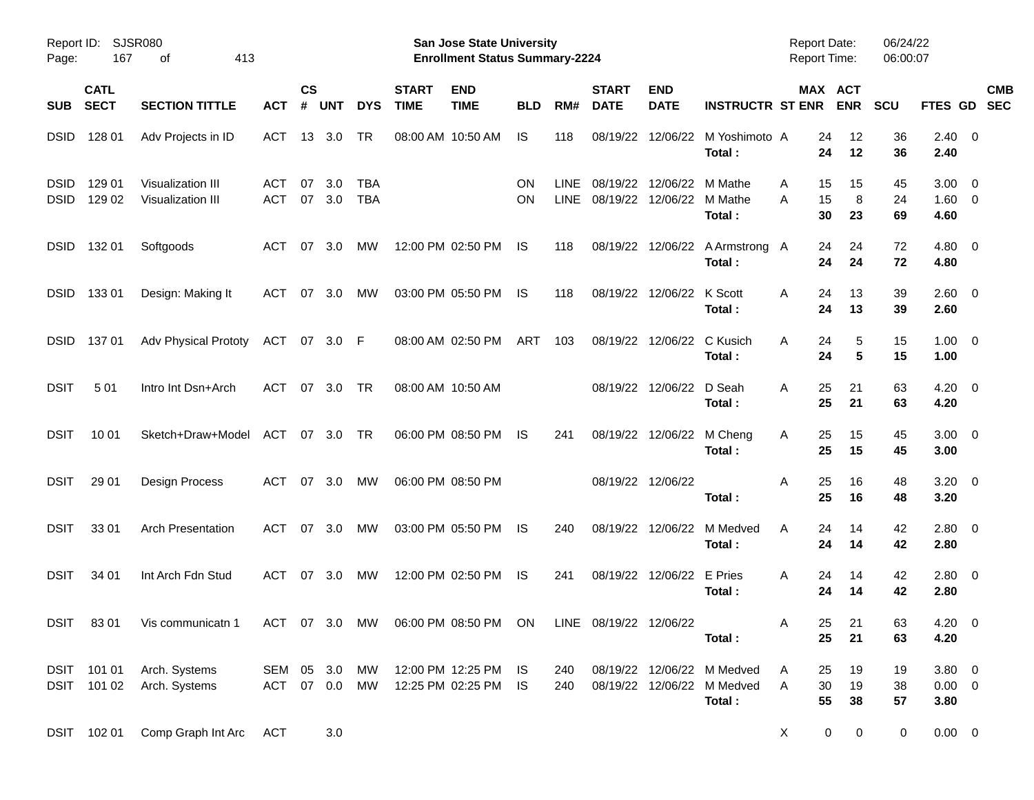Report ID: SJSR080

**San Jose State University**
**Enrollment Status Summary-2224**

Report Date: 06/24/22
Report Time: 06:00:07

| SUB | CATL SECT | SECTION TITTLE | ACT | CS # | UNT | DYS | START TIME | END TIME | BLD | RM# | START DATE | END DATE | INSTRUCTR | ST | MAX ENR | ACT ENR | SCU | FTES | GD | CMB SEC |
|---|---|---|---|---|---|---|---|---|---|---|---|---|---|---|---|---|---|---|---|---|
| DSID | 128 01 | Adv Projects in ID | ACT | 13 | 3.0 | TR | 08:00 AM | 10:50 AM | IS | 118 | 08/19/22 | 12/06/22 | M Yoshimoto | A | 24 | 12 | 36 | 2.40 | 0 | |
| | | | | | | | | | | | | | **Total :** | | **24** | **12** | **36** | **2.40** | | |
| DSID | 129 01 | Visualization III | ACT | 07 | 3.0 | TBA | | | ON | LINE | 08/19/22 | 12/06/22 | M Mathe | A | 15 | 15 | 45 | 3.00 | 0 | |
| DSID | 129 02 | Visualization III | ACT | 07 | 3.0 | TBA | | | ON | LINE | 08/19/22 | 12/06/22 | M Mathe | A | 15 | 8 | 24 | 1.60 | 0 | |
| | | | | | | | | | | | | | **Total :** | | **30** | **23** | **69** | **4.60** | | |
| DSID | 132 01 | Softgoods | ACT | 07 | 3.0 | MW | 12:00 PM | 02:50 PM | IS | 118 | 08/19/22 | 12/06/22 | A Armstrong | A | 24 | 24 | 72 | 4.80 | 0 | |
| | | | | | | | | | | | | | **Total :** | | **24** | **24** | **72** | **4.80** | | |
| DSID | 133 01 | Design: Making It | ACT | 07 | 3.0 | MW | 03:00 PM | 05:50 PM | IS | 118 | 08/19/22 | 12/06/22 | K Scott | A | 24 | 13 | 39 | 2.60 | 0 | |
| | | | | | | | | | | | | | **Total :** | | **24** | **13** | **39** | **2.60** | | |
| DSID | 137 01 | Adv Physical Prototy | ACT | 07 | 3.0 | F | 08:00 AM | 02:50 PM | ART | 103 | 08/19/22 | 12/06/22 | C Kusich | A | 24 | 5 | 15 | 1.00 | 0 | |
| | | | | | | | | | | | | | **Total :** | | **24** | **5** | **15** | **1.00** | | |
| DSIT | 5 01 | Intro Int Dsn+Arch | ACT | 07 | 3.0 | TR | 08:00 AM | 10:50 AM | | | 08/19/22 | 12/06/22 | D Seah | A | 25 | 21 | 63 | 4.20 | 0 | |
| | | | | | | | | | | | | | **Total :** | | **25** | **21** | **63** | **4.20** | | |
| DSIT | 10 01 | Sketch+Draw+Model | ACT | 07 | 3.0 | TR | 06:00 PM | 08:50 PM | IS | 241 | 08/19/22 | 12/06/22 | M Cheng | A | 25 | 15 | 45 | 3.00 | 0 | |
| | | | | | | | | | | | | | **Total :** | | **25** | **15** | **45** | **3.00** | | |
| DSIT | 29 01 | Design Process | ACT | 07 | 3.0 | MW | 06:00 PM | 08:50 PM | | | 08/19/22 | 12/06/22 | | A | 25 | 16 | 48 | 3.20 | 0 | |
| | | | | | | | | | | | | | **Total :** | | **25** | **16** | **48** | **3.20** | | |
| DSIT | 33 01 | Arch Presentation | ACT | 07 | 3.0 | MW | 03:00 PM | 05:50 PM | IS | 240 | 08/19/22 | 12/06/22 | M Medved | A | 24 | 14 | 42 | 2.80 | 0 | |
| | | | | | | | | | | | | | **Total :** | | **24** | **14** | **42** | **2.80** | | |
| DSIT | 34 01 | Int Arch Fdn Stud | ACT | 07 | 3.0 | MW | 12:00 PM | 02:50 PM | IS | 241 | 08/19/22 | 12/06/22 | E Pries | A | 24 | 14 | 42 | 2.80 | 0 | |
| | | | | | | | | | | | | | **Total :** | | **24** | **14** | **42** | **2.80** | | |
| DSIT | 83 01 | Vis communicatn 1 | ACT | 07 | 3.0 | MW | 06:00 PM | 08:50 PM | ON | LINE | 08/19/22 | 12/06/22 | | A | 25 | 21 | 63 | 4.20 | 0 | |
| | | | | | | | | | | | | | **Total :** | | **25** | **21** | **63** | **4.20** | | |
| DSIT | 101 01 | Arch. Systems | SEM | 05 | 3.0 | MW | 12:00 PM | 12:25 PM | IS | 240 | 08/19/22 | 12/06/22 | M Medved | A | 25 | 19 | 19 | 3.80 | 0 | |
| DSIT | 101 02 | Arch. Systems | ACT | 07 | 0.0 | MW | 12:25 PM | 02:25 PM | IS | 240 | 08/19/22 | 12/06/22 | M Medved | A | 30 | 19 | 38 | 0.00 | 0 | |
| | | | | | | | | | | | | | **Total :** | | **55** | **38** | **57** | **3.80** | | |
| DSIT | 102 01 | Comp Graph Int Arc | ACT | | 3.0 | | | | | | | | | X | 0 | 0 | 0 | 0.00 | 0 | |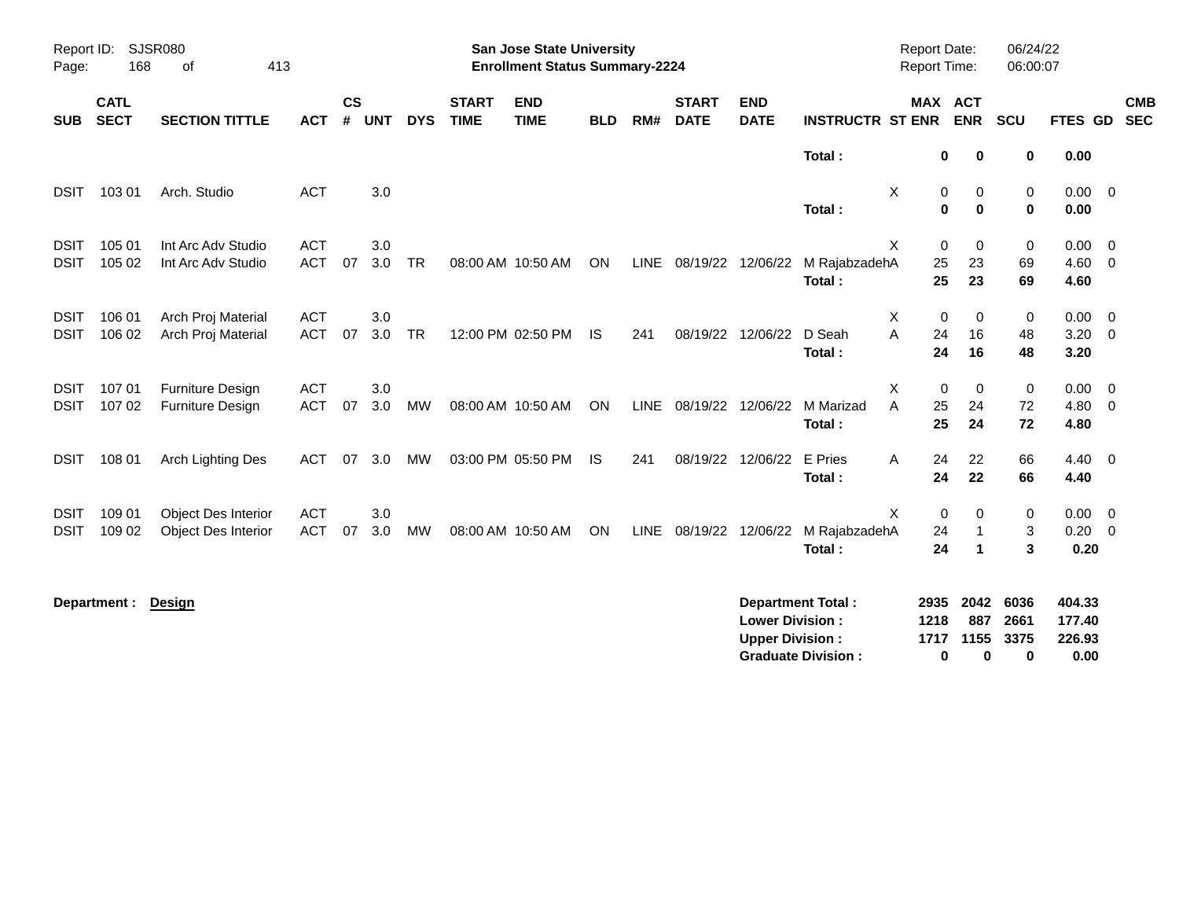San Jose State University
Enrollment Status Summary-2224

Report ID: SJSR080
Report Date: 06/24/22
Report Time: 06:00:07

| SUB | CATL SECT | SECTION TITTLE | ACT | CS # | UNT | DYS | START TIME | END TIME | BLD | RM# | START DATE | END DATE | INSTRUCTR | ST | MAX ENR | ACT ENR | SCU | FTES | GD | CMB SEC |
|---|---|---|---|---|---|---|---|---|---|---|---|---|---|---|---|---|---|---|---|---|
| | | | | | | | | | | | | | **Total :** | | **0** | **0** | **0** | **0.00** | | |
| DSIT | 103 01 | Arch. Studio | ACT | | 3.0 | | | | | | | | | X | 0 | 0 | 0 | 0.00 | 0 | |
| | | | | | | | | | | | | | **Total :** | | **0** | **0** | **0** | **0.00** | | |
| DSIT | 105 01 | Int Arc Adv Studio | ACT | | 3.0 | | | | | | | | | X | 0 | 0 | 0 | 0.00 | 0 | |
| DSIT | 105 02 | Int Arc Adv Studio | ACT | 07 | 3.0 | TR | 08:00 AM | 10:50 AM | ON | LINE | 08/19/22 | 12/06/22 | M Rajabzadeh | A | 25 | 23 | 69 | 4.60 | 0 | |
| | | | | | | | | | | | | | **Total :** | | **25** | **23** | **69** | **4.60** | | |
| DSIT | 106 01 | Arch Proj Material | ACT | | 3.0 | | | | | | | | | X | 0 | 0 | 0 | 0.00 | 0 | |
| DSIT | 106 02 | Arch Proj Material | ACT | 07 | 3.0 | TR | 12:00 PM | 02:50 PM | IS | 241 | 08/19/22 | 12/06/22 | D Seah | A | 24 | 16 | 48 | 3.20 | 0 | |
| | | | | | | | | | | | | | **Total :** | | **24** | **16** | **48** | **3.20** | | |
| DSIT | 107 01 | Furniture Design | ACT | | 3.0 | | | | | | | | | X | 0 | 0 | 0 | 0.00 | 0 | |
| DSIT | 107 02 | Furniture Design | ACT | 07 | 3.0 | MW | 08:00 AM | 10:50 AM | ON | LINE | 08/19/22 | 12/06/22 | M Marizad | A | 25 | 24 | 72 | 4.80 | 0 | |
| | | | | | | | | | | | | | **Total :** | | **25** | **24** | **72** | **4.80** | | |
| DSIT | 108 01 | Arch Lighting Des | ACT | 07 | 3.0 | MW | 03:00 PM | 05:50 PM | IS | 241 | 08/19/22 | 12/06/22 | E Pries | A | 24 | 22 | 66 | 4.40 | 0 | |
| | | | | | | | | | | | | | **Total :** | | **24** | **22** | **66** | **4.40** | | |
| DSIT | 109 01 | Object Des Interior | ACT | | 3.0 | | | | | | | | | X | 0 | 0 | 0 | 0.00 | 0 | |
| DSIT | 109 02 | Object Des Interior | ACT | 07 | 3.0 | MW | 08:00 AM | 10:50 AM | ON | LINE | 08/19/22 | 12/06/22 | M Rajabzadeh | A | 24 | 1 | 3 | 0.20 | 0 | |
| | | | | | | | | | | | | | **Total :** | | **24** | **1** | **3** | **0.20** | | |

**Department : Design**

| | MAX ENR | ACT ENR | SCU | FTES |
|---|---|---|---|---|
| **Department Total :** | **2935** | **2042** | **6036** | **404.33** |
| **Lower Division :** | **1218** | **887** | **2661** | **177.40** |
| **Upper Division :** | **1717** | **1155** | **3375** | **226.93** |
| **Graduate Division :** | **0** | **0** | **0** | **0.00** |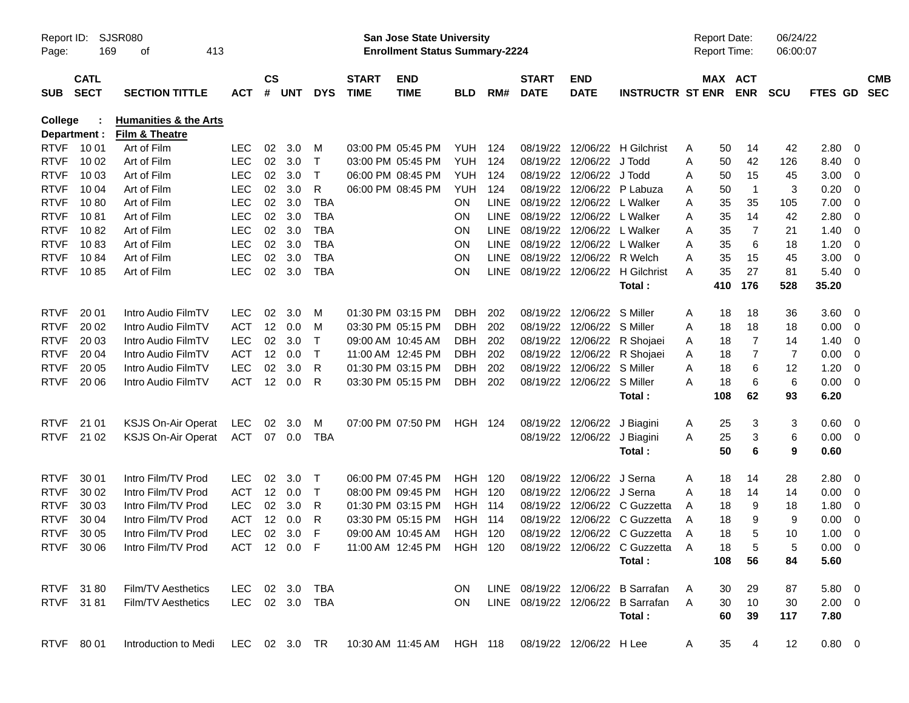**San Jose State University**
**Enrollment Status Summary-2224**

Report ID: SJSR080
Report Date: 06/24/22
Report Time: 06:00:07

**College : Humanities & the Arts**
**Department : Film & Theatre**

| SUB | CATL SECT | SECTION TITTLE | ACT | CS # | UNT | DYS | START TIME | END TIME | BLD | RM# | START DATE | END DATE | INSTRUCTR | ST | MAX ENR | ACT ENR | SCU | FTES | GD | CMB SEC |
|---|---|---|---|---|---|---|---|---|---|---|---|---|---|---|---|---|---|---|---|---|
| RTVF | 10 01 | Art of Film | LEC | 02 | 3.0 | M | 03:00 PM | 05:45 PM | YUH | 124 | 08/19/22 | 12/06/22 | H Gilchrist | A | 50 | 14 | 42 | 2.80 | 0 | |
| RTVF | 10 02 | Art of Film | LEC | 02 | 3.0 | T | 03:00 PM | 05:45 PM | YUH | 124 | 08/19/22 | 12/06/22 | J Todd | A | 50 | 42 | 126 | 8.40 | 0 | |
| RTVF | 10 03 | Art of Film | LEC | 02 | 3.0 | T | 06:00 PM | 08:45 PM | YUH | 124 | 08/19/22 | 12/06/22 | J Todd | A | 50 | 15 | 45 | 3.00 | 0 | |
| RTVF | 10 04 | Art of Film | LEC | 02 | 3.0 | R | 06:00 PM | 08:45 PM | YUH | 124 | 08/19/22 | 12/06/22 | P Labuza | A | 50 | 1 | 3 | 0.20 | 0 | |
| RTVF | 10 80 | Art of Film | LEC | 02 | 3.0 | TBA | | | ON | LINE | 08/19/22 | 12/06/22 | L Walker | A | 35 | 35 | 105 | 7.00 | 0 | |
| RTVF | 10 81 | Art of Film | LEC | 02 | 3.0 | TBA | | | ON | LINE | 08/19/22 | 12/06/22 | L Walker | A | 35 | 14 | 42 | 2.80 | 0 | |
| RTVF | 10 82 | Art of Film | LEC | 02 | 3.0 | TBA | | | ON | LINE | 08/19/22 | 12/06/22 | L Walker | A | 35 | 7 | 21 | 1.40 | 0 | |
| RTVF | 10 83 | Art of Film | LEC | 02 | 3.0 | TBA | | | ON | LINE | 08/19/22 | 12/06/22 | L Walker | A | 35 | 6 | 18 | 1.20 | 0 | |
| RTVF | 10 84 | Art of Film | LEC | 02 | 3.0 | TBA | | | ON | LINE | 08/19/22 | 12/06/22 | R Welch | A | 35 | 15 | 45 | 3.00 | 0 | |
| RTVF | 10 85 | Art of Film | LEC | 02 | 3.0 | TBA | | | ON | LINE | 08/19/22 | 12/06/22 | H Gilchrist | A | 35 | 27 | 81 | 5.40 | 0 | |
| | | | | | | | | | | | | | **Total :** | | **410** | **176** | **528** | **35.20** | | |
| RTVF | 20 01 | Intro Audio FilmTV | LEC | 02 | 3.0 | M | 01:30 PM | 03:15 PM | DBH | 202 | 08/19/22 | 12/06/22 | S Miller | A | 18 | 18 | 36 | 3.60 | 0 | |
| RTVF | 20 02 | Intro Audio FilmTV | ACT | 12 | 0.0 | M | 03:30 PM | 05:15 PM | DBH | 202 | 08/19/22 | 12/06/22 | S Miller | A | 18 | 18 | 18 | 0.00 | 0 | |
| RTVF | 20 03 | Intro Audio FilmTV | LEC | 02 | 3.0 | T | 09:00 AM | 10:45 AM | DBH | 202 | 08/19/22 | 12/06/22 | R Shojaei | A | 18 | 7 | 14 | 1.40 | 0 | |
| RTVF | 20 04 | Intro Audio FilmTV | ACT | 12 | 0.0 | T | 11:00 AM | 12:45 PM | DBH | 202 | 08/19/22 | 12/06/22 | R Shojaei | A | 18 | 7 | 7 | 0.00 | 0 | |
| RTVF | 20 05 | Intro Audio FilmTV | LEC | 02 | 3.0 | R | 01:30 PM | 03:15 PM | DBH | 202 | 08/19/22 | 12/06/22 | S Miller | A | 18 | 6 | 12 | 1.20 | 0 | |
| RTVF | 20 06 | Intro Audio FilmTV | ACT | 12 | 0.0 | R | 03:30 PM | 05:15 PM | DBH | 202 | 08/19/22 | 12/06/22 | S Miller | A | 18 | 6 | 6 | 0.00 | 0 | |
| | | | | | | | | | | | | | **Total :** | | **108** | **62** | **93** | **6.20** | | |
| RTVF | 21 01 | KSJS On-Air Operat | LEC | 02 | 3.0 | M | 07:00 PM | 07:50 PM | HGH | 124 | 08/19/22 | 12/06/22 | J Biagini | A | 25 | 3 | 3 | 0.60 | 0 | |
| RTVF | 21 02 | KSJS On-Air Operat | ACT | 07 | 0.0 | TBA | | | | | 08/19/22 | 12/06/22 | J Biagini | A | 25 | 3 | 6 | 0.00 | 0 | |
| | | | | | | | | | | | | | **Total :** | | **50** | **6** | **9** | **0.60** | | |
| RTVF | 30 01 | Intro Film/TV Prod | LEC | 02 | 3.0 | T | 06:00 PM | 07:45 PM | HGH | 120 | 08/19/22 | 12/06/22 | J Serna | A | 18 | 14 | 28 | 2.80 | 0 | |
| RTVF | 30 02 | Intro Film/TV Prod | ACT | 12 | 0.0 | T | 08:00 PM | 09:45 PM | HGH | 120 | 08/19/22 | 12/06/22 | J Serna | A | 18 | 14 | 14 | 0.00 | 0 | |
| RTVF | 30 03 | Intro Film/TV Prod | LEC | 02 | 3.0 | R | 01:30 PM | 03:15 PM | HGH | 114 | 08/19/22 | 12/06/22 | C Guzzetta | A | 18 | 9 | 18 | 1.80 | 0 | |
| RTVF | 30 04 | Intro Film/TV Prod | ACT | 12 | 0.0 | R | 03:30 PM | 05:15 PM | HGH | 114 | 08/19/22 | 12/06/22 | C Guzzetta | A | 18 | 9 | 9 | 0.00 | 0 | |
| RTVF | 30 05 | Intro Film/TV Prod | LEC | 02 | 3.0 | F | 09:00 AM | 10:45 AM | HGH | 120 | 08/19/22 | 12/06/22 | C Guzzetta | A | 18 | 5 | 10 | 1.00 | 0 | |
| RTVF | 30 06 | Intro Film/TV Prod | ACT | 12 | 0.0 | F | 11:00 AM | 12:45 PM | HGH | 120 | 08/19/22 | 12/06/22 | C Guzzetta | A | 18 | 5 | 5 | 0.00 | 0 | |
| | | | | | | | | | | | | | **Total :** | | **108** | **56** | **84** | **5.60** | | |
| RTVF | 31 80 | Film/TV Aesthetics | LEC | 02 | 3.0 | TBA | | | ON | LINE | 08/19/22 | 12/06/22 | B Sarrafan | A | 30 | 29 | 87 | 5.80 | 0 | |
| RTVF | 31 81 | Film/TV Aesthetics | LEC | 02 | 3.0 | TBA | | | ON | LINE | 08/19/22 | 12/06/22 | B Sarrafan | A | 30 | 10 | 30 | 2.00 | 0 | |
| | | | | | | | | | | | | | **Total :** | | **60** | **39** | **117** | **7.80** | | |
| RTVF | 80 01 | Introduction to Medi | LEC | 02 | 3.0 | TR | 10:30 AM | 11:45 AM | HGH | 118 | 08/19/22 | 12/06/22 | H Lee | A | 35 | 4 | 12 | 0.80 | 0 | |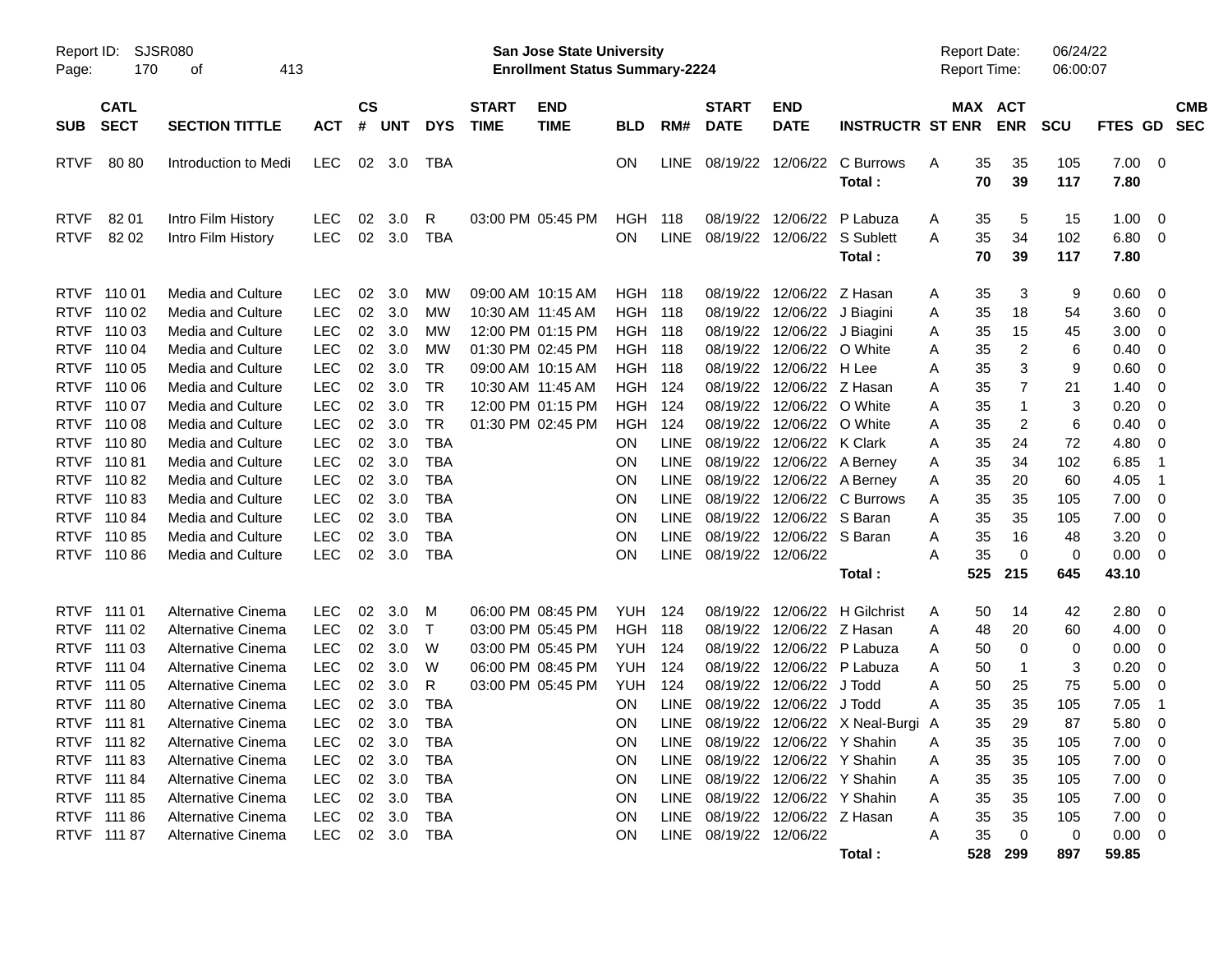Report ID: SJSR080
**San Jose State University**
**Enrollment Status Summary-2224**
Report Date: 06/24/22
Report Time: 06:00:07

| SUB | CATL SECT | SECTION TITTLE | ACT | CS # | UNT | DYS | START TIME | END TIME | BLD | RM# | START DATE | END DATE | INSTRUCTR | ST | MAX ENR | ACT ENR | SCU | FTES | GD | CMB SEC |
|---|---|---|---|---|---|---|---|---|---|---|---|---|---|---|---|---|---|---|---|---|
| RTVF | 80 80 | Introduction to Medi | LEC | 02 | 3.0 | TBA | | | ON | LINE | 08/19/22 | 12/06/22 | C Burrows | A | 35 | 35 | 105 | 7.00 | 0 | |
| | | | | | | | | | | | | | **Total :** | | **70** | **39** | **117** | **7.80** | | |
| RTVF | 82 01 | Intro Film History | LEC | 02 | 3.0 | R | 03:00 PM | 05:45 PM | HGH | 118 | 08/19/22 | 12/06/22 | P Labuza | A | 35 | 5 | 15 | 1.00 | 0 | |
| RTVF | 82 02 | Intro Film History | LEC | 02 | 3.0 | TBA | | | ON | LINE | 08/19/22 | 12/06/22 | S Sublett | A | 35 | 34 | 102 | 6.80 | 0 | |
| | | | | | | | | | | | | | **Total :** | | **70** | **39** | **117** | **7.80** | | |
| RTVF | 110 01 | Media and Culture | LEC | 02 | 3.0 | MW | 09:00 AM | 10:15 AM | HGH | 118 | 08/19/22 | 12/06/22 | Z Hasan | A | 35 | 3 | 9 | 0.60 | 0 | |
| RTVF | 110 02 | Media and Culture | LEC | 02 | 3.0 | MW | 10:30 AM | 11:45 AM | HGH | 118 | 08/19/22 | 12/06/22 | J Biagini | A | 35 | 18 | 54 | 3.60 | 0 | |
| RTVF | 110 03 | Media and Culture | LEC | 02 | 3.0 | MW | 12:00 PM | 01:15 PM | HGH | 118 | 08/19/22 | 12/06/22 | J Biagini | A | 35 | 15 | 45 | 3.00 | 0 | |
| RTVF | 110 04 | Media and Culture | LEC | 02 | 3.0 | MW | 01:30 PM | 02:45 PM | HGH | 118 | 08/19/22 | 12/06/22 | O White | A | 35 | 2 | 6 | 0.40 | 0 | |
| RTVF | 110 05 | Media and Culture | LEC | 02 | 3.0 | TR | 09:00 AM | 10:15 AM | HGH | 118 | 08/19/22 | 12/06/22 | H Lee | A | 35 | 3 | 9 | 0.60 | 0 | |
| RTVF | 110 06 | Media and Culture | LEC | 02 | 3.0 | TR | 10:30 AM | 11:45 AM | HGH | 124 | 08/19/22 | 12/06/22 | Z Hasan | A | 35 | 7 | 21 | 1.40 | 0 | |
| RTVF | 110 07 | Media and Culture | LEC | 02 | 3.0 | TR | 12:00 PM | 01:15 PM | HGH | 124 | 08/19/22 | 12/06/22 | O White | A | 35 | 1 | 3 | 0.20 | 0 | |
| RTVF | 110 08 | Media and Culture | LEC | 02 | 3.0 | TR | 01:30 PM | 02:45 PM | HGH | 124 | 08/19/22 | 12/06/22 | O White | A | 35 | 2 | 6 | 0.40 | 0 | |
| RTVF | 110 80 | Media and Culture | LEC | 02 | 3.0 | TBA | | | ON | LINE | 08/19/22 | 12/06/22 | K Clark | A | 35 | 24 | 72 | 4.80 | 0 | |
| RTVF | 110 81 | Media and Culture | LEC | 02 | 3.0 | TBA | | | ON | LINE | 08/19/22 | 12/06/22 | A Berney | A | 35 | 34 | 102 | 6.85 | 1 | |
| RTVF | 110 82 | Media and Culture | LEC | 02 | 3.0 | TBA | | | ON | LINE | 08/19/22 | 12/06/22 | A Berney | A | 35 | 20 | 60 | 4.05 | 1 | |
| RTVF | 110 83 | Media and Culture | LEC | 02 | 3.0 | TBA | | | ON | LINE | 08/19/22 | 12/06/22 | C Burrows | A | 35 | 35 | 105 | 7.00 | 0 | |
| RTVF | 110 84 | Media and Culture | LEC | 02 | 3.0 | TBA | | | ON | LINE | 08/19/22 | 12/06/22 | S Baran | A | 35 | 35 | 105 | 7.00 | 0 | |
| RTVF | 110 85 | Media and Culture | LEC | 02 | 3.0 | TBA | | | ON | LINE | 08/19/22 | 12/06/22 | S Baran | A | 35 | 16 | 48 | 3.20 | 0 | |
| RTVF | 110 86 | Media and Culture | LEC | 02 | 3.0 | TBA | | | ON | LINE | 08/19/22 | 12/06/22 | | A | 35 | 0 | 0 | 0.00 | 0 | |
| | | | | | | | | | | | | | **Total :** | | **525** | **215** | **645** | **43.10** | | |
| RTVF | 111 01 | Alternative Cinema | LEC | 02 | 3.0 | M | 06:00 PM | 08:45 PM | YUH | 124 | 08/19/22 | 12/06/22 | H Gilchrist | A | 50 | 14 | 42 | 2.80 | 0 | |
| RTVF | 111 02 | Alternative Cinema | LEC | 02 | 3.0 | T | 03:00 PM | 05:45 PM | HGH | 118 | 08/19/22 | 12/06/22 | Z Hasan | A | 48 | 20 | 60 | 4.00 | 0 | |
| RTVF | 111 03 | Alternative Cinema | LEC | 02 | 3.0 | W | 03:00 PM | 05:45 PM | YUH | 124 | 08/19/22 | 12/06/22 | P Labuza | A | 50 | 0 | 0 | 0.00 | 0 | |
| RTVF | 111 04 | Alternative Cinema | LEC | 02 | 3.0 | W | 06:00 PM | 08:45 PM | YUH | 124 | 08/19/22 | 12/06/22 | P Labuza | A | 50 | 1 | 3 | 0.20 | 0 | |
| RTVF | 111 05 | Alternative Cinema | LEC | 02 | 3.0 | R | 03:00 PM | 05:45 PM | YUH | 124 | 08/19/22 | 12/06/22 | J Todd | A | 50 | 25 | 75 | 5.00 | 0 | |
| RTVF | 111 80 | Alternative Cinema | LEC | 02 | 3.0 | TBA | | | ON | LINE | 08/19/22 | 12/06/22 | J Todd | A | 35 | 35 | 105 | 7.05 | 1 | |
| RTVF | 111 81 | Alternative Cinema | LEC | 02 | 3.0 | TBA | | | ON | LINE | 08/19/22 | 12/06/22 | X Neal-Burgi | A | 35 | 29 | 87 | 5.80 | 0 | |
| RTVF | 111 82 | Alternative Cinema | LEC | 02 | 3.0 | TBA | | | ON | LINE | 08/19/22 | 12/06/22 | Y Shahin | A | 35 | 35 | 105 | 7.00 | 0 | |
| RTVF | 111 83 | Alternative Cinema | LEC | 02 | 3.0 | TBA | | | ON | LINE | 08/19/22 | 12/06/22 | Y Shahin | A | 35 | 35 | 105 | 7.00 | 0 | |
| RTVF | 111 84 | Alternative Cinema | LEC | 02 | 3.0 | TBA | | | ON | LINE | 08/19/22 | 12/06/22 | Y Shahin | A | 35 | 35 | 105 | 7.00 | 0 | |
| RTVF | 111 85 | Alternative Cinema | LEC | 02 | 3.0 | TBA | | | ON | LINE | 08/19/22 | 12/06/22 | Y Shahin | A | 35 | 35 | 105 | 7.00 | 0 | |
| RTVF | 111 86 | Alternative Cinema | LEC | 02 | 3.0 | TBA | | | ON | LINE | 08/19/22 | 12/06/22 | Z Hasan | A | 35 | 35 | 105 | 7.00 | 0 | |
| RTVF | 111 87 | Alternative Cinema | LEC | 02 | 3.0 | TBA | | | ON | LINE | 08/19/22 | 12/06/22 | | A | 35 | 0 | 0 | 0.00 | 0 | |
| | | | | | | | | | | | | | **Total :** | | **528** | **299** | **897** | **59.85** | | |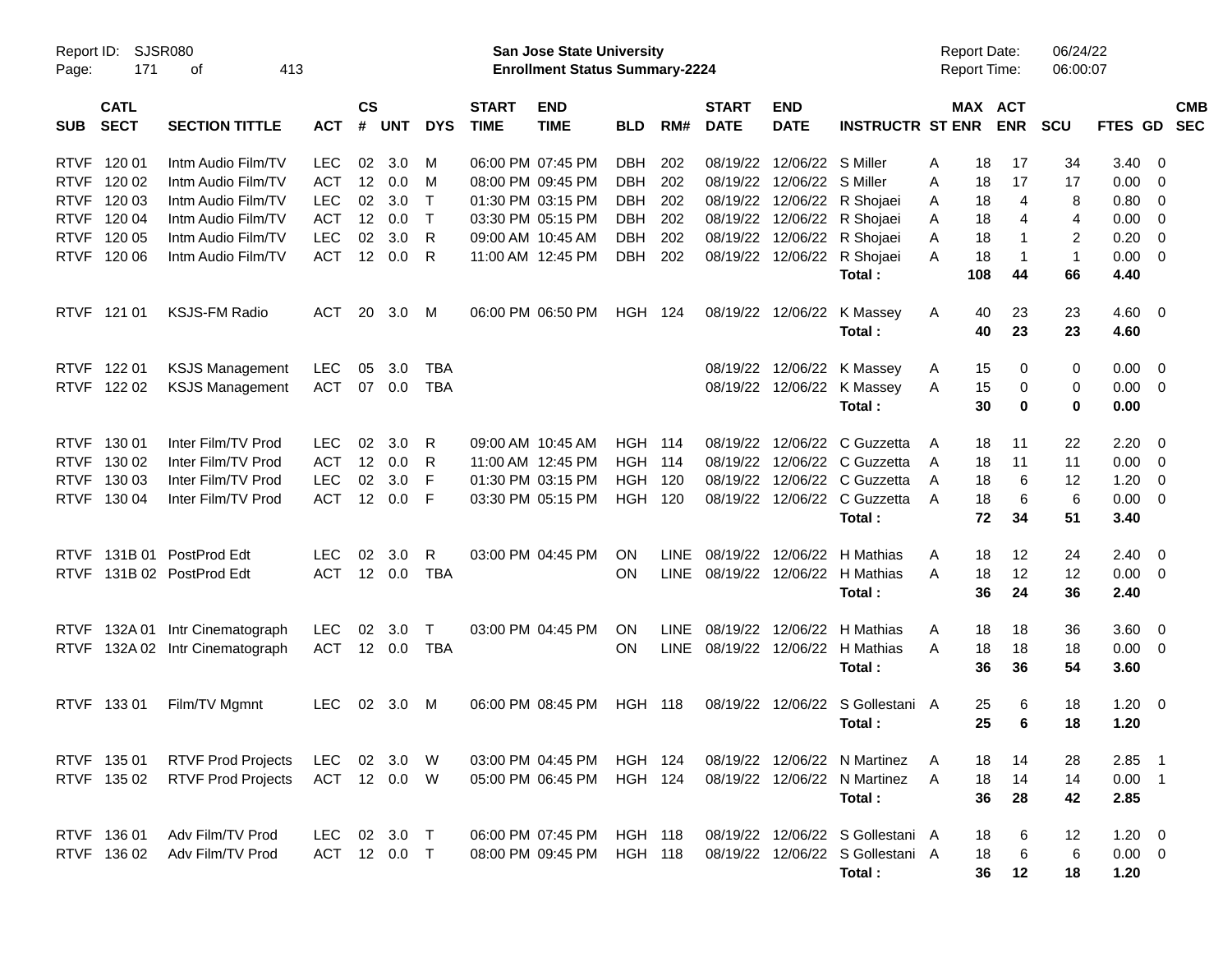Report ID: SJSR080 | San Jose State University | Report Date: 06/24/22
Page: 171 of 413 | Enrollment Status Summary-2224 | Report Time: 06:00:07

| SUB | CATL SECT | SECTION TITTLE | ACT | CS # | UNT | DYS | START TIME | END TIME | BLD | RM# | START DATE | END DATE | INSTRUCTR | ST | MAX ENR | ACT ENR | SCU | FTES | GD | CMB SEC |
|---|---|---|---|---|---|---|---|---|---|---|---|---|---|---|---|---|---|---|---|---|
| RTVF | 120 01 | Intm Audio Film/TV | LEC | 02 | 3.0 | M | 06:00 PM | 07:45 PM | DBH | 202 | 08/19/22 | 12/06/22 | S Miller | A | 18 | 17 | 34 | 3.40 | 0 | |
| RTVF | 120 02 | Intm Audio Film/TV | ACT | 12 | 0.0 | M | 08:00 PM | 09:45 PM | DBH | 202 | 08/19/22 | 12/06/22 | S Miller | A | 18 | 17 | 17 | 0.00 | 0 | |
| RTVF | 120 03 | Intm Audio Film/TV | LEC | 02 | 3.0 | T | 01:30 PM | 03:15 PM | DBH | 202 | 08/19/22 | 12/06/22 | R Shojaei | A | 18 | 4 | 8 | 0.80 | 0 | |
| RTVF | 120 04 | Intm Audio Film/TV | ACT | 12 | 0.0 | T | 03:30 PM | 05:15 PM | DBH | 202 | 08/19/22 | 12/06/22 | R Shojaei | A | 18 | 4 | 4 | 0.00 | 0 | |
| RTVF | 120 05 | Intm Audio Film/TV | LEC | 02 | 3.0 | R | 09:00 AM | 10:45 AM | DBH | 202 | 08/19/22 | 12/06/22 | R Shojaei | A | 18 | 1 | 2 | 0.20 | 0 | |
| RTVF | 120 06 | Intm Audio Film/TV | ACT | 12 | 0.0 | R | 11:00 AM | 12:45 PM | DBH | 202 | 08/19/22 | 12/06/22 | R Shojaei | A | 18 | 1 | 1 | 0.00 | 0 | |
| | | | | | | | | | | | | | **Total :** | | **108** | **44** | **66** | **4.40** | | |
| RTVF | 121 01 | KSJS-FM Radio | ACT | 20 | 3.0 | M | 06:00 PM | 06:50 PM | HGH | 124 | 08/19/22 | 12/06/22 | K Massey | A | 40 | 23 | 23 | 4.60 | 0 | |
| | | | | | | | | | | | | | **Total :** | | **40** | **23** | **23** | **4.60** | | |
| RTVF | 122 01 | KSJS Management | LEC | 05 | 3.0 | TBA | | | | | 08/19/22 | 12/06/22 | K Massey | A | 15 | 0 | 0 | 0.00 | 0 | |
| RTVF | 122 02 | KSJS Management | ACT | 07 | 0.0 | TBA | | | | | 08/19/22 | 12/06/22 | K Massey | A | 15 | 0 | 0 | 0.00 | 0 | |
| | | | | | | | | | | | | | **Total :** | | **30** | **0** | **0** | **0.00** | | |
| RTVF | 130 01 | Inter Film/TV Prod | LEC | 02 | 3.0 | R | 09:00 AM | 10:45 AM | HGH | 114 | 08/19/22 | 12/06/22 | C Guzzetta | A | 18 | 11 | 22 | 2.20 | 0 | |
| RTVF | 130 02 | Inter Film/TV Prod | ACT | 12 | 0.0 | R | 11:00 AM | 12:45 PM | HGH | 114 | 08/19/22 | 12/06/22 | C Guzzetta | A | 18 | 11 | 11 | 0.00 | 0 | |
| RTVF | 130 03 | Inter Film/TV Prod | LEC | 02 | 3.0 | F | 01:30 PM | 03:15 PM | HGH | 120 | 08/19/22 | 12/06/22 | C Guzzetta | A | 18 | 6 | 12 | 1.20 | 0 | |
| RTVF | 130 04 | Inter Film/TV Prod | ACT | 12 | 0.0 | F | 03:30 PM | 05:15 PM | HGH | 120 | 08/19/22 | 12/06/22 | C Guzzetta | A | 18 | 6 | 6 | 0.00 | 0 | |
| | | | | | | | | | | | | | **Total :** | | **72** | **34** | **51** | **3.40** | | |
| RTVF | 131B 01 | PostProd Edt | LEC | 02 | 3.0 | R | 03:00 PM | 04:45 PM | ON | LINE | 08/19/22 | 12/06/22 | H Mathias | A | 18 | 12 | 24 | 2.40 | 0 | |
| RTVF | 131B 02 | PostProd Edt | ACT | 12 | 0.0 | TBA | | | ON | LINE | 08/19/22 | 12/06/22 | H Mathias | A | 18 | 12 | 12 | 0.00 | 0 | |
| | | | | | | | | | | | | | **Total :** | | **36** | **24** | **36** | **2.40** | | |
| RTVF | 132A 01 | Intr Cinematograph | LEC | 02 | 3.0 | T | 03:00 PM | 04:45 PM | ON | LINE | 08/19/22 | 12/06/22 | H Mathias | A | 18 | 18 | 36 | 3.60 | 0 | |
| RTVF | 132A 02 | Intr Cinematograph | ACT | 12 | 0.0 | TBA | | | ON | LINE | 08/19/22 | 12/06/22 | H Mathias | A | 18 | 18 | 18 | 0.00 | 0 | |
| | | | | | | | | | | | | | **Total :** | | **36** | **36** | **54** | **3.60** | | |
| RTVF | 133 01 | Film/TV Mgmnt | LEC | 02 | 3.0 | M | 06:00 PM | 08:45 PM | HGH | 118 | 08/19/22 | 12/06/22 | S Gollestani | A | 25 | 6 | 18 | 1.20 | 0 | |
| | | | | | | | | | | | | | **Total :** | | **25** | **6** | **18** | **1.20** | | |
| RTVF | 135 01 | RTVF Prod Projects | LEC | 02 | 3.0 | W | 03:00 PM | 04:45 PM | HGH | 124 | 08/19/22 | 12/06/22 | N Martinez | A | 18 | 14 | 28 | 2.85 | 1 | |
| RTVF | 135 02 | RTVF Prod Projects | ACT | 12 | 0.0 | W | 05:00 PM | 06:45 PM | HGH | 124 | 08/19/22 | 12/06/22 | N Martinez | A | 18 | 14 | 14 | 0.00 | 1 | |
| | | | | | | | | | | | | | **Total :** | | **36** | **28** | **42** | **2.85** | | |
| RTVF | 136 01 | Adv Film/TV Prod | LEC | 02 | 3.0 | T | 06:00 PM | 07:45 PM | HGH | 118 | 08/19/22 | 12/06/22 | S Gollestani | A | 18 | 6 | 12 | 1.20 | 0 | |
| RTVF | 136 02 | Adv Film/TV Prod | ACT | 12 | 0.0 | T | 08:00 PM | 09:45 PM | HGH | 118 | 08/19/22 | 12/06/22 | S Gollestani | A | 18 | 6 | 6 | 0.00 | 0 | |
| | | | | | | | | | | | | | **Total :** | | **36** | **12** | **18** | **1.20** | | |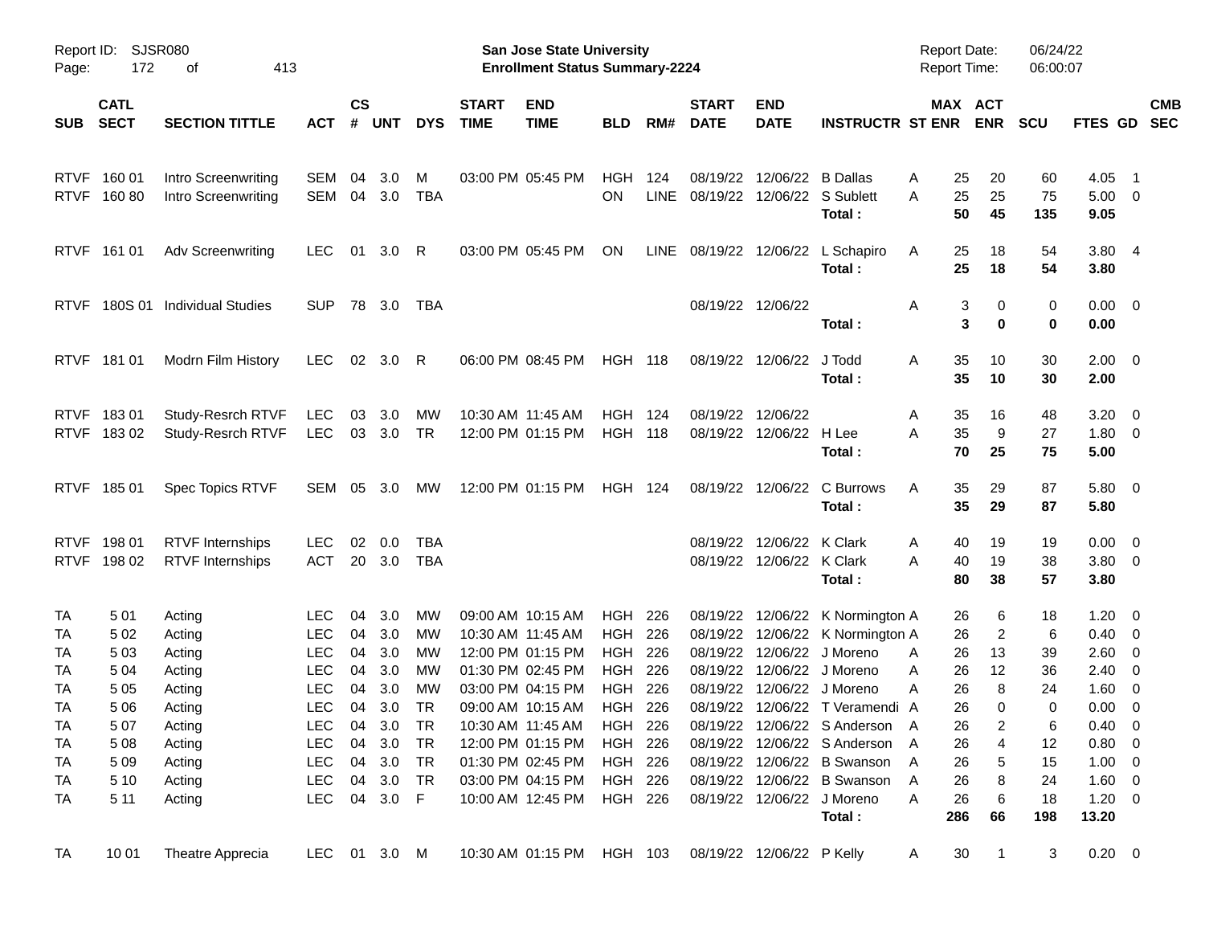Report ID: SJSR080
San Jose State University
Enrollment Status Summary-2224
Report Date: 06/24/22
Report Time: 06:00:07

| SUB | CATL SECT | SECTION TITTLE | ACT | CS # | UNT | DYS | START TIME | END TIME | BLD | RM# | START DATE | END DATE | INSTRUCTR | ST | MAX ENR | ACT ENR | SCU | FTES | GD | CMB SEC |
|---|---|---|---|---|---|---|---|---|---|---|---|---|---|---|---|---|---|---|---|---|
| RTVF | 160 01 | Intro Screenwriting | SEM | 04 | 3.0 | M | 03:00 PM | 05:45 PM | HGH | 124 | 08/19/22 | 12/06/22 | B Dallas | A | 25 | 20 | 60 | 4.05 | 1 | |
| RTVF | 160 80 | Intro Screenwriting | SEM | 04 | 3.0 | TBA | | | ON | LINE | 08/19/22 | 12/06/22 | S Sublett | A | 25 | 25 | 75 | 5.00 | 0 | |
| | | | | | | | | | | | | | **Total :** | | **50** | **45** | **135** | **9.05** | | |
| RTVF | 161 01 | Adv Screenwriting | LEC | 01 | 3.0 | R | 03:00 PM | 05:45 PM | ON | LINE | 08/19/22 | 12/06/22 | L Schapiro | A | 25 | 18 | 54 | 3.80 | 4 | |
| | | | | | | | | | | | | | **Total :** | | **25** | **18** | **54** | **3.80** | | |
| RTVF | 180S 01 | Individual Studies | SUP | 78 | 3.0 | TBA | | | | | 08/19/22 | 12/06/22 | | A | 3 | 0 | 0 | 0.00 | 0 | |
| | | | | | | | | | | | | | **Total :** | | **3** | **0** | **0** | **0.00** | | |
| RTVF | 181 01 | Modrn Film History | LEC | 02 | 3.0 | R | 06:00 PM | 08:45 PM | HGH | 118 | 08/19/22 | 12/06/22 | J Todd | A | 35 | 10 | 30 | 2.00 | 0 | |
| | | | | | | | | | | | | | **Total :** | | **35** | **10** | **30** | **2.00** | | |
| RTVF | 183 01 | Study-Resrch RTVF | LEC | 03 | 3.0 | MW | 10:30 AM | 11:45 AM | HGH | 124 | 08/19/22 | 12/06/22 | | A | 35 | 16 | 48 | 3.20 | 0 | |
| RTVF | 183 02 | Study-Resrch RTVF | LEC | 03 | 3.0 | TR | 12:00 PM | 01:15 PM | HGH | 118 | 08/19/22 | 12/06/22 | H Lee | A | 35 | 9 | 27 | 1.80 | 0 | |
| | | | | | | | | | | | | | **Total :** | | **70** | **25** | **75** | **5.00** | | |
| RTVF | 185 01 | Spec Topics RTVF | SEM | 05 | 3.0 | MW | 12:00 PM | 01:15 PM | HGH | 124 | 08/19/22 | 12/06/22 | C Burrows | A | 35 | 29 | 87 | 5.80 | 0 | |
| | | | | | | | | | | | | | **Total :** | | **35** | **29** | **87** | **5.80** | | |
| RTVF | 198 01 | RTVF Internships | LEC | 02 | 0.0 | TBA | | | | | 08/19/22 | 12/06/22 | K Clark | A | 40 | 19 | 19 | 0.00 | 0 | |
| RTVF | 198 02 | RTVF Internships | ACT | 20 | 3.0 | TBA | | | | | 08/19/22 | 12/06/22 | K Clark | A | 40 | 19 | 38 | 3.80 | 0 | |
| | | | | | | | | | | | | | **Total :** | | **80** | **38** | **57** | **3.80** | | |
| TA | 5 01 | Acting | LEC | 04 | 3.0 | MW | 09:00 AM | 10:15 AM | HGH | 226 | 08/19/22 | 12/06/22 | K Normington | A | 26 | 6 | 18 | 1.20 | 0 | |
| TA | 5 02 | Acting | LEC | 04 | 3.0 | MW | 10:30 AM | 11:45 AM | HGH | 226 | 08/19/22 | 12/06/22 | K Normington | A | 26 | 2 | 6 | 0.40 | 0 | |
| TA | 5 03 | Acting | LEC | 04 | 3.0 | MW | 12:00 PM | 01:15 PM | HGH | 226 | 08/19/22 | 12/06/22 | J Moreno | A | 26 | 13 | 39 | 2.60 | 0 | |
| TA | 5 04 | Acting | LEC | 04 | 3.0 | MW | 01:30 PM | 02:45 PM | HGH | 226 | 08/19/22 | 12/06/22 | J Moreno | A | 26 | 12 | 36 | 2.40 | 0 | |
| TA | 5 05 | Acting | LEC | 04 | 3.0 | MW | 03:00 PM | 04:15 PM | HGH | 226 | 08/19/22 | 12/06/22 | J Moreno | A | 26 | 8 | 24 | 1.60 | 0 | |
| TA | 5 06 | Acting | LEC | 04 | 3.0 | TR | 09:00 AM | 10:15 AM | HGH | 226 | 08/19/22 | 12/06/22 | T Veramendi | A | 26 | 0 | 0 | 0.00 | 0 | |
| TA | 5 07 | Acting | LEC | 04 | 3.0 | TR | 10:30 AM | 11:45 AM | HGH | 226 | 08/19/22 | 12/06/22 | S Anderson | A | 26 | 2 | 6 | 0.40 | 0 | |
| TA | 5 08 | Acting | LEC | 04 | 3.0 | TR | 12:00 PM | 01:15 PM | HGH | 226 | 08/19/22 | 12/06/22 | S Anderson | A | 26 | 4 | 12 | 0.80 | 0 | |
| TA | 5 09 | Acting | LEC | 04 | 3.0 | TR | 01:30 PM | 02:45 PM | HGH | 226 | 08/19/22 | 12/06/22 | B Swanson | A | 26 | 5 | 15 | 1.00 | 0 | |
| TA | 5 10 | Acting | LEC | 04 | 3.0 | TR | 03:00 PM | 04:15 PM | HGH | 226 | 08/19/22 | 12/06/22 | B Swanson | A | 26 | 8 | 24 | 1.60 | 0 | |
| TA | 5 11 | Acting | LEC | 04 | 3.0 | F | 10:00 AM | 12:45 PM | HGH | 226 | 08/19/22 | 12/06/22 | J Moreno | A | 26 | 6 | 18 | 1.20 | 0 | |
| | | | | | | | | | | | | | **Total :** | | **286** | **66** | **198** | **13.20** | | |
| TA | 10 01 | Theatre Apprecia | LEC | 01 | 3.0 | M | 10:30 AM | 01:15 PM | HGH | 103 | 08/19/22 | 12/06/22 | P Kelly | A | 30 | 1 | 3 | 0.20 | 0 | |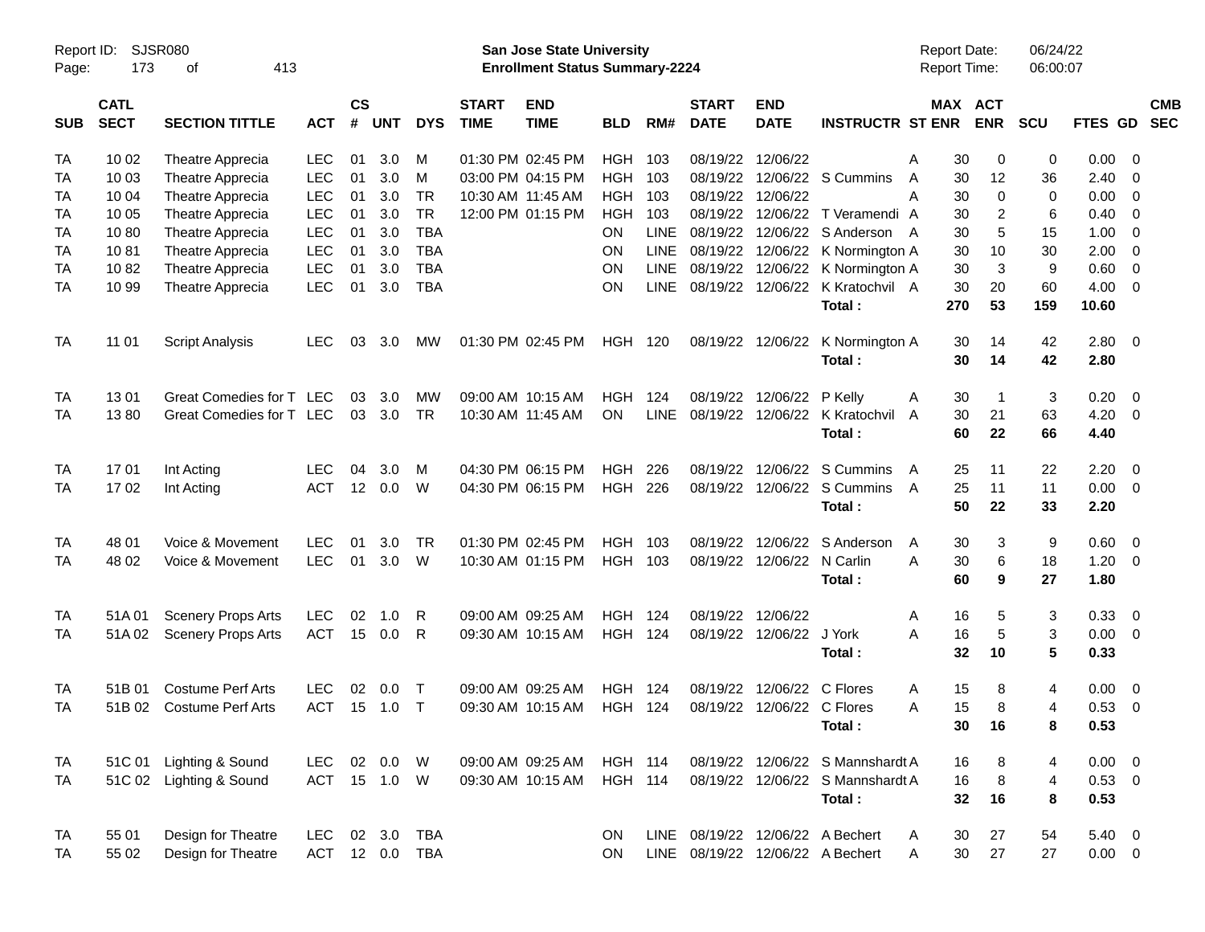Report ID: SJSR080

**San Jose State University**
**Enrollment Status Summary-2224**

Report Date: 06/24/22
Report Time: 06:00:07

| SUB | CATL SECT | SECTION TITTLE | ACT | CS # | UNT | DYS | START TIME | END TIME | BLD | RM# | START DATE | END DATE | INSTRUCTR | ST | MAX ENR | ACT ENR | SCU | FTES | GD | CMB SEC |
|---|---|---|---|---|---|---|---|---|---|---|---|---|---|---|---|---|---|---|---|---|
| TA | 10 02 | Theatre Apprecia | LEC | 01 | 3.0 | M | 01:30 PM | 02:45 PM | HGH | 103 | 08/19/22 | 12/06/22 | | A | 30 | 0 | 0 | 0.00 | 0 | |
| TA | 10 03 | Theatre Apprecia | LEC | 01 | 3.0 | M | 03:00 PM | 04:15 PM | HGH | 103 | 08/19/22 | 12/06/22 | S Cummins | A | 30 | 12 | 36 | 2.40 | 0 | |
| TA | 10 04 | Theatre Apprecia | LEC | 01 | 3.0 | TR | 10:30 AM | 11:45 AM | HGH | 103 | 08/19/22 | 12/06/22 | | A | 30 | 0 | 0 | 0.00 | 0 | |
| TA | 10 05 | Theatre Apprecia | LEC | 01 | 3.0 | TR | 12:00 PM | 01:15 PM | HGH | 103 | 08/19/22 | 12/06/22 | T Veramendi | A | 30 | 2 | 6 | 0.40 | 0 | |
| TA | 10 80 | Theatre Apprecia | LEC | 01 | 3.0 | TBA | | | ON | LINE | 08/19/22 | 12/06/22 | S Anderson | A | 30 | 5 | 15 | 1.00 | 0 | |
| TA | 10 81 | Theatre Apprecia | LEC | 01 | 3.0 | TBA | | | ON | LINE | 08/19/22 | 12/06/22 | K Normington | A | 30 | 10 | 30 | 2.00 | 0 | |
| TA | 10 82 | Theatre Apprecia | LEC | 01 | 3.0 | TBA | | | ON | LINE | 08/19/22 | 12/06/22 | K Normington | A | 30 | 3 | 9 | 0.60 | 0 | |
| TA | 10 99 | Theatre Apprecia | LEC | 01 | 3.0 | TBA | | | ON | LINE | 08/19/22 | 12/06/22 | K Kratochvil | A | 30 | 20 | 60 | 4.00 | 0 | |
| | | | | | | | | | | | | | **Total :** | | **270** | **53** | **159** | **10.60** | | |
| TA | 11 01 | Script Analysis | LEC | 03 | 3.0 | MW | 01:30 PM | 02:45 PM | HGH | 120 | 08/19/22 | 12/06/22 | K Normington | A | 30 | 14 | 42 | 2.80 | 0 | |
| | | | | | | | | | | | | | **Total :** | | **30** | **14** | **42** | **2.80** | | |
| TA | 13 01 | Great Comedies for T | LEC | 03 | 3.0 | MW | 09:00 AM | 10:15 AM | HGH | 124 | 08/19/22 | 12/06/22 | P Kelly | A | 30 | 1 | 3 | 0.20 | 0 | |
| TA | 13 80 | Great Comedies for T | LEC | 03 | 3.0 | TR | 10:30 AM | 11:45 AM | ON | LINE | 08/19/22 | 12/06/22 | K Kratochvil | A | 30 | 21 | 63 | 4.20 | 0 | |
| | | | | | | | | | | | | | **Total :** | | **60** | **22** | **66** | **4.40** | | |
| TA | 17 01 | Int Acting | LEC | 04 | 3.0 | M | 04:30 PM | 06:15 PM | HGH | 226 | 08/19/22 | 12/06/22 | S Cummins | A | 25 | 11 | 22 | 2.20 | 0 | |
| TA | 17 02 | Int Acting | ACT | 12 | 0.0 | W | 04:30 PM | 06:15 PM | HGH | 226 | 08/19/22 | 12/06/22 | S Cummins | A | 25 | 11 | 11 | 0.00 | 0 | |
| | | | | | | | | | | | | | **Total :** | | **50** | **22** | **33** | **2.20** | | |
| TA | 48 01 | Voice & Movement | LEC | 01 | 3.0 | TR | 01:30 PM | 02:45 PM | HGH | 103 | 08/19/22 | 12/06/22 | S Anderson | A | 30 | 3 | 9 | 0.60 | 0 | |
| TA | 48 02 | Voice & Movement | LEC | 01 | 3.0 | W | 10:30 AM | 01:15 PM | HGH | 103 | 08/19/22 | 12/06/22 | N Carlin | A | 30 | 6 | 18 | 1.20 | 0 | |
| | | | | | | | | | | | | | **Total :** | | **60** | **9** | **27** | **1.80** | | |
| TA | 51A 01 | Scenery Props Arts | LEC | 02 | 1.0 | R | 09:00 AM | 09:25 AM | HGH | 124 | 08/19/22 | 12/06/22 | | A | 16 | 5 | 3 | 0.33 | 0 | |
| TA | 51A 02 | Scenery Props Arts | ACT | 15 | 0.0 | R | 09:30 AM | 10:15 AM | HGH | 124 | 08/19/22 | 12/06/22 | J York | A | 16 | 5 | 3 | 0.00 | 0 | |
| | | | | | | | | | | | | | **Total :** | | **32** | **10** | **5** | **0.33** | | |
| TA | 51B 01 | Costume Perf Arts | LEC | 02 | 0.0 | T | 09:00 AM | 09:25 AM | HGH | 124 | 08/19/22 | 12/06/22 | C Flores | A | 15 | 8 | 4 | 0.00 | 0 | |
| TA | 51B 02 | Costume Perf Arts | ACT | 15 | 1.0 | T | 09:30 AM | 10:15 AM | HGH | 124 | 08/19/22 | 12/06/22 | C Flores | A | 15 | 8 | 4 | 0.53 | 0 | |
| | | | | | | | | | | | | | **Total :** | | **30** | **16** | **8** | **0.53** | | |
| TA | 51C 01 | Lighting & Sound | LEC | 02 | 0.0 | W | 09:00 AM | 09:25 AM | HGH | 114 | 08/19/22 | 12/06/22 | S Mannshardt | A | 16 | 8 | 4 | 0.00 | 0 | |
| TA | 51C 02 | Lighting & Sound | ACT | 15 | 1.0 | W | 09:30 AM | 10:15 AM | HGH | 114 | 08/19/22 | 12/06/22 | S Mannshardt | A | 16 | 8 | 4 | 0.53 | 0 | |
| | | | | | | | | | | | | | **Total :** | | **32** | **16** | **8** | **0.53** | | |
| TA | 55 01 | Design for Theatre | LEC | 02 | 3.0 | TBA | | | ON | LINE | 08/19/22 | 12/06/22 | A Bechert | A | 30 | 27 | 54 | 5.40 | 0 | |
| TA | 55 02 | Design for Theatre | ACT | 12 | 0.0 | TBA | | | ON | LINE | 08/19/22 | 12/06/22 | A Bechert | A | 30 | 27 | 27 | 0.00 | 0 | |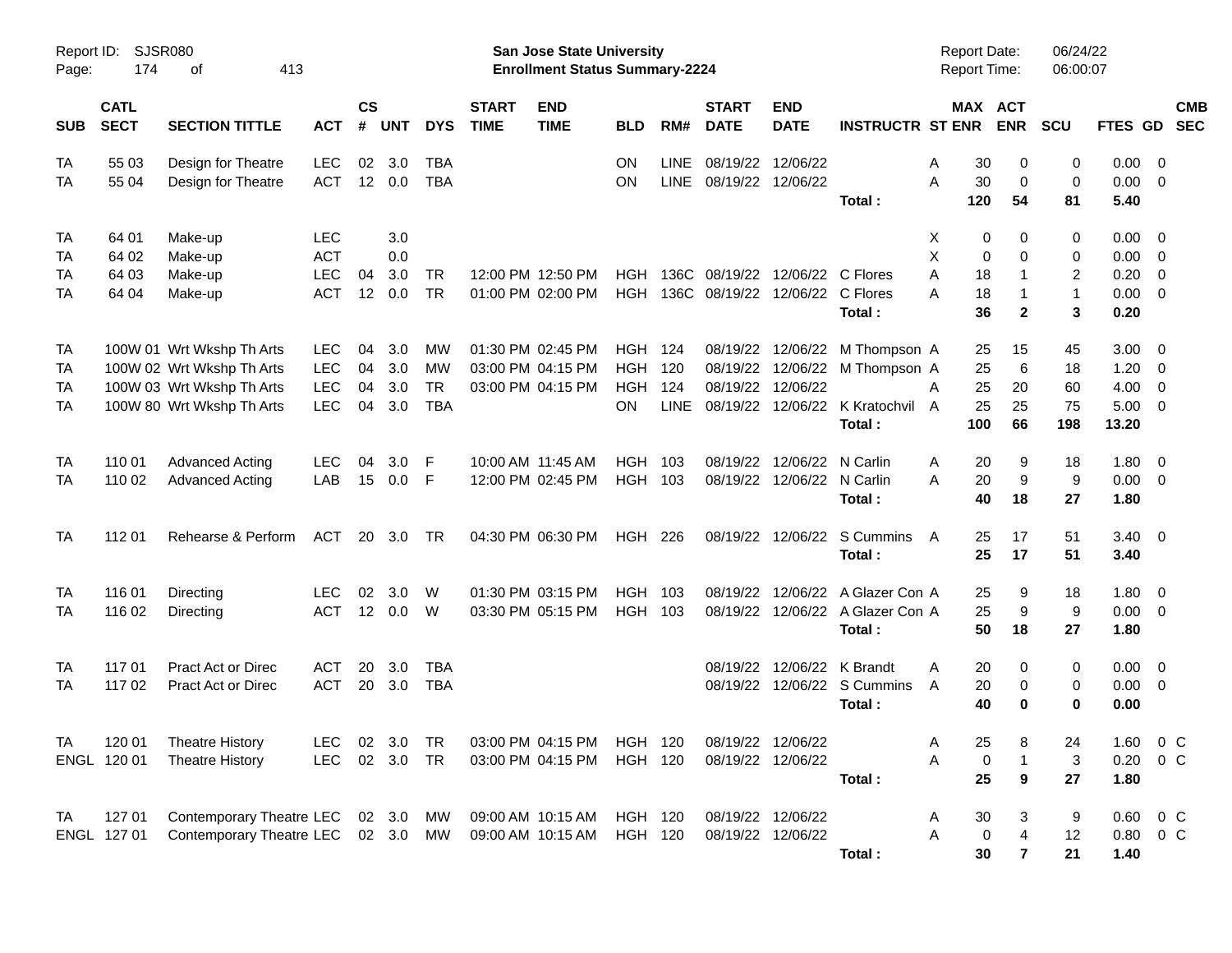Report ID: SJSR080

**San Jose State University**
**Enrollment Status Summary-2224**

Report Date: 06/24/22
Report Time: 06:00:07

| SUB | CATL SECT | SECTION TITTLE | ACT | CS # | UNT | DYS | START TIME | END TIME | BLD | RM# | START DATE | END DATE | INSTRUCTR | ST | MAX ENR | ACT ENR | SCU | FTES | GD | CMB SEC |
|---|---|---|---|---|---|---|---|---|---|---|---|---|---|---|---|---|---|---|---|---|
| TA | 55 03 | Design for Theatre | LEC | 02 | 3.0 | TBA | | | ON | LINE | 08/19/22 | 12/06/22 | | A | 30 | 0 | 0 | 0.00 | 0 | |
| TA | 55 04 | Design for Theatre | ACT | 12 | 0.0 | TBA | | | ON | LINE | 08/19/22 | 12/06/22 | | A | 30 | 0 | 0 | 0.00 | 0 | |
| | | | | | | | | | | | | | **Total :** | | **120** | **54** | **81** | **5.40** | | |
| TA | 64 01 | Make-up | LEC | | 3.0 | | | | | | | | | X | 0 | 0 | 0 | 0.00 | 0 | |
| TA | 64 02 | Make-up | ACT | | 0.0 | | | | | | | | | X | 0 | 0 | 0 | 0.00 | 0 | |
| TA | 64 03 | Make-up | LEC | 04 | 3.0 | TR | 12:00 PM | 12:50 PM | HGH | 136C | 08/19/22 | 12/06/22 | C Flores | A | 18 | 1 | 2 | 0.20 | 0 | |
| TA | 64 04 | Make-up | ACT | 12 | 0.0 | TR | 01:00 PM | 02:00 PM | HGH | 136C | 08/19/22 | 12/06/22 | C Flores | A | 18 | 1 | 1 | 0.00 | 0 | |
| | | | | | | | | | | | | | **Total :** | | **36** | **2** | **3** | **0.20** | | |
| TA | 100W 01 | Wrt Wkshp Th Arts | LEC | 04 | 3.0 | MW | 01:30 PM | 02:45 PM | HGH | 124 | 08/19/22 | 12/06/22 | M Thompson | A | 25 | 15 | 45 | 3.00 | 0 | |
| TA | 100W 02 | Wrt Wkshp Th Arts | LEC | 04 | 3.0 | MW | 03:00 PM | 04:15 PM | HGH | 120 | 08/19/22 | 12/06/22 | M Thompson | A | 25 | 6 | 18 | 1.20 | 0 | |
| TA | 100W 03 | Wrt Wkshp Th Arts | LEC | 04 | 3.0 | TR | 03:00 PM | 04:15 PM | HGH | 124 | 08/19/22 | 12/06/22 | | A | 25 | 20 | 60 | 4.00 | 0 | |
| TA | 100W 80 | Wrt Wkshp Th Arts | LEC | 04 | 3.0 | TBA | | | ON | LINE | 08/19/22 | 12/06/22 | K Kratochvil | A | 25 | 25 | 75 | 5.00 | 0 | |
| | | | | | | | | | | | | | **Total :** | | **100** | **66** | **198** | **13.20** | | |
| TA | 110 01 | Advanced Acting | LEC | 04 | 3.0 | F | 10:00 AM | 11:45 AM | HGH | 103 | 08/19/22 | 12/06/22 | N Carlin | A | 20 | 9 | 18 | 1.80 | 0 | |
| TA | 110 02 | Advanced Acting | LAB | 15 | 0.0 | F | 12:00 PM | 02:45 PM | HGH | 103 | 08/19/22 | 12/06/22 | N Carlin | A | 20 | 9 | 9 | 0.00 | 0 | |
| | | | | | | | | | | | | | **Total :** | | **40** | **18** | **27** | **1.80** | | |
| TA | 112 01 | Rehearse & Perform | ACT | 20 | 3.0 | TR | 04:30 PM | 06:30 PM | HGH | 226 | 08/19/22 | 12/06/22 | S Cummins | A | 25 | 17 | 51 | 3.40 | 0 | |
| | | | | | | | | | | | | | **Total :** | | **25** | **17** | **51** | **3.40** | | |
| TA | 116 01 | Directing | LEC | 02 | 3.0 | W | 01:30 PM | 03:15 PM | HGH | 103 | 08/19/22 | 12/06/22 | A Glazer Con | A | 25 | 9 | 18 | 1.80 | 0 | |
| TA | 116 02 | Directing | ACT | 12 | 0.0 | W | 03:30 PM | 05:15 PM | HGH | 103 | 08/19/22 | 12/06/22 | A Glazer Con | A | 25 | 9 | 9 | 0.00 | 0 | |
| | | | | | | | | | | | | | **Total :** | | **50** | **18** | **27** | **1.80** | | |
| TA | 117 01 | Pract Act or Direc | ACT | 20 | 3.0 | TBA | | | | | 08/19/22 | 12/06/22 | K Brandt | A | 20 | 0 | 0 | 0.00 | 0 | |
| TA | 117 02 | Pract Act or Direc | ACT | 20 | 3.0 | TBA | | | | | 08/19/22 | 12/06/22 | S Cummins | A | 20 | 0 | 0 | 0.00 | 0 | |
| | | | | | | | | | | | | | **Total :** | | **40** | **0** | **0** | **0.00** | | |
| TA | 120 01 | Theatre History | LEC | 02 | 3.0 | TR | 03:00 PM | 04:15 PM | HGH | 120 | 08/19/22 | 12/06/22 | | A | 25 | 8 | 24 | 1.60 | 0 | C |
| ENGL | 120 01 | Theatre History | LEC | 02 | 3.0 | TR | 03:00 PM | 04:15 PM | HGH | 120 | 08/19/22 | 12/06/22 | | A | 0 | 1 | 3 | 0.20 | 0 | C |
| | | | | | | | | | | | | | **Total :** | | **25** | **9** | **27** | **1.80** | | |
| TA | 127 01 | Contemporary Theatre | LEC | 02 | 3.0 | MW | 09:00 AM | 10:15 AM | HGH | 120 | 08/19/22 | 12/06/22 | | A | 30 | 3 | 9 | 0.60 | 0 | C |
| ENGL | 127 01 | Contemporary Theatre | LEC | 02 | 3.0 | MW | 09:00 AM | 10:15 AM | HGH | 120 | 08/19/22 | 12/06/22 | | A | 0 | 4 | 12 | 0.80 | 0 | C |
| | | | | | | | | | | | | | **Total :** | | **30** | **7** | **21** | **1.40** | | |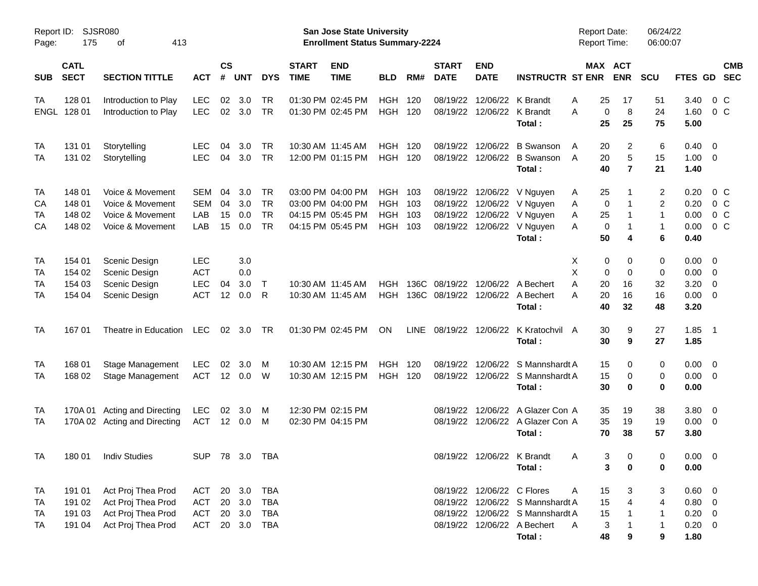Report ID: SJSR080
Page: 175 of 413

**San Jose State University**
**Enrollment Status Summary-2224**

Report Date: 06/24/22
Report Time: 06:00:07

| SUB | CATL SECT | SECTION TITTLE | ACT | CS # | UNT | DYS | START TIME | END TIME | BLD | RM# | START DATE | END DATE | INSTRUCTR | ST | MAX ENR | ACT ENR | SCU | FTES | GD | CMB SEC |
|---|---|---|---|---|---|---|---|---|---|---|---|---|---|---|---|---|---|---|---|---|
| TA | 128 01 | Introduction to Play | LEC | 02 | 3.0 | TR | 01:30 PM | 02:45 PM | HGH | 120 | 08/19/22 | 12/06/22 | K Brandt | A | 25 | 17 | 51 | 3.40 | 0 | C |
| ENGL | 128 01 | Introduction to Play | LEC | 02 | 3.0 | TR | 01:30 PM | 02:45 PM | HGH | 120 | 08/19/22 | 12/06/22 | K Brandt | A | 0 | 8 | 24 | 1.60 | 0 | C |
| | | | | | | | | | | | | | **Total :** | | **25** | **25** | **75** | **5.00** | | |
| TA | 131 01 | Storytelling | LEC | 04 | 3.0 | TR | 10:30 AM | 11:45 AM | HGH | 120 | 08/19/22 | 12/06/22 | B Swanson | A | 20 | 2 | 6 | 0.40 | 0 | |
| TA | 131 02 | Storytelling | LEC | 04 | 3.0 | TR | 12:00 PM | 01:15 PM | HGH | 120 | 08/19/22 | 12/06/22 | B Swanson | A | 20 | 5 | 15 | 1.00 | 0 | |
| | | | | | | | | | | | | | **Total :** | | **40** | **7** | **21** | **1.40** | | |
| TA | 148 01 | Voice & Movement | SEM | 04 | 3.0 | TR | 03:00 PM | 04:00 PM | HGH | 103 | 08/19/22 | 12/06/22 | V Nguyen | A | 25 | 1 | 2 | 0.20 | 0 | C |
| CA | 148 01 | Voice & Movement | SEM | 04 | 3.0 | TR | 03:00 PM | 04:00 PM | HGH | 103 | 08/19/22 | 12/06/22 | V Nguyen | A | 0 | 1 | 2 | 0.20 | 0 | C |
| TA | 148 02 | Voice & Movement | LAB | 15 | 0.0 | TR | 04:15 PM | 05:45 PM | HGH | 103 | 08/19/22 | 12/06/22 | V Nguyen | A | 25 | 1 | 1 | 0.00 | 0 | C |
| CA | 148 02 | Voice & Movement | LAB | 15 | 0.0 | TR | 04:15 PM | 05:45 PM | HGH | 103 | 08/19/22 | 12/06/22 | V Nguyen | A | 0 | 1 | 1 | 0.00 | 0 | C |
| | | | | | | | | | | | | | **Total :** | | **50** | **4** | **6** | **0.40** | | |
| TA | 154 01 | Scenic Design | LEC | | 3.0 | | | | | | | | | X | 0 | 0 | 0 | 0.00 | 0 | |
| TA | 154 02 | Scenic Design | ACT | | 0.0 | | | | | | | | | X | 0 | 0 | 0 | 0.00 | 0 | |
| TA | 154 03 | Scenic Design | LEC | 04 | 3.0 | T | 10:30 AM | 11:45 AM | HGH | 136C | 08/19/22 | 12/06/22 | A Bechert | A | 20 | 16 | 32 | 3.20 | 0 | |
| TA | 154 04 | Scenic Design | ACT | 12 | 0.0 | R | 10:30 AM | 11:45 AM | HGH | 136C | 08/19/22 | 12/06/22 | A Bechert | A | 20 | 16 | 16 | 0.00 | 0 | |
| | | | | | | | | | | | | | **Total :** | | **40** | **32** | **48** | **3.20** | | |
| TA | 167 01 | Theatre in Education | LEC | 02 | 3.0 | TR | 01:30 PM | 02:45 PM | ON | LINE | 08/19/22 | 12/06/22 | K Kratochvil | A | 30 | 9 | 27 | 1.85 | 1 | |
| | | | | | | | | | | | | | **Total :** | | **30** | **9** | **27** | **1.85** | | |
| TA | 168 01 | Stage Management | LEC | 02 | 3.0 | M | 10:30 AM | 12:15 PM | HGH | 120 | 08/19/22 | 12/06/22 | S Mannshardt | A | 15 | 0 | 0 | 0.00 | 0 | |
| TA | 168 02 | Stage Management | ACT | 12 | 0.0 | W | 10:30 AM | 12:15 PM | HGH | 120 | 08/19/22 | 12/06/22 | S Mannshardt | A | 15 | 0 | 0 | 0.00 | 0 | |
| | | | | | | | | | | | | | **Total :** | | **30** | **0** | **0** | **0.00** | | |
| TA | 170A 01 | Acting and Directing | LEC | 02 | 3.0 | M | 12:30 PM | 02:15 PM | | | 08/19/22 | 12/06/22 | A Glazer Con | A | 35 | 19 | 38 | 3.80 | 0 | |
| TA | 170A 02 | Acting and Directing | ACT | 12 | 0.0 | M | 02:30 PM | 04:15 PM | | | 08/19/22 | 12/06/22 | A Glazer Con | A | 35 | 19 | 19 | 0.00 | 0 | |
| | | | | | | | | | | | | | **Total :** | | **70** | **38** | **57** | **3.80** | | |
| TA | 180 01 | Indiv Studies | SUP | 78 | 3.0 | TBA | | | | | 08/19/22 | 12/06/22 | K Brandt | A | 3 | 0 | 0 | 0.00 | 0 | |
| | | | | | | | | | | | | | **Total :** | | **3** | **0** | **0** | **0.00** | | |
| TA | 191 01 | Act Proj Thea Prod | ACT | 20 | 3.0 | TBA | | | | | 08/19/22 | 12/06/22 | C Flores | A | 15 | 3 | 3 | 0.60 | 0 | |
| TA | 191 02 | Act Proj Thea Prod | ACT | 20 | 3.0 | TBA | | | | | 08/19/22 | 12/06/22 | S Mannshardt | A | 15 | 4 | 4 | 0.80 | 0 | |
| TA | 191 03 | Act Proj Thea Prod | ACT | 20 | 3.0 | TBA | | | | | 08/19/22 | 12/06/22 | S Mannshardt | A | 15 | 1 | 1 | 0.20 | 0 | |
| TA | 191 04 | Act Proj Thea Prod | ACT | 20 | 3.0 | TBA | | | | | 08/19/22 | 12/06/22 | A Bechert | A | 3 | 1 | 1 | 0.20 | 0 | |
| | | | | | | | | | | | | | **Total :** | | **48** | **9** | **9** | **1.80** | | |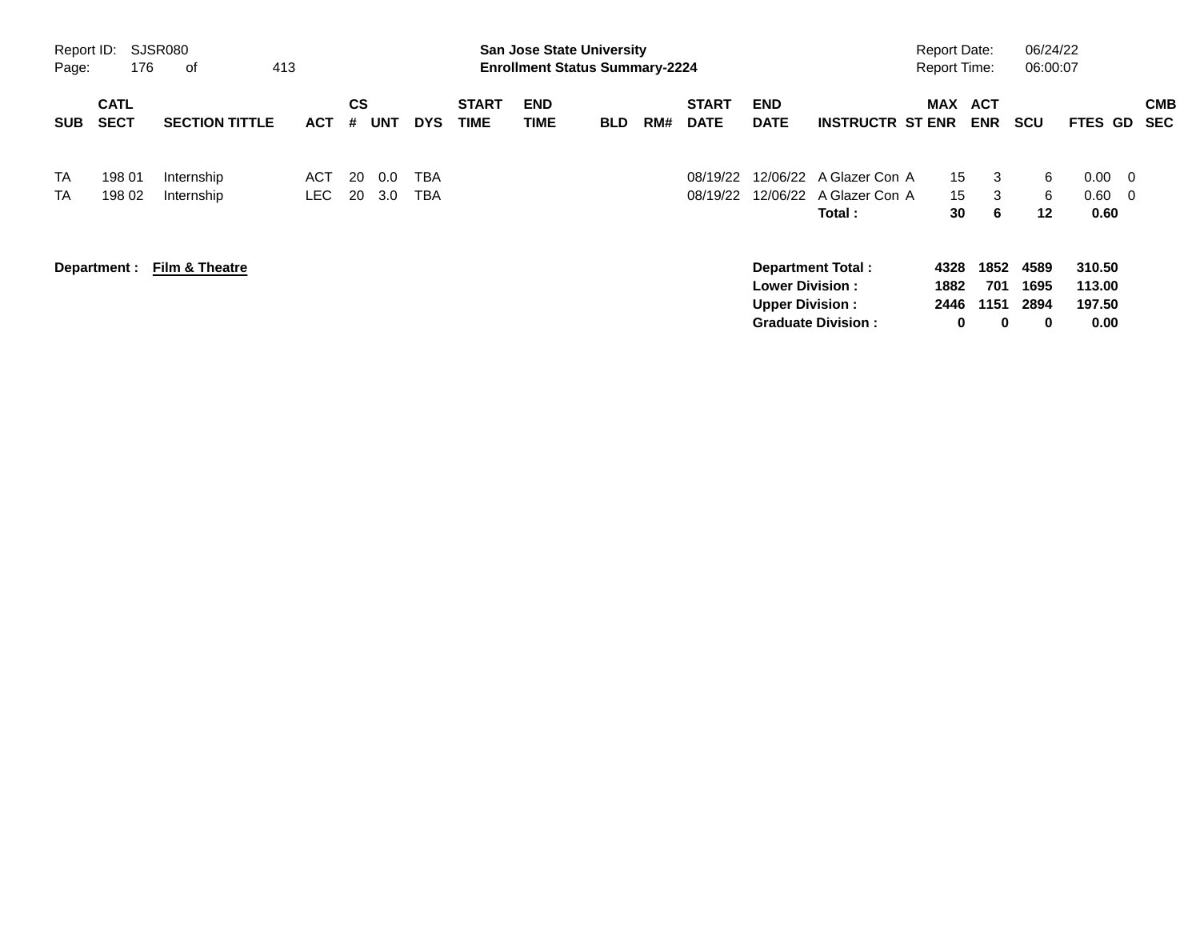**San Jose State University**
**Enrollment Status Summary-2224**

Report ID: SJSR080
Report Date: 06/24/22
Report Time: 06:00:07

| SUB | CATL SECT | SECTION TITTLE | ACT | CS # | UNT | DYS | START TIME | END TIME | BLD | RM# | START DATE | END DATE | INSTRUCTR | ST | MAX ENR | ACT ENR | SCU | FTES | GD | CMB SEC |
|---|---|---|---|---|---|---|---|---|---|---|---|---|---|---|---|---|---|---|---|---|
| TA | 198 01 | Internship | ACT | 20 | 0.0 | TBA | | | | | 08/19/22 | 12/06/22 | A Glazer Con | A | 15 | 3 | 6 | 0.00 | 0 | |
| TA | 198 02 | Internship | LEC | 20 | 3.0 | TBA | | | | | 08/19/22 | 12/06/22 | A Glazer Con | A | 15 | 3 | 6 | 0.60 | 0 | |
| | | | | | | | | | | | | | **Total :** | | **30** | **6** | **12** | **0.60** | | |

**Department :** **Film & Theatre**

| | MAX ENR | ACT ENR | SCU | FTES |
|---|---|---|---|---|
| **Department Total :** | **4328** | **1852** | **4589** | **310.50** |
| **Lower Division :** | **1882** | **701** | **1695** | **113.00** |
| **Upper Division :** | **2446** | **1151** | **2894** | **197.50** |
| **Graduate Division :** | **0** | **0** | **0** | **0.00** |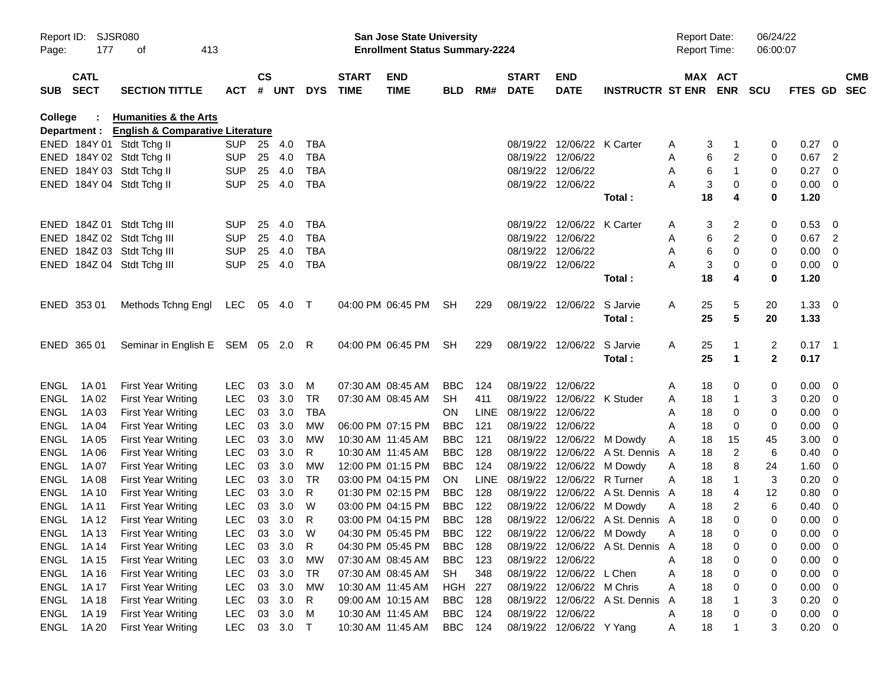Report ID: SJSR080

**San Jose State University**
**Enrollment Status Summary-2224**

Report Date: 06/24/22
Report Time: 06:00:07

**College : Humanities & the Arts**
**Department : English & Comparative Literature**

| SUB | CATL SECT | SECTION TITTLE | ACT | CS # | UNT | DYS | START TIME | END TIME | BLD | RM# | START DATE | END DATE | INSTRUCTR | ST | MAX ENR | ACT ENR | SCU | FTES | GD | CMB SEC |
|---|---|---|---|---|---|---|---|---|---|---|---|---|---|---|---|---|---|---|---|---|
| ENED | 184Y 01 | Stdt Tchg II | SUP | 25 | 4.0 | TBA | | | | | 08/19/22 | 12/06/22 | K Carter | A | 3 | 1 | 0 | 0.27 | 0 | |
| ENED | 184Y 02 | Stdt Tchg II | SUP | 25 | 4.0 | TBA | | | | | 08/19/22 | 12/06/22 | | A | 6 | 2 | 0 | 0.67 | 2 | |
| ENED | 184Y 03 | Stdt Tchg II | SUP | 25 | 4.0 | TBA | | | | | 08/19/22 | 12/06/22 | | A | 6 | 1 | 0 | 0.27 | 0 | |
| ENED | 184Y 04 | Stdt Tchg II | SUP | 25 | 4.0 | TBA | | | | | 08/19/22 | 12/06/22 | | A | 3 | 0 | 0 | 0.00 | 0 | |
| | | | | | | | | | | | | | **Total :** | | **18** | **4** | **0** | **1.20** | | |
| ENED | 184Z 01 | Stdt Tchg III | SUP | 25 | 4.0 | TBA | | | | | 08/19/22 | 12/06/22 | K Carter | A | 3 | 2 | 0 | 0.53 | 0 | |
| ENED | 184Z 02 | Stdt Tchg III | SUP | 25 | 4.0 | TBA | | | | | 08/19/22 | 12/06/22 | | A | 6 | 2 | 0 | 0.67 | 2 | |
| ENED | 184Z 03 | Stdt Tchg III | SUP | 25 | 4.0 | TBA | | | | | 08/19/22 | 12/06/22 | | A | 6 | 0 | 0 | 0.00 | 0 | |
| ENED | 184Z 04 | Stdt Tchg III | SUP | 25 | 4.0 | TBA | | | | | 08/19/22 | 12/06/22 | | A | 3 | 0 | 0 | 0.00 | 0 | |
| | | | | | | | | | | | | | **Total :** | | **18** | **4** | **0** | **1.20** | | |
| ENED | 353 01 | Methods Tchng Engl | LEC | 05 | 4.0 | T | 04:00 PM | 06:45 PM | SH | 229 | 08/19/22 | 12/06/22 | S Jarvie | A | 25 | 5 | 20 | 1.33 | 0 | |
| | | | | | | | | | | | | | **Total :** | | **25** | **5** | **20** | **1.33** | | |
| ENED | 365 01 | Seminar in English E | SEM | 05 | 2.0 | R | 04:00 PM | 06:45 PM | SH | 229 | 08/19/22 | 12/06/22 | S Jarvie | A | 25 | 1 | 2 | 0.17 | 1 | |
| | | | | | | | | | | | | | **Total :** | | **25** | **1** | **2** | **0.17** | | |
| ENGL | 1A 01 | First Year Writing | LEC | 03 | 3.0 | M | 07:30 AM | 08:45 AM | BBC | 124 | 08/19/22 | 12/06/22 | | A | 18 | 0 | 0 | 0.00 | 0 | |
| ENGL | 1A 02 | First Year Writing | LEC | 03 | 3.0 | TR | 07:30 AM | 08:45 AM | SH | 411 | 08/19/22 | 12/06/22 | K Studer | A | 18 | 1 | 3 | 0.20 | 0 | |
| ENGL | 1A 03 | First Year Writing | LEC | 03 | 3.0 | TBA | | | ON | LINE | 08/19/22 | 12/06/22 | | A | 18 | 0 | 0 | 0.00 | 0 | |
| ENGL | 1A 04 | First Year Writing | LEC | 03 | 3.0 | MW | 06:00 PM | 07:15 PM | BBC | 121 | 08/19/22 | 12/06/22 | | A | 18 | 0 | 0 | 0.00 | 0 | |
| ENGL | 1A 05 | First Year Writing | LEC | 03 | 3.0 | MW | 10:30 AM | 11:45 AM | BBC | 121 | 08/19/22 | 12/06/22 | M Dowdy | A | 18 | 15 | 45 | 3.00 | 0 | |
| ENGL | 1A 06 | First Year Writing | LEC | 03 | 3.0 | R | 10:30 AM | 11:45 AM | BBC | 128 | 08/19/22 | 12/06/22 | A St. Dennis | A | 18 | 2 | 6 | 0.40 | 0 | |
| ENGL | 1A 07 | First Year Writing | LEC | 03 | 3.0 | MW | 12:00 PM | 01:15 PM | BBC | 124 | 08/19/22 | 12/06/22 | M Dowdy | A | 18 | 8 | 24 | 1.60 | 0 | |
| ENGL | 1A 08 | First Year Writing | LEC | 03 | 3.0 | TR | 03:00 PM | 04:15 PM | ON | LINE | 08/19/22 | 12/06/22 | R Turner | A | 18 | 1 | 3 | 0.20 | 0 | |
| ENGL | 1A 10 | First Year Writing | LEC | 03 | 3.0 | R | 01:30 PM | 02:15 PM | BBC | 128 | 08/19/22 | 12/06/22 | A St. Dennis | A | 18 | 4 | 12 | 0.80 | 0 | |
| ENGL | 1A 11 | First Year Writing | LEC | 03 | 3.0 | W | 03:00 PM | 04:15 PM | BBC | 122 | 08/19/22 | 12/06/22 | M Dowdy | A | 18 | 2 | 6 | 0.40 | 0 | |
| ENGL | 1A 12 | First Year Writing | LEC | 03 | 3.0 | R | 03:00 PM | 04:15 PM | BBC | 128 | 08/19/22 | 12/06/22 | A St. Dennis | A | 18 | 0 | 0 | 0.00 | 0 | |
| ENGL | 1A 13 | First Year Writing | LEC | 03 | 3.0 | W | 04:30 PM | 05:45 PM | BBC | 122 | 08/19/22 | 12/06/22 | M Dowdy | A | 18 | 0 | 0 | 0.00 | 0 | |
| ENGL | 1A 14 | First Year Writing | LEC | 03 | 3.0 | R | 04:30 PM | 05:45 PM | BBC | 128 | 08/19/22 | 12/06/22 | A St. Dennis | A | 18 | 0 | 0 | 0.00 | 0 | |
| ENGL | 1A 15 | First Year Writing | LEC | 03 | 3.0 | MW | 07:30 AM | 08:45 AM | BBC | 123 | 08/19/22 | 12/06/22 | | A | 18 | 0 | 0 | 0.00 | 0 | |
| ENGL | 1A 16 | First Year Writing | LEC | 03 | 3.0 | TR | 07:30 AM | 08:45 AM | SH | 348 | 08/19/22 | 12/06/22 | L Chen | A | 18 | 0 | 0 | 0.00 | 0 | |
| ENGL | 1A 17 | First Year Writing | LEC | 03 | 3.0 | MW | 10:30 AM | 11:45 AM | HGH | 227 | 08/19/22 | 12/06/22 | M Chris | A | 18 | 0 | 0 | 0.00 | 0 | |
| ENGL | 1A 18 | First Year Writing | LEC | 03 | 3.0 | R | 09:00 AM | 10:15 AM | BBC | 128 | 08/19/22 | 12/06/22 | A St. Dennis | A | 18 | 1 | 3 | 0.20 | 0 | |
| ENGL | 1A 19 | First Year Writing | LEC | 03 | 3.0 | M | 10:30 AM | 11:45 AM | BBC | 124 | 08/19/22 | 12/06/22 | | A | 18 | 0 | 0 | 0.00 | 0 | |
| ENGL | 1A 20 | First Year Writing | LEC | 03 | 3.0 | T | 10:30 AM | 11:45 AM | BBC | 124 | 08/19/22 | 12/06/22 | Y Yang | A | 18 | 1 | 3 | 0.20 | 0 | |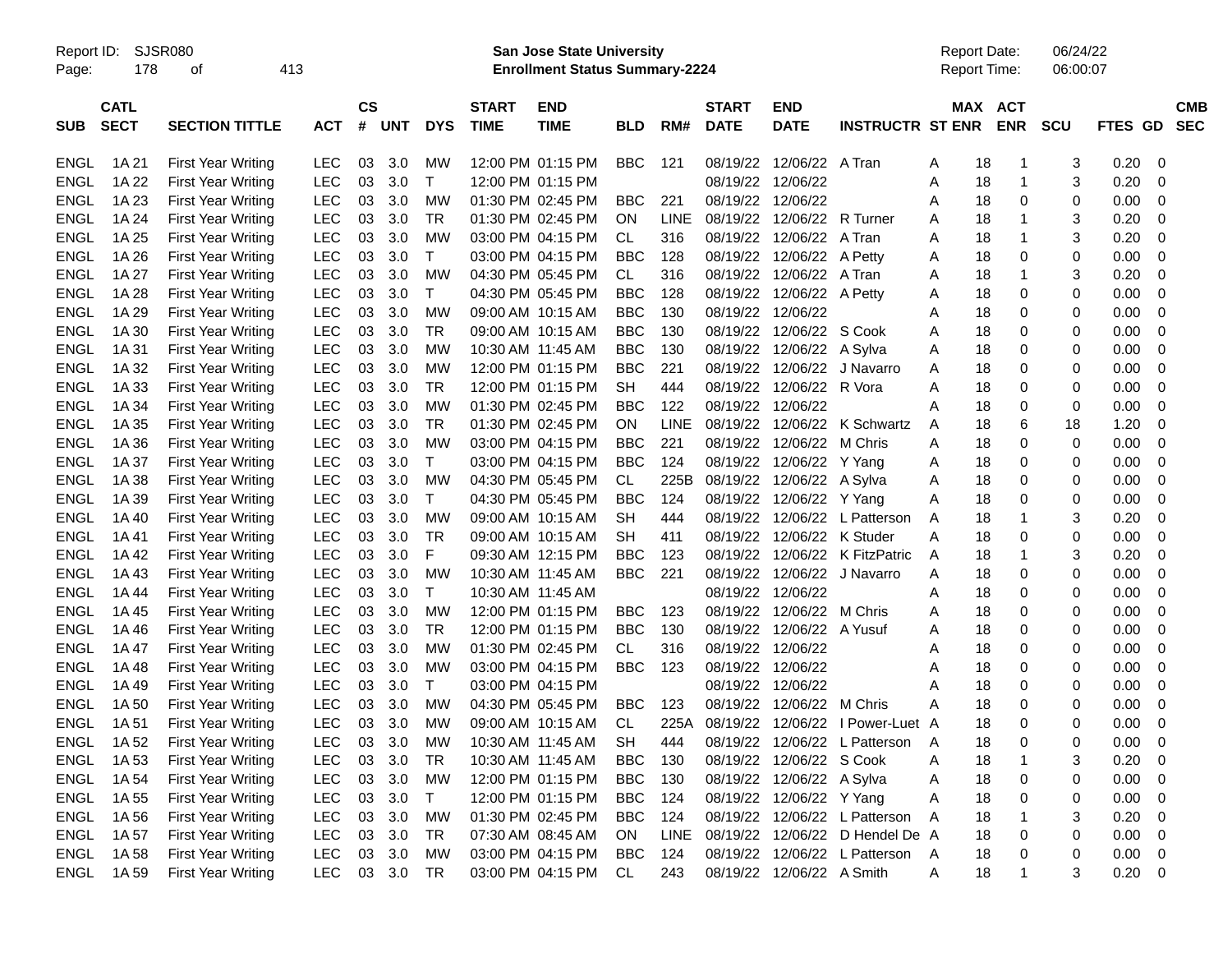Report ID: SJSR080
**San Jose State University**
**Enrollment Status Summary-2224**
Report Date: 06/24/22
Report Time: 06:00:07

| SUB | CATL SECT | SECTION TITTLE | ACT | CS # | UNT | DYS | START TIME | END TIME | BLD | RM# | START DATE | END DATE | INSTRUCTR | ST | MAX ENR | ACT ENR | SCU | FTES | GD | CMB SEC |
|---|---|---|---|---|---|---|---|---|---|---|---|---|---|---|---|---|---|---|---|---|
| ENGL | 1A 21 | First Year Writing | LEC | 03 | 3.0 | MW | 12:00 PM | 01:15 PM | BBC | 121 | 08/19/22 | 12/06/22 | A Tran | A | 18 | 1 | 3 | 0.20 | 0 | |
| ENGL | 1A 22 | First Year Writing | LEC | 03 | 3.0 | T | 12:00 PM | 01:15 PM | | | 08/19/22 | 12/06/22 | | A | 18 | 1 | 3 | 0.20 | 0 | |
| ENGL | 1A 23 | First Year Writing | LEC | 03 | 3.0 | MW | 01:30 PM | 02:45 PM | BBC | 221 | 08/19/22 | 12/06/22 | | A | 18 | 0 | 0 | 0.00 | 0 | |
| ENGL | 1A 24 | First Year Writing | LEC | 03 | 3.0 | TR | 01:30 PM | 02:45 PM | ON | LINE | 08/19/22 | 12/06/22 | R Turner | A | 18 | 1 | 3 | 0.20 | 0 | |
| ENGL | 1A 25 | First Year Writing | LEC | 03 | 3.0 | MW | 03:00 PM | 04:15 PM | CL | 316 | 08/19/22 | 12/06/22 | A Tran | A | 18 | 1 | 3 | 0.20 | 0 | |
| ENGL | 1A 26 | First Year Writing | LEC | 03 | 3.0 | T | 03:00 PM | 04:15 PM | BBC | 128 | 08/19/22 | 12/06/22 | A Petty | A | 18 | 0 | 0 | 0.00 | 0 | |
| ENGL | 1A 27 | First Year Writing | LEC | 03 | 3.0 | MW | 04:30 PM | 05:45 PM | CL | 316 | 08/19/22 | 12/06/22 | A Tran | A | 18 | 1 | 3 | 0.20 | 0 | |
| ENGL | 1A 28 | First Year Writing | LEC | 03 | 3.0 | T | 04:30 PM | 05:45 PM | BBC | 128 | 08/19/22 | 12/06/22 | A Petty | A | 18 | 0 | 0 | 0.00 | 0 | |
| ENGL | 1A 29 | First Year Writing | LEC | 03 | 3.0 | MW | 09:00 AM | 10:15 AM | BBC | 130 | 08/19/22 | 12/06/22 | | A | 18 | 0 | 0 | 0.00 | 0 | |
| ENGL | 1A 30 | First Year Writing | LEC | 03 | 3.0 | TR | 09:00 AM | 10:15 AM | BBC | 130 | 08/19/22 | 12/06/22 | S Cook | A | 18 | 0 | 0 | 0.00 | 0 | |
| ENGL | 1A 31 | First Year Writing | LEC | 03 | 3.0 | MW | 10:30 AM | 11:45 AM | BBC | 130 | 08/19/22 | 12/06/22 | A Sylva | A | 18 | 0 | 0 | 0.00 | 0 | |
| ENGL | 1A 32 | First Year Writing | LEC | 03 | 3.0 | MW | 12:00 PM | 01:15 PM | BBC | 221 | 08/19/22 | 12/06/22 | J Navarro | A | 18 | 0 | 0 | 0.00 | 0 | |
| ENGL | 1A 33 | First Year Writing | LEC | 03 | 3.0 | TR | 12:00 PM | 01:15 PM | SH | 444 | 08/19/22 | 12/06/22 | R Vora | A | 18 | 0 | 0 | 0.00 | 0 | |
| ENGL | 1A 34 | First Year Writing | LEC | 03 | 3.0 | MW | 01:30 PM | 02:45 PM | BBC | 122 | 08/19/22 | 12/06/22 | | A | 18 | 0 | 0 | 0.00 | 0 | |
| ENGL | 1A 35 | First Year Writing | LEC | 03 | 3.0 | TR | 01:30 PM | 02:45 PM | ON | LINE | 08/19/22 | 12/06/22 | K Schwartz | A | 18 | 6 | 18 | 1.20 | 0 | |
| ENGL | 1A 36 | First Year Writing | LEC | 03 | 3.0 | MW | 03:00 PM | 04:15 PM | BBC | 221 | 08/19/22 | 12/06/22 | M Chris | A | 18 | 0 | 0 | 0.00 | 0 | |
| ENGL | 1A 37 | First Year Writing | LEC | 03 | 3.0 | T | 03:00 PM | 04:15 PM | BBC | 124 | 08/19/22 | 12/06/22 | Y Yang | A | 18 | 0 | 0 | 0.00 | 0 | |
| ENGL | 1A 38 | First Year Writing | LEC | 03 | 3.0 | MW | 04:30 PM | 05:45 PM | CL | 225B | 08/19/22 | 12/06/22 | A Sylva | A | 18 | 0 | 0 | 0.00 | 0 | |
| ENGL | 1A 39 | First Year Writing | LEC | 03 | 3.0 | T | 04:30 PM | 05:45 PM | BBC | 124 | 08/19/22 | 12/06/22 | Y Yang | A | 18 | 0 | 0 | 0.00 | 0 | |
| ENGL | 1A 40 | First Year Writing | LEC | 03 | 3.0 | MW | 09:00 AM | 10:15 AM | SH | 444 | 08/19/22 | 12/06/22 | L Patterson | A | 18 | 1 | 3 | 0.20 | 0 | |
| ENGL | 1A 41 | First Year Writing | LEC | 03 | 3.0 | TR | 09:00 AM | 10:15 AM | SH | 411 | 08/19/22 | 12/06/22 | K Studer | A | 18 | 0 | 0 | 0.00 | 0 | |
| ENGL | 1A 42 | First Year Writing | LEC | 03 | 3.0 | F | 09:30 AM | 12:15 PM | BBC | 123 | 08/19/22 | 12/06/22 | K FitzPatric | A | 18 | 1 | 3 | 0.20 | 0 | |
| ENGL | 1A 43 | First Year Writing | LEC | 03 | 3.0 | MW | 10:30 AM | 11:45 AM | BBC | 221 | 08/19/22 | 12/06/22 | J Navarro | A | 18 | 0 | 0 | 0.00 | 0 | |
| ENGL | 1A 44 | First Year Writing | LEC | 03 | 3.0 | T | 10:30 AM | 11:45 AM | | | 08/19/22 | 12/06/22 | | A | 18 | 0 | 0 | 0.00 | 0 | |
| ENGL | 1A 45 | First Year Writing | LEC | 03 | 3.0 | MW | 12:00 PM | 01:15 PM | BBC | 123 | 08/19/22 | 12/06/22 | M Chris | A | 18 | 0 | 0 | 0.00 | 0 | |
| ENGL | 1A 46 | First Year Writing | LEC | 03 | 3.0 | TR | 12:00 PM | 01:15 PM | BBC | 130 | 08/19/22 | 12/06/22 | A Yusuf | A | 18 | 0 | 0 | 0.00 | 0 | |
| ENGL | 1A 47 | First Year Writing | LEC | 03 | 3.0 | MW | 01:30 PM | 02:45 PM | CL | 316 | 08/19/22 | 12/06/22 | | A | 18 | 0 | 0 | 0.00 | 0 | |
| ENGL | 1A 48 | First Year Writing | LEC | 03 | 3.0 | MW | 03:00 PM | 04:15 PM | BBC | 123 | 08/19/22 | 12/06/22 | | A | 18 | 0 | 0 | 0.00 | 0 | |
| ENGL | 1A 49 | First Year Writing | LEC | 03 | 3.0 | T | 03:00 PM | 04:15 PM | | | 08/19/22 | 12/06/22 | | A | 18 | 0 | 0 | 0.00 | 0 | |
| ENGL | 1A 50 | First Year Writing | LEC | 03 | 3.0 | MW | 04:30 PM | 05:45 PM | BBC | 123 | 08/19/22 | 12/06/22 | M Chris | A | 18 | 0 | 0 | 0.00 | 0 | |
| ENGL | 1A 51 | First Year Writing | LEC | 03 | 3.0 | MW | 09:00 AM | 10:15 AM | CL | 225A | 08/19/22 | 12/06/22 | I Power-Luet | A | 18 | 0 | 0 | 0.00 | 0 | |
| ENGL | 1A 52 | First Year Writing | LEC | 03 | 3.0 | MW | 10:30 AM | 11:45 AM | SH | 444 | 08/19/22 | 12/06/22 | L Patterson | A | 18 | 0 | 0 | 0.00 | 0 | |
| ENGL | 1A 53 | First Year Writing | LEC | 03 | 3.0 | TR | 10:30 AM | 11:45 AM | BBC | 130 | 08/19/22 | 12/06/22 | S Cook | A | 18 | 1 | 3 | 0.20 | 0 | |
| ENGL | 1A 54 | First Year Writing | LEC | 03 | 3.0 | MW | 12:00 PM | 01:15 PM | BBC | 130 | 08/19/22 | 12/06/22 | A Sylva | A | 18 | 0 | 0 | 0.00 | 0 | |
| ENGL | 1A 55 | First Year Writing | LEC | 03 | 3.0 | T | 12:00 PM | 01:15 PM | BBC | 124 | 08/19/22 | 12/06/22 | Y Yang | A | 18 | 0 | 0 | 0.00 | 0 | |
| ENGL | 1A 56 | First Year Writing | LEC | 03 | 3.0 | MW | 01:30 PM | 02:45 PM | BBC | 124 | 08/19/22 | 12/06/22 | L Patterson | A | 18 | 1 | 3 | 0.20 | 0 | |
| ENGL | 1A 57 | First Year Writing | LEC | 03 | 3.0 | TR | 07:30 AM | 08:45 AM | ON | LINE | 08/19/22 | 12/06/22 | D Hendel De | A | 18 | 0 | 0 | 0.00 | 0 | |
| ENGL | 1A 58 | First Year Writing | LEC | 03 | 3.0 | MW | 03:00 PM | 04:15 PM | BBC | 124 | 08/19/22 | 12/06/22 | L Patterson | A | 18 | 0 | 0 | 0.00 | 0 | |
| ENGL | 1A 59 | First Year Writing | LEC | 03 | 3.0 | TR | 03:00 PM | 04:15 PM | CL | 243 | 08/19/22 | 12/06/22 | A Smith | A | 18 | 1 | 3 | 0.20 | 0 | |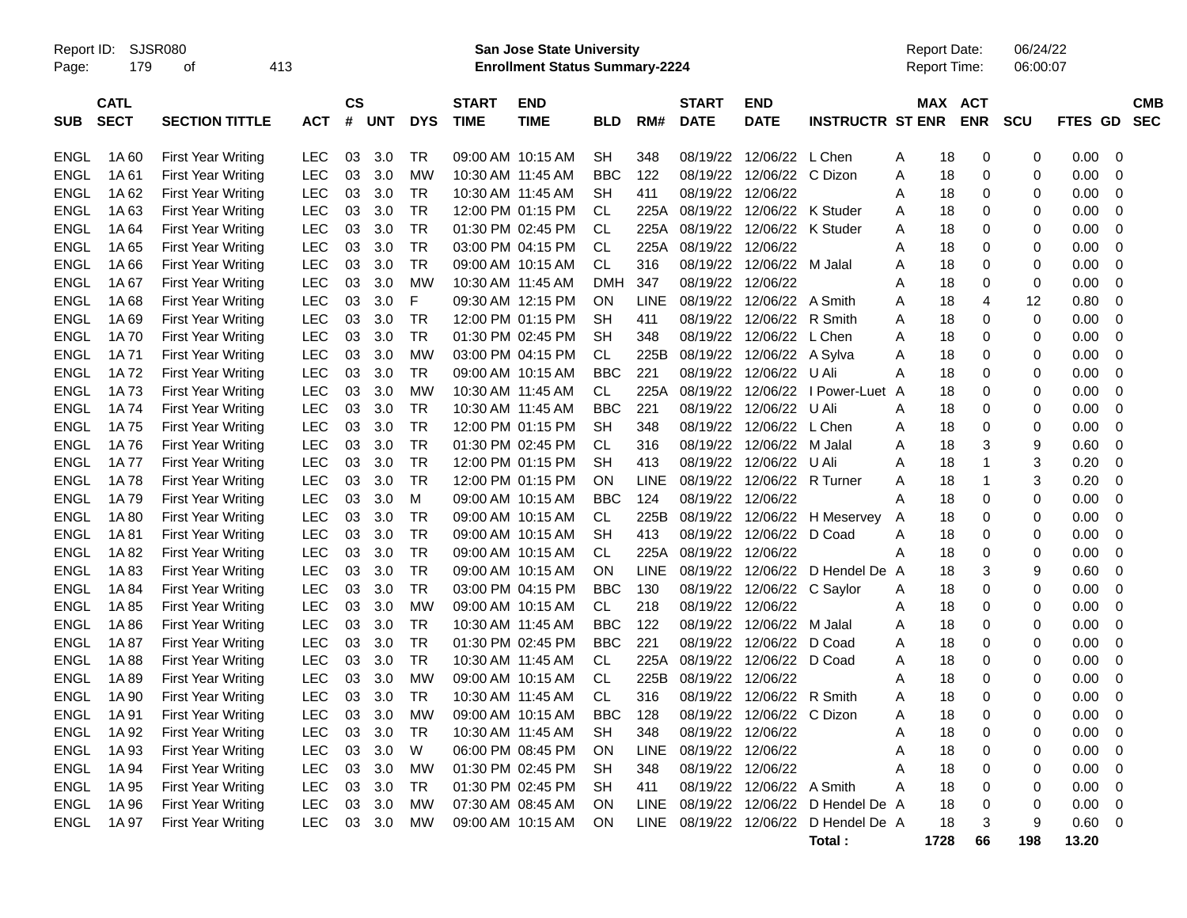Report ID: SJSR080
Page: 179 of 413

**San Jose State University**
**Enrollment Status Summary-2224**

Report Date: 06/24/22
Report Time: 06:00:07

| SUB | CATL SECT | SECTION TITTLE | ACT | CS # | UNT | DYS | START TIME | END TIME | BLD | RM# | START DATE | END DATE | INSTRUCTR | ST | MAX ENR | ACT ENR | SCU | FTES | GD | CMB SEC |
|---|---|---|---|---|---|---|---|---|---|---|---|---|---|---|---|---|---|---|---|---|
| ENGL | 1A 60 | First Year Writing | LEC | 03 | 3.0 | TR | 09:00 AM | 10:15 AM | SH | 348 | 08/19/22 | 12/06/22 | L Chen | A | 18 | 0 | 0 | 0.00 | 0 | |
| ENGL | 1A 61 | First Year Writing | LEC | 03 | 3.0 | MW | 10:30 AM | 11:45 AM | BBC | 122 | 08/19/22 | 12/06/22 | C Dizon | A | 18 | 0 | 0 | 0.00 | 0 | |
| ENGL | 1A 62 | First Year Writing | LEC | 03 | 3.0 | TR | 10:30 AM | 11:45 AM | SH | 411 | 08/19/22 | 12/06/22 | | A | 18 | 0 | 0 | 0.00 | 0 | |
| ENGL | 1A 63 | First Year Writing | LEC | 03 | 3.0 | TR | 12:00 PM | 01:15 PM | CL | 225A | 08/19/22 | 12/06/22 | K Studer | A | 18 | 0 | 0 | 0.00 | 0 | |
| ENGL | 1A 64 | First Year Writing | LEC | 03 | 3.0 | TR | 01:30 PM | 02:45 PM | CL | 225A | 08/19/22 | 12/06/22 | K Studer | A | 18 | 0 | 0 | 0.00 | 0 | |
| ENGL | 1A 65 | First Year Writing | LEC | 03 | 3.0 | TR | 03:00 PM | 04:15 PM | CL | 225A | 08/19/22 | 12/06/22 | | A | 18 | 0 | 0 | 0.00 | 0 | |
| ENGL | 1A 66 | First Year Writing | LEC | 03 | 3.0 | TR | 09:00 AM | 10:15 AM | CL | 316 | 08/19/22 | 12/06/22 | M Jalal | A | 18 | 0 | 0 | 0.00 | 0 | |
| ENGL | 1A 67 | First Year Writing | LEC | 03 | 3.0 | MW | 10:30 AM | 11:45 AM | DMH | 347 | 08/19/22 | 12/06/22 | | A | 18 | 0 | 0 | 0.00 | 0 | |
| ENGL | 1A 68 | First Year Writing | LEC | 03 | 3.0 | F | 09:30 AM | 12:15 PM | ON | LINE | 08/19/22 | 12/06/22 | A Smith | A | 18 | 4 | 12 | 0.80 | 0 | |
| ENGL | 1A 69 | First Year Writing | LEC | 03 | 3.0 | TR | 12:00 PM | 01:15 PM | SH | 411 | 08/19/22 | 12/06/22 | R Smith | A | 18 | 0 | 0 | 0.00 | 0 | |
| ENGL | 1A 70 | First Year Writing | LEC | 03 | 3.0 | TR | 01:30 PM | 02:45 PM | SH | 348 | 08/19/22 | 12/06/22 | L Chen | A | 18 | 0 | 0 | 0.00 | 0 | |
| ENGL | 1A 71 | First Year Writing | LEC | 03 | 3.0 | MW | 03:00 PM | 04:15 PM | CL | 225B | 08/19/22 | 12/06/22 | A Sylva | A | 18 | 0 | 0 | 0.00 | 0 | |
| ENGL | 1A 72 | First Year Writing | LEC | 03 | 3.0 | TR | 09:00 AM | 10:15 AM | BBC | 221 | 08/19/22 | 12/06/22 | U Ali | A | 18 | 0 | 0 | 0.00 | 0 | |
| ENGL | 1A 73 | First Year Writing | LEC | 03 | 3.0 | MW | 10:30 AM | 11:45 AM | CL | 225A | 08/19/22 | 12/06/22 | I Power-Luet | A | 18 | 0 | 0 | 0.00 | 0 | |
| ENGL | 1A 74 | First Year Writing | LEC | 03 | 3.0 | TR | 10:30 AM | 11:45 AM | BBC | 221 | 08/19/22 | 12/06/22 | U Ali | A | 18 | 0 | 0 | 0.00 | 0 | |
| ENGL | 1A 75 | First Year Writing | LEC | 03 | 3.0 | TR | 12:00 PM | 01:15 PM | SH | 348 | 08/19/22 | 12/06/22 | L Chen | A | 18 | 0 | 0 | 0.00 | 0 | |
| ENGL | 1A 76 | First Year Writing | LEC | 03 | 3.0 | TR | 01:30 PM | 02:45 PM | CL | 316 | 08/19/22 | 12/06/22 | M Jalal | A | 18 | 3 | 9 | 0.60 | 0 | |
| ENGL | 1A 77 | First Year Writing | LEC | 03 | 3.0 | TR | 12:00 PM | 01:15 PM | SH | 413 | 08/19/22 | 12/06/22 | U Ali | A | 18 | 1 | 3 | 0.20 | 0 | |
| ENGL | 1A 78 | First Year Writing | LEC | 03 | 3.0 | TR | 12:00 PM | 01:15 PM | ON | LINE | 08/19/22 | 12/06/22 | R Turner | A | 18 | 1 | 3 | 0.20 | 0 | |
| ENGL | 1A 79 | First Year Writing | LEC | 03 | 3.0 | M | 09:00 AM | 10:15 AM | BBC | 124 | 08/19/22 | 12/06/22 | | A | 18 | 0 | 0 | 0.00 | 0 | |
| ENGL | 1A 80 | First Year Writing | LEC | 03 | 3.0 | TR | 09:00 AM | 10:15 AM | CL | 225B | 08/19/22 | 12/06/22 | H Meservey | A | 18 | 0 | 0 | 0.00 | 0 | |
| ENGL | 1A 81 | First Year Writing | LEC | 03 | 3.0 | TR | 09:00 AM | 10:15 AM | SH | 413 | 08/19/22 | 12/06/22 | D Coad | A | 18 | 0 | 0 | 0.00 | 0 | |
| ENGL | 1A 82 | First Year Writing | LEC | 03 | 3.0 | TR | 09:00 AM | 10:15 AM | CL | 225A | 08/19/22 | 12/06/22 | | A | 18 | 0 | 0 | 0.00 | 0 | |
| ENGL | 1A 83 | First Year Writing | LEC | 03 | 3.0 | TR | 09:00 AM | 10:15 AM | ON | LINE | 08/19/22 | 12/06/22 | D Hendel De | A | 18 | 3 | 9 | 0.60 | 0 | |
| ENGL | 1A 84 | First Year Writing | LEC | 03 | 3.0 | TR | 03:00 PM | 04:15 PM | BBC | 130 | 08/19/22 | 12/06/22 | C Saylor | A | 18 | 0 | 0 | 0.00 | 0 | |
| ENGL | 1A 85 | First Year Writing | LEC | 03 | 3.0 | MW | 09:00 AM | 10:15 AM | CL | 218 | 08/19/22 | 12/06/22 | | A | 18 | 0 | 0 | 0.00 | 0 | |
| ENGL | 1A 86 | First Year Writing | LEC | 03 | 3.0 | TR | 10:30 AM | 11:45 AM | BBC | 122 | 08/19/22 | 12/06/22 | M Jalal | A | 18 | 0 | 0 | 0.00 | 0 | |
| ENGL | 1A 87 | First Year Writing | LEC | 03 | 3.0 | TR | 01:30 PM | 02:45 PM | BBC | 221 | 08/19/22 | 12/06/22 | D Coad | A | 18 | 0 | 0 | 0.00 | 0 | |
| ENGL | 1A 88 | First Year Writing | LEC | 03 | 3.0 | TR | 10:30 AM | 11:45 AM | CL | 225A | 08/19/22 | 12/06/22 | D Coad | A | 18 | 0 | 0 | 0.00 | 0 | |
| ENGL | 1A 89 | First Year Writing | LEC | 03 | 3.0 | MW | 09:00 AM | 10:15 AM | CL | 225B | 08/19/22 | 12/06/22 | | A | 18 | 0 | 0 | 0.00 | 0 | |
| ENGL | 1A 90 | First Year Writing | LEC | 03 | 3.0 | TR | 10:30 AM | 11:45 AM | CL | 316 | 08/19/22 | 12/06/22 | R Smith | A | 18 | 0 | 0 | 0.00 | 0 | |
| ENGL | 1A 91 | First Year Writing | LEC | 03 | 3.0 | MW | 09:00 AM | 10:15 AM | BBC | 128 | 08/19/22 | 12/06/22 | C Dizon | A | 18 | 0 | 0 | 0.00 | 0 | |
| ENGL | 1A 92 | First Year Writing | LEC | 03 | 3.0 | TR | 10:30 AM | 11:45 AM | SH | 348 | 08/19/22 | 12/06/22 | | A | 18 | 0 | 0 | 0.00 | 0 | |
| ENGL | 1A 93 | First Year Writing | LEC | 03 | 3.0 | W | 06:00 PM | 08:45 PM | ON | LINE | 08/19/22 | 12/06/22 | | A | 18 | 0 | 0 | 0.00 | 0 | |
| ENGL | 1A 94 | First Year Writing | LEC | 03 | 3.0 | MW | 01:30 PM | 02:45 PM | SH | 348 | 08/19/22 | 12/06/22 | | A | 18 | 0 | 0 | 0.00 | 0 | |
| ENGL | 1A 95 | First Year Writing | LEC | 03 | 3.0 | TR | 01:30 PM | 02:45 PM | SH | 411 | 08/19/22 | 12/06/22 | A Smith | A | 18 | 0 | 0 | 0.00 | 0 | |
| ENGL | 1A 96 | First Year Writing | LEC | 03 | 3.0 | MW | 07:30 AM | 08:45 AM | ON | LINE | 08/19/22 | 12/06/22 | D Hendel De | A | 18 | 0 | 0 | 0.00 | 0 | |
| ENGL | 1A 97 | First Year Writing | LEC | 03 | 3.0 | MW | 09:00 AM | 10:15 AM | ON | LINE | 08/19/22 | 12/06/22 | D Hendel De | A | 18 | 3 | 9 | 0.60 | 0 | |
| | | | | | | | | | | | | | **Total :** | | **1728** | **66** | **198** | **13.20** | | |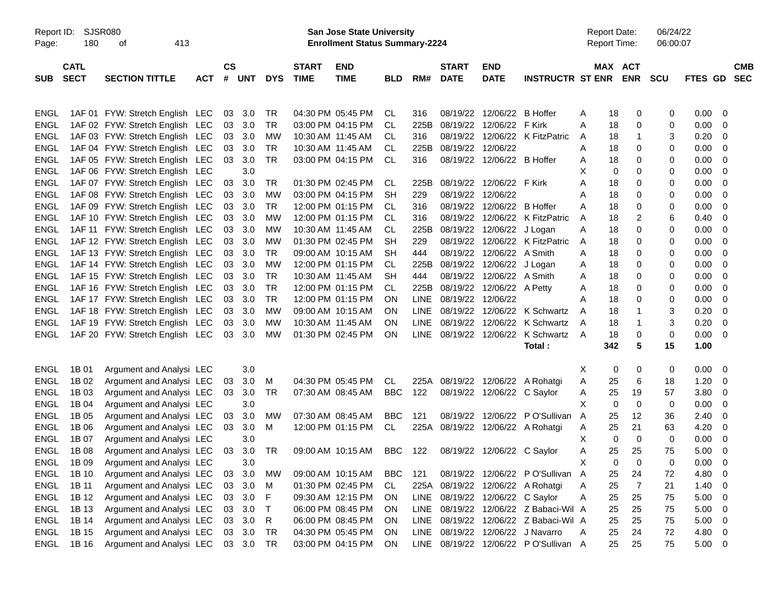Report ID: SJSR080

**San Jose State University**
**Enrollment Status Summary-2224**

Report Date: 06/24/22
Report Time: 06:00:07

| SUB | CATL SECT | SECTION TITTLE | ACT | CS # | UNT | DYS | START TIME | END TIME | BLD | RM# | START DATE | END DATE | INSTRUCTR | ST | MAX ENR | ACT ENR | SCU | FTES | GD | CMB SEC |
|---|---|---|---|---|---|---|---|---|---|---|---|---|---|---|---|---|---|---|---|---|
| ENGL | 1AF 01 | FYW: Stretch English | LEC | 03 | 3.0 | TR | 04:30 PM | 05:45 PM | CL | 316 | 08/19/22 | 12/06/22 | B Hoffer | A | 18 | 0 | 0 | 0.00 | 0 | |
| ENGL | 1AF 02 | FYW: Stretch English | LEC | 03 | 3.0 | TR | 03:00 PM | 04:15 PM | CL | 225B | 08/19/22 | 12/06/22 | F Kirk | A | 18 | 0 | 0 | 0.00 | 0 | |
| ENGL | 1AF 03 | FYW: Stretch English | LEC | 03 | 3.0 | MW | 10:30 AM | 11:45 AM | CL | 316 | 08/19/22 | 12/06/22 | K FitzPatric | A | 18 | 1 | 3 | 0.20 | 0 | |
| ENGL | 1AF 04 | FYW: Stretch English | LEC | 03 | 3.0 | TR | 10:30 AM | 11:45 AM | CL | 225B | 08/19/22 | 12/06/22 | | A | 18 | 0 | 0 | 0.00 | 0 | |
| ENGL | 1AF 05 | FYW: Stretch English | LEC | 03 | 3.0 | TR | 03:00 PM | 04:15 PM | CL | 316 | 08/19/22 | 12/06/22 | B Hoffer | A | 18 | 0 | 0 | 0.00 | 0 | |
| ENGL | 1AF 06 | FYW: Stretch English | LEC | | 3.0 | | | | | | | | | X | 0 | 0 | 0 | 0.00 | 0 | |
| ENGL | 1AF 07 | FYW: Stretch English | LEC | 03 | 3.0 | TR | 01:30 PM | 02:45 PM | CL | 225B | 08/19/22 | 12/06/22 | F Kirk | A | 18 | 0 | 0 | 0.00 | 0 | |
| ENGL | 1AF 08 | FYW: Stretch English | LEC | 03 | 3.0 | MW | 03:00 PM | 04:15 PM | SH | 229 | 08/19/22 | 12/06/22 | | A | 18 | 0 | 0 | 0.00 | 0 | |
| ENGL | 1AF 09 | FYW: Stretch English | LEC | 03 | 3.0 | TR | 12:00 PM | 01:15 PM | CL | 316 | 08/19/22 | 12/06/22 | B Hoffer | A | 18 | 0 | 0 | 0.00 | 0 | |
| ENGL | 1AF 10 | FYW: Stretch English | LEC | 03 | 3.0 | MW | 12:00 PM | 01:15 PM | CL | 316 | 08/19/22 | 12/06/22 | K FitzPatric | A | 18 | 2 | 6 | 0.40 | 0 | |
| ENGL | 1AF 11 | FYW: Stretch English | LEC | 03 | 3.0 | MW | 10:30 AM | 11:45 AM | CL | 225B | 08/19/22 | 12/06/22 | J Logan | A | 18 | 0 | 0 | 0.00 | 0 | |
| ENGL | 1AF 12 | FYW: Stretch English | LEC | 03 | 3.0 | MW | 01:30 PM | 02:45 PM | SH | 229 | 08/19/22 | 12/06/22 | K FitzPatric | A | 18 | 0 | 0 | 0.00 | 0 | |
| ENGL | 1AF 13 | FYW: Stretch English | LEC | 03 | 3.0 | TR | 09:00 AM | 10:15 AM | SH | 444 | 08/19/22 | 12/06/22 | A Smith | A | 18 | 0 | 0 | 0.00 | 0 | |
| ENGL | 1AF 14 | FYW: Stretch English | LEC | 03 | 3.0 | MW | 12:00 PM | 01:15 PM | CL | 225B | 08/19/22 | 12/06/22 | J Logan | A | 18 | 0 | 0 | 0.00 | 0 | |
| ENGL | 1AF 15 | FYW: Stretch English | LEC | 03 | 3.0 | TR | 10:30 AM | 11:45 AM | SH | 444 | 08/19/22 | 12/06/22 | A Smith | A | 18 | 0 | 0 | 0.00 | 0 | |
| ENGL | 1AF 16 | FYW: Stretch English | LEC | 03 | 3.0 | TR | 12:00 PM | 01:15 PM | CL | 225B | 08/19/22 | 12/06/22 | A Petty | A | 18 | 0 | 0 | 0.00 | 0 | |
| ENGL | 1AF 17 | FYW: Stretch English | LEC | 03 | 3.0 | TR | 12:00 PM | 01:15 PM | ON | LINE | 08/19/22 | 12/06/22 | | A | 18 | 0 | 0 | 0.00 | 0 | |
| ENGL | 1AF 18 | FYW: Stretch English | LEC | 03 | 3.0 | MW | 09:00 AM | 10:15 AM | ON | LINE | 08/19/22 | 12/06/22 | K Schwartz | A | 18 | 1 | 3 | 0.20 | 0 | |
| ENGL | 1AF 19 | FYW: Stretch English | LEC | 03 | 3.0 | MW | 10:30 AM | 11:45 AM | ON | LINE | 08/19/22 | 12/06/22 | K Schwartz | A | 18 | 1 | 3 | 0.20 | 0 | |
| ENGL | 1AF 20 | FYW: Stretch English | LEC | 03 | 3.0 | MW | 01:30 PM | 02:45 PM | ON | LINE | 08/19/22 | 12/06/22 | K Schwartz | A | 18 | 0 | 0 | 0.00 | 0 | |
| | | | | | | | | | | | | | **Total :** | | **342** | **5** | **15** | **1.00** | | |
| ENGL | 1B 01 | Argument and Analysi | LEC | | 3.0 | | | | | | | | | X | 0 | 0 | 0 | 0.00 | 0 | |
| ENGL | 1B 02 | Argument and Analysi | LEC | 03 | 3.0 | M | 04:30 PM | 05:45 PM | CL | 225A | 08/19/22 | 12/06/22 | A Rohatgi | A | 25 | 6 | 18 | 1.20 | 0 | |
| ENGL | 1B 03 | Argument and Analysi | LEC | 03 | 3.0 | TR | 07:30 AM | 08:45 AM | BBC | 122 | 08/19/22 | 12/06/22 | C Saylor | A | 25 | 19 | 57 | 3.80 | 0 | |
| ENGL | 1B 04 | Argument and Analysi | LEC | | 3.0 | | | | | | | | | X | 0 | 0 | 0 | 0.00 | 0 | |
| ENGL | 1B 05 | Argument and Analysi | LEC | 03 | 3.0 | MW | 07:30 AM | 08:45 AM | BBC | 121 | 08/19/22 | 12/06/22 | P O'Sullivan | A | 25 | 12 | 36 | 2.40 | 0 | |
| ENGL | 1B 06 | Argument and Analysi | LEC | 03 | 3.0 | M | 12:00 PM | 01:15 PM | CL | 225A | 08/19/22 | 12/06/22 | A Rohatgi | A | 25 | 21 | 63 | 4.20 | 0 | |
| ENGL | 1B 07 | Argument and Analysi | LEC | | 3.0 | | | | | | | | | X | 0 | 0 | 0 | 0.00 | 0 | |
| ENGL | 1B 08 | Argument and Analysi | LEC | 03 | 3.0 | TR | 09:00 AM | 10:15 AM | BBC | 122 | 08/19/22 | 12/06/22 | C Saylor | A | 25 | 25 | 75 | 5.00 | 0 | |
| ENGL | 1B 09 | Argument and Analysi | LEC | | 3.0 | | | | | | | | | X | 0 | 0 | 0 | 0.00 | 0 | |
| ENGL | 1B 10 | Argument and Analysi | LEC | 03 | 3.0 | MW | 09:00 AM | 10:15 AM | BBC | 121 | 08/19/22 | 12/06/22 | P O'Sullivan | A | 25 | 24 | 72 | 4.80 | 0 | |
| ENGL | 1B 11 | Argument and Analysi | LEC | 03 | 3.0 | M | 01:30 PM | 02:45 PM | CL | 225A | 08/19/22 | 12/06/22 | A Rohatgi | A | 25 | 7 | 21 | 1.40 | 0 | |
| ENGL | 1B 12 | Argument and Analysi | LEC | 03 | 3.0 | F | 09:30 AM | 12:15 PM | ON | LINE | 08/19/22 | 12/06/22 | C Saylor | A | 25 | 25 | 75 | 5.00 | 0 | |
| ENGL | 1B 13 | Argument and Analysi | LEC | 03 | 3.0 | T | 06:00 PM | 08:45 PM | ON | LINE | 08/19/22 | 12/06/22 | Z Babaci-Wil | A | 25 | 25 | 75 | 5.00 | 0 | |
| ENGL | 1B 14 | Argument and Analysi | LEC | 03 | 3.0 | R | 06:00 PM | 08:45 PM | ON | LINE | 08/19/22 | 12/06/22 | Z Babaci-Wil | A | 25 | 25 | 75 | 5.00 | 0 | |
| ENGL | 1B 15 | Argument and Analysi | LEC | 03 | 3.0 | TR | 04:30 PM | 05:45 PM | ON | LINE | 08/19/22 | 12/06/22 | J Navarro | A | 25 | 24 | 72 | 4.80 | 0 | |
| ENGL | 1B 16 | Argument and Analysi | LEC | 03 | 3.0 | TR | 03:00 PM | 04:15 PM | ON | LINE | 08/19/22 | 12/06/22 | P O'Sullivan | A | 25 | 25 | 75 | 5.00 | 0 | |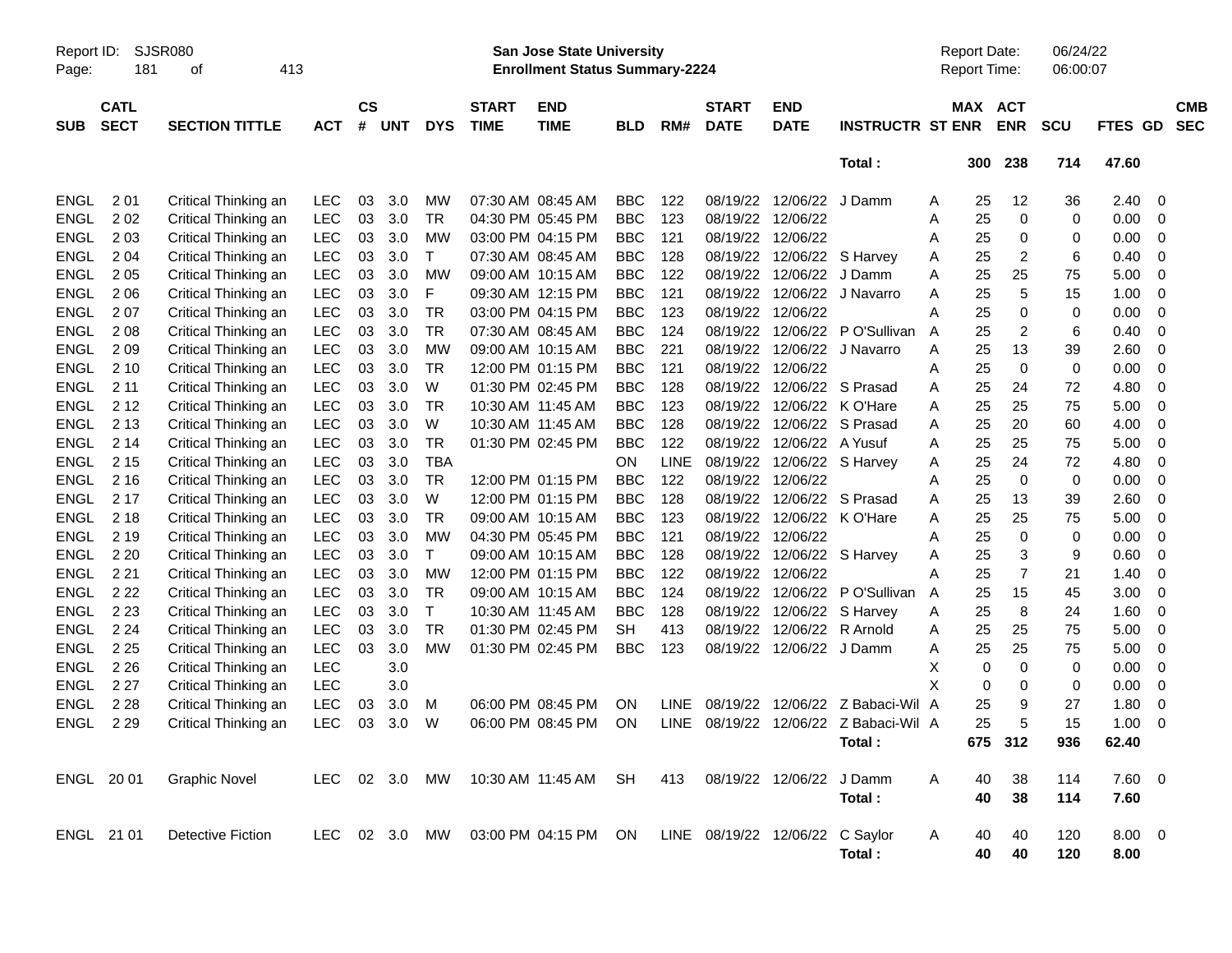| SUB | CATL SECT | SECTION TITTLE | ACT | CS # | UNT | DYS | START TIME | END TIME | BLD | RM# | START DATE | END DATE | INSTRUCTR | ST | MAX ENR | ACT ENR | SCU | FTES | GD | CMB SEC |
|---|---|---|---|---|---|---|---|---|---|---|---|---|---|---|---|---|---|---|---|---|
| | | | | | | | | | | | | | **Total :** | | **300** | **238** | **714** | **47.60** | | |
| ENGL | 2 01 | Critical Thinking an | LEC | 03 | 3.0 | MW | 07:30 AM | 08:45 AM | BBC | 122 | 08/19/22 | 12/06/22 | J Damm | A | 25 | 12 | 36 | 2.40 | 0 | |
| ENGL | 2 02 | Critical Thinking an | LEC | 03 | 3.0 | TR | 04:30 PM | 05:45 PM | BBC | 123 | 08/19/22 | 12/06/22 | | A | 25 | 0 | 0 | 0.00 | 0 | |
| ENGL | 2 03 | Critical Thinking an | LEC | 03 | 3.0 | MW | 03:00 PM | 04:15 PM | BBC | 121 | 08/19/22 | 12/06/22 | | A | 25 | 0 | 0 | 0.00 | 0 | |
| ENGL | 2 04 | Critical Thinking an | LEC | 03 | 3.0 | T | 07:30 AM | 08:45 AM | BBC | 128 | 08/19/22 | 12/06/22 | S Harvey | A | 25 | 2 | 6 | 0.40 | 0 | |
| ENGL | 2 05 | Critical Thinking an | LEC | 03 | 3.0 | MW | 09:00 AM | 10:15 AM | BBC | 122 | 08/19/22 | 12/06/22 | J Damm | A | 25 | 25 | 75 | 5.00 | 0 | |
| ENGL | 2 06 | Critical Thinking an | LEC | 03 | 3.0 | F | 09:30 AM | 12:15 PM | BBC | 121 | 08/19/22 | 12/06/22 | J Navarro | A | 25 | 5 | 15 | 1.00 | 0 | |
| ENGL | 2 07 | Critical Thinking an | LEC | 03 | 3.0 | TR | 03:00 PM | 04:15 PM | BBC | 123 | 08/19/22 | 12/06/22 | | A | 25 | 0 | 0 | 0.00 | 0 | |
| ENGL | 2 08 | Critical Thinking an | LEC | 03 | 3.0 | TR | 07:30 AM | 08:45 AM | BBC | 124 | 08/19/22 | 12/06/22 | P O'Sullivan | A | 25 | 2 | 6 | 0.40 | 0 | |
| ENGL | 2 09 | Critical Thinking an | LEC | 03 | 3.0 | MW | 09:00 AM | 10:15 AM | BBC | 221 | 08/19/22 | 12/06/22 | J Navarro | A | 25 | 13 | 39 | 2.60 | 0 | |
| ENGL | 2 10 | Critical Thinking an | LEC | 03 | 3.0 | TR | 12:00 PM | 01:15 PM | BBC | 121 | 08/19/22 | 12/06/22 | | A | 25 | 0 | 0 | 0.00 | 0 | |
| ENGL | 2 11 | Critical Thinking an | LEC | 03 | 3.0 | W | 01:30 PM | 02:45 PM | BBC | 128 | 08/19/22 | 12/06/22 | S Prasad | A | 25 | 24 | 72 | 4.80 | 0 | |
| ENGL | 2 12 | Critical Thinking an | LEC | 03 | 3.0 | TR | 10:30 AM | 11:45 AM | BBC | 123 | 08/19/22 | 12/06/22 | K O'Hare | A | 25 | 25 | 75 | 5.00 | 0 | |
| ENGL | 2 13 | Critical Thinking an | LEC | 03 | 3.0 | W | 10:30 AM | 11:45 AM | BBC | 128 | 08/19/22 | 12/06/22 | S Prasad | A | 25 | 20 | 60 | 4.00 | 0 | |
| ENGL | 2 14 | Critical Thinking an | LEC | 03 | 3.0 | TR | 01:30 PM | 02:45 PM | BBC | 122 | 08/19/22 | 12/06/22 | A Yusuf | A | 25 | 25 | 75 | 5.00 | 0 | |
| ENGL | 2 15 | Critical Thinking an | LEC | 03 | 3.0 | TBA | | | ON | LINE | 08/19/22 | 12/06/22 | S Harvey | A | 25 | 24 | 72 | 4.80 | 0 | |
| ENGL | 2 16 | Critical Thinking an | LEC | 03 | 3.0 | TR | 12:00 PM | 01:15 PM | BBC | 122 | 08/19/22 | 12/06/22 | | A | 25 | 0 | 0 | 0.00 | 0 | |
| ENGL | 2 17 | Critical Thinking an | LEC | 03 | 3.0 | W | 12:00 PM | 01:15 PM | BBC | 128 | 08/19/22 | 12/06/22 | S Prasad | A | 25 | 13 | 39 | 2.60 | 0 | |
| ENGL | 2 18 | Critical Thinking an | LEC | 03 | 3.0 | TR | 09:00 AM | 10:15 AM | BBC | 123 | 08/19/22 | 12/06/22 | K O'Hare | A | 25 | 25 | 75 | 5.00 | 0 | |
| ENGL | 2 19 | Critical Thinking an | LEC | 03 | 3.0 | MW | 04:30 PM | 05:45 PM | BBC | 121 | 08/19/22 | 12/06/22 | | A | 25 | 0 | 0 | 0.00 | 0 | |
| ENGL | 2 20 | Critical Thinking an | LEC | 03 | 3.0 | T | 09:00 AM | 10:15 AM | BBC | 128 | 08/19/22 | 12/06/22 | S Harvey | A | 25 | 3 | 9 | 0.60 | 0 | |
| ENGL | 2 21 | Critical Thinking an | LEC | 03 | 3.0 | MW | 12:00 PM | 01:15 PM | BBC | 122 | 08/19/22 | 12/06/22 | | A | 25 | 7 | 21 | 1.40 | 0 | |
| ENGL | 2 22 | Critical Thinking an | LEC | 03 | 3.0 | TR | 09:00 AM | 10:15 AM | BBC | 124 | 08/19/22 | 12/06/22 | P O'Sullivan | A | 25 | 15 | 45 | 3.00 | 0 | |
| ENGL | 2 23 | Critical Thinking an | LEC | 03 | 3.0 | T | 10:30 AM | 11:45 AM | BBC | 128 | 08/19/22 | 12/06/22 | S Harvey | A | 25 | 8 | 24 | 1.60 | 0 | |
| ENGL | 2 24 | Critical Thinking an | LEC | 03 | 3.0 | TR | 01:30 PM | 02:45 PM | SH | 413 | 08/19/22 | 12/06/22 | R Arnold | A | 25 | 25 | 75 | 5.00 | 0 | |
| ENGL | 2 25 | Critical Thinking an | LEC | 03 | 3.0 | MW | 01:30 PM | 02:45 PM | BBC | 123 | 08/19/22 | 12/06/22 | J Damm | A | 25 | 25 | 75 | 5.00 | 0 | |
| ENGL | 2 26 | Critical Thinking an | LEC | | 3.0 | | | | | | | | | X | 0 | 0 | 0 | 0.00 | 0 | |
| ENGL | 2 27 | Critical Thinking an | LEC | | 3.0 | | | | | | | | | X | 0 | 0 | 0 | 0.00 | 0 | |
| ENGL | 2 28 | Critical Thinking an | LEC | 03 | 3.0 | M | 06:00 PM | 08:45 PM | ON | LINE | 08/19/22 | 12/06/22 | Z Babaci-Wil | A | 25 | 9 | 27 | 1.80 | 0 | |
| ENGL | 2 29 | Critical Thinking an | LEC | 03 | 3.0 | W | 06:00 PM | 08:45 PM | ON | LINE | 08/19/22 | 12/06/22 | Z Babaci-Wil | A | 25 | 5 | 15 | 1.00 | 0 | |
| | | | | | | | | | | | | | **Total :** | | **675** | **312** | **936** | **62.40** | | |
| ENGL | 20 01 | Graphic Novel | LEC | 02 | 3.0 | MW | 10:30 AM | 11:45 AM | SH | 413 | 08/19/22 | 12/06/22 | J Damm | A | 40 | 38 | 114 | 7.60 | 0 | |
| | | | | | | | | | | | | | **Total :** | | **40** | **38** | **114** | **7.60** | | |
| ENGL | 21 01 | Detective Fiction | LEC | 02 | 3.0 | MW | 03:00 PM | 04:15 PM | ON | LINE | 08/19/22 | 12/06/22 | C Saylor | A | 40 | 40 | 120 | 8.00 | 0 | |
| | | | | | | | | | | | | | **Total :** | | **40** | **40** | **120** | **8.00** | | |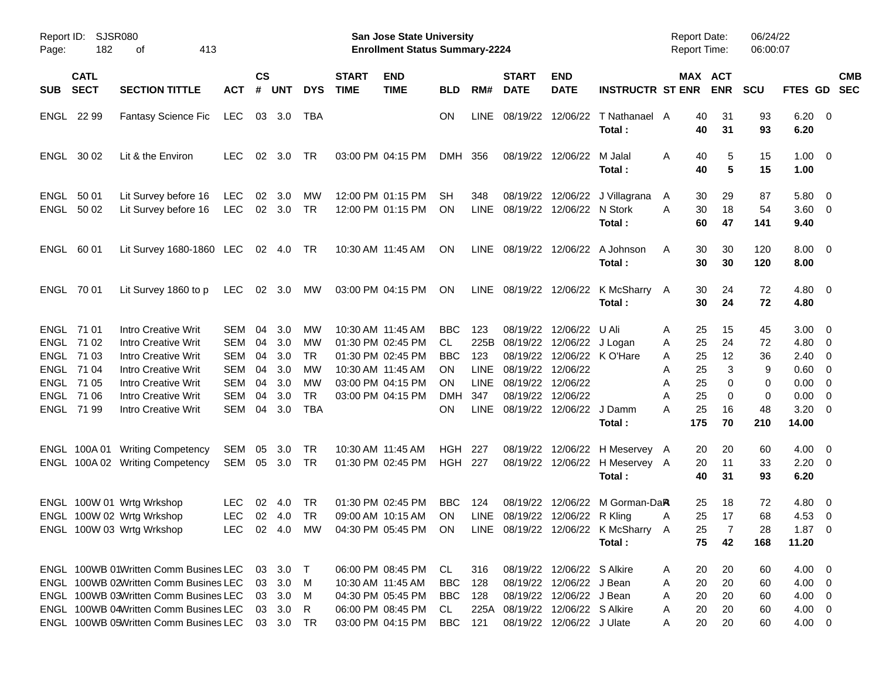Report ID: SJSR080

**San Jose State University**
**Enrollment Status Summary-2224**

Report Date: 06/24/22
Report Time: 06:00:07

| SUB | CATL SECT | SECTION TITTLE | ACT | CS # | UNT | DYS | START TIME | END TIME | BLD | RM# | START DATE | END DATE | INSTRUCTR | ST | MAX ENR | ACT ENR | SCU | FTES | GD | CMB SEC |
|---|---|---|---|---|---|---|---|---|---|---|---|---|---|---|---|---|---|---|---|---|
| ENGL | 22 99 | Fantasy Science Fic | LEC | 03 | 3.0 | TBA | | | ON | LINE | 08/19/22 | 12/06/22 | T Nathanael | A | 40 | 31 | 93 | 6.20 | 0 | |
| | | | | | | | | | | | | | **Total :** | | **40** | **31** | **93** | **6.20** | | |
| ENGL | 30 02 | Lit & the Environ | LEC | 02 | 3.0 | TR | 03:00 PM | 04:15 PM | DMH | 356 | 08/19/22 | 12/06/22 | M Jalal | A | 40 | 5 | 15 | 1.00 | 0 | |
| | | | | | | | | | | | | | **Total :** | | **40** | **5** | **15** | **1.00** | | |
| ENGL | 50 01 | Lit Survey before 16 | LEC | 02 | 3.0 | MW | 12:00 PM | 01:15 PM | SH | 348 | 08/19/22 | 12/06/22 | J Villagrana | A | 30 | 29 | 87 | 5.80 | 0 | |
| ENGL | 50 02 | Lit Survey before 16 | LEC | 02 | 3.0 | TR | 12:00 PM | 01:15 PM | ON | LINE | 08/19/22 | 12/06/22 | N Stork | A | 30 | 18 | 54 | 3.60 | 0 | |
| | | | | | | | | | | | | | **Total :** | | **60** | **47** | **141** | **9.40** | | |
| ENGL | 60 01 | Lit Survey 1680-1860 | LEC | 02 | 4.0 | TR | 10:30 AM | 11:45 AM | ON | LINE | 08/19/22 | 12/06/22 | A Johnson | A | 30 | 30 | 120 | 8.00 | 0 | |
| | | | | | | | | | | | | | **Total :** | | **30** | **30** | **120** | **8.00** | | |
| ENGL | 70 01 | Lit Survey 1860 to p | LEC | 02 | 3.0 | MW | 03:00 PM | 04:15 PM | ON | LINE | 08/19/22 | 12/06/22 | K McSharry | A | 30 | 24 | 72 | 4.80 | 0 | |
| | | | | | | | | | | | | | **Total :** | | **30** | **24** | **72** | **4.80** | | |
| ENGL | 71 01 | Intro Creative Writ | SEM | 04 | 3.0 | MW | 10:30 AM | 11:45 AM | BBC | 123 | 08/19/22 | 12/06/22 | U Ali | A | 25 | 15 | 45 | 3.00 | 0 | |
| ENGL | 71 02 | Intro Creative Writ | SEM | 04 | 3.0 | MW | 01:30 PM | 02:45 PM | CL | 225B | 08/19/22 | 12/06/22 | J Logan | A | 25 | 24 | 72 | 4.80 | 0 | |
| ENGL | 71 03 | Intro Creative Writ | SEM | 04 | 3.0 | TR | 01:30 PM | 02:45 PM | BBC | 123 | 08/19/22 | 12/06/22 | K O'Hare | A | 25 | 12 | 36 | 2.40 | 0 | |
| ENGL | 71 04 | Intro Creative Writ | SEM | 04 | 3.0 | MW | 10:30 AM | 11:45 AM | ON | LINE | 08/19/22 | 12/06/22 | | A | 25 | 3 | 9 | 0.60 | 0 | |
| ENGL | 71 05 | Intro Creative Writ | SEM | 04 | 3.0 | MW | 03:00 PM | 04:15 PM | ON | LINE | 08/19/22 | 12/06/22 | | A | 25 | 0 | 0 | 0.00 | 0 | |
| ENGL | 71 06 | Intro Creative Writ | SEM | 04 | 3.0 | TR | 03:00 PM | 04:15 PM | DMH | 347 | 08/19/22 | 12/06/22 | | A | 25 | 0 | 0 | 0.00 | 0 | |
| ENGL | 71 99 | Intro Creative Writ | SEM | 04 | 3.0 | TBA | | | ON | LINE | 08/19/22 | 12/06/22 | J Damm | A | 25 | 16 | 48 | 3.20 | 0 | |
| | | | | | | | | | | | | | **Total :** | | **175** | **70** | **210** | **14.00** | | |
| ENGL | 100A 01 | Writing Competency | SEM | 05 | 3.0 | TR | 10:30 AM | 11:45 AM | HGH | 227 | 08/19/22 | 12/06/22 | H Meservey | A | 20 | 20 | 60 | 4.00 | 0 | |
| ENGL | 100A 02 | Writing Competency | SEM | 05 | 3.0 | TR | 01:30 PM | 02:45 PM | HGH | 227 | 08/19/22 | 12/06/22 | H Meservey | A | 20 | 11 | 33 | 2.20 | 0 | |
| | | | | | | | | | | | | | **Total :** | | **40** | **31** | **93** | **6.20** | | |
| ENGL | 100W 01 | Wrtg Wrkshop | LEC | 02 | 4.0 | TR | 01:30 PM | 02:45 PM | BBC | 124 | 08/19/22 | 12/06/22 | M Gorman-Da | A | 25 | 18 | 72 | 4.80 | 0 | |
| ENGL | 100W 02 | Wrtg Wrkshop | LEC | 02 | 4.0 | TR | 09:00 AM | 10:15 AM | ON | LINE | 08/19/22 | 12/06/22 | R Kling | A | 25 | 17 | 68 | 4.53 | 0 | |
| ENGL | 100W 03 | Wrtg Wrkshop | LEC | 02 | 4.0 | MW | 04:30 PM | 05:45 PM | ON | LINE | 08/19/22 | 12/06/22 | K McSharry | A | 25 | 7 | 28 | 1.87 | 0 | |
| | | | | | | | | | | | | | **Total :** | | **75** | **42** | **168** | **11.20** | | |
| ENGL | 100WB 01 | Written Comm Busines | LEC | 03 | 3.0 | T | 06:00 PM | 08:45 PM | CL | 316 | 08/19/22 | 12/06/22 | S Alkire | A | 20 | 20 | 60 | 4.00 | 0 | |
| ENGL | 100WB 02 | Written Comm Busines | LEC | 03 | 3.0 | M | 10:30 AM | 11:45 AM | BBC | 128 | 08/19/22 | 12/06/22 | J Bean | A | 20 | 20 | 60 | 4.00 | 0 | |
| ENGL | 100WB 03 | Written Comm Busines | LEC | 03 | 3.0 | M | 04:30 PM | 05:45 PM | BBC | 128 | 08/19/22 | 12/06/22 | J Bean | A | 20 | 20 | 60 | 4.00 | 0 | |
| ENGL | 100WB 04 | Written Comm Busines | LEC | 03 | 3.0 | R | 06:00 PM | 08:45 PM | CL | 225A | 08/19/22 | 12/06/22 | S Alkire | A | 20 | 20 | 60 | 4.00 | 0 | |
| ENGL | 100WB 05 | Written Comm Busines | LEC | 03 | 3.0 | TR | 03:00 PM | 04:15 PM | BBC | 121 | 08/19/22 | 12/06/22 | J Ulate | A | 20 | 20 | 60 | 4.00 | 0 | |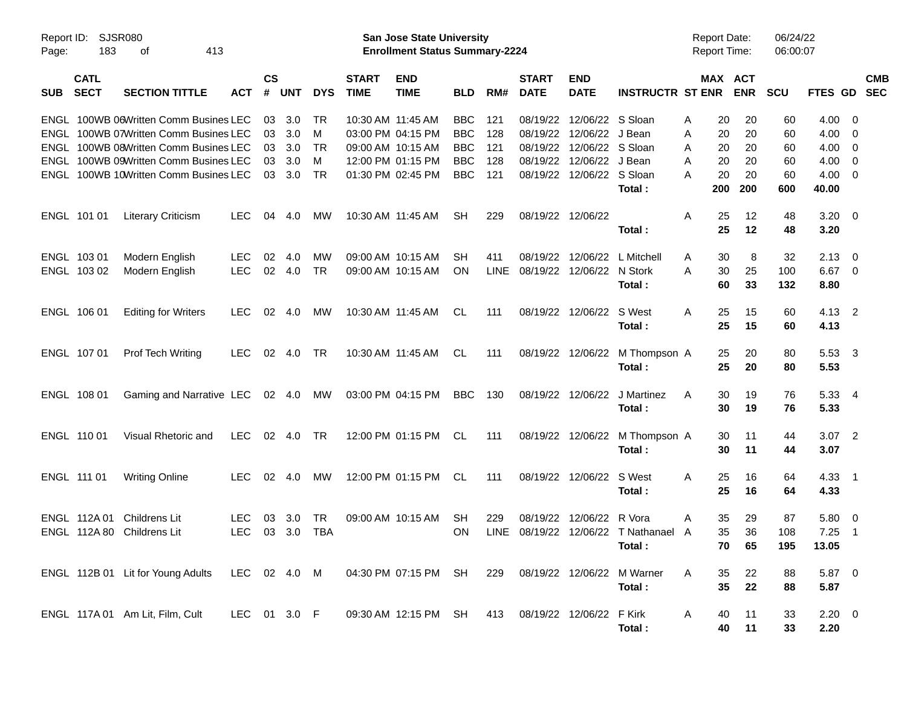Report ID: SJSR080

**San Jose State University**
**Enrollment Status Summary-2224**

Report Date: 06/24/22
Report Time: 06:00:07

| SUB | CATL SECT | SECTION TITTLE | ACT | CS # | UNT | DYS | START TIME | END TIME | BLD | RM# | START DATE | END DATE | INSTRUCTR | ST | MAX ENR | ACT ENR | SCU | FTES | GD | CMB SEC |
|---|---|---|---|---|---|---|---|---|---|---|---|---|---|---|---|---|---|---|---|---|
| ENGL | 100WB 06 | Written Comm Busines | LEC | 03 | 3.0 | TR | 10:30 AM | 11:45 AM | BBC | 121 | 08/19/22 | 12/06/22 | S Sloan | A | 20 | 20 | 60 | 4.00 | 0 | |
| ENGL | 100WB 07 | Written Comm Busines | LEC | 03 | 3.0 | M | 03:00 PM | 04:15 PM | BBC | 128 | 08/19/22 | 12/06/22 | J Bean | A | 20 | 20 | 60 | 4.00 | 0 | |
| ENGL | 100WB 08 | Written Comm Busines | LEC | 03 | 3.0 | TR | 09:00 AM | 10:15 AM | BBC | 121 | 08/19/22 | 12/06/22 | S Sloan | A | 20 | 20 | 60 | 4.00 | 0 | |
| ENGL | 100WB 09 | Written Comm Busines | LEC | 03 | 3.0 | M | 12:00 PM | 01:15 PM | BBC | 128 | 08/19/22 | 12/06/22 | J Bean | A | 20 | 20 | 60 | 4.00 | 0 | |
| ENGL | 100WB 10 | Written Comm Busines | LEC | 03 | 3.0 | TR | 01:30 PM | 02:45 PM | BBC | 121 | 08/19/22 | 12/06/22 | S Sloan | A | 20 | 20 | 60 | 4.00 | 0 | |
| | | | | | | | | | | | | | **Total :** | | **200** | **200** | **600** | **40.00** | | |
| ENGL | 101 01 | Literary Criticism | LEC | 04 | 4.0 | MW | 10:30 AM | 11:45 AM | SH | 229 | 08/19/22 | 12/06/22 | | A | 25 | 12 | 48 | 3.20 | 0 | |
| | | | | | | | | | | | | | **Total :** | | **25** | **12** | **48** | **3.20** | | |
| ENGL | 103 01 | Modern English | LEC | 02 | 4.0 | MW | 09:00 AM | 10:15 AM | SH | 411 | 08/19/22 | 12/06/22 | L Mitchell | A | 30 | 8 | 32 | 2.13 | 0 | |
| ENGL | 103 02 | Modern English | LEC | 02 | 4.0 | TR | 09:00 AM | 10:15 AM | ON | LINE | 08/19/22 | 12/06/22 | N Stork | A | 30 | 25 | 100 | 6.67 | 0 | |
| | | | | | | | | | | | | | **Total :** | | **60** | **33** | **132** | **8.80** | | |
| ENGL | 106 01 | Editing for Writers | LEC | 02 | 4.0 | MW | 10:30 AM | 11:45 AM | CL | 111 | 08/19/22 | 12/06/22 | S West | A | 25 | 15 | 60 | 4.13 | 2 | |
| | | | | | | | | | | | | | **Total :** | | **25** | **15** | **60** | **4.13** | | |
| ENGL | 107 01 | Prof Tech Writing | LEC | 02 | 4.0 | TR | 10:30 AM | 11:45 AM | CL | 111 | 08/19/22 | 12/06/22 | M Thompson | A | 25 | 20 | 80 | 5.53 | 3 | |
| | | | | | | | | | | | | | **Total :** | | **25** | **20** | **80** | **5.53** | | |
| ENGL | 108 01 | Gaming and Narrative | LEC | 02 | 4.0 | MW | 03:00 PM | 04:15 PM | BBC | 130 | 08/19/22 | 12/06/22 | J Martinez | A | 30 | 19 | 76 | 5.33 | 4 | |
| | | | | | | | | | | | | | **Total :** | | **30** | **19** | **76** | **5.33** | | |
| ENGL | 110 01 | Visual Rhetoric and | LEC | 02 | 4.0 | TR | 12:00 PM | 01:15 PM | CL | 111 | 08/19/22 | 12/06/22 | M Thompson | A | 30 | 11 | 44 | 3.07 | 2 | |
| | | | | | | | | | | | | | **Total :** | | **30** | **11** | **44** | **3.07** | | |
| ENGL | 111 01 | Writing Online | LEC | 02 | 4.0 | MW | 12:00 PM | 01:15 PM | CL | 111 | 08/19/22 | 12/06/22 | S West | A | 25 | 16 | 64 | 4.33 | 1 | |
| | | | | | | | | | | | | | **Total :** | | **25** | **16** | **64** | **4.33** | | |
| ENGL | 112A 01 | Childrens Lit | LEC | 03 | 3.0 | TR | 09:00 AM | 10:15 AM | SH | 229 | 08/19/22 | 12/06/22 | R Vora | A | 35 | 29 | 87 | 5.80 | 0 | |
| ENGL | 112A 80 | Childrens Lit | LEC | 03 | 3.0 | TBA | | | ON | LINE | 08/19/22 | 12/06/22 | T Nathanael | A | 35 | 36 | 108 | 7.25 | 1 | |
| | | | | | | | | | | | | | **Total :** | | **70** | **65** | **195** | **13.05** | | |
| ENGL | 112B 01 | Lit for Young Adults | LEC | 02 | 4.0 | M | 04:30 PM | 07:15 PM | SH | 229 | 08/19/22 | 12/06/22 | M Warner | A | 35 | 22 | 88 | 5.87 | 0 | |
| | | | | | | | | | | | | | **Total :** | | **35** | **22** | **88** | **5.87** | | |
| ENGL | 117A 01 | Am Lit, Film, Cult | LEC | 01 | 3.0 | F | 09:30 AM | 12:15 PM | SH | 413 | 08/19/22 | 12/06/22 | F Kirk | A | 40 | 11 | 33 | 2.20 | 0 | |
| | | | | | | | | | | | | | **Total :** | | **40** | **11** | **33** | **2.20** | | |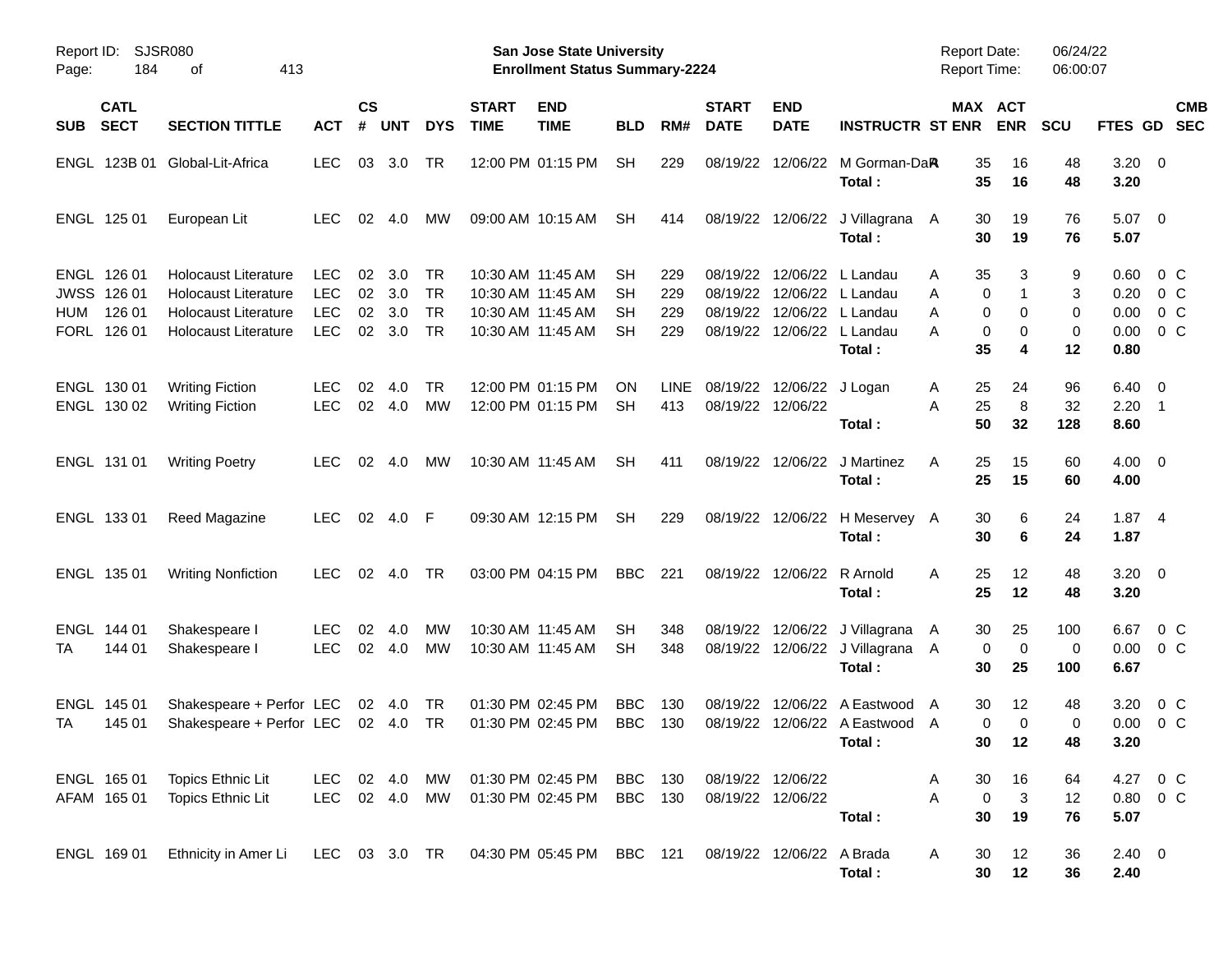Report ID: SJSR080
San Jose State University
Enrollment Status Summary-2224
Report Date: 06/24/22
Report Time: 06:00:07

| SUB | CATL SECT | SECTION TITTLE | ACT | CS # | UNT | DYS | START TIME | END TIME | BLD | RM# | START DATE | END DATE | INSTRUCTR | ST | MAX ENR | ACT ENR | SCU | FTES | GD | CMB SEC |
|---|---|---|---|---|---|---|---|---|---|---|---|---|---|---|---|---|---|---|---|---|
| ENGL | 123B 01 | Global-Lit-Africa | LEC | 03 | 3.0 | TR | 12:00 PM | 01:15 PM | SH | 229 | 08/19/22 | 12/06/22 | M Gorman-DaR | A | 35 | 16 | 48 | 3.20 | 0 | |
| | | | | | | | | | | | | | Total : | | 35 | 16 | 48 | 3.20 | | |
| ENGL | 125 01 | European Lit | LEC | 02 | 4.0 | MW | 09:00 AM | 10:15 AM | SH | 414 | 08/19/22 | 12/06/22 | J Villagrana | A | 30 | 19 | 76 | 5.07 | 0 | |
| | | | | | | | | | | | | | Total : | | 30 | 19 | 76 | 5.07 | | |
| ENGL | 126 01 | Holocaust Literature | LEC | 02 | 3.0 | TR | 10:30 AM | 11:45 AM | SH | 229 | 08/19/22 | 12/06/22 | L Landau | A | 35 | 3 | 9 | 0.60 | 0 | C |
| JWSS | 126 01 | Holocaust Literature | LEC | 02 | 3.0 | TR | 10:30 AM | 11:45 AM | SH | 229 | 08/19/22 | 12/06/22 | L Landau | A | 0 | 1 | 3 | 0.20 | 0 | C |
| HUM | 126 01 | Holocaust Literature | LEC | 02 | 3.0 | TR | 10:30 AM | 11:45 AM | SH | 229 | 08/19/22 | 12/06/22 | L Landau | A | 0 | 0 | 0 | 0.00 | 0 | C |
| FORL | 126 01 | Holocaust Literature | LEC | 02 | 3.0 | TR | 10:30 AM | 11:45 AM | SH | 229 | 08/19/22 | 12/06/22 | L Landau | A | 0 | 0 | 0 | 0.00 | 0 | C |
| | | | | | | | | | | | | | Total : | | 35 | 4 | 12 | 0.80 | | |
| ENGL | 130 01 | Writing Fiction | LEC | 02 | 4.0 | TR | 12:00 PM | 01:15 PM | ON | LINE | 08/19/22 | 12/06/22 | J Logan | A | 25 | 24 | 96 | 6.40 | 0 | |
| ENGL | 130 02 | Writing Fiction | LEC | 02 | 4.0 | MW | 12:00 PM | 01:15 PM | SH | 413 | 08/19/22 | 12/06/22 | | A | 25 | 8 | 32 | 2.20 | 1 | |
| | | | | | | | | | | | | | Total : | | 50 | 32 | 128 | 8.60 | | |
| ENGL | 131 01 | Writing Poetry | LEC | 02 | 4.0 | MW | 10:30 AM | 11:45 AM | SH | 411 | 08/19/22 | 12/06/22 | J Martinez | A | 25 | 15 | 60 | 4.00 | 0 | |
| | | | | | | | | | | | | | Total : | | 25 | 15 | 60 | 4.00 | | |
| ENGL | 133 01 | Reed Magazine | LEC | 02 | 4.0 | F | 09:30 AM | 12:15 PM | SH | 229 | 08/19/22 | 12/06/22 | H Meservey | A | 30 | 6 | 24 | 1.87 | 4 | |
| | | | | | | | | | | | | | Total : | | 30 | 6 | 24 | 1.87 | | |
| ENGL | 135 01 | Writing Nonfiction | LEC | 02 | 4.0 | TR | 03:00 PM | 04:15 PM | BBC | 221 | 08/19/22 | 12/06/22 | R Arnold | A | 25 | 12 | 48 | 3.20 | 0 | |
| | | | | | | | | | | | | | Total : | | 25 | 12 | 48 | 3.20 | | |
| ENGL | 144 01 | Shakespeare I | LEC | 02 | 4.0 | MW | 10:30 AM | 11:45 AM | SH | 348 | 08/19/22 | 12/06/22 | J Villagrana | A | 30 | 25 | 100 | 6.67 | 0 | C |
| TA | 144 01 | Shakespeare I | LEC | 02 | 4.0 | MW | 10:30 AM | 11:45 AM | SH | 348 | 08/19/22 | 12/06/22 | J Villagrana | A | 0 | 0 | 0 | 0.00 | 0 | C |
| | | | | | | | | | | | | | Total : | | 30 | 25 | 100 | 6.67 | | |
| ENGL | 145 01 | Shakespeare + Perfor | LEC | 02 | 4.0 | TR | 01:30 PM | 02:45 PM | BBC | 130 | 08/19/22 | 12/06/22 | A Eastwood | A | 30 | 12 | 48 | 3.20 | 0 | C |
| TA | 145 01 | Shakespeare + Perfor | LEC | 02 | 4.0 | TR | 01:30 PM | 02:45 PM | BBC | 130 | 08/19/22 | 12/06/22 | A Eastwood | A | 0 | 0 | 0 | 0.00 | 0 | C |
| | | | | | | | | | | | | | Total : | | 30 | 12 | 48 | 3.20 | | |
| ENGL | 165 01 | Topics Ethnic Lit | LEC | 02 | 4.0 | MW | 01:30 PM | 02:45 PM | BBC | 130 | 08/19/22 | 12/06/22 | | A | 30 | 16 | 64 | 4.27 | 0 | C |
| AFAM | 165 01 | Topics Ethnic Lit | LEC | 02 | 4.0 | MW | 01:30 PM | 02:45 PM | BBC | 130 | 08/19/22 | 12/06/22 | | A | 0 | 3 | 12 | 0.80 | 0 | C |
| | | | | | | | | | | | | | Total : | | 30 | 19 | 76 | 5.07 | | |
| ENGL | 169 01 | Ethnicity in Amer Li | LEC | 03 | 3.0 | TR | 04:30 PM | 05:45 PM | BBC | 121 | 08/19/22 | 12/06/22 | A Brada | A | 30 | 12 | 36 | 2.40 | 0 | |
| | | | | | | | | | | | | | Total : | | 30 | 12 | 36 | 2.40 | | |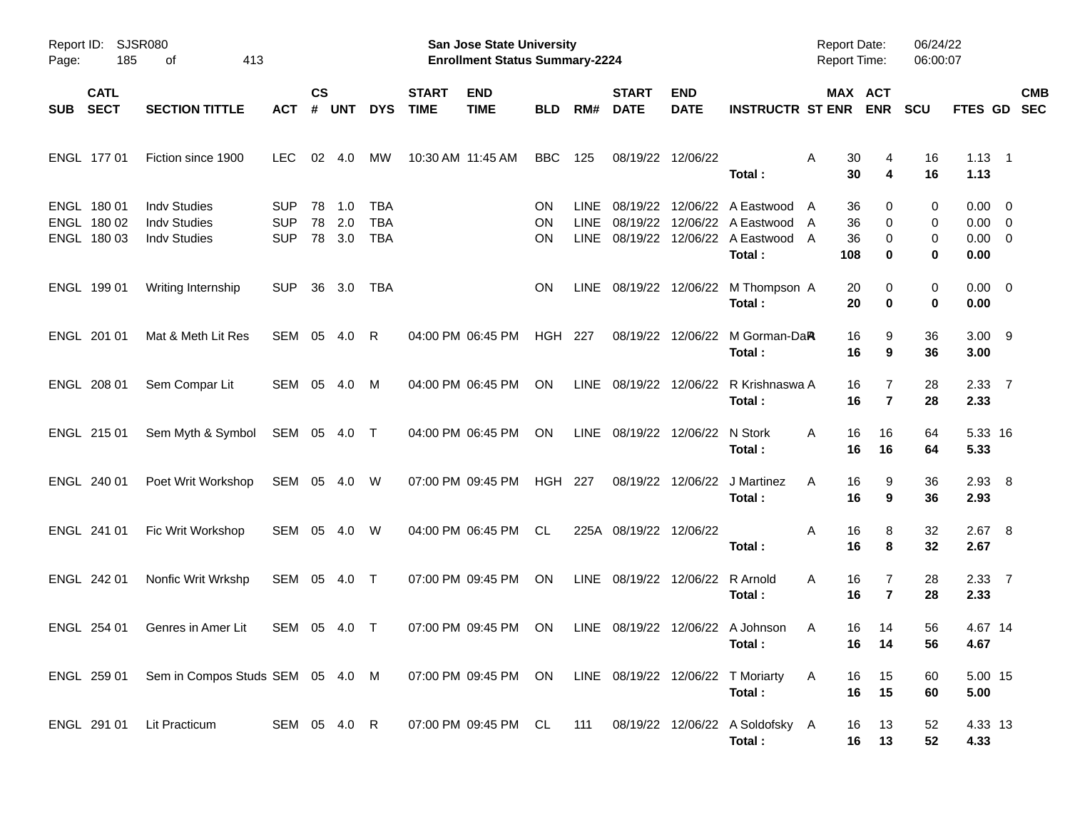Report ID: SJSR080

**San Jose State University**
**Enrollment Status Summary-2224**

Report Date: 06/24/22
Report Time: 06:00:07

| SUB | CATL SECT | SECTION TITTLE | ACT | CS # | UNT | DYS | START TIME | END TIME | BLD | RM# | START DATE | END DATE | INSTRUCTR | ST | MAX ENR | ACT ENR | SCU | FTES | GD | CMB SEC |
|---|---|---|---|---|---|---|---|---|---|---|---|---|---|---|---|---|---|---|---|---|
| ENGL | 177 01 | Fiction since 1900 | LEC | 02 | 4.0 | MW | 10:30 AM | 11:45 AM | BBC | 125 | 08/19/22 | 12/06/22 | | A | 30 | 4 | 16 | 1.13 | 1 | |
| | | | | | | | | | | | | | **Total :** | | **30** | **4** | **16** | **1.13** | | |
| ENGL | 180 01 | Indv Studies | SUP | 78 | 1.0 | TBA | | | ON | LINE | 08/19/22 | 12/06/22 | A Eastwood | A | 36 | 0 | 0 | 0.00 | 0 | |
| ENGL | 180 02 | Indv Studies | SUP | 78 | 2.0 | TBA | | | ON | LINE | 08/19/22 | 12/06/22 | A Eastwood | A | 36 | 0 | 0 | 0.00 | 0 | |
| ENGL | 180 03 | Indv Studies | SUP | 78 | 3.0 | TBA | | | ON | LINE | 08/19/22 | 12/06/22 | A Eastwood | A | 36 | 0 | 0 | 0.00 | 0 | |
| | | | | | | | | | | | | | **Total :** | | **108** | **0** | **0** | **0.00** | | |
| ENGL | 199 01 | Writing Internship | SUP | 36 | 3.0 | TBA | | | ON | LINE | 08/19/22 | 12/06/22 | M Thompson | A | 20 | 0 | 0 | 0.00 | 0 | |
| | | | | | | | | | | | | | **Total :** | | **20** | **0** | **0** | **0.00** | | |
| ENGL | 201 01 | Mat & Meth Lit Res | SEM | 05 | 4.0 | R | 04:00 PM | 06:45 PM | HGH | 227 | 08/19/22 | 12/06/22 | M Gorman-Da | A | 16 | 9 | 36 | 3.00 | 9 | |
| | | | | | | | | | | | | | **Total :** | | **16** | **9** | **36** | **3.00** | | |
| ENGL | 208 01 | Sem Compar Lit | SEM | 05 | 4.0 | M | 04:00 PM | 06:45 PM | ON | LINE | 08/19/22 | 12/06/22 | R Krishnaswa | A | 16 | 7 | 28 | 2.33 | 7 | |
| | | | | | | | | | | | | | **Total :** | | **16** | **7** | **28** | **2.33** | | |
| ENGL | 215 01 | Sem Myth & Symbol | SEM | 05 | 4.0 | T | 04:00 PM | 06:45 PM | ON | LINE | 08/19/22 | 12/06/22 | N Stork | A | 16 | 16 | 64 | 5.33 | 16 | |
| | | | | | | | | | | | | | **Total :** | | **16** | **16** | **64** | **5.33** | | |
| ENGL | 240 01 | Poet Writ Workshop | SEM | 05 | 4.0 | W | 07:00 PM | 09:45 PM | HGH | 227 | 08/19/22 | 12/06/22 | J Martinez | A | 16 | 9 | 36 | 2.93 | 8 | |
| | | | | | | | | | | | | | **Total :** | | **16** | **9** | **36** | **2.93** | | |
| ENGL | 241 01 | Fic Writ Workshop | SEM | 05 | 4.0 | W | 04:00 PM | 06:45 PM | CL | 225A | 08/19/22 | 12/06/22 | | A | 16 | 8 | 32 | 2.67 | 8 | |
| | | | | | | | | | | | | | **Total :** | | **16** | **8** | **32** | **2.67** | | |
| ENGL | 242 01 | Nonfic Writ Wrkshp | SEM | 05 | 4.0 | T | 07:00 PM | 09:45 PM | ON | LINE | 08/19/22 | 12/06/22 | R Arnold | A | 16 | 7 | 28 | 2.33 | 7 | |
| | | | | | | | | | | | | | **Total :** | | **16** | **7** | **28** | **2.33** | | |
| ENGL | 254 01 | Genres in Amer Lit | SEM | 05 | 4.0 | T | 07:00 PM | 09:45 PM | ON | LINE | 08/19/22 | 12/06/22 | A Johnson | A | 16 | 14 | 56 | 4.67 | 14 | |
| | | | | | | | | | | | | | **Total :** | | **16** | **14** | **56** | **4.67** | | |
| ENGL | 259 01 | Sem in Compos Studs | SEM | 05 | 4.0 | M | 07:00 PM | 09:45 PM | ON | LINE | 08/19/22 | 12/06/22 | T Moriarty | A | 16 | 15 | 60 | 5.00 | 15 | |
| | | | | | | | | | | | | | **Total :** | | **16** | **15** | **60** | **5.00** | | |
| ENGL | 291 01 | Lit Practicum | SEM | 05 | 4.0 | R | 07:00 PM | 09:45 PM | CL | 111 | 08/19/22 | 12/06/22 | A Soldofsky | A | 16 | 13 | 52 | 4.33 | 13 | |
| | | | | | | | | | | | | | **Total :** | | **16** | **13** | **52** | **4.33** | | |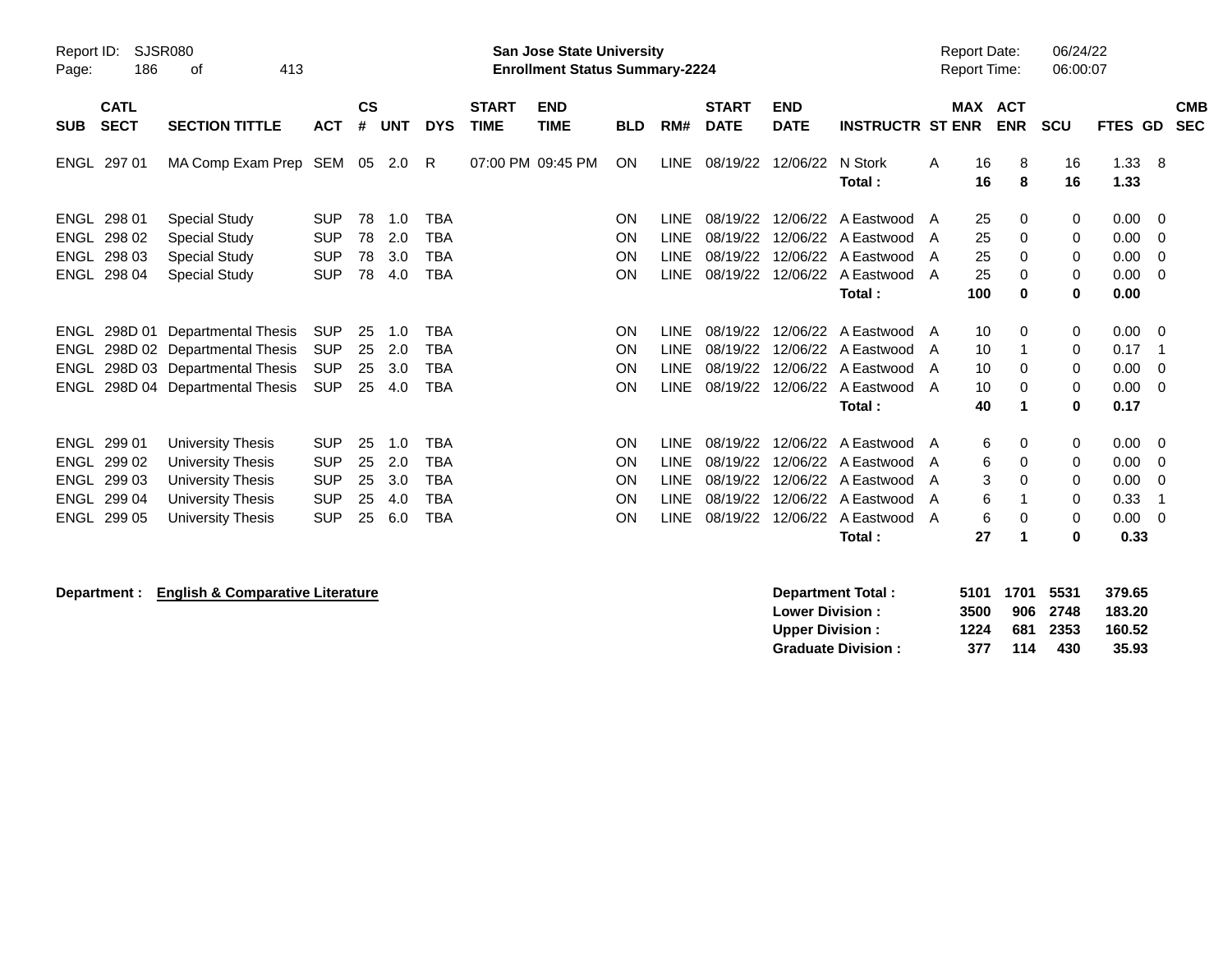Report ID: SJSR080

**San Jose State University**
**Enrollment Status Summary-2224**

Report Date: 06/24/22
Report Time: 06:00:07

| SUB | CATL SECT | SECTION TITTLE | ACT | CS # | UNT | DYS | START TIME | END TIME | BLD | RM# | START DATE | END DATE | INSTRUCTR | ST | MAX ENR | ACT ENR | SCU | FTES | GD | CMB SEC |
|---|---|---|---|---|---|---|---|---|---|---|---|---|---|---|---|---|---|---|---|---|
| ENGL | 297 01 | MA Comp Exam Prep | SEM | 05 | 2.0 | R | 07:00 PM | 09:45 PM | ON | LINE | 08/19/22 | 12/06/22 | N Stork | A | 16 | 8 | 16 | 1.33 | 8 | |
| | | | | | | | | | | | | | **Total :** | | **16** | **8** | **16** | **1.33** | | |
| ENGL | 298 01 | Special Study | SUP | 78 | 1.0 | TBA | | | ON | LINE | 08/19/22 | 12/06/22 | A Eastwood | A | 25 | 0 | 0 | 0.00 | 0 | |
| ENGL | 298 02 | Special Study | SUP | 78 | 2.0 | TBA | | | ON | LINE | 08/19/22 | 12/06/22 | A Eastwood | A | 25 | 0 | 0 | 0.00 | 0 | |
| ENGL | 298 03 | Special Study | SUP | 78 | 3.0 | TBA | | | ON | LINE | 08/19/22 | 12/06/22 | A Eastwood | A | 25 | 0 | 0 | 0.00 | 0 | |
| ENGL | 298 04 | Special Study | SUP | 78 | 4.0 | TBA | | | ON | LINE | 08/19/22 | 12/06/22 | A Eastwood | A | 25 | 0 | 0 | 0.00 | 0 | |
| | | | | | | | | | | | | | **Total :** | | **100** | **0** | **0** | **0.00** | | |
| ENGL | 298D 01 | Departmental Thesis | SUP | 25 | 1.0 | TBA | | | ON | LINE | 08/19/22 | 12/06/22 | A Eastwood | A | 10 | 0 | 0 | 0.00 | 0 | |
| ENGL | 298D 02 | Departmental Thesis | SUP | 25 | 2.0 | TBA | | | ON | LINE | 08/19/22 | 12/06/22 | A Eastwood | A | 10 | 1 | 0 | 0.17 | 1 | |
| ENGL | 298D 03 | Departmental Thesis | SUP | 25 | 3.0 | TBA | | | ON | LINE | 08/19/22 | 12/06/22 | A Eastwood | A | 10 | 0 | 0 | 0.00 | 0 | |
| ENGL | 298D 04 | Departmental Thesis | SUP | 25 | 4.0 | TBA | | | ON | LINE | 08/19/22 | 12/06/22 | A Eastwood | A | 10 | 0 | 0 | 0.00 | 0 | |
| | | | | | | | | | | | | | **Total :** | | **40** | **1** | **0** | **0.17** | | |
| ENGL | 299 01 | University Thesis | SUP | 25 | 1.0 | TBA | | | ON | LINE | 08/19/22 | 12/06/22 | A Eastwood | A | 6 | 0 | 0 | 0.00 | 0 | |
| ENGL | 299 02 | University Thesis | SUP | 25 | 2.0 | TBA | | | ON | LINE | 08/19/22 | 12/06/22 | A Eastwood | A | 6 | 0 | 0 | 0.00 | 0 | |
| ENGL | 299 03 | University Thesis | SUP | 25 | 3.0 | TBA | | | ON | LINE | 08/19/22 | 12/06/22 | A Eastwood | A | 3 | 0 | 0 | 0.00 | 0 | |
| ENGL | 299 04 | University Thesis | SUP | 25 | 4.0 | TBA | | | ON | LINE | 08/19/22 | 12/06/22 | A Eastwood | A | 6 | 1 | 0 | 0.33 | 1 | |
| ENGL | 299 05 | University Thesis | SUP | 25 | 6.0 | TBA | | | ON | LINE | 08/19/22 | 12/06/22 | A Eastwood | A | 6 | 0 | 0 | 0.00 | 0 | |
| | | | | | | | | | | | | | **Total :** | | **27** | **1** | **0** | **0.33** | | |

**Department : English & Comparative Literature**

| | MAX ENR | ACT ENR | SCU | FTES |
|---|---|---|---|---|
| **Department Total :** | **5101** | **1701** | **5531** | **379.65** |
| **Lower Division :** | **3500** | **906** | **2748** | **183.20** |
| **Upper Division :** | **1224** | **681** | **2353** | **160.52** |
| **Graduate Division :** | **377** | **114** | **430** | **35.93** |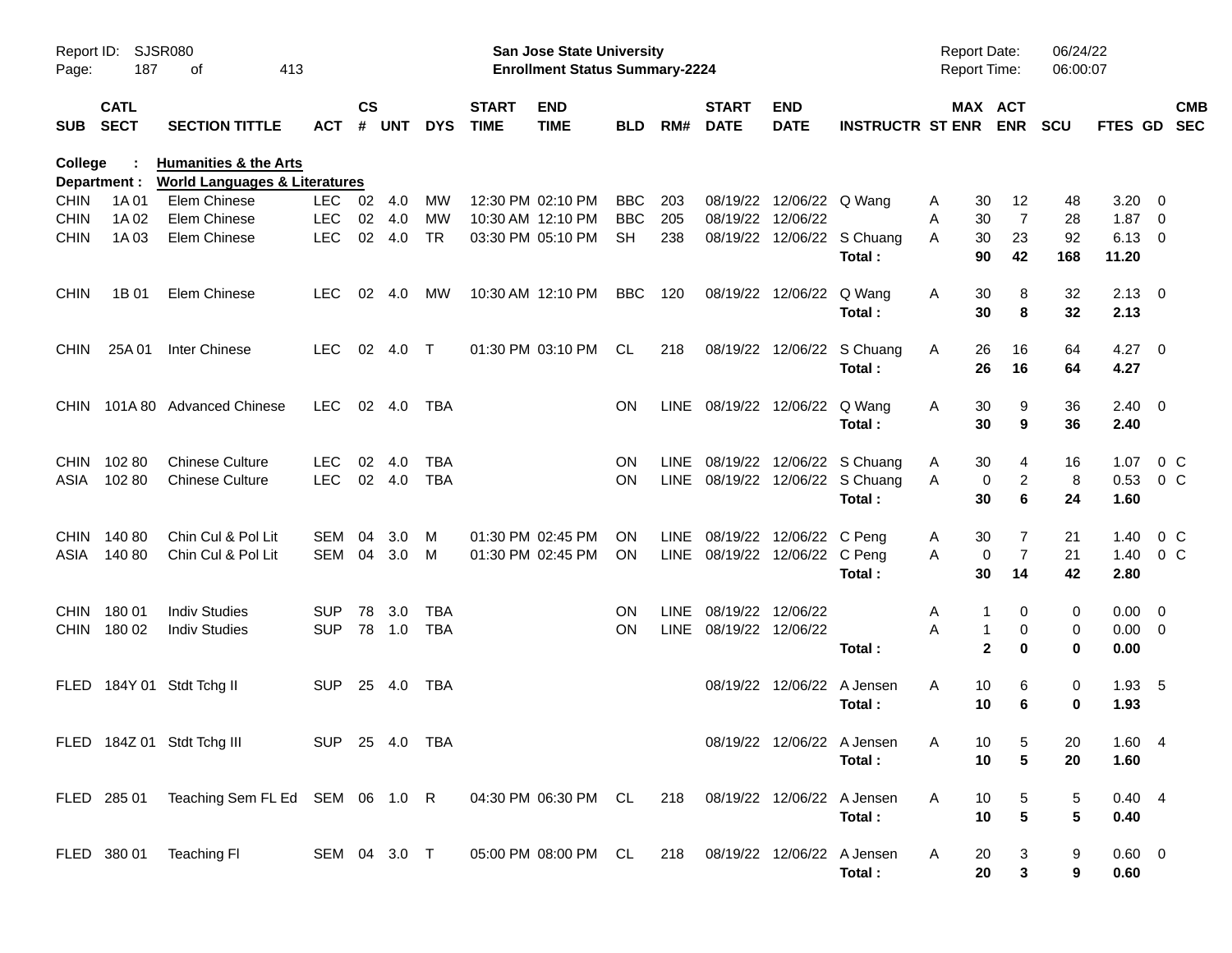Report ID: SJSR080

**San Jose State University**
**Enrollment Status Summary-2224**

Report Date: 06/24/22
Report Time: 06:00:07

College : **Humanities & the Arts**
Department : **World Languages & Literatures**

| SUB | CATL SECT | SECTION TITTLE | ACT | CS # | UNT | DYS | START TIME | END TIME | BLD | RM# | START DATE | END DATE | INSTRUCTR | ST | MAX ENR | ACT ENR | SCU | FTES | GD | CMB SEC |
|---|---|---|---|---|---|---|---|---|---|---|---|---|---|---|---|---|---|---|---|---|
| CHIN | 1A 01 | Elem Chinese | LEC | 02 | 4.0 | MW | 12:30 PM | 02:10 PM | BBC | 203 | 08/19/22 | 12/06/22 | Q Wang | A | 30 | 12 | 48 | 3.20 | 0 | |
| CHIN | 1A 02 | Elem Chinese | LEC | 02 | 4.0 | MW | 10:30 AM | 12:10 PM | BBC | 205 | 08/19/22 | 12/06/22 | | A | 30 | 7 | 28 | 1.87 | 0 | |
| CHIN | 1A 03 | Elem Chinese | LEC | 02 | 4.0 | TR | 03:30 PM | 05:10 PM | SH | 238 | 08/19/22 | 12/06/22 | S Chuang | A | 30 | 23 | 92 | 6.13 | 0 | |
| | | | | | | | | | | | | | **Total :** | | **90** | **42** | **168** | **11.20** | | |
| CHIN | 1B 01 | Elem Chinese | LEC | 02 | 4.0 | MW | 10:30 AM | 12:10 PM | BBC | 120 | 08/19/22 | 12/06/22 | Q Wang | A | 30 | 8 | 32 | 2.13 | 0 | |
| | | | | | | | | | | | | | **Total :** | | **30** | **8** | **32** | **2.13** | | |
| CHIN | 25A 01 | Inter Chinese | LEC | 02 | 4.0 | T | 01:30 PM | 03:10 PM | CL | 218 | 08/19/22 | 12/06/22 | S Chuang | A | 26 | 16 | 64 | 4.27 | 0 | |
| | | | | | | | | | | | | | **Total :** | | **26** | **16** | **64** | **4.27** | | |
| CHIN | 101A 80 | Advanced Chinese | LEC | 02 | 4.0 | TBA | | | ON | LINE | 08/19/22 | 12/06/22 | Q Wang | A | 30 | 9 | 36 | 2.40 | 0 | |
| | | | | | | | | | | | | | **Total :** | | **30** | **9** | **36** | **2.40** | | |
| CHIN | 102 80 | Chinese Culture | LEC | 02 | 4.0 | TBA | | | ON | LINE | 08/19/22 | 12/06/22 | S Chuang | A | 30 | 4 | 16 | 1.07 | 0 | C |
| ASIA | 102 80 | Chinese Culture | LEC | 02 | 4.0 | TBA | | | ON | LINE | 08/19/22 | 12/06/22 | S Chuang | A | 0 | 2 | 8 | 0.53 | 0 | C |
| | | | | | | | | | | | | | **Total :** | | **30** | **6** | **24** | **1.60** | | |
| CHIN | 140 80 | Chin Cul & Pol Lit | SEM | 04 | 3.0 | M | 01:30 PM | 02:45 PM | ON | LINE | 08/19/22 | 12/06/22 | C Peng | A | 30 | 7 | 21 | 1.40 | 0 | C |
| ASIA | 140 80 | Chin Cul & Pol Lit | SEM | 04 | 3.0 | M | 01:30 PM | 02:45 PM | ON | LINE | 08/19/22 | 12/06/22 | C Peng | A | 0 | 7 | 21 | 1.40 | 0 | C |
| | | | | | | | | | | | | | **Total :** | | **30** | **14** | **42** | **2.80** | | |
| CHIN | 180 01 | Indiv Studies | SUP | 78 | 3.0 | TBA | | | ON | LINE | 08/19/22 | 12/06/22 | | A | 1 | 0 | 0 | 0.00 | 0 | |
| CHIN | 180 02 | Indiv Studies | SUP | 78 | 1.0 | TBA | | | ON | LINE | 08/19/22 | 12/06/22 | | A | 1 | 0 | 0 | 0.00 | 0 | |
| | | | | | | | | | | | | | **Total :** | | **2** | **0** | **0** | **0.00** | | |
| FLED | 184Y 01 | Stdt Tchg II | SUP | 25 | 4.0 | TBA | | | | | 08/19/22 | 12/06/22 | A Jensen | A | 10 | 6 | 0 | 1.93 | 5 | |
| | | | | | | | | | | | | | **Total :** | | **10** | **6** | **0** | **1.93** | | |
| FLED | 184Z 01 | Stdt Tchg III | SUP | 25 | 4.0 | TBA | | | | | 08/19/22 | 12/06/22 | A Jensen | A | 10 | 5 | 20 | 1.60 | 4 | |
| | | | | | | | | | | | | | **Total :** | | **10** | **5** | **20** | **1.60** | | |
| FLED | 285 01 | Teaching Sem FL Ed | SEM | 06 | 1.0 | R | 04:30 PM | 06:30 PM | CL | 218 | 08/19/22 | 12/06/22 | A Jensen | A | 10 | 5 | 5 | 0.40 | 4 | |
| | | | | | | | | | | | | | **Total :** | | **10** | **5** | **5** | **0.40** | | |
| FLED | 380 01 | Teaching Fl | SEM | 04 | 3.0 | T | 05:00 PM | 08:00 PM | CL | 218 | 08/19/22 | 12/06/22 | A Jensen | A | 20 | 3 | 9 | 0.60 | 0 | |
| | | | | | | | | | | | | | **Total :** | | **20** | **3** | **9** | **0.60** | | |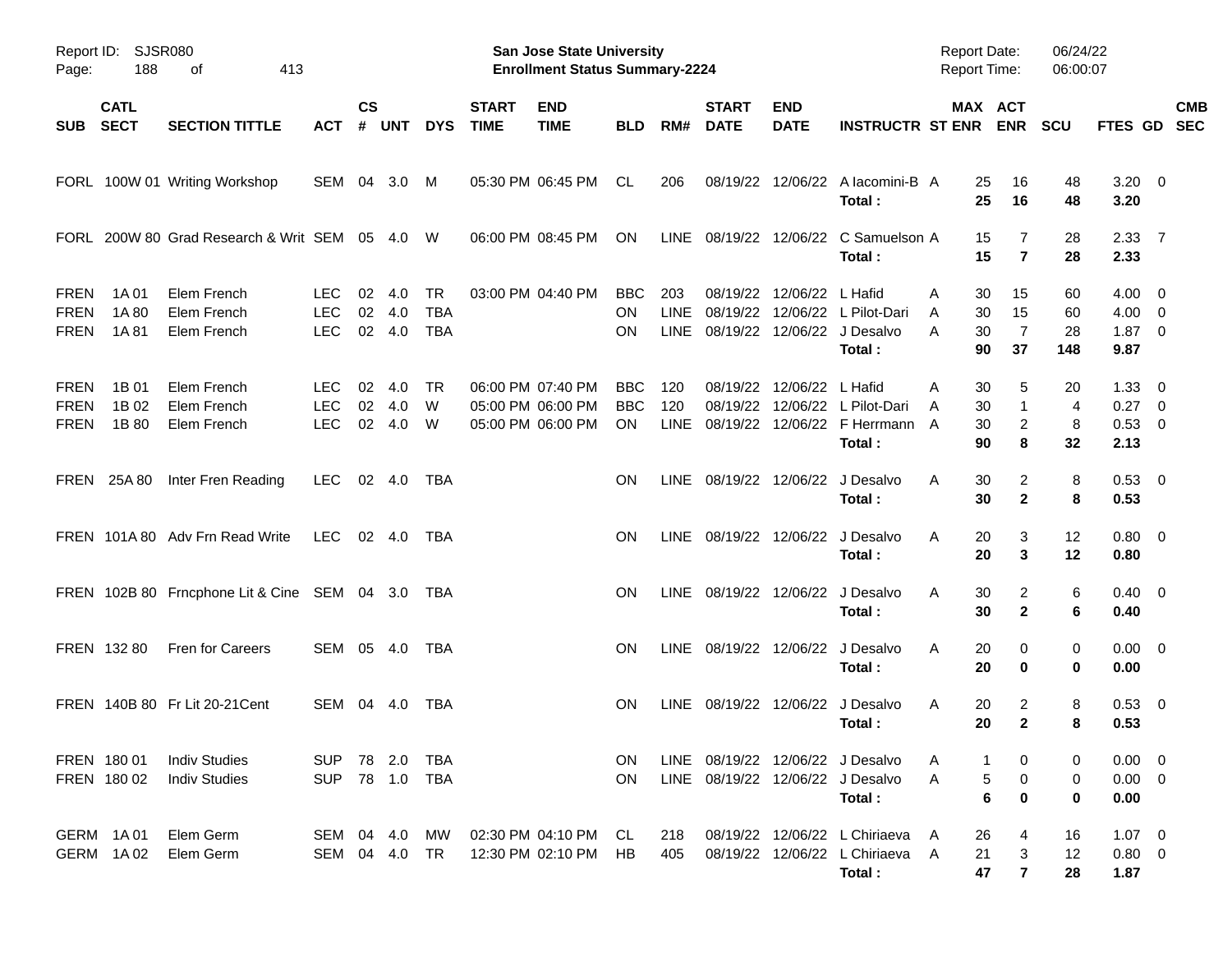San Jose State University
Enrollment Status Summary-2224

Report ID: SJSR080
Report Date: 06/24/22
Report Time: 06:00:07

| SUB | CATL SECT | SECTION TITTLE | ACT | CS # | UNT | DYS | START TIME | END TIME | BLD | RM# | START DATE | END DATE | INSTRUCTR | ST | MAX ENR | ACT ENR | SCU | FTES | GD | CMB SEC |
|---|---|---|---|---|---|---|---|---|---|---|---|---|---|---|---|---|---|---|---|---|
| FORL | 100W 01 | Writing Workshop | SEM | 04 | 3.0 | M | 05:30 PM | 06:45 PM | CL | 206 | 08/19/22 | 12/06/22 | A Iacomini-B | A | 25 | 16 | 48 | 3.20 | 0 | |
| | | | | | | | | | | | | | **Total :** | | **25** | **16** | **48** | **3.20** | | |
| FORL | 200W 80 | Grad Research & Writ | SEM | 05 | 4.0 | W | 06:00 PM | 08:45 PM | ON | LINE | 08/19/22 | 12/06/22 | C Samuelson | A | 15 | 7 | 28 | 2.33 | 7 | |
| | | | | | | | | | | | | | **Total :** | | **15** | **7** | **28** | **2.33** | | |
| FREN | 1A 01 | Elem French | LEC | 02 | 4.0 | TR | 03:00 PM | 04:40 PM | BBC | 203 | 08/19/22 | 12/06/22 | L Hafid | A | 30 | 15 | 60 | 4.00 | 0 | |
| FREN | 1A 80 | Elem French | LEC | 02 | 4.0 | TBA | | | ON | LINE | 08/19/22 | 12/06/22 | L Pilot-Dari | A | 30 | 15 | 60 | 4.00 | 0 | |
| FREN | 1A 81 | Elem French | LEC | 02 | 4.0 | TBA | | | ON | LINE | 08/19/22 | 12/06/22 | J Desalvo | A | 30 | 7 | 28 | 1.87 | 0 | |
| | | | | | | | | | | | | | **Total :** | | **90** | **37** | **148** | **9.87** | | |
| FREN | 1B 01 | Elem French | LEC | 02 | 4.0 | TR | 06:00 PM | 07:40 PM | BBC | 120 | 08/19/22 | 12/06/22 | L Hafid | A | 30 | 5 | 20 | 1.33 | 0 | |
| FREN | 1B 02 | Elem French | LEC | 02 | 4.0 | W | 05:00 PM | 06:00 PM | BBC | 120 | 08/19/22 | 12/06/22 | L Pilot-Dari | A | 30 | 1 | 4 | 0.27 | 0 | |
| FREN | 1B 80 | Elem French | LEC | 02 | 4.0 | W | 05:00 PM | 06:00 PM | ON | LINE | 08/19/22 | 12/06/22 | F Herrmann | A | 30 | 2 | 8 | 0.53 | 0 | |
| | | | | | | | | | | | | | **Total :** | | **90** | **8** | **32** | **2.13** | | |
| FREN | 25A 80 | Inter Fren Reading | LEC | 02 | 4.0 | TBA | | | ON | LINE | 08/19/22 | 12/06/22 | J Desalvo | A | 30 | 2 | 8 | 0.53 | 0 | |
| | | | | | | | | | | | | | **Total :** | | **30** | **2** | **8** | **0.53** | | |
| FREN | 101A 80 | Adv Frn Read Write | LEC | 02 | 4.0 | TBA | | | ON | LINE | 08/19/22 | 12/06/22 | J Desalvo | A | 20 | 3 | 12 | 0.80 | 0 | |
| | | | | | | | | | | | | | **Total :** | | **20** | **3** | **12** | **0.80** | | |
| FREN | 102B 80 | Frncphone Lit & Cine | SEM | 04 | 3.0 | TBA | | | ON | LINE | 08/19/22 | 12/06/22 | J Desalvo | A | 30 | 2 | 6 | 0.40 | 0 | |
| | | | | | | | | | | | | | **Total :** | | **30** | **2** | **6** | **0.40** | | |
| FREN | 132 80 | Fren for Careers | SEM | 05 | 4.0 | TBA | | | ON | LINE | 08/19/22 | 12/06/22 | J Desalvo | A | 20 | 0 | 0 | 0.00 | 0 | |
| | | | | | | | | | | | | | **Total :** | | **20** | **0** | **0** | **0.00** | | |
| FREN | 140B 80 | Fr Lit 20-21Cent | SEM | 04 | 4.0 | TBA | | | ON | LINE | 08/19/22 | 12/06/22 | J Desalvo | A | 20 | 2 | 8 | 0.53 | 0 | |
| | | | | | | | | | | | | | **Total :** | | **20** | **2** | **8** | **0.53** | | |
| FREN | 180 01 | Indiv Studies | SUP | 78 | 2.0 | TBA | | | ON | LINE | 08/19/22 | 12/06/22 | J Desalvo | A | 1 | 0 | 0 | 0.00 | 0 | |
| FREN | 180 02 | Indiv Studies | SUP | 78 | 1.0 | TBA | | | ON | LINE | 08/19/22 | 12/06/22 | J Desalvo | A | 5 | 0 | 0 | 0.00 | 0 | |
| | | | | | | | | | | | | | **Total :** | | **6** | **0** | **0** | **0.00** | | |
| GERM | 1A 01 | Elem Germ | SEM | 04 | 4.0 | MW | 02:30 PM | 04:10 PM | CL | 218 | 08/19/22 | 12/06/22 | L Chiriaeva | A | 26 | 4 | 16 | 1.07 | 0 | |
| GERM | 1A 02 | Elem Germ | SEM | 04 | 4.0 | TR | 12:30 PM | 02:10 PM | HB | 405 | 08/19/22 | 12/06/22 | L Chiriaeva | A | 21 | 3 | 12 | 0.80 | 0 | |
| | | | | | | | | | | | | | **Total :** | | **47** | **7** | **28** | **1.87** | | |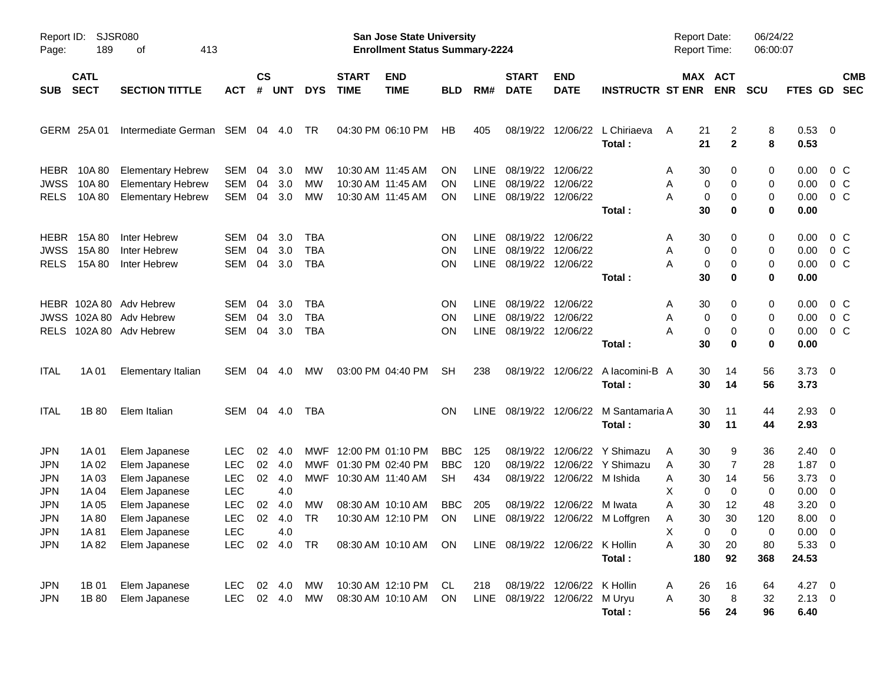Report ID: SJSR080

**San Jose State University**
**Enrollment Status Summary-2224**

Report Date: 06/24/22
Report Time: 06:00:07

| SUB | CATL SECT | SECTION TITTLE | ACT | CS # | UNT | DYS | START TIME | END TIME | BLD | RM# | START DATE | END DATE | INSTRUCTR | ST | MAX ENR | ACT ENR | SCU | FTES | GD | CMB SEC |
|---|---|---|---|---|---|---|---|---|---|---|---|---|---|---|---|---|---|---|---|---|
| GERM | 25A 01 | Intermediate German | SEM | 04 | 4.0 | TR | 04:30 PM | 06:10 PM | HB | 405 | 08/19/22 | 12/06/22 | L Chiriaeva | A | 21 | 2 | 8 | 0.53 | 0 | |
| | | | | | | | | | | | | | **Total :** | | **21** | **2** | **8** | **0.53** | | |
| HEBR | 10A 80 | Elementary Hebrew | SEM | 04 | 3.0 | MW | 10:30 AM | 11:45 AM | ON | LINE | 08/19/22 | 12/06/22 | | A | 30 | 0 | 0 | 0.00 | 0 | C |
| JWSS | 10A 80 | Elementary Hebrew | SEM | 04 | 3.0 | MW | 10:30 AM | 11:45 AM | ON | LINE | 08/19/22 | 12/06/22 | | A | 0 | 0 | 0 | 0.00 | 0 | C |
| RELS | 10A 80 | Elementary Hebrew | SEM | 04 | 3.0 | MW | 10:30 AM | 11:45 AM | ON | LINE | 08/19/22 | 12/06/22 | | A | 0 | 0 | 0 | 0.00 | 0 | C |
| | | | | | | | | | | | | | **Total :** | | **30** | **0** | **0** | **0.00** | | |
| HEBR | 15A 80 | Inter Hebrew | SEM | 04 | 3.0 | TBA | | | ON | LINE | 08/19/22 | 12/06/22 | | A | 30 | 0 | 0 | 0.00 | 0 | C |
| JWSS | 15A 80 | Inter Hebrew | SEM | 04 | 3.0 | TBA | | | ON | LINE | 08/19/22 | 12/06/22 | | A | 0 | 0 | 0 | 0.00 | 0 | C |
| RELS | 15A 80 | Inter Hebrew | SEM | 04 | 3.0 | TBA | | | ON | LINE | 08/19/22 | 12/06/22 | | A | 0 | 0 | 0 | 0.00 | 0 | C |
| | | | | | | | | | | | | | **Total :** | | **30** | **0** | **0** | **0.00** | | |
| HEBR | 102A 80 | Adv Hebrew | SEM | 04 | 3.0 | TBA | | | ON | LINE | 08/19/22 | 12/06/22 | | A | 30 | 0 | 0 | 0.00 | 0 | C |
| JWSS | 102A 80 | Adv Hebrew | SEM | 04 | 3.0 | TBA | | | ON | LINE | 08/19/22 | 12/06/22 | | A | 0 | 0 | 0 | 0.00 | 0 | C |
| RELS | 102A 80 | Adv Hebrew | SEM | 04 | 3.0 | TBA | | | ON | LINE | 08/19/22 | 12/06/22 | | A | 0 | 0 | 0 | 0.00 | 0 | C |
| | | | | | | | | | | | | | **Total :** | | **30** | **0** | **0** | **0.00** | | |
| ITAL | 1A 01 | Elementary Italian | SEM | 04 | 4.0 | MW | 03:00 PM | 04:40 PM | SH | 238 | 08/19/22 | 12/06/22 | A Iacomini-B | A | 30 | 14 | 56 | 3.73 | 0 | |
| | | | | | | | | | | | | | **Total :** | | **30** | **14** | **56** | **3.73** | | |
| ITAL | 1B 80 | Elem Italian | SEM | 04 | 4.0 | TBA | | | ON | LINE | 08/19/22 | 12/06/22 | M Santamaria | A | 30 | 11 | 44 | 2.93 | 0 | |
| | | | | | | | | | | | | | **Total :** | | **30** | **11** | **44** | **2.93** | | |
| JPN | 1A 01 | Elem Japanese | LEC | 02 | 4.0 | MWF | 12:00 PM | 01:10 PM | BBC | 125 | 08/19/22 | 12/06/22 | Y Shimazu | A | 30 | 9 | 36 | 2.40 | 0 | |
| JPN | 1A 02 | Elem Japanese | LEC | 02 | 4.0 | MWF | 01:30 PM | 02:40 PM | BBC | 120 | 08/19/22 | 12/06/22 | Y Shimazu | A | 30 | 7 | 28 | 1.87 | 0 | |
| JPN | 1A 03 | Elem Japanese | LEC | 02 | 4.0 | MWF | 10:30 AM | 11:40 AM | SH | 434 | 08/19/22 | 12/06/22 | M Ishida | A | 30 | 14 | 56 | 3.73 | 0 | |
| JPN | 1A 04 | Elem Japanese | LEC | | 4.0 | | | | | | | | | X | 0 | 0 | 0 | 0.00 | 0 | |
| JPN | 1A 05 | Elem Japanese | LEC | 02 | 4.0 | MW | 08:30 AM | 10:10 AM | BBC | 205 | 08/19/22 | 12/06/22 | M Iwata | A | 30 | 12 | 48 | 3.20 | 0 | |
| JPN | 1A 80 | Elem Japanese | LEC | 02 | 4.0 | TR | 10:30 AM | 12:10 PM | ON | LINE | 08/19/22 | 12/06/22 | M Loffgren | A | 30 | 30 | 120 | 8.00 | 0 | |
| JPN | 1A 81 | Elem Japanese | LEC | | 4.0 | | | | | | | | | X | 0 | 0 | 0 | 0.00 | 0 | |
| JPN | 1A 82 | Elem Japanese | LEC | 02 | 4.0 | TR | 08:30 AM | 10:10 AM | ON | LINE | 08/19/22 | 12/06/22 | K Hollin | A | 30 | 20 | 80 | 5.33 | 0 | |
| | | | | | | | | | | | | | **Total :** | | **180** | **92** | **368** | **24.53** | | |
| JPN | 1B 01 | Elem Japanese | LEC | 02 | 4.0 | MW | 10:30 AM | 12:10 PM | CL | 218 | 08/19/22 | 12/06/22 | K Hollin | A | 26 | 16 | 64 | 4.27 | 0 | |
| JPN | 1B 80 | Elem Japanese | LEC | 02 | 4.0 | MW | 08:30 AM | 10:10 AM | ON | LINE | 08/19/22 | 12/06/22 | M Uryu | A | 30 | 8 | 32 | 2.13 | 0 | |
| | | | | | | | | | | | | | **Total :** | | **56** | **24** | **96** | **6.40** | | |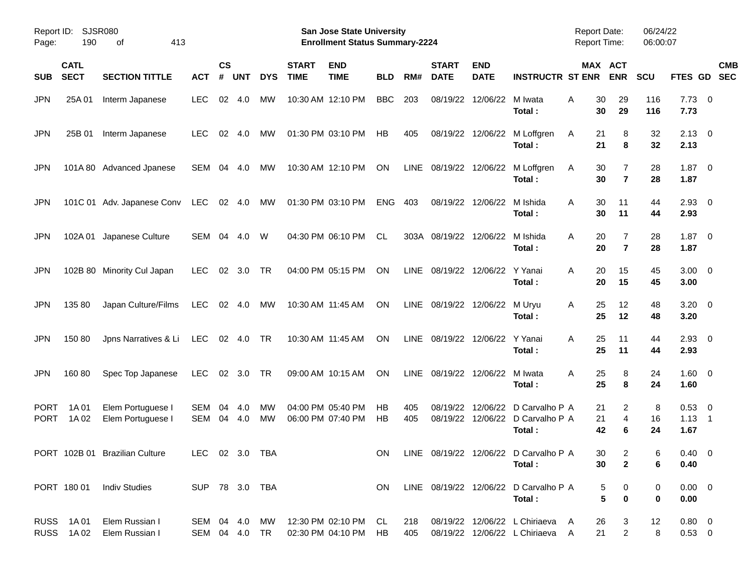Report ID: SJSR080

**San Jose State University**
**Enrollment Status Summary-2224**

Report Date: 06/24/22
Report Time: 06:00:07

| SUB | CATL SECT | SECTION TITTLE | ACT | CS # | UNT | DYS | START TIME | END TIME | BLD | RM# | START DATE | END DATE | INSTRUCTR | ST | MAX ENR | ACT ENR | SCU | FTES | GD | CMB SEC |
|---|---|---|---|---|---|---|---|---|---|---|---|---|---|---|---|---|---|---|---|---|
| JPN | 25A 01 | Interm Japanese | LEC | 02 | 4.0 | MW | 10:30 AM | 12:10 PM | BBC | 203 | 08/19/22 | 12/06/22 | M Iwata | A | 30 | 29 | 116 | 7.73 | 0 | |
| | | | | | | | | | | | | | **Total :** | | **30** | **29** | **116** | **7.73** | | |
| JPN | 25B 01 | Interm Japanese | LEC | 02 | 4.0 | MW | 01:30 PM | 03:10 PM | HB | 405 | 08/19/22 | 12/06/22 | M Loffgren | A | 21 | 8 | 32 | 2.13 | 0 | |
| | | | | | | | | | | | | | **Total :** | | **21** | **8** | **32** | **2.13** | | |
| JPN | 101A 80 | Advanced Jpanese | SEM | 04 | 4.0 | MW | 10:30 AM | 12:10 PM | ON | LINE | 08/19/22 | 12/06/22 | M Loffgren | A | 30 | 7 | 28 | 1.87 | 0 | |
| | | | | | | | | | | | | | **Total :** | | **30** | **7** | **28** | **1.87** | | |
| JPN | 101C 01 | Adv. Japanese Conv | LEC | 02 | 4.0 | MW | 01:30 PM | 03:10 PM | ENG | 403 | 08/19/22 | 12/06/22 | M Ishida | A | 30 | 11 | 44 | 2.93 | 0 | |
| | | | | | | | | | | | | | **Total :** | | **30** | **11** | **44** | **2.93** | | |
| JPN | 102A 01 | Japanese Culture | SEM | 04 | 4.0 | W | 04:30 PM | 06:10 PM | CL | 303A | 08/19/22 | 12/06/22 | M Ishida | A | 20 | 7 | 28 | 1.87 | 0 | |
| | | | | | | | | | | | | | **Total :** | | **20** | **7** | **28** | **1.87** | | |
| JPN | 102B 80 | Minority Cul Japan | LEC | 02 | 3.0 | TR | 04:00 PM | 05:15 PM | ON | LINE | 08/19/22 | 12/06/22 | Y Yanai | A | 20 | 15 | 45 | 3.00 | 0 | |
| | | | | | | | | | | | | | **Total :** | | **20** | **15** | **45** | **3.00** | | |
| JPN | 135 80 | Japan Culture/Films | LEC | 02 | 4.0 | MW | 10:30 AM | 11:45 AM | ON | LINE | 08/19/22 | 12/06/22 | M Uryu | A | 25 | 12 | 48 | 3.20 | 0 | |
| | | | | | | | | | | | | | **Total :** | | **25** | **12** | **48** | **3.20** | | |
| JPN | 150 80 | Jpns Narratives & Li | LEC | 02 | 4.0 | TR | 10:30 AM | 11:45 AM | ON | LINE | 08/19/22 | 12/06/22 | Y Yanai | A | 25 | 11 | 44 | 2.93 | 0 | |
| | | | | | | | | | | | | | **Total :** | | **25** | **11** | **44** | **2.93** | | |
| JPN | 160 80 | Spec Top Japanese | LEC | 02 | 3.0 | TR | 09:00 AM | 10:15 AM | ON | LINE | 08/19/22 | 12/06/22 | M Iwata | A | 25 | 8 | 24 | 1.60 | 0 | |
| | | | | | | | | | | | | | **Total :** | | **25** | **8** | **24** | **1.60** | | |
| PORT | 1A 01 | Elem Portuguese I | SEM | 04 | 4.0 | MW | 04:00 PM | 05:40 PM | HB | 405 | 08/19/22 | 12/06/22 | D Carvalho P | A | 21 | 2 | 8 | 0.53 | 0 | |
| PORT | 1A 02 | Elem Portuguese I | SEM | 04 | 4.0 | MW | 06:00 PM | 07:40 PM | HB | 405 | 08/19/22 | 12/06/22 | D Carvalho P | A | 21 | 4 | 16 | 1.13 | 1 | |
| | | | | | | | | | | | | | **Total :** | | **42** | **6** | **24** | **1.67** | | |
| PORT | 102B 01 | Brazilian Culture | LEC | 02 | 3.0 | TBA | | | ON | LINE | 08/19/22 | 12/06/22 | D Carvalho P | A | 30 | 2 | 6 | 0.40 | 0 | |
| | | | | | | | | | | | | | **Total :** | | **30** | **2** | **6** | **0.40** | | |
| PORT | 180 01 | Indiv Studies | SUP | 78 | 3.0 | TBA | | | ON | LINE | 08/19/22 | 12/06/22 | D Carvalho P | A | 5 | 0 | 0 | 0.00 | 0 | |
| | | | | | | | | | | | | | **Total :** | | **5** | **0** | **0** | **0.00** | | |
| RUSS | 1A 01 | Elem Russian I | SEM | 04 | 4.0 | MW | 12:30 PM | 02:10 PM | CL | 218 | 08/19/22 | 12/06/22 | L Chiriaeva | A | 26 | 3 | 12 | 0.80 | 0 | |
| RUSS | 1A 02 | Elem Russian I | SEM | 04 | 4.0 | TR | 02:30 PM | 04:10 PM | HB | 405 | 08/19/22 | 12/06/22 | L Chiriaeva | A | 21 | 2 | 8 | 0.53 | 0 | |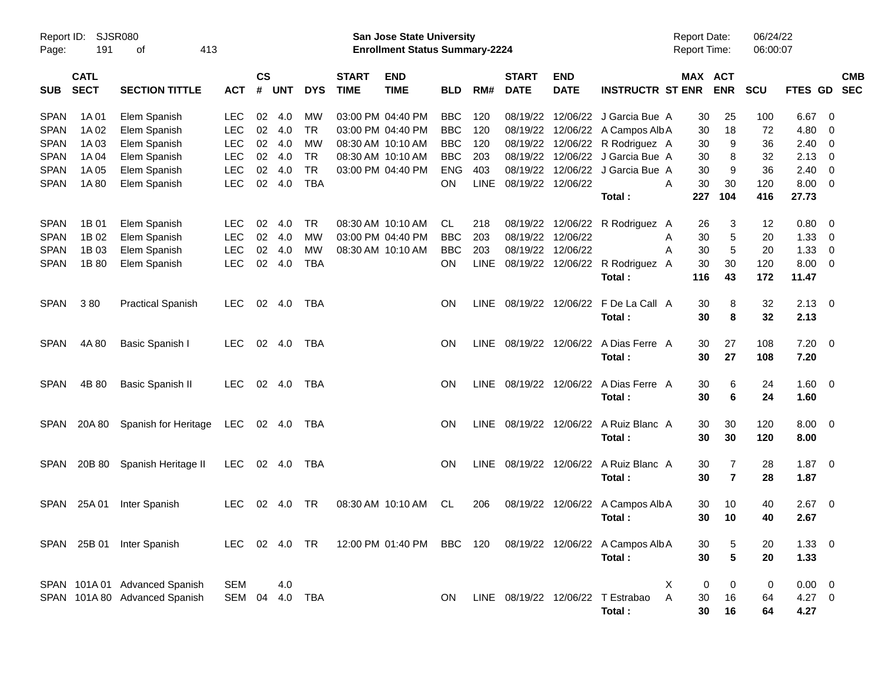Report ID: SJSR080
Page: 191 of 413

**San Jose State University**
**Enrollment Status Summary-2224**

Report Date: 06/24/22
Report Time: 06:00:07

| SUB | CATL SECT | SECTION TITTLE | ACT | CS # | UNT | DYS | START TIME | END TIME | BLD | RM# | START DATE | END DATE | INSTRUCTR | ST | MAX ENR | ACT ENR | SCU | FTES | GD | CMB SEC |
|---|---|---|---|---|---|---|---|---|---|---|---|---|---|---|---|---|---|---|---|---|
| SPAN | 1A 01 | Elem Spanish | LEC | 02 | 4.0 | MW | 03:00 PM | 04:40 PM | BBC | 120 | 08/19/22 | 12/06/22 | J Garcia Bue | A | 30 | 25 | 100 | 6.67 | 0 | |
| SPAN | 1A 02 | Elem Spanish | LEC | 02 | 4.0 | TR | 03:00 PM | 04:40 PM | BBC | 120 | 08/19/22 | 12/06/22 | A Campos Alb | A | 30 | 18 | 72 | 4.80 | 0 | |
| SPAN | 1A 03 | Elem Spanish | LEC | 02 | 4.0 | MW | 08:30 AM | 10:10 AM | BBC | 120 | 08/19/22 | 12/06/22 | R Rodriguez | A | 30 | 9 | 36 | 2.40 | 0 | |
| SPAN | 1A 04 | Elem Spanish | LEC | 02 | 4.0 | TR | 08:30 AM | 10:10 AM | BBC | 203 | 08/19/22 | 12/06/22 | J Garcia Bue | A | 30 | 8 | 32 | 2.13 | 0 | |
| SPAN | 1A 05 | Elem Spanish | LEC | 02 | 4.0 | TR | 03:00 PM | 04:40 PM | ENG | 403 | 08/19/22 | 12/06/22 | J Garcia Bue | A | 30 | 9 | 36 | 2.40 | 0 | |
| SPAN | 1A 80 | Elem Spanish | LEC | 02 | 4.0 | TBA | | | ON | LINE | 08/19/22 | 12/06/22 | | A | 30 | 30 | 120 | 8.00 | 0 | |
| | | | | | | | | | | | | | **Total :** | | **227** | **104** | **416** | **27.73** | | |
| SPAN | 1B 01 | Elem Spanish | LEC | 02 | 4.0 | TR | 08:30 AM | 10:10 AM | CL | 218 | 08/19/22 | 12/06/22 | R Rodriguez | A | 26 | 3 | 12 | 0.80 | 0 | |
| SPAN | 1B 02 | Elem Spanish | LEC | 02 | 4.0 | MW | 03:00 PM | 04:40 PM | BBC | 203 | 08/19/22 | 12/06/22 | | A | 30 | 5 | 20 | 1.33 | 0 | |
| SPAN | 1B 03 | Elem Spanish | LEC | 02 | 4.0 | MW | 08:30 AM | 10:10 AM | BBC | 203 | 08/19/22 | 12/06/22 | | A | 30 | 5 | 20 | 1.33 | 0 | |
| SPAN | 1B 80 | Elem Spanish | LEC | 02 | 4.0 | TBA | | | ON | LINE | 08/19/22 | 12/06/22 | R Rodriguez | A | 30 | 30 | 120 | 8.00 | 0 | |
| | | | | | | | | | | | | | **Total :** | | **116** | **43** | **172** | **11.47** | | |
| SPAN | 3 80 | Practical Spanish | LEC | 02 | 4.0 | TBA | | | ON | LINE | 08/19/22 | 12/06/22 | F De La Call | A | 30 | 8 | 32 | 2.13 | 0 | |
| | | | | | | | | | | | | | **Total :** | | **30** | **8** | **32** | **2.13** | | |
| SPAN | 4A 80 | Basic Spanish I | LEC | 02 | 4.0 | TBA | | | ON | LINE | 08/19/22 | 12/06/22 | A Dias Ferre | A | 30 | 27 | 108 | 7.20 | 0 | |
| | | | | | | | | | | | | | **Total :** | | **30** | **27** | **108** | **7.20** | | |
| SPAN | 4B 80 | Basic Spanish II | LEC | 02 | 4.0 | TBA | | | ON | LINE | 08/19/22 | 12/06/22 | A Dias Ferre | A | 30 | 6 | 24 | 1.60 | 0 | |
| | | | | | | | | | | | | | **Total :** | | **30** | **6** | **24** | **1.60** | | |
| SPAN | 20A 80 | Spanish for Heritage | LEC | 02 | 4.0 | TBA | | | ON | LINE | 08/19/22 | 12/06/22 | A Ruiz Blanc | A | 30 | 30 | 120 | 8.00 | 0 | |
| | | | | | | | | | | | | | **Total :** | | **30** | **30** | **120** | **8.00** | | |
| SPAN | 20B 80 | Spanish Heritage II | LEC | 02 | 4.0 | TBA | | | ON | LINE | 08/19/22 | 12/06/22 | A Ruiz Blanc | A | 30 | 7 | 28 | 1.87 | 0 | |
| | | | | | | | | | | | | | **Total :** | | **30** | **7** | **28** | **1.87** | | |
| SPAN | 25A 01 | Inter Spanish | LEC | 02 | 4.0 | TR | 08:30 AM | 10:10 AM | CL | 206 | 08/19/22 | 12/06/22 | A Campos Alb | A | 30 | 10 | 40 | 2.67 | 0 | |
| | | | | | | | | | | | | | **Total :** | | **30** | **10** | **40** | **2.67** | | |
| SPAN | 25B 01 | Inter Spanish | LEC | 02 | 4.0 | TR | 12:00 PM | 01:40 PM | BBC | 120 | 08/19/22 | 12/06/22 | A Campos Alb | A | 30 | 5 | 20 | 1.33 | 0 | |
| | | | | | | | | | | | | | **Total :** | | **30** | **5** | **20** | **1.33** | | |
| SPAN | 101A 01 | Advanced Spanish | SEM | | 4.0 | | | | | | | | | X | 0 | 0 | 0 | 0.00 | 0 | |
| SPAN | 101A 80 | Advanced Spanish | SEM | 04 | 4.0 | TBA | | | ON | LINE | 08/19/22 | 12/06/22 | T Estrabao | A | 30 | 16 | 64 | 4.27 | 0 | |
| | | | | | | | | | | | | | **Total :** | | **30** | **16** | **64** | **4.27** | | |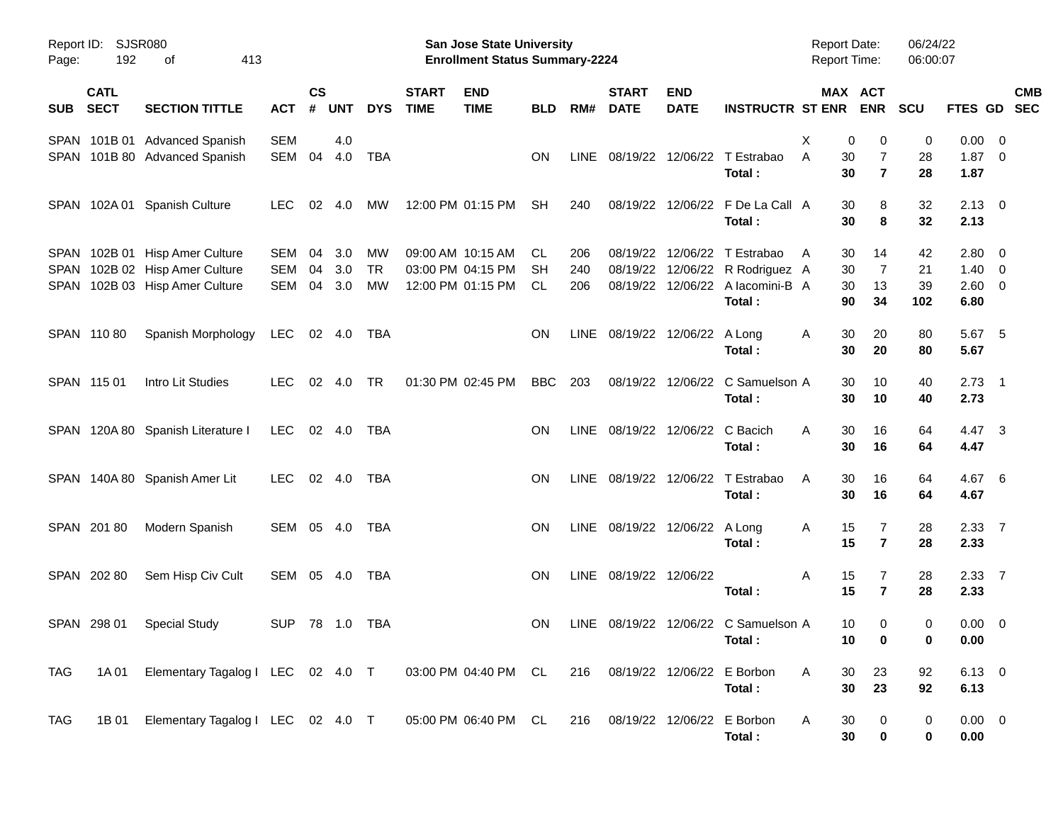Report ID: SJSR080

**San Jose State University**
**Enrollment Status Summary-2224**

Report Date: 06/24/22
Report Time: 06:00:07

| SUB | CATL SECT | SECTION TITTLE | ACT | CS # | UNT | DYS | START TIME | END TIME | BLD | RM# | START DATE | END DATE | INSTRUCTR | ST | MAX ENR | ACT ENR | SCU | FTES | GD | CMB SEC |
|---|---|---|---|---|---|---|---|---|---|---|---|---|---|---|---|---|---|---|---|---|
| SPAN | 101B 01 | Advanced Spanish | SEM | | 4.0 | | | | | | | | | X | 0 | 0 | 0 | 0.00 | 0 | |
| SPAN | 101B 80 | Advanced Spanish | SEM | 04 | 4.0 | TBA | | | ON | LINE | 08/19/22 | 12/06/22 | T Estrabao | A | 30 | 7 | 28 | 1.87 | 0 | |
| | | | | | | | | | | | | | **Total :** | | **30** | **7** | **28** | **1.87** | | |
| SPAN | 102A 01 | Spanish Culture | LEC | 02 | 4.0 | MW | 12:00 PM | 01:15 PM | SH | 240 | 08/19/22 | 12/06/22 | F De La Call | A | 30 | 8 | 32 | 2.13 | 0 | |
| | | | | | | | | | | | | | **Total :** | | **30** | **8** | **32** | **2.13** | | |
| SPAN | 102B 01 | Hisp Amer Culture | SEM | 04 | 3.0 | MW | 09:00 AM | 10:15 AM | CL | 206 | 08/19/22 | 12/06/22 | T Estrabao | A | 30 | 14 | 42 | 2.80 | 0 | |
| SPAN | 102B 02 | Hisp Amer Culture | SEM | 04 | 3.0 | TR | 03:00 PM | 04:15 PM | SH | 240 | 08/19/22 | 12/06/22 | R Rodriguez | A | 30 | 7 | 21 | 1.40 | 0 | |
| SPAN | 102B 03 | Hisp Amer Culture | SEM | 04 | 3.0 | MW | 12:00 PM | 01:15 PM | CL | 206 | 08/19/22 | 12/06/22 | A Iacomini-B | A | 30 | 13 | 39 | 2.60 | 0 | |
| | | | | | | | | | | | | | **Total :** | | **90** | **34** | **102** | **6.80** | | |
| SPAN | 110 80 | Spanish Morphology | LEC | 02 | 4.0 | TBA | | | ON | LINE | 08/19/22 | 12/06/22 | A Long | A | 30 | 20 | 80 | 5.67 | 5 | |
| | | | | | | | | | | | | | **Total :** | | **30** | **20** | **80** | **5.67** | | |
| SPAN | 115 01 | Intro Lit Studies | LEC | 02 | 4.0 | TR | 01:30 PM | 02:45 PM | BBC | 203 | 08/19/22 | 12/06/22 | C Samuelson | A | 30 | 10 | 40 | 2.73 | 1 | |
| | | | | | | | | | | | | | **Total :** | | **30** | **10** | **40** | **2.73** | | |
| SPAN | 120A 80 | Spanish Literature I | LEC | 02 | 4.0 | TBA | | | ON | LINE | 08/19/22 | 12/06/22 | C Bacich | A | 30 | 16 | 64 | 4.47 | 3 | |
| | | | | | | | | | | | | | **Total :** | | **30** | **16** | **64** | **4.47** | | |
| SPAN | 140A 80 | Spanish Amer Lit | LEC | 02 | 4.0 | TBA | | | ON | LINE | 08/19/22 | 12/06/22 | T Estrabao | A | 30 | 16 | 64 | 4.67 | 6 | |
| | | | | | | | | | | | | | **Total :** | | **30** | **16** | **64** | **4.67** | | |
| SPAN | 201 80 | Modern Spanish | SEM | 05 | 4.0 | TBA | | | ON | LINE | 08/19/22 | 12/06/22 | A Long | A | 15 | 7 | 28 | 2.33 | 7 | |
| | | | | | | | | | | | | | **Total :** | | **15** | **7** | **28** | **2.33** | | |
| SPAN | 202 80 | Sem Hisp Civ Cult | SEM | 05 | 4.0 | TBA | | | ON | LINE | 08/19/22 | 12/06/22 | | A | 15 | 7 | 28 | 2.33 | 7 | |
| | | | | | | | | | | | | | **Total :** | | **15** | **7** | **28** | **2.33** | | |
| SPAN | 298 01 | Special Study | SUP | 78 | 1.0 | TBA | | | ON | LINE | 08/19/22 | 12/06/22 | C Samuelson | A | 10 | 0 | 0 | 0.00 | 0 | |
| | | | | | | | | | | | | | **Total :** | | **10** | **0** | **0** | **0.00** | | |
| TAG | 1A 01 | Elementary Tagalog I | LEC | 02 | 4.0 | T | 03:00 PM | 04:40 PM | CL | 216 | 08/19/22 | 12/06/22 | E Borbon | A | 30 | 23 | 92 | 6.13 | 0 | |
| | | | | | | | | | | | | | **Total :** | | **30** | **23** | **92** | **6.13** | | |
| TAG | 1B 01 | Elementary Tagalog I | LEC | 02 | 4.0 | T | 05:00 PM | 06:40 PM | CL | 216 | 08/19/22 | 12/06/22 | E Borbon | A | 30 | 0 | 0 | 0.00 | 0 | |
| | | | | | | | | | | | | | **Total :** | | **30** | **0** | **0** | **0.00** | | |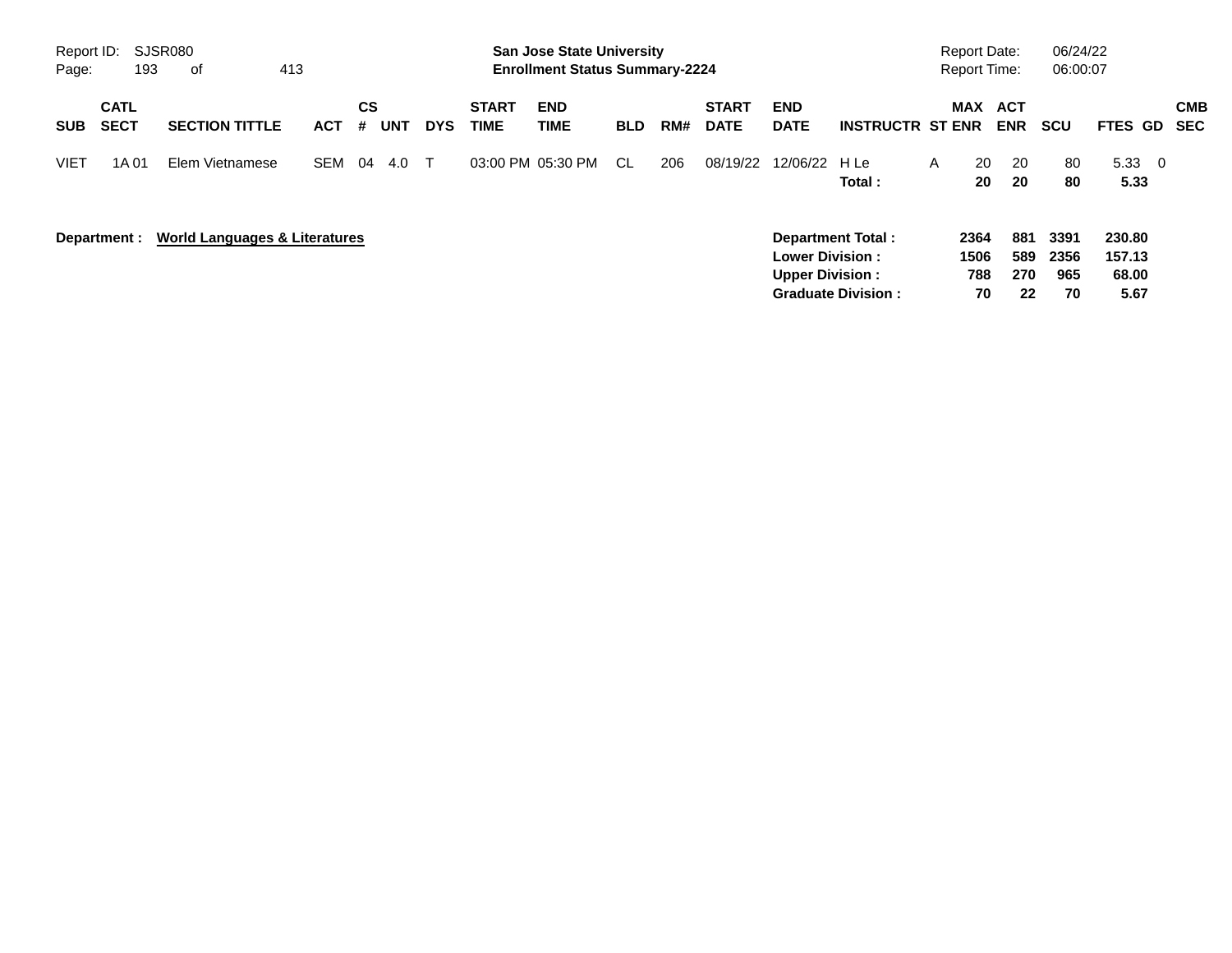Report ID: SJSR080

**San Jose State University**
**Enrollment Status Summary-2224**

Report Date: 06/24/22
Report Time: 06:00:07

| SUB | CATL SECT | SECTION TITTLE | ACT | CS # | UNT | DYS | START TIME | END TIME | BLD | RM# | START DATE | END DATE | INSTRUCTR | ST | MAX ENR | ACT ENR | SCU | FTES | GD | CMB SEC |
|---|---|---|---|---|---|---|---|---|---|---|---|---|---|---|---|---|---|---|---|---|
| VIET | 1A 01 | Elem Vietnamese | SEM | 04 | 4.0 | T | 03:00 PM | 05:30 PM | CL | 206 | 08/19/22 | 12/06/22 | H Le | A | 20 | 20 | 80 | 5.33 | 0 | |
| | | | | | | | | | | | | | **Total :** | | **20** | **20** | **80** | **5.33** | | |

**Department :** **World Languages & Literatures**

| | MAX ENR | ACT ENR | SCU | FTES |
|---|---|---|---|---|
| **Department Total :** | **2364** | **881** | **3391** | **230.80** |
| **Lower Division :** | **1506** | **589** | **2356** | **157.13** |
| **Upper Division :** | **788** | **270** | **965** | **68.00** |
| **Graduate Division :** | **70** | **22** | **70** | **5.67** |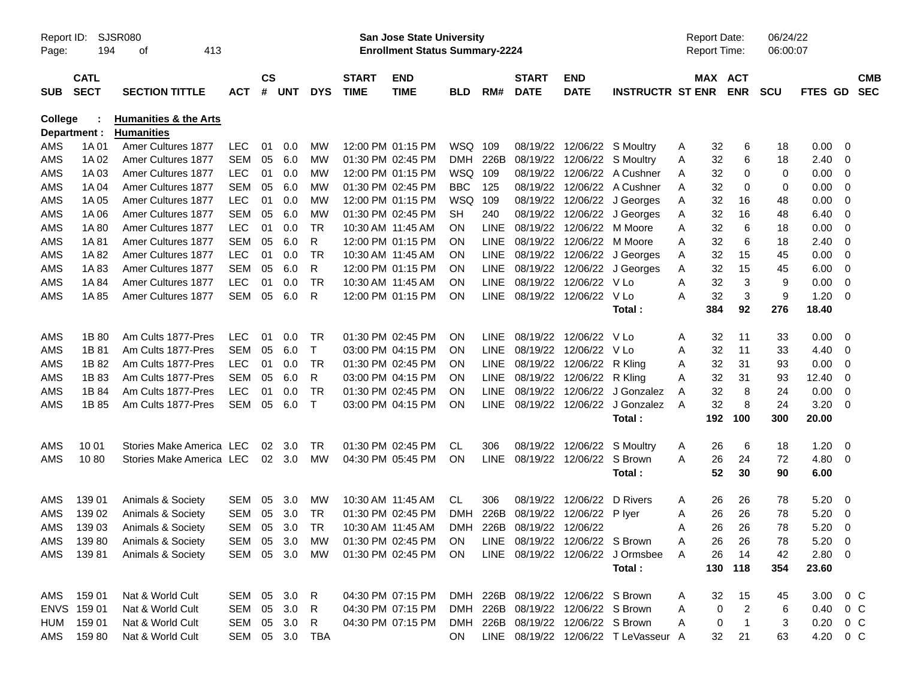Report ID: SJSR080
**San Jose State University**
**Enrollment Status Summary-2224**
Report Date: 06/24/22
Report Time: 06:00:07

**College : Humanities & the Arts**
**Department : Humanities**

| SUB | CATL SECT | SECTION TITTLE | ACT | CS # | UNT | DYS | START TIME | END TIME | BLD | RM# | START DATE | END DATE | INSTRUCTR | ST | MAX ENR | ACT ENR | SCU | FTES | GD | CMB SEC |
|---|---|---|---|---|---|---|---|---|---|---|---|---|---|---|---|---|---|---|---|---|
| AMS | 1A 01 | Amer Cultures 1877 | LEC | 01 | 0.0 | MW | 12:00 PM | 01:15 PM | WSQ | 109 | 08/19/22 | 12/06/22 | S Moultry | A | 32 | 6 | 18 | 0.00 | 0 | |
| AMS | 1A 02 | Amer Cultures 1877 | SEM | 05 | 6.0 | MW | 01:30 PM | 02:45 PM | DMH | 226B | 08/19/22 | 12/06/22 | S Moultry | A | 32 | 6 | 18 | 2.40 | 0 | |
| AMS | 1A 03 | Amer Cultures 1877 | LEC | 01 | 0.0 | MW | 12:00 PM | 01:15 PM | WSQ | 109 | 08/19/22 | 12/06/22 | A Cushner | A | 32 | 0 | 0 | 0.00 | 0 | |
| AMS | 1A 04 | Amer Cultures 1877 | SEM | 05 | 6.0 | MW | 01:30 PM | 02:45 PM | BBC | 125 | 08/19/22 | 12/06/22 | A Cushner | A | 32 | 0 | 0 | 0.00 | 0 | |
| AMS | 1A 05 | Amer Cultures 1877 | LEC | 01 | 0.0 | MW | 12:00 PM | 01:15 PM | WSQ | 109 | 08/19/22 | 12/06/22 | J Georges | A | 32 | 16 | 48 | 0.00 | 0 | |
| AMS | 1A 06 | Amer Cultures 1877 | SEM | 05 | 6.0 | MW | 01:30 PM | 02:45 PM | SH | 240 | 08/19/22 | 12/06/22 | J Georges | A | 32 | 16 | 48 | 6.40 | 0 | |
| AMS | 1A 80 | Amer Cultures 1877 | LEC | 01 | 0.0 | TR | 10:30 AM | 11:45 AM | ON | LINE | 08/19/22 | 12/06/22 | M Moore | A | 32 | 6 | 18 | 0.00 | 0 | |
| AMS | 1A 81 | Amer Cultures 1877 | SEM | 05 | 6.0 | R | 12:00 PM | 01:15 PM | ON | LINE | 08/19/22 | 12/06/22 | M Moore | A | 32 | 6 | 18 | 2.40 | 0 | |
| AMS | 1A 82 | Amer Cultures 1877 | LEC | 01 | 0.0 | TR | 10:30 AM | 11:45 AM | ON | LINE | 08/19/22 | 12/06/22 | J Georges | A | 32 | 15 | 45 | 0.00 | 0 | |
| AMS | 1A 83 | Amer Cultures 1877 | SEM | 05 | 6.0 | R | 12:00 PM | 01:15 PM | ON | LINE | 08/19/22 | 12/06/22 | J Georges | A | 32 | 15 | 45 | 6.00 | 0 | |
| AMS | 1A 84 | Amer Cultures 1877 | LEC | 01 | 0.0 | TR | 10:30 AM | 11:45 AM | ON | LINE | 08/19/22 | 12/06/22 | V Lo | A | 32 | 3 | 9 | 0.00 | 0 | |
| AMS | 1A 85 | Amer Cultures 1877 | SEM | 05 | 6.0 | R | 12:00 PM | 01:15 PM | ON | LINE | 08/19/22 | 12/06/22 | V Lo | A | 32 | 3 | 9 | 1.20 | 0 | |
| | | | | | | | | | | | | | **Total :** | | **384** | **92** | **276** | **18.40** | | |
| AMS | 1B 80 | Am Cults 1877-Pres | LEC | 01 | 0.0 | TR | 01:30 PM | 02:45 PM | ON | LINE | 08/19/22 | 12/06/22 | V Lo | A | 32 | 11 | 33 | 0.00 | 0 | |
| AMS | 1B 81 | Am Cults 1877-Pres | SEM | 05 | 6.0 | T | 03:00 PM | 04:15 PM | ON | LINE | 08/19/22 | 12/06/22 | V Lo | A | 32 | 11 | 33 | 4.40 | 0 | |
| AMS | 1B 82 | Am Cults 1877-Pres | LEC | 01 | 0.0 | TR | 01:30 PM | 02:45 PM | ON | LINE | 08/19/22 | 12/06/22 | R Kling | A | 32 | 31 | 93 | 0.00 | 0 | |
| AMS | 1B 83 | Am Cults 1877-Pres | SEM | 05 | 6.0 | R | 03:00 PM | 04:15 PM | ON | LINE | 08/19/22 | 12/06/22 | R Kling | A | 32 | 31 | 93 | 12.40 | 0 | |
| AMS | 1B 84 | Am Cults 1877-Pres | LEC | 01 | 0.0 | TR | 01:30 PM | 02:45 PM | ON | LINE | 08/19/22 | 12/06/22 | J Gonzalez | A | 32 | 8 | 24 | 0.00 | 0 | |
| AMS | 1B 85 | Am Cults 1877-Pres | SEM | 05 | 6.0 | T | 03:00 PM | 04:15 PM | ON | LINE | 08/19/22 | 12/06/22 | J Gonzalez | A | 32 | 8 | 24 | 3.20 | 0 | |
| | | | | | | | | | | | | | **Total :** | | **192** | **100** | **300** | **20.00** | | |
| AMS | 10 01 | Stories Make America | LEC | 02 | 3.0 | TR | 01:30 PM | 02:45 PM | CL | 306 | 08/19/22 | 12/06/22 | S Moultry | A | 26 | 6 | 18 | 1.20 | 0 | |
| AMS | 10 80 | Stories Make America | LEC | 02 | 3.0 | MW | 04:30 PM | 05:45 PM | ON | LINE | 08/19/22 | 12/06/22 | S Brown | A | 26 | 24 | 72 | 4.80 | 0 | |
| | | | | | | | | | | | | | **Total :** | | **52** | **30** | **90** | **6.00** | | |
| AMS | 139 01 | Animals & Society | SEM | 05 | 3.0 | MW | 10:30 AM | 11:45 AM | CL | 306 | 08/19/22 | 12/06/22 | D Rivers | A | 26 | 26 | 78 | 5.20 | 0 | |
| AMS | 139 02 | Animals & Society | SEM | 05 | 3.0 | TR | 01:30 PM | 02:45 PM | DMH | 226B | 08/19/22 | 12/06/22 | P Iyer | A | 26 | 26 | 78 | 5.20 | 0 | |
| AMS | 139 03 | Animals & Society | SEM | 05 | 3.0 | TR | 10:30 AM | 11:45 AM | DMH | 226B | 08/19/22 | 12/06/22 | | A | 26 | 26 | 78 | 5.20 | 0 | |
| AMS | 139 80 | Animals & Society | SEM | 05 | 3.0 | MW | 01:30 PM | 02:45 PM | ON | LINE | 08/19/22 | 12/06/22 | S Brown | A | 26 | 26 | 78 | 5.20 | 0 | |
| AMS | 139 81 | Animals & Society | SEM | 05 | 3.0 | MW | 01:30 PM | 02:45 PM | ON | LINE | 08/19/22 | 12/06/22 | J Ormsbee | A | 26 | 14 | 42 | 2.80 | 0 | |
| | | | | | | | | | | | | | **Total :** | | **130** | **118** | **354** | **23.60** | | |
| AMS | 159 01 | Nat & World Cult | SEM | 05 | 3.0 | R | 04:30 PM | 07:15 PM | DMH | 226B | 08/19/22 | 12/06/22 | S Brown | A | 32 | 15 | 45 | 3.00 | 0 | C |
| ENVS | 159 01 | Nat & World Cult | SEM | 05 | 3.0 | R | 04:30 PM | 07:15 PM | DMH | 226B | 08/19/22 | 12/06/22 | S Brown | A | 0 | 2 | 6 | 0.40 | 0 | C |
| HUM | 159 01 | Nat & World Cult | SEM | 05 | 3.0 | R | 04:30 PM | 07:15 PM | DMH | 226B | 08/19/22 | 12/06/22 | S Brown | A | 0 | 1 | 3 | 0.20 | 0 | C |
| AMS | 159 80 | Nat & World Cult | SEM | 05 | 3.0 | TBA | | | ON | LINE | 08/19/22 | 12/06/22 | T LeVasseur | A | 32 | 21 | 63 | 4.20 | 0 | C |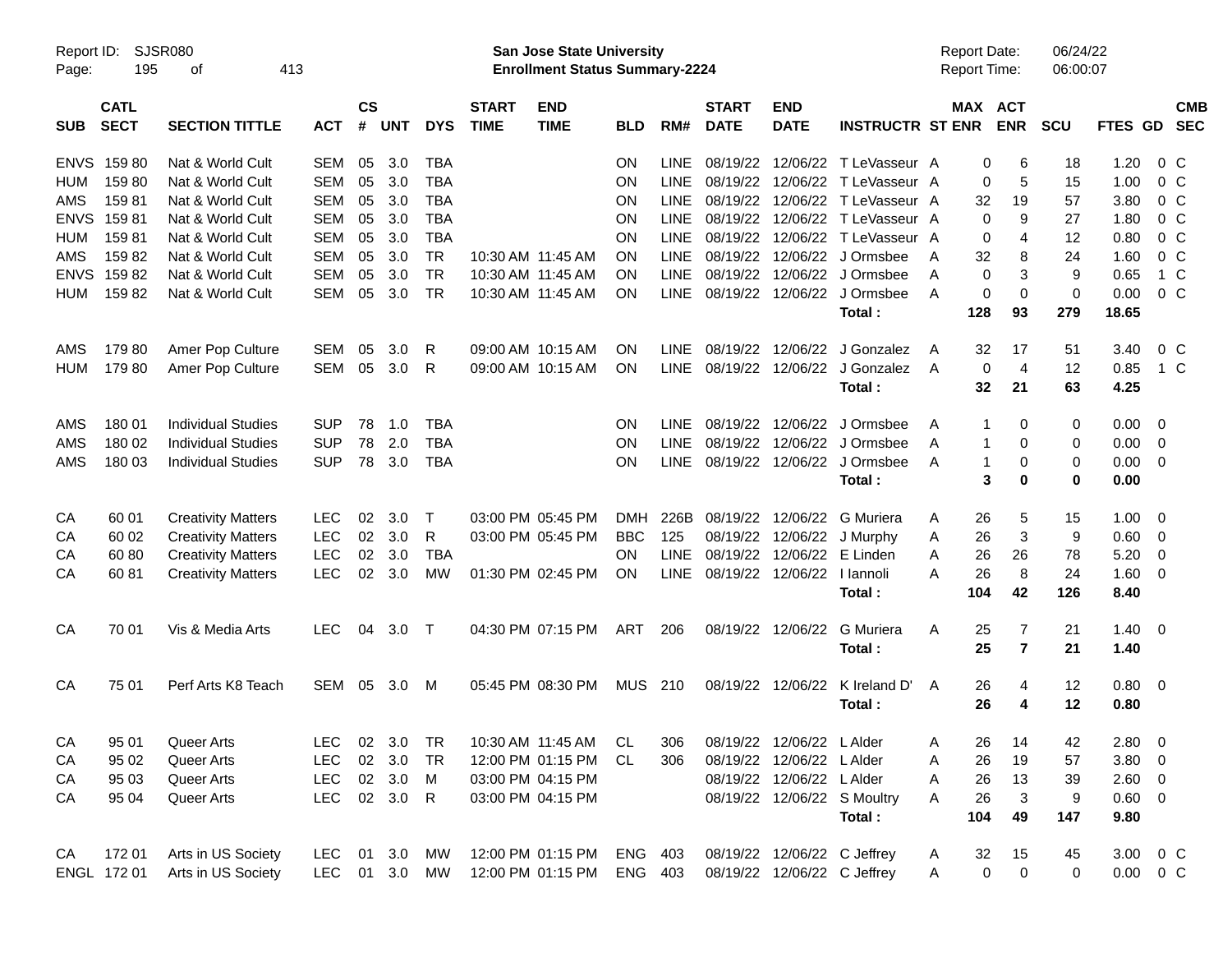Report ID: SJSR080

# San Jose State University
## Enrollment Status Summary-2224

Report Date: 06/24/22
Report Time: 06:00:07

| SUB | CATL SECT | SECTION TITTLE | ACT | CS # | UNT | DYS | START TIME | END TIME | BLD | RM# | START DATE | END DATE | INSTRUCTR | ST | MAX ENR | ACT ENR | SCU | FTES | GD | CMB SEC |
|---|---|---|---|---|---|---|---|---|---|---|---|---|---|---|---|---|---|---|---|---|
| ENVS | 159 80 | Nat & World Cult | SEM | 05 | 3.0 | TBA | | | ON | LINE | 08/19/22 | 12/06/22 | T LeVasseur | A | 0 | 6 | 18 | 1.20 | 0 | C |
| HUM | 159 80 | Nat & World Cult | SEM | 05 | 3.0 | TBA | | | ON | LINE | 08/19/22 | 12/06/22 | T LeVasseur | A | 0 | 5 | 15 | 1.00 | 0 | C |
| AMS | 159 81 | Nat & World Cult | SEM | 05 | 3.0 | TBA | | | ON | LINE | 08/19/22 | 12/06/22 | T LeVasseur | A | 32 | 19 | 57 | 3.80 | 0 | C |
| ENVS | 159 81 | Nat & World Cult | SEM | 05 | 3.0 | TBA | | | ON | LINE | 08/19/22 | 12/06/22 | T LeVasseur | A | 0 | 9 | 27 | 1.80 | 0 | C |
| HUM | 159 81 | Nat & World Cult | SEM | 05 | 3.0 | TBA | | | ON | LINE | 08/19/22 | 12/06/22 | T LeVasseur | A | 0 | 4 | 12 | 0.80 | 0 | C |
| AMS | 159 82 | Nat & World Cult | SEM | 05 | 3.0 | TR | 10:30 AM | 11:45 AM | ON | LINE | 08/19/22 | 12/06/22 | J Ormsbee | A | 32 | 8 | 24 | 1.60 | 0 | C |
| ENVS | 159 82 | Nat & World Cult | SEM | 05 | 3.0 | TR | 10:30 AM | 11:45 AM | ON | LINE | 08/19/22 | 12/06/22 | J Ormsbee | A | 0 | 3 | 9 | 0.65 | 1 | C |
| HUM | 159 82 | Nat & World Cult | SEM | 05 | 3.0 | TR | 10:30 AM | 11:45 AM | ON | LINE | 08/19/22 | 12/06/22 | J Ormsbee | A | 0 | 0 | 0 | 0.00 | 0 | C |
| | | | | | | | | | | | | | **Total :** | | **128** | **93** | **279** | **18.65** | | |
| AMS | 179 80 | Amer Pop Culture | SEM | 05 | 3.0 | R | 09:00 AM | 10:15 AM | ON | LINE | 08/19/22 | 12/06/22 | J Gonzalez | A | 32 | 17 | 51 | 3.40 | 0 | C |
| HUM | 179 80 | Amer Pop Culture | SEM | 05 | 3.0 | R | 09:00 AM | 10:15 AM | ON | LINE | 08/19/22 | 12/06/22 | J Gonzalez | A | 0 | 4 | 12 | 0.85 | 1 | C |
| | | | | | | | | | | | | | **Total :** | | **32** | **21** | **63** | **4.25** | | |
| AMS | 180 01 | Individual Studies | SUP | 78 | 1.0 | TBA | | | ON | LINE | 08/19/22 | 12/06/22 | J Ormsbee | A | 1 | 0 | 0 | 0.00 | 0 | |
| AMS | 180 02 | Individual Studies | SUP | 78 | 2.0 | TBA | | | ON | LINE | 08/19/22 | 12/06/22 | J Ormsbee | A | 1 | 0 | 0 | 0.00 | 0 | |
| AMS | 180 03 | Individual Studies | SUP | 78 | 3.0 | TBA | | | ON | LINE | 08/19/22 | 12/06/22 | J Ormsbee | A | 1 | 0 | 0 | 0.00 | 0 | |
| | | | | | | | | | | | | | **Total :** | | **3** | **0** | **0** | **0.00** | | |
| CA | 60 01 | Creativity Matters | LEC | 02 | 3.0 | T | 03:00 PM | 05:45 PM | DMH | 226B | 08/19/22 | 12/06/22 | G Muriera | A | 26 | 5 | 15 | 1.00 | 0 | |
| CA | 60 02 | Creativity Matters | LEC | 02 | 3.0 | R | 03:00 PM | 05:45 PM | BBC | 125 | 08/19/22 | 12/06/22 | J Murphy | A | 26 | 3 | 9 | 0.60 | 0 | |
| CA | 60 80 | Creativity Matters | LEC | 02 | 3.0 | TBA | | | ON | LINE | 08/19/22 | 12/06/22 | E Linden | A | 26 | 26 | 78 | 5.20 | 0 | |
| CA | 60 81 | Creativity Matters | LEC | 02 | 3.0 | MW | 01:30 PM | 02:45 PM | ON | LINE | 08/19/22 | 12/06/22 | I Iannoli | A | 26 | 8 | 24 | 1.60 | 0 | |
| | | | | | | | | | | | | | **Total :** | | **104** | **42** | **126** | **8.40** | | |
| CA | 70 01 | Vis & Media Arts | LEC | 04 | 3.0 | T | 04:30 PM | 07:15 PM | ART | 206 | 08/19/22 | 12/06/22 | G Muriera | A | 25 | 7 | 21 | 1.40 | 0 | |
| | | | | | | | | | | | | | **Total :** | | **25** | **7** | **21** | **1.40** | | |
| CA | 75 01 | Perf Arts K8 Teach | SEM | 05 | 3.0 | M | 05:45 PM | 08:30 PM | MUS | 210 | 08/19/22 | 12/06/22 | K Ireland D' | A | 26 | 4 | 12 | 0.80 | 0 | |
| | | | | | | | | | | | | | **Total :** | | **26** | **4** | **12** | **0.80** | | |
| CA | 95 01 | Queer Arts | LEC | 02 | 3.0 | TR | 10:30 AM | 11:45 AM | CL | 306 | 08/19/22 | 12/06/22 | L Alder | A | 26 | 14 | 42 | 2.80 | 0 | |
| CA | 95 02 | Queer Arts | LEC | 02 | 3.0 | TR | 12:00 PM | 01:15 PM | CL | 306 | 08/19/22 | 12/06/22 | L Alder | A | 26 | 19 | 57 | 3.80 | 0 | |
| CA | 95 03 | Queer Arts | LEC | 02 | 3.0 | M | 03:00 PM | 04:15 PM | | | 08/19/22 | 12/06/22 | L Alder | A | 26 | 13 | 39 | 2.60 | 0 | |
| CA | 95 04 | Queer Arts | LEC | 02 | 3.0 | R | 03:00 PM | 04:15 PM | | | 08/19/22 | 12/06/22 | S Moultry | A | 26 | 3 | 9 | 0.60 | 0 | |
| | | | | | | | | | | | | | **Total :** | | **104** | **49** | **147** | **9.80** | | |
| CA | 172 01 | Arts in US Society | LEC | 01 | 3.0 | MW | 12:00 PM | 01:15 PM | ENG | 403 | 08/19/22 | 12/06/22 | C Jeffrey | A | 32 | 15 | 45 | 3.00 | 0 | C |
| ENGL | 172 01 | Arts in US Society | LEC | 01 | 3.0 | MW | 12:00 PM | 01:15 PM | ENG | 403 | 08/19/22 | 12/06/22 | C Jeffrey | A | 0 | 0 | 0 | 0.00 | 0 | C |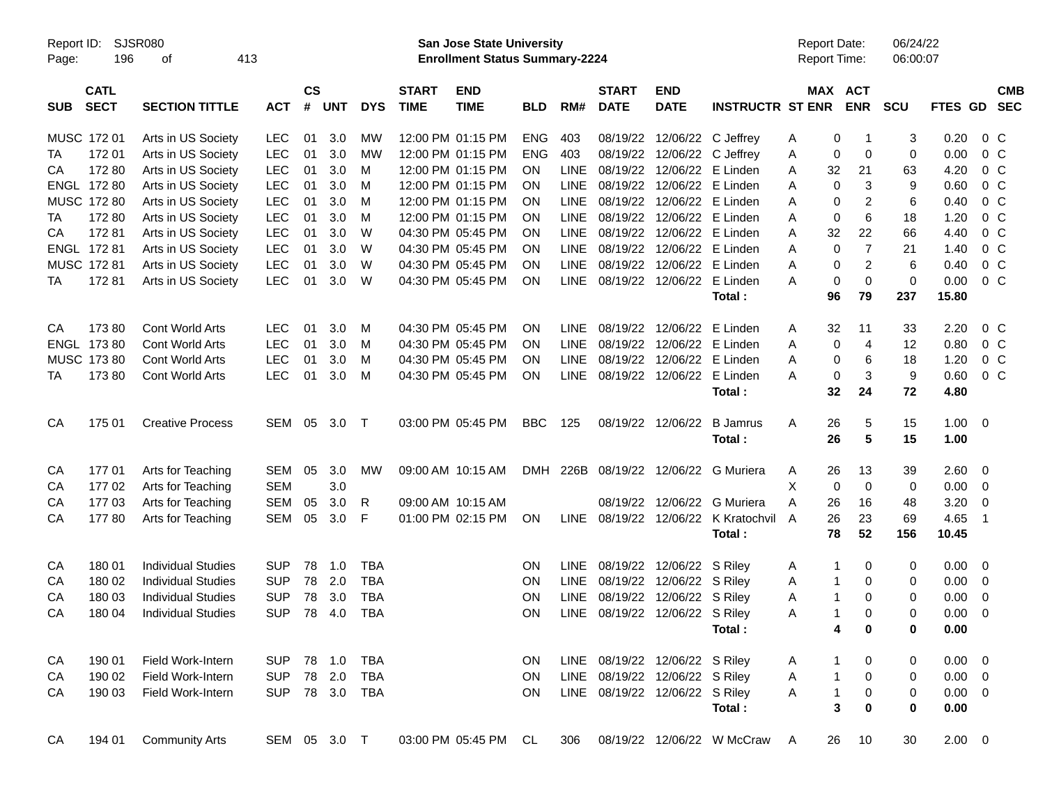Report ID: SJSR080

**San Jose State University**
**Enrollment Status Summary-2224**

Report Date: 06/24/22
Report Time: 06:00:07

| SUB | CATL SECT | SECTION TITTLE | ACT | CS # | UNT | DYS | START TIME | END TIME | BLD | RM# | START DATE | END DATE | INSTRUCTR | ST | MAX ENR | ACT ENR | SCU | FTES | GD | CMB SEC |
|---|---|---|---|---|---|---|---|---|---|---|---|---|---|---|---|---|---|---|---|---|
| MUSC | 172 01 | Arts in US Society | LEC | 01 | 3.0 | MW | 12:00 PM | 01:15 PM | ENG | 403 | 08/19/22 | 12/06/22 | C Jeffrey | A | 0 | 1 | 3 | 0.20 | 0 | C |
| TA | 172 01 | Arts in US Society | LEC | 01 | 3.0 | MW | 12:00 PM | 01:15 PM | ENG | 403 | 08/19/22 | 12/06/22 | C Jeffrey | A | 0 | 0 | 0 | 0.00 | 0 | C |
| CA | 172 80 | Arts in US Society | LEC | 01 | 3.0 | M | 12:00 PM | 01:15 PM | ON | LINE | 08/19/22 | 12/06/22 | E Linden | A | 32 | 21 | 63 | 4.20 | 0 | C |
| ENGL | 172 80 | Arts in US Society | LEC | 01 | 3.0 | M | 12:00 PM | 01:15 PM | ON | LINE | 08/19/22 | 12/06/22 | E Linden | A | 0 | 3 | 9 | 0.60 | 0 | C |
| MUSC | 172 80 | Arts in US Society | LEC | 01 | 3.0 | M | 12:00 PM | 01:15 PM | ON | LINE | 08/19/22 | 12/06/22 | E Linden | A | 0 | 2 | 6 | 0.40 | 0 | C |
| TA | 172 80 | Arts in US Society | LEC | 01 | 3.0 | M | 12:00 PM | 01:15 PM | ON | LINE | 08/19/22 | 12/06/22 | E Linden | A | 0 | 6 | 18 | 1.20 | 0 | C |
| CA | 172 81 | Arts in US Society | LEC | 01 | 3.0 | W | 04:30 PM | 05:45 PM | ON | LINE | 08/19/22 | 12/06/22 | E Linden | A | 32 | 22 | 66 | 4.40 | 0 | C |
| ENGL | 172 81 | Arts in US Society | LEC | 01 | 3.0 | W | 04:30 PM | 05:45 PM | ON | LINE | 08/19/22 | 12/06/22 | E Linden | A | 0 | 7 | 21 | 1.40 | 0 | C |
| MUSC | 172 81 | Arts in US Society | LEC | 01 | 3.0 | W | 04:30 PM | 05:45 PM | ON | LINE | 08/19/22 | 12/06/22 | E Linden | A | 0 | 2 | 6 | 0.40 | 0 | C |
| TA | 172 81 | Arts in US Society | LEC | 01 | 3.0 | W | 04:30 PM | 05:45 PM | ON | LINE | 08/19/22 | 12/06/22 | E Linden | A | 0 | 0 | 0 | 0.00 | 0 | C |
| | | | | | | | | | | | | | **Total :** | | **96** | **79** | **237** | **15.80** | | |
| CA | 173 80 | Cont World Arts | LEC | 01 | 3.0 | M | 04:30 PM | 05:45 PM | ON | LINE | 08/19/22 | 12/06/22 | E Linden | A | 32 | 11 | 33 | 2.20 | 0 | C |
| ENGL | 173 80 | Cont World Arts | LEC | 01 | 3.0 | M | 04:30 PM | 05:45 PM | ON | LINE | 08/19/22 | 12/06/22 | E Linden | A | 0 | 4 | 12 | 0.80 | 0 | C |
| MUSC | 173 80 | Cont World Arts | LEC | 01 | 3.0 | M | 04:30 PM | 05:45 PM | ON | LINE | 08/19/22 | 12/06/22 | E Linden | A | 0 | 6 | 18 | 1.20 | 0 | C |
| TA | 173 80 | Cont World Arts | LEC | 01 | 3.0 | M | 04:30 PM | 05:45 PM | ON | LINE | 08/19/22 | 12/06/22 | E Linden | A | 0 | 3 | 9 | 0.60 | 0 | C |
| | | | | | | | | | | | | | **Total :** | | **32** | **24** | **72** | **4.80** | | |
| CA | 175 01 | Creative Process | SEM | 05 | 3.0 | T | 03:00 PM | 05:45 PM | BBC | 125 | 08/19/22 | 12/06/22 | B Jamrus | A | 26 | 5 | 15 | 1.00 | 0 | |
| | | | | | | | | | | | | | **Total :** | | **26** | **5** | **15** | **1.00** | | |
| CA | 177 01 | Arts for Teaching | SEM | 05 | 3.0 | MW | 09:00 AM | 10:15 AM | DMH | 226B | 08/19/22 | 12/06/22 | G Muriera | A | 26 | 13 | 39 | 2.60 | 0 | |
| CA | 177 02 | Arts for Teaching | SEM | | 3.0 | | | | | | | | | X | 0 | 0 | 0 | 0.00 | 0 | |
| CA | 177 03 | Arts for Teaching | SEM | 05 | 3.0 | R | 09:00 AM | 10:15 AM | | | 08/19/22 | 12/06/22 | G Muriera | A | 26 | 16 | 48 | 3.20 | 0 | |
| CA | 177 80 | Arts for Teaching | SEM | 05 | 3.0 | F | 01:00 PM | 02:15 PM | ON | LINE | 08/19/22 | 12/06/22 | K Kratochvil | A | 26 | 23 | 69 | 4.65 | 1 | |
| | | | | | | | | | | | | | **Total :** | | **78** | **52** | **156** | **10.45** | | |
| CA | 180 01 | Individual Studies | SUP | 78 | 1.0 | TBA | | | ON | LINE | 08/19/22 | 12/06/22 | S Riley | A | 1 | 0 | 0 | 0.00 | 0 | |
| CA | 180 02 | Individual Studies | SUP | 78 | 2.0 | TBA | | | ON | LINE | 08/19/22 | 12/06/22 | S Riley | A | 1 | 0 | 0 | 0.00 | 0 | |
| CA | 180 03 | Individual Studies | SUP | 78 | 3.0 | TBA | | | ON | LINE | 08/19/22 | 12/06/22 | S Riley | A | 1 | 0 | 0 | 0.00 | 0 | |
| CA | 180 04 | Individual Studies | SUP | 78 | 4.0 | TBA | | | ON | LINE | 08/19/22 | 12/06/22 | S Riley | A | 1 | 0 | 0 | 0.00 | 0 | |
| | | | | | | | | | | | | | **Total :** | | **4** | **0** | **0** | **0.00** | | |
| CA | 190 01 | Field Work-Intern | SUP | 78 | 1.0 | TBA | | | ON | LINE | 08/19/22 | 12/06/22 | S Riley | A | 1 | 0 | 0 | 0.00 | 0 | |
| CA | 190 02 | Field Work-Intern | SUP | 78 | 2.0 | TBA | | | ON | LINE | 08/19/22 | 12/06/22 | S Riley | A | 1 | 0 | 0 | 0.00 | 0 | |
| CA | 190 03 | Field Work-Intern | SUP | 78 | 3.0 | TBA | | | ON | LINE | 08/19/22 | 12/06/22 | S Riley | A | 1 | 0 | 0 | 0.00 | 0 | |
| | | | | | | | | | | | | | **Total :** | | **3** | **0** | **0** | **0.00** | | |
| CA | 194 01 | Community Arts | SEM | 05 | 3.0 | T | 03:00 PM | 05:45 PM | CL | 306 | 08/19/22 | 12/06/22 | W McCraw | A | 26 | 10 | 30 | 2.00 | 0 | |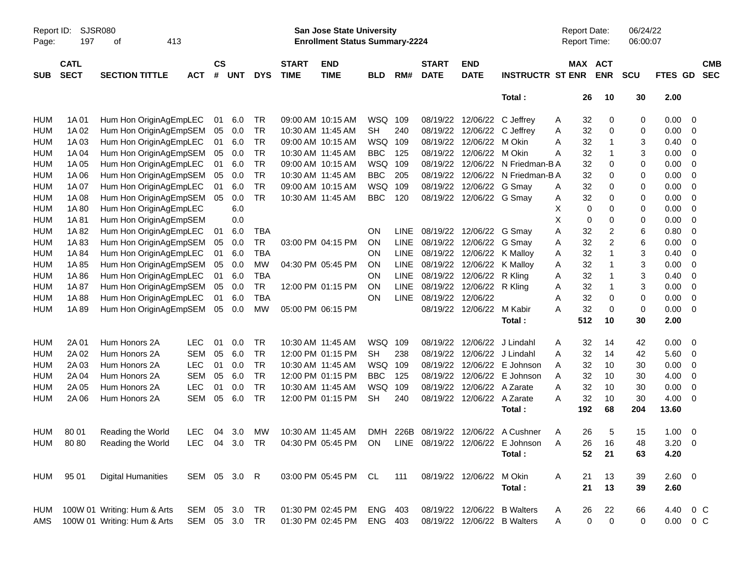Report ID: SJSR080
San Jose State University
Enrollment Status Summary-2224
Report Date: 06/24/22
Report Time: 06:00:07

| SUB | CATL SECT | SECTION TITTLE | ACT | CS # | UNT | DYS | START TIME | END TIME | BLD | RM# | START DATE | END DATE | INSTRUCTR | ST | MAX ENR | ACT ENR | SCU | FTES | GD | CMB SEC |
|---|---|---|---|---|---|---|---|---|---|---|---|---|---|---|---|---|---|---|---|---|
| | | | | | | | | | | | | | Total : | | 26 | 10 | 30 | 2.00 | | |
| HUM | 1A 01 | Hum Hon OriginAgEmpLEC | | 01 | 6.0 | TR | 09:00 AM | 10:15 AM | WSQ | 109 | 08/19/22 | 12/06/22 | C Jeffrey | A | 32 | 0 | 0 | 0.00 | 0 | |
| HUM | 1A 02 | Hum Hon OriginAgEmpSEM | | 05 | 0.0 | TR | 10:30 AM | 11:45 AM | SH | 240 | 08/19/22 | 12/06/22 | C Jeffrey | A | 32 | 0 | 0 | 0.00 | 0 | |
| HUM | 1A 03 | Hum Hon OriginAgEmpLEC | | 01 | 6.0 | TR | 09:00 AM | 10:15 AM | WSQ | 109 | 08/19/22 | 12/06/22 | M Okin | A | 32 | 1 | 3 | 0.40 | 0 | |
| HUM | 1A 04 | Hum Hon OriginAgEmpSEM | | 05 | 0.0 | TR | 10:30 AM | 11:45 AM | BBC | 125 | 08/19/22 | 12/06/22 | M Okin | A | 32 | 1 | 3 | 0.00 | 0 | |
| HUM | 1A 05 | Hum Hon OriginAgEmpLEC | | 01 | 6.0 | TR | 09:00 AM | 10:15 AM | WSQ | 109 | 08/19/22 | 12/06/22 | N Friedman-B | A | 32 | 0 | 0 | 0.00 | 0 | |
| HUM | 1A 06 | Hum Hon OriginAgEmpSEM | | 05 | 0.0 | TR | 10:30 AM | 11:45 AM | BBC | 205 | 08/19/22 | 12/06/22 | N Friedman-B | A | 32 | 0 | 0 | 0.00 | 0 | |
| HUM | 1A 07 | Hum Hon OriginAgEmpLEC | | 01 | 6.0 | TR | 09:00 AM | 10:15 AM | WSQ | 109 | 08/19/22 | 12/06/22 | G Smay | A | 32 | 0 | 0 | 0.00 | 0 | |
| HUM | 1A 08 | Hum Hon OriginAgEmpSEM | | 05 | 0.0 | TR | 10:30 AM | 11:45 AM | BBC | 120 | 08/19/22 | 12/06/22 | G Smay | A | 32 | 0 | 0 | 0.00 | 0 | |
| HUM | 1A 80 | Hum Hon OriginAgEmpLEC | | | 6.0 | | | | | | | | | X | 0 | 0 | 0 | 0.00 | 0 | |
| HUM | 1A 81 | Hum Hon OriginAgEmpSEM | | | 0.0 | | | | | | | | | X | 0 | 0 | 0 | 0.00 | 0 | |
| HUM | 1A 82 | Hum Hon OriginAgEmpLEC | | 01 | 6.0 | TBA | | | ON | LINE | 08/19/22 | 12/06/22 | G Smay | A | 32 | 2 | 6 | 0.80 | 0 | |
| HUM | 1A 83 | Hum Hon OriginAgEmpSEM | | 05 | 0.0 | TR | 03:00 PM | 04:15 PM | ON | LINE | 08/19/22 | 12/06/22 | G Smay | A | 32 | 2 | 6 | 0.00 | 0 | |
| HUM | 1A 84 | Hum Hon OriginAgEmpLEC | | 01 | 6.0 | TBA | | | ON | LINE | 08/19/22 | 12/06/22 | K Malloy | A | 32 | 1 | 3 | 0.40 | 0 | |
| HUM | 1A 85 | Hum Hon OriginAgEmpSEM | | 05 | 0.0 | MW | 04:30 PM | 05:45 PM | ON | LINE | 08/19/22 | 12/06/22 | K Malloy | A | 32 | 1 | 3 | 0.00 | 0 | |
| HUM | 1A 86 | Hum Hon OriginAgEmpLEC | | 01 | 6.0 | TBA | | | ON | LINE | 08/19/22 | 12/06/22 | R Kling | A | 32 | 1 | 3 | 0.40 | 0 | |
| HUM | 1A 87 | Hum Hon OriginAgEmpSEM | | 05 | 0.0 | TR | 12:00 PM | 01:15 PM | ON | LINE | 08/19/22 | 12/06/22 | R Kling | A | 32 | 1 | 3 | 0.00 | 0 | |
| HUM | 1A 88 | Hum Hon OriginAgEmpLEC | | 01 | 6.0 | TBA | | | ON | LINE | 08/19/22 | 12/06/22 | | A | 32 | 0 | 0 | 0.00 | 0 | |
| HUM | 1A 89 | Hum Hon OriginAgEmpSEM | | 05 | 0.0 | MW | 05:00 PM | 06:15 PM | | | 08/19/22 | 12/06/22 | M Kabir | A | 32 | 0 | 0 | 0.00 | 0 | |
| | | | | | | | | | | | | | Total : | | 512 | 10 | 30 | 2.00 | | |
| HUM | 2A 01 | Hum Honors 2A | LEC | 01 | 0.0 | TR | 10:30 AM | 11:45 AM | WSQ | 109 | 08/19/22 | 12/06/22 | J Lindahl | A | 32 | 14 | 42 | 0.00 | 0 | |
| HUM | 2A 02 | Hum Honors 2A | SEM | 05 | 6.0 | TR | 12:00 PM | 01:15 PM | SH | 238 | 08/19/22 | 12/06/22 | J Lindahl | A | 32 | 14 | 42 | 5.60 | 0 | |
| HUM | 2A 03 | Hum Honors 2A | LEC | 01 | 0.0 | TR | 10:30 AM | 11:45 AM | WSQ | 109 | 08/19/22 | 12/06/22 | E Johnson | A | 32 | 10 | 30 | 0.00 | 0 | |
| HUM | 2A 04 | Hum Honors 2A | SEM | 05 | 6.0 | TR | 12:00 PM | 01:15 PM | BBC | 125 | 08/19/22 | 12/06/22 | E Johnson | A | 32 | 10 | 30 | 4.00 | 0 | |
| HUM | 2A 05 | Hum Honors 2A | LEC | 01 | 0.0 | TR | 10:30 AM | 11:45 AM | WSQ | 109 | 08/19/22 | 12/06/22 | A Zarate | A | 32 | 10 | 30 | 0.00 | 0 | |
| HUM | 2A 06 | Hum Honors 2A | SEM | 05 | 6.0 | TR | 12:00 PM | 01:15 PM | SH | 240 | 08/19/22 | 12/06/22 | A Zarate | A | 32 | 10 | 30 | 4.00 | 0 | |
| | | | | | | | | | | | | | Total : | | 192 | 68 | 204 | 13.60 | | |
| HUM | 80 01 | Reading the World | LEC | 04 | 3.0 | MW | 10:30 AM | 11:45 AM | DMH | 226B | 08/19/22 | 12/06/22 | A Cushner | A | 26 | 5 | 15 | 1.00 | 0 | |
| HUM | 80 80 | Reading the World | LEC | 04 | 3.0 | TR | 04:30 PM | 05:45 PM | ON | LINE | 08/19/22 | 12/06/22 | E Johnson | A | 26 | 16 | 48 | 3.20 | 0 | |
| | | | | | | | | | | | | | Total : | | 52 | 21 | 63 | 4.20 | | |
| HUM | 95 01 | Digital Humanities | SEM | 05 | 3.0 | R | 03:00 PM | 05:45 PM | CL | 111 | 08/19/22 | 12/06/22 | M Okin | A | 21 | 13 | 39 | 2.60 | 0 | |
| | | | | | | | | | | | | | Total : | | 21 | 13 | 39 | 2.60 | | |
| HUM | 100W 01 | Writing: Hum & Arts | SEM | 05 | 3.0 | TR | 01:30 PM | 02:45 PM | ENG | 403 | 08/19/22 | 12/06/22 | B Walters | A | 26 | 22 | 66 | 4.40 | 0 | C |
| AMS | 100W 01 | Writing: Hum & Arts | SEM | 05 | 3.0 | TR | 01:30 PM | 02:45 PM | ENG | 403 | 08/19/22 | 12/06/22 | B Walters | A | 0 | 0 | 0 | 0.00 | 0 | C |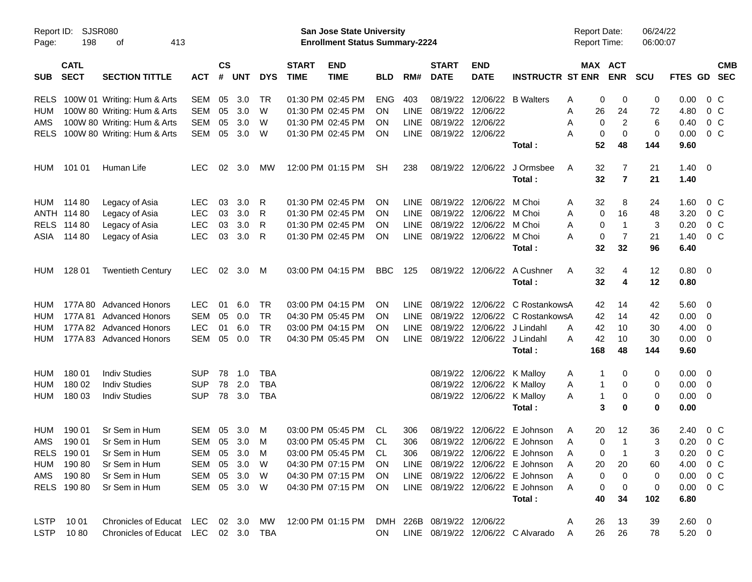Report ID: SJSR080
San Jose State University
Enrollment Status Summary-2224
Report Date: 06/24/22
Report Time: 06:00:07

| SUB | CATL SECT | SECTION TITTLE | ACT | CS # | UNT | DYS | START TIME | END TIME | BLD | RM# | START DATE | END DATE | INSTRUCTR | ST | MAX ENR | ACT ENR | SCU | FTES | GD | CMB SEC |
|---|---|---|---|---|---|---|---|---|---|---|---|---|---|---|---|---|---|---|---|---|
| RELS | 100W 01 | Writing: Hum & Arts | SEM | 05 | 3.0 | TR | 01:30 PM | 02:45 PM | ENG | 403 | 08/19/22 | 12/06/22 | B Walters | A | 0 | 0 | 0 | 0.00 | 0 | C |
| HUM | 100W 80 | Writing: Hum & Arts | SEM | 05 | 3.0 | W | 01:30 PM | 02:45 PM | ON | LINE | 08/19/22 | 12/06/22 | | A | 26 | 24 | 72 | 4.80 | 0 | C |
| AMS | 100W 80 | Writing: Hum & Arts | SEM | 05 | 3.0 | W | 01:30 PM | 02:45 PM | ON | LINE | 08/19/22 | 12/06/22 | | A | 0 | 2 | 6 | 0.40 | 0 | C |
| RELS | 100W 80 | Writing: Hum & Arts | SEM | 05 | 3.0 | W | 01:30 PM | 02:45 PM | ON | LINE | 08/19/22 | 12/06/22 | | A | 0 | 0 | 0 | 0.00 | 0 | C |
| | | | | | | | | | | | | | Total : | | 52 | 48 | 144 | 9.60 | | |
| HUM | 101 01 | Human Life | LEC | 02 | 3.0 | MW | 12:00 PM | 01:15 PM | SH | 238 | 08/19/22 | 12/06/22 | J Ormsbee | A | 32 | 7 | 21 | 1.40 | 0 | |
| | | | | | | | | | | | | | Total : | | 32 | 7 | 21 | 1.40 | | |
| HUM | 114 80 | Legacy of Asia | LEC | 03 | 3.0 | R | 01:30 PM | 02:45 PM | ON | LINE | 08/19/22 | 12/06/22 | M Choi | A | 32 | 8 | 24 | 1.60 | 0 | C |
| ANTH | 114 80 | Legacy of Asia | LEC | 03 | 3.0 | R | 01:30 PM | 02:45 PM | ON | LINE | 08/19/22 | 12/06/22 | M Choi | A | 0 | 16 | 48 | 3.20 | 0 | C |
| RELS | 114 80 | Legacy of Asia | LEC | 03 | 3.0 | R | 01:30 PM | 02:45 PM | ON | LINE | 08/19/22 | 12/06/22 | M Choi | A | 0 | 1 | 3 | 0.20 | 0 | C |
| ASIA | 114 80 | Legacy of Asia | LEC | 03 | 3.0 | R | 01:30 PM | 02:45 PM | ON | LINE | 08/19/22 | 12/06/22 | M Choi | A | 0 | 7 | 21 | 1.40 | 0 | C |
| | | | | | | | | | | | | | Total : | | 32 | 32 | 96 | 6.40 | | |
| HUM | 128 01 | Twentieth Century | LEC | 02 | 3.0 | M | 03:00 PM | 04:15 PM | BBC | 125 | 08/19/22 | 12/06/22 | A Cushner | A | 32 | 4 | 12 | 0.80 | 0 | |
| | | | | | | | | | | | | | Total : | | 32 | 4 | 12 | 0.80 | | |
| HUM | 177A 80 | Advanced Honors | LEC | 01 | 6.0 | TR | 03:00 PM | 04:15 PM | ON | LINE | 08/19/22 | 12/06/22 | C Rostankows | A | 42 | 14 | 42 | 5.60 | 0 | |
| HUM | 177A 81 | Advanced Honors | SEM | 05 | 0.0 | TR | 04:30 PM | 05:45 PM | ON | LINE | 08/19/22 | 12/06/22 | C Rostankows | A | 42 | 14 | 42 | 0.00 | 0 | |
| HUM | 177A 82 | Advanced Honors | LEC | 01 | 6.0 | TR | 03:00 PM | 04:15 PM | ON | LINE | 08/19/22 | 12/06/22 | J Lindahl | A | 42 | 10 | 30 | 4.00 | 0 | |
| HUM | 177A 83 | Advanced Honors | SEM | 05 | 0.0 | TR | 04:30 PM | 05:45 PM | ON | LINE | 08/19/22 | 12/06/22 | J Lindahl | A | 42 | 10 | 30 | 0.00 | 0 | |
| | | | | | | | | | | | | | Total : | | 168 | 48 | 144 | 9.60 | | |
| HUM | 180 01 | Indiv Studies | SUP | 78 | 1.0 | TBA | | | | | 08/19/22 | 12/06/22 | K Malloy | A | 1 | 0 | 0 | 0.00 | 0 | |
| HUM | 180 02 | Indiv Studies | SUP | 78 | 2.0 | TBA | | | | | 08/19/22 | 12/06/22 | K Malloy | A | 1 | 0 | 0 | 0.00 | 0 | |
| HUM | 180 03 | Indiv Studies | SUP | 78 | 3.0 | TBA | | | | | 08/19/22 | 12/06/22 | K Malloy | A | 1 | 0 | 0 | 0.00 | 0 | |
| | | | | | | | | | | | | | Total : | | 3 | 0 | 0 | 0.00 | | |
| HUM | 190 01 | Sr Sem in Hum | SEM | 05 | 3.0 | M | 03:00 PM | 05:45 PM | CL | 306 | 08/19/22 | 12/06/22 | E Johnson | A | 20 | 12 | 36 | 2.40 | 0 | C |
| AMS | 190 01 | Sr Sem in Hum | SEM | 05 | 3.0 | M | 03:00 PM | 05:45 PM | CL | 306 | 08/19/22 | 12/06/22 | E Johnson | A | 0 | 1 | 3 | 0.20 | 0 | C |
| RELS | 190 01 | Sr Sem in Hum | SEM | 05 | 3.0 | M | 03:00 PM | 05:45 PM | CL | 306 | 08/19/22 | 12/06/22 | E Johnson | A | 0 | 1 | 3 | 0.20 | 0 | C |
| HUM | 190 80 | Sr Sem in Hum | SEM | 05 | 3.0 | W | 04:30 PM | 07:15 PM | ON | LINE | 08/19/22 | 12/06/22 | E Johnson | A | 20 | 20 | 60 | 4.00 | 0 | C |
| AMS | 190 80 | Sr Sem in Hum | SEM | 05 | 3.0 | W | 04:30 PM | 07:15 PM | ON | LINE | 08/19/22 | 12/06/22 | E Johnson | A | 0 | 0 | 0 | 0.00 | 0 | C |
| RELS | 190 80 | Sr Sem in Hum | SEM | 05 | 3.0 | W | 04:30 PM | 07:15 PM | ON | LINE | 08/19/22 | 12/06/22 | E Johnson | A | 0 | 0 | 0 | 0.00 | 0 | C |
| | | | | | | | | | | | | | Total : | | 40 | 34 | 102 | 6.80 | | |
| LSTP | 10 01 | Chronicles of Educat | LEC | 02 | 3.0 | MW | 12:00 PM | 01:15 PM | DMH | 226B | 08/19/22 | 12/06/22 | | A | 26 | 13 | 39 | 2.60 | 0 | |
| LSTP | 10 80 | Chronicles of Educat | LEC | 02 | 3.0 | TBA | | | ON | LINE | 08/19/22 | 12/06/22 | C Alvarado | A | 26 | 26 | 78 | 5.20 | 0 | |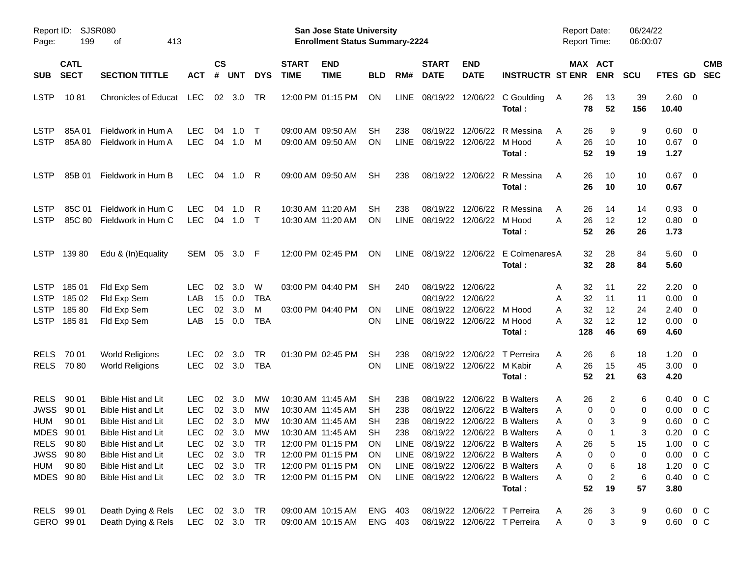Report ID: SJSR080
Page: 199 of 413

**San Jose State University**
**Enrollment Status Summary-2224**

Report Date: 06/24/22
Report Time: 06:00:07

| SUB | CATL SECT | SECTION TITTLE | ACT | CS # | UNT | DYS | START TIME | END TIME | BLD | RM# | START DATE | END DATE | INSTRUCTR | ST | MAX ENR | ACT ENR | SCU | FTES | GD | CMB SEC |
|---|---|---|---|---|---|---|---|---|---|---|---|---|---|---|---|---|---|---|---|---|
| LSTP | 10 81 | Chronicles of Educat | LEC | 02 | 3.0 | TR | 12:00 PM | 01:15 PM | ON | LINE | 08/19/22 | 12/06/22 | C Goulding | A | 26 | 13 | 39 | 2.60 | 0 | |
| | | | | | | | | | | | | | **Total :** | | **78** | **52** | **156** | **10.40** | | |
| LSTP | 85A 01 | Fieldwork in Hum A | LEC | 04 | 1.0 | T | 09:00 AM | 09:50 AM | SH | 238 | 08/19/22 | 12/06/22 | R Messina | A | 26 | 9 | 9 | 0.60 | 0 | |
| LSTP | 85A 80 | Fieldwork in Hum A | LEC | 04 | 1.0 | M | 09:00 AM | 09:50 AM | ON | LINE | 08/19/22 | 12/06/22 | M Hood | A | 26 | 10 | 10 | 0.67 | 0 | |
| | | | | | | | | | | | | | **Total :** | | **52** | **19** | **19** | **1.27** | | |
| LSTP | 85B 01 | Fieldwork in Hum B | LEC | 04 | 1.0 | R | 09:00 AM | 09:50 AM | SH | 238 | 08/19/22 | 12/06/22 | R Messina | A | 26 | 10 | 10 | 0.67 | 0 | |
| | | | | | | | | | | | | | **Total :** | | **26** | **10** | **10** | **0.67** | | |
| LSTP | 85C 01 | Fieldwork in Hum C | LEC | 04 | 1.0 | R | 10:30 AM | 11:20 AM | SH | 238 | 08/19/22 | 12/06/22 | R Messina | A | 26 | 14 | 14 | 0.93 | 0 | |
| LSTP | 85C 80 | Fieldwork in Hum C | LEC | 04 | 1.0 | T | 10:30 AM | 11:20 AM | ON | LINE | 08/19/22 | 12/06/22 | M Hood | A | 26 | 12 | 12 | 0.80 | 0 | |
| | | | | | | | | | | | | | **Total :** | | **52** | **26** | **26** | **1.73** | | |
| LSTP | 139 80 | Edu & (In)Equality | SEM | 05 | 3.0 | F | 12:00 PM | 02:45 PM | ON | LINE | 08/19/22 | 12/06/22 | E Colmenares | A | 32 | 28 | 84 | 5.60 | 0 | |
| | | | | | | | | | | | | | **Total :** | | **32** | **28** | **84** | **5.60** | | |
| LSTP | 185 01 | Fld Exp Sem | LEC | 02 | 3.0 | W | 03:00 PM | 04:40 PM | SH | 240 | 08/19/22 | 12/06/22 | | A | 32 | 11 | 22 | 2.20 | 0 | |
| LSTP | 185 02 | Fld Exp Sem | LAB | 15 | 0.0 | TBA | | | | | 08/19/22 | 12/06/22 | | A | 32 | 11 | 11 | 0.00 | 0 | |
| LSTP | 185 80 | Fld Exp Sem | LEC | 02 | 3.0 | M | 03:00 PM | 04:40 PM | ON | LINE | 08/19/22 | 12/06/22 | M Hood | A | 32 | 12 | 24 | 2.40 | 0 | |
| LSTP | 185 81 | Fld Exp Sem | LAB | 15 | 0.0 | TBA | | | ON | LINE | 08/19/22 | 12/06/22 | M Hood | A | 32 | 12 | 12 | 0.00 | 0 | |
| | | | | | | | | | | | | | **Total :** | | **128** | **46** | **69** | **4.60** | | |
| RELS | 70 01 | World Religions | LEC | 02 | 3.0 | TR | 01:30 PM | 02:45 PM | SH | 238 | 08/19/22 | 12/06/22 | T Perreira | A | 26 | 6 | 18 | 1.20 | 0 | |
| RELS | 70 80 | World Religions | LEC | 02 | 3.0 | TBA | | | ON | LINE | 08/19/22 | 12/06/22 | M Kabir | A | 26 | 15 | 45 | 3.00 | 0 | |
| | | | | | | | | | | | | | **Total :** | | **52** | **21** | **63** | **4.20** | | |
| RELS | 90 01 | Bible Hist and Lit | LEC | 02 | 3.0 | MW | 10:30 AM | 11:45 AM | SH | 238 | 08/19/22 | 12/06/22 | B Walters | A | 26 | 2 | 6 | 0.40 | 0 | C |
| JWSS | 90 01 | Bible Hist and Lit | LEC | 02 | 3.0 | MW | 10:30 AM | 11:45 AM | SH | 238 | 08/19/22 | 12/06/22 | B Walters | A | 0 | 0 | 0 | 0.00 | 0 | C |
| HUM | 90 01 | Bible Hist and Lit | LEC | 02 | 3.0 | MW | 10:30 AM | 11:45 AM | SH | 238 | 08/19/22 | 12/06/22 | B Walters | A | 0 | 3 | 9 | 0.60 | 0 | C |
| MDES | 90 01 | Bible Hist and Lit | LEC | 02 | 3.0 | MW | 10:30 AM | 11:45 AM | SH | 238 | 08/19/22 | 12/06/22 | B Walters | A | 0 | 1 | 3 | 0.20 | 0 | C |
| RELS | 90 80 | Bible Hist and Lit | LEC | 02 | 3.0 | TR | 12:00 PM | 01:15 PM | ON | LINE | 08/19/22 | 12/06/22 | B Walters | A | 26 | 5 | 15 | 1.00 | 0 | C |
| JWSS | 90 80 | Bible Hist and Lit | LEC | 02 | 3.0 | TR | 12:00 PM | 01:15 PM | ON | LINE | 08/19/22 | 12/06/22 | B Walters | A | 0 | 0 | 0 | 0.00 | 0 | C |
| HUM | 90 80 | Bible Hist and Lit | LEC | 02 | 3.0 | TR | 12:00 PM | 01:15 PM | ON | LINE | 08/19/22 | 12/06/22 | B Walters | A | 0 | 6 | 18 | 1.20 | 0 | C |
| MDES | 90 80 | Bible Hist and Lit | LEC | 02 | 3.0 | TR | 12:00 PM | 01:15 PM | ON | LINE | 08/19/22 | 12/06/22 | B Walters | A | 0 | 2 | 6 | 0.40 | 0 | C |
| | | | | | | | | | | | | | **Total :** | | **52** | **19** | **57** | **3.80** | | |
| RELS | 99 01 | Death Dying & Rels | LEC | 02 | 3.0 | TR | 09:00 AM | 10:15 AM | ENG | 403 | 08/19/22 | 12/06/22 | T Perreira | A | 26 | 3 | 9 | 0.60 | 0 | C |
| GERO | 99 01 | Death Dying & Rels | LEC | 02 | 3.0 | TR | 09:00 AM | 10:15 AM | ENG | 403 | 08/19/22 | 12/06/22 | T Perreira | A | 0 | 3 | 9 | 0.60 | 0 | C |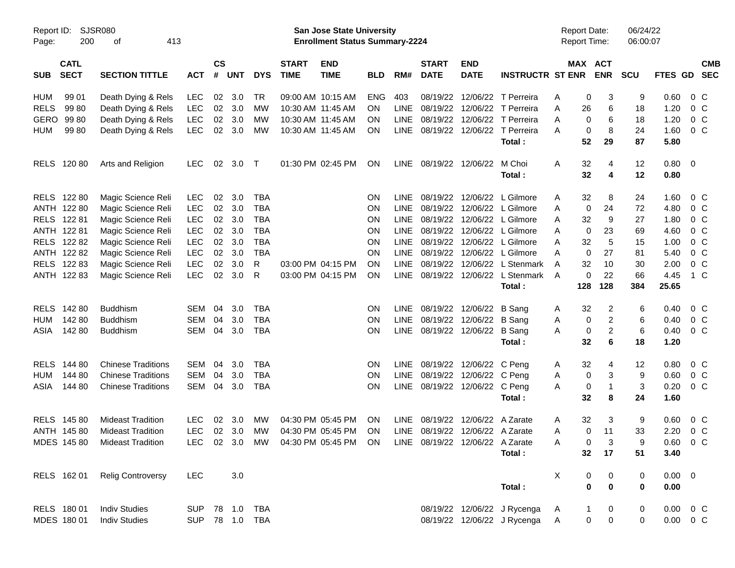Report ID: SJSR080

# San Jose State University
## Enrollment Status Summary-2224

Report Date: 06/24/22
Report Time: 06:00:07

| SUB | CATL SECT | SECTION TITTLE | ACT | CS # | UNT | DYS | START TIME | END TIME | BLD | RM# | START DATE | END DATE | INSTRUCTR | ST | MAX ENR | ACT ENR | SCU | FTES | GD | CMB SEC |
|---|---|---|---|---|---|---|---|---|---|---|---|---|---|---|---|---|---|---|---|---|
| HUM | 99 01 | Death Dying & Rels | LEC | 02 | 3.0 | TR | 09:00 AM | 10:15 AM | ENG | 403 | 08/19/22 | 12/06/22 | T Perreira | A | 0 | 3 | 9 | 0.60 | 0 | C |
| RELS | 99 80 | Death Dying & Rels | LEC | 02 | 3.0 | MW | 10:30 AM | 11:45 AM | ON | LINE | 08/19/22 | 12/06/22 | T Perreira | A | 26 | 6 | 18 | 1.20 | 0 | C |
| GERO | 99 80 | Death Dying & Rels | LEC | 02 | 3.0 | MW | 10:30 AM | 11:45 AM | ON | LINE | 08/19/22 | 12/06/22 | T Perreira | A | 0 | 6 | 18 | 1.20 | 0 | C |
| HUM | 99 80 | Death Dying & Rels | LEC | 02 | 3.0 | MW | 10:30 AM | 11:45 AM | ON | LINE | 08/19/22 | 12/06/22 | T Perreira | A | 0 | 8 | 24 | 1.60 | 0 | C |
| | | | | | | | | | | | | | **Total :** | | **52** | **29** | **87** | **5.80** | | |
| RELS | 120 80 | Arts and Religion | LEC | 02 | 3.0 | T | 01:30 PM | 02:45 PM | ON | LINE | 08/19/22 | 12/06/22 | M Choi | A | 32 | 4 | 12 | 0.80 | 0 | |
| | | | | | | | | | | | | | **Total :** | | **32** | **4** | **12** | **0.80** | | |
| RELS | 122 80 | Magic Science Reli | LEC | 02 | 3.0 | TBA | | | ON | LINE | 08/19/22 | 12/06/22 | L Gilmore | A | 32 | 8 | 24 | 1.60 | 0 | C |
| ANTH | 122 80 | Magic Science Reli | LEC | 02 | 3.0 | TBA | | | ON | LINE | 08/19/22 | 12/06/22 | L Gilmore | A | 0 | 24 | 72 | 4.80 | 0 | C |
| RELS | 122 81 | Magic Science Reli | LEC | 02 | 3.0 | TBA | | | ON | LINE | 08/19/22 | 12/06/22 | L Gilmore | A | 32 | 9 | 27 | 1.80 | 0 | C |
| ANTH | 122 81 | Magic Science Reli | LEC | 02 | 3.0 | TBA | | | ON | LINE | 08/19/22 | 12/06/22 | L Gilmore | A | 0 | 23 | 69 | 4.60 | 0 | C |
| RELS | 122 82 | Magic Science Reli | LEC | 02 | 3.0 | TBA | | | ON | LINE | 08/19/22 | 12/06/22 | L Gilmore | A | 32 | 5 | 15 | 1.00 | 0 | C |
| ANTH | 122 82 | Magic Science Reli | LEC | 02 | 3.0 | TBA | | | ON | LINE | 08/19/22 | 12/06/22 | L Gilmore | A | 0 | 27 | 81 | 5.40 | 0 | C |
| RELS | 122 83 | Magic Science Reli | LEC | 02 | 3.0 | R | 03:00 PM | 04:15 PM | ON | LINE | 08/19/22 | 12/06/22 | L Stenmark | A | 32 | 10 | 30 | 2.00 | 0 | C |
| ANTH | 122 83 | Magic Science Reli | LEC | 02 | 3.0 | R | 03:00 PM | 04:15 PM | ON | LINE | 08/19/22 | 12/06/22 | L Stenmark | A | 0 | 22 | 66 | 4.45 | 1 | C |
| | | | | | | | | | | | | | **Total :** | | **128** | **128** | **384** | **25.65** | | |
| RELS | 142 80 | Buddhism | SEM | 04 | 3.0 | TBA | | | ON | LINE | 08/19/22 | 12/06/22 | B Sang | A | 32 | 2 | 6 | 0.40 | 0 | C |
| HUM | 142 80 | Buddhism | SEM | 04 | 3.0 | TBA | | | ON | LINE | 08/19/22 | 12/06/22 | B Sang | A | 0 | 2 | 6 | 0.40 | 0 | C |
| ASIA | 142 80 | Buddhism | SEM | 04 | 3.0 | TBA | | | ON | LINE | 08/19/22 | 12/06/22 | B Sang | A | 0 | 2 | 6 | 0.40 | 0 | C |
| | | | | | | | | | | | | | **Total :** | | **32** | **6** | **18** | **1.20** | | |
| RELS | 144 80 | Chinese Traditions | SEM | 04 | 3.0 | TBA | | | ON | LINE | 08/19/22 | 12/06/22 | C Peng | A | 32 | 4 | 12 | 0.80 | 0 | C |
| HUM | 144 80 | Chinese Traditions | SEM | 04 | 3.0 | TBA | | | ON | LINE | 08/19/22 | 12/06/22 | C Peng | A | 0 | 3 | 9 | 0.60 | 0 | C |
| ASIA | 144 80 | Chinese Traditions | SEM | 04 | 3.0 | TBA | | | ON | LINE | 08/19/22 | 12/06/22 | C Peng | A | 0 | 1 | 3 | 0.20 | 0 | C |
| | | | | | | | | | | | | | **Total :** | | **32** | **8** | **24** | **1.60** | | |
| RELS | 145 80 | Mideast Tradition | LEC | 02 | 3.0 | MW | 04:30 PM | 05:45 PM | ON | LINE | 08/19/22 | 12/06/22 | A Zarate | A | 32 | 3 | 9 | 0.60 | 0 | C |
| ANTH | 145 80 | Mideast Tradition | LEC | 02 | 3.0 | MW | 04:30 PM | 05:45 PM | ON | LINE | 08/19/22 | 12/06/22 | A Zarate | A | 0 | 11 | 33 | 2.20 | 0 | C |
| MDES | 145 80 | Mideast Tradition | LEC | 02 | 3.0 | MW | 04:30 PM | 05:45 PM | ON | LINE | 08/19/22 | 12/06/22 | A Zarate | A | 0 | 3 | 9 | 0.60 | 0 | C |
| | | | | | | | | | | | | | **Total :** | | **32** | **17** | **51** | **3.40** | | |
| RELS | 162 01 | Relig Controversy | LEC | | 3.0 | | | | | | | | | X | 0 | 0 | 0 | 0.00 | 0 | |
| | | | | | | | | | | | | | **Total :** | | **0** | **0** | **0** | **0.00** | | |
| RELS | 180 01 | Indiv Studies | SUP | 78 | 1.0 | TBA | | | | | 08/19/22 | 12/06/22 | J Rycenga | A | 1 | 0 | 0 | 0.00 | 0 | C |
| MDES | 180 01 | Indiv Studies | SUP | 78 | 1.0 | TBA | | | | | 08/19/22 | 12/06/22 | J Rycenga | A | 0 | 0 | 0 | 0.00 | 0 | C |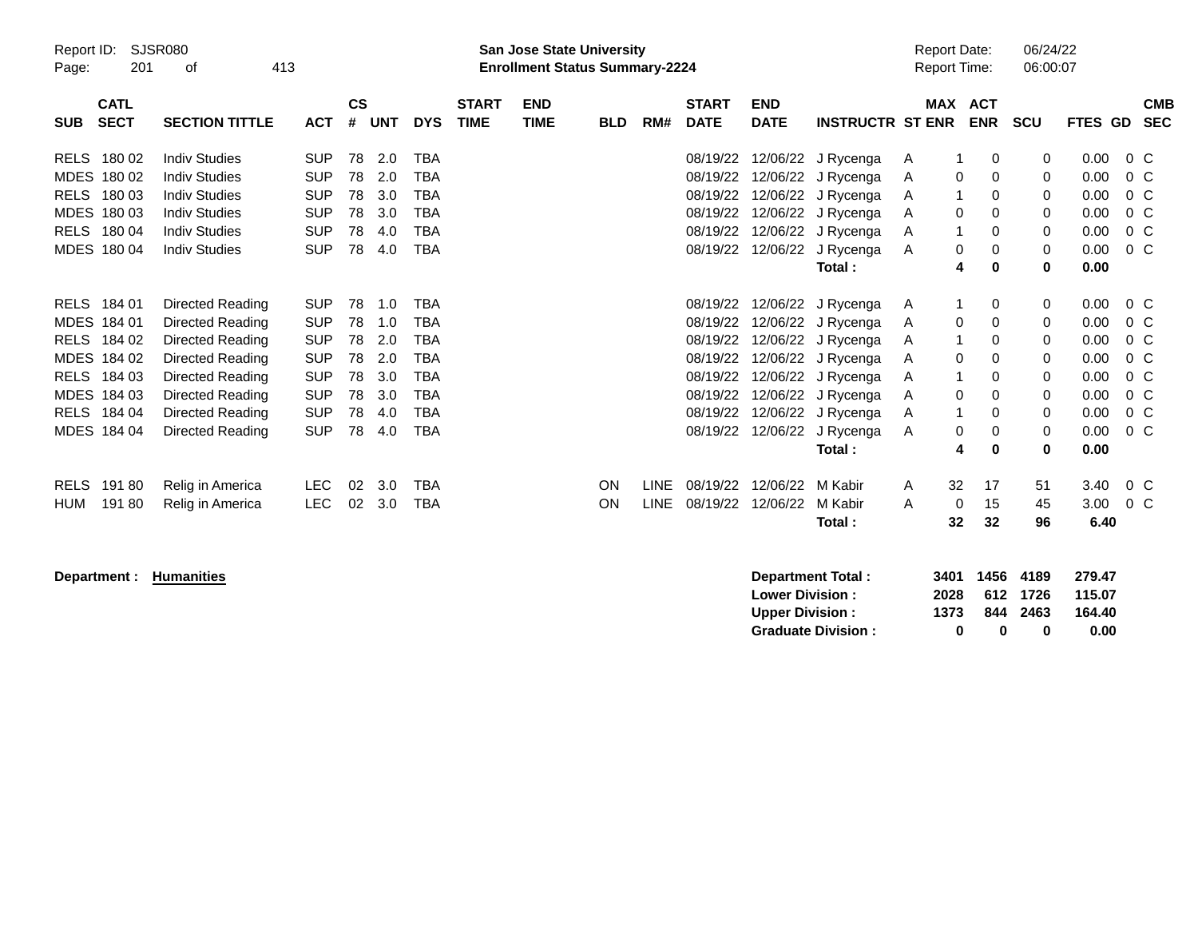**San Jose State University**
**Enrollment Status Summary-2224**

Report ID: SJSR080
Report Date: 06/24/22
Report Time: 06:00:07

| SUB | CATL SECT | SECTION TITTLE | ACT | CS # | UNT | DYS | START TIME | END TIME | BLD | RM# | START DATE | END DATE | INSTRUCTR | ST | MAX ENR | ACT ENR | SCU | FTES | GD | CMB SEC |
|---|---|---|---|---|---|---|---|---|---|---|---|---|---|---|---|---|---|---|---|---|
| RELS | 180 02 | Indiv Studies | SUP | 78 | 2.0 | TBA | | | | | 08/19/22 | 12/06/22 | J Rycenga | A | 1 | 0 | 0 | 0.00 | 0 | C |
| MDES | 180 02 | Indiv Studies | SUP | 78 | 2.0 | TBA | | | | | 08/19/22 | 12/06/22 | J Rycenga | A | 0 | 0 | 0 | 0.00 | 0 | C |
| RELS | 180 03 | Indiv Studies | SUP | 78 | 3.0 | TBA | | | | | 08/19/22 | 12/06/22 | J Rycenga | A | 1 | 0 | 0 | 0.00 | 0 | C |
| MDES | 180 03 | Indiv Studies | SUP | 78 | 3.0 | TBA | | | | | 08/19/22 | 12/06/22 | J Rycenga | A | 0 | 0 | 0 | 0.00 | 0 | C |
| RELS | 180 04 | Indiv Studies | SUP | 78 | 4.0 | TBA | | | | | 08/19/22 | 12/06/22 | J Rycenga | A | 1 | 0 | 0 | 0.00 | 0 | C |
| MDES | 180 04 | Indiv Studies | SUP | 78 | 4.0 | TBA | | | | | 08/19/22 | 12/06/22 | J Rycenga | A | 0 | 0 | 0 | 0.00 | 0 | C |
| | | | | | | | | | | | | | **Total :** | | **4** | **0** | **0** | **0.00** | | |
| RELS | 184 01 | Directed Reading | SUP | 78 | 1.0 | TBA | | | | | 08/19/22 | 12/06/22 | J Rycenga | A | 1 | 0 | 0 | 0.00 | 0 | C |
| MDES | 184 01 | Directed Reading | SUP | 78 | 1.0 | TBA | | | | | 08/19/22 | 12/06/22 | J Rycenga | A | 0 | 0 | 0 | 0.00 | 0 | C |
| RELS | 184 02 | Directed Reading | SUP | 78 | 2.0 | TBA | | | | | 08/19/22 | 12/06/22 | J Rycenga | A | 1 | 0 | 0 | 0.00 | 0 | C |
| MDES | 184 02 | Directed Reading | SUP | 78 | 2.0 | TBA | | | | | 08/19/22 | 12/06/22 | J Rycenga | A | 0 | 0 | 0 | 0.00 | 0 | C |
| RELS | 184 03 | Directed Reading | SUP | 78 | 3.0 | TBA | | | | | 08/19/22 | 12/06/22 | J Rycenga | A | 1 | 0 | 0 | 0.00 | 0 | C |
| MDES | 184 03 | Directed Reading | SUP | 78 | 3.0 | TBA | | | | | 08/19/22 | 12/06/22 | J Rycenga | A | 0 | 0 | 0 | 0.00 | 0 | C |
| RELS | 184 04 | Directed Reading | SUP | 78 | 4.0 | TBA | | | | | 08/19/22 | 12/06/22 | J Rycenga | A | 1 | 0 | 0 | 0.00 | 0 | C |
| MDES | 184 04 | Directed Reading | SUP | 78 | 4.0 | TBA | | | | | 08/19/22 | 12/06/22 | J Rycenga | A | 0 | 0 | 0 | 0.00 | 0 | C |
| | | | | | | | | | | | | | **Total :** | | **4** | **0** | **0** | **0.00** | | |
| RELS | 191 80 | Relig in America | LEC | 02 | 3.0 | TBA | | | ON | LINE | 08/19/22 | 12/06/22 | M Kabir | A | 32 | 17 | 51 | 3.40 | 0 | C |
| HUM | 191 80 | Relig in America | LEC | 02 | 3.0 | TBA | | | ON | LINE | 08/19/22 | 12/06/22 | M Kabir | A | 0 | 15 | 45 | 3.00 | 0 | C |
| | | | | | | | | | | | | | **Total :** | | **32** | **32** | **96** | **6.40** | | |

**Department : Humanities**

| | MAX ENR | ACT ENR | SCU | FTES |
|---|---|---|---|---|
| **Department Total :** | **3401** | **1456** | **4189** | **279.47** |
| **Lower Division :** | **2028** | **612** | **1726** | **115.07** |
| **Upper Division :** | **1373** | **844** | **2463** | **164.40** |
| **Graduate Division :** | **0** | **0** | **0** | **0.00** |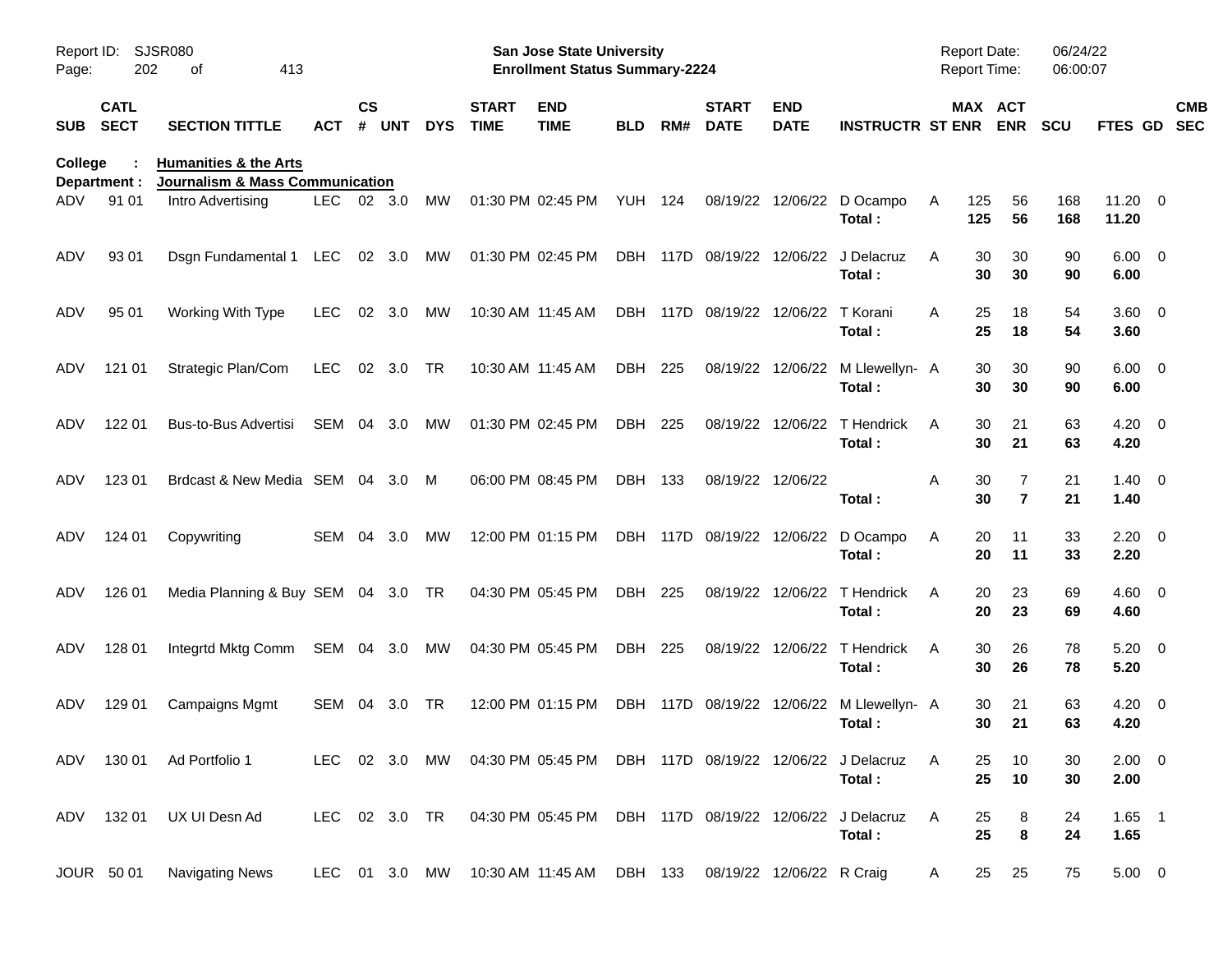Report ID: SJSR080

**San Jose State University**
**Enrollment Status Summary-2224**

Report Date: 06/24/22
Report Time: 06:00:07

College : **Humanities & the Arts**
Department : **Journalism & Mass Communication**

| SUB | CATL SECT | SECTION TITTLE | ACT | CS # | UNT | DYS | START TIME | END TIME | BLD | RM# | START DATE | END DATE | INSTRUCTR | ST | MAX ENR | ACT ENR | SCU | FTES | GD | CMB SEC |
|---|---|---|---|---|---|---|---|---|---|---|---|---|---|---|---|---|---|---|---|---|
| ADV | 91 01 | Intro Advertising | LEC | 02 | 3.0 | MW | 01:30 PM | 02:45 PM | YUH | 124 | 08/19/22 | 12/06/22 | D Ocampo | A | 125 | 56 | 168 | 11.20 | 0 | |
| | | | | | | | | | | | | | **Total :** | | **125** | **56** | **168** | **11.20** | | |
| ADV | 93 01 | Dsgn Fundamental 1 | LEC | 02 | 3.0 | MW | 01:30 PM | 02:45 PM | DBH | 117D | 08/19/22 | 12/06/22 | J Delacruz | A | 30 | 30 | 90 | 6.00 | 0 | |
| | | | | | | | | | | | | | **Total :** | | **30** | **30** | **90** | **6.00** | | |
| ADV | 95 01 | Working With Type | LEC | 02 | 3.0 | MW | 10:30 AM | 11:45 AM | DBH | 117D | 08/19/22 | 12/06/22 | T Korani | A | 25 | 18 | 54 | 3.60 | 0 | |
| | | | | | | | | | | | | | **Total :** | | **25** | **18** | **54** | **3.60** | | |
| ADV | 121 01 | Strategic Plan/Com | LEC | 02 | 3.0 | TR | 10:30 AM | 11:45 AM | DBH | 225 | 08/19/22 | 12/06/22 | M Llewellyn- | A | 30 | 30 | 90 | 6.00 | 0 | |
| | | | | | | | | | | | | | **Total :** | | **30** | **30** | **90** | **6.00** | | |
| ADV | 122 01 | Bus-to-Bus Advertisi | SEM | 04 | 3.0 | MW | 01:30 PM | 02:45 PM | DBH | 225 | 08/19/22 | 12/06/22 | T Hendrick | A | 30 | 21 | 63 | 4.20 | 0 | |
| | | | | | | | | | | | | | **Total :** | | **30** | **21** | **63** | **4.20** | | |
| ADV | 123 01 | Brdcast & New Media | SEM | 04 | 3.0 | M | 06:00 PM | 08:45 PM | DBH | 133 | 08/19/22 | 12/06/22 | | A | 30 | 7 | 21 | 1.40 | 0 | |
| | | | | | | | | | | | | | **Total :** | | **30** | **7** | **21** | **1.40** | | |
| ADV | 124 01 | Copywriting | SEM | 04 | 3.0 | MW | 12:00 PM | 01:15 PM | DBH | 117D | 08/19/22 | 12/06/22 | D Ocampo | A | 20 | 11 | 33 | 2.20 | 0 | |
| | | | | | | | | | | | | | **Total :** | | **20** | **11** | **33** | **2.20** | | |
| ADV | 126 01 | Media Planning & Buy | SEM | 04 | 3.0 | TR | 04:30 PM | 05:45 PM | DBH | 225 | 08/19/22 | 12/06/22 | T Hendrick | A | 20 | 23 | 69 | 4.60 | 0 | |
| | | | | | | | | | | | | | **Total :** | | **20** | **23** | **69** | **4.60** | | |
| ADV | 128 01 | Integrtd Mktg Comm | SEM | 04 | 3.0 | MW | 04:30 PM | 05:45 PM | DBH | 225 | 08/19/22 | 12/06/22 | T Hendrick | A | 30 | 26 | 78 | 5.20 | 0 | |
| | | | | | | | | | | | | | **Total :** | | **30** | **26** | **78** | **5.20** | | |
| ADV | 129 01 | Campaigns Mgmt | SEM | 04 | 3.0 | TR | 12:00 PM | 01:15 PM | DBH | 117D | 08/19/22 | 12/06/22 | M Llewellyn- | A | 30 | 21 | 63 | 4.20 | 0 | |
| | | | | | | | | | | | | | **Total :** | | **30** | **21** | **63** | **4.20** | | |
| ADV | 130 01 | Ad Portfolio 1 | LEC | 02 | 3.0 | MW | 04:30 PM | 05:45 PM | DBH | 117D | 08/19/22 | 12/06/22 | J Delacruz | A | 25 | 10 | 30 | 2.00 | 0 | |
| | | | | | | | | | | | | | **Total :** | | **25** | **10** | **30** | **2.00** | | |
| ADV | 132 01 | UX UI Desn Ad | LEC | 02 | 3.0 | TR | 04:30 PM | 05:45 PM | DBH | 117D | 08/19/22 | 12/06/22 | J Delacruz | A | 25 | 8 | 24 | 1.65 | 1 | |
| | | | | | | | | | | | | | **Total :** | | **25** | **8** | **24** | **1.65** | | |
| JOUR | 50 01 | Navigating News | LEC | 01 | 3.0 | MW | 10:30 AM | 11:45 AM | DBH | 133 | 08/19/22 | 12/06/22 | R Craig | A | 25 | 25 | 75 | 5.00 | 0 | |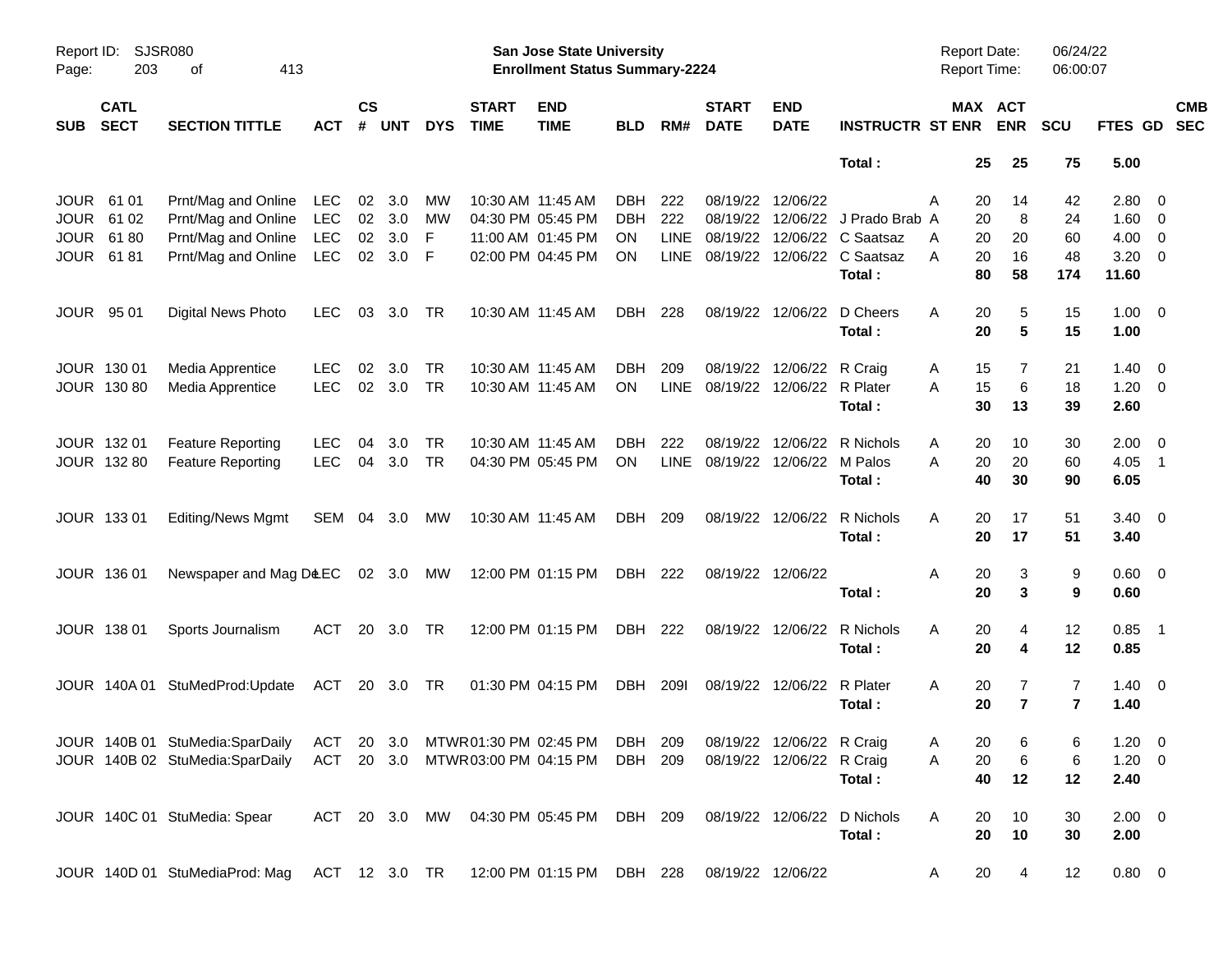Report ID: SJSR080

**San Jose State University**
**Enrollment Status Summary-2224**

Report Date: 06/24/22
Report Time: 06:00:07

| SUB | CATL SECT | SECTION TITTLE | ACT | CS # | UNT | DYS | START TIME | END TIME | BLD | RM# | START DATE | END DATE | INSTRUCTR | ST | MAX ENR | ACT ENR | SCU | FTES | GD | CMB SEC |
|---|---|---|---|---|---|---|---|---|---|---|---|---|---|---|---|---|---|---|---|---|
| | | | | | | | | | | | | | Total : | | 25 | 25 | 75 | 5.00 | | |
| JOUR | 61 01 | Prnt/Mag and Online | LEC | 02 | 3.0 | MW | 10:30 AM | 11:45 AM | DBH | 222 | 08/19/22 | 12/06/22 | | A | 20 | 14 | 42 | 2.80 | 0 | |
| JOUR | 61 02 | Prnt/Mag and Online | LEC | 02 | 3.0 | MW | 04:30 PM | 05:45 PM | DBH | 222 | 08/19/22 | 12/06/22 | J Prado Brab | A | 20 | 8 | 24 | 1.60 | 0 | |
| JOUR | 61 80 | Prnt/Mag and Online | LEC | 02 | 3.0 | F | 11:00 AM | 01:45 PM | ON | LINE | 08/19/22 | 12/06/22 | C Saatsaz | A | 20 | 20 | 60 | 4.00 | 0 | |
| JOUR | 61 81 | Prnt/Mag and Online | LEC | 02 | 3.0 | F | 02:00 PM | 04:45 PM | ON | LINE | 08/19/22 | 12/06/22 | C Saatsaz | A | 20 | 16 | 48 | 3.20 | 0 | |
| | | | | | | | | | | | | | Total : | | 80 | 58 | 174 | 11.60 | | |
| JOUR | 95 01 | Digital News Photo | LEC | 03 | 3.0 | TR | 10:30 AM | 11:45 AM | DBH | 228 | 08/19/22 | 12/06/22 | D Cheers | A | 20 | 5 | 15 | 1.00 | 0 | |
| | | | | | | | | | | | | | Total : | | 20 | 5 | 15 | 1.00 | | |
| JOUR | 130 01 | Media Apprentice | LEC | 02 | 3.0 | TR | 10:30 AM | 11:45 AM | DBH | 209 | 08/19/22 | 12/06/22 | R Craig | A | 15 | 7 | 21 | 1.40 | 0 | |
| JOUR | 130 80 | Media Apprentice | LEC | 02 | 3.0 | TR | 10:30 AM | 11:45 AM | ON | LINE | 08/19/22 | 12/06/22 | R Plater | A | 15 | 6 | 18 | 1.20 | 0 | |
| | | | | | | | | | | | | | Total : | | 30 | 13 | 39 | 2.60 | | |
| JOUR | 132 01 | Feature Reporting | LEC | 04 | 3.0 | TR | 10:30 AM | 11:45 AM | DBH | 222 | 08/19/22 | 12/06/22 | R Nichols | A | 20 | 10 | 30 | 2.00 | 0 | |
| JOUR | 132 80 | Feature Reporting | LEC | 04 | 3.0 | TR | 04:30 PM | 05:45 PM | ON | LINE | 08/19/22 | 12/06/22 | M Palos | A | 20 | 20 | 60 | 4.05 | 1 | |
| | | | | | | | | | | | | | Total : | | 40 | 30 | 90 | 6.05 | | |
| JOUR | 133 01 | Editing/News Mgmt | SEM | 04 | 3.0 | MW | 10:30 AM | 11:45 AM | DBH | 209 | 08/19/22 | 12/06/22 | R Nichols | A | 20 | 17 | 51 | 3.40 | 0 | |
| | | | | | | | | | | | | | Total : | | 20 | 17 | 51 | 3.40 | | |
| JOUR | 136 01 | Newspaper and Mag De | LEC | 02 | 3.0 | MW | 12:00 PM | 01:15 PM | DBH | 222 | 08/19/22 | 12/06/22 | | A | 20 | 3 | 9 | 0.60 | 0 | |
| | | | | | | | | | | | | | Total : | | 20 | 3 | 9 | 0.60 | | |
| JOUR | 138 01 | Sports Journalism | ACT | 20 | 3.0 | TR | 12:00 PM | 01:15 PM | DBH | 222 | 08/19/22 | 12/06/22 | R Nichols | A | 20 | 4 | 12 | 0.85 | 1 | |
| | | | | | | | | | | | | | Total : | | 20 | 4 | 12 | 0.85 | | |
| JOUR | 140A 01 | StuMedProd:Update | ACT | 20 | 3.0 | TR | 01:30 PM | 04:15 PM | DBH | 209I | 08/19/22 | 12/06/22 | R Plater | A | 20 | 7 | 7 | 1.40 | 0 | |
| | | | | | | | | | | | | | Total : | | 20 | 7 | 7 | 1.40 | | |
| JOUR | 140B 01 | StuMedia:SparDaily | ACT | 20 | 3.0 | MTWR | 01:30 PM | 02:45 PM | DBH | 209 | 08/19/22 | 12/06/22 | R Craig | A | 20 | 6 | 6 | 1.20 | 0 | |
| JOUR | 140B 02 | StuMedia:SparDaily | ACT | 20 | 3.0 | MTWR | 03:00 PM | 04:15 PM | DBH | 209 | 08/19/22 | 12/06/22 | R Craig | A | 20 | 6 | 6 | 1.20 | 0 | |
| | | | | | | | | | | | | | Total : | | 40 | 12 | 12 | 2.40 | | |
| JOUR | 140C 01 | StuMedia: Spear | ACT | 20 | 3.0 | MW | 04:30 PM | 05:45 PM | DBH | 209 | 08/19/22 | 12/06/22 | D Nichols | A | 20 | 10 | 30 | 2.00 | 0 | |
| | | | | | | | | | | | | | Total : | | 20 | 10 | 30 | 2.00 | | |
| JOUR | 140D 01 | StuMediaProd: Mag | ACT | 12 | 3.0 | TR | 12:00 PM | 01:15 PM | DBH | 228 | 08/19/22 | 12/06/22 | | A | 20 | 4 | 12 | 0.80 | 0 | |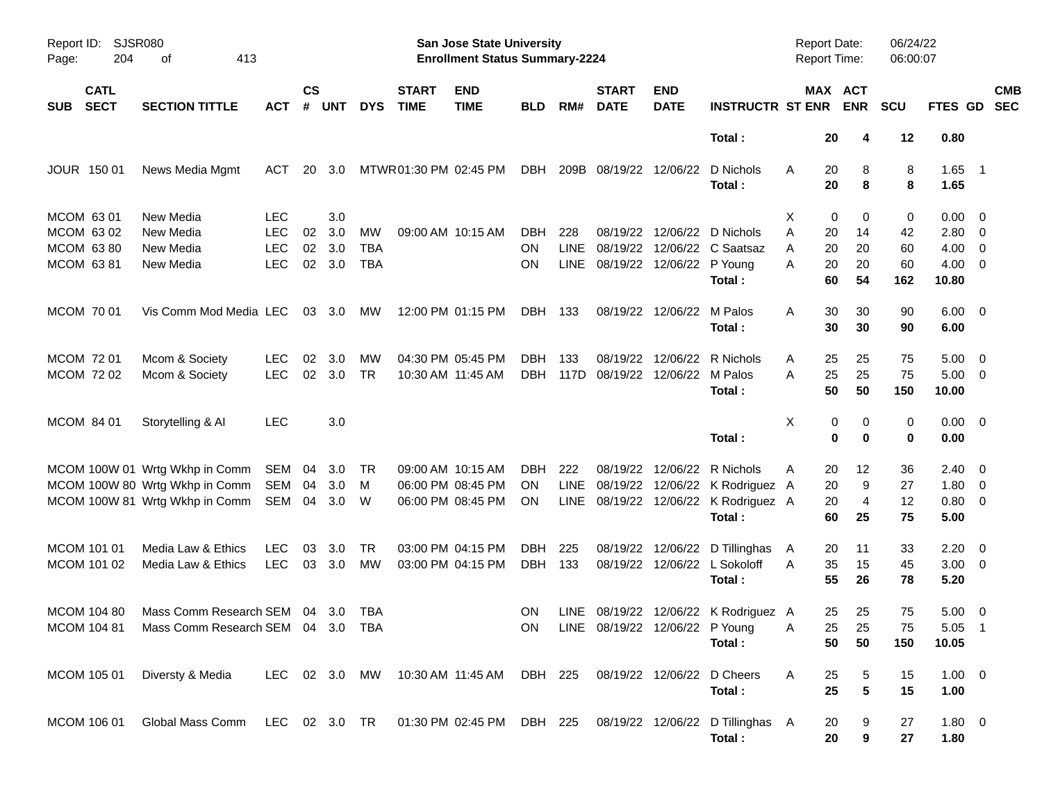Report ID: SJSR080
San Jose State University
Enrollment Status Summary-2224
Report Date: 06/24/22
Report Time: 06:00:07

| SUB | CATL SECT | SECTION TITTLE | ACT | CS # | UNT | DYS | START TIME | END TIME | BLD | RM# | START DATE | END DATE | INSTRUCTR | ST | MAX ENR | ACT ENR | SCU | FTES | GD | CMB SEC |
|---|---|---|---|---|---|---|---|---|---|---|---|---|---|---|---|---|---|---|---|---|
| | | | | | | | | | | | | | **Total :** | | **20** | **4** | **12** | **0.80** | | |
| JOUR | 150 01 | News Media Mgmt | ACT | 20 | 3.0 | MTWR | 01:30 PM | 02:45 PM | DBH | 209B | 08/19/22 | 12/06/22 | D Nichols | A | 20 | 8 | 8 | 1.65 | 1 | |
| | | | | | | | | | | | | | **Total :** | | **20** | **8** | **8** | **1.65** | | |
| MCOM | 63 01 | New Media | LEC | | 3.0 | | | | | | | | | X | 0 | 0 | 0 | 0.00 | 0 | |
| MCOM | 63 02 | New Media | LEC | 02 | 3.0 | MW | 09:00 AM | 10:15 AM | DBH | 228 | 08/19/22 | 12/06/22 | D Nichols | A | 20 | 14 | 42 | 2.80 | 0 | |
| MCOM | 63 80 | New Media | LEC | 02 | 3.0 | TBA | | | ON | LINE | 08/19/22 | 12/06/22 | C Saatsaz | A | 20 | 20 | 60 | 4.00 | 0 | |
| MCOM | 63 81 | New Media | LEC | 02 | 3.0 | TBA | | | ON | LINE | 08/19/22 | 12/06/22 | P Young | A | 20 | 20 | 60 | 4.00 | 0 | |
| | | | | | | | | | | | | | **Total :** | | **60** | **54** | **162** | **10.80** | | |
| MCOM | 70 01 | Vis Comm Mod Media | LEC | 03 | 3.0 | MW | 12:00 PM | 01:15 PM | DBH | 133 | 08/19/22 | 12/06/22 | M Palos | A | 30 | 30 | 90 | 6.00 | 0 | |
| | | | | | | | | | | | | | **Total :** | | **30** | **30** | **90** | **6.00** | | |
| MCOM | 72 01 | Mcom & Society | LEC | 02 | 3.0 | MW | 04:30 PM | 05:45 PM | DBH | 133 | 08/19/22 | 12/06/22 | R Nichols | A | 25 | 25 | 75 | 5.00 | 0 | |
| MCOM | 72 02 | Mcom & Society | LEC | 02 | 3.0 | TR | 10:30 AM | 11:45 AM | DBH | 117D | 08/19/22 | 12/06/22 | M Palos | A | 25 | 25 | 75 | 5.00 | 0 | |
| | | | | | | | | | | | | | **Total :** | | **50** | **50** | **150** | **10.00** | | |
| MCOM | 84 01 | Storytelling & AI | LEC | | 3.0 | | | | | | | | | X | 0 | 0 | 0 | 0.00 | 0 | |
| | | | | | | | | | | | | | **Total :** | | **0** | **0** | **0** | **0.00** | | |
| MCOM | 100W 01 | Wrtg Wkhp in Comm | SEM | 04 | 3.0 | TR | 09:00 AM | 10:15 AM | DBH | 222 | 08/19/22 | 12/06/22 | R Nichols | A | 20 | 12 | 36 | 2.40 | 0 | |
| MCOM | 100W 80 | Wrtg Wkhp in Comm | SEM | 04 | 3.0 | M | 06:00 PM | 08:45 PM | ON | LINE | 08/19/22 | 12/06/22 | K Rodriguez | A | 20 | 9 | 27 | 1.80 | 0 | |
| MCOM | 100W 81 | Wrtg Wkhp in Comm | SEM | 04 | 3.0 | W | 06:00 PM | 08:45 PM | ON | LINE | 08/19/22 | 12/06/22 | K Rodriguez | A | 20 | 4 | 12 | 0.80 | 0 | |
| | | | | | | | | | | | | | **Total :** | | **60** | **25** | **75** | **5.00** | | |
| MCOM | 101 01 | Media Law & Ethics | LEC | 03 | 3.0 | TR | 03:00 PM | 04:15 PM | DBH | 225 | 08/19/22 | 12/06/22 | D Tillinghas | A | 20 | 11 | 33 | 2.20 | 0 | |
| MCOM | 101 02 | Media Law & Ethics | LEC | 03 | 3.0 | MW | 03:00 PM | 04:15 PM | DBH | 133 | 08/19/22 | 12/06/22 | L Sokoloff | A | 35 | 15 | 45 | 3.00 | 0 | |
| | | | | | | | | | | | | | **Total :** | | **55** | **26** | **78** | **5.20** | | |
| MCOM | 104 80 | Mass Comm Research | SEM | 04 | 3.0 | TBA | | | ON | LINE | 08/19/22 | 12/06/22 | K Rodriguez | A | 25 | 25 | 75 | 5.00 | 0 | |
| MCOM | 104 81 | Mass Comm Research | SEM | 04 | 3.0 | TBA | | | ON | LINE | 08/19/22 | 12/06/22 | P Young | A | 25 | 25 | 75 | 5.05 | 1 | |
| | | | | | | | | | | | | | **Total :** | | **50** | **50** | **150** | **10.05** | | |
| MCOM | 105 01 | Diversty & Media | LEC | 02 | 3.0 | MW | 10:30 AM | 11:45 AM | DBH | 225 | 08/19/22 | 12/06/22 | D Cheers | A | 25 | 5 | 15 | 1.00 | 0 | |
| | | | | | | | | | | | | | **Total :** | | **25** | **5** | **15** | **1.00** | | |
| MCOM | 106 01 | Global Mass Comm | LEC | 02 | 3.0 | TR | 01:30 PM | 02:45 PM | DBH | 225 | 08/19/22 | 12/06/22 | D Tillinghas | A | 20 | 9 | 27 | 1.80 | 0 | |
| | | | | | | | | | | | | | **Total :** | | **20** | **9** | **27** | **1.80** | | |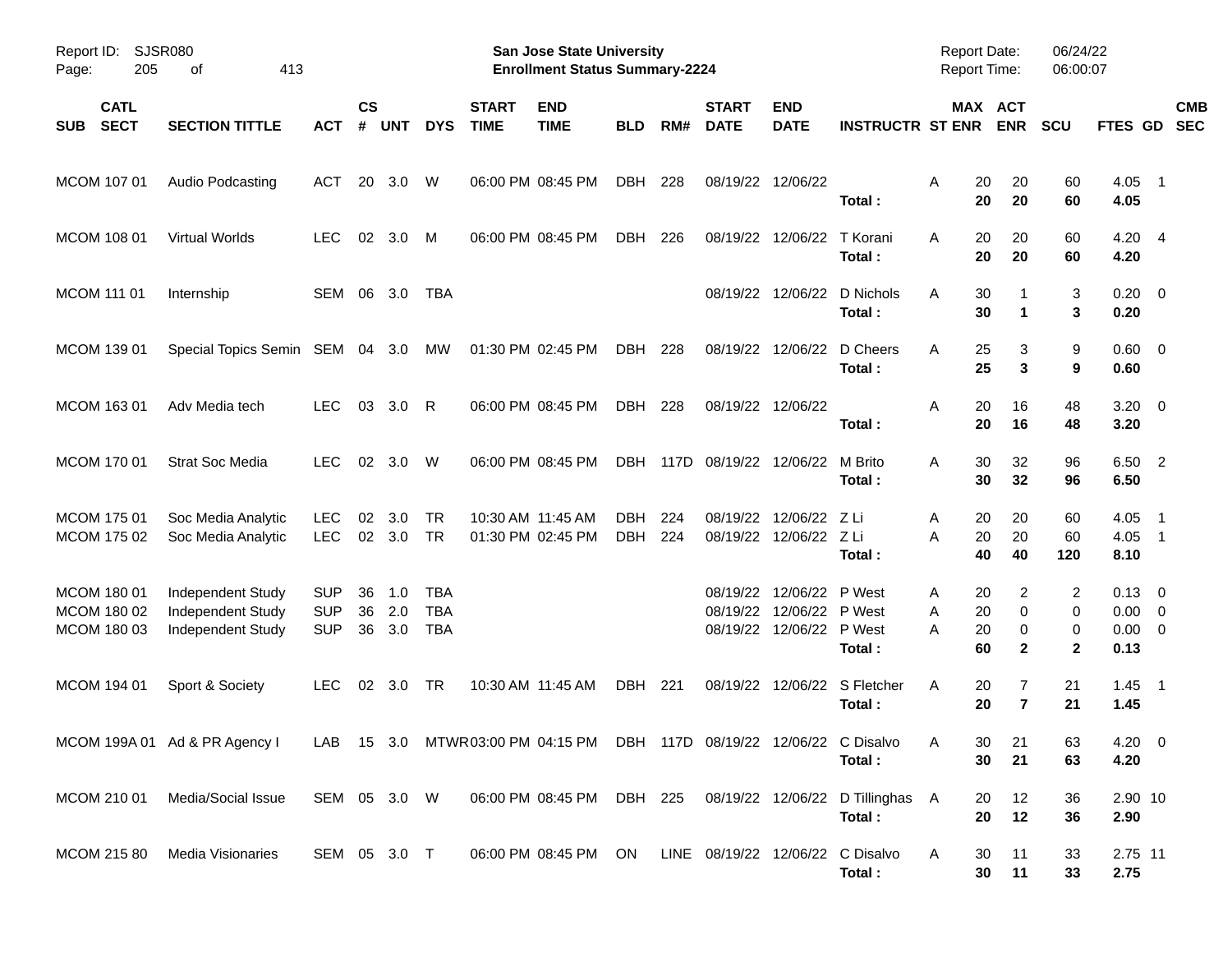Report ID: SJSR080

**San Jose State University**
**Enrollment Status Summary-2224**

Report Date: 06/24/22
Report Time: 06:00:07

| SUB | CATL SECT | SECTION TITTLE | ACT | CS # | UNT | DYS | START TIME | END TIME | BLD | RM# | START DATE | END DATE | INSTRUCTR | ST | MAX ENR | ACT ENR | SCU | FTES | GD | CMB SEC |
|---|---|---|---|---|---|---|---|---|---|---|---|---|---|---|---|---|---|---|---|---|
| MCOM | 107 01 | Audio Podcasting | ACT | 20 | 3.0 | W | 06:00 PM | 08:45 PM | DBH | 228 | 08/19/22 | 12/06/22 | | A | 20 | 20 | 60 | 4.05 | 1 | |
| | | | | | | | | | | | | | **Total :** | | **20** | **20** | **60** | **4.05** | | |
| MCOM | 108 01 | Virtual Worlds | LEC | 02 | 3.0 | M | 06:00 PM | 08:45 PM | DBH | 226 | 08/19/22 | 12/06/22 | T Korani | A | 20 | 20 | 60 | 4.20 | 4 | |
| | | | | | | | | | | | | | **Total :** | | **20** | **20** | **60** | **4.20** | | |
| MCOM | 111 01 | Internship | SEM | 06 | 3.0 | TBA | | | | | 08/19/22 | 12/06/22 | D Nichols | A | 30 | 1 | 3 | 0.20 | 0 | |
| | | | | | | | | | | | | | **Total :** | | **30** | **1** | **3** | **0.20** | | |
| MCOM | 139 01 | Special Topics Semin | SEM | 04 | 3.0 | MW | 01:30 PM | 02:45 PM | DBH | 228 | 08/19/22 | 12/06/22 | D Cheers | A | 25 | 3 | 9 | 0.60 | 0 | |
| | | | | | | | | | | | | | **Total :** | | **25** | **3** | **9** | **0.60** | | |
| MCOM | 163 01 | Adv Media tech | LEC | 03 | 3.0 | R | 06:00 PM | 08:45 PM | DBH | 228 | 08/19/22 | 12/06/22 | | A | 20 | 16 | 48 | 3.20 | 0 | |
| | | | | | | | | | | | | | **Total :** | | **20** | **16** | **48** | **3.20** | | |
| MCOM | 170 01 | Strat Soc Media | LEC | 02 | 3.0 | W | 06:00 PM | 08:45 PM | DBH | 117D | 08/19/22 | 12/06/22 | M Brito | A | 30 | 32 | 96 | 6.50 | 2 | |
| | | | | | | | | | | | | | **Total :** | | **30** | **32** | **96** | **6.50** | | |
| MCOM | 175 01 | Soc Media Analytic | LEC | 02 | 3.0 | TR | 10:30 AM | 11:45 AM | DBH | 224 | 08/19/22 | 12/06/22 | Z Li | A | 20 | 20 | 60 | 4.05 | 1 | |
| MCOM | 175 02 | Soc Media Analytic | LEC | 02 | 3.0 | TR | 01:30 PM | 02:45 PM | DBH | 224 | 08/19/22 | 12/06/22 | Z Li | A | 20 | 20 | 60 | 4.05 | 1 | |
| | | | | | | | | | | | | | **Total :** | | **40** | **40** | **120** | **8.10** | | |
| MCOM | 180 01 | Independent Study | SUP | 36 | 1.0 | TBA | | | | | 08/19/22 | 12/06/22 | P West | A | 20 | 2 | 2 | 0.13 | 0 | |
| MCOM | 180 02 | Independent Study | SUP | 36 | 2.0 | TBA | | | | | 08/19/22 | 12/06/22 | P West | A | 20 | 0 | 0 | 0.00 | 0 | |
| MCOM | 180 03 | Independent Study | SUP | 36 | 3.0 | TBA | | | | | 08/19/22 | 12/06/22 | P West | A | 20 | 0 | 0 | 0.00 | 0 | |
| | | | | | | | | | | | | | **Total :** | | **60** | **2** | **2** | **0.13** | | |
| MCOM | 194 01 | Sport & Society | LEC | 02 | 3.0 | TR | 10:30 AM | 11:45 AM | DBH | 221 | 08/19/22 | 12/06/22 | S Fletcher | A | 20 | 7 | 21 | 1.45 | 1 | |
| | | | | | | | | | | | | | **Total :** | | **20** | **7** | **21** | **1.45** | | |
| MCOM | 199A 01 | Ad & PR Agency I | LAB | 15 | 3.0 | MTWR | 03:00 PM | 04:15 PM | DBH | 117D | 08/19/22 | 12/06/22 | C Disalvo | A | 30 | 21 | 63 | 4.20 | 0 | |
| | | | | | | | | | | | | | **Total :** | | **30** | **21** | **63** | **4.20** | | |
| MCOM | 210 01 | Media/Social Issue | SEM | 05 | 3.0 | W | 06:00 PM | 08:45 PM | DBH | 225 | 08/19/22 | 12/06/22 | D Tillinghas | A | 20 | 12 | 36 | 2.90 | 10 | |
| | | | | | | | | | | | | | **Total :** | | **20** | **12** | **36** | **2.90** | | |
| MCOM | 215 80 | Media Visionaries | SEM | 05 | 3.0 | T | 06:00 PM | 08:45 PM | ON | LINE | 08/19/22 | 12/06/22 | C Disalvo | A | 30 | 11 | 33 | 2.75 | 11 | |
| | | | | | | | | | | | | | **Total :** | | **30** | **11** | **33** | **2.75** | | |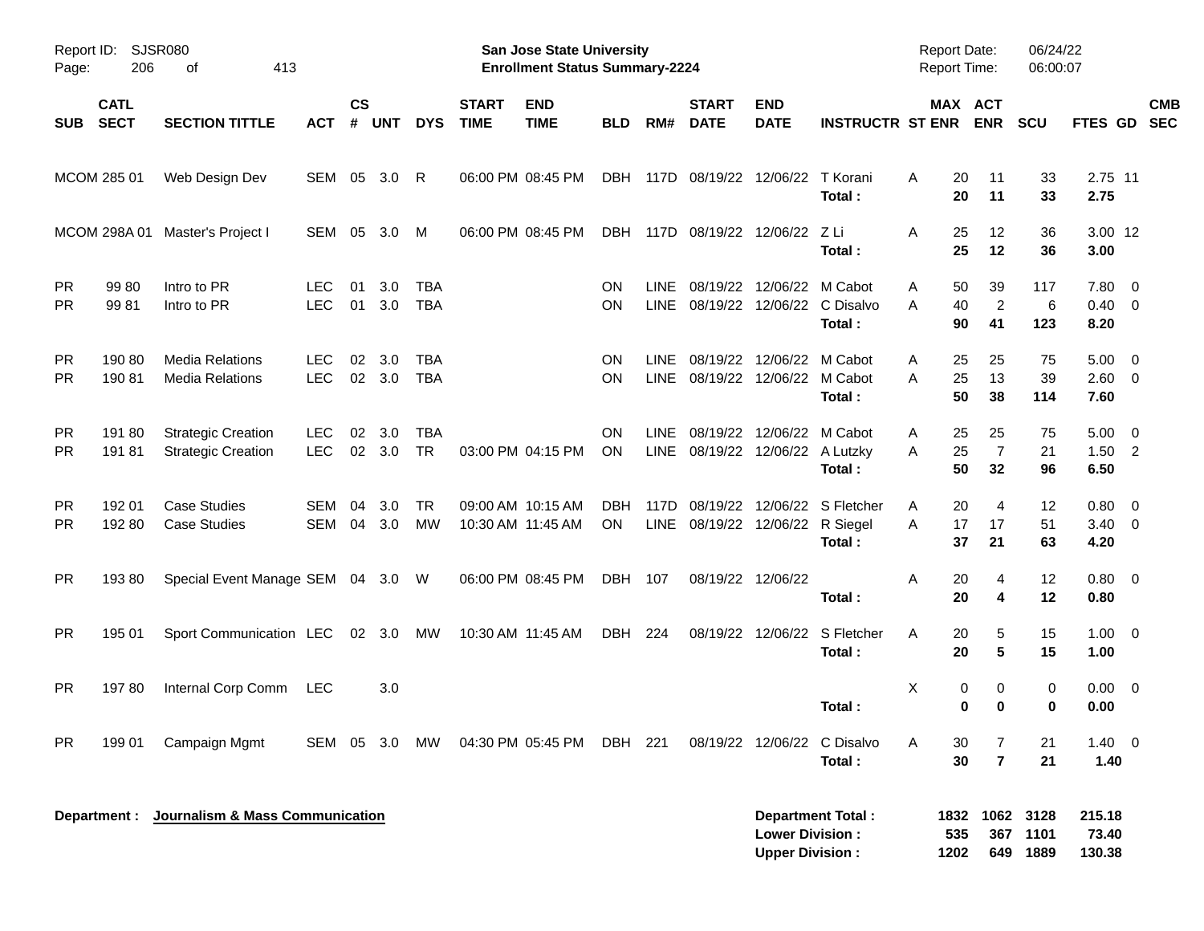**San Jose State University**
**Enrollment Status Summary-2224**

Report ID: SJSR080
Report Date: 06/24/22
Report Time: 06:00:07

| SUB | CATL SECT | SECTION TITTLE | ACT | CS # | UNT | DYS | START TIME | END TIME | BLD | RM# | START DATE | END DATE | INSTRUCTR | ST | MAX ENR | ACT ENR | SCU | FTES | GD | CMB SEC |
|---|---|---|---|---|---|---|---|---|---|---|---|---|---|---|---|---|---|---|---|---|
| MCOM | 285 01 | Web Design Dev | SEM | 05 | 3.0 | R | 06:00 PM | 08:45 PM | DBH | 117D | 08/19/22 | 12/06/22 | T Korani | A | 20 | 11 | 33 | 2.75 | 11 | |
| | | | | | | | | | | | | | **Total :** | | **20** | **11** | **33** | **2.75** | | |
| MCOM | 298A 01 | Master's Project I | SEM | 05 | 3.0 | M | 06:00 PM | 08:45 PM | DBH | 117D | 08/19/22 | 12/06/22 | Z Li | A | 25 | 12 | 36 | 3.00 | 12 | |
| | | | | | | | | | | | | | **Total :** | | **25** | **12** | **36** | **3.00** | | |
| PR | 99 80 | Intro to PR | LEC | 01 | 3.0 | TBA | | | ON | LINE | 08/19/22 | 12/06/22 | M Cabot | A | 50 | 39 | 117 | 7.80 | 0 | |
| PR | 99 81 | Intro to PR | LEC | 01 | 3.0 | TBA | | | ON | LINE | 08/19/22 | 12/06/22 | C Disalvo | A | 40 | 2 | 6 | 0.40 | 0 | |
| | | | | | | | | | | | | | **Total :** | | **90** | **41** | **123** | **8.20** | | |
| PR | 190 80 | Media Relations | LEC | 02 | 3.0 | TBA | | | ON | LINE | 08/19/22 | 12/06/22 | M Cabot | A | 25 | 25 | 75 | 5.00 | 0 | |
| PR | 190 81 | Media Relations | LEC | 02 | 3.0 | TBA | | | ON | LINE | 08/19/22 | 12/06/22 | M Cabot | A | 25 | 13 | 39 | 2.60 | 0 | |
| | | | | | | | | | | | | | **Total :** | | **50** | **38** | **114** | **7.60** | | |
| PR | 191 80 | Strategic Creation | LEC | 02 | 3.0 | TBA | | | ON | LINE | 08/19/22 | 12/06/22 | M Cabot | A | 25 | 25 | 75 | 5.00 | 0 | |
| PR | 191 81 | Strategic Creation | LEC | 02 | 3.0 | TR | 03:00 PM | 04:15 PM | ON | LINE | 08/19/22 | 12/06/22 | A Lutzky | A | 25 | 7 | 21 | 1.50 | 2 | |
| | | | | | | | | | | | | | **Total :** | | **50** | **32** | **96** | **6.50** | | |
| PR | 192 01 | Case Studies | SEM | 04 | 3.0 | TR | 09:00 AM | 10:15 AM | DBH | 117D | 08/19/22 | 12/06/22 | S Fletcher | A | 20 | 4 | 12 | 0.80 | 0 | |
| PR | 192 80 | Case Studies | SEM | 04 | 3.0 | MW | 10:30 AM | 11:45 AM | ON | LINE | 08/19/22 | 12/06/22 | R Siegel | A | 17 | 17 | 51 | 3.40 | 0 | |
| | | | | | | | | | | | | | **Total :** | | **37** | **21** | **63** | **4.20** | | |
| PR | 193 80 | Special Event Manage | SEM | 04 | 3.0 | W | 06:00 PM | 08:45 PM | DBH | 107 | 08/19/22 | 12/06/22 | | A | 20 | 4 | 12 | 0.80 | 0 | |
| | | | | | | | | | | | | | **Total :** | | **20** | **4** | **12** | **0.80** | | |
| PR | 195 01 | Sport Communication | LEC | 02 | 3.0 | MW | 10:30 AM | 11:45 AM | DBH | 224 | 08/19/22 | 12/06/22 | S Fletcher | A | 20 | 5 | 15 | 1.00 | 0 | |
| | | | | | | | | | | | | | **Total :** | | **20** | **5** | **15** | **1.00** | | |
| PR | 197 80 | Internal Corp Comm | LEC | | 3.0 | | | | | | | | | X | 0 | 0 | 0 | 0.00 | 0 | |
| | | | | | | | | | | | | | **Total :** | | **0** | **0** | **0** | **0.00** | | |
| PR | 199 01 | Campaign Mgmt | SEM | 05 | 3.0 | MW | 04:30 PM | 05:45 PM | DBH | 221 | 08/19/22 | 12/06/22 | C Disalvo | A | 30 | 7 | 21 | 1.40 | 0 | |
| | | | | | | | | | | | | | **Total :** | | **30** | **7** | **21** | **1.40** | | |

**Department : Journalism & Mass Communication**

| | MAX ENR | ACT ENR | SCU | FTES |
|---|---|---|---|---|
| **Department Total :** | **1832** | **1062** | **3128** | **215.18** |
| **Lower Division :** | **535** | **367** | **1101** | **73.40** |
| **Upper Division :** | **1202** | **649** | **1889** | **130.38** |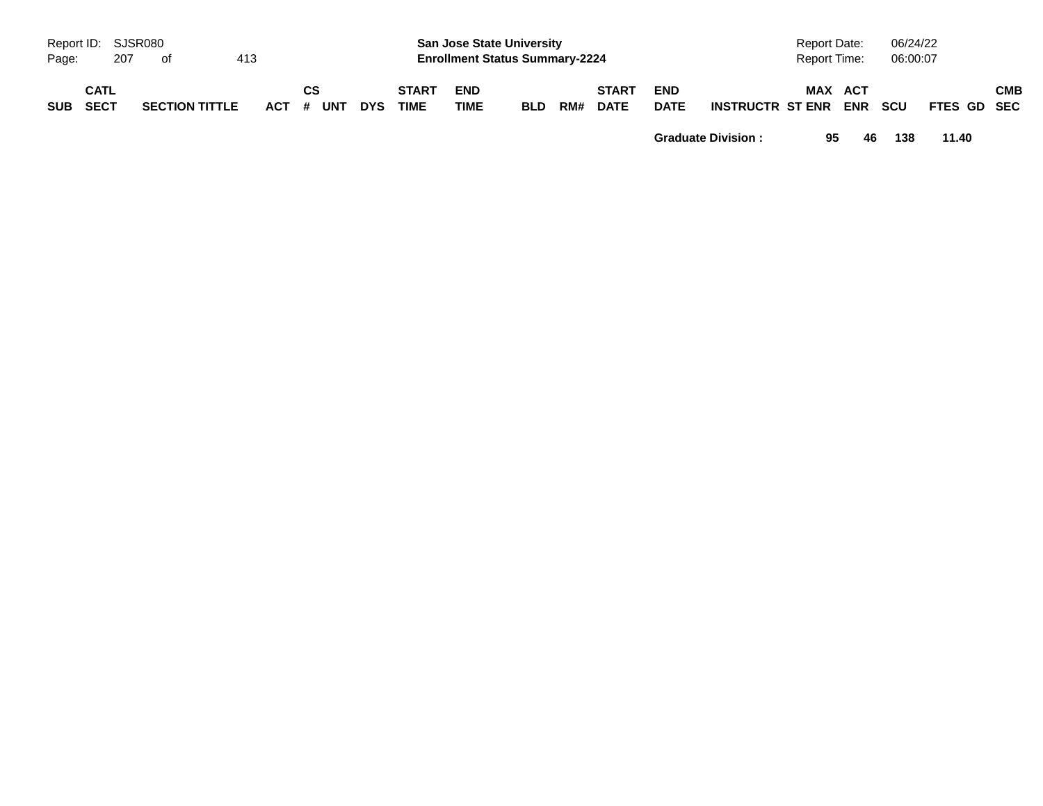| SUB | CATL SECT | SECTION TITTLE | ACT | CS # | UNT | DYS | START TIME | END TIME | BLD | RM# | START DATE | END DATE | INSTRUCTR | MAX ST ENR | ACT ENR | SCU | FTES | GD | CMB SEC |
|---|---|---|---|---|---|---|---|---|---|---|---|---|---|---|---|---|---|---|---|
| | | | | | | | | | | | | **Graduate Division :** | | **95** | **46** | **138** | **11.40** | | |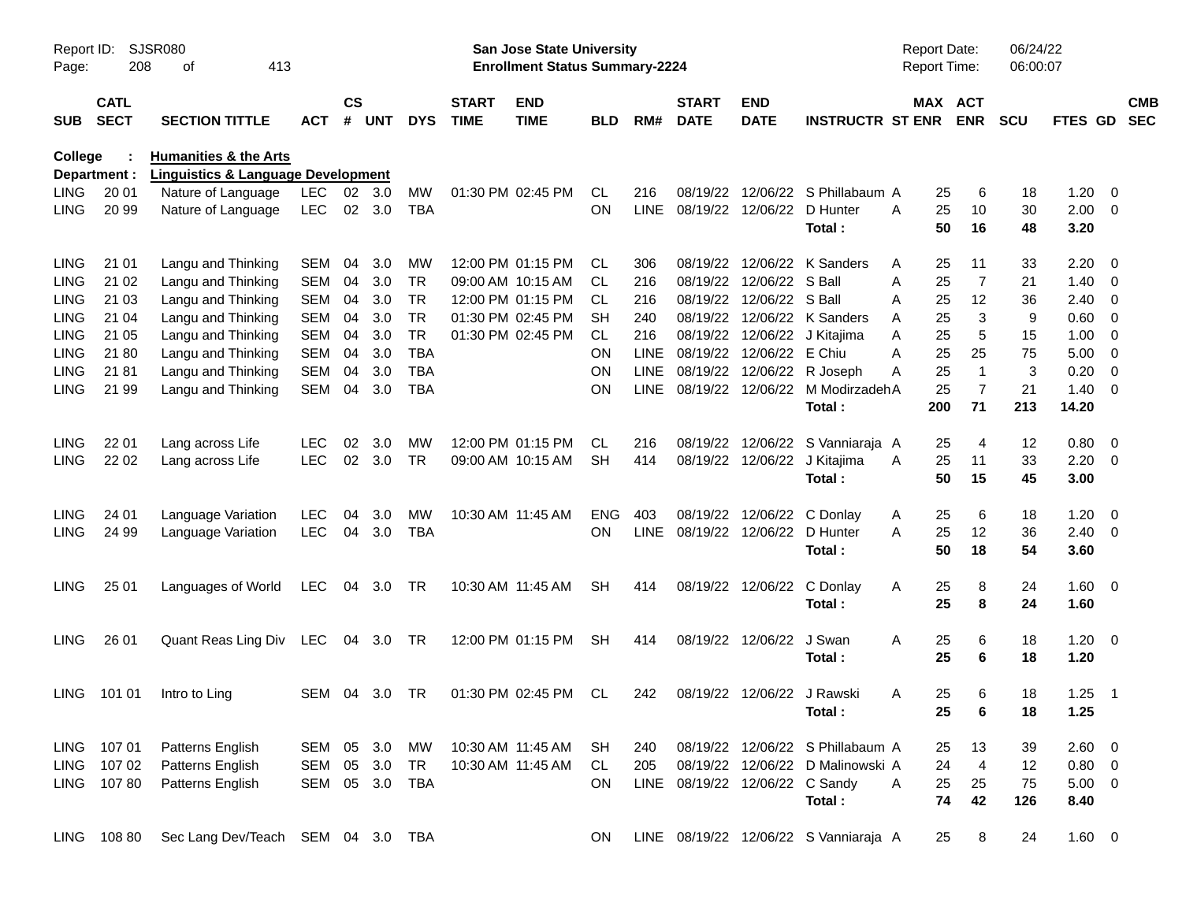Report ID: SJSR080

**San Jose State University**
**Enrollment Status Summary-2224**

Report Date: 06/24/22
Report Time: 06:00:07

College : **Humanities & the Arts**
Department : **Linguistics & Language Development**

| SUB | CATL SECT | SECTION TITTLE | ACT | CS # | UNT | DYS | START TIME | END TIME | BLD | RM# | START DATE | END DATE | INSTRUCTR | ST | MAX ENR | ACT ENR | SCU | FTES | GD | CMB SEC |
|---|---|---|---|---|---|---|---|---|---|---|---|---|---|---|---|---|---|---|---|---|
| LING | 20 01 | Nature of Language | LEC | 02 | 3.0 | MW | 01:30 PM | 02:45 PM | CL | 216 | 08/19/22 | 12/06/22 | S Phillabaum | A | 25 | 6 | 18 | 1.20 | 0 | |
| LING | 20 99 | Nature of Language | LEC | 02 | 3.0 | TBA | | | ON | LINE | 08/19/22 | 12/06/22 | D Hunter | A | 25 | 10 | 30 | 2.00 | 0 | |
| | | | | | | | | | | | | | **Total :** | | **50** | **16** | **48** | **3.20** | | |
| LING | 21 01 | Langu and Thinking | SEM | 04 | 3.0 | MW | 12:00 PM | 01:15 PM | CL | 306 | 08/19/22 | 12/06/22 | K Sanders | A | 25 | 11 | 33 | 2.20 | 0 | |
| LING | 21 02 | Langu and Thinking | SEM | 04 | 3.0 | TR | 09:00 AM | 10:15 AM | CL | 216 | 08/19/22 | 12/06/22 | S Ball | A | 25 | 7 | 21 | 1.40 | 0 | |
| LING | 21 03 | Langu and Thinking | SEM | 04 | 3.0 | TR | 12:00 PM | 01:15 PM | CL | 216 | 08/19/22 | 12/06/22 | S Ball | A | 25 | 12 | 36 | 2.40 | 0 | |
| LING | 21 04 | Langu and Thinking | SEM | 04 | 3.0 | TR | 01:30 PM | 02:45 PM | SH | 240 | 08/19/22 | 12/06/22 | K Sanders | A | 25 | 3 | 9 | 0.60 | 0 | |
| LING | 21 05 | Langu and Thinking | SEM | 04 | 3.0 | TR | 01:30 PM | 02:45 PM | CL | 216 | 08/19/22 | 12/06/22 | J Kitajima | A | 25 | 5 | 15 | 1.00 | 0 | |
| LING | 21 80 | Langu and Thinking | SEM | 04 | 3.0 | TBA | | | ON | LINE | 08/19/22 | 12/06/22 | E Chiu | A | 25 | 25 | 75 | 5.00 | 0 | |
| LING | 21 81 | Langu and Thinking | SEM | 04 | 3.0 | TBA | | | ON | LINE | 08/19/22 | 12/06/22 | R Joseph | A | 25 | 1 | 3 | 0.20 | 0 | |
| LING | 21 99 | Langu and Thinking | SEM | 04 | 3.0 | TBA | | | ON | LINE | 08/19/22 | 12/06/22 | M Modirzadeh | A | 25 | 7 | 21 | 1.40 | 0 | |
| | | | | | | | | | | | | | **Total :** | | **200** | **71** | **213** | **14.20** | | |
| LING | 22 01 | Lang across Life | LEC | 02 | 3.0 | MW | 12:00 PM | 01:15 PM | CL | 216 | 08/19/22 | 12/06/22 | S Vanniaraja | A | 25 | 4 | 12 | 0.80 | 0 | |
| LING | 22 02 | Lang across Life | LEC | 02 | 3.0 | TR | 09:00 AM | 10:15 AM | SH | 414 | 08/19/22 | 12/06/22 | J Kitajima | A | 25 | 11 | 33 | 2.20 | 0 | |
| | | | | | | | | | | | | | **Total :** | | **50** | **15** | **45** | **3.00** | | |
| LING | 24 01 | Language Variation | LEC | 04 | 3.0 | MW | 10:30 AM | 11:45 AM | ENG | 403 | 08/19/22 | 12/06/22 | C Donlay | A | 25 | 6 | 18 | 1.20 | 0 | |
| LING | 24 99 | Language Variation | LEC | 04 | 3.0 | TBA | | | ON | LINE | 08/19/22 | 12/06/22 | D Hunter | A | 25 | 12 | 36 | 2.40 | 0 | |
| | | | | | | | | | | | | | **Total :** | | **50** | **18** | **54** | **3.60** | | |
| LING | 25 01 | Languages of World | LEC | 04 | 3.0 | TR | 10:30 AM | 11:45 AM | SH | 414 | 08/19/22 | 12/06/22 | C Donlay | A | 25 | 8 | 24 | 1.60 | 0 | |
| | | | | | | | | | | | | | **Total :** | | **25** | **8** | **24** | **1.60** | | |
| LING | 26 01 | Quant Reas Ling Div | LEC | 04 | 3.0 | TR | 12:00 PM | 01:15 PM | SH | 414 | 08/19/22 | 12/06/22 | J Swan | A | 25 | 6 | 18 | 1.20 | 0 | |
| | | | | | | | | | | | | | **Total :** | | **25** | **6** | **18** | **1.20** | | |
| LING | 101 01 | Intro to Ling | SEM | 04 | 3.0 | TR | 01:30 PM | 02:45 PM | CL | 242 | 08/19/22 | 12/06/22 | J Rawski | A | 25 | 6 | 18 | 1.25 | 1 | |
| | | | | | | | | | | | | | **Total :** | | **25** | **6** | **18** | **1.25** | | |
| LING | 107 01 | Patterns English | SEM | 05 | 3.0 | MW | 10:30 AM | 11:45 AM | SH | 240 | 08/19/22 | 12/06/22 | S Phillabaum | A | 25 | 13 | 39 | 2.60 | 0 | |
| LING | 107 02 | Patterns English | SEM | 05 | 3.0 | TR | 10:30 AM | 11:45 AM | CL | 205 | 08/19/22 | 12/06/22 | D Malinowski | A | 24 | 4 | 12 | 0.80 | 0 | |
| LING | 107 80 | Patterns English | SEM | 05 | 3.0 | TBA | | | ON | LINE | 08/19/22 | 12/06/22 | C Sandy | A | 25 | 25 | 75 | 5.00 | 0 | |
| | | | | | | | | | | | | | **Total :** | | **74** | **42** | **126** | **8.40** | | |
| LING | 108 80 | Sec Lang Dev/Teach | SEM | 04 | 3.0 | TBA | | | ON | LINE | 08/19/22 | 12/06/22 | S Vanniaraja | A | 25 | 8 | 24 | 1.60 | 0 | |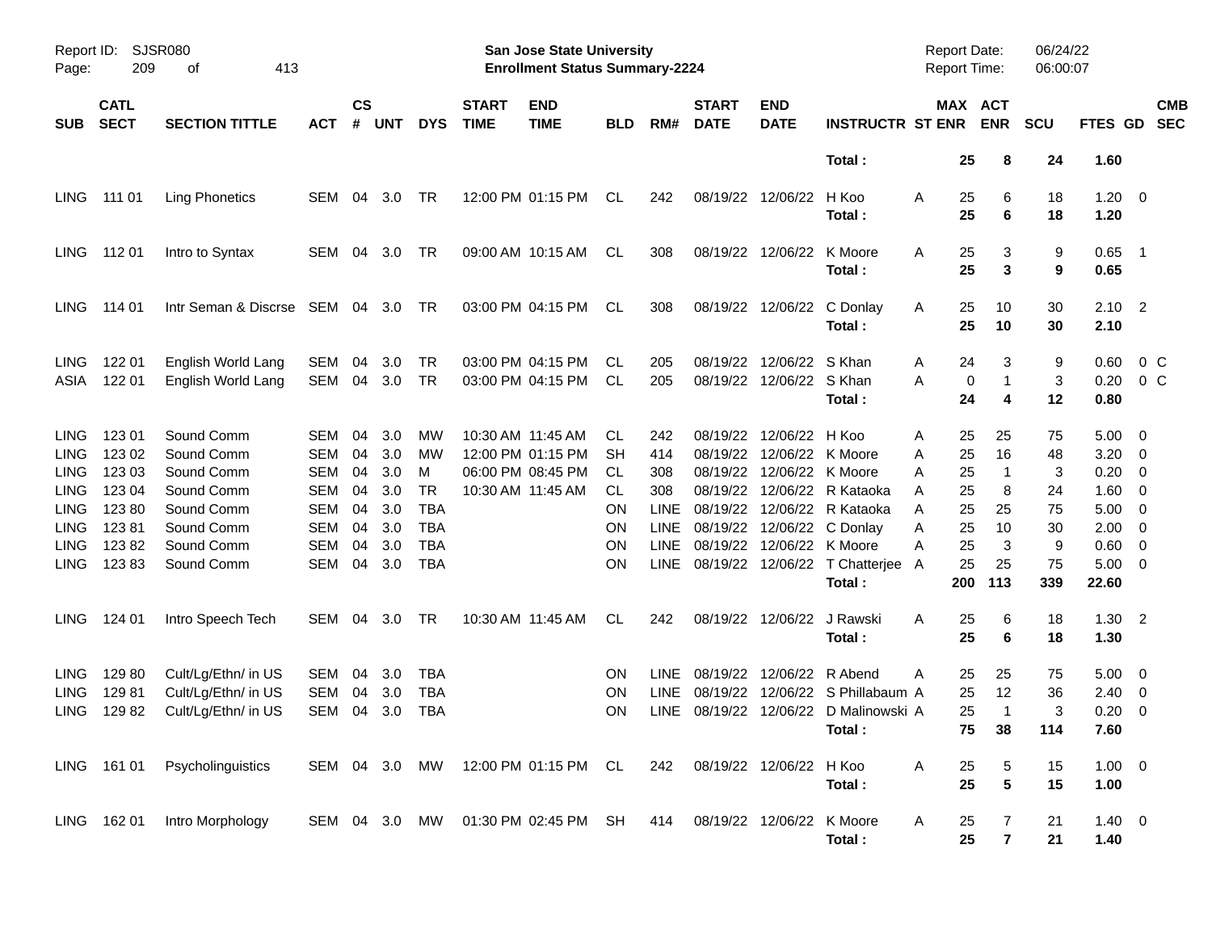Report ID: SJSR080
San Jose State University
Enrollment Status Summary-2224
Report Date: 06/24/22
Report Time: 06:00:07

| SUB | CATL SECT | SECTION TITTLE | ACT | CS # | UNT | DYS | START TIME | END TIME | BLD | RM# | START DATE | END DATE | INSTRUCTR | ST | MAX ENR | ACT ENR | SCU | FTES | GD | CMB SEC |
|---|---|---|---|---|---|---|---|---|---|---|---|---|---|---|---|---|---|---|---|---|
| | | | | | | | | | | | | | **Total :** | | **25** | **8** | **24** | **1.60** | | |
| LING | 111 01 | Ling Phonetics | SEM | 04 | 3.0 | TR | 12:00 PM | 01:15 PM | CL | 242 | 08/19/22 | 12/06/22 | H Koo | A | 25 | 6 | 18 | 1.20 | 0 | |
| | | | | | | | | | | | | | **Total :** | | **25** | **6** | **18** | **1.20** | | |
| LING | 112 01 | Intro to Syntax | SEM | 04 | 3.0 | TR | 09:00 AM | 10:15 AM | CL | 308 | 08/19/22 | 12/06/22 | K Moore | A | 25 | 3 | 9 | 0.65 | 1 | |
| | | | | | | | | | | | | | **Total :** | | **25** | **3** | **9** | **0.65** | | |
| LING | 114 01 | Intr Seman & Discrse | SEM | 04 | 3.0 | TR | 03:00 PM | 04:15 PM | CL | 308 | 08/19/22 | 12/06/22 | C Donlay | A | 25 | 10 | 30 | 2.10 | 2 | |
| | | | | | | | | | | | | | **Total :** | | **25** | **10** | **30** | **2.10** | | |
| LING | 122 01 | English World Lang | SEM | 04 | 3.0 | TR | 03:00 PM | 04:15 PM | CL | 205 | 08/19/22 | 12/06/22 | S Khan | A | 24 | 3 | 9 | 0.60 | 0 | C |
| ASIA | 122 01 | English World Lang | SEM | 04 | 3.0 | TR | 03:00 PM | 04:15 PM | CL | 205 | 08/19/22 | 12/06/22 | S Khan | A | 0 | 1 | 3 | 0.20 | 0 | C |
| | | | | | | | | | | | | | **Total :** | | **24** | **4** | **12** | **0.80** | | |
| LING | 123 01 | Sound Comm | SEM | 04 | 3.0 | MW | 10:30 AM | 11:45 AM | CL | 242 | 08/19/22 | 12/06/22 | H Koo | A | 25 | 25 | 75 | 5.00 | 0 | |
| LING | 123 02 | Sound Comm | SEM | 04 | 3.0 | MW | 12:00 PM | 01:15 PM | SH | 414 | 08/19/22 | 12/06/22 | K Moore | A | 25 | 16 | 48 | 3.20 | 0 | |
| LING | 123 03 | Sound Comm | SEM | 04 | 3.0 | M | 06:00 PM | 08:45 PM | CL | 308 | 08/19/22 | 12/06/22 | K Moore | A | 25 | 1 | 3 | 0.20 | 0 | |
| LING | 123 04 | Sound Comm | SEM | 04 | 3.0 | TR | 10:30 AM | 11:45 AM | CL | 308 | 08/19/22 | 12/06/22 | R Kataoka | A | 25 | 8 | 24 | 1.60 | 0 | |
| LING | 123 80 | Sound Comm | SEM | 04 | 3.0 | TBA | | | ON | LINE | 08/19/22 | 12/06/22 | R Kataoka | A | 25 | 25 | 75 | 5.00 | 0 | |
| LING | 123 81 | Sound Comm | SEM | 04 | 3.0 | TBA | | | ON | LINE | 08/19/22 | 12/06/22 | C Donlay | A | 25 | 10 | 30 | 2.00 | 0 | |
| LING | 123 82 | Sound Comm | SEM | 04 | 3.0 | TBA | | | ON | LINE | 08/19/22 | 12/06/22 | K Moore | A | 25 | 3 | 9 | 0.60 | 0 | |
| LING | 123 83 | Sound Comm | SEM | 04 | 3.0 | TBA | | | ON | LINE | 08/19/22 | 12/06/22 | T Chatterjee | A | 25 | 25 | 75 | 5.00 | 0 | |
| | | | | | | | | | | | | | **Total :** | | **200** | **113** | **339** | **22.60** | | |
| LING | 124 01 | Intro Speech Tech | SEM | 04 | 3.0 | TR | 10:30 AM | 11:45 AM | CL | 242 | 08/19/22 | 12/06/22 | J Rawski | A | 25 | 6 | 18 | 1.30 | 2 | |
| | | | | | | | | | | | | | **Total :** | | **25** | **6** | **18** | **1.30** | | |
| LING | 129 80 | Cult/Lg/Ethn/ in US | SEM | 04 | 3.0 | TBA | | | ON | LINE | 08/19/22 | 12/06/22 | R Abend | A | 25 | 25 | 75 | 5.00 | 0 | |
| LING | 129 81 | Cult/Lg/Ethn/ in US | SEM | 04 | 3.0 | TBA | | | ON | LINE | 08/19/22 | 12/06/22 | S Phillabaum | A | 25 | 12 | 36 | 2.40 | 0 | |
| LING | 129 82 | Cult/Lg/Ethn/ in US | SEM | 04 | 3.0 | TBA | | | ON | LINE | 08/19/22 | 12/06/22 | D Malinowski | A | 25 | 1 | 3 | 0.20 | 0 | |
| | | | | | | | | | | | | | **Total :** | | **75** | **38** | **114** | **7.60** | | |
| LING | 161 01 | Psycholinguistics | SEM | 04 | 3.0 | MW | 12:00 PM | 01:15 PM | CL | 242 | 08/19/22 | 12/06/22 | H Koo | A | 25 | 5 | 15 | 1.00 | 0 | |
| | | | | | | | | | | | | | **Total :** | | **25** | **5** | **15** | **1.00** | | |
| LING | 162 01 | Intro Morphology | SEM | 04 | 3.0 | MW | 01:30 PM | 02:45 PM | SH | 414 | 08/19/22 | 12/06/22 | K Moore | A | 25 | 7 | 21 | 1.40 | 0 | |
| | | | | | | | | | | | | | **Total :** | | **25** | **7** | **21** | **1.40** | | |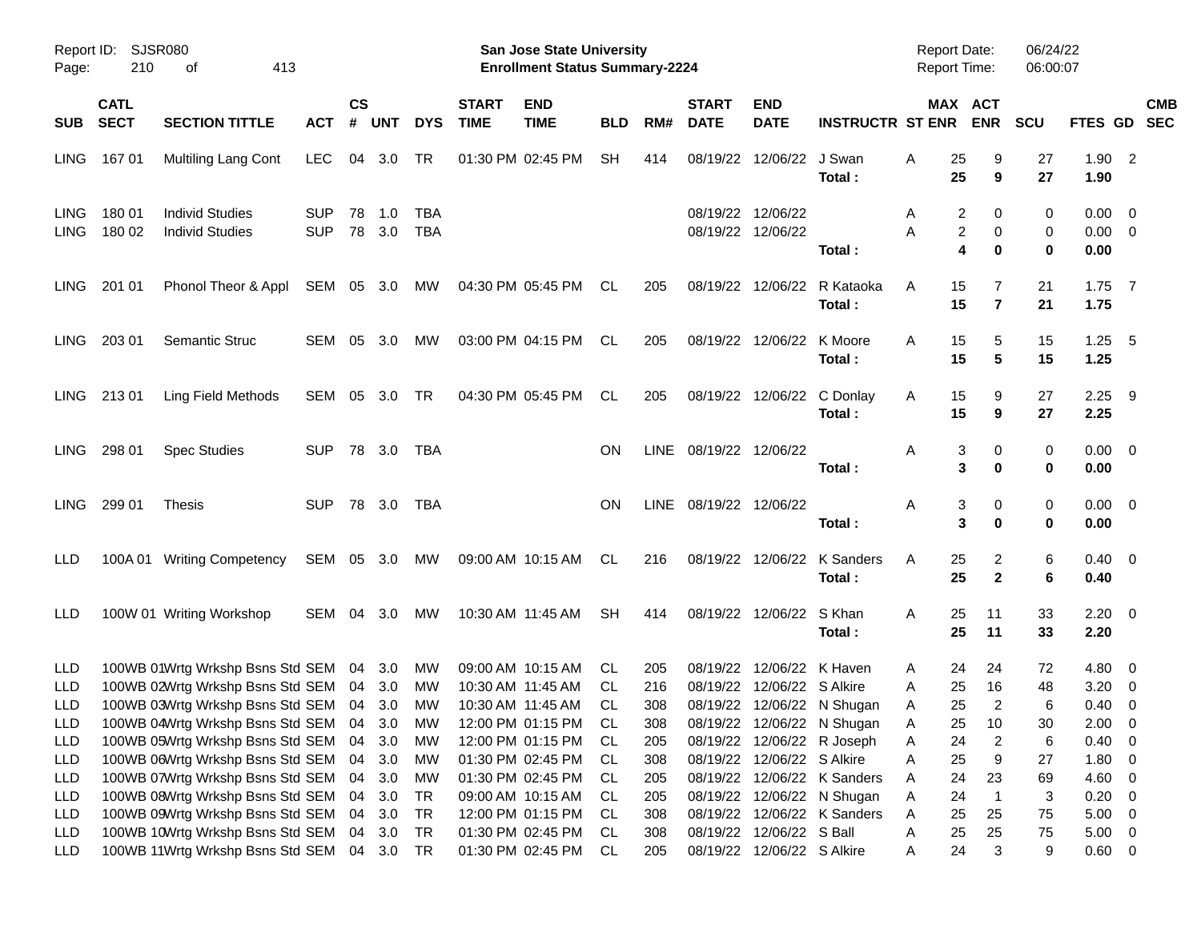Report ID: SJSR080
Page: 210 of 413

**San Jose State University**
**Enrollment Status Summary-2224**

Report Date: 06/24/22
Report Time: 06:00:07

| SUB | CATL SECT | SECTION TITTLE | ACT | CS # | UNT | DYS | START TIME | END TIME | BLD | RM# | START DATE | END DATE | INSTRUCTR | ST | MAX ENR | ACT ENR | SCU | FTES | GD | CMB SEC |
|---|---|---|---|---|---|---|---|---|---|---|---|---|---|---|---|---|---|---|---|---|
| LING | 167 01 | Multiling Lang Cont | LEC | 04 | 3.0 | TR | 01:30 PM | 02:45 PM | SH | 414 | 08/19/22 | 12/06/22 | J Swan | A | 25 | 9 | 27 | 1.90 | 2 | |
| | | | | | | | | | | | | | **Total :** | | **25** | **9** | **27** | **1.90** | | |
| LING | 180 01 | Individ Studies | SUP | 78 | 1.0 | TBA | | | | | 08/19/22 | 12/06/22 | | A | 2 | 0 | 0 | 0.00 | 0 | |
| LING | 180 02 | Individ Studies | SUP | 78 | 3.0 | TBA | | | | | 08/19/22 | 12/06/22 | | A | 2 | 0 | 0 | 0.00 | 0 | |
| | | | | | | | | | | | | | **Total :** | | **4** | **0** | **0** | **0.00** | | |
| LING | 201 01 | Phonol Theor & Appl | SEM | 05 | 3.0 | MW | 04:30 PM | 05:45 PM | CL | 205 | 08/19/22 | 12/06/22 | R Kataoka | A | 15 | 7 | 21 | 1.75 | 7 | |
| | | | | | | | | | | | | | **Total :** | | **15** | **7** | **21** | **1.75** | | |
| LING | 203 01 | Semantic Struc | SEM | 05 | 3.0 | MW | 03:00 PM | 04:15 PM | CL | 205 | 08/19/22 | 12/06/22 | K Moore | A | 15 | 5 | 15 | 1.25 | 5 | |
| | | | | | | | | | | | | | **Total :** | | **15** | **5** | **15** | **1.25** | | |
| LING | 213 01 | Ling Field Methods | SEM | 05 | 3.0 | TR | 04:30 PM | 05:45 PM | CL | 205 | 08/19/22 | 12/06/22 | C Donlay | A | 15 | 9 | 27 | 2.25 | 9 | |
| | | | | | | | | | | | | | **Total :** | | **15** | **9** | **27** | **2.25** | | |
| LING | 298 01 | Spec Studies | SUP | 78 | 3.0 | TBA | | | ON | LINE | 08/19/22 | 12/06/22 | | A | 3 | 0 | 0 | 0.00 | 0 | |
| | | | | | | | | | | | | | **Total :** | | **3** | **0** | **0** | **0.00** | | |
| LING | 299 01 | Thesis | SUP | 78 | 3.0 | TBA | | | ON | LINE | 08/19/22 | 12/06/22 | | A | 3 | 0 | 0 | 0.00 | 0 | |
| | | | | | | | | | | | | | **Total :** | | **3** | **0** | **0** | **0.00** | | |
| LLD | 100A 01 | Writing Competency | SEM | 05 | 3.0 | MW | 09:00 AM | 10:15 AM | CL | 216 | 08/19/22 | 12/06/22 | K Sanders | A | 25 | 2 | 6 | 0.40 | 0 | |
| | | | | | | | | | | | | | **Total :** | | **25** | **2** | **6** | **0.40** | | |
| LLD | 100W 01 | Writing Workshop | SEM | 04 | 3.0 | MW | 10:30 AM | 11:45 AM | SH | 414 | 08/19/22 | 12/06/22 | S Khan | A | 25 | 11 | 33 | 2.20 | 0 | |
| | | | | | | | | | | | | | **Total :** | | **25** | **11** | **33** | **2.20** | | |
| LLD | 100WB 01 | Wrtg Wrkshp Bsns Std | SEM | 04 | 3.0 | MW | 09:00 AM | 10:15 AM | CL | 205 | 08/19/22 | 12/06/22 | K Haven | A | 24 | 24 | 72 | 4.80 | 0 | |
| LLD | 100WB 02 | Wrtg Wrkshp Bsns Std | SEM | 04 | 3.0 | MW | 10:30 AM | 11:45 AM | CL | 216 | 08/19/22 | 12/06/22 | S Alkire | A | 25 | 16 | 48 | 3.20 | 0 | |
| LLD | 100WB 03 | Wrtg Wrkshp Bsns Std | SEM | 04 | 3.0 | MW | 10:30 AM | 11:45 AM | CL | 308 | 08/19/22 | 12/06/22 | N Shugan | A | 25 | 2 | 6 | 0.40 | 0 | |
| LLD | 100WB 04 | Wrtg Wrkshp Bsns Std | SEM | 04 | 3.0 | MW | 12:00 PM | 01:15 PM | CL | 308 | 08/19/22 | 12/06/22 | N Shugan | A | 25 | 10 | 30 | 2.00 | 0 | |
| LLD | 100WB 05 | Wrtg Wrkshp Bsns Std | SEM | 04 | 3.0 | MW | 12:00 PM | 01:15 PM | CL | 205 | 08/19/22 | 12/06/22 | R Joseph | A | 24 | 2 | 6 | 0.40 | 0 | |
| LLD | 100WB 06 | Wrtg Wrkshp Bsns Std | SEM | 04 | 3.0 | MW | 01:30 PM | 02:45 PM | CL | 308 | 08/19/22 | 12/06/22 | S Alkire | A | 25 | 9 | 27 | 1.80 | 0 | |
| LLD | 100WB 07 | Wrtg Wrkshp Bsns Std | SEM | 04 | 3.0 | MW | 01:30 PM | 02:45 PM | CL | 205 | 08/19/22 | 12/06/22 | K Sanders | A | 24 | 23 | 69 | 4.60 | 0 | |
| LLD | 100WB 08 | Wrtg Wrkshp Bsns Std | SEM | 04 | 3.0 | TR | 09:00 AM | 10:15 AM | CL | 205 | 08/19/22 | 12/06/22 | N Shugan | A | 24 | 1 | 3 | 0.20 | 0 | |
| LLD | 100WB 09 | Wrtg Wrkshp Bsns Std | SEM | 04 | 3.0 | TR | 12:00 PM | 01:15 PM | CL | 308 | 08/19/22 | 12/06/22 | K Sanders | A | 25 | 25 | 75 | 5.00 | 0 | |
| LLD | 100WB 10 | Wrtg Wrkshp Bsns Std | SEM | 04 | 3.0 | TR | 01:30 PM | 02:45 PM | CL | 308 | 08/19/22 | 12/06/22 | S Ball | A | 25 | 25 | 75 | 5.00 | 0 | |
| LLD | 100WB 11 | Wrtg Wrkshp Bsns Std | SEM | 04 | 3.0 | TR | 01:30 PM | 02:45 PM | CL | 205 | 08/19/22 | 12/06/22 | S Alkire | A | 24 | 3 | 9 | 0.60 | 0 | |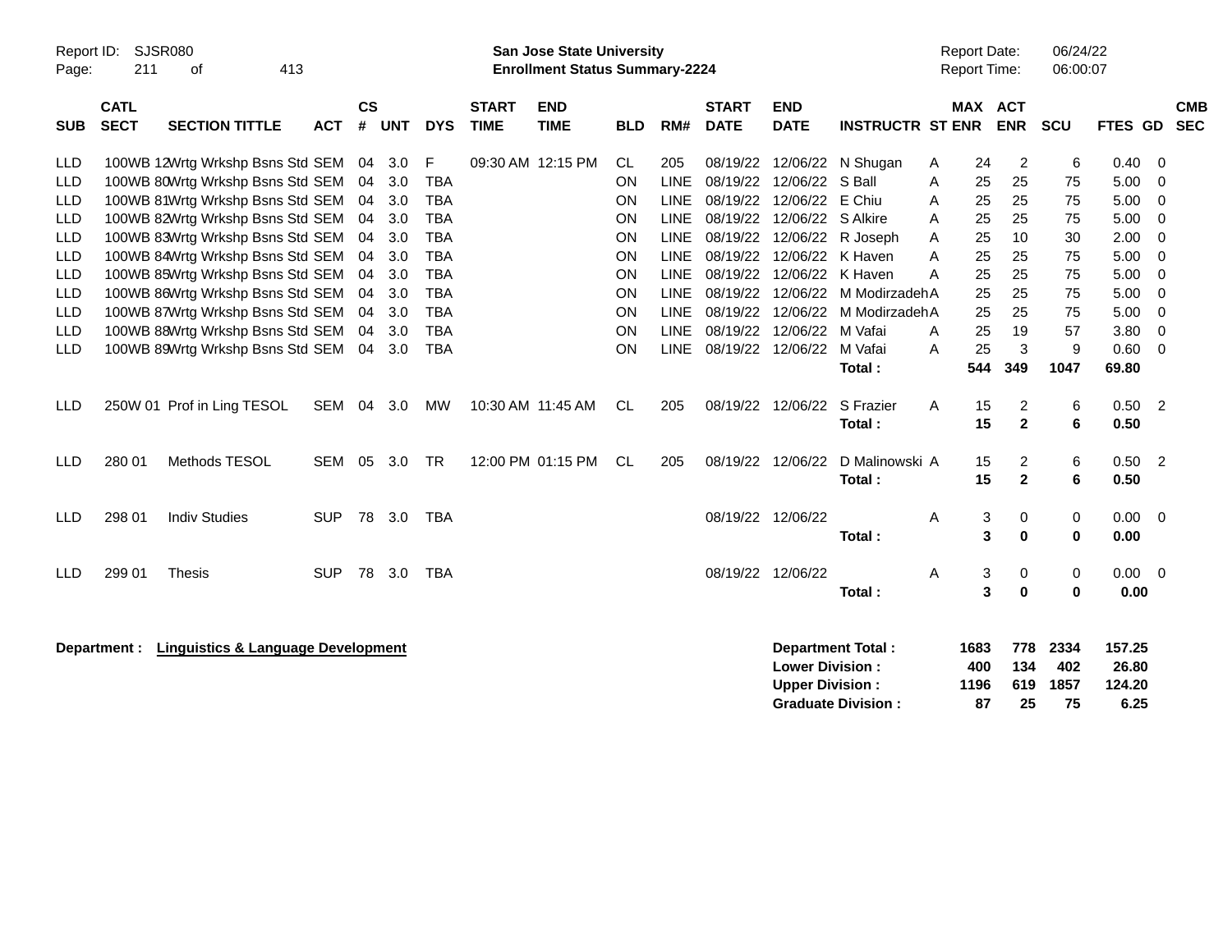Report ID: SJSR080

**San Jose State University**
**Enrollment Status Summary-2224**

Report Date: 06/24/22
Report Time: 06:00:07

| SUB | CATL SECT | SECTION TITTLE | ACT | CS # | UNT | DYS | START TIME | END TIME | BLD | RM# | START DATE | END DATE | INSTRUCTR | ST | MAX ENR | ACT ENR | SCU | FTES | GD | CMB SEC |
|---|---|---|---|---|---|---|---|---|---|---|---|---|---|---|---|---|---|---|---|---|
| LLD | 100WB 12 | Wrtg Wrkshp Bsns Std | SEM | 04 | 3.0 | F | 09:30 AM | 12:15 PM | CL | 205 | 08/19/22 | 12/06/22 | N Shugan | A | 24 | 2 | 6 | 0.40 | 0 | |
| LLD | 100WB 80 | Wrtg Wrkshp Bsns Std | SEM | 04 | 3.0 | TBA | | | ON | LINE | 08/19/22 | 12/06/22 | S Ball | A | 25 | 25 | 75 | 5.00 | 0 | |
| LLD | 100WB 81 | Wrtg Wrkshp Bsns Std | SEM | 04 | 3.0 | TBA | | | ON | LINE | 08/19/22 | 12/06/22 | E Chiu | A | 25 | 25 | 75 | 5.00 | 0 | |
| LLD | 100WB 82 | Wrtg Wrkshp Bsns Std | SEM | 04 | 3.0 | TBA | | | ON | LINE | 08/19/22 | 12/06/22 | S Alkire | A | 25 | 25 | 75 | 5.00 | 0 | |
| LLD | 100WB 83 | Wrtg Wrkshp Bsns Std | SEM | 04 | 3.0 | TBA | | | ON | LINE | 08/19/22 | 12/06/22 | R Joseph | A | 25 | 10 | 30 | 2.00 | 0 | |
| LLD | 100WB 84 | Wrtg Wrkshp Bsns Std | SEM | 04 | 3.0 | TBA | | | ON | LINE | 08/19/22 | 12/06/22 | K Haven | A | 25 | 25 | 75 | 5.00 | 0 | |
| LLD | 100WB 85 | Wrtg Wrkshp Bsns Std | SEM | 04 | 3.0 | TBA | | | ON | LINE | 08/19/22 | 12/06/22 | K Haven | A | 25 | 25 | 75 | 5.00 | 0 | |
| LLD | 100WB 86 | Wrtg Wrkshp Bsns Std | SEM | 04 | 3.0 | TBA | | | ON | LINE | 08/19/22 | 12/06/22 | M Modirzadeh | A | 25 | 25 | 75 | 5.00 | 0 | |
| LLD | 100WB 87 | Wrtg Wrkshp Bsns Std | SEM | 04 | 3.0 | TBA | | | ON | LINE | 08/19/22 | 12/06/22 | M Modirzadeh | A | 25 | 25 | 75 | 5.00 | 0 | |
| LLD | 100WB 88 | Wrtg Wrkshp Bsns Std | SEM | 04 | 3.0 | TBA | | | ON | LINE | 08/19/22 | 12/06/22 | M Vafai | A | 25 | 19 | 57 | 3.80 | 0 | |
| LLD | 100WB 89 | Wrtg Wrkshp Bsns Std | SEM | 04 | 3.0 | TBA | | | ON | LINE | 08/19/22 | 12/06/22 | M Vafai | A | 25 | 3 | 9 | 0.60 | 0 | |
| | | | | | | | | | | | | | **Total :** | | **544** | **349** | **1047** | **69.80** | | |
| LLD | 250W 01 | Prof in Ling TESOL | SEM | 04 | 3.0 | MW | 10:30 AM | 11:45 AM | CL | 205 | 08/19/22 | 12/06/22 | S Frazier | A | 15 | 2 | 6 | 0.50 | 2 | |
| | | | | | | | | | | | | | **Total :** | | **15** | **2** | **6** | **0.50** | | |
| LLD | 280 01 | Methods TESOL | SEM | 05 | 3.0 | TR | 12:00 PM | 01:15 PM | CL | 205 | 08/19/22 | 12/06/22 | D Malinowski | A | 15 | 2 | 6 | 0.50 | 2 | |
| | | | | | | | | | | | | | **Total :** | | **15** | **2** | **6** | **0.50** | | |
| LLD | 298 01 | Indiv Studies | SUP | 78 | 3.0 | TBA | | | | | 08/19/22 | 12/06/22 | | A | 3 | 0 | 0 | 0.00 | 0 | |
| | | | | | | | | | | | | | **Total :** | | **3** | **0** | **0** | **0.00** | | |
| LLD | 299 01 | Thesis | SUP | 78 | 3.0 | TBA | | | | | 08/19/22 | 12/06/22 | | A | 3 | 0 | 0 | 0.00 | 0 | |
| | | | | | | | | | | | | | **Total :** | | **3** | **0** | **0** | **0.00** | | |

**Department : Linguistics & Language Development**

| | MAX ENR | ACT ENR | SCU | FTES |
|---|---|---|---|---|
| **Department Total :** | **1683** | **778** | **2334** | **157.25** |
| **Lower Division :** | **400** | **134** | **402** | **26.80** |
| **Upper Division :** | **1196** | **619** | **1857** | **124.20** |
| **Graduate Division :** | **87** | **25** | **75** | **6.25** |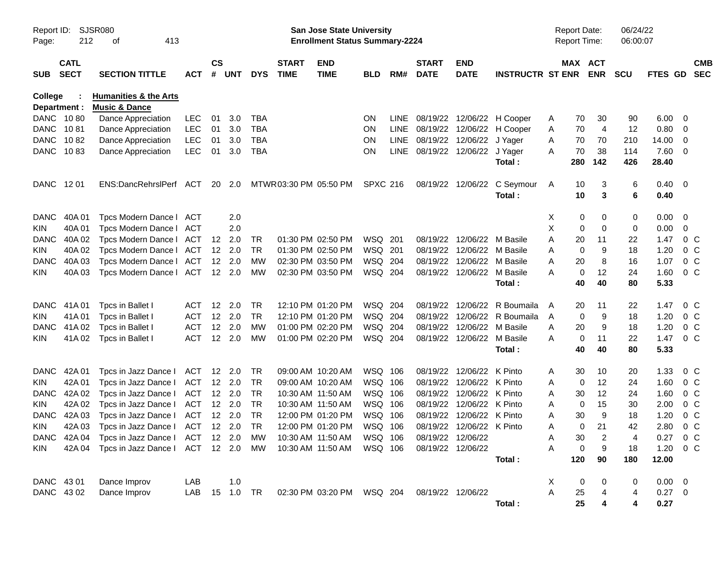Report ID: SJSR080

**San Jose State University**
**Enrollment Status Summary-2224**

Report Date: 06/24/22
Report Time: 06:00:07

**College : Humanities & the Arts**
**Department : Music & Dance**

| SUB | CATL SECT | SECTION TITTLE | ACT | CS # | UNT | DYS | START TIME | END TIME | BLD | RM# | START DATE | END DATE | INSTRUCTR | ST | MAX ENR | ACT ENR | SCU | FTES | GD | CMB SEC |
|---|---|---|---|---|---|---|---|---|---|---|---|---|---|---|---|---|---|---|---|---|
| DANC | 10 80 | Dance Appreciation | LEC | 01 | 3.0 | TBA | | | ON | LINE | 08/19/22 | 12/06/22 | H Cooper | A | 70 | 30 | 90 | 6.00 | 0 | |
| DANC | 10 81 | Dance Appreciation | LEC | 01 | 3.0 | TBA | | | ON | LINE | 08/19/22 | 12/06/22 | H Cooper | A | 70 | 4 | 12 | 0.80 | 0 | |
| DANC | 10 82 | Dance Appreciation | LEC | 01 | 3.0 | TBA | | | ON | LINE | 08/19/22 | 12/06/22 | J Yager | A | 70 | 70 | 210 | 14.00 | 0 | |
| DANC | 10 83 | Dance Appreciation | LEC | 01 | 3.0 | TBA | | | ON | LINE | 08/19/22 | 12/06/22 | J Yager | A | 70 | 38 | 114 | 7.60 | 0 | |
| | | | | | | | | | | | | | **Total :** | | **280** | **142** | **426** | **28.40** | | |
| DANC | 12 01 | ENS:DancRehrslPerf | ACT | 20 | 2.0 | MTWR | 03:30 PM | 05:50 PM | SPXC | 216 | 08/19/22 | 12/06/22 | C Seymour | A | 10 | 3 | 6 | 0.40 | 0 | |
| | | | | | | | | | | | | | **Total :** | | **10** | **3** | **6** | **0.40** | | |
| DANC | 40A 01 | Tpcs Modern Dance I | ACT | | 2.0 | | | | | | | | | X | 0 | 0 | 0 | 0.00 | 0 | |
| KIN | 40A 01 | Tpcs Modern Dance I | ACT | | 2.0 | | | | | | | | | X | 0 | 0 | 0 | 0.00 | 0 | |
| DANC | 40A 02 | Tpcs Modern Dance I | ACT | 12 | 2.0 | TR | 01:30 PM | 02:50 PM | WSQ | 201 | 08/19/22 | 12/06/22 | M Basile | A | 20 | 11 | 22 | 1.47 | 0 | C |
| KIN | 40A 02 | Tpcs Modern Dance I | ACT | 12 | 2.0 | TR | 01:30 PM | 02:50 PM | WSQ | 201 | 08/19/22 | 12/06/22 | M Basile | A | 0 | 9 | 18 | 1.20 | 0 | C |
| DANC | 40A 03 | Tpcs Modern Dance I | ACT | 12 | 2.0 | MW | 02:30 PM | 03:50 PM | WSQ | 204 | 08/19/22 | 12/06/22 | M Basile | A | 20 | 8 | 16 | 1.07 | 0 | C |
| KIN | 40A 03 | Tpcs Modern Dance I | ACT | 12 | 2.0 | MW | 02:30 PM | 03:50 PM | WSQ | 204 | 08/19/22 | 12/06/22 | M Basile | A | 0 | 12 | 24 | 1.60 | 0 | C |
| | | | | | | | | | | | | | **Total :** | | **40** | **40** | **80** | **5.33** | | |
| DANC | 41A 01 | Tpcs in Ballet I | ACT | 12 | 2.0 | TR | 12:10 PM | 01:20 PM | WSQ | 204 | 08/19/22 | 12/06/22 | R Boumaila | A | 20 | 11 | 22 | 1.47 | 0 | C |
| KIN | 41A 01 | Tpcs in Ballet I | ACT | 12 | 2.0 | TR | 12:10 PM | 01:20 PM | WSQ | 204 | 08/19/22 | 12/06/22 | R Boumaila | A | 0 | 9 | 18 | 1.20 | 0 | C |
| DANC | 41A 02 | Tpcs in Ballet I | ACT | 12 | 2.0 | MW | 01:00 PM | 02:20 PM | WSQ | 204 | 08/19/22 | 12/06/22 | M Basile | A | 20 | 9 | 18 | 1.20 | 0 | C |
| KIN | 41A 02 | Tpcs in Ballet I | ACT | 12 | 2.0 | MW | 01:00 PM | 02:20 PM | WSQ | 204 | 08/19/22 | 12/06/22 | M Basile | A | 0 | 11 | 22 | 1.47 | 0 | C |
| | | | | | | | | | | | | | **Total :** | | **40** | **40** | **80** | **5.33** | | |
| DANC | 42A 01 | Tpcs in Jazz Dance I | ACT | 12 | 2.0 | TR | 09:00 AM | 10:20 AM | WSQ | 106 | 08/19/22 | 12/06/22 | K Pinto | A | 30 | 10 | 20 | 1.33 | 0 | C |
| KIN | 42A 01 | Tpcs in Jazz Dance I | ACT | 12 | 2.0 | TR | 09:00 AM | 10:20 AM | WSQ | 106 | 08/19/22 | 12/06/22 | K Pinto | A | 0 | 12 | 24 | 1.60 | 0 | C |
| DANC | 42A 02 | Tpcs in Jazz Dance I | ACT | 12 | 2.0 | TR | 10:30 AM | 11:50 AM | WSQ | 106 | 08/19/22 | 12/06/22 | K Pinto | A | 30 | 12 | 24 | 1.60 | 0 | C |
| KIN | 42A 02 | Tpcs in Jazz Dance I | ACT | 12 | 2.0 | TR | 10:30 AM | 11:50 AM | WSQ | 106 | 08/19/22 | 12/06/22 | K Pinto | A | 0 | 15 | 30 | 2.00 | 0 | C |
| DANC | 42A 03 | Tpcs in Jazz Dance I | ACT | 12 | 2.0 | TR | 12:00 PM | 01:20 PM | WSQ | 106 | 08/19/22 | 12/06/22 | K Pinto | A | 30 | 9 | 18 | 1.20 | 0 | C |
| KIN | 42A 03 | Tpcs in Jazz Dance I | ACT | 12 | 2.0 | TR | 12:00 PM | 01:20 PM | WSQ | 106 | 08/19/22 | 12/06/22 | K Pinto | A | 0 | 21 | 42 | 2.80 | 0 | C |
| DANC | 42A 04 | Tpcs in Jazz Dance I | ACT | 12 | 2.0 | MW | 10:30 AM | 11:50 AM | WSQ | 106 | 08/19/22 | 12/06/22 | | A | 30 | 2 | 4 | 0.27 | 0 | C |
| KIN | 42A 04 | Tpcs in Jazz Dance I | ACT | 12 | 2.0 | MW | 10:30 AM | 11:50 AM | WSQ | 106 | 08/19/22 | 12/06/22 | | A | 0 | 9 | 18 | 1.20 | 0 | C |
| | | | | | | | | | | | | | **Total :** | | **120** | **90** | **180** | **12.00** | | |
| DANC | 43 01 | Dance Improv | LAB | | 1.0 | | | | | | | | | X | 0 | 0 | 0 | 0.00 | 0 | |
| DANC | 43 02 | Dance Improv | LAB | 15 | 1.0 | TR | 02:30 PM | 03:20 PM | WSQ | 204 | 08/19/22 | 12/06/22 | | A | 25 | 4 | 4 | 0.27 | 0 | |
| | | | | | | | | | | | | | **Total :** | | **25** | **4** | **4** | **0.27** | | |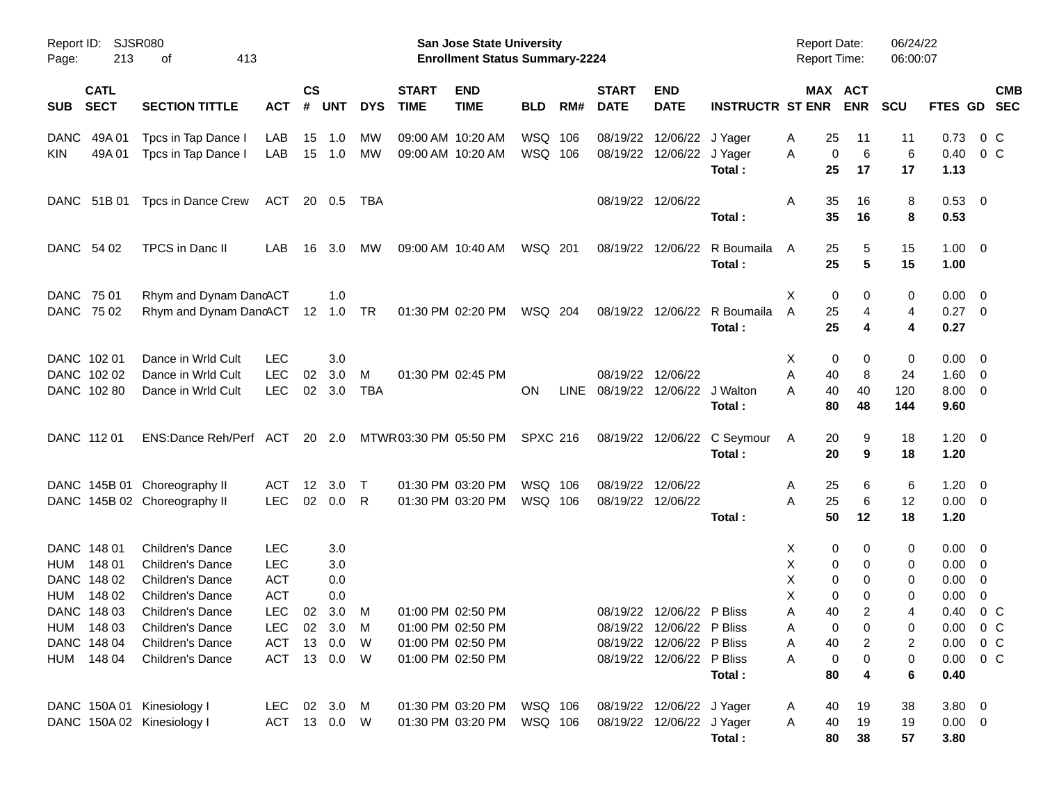Report ID: SJSR080

**San Jose State University**
**Enrollment Status Summary-2224**

Report Date: 06/24/22
Report Time: 06:00:07

| SUB | CATL SECT | SECTION TITTLE | ACT | CS # | UNT | DYS | START TIME | END TIME | BLD | RM# | START DATE | END DATE | INSTRUCTR | ST | MAX ENR | ACT ENR | SCU | FTES | GD | CMB SEC |
|---|---|---|---|---|---|---|---|---|---|---|---|---|---|---|---|---|---|---|---|---|
| DANC | 49A 01 | Tpcs in Tap Dance I | LAB | 15 | 1.0 | MW | 09:00 AM | 10:20 AM | WSQ | 106 | 08/19/22 | 12/06/22 | J Yager | A | 25 | 11 | 11 | 0.73 | 0 | C |
| KIN | 49A 01 | Tpcs in Tap Dance I | LAB | 15 | 1.0 | MW | 09:00 AM | 10:20 AM | WSQ | 106 | 08/19/22 | 12/06/22 | J Yager | A | 0 | 6 | 6 | 0.40 | 0 | C |
| | | | | | | | | | | | | | **Total :** | | **25** | **17** | **17** | **1.13** | | |
| DANC | 51B 01 | Tpcs in Dance Crew | ACT | 20 | 0.5 | TBA | | | | | 08/19/22 | 12/06/22 | | A | 35 | 16 | 8 | 0.53 | 0 | |
| | | | | | | | | | | | | | **Total :** | | **35** | **16** | **8** | **0.53** | | |
| DANC | 54 02 | TPCS in Danc II | LAB | 16 | 3.0 | MW | 09:00 AM | 10:40 AM | WSQ | 201 | 08/19/22 | 12/06/22 | R Boumaila | A | 25 | 5 | 15 | 1.00 | 0 | |
| | | | | | | | | | | | | | **Total :** | | **25** | **5** | **15** | **1.00** | | |
| DANC | 75 01 | Rhym and Dynam Danc | ACT | | 1.0 | | | | | | | | | X | 0 | 0 | 0 | 0.00 | 0 | |
| DANC | 75 02 | Rhym and Dynam Danc | ACT | 12 | 1.0 | TR | 01:30 PM | 02:20 PM | WSQ | 204 | 08/19/22 | 12/06/22 | R Boumaila | A | 25 | 4 | 4 | 0.27 | 0 | |
| | | | | | | | | | | | | | **Total :** | | **25** | **4** | **4** | **0.27** | | |
| DANC | 102 01 | Dance in Wrld Cult | LEC | | 3.0 | | | | | | | | | X | 0 | 0 | 0 | 0.00 | 0 | |
| DANC | 102 02 | Dance in Wrld Cult | LEC | 02 | 3.0 | M | 01:30 PM | 02:45 PM | | | 08/19/22 | 12/06/22 | | A | 40 | 8 | 24 | 1.60 | 0 | |
| DANC | 102 80 | Dance in Wrld Cult | LEC | 02 | 3.0 | TBA | | | ON | LINE | 08/19/22 | 12/06/22 | J Walton | A | 40 | 40 | 120 | 8.00 | 0 | |
| | | | | | | | | | | | | | **Total :** | | **80** | **48** | **144** | **9.60** | | |
| DANC | 112 01 | ENS:Dance Reh/Perf | ACT | 20 | 2.0 | MTWR | 03:30 PM | 05:50 PM | SPXC | 216 | 08/19/22 | 12/06/22 | C Seymour | A | 20 | 9 | 18 | 1.20 | 0 | |
| | | | | | | | | | | | | | **Total :** | | **20** | **9** | **18** | **1.20** | | |
| DANC | 145B 01 | Choreography II | ACT | 12 | 3.0 | T | 01:30 PM | 03:20 PM | WSQ | 106 | 08/19/22 | 12/06/22 | | A | 25 | 6 | 6 | 1.20 | 0 | |
| DANC | 145B 02 | Choreography II | LEC | 02 | 0.0 | R | 01:30 PM | 03:20 PM | WSQ | 106 | 08/19/22 | 12/06/22 | | A | 25 | 6 | 12 | 0.00 | 0 | |
| | | | | | | | | | | | | | **Total :** | | **50** | **12** | **18** | **1.20** | | |
| DANC | 148 01 | Children's Dance | LEC | | 3.0 | | | | | | | | | X | 0 | 0 | 0 | 0.00 | 0 | |
| HUM | 148 01 | Children's Dance | LEC | | 3.0 | | | | | | | | | X | 0 | 0 | 0 | 0.00 | 0 | |
| DANC | 148 02 | Children's Dance | ACT | | 0.0 | | | | | | | | | X | 0 | 0 | 0 | 0.00 | 0 | |
| HUM | 148 02 | Children's Dance | ACT | | 0.0 | | | | | | | | | X | 0 | 0 | 0 | 0.00 | 0 | |
| DANC | 148 03 | Children's Dance | LEC | 02 | 3.0 | M | 01:00 PM | 02:50 PM | | | 08/19/22 | 12/06/22 | P Bliss | A | 40 | 2 | 4 | 0.40 | 0 | C |
| HUM | 148 03 | Children's Dance | LEC | 02 | 3.0 | M | 01:00 PM | 02:50 PM | | | 08/19/22 | 12/06/22 | P Bliss | A | 0 | 0 | 0 | 0.00 | 0 | C |
| DANC | 148 04 | Children's Dance | ACT | 13 | 0.0 | W | 01:00 PM | 02:50 PM | | | 08/19/22 | 12/06/22 | P Bliss | A | 40 | 2 | 2 | 0.00 | 0 | C |
| HUM | 148 04 | Children's Dance | ACT | 13 | 0.0 | W | 01:00 PM | 02:50 PM | | | 08/19/22 | 12/06/22 | P Bliss | A | 0 | 0 | 0 | 0.00 | 0 | C |
| | | | | | | | | | | | | | **Total :** | | **80** | **4** | **6** | **0.40** | | |
| DANC | 150A 01 | Kinesiology I | LEC | 02 | 3.0 | M | 01:30 PM | 03:20 PM | WSQ | 106 | 08/19/22 | 12/06/22 | J Yager | A | 40 | 19 | 38 | 3.80 | 0 | |
| DANC | 150A 02 | Kinesiology I | ACT | 13 | 0.0 | W | 01:30 PM | 03:20 PM | WSQ | 106 | 08/19/22 | 12/06/22 | J Yager | A | 40 | 19 | 19 | 0.00 | 0 | |
| | | | | | | | | | | | | | **Total :** | | **80** | **38** | **57** | **3.80** | | |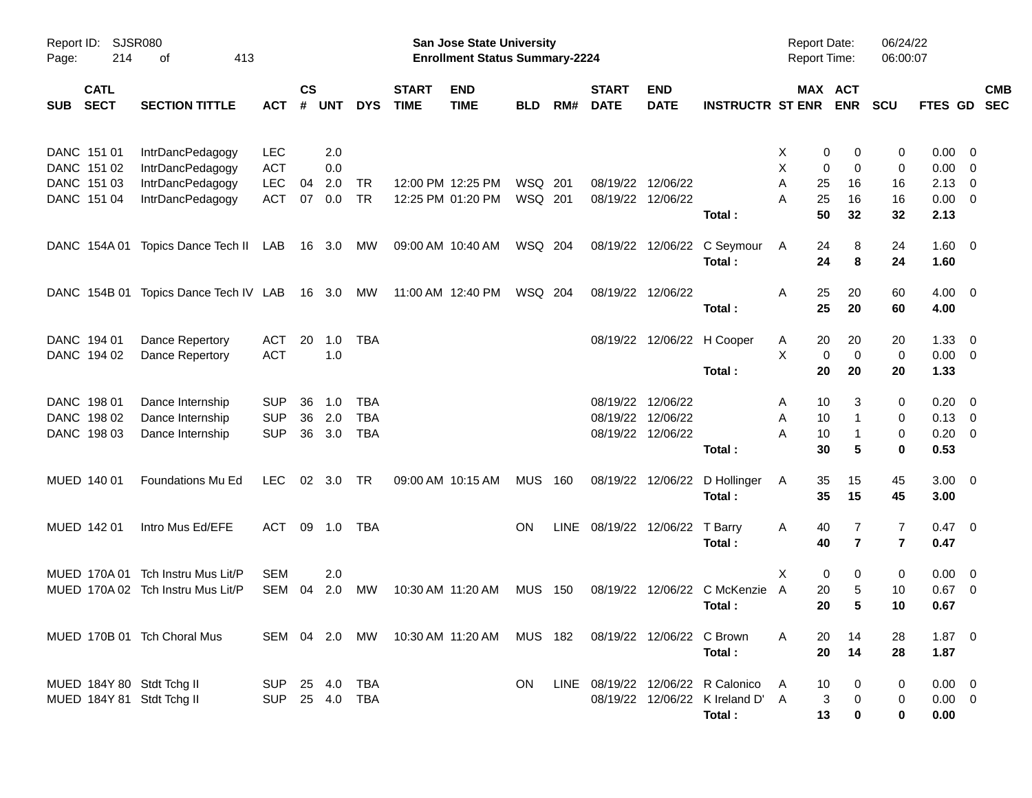Report ID: SJSR080

**San Jose State University**
**Enrollment Status Summary-2224**

Report Date: 06/24/22
Report Time: 06:00:07

| SUB | CATL SECT | SECTION TITTLE | ACT | CS # | UNT | DYS | START TIME | END TIME | BLD | RM# | START DATE | END DATE | INSTRUCTR | ST | MAX ENR | ACT ENR | SCU | FTES | GD | CMB SEC |
|---|---|---|---|---|---|---|---|---|---|---|---|---|---|---|---|---|---|---|---|---|
| DANC | 151 01 | IntrDancPedagogy | LEC | | 2.0 | | | | | | | | | X | 0 | 0 | 0 | 0.00 | 0 | |
| DANC | 151 02 | IntrDancPedagogy | ACT | | 0.0 | | | | | | | | | X | 0 | 0 | 0 | 0.00 | 0 | |
| DANC | 151 03 | IntrDancPedagogy | LEC | 04 | 2.0 | TR | 12:00 PM | 12:25 PM | WSQ | 201 | 08/19/22 | 12/06/22 | | A | 25 | 16 | 16 | 2.13 | 0 | |
| DANC | 151 04 | IntrDancPedagogy | ACT | 07 | 0.0 | TR | 12:25 PM | 01:20 PM | WSQ | 201 | 08/19/22 | 12/06/22 | | A | 25 | 16 | 16 | 0.00 | 0 | |
| | | | | | | | | | | | | | **Total :** | | **50** | **32** | **32** | **2.13** | | |
| DANC | 154A 01 | Topics Dance Tech II | LAB | 16 | 3.0 | MW | 09:00 AM | 10:40 AM | WSQ | 204 | 08/19/22 | 12/06/22 | C Seymour | A | 24 | 8 | 24 | 1.60 | 0 | |
| | | | | | | | | | | | | | **Total :** | | **24** | **8** | **24** | **1.60** | | |
| DANC | 154B 01 | Topics Dance Tech IV | LAB | 16 | 3.0 | MW | 11:00 AM | 12:40 PM | WSQ | 204 | 08/19/22 | 12/06/22 | | A | 25 | 20 | 60 | 4.00 | 0 | |
| | | | | | | | | | | | | | **Total :** | | **25** | **20** | **60** | **4.00** | | |
| DANC | 194 01 | Dance Repertory | ACT | 20 | 1.0 | TBA | | | | | 08/19/22 | 12/06/22 | H Cooper | A | 20 | 20 | 20 | 1.33 | 0 | |
| DANC | 194 02 | Dance Repertory | ACT | | 1.0 | | | | | | | | | X | 0 | 0 | 0 | 0.00 | 0 | |
| | | | | | | | | | | | | | **Total :** | | **20** | **20** | **20** | **1.33** | | |
| DANC | 198 01 | Dance Internship | SUP | 36 | 1.0 | TBA | | | | | 08/19/22 | 12/06/22 | | A | 10 | 3 | 0 | 0.20 | 0 | |
| DANC | 198 02 | Dance Internship | SUP | 36 | 2.0 | TBA | | | | | 08/19/22 | 12/06/22 | | A | 10 | 1 | 0 | 0.13 | 0 | |
| DANC | 198 03 | Dance Internship | SUP | 36 | 3.0 | TBA | | | | | 08/19/22 | 12/06/22 | | A | 10 | 1 | 0 | 0.20 | 0 | |
| | | | | | | | | | | | | | **Total :** | | **30** | **5** | **0** | **0.53** | | |
| MUED | 140 01 | Foundations Mu Ed | LEC | 02 | 3.0 | TR | 09:00 AM | 10:15 AM | MUS | 160 | 08/19/22 | 12/06/22 | D Hollinger | A | 35 | 15 | 45 | 3.00 | 0 | |
| | | | | | | | | | | | | | **Total :** | | **35** | **15** | **45** | **3.00** | | |
| MUED | 142 01 | Intro Mus Ed/EFE | ACT | 09 | 1.0 | TBA | | | ON | LINE | 08/19/22 | 12/06/22 | T Barry | A | 40 | 7 | 7 | 0.47 | 0 | |
| | | | | | | | | | | | | | **Total :** | | **40** | **7** | **7** | **0.47** | | |
| MUED | 170A 01 | Tch Instru Mus Lit/P | SEM | | 2.0 | | | | | | | | | X | 0 | 0 | 0 | 0.00 | 0 | |
| MUED | 170A 02 | Tch Instru Mus Lit/P | SEM | 04 | 2.0 | MW | 10:30 AM | 11:20 AM | MUS | 150 | 08/19/22 | 12/06/22 | C McKenzie | A | 20 | 5 | 10 | 0.67 | 0 | |
| | | | | | | | | | | | | | **Total :** | | **20** | **5** | **10** | **0.67** | | |
| MUED | 170B 01 | Tch Choral Mus | SEM | 04 | 2.0 | MW | 10:30 AM | 11:20 AM | MUS | 182 | 08/19/22 | 12/06/22 | C Brown | A | 20 | 14 | 28 | 1.87 | 0 | |
| | | | | | | | | | | | | | **Total :** | | **20** | **14** | **28** | **1.87** | | |
| MUED | 184Y 80 | Stdt Tchg II | SUP | 25 | 4.0 | TBA | | | ON | LINE | 08/19/22 | 12/06/22 | R Calonico | A | 10 | 0 | 0 | 0.00 | 0 | |
| MUED | 184Y 81 | Stdt Tchg II | SUP | 25 | 4.0 | TBA | | | | | 08/19/22 | 12/06/22 | K Ireland D' | A | 3 | 0 | 0 | 0.00 | 0 | |
| | | | | | | | | | | | | | **Total :** | | **13** | **0** | **0** | **0.00** | | |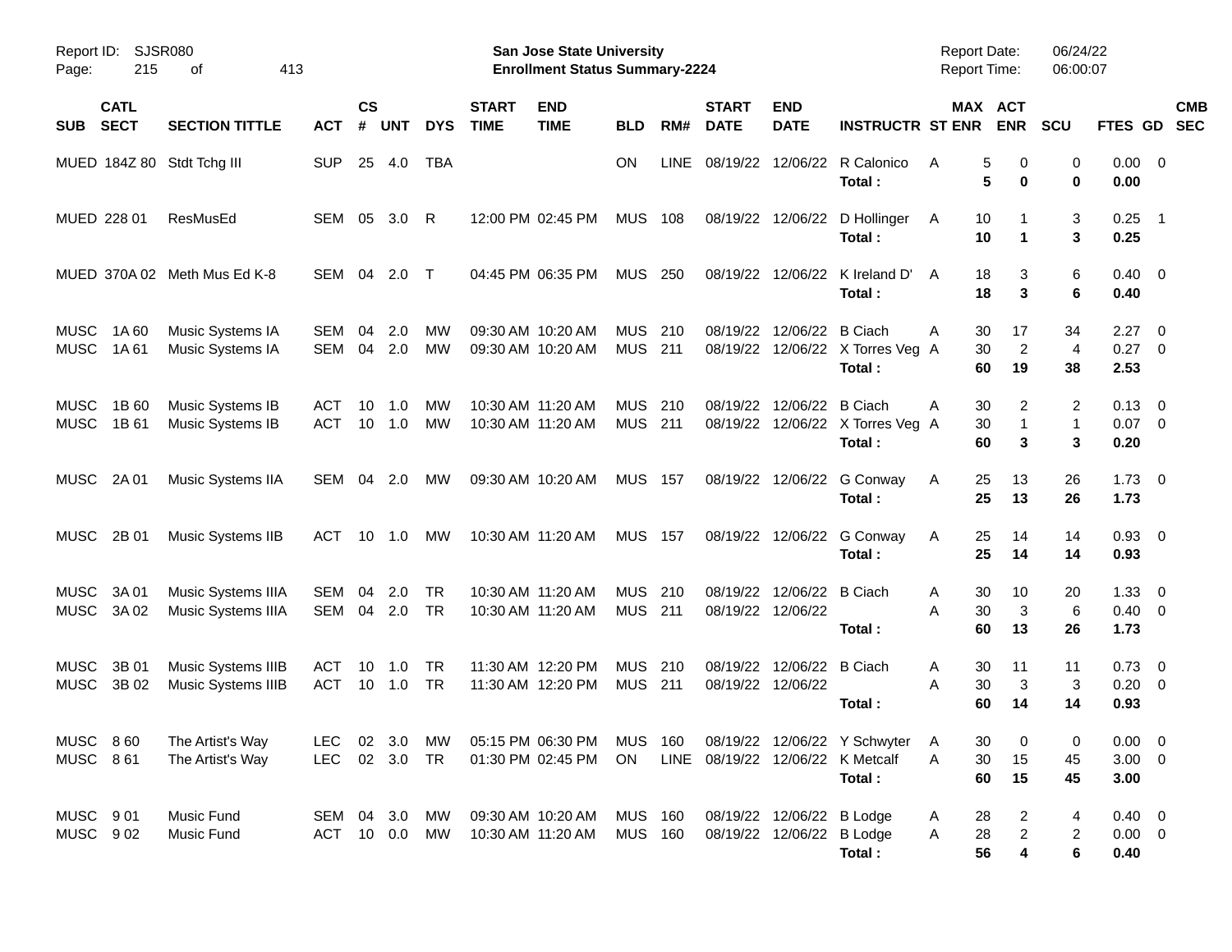Report ID: SJSR080

**San Jose State University**
**Enrollment Status Summary-2224**

Report Date: 06/24/22
Report Time: 06:00:07

| SUB | CATL SECT | SECTION TITTLE | ACT | CS # | UNT | DYS | START TIME | END TIME | BLD | RM# | START DATE | END DATE | INSTRUCTR | ST | MAX ENR | ACT ENR | SCU | FTES | GD | CMB SEC |
|---|---|---|---|---|---|---|---|---|---|---|---|---|---|---|---|---|---|---|---|---|
| MUED | 184Z 80 | Stdt Tchg III | SUP | 25 | 4.0 | TBA | | | ON | LINE | 08/19/22 | 12/06/22 | R Calonico | A | 5 | 0 | 0 | 0.00 | 0 | |
| | | | | | | | | | | | | | **Total :** | | **5** | **0** | **0** | **0.00** | | |
| MUED | 228 01 | ResMusEd | SEM | 05 | 3.0 | R | 12:00 PM | 02:45 PM | MUS | 108 | 08/19/22 | 12/06/22 | D Hollinger | A | 10 | 1 | 3 | 0.25 | 1 | |
| | | | | | | | | | | | | | **Total :** | | **10** | **1** | **3** | **0.25** | | |
| MUED | 370A 02 | Meth Mus Ed K-8 | SEM | 04 | 2.0 | T | 04:45 PM | 06:35 PM | MUS | 250 | 08/19/22 | 12/06/22 | K Ireland D' | A | 18 | 3 | 6 | 0.40 | 0 | |
| | | | | | | | | | | | | | **Total :** | | **18** | **3** | **6** | **0.40** | | |
| MUSC | 1A 60 | Music Systems IA | SEM | 04 | 2.0 | MW | 09:30 AM | 10:20 AM | MUS | 210 | 08/19/22 | 12/06/22 | B Ciach | A | 30 | 17 | 34 | 2.27 | 0 | |
| MUSC | 1A 61 | Music Systems IA | SEM | 04 | 2.0 | MW | 09:30 AM | 10:20 AM | MUS | 211 | 08/19/22 | 12/06/22 | X Torres Veg | A | 30 | 2 | 4 | 0.27 | 0 | |
| | | | | | | | | | | | | | **Total :** | | **60** | **19** | **38** | **2.53** | | |
| MUSC | 1B 60 | Music Systems IB | ACT | 10 | 1.0 | MW | 10:30 AM | 11:20 AM | MUS | 210 | 08/19/22 | 12/06/22 | B Ciach | A | 30 | 2 | 2 | 0.13 | 0 | |
| MUSC | 1B 61 | Music Systems IB | ACT | 10 | 1.0 | MW | 10:30 AM | 11:20 AM | MUS | 211 | 08/19/22 | 12/06/22 | X Torres Veg | A | 30 | 1 | 1 | 0.07 | 0 | |
| | | | | | | | | | | | | | **Total :** | | **60** | **3** | **3** | **0.20** | | |
| MUSC | 2A 01 | Music Systems IIA | SEM | 04 | 2.0 | MW | 09:30 AM | 10:20 AM | MUS | 157 | 08/19/22 | 12/06/22 | G Conway | A | 25 | 13 | 26 | 1.73 | 0 | |
| | | | | | | | | | | | | | **Total :** | | **25** | **13** | **26** | **1.73** | | |
| MUSC | 2B 01 | Music Systems IIB | ACT | 10 | 1.0 | MW | 10:30 AM | 11:20 AM | MUS | 157 | 08/19/22 | 12/06/22 | G Conway | A | 25 | 14 | 14 | 0.93 | 0 | |
| | | | | | | | | | | | | | **Total :** | | **25** | **14** | **14** | **0.93** | | |
| MUSC | 3A 01 | Music Systems IIIA | SEM | 04 | 2.0 | TR | 10:30 AM | 11:20 AM | MUS | 210 | 08/19/22 | 12/06/22 | B Ciach | A | 30 | 10 | 20 | 1.33 | 0 | |
| MUSC | 3A 02 | Music Systems IIIA | SEM | 04 | 2.0 | TR | 10:30 AM | 11:20 AM | MUS | 211 | 08/19/22 | 12/06/22 | | A | 30 | 3 | 6 | 0.40 | 0 | |
| | | | | | | | | | | | | | **Total :** | | **60** | **13** | **26** | **1.73** | | |
| MUSC | 3B 01 | Music Systems IIIB | ACT | 10 | 1.0 | TR | 11:30 AM | 12:20 PM | MUS | 210 | 08/19/22 | 12/06/22 | B Ciach | A | 30 | 11 | 11 | 0.73 | 0 | |
| MUSC | 3B 02 | Music Systems IIIB | ACT | 10 | 1.0 | TR | 11:30 AM | 12:20 PM | MUS | 211 | 08/19/22 | 12/06/22 | | A | 30 | 3 | 3 | 0.20 | 0 | |
| | | | | | | | | | | | | | **Total :** | | **60** | **14** | **14** | **0.93** | | |
| MUSC | 8 60 | The Artist's Way | LEC | 02 | 3.0 | MW | 05:15 PM | 06:30 PM | MUS | 160 | 08/19/22 | 12/06/22 | Y Schwyter | A | 30 | 0 | 0 | 0.00 | 0 | |
| MUSC | 8 61 | The Artist's Way | LEC | 02 | 3.0 | TR | 01:30 PM | 02:45 PM | ON | LINE | 08/19/22 | 12/06/22 | K Metcalf | A | 30 | 15 | 45 | 3.00 | 0 | |
| | | | | | | | | | | | | | **Total :** | | **60** | **15** | **45** | **3.00** | | |
| MUSC | 9 01 | Music Fund | SEM | 04 | 3.0 | MW | 09:30 AM | 10:20 AM | MUS | 160 | 08/19/22 | 12/06/22 | B Lodge | A | 28 | 2 | 4 | 0.40 | 0 | |
| MUSC | 9 02 | Music Fund | ACT | 10 | 0.0 | MW | 10:30 AM | 11:20 AM | MUS | 160 | 08/19/22 | 12/06/22 | B Lodge | A | 28 | 2 | 2 | 0.00 | 0 | |
| | | | | | | | | | | | | | **Total :** | | **56** | **4** | **6** | **0.40** | | |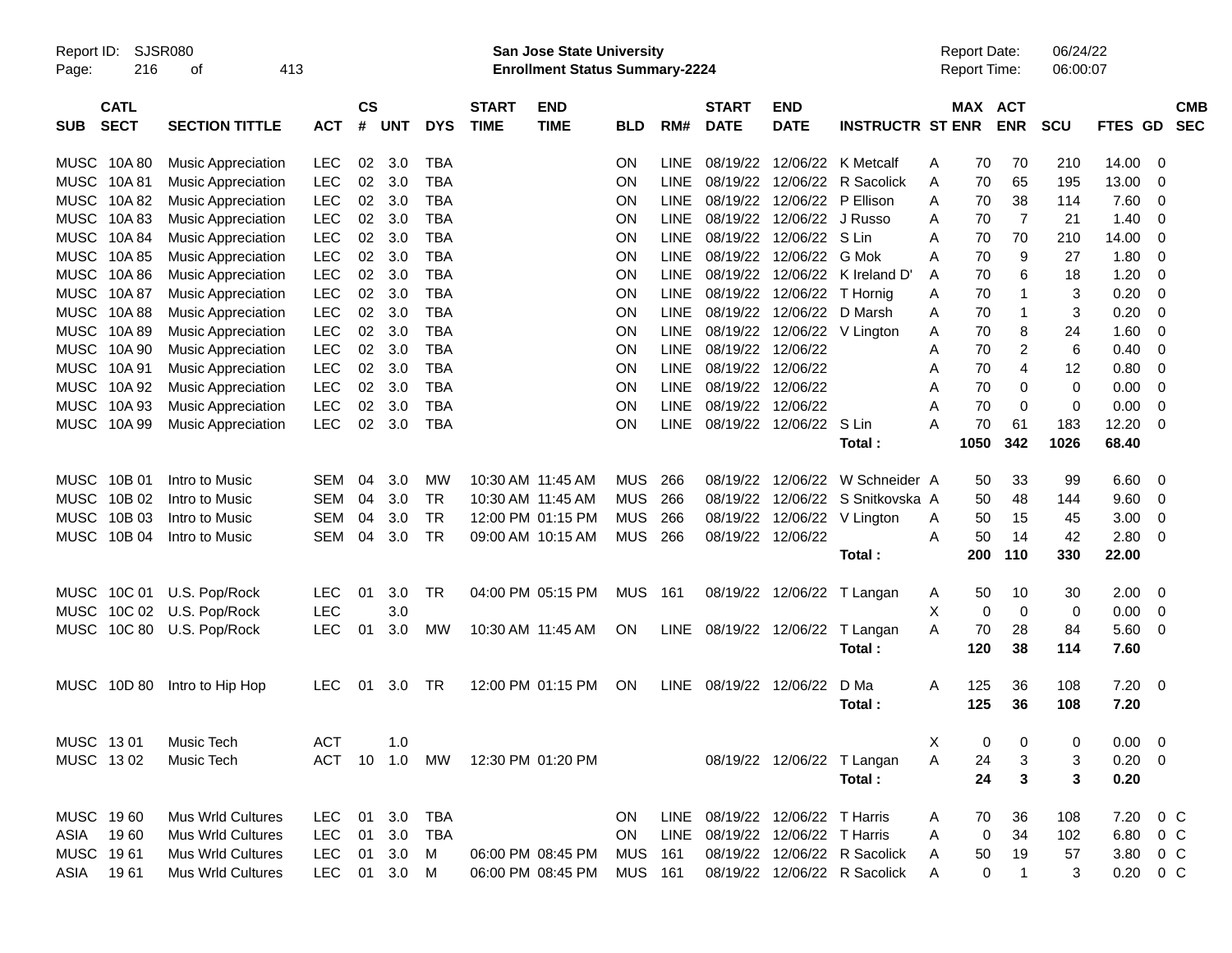Report ID: SJSR080

**San Jose State University**
**Enrollment Status Summary-2224**

Report Date: 06/24/22
Report Time: 06:00:07

| SUB | CATL SECT | SECTION TITTLE | ACT | CS # | UNT | DYS | START TIME | END TIME | BLD | RM# | START DATE | END DATE | INSTRUCTR | ST | MAX ENR | ACT ENR | SCU | FTES | GD | CMB SEC |
|---|---|---|---|---|---|---|---|---|---|---|---|---|---|---|---|---|---|---|---|---|
| MUSC | 10A 80 | Music Appreciation | LEC | 02 | 3.0 | TBA | | | ON | LINE | 08/19/22 | 12/06/22 | K Metcalf | A | 70 | 70 | 210 | 14.00 | 0 | |
| MUSC | 10A 81 | Music Appreciation | LEC | 02 | 3.0 | TBA | | | ON | LINE | 08/19/22 | 12/06/22 | R Sacolick | A | 70 | 65 | 195 | 13.00 | 0 | |
| MUSC | 10A 82 | Music Appreciation | LEC | 02 | 3.0 | TBA | | | ON | LINE | 08/19/22 | 12/06/22 | P Ellison | A | 70 | 38 | 114 | 7.60 | 0 | |
| MUSC | 10A 83 | Music Appreciation | LEC | 02 | 3.0 | TBA | | | ON | LINE | 08/19/22 | 12/06/22 | J Russo | A | 70 | 7 | 21 | 1.40 | 0 | |
| MUSC | 10A 84 | Music Appreciation | LEC | 02 | 3.0 | TBA | | | ON | LINE | 08/19/22 | 12/06/22 | S Lin | A | 70 | 70 | 210 | 14.00 | 0 | |
| MUSC | 10A 85 | Music Appreciation | LEC | 02 | 3.0 | TBA | | | ON | LINE | 08/19/22 | 12/06/22 | G Mok | A | 70 | 9 | 27 | 1.80 | 0 | |
| MUSC | 10A 86 | Music Appreciation | LEC | 02 | 3.0 | TBA | | | ON | LINE | 08/19/22 | 12/06/22 | K Ireland D' | A | 70 | 6 | 18 | 1.20 | 0 | |
| MUSC | 10A 87 | Music Appreciation | LEC | 02 | 3.0 | TBA | | | ON | LINE | 08/19/22 | 12/06/22 | T Hornig | A | 70 | 1 | 3 | 0.20 | 0 | |
| MUSC | 10A 88 | Music Appreciation | LEC | 02 | 3.0 | TBA | | | ON | LINE | 08/19/22 | 12/06/22 | D Marsh | A | 70 | 1 | 3 | 0.20 | 0 | |
| MUSC | 10A 89 | Music Appreciation | LEC | 02 | 3.0 | TBA | | | ON | LINE | 08/19/22 | 12/06/22 | V Lington | A | 70 | 8 | 24 | 1.60 | 0 | |
| MUSC | 10A 90 | Music Appreciation | LEC | 02 | 3.0 | TBA | | | ON | LINE | 08/19/22 | 12/06/22 | | A | 70 | 2 | 6 | 0.40 | 0 | |
| MUSC | 10A 91 | Music Appreciation | LEC | 02 | 3.0 | TBA | | | ON | LINE | 08/19/22 | 12/06/22 | | A | 70 | 4 | 12 | 0.80 | 0 | |
| MUSC | 10A 92 | Music Appreciation | LEC | 02 | 3.0 | TBA | | | ON | LINE | 08/19/22 | 12/06/22 | | A | 70 | 0 | 0 | 0.00 | 0 | |
| MUSC | 10A 93 | Music Appreciation | LEC | 02 | 3.0 | TBA | | | ON | LINE | 08/19/22 | 12/06/22 | | A | 70 | 0 | 0 | 0.00 | 0 | |
| MUSC | 10A 99 | Music Appreciation | LEC | 02 | 3.0 | TBA | | | ON | LINE | 08/19/22 | 12/06/22 | S Lin | A | 70 | 61 | 183 | 12.20 | 0 | |
| | | | | | | | | | | | | | **Total :** | | **1050** | **342** | **1026** | **68.40** | | |
| MUSC | 10B 01 | Intro to Music | SEM | 04 | 3.0 | MW | 10:30 AM | 11:45 AM | MUS | 266 | 08/19/22 | 12/06/22 | W Schneider | A | 50 | 33 | 99 | 6.60 | 0 | |
| MUSC | 10B 02 | Intro to Music | SEM | 04 | 3.0 | TR | 10:30 AM | 11:45 AM | MUS | 266 | 08/19/22 | 12/06/22 | S Snitkovska | A | 50 | 48 | 144 | 9.60 | 0 | |
| MUSC | 10B 03 | Intro to Music | SEM | 04 | 3.0 | TR | 12:00 PM | 01:15 PM | MUS | 266 | 08/19/22 | 12/06/22 | V Lington | A | 50 | 15 | 45 | 3.00 | 0 | |
| MUSC | 10B 04 | Intro to Music | SEM | 04 | 3.0 | TR | 09:00 AM | 10:15 AM | MUS | 266 | 08/19/22 | 12/06/22 | | A | 50 | 14 | 42 | 2.80 | 0 | |
| | | | | | | | | | | | | | **Total :** | | **200** | **110** | **330** | **22.00** | | |
| MUSC | 10C 01 | U.S. Pop/Rock | LEC | 01 | 3.0 | TR | 04:00 PM | 05:15 PM | MUS | 161 | 08/19/22 | 12/06/22 | T Langan | A | 50 | 10 | 30 | 2.00 | 0 | |
| MUSC | 10C 02 | U.S. Pop/Rock | LEC | | 3.0 | | | | | | | | | X | 0 | 0 | 0 | 0.00 | 0 | |
| MUSC | 10C 80 | U.S. Pop/Rock | LEC | 01 | 3.0 | MW | 10:30 AM | 11:45 AM | ON | LINE | 08/19/22 | 12/06/22 | T Langan | A | 70 | 28 | 84 | 5.60 | 0 | |
| | | | | | | | | | | | | | **Total :** | | **120** | **38** | **114** | **7.60** | | |
| MUSC | 10D 80 | Intro to Hip Hop | LEC | 01 | 3.0 | TR | 12:00 PM | 01:15 PM | ON | LINE | 08/19/22 | 12/06/22 | D Ma | A | 125 | 36 | 108 | 7.20 | 0 | |
| | | | | | | | | | | | | | **Total :** | | **125** | **36** | **108** | **7.20** | | |
| MUSC | 13 01 | Music Tech | ACT | | 1.0 | | | | | | | | | X | 0 | 0 | 0 | 0.00 | 0 | |
| MUSC | 13 02 | Music Tech | ACT | 10 | 1.0 | MW | 12:30 PM | 01:20 PM | | | 08/19/22 | 12/06/22 | T Langan | A | 24 | 3 | 3 | 0.20 | 0 | |
| | | | | | | | | | | | | | **Total :** | | **24** | **3** | **3** | **0.20** | | |
| MUSC | 19 60 | Mus Wrld Cultures | LEC | 01 | 3.0 | TBA | | | ON | LINE | 08/19/22 | 12/06/22 | T Harris | A | 70 | 36 | 108 | 7.20 | 0 | C |
| ASIA | 19 60 | Mus Wrld Cultures | LEC | 01 | 3.0 | TBA | | | ON | LINE | 08/19/22 | 12/06/22 | T Harris | A | 0 | 34 | 102 | 6.80 | 0 | C |
| MUSC | 19 61 | Mus Wrld Cultures | LEC | 01 | 3.0 | M | 06:00 PM | 08:45 PM | MUS | 161 | 08/19/22 | 12/06/22 | R Sacolick | A | 50 | 19 | 57 | 3.80 | 0 | C |
| ASIA | 19 61 | Mus Wrld Cultures | LEC | 01 | 3.0 | M | 06:00 PM | 08:45 PM | MUS | 161 | 08/19/22 | 12/06/22 | R Sacolick | A | 0 | 1 | 3 | 0.20 | 0 | C |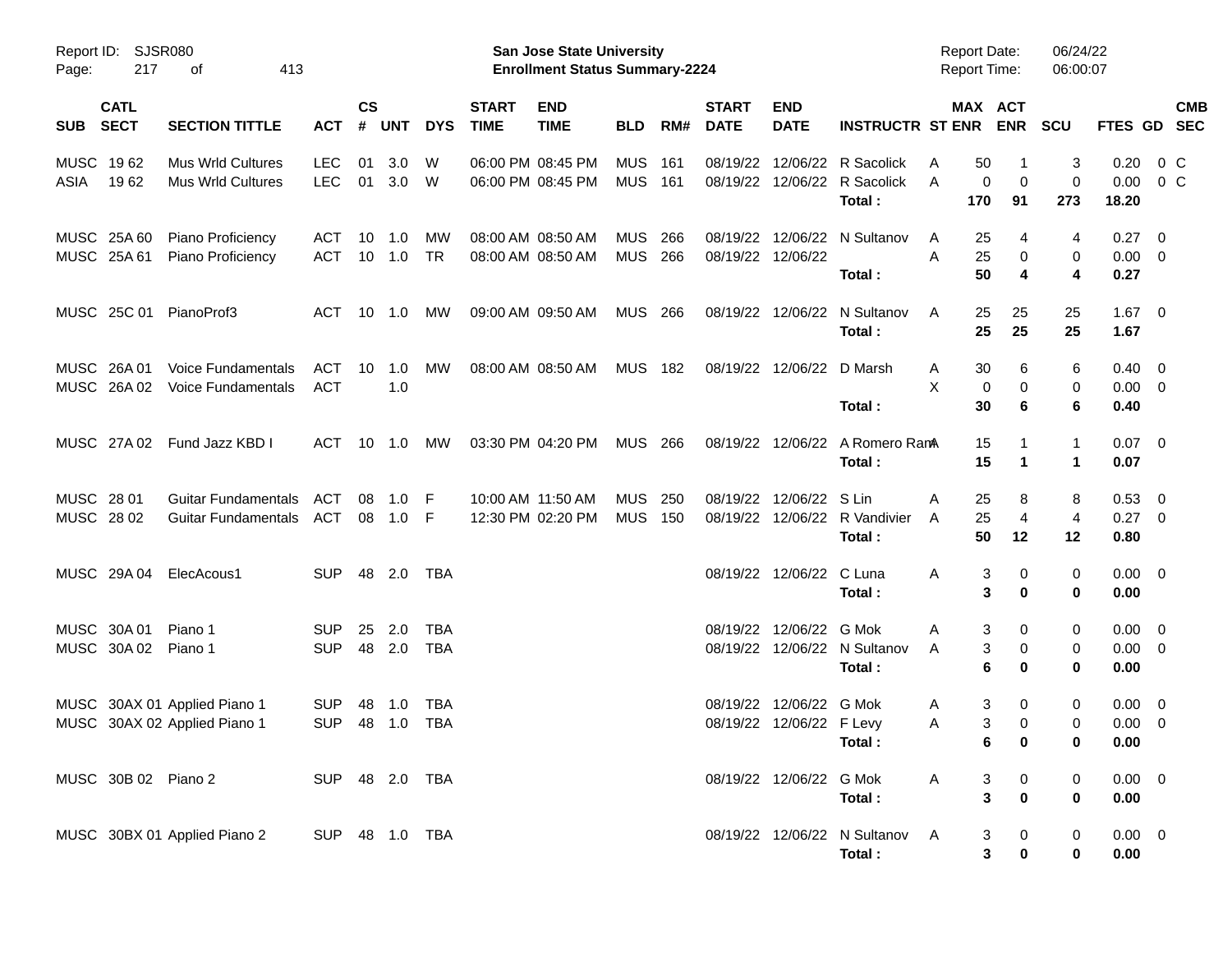Report ID: SJSR080
Page: 217 of 413

**San Jose State University**
**Enrollment Status Summary-2224**

Report Date: 06/24/22
Report Time: 06:00:07

| SUB | CATL SECT | SECTION TITTLE | ACT | CS # | UNT | DYS | START TIME | END TIME | BLD | RM# | START DATE | END DATE | INSTRUCTR | ST | MAX ENR | ACT ENR | SCU | FTES | GD | CMB SEC |
|---|---|---|---|---|---|---|---|---|---|---|---|---|---|---|---|---|---|---|---|---|
| MUSC | 19 62 | Mus Wrld Cultures | LEC | 01 | 3.0 | W | 06:00 PM | 08:45 PM | MUS | 161 | 08/19/22 | 12/06/22 | R Sacolick | A | 50 | 1 | 3 | 0.20 | 0 | C |
| ASIA | 19 62 | Mus Wrld Cultures | LEC | 01 | 3.0 | W | 06:00 PM | 08:45 PM | MUS | 161 | 08/19/22 | 12/06/22 | R Sacolick | A | 0 | 0 | 0 | 0.00 | 0 | C |
| | | | | | | | | | | | | | **Total :** | | **170** | **91** | **273** | **18.20** | | |
| MUSC | 25A 60 | Piano Proficiency | ACT | 10 | 1.0 | MW | 08:00 AM | 08:50 AM | MUS | 266 | 08/19/22 | 12/06/22 | N Sultanov | A | 25 | 4 | 4 | 0.27 | 0 | |
| MUSC | 25A 61 | Piano Proficiency | ACT | 10 | 1.0 | TR | 08:00 AM | 08:50 AM | MUS | 266 | 08/19/22 | 12/06/22 | | A | 25 | 0 | 0 | 0.00 | 0 | |
| | | | | | | | | | | | | | **Total :** | | **50** | **4** | **4** | **0.27** | | |
| MUSC | 25C 01 | PianoProf3 | ACT | 10 | 1.0 | MW | 09:00 AM | 09:50 AM | MUS | 266 | 08/19/22 | 12/06/22 | N Sultanov | A | 25 | 25 | 25 | 1.67 | 0 | |
| | | | | | | | | | | | | | **Total :** | | **25** | **25** | **25** | **1.67** | | |
| MUSC | 26A 01 | Voice Fundamentals | ACT | 10 | 1.0 | MW | 08:00 AM | 08:50 AM | MUS | 182 | 08/19/22 | 12/06/22 | D Marsh | A | 30 | 6 | 6 | 0.40 | 0 | |
| MUSC | 26A 02 | Voice Fundamentals | ACT | | 1.0 | | | | | | | | | X | 0 | 0 | 0 | 0.00 | 0 | |
| | | | | | | | | | | | | | **Total :** | | **30** | **6** | **6** | **0.40** | | |
| MUSC | 27A 02 | Fund Jazz KBD I | ACT | 10 | 1.0 | MW | 03:30 PM | 04:20 PM | MUS | 266 | 08/19/22 | 12/06/22 | A Romero Ram | A | 15 | 1 | 1 | 0.07 | 0 | |
| | | | | | | | | | | | | | **Total :** | | **15** | **1** | **1** | **0.07** | | |
| MUSC | 28 01 | Guitar Fundamentals | ACT | 08 | 1.0 | F | 10:00 AM | 11:50 AM | MUS | 250 | 08/19/22 | 12/06/22 | S Lin | A | 25 | 8 | 8 | 0.53 | 0 | |
| MUSC | 28 02 | Guitar Fundamentals | ACT | 08 | 1.0 | F | 12:30 PM | 02:20 PM | MUS | 150 | 08/19/22 | 12/06/22 | R Vandivier | A | 25 | 4 | 4 | 0.27 | 0 | |
| | | | | | | | | | | | | | **Total :** | | **50** | **12** | **12** | **0.80** | | |
| MUSC | 29A 04 | ElecAcous1 | SUP | 48 | 2.0 | TBA | | | | | 08/19/22 | 12/06/22 | C Luna | A | 3 | 0 | 0 | 0.00 | 0 | |
| | | | | | | | | | | | | | **Total :** | | **3** | **0** | **0** | **0.00** | | |
| MUSC | 30A 01 | Piano 1 | SUP | 25 | 2.0 | TBA | | | | | 08/19/22 | 12/06/22 | G Mok | A | 3 | 0 | 0 | 0.00 | 0 | |
| MUSC | 30A 02 | Piano 1 | SUP | 48 | 2.0 | TBA | | | | | 08/19/22 | 12/06/22 | N Sultanov | A | 3 | 0 | 0 | 0.00 | 0 | |
| | | | | | | | | | | | | | **Total :** | | **6** | **0** | **0** | **0.00** | | |
| MUSC | 30AX 01 | Applied Piano 1 | SUP | 48 | 1.0 | TBA | | | | | 08/19/22 | 12/06/22 | G Mok | A | 3 | 0 | 0 | 0.00 | 0 | |
| MUSC | 30AX 02 | Applied Piano 1 | SUP | 48 | 1.0 | TBA | | | | | 08/19/22 | 12/06/22 | F Levy | A | 3 | 0 | 0 | 0.00 | 0 | |
| | | | | | | | | | | | | | **Total :** | | **6** | **0** | **0** | **0.00** | | |
| MUSC | 30B 02 | Piano 2 | SUP | 48 | 2.0 | TBA | | | | | 08/19/22 | 12/06/22 | G Mok | A | 3 | 0 | 0 | 0.00 | 0 | |
| | | | | | | | | | | | | | **Total :** | | **3** | **0** | **0** | **0.00** | | |
| MUSC | 30BX 01 | Applied Piano 2 | SUP | 48 | 1.0 | TBA | | | | | 08/19/22 | 12/06/22 | N Sultanov | A | 3 | 0 | 0 | 0.00 | 0 | |
| | | | | | | | | | | | | | **Total :** | | **3** | **0** | **0** | **0.00** | | |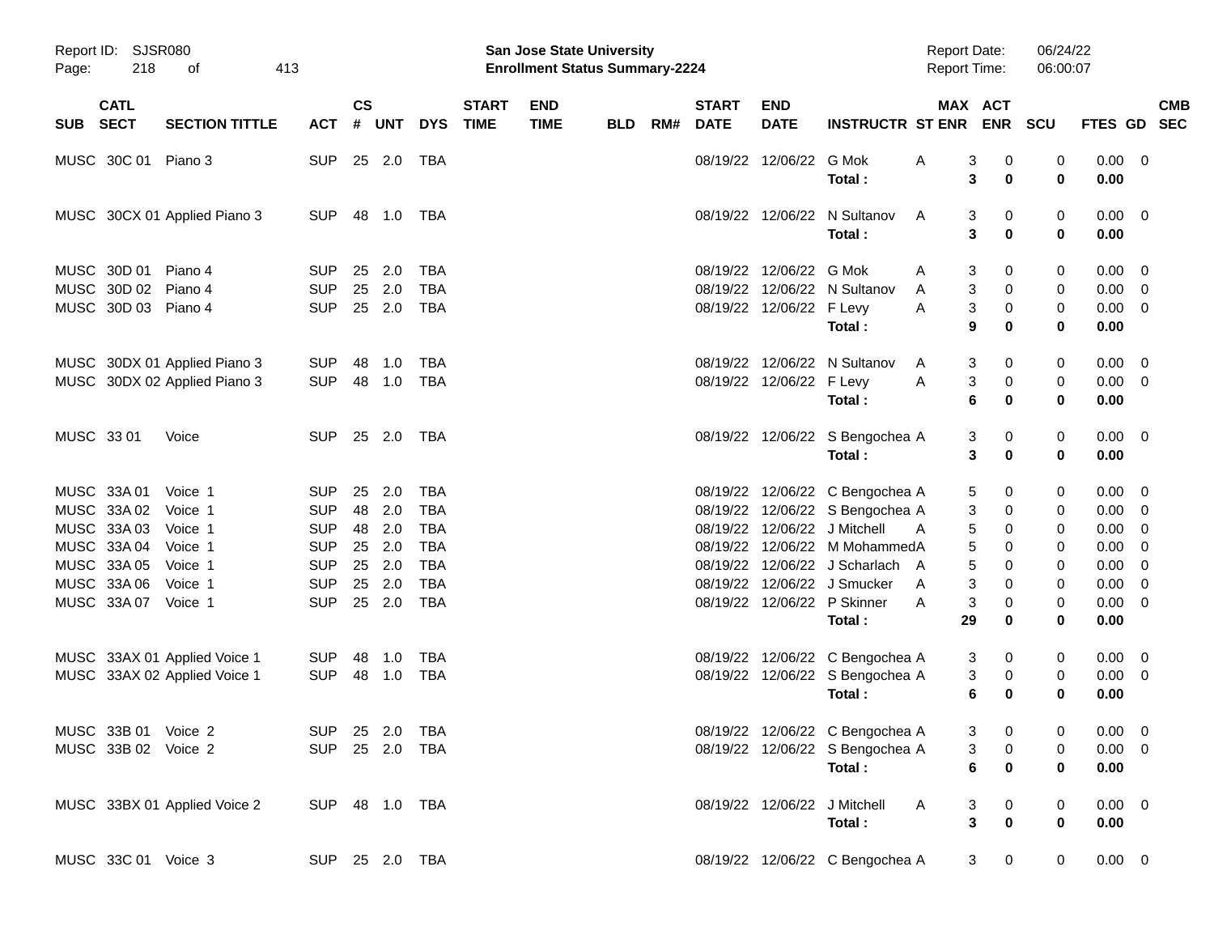Report ID: SJSR080

**San Jose State University**
**Enrollment Status Summary-2224**

Report Date: 06/24/22
Report Time: 06:00:07

| SUB | CATL SECT | SECTION TITTLE | ACT | CS # | UNT | DYS | START TIME | END TIME | BLD | RM# | START DATE | END DATE | INSTRUCTR | ST | MAX ENR | ACT ENR | SCU | FTES | GD | CMB SEC |
|---|---|---|---|---|---|---|---|---|---|---|---|---|---|---|---|---|---|---|---|---|
| MUSC | 30C 01 | Piano 3 | SUP | 25 | 2.0 | TBA | | | | | 08/19/22 | 12/06/22 | G Mok | A | 3 | 0 | 0 | 0.00 | 0 | |
| | | | | | | | | | | | | | **Total :** | | **3** | **0** | **0** | **0.00** | | |
| MUSC | 30CX 01 | Applied Piano 3 | SUP | 48 | 1.0 | TBA | | | | | 08/19/22 | 12/06/22 | N Sultanov | A | 3 | 0 | 0 | 0.00 | 0 | |
| | | | | | | | | | | | | | **Total :** | | **3** | **0** | **0** | **0.00** | | |
| MUSC | 30D 01 | Piano 4 | SUP | 25 | 2.0 | TBA | | | | | 08/19/22 | 12/06/22 | G Mok | A | 3 | 0 | 0 | 0.00 | 0 | |
| MUSC | 30D 02 | Piano 4 | SUP | 25 | 2.0 | TBA | | | | | 08/19/22 | 12/06/22 | N Sultanov | A | 3 | 0 | 0 | 0.00 | 0 | |
| MUSC | 30D 03 | Piano 4 | SUP | 25 | 2.0 | TBA | | | | | 08/19/22 | 12/06/22 | F Levy | A | 3 | 0 | 0 | 0.00 | 0 | |
| | | | | | | | | | | | | | **Total :** | | **9** | **0** | **0** | **0.00** | | |
| MUSC | 30DX 01 | Applied Piano 3 | SUP | 48 | 1.0 | TBA | | | | | 08/19/22 | 12/06/22 | N Sultanov | A | 3 | 0 | 0 | 0.00 | 0 | |
| MUSC | 30DX 02 | Applied Piano 3 | SUP | 48 | 1.0 | TBA | | | | | 08/19/22 | 12/06/22 | F Levy | A | 3 | 0 | 0 | 0.00 | 0 | |
| | | | | | | | | | | | | | **Total :** | | **6** | **0** | **0** | **0.00** | | |
| MUSC | 33 01 | Voice | SUP | 25 | 2.0 | TBA | | | | | 08/19/22 | 12/06/22 | S Bengochea | A | 3 | 0 | 0 | 0.00 | 0 | |
| | | | | | | | | | | | | | **Total :** | | **3** | **0** | **0** | **0.00** | | |
| MUSC | 33A 01 | Voice 1 | SUP | 25 | 2.0 | TBA | | | | | 08/19/22 | 12/06/22 | C Bengochea | A | 5 | 0 | 0 | 0.00 | 0 | |
| MUSC | 33A 02 | Voice 1 | SUP | 48 | 2.0 | TBA | | | | | 08/19/22 | 12/06/22 | S Bengochea | A | 3 | 0 | 0 | 0.00 | 0 | |
| MUSC | 33A 03 | Voice 1 | SUP | 48 | 2.0 | TBA | | | | | 08/19/22 | 12/06/22 | J Mitchell | A | 5 | 0 | 0 | 0.00 | 0 | |
| MUSC | 33A 04 | Voice 1 | SUP | 25 | 2.0 | TBA | | | | | 08/19/22 | 12/06/22 | M Mohammed | A | 5 | 0 | 0 | 0.00 | 0 | |
| MUSC | 33A 05 | Voice 1 | SUP | 25 | 2.0 | TBA | | | | | 08/19/22 | 12/06/22 | J Scharlach | A | 5 | 0 | 0 | 0.00 | 0 | |
| MUSC | 33A 06 | Voice 1 | SUP | 25 | 2.0 | TBA | | | | | 08/19/22 | 12/06/22 | J Smucker | A | 3 | 0 | 0 | 0.00 | 0 | |
| MUSC | 33A 07 | Voice 1 | SUP | 25 | 2.0 | TBA | | | | | 08/19/22 | 12/06/22 | P Skinner | A | 3 | 0 | 0 | 0.00 | 0 | |
| | | | | | | | | | | | | | **Total :** | | **29** | **0** | **0** | **0.00** | | |
| MUSC | 33AX 01 | Applied Voice 1 | SUP | 48 | 1.0 | TBA | | | | | 08/19/22 | 12/06/22 | C Bengochea | A | 3 | 0 | 0 | 0.00 | 0 | |
| MUSC | 33AX 02 | Applied Voice 1 | SUP | 48 | 1.0 | TBA | | | | | 08/19/22 | 12/06/22 | S Bengochea | A | 3 | 0 | 0 | 0.00 | 0 | |
| | | | | | | | | | | | | | **Total :** | | **6** | **0** | **0** | **0.00** | | |
| MUSC | 33B 01 | Voice 2 | SUP | 25 | 2.0 | TBA | | | | | 08/19/22 | 12/06/22 | C Bengochea | A | 3 | 0 | 0 | 0.00 | 0 | |
| MUSC | 33B 02 | Voice 2 | SUP | 25 | 2.0 | TBA | | | | | 08/19/22 | 12/06/22 | S Bengochea | A | 3 | 0 | 0 | 0.00 | 0 | |
| | | | | | | | | | | | | | **Total :** | | **6** | **0** | **0** | **0.00** | | |
| MUSC | 33BX 01 | Applied Voice 2 | SUP | 48 | 1.0 | TBA | | | | | 08/19/22 | 12/06/22 | J Mitchell | A | 3 | 0 | 0 | 0.00 | 0 | |
| | | | | | | | | | | | | | **Total :** | | **3** | **0** | **0** | **0.00** | | |
| MUSC | 33C 01 | Voice 3 | SUP | 25 | 2.0 | TBA | | | | | 08/19/22 | 12/06/22 | C Bengochea | A | 3 | 0 | 0 | 0.00 | 0 | |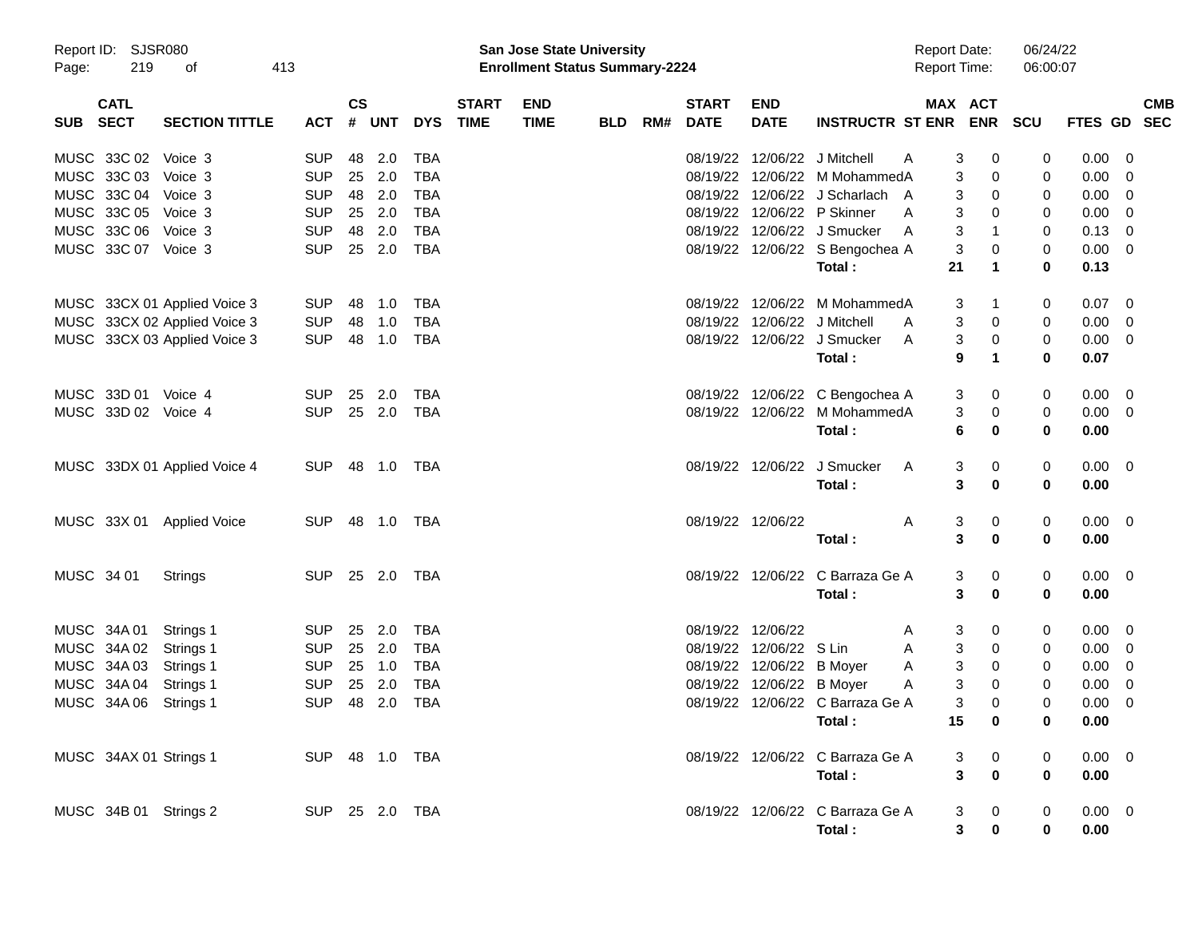Report ID: SJSR080

**San Jose State University**
**Enrollment Status Summary-2224**

Report Date: 06/24/22
Report Time: 06:00:07

| SUB | CATL SECT | SECTION TITTLE | ACT | CS # | UNT | DYS | START TIME | END TIME | BLD | RM# | START DATE | END DATE | INSTRUCTR | ST | MAX ENR | ACT ENR | SCU | FTES | GD | CMB SEC |
|---|---|---|---|---|---|---|---|---|---|---|---|---|---|---|---|---|---|---|---|---|
| MUSC | 33C 02 | Voice 3 | SUP | 48 | 2.0 | TBA | | | | | 08/19/22 | 12/06/22 | J Mitchell | A | 3 | 0 | 0 | 0.00 | 0 | |
| MUSC | 33C 03 | Voice 3 | SUP | 25 | 2.0 | TBA | | | | | 08/19/22 | 12/06/22 | M Mohammed | A | 3 | 0 | 0 | 0.00 | 0 | |
| MUSC | 33C 04 | Voice 3 | SUP | 48 | 2.0 | TBA | | | | | 08/19/22 | 12/06/22 | J Scharlach | A | 3 | 0 | 0 | 0.00 | 0 | |
| MUSC | 33C 05 | Voice 3 | SUP | 25 | 2.0 | TBA | | | | | 08/19/22 | 12/06/22 | P Skinner | A | 3 | 0 | 0 | 0.00 | 0 | |
| MUSC | 33C 06 | Voice 3 | SUP | 48 | 2.0 | TBA | | | | | 08/19/22 | 12/06/22 | J Smucker | A | 3 | 1 | 0 | 0.13 | 0 | |
| MUSC | 33C 07 | Voice 3 | SUP | 25 | 2.0 | TBA | | | | | 08/19/22 | 12/06/22 | S Bengochea | A | 3 | 0 | 0 | 0.00 | 0 | |
| | | | | | | | | | | | | | **Total :** | | **21** | **1** | **0** | **0.13** | | |
| MUSC | 33CX 01 | Applied Voice 3 | SUP | 48 | 1.0 | TBA | | | | | 08/19/22 | 12/06/22 | M Mohammed | A | 3 | 1 | 0 | 0.07 | 0 | |
| MUSC | 33CX 02 | Applied Voice 3 | SUP | 48 | 1.0 | TBA | | | | | 08/19/22 | 12/06/22 | J Mitchell | A | 3 | 0 | 0 | 0.00 | 0 | |
| MUSC | 33CX 03 | Applied Voice 3 | SUP | 48 | 1.0 | TBA | | | | | 08/19/22 | 12/06/22 | J Smucker | A | 3 | 0 | 0 | 0.00 | 0 | |
| | | | | | | | | | | | | | **Total :** | | **9** | **1** | **0** | **0.07** | | |
| MUSC | 33D 01 | Voice 4 | SUP | 25 | 2.0 | TBA | | | | | 08/19/22 | 12/06/22 | C Bengochea | A | 3 | 0 | 0 | 0.00 | 0 | |
| MUSC | 33D 02 | Voice 4 | SUP | 25 | 2.0 | TBA | | | | | 08/19/22 | 12/06/22 | M Mohammed | A | 3 | 0 | 0 | 0.00 | 0 | |
| | | | | | | | | | | | | | **Total :** | | **6** | **0** | **0** | **0.00** | | |
| MUSC | 33DX 01 | Applied Voice 4 | SUP | 48 | 1.0 | TBA | | | | | 08/19/22 | 12/06/22 | J Smucker | A | 3 | 0 | 0 | 0.00 | 0 | |
| | | | | | | | | | | | | | **Total :** | | **3** | **0** | **0** | **0.00** | | |
| MUSC | 33X 01 | Applied Voice | SUP | 48 | 1.0 | TBA | | | | | 08/19/22 | 12/06/22 | | A | 3 | 0 | 0 | 0.00 | 0 | |
| | | | | | | | | | | | | | **Total :** | | **3** | **0** | **0** | **0.00** | | |
| MUSC | 34 01 | Strings | SUP | 25 | 2.0 | TBA | | | | | 08/19/22 | 12/06/22 | C Barraza Ge | A | 3 | 0 | 0 | 0.00 | 0 | |
| | | | | | | | | | | | | | **Total :** | | **3** | **0** | **0** | **0.00** | | |
| MUSC | 34A 01 | Strings 1 | SUP | 25 | 2.0 | TBA | | | | | 08/19/22 | 12/06/22 | | A | 3 | 0 | 0 | 0.00 | 0 | |
| MUSC | 34A 02 | Strings 1 | SUP | 25 | 2.0 | TBA | | | | | 08/19/22 | 12/06/22 | S Lin | A | 3 | 0 | 0 | 0.00 | 0 | |
| MUSC | 34A 03 | Strings 1 | SUP | 25 | 1.0 | TBA | | | | | 08/19/22 | 12/06/22 | B Moyer | A | 3 | 0 | 0 | 0.00 | 0 | |
| MUSC | 34A 04 | Strings 1 | SUP | 25 | 2.0 | TBA | | | | | 08/19/22 | 12/06/22 | B Moyer | A | 3 | 0 | 0 | 0.00 | 0 | |
| MUSC | 34A 06 | Strings 1 | SUP | 48 | 2.0 | TBA | | | | | 08/19/22 | 12/06/22 | C Barraza Ge | A | 3 | 0 | 0 | 0.00 | 0 | |
| | | | | | | | | | | | | | **Total :** | | **15** | **0** | **0** | **0.00** | | |
| MUSC | 34AX 01 | Strings 1 | SUP | 48 | 1.0 | TBA | | | | | 08/19/22 | 12/06/22 | C Barraza Ge | A | 3 | 0 | 0 | 0.00 | 0 | |
| | | | | | | | | | | | | | **Total :** | | **3** | **0** | **0** | **0.00** | | |
| MUSC | 34B 01 | Strings 2 | SUP | 25 | 2.0 | TBA | | | | | 08/19/22 | 12/06/22 | C Barraza Ge | A | 3 | 0 | 0 | 0.00 | 0 | |
| | | | | | | | | | | | | | **Total :** | | **3** | **0** | **0** | **0.00** | | |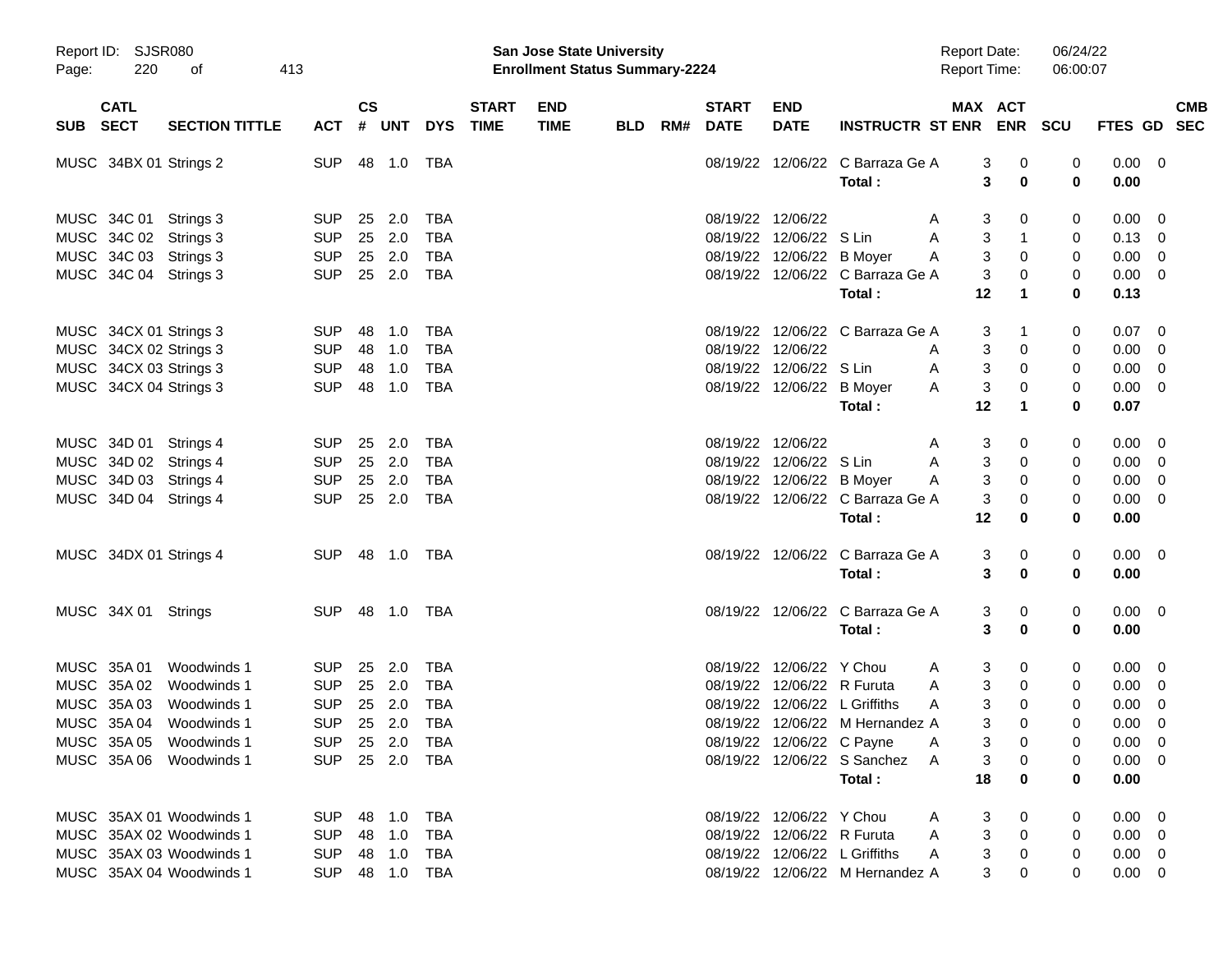Report ID: SJSR080
Page: 220 of 413

**San Jose State University**
**Enrollment Status Summary-2224**

Report Date: 06/24/22
Report Time: 06:00:07

| SUB | CATL SECT | SECTION TITTLE | ACT | CS # | UNT | DYS | START TIME | END TIME | BLD | RM# | START DATE | END DATE | INSTRUCTR | ST | MAX ENR | ACT ENR | SCU | FTES | GD | CMB SEC |
|---|---|---|---|---|---|---|---|---|---|---|---|---|---|---|---|---|---|---|---|---|
| MUSC | 34BX 01 | Strings 2 | SUP | 48 | 1.0 | TBA | | | | | 08/19/22 | 12/06/22 | C Barraza Ge | A | 3 | 0 | 0 | 0.00 | 0 | |
| | | | | | | | | | | | | | **Total :** | | **3** | **0** | **0** | **0.00** | | |
| MUSC | 34C 01 | Strings 3 | SUP | 25 | 2.0 | TBA | | | | | 08/19/22 | 12/06/22 | | A | 3 | 0 | 0 | 0.00 | 0 | |
| MUSC | 34C 02 | Strings 3 | SUP | 25 | 2.0 | TBA | | | | | 08/19/22 | 12/06/22 | S Lin | A | 3 | 1 | 0 | 0.13 | 0 | |
| MUSC | 34C 03 | Strings 3 | SUP | 25 | 2.0 | TBA | | | | | 08/19/22 | 12/06/22 | B Moyer | A | 3 | 0 | 0 | 0.00 | 0 | |
| MUSC | 34C 04 | Strings 3 | SUP | 25 | 2.0 | TBA | | | | | 08/19/22 | 12/06/22 | C Barraza Ge | A | 3 | 0 | 0 | 0.00 | 0 | |
| | | | | | | | | | | | | | **Total :** | | **12** | **1** | **0** | **0.13** | | |
| MUSC | 34CX 01 | Strings 3 | SUP | 48 | 1.0 | TBA | | | | | 08/19/22 | 12/06/22 | C Barraza Ge | A | 3 | 1 | 0 | 0.07 | 0 | |
| MUSC | 34CX 02 | Strings 3 | SUP | 48 | 1.0 | TBA | | | | | 08/19/22 | 12/06/22 | | A | 3 | 0 | 0 | 0.00 | 0 | |
| MUSC | 34CX 03 | Strings 3 | SUP | 48 | 1.0 | TBA | | | | | 08/19/22 | 12/06/22 | S Lin | A | 3 | 0 | 0 | 0.00 | 0 | |
| MUSC | 34CX 04 | Strings 3 | SUP | 48 | 1.0 | TBA | | | | | 08/19/22 | 12/06/22 | B Moyer | A | 3 | 0 | 0 | 0.00 | 0 | |
| | | | | | | | | | | | | | **Total :** | | **12** | **1** | **0** | **0.07** | | |
| MUSC | 34D 01 | Strings 4 | SUP | 25 | 2.0 | TBA | | | | | 08/19/22 | 12/06/22 | | A | 3 | 0 | 0 | 0.00 | 0 | |
| MUSC | 34D 02 | Strings 4 | SUP | 25 | 2.0 | TBA | | | | | 08/19/22 | 12/06/22 | S Lin | A | 3 | 0 | 0 | 0.00 | 0 | |
| MUSC | 34D 03 | Strings 4 | SUP | 25 | 2.0 | TBA | | | | | 08/19/22 | 12/06/22 | B Moyer | A | 3 | 0 | 0 | 0.00 | 0 | |
| MUSC | 34D 04 | Strings 4 | SUP | 25 | 2.0 | TBA | | | | | 08/19/22 | 12/06/22 | C Barraza Ge | A | 3 | 0 | 0 | 0.00 | 0 | |
| | | | | | | | | | | | | | **Total :** | | **12** | **0** | **0** | **0.00** | | |
| MUSC | 34DX 01 | Strings 4 | SUP | 48 | 1.0 | TBA | | | | | 08/19/22 | 12/06/22 | C Barraza Ge | A | 3 | 0 | 0 | 0.00 | 0 | |
| | | | | | | | | | | | | | **Total :** | | **3** | **0** | **0** | **0.00** | | |
| MUSC | 34X 01 | Strings | SUP | 48 | 1.0 | TBA | | | | | 08/19/22 | 12/06/22 | C Barraza Ge | A | 3 | 0 | 0 | 0.00 | 0 | |
| | | | | | | | | | | | | | **Total :** | | **3** | **0** | **0** | **0.00** | | |
| MUSC | 35A 01 | Woodwinds 1 | SUP | 25 | 2.0 | TBA | | | | | 08/19/22 | 12/06/22 | Y Chou | A | 3 | 0 | 0 | 0.00 | 0 | |
| MUSC | 35A 02 | Woodwinds 1 | SUP | 25 | 2.0 | TBA | | | | | 08/19/22 | 12/06/22 | R Furuta | A | 3 | 0 | 0 | 0.00 | 0 | |
| MUSC | 35A 03 | Woodwinds 1 | SUP | 25 | 2.0 | TBA | | | | | 08/19/22 | 12/06/22 | L Griffiths | A | 3 | 0 | 0 | 0.00 | 0 | |
| MUSC | 35A 04 | Woodwinds 1 | SUP | 25 | 2.0 | TBA | | | | | 08/19/22 | 12/06/22 | M Hernandez | A | 3 | 0 | 0 | 0.00 | 0 | |
| MUSC | 35A 05 | Woodwinds 1 | SUP | 25 | 2.0 | TBA | | | | | 08/19/22 | 12/06/22 | C Payne | A | 3 | 0 | 0 | 0.00 | 0 | |
| MUSC | 35A 06 | Woodwinds 1 | SUP | 25 | 2.0 | TBA | | | | | 08/19/22 | 12/06/22 | S Sanchez | A | 3 | 0 | 0 | 0.00 | 0 | |
| | | | | | | | | | | | | | **Total :** | | **18** | **0** | **0** | **0.00** | | |
| MUSC | 35AX 01 | Woodwinds 1 | SUP | 48 | 1.0 | TBA | | | | | 08/19/22 | 12/06/22 | Y Chou | A | 3 | 0 | 0 | 0.00 | 0 | |
| MUSC | 35AX 02 | Woodwinds 1 | SUP | 48 | 1.0 | TBA | | | | | 08/19/22 | 12/06/22 | R Furuta | A | 3 | 0 | 0 | 0.00 | 0 | |
| MUSC | 35AX 03 | Woodwinds 1 | SUP | 48 | 1.0 | TBA | | | | | 08/19/22 | 12/06/22 | L Griffiths | A | 3 | 0 | 0 | 0.00 | 0 | |
| MUSC | 35AX 04 | Woodwinds 1 | SUP | 48 | 1.0 | TBA | | | | | 08/19/22 | 12/06/22 | M Hernandez | A | 3 | 0 | 0 | 0.00 | 0 | |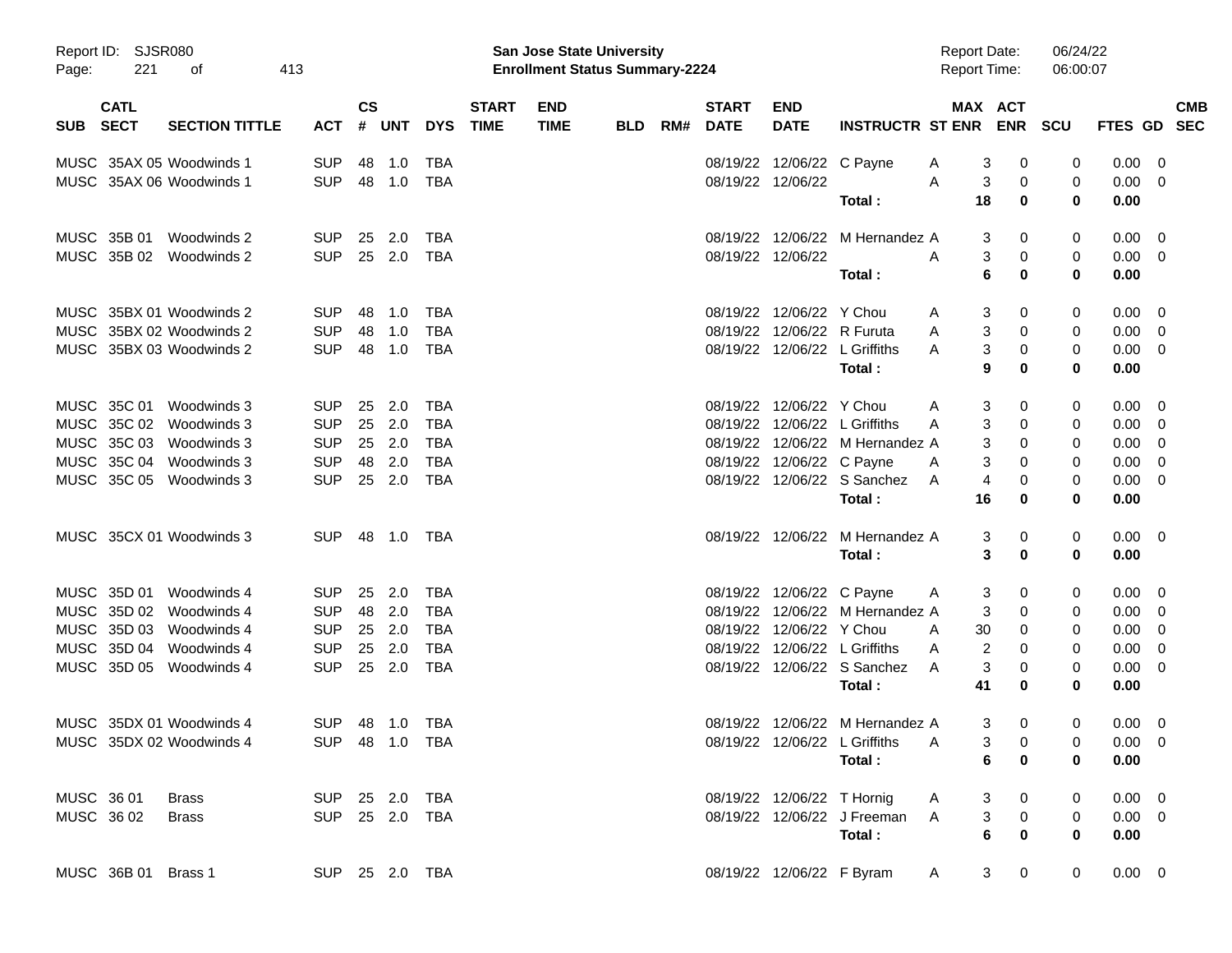Report ID: SJSR080

**San Jose State University**
**Enrollment Status Summary-2224**

Report Date: 06/24/22
Report Time: 06:00:07

| SUB | CATL SECT | SECTION TITTLE | ACT | CS # | UNT | DYS | START TIME | END TIME | BLD | RM# | START DATE | END DATE | INSTRUCTR | ST | MAX ENR | ACT ENR | SCU | FTES | GD | CMB SEC |
|---|---|---|---|---|---|---|---|---|---|---|---|---|---|---|---|---|---|---|---|---|
| MUSC | 35AX 05 | Woodwinds 1 | SUP | 48 | 1.0 | TBA | | | | | 08/19/22 | 12/06/22 | C Payne | A | 3 | 0 | 0 | 0.00 | 0 | |
| MUSC | 35AX 06 | Woodwinds 1 | SUP | 48 | 1.0 | TBA | | | | | 08/19/22 | 12/06/22 | | A | 3 | 0 | 0 | 0.00 | 0 | |
| | | | | | | | | | | | | | **Total :** | | **18** | **0** | **0** | **0.00** | | |
| MUSC | 35B 01 | Woodwinds 2 | SUP | 25 | 2.0 | TBA | | | | | 08/19/22 | 12/06/22 | M Hernandez | A | 3 | 0 | 0 | 0.00 | 0 | |
| MUSC | 35B 02 | Woodwinds 2 | SUP | 25 | 2.0 | TBA | | | | | 08/19/22 | 12/06/22 | | A | 3 | 0 | 0 | 0.00 | 0 | |
| | | | | | | | | | | | | | **Total :** | | **6** | **0** | **0** | **0.00** | | |
| MUSC | 35BX 01 | Woodwinds 2 | SUP | 48 | 1.0 | TBA | | | | | 08/19/22 | 12/06/22 | Y Chou | A | 3 | 0 | 0 | 0.00 | 0 | |
| MUSC | 35BX 02 | Woodwinds 2 | SUP | 48 | 1.0 | TBA | | | | | 08/19/22 | 12/06/22 | R Furuta | A | 3 | 0 | 0 | 0.00 | 0 | |
| MUSC | 35BX 03 | Woodwinds 2 | SUP | 48 | 1.0 | TBA | | | | | 08/19/22 | 12/06/22 | L Griffiths | A | 3 | 0 | 0 | 0.00 | 0 | |
| | | | | | | | | | | | | | **Total :** | | **9** | **0** | **0** | **0.00** | | |
| MUSC | 35C 01 | Woodwinds 3 | SUP | 25 | 2.0 | TBA | | | | | 08/19/22 | 12/06/22 | Y Chou | A | 3 | 0 | 0 | 0.00 | 0 | |
| MUSC | 35C 02 | Woodwinds 3 | SUP | 25 | 2.0 | TBA | | | | | 08/19/22 | 12/06/22 | L Griffiths | A | 3 | 0 | 0 | 0.00 | 0 | |
| MUSC | 35C 03 | Woodwinds 3 | SUP | 25 | 2.0 | TBA | | | | | 08/19/22 | 12/06/22 | M Hernandez | A | 3 | 0 | 0 | 0.00 | 0 | |
| MUSC | 35C 04 | Woodwinds 3 | SUP | 48 | 2.0 | TBA | | | | | 08/19/22 | 12/06/22 | C Payne | A | 3 | 0 | 0 | 0.00 | 0 | |
| MUSC | 35C 05 | Woodwinds 3 | SUP | 25 | 2.0 | TBA | | | | | 08/19/22 | 12/06/22 | S Sanchez | A | 4 | 0 | 0 | 0.00 | 0 | |
| | | | | | | | | | | | | | **Total :** | | **16** | **0** | **0** | **0.00** | | |
| MUSC | 35CX 01 | Woodwinds 3 | SUP | 48 | 1.0 | TBA | | | | | 08/19/22 | 12/06/22 | M Hernandez | A | 3 | 0 | 0 | 0.00 | 0 | |
| | | | | | | | | | | | | | **Total :** | | **3** | **0** | **0** | **0.00** | | |
| MUSC | 35D 01 | Woodwinds 4 | SUP | 25 | 2.0 | TBA | | | | | 08/19/22 | 12/06/22 | C Payne | A | 3 | 0 | 0 | 0.00 | 0 | |
| MUSC | 35D 02 | Woodwinds 4 | SUP | 48 | 2.0 | TBA | | | | | 08/19/22 | 12/06/22 | M Hernandez | A | 3 | 0 | 0 | 0.00 | 0 | |
| MUSC | 35D 03 | Woodwinds 4 | SUP | 25 | 2.0 | TBA | | | | | 08/19/22 | 12/06/22 | Y Chou | A | 30 | 0 | 0 | 0.00 | 0 | |
| MUSC | 35D 04 | Woodwinds 4 | SUP | 25 | 2.0 | TBA | | | | | 08/19/22 | 12/06/22 | L Griffiths | A | 2 | 0 | 0 | 0.00 | 0 | |
| MUSC | 35D 05 | Woodwinds 4 | SUP | 25 | 2.0 | TBA | | | | | 08/19/22 | 12/06/22 | S Sanchez | A | 3 | 0 | 0 | 0.00 | 0 | |
| | | | | | | | | | | | | | **Total :** | | **41** | **0** | **0** | **0.00** | | |
| MUSC | 35DX 01 | Woodwinds 4 | SUP | 48 | 1.0 | TBA | | | | | 08/19/22 | 12/06/22 | M Hernandez | A | 3 | 0 | 0 | 0.00 | 0 | |
| MUSC | 35DX 02 | Woodwinds 4 | SUP | 48 | 1.0 | TBA | | | | | 08/19/22 | 12/06/22 | L Griffiths | A | 3 | 0 | 0 | 0.00 | 0 | |
| | | | | | | | | | | | | | **Total :** | | **6** | **0** | **0** | **0.00** | | |
| MUSC | 36 01 | Brass | SUP | 25 | 2.0 | TBA | | | | | 08/19/22 | 12/06/22 | T Hornig | A | 3 | 0 | 0 | 0.00 | 0 | |
| MUSC | 36 02 | Brass | SUP | 25 | 2.0 | TBA | | | | | 08/19/22 | 12/06/22 | J Freeman | A | 3 | 0 | 0 | 0.00 | 0 | |
| | | | | | | | | | | | | | **Total :** | | **6** | **0** | **0** | **0.00** | | |
| MUSC | 36B 01 | Brass 1 | SUP | 25 | 2.0 | TBA | | | | | 08/19/22 | 12/06/22 | F Byram | A | 3 | 0 | 0 | 0.00 | 0 | |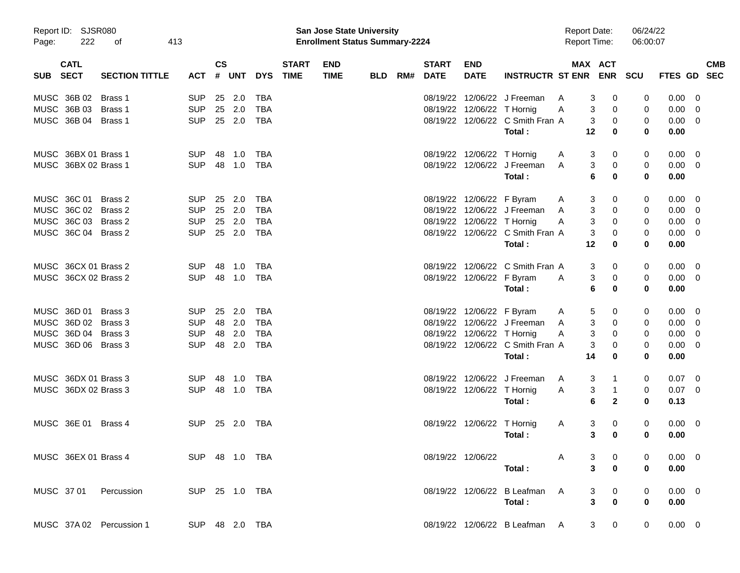Report ID: SJSR080
**San Jose State University**
**Enrollment Status Summary-2224**
Report Date: 06/24/22
Report Time: 06:00:07

| SUB | CATL SECT | SECTION TITTLE | ACT | CS # | UNT | DYS | START TIME | END TIME | BLD | RM# | START DATE | END DATE | INSTRUCTR | ST | MAX ENR | ACT ENR | SCU | FTES | GD | CMB SEC |
|---|---|---|---|---|---|---|---|---|---|---|---|---|---|---|---|---|---|---|---|---|
| MUSC | 36B 02 | Brass 1 | SUP | 25 | 2.0 | TBA | | | | | 08/19/22 | 12/06/22 | J Freeman | A | 3 | 0 | 0 | 0.00 | 0 | |
| MUSC | 36B 03 | Brass 1 | SUP | 25 | 2.0 | TBA | | | | | 08/19/22 | 12/06/22 | T Hornig | A | 3 | 0 | 0 | 0.00 | 0 | |
| MUSC | 36B 04 | Brass 1 | SUP | 25 | 2.0 | TBA | | | | | 08/19/22 | 12/06/22 | C Smith Fran | A | 3 | 0 | 0 | 0.00 | 0 | |
| | | | | | | | | | | | | | **Total :** | | **12** | **0** | **0** | **0.00** | | |
| MUSC | 36BX 01 | Brass 1 | SUP | 48 | 1.0 | TBA | | | | | 08/19/22 | 12/06/22 | T Hornig | A | 3 | 0 | 0 | 0.00 | 0 | |
| MUSC | 36BX 02 | Brass 1 | SUP | 48 | 1.0 | TBA | | | | | 08/19/22 | 12/06/22 | J Freeman | A | 3 | 0 | 0 | 0.00 | 0 | |
| | | | | | | | | | | | | | **Total :** | | **6** | **0** | **0** | **0.00** | | |
| MUSC | 36C 01 | Brass 2 | SUP | 25 | 2.0 | TBA | | | | | 08/19/22 | 12/06/22 | F Byram | A | 3 | 0 | 0 | 0.00 | 0 | |
| MUSC | 36C 02 | Brass 2 | SUP | 25 | 2.0 | TBA | | | | | 08/19/22 | 12/06/22 | J Freeman | A | 3 | 0 | 0 | 0.00 | 0 | |
| MUSC | 36C 03 | Brass 2 | SUP | 25 | 2.0 | TBA | | | | | 08/19/22 | 12/06/22 | T Hornig | A | 3 | 0 | 0 | 0.00 | 0 | |
| MUSC | 36C 04 | Brass 2 | SUP | 25 | 2.0 | TBA | | | | | 08/19/22 | 12/06/22 | C Smith Fran | A | 3 | 0 | 0 | 0.00 | 0 | |
| | | | | | | | | | | | | | **Total :** | | **12** | **0** | **0** | **0.00** | | |
| MUSC | 36CX 01 | Brass 2 | SUP | 48 | 1.0 | TBA | | | | | 08/19/22 | 12/06/22 | C Smith Fran | A | 3 | 0 | 0 | 0.00 | 0 | |
| MUSC | 36CX 02 | Brass 2 | SUP | 48 | 1.0 | TBA | | | | | 08/19/22 | 12/06/22 | F Byram | A | 3 | 0 | 0 | 0.00 | 0 | |
| | | | | | | | | | | | | | **Total :** | | **6** | **0** | **0** | **0.00** | | |
| MUSC | 36D 01 | Brass 3 | SUP | 25 | 2.0 | TBA | | | | | 08/19/22 | 12/06/22 | F Byram | A | 5 | 0 | 0 | 0.00 | 0 | |
| MUSC | 36D 02 | Brass 3 | SUP | 48 | 2.0 | TBA | | | | | 08/19/22 | 12/06/22 | J Freeman | A | 3 | 0 | 0 | 0.00 | 0 | |
| MUSC | 36D 04 | Brass 3 | SUP | 48 | 2.0 | TBA | | | | | 08/19/22 | 12/06/22 | T Hornig | A | 3 | 0 | 0 | 0.00 | 0 | |
| MUSC | 36D 06 | Brass 3 | SUP | 48 | 2.0 | TBA | | | | | 08/19/22 | 12/06/22 | C Smith Fran | A | 3 | 0 | 0 | 0.00 | 0 | |
| | | | | | | | | | | | | | **Total :** | | **14** | **0** | **0** | **0.00** | | |
| MUSC | 36DX 01 | Brass 3 | SUP | 48 | 1.0 | TBA | | | | | 08/19/22 | 12/06/22 | J Freeman | A | 3 | 1 | 0 | 0.07 | 0 | |
| MUSC | 36DX 02 | Brass 3 | SUP | 48 | 1.0 | TBA | | | | | 08/19/22 | 12/06/22 | T Hornig | A | 3 | 1 | 0 | 0.07 | 0 | |
| | | | | | | | | | | | | | **Total :** | | **6** | **2** | **0** | **0.13** | | |
| MUSC | 36E 01 | Brass 4 | SUP | 25 | 2.0 | TBA | | | | | 08/19/22 | 12/06/22 | T Hornig | A | 3 | 0 | 0 | 0.00 | 0 | |
| | | | | | | | | | | | | | **Total :** | | **3** | **0** | **0** | **0.00** | | |
| MUSC | 36EX 01 | Brass 4 | SUP | 48 | 1.0 | TBA | | | | | 08/19/22 | 12/06/22 | | A | 3 | 0 | 0 | 0.00 | 0 | |
| | | | | | | | | | | | | | **Total :** | | **3** | **0** | **0** | **0.00** | | |
| MUSC | 37 01 | Percussion | SUP | 25 | 1.0 | TBA | | | | | 08/19/22 | 12/06/22 | B Leafman | A | 3 | 0 | 0 | 0.00 | 0 | |
| | | | | | | | | | | | | | **Total :** | | **3** | **0** | **0** | **0.00** | | |
| MUSC | 37A 02 | Percussion 1 | SUP | 48 | 2.0 | TBA | | | | | 08/19/22 | 12/06/22 | B Leafman | A | 3 | 0 | 0 | 0.00 | 0 | |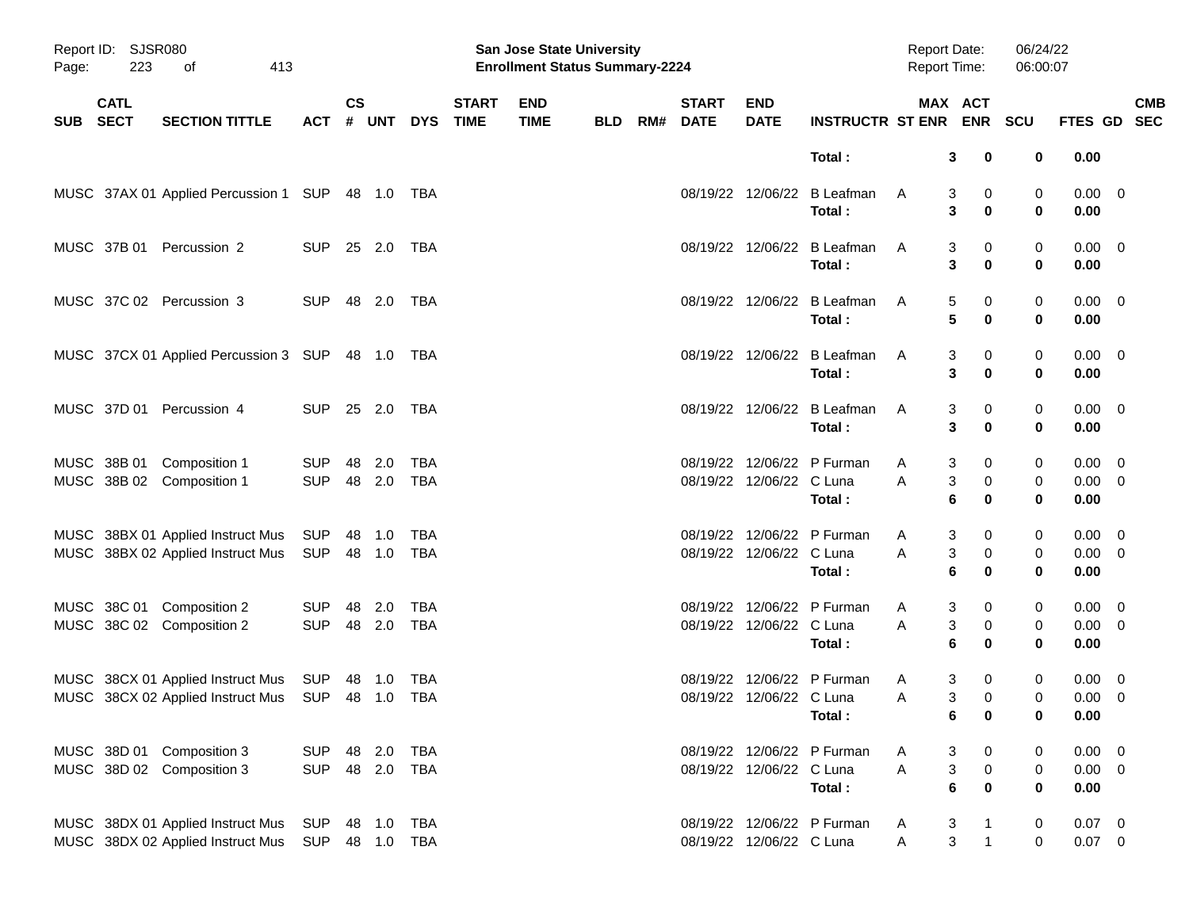| SUB | CATL SECT | SECTION TITTLE | ACT | CS # | UNT | DYS | START TIME | END TIME | BLD | RM# | START DATE | END DATE | INSTRUCTR | ST | MAX ENR | ACT ENR | SCU | FTES | GD | CMB SEC |
|---|---|---|---|---|---|---|---|---|---|---|---|---|---|---|---|---|---|---|---|---|
| | | | | | | | | | | | | | **Total :** | | **3** | **0** | **0** | **0.00** | | |
| MUSC | 37AX 01 | Applied Percussion 1 | SUP | 48 | 1.0 | TBA | | | | | 08/19/22 | 12/06/22 | B Leafman | A | 3 | 0 | 0 | 0.00 | 0 | |
| | | | | | | | | | | | | | **Total :** | | **3** | **0** | **0** | **0.00** | | |
| MUSC | 37B 01 | Percussion 2 | SUP | 25 | 2.0 | TBA | | | | | 08/19/22 | 12/06/22 | B Leafman | A | 3 | 0 | 0 | 0.00 | 0 | |
| | | | | | | | | | | | | | **Total :** | | **3** | **0** | **0** | **0.00** | | |
| MUSC | 37C 02 | Percussion 3 | SUP | 48 | 2.0 | TBA | | | | | 08/19/22 | 12/06/22 | B Leafman | A | 5 | 0 | 0 | 0.00 | 0 | |
| | | | | | | | | | | | | | **Total :** | | **5** | **0** | **0** | **0.00** | | |
| MUSC | 37CX 01 | Applied Percussion 3 | SUP | 48 | 1.0 | TBA | | | | | 08/19/22 | 12/06/22 | B Leafman | A | 3 | 0 | 0 | 0.00 | 0 | |
| | | | | | | | | | | | | | **Total :** | | **3** | **0** | **0** | **0.00** | | |
| MUSC | 37D 01 | Percussion 4 | SUP | 25 | 2.0 | TBA | | | | | 08/19/22 | 12/06/22 | B Leafman | A | 3 | 0 | 0 | 0.00 | 0 | |
| | | | | | | | | | | | | | **Total :** | | **3** | **0** | **0** | **0.00** | | |
| MUSC | 38B 01 | Composition 1 | SUP | 48 | 2.0 | TBA | | | | | 08/19/22 | 12/06/22 | P Furman | A | 3 | 0 | 0 | 0.00 | 0 | |
| MUSC | 38B 02 | Composition 1 | SUP | 48 | 2.0 | TBA | | | | | 08/19/22 | 12/06/22 | C Luna | A | 3 | 0 | 0 | 0.00 | 0 | |
| | | | | | | | | | | | | | **Total :** | | **6** | **0** | **0** | **0.00** | | |
| MUSC | 38BX 01 | Applied Instruct Mus | SUP | 48 | 1.0 | TBA | | | | | 08/19/22 | 12/06/22 | P Furman | A | 3 | 0 | 0 | 0.00 | 0 | |
| MUSC | 38BX 02 | Applied Instruct Mus | SUP | 48 | 1.0 | TBA | | | | | 08/19/22 | 12/06/22 | C Luna | A | 3 | 0 | 0 | 0.00 | 0 | |
| | | | | | | | | | | | | | **Total :** | | **6** | **0** | **0** | **0.00** | | |
| MUSC | 38C 01 | Composition 2 | SUP | 48 | 2.0 | TBA | | | | | 08/19/22 | 12/06/22 | P Furman | A | 3 | 0 | 0 | 0.00 | 0 | |
| MUSC | 38C 02 | Composition 2 | SUP | 48 | 2.0 | TBA | | | | | 08/19/22 | 12/06/22 | C Luna | A | 3 | 0 | 0 | 0.00 | 0 | |
| | | | | | | | | | | | | | **Total :** | | **6** | **0** | **0** | **0.00** | | |
| MUSC | 38CX 01 | Applied Instruct Mus | SUP | 48 | 1.0 | TBA | | | | | 08/19/22 | 12/06/22 | P Furman | A | 3 | 0 | 0 | 0.00 | 0 | |
| MUSC | 38CX 02 | Applied Instruct Mus | SUP | 48 | 1.0 | TBA | | | | | 08/19/22 | 12/06/22 | C Luna | A | 3 | 0 | 0 | 0.00 | 0 | |
| | | | | | | | | | | | | | **Total :** | | **6** | **0** | **0** | **0.00** | | |
| MUSC | 38D 01 | Composition 3 | SUP | 48 | 2.0 | TBA | | | | | 08/19/22 | 12/06/22 | P Furman | A | 3 | 0 | 0 | 0.00 | 0 | |
| MUSC | 38D 02 | Composition 3 | SUP | 48 | 2.0 | TBA | | | | | 08/19/22 | 12/06/22 | C Luna | A | 3 | 0 | 0 | 0.00 | 0 | |
| | | | | | | | | | | | | | **Total :** | | **6** | **0** | **0** | **0.00** | | |
| MUSC | 38DX 01 | Applied Instruct Mus | SUP | 48 | 1.0 | TBA | | | | | 08/19/22 | 12/06/22 | P Furman | A | 3 | 1 | 0 | 0.07 | 0 | |
| MUSC | 38DX 02 | Applied Instruct Mus | SUP | 48 | 1.0 | TBA | | | | | 08/19/22 | 12/06/22 | C Luna | A | 3 | 1 | 0 | 0.07 | 0 | |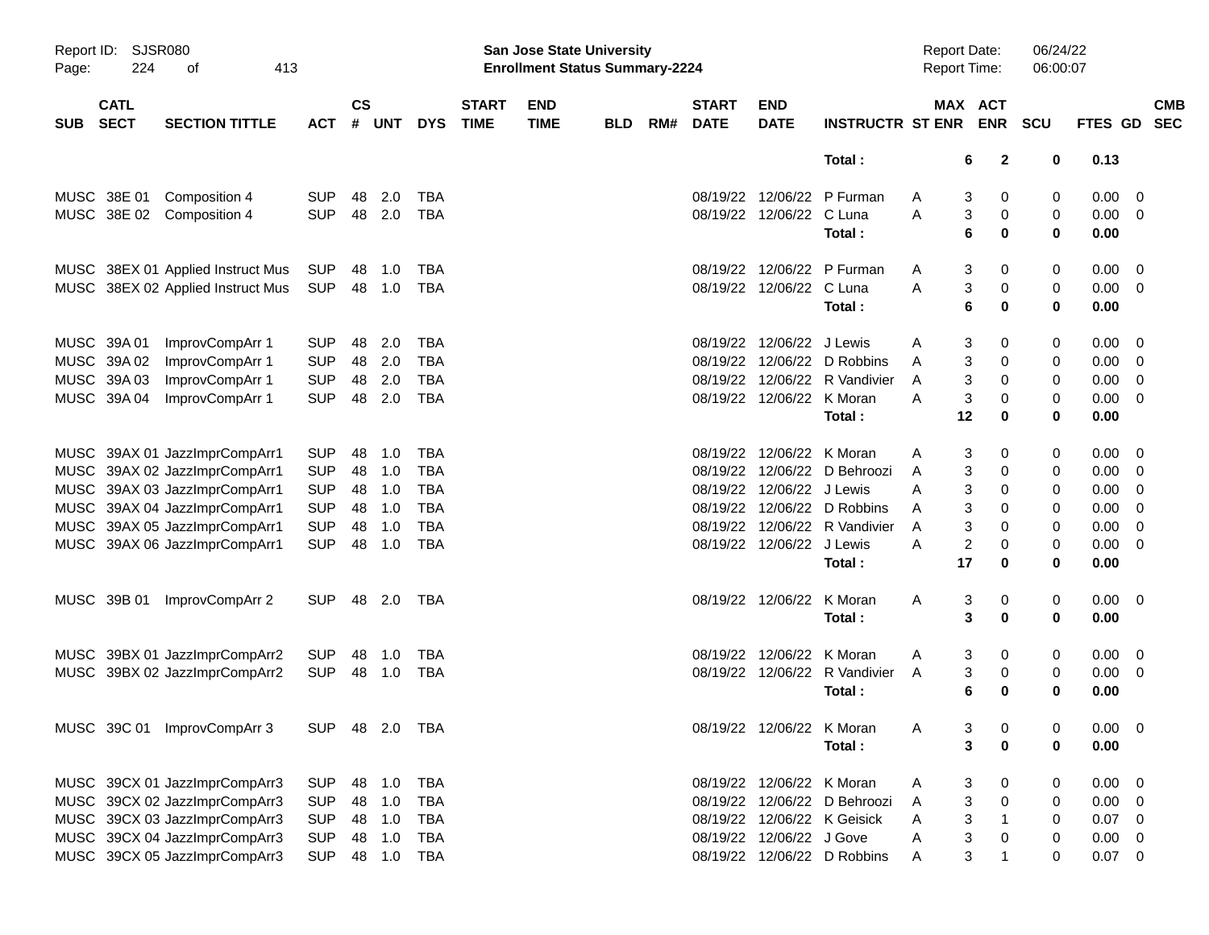Report ID: SJSR080
**San Jose State University**
**Enrollment Status Summary-2224**
Report Date: 06/24/22
Report Time: 06:00:07

| SUB | CATL SECT | SECTION TITTLE | ACT | CS # | UNT | DYS | START TIME | END TIME | BLD | RM# | START DATE | END DATE | INSTRUCTR | ST | MAX ENR | ACT ENR | SCU | FTES | GD | CMB SEC |
|---|---|---|---|---|---|---|---|---|---|---|---|---|---|---|---|---|---|---|---|---|
| | | | | | | | | | | | | | **Total :** | | **6** | **2** | **0** | **0.13** | | |
| MUSC | 38E 01 | Composition 4 | SUP | 48 | 2.0 | TBA | | | | | 08/19/22 | 12/06/22 | P Furman | A | 3 | 0 | 0 | 0.00 | 0 | |
| MUSC | 38E 02 | Composition 4 | SUP | 48 | 2.0 | TBA | | | | | 08/19/22 | 12/06/22 | C Luna | A | 3 | 0 | 0 | 0.00 | 0 | |
| | | | | | | | | | | | | | **Total :** | | **6** | **0** | **0** | **0.00** | | |
| MUSC | 38EX 01 | Applied Instruct Mus | SUP | 48 | 1.0 | TBA | | | | | 08/19/22 | 12/06/22 | P Furman | A | 3 | 0 | 0 | 0.00 | 0 | |
| MUSC | 38EX 02 | Applied Instruct Mus | SUP | 48 | 1.0 | TBA | | | | | 08/19/22 | 12/06/22 | C Luna | A | 3 | 0 | 0 | 0.00 | 0 | |
| | | | | | | | | | | | | | **Total :** | | **6** | **0** | **0** | **0.00** | | |
| MUSC | 39A 01 | ImprovCompArr 1 | SUP | 48 | 2.0 | TBA | | | | | 08/19/22 | 12/06/22 | J Lewis | A | 3 | 0 | 0 | 0.00 | 0 | |
| MUSC | 39A 02 | ImprovCompArr 1 | SUP | 48 | 2.0 | TBA | | | | | 08/19/22 | 12/06/22 | D Robbins | A | 3 | 0 | 0 | 0.00 | 0 | |
| MUSC | 39A 03 | ImprovCompArr 1 | SUP | 48 | 2.0 | TBA | | | | | 08/19/22 | 12/06/22 | R Vandivier | A | 3 | 0 | 0 | 0.00 | 0 | |
| MUSC | 39A 04 | ImprovCompArr 1 | SUP | 48 | 2.0 | TBA | | | | | 08/19/22 | 12/06/22 | K Moran | A | 3 | 0 | 0 | 0.00 | 0 | |
| | | | | | | | | | | | | | **Total :** | | **12** | **0** | **0** | **0.00** | | |
| MUSC | 39AX 01 | JazzImprCompArr1 | SUP | 48 | 1.0 | TBA | | | | | 08/19/22 | 12/06/22 | K Moran | A | 3 | 0 | 0 | 0.00 | 0 | |
| MUSC | 39AX 02 | JazzImprCompArr1 | SUP | 48 | 1.0 | TBA | | | | | 08/19/22 | 12/06/22 | D Behroozi | A | 3 | 0 | 0 | 0.00 | 0 | |
| MUSC | 39AX 03 | JazzImprCompArr1 | SUP | 48 | 1.0 | TBA | | | | | 08/19/22 | 12/06/22 | J Lewis | A | 3 | 0 | 0 | 0.00 | 0 | |
| MUSC | 39AX 04 | JazzImprCompArr1 | SUP | 48 | 1.0 | TBA | | | | | 08/19/22 | 12/06/22 | D Robbins | A | 3 | 0 | 0 | 0.00 | 0 | |
| MUSC | 39AX 05 | JazzImprCompArr1 | SUP | 48 | 1.0 | TBA | | | | | 08/19/22 | 12/06/22 | R Vandivier | A | 3 | 0 | 0 | 0.00 | 0 | |
| MUSC | 39AX 06 | JazzImprCompArr1 | SUP | 48 | 1.0 | TBA | | | | | 08/19/22 | 12/06/22 | J Lewis | A | 2 | 0 | 0 | 0.00 | 0 | |
| | | | | | | | | | | | | | **Total :** | | **17** | **0** | **0** | **0.00** | | |
| MUSC | 39B 01 | ImprovCompArr 2 | SUP | 48 | 2.0 | TBA | | | | | 08/19/22 | 12/06/22 | K Moran | A | 3 | 0 | 0 | 0.00 | 0 | |
| | | | | | | | | | | | | | **Total :** | | **3** | **0** | **0** | **0.00** | | |
| MUSC | 39BX 01 | JazzImprCompArr2 | SUP | 48 | 1.0 | TBA | | | | | 08/19/22 | 12/06/22 | K Moran | A | 3 | 0 | 0 | 0.00 | 0 | |
| MUSC | 39BX 02 | JazzImprCompArr2 | SUP | 48 | 1.0 | TBA | | | | | 08/19/22 | 12/06/22 | R Vandivier | A | 3 | 0 | 0 | 0.00 | 0 | |
| | | | | | | | | | | | | | **Total :** | | **6** | **0** | **0** | **0.00** | | |
| MUSC | 39C 01 | ImprovCompArr 3 | SUP | 48 | 2.0 | TBA | | | | | 08/19/22 | 12/06/22 | K Moran | A | 3 | 0 | 0 | 0.00 | 0 | |
| | | | | | | | | | | | | | **Total :** | | **3** | **0** | **0** | **0.00** | | |
| MUSC | 39CX 01 | JazzImprCompArr3 | SUP | 48 | 1.0 | TBA | | | | | 08/19/22 | 12/06/22 | K Moran | A | 3 | 0 | 0 | 0.00 | 0 | |
| MUSC | 39CX 02 | JazzImprCompArr3 | SUP | 48 | 1.0 | TBA | | | | | 08/19/22 | 12/06/22 | D Behroozi | A | 3 | 0 | 0 | 0.00 | 0 | |
| MUSC | 39CX 03 | JazzImprCompArr3 | SUP | 48 | 1.0 | TBA | | | | | 08/19/22 | 12/06/22 | K Geisick | A | 3 | 1 | 0 | 0.07 | 0 | |
| MUSC | 39CX 04 | JazzImprCompArr3 | SUP | 48 | 1.0 | TBA | | | | | 08/19/22 | 12/06/22 | J Gove | A | 3 | 0 | 0 | 0.00 | 0 | |
| MUSC | 39CX 05 | JazzImprCompArr3 | SUP | 48 | 1.0 | TBA | | | | | 08/19/22 | 12/06/22 | D Robbins | A | 3 | 1 | 0 | 0.07 | 0 | |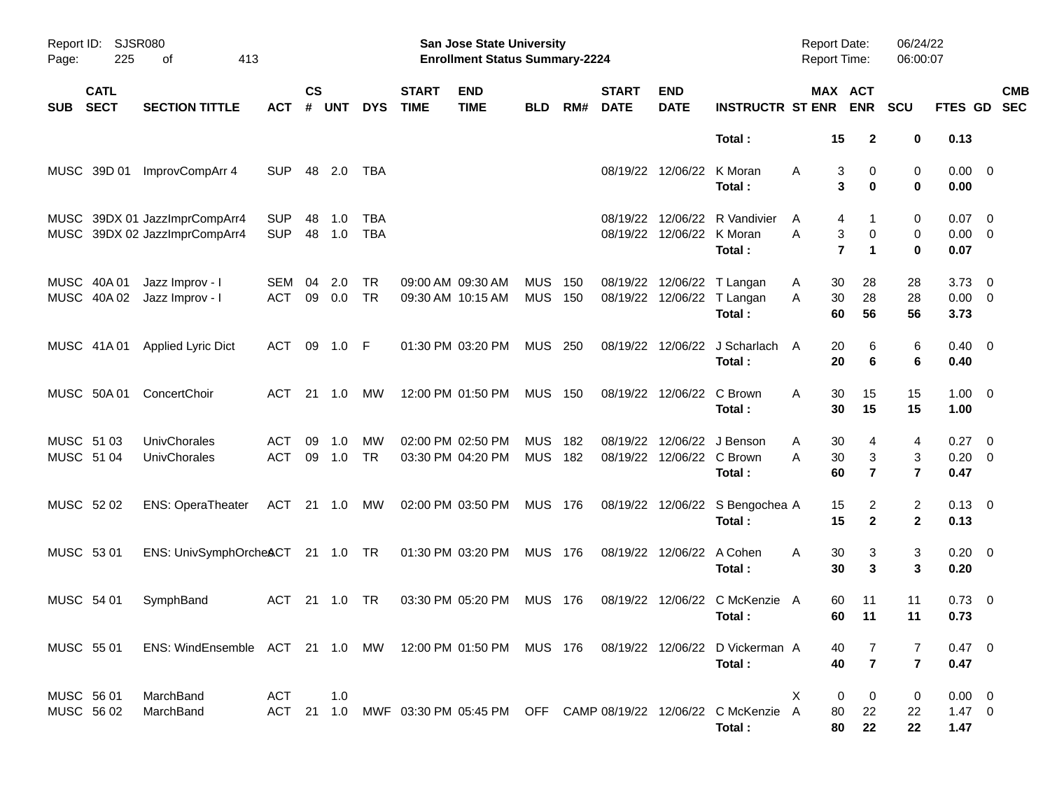Report ID: SJSR080

**San Jose State University**
**Enrollment Status Summary-2224**

Report Date: 06/24/22
Report Time: 06:00:07

| SUB | CATL SECT | SECTION TITTLE | ACT | CS # | UNT | DYS | START TIME | END TIME | BLD | RM# | START DATE | END DATE | INSTRUCTR | ST | MAX ENR | ACT ENR | SCU | FTES | GD | CMB SEC |
|---|---|---|---|---|---|---|---|---|---|---|---|---|---|---|---|---|---|---|---|---|
| | | | | | | | | | | | | | **Total :** | | **15** | **2** | **0** | **0.13** | | |
| MUSC | 39D 01 | ImprovCompArr 4 | SUP | 48 | 2.0 | TBA | | | | | 08/19/22 | 12/06/22 | K Moran | A | 3 | 0 | 0 | 0.00 | 0 | |
| | | | | | | | | | | | | | **Total :** | | **3** | **0** | **0** | **0.00** | | |
| MUSC | 39DX 01 | JazzImprCompArr4 | SUP | 48 | 1.0 | TBA | | | | | 08/19/22 | 12/06/22 | R Vandivier | A | 4 | 1 | 0 | 0.07 | 0 | |
| MUSC | 39DX 02 | JazzImprCompArr4 | SUP | 48 | 1.0 | TBA | | | | | 08/19/22 | 12/06/22 | K Moran | A | 3 | 0 | 0 | 0.00 | 0 | |
| | | | | | | | | | | | | | **Total :** | | **7** | **1** | **0** | **0.07** | | |
| MUSC | 40A 01 | Jazz Improv - I | SEM | 04 | 2.0 | TR | 09:00 AM | 09:30 AM | MUS | 150 | 08/19/22 | 12/06/22 | T Langan | A | 30 | 28 | 28 | 3.73 | 0 | |
| MUSC | 40A 02 | Jazz Improv - I | ACT | 09 | 0.0 | TR | 09:30 AM | 10:15 AM | MUS | 150 | 08/19/22 | 12/06/22 | T Langan | A | 30 | 28 | 28 | 0.00 | 0 | |
| | | | | | | | | | | | | | **Total :** | | **60** | **56** | **56** | **3.73** | | |
| MUSC | 41A 01 | Applied Lyric Dict | ACT | 09 | 1.0 | F | 01:30 PM | 03:20 PM | MUS | 250 | 08/19/22 | 12/06/22 | J Scharlach | A | 20 | 6 | 6 | 0.40 | 0 | |
| | | | | | | | | | | | | | **Total :** | | **20** | **6** | **6** | **0.40** | | |
| MUSC | 50A 01 | ConcertChoir | ACT | 21 | 1.0 | MW | 12:00 PM | 01:50 PM | MUS | 150 | 08/19/22 | 12/06/22 | C Brown | A | 30 | 15 | 15 | 1.00 | 0 | |
| | | | | | | | | | | | | | **Total :** | | **30** | **15** | **15** | **1.00** | | |
| MUSC | 51 03 | UnivChorales | ACT | 09 | 1.0 | MW | 02:00 PM | 02:50 PM | MUS | 182 | 08/19/22 | 12/06/22 | J Benson | A | 30 | 4 | 4 | 0.27 | 0 | |
| MUSC | 51 04 | UnivChorales | ACT | 09 | 1.0 | TR | 03:30 PM | 04:20 PM | MUS | 182 | 08/19/22 | 12/06/22 | C Brown | A | 30 | 3 | 3 | 0.20 | 0 | |
| | | | | | | | | | | | | | **Total :** | | **60** | **7** | **7** | **0.47** | | |
| MUSC | 52 02 | ENS: OperaTheater | ACT | 21 | 1.0 | MW | 02:00 PM | 03:50 PM | MUS | 176 | 08/19/22 | 12/06/22 | S Bengochea | A | 15 | 2 | 2 | 0.13 | 0 | |
| | | | | | | | | | | | | | **Total :** | | **15** | **2** | **2** | **0.13** | | |
| MUSC | 53 01 | ENS: UnivSymphOrches | ACT | 21 | 1.0 | TR | 01:30 PM | 03:20 PM | MUS | 176 | 08/19/22 | 12/06/22 | A Cohen | A | 30 | 3 | 3 | 0.20 | 0 | |
| | | | | | | | | | | | | | **Total :** | | **30** | **3** | **3** | **0.20** | | |
| MUSC | 54 01 | SymphBand | ACT | 21 | 1.0 | TR | 03:30 PM | 05:20 PM | MUS | 176 | 08/19/22 | 12/06/22 | C McKenzie | A | 60 | 11 | 11 | 0.73 | 0 | |
| | | | | | | | | | | | | | **Total :** | | **60** | **11** | **11** | **0.73** | | |
| MUSC | 55 01 | ENS: WindEnsemble | ACT | 21 | 1.0 | MW | 12:00 PM | 01:50 PM | MUS | 176 | 08/19/22 | 12/06/22 | D Vickerman | A | 40 | 7 | 7 | 0.47 | 0 | |
| | | | | | | | | | | | | | **Total :** | | **40** | **7** | **7** | **0.47** | | |
| MUSC | 56 01 | MarchBand | ACT | | 1.0 | | | | | | | | | X | 0 | 0 | 0 | 0.00 | 0 | |
| MUSC | 56 02 | MarchBand | ACT | 21 | 1.0 | MWF | 03:30 PM | 05:45 PM | OFF | CAMP | 08/19/22 | 12/06/22 | C McKenzie | A | 80 | 22 | 22 | 1.47 | 0 | |
| | | | | | | | | | | | | | **Total :** | | **80** | **22** | **22** | **1.47** | | |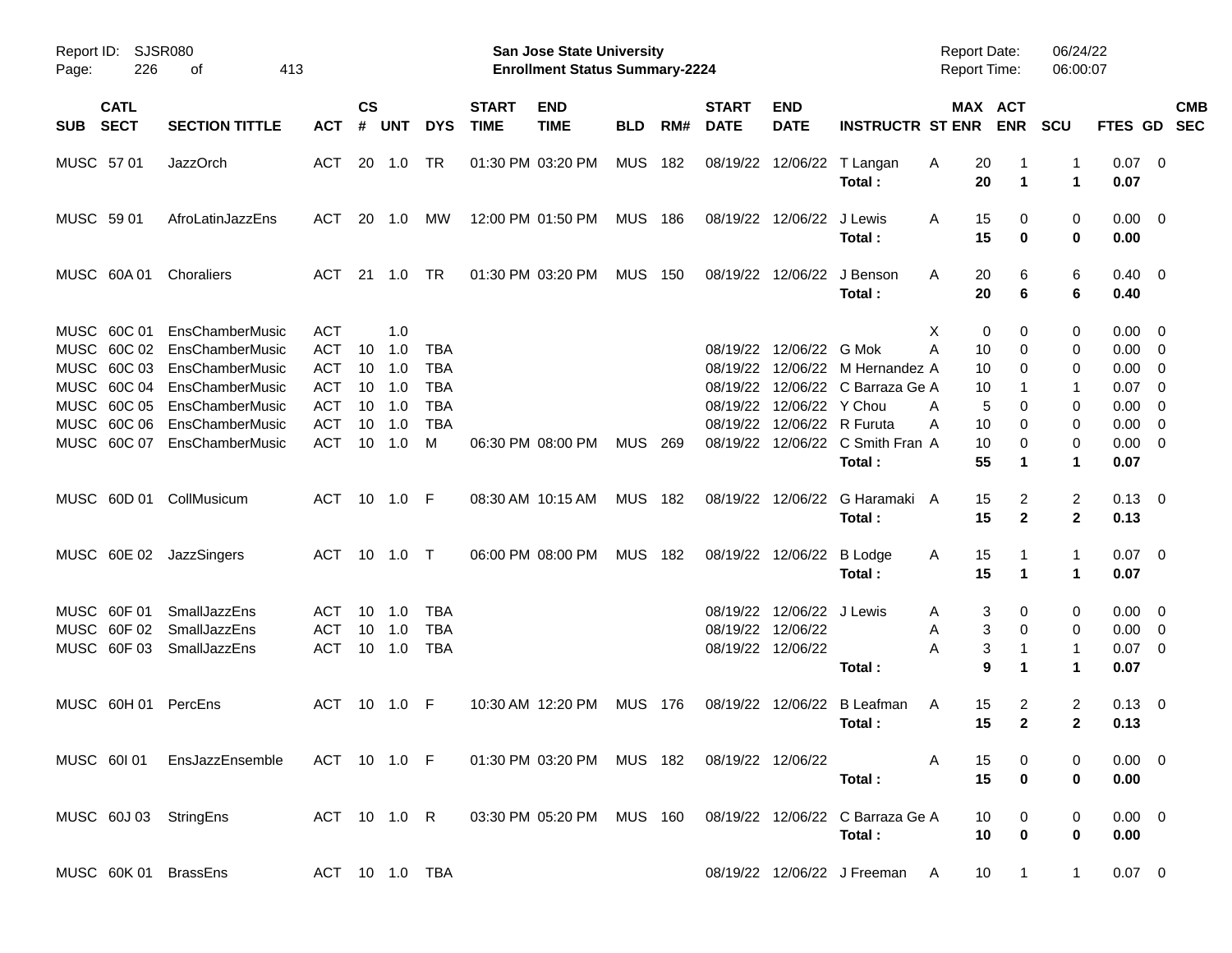Report ID: SJSR080

**San Jose State University**
**Enrollment Status Summary-2224**

Report Date: 06/24/22
Report Time: 06:00:07

| SUB | CATL SECT | SECTION TITTLE | ACT | CS # | UNT | DYS | START TIME | END TIME | BLD | RM# | START DATE | END DATE | INSTRUCTR | ST | MAX ENR | ACT ENR | SCU | FTES | GD | CMB SEC |
|---|---|---|---|---|---|---|---|---|---|---|---|---|---|---|---|---|---|---|---|---|
| MUSC | 57 01 | JazzOrch | ACT | 20 | 1.0 | TR | 01:30 PM | 03:20 PM | MUS | 182 | 08/19/22 | 12/06/22 | T Langan | A | 20 | 1 | 1 | 0.07 | 0 | |
| | | | | | | | | | | | | | **Total :** | | **20** | **1** | **1** | **0.07** | | |
| MUSC | 59 01 | AfroLatinJazzEns | ACT | 20 | 1.0 | MW | 12:00 PM | 01:50 PM | MUS | 186 | 08/19/22 | 12/06/22 | J Lewis | A | 15 | 0 | 0 | 0.00 | 0 | |
| | | | | | | | | | | | | | **Total :** | | **15** | **0** | **0** | **0.00** | | |
| MUSC | 60A 01 | Choraliers | ACT | 21 | 1.0 | TR | 01:30 PM | 03:20 PM | MUS | 150 | 08/19/22 | 12/06/22 | J Benson | A | 20 | 6 | 6 | 0.40 | 0 | |
| | | | | | | | | | | | | | **Total :** | | **20** | **6** | **6** | **0.40** | | |
| MUSC | 60C 01 | EnsChamberMusic | ACT | | 1.0 | | | | | | | | | X | 0 | 0 | 0 | 0.00 | 0 | |
| MUSC | 60C 02 | EnsChamberMusic | ACT | 10 | 1.0 | TBA | | | | | 08/19/22 | 12/06/22 | G Mok | A | 10 | 0 | 0 | 0.00 | 0 | |
| MUSC | 60C 03 | EnsChamberMusic | ACT | 10 | 1.0 | TBA | | | | | 08/19/22 | 12/06/22 | M Hernandez | A | 10 | 0 | 0 | 0.00 | 0 | |
| MUSC | 60C 04 | EnsChamberMusic | ACT | 10 | 1.0 | TBA | | | | | 08/19/22 | 12/06/22 | C Barraza Ge | A | 10 | 1 | 1 | 0.07 | 0 | |
| MUSC | 60C 05 | EnsChamberMusic | ACT | 10 | 1.0 | TBA | | | | | 08/19/22 | 12/06/22 | Y Chou | A | 5 | 0 | 0 | 0.00 | 0 | |
| MUSC | 60C 06 | EnsChamberMusic | ACT | 10 | 1.0 | TBA | | | | | 08/19/22 | 12/06/22 | R Furuta | A | 10 | 0 | 0 | 0.00 | 0 | |
| MUSC | 60C 07 | EnsChamberMusic | ACT | 10 | 1.0 | M | 06:30 PM | 08:00 PM | MUS | 269 | 08/19/22 | 12/06/22 | C Smith Fran | A | 10 | 0 | 0 | 0.00 | 0 | |
| | | | | | | | | | | | | | **Total :** | | **55** | **1** | **1** | **0.07** | | |
| MUSC | 60D 01 | CollMusicum | ACT | 10 | 1.0 | F | 08:30 AM | 10:15 AM | MUS | 182 | 08/19/22 | 12/06/22 | G Haramaki | A | 15 | 2 | 2 | 0.13 | 0 | |
| | | | | | | | | | | | | | **Total :** | | **15** | **2** | **2** | **0.13** | | |
| MUSC | 60E 02 | JazzSingers | ACT | 10 | 1.0 | T | 06:00 PM | 08:00 PM | MUS | 182 | 08/19/22 | 12/06/22 | B Lodge | A | 15 | 1 | 1 | 0.07 | 0 | |
| | | | | | | | | | | | | | **Total :** | | **15** | **1** | **1** | **0.07** | | |
| MUSC | 60F 01 | SmallJazzEns | ACT | 10 | 1.0 | TBA | | | | | 08/19/22 | 12/06/22 | J Lewis | A | 3 | 0 | 0 | 0.00 | 0 | |
| MUSC | 60F 02 | SmallJazzEns | ACT | 10 | 1.0 | TBA | | | | | 08/19/22 | 12/06/22 | | A | 3 | 0 | 0 | 0.00 | 0 | |
| MUSC | 60F 03 | SmallJazzEns | ACT | 10 | 1.0 | TBA | | | | | 08/19/22 | 12/06/22 | | A | 3 | 1 | 1 | 0.07 | 0 | |
| | | | | | | | | | | | | | **Total :** | | **9** | **1** | **1** | **0.07** | | |
| MUSC | 60H 01 | PercEns | ACT | 10 | 1.0 | F | 10:30 AM | 12:20 PM | MUS | 176 | 08/19/22 | 12/06/22 | B Leafman | A | 15 | 2 | 2 | 0.13 | 0 | |
| | | | | | | | | | | | | | **Total :** | | **15** | **2** | **2** | **0.13** | | |
| MUSC | 60I 01 | EnsJazzEnsemble | ACT | 10 | 1.0 | F | 01:30 PM | 03:20 PM | MUS | 182 | 08/19/22 | 12/06/22 | | A | 15 | 0 | 0 | 0.00 | 0 | |
| | | | | | | | | | | | | | **Total :** | | **15** | **0** | **0** | **0.00** | | |
| MUSC | 60J 03 | StringEns | ACT | 10 | 1.0 | R | 03:30 PM | 05:20 PM | MUS | 160 | 08/19/22 | 12/06/22 | C Barraza Ge | A | 10 | 0 | 0 | 0.00 | 0 | |
| | | | | | | | | | | | | | **Total :** | | **10** | **0** | **0** | **0.00** | | |
| MUSC | 60K 01 | BrassEns | ACT | 10 | 1.0 | TBA | | | | | 08/19/22 | 12/06/22 | J Freeman | A | 10 | 1 | 1 | 0.07 | 0 | |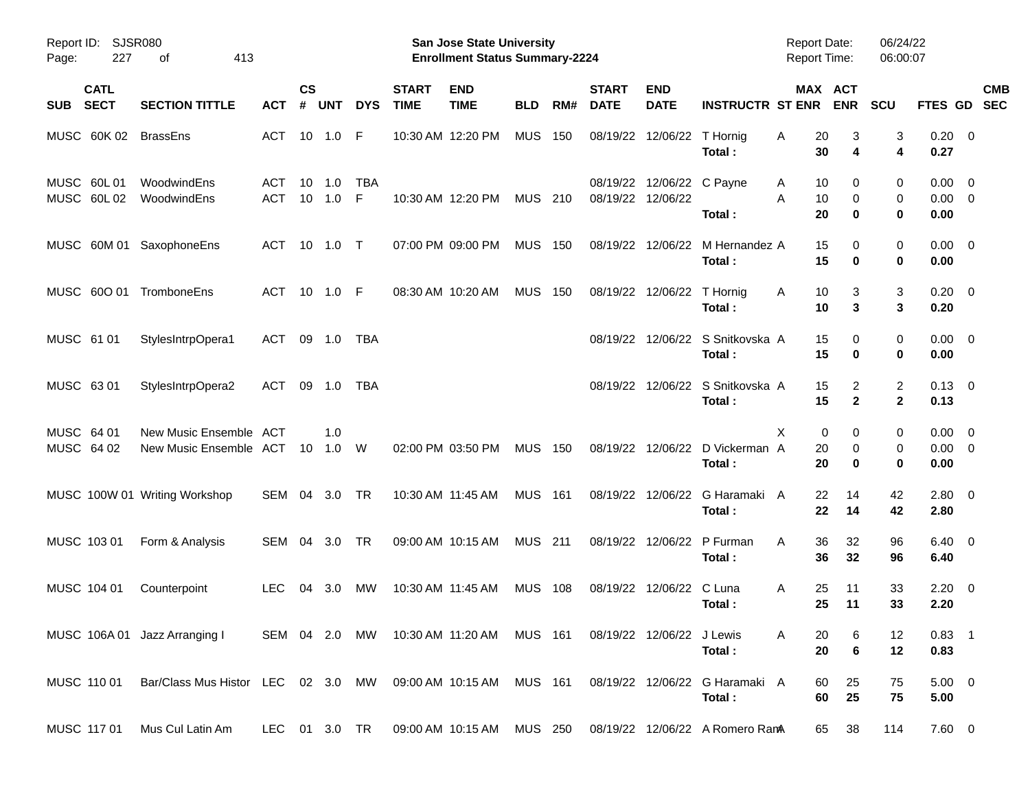Report ID: SJSR080
San Jose State University
Enrollment Status Summary-2224
Report Date: 06/24/22
Report Time: 06:00:07

| SUB | CATL SECT | SECTION TITTLE | ACT | CS # | UNT | DYS | START TIME | END TIME | BLD | RM# | START DATE | END DATE | INSTRUCTR | ST | MAX ENR | ACT ENR | SCU | FTES | GD | CMB SEC |
|---|---|---|---|---|---|---|---|---|---|---|---|---|---|---|---|---|---|---|---|---|
| MUSC | 60K 02 | BrassEns | ACT | 10 | 1.0 | F | 10:30 AM | 12:20 PM | MUS | 150 | 08/19/22 | 12/06/22 | T Hornig | A | 20 | 3 | 3 | 0.20 | 0 | |
| | | | | | | | | | | | | | **Total :** | | **30** | **4** | **4** | **0.27** | | |
| MUSC | 60L 01 | WoodwindEns | ACT | 10 | 1.0 | TBA | | | | | 08/19/22 | 12/06/22 | C Payne | A | 10 | 0 | 0 | 0.00 | 0 | |
| MUSC | 60L 02 | WoodwindEns | ACT | 10 | 1.0 | F | 10:30 AM | 12:20 PM | MUS | 210 | 08/19/22 | 12/06/22 | | A | 10 | 0 | 0 | 0.00 | 0 | |
| | | | | | | | | | | | | | **Total :** | | **20** | **0** | **0** | **0.00** | | |
| MUSC | 60M 01 | SaxophoneEns | ACT | 10 | 1.0 | T | 07:00 PM | 09:00 PM | MUS | 150 | 08/19/22 | 12/06/22 | M Hernandez | A | 15 | 0 | 0 | 0.00 | 0 | |
| | | | | | | | | | | | | | **Total :** | | **15** | **0** | **0** | **0.00** | | |
| MUSC | 60O 01 | TromboneEns | ACT | 10 | 1.0 | F | 08:30 AM | 10:20 AM | MUS | 150 | 08/19/22 | 12/06/22 | T Hornig | A | 10 | 3 | 3 | 0.20 | 0 | |
| | | | | | | | | | | | | | **Total :** | | **10** | **3** | **3** | **0.20** | | |
| MUSC | 61 01 | StylesIntrpOpera1 | ACT | 09 | 1.0 | TBA | | | | | 08/19/22 | 12/06/22 | S Snitkovska | A | 15 | 0 | 0 | 0.00 | 0 | |
| | | | | | | | | | | | | | **Total :** | | **15** | **0** | **0** | **0.00** | | |
| MUSC | 63 01 | StylesIntrpOpera2 | ACT | 09 | 1.0 | TBA | | | | | 08/19/22 | 12/06/22 | S Snitkovska | A | 15 | 2 | 2 | 0.13 | 0 | |
| | | | | | | | | | | | | | **Total :** | | **15** | **2** | **2** | **0.13** | | |
| MUSC | 64 01 | New Music Ensemble | ACT | | 1.0 | | | | | | | | | X | 0 | 0 | 0 | 0.00 | 0 | |
| MUSC | 64 02 | New Music Ensemble | ACT | 10 | 1.0 | W | 02:00 PM | 03:50 PM | MUS | 150 | 08/19/22 | 12/06/22 | D Vickerman | A | 20 | 0 | 0 | 0.00 | 0 | |
| | | | | | | | | | | | | | **Total :** | | **20** | **0** | **0** | **0.00** | | |
| MUSC | 100W 01 | Writing Workshop | SEM | 04 | 3.0 | TR | 10:30 AM | 11:45 AM | MUS | 161 | 08/19/22 | 12/06/22 | G Haramaki | A | 22 | 14 | 42 | 2.80 | 0 | |
| | | | | | | | | | | | | | **Total :** | | **22** | **14** | **42** | **2.80** | | |
| MUSC | 103 01 | Form & Analysis | SEM | 04 | 3.0 | TR | 09:00 AM | 10:15 AM | MUS | 211 | 08/19/22 | 12/06/22 | P Furman | A | 36 | 32 | 96 | 6.40 | 0 | |
| | | | | | | | | | | | | | **Total :** | | **36** | **32** | **96** | **6.40** | | |
| MUSC | 104 01 | Counterpoint | LEC | 04 | 3.0 | MW | 10:30 AM | 11:45 AM | MUS | 108 | 08/19/22 | 12/06/22 | C Luna | A | 25 | 11 | 33 | 2.20 | 0 | |
| | | | | | | | | | | | | | **Total :** | | **25** | **11** | **33** | **2.20** | | |
| MUSC | 106A 01 | Jazz Arranging I | SEM | 04 | 2.0 | MW | 10:30 AM | 11:20 AM | MUS | 161 | 08/19/22 | 12/06/22 | J Lewis | A | 20 | 6 | 12 | 0.83 | 1 | |
| | | | | | | | | | | | | | **Total :** | | **20** | **6** | **12** | **0.83** | | |
| MUSC | 110 01 | Bar/Class Mus Histor | LEC | 02 | 3.0 | MW | 09:00 AM | 10:15 AM | MUS | 161 | 08/19/22 | 12/06/22 | G Haramaki | A | 60 | 25 | 75 | 5.00 | 0 | |
| | | | | | | | | | | | | | **Total :** | | **60** | **25** | **75** | **5.00** | | |
| MUSC | 117 01 | Mus Cul Latin Am | LEC | 01 | 3.0 | TR | 09:00 AM | 10:15 AM | MUS | 250 | 08/19/22 | 12/06/22 | A Romero Ram | A | 65 | 38 | 114 | 7.60 | 0 | |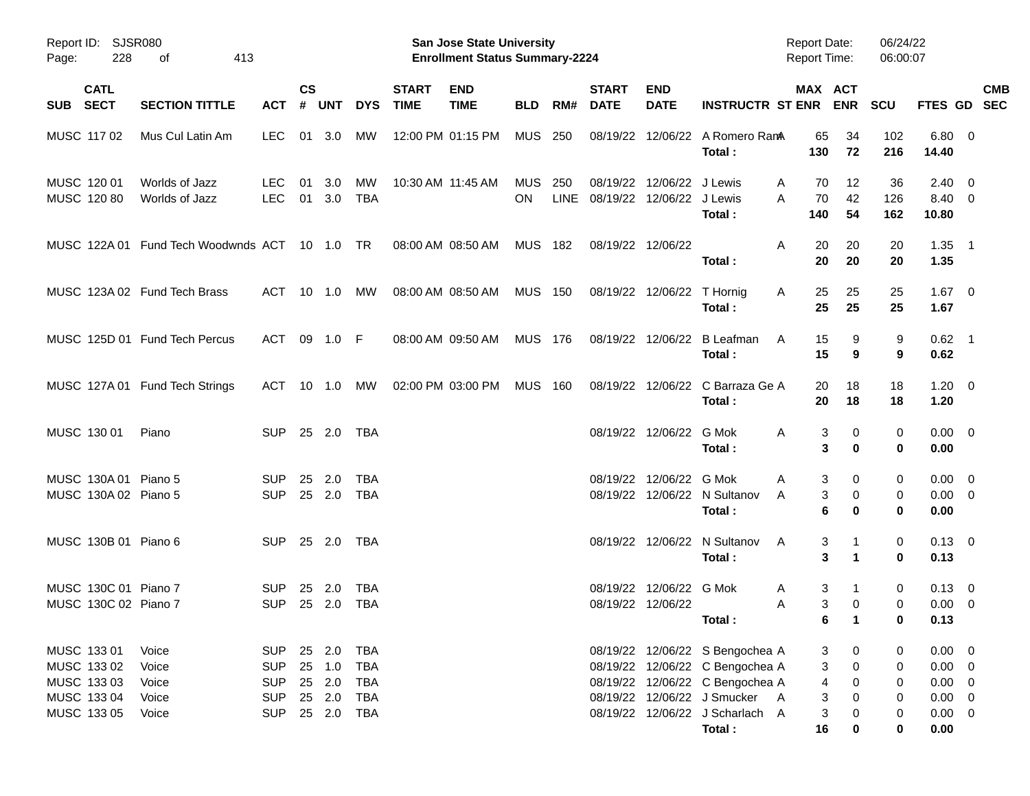Report ID: SJSR080

**San Jose State University**
**Enrollment Status Summary-2224**

Report Date: 06/24/22
Report Time: 06:00:07

| SUB | CATL SECT | SECTION TITTLE | ACT | CS # | UNT | DYS | START TIME | END TIME | BLD | RM# | START DATE | END DATE | INSTRUCTR | ST | MAX ENR | ACT ENR | SCU | FTES | GD | CMB SEC |
|---|---|---|---|---|---|---|---|---|---|---|---|---|---|---|---|---|---|---|---|---|
| MUSC | 117 02 | Mus Cul Latin Am | LEC | 01 | 3.0 | MW | 12:00 PM | 01:15 PM | MUS | 250 | 08/19/22 | 12/06/22 | A Romero Ram | A | 65 | 34 | 102 | 6.80 | 0 | |
| | | | | | | | | | | | | | **Total :** | | **130** | **72** | **216** | **14.40** | | |
| MUSC | 120 01 | Worlds of Jazz | LEC | 01 | 3.0 | MW | 10:30 AM | 11:45 AM | MUS | 250 | 08/19/22 | 12/06/22 | J Lewis | A | 70 | 12 | 36 | 2.40 | 0 | |
| MUSC | 120 80 | Worlds of Jazz | LEC | 01 | 3.0 | TBA | | | ON | LINE | 08/19/22 | 12/06/22 | J Lewis | A | 70 | 42 | 126 | 8.40 | 0 | |
| | | | | | | | | | | | | | **Total :** | | **140** | **54** | **162** | **10.80** | | |
| MUSC | 122A 01 | Fund Tech Woodwnds | ACT | 10 | 1.0 | TR | 08:00 AM | 08:50 AM | MUS | 182 | 08/19/22 | 12/06/22 | | A | 20 | 20 | 20 | 1.35 | 1 | |
| | | | | | | | | | | | | | **Total :** | | **20** | **20** | **20** | **1.35** | | |
| MUSC | 123A 02 | Fund Tech Brass | ACT | 10 | 1.0 | MW | 08:00 AM | 08:50 AM | MUS | 150 | 08/19/22 | 12/06/22 | T Hornig | A | 25 | 25 | 25 | 1.67 | 0 | |
| | | | | | | | | | | | | | **Total :** | | **25** | **25** | **25** | **1.67** | | |
| MUSC | 125D 01 | Fund Tech Percus | ACT | 09 | 1.0 | F | 08:00 AM | 09:50 AM | MUS | 176 | 08/19/22 | 12/06/22 | B Leafman | A | 15 | 9 | 9 | 0.62 | 1 | |
| | | | | | | | | | | | | | **Total :** | | **15** | **9** | **9** | **0.62** | | |
| MUSC | 127A 01 | Fund Tech Strings | ACT | 10 | 1.0 | MW | 02:00 PM | 03:00 PM | MUS | 160 | 08/19/22 | 12/06/22 | C Barraza Ge | A | 20 | 18 | 18 | 1.20 | 0 | |
| | | | | | | | | | | | | | **Total :** | | **20** | **18** | **18** | **1.20** | | |
| MUSC | 130 01 | Piano | SUP | 25 | 2.0 | TBA | | | | | 08/19/22 | 12/06/22 | G Mok | A | 3 | 0 | 0 | 0.00 | 0 | |
| | | | | | | | | | | | | | **Total :** | | **3** | **0** | **0** | **0.00** | | |
| MUSC | 130A 01 | Piano 5 | SUP | 25 | 2.0 | TBA | | | | | 08/19/22 | 12/06/22 | G Mok | A | 3 | 0 | 0 | 0.00 | 0 | |
| MUSC | 130A 02 | Piano 5 | SUP | 25 | 2.0 | TBA | | | | | 08/19/22 | 12/06/22 | N Sultanov | A | 3 | 0 | 0 | 0.00 | 0 | |
| | | | | | | | | | | | | | **Total :** | | **6** | **0** | **0** | **0.00** | | |
| MUSC | 130B 01 | Piano 6 | SUP | 25 | 2.0 | TBA | | | | | 08/19/22 | 12/06/22 | N Sultanov | A | 3 | 1 | 0 | 0.13 | 0 | |
| | | | | | | | | | | | | | **Total :** | | **3** | **1** | **0** | **0.13** | | |
| MUSC | 130C 01 | Piano 7 | SUP | 25 | 2.0 | TBA | | | | | 08/19/22 | 12/06/22 | G Mok | A | 3 | 1 | 0 | 0.13 | 0 | |
| MUSC | 130C 02 | Piano 7 | SUP | 25 | 2.0 | TBA | | | | | 08/19/22 | 12/06/22 | | A | 3 | 0 | 0 | 0.00 | 0 | |
| | | | | | | | | | | | | | **Total :** | | **6** | **1** | **0** | **0.13** | | |
| MUSC | 133 01 | Voice | SUP | 25 | 2.0 | TBA | | | | | 08/19/22 | 12/06/22 | S Bengochea | A | 3 | 0 | 0 | 0.00 | 0 | |
| MUSC | 133 02 | Voice | SUP | 25 | 1.0 | TBA | | | | | 08/19/22 | 12/06/22 | C Bengochea | A | 3 | 0 | 0 | 0.00 | 0 | |
| MUSC | 133 03 | Voice | SUP | 25 | 2.0 | TBA | | | | | 08/19/22 | 12/06/22 | C Bengochea | A | 4 | 0 | 0 | 0.00 | 0 | |
| MUSC | 133 04 | Voice | SUP | 25 | 2.0 | TBA | | | | | 08/19/22 | 12/06/22 | J Smucker | A | 3 | 0 | 0 | 0.00 | 0 | |
| MUSC | 133 05 | Voice | SUP | 25 | 2.0 | TBA | | | | | 08/19/22 | 12/06/22 | J Scharlach | A | 3 | 0 | 0 | 0.00 | 0 | |
| | | | | | | | | | | | | | **Total :** | | **16** | **0** | **0** | **0.00** | | |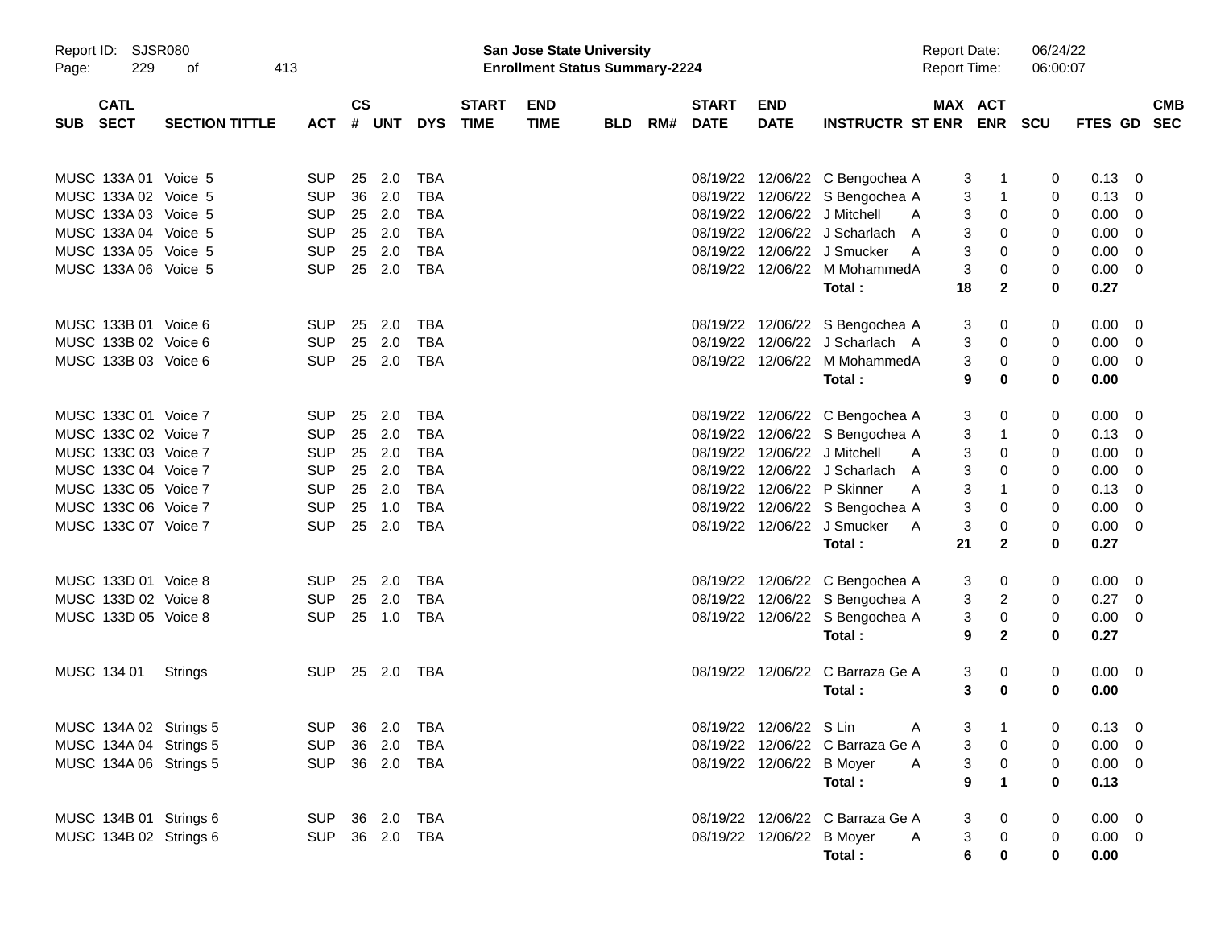Report ID: SJSR080

**San Jose State University**
**Enrollment Status Summary-2224**

Report Date: 06/24/22
Report Time: 06:00:07

| SUB | CATL SECT | SECTION TITTLE | ACT | CS # | UNT | DYS | START TIME | END TIME | BLD | RM# | START DATE | END DATE | INSTRUCTR | ST | MAX ENR | ACT ENR | SCU | FTES | GD | CMB SEC |
|---|---|---|---|---|---|---|---|---|---|---|---|---|---|---|---|---|---|---|---|---|
| MUSC | 133A 01 | Voice 5 | SUP | 25 | 2.0 | TBA | | | | | 08/19/22 | 12/06/22 | C Bengochea | A | 3 | 1 | 0 | 0.13 | 0 | |
| MUSC | 133A 02 | Voice 5 | SUP | 36 | 2.0 | TBA | | | | | 08/19/22 | 12/06/22 | S Bengochea | A | 3 | 1 | 0 | 0.13 | 0 | |
| MUSC | 133A 03 | Voice 5 | SUP | 25 | 2.0 | TBA | | | | | 08/19/22 | 12/06/22 | J Mitchell | A | 3 | 0 | 0 | 0.00 | 0 | |
| MUSC | 133A 04 | Voice 5 | SUP | 25 | 2.0 | TBA | | | | | 08/19/22 | 12/06/22 | J Scharlach | A | 3 | 0 | 0 | 0.00 | 0 | |
| MUSC | 133A 05 | Voice 5 | SUP | 25 | 2.0 | TBA | | | | | 08/19/22 | 12/06/22 | J Smucker | A | 3 | 0 | 0 | 0.00 | 0 | |
| MUSC | 133A 06 | Voice 5 | SUP | 25 | 2.0 | TBA | | | | | 08/19/22 | 12/06/22 | M Mohammed | A | 3 | 0 | 0 | 0.00 | 0 | |
| | | | | | | | | | | | | | **Total :** | | **18** | **2** | **0** | **0.27** | | |
| MUSC | 133B 01 | Voice 6 | SUP | 25 | 2.0 | TBA | | | | | 08/19/22 | 12/06/22 | S Bengochea | A | 3 | 0 | 0 | 0.00 | 0 | |
| MUSC | 133B 02 | Voice 6 | SUP | 25 | 2.0 | TBA | | | | | 08/19/22 | 12/06/22 | J Scharlach | A | 3 | 0 | 0 | 0.00 | 0 | |
| MUSC | 133B 03 | Voice 6 | SUP | 25 | 2.0 | TBA | | | | | 08/19/22 | 12/06/22 | M Mohammed | A | 3 | 0 | 0 | 0.00 | 0 | |
| | | | | | | | | | | | | | **Total :** | | **9** | **0** | **0** | **0.00** | | |
| MUSC | 133C 01 | Voice 7 | SUP | 25 | 2.0 | TBA | | | | | 08/19/22 | 12/06/22 | C Bengochea | A | 3 | 0 | 0 | 0.00 | 0 | |
| MUSC | 133C 02 | Voice 7 | SUP | 25 | 2.0 | TBA | | | | | 08/19/22 | 12/06/22 | S Bengochea | A | 3 | 1 | 0 | 0.13 | 0 | |
| MUSC | 133C 03 | Voice 7 | SUP | 25 | 2.0 | TBA | | | | | 08/19/22 | 12/06/22 | J Mitchell | A | 3 | 0 | 0 | 0.00 | 0 | |
| MUSC | 133C 04 | Voice 7 | SUP | 25 | 2.0 | TBA | | | | | 08/19/22 | 12/06/22 | J Scharlach | A | 3 | 0 | 0 | 0.00 | 0 | |
| MUSC | 133C 05 | Voice 7 | SUP | 25 | 2.0 | TBA | | | | | 08/19/22 | 12/06/22 | P Skinner | A | 3 | 1 | 0 | 0.13 | 0 | |
| MUSC | 133C 06 | Voice 7 | SUP | 25 | 1.0 | TBA | | | | | 08/19/22 | 12/06/22 | S Bengochea | A | 3 | 0 | 0 | 0.00 | 0 | |
| MUSC | 133C 07 | Voice 7 | SUP | 25 | 2.0 | TBA | | | | | 08/19/22 | 12/06/22 | J Smucker | A | 3 | 0 | 0 | 0.00 | 0 | |
| | | | | | | | | | | | | | **Total :** | | **21** | **2** | **0** | **0.27** | | |
| MUSC | 133D 01 | Voice 8 | SUP | 25 | 2.0 | TBA | | | | | 08/19/22 | 12/06/22 | C Bengochea | A | 3 | 0 | 0 | 0.00 | 0 | |
| MUSC | 133D 02 | Voice 8 | SUP | 25 | 2.0 | TBA | | | | | 08/19/22 | 12/06/22 | S Bengochea | A | 3 | 2 | 0 | 0.27 | 0 | |
| MUSC | 133D 05 | Voice 8 | SUP | 25 | 1.0 | TBA | | | | | 08/19/22 | 12/06/22 | S Bengochea | A | 3 | 0 | 0 | 0.00 | 0 | |
| | | | | | | | | | | | | | **Total :** | | **9** | **2** | **0** | **0.27** | | |
| MUSC | 134 01 | Strings | SUP | 25 | 2.0 | TBA | | | | | 08/19/22 | 12/06/22 | C Barraza Ge | A | 3 | 0 | 0 | 0.00 | 0 | |
| | | | | | | | | | | | | | **Total :** | | **3** | **0** | **0** | **0.00** | | |
| MUSC | 134A 02 | Strings 5 | SUP | 36 | 2.0 | TBA | | | | | 08/19/22 | 12/06/22 | S Lin | A | 3 | 1 | 0 | 0.13 | 0 | |
| MUSC | 134A 04 | Strings 5 | SUP | 36 | 2.0 | TBA | | | | | 08/19/22 | 12/06/22 | C Barraza Ge | A | 3 | 0 | 0 | 0.00 | 0 | |
| MUSC | 134A 06 | Strings 5 | SUP | 36 | 2.0 | TBA | | | | | 08/19/22 | 12/06/22 | B Moyer | A | 3 | 0 | 0 | 0.00 | 0 | |
| | | | | | | | | | | | | | **Total :** | | **9** | **1** | **0** | **0.13** | | |
| MUSC | 134B 01 | Strings 6 | SUP | 36 | 2.0 | TBA | | | | | 08/19/22 | 12/06/22 | C Barraza Ge | A | 3 | 0 | 0 | 0.00 | 0 | |
| MUSC | 134B 02 | Strings 6 | SUP | 36 | 2.0 | TBA | | | | | 08/19/22 | 12/06/22 | B Moyer | A | 3 | 0 | 0 | 0.00 | 0 | |
| | | | | | | | | | | | | | **Total :** | | **6** | **0** | **0** | **0.00** | | |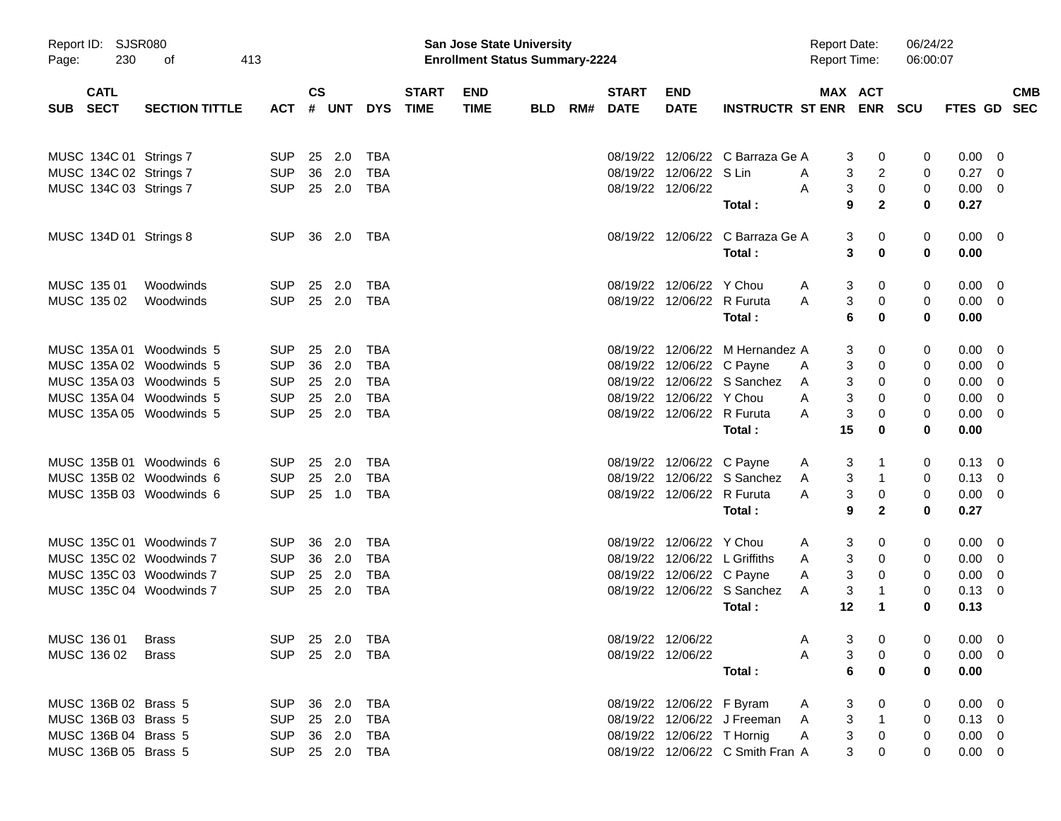Report ID: SJSR080

**San Jose State University**
**Enrollment Status Summary-2224**

Report Date: 06/24/22
Report Time: 06:00:07

| SUB | CATL SECT | SECTION TITTLE | ACT | CS # | UNT | DYS | START TIME | END TIME | BLD | RM# | START DATE | END DATE | INSTRUCTR | ST | MAX ENR | ACT ENR | SCU | FTES | GD | CMB SEC |
|---|---|---|---|---|---|---|---|---|---|---|---|---|---|---|---|---|---|---|---|---|
| MUSC | 134C 01 | Strings 7 | SUP | 25 | 2.0 | TBA | | | | | 08/19/22 | 12/06/22 | C Barraza Ge | A | 3 | 0 | 0 | 0.00 | 0 | |
| MUSC | 134C 02 | Strings 7 | SUP | 36 | 2.0 | TBA | | | | | 08/19/22 | 12/06/22 | S Lin | A | 3 | 2 | 0 | 0.27 | 0 | |
| MUSC | 134C 03 | Strings 7 | SUP | 25 | 2.0 | TBA | | | | | 08/19/22 | 12/06/22 | | A | 3 | 0 | 0 | 0.00 | 0 | |
| | | | | | | | | | | | | | **Total :** | | **9** | **2** | **0** | **0.27** | | |
| MUSC | 134D 01 | Strings 8 | SUP | 36 | 2.0 | TBA | | | | | 08/19/22 | 12/06/22 | C Barraza Ge | A | 3 | 0 | 0 | 0.00 | 0 | |
| | | | | | | | | | | | | | **Total :** | | **3** | **0** | **0** | **0.00** | | |
| MUSC | 135 01 | Woodwinds | SUP | 25 | 2.0 | TBA | | | | | 08/19/22 | 12/06/22 | Y Chou | A | 3 | 0 | 0 | 0.00 | 0 | |
| MUSC | 135 02 | Woodwinds | SUP | 25 | 2.0 | TBA | | | | | 08/19/22 | 12/06/22 | R Furuta | A | 3 | 0 | 0 | 0.00 | 0 | |
| | | | | | | | | | | | | | **Total :** | | **6** | **0** | **0** | **0.00** | | |
| MUSC | 135A 01 | Woodwinds 5 | SUP | 25 | 2.0 | TBA | | | | | 08/19/22 | 12/06/22 | M Hernandez | A | 3 | 0 | 0 | 0.00 | 0 | |
| MUSC | 135A 02 | Woodwinds 5 | SUP | 36 | 2.0 | TBA | | | | | 08/19/22 | 12/06/22 | C Payne | A | 3 | 0 | 0 | 0.00 | 0 | |
| MUSC | 135A 03 | Woodwinds 5 | SUP | 25 | 2.0 | TBA | | | | | 08/19/22 | 12/06/22 | S Sanchez | A | 3 | 0 | 0 | 0.00 | 0 | |
| MUSC | 135A 04 | Woodwinds 5 | SUP | 25 | 2.0 | TBA | | | | | 08/19/22 | 12/06/22 | Y Chou | A | 3 | 0 | 0 | 0.00 | 0 | |
| MUSC | 135A 05 | Woodwinds 5 | SUP | 25 | 2.0 | TBA | | | | | 08/19/22 | 12/06/22 | R Furuta | A | 3 | 0 | 0 | 0.00 | 0 | |
| | | | | | | | | | | | | | **Total :** | | **15** | **0** | **0** | **0.00** | | |
| MUSC | 135B 01 | Woodwinds 6 | SUP | 25 | 2.0 | TBA | | | | | 08/19/22 | 12/06/22 | C Payne | A | 3 | 1 | 0 | 0.13 | 0 | |
| MUSC | 135B 02 | Woodwinds 6 | SUP | 25 | 2.0 | TBA | | | | | 08/19/22 | 12/06/22 | S Sanchez | A | 3 | 1 | 0 | 0.13 | 0 | |
| MUSC | 135B 03 | Woodwinds 6 | SUP | 25 | 1.0 | TBA | | | | | 08/19/22 | 12/06/22 | R Furuta | A | 3 | 0 | 0 | 0.00 | 0 | |
| | | | | | | | | | | | | | **Total :** | | **9** | **2** | **0** | **0.27** | | |
| MUSC | 135C 01 | Woodwinds 7 | SUP | 36 | 2.0 | TBA | | | | | 08/19/22 | 12/06/22 | Y Chou | A | 3 | 0 | 0 | 0.00 | 0 | |
| MUSC | 135C 02 | Woodwinds 7 | SUP | 36 | 2.0 | TBA | | | | | 08/19/22 | 12/06/22 | L Griffiths | A | 3 | 0 | 0 | 0.00 | 0 | |
| MUSC | 135C 03 | Woodwinds 7 | SUP | 25 | 2.0 | TBA | | | | | 08/19/22 | 12/06/22 | C Payne | A | 3 | 0 | 0 | 0.00 | 0 | |
| MUSC | 135C 04 | Woodwinds 7 | SUP | 25 | 2.0 | TBA | | | | | 08/19/22 | 12/06/22 | S Sanchez | A | 3 | 1 | 0 | 0.13 | 0 | |
| | | | | | | | | | | | | | **Total :** | | **12** | **1** | **0** | **0.13** | | |
| MUSC | 136 01 | Brass | SUP | 25 | 2.0 | TBA | | | | | 08/19/22 | 12/06/22 | | A | 3 | 0 | 0 | 0.00 | 0 | |
| MUSC | 136 02 | Brass | SUP | 25 | 2.0 | TBA | | | | | 08/19/22 | 12/06/22 | | A | 3 | 0 | 0 | 0.00 | 0 | |
| | | | | | | | | | | | | | **Total :** | | **6** | **0** | **0** | **0.00** | | |
| MUSC | 136B 02 | Brass 5 | SUP | 36 | 2.0 | TBA | | | | | 08/19/22 | 12/06/22 | F Byram | A | 3 | 0 | 0 | 0.00 | 0 | |
| MUSC | 136B 03 | Brass 5 | SUP | 25 | 2.0 | TBA | | | | | 08/19/22 | 12/06/22 | J Freeman | A | 3 | 1 | 0 | 0.13 | 0 | |
| MUSC | 136B 04 | Brass 5 | SUP | 36 | 2.0 | TBA | | | | | 08/19/22 | 12/06/22 | T Hornig | A | 3 | 0 | 0 | 0.00 | 0 | |
| MUSC | 136B 05 | Brass 5 | SUP | 25 | 2.0 | TBA | | | | | 08/19/22 | 12/06/22 | C Smith Fran | A | 3 | 0 | 0 | 0.00 | 0 | |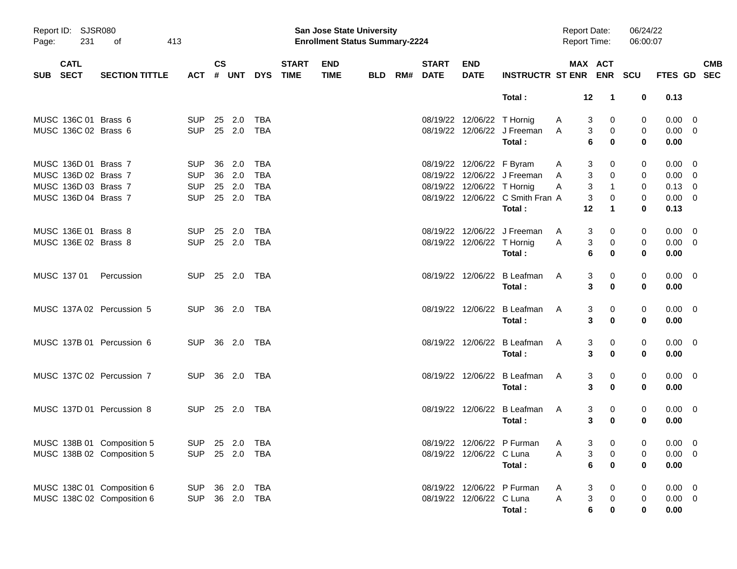| SUB | CATL SECT | SECTION TITTLE | ACT | CS # | UNT | DYS | START TIME | END TIME | BLD | RM# | START DATE | END DATE | INSTRUCTR | ST | MAX ENR | ACT ENR | SCU | FTES | GD | CMB SEC |
|---|---|---|---|---|---|---|---|---|---|---|---|---|---|---|---|---|---|---|---|---|
| | | | | | | | | | | | | | Total : | | 12 | 1 | 0 | 0.13 | | |
| MUSC | 136C 01 | Brass 6 | SUP | 25 | 2.0 | TBA | | | | | 08/19/22 | 12/06/22 | T Hornig | A | 3 | 0 | 0 | 0.00 | 0 | |
| MUSC | 136C 02 | Brass 6 | SUP | 25 | 2.0 | TBA | | | | | 08/19/22 | 12/06/22 | J Freeman | A | 3 | 0 | 0 | 0.00 | 0 | |
| | | | | | | | | | | | | | Total : | | 6 | 0 | 0 | 0.00 | | |
| MUSC | 136D 01 | Brass 7 | SUP | 36 | 2.0 | TBA | | | | | 08/19/22 | 12/06/22 | F Byram | A | 3 | 0 | 0 | 0.00 | 0 | |
| MUSC | 136D 02 | Brass 7 | SUP | 36 | 2.0 | TBA | | | | | 08/19/22 | 12/06/22 | J Freeman | A | 3 | 0 | 0 | 0.00 | 0 | |
| MUSC | 136D 03 | Brass 7 | SUP | 25 | 2.0 | TBA | | | | | 08/19/22 | 12/06/22 | T Hornig | A | 3 | 1 | 0 | 0.13 | 0 | |
| MUSC | 136D 04 | Brass 7 | SUP | 25 | 2.0 | TBA | | | | | 08/19/22 | 12/06/22 | C Smith Fran | A | 3 | 0 | 0 | 0.00 | 0 | |
| | | | | | | | | | | | | | Total : | | 12 | 1 | 0 | 0.13 | | |
| MUSC | 136E 01 | Brass 8 | SUP | 25 | 2.0 | TBA | | | | | 08/19/22 | 12/06/22 | J Freeman | A | 3 | 0 | 0 | 0.00 | 0 | |
| MUSC | 136E 02 | Brass 8 | SUP | 25 | 2.0 | TBA | | | | | 08/19/22 | 12/06/22 | T Hornig | A | 3 | 0 | 0 | 0.00 | 0 | |
| | | | | | | | | | | | | | Total : | | 6 | 0 | 0 | 0.00 | | |
| MUSC | 137 01 | Percussion | SUP | 25 | 2.0 | TBA | | | | | 08/19/22 | 12/06/22 | B Leafman | A | 3 | 0 | 0 | 0.00 | 0 | |
| | | | | | | | | | | | | | Total : | | 3 | 0 | 0 | 0.00 | | |
| MUSC | 137A 02 | Percussion 5 | SUP | 36 | 2.0 | TBA | | | | | 08/19/22 | 12/06/22 | B Leafman | A | 3 | 0 | 0 | 0.00 | 0 | |
| | | | | | | | | | | | | | Total : | | 3 | 0 | 0 | 0.00 | | |
| MUSC | 137B 01 | Percussion 6 | SUP | 36 | 2.0 | TBA | | | | | 08/19/22 | 12/06/22 | B Leafman | A | 3 | 0 | 0 | 0.00 | 0 | |
| | | | | | | | | | | | | | Total : | | 3 | 0 | 0 | 0.00 | | |
| MUSC | 137C 02 | Percussion 7 | SUP | 36 | 2.0 | TBA | | | | | 08/19/22 | 12/06/22 | B Leafman | A | 3 | 0 | 0 | 0.00 | 0 | |
| | | | | | | | | | | | | | Total : | | 3 | 0 | 0 | 0.00 | | |
| MUSC | 137D 01 | Percussion 8 | SUP | 25 | 2.0 | TBA | | | | | 08/19/22 | 12/06/22 | B Leafman | A | 3 | 0 | 0 | 0.00 | 0 | |
| | | | | | | | | | | | | | Total : | | 3 | 0 | 0 | 0.00 | | |
| MUSC | 138B 01 | Composition 5 | SUP | 25 | 2.0 | TBA | | | | | 08/19/22 | 12/06/22 | P Furman | A | 3 | 0 | 0 | 0.00 | 0 | |
| MUSC | 138B 02 | Composition 5 | SUP | 25 | 2.0 | TBA | | | | | 08/19/22 | 12/06/22 | C Luna | A | 3 | 0 | 0 | 0.00 | 0 | |
| | | | | | | | | | | | | | Total : | | 6 | 0 | 0 | 0.00 | | |
| MUSC | 138C 01 | Composition 6 | SUP | 36 | 2.0 | TBA | | | | | 08/19/22 | 12/06/22 | P Furman | A | 3 | 0 | 0 | 0.00 | 0 | |
| MUSC | 138C 02 | Composition 6 | SUP | 36 | 2.0 | TBA | | | | | 08/19/22 | 12/06/22 | C Luna | A | 3 | 0 | 0 | 0.00 | 0 | |
| | | | | | | | | | | | | | Total : | | 6 | 0 | 0 | 0.00 | | |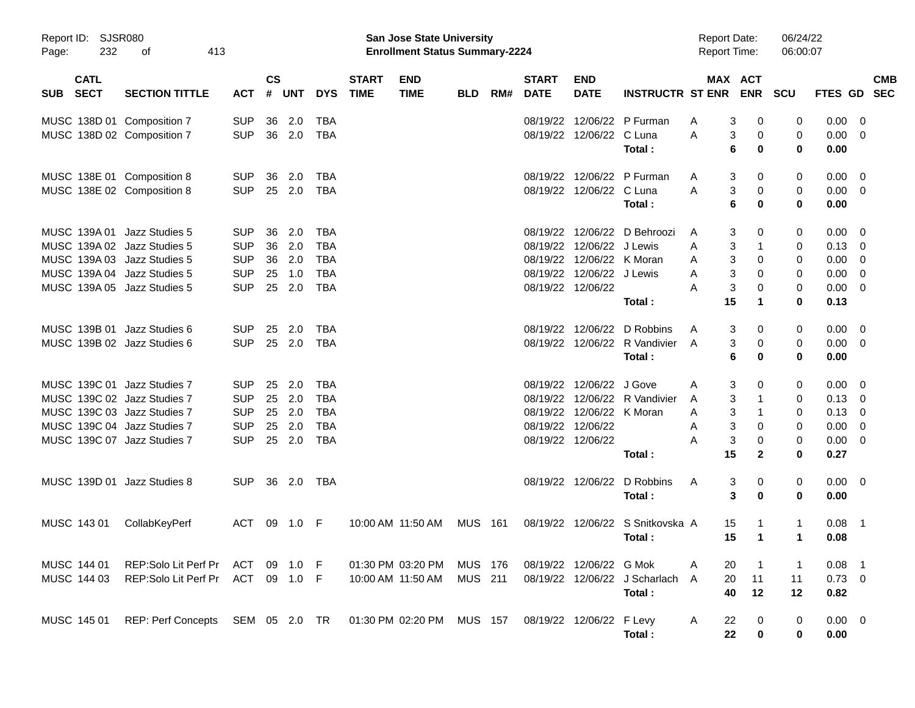Report ID: SJSR080

**San Jose State University**
**Enrollment Status Summary-2224**

Report Date: 06/24/22
Report Time: 06:00:07

| SUB | CATL SECT | SECTION TITTLE | ACT | CS # | UNT | DYS | START TIME | END TIME | BLD | RM# | START DATE | END DATE | INSTRUCTR | ST | MAX ENR | ACT ENR | SCU | FTES | GD | CMB SEC |
|---|---|---|---|---|---|---|---|---|---|---|---|---|---|---|---|---|---|---|---|---|
| MUSC | 138D 01 | Composition 7 | SUP | 36 | 2.0 | TBA | | | | | 08/19/22 | 12/06/22 | P Furman | A | 3 | 0 | 0 | 0.00 | 0 | |
| MUSC | 138D 02 | Composition 7 | SUP | 36 | 2.0 | TBA | | | | | 08/19/22 | 12/06/22 | C Luna | A | 3 | 0 | 0 | 0.00 | 0 | |
| | | | | | | | | | | | | | **Total :** | | **6** | **0** | **0** | **0.00** | | |
| MUSC | 138E 01 | Composition 8 | SUP | 36 | 2.0 | TBA | | | | | 08/19/22 | 12/06/22 | P Furman | A | 3 | 0 | 0 | 0.00 | 0 | |
| MUSC | 138E 02 | Composition 8 | SUP | 25 | 2.0 | TBA | | | | | 08/19/22 | 12/06/22 | C Luna | A | 3 | 0 | 0 | 0.00 | 0 | |
| | | | | | | | | | | | | | **Total :** | | **6** | **0** | **0** | **0.00** | | |
| MUSC | 139A 01 | Jazz Studies 5 | SUP | 36 | 2.0 | TBA | | | | | 08/19/22 | 12/06/22 | D Behroozi | A | 3 | 0 | 0 | 0.00 | 0 | |
| MUSC | 139A 02 | Jazz Studies 5 | SUP | 36 | 2.0 | TBA | | | | | 08/19/22 | 12/06/22 | J Lewis | A | 3 | 1 | 0 | 0.13 | 0 | |
| MUSC | 139A 03 | Jazz Studies 5 | SUP | 36 | 2.0 | TBA | | | | | 08/19/22 | 12/06/22 | K Moran | A | 3 | 0 | 0 | 0.00 | 0 | |
| MUSC | 139A 04 | Jazz Studies 5 | SUP | 25 | 1.0 | TBA | | | | | 08/19/22 | 12/06/22 | J Lewis | A | 3 | 0 | 0 | 0.00 | 0 | |
| MUSC | 139A 05 | Jazz Studies 5 | SUP | 25 | 2.0 | TBA | | | | | 08/19/22 | 12/06/22 | | A | 3 | 0 | 0 | 0.00 | 0 | |
| | | | | | | | | | | | | | **Total :** | | **15** | **1** | **0** | **0.13** | | |
| MUSC | 139B 01 | Jazz Studies 6 | SUP | 25 | 2.0 | TBA | | | | | 08/19/22 | 12/06/22 | D Robbins | A | 3 | 0 | 0 | 0.00 | 0 | |
| MUSC | 139B 02 | Jazz Studies 6 | SUP | 25 | 2.0 | TBA | | | | | 08/19/22 | 12/06/22 | R Vandivier | A | 3 | 0 | 0 | 0.00 | 0 | |
| | | | | | | | | | | | | | **Total :** | | **6** | **0** | **0** | **0.00** | | |
| MUSC | 139C 01 | Jazz Studies 7 | SUP | 25 | 2.0 | TBA | | | | | 08/19/22 | 12/06/22 | J Gove | A | 3 | 0 | 0 | 0.00 | 0 | |
| MUSC | 139C 02 | Jazz Studies 7 | SUP | 25 | 2.0 | TBA | | | | | 08/19/22 | 12/06/22 | R Vandivier | A | 3 | 1 | 0 | 0.13 | 0 | |
| MUSC | 139C 03 | Jazz Studies 7 | SUP | 25 | 2.0 | TBA | | | | | 08/19/22 | 12/06/22 | K Moran | A | 3 | 1 | 0 | 0.13 | 0 | |
| MUSC | 139C 04 | Jazz Studies 7 | SUP | 25 | 2.0 | TBA | | | | | 08/19/22 | 12/06/22 | | A | 3 | 0 | 0 | 0.00 | 0 | |
| MUSC | 139C 07 | Jazz Studies 7 | SUP | 25 | 2.0 | TBA | | | | | 08/19/22 | 12/06/22 | | A | 3 | 0 | 0 | 0.00 | 0 | |
| | | | | | | | | | | | | | **Total :** | | **15** | **2** | **0** | **0.27** | | |
| MUSC | 139D 01 | Jazz Studies 8 | SUP | 36 | 2.0 | TBA | | | | | 08/19/22 | 12/06/22 | D Robbins | A | 3 | 0 | 0 | 0.00 | 0 | |
| | | | | | | | | | | | | | **Total :** | | **3** | **0** | **0** | **0.00** | | |
| MUSC | 143 01 | CollabKeyPerf | ACT | 09 | 1.0 | F | 10:00 AM | 11:50 AM | MUS | 161 | 08/19/22 | 12/06/22 | S Snitkovska | A | 15 | 1 | 1 | 0.08 | 1 | |
| | | | | | | | | | | | | | **Total :** | | **15** | **1** | **1** | **0.08** | | |
| MUSC | 144 01 | REP:Solo Lit Perf Pr | ACT | 09 | 1.0 | F | 01:30 PM | 03:20 PM | MUS | 176 | 08/19/22 | 12/06/22 | G Mok | A | 20 | 1 | 1 | 0.08 | 1 | |
| MUSC | 144 03 | REP:Solo Lit Perf Pr | ACT | 09 | 1.0 | F | 10:00 AM | 11:50 AM | MUS | 211 | 08/19/22 | 12/06/22 | J Scharlach | A | 20 | 11 | 11 | 0.73 | 0 | |
| | | | | | | | | | | | | | **Total :** | | **40** | **12** | **12** | **0.82** | | |
| MUSC | 145 01 | REP: Perf Concepts | SEM | 05 | 2.0 | TR | 01:30 PM | 02:20 PM | MUS | 157 | 08/19/22 | 12/06/22 | F Levy | A | 22 | 0 | 0 | 0.00 | 0 | |
| | | | | | | | | | | | | | **Total :** | | **22** | **0** | **0** | **0.00** | | |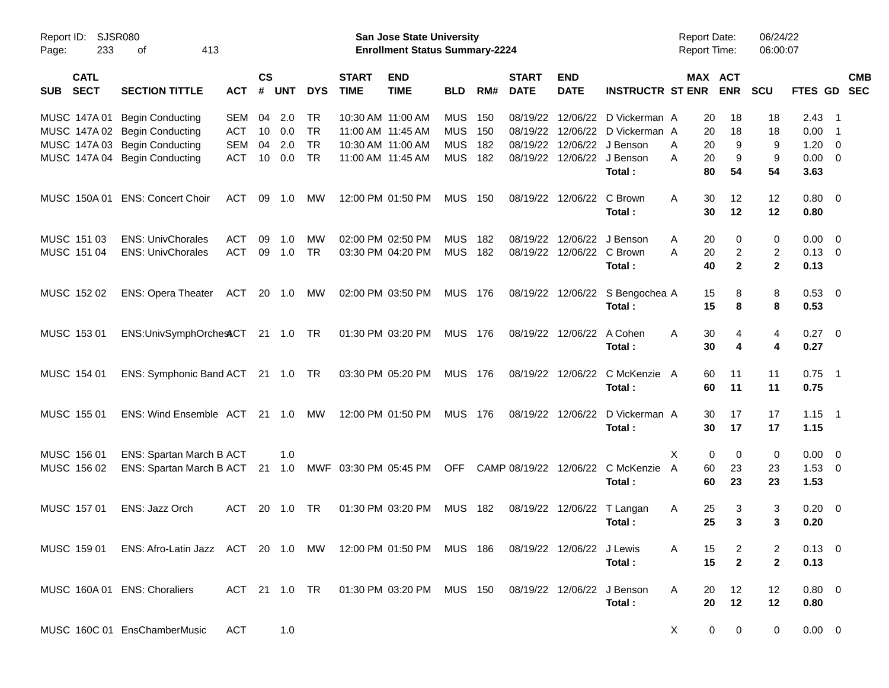Report ID: SJSR080
Page: 233 of 413

**San Jose State University**
**Enrollment Status Summary-2224**

Report Date: 06/24/22
Report Time: 06:00:07

| SUB | CATL SECT | SECTION TITTLE | ACT | CS # | UNT | DYS | START TIME | END TIME | BLD | RM# | START DATE | END DATE | INSTRUCTR | ST | MAX ENR | ACT ENR | SCU | FTES | GD | CMB SEC |
|---|---|---|---|---|---|---|---|---|---|---|---|---|---|---|---|---|---|---|---|---|
| MUSC | 147A 01 | Begin Conducting | SEM | 04 | 2.0 | TR | 10:30 AM | 11:00 AM | MUS | 150 | 08/19/22 | 12/06/22 | D Vickerman | A | 20 | 18 | 18 | 2.43 | 1 | |
| MUSC | 147A 02 | Begin Conducting | ACT | 10 | 0.0 | TR | 11:00 AM | 11:45 AM | MUS | 150 | 08/19/22 | 12/06/22 | D Vickerman | A | 20 | 18 | 18 | 0.00 | 1 | |
| MUSC | 147A 03 | Begin Conducting | SEM | 04 | 2.0 | TR | 10:30 AM | 11:00 AM | MUS | 182 | 08/19/22 | 12/06/22 | J Benson | A | 20 | 9 | 9 | 1.20 | 0 | |
| MUSC | 147A 04 | Begin Conducting | ACT | 10 | 0.0 | TR | 11:00 AM | 11:45 AM | MUS | 182 | 08/19/22 | 12/06/22 | J Benson | A | 20 | 9 | 9 | 0.00 | 0 | |
| | | | | | | | | | | | | | **Total :** | | **80** | **54** | **54** | **3.63** | | |
| MUSC | 150A 01 | ENS: Concert Choir | ACT | 09 | 1.0 | MW | 12:00 PM | 01:50 PM | MUS | 150 | 08/19/22 | 12/06/22 | C Brown | A | 30 | 12 | 12 | 0.80 | 0 | |
| | | | | | | | | | | | | | **Total :** | | **30** | **12** | **12** | **0.80** | | |
| MUSC | 151 03 | ENS: UnivChorales | ACT | 09 | 1.0 | MW | 02:00 PM | 02:50 PM | MUS | 182 | 08/19/22 | 12/06/22 | J Benson | A | 20 | 0 | 0 | 0.00 | 0 | |
| MUSC | 151 04 | ENS: UnivChorales | ACT | 09 | 1.0 | TR | 03:30 PM | 04:20 PM | MUS | 182 | 08/19/22 | 12/06/22 | C Brown | A | 20 | 2 | 2 | 0.13 | 0 | |
| | | | | | | | | | | | | | **Total :** | | **40** | **2** | **2** | **0.13** | | |
| MUSC | 152 02 | ENS: Opera Theater | ACT | 20 | 1.0 | MW | 02:00 PM | 03:50 PM | MUS | 176 | 08/19/22 | 12/06/22 | S Bengochea | A | 15 | 8 | 8 | 0.53 | 0 | |
| | | | | | | | | | | | | | **Total :** | | **15** | **8** | **8** | **0.53** | | |
| MUSC | 153 01 | ENS:UnivSymphOrchest | ACT | 21 | 1.0 | TR | 01:30 PM | 03:20 PM | MUS | 176 | 08/19/22 | 12/06/22 | A Cohen | A | 30 | 4 | 4 | 0.27 | 0 | |
| | | | | | | | | | | | | | **Total :** | | **30** | **4** | **4** | **0.27** | | |
| MUSC | 154 01 | ENS: Symphonic Band | ACT | 21 | 1.0 | TR | 03:30 PM | 05:20 PM | MUS | 176 | 08/19/22 | 12/06/22 | C McKenzie | A | 60 | 11 | 11 | 0.75 | 1 | |
| | | | | | | | | | | | | | **Total :** | | **60** | **11** | **11** | **0.75** | | |
| MUSC | 155 01 | ENS: Wind Ensemble | ACT | 21 | 1.0 | MW | 12:00 PM | 01:50 PM | MUS | 176 | 08/19/22 | 12/06/22 | D Vickerman | A | 30 | 17 | 17 | 1.15 | 1 | |
| | | | | | | | | | | | | | **Total :** | | **30** | **17** | **17** | **1.15** | | |
| MUSC | 156 01 | ENS: Spartan March B | ACT | | 1.0 | | | | | | | | | X | 0 | 0 | 0 | 0.00 | 0 | |
| MUSC | 156 02 | ENS: Spartan March B | ACT | 21 | 1.0 | MWF | 03:30 PM | 05:45 PM | OFF | CAMP | 08/19/22 | 12/06/22 | C McKenzie | A | 60 | 23 | 23 | 1.53 | 0 | |
| | | | | | | | | | | | | | **Total :** | | **60** | **23** | **23** | **1.53** | | |
| MUSC | 157 01 | ENS: Jazz Orch | ACT | 20 | 1.0 | TR | 01:30 PM | 03:20 PM | MUS | 182 | 08/19/22 | 12/06/22 | T Langan | A | 25 | 3 | 3 | 0.20 | 0 | |
| | | | | | | | | | | | | | **Total :** | | **25** | **3** | **3** | **0.20** | | |
| MUSC | 159 01 | ENS: Afro-Latin Jazz | ACT | 20 | 1.0 | MW | 12:00 PM | 01:50 PM | MUS | 186 | 08/19/22 | 12/06/22 | J Lewis | A | 15 | 2 | 2 | 0.13 | 0 | |
| | | | | | | | | | | | | | **Total :** | | **15** | **2** | **2** | **0.13** | | |
| MUSC | 160A 01 | ENS: Choraliers | ACT | 21 | 1.0 | TR | 01:30 PM | 03:20 PM | MUS | 150 | 08/19/22 | 12/06/22 | J Benson | A | 20 | 12 | 12 | 0.80 | 0 | |
| | | | | | | | | | | | | | **Total :** | | **20** | **12** | **12** | **0.80** | | |
| MUSC | 160C 01 | EnsChamberMusic | ACT | | 1.0 | | | | | | | | | X | 0 | 0 | 0 | 0.00 | 0 | |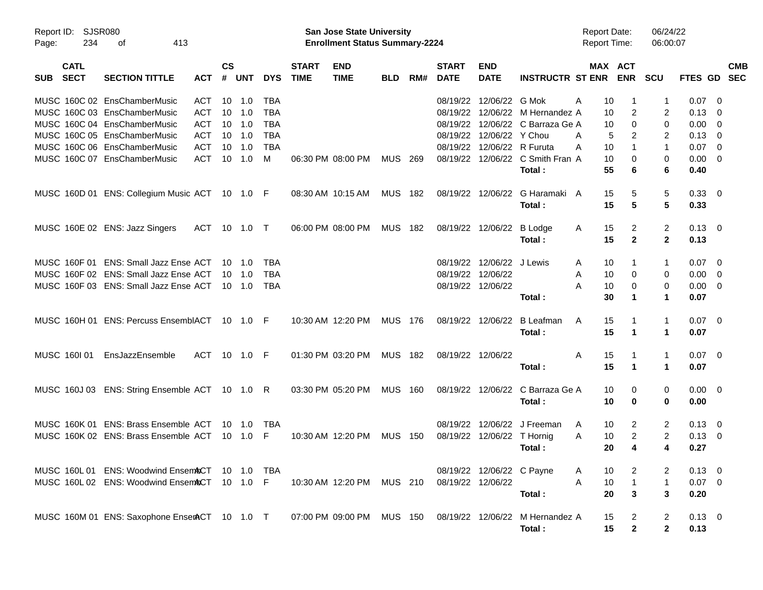Report ID: SJSR080

**San Jose State University**
**Enrollment Status Summary-2224**

Report Date: 06/24/22
Report Time: 06:00:07

| SUB | CATL SECT | SECTION TITTLE | ACT | CS # | UNT | DYS | START TIME | END TIME | BLD | RM# | START DATE | END DATE | INSTRUCTR | ST | MAX ENR | ACT ENR | SCU | FTES | GD | CMB SEC |
|---|---|---|---|---|---|---|---|---|---|---|---|---|---|---|---|---|---|---|---|---|
| MUSC | 160C 02 | EnsChamberMusic | ACT | 10 | 1.0 | TBA | | | | | 08/19/22 | 12/06/22 | G Mok | A | 10 | 1 | 1 | 0.07 | 0 | |
| MUSC | 160C 03 | EnsChamberMusic | ACT | 10 | 1.0 | TBA | | | | | 08/19/22 | 12/06/22 | M Hernandez | A | 10 | 2 | 2 | 0.13 | 0 | |
| MUSC | 160C 04 | EnsChamberMusic | ACT | 10 | 1.0 | TBA | | | | | 08/19/22 | 12/06/22 | C Barraza Ge | A | 10 | 0 | 0 | 0.00 | 0 | |
| MUSC | 160C 05 | EnsChamberMusic | ACT | 10 | 1.0 | TBA | | | | | 08/19/22 | 12/06/22 | Y Chou | A | 5 | 2 | 2 | 0.13 | 0 | |
| MUSC | 160C 06 | EnsChamberMusic | ACT | 10 | 1.0 | TBA | | | | | 08/19/22 | 12/06/22 | R Furuta | A | 10 | 1 | 1 | 0.07 | 0 | |
| MUSC | 160C 07 | EnsChamberMusic | ACT | 10 | 1.0 | M | 06:30 PM | 08:00 PM | MUS | 269 | 08/19/22 | 12/06/22 | C Smith Fran | A | 10 | 0 | 0 | 0.00 | 0 | |
| | | | | | | | | | | | | | **Total :** | | **55** | **6** | **6** | **0.40** | | |
| MUSC | 160D 01 | ENS: Collegium Music | ACT | 10 | 1.0 | F | 08:30 AM | 10:15 AM | MUS | 182 | 08/19/22 | 12/06/22 | G Haramaki | A | 15 | 5 | 5 | 0.33 | 0 | |
| | | | | | | | | | | | | | **Total :** | | **15** | **5** | **5** | **0.33** | | |
| MUSC | 160E 02 | ENS: Jazz Singers | ACT | 10 | 1.0 | T | 06:00 PM | 08:00 PM | MUS | 182 | 08/19/22 | 12/06/22 | B Lodge | A | 15 | 2 | 2 | 0.13 | 0 | |
| | | | | | | | | | | | | | **Total :** | | **15** | **2** | **2** | **0.13** | | |
| MUSC | 160F 01 | ENS: Small Jazz Ense | ACT | 10 | 1.0 | TBA | | | | | 08/19/22 | 12/06/22 | J Lewis | A | 10 | 1 | 1 | 0.07 | 0 | |
| MUSC | 160F 02 | ENS: Small Jazz Ense | ACT | 10 | 1.0 | TBA | | | | | 08/19/22 | 12/06/22 | | A | 10 | 0 | 0 | 0.00 | 0 | |
| MUSC | 160F 03 | ENS: Small Jazz Ense | ACT | 10 | 1.0 | TBA | | | | | 08/19/22 | 12/06/22 | | A | 10 | 0 | 0 | 0.00 | 0 | |
| | | | | | | | | | | | | | **Total :** | | **30** | **1** | **1** | **0.07** | | |
| MUSC | 160H 01 | ENS: Percuss Ensembl | ACT | 10 | 1.0 | F | 10:30 AM | 12:20 PM | MUS | 176 | 08/19/22 | 12/06/22 | B Leafman | A | 15 | 1 | 1 | 0.07 | 0 | |
| | | | | | | | | | | | | | **Total :** | | **15** | **1** | **1** | **0.07** | | |
| MUSC | 160I 01 | EnsJazzEnsemble | ACT | 10 | 1.0 | F | 01:30 PM | 03:20 PM | MUS | 182 | 08/19/22 | 12/06/22 | | A | 15 | 1 | 1 | 0.07 | 0 | |
| | | | | | | | | | | | | | **Total :** | | **15** | **1** | **1** | **0.07** | | |
| MUSC | 160J 03 | ENS: String Ensemble | ACT | 10 | 1.0 | R | 03:30 PM | 05:20 PM | MUS | 160 | 08/19/22 | 12/06/22 | C Barraza Ge | A | 10 | 0 | 0 | 0.00 | 0 | |
| | | | | | | | | | | | | | **Total :** | | **10** | **0** | **0** | **0.00** | | |
| MUSC | 160K 01 | ENS: Brass Ensemble | ACT | 10 | 1.0 | TBA | | | | | 08/19/22 | 12/06/22 | J Freeman | A | 10 | 2 | 2 | 0.13 | 0 | |
| MUSC | 160K 02 | ENS: Brass Ensemble | ACT | 10 | 1.0 | F | 10:30 AM | 12:20 PM | MUS | 150 | 08/19/22 | 12/06/22 | T Hornig | A | 10 | 2 | 2 | 0.13 | 0 | |
| | | | | | | | | | | | | | **Total :** | | **20** | **4** | **4** | **0.27** | | |
| MUSC | 160L 01 | ENS: Woodwind Ensem | ACT | 10 | 1.0 | TBA | | | | | 08/19/22 | 12/06/22 | C Payne | A | 10 | 2 | 2 | 0.13 | 0 | |
| MUSC | 160L 02 | ENS: Woodwind Ensem | ACT | 10 | 1.0 | F | 10:30 AM | 12:20 PM | MUS | 210 | 08/19/22 | 12/06/22 | | A | 10 | 1 | 1 | 0.07 | 0 | |
| | | | | | | | | | | | | | **Total :** | | **20** | **3** | **3** | **0.20** | | |
| MUSC | 160M 01 | ENS: Saxophone Ensem | ACT | 10 | 1.0 | T | 07:00 PM | 09:00 PM | MUS | 150 | 08/19/22 | 12/06/22 | M Hernandez | A | 15 | 2 | 2 | 0.13 | 0 | |
| | | | | | | | | | | | | | **Total :** | | **15** | **2** | **2** | **0.13** | | |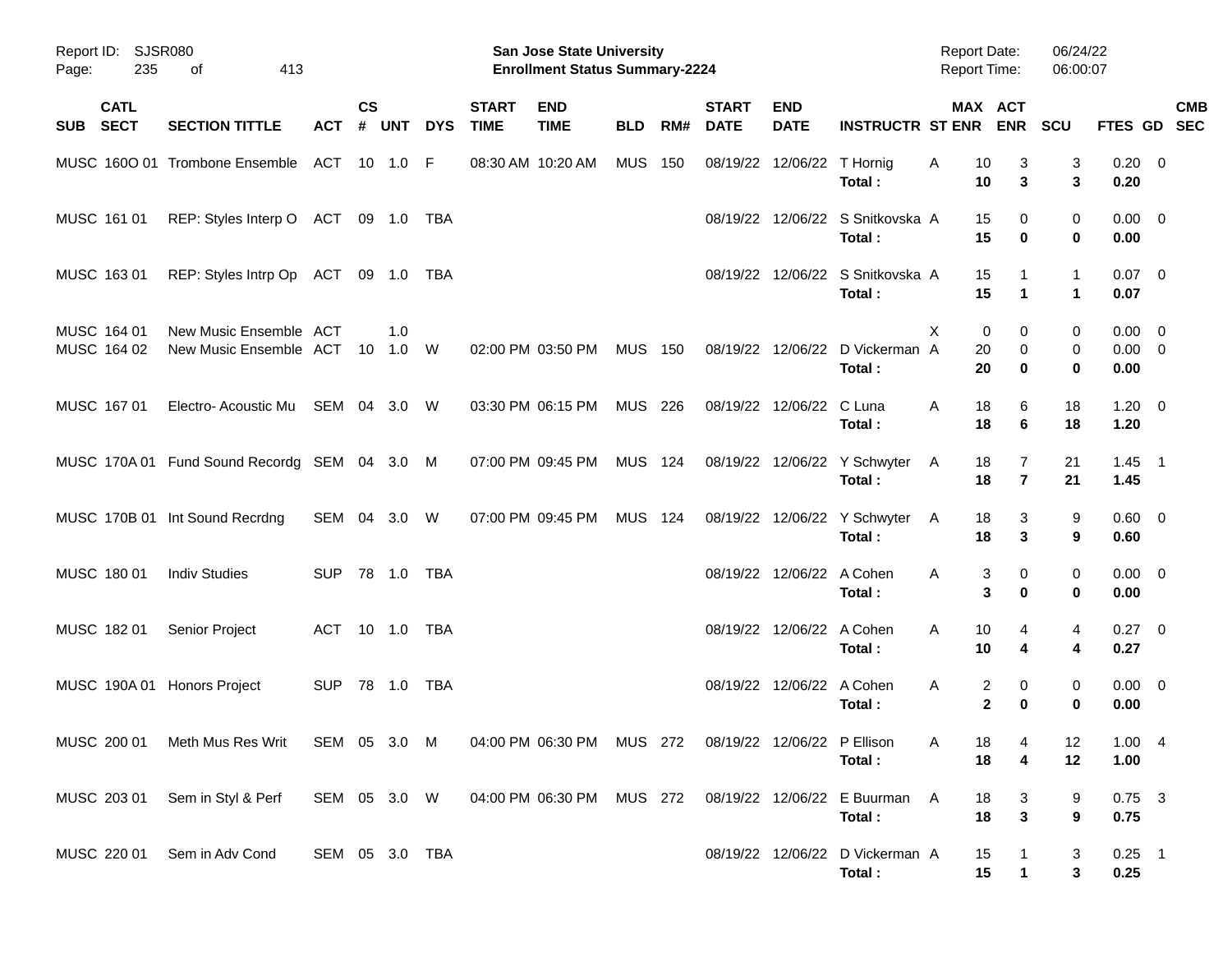Report ID: SJSR080

**San Jose State University**
**Enrollment Status Summary-2224**

Report Date: 06/24/22
Report Time: 06:00:07

| SUB | CATL SECT | SECTION TITTLE | ACT | CS # | UNT | DYS | START TIME | END TIME | BLD | RM# | START DATE | END DATE | INSTRUCTR | ST | MAX ENR | ACT ENR | SCU | FTES | GD | CMB SEC |
|---|---|---|---|---|---|---|---|---|---|---|---|---|---|---|---|---|---|---|---|---|
| MUSC | 160O 01 | Trombone Ensemble | ACT | 10 | 1.0 | F | 08:30 AM | 10:20 AM | MUS | 150 | 08/19/22 | 12/06/22 | T Hornig | A | 10 | 3 | 3 | 0.20 | 0 | |
| | | | | | | | | | | | | | **Total :** | | **10** | **3** | **3** | **0.20** | | |
| MUSC | 161 01 | REP: Styles Interp O | ACT | 09 | 1.0 | TBA | | | | | 08/19/22 | 12/06/22 | S Snitkovska | A | 15 | 0 | 0 | 0.00 | 0 | |
| | | | | | | | | | | | | | **Total :** | | **15** | **0** | **0** | **0.00** | | |
| MUSC | 163 01 | REP: Styles Intrp Op | ACT | 09 | 1.0 | TBA | | | | | 08/19/22 | 12/06/22 | S Snitkovska | A | 15 | 1 | 1 | 0.07 | 0 | |
| | | | | | | | | | | | | | **Total :** | | **15** | **1** | **1** | **0.07** | | |
| MUSC | 164 01 | New Music Ensemble | ACT | | 1.0 | | | | | | | | | X | 0 | 0 | 0 | 0.00 | 0 | |
| MUSC | 164 02 | New Music Ensemble | ACT | 10 | 1.0 | W | 02:00 PM | 03:50 PM | MUS | 150 | 08/19/22 | 12/06/22 | D Vickerman | A | 20 | 0 | 0 | 0.00 | 0 | |
| | | | | | | | | | | | | | **Total :** | | **20** | **0** | **0** | **0.00** | | |
| MUSC | 167 01 | Electro- Acoustic Mu | SEM | 04 | 3.0 | W | 03:30 PM | 06:15 PM | MUS | 226 | 08/19/22 | 12/06/22 | C Luna | A | 18 | 6 | 18 | 1.20 | 0 | |
| | | | | | | | | | | | | | **Total :** | | **18** | **6** | **18** | **1.20** | | |
| MUSC | 170A 01 | Fund Sound Recordg | SEM | 04 | 3.0 | M | 07:00 PM | 09:45 PM | MUS | 124 | 08/19/22 | 12/06/22 | Y Schwyter | A | 18 | 7 | 21 | 1.45 | 1 | |
| | | | | | | | | | | | | | **Total :** | | **18** | **7** | **21** | **1.45** | | |
| MUSC | 170B 01 | Int Sound Recrdng | SEM | 04 | 3.0 | W | 07:00 PM | 09:45 PM | MUS | 124 | 08/19/22 | 12/06/22 | Y Schwyter | A | 18 | 3 | 9 | 0.60 | 0 | |
| | | | | | | | | | | | | | **Total :** | | **18** | **3** | **9** | **0.60** | | |
| MUSC | 180 01 | Indiv Studies | SUP | 78 | 1.0 | TBA | | | | | 08/19/22 | 12/06/22 | A Cohen | A | 3 | 0 | 0 | 0.00 | 0 | |
| | | | | | | | | | | | | | **Total :** | | **3** | **0** | **0** | **0.00** | | |
| MUSC | 182 01 | Senior Project | ACT | 10 | 1.0 | TBA | | | | | 08/19/22 | 12/06/22 | A Cohen | A | 10 | 4 | 4 | 0.27 | 0 | |
| | | | | | | | | | | | | | **Total :** | | **10** | **4** | **4** | **0.27** | | |
| MUSC | 190A 01 | Honors Project | SUP | 78 | 1.0 | TBA | | | | | 08/19/22 | 12/06/22 | A Cohen | A | 2 | 0 | 0 | 0.00 | 0 | |
| | | | | | | | | | | | | | **Total :** | | **2** | **0** | **0** | **0.00** | | |
| MUSC | 200 01 | Meth Mus Res Writ | SEM | 05 | 3.0 | M | 04:00 PM | 06:30 PM | MUS | 272 | 08/19/22 | 12/06/22 | P Ellison | A | 18 | 4 | 12 | 1.00 | 4 | |
| | | | | | | | | | | | | | **Total :** | | **18** | **4** | **12** | **1.00** | | |
| MUSC | 203 01 | Sem in Styl & Perf | SEM | 05 | 3.0 | W | 04:00 PM | 06:30 PM | MUS | 272 | 08/19/22 | 12/06/22 | E Buurman | A | 18 | 3 | 9 | 0.75 | 3 | |
| | | | | | | | | | | | | | **Total :** | | **18** | **3** | **9** | **0.75** | | |
| MUSC | 220 01 | Sem in Adv Cond | SEM | 05 | 3.0 | TBA | | | | | 08/19/22 | 12/06/22 | D Vickerman | A | 15 | 1 | 3 | 0.25 | 1 | |
| | | | | | | | | | | | | | **Total :** | | **15** | **1** | **3** | **0.25** | | |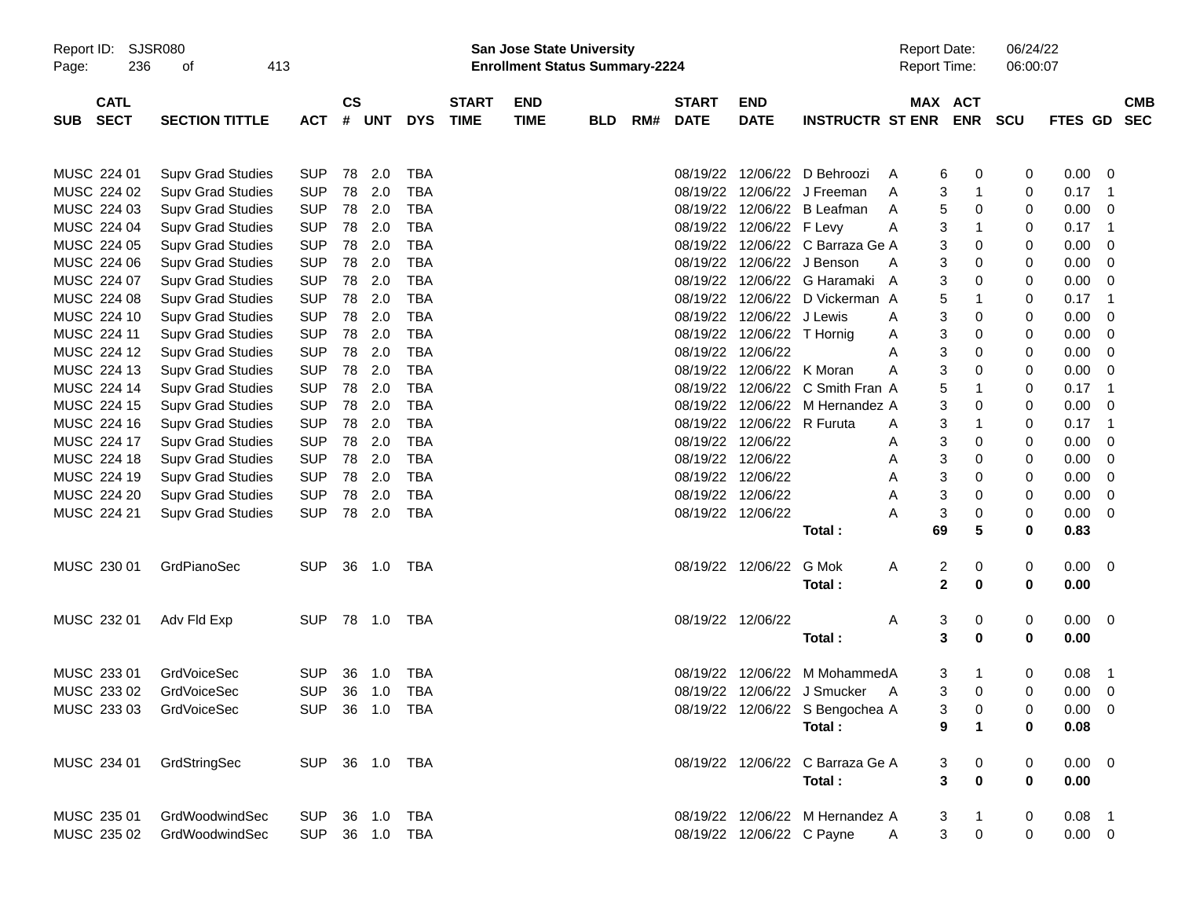Report ID: SJSR080
San Jose State University
Enrollment Status Summary-2224
Report Date: 06/24/22
Report Time: 06:00:07

| SUB | CATL SECT | SECTION TITTLE | ACT | CS # | UNT | DYS | START TIME | END TIME | BLD | RM# | START DATE | END DATE | INSTRUCTR | ST | MAX ENR | ACT ENR | SCU | FTES | GD | CMB SEC |
|---|---|---|---|---|---|---|---|---|---|---|---|---|---|---|---|---|---|---|---|---|
| MUSC | 224 01 | Supv Grad Studies | SUP | 78 | 2.0 | TBA | | | | | 08/19/22 | 12/06/22 | D Behroozi | A | 6 | 0 | 0 | 0.00 | 0 | |
| MUSC | 224 02 | Supv Grad Studies | SUP | 78 | 2.0 | TBA | | | | | 08/19/22 | 12/06/22 | J Freeman | A | 3 | 1 | 0 | 0.17 | 1 | |
| MUSC | 224 03 | Supv Grad Studies | SUP | 78 | 2.0 | TBA | | | | | 08/19/22 | 12/06/22 | B Leafman | A | 5 | 0 | 0 | 0.00 | 0 | |
| MUSC | 224 04 | Supv Grad Studies | SUP | 78 | 2.0 | TBA | | | | | 08/19/22 | 12/06/22 | F Levy | A | 3 | 1 | 0 | 0.17 | 1 | |
| MUSC | 224 05 | Supv Grad Studies | SUP | 78 | 2.0 | TBA | | | | | 08/19/22 | 12/06/22 | C Barraza Ge | A | 3 | 0 | 0 | 0.00 | 0 | |
| MUSC | 224 06 | Supv Grad Studies | SUP | 78 | 2.0 | TBA | | | | | 08/19/22 | 12/06/22 | J Benson | A | 3 | 0 | 0 | 0.00 | 0 | |
| MUSC | 224 07 | Supv Grad Studies | SUP | 78 | 2.0 | TBA | | | | | 08/19/22 | 12/06/22 | G Haramaki | A | 3 | 0 | 0 | 0.00 | 0 | |
| MUSC | 224 08 | Supv Grad Studies | SUP | 78 | 2.0 | TBA | | | | | 08/19/22 | 12/06/22 | D Vickerman | A | 5 | 1 | 0 | 0.17 | 1 | |
| MUSC | 224 10 | Supv Grad Studies | SUP | 78 | 2.0 | TBA | | | | | 08/19/22 | 12/06/22 | J Lewis | A | 3 | 0 | 0 | 0.00 | 0 | |
| MUSC | 224 11 | Supv Grad Studies | SUP | 78 | 2.0 | TBA | | | | | 08/19/22 | 12/06/22 | T Hornig | A | 3 | 0 | 0 | 0.00 | 0 | |
| MUSC | 224 12 | Supv Grad Studies | SUP | 78 | 2.0 | TBA | | | | | 08/19/22 | 12/06/22 | | A | 3 | 0 | 0 | 0.00 | 0 | |
| MUSC | 224 13 | Supv Grad Studies | SUP | 78 | 2.0 | TBA | | | | | 08/19/22 | 12/06/22 | K Moran | A | 3 | 0 | 0 | 0.00 | 0 | |
| MUSC | 224 14 | Supv Grad Studies | SUP | 78 | 2.0 | TBA | | | | | 08/19/22 | 12/06/22 | C Smith Fran | A | 5 | 1 | 0 | 0.17 | 1 | |
| MUSC | 224 15 | Supv Grad Studies | SUP | 78 | 2.0 | TBA | | | | | 08/19/22 | 12/06/22 | M Hernandez | A | 3 | 0 | 0 | 0.00 | 0 | |
| MUSC | 224 16 | Supv Grad Studies | SUP | 78 | 2.0 | TBA | | | | | 08/19/22 | 12/06/22 | R Furuta | A | 3 | 1 | 0 | 0.17 | 1 | |
| MUSC | 224 17 | Supv Grad Studies | SUP | 78 | 2.0 | TBA | | | | | 08/19/22 | 12/06/22 | | A | 3 | 0 | 0 | 0.00 | 0 | |
| MUSC | 224 18 | Supv Grad Studies | SUP | 78 | 2.0 | TBA | | | | | 08/19/22 | 12/06/22 | | A | 3 | 0 | 0 | 0.00 | 0 | |
| MUSC | 224 19 | Supv Grad Studies | SUP | 78 | 2.0 | TBA | | | | | 08/19/22 | 12/06/22 | | A | 3 | 0 | 0 | 0.00 | 0 | |
| MUSC | 224 20 | Supv Grad Studies | SUP | 78 | 2.0 | TBA | | | | | 08/19/22 | 12/06/22 | | A | 3 | 0 | 0 | 0.00 | 0 | |
| MUSC | 224 21 | Supv Grad Studies | SUP | 78 | 2.0 | TBA | | | | | 08/19/22 | 12/06/22 | | A | 3 | 0 | 0 | 0.00 | 0 | |
| | | | | | | | | | | | | | **Total :** | | **69** | **5** | **0** | **0.83** | | |
| MUSC | 230 01 | GrdPianoSec | SUP | 36 | 1.0 | TBA | | | | | 08/19/22 | 12/06/22 | G Mok | A | 2 | 0 | 0 | 0.00 | 0 | |
| | | | | | | | | | | | | | **Total :** | | **2** | **0** | **0** | **0.00** | | |
| MUSC | 232 01 | Adv Fld Exp | SUP | 78 | 1.0 | TBA | | | | | 08/19/22 | 12/06/22 | | A | 3 | 0 | 0 | 0.00 | 0 | |
| | | | | | | | | | | | | | **Total :** | | **3** | **0** | **0** | **0.00** | | |
| MUSC | 233 01 | GrdVoiceSec | SUP | 36 | 1.0 | TBA | | | | | 08/19/22 | 12/06/22 | M Mohammed | A | 3 | 1 | 0 | 0.08 | 1 | |
| MUSC | 233 02 | GrdVoiceSec | SUP | 36 | 1.0 | TBA | | | | | 08/19/22 | 12/06/22 | J Smucker | A | 3 | 0 | 0 | 0.00 | 0 | |
| MUSC | 233 03 | GrdVoiceSec | SUP | 36 | 1.0 | TBA | | | | | 08/19/22 | 12/06/22 | S Bengochea | A | 3 | 0 | 0 | 0.00 | 0 | |
| | | | | | | | | | | | | | **Total :** | | **9** | **1** | **0** | **0.08** | | |
| MUSC | 234 01 | GrdStringSec | SUP | 36 | 1.0 | TBA | | | | | 08/19/22 | 12/06/22 | C Barraza Ge | A | 3 | 0 | 0 | 0.00 | 0 | |
| | | | | | | | | | | | | | **Total :** | | **3** | **0** | **0** | **0.00** | | |
| MUSC | 235 01 | GrdWoodwindSec | SUP | 36 | 1.0 | TBA | | | | | 08/19/22 | 12/06/22 | M Hernandez | A | 3 | 1 | 0 | 0.08 | 1 | |
| MUSC | 235 02 | GrdWoodwindSec | SUP | 36 | 1.0 | TBA | | | | | 08/19/22 | 12/06/22 | C Payne | A | 3 | 0 | 0 | 0.00 | 0 | |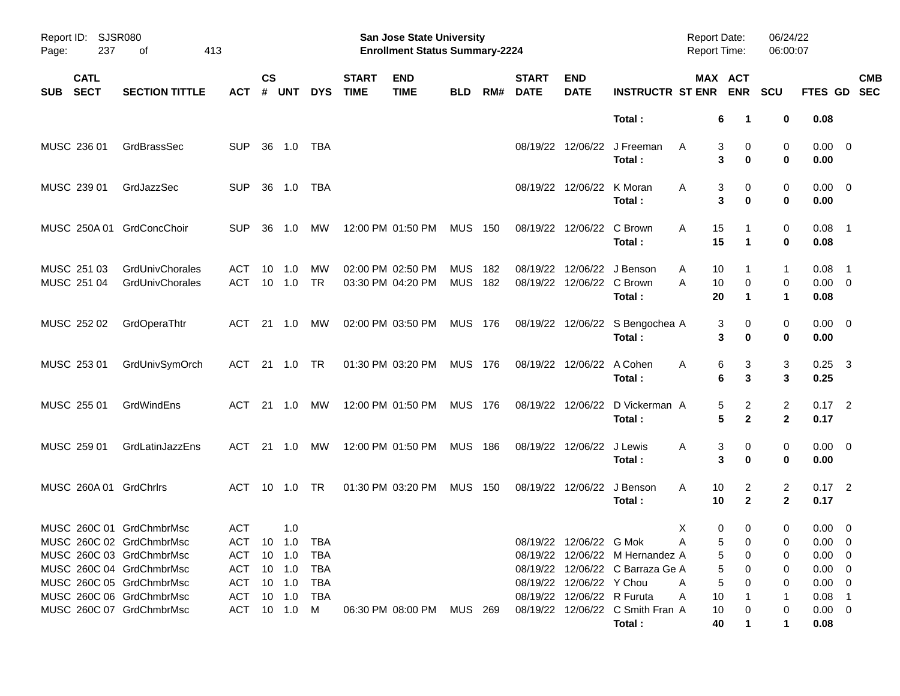Report ID: SJSR080 | San Jose State University | Report Date: 06/24/22
Page: 237 of 413 | **Enrollment Status Summary-2224** | Report Time: 06:00:07

| SUB | CATL SECT | SECTION TITTLE | ACT | CS # | UNT | DYS | START TIME | END TIME | BLD | RM# | START DATE | END DATE | INSTRUCTR | ST | MAX ENR | ACT ENR | SCU | FTES | GD | CMB SEC |
|---|---|---|---|---|---|---|---|---|---|---|---|---|---|---|---|---|---|---|---|---|
| | | | | | | | | | | | | | **Total :** | | **6** | **1** | **0** | **0.08** | | |
| MUSC | 236 01 | GrdBrassSec | SUP | 36 | 1.0 | TBA | | | | | 08/19/22 | 12/06/22 | J Freeman | A | 3 | 0 | 0 | 0.00 | 0 | |
| | | | | | | | | | | | | | **Total :** | | **3** | **0** | **0** | **0.00** | | |
| MUSC | 239 01 | GrdJazzSec | SUP | 36 | 1.0 | TBA | | | | | 08/19/22 | 12/06/22 | K Moran | A | 3 | 0 | 0 | 0.00 | 0 | |
| | | | | | | | | | | | | | **Total :** | | **3** | **0** | **0** | **0.00** | | |
| MUSC | 250A 01 | GrdConcChoir | SUP | 36 | 1.0 | MW | 12:00 PM | 01:50 PM | MUS | 150 | 08/19/22 | 12/06/22 | C Brown | A | 15 | 1 | 0 | 0.08 | 1 | |
| | | | | | | | | | | | | | **Total :** | | **15** | **1** | **0** | **0.08** | | |
| MUSC | 251 03 | GrdUnivChorales | ACT | 10 | 1.0 | MW | 02:00 PM | 02:50 PM | MUS | 182 | 08/19/22 | 12/06/22 | J Benson | A | 10 | 1 | 1 | 0.08 | 1 | |
| MUSC | 251 04 | GrdUnivChorales | ACT | 10 | 1.0 | TR | 03:30 PM | 04:20 PM | MUS | 182 | 08/19/22 | 12/06/22 | C Brown | A | 10 | 0 | 0 | 0.00 | 0 | |
| | | | | | | | | | | | | | **Total :** | | **20** | **1** | **1** | **0.08** | | |
| MUSC | 252 02 | GrdOperaThtr | ACT | 21 | 1.0 | MW | 02:00 PM | 03:50 PM | MUS | 176 | 08/19/22 | 12/06/22 | S Bengochea | A | 3 | 0 | 0 | 0.00 | 0 | |
| | | | | | | | | | | | | | **Total :** | | **3** | **0** | **0** | **0.00** | | |
| MUSC | 253 01 | GrdUnivSymOrch | ACT | 21 | 1.0 | TR | 01:30 PM | 03:20 PM | MUS | 176 | 08/19/22 | 12/06/22 | A Cohen | A | 6 | 3 | 3 | 0.25 | 3 | |
| | | | | | | | | | | | | | **Total :** | | **6** | **3** | **3** | **0.25** | | |
| MUSC | 255 01 | GrdWindEns | ACT | 21 | 1.0 | MW | 12:00 PM | 01:50 PM | MUS | 176 | 08/19/22 | 12/06/22 | D Vickerman | A | 5 | 2 | 2 | 0.17 | 2 | |
| | | | | | | | | | | | | | **Total :** | | **5** | **2** | **2** | **0.17** | | |
| MUSC | 259 01 | GrdLatinJazzEns | ACT | 21 | 1.0 | MW | 12:00 PM | 01:50 PM | MUS | 186 | 08/19/22 | 12/06/22 | J Lewis | A | 3 | 0 | 0 | 0.00 | 0 | |
| | | | | | | | | | | | | | **Total :** | | **3** | **0** | **0** | **0.00** | | |
| MUSC | 260A 01 | GrdChrlrs | ACT | 10 | 1.0 | TR | 01:30 PM | 03:20 PM | MUS | 150 | 08/19/22 | 12/06/22 | J Benson | A | 10 | 2 | 2 | 0.17 | 2 | |
| | | | | | | | | | | | | | **Total :** | | **10** | **2** | **2** | **0.17** | | |
| MUSC | 260C 01 | GrdChmbrMsc | ACT | | 1.0 | | | | | | | | | X | 0 | 0 | 0 | 0.00 | 0 | |
| MUSC | 260C 02 | GrdChmbrMsc | ACT | 10 | 1.0 | TBA | | | | | 08/19/22 | 12/06/22 | G Mok | A | 5 | 0 | 0 | 0.00 | 0 | |
| MUSC | 260C 03 | GrdChmbrMsc | ACT | 10 | 1.0 | TBA | | | | | 08/19/22 | 12/06/22 | M Hernandez | A | 5 | 0 | 0 | 0.00 | 0 | |
| MUSC | 260C 04 | GrdChmbrMsc | ACT | 10 | 1.0 | TBA | | | | | 08/19/22 | 12/06/22 | C Barraza Ge | A | 5 | 0 | 0 | 0.00 | 0 | |
| MUSC | 260C 05 | GrdChmbrMsc | ACT | 10 | 1.0 | TBA | | | | | 08/19/22 | 12/06/22 | Y Chou | A | 5 | 0 | 0 | 0.00 | 0 | |
| MUSC | 260C 06 | GrdChmbrMsc | ACT | 10 | 1.0 | TBA | | | | | 08/19/22 | 12/06/22 | R Furuta | A | 10 | 1 | 1 | 0.08 | 1 | |
| MUSC | 260C 07 | GrdChmbrMsc | ACT | 10 | 1.0 | M | 06:30 PM | 08:00 PM | MUS | 269 | 08/19/22 | 12/06/22 | C Smith Fran | A | 10 | 0 | 0 | 0.00 | 0 | |
| | | | | | | | | | | | | | **Total :** | | **40** | **1** | **1** | **0.08** | | |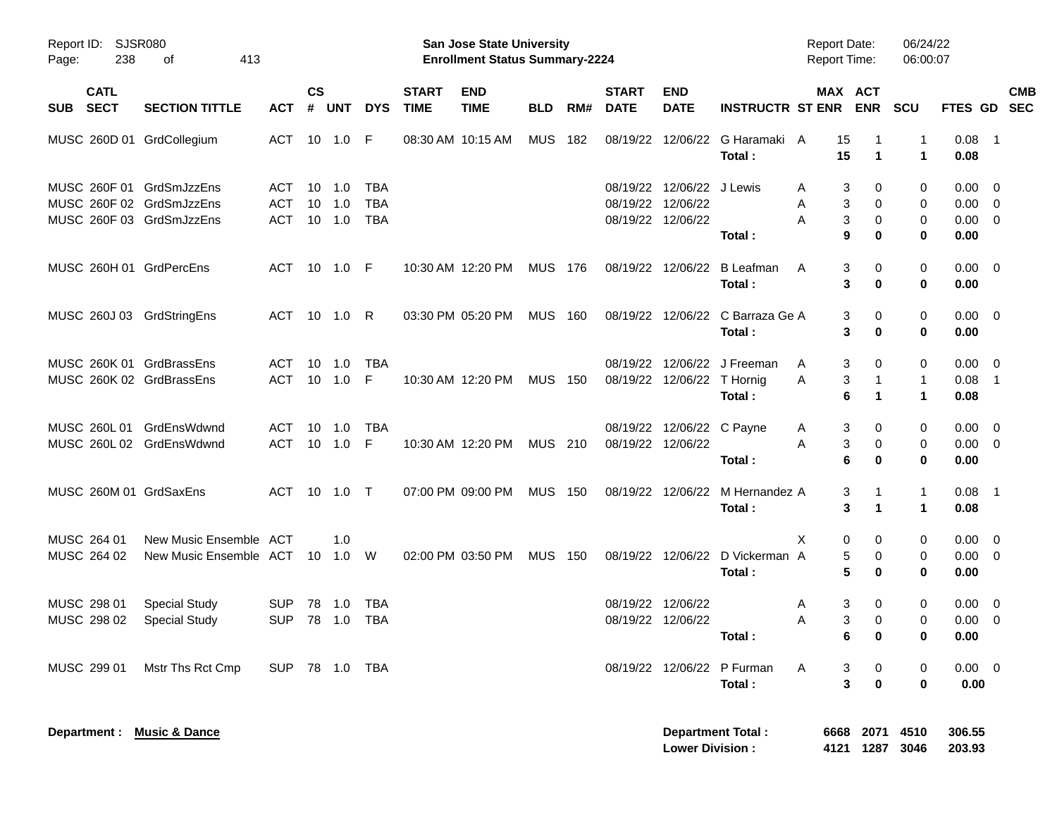Report ID: SJSR080

**San Jose State University**
**Enrollment Status Summary-2224**

Report Date: 06/24/22
Report Time: 06:00:07

| SUB | CATL SECT | SECTION TITTLE | ACT | CS # | UNT | DYS | START TIME | END TIME | BLD | RM# | START DATE | END DATE | INSTRUCTR | ST | MAX ENR | ACT ENR | SCU | FTES | GD | CMB SEC |
|---|---|---|---|---|---|---|---|---|---|---|---|---|---|---|---|---|---|---|---|---|
| MUSC | 260D 01 | GrdCollegium | ACT | 10 | 1.0 | F | 08:30 AM | 10:15 AM | MUS | 182 | 08/19/22 | 12/06/22 | G Haramaki | A | 15 | 1 | 1 | 0.08 | 1 | |
| | | | | | | | | | | | | | **Total :** | | **15** | **1** | **1** | **0.08** | | |
| MUSC | 260F 01 | GrdSmJzzEns | ACT | 10 | 1.0 | TBA | | | | | 08/19/22 | 12/06/22 | J Lewis | A | 3 | 0 | 0 | 0.00 | 0 | |
| MUSC | 260F 02 | GrdSmJzzEns | ACT | 10 | 1.0 | TBA | | | | | 08/19/22 | 12/06/22 | | A | 3 | 0 | 0 | 0.00 | 0 | |
| MUSC | 260F 03 | GrdSmJzzEns | ACT | 10 | 1.0 | TBA | | | | | 08/19/22 | 12/06/22 | | A | 3 | 0 | 0 | 0.00 | 0 | |
| | | | | | | | | | | | | | **Total :** | | **9** | **0** | **0** | **0.00** | | |
| MUSC | 260H 01 | GrdPercEns | ACT | 10 | 1.0 | F | 10:30 AM | 12:20 PM | MUS | 176 | 08/19/22 | 12/06/22 | B Leafman | A | 3 | 0 | 0 | 0.00 | 0 | |
| | | | | | | | | | | | | | **Total :** | | **3** | **0** | **0** | **0.00** | | |
| MUSC | 260J 03 | GrdStringEns | ACT | 10 | 1.0 | R | 03:30 PM | 05:20 PM | MUS | 160 | 08/19/22 | 12/06/22 | C Barraza Ge | A | 3 | 0 | 0 | 0.00 | 0 | |
| | | | | | | | | | | | | | **Total :** | | **3** | **0** | **0** | **0.00** | | |
| MUSC | 260K 01 | GrdBrassEns | ACT | 10 | 1.0 | TBA | | | | | 08/19/22 | 12/06/22 | J Freeman | A | 3 | 0 | 0 | 0.00 | 0 | |
| MUSC | 260K 02 | GrdBrassEns | ACT | 10 | 1.0 | F | 10:30 AM | 12:20 PM | MUS | 150 | 08/19/22 | 12/06/22 | T Hornig | A | 3 | 1 | 1 | 0.08 | 1 | |
| | | | | | | | | | | | | | **Total :** | | **6** | **1** | **1** | **0.08** | | |
| MUSC | 260L 01 | GrdEnsWdwnd | ACT | 10 | 1.0 | TBA | | | | | 08/19/22 | 12/06/22 | C Payne | A | 3 | 0 | 0 | 0.00 | 0 | |
| MUSC | 260L 02 | GrdEnsWdwnd | ACT | 10 | 1.0 | F | 10:30 AM | 12:20 PM | MUS | 210 | 08/19/22 | 12/06/22 | | A | 3 | 0 | 0 | 0.00 | 0 | |
| | | | | | | | | | | | | | **Total :** | | **6** | **0** | **0** | **0.00** | | |
| MUSC | 260M 01 | GrdSaxEns | ACT | 10 | 1.0 | T | 07:00 PM | 09:00 PM | MUS | 150 | 08/19/22 | 12/06/22 | M Hernandez | A | 3 | 1 | 1 | 0.08 | 1 | |
| | | | | | | | | | | | | | **Total :** | | **3** | **1** | **1** | **0.08** | | |
| MUSC | 264 01 | New Music Ensemble | ACT | | 1.0 | | | | | | | | | X | 0 | 0 | 0 | 0.00 | 0 | |
| MUSC | 264 02 | New Music Ensemble | ACT | 10 | 1.0 | W | 02:00 PM | 03:50 PM | MUS | 150 | 08/19/22 | 12/06/22 | D Vickerman | A | 5 | 0 | 0 | 0.00 | 0 | |
| | | | | | | | | | | | | | **Total :** | | **5** | **0** | **0** | **0.00** | | |
| MUSC | 298 01 | Special Study | SUP | 78 | 1.0 | TBA | | | | | 08/19/22 | 12/06/22 | | A | 3 | 0 | 0 | 0.00 | 0 | |
| MUSC | 298 02 | Special Study | SUP | 78 | 1.0 | TBA | | | | | 08/19/22 | 12/06/22 | | A | 3 | 0 | 0 | 0.00 | 0 | |
| | | | | | | | | | | | | | **Total :** | | **6** | **0** | **0** | **0.00** | | |
| MUSC | 299 01 | Mstr Ths Rct Cmp | SUP | 78 | 1.0 | TBA | | | | | 08/19/22 | 12/06/22 | P Furman | A | 3 | 0 | 0 | 0.00 | 0 | |
| | | | | | | | | | | | | | **Total :** | | **3** | **0** | **0** | **0.00** | | |

**Department :** **Music & Dance**

| | MAX ENR | ACT ENR | SCU | FTES |
|---|---|---|---|---|
| **Department Total :** | **6668** | **2071** | **4510** | **306.55** |
| **Lower Division :** | **4121** | **1287** | **3046** | **203.93** |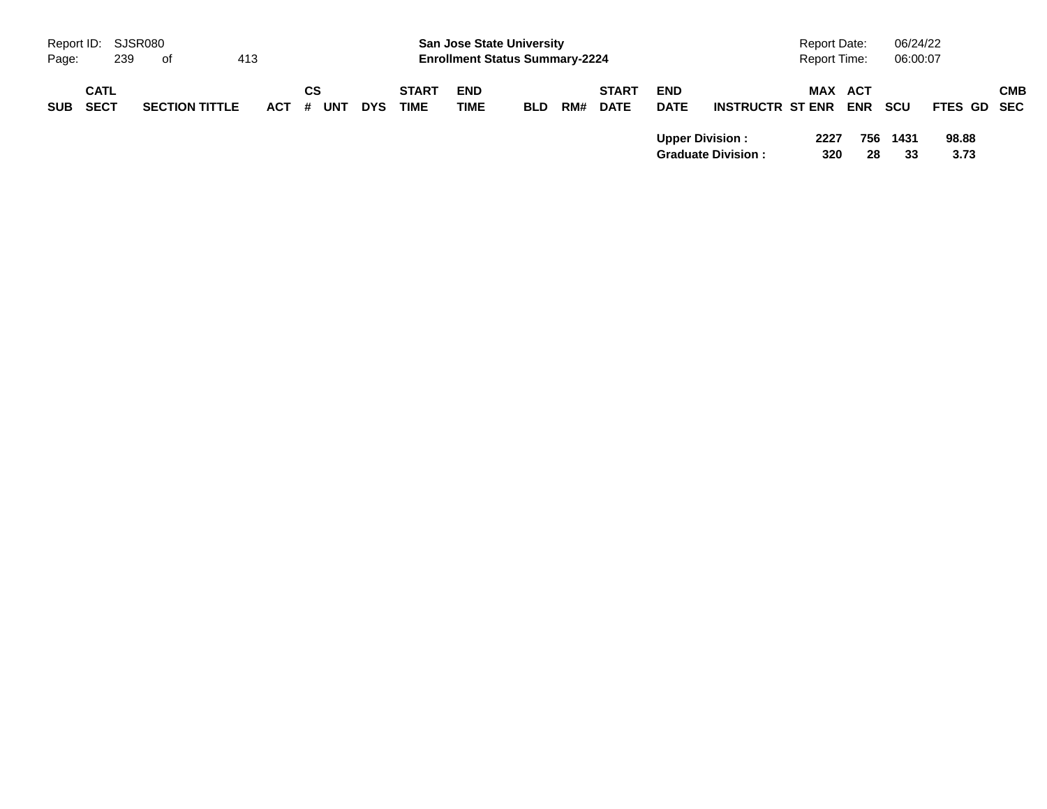| SUB | CATL SECT | SECTION TITTLE | ACT | CS # | UNT | DYS | START TIME | END TIME | BLD | RM# | START DATE | END DATE | INSTRUCTR | MAX ST ENR | ACT ENR | SCU | FTES | GD | CMB SEC |
|---|---|---|---|---|---|---|---|---|---|---|---|---|---|---|---|---|---|---|---|
| | | | | | | | | | | | | **Upper Division :** | | **2227** | **756** | **1431** | **98.88** | | |
| | | | | | | | | | | | | **Graduate Division :** | | **320** | **28** | **33** | **3.73** | | |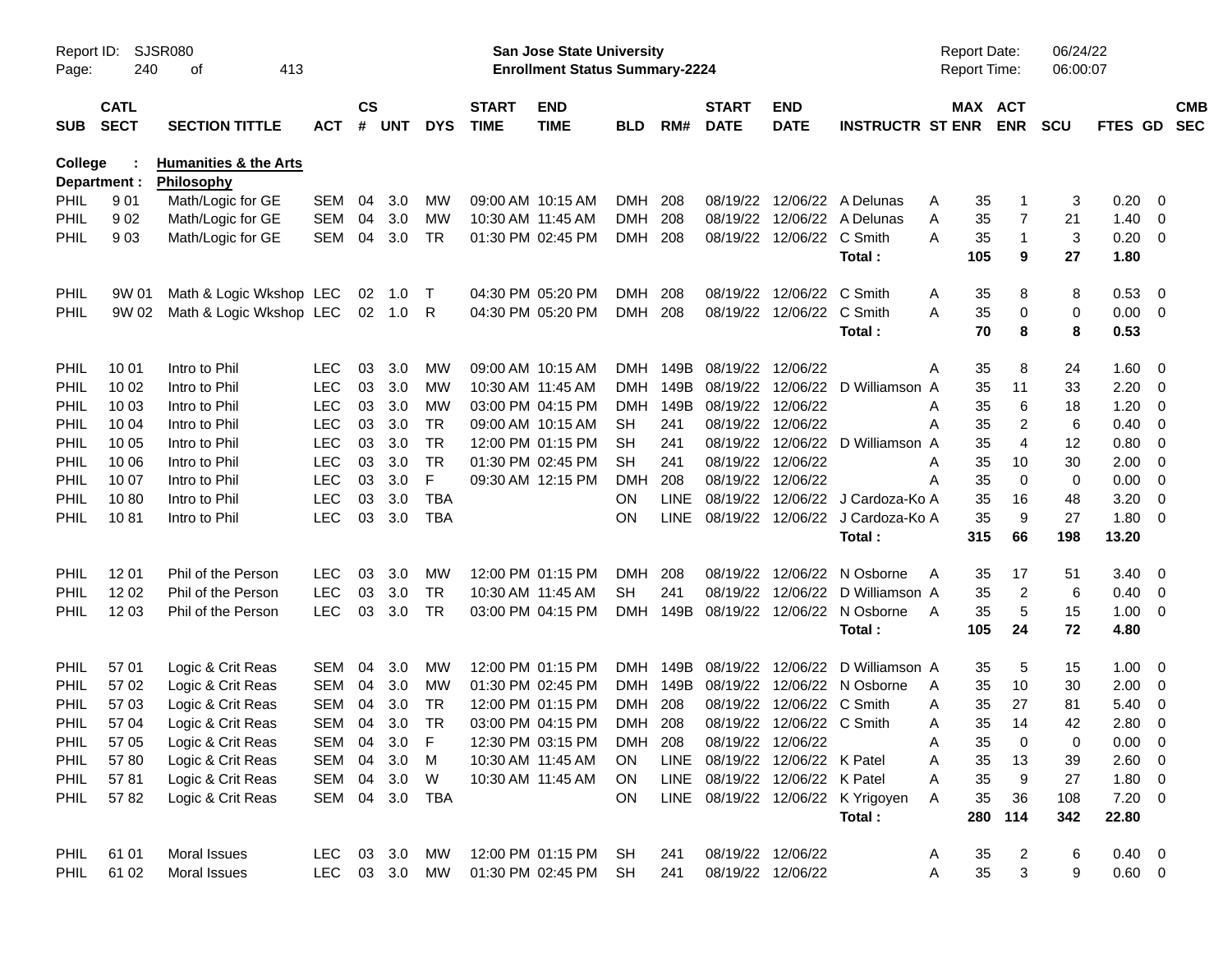Report ID: SJSR080

**San Jose State University**
**Enrollment Status Summary-2224**

Report Date: 06/24/22
Report Time: 06:00:07

**College : Humanities & the Arts**
**Department : Philosophy**

| SUB | CATL SECT | SECTION TITTLE | ACT | CS # | UNT | DYS | START TIME | END TIME | BLD | RM# | START DATE | END DATE | INSTRUCTR | ST | MAX ENR | ACT ENR | SCU | FTES | GD | CMB SEC |
|---|---|---|---|---|---|---|---|---|---|---|---|---|---|---|---|---|---|---|---|---|
| PHIL | 9 01 | Math/Logic for GE | SEM | 04 | 3.0 | MW | 09:00 AM | 10:15 AM | DMH | 208 | 08/19/22 | 12/06/22 | A Delunas | A | 35 | 1 | 3 | 0.20 | 0 | |
| PHIL | 9 02 | Math/Logic for GE | SEM | 04 | 3.0 | MW | 10:30 AM | 11:45 AM | DMH | 208 | 08/19/22 | 12/06/22 | A Delunas | A | 35 | 7 | 21 | 1.40 | 0 | |
| PHIL | 9 03 | Math/Logic for GE | SEM | 04 | 3.0 | TR | 01:30 PM | 02:45 PM | DMH | 208 | 08/19/22 | 12/06/22 | C Smith | A | 35 | 1 | 3 | 0.20 | 0 | |
| | | | | | | | | | | | | | **Total :** | | **105** | **9** | **27** | **1.80** | | |
| PHIL | 9W 01 | Math & Logic Wkshop | LEC | 02 | 1.0 | T | 04:30 PM | 05:20 PM | DMH | 208 | 08/19/22 | 12/06/22 | C Smith | A | 35 | 8 | 8 | 0.53 | 0 | |
| PHIL | 9W 02 | Math & Logic Wkshop | LEC | 02 | 1.0 | R | 04:30 PM | 05:20 PM | DMH | 208 | 08/19/22 | 12/06/22 | C Smith | A | 35 | 0 | 0 | 0.00 | 0 | |
| | | | | | | | | | | | | | **Total :** | | **70** | **8** | **8** | **0.53** | | |
| PHIL | 10 01 | Intro to Phil | LEC | 03 | 3.0 | MW | 09:00 AM | 10:15 AM | DMH | 149B | 08/19/22 | 12/06/22 | | A | 35 | 8 | 24 | 1.60 | 0 | |
| PHIL | 10 02 | Intro to Phil | LEC | 03 | 3.0 | MW | 10:30 AM | 11:45 AM | DMH | 149B | 08/19/22 | 12/06/22 | D Williamson | A | 35 | 11 | 33 | 2.20 | 0 | |
| PHIL | 10 03 | Intro to Phil | LEC | 03 | 3.0 | MW | 03:00 PM | 04:15 PM | DMH | 149B | 08/19/22 | 12/06/22 | | A | 35 | 6 | 18 | 1.20 | 0 | |
| PHIL | 10 04 | Intro to Phil | LEC | 03 | 3.0 | TR | 09:00 AM | 10:15 AM | SH | 241 | 08/19/22 | 12/06/22 | | A | 35 | 2 | 6 | 0.40 | 0 | |
| PHIL | 10 05 | Intro to Phil | LEC | 03 | 3.0 | TR | 12:00 PM | 01:15 PM | SH | 241 | 08/19/22 | 12/06/22 | D Williamson | A | 35 | 4 | 12 | 0.80 | 0 | |
| PHIL | 10 06 | Intro to Phil | LEC | 03 | 3.0 | TR | 01:30 PM | 02:45 PM | SH | 241 | 08/19/22 | 12/06/22 | | A | 35 | 10 | 30 | 2.00 | 0 | |
| PHIL | 10 07 | Intro to Phil | LEC | 03 | 3.0 | F | 09:30 AM | 12:15 PM | DMH | 208 | 08/19/22 | 12/06/22 | | A | 35 | 0 | 0 | 0.00 | 0 | |
| PHIL | 10 80 | Intro to Phil | LEC | 03 | 3.0 | TBA | | | ON | LINE | 08/19/22 | 12/06/22 | J Cardoza-Ko | A | 35 | 16 | 48 | 3.20 | 0 | |
| PHIL | 10 81 | Intro to Phil | LEC | 03 | 3.0 | TBA | | | ON | LINE | 08/19/22 | 12/06/22 | J Cardoza-Ko | A | 35 | 9 | 27 | 1.80 | 0 | |
| | | | | | | | | | | | | | **Total :** | | **315** | **66** | **198** | **13.20** | | |
| PHIL | 12 01 | Phil of the Person | LEC | 03 | 3.0 | MW | 12:00 PM | 01:15 PM | DMH | 208 | 08/19/22 | 12/06/22 | N Osborne | A | 35 | 17 | 51 | 3.40 | 0 | |
| PHIL | 12 02 | Phil of the Person | LEC | 03 | 3.0 | TR | 10:30 AM | 11:45 AM | SH | 241 | 08/19/22 | 12/06/22 | D Williamson | A | 35 | 2 | 6 | 0.40 | 0 | |
| PHIL | 12 03 | Phil of the Person | LEC | 03 | 3.0 | TR | 03:00 PM | 04:15 PM | DMH | 149B | 08/19/22 | 12/06/22 | N Osborne | A | 35 | 5 | 15 | 1.00 | 0 | |
| | | | | | | | | | | | | | **Total :** | | **105** | **24** | **72** | **4.80** | | |
| PHIL | 57 01 | Logic & Crit Reas | SEM | 04 | 3.0 | MW | 12:00 PM | 01:15 PM | DMH | 149B | 08/19/22 | 12/06/22 | D Williamson | A | 35 | 5 | 15 | 1.00 | 0 | |
| PHIL | 57 02 | Logic & Crit Reas | SEM | 04 | 3.0 | MW | 01:30 PM | 02:45 PM | DMH | 149B | 08/19/22 | 12/06/22 | N Osborne | A | 35 | 10 | 30 | 2.00 | 0 | |
| PHIL | 57 03 | Logic & Crit Reas | SEM | 04 | 3.0 | TR | 12:00 PM | 01:15 PM | DMH | 208 | 08/19/22 | 12/06/22 | C Smith | A | 35 | 27 | 81 | 5.40 | 0 | |
| PHIL | 57 04 | Logic & Crit Reas | SEM | 04 | 3.0 | TR | 03:00 PM | 04:15 PM | DMH | 208 | 08/19/22 | 12/06/22 | C Smith | A | 35 | 14 | 42 | 2.80 | 0 | |
| PHIL | 57 05 | Logic & Crit Reas | SEM | 04 | 3.0 | F | 12:30 PM | 03:15 PM | DMH | 208 | 08/19/22 | 12/06/22 | | A | 35 | 0 | 0 | 0.00 | 0 | |
| PHIL | 57 80 | Logic & Crit Reas | SEM | 04 | 3.0 | M | 10:30 AM | 11:45 AM | ON | LINE | 08/19/22 | 12/06/22 | K Patel | A | 35 | 13 | 39 | 2.60 | 0 | |
| PHIL | 57 81 | Logic & Crit Reas | SEM | 04 | 3.0 | W | 10:30 AM | 11:45 AM | ON | LINE | 08/19/22 | 12/06/22 | K Patel | A | 35 | 9 | 27 | 1.80 | 0 | |
| PHIL | 57 82 | Logic & Crit Reas | SEM | 04 | 3.0 | TBA | | | ON | LINE | 08/19/22 | 12/06/22 | K Yrigoyen | A | 35 | 36 | 108 | 7.20 | 0 | |
| | | | | | | | | | | | | | **Total :** | | **280** | **114** | **342** | **22.80** | | |
| PHIL | 61 01 | Moral Issues | LEC | 03 | 3.0 | MW | 12:00 PM | 01:15 PM | SH | 241 | 08/19/22 | 12/06/22 | | A | 35 | 2 | 6 | 0.40 | 0 | |
| PHIL | 61 02 | Moral Issues | LEC | 03 | 3.0 | MW | 01:30 PM | 02:45 PM | SH | 241 | 08/19/22 | 12/06/22 | | A | 35 | 3 | 9 | 0.60 | 0 | |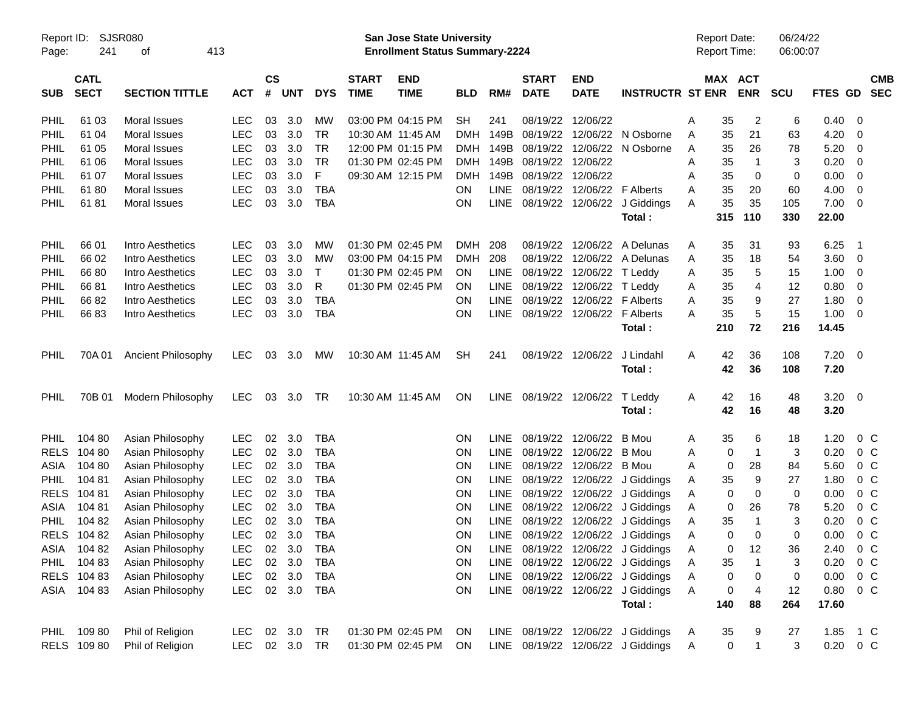Report ID: SJSR080
Page: 241 of 413

**San Jose State University**
**Enrollment Status Summary-2224**

Report Date: 06/24/22
Report Time: 06:00:07

| SUB | CATL SECT | SECTION TITTLE | ACT | CS # | UNT | DYS | START TIME | END TIME | BLD | RM# | START DATE | END DATE | INSTRUCTR | ST | MAX ENR | ACT ENR | SCU | FTES | GD | CMB SEC |
|---|---|---|---|---|---|---|---|---|---|---|---|---|---|---|---|---|---|---|---|---|
| PHIL | 61 03 | Moral Issues | LEC | 03 | 3.0 | MW | 03:00 PM | 04:15 PM | SH | 241 | 08/19/22 | 12/06/22 | | A | 35 | 2 | 6 | 0.40 | 0 | |
| PHIL | 61 04 | Moral Issues | LEC | 03 | 3.0 | TR | 10:30 AM | 11:45 AM | DMH | 149B | 08/19/22 | 12/06/22 | N Osborne | A | 35 | 21 | 63 | 4.20 | 0 | |
| PHIL | 61 05 | Moral Issues | LEC | 03 | 3.0 | TR | 12:00 PM | 01:15 PM | DMH | 149B | 08/19/22 | 12/06/22 | N Osborne | A | 35 | 26 | 78 | 5.20 | 0 | |
| PHIL | 61 06 | Moral Issues | LEC | 03 | 3.0 | TR | 01:30 PM | 02:45 PM | DMH | 149B | 08/19/22 | 12/06/22 | | A | 35 | 1 | 3 | 0.20 | 0 | |
| PHIL | 61 07 | Moral Issues | LEC | 03 | 3.0 | F | 09:30 AM | 12:15 PM | DMH | 149B | 08/19/22 | 12/06/22 | | A | 35 | 0 | 0 | 0.00 | 0 | |
| PHIL | 61 80 | Moral Issues | LEC | 03 | 3.0 | TBA | | | ON | LINE | 08/19/22 | 12/06/22 | F Alberts | A | 35 | 20 | 60 | 4.00 | 0 | |
| PHIL | 61 81 | Moral Issues | LEC | 03 | 3.0 | TBA | | | ON | LINE | 08/19/22 | 12/06/22 | J Giddings | A | 35 | 35 | 105 | 7.00 | 0 | |
| | | | | | | | | | | | | | **Total :** | | **315** | **110** | **330** | **22.00** | | |
| PHIL | 66 01 | Intro Aesthetics | LEC | 03 | 3.0 | MW | 01:30 PM | 02:45 PM | DMH | 208 | 08/19/22 | 12/06/22 | A Delunas | A | 35 | 31 | 93 | 6.25 | 1 | |
| PHIL | 66 02 | Intro Aesthetics | LEC | 03 | 3.0 | MW | 03:00 PM | 04:15 PM | DMH | 208 | 08/19/22 | 12/06/22 | A Delunas | A | 35 | 18 | 54 | 3.60 | 0 | |
| PHIL | 66 80 | Intro Aesthetics | LEC | 03 | 3.0 | T | 01:30 PM | 02:45 PM | ON | LINE | 08/19/22 | 12/06/22 | T Leddy | A | 35 | 5 | 15 | 1.00 | 0 | |
| PHIL | 66 81 | Intro Aesthetics | LEC | 03 | 3.0 | R | 01:30 PM | 02:45 PM | ON | LINE | 08/19/22 | 12/06/22 | T Leddy | A | 35 | 4 | 12 | 0.80 | 0 | |
| PHIL | 66 82 | Intro Aesthetics | LEC | 03 | 3.0 | TBA | | | ON | LINE | 08/19/22 | 12/06/22 | F Alberts | A | 35 | 9 | 27 | 1.80 | 0 | |
| PHIL | 66 83 | Intro Aesthetics | LEC | 03 | 3.0 | TBA | | | ON | LINE | 08/19/22 | 12/06/22 | F Alberts | A | 35 | 5 | 15 | 1.00 | 0 | |
| | | | | | | | | | | | | | **Total :** | | **210** | **72** | **216** | **14.45** | | |
| PHIL | 70A 01 | Ancient Philosophy | LEC | 03 | 3.0 | MW | 10:30 AM | 11:45 AM | SH | 241 | 08/19/22 | 12/06/22 | J Lindahl | A | 42 | 36 | 108 | 7.20 | 0 | |
| | | | | | | | | | | | | | **Total :** | | **42** | **36** | **108** | **7.20** | | |
| PHIL | 70B 01 | Modern Philosophy | LEC | 03 | 3.0 | TR | 10:30 AM | 11:45 AM | ON | LINE | 08/19/22 | 12/06/22 | T Leddy | A | 42 | 16 | 48 | 3.20 | 0 | |
| | | | | | | | | | | | | | **Total :** | | **42** | **16** | **48** | **3.20** | | |
| PHIL | 104 80 | Asian Philosophy | LEC | 02 | 3.0 | TBA | | | ON | LINE | 08/19/22 | 12/06/22 | B Mou | A | 35 | 6 | 18 | 1.20 | 0 | C |
| RELS | 104 80 | Asian Philosophy | LEC | 02 | 3.0 | TBA | | | ON | LINE | 08/19/22 | 12/06/22 | B Mou | A | 0 | 1 | 3 | 0.20 | 0 | C |
| ASIA | 104 80 | Asian Philosophy | LEC | 02 | 3.0 | TBA | | | ON | LINE | 08/19/22 | 12/06/22 | B Mou | A | 0 | 28 | 84 | 5.60 | 0 | C |
| PHIL | 104 81 | Asian Philosophy | LEC | 02 | 3.0 | TBA | | | ON | LINE | 08/19/22 | 12/06/22 | J Giddings | A | 35 | 9 | 27 | 1.80 | 0 | C |
| RELS | 104 81 | Asian Philosophy | LEC | 02 | 3.0 | TBA | | | ON | LINE | 08/19/22 | 12/06/22 | J Giddings | A | 0 | 0 | 0 | 0.00 | 0 | C |
| ASIA | 104 81 | Asian Philosophy | LEC | 02 | 3.0 | TBA | | | ON | LINE | 08/19/22 | 12/06/22 | J Giddings | A | 0 | 26 | 78 | 5.20 | 0 | C |
| PHIL | 104 82 | Asian Philosophy | LEC | 02 | 3.0 | TBA | | | ON | LINE | 08/19/22 | 12/06/22 | J Giddings | A | 35 | 1 | 3 | 0.20 | 0 | C |
| RELS | 104 82 | Asian Philosophy | LEC | 02 | 3.0 | TBA | | | ON | LINE | 08/19/22 | 12/06/22 | J Giddings | A | 0 | 0 | 0 | 0.00 | 0 | C |
| ASIA | 104 82 | Asian Philosophy | LEC | 02 | 3.0 | TBA | | | ON | LINE | 08/19/22 | 12/06/22 | J Giddings | A | 0 | 12 | 36 | 2.40 | 0 | C |
| PHIL | 104 83 | Asian Philosophy | LEC | 02 | 3.0 | TBA | | | ON | LINE | 08/19/22 | 12/06/22 | J Giddings | A | 35 | 1 | 3 | 0.20 | 0 | C |
| RELS | 104 83 | Asian Philosophy | LEC | 02 | 3.0 | TBA | | | ON | LINE | 08/19/22 | 12/06/22 | J Giddings | A | 0 | 0 | 0 | 0.00 | 0 | C |
| ASIA | 104 83 | Asian Philosophy | LEC | 02 | 3.0 | TBA | | | ON | LINE | 08/19/22 | 12/06/22 | J Giddings | A | 0 | 4 | 12 | 0.80 | 0 | C |
| | | | | | | | | | | | | | **Total :** | | **140** | **88** | **264** | **17.60** | | |
| PHIL | 109 80 | Phil of Religion | LEC | 02 | 3.0 | TR | 01:30 PM | 02:45 PM | ON | LINE | 08/19/22 | 12/06/22 | J Giddings | A | 35 | 9 | 27 | 1.85 | 1 | C |
| RELS | 109 80 | Phil of Religion | LEC | 02 | 3.0 | TR | 01:30 PM | 02:45 PM | ON | LINE | 08/19/22 | 12/06/22 | J Giddings | A | 0 | 1 | 3 | 0.20 | 0 | C |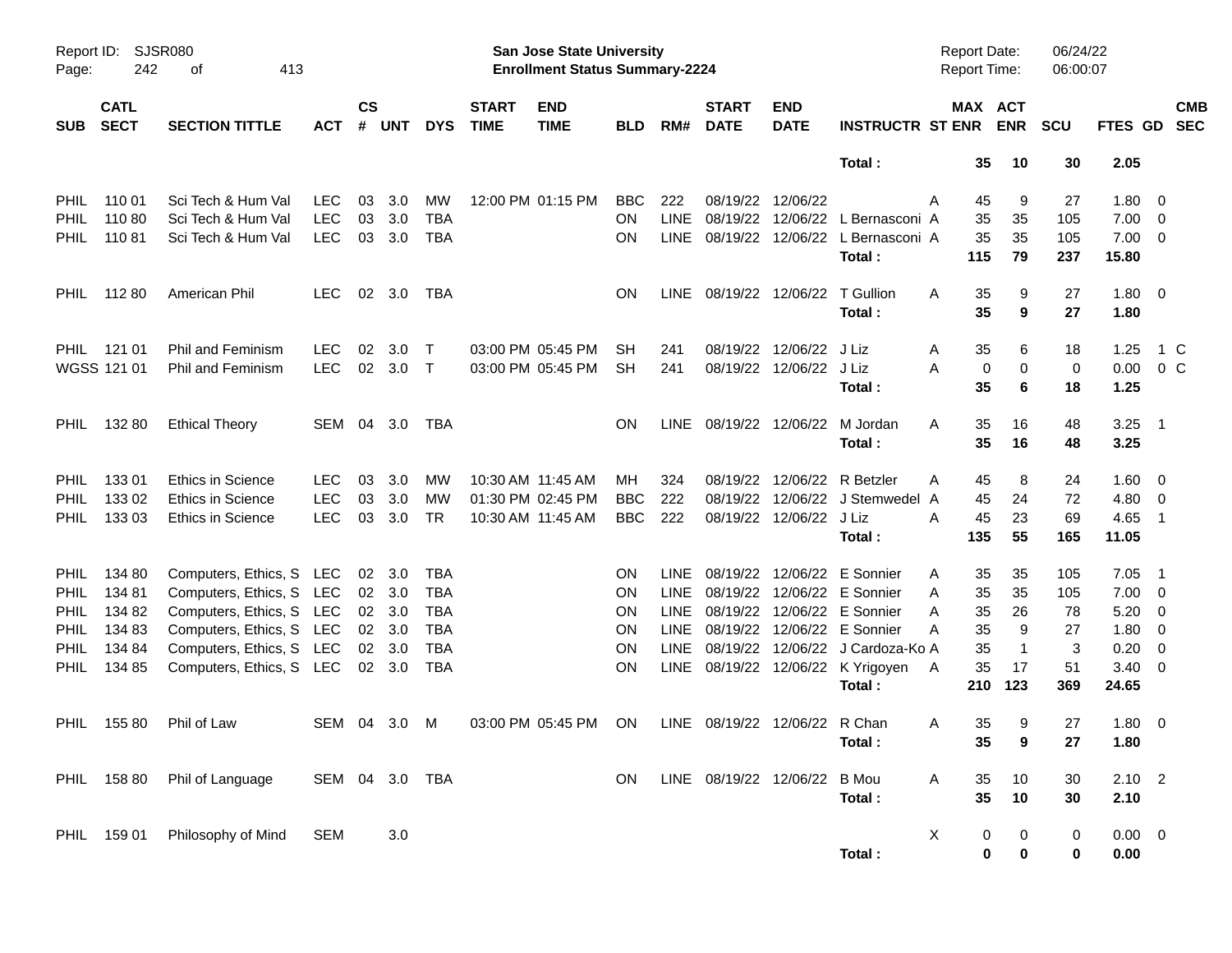Report ID: SJSR080
San Jose State University
Enrollment Status Summary-2224
Report Date: 06/24/22
Report Time: 06:00:07

| SUB | CATL SECT | SECTION TITTLE | ACT | CS # | UNT | DYS | START TIME | END TIME | BLD | RM# | START DATE | END DATE | INSTRUCTR | ST | MAX ENR | ACT ENR | SCU | FTES | GD | CMB SEC |
|---|---|---|---|---|---|---|---|---|---|---|---|---|---|---|---|---|---|---|---|---|
| | | | | | | | | | | | | | **Total :** | | **35** | **10** | **30** | **2.05** | | |
| PHIL | 110 01 | Sci Tech & Hum Val | LEC | 03 | 3.0 | MW | 12:00 PM | 01:15 PM | BBC | 222 | 08/19/22 | 12/06/22 | | A | 45 | 9 | 27 | 1.80 | 0 | |
| PHIL | 110 80 | Sci Tech & Hum Val | LEC | 03 | 3.0 | TBA | | | ON | LINE | 08/19/22 | 12/06/22 | L Bernasconi | A | 35 | 35 | 105 | 7.00 | 0 | |
| PHIL | 110 81 | Sci Tech & Hum Val | LEC | 03 | 3.0 | TBA | | | ON | LINE | 08/19/22 | 12/06/22 | L Bernasconi | A | 35 | 35 | 105 | 7.00 | 0 | |
| | | | | | | | | | | | | | **Total :** | | **115** | **79** | **237** | **15.80** | | |
| PHIL | 112 80 | American Phil | LEC | 02 | 3.0 | TBA | | | ON | LINE | 08/19/22 | 12/06/22 | T Gullion | A | 35 | 9 | 27 | 1.80 | 0 | |
| | | | | | | | | | | | | | **Total :** | | **35** | **9** | **27** | **1.80** | | |
| PHIL | 121 01 | Phil and Feminism | LEC | 02 | 3.0 | T | 03:00 PM | 05:45 PM | SH | 241 | 08/19/22 | 12/06/22 | J Liz | A | 35 | 6 | 18 | 1.25 | 1 | C |
| WGSS | 121 01 | Phil and Feminism | LEC | 02 | 3.0 | T | 03:00 PM | 05:45 PM | SH | 241 | 08/19/22 | 12/06/22 | J Liz | A | 0 | 0 | 0 | 0.00 | 0 | C |
| | | | | | | | | | | | | | **Total :** | | **35** | **6** | **18** | **1.25** | | |
| PHIL | 132 80 | Ethical Theory | SEM | 04 | 3.0 | TBA | | | ON | LINE | 08/19/22 | 12/06/22 | M Jordan | A | 35 | 16 | 48 | 3.25 | 1 | |
| | | | | | | | | | | | | | **Total :** | | **35** | **16** | **48** | **3.25** | | |
| PHIL | 133 01 | Ethics in Science | LEC | 03 | 3.0 | MW | 10:30 AM | 11:45 AM | MH | 324 | 08/19/22 | 12/06/22 | R Betzler | A | 45 | 8 | 24 | 1.60 | 0 | |
| PHIL | 133 02 | Ethics in Science | LEC | 03 | 3.0 | MW | 01:30 PM | 02:45 PM | BBC | 222 | 08/19/22 | 12/06/22 | J Stemwedel | A | 45 | 24 | 72 | 4.80 | 0 | |
| PHIL | 133 03 | Ethics in Science | LEC | 03 | 3.0 | TR | 10:30 AM | 11:45 AM | BBC | 222 | 08/19/22 | 12/06/22 | J Liz | A | 45 | 23 | 69 | 4.65 | 1 | |
| | | | | | | | | | | | | | **Total :** | | **135** | **55** | **165** | **11.05** | | |
| PHIL | 134 80 | Computers, Ethics, S | LEC | 02 | 3.0 | TBA | | | ON | LINE | 08/19/22 | 12/06/22 | E Sonnier | A | 35 | 35 | 105 | 7.05 | 1 | |
| PHIL | 134 81 | Computers, Ethics, S | LEC | 02 | 3.0 | TBA | | | ON | LINE | 08/19/22 | 12/06/22 | E Sonnier | A | 35 | 35 | 105 | 7.00 | 0 | |
| PHIL | 134 82 | Computers, Ethics, S | LEC | 02 | 3.0 | TBA | | | ON | LINE | 08/19/22 | 12/06/22 | E Sonnier | A | 35 | 26 | 78 | 5.20 | 0 | |
| PHIL | 134 83 | Computers, Ethics, S | LEC | 02 | 3.0 | TBA | | | ON | LINE | 08/19/22 | 12/06/22 | E Sonnier | A | 35 | 9 | 27 | 1.80 | 0 | |
| PHIL | 134 84 | Computers, Ethics, S | LEC | 02 | 3.0 | TBA | | | ON | LINE | 08/19/22 | 12/06/22 | J Cardoza-Ko | A | 35 | 1 | 3 | 0.20 | 0 | |
| PHIL | 134 85 | Computers, Ethics, S | LEC | 02 | 3.0 | TBA | | | ON | LINE | 08/19/22 | 12/06/22 | K Yrigoyen | A | 35 | 17 | 51 | 3.40 | 0 | |
| | | | | | | | | | | | | | **Total :** | | **210** | **123** | **369** | **24.65** | | |
| PHIL | 155 80 | Phil of Law | SEM | 04 | 3.0 | M | 03:00 PM | 05:45 PM | ON | LINE | 08/19/22 | 12/06/22 | R Chan | A | 35 | 9 | 27 | 1.80 | 0 | |
| | | | | | | | | | | | | | **Total :** | | **35** | **9** | **27** | **1.80** | | |
| PHIL | 158 80 | Phil of Language | SEM | 04 | 3.0 | TBA | | | ON | LINE | 08/19/22 | 12/06/22 | B Mou | A | 35 | 10 | 30 | 2.10 | 2 | |
| | | | | | | | | | | | | | **Total :** | | **35** | **10** | **30** | **2.10** | | |
| PHIL | 159 01 | Philosophy of Mind | SEM | | 3.0 | | | | | | | | | X | 0 | 0 | 0 | 0.00 | 0 | |
| | | | | | | | | | | | | | **Total :** | | **0** | **0** | **0** | **0.00** | | |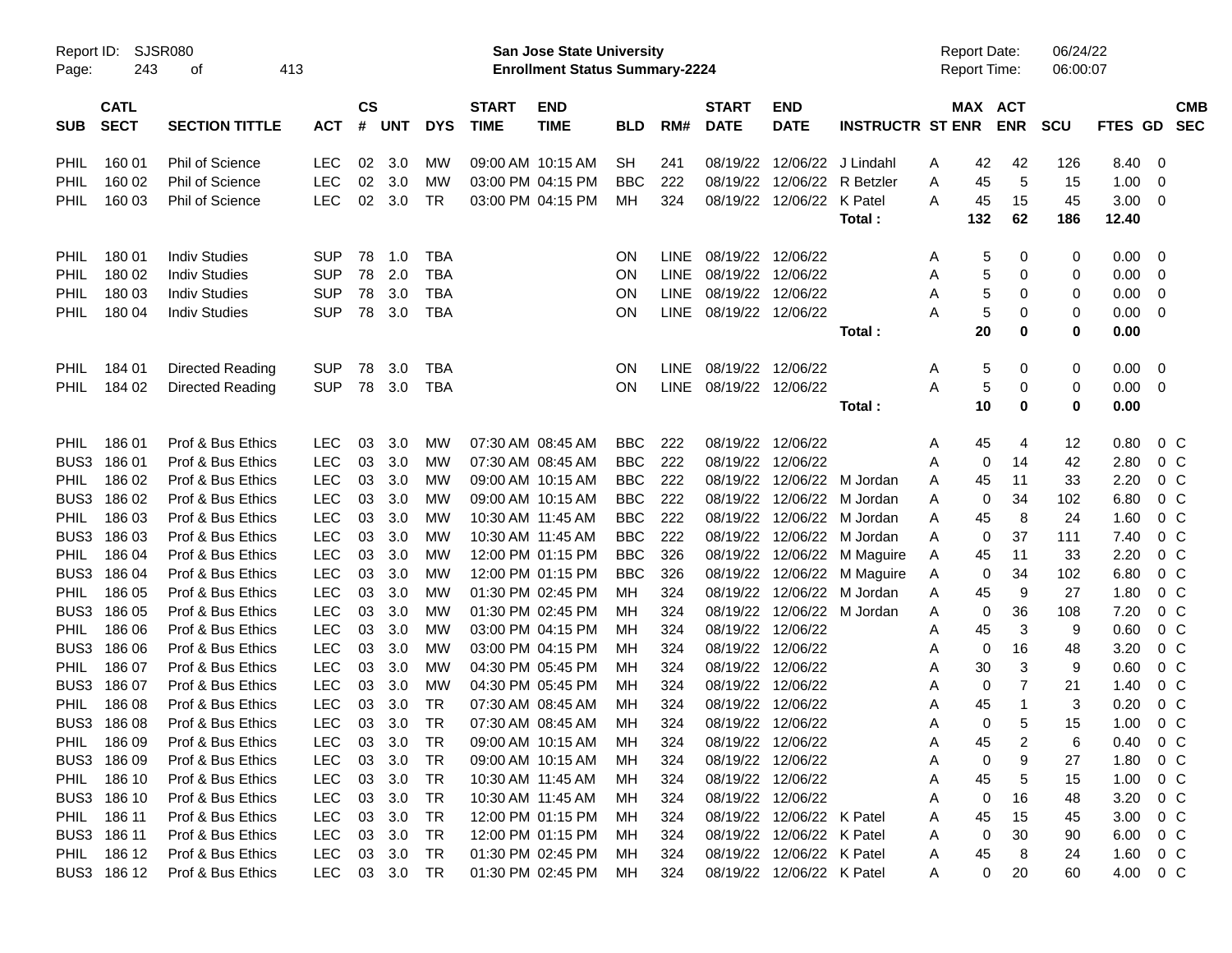Report ID: SJSR080 **San Jose State University** Report Date: 06/24/22
**Enrollment Status Summary-2224** Report Time: 06:00:07

| SUB | CATL SECT | SECTION TITTLE | ACT | CS # | UNT | DYS | START TIME | END TIME | BLD | RM# | START DATE | END DATE | INSTRUCTR | ST ENR | MAX ENR | ACT ENR | SCU | FTES | GD | CMB SEC |
|---|---|---|---|---|---|---|---|---|---|---|---|---|---|---|---|---|---|---|---|---|
| PHIL | 160 01 | Phil of Science | LEC | 02 | 3.0 | MW | 09:00 AM | 10:15 AM | SH | 241 | 08/19/22 | 12/06/22 | J Lindahl | A | 42 | 42 | 126 | 8.40 | 0 | |
| PHIL | 160 02 | Phil of Science | LEC | 02 | 3.0 | MW | 03:00 PM | 04:15 PM | BBC | 222 | 08/19/22 | 12/06/22 | R Betzler | A | 45 | 5 | 15 | 1.00 | 0 | |
| PHIL | 160 03 | Phil of Science | LEC | 02 | 3.0 | TR | 03:00 PM | 04:15 PM | MH | 324 | 08/19/22 | 12/06/22 | K Patel | A | 45 | 15 | 45 | 3.00 | 0 | |
| | | | | | | | | | | | | | **Total :** | | **132** | **62** | **186** | **12.40** | | |
| PHIL | 180 01 | Indiv Studies | SUP | 78 | 1.0 | TBA | | | ON | LINE | 08/19/22 | 12/06/22 | | A | 5 | 0 | 0 | 0.00 | 0 | |
| PHIL | 180 02 | Indiv Studies | SUP | 78 | 2.0 | TBA | | | ON | LINE | 08/19/22 | 12/06/22 | | A | 5 | 0 | 0 | 0.00 | 0 | |
| PHIL | 180 03 | Indiv Studies | SUP | 78 | 3.0 | TBA | | | ON | LINE | 08/19/22 | 12/06/22 | | A | 5 | 0 | 0 | 0.00 | 0 | |
| PHIL | 180 04 | Indiv Studies | SUP | 78 | 3.0 | TBA | | | ON | LINE | 08/19/22 | 12/06/22 | | A | 5 | 0 | 0 | 0.00 | 0 | |
| | | | | | | | | | | | | | **Total :** | | **20** | **0** | **0** | **0.00** | | |
| PHIL | 184 01 | Directed Reading | SUP | 78 | 3.0 | TBA | | | ON | LINE | 08/19/22 | 12/06/22 | | A | 5 | 0 | 0 | 0.00 | 0 | |
| PHIL | 184 02 | Directed Reading | SUP | 78 | 3.0 | TBA | | | ON | LINE | 08/19/22 | 12/06/22 | | A | 5 | 0 | 0 | 0.00 | 0 | |
| | | | | | | | | | | | | | **Total :** | | **10** | **0** | **0** | **0.00** | | |
| PHIL | 186 01 | Prof & Bus Ethics | LEC | 03 | 3.0 | MW | 07:30 AM | 08:45 AM | BBC | 222 | 08/19/22 | 12/06/22 | | A | 45 | 4 | 12 | 0.80 | 0 | C |
| BUS3 | 186 01 | Prof & Bus Ethics | LEC | 03 | 3.0 | MW | 07:30 AM | 08:45 AM | BBC | 222 | 08/19/22 | 12/06/22 | | A | 0 | 14 | 42 | 2.80 | 0 | C |
| PHIL | 186 02 | Prof & Bus Ethics | LEC | 03 | 3.0 | MW | 09:00 AM | 10:15 AM | BBC | 222 | 08/19/22 | 12/06/22 | M Jordan | A | 45 | 11 | 33 | 2.20 | 0 | C |
| BUS3 | 186 02 | Prof & Bus Ethics | LEC | 03 | 3.0 | MW | 09:00 AM | 10:15 AM | BBC | 222 | 08/19/22 | 12/06/22 | M Jordan | A | 0 | 34 | 102 | 6.80 | 0 | C |
| PHIL | 186 03 | Prof & Bus Ethics | LEC | 03 | 3.0 | MW | 10:30 AM | 11:45 AM | BBC | 222 | 08/19/22 | 12/06/22 | M Jordan | A | 45 | 8 | 24 | 1.60 | 0 | C |
| BUS3 | 186 03 | Prof & Bus Ethics | LEC | 03 | 3.0 | MW | 10:30 AM | 11:45 AM | BBC | 222 | 08/19/22 | 12/06/22 | M Jordan | A | 0 | 37 | 111 | 7.40 | 0 | C |
| PHIL | 186 04 | Prof & Bus Ethics | LEC | 03 | 3.0 | MW | 12:00 PM | 01:15 PM | BBC | 326 | 08/19/22 | 12/06/22 | M Maguire | A | 45 | 11 | 33 | 2.20 | 0 | C |
| BUS3 | 186 04 | Prof & Bus Ethics | LEC | 03 | 3.0 | MW | 12:00 PM | 01:15 PM | BBC | 326 | 08/19/22 | 12/06/22 | M Maguire | A | 0 | 34 | 102 | 6.80 | 0 | C |
| PHIL | 186 05 | Prof & Bus Ethics | LEC | 03 | 3.0 | MW | 01:30 PM | 02:45 PM | MH | 324 | 08/19/22 | 12/06/22 | M Jordan | A | 45 | 9 | 27 | 1.80 | 0 | C |
| BUS3 | 186 05 | Prof & Bus Ethics | LEC | 03 | 3.0 | MW | 01:30 PM | 02:45 PM | MH | 324 | 08/19/22 | 12/06/22 | M Jordan | A | 0 | 36 | 108 | 7.20 | 0 | C |
| PHIL | 186 06 | Prof & Bus Ethics | LEC | 03 | 3.0 | MW | 03:00 PM | 04:15 PM | MH | 324 | 08/19/22 | 12/06/22 | | A | 45 | 3 | 9 | 0.60 | 0 | C |
| BUS3 | 186 06 | Prof & Bus Ethics | LEC | 03 | 3.0 | MW | 03:00 PM | 04:15 PM | MH | 324 | 08/19/22 | 12/06/22 | | A | 0 | 16 | 48 | 3.20 | 0 | C |
| PHIL | 186 07 | Prof & Bus Ethics | LEC | 03 | 3.0 | MW | 04:30 PM | 05:45 PM | MH | 324 | 08/19/22 | 12/06/22 | | A | 30 | 3 | 9 | 0.60 | 0 | C |
| BUS3 | 186 07 | Prof & Bus Ethics | LEC | 03 | 3.0 | MW | 04:30 PM | 05:45 PM | MH | 324 | 08/19/22 | 12/06/22 | | A | 0 | 7 | 21 | 1.40 | 0 | C |
| PHIL | 186 08 | Prof & Bus Ethics | LEC | 03 | 3.0 | TR | 07:30 AM | 08:45 AM | MH | 324 | 08/19/22 | 12/06/22 | | A | 45 | 1 | 3 | 0.20 | 0 | C |
| BUS3 | 186 08 | Prof & Bus Ethics | LEC | 03 | 3.0 | TR | 07:30 AM | 08:45 AM | MH | 324 | 08/19/22 | 12/06/22 | | A | 0 | 5 | 15 | 1.00 | 0 | C |
| PHIL | 186 09 | Prof & Bus Ethics | LEC | 03 | 3.0 | TR | 09:00 AM | 10:15 AM | MH | 324 | 08/19/22 | 12/06/22 | | A | 45 | 2 | 6 | 0.40 | 0 | C |
| BUS3 | 186 09 | Prof & Bus Ethics | LEC | 03 | 3.0 | TR | 09:00 AM | 10:15 AM | MH | 324 | 08/19/22 | 12/06/22 | | A | 0 | 9 | 27 | 1.80 | 0 | C |
| PHIL | 186 10 | Prof & Bus Ethics | LEC | 03 | 3.0 | TR | 10:30 AM | 11:45 AM | MH | 324 | 08/19/22 | 12/06/22 | | A | 45 | 5 | 15 | 1.00 | 0 | C |
| BUS3 | 186 10 | Prof & Bus Ethics | LEC | 03 | 3.0 | TR | 10:30 AM | 11:45 AM | MH | 324 | 08/19/22 | 12/06/22 | | A | 0 | 16 | 48 | 3.20 | 0 | C |
| PHIL | 186 11 | Prof & Bus Ethics | LEC | 03 | 3.0 | TR | 12:00 PM | 01:15 PM | MH | 324 | 08/19/22 | 12/06/22 | K Patel | A | 45 | 15 | 45 | 3.00 | 0 | C |
| BUS3 | 186 11 | Prof & Bus Ethics | LEC | 03 | 3.0 | TR | 12:00 PM | 01:15 PM | MH | 324 | 08/19/22 | 12/06/22 | K Patel | A | 0 | 30 | 90 | 6.00 | 0 | C |
| PHIL | 186 12 | Prof & Bus Ethics | LEC | 03 | 3.0 | TR | 01:30 PM | 02:45 PM | MH | 324 | 08/19/22 | 12/06/22 | K Patel | A | 45 | 8 | 24 | 1.60 | 0 | C |
| BUS3 | 186 12 | Prof & Bus Ethics | LEC | 03 | 3.0 | TR | 01:30 PM | 02:45 PM | MH | 324 | 08/19/22 | 12/06/22 | K Patel | A | 0 | 20 | 60 | 4.00 | 0 | C |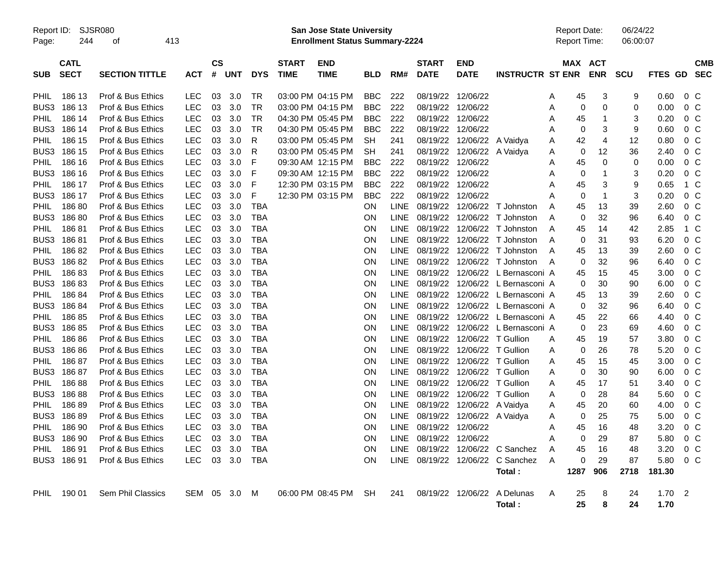Report ID: SJSR080
San Jose State University
Enrollment Status Summary-2224
Report Date: 06/24/22
Report Time: 06:00:07

| SUB | CATL SECT | SECTION TITTLE | ACT | CS # | UNT | DYS | START TIME | END TIME | BLD | RM# | START DATE | END DATE | INSTRUCTR | ST | MAX ENR | ACT ENR | SCU | FTES | GD | CMB SEC |
|---|---|---|---|---|---|---|---|---|---|---|---|---|---|---|---|---|---|---|---|---|
| PHIL | 186 13 | Prof & Bus Ethics | LEC | 03 | 3.0 | TR | 03:00 PM | 04:15 PM | BBC | 222 | 08/19/22 | 12/06/22 | | A | 45 | 3 | 9 | 0.60 | 0 | C |
| BUS3 | 186 13 | Prof & Bus Ethics | LEC | 03 | 3.0 | TR | 03:00 PM | 04:15 PM | BBC | 222 | 08/19/22 | 12/06/22 | | A | 0 | 0 | 0 | 0.00 | 0 | C |
| PHIL | 186 14 | Prof & Bus Ethics | LEC | 03 | 3.0 | TR | 04:30 PM | 05:45 PM | BBC | 222 | 08/19/22 | 12/06/22 | | A | 45 | 1 | 3 | 0.20 | 0 | C |
| BUS3 | 186 14 | Prof & Bus Ethics | LEC | 03 | 3.0 | TR | 04:30 PM | 05:45 PM | BBC | 222 | 08/19/22 | 12/06/22 | | A | 0 | 3 | 9 | 0.60 | 0 | C |
| PHIL | 186 15 | Prof & Bus Ethics | LEC | 03 | 3.0 | R | 03:00 PM | 05:45 PM | SH | 241 | 08/19/22 | 12/06/22 | A Vaidya | A | 42 | 4 | 12 | 0.80 | 0 | C |
| BUS3 | 186 15 | Prof & Bus Ethics | LEC | 03 | 3.0 | R | 03:00 PM | 05:45 PM | SH | 241 | 08/19/22 | 12/06/22 | A Vaidya | A | 0 | 12 | 36 | 2.40 | 0 | C |
| PHIL | 186 16 | Prof & Bus Ethics | LEC | 03 | 3.0 | F | 09:30 AM | 12:15 PM | BBC | 222 | 08/19/22 | 12/06/22 | | A | 45 | 0 | 0 | 0.00 | 0 | C |
| BUS3 | 186 16 | Prof & Bus Ethics | LEC | 03 | 3.0 | F | 09:30 AM | 12:15 PM | BBC | 222 | 08/19/22 | 12/06/22 | | A | 0 | 1 | 3 | 0.20 | 0 | C |
| PHIL | 186 17 | Prof & Bus Ethics | LEC | 03 | 3.0 | F | 12:30 PM | 03:15 PM | BBC | 222 | 08/19/22 | 12/06/22 | | A | 45 | 3 | 9 | 0.65 | 1 | C |
| BUS3 | 186 17 | Prof & Bus Ethics | LEC | 03 | 3.0 | F | 12:30 PM | 03:15 PM | BBC | 222 | 08/19/22 | 12/06/22 | | A | 0 | 1 | 3 | 0.20 | 0 | C |
| PHIL | 186 80 | Prof & Bus Ethics | LEC | 03 | 3.0 | TBA | | | ON | LINE | 08/19/22 | 12/06/22 | T Johnston | A | 45 | 13 | 39 | 2.60 | 0 | C |
| BUS3 | 186 80 | Prof & Bus Ethics | LEC | 03 | 3.0 | TBA | | | ON | LINE | 08/19/22 | 12/06/22 | T Johnston | A | 0 | 32 | 96 | 6.40 | 0 | C |
| PHIL | 186 81 | Prof & Bus Ethics | LEC | 03 | 3.0 | TBA | | | ON | LINE | 08/19/22 | 12/06/22 | T Johnston | A | 45 | 14 | 42 | 2.85 | 1 | C |
| BUS3 | 186 81 | Prof & Bus Ethics | LEC | 03 | 3.0 | TBA | | | ON | LINE | 08/19/22 | 12/06/22 | T Johnston | A | 0 | 31 | 93 | 6.20 | 0 | C |
| PHIL | 186 82 | Prof & Bus Ethics | LEC | 03 | 3.0 | TBA | | | ON | LINE | 08/19/22 | 12/06/22 | T Johnston | A | 45 | 13 | 39 | 2.60 | 0 | C |
| BUS3 | 186 82 | Prof & Bus Ethics | LEC | 03 | 3.0 | TBA | | | ON | LINE | 08/19/22 | 12/06/22 | T Johnston | A | 0 | 32 | 96 | 6.40 | 0 | C |
| PHIL | 186 83 | Prof & Bus Ethics | LEC | 03 | 3.0 | TBA | | | ON | LINE | 08/19/22 | 12/06/22 | L Bernasconi | A | 45 | 15 | 45 | 3.00 | 0 | C |
| BUS3 | 186 83 | Prof & Bus Ethics | LEC | 03 | 3.0 | TBA | | | ON | LINE | 08/19/22 | 12/06/22 | L Bernasconi | A | 0 | 30 | 90 | 6.00 | 0 | C |
| PHIL | 186 84 | Prof & Bus Ethics | LEC | 03 | 3.0 | TBA | | | ON | LINE | 08/19/22 | 12/06/22 | L Bernasconi | A | 45 | 13 | 39 | 2.60 | 0 | C |
| BUS3 | 186 84 | Prof & Bus Ethics | LEC | 03 | 3.0 | TBA | | | ON | LINE | 08/19/22 | 12/06/22 | L Bernasconi | A | 0 | 32 | 96 | 6.40 | 0 | C |
| PHIL | 186 85 | Prof & Bus Ethics | LEC | 03 | 3.0 | TBA | | | ON | LINE | 08/19/22 | 12/06/22 | L Bernasconi | A | 45 | 22 | 66 | 4.40 | 0 | C |
| BUS3 | 186 85 | Prof & Bus Ethics | LEC | 03 | 3.0 | TBA | | | ON | LINE | 08/19/22 | 12/06/22 | L Bernasconi | A | 0 | 23 | 69 | 4.60 | 0 | C |
| PHIL | 186 86 | Prof & Bus Ethics | LEC | 03 | 3.0 | TBA | | | ON | LINE | 08/19/22 | 12/06/22 | T Gullion | A | 45 | 19 | 57 | 3.80 | 0 | C |
| BUS3 | 186 86 | Prof & Bus Ethics | LEC | 03 | 3.0 | TBA | | | ON | LINE | 08/19/22 | 12/06/22 | T Gullion | A | 0 | 26 | 78 | 5.20 | 0 | C |
| PHIL | 186 87 | Prof & Bus Ethics | LEC | 03 | 3.0 | TBA | | | ON | LINE | 08/19/22 | 12/06/22 | T Gullion | A | 45 | 15 | 45 | 3.00 | 0 | C |
| BUS3 | 186 87 | Prof & Bus Ethics | LEC | 03 | 3.0 | TBA | | | ON | LINE | 08/19/22 | 12/06/22 | T Gullion | A | 0 | 30 | 90 | 6.00 | 0 | C |
| PHIL | 186 88 | Prof & Bus Ethics | LEC | 03 | 3.0 | TBA | | | ON | LINE | 08/19/22 | 12/06/22 | T Gullion | A | 45 | 17 | 51 | 3.40 | 0 | C |
| BUS3 | 186 88 | Prof & Bus Ethics | LEC | 03 | 3.0 | TBA | | | ON | LINE | 08/19/22 | 12/06/22 | T Gullion | A | 0 | 28 | 84 | 5.60 | 0 | C |
| PHIL | 186 89 | Prof & Bus Ethics | LEC | 03 | 3.0 | TBA | | | ON | LINE | 08/19/22 | 12/06/22 | A Vaidya | A | 45 | 20 | 60 | 4.00 | 0 | C |
| BUS3 | 186 89 | Prof & Bus Ethics | LEC | 03 | 3.0 | TBA | | | ON | LINE | 08/19/22 | 12/06/22 | A Vaidya | A | 0 | 25 | 75 | 5.00 | 0 | C |
| PHIL | 186 90 | Prof & Bus Ethics | LEC | 03 | 3.0 | TBA | | | ON | LINE | 08/19/22 | 12/06/22 | | A | 45 | 16 | 48 | 3.20 | 0 | C |
| BUS3 | 186 90 | Prof & Bus Ethics | LEC | 03 | 3.0 | TBA | | | ON | LINE | 08/19/22 | 12/06/22 | | A | 0 | 29 | 87 | 5.80 | 0 | C |
| PHIL | 186 91 | Prof & Bus Ethics | LEC | 03 | 3.0 | TBA | | | ON | LINE | 08/19/22 | 12/06/22 | C Sanchez | A | 45 | 16 | 48 | 3.20 | 0 | C |
| BUS3 | 186 91 | Prof & Bus Ethics | LEC | 03 | 3.0 | TBA | | | ON | LINE | 08/19/22 | 12/06/22 | C Sanchez | A | 0 | 29 | 87 | 5.80 | 0 | C |
| | | | | | | | | | | | | | **Total :** | | **1287** | **906** | **2718** | **181.30** | | |
| PHIL | 190 01 | Sem Phil Classics | SEM | 05 | 3.0 | M | 06:00 PM | 08:45 PM | SH | 241 | 08/19/22 | 12/06/22 | A Delunas | A | 25 | 8 | 24 | 1.70 | 2 | |
| | | | | | | | | | | | | | **Total :** | | **25** | **8** | **24** | **1.70** | | |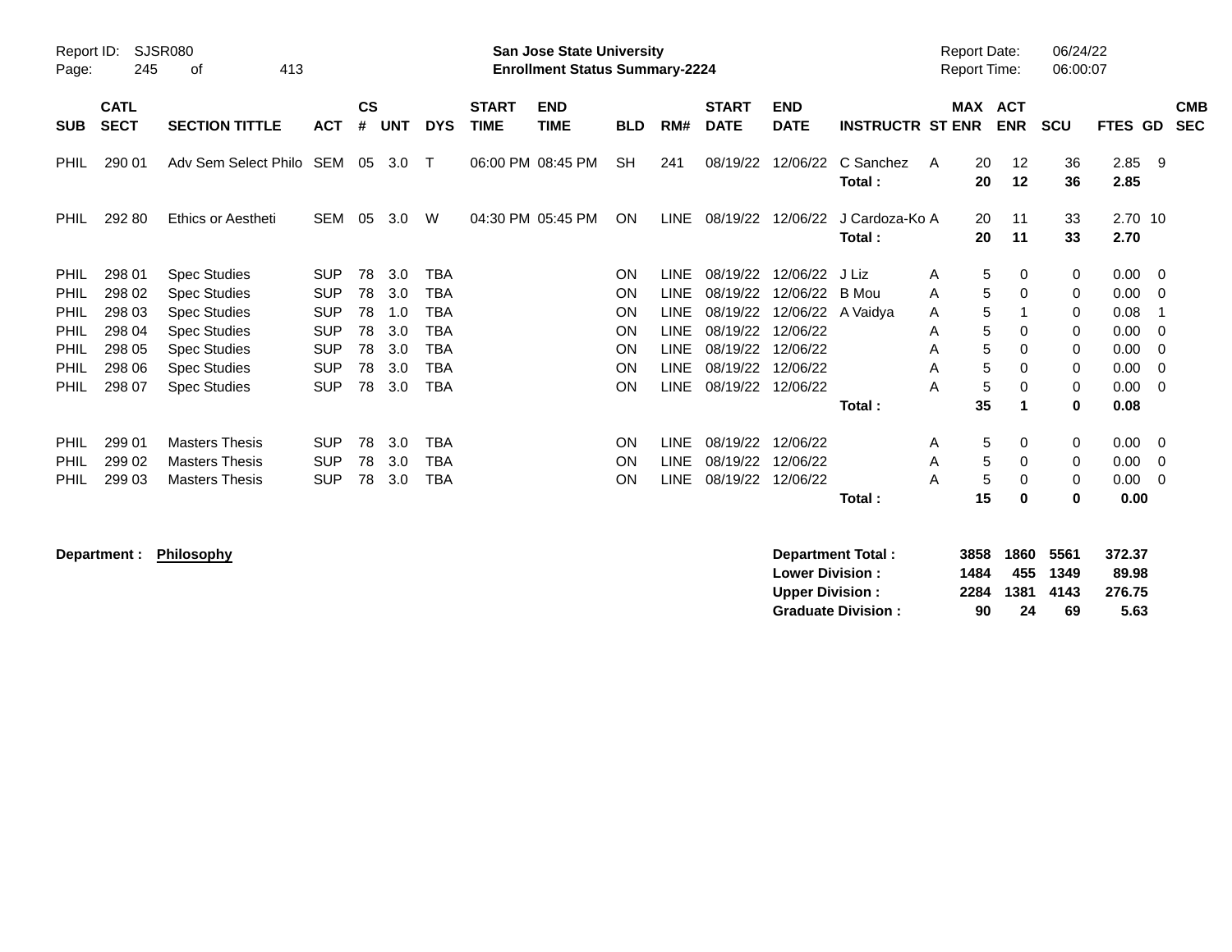Report ID: SJSR080

**San Jose State University**
**Enrollment Status Summary-2224**

Report Date: 06/24/22
Report Time: 06:00:07

| SUB | CATL SECT | SECTION TITTLE | ACT | CS # | UNT | DYS | START TIME | END TIME | BLD | RM# | START DATE | END DATE | INSTRUCTR | ST | MAX ENR | ACT ENR | SCU | FTES | GD | CMB SEC |
|---|---|---|---|---|---|---|---|---|---|---|---|---|---|---|---|---|---|---|---|---|
| PHIL | 290 01 | Adv Sem Select Philo | SEM | 05 | 3.0 | T | 06:00 PM | 08:45 PM | SH | 241 | 08/19/22 | 12/06/22 | C Sanchez | A | 20 | 12 | 36 | 2.85 | 9 | |
| | | | | | | | | | | | | | **Total :** | | **20** | **12** | **36** | **2.85** | | |
| PHIL | 292 80 | Ethics or Aestheti | SEM | 05 | 3.0 | W | 04:30 PM | 05:45 PM | ON | LINE | 08/19/22 | 12/06/22 | J Cardoza-Ko | A | 20 | 11 | 33 | 2.70 | 10 | |
| | | | | | | | | | | | | | **Total :** | | **20** | **11** | **33** | **2.70** | | |
| PHIL | 298 01 | Spec Studies | SUP | 78 | 3.0 | TBA | | | ON | LINE | 08/19/22 | 12/06/22 | J Liz | A | 5 | 0 | 0 | 0.00 | 0 | |
| PHIL | 298 02 | Spec Studies | SUP | 78 | 3.0 | TBA | | | ON | LINE | 08/19/22 | 12/06/22 | B Mou | A | 5 | 0 | 0 | 0.00 | 0 | |
| PHIL | 298 03 | Spec Studies | SUP | 78 | 1.0 | TBA | | | ON | LINE | 08/19/22 | 12/06/22 | A Vaidya | A | 5 | 1 | 0 | 0.08 | 1 | |
| PHIL | 298 04 | Spec Studies | SUP | 78 | 3.0 | TBA | | | ON | LINE | 08/19/22 | 12/06/22 | | A | 5 | 0 | 0 | 0.00 | 0 | |
| PHIL | 298 05 | Spec Studies | SUP | 78 | 3.0 | TBA | | | ON | LINE | 08/19/22 | 12/06/22 | | A | 5 | 0 | 0 | 0.00 | 0 | |
| PHIL | 298 06 | Spec Studies | SUP | 78 | 3.0 | TBA | | | ON | LINE | 08/19/22 | 12/06/22 | | A | 5 | 0 | 0 | 0.00 | 0 | |
| PHIL | 298 07 | Spec Studies | SUP | 78 | 3.0 | TBA | | | ON | LINE | 08/19/22 | 12/06/22 | | A | 5 | 0 | 0 | 0.00 | 0 | |
| | | | | | | | | | | | | | **Total :** | | **35** | **1** | **0** | **0.08** | | |
| PHIL | 299 01 | Masters Thesis | SUP | 78 | 3.0 | TBA | | | ON | LINE | 08/19/22 | 12/06/22 | | A | 5 | 0 | 0 | 0.00 | 0 | |
| PHIL | 299 02 | Masters Thesis | SUP | 78 | 3.0 | TBA | | | ON | LINE | 08/19/22 | 12/06/22 | | A | 5 | 0 | 0 | 0.00 | 0 | |
| PHIL | 299 03 | Masters Thesis | SUP | 78 | 3.0 | TBA | | | ON | LINE | 08/19/22 | 12/06/22 | | A | 5 | 0 | 0 | 0.00 | 0 | |
| | | | | | | | | | | | | | **Total :** | | **15** | **0** | **0** | **0.00** | | |

**Department :** **Philosophy**

| | MAX ENR | ACT ENR | SCU | FTES |
|---|---|---|---|---|
| **Department Total :** | **3858** | **1860** | **5561** | **372.37** |
| **Lower Division :** | **1484** | **455** | **1349** | **89.98** |
| **Upper Division :** | **2284** | **1381** | **4143** | **276.75** |
| **Graduate Division :** | **90** | **24** | **69** | **5.63** |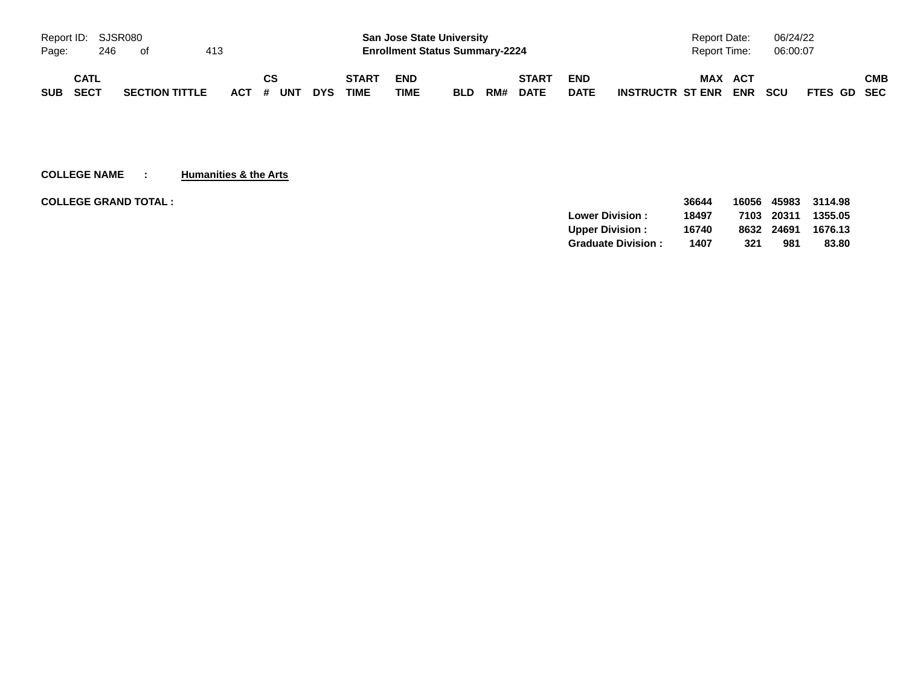| SUB | CATL SECT | SECTION TITTLE | ACT | CS # | UNT | DYS | START TIME | END TIME | BLD | RM# | START DATE | END DATE | INSTRUCTR | MAX ST ENR | ACT ENR | SCU | FTES | GD | CMB SEC |
|---|---|---|---|---|---|---|---|---|---|---|---|---|---|---|---|---|---|---|---|

**COLLEGE NAME : Humanities & the Arts**

**COLLEGE GRAND TOTAL :**

| | MAX ST ENR | ACT ENR | SCU | FTES |
|---|---|---|---|---|
| | 36644 | 16056 | 45983 | 3114.98 |
| Lower Division : | 18497 | 7103 | 20311 | 1355.05 |
| Upper Division : | 16740 | 8632 | 24691 | 1676.13 |
| Graduate Division : | 1407 | 321 | 981 | 83.80 |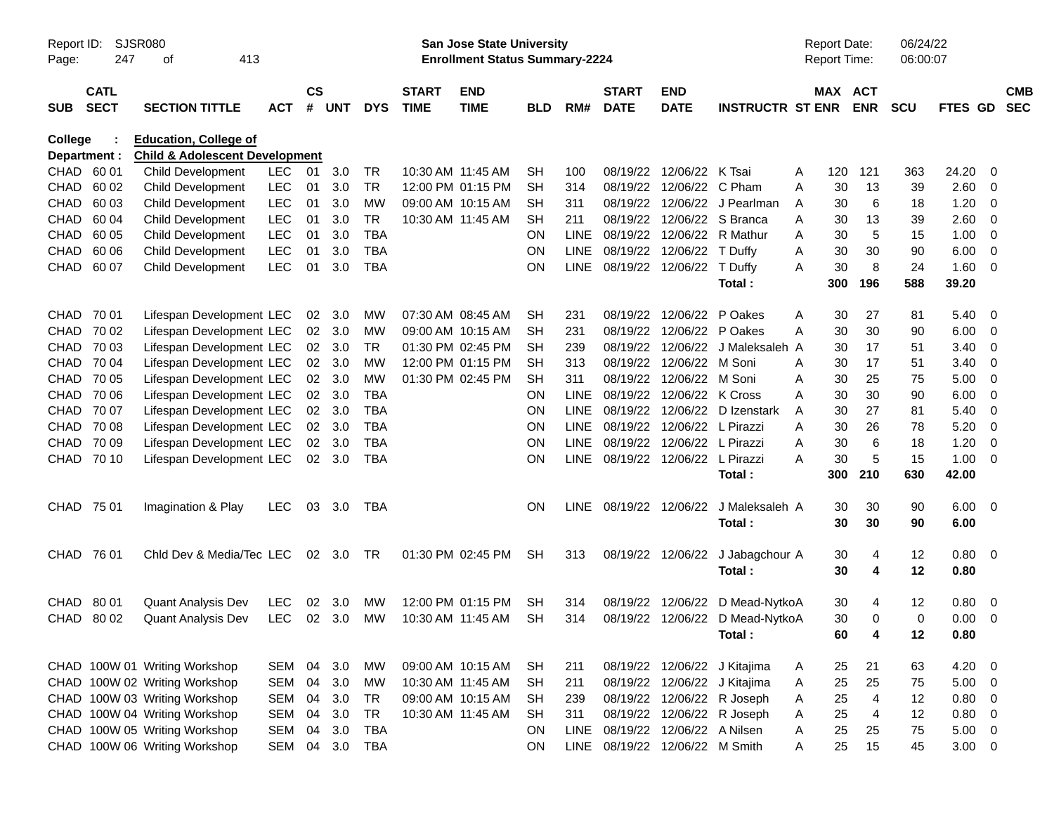Report ID: SJSR080
**San Jose State University**
**Enrollment Status Summary-2224**
Report Date: 06/24/22
Report Time: 06:00:07

**College : Education, College of**
**Department : Child & Adolescent Development**

| SUB | CATL SECT | SECTION TITTLE | ACT | CS # | UNT | DYS | START TIME | END TIME | BLD | RM# | START DATE | END DATE | INSTRUCTR | ST | MAX ENR | ACT ENR | SCU | FTES | GD | CMB SEC |
|---|---|---|---|---|---|---|---|---|---|---|---|---|---|---|---|---|---|---|---|---|
| CHAD | 60 01 | Child Development | LEC | 01 | 3.0 | TR | 10:30 AM | 11:45 AM | SH | 100 | 08/19/22 | 12/06/22 | K Tsai | A | 120 | 121 | 363 | 24.20 | 0 | |
| CHAD | 60 02 | Child Development | LEC | 01 | 3.0 | TR | 12:00 PM | 01:15 PM | SH | 314 | 08/19/22 | 12/06/22 | C Pham | A | 30 | 13 | 39 | 2.60 | 0 | |
| CHAD | 60 03 | Child Development | LEC | 01 | 3.0 | MW | 09:00 AM | 10:15 AM | SH | 311 | 08/19/22 | 12/06/22 | J Pearlman | A | 30 | 6 | 18 | 1.20 | 0 | |
| CHAD | 60 04 | Child Development | LEC | 01 | 3.0 | TR | 10:30 AM | 11:45 AM | SH | 211 | 08/19/22 | 12/06/22 | S Branca | A | 30 | 13 | 39 | 2.60 | 0 | |
| CHAD | 60 05 | Child Development | LEC | 01 | 3.0 | TBA | | | ON | LINE | 08/19/22 | 12/06/22 | R Mathur | A | 30 | 5 | 15 | 1.00 | 0 | |
| CHAD | 60 06 | Child Development | LEC | 01 | 3.0 | TBA | | | ON | LINE | 08/19/22 | 12/06/22 | T Duffy | A | 30 | 30 | 90 | 6.00 | 0 | |
| CHAD | 60 07 | Child Development | LEC | 01 | 3.0 | TBA | | | ON | LINE | 08/19/22 | 12/06/22 | T Duffy | A | 30 | 8 | 24 | 1.60 | 0 | |
| | | | | | | | | | | | | | **Total :** | | **300** | **196** | **588** | **39.20** | | |
| CHAD | 70 01 | Lifespan Development | LEC | 02 | 3.0 | MW | 07:30 AM | 08:45 AM | SH | 231 | 08/19/22 | 12/06/22 | P Oakes | A | 30 | 27 | 81 | 5.40 | 0 | |
| CHAD | 70 02 | Lifespan Development | LEC | 02 | 3.0 | MW | 09:00 AM | 10:15 AM | SH | 231 | 08/19/22 | 12/06/22 | P Oakes | A | 30 | 30 | 90 | 6.00 | 0 | |
| CHAD | 70 03 | Lifespan Development | LEC | 02 | 3.0 | TR | 01:30 PM | 02:45 PM | SH | 239 | 08/19/22 | 12/06/22 | J Maleksaleh | A | 30 | 17 | 51 | 3.40 | 0 | |
| CHAD | 70 04 | Lifespan Development | LEC | 02 | 3.0 | MW | 12:00 PM | 01:15 PM | SH | 313 | 08/19/22 | 12/06/22 | M Soni | A | 30 | 17 | 51 | 3.40 | 0 | |
| CHAD | 70 05 | Lifespan Development | LEC | 02 | 3.0 | MW | 01:30 PM | 02:45 PM | SH | 311 | 08/19/22 | 12/06/22 | M Soni | A | 30 | 25 | 75 | 5.00 | 0 | |
| CHAD | 70 06 | Lifespan Development | LEC | 02 | 3.0 | TBA | | | ON | LINE | 08/19/22 | 12/06/22 | K Cross | A | 30 | 30 | 90 | 6.00 | 0 | |
| CHAD | 70 07 | Lifespan Development | LEC | 02 | 3.0 | TBA | | | ON | LINE | 08/19/22 | 12/06/22 | D Izenstark | A | 30 | 27 | 81 | 5.40 | 0 | |
| CHAD | 70 08 | Lifespan Development | LEC | 02 | 3.0 | TBA | | | ON | LINE | 08/19/22 | 12/06/22 | L Pirazzi | A | 30 | 26 | 78 | 5.20 | 0 | |
| CHAD | 70 09 | Lifespan Development | LEC | 02 | 3.0 | TBA | | | ON | LINE | 08/19/22 | 12/06/22 | L Pirazzi | A | 30 | 6 | 18 | 1.20 | 0 | |
| CHAD | 70 10 | Lifespan Development | LEC | 02 | 3.0 | TBA | | | ON | LINE | 08/19/22 | 12/06/22 | L Pirazzi | A | 30 | 5 | 15 | 1.00 | 0 | |
| | | | | | | | | | | | | | **Total :** | | **300** | **210** | **630** | **42.00** | | |
| CHAD | 75 01 | Imagination & Play | LEC | 03 | 3.0 | TBA | | | ON | LINE | 08/19/22 | 12/06/22 | J Maleksaleh | A | 30 | 30 | 90 | 6.00 | 0 | |
| | | | | | | | | | | | | | **Total :** | | **30** | **30** | **90** | **6.00** | | |
| CHAD | 76 01 | Chld Dev & Media/Tec | LEC | 02 | 3.0 | TR | 01:30 PM | 02:45 PM | SH | 313 | 08/19/22 | 12/06/22 | J Jabagchour | A | 30 | 4 | 12 | 0.80 | 0 | |
| | | | | | | | | | | | | | **Total :** | | **30** | **4** | **12** | **0.80** | | |
| CHAD | 80 01 | Quant Analysis Dev | LEC | 02 | 3.0 | MW | 12:00 PM | 01:15 PM | SH | 314 | 08/19/22 | 12/06/22 | D Mead-Nytko | A | 30 | 4 | 12 | 0.80 | 0 | |
| CHAD | 80 02 | Quant Analysis Dev | LEC | 02 | 3.0 | MW | 10:30 AM | 11:45 AM | SH | 314 | 08/19/22 | 12/06/22 | D Mead-Nytko | A | 30 | 0 | 0 | 0.00 | 0 | |
| | | | | | | | | | | | | | **Total :** | | **60** | **4** | **12** | **0.80** | | |
| CHAD | 100W 01 | Writing Workshop | SEM | 04 | 3.0 | MW | 09:00 AM | 10:15 AM | SH | 211 | 08/19/22 | 12/06/22 | J Kitajima | A | 25 | 21 | 63 | 4.20 | 0 | |
| CHAD | 100W 02 | Writing Workshop | SEM | 04 | 3.0 | MW | 10:30 AM | 11:45 AM | SH | 211 | 08/19/22 | 12/06/22 | J Kitajima | A | 25 | 25 | 75 | 5.00 | 0 | |
| CHAD | 100W 03 | Writing Workshop | SEM | 04 | 3.0 | TR | 09:00 AM | 10:15 AM | SH | 239 | 08/19/22 | 12/06/22 | R Joseph | A | 25 | 4 | 12 | 0.80 | 0 | |
| CHAD | 100W 04 | Writing Workshop | SEM | 04 | 3.0 | TR | 10:30 AM | 11:45 AM | SH | 311 | 08/19/22 | 12/06/22 | R Joseph | A | 25 | 4 | 12 | 0.80 | 0 | |
| CHAD | 100W 05 | Writing Workshop | SEM | 04 | 3.0 | TBA | | | ON | LINE | 08/19/22 | 12/06/22 | A Nilsen | A | 25 | 25 | 75 | 5.00 | 0 | |
| CHAD | 100W 06 | Writing Workshop | SEM | 04 | 3.0 | TBA | | | ON | LINE | 08/19/22 | 12/06/22 | M Smith | A | 25 | 15 | 45 | 3.00 | 0 | |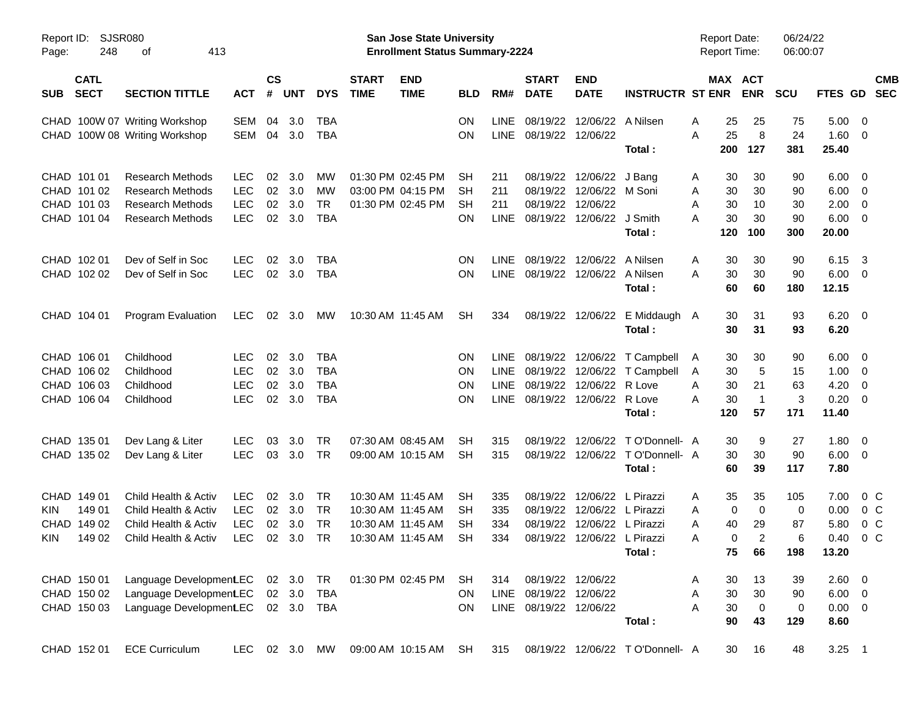**San Jose State University**
**Enrollment Status Summary-2224**

Report ID: SJSR080
Report Date: 06/24/22
Report Time: 06:00:07

| SUB | CATL SECT | SECTION TITTLE | ACT | CS # | UNT | DYS | START TIME | END TIME | BLD | RM# | START DATE | END DATE | INSTRUCTR | ST | MAX ENR | ACT ENR | SCU | FTES | GD | CMB SEC |
|---|---|---|---|---|---|---|---|---|---|---|---|---|---|---|---|---|---|---|---|---|
| CHAD | 100W 07 | Writing Workshop | SEM | 04 | 3.0 | TBA | | | ON | LINE | 08/19/22 | 12/06/22 | A Nilsen | A | 25 | 25 | 75 | 5.00 | 0 | |
| CHAD | 100W 08 | Writing Workshop | SEM | 04 | 3.0 | TBA | | | ON | LINE | 08/19/22 | 12/06/22 | | A | 25 | 8 | 24 | 1.60 | 0 | |
| | | | | | | | | | | | | | **Total :** | | **200** | **127** | **381** | **25.40** | | |
| CHAD | 101 01 | Research Methods | LEC | 02 | 3.0 | MW | 01:30 PM | 02:45 PM | SH | 211 | 08/19/22 | 12/06/22 | J Bang | A | 30 | 30 | 90 | 6.00 | 0 | |
| CHAD | 101 02 | Research Methods | LEC | 02 | 3.0 | MW | 03:00 PM | 04:15 PM | SH | 211 | 08/19/22 | 12/06/22 | M Soni | A | 30 | 30 | 90 | 6.00 | 0 | |
| CHAD | 101 03 | Research Methods | LEC | 02 | 3.0 | TR | 01:30 PM | 02:45 PM | SH | 211 | 08/19/22 | 12/06/22 | | A | 30 | 10 | 30 | 2.00 | 0 | |
| CHAD | 101 04 | Research Methods | LEC | 02 | 3.0 | TBA | | | ON | LINE | 08/19/22 | 12/06/22 | J Smith | A | 30 | 30 | 90 | 6.00 | 0 | |
| | | | | | | | | | | | | | **Total :** | | **120** | **100** | **300** | **20.00** | | |
| CHAD | 102 01 | Dev of Self in Soc | LEC | 02 | 3.0 | TBA | | | ON | LINE | 08/19/22 | 12/06/22 | A Nilsen | A | 30 | 30 | 90 | 6.15 | 3 | |
| CHAD | 102 02 | Dev of Self in Soc | LEC | 02 | 3.0 | TBA | | | ON | LINE | 08/19/22 | 12/06/22 | A Nilsen | A | 30 | 30 | 90 | 6.00 | 0 | |
| | | | | | | | | | | | | | **Total :** | | **60** | **60** | **180** | **12.15** | | |
| CHAD | 104 01 | Program Evaluation | LEC | 02 | 3.0 | MW | 10:30 AM | 11:45 AM | SH | 334 | 08/19/22 | 12/06/22 | E Middaugh | A | 30 | 31 | 93 | 6.20 | 0 | |
| | | | | | | | | | | | | | **Total :** | | **30** | **31** | **93** | **6.20** | | |
| CHAD | 106 01 | Childhood | LEC | 02 | 3.0 | TBA | | | ON | LINE | 08/19/22 | 12/06/22 | T Campbell | A | 30 | 30 | 90 | 6.00 | 0 | |
| CHAD | 106 02 | Childhood | LEC | 02 | 3.0 | TBA | | | ON | LINE | 08/19/22 | 12/06/22 | T Campbell | A | 30 | 5 | 15 | 1.00 | 0 | |
| CHAD | 106 03 | Childhood | LEC | 02 | 3.0 | TBA | | | ON | LINE | 08/19/22 | 12/06/22 | R Love | A | 30 | 21 | 63 | 4.20 | 0 | |
| CHAD | 106 04 | Childhood | LEC | 02 | 3.0 | TBA | | | ON | LINE | 08/19/22 | 12/06/22 | R Love | A | 30 | 1 | 3 | 0.20 | 0 | |
| | | | | | | | | | | | | | **Total :** | | **120** | **57** | **171** | **11.40** | | |
| CHAD | 135 01 | Dev Lang & Liter | LEC | 03 | 3.0 | TR | 07:30 AM | 08:45 AM | SH | 315 | 08/19/22 | 12/06/22 | T O'Donnell- | A | 30 | 9 | 27 | 1.80 | 0 | |
| CHAD | 135 02 | Dev Lang & Liter | LEC | 03 | 3.0 | TR | 09:00 AM | 10:15 AM | SH | 315 | 08/19/22 | 12/06/22 | T O'Donnell- | A | 30 | 30 | 90 | 6.00 | 0 | |
| | | | | | | | | | | | | | **Total :** | | **60** | **39** | **117** | **7.80** | | |
| CHAD | 149 01 | Child Health & Activ | LEC | 02 | 3.0 | TR | 10:30 AM | 11:45 AM | SH | 335 | 08/19/22 | 12/06/22 | L Pirazzi | A | 35 | 35 | 105 | 7.00 | 0 | C |
| KIN | 149 01 | Child Health & Activ | LEC | 02 | 3.0 | TR | 10:30 AM | 11:45 AM | SH | 335 | 08/19/22 | 12/06/22 | L Pirazzi | A | 0 | 0 | 0 | 0.00 | 0 | C |
| CHAD | 149 02 | Child Health & Activ | LEC | 02 | 3.0 | TR | 10:30 AM | 11:45 AM | SH | 334 | 08/19/22 | 12/06/22 | L Pirazzi | A | 40 | 29 | 87 | 5.80 | 0 | C |
| KIN | 149 02 | Child Health & Activ | LEC | 02 | 3.0 | TR | 10:30 AM | 11:45 AM | SH | 334 | 08/19/22 | 12/06/22 | L Pirazzi | A | 0 | 2 | 6 | 0.40 | 0 | C |
| | | | | | | | | | | | | | **Total :** | | **75** | **66** | **198** | **13.20** | | |
| CHAD | 150 01 | Language Development | LEC | 02 | 3.0 | TR | 01:30 PM | 02:45 PM | SH | 314 | 08/19/22 | 12/06/22 | | A | 30 | 13 | 39 | 2.60 | 0 | |
| CHAD | 150 02 | Language Development | LEC | 02 | 3.0 | TBA | | | ON | LINE | 08/19/22 | 12/06/22 | | A | 30 | 30 | 90 | 6.00 | 0 | |
| CHAD | 150 03 | Language Development | LEC | 02 | 3.0 | TBA | | | ON | LINE | 08/19/22 | 12/06/22 | | A | 30 | 0 | 0 | 0.00 | 0 | |
| | | | | | | | | | | | | | **Total :** | | **90** | **43** | **129** | **8.60** | | |
| CHAD | 152 01 | ECE Curriculum | LEC | 02 | 3.0 | MW | 09:00 AM | 10:15 AM | SH | 315 | 08/19/22 | 12/06/22 | T O'Donnell- | A | 30 | 16 | 48 | 3.25 | 1 | |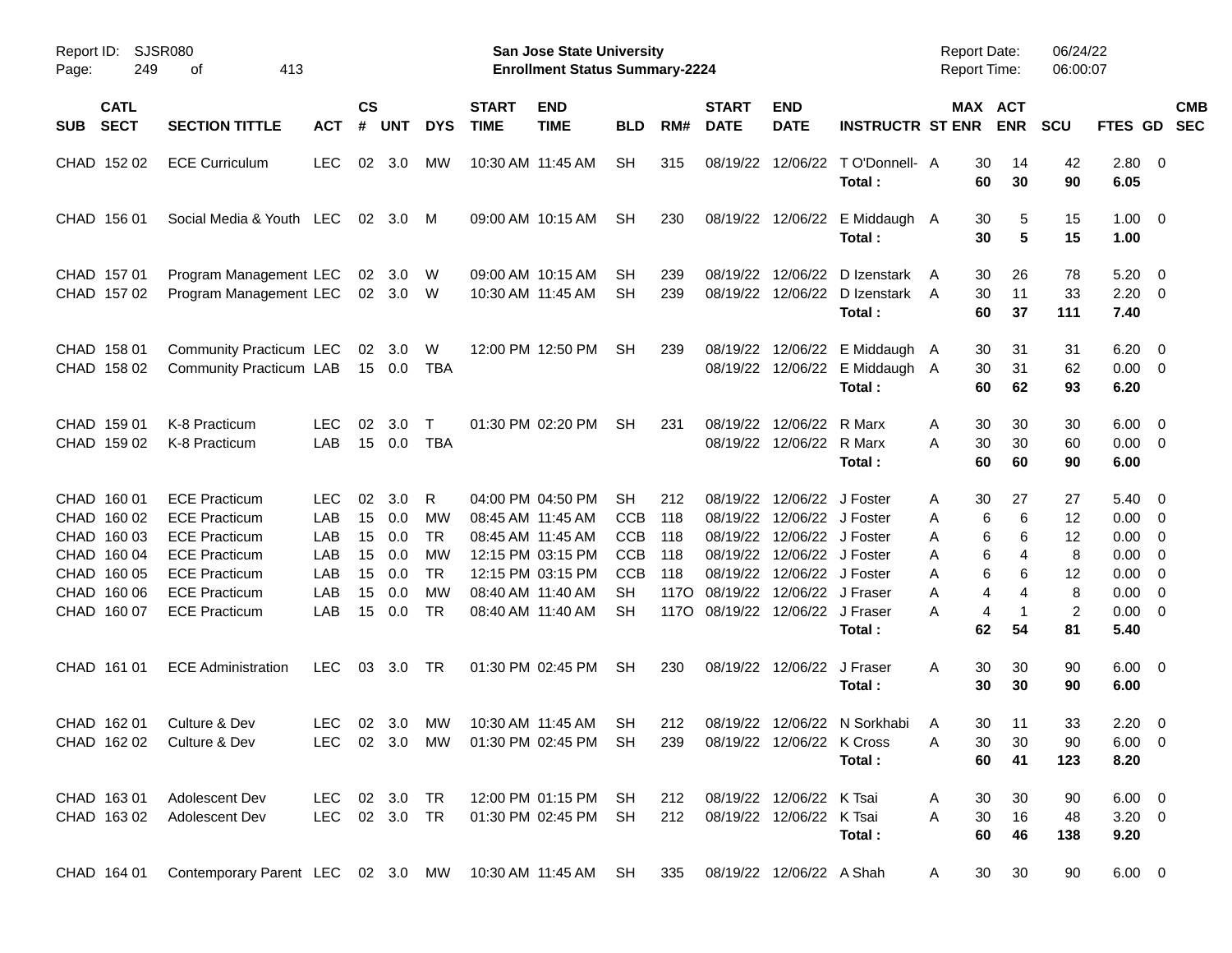Report ID: SJSR080
Page: 249 of 413

**San Jose State University**
**Enrollment Status Summary-2224**

Report Date: 06/24/22
Report Time: 06:00:07

| SUB | CATL SECT | SECTION TITTLE | ACT | CS # | UNT | DYS | START TIME | END TIME | BLD | RM# | START DATE | END DATE | INSTRUCTR | ST | MAX ENR | ACT ENR | SCU | FTES | GD | CMB SEC |
|---|---|---|---|---|---|---|---|---|---|---|---|---|---|---|---|---|---|---|---|---|
| CHAD | 152 02 | ECE Curriculum | LEC | 02 | 3.0 | MW | 10:30 AM | 11:45 AM | SH | 315 | 08/19/22 | 12/06/22 | T O'Donnell- | A | 30 | 14 | 42 | 2.80 | 0 | |
| | | | | | | | | | | | | | **Total :** | | **60** | **30** | **90** | **6.05** | | |
| CHAD | 156 01 | Social Media & Youth | LEC | 02 | 3.0 | M | 09:00 AM | 10:15 AM | SH | 230 | 08/19/22 | 12/06/22 | E Middaugh | A | 30 | 5 | 15 | 1.00 | 0 | |
| | | | | | | | | | | | | | **Total :** | | **30** | **5** | **15** | **1.00** | | |
| CHAD | 157 01 | Program Management | LEC | 02 | 3.0 | W | 09:00 AM | 10:15 AM | SH | 239 | 08/19/22 | 12/06/22 | D Izenstark | A | 30 | 26 | 78 | 5.20 | 0 | |
| CHAD | 157 02 | Program Management | LEC | 02 | 3.0 | W | 10:30 AM | 11:45 AM | SH | 239 | 08/19/22 | 12/06/22 | D Izenstark | A | 30 | 11 | 33 | 2.20 | 0 | |
| | | | | | | | | | | | | | **Total :** | | **60** | **37** | **111** | **7.40** | | |
| CHAD | 158 01 | Community Practicum | LEC | 02 | 3.0 | W | 12:00 PM | 12:50 PM | SH | 239 | 08/19/22 | 12/06/22 | E Middaugh | A | 30 | 31 | 31 | 6.20 | 0 | |
| CHAD | 158 02 | Community Practicum | LAB | 15 | 0.0 | TBA | | | | | 08/19/22 | 12/06/22 | E Middaugh | A | 30 | 31 | 62 | 0.00 | 0 | |
| | | | | | | | | | | | | | **Total :** | | **60** | **62** | **93** | **6.20** | | |
| CHAD | 159 01 | K-8 Practicum | LEC | 02 | 3.0 | T | 01:30 PM | 02:20 PM | SH | 231 | 08/19/22 | 12/06/22 | R Marx | A | 30 | 30 | 30 | 6.00 | 0 | |
| CHAD | 159 02 | K-8 Practicum | LAB | 15 | 0.0 | TBA | | | | | 08/19/22 | 12/06/22 | R Marx | A | 30 | 30 | 60 | 0.00 | 0 | |
| | | | | | | | | | | | | | **Total :** | | **60** | **60** | **90** | **6.00** | | |
| CHAD | 160 01 | ECE Practicum | LEC | 02 | 3.0 | R | 04:00 PM | 04:50 PM | SH | 212 | 08/19/22 | 12/06/22 | J Foster | A | 30 | 27 | 27 | 5.40 | 0 | |
| CHAD | 160 02 | ECE Practicum | LAB | 15 | 0.0 | MW | 08:45 AM | 11:45 AM | CCB | 118 | 08/19/22 | 12/06/22 | J Foster | A | 6 | 6 | 12 | 0.00 | 0 | |
| CHAD | 160 03 | ECE Practicum | LAB | 15 | 0.0 | TR | 08:45 AM | 11:45 AM | CCB | 118 | 08/19/22 | 12/06/22 | J Foster | A | 6 | 6 | 12 | 0.00 | 0 | |
| CHAD | 160 04 | ECE Practicum | LAB | 15 | 0.0 | MW | 12:15 PM | 03:15 PM | CCB | 118 | 08/19/22 | 12/06/22 | J Foster | A | 6 | 4 | 8 | 0.00 | 0 | |
| CHAD | 160 05 | ECE Practicum | LAB | 15 | 0.0 | TR | 12:15 PM | 03:15 PM | CCB | 118 | 08/19/22 | 12/06/22 | J Foster | A | 6 | 6 | 12 | 0.00 | 0 | |
| CHAD | 160 06 | ECE Practicum | LAB | 15 | 0.0 | MW | 08:40 AM | 11:40 AM | SH | 117O | 08/19/22 | 12/06/22 | J Fraser | A | 4 | 4 | 8 | 0.00 | 0 | |
| CHAD | 160 07 | ECE Practicum | LAB | 15 | 0.0 | TR | 08:40 AM | 11:40 AM | SH | 117O | 08/19/22 | 12/06/22 | J Fraser | A | 4 | 1 | 2 | 0.00 | 0 | |
| | | | | | | | | | | | | | **Total :** | | **62** | **54** | **81** | **5.40** | | |
| CHAD | 161 01 | ECE Administration | LEC | 03 | 3.0 | TR | 01:30 PM | 02:45 PM | SH | 230 | 08/19/22 | 12/06/22 | J Fraser | A | 30 | 30 | 90 | 6.00 | 0 | |
| | | | | | | | | | | | | | **Total :** | | **30** | **30** | **90** | **6.00** | | |
| CHAD | 162 01 | Culture & Dev | LEC | 02 | 3.0 | MW | 10:30 AM | 11:45 AM | SH | 212 | 08/19/22 | 12/06/22 | N Sorkhabi | A | 30 | 11 | 33 | 2.20 | 0 | |
| CHAD | 162 02 | Culture & Dev | LEC | 02 | 3.0 | MW | 01:30 PM | 02:45 PM | SH | 239 | 08/19/22 | 12/06/22 | K Cross | A | 30 | 30 | 90 | 6.00 | 0 | |
| | | | | | | | | | | | | | **Total :** | | **60** | **41** | **123** | **8.20** | | |
| CHAD | 163 01 | Adolescent Dev | LEC | 02 | 3.0 | TR | 12:00 PM | 01:15 PM | SH | 212 | 08/19/22 | 12/06/22 | K Tsai | A | 30 | 30 | 90 | 6.00 | 0 | |
| CHAD | 163 02 | Adolescent Dev | LEC | 02 | 3.0 | TR | 01:30 PM | 02:45 PM | SH | 212 | 08/19/22 | 12/06/22 | K Tsai | A | 30 | 16 | 48 | 3.20 | 0 | |
| | | | | | | | | | | | | | **Total :** | | **60** | **46** | **138** | **9.20** | | |
| CHAD | 164 01 | Contemporary Parent | LEC | 02 | 3.0 | MW | 10:30 AM | 11:45 AM | SH | 335 | 08/19/22 | 12/06/22 | A Shah | A | 30 | 30 | 90 | 6.00 | 0 | |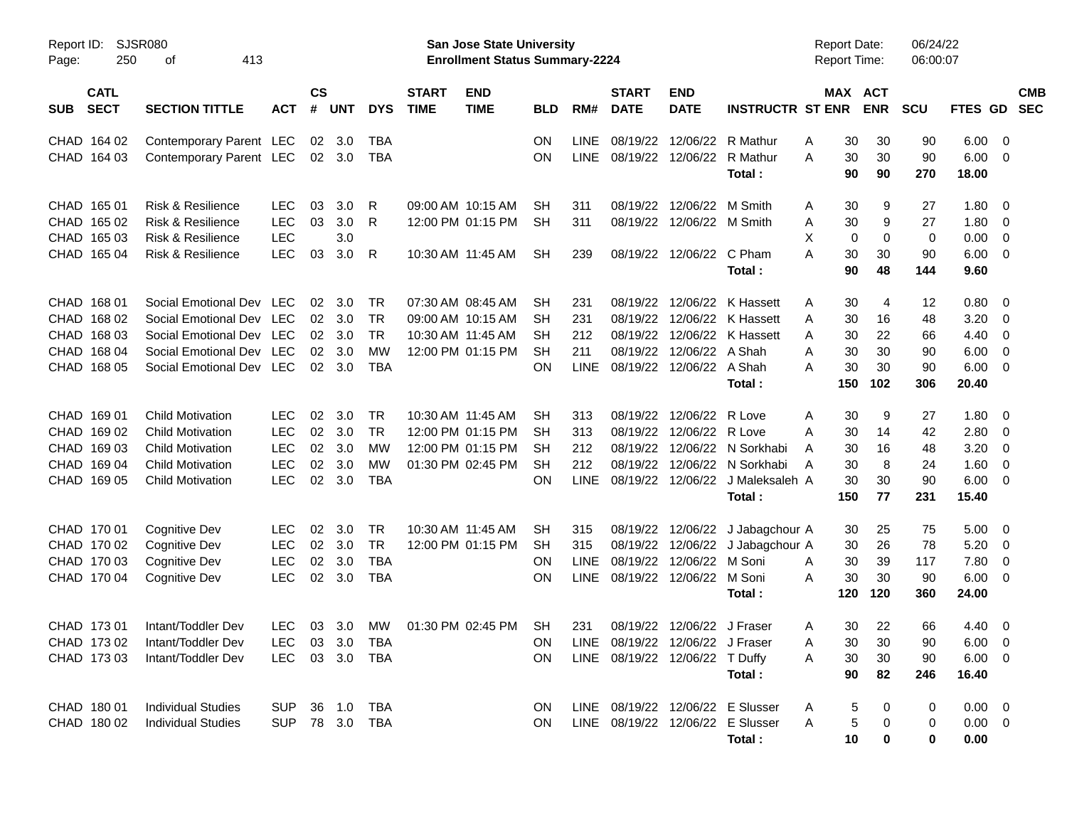Report ID: SJSR080
Page: 250 of 413

**San Jose State University**
**Enrollment Status Summary-2224**

Report Date: 06/24/22
Report Time: 06:00:07

| SUB | CATL SECT | SECTION TITTLE | ACT | CS # | UNT | DYS | START TIME | END TIME | BLD | RM# | START DATE | END DATE | INSTRUCTR | ST | MAX ENR | ACT ENR | SCU | FTES | GD | CMB SEC |
|---|---|---|---|---|---|---|---|---|---|---|---|---|---|---|---|---|---|---|---|---|
| CHAD | 164 02 | Contemporary Parent | LEC | 02 | 3.0 | TBA | | | ON | LINE | 08/19/22 | 12/06/22 | R Mathur | A | 30 | 30 | 90 | 6.00 | 0 | |
| CHAD | 164 03 | Contemporary Parent | LEC | 02 | 3.0 | TBA | | | ON | LINE | 08/19/22 | 12/06/22 | R Mathur | A | 30 | 30 | 90 | 6.00 | 0 | |
| | | | | | | | | | | | | | **Total :** | | **90** | **90** | **270** | **18.00** | | |
| CHAD | 165 01 | Risk & Resilience | LEC | 03 | 3.0 | R | 09:00 AM | 10:15 AM | SH | 311 | 08/19/22 | 12/06/22 | M Smith | A | 30 | 9 | 27 | 1.80 | 0 | |
| CHAD | 165 02 | Risk & Resilience | LEC | 03 | 3.0 | R | 12:00 PM | 01:15 PM | SH | 311 | 08/19/22 | 12/06/22 | M Smith | A | 30 | 9 | 27 | 1.80 | 0 | |
| CHAD | 165 03 | Risk & Resilience | LEC | | 3.0 | | | | | | | | | X | 0 | 0 | 0 | 0.00 | 0 | |
| CHAD | 165 04 | Risk & Resilience | LEC | 03 | 3.0 | R | 10:30 AM | 11:45 AM | SH | 239 | 08/19/22 | 12/06/22 | C Pham | A | 30 | 30 | 90 | 6.00 | 0 | |
| | | | | | | | | | | | | | **Total :** | | **90** | **48** | **144** | **9.60** | | |
| CHAD | 168 01 | Social Emotional Dev | LEC | 02 | 3.0 | TR | 07:30 AM | 08:45 AM | SH | 231 | 08/19/22 | 12/06/22 | K Hassett | A | 30 | 4 | 12 | 0.80 | 0 | |
| CHAD | 168 02 | Social Emotional Dev | LEC | 02 | 3.0 | TR | 09:00 AM | 10:15 AM | SH | 231 | 08/19/22 | 12/06/22 | K Hassett | A | 30 | 16 | 48 | 3.20 | 0 | |
| CHAD | 168 03 | Social Emotional Dev | LEC | 02 | 3.0 | TR | 10:30 AM | 11:45 AM | SH | 212 | 08/19/22 | 12/06/22 | K Hassett | A | 30 | 22 | 66 | 4.40 | 0 | |
| CHAD | 168 04 | Social Emotional Dev | LEC | 02 | 3.0 | MW | 12:00 PM | 01:15 PM | SH | 211 | 08/19/22 | 12/06/22 | A Shah | A | 30 | 30 | 90 | 6.00 | 0 | |
| CHAD | 168 05 | Social Emotional Dev | LEC | 02 | 3.0 | TBA | | | ON | LINE | 08/19/22 | 12/06/22 | A Shah | A | 30 | 30 | 90 | 6.00 | 0 | |
| | | | | | | | | | | | | | **Total :** | | **150** | **102** | **306** | **20.40** | | |
| CHAD | 169 01 | Child Motivation | LEC | 02 | 3.0 | TR | 10:30 AM | 11:45 AM | SH | 313 | 08/19/22 | 12/06/22 | R Love | A | 30 | 9 | 27 | 1.80 | 0 | |
| CHAD | 169 02 | Child Motivation | LEC | 02 | 3.0 | TR | 12:00 PM | 01:15 PM | SH | 313 | 08/19/22 | 12/06/22 | R Love | A | 30 | 14 | 42 | 2.80 | 0 | |
| CHAD | 169 03 | Child Motivation | LEC | 02 | 3.0 | MW | 12:00 PM | 01:15 PM | SH | 212 | 08/19/22 | 12/06/22 | N Sorkhabi | A | 30 | 16 | 48 | 3.20 | 0 | |
| CHAD | 169 04 | Child Motivation | LEC | 02 | 3.0 | MW | 01:30 PM | 02:45 PM | SH | 212 | 08/19/22 | 12/06/22 | N Sorkhabi | A | 30 | 8 | 24 | 1.60 | 0 | |
| CHAD | 169 05 | Child Motivation | LEC | 02 | 3.0 | TBA | | | ON | LINE | 08/19/22 | 12/06/22 | J Maleksaleh | A | 30 | 30 | 90 | 6.00 | 0 | |
| | | | | | | | | | | | | | **Total :** | | **150** | **77** | **231** | **15.40** | | |
| CHAD | 170 01 | Cognitive Dev | LEC | 02 | 3.0 | TR | 10:30 AM | 11:45 AM | SH | 315 | 08/19/22 | 12/06/22 | J Jabagchour | A | 30 | 25 | 75 | 5.00 | 0 | |
| CHAD | 170 02 | Cognitive Dev | LEC | 02 | 3.0 | TR | 12:00 PM | 01:15 PM | SH | 315 | 08/19/22 | 12/06/22 | J Jabagchour | A | 30 | 26 | 78 | 5.20 | 0 | |
| CHAD | 170 03 | Cognitive Dev | LEC | 02 | 3.0 | TBA | | | ON | LINE | 08/19/22 | 12/06/22 | M Soni | A | 30 | 39 | 117 | 7.80 | 0 | |
| CHAD | 170 04 | Cognitive Dev | LEC | 02 | 3.0 | TBA | | | ON | LINE | 08/19/22 | 12/06/22 | M Soni | A | 30 | 30 | 90 | 6.00 | 0 | |
| | | | | | | | | | | | | | **Total :** | | **120** | **120** | **360** | **24.00** | | |
| CHAD | 173 01 | Intant/Toddler Dev | LEC | 03 | 3.0 | MW | 01:30 PM | 02:45 PM | SH | 231 | 08/19/22 | 12/06/22 | J Fraser | A | 30 | 22 | 66 | 4.40 | 0 | |
| CHAD | 173 02 | Intant/Toddler Dev | LEC | 03 | 3.0 | TBA | | | ON | LINE | 08/19/22 | 12/06/22 | J Fraser | A | 30 | 30 | 90 | 6.00 | 0 | |
| CHAD | 173 03 | Intant/Toddler Dev | LEC | 03 | 3.0 | TBA | | | ON | LINE | 08/19/22 | 12/06/22 | T Duffy | A | 30 | 30 | 90 | 6.00 | 0 | |
| | | | | | | | | | | | | | **Total :** | | **90** | **82** | **246** | **16.40** | | |
| CHAD | 180 01 | Individual Studies | SUP | 36 | 1.0 | TBA | | | ON | LINE | 08/19/22 | 12/06/22 | E Slusser | A | 5 | 0 | 0 | 0.00 | 0 | |
| CHAD | 180 02 | Individual Studies | SUP | 78 | 3.0 | TBA | | | ON | LINE | 08/19/22 | 12/06/22 | E Slusser | A | 5 | 0 | 0 | 0.00 | 0 | |
| | | | | | | | | | | | | | **Total :** | | **10** | **0** | **0** | **0.00** | | |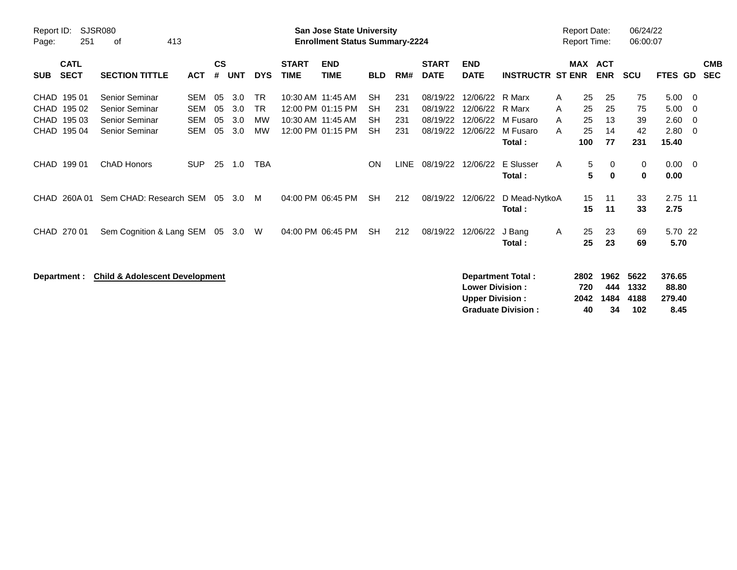**San Jose State University**
**Enrollment Status Summary-2224**

Report ID: SJSR080
Report Date: 06/24/22
Report Time: 06:00:07

| SUB | CATL SECT | SECTION TITTLE | ACT | CS # | UNT | DYS | START TIME | END TIME | BLD | RM# | START DATE | END DATE | INSTRUCTR | ST | MAX ENR | ACT ENR | SCU | FTES | GD | CMB SEC |
|---|---|---|---|---|---|---|---|---|---|---|---|---|---|---|---|---|---|---|---|---|
| CHAD | 195 01 | Senior Seminar | SEM | 05 | 3.0 | TR | 10:30 AM | 11:45 AM | SH | 231 | 08/19/22 | 12/06/22 | R Marx | A | 25 | 25 | 75 | 5.00 | 0 | |
| CHAD | 195 02 | Senior Seminar | SEM | 05 | 3.0 | TR | 12:00 PM | 01:15 PM | SH | 231 | 08/19/22 | 12/06/22 | R Marx | A | 25 | 25 | 75 | 5.00 | 0 | |
| CHAD | 195 03 | Senior Seminar | SEM | 05 | 3.0 | MW | 10:30 AM | 11:45 AM | SH | 231 | 08/19/22 | 12/06/22 | M Fusaro | A | 25 | 13 | 39 | 2.60 | 0 | |
| CHAD | 195 04 | Senior Seminar | SEM | 05 | 3.0 | MW | 12:00 PM | 01:15 PM | SH | 231 | 08/19/22 | 12/06/22 | M Fusaro | A | 25 | 14 | 42 | 2.80 | 0 | |
| | | | | | | | | | | | | | **Total :** | | **100** | **77** | **231** | **15.40** | | |
| CHAD | 199 01 | ChAD Honors | SUP | 25 | 1.0 | TBA | | | ON | LINE | 08/19/22 | 12/06/22 | E Slusser | A | 5 | 0 | 0 | 0.00 | 0 | |
| | | | | | | | | | | | | | **Total :** | | **5** | **0** | **0** | **0.00** | | |
| CHAD | 260A 01 | Sem CHAD: Research | SEM | 05 | 3.0 | M | 04:00 PM | 06:45 PM | SH | 212 | 08/19/22 | 12/06/22 | D Mead-Nytko | A | 15 | 11 | 33 | 2.75 | 11 | |
| | | | | | | | | | | | | | **Total :** | | **15** | **11** | **33** | **2.75** | | |
| CHAD | 270 01 | Sem Cognition & Lang | SEM | 05 | 3.0 | W | 04:00 PM | 06:45 PM | SH | 212 | 08/19/22 | 12/06/22 | J Bang | A | 25 | 23 | 69 | 5.70 | 22 | |
| | | | | | | | | | | | | | **Total :** | | **25** | **23** | **69** | **5.70** | | |

**Department : Child & Adolescent Development**

| | MAX ENR | ACT ENR | SCU | FTES |
|---|---|---|---|---|
| **Department Total :** | **2802** | **1962** | **5622** | **376.65** |
| **Lower Division :** | **720** | **444** | **1332** | **88.80** |
| **Upper Division :** | **2042** | **1484** | **4188** | **279.40** |
| **Graduate Division :** | **40** | **34** | **102** | **8.45** |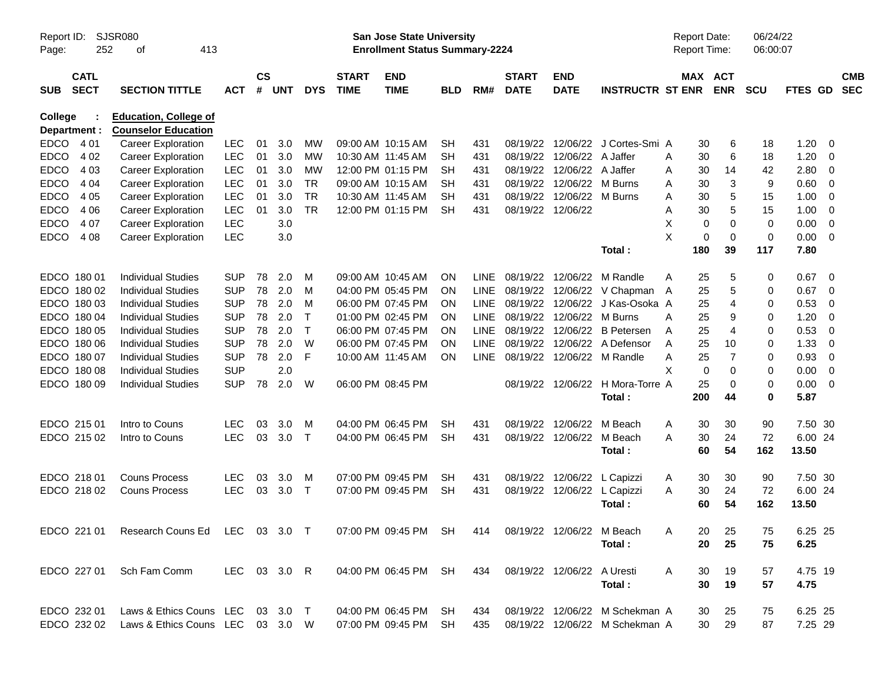Report ID: SJSR080
Page: 252 of 413

**San Jose State University**
**Enrollment Status Summary-2224**

Report Date: 06/24/22
Report Time: 06:00:07

| SUB | CATL SECT | SECTION TITTLE | ACT | CS # | UNT | DYS | START TIME | END TIME | BLD | RM# | START DATE | END DATE | INSTRUCTR | ST | MAX ENR | ACT ENR | SCU | FTES | GD | CMB SEC |
|---|---|---|---|---|---|---|---|---|---|---|---|---|---|---|---|---|---|---|---|---|
| College : | | **Education, College of** | | | | | | | | | | | | | | | | | | |
| Department : | | **Counselor Education** | | | | | | | | | | | | | | | | | | |
| EDCO | 4 01 | Career Exploration | LEC | 01 | 3.0 | MW | 09:00 AM | 10:15 AM | SH | 431 | 08/19/22 | 12/06/22 | J Cortes-Smi | A | 30 | 6 | 18 | 1.20 | 0 | |
| EDCO | 4 02 | Career Exploration | LEC | 01 | 3.0 | MW | 10:30 AM | 11:45 AM | SH | 431 | 08/19/22 | 12/06/22 | A Jaffer | A | 30 | 6 | 18 | 1.20 | 0 | |
| EDCO | 4 03 | Career Exploration | LEC | 01 | 3.0 | MW | 12:00 PM | 01:15 PM | SH | 431 | 08/19/22 | 12/06/22 | A Jaffer | A | 30 | 14 | 42 | 2.80 | 0 | |
| EDCO | 4 04 | Career Exploration | LEC | 01 | 3.0 | TR | 09:00 AM | 10:15 AM | SH | 431 | 08/19/22 | 12/06/22 | M Burns | A | 30 | 3 | 9 | 0.60 | 0 | |
| EDCO | 4 05 | Career Exploration | LEC | 01 | 3.0 | TR | 10:30 AM | 11:45 AM | SH | 431 | 08/19/22 | 12/06/22 | M Burns | A | 30 | 5 | 15 | 1.00 | 0 | |
| EDCO | 4 06 | Career Exploration | LEC | 01 | 3.0 | TR | 12:00 PM | 01:15 PM | SH | 431 | 08/19/22 | 12/06/22 | | A | 30 | 5 | 15 | 1.00 | 0 | |
| EDCO | 4 07 | Career Exploration | LEC | | 3.0 | | | | | | | | | X | 0 | 0 | 0 | 0.00 | 0 | |
| EDCO | 4 08 | Career Exploration | LEC | | 3.0 | | | | | | | | | X | 0 | 0 | 0 | 0.00 | 0 | |
| | | | | | | | | | | | | | **Total :** | | **180** | **39** | **117** | **7.80** | | |
| EDCO | 180 01 | Individual Studies | SUP | 78 | 2.0 | M | 09:00 AM | 10:45 AM | ON | LINE | 08/19/22 | 12/06/22 | M Randle | A | 25 | 5 | 0 | 0.67 | 0 | |
| EDCO | 180 02 | Individual Studies | SUP | 78 | 2.0 | M | 04:00 PM | 05:45 PM | ON | LINE | 08/19/22 | 12/06/22 | V Chapman | A | 25 | 5 | 0 | 0.67 | 0 | |
| EDCO | 180 03 | Individual Studies | SUP | 78 | 2.0 | M | 06:00 PM | 07:45 PM | ON | LINE | 08/19/22 | 12/06/22 | J Kas-Osoka | A | 25 | 4 | 0 | 0.53 | 0 | |
| EDCO | 180 04 | Individual Studies | SUP | 78 | 2.0 | T | 01:00 PM | 02:45 PM | ON | LINE | 08/19/22 | 12/06/22 | M Burns | A | 25 | 9 | 0 | 1.20 | 0 | |
| EDCO | 180 05 | Individual Studies | SUP | 78 | 2.0 | T | 06:00 PM | 07:45 PM | ON | LINE | 08/19/22 | 12/06/22 | B Petersen | A | 25 | 4 | 0 | 0.53 | 0 | |
| EDCO | 180 06 | Individual Studies | SUP | 78 | 2.0 | W | 06:00 PM | 07:45 PM | ON | LINE | 08/19/22 | 12/06/22 | A Defensor | A | 25 | 10 | 0 | 1.33 | 0 | |
| EDCO | 180 07 | Individual Studies | SUP | 78 | 2.0 | F | 10:00 AM | 11:45 AM | ON | LINE | 08/19/22 | 12/06/22 | M Randle | A | 25 | 7 | 0 | 0.93 | 0 | |
| EDCO | 180 08 | Individual Studies | SUP | | 2.0 | | | | | | | | | X | 0 | 0 | 0 | 0.00 | 0 | |
| EDCO | 180 09 | Individual Studies | SUP | 78 | 2.0 | W | 06:00 PM | 08:45 PM | | | 08/19/22 | 12/06/22 | H Mora-Torre | A | 25 | 0 | 0 | 0.00 | 0 | |
| | | | | | | | | | | | | | **Total :** | | **200** | **44** | **0** | **5.87** | | |
| EDCO | 215 01 | Intro to Couns | LEC | 03 | 3.0 | M | 04:00 PM | 06:45 PM | SH | 431 | 08/19/22 | 12/06/22 | M Beach | A | 30 | 30 | 90 | 7.50 | 30 | |
| EDCO | 215 02 | Intro to Couns | LEC | 03 | 3.0 | T | 04:00 PM | 06:45 PM | SH | 431 | 08/19/22 | 12/06/22 | M Beach | A | 30 | 24 | 72 | 6.00 | 24 | |
| | | | | | | | | | | | | | **Total :** | | **60** | **54** | **162** | **13.50** | | |
| EDCO | 218 01 | Couns Process | LEC | 03 | 3.0 | M | 07:00 PM | 09:45 PM | SH | 431 | 08/19/22 | 12/06/22 | L Capizzi | A | 30 | 30 | 90 | 7.50 | 30 | |
| EDCO | 218 02 | Couns Process | LEC | 03 | 3.0 | T | 07:00 PM | 09:45 PM | SH | 431 | 08/19/22 | 12/06/22 | L Capizzi | A | 30 | 24 | 72 | 6.00 | 24 | |
| | | | | | | | | | | | | | **Total :** | | **60** | **54** | **162** | **13.50** | | |
| EDCO | 221 01 | Research Couns Ed | LEC | 03 | 3.0 | T | 07:00 PM | 09:45 PM | SH | 414 | 08/19/22 | 12/06/22 | M Beach | A | 20 | 25 | 75 | 6.25 | 25 | |
| | | | | | | | | | | | | | **Total :** | | **20** | **25** | **75** | **6.25** | | |
| EDCO | 227 01 | Sch Fam Comm | LEC | 03 | 3.0 | R | 04:00 PM | 06:45 PM | SH | 434 | 08/19/22 | 12/06/22 | A Uresti | A | 30 | 19 | 57 | 4.75 | 19 | |
| | | | | | | | | | | | | | **Total :** | | **30** | **19** | **57** | **4.75** | | |
| EDCO | 232 01 | Laws & Ethics Couns | LEC | 03 | 3.0 | T | 04:00 PM | 06:45 PM | SH | 434 | 08/19/22 | 12/06/22 | M Schekman | A | 30 | 25 | 75 | 6.25 | 25 | |
| EDCO | 232 02 | Laws & Ethics Couns | LEC | 03 | 3.0 | W | 07:00 PM | 09:45 PM | SH | 435 | 08/19/22 | 12/06/22 | M Schekman | A | 30 | 29 | 87 | 7.25 | 29 | |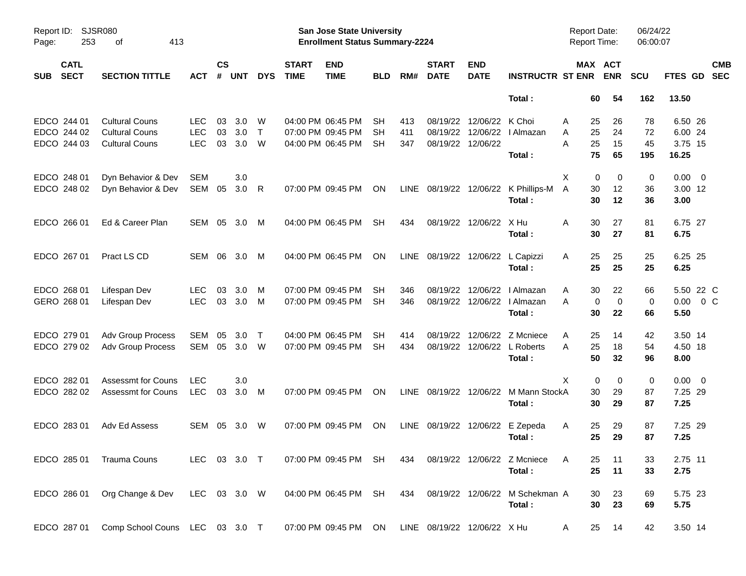Report ID: SJSR080
San Jose State University
Enrollment Status Summary-2224
Report Date: 06/24/22
Report Time: 06:00:07

| SUB | CATL SECT | SECTION TITTLE | ACT | CS # | UNT | DYS | START TIME | END TIME | BLD | RM# | START DATE | END DATE | INSTRUCTR | ST | MAX ENR | ACT ENR | SCU | FTES | GD | CMB SEC |
|---|---|---|---|---|---|---|---|---|---|---|---|---|---|---|---|---|---|---|---|---|
| | | | | | | | | | | | | | **Total :** | | **60** | **54** | **162** | **13.50** | | |
| EDCO | 244 01 | Cultural Couns | LEC | 03 | 3.0 | W | 04:00 PM | 06:45 PM | SH | 413 | 08/19/22 | 12/06/22 | K Choi | A | 25 | 26 | 78 | 6.50 | 26 | |
| EDCO | 244 02 | Cultural Couns | LEC | 03 | 3.0 | T | 07:00 PM | 09:45 PM | SH | 411 | 08/19/22 | 12/06/22 | I Almazan | A | 25 | 24 | 72 | 6.00 | 24 | |
| EDCO | 244 03 | Cultural Couns | LEC | 03 | 3.0 | W | 04:00 PM | 06:45 PM | SH | 347 | 08/19/22 | 12/06/22 | | A | 25 | 15 | 45 | 3.75 | 15 | |
| | | | | | | | | | | | | | **Total :** | | **75** | **65** | **195** | **16.25** | | |
| EDCO | 248 01 | Dyn Behavior & Dev | SEM | | 3.0 | | | | | | | | | X | 0 | 0 | 0 | 0.00 | 0 | |
| EDCO | 248 02 | Dyn Behavior & Dev | SEM | 05 | 3.0 | R | 07:00 PM | 09:45 PM | ON | LINE | 08/19/22 | 12/06/22 | K Phillips-M | A | 30 | 12 | 36 | 3.00 | 12 | |
| | | | | | | | | | | | | | **Total :** | | **30** | **12** | **36** | **3.00** | | |
| EDCO | 266 01 | Ed & Career Plan | SEM | 05 | 3.0 | M | 04:00 PM | 06:45 PM | SH | 434 | 08/19/22 | 12/06/22 | X Hu | A | 30 | 27 | 81 | 6.75 | 27 | |
| | | | | | | | | | | | | | **Total :** | | **30** | **27** | **81** | **6.75** | | |
| EDCO | 267 01 | Pract LS CD | SEM | 06 | 3.0 | M | 04:00 PM | 06:45 PM | ON | LINE | 08/19/22 | 12/06/22 | L Capizzi | A | 25 | 25 | 25 | 6.25 | 25 | |
| | | | | | | | | | | | | | **Total :** | | **25** | **25** | **25** | **6.25** | | |
| EDCO | 268 01 | Lifespan Dev | LEC | 03 | 3.0 | M | 07:00 PM | 09:45 PM | SH | 346 | 08/19/22 | 12/06/22 | I Almazan | A | 30 | 22 | 66 | 5.50 | 22 | C |
| GERO | 268 01 | Lifespan Dev | LEC | 03 | 3.0 | M | 07:00 PM | 09:45 PM | SH | 346 | 08/19/22 | 12/06/22 | I Almazan | A | 0 | 0 | 0 | 0.00 | 0 | C |
| | | | | | | | | | | | | | **Total :** | | **30** | **22** | **66** | **5.50** | | |
| EDCO | 279 01 | Adv Group Process | SEM | 05 | 3.0 | T | 04:00 PM | 06:45 PM | SH | 414 | 08/19/22 | 12/06/22 | Z Mcniece | A | 25 | 14 | 42 | 3.50 | 14 | |
| EDCO | 279 02 | Adv Group Process | SEM | 05 | 3.0 | W | 07:00 PM | 09:45 PM | SH | 434 | 08/19/22 | 12/06/22 | L Roberts | A | 25 | 18 | 54 | 4.50 | 18 | |
| | | | | | | | | | | | | | **Total :** | | **50** | **32** | **96** | **8.00** | | |
| EDCO | 282 01 | Assessmt for Couns | LEC | | 3.0 | | | | | | | | | X | 0 | 0 | 0 | 0.00 | 0 | |
| EDCO | 282 02 | Assessmt for Couns | LEC | 03 | 3.0 | M | 07:00 PM | 09:45 PM | ON | LINE | 08/19/22 | 12/06/22 | M Mann Stock | A | 30 | 29 | 87 | 7.25 | 29 | |
| | | | | | | | | | | | | | **Total :** | | **30** | **29** | **87** | **7.25** | | |
| EDCO | 283 01 | Adv Ed Assess | SEM | 05 | 3.0 | W | 07:00 PM | 09:45 PM | ON | LINE | 08/19/22 | 12/06/22 | E Zepeda | A | 25 | 29 | 87 | 7.25 | 29 | |
| | | | | | | | | | | | | | **Total :** | | **25** | **29** | **87** | **7.25** | | |
| EDCO | 285 01 | Trauma Couns | LEC | 03 | 3.0 | T | 07:00 PM | 09:45 PM | SH | 434 | 08/19/22 | 12/06/22 | Z Mcniece | A | 25 | 11 | 33 | 2.75 | 11 | |
| | | | | | | | | | | | | | **Total :** | | **25** | **11** | **33** | **2.75** | | |
| EDCO | 286 01 | Org Change & Dev | LEC | 03 | 3.0 | W | 04:00 PM | 06:45 PM | SH | 434 | 08/19/22 | 12/06/22 | M Schekman | A | 30 | 23 | 69 | 5.75 | 23 | |
| | | | | | | | | | | | | | **Total :** | | **30** | **23** | **69** | **5.75** | | |
| EDCO | 287 01 | Comp School Couns | LEC | 03 | 3.0 | T | 07:00 PM | 09:45 PM | ON | LINE | 08/19/22 | 12/06/22 | X Hu | A | 25 | 14 | 42 | 3.50 | 14 | |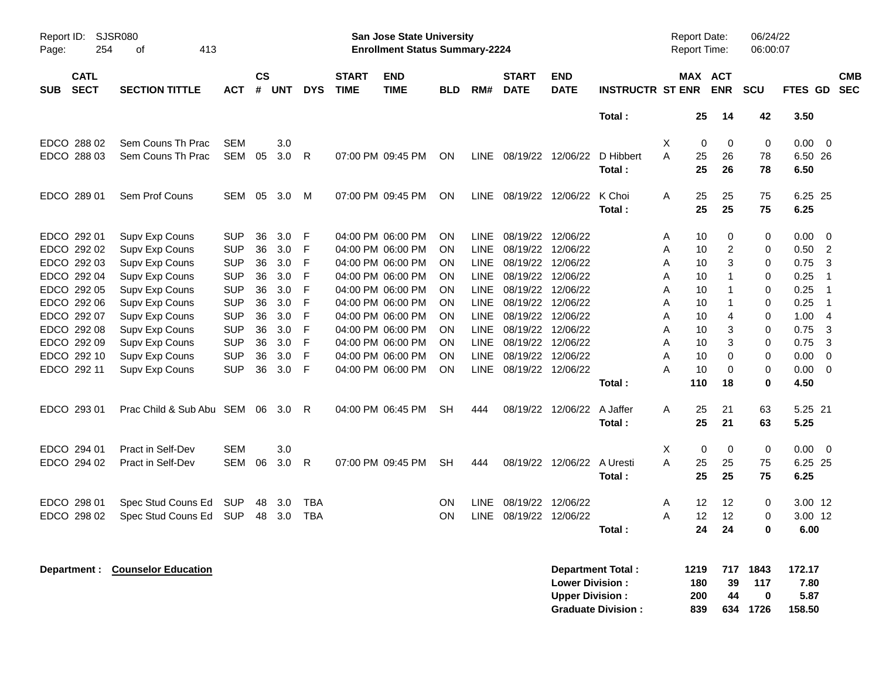Report ID: SJSR080

**San Jose State University**
**Enrollment Status Summary-2224**

Report Date: 06/24/22
Report Time: 06:00:07

| SUB | CATL SECT | SECTION TITTLE | ACT | CS # | UNT | DYS | START TIME | END TIME | BLD | RM# | START DATE | END DATE | INSTRUCTR | ST | MAX ENR | ACT ENR | SCU | FTES | GD | CMB SEC |
|---|---|---|---|---|---|---|---|---|---|---|---|---|---|---|---|---|---|---|---|---|
| | | | | | | | | | | | | | **Total :** | | **25** | **14** | **42** | **3.50** | | |
| EDCO | 288 02 | Sem Couns Th Prac | SEM | | 3.0 | | | | | | | | | X | 0 | 0 | 0 | 0.00 | 0 | |
| EDCO | 288 03 | Sem Couns Th Prac | SEM | 05 | 3.0 | R | 07:00 PM | 09:45 PM | ON | LINE | 08/19/22 | 12/06/22 | D Hibbert | A | 25 | 26 | 78 | 6.50 | 26 | |
| | | | | | | | | | | | | | **Total :** | | **25** | **26** | **78** | **6.50** | | |
| EDCO | 289 01 | Sem Prof Couns | SEM | 05 | 3.0 | M | 07:00 PM | 09:45 PM | ON | LINE | 08/19/22 | 12/06/22 | K Choi | A | 25 | 25 | 75 | 6.25 | 25 | |
| | | | | | | | | | | | | | **Total :** | | **25** | **25** | **75** | **6.25** | | |
| EDCO | 292 01 | Supv Exp Couns | SUP | 36 | 3.0 | F | 04:00 PM | 06:00 PM | ON | LINE | 08/19/22 | 12/06/22 | | A | 10 | 0 | 0 | 0.00 | 0 | |
| EDCO | 292 02 | Supv Exp Couns | SUP | 36 | 3.0 | F | 04:00 PM | 06:00 PM | ON | LINE | 08/19/22 | 12/06/22 | | A | 10 | 2 | 0 | 0.50 | 2 | |
| EDCO | 292 03 | Supv Exp Couns | SUP | 36 | 3.0 | F | 04:00 PM | 06:00 PM | ON | LINE | 08/19/22 | 12/06/22 | | A | 10 | 3 | 0 | 0.75 | 3 | |
| EDCO | 292 04 | Supv Exp Couns | SUP | 36 | 3.0 | F | 04:00 PM | 06:00 PM | ON | LINE | 08/19/22 | 12/06/22 | | A | 10 | 1 | 0 | 0.25 | 1 | |
| EDCO | 292 05 | Supv Exp Couns | SUP | 36 | 3.0 | F | 04:00 PM | 06:00 PM | ON | LINE | 08/19/22 | 12/06/22 | | A | 10 | 1 | 0 | 0.25 | 1 | |
| EDCO | 292 06 | Supv Exp Couns | SUP | 36 | 3.0 | F | 04:00 PM | 06:00 PM | ON | LINE | 08/19/22 | 12/06/22 | | A | 10 | 1 | 0 | 0.25 | 1 | |
| EDCO | 292 07 | Supv Exp Couns | SUP | 36 | 3.0 | F | 04:00 PM | 06:00 PM | ON | LINE | 08/19/22 | 12/06/22 | | A | 10 | 4 | 0 | 1.00 | 4 | |
| EDCO | 292 08 | Supv Exp Couns | SUP | 36 | 3.0 | F | 04:00 PM | 06:00 PM | ON | LINE | 08/19/22 | 12/06/22 | | A | 10 | 3 | 0 | 0.75 | 3 | |
| EDCO | 292 09 | Supv Exp Couns | SUP | 36 | 3.0 | F | 04:00 PM | 06:00 PM | ON | LINE | 08/19/22 | 12/06/22 | | A | 10 | 3 | 0 | 0.75 | 3 | |
| EDCO | 292 10 | Supv Exp Couns | SUP | 36 | 3.0 | F | 04:00 PM | 06:00 PM | ON | LINE | 08/19/22 | 12/06/22 | | A | 10 | 0 | 0 | 0.00 | 0 | |
| EDCO | 292 11 | Supv Exp Couns | SUP | 36 | 3.0 | F | 04:00 PM | 06:00 PM | ON | LINE | 08/19/22 | 12/06/22 | | A | 10 | 0 | 0 | 0.00 | 0 | |
| | | | | | | | | | | | | | **Total :** | | **110** | **18** | **0** | **4.50** | | |
| EDCO | 293 01 | Prac Child & Sub Abu | SEM | 06 | 3.0 | R | 04:00 PM | 06:45 PM | SH | 444 | 08/19/22 | 12/06/22 | A Jaffer | A | 25 | 21 | 63 | 5.25 | 21 | |
| | | | | | | | | | | | | | **Total :** | | **25** | **21** | **63** | **5.25** | | |
| EDCO | 294 01 | Pract in Self-Dev | SEM | | 3.0 | | | | | | | | | X | 0 | 0 | 0 | 0.00 | 0 | |
| EDCO | 294 02 | Pract in Self-Dev | SEM | 06 | 3.0 | R | 07:00 PM | 09:45 PM | SH | 444 | 08/19/22 | 12/06/22 | A Uresti | A | 25 | 25 | 75 | 6.25 | 25 | |
| | | | | | | | | | | | | | **Total :** | | **25** | **25** | **75** | **6.25** | | |
| EDCO | 298 01 | Spec Stud Couns Ed | SUP | 48 | 3.0 | TBA | | | ON | LINE | 08/19/22 | 12/06/22 | | A | 12 | 12 | 0 | 3.00 | 12 | |
| EDCO | 298 02 | Spec Stud Couns Ed | SUP | 48 | 3.0 | TBA | | | ON | LINE | 08/19/22 | 12/06/22 | | A | 12 | 12 | 0 | 3.00 | 12 | |
| | | | | | | | | | | | | | **Total :** | | **24** | **24** | **0** | **6.00** | | |

**Department : Counselor Education**

| | MAX ENR | ACT ENR | SCU | FTES |
|---|---|---|---|---|
| **Department Total :** | **1219** | **717** | **1843** | **172.17** |
| **Lower Division :** | **180** | **39** | **117** | **7.80** |
| **Upper Division :** | **200** | **44** | **0** | **5.87** |
| **Graduate Division :** | **839** | **634** | **1726** | **158.50** |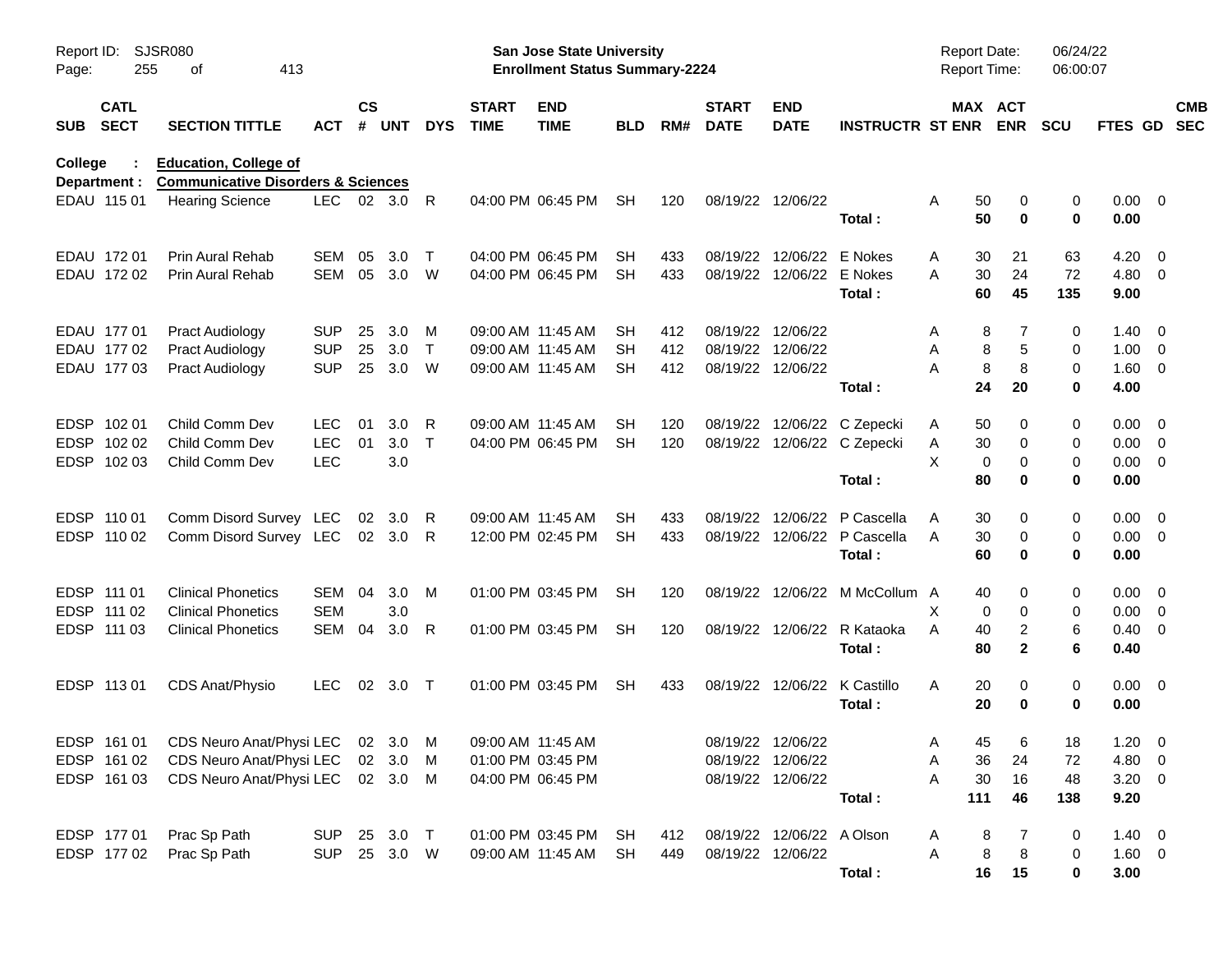Report ID: SJSR080 San Jose State University Report Date: 06/24/22
Enrollment Status Summary-2224 Report Time: 06:00:07

**College : Education, College of**
**Department : Communicative Disorders & Sciences**

| SUB | CATL SECT | SECTION TITTLE | ACT | CS # | UNT | DYS | START TIME | END TIME | BLD | RM# | START DATE | END DATE | INSTRUCTR | ST | MAX ENR | ACT ENR | SCU | FTES | GD | CMB SEC |
|---|---|---|---|---|---|---|---|---|---|---|---|---|---|---|---|---|---|---|---|---|
| EDAU | 115 01 | Hearing Science | LEC | 02 | 3.0 | R | 04:00 PM | 06:45 PM | SH | 120 | 08/19/22 | 12/06/22 | | A | 50 | 0 | 0 | 0.00 | 0 | |
| | | | | | | | | | | | | | **Total :** | | **50** | **0** | **0** | **0.00** | | |
| EDAU | 172 01 | Prin Aural Rehab | SEM | 05 | 3.0 | T | 04:00 PM | 06:45 PM | SH | 433 | 08/19/22 | 12/06/22 | E Nokes | A | 30 | 21 | 63 | 4.20 | 0 | |
| EDAU | 172 02 | Prin Aural Rehab | SEM | 05 | 3.0 | W | 04:00 PM | 06:45 PM | SH | 433 | 08/19/22 | 12/06/22 | E Nokes | A | 30 | 24 | 72 | 4.80 | 0 | |
| | | | | | | | | | | | | | **Total :** | | **60** | **45** | **135** | **9.00** | | |
| EDAU | 177 01 | Pract Audiology | SUP | 25 | 3.0 | M | 09:00 AM | 11:45 AM | SH | 412 | 08/19/22 | 12/06/22 | | A | 8 | 7 | 0 | 1.40 | 0 | |
| EDAU | 177 02 | Pract Audiology | SUP | 25 | 3.0 | T | 09:00 AM | 11:45 AM | SH | 412 | 08/19/22 | 12/06/22 | | A | 8 | 5 | 0 | 1.00 | 0 | |
| EDAU | 177 03 | Pract Audiology | SUP | 25 | 3.0 | W | 09:00 AM | 11:45 AM | SH | 412 | 08/19/22 | 12/06/22 | | A | 8 | 8 | 0 | 1.60 | 0 | |
| | | | | | | | | | | | | | **Total :** | | **24** | **20** | **0** | **4.00** | | |
| EDSP | 102 01 | Child Comm Dev | LEC | 01 | 3.0 | R | 09:00 AM | 11:45 AM | SH | 120 | 08/19/22 | 12/06/22 | C Zepecki | A | 50 | 0 | 0 | 0.00 | 0 | |
| EDSP | 102 02 | Child Comm Dev | LEC | 01 | 3.0 | T | 04:00 PM | 06:45 PM | SH | 120 | 08/19/22 | 12/06/22 | C Zepecki | A | 30 | 0 | 0 | 0.00 | 0 | |
| EDSP | 102 03 | Child Comm Dev | LEC | | 3.0 | | | | | | | | | X | 0 | 0 | 0 | 0.00 | 0 | |
| | | | | | | | | | | | | | **Total :** | | **80** | **0** | **0** | **0.00** | | |
| EDSP | 110 01 | Comm Disord Survey | LEC | 02 | 3.0 | R | 09:00 AM | 11:45 AM | SH | 433 | 08/19/22 | 12/06/22 | P Cascella | A | 30 | 0 | 0 | 0.00 | 0 | |
| EDSP | 110 02 | Comm Disord Survey | LEC | 02 | 3.0 | R | 12:00 PM | 02:45 PM | SH | 433 | 08/19/22 | 12/06/22 | P Cascella | A | 30 | 0 | 0 | 0.00 | 0 | |
| | | | | | | | | | | | | | **Total :** | | **60** | **0** | **0** | **0.00** | | |
| EDSP | 111 01 | Clinical Phonetics | SEM | 04 | 3.0 | M | 01:00 PM | 03:45 PM | SH | 120 | 08/19/22 | 12/06/22 | M McCollum | A | 40 | 0 | 0 | 0.00 | 0 | |
| EDSP | 111 02 | Clinical Phonetics | SEM | | 3.0 | | | | | | | | | X | 0 | 0 | 0 | 0.00 | 0 | |
| EDSP | 111 03 | Clinical Phonetics | SEM | 04 | 3.0 | R | 01:00 PM | 03:45 PM | SH | 120 | 08/19/22 | 12/06/22 | R Kataoka | A | 40 | 2 | 6 | 0.40 | 0 | |
| | | | | | | | | | | | | | **Total :** | | **80** | **2** | **6** | **0.40** | | |
| EDSP | 113 01 | CDS Anat/Physio | LEC | 02 | 3.0 | T | 01:00 PM | 03:45 PM | SH | 433 | 08/19/22 | 12/06/22 | K Castillo | A | 20 | 0 | 0 | 0.00 | 0 | |
| | | | | | | | | | | | | | **Total :** | | **20** | **0** | **0** | **0.00** | | |
| EDSP | 161 01 | CDS Neuro Anat/Physi | LEC | 02 | 3.0 | M | 09:00 AM | 11:45 AM | | | 08/19/22 | 12/06/22 | | A | 45 | 6 | 18 | 1.20 | 0 | |
| EDSP | 161 02 | CDS Neuro Anat/Physi | LEC | 02 | 3.0 | M | 01:00 PM | 03:45 PM | | | 08/19/22 | 12/06/22 | | A | 36 | 24 | 72 | 4.80 | 0 | |
| EDSP | 161 03 | CDS Neuro Anat/Physi | LEC | 02 | 3.0 | M | 04:00 PM | 06:45 PM | | | 08/19/22 | 12/06/22 | | A | 30 | 16 | 48 | 3.20 | 0 | |
| | | | | | | | | | | | | | **Total :** | | **111** | **46** | **138** | **9.20** | | |
| EDSP | 177 01 | Prac Sp Path | SUP | 25 | 3.0 | T | 01:00 PM | 03:45 PM | SH | 412 | 08/19/22 | 12/06/22 | A Olson | A | 8 | 7 | 0 | 1.40 | 0 | |
| EDSP | 177 02 | Prac Sp Path | SUP | 25 | 3.0 | W | 09:00 AM | 11:45 AM | SH | 449 | 08/19/22 | 12/06/22 | | A | 8 | 8 | 0 | 1.60 | 0 | |
| | | | | | | | | | | | | | **Total :** | | **16** | **15** | **0** | **3.00** | | |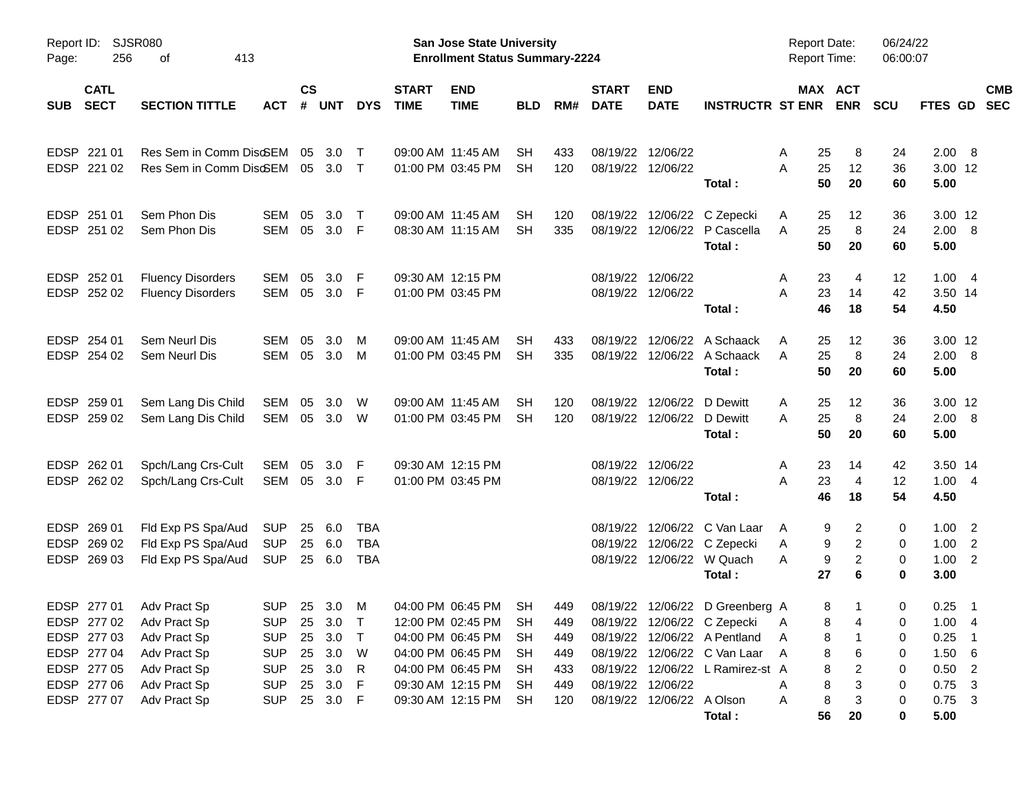Report ID: SJSR080

**San Jose State University**
**Enrollment Status Summary-2224**

Report Date: 06/24/22
Report Time: 06:00:07

| SUB | CATL SECT | SECTION TITTLE | ACT | CS # | UNT | DYS | START TIME | END TIME | BLD | RM# | START DATE | END DATE | INSTRUCTR | ST | MAX ENR | ACT ENR | SCU | FTES | GD | CMB SEC |
|---|---|---|---|---|---|---|---|---|---|---|---|---|---|---|---|---|---|---|---|---|
| EDSP | 221 01 | Res Sem in Comm Dis | SEM | 05 | 3.0 | T | 09:00 AM | 11:45 AM | SH | 433 | 08/19/22 | 12/06/22 | | A | 25 | 8 | 24 | 2.00 | 8 | |
| EDSP | 221 02 | Res Sem in Comm Dis | SEM | 05 | 3.0 | T | 01:00 PM | 03:45 PM | SH | 120 | 08/19/22 | 12/06/22 | | A | 25 | 12 | 36 | 3.00 | 12 | |
| | | | | | | | | | | | | | **Total :** | | **50** | **20** | **60** | **5.00** | | |
| EDSP | 251 01 | Sem Phon Dis | SEM | 05 | 3.0 | T | 09:00 AM | 11:45 AM | SH | 120 | 08/19/22 | 12/06/22 | C Zepecki | A | 25 | 12 | 36 | 3.00 | 12 | |
| EDSP | 251 02 | Sem Phon Dis | SEM | 05 | 3.0 | F | 08:30 AM | 11:15 AM | SH | 335 | 08/19/22 | 12/06/22 | P Cascella | A | 25 | 8 | 24 | 2.00 | 8 | |
| | | | | | | | | | | | | | **Total :** | | **50** | **20** | **60** | **5.00** | | |
| EDSP | 252 01 | Fluency Disorders | SEM | 05 | 3.0 | F | 09:30 AM | 12:15 PM | | | 08/19/22 | 12/06/22 | | A | 23 | 4 | 12 | 1.00 | 4 | |
| EDSP | 252 02 | Fluency Disorders | SEM | 05 | 3.0 | F | 01:00 PM | 03:45 PM | | | 08/19/22 | 12/06/22 | | A | 23 | 14 | 42 | 3.50 | 14 | |
| | | | | | | | | | | | | | **Total :** | | **46** | **18** | **54** | **4.50** | | |
| EDSP | 254 01 | Sem Neurl Dis | SEM | 05 | 3.0 | M | 09:00 AM | 11:45 AM | SH | 433 | 08/19/22 | 12/06/22 | A Schaack | A | 25 | 12 | 36 | 3.00 | 12 | |
| EDSP | 254 02 | Sem Neurl Dis | SEM | 05 | 3.0 | M | 01:00 PM | 03:45 PM | SH | 335 | 08/19/22 | 12/06/22 | A Schaack | A | 25 | 8 | 24 | 2.00 | 8 | |
| | | | | | | | | | | | | | **Total :** | | **50** | **20** | **60** | **5.00** | | |
| EDSP | 259 01 | Sem Lang Dis Child | SEM | 05 | 3.0 | W | 09:00 AM | 11:45 AM | SH | 120 | 08/19/22 | 12/06/22 | D Dewitt | A | 25 | 12 | 36 | 3.00 | 12 | |
| EDSP | 259 02 | Sem Lang Dis Child | SEM | 05 | 3.0 | W | 01:00 PM | 03:45 PM | SH | 120 | 08/19/22 | 12/06/22 | D Dewitt | A | 25 | 8 | 24 | 2.00 | 8 | |
| | | | | | | | | | | | | | **Total :** | | **50** | **20** | **60** | **5.00** | | |
| EDSP | 262 01 | Spch/Lang Crs-Cult | SEM | 05 | 3.0 | F | 09:30 AM | 12:15 PM | | | 08/19/22 | 12/06/22 | | A | 23 | 14 | 42 | 3.50 | 14 | |
| EDSP | 262 02 | Spch/Lang Crs-Cult | SEM | 05 | 3.0 | F | 01:00 PM | 03:45 PM | | | 08/19/22 | 12/06/22 | | A | 23 | 4 | 12 | 1.00 | 4 | |
| | | | | | | | | | | | | | **Total :** | | **46** | **18** | **54** | **4.50** | | |
| EDSP | 269 01 | Fld Exp PS Spa/Aud | SUP | 25 | 6.0 | TBA | | | | | 08/19/22 | 12/06/22 | C Van Laar | A | 9 | 2 | 0 | 1.00 | 2 | |
| EDSP | 269 02 | Fld Exp PS Spa/Aud | SUP | 25 | 6.0 | TBA | | | | | 08/19/22 | 12/06/22 | C Zepecki | A | 9 | 2 | 0 | 1.00 | 2 | |
| EDSP | 269 03 | Fld Exp PS Spa/Aud | SUP | 25 | 6.0 | TBA | | | | | 08/19/22 | 12/06/22 | W Quach | A | 9 | 2 | 0 | 1.00 | 2 | |
| | | | | | | | | | | | | | **Total :** | | **27** | **6** | **0** | **3.00** | | |
| EDSP | 277 01 | Adv Pract Sp | SUP | 25 | 3.0 | M | 04:00 PM | 06:45 PM | SH | 449 | 08/19/22 | 12/06/22 | D Greenberg | A | 8 | 1 | 0 | 0.25 | 1 | |
| EDSP | 277 02 | Adv Pract Sp | SUP | 25 | 3.0 | T | 12:00 PM | 02:45 PM | SH | 449 | 08/19/22 | 12/06/22 | C Zepecki | A | 8 | 4 | 0 | 1.00 | 4 | |
| EDSP | 277 03 | Adv Pract Sp | SUP | 25 | 3.0 | T | 04:00 PM | 06:45 PM | SH | 449 | 08/19/22 | 12/06/22 | A Pentland | A | 8 | 1 | 0 | 0.25 | 1 | |
| EDSP | 277 04 | Adv Pract Sp | SUP | 25 | 3.0 | W | 04:00 PM | 06:45 PM | SH | 449 | 08/19/22 | 12/06/22 | C Van Laar | A | 8 | 6 | 0 | 1.50 | 6 | |
| EDSP | 277 05 | Adv Pract Sp | SUP | 25 | 3.0 | R | 04:00 PM | 06:45 PM | SH | 433 | 08/19/22 | 12/06/22 | L Ramirez-st | A | 8 | 2 | 0 | 0.50 | 2 | |
| EDSP | 277 06 | Adv Pract Sp | SUP | 25 | 3.0 | F | 09:30 AM | 12:15 PM | SH | 449 | 08/19/22 | 12/06/22 | | A | 8 | 3 | 0 | 0.75 | 3 | |
| EDSP | 277 07 | Adv Pract Sp | SUP | 25 | 3.0 | F | 09:30 AM | 12:15 PM | SH | 120 | 08/19/22 | 12/06/22 | A Olson | A | 8 | 3 | 0 | 0.75 | 3 | |
| | | | | | | | | | | | | | **Total :** | | **56** | **20** | **0** | **5.00** | | |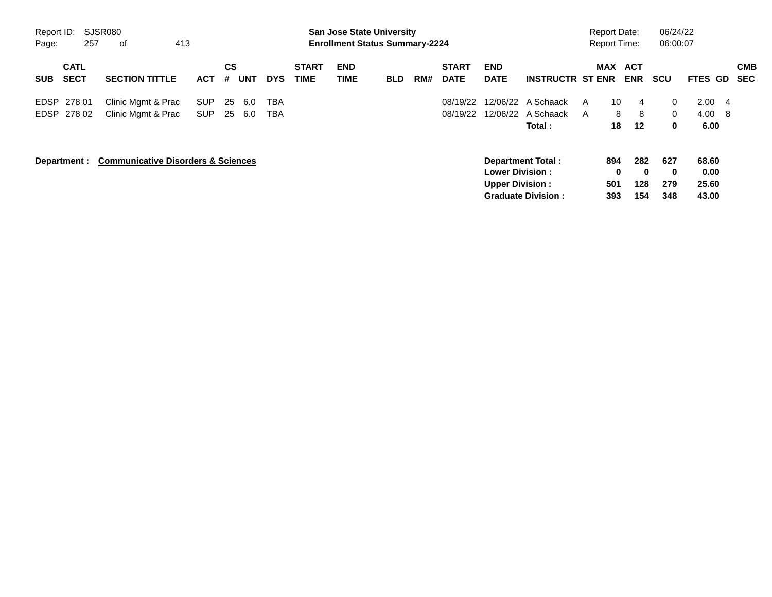Report ID: SJSR080

**San Jose State University**
**Enrollment Status Summary-2224**

Report Date: 06/24/22
Report Time: 06:00:07

| SUB | CATL SECT | SECTION TITTLE | ACT | CS # | UNT | DYS | START TIME | END TIME | BLD | RM# | START DATE | END DATE | INSTRUCTR | ST | MAX ENR | ACT ENR | SCU | FTES | GD | CMB SEC |
|---|---|---|---|---|---|---|---|---|---|---|---|---|---|---|---|---|---|---|---|---|
| EDSP | 278 01 | Clinic Mgmt & Prac | SUP | 25 | 6.0 | TBA | | | | | 08/19/22 | 12/06/22 | A Schaack | A | 10 | 4 | 0 | 2.00 | 4 | |
| EDSP | 278 02 | Clinic Mgmt & Prac | SUP | 25 | 6.0 | TBA | | | | | 08/19/22 | 12/06/22 | A Schaack | A | 8 | 8 | 0 | 4.00 | 8 | |
| | | | | | | | | | | | | | **Total :** | | **18** | **12** | **0** | **6.00** | | |

**Department :** **Communicative Disorders & Sciences**

| | MAX ENR | ACT ENR | SCU | FTES |
|---|---|---|---|---|
| **Department Total :** | **894** | **282** | **627** | **68.60** |
| **Lower Division :** | **0** | **0** | **0** | **0.00** |
| **Upper Division :** | **501** | **128** | **279** | **25.60** |
| **Graduate Division :** | **393** | **154** | **348** | **43.00** |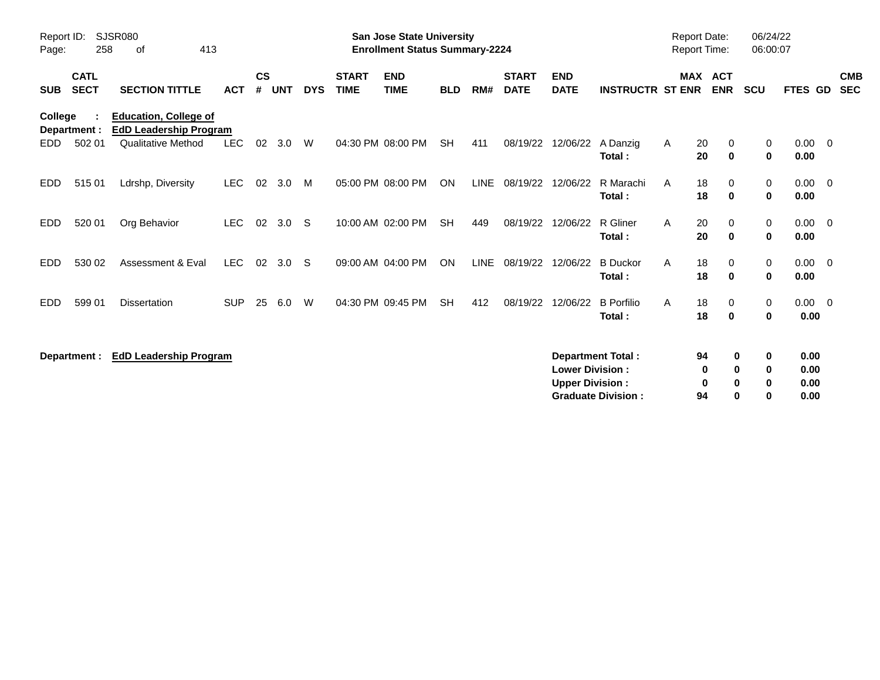Report ID: SJSR080

**San Jose State University**
**Enrollment Status Summary-2224**

Report Date: 06/24/22
Report Time: 06:00:07

| SUB | CATL SECT | SECTION TITTLE | ACT | CS # | UNT | DYS | START TIME | END TIME | BLD | RM# | START DATE | END DATE | INSTRUCTR | ST | MAX ENR | ACT ENR | SCU | FTES | GD | CMB SEC |
|---|---|---|---|---|---|---|---|---|---|---|---|---|---|---|---|---|---|---|---|---|
| **College :** | | **Education, College of** | | | | | | | | | | | | | | | | | | |
| **Department :** | | **EdD Leadership Program** | | | | | | | | | | | | | | | | | | |
| EDD | 502 01 | Qualitative Method | LEC | 02 | 3.0 | W | 04:30 PM | 08:00 PM | SH | 411 | 08/19/22 | 12/06/22 | A Danzig | A | 20 | 0 | 0 | 0.00 | 0 | |
| | | | | | | | | | | | | | **Total :** | | **20** | **0** | **0** | **0.00** | | |
| EDD | 515 01 | Ldrshp, Diversity | LEC | 02 | 3.0 | M | 05:00 PM | 08:00 PM | ON | LINE | 08/19/22 | 12/06/22 | R Marachi | A | 18 | 0 | 0 | 0.00 | 0 | |
| | | | | | | | | | | | | | **Total :** | | **18** | **0** | **0** | **0.00** | | |
| EDD | 520 01 | Org Behavior | LEC | 02 | 3.0 | S | 10:00 AM | 02:00 PM | SH | 449 | 08/19/22 | 12/06/22 | R Gliner | A | 20 | 0 | 0 | 0.00 | 0 | |
| | | | | | | | | | | | | | **Total :** | | **20** | **0** | **0** | **0.00** | | |
| EDD | 530 02 | Assessment & Eval | LEC | 02 | 3.0 | S | 09:00 AM | 04:00 PM | ON | LINE | 08/19/22 | 12/06/22 | B Duckor | A | 18 | 0 | 0 | 0.00 | 0 | |
| | | | | | | | | | | | | | **Total :** | | **18** | **0** | **0** | **0.00** | | |
| EDD | 599 01 | Dissertation | SUP | 25 | 6.0 | W | 04:30 PM | 09:45 PM | SH | 412 | 08/19/22 | 12/06/22 | B Porfilio | A | 18 | 0 | 0 | 0.00 | 0 | |
| | | | | | | | | | | | | | **Total :** | | **18** | **0** | **0** | **0.00** | | |

**Department : EdD Leadership Program**

| | MAX ENR | ACT ENR | SCU | FTES |
|---|---|---|---|---|
| **Department Total :** | **94** | **0** | **0** | **0.00** |
| **Lower Division :** | **0** | **0** | **0** | **0.00** |
| **Upper Division :** | **0** | **0** | **0** | **0.00** |
| **Graduate Division :** | **94** | **0** | **0** | **0.00** |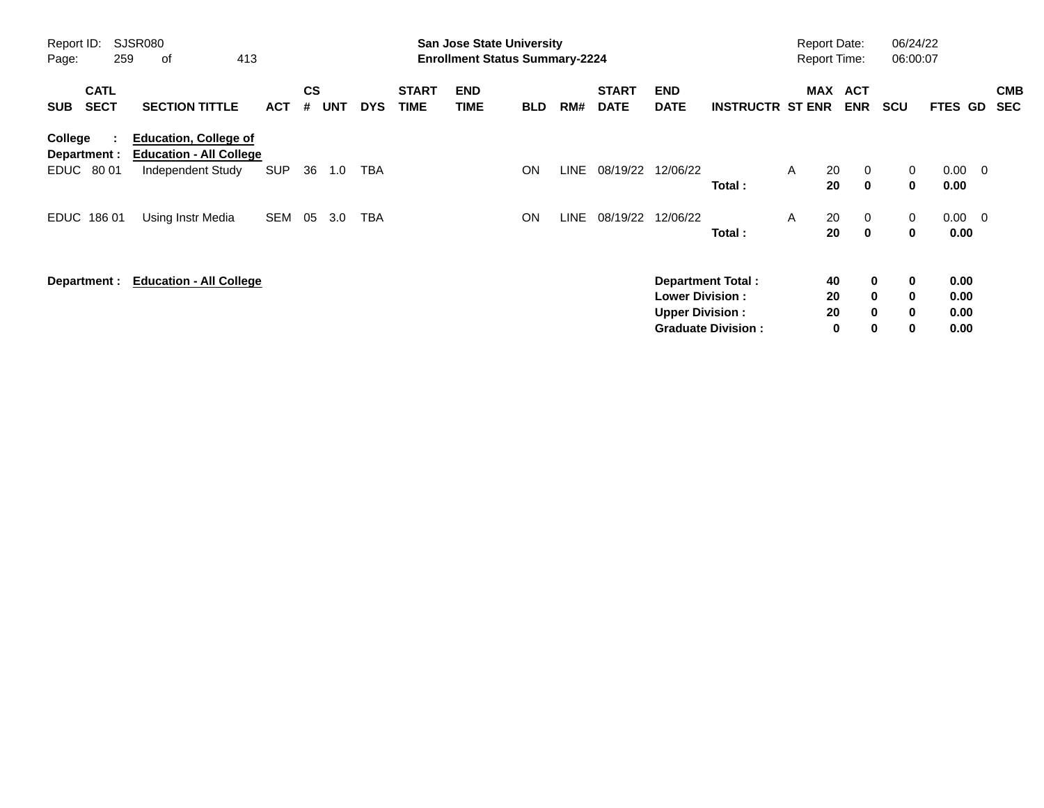Report ID: SJSR080

**San Jose State University**
**Enrollment Status Summary-2224**

Report Date: 06/24/22
Report Time: 06:00:07

| SUB | CATL SECT | SECTION TITTLE | ACT | CS # | UNT | DYS | START TIME | END TIME | BLD | RM# | START DATE | END DATE | INSTRUCTR | ST | MAX ENR | ACT ENR | SCU | FTES | GD | CMB SEC |
|---|---|---|---|---|---|---|---|---|---|---|---|---|---|---|---|---|---|---|---|---|
| **College :** | | **Education, College of** | | | | | | | | | | | | | | | | | | |
| **Department :** | | **Education - All College** | | | | | | | | | | | | | | | | | | |
| EDUC | 80 01 | Independent Study | SUP | 36 | 1.0 | TBA | | | ON | LINE | 08/19/22 | 12/06/22 | | A | 20 | 0 | 0 | 0.00 | 0 | |
| | | | | | | | | | | | | | **Total :** | | **20** | **0** | **0** | **0.00** | | |
| EDUC | 186 01 | Using Instr Media | SEM | 05 | 3.0 | TBA | | | ON | LINE | 08/19/22 | 12/06/22 | | A | 20 | 0 | 0 | 0.00 | 0 | |
| | | | | | | | | | | | | | **Total :** | | **20** | **0** | **0** | **0.00** | | |

**Department : Education - All College**

| | MAX ENR | ACT ENR | SCU | FTES |
|---|---|---|---|---|
| **Department Total :** | **40** | **0** | **0** | **0.00** |
| **Lower Division :** | **20** | **0** | **0** | **0.00** |
| **Upper Division :** | **20** | **0** | **0** | **0.00** |
| **Graduate Division :** | **0** | **0** | **0** | **0.00** |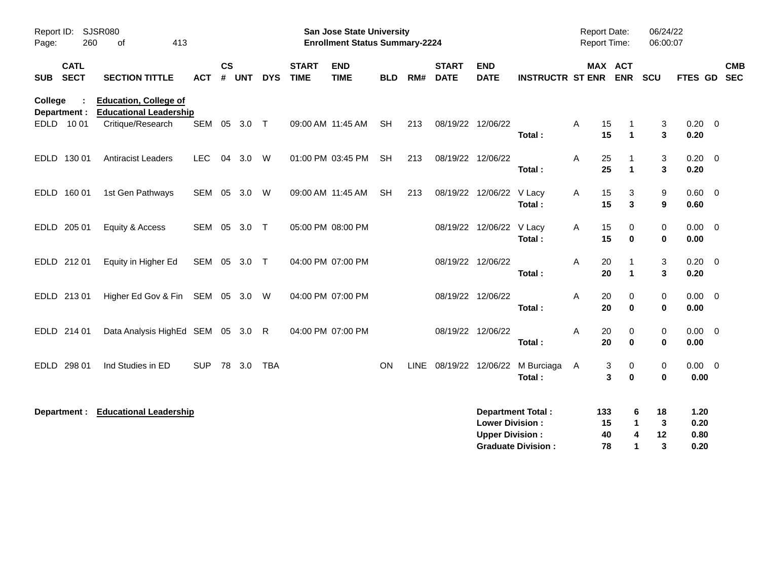Report ID: SJSR080

**San Jose State University**
**Enrollment Status Summary-2224**

Report Date: 06/24/22
Report Time: 06:00:07

**College : Education, College of**
**Department : Educational Leadership**

| SUB | CATL SECT | SECTION TITTLE | ACT | CS # | UNT | DYS | START TIME | END TIME | BLD | RM# | START DATE | END DATE | INSTRUCTR | ST | MAX ENR | ACT ENR | SCU | FTES | GD | CMB SEC |
|---|---|---|---|---|---|---|---|---|---|---|---|---|---|---|---|---|---|---|---|---|
| EDLD | 10 01 | Critique/Research | SEM | 05 | 3.0 | T | 09:00 AM | 11:45 AM | SH | 213 | 08/19/22 | 12/06/22 | | A | 15 | 1 | 3 | 0.20 | 0 | |
| | | | | | | | | | | | | | **Total :** | | **15** | **1** | **3** | **0.20** | | |
| EDLD | 130 01 | Antiracist Leaders | LEC | 04 | 3.0 | W | 01:00 PM | 03:45 PM | SH | 213 | 08/19/22 | 12/06/22 | | A | 25 | 1 | 3 | 0.20 | 0 | |
| | | | | | | | | | | | | | **Total :** | | **25** | **1** | **3** | **0.20** | | |
| EDLD | 160 01 | 1st Gen Pathways | SEM | 05 | 3.0 | W | 09:00 AM | 11:45 AM | SH | 213 | 08/19/22 | 12/06/22 | V Lacy | A | 15 | 3 | 9 | 0.60 | 0 | |
| | | | | | | | | | | | | | **Total :** | | **15** | **3** | **9** | **0.60** | | |
| EDLD | 205 01 | Equity & Access | SEM | 05 | 3.0 | T | 05:00 PM | 08:00 PM | | | 08/19/22 | 12/06/22 | V Lacy | A | 15 | 0 | 0 | 0.00 | 0 | |
| | | | | | | | | | | | | | **Total :** | | **15** | **0** | **0** | **0.00** | | |
| EDLD | 212 01 | Equity in Higher Ed | SEM | 05 | 3.0 | T | 04:00 PM | 07:00 PM | | | 08/19/22 | 12/06/22 | | A | 20 | 1 | 3 | 0.20 | 0 | |
| | | | | | | | | | | | | | **Total :** | | **20** | **1** | **3** | **0.20** | | |
| EDLD | 213 01 | Higher Ed Gov & Fin | SEM | 05 | 3.0 | W | 04:00 PM | 07:00 PM | | | 08/19/22 | 12/06/22 | | A | 20 | 0 | 0 | 0.00 | 0 | |
| | | | | | | | | | | | | | **Total :** | | **20** | **0** | **0** | **0.00** | | |
| EDLD | 214 01 | Data Analysis HighEd | SEM | 05 | 3.0 | R | 04:00 PM | 07:00 PM | | | 08/19/22 | 12/06/22 | | A | 20 | 0 | 0 | 0.00 | 0 | |
| | | | | | | | | | | | | | **Total :** | | **20** | **0** | **0** | **0.00** | | |
| EDLD | 298 01 | Ind Studies in ED | SUP | 78 | 3.0 | TBA | | | ON | LINE | 08/19/22 | 12/06/22 | M Burciaga | A | 3 | 0 | 0 | 0.00 | 0 | |
| | | | | | | | | | | | | | **Total :** | | **3** | **0** | **0** | **0.00** | | |

**Department : Educational Leadership**

| | MAX ENR | ACT ENR | SCU | FTES |
|---|---|---|---|---|
| **Department Total :** | **133** | **6** | **18** | **1.20** |
| **Lower Division :** | **15** | **1** | **3** | **0.20** |
| **Upper Division :** | **40** | **4** | **12** | **0.80** |
| **Graduate Division :** | **78** | **1** | **3** | **0.20** |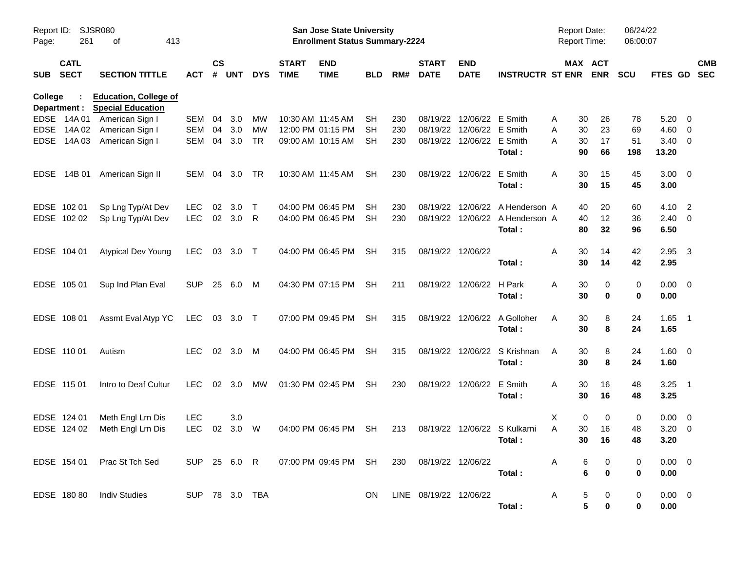**San Jose State University**
**Enrollment Status Summary-2224**

Report ID: SJSR080
Report Date: 06/24/22
Report Time: 06:00:07

| SUB | CATL SECT | SECTION TITTLE | ACT | CS # | UNT | DYS | START TIME | END TIME | BLD | RM# | START DATE | END DATE | INSTRUCTR | ST | MAX ENR | ACT ENR | SCU | FTES | GD | CMB SEC |
|---|---|---|---|---|---|---|---|---|---|---|---|---|---|---|---|---|---|---|---|---|
| **College :** | | **Education, College of** | | | | | | | | | | | | | | | | | | |
| **Department :** | | **Special Education** | | | | | | | | | | | | | | | | | | |
| EDSE | 14A 01 | American Sign I | SEM | 04 | 3.0 | MW | 10:30 AM | 11:45 AM | SH | 230 | 08/19/22 | 12/06/22 | E Smith | A | 30 | 26 | 78 | 5.20 | 0 | |
| EDSE | 14A 02 | American Sign I | SEM | 04 | 3.0 | MW | 12:00 PM | 01:15 PM | SH | 230 | 08/19/22 | 12/06/22 | E Smith | A | 30 | 23 | 69 | 4.60 | 0 | |
| EDSE | 14A 03 | American Sign I | SEM | 04 | 3.0 | TR | 09:00 AM | 10:15 AM | SH | 230 | 08/19/22 | 12/06/22 | E Smith | A | 30 | 17 | 51 | 3.40 | 0 | |
| | | | | | | | | | | | | | **Total :** | | **90** | **66** | **198** | **13.20** | | |
| EDSE | 14B 01 | American Sign II | SEM | 04 | 3.0 | TR | 10:30 AM | 11:45 AM | SH | 230 | 08/19/22 | 12/06/22 | E Smith | A | 30 | 15 | 45 | 3.00 | 0 | |
| | | | | | | | | | | | | | **Total :** | | **30** | **15** | **45** | **3.00** | | |
| EDSE | 102 01 | Sp Lng Typ/At Dev | LEC | 02 | 3.0 | T | 04:00 PM | 06:45 PM | SH | 230 | 08/19/22 | 12/06/22 | A Henderson | A | 40 | 20 | 60 | 4.10 | 2 | |
| EDSE | 102 02 | Sp Lng Typ/At Dev | LEC | 02 | 3.0 | R | 04:00 PM | 06:45 PM | SH | 230 | 08/19/22 | 12/06/22 | A Henderson | A | 40 | 12 | 36 | 2.40 | 0 | |
| | | | | | | | | | | | | | **Total :** | | **80** | **32** | **96** | **6.50** | | |
| EDSE | 104 01 | Atypical Dev Young | LEC | 03 | 3.0 | T | 04:00 PM | 06:45 PM | SH | 315 | 08/19/22 | 12/06/22 | | A | 30 | 14 | 42 | 2.95 | 3 | |
| | | | | | | | | | | | | | **Total :** | | **30** | **14** | **42** | **2.95** | | |
| EDSE | 105 01 | Sup Ind Plan Eval | SUP | 25 | 6.0 | M | 04:30 PM | 07:15 PM | SH | 211 | 08/19/22 | 12/06/22 | H Park | A | 30 | 0 | 0 | 0.00 | 0 | |
| | | | | | | | | | | | | | **Total :** | | **30** | **0** | **0** | **0.00** | | |
| EDSE | 108 01 | Assmt Eval Atyp YC | LEC | 03 | 3.0 | T | 07:00 PM | 09:45 PM | SH | 315 | 08/19/22 | 12/06/22 | A Golloher | A | 30 | 8 | 24 | 1.65 | 1 | |
| | | | | | | | | | | | | | **Total :** | | **30** | **8** | **24** | **1.65** | | |
| EDSE | 110 01 | Autism | LEC | 02 | 3.0 | M | 04:00 PM | 06:45 PM | SH | 315 | 08/19/22 | 12/06/22 | S Krishnan | A | 30 | 8 | 24 | 1.60 | 0 | |
| | | | | | | | | | | | | | **Total :** | | **30** | **8** | **24** | **1.60** | | |
| EDSE | 115 01 | Intro to Deaf Cultur | LEC | 02 | 3.0 | MW | 01:30 PM | 02:45 PM | SH | 230 | 08/19/22 | 12/06/22 | E Smith | A | 30 | 16 | 48 | 3.25 | 1 | |
| | | | | | | | | | | | | | **Total :** | | **30** | **16** | **48** | **3.25** | | |
| EDSE | 124 01 | Meth Engl Lrn Dis | LEC | | 3.0 | | | | | | | | | X | 0 | 0 | 0 | 0.00 | 0 | |
| EDSE | 124 02 | Meth Engl Lrn Dis | LEC | 02 | 3.0 | W | 04:00 PM | 06:45 PM | SH | 213 | 08/19/22 | 12/06/22 | S Kulkarni | A | 30 | 16 | 48 | 3.20 | 0 | |
| | | | | | | | | | | | | | **Total :** | | **30** | **16** | **48** | **3.20** | | |
| EDSE | 154 01 | Prac St Tch Sed | SUP | 25 | 6.0 | R | 07:00 PM | 09:45 PM | SH | 230 | 08/19/22 | 12/06/22 | | A | 6 | 0 | 0 | 0.00 | 0 | |
| | | | | | | | | | | | | | **Total :** | | **6** | **0** | **0** | **0.00** | | |
| EDSE | 180 80 | Indiv Studies | SUP | 78 | 3.0 | TBA | | | ON | LINE | 08/19/22 | 12/06/22 | | A | 5 | 0 | 0 | 0.00 | 0 | |
| | | | | | | | | | | | | | **Total :** | | **5** | **0** | **0** | **0.00** | | |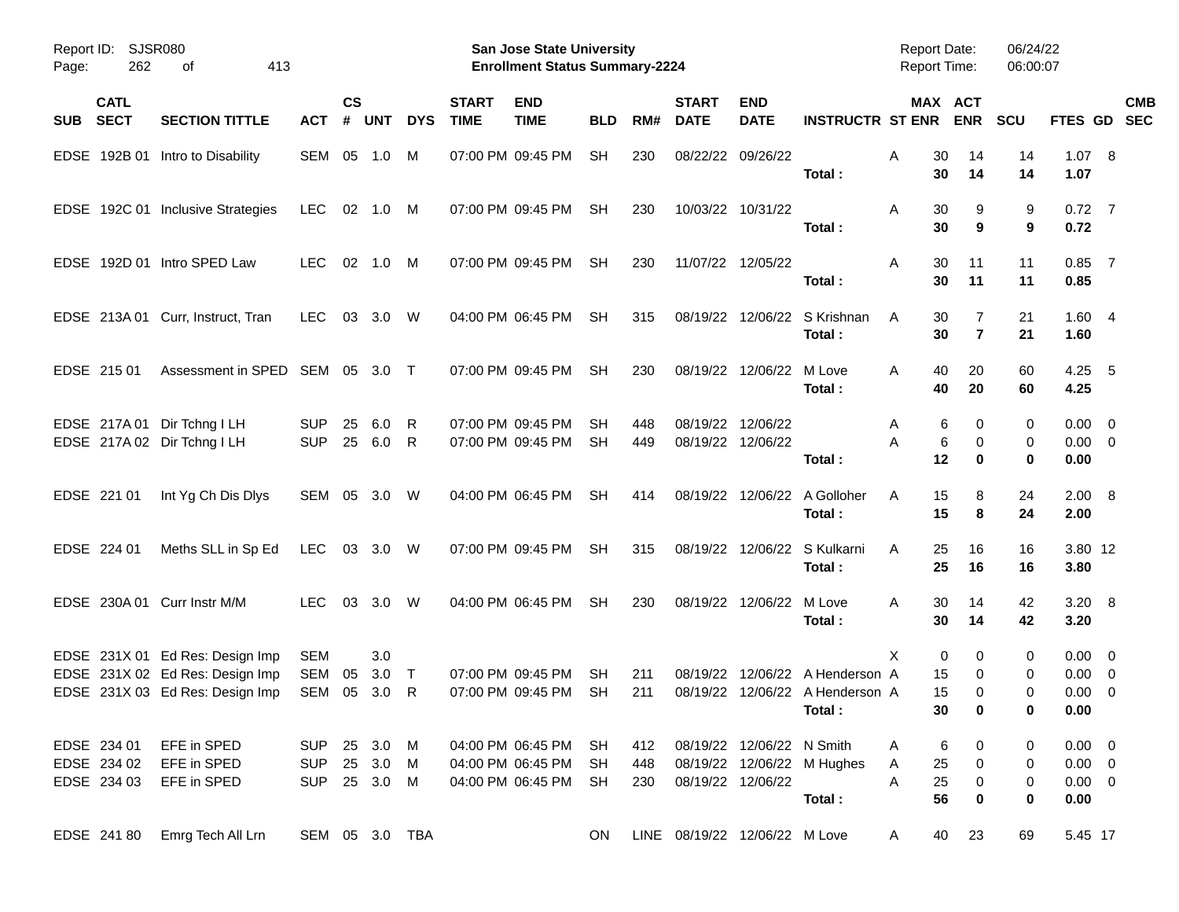Report ID: SJSR080
San Jose State University
Enrollment Status Summary-2224
Report Date: 06/24/22
Report Time: 06:00:07

| SUB | CATL SECT | SECTION TITTLE | ACT | CS # | UNT | DYS | START TIME | END TIME | BLD | RM# | START DATE | END DATE | INSTRUCTR | ST | MAX ENR | ACT ENR | SCU | FTES | GD | CMB SEC |
|---|---|---|---|---|---|---|---|---|---|---|---|---|---|---|---|---|---|---|---|---|
| EDSE | 192B 01 | Intro to Disability | SEM | 05 | 1.0 | M | 07:00 PM | 09:45 PM | SH | 230 | 08/22/22 | 09/26/22 | | A | 30 | 14 | 14 | 1.07 | 8 | |
| | | | | | | | | | | | | | **Total :** | | **30** | **14** | **14** | **1.07** | | |
| EDSE | 192C 01 | Inclusive Strategies | LEC | 02 | 1.0 | M | 07:00 PM | 09:45 PM | SH | 230 | 10/03/22 | 10/31/22 | | A | 30 | 9 | 9 | 0.72 | 7 | |
| | | | | | | | | | | | | | **Total :** | | **30** | **9** | **9** | **0.72** | | |
| EDSE | 192D 01 | Intro SPED Law | LEC | 02 | 1.0 | M | 07:00 PM | 09:45 PM | SH | 230 | 11/07/22 | 12/05/22 | | A | 30 | 11 | 11 | 0.85 | 7 | |
| | | | | | | | | | | | | | **Total :** | | **30** | **11** | **11** | **0.85** | | |
| EDSE | 213A 01 | Curr, Instruct, Tran | LEC | 03 | 3.0 | W | 04:00 PM | 06:45 PM | SH | 315 | 08/19/22 | 12/06/22 | S Krishnan | A | 30 | 7 | 21 | 1.60 | 4 | |
| | | | | | | | | | | | | | **Total :** | | **30** | **7** | **21** | **1.60** | | |
| EDSE | 215 01 | Assessment in SPED | SEM | 05 | 3.0 | T | 07:00 PM | 09:45 PM | SH | 230 | 08/19/22 | 12/06/22 | M Love | A | 40 | 20 | 60 | 4.25 | 5 | |
| | | | | | | | | | | | | | **Total :** | | **40** | **20** | **60** | **4.25** | | |
| EDSE | 217A 01 | Dir Tchng I LH | SUP | 25 | 6.0 | R | 07:00 PM | 09:45 PM | SH | 448 | 08/19/22 | 12/06/22 | | A | 6 | 0 | 0 | 0.00 | 0 | |
| EDSE | 217A 02 | Dir Tchng I LH | SUP | 25 | 6.0 | R | 07:00 PM | 09:45 PM | SH | 449 | 08/19/22 | 12/06/22 | | A | 6 | 0 | 0 | 0.00 | 0 | |
| | | | | | | | | | | | | | **Total :** | | **12** | **0** | **0** | **0.00** | | |
| EDSE | 221 01 | Int Yg Ch Dis Dlys | SEM | 05 | 3.0 | W | 04:00 PM | 06:45 PM | SH | 414 | 08/19/22 | 12/06/22 | A Golloher | A | 15 | 8 | 24 | 2.00 | 8 | |
| | | | | | | | | | | | | | **Total :** | | **15** | **8** | **24** | **2.00** | | |
| EDSE | 224 01 | Meths SLL in Sp Ed | LEC | 03 | 3.0 | W | 07:00 PM | 09:45 PM | SH | 315 | 08/19/22 | 12/06/22 | S Kulkarni | A | 25 | 16 | 16 | 3.80 | 12 | |
| | | | | | | | | | | | | | **Total :** | | **25** | **16** | **16** | **3.80** | | |
| EDSE | 230A 01 | Curr Instr M/M | LEC | 03 | 3.0 | W | 04:00 PM | 06:45 PM | SH | 230 | 08/19/22 | 12/06/22 | M Love | A | 30 | 14 | 42 | 3.20 | 8 | |
| | | | | | | | | | | | | | **Total :** | | **30** | **14** | **42** | **3.20** | | |
| EDSE | 231X 01 | Ed Res: Design Imp | SEM | | 3.0 | | | | | | | | | X | 0 | 0 | 0 | 0.00 | 0 | |
| EDSE | 231X 02 | Ed Res: Design Imp | SEM | 05 | 3.0 | T | 07:00 PM | 09:45 PM | SH | 211 | 08/19/22 | 12/06/22 | A Henderson | A | 15 | 0 | 0 | 0.00 | 0 | |
| EDSE | 231X 03 | Ed Res: Design Imp | SEM | 05 | 3.0 | R | 07:00 PM | 09:45 PM | SH | 211 | 08/19/22 | 12/06/22 | A Henderson | A | 15 | 0 | 0 | 0.00 | 0 | |
| | | | | | | | | | | | | | **Total :** | | **30** | **0** | **0** | **0.00** | | |
| EDSE | 234 01 | EFE in SPED | SUP | 25 | 3.0 | M | 04:00 PM | 06:45 PM | SH | 412 | 08/19/22 | 12/06/22 | N Smith | A | 6 | 0 | 0 | 0.00 | 0 | |
| EDSE | 234 02 | EFE in SPED | SUP | 25 | 3.0 | M | 04:00 PM | 06:45 PM | SH | 448 | 08/19/22 | 12/06/22 | M Hughes | A | 25 | 0 | 0 | 0.00 | 0 | |
| EDSE | 234 03 | EFE in SPED | SUP | 25 | 3.0 | M | 04:00 PM | 06:45 PM | SH | 230 | 08/19/22 | 12/06/22 | | A | 25 | 0 | 0 | 0.00 | 0 | |
| | | | | | | | | | | | | | **Total :** | | **56** | **0** | **0** | **0.00** | | |
| EDSE | 241 80 | Emrg Tech All Lrn | SEM | 05 | 3.0 | TBA | | | ON | LINE | 08/19/22 | 12/06/22 | M Love | A | 40 | 23 | 69 | 5.45 | 17 | |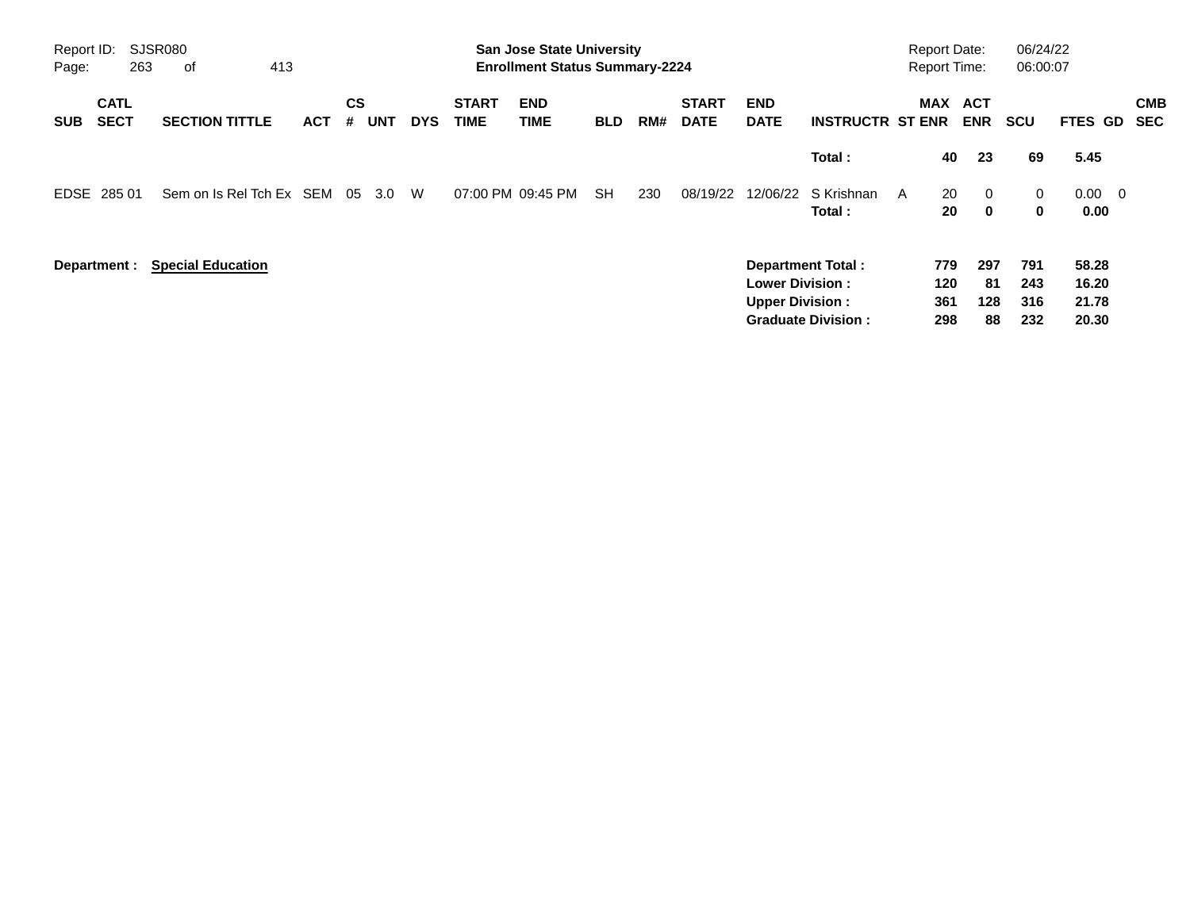Report ID: SJSR080
Page: 263 of 413

**San Jose State University**
**Enrollment Status Summary-2224**

Report Date: 06/24/22
Report Time: 06:00:07

| SUB | CATL SECT | SECTION TITTLE | ACT | CS # | UNT | DYS | START TIME | END TIME | BLD | RM# | START DATE | END DATE | INSTRUCTR | ST | MAX ENR | ACT ENR | SCU | FTES | GD | CMB SEC |
|---|---|---|---|---|---|---|---|---|---|---|---|---|---|---|---|---|---|---|---|---|
| | | | | | | | | | | | | | **Total :** | | **40** | **23** | **69** | **5.45** | | |
| EDSE | 285 01 | Sem on Is Rel Tch Ex | SEM | 05 | 3.0 | W | 07:00 PM | 09:45 PM | SH | 230 | 08/19/22 | 12/06/22 | S Krishnan | A | 20 | 0 | 0 | 0.00 | 0 | |
| | | | | | | | | | | | | | **Total :** | | **20** | **0** | **0** | **0.00** | | |

**Department :** **Special Education**

| | MAX ENR | ACT ENR | SCU | FTES |
|---|---|---|---|---|
| **Department Total :** | **779** | **297** | **791** | **58.28** |
| **Lower Division :** | **120** | **81** | **243** | **16.20** |
| **Upper Division :** | **361** | **128** | **316** | **21.78** |
| **Graduate Division :** | **298** | **88** | **232** | **20.30** |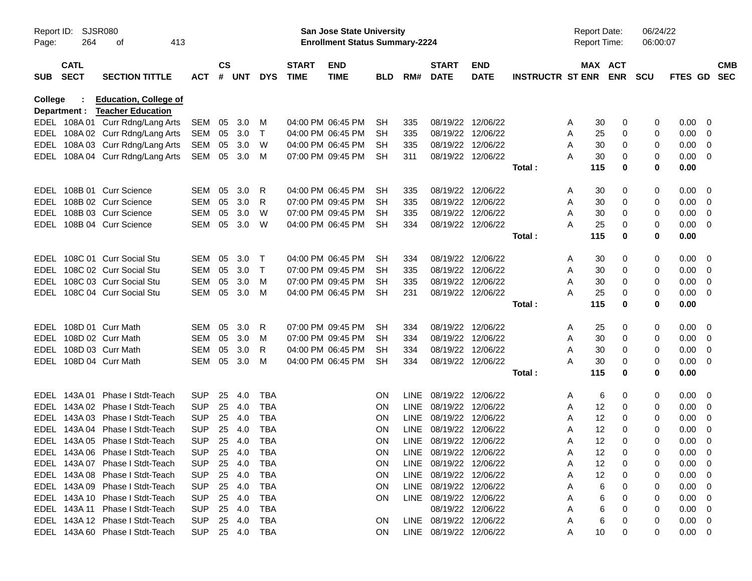Report ID: SJSR080 **San Jose State University** Report Date: 06/24/22
**Enrollment Status Summary-2224** Report Time: 06:00:07

**College : Education, College of**
**Department : Teacher Education**

| SUB | CATL SECT | SECTION TITTLE | ACT | CS # | UNT | DYS | START TIME | END TIME | BLD | RM# | START DATE | END DATE | INSTRUCTR | ST | MAX ENR | ACT ENR | SCU | FTES | GD | CMB SEC |
|---|---|---|---|---|---|---|---|---|---|---|---|---|---|---|---|---|---|---|---|---|
| EDEL | 108A 01 | Curr Rdng/Lang Arts | SEM | 05 | 3.0 | M | 04:00 PM | 06:45 PM | SH | 335 | 08/19/22 | 12/06/22 | | A | 30 | 0 | 0 | 0.00 | 0 | |
| EDEL | 108A 02 | Curr Rdng/Lang Arts | SEM | 05 | 3.0 | T | 04:00 PM | 06:45 PM | SH | 335 | 08/19/22 | 12/06/22 | | A | 25 | 0 | 0 | 0.00 | 0 | |
| EDEL | 108A 03 | Curr Rdng/Lang Arts | SEM | 05 | 3.0 | W | 04:00 PM | 06:45 PM | SH | 335 | 08/19/22 | 12/06/22 | | A | 30 | 0 | 0 | 0.00 | 0 | |
| EDEL | 108A 04 | Curr Rdng/Lang Arts | SEM | 05 | 3.0 | M | 07:00 PM | 09:45 PM | SH | 311 | 08/19/22 | 12/06/22 | | A | 30 | 0 | 0 | 0.00 | 0 | |
| | | | | | | | | | | | | | **Total :** | | **115** | **0** | **0** | **0.00** | | |
| EDEL | 108B 01 | Curr Science | SEM | 05 | 3.0 | R | 04:00 PM | 06:45 PM | SH | 335 | 08/19/22 | 12/06/22 | | A | 30 | 0 | 0 | 0.00 | 0 | |
| EDEL | 108B 02 | Curr Science | SEM | 05 | 3.0 | R | 07:00 PM | 09:45 PM | SH | 335 | 08/19/22 | 12/06/22 | | A | 30 | 0 | 0 | 0.00 | 0 | |
| EDEL | 108B 03 | Curr Science | SEM | 05 | 3.0 | W | 07:00 PM | 09:45 PM | SH | 335 | 08/19/22 | 12/06/22 | | A | 30 | 0 | 0 | 0.00 | 0 | |
| EDEL | 108B 04 | Curr Science | SEM | 05 | 3.0 | W | 04:00 PM | 06:45 PM | SH | 334 | 08/19/22 | 12/06/22 | | A | 25 | 0 | 0 | 0.00 | 0 | |
| | | | | | | | | | | | | | **Total :** | | **115** | **0** | **0** | **0.00** | | |
| EDEL | 108C 01 | Curr Social Stu | SEM | 05 | 3.0 | T | 04:00 PM | 06:45 PM | SH | 334 | 08/19/22 | 12/06/22 | | A | 30 | 0 | 0 | 0.00 | 0 | |
| EDEL | 108C 02 | Curr Social Stu | SEM | 05 | 3.0 | T | 07:00 PM | 09:45 PM | SH | 335 | 08/19/22 | 12/06/22 | | A | 30 | 0 | 0 | 0.00 | 0 | |
| EDEL | 108C 03 | Curr Social Stu | SEM | 05 | 3.0 | M | 07:00 PM | 09:45 PM | SH | 335 | 08/19/22 | 12/06/22 | | A | 30 | 0 | 0 | 0.00 | 0 | |
| EDEL | 108C 04 | Curr Social Stu | SEM | 05 | 3.0 | M | 04:00 PM | 06:45 PM | SH | 231 | 08/19/22 | 12/06/22 | | A | 25 | 0 | 0 | 0.00 | 0 | |
| | | | | | | | | | | | | | **Total :** | | **115** | **0** | **0** | **0.00** | | |
| EDEL | 108D 01 | Curr Math | SEM | 05 | 3.0 | R | 07:00 PM | 09:45 PM | SH | 334 | 08/19/22 | 12/06/22 | | A | 25 | 0 | 0 | 0.00 | 0 | |
| EDEL | 108D 02 | Curr Math | SEM | 05 | 3.0 | M | 07:00 PM | 09:45 PM | SH | 334 | 08/19/22 | 12/06/22 | | A | 30 | 0 | 0 | 0.00 | 0 | |
| EDEL | 108D 03 | Curr Math | SEM | 05 | 3.0 | R | 04:00 PM | 06:45 PM | SH | 334 | 08/19/22 | 12/06/22 | | A | 30 | 0 | 0 | 0.00 | 0 | |
| EDEL | 108D 04 | Curr Math | SEM | 05 | 3.0 | M | 04:00 PM | 06:45 PM | SH | 334 | 08/19/22 | 12/06/22 | | A | 30 | 0 | 0 | 0.00 | 0 | |
| | | | | | | | | | | | | | **Total :** | | **115** | **0** | **0** | **0.00** | | |
| EDEL | 143A 01 | Phase I Stdt-Teach | SUP | 25 | 4.0 | TBA | | | ON | LINE | 08/19/22 | 12/06/22 | | A | 6 | 0 | 0 | 0.00 | 0 | |
| EDEL | 143A 02 | Phase I Stdt-Teach | SUP | 25 | 4.0 | TBA | | | ON | LINE | 08/19/22 | 12/06/22 | | A | 12 | 0 | 0 | 0.00 | 0 | |
| EDEL | 143A 03 | Phase I Stdt-Teach | SUP | 25 | 4.0 | TBA | | | ON | LINE | 08/19/22 | 12/06/22 | | A | 12 | 0 | 0 | 0.00 | 0 | |
| EDEL | 143A 04 | Phase I Stdt-Teach | SUP | 25 | 4.0 | TBA | | | ON | LINE | 08/19/22 | 12/06/22 | | A | 12 | 0 | 0 | 0.00 | 0 | |
| EDEL | 143A 05 | Phase I Stdt-Teach | SUP | 25 | 4.0 | TBA | | | ON | LINE | 08/19/22 | 12/06/22 | | A | 12 | 0 | 0 | 0.00 | 0 | |
| EDEL | 143A 06 | Phase I Stdt-Teach | SUP | 25 | 4.0 | TBA | | | ON | LINE | 08/19/22 | 12/06/22 | | A | 12 | 0 | 0 | 0.00 | 0 | |
| EDEL | 143A 07 | Phase I Stdt-Teach | SUP | 25 | 4.0 | TBA | | | ON | LINE | 08/19/22 | 12/06/22 | | A | 12 | 0 | 0 | 0.00 | 0 | |
| EDEL | 143A 08 | Phase I Stdt-Teach | SUP | 25 | 4.0 | TBA | | | ON | LINE | 08/19/22 | 12/06/22 | | A | 12 | 0 | 0 | 0.00 | 0 | |
| EDEL | 143A 09 | Phase I Stdt-Teach | SUP | 25 | 4.0 | TBA | | | ON | LINE | 08/19/22 | 12/06/22 | | A | 6 | 0 | 0 | 0.00 | 0 | |
| EDEL | 143A 10 | Phase I Stdt-Teach | SUP | 25 | 4.0 | TBA | | | ON | LINE | 08/19/22 | 12/06/22 | | A | 6 | 0 | 0 | 0.00 | 0 | |
| EDEL | 143A 11 | Phase I Stdt-Teach | SUP | 25 | 4.0 | TBA | | | | | 08/19/22 | 12/06/22 | | A | 6 | 0 | 0 | 0.00 | 0 | |
| EDEL | 143A 12 | Phase I Stdt-Teach | SUP | 25 | 4.0 | TBA | | | ON | LINE | 08/19/22 | 12/06/22 | | A | 6 | 0 | 0 | 0.00 | 0 | |
| EDEL | 143A 60 | Phase I Stdt-Teach | SUP | 25 | 4.0 | TBA | | | ON | LINE | 08/19/22 | 12/06/22 | | A | 10 | 0 | 0 | 0.00 | 0 | |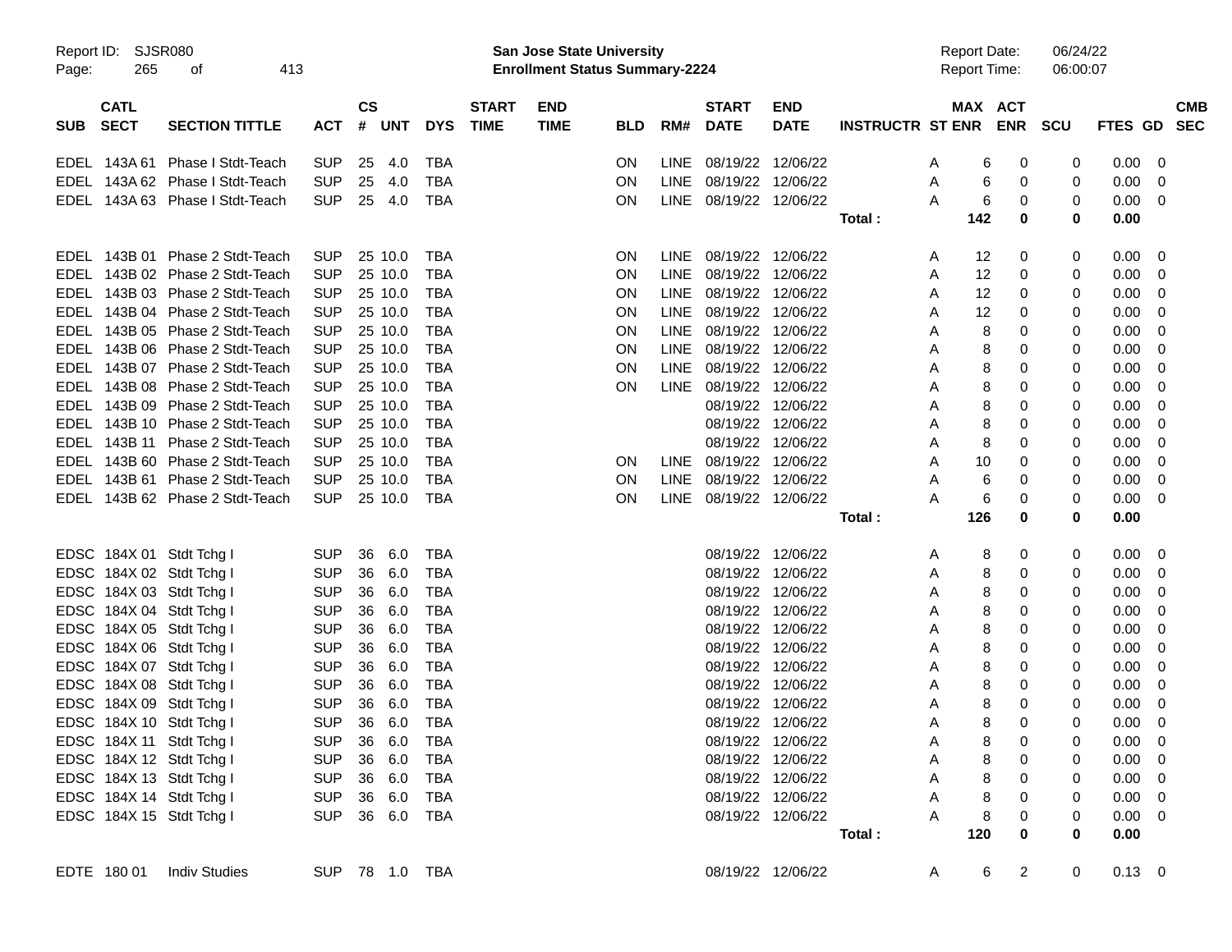Report ID: SJSR080 **San Jose State University** Report Date: 06/24/22
**Enrollment Status Summary-2224** Report Time: 06:00:07

| SUB | CATL SECT | SECTION TITTLE | ACT | CS # | UNT | DYS | START TIME | END TIME | BLD | RM# | START DATE | END DATE | INSTRUCTR | ST | MAX ENR | ACT ENR | SCU | FTES | GD | CMB SEC |
|---|---|---|---|---|---|---|---|---|---|---|---|---|---|---|---|---|---|---|---|---|
| EDEL | 143A 61 | Phase I Stdt-Teach | SUP | 25 | 4.0 | TBA | | | ON | LINE | 08/19/22 | 12/06/22 | | A | 6 | 0 | 0 | 0.00 | 0 | |
| EDEL | 143A 62 | Phase I Stdt-Teach | SUP | 25 | 4.0 | TBA | | | ON | LINE | 08/19/22 | 12/06/22 | | A | 6 | 0 | 0 | 0.00 | 0 | |
| EDEL | 143A 63 | Phase I Stdt-Teach | SUP | 25 | 4.0 | TBA | | | ON | LINE | 08/19/22 | 12/06/22 | | A | 6 | 0 | 0 | 0.00 | 0 | |
| | | | | | | | | | | | | | **Total :** | | **142** | **0** | **0** | **0.00** | | |
| EDEL | 143B 01 | Phase 2 Stdt-Teach | SUP | 25 | 10.0 | TBA | | | ON | LINE | 08/19/22 | 12/06/22 | | A | 12 | 0 | 0 | 0.00 | 0 | |
| EDEL | 143B 02 | Phase 2 Stdt-Teach | SUP | 25 | 10.0 | TBA | | | ON | LINE | 08/19/22 | 12/06/22 | | A | 12 | 0 | 0 | 0.00 | 0 | |
| EDEL | 143B 03 | Phase 2 Stdt-Teach | SUP | 25 | 10.0 | TBA | | | ON | LINE | 08/19/22 | 12/06/22 | | A | 12 | 0 | 0 | 0.00 | 0 | |
| EDEL | 143B 04 | Phase 2 Stdt-Teach | SUP | 25 | 10.0 | TBA | | | ON | LINE | 08/19/22 | 12/06/22 | | A | 12 | 0 | 0 | 0.00 | 0 | |
| EDEL | 143B 05 | Phase 2 Stdt-Teach | SUP | 25 | 10.0 | TBA | | | ON | LINE | 08/19/22 | 12/06/22 | | A | 8 | 0 | 0 | 0.00 | 0 | |
| EDEL | 143B 06 | Phase 2 Stdt-Teach | SUP | 25 | 10.0 | TBA | | | ON | LINE | 08/19/22 | 12/06/22 | | A | 8 | 0 | 0 | 0.00 | 0 | |
| EDEL | 143B 07 | Phase 2 Stdt-Teach | SUP | 25 | 10.0 | TBA | | | ON | LINE | 08/19/22 | 12/06/22 | | A | 8 | 0 | 0 | 0.00 | 0 | |
| EDEL | 143B 08 | Phase 2 Stdt-Teach | SUP | 25 | 10.0 | TBA | | | ON | LINE | 08/19/22 | 12/06/22 | | A | 8 | 0 | 0 | 0.00 | 0 | |
| EDEL | 143B 09 | Phase 2 Stdt-Teach | SUP | 25 | 10.0 | TBA | | | | | 08/19/22 | 12/06/22 | | A | 8 | 0 | 0 | 0.00 | 0 | |
| EDEL | 143B 10 | Phase 2 Stdt-Teach | SUP | 25 | 10.0 | TBA | | | | | 08/19/22 | 12/06/22 | | A | 8 | 0 | 0 | 0.00 | 0 | |
| EDEL | 143B 11 | Phase 2 Stdt-Teach | SUP | 25 | 10.0 | TBA | | | | | 08/19/22 | 12/06/22 | | A | 8 | 0 | 0 | 0.00 | 0 | |
| EDEL | 143B 60 | Phase 2 Stdt-Teach | SUP | 25 | 10.0 | TBA | | | ON | LINE | 08/19/22 | 12/06/22 | | A | 10 | 0 | 0 | 0.00 | 0 | |
| EDEL | 143B 61 | Phase 2 Stdt-Teach | SUP | 25 | 10.0 | TBA | | | ON | LINE | 08/19/22 | 12/06/22 | | A | 6 | 0 | 0 | 0.00 | 0 | |
| EDEL | 143B 62 | Phase 2 Stdt-Teach | SUP | 25 | 10.0 | TBA | | | ON | LINE | 08/19/22 | 12/06/22 | | A | 6 | 0 | 0 | 0.00 | 0 | |
| | | | | | | | | | | | | | **Total :** | | **126** | **0** | **0** | **0.00** | | |
| EDSC | 184X 01 | Stdt Tchg I | SUP | 36 | 6.0 | TBA | | | | | 08/19/22 | 12/06/22 | | A | 8 | 0 | 0 | 0.00 | 0 | |
| EDSC | 184X 02 | Stdt Tchg I | SUP | 36 | 6.0 | TBA | | | | | 08/19/22 | 12/06/22 | | A | 8 | 0 | 0 | 0.00 | 0 | |
| EDSC | 184X 03 | Stdt Tchg I | SUP | 36 | 6.0 | TBA | | | | | 08/19/22 | 12/06/22 | | A | 8 | 0 | 0 | 0.00 | 0 | |
| EDSC | 184X 04 | Stdt Tchg I | SUP | 36 | 6.0 | TBA | | | | | 08/19/22 | 12/06/22 | | A | 8 | 0 | 0 | 0.00 | 0 | |
| EDSC | 184X 05 | Stdt Tchg I | SUP | 36 | 6.0 | TBA | | | | | 08/19/22 | 12/06/22 | | A | 8 | 0 | 0 | 0.00 | 0 | |
| EDSC | 184X 06 | Stdt Tchg I | SUP | 36 | 6.0 | TBA | | | | | 08/19/22 | 12/06/22 | | A | 8 | 0 | 0 | 0.00 | 0 | |
| EDSC | 184X 07 | Stdt Tchg I | SUP | 36 | 6.0 | TBA | | | | | 08/19/22 | 12/06/22 | | A | 8 | 0 | 0 | 0.00 | 0 | |
| EDSC | 184X 08 | Stdt Tchg I | SUP | 36 | 6.0 | TBA | | | | | 08/19/22 | 12/06/22 | | A | 8 | 0 | 0 | 0.00 | 0 | |
| EDSC | 184X 09 | Stdt Tchg I | SUP | 36 | 6.0 | TBA | | | | | 08/19/22 | 12/06/22 | | A | 8 | 0 | 0 | 0.00 | 0 | |
| EDSC | 184X 10 | Stdt Tchg I | SUP | 36 | 6.0 | TBA | | | | | 08/19/22 | 12/06/22 | | A | 8 | 0 | 0 | 0.00 | 0 | |
| EDSC | 184X 11 | Stdt Tchg I | SUP | 36 | 6.0 | TBA | | | | | 08/19/22 | 12/06/22 | | A | 8 | 0 | 0 | 0.00 | 0 | |
| EDSC | 184X 12 | Stdt Tchg I | SUP | 36 | 6.0 | TBA | | | | | 08/19/22 | 12/06/22 | | A | 8 | 0 | 0 | 0.00 | 0 | |
| EDSC | 184X 13 | Stdt Tchg I | SUP | 36 | 6.0 | TBA | | | | | 08/19/22 | 12/06/22 | | A | 8 | 0 | 0 | 0.00 | 0 | |
| EDSC | 184X 14 | Stdt Tchg I | SUP | 36 | 6.0 | TBA | | | | | 08/19/22 | 12/06/22 | | A | 8 | 0 | 0 | 0.00 | 0 | |
| EDSC | 184X 15 | Stdt Tchg I | SUP | 36 | 6.0 | TBA | | | | | 08/19/22 | 12/06/22 | | A | 8 | 0 | 0 | 0.00 | 0 | |
| | | | | | | | | | | | | | **Total :** | | **120** | **0** | **0** | **0.00** | | |
| EDTE | 180 01 | Indiv Studies | SUP | 78 | 1.0 | TBA | | | | | 08/19/22 | 12/06/22 | | A | 6 | 2 | 0 | 0.13 | 0 | |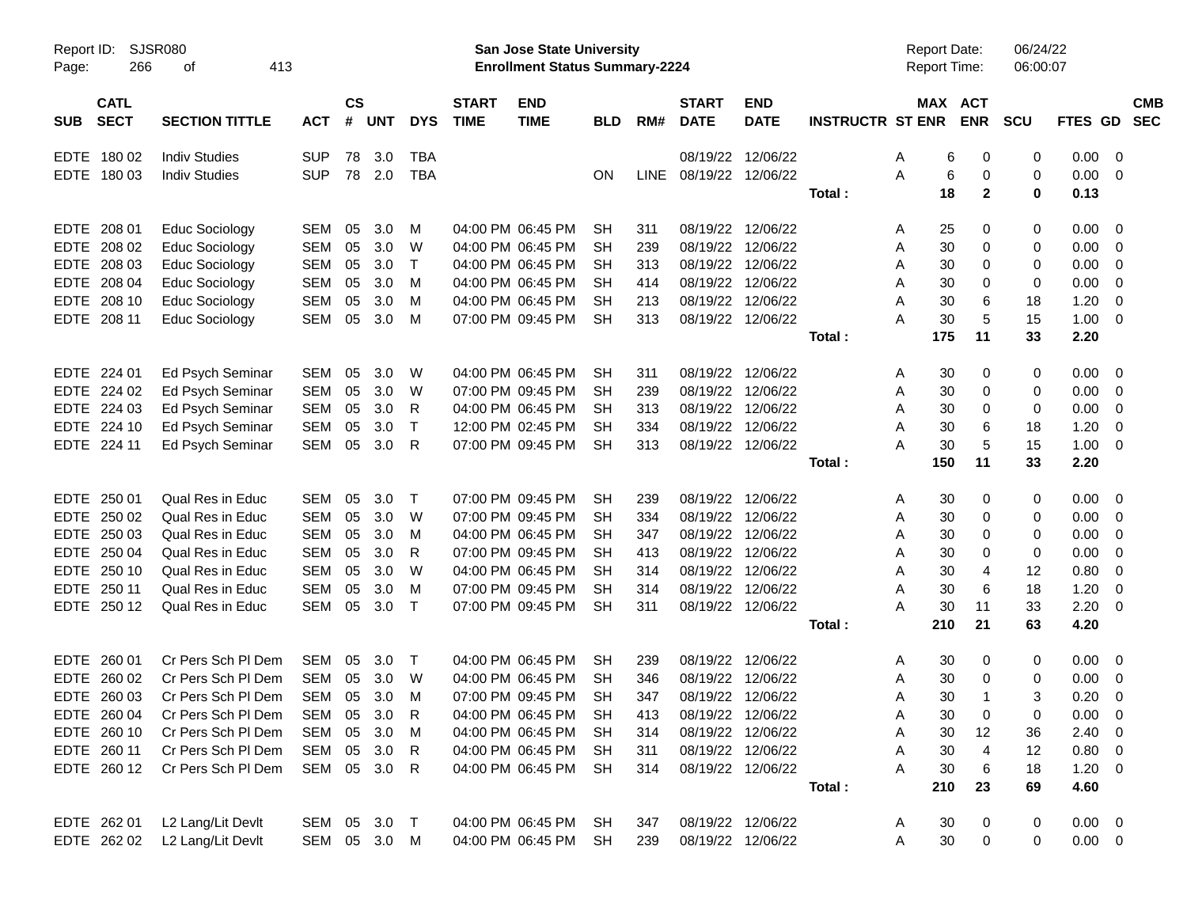# San Jose State University
## Enrollment Status Summary-2224

Report ID: SJSR080
Report Date: 06/24/22
Report Time: 06:00:07

| SUB | CATL SECT | SECTION TITTLE | ACT | CS # | UNT | DYS | START TIME | END TIME | BLD | RM# | START DATE | END DATE | INSTRUCTR | ST | MAX ENR | ACT ENR | SCU | FTES | GD | CMB SEC |
|---|---|---|---|---|---|---|---|---|---|---|---|---|---|---|---|---|---|---|---|---|
| EDTE | 180 02 | Indiv Studies | SUP | 78 | 3.0 | TBA | | | | | 08/19/22 | 12/06/22 | | A | 6 | 0 | 0 | 0.00 | 0 | |
| EDTE | 180 03 | Indiv Studies | SUP | 78 | 2.0 | TBA | | | ON | LINE | 08/19/22 | 12/06/22 | | A | 6 | 0 | 0 | 0.00 | 0 | |
| | | | | | | | | | | | | | Total : | | 18 | 2 | 0 | 0.13 | | |
| EDTE | 208 01 | Educ Sociology | SEM | 05 | 3.0 | M | 04:00 PM | 06:45 PM | SH | 311 | 08/19/22 | 12/06/22 | | A | 25 | 0 | 0 | 0.00 | 0 | |
| EDTE | 208 02 | Educ Sociology | SEM | 05 | 3.0 | W | 04:00 PM | 06:45 PM | SH | 239 | 08/19/22 | 12/06/22 | | A | 30 | 0 | 0 | 0.00 | 0 | |
| EDTE | 208 03 | Educ Sociology | SEM | 05 | 3.0 | T | 04:00 PM | 06:45 PM | SH | 313 | 08/19/22 | 12/06/22 | | A | 30 | 0 | 0 | 0.00 | 0 | |
| EDTE | 208 04 | Educ Sociology | SEM | 05 | 3.0 | M | 04:00 PM | 06:45 PM | SH | 414 | 08/19/22 | 12/06/22 | | A | 30 | 0 | 0 | 0.00 | 0 | |
| EDTE | 208 10 | Educ Sociology | SEM | 05 | 3.0 | M | 04:00 PM | 06:45 PM | SH | 213 | 08/19/22 | 12/06/22 | | A | 30 | 6 | 18 | 1.20 | 0 | |
| EDTE | 208 11 | Educ Sociology | SEM | 05 | 3.0 | M | 07:00 PM | 09:45 PM | SH | 313 | 08/19/22 | 12/06/22 | | A | 30 | 5 | 15 | 1.00 | 0 | |
| | | | | | | | | | | | | | Total : | | 175 | 11 | 33 | 2.20 | | |
| EDTE | 224 01 | Ed Psych Seminar | SEM | 05 | 3.0 | W | 04:00 PM | 06:45 PM | SH | 311 | 08/19/22 | 12/06/22 | | A | 30 | 0 | 0 | 0.00 | 0 | |
| EDTE | 224 02 | Ed Psych Seminar | SEM | 05 | 3.0 | W | 07:00 PM | 09:45 PM | SH | 239 | 08/19/22 | 12/06/22 | | A | 30 | 0 | 0 | 0.00 | 0 | |
| EDTE | 224 03 | Ed Psych Seminar | SEM | 05 | 3.0 | R | 04:00 PM | 06:45 PM | SH | 313 | 08/19/22 | 12/06/22 | | A | 30 | 0 | 0 | 0.00 | 0 | |
| EDTE | 224 10 | Ed Psych Seminar | SEM | 05 | 3.0 | T | 12:00 PM | 02:45 PM | SH | 334 | 08/19/22 | 12/06/22 | | A | 30 | 6 | 18 | 1.20 | 0 | |
| EDTE | 224 11 | Ed Psych Seminar | SEM | 05 | 3.0 | R | 07:00 PM | 09:45 PM | SH | 313 | 08/19/22 | 12/06/22 | | A | 30 | 5 | 15 | 1.00 | 0 | |
| | | | | | | | | | | | | | Total : | | 150 | 11 | 33 | 2.20 | | |
| EDTE | 250 01 | Qual Res in Educ | SEM | 05 | 3.0 | T | 07:00 PM | 09:45 PM | SH | 239 | 08/19/22 | 12/06/22 | | A | 30 | 0 | 0 | 0.00 | 0 | |
| EDTE | 250 02 | Qual Res in Educ | SEM | 05 | 3.0 | W | 07:00 PM | 09:45 PM | SH | 334 | 08/19/22 | 12/06/22 | | A | 30 | 0 | 0 | 0.00 | 0 | |
| EDTE | 250 03 | Qual Res in Educ | SEM | 05 | 3.0 | M | 04:00 PM | 06:45 PM | SH | 347 | 08/19/22 | 12/06/22 | | A | 30 | 0 | 0 | 0.00 | 0 | |
| EDTE | 250 04 | Qual Res in Educ | SEM | 05 | 3.0 | R | 07:00 PM | 09:45 PM | SH | 413 | 08/19/22 | 12/06/22 | | A | 30 | 0 | 0 | 0.00 | 0 | |
| EDTE | 250 10 | Qual Res in Educ | SEM | 05 | 3.0 | W | 04:00 PM | 06:45 PM | SH | 314 | 08/19/22 | 12/06/22 | | A | 30 | 4 | 12 | 0.80 | 0 | |
| EDTE | 250 11 | Qual Res in Educ | SEM | 05 | 3.0 | M | 07:00 PM | 09:45 PM | SH | 314 | 08/19/22 | 12/06/22 | | A | 30 | 6 | 18 | 1.20 | 0 | |
| EDTE | 250 12 | Qual Res in Educ | SEM | 05 | 3.0 | T | 07:00 PM | 09:45 PM | SH | 311 | 08/19/22 | 12/06/22 | | A | 30 | 11 | 33 | 2.20 | 0 | |
| | | | | | | | | | | | | | Total : | | 210 | 21 | 63 | 4.20 | | |
| EDTE | 260 01 | Cr Pers Sch Pl Dem | SEM | 05 | 3.0 | T | 04:00 PM | 06:45 PM | SH | 239 | 08/19/22 | 12/06/22 | | A | 30 | 0 | 0 | 0.00 | 0 | |
| EDTE | 260 02 | Cr Pers Sch Pl Dem | SEM | 05 | 3.0 | W | 04:00 PM | 06:45 PM | SH | 346 | 08/19/22 | 12/06/22 | | A | 30 | 0 | 0 | 0.00 | 0 | |
| EDTE | 260 03 | Cr Pers Sch Pl Dem | SEM | 05 | 3.0 | M | 07:00 PM | 09:45 PM | SH | 347 | 08/19/22 | 12/06/22 | | A | 30 | 1 | 3 | 0.20 | 0 | |
| EDTE | 260 04 | Cr Pers Sch Pl Dem | SEM | 05 | 3.0 | R | 04:00 PM | 06:45 PM | SH | 413 | 08/19/22 | 12/06/22 | | A | 30 | 0 | 0 | 0.00 | 0 | |
| EDTE | 260 10 | Cr Pers Sch Pl Dem | SEM | 05 | 3.0 | M | 04:00 PM | 06:45 PM | SH | 314 | 08/19/22 | 12/06/22 | | A | 30 | 12 | 36 | 2.40 | 0 | |
| EDTE | 260 11 | Cr Pers Sch Pl Dem | SEM | 05 | 3.0 | R | 04:00 PM | 06:45 PM | SH | 311 | 08/19/22 | 12/06/22 | | A | 30 | 4 | 12 | 0.80 | 0 | |
| EDTE | 260 12 | Cr Pers Sch Pl Dem | SEM | 05 | 3.0 | R | 04:00 PM | 06:45 PM | SH | 314 | 08/19/22 | 12/06/22 | | A | 30 | 6 | 18 | 1.20 | 0 | |
| | | | | | | | | | | | | | Total : | | 210 | 23 | 69 | 4.60 | | |
| EDTE | 262 01 | L2 Lang/Lit Devlt | SEM | 05 | 3.0 | T | 04:00 PM | 06:45 PM | SH | 347 | 08/19/22 | 12/06/22 | | A | 30 | 0 | 0 | 0.00 | 0 | |
| EDTE | 262 02 | L2 Lang/Lit Devlt | SEM | 05 | 3.0 | M | 04:00 PM | 06:45 PM | SH | 239 | 08/19/22 | 12/06/22 | | A | 30 | 0 | 0 | 0.00 | 0 | |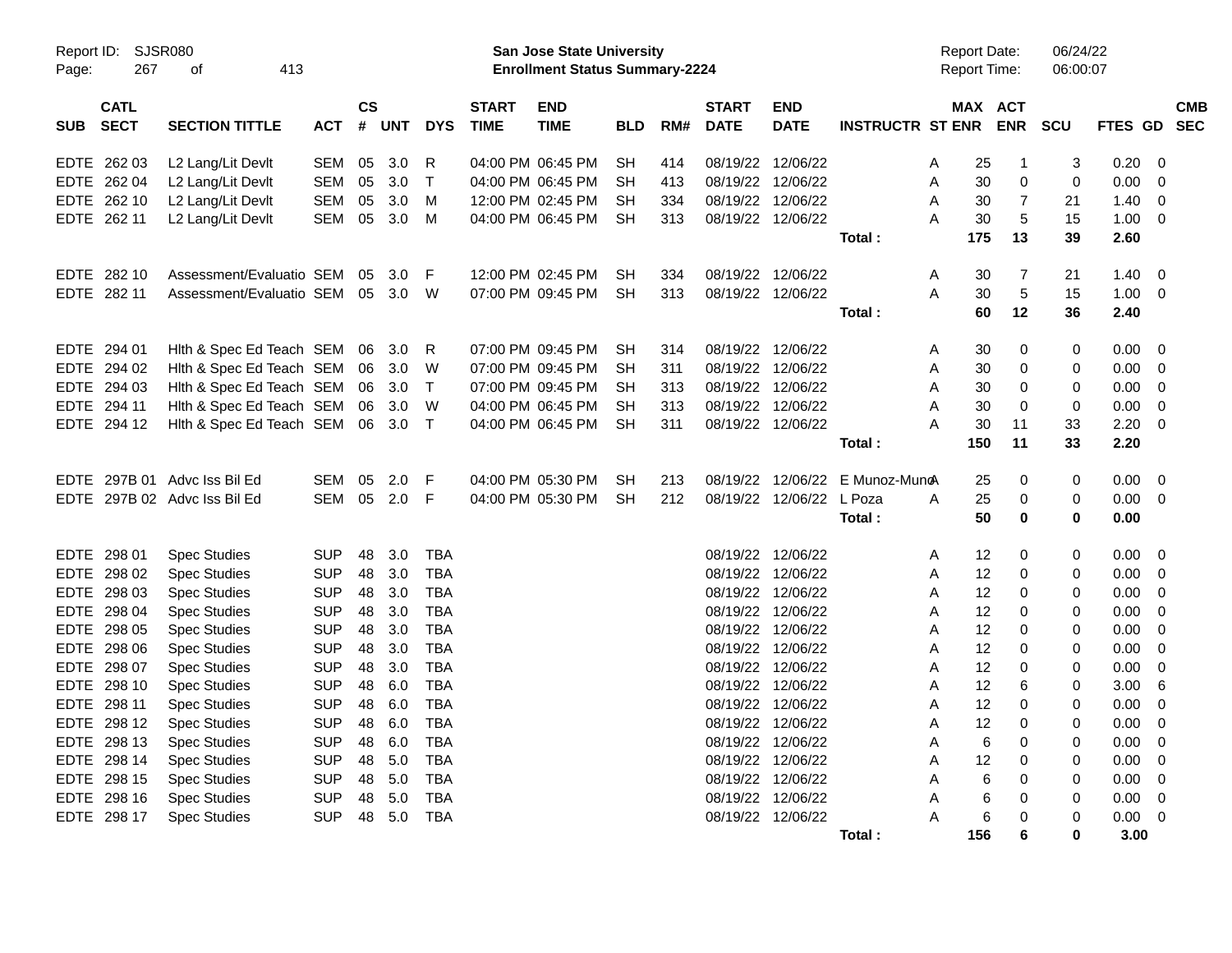Report ID: SJSR080
Page: 267 of 413

**San Jose State University**
**Enrollment Status Summary-2224**

Report Date: 06/24/22
Report Time: 06:00:07

| SUB | CATL SECT | SECTION TITTLE | ACT | CS # | UNT | DYS | START TIME | END TIME | BLD | RM# | START DATE | END DATE | INSTRUCTR | ST | MAX ENR | ACT ENR | SCU | FTES | GD | CMB SEC |
|---|---|---|---|---|---|---|---|---|---|---|---|---|---|---|---|---|---|---|---|---|
| EDTE | 262 03 | L2 Lang/Lit Devlt | SEM | 05 | 3.0 | R | 04:00 PM | 06:45 PM | SH | 414 | 08/19/22 | 12/06/22 | | A | 25 | 1 | 3 | 0.20 | 0 | |
| EDTE | 262 04 | L2 Lang/Lit Devlt | SEM | 05 | 3.0 | T | 04:00 PM | 06:45 PM | SH | 413 | 08/19/22 | 12/06/22 | | A | 30 | 0 | 0 | 0.00 | 0 | |
| EDTE | 262 10 | L2 Lang/Lit Devlt | SEM | 05 | 3.0 | M | 12:00 PM | 02:45 PM | SH | 334 | 08/19/22 | 12/06/22 | | A | 30 | 7 | 21 | 1.40 | 0 | |
| EDTE | 262 11 | L2 Lang/Lit Devlt | SEM | 05 | 3.0 | M | 04:00 PM | 06:45 PM | SH | 313 | 08/19/22 | 12/06/22 | | A | 30 | 5 | 15 | 1.00 | 0 | |
| | | | | | | | | | | | | | **Total :** | | **175** | **13** | **39** | **2.60** | | |
| EDTE | 282 10 | Assessment/Evaluatio | SEM | 05 | 3.0 | F | 12:00 PM | 02:45 PM | SH | 334 | 08/19/22 | 12/06/22 | | A | 30 | 7 | 21 | 1.40 | 0 | |
| EDTE | 282 11 | Assessment/Evaluatio | SEM | 05 | 3.0 | W | 07:00 PM | 09:45 PM | SH | 313 | 08/19/22 | 12/06/22 | | A | 30 | 5 | 15 | 1.00 | 0 | |
| | | | | | | | | | | | | | **Total :** | | **60** | **12** | **36** | **2.40** | | |
| EDTE | 294 01 | Hlth & Spec Ed Teach | SEM | 06 | 3.0 | R | 07:00 PM | 09:45 PM | SH | 314 | 08/19/22 | 12/06/22 | | A | 30 | 0 | 0 | 0.00 | 0 | |
| EDTE | 294 02 | Hlth & Spec Ed Teach | SEM | 06 | 3.0 | W | 07:00 PM | 09:45 PM | SH | 311 | 08/19/22 | 12/06/22 | | A | 30 | 0 | 0 | 0.00 | 0 | |
| EDTE | 294 03 | Hlth & Spec Ed Teach | SEM | 06 | 3.0 | T | 07:00 PM | 09:45 PM | SH | 313 | 08/19/22 | 12/06/22 | | A | 30 | 0 | 0 | 0.00 | 0 | |
| EDTE | 294 11 | Hlth & Spec Ed Teach | SEM | 06 | 3.0 | W | 04:00 PM | 06:45 PM | SH | 313 | 08/19/22 | 12/06/22 | | A | 30 | 0 | 0 | 0.00 | 0 | |
| EDTE | 294 12 | Hlth & Spec Ed Teach | SEM | 06 | 3.0 | T | 04:00 PM | 06:45 PM | SH | 311 | 08/19/22 | 12/06/22 | | A | 30 | 11 | 33 | 2.20 | 0 | |
| | | | | | | | | | | | | | **Total :** | | **150** | **11** | **33** | **2.20** | | |
| EDTE | 297B 01 | Advc Iss Bil Ed | SEM | 05 | 2.0 | F | 04:00 PM | 05:30 PM | SH | 213 | 08/19/22 | 12/06/22 | E Munoz-Muno | A | 25 | 0 | 0 | 0.00 | 0 | |
| EDTE | 297B 02 | Advc Iss Bil Ed | SEM | 05 | 2.0 | F | 04:00 PM | 05:30 PM | SH | 212 | 08/19/22 | 12/06/22 | L Poza | A | 25 | 0 | 0 | 0.00 | 0 | |
| | | | | | | | | | | | | | **Total :** | | **50** | **0** | **0** | **0.00** | | |
| EDTE | 298 01 | Spec Studies | SUP | 48 | 3.0 | TBA | | | | | 08/19/22 | 12/06/22 | | A | 12 | 0 | 0 | 0.00 | 0 | |
| EDTE | 298 02 | Spec Studies | SUP | 48 | 3.0 | TBA | | | | | 08/19/22 | 12/06/22 | | A | 12 | 0 | 0 | 0.00 | 0 | |
| EDTE | 298 03 | Spec Studies | SUP | 48 | 3.0 | TBA | | | | | 08/19/22 | 12/06/22 | | A | 12 | 0 | 0 | 0.00 | 0 | |
| EDTE | 298 04 | Spec Studies | SUP | 48 | 3.0 | TBA | | | | | 08/19/22 | 12/06/22 | | A | 12 | 0 | 0 | 0.00 | 0 | |
| EDTE | 298 05 | Spec Studies | SUP | 48 | 3.0 | TBA | | | | | 08/19/22 | 12/06/22 | | A | 12 | 0 | 0 | 0.00 | 0 | |
| EDTE | 298 06 | Spec Studies | SUP | 48 | 3.0 | TBA | | | | | 08/19/22 | 12/06/22 | | A | 12 | 0 | 0 | 0.00 | 0 | |
| EDTE | 298 07 | Spec Studies | SUP | 48 | 3.0 | TBA | | | | | 08/19/22 | 12/06/22 | | A | 12 | 0 | 0 | 0.00 | 0 | |
| EDTE | 298 10 | Spec Studies | SUP | 48 | 6.0 | TBA | | | | | 08/19/22 | 12/06/22 | | A | 12 | 6 | 0 | 3.00 | 6 | |
| EDTE | 298 11 | Spec Studies | SUP | 48 | 6.0 | TBA | | | | | 08/19/22 | 12/06/22 | | A | 12 | 0 | 0 | 0.00 | 0 | |
| EDTE | 298 12 | Spec Studies | SUP | 48 | 6.0 | TBA | | | | | 08/19/22 | 12/06/22 | | A | 12 | 0 | 0 | 0.00 | 0 | |
| EDTE | 298 13 | Spec Studies | SUP | 48 | 6.0 | TBA | | | | | 08/19/22 | 12/06/22 | | A | 6 | 0 | 0 | 0.00 | 0 | |
| EDTE | 298 14 | Spec Studies | SUP | 48 | 5.0 | TBA | | | | | 08/19/22 | 12/06/22 | | A | 12 | 0 | 0 | 0.00 | 0 | |
| EDTE | 298 15 | Spec Studies | SUP | 48 | 5.0 | TBA | | | | | 08/19/22 | 12/06/22 | | A | 6 | 0 | 0 | 0.00 | 0 | |
| EDTE | 298 16 | Spec Studies | SUP | 48 | 5.0 | TBA | | | | | 08/19/22 | 12/06/22 | | A | 6 | 0 | 0 | 0.00 | 0 | |
| EDTE | 298 17 | Spec Studies | SUP | 48 | 5.0 | TBA | | | | | 08/19/22 | 12/06/22 | | A | 6 | 0 | 0 | 0.00 | 0 | |
| | | | | | | | | | | | | | **Total :** | | **156** | **6** | **0** | **3.00** | | |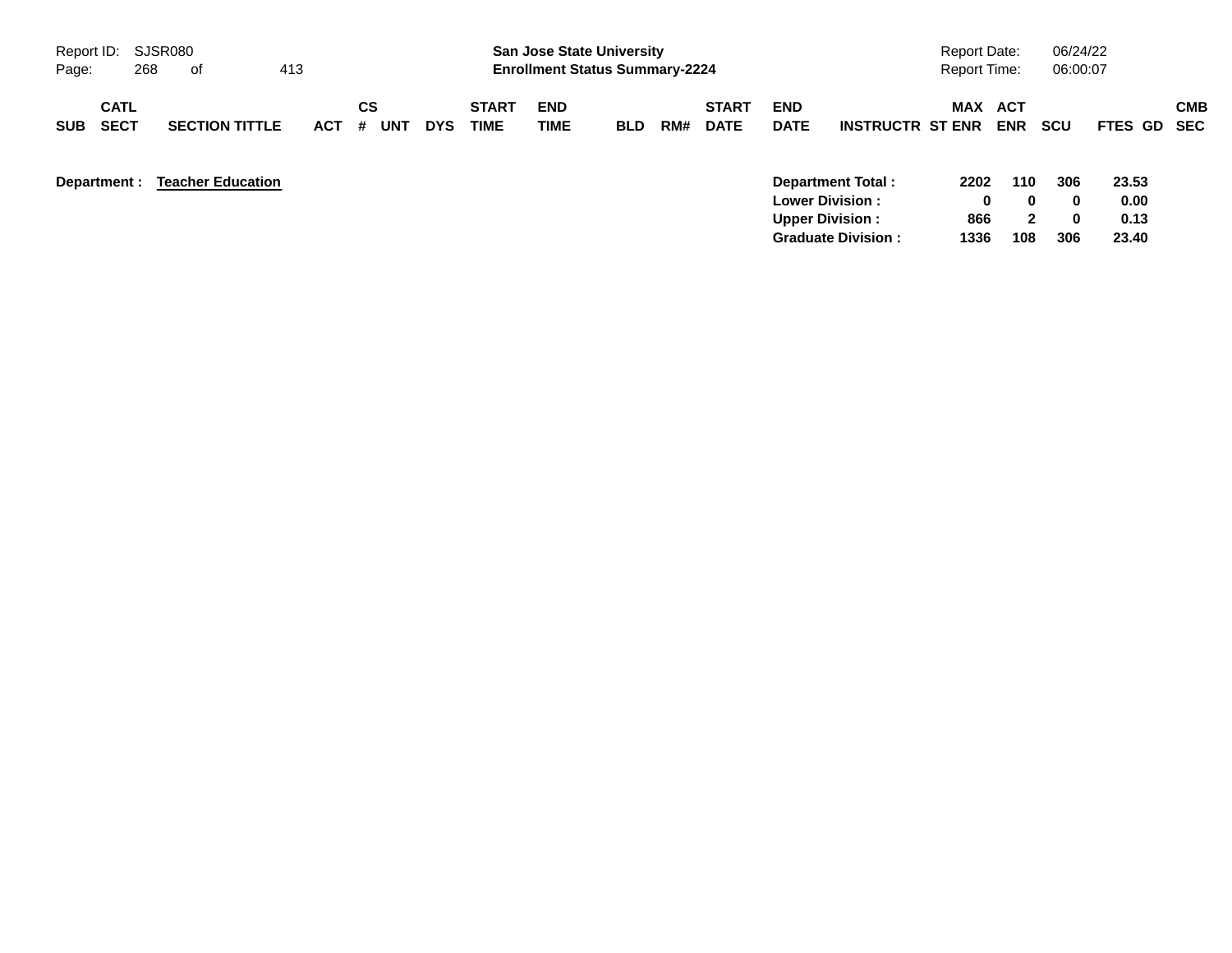**San Jose State University**
**Enrollment Status Summary-2224**

Report ID: SJSR080
Report Date: 06/24/22
Report Time: 06:00:07

| SUB | CATL SECT | SECTION TITTLE | ACT | CS # | UNT | DYS | START TIME | END TIME | BLD | RM# | START DATE | END DATE | INSTRUCTR | ST | MAX ENR | ACT ENR | SCU | FTES | GD | CMB SEC |
|---|---|---|---|---|---|---|---|---|---|---|---|---|---|---|---|---|---|---|---|---|

**Department :** **Teacher Education**

| | MAX ENR | ACT ENR | SCU | FTES |
|---|---|---|---|---|
| **Department Total :** | **2202** | **110** | **306** | **23.53** |
| **Lower Division :** | **0** | **0** | **0** | **0.00** |
| **Upper Division :** | **866** | **2** | **0** | **0.13** |
| **Graduate Division :** | **1336** | **108** | **306** | **23.40** |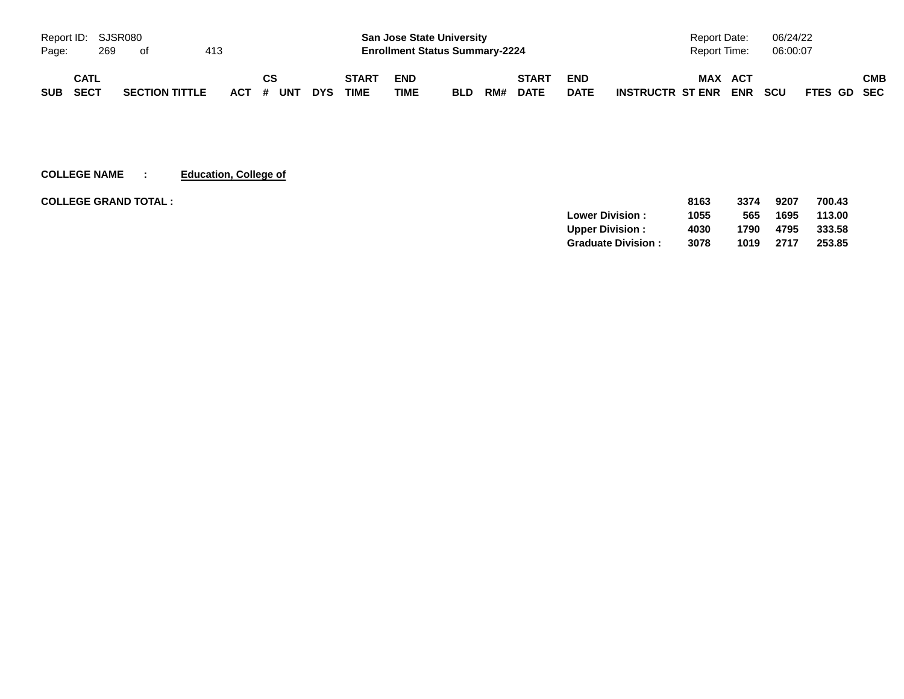| SUB | CATL SECT | SECTION TITTLE | ACT | CS # | UNT | DYS | START TIME | END TIME | BLD | RM# | START DATE | END DATE | INSTRUCTR | MAX ST ENR | ACT ENR | SCU | FTES | GD | CMB SEC |
|---|---|---|---|---|---|---|---|---|---|---|---|---|---|---|---|---|---|---|---|

**COLLEGE NAME : Education, College of**

**COLLEGE GRAND TOTAL :**

| | MAX ST ENR | ACT ENR | SCU | FTES |
|---|---|---|---|---|
| | **8163** | **3374** | **9207** | **700.43** |
| **Lower Division :** | **1055** | **565** | **1695** | **113.00** |
| **Upper Division :** | **4030** | **1790** | **4795** | **333.58** |
| **Graduate Division :** | **3078** | **1019** | **2717** | **253.85** |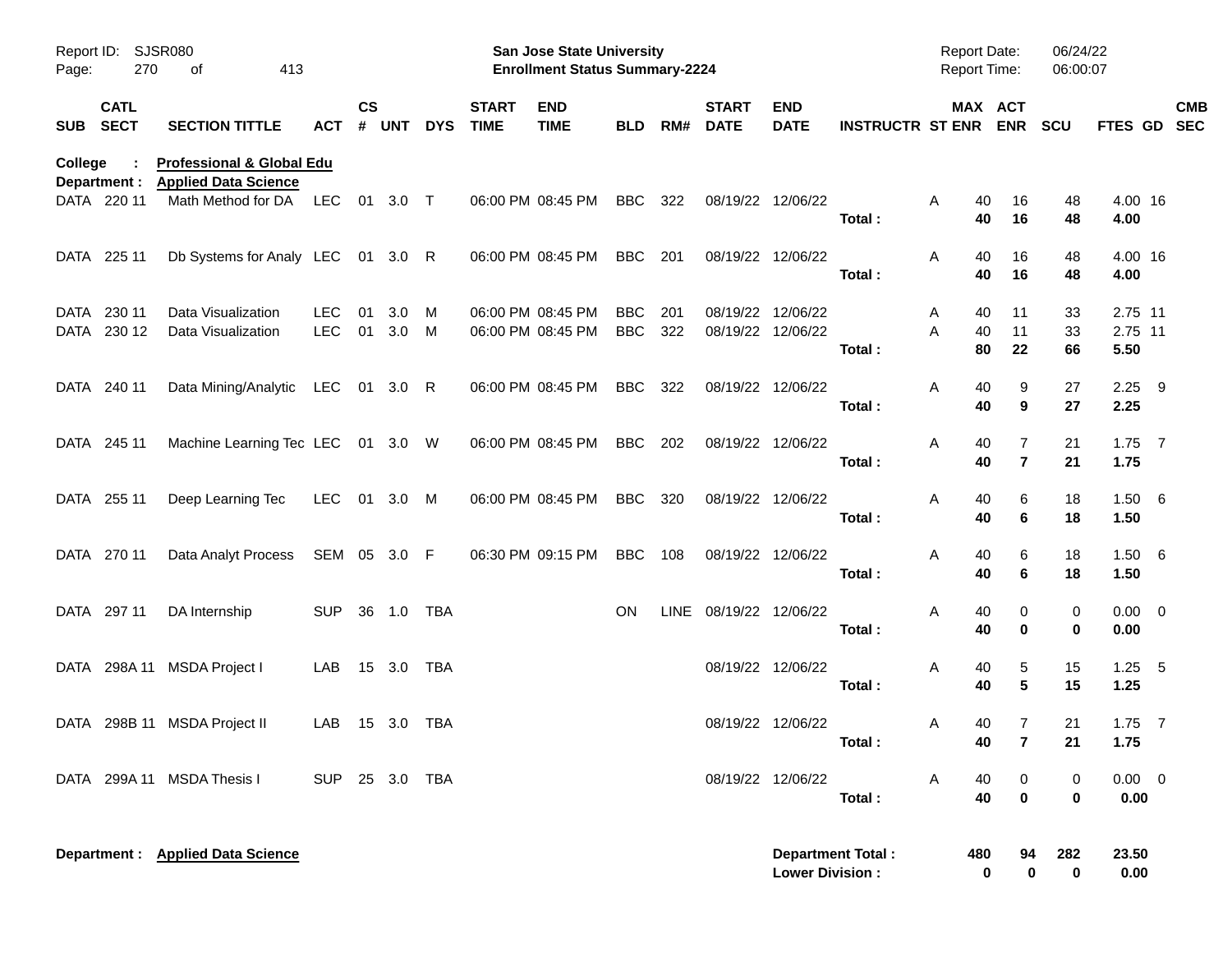San Jose State University
Enrollment Status Summary-2224

Report ID: SJSR080
Report Date: 06/24/22
Report Time: 06:00:07

**College : Professional & Global Edu**
**Department : Applied Data Science**

| SUB | CATL SECT | SECTION TITTLE | ACT | CS # | UNT | DYS | START TIME | END TIME | BLD | RM# | START DATE | END DATE | INSTRUCTR | ST | MAX ENR | ACT ENR | SCU | FTES | GD | CMB SEC |
|---|---|---|---|---|---|---|---|---|---|---|---|---|---|---|---|---|---|---|---|---|
| DATA | 220 11 | Math Method for DA | LEC | 01 | 3.0 | T | 06:00 PM | 08:45 PM | BBC | 322 | 08/19/22 | 12/06/22 | | A | 40 | 16 | 48 | 4.00 | 16 | |
| | | | | | | | | | | | | | **Total :** | | **40** | **16** | **48** | **4.00** | | |
| DATA | 225 11 | Db Systems for Analy | LEC | 01 | 3.0 | R | 06:00 PM | 08:45 PM | BBC | 201 | 08/19/22 | 12/06/22 | | A | 40 | 16 | 48 | 4.00 | 16 | |
| | | | | | | | | | | | | | **Total :** | | **40** | **16** | **48** | **4.00** | | |
| DATA | 230 11 | Data Visualization | LEC | 01 | 3.0 | M | 06:00 PM | 08:45 PM | BBC | 201 | 08/19/22 | 12/06/22 | | A | 40 | 11 | 33 | 2.75 | 11 | |
| DATA | 230 12 | Data Visualization | LEC | 01 | 3.0 | M | 06:00 PM | 08:45 PM | BBC | 322 | 08/19/22 | 12/06/22 | | A | 40 | 11 | 33 | 2.75 | 11 | |
| | | | | | | | | | | | | | **Total :** | | **80** | **22** | **66** | **5.50** | | |
| DATA | 240 11 | Data Mining/Analytic | LEC | 01 | 3.0 | R | 06:00 PM | 08:45 PM | BBC | 322 | 08/19/22 | 12/06/22 | | A | 40 | 9 | 27 | 2.25 | 9 | |
| | | | | | | | | | | | | | **Total :** | | **40** | **9** | **27** | **2.25** | | |
| DATA | 245 11 | Machine Learning Tec | LEC | 01 | 3.0 | W | 06:00 PM | 08:45 PM | BBC | 202 | 08/19/22 | 12/06/22 | | A | 40 | 7 | 21 | 1.75 | 7 | |
| | | | | | | | | | | | | | **Total :** | | **40** | **7** | **21** | **1.75** | | |
| DATA | 255 11 | Deep Learning Tec | LEC | 01 | 3.0 | M | 06:00 PM | 08:45 PM | BBC | 320 | 08/19/22 | 12/06/22 | | A | 40 | 6 | 18 | 1.50 | 6 | |
| | | | | | | | | | | | | | **Total :** | | **40** | **6** | **18** | **1.50** | | |
| DATA | 270 11 | Data Analyt Process | SEM | 05 | 3.0 | F | 06:30 PM | 09:15 PM | BBC | 108 | 08/19/22 | 12/06/22 | | A | 40 | 6 | 18 | 1.50 | 6 | |
| | | | | | | | | | | | | | **Total :** | | **40** | **6** | **18** | **1.50** | | |
| DATA | 297 11 | DA Internship | SUP | 36 | 1.0 | TBA | | | ON | LINE | 08/19/22 | 12/06/22 | | A | 40 | 0 | 0 | 0.00 | 0 | |
| | | | | | | | | | | | | | **Total :** | | **40** | **0** | **0** | **0.00** | | |
| DATA | 298A 11 | MSDA Project I | LAB | 15 | 3.0 | TBA | | | | | 08/19/22 | 12/06/22 | | A | 40 | 5 | 15 | 1.25 | 5 | |
| | | | | | | | | | | | | | **Total :** | | **40** | **5** | **15** | **1.25** | | |
| DATA | 298B 11 | MSDA Project II | LAB | 15 | 3.0 | TBA | | | | | 08/19/22 | 12/06/22 | | A | 40 | 7 | 21 | 1.75 | 7 | |
| | | | | | | | | | | | | | **Total :** | | **40** | **7** | **21** | **1.75** | | |
| DATA | 299A 11 | MSDA Thesis I | SUP | 25 | 3.0 | TBA | | | | | 08/19/22 | 12/06/22 | | A | 40 | 0 | 0 | 0.00 | 0 | |
| | | | | | | | | | | | | | **Total :** | | **40** | **0** | **0** | **0.00** | | |

**Department : Applied Data Science**

| | MAX ENR | ACT ENR | SCU | FTES |
|---|---|---|---|---|
| **Department Total :** | **480** | **94** | **282** | **23.50** |
| **Lower Division :** | **0** | **0** | **0** | **0.00** |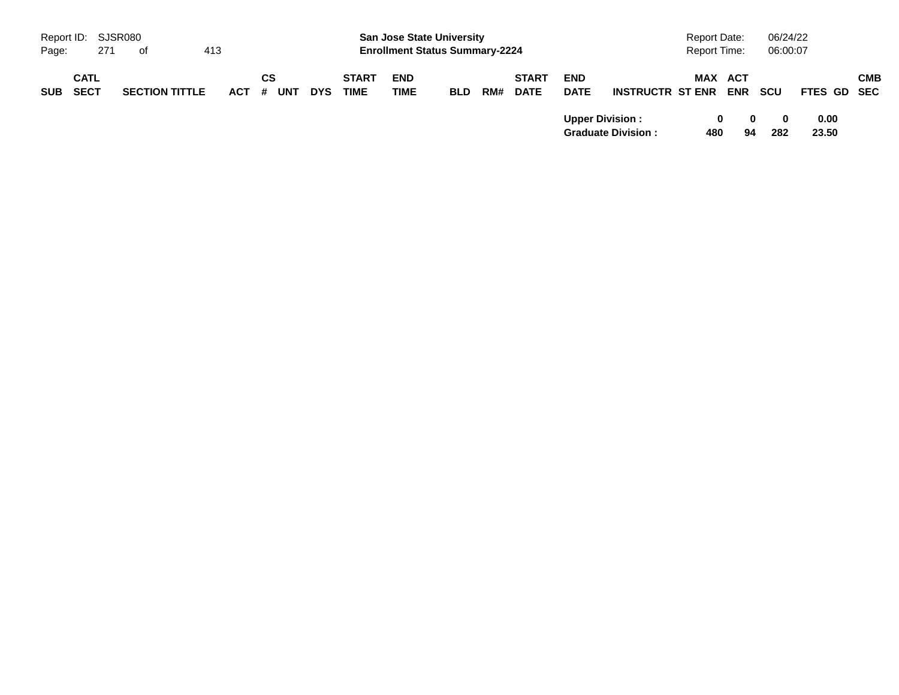| SUB | CATL SECT | SECTION TITTLE | ACT | CS # | UNT | DYS | START TIME | END TIME | BLD | RM# | START DATE | END DATE | INSTRUCTR | ST | MAX ENR | ACT ENR | SCU | FTES | GD | CMB SEC |
|---|---|---|---|---|---|---|---|---|---|---|---|---|---|---|---|---|---|---|---|---|
| | | | | | | | | | | | | **Upper Division :** | | | **0** | **0** | **0** | **0.00** | | |
| | | | | | | | | | | | | **Graduate Division :** | | | **480** | **94** | **282** | **23.50** | | |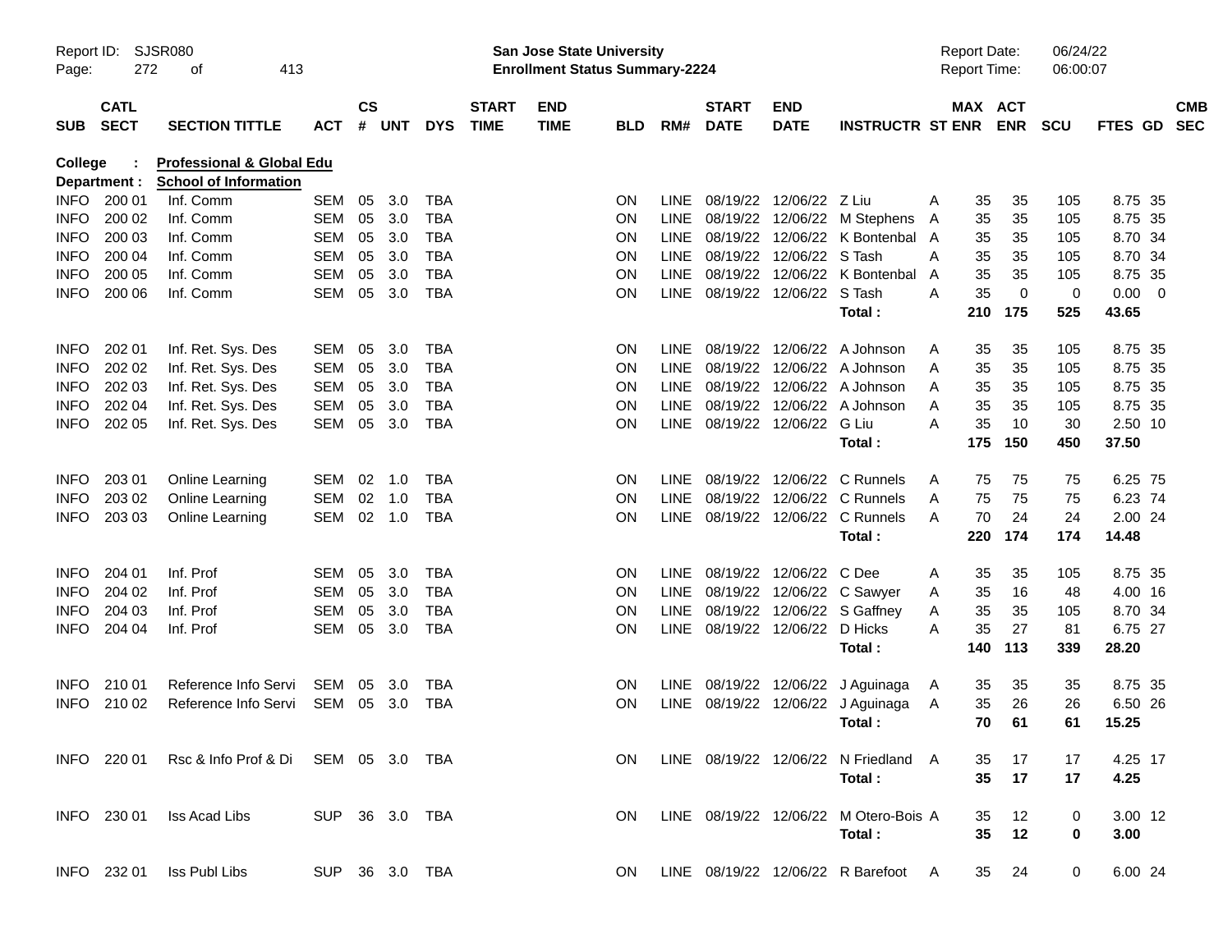Report ID: SJSR080
San Jose State University
Enrollment Status Summary-2224
Report Date: 06/24/22
Report Time: 06:00:07

**College : Professional & Global Edu**
**Department : School of Information**

| SUB | CATL SECT | SECTION TITTLE | ACT | CS # | UNT | DYS | START TIME | END TIME | BLD | RM# | START DATE | END DATE | INSTRUCTR | ST | MAX ENR | ACT ENR | SCU | FTES | GD | CMB SEC |
|---|---|---|---|---|---|---|---|---|---|---|---|---|---|---|---|---|---|---|---|---|
| INFO | 200 01 | Inf. Comm | SEM | 05 | 3.0 | TBA | | | ON | LINE | 08/19/22 | 12/06/22 | Z Liu | A | 35 | 35 | 105 | 8.75 | 35 | |
| INFO | 200 02 | Inf. Comm | SEM | 05 | 3.0 | TBA | | | ON | LINE | 08/19/22 | 12/06/22 | M Stephens | A | 35 | 35 | 105 | 8.75 | 35 | |
| INFO | 200 03 | Inf. Comm | SEM | 05 | 3.0 | TBA | | | ON | LINE | 08/19/22 | 12/06/22 | K Bontenbal | A | 35 | 35 | 105 | 8.70 | 34 | |
| INFO | 200 04 | Inf. Comm | SEM | 05 | 3.0 | TBA | | | ON | LINE | 08/19/22 | 12/06/22 | S Tash | A | 35 | 35 | 105 | 8.70 | 34 | |
| INFO | 200 05 | Inf. Comm | SEM | 05 | 3.0 | TBA | | | ON | LINE | 08/19/22 | 12/06/22 | K Bontenbal | A | 35 | 35 | 105 | 8.75 | 35 | |
| INFO | 200 06 | Inf. Comm | SEM | 05 | 3.0 | TBA | | | ON | LINE | 08/19/22 | 12/06/22 | S Tash | A | 35 | 0 | 0 | 0.00 | 0 | |
| | | | | | | | | | | | | | **Total :** | | **210** | **175** | **525** | **43.65** | | |
| INFO | 202 01 | Inf. Ret. Sys. Des | SEM | 05 | 3.0 | TBA | | | ON | LINE | 08/19/22 | 12/06/22 | A Johnson | A | 35 | 35 | 105 | 8.75 | 35 | |
| INFO | 202 02 | Inf. Ret. Sys. Des | SEM | 05 | 3.0 | TBA | | | ON | LINE | 08/19/22 | 12/06/22 | A Johnson | A | 35 | 35 | 105 | 8.75 | 35 | |
| INFO | 202 03 | Inf. Ret. Sys. Des | SEM | 05 | 3.0 | TBA | | | ON | LINE | 08/19/22 | 12/06/22 | A Johnson | A | 35 | 35 | 105 | 8.75 | 35 | |
| INFO | 202 04 | Inf. Ret. Sys. Des | SEM | 05 | 3.0 | TBA | | | ON | LINE | 08/19/22 | 12/06/22 | A Johnson | A | 35 | 35 | 105 | 8.75 | 35 | |
| INFO | 202 05 | Inf. Ret. Sys. Des | SEM | 05 | 3.0 | TBA | | | ON | LINE | 08/19/22 | 12/06/22 | G Liu | A | 35 | 10 | 30 | 2.50 | 10 | |
| | | | | | | | | | | | | | **Total :** | | **175** | **150** | **450** | **37.50** | | |
| INFO | 203 01 | Online Learning | SEM | 02 | 1.0 | TBA | | | ON | LINE | 08/19/22 | 12/06/22 | C Runnels | A | 75 | 75 | 75 | 6.25 | 75 | |
| INFO | 203 02 | Online Learning | SEM | 02 | 1.0 | TBA | | | ON | LINE | 08/19/22 | 12/06/22 | C Runnels | A | 75 | 75 | 75 | 6.23 | 74 | |
| INFO | 203 03 | Online Learning | SEM | 02 | 1.0 | TBA | | | ON | LINE | 08/19/22 | 12/06/22 | C Runnels | A | 70 | 24 | 24 | 2.00 | 24 | |
| | | | | | | | | | | | | | **Total :** | | **220** | **174** | **174** | **14.48** | | |
| INFO | 204 01 | Inf. Prof | SEM | 05 | 3.0 | TBA | | | ON | LINE | 08/19/22 | 12/06/22 | C Dee | A | 35 | 35 | 105 | 8.75 | 35 | |
| INFO | 204 02 | Inf. Prof | SEM | 05 | 3.0 | TBA | | | ON | LINE | 08/19/22 | 12/06/22 | C Sawyer | A | 35 | 16 | 48 | 4.00 | 16 | |
| INFO | 204 03 | Inf. Prof | SEM | 05 | 3.0 | TBA | | | ON | LINE | 08/19/22 | 12/06/22 | S Gaffney | A | 35 | 35 | 105 | 8.70 | 34 | |
| INFO | 204 04 | Inf. Prof | SEM | 05 | 3.0 | TBA | | | ON | LINE | 08/19/22 | 12/06/22 | D Hicks | A | 35 | 27 | 81 | 6.75 | 27 | |
| | | | | | | | | | | | | | **Total :** | | **140** | **113** | **339** | **28.20** | | |
| INFO | 210 01 | Reference Info Servi | SEM | 05 | 3.0 | TBA | | | ON | LINE | 08/19/22 | 12/06/22 | J Aguinaga | A | 35 | 35 | 35 | 8.75 | 35 | |
| INFO | 210 02 | Reference Info Servi | SEM | 05 | 3.0 | TBA | | | ON | LINE | 08/19/22 | 12/06/22 | J Aguinaga | A | 35 | 26 | 26 | 6.50 | 26 | |
| | | | | | | | | | | | | | **Total :** | | **70** | **61** | **61** | **15.25** | | |
| INFO | 220 01 | Rsc & Info Prof & Di | SEM | 05 | 3.0 | TBA | | | ON | LINE | 08/19/22 | 12/06/22 | N Friedland | A | 35 | 17 | 17 | 4.25 | 17 | |
| | | | | | | | | | | | | | **Total :** | | **35** | **17** | **17** | **4.25** | | |
| INFO | 230 01 | Iss Acad Libs | SUP | 36 | 3.0 | TBA | | | ON | LINE | 08/19/22 | 12/06/22 | M Otero-Bois | A | 35 | 12 | 0 | 3.00 | 12 | |
| | | | | | | | | | | | | | **Total :** | | **35** | **12** | **0** | **3.00** | | |
| INFO | 232 01 | Iss Publ Libs | SUP | 36 | 3.0 | TBA | | | ON | LINE | 08/19/22 | 12/06/22 | R Barefoot | A | 35 | 24 | 0 | 6.00 | 24 | |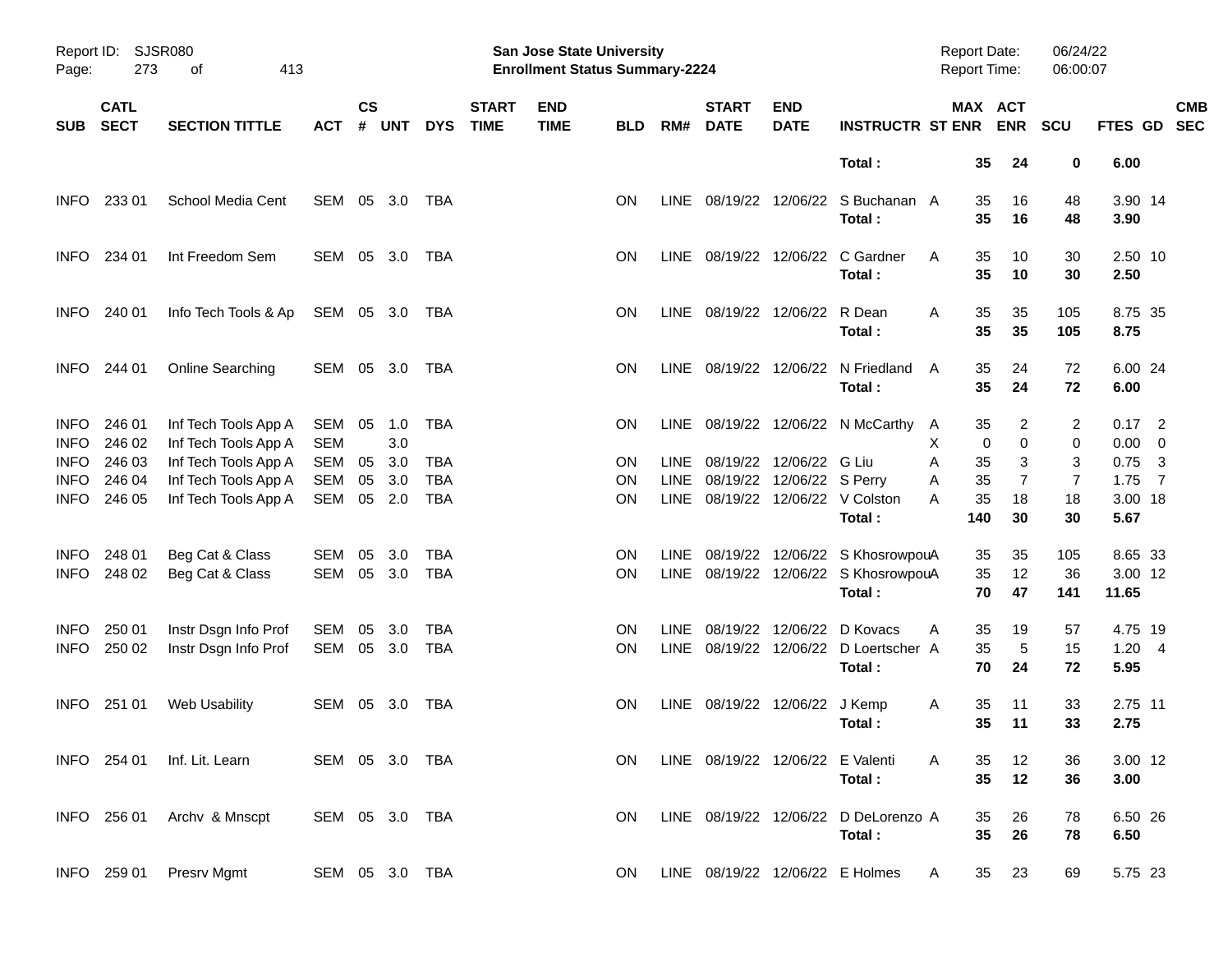Report ID: SJSR080
San Jose State University
Enrollment Status Summary-2224
Report Date: 06/24/22
Report Time: 06:00:07

| SUB | CATL SECT | SECTION TITTLE | ACT | CS # | UNT | DYS | START TIME | END TIME | BLD | RM# | START DATE | END DATE | INSTRUCTR | ST | MAX ENR | ACT ENR | SCU | FTES | GD | CMB SEC |
|---|---|---|---|---|---|---|---|---|---|---|---|---|---|---|---|---|---|---|---|---|
| | | | | | | | | | | | | | **Total :** | | **35** | **24** | **0** | **6.00** | | |
| INFO | 233 01 | School Media Cent | SEM | 05 | 3.0 | TBA | | | ON | LINE | 08/19/22 | 12/06/22 | S Buchanan | A | 35 | 16 | 48 | 3.90 | 14 | |
| | | | | | | | | | | | | | **Total :** | | **35** | **16** | **48** | **3.90** | | |
| INFO | 234 01 | Int Freedom Sem | SEM | 05 | 3.0 | TBA | | | ON | LINE | 08/19/22 | 12/06/22 | C Gardner | A | 35 | 10 | 30 | 2.50 | 10 | |
| | | | | | | | | | | | | | **Total :** | | **35** | **10** | **30** | **2.50** | | |
| INFO | 240 01 | Info Tech Tools & Ap | SEM | 05 | 3.0 | TBA | | | ON | LINE | 08/19/22 | 12/06/22 | R Dean | A | 35 | 35 | 105 | 8.75 | 35 | |
| | | | | | | | | | | | | | **Total :** | | **35** | **35** | **105** | **8.75** | | |
| INFO | 244 01 | Online Searching | SEM | 05 | 3.0 | TBA | | | ON | LINE | 08/19/22 | 12/06/22 | N Friedland | A | 35 | 24 | 72 | 6.00 | 24 | |
| | | | | | | | | | | | | | **Total :** | | **35** | **24** | **72** | **6.00** | | |
| INFO | 246 01 | Inf Tech Tools App A | SEM | 05 | 1.0 | TBA | | | ON | LINE | 08/19/22 | 12/06/22 | N McCarthy | A | 35 | 2 | 2 | 0.17 | 2 | |
| INFO | 246 02 | Inf Tech Tools App A | SEM | | 3.0 | | | | | | | | | X | 0 | 0 | 0 | 0.00 | 0 | |
| INFO | 246 03 | Inf Tech Tools App A | SEM | 05 | 3.0 | TBA | | | ON | LINE | 08/19/22 | 12/06/22 | G Liu | A | 35 | 3 | 3 | 0.75 | 3 | |
| INFO | 246 04 | Inf Tech Tools App A | SEM | 05 | 3.0 | TBA | | | ON | LINE | 08/19/22 | 12/06/22 | S Perry | A | 35 | 7 | 7 | 1.75 | 7 | |
| INFO | 246 05 | Inf Tech Tools App A | SEM | 05 | 2.0 | TBA | | | ON | LINE | 08/19/22 | 12/06/22 | V Colston | A | 35 | 18 | 18 | 3.00 | 18 | |
| | | | | | | | | | | | | | **Total :** | | **140** | **30** | **30** | **5.67** | | |
| INFO | 248 01 | Beg Cat & Class | SEM | 05 | 3.0 | TBA | | | ON | LINE | 08/19/22 | 12/06/22 | S Khosrowpou | A | 35 | 35 | 105 | 8.65 | 33 | |
| INFO | 248 02 | Beg Cat & Class | SEM | 05 | 3.0 | TBA | | | ON | LINE | 08/19/22 | 12/06/22 | S Khosrowpou | A | 35 | 12 | 36 | 3.00 | 12 | |
| | | | | | | | | | | | | | **Total :** | | **70** | **47** | **141** | **11.65** | | |
| INFO | 250 01 | Instr Dsgn Info Prof | SEM | 05 | 3.0 | TBA | | | ON | LINE | 08/19/22 | 12/06/22 | D Kovacs | A | 35 | 19 | 57 | 4.75 | 19 | |
| INFO | 250 02 | Instr Dsgn Info Prof | SEM | 05 | 3.0 | TBA | | | ON | LINE | 08/19/22 | 12/06/22 | D Loertscher | A | 35 | 5 | 15 | 1.20 | 4 | |
| | | | | | | | | | | | | | **Total :** | | **70** | **24** | **72** | **5.95** | | |
| INFO | 251 01 | Web Usability | SEM | 05 | 3.0 | TBA | | | ON | LINE | 08/19/22 | 12/06/22 | J Kemp | A | 35 | 11 | 33 | 2.75 | 11 | |
| | | | | | | | | | | | | | **Total :** | | **35** | **11** | **33** | **2.75** | | |
| INFO | 254 01 | Inf. Lit. Learn | SEM | 05 | 3.0 | TBA | | | ON | LINE | 08/19/22 | 12/06/22 | E Valenti | A | 35 | 12 | 36 | 3.00 | 12 | |
| | | | | | | | | | | | | | **Total :** | | **35** | **12** | **36** | **3.00** | | |
| INFO | 256 01 | Archv & Mnscpt | SEM | 05 | 3.0 | TBA | | | ON | LINE | 08/19/22 | 12/06/22 | D DeLorenzo | A | 35 | 26 | 78 | 6.50 | 26 | |
| | | | | | | | | | | | | | **Total :** | | **35** | **26** | **78** | **6.50** | | |
| INFO | 259 01 | Presrv Mgmt | SEM | 05 | 3.0 | TBA | | | ON | LINE | 08/19/22 | 12/06/22 | E Holmes | A | 35 | 23 | 69 | 5.75 | 23 | |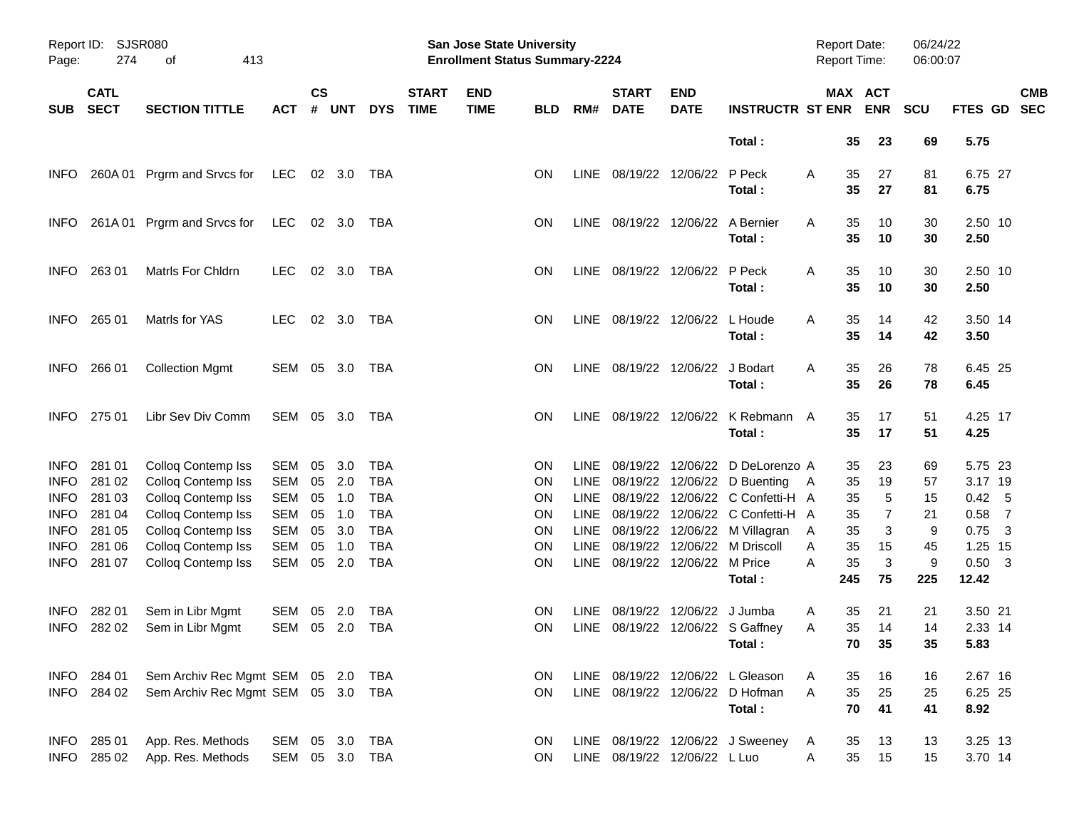| SUB | CATL SECT | SECTION TITTLE | ACT | CS # | UNT | DYS | START TIME | END TIME | BLD | RM# | START DATE | END DATE | INSTRUCTR | ST | MAX ENR | ACT ENR | SCU | FTES | GD | CMB SEC |
|---|---|---|---|---|---|---|---|---|---|---|---|---|---|---|---|---|---|---|---|---|
| | | | | | | | | | | | | | **Total :** | | **35** | **23** | **69** | **5.75** | | |
| INFO | 260A 01 | Prgrm and Srvcs for | LEC | 02 | 3.0 | TBA | | | ON | LINE | 08/19/22 | 12/06/22 | P Peck | A | 35 | 27 | 81 | 6.75 | 27 | |
| | | | | | | | | | | | | | **Total :** | | **35** | **27** | **81** | **6.75** | | |
| INFO | 261A 01 | Prgrm and Srvcs for | LEC | 02 | 3.0 | TBA | | | ON | LINE | 08/19/22 | 12/06/22 | A Bernier | A | 35 | 10 | 30 | 2.50 | 10 | |
| | | | | | | | | | | | | | **Total :** | | **35** | **10** | **30** | **2.50** | | |
| INFO | 263 01 | Matrls For Chldrn | LEC | 02 | 3.0 | TBA | | | ON | LINE | 08/19/22 | 12/06/22 | P Peck | A | 35 | 10 | 30 | 2.50 | 10 | |
| | | | | | | | | | | | | | **Total :** | | **35** | **10** | **30** | **2.50** | | |
| INFO | 265 01 | Matrls for YAS | LEC | 02 | 3.0 | TBA | | | ON | LINE | 08/19/22 | 12/06/22 | L Houde | A | 35 | 14 | 42 | 3.50 | 14 | |
| | | | | | | | | | | | | | **Total :** | | **35** | **14** | **42** | **3.50** | | |
| INFO | 266 01 | Collection Mgmt | SEM | 05 | 3.0 | TBA | | | ON | LINE | 08/19/22 | 12/06/22 | J Bodart | A | 35 | 26 | 78 | 6.45 | 25 | |
| | | | | | | | | | | | | | **Total :** | | **35** | **26** | **78** | **6.45** | | |
| INFO | 275 01 | Libr Sev Div Comm | SEM | 05 | 3.0 | TBA | | | ON | LINE | 08/19/22 | 12/06/22 | K Rebmann | A | 35 | 17 | 51 | 4.25 | 17 | |
| | | | | | | | | | | | | | **Total :** | | **35** | **17** | **51** | **4.25** | | |
| INFO | 281 01 | Colloq Contemp Iss | SEM | 05 | 3.0 | TBA | | | ON | LINE | 08/19/22 | 12/06/22 | D DeLorenzo | A | 35 | 23 | 69 | 5.75 | 23 | |
| INFO | 281 02 | Colloq Contemp Iss | SEM | 05 | 2.0 | TBA | | | ON | LINE | 08/19/22 | 12/06/22 | D Buenting | A | 35 | 19 | 57 | 3.17 | 19 | |
| INFO | 281 03 | Colloq Contemp Iss | SEM | 05 | 1.0 | TBA | | | ON | LINE | 08/19/22 | 12/06/22 | C Confetti-H | A | 35 | 5 | 15 | 0.42 | 5 | |
| INFO | 281 04 | Colloq Contemp Iss | SEM | 05 | 1.0 | TBA | | | ON | LINE | 08/19/22 | 12/06/22 | C Confetti-H | A | 35 | 7 | 21 | 0.58 | 7 | |
| INFO | 281 05 | Colloq Contemp Iss | SEM | 05 | 3.0 | TBA | | | ON | LINE | 08/19/22 | 12/06/22 | M Villagran | A | 35 | 3 | 9 | 0.75 | 3 | |
| INFO | 281 06 | Colloq Contemp Iss | SEM | 05 | 1.0 | TBA | | | ON | LINE | 08/19/22 | 12/06/22 | M Driscoll | A | 35 | 15 | 45 | 1.25 | 15 | |
| INFO | 281 07 | Colloq Contemp Iss | SEM | 05 | 2.0 | TBA | | | ON | LINE | 08/19/22 | 12/06/22 | M Price | A | 35 | 3 | 9 | 0.50 | 3 | |
| | | | | | | | | | | | | | **Total :** | | **245** | **75** | **225** | **12.42** | | |
| INFO | 282 01 | Sem in Libr Mgmt | SEM | 05 | 2.0 | TBA | | | ON | LINE | 08/19/22 | 12/06/22 | J Jumba | A | 35 | 21 | 21 | 3.50 | 21 | |
| INFO | 282 02 | Sem in Libr Mgmt | SEM | 05 | 2.0 | TBA | | | ON | LINE | 08/19/22 | 12/06/22 | S Gaffney | A | 35 | 14 | 14 | 2.33 | 14 | |
| | | | | | | | | | | | | | **Total :** | | **70** | **35** | **35** | **5.83** | | |
| INFO | 284 01 | Sem Archiv Rec Mgmt | SEM | 05 | 2.0 | TBA | | | ON | LINE | 08/19/22 | 12/06/22 | L Gleason | A | 35 | 16 | 16 | 2.67 | 16 | |
| INFO | 284 02 | Sem Archiv Rec Mgmt | SEM | 05 | 3.0 | TBA | | | ON | LINE | 08/19/22 | 12/06/22 | D Hofman | A | 35 | 25 | 25 | 6.25 | 25 | |
| | | | | | | | | | | | | | **Total :** | | **70** | **41** | **41** | **8.92** | | |
| INFO | 285 01 | App. Res. Methods | SEM | 05 | 3.0 | TBA | | | ON | LINE | 08/19/22 | 12/06/22 | J Sweeney | A | 35 | 13 | 13 | 3.25 | 13 | |
| INFO | 285 02 | App. Res. Methods | SEM | 05 | 3.0 | TBA | | | ON | LINE | 08/19/22 | 12/06/22 | L Luo | A | 35 | 15 | 15 | 3.70 | 14 | |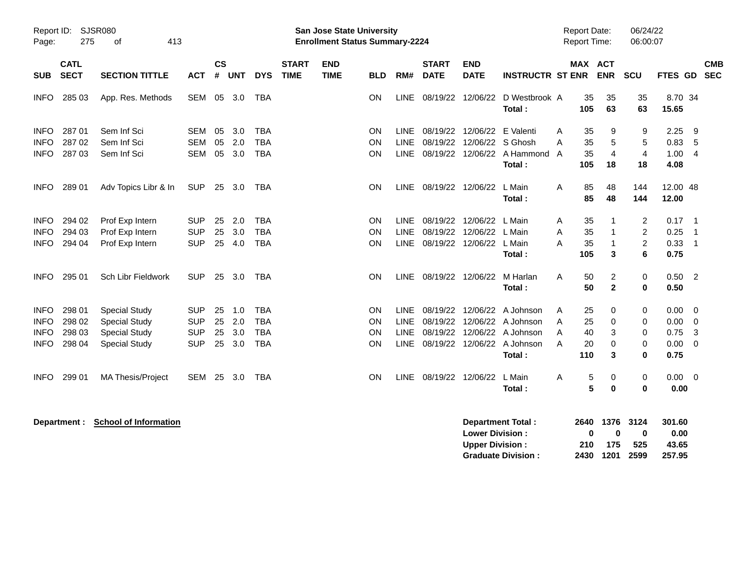**San Jose State University**
**Enrollment Status Summary-2224**

Report ID: SJSR080
Report Date: 06/24/22
Report Time: 06:00:07

| SUB | CATL SECT | SECTION TITTLE | ACT | CS # | UNT | DYS | START TIME | END TIME | BLD | RM# | START DATE | END DATE | INSTRUCTR | ST | MAX ENR | ACT ENR | SCU | FTES | GD | CMB SEC |
|---|---|---|---|---|---|---|---|---|---|---|---|---|---|---|---|---|---|---|---|---|
| INFO | 285 03 | App. Res. Methods | SEM | 05 | 3.0 | TBA | | | ON | LINE | 08/19/22 | 12/06/22 | D Westbrook | A | 35 | 35 | 35 | 8.70 | 34 | |
| | | | | | | | | | | | | | **Total :** | | **105** | **63** | **63** | **15.65** | | |
| INFO | 287 01 | Sem Inf Sci | SEM | 05 | 3.0 | TBA | | | ON | LINE | 08/19/22 | 12/06/22 | E Valenti | A | 35 | 9 | 9 | 2.25 | 9 | |
| INFO | 287 02 | Sem Inf Sci | SEM | 05 | 2.0 | TBA | | | ON | LINE | 08/19/22 | 12/06/22 | S Ghosh | A | 35 | 5 | 5 | 0.83 | 5 | |
| INFO | 287 03 | Sem Inf Sci | SEM | 05 | 3.0 | TBA | | | ON | LINE | 08/19/22 | 12/06/22 | A Hammond | A | 35 | 4 | 4 | 1.00 | 4 | |
| | | | | | | | | | | | | | **Total :** | | **105** | **18** | **18** | **4.08** | | |
| INFO | 289 01 | Adv Topics Libr & In | SUP | 25 | 3.0 | TBA | | | ON | LINE | 08/19/22 | 12/06/22 | L Main | A | 85 | 48 | 144 | 12.00 | 48 | |
| | | | | | | | | | | | | | **Total :** | | **85** | **48** | **144** | **12.00** | | |
| INFO | 294 02 | Prof Exp Intern | SUP | 25 | 2.0 | TBA | | | ON | LINE | 08/19/22 | 12/06/22 | L Main | A | 35 | 1 | 2 | 0.17 | 1 | |
| INFO | 294 03 | Prof Exp Intern | SUP | 25 | 3.0 | TBA | | | ON | LINE | 08/19/22 | 12/06/22 | L Main | A | 35 | 1 | 2 | 0.25 | 1 | |
| INFO | 294 04 | Prof Exp Intern | SUP | 25 | 4.0 | TBA | | | ON | LINE | 08/19/22 | 12/06/22 | L Main | A | 35 | 1 | 2 | 0.33 | 1 | |
| | | | | | | | | | | | | | **Total :** | | **105** | **3** | **6** | **0.75** | | |
| INFO | 295 01 | Sch Libr Fieldwork | SUP | 25 | 3.0 | TBA | | | ON | LINE | 08/19/22 | 12/06/22 | M Harlan | A | 50 | 2 | 0 | 0.50 | 2 | |
| | | | | | | | | | | | | | **Total :** | | **50** | **2** | **0** | **0.50** | | |
| INFO | 298 01 | Special Study | SUP | 25 | 1.0 | TBA | | | ON | LINE | 08/19/22 | 12/06/22 | A Johnson | A | 25 | 0 | 0 | 0.00 | 0 | |
| INFO | 298 02 | Special Study | SUP | 25 | 2.0 | TBA | | | ON | LINE | 08/19/22 | 12/06/22 | A Johnson | A | 25 | 0 | 0 | 0.00 | 0 | |
| INFO | 298 03 | Special Study | SUP | 25 | 3.0 | TBA | | | ON | LINE | 08/19/22 | 12/06/22 | A Johnson | A | 40 | 3 | 0 | 0.75 | 3 | |
| INFO | 298 04 | Special Study | SUP | 25 | 3.0 | TBA | | | ON | LINE | 08/19/22 | 12/06/22 | A Johnson | A | 20 | 0 | 0 | 0.00 | 0 | |
| | | | | | | | | | | | | | **Total :** | | **110** | **3** | **0** | **0.75** | | |
| INFO | 299 01 | MA Thesis/Project | SEM | 25 | 3.0 | TBA | | | ON | LINE | 08/19/22 | 12/06/22 | L Main | A | 5 | 0 | 0 | 0.00 | 0 | |
| | | | | | | | | | | | | | **Total :** | | **5** | **0** | **0** | **0.00** | | |

**Department : School of Information**

| | MAX ENR | ACT ENR | SCU | FTES |
|---|---|---|---|---|
| **Department Total :** | **2640** | **1376** | **3124** | **301.60** |
| **Lower Division :** | **0** | **0** | **0** | **0.00** |
| **Upper Division :** | **210** | **175** | **525** | **43.65** |
| **Graduate Division :** | **2430** | **1201** | **2599** | **257.95** |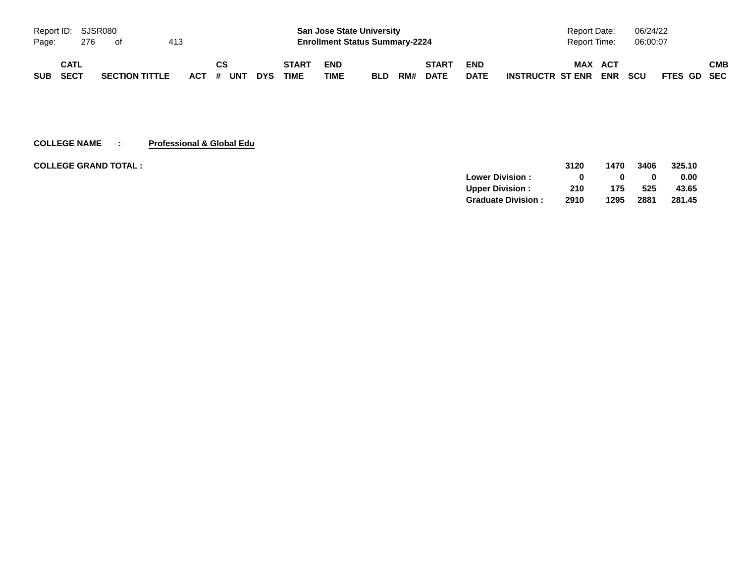| SUB | CATL SECT | SECTION TITTLE | ACT | CS # | UNT | DYS | START TIME | END TIME | BLD | RM# | START DATE | END DATE | INSTRUCTR | MAX ST ENR | ACT ENR | SCU | FTES | GD | CMB SEC |
|---|---|---|---|---|---|---|---|---|---|---|---|---|---|---|---|---|---|---|---|

**COLLEGE NAME : Professional & Global Edu**

**COLLEGE GRAND TOTAL :**

| | MAX ST ENR | ACT ENR | SCU | FTES |
|---|---|---|---|---|
| | **3120** | **1470** | **3406** | **325.10** |
| **Lower Division :** | **0** | **0** | **0** | **0.00** |
| **Upper Division :** | **210** | **175** | **525** | **43.65** |
| **Graduate Division :** | **2910** | **1295** | **2881** | **281.45** |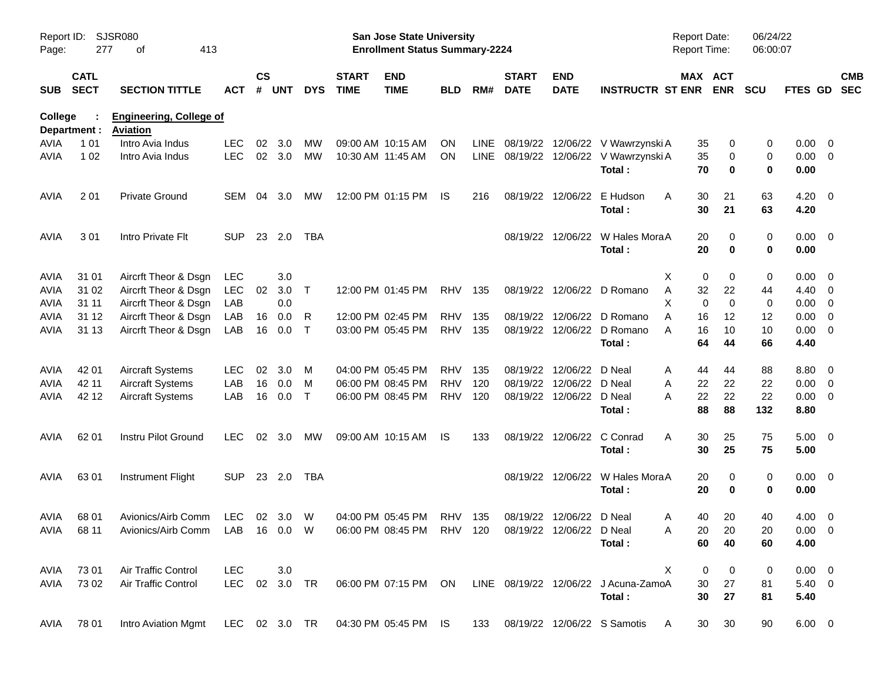Report ID: SJSR080
San Jose State University
Enrollment Status Summary-2224
Report Date: 06/24/22
Report Time: 06:00:07

College : **Engineering, College of**
Department : **Aviation**

| SUB | CATL SECT | SECTION TITTLE | ACT | CS # | UNT | DYS | START TIME | END TIME | BLD | RM# | START DATE | END DATE | INSTRUCTR | ST | MAX ENR | ACT ENR | SCU | FTES | GD | CMB SEC |
|---|---|---|---|---|---|---|---|---|---|---|---|---|---|---|---|---|---|---|---|---|
| AVIA | 1 01 | Intro Avia Indus | LEC | 02 | 3.0 | MW | 09:00 AM | 10:15 AM | ON | LINE | 08/19/22 | 12/06/22 | V Wawrzynski | A | 35 | 0 | 0 | 0.00 | 0 | |
| AVIA | 1 02 | Intro Avia Indus | LEC | 02 | 3.0 | MW | 10:30 AM | 11:45 AM | ON | LINE | 08/19/22 | 12/06/22 | V Wawrzynski | A | 35 | 0 | 0 | 0.00 | 0 | |
| | | | | | | | | | | | | | Total : | | **70** | **0** | **0** | **0.00** | | |
| AVIA | 2 01 | Private Ground | SEM | 04 | 3.0 | MW | 12:00 PM | 01:15 PM | IS | 216 | 08/19/22 | 12/06/22 | E Hudson | A | 30 | 21 | 63 | 4.20 | 0 | |
| | | | | | | | | | | | | | Total : | | **30** | **21** | **63** | **4.20** | | |
| AVIA | 3 01 | Intro Private Flt | SUP | 23 | 2.0 | TBA | | | | | 08/19/22 | 12/06/22 | W Hales Mora | A | 20 | 0 | 0 | 0.00 | 0 | |
| | | | | | | | | | | | | | Total : | | **20** | **0** | **0** | **0.00** | | |
| AVIA | 31 01 | Aircrft Theor & Dsgn | LEC | | 3.0 | | | | | | | | | X | 0 | 0 | 0 | 0.00 | 0 | |
| AVIA | 31 02 | Aircrft Theor & Dsgn | LEC | 02 | 3.0 | T | 12:00 PM | 01:45 PM | RHV | 135 | 08/19/22 | 12/06/22 | D Romano | A | 32 | 22 | 44 | 4.40 | 0 | |
| AVIA | 31 11 | Aircrft Theor & Dsgn | LAB | | 0.0 | | | | | | | | | X | 0 | 0 | 0 | 0.00 | 0 | |
| AVIA | 31 12 | Aircrft Theor & Dsgn | LAB | 16 | 0.0 | R | 12:00 PM | 02:45 PM | RHV | 135 | 08/19/22 | 12/06/22 | D Romano | A | 16 | 12 | 12 | 0.00 | 0 | |
| AVIA | 31 13 | Aircrft Theor & Dsgn | LAB | 16 | 0.0 | T | 03:00 PM | 05:45 PM | RHV | 135 | 08/19/22 | 12/06/22 | D Romano | A | 16 | 10 | 10 | 0.00 | 0 | |
| | | | | | | | | | | | | | Total : | | **64** | **44** | **66** | **4.40** | | |
| AVIA | 42 01 | Aircraft Systems | LEC | 02 | 3.0 | M | 04:00 PM | 05:45 PM | RHV | 135 | 08/19/22 | 12/06/22 | D Neal | A | 44 | 44 | 88 | 8.80 | 0 | |
| AVIA | 42 11 | Aircraft Systems | LAB | 16 | 0.0 | M | 06:00 PM | 08:45 PM | RHV | 120 | 08/19/22 | 12/06/22 | D Neal | A | 22 | 22 | 22 | 0.00 | 0 | |
| AVIA | 42 12 | Aircraft Systems | LAB | 16 | 0.0 | T | 06:00 PM | 08:45 PM | RHV | 120 | 08/19/22 | 12/06/22 | D Neal | A | 22 | 22 | 22 | 0.00 | 0 | |
| | | | | | | | | | | | | | Total : | | **88** | **88** | **132** | **8.80** | | |
| AVIA | 62 01 | Instru Pilot Ground | LEC | 02 | 3.0 | MW | 09:00 AM | 10:15 AM | IS | 133 | 08/19/22 | 12/06/22 | C Conrad | A | 30 | 25 | 75 | 5.00 | 0 | |
| | | | | | | | | | | | | | Total : | | **30** | **25** | **75** | **5.00** | | |
| AVIA | 63 01 | Instrument Flight | SUP | 23 | 2.0 | TBA | | | | | 08/19/22 | 12/06/22 | W Hales Mora | A | 20 | 0 | 0 | 0.00 | 0 | |
| | | | | | | | | | | | | | Total : | | **20** | **0** | **0** | **0.00** | | |
| AVIA | 68 01 | Avionics/Airb Comm | LEC | 02 | 3.0 | W | 04:00 PM | 05:45 PM | RHV | 135 | 08/19/22 | 12/06/22 | D Neal | A | 40 | 20 | 40 | 4.00 | 0 | |
| AVIA | 68 11 | Avionics/Airb Comm | LAB | 16 | 0.0 | W | 06:00 PM | 08:45 PM | RHV | 120 | 08/19/22 | 12/06/22 | D Neal | A | 20 | 20 | 20 | 0.00 | 0 | |
| | | | | | | | | | | | | | Total : | | **60** | **40** | **60** | **4.00** | | |
| AVIA | 73 01 | Air Traffic Control | LEC | | 3.0 | | | | | | | | | X | 0 | 0 | 0 | 0.00 | 0 | |
| AVIA | 73 02 | Air Traffic Control | LEC | 02 | 3.0 | TR | 06:00 PM | 07:15 PM | ON | LINE | 08/19/22 | 12/06/22 | J Acuna-Zamo | A | 30 | 27 | 81 | 5.40 | 0 | |
| | | | | | | | | | | | | | Total : | | **30** | **27** | **81** | **5.40** | | |
| AVIA | 78 01 | Intro Aviation Mgmt | LEC | 02 | 3.0 | TR | 04:30 PM | 05:45 PM | IS | 133 | 08/19/22 | 12/06/22 | S Samotis | A | 30 | 30 | 90 | 6.00 | 0 | |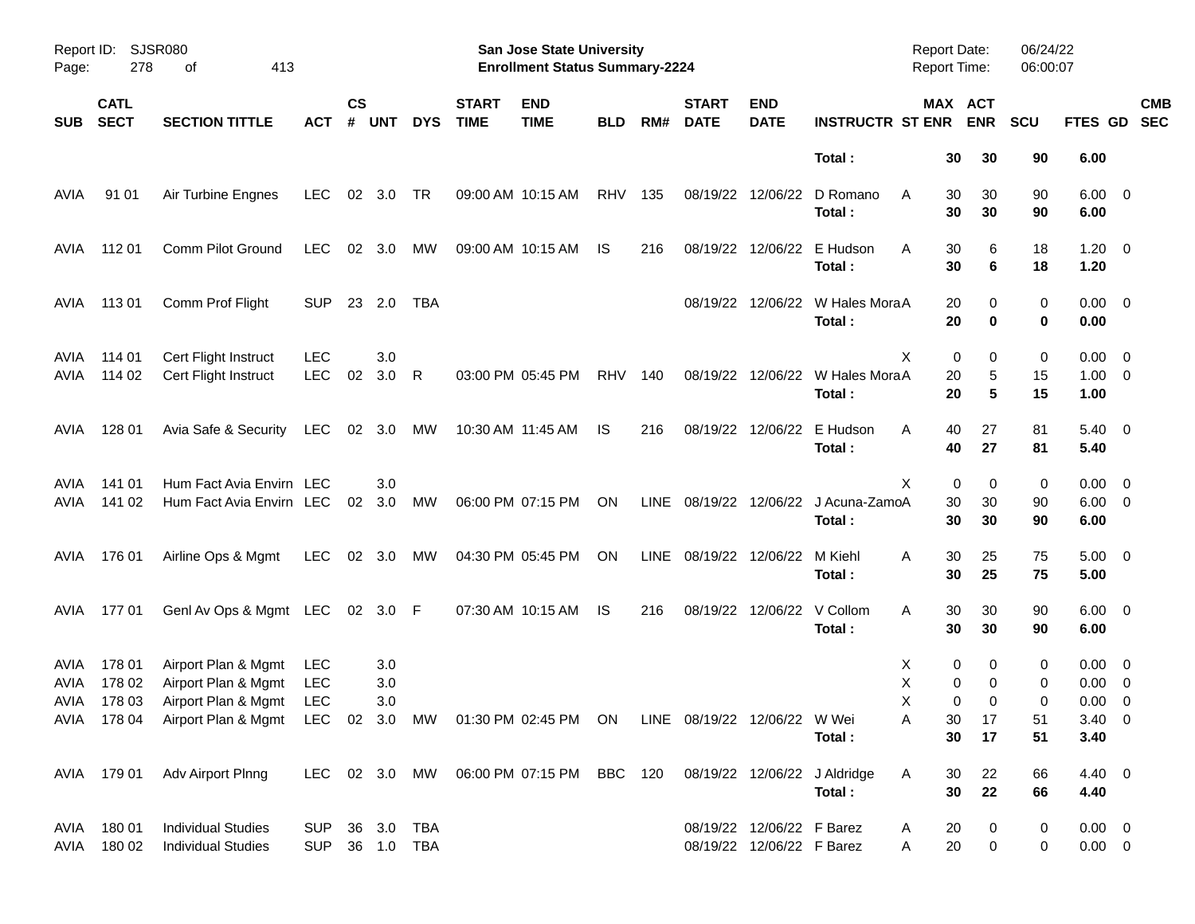Report ID: SJSR080

**San Jose State University**
**Enrollment Status Summary-2224**

Report Date: 06/24/22
Report Time: 06:00:07

| SUB | CATL SECT | SECTION TITTLE | ACT | CS # | UNT | DYS | START TIME | END TIME | BLD | RM# | START DATE | END DATE | INSTRUCTR | ST | MAX ENR | ACT ENR | SCU | FTES | GD | CMB SEC |
|---|---|---|---|---|---|---|---|---|---|---|---|---|---|---|---|---|---|---|---|---|
| | | | | | | | | | | | | | **Total :** | | **30** | **30** | **90** | **6.00** | | |
| AVIA | 91 01 | Air Turbine Engnes | LEC | 02 | 3.0 | TR | 09:00 AM | 10:15 AM | RHV | 135 | 08/19/22 | 12/06/22 | D Romano | A | 30 | 30 | 90 | 6.00 | 0 | |
| | | | | | | | | | | | | | **Total :** | | **30** | **30** | **90** | **6.00** | | |
| AVIA | 112 01 | Comm Pilot Ground | LEC | 02 | 3.0 | MW | 09:00 AM | 10:15 AM | IS | 216 | 08/19/22 | 12/06/22 | E Hudson | A | 30 | 6 | 18 | 1.20 | 0 | |
| | | | | | | | | | | | | | **Total :** | | **30** | **6** | **18** | **1.20** | | |
| AVIA | 113 01 | Comm Prof Flight | SUP | 23 | 2.0 | TBA | | | | | 08/19/22 | 12/06/22 | W Hales Mora | A | 20 | 0 | 0 | 0.00 | 0 | |
| | | | | | | | | | | | | | **Total :** | | **20** | **0** | **0** | **0.00** | | |
| AVIA | 114 01 | Cert Flight Instruct | LEC | | 3.0 | | | | | | | | | X | 0 | 0 | 0 | 0.00 | 0 | |
| AVIA | 114 02 | Cert Flight Instruct | LEC | 02 | 3.0 | R | 03:00 PM | 05:45 PM | RHV | 140 | 08/19/22 | 12/06/22 | W Hales Mora | A | 20 | 5 | 15 | 1.00 | 0 | |
| | | | | | | | | | | | | | **Total :** | | **20** | **5** | **15** | **1.00** | | |
| AVIA | 128 01 | Avia Safe & Security | LEC | 02 | 3.0 | MW | 10:30 AM | 11:45 AM | IS | 216 | 08/19/22 | 12/06/22 | E Hudson | A | 40 | 27 | 81 | 5.40 | 0 | |
| | | | | | | | | | | | | | **Total :** | | **40** | **27** | **81** | **5.40** | | |
| AVIA | 141 01 | Hum Fact Avia Envirn | LEC | | 3.0 | | | | | | | | | X | 0 | 0 | 0 | 0.00 | 0 | |
| AVIA | 141 02 | Hum Fact Avia Envirn | LEC | 02 | 3.0 | MW | 06:00 PM | 07:15 PM | ON | LINE | 08/19/22 | 12/06/22 | J Acuna-Zamo | A | 30 | 30 | 90 | 6.00 | 0 | |
| | | | | | | | | | | | | | **Total :** | | **30** | **30** | **90** | **6.00** | | |
| AVIA | 176 01 | Airline Ops & Mgmt | LEC | 02 | 3.0 | MW | 04:30 PM | 05:45 PM | ON | LINE | 08/19/22 | 12/06/22 | M Kiehl | A | 30 | 25 | 75 | 5.00 | 0 | |
| | | | | | | | | | | | | | **Total :** | | **30** | **25** | **75** | **5.00** | | |
| AVIA | 177 01 | Genl Av Ops & Mgmt | LEC | 02 | 3.0 | F | 07:30 AM | 10:15 AM | IS | 216 | 08/19/22 | 12/06/22 | V Collom | A | 30 | 30 | 90 | 6.00 | 0 | |
| | | | | | | | | | | | | | **Total :** | | **30** | **30** | **90** | **6.00** | | |
| AVIA | 178 01 | Airport Plan & Mgmt | LEC | | 3.0 | | | | | | | | | X | 0 | 0 | 0 | 0.00 | 0 | |
| AVIA | 178 02 | Airport Plan & Mgmt | LEC | | 3.0 | | | | | | | | | X | 0 | 0 | 0 | 0.00 | 0 | |
| AVIA | 178 03 | Airport Plan & Mgmt | LEC | | 3.0 | | | | | | | | | X | 0 | 0 | 0 | 0.00 | 0 | |
| AVIA | 178 04 | Airport Plan & Mgmt | LEC | 02 | 3.0 | MW | 01:30 PM | 02:45 PM | ON | LINE | 08/19/22 | 12/06/22 | W Wei | A | 30 | 17 | 51 | 3.40 | 0 | |
| | | | | | | | | | | | | | **Total :** | | **30** | **17** | **51** | **3.40** | | |
| AVIA | 179 01 | Adv Airport Plnng | LEC | 02 | 3.0 | MW | 06:00 PM | 07:15 PM | BBC | 120 | 08/19/22 | 12/06/22 | J Aldridge | A | 30 | 22 | 66 | 4.40 | 0 | |
| | | | | | | | | | | | | | **Total :** | | **30** | **22** | **66** | **4.40** | | |
| AVIA | 180 01 | Individual Studies | SUP | 36 | 3.0 | TBA | | | | | 08/19/22 | 12/06/22 | F Barez | A | 20 | 0 | 0 | 0.00 | 0 | |
| AVIA | 180 02 | Individual Studies | SUP | 36 | 1.0 | TBA | | | | | 08/19/22 | 12/06/22 | F Barez | A | 20 | 0 | 0 | 0.00 | 0 | |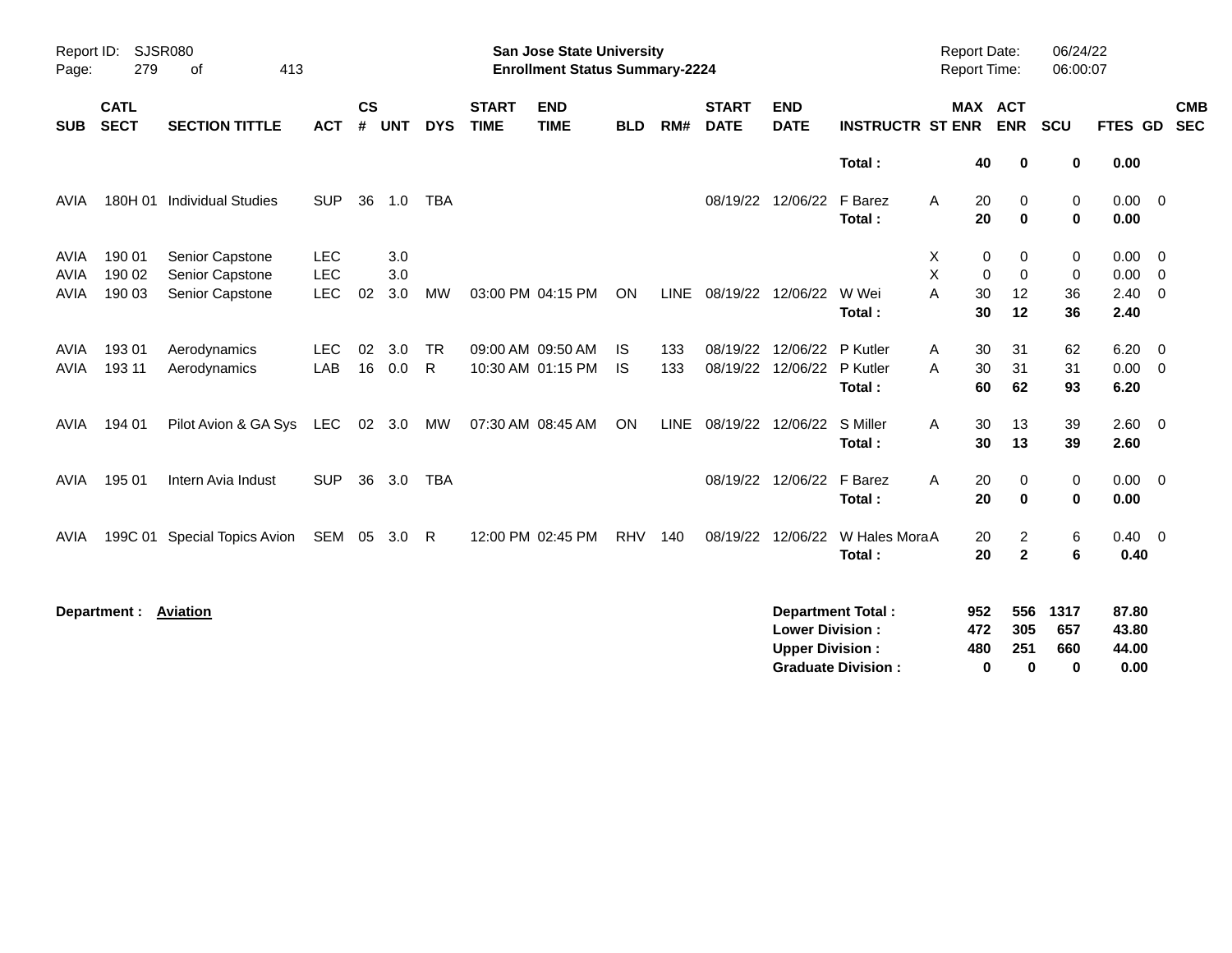Report ID: SJSR080

**San Jose State University**
**Enrollment Status Summary-2224**

Report Date: 06/24/22
Report Time: 06:00:07

| SUB | CATL SECT | SECTION TITTLE | ACT | CS # | UNT | DYS | START TIME | END TIME | BLD | RM# | START DATE | END DATE | INSTRUCTR | ST | MAX ENR | ACT ENR | SCU | FTES | GD | CMB SEC |
|---|---|---|---|---|---|---|---|---|---|---|---|---|---|---|---|---|---|---|---|---|
| | | | | | | | | | | | | | **Total :** | | **40** | **0** | **0** | **0.00** | | |
| AVIA | 180H 01 | Individual Studies | SUP | 36 | 1.0 | TBA | | | | | 08/19/22 | 12/06/22 | F Barez | A | 20 | 0 | 0 | 0.00 | 0 | |
| | | | | | | | | | | | | | **Total :** | | **20** | **0** | **0** | **0.00** | | |
| AVIA | 190 01 | Senior Capstone | LEC | | 3.0 | | | | | | | | | X | 0 | 0 | 0 | 0.00 | 0 | |
| AVIA | 190 02 | Senior Capstone | LEC | | 3.0 | | | | | | | | | X | 0 | 0 | 0 | 0.00 | 0 | |
| AVIA | 190 03 | Senior Capstone | LEC | 02 | 3.0 | MW | 03:00 PM | 04:15 PM | ON | LINE | 08/19/22 | 12/06/22 | W Wei | A | 30 | 12 | 36 | 2.40 | 0 | |
| | | | | | | | | | | | | | **Total :** | | **30** | **12** | **36** | **2.40** | | |
| AVIA | 193 01 | Aerodynamics | LEC | 02 | 3.0 | TR | 09:00 AM | 09:50 AM | IS | 133 | 08/19/22 | 12/06/22 | P Kutler | A | 30 | 31 | 62 | 6.20 | 0 | |
| AVIA | 193 11 | Aerodynamics | LAB | 16 | 0.0 | R | 10:30 AM | 01:15 PM | IS | 133 | 08/19/22 | 12/06/22 | P Kutler | A | 30 | 31 | 31 | 0.00 | 0 | |
| | | | | | | | | | | | | | **Total :** | | **60** | **62** | **93** | **6.20** | | |
| AVIA | 194 01 | Pilot Avion & GA Sys | LEC | 02 | 3.0 | MW | 07:30 AM | 08:45 AM | ON | LINE | 08/19/22 | 12/06/22 | S Miller | A | 30 | 13 | 39 | 2.60 | 0 | |
| | | | | | | | | | | | | | **Total :** | | **30** | **13** | **39** | **2.60** | | |
| AVIA | 195 01 | Intern Avia Indust | SUP | 36 | 3.0 | TBA | | | | | 08/19/22 | 12/06/22 | F Barez | A | 20 | 0 | 0 | 0.00 | 0 | |
| | | | | | | | | | | | | | **Total :** | | **20** | **0** | **0** | **0.00** | | |
| AVIA | 199C 01 | Special Topics Avion | SEM | 05 | 3.0 | R | 12:00 PM | 02:45 PM | RHV | 140 | 08/19/22 | 12/06/22 | W Hales Mora | A | 20 | 2 | 6 | 0.40 | 0 | |
| | | | | | | | | | | | | | **Total :** | | **20** | **2** | **6** | **0.40** | | |

**Department :** **Aviation**

| | MAX ENR | ACT ENR | SCU | FTES |
|---|---|---|---|---|
| **Department Total :** | **952** | **556** | **1317** | **87.80** |
| **Lower Division :** | **472** | **305** | **657** | **43.80** |
| **Upper Division :** | **480** | **251** | **660** | **44.00** |
| **Graduate Division :** | **0** | **0** | **0** | **0.00** |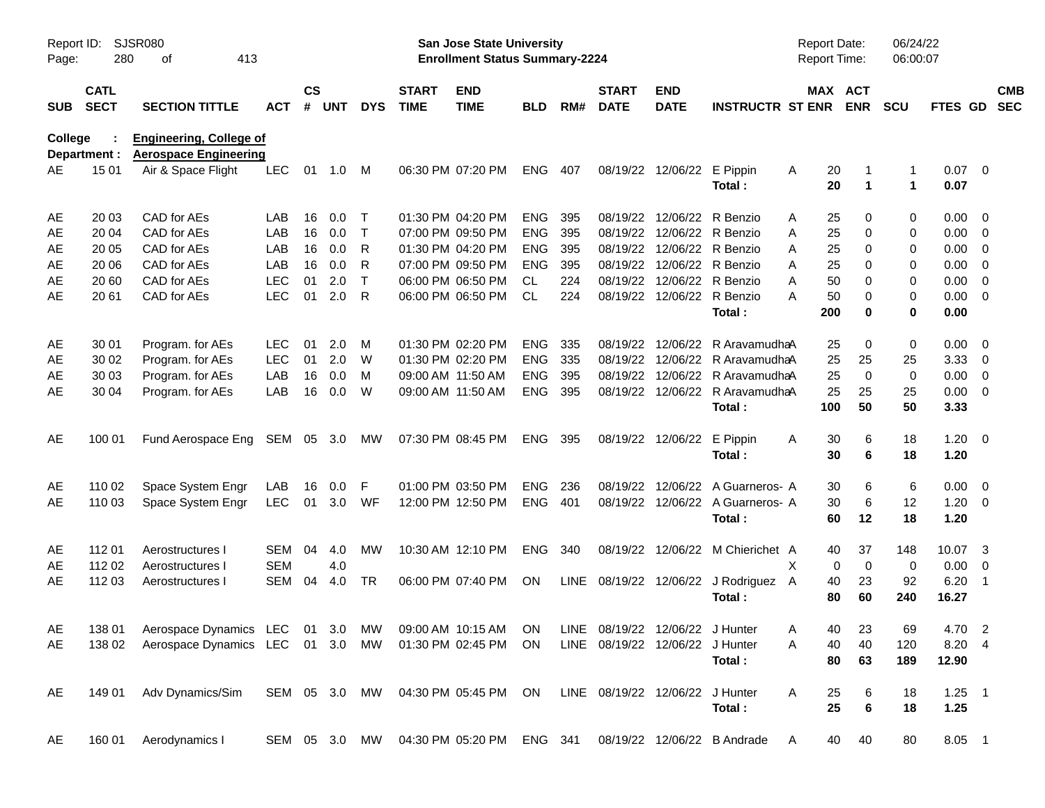Report ID: SJSR080

**San Jose State University**
**Enrollment Status Summary-2224**

Report Date: 06/24/22
Report Time: 06:00:07

**College : Engineering, College of**
**Department : Aerospace Engineering**

| SUB | CATL SECT | SECTION TITTLE | ACT | CS # | UNT | DYS | START TIME | END TIME | BLD | RM# | START DATE | END DATE | INSTRUCTR | ST | MAX ENR | ACT ENR | SCU | FTES | GD | CMB SEC |
|---|---|---|---|---|---|---|---|---|---|---|---|---|---|---|---|---|---|---|---|---|
| AE | 15 01 | Air & Space Flight | LEC | 01 | 1.0 | M | 06:30 PM | 07:20 PM | ENG | 407 | 08/19/22 | 12/06/22 | E Pippin | A | 20 | 1 | 1 | 0.07 | 0 | |
| | | | | | | | | | | | | | **Total :** | | **20** | **1** | **1** | **0.07** | | |
| AE | 20 03 | CAD for AEs | LAB | 16 | 0.0 | T | 01:30 PM | 04:20 PM | ENG | 395 | 08/19/22 | 12/06/22 | R Benzio | A | 25 | 0 | 0 | 0.00 | 0 | |
| AE | 20 04 | CAD for AEs | LAB | 16 | 0.0 | T | 07:00 PM | 09:50 PM | ENG | 395 | 08/19/22 | 12/06/22 | R Benzio | A | 25 | 0 | 0 | 0.00 | 0 | |
| AE | 20 05 | CAD for AEs | LAB | 16 | 0.0 | R | 01:30 PM | 04:20 PM | ENG | 395 | 08/19/22 | 12/06/22 | R Benzio | A | 25 | 0 | 0 | 0.00 | 0 | |
| AE | 20 06 | CAD for AEs | LAB | 16 | 0.0 | R | 07:00 PM | 09:50 PM | ENG | 395 | 08/19/22 | 12/06/22 | R Benzio | A | 25 | 0 | 0 | 0.00 | 0 | |
| AE | 20 60 | CAD for AEs | LEC | 01 | 2.0 | T | 06:00 PM | 06:50 PM | CL | 224 | 08/19/22 | 12/06/22 | R Benzio | A | 50 | 0 | 0 | 0.00 | 0 | |
| AE | 20 61 | CAD for AEs | LEC | 01 | 2.0 | R | 06:00 PM | 06:50 PM | CL | 224 | 08/19/22 | 12/06/22 | R Benzio | A | 50 | 0 | 0 | 0.00 | 0 | |
| | | | | | | | | | | | | | **Total :** | | **200** | **0** | **0** | **0.00** | | |
| AE | 30 01 | Program. for AEs | LEC | 01 | 2.0 | M | 01:30 PM | 02:20 PM | ENG | 335 | 08/19/22 | 12/06/22 | R Aravamudha | A | 25 | 0 | 0 | 0.00 | 0 | |
| AE | 30 02 | Program. for AEs | LEC | 01 | 2.0 | W | 01:30 PM | 02:20 PM | ENG | 335 | 08/19/22 | 12/06/22 | R Aravamudha | A | 25 | 25 | 25 | 3.33 | 0 | |
| AE | 30 03 | Program. for AEs | LAB | 16 | 0.0 | M | 09:00 AM | 11:50 AM | ENG | 395 | 08/19/22 | 12/06/22 | R Aravamudha | A | 25 | 0 | 0 | 0.00 | 0 | |
| AE | 30 04 | Program. for AEs | LAB | 16 | 0.0 | W | 09:00 AM | 11:50 AM | ENG | 395 | 08/19/22 | 12/06/22 | R Aravamudha | A | 25 | 25 | 25 | 0.00 | 0 | |
| | | | | | | | | | | | | | **Total :** | | **100** | **50** | **50** | **3.33** | | |
| AE | 100 01 | Fund Aerospace Eng | SEM | 05 | 3.0 | MW | 07:30 PM | 08:45 PM | ENG | 395 | 08/19/22 | 12/06/22 | E Pippin | A | 30 | 6 | 18 | 1.20 | 0 | |
| | | | | | | | | | | | | | **Total :** | | **30** | **6** | **18** | **1.20** | | |
| AE | 110 02 | Space System Engr | LAB | 16 | 0.0 | F | 01:00 PM | 03:50 PM | ENG | 236 | 08/19/22 | 12/06/22 | A Guarneros- | A | 30 | 6 | 6 | 0.00 | 0 | |
| AE | 110 03 | Space System Engr | LEC | 01 | 3.0 | WF | 12:00 PM | 12:50 PM | ENG | 401 | 08/19/22 | 12/06/22 | A Guarneros- | A | 30 | 6 | 12 | 1.20 | 0 | |
| | | | | | | | | | | | | | **Total :** | | **60** | **12** | **18** | **1.20** | | |
| AE | 112 01 | Aerostructures I | SEM | 04 | 4.0 | MW | 10:30 AM | 12:10 PM | ENG | 340 | 08/19/22 | 12/06/22 | M Chierichet | A | 40 | 37 | 148 | 10.07 | 3 | |
| AE | 112 02 | Aerostructures I | SEM | | 4.0 | | | | | | | | | X | 0 | 0 | 0 | 0.00 | 0 | |
| AE | 112 03 | Aerostructures I | SEM | 04 | 4.0 | TR | 06:00 PM | 07:40 PM | ON | LINE | 08/19/22 | 12/06/22 | J Rodriguez | A | 40 | 23 | 92 | 6.20 | 1 | |
| | | | | | | | | | | | | | **Total :** | | **80** | **60** | **240** | **16.27** | | |
| AE | 138 01 | Aerospace Dynamics | LEC | 01 | 3.0 | MW | 09:00 AM | 10:15 AM | ON | LINE | 08/19/22 | 12/06/22 | J Hunter | A | 40 | 23 | 69 | 4.70 | 2 | |
| AE | 138 02 | Aerospace Dynamics | LEC | 01 | 3.0 | MW | 01:30 PM | 02:45 PM | ON | LINE | 08/19/22 | 12/06/22 | J Hunter | A | 40 | 40 | 120 | 8.20 | 4 | |
| | | | | | | | | | | | | | **Total :** | | **80** | **63** | **189** | **12.90** | | |
| AE | 149 01 | Adv Dynamics/Sim | SEM | 05 | 3.0 | MW | 04:30 PM | 05:45 PM | ON | LINE | 08/19/22 | 12/06/22 | J Hunter | A | 25 | 6 | 18 | 1.25 | 1 | |
| | | | | | | | | | | | | | **Total :** | | **25** | **6** | **18** | **1.25** | | |
| AE | 160 01 | Aerodynamics I | SEM | 05 | 3.0 | MW | 04:30 PM | 05:20 PM | ENG | 341 | 08/19/22 | 12/06/22 | B Andrade | A | 40 | 40 | 80 | 8.05 | 1 | |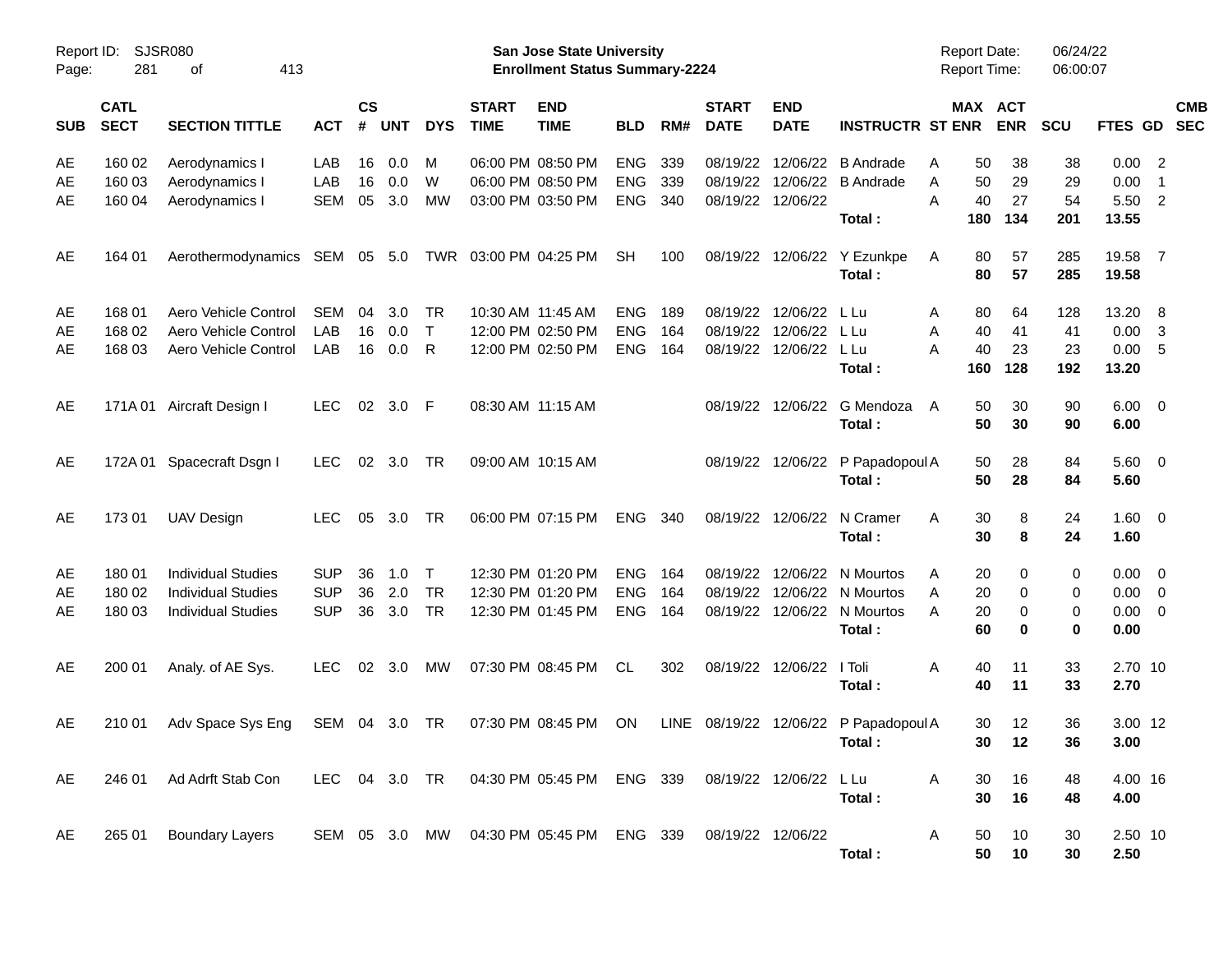Report ID: SJSR080
Page: 281 of 413

**San Jose State University**
**Enrollment Status Summary-2224**

Report Date: 06/24/22
Report Time: 06:00:07

| SUB | CATL SECT | SECTION TITTLE | ACT | CS # | UNT | DYS | START TIME | END TIME | BLD | RM# | START DATE | END DATE | INSTRUCTR | ST | MAX ENR | ACT ENR | SCU | FTES | GD | CMB SEC |
|---|---|---|---|---|---|---|---|---|---|---|---|---|---|---|---|---|---|---|---|---|
| AE | 160 02 | Aerodynamics I | LAB | 16 | 0.0 | M | 06:00 PM | 08:50 PM | ENG | 339 | 08/19/22 | 12/06/22 | B Andrade | A | 50 | 38 | 38 | 0.00 | 2 | |
| AE | 160 03 | Aerodynamics I | LAB | 16 | 0.0 | W | 06:00 PM | 08:50 PM | ENG | 339 | 08/19/22 | 12/06/22 | B Andrade | A | 50 | 29 | 29 | 0.00 | 1 | |
| AE | 160 04 | Aerodynamics I | SEM | 05 | 3.0 | MW | 03:00 PM | 03:50 PM | ENG | 340 | 08/19/22 | 12/06/22 | | A | 40 | 27 | 54 | 5.50 | 2 | |
| | | | | | | | | | | | | | **Total :** | | **180** | **134** | **201** | **13.55** | | |
| AE | 164 01 | Aerothermodynamics | SEM | 05 | 5.0 | TWR | 03:00 PM | 04:25 PM | SH | 100 | 08/19/22 | 12/06/22 | Y Ezunkpe | A | 80 | 57 | 285 | 19.58 | 7 | |
| | | | | | | | | | | | | | **Total :** | | **80** | **57** | **285** | **19.58** | | |
| AE | 168 01 | Aero Vehicle Control | SEM | 04 | 3.0 | TR | 10:30 AM | 11:45 AM | ENG | 189 | 08/19/22 | 12/06/22 | L Lu | A | 80 | 64 | 128 | 13.20 | 8 | |
| AE | 168 02 | Aero Vehicle Control | LAB | 16 | 0.0 | T | 12:00 PM | 02:50 PM | ENG | 164 | 08/19/22 | 12/06/22 | L Lu | A | 40 | 41 | 41 | 0.00 | 3 | |
| AE | 168 03 | Aero Vehicle Control | LAB | 16 | 0.0 | R | 12:00 PM | 02:50 PM | ENG | 164 | 08/19/22 | 12/06/22 | L Lu | A | 40 | 23 | 23 | 0.00 | 5 | |
| | | | | | | | | | | | | | **Total :** | | **160** | **128** | **192** | **13.20** | | |
| AE | 171A 01 | Aircraft Design I | LEC | 02 | 3.0 | F | 08:30 AM | 11:15 AM | | | 08/19/22 | 12/06/22 | G Mendoza | A | 50 | 30 | 90 | 6.00 | 0 | |
| | | | | | | | | | | | | | **Total :** | | **50** | **30** | **90** | **6.00** | | |
| AE | 172A 01 | Spacecraft Dsgn I | LEC | 02 | 3.0 | TR | 09:00 AM | 10:15 AM | | | 08/19/22 | 12/06/22 | P Papadopoul | A | 50 | 28 | 84 | 5.60 | 0 | |
| | | | | | | | | | | | | | **Total :** | | **50** | **28** | **84** | **5.60** | | |
| AE | 173 01 | UAV Design | LEC | 05 | 3.0 | TR | 06:00 PM | 07:15 PM | ENG | 340 | 08/19/22 | 12/06/22 | N Cramer | A | 30 | 8 | 24 | 1.60 | 0 | |
| | | | | | | | | | | | | | **Total :** | | **30** | **8** | **24** | **1.60** | | |
| AE | 180 01 | Individual Studies | SUP | 36 | 1.0 | T | 12:30 PM | 01:20 PM | ENG | 164 | 08/19/22 | 12/06/22 | N Mourtos | A | 20 | 0 | 0 | 0.00 | 0 | |
| AE | 180 02 | Individual Studies | SUP | 36 | 2.0 | TR | 12:30 PM | 01:20 PM | ENG | 164 | 08/19/22 | 12/06/22 | N Mourtos | A | 20 | 0 | 0 | 0.00 | 0 | |
| AE | 180 03 | Individual Studies | SUP | 36 | 3.0 | TR | 12:30 PM | 01:45 PM | ENG | 164 | 08/19/22 | 12/06/22 | N Mourtos | A | 20 | 0 | 0 | 0.00 | 0 | |
| | | | | | | | | | | | | | **Total :** | | **60** | **0** | **0** | **0.00** | | |
| AE | 200 01 | Analy. of AE Sys. | LEC | 02 | 3.0 | MW | 07:30 PM | 08:45 PM | CL | 302 | 08/19/22 | 12/06/22 | I Toli | A | 40 | 11 | 33 | 2.70 | 10 | |
| | | | | | | | | | | | | | **Total :** | | **40** | **11** | **33** | **2.70** | | |
| AE | 210 01 | Adv Space Sys Eng | SEM | 04 | 3.0 | TR | 07:30 PM | 08:45 PM | ON | LINE | 08/19/22 | 12/06/22 | P Papadopoul | A | 30 | 12 | 36 | 3.00 | 12 | |
| | | | | | | | | | | | | | **Total :** | | **30** | **12** | **36** | **3.00** | | |
| AE | 246 01 | Ad Adrft Stab Con | LEC | 04 | 3.0 | TR | 04:30 PM | 05:45 PM | ENG | 339 | 08/19/22 | 12/06/22 | L Lu | A | 30 | 16 | 48 | 4.00 | 16 | |
| | | | | | | | | | | | | | **Total :** | | **30** | **16** | **48** | **4.00** | | |
| AE | 265 01 | Boundary Layers | SEM | 05 | 3.0 | MW | 04:30 PM | 05:45 PM | ENG | 339 | 08/19/22 | 12/06/22 | | A | 50 | 10 | 30 | 2.50 | 10 | |
| | | | | | | | | | | | | | **Total :** | | **50** | **10** | **30** | **2.50** | | |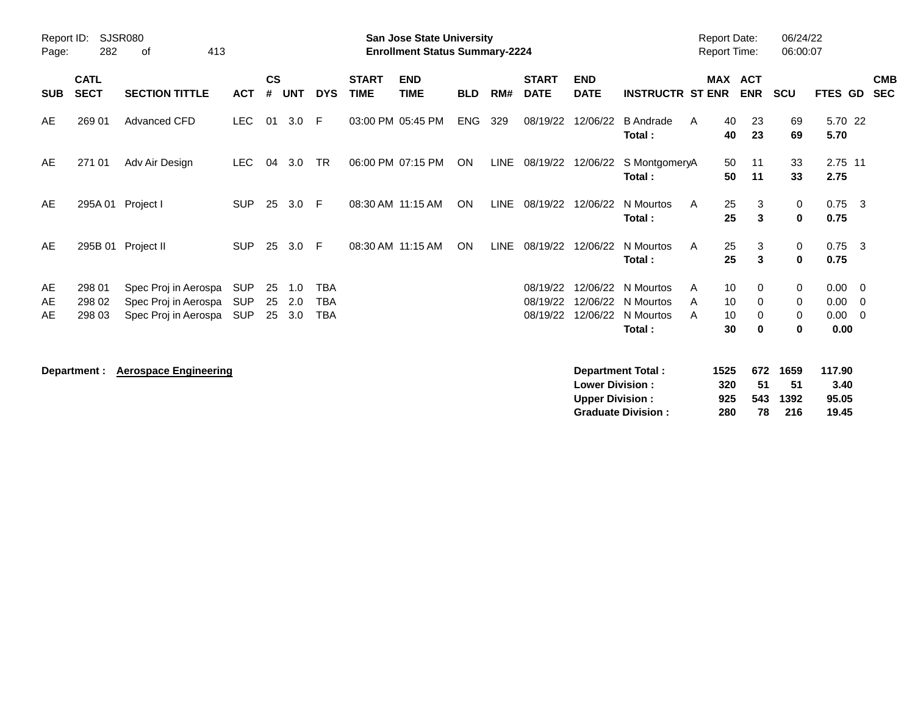Report ID: SJSR080

**San Jose State University**
**Enrollment Status Summary-2224**

Report Date: 06/24/22
Report Time: 06:00:07

| SUB | CATL SECT | SECTION TITTLE | ACT | CS # | UNT | DYS | START TIME | END TIME | BLD | RM# | START DATE | END DATE | INSTRUCTR | ST | MAX ENR | ACT ENR | SCU | FTES | GD | CMB SEC |
|---|---|---|---|---|---|---|---|---|---|---|---|---|---|---|---|---|---|---|---|---|
| AE | 269 01 | Advanced CFD | LEC | 01 | 3.0 | F | 03:00 PM | 05:45 PM | ENG | 329 | 08/19/22 | 12/06/22 | B Andrade | A | 40 | 23 | 69 | 5.70 | 22 | |
| | | | | | | | | | | | | | **Total :** | | **40** | **23** | **69** | **5.70** | | |
| AE | 271 01 | Adv Air Design | LEC | 04 | 3.0 | TR | 06:00 PM | 07:15 PM | ON | LINE | 08/19/22 | 12/06/22 | S Montgomery | A | 50 | 11 | 33 | 2.75 | 11 | |
| | | | | | | | | | | | | | **Total :** | | **50** | **11** | **33** | **2.75** | | |
| AE | 295A 01 | Project I | SUP | 25 | 3.0 | F | 08:30 AM | 11:15 AM | ON | LINE | 08/19/22 | 12/06/22 | N Mourtos | A | 25 | 3 | 0 | 0.75 | 3 | |
| | | | | | | | | | | | | | **Total :** | | **25** | **3** | **0** | **0.75** | | |
| AE | 295B 01 | Project II | SUP | 25 | 3.0 | F | 08:30 AM | 11:15 AM | ON | LINE | 08/19/22 | 12/06/22 | N Mourtos | A | 25 | 3 | 0 | 0.75 | 3 | |
| | | | | | | | | | | | | | **Total :** | | **25** | **3** | **0** | **0.75** | | |
| AE | 298 01 | Spec Proj in Aerospa | SUP | 25 | 1.0 | TBA | | | | | 08/19/22 | 12/06/22 | N Mourtos | A | 10 | 0 | 0 | 0.00 | 0 | |
| AE | 298 02 | Spec Proj in Aerospa | SUP | 25 | 2.0 | TBA | | | | | 08/19/22 | 12/06/22 | N Mourtos | A | 10 | 0 | 0 | 0.00 | 0 | |
| AE | 298 03 | Spec Proj in Aerospa | SUP | 25 | 3.0 | TBA | | | | | 08/19/22 | 12/06/22 | N Mourtos | A | 10 | 0 | 0 | 0.00 | 0 | |
| | | | | | | | | | | | | | **Total :** | | **30** | **0** | **0** | **0.00** | | |

**Department :** **Aerospace Engineering**

| | MAX ENR | ACT ENR | SCU | FTES |
|---|---|---|---|---|
| **Department Total :** | **1525** | **672** | **1659** | **117.90** |
| **Lower Division :** | **320** | **51** | **51** | **3.40** |
| **Upper Division :** | **925** | **543** | **1392** | **95.05** |
| **Graduate Division :** | **280** | **78** | **216** | **19.45** |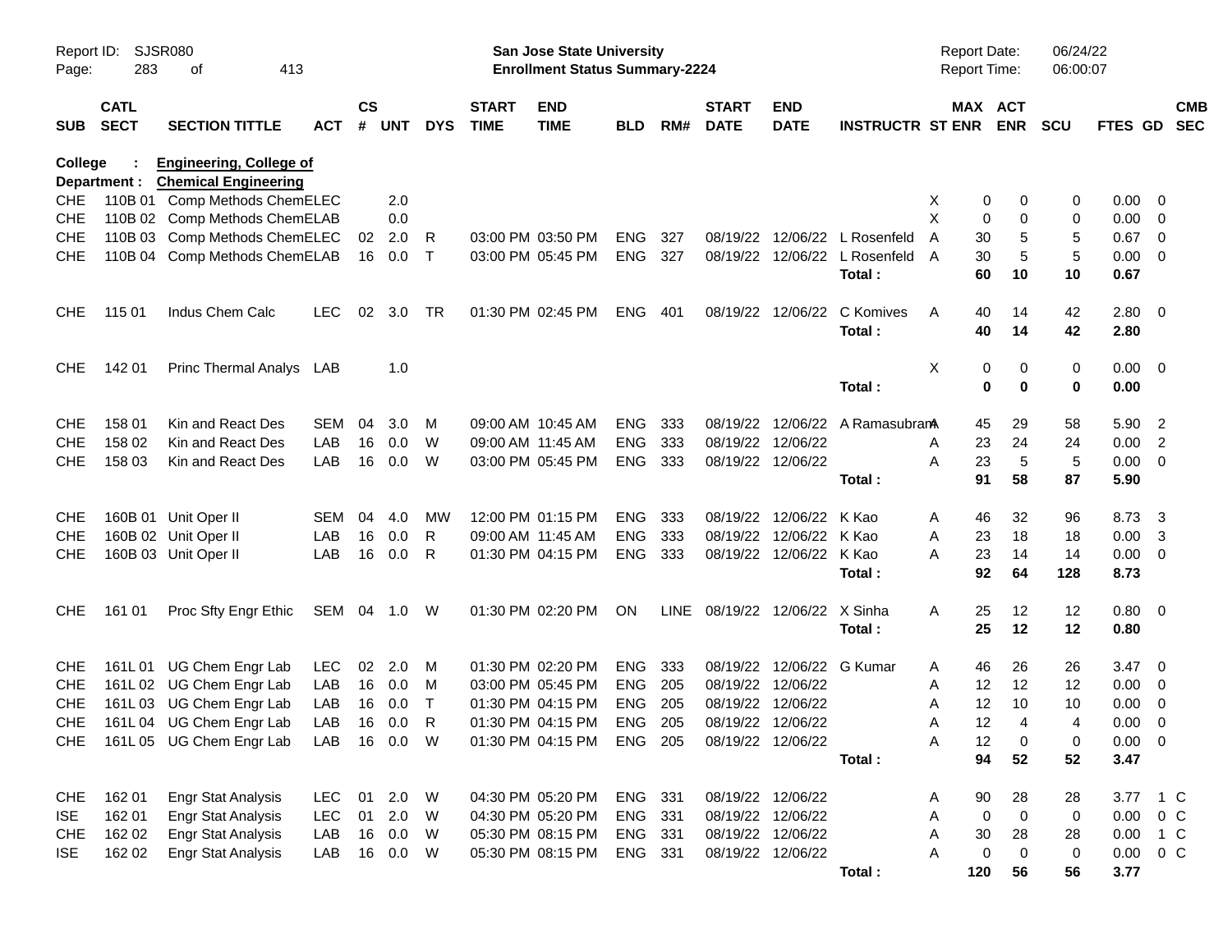Report ID: SJSR080 — San Jose State University — Enrollment Status Summary-2224 — Report Date: 06/24/22 — Report Time: 06:00:07

**College : Engineering, College of**
**Department : Chemical Engineering**

| SUB | CATL SECT | SECTION TITTLE | ACT | CS # | UNT | DYS | START TIME | END TIME | BLD | RM# | START DATE | END DATE | INSTRUCTR | ST | MAX ENR | ACT ENR | SCU | FTES | GD | CMB SEC |
|---|---|---|---|---|---|---|---|---|---|---|---|---|---|---|---|---|---|---|---|---|
| CHE | 110B 01 | Comp Methods Chem | ELEC | | 2.0 | | | | | | | | | X | 0 | 0 | 0 | 0.00 | 0 | |
| CHE | 110B 02 | Comp Methods Chem | ELAB | | 0.0 | | | | | | | | | X | 0 | 0 | 0 | 0.00 | 0 | |
| CHE | 110B 03 | Comp Methods Chem | ELEC | 02 | 2.0 | R | 03:00 PM | 03:50 PM | ENG | 327 | 08/19/22 | 12/06/22 | L Rosenfeld | A | 30 | 5 | 5 | 0.67 | 0 | |
| CHE | 110B 04 | Comp Methods Chem | ELAB | 16 | 0.0 | T | 03:00 PM | 05:45 PM | ENG | 327 | 08/19/22 | 12/06/22 | L Rosenfeld | A | 30 | 5 | 5 | 0.00 | 0 | |
| | | | | | | | | | | | | | **Total :** | | **60** | **10** | **10** | **0.67** | | |
| CHE | 115 01 | Indus Chem Calc | LEC | 02 | 3.0 | TR | 01:30 PM | 02:45 PM | ENG | 401 | 08/19/22 | 12/06/22 | C Komives | A | 40 | 14 | 42 | 2.80 | 0 | |
| | | | | | | | | | | | | | **Total :** | | **40** | **14** | **42** | **2.80** | | |
| CHE | 142 01 | Princ Thermal Analys | LAB | | 1.0 | | | | | | | | | X | 0 | 0 | 0 | 0.00 | 0 | |
| | | | | | | | | | | | | | **Total :** | | **0** | **0** | **0** | **0.00** | | |
| CHE | 158 01 | Kin and React Des | SEM | 04 | 3.0 | M | 09:00 AM | 10:45 AM | ENG | 333 | 08/19/22 | 12/06/22 | A Ramasubram | A | 45 | 29 | 58 | 5.90 | 2 | |
| CHE | 158 02 | Kin and React Des | LAB | 16 | 0.0 | W | 09:00 AM | 11:45 AM | ENG | 333 | 08/19/22 | 12/06/22 | | A | 23 | 24 | 24 | 0.00 | 2 | |
| CHE | 158 03 | Kin and React Des | LAB | 16 | 0.0 | W | 03:00 PM | 05:45 PM | ENG | 333 | 08/19/22 | 12/06/22 | | A | 23 | 5 | 5 | 0.00 | 0 | |
| | | | | | | | | | | | | | **Total :** | | **91** | **58** | **87** | **5.90** | | |
| CHE | 160B 01 | Unit Oper II | SEM | 04 | 4.0 | MW | 12:00 PM | 01:15 PM | ENG | 333 | 08/19/22 | 12/06/22 | K Kao | A | 46 | 32 | 96 | 8.73 | 3 | |
| CHE | 160B 02 | Unit Oper II | LAB | 16 | 0.0 | R | 09:00 AM | 11:45 AM | ENG | 333 | 08/19/22 | 12/06/22 | K Kao | A | 23 | 18 | 18 | 0.00 | 3 | |
| CHE | 160B 03 | Unit Oper II | LAB | 16 | 0.0 | R | 01:30 PM | 04:15 PM | ENG | 333 | 08/19/22 | 12/06/22 | K Kao | A | 23 | 14 | 14 | 0.00 | 0 | |
| | | | | | | | | | | | | | **Total :** | | **92** | **64** | **128** | **8.73** | | |
| CHE | 161 01 | Proc Sfty Engr Ethic | SEM | 04 | 1.0 | W | 01:30 PM | 02:20 PM | ON | LINE | 08/19/22 | 12/06/22 | X Sinha | A | 25 | 12 | 12 | 0.80 | 0 | |
| | | | | | | | | | | | | | **Total :** | | **25** | **12** | **12** | **0.80** | | |
| CHE | 161L 01 | UG Chem Engr Lab | LEC | 02 | 2.0 | M | 01:30 PM | 02:20 PM | ENG | 333 | 08/19/22 | 12/06/22 | G Kumar | A | 46 | 26 | 26 | 3.47 | 0 | |
| CHE | 161L 02 | UG Chem Engr Lab | LAB | 16 | 0.0 | M | 03:00 PM | 05:45 PM | ENG | 205 | 08/19/22 | 12/06/22 | | A | 12 | 12 | 12 | 0.00 | 0 | |
| CHE | 161L 03 | UG Chem Engr Lab | LAB | 16 | 0.0 | T | 01:30 PM | 04:15 PM | ENG | 205 | 08/19/22 | 12/06/22 | | A | 12 | 10 | 10 | 0.00 | 0 | |
| CHE | 161L 04 | UG Chem Engr Lab | LAB | 16 | 0.0 | R | 01:30 PM | 04:15 PM | ENG | 205 | 08/19/22 | 12/06/22 | | A | 12 | 4 | 4 | 0.00 | 0 | |
| CHE | 161L 05 | UG Chem Engr Lab | LAB | 16 | 0.0 | W | 01:30 PM | 04:15 PM | ENG | 205 | 08/19/22 | 12/06/22 | | A | 12 | 0 | 0 | 0.00 | 0 | |
| | | | | | | | | | | | | | **Total :** | | **94** | **52** | **52** | **3.47** | | |
| CHE | 162 01 | Engr Stat Analysis | LEC | 01 | 2.0 | W | 04:30 PM | 05:20 PM | ENG | 331 | 08/19/22 | 12/06/22 | | A | 90 | 28 | 28 | 3.77 | 1 | C |
| ISE | 162 01 | Engr Stat Analysis | LEC | 01 | 2.0 | W | 04:30 PM | 05:20 PM | ENG | 331 | 08/19/22 | 12/06/22 | | A | 0 | 0 | 0 | 0.00 | 0 | C |
| CHE | 162 02 | Engr Stat Analysis | LAB | 16 | 0.0 | W | 05:30 PM | 08:15 PM | ENG | 331 | 08/19/22 | 12/06/22 | | A | 30 | 28 | 28 | 0.00 | 1 | C |
| ISE | 162 02 | Engr Stat Analysis | LAB | 16 | 0.0 | W | 05:30 PM | 08:15 PM | ENG | 331 | 08/19/22 | 12/06/22 | | A | 0 | 0 | 0 | 0.00 | 0 | C |
| | | | | | | | | | | | | | **Total :** | | **120** | **56** | **56** | **3.77** | | |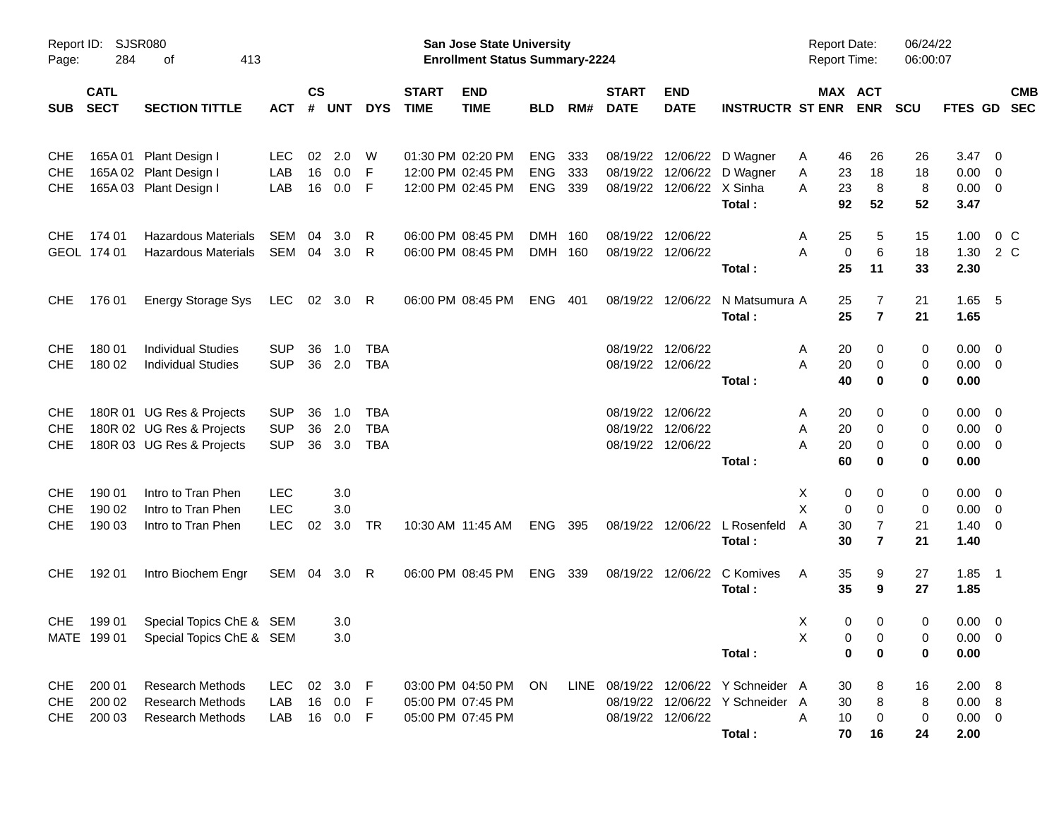Report ID: SJSR080

**San Jose State University**
**Enrollment Status Summary-2224**

Report Date: 06/24/22
Report Time: 06:00:07

| SUB | CATL SECT | SECTION TITTLE | ACT | CS # | UNT | DYS | START TIME | END TIME | BLD | RM# | START DATE | END DATE | INSTRUCTR | ST | MAX ENR | ACT ENR | SCU | FTES | GD | CMB SEC |
|---|---|---|---|---|---|---|---|---|---|---|---|---|---|---|---|---|---|---|---|---|
| CHE | 165A 01 | Plant Design I | LEC | 02 | 2.0 | W | 01:30 PM | 02:20 PM | ENG | 333 | 08/19/22 | 12/06/22 | D Wagner | A | 46 | 26 | 26 | 3.47 | 0 | |
| CHE | 165A 02 | Plant Design I | LAB | 16 | 0.0 | F | 12:00 PM | 02:45 PM | ENG | 333 | 08/19/22 | 12/06/22 | D Wagner | A | 23 | 18 | 18 | 0.00 | 0 | |
| CHE | 165A 03 | Plant Design I | LAB | 16 | 0.0 | F | 12:00 PM | 02:45 PM | ENG | 339 | 08/19/22 | 12/06/22 | X Sinha | A | 23 | 8 | 8 | 0.00 | 0 | |
| | | | | | | | | | | | | | **Total :** | | **92** | **52** | **52** | **3.47** | | |
| CHE | 174 01 | Hazardous Materials | SEM | 04 | 3.0 | R | 06:00 PM | 08:45 PM | DMH | 160 | 08/19/22 | 12/06/22 | | A | 25 | 5 | 15 | 1.00 | 0 | C |
| GEOL | 174 01 | Hazardous Materials | SEM | 04 | 3.0 | R | 06:00 PM | 08:45 PM | DMH | 160 | 08/19/22 | 12/06/22 | | A | 0 | 6 | 18 | 1.30 | 2 | C |
| | | | | | | | | | | | | | **Total :** | | **25** | **11** | **33** | **2.30** | | |
| CHE | 176 01 | Energy Storage Sys | LEC | 02 | 3.0 | R | 06:00 PM | 08:45 PM | ENG | 401 | 08/19/22 | 12/06/22 | N Matsumura | A | 25 | 7 | 21 | 1.65 | 5 | |
| | | | | | | | | | | | | | **Total :** | | **25** | **7** | **21** | **1.65** | | |
| CHE | 180 01 | Individual Studies | SUP | 36 | 1.0 | TBA | | | | | 08/19/22 | 12/06/22 | | A | 20 | 0 | 0 | 0.00 | 0 | |
| CHE | 180 02 | Individual Studies | SUP | 36 | 2.0 | TBA | | | | | 08/19/22 | 12/06/22 | | A | 20 | 0 | 0 | 0.00 | 0 | |
| | | | | | | | | | | | | | **Total :** | | **40** | **0** | **0** | **0.00** | | |
| CHE | 180R 01 | UG Res & Projects | SUP | 36 | 1.0 | TBA | | | | | 08/19/22 | 12/06/22 | | A | 20 | 0 | 0 | 0.00 | 0 | |
| CHE | 180R 02 | UG Res & Projects | SUP | 36 | 2.0 | TBA | | | | | 08/19/22 | 12/06/22 | | A | 20 | 0 | 0 | 0.00 | 0 | |
| CHE | 180R 03 | UG Res & Projects | SUP | 36 | 3.0 | TBA | | | | | 08/19/22 | 12/06/22 | | A | 20 | 0 | 0 | 0.00 | 0 | |
| | | | | | | | | | | | | | **Total :** | | **60** | **0** | **0** | **0.00** | | |
| CHE | 190 01 | Intro to Tran Phen | LEC | | 3.0 | | | | | | | | | X | 0 | 0 | 0 | 0.00 | 0 | |
| CHE | 190 02 | Intro to Tran Phen | LEC | | 3.0 | | | | | | | | | X | 0 | 0 | 0 | 0.00 | 0 | |
| CHE | 190 03 | Intro to Tran Phen | LEC | 02 | 3.0 | TR | 10:30 AM | 11:45 AM | ENG | 395 | 08/19/22 | 12/06/22 | L Rosenfeld | A | 30 | 7 | 21 | 1.40 | 0 | |
| | | | | | | | | | | | | | **Total :** | | **30** | **7** | **21** | **1.40** | | |
| CHE | 192 01 | Intro Biochem Engr | SEM | 04 | 3.0 | R | 06:00 PM | 08:45 PM | ENG | 339 | 08/19/22 | 12/06/22 | C Komives | A | 35 | 9 | 27 | 1.85 | 1 | |
| | | | | | | | | | | | | | **Total :** | | **35** | **9** | **27** | **1.85** | | |
| CHE | 199 01 | Special Topics ChE & | SEM | | 3.0 | | | | | | | | | X | 0 | 0 | 0 | 0.00 | 0 | |
| MATE | 199 01 | Special Topics ChE & | SEM | | 3.0 | | | | | | | | | X | 0 | 0 | 0 | 0.00 | 0 | |
| | | | | | | | | | | | | | **Total :** | | **0** | **0** | **0** | **0.00** | | |
| CHE | 200 01 | Research Methods | LEC | 02 | 3.0 | F | 03:00 PM | 04:50 PM | ON | LINE | 08/19/22 | 12/06/22 | Y Schneider | A | 30 | 8 | 16 | 2.00 | 8 | |
| CHE | 200 02 | Research Methods | LAB | 16 | 0.0 | F | 05:00 PM | 07:45 PM | | | 08/19/22 | 12/06/22 | Y Schneider | A | 30 | 8 | 8 | 0.00 | 8 | |
| CHE | 200 03 | Research Methods | LAB | 16 | 0.0 | F | 05:00 PM | 07:45 PM | | | 08/19/22 | 12/06/22 | | A | 10 | 0 | 0 | 0.00 | 0 | |
| | | | | | | | | | | | | | **Total :** | | **70** | **16** | **24** | **2.00** | | |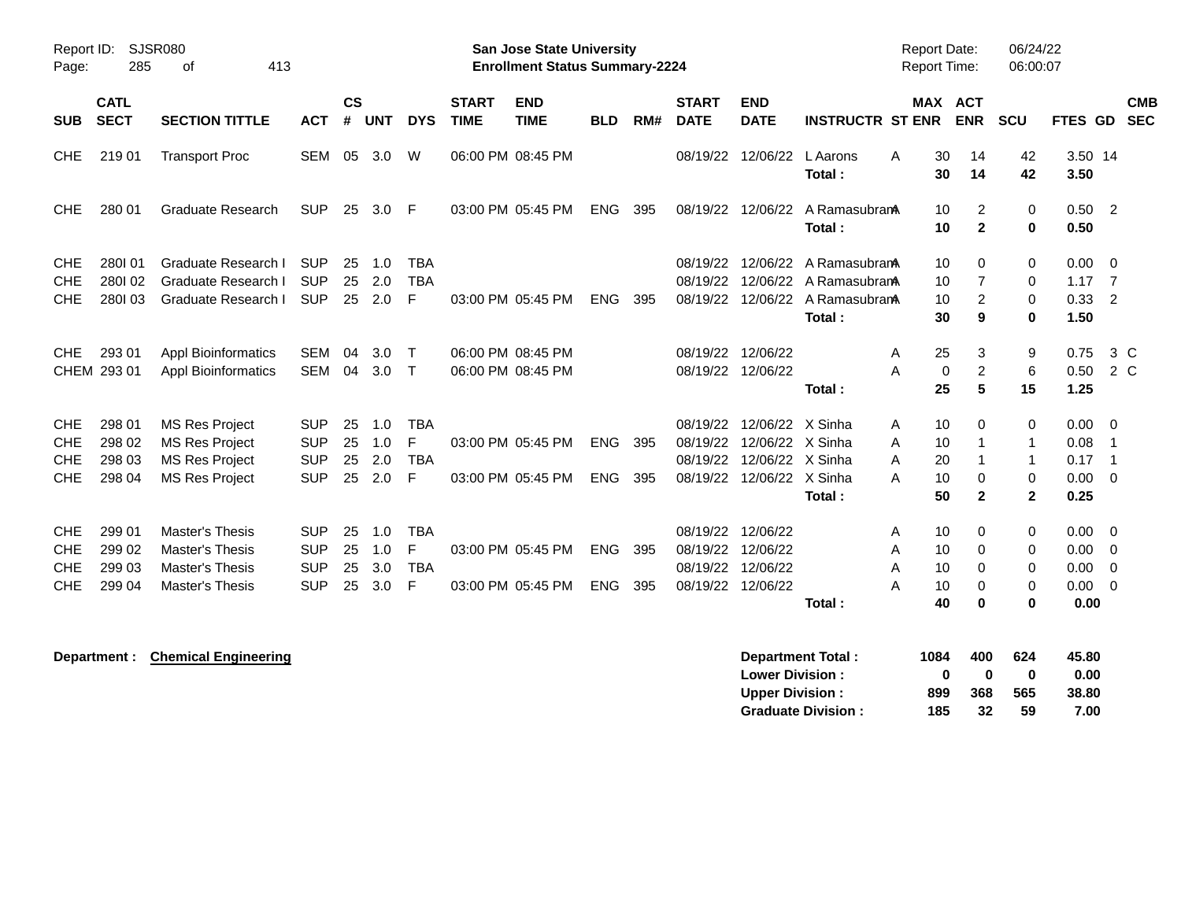Report ID: SJSR080

**San Jose State University**
**Enrollment Status Summary-2224**

Report Date: 06/24/22
Report Time: 06:00:07

| SUB | CATL SECT | SECTION TITTLE | ACT | CS # | UNT | DYS | START TIME | END TIME | BLD | RM# | START DATE | END DATE | INSTRUCTR | ST | MAX ENR | ACT ENR | SCU | FTES | GD | CMB SEC |
|---|---|---|---|---|---|---|---|---|---|---|---|---|---|---|---|---|---|---|---|---|
| CHE | 219 01 | Transport Proc | SEM | 05 | 3.0 | W | 06:00 PM | 08:45 PM | | | 08/19/22 | 12/06/22 | L Aarons | A | 30 | 14 | 42 | 3.50 | 14 | |
| | | | | | | | | | | | | | **Total :** | | **30** | **14** | **42** | **3.50** | | |
| CHE | 280 01 | Graduate Research | SUP | 25 | 3.0 | F | 03:00 PM | 05:45 PM | ENG | 395 | 08/19/22 | 12/06/22 | A Ramasubram | A | 10 | 2 | 0 | 0.50 | 2 | |
| | | | | | | | | | | | | | **Total :** | | **10** | **2** | **0** | **0.50** | | |
| CHE | 280I 01 | Graduate Research I | SUP | 25 | 1.0 | TBA | | | | | 08/19/22 | 12/06/22 | A Ramasubram | A | 10 | 0 | 0 | 0.00 | 0 | |
| CHE | 280I 02 | Graduate Research I | SUP | 25 | 2.0 | TBA | | | | | 08/19/22 | 12/06/22 | A Ramasubram | A | 10 | 7 | 0 | 1.17 | 7 | |
| CHE | 280I 03 | Graduate Research I | SUP | 25 | 2.0 | F | 03:00 PM | 05:45 PM | ENG | 395 | 08/19/22 | 12/06/22 | A Ramasubram | A | 10 | 2 | 0 | 0.33 | 2 | |
| | | | | | | | | | | | | | **Total :** | | **30** | **9** | **0** | **1.50** | | |
| CHE | 293 01 | Appl Bioinformatics | SEM | 04 | 3.0 | T | 06:00 PM | 08:45 PM | | | 08/19/22 | 12/06/22 | | A | 25 | 3 | 9 | 0.75 | 3 | C |
| CHEM | 293 01 | Appl Bioinformatics | SEM | 04 | 3.0 | T | 06:00 PM | 08:45 PM | | | 08/19/22 | 12/06/22 | | A | 0 | 2 | 6 | 0.50 | 2 | C |
| | | | | | | | | | | | | | **Total :** | | **25** | **5** | **15** | **1.25** | | |
| CHE | 298 01 | MS Res Project | SUP | 25 | 1.0 | TBA | | | | | 08/19/22 | 12/06/22 | X Sinha | A | 10 | 0 | 0 | 0.00 | 0 | |
| CHE | 298 02 | MS Res Project | SUP | 25 | 1.0 | F | 03:00 PM | 05:45 PM | ENG | 395 | 08/19/22 | 12/06/22 | X Sinha | A | 10 | 1 | 1 | 0.08 | 1 | |
| CHE | 298 03 | MS Res Project | SUP | 25 | 2.0 | TBA | | | | | 08/19/22 | 12/06/22 | X Sinha | A | 20 | 1 | 1 | 0.17 | 1 | |
| CHE | 298 04 | MS Res Project | SUP | 25 | 2.0 | F | 03:00 PM | 05:45 PM | ENG | 395 | 08/19/22 | 12/06/22 | X Sinha | A | 10 | 0 | 0 | 0.00 | 0 | |
| | | | | | | | | | | | | | **Total :** | | **50** | **2** | **2** | **0.25** | | |
| CHE | 299 01 | Master's Thesis | SUP | 25 | 1.0 | TBA | | | | | 08/19/22 | 12/06/22 | | A | 10 | 0 | 0 | 0.00 | 0 | |
| CHE | 299 02 | Master's Thesis | SUP | 25 | 1.0 | F | 03:00 PM | 05:45 PM | ENG | 395 | 08/19/22 | 12/06/22 | | A | 10 | 0 | 0 | 0.00 | 0 | |
| CHE | 299 03 | Master's Thesis | SUP | 25 | 3.0 | TBA | | | | | 08/19/22 | 12/06/22 | | A | 10 | 0 | 0 | 0.00 | 0 | |
| CHE | 299 04 | Master's Thesis | SUP | 25 | 3.0 | F | 03:00 PM | 05:45 PM | ENG | 395 | 08/19/22 | 12/06/22 | | A | 10 | 0 | 0 | 0.00 | 0 | |
| | | | | | | | | | | | | | **Total :** | | **40** | **0** | **0** | **0.00** | | |

**Department : Chemical Engineering**

| | MAX ENR | ACT ENR | SCU | FTES |
|---|---|---|---|---|
| **Department Total :** | **1084** | **400** | **624** | **45.80** |
| **Lower Division :** | **0** | **0** | **0** | **0.00** |
| **Upper Division :** | **899** | **368** | **565** | **38.80** |
| **Graduate Division :** | **185** | **32** | **59** | **7.00** |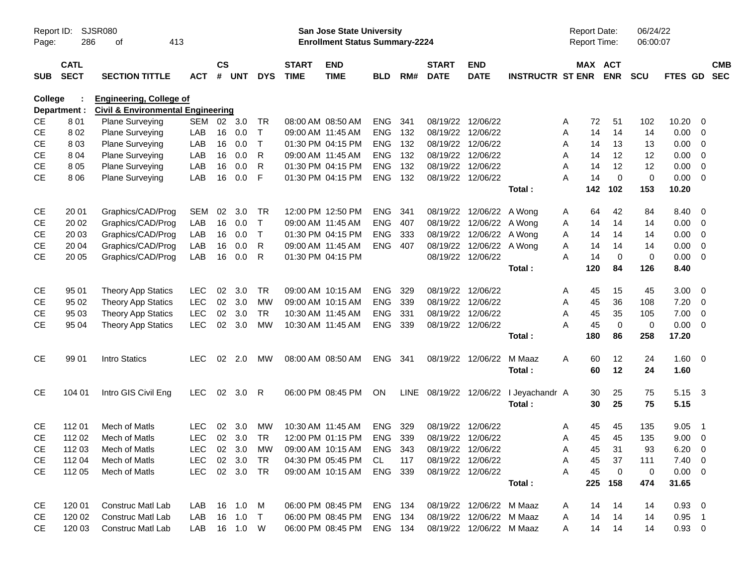Report ID: SJSR080

**San Jose State University**
**Enrollment Status Summary-2224**

Report Date: 06/24/22
Report Time: 06:00:07

**College : Engineering, College of**
**Department : Civil & Environmental Engineering**

| SUB | CATL SECT | SECTION TITTLE | ACT | CS # | UNT | DYS | START TIME | END TIME | BLD | RM# | START DATE | END DATE | INSTRUCTR | ST | MAX ENR | ACT ENR | SCU | FTES | GD | CMB SEC |
|---|---|---|---|---|---|---|---|---|---|---|---|---|---|---|---|---|---|---|---|---|
| CE | 8 01 | Plane Surveying | SEM | 02 | 3.0 | TR | 08:00 AM | 08:50 AM | ENG | 341 | 08/19/22 | 12/06/22 | | A | 72 | 51 | 102 | 10.20 | 0 | |
| CE | 8 02 | Plane Surveying | LAB | 16 | 0.0 | T | 09:00 AM | 11:45 AM | ENG | 132 | 08/19/22 | 12/06/22 | | A | 14 | 14 | 14 | 0.00 | 0 | |
| CE | 8 03 | Plane Surveying | LAB | 16 | 0.0 | T | 01:30 PM | 04:15 PM | ENG | 132 | 08/19/22 | 12/06/22 | | A | 14 | 13 | 13 | 0.00 | 0 | |
| CE | 8 04 | Plane Surveying | LAB | 16 | 0.0 | R | 09:00 AM | 11:45 AM | ENG | 132 | 08/19/22 | 12/06/22 | | A | 14 | 12 | 12 | 0.00 | 0 | |
| CE | 8 05 | Plane Surveying | LAB | 16 | 0.0 | R | 01:30 PM | 04:15 PM | ENG | 132 | 08/19/22 | 12/06/22 | | A | 14 | 12 | 12 | 0.00 | 0 | |
| CE | 8 06 | Plane Surveying | LAB | 16 | 0.0 | F | 01:30 PM | 04:15 PM | ENG | 132 | 08/19/22 | 12/06/22 | | A | 14 | 0 | 0 | 0.00 | 0 | |
| | | | | | | | | | | | | | **Total :** | | **142** | **102** | **153** | **10.20** | | |
| CE | 20 01 | Graphics/CAD/Prog | SEM | 02 | 3.0 | TR | 12:00 PM | 12:50 PM | ENG | 341 | 08/19/22 | 12/06/22 | A Wong | A | 64 | 42 | 84 | 8.40 | 0 | |
| CE | 20 02 | Graphics/CAD/Prog | LAB | 16 | 0.0 | T | 09:00 AM | 11:45 AM | ENG | 407 | 08/19/22 | 12/06/22 | A Wong | A | 14 | 14 | 14 | 0.00 | 0 | |
| CE | 20 03 | Graphics/CAD/Prog | LAB | 16 | 0.0 | T | 01:30 PM | 04:15 PM | ENG | 333 | 08/19/22 | 12/06/22 | A Wong | A | 14 | 14 | 14 | 0.00 | 0 | |
| CE | 20 04 | Graphics/CAD/Prog | LAB | 16 | 0.0 | R | 09:00 AM | 11:45 AM | ENG | 407 | 08/19/22 | 12/06/22 | A Wong | A | 14 | 14 | 14 | 0.00 | 0 | |
| CE | 20 05 | Graphics/CAD/Prog | LAB | 16 | 0.0 | R | 01:30 PM | 04:15 PM | | | 08/19/22 | 12/06/22 | | A | 14 | 0 | 0 | 0.00 | 0 | |
| | | | | | | | | | | | | | **Total :** | | **120** | **84** | **126** | **8.40** | | |
| CE | 95 01 | Theory App Statics | LEC | 02 | 3.0 | TR | 09:00 AM | 10:15 AM | ENG | 329 | 08/19/22 | 12/06/22 | | A | 45 | 15 | 45 | 3.00 | 0 | |
| CE | 95 02 | Theory App Statics | LEC | 02 | 3.0 | MW | 09:00 AM | 10:15 AM | ENG | 339 | 08/19/22 | 12/06/22 | | A | 45 | 36 | 108 | 7.20 | 0 | |
| CE | 95 03 | Theory App Statics | LEC | 02 | 3.0 | TR | 10:30 AM | 11:45 AM | ENG | 331 | 08/19/22 | 12/06/22 | | A | 45 | 35 | 105 | 7.00 | 0 | |
| CE | 95 04 | Theory App Statics | LEC | 02 | 3.0 | MW | 10:30 AM | 11:45 AM | ENG | 339 | 08/19/22 | 12/06/22 | | A | 45 | 0 | 0 | 0.00 | 0 | |
| | | | | | | | | | | | | | **Total :** | | **180** | **86** | **258** | **17.20** | | |
| CE | 99 01 | Intro Statics | LEC | 02 | 2.0 | MW | 08:00 AM | 08:50 AM | ENG | 341 | 08/19/22 | 12/06/22 | M Maaz | A | 60 | 12 | 24 | 1.60 | 0 | |
| | | | | | | | | | | | | | **Total :** | | **60** | **12** | **24** | **1.60** | | |
| CE | 104 01 | Intro GIS Civil Eng | LEC | 02 | 3.0 | R | 06:00 PM | 08:45 PM | ON | LINE | 08/19/22 | 12/06/22 | I Jeyachandr | A | 30 | 25 | 75 | 5.15 | 3 | |
| | | | | | | | | | | | | | **Total :** | | **30** | **25** | **75** | **5.15** | | |
| CE | 112 01 | Mech of Matls | LEC | 02 | 3.0 | MW | 10:30 AM | 11:45 AM | ENG | 329 | 08/19/22 | 12/06/22 | | A | 45 | 45 | 135 | 9.05 | 1 | |
| CE | 112 02 | Mech of Matls | LEC | 02 | 3.0 | TR | 12:00 PM | 01:15 PM | ENG | 339 | 08/19/22 | 12/06/22 | | A | 45 | 45 | 135 | 9.00 | 0 | |
| CE | 112 03 | Mech of Matls | LEC | 02 | 3.0 | MW | 09:00 AM | 10:15 AM | ENG | 343 | 08/19/22 | 12/06/22 | | A | 45 | 31 | 93 | 6.20 | 0 | |
| CE | 112 04 | Mech of Matls | LEC | 02 | 3.0 | TR | 04:30 PM | 05:45 PM | CL | 117 | 08/19/22 | 12/06/22 | | A | 45 | 37 | 111 | 7.40 | 0 | |
| CE | 112 05 | Mech of Matls | LEC | 02 | 3.0 | TR | 09:00 AM | 10:15 AM | ENG | 339 | 08/19/22 | 12/06/22 | | A | 45 | 0 | 0 | 0.00 | 0 | |
| | | | | | | | | | | | | | **Total :** | | **225** | **158** | **474** | **31.65** | | |
| CE | 120 01 | Construc Matl Lab | LAB | 16 | 1.0 | M | 06:00 PM | 08:45 PM | ENG | 134 | 08/19/22 | 12/06/22 | M Maaz | A | 14 | 14 | 14 | 0.93 | 0 | |
| CE | 120 02 | Construc Matl Lab | LAB | 16 | 1.0 | T | 06:00 PM | 08:45 PM | ENG | 134 | 08/19/22 | 12/06/22 | M Maaz | A | 14 | 14 | 14 | 0.95 | 1 | |
| CE | 120 03 | Construc Matl Lab | LAB | 16 | 1.0 | W | 06:00 PM | 08:45 PM | ENG | 134 | 08/19/22 | 12/06/22 | M Maaz | A | 14 | 14 | 14 | 0.93 | 0 | |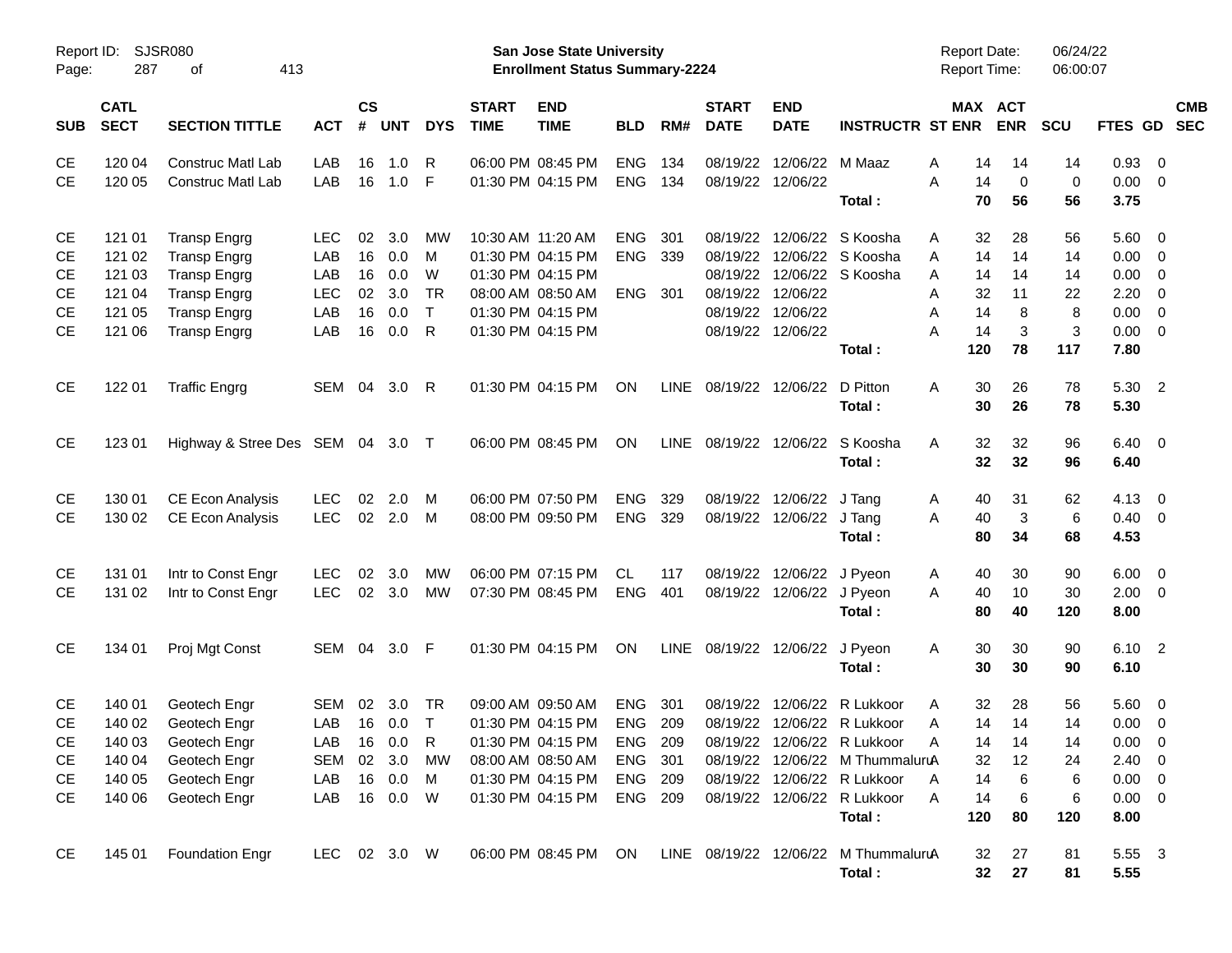Report ID: SJSR080

**San Jose State University**
**Enrollment Status Summary-2224**

Report Date: 06/24/22
Report Time: 06:00:07

| SUB | CATL SECT | SECTION TITTLE | ACT | CS # | UNT | DYS | START TIME | END TIME | BLD | RM# | START DATE | END DATE | INSTRUCTR | ST | MAX ENR | ACT ENR | SCU | FTES | GD | CMB SEC |
|---|---|---|---|---|---|---|---|---|---|---|---|---|---|---|---|---|---|---|---|---|
| CE | 120 04 | Construc Matl Lab | LAB | 16 | 1.0 | R | 06:00 PM | 08:45 PM | ENG | 134 | 08/19/22 | 12/06/22 | M Maaz | A | 14 | 14 | 14 | 0.93 | 0 | |
| CE | 120 05 | Construc Matl Lab | LAB | 16 | 1.0 | F | 01:30 PM | 04:15 PM | ENG | 134 | 08/19/22 | 12/06/22 | | A | 14 | 0 | 0 | 0.00 | 0 | |
| | | | | | | | | | | | | | **Total :** | | **70** | **56** | **56** | **3.75** | | |
| CE | 121 01 | Transp Engrg | LEC | 02 | 3.0 | MW | 10:30 AM | 11:20 AM | ENG | 301 | 08/19/22 | 12/06/22 | S Koosha | A | 32 | 28 | 56 | 5.60 | 0 | |
| CE | 121 02 | Transp Engrg | LAB | 16 | 0.0 | M | 01:30 PM | 04:15 PM | ENG | 339 | 08/19/22 | 12/06/22 | S Koosha | A | 14 | 14 | 14 | 0.00 | 0 | |
| CE | 121 03 | Transp Engrg | LAB | 16 | 0.0 | W | 01:30 PM | 04:15 PM | | | 08/19/22 | 12/06/22 | S Koosha | A | 14 | 14 | 14 | 0.00 | 0 | |
| CE | 121 04 | Transp Engrg | LEC | 02 | 3.0 | TR | 08:00 AM | 08:50 AM | ENG | 301 | 08/19/22 | 12/06/22 | | A | 32 | 11 | 22 | 2.20 | 0 | |
| CE | 121 05 | Transp Engrg | LAB | 16 | 0.0 | T | 01:30 PM | 04:15 PM | | | 08/19/22 | 12/06/22 | | A | 14 | 8 | 8 | 0.00 | 0 | |
| CE | 121 06 | Transp Engrg | LAB | 16 | 0.0 | R | 01:30 PM | 04:15 PM | | | 08/19/22 | 12/06/22 | | A | 14 | 3 | 3 | 0.00 | 0 | |
| | | | | | | | | | | | | | **Total :** | | **120** | **78** | **117** | **7.80** | | |
| CE | 122 01 | Traffic Engrg | SEM | 04 | 3.0 | R | 01:30 PM | 04:15 PM | ON | LINE | 08/19/22 | 12/06/22 | D Pitton | A | 30 | 26 | 78 | 5.30 | 2 | |
| | | | | | | | | | | | | | **Total :** | | **30** | **26** | **78** | **5.30** | | |
| CE | 123 01 | Highway & Stree Des | SEM | 04 | 3.0 | T | 06:00 PM | 08:45 PM | ON | LINE | 08/19/22 | 12/06/22 | S Koosha | A | 32 | 32 | 96 | 6.40 | 0 | |
| | | | | | | | | | | | | | **Total :** | | **32** | **32** | **96** | **6.40** | | |
| CE | 130 01 | CE Econ Analysis | LEC | 02 | 2.0 | M | 06:00 PM | 07:50 PM | ENG | 329 | 08/19/22 | 12/06/22 | J Tang | A | 40 | 31 | 62 | 4.13 | 0 | |
| CE | 130 02 | CE Econ Analysis | LEC | 02 | 2.0 | M | 08:00 PM | 09:50 PM | ENG | 329 | 08/19/22 | 12/06/22 | J Tang | A | 40 | 3 | 6 | 0.40 | 0 | |
| | | | | | | | | | | | | | **Total :** | | **80** | **34** | **68** | **4.53** | | |
| CE | 131 01 | Intr to Const Engr | LEC | 02 | 3.0 | MW | 06:00 PM | 07:15 PM | CL | 117 | 08/19/22 | 12/06/22 | J Pyeon | A | 40 | 30 | 90 | 6.00 | 0 | |
| CE | 131 02 | Intr to Const Engr | LEC | 02 | 3.0 | MW | 07:30 PM | 08:45 PM | ENG | 401 | 08/19/22 | 12/06/22 | J Pyeon | A | 40 | 10 | 30 | 2.00 | 0 | |
| | | | | | | | | | | | | | **Total :** | | **80** | **40** | **120** | **8.00** | | |
| CE | 134 01 | Proj Mgt Const | SEM | 04 | 3.0 | F | 01:30 PM | 04:15 PM | ON | LINE | 08/19/22 | 12/06/22 | J Pyeon | A | 30 | 30 | 90 | 6.10 | 2 | |
| | | | | | | | | | | | | | **Total :** | | **30** | **30** | **90** | **6.10** | | |
| CE | 140 01 | Geotech Engr | SEM | 02 | 3.0 | TR | 09:00 AM | 09:50 AM | ENG | 301 | 08/19/22 | 12/06/22 | R Lukkoor | A | 32 | 28 | 56 | 5.60 | 0 | |
| CE | 140 02 | Geotech Engr | LAB | 16 | 0.0 | T | 01:30 PM | 04:15 PM | ENG | 209 | 08/19/22 | 12/06/22 | R Lukkoor | A | 14 | 14 | 14 | 0.00 | 0 | |
| CE | 140 03 | Geotech Engr | LAB | 16 | 0.0 | R | 01:30 PM | 04:15 PM | ENG | 209 | 08/19/22 | 12/06/22 | R Lukkoor | A | 14 | 14 | 14 | 0.00 | 0 | |
| CE | 140 04 | Geotech Engr | SEM | 02 | 3.0 | MW | 08:00 AM | 08:50 AM | ENG | 301 | 08/19/22 | 12/06/22 | M Thummaluru | A | 32 | 12 | 24 | 2.40 | 0 | |
| CE | 140 05 | Geotech Engr | LAB | 16 | 0.0 | M | 01:30 PM | 04:15 PM | ENG | 209 | 08/19/22 | 12/06/22 | R Lukkoor | A | 14 | 6 | 6 | 0.00 | 0 | |
| CE | 140 06 | Geotech Engr | LAB | 16 | 0.0 | W | 01:30 PM | 04:15 PM | ENG | 209 | 08/19/22 | 12/06/22 | R Lukkoor | A | 14 | 6 | 6 | 0.00 | 0 | |
| | | | | | | | | | | | | | **Total :** | | **120** | **80** | **120** | **8.00** | | |
| CE | 145 01 | Foundation Engr | LEC | 02 | 3.0 | W | 06:00 PM | 08:45 PM | ON | LINE | 08/19/22 | 12/06/22 | M Thummaluru | A | 32 | 27 | 81 | 5.55 | 3 | |
| | | | | | | | | | | | | | **Total :** | | **32** | **27** | **81** | **5.55** | | |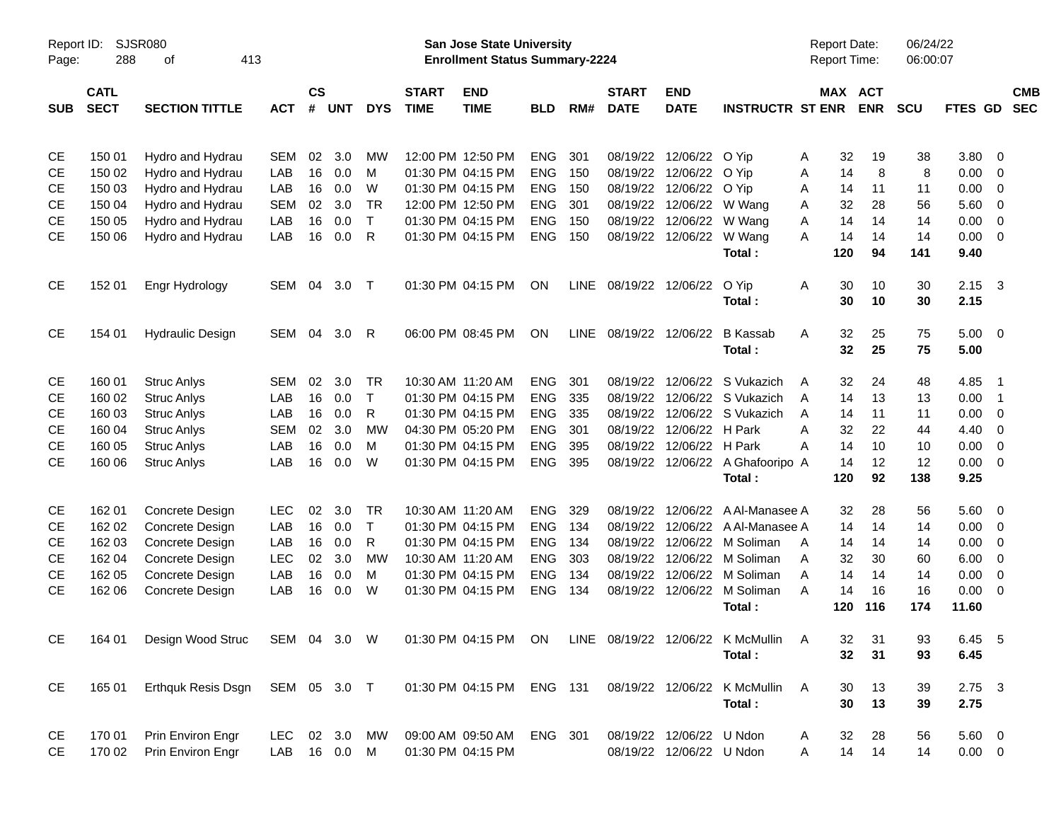Report ID: SJSR080

**San Jose State University**
**Enrollment Status Summary-2224**

Report Date: 06/24/22
Report Time: 06:00:07

| SUB | CATL SECT | SECTION TITTLE | ACT | CS # | UNT | DYS | START TIME | END TIME | BLD | RM# | START DATE | END DATE | INSTRUCTR | ST | MAX ENR | ACT ENR | SCU | FTES | GD | CMB SEC |
|---|---|---|---|---|---|---|---|---|---|---|---|---|---|---|---|---|---|---|---|---|
| CE | 150 01 | Hydro and Hydrau | SEM | 02 | 3.0 | MW | 12:00 PM | 12:50 PM | ENG | 301 | 08/19/22 | 12/06/22 | O Yip | A | 32 | 19 | 38 | 3.80 | 0 | |
| CE | 150 02 | Hydro and Hydrau | LAB | 16 | 0.0 | M | 01:30 PM | 04:15 PM | ENG | 150 | 08/19/22 | 12/06/22 | O Yip | A | 14 | 8 | 8 | 0.00 | 0 | |
| CE | 150 03 | Hydro and Hydrau | LAB | 16 | 0.0 | W | 01:30 PM | 04:15 PM | ENG | 150 | 08/19/22 | 12/06/22 | O Yip | A | 14 | 11 | 11 | 0.00 | 0 | |
| CE | 150 04 | Hydro and Hydrau | SEM | 02 | 3.0 | TR | 12:00 PM | 12:50 PM | ENG | 301 | 08/19/22 | 12/06/22 | W Wang | A | 32 | 28 | 56 | 5.60 | 0 | |
| CE | 150 05 | Hydro and Hydrau | LAB | 16 | 0.0 | T | 01:30 PM | 04:15 PM | ENG | 150 | 08/19/22 | 12/06/22 | W Wang | A | 14 | 14 | 14 | 0.00 | 0 | |
| CE | 150 06 | Hydro and Hydrau | LAB | 16 | 0.0 | R | 01:30 PM | 04:15 PM | ENG | 150 | 08/19/22 | 12/06/22 | W Wang | A | 14 | 14 | 14 | 0.00 | 0 | |
| | | | | | | | | | | | | | **Total :** | | **120** | **94** | **141** | **9.40** | | |
| CE | 152 01 | Engr Hydrology | SEM | 04 | 3.0 | T | 01:30 PM | 04:15 PM | ON | LINE | 08/19/22 | 12/06/22 | O Yip | A | 30 | 10 | 30 | 2.15 | 3 | |
| | | | | | | | | | | | | | **Total :** | | **30** | **10** | **30** | **2.15** | | |
| CE | 154 01 | Hydraulic Design | SEM | 04 | 3.0 | R | 06:00 PM | 08:45 PM | ON | LINE | 08/19/22 | 12/06/22 | B Kassab | A | 32 | 25 | 75 | 5.00 | 0 | |
| | | | | | | | | | | | | | **Total :** | | **32** | **25** | **75** | **5.00** | | |
| CE | 160 01 | Struc Anlys | SEM | 02 | 3.0 | TR | 10:30 AM | 11:20 AM | ENG | 301 | 08/19/22 | 12/06/22 | S Vukazich | A | 32 | 24 | 48 | 4.85 | 1 | |
| CE | 160 02 | Struc Anlys | LAB | 16 | 0.0 | T | 01:30 PM | 04:15 PM | ENG | 335 | 08/19/22 | 12/06/22 | S Vukazich | A | 14 | 13 | 13 | 0.00 | 1 | |
| CE | 160 03 | Struc Anlys | LAB | 16 | 0.0 | R | 01:30 PM | 04:15 PM | ENG | 335 | 08/19/22 | 12/06/22 | S Vukazich | A | 14 | 11 | 11 | 0.00 | 0 | |
| CE | 160 04 | Struc Anlys | SEM | 02 | 3.0 | MW | 04:30 PM | 05:20 PM | ENG | 301 | 08/19/22 | 12/06/22 | H Park | A | 32 | 22 | 44 | 4.40 | 0 | |
| CE | 160 05 | Struc Anlys | LAB | 16 | 0.0 | M | 01:30 PM | 04:15 PM | ENG | 395 | 08/19/22 | 12/06/22 | H Park | A | 14 | 10 | 10 | 0.00 | 0 | |
| CE | 160 06 | Struc Anlys | LAB | 16 | 0.0 | W | 01:30 PM | 04:15 PM | ENG | 395 | 08/19/22 | 12/06/22 | A Ghafooripo | A | 14 | 12 | 12 | 0.00 | 0 | |
| | | | | | | | | | | | | | **Total :** | | **120** | **92** | **138** | **9.25** | | |
| CE | 162 01 | Concrete Design | LEC | 02 | 3.0 | TR | 10:30 AM | 11:20 AM | ENG | 329 | 08/19/22 | 12/06/22 | A Al-Manasee | A | 32 | 28 | 56 | 5.60 | 0 | |
| CE | 162 02 | Concrete Design | LAB | 16 | 0.0 | T | 01:30 PM | 04:15 PM | ENG | 134 | 08/19/22 | 12/06/22 | A Al-Manasee | A | 14 | 14 | 14 | 0.00 | 0 | |
| CE | 162 03 | Concrete Design | LAB | 16 | 0.0 | R | 01:30 PM | 04:15 PM | ENG | 134 | 08/19/22 | 12/06/22 | M Soliman | A | 14 | 14 | 14 | 0.00 | 0 | |
| CE | 162 04 | Concrete Design | LEC | 02 | 3.0 | MW | 10:30 AM | 11:20 AM | ENG | 303 | 08/19/22 | 12/06/22 | M Soliman | A | 32 | 30 | 60 | 6.00 | 0 | |
| CE | 162 05 | Concrete Design | LAB | 16 | 0.0 | M | 01:30 PM | 04:15 PM | ENG | 134 | 08/19/22 | 12/06/22 | M Soliman | A | 14 | 14 | 14 | 0.00 | 0 | |
| CE | 162 06 | Concrete Design | LAB | 16 | 0.0 | W | 01:30 PM | 04:15 PM | ENG | 134 | 08/19/22 | 12/06/22 | M Soliman | A | 14 | 16 | 16 | 0.00 | 0 | |
| | | | | | | | | | | | | | **Total :** | | **120** | **116** | **174** | **11.60** | | |
| CE | 164 01 | Design Wood Struc | SEM | 04 | 3.0 | W | 01:30 PM | 04:15 PM | ON | LINE | 08/19/22 | 12/06/22 | K McMullin | A | 32 | 31 | 93 | 6.45 | 5 | |
| | | | | | | | | | | | | | **Total :** | | **32** | **31** | **93** | **6.45** | | |
| CE | 165 01 | Erthquk Resis Dsgn | SEM | 05 | 3.0 | T | 01:30 PM | 04:15 PM | ENG | 131 | 08/19/22 | 12/06/22 | K McMullin | A | 30 | 13 | 39 | 2.75 | 3 | |
| | | | | | | | | | | | | | **Total :** | | **30** | **13** | **39** | **2.75** | | |
| CE | 170 01 | Prin Environ Engr | LEC | 02 | 3.0 | MW | 09:00 AM | 09:50 AM | ENG | 301 | 08/19/22 | 12/06/22 | U Ndon | A | 32 | 28 | 56 | 5.60 | 0 | |
| CE | 170 02 | Prin Environ Engr | LAB | 16 | 0.0 | M | 01:30 PM | 04:15 PM | | | 08/19/22 | 12/06/22 | U Ndon | A | 14 | 14 | 14 | 0.00 | 0 | |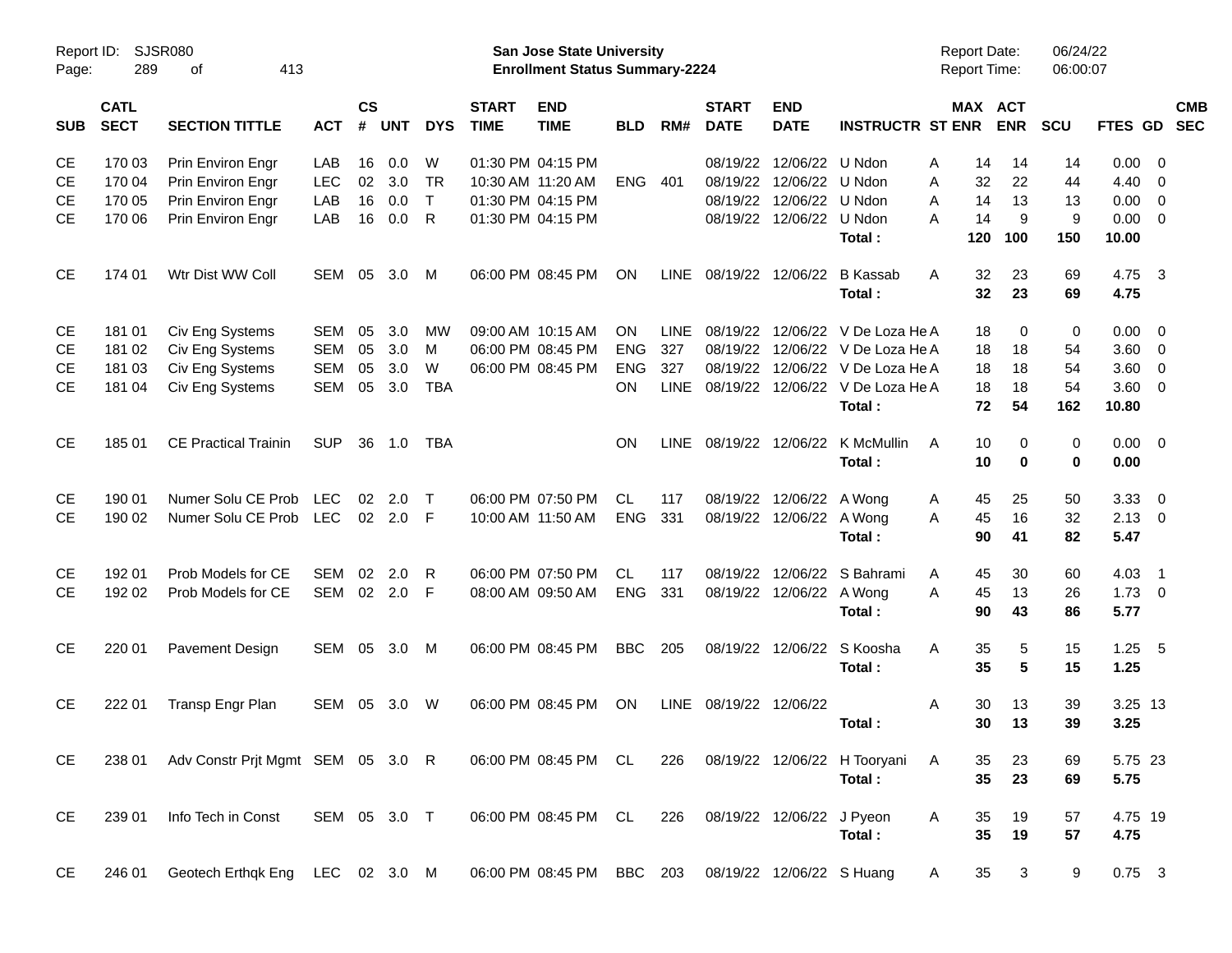Report ID: SJSR080
San Jose State University
Enrollment Status Summary-2224
Report Date: 06/24/22
Report Time: 06:00:07

| SUB | CATL SECT | SECTION TITTLE | ACT | CS # | UNT | DYS | START TIME | END TIME | BLD | RM# | START DATE | END DATE | INSTRUCTR | ST | MAX ENR | ACT ENR | SCU | FTES | GD | CMB SEC |
|---|---|---|---|---|---|---|---|---|---|---|---|---|---|---|---|---|---|---|---|---|
| CE | 170 03 | Prin Environ Engr | LAB | 16 | 0.0 | W | 01:30 PM | 04:15 PM | | | 08/19/22 | 12/06/22 | U Ndon | A | 14 | 14 | 14 | 0.00 | 0 | |
| CE | 170 04 | Prin Environ Engr | LEC | 02 | 3.0 | TR | 10:30 AM | 11:20 AM | ENG | 401 | 08/19/22 | 12/06/22 | U Ndon | A | 32 | 22 | 44 | 4.40 | 0 | |
| CE | 170 05 | Prin Environ Engr | LAB | 16 | 0.0 | T | 01:30 PM | 04:15 PM | | | 08/19/22 | 12/06/22 | U Ndon | A | 14 | 13 | 13 | 0.00 | 0 | |
| CE | 170 06 | Prin Environ Engr | LAB | 16 | 0.0 | R | 01:30 PM | 04:15 PM | | | 08/19/22 | 12/06/22 | U Ndon | A | 14 | 9 | 9 | 0.00 | 0 | |
| | | | | | | | | | | | | | **Total :** | | **120** | **100** | **150** | **10.00** | | |
| CE | 174 01 | Wtr Dist WW Coll | SEM | 05 | 3.0 | M | 06:00 PM | 08:45 PM | ON | LINE | 08/19/22 | 12/06/22 | B Kassab | A | 32 | 23 | 69 | 4.75 | 3 | |
| | | | | | | | | | | | | | **Total :** | | **32** | **23** | **69** | **4.75** | | |
| CE | 181 01 | Civ Eng Systems | SEM | 05 | 3.0 | MW | 09:00 AM | 10:15 AM | ON | LINE | 08/19/22 | 12/06/22 | V De Loza He | A | 18 | 0 | 0 | 0.00 | 0 | |
| CE | 181 02 | Civ Eng Systems | SEM | 05 | 3.0 | M | 06:00 PM | 08:45 PM | ENG | 327 | 08/19/22 | 12/06/22 | V De Loza He | A | 18 | 18 | 54 | 3.60 | 0 | |
| CE | 181 03 | Civ Eng Systems | SEM | 05 | 3.0 | W | 06:00 PM | 08:45 PM | ENG | 327 | 08/19/22 | 12/06/22 | V De Loza He | A | 18 | 18 | 54 | 3.60 | 0 | |
| CE | 181 04 | Civ Eng Systems | SEM | 05 | 3.0 | TBA | | | ON | LINE | 08/19/22 | 12/06/22 | V De Loza He | A | 18 | 18 | 54 | 3.60 | 0 | |
| | | | | | | | | | | | | | **Total :** | | **72** | **54** | **162** | **10.80** | | |
| CE | 185 01 | CE Practical Trainin | SUP | 36 | 1.0 | TBA | | | ON | LINE | 08/19/22 | 12/06/22 | K McMullin | A | 10 | 0 | 0 | 0.00 | 0 | |
| | | | | | | | | | | | | | **Total :** | | **10** | **0** | **0** | **0.00** | | |
| CE | 190 01 | Numer Solu CE Prob | LEC | 02 | 2.0 | T | 06:00 PM | 07:50 PM | CL | 117 | 08/19/22 | 12/06/22 | A Wong | A | 45 | 25 | 50 | 3.33 | 0 | |
| CE | 190 02 | Numer Solu CE Prob | LEC | 02 | 2.0 | F | 10:00 AM | 11:50 AM | ENG | 331 | 08/19/22 | 12/06/22 | A Wong | A | 45 | 16 | 32 | 2.13 | 0 | |
| | | | | | | | | | | | | | **Total :** | | **90** | **41** | **82** | **5.47** | | |
| CE | 192 01 | Prob Models for CE | SEM | 02 | 2.0 | R | 06:00 PM | 07:50 PM | CL | 117 | 08/19/22 | 12/06/22 | S Bahrami | A | 45 | 30 | 60 | 4.03 | 1 | |
| CE | 192 02 | Prob Models for CE | SEM | 02 | 2.0 | F | 08:00 AM | 09:50 AM | ENG | 331 | 08/19/22 | 12/06/22 | A Wong | A | 45 | 13 | 26 | 1.73 | 0 | |
| | | | | | | | | | | | | | **Total :** | | **90** | **43** | **86** | **5.77** | | |
| CE | 220 01 | Pavement Design | SEM | 05 | 3.0 | M | 06:00 PM | 08:45 PM | BBC | 205 | 08/19/22 | 12/06/22 | S Koosha | A | 35 | 5 | 15 | 1.25 | 5 | |
| | | | | | | | | | | | | | **Total :** | | **35** | **5** | **15** | **1.25** | | |
| CE | 222 01 | Transp Engr Plan | SEM | 05 | 3.0 | W | 06:00 PM | 08:45 PM | ON | LINE | 08/19/22 | 12/06/22 | | A | 30 | 13 | 39 | 3.25 | 13 | |
| | | | | | | | | | | | | | **Total :** | | **30** | **13** | **39** | **3.25** | | |
| CE | 238 01 | Adv Constr Prjt Mgmt | SEM | 05 | 3.0 | R | 06:00 PM | 08:45 PM | CL | 226 | 08/19/22 | 12/06/22 | H Tooryani | A | 35 | 23 | 69 | 5.75 | 23 | |
| | | | | | | | | | | | | | **Total :** | | **35** | **23** | **69** | **5.75** | | |
| CE | 239 01 | Info Tech in Const | SEM | 05 | 3.0 | T | 06:00 PM | 08:45 PM | CL | 226 | 08/19/22 | 12/06/22 | J Pyeon | A | 35 | 19 | 57 | 4.75 | 19 | |
| | | | | | | | | | | | | | **Total :** | | **35** | **19** | **57** | **4.75** | | |
| CE | 246 01 | Geotech Erthqk Eng | LEC | 02 | 3.0 | M | 06:00 PM | 08:45 PM | BBC | 203 | 08/19/22 | 12/06/22 | S Huang | A | 35 | 3 | 9 | 0.75 | 3 | |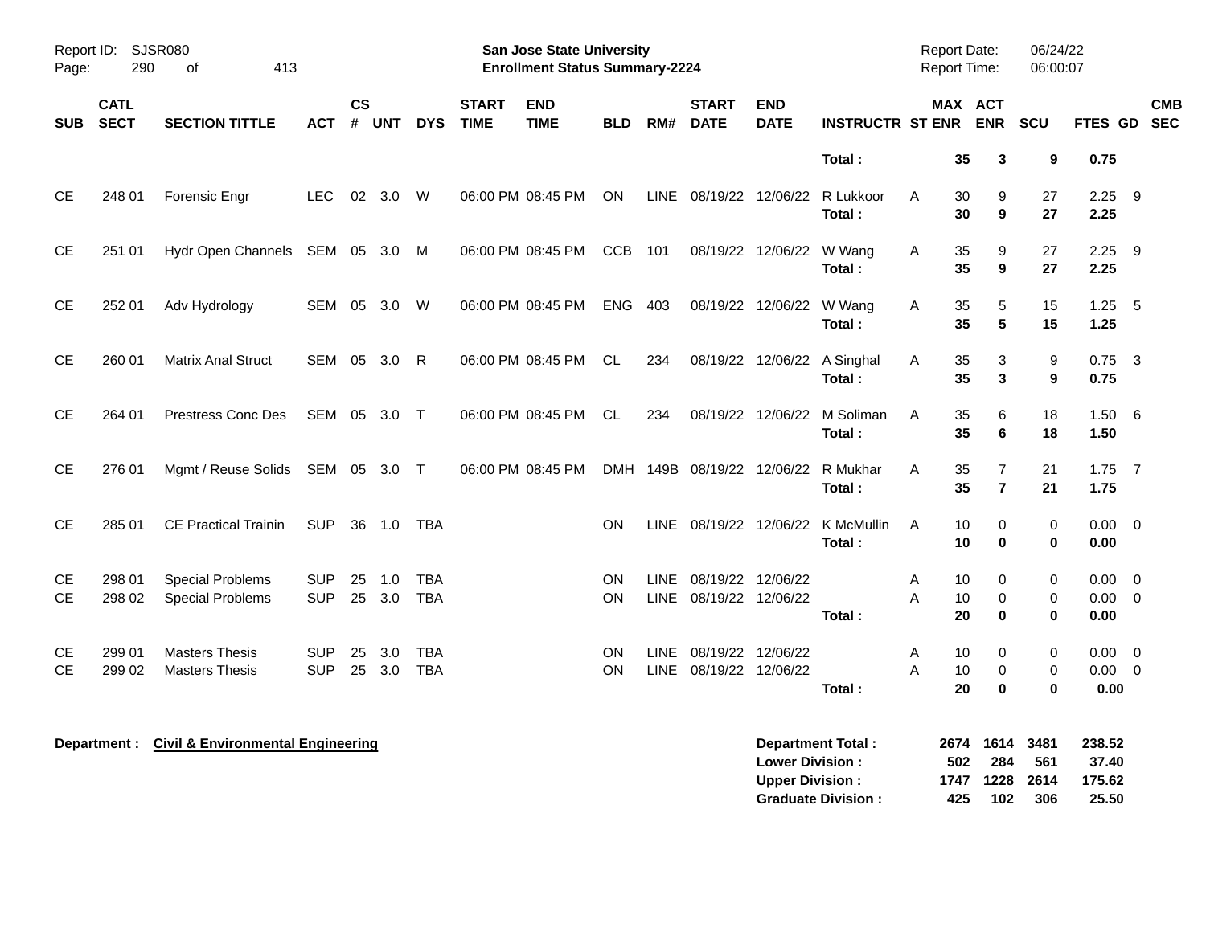Report ID: SJSR080

**San Jose State University**
**Enrollment Status Summary-2224**

Report Date: 06/24/22
Report Time: 06:00:07

| SUB | CATL SECT | SECTION TITTLE | ACT | CS # | UNT | DYS | START TIME | END TIME | BLD | RM# | START DATE | END DATE | INSTRUCTR | ST | MAX ENR | ACT ENR | SCU | FTES | GD | CMB SEC |
|---|---|---|---|---|---|---|---|---|---|---|---|---|---|---|---|---|---|---|---|---|
| | | | | | | | | | | | | | **Total :** | | **35** | **3** | **9** | **0.75** | | |
| CE | 248 01 | Forensic Engr | LEC | 02 | 3.0 | W | 06:00 PM | 08:45 PM | ON | LINE | 08/19/22 | 12/06/22 | R Lukkoor | A | 30 | 9 | 27 | 2.25 | 9 | |
| | | | | | | | | | | | | | **Total :** | | **30** | **9** | **27** | **2.25** | | |
| CE | 251 01 | Hydr Open Channels | SEM | 05 | 3.0 | M | 06:00 PM | 08:45 PM | CCB | 101 | 08/19/22 | 12/06/22 | W Wang | A | 35 | 9 | 27 | 2.25 | 9 | |
| | | | | | | | | | | | | | **Total :** | | **35** | **9** | **27** | **2.25** | | |
| CE | 252 01 | Adv Hydrology | SEM | 05 | 3.0 | W | 06:00 PM | 08:45 PM | ENG | 403 | 08/19/22 | 12/06/22 | W Wang | A | 35 | 5 | 15 | 1.25 | 5 | |
| | | | | | | | | | | | | | **Total :** | | **35** | **5** | **15** | **1.25** | | |
| CE | 260 01 | Matrix Anal Struct | SEM | 05 | 3.0 | R | 06:00 PM | 08:45 PM | CL | 234 | 08/19/22 | 12/06/22 | A Singhal | A | 35 | 3 | 9 | 0.75 | 3 | |
| | | | | | | | | | | | | | **Total :** | | **35** | **3** | **9** | **0.75** | | |
| CE | 264 01 | Prestress Conc Des | SEM | 05 | 3.0 | T | 06:00 PM | 08:45 PM | CL | 234 | 08/19/22 | 12/06/22 | M Soliman | A | 35 | 6 | 18 | 1.50 | 6 | |
| | | | | | | | | | | | | | **Total :** | | **35** | **6** | **18** | **1.50** | | |
| CE | 276 01 | Mgmt / Reuse Solids | SEM | 05 | 3.0 | T | 06:00 PM | 08:45 PM | DMH | 149B | 08/19/22 | 12/06/22 | R Mukhar | A | 35 | 7 | 21 | 1.75 | 7 | |
| | | | | | | | | | | | | | **Total :** | | **35** | **7** | **21** | **1.75** | | |
| CE | 285 01 | CE Practical Trainin | SUP | 36 | 1.0 | TBA | | | ON | LINE | 08/19/22 | 12/06/22 | K McMullin | A | 10 | 0 | 0 | 0.00 | 0 | |
| | | | | | | | | | | | | | **Total :** | | **10** | **0** | **0** | **0.00** | | |
| CE | 298 01 | Special Problems | SUP | 25 | 1.0 | TBA | | | ON | LINE | 08/19/22 | 12/06/22 | | A | 10 | 0 | 0 | 0.00 | 0 | |
| CE | 298 02 | Special Problems | SUP | 25 | 3.0 | TBA | | | ON | LINE | 08/19/22 | 12/06/22 | | A | 10 | 0 | 0 | 0.00 | 0 | |
| | | | | | | | | | | | | | **Total :** | | **20** | **0** | **0** | **0.00** | | |
| CE | 299 01 | Masters Thesis | SUP | 25 | 3.0 | TBA | | | ON | LINE | 08/19/22 | 12/06/22 | | A | 10 | 0 | 0 | 0.00 | 0 | |
| CE | 299 02 | Masters Thesis | SUP | 25 | 3.0 | TBA | | | ON | LINE | 08/19/22 | 12/06/22 | | A | 10 | 0 | 0 | 0.00 | 0 | |
| | | | | | | | | | | | | | **Total :** | | **20** | **0** | **0** | **0.00** | | |

**Department :** **Civil & Environmental Engineering**

| | MAX ENR | ACT ENR | SCU | FTES |
|---|---|---|---|---|
| **Department Total :** | **2674** | **1614** | **3481** | **238.52** |
| **Lower Division :** | **502** | **284** | **561** | **37.40** |
| **Upper Division :** | **1747** | **1228** | **2614** | **175.62** |
| **Graduate Division :** | **425** | **102** | **306** | **25.50** |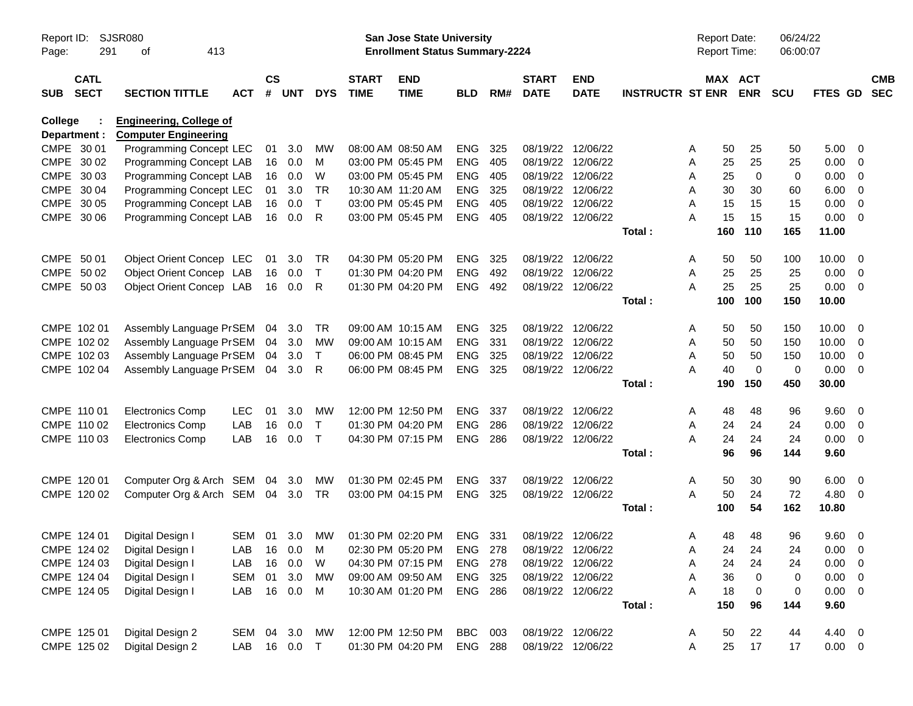Report ID: SJSR080

**San Jose State University**
**Enrollment Status Summary-2224**

Report Date: 06/24/22
Report Time: 06:00:07

**College : Engineering, College of**
**Department : Computer Engineering**

| SUB | CATL SECT | SECTION TITTLE | ACT | CS # | UNT | DYS | START TIME | END TIME | BLD | RM# | START DATE | END DATE | INSTRUCTR | ST | MAX ENR | ACT ENR | SCU | FTES | GD | CMB SEC |
|---|---|---|---|---|---|---|---|---|---|---|---|---|---|---|---|---|---|---|---|---|
| CMPE | 30 01 | Programming Concept | LEC | 01 | 3.0 | MW | 08:00 AM | 08:50 AM | ENG | 325 | 08/19/22 | 12/06/22 | | A | 50 | 25 | 50 | 5.00 | 0 | |
| CMPE | 30 02 | Programming Concept | LAB | 16 | 0.0 | M | 03:00 PM | 05:45 PM | ENG | 405 | 08/19/22 | 12/06/22 | | A | 25 | 25 | 25 | 0.00 | 0 | |
| CMPE | 30 03 | Programming Concept | LAB | 16 | 0.0 | W | 03:00 PM | 05:45 PM | ENG | 405 | 08/19/22 | 12/06/22 | | A | 25 | 0 | 0 | 0.00 | 0 | |
| CMPE | 30 04 | Programming Concept | LEC | 01 | 3.0 | TR | 10:30 AM | 11:20 AM | ENG | 325 | 08/19/22 | 12/06/22 | | A | 30 | 30 | 60 | 6.00 | 0 | |
| CMPE | 30 05 | Programming Concept | LAB | 16 | 0.0 | T | 03:00 PM | 05:45 PM | ENG | 405 | 08/19/22 | 12/06/22 | | A | 15 | 15 | 15 | 0.00 | 0 | |
| CMPE | 30 06 | Programming Concept | LAB | 16 | 0.0 | R | 03:00 PM | 05:45 PM | ENG | 405 | 08/19/22 | 12/06/22 | | A | 15 | 15 | 15 | 0.00 | 0 | |
| | | | | | | | | | | | | | **Total :** | | **160** | **110** | **165** | **11.00** | | |
| CMPE | 50 01 | Object Orient Concep | LEC | 01 | 3.0 | TR | 04:30 PM | 05:20 PM | ENG | 325 | 08/19/22 | 12/06/22 | | A | 50 | 50 | 100 | 10.00 | 0 | |
| CMPE | 50 02 | Object Orient Concep | LAB | 16 | 0.0 | T | 01:30 PM | 04:20 PM | ENG | 492 | 08/19/22 | 12/06/22 | | A | 25 | 25 | 25 | 0.00 | 0 | |
| CMPE | 50 03 | Object Orient Concep | LAB | 16 | 0.0 | R | 01:30 PM | 04:20 PM | ENG | 492 | 08/19/22 | 12/06/22 | | A | 25 | 25 | 25 | 0.00 | 0 | |
| | | | | | | | | | | | | | **Total :** | | **100** | **100** | **150** | **10.00** | | |
| CMPE | 102 01 | Assembly Language Pr | SEM | 04 | 3.0 | TR | 09:00 AM | 10:15 AM | ENG | 325 | 08/19/22 | 12/06/22 | | A | 50 | 50 | 150 | 10.00 | 0 | |
| CMPE | 102 02 | Assembly Language Pr | SEM | 04 | 3.0 | MW | 09:00 AM | 10:15 AM | ENG | 331 | 08/19/22 | 12/06/22 | | A | 50 | 50 | 150 | 10.00 | 0 | |
| CMPE | 102 03 | Assembly Language Pr | SEM | 04 | 3.0 | T | 06:00 PM | 08:45 PM | ENG | 325 | 08/19/22 | 12/06/22 | | A | 50 | 50 | 150 | 10.00 | 0 | |
| CMPE | 102 04 | Assembly Language Pr | SEM | 04 | 3.0 | R | 06:00 PM | 08:45 PM | ENG | 325 | 08/19/22 | 12/06/22 | | A | 40 | 0 | 0 | 0.00 | 0 | |
| | | | | | | | | | | | | | **Total :** | | **190** | **150** | **450** | **30.00** | | |
| CMPE | 110 01 | Electronics Comp | LEC | 01 | 3.0 | MW | 12:00 PM | 12:50 PM | ENG | 337 | 08/19/22 | 12/06/22 | | A | 48 | 48 | 96 | 9.60 | 0 | |
| CMPE | 110 02 | Electronics Comp | LAB | 16 | 0.0 | T | 01:30 PM | 04:20 PM | ENG | 286 | 08/19/22 | 12/06/22 | | A | 24 | 24 | 24 | 0.00 | 0 | |
| CMPE | 110 03 | Electronics Comp | LAB | 16 | 0.0 | T | 04:30 PM | 07:15 PM | ENG | 286 | 08/19/22 | 12/06/22 | | A | 24 | 24 | 24 | 0.00 | 0 | |
| | | | | | | | | | | | | | **Total :** | | **96** | **96** | **144** | **9.60** | | |
| CMPE | 120 01 | Computer Org & Arch | SEM | 04 | 3.0 | MW | 01:30 PM | 02:45 PM | ENG | 337 | 08/19/22 | 12/06/22 | | A | 50 | 30 | 90 | 6.00 | 0 | |
| CMPE | 120 02 | Computer Org & Arch | SEM | 04 | 3.0 | TR | 03:00 PM | 04:15 PM | ENG | 325 | 08/19/22 | 12/06/22 | | A | 50 | 24 | 72 | 4.80 | 0 | |
| | | | | | | | | | | | | | **Total :** | | **100** | **54** | **162** | **10.80** | | |
| CMPE | 124 01 | Digital Design I | SEM | 01 | 3.0 | MW | 01:30 PM | 02:20 PM | ENG | 331 | 08/19/22 | 12/06/22 | | A | 48 | 48 | 96 | 9.60 | 0 | |
| CMPE | 124 02 | Digital Design I | LAB | 16 | 0.0 | M | 02:30 PM | 05:20 PM | ENG | 278 | 08/19/22 | 12/06/22 | | A | 24 | 24 | 24 | 0.00 | 0 | |
| CMPE | 124 03 | Digital Design I | LAB | 16 | 0.0 | W | 04:30 PM | 07:15 PM | ENG | 278 | 08/19/22 | 12/06/22 | | A | 24 | 24 | 24 | 0.00 | 0 | |
| CMPE | 124 04 | Digital Design I | SEM | 01 | 3.0 | MW | 09:00 AM | 09:50 AM | ENG | 325 | 08/19/22 | 12/06/22 | | A | 36 | 0 | 0 | 0.00 | 0 | |
| CMPE | 124 05 | Digital Design I | LAB | 16 | 0.0 | M | 10:30 AM | 01:20 PM | ENG | 286 | 08/19/22 | 12/06/22 | | A | 18 | 0 | 0 | 0.00 | 0 | |
| | | | | | | | | | | | | | **Total :** | | **150** | **96** | **144** | **9.60** | | |
| CMPE | 125 01 | Digital Design 2 | SEM | 04 | 3.0 | MW | 12:00 PM | 12:50 PM | BBC | 003 | 08/19/22 | 12/06/22 | | A | 50 | 22 | 44 | 4.40 | 0 | |
| CMPE | 125 02 | Digital Design 2 | LAB | 16 | 0.0 | T | 01:30 PM | 04:20 PM | ENG | 288 | 08/19/22 | 12/06/22 | | A | 25 | 17 | 17 | 0.00 | 0 | |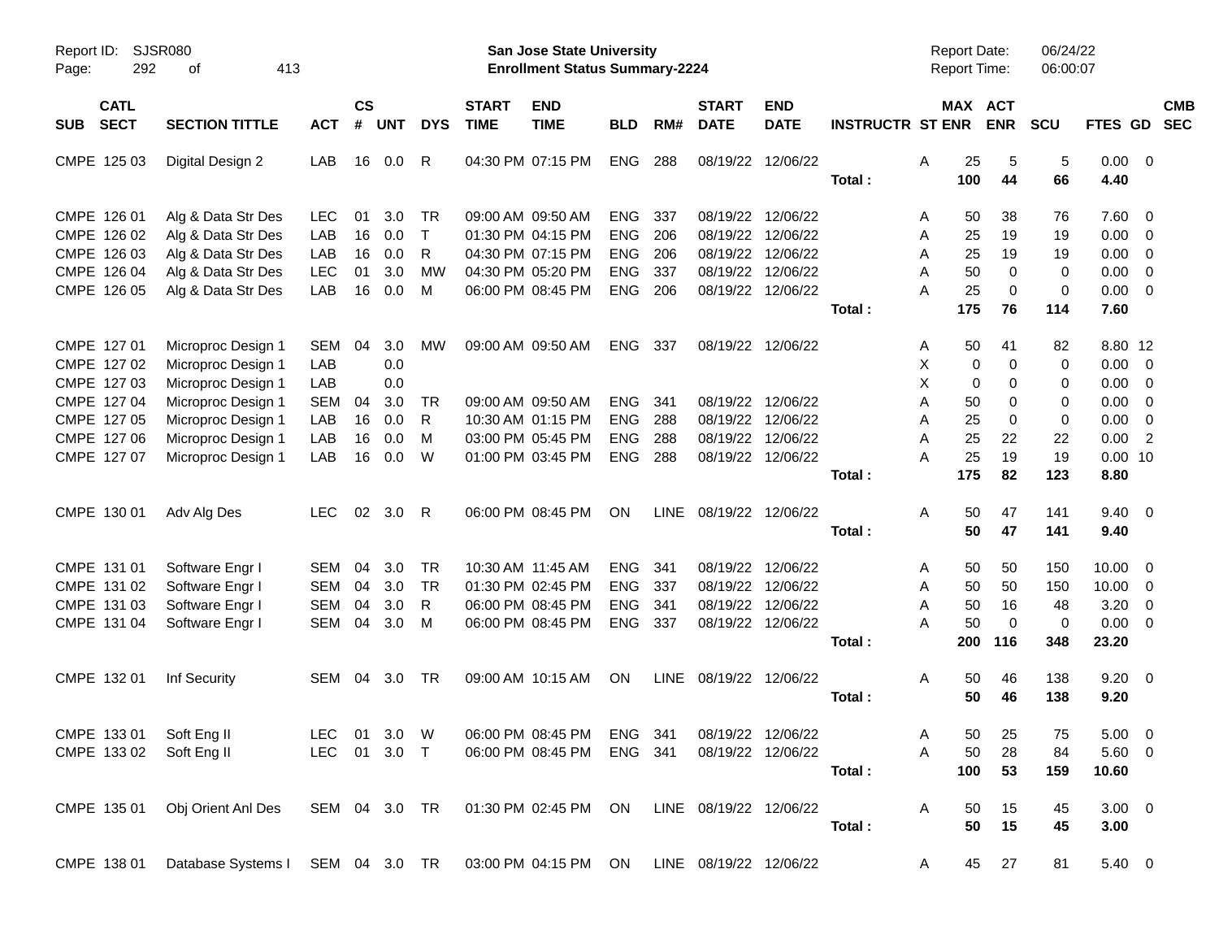Report ID: SJSR080

**San Jose State University**
**Enrollment Status Summary-2224**

Report Date: 06/24/22
Report Time: 06:00:07

| SUB | CATL SECT | SECTION TITTLE | ACT | CS # | UNT | DYS | START TIME | END TIME | BLD | RM# | START DATE | END DATE | INSTRUCTR | ST | MAX ENR | ACT ENR | SCU | FTES | GD | CMB SEC |
|---|---|---|---|---|---|---|---|---|---|---|---|---|---|---|---|---|---|---|---|---|
| CMPE | 125 03 | Digital Design 2 | LAB | 16 | 0.0 | R | 04:30 PM | 07:15 PM | ENG | 288 | 08/19/22 | 12/06/22 | | A | 25 | 5 | 5 | 0.00 | 0 | |
| | | | | | | | | | | | | | **Total :** | | **100** | **44** | **66** | **4.40** | | |
| CMPE | 126 01 | Alg & Data Str Des | LEC | 01 | 3.0 | TR | 09:00 AM | 09:50 AM | ENG | 337 | 08/19/22 | 12/06/22 | | A | 50 | 38 | 76 | 7.60 | 0 | |
| CMPE | 126 02 | Alg & Data Str Des | LAB | 16 | 0.0 | T | 01:30 PM | 04:15 PM | ENG | 206 | 08/19/22 | 12/06/22 | | A | 25 | 19 | 19 | 0.00 | 0 | |
| CMPE | 126 03 | Alg & Data Str Des | LAB | 16 | 0.0 | R | 04:30 PM | 07:15 PM | ENG | 206 | 08/19/22 | 12/06/22 | | A | 25 | 19 | 19 | 0.00 | 0 | |
| CMPE | 126 04 | Alg & Data Str Des | LEC | 01 | 3.0 | MW | 04:30 PM | 05:20 PM | ENG | 337 | 08/19/22 | 12/06/22 | | A | 50 | 0 | 0 | 0.00 | 0 | |
| CMPE | 126 05 | Alg & Data Str Des | LAB | 16 | 0.0 | M | 06:00 PM | 08:45 PM | ENG | 206 | 08/19/22 | 12/06/22 | | A | 25 | 0 | 0 | 0.00 | 0 | |
| | | | | | | | | | | | | | **Total :** | | **175** | **76** | **114** | **7.60** | | |
| CMPE | 127 01 | Microproc Design 1 | SEM | 04 | 3.0 | MW | 09:00 AM | 09:50 AM | ENG | 337 | 08/19/22 | 12/06/22 | | A | 50 | 41 | 82 | 8.80 | 12 | |
| CMPE | 127 02 | Microproc Design 1 | LAB | | 0.0 | | | | | | | | | X | 0 | 0 | 0 | 0.00 | 0 | |
| CMPE | 127 03 | Microproc Design 1 | LAB | | 0.0 | | | | | | | | | X | 0 | 0 | 0 | 0.00 | 0 | |
| CMPE | 127 04 | Microproc Design 1 | SEM | 04 | 3.0 | TR | 09:00 AM | 09:50 AM | ENG | 341 | 08/19/22 | 12/06/22 | | A | 50 | 0 | 0 | 0.00 | 0 | |
| CMPE | 127 05 | Microproc Design 1 | LAB | 16 | 0.0 | R | 10:30 AM | 01:15 PM | ENG | 288 | 08/19/22 | 12/06/22 | | A | 25 | 0 | 0 | 0.00 | 0 | |
| CMPE | 127 06 | Microproc Design 1 | LAB | 16 | 0.0 | M | 03:00 PM | 05:45 PM | ENG | 288 | 08/19/22 | 12/06/22 | | A | 25 | 22 | 22 | 0.00 | 2 | |
| CMPE | 127 07 | Microproc Design 1 | LAB | 16 | 0.0 | W | 01:00 PM | 03:45 PM | ENG | 288 | 08/19/22 | 12/06/22 | | A | 25 | 19 | 19 | 0.00 | 10 | |
| | | | | | | | | | | | | | **Total :** | | **175** | **82** | **123** | **8.80** | | |
| CMPE | 130 01 | Adv Alg Des | LEC | 02 | 3.0 | R | 06:00 PM | 08:45 PM | ON | LINE | 08/19/22 | 12/06/22 | | A | 50 | 47 | 141 | 9.40 | 0 | |
| | | | | | | | | | | | | | **Total :** | | **50** | **47** | **141** | **9.40** | | |
| CMPE | 131 01 | Software Engr I | SEM | 04 | 3.0 | TR | 10:30 AM | 11:45 AM | ENG | 341 | 08/19/22 | 12/06/22 | | A | 50 | 50 | 150 | 10.00 | 0 | |
| CMPE | 131 02 | Software Engr I | SEM | 04 | 3.0 | TR | 01:30 PM | 02:45 PM | ENG | 337 | 08/19/22 | 12/06/22 | | A | 50 | 50 | 150 | 10.00 | 0 | |
| CMPE | 131 03 | Software Engr I | SEM | 04 | 3.0 | R | 06:00 PM | 08:45 PM | ENG | 341 | 08/19/22 | 12/06/22 | | A | 50 | 16 | 48 | 3.20 | 0 | |
| CMPE | 131 04 | Software Engr I | SEM | 04 | 3.0 | M | 06:00 PM | 08:45 PM | ENG | 337 | 08/19/22 | 12/06/22 | | A | 50 | 0 | 0 | 0.00 | 0 | |
| | | | | | | | | | | | | | **Total :** | | **200** | **116** | **348** | **23.20** | | |
| CMPE | 132 01 | Inf Security | SEM | 04 | 3.0 | TR | 09:00 AM | 10:15 AM | ON | LINE | 08/19/22 | 12/06/22 | | A | 50 | 46 | 138 | 9.20 | 0 | |
| | | | | | | | | | | | | | **Total :** | | **50** | **46** | **138** | **9.20** | | |
| CMPE | 133 01 | Soft Eng II | LEC | 01 | 3.0 | W | 06:00 PM | 08:45 PM | ENG | 341 | 08/19/22 | 12/06/22 | | A | 50 | 25 | 75 | 5.00 | 0 | |
| CMPE | 133 02 | Soft Eng II | LEC | 01 | 3.0 | T | 06:00 PM | 08:45 PM | ENG | 341 | 08/19/22 | 12/06/22 | | A | 50 | 28 | 84 | 5.60 | 0 | |
| | | | | | | | | | | | | | **Total :** | | **100** | **53** | **159** | **10.60** | | |
| CMPE | 135 01 | Obj Orient Anl Des | SEM | 04 | 3.0 | TR | 01:30 PM | 02:45 PM | ON | LINE | 08/19/22 | 12/06/22 | | A | 50 | 15 | 45 | 3.00 | 0 | |
| | | | | | | | | | | | | | **Total :** | | **50** | **15** | **45** | **3.00** | | |
| CMPE | 138 01 | Database Systems I | SEM | 04 | 3.0 | TR | 03:00 PM | 04:15 PM | ON | LINE | 08/19/22 | 12/06/22 | | A | 45 | 27 | 81 | 5.40 | 0 | |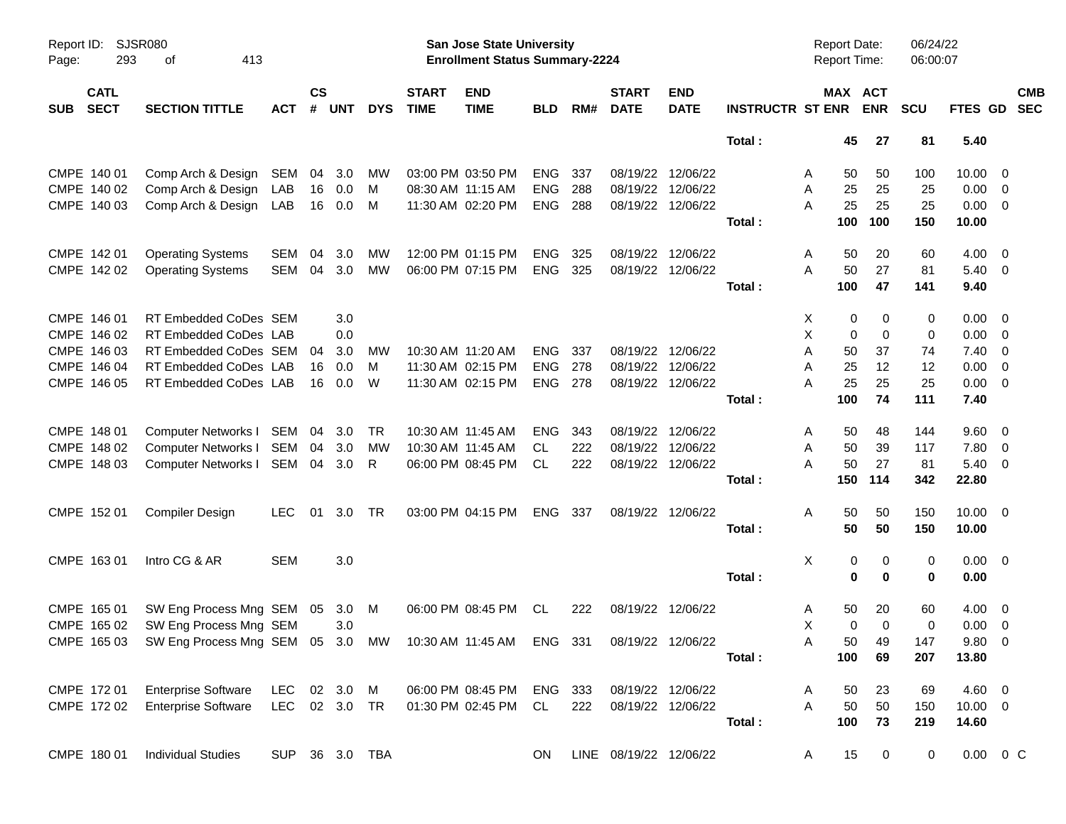| SUB | CATL SECT | SECTION TITTLE | ACT | CS # | UNT | DYS | START TIME | END TIME | BLD | RM# | START DATE | END DATE | INSTRUCTR | ST | MAX ENR | ACT ENR | SCU | FTES | GD | CMB SEC |
|---|---|---|---|---|---|---|---|---|---|---|---|---|---|---|---|---|---|---|---|---|
| | | | | | | | | | | | | | Total : | | 45 | 27 | 81 | 5.40 | | |
| CMPE | 140 01 | Comp Arch & Design | SEM | 04 | 3.0 | MW | 03:00 PM | 03:50 PM | ENG | 337 | 08/19/22 | 12/06/22 | | A | 50 | 50 | 100 | 10.00 | 0 | |
| CMPE | 140 02 | Comp Arch & Design | LAB | 16 | 0.0 | M | 08:30 AM | 11:15 AM | ENG | 288 | 08/19/22 | 12/06/22 | | A | 25 | 25 | 25 | 0.00 | 0 | |
| CMPE | 140 03 | Comp Arch & Design | LAB | 16 | 0.0 | M | 11:30 AM | 02:20 PM | ENG | 288 | 08/19/22 | 12/06/22 | | A | 25 | 25 | 25 | 0.00 | 0 | |
| | | | | | | | | | | | | | Total : | | 100 | 100 | 150 | 10.00 | | |
| CMPE | 142 01 | Operating Systems | SEM | 04 | 3.0 | MW | 12:00 PM | 01:15 PM | ENG | 325 | 08/19/22 | 12/06/22 | | A | 50 | 20 | 60 | 4.00 | 0 | |
| CMPE | 142 02 | Operating Systems | SEM | 04 | 3.0 | MW | 06:00 PM | 07:15 PM | ENG | 325 | 08/19/22 | 12/06/22 | | A | 50 | 27 | 81 | 5.40 | 0 | |
| | | | | | | | | | | | | | Total : | | 100 | 47 | 141 | 9.40 | | |
| CMPE | 146 01 | RT Embedded CoDes | SEM | | 3.0 | | | | | | | | | X | 0 | 0 | 0 | 0.00 | 0 | |
| CMPE | 146 02 | RT Embedded CoDes | LAB | | 0.0 | | | | | | | | | X | 0 | 0 | 0 | 0.00 | 0 | |
| CMPE | 146 03 | RT Embedded CoDes | SEM | 04 | 3.0 | MW | 10:30 AM | 11:20 AM | ENG | 337 | 08/19/22 | 12/06/22 | | A | 50 | 37 | 74 | 7.40 | 0 | |
| CMPE | 146 04 | RT Embedded CoDes | LAB | 16 | 0.0 | M | 11:30 AM | 02:15 PM | ENG | 278 | 08/19/22 | 12/06/22 | | A | 25 | 12 | 12 | 0.00 | 0 | |
| CMPE | 146 05 | RT Embedded CoDes | LAB | 16 | 0.0 | W | 11:30 AM | 02:15 PM | ENG | 278 | 08/19/22 | 12/06/22 | | A | 25 | 25 | 25 | 0.00 | 0 | |
| | | | | | | | | | | | | | Total : | | 100 | 74 | 111 | 7.40 | | |
| CMPE | 148 01 | Computer Networks I | SEM | 04 | 3.0 | TR | 10:30 AM | 11:45 AM | ENG | 343 | 08/19/22 | 12/06/22 | | A | 50 | 48 | 144 | 9.60 | 0 | |
| CMPE | 148 02 | Computer Networks I | SEM | 04 | 3.0 | MW | 10:30 AM | 11:45 AM | CL | 222 | 08/19/22 | 12/06/22 | | A | 50 | 39 | 117 | 7.80 | 0 | |
| CMPE | 148 03 | Computer Networks I | SEM | 04 | 3.0 | R | 06:00 PM | 08:45 PM | CL | 222 | 08/19/22 | 12/06/22 | | A | 50 | 27 | 81 | 5.40 | 0 | |
| | | | | | | | | | | | | | Total : | | 150 | 114 | 342 | 22.80 | | |
| CMPE | 152 01 | Compiler Design | LEC | 01 | 3.0 | TR | 03:00 PM | 04:15 PM | ENG | 337 | 08/19/22 | 12/06/22 | | A | 50 | 50 | 150 | 10.00 | 0 | |
| | | | | | | | | | | | | | Total : | | 50 | 50 | 150 | 10.00 | | |
| CMPE | 163 01 | Intro CG & AR | SEM | | 3.0 | | | | | | | | | X | 0 | 0 | 0 | 0.00 | 0 | |
| | | | | | | | | | | | | | Total : | | 0 | 0 | 0 | 0.00 | | |
| CMPE | 165 01 | SW Eng Process Mng | SEM | 05 | 3.0 | M | 06:00 PM | 08:45 PM | CL | 222 | 08/19/22 | 12/06/22 | | A | 50 | 20 | 60 | 4.00 | 0 | |
| CMPE | 165 02 | SW Eng Process Mng | SEM | | 3.0 | | | | | | | | | X | 0 | 0 | 0 | 0.00 | 0 | |
| CMPE | 165 03 | SW Eng Process Mng | SEM | 05 | 3.0 | MW | 10:30 AM | 11:45 AM | ENG | 331 | 08/19/22 | 12/06/22 | | A | 50 | 49 | 147 | 9.80 | 0 | |
| | | | | | | | | | | | | | Total : | | 100 | 69 | 207 | 13.80 | | |
| CMPE | 172 01 | Enterprise Software | LEC | 02 | 3.0 | M | 06:00 PM | 08:45 PM | ENG | 333 | 08/19/22 | 12/06/22 | | A | 50 | 23 | 69 | 4.60 | 0 | |
| CMPE | 172 02 | Enterprise Software | LEC | 02 | 3.0 | TR | 01:30 PM | 02:45 PM | CL | 222 | 08/19/22 | 12/06/22 | | A | 50 | 50 | 150 | 10.00 | 0 | |
| | | | | | | | | | | | | | Total : | | 100 | 73 | 219 | 14.60 | | |
| CMPE | 180 01 | Individual Studies | SUP | 36 | 3.0 | TBA | | | ON | LINE | 08/19/22 | 12/06/22 | | A | 15 | 0 | 0 | 0.00 | 0 | C |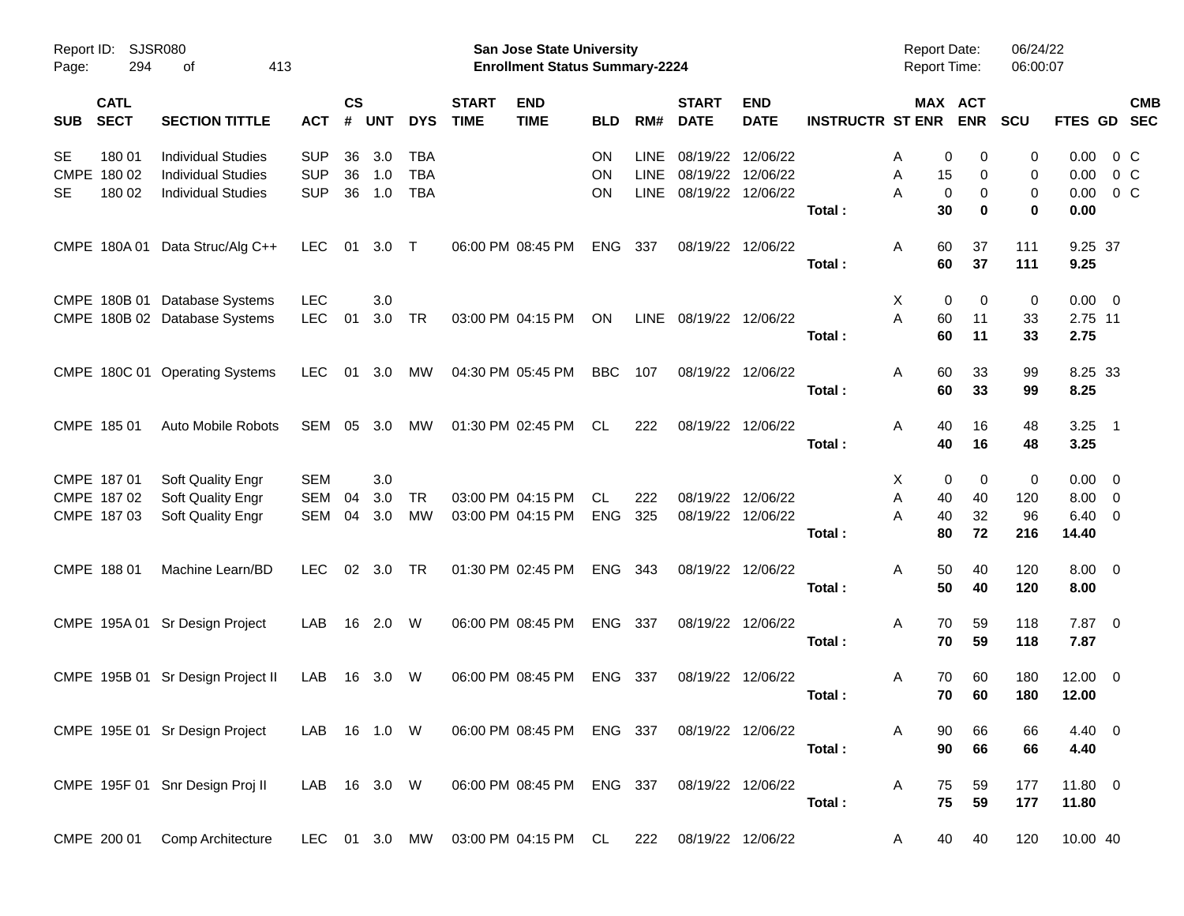San Jose State University
Enrollment Status Summary-2224

Report ID: SJSR080
Report Date: 06/24/22
Report Time: 06:00:07

| SUB | CATL SECT | SECTION TITTLE | ACT | CS # | UNT | DYS | START TIME | END TIME | BLD | RM# | START DATE | END DATE | INSTRUCTR | ST | MAX ENR | ACT ENR | SCU | FTES | GD | CMB SEC |
|---|---|---|---|---|---|---|---|---|---|---|---|---|---|---|---|---|---|---|---|---|
| SE | 180 01 | Individual Studies | SUP | 36 | 3.0 | TBA | | | ON | LINE | 08/19/22 | 12/06/22 | | A | 0 | 0 | 0 | 0.00 | 0 | C |
| CMPE | 180 02 | Individual Studies | SUP | 36 | 1.0 | TBA | | | ON | LINE | 08/19/22 | 12/06/22 | | A | 15 | 0 | 0 | 0.00 | 0 | C |
| SE | 180 02 | Individual Studies | SUP | 36 | 1.0 | TBA | | | ON | LINE | 08/19/22 | 12/06/22 | | A | 0 | 0 | 0 | 0.00 | 0 | C |
| | | | | | | | | | | | | | Total : | | 30 | 0 | 0 | 0.00 | | |
| CMPE | 180A 01 | Data Struc/Alg C++ | LEC | 01 | 3.0 | T | 06:00 PM | 08:45 PM | ENG | 337 | 08/19/22 | 12/06/22 | | A | 60 | 37 | 111 | 9.25 | 37 | |
| | | | | | | | | | | | | | Total : | | 60 | 37 | 111 | 9.25 | | |
| CMPE | 180B 01 | Database Systems | LEC | | 3.0 | | | | | | | | | X | 0 | 0 | 0 | 0.00 | 0 | |
| CMPE | 180B 02 | Database Systems | LEC | 01 | 3.0 | TR | 03:00 PM | 04:15 PM | ON | LINE | 08/19/22 | 12/06/22 | | A | 60 | 11 | 33 | 2.75 | 11 | |
| | | | | | | | | | | | | | Total : | | 60 | 11 | 33 | 2.75 | | |
| CMPE | 180C 01 | Operating Systems | LEC | 01 | 3.0 | MW | 04:30 PM | 05:45 PM | BBC | 107 | 08/19/22 | 12/06/22 | | A | 60 | 33 | 99 | 8.25 | 33 | |
| | | | | | | | | | | | | | Total : | | 60 | 33 | 99 | 8.25 | | |
| CMPE | 185 01 | Auto Mobile Robots | SEM | 05 | 3.0 | MW | 01:30 PM | 02:45 PM | CL | 222 | 08/19/22 | 12/06/22 | | A | 40 | 16 | 48 | 3.25 | 1 | |
| | | | | | | | | | | | | | Total : | | 40 | 16 | 48 | 3.25 | | |
| CMPE | 187 01 | Soft Quality Engr | SEM | | 3.0 | | | | | | | | | X | 0 | 0 | 0 | 0.00 | 0 | |
| CMPE | 187 02 | Soft Quality Engr | SEM | 04 | 3.0 | TR | 03:00 PM | 04:15 PM | CL | 222 | 08/19/22 | 12/06/22 | | A | 40 | 40 | 120 | 8.00 | 0 | |
| CMPE | 187 03 | Soft Quality Engr | SEM | 04 | 3.0 | MW | 03:00 PM | 04:15 PM | ENG | 325 | 08/19/22 | 12/06/22 | | A | 40 | 32 | 96 | 6.40 | 0 | |
| | | | | | | | | | | | | | Total : | | 80 | 72 | 216 | 14.40 | | |
| CMPE | 188 01 | Machine Learn/BD | LEC | 02 | 3.0 | TR | 01:30 PM | 02:45 PM | ENG | 343 | 08/19/22 | 12/06/22 | | A | 50 | 40 | 120 | 8.00 | 0 | |
| | | | | | | | | | | | | | Total : | | 50 | 40 | 120 | 8.00 | | |
| CMPE | 195A 01 | Sr Design Project | LAB | 16 | 2.0 | W | 06:00 PM | 08:45 PM | ENG | 337 | 08/19/22 | 12/06/22 | | A | 70 | 59 | 118 | 7.87 | 0 | |
| | | | | | | | | | | | | | Total : | | 70 | 59 | 118 | 7.87 | | |
| CMPE | 195B 01 | Sr Design Project II | LAB | 16 | 3.0 | W | 06:00 PM | 08:45 PM | ENG | 337 | 08/19/22 | 12/06/22 | | A | 70 | 60 | 180 | 12.00 | 0 | |
| | | | | | | | | | | | | | Total : | | 70 | 60 | 180 | 12.00 | | |
| CMPE | 195E 01 | Sr Design Project | LAB | 16 | 1.0 | W | 06:00 PM | 08:45 PM | ENG | 337 | 08/19/22 | 12/06/22 | | A | 90 | 66 | 66 | 4.40 | 0 | |
| | | | | | | | | | | | | | Total : | | 90 | 66 | 66 | 4.40 | | |
| CMPE | 195F 01 | Snr Design Proj II | LAB | 16 | 3.0 | W | 06:00 PM | 08:45 PM | ENG | 337 | 08/19/22 | 12/06/22 | | A | 75 | 59 | 177 | 11.80 | 0 | |
| | | | | | | | | | | | | | Total : | | 75 | 59 | 177 | 11.80 | | |
| CMPE | 200 01 | Comp Architecture | LEC | 01 | 3.0 | MW | 03:00 PM | 04:15 PM | CL | 222 | 08/19/22 | 12/06/22 | | A | 40 | 40 | 120 | 10.00 | 40 | |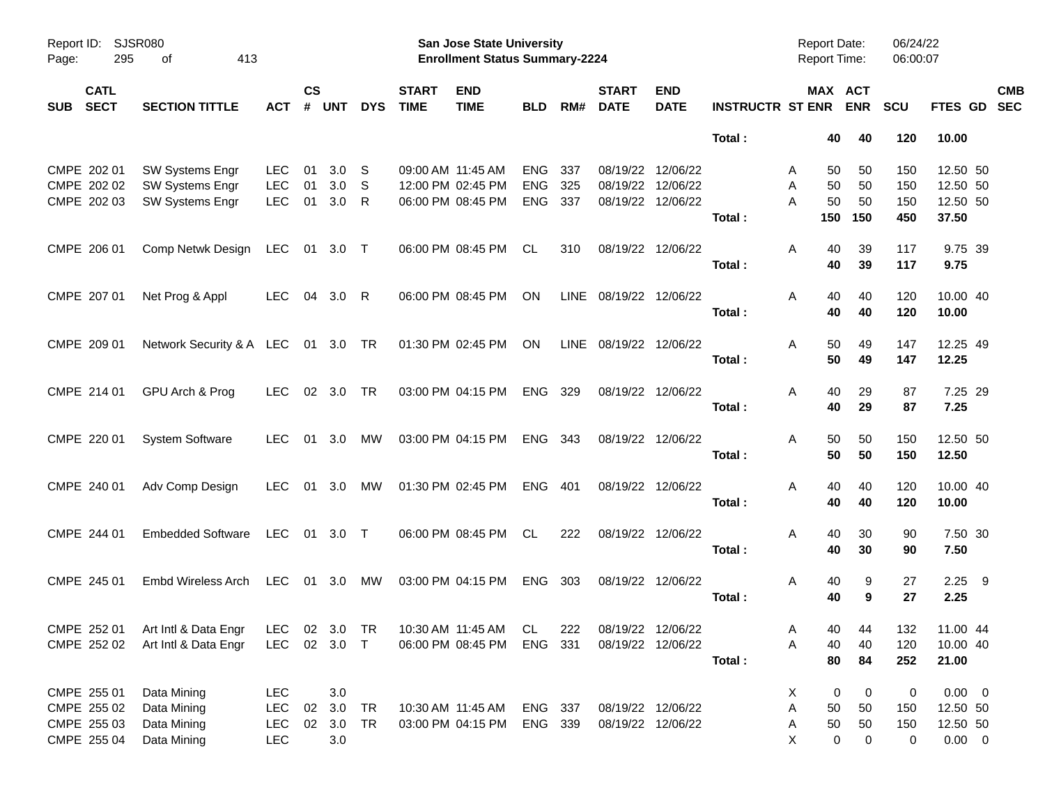| SUB | CATL SECT | SECTION TITTLE | ACT | CS # | UNT | DYS | START TIME | END TIME | BLD | RM# | START DATE | END DATE | INSTRUCTR | ST | MAX ENR | ACT ENR | SCU | FTES | GD | CMB SEC |
|---|---|---|---|---|---|---|---|---|---|---|---|---|---|---|---|---|---|---|---|---|
| | | | | | | | | | | | | | **Total :** | | **40** | **40** | **120** | **10.00** | | |
| CMPE | 202 01 | SW Systems Engr | LEC | 01 | 3.0 | S | 09:00 AM | 11:45 AM | ENG | 337 | 08/19/22 | 12/06/22 | | A | 50 | 50 | 150 | 12.50 | 50 | |
| CMPE | 202 02 | SW Systems Engr | LEC | 01 | 3.0 | S | 12:00 PM | 02:45 PM | ENG | 325 | 08/19/22 | 12/06/22 | | A | 50 | 50 | 150 | 12.50 | 50 | |
| CMPE | 202 03 | SW Systems Engr | LEC | 01 | 3.0 | R | 06:00 PM | 08:45 PM | ENG | 337 | 08/19/22 | 12/06/22 | | A | 50 | 50 | 150 | 12.50 | 50 | |
| | | | | | | | | | | | | | **Total :** | | **150** | **150** | **450** | **37.50** | | |
| CMPE | 206 01 | Comp Netwk Design | LEC | 01 | 3.0 | T | 06:00 PM | 08:45 PM | CL | 310 | 08/19/22 | 12/06/22 | | A | 40 | 39 | 117 | 9.75 | 39 | |
| | | | | | | | | | | | | | **Total :** | | **40** | **39** | **117** | **9.75** | | |
| CMPE | 207 01 | Net Prog & Appl | LEC | 04 | 3.0 | R | 06:00 PM | 08:45 PM | ON | LINE | 08/19/22 | 12/06/22 | | A | 40 | 40 | 120 | 10.00 | 40 | |
| | | | | | | | | | | | | | **Total :** | | **40** | **40** | **120** | **10.00** | | |
| CMPE | 209 01 | Network Security & A | LEC | 01 | 3.0 | TR | 01:30 PM | 02:45 PM | ON | LINE | 08/19/22 | 12/06/22 | | A | 50 | 49 | 147 | 12.25 | 49 | |
| | | | | | | | | | | | | | **Total :** | | **50** | **49** | **147** | **12.25** | | |
| CMPE | 214 01 | GPU Arch & Prog | LEC | 02 | 3.0 | TR | 03:00 PM | 04:15 PM | ENG | 329 | 08/19/22 | 12/06/22 | | A | 40 | 29 | 87 | 7.25 | 29 | |
| | | | | | | | | | | | | | **Total :** | | **40** | **29** | **87** | **7.25** | | |
| CMPE | 220 01 | System Software | LEC | 01 | 3.0 | MW | 03:00 PM | 04:15 PM | ENG | 343 | 08/19/22 | 12/06/22 | | A | 50 | 50 | 150 | 12.50 | 50 | |
| | | | | | | | | | | | | | **Total :** | | **50** | **50** | **150** | **12.50** | | |
| CMPE | 240 01 | Adv Comp Design | LEC | 01 | 3.0 | MW | 01:30 PM | 02:45 PM | ENG | 401 | 08/19/22 | 12/06/22 | | A | 40 | 40 | 120 | 10.00 | 40 | |
| | | | | | | | | | | | | | **Total :** | | **40** | **40** | **120** | **10.00** | | |
| CMPE | 244 01 | Embedded Software | LEC | 01 | 3.0 | T | 06:00 PM | 08:45 PM | CL | 222 | 08/19/22 | 12/06/22 | | A | 40 | 30 | 90 | 7.50 | 30 | |
| | | | | | | | | | | | | | **Total :** | | **40** | **30** | **90** | **7.50** | | |
| CMPE | 245 01 | Embd Wireless Arch | LEC | 01 | 3.0 | MW | 03:00 PM | 04:15 PM | ENG | 303 | 08/19/22 | 12/06/22 | | A | 40 | 9 | 27 | 2.25 | 9 | |
| | | | | | | | | | | | | | **Total :** | | **40** | **9** | **27** | **2.25** | | |
| CMPE | 252 01 | Art Intl & Data Engr | LEC | 02 | 3.0 | TR | 10:30 AM | 11:45 AM | CL | 222 | 08/19/22 | 12/06/22 | | A | 40 | 44 | 132 | 11.00 | 44 | |
| CMPE | 252 02 | Art Intl & Data Engr | LEC | 02 | 3.0 | T | 06:00 PM | 08:45 PM | ENG | 331 | 08/19/22 | 12/06/22 | | A | 40 | 40 | 120 | 10.00 | 40 | |
| | | | | | | | | | | | | | **Total :** | | **80** | **84** | **252** | **21.00** | | |
| CMPE | 255 01 | Data Mining | LEC | | 3.0 | | | | | | | | | X | 0 | 0 | 0 | 0.00 | 0 | |
| CMPE | 255 02 | Data Mining | LEC | 02 | 3.0 | TR | 10:30 AM | 11:45 AM | ENG | 337 | 08/19/22 | 12/06/22 | | A | 50 | 50 | 150 | 12.50 | 50 | |
| CMPE | 255 03 | Data Mining | LEC | 02 | 3.0 | TR | 03:00 PM | 04:15 PM | ENG | 339 | 08/19/22 | 12/06/22 | | A | 50 | 50 | 150 | 12.50 | 50 | |
| CMPE | 255 04 | Data Mining | LEC | | 3.0 | | | | | | | | | X | 0 | 0 | 0 | 0.00 | 0 | |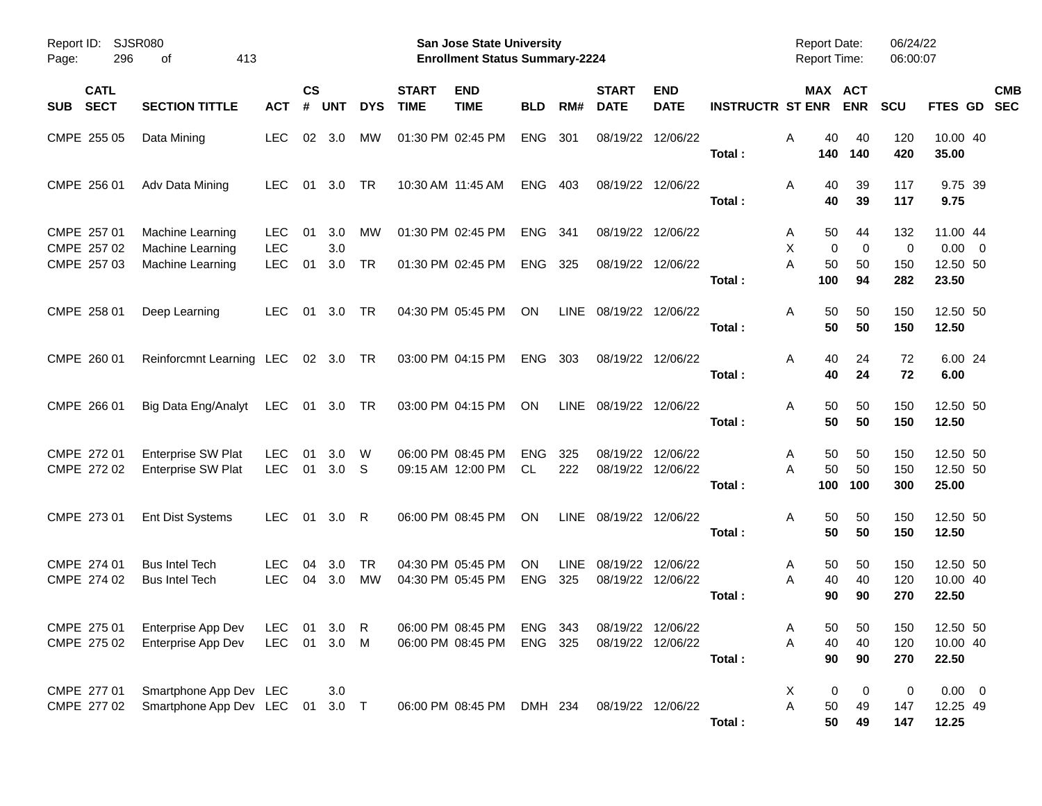Report ID: SJSR080

**San Jose State University**
**Enrollment Status Summary-2224**

Report Date: 06/24/22
Report Time: 06:00:07

| SUB | CATL SECT | SECTION TITTLE | ACT | CS # | UNT | DYS | START TIME | END TIME | BLD | RM# | START DATE | END DATE | INSTRUCTR | ST | MAX ENR | ACT ENR | SCU | FTES | GD | CMB SEC |
|---|---|---|---|---|---|---|---|---|---|---|---|---|---|---|---|---|---|---|---|---|
| CMPE | 255 05 | Data Mining | LEC | 02 | 3.0 | MW | 01:30 PM | 02:45 PM | ENG | 301 | 08/19/22 | 12/06/22 | | A | 40 | 40 | 120 | 10.00 | 40 | |
| | | | | | | | | | | | | | **Total :** | | **140** | **140** | **420** | **35.00** | | |
| CMPE | 256 01 | Adv Data Mining | LEC | 01 | 3.0 | TR | 10:30 AM | 11:45 AM | ENG | 403 | 08/19/22 | 12/06/22 | | A | 40 | 39 | 117 | 9.75 | 39 | |
| | | | | | | | | | | | | | **Total :** | | **40** | **39** | **117** | **9.75** | | |
| CMPE | 257 01 | Machine Learning | LEC | 01 | 3.0 | MW | 01:30 PM | 02:45 PM | ENG | 341 | 08/19/22 | 12/06/22 | | A | 50 | 44 | 132 | 11.00 | 44 | |
| CMPE | 257 02 | Machine Learning | LEC | | 3.0 | | | | | | | | | X | 0 | 0 | 0 | 0.00 | 0 | |
| CMPE | 257 03 | Machine Learning | LEC | 01 | 3.0 | TR | 01:30 PM | 02:45 PM | ENG | 325 | 08/19/22 | 12/06/22 | | A | 50 | 50 | 150 | 12.50 | 50 | |
| | | | | | | | | | | | | | **Total :** | | **100** | **94** | **282** | **23.50** | | |
| CMPE | 258 01 | Deep Learning | LEC | 01 | 3.0 | TR | 04:30 PM | 05:45 PM | ON | LINE | 08/19/22 | 12/06/22 | | A | 50 | 50 | 150 | 12.50 | 50 | |
| | | | | | | | | | | | | | **Total :** | | **50** | **50** | **150** | **12.50** | | |
| CMPE | 260 01 | Reinforcmnt Learning | LEC | 02 | 3.0 | TR | 03:00 PM | 04:15 PM | ENG | 303 | 08/19/22 | 12/06/22 | | A | 40 | 24 | 72 | 6.00 | 24 | |
| | | | | | | | | | | | | | **Total :** | | **40** | **24** | **72** | **6.00** | | |
| CMPE | 266 01 | Big Data Eng/Analyt | LEC | 01 | 3.0 | TR | 03:00 PM | 04:15 PM | ON | LINE | 08/19/22 | 12/06/22 | | A | 50 | 50 | 150 | 12.50 | 50 | |
| | | | | | | | | | | | | | **Total :** | | **50** | **50** | **150** | **12.50** | | |
| CMPE | 272 01 | Enterprise SW Plat | LEC | 01 | 3.0 | W | 06:00 PM | 08:45 PM | ENG | 325 | 08/19/22 | 12/06/22 | | A | 50 | 50 | 150 | 12.50 | 50 | |
| CMPE | 272 02 | Enterprise SW Plat | LEC | 01 | 3.0 | S | 09:15 AM | 12:00 PM | CL | 222 | 08/19/22 | 12/06/22 | | A | 50 | 50 | 150 | 12.50 | 50 | |
| | | | | | | | | | | | | | **Total :** | | **100** | **100** | **300** | **25.00** | | |
| CMPE | 273 01 | Ent Dist Systems | LEC | 01 | 3.0 | R | 06:00 PM | 08:45 PM | ON | LINE | 08/19/22 | 12/06/22 | | A | 50 | 50 | 150 | 12.50 | 50 | |
| | | | | | | | | | | | | | **Total :** | | **50** | **50** | **150** | **12.50** | | |
| CMPE | 274 01 | Bus Intel Tech | LEC | 04 | 3.0 | TR | 04:30 PM | 05:45 PM | ON | LINE | 08/19/22 | 12/06/22 | | A | 50 | 50 | 150 | 12.50 | 50 | |
| CMPE | 274 02 | Bus Intel Tech | LEC | 04 | 3.0 | MW | 04:30 PM | 05:45 PM | ENG | 325 | 08/19/22 | 12/06/22 | | A | 40 | 40 | 120 | 10.00 | 40 | |
| | | | | | | | | | | | | | **Total :** | | **90** | **90** | **270** | **22.50** | | |
| CMPE | 275 01 | Enterprise App Dev | LEC | 01 | 3.0 | R | 06:00 PM | 08:45 PM | ENG | 343 | 08/19/22 | 12/06/22 | | A | 50 | 50 | 150 | 12.50 | 50 | |
| CMPE | 275 02 | Enterprise App Dev | LEC | 01 | 3.0 | M | 06:00 PM | 08:45 PM | ENG | 325 | 08/19/22 | 12/06/22 | | A | 40 | 40 | 120 | 10.00 | 40 | |
| | | | | | | | | | | | | | **Total :** | | **90** | **90** | **270** | **22.50** | | |
| CMPE | 277 01 | Smartphone App Dev | LEC | | 3.0 | | | | | | | | | X | 0 | 0 | 0 | 0.00 | 0 | |
| CMPE | 277 02 | Smartphone App Dev | LEC | 01 | 3.0 | T | 06:00 PM | 08:45 PM | DMH | 234 | 08/19/22 | 12/06/22 | | A | 50 | 49 | 147 | 12.25 | 49 | |
| | | | | | | | | | | | | | **Total :** | | **50** | **49** | **147** | **12.25** | | |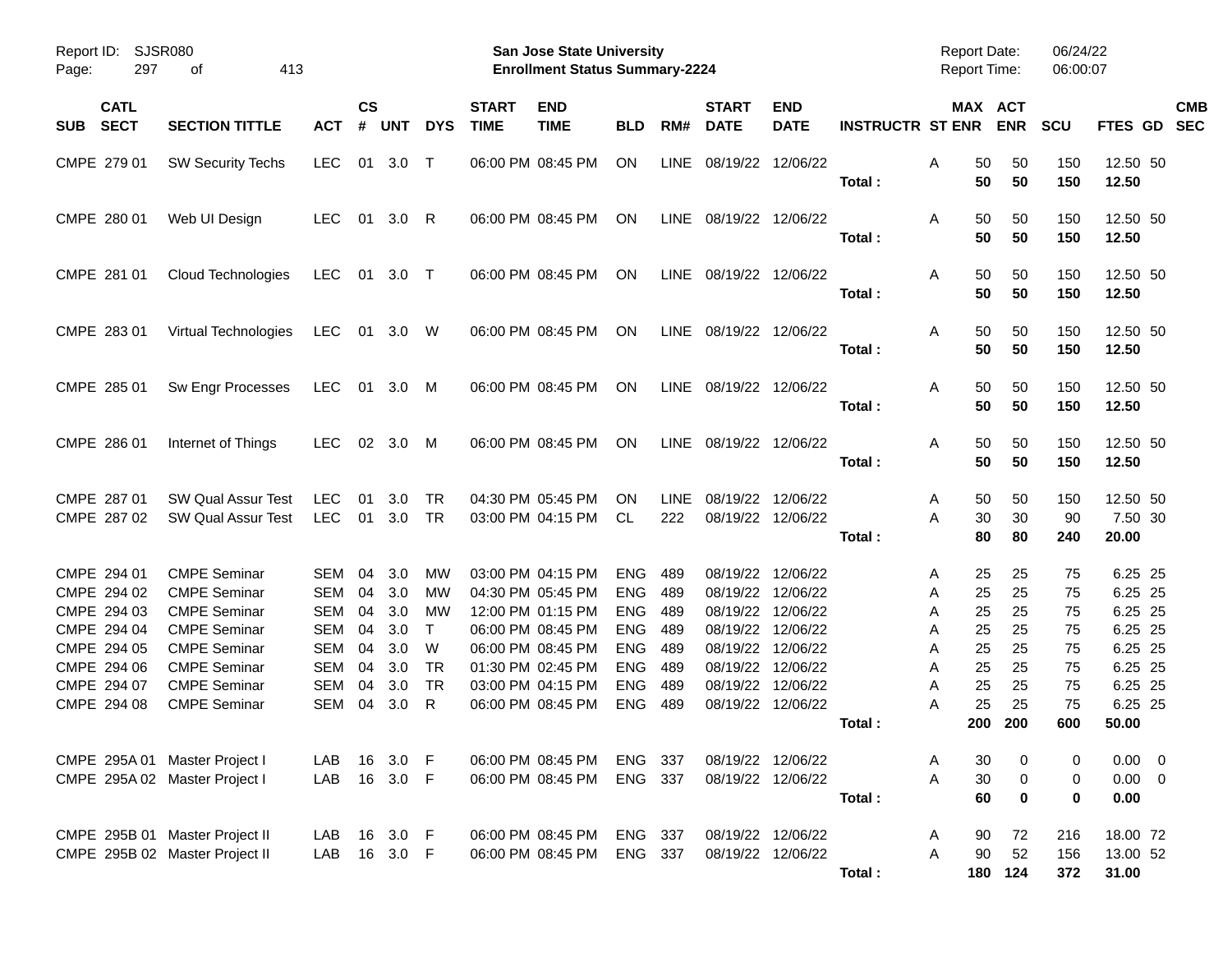Report ID: SJSR080

**San Jose State University**
**Enrollment Status Summary-2224**

Report Date: 06/24/22
Report Time: 06:00:07

| SUB | CATL SECT | SECTION TITTLE | ACT | CS # | UNT | DYS | START TIME | END TIME | BLD | RM# | START DATE | END DATE | INSTRUCTR | ST | MAX ENR | ACT ENR | SCU | FTES | GD | CMB SEC |
|---|---|---|---|---|---|---|---|---|---|---|---|---|---|---|---|---|---|---|---|---|
| CMPE | 279 01 | SW Security Techs | LEC | 01 | 3.0 | T | 06:00 PM | 08:45 PM | ON | LINE | 08/19/22 | 12/06/22 | | A | 50 | 50 | 150 | 12.50 | 50 | |
| | | | | | | | | | | | | | **Total :** | | **50** | **50** | **150** | **12.50** | | |
| CMPE | 280 01 | Web UI Design | LEC | 01 | 3.0 | R | 06:00 PM | 08:45 PM | ON | LINE | 08/19/22 | 12/06/22 | | A | 50 | 50 | 150 | 12.50 | 50 | |
| | | | | | | | | | | | | | **Total :** | | **50** | **50** | **150** | **12.50** | | |
| CMPE | 281 01 | Cloud Technologies | LEC | 01 | 3.0 | T | 06:00 PM | 08:45 PM | ON | LINE | 08/19/22 | 12/06/22 | | A | 50 | 50 | 150 | 12.50 | 50 | |
| | | | | | | | | | | | | | **Total :** | | **50** | **50** | **150** | **12.50** | | |
| CMPE | 283 01 | Virtual Technologies | LEC | 01 | 3.0 | W | 06:00 PM | 08:45 PM | ON | LINE | 08/19/22 | 12/06/22 | | A | 50 | 50 | 150 | 12.50 | 50 | |
| | | | | | | | | | | | | | **Total :** | | **50** | **50** | **150** | **12.50** | | |
| CMPE | 285 01 | Sw Engr Processes | LEC | 01 | 3.0 | M | 06:00 PM | 08:45 PM | ON | LINE | 08/19/22 | 12/06/22 | | A | 50 | 50 | 150 | 12.50 | 50 | |
| | | | | | | | | | | | | | **Total :** | | **50** | **50** | **150** | **12.50** | | |
| CMPE | 286 01 | Internet of Things | LEC | 02 | 3.0 | M | 06:00 PM | 08:45 PM | ON | LINE | 08/19/22 | 12/06/22 | | A | 50 | 50 | 150 | 12.50 | 50 | |
| | | | | | | | | | | | | | **Total :** | | **50** | **50** | **150** | **12.50** | | |
| CMPE | 287 01 | SW Qual Assur Test | LEC | 01 | 3.0 | TR | 04:30 PM | 05:45 PM | ON | LINE | 08/19/22 | 12/06/22 | | A | 50 | 50 | 150 | 12.50 | 50 | |
| CMPE | 287 02 | SW Qual Assur Test | LEC | 01 | 3.0 | TR | 03:00 PM | 04:15 PM | CL | 222 | 08/19/22 | 12/06/22 | | A | 30 | 30 | 90 | 7.50 | 30 | |
| | | | | | | | | | | | | | **Total :** | | **80** | **80** | **240** | **20.00** | | |
| CMPE | 294 01 | CMPE Seminar | SEM | 04 | 3.0 | MW | 03:00 PM | 04:15 PM | ENG | 489 | 08/19/22 | 12/06/22 | | A | 25 | 25 | 75 | 6.25 | 25 | |
| CMPE | 294 02 | CMPE Seminar | SEM | 04 | 3.0 | MW | 04:30 PM | 05:45 PM | ENG | 489 | 08/19/22 | 12/06/22 | | A | 25 | 25 | 75 | 6.25 | 25 | |
| CMPE | 294 03 | CMPE Seminar | SEM | 04 | 3.0 | MW | 12:00 PM | 01:15 PM | ENG | 489 | 08/19/22 | 12/06/22 | | A | 25 | 25 | 75 | 6.25 | 25 | |
| CMPE | 294 04 | CMPE Seminar | SEM | 04 | 3.0 | T | 06:00 PM | 08:45 PM | ENG | 489 | 08/19/22 | 12/06/22 | | A | 25 | 25 | 75 | 6.25 | 25 | |
| CMPE | 294 05 | CMPE Seminar | SEM | 04 | 3.0 | W | 06:00 PM | 08:45 PM | ENG | 489 | 08/19/22 | 12/06/22 | | A | 25 | 25 | 75 | 6.25 | 25 | |
| CMPE | 294 06 | CMPE Seminar | SEM | 04 | 3.0 | TR | 01:30 PM | 02:45 PM | ENG | 489 | 08/19/22 | 12/06/22 | | A | 25 | 25 | 75 | 6.25 | 25 | |
| CMPE | 294 07 | CMPE Seminar | SEM | 04 | 3.0 | TR | 03:00 PM | 04:15 PM | ENG | 489 | 08/19/22 | 12/06/22 | | A | 25 | 25 | 75 | 6.25 | 25 | |
| CMPE | 294 08 | CMPE Seminar | SEM | 04 | 3.0 | R | 06:00 PM | 08:45 PM | ENG | 489 | 08/19/22 | 12/06/22 | | A | 25 | 25 | 75 | 6.25 | 25 | |
| | | | | | | | | | | | | | **Total :** | | **200** | **200** | **600** | **50.00** | | |
| CMPE | 295A 01 | Master Project I | LAB | 16 | 3.0 | F | 06:00 PM | 08:45 PM | ENG | 337 | 08/19/22 | 12/06/22 | | A | 30 | 0 | 0 | 0.00 | 0 | |
| CMPE | 295A 02 | Master Project I | LAB | 16 | 3.0 | F | 06:00 PM | 08:45 PM | ENG | 337 | 08/19/22 | 12/06/22 | | A | 30 | 0 | 0 | 0.00 | 0 | |
| | | | | | | | | | | | | | **Total :** | | **60** | **0** | **0** | **0.00** | | |
| CMPE | 295B 01 | Master Project II | LAB | 16 | 3.0 | F | 06:00 PM | 08:45 PM | ENG | 337 | 08/19/22 | 12/06/22 | | A | 90 | 72 | 216 | 18.00 | 72 | |
| CMPE | 295B 02 | Master Project II | LAB | 16 | 3.0 | F | 06:00 PM | 08:45 PM | ENG | 337 | 08/19/22 | 12/06/22 | | A | 90 | 52 | 156 | 13.00 | 52 | |
| | | | | | | | | | | | | | **Total :** | | **180** | **124** | **372** | **31.00** | | |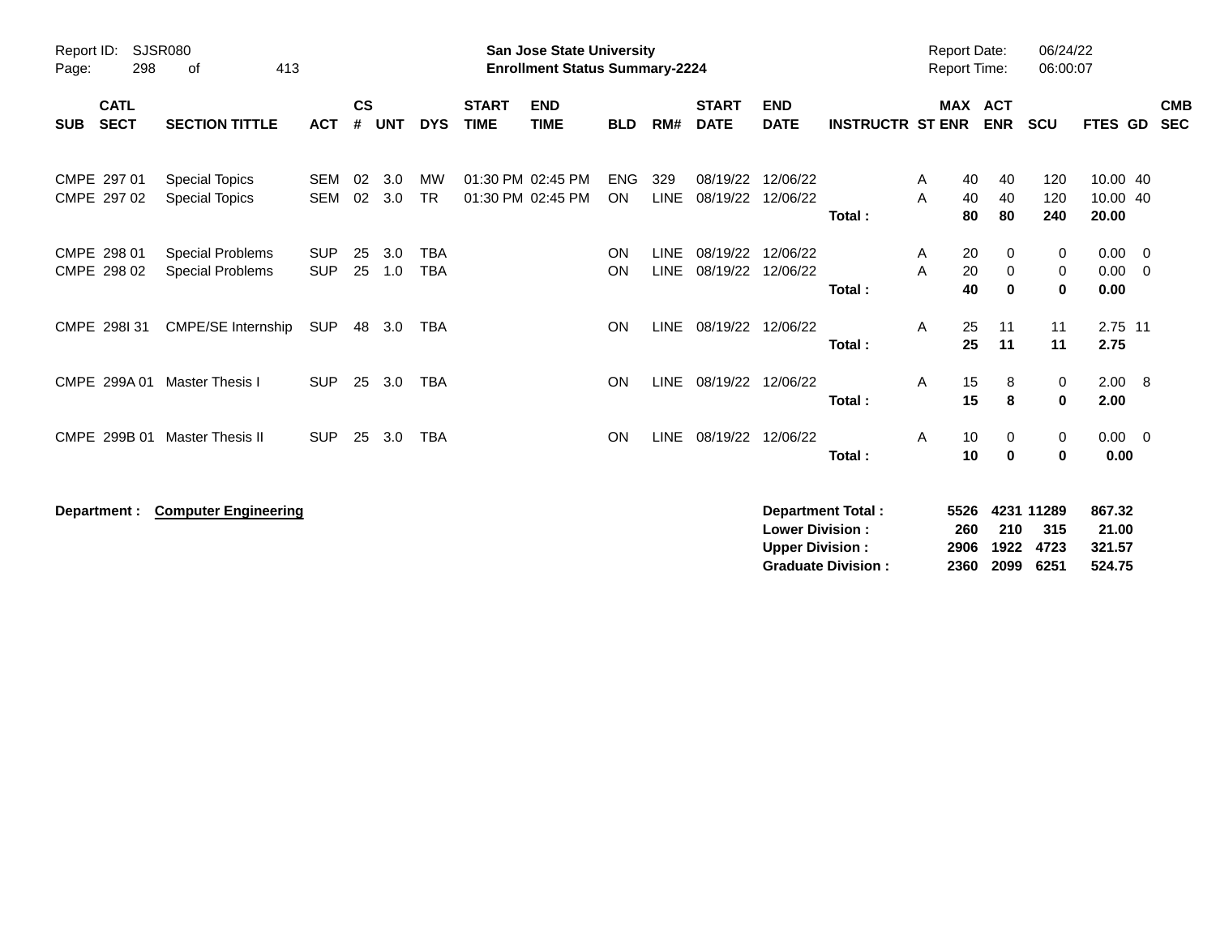**San Jose State University**
**Enrollment Status Summary-2224**

Report ID: SJSR080
Report Date: 06/24/22
Report Time: 06:00:07

| SUB | CATL SECT | SECTION TITTLE | ACT | CS # | UNT | DYS | START TIME | END TIME | BLD | RM# | START DATE | END DATE | INSTRUCTR | ST | MAX ENR | ACT ENR | SCU | FTES | GD | CMB SEC |
|---|---|---|---|---|---|---|---|---|---|---|---|---|---|---|---|---|---|---|---|---|
| CMPE | 297 01 | Special Topics | SEM | 02 | 3.0 | MW | 01:30 PM | 02:45 PM | ENG | 329 | 08/19/22 | 12/06/22 | | A | 40 | 40 | 120 | 10.00 | 40 | |
| CMPE | 297 02 | Special Topics | SEM | 02 | 3.0 | TR | 01:30 PM | 02:45 PM | ON | LINE | 08/19/22 | 12/06/22 | | A | 40 | 40 | 120 | 10.00 | 40 | |
| | | | | | | | | | | | | | **Total :** | | **80** | **80** | **240** | **20.00** | | |
| CMPE | 298 01 | Special Problems | SUP | 25 | 3.0 | TBA | | | ON | LINE | 08/19/22 | 12/06/22 | | A | 20 | 0 | 0 | 0.00 | 0 | |
| CMPE | 298 02 | Special Problems | SUP | 25 | 1.0 | TBA | | | ON | LINE | 08/19/22 | 12/06/22 | | A | 20 | 0 | 0 | 0.00 | 0 | |
| | | | | | | | | | | | | | **Total :** | | **40** | **0** | **0** | **0.00** | | |
| CMPE | 298I 31 | CMPE/SE Internship | SUP | 48 | 3.0 | TBA | | | ON | LINE | 08/19/22 | 12/06/22 | | A | 25 | 11 | 11 | 2.75 | 11 | |
| | | | | | | | | | | | | | **Total :** | | **25** | **11** | **11** | **2.75** | | |
| CMPE | 299A 01 | Master Thesis I | SUP | 25 | 3.0 | TBA | | | ON | LINE | 08/19/22 | 12/06/22 | | A | 15 | 8 | 0 | 2.00 | 8 | |
| | | | | | | | | | | | | | **Total :** | | **15** | **8** | **0** | **2.00** | | |
| CMPE | 299B 01 | Master Thesis II | SUP | 25 | 3.0 | TBA | | | ON | LINE | 08/19/22 | 12/06/22 | | A | 10 | 0 | 0 | 0.00 | 0 | |
| | | | | | | | | | | | | | **Total :** | | **10** | **0** | **0** | **0.00** | | |

**Department : Computer Engineering**

| | MAX ENR | ACT ENR | SCU | FTES |
|---|---|---|---|---|
| **Department Total :** | **5526** | **4231** | **11289** | **867.32** |
| **Lower Division :** | **260** | **210** | **315** | **21.00** |
| **Upper Division :** | **2906** | **1922** | **4723** | **321.57** |
| **Graduate Division :** | **2360** | **2099** | **6251** | **524.75** |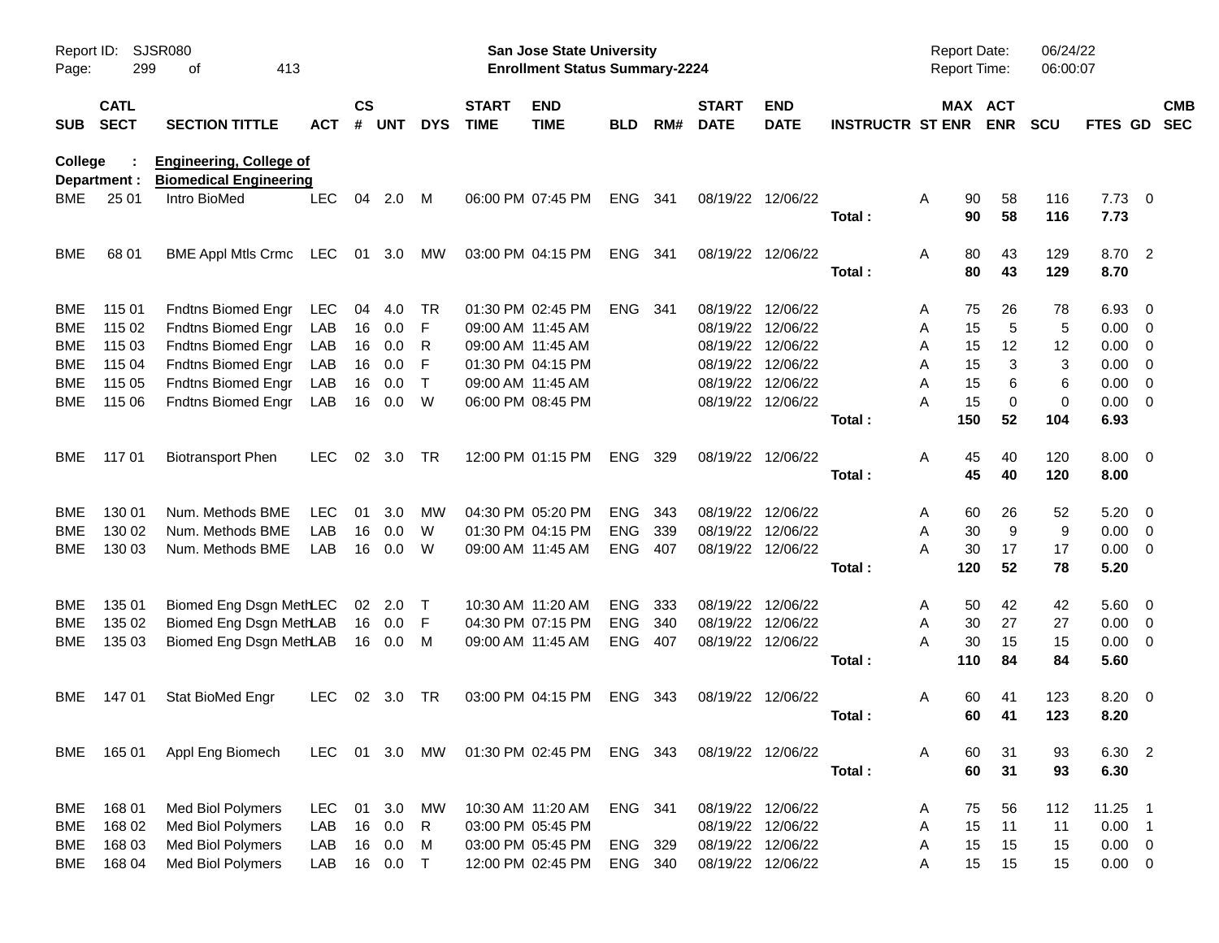Report ID: SJSR080

**San Jose State University**
**Enrollment Status Summary-2224**

Report Date: 06/24/22
Report Time: 06:00:07

**College : Engineering, College of**
**Department : Biomedical Engineering**

| SUB | CATL SECT | SECTION TITTLE | ACT | CS # | UNT | DYS | START TIME | END TIME | BLD | RM# | START DATE | END DATE | INSTRUCTR | ST | MAX ENR | ACT ENR | SCU | FTES | GD | CMB SEC |
|---|---|---|---|---|---|---|---|---|---|---|---|---|---|---|---|---|---|---|---|---|
| BME | 25 01 | Intro BioMed | LEC | 04 | 2.0 | M | 06:00 PM | 07:45 PM | ENG | 341 | 08/19/22 | 12/06/22 | | A | 90 | 58 | 116 | 7.73 | 0 | |
| | | | | | | | | | | | | | Total : | | **90** | **58** | **116** | **7.73** | | |
| BME | 68 01 | BME Appl Mtls Crmc | LEC | 01 | 3.0 | MW | 03:00 PM | 04:15 PM | ENG | 341 | 08/19/22 | 12/06/22 | | A | 80 | 43 | 129 | 8.70 | 2 | |
| | | | | | | | | | | | | | Total : | | **80** | **43** | **129** | **8.70** | | |
| BME | 115 01 | Fndtns Biomed Engr | LEC | 04 | 4.0 | TR | 01:30 PM | 02:45 PM | ENG | 341 | 08/19/22 | 12/06/22 | | A | 75 | 26 | 78 | 6.93 | 0 | |
| BME | 115 02 | Fndtns Biomed Engr | LAB | 16 | 0.0 | F | 09:00 AM | 11:45 AM | | | 08/19/22 | 12/06/22 | | A | 15 | 5 | 5 | 0.00 | 0 | |
| BME | 115 03 | Fndtns Biomed Engr | LAB | 16 | 0.0 | R | 09:00 AM | 11:45 AM | | | 08/19/22 | 12/06/22 | | A | 15 | 12 | 12 | 0.00 | 0 | |
| BME | 115 04 | Fndtns Biomed Engr | LAB | 16 | 0.0 | F | 01:30 PM | 04:15 PM | | | 08/19/22 | 12/06/22 | | A | 15 | 3 | 3 | 0.00 | 0 | |
| BME | 115 05 | Fndtns Biomed Engr | LAB | 16 | 0.0 | T | 09:00 AM | 11:45 AM | | | 08/19/22 | 12/06/22 | | A | 15 | 6 | 6 | 0.00 | 0 | |
| BME | 115 06 | Fndtns Biomed Engr | LAB | 16 | 0.0 | W | 06:00 PM | 08:45 PM | | | 08/19/22 | 12/06/22 | | A | 15 | 0 | 0 | 0.00 | 0 | |
| | | | | | | | | | | | | | Total : | | **150** | **52** | **104** | **6.93** | | |
| BME | 117 01 | Biotransport Phen | LEC | 02 | 3.0 | TR | 12:00 PM | 01:15 PM | ENG | 329 | 08/19/22 | 12/06/22 | | A | 45 | 40 | 120 | 8.00 | 0 | |
| | | | | | | | | | | | | | Total : | | **45** | **40** | **120** | **8.00** | | |
| BME | 130 01 | Num. Methods BME | LEC | 01 | 3.0 | MW | 04:30 PM | 05:20 PM | ENG | 343 | 08/19/22 | 12/06/22 | | A | 60 | 26 | 52 | 5.20 | 0 | |
| BME | 130 02 | Num. Methods BME | LAB | 16 | 0.0 | W | 01:30 PM | 04:15 PM | ENG | 339 | 08/19/22 | 12/06/22 | | A | 30 | 9 | 9 | 0.00 | 0 | |
| BME | 130 03 | Num. Methods BME | LAB | 16 | 0.0 | W | 09:00 AM | 11:45 AM | ENG | 407 | 08/19/22 | 12/06/22 | | A | 30 | 17 | 17 | 0.00 | 0 | |
| | | | | | | | | | | | | | Total : | | **120** | **52** | **78** | **5.20** | | |
| BME | 135 01 | Biomed Eng Dsgn Meth | LEC | 02 | 2.0 | T | 10:30 AM | 11:20 AM | ENG | 333 | 08/19/22 | 12/06/22 | | A | 50 | 42 | 42 | 5.60 | 0 | |
| BME | 135 02 | Biomed Eng Dsgn Meth | LAB | 16 | 0.0 | F | 04:30 PM | 07:15 PM | ENG | 340 | 08/19/22 | 12/06/22 | | A | 30 | 27 | 27 | 0.00 | 0 | |
| BME | 135 03 | Biomed Eng Dsgn Meth | LAB | 16 | 0.0 | M | 09:00 AM | 11:45 AM | ENG | 407 | 08/19/22 | 12/06/22 | | A | 30 | 15 | 15 | 0.00 | 0 | |
| | | | | | | | | | | | | | Total : | | **110** | **84** | **84** | **5.60** | | |
| BME | 147 01 | Stat BioMed Engr | LEC | 02 | 3.0 | TR | 03:00 PM | 04:15 PM | ENG | 343 | 08/19/22 | 12/06/22 | | A | 60 | 41 | 123 | 8.20 | 0 | |
| | | | | | | | | | | | | | Total : | | **60** | **41** | **123** | **8.20** | | |
| BME | 165 01 | Appl Eng Biomech | LEC | 01 | 3.0 | MW | 01:30 PM | 02:45 PM | ENG | 343 | 08/19/22 | 12/06/22 | | A | 60 | 31 | 93 | 6.30 | 2 | |
| | | | | | | | | | | | | | Total : | | **60** | **31** | **93** | **6.30** | | |
| BME | 168 01 | Med Biol Polymers | LEC | 01 | 3.0 | MW | 10:30 AM | 11:20 AM | ENG | 341 | 08/19/22 | 12/06/22 | | A | 75 | 56 | 112 | 11.25 | 1 | |
| BME | 168 02 | Med Biol Polymers | LAB | 16 | 0.0 | R | 03:00 PM | 05:45 PM | | | 08/19/22 | 12/06/22 | | A | 15 | 11 | 11 | 0.00 | 1 | |
| BME | 168 03 | Med Biol Polymers | LAB | 16 | 0.0 | M | 03:00 PM | 05:45 PM | ENG | 329 | 08/19/22 | 12/06/22 | | A | 15 | 15 | 15 | 0.00 | 0 | |
| BME | 168 04 | Med Biol Polymers | LAB | 16 | 0.0 | T | 12:00 PM | 02:45 PM | ENG | 340 | 08/19/22 | 12/06/22 | | A | 15 | 15 | 15 | 0.00 | 0 | |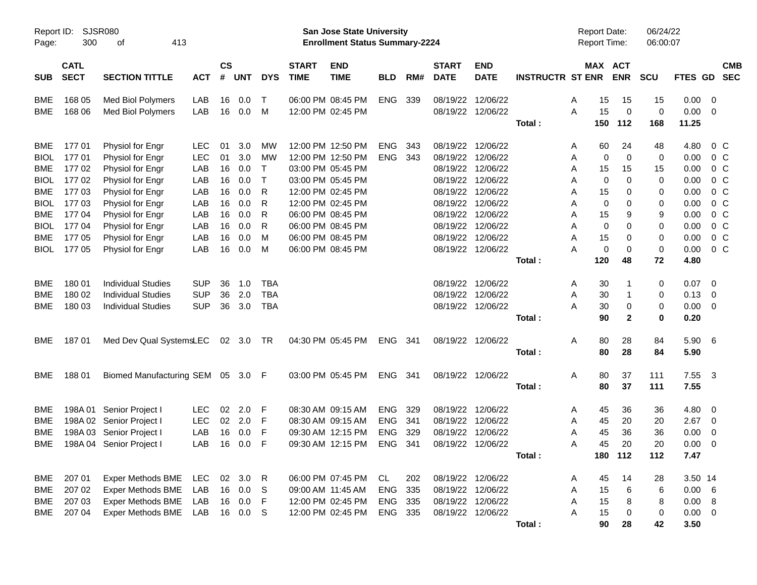Report ID: SJSR080
San Jose State University
Enrollment Status Summary-2224
Report Date: 06/24/22
Report Time: 06:00:07

| SUB | CATL SECT | SECTION TITTLE | ACT | CS # | UNT | DYS | START TIME | END TIME | BLD | RM# | START DATE | END DATE | INSTRUCTR | ST | MAX ENR | ACT ENR | SCU | FTES | GD | CMB SEC |
|---|---|---|---|---|---|---|---|---|---|---|---|---|---|---|---|---|---|---|---|---|
| BME | 168 05 | Med Biol Polymers | LAB | 16 | 0.0 | T | 06:00 PM | 08:45 PM | ENG | 339 | 08/19/22 | 12/06/22 | | A | 15 | 15 | 15 | 0.00 | 0 | |
| BME | 168 06 | Med Biol Polymers | LAB | 16 | 0.0 | M | 12:00 PM | 02:45 PM | | | 08/19/22 | 12/06/22 | | A | 15 | 0 | 0 | 0.00 | 0 | |
| | | | | | | | | | | | | | **Total :** | | **150** | **112** | **168** | **11.25** | | |
| BME | 177 01 | Physiol for Engr | LEC | 01 | 3.0 | MW | 12:00 PM | 12:50 PM | ENG | 343 | 08/19/22 | 12/06/22 | | A | 60 | 24 | 48 | 4.80 | 0 | C |
| BIOL | 177 01 | Physiol for Engr | LEC | 01 | 3.0 | MW | 12:00 PM | 12:50 PM | ENG | 343 | 08/19/22 | 12/06/22 | | A | 0 | 0 | 0 | 0.00 | 0 | C |
| BME | 177 02 | Physiol for Engr | LAB | 16 | 0.0 | T | 03:00 PM | 05:45 PM | | | 08/19/22 | 12/06/22 | | A | 15 | 15 | 15 | 0.00 | 0 | C |
| BIOL | 177 02 | Physiol for Engr | LAB | 16 | 0.0 | T | 03:00 PM | 05:45 PM | | | 08/19/22 | 12/06/22 | | A | 0 | 0 | 0 | 0.00 | 0 | C |
| BME | 177 03 | Physiol for Engr | LAB | 16 | 0.0 | R | 12:00 PM | 02:45 PM | | | 08/19/22 | 12/06/22 | | A | 15 | 0 | 0 | 0.00 | 0 | C |
| BIOL | 177 03 | Physiol for Engr | LAB | 16 | 0.0 | R | 12:00 PM | 02:45 PM | | | 08/19/22 | 12/06/22 | | A | 0 | 0 | 0 | 0.00 | 0 | C |
| BME | 177 04 | Physiol for Engr | LAB | 16 | 0.0 | R | 06:00 PM | 08:45 PM | | | 08/19/22 | 12/06/22 | | A | 15 | 9 | 9 | 0.00 | 0 | C |
| BIOL | 177 04 | Physiol for Engr | LAB | 16 | 0.0 | R | 06:00 PM | 08:45 PM | | | 08/19/22 | 12/06/22 | | A | 0 | 0 | 0 | 0.00 | 0 | C |
| BME | 177 05 | Physiol for Engr | LAB | 16 | 0.0 | M | 06:00 PM | 08:45 PM | | | 08/19/22 | 12/06/22 | | A | 15 | 0 | 0 | 0.00 | 0 | C |
| BIOL | 177 05 | Physiol for Engr | LAB | 16 | 0.0 | M | 06:00 PM | 08:45 PM | | | 08/19/22 | 12/06/22 | | A | 0 | 0 | 0 | 0.00 | 0 | C |
| | | | | | | | | | | | | | **Total :** | | **120** | **48** | **72** | **4.80** | | |
| BME | 180 01 | Individual Studies | SUP | 36 | 1.0 | TBA | | | | | 08/19/22 | 12/06/22 | | A | 30 | 1 | 0 | 0.07 | 0 | |
| BME | 180 02 | Individual Studies | SUP | 36 | 2.0 | TBA | | | | | 08/19/22 | 12/06/22 | | A | 30 | 1 | 0 | 0.13 | 0 | |
| BME | 180 03 | Individual Studies | SUP | 36 | 3.0 | TBA | | | | | 08/19/22 | 12/06/22 | | A | 30 | 0 | 0 | 0.00 | 0 | |
| | | | | | | | | | | | | | **Total :** | | **90** | **2** | **0** | **0.20** | | |
| BME | 187 01 | Med Dev Qual Systems | LEC | 02 | 3.0 | TR | 04:30 PM | 05:45 PM | ENG | 341 | 08/19/22 | 12/06/22 | | A | 80 | 28 | 84 | 5.90 | 6 | |
| | | | | | | | | | | | | | **Total :** | | **80** | **28** | **84** | **5.90** | | |
| BME | 188 01 | Biomed Manufacturing | SEM | 05 | 3.0 | F | 03:00 PM | 05:45 PM | ENG | 341 | 08/19/22 | 12/06/22 | | A | 80 | 37 | 111 | 7.55 | 3 | |
| | | | | | | | | | | | | | **Total :** | | **80** | **37** | **111** | **7.55** | | |
| BME | 198A 01 | Senior Project I | LEC | 02 | 2.0 | F | 08:30 AM | 09:15 AM | ENG | 329 | 08/19/22 | 12/06/22 | | A | 45 | 36 | 36 | 4.80 | 0 | |
| BME | 198A 02 | Senior Project I | LEC | 02 | 2.0 | F | 08:30 AM | 09:15 AM | ENG | 341 | 08/19/22 | 12/06/22 | | A | 45 | 20 | 20 | 2.67 | 0 | |
| BME | 198A 03 | Senior Project I | LAB | 16 | 0.0 | F | 09:30 AM | 12:15 PM | ENG | 329 | 08/19/22 | 12/06/22 | | A | 45 | 36 | 36 | 0.00 | 0 | |
| BME | 198A 04 | Senior Project I | LAB | 16 | 0.0 | F | 09:30 AM | 12:15 PM | ENG | 341 | 08/19/22 | 12/06/22 | | A | 45 | 20 | 20 | 0.00 | 0 | |
| | | | | | | | | | | | | | **Total :** | | **180** | **112** | **112** | **7.47** | | |
| BME | 207 01 | Exper Methods BME | LEC | 02 | 3.0 | R | 06:00 PM | 07:45 PM | CL | 202 | 08/19/22 | 12/06/22 | | A | 45 | 14 | 28 | 3.50 | 14 | |
| BME | 207 02 | Exper Methods BME | LAB | 16 | 0.0 | S | 09:00 AM | 11:45 AM | ENG | 335 | 08/19/22 | 12/06/22 | | A | 15 | 6 | 6 | 0.00 | 6 | |
| BME | 207 03 | Exper Methods BME | LAB | 16 | 0.0 | F | 12:00 PM | 02:45 PM | ENG | 335 | 08/19/22 | 12/06/22 | | A | 15 | 8 | 8 | 0.00 | 8 | |
| BME | 207 04 | Exper Methods BME | LAB | 16 | 0.0 | S | 12:00 PM | 02:45 PM | ENG | 335 | 08/19/22 | 12/06/22 | | A | 15 | 0 | 0 | 0.00 | 0 | |
| | | | | | | | | | | | | | **Total :** | | **90** | **28** | **42** | **3.50** | | |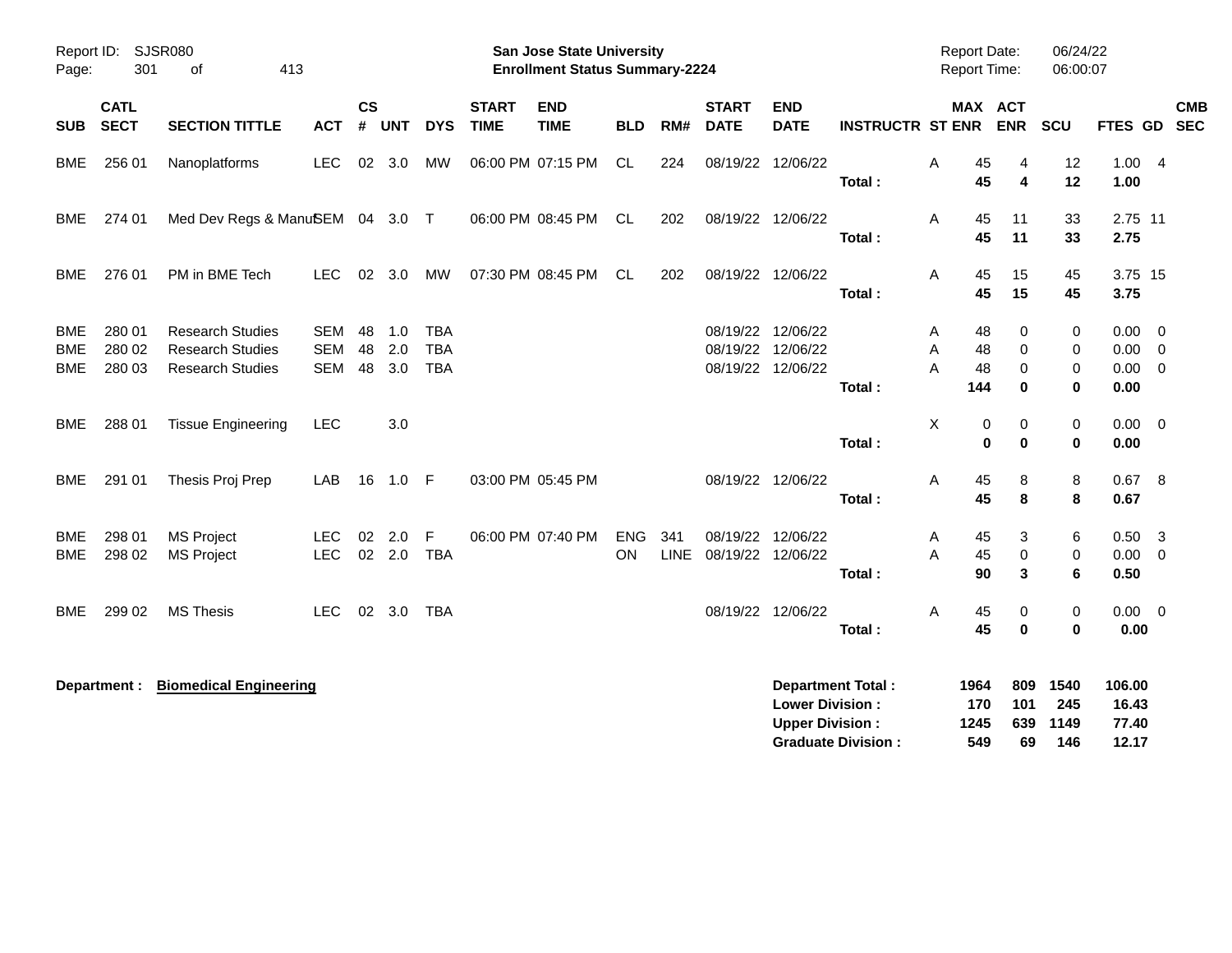Report ID: SJSR080

**San Jose State University**
**Enrollment Status Summary-2224**

Report Date: 06/24/22
Report Time: 06:00:07

| SUB | CATL SECT | SECTION TITTLE | ACT | CS # | UNT | DYS | START TIME | END TIME | BLD | RM# | START DATE | END DATE | INSTRUCTR | ST | MAX ENR | ACT ENR | SCU | FTES | GD | CMB SEC |
|---|---|---|---|---|---|---|---|---|---|---|---|---|---|---|---|---|---|---|---|---|
| BME | 256 01 | Nanoplatforms | LEC | 02 | 3.0 | MW | 06:00 PM | 07:15 PM | CL | 224 | 08/19/22 | 12/06/22 | | A | 45 | 4 | 12 | 1.00 | 4 | |
| | | | | | | | | | | | | | **Total :** | | **45** | **4** | **12** | **1.00** | | |
| BME | 274 01 | Med Dev Regs & Manuf | SEM | 04 | 3.0 | T | 06:00 PM | 08:45 PM | CL | 202 | 08/19/22 | 12/06/22 | | A | 45 | 11 | 33 | 2.75 | 11 | |
| | | | | | | | | | | | | | **Total :** | | **45** | **11** | **33** | **2.75** | | |
| BME | 276 01 | PM in BME Tech | LEC | 02 | 3.0 | MW | 07:30 PM | 08:45 PM | CL | 202 | 08/19/22 | 12/06/22 | | A | 45 | 15 | 45 | 3.75 | 15 | |
| | | | | | | | | | | | | | **Total :** | | **45** | **15** | **45** | **3.75** | | |
| BME | 280 01 | Research Studies | SEM | 48 | 1.0 | TBA | | | | | 08/19/22 | 12/06/22 | | A | 48 | 0 | 0 | 0.00 | 0 | |
| BME | 280 02 | Research Studies | SEM | 48 | 2.0 | TBA | | | | | 08/19/22 | 12/06/22 | | A | 48 | 0 | 0 | 0.00 | 0 | |
| BME | 280 03 | Research Studies | SEM | 48 | 3.0 | TBA | | | | | 08/19/22 | 12/06/22 | | A | 48 | 0 | 0 | 0.00 | 0 | |
| | | | | | | | | | | | | | **Total :** | | **144** | **0** | **0** | **0.00** | | |
| BME | 288 01 | Tissue Engineering | LEC | | 3.0 | | | | | | | | | X | 0 | 0 | 0 | 0.00 | 0 | |
| | | | | | | | | | | | | | **Total :** | | **0** | **0** | **0** | **0.00** | | |
| BME | 291 01 | Thesis Proj Prep | LAB | 16 | 1.0 | F | 03:00 PM | 05:45 PM | | | 08/19/22 | 12/06/22 | | A | 45 | 8 | 8 | 0.67 | 8 | |
| | | | | | | | | | | | | | **Total :** | | **45** | **8** | **8** | **0.67** | | |
| BME | 298 01 | MS Project | LEC | 02 | 2.0 | F | 06:00 PM | 07:40 PM | ENG | 341 | 08/19/22 | 12/06/22 | | A | 45 | 3 | 6 | 0.50 | 3 | |
| BME | 298 02 | MS Project | LEC | 02 | 2.0 | TBA | | | ON | LINE | 08/19/22 | 12/06/22 | | A | 45 | 0 | 0 | 0.00 | 0 | |
| | | | | | | | | | | | | | **Total :** | | **90** | **3** | **6** | **0.50** | | |
| BME | 299 02 | MS Thesis | LEC | 02 | 3.0 | TBA | | | | | 08/19/22 | 12/06/22 | | A | 45 | 0 | 0 | 0.00 | 0 | |
| | | | | | | | | | | | | | **Total :** | | **45** | **0** | **0** | **0.00** | | |

**Department :** **Biomedical Engineering**

| | MAX ENR | ACT ENR | SCU | FTES |
|---|---|---|---|---|
| **Department Total :** | **1964** | **809** | **1540** | **106.00** |
| **Lower Division :** | **170** | **101** | **245** | **16.43** |
| **Upper Division :** | **1245** | **639** | **1149** | **77.40** |
| **Graduate Division :** | **549** | **69** | **146** | **12.17** |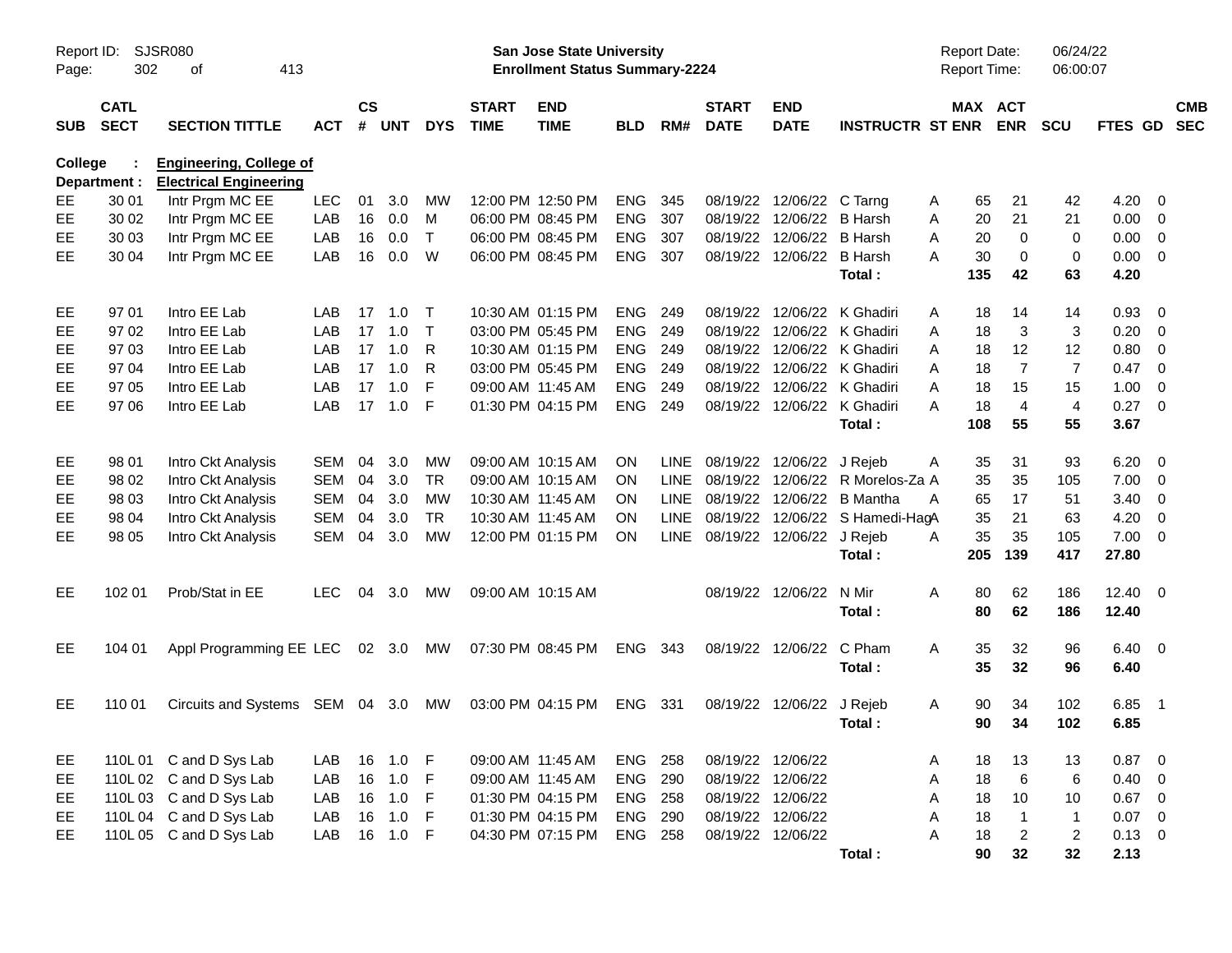Report ID: SJSR080

**San Jose State University**
**Enrollment Status Summary-2224**

Report Date: 06/24/22
Report Time: 06:00:07

**College : Engineering, College of**
**Department : Electrical Engineering**

| SUB | CATL SECT | SECTION TITTLE | ACT | CS # | UNT | DYS | START TIME | END TIME | BLD | RM# | START DATE | END DATE | INSTRUCTR | ST | MAX ENR | ACT ENR | SCU | FTES | GD | CMB SEC |
|---|---|---|---|---|---|---|---|---|---|---|---|---|---|---|---|---|---|---|---|---|
| EE | 30 01 | Intr Prgm MC EE | LEC | 01 | 3.0 | MW | 12:00 PM | 12:50 PM | ENG | 345 | 08/19/22 | 12/06/22 | C Tarng | A | 65 | 21 | 42 | 4.20 | 0 | |
| EE | 30 02 | Intr Prgm MC EE | LAB | 16 | 0.0 | M | 06:00 PM | 08:45 PM | ENG | 307 | 08/19/22 | 12/06/22 | B Harsh | A | 20 | 21 | 21 | 0.00 | 0 | |
| EE | 30 03 | Intr Prgm MC EE | LAB | 16 | 0.0 | T | 06:00 PM | 08:45 PM | ENG | 307 | 08/19/22 | 12/06/22 | B Harsh | A | 20 | 0 | 0 | 0.00 | 0 | |
| EE | 30 04 | Intr Prgm MC EE | LAB | 16 | 0.0 | W | 06:00 PM | 08:45 PM | ENG | 307 | 08/19/22 | 12/06/22 | B Harsh | A | 30 | 0 | 0 | 0.00 | 0 | |
| | | | | | | | | | | | | | **Total :** | | **135** | **42** | **63** | **4.20** | | |
| EE | 97 01 | Intro EE Lab | LAB | 17 | 1.0 | T | 10:30 AM | 01:15 PM | ENG | 249 | 08/19/22 | 12/06/22 | K Ghadiri | A | 18 | 14 | 14 | 0.93 | 0 | |
| EE | 97 02 | Intro EE Lab | LAB | 17 | 1.0 | T | 03:00 PM | 05:45 PM | ENG | 249 | 08/19/22 | 12/06/22 | K Ghadiri | A | 18 | 3 | 3 | 0.20 | 0 | |
| EE | 97 03 | Intro EE Lab | LAB | 17 | 1.0 | R | 10:30 AM | 01:15 PM | ENG | 249 | 08/19/22 | 12/06/22 | K Ghadiri | A | 18 | 12 | 12 | 0.80 | 0 | |
| EE | 97 04 | Intro EE Lab | LAB | 17 | 1.0 | R | 03:00 PM | 05:45 PM | ENG | 249 | 08/19/22 | 12/06/22 | K Ghadiri | A | 18 | 7 | 7 | 0.47 | 0 | |
| EE | 97 05 | Intro EE Lab | LAB | 17 | 1.0 | F | 09:00 AM | 11:45 AM | ENG | 249 | 08/19/22 | 12/06/22 | K Ghadiri | A | 18 | 15 | 15 | 1.00 | 0 | |
| EE | 97 06 | Intro EE Lab | LAB | 17 | 1.0 | F | 01:30 PM | 04:15 PM | ENG | 249 | 08/19/22 | 12/06/22 | K Ghadiri | A | 18 | 4 | 4 | 0.27 | 0 | |
| | | | | | | | | | | | | | **Total :** | | **108** | **55** | **55** | **3.67** | | |
| EE | 98 01 | Intro Ckt Analysis | SEM | 04 | 3.0 | MW | 09:00 AM | 10:15 AM | ON | LINE | 08/19/22 | 12/06/22 | J Rejeb | A | 35 | 31 | 93 | 6.20 | 0 | |
| EE | 98 02 | Intro Ckt Analysis | SEM | 04 | 3.0 | TR | 09:00 AM | 10:15 AM | ON | LINE | 08/19/22 | 12/06/22 | R Morelos-Za | A | 35 | 35 | 105 | 7.00 | 0 | |
| EE | 98 03 | Intro Ckt Analysis | SEM | 04 | 3.0 | MW | 10:30 AM | 11:45 AM | ON | LINE | 08/19/22 | 12/06/22 | B Mantha | A | 65 | 17 | 51 | 3.40 | 0 | |
| EE | 98 04 | Intro Ckt Analysis | SEM | 04 | 3.0 | TR | 10:30 AM | 11:45 AM | ON | LINE | 08/19/22 | 12/06/22 | S Hamedi-Hag | A | 35 | 21 | 63 | 4.20 | 0 | |
| EE | 98 05 | Intro Ckt Analysis | SEM | 04 | 3.0 | MW | 12:00 PM | 01:15 PM | ON | LINE | 08/19/22 | 12/06/22 | J Rejeb | A | 35 | 35 | 105 | 7.00 | 0 | |
| | | | | | | | | | | | | | **Total :** | | **205** | **139** | **417** | **27.80** | | |
| EE | 102 01 | Prob/Stat in EE | LEC | 04 | 3.0 | MW | 09:00 AM | 10:15 AM | | | 08/19/22 | 12/06/22 | N Mir | A | 80 | 62 | 186 | 12.40 | 0 | |
| | | | | | | | | | | | | | **Total :** | | **80** | **62** | **186** | **12.40** | | |
| EE | 104 01 | Appl Programming EE | LEC | 02 | 3.0 | MW | 07:30 PM | 08:45 PM | ENG | 343 | 08/19/22 | 12/06/22 | C Pham | A | 35 | 32 | 96 | 6.40 | 0 | |
| | | | | | | | | | | | | | **Total :** | | **35** | **32** | **96** | **6.40** | | |
| EE | 110 01 | Circuits and Systems | SEM | 04 | 3.0 | MW | 03:00 PM | 04:15 PM | ENG | 331 | 08/19/22 | 12/06/22 | J Rejeb | A | 90 | 34 | 102 | 6.85 | 1 | |
| | | | | | | | | | | | | | **Total :** | | **90** | **34** | **102** | **6.85** | | |
| EE | 110L 01 | C and D Sys Lab | LAB | 16 | 1.0 | F | 09:00 AM | 11:45 AM | ENG | 258 | 08/19/22 | 12/06/22 | | A | 18 | 13 | 13 | 0.87 | 0 | |
| EE | 110L 02 | C and D Sys Lab | LAB | 16 | 1.0 | F | 09:00 AM | 11:45 AM | ENG | 290 | 08/19/22 | 12/06/22 | | A | 18 | 6 | 6 | 0.40 | 0 | |
| EE | 110L 03 | C and D Sys Lab | LAB | 16 | 1.0 | F | 01:30 PM | 04:15 PM | ENG | 258 | 08/19/22 | 12/06/22 | | A | 18 | 10 | 10 | 0.67 | 0 | |
| EE | 110L 04 | C and D Sys Lab | LAB | 16 | 1.0 | F | 01:30 PM | 04:15 PM | ENG | 290 | 08/19/22 | 12/06/22 | | A | 18 | 1 | 1 | 0.07 | 0 | |
| EE | 110L 05 | C and D Sys Lab | LAB | 16 | 1.0 | F | 04:30 PM | 07:15 PM | ENG | 258 | 08/19/22 | 12/06/22 | | A | 18 | 2 | 2 | 0.13 | 0 | |
| | | | | | | | | | | | | | **Total :** | | **90** | **32** | **32** | **2.13** | | |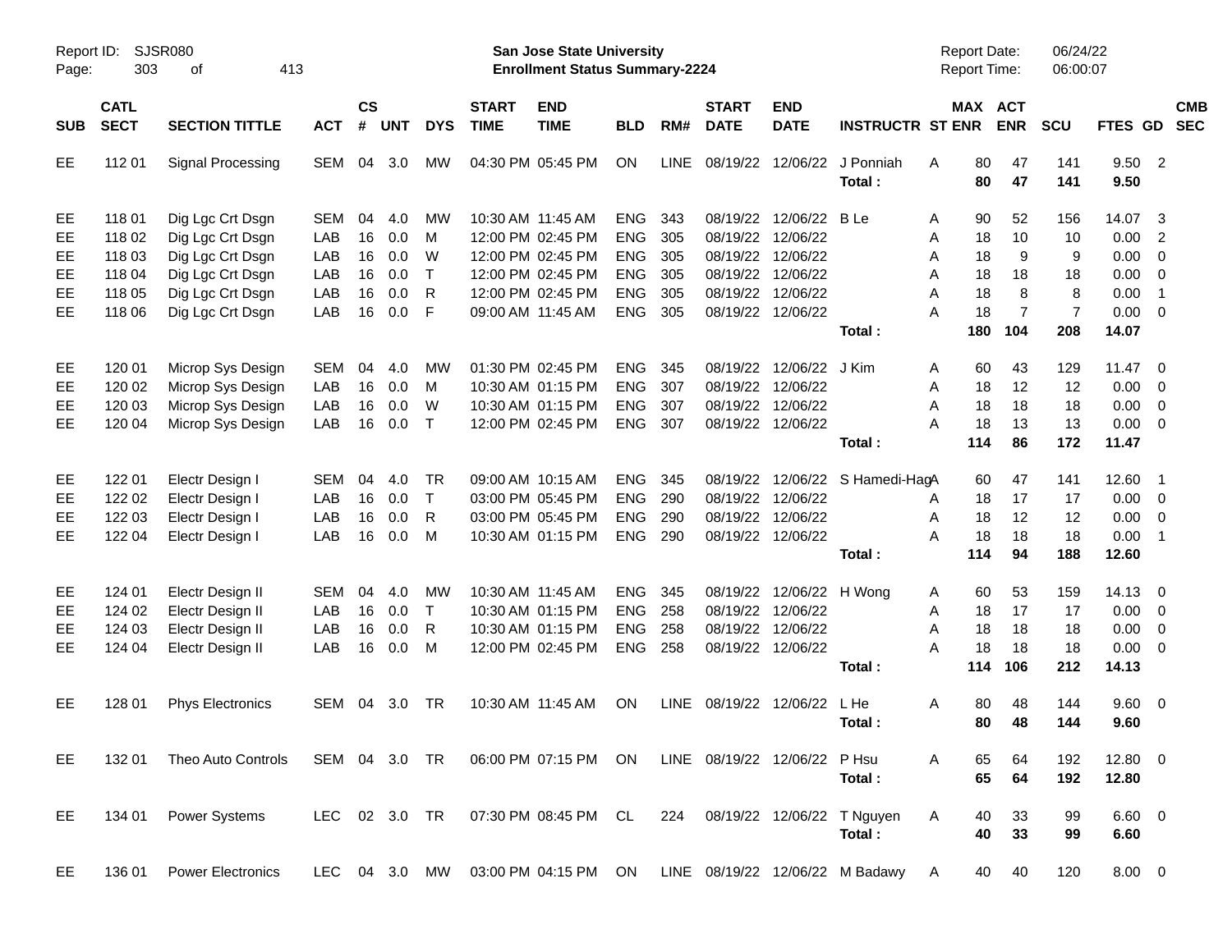Report ID: SJSR080
Page: 303 of 413

**San Jose State University**
**Enrollment Status Summary-2224**

Report Date: 06/24/22
Report Time: 06:00:07

| SUB | CATL SECT | SECTION TITTLE | ACT | CS # | UNT | DYS | START TIME | END TIME | BLD | RM# | START DATE | END DATE | INSTRUCTR | ST | MAX ENR | ACT ENR | SCU | FTES | GD | CMB SEC |
|---|---|---|---|---|---|---|---|---|---|---|---|---|---|---|---|---|---|---|---|---|
| EE | 112 01 | Signal Processing | SEM | 04 | 3.0 | MW | 04:30 PM | 05:45 PM | ON | LINE | 08/19/22 | 12/06/22 | J Ponniah | A | 80 | 47 | 141 | 9.50 | 2 | |
| | | | | | | | | | | | | | **Total :** | | **80** | **47** | **141** | **9.50** | | |
| EE | 118 01 | Dig Lgc Crt Dsgn | SEM | 04 | 4.0 | MW | 10:30 AM | 11:45 AM | ENG | 343 | 08/19/22 | 12/06/22 | B Le | A | 90 | 52 | 156 | 14.07 | 3 | |
| EE | 118 02 | Dig Lgc Crt Dsgn | LAB | 16 | 0.0 | M | 12:00 PM | 02:45 PM | ENG | 305 | 08/19/22 | 12/06/22 | | A | 18 | 10 | 10 | 0.00 | 2 | |
| EE | 118 03 | Dig Lgc Crt Dsgn | LAB | 16 | 0.0 | W | 12:00 PM | 02:45 PM | ENG | 305 | 08/19/22 | 12/06/22 | | A | 18 | 9 | 9 | 0.00 | 0 | |
| EE | 118 04 | Dig Lgc Crt Dsgn | LAB | 16 | 0.0 | T | 12:00 PM | 02:45 PM | ENG | 305 | 08/19/22 | 12/06/22 | | A | 18 | 18 | 18 | 0.00 | 0 | |
| EE | 118 05 | Dig Lgc Crt Dsgn | LAB | 16 | 0.0 | R | 12:00 PM | 02:45 PM | ENG | 305 | 08/19/22 | 12/06/22 | | A | 18 | 8 | 8 | 0.00 | 1 | |
| EE | 118 06 | Dig Lgc Crt Dsgn | LAB | 16 | 0.0 | F | 09:00 AM | 11:45 AM | ENG | 305 | 08/19/22 | 12/06/22 | | A | 18 | 7 | 7 | 0.00 | 0 | |
| | | | | | | | | | | | | | **Total :** | | **180** | **104** | **208** | **14.07** | | |
| EE | 120 01 | Microp Sys Design | SEM | 04 | 4.0 | MW | 01:30 PM | 02:45 PM | ENG | 345 | 08/19/22 | 12/06/22 | J Kim | A | 60 | 43 | 129 | 11.47 | 0 | |
| EE | 120 02 | Microp Sys Design | LAB | 16 | 0.0 | M | 10:30 AM | 01:15 PM | ENG | 307 | 08/19/22 | 12/06/22 | | A | 18 | 12 | 12 | 0.00 | 0 | |
| EE | 120 03 | Microp Sys Design | LAB | 16 | 0.0 | W | 10:30 AM | 01:15 PM | ENG | 307 | 08/19/22 | 12/06/22 | | A | 18 | 18 | 18 | 0.00 | 0 | |
| EE | 120 04 | Microp Sys Design | LAB | 16 | 0.0 | T | 12:00 PM | 02:45 PM | ENG | 307 | 08/19/22 | 12/06/22 | | A | 18 | 13 | 13 | 0.00 | 0 | |
| | | | | | | | | | | | | | **Total :** | | **114** | **86** | **172** | **11.47** | | |
| EE | 122 01 | Electr Design I | SEM | 04 | 4.0 | TR | 09:00 AM | 10:15 AM | ENG | 345 | 08/19/22 | 12/06/22 | S Hamedi-Hag | A | 60 | 47 | 141 | 12.60 | 1 | |
| EE | 122 02 | Electr Design I | LAB | 16 | 0.0 | T | 03:00 PM | 05:45 PM | ENG | 290 | 08/19/22 | 12/06/22 | | A | 18 | 17 | 17 | 0.00 | 0 | |
| EE | 122 03 | Electr Design I | LAB | 16 | 0.0 | R | 03:00 PM | 05:45 PM | ENG | 290 | 08/19/22 | 12/06/22 | | A | 18 | 12 | 12 | 0.00 | 0 | |
| EE | 122 04 | Electr Design I | LAB | 16 | 0.0 | M | 10:30 AM | 01:15 PM | ENG | 290 | 08/19/22 | 12/06/22 | | A | 18 | 18 | 18 | 0.00 | 1 | |
| | | | | | | | | | | | | | **Total :** | | **114** | **94** | **188** | **12.60** | | |
| EE | 124 01 | Electr Design II | SEM | 04 | 4.0 | MW | 10:30 AM | 11:45 AM | ENG | 345 | 08/19/22 | 12/06/22 | H Wong | A | 60 | 53 | 159 | 14.13 | 0 | |
| EE | 124 02 | Electr Design II | LAB | 16 | 0.0 | T | 10:30 AM | 01:15 PM | ENG | 258 | 08/19/22 | 12/06/22 | | A | 18 | 17 | 17 | 0.00 | 0 | |
| EE | 124 03 | Electr Design II | LAB | 16 | 0.0 | R | 10:30 AM | 01:15 PM | ENG | 258 | 08/19/22 | 12/06/22 | | A | 18 | 18 | 18 | 0.00 | 0 | |
| EE | 124 04 | Electr Design II | LAB | 16 | 0.0 | M | 12:00 PM | 02:45 PM | ENG | 258 | 08/19/22 | 12/06/22 | | A | 18 | 18 | 18 | 0.00 | 0 | |
| | | | | | | | | | | | | | **Total :** | | **114** | **106** | **212** | **14.13** | | |
| EE | 128 01 | Phys Electronics | SEM | 04 | 3.0 | TR | 10:30 AM | 11:45 AM | ON | LINE | 08/19/22 | 12/06/22 | L He | A | 80 | 48 | 144 | 9.60 | 0 | |
| | | | | | | | | | | | | | **Total :** | | **80** | **48** | **144** | **9.60** | | |
| EE | 132 01 | Theo Auto Controls | SEM | 04 | 3.0 | TR | 06:00 PM | 07:15 PM | ON | LINE | 08/19/22 | 12/06/22 | P Hsu | A | 65 | 64 | 192 | 12.80 | 0 | |
| | | | | | | | | | | | | | **Total :** | | **65** | **64** | **192** | **12.80** | | |
| EE | 134 01 | Power Systems | LEC | 02 | 3.0 | TR | 07:30 PM | 08:45 PM | CL | 224 | 08/19/22 | 12/06/22 | T Nguyen | A | 40 | 33 | 99 | 6.60 | 0 | |
| | | | | | | | | | | | | | **Total :** | | **40** | **33** | **99** | **6.60** | | |
| EE | 136 01 | Power Electronics | LEC | 04 | 3.0 | MW | 03:00 PM | 04:15 PM | ON | LINE | 08/19/22 | 12/06/22 | M Badawy | A | 40 | 40 | 120 | 8.00 | 0 | |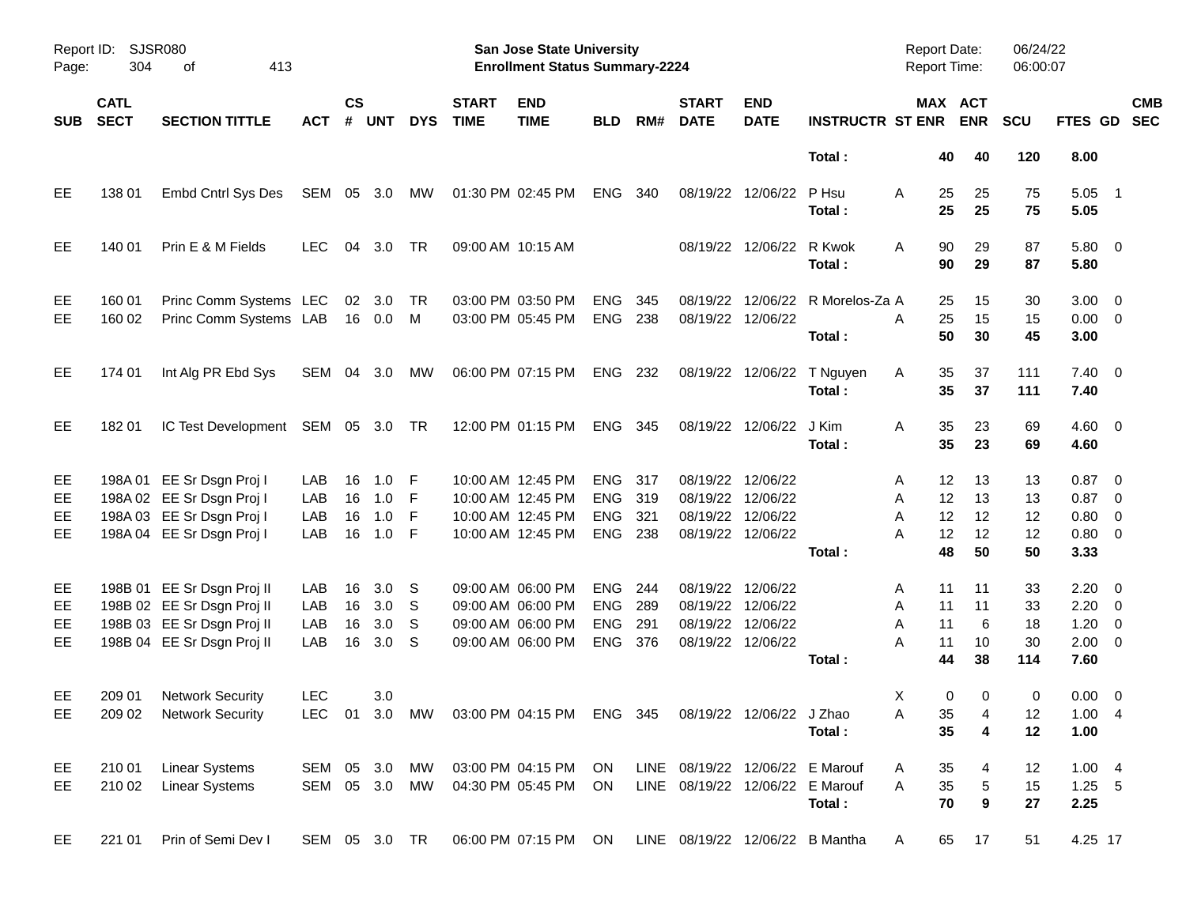Report ID: SJSR080
San Jose State University
Enrollment Status Summary-2224
Report Date: 06/24/22
Report Time: 06:00:07

| SUB | CATL SECT | SECTION TITTLE | ACT | CS # | UNT | DYS | START TIME | END TIME | BLD | RM# | START DATE | END DATE | INSTRUCTR | ST | MAX ENR | ACT ENR | SCU | FTES | GD | CMB SEC |
|---|---|---|---|---|---|---|---|---|---|---|---|---|---|---|---|---|---|---|---|---|
| | | | | | | | | | | | | | Total : | | 40 | 40 | 120 | 8.00 | | |
| EE | 138 01 | Embd Cntrl Sys Des | SEM | 05 | 3.0 | MW | 01:30 PM | 02:45 PM | ENG | 340 | 08/19/22 | 12/06/22 | P Hsu | A | 25 | 25 | 75 | 5.05 | 1 | |
| | | | | | | | | | | | | | Total : | | 25 | 25 | 75 | 5.05 | | |
| EE | 140 01 | Prin E & M Fields | LEC | 04 | 3.0 | TR | 09:00 AM | 10:15 AM | | | 08/19/22 | 12/06/22 | R Kwok | A | 90 | 29 | 87 | 5.80 | 0 | |
| | | | | | | | | | | | | | Total : | | 90 | 29 | 87 | 5.80 | | |
| EE | 160 01 | Princ Comm Systems | LEC | 02 | 3.0 | TR | 03:00 PM | 03:50 PM | ENG | 345 | 08/19/22 | 12/06/22 | R Morelos-Za | A | 25 | 15 | 30 | 3.00 | 0 | |
| EE | 160 02 | Princ Comm Systems | LAB | 16 | 0.0 | M | 03:00 PM | 05:45 PM | ENG | 238 | 08/19/22 | 12/06/22 | | A | 25 | 15 | 15 | 0.00 | 0 | |
| | | | | | | | | | | | | | Total : | | 50 | 30 | 45 | 3.00 | | |
| EE | 174 01 | Int Alg PR Ebd Sys | SEM | 04 | 3.0 | MW | 06:00 PM | 07:15 PM | ENG | 232 | 08/19/22 | 12/06/22 | T Nguyen | A | 35 | 37 | 111 | 7.40 | 0 | |
| | | | | | | | | | | | | | Total : | | 35 | 37 | 111 | 7.40 | | |
| EE | 182 01 | IC Test Development | SEM | 05 | 3.0 | TR | 12:00 PM | 01:15 PM | ENG | 345 | 08/19/22 | 12/06/22 | J Kim | A | 35 | 23 | 69 | 4.60 | 0 | |
| | | | | | | | | | | | | | Total : | | 35 | 23 | 69 | 4.60 | | |
| EE | 198A 01 | EE Sr Dsgn Proj I | LAB | 16 | 1.0 | F | 10:00 AM | 12:45 PM | ENG | 317 | 08/19/22 | 12/06/22 | | A | 12 | 13 | 13 | 0.87 | 0 | |
| EE | 198A 02 | EE Sr Dsgn Proj I | LAB | 16 | 1.0 | F | 10:00 AM | 12:45 PM | ENG | 319 | 08/19/22 | 12/06/22 | | A | 12 | 13 | 13 | 0.87 | 0 | |
| EE | 198A 03 | EE Sr Dsgn Proj I | LAB | 16 | 1.0 | F | 10:00 AM | 12:45 PM | ENG | 321 | 08/19/22 | 12/06/22 | | A | 12 | 12 | 12 | 0.80 | 0 | |
| EE | 198A 04 | EE Sr Dsgn Proj I | LAB | 16 | 1.0 | F | 10:00 AM | 12:45 PM | ENG | 238 | 08/19/22 | 12/06/22 | | A | 12 | 12 | 12 | 0.80 | 0 | |
| | | | | | | | | | | | | | Total : | | 48 | 50 | 50 | 3.33 | | |
| EE | 198B 01 | EE Sr Dsgn Proj II | LAB | 16 | 3.0 | S | 09:00 AM | 06:00 PM | ENG | 244 | 08/19/22 | 12/06/22 | | A | 11 | 11 | 33 | 2.20 | 0 | |
| EE | 198B 02 | EE Sr Dsgn Proj II | LAB | 16 | 3.0 | S | 09:00 AM | 06:00 PM | ENG | 289 | 08/19/22 | 12/06/22 | | A | 11 | 11 | 33 | 2.20 | 0 | |
| EE | 198B 03 | EE Sr Dsgn Proj II | LAB | 16 | 3.0 | S | 09:00 AM | 06:00 PM | ENG | 291 | 08/19/22 | 12/06/22 | | A | 11 | 6 | 18 | 1.20 | 0 | |
| EE | 198B 04 | EE Sr Dsgn Proj II | LAB | 16 | 3.0 | S | 09:00 AM | 06:00 PM | ENG | 376 | 08/19/22 | 12/06/22 | | A | 11 | 10 | 30 | 2.00 | 0 | |
| | | | | | | | | | | | | | Total : | | 44 | 38 | 114 | 7.60 | | |
| EE | 209 01 | Network Security | LEC | | 3.0 | | | | | | | | | X | 0 | 0 | 0 | 0.00 | 0 | |
| EE | 209 02 | Network Security | LEC | 01 | 3.0 | MW | 03:00 PM | 04:15 PM | ENG | 345 | 08/19/22 | 12/06/22 | J Zhao | A | 35 | 4 | 12 | 1.00 | 4 | |
| | | | | | | | | | | | | | Total : | | 35 | 4 | 12 | 1.00 | | |
| EE | 210 01 | Linear Systems | SEM | 05 | 3.0 | MW | 03:00 PM | 04:15 PM | ON | LINE | 08/19/22 | 12/06/22 | E Marouf | A | 35 | 4 | 12 | 1.00 | 4 | |
| EE | 210 02 | Linear Systems | SEM | 05 | 3.0 | MW | 04:30 PM | 05:45 PM | ON | LINE | 08/19/22 | 12/06/22 | E Marouf | A | 35 | 5 | 15 | 1.25 | 5 | |
| | | | | | | | | | | | | | Total : | | 70 | 9 | 27 | 2.25 | | |
| EE | 221 01 | Prin of Semi Dev I | SEM | 05 | 3.0 | TR | 06:00 PM | 07:15 PM | ON | LINE | 08/19/22 | 12/06/22 | B Mantha | A | 65 | 17 | 51 | 4.25 | 17 | |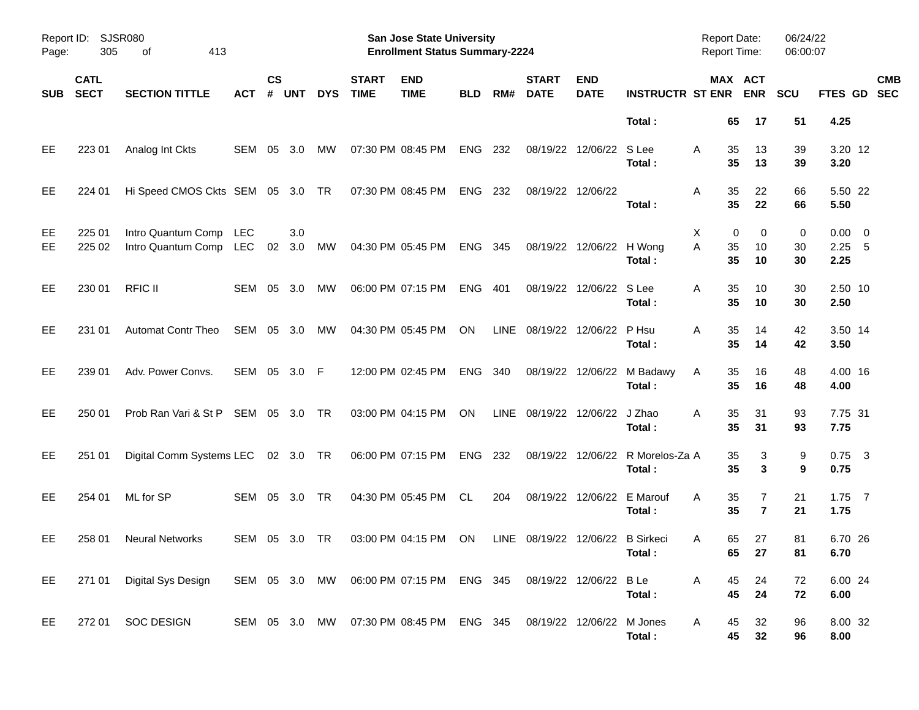Report ID: SJSR080
Page: 305 of 413

**San Jose State University**
**Enrollment Status Summary-2224**

Report Date: 06/24/22
Report Time: 06:00:07

| SUB | CATL SECT | SECTION TITTLE | ACT | CS # | UNT | DYS | START TIME | END TIME | BLD | RM# | START DATE | END DATE | INSTRUCTR | ST | MAX ENR | ACT ENR | SCU | FTES | GD | CMB SEC |
|---|---|---|---|---|---|---|---|---|---|---|---|---|---|---|---|---|---|---|---|---|
| | | | | | | | | | | | | | **Total :** | | **65** | **17** | **51** | **4.25** | | |
| EE | 223 01 | Analog Int Ckts | SEM | 05 | 3.0 | MW | 07:30 PM | 08:45 PM | ENG | 232 | 08/19/22 | 12/06/22 | S Lee | A | 35 | 13 | 39 | 3.20 | 12 | |
| | | | | | | | | | | | | | **Total :** | | **35** | **13** | **39** | **3.20** | | |
| EE | 224 01 | Hi Speed CMOS Ckts | SEM | 05 | 3.0 | TR | 07:30 PM | 08:45 PM | ENG | 232 | 08/19/22 | 12/06/22 | | A | 35 | 22 | 66 | 5.50 | 22 | |
| | | | | | | | | | | | | | **Total :** | | **35** | **22** | **66** | **5.50** | | |
| EE | 225 01 | Intro Quantum Comp | LEC | | 3.0 | | | | | | | | | X | 0 | 0 | 0 | 0.00 | 0 | |
| EE | 225 02 | Intro Quantum Comp | LEC | 02 | 3.0 | MW | 04:30 PM | 05:45 PM | ENG | 345 | 08/19/22 | 12/06/22 | H Wong | A | 35 | 10 | 30 | 2.25 | 5 | |
| | | | | | | | | | | | | | **Total :** | | **35** | **10** | **30** | **2.25** | | |
| EE | 230 01 | RFIC II | SEM | 05 | 3.0 | MW | 06:00 PM | 07:15 PM | ENG | 401 | 08/19/22 | 12/06/22 | S Lee | A | 35 | 10 | 30 | 2.50 | 10 | |
| | | | | | | | | | | | | | **Total :** | | **35** | **10** | **30** | **2.50** | | |
| EE | 231 01 | Automat Contr Theo | SEM | 05 | 3.0 | MW | 04:30 PM | 05:45 PM | ON | LINE | 08/19/22 | 12/06/22 | P Hsu | A | 35 | 14 | 42 | 3.50 | 14 | |
| | | | | | | | | | | | | | **Total :** | | **35** | **14** | **42** | **3.50** | | |
| EE | 239 01 | Adv. Power Convs. | SEM | 05 | 3.0 | F | 12:00 PM | 02:45 PM | ENG | 340 | 08/19/22 | 12/06/22 | M Badawy | A | 35 | 16 | 48 | 4.00 | 16 | |
| | | | | | | | | | | | | | **Total :** | | **35** | **16** | **48** | **4.00** | | |
| EE | 250 01 | Prob Ran Vari & St P | SEM | 05 | 3.0 | TR | 03:00 PM | 04:15 PM | ON | LINE | 08/19/22 | 12/06/22 | J Zhao | A | 35 | 31 | 93 | 7.75 | 31 | |
| | | | | | | | | | | | | | **Total :** | | **35** | **31** | **93** | **7.75** | | |
| EE | 251 01 | Digital Comm Systems | LEC | 02 | 3.0 | TR | 06:00 PM | 07:15 PM | ENG | 232 | 08/19/22 | 12/06/22 | R Morelos-Za | A | 35 | 3 | 9 | 0.75 | 3 | |
| | | | | | | | | | | | | | **Total :** | | **35** | **3** | **9** | **0.75** | | |
| EE | 254 01 | ML for SP | SEM | 05 | 3.0 | TR | 04:30 PM | 05:45 PM | CL | 204 | 08/19/22 | 12/06/22 | E Marouf | A | 35 | 7 | 21 | 1.75 | 7 | |
| | | | | | | | | | | | | | **Total :** | | **35** | **7** | **21** | **1.75** | | |
| EE | 258 01 | Neural Networks | SEM | 05 | 3.0 | TR | 03:00 PM | 04:15 PM | ON | LINE | 08/19/22 | 12/06/22 | B Sirkeci | A | 65 | 27 | 81 | 6.70 | 26 | |
| | | | | | | | | | | | | | **Total :** | | **65** | **27** | **81** | **6.70** | | |
| EE | 271 01 | Digital Sys Design | SEM | 05 | 3.0 | MW | 06:00 PM | 07:15 PM | ENG | 345 | 08/19/22 | 12/06/22 | B Le | A | 45 | 24 | 72 | 6.00 | 24 | |
| | | | | | | | | | | | | | **Total :** | | **45** | **24** | **72** | **6.00** | | |
| EE | 272 01 | SOC DESIGN | SEM | 05 | 3.0 | MW | 07:30 PM | 08:45 PM | ENG | 345 | 08/19/22 | 12/06/22 | M Jones | A | 45 | 32 | 96 | 8.00 | 32 | |
| | | | | | | | | | | | | | **Total :** | | **45** | **32** | **96** | **8.00** | | |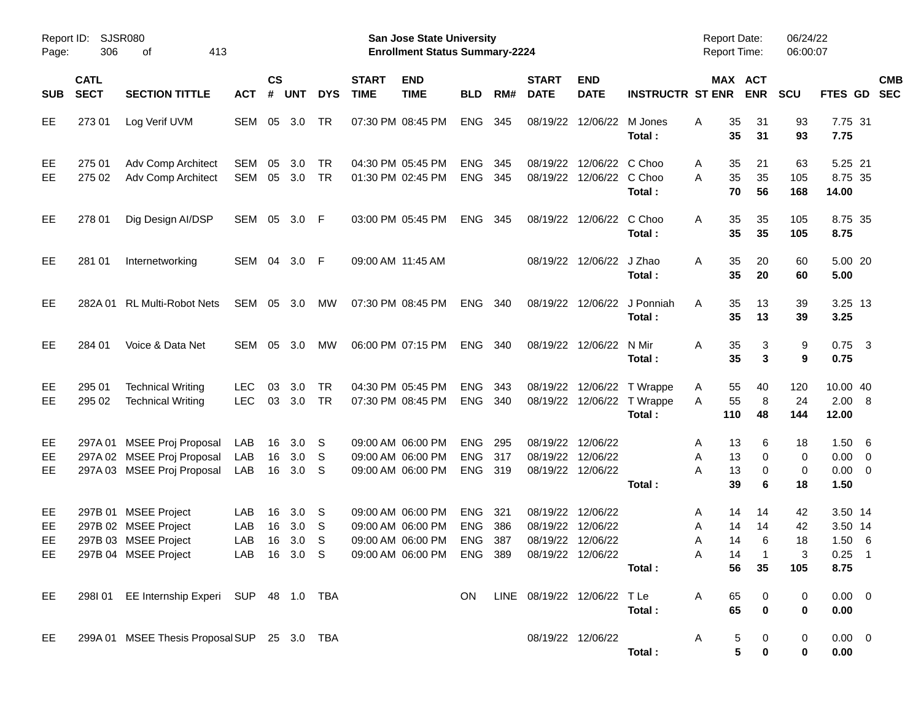Report ID: SJSR080

**San Jose State University**
**Enrollment Status Summary-2224**

Report Date: 06/24/22
Report Time: 06:00:07

| SUB | CATL SECT | SECTION TITTLE | ACT | CS # | UNT | DYS | START TIME | END TIME | BLD | RM# | START DATE | END DATE | INSTRUCTR | ST | MAX ENR | ACT ENR | SCU | FTES | GD | CMB SEC |
|---|---|---|---|---|---|---|---|---|---|---|---|---|---|---|---|---|---|---|---|---|
| EE | 273 01 | Log Verif UVM | SEM | 05 | 3.0 | TR | 07:30 PM | 08:45 PM | ENG | 345 | 08/19/22 | 12/06/22 | M Jones | A | 35 | 31 | 93 | 7.75 | 31 | |
| | | | | | | | | | | | | | **Total :** | | **35** | **31** | **93** | **7.75** | | |
| EE | 275 01 | Adv Comp Architect | SEM | 05 | 3.0 | TR | 04:30 PM | 05:45 PM | ENG | 345 | 08/19/22 | 12/06/22 | C Choo | A | 35 | 21 | 63 | 5.25 | 21 | |
| EE | 275 02 | Adv Comp Architect | SEM | 05 | 3.0 | TR | 01:30 PM | 02:45 PM | ENG | 345 | 08/19/22 | 12/06/22 | C Choo | A | 35 | 35 | 105 | 8.75 | 35 | |
| | | | | | | | | | | | | | **Total :** | | **70** | **56** | **168** | **14.00** | | |
| EE | 278 01 | Dig Design AI/DSP | SEM | 05 | 3.0 | F | 03:00 PM | 05:45 PM | ENG | 345 | 08/19/22 | 12/06/22 | C Choo | A | 35 | 35 | 105 | 8.75 | 35 | |
| | | | | | | | | | | | | | **Total :** | | **35** | **35** | **105** | **8.75** | | |
| EE | 281 01 | Internetworking | SEM | 04 | 3.0 | F | 09:00 AM | 11:45 AM | | | 08/19/22 | 12/06/22 | J Zhao | A | 35 | 20 | 60 | 5.00 | 20 | |
| | | | | | | | | | | | | | **Total :** | | **35** | **20** | **60** | **5.00** | | |
| EE | 282A 01 | RL Multi-Robot Nets | SEM | 05 | 3.0 | MW | 07:30 PM | 08:45 PM | ENG | 340 | 08/19/22 | 12/06/22 | J Ponniah | A | 35 | 13 | 39 | 3.25 | 13 | |
| | | | | | | | | | | | | | **Total :** | | **35** | **13** | **39** | **3.25** | | |
| EE | 284 01 | Voice & Data Net | SEM | 05 | 3.0 | MW | 06:00 PM | 07:15 PM | ENG | 340 | 08/19/22 | 12/06/22 | N Mir | A | 35 | 3 | 9 | 0.75 | 3 | |
| | | | | | | | | | | | | | **Total :** | | **35** | **3** | **9** | **0.75** | | |
| EE | 295 01 | Technical Writing | LEC | 03 | 3.0 | TR | 04:30 PM | 05:45 PM | ENG | 343 | 08/19/22 | 12/06/22 | T Wrappe | A | 55 | 40 | 120 | 10.00 | 40 | |
| EE | 295 02 | Technical Writing | LEC | 03 | 3.0 | TR | 07:30 PM | 08:45 PM | ENG | 340 | 08/19/22 | 12/06/22 | T Wrappe | A | 55 | 8 | 24 | 2.00 | 8 | |
| | | | | | | | | | | | | | **Total :** | | **110** | **48** | **144** | **12.00** | | |
| EE | 297A 01 | MSEE Proj Proposal | LAB | 16 | 3.0 | S | 09:00 AM | 06:00 PM | ENG | 295 | 08/19/22 | 12/06/22 | | A | 13 | 6 | 18 | 1.50 | 6 | |
| EE | 297A 02 | MSEE Proj Proposal | LAB | 16 | 3.0 | S | 09:00 AM | 06:00 PM | ENG | 317 | 08/19/22 | 12/06/22 | | A | 13 | 0 | 0 | 0.00 | 0 | |
| EE | 297A 03 | MSEE Proj Proposal | LAB | 16 | 3.0 | S | 09:00 AM | 06:00 PM | ENG | 319 | 08/19/22 | 12/06/22 | | A | 13 | 0 | 0 | 0.00 | 0 | |
| | | | | | | | | | | | | | **Total :** | | **39** | **6** | **18** | **1.50** | | |
| EE | 297B 01 | MSEE Project | LAB | 16 | 3.0 | S | 09:00 AM | 06:00 PM | ENG | 321 | 08/19/22 | 12/06/22 | | A | 14 | 14 | 42 | 3.50 | 14 | |
| EE | 297B 02 | MSEE Project | LAB | 16 | 3.0 | S | 09:00 AM | 06:00 PM | ENG | 386 | 08/19/22 | 12/06/22 | | A | 14 | 14 | 42 | 3.50 | 14 | |
| EE | 297B 03 | MSEE Project | LAB | 16 | 3.0 | S | 09:00 AM | 06:00 PM | ENG | 387 | 08/19/22 | 12/06/22 | | A | 14 | 6 | 18 | 1.50 | 6 | |
| EE | 297B 04 | MSEE Project | LAB | 16 | 3.0 | S | 09:00 AM | 06:00 PM | ENG | 389 | 08/19/22 | 12/06/22 | | A | 14 | 1 | 3 | 0.25 | 1 | |
| | | | | | | | | | | | | | **Total :** | | **56** | **35** | **105** | **8.75** | | |
| EE | 298I 01 | EE Internship Experi | SUP | 48 | 1.0 | TBA | | | ON | LINE | 08/19/22 | 12/06/22 | T Le | A | 65 | 0 | 0 | 0.00 | 0 | |
| | | | | | | | | | | | | | **Total :** | | **65** | **0** | **0** | **0.00** | | |
| EE | 299A 01 | MSEE Thesis Proposal | SUP | 25 | 3.0 | TBA | | | | | 08/19/22 | 12/06/22 | | A | 5 | 0 | 0 | 0.00 | 0 | |
| | | | | | | | | | | | | | **Total :** | | **5** | **0** | **0** | **0.00** | | |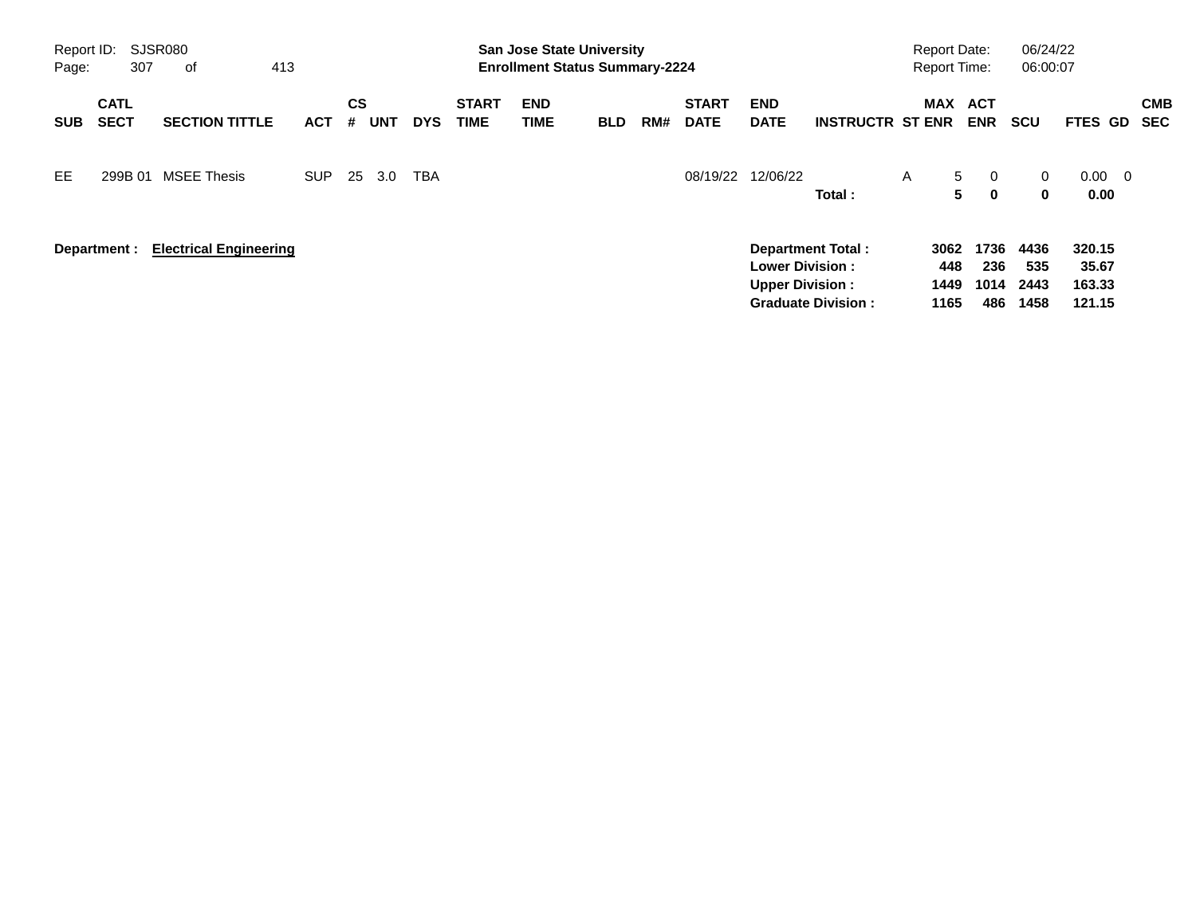Report ID: SJSR080

**San Jose State University**
**Enrollment Status Summary-2224**

Report Date: 06/24/22
Report Time: 06:00:07

| SUB | CATL SECT | SECTION TITTLE | ACT | CS # | UNT | DYS | START TIME | END TIME | BLD | RM# | START DATE | END DATE | INSTRUCTR | ST | MAX ENR | ACT ENR | SCU | FTES | GD | CMB SEC |
|---|---|---|---|---|---|---|---|---|---|---|---|---|---|---|---|---|---|---|---|---|
| EE | 299B 01 | MSEE Thesis | SUP | 25 | 3.0 | TBA | | | | | 08/19/22 | 12/06/22 | | A | 5 | 0 | 0 | 0.00 | 0 | |
| | | | | | | | | | | | | | **Total :** | | **5** | **0** | **0** | **0.00** | | |

**Department :** **Electrical Engineering**

| | MAX ENR | ACT ENR | SCU | FTES |
|---|---|---|---|---|
| **Department Total :** | **3062** | **1736** | **4436** | **320.15** |
| **Lower Division :** | **448** | **236** | **535** | **35.67** |
| **Upper Division :** | **1449** | **1014** | **2443** | **163.33** |
| **Graduate Division :** | **1165** | **486** | **1458** | **121.15** |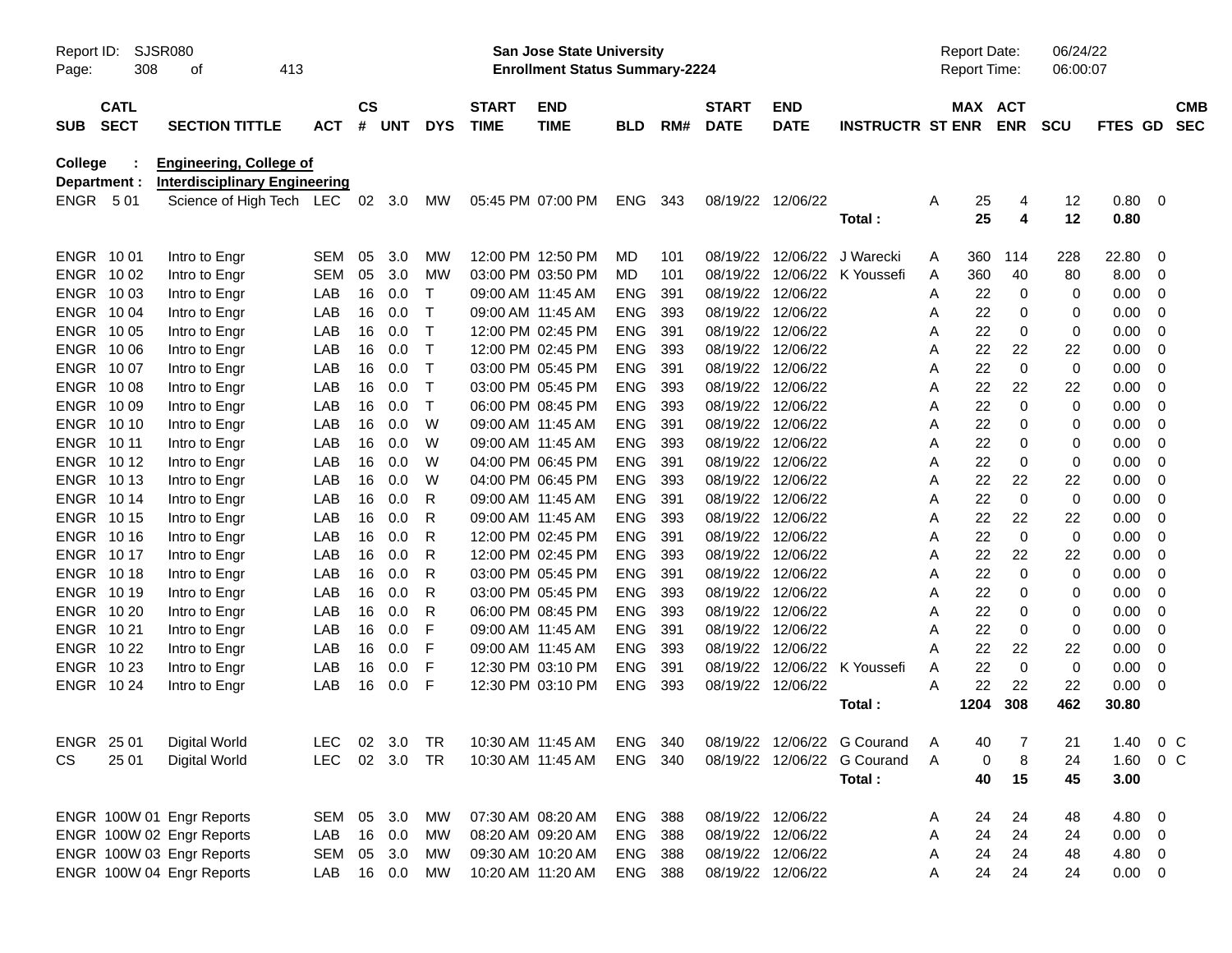Report ID: SJSR080 | **San Jose State University** | Report Date: 06/24/22
**Enrollment Status Summary-2224** | Report Time: 06:00:07

**College : Engineering, College of**
**Department : Interdisciplinary Engineering**

| SUB | CATL SECT | SECTION TITTLE | ACT | CS # | UNT | DYS | START TIME | END TIME | BLD | RM# | START DATE | END DATE | INSTRUCTR | ST | MAX ENR | ACT ENR | SCU | FTES | GD | CMB SEC |
|---|---|---|---|---|---|---|---|---|---|---|---|---|---|---|---|---|---|---|---|---|
| ENGR | 5 01 | Science of High Tech | LEC | 02 | 3.0 | MW | 05:45 PM | 07:00 PM | ENG | 343 | 08/19/22 | 12/06/22 | | A | 25 | 4 | 12 | 0.80 | 0 | |
| | | | | | | | | | | | | | **Total :** | | **25** | **4** | **12** | **0.80** | | |
| ENGR | 10 01 | Intro to Engr | SEM | 05 | 3.0 | MW | 12:00 PM | 12:50 PM | MD | 101 | 08/19/22 | 12/06/22 | J Warecki | A | 360 | 114 | 228 | 22.80 | 0 | |
| ENGR | 10 02 | Intro to Engr | SEM | 05 | 3.0 | MW | 03:00 PM | 03:50 PM | MD | 101 | 08/19/22 | 12/06/22 | K Youssefi | A | 360 | 40 | 80 | 8.00 | 0 | |
| ENGR | 10 03 | Intro to Engr | LAB | 16 | 0.0 | T | 09:00 AM | 11:45 AM | ENG | 391 | 08/19/22 | 12/06/22 | | A | 22 | 0 | 0 | 0.00 | 0 | |
| ENGR | 10 04 | Intro to Engr | LAB | 16 | 0.0 | T | 09:00 AM | 11:45 AM | ENG | 393 | 08/19/22 | 12/06/22 | | A | 22 | 0 | 0 | 0.00 | 0 | |
| ENGR | 10 05 | Intro to Engr | LAB | 16 | 0.0 | T | 12:00 PM | 02:45 PM | ENG | 391 | 08/19/22 | 12/06/22 | | A | 22 | 0 | 0 | 0.00 | 0 | |
| ENGR | 10 06 | Intro to Engr | LAB | 16 | 0.0 | T | 12:00 PM | 02:45 PM | ENG | 393 | 08/19/22 | 12/06/22 | | A | 22 | 22 | 22 | 0.00 | 0 | |
| ENGR | 10 07 | Intro to Engr | LAB | 16 | 0.0 | T | 03:00 PM | 05:45 PM | ENG | 391 | 08/19/22 | 12/06/22 | | A | 22 | 0 | 0 | 0.00 | 0 | |
| ENGR | 10 08 | Intro to Engr | LAB | 16 | 0.0 | T | 03:00 PM | 05:45 PM | ENG | 393 | 08/19/22 | 12/06/22 | | A | 22 | 22 | 22 | 0.00 | 0 | |
| ENGR | 10 09 | Intro to Engr | LAB | 16 | 0.0 | T | 06:00 PM | 08:45 PM | ENG | 393 | 08/19/22 | 12/06/22 | | A | 22 | 0 | 0 | 0.00 | 0 | |
| ENGR | 10 10 | Intro to Engr | LAB | 16 | 0.0 | W | 09:00 AM | 11:45 AM | ENG | 391 | 08/19/22 | 12/06/22 | | A | 22 | 0 | 0 | 0.00 | 0 | |
| ENGR | 10 11 | Intro to Engr | LAB | 16 | 0.0 | W | 09:00 AM | 11:45 AM | ENG | 393 | 08/19/22 | 12/06/22 | | A | 22 | 0 | 0 | 0.00 | 0 | |
| ENGR | 10 12 | Intro to Engr | LAB | 16 | 0.0 | W | 04:00 PM | 06:45 PM | ENG | 391 | 08/19/22 | 12/06/22 | | A | 22 | 0 | 0 | 0.00 | 0 | |
| ENGR | 10 13 | Intro to Engr | LAB | 16 | 0.0 | W | 04:00 PM | 06:45 PM | ENG | 393 | 08/19/22 | 12/06/22 | | A | 22 | 22 | 22 | 0.00 | 0 | |
| ENGR | 10 14 | Intro to Engr | LAB | 16 | 0.0 | R | 09:00 AM | 11:45 AM | ENG | 391 | 08/19/22 | 12/06/22 | | A | 22 | 0 | 0 | 0.00 | 0 | |
| ENGR | 10 15 | Intro to Engr | LAB | 16 | 0.0 | R | 09:00 AM | 11:45 AM | ENG | 393 | 08/19/22 | 12/06/22 | | A | 22 | 22 | 22 | 0.00 | 0 | |
| ENGR | 10 16 | Intro to Engr | LAB | 16 | 0.0 | R | 12:00 PM | 02:45 PM | ENG | 391 | 08/19/22 | 12/06/22 | | A | 22 | 0 | 0 | 0.00 | 0 | |
| ENGR | 10 17 | Intro to Engr | LAB | 16 | 0.0 | R | 12:00 PM | 02:45 PM | ENG | 393 | 08/19/22 | 12/06/22 | | A | 22 | 22 | 22 | 0.00 | 0 | |
| ENGR | 10 18 | Intro to Engr | LAB | 16 | 0.0 | R | 03:00 PM | 05:45 PM | ENG | 391 | 08/19/22 | 12/06/22 | | A | 22 | 0 | 0 | 0.00 | 0 | |
| ENGR | 10 19 | Intro to Engr | LAB | 16 | 0.0 | R | 03:00 PM | 05:45 PM | ENG | 393 | 08/19/22 | 12/06/22 | | A | 22 | 0 | 0 | 0.00 | 0 | |
| ENGR | 10 20 | Intro to Engr | LAB | 16 | 0.0 | R | 06:00 PM | 08:45 PM | ENG | 393 | 08/19/22 | 12/06/22 | | A | 22 | 0 | 0 | 0.00 | 0 | |
| ENGR | 10 21 | Intro to Engr | LAB | 16 | 0.0 | F | 09:00 AM | 11:45 AM | ENG | 391 | 08/19/22 | 12/06/22 | | A | 22 | 0 | 0 | 0.00 | 0 | |
| ENGR | 10 22 | Intro to Engr | LAB | 16 | 0.0 | F | 09:00 AM | 11:45 AM | ENG | 393 | 08/19/22 | 12/06/22 | | A | 22 | 22 | 22 | 0.00 | 0 | |
| ENGR | 10 23 | Intro to Engr | LAB | 16 | 0.0 | F | 12:30 PM | 03:10 PM | ENG | 391 | 08/19/22 | 12/06/22 | K Youssefi | A | 22 | 0 | 0 | 0.00 | 0 | |
| ENGR | 10 24 | Intro to Engr | LAB | 16 | 0.0 | F | 12:30 PM | 03:10 PM | ENG | 393 | 08/19/22 | 12/06/22 | | A | 22 | 22 | 22 | 0.00 | 0 | |
| | | | | | | | | | | | | | **Total :** | | **1204** | **308** | **462** | **30.80** | | |
| ENGR | 25 01 | Digital World | LEC | 02 | 3.0 | TR | 10:30 AM | 11:45 AM | ENG | 340 | 08/19/22 | 12/06/22 | G Courand | A | 40 | 7 | 21 | 1.40 | 0 | C |
| CS | 25 01 | Digital World | LEC | 02 | 3.0 | TR | 10:30 AM | 11:45 AM | ENG | 340 | 08/19/22 | 12/06/22 | G Courand | A | 0 | 8 | 24 | 1.60 | 0 | C |
| | | | | | | | | | | | | | **Total :** | | **40** | **15** | **45** | **3.00** | | |
| ENGR | 100W 01 | Engr Reports | SEM | 05 | 3.0 | MW | 07:30 AM | 08:20 AM | ENG | 388 | 08/19/22 | 12/06/22 | | A | 24 | 24 | 48 | 4.80 | 0 | |
| ENGR | 100W 02 | Engr Reports | LAB | 16 | 0.0 | MW | 08:20 AM | 09:20 AM | ENG | 388 | 08/19/22 | 12/06/22 | | A | 24 | 24 | 24 | 0.00 | 0 | |
| ENGR | 100W 03 | Engr Reports | SEM | 05 | 3.0 | MW | 09:30 AM | 10:20 AM | ENG | 388 | 08/19/22 | 12/06/22 | | A | 24 | 24 | 48 | 4.80 | 0 | |
| ENGR | 100W 04 | Engr Reports | LAB | 16 | 0.0 | MW | 10:20 AM | 11:20 AM | ENG | 388 | 08/19/22 | 12/06/22 | | A | 24 | 24 | 24 | 0.00 | 0 | |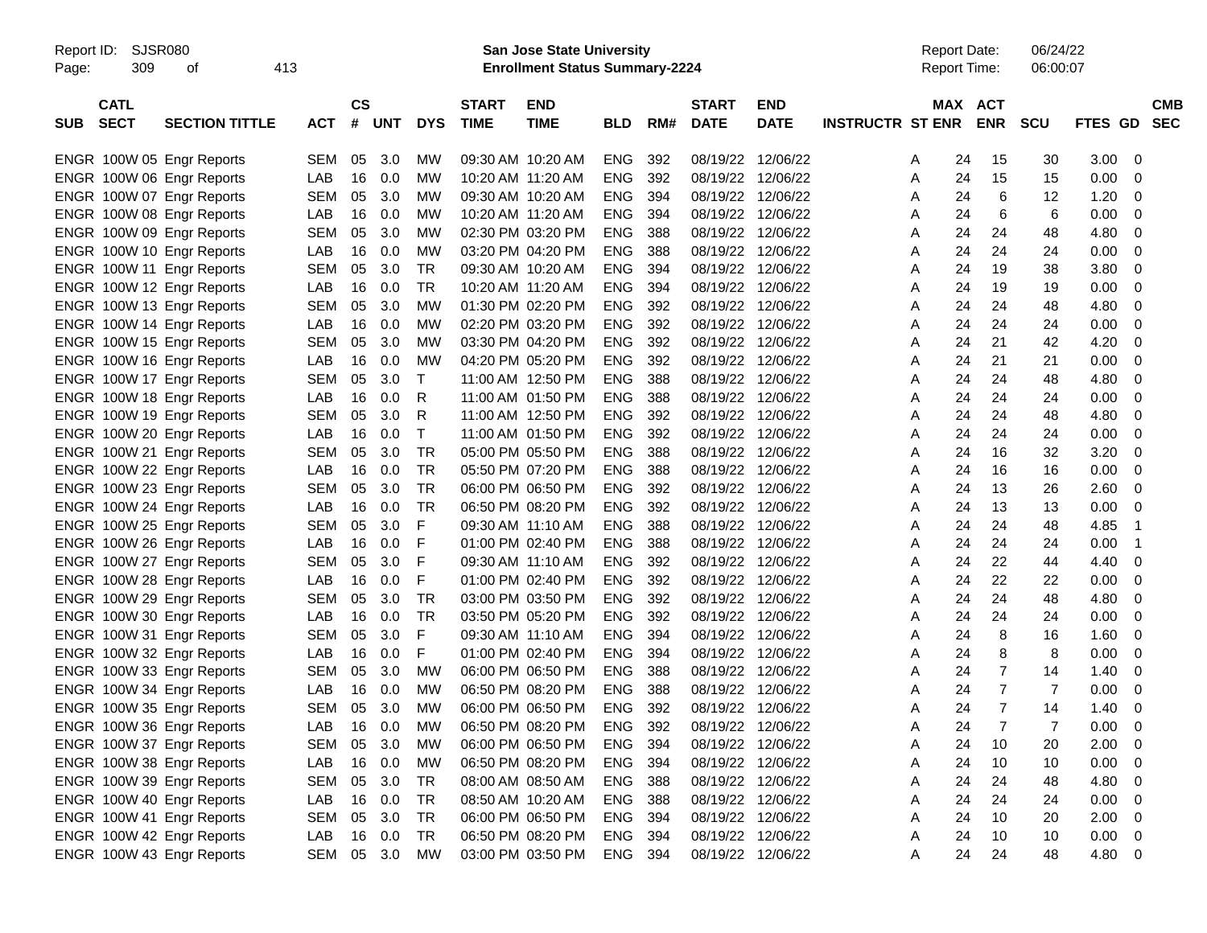| SUB | CATL SECT | SECTION TITTLE | ACT | CS # | UNT | DYS | START TIME | END TIME | BLD | RM# | START DATE | END DATE | INSTRUCTR | ST | MAX ENR | ACT ENR | SCU | FTES | GD | CMB SEC |
|---|---|---|---|---|---|---|---|---|---|---|---|---|---|---|---|---|---|---|---|---|
| ENGR | 100W 05 | Engr Reports | SEM | 05 | 3.0 | MW | 09:30 AM | 10:20 AM | ENG | 392 | 08/19/22 | 12/06/22 | | A | 24 | 15 | 30 | 3.00 | 0 | |
| ENGR | 100W 06 | Engr Reports | LAB | 16 | 0.0 | MW | 10:20 AM | 11:20 AM | ENG | 392 | 08/19/22 | 12/06/22 | | A | 24 | 15 | 15 | 0.00 | 0 | |
| ENGR | 100W 07 | Engr Reports | SEM | 05 | 3.0 | MW | 09:30 AM | 10:20 AM | ENG | 394 | 08/19/22 | 12/06/22 | | A | 24 | 6 | 12 | 1.20 | 0 | |
| ENGR | 100W 08 | Engr Reports | LAB | 16 | 0.0 | MW | 10:20 AM | 11:20 AM | ENG | 394 | 08/19/22 | 12/06/22 | | A | 24 | 6 | 6 | 0.00 | 0 | |
| ENGR | 100W 09 | Engr Reports | SEM | 05 | 3.0 | MW | 02:30 PM | 03:20 PM | ENG | 388 | 08/19/22 | 12/06/22 | | A | 24 | 24 | 48 | 4.80 | 0 | |
| ENGR | 100W 10 | Engr Reports | LAB | 16 | 0.0 | MW | 03:20 PM | 04:20 PM | ENG | 388 | 08/19/22 | 12/06/22 | | A | 24 | 24 | 24 | 0.00 | 0 | |
| ENGR | 100W 11 | Engr Reports | SEM | 05 | 3.0 | TR | 09:30 AM | 10:20 AM | ENG | 394 | 08/19/22 | 12/06/22 | | A | 24 | 19 | 38 | 3.80 | 0 | |
| ENGR | 100W 12 | Engr Reports | LAB | 16 | 0.0 | TR | 10:20 AM | 11:20 AM | ENG | 394 | 08/19/22 | 12/06/22 | | A | 24 | 19 | 19 | 0.00 | 0 | |
| ENGR | 100W 13 | Engr Reports | SEM | 05 | 3.0 | MW | 01:30 PM | 02:20 PM | ENG | 392 | 08/19/22 | 12/06/22 | | A | 24 | 24 | 48 | 4.80 | 0 | |
| ENGR | 100W 14 | Engr Reports | LAB | 16 | 0.0 | MW | 02:20 PM | 03:20 PM | ENG | 392 | 08/19/22 | 12/06/22 | | A | 24 | 24 | 24 | 0.00 | 0 | |
| ENGR | 100W 15 | Engr Reports | SEM | 05 | 3.0 | MW | 03:30 PM | 04:20 PM | ENG | 392 | 08/19/22 | 12/06/22 | | A | 24 | 21 | 42 | 4.20 | 0 | |
| ENGR | 100W 16 | Engr Reports | LAB | 16 | 0.0 | MW | 04:20 PM | 05:20 PM | ENG | 392 | 08/19/22 | 12/06/22 | | A | 24 | 21 | 21 | 0.00 | 0 | |
| ENGR | 100W 17 | Engr Reports | SEM | 05 | 3.0 | T | 11:00 AM | 12:50 PM | ENG | 388 | 08/19/22 | 12/06/22 | | A | 24 | 24 | 48 | 4.80 | 0 | |
| ENGR | 100W 18 | Engr Reports | LAB | 16 | 0.0 | R | 11:00 AM | 01:50 PM | ENG | 388 | 08/19/22 | 12/06/22 | | A | 24 | 24 | 24 | 0.00 | 0 | |
| ENGR | 100W 19 | Engr Reports | SEM | 05 | 3.0 | R | 11:00 AM | 12:50 PM | ENG | 392 | 08/19/22 | 12/06/22 | | A | 24 | 24 | 48 | 4.80 | 0 | |
| ENGR | 100W 20 | Engr Reports | LAB | 16 | 0.0 | T | 11:00 AM | 01:50 PM | ENG | 392 | 08/19/22 | 12/06/22 | | A | 24 | 24 | 24 | 0.00 | 0 | |
| ENGR | 100W 21 | Engr Reports | SEM | 05 | 3.0 | TR | 05:00 PM | 05:50 PM | ENG | 388 | 08/19/22 | 12/06/22 | | A | 24 | 16 | 32 | 3.20 | 0 | |
| ENGR | 100W 22 | Engr Reports | LAB | 16 | 0.0 | TR | 05:50 PM | 07:20 PM | ENG | 388 | 08/19/22 | 12/06/22 | | A | 24 | 16 | 16 | 0.00 | 0 | |
| ENGR | 100W 23 | Engr Reports | SEM | 05 | 3.0 | TR | 06:00 PM | 06:50 PM | ENG | 392 | 08/19/22 | 12/06/22 | | A | 24 | 13 | 26 | 2.60 | 0 | |
| ENGR | 100W 24 | Engr Reports | LAB | 16 | 0.0 | TR | 06:50 PM | 08:20 PM | ENG | 392 | 08/19/22 | 12/06/22 | | A | 24 | 13 | 13 | 0.00 | 0 | |
| ENGR | 100W 25 | Engr Reports | SEM | 05 | 3.0 | F | 09:30 AM | 11:10 AM | ENG | 388 | 08/19/22 | 12/06/22 | | A | 24 | 24 | 48 | 4.85 | 1 | |
| ENGR | 100W 26 | Engr Reports | LAB | 16 | 0.0 | F | 01:00 PM | 02:40 PM | ENG | 388 | 08/19/22 | 12/06/22 | | A | 24 | 24 | 24 | 0.00 | 1 | |
| ENGR | 100W 27 | Engr Reports | SEM | 05 | 3.0 | F | 09:30 AM | 11:10 AM | ENG | 392 | 08/19/22 | 12/06/22 | | A | 24 | 22 | 44 | 4.40 | 0 | |
| ENGR | 100W 28 | Engr Reports | LAB | 16 | 0.0 | F | 01:00 PM | 02:40 PM | ENG | 392 | 08/19/22 | 12/06/22 | | A | 24 | 22 | 22 | 0.00 | 0 | |
| ENGR | 100W 29 | Engr Reports | SEM | 05 | 3.0 | TR | 03:00 PM | 03:50 PM | ENG | 392 | 08/19/22 | 12/06/22 | | A | 24 | 24 | 48 | 4.80 | 0 | |
| ENGR | 100W 30 | Engr Reports | LAB | 16 | 0.0 | TR | 03:50 PM | 05:20 PM | ENG | 392 | 08/19/22 | 12/06/22 | | A | 24 | 24 | 24 | 0.00 | 0 | |
| ENGR | 100W 31 | Engr Reports | SEM | 05 | 3.0 | F | 09:30 AM | 11:10 AM | ENG | 394 | 08/19/22 | 12/06/22 | | A | 24 | 8 | 16 | 1.60 | 0 | |
| ENGR | 100W 32 | Engr Reports | LAB | 16 | 0.0 | F | 01:00 PM | 02:40 PM | ENG | 394 | 08/19/22 | 12/06/22 | | A | 24 | 8 | 8 | 0.00 | 0 | |
| ENGR | 100W 33 | Engr Reports | SEM | 05 | 3.0 | MW | 06:00 PM | 06:50 PM | ENG | 388 | 08/19/22 | 12/06/22 | | A | 24 | 7 | 14 | 1.40 | 0 | |
| ENGR | 100W 34 | Engr Reports | LAB | 16 | 0.0 | MW | 06:50 PM | 08:20 PM | ENG | 388 | 08/19/22 | 12/06/22 | | A | 24 | 7 | 7 | 0.00 | 0 | |
| ENGR | 100W 35 | Engr Reports | SEM | 05 | 3.0 | MW | 06:00 PM | 06:50 PM | ENG | 392 | 08/19/22 | 12/06/22 | | A | 24 | 7 | 14 | 1.40 | 0 | |
| ENGR | 100W 36 | Engr Reports | LAB | 16 | 0.0 | MW | 06:50 PM | 08:20 PM | ENG | 392 | 08/19/22 | 12/06/22 | | A | 24 | 7 | 7 | 0.00 | 0 | |
| ENGR | 100W 37 | Engr Reports | SEM | 05 | 3.0 | MW | 06:00 PM | 06:50 PM | ENG | 394 | 08/19/22 | 12/06/22 | | A | 24 | 10 | 20 | 2.00 | 0 | |
| ENGR | 100W 38 | Engr Reports | LAB | 16 | 0.0 | MW | 06:50 PM | 08:20 PM | ENG | 394 | 08/19/22 | 12/06/22 | | A | 24 | 10 | 10 | 0.00 | 0 | |
| ENGR | 100W 39 | Engr Reports | SEM | 05 | 3.0 | TR | 08:00 AM | 08:50 AM | ENG | 388 | 08/19/22 | 12/06/22 | | A | 24 | 24 | 48 | 4.80 | 0 | |
| ENGR | 100W 40 | Engr Reports | LAB | 16 | 0.0 | TR | 08:50 AM | 10:20 AM | ENG | 388 | 08/19/22 | 12/06/22 | | A | 24 | 24 | 24 | 0.00 | 0 | |
| ENGR | 100W 41 | Engr Reports | SEM | 05 | 3.0 | TR | 06:00 PM | 06:50 PM | ENG | 394 | 08/19/22 | 12/06/22 | | A | 24 | 10 | 20 | 2.00 | 0 | |
| ENGR | 100W 42 | Engr Reports | LAB | 16 | 0.0 | TR | 06:50 PM | 08:20 PM | ENG | 394 | 08/19/22 | 12/06/22 | | A | 24 | 10 | 10 | 0.00 | 0 | |
| ENGR | 100W 43 | Engr Reports | SEM | 05 | 3.0 | MW | 03:00 PM | 03:50 PM | ENG | 394 | 08/19/22 | 12/06/22 | | A | 24 | 24 | 48 | 4.80 | 0 | |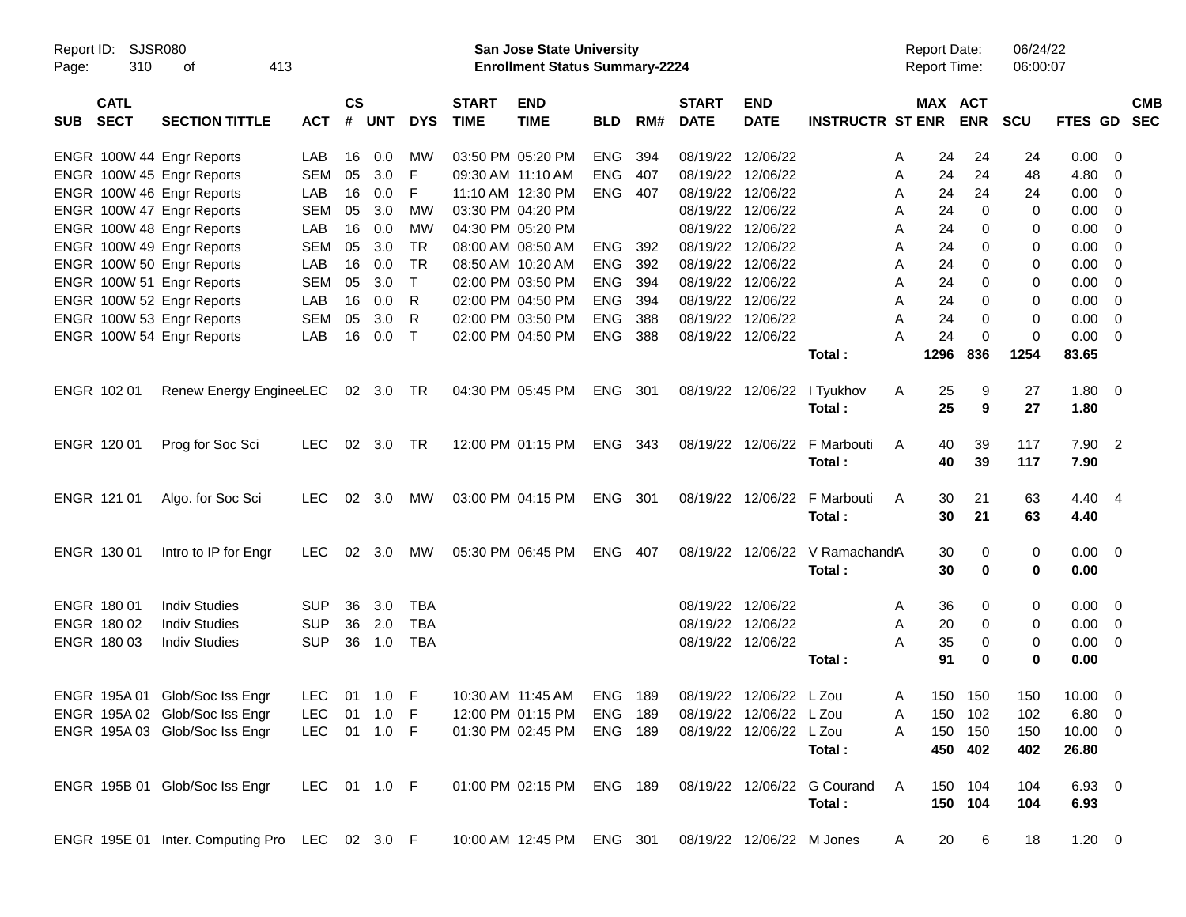Report ID: SJSR080
San Jose State University
Enrollment Status Summary-2224
Report Date: 06/24/22
Report Time: 06:00:07

| SUB | CATL SECT | SECTION TITTLE | ACT | CS # | UNT | DYS | START TIME | END TIME | BLD | RM# | START DATE | END DATE | INSTRUCTR | ST | MAX ENR | ACT ENR | SCU | FTES | GD | CMB SEC |
|---|---|---|---|---|---|---|---|---|---|---|---|---|---|---|---|---|---|---|---|---|
| ENGR | 100W 44 | Engr Reports | LAB | 16 | 0.0 | MW | 03:50 PM | 05:20 PM | ENG | 394 | 08/19/22 | 12/06/22 | | A | 24 | 24 | 24 | 0.00 | 0 | |
| ENGR | 100W 45 | Engr Reports | SEM | 05 | 3.0 | F | 09:30 AM | 11:10 AM | ENG | 407 | 08/19/22 | 12/06/22 | | A | 24 | 24 | 48 | 4.80 | 0 | |
| ENGR | 100W 46 | Engr Reports | LAB | 16 | 0.0 | F | 11:10 AM | 12:30 PM | ENG | 407 | 08/19/22 | 12/06/22 | | A | 24 | 24 | 24 | 0.00 | 0 | |
| ENGR | 100W 47 | Engr Reports | SEM | 05 | 3.0 | MW | 03:30 PM | 04:20 PM | | | 08/19/22 | 12/06/22 | | A | 24 | 0 | 0 | 0.00 | 0 | |
| ENGR | 100W 48 | Engr Reports | LAB | 16 | 0.0 | MW | 04:30 PM | 05:20 PM | | | 08/19/22 | 12/06/22 | | A | 24 | 0 | 0 | 0.00 | 0 | |
| ENGR | 100W 49 | Engr Reports | SEM | 05 | 3.0 | TR | 08:00 AM | 08:50 AM | ENG | 392 | 08/19/22 | 12/06/22 | | A | 24 | 0 | 0 | 0.00 | 0 | |
| ENGR | 100W 50 | Engr Reports | LAB | 16 | 0.0 | TR | 08:50 AM | 10:20 AM | ENG | 392 | 08/19/22 | 12/06/22 | | A | 24 | 0 | 0 | 0.00 | 0 | |
| ENGR | 100W 51 | Engr Reports | SEM | 05 | 3.0 | T | 02:00 PM | 03:50 PM | ENG | 394 | 08/19/22 | 12/06/22 | | A | 24 | 0 | 0 | 0.00 | 0 | |
| ENGR | 100W 52 | Engr Reports | LAB | 16 | 0.0 | R | 02:00 PM | 04:50 PM | ENG | 394 | 08/19/22 | 12/06/22 | | A | 24 | 0 | 0 | 0.00 | 0 | |
| ENGR | 100W 53 | Engr Reports | SEM | 05 | 3.0 | R | 02:00 PM | 03:50 PM | ENG | 388 | 08/19/22 | 12/06/22 | | A | 24 | 0 | 0 | 0.00 | 0 | |
| ENGR | 100W 54 | Engr Reports | LAB | 16 | 0.0 | T | 02:00 PM | 04:50 PM | ENG | 388 | 08/19/22 | 12/06/22 | | A | 24 | 0 | 0 | 0.00 | 0 | |
| | | | | | | | | | | | | | **Total :** | | **1296** | **836** | **1254** | **83.65** | | |
| ENGR | 102 01 | Renew Energy Enginee | LEC | 02 | 3.0 | TR | 04:30 PM | 05:45 PM | ENG | 301 | 08/19/22 | 12/06/22 | I Tyukhov | A | 25 | 9 | 27 | 1.80 | 0 | |
| | | | | | | | | | | | | | **Total :** | | **25** | **9** | **27** | **1.80** | | |
| ENGR | 120 01 | Prog for Soc Sci | LEC | 02 | 3.0 | TR | 12:00 PM | 01:15 PM | ENG | 343 | 08/19/22 | 12/06/22 | F Marbouti | A | 40 | 39 | 117 | 7.90 | 2 | |
| | | | | | | | | | | | | | **Total :** | | **40** | **39** | **117** | **7.90** | | |
| ENGR | 121 01 | Algo. for Soc Sci | LEC | 02 | 3.0 | MW | 03:00 PM | 04:15 PM | ENG | 301 | 08/19/22 | 12/06/22 | F Marbouti | A | 30 | 21 | 63 | 4.40 | 4 | |
| | | | | | | | | | | | | | **Total :** | | **30** | **21** | **63** | **4.40** | | |
| ENGR | 130 01 | Intro to IP for Engr | LEC | 02 | 3.0 | MW | 05:30 PM | 06:45 PM | ENG | 407 | 08/19/22 | 12/06/22 | V Ramachandr | A | 30 | 0 | 0 | 0.00 | 0 | |
| | | | | | | | | | | | | | **Total :** | | **30** | **0** | **0** | **0.00** | | |
| ENGR | 180 01 | Indiv Studies | SUP | 36 | 3.0 | TBA | | | | | 08/19/22 | 12/06/22 | | A | 36 | 0 | 0 | 0.00 | 0 | |
| ENGR | 180 02 | Indiv Studies | SUP | 36 | 2.0 | TBA | | | | | 08/19/22 | 12/06/22 | | A | 20 | 0 | 0 | 0.00 | 0 | |
| ENGR | 180 03 | Indiv Studies | SUP | 36 | 1.0 | TBA | | | | | 08/19/22 | 12/06/22 | | A | 35 | 0 | 0 | 0.00 | 0 | |
| | | | | | | | | | | | | | **Total :** | | **91** | **0** | **0** | **0.00** | | |
| ENGR | 195A 01 | Glob/Soc Iss Engr | LEC | 01 | 1.0 | F | 10:30 AM | 11:45 AM | ENG | 189 | 08/19/22 | 12/06/22 | L Zou | A | 150 | 150 | 150 | 10.00 | 0 | |
| ENGR | 195A 02 | Glob/Soc Iss Engr | LEC | 01 | 1.0 | F | 12:00 PM | 01:15 PM | ENG | 189 | 08/19/22 | 12/06/22 | L Zou | A | 150 | 102 | 102 | 6.80 | 0 | |
| ENGR | 195A 03 | Glob/Soc Iss Engr | LEC | 01 | 1.0 | F | 01:30 PM | 02:45 PM | ENG | 189 | 08/19/22 | 12/06/22 | L Zou | A | 150 | 150 | 150 | 10.00 | 0 | |
| | | | | | | | | | | | | | **Total :** | | **450** | **402** | **402** | **26.80** | | |
| ENGR | 195B 01 | Glob/Soc Iss Engr | LEC | 01 | 1.0 | F | 01:00 PM | 02:15 PM | ENG | 189 | 08/19/22 | 12/06/22 | G Courand | A | 150 | 104 | 104 | 6.93 | 0 | |
| | | | | | | | | | | | | | **Total :** | | **150** | **104** | **104** | **6.93** | | |
| ENGR | 195E 01 | Inter. Computing Pro | LEC | 02 | 3.0 | F | 10:00 AM | 12:45 PM | ENG | 301 | 08/19/22 | 12/06/22 | M Jones | A | 20 | 6 | 18 | 1.20 | 0 | |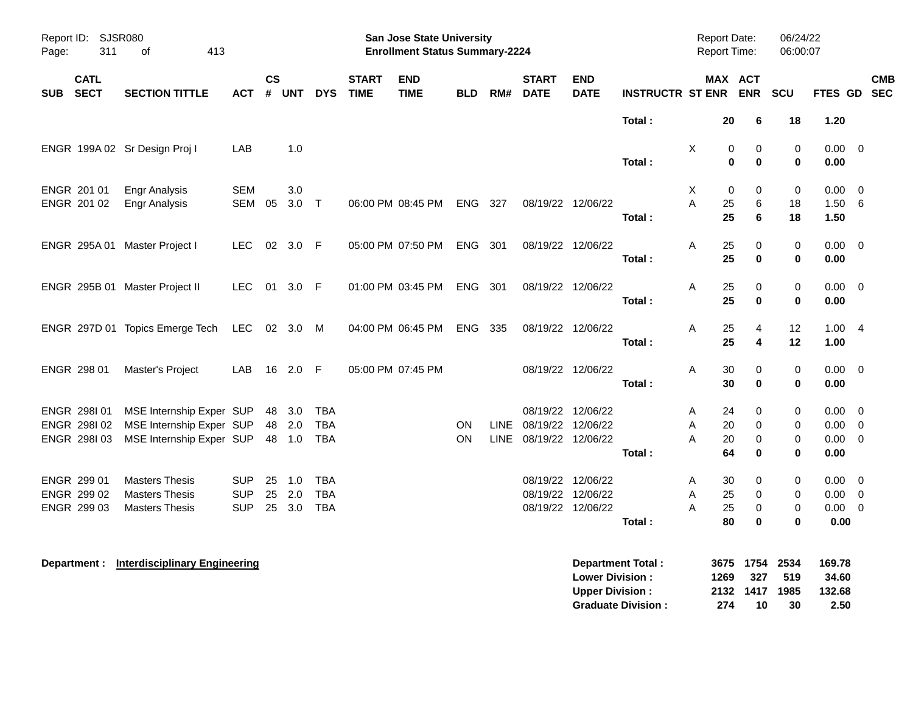**San Jose State University**
**Enrollment Status Summary-2224**

Report ID: SJSR080
Report Date: 06/24/22
Report Time: 06:00:07

| SUB | CATL SECT | SECTION TITTLE | ACT | CS # | UNT | DYS | START TIME | END TIME | BLD | RM# | START DATE | END DATE | INSTRUCTR | ST | MAX ENR | ACT ENR | SCU | FTES | GD | CMB SEC |
|---|---|---|---|---|---|---|---|---|---|---|---|---|---|---|---|---|---|---|---|---|
| | | | | | | | | | | | | | **Total :** | | **20** | **6** | **18** | **1.20** | | |
| ENGR | 199A 02 | Sr Design Proj I | LAB | | 1.0 | | | | | | | | | X | 0 | 0 | 0 | 0.00 | 0 | |
| | | | | | | | | | | | | | **Total :** | | **0** | **0** | **0** | **0.00** | | |
| ENGR | 201 01 | Engr Analysis | SEM | | 3.0 | | | | | | | | | X | 0 | 0 | 0 | 0.00 | 0 | |
| ENGR | 201 02 | Engr Analysis | SEM | 05 | 3.0 | T | 06:00 PM | 08:45 PM | ENG | 327 | 08/19/22 | 12/06/22 | | A | 25 | 6 | 18 | 1.50 | 6 | |
| | | | | | | | | | | | | | **Total :** | | **25** | **6** | **18** | **1.50** | | |
| ENGR | 295A 01 | Master Project I | LEC | 02 | 3.0 | F | 05:00 PM | 07:50 PM | ENG | 301 | 08/19/22 | 12/06/22 | | A | 25 | 0 | 0 | 0.00 | 0 | |
| | | | | | | | | | | | | | **Total :** | | **25** | **0** | **0** | **0.00** | | |
| ENGR | 295B 01 | Master Project II | LEC | 01 | 3.0 | F | 01:00 PM | 03:45 PM | ENG | 301 | 08/19/22 | 12/06/22 | | A | 25 | 0 | 0 | 0.00 | 0 | |
| | | | | | | | | | | | | | **Total :** | | **25** | **0** | **0** | **0.00** | | |
| ENGR | 297D 01 | Topics Emerge Tech | LEC | 02 | 3.0 | M | 04:00 PM | 06:45 PM | ENG | 335 | 08/19/22 | 12/06/22 | | A | 25 | 4 | 12 | 1.00 | 4 | |
| | | | | | | | | | | | | | **Total :** | | **25** | **4** | **12** | **1.00** | | |
| ENGR | 298 01 | Master's Project | LAB | 16 | 2.0 | F | 05:00 PM | 07:45 PM | | | 08/19/22 | 12/06/22 | | A | 30 | 0 | 0 | 0.00 | 0 | |
| | | | | | | | | | | | | | **Total :** | | **30** | **0** | **0** | **0.00** | | |
| ENGR | 298I 01 | MSE Internship Exper | SUP | 48 | 3.0 | TBA | | | | | 08/19/22 | 12/06/22 | | A | 24 | 0 | 0 | 0.00 | 0 | |
| ENGR | 298I 02 | MSE Internship Exper | SUP | 48 | 2.0 | TBA | | | ON | LINE | 08/19/22 | 12/06/22 | | A | 20 | 0 | 0 | 0.00 | 0 | |
| ENGR | 298I 03 | MSE Internship Exper | SUP | 48 | 1.0 | TBA | | | ON | LINE | 08/19/22 | 12/06/22 | | A | 20 | 0 | 0 | 0.00 | 0 | |
| | | | | | | | | | | | | | **Total :** | | **64** | **0** | **0** | **0.00** | | |
| ENGR | 299 01 | Masters Thesis | SUP | 25 | 1.0 | TBA | | | | | 08/19/22 | 12/06/22 | | A | 30 | 0 | 0 | 0.00 | 0 | |
| ENGR | 299 02 | Masters Thesis | SUP | 25 | 2.0 | TBA | | | | | 08/19/22 | 12/06/22 | | A | 25 | 0 | 0 | 0.00 | 0 | |
| ENGR | 299 03 | Masters Thesis | SUP | 25 | 3.0 | TBA | | | | | 08/19/22 | 12/06/22 | | A | 25 | 0 | 0 | 0.00 | 0 | |
| | | | | | | | | | | | | | **Total :** | | **80** | **0** | **0** | **0.00** | | |

**Department :** **Interdisciplinary Engineering**

| | MAX ENR | ACT ENR | SCU | FTES |
|---|---|---|---|---|
| **Department Total :** | **3675** | **1754** | **2534** | **169.78** |
| **Lower Division :** | **1269** | **327** | **519** | **34.60** |
| **Upper Division :** | **2132** | **1417** | **1985** | **132.68** |
| **Graduate Division :** | **274** | **10** | **30** | **2.50** |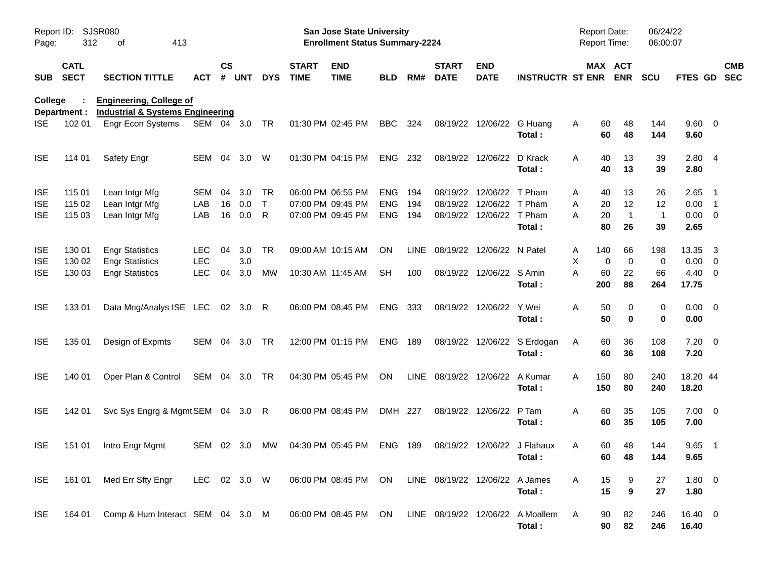Report ID: SJSR080

**San Jose State University**
**Enrollment Status Summary-2224**

Report Date: 06/24/22
Report Time: 06:00:07

**College : Engineering, College of**
**Department : Industrial & Systems Engineering**

| SUB | CATL SECT | SECTION TITTLE | ACT | CS # | UNT | DYS | START TIME | END TIME | BLD | RM# | START DATE | END DATE | INSTRUCTR | ST | MAX ENR | ACT ENR | SCU | FTES | GD | CMB SEC |
|---|---|---|---|---|---|---|---|---|---|---|---|---|---|---|---|---|---|---|---|---|
| ISE | 102 01 | Engr Econ Systems | SEM | 04 | 3.0 | TR | 01:30 PM | 02:45 PM | BBC | 324 | 08/19/22 | 12/06/22 | G Huang | A | 60 | 48 | 144 | 9.60 | 0 | |
| | | | | | | | | | | | | | **Total :** | | **60** | **48** | **144** | **9.60** | | |
| ISE | 114 01 | Safety Engr | SEM | 04 | 3.0 | W | 01:30 PM | 04:15 PM | ENG | 232 | 08/19/22 | 12/06/22 | D Krack | A | 40 | 13 | 39 | 2.80 | 4 | |
| | | | | | | | | | | | | | **Total :** | | **40** | **13** | **39** | **2.80** | | |
| ISE | 115 01 | Lean Intgr Mfg | SEM | 04 | 3.0 | TR | 06:00 PM | 06:55 PM | ENG | 194 | 08/19/22 | 12/06/22 | T Pham | A | 40 | 13 | 26 | 2.65 | 1 | |
| ISE | 115 02 | Lean Intgr Mfg | LAB | 16 | 0.0 | T | 07:00 PM | 09:45 PM | ENG | 194 | 08/19/22 | 12/06/22 | T Pham | A | 20 | 12 | 12 | 0.00 | 1 | |
| ISE | 115 03 | Lean Intgr Mfg | LAB | 16 | 0.0 | R | 07:00 PM | 09:45 PM | ENG | 194 | 08/19/22 | 12/06/22 | T Pham | A | 20 | 1 | 1 | 0.00 | 0 | |
| | | | | | | | | | | | | | **Total :** | | **80** | **26** | **39** | **2.65** | | |
| ISE | 130 01 | Engr Statistics | LEC | 04 | 3.0 | TR | 09:00 AM | 10:15 AM | ON | LINE | 08/19/22 | 12/06/22 | N Patel | A | 140 | 66 | 198 | 13.35 | 3 | |
| ISE | 130 02 | Engr Statistics | LEC | | 3.0 | | | | | | | | | X | 0 | 0 | 0 | 0.00 | 0 | |
| ISE | 130 03 | Engr Statistics | LEC | 04 | 3.0 | MW | 10:30 AM | 11:45 AM | SH | 100 | 08/19/22 | 12/06/22 | S Amin | A | 60 | 22 | 66 | 4.40 | 0 | |
| | | | | | | | | | | | | | **Total :** | | **200** | **88** | **264** | **17.75** | | |
| ISE | 133 01 | Data Mng/Analys ISE | LEC | 02 | 3.0 | R | 06:00 PM | 08:45 PM | ENG | 333 | 08/19/22 | 12/06/22 | Y Wei | A | 50 | 0 | 0 | 0.00 | 0 | |
| | | | | | | | | | | | | | **Total :** | | **50** | **0** | **0** | **0.00** | | |
| ISE | 135 01 | Design of Expmts | SEM | 04 | 3.0 | TR | 12:00 PM | 01:15 PM | ENG | 189 | 08/19/22 | 12/06/22 | S Erdogan | A | 60 | 36 | 108 | 7.20 | 0 | |
| | | | | | | | | | | | | | **Total :** | | **60** | **36** | **108** | **7.20** | | |
| ISE | 140 01 | Oper Plan & Control | SEM | 04 | 3.0 | TR | 04:30 PM | 05:45 PM | ON | LINE | 08/19/22 | 12/06/22 | A Kumar | A | 150 | 80 | 240 | 18.20 | 44 | |
| | | | | | | | | | | | | | **Total :** | | **150** | **80** | **240** | **18.20** | | |
| ISE | 142 01 | Svc Sys Engrg & Mgmt | SEM | 04 | 3.0 | R | 06:00 PM | 08:45 PM | DMH | 227 | 08/19/22 | 12/06/22 | P Tam | A | 60 | 35 | 105 | 7.00 | 0 | |
| | | | | | | | | | | | | | **Total :** | | **60** | **35** | **105** | **7.00** | | |
| ISE | 151 01 | Intro Engr Mgmt | SEM | 02 | 3.0 | MW | 04:30 PM | 05:45 PM | ENG | 189 | 08/19/22 | 12/06/22 | J Flahaux | A | 60 | 48 | 144 | 9.65 | 1 | |
| | | | | | | | | | | | | | **Total :** | | **60** | **48** | **144** | **9.65** | | |
| ISE | 161 01 | Med Err Sfty Engr | LEC | 02 | 3.0 | W | 06:00 PM | 08:45 PM | ON | LINE | 08/19/22 | 12/06/22 | A James | A | 15 | 9 | 27 | 1.80 | 0 | |
| | | | | | | | | | | | | | **Total :** | | **15** | **9** | **27** | **1.80** | | |
| ISE | 164 01 | Comp & Hum Interact | SEM | 04 | 3.0 | M | 06:00 PM | 08:45 PM | ON | LINE | 08/19/22 | 12/06/22 | A Moallem | A | 90 | 82 | 246 | 16.40 | 0 | |
| | | | | | | | | | | | | | **Total :** | | **90** | **82** | **246** | **16.40** | | |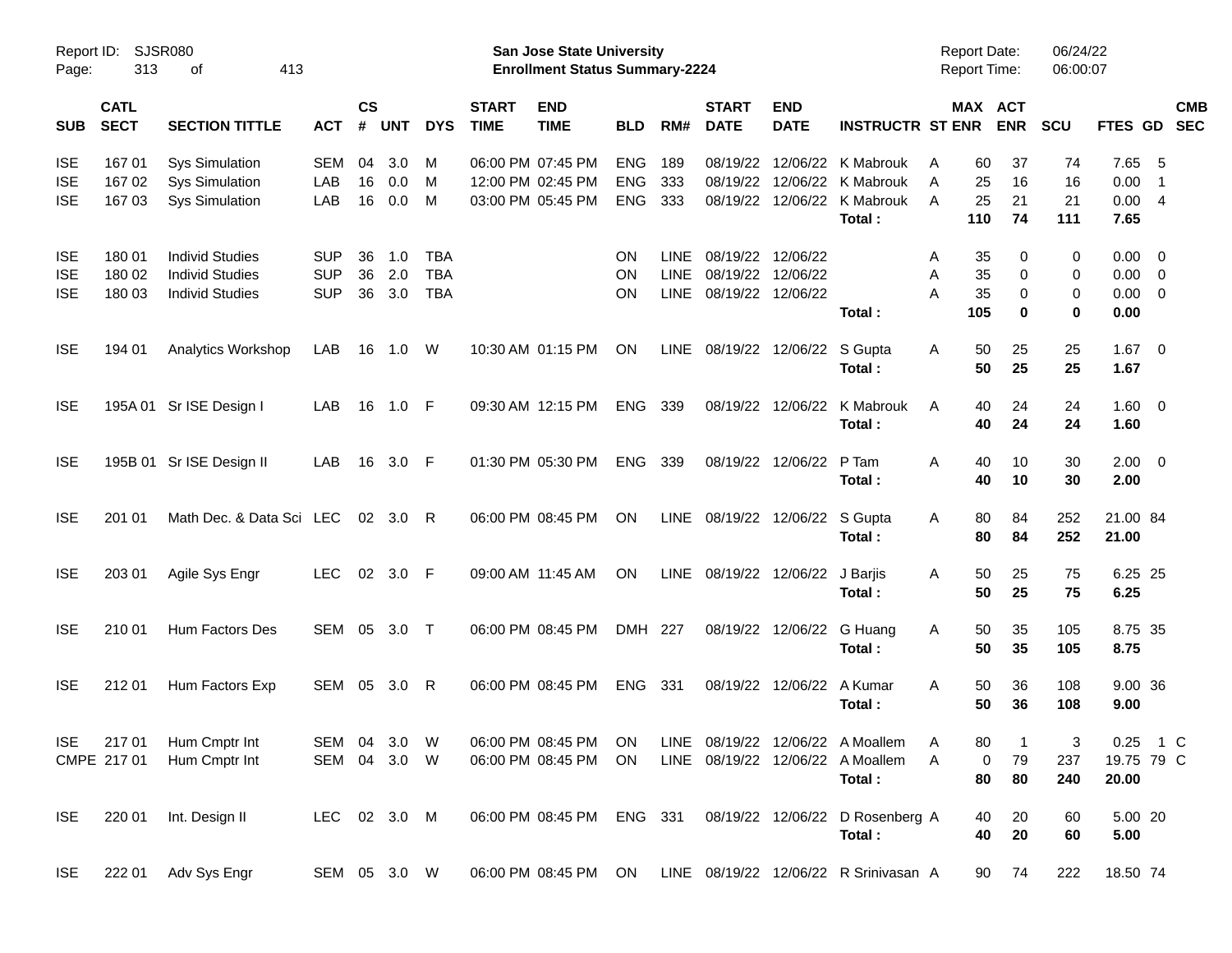Report ID: SJSR080
**San Jose State University**
**Enrollment Status Summary-2224**
Report Date: 06/24/22
Report Time: 06:00:07

| SUB | CATL SECT | SECTION TITTLE | ACT | CS # | UNT | DYS | START TIME | END TIME | BLD | RM# | START DATE | END DATE | INSTRUCTR | ST | MAX ENR | ACT ENR | SCU | FTES | GD | CMB SEC |
|---|---|---|---|---|---|---|---|---|---|---|---|---|---|---|---|---|---|---|---|---|
| ISE | 167 01 | Sys Simulation | SEM | 04 | 3.0 | M | 06:00 PM | 07:45 PM | ENG | 189 | 08/19/22 | 12/06/22 | K Mabrouk | A | 60 | 37 | 74 | 7.65 | 5 | |
| ISE | 167 02 | Sys Simulation | LAB | 16 | 0.0 | M | 12:00 PM | 02:45 PM | ENG | 333 | 08/19/22 | 12/06/22 | K Mabrouk | A | 25 | 16 | 16 | 0.00 | 1 | |
| ISE | 167 03 | Sys Simulation | LAB | 16 | 0.0 | M | 03:00 PM | 05:45 PM | ENG | 333 | 08/19/22 | 12/06/22 | K Mabrouk | A | 25 | 21 | 21 | 0.00 | 4 | |
| | | | | | | | | | | | | | **Total :** | | **110** | **74** | **111** | **7.65** | | |
| ISE | 180 01 | Individ Studies | SUP | 36 | 1.0 | TBA | | | ON | LINE | 08/19/22 | 12/06/22 | | A | 35 | 0 | 0 | 0.00 | 0 | |
| ISE | 180 02 | Individ Studies | SUP | 36 | 2.0 | TBA | | | ON | LINE | 08/19/22 | 12/06/22 | | A | 35 | 0 | 0 | 0.00 | 0 | |
| ISE | 180 03 | Individ Studies | SUP | 36 | 3.0 | TBA | | | ON | LINE | 08/19/22 | 12/06/22 | | A | 35 | 0 | 0 | 0.00 | 0 | |
| | | | | | | | | | | | | | **Total :** | | **105** | **0** | **0** | **0.00** | | |
| ISE | 194 01 | Analytics Workshop | LAB | 16 | 1.0 | W | 10:30 AM | 01:15 PM | ON | LINE | 08/19/22 | 12/06/22 | S Gupta | A | 50 | 25 | 25 | 1.67 | 0 | |
| | | | | | | | | | | | | | **Total :** | | **50** | **25** | **25** | **1.67** | | |
| ISE | 195A 01 | Sr ISE Design I | LAB | 16 | 1.0 | F | 09:30 AM | 12:15 PM | ENG | 339 | 08/19/22 | 12/06/22 | K Mabrouk | A | 40 | 24 | 24 | 1.60 | 0 | |
| | | | | | | | | | | | | | **Total :** | | **40** | **24** | **24** | **1.60** | | |
| ISE | 195B 01 | Sr ISE Design II | LAB | 16 | 3.0 | F | 01:30 PM | 05:30 PM | ENG | 339 | 08/19/22 | 12/06/22 | P Tam | A | 40 | 10 | 30 | 2.00 | 0 | |
| | | | | | | | | | | | | | **Total :** | | **40** | **10** | **30** | **2.00** | | |
| ISE | 201 01 | Math Dec. & Data Sci | LEC | 02 | 3.0 | R | 06:00 PM | 08:45 PM | ON | LINE | 08/19/22 | 12/06/22 | S Gupta | A | 80 | 84 | 252 | 21.00 | 84 | |
| | | | | | | | | | | | | | **Total :** | | **80** | **84** | **252** | **21.00** | | |
| ISE | 203 01 | Agile Sys Engr | LEC | 02 | 3.0 | F | 09:00 AM | 11:45 AM | ON | LINE | 08/19/22 | 12/06/22 | J Barjis | A | 50 | 25 | 75 | 6.25 | 25 | |
| | | | | | | | | | | | | | **Total :** | | **50** | **25** | **75** | **6.25** | | |
| ISE | 210 01 | Hum Factors Des | SEM | 05 | 3.0 | T | 06:00 PM | 08:45 PM | DMH | 227 | 08/19/22 | 12/06/22 | G Huang | A | 50 | 35 | 105 | 8.75 | 35 | |
| | | | | | | | | | | | | | **Total :** | | **50** | **35** | **105** | **8.75** | | |
| ISE | 212 01 | Hum Factors Exp | SEM | 05 | 3.0 | R | 06:00 PM | 08:45 PM | ENG | 331 | 08/19/22 | 12/06/22 | A Kumar | A | 50 | 36 | 108 | 9.00 | 36 | |
| | | | | | | | | | | | | | **Total :** | | **50** | **36** | **108** | **9.00** | | |
| ISE | 217 01 | Hum Cmptr Int | SEM | 04 | 3.0 | W | 06:00 PM | 08:45 PM | ON | LINE | 08/19/22 | 12/06/22 | A Moallem | A | 80 | 1 | 3 | 0.25 | 1 | C |
| CMPE | 217 01 | Hum Cmptr Int | SEM | 04 | 3.0 | W | 06:00 PM | 08:45 PM | ON | LINE | 08/19/22 | 12/06/22 | A Moallem | A | 0 | 79 | 237 | 19.75 | 79 | C |
| | | | | | | | | | | | | | **Total :** | | **80** | **80** | **240** | **20.00** | | |
| ISE | 220 01 | Int. Design II | LEC | 02 | 3.0 | M | 06:00 PM | 08:45 PM | ENG | 331 | 08/19/22 | 12/06/22 | D Rosenberg | A | 40 | 20 | 60 | 5.00 | 20 | |
| | | | | | | | | | | | | | **Total :** | | **40** | **20** | **60** | **5.00** | | |
| ISE | 222 01 | Adv Sys Engr | SEM | 05 | 3.0 | W | 06:00 PM | 08:45 PM | ON | LINE | 08/19/22 | 12/06/22 | R Srinivasan | A | 90 | 74 | 222 | 18.50 | 74 | |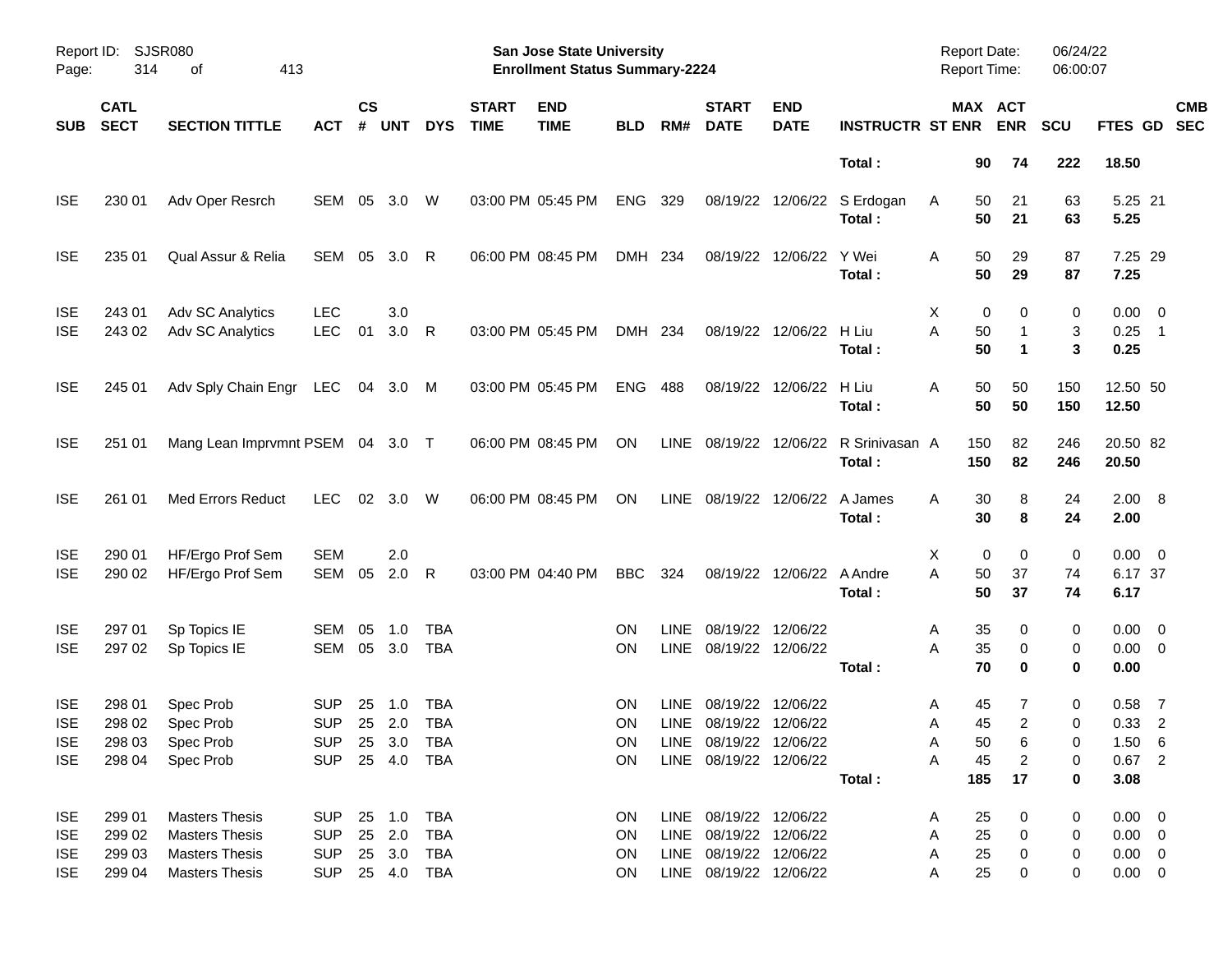| SUB | CATL SECT | SECTION TITTLE | ACT | CS # | UNT | DYS | START TIME | END TIME | BLD | RM# | START DATE | END DATE | INSTRUCTR | ST | MAX ENR | ACT ENR | SCU | FTES | GD | CMB SEC |
|---|---|---|---|---|---|---|---|---|---|---|---|---|---|---|---|---|---|---|---|---|
| | | | | | | | | | | | | | **Total :** | | **90** | **74** | **222** | **18.50** | | |
| ISE | 230 01 | Adv Oper Resrch | SEM | 05 | 3.0 | W | 03:00 PM | 05:45 PM | ENG | 329 | 08/19/22 | 12/06/22 | S Erdogan | A | 50 | 21 | 63 | 5.25 | 21 | |
| | | | | | | | | | | | | | **Total :** | | **50** | **21** | **63** | **5.25** | | |
| ISE | 235 01 | Qual Assur & Relia | SEM | 05 | 3.0 | R | 06:00 PM | 08:45 PM | DMH | 234 | 08/19/22 | 12/06/22 | Y Wei | A | 50 | 29 | 87 | 7.25 | 29 | |
| | | | | | | | | | | | | | **Total :** | | **50** | **29** | **87** | **7.25** | | |
| ISE | 243 01 | Adv SC Analytics | LEC | | 3.0 | | | | | | | | | X | 0 | 0 | 0 | 0.00 | 0 | |
| ISE | 243 02 | Adv SC Analytics | LEC | 01 | 3.0 | R | 03:00 PM | 05:45 PM | DMH | 234 | 08/19/22 | 12/06/22 | H Liu | A | 50 | 1 | 3 | 0.25 | 1 | |
| | | | | | | | | | | | | | **Total :** | | **50** | **1** | **3** | **0.25** | | |
| ISE | 245 01 | Adv Sply Chain Engr | LEC | 04 | 3.0 | M | 03:00 PM | 05:45 PM | ENG | 488 | 08/19/22 | 12/06/22 | H Liu | A | 50 | 50 | 150 | 12.50 | 50 | |
| | | | | | | | | | | | | | **Total :** | | **50** | **50** | **150** | **12.50** | | |
| ISE | 251 01 | Mang Lean Imprvmnt P | SEM | 04 | 3.0 | T | 06:00 PM | 08:45 PM | ON | LINE | 08/19/22 | 12/06/22 | R Srinivasan | A | 150 | 82 | 246 | 20.50 | 82 | |
| | | | | | | | | | | | | | **Total :** | | **150** | **82** | **246** | **20.50** | | |
| ISE | 261 01 | Med Errors Reduct | LEC | 02 | 3.0 | W | 06:00 PM | 08:45 PM | ON | LINE | 08/19/22 | 12/06/22 | A James | A | 30 | 8 | 24 | 2.00 | 8 | |
| | | | | | | | | | | | | | **Total :** | | **30** | **8** | **24** | **2.00** | | |
| ISE | 290 01 | HF/Ergo Prof Sem | SEM | | 2.0 | | | | | | | | | X | 0 | 0 | 0 | 0.00 | 0 | |
| ISE | 290 02 | HF/Ergo Prof Sem | SEM | 05 | 2.0 | R | 03:00 PM | 04:40 PM | BBC | 324 | 08/19/22 | 12/06/22 | A Andre | A | 50 | 37 | 74 | 6.17 | 37 | |
| | | | | | | | | | | | | | **Total :** | | **50** | **37** | **74** | **6.17** | | |
| ISE | 297 01 | Sp Topics IE | SEM | 05 | 1.0 | TBA | | | ON | LINE | 08/19/22 | 12/06/22 | | A | 35 | 0 | 0 | 0.00 | 0 | |
| ISE | 297 02 | Sp Topics IE | SEM | 05 | 3.0 | TBA | | | ON | LINE | 08/19/22 | 12/06/22 | | A | 35 | 0 | 0 | 0.00 | 0 | |
| | | | | | | | | | | | | | **Total :** | | **70** | **0** | **0** | **0.00** | | |
| ISE | 298 01 | Spec Prob | SUP | 25 | 1.0 | TBA | | | ON | LINE | 08/19/22 | 12/06/22 | | A | 45 | 7 | 0 | 0.58 | 7 | |
| ISE | 298 02 | Spec Prob | SUP | 25 | 2.0 | TBA | | | ON | LINE | 08/19/22 | 12/06/22 | | A | 45 | 2 | 0 | 0.33 | 2 | |
| ISE | 298 03 | Spec Prob | SUP | 25 | 3.0 | TBA | | | ON | LINE | 08/19/22 | 12/06/22 | | A | 50 | 6 | 0 | 1.50 | 6 | |
| ISE | 298 04 | Spec Prob | SUP | 25 | 4.0 | TBA | | | ON | LINE | 08/19/22 | 12/06/22 | | A | 45 | 2 | 0 | 0.67 | 2 | |
| | | | | | | | | | | | | | **Total :** | | **185** | **17** | **0** | **3.08** | | |
| ISE | 299 01 | Masters Thesis | SUP | 25 | 1.0 | TBA | | | ON | LINE | 08/19/22 | 12/06/22 | | A | 25 | 0 | 0 | 0.00 | 0 | |
| ISE | 299 02 | Masters Thesis | SUP | 25 | 2.0 | TBA | | | ON | LINE | 08/19/22 | 12/06/22 | | A | 25 | 0 | 0 | 0.00 | 0 | |
| ISE | 299 03 | Masters Thesis | SUP | 25 | 3.0 | TBA | | | ON | LINE | 08/19/22 | 12/06/22 | | A | 25 | 0 | 0 | 0.00 | 0 | |
| ISE | 299 04 | Masters Thesis | SUP | 25 | 4.0 | TBA | | | ON | LINE | 08/19/22 | 12/06/22 | | A | 25 | 0 | 0 | 0.00 | 0 | |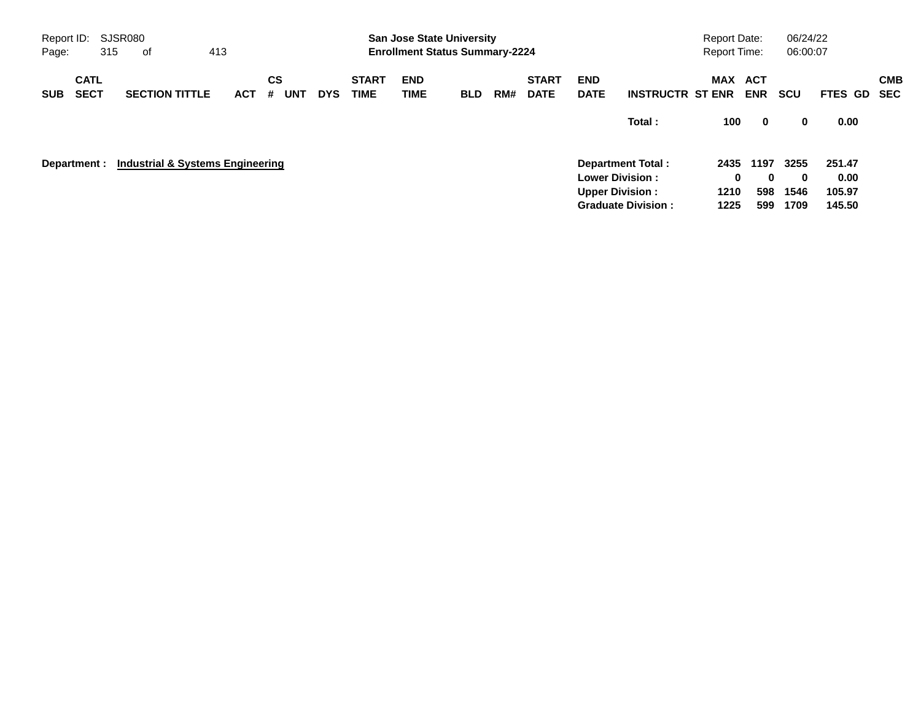| SUB | CATL SECT | SECTION TITTLE | ACT | CS # | UNT | DYS | START TIME | END TIME | BLD | RM# | START DATE | END DATE | INSTRUCTR | MAX ST ENR | ACT ENR | SCU | FTES | GD | CMB SEC |
|---|---|---|---|---|---|---|---|---|---|---|---|---|---|---|---|---|---|---|---|
| | | | | | | | | | | | | | Total : | 100 | 0 | 0 | 0.00 | | |

**Department :** **Industrial & Systems Engineering**

| | MAX ST ENR | ACT ENR | SCU | FTES |
|---|---|---|---|---|
| **Department Total :** | 2435 | 1197 | 3255 | 251.47 |
| **Lower Division :** | 0 | 0 | 0 | 0.00 |
| **Upper Division :** | 1210 | 598 | 1546 | 105.97 |
| **Graduate Division :** | 1225 | 599 | 1709 | 145.50 |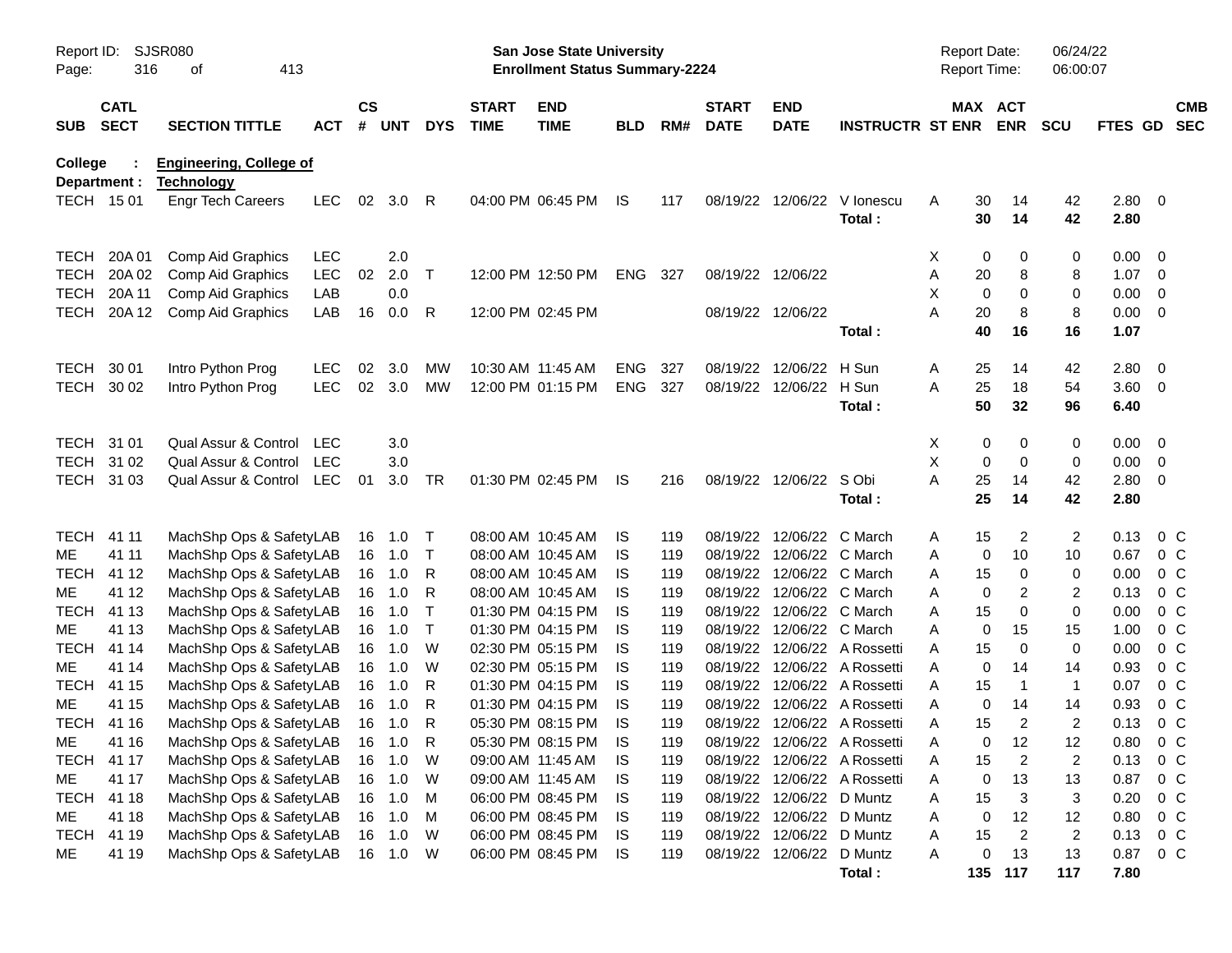Report ID: SJSR080

**San Jose State University**
**Enrollment Status Summary-2224**

Report Date: 06/24/22
Report Time: 06:00:07

College : **Engineering, College of**
Department : **Technology**

| SUB | CATL SECT | SECTION TITTLE | ACT | CS # | UNT | DYS | START TIME | END TIME | BLD | RM# | START DATE | END DATE | INSTRUCTR | ST | MAX ENR | ACT ENR | SCU | FTES | GD | CMB SEC |
|---|---|---|---|---|---|---|---|---|---|---|---|---|---|---|---|---|---|---|---|---|
| TECH | 15 01 | Engr Tech Careers | LEC | 02 | 3.0 | R | 04:00 PM | 06:45 PM | IS | 117 | 08/19/22 | 12/06/22 | V Ionescu | A | 30 | 14 | 42 | 2.80 | 0 | |
| | | | | | | | | | | | | | **Total :** | | **30** | **14** | **42** | **2.80** | | |
| TECH | 20A 01 | Comp Aid Graphics | LEC | | 2.0 | | | | | | | | | X | 0 | 0 | 0 | 0.00 | 0 | |
| TECH | 20A 02 | Comp Aid Graphics | LEC | 02 | 2.0 | T | 12:00 PM | 12:50 PM | ENG | 327 | 08/19/22 | 12/06/22 | | A | 20 | 8 | 8 | 1.07 | 0 | |
| TECH | 20A 11 | Comp Aid Graphics | LAB | | 0.0 | | | | | | | | | X | 0 | 0 | 0 | 0.00 | 0 | |
| TECH | 20A 12 | Comp Aid Graphics | LAB | 16 | 0.0 | R | 12:00 PM | 02:45 PM | | | 08/19/22 | 12/06/22 | | A | 20 | 8 | 8 | 0.00 | 0 | |
| | | | | | | | | | | | | | **Total :** | | **40** | **16** | **16** | **1.07** | | |
| TECH | 30 01 | Intro Python Prog | LEC | 02 | 3.0 | MW | 10:30 AM | 11:45 AM | ENG | 327 | 08/19/22 | 12/06/22 | H Sun | A | 25 | 14 | 42 | 2.80 | 0 | |
| TECH | 30 02 | Intro Python Prog | LEC | 02 | 3.0 | MW | 12:00 PM | 01:15 PM | ENG | 327 | 08/19/22 | 12/06/22 | H Sun | A | 25 | 18 | 54 | 3.60 | 0 | |
| | | | | | | | | | | | | | **Total :** | | **50** | **32** | **96** | **6.40** | | |
| TECH | 31 01 | Qual Assur & Control | LEC | | 3.0 | | | | | | | | | X | 0 | 0 | 0 | 0.00 | 0 | |
| TECH | 31 02 | Qual Assur & Control | LEC | | 3.0 | | | | | | | | | X | 0 | 0 | 0 | 0.00 | 0 | |
| TECH | 31 03 | Qual Assur & Control | LEC | 01 | 3.0 | TR | 01:30 PM | 02:45 PM | IS | 216 | 08/19/22 | 12/06/22 | S Obi | A | 25 | 14 | 42 | 2.80 | 0 | |
| | | | | | | | | | | | | | **Total :** | | **25** | **14** | **42** | **2.80** | | |
| TECH | 41 11 | MachShp Ops & Safety | LAB | 16 | 1.0 | T | 08:00 AM | 10:45 AM | IS | 119 | 08/19/22 | 12/06/22 | C March | A | 15 | 2 | 2 | 0.13 | 0 | C |
| ME | 41 11 | MachShp Ops & Safety | LAB | 16 | 1.0 | T | 08:00 AM | 10:45 AM | IS | 119 | 08/19/22 | 12/06/22 | C March | A | 0 | 10 | 10 | 0.67 | 0 | C |
| TECH | 41 12 | MachShp Ops & Safety | LAB | 16 | 1.0 | R | 08:00 AM | 10:45 AM | IS | 119 | 08/19/22 | 12/06/22 | C March | A | 15 | 0 | 0 | 0.00 | 0 | C |
| ME | 41 12 | MachShp Ops & Safety | LAB | 16 | 1.0 | R | 08:00 AM | 10:45 AM | IS | 119 | 08/19/22 | 12/06/22 | C March | A | 0 | 2 | 2 | 0.13 | 0 | C |
| TECH | 41 13 | MachShp Ops & Safety | LAB | 16 | 1.0 | T | 01:30 PM | 04:15 PM | IS | 119 | 08/19/22 | 12/06/22 | C March | A | 15 | 0 | 0 | 0.00 | 0 | C |
| ME | 41 13 | MachShp Ops & Safety | LAB | 16 | 1.0 | T | 01:30 PM | 04:15 PM | IS | 119 | 08/19/22 | 12/06/22 | C March | A | 0 | 15 | 15 | 1.00 | 0 | C |
| TECH | 41 14 | MachShp Ops & Safety | LAB | 16 | 1.0 | W | 02:30 PM | 05:15 PM | IS | 119 | 08/19/22 | 12/06/22 | A Rossetti | A | 15 | 0 | 0 | 0.00 | 0 | C |
| ME | 41 14 | MachShp Ops & Safety | LAB | 16 | 1.0 | W | 02:30 PM | 05:15 PM | IS | 119 | 08/19/22 | 12/06/22 | A Rossetti | A | 0 | 14 | 14 | 0.93 | 0 | C |
| TECH | 41 15 | MachShp Ops & Safety | LAB | 16 | 1.0 | R | 01:30 PM | 04:15 PM | IS | 119 | 08/19/22 | 12/06/22 | A Rossetti | A | 15 | 1 | 1 | 0.07 | 0 | C |
| ME | 41 15 | MachShp Ops & Safety | LAB | 16 | 1.0 | R | 01:30 PM | 04:15 PM | IS | 119 | 08/19/22 | 12/06/22 | A Rossetti | A | 0 | 14 | 14 | 0.93 | 0 | C |
| TECH | 41 16 | MachShp Ops & Safety | LAB | 16 | 1.0 | R | 05:30 PM | 08:15 PM | IS | 119 | 08/19/22 | 12/06/22 | A Rossetti | A | 15 | 2 | 2 | 0.13 | 0 | C |
| ME | 41 16 | MachShp Ops & Safety | LAB | 16 | 1.0 | R | 05:30 PM | 08:15 PM | IS | 119 | 08/19/22 | 12/06/22 | A Rossetti | A | 0 | 12 | 12 | 0.80 | 0 | C |
| TECH | 41 17 | MachShp Ops & Safety | LAB | 16 | 1.0 | W | 09:00 AM | 11:45 AM | IS | 119 | 08/19/22 | 12/06/22 | A Rossetti | A | 15 | 2 | 2 | 0.13 | 0 | C |
| ME | 41 17 | MachShp Ops & Safety | LAB | 16 | 1.0 | W | 09:00 AM | 11:45 AM | IS | 119 | 08/19/22 | 12/06/22 | A Rossetti | A | 0 | 13 | 13 | 0.87 | 0 | C |
| TECH | 41 18 | MachShp Ops & Safety | LAB | 16 | 1.0 | M | 06:00 PM | 08:45 PM | IS | 119 | 08/19/22 | 12/06/22 | D Muntz | A | 15 | 3 | 3 | 0.20 | 0 | C |
| ME | 41 18 | MachShp Ops & Safety | LAB | 16 | 1.0 | M | 06:00 PM | 08:45 PM | IS | 119 | 08/19/22 | 12/06/22 | D Muntz | A | 0 | 12 | 12 | 0.80 | 0 | C |
| TECH | 41 19 | MachShp Ops & Safety | LAB | 16 | 1.0 | W | 06:00 PM | 08:45 PM | IS | 119 | 08/19/22 | 12/06/22 | D Muntz | A | 15 | 2 | 2 | 0.13 | 0 | C |
| ME | 41 19 | MachShp Ops & Safety | LAB | 16 | 1.0 | W | 06:00 PM | 08:45 PM | IS | 119 | 08/19/22 | 12/06/22 | D Muntz | A | 0 | 13 | 13 | 0.87 | 0 | C |
| | | | | | | | | | | | | | **Total :** | | **135** | **117** | **117** | **7.80** | | |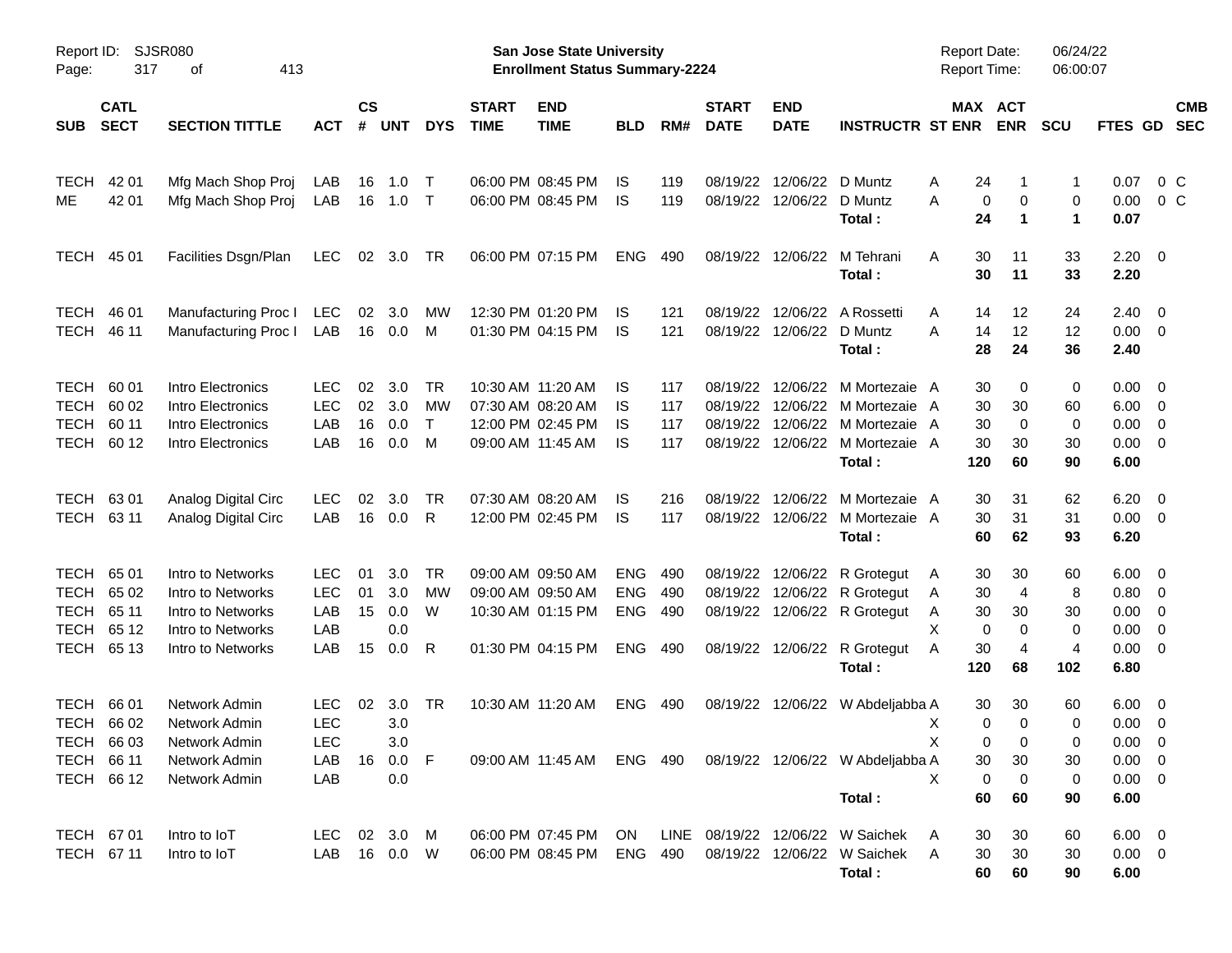Report ID: SJSR080

**San Jose State University**
**Enrollment Status Summary-2224**

Report Date: 06/24/22
Report Time: 06:00:07

| SUB | CATL SECT | SECTION TITTLE | ACT | CS # | UNT | DYS | START TIME | END TIME | BLD | RM# | START DATE | END DATE | INSTRUCTR | ST | MAX ENR | ACT ENR | SCU | FTES | GD | CMB SEC |
|---|---|---|---|---|---|---|---|---|---|---|---|---|---|---|---|---|---|---|---|---|
| TECH | 42 01 | Mfg Mach Shop Proj | LAB | 16 | 1.0 | T | 06:00 PM | 08:45 PM | IS | 119 | 08/19/22 | 12/06/22 | D Muntz | A | 24 | 1 | 1 | 0.07 | 0 | C |
| ME | 42 01 | Mfg Mach Shop Proj | LAB | 16 | 1.0 | T | 06:00 PM | 08:45 PM | IS | 119 | 08/19/22 | 12/06/22 | D Muntz | A | 0 | 0 | 0 | 0.00 | 0 | C |
| | | | | | | | | | | | | | **Total :** | | **24** | **1** | **1** | **0.07** | | |
| TECH | 45 01 | Facilities Dsgn/Plan | LEC | 02 | 3.0 | TR | 06:00 PM | 07:15 PM | ENG | 490 | 08/19/22 | 12/06/22 | M Tehrani | A | 30 | 11 | 33 | 2.20 | 0 | |
| | | | | | | | | | | | | | **Total :** | | **30** | **11** | **33** | **2.20** | | |
| TECH | 46 01 | Manufacturing Proc I | LEC | 02 | 3.0 | MW | 12:30 PM | 01:20 PM | IS | 121 | 08/19/22 | 12/06/22 | A Rossetti | A | 14 | 12 | 24 | 2.40 | 0 | |
| TECH | 46 11 | Manufacturing Proc I | LAB | 16 | 0.0 | M | 01:30 PM | 04:15 PM | IS | 121 | 08/19/22 | 12/06/22 | D Muntz | A | 14 | 12 | 12 | 0.00 | 0 | |
| | | | | | | | | | | | | | **Total :** | | **28** | **24** | **36** | **2.40** | | |
| TECH | 60 01 | Intro Electronics | LEC | 02 | 3.0 | TR | 10:30 AM | 11:20 AM | IS | 117 | 08/19/22 | 12/06/22 | M Mortezaie | A | 30 | 0 | 0 | 0.00 | 0 | |
| TECH | 60 02 | Intro Electronics | LEC | 02 | 3.0 | MW | 07:30 AM | 08:20 AM | IS | 117 | 08/19/22 | 12/06/22 | M Mortezaie | A | 30 | 30 | 60 | 6.00 | 0 | |
| TECH | 60 11 | Intro Electronics | LAB | 16 | 0.0 | T | 12:00 PM | 02:45 PM | IS | 117 | 08/19/22 | 12/06/22 | M Mortezaie | A | 30 | 0 | 0 | 0.00 | 0 | |
| TECH | 60 12 | Intro Electronics | LAB | 16 | 0.0 | M | 09:00 AM | 11:45 AM | IS | 117 | 08/19/22 | 12/06/22 | M Mortezaie | A | 30 | 30 | 30 | 0.00 | 0 | |
| | | | | | | | | | | | | | **Total :** | | **120** | **60** | **90** | **6.00** | | |
| TECH | 63 01 | Analog Digital Circ | LEC | 02 | 3.0 | TR | 07:30 AM | 08:20 AM | IS | 216 | 08/19/22 | 12/06/22 | M Mortezaie | A | 30 | 31 | 62 | 6.20 | 0 | |
| TECH | 63 11 | Analog Digital Circ | LAB | 16 | 0.0 | R | 12:00 PM | 02:45 PM | IS | 117 | 08/19/22 | 12/06/22 | M Mortezaie | A | 30 | 31 | 31 | 0.00 | 0 | |
| | | | | | | | | | | | | | **Total :** | | **60** | **62** | **93** | **6.20** | | |
| TECH | 65 01 | Intro to Networks | LEC | 01 | 3.0 | TR | 09:00 AM | 09:50 AM | ENG | 490 | 08/19/22 | 12/06/22 | R Grotegut | A | 30 | 30 | 60 | 6.00 | 0 | |
| TECH | 65 02 | Intro to Networks | LEC | 01 | 3.0 | MW | 09:00 AM | 09:50 AM | ENG | 490 | 08/19/22 | 12/06/22 | R Grotegut | A | 30 | 4 | 8 | 0.80 | 0 | |
| TECH | 65 11 | Intro to Networks | LAB | 15 | 0.0 | W | 10:30 AM | 01:15 PM | ENG | 490 | 08/19/22 | 12/06/22 | R Grotegut | A | 30 | 30 | 30 | 0.00 | 0 | |
| TECH | 65 12 | Intro to Networks | LAB | | 0.0 | | | | | | | | | X | 0 | 0 | 0 | 0.00 | 0 | |
| TECH | 65 13 | Intro to Networks | LAB | 15 | 0.0 | R | 01:30 PM | 04:15 PM | ENG | 490 | 08/19/22 | 12/06/22 | R Grotegut | A | 30 | 4 | 4 | 0.00 | 0 | |
| | | | | | | | | | | | | | **Total :** | | **120** | **68** | **102** | **6.80** | | |
| TECH | 66 01 | Network Admin | LEC | 02 | 3.0 | TR | 10:30 AM | 11:20 AM | ENG | 490 | 08/19/22 | 12/06/22 | W Abdeljabba | A | 30 | 30 | 60 | 6.00 | 0 | |
| TECH | 66 02 | Network Admin | LEC | | 3.0 | | | | | | | | | X | 0 | 0 | 0 | 0.00 | 0 | |
| TECH | 66 03 | Network Admin | LEC | | 3.0 | | | | | | | | | X | 0 | 0 | 0 | 0.00 | 0 | |
| TECH | 66 11 | Network Admin | LAB | 16 | 0.0 | F | 09:00 AM | 11:45 AM | ENG | 490 | 08/19/22 | 12/06/22 | W Abdeljabba | A | 30 | 30 | 30 | 0.00 | 0 | |
| TECH | 66 12 | Network Admin | LAB | | 0.0 | | | | | | | | | X | 0 | 0 | 0 | 0.00 | 0 | |
| | | | | | | | | | | | | | **Total :** | | **60** | **60** | **90** | **6.00** | | |
| TECH | 67 01 | Intro to IoT | LEC | 02 | 3.0 | M | 06:00 PM | 07:45 PM | ON | LINE | 08/19/22 | 12/06/22 | W Saichek | A | 30 | 30 | 60 | 6.00 | 0 | |
| TECH | 67 11 | Intro to IoT | LAB | 16 | 0.0 | W | 06:00 PM | 08:45 PM | ENG | 490 | 08/19/22 | 12/06/22 | W Saichek | A | 30 | 30 | 30 | 0.00 | 0 | |
| | | | | | | | | | | | | | **Total :** | | **60** | **60** | **90** | **6.00** | | |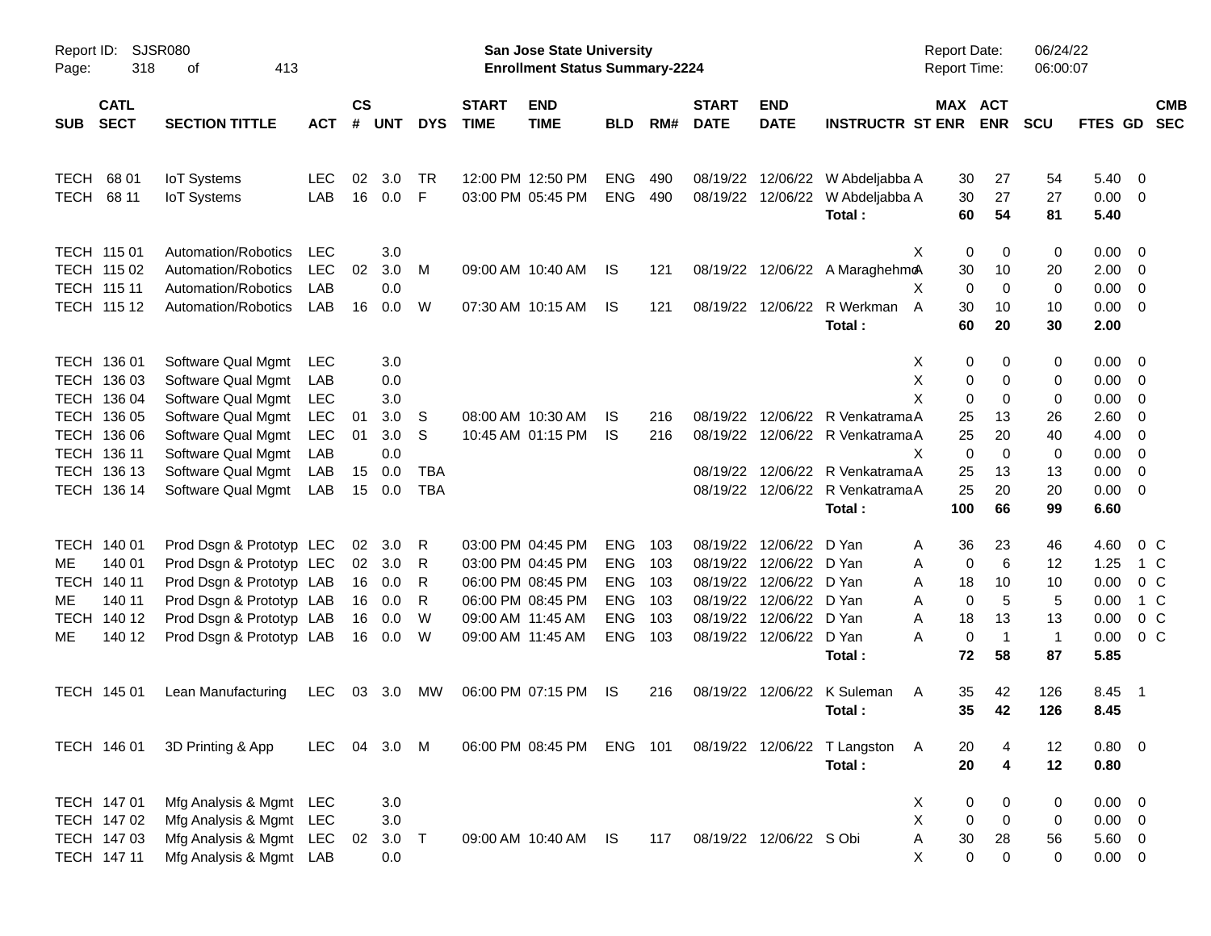Report ID: SJSR080

**San Jose State University**
**Enrollment Status Summary-2224**

Report Date: 06/24/22
Report Time: 06:00:07

| SUB | CATL SECT | SECTION TITTLE | ACT | CS # | UNT | DYS | START TIME | END TIME | BLD | RM# | START DATE | END DATE | INSTRUCTR | ST | MAX ENR | ACT ENR | SCU | FTES | GD | CMB SEC |
|---|---|---|---|---|---|---|---|---|---|---|---|---|---|---|---|---|---|---|---|---|
| TECH | 68 01 | IoT Systems | LEC | 02 | 3.0 | TR | 12:00 PM | 12:50 PM | ENG | 490 | 08/19/22 | 12/06/22 | W Abdeljabba | A | 30 | 27 | 54 | 5.40 | 0 | |
| TECH | 68 11 | IoT Systems | LAB | 16 | 0.0 | F | 03:00 PM | 05:45 PM | ENG | 490 | 08/19/22 | 12/06/22 | W Abdeljabba | A | 30 | 27 | 27 | 0.00 | 0 | |
| | | | | | | | | | | | | | **Total :** | | **60** | **54** | **81** | **5.40** | | |
| TECH | 115 01 | Automation/Robotics | LEC | | 3.0 | | | | | | | | | X | 0 | 0 | 0 | 0.00 | 0 | |
| TECH | 115 02 | Automation/Robotics | LEC | 02 | 3.0 | M | 09:00 AM | 10:40 AM | IS | 121 | 08/19/22 | 12/06/22 | A Maraghehmo | A | 30 | 10 | 20 | 2.00 | 0 | |
| TECH | 115 11 | Automation/Robotics | LAB | | 0.0 | | | | | | | | | X | 0 | 0 | 0 | 0.00 | 0 | |
| TECH | 115 12 | Automation/Robotics | LAB | 16 | 0.0 | W | 07:30 AM | 10:15 AM | IS | 121 | 08/19/22 | 12/06/22 | R Werkman | A | 30 | 10 | 10 | 0.00 | 0 | |
| | | | | | | | | | | | | | **Total :** | | **60** | **20** | **30** | **2.00** | | |
| TECH | 136 01 | Software Qual Mgmt | LEC | | 3.0 | | | | | | | | | X | 0 | 0 | 0 | 0.00 | 0 | |
| TECH | 136 03 | Software Qual Mgmt | LAB | | 0.0 | | | | | | | | | X | 0 | 0 | 0 | 0.00 | 0 | |
| TECH | 136 04 | Software Qual Mgmt | LEC | | 3.0 | | | | | | | | | X | 0 | 0 | 0 | 0.00 | 0 | |
| TECH | 136 05 | Software Qual Mgmt | LEC | 01 | 3.0 | S | 08:00 AM | 10:30 AM | IS | 216 | 08/19/22 | 12/06/22 | R Venkatrama | A | 25 | 13 | 26 | 2.60 | 0 | |
| TECH | 136 06 | Software Qual Mgmt | LEC | 01 | 3.0 | S | 10:45 AM | 01:15 PM | IS | 216 | 08/19/22 | 12/06/22 | R Venkatrama | A | 25 | 20 | 40 | 4.00 | 0 | |
| TECH | 136 11 | Software Qual Mgmt | LAB | | 0.0 | | | | | | | | | X | 0 | 0 | 0 | 0.00 | 0 | |
| TECH | 136 13 | Software Qual Mgmt | LAB | 15 | 0.0 | TBA | | | | | 08/19/22 | 12/06/22 | R Venkatrama | A | 25 | 13 | 13 | 0.00 | 0 | |
| TECH | 136 14 | Software Qual Mgmt | LAB | 15 | 0.0 | TBA | | | | | 08/19/22 | 12/06/22 | R Venkatrama | A | 25 | 20 | 20 | 0.00 | 0 | |
| | | | | | | | | | | | | | **Total :** | | **100** | **66** | **99** | **6.60** | | |
| TECH | 140 01 | Prod Dsgn & Prototyp | LEC | 02 | 3.0 | R | 03:00 PM | 04:45 PM | ENG | 103 | 08/19/22 | 12/06/22 | D Yan | A | 36 | 23 | 46 | 4.60 | 0 | C |
| ME | 140 01 | Prod Dsgn & Prototyp | LEC | 02 | 3.0 | R | 03:00 PM | 04:45 PM | ENG | 103 | 08/19/22 | 12/06/22 | D Yan | A | 0 | 6 | 12 | 1.25 | 1 | C |
| TECH | 140 11 | Prod Dsgn & Prototyp | LAB | 16 | 0.0 | R | 06:00 PM | 08:45 PM | ENG | 103 | 08/19/22 | 12/06/22 | D Yan | A | 18 | 10 | 10 | 0.00 | 0 | C |
| ME | 140 11 | Prod Dsgn & Prototyp | LAB | 16 | 0.0 | R | 06:00 PM | 08:45 PM | ENG | 103 | 08/19/22 | 12/06/22 | D Yan | A | 0 | 5 | 5 | 0.00 | 1 | C |
| TECH | 140 12 | Prod Dsgn & Prototyp | LAB | 16 | 0.0 | W | 09:00 AM | 11:45 AM | ENG | 103 | 08/19/22 | 12/06/22 | D Yan | A | 18 | 13 | 13 | 0.00 | 0 | C |
| ME | 140 12 | Prod Dsgn & Prototyp | LAB | 16 | 0.0 | W | 09:00 AM | 11:45 AM | ENG | 103 | 08/19/22 | 12/06/22 | D Yan | A | 0 | 1 | 1 | 0.00 | 0 | C |
| | | | | | | | | | | | | | **Total :** | | **72** | **58** | **87** | **5.85** | | |
| TECH | 145 01 | Lean Manufacturing | LEC | 03 | 3.0 | MW | 06:00 PM | 07:15 PM | IS | 216 | 08/19/22 | 12/06/22 | K Suleman | A | 35 | 42 | 126 | 8.45 | 1 | |
| | | | | | | | | | | | | | **Total :** | | **35** | **42** | **126** | **8.45** | | |
| TECH | 146 01 | 3D Printing & App | LEC | 04 | 3.0 | M | 06:00 PM | 08:45 PM | ENG | 101 | 08/19/22 | 12/06/22 | T Langston | A | 20 | 4 | 12 | 0.80 | 0 | |
| | | | | | | | | | | | | | **Total :** | | **20** | **4** | **12** | **0.80** | | |
| TECH | 147 01 | Mfg Analysis & Mgmt | LEC | | 3.0 | | | | | | | | | X | 0 | 0 | 0 | 0.00 | 0 | |
| TECH | 147 02 | Mfg Analysis & Mgmt | LEC | | 3.0 | | | | | | | | | X | 0 | 0 | 0 | 0.00 | 0 | |
| TECH | 147 03 | Mfg Analysis & Mgmt | LEC | 02 | 3.0 | T | 09:00 AM | 10:40 AM | IS | 117 | 08/19/22 | 12/06/22 | S Obi | A | 30 | 28 | 56 | 5.60 | 0 | |
| TECH | 147 11 | Mfg Analysis & Mgmt | LAB | | 0.0 | | | | | | | | | X | 0 | 0 | 0 | 0.00 | 0 | |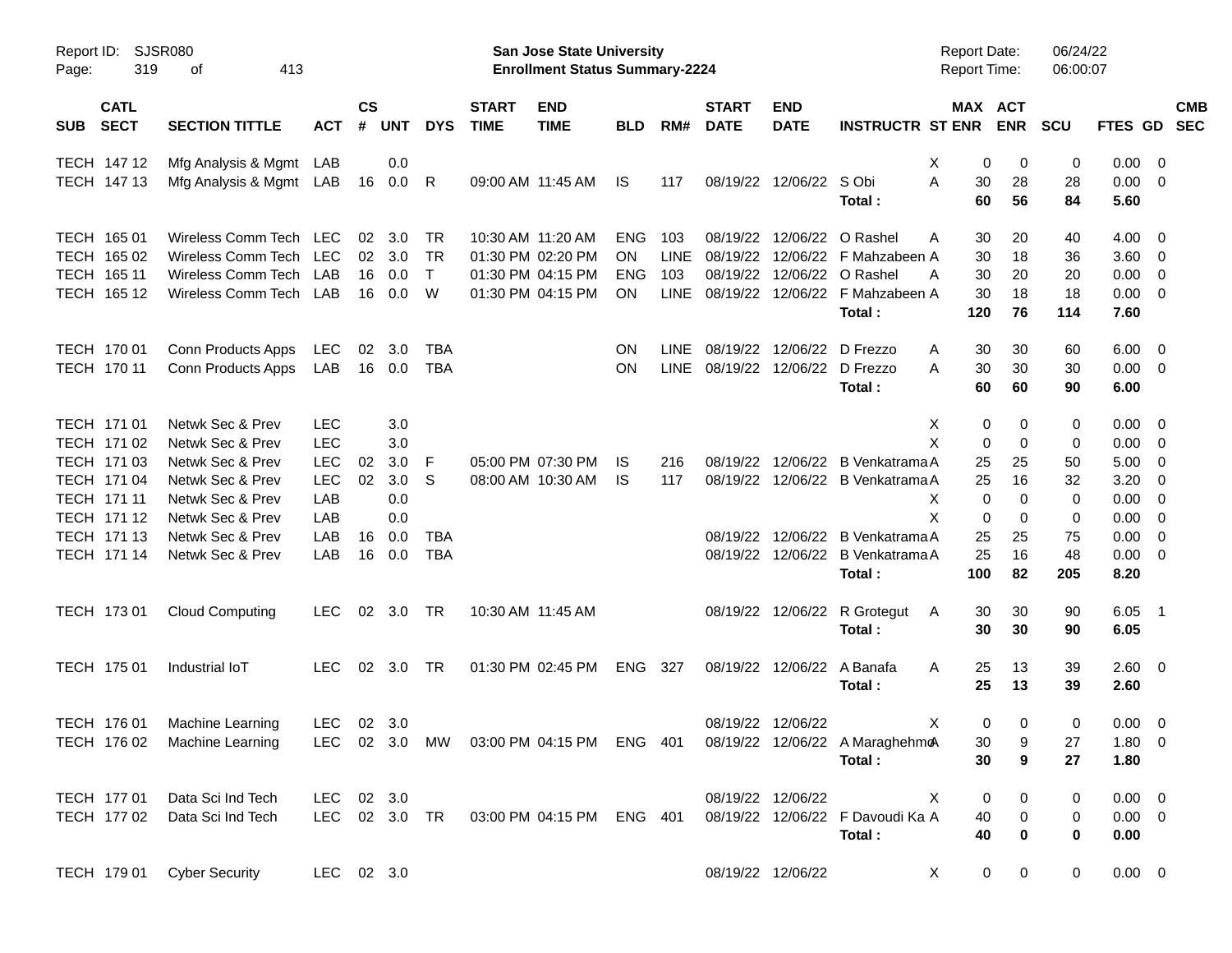Report ID: SJSR080
San Jose State University
Enrollment Status Summary-2224
Report Date: 06/24/22
Report Time: 06:00:07

| SUB | CATL SECT | SECTION TITTLE | ACT | CS # | UNT | DYS | START TIME | END TIME | BLD | RM# | START DATE | END DATE | INSTRUCTR | ST | MAX ENR | ACT ENR | SCU | FTES | GD | CMB SEC |
|---|---|---|---|---|---|---|---|---|---|---|---|---|---|---|---|---|---|---|---|---|
| TECH | 147 12 | Mfg Analysis & Mgmt | LAB | | 0.0 | | | | | | | | | X | 0 | 0 | 0 | 0.00 | 0 | |
| TECH | 147 13 | Mfg Analysis & Mgmt | LAB | 16 | 0.0 | R | 09:00 AM | 11:45 AM | IS | 117 | 08/19/22 | 12/06/22 | S Obi | A | 30 | 28 | 28 | 0.00 | 0 | |
| | | | | | | | | | | | | | Total : | | 60 | 56 | 84 | 5.60 | | |
| TECH | 165 01 | Wireless Comm Tech | LEC | 02 | 3.0 | TR | 10:30 AM | 11:20 AM | ENG | 103 | 08/19/22 | 12/06/22 | O Rashel | A | 30 | 20 | 40 | 4.00 | 0 | |
| TECH | 165 02 | Wireless Comm Tech | LEC | 02 | 3.0 | TR | 01:30 PM | 02:20 PM | ON | LINE | 08/19/22 | 12/06/22 | F Mahzabeen | A | 30 | 18 | 36 | 3.60 | 0 | |
| TECH | 165 11 | Wireless Comm Tech | LAB | 16 | 0.0 | T | 01:30 PM | 04:15 PM | ENG | 103 | 08/19/22 | 12/06/22 | O Rashel | A | 30 | 20 | 20 | 0.00 | 0 | |
| TECH | 165 12 | Wireless Comm Tech | LAB | 16 | 0.0 | W | 01:30 PM | 04:15 PM | ON | LINE | 08/19/22 | 12/06/22 | F Mahzabeen | A | 30 | 18 | 18 | 0.00 | 0 | |
| | | | | | | | | | | | | | Total : | | 120 | 76 | 114 | 7.60 | | |
| TECH | 170 01 | Conn Products Apps | LEC | 02 | 3.0 | TBA | | | ON | LINE | 08/19/22 | 12/06/22 | D Frezzo | A | 30 | 30 | 60 | 6.00 | 0 | |
| TECH | 170 11 | Conn Products Apps | LAB | 16 | 0.0 | TBA | | | ON | LINE | 08/19/22 | 12/06/22 | D Frezzo | A | 30 | 30 | 30 | 0.00 | 0 | |
| | | | | | | | | | | | | | Total : | | 60 | 60 | 90 | 6.00 | | |
| TECH | 171 01 | Netwk Sec & Prev | LEC | | 3.0 | | | | | | | | | X | 0 | 0 | 0 | 0.00 | 0 | |
| TECH | 171 02 | Netwk Sec & Prev | LEC | | 3.0 | | | | | | | | | X | 0 | 0 | 0 | 0.00 | 0 | |
| TECH | 171 03 | Netwk Sec & Prev | LEC | 02 | 3.0 | F | 05:00 PM | 07:30 PM | IS | 216 | 08/19/22 | 12/06/22 | B Venkatrama | A | 25 | 25 | 50 | 5.00 | 0 | |
| TECH | 171 04 | Netwk Sec & Prev | LEC | 02 | 3.0 | S | 08:00 AM | 10:30 AM | IS | 117 | 08/19/22 | 12/06/22 | B Venkatrama | A | 25 | 16 | 32 | 3.20 | 0 | |
| TECH | 171 11 | Netwk Sec & Prev | LAB | | 0.0 | | | | | | | | | X | 0 | 0 | 0 | 0.00 | 0 | |
| TECH | 171 12 | Netwk Sec & Prev | LAB | | 0.0 | | | | | | | | | X | 0 | 0 | 0 | 0.00 | 0 | |
| TECH | 171 13 | Netwk Sec & Prev | LAB | 16 | 0.0 | TBA | | | | | 08/19/22 | 12/06/22 | B Venkatrama | A | 25 | 25 | 75 | 0.00 | 0 | |
| TECH | 171 14 | Netwk Sec & Prev | LAB | 16 | 0.0 | TBA | | | | | 08/19/22 | 12/06/22 | B Venkatrama | A | 25 | 16 | 48 | 0.00 | 0 | |
| | | | | | | | | | | | | | Total : | | 100 | 82 | 205 | 8.20 | | |
| TECH | 173 01 | Cloud Computing | LEC | 02 | 3.0 | TR | 10:30 AM | 11:45 AM | | | 08/19/22 | 12/06/22 | R Grotegut | A | 30 | 30 | 90 | 6.05 | 1 | |
| | | | | | | | | | | | | | Total : | | 30 | 30 | 90 | 6.05 | | |
| TECH | 175 01 | Industrial IoT | LEC | 02 | 3.0 | TR | 01:30 PM | 02:45 PM | ENG | 327 | 08/19/22 | 12/06/22 | A Banafa | A | 25 | 13 | 39 | 2.60 | 0 | |
| | | | | | | | | | | | | | Total : | | 25 | 13 | 39 | 2.60 | | |
| TECH | 176 01 | Machine Learning | LEC | 02 | 3.0 | | | | | | 08/19/22 | 12/06/22 | | X | 0 | 0 | 0 | 0.00 | 0 | |
| TECH | 176 02 | Machine Learning | LEC | 02 | 3.0 | MW | 03:00 PM | 04:15 PM | ENG | 401 | 08/19/22 | 12/06/22 | A Maraghehmo | A | 30 | 9 | 27 | 1.80 | 0 | |
| | | | | | | | | | | | | | Total : | | 30 | 9 | 27 | 1.80 | | |
| TECH | 177 01 | Data Sci Ind Tech | LEC | 02 | 3.0 | | | | | | 08/19/22 | 12/06/22 | | X | 0 | 0 | 0 | 0.00 | 0 | |
| TECH | 177 02 | Data Sci Ind Tech | LEC | 02 | 3.0 | TR | 03:00 PM | 04:15 PM | ENG | 401 | 08/19/22 | 12/06/22 | F Davoudi Ka | A | 40 | 0 | 0 | 0.00 | 0 | |
| | | | | | | | | | | | | | Total : | | 40 | 0 | 0 | 0.00 | | |
| TECH | 179 01 | Cyber Security | LEC | 02 | 3.0 | | | | | | 08/19/22 | 12/06/22 | | X | 0 | 0 | 0 | 0.00 | 0 | |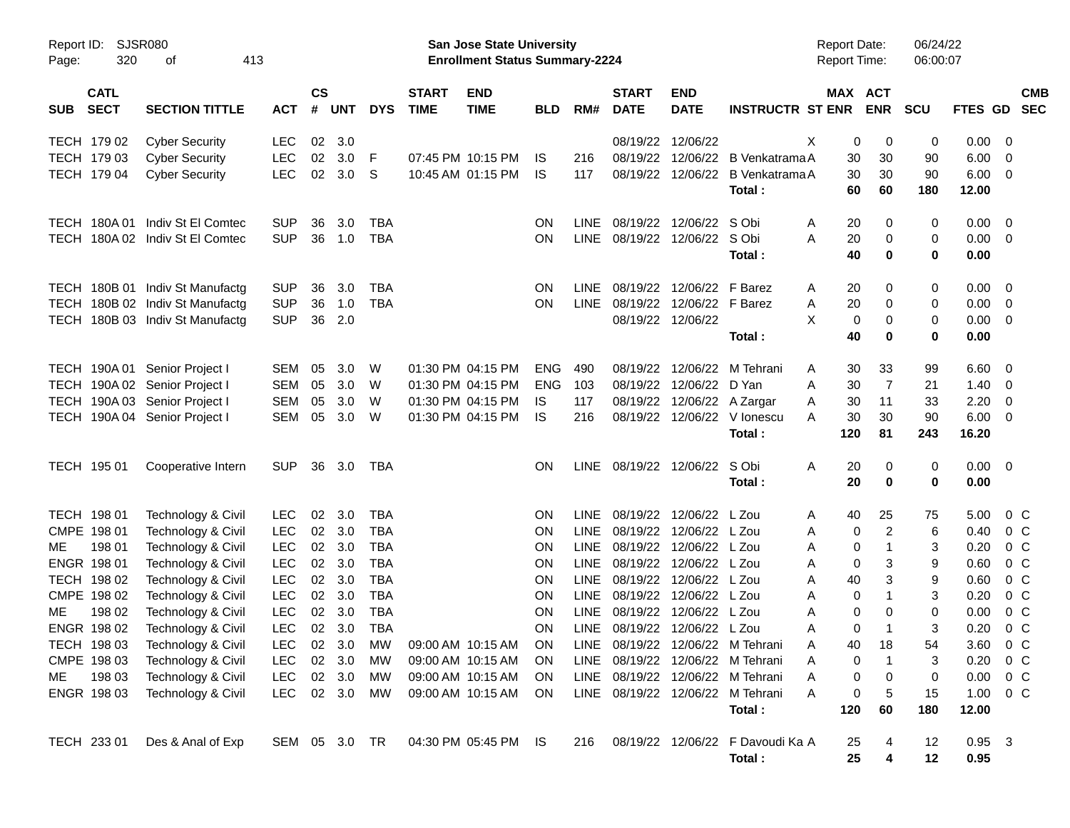Report ID: SJSR080
San Jose State University
Enrollment Status Summary-2224
Report Date: 06/24/22
Report Time: 06:00:07

| SUB | CATL SECT | SECTION TITTLE | ACT | CS # | UNT | DYS | START TIME | END TIME | BLD | RM# | START DATE | END DATE | INSTRUCTR | ST | MAX ENR | ACT ENR | SCU | FTES | GD | CMB SEC |
|---|---|---|---|---|---|---|---|---|---|---|---|---|---|---|---|---|---|---|---|---|
| TECH | 179 02 | Cyber Security | LEC | 02 | 3.0 | | | | | | 08/19/22 | 12/06/22 | | X | 0 | 0 | 0 | 0.00 | 0 | |
| TECH | 179 03 | Cyber Security | LEC | 02 | 3.0 | F | 07:45 PM | 10:15 PM | IS | 216 | 08/19/22 | 12/06/22 | B Venkatrama | A | 30 | 30 | 90 | 6.00 | 0 | |
| TECH | 179 04 | Cyber Security | LEC | 02 | 3.0 | S | 10:45 AM | 01:15 PM | IS | 117 | 08/19/22 | 12/06/22 | B Venkatrama | A | 30 | 30 | 90 | 6.00 | 0 | |
| | | | | | | | | | | | | | **Total :** | | **60** | **60** | **180** | **12.00** | | |
| TECH | 180A 01 | Indiv St El Comtec | SUP | 36 | 3.0 | TBA | | | ON | LINE | 08/19/22 | 12/06/22 | S Obi | A | 20 | 0 | 0 | 0.00 | 0 | |
| TECH | 180A 02 | Indiv St El Comtec | SUP | 36 | 1.0 | TBA | | | ON | LINE | 08/19/22 | 12/06/22 | S Obi | A | 20 | 0 | 0 | 0.00 | 0 | |
| | | | | | | | | | | | | | **Total :** | | **40** | **0** | **0** | **0.00** | | |
| TECH | 180B 01 | Indiv St Manufactg | SUP | 36 | 3.0 | TBA | | | ON | LINE | 08/19/22 | 12/06/22 | F Barez | A | 20 | 0 | 0 | 0.00 | 0 | |
| TECH | 180B 02 | Indiv St Manufactg | SUP | 36 | 1.0 | TBA | | | ON | LINE | 08/19/22 | 12/06/22 | F Barez | A | 20 | 0 | 0 | 0.00 | 0 | |
| TECH | 180B 03 | Indiv St Manufactg | SUP | 36 | 2.0 | | | | | | 08/19/22 | 12/06/22 | | X | 0 | 0 | 0 | 0.00 | 0 | |
| | | | | | | | | | | | | | **Total :** | | **40** | **0** | **0** | **0.00** | | |
| TECH | 190A 01 | Senior Project I | SEM | 05 | 3.0 | W | 01:30 PM | 04:15 PM | ENG | 490 | 08/19/22 | 12/06/22 | M Tehrani | A | 30 | 33 | 99 | 6.60 | 0 | |
| TECH | 190A 02 | Senior Project I | SEM | 05 | 3.0 | W | 01:30 PM | 04:15 PM | ENG | 103 | 08/19/22 | 12/06/22 | D Yan | A | 30 | 7 | 21 | 1.40 | 0 | |
| TECH | 190A 03 | Senior Project I | SEM | 05 | 3.0 | W | 01:30 PM | 04:15 PM | IS | 117 | 08/19/22 | 12/06/22 | A Zargar | A | 30 | 11 | 33 | 2.20 | 0 | |
| TECH | 190A 04 | Senior Project I | SEM | 05 | 3.0 | W | 01:30 PM | 04:15 PM | IS | 216 | 08/19/22 | 12/06/22 | V Ionescu | A | 30 | 30 | 90 | 6.00 | 0 | |
| | | | | | | | | | | | | | **Total :** | | **120** | **81** | **243** | **16.20** | | |
| TECH | 195 01 | Cooperative Intern | SUP | 36 | 3.0 | TBA | | | ON | LINE | 08/19/22 | 12/06/22 | S Obi | A | 20 | 0 | 0 | 0.00 | 0 | |
| | | | | | | | | | | | | | **Total :** | | **20** | **0** | **0** | **0.00** | | |
| TECH | 198 01 | Technology & Civil | LEC | 02 | 3.0 | TBA | | | ON | LINE | 08/19/22 | 12/06/22 | L Zou | A | 40 | 25 | 75 | 5.00 | 0 | C |
| CMPE | 198 01 | Technology & Civil | LEC | 02 | 3.0 | TBA | | | ON | LINE | 08/19/22 | 12/06/22 | L Zou | A | 0 | 2 | 6 | 0.40 | 0 | C |
| ME | 198 01 | Technology & Civil | LEC | 02 | 3.0 | TBA | | | ON | LINE | 08/19/22 | 12/06/22 | L Zou | A | 0 | 1 | 3 | 0.20 | 0 | C |
| ENGR | 198 01 | Technology & Civil | LEC | 02 | 3.0 | TBA | | | ON | LINE | 08/19/22 | 12/06/22 | L Zou | A | 0 | 3 | 9 | 0.60 | 0 | C |
| TECH | 198 02 | Technology & Civil | LEC | 02 | 3.0 | TBA | | | ON | LINE | 08/19/22 | 12/06/22 | L Zou | A | 40 | 3 | 9 | 0.60 | 0 | C |
| CMPE | 198 02 | Technology & Civil | LEC | 02 | 3.0 | TBA | | | ON | LINE | 08/19/22 | 12/06/22 | L Zou | A | 0 | 1 | 3 | 0.20 | 0 | C |
| ME | 198 02 | Technology & Civil | LEC | 02 | 3.0 | TBA | | | ON | LINE | 08/19/22 | 12/06/22 | L Zou | A | 0 | 0 | 0 | 0.00 | 0 | C |
| ENGR | 198 02 | Technology & Civil | LEC | 02 | 3.0 | TBA | | | ON | LINE | 08/19/22 | 12/06/22 | L Zou | A | 0 | 1 | 3 | 0.20 | 0 | C |
| TECH | 198 03 | Technology & Civil | LEC | 02 | 3.0 | MW | 09:00 AM | 10:15 AM | ON | LINE | 08/19/22 | 12/06/22 | M Tehrani | A | 40 | 18 | 54 | 3.60 | 0 | C |
| CMPE | 198 03 | Technology & Civil | LEC | 02 | 3.0 | MW | 09:00 AM | 10:15 AM | ON | LINE | 08/19/22 | 12/06/22 | M Tehrani | A | 0 | 1 | 3 | 0.20 | 0 | C |
| ME | 198 03 | Technology & Civil | LEC | 02 | 3.0 | MW | 09:00 AM | 10:15 AM | ON | LINE | 08/19/22 | 12/06/22 | M Tehrani | A | 0 | 0 | 0 | 0.00 | 0 | C |
| ENGR | 198 03 | Technology & Civil | LEC | 02 | 3.0 | MW | 09:00 AM | 10:15 AM | ON | LINE | 08/19/22 | 12/06/22 | M Tehrani | A | 0 | 5 | 15 | 1.00 | 0 | C |
| | | | | | | | | | | | | | **Total :** | | **120** | **60** | **180** | **12.00** | | |
| TECH | 233 01 | Des & Anal of Exp | SEM | 05 | 3.0 | TR | 04:30 PM | 05:45 PM | IS | 216 | 08/19/22 | 12/06/22 | F Davoudi Ka | A | 25 | 4 | 12 | 0.95 | 3 | |
| | | | | | | | | | | | | | **Total :** | | **25** | **4** | **12** | **0.95** | | |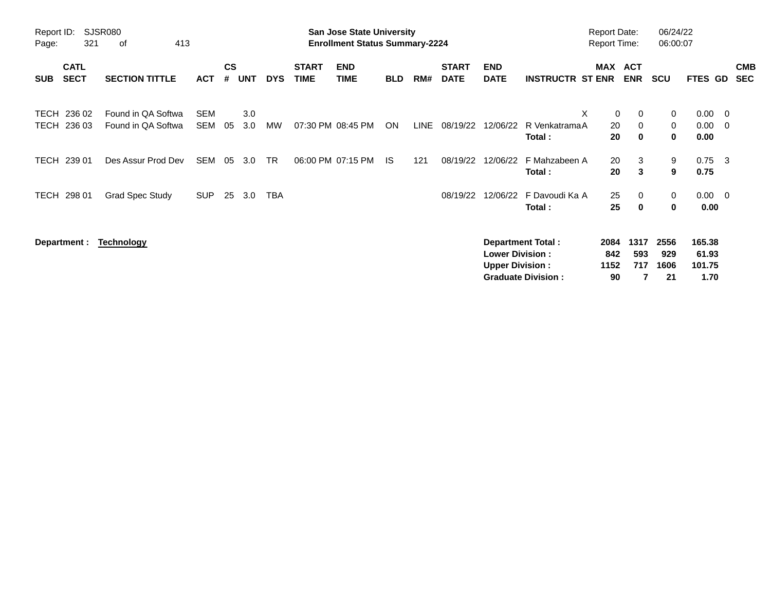**San Jose State University**
**Enrollment Status Summary-2224**

Report ID: SJSR080
Report Date: 06/24/22
Report Time: 06:00:07

| SUB | CATL SECT | SECTION TITTLE | ACT | CS # | UNT | DYS | START TIME | END TIME | BLD | RM# | START DATE | END DATE | INSTRUCTR | ST | MAX ENR | ACT ENR | SCU | FTES | GD | CMB SEC |
|---|---|---|---|---|---|---|---|---|---|---|---|---|---|---|---|---|---|---|---|---|
| TECH | 236 02 | Found in QA Softwa | SEM | | 3.0 | | | | | | | | | X | 0 | 0 | 0 | 0.00 | 0 | |
| TECH | 236 03 | Found in QA Softwa | SEM | 05 | 3.0 | MW | 07:30 PM | 08:45 PM | ON | LINE | 08/19/22 | 12/06/22 | R Venkatrama | A | 20 | 0 | 0 | 0.00 | 0 | |
| | | | | | | | | | | | | | **Total :** | | **20** | **0** | **0** | **0.00** | | |
| TECH | 239 01 | Des Assur Prod Dev | SEM | 05 | 3.0 | TR | 06:00 PM | 07:15 PM | IS | 121 | 08/19/22 | 12/06/22 | F Mahzabeen | A | 20 | 3 | 9 | 0.75 | 3 | |
| | | | | | | | | | | | | | **Total :** | | **20** | **3** | **9** | **0.75** | | |
| TECH | 298 01 | Grad Spec Study | SUP | 25 | 3.0 | TBA | | | | | 08/19/22 | 12/06/22 | F Davoudi Ka | A | 25 | 0 | 0 | 0.00 | 0 | |
| | | | | | | | | | | | | | **Total :** | | **25** | **0** | **0** | **0.00** | | |

**Department : Technology**

| | MAX ENR | ACT ENR | SCU | FTES |
|---|---|---|---|---|
| **Department Total :** | **2084** | **1317** | **2556** | **165.38** |
| **Lower Division :** | **842** | **593** | **929** | **61.93** |
| **Upper Division :** | **1152** | **717** | **1606** | **101.75** |
| **Graduate Division :** | **90** | **7** | **21** | **1.70** |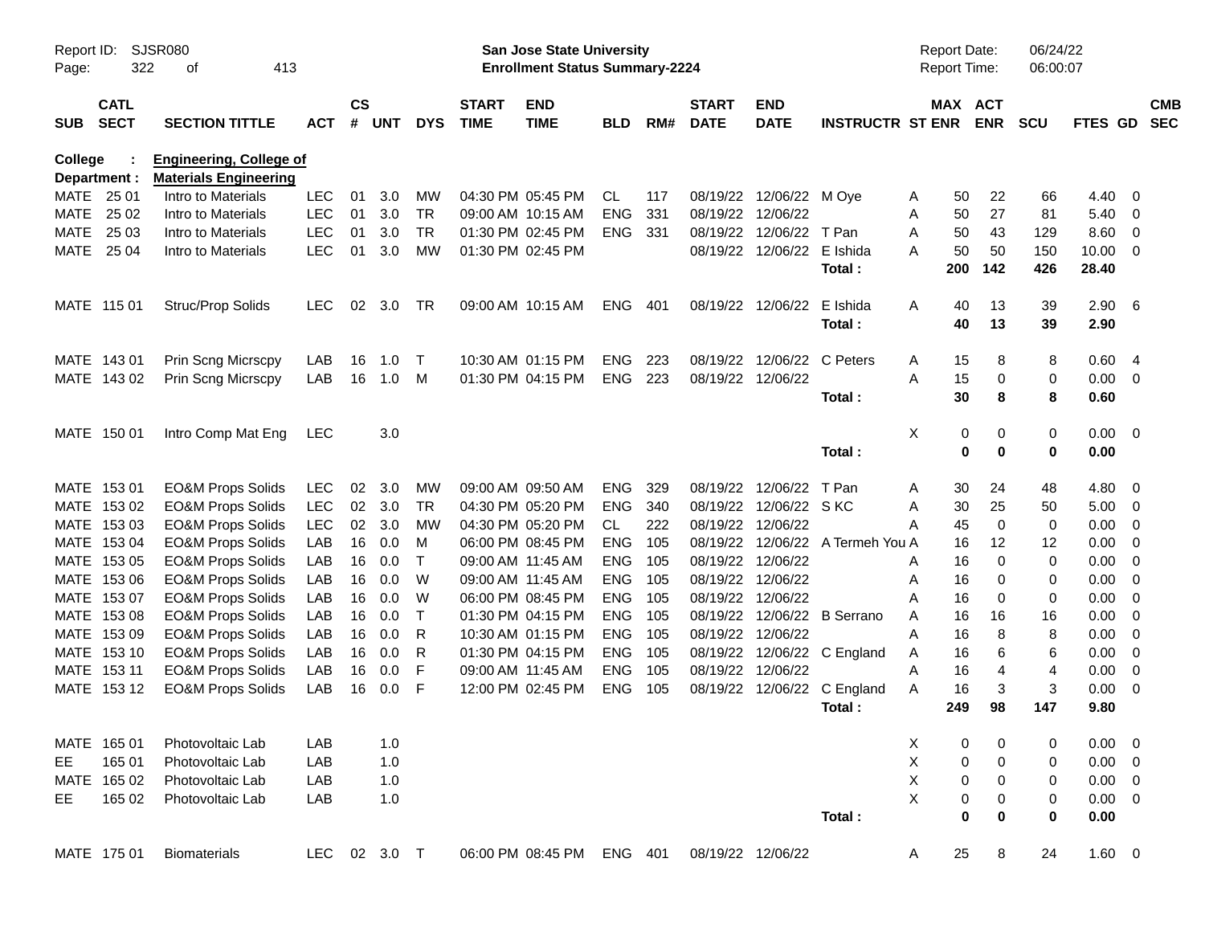Report ID: SJSR080 | San Jose State University | Report Date: 06/24/22
Enrollment Status Summary-2224 | Report Time: 06:00:07

| SUB | CATL SECT | SECTION TITTLE | ACT | CS # | UNT | DYS | START TIME | END TIME | BLD | RM# | START DATE | END DATE | INSTRUCTR | ST | MAX ENR | ACT ENR | SCU | FTES | GD | CMB SEC |
|---|---|---|---|---|---|---|---|---|---|---|---|---|---|---|---|---|---|---|---|---|
| **College :** | | **Engineering, College of** | | | | | | | | | | | | | | | | | | |
| **Department :** | | **Materials Engineering** | | | | | | | | | | | | | | | | | | |
| MATE | 25 01 | Intro to Materials | LEC | 01 | 3.0 | MW | 04:30 PM | 05:45 PM | CL | 117 | 08/19/22 | 12/06/22 | M Oye | A | 50 | 22 | 66 | 4.40 | 0 | |
| MATE | 25 02 | Intro to Materials | LEC | 01 | 3.0 | TR | 09:00 AM | 10:15 AM | ENG | 331 | 08/19/22 | 12/06/22 | | A | 50 | 27 | 81 | 5.40 | 0 | |
| MATE | 25 03 | Intro to Materials | LEC | 01 | 3.0 | TR | 01:30 PM | 02:45 PM | ENG | 331 | 08/19/22 | 12/06/22 | T Pan | A | 50 | 43 | 129 | 8.60 | 0 | |
| MATE | 25 04 | Intro to Materials | LEC | 01 | 3.0 | MW | 01:30 PM | 02:45 PM | | | 08/19/22 | 12/06/22 | E Ishida | A | 50 | 50 | 150 | 10.00 | 0 | |
| | | | | | | | | | | | | | **Total :** | | **200** | **142** | **426** | **28.40** | | |
| MATE | 115 01 | Struc/Prop Solids | LEC | 02 | 3.0 | TR | 09:00 AM | 10:15 AM | ENG | 401 | 08/19/22 | 12/06/22 | E Ishida | A | 40 | 13 | 39 | 2.90 | 6 | |
| | | | | | | | | | | | | | **Total :** | | **40** | **13** | **39** | **2.90** | | |
| MATE | 143 01 | Prin Scng Micrscpy | LAB | 16 | 1.0 | T | 10:30 AM | 01:15 PM | ENG | 223 | 08/19/22 | 12/06/22 | C Peters | A | 15 | 8 | 8 | 0.60 | 4 | |
| MATE | 143 02 | Prin Scng Micrscpy | LAB | 16 | 1.0 | M | 01:30 PM | 04:15 PM | ENG | 223 | 08/19/22 | 12/06/22 | | A | 15 | 0 | 0 | 0.00 | 0 | |
| | | | | | | | | | | | | | **Total :** | | **30** | **8** | **8** | **0.60** | | |
| MATE | 150 01 | Intro Comp Mat Eng | LEC | | 3.0 | | | | | | | | | X | 0 | 0 | 0 | 0.00 | 0 | |
| | | | | | | | | | | | | | **Total :** | | **0** | **0** | **0** | **0.00** | | |
| MATE | 153 01 | EO&M Props Solids | LEC | 02 | 3.0 | MW | 09:00 AM | 09:50 AM | ENG | 329 | 08/19/22 | 12/06/22 | T Pan | A | 30 | 24 | 48 | 4.80 | 0 | |
| MATE | 153 02 | EO&M Props Solids | LEC | 02 | 3.0 | TR | 04:30 PM | 05:20 PM | ENG | 340 | 08/19/22 | 12/06/22 | S KC | A | 30 | 25 | 50 | 5.00 | 0 | |
| MATE | 153 03 | EO&M Props Solids | LEC | 02 | 3.0 | MW | 04:30 PM | 05:20 PM | CL | 222 | 08/19/22 | 12/06/22 | | A | 45 | 0 | 0 | 0.00 | 0 | |
| MATE | 153 04 | EO&M Props Solids | LAB | 16 | 0.0 | M | 06:00 PM | 08:45 PM | ENG | 105 | 08/19/22 | 12/06/22 | A Termeh You | A | 16 | 12 | 12 | 0.00 | 0 | |
| MATE | 153 05 | EO&M Props Solids | LAB | 16 | 0.0 | T | 09:00 AM | 11:45 AM | ENG | 105 | 08/19/22 | 12/06/22 | | A | 16 | 0 | 0 | 0.00 | 0 | |
| MATE | 153 06 | EO&M Props Solids | LAB | 16 | 0.0 | W | 09:00 AM | 11:45 AM | ENG | 105 | 08/19/22 | 12/06/22 | | A | 16 | 0 | 0 | 0.00 | 0 | |
| MATE | 153 07 | EO&M Props Solids | LAB | 16 | 0.0 | W | 06:00 PM | 08:45 PM | ENG | 105 | 08/19/22 | 12/06/22 | | A | 16 | 0 | 0 | 0.00 | 0 | |
| MATE | 153 08 | EO&M Props Solids | LAB | 16 | 0.0 | T | 01:30 PM | 04:15 PM | ENG | 105 | 08/19/22 | 12/06/22 | B Serrano | A | 16 | 16 | 16 | 0.00 | 0 | |
| MATE | 153 09 | EO&M Props Solids | LAB | 16 | 0.0 | R | 10:30 AM | 01:15 PM | ENG | 105 | 08/19/22 | 12/06/22 | | A | 16 | 8 | 8 | 0.00 | 0 | |
| MATE | 153 10 | EO&M Props Solids | LAB | 16 | 0.0 | R | 01:30 PM | 04:15 PM | ENG | 105 | 08/19/22 | 12/06/22 | C England | A | 16 | 6 | 6 | 0.00 | 0 | |
| MATE | 153 11 | EO&M Props Solids | LAB | 16 | 0.0 | F | 09:00 AM | 11:45 AM | ENG | 105 | 08/19/22 | 12/06/22 | | A | 16 | 4 | 4 | 0.00 | 0 | |
| MATE | 153 12 | EO&M Props Solids | LAB | 16 | 0.0 | F | 12:00 PM | 02:45 PM | ENG | 105 | 08/19/22 | 12/06/22 | C England | A | 16 | 3 | 3 | 0.00 | 0 | |
| | | | | | | | | | | | | | **Total :** | | **249** | **98** | **147** | **9.80** | | |
| MATE | 165 01 | Photovoltaic Lab | LAB | | 1.0 | | | | | | | | | X | 0 | 0 | 0 | 0.00 | 0 | |
| EE | 165 01 | Photovoltaic Lab | LAB | | 1.0 | | | | | | | | | X | 0 | 0 | 0 | 0.00 | 0 | |
| MATE | 165 02 | Photovoltaic Lab | LAB | | 1.0 | | | | | | | | | X | 0 | 0 | 0 | 0.00 | 0 | |
| EE | 165 02 | Photovoltaic Lab | LAB | | 1.0 | | | | | | | | | X | 0 | 0 | 0 | 0.00 | 0 | |
| | | | | | | | | | | | | | **Total :** | | **0** | **0** | **0** | **0.00** | | |
| MATE | 175 01 | Biomaterials | LEC | 02 | 3.0 | T | 06:00 PM | 08:45 PM | ENG | 401 | 08/19/22 | 12/06/22 | | A | 25 | 8 | 24 | 1.60 | 0 | |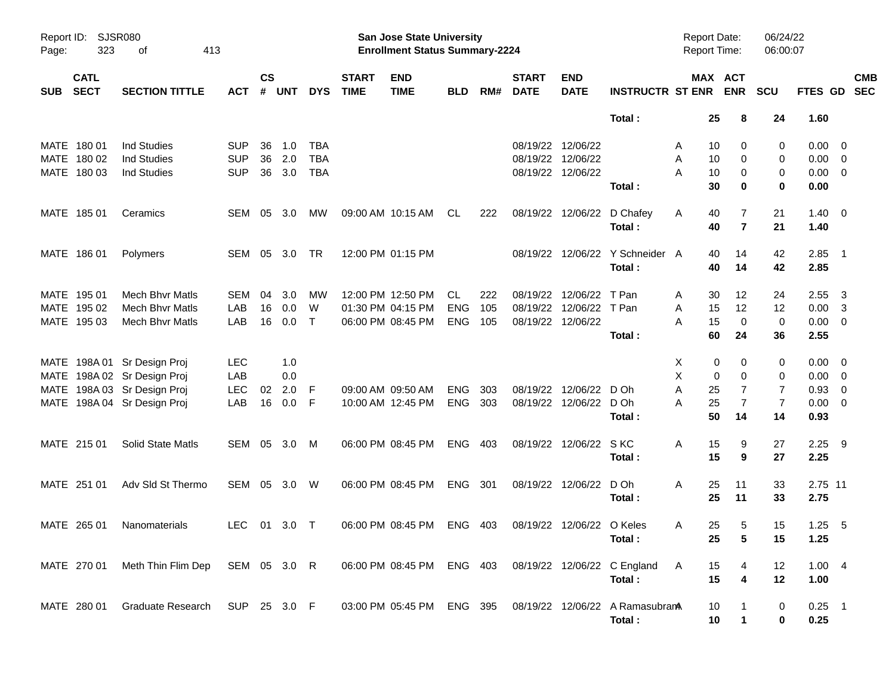| SUB | CATL SECT | SECTION TITTLE | ACT | CS # | UNT | DYS | START TIME | END TIME | BLD | RM# | START DATE | END DATE | INSTRUCTR | ST | MAX ENR | ACT ENR | SCU | FTES | GD | CMB SEC |
|---|---|---|---|---|---|---|---|---|---|---|---|---|---|---|---|---|---|---|---|---|
| | | | | | | | | | | | | | **Total :** | | **25** | **8** | **24** | **1.60** | | |
| MATE | 180 01 | Ind Studies | SUP | 36 | 1.0 | TBA | | | | | 08/19/22 | 12/06/22 | | A | 10 | 0 | 0 | 0.00 | 0 | |
| MATE | 180 02 | Ind Studies | SUP | 36 | 2.0 | TBA | | | | | 08/19/22 | 12/06/22 | | A | 10 | 0 | 0 | 0.00 | 0 | |
| MATE | 180 03 | Ind Studies | SUP | 36 | 3.0 | TBA | | | | | 08/19/22 | 12/06/22 | | A | 10 | 0 | 0 | 0.00 | 0 | |
| | | | | | | | | | | | | | **Total :** | | **30** | **0** | **0** | **0.00** | | |
| MATE | 185 01 | Ceramics | SEM | 05 | 3.0 | MW | 09:00 AM | 10:15 AM | CL | 222 | 08/19/22 | 12/06/22 | D Chafey | A | 40 | 7 | 21 | 1.40 | 0 | |
| | | | | | | | | | | | | | **Total :** | | **40** | **7** | **21** | **1.40** | | |
| MATE | 186 01 | Polymers | SEM | 05 | 3.0 | TR | 12:00 PM | 01:15 PM | | | 08/19/22 | 12/06/22 | Y Schneider | A | 40 | 14 | 42 | 2.85 | 1 | |
| | | | | | | | | | | | | | **Total :** | | **40** | **14** | **42** | **2.85** | | |
| MATE | 195 01 | Mech Bhvr Matls | SEM | 04 | 3.0 | MW | 12:00 PM | 12:50 PM | CL | 222 | 08/19/22 | 12/06/22 | T Pan | A | 30 | 12 | 24 | 2.55 | 3 | |
| MATE | 195 02 | Mech Bhvr Matls | LAB | 16 | 0.0 | W | 01:30 PM | 04:15 PM | ENG | 105 | 08/19/22 | 12/06/22 | T Pan | A | 15 | 12 | 12 | 0.00 | 3 | |
| MATE | 195 03 | Mech Bhvr Matls | LAB | 16 | 0.0 | T | 06:00 PM | 08:45 PM | ENG | 105 | 08/19/22 | 12/06/22 | | A | 15 | 0 | 0 | 0.00 | 0 | |
| | | | | | | | | | | | | | **Total :** | | **60** | **24** | **36** | **2.55** | | |
| MATE | 198A 01 | Sr Design Proj | LEC | | 1.0 | | | | | | | | | X | 0 | 0 | 0 | 0.00 | 0 | |
| MATE | 198A 02 | Sr Design Proj | LAB | | 0.0 | | | | | | | | | X | 0 | 0 | 0 | 0.00 | 0 | |
| MATE | 198A 03 | Sr Design Proj | LEC | 02 | 2.0 | F | 09:00 AM | 09:50 AM | ENG | 303 | 08/19/22 | 12/06/22 | D Oh | A | 25 | 7 | 7 | 0.93 | 0 | |
| MATE | 198A 04 | Sr Design Proj | LAB | 16 | 0.0 | F | 10:00 AM | 12:45 PM | ENG | 303 | 08/19/22 | 12/06/22 | D Oh | A | 25 | 7 | 7 | 0.00 | 0 | |
| | | | | | | | | | | | | | **Total :** | | **50** | **14** | **14** | **0.93** | | |
| MATE | 215 01 | Solid State Matls | SEM | 05 | 3.0 | M | 06:00 PM | 08:45 PM | ENG | 403 | 08/19/22 | 12/06/22 | S KC | A | 15 | 9 | 27 | 2.25 | 9 | |
| | | | | | | | | | | | | | **Total :** | | **15** | **9** | **27** | **2.25** | | |
| MATE | 251 01 | Adv Sld St Thermo | SEM | 05 | 3.0 | W | 06:00 PM | 08:45 PM | ENG | 301 | 08/19/22 | 12/06/22 | D Oh | A | 25 | 11 | 33 | 2.75 | 11 | |
| | | | | | | | | | | | | | **Total :** | | **25** | **11** | **33** | **2.75** | | |
| MATE | 265 01 | Nanomaterials | LEC | 01 | 3.0 | T | 06:00 PM | 08:45 PM | ENG | 403 | 08/19/22 | 12/06/22 | O Keles | A | 25 | 5 | 15 | 1.25 | 5 | |
| | | | | | | | | | | | | | **Total :** | | **25** | **5** | **15** | **1.25** | | |
| MATE | 270 01 | Meth Thin Flim Dep | SEM | 05 | 3.0 | R | 06:00 PM | 08:45 PM | ENG | 403 | 08/19/22 | 12/06/22 | C England | A | 15 | 4 | 12 | 1.00 | 4 | |
| | | | | | | | | | | | | | **Total :** | | **15** | **4** | **12** | **1.00** | | |
| MATE | 280 01 | Graduate Research | SUP | 25 | 3.0 | F | 03:00 PM | 05:45 PM | ENG | 395 | 08/19/22 | 12/06/22 | A Ramasubram | A | 10 | 1 | 0 | 0.25 | 1 | |
| | | | | | | | | | | | | | **Total :** | | **10** | **1** | **0** | **0.25** | | |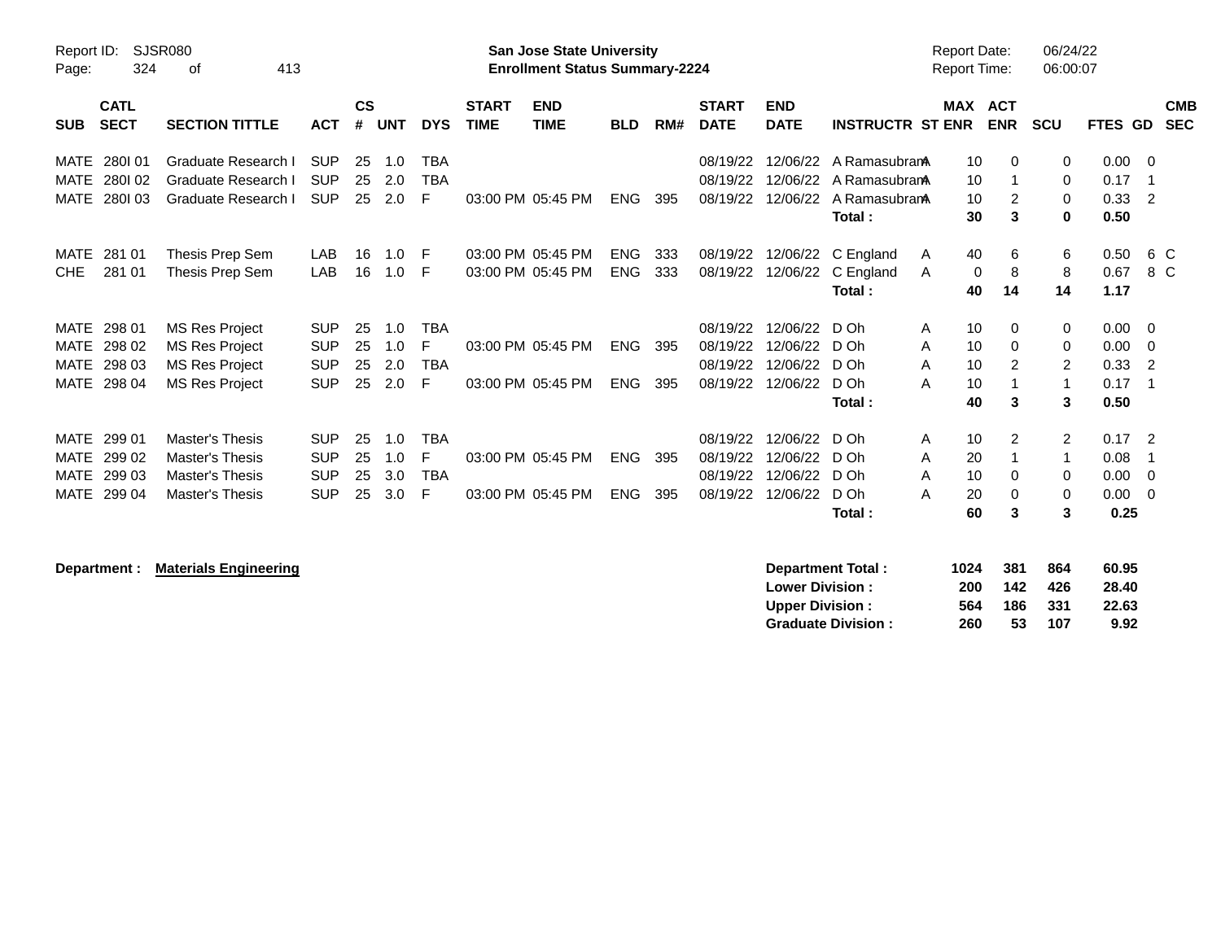**San Jose State University**
**Enrollment Status Summary-2224**

Report ID: SJSR080
Report Date: 06/24/22
Report Time: 06:00:07

| SUB | CATL SECT | SECTION TITTLE | ACT | CS # | UNT | DYS | START TIME | END TIME | BLD | RM# | START DATE | END DATE | INSTRUCTR | ST | MAX ENR | ACT ENR | SCU | FTES | GD | CMB SEC |
|---|---|---|---|---|---|---|---|---|---|---|---|---|---|---|---|---|---|---|---|---|
| MATE | 280I 01 | Graduate Research I | SUP | 25 | 1.0 | TBA | | | | | 08/19/22 | 12/06/22 | A Ramasubram | A | 10 | 0 | 0 | 0.00 | 0 | |
| MATE | 280I 02 | Graduate Research I | SUP | 25 | 2.0 | TBA | | | | | 08/19/22 | 12/06/22 | A Ramasubram | A | 10 | 1 | 0 | 0.17 | 1 | |
| MATE | 280I 03 | Graduate Research I | SUP | 25 | 2.0 | F | 03:00 PM | 05:45 PM | ENG | 395 | 08/19/22 | 12/06/22 | A Ramasubram | A | 10 | 2 | 0 | 0.33 | 2 | |
| | | | | | | | | | | | | | **Total :** | | **30** | **3** | **0** | **0.50** | | |
| MATE | 281 01 | Thesis Prep Sem | LAB | 16 | 1.0 | F | 03:00 PM | 05:45 PM | ENG | 333 | 08/19/22 | 12/06/22 | C England | A | 40 | 6 | 6 | 0.50 | 6 | C |
| CHE | 281 01 | Thesis Prep Sem | LAB | 16 | 1.0 | F | 03:00 PM | 05:45 PM | ENG | 333 | 08/19/22 | 12/06/22 | C England | A | 0 | 8 | 8 | 0.67 | 8 | C |
| | | | | | | | | | | | | | **Total :** | | **40** | **14** | **14** | **1.17** | | |
| MATE | 298 01 | MS Res Project | SUP | 25 | 1.0 | TBA | | | | | 08/19/22 | 12/06/22 | D Oh | A | 10 | 0 | 0 | 0.00 | 0 | |
| MATE | 298 02 | MS Res Project | SUP | 25 | 1.0 | F | 03:00 PM | 05:45 PM | ENG | 395 | 08/19/22 | 12/06/22 | D Oh | A | 10 | 0 | 0 | 0.00 | 0 | |
| MATE | 298 03 | MS Res Project | SUP | 25 | 2.0 | TBA | | | | | 08/19/22 | 12/06/22 | D Oh | A | 10 | 2 | 2 | 0.33 | 2 | |
| MATE | 298 04 | MS Res Project | SUP | 25 | 2.0 | F | 03:00 PM | 05:45 PM | ENG | 395 | 08/19/22 | 12/06/22 | D Oh | A | 10 | 1 | 1 | 0.17 | 1 | |
| | | | | | | | | | | | | | **Total :** | | **40** | **3** | **3** | **0.50** | | |
| MATE | 299 01 | Master's Thesis | SUP | 25 | 1.0 | TBA | | | | | 08/19/22 | 12/06/22 | D Oh | A | 10 | 2 | 2 | 0.17 | 2 | |
| MATE | 299 02 | Master's Thesis | SUP | 25 | 1.0 | F | 03:00 PM | 05:45 PM | ENG | 395 | 08/19/22 | 12/06/22 | D Oh | A | 20 | 1 | 1 | 0.08 | 1 | |
| MATE | 299 03 | Master's Thesis | SUP | 25 | 3.0 | TBA | | | | | 08/19/22 | 12/06/22 | D Oh | A | 10 | 0 | 0 | 0.00 | 0 | |
| MATE | 299 04 | Master's Thesis | SUP | 25 | 3.0 | F | 03:00 PM | 05:45 PM | ENG | 395 | 08/19/22 | 12/06/22 | D Oh | A | 20 | 0 | 0 | 0.00 | 0 | |
| | | | | | | | | | | | | | **Total :** | | **60** | **3** | **3** | **0.25** | | |

**Department :** **Materials Engineering**

| | MAX ENR | ACT ENR | SCU | FTES |
|---|---|---|---|---|
| **Department Total :** | **1024** | **381** | **864** | **60.95** |
| **Lower Division :** | **200** | **142** | **426** | **28.40** |
| **Upper Division :** | **564** | **186** | **331** | **22.63** |
| **Graduate Division :** | **260** | **53** | **107** | **9.92** |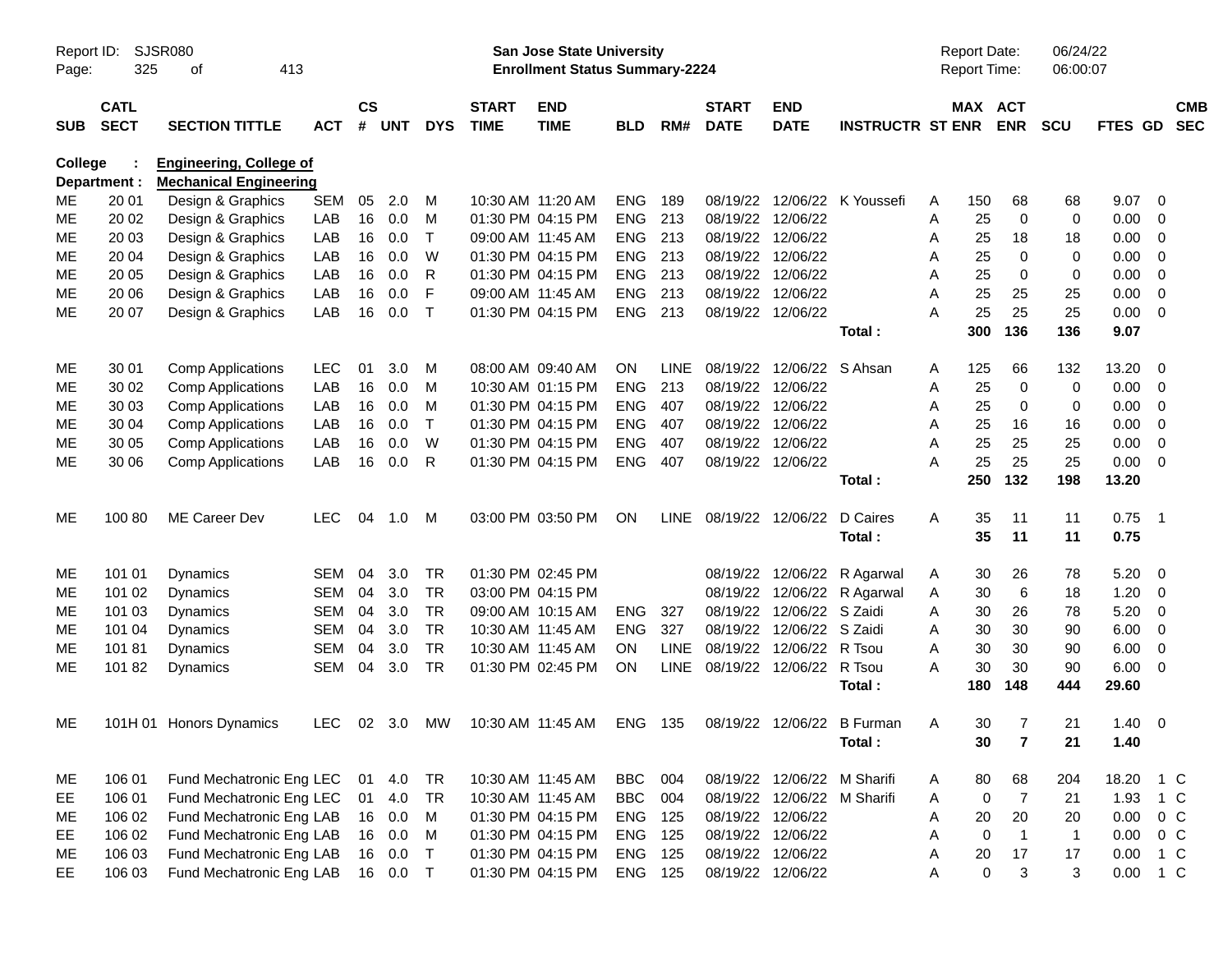**San Jose State University**
**Enrollment Status Summary-2224**

Report ID: SJSR080
Report Date: 06/24/22
Report Time: 06:00:07

**College : Engineering, College of**
**Department : Mechanical Engineering**

| SUB | CATL SECT | SECTION TITTLE | ACT | CS # | UNT | DYS | START TIME | END TIME | BLD | RM# | START DATE | END DATE | INSTRUCTR | ST | MAX ENR | ACT ENR | SCU | FTES | GD | CMB SEC |
|---|---|---|---|---|---|---|---|---|---|---|---|---|---|---|---|---|---|---|---|---|
| ME | 20 01 | Design & Graphics | SEM | 05 | 2.0 | M | 10:30 AM | 11:20 AM | ENG | 189 | 08/19/22 | 12/06/22 | K Youssefi | A | 150 | 68 | 68 | 9.07 | 0 | |
| ME | 20 02 | Design & Graphics | LAB | 16 | 0.0 | M | 01:30 PM | 04:15 PM | ENG | 213 | 08/19/22 | 12/06/22 | | A | 25 | 0 | 0 | 0.00 | 0 | |
| ME | 20 03 | Design & Graphics | LAB | 16 | 0.0 | T | 09:00 AM | 11:45 AM | ENG | 213 | 08/19/22 | 12/06/22 | | A | 25 | 18 | 18 | 0.00 | 0 | |
| ME | 20 04 | Design & Graphics | LAB | 16 | 0.0 | W | 01:30 PM | 04:15 PM | ENG | 213 | 08/19/22 | 12/06/22 | | A | 25 | 0 | 0 | 0.00 | 0 | |
| ME | 20 05 | Design & Graphics | LAB | 16 | 0.0 | R | 01:30 PM | 04:15 PM | ENG | 213 | 08/19/22 | 12/06/22 | | A | 25 | 0 | 0 | 0.00 | 0 | |
| ME | 20 06 | Design & Graphics | LAB | 16 | 0.0 | F | 09:00 AM | 11:45 AM | ENG | 213 | 08/19/22 | 12/06/22 | | A | 25 | 25 | 25 | 0.00 | 0 | |
| ME | 20 07 | Design & Graphics | LAB | 16 | 0.0 | T | 01:30 PM | 04:15 PM | ENG | 213 | 08/19/22 | 12/06/22 | | A | 25 | 25 | 25 | 0.00 | 0 | |
| | | | | | | | | | | | | | **Total :** | | **300** | **136** | **136** | **9.07** | | |
| ME | 30 01 | Comp Applications | LEC | 01 | 3.0 | M | 08:00 AM | 09:40 AM | ON | LINE | 08/19/22 | 12/06/22 | S Ahsan | A | 125 | 66 | 132 | 13.20 | 0 | |
| ME | 30 02 | Comp Applications | LAB | 16 | 0.0 | M | 10:30 AM | 01:15 PM | ENG | 213 | 08/19/22 | 12/06/22 | | A | 25 | 0 | 0 | 0.00 | 0 | |
| ME | 30 03 | Comp Applications | LAB | 16 | 0.0 | M | 01:30 PM | 04:15 PM | ENG | 407 | 08/19/22 | 12/06/22 | | A | 25 | 0 | 0 | 0.00 | 0 | |
| ME | 30 04 | Comp Applications | LAB | 16 | 0.0 | T | 01:30 PM | 04:15 PM | ENG | 407 | 08/19/22 | 12/06/22 | | A | 25 | 16 | 16 | 0.00 | 0 | |
| ME | 30 05 | Comp Applications | LAB | 16 | 0.0 | W | 01:30 PM | 04:15 PM | ENG | 407 | 08/19/22 | 12/06/22 | | A | 25 | 25 | 25 | 0.00 | 0 | |
| ME | 30 06 | Comp Applications | LAB | 16 | 0.0 | R | 01:30 PM | 04:15 PM | ENG | 407 | 08/19/22 | 12/06/22 | | A | 25 | 25 | 25 | 0.00 | 0 | |
| | | | | | | | | | | | | | **Total :** | | **250** | **132** | **198** | **13.20** | | |
| ME | 100 80 | ME Career Dev | LEC | 04 | 1.0 | M | 03:00 PM | 03:50 PM | ON | LINE | 08/19/22 | 12/06/22 | D Caires | A | 35 | 11 | 11 | 0.75 | 1 | |
| | | | | | | | | | | | | | **Total :** | | **35** | **11** | **11** | **0.75** | | |
| ME | 101 01 | Dynamics | SEM | 04 | 3.0 | TR | 01:30 PM | 02:45 PM | | | 08/19/22 | 12/06/22 | R Agarwal | A | 30 | 26 | 78 | 5.20 | 0 | |
| ME | 101 02 | Dynamics | SEM | 04 | 3.0 | TR | 03:00 PM | 04:15 PM | | | 08/19/22 | 12/06/22 | R Agarwal | A | 30 | 6 | 18 | 1.20 | 0 | |
| ME | 101 03 | Dynamics | SEM | 04 | 3.0 | TR | 09:00 AM | 10:15 AM | ENG | 327 | 08/19/22 | 12/06/22 | S Zaidi | A | 30 | 26 | 78 | 5.20 | 0 | |
| ME | 101 04 | Dynamics | SEM | 04 | 3.0 | TR | 10:30 AM | 11:45 AM | ENG | 327 | 08/19/22 | 12/06/22 | S Zaidi | A | 30 | 30 | 90 | 6.00 | 0 | |
| ME | 101 81 | Dynamics | SEM | 04 | 3.0 | TR | 10:30 AM | 11:45 AM | ON | LINE | 08/19/22 | 12/06/22 | R Tsou | A | 30 | 30 | 90 | 6.00 | 0 | |
| ME | 101 82 | Dynamics | SEM | 04 | 3.0 | TR | 01:30 PM | 02:45 PM | ON | LINE | 08/19/22 | 12/06/22 | R Tsou | A | 30 | 30 | 90 | 6.00 | 0 | |
| | | | | | | | | | | | | | **Total :** | | **180** | **148** | **444** | **29.60** | | |
| ME | 101H 01 | Honors Dynamics | LEC | 02 | 3.0 | MW | 10:30 AM | 11:45 AM | ENG | 135 | 08/19/22 | 12/06/22 | B Furman | A | 30 | 7 | 21 | 1.40 | 0 | |
| | | | | | | | | | | | | | **Total :** | | **30** | **7** | **21** | **1.40** | | |
| ME | 106 01 | Fund Mechatronic Eng | LEC | 01 | 4.0 | TR | 10:30 AM | 11:45 AM | BBC | 004 | 08/19/22 | 12/06/22 | M Sharifi | A | 80 | 68 | 204 | 18.20 | 1 | C |
| EE | 106 01 | Fund Mechatronic Eng | LEC | 01 | 4.0 | TR | 10:30 AM | 11:45 AM | BBC | 004 | 08/19/22 | 12/06/22 | M Sharifi | A | 0 | 7 | 21 | 1.93 | 1 | C |
| ME | 106 02 | Fund Mechatronic Eng | LAB | 16 | 0.0 | M | 01:30 PM | 04:15 PM | ENG | 125 | 08/19/22 | 12/06/22 | | A | 20 | 20 | 20 | 0.00 | 0 | C |
| EE | 106 02 | Fund Mechatronic Eng | LAB | 16 | 0.0 | M | 01:30 PM | 04:15 PM | ENG | 125 | 08/19/22 | 12/06/22 | | A | 0 | 1 | 1 | 0.00 | 0 | C |
| ME | 106 03 | Fund Mechatronic Eng | LAB | 16 | 0.0 | T | 01:30 PM | 04:15 PM | ENG | 125 | 08/19/22 | 12/06/22 | | A | 20 | 17 | 17 | 0.00 | 1 | C |
| EE | 106 03 | Fund Mechatronic Eng | LAB | 16 | 0.0 | T | 01:30 PM | 04:15 PM | ENG | 125 | 08/19/22 | 12/06/22 | | A | 0 | 3 | 3 | 0.00 | 1 | C |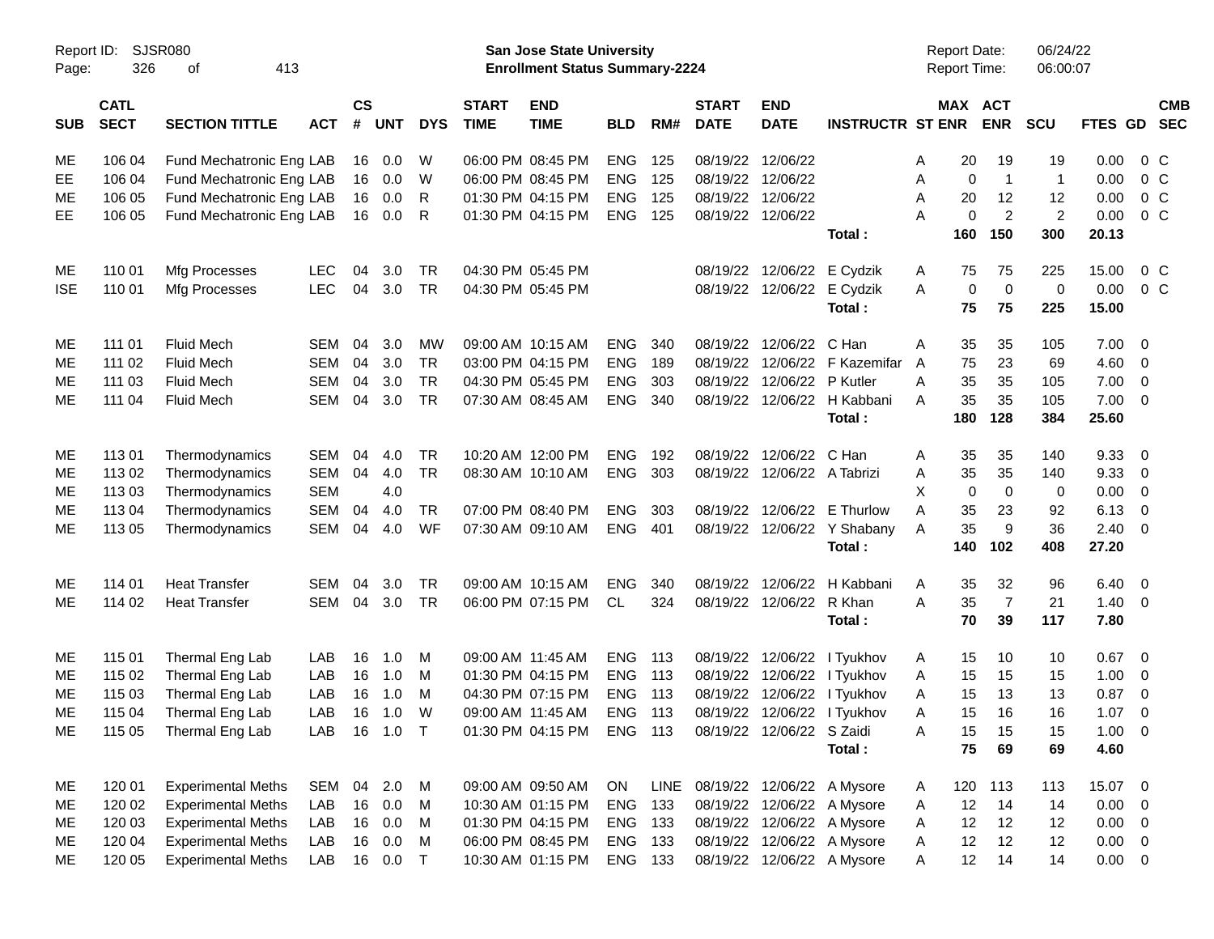Report ID: SJSR080

# San Jose State University
## Enrollment Status Summary-2224

Report Date: 06/24/22
Report Time: 06:00:07

| SUB | CATL SECT | SECTION TITTLE | ACT | CS # | UNT | DYS | START TIME | END TIME | BLD | RM# | START DATE | END DATE | INSTRUCTR | ST | MAX ENR | ACT ENR | SCU | FTES | GD | CMB SEC |
|---|---|---|---|---|---|---|---|---|---|---|---|---|---|---|---|---|---|---|---|---|
| ME | 106 04 | Fund Mechatronic Eng | LAB | 16 | 0.0 | W | 06:00 PM | 08:45 PM | ENG | 125 | 08/19/22 | 12/06/22 | | A | 20 | 19 | 19 | 0.00 | 0 | C |
| EE | 106 04 | Fund Mechatronic Eng | LAB | 16 | 0.0 | W | 06:00 PM | 08:45 PM | ENG | 125 | 08/19/22 | 12/06/22 | | A | 0 | 1 | 1 | 0.00 | 0 | C |
| ME | 106 05 | Fund Mechatronic Eng | LAB | 16 | 0.0 | R | 01:30 PM | 04:15 PM | ENG | 125 | 08/19/22 | 12/06/22 | | A | 20 | 12 | 12 | 0.00 | 0 | C |
| EE | 106 05 | Fund Mechatronic Eng | LAB | 16 | 0.0 | R | 01:30 PM | 04:15 PM | ENG | 125 | 08/19/22 | 12/06/22 | | A | 0 | 2 | 2 | 0.00 | 0 | C |
| | | | | | | | | | | | | | **Total :** | | **160** | **150** | **300** | **20.13** | | |
| ME | 110 01 | Mfg Processes | LEC | 04 | 3.0 | TR | 04:30 PM | 05:45 PM | | | 08/19/22 | 12/06/22 | E Cydzik | A | 75 | 75 | 225 | 15.00 | 0 | C |
| ISE | 110 01 | Mfg Processes | LEC | 04 | 3.0 | TR | 04:30 PM | 05:45 PM | | | 08/19/22 | 12/06/22 | E Cydzik | A | 0 | 0 | 0 | 0.00 | 0 | C |
| | | | | | | | | | | | | | **Total :** | | **75** | **75** | **225** | **15.00** | | |
| ME | 111 01 | Fluid Mech | SEM | 04 | 3.0 | MW | 09:00 AM | 10:15 AM | ENG | 340 | 08/19/22 | 12/06/22 | C Han | A | 35 | 35 | 105 | 7.00 | 0 | |
| ME | 111 02 | Fluid Mech | SEM | 04 | 3.0 | TR | 03:00 PM | 04:15 PM | ENG | 189 | 08/19/22 | 12/06/22 | F Kazemifar | A | 75 | 23 | 69 | 4.60 | 0 | |
| ME | 111 03 | Fluid Mech | SEM | 04 | 3.0 | TR | 04:30 PM | 05:45 PM | ENG | 303 | 08/19/22 | 12/06/22 | P Kutler | A | 35 | 35 | 105 | 7.00 | 0 | |
| ME | 111 04 | Fluid Mech | SEM | 04 | 3.0 | TR | 07:30 AM | 08:45 AM | ENG | 340 | 08/19/22 | 12/06/22 | H Kabbani | A | 35 | 35 | 105 | 7.00 | 0 | |
| | | | | | | | | | | | | | **Total :** | | **180** | **128** | **384** | **25.60** | | |
| ME | 113 01 | Thermodynamics | SEM | 04 | 4.0 | TR | 10:20 AM | 12:00 PM | ENG | 192 | 08/19/22 | 12/06/22 | C Han | A | 35 | 35 | 140 | 9.33 | 0 | |
| ME | 113 02 | Thermodynamics | SEM | 04 | 4.0 | TR | 08:30 AM | 10:10 AM | ENG | 303 | 08/19/22 | 12/06/22 | A Tabrizi | A | 35 | 35 | 140 | 9.33 | 0 | |
| ME | 113 03 | Thermodynamics | SEM | | 4.0 | | | | | | | | | X | 0 | 0 | 0 | 0.00 | 0 | |
| ME | 113 04 | Thermodynamics | SEM | 04 | 4.0 | TR | 07:00 PM | 08:40 PM | ENG | 303 | 08/19/22 | 12/06/22 | E Thurlow | A | 35 | 23 | 92 | 6.13 | 0 | |
| ME | 113 05 | Thermodynamics | SEM | 04 | 4.0 | WF | 07:30 AM | 09:10 AM | ENG | 401 | 08/19/22 | 12/06/22 | Y Shabany | A | 35 | 9 | 36 | 2.40 | 0 | |
| | | | | | | | | | | | | | **Total :** | | **140** | **102** | **408** | **27.20** | | |
| ME | 114 01 | Heat Transfer | SEM | 04 | 3.0 | TR | 09:00 AM | 10:15 AM | ENG | 340 | 08/19/22 | 12/06/22 | H Kabbani | A | 35 | 32 | 96 | 6.40 | 0 | |
| ME | 114 02 | Heat Transfer | SEM | 04 | 3.0 | TR | 06:00 PM | 07:15 PM | CL | 324 | 08/19/22 | 12/06/22 | R Khan | A | 35 | 7 | 21 | 1.40 | 0 | |
| | | | | | | | | | | | | | **Total :** | | **70** | **39** | **117** | **7.80** | | |
| ME | 115 01 | Thermal Eng Lab | LAB | 16 | 1.0 | M | 09:00 AM | 11:45 AM | ENG | 113 | 08/19/22 | 12/06/22 | I Tyukhov | A | 15 | 10 | 10 | 0.67 | 0 | |
| ME | 115 02 | Thermal Eng Lab | LAB | 16 | 1.0 | M | 01:30 PM | 04:15 PM | ENG | 113 | 08/19/22 | 12/06/22 | I Tyukhov | A | 15 | 15 | 15 | 1.00 | 0 | |
| ME | 115 03 | Thermal Eng Lab | LAB | 16 | 1.0 | M | 04:30 PM | 07:15 PM | ENG | 113 | 08/19/22 | 12/06/22 | I Tyukhov | A | 15 | 13 | 13 | 0.87 | 0 | |
| ME | 115 04 | Thermal Eng Lab | LAB | 16 | 1.0 | W | 09:00 AM | 11:45 AM | ENG | 113 | 08/19/22 | 12/06/22 | I Tyukhov | A | 15 | 16 | 16 | 1.07 | 0 | |
| ME | 115 05 | Thermal Eng Lab | LAB | 16 | 1.0 | T | 01:30 PM | 04:15 PM | ENG | 113 | 08/19/22 | 12/06/22 | S Zaidi | A | 15 | 15 | 15 | 1.00 | 0 | |
| | | | | | | | | | | | | | **Total :** | | **75** | **69** | **69** | **4.60** | | |
| ME | 120 01 | Experimental Meths | SEM | 04 | 2.0 | M | 09:00 AM | 09:50 AM | ON | LINE | 08/19/22 | 12/06/22 | A Mysore | A | 120 | 113 | 113 | 15.07 | 0 | |
| ME | 120 02 | Experimental Meths | LAB | 16 | 0.0 | M | 10:30 AM | 01:15 PM | ENG | 133 | 08/19/22 | 12/06/22 | A Mysore | A | 12 | 14 | 14 | 0.00 | 0 | |
| ME | 120 03 | Experimental Meths | LAB | 16 | 0.0 | M | 01:30 PM | 04:15 PM | ENG | 133 | 08/19/22 | 12/06/22 | A Mysore | A | 12 | 12 | 12 | 0.00 | 0 | |
| ME | 120 04 | Experimental Meths | LAB | 16 | 0.0 | M | 06:00 PM | 08:45 PM | ENG | 133 | 08/19/22 | 12/06/22 | A Mysore | A | 12 | 12 | 12 | 0.00 | 0 | |
| ME | 120 05 | Experimental Meths | LAB | 16 | 0.0 | T | 10:30 AM | 01:15 PM | ENG | 133 | 08/19/22 | 12/06/22 | A Mysore | A | 12 | 14 | 14 | 0.00 | 0 | |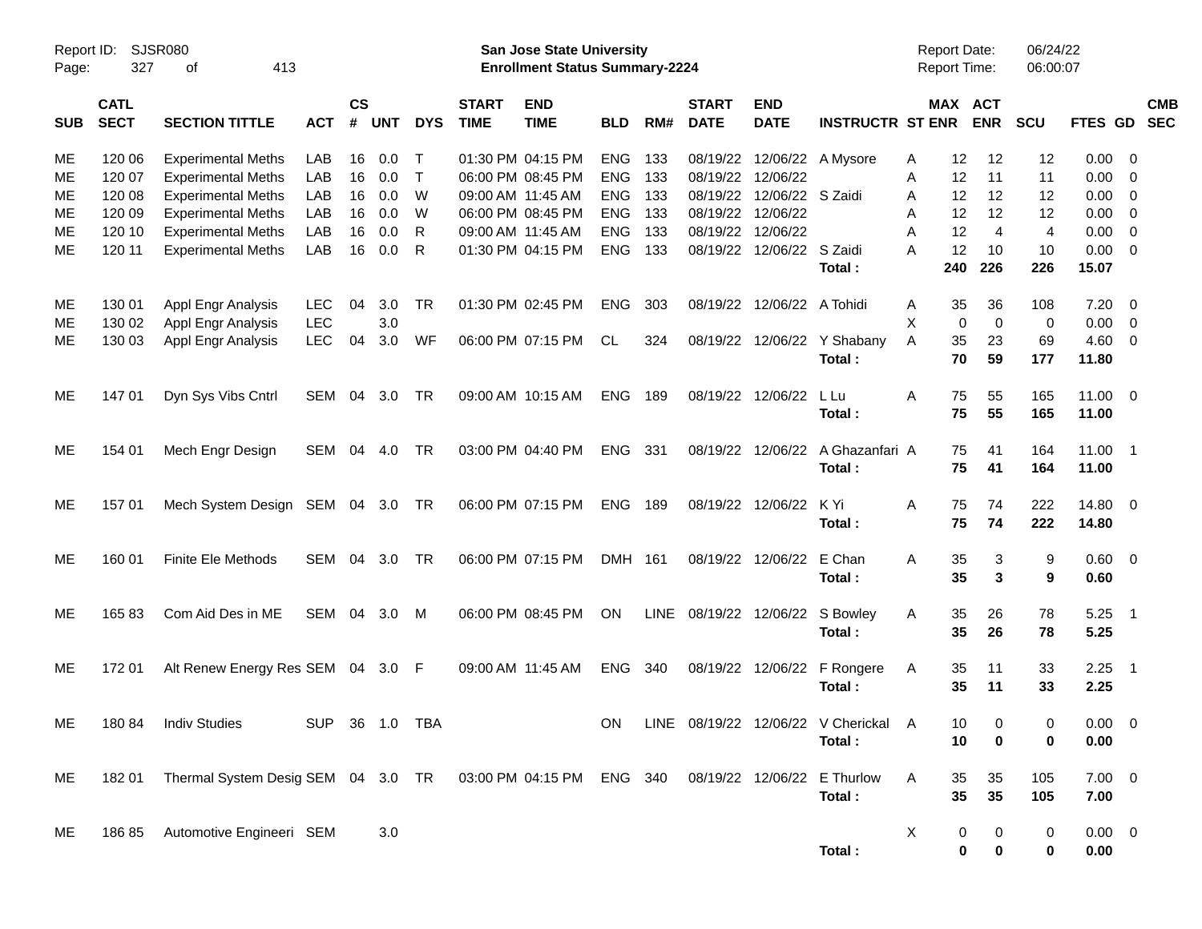Report ID: SJSR080

**San Jose State University**
**Enrollment Status Summary-2224**

Report Date: 06/24/22
Report Time: 06:00:07

| SUB | CATL SECT | SECTION TITTLE | ACT | CS # | UNT | DYS | START TIME | END TIME | BLD | RM# | START DATE | END DATE | INSTRUCTR | ST | MAX ENR | ACT ENR | SCU | FTES | GD | CMB SEC |
|---|---|---|---|---|---|---|---|---|---|---|---|---|---|---|---|---|---|---|---|---|
| ME | 120 06 | Experimental Meths | LAB | 16 | 0.0 | T | 01:30 PM | 04:15 PM | ENG | 133 | 08/19/22 | 12/06/22 | A Mysore | A | 12 | 12 | 12 | 0.00 | 0 | |
| ME | 120 07 | Experimental Meths | LAB | 16 | 0.0 | T | 06:00 PM | 08:45 PM | ENG | 133 | 08/19/22 | 12/06/22 | | A | 12 | 11 | 11 | 0.00 | 0 | |
| ME | 120 08 | Experimental Meths | LAB | 16 | 0.0 | W | 09:00 AM | 11:45 AM | ENG | 133 | 08/19/22 | 12/06/22 | S Zaidi | A | 12 | 12 | 12 | 0.00 | 0 | |
| ME | 120 09 | Experimental Meths | LAB | 16 | 0.0 | W | 06:00 PM | 08:45 PM | ENG | 133 | 08/19/22 | 12/06/22 | | A | 12 | 12 | 12 | 0.00 | 0 | |
| ME | 120 10 | Experimental Meths | LAB | 16 | 0.0 | R | 09:00 AM | 11:45 AM | ENG | 133 | 08/19/22 | 12/06/22 | | A | 12 | 4 | 4 | 0.00 | 0 | |
| ME | 120 11 | Experimental Meths | LAB | 16 | 0.0 | R | 01:30 PM | 04:15 PM | ENG | 133 | 08/19/22 | 12/06/22 | S Zaidi | A | 12 | 10 | 10 | 0.00 | 0 | |
| | | | | | | | | | | | | | **Total :** | | **240** | **226** | **226** | **15.07** | | |
| ME | 130 01 | Appl Engr Analysis | LEC | 04 | 3.0 | TR | 01:30 PM | 02:45 PM | ENG | 303 | 08/19/22 | 12/06/22 | A Tohidi | A | 35 | 36 | 108 | 7.20 | 0 | |
| ME | 130 02 | Appl Engr Analysis | LEC | | 3.0 | | | | | | | | | X | 0 | 0 | 0 | 0.00 | 0 | |
| ME | 130 03 | Appl Engr Analysis | LEC | 04 | 3.0 | WF | 06:00 PM | 07:15 PM | CL | 324 | 08/19/22 | 12/06/22 | Y Shabany | A | 35 | 23 | 69 | 4.60 | 0 | |
| | | | | | | | | | | | | | **Total :** | | **70** | **59** | **177** | **11.80** | | |
| ME | 147 01 | Dyn Sys Vibs Cntrl | SEM | 04 | 3.0 | TR | 09:00 AM | 10:15 AM | ENG | 189 | 08/19/22 | 12/06/22 | L Lu | A | 75 | 55 | 165 | 11.00 | 0 | |
| | | | | | | | | | | | | | **Total :** | | **75** | **55** | **165** | **11.00** | | |
| ME | 154 01 | Mech Engr Design | SEM | 04 | 4.0 | TR | 03:00 PM | 04:40 PM | ENG | 331 | 08/19/22 | 12/06/22 | A Ghazanfari | A | 75 | 41 | 164 | 11.00 | 1 | |
| | | | | | | | | | | | | | **Total :** | | **75** | **41** | **164** | **11.00** | | |
| ME | 157 01 | Mech System Design | SEM | 04 | 3.0 | TR | 06:00 PM | 07:15 PM | ENG | 189 | 08/19/22 | 12/06/22 | K Yi | A | 75 | 74 | 222 | 14.80 | 0 | |
| | | | | | | | | | | | | | **Total :** | | **75** | **74** | **222** | **14.80** | | |
| ME | 160 01 | Finite Ele Methods | SEM | 04 | 3.0 | TR | 06:00 PM | 07:15 PM | DMH | 161 | 08/19/22 | 12/06/22 | E Chan | A | 35 | 3 | 9 | 0.60 | 0 | |
| | | | | | | | | | | | | | **Total :** | | **35** | **3** | **9** | **0.60** | | |
| ME | 165 83 | Com Aid Des in ME | SEM | 04 | 3.0 | M | 06:00 PM | 08:45 PM | ON | LINE | 08/19/22 | 12/06/22 | S Bowley | A | 35 | 26 | 78 | 5.25 | 1 | |
| | | | | | | | | | | | | | **Total :** | | **35** | **26** | **78** | **5.25** | | |
| ME | 172 01 | Alt Renew Energy Res | SEM | 04 | 3.0 | F | 09:00 AM | 11:45 AM | ENG | 340 | 08/19/22 | 12/06/22 | F Rongere | A | 35 | 11 | 33 | 2.25 | 1 | |
| | | | | | | | | | | | | | **Total :** | | **35** | **11** | **33** | **2.25** | | |
| ME | 180 84 | Indiv Studies | SUP | 36 | 1.0 | TBA | | | ON | LINE | 08/19/22 | 12/06/22 | V Cherickal | A | 10 | 0 | 0 | 0.00 | 0 | |
| | | | | | | | | | | | | | **Total :** | | **10** | **0** | **0** | **0.00** | | |
| ME | 182 01 | Thermal System Desig | SEM | 04 | 3.0 | TR | 03:00 PM | 04:15 PM | ENG | 340 | 08/19/22 | 12/06/22 | E Thurlow | A | 35 | 35 | 105 | 7.00 | 0 | |
| | | | | | | | | | | | | | **Total :** | | **35** | **35** | **105** | **7.00** | | |
| ME | 186 85 | Automotive Engineeri | SEM | | 3.0 | | | | | | | | | X | 0 | 0 | 0 | 0.00 | 0 | |
| | | | | | | | | | | | | | **Total :** | | **0** | **0** | **0** | **0.00** | | |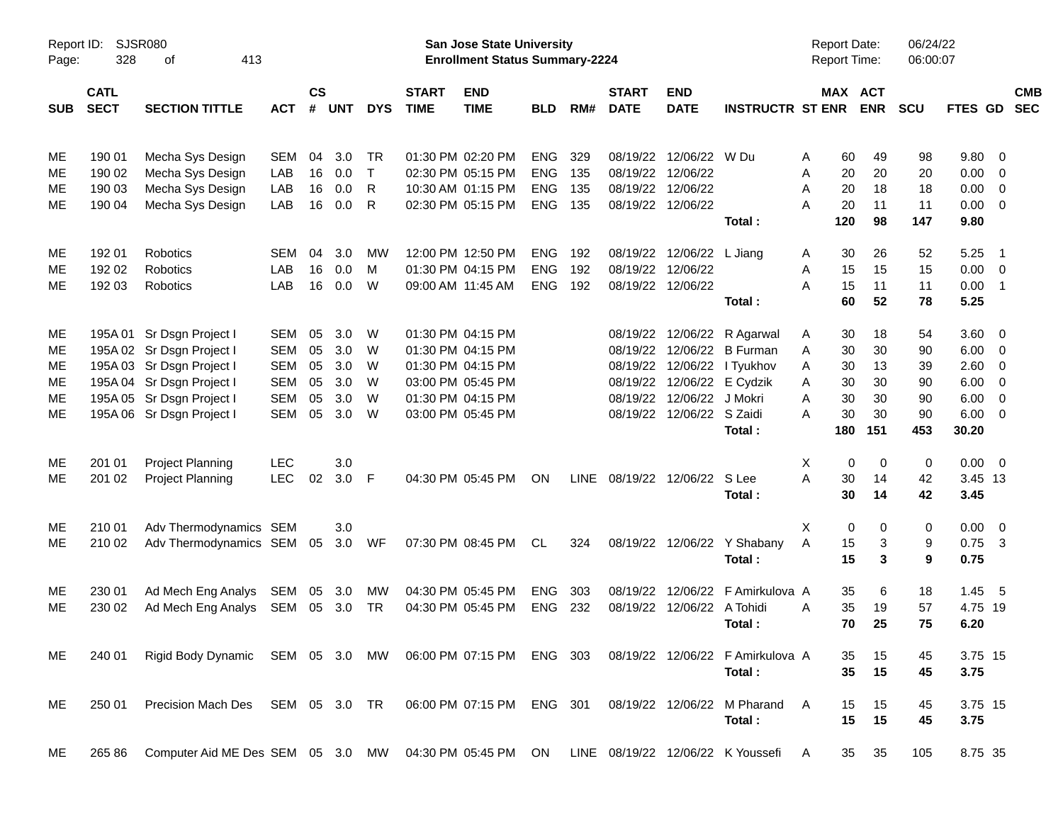Report ID: SJSR080

**San Jose State University**
**Enrollment Status Summary-2224**

Report Date: 06/24/22
Report Time: 06:00:07

| SUB | CATL SECT | SECTION TITTLE | ACT | CS # | UNT | DYS | START TIME | END TIME | BLD | RM# | START DATE | END DATE | INSTRUCTR | ST | MAX ENR | ACT ENR | SCU | FTES | GD | CMB SEC |
|---|---|---|---|---|---|---|---|---|---|---|---|---|---|---|---|---|---|---|---|---|
| ME | 190 01 | Mecha Sys Design | SEM | 04 | 3.0 | TR | 01:30 PM | 02:20 PM | ENG | 329 | 08/19/22 | 12/06/22 | W Du | A | 60 | 49 | 98 | 9.80 | 0 | |
| ME | 190 02 | Mecha Sys Design | LAB | 16 | 0.0 | T | 02:30 PM | 05:15 PM | ENG | 135 | 08/19/22 | 12/06/22 | | A | 20 | 20 | 20 | 0.00 | 0 | |
| ME | 190 03 | Mecha Sys Design | LAB | 16 | 0.0 | R | 10:30 AM | 01:15 PM | ENG | 135 | 08/19/22 | 12/06/22 | | A | 20 | 18 | 18 | 0.00 | 0 | |
| ME | 190 04 | Mecha Sys Design | LAB | 16 | 0.0 | R | 02:30 PM | 05:15 PM | ENG | 135 | 08/19/22 | 12/06/22 | | A | 20 | 11 | 11 | 0.00 | 0 | |
| | | | | | | | | | | | | | **Total :** | | **120** | **98** | **147** | **9.80** | | |
| ME | 192 01 | Robotics | SEM | 04 | 3.0 | MW | 12:00 PM | 12:50 PM | ENG | 192 | 08/19/22 | 12/06/22 | L Jiang | A | 30 | 26 | 52 | 5.25 | 1 | |
| ME | 192 02 | Robotics | LAB | 16 | 0.0 | M | 01:30 PM | 04:15 PM | ENG | 192 | 08/19/22 | 12/06/22 | | A | 15 | 15 | 15 | 0.00 | 0 | |
| ME | 192 03 | Robotics | LAB | 16 | 0.0 | W | 09:00 AM | 11:45 AM | ENG | 192 | 08/19/22 | 12/06/22 | | A | 15 | 11 | 11 | 0.00 | 1 | |
| | | | | | | | | | | | | | **Total :** | | **60** | **52** | **78** | **5.25** | | |
| ME | 195A 01 | Sr Dsgn Project I | SEM | 05 | 3.0 | W | 01:30 PM | 04:15 PM | | | 08/19/22 | 12/06/22 | R Agarwal | A | 30 | 18 | 54 | 3.60 | 0 | |
| ME | 195A 02 | Sr Dsgn Project I | SEM | 05 | 3.0 | W | 01:30 PM | 04:15 PM | | | 08/19/22 | 12/06/22 | B Furman | A | 30 | 30 | 90 | 6.00 | 0 | |
| ME | 195A 03 | Sr Dsgn Project I | SEM | 05 | 3.0 | W | 01:30 PM | 04:15 PM | | | 08/19/22 | 12/06/22 | I Tyukhov | A | 30 | 13 | 39 | 2.60 | 0 | |
| ME | 195A 04 | Sr Dsgn Project I | SEM | 05 | 3.0 | W | 03:00 PM | 05:45 PM | | | 08/19/22 | 12/06/22 | E Cydzik | A | 30 | 30 | 90 | 6.00 | 0 | |
| ME | 195A 05 | Sr Dsgn Project I | SEM | 05 | 3.0 | W | 01:30 PM | 04:15 PM | | | 08/19/22 | 12/06/22 | J Mokri | A | 30 | 30 | 90 | 6.00 | 0 | |
| ME | 195A 06 | Sr Dsgn Project I | SEM | 05 | 3.0 | W | 03:00 PM | 05:45 PM | | | 08/19/22 | 12/06/22 | S Zaidi | A | 30 | 30 | 90 | 6.00 | 0 | |
| | | | | | | | | | | | | | **Total :** | | **180** | **151** | **453** | **30.20** | | |
| ME | 201 01 | Project Planning | LEC | | 3.0 | | | | | | | | | X | 0 | 0 | 0 | 0.00 | 0 | |
| ME | 201 02 | Project Planning | LEC | 02 | 3.0 | F | 04:30 PM | 05:45 PM | ON | LINE | 08/19/22 | 12/06/22 | S Lee | A | 30 | 14 | 42 | 3.45 | 13 | |
| | | | | | | | | | | | | | **Total :** | | **30** | **14** | **42** | **3.45** | | |
| ME | 210 01 | Adv Thermodynamics | SEM | | 3.0 | | | | | | | | | X | 0 | 0 | 0 | 0.00 | 0 | |
| ME | 210 02 | Adv Thermodynamics | SEM | 05 | 3.0 | WF | 07:30 PM | 08:45 PM | CL | 324 | 08/19/22 | 12/06/22 | Y Shabany | A | 15 | 3 | 9 | 0.75 | 3 | |
| | | | | | | | | | | | | | **Total :** | | **15** | **3** | **9** | **0.75** | | |
| ME | 230 01 | Ad Mech Eng Analys | SEM | 05 | 3.0 | MW | 04:30 PM | 05:45 PM | ENG | 303 | 08/19/22 | 12/06/22 | F Amirkulova | A | 35 | 6 | 18 | 1.45 | 5 | |
| ME | 230 02 | Ad Mech Eng Analys | SEM | 05 | 3.0 | TR | 04:30 PM | 05:45 PM | ENG | 232 | 08/19/22 | 12/06/22 | A Tohidi | A | 35 | 19 | 57 | 4.75 | 19 | |
| | | | | | | | | | | | | | **Total :** | | **70** | **25** | **75** | **6.20** | | |
| ME | 240 01 | Rigid Body Dynamic | SEM | 05 | 3.0 | MW | 06:00 PM | 07:15 PM | ENG | 303 | 08/19/22 | 12/06/22 | F Amirkulova | A | 35 | 15 | 45 | 3.75 | 15 | |
| | | | | | | | | | | | | | **Total :** | | **35** | **15** | **45** | **3.75** | | |
| ME | 250 01 | Precision Mach Des | SEM | 05 | 3.0 | TR | 06:00 PM | 07:15 PM | ENG | 301 | 08/19/22 | 12/06/22 | M Pharand | A | 15 | 15 | 45 | 3.75 | 15 | |
| | | | | | | | | | | | | | **Total :** | | **15** | **15** | **45** | **3.75** | | |
| ME | 265 86 | Computer Aid ME Des | SEM | 05 | 3.0 | MW | 04:30 PM | 05:45 PM | ON | LINE | 08/19/22 | 12/06/22 | K Youssefi | A | 35 | 35 | 105 | 8.75 | 35 | |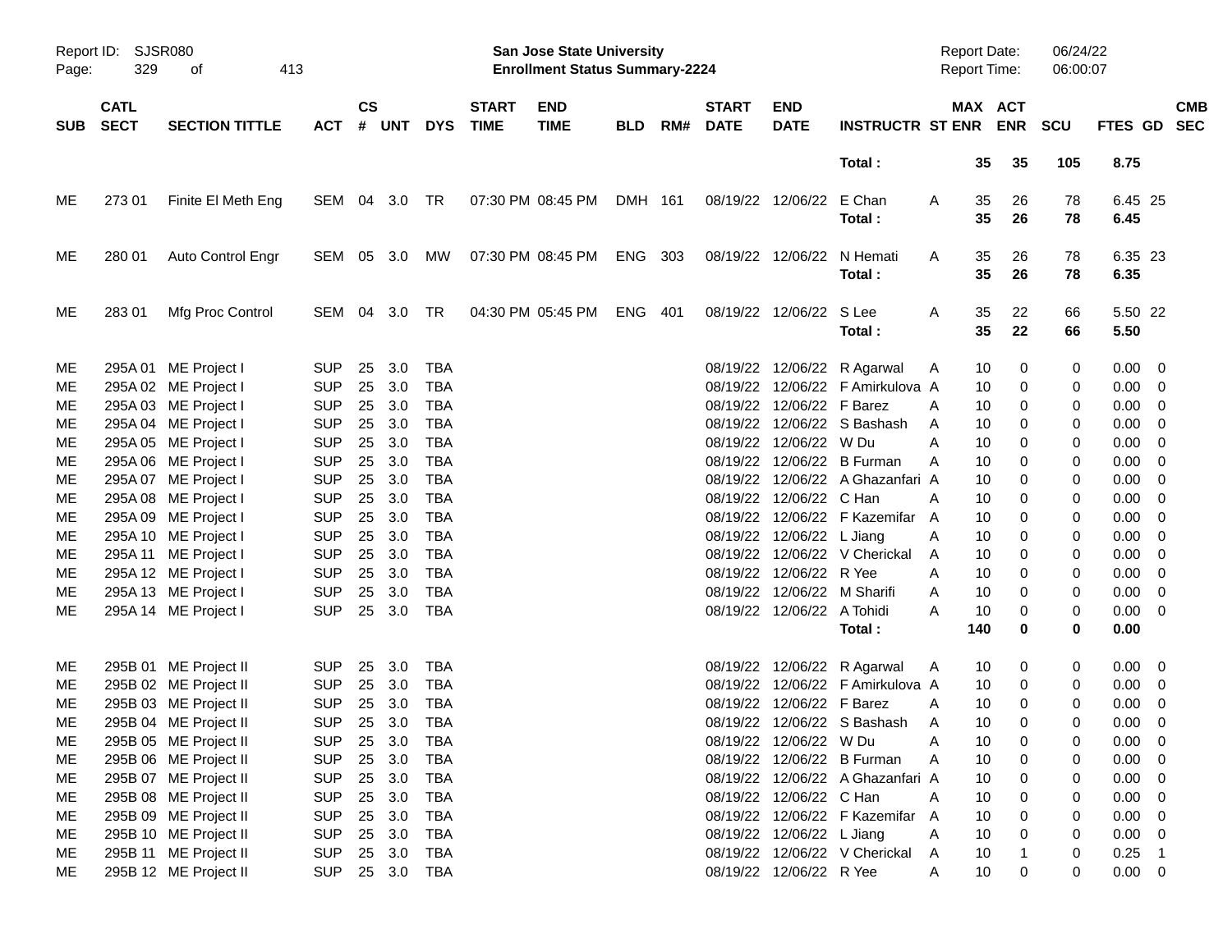Report ID: SJSR080

**San Jose State University**
**Enrollment Status Summary-2224**

Report Date: 06/24/22
Report Time: 06:00:07

| SUB | CATL SECT | SECTION TITTLE | ACT | CS # | UNT | DYS | START TIME | END TIME | BLD | RM# | START DATE | END DATE | INSTRUCTR | ST | MAX ENR | ACT ENR | SCU | FTES | GD | CMB SEC |
|---|---|---|---|---|---|---|---|---|---|---|---|---|---|---|---|---|---|---|---|---|
| | | | | | | | | | | | | | **Total :** | | **35** | **35** | **105** | **8.75** | | |
| ME | 273 01 | Finite El Meth Eng | SEM | 04 | 3.0 | TR | 07:30 PM | 08:45 PM | DMH | 161 | 08/19/22 | 12/06/22 | E Chan | A | 35 | 26 | 78 | 6.45 | 25 | |
| | | | | | | | | | | | | | **Total :** | | **35** | **26** | **78** | **6.45** | | |
| ME | 280 01 | Auto Control Engr | SEM | 05 | 3.0 | MW | 07:30 PM | 08:45 PM | ENG | 303 | 08/19/22 | 12/06/22 | N Hemati | A | 35 | 26 | 78 | 6.35 | 23 | |
| | | | | | | | | | | | | | **Total :** | | **35** | **26** | **78** | **6.35** | | |
| ME | 283 01 | Mfg Proc Control | SEM | 04 | 3.0 | TR | 04:30 PM | 05:45 PM | ENG | 401 | 08/19/22 | 12/06/22 | S Lee | A | 35 | 22 | 66 | 5.50 | 22 | |
| | | | | | | | | | | | | | **Total :** | | **35** | **22** | **66** | **5.50** | | |
| ME | 295A 01 | ME Project I | SUP | 25 | 3.0 | TBA | | | | | 08/19/22 | 12/06/22 | R Agarwal | A | 10 | 0 | 0 | 0.00 | 0 | |
| ME | 295A 02 | ME Project I | SUP | 25 | 3.0 | TBA | | | | | 08/19/22 | 12/06/22 | F Amirkulova | A | 10 | 0 | 0 | 0.00 | 0 | |
| ME | 295A 03 | ME Project I | SUP | 25 | 3.0 | TBA | | | | | 08/19/22 | 12/06/22 | F Barez | A | 10 | 0 | 0 | 0.00 | 0 | |
| ME | 295A 04 | ME Project I | SUP | 25 | 3.0 | TBA | | | | | 08/19/22 | 12/06/22 | S Bashash | A | 10 | 0 | 0 | 0.00 | 0 | |
| ME | 295A 05 | ME Project I | SUP | 25 | 3.0 | TBA | | | | | 08/19/22 | 12/06/22 | W Du | A | 10 | 0 | 0 | 0.00 | 0 | |
| ME | 295A 06 | ME Project I | SUP | 25 | 3.0 | TBA | | | | | 08/19/22 | 12/06/22 | B Furman | A | 10 | 0 | 0 | 0.00 | 0 | |
| ME | 295A 07 | ME Project I | SUP | 25 | 3.0 | TBA | | | | | 08/19/22 | 12/06/22 | A Ghazanfari | A | 10 | 0 | 0 | 0.00 | 0 | |
| ME | 295A 08 | ME Project I | SUP | 25 | 3.0 | TBA | | | | | 08/19/22 | 12/06/22 | C Han | A | 10 | 0 | 0 | 0.00 | 0 | |
| ME | 295A 09 | ME Project I | SUP | 25 | 3.0 | TBA | | | | | 08/19/22 | 12/06/22 | F Kazemifar | A | 10 | 0 | 0 | 0.00 | 0 | |
| ME | 295A 10 | ME Project I | SUP | 25 | 3.0 | TBA | | | | | 08/19/22 | 12/06/22 | L Jiang | A | 10 | 0 | 0 | 0.00 | 0 | |
| ME | 295A 11 | ME Project I | SUP | 25 | 3.0 | TBA | | | | | 08/19/22 | 12/06/22 | V Cherickal | A | 10 | 0 | 0 | 0.00 | 0 | |
| ME | 295A 12 | ME Project I | SUP | 25 | 3.0 | TBA | | | | | 08/19/22 | 12/06/22 | R Yee | A | 10 | 0 | 0 | 0.00 | 0 | |
| ME | 295A 13 | ME Project I | SUP | 25 | 3.0 | TBA | | | | | 08/19/22 | 12/06/22 | M Sharifi | A | 10 | 0 | 0 | 0.00 | 0 | |
| ME | 295A 14 | ME Project I | SUP | 25 | 3.0 | TBA | | | | | 08/19/22 | 12/06/22 | A Tohidi | A | 10 | 0 | 0 | 0.00 | 0 | |
| | | | | | | | | | | | | | **Total :** | | **140** | **0** | **0** | **0.00** | | |
| ME | 295B 01 | ME Project II | SUP | 25 | 3.0 | TBA | | | | | 08/19/22 | 12/06/22 | R Agarwal | A | 10 | 0 | 0 | 0.00 | 0 | |
| ME | 295B 02 | ME Project II | SUP | 25 | 3.0 | TBA | | | | | 08/19/22 | 12/06/22 | F Amirkulova | A | 10 | 0 | 0 | 0.00 | 0 | |
| ME | 295B 03 | ME Project II | SUP | 25 | 3.0 | TBA | | | | | 08/19/22 | 12/06/22 | F Barez | A | 10 | 0 | 0 | 0.00 | 0 | |
| ME | 295B 04 | ME Project II | SUP | 25 | 3.0 | TBA | | | | | 08/19/22 | 12/06/22 | S Bashash | A | 10 | 0 | 0 | 0.00 | 0 | |
| ME | 295B 05 | ME Project II | SUP | 25 | 3.0 | TBA | | | | | 08/19/22 | 12/06/22 | W Du | A | 10 | 0 | 0 | 0.00 | 0 | |
| ME | 295B 06 | ME Project II | SUP | 25 | 3.0 | TBA | | | | | 08/19/22 | 12/06/22 | B Furman | A | 10 | 0 | 0 | 0.00 | 0 | |
| ME | 295B 07 | ME Project II | SUP | 25 | 3.0 | TBA | | | | | 08/19/22 | 12/06/22 | A Ghazanfari | A | 10 | 0 | 0 | 0.00 | 0 | |
| ME | 295B 08 | ME Project II | SUP | 25 | 3.0 | TBA | | | | | 08/19/22 | 12/06/22 | C Han | A | 10 | 0 | 0 | 0.00 | 0 | |
| ME | 295B 09 | ME Project II | SUP | 25 | 3.0 | TBA | | | | | 08/19/22 | 12/06/22 | F Kazemifar | A | 10 | 0 | 0 | 0.00 | 0 | |
| ME | 295B 10 | ME Project II | SUP | 25 | 3.0 | TBA | | | | | 08/19/22 | 12/06/22 | L Jiang | A | 10 | 0 | 0 | 0.00 | 0 | |
| ME | 295B 11 | ME Project II | SUP | 25 | 3.0 | TBA | | | | | 08/19/22 | 12/06/22 | V Cherickal | A | 10 | 1 | 0 | 0.25 | 1 | |
| ME | 295B 12 | ME Project II | SUP | 25 | 3.0 | TBA | | | | | 08/19/22 | 12/06/22 | R Yee | A | 10 | 0 | 0 | 0.00 | 0 | |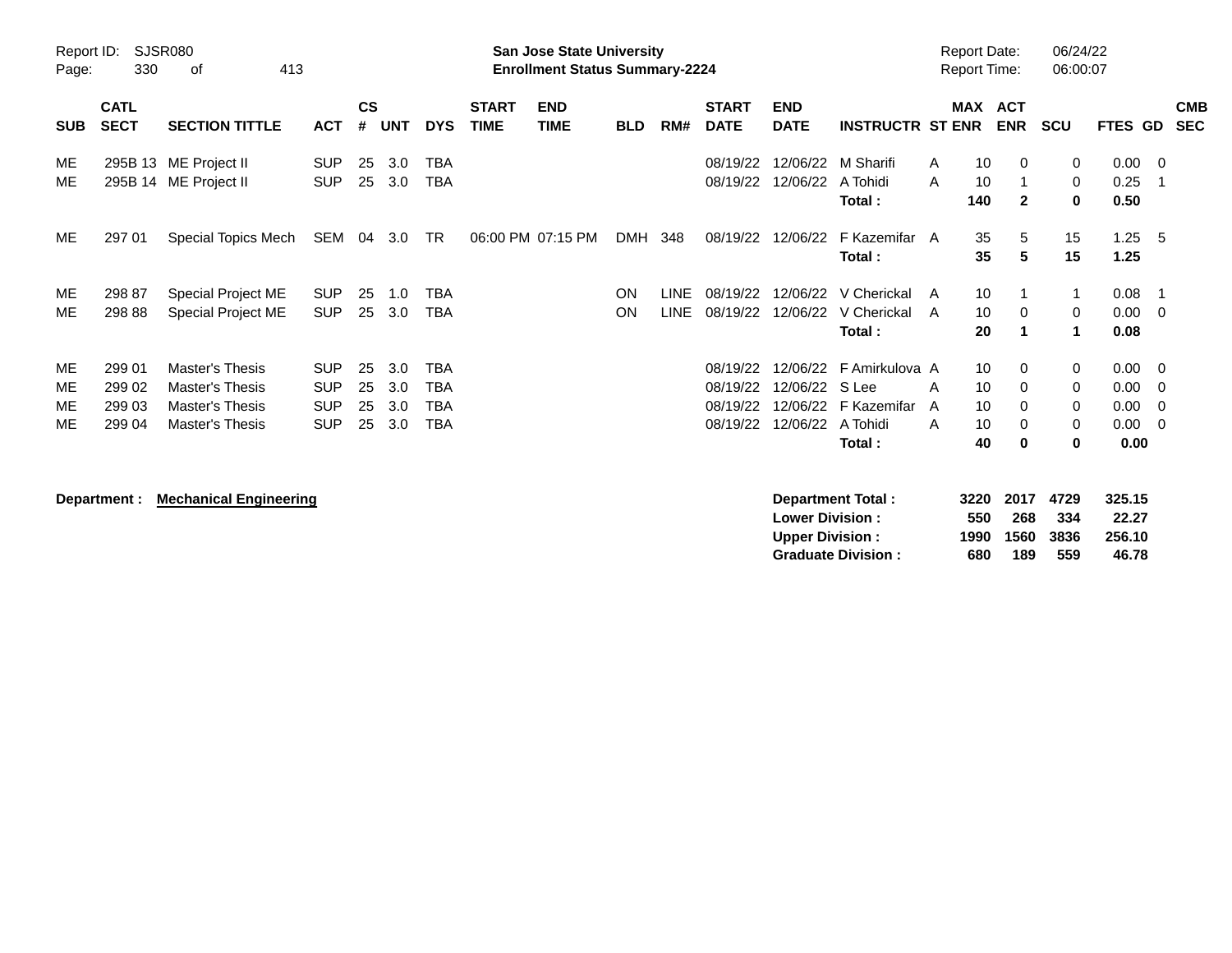Report ID: SJSR080

**San Jose State University**
**Enrollment Status Summary-2224**

Report Date: 06/24/22
Report Time: 06:00:07

| SUB | CATL SECT | SECTION TITTLE | ACT | CS # | UNT | DYS | START TIME | END TIME | BLD | RM# | START DATE | END DATE | INSTRUCTR | ST | MAX ENR | ACT ENR | SCU | FTES | GD | CMB SEC |
|---|---|---|---|---|---|---|---|---|---|---|---|---|---|---|---|---|---|---|---|---|
| ME | 295B 13 | ME Project II | SUP | 25 | 3.0 | TBA | | | | | 08/19/22 | 12/06/22 | M Sharifi | A | 10 | 0 | 0 | 0.00 | 0 | |
| ME | 295B 14 | ME Project II | SUP | 25 | 3.0 | TBA | | | | | 08/19/22 | 12/06/22 | A Tohidi | A | 10 | 1 | 0 | 0.25 | 1 | |
| | | | | | | | | | | | | | **Total :** | | **140** | **2** | **0** | **0.50** | | |
| ME | 297 01 | Special Topics Mech | SEM | 04 | 3.0 | TR | 06:00 PM | 07:15 PM | DMH | 348 | 08/19/22 | 12/06/22 | F Kazemifar | A | 35 | 5 | 15 | 1.25 | 5 | |
| | | | | | | | | | | | | | **Total :** | | **35** | **5** | **15** | **1.25** | | |
| ME | 298 87 | Special Project ME | SUP | 25 | 1.0 | TBA | | | ON | LINE | 08/19/22 | 12/06/22 | V Cherickal | A | 10 | 1 | 1 | 0.08 | 1 | |
| ME | 298 88 | Special Project ME | SUP | 25 | 3.0 | TBA | | | ON | LINE | 08/19/22 | 12/06/22 | V Cherickal | A | 10 | 0 | 0 | 0.00 | 0 | |
| | | | | | | | | | | | | | **Total :** | | **20** | **1** | **1** | **0.08** | | |
| ME | 299 01 | Master's Thesis | SUP | 25 | 3.0 | TBA | | | | | 08/19/22 | 12/06/22 | F Amirkulova | A | 10 | 0 | 0 | 0.00 | 0 | |
| ME | 299 02 | Master's Thesis | SUP | 25 | 3.0 | TBA | | | | | 08/19/22 | 12/06/22 | S Lee | A | 10 | 0 | 0 | 0.00 | 0 | |
| ME | 299 03 | Master's Thesis | SUP | 25 | 3.0 | TBA | | | | | 08/19/22 | 12/06/22 | F Kazemifar | A | 10 | 0 | 0 | 0.00 | 0 | |
| ME | 299 04 | Master's Thesis | SUP | 25 | 3.0 | TBA | | | | | 08/19/22 | 12/06/22 | A Tohidi | A | 10 | 0 | 0 | 0.00 | 0 | |
| | | | | | | | | | | | | | **Total :** | | **40** | **0** | **0** | **0.00** | | |

**Department : Mechanical Engineering**

| | MAX ENR | ACT ENR | SCU | FTES |
|---|---|---|---|---|
| **Department Total :** | **3220** | **2017** | **4729** | **325.15** |
| **Lower Division :** | **550** | **268** | **334** | **22.27** |
| **Upper Division :** | **1990** | **1560** | **3836** | **256.10** |
| **Graduate Division :** | **680** | **189** | **559** | **46.78** |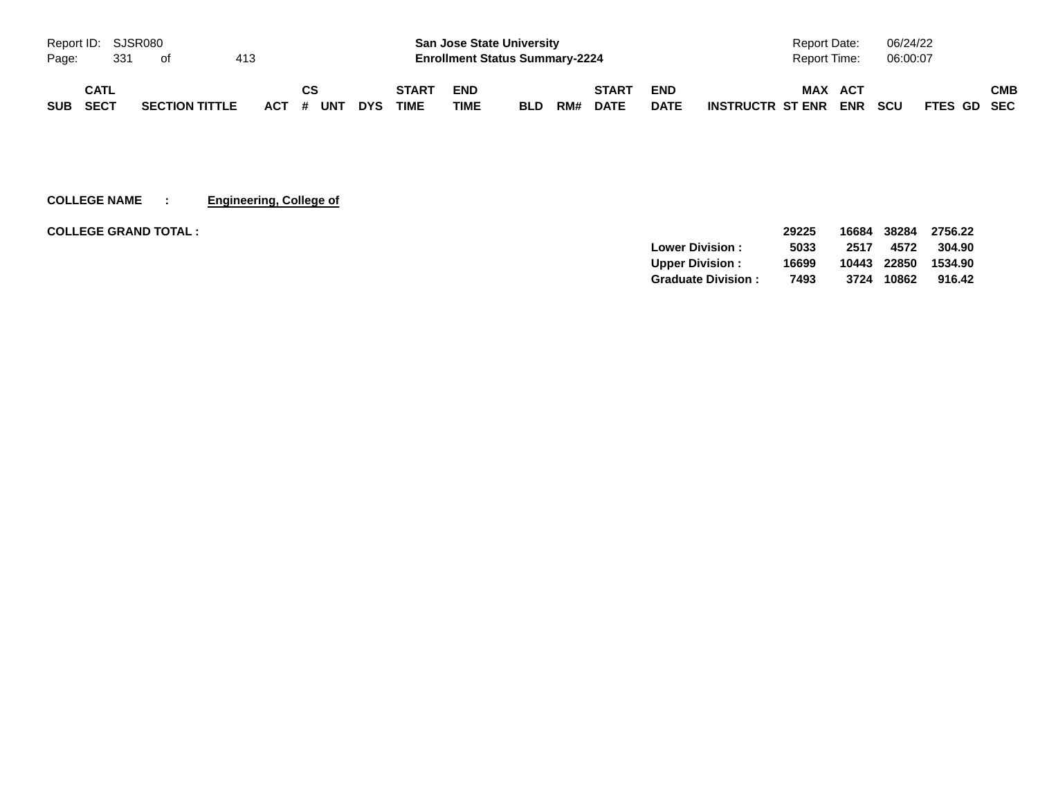Report ID: SJSR080

**San Jose State University**
**Enrollment Status Summary-2224**

Report Date: 06/24/22
Report Time: 06:00:07

| SUB | CATL SECT | SECTION TITTLE | ACT | CS # | UNT | DYS | START TIME | END TIME | BLD | RM# | START DATE | END DATE | INSTRUCTR | MAX ST ENR | ACT ENR | SCU | FTES | GD | CMB SEC |
|---|---|---|---|---|---|---|---|---|---|---|---|---|---|---|---|---|---|---|---|

**COLLEGE NAME : Engineering, College of**

**COLLEGE GRAND TOTAL :**

| | MAX ST ENR | ACT ENR | SCU | FTES |
|---|---|---|---|---|
| | **29225** | **16684** | **38284** | **2756.22** |
| **Lower Division :** | **5033** | **2517** | **4572** | **304.90** |
| **Upper Division :** | **16699** | **10443** | **22850** | **1534.90** |
| **Graduate Division :** | **7493** | **3724** | **10862** | **916.42** |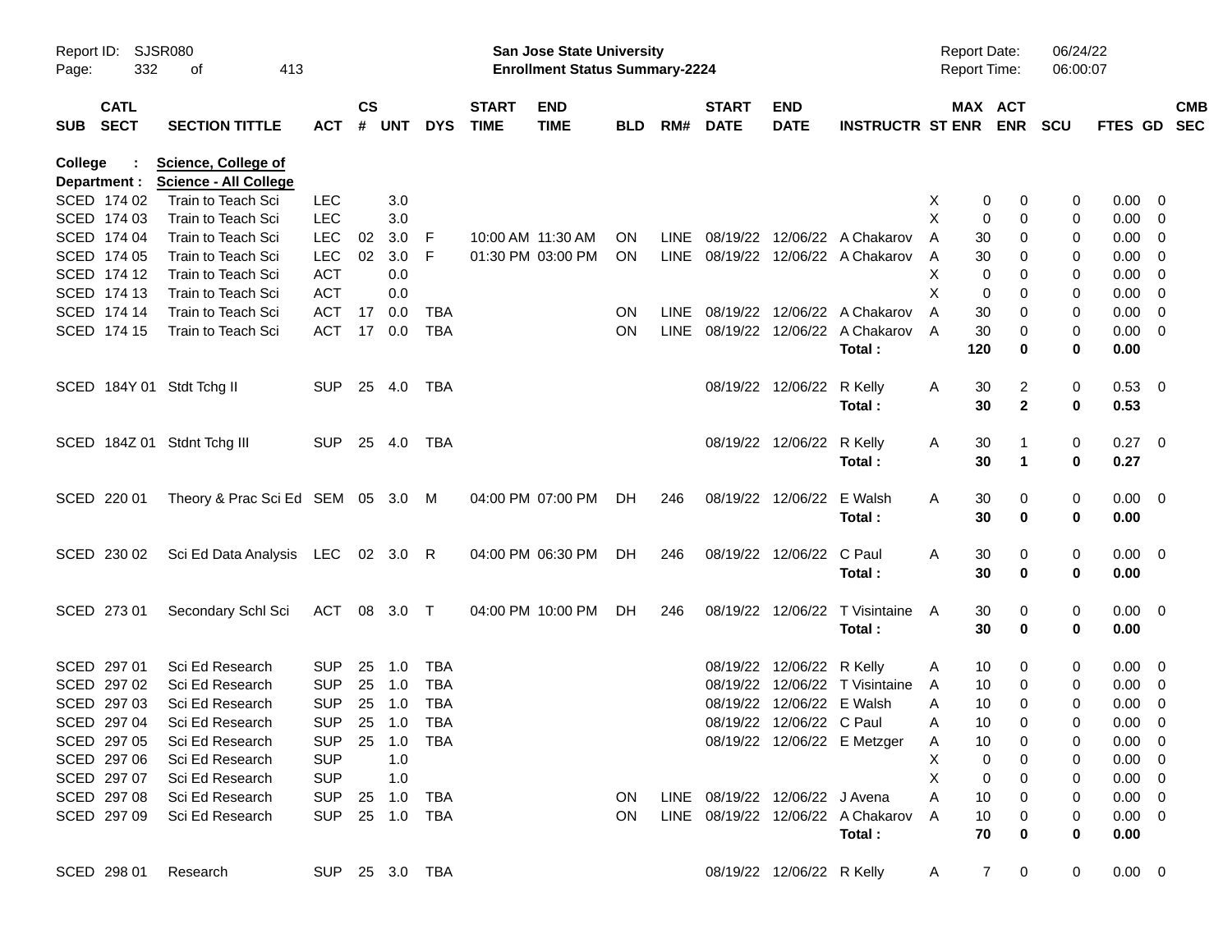Report ID: SJSR080

**San Jose State University**
**Enrollment Status Summary-2224**

Report Date: 06/24/22
Report Time: 06:00:07

College : **Science, College of**
Department : **Science - All College**

| SUB | CATL SECT | SECTION TITTLE | ACT | CS # | UNT | DYS | START TIME | END TIME | BLD | RM# | START DATE | END DATE | INSTRUCTR | ST | MAX ENR | ACT ENR | SCU | FTES | GD | CMB SEC |
|---|---|---|---|---|---|---|---|---|---|---|---|---|---|---|---|---|---|---|---|---|
| SCED | 174 02 | Train to Teach Sci | LEC | | 3.0 | | | | | | | | | X | 0 | 0 | 0 | 0.00 | 0 | |
| SCED | 174 03 | Train to Teach Sci | LEC | | 3.0 | | | | | | | | | X | 0 | 0 | 0 | 0.00 | 0 | |
| SCED | 174 04 | Train to Teach Sci | LEC | 02 | 3.0 | F | 10:00 AM | 11:30 AM | ON | LINE | 08/19/22 | 12/06/22 | A Chakarov | A | 30 | 0 | 0 | 0.00 | 0 | |
| SCED | 174 05 | Train to Teach Sci | LEC | 02 | 3.0 | F | 01:30 PM | 03:00 PM | ON | LINE | 08/19/22 | 12/06/22 | A Chakarov | A | 30 | 0 | 0 | 0.00 | 0 | |
| SCED | 174 12 | Train to Teach Sci | ACT | | 0.0 | | | | | | | | | X | 0 | 0 | 0 | 0.00 | 0 | |
| SCED | 174 13 | Train to Teach Sci | ACT | | 0.0 | | | | | | | | | X | 0 | 0 | 0 | 0.00 | 0 | |
| SCED | 174 14 | Train to Teach Sci | ACT | 17 | 0.0 | TBA | | | ON | LINE | 08/19/22 | 12/06/22 | A Chakarov | A | 30 | 0 | 0 | 0.00 | 0 | |
| SCED | 174 15 | Train to Teach Sci | ACT | 17 | 0.0 | TBA | | | ON | LINE | 08/19/22 | 12/06/22 | A Chakarov | A | 30 | 0 | 0 | 0.00 | 0 | |
| | | | | | | | | | | | | | **Total :** | | **120** | **0** | **0** | **0.00** | | |
| SCED | 184Y 01 | Stdt Tchg II | SUP | 25 | 4.0 | TBA | | | | | 08/19/22 | 12/06/22 | R Kelly | A | 30 | 2 | 0 | 0.53 | 0 | |
| | | | | | | | | | | | | | **Total :** | | **30** | **2** | **0** | **0.53** | | |
| SCED | 184Z 01 | Stdnt Tchg III | SUP | 25 | 4.0 | TBA | | | | | 08/19/22 | 12/06/22 | R Kelly | A | 30 | 1 | 0 | 0.27 | 0 | |
| | | | | | | | | | | | | | **Total :** | | **30** | **1** | **0** | **0.27** | | |
| SCED | 220 01 | Theory & Prac Sci Ed | SEM | 05 | 3.0 | M | 04:00 PM | 07:00 PM | DH | 246 | 08/19/22 | 12/06/22 | E Walsh | A | 30 | 0 | 0 | 0.00 | 0 | |
| | | | | | | | | | | | | | **Total :** | | **30** | **0** | **0** | **0.00** | | |
| SCED | 230 02 | Sci Ed Data Analysis | LEC | 02 | 3.0 | R | 04:00 PM | 06:30 PM | DH | 246 | 08/19/22 | 12/06/22 | C Paul | A | 30 | 0 | 0 | 0.00 | 0 | |
| | | | | | | | | | | | | | **Total :** | | **30** | **0** | **0** | **0.00** | | |
| SCED | 273 01 | Secondary Schl Sci | ACT | 08 | 3.0 | T | 04:00 PM | 10:00 PM | DH | 246 | 08/19/22 | 12/06/22 | T Visintaine | A | 30 | 0 | 0 | 0.00 | 0 | |
| | | | | | | | | | | | | | **Total :** | | **30** | **0** | **0** | **0.00** | | |
| SCED | 297 01 | Sci Ed Research | SUP | 25 | 1.0 | TBA | | | | | 08/19/22 | 12/06/22 | R Kelly | A | 10 | 0 | 0 | 0.00 | 0 | |
| SCED | 297 02 | Sci Ed Research | SUP | 25 | 1.0 | TBA | | | | | 08/19/22 | 12/06/22 | T Visintaine | A | 10 | 0 | 0 | 0.00 | 0 | |
| SCED | 297 03 | Sci Ed Research | SUP | 25 | 1.0 | TBA | | | | | 08/19/22 | 12/06/22 | E Walsh | A | 10 | 0 | 0 | 0.00 | 0 | |
| SCED | 297 04 | Sci Ed Research | SUP | 25 | 1.0 | TBA | | | | | 08/19/22 | 12/06/22 | C Paul | A | 10 | 0 | 0 | 0.00 | 0 | |
| SCED | 297 05 | Sci Ed Research | SUP | 25 | 1.0 | TBA | | | | | 08/19/22 | 12/06/22 | E Metzger | A | 10 | 0 | 0 | 0.00 | 0 | |
| SCED | 297 06 | Sci Ed Research | SUP | | 1.0 | | | | | | | | | X | 0 | 0 | 0 | 0.00 | 0 | |
| SCED | 297 07 | Sci Ed Research | SUP | | 1.0 | | | | | | | | | X | 0 | 0 | 0 | 0.00 | 0 | |
| SCED | 297 08 | Sci Ed Research | SUP | 25 | 1.0 | TBA | | | ON | LINE | 08/19/22 | 12/06/22 | J Avena | A | 10 | 0 | 0 | 0.00 | 0 | |
| SCED | 297 09 | Sci Ed Research | SUP | 25 | 1.0 | TBA | | | ON | LINE | 08/19/22 | 12/06/22 | A Chakarov | A | 10 | 0 | 0 | 0.00 | 0 | |
| | | | | | | | | | | | | | **Total :** | | **70** | **0** | **0** | **0.00** | | |
| SCED | 298 01 | Research | SUP | 25 | 3.0 | TBA | | | | | 08/19/22 | 12/06/22 | R Kelly | A | 7 | 0 | 0 | 0.00 | 0 | |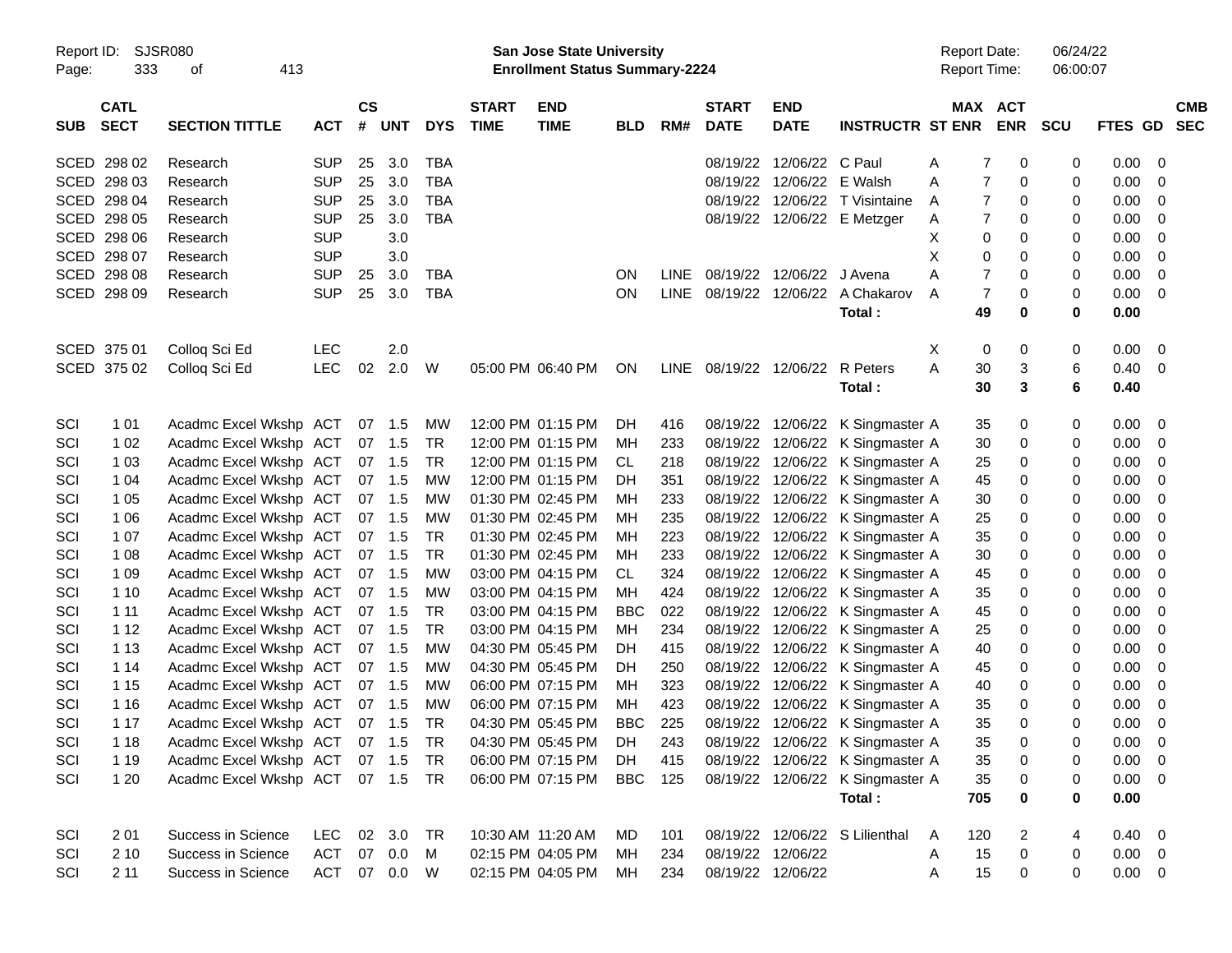Report ID: SJSR080

**San Jose State University**
**Enrollment Status Summary-2224**

Report Date: 06/24/22
Report Time: 06:00:07

| SUB | CATL SECT | SECTION TITTLE | ACT | CS # | UNT | DYS | START TIME | END TIME | BLD | RM# | START DATE | END DATE | INSTRUCTR | ST | MAX ENR | ACT ENR | SCU | FTES | GD | CMB SEC |
|---|---|---|---|---|---|---|---|---|---|---|---|---|---|---|---|---|---|---|---|---|
| SCED | 298 02 | Research | SUP | 25 | 3.0 | TBA | | | | | 08/19/22 | 12/06/22 | C Paul | A | 7 | 0 | 0 | 0.00 | 0 | |
| SCED | 298 03 | Research | SUP | 25 | 3.0 | TBA | | | | | 08/19/22 | 12/06/22 | E Walsh | A | 7 | 0 | 0 | 0.00 | 0 | |
| SCED | 298 04 | Research | SUP | 25 | 3.0 | TBA | | | | | 08/19/22 | 12/06/22 | T Visintaine | A | 7 | 0 | 0 | 0.00 | 0 | |
| SCED | 298 05 | Research | SUP | 25 | 3.0 | TBA | | | | | 08/19/22 | 12/06/22 | E Metzger | A | 7 | 0 | 0 | 0.00 | 0 | |
| SCED | 298 06 | Research | SUP | | 3.0 | | | | | | | | | X | 0 | 0 | 0 | 0.00 | 0 | |
| SCED | 298 07 | Research | SUP | | 3.0 | | | | | | | | | X | 0 | 0 | 0 | 0.00 | 0 | |
| SCED | 298 08 | Research | SUP | 25 | 3.0 | TBA | | | ON | LINE | 08/19/22 | 12/06/22 | J Avena | A | 7 | 0 | 0 | 0.00 | 0 | |
| SCED | 298 09 | Research | SUP | 25 | 3.0 | TBA | | | ON | LINE | 08/19/22 | 12/06/22 | A Chakarov | A | 7 | 0 | 0 | 0.00 | 0 | |
| | | | | | | | | | | | | | **Total :** | | **49** | **0** | **0** | **0.00** | | |
| SCED | 375 01 | Colloq Sci Ed | LEC | | 2.0 | | | | | | | | | X | 0 | 0 | 0 | 0.00 | 0 | |
| SCED | 375 02 | Colloq Sci Ed | LEC | 02 | 2.0 | W | 05:00 PM | 06:40 PM | ON | LINE | 08/19/22 | 12/06/22 | R Peters | A | 30 | 3 | 6 | 0.40 | 0 | |
| | | | | | | | | | | | | | **Total :** | | **30** | **3** | **6** | **0.40** | | |
| SCI | 1 01 | Acadmc Excel Wkshp | ACT | 07 | 1.5 | MW | 12:00 PM | 01:15 PM | DH | 416 | 08/19/22 | 12/06/22 | K Singmaster | A | 35 | 0 | 0 | 0.00 | 0 | |
| SCI | 1 02 | Acadmc Excel Wkshp | ACT | 07 | 1.5 | TR | 12:00 PM | 01:15 PM | MH | 233 | 08/19/22 | 12/06/22 | K Singmaster | A | 30 | 0 | 0 | 0.00 | 0 | |
| SCI | 1 03 | Acadmc Excel Wkshp | ACT | 07 | 1.5 | TR | 12:00 PM | 01:15 PM | CL | 218 | 08/19/22 | 12/06/22 | K Singmaster | A | 25 | 0 | 0 | 0.00 | 0 | |
| SCI | 1 04 | Acadmc Excel Wkshp | ACT | 07 | 1.5 | MW | 12:00 PM | 01:15 PM | DH | 351 | 08/19/22 | 12/06/22 | K Singmaster | A | 45 | 0 | 0 | 0.00 | 0 | |
| SCI | 1 05 | Acadmc Excel Wkshp | ACT | 07 | 1.5 | MW | 01:30 PM | 02:45 PM | MH | 233 | 08/19/22 | 12/06/22 | K Singmaster | A | 30 | 0 | 0 | 0.00 | 0 | |
| SCI | 1 06 | Acadmc Excel Wkshp | ACT | 07 | 1.5 | MW | 01:30 PM | 02:45 PM | MH | 235 | 08/19/22 | 12/06/22 | K Singmaster | A | 25 | 0 | 0 | 0.00 | 0 | |
| SCI | 1 07 | Acadmc Excel Wkshp | ACT | 07 | 1.5 | TR | 01:30 PM | 02:45 PM | MH | 223 | 08/19/22 | 12/06/22 | K Singmaster | A | 35 | 0 | 0 | 0.00 | 0 | |
| SCI | 1 08 | Acadmc Excel Wkshp | ACT | 07 | 1.5 | TR | 01:30 PM | 02:45 PM | MH | 233 | 08/19/22 | 12/06/22 | K Singmaster | A | 30 | 0 | 0 | 0.00 | 0 | |
| SCI | 1 09 | Acadmc Excel Wkshp | ACT | 07 | 1.5 | MW | 03:00 PM | 04:15 PM | CL | 324 | 08/19/22 | 12/06/22 | K Singmaster | A | 45 | 0 | 0 | 0.00 | 0 | |
| SCI | 1 10 | Acadmc Excel Wkshp | ACT | 07 | 1.5 | MW | 03:00 PM | 04:15 PM | MH | 424 | 08/19/22 | 12/06/22 | K Singmaster | A | 35 | 0 | 0 | 0.00 | 0 | |
| SCI | 1 11 | Acadmc Excel Wkshp | ACT | 07 | 1.5 | TR | 03:00 PM | 04:15 PM | BBC | 022 | 08/19/22 | 12/06/22 | K Singmaster | A | 45 | 0 | 0 | 0.00 | 0 | |
| SCI | 1 12 | Acadmc Excel Wkshp | ACT | 07 | 1.5 | TR | 03:00 PM | 04:15 PM | MH | 234 | 08/19/22 | 12/06/22 | K Singmaster | A | 25 | 0 | 0 | 0.00 | 0 | |
| SCI | 1 13 | Acadmc Excel Wkshp | ACT | 07 | 1.5 | MW | 04:30 PM | 05:45 PM | DH | 415 | 08/19/22 | 12/06/22 | K Singmaster | A | 40 | 0 | 0 | 0.00 | 0 | |
| SCI | 1 14 | Acadmc Excel Wkshp | ACT | 07 | 1.5 | MW | 04:30 PM | 05:45 PM | DH | 250 | 08/19/22 | 12/06/22 | K Singmaster | A | 45 | 0 | 0 | 0.00 | 0 | |
| SCI | 1 15 | Acadmc Excel Wkshp | ACT | 07 | 1.5 | MW | 06:00 PM | 07:15 PM | MH | 323 | 08/19/22 | 12/06/22 | K Singmaster | A | 40 | 0 | 0 | 0.00 | 0 | |
| SCI | 1 16 | Acadmc Excel Wkshp | ACT | 07 | 1.5 | MW | 06:00 PM | 07:15 PM | MH | 423 | 08/19/22 | 12/06/22 | K Singmaster | A | 35 | 0 | 0 | 0.00 | 0 | |
| SCI | 1 17 | Acadmc Excel Wkshp | ACT | 07 | 1.5 | TR | 04:30 PM | 05:45 PM | BBC | 225 | 08/19/22 | 12/06/22 | K Singmaster | A | 35 | 0 | 0 | 0.00 | 0 | |
| SCI | 1 18 | Acadmc Excel Wkshp | ACT | 07 | 1.5 | TR | 04:30 PM | 05:45 PM | DH | 243 | 08/19/22 | 12/06/22 | K Singmaster | A | 35 | 0 | 0 | 0.00 | 0 | |
| SCI | 1 19 | Acadmc Excel Wkshp | ACT | 07 | 1.5 | TR | 06:00 PM | 07:15 PM | DH | 415 | 08/19/22 | 12/06/22 | K Singmaster | A | 35 | 0 | 0 | 0.00 | 0 | |
| SCI | 1 20 | Acadmc Excel Wkshp | ACT | 07 | 1.5 | TR | 06:00 PM | 07:15 PM | BBC | 125 | 08/19/22 | 12/06/22 | K Singmaster | A | 35 | 0 | 0 | 0.00 | 0 | |
| | | | | | | | | | | | | | **Total :** | | **705** | **0** | **0** | **0.00** | | |
| SCI | 2 01 | Success in Science | LEC | 02 | 3.0 | TR | 10:30 AM | 11:20 AM | MD | 101 | 08/19/22 | 12/06/22 | S Lilienthal | A | 120 | 2 | 4 | 0.40 | 0 | |
| SCI | 2 10 | Success in Science | ACT | 07 | 0.0 | M | 02:15 PM | 04:05 PM | MH | 234 | 08/19/22 | 12/06/22 | | A | 15 | 0 | 0 | 0.00 | 0 | |
| SCI | 2 11 | Success in Science | ACT | 07 | 0.0 | W | 02:15 PM | 04:05 PM | MH | 234 | 08/19/22 | 12/06/22 | | A | 15 | 0 | 0 | 0.00 | 0 | |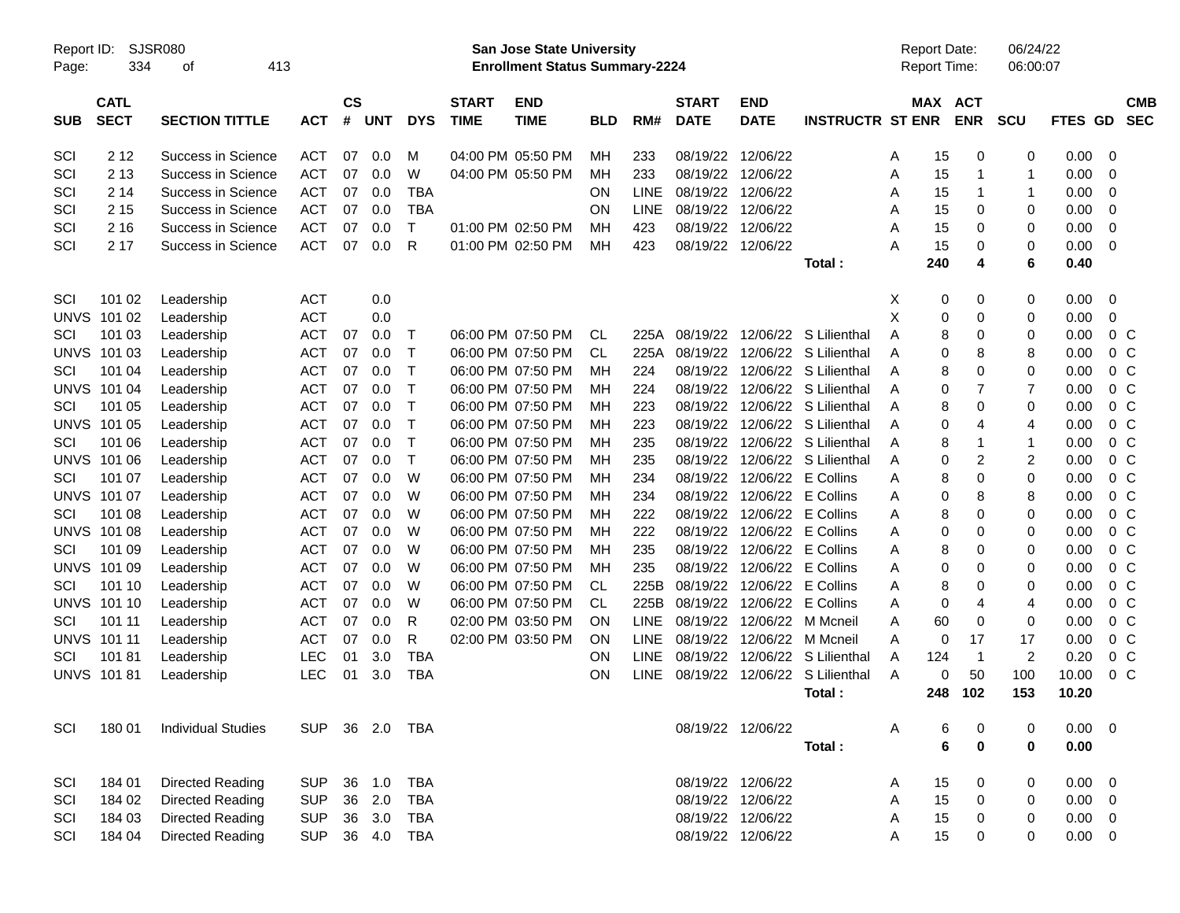Report ID: SJSR080
Page: 334 of 413

**San Jose State University**
**Enrollment Status Summary-2224**

Report Date: 06/24/22
Report Time: 06:00:07

| SUB | CATL SECT | SECTION TITTLE | ACT | CS # | UNT | DYS | START TIME | END TIME | BLD | RM# | START DATE | END DATE | INSTRUCTR | ST | MAX ENR | ACT ENR | SCU | FTES | GD | CMB SEC |
|---|---|---|---|---|---|---|---|---|---|---|---|---|---|---|---|---|---|---|---|---|
| SCI | 2 12 | Success in Science | ACT | 07 | 0.0 | M | 04:00 PM | 05:50 PM | MH | 233 | 08/19/22 | 12/06/22 | | A | 15 | 0 | 0 | 0.00 | 0 | |
| SCI | 2 13 | Success in Science | ACT | 07 | 0.0 | W | 04:00 PM | 05:50 PM | MH | 233 | 08/19/22 | 12/06/22 | | A | 15 | 1 | 1 | 0.00 | 0 | |
| SCI | 2 14 | Success in Science | ACT | 07 | 0.0 | TBA | | | ON | LINE | 08/19/22 | 12/06/22 | | A | 15 | 1 | 1 | 0.00 | 0 | |
| SCI | 2 15 | Success in Science | ACT | 07 | 0.0 | TBA | | | ON | LINE | 08/19/22 | 12/06/22 | | A | 15 | 0 | 0 | 0.00 | 0 | |
| SCI | 2 16 | Success in Science | ACT | 07 | 0.0 | T | 01:00 PM | 02:50 PM | MH | 423 | 08/19/22 | 12/06/22 | | A | 15 | 0 | 0 | 0.00 | 0 | |
| SCI | 2 17 | Success in Science | ACT | 07 | 0.0 | R | 01:00 PM | 02:50 PM | MH | 423 | 08/19/22 | 12/06/22 | | A | 15 | 0 | 0 | 0.00 | 0 | |
| | | | | | | | | | | | | | **Total :** | | **240** | **4** | **6** | **0.40** | | |
| SCI | 101 02 | Leadership | ACT | | 0.0 | | | | | | | | | X | 0 | 0 | 0 | 0.00 | 0 | |
| UNVS | 101 02 | Leadership | ACT | | 0.0 | | | | | | | | | X | 0 | 0 | 0 | 0.00 | 0 | |
| SCI | 101 03 | Leadership | ACT | 07 | 0.0 | T | 06:00 PM | 07:50 PM | CL | 225A | 08/19/22 | 12/06/22 | S Lilienthal | A | 8 | 0 | 0 | 0.00 | 0 | C |
| UNVS | 101 03 | Leadership | ACT | 07 | 0.0 | T | 06:00 PM | 07:50 PM | CL | 225A | 08/19/22 | 12/06/22 | S Lilienthal | A | 0 | 8 | 8 | 0.00 | 0 | C |
| SCI | 101 04 | Leadership | ACT | 07 | 0.0 | T | 06:00 PM | 07:50 PM | MH | 224 | 08/19/22 | 12/06/22 | S Lilienthal | A | 8 | 0 | 0 | 0.00 | 0 | C |
| UNVS | 101 04 | Leadership | ACT | 07 | 0.0 | T | 06:00 PM | 07:50 PM | MH | 224 | 08/19/22 | 12/06/22 | S Lilienthal | A | 0 | 7 | 7 | 0.00 | 0 | C |
| SCI | 101 05 | Leadership | ACT | 07 | 0.0 | T | 06:00 PM | 07:50 PM | MH | 223 | 08/19/22 | 12/06/22 | S Lilienthal | A | 8 | 0 | 0 | 0.00 | 0 | C |
| UNVS | 101 05 | Leadership | ACT | 07 | 0.0 | T | 06:00 PM | 07:50 PM | MH | 223 | 08/19/22 | 12/06/22 | S Lilienthal | A | 0 | 4 | 4 | 0.00 | 0 | C |
| SCI | 101 06 | Leadership | ACT | 07 | 0.0 | T | 06:00 PM | 07:50 PM | MH | 235 | 08/19/22 | 12/06/22 | S Lilienthal | A | 8 | 1 | 1 | 0.00 | 0 | C |
| UNVS | 101 06 | Leadership | ACT | 07 | 0.0 | T | 06:00 PM | 07:50 PM | MH | 235 | 08/19/22 | 12/06/22 | S Lilienthal | A | 0 | 2 | 2 | 0.00 | 0 | C |
| SCI | 101 07 | Leadership | ACT | 07 | 0.0 | W | 06:00 PM | 07:50 PM | MH | 234 | 08/19/22 | 12/06/22 | E Collins | A | 8 | 0 | 0 | 0.00 | 0 | C |
| UNVS | 101 07 | Leadership | ACT | 07 | 0.0 | W | 06:00 PM | 07:50 PM | MH | 234 | 08/19/22 | 12/06/22 | E Collins | A | 0 | 8 | 8 | 0.00 | 0 | C |
| SCI | 101 08 | Leadership | ACT | 07 | 0.0 | W | 06:00 PM | 07:50 PM | MH | 222 | 08/19/22 | 12/06/22 | E Collins | A | 8 | 0 | 0 | 0.00 | 0 | C |
| UNVS | 101 08 | Leadership | ACT | 07 | 0.0 | W | 06:00 PM | 07:50 PM | MH | 222 | 08/19/22 | 12/06/22 | E Collins | A | 0 | 0 | 0 | 0.00 | 0 | C |
| SCI | 101 09 | Leadership | ACT | 07 | 0.0 | W | 06:00 PM | 07:50 PM | MH | 235 | 08/19/22 | 12/06/22 | E Collins | A | 8 | 0 | 0 | 0.00 | 0 | C |
| UNVS | 101 09 | Leadership | ACT | 07 | 0.0 | W | 06:00 PM | 07:50 PM | MH | 235 | 08/19/22 | 12/06/22 | E Collins | A | 0 | 0 | 0 | 0.00 | 0 | C |
| SCI | 101 10 | Leadership | ACT | 07 | 0.0 | W | 06:00 PM | 07:50 PM | CL | 225B | 08/19/22 | 12/06/22 | E Collins | A | 8 | 0 | 0 | 0.00 | 0 | C |
| UNVS | 101 10 | Leadership | ACT | 07 | 0.0 | W | 06:00 PM | 07:50 PM | CL | 225B | 08/19/22 | 12/06/22 | E Collins | A | 0 | 4 | 4 | 0.00 | 0 | C |
| SCI | 101 11 | Leadership | ACT | 07 | 0.0 | R | 02:00 PM | 03:50 PM | ON | LINE | 08/19/22 | 12/06/22 | M Mcneil | A | 60 | 0 | 0 | 0.00 | 0 | C |
| UNVS | 101 11 | Leadership | ACT | 07 | 0.0 | R | 02:00 PM | 03:50 PM | ON | LINE | 08/19/22 | 12/06/22 | M Mcneil | A | 0 | 17 | 17 | 0.00 | 0 | C |
| SCI | 101 81 | Leadership | LEC | 01 | 3.0 | TBA | | | ON | LINE | 08/19/22 | 12/06/22 | S Lilienthal | A | 124 | 1 | 2 | 0.20 | 0 | C |
| UNVS | 101 81 | Leadership | LEC | 01 | 3.0 | TBA | | | ON | LINE | 08/19/22 | 12/06/22 | S Lilienthal | A | 0 | 50 | 100 | 10.00 | 0 | C |
| | | | | | | | | | | | | | **Total :** | | **248** | **102** | **153** | **10.20** | | |
| SCI | 180 01 | Individual Studies | SUP | 36 | 2.0 | TBA | | | | | 08/19/22 | 12/06/22 | | A | 6 | 0 | 0 | 0.00 | 0 | |
| | | | | | | | | | | | | | **Total :** | | **6** | **0** | **0** | **0.00** | | |
| SCI | 184 01 | Directed Reading | SUP | 36 | 1.0 | TBA | | | | | 08/19/22 | 12/06/22 | | A | 15 | 0 | 0 | 0.00 | 0 | |
| SCI | 184 02 | Directed Reading | SUP | 36 | 2.0 | TBA | | | | | 08/19/22 | 12/06/22 | | A | 15 | 0 | 0 | 0.00 | 0 | |
| SCI | 184 03 | Directed Reading | SUP | 36 | 3.0 | TBA | | | | | 08/19/22 | 12/06/22 | | A | 15 | 0 | 0 | 0.00 | 0 | |
| SCI | 184 04 | Directed Reading | SUP | 36 | 4.0 | TBA | | | | | 08/19/22 | 12/06/22 | | A | 15 | 0 | 0 | 0.00 | 0 | |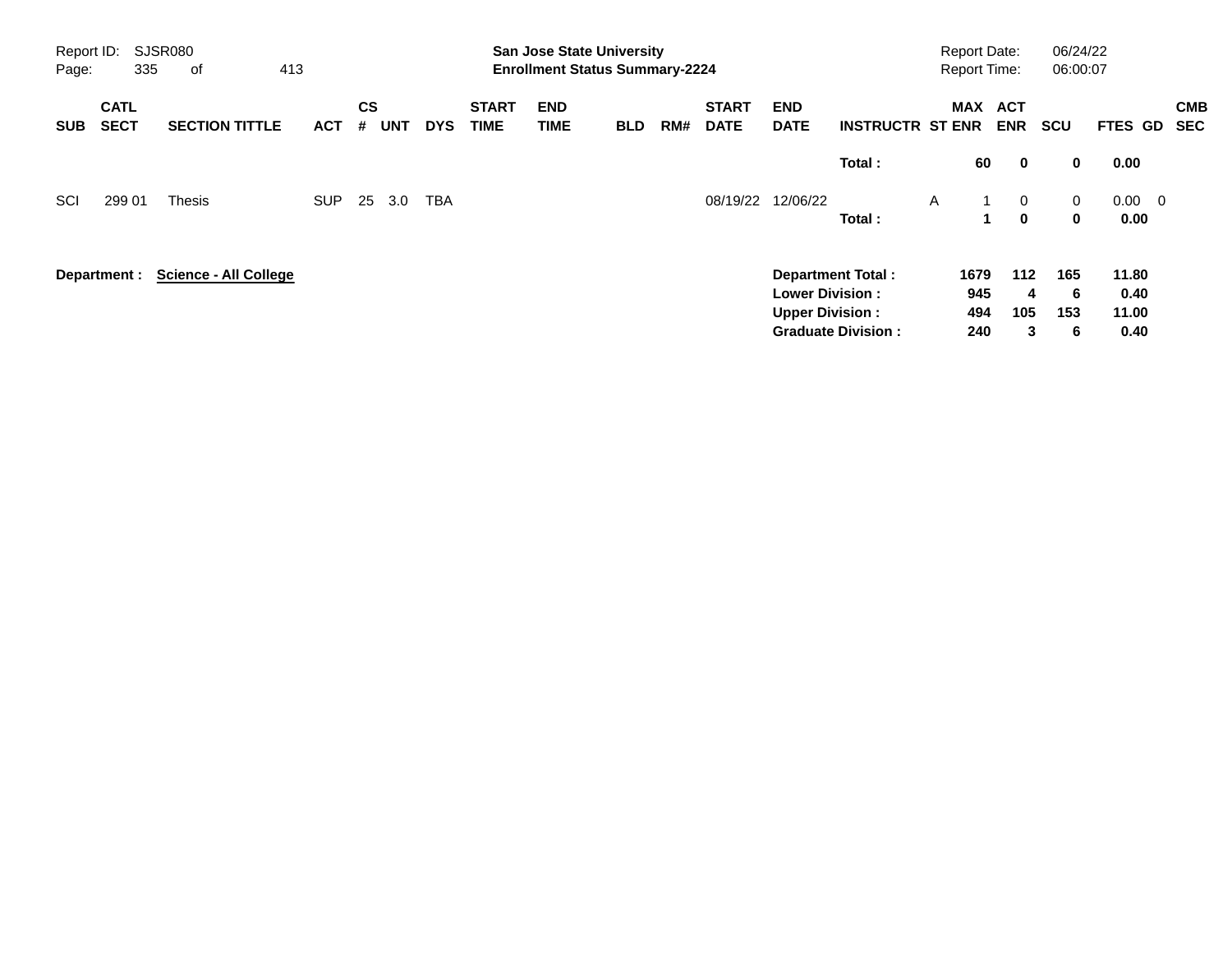Report ID: SJSR080

**San Jose State University**
**Enrollment Status Summary-2224**

Report Date: 06/24/22
Report Time: 06:00:07

| SUB | CATL SECT | SECTION TITTLE | ACT | CS # | UNT | DYS | START TIME | END TIME | BLD | RM# | START DATE | END DATE | INSTRUCTR | ST | MAX ENR | ACT ENR | SCU | FTES | GD | CMB SEC |
|---|---|---|---|---|---|---|---|---|---|---|---|---|---|---|---|---|---|---|---|---|
| | | | | | | | | | | | | | **Total :** | | **60** | **0** | **0** | **0.00** | | |
| SCI | 299 01 | Thesis | SUP | 25 | 3.0 | TBA | | | | | 08/19/22 | 12/06/22 | | A | 1 | 0 | 0 | 0.00 | 0 | |
| | | | | | | | | | | | | | **Total :** | | **1** | **0** | **0** | **0.00** | | |

**Department : Science - All College**

| | MAX ENR | ACT ENR | SCU | FTES |
|---|---|---|---|---|
| **Department Total :** | **1679** | **112** | **165** | **11.80** |
| **Lower Division :** | **945** | **4** | **6** | **0.40** |
| **Upper Division :** | **494** | **105** | **153** | **11.00** |
| **Graduate Division :** | **240** | **3** | **6** | **0.40** |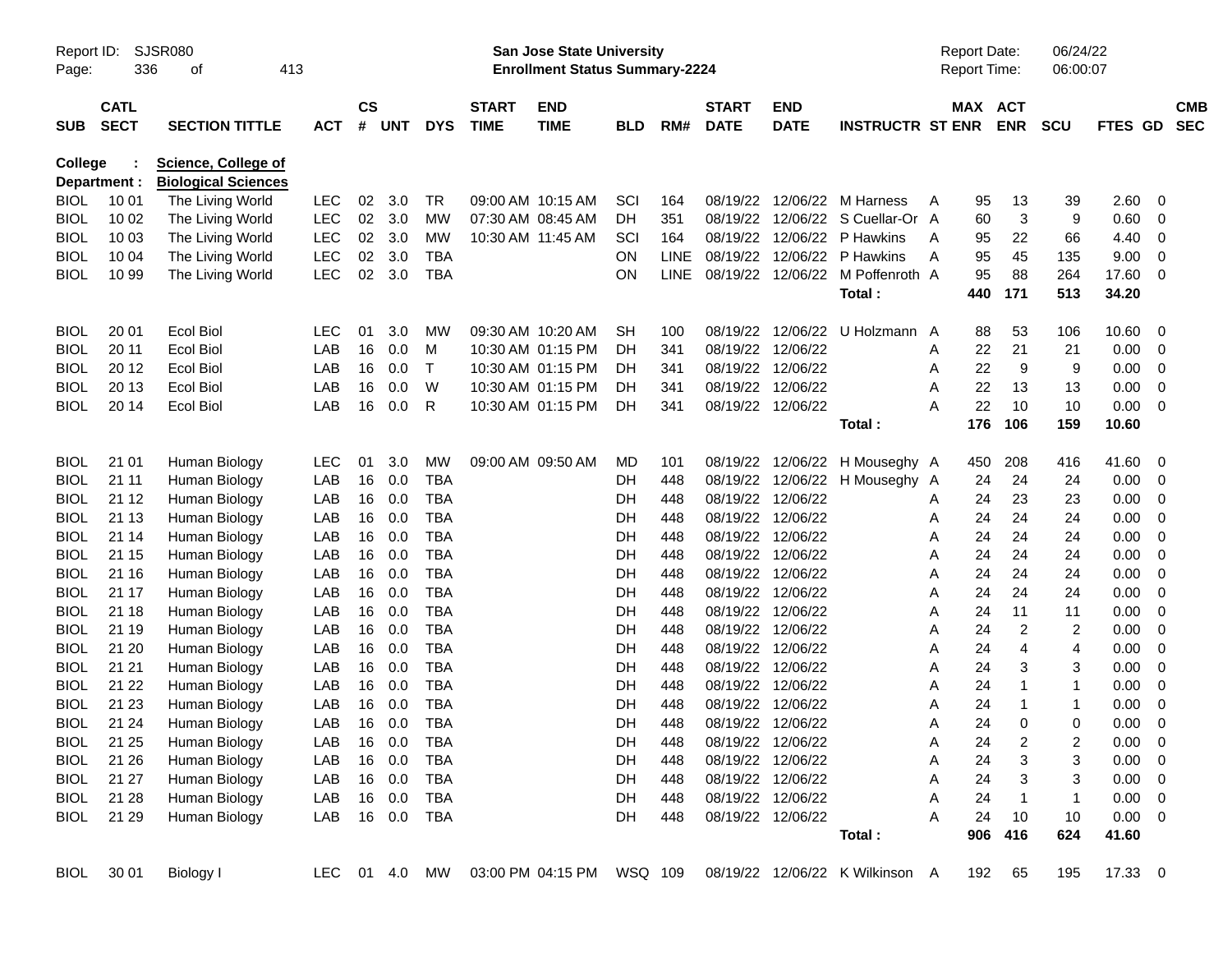Report ID: SJSR080

**San Jose State University**
**Enrollment Status Summary-2224**

Report Date: 06/24/22
Report Time: 06:00:07

**College : Science, College of**
**Department : Biological Sciences**

| SUB | CATL SECT | SECTION TITTLE | ACT | CS # | UNT | DYS | START TIME | END TIME | BLD | RM# | START DATE | END DATE | INSTRUCTR | ST | MAX ENR | ACT ENR | SCU | FTES | GD | CMB SEC |
|---|---|---|---|---|---|---|---|---|---|---|---|---|---|---|---|---|---|---|---|---|
| BIOL | 10 01 | The Living World | LEC | 02 | 3.0 | TR | 09:00 AM | 10:15 AM | SCI | 164 | 08/19/22 | 12/06/22 | M Harness | A | 95 | 13 | 39 | 2.60 | 0 | |
| BIOL | 10 02 | The Living World | LEC | 02 | 3.0 | MW | 07:30 AM | 08:45 AM | DH | 351 | 08/19/22 | 12/06/22 | S Cuellar-Or | A | 60 | 3 | 9 | 0.60 | 0 | |
| BIOL | 10 03 | The Living World | LEC | 02 | 3.0 | MW | 10:30 AM | 11:45 AM | SCI | 164 | 08/19/22 | 12/06/22 | P Hawkins | A | 95 | 22 | 66 | 4.40 | 0 | |
| BIOL | 10 04 | The Living World | LEC | 02 | 3.0 | TBA | | | ON | LINE | 08/19/22 | 12/06/22 | P Hawkins | A | 95 | 45 | 135 | 9.00 | 0 | |
| BIOL | 10 99 | The Living World | LEC | 02 | 3.0 | TBA | | | ON | LINE | 08/19/22 | 12/06/22 | M Poffenroth | A | 95 | 88 | 264 | 17.60 | 0 | |
| | | | | | | | | | | | | | **Total :** | | **440** | **171** | **513** | **34.20** | | |
| BIOL | 20 01 | Ecol Biol | LEC | 01 | 3.0 | MW | 09:30 AM | 10:20 AM | SH | 100 | 08/19/22 | 12/06/22 | U Holzmann | A | 88 | 53 | 106 | 10.60 | 0 | |
| BIOL | 20 11 | Ecol Biol | LAB | 16 | 0.0 | M | 10:30 AM | 01:15 PM | DH | 341 | 08/19/22 | 12/06/22 | | A | 22 | 21 | 21 | 0.00 | 0 | |
| BIOL | 20 12 | Ecol Biol | LAB | 16 | 0.0 | T | 10:30 AM | 01:15 PM | DH | 341 | 08/19/22 | 12/06/22 | | A | 22 | 9 | 9 | 0.00 | 0 | |
| BIOL | 20 13 | Ecol Biol | LAB | 16 | 0.0 | W | 10:30 AM | 01:15 PM | DH | 341 | 08/19/22 | 12/06/22 | | A | 22 | 13 | 13 | 0.00 | 0 | |
| BIOL | 20 14 | Ecol Biol | LAB | 16 | 0.0 | R | 10:30 AM | 01:15 PM | DH | 341 | 08/19/22 | 12/06/22 | | A | 22 | 10 | 10 | 0.00 | 0 | |
| | | | | | | | | | | | | | **Total :** | | **176** | **106** | **159** | **10.60** | | |
| BIOL | 21 01 | Human Biology | LEC | 01 | 3.0 | MW | 09:00 AM | 09:50 AM | MD | 101 | 08/19/22 | 12/06/22 | H Mouseghy | A | 450 | 208 | 416 | 41.60 | 0 | |
| BIOL | 21 11 | Human Biology | LAB | 16 | 0.0 | TBA | | | DH | 448 | 08/19/22 | 12/06/22 | H Mouseghy | A | 24 | 24 | 24 | 0.00 | 0 | |
| BIOL | 21 12 | Human Biology | LAB | 16 | 0.0 | TBA | | | DH | 448 | 08/19/22 | 12/06/22 | | A | 24 | 23 | 23 | 0.00 | 0 | |
| BIOL | 21 13 | Human Biology | LAB | 16 | 0.0 | TBA | | | DH | 448 | 08/19/22 | 12/06/22 | | A | 24 | 24 | 24 | 0.00 | 0 | |
| BIOL | 21 14 | Human Biology | LAB | 16 | 0.0 | TBA | | | DH | 448 | 08/19/22 | 12/06/22 | | A | 24 | 24 | 24 | 0.00 | 0 | |
| BIOL | 21 15 | Human Biology | LAB | 16 | 0.0 | TBA | | | DH | 448 | 08/19/22 | 12/06/22 | | A | 24 | 24 | 24 | 0.00 | 0 | |
| BIOL | 21 16 | Human Biology | LAB | 16 | 0.0 | TBA | | | DH | 448 | 08/19/22 | 12/06/22 | | A | 24 | 24 | 24 | 0.00 | 0 | |
| BIOL | 21 17 | Human Biology | LAB | 16 | 0.0 | TBA | | | DH | 448 | 08/19/22 | 12/06/22 | | A | 24 | 24 | 24 | 0.00 | 0 | |
| BIOL | 21 18 | Human Biology | LAB | 16 | 0.0 | TBA | | | DH | 448 | 08/19/22 | 12/06/22 | | A | 24 | 11 | 11 | 0.00 | 0 | |
| BIOL | 21 19 | Human Biology | LAB | 16 | 0.0 | TBA | | | DH | 448 | 08/19/22 | 12/06/22 | | A | 24 | 2 | 2 | 0.00 | 0 | |
| BIOL | 21 20 | Human Biology | LAB | 16 | 0.0 | TBA | | | DH | 448 | 08/19/22 | 12/06/22 | | A | 24 | 4 | 4 | 0.00 | 0 | |
| BIOL | 21 21 | Human Biology | LAB | 16 | 0.0 | TBA | | | DH | 448 | 08/19/22 | 12/06/22 | | A | 24 | 3 | 3 | 0.00 | 0 | |
| BIOL | 21 22 | Human Biology | LAB | 16 | 0.0 | TBA | | | DH | 448 | 08/19/22 | 12/06/22 | | A | 24 | 1 | 1 | 0.00 | 0 | |
| BIOL | 21 23 | Human Biology | LAB | 16 | 0.0 | TBA | | | DH | 448 | 08/19/22 | 12/06/22 | | A | 24 | 1 | 1 | 0.00 | 0 | |
| BIOL | 21 24 | Human Biology | LAB | 16 | 0.0 | TBA | | | DH | 448 | 08/19/22 | 12/06/22 | | A | 24 | 0 | 0 | 0.00 | 0 | |
| BIOL | 21 25 | Human Biology | LAB | 16 | 0.0 | TBA | | | DH | 448 | 08/19/22 | 12/06/22 | | A | 24 | 2 | 2 | 0.00 | 0 | |
| BIOL | 21 26 | Human Biology | LAB | 16 | 0.0 | TBA | | | DH | 448 | 08/19/22 | 12/06/22 | | A | 24 | 3 | 3 | 0.00 | 0 | |
| BIOL | 21 27 | Human Biology | LAB | 16 | 0.0 | TBA | | | DH | 448 | 08/19/22 | 12/06/22 | | A | 24 | 3 | 3 | 0.00 | 0 | |
| BIOL | 21 28 | Human Biology | LAB | 16 | 0.0 | TBA | | | DH | 448 | 08/19/22 | 12/06/22 | | A | 24 | 1 | 1 | 0.00 | 0 | |
| BIOL | 21 29 | Human Biology | LAB | 16 | 0.0 | TBA | | | DH | 448 | 08/19/22 | 12/06/22 | | A | 24 | 10 | 10 | 0.00 | 0 | |
| | | | | | | | | | | | | | **Total :** | | **906** | **416** | **624** | **41.60** | | |
| BIOL | 30 01 | Biology I | LEC | 01 | 4.0 | MW | 03:00 PM | 04:15 PM | WSQ | 109 | 08/19/22 | 12/06/22 | K Wilkinson | A | 192 | 65 | 195 | 17.33 | 0 | |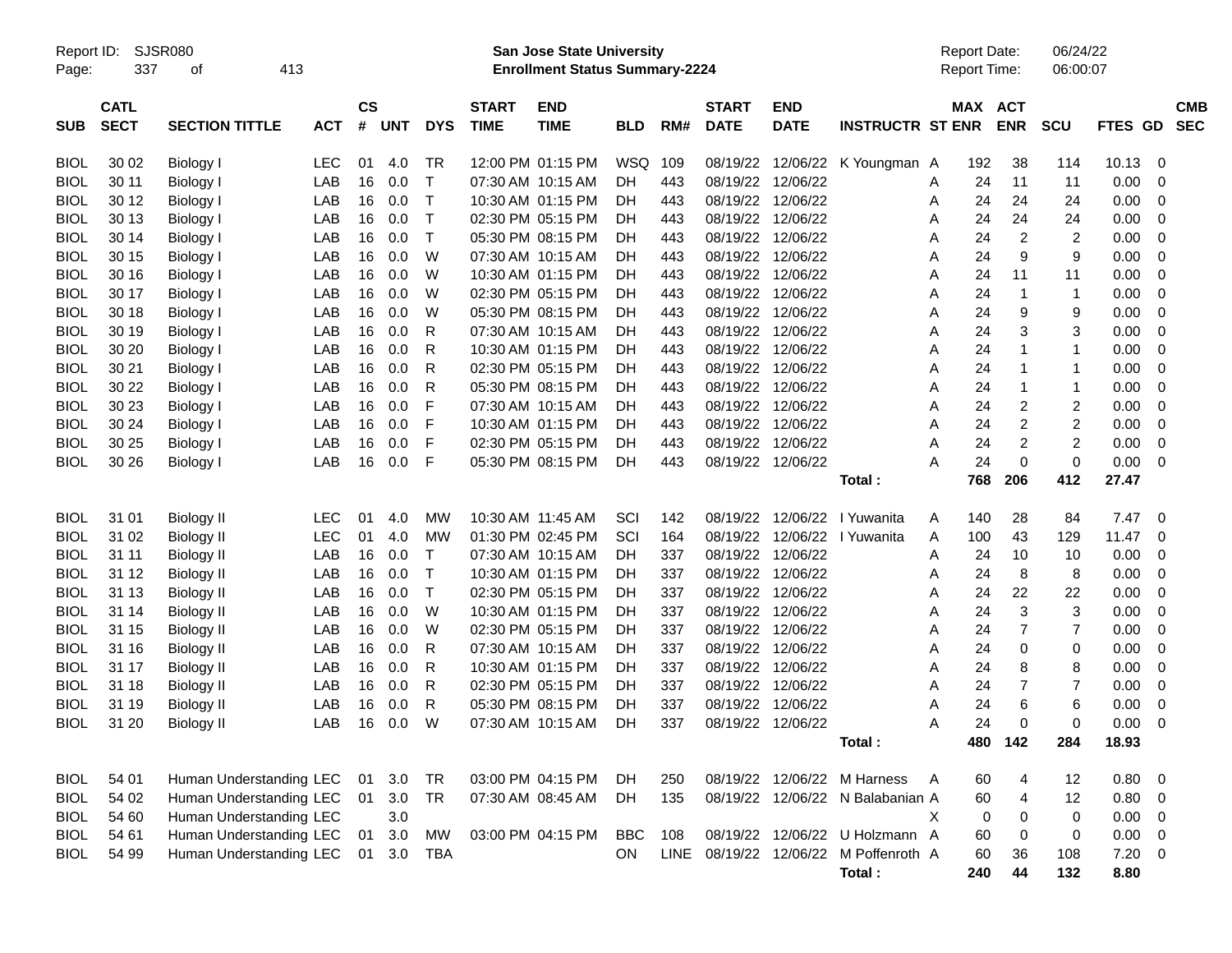Report ID: SJSR080 | San Jose State University | Report Date: 06/24/22
Enrollment Status Summary-2224 | Report Time: 06:00:07

| SUB | CATL SECT | SECTION TITTLE | ACT | CS # | UNT | DYS | START TIME | END TIME | BLD | RM# | START DATE | END DATE | INSTRUCTR | ST | MAX ENR | ACT ENR | SCU | FTES | GD | CMB SEC |
|---|---|---|---|---|---|---|---|---|---|---|---|---|---|---|---|---|---|---|---|---|
| BIOL | 30 02 | Biology I | LEC | 01 | 4.0 | TR | 12:00 PM | 01:15 PM | WSQ | 109 | 08/19/22 | 12/06/22 | K Youngman | A | 192 | 38 | 114 | 10.13 | 0 | |
| BIOL | 30 11 | Biology I | LAB | 16 | 0.0 | T | 07:30 AM | 10:15 AM | DH | 443 | 08/19/22 | 12/06/22 | | A | 24 | 11 | 11 | 0.00 | 0 | |
| BIOL | 30 12 | Biology I | LAB | 16 | 0.0 | T | 10:30 AM | 01:15 PM | DH | 443 | 08/19/22 | 12/06/22 | | A | 24 | 24 | 24 | 0.00 | 0 | |
| BIOL | 30 13 | Biology I | LAB | 16 | 0.0 | T | 02:30 PM | 05:15 PM | DH | 443 | 08/19/22 | 12/06/22 | | A | 24 | 24 | 24 | 0.00 | 0 | |
| BIOL | 30 14 | Biology I | LAB | 16 | 0.0 | T | 05:30 PM | 08:15 PM | DH | 443 | 08/19/22 | 12/06/22 | | A | 24 | 2 | 2 | 0.00 | 0 | |
| BIOL | 30 15 | Biology I | LAB | 16 | 0.0 | W | 07:30 AM | 10:15 AM | DH | 443 | 08/19/22 | 12/06/22 | | A | 24 | 9 | 9 | 0.00 | 0 | |
| BIOL | 30 16 | Biology I | LAB | 16 | 0.0 | W | 10:30 AM | 01:15 PM | DH | 443 | 08/19/22 | 12/06/22 | | A | 24 | 11 | 11 | 0.00 | 0 | |
| BIOL | 30 17 | Biology I | LAB | 16 | 0.0 | W | 02:30 PM | 05:15 PM | DH | 443 | 08/19/22 | 12/06/22 | | A | 24 | 1 | 1 | 0.00 | 0 | |
| BIOL | 30 18 | Biology I | LAB | 16 | 0.0 | W | 05:30 PM | 08:15 PM | DH | 443 | 08/19/22 | 12/06/22 | | A | 24 | 9 | 9 | 0.00 | 0 | |
| BIOL | 30 19 | Biology I | LAB | 16 | 0.0 | R | 07:30 AM | 10:15 AM | DH | 443 | 08/19/22 | 12/06/22 | | A | 24 | 3 | 3 | 0.00 | 0 | |
| BIOL | 30 20 | Biology I | LAB | 16 | 0.0 | R | 10:30 AM | 01:15 PM | DH | 443 | 08/19/22 | 12/06/22 | | A | 24 | 1 | 1 | 0.00 | 0 | |
| BIOL | 30 21 | Biology I | LAB | 16 | 0.0 | R | 02:30 PM | 05:15 PM | DH | 443 | 08/19/22 | 12/06/22 | | A | 24 | 1 | 1 | 0.00 | 0 | |
| BIOL | 30 22 | Biology I | LAB | 16 | 0.0 | R | 05:30 PM | 08:15 PM | DH | 443 | 08/19/22 | 12/06/22 | | A | 24 | 1 | 1 | 0.00 | 0 | |
| BIOL | 30 23 | Biology I | LAB | 16 | 0.0 | F | 07:30 AM | 10:15 AM | DH | 443 | 08/19/22 | 12/06/22 | | A | 24 | 2 | 2 | 0.00 | 0 | |
| BIOL | 30 24 | Biology I | LAB | 16 | 0.0 | F | 10:30 AM | 01:15 PM | DH | 443 | 08/19/22 | 12/06/22 | | A | 24 | 2 | 2 | 0.00 | 0 | |
| BIOL | 30 25 | Biology I | LAB | 16 | 0.0 | F | 02:30 PM | 05:15 PM | DH | 443 | 08/19/22 | 12/06/22 | | A | 24 | 2 | 2 | 0.00 | 0 | |
| BIOL | 30 26 | Biology I | LAB | 16 | 0.0 | F | 05:30 PM | 08:15 PM | DH | 443 | 08/19/22 | 12/06/22 | | A | 24 | 0 | 0 | 0.00 | 0 | |
| | | | | | | | | | | | | | **Total :** | | **768** | **206** | **412** | **27.47** | | |
| BIOL | 31 01 | Biology II | LEC | 01 | 4.0 | MW | 10:30 AM | 11:45 AM | SCI | 142 | 08/19/22 | 12/06/22 | I Yuwanita | A | 140 | 28 | 84 | 7.47 | 0 | |
| BIOL | 31 02 | Biology II | LEC | 01 | 4.0 | MW | 01:30 PM | 02:45 PM | SCI | 164 | 08/19/22 | 12/06/22 | I Yuwanita | A | 100 | 43 | 129 | 11.47 | 0 | |
| BIOL | 31 11 | Biology II | LAB | 16 | 0.0 | T | 07:30 AM | 10:15 AM | DH | 337 | 08/19/22 | 12/06/22 | | A | 24 | 10 | 10 | 0.00 | 0 | |
| BIOL | 31 12 | Biology II | LAB | 16 | 0.0 | T | 10:30 AM | 01:15 PM | DH | 337 | 08/19/22 | 12/06/22 | | A | 24 | 8 | 8 | 0.00 | 0 | |
| BIOL | 31 13 | Biology II | LAB | 16 | 0.0 | T | 02:30 PM | 05:15 PM | DH | 337 | 08/19/22 | 12/06/22 | | A | 24 | 22 | 22 | 0.00 | 0 | |
| BIOL | 31 14 | Biology II | LAB | 16 | 0.0 | W | 10:30 AM | 01:15 PM | DH | 337 | 08/19/22 | 12/06/22 | | A | 24 | 3 | 3 | 0.00 | 0 | |
| BIOL | 31 15 | Biology II | LAB | 16 | 0.0 | W | 02:30 PM | 05:15 PM | DH | 337 | 08/19/22 | 12/06/22 | | A | 24 | 7 | 7 | 0.00 | 0 | |
| BIOL | 31 16 | Biology II | LAB | 16 | 0.0 | R | 07:30 AM | 10:15 AM | DH | 337 | 08/19/22 | 12/06/22 | | A | 24 | 0 | 0 | 0.00 | 0 | |
| BIOL | 31 17 | Biology II | LAB | 16 | 0.0 | R | 10:30 AM | 01:15 PM | DH | 337 | 08/19/22 | 12/06/22 | | A | 24 | 8 | 8 | 0.00 | 0 | |
| BIOL | 31 18 | Biology II | LAB | 16 | 0.0 | R | 02:30 PM | 05:15 PM | DH | 337 | 08/19/22 | 12/06/22 | | A | 24 | 7 | 7 | 0.00 | 0 | |
| BIOL | 31 19 | Biology II | LAB | 16 | 0.0 | R | 05:30 PM | 08:15 PM | DH | 337 | 08/19/22 | 12/06/22 | | A | 24 | 6 | 6 | 0.00 | 0 | |
| BIOL | 31 20 | Biology II | LAB | 16 | 0.0 | W | 07:30 AM | 10:15 AM | DH | 337 | 08/19/22 | 12/06/22 | | A | 24 | 0 | 0 | 0.00 | 0 | |
| | | | | | | | | | | | | | **Total :** | | **480** | **142** | **284** | **18.93** | | |
| BIOL | 54 01 | Human Understanding | LEC | 01 | 3.0 | TR | 03:00 PM | 04:15 PM | DH | 250 | 08/19/22 | 12/06/22 | M Harness | A | 60 | 4 | 12 | 0.80 | 0 | |
| BIOL | 54 02 | Human Understanding | LEC | 01 | 3.0 | TR | 07:30 AM | 08:45 AM | DH | 135 | 08/19/22 | 12/06/22 | N Balabanian | A | 60 | 4 | 12 | 0.80 | 0 | |
| BIOL | 54 60 | Human Understanding | LEC | | 3.0 | | | | | | | | | X | 0 | 0 | 0 | 0.00 | 0 | |
| BIOL | 54 61 | Human Understanding | LEC | 01 | 3.0 | MW | 03:00 PM | 04:15 PM | BBC | 108 | 08/19/22 | 12/06/22 | U Holzmann | A | 60 | 0 | 0 | 0.00 | 0 | |
| BIOL | 54 99 | Human Understanding | LEC | 01 | 3.0 | TBA | | | ON | LINE | 08/19/22 | 12/06/22 | M Poffenroth | A | 60 | 36 | 108 | 7.20 | 0 | |
| | | | | | | | | | | | | | **Total :** | | **240** | **44** | **132** | **8.80** | | |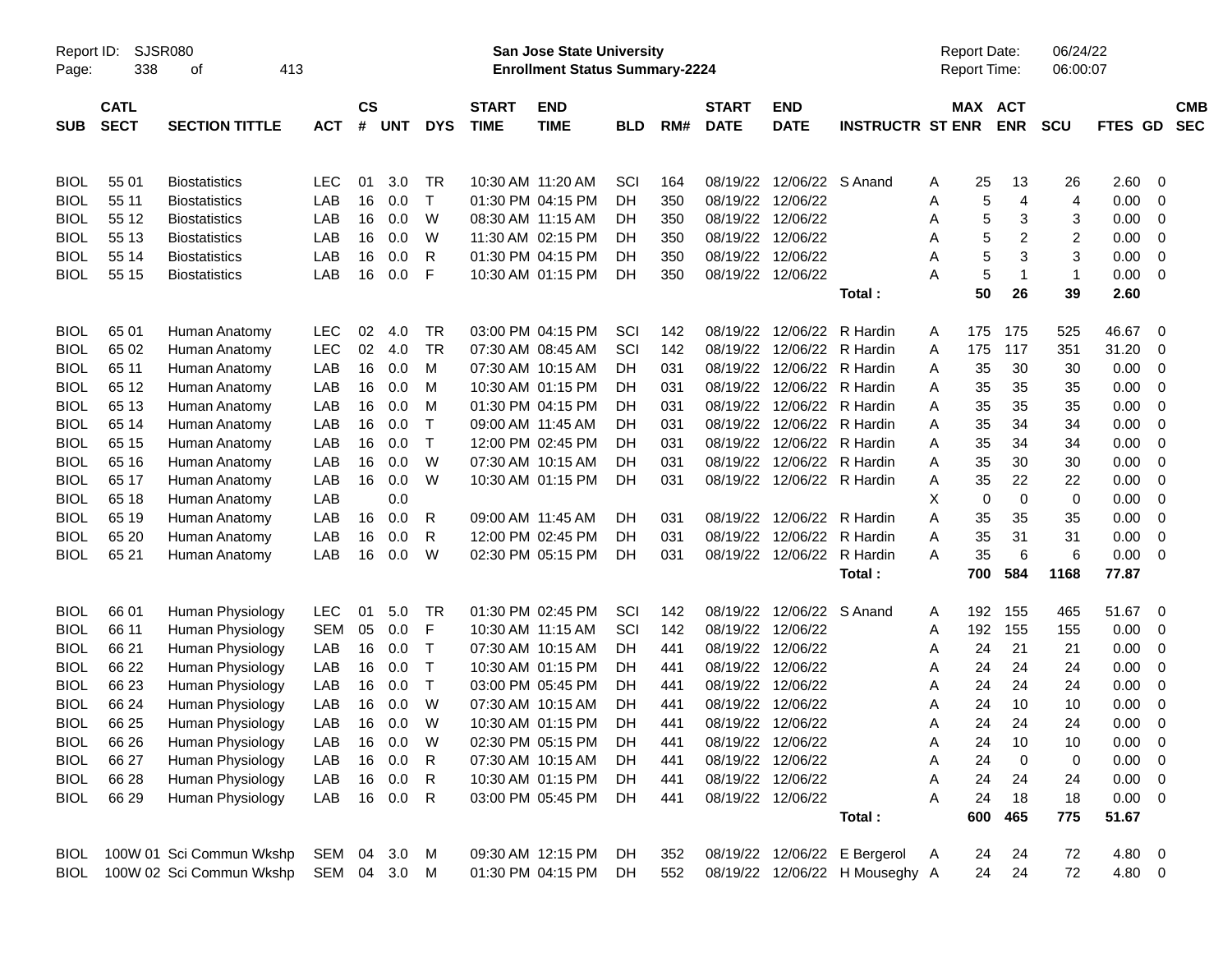Report ID: SJSR080

**San Jose State University**
**Enrollment Status Summary-2224**

Report Date: 06/24/22
Report Time: 06:00:07

| SUB | CATL SECT | SECTION TITTLE | ACT | CS # | UNT | DYS | START TIME | END TIME | BLD | RM# | START DATE | END DATE | INSTRUCTR | ST | MAX ENR | ACT ENR | SCU | FTES | GD | CMB SEC |
|---|---|---|---|---|---|---|---|---|---|---|---|---|---|---|---|---|---|---|---|---|
| BIOL | 55 01 | Biostatistics | LEC | 01 | 3.0 | TR | 10:30 AM | 11:20 AM | SCI | 164 | 08/19/22 | 12/06/22 | S Anand | A | 25 | 13 | 26 | 2.60 | 0 | |
| BIOL | 55 11 | Biostatistics | LAB | 16 | 0.0 | T | 01:30 PM | 04:15 PM | DH | 350 | 08/19/22 | 12/06/22 | | A | 5 | 4 | 4 | 0.00 | 0 | |
| BIOL | 55 12 | Biostatistics | LAB | 16 | 0.0 | W | 08:30 AM | 11:15 AM | DH | 350 | 08/19/22 | 12/06/22 | | A | 5 | 3 | 3 | 0.00 | 0 | |
| BIOL | 55 13 | Biostatistics | LAB | 16 | 0.0 | W | 11:30 AM | 02:15 PM | DH | 350 | 08/19/22 | 12/06/22 | | A | 5 | 2 | 2 | 0.00 | 0 | |
| BIOL | 55 14 | Biostatistics | LAB | 16 | 0.0 | R | 01:30 PM | 04:15 PM | DH | 350 | 08/19/22 | 12/06/22 | | A | 5 | 3 | 3 | 0.00 | 0 | |
| BIOL | 55 15 | Biostatistics | LAB | 16 | 0.0 | F | 10:30 AM | 01:15 PM | DH | 350 | 08/19/22 | 12/06/22 | | A | 5 | 1 | 1 | 0.00 | 0 | |
| | | | | | | | | | | | | | **Total :** | | **50** | **26** | **39** | **2.60** | | |
| BIOL | 65 01 | Human Anatomy | LEC | 02 | 4.0 | TR | 03:00 PM | 04:15 PM | SCI | 142 | 08/19/22 | 12/06/22 | R Hardin | A | 175 | 175 | 525 | 46.67 | 0 | |
| BIOL | 65 02 | Human Anatomy | LEC | 02 | 4.0 | TR | 07:30 AM | 08:45 AM | SCI | 142 | 08/19/22 | 12/06/22 | R Hardin | A | 175 | 117 | 351 | 31.20 | 0 | |
| BIOL | 65 11 | Human Anatomy | LAB | 16 | 0.0 | M | 07:30 AM | 10:15 AM | DH | 031 | 08/19/22 | 12/06/22 | R Hardin | A | 35 | 30 | 30 | 0.00 | 0 | |
| BIOL | 65 12 | Human Anatomy | LAB | 16 | 0.0 | M | 10:30 AM | 01:15 PM | DH | 031 | 08/19/22 | 12/06/22 | R Hardin | A | 35 | 35 | 35 | 0.00 | 0 | |
| BIOL | 65 13 | Human Anatomy | LAB | 16 | 0.0 | M | 01:30 PM | 04:15 PM | DH | 031 | 08/19/22 | 12/06/22 | R Hardin | A | 35 | 35 | 35 | 0.00 | 0 | |
| BIOL | 65 14 | Human Anatomy | LAB | 16 | 0.0 | T | 09:00 AM | 11:45 AM | DH | 031 | 08/19/22 | 12/06/22 | R Hardin | A | 35 | 34 | 34 | 0.00 | 0 | |
| BIOL | 65 15 | Human Anatomy | LAB | 16 | 0.0 | T | 12:00 PM | 02:45 PM | DH | 031 | 08/19/22 | 12/06/22 | R Hardin | A | 35 | 34 | 34 | 0.00 | 0 | |
| BIOL | 65 16 | Human Anatomy | LAB | 16 | 0.0 | W | 07:30 AM | 10:15 AM | DH | 031 | 08/19/22 | 12/06/22 | R Hardin | A | 35 | 30 | 30 | 0.00 | 0 | |
| BIOL | 65 17 | Human Anatomy | LAB | 16 | 0.0 | W | 10:30 AM | 01:15 PM | DH | 031 | 08/19/22 | 12/06/22 | R Hardin | A | 35 | 22 | 22 | 0.00 | 0 | |
| BIOL | 65 18 | Human Anatomy | LAB | | 0.0 | | | | | | | | | X | 0 | 0 | 0 | 0.00 | 0 | |
| BIOL | 65 19 | Human Anatomy | LAB | 16 | 0.0 | R | 09:00 AM | 11:45 AM | DH | 031 | 08/19/22 | 12/06/22 | R Hardin | A | 35 | 35 | 35 | 0.00 | 0 | |
| BIOL | 65 20 | Human Anatomy | LAB | 16 | 0.0 | R | 12:00 PM | 02:45 PM | DH | 031 | 08/19/22 | 12/06/22 | R Hardin | A | 35 | 31 | 31 | 0.00 | 0 | |
| BIOL | 65 21 | Human Anatomy | LAB | 16 | 0.0 | W | 02:30 PM | 05:15 PM | DH | 031 | 08/19/22 | 12/06/22 | R Hardin | A | 35 | 6 | 6 | 0.00 | 0 | |
| | | | | | | | | | | | | | **Total :** | | **700** | **584** | **1168** | **77.87** | | |
| BIOL | 66 01 | Human Physiology | LEC | 01 | 5.0 | TR | 01:30 PM | 02:45 PM | SCI | 142 | 08/19/22 | 12/06/22 | S Anand | A | 192 | 155 | 465 | 51.67 | 0 | |
| BIOL | 66 11 | Human Physiology | SEM | 05 | 0.0 | F | 10:30 AM | 11:15 AM | SCI | 142 | 08/19/22 | 12/06/22 | | A | 192 | 155 | 155 | 0.00 | 0 | |
| BIOL | 66 21 | Human Physiology | LAB | 16 | 0.0 | T | 07:30 AM | 10:15 AM | DH | 441 | 08/19/22 | 12/06/22 | | A | 24 | 21 | 21 | 0.00 | 0 | |
| BIOL | 66 22 | Human Physiology | LAB | 16 | 0.0 | T | 10:30 AM | 01:15 PM | DH | 441 | 08/19/22 | 12/06/22 | | A | 24 | 24 | 24 | 0.00 | 0 | |
| BIOL | 66 23 | Human Physiology | LAB | 16 | 0.0 | T | 03:00 PM | 05:45 PM | DH | 441 | 08/19/22 | 12/06/22 | | A | 24 | 24 | 24 | 0.00 | 0 | |
| BIOL | 66 24 | Human Physiology | LAB | 16 | 0.0 | W | 07:30 AM | 10:15 AM | DH | 441 | 08/19/22 | 12/06/22 | | A | 24 | 10 | 10 | 0.00 | 0 | |
| BIOL | 66 25 | Human Physiology | LAB | 16 | 0.0 | W | 10:30 AM | 01:15 PM | DH | 441 | 08/19/22 | 12/06/22 | | A | 24 | 24 | 24 | 0.00 | 0 | |
| BIOL | 66 26 | Human Physiology | LAB | 16 | 0.0 | W | 02:30 PM | 05:15 PM | DH | 441 | 08/19/22 | 12/06/22 | | A | 24 | 10 | 10 | 0.00 | 0 | |
| BIOL | 66 27 | Human Physiology | LAB | 16 | 0.0 | R | 07:30 AM | 10:15 AM | DH | 441 | 08/19/22 | 12/06/22 | | A | 24 | 0 | 0 | 0.00 | 0 | |
| BIOL | 66 28 | Human Physiology | LAB | 16 | 0.0 | R | 10:30 AM | 01:15 PM | DH | 441 | 08/19/22 | 12/06/22 | | A | 24 | 24 | 24 | 0.00 | 0 | |
| BIOL | 66 29 | Human Physiology | LAB | 16 | 0.0 | R | 03:00 PM | 05:45 PM | DH | 441 | 08/19/22 | 12/06/22 | | A | 24 | 18 | 18 | 0.00 | 0 | |
| | | | | | | | | | | | | | **Total :** | | **600** | **465** | **775** | **51.67** | | |
| BIOL | 100W 01 | Sci Commun Wkshp | SEM | 04 | 3.0 | M | 09:30 AM | 12:15 PM | DH | 352 | 08/19/22 | 12/06/22 | E Bergerol | A | 24 | 24 | 72 | 4.80 | 0 | |
| BIOL | 100W 02 | Sci Commun Wkshp | SEM | 04 | 3.0 | M | 01:30 PM | 04:15 PM | DH | 552 | 08/19/22 | 12/06/22 | H Mouseghy | A | 24 | 24 | 72 | 4.80 | 0 | |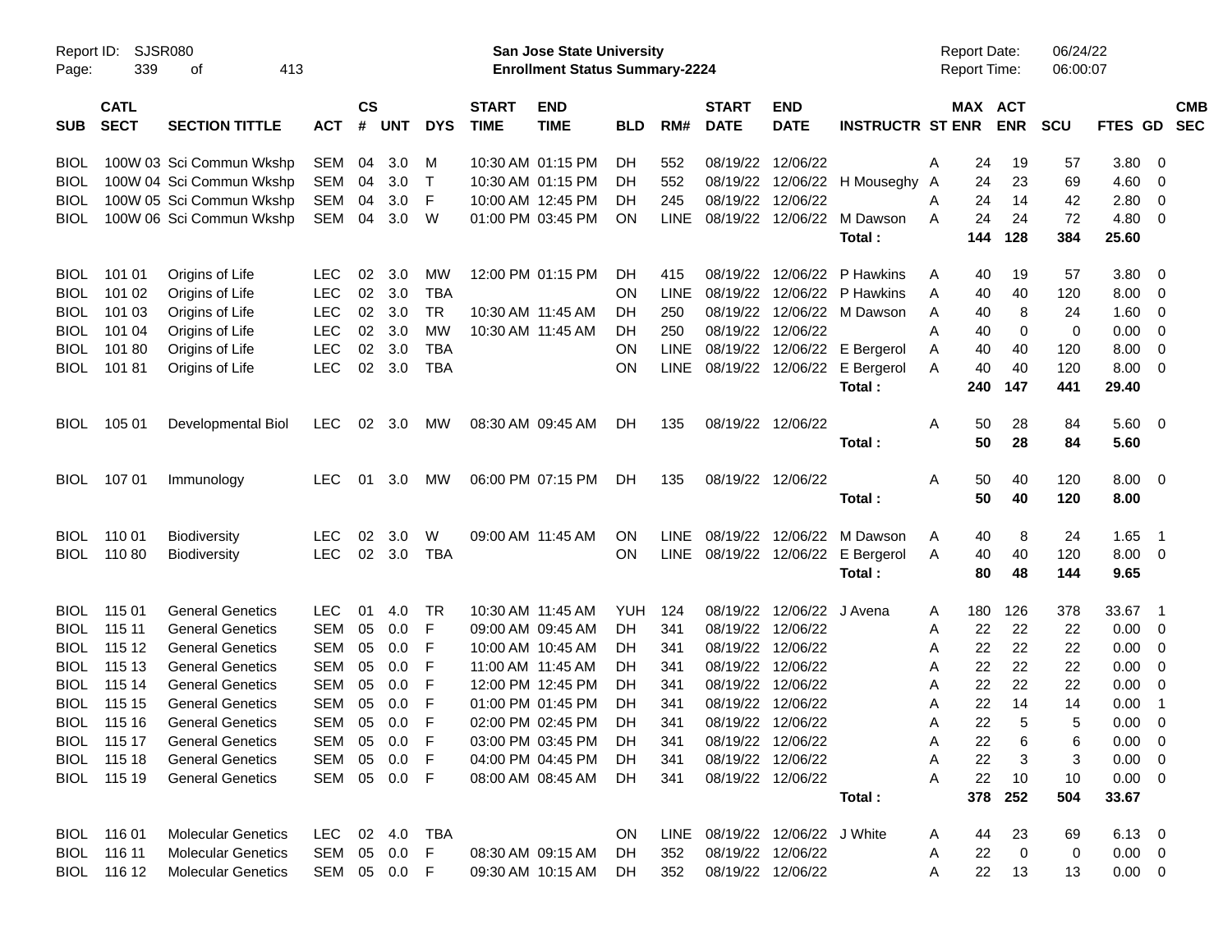Report ID: SJSR080

**San Jose State University**
**Enrollment Status Summary-2224**

Report Date: 06/24/22
Report Time: 06:00:07

| SUB | CATL SECT | SECTION TITTLE | ACT | CS # | UNT | DYS | START TIME | END TIME | BLD | RM# | START DATE | END DATE | INSTRUCTR | ST | MAX ENR | ACT ENR | SCU | FTES | GD | CMB SEC |
|---|---|---|---|---|---|---|---|---|---|---|---|---|---|---|---|---|---|---|---|---|
| BIOL | 100W 03 | Sci Commun Wkshp | SEM | 04 | 3.0 | M | 10:30 AM | 01:15 PM | DH | 552 | 08/19/22 | 12/06/22 | | A | 24 | 19 | 57 | 3.80 | 0 | |
| BIOL | 100W 04 | Sci Commun Wkshp | SEM | 04 | 3.0 | T | 10:30 AM | 01:15 PM | DH | 552 | 08/19/22 | 12/06/22 | H Mouseghy | A | 24 | 23 | 69 | 4.60 | 0 | |
| BIOL | 100W 05 | Sci Commun Wkshp | SEM | 04 | 3.0 | F | 10:00 AM | 12:45 PM | DH | 245 | 08/19/22 | 12/06/22 | | A | 24 | 14 | 42 | 2.80 | 0 | |
| BIOL | 100W 06 | Sci Commun Wkshp | SEM | 04 | 3.0 | W | 01:00 PM | 03:45 PM | ON | LINE | 08/19/22 | 12/06/22 | M Dawson | A | 24 | 24 | 72 | 4.80 | 0 | |
| | | | | | | | | | | | | | **Total :** | | **144** | **128** | **384** | **25.60** | | |
| BIOL | 101 01 | Origins of Life | LEC | 02 | 3.0 | MW | 12:00 PM | 01:15 PM | DH | 415 | 08/19/22 | 12/06/22 | P Hawkins | A | 40 | 19 | 57 | 3.80 | 0 | |
| BIOL | 101 02 | Origins of Life | LEC | 02 | 3.0 | TBA | | | ON | LINE | 08/19/22 | 12/06/22 | P Hawkins | A | 40 | 40 | 120 | 8.00 | 0 | |
| BIOL | 101 03 | Origins of Life | LEC | 02 | 3.0 | TR | 10:30 AM | 11:45 AM | DH | 250 | 08/19/22 | 12/06/22 | M Dawson | A | 40 | 8 | 24 | 1.60 | 0 | |
| BIOL | 101 04 | Origins of Life | LEC | 02 | 3.0 | MW | 10:30 AM | 11:45 AM | DH | 250 | 08/19/22 | 12/06/22 | | A | 40 | 0 | 0 | 0.00 | 0 | |
| BIOL | 101 80 | Origins of Life | LEC | 02 | 3.0 | TBA | | | ON | LINE | 08/19/22 | 12/06/22 | E Bergerol | A | 40 | 40 | 120 | 8.00 | 0 | |
| BIOL | 101 81 | Origins of Life | LEC | 02 | 3.0 | TBA | | | ON | LINE | 08/19/22 | 12/06/22 | E Bergerol | A | 40 | 40 | 120 | 8.00 | 0 | |
| | | | | | | | | | | | | | **Total :** | | **240** | **147** | **441** | **29.40** | | |
| BIOL | 105 01 | Developmental Biol | LEC | 02 | 3.0 | MW | 08:30 AM | 09:45 AM | DH | 135 | 08/19/22 | 12/06/22 | | A | 50 | 28 | 84 | 5.60 | 0 | |
| | | | | | | | | | | | | | **Total :** | | **50** | **28** | **84** | **5.60** | | |
| BIOL | 107 01 | Immunology | LEC | 01 | 3.0 | MW | 06:00 PM | 07:15 PM | DH | 135 | 08/19/22 | 12/06/22 | | A | 50 | 40 | 120 | 8.00 | 0 | |
| | | | | | | | | | | | | | **Total :** | | **50** | **40** | **120** | **8.00** | | |
| BIOL | 110 01 | Biodiversity | LEC | 02 | 3.0 | W | 09:00 AM | 11:45 AM | ON | LINE | 08/19/22 | 12/06/22 | M Dawson | A | 40 | 8 | 24 | 1.65 | 1 | |
| BIOL | 110 80 | Biodiversity | LEC | 02 | 3.0 | TBA | | | ON | LINE | 08/19/22 | 12/06/22 | E Bergerol | A | 40 | 40 | 120 | 8.00 | 0 | |
| | | | | | | | | | | | | | **Total :** | | **80** | **48** | **144** | **9.65** | | |
| BIOL | 115 01 | General Genetics | LEC | 01 | 4.0 | TR | 10:30 AM | 11:45 AM | YUH | 124 | 08/19/22 | 12/06/22 | J Avena | A | 180 | 126 | 378 | 33.67 | 1 | |
| BIOL | 115 11 | General Genetics | SEM | 05 | 0.0 | F | 09:00 AM | 09:45 AM | DH | 341 | 08/19/22 | 12/06/22 | | A | 22 | 22 | 22 | 0.00 | 0 | |
| BIOL | 115 12 | General Genetics | SEM | 05 | 0.0 | F | 10:00 AM | 10:45 AM | DH | 341 | 08/19/22 | 12/06/22 | | A | 22 | 22 | 22 | 0.00 | 0 | |
| BIOL | 115 13 | General Genetics | SEM | 05 | 0.0 | F | 11:00 AM | 11:45 AM | DH | 341 | 08/19/22 | 12/06/22 | | A | 22 | 22 | 22 | 0.00 | 0 | |
| BIOL | 115 14 | General Genetics | SEM | 05 | 0.0 | F | 12:00 PM | 12:45 PM | DH | 341 | 08/19/22 | 12/06/22 | | A | 22 | 22 | 22 | 0.00 | 0 | |
| BIOL | 115 15 | General Genetics | SEM | 05 | 0.0 | F | 01:00 PM | 01:45 PM | DH | 341 | 08/19/22 | 12/06/22 | | A | 22 | 14 | 14 | 0.00 | 1 | |
| BIOL | 115 16 | General Genetics | SEM | 05 | 0.0 | F | 02:00 PM | 02:45 PM | DH | 341 | 08/19/22 | 12/06/22 | | A | 22 | 5 | 5 | 0.00 | 0 | |
| BIOL | 115 17 | General Genetics | SEM | 05 | 0.0 | F | 03:00 PM | 03:45 PM | DH | 341 | 08/19/22 | 12/06/22 | | A | 22 | 6 | 6 | 0.00 | 0 | |
| BIOL | 115 18 | General Genetics | SEM | 05 | 0.0 | F | 04:00 PM | 04:45 PM | DH | 341 | 08/19/22 | 12/06/22 | | A | 22 | 3 | 3 | 0.00 | 0 | |
| BIOL | 115 19 | General Genetics | SEM | 05 | 0.0 | F | 08:00 AM | 08:45 AM | DH | 341 | 08/19/22 | 12/06/22 | | A | 22 | 10 | 10 | 0.00 | 0 | |
| | | | | | | | | | | | | | **Total :** | | **378** | **252** | **504** | **33.67** | | |
| BIOL | 116 01 | Molecular Genetics | LEC | 02 | 4.0 | TBA | | | ON | LINE | 08/19/22 | 12/06/22 | J White | A | 44 | 23 | 69 | 6.13 | 0 | |
| BIOL | 116 11 | Molecular Genetics | SEM | 05 | 0.0 | F | 08:30 AM | 09:15 AM | DH | 352 | 08/19/22 | 12/06/22 | | A | 22 | 0 | 0 | 0.00 | 0 | |
| BIOL | 116 12 | Molecular Genetics | SEM | 05 | 0.0 | F | 09:30 AM | 10:15 AM | DH | 352 | 08/19/22 | 12/06/22 | | A | 22 | 13 | 13 | 0.00 | 0 | |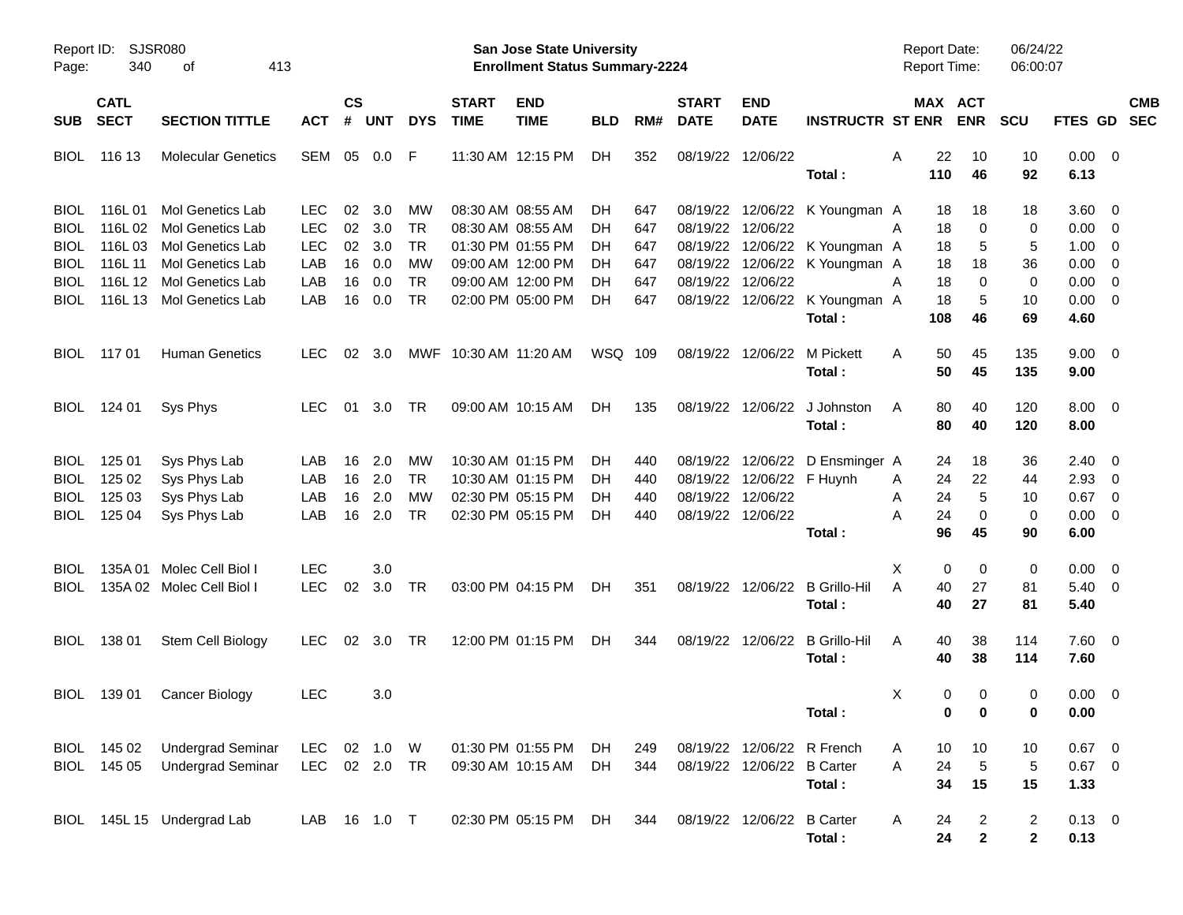Report ID: SJSR080

**San Jose State University**
**Enrollment Status Summary-2224**

Report Date: 06/24/22
Report Time: 06:00:07

| SUB | CATL SECT | SECTION TITTLE | ACT | CS # | UNT | DYS | START TIME | END TIME | BLD | RM# | START DATE | END DATE | INSTRUCTR | ST | MAX ENR | ACT ENR | SCU | FTES | GD | CMB SEC |
|---|---|---|---|---|---|---|---|---|---|---|---|---|---|---|---|---|---|---|---|---|
| BIOL | 116 13 | Molecular Genetics | SEM | 05 | 0.0 | F | 11:30 AM | 12:15 PM | DH | 352 | 08/19/22 | 12/06/22 | | A | 22 | 10 | 10 | 0.00 | 0 | |
| | | | | | | | | | | | | | **Total :** | | **110** | **46** | **92** | **6.13** | | |
| BIOL | 116L 01 | Mol Genetics Lab | LEC | 02 | 3.0 | MW | 08:30 AM | 08:55 AM | DH | 647 | 08/19/22 | 12/06/22 | K Youngman | A | 18 | 18 | 18 | 3.60 | 0 | |
| BIOL | 116L 02 | Mol Genetics Lab | LEC | 02 | 3.0 | TR | 08:30 AM | 08:55 AM | DH | 647 | 08/19/22 | 12/06/22 | | A | 18 | 0 | 0 | 0.00 | 0 | |
| BIOL | 116L 03 | Mol Genetics Lab | LEC | 02 | 3.0 | TR | 01:30 PM | 01:55 PM | DH | 647 | 08/19/22 | 12/06/22 | K Youngman | A | 18 | 5 | 5 | 1.00 | 0 | |
| BIOL | 116L 11 | Mol Genetics Lab | LAB | 16 | 0.0 | MW | 09:00 AM | 12:00 PM | DH | 647 | 08/19/22 | 12/06/22 | K Youngman | A | 18 | 18 | 36 | 0.00 | 0 | |
| BIOL | 116L 12 | Mol Genetics Lab | LAB | 16 | 0.0 | TR | 09:00 AM | 12:00 PM | DH | 647 | 08/19/22 | 12/06/22 | | A | 18 | 0 | 0 | 0.00 | 0 | |
| BIOL | 116L 13 | Mol Genetics Lab | LAB | 16 | 0.0 | TR | 02:00 PM | 05:00 PM | DH | 647 | 08/19/22 | 12/06/22 | K Youngman | A | 18 | 5 | 10 | 0.00 | 0 | |
| | | | | | | | | | | | | | **Total :** | | **108** | **46** | **69** | **4.60** | | |
| BIOL | 117 01 | Human Genetics | LEC | 02 | 3.0 | MWF | 10:30 AM | 11:20 AM | WSQ | 109 | 08/19/22 | 12/06/22 | M Pickett | A | 50 | 45 | 135 | 9.00 | 0 | |
| | | | | | | | | | | | | | **Total :** | | **50** | **45** | **135** | **9.00** | | |
| BIOL | 124 01 | Sys Phys | LEC | 01 | 3.0 | TR | 09:00 AM | 10:15 AM | DH | 135 | 08/19/22 | 12/06/22 | J Johnston | A | 80 | 40 | 120 | 8.00 | 0 | |
| | | | | | | | | | | | | | **Total :** | | **80** | **40** | **120** | **8.00** | | |
| BIOL | 125 01 | Sys Phys Lab | LAB | 16 | 2.0 | MW | 10:30 AM | 01:15 PM | DH | 440 | 08/19/22 | 12/06/22 | D Ensminger | A | 24 | 18 | 36 | 2.40 | 0 | |
| BIOL | 125 02 | Sys Phys Lab | LAB | 16 | 2.0 | TR | 10:30 AM | 01:15 PM | DH | 440 | 08/19/22 | 12/06/22 | F Huynh | A | 24 | 22 | 44 | 2.93 | 0 | |
| BIOL | 125 03 | Sys Phys Lab | LAB | 16 | 2.0 | MW | 02:30 PM | 05:15 PM | DH | 440 | 08/19/22 | 12/06/22 | | A | 24 | 5 | 10 | 0.67 | 0 | |
| BIOL | 125 04 | Sys Phys Lab | LAB | 16 | 2.0 | TR | 02:30 PM | 05:15 PM | DH | 440 | 08/19/22 | 12/06/22 | | A | 24 | 0 | 0 | 0.00 | 0 | |
| | | | | | | | | | | | | | **Total :** | | **96** | **45** | **90** | **6.00** | | |
| BIOL | 135A 01 | Molec Cell Biol I | LEC | | 3.0 | | | | | | | | | X | 0 | 0 | 0 | 0.00 | 0 | |
| BIOL | 135A 02 | Molec Cell Biol I | LEC | 02 | 3.0 | TR | 03:00 PM | 04:15 PM | DH | 351 | 08/19/22 | 12/06/22 | B Grillo-Hil | A | 40 | 27 | 81 | 5.40 | 0 | |
| | | | | | | | | | | | | | **Total :** | | **40** | **27** | **81** | **5.40** | | |
| BIOL | 138 01 | Stem Cell Biology | LEC | 02 | 3.0 | TR | 12:00 PM | 01:15 PM | DH | 344 | 08/19/22 | 12/06/22 | B Grillo-Hil | A | 40 | 38 | 114 | 7.60 | 0 | |
| | | | | | | | | | | | | | **Total :** | | **40** | **38** | **114** | **7.60** | | |
| BIOL | 139 01 | Cancer Biology | LEC | | 3.0 | | | | | | | | | X | 0 | 0 | 0 | 0.00 | 0 | |
| | | | | | | | | | | | | | **Total :** | | **0** | **0** | **0** | **0.00** | | |
| BIOL | 145 02 | Undergrad Seminar | LEC | 02 | 1.0 | W | 01:30 PM | 01:55 PM | DH | 249 | 08/19/22 | 12/06/22 | R French | A | 10 | 10 | 10 | 0.67 | 0 | |
| BIOL | 145 05 | Undergrad Seminar | LEC | 02 | 2.0 | TR | 09:30 AM | 10:15 AM | DH | 344 | 08/19/22 | 12/06/22 | B Carter | A | 24 | 5 | 5 | 0.67 | 0 | |
| | | | | | | | | | | | | | **Total :** | | **34** | **15** | **15** | **1.33** | | |
| BIOL | 145L 15 | Undergrad Lab | LAB | 16 | 1.0 | T | 02:30 PM | 05:15 PM | DH | 344 | 08/19/22 | 12/06/22 | B Carter | A | 24 | 2 | 2 | 0.13 | 0 | |
| | | | | | | | | | | | | | **Total :** | | **24** | **2** | **2** | **0.13** | | |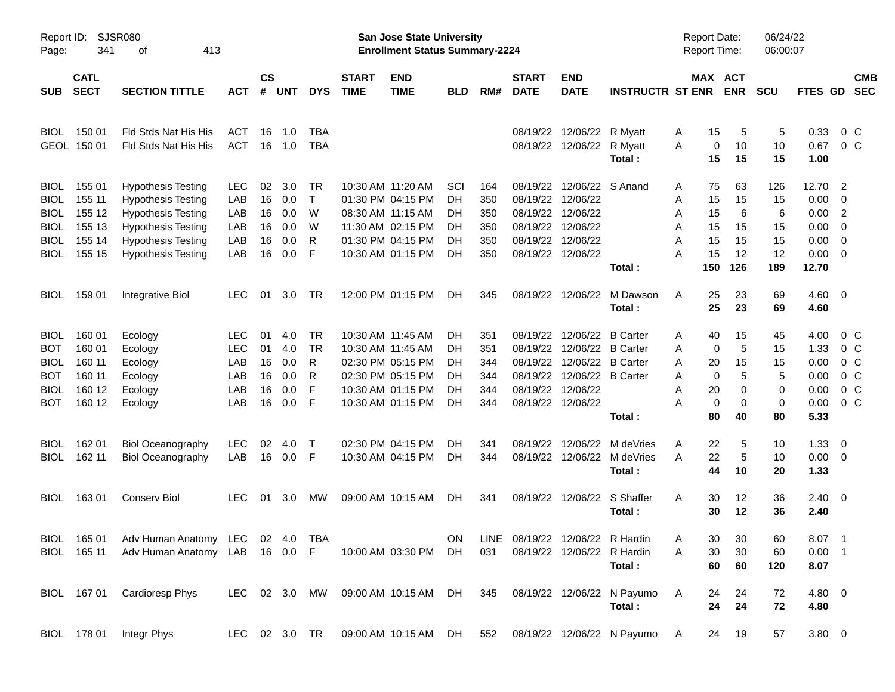Report ID: SJSR080

**San Jose State University**
**Enrollment Status Summary-2224**

Report Date: 06/24/22
Report Time: 06:00:07

| SUB | CATL SECT | SECTION TITTLE | ACT | CS # | UNT | DYS | START TIME | END TIME | BLD | RM# | START DATE | END DATE | INSTRUCTR | ST | MAX ENR | ACT ENR | SCU | FTES | GD | CMB SEC |
|---|---|---|---|---|---|---|---|---|---|---|---|---|---|---|---|---|---|---|---|---|
| BIOL | 150 01 | Fld Stds Nat His His | ACT | 16 | 1.0 | TBA | | | | | 08/19/22 | 12/06/22 | R Myatt | A | 15 | 5 | 5 | 0.33 | 0 | C |
| GEOL | 150 01 | Fld Stds Nat His His | ACT | 16 | 1.0 | TBA | | | | | 08/19/22 | 12/06/22 | R Myatt | A | 0 | 10 | 10 | 0.67 | 0 | C |
| | | | | | | | | | | | | | **Total :** | | **15** | **15** | **15** | **1.00** | | |
| BIOL | 155 01 | Hypothesis Testing | LEC | 02 | 3.0 | TR | 10:30 AM | 11:20 AM | SCI | 164 | 08/19/22 | 12/06/22 | S Anand | A | 75 | 63 | 126 | 12.70 | 2 | |
| BIOL | 155 11 | Hypothesis Testing | LAB | 16 | 0.0 | T | 01:30 PM | 04:15 PM | DH | 350 | 08/19/22 | 12/06/22 | | A | 15 | 15 | 15 | 0.00 | 0 | |
| BIOL | 155 12 | Hypothesis Testing | LAB | 16 | 0.0 | W | 08:30 AM | 11:15 AM | DH | 350 | 08/19/22 | 12/06/22 | | A | 15 | 6 | 6 | 0.00 | 2 | |
| BIOL | 155 13 | Hypothesis Testing | LAB | 16 | 0.0 | W | 11:30 AM | 02:15 PM | DH | 350 | 08/19/22 | 12/06/22 | | A | 15 | 15 | 15 | 0.00 | 0 | |
| BIOL | 155 14 | Hypothesis Testing | LAB | 16 | 0.0 | R | 01:30 PM | 04:15 PM | DH | 350 | 08/19/22 | 12/06/22 | | A | 15 | 15 | 15 | 0.00 | 0 | |
| BIOL | 155 15 | Hypothesis Testing | LAB | 16 | 0.0 | F | 10:30 AM | 01:15 PM | DH | 350 | 08/19/22 | 12/06/22 | | A | 15 | 12 | 12 | 0.00 | 0 | |
| | | | | | | | | | | | | | **Total :** | | **150** | **126** | **189** | **12.70** | | |
| BIOL | 159 01 | Integrative Biol | LEC | 01 | 3.0 | TR | 12:00 PM | 01:15 PM | DH | 345 | 08/19/22 | 12/06/22 | M Dawson | A | 25 | 23 | 69 | 4.60 | 0 | |
| | | | | | | | | | | | | | **Total :** | | **25** | **23** | **69** | **4.60** | | |
| BIOL | 160 01 | Ecology | LEC | 01 | 4.0 | TR | 10:30 AM | 11:45 AM | DH | 351 | 08/19/22 | 12/06/22 | B Carter | A | 40 | 15 | 45 | 4.00 | 0 | C |
| BOT | 160 01 | Ecology | LEC | 01 | 4.0 | TR | 10:30 AM | 11:45 AM | DH | 351 | 08/19/22 | 12/06/22 | B Carter | A | 0 | 5 | 15 | 1.33 | 0 | C |
| BIOL | 160 11 | Ecology | LAB | 16 | 0.0 | R | 02:30 PM | 05:15 PM | DH | 344 | 08/19/22 | 12/06/22 | B Carter | A | 20 | 15 | 15 | 0.00 | 0 | C |
| BOT | 160 11 | Ecology | LAB | 16 | 0.0 | R | 02:30 PM | 05:15 PM | DH | 344 | 08/19/22 | 12/06/22 | B Carter | A | 0 | 5 | 5 | 0.00 | 0 | C |
| BIOL | 160 12 | Ecology | LAB | 16 | 0.0 | F | 10:30 AM | 01:15 PM | DH | 344 | 08/19/22 | 12/06/22 | | A | 20 | 0 | 0 | 0.00 | 0 | C |
| BOT | 160 12 | Ecology | LAB | 16 | 0.0 | F | 10:30 AM | 01:15 PM | DH | 344 | 08/19/22 | 12/06/22 | | A | 0 | 0 | 0 | 0.00 | 0 | C |
| | | | | | | | | | | | | | **Total :** | | **80** | **40** | **80** | **5.33** | | |
| BIOL | 162 01 | Biol Oceanography | LEC | 02 | 4.0 | T | 02:30 PM | 04:15 PM | DH | 341 | 08/19/22 | 12/06/22 | M deVries | A | 22 | 5 | 10 | 1.33 | 0 | |
| BIOL | 162 11 | Biol Oceanography | LAB | 16 | 0.0 | F | 10:30 AM | 04:15 PM | DH | 344 | 08/19/22 | 12/06/22 | M deVries | A | 22 | 5 | 10 | 0.00 | 0 | |
| | | | | | | | | | | | | | **Total :** | | **44** | **10** | **20** | **1.33** | | |
| BIOL | 163 01 | Conserv Biol | LEC | 01 | 3.0 | MW | 09:00 AM | 10:15 AM | DH | 341 | 08/19/22 | 12/06/22 | S Shaffer | A | 30 | 12 | 36 | 2.40 | 0 | |
| | | | | | | | | | | | | | **Total :** | | **30** | **12** | **36** | **2.40** | | |
| BIOL | 165 01 | Adv Human Anatomy | LEC | 02 | 4.0 | TBA | | | ON | LINE | 08/19/22 | 12/06/22 | R Hardin | A | 30 | 30 | 60 | 8.07 | 1 | |
| BIOL | 165 11 | Adv Human Anatomy | LAB | 16 | 0.0 | F | 10:00 AM | 03:30 PM | DH | 031 | 08/19/22 | 12/06/22 | R Hardin | A | 30 | 30 | 60 | 0.00 | 1 | |
| | | | | | | | | | | | | | **Total :** | | **60** | **60** | **120** | **8.07** | | |
| BIOL | 167 01 | Cardioresp Phys | LEC | 02 | 3.0 | MW | 09:00 AM | 10:15 AM | DH | 345 | 08/19/22 | 12/06/22 | N Payumo | A | 24 | 24 | 72 | 4.80 | 0 | |
| | | | | | | | | | | | | | **Total :** | | **24** | **24** | **72** | **4.80** | | |
| BIOL | 178 01 | Integr Phys | LEC | 02 | 3.0 | TR | 09:00 AM | 10:15 AM | DH | 552 | 08/19/22 | 12/06/22 | N Payumo | A | 24 | 19 | 57 | 3.80 | 0 | |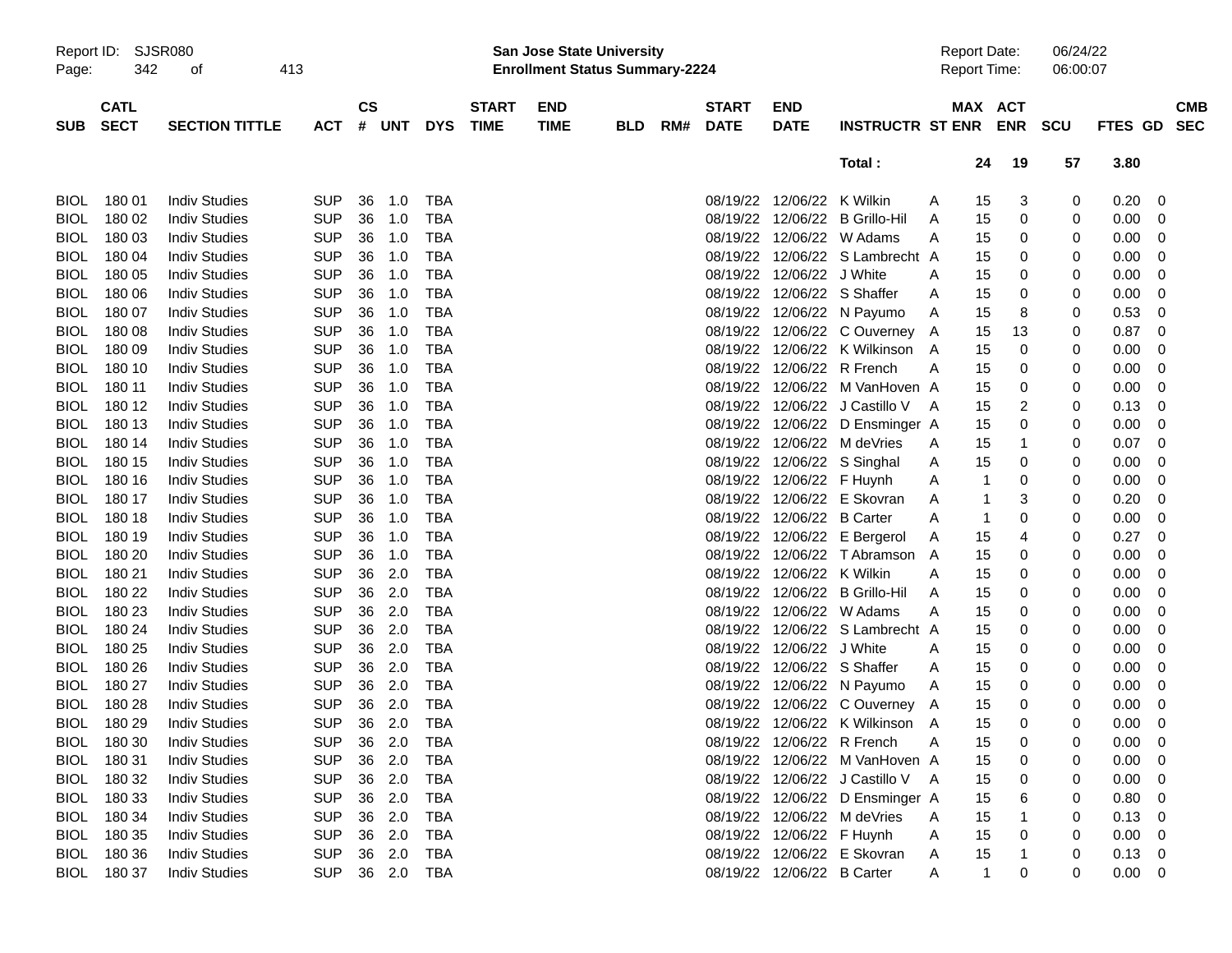Report ID: SJSR080
San Jose State University
Enrollment Status Summary-2224
Report Date: 06/24/22
Report Time: 06:00:07

| SUB | CATL SECT | SECTION TITTLE | ACT | CS # | UNT | DYS | START TIME | END TIME | BLD | RM# | START DATE | END DATE | INSTRUCTR | ST | MAX ENR | ACT ENR | SCU | FTES | GD | CMB SEC |
|---|---|---|---|---|---|---|---|---|---|---|---|---|---|---|---|---|---|---|---|---|
| | | | | | | | | | | | | | Total : | | 24 | 19 | 57 | 3.80 | | |
| BIOL | 180 01 | Indiv Studies | SUP | 36 | 1.0 | TBA | | | | | 08/19/22 | 12/06/22 | K Wilkin | A | 15 | 3 | 0 | 0.20 | 0 | |
| BIOL | 180 02 | Indiv Studies | SUP | 36 | 1.0 | TBA | | | | | 08/19/22 | 12/06/22 | B Grillo-Hil | A | 15 | 0 | 0 | 0.00 | 0 | |
| BIOL | 180 03 | Indiv Studies | SUP | 36 | 1.0 | TBA | | | | | 08/19/22 | 12/06/22 | W Adams | A | 15 | 0 | 0 | 0.00 | 0 | |
| BIOL | 180 04 | Indiv Studies | SUP | 36 | 1.0 | TBA | | | | | 08/19/22 | 12/06/22 | S Lambrecht | A | 15 | 0 | 0 | 0.00 | 0 | |
| BIOL | 180 05 | Indiv Studies | SUP | 36 | 1.0 | TBA | | | | | 08/19/22 | 12/06/22 | J White | A | 15 | 0 | 0 | 0.00 | 0 | |
| BIOL | 180 06 | Indiv Studies | SUP | 36 | 1.0 | TBA | | | | | 08/19/22 | 12/06/22 | S Shaffer | A | 15 | 0 | 0 | 0.00 | 0 | |
| BIOL | 180 07 | Indiv Studies | SUP | 36 | 1.0 | TBA | | | | | 08/19/22 | 12/06/22 | N Payumo | A | 15 | 8 | 0 | 0.53 | 0 | |
| BIOL | 180 08 | Indiv Studies | SUP | 36 | 1.0 | TBA | | | | | 08/19/22 | 12/06/22 | C Ouverney | A | 15 | 13 | 0 | 0.87 | 0 | |
| BIOL | 180 09 | Indiv Studies | SUP | 36 | 1.0 | TBA | | | | | 08/19/22 | 12/06/22 | K Wilkinson | A | 15 | 0 | 0 | 0.00 | 0 | |
| BIOL | 180 10 | Indiv Studies | SUP | 36 | 1.0 | TBA | | | | | 08/19/22 | 12/06/22 | R French | A | 15 | 0 | 0 | 0.00 | 0 | |
| BIOL | 180 11 | Indiv Studies | SUP | 36 | 1.0 | TBA | | | | | 08/19/22 | 12/06/22 | M VanHoven | A | 15 | 0 | 0 | 0.00 | 0 | |
| BIOL | 180 12 | Indiv Studies | SUP | 36 | 1.0 | TBA | | | | | 08/19/22 | 12/06/22 | J Castillo V | A | 15 | 2 | 0 | 0.13 | 0 | |
| BIOL | 180 13 | Indiv Studies | SUP | 36 | 1.0 | TBA | | | | | 08/19/22 | 12/06/22 | D Ensminger | A | 15 | 0 | 0 | 0.00 | 0 | |
| BIOL | 180 14 | Indiv Studies | SUP | 36 | 1.0 | TBA | | | | | 08/19/22 | 12/06/22 | M deVries | A | 15 | 1 | 0 | 0.07 | 0 | |
| BIOL | 180 15 | Indiv Studies | SUP | 36 | 1.0 | TBA | | | | | 08/19/22 | 12/06/22 | S Singhal | A | 15 | 0 | 0 | 0.00 | 0 | |
| BIOL | 180 16 | Indiv Studies | SUP | 36 | 1.0 | TBA | | | | | 08/19/22 | 12/06/22 | F Huynh | A | 1 | 0 | 0 | 0.00 | 0 | |
| BIOL | 180 17 | Indiv Studies | SUP | 36 | 1.0 | TBA | | | | | 08/19/22 | 12/06/22 | E Skovran | A | 1 | 3 | 0 | 0.20 | 0 | |
| BIOL | 180 18 | Indiv Studies | SUP | 36 | 1.0 | TBA | | | | | 08/19/22 | 12/06/22 | B Carter | A | 1 | 0 | 0 | 0.00 | 0 | |
| BIOL | 180 19 | Indiv Studies | SUP | 36 | 1.0 | TBA | | | | | 08/19/22 | 12/06/22 | E Bergerol | A | 15 | 4 | 0 | 0.27 | 0 | |
| BIOL | 180 20 | Indiv Studies | SUP | 36 | 1.0 | TBA | | | | | 08/19/22 | 12/06/22 | T Abramson | A | 15 | 0 | 0 | 0.00 | 0 | |
| BIOL | 180 21 | Indiv Studies | SUP | 36 | 2.0 | TBA | | | | | 08/19/22 | 12/06/22 | K Wilkin | A | 15 | 0 | 0 | 0.00 | 0 | |
| BIOL | 180 22 | Indiv Studies | SUP | 36 | 2.0 | TBA | | | | | 08/19/22 | 12/06/22 | B Grillo-Hil | A | 15 | 0 | 0 | 0.00 | 0 | |
| BIOL | 180 23 | Indiv Studies | SUP | 36 | 2.0 | TBA | | | | | 08/19/22 | 12/06/22 | W Adams | A | 15 | 0 | 0 | 0.00 | 0 | |
| BIOL | 180 24 | Indiv Studies | SUP | 36 | 2.0 | TBA | | | | | 08/19/22 | 12/06/22 | S Lambrecht | A | 15 | 0 | 0 | 0.00 | 0 | |
| BIOL | 180 25 | Indiv Studies | SUP | 36 | 2.0 | TBA | | | | | 08/19/22 | 12/06/22 | J White | A | 15 | 0 | 0 | 0.00 | 0 | |
| BIOL | 180 26 | Indiv Studies | SUP | 36 | 2.0 | TBA | | | | | 08/19/22 | 12/06/22 | S Shaffer | A | 15 | 0 | 0 | 0.00 | 0 | |
| BIOL | 180 27 | Indiv Studies | SUP | 36 | 2.0 | TBA | | | | | 08/19/22 | 12/06/22 | N Payumo | A | 15 | 0 | 0 | 0.00 | 0 | |
| BIOL | 180 28 | Indiv Studies | SUP | 36 | 2.0 | TBA | | | | | 08/19/22 | 12/06/22 | C Ouverney | A | 15 | 0 | 0 | 0.00 | 0 | |
| BIOL | 180 29 | Indiv Studies | SUP | 36 | 2.0 | TBA | | | | | 08/19/22 | 12/06/22 | K Wilkinson | A | 15 | 0 | 0 | 0.00 | 0 | |
| BIOL | 180 30 | Indiv Studies | SUP | 36 | 2.0 | TBA | | | | | 08/19/22 | 12/06/22 | R French | A | 15 | 0 | 0 | 0.00 | 0 | |
| BIOL | 180 31 | Indiv Studies | SUP | 36 | 2.0 | TBA | | | | | 08/19/22 | 12/06/22 | M VanHoven | A | 15 | 0 | 0 | 0.00 | 0 | |
| BIOL | 180 32 | Indiv Studies | SUP | 36 | 2.0 | TBA | | | | | 08/19/22 | 12/06/22 | J Castillo V | A | 15 | 0 | 0 | 0.00 | 0 | |
| BIOL | 180 33 | Indiv Studies | SUP | 36 | 2.0 | TBA | | | | | 08/19/22 | 12/06/22 | D Ensminger | A | 15 | 6 | 0 | 0.80 | 0 | |
| BIOL | 180 34 | Indiv Studies | SUP | 36 | 2.0 | TBA | | | | | 08/19/22 | 12/06/22 | M deVries | A | 15 | 1 | 0 | 0.13 | 0 | |
| BIOL | 180 35 | Indiv Studies | SUP | 36 | 2.0 | TBA | | | | | 08/19/22 | 12/06/22 | F Huynh | A | 15 | 0 | 0 | 0.00 | 0 | |
| BIOL | 180 36 | Indiv Studies | SUP | 36 | 2.0 | TBA | | | | | 08/19/22 | 12/06/22 | E Skovran | A | 15 | 1 | 0 | 0.13 | 0 | |
| BIOL | 180 37 | Indiv Studies | SUP | 36 | 2.0 | TBA | | | | | 08/19/22 | 12/06/22 | B Carter | A | 1 | 0 | 0 | 0.00 | 0 | |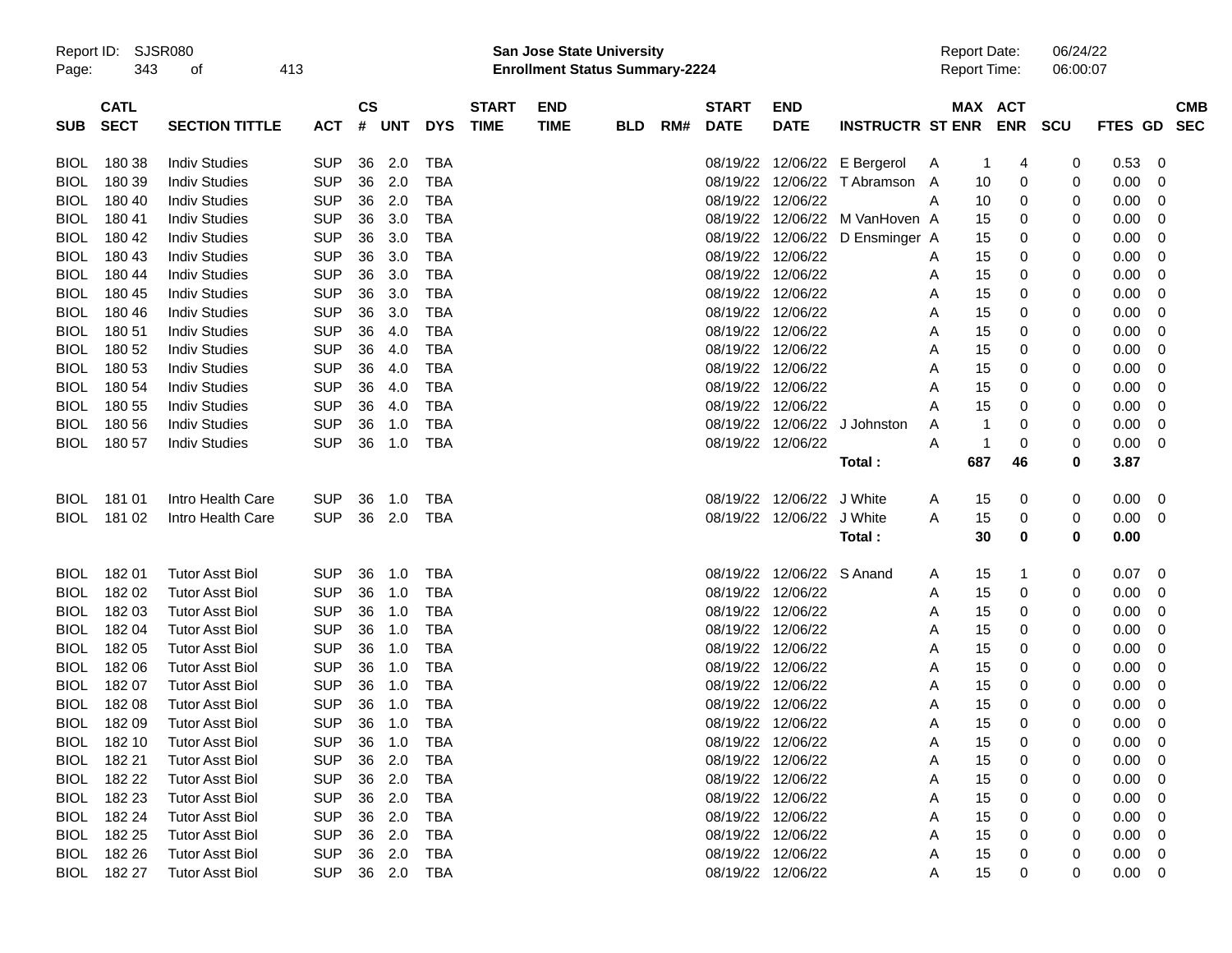| SUB | CATL SECT | SECTION TITTLE | ACT | CS # | UNT | DYS | START TIME | END TIME | BLD | RM# | START DATE | END DATE | INSTRUCTR | ST | MAX ENR | ACT ENR | SCU | FTES | GD | CMB SEC |
|---|---|---|---|---|---|---|---|---|---|---|---|---|---|---|---|---|---|---|---|---|
| BIOL | 180 38 | Indiv Studies | SUP | 36 | 2.0 | TBA | | | | | 08/19/22 | 12/06/22 | E Bergerol | A | 1 | 4 | 0 | 0.53 | 0 | |
| BIOL | 180 39 | Indiv Studies | SUP | 36 | 2.0 | TBA | | | | | 08/19/22 | 12/06/22 | T Abramson | A | 10 | 0 | 0 | 0.00 | 0 | |
| BIOL | 180 40 | Indiv Studies | SUP | 36 | 2.0 | TBA | | | | | 08/19/22 | 12/06/22 | | A | 10 | 0 | 0 | 0.00 | 0 | |
| BIOL | 180 41 | Indiv Studies | SUP | 36 | 3.0 | TBA | | | | | 08/19/22 | 12/06/22 | M VanHoven | A | 15 | 0 | 0 | 0.00 | 0 | |
| BIOL | 180 42 | Indiv Studies | SUP | 36 | 3.0 | TBA | | | | | 08/19/22 | 12/06/22 | D Ensminger | A | 15 | 0 | 0 | 0.00 | 0 | |
| BIOL | 180 43 | Indiv Studies | SUP | 36 | 3.0 | TBA | | | | | 08/19/22 | 12/06/22 | | A | 15 | 0 | 0 | 0.00 | 0 | |
| BIOL | 180 44 | Indiv Studies | SUP | 36 | 3.0 | TBA | | | | | 08/19/22 | 12/06/22 | | A | 15 | 0 | 0 | 0.00 | 0 | |
| BIOL | 180 45 | Indiv Studies | SUP | 36 | 3.0 | TBA | | | | | 08/19/22 | 12/06/22 | | A | 15 | 0 | 0 | 0.00 | 0 | |
| BIOL | 180 46 | Indiv Studies | SUP | 36 | 3.0 | TBA | | | | | 08/19/22 | 12/06/22 | | A | 15 | 0 | 0 | 0.00 | 0 | |
| BIOL | 180 51 | Indiv Studies | SUP | 36 | 4.0 | TBA | | | | | 08/19/22 | 12/06/22 | | A | 15 | 0 | 0 | 0.00 | 0 | |
| BIOL | 180 52 | Indiv Studies | SUP | 36 | 4.0 | TBA | | | | | 08/19/22 | 12/06/22 | | A | 15 | 0 | 0 | 0.00 | 0 | |
| BIOL | 180 53 | Indiv Studies | SUP | 36 | 4.0 | TBA | | | | | 08/19/22 | 12/06/22 | | A | 15 | 0 | 0 | 0.00 | 0 | |
| BIOL | 180 54 | Indiv Studies | SUP | 36 | 4.0 | TBA | | | | | 08/19/22 | 12/06/22 | | A | 15 | 0 | 0 | 0.00 | 0 | |
| BIOL | 180 55 | Indiv Studies | SUP | 36 | 4.0 | TBA | | | | | 08/19/22 | 12/06/22 | | A | 15 | 0 | 0 | 0.00 | 0 | |
| BIOL | 180 56 | Indiv Studies | SUP | 36 | 1.0 | TBA | | | | | 08/19/22 | 12/06/22 | J Johnston | A | 1 | 0 | 0 | 0.00 | 0 | |
| BIOL | 180 57 | Indiv Studies | SUP | 36 | 1.0 | TBA | | | | | 08/19/22 | 12/06/22 | | A | 1 | 0 | 0 | 0.00 | 0 | |
| | | | | | | | | | | | | | **Total :** | | **687** | **46** | **0** | **3.87** | | |
| BIOL | 181 01 | Intro Health Care | SUP | 36 | 1.0 | TBA | | | | | 08/19/22 | 12/06/22 | J White | A | 15 | 0 | 0 | 0.00 | 0 | |
| BIOL | 181 02 | Intro Health Care | SUP | 36 | 2.0 | TBA | | | | | 08/19/22 | 12/06/22 | J White | A | 15 | 0 | 0 | 0.00 | 0 | |
| | | | | | | | | | | | | | **Total :** | | **30** | **0** | **0** | **0.00** | | |
| BIOL | 182 01 | Tutor Asst Biol | SUP | 36 | 1.0 | TBA | | | | | 08/19/22 | 12/06/22 | S Anand | A | 15 | 1 | 0 | 0.07 | 0 | |
| BIOL | 182 02 | Tutor Asst Biol | SUP | 36 | 1.0 | TBA | | | | | 08/19/22 | 12/06/22 | | A | 15 | 0 | 0 | 0.00 | 0 | |
| BIOL | 182 03 | Tutor Asst Biol | SUP | 36 | 1.0 | TBA | | | | | 08/19/22 | 12/06/22 | | A | 15 | 0 | 0 | 0.00 | 0 | |
| BIOL | 182 04 | Tutor Asst Biol | SUP | 36 | 1.0 | TBA | | | | | 08/19/22 | 12/06/22 | | A | 15 | 0 | 0 | 0.00 | 0 | |
| BIOL | 182 05 | Tutor Asst Biol | SUP | 36 | 1.0 | TBA | | | | | 08/19/22 | 12/06/22 | | A | 15 | 0 | 0 | 0.00 | 0 | |
| BIOL | 182 06 | Tutor Asst Biol | SUP | 36 | 1.0 | TBA | | | | | 08/19/22 | 12/06/22 | | A | 15 | 0 | 0 | 0.00 | 0 | |
| BIOL | 182 07 | Tutor Asst Biol | SUP | 36 | 1.0 | TBA | | | | | 08/19/22 | 12/06/22 | | A | 15 | 0 | 0 | 0.00 | 0 | |
| BIOL | 182 08 | Tutor Asst Biol | SUP | 36 | 1.0 | TBA | | | | | 08/19/22 | 12/06/22 | | A | 15 | 0 | 0 | 0.00 | 0 | |
| BIOL | 182 09 | Tutor Asst Biol | SUP | 36 | 1.0 | TBA | | | | | 08/19/22 | 12/06/22 | | A | 15 | 0 | 0 | 0.00 | 0 | |
| BIOL | 182 10 | Tutor Asst Biol | SUP | 36 | 1.0 | TBA | | | | | 08/19/22 | 12/06/22 | | A | 15 | 0 | 0 | 0.00 | 0 | |
| BIOL | 182 21 | Tutor Asst Biol | SUP | 36 | 2.0 | TBA | | | | | 08/19/22 | 12/06/22 | | A | 15 | 0 | 0 | 0.00 | 0 | |
| BIOL | 182 22 | Tutor Asst Biol | SUP | 36 | 2.0 | TBA | | | | | 08/19/22 | 12/06/22 | | A | 15 | 0 | 0 | 0.00 | 0 | |
| BIOL | 182 23 | Tutor Asst Biol | SUP | 36 | 2.0 | TBA | | | | | 08/19/22 | 12/06/22 | | A | 15 | 0 | 0 | 0.00 | 0 | |
| BIOL | 182 24 | Tutor Asst Biol | SUP | 36 | 2.0 | TBA | | | | | 08/19/22 | 12/06/22 | | A | 15 | 0 | 0 | 0.00 | 0 | |
| BIOL | 182 25 | Tutor Asst Biol | SUP | 36 | 2.0 | TBA | | | | | 08/19/22 | 12/06/22 | | A | 15 | 0 | 0 | 0.00 | 0 | |
| BIOL | 182 26 | Tutor Asst Biol | SUP | 36 | 2.0 | TBA | | | | | 08/19/22 | 12/06/22 | | A | 15 | 0 | 0 | 0.00 | 0 | |
| BIOL | 182 27 | Tutor Asst Biol | SUP | 36 | 2.0 | TBA | | | | | 08/19/22 | 12/06/22 | | A | 15 | 0 | 0 | 0.00 | 0 | |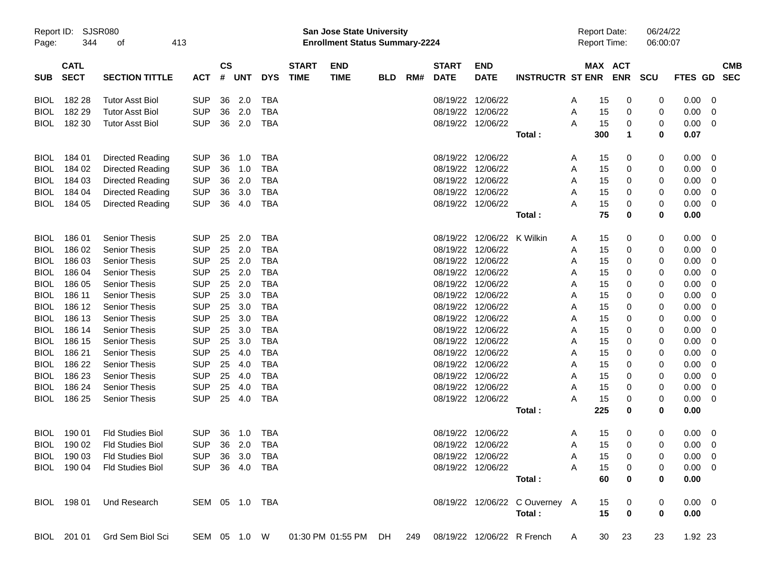| SUB | CATL SECT | SECTION TITTLE | ACT | CS # | UNT | DYS | START TIME | END TIME | BLD | RM# | START DATE | END DATE | INSTRUCTR | ST | MAX ENR | ACT ENR | SCU | FTES | GD | CMB SEC |
|---|---|---|---|---|---|---|---|---|---|---|---|---|---|---|---|---|---|---|---|---|
| BIOL | 182 28 | Tutor Asst Biol | SUP | 36 | 2.0 | TBA | | | | | 08/19/22 | 12/06/22 | | A | 15 | 0 | 0 | 0.00 | 0 | |
| BIOL | 182 29 | Tutor Asst Biol | SUP | 36 | 2.0 | TBA | | | | | 08/19/22 | 12/06/22 | | A | 15 | 0 | 0 | 0.00 | 0 | |
| BIOL | 182 30 | Tutor Asst Biol | SUP | 36 | 2.0 | TBA | | | | | 08/19/22 | 12/06/22 | | A | 15 | 0 | 0 | 0.00 | 0 | |
| | | | | | | | | | | | | | **Total :** | | **300** | **1** | **0** | **0.07** | | |
| BIOL | 184 01 | Directed Reading | SUP | 36 | 1.0 | TBA | | | | | 08/19/22 | 12/06/22 | | A | 15 | 0 | 0 | 0.00 | 0 | |
| BIOL | 184 02 | Directed Reading | SUP | 36 | 1.0 | TBA | | | | | 08/19/22 | 12/06/22 | | A | 15 | 0 | 0 | 0.00 | 0 | |
| BIOL | 184 03 | Directed Reading | SUP | 36 | 2.0 | TBA | | | | | 08/19/22 | 12/06/22 | | A | 15 | 0 | 0 | 0.00 | 0 | |
| BIOL | 184 04 | Directed Reading | SUP | 36 | 3.0 | TBA | | | | | 08/19/22 | 12/06/22 | | A | 15 | 0 | 0 | 0.00 | 0 | |
| BIOL | 184 05 | Directed Reading | SUP | 36 | 4.0 | TBA | | | | | 08/19/22 | 12/06/22 | | A | 15 | 0 | 0 | 0.00 | 0 | |
| | | | | | | | | | | | | | **Total :** | | **75** | **0** | **0** | **0.00** | | |
| BIOL | 186 01 | Senior Thesis | SUP | 25 | 2.0 | TBA | | | | | 08/19/22 | 12/06/22 | K Wilkin | A | 15 | 0 | 0 | 0.00 | 0 | |
| BIOL | 186 02 | Senior Thesis | SUP | 25 | 2.0 | TBA | | | | | 08/19/22 | 12/06/22 | | A | 15 | 0 | 0 | 0.00 | 0 | |
| BIOL | 186 03 | Senior Thesis | SUP | 25 | 2.0 | TBA | | | | | 08/19/22 | 12/06/22 | | A | 15 | 0 | 0 | 0.00 | 0 | |
| BIOL | 186 04 | Senior Thesis | SUP | 25 | 2.0 | TBA | | | | | 08/19/22 | 12/06/22 | | A | 15 | 0 | 0 | 0.00 | 0 | |
| BIOL | 186 05 | Senior Thesis | SUP | 25 | 2.0 | TBA | | | | | 08/19/22 | 12/06/22 | | A | 15 | 0 | 0 | 0.00 | 0 | |
| BIOL | 186 11 | Senior Thesis | SUP | 25 | 3.0 | TBA | | | | | 08/19/22 | 12/06/22 | | A | 15 | 0 | 0 | 0.00 | 0 | |
| BIOL | 186 12 | Senior Thesis | SUP | 25 | 3.0 | TBA | | | | | 08/19/22 | 12/06/22 | | A | 15 | 0 | 0 | 0.00 | 0 | |
| BIOL | 186 13 | Senior Thesis | SUP | 25 | 3.0 | TBA | | | | | 08/19/22 | 12/06/22 | | A | 15 | 0 | 0 | 0.00 | 0 | |
| BIOL | 186 14 | Senior Thesis | SUP | 25 | 3.0 | TBA | | | | | 08/19/22 | 12/06/22 | | A | 15 | 0 | 0 | 0.00 | 0 | |
| BIOL | 186 15 | Senior Thesis | SUP | 25 | 3.0 | TBA | | | | | 08/19/22 | 12/06/22 | | A | 15 | 0 | 0 | 0.00 | 0 | |
| BIOL | 186 21 | Senior Thesis | SUP | 25 | 4.0 | TBA | | | | | 08/19/22 | 12/06/22 | | A | 15 | 0 | 0 | 0.00 | 0 | |
| BIOL | 186 22 | Senior Thesis | SUP | 25 | 4.0 | TBA | | | | | 08/19/22 | 12/06/22 | | A | 15 | 0 | 0 | 0.00 | 0 | |
| BIOL | 186 23 | Senior Thesis | SUP | 25 | 4.0 | TBA | | | | | 08/19/22 | 12/06/22 | | A | 15 | 0 | 0 | 0.00 | 0 | |
| BIOL | 186 24 | Senior Thesis | SUP | 25 | 4.0 | TBA | | | | | 08/19/22 | 12/06/22 | | A | 15 | 0 | 0 | 0.00 | 0 | |
| BIOL | 186 25 | Senior Thesis | SUP | 25 | 4.0 | TBA | | | | | 08/19/22 | 12/06/22 | | A | 15 | 0 | 0 | 0.00 | 0 | |
| | | | | | | | | | | | | | **Total :** | | **225** | **0** | **0** | **0.00** | | |
| BIOL | 190 01 | Fld Studies Biol | SUP | 36 | 1.0 | TBA | | | | | 08/19/22 | 12/06/22 | | A | 15 | 0 | 0 | 0.00 | 0 | |
| BIOL | 190 02 | Fld Studies Biol | SUP | 36 | 2.0 | TBA | | | | | 08/19/22 | 12/06/22 | | A | 15 | 0 | 0 | 0.00 | 0 | |
| BIOL | 190 03 | Fld Studies Biol | SUP | 36 | 3.0 | TBA | | | | | 08/19/22 | 12/06/22 | | A | 15 | 0 | 0 | 0.00 | 0 | |
| BIOL | 190 04 | Fld Studies Biol | SUP | 36 | 4.0 | TBA | | | | | 08/19/22 | 12/06/22 | | A | 15 | 0 | 0 | 0.00 | 0 | |
| | | | | | | | | | | | | | **Total :** | | **60** | **0** | **0** | **0.00** | | |
| BIOL | 198 01 | Und Research | SEM | 05 | 1.0 | TBA | | | | | 08/19/22 | 12/06/22 | C Ouverney | A | 15 | 0 | 0 | 0.00 | 0 | |
| | | | | | | | | | | | | | **Total :** | | **15** | **0** | **0** | **0.00** | | |
| BIOL | 201 01 | Grd Sem Biol Sci | SEM | 05 | 1.0 | W | 01:30 PM | 01:55 PM | DH | 249 | 08/19/22 | 12/06/22 | R French | A | 30 | 23 | 23 | 1.92 | 23 | |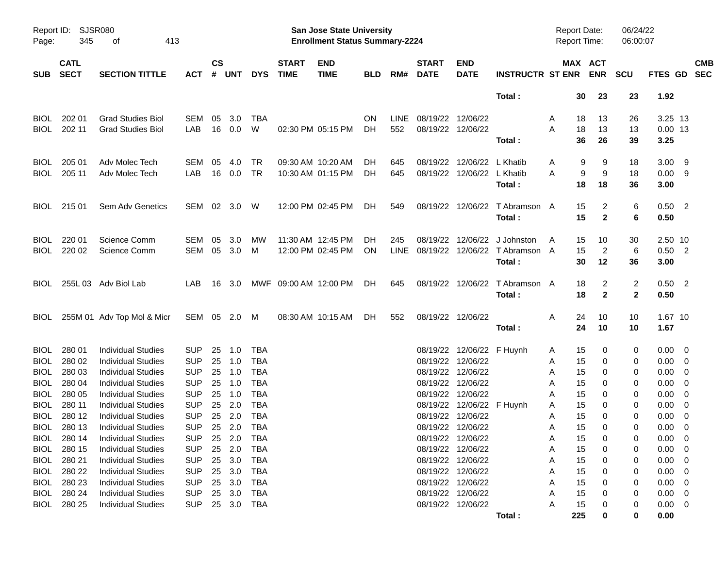Report ID: SJSR080

**San Jose State University**
**Enrollment Status Summary-2224**

Report Date: 06/24/22
Report Time: 06:00:07

| SUB | CATL SECT | SECTION TITTLE | ACT | CS # | UNT | DYS | START TIME | END TIME | BLD | RM# | START DATE | END DATE | INSTRUCTR | ST | MAX ENR | ACT ENR | SCU | FTES | GD | CMB SEC |
|---|---|---|---|---|---|---|---|---|---|---|---|---|---|---|---|---|---|---|---|---|
| | | | | | | | | | | | | | **Total :** | | **30** | **23** | **23** | **1.92** | | |
| BIOL | 202 01 | Grad Studies Biol | SEM | 05 | 3.0 | TBA | | | ON | LINE | 08/19/22 | 12/06/22 | | A | 18 | 13 | 26 | 3.25 | 13 | |
| BIOL | 202 11 | Grad Studies Biol | LAB | 16 | 0.0 | W | 02:30 PM | 05:15 PM | DH | 552 | 08/19/22 | 12/06/22 | | A | 18 | 13 | 13 | 0.00 | 13 | |
| | | | | | | | | | | | | | **Total :** | | **36** | **26** | **39** | **3.25** | | |
| BIOL | 205 01 | Adv Molec Tech | SEM | 05 | 4.0 | TR | 09:30 AM | 10:20 AM | DH | 645 | 08/19/22 | 12/06/22 | L Khatib | A | 9 | 9 | 18 | 3.00 | 9 | |
| BIOL | 205 11 | Adv Molec Tech | LAB | 16 | 0.0 | TR | 10:30 AM | 01:15 PM | DH | 645 | 08/19/22 | 12/06/22 | L Khatib | A | 9 | 9 | 18 | 0.00 | 9 | |
| | | | | | | | | | | | | | **Total :** | | **18** | **18** | **36** | **3.00** | | |
| BIOL | 215 01 | Sem Adv Genetics | SEM | 02 | 3.0 | W | 12:00 PM | 02:45 PM | DH | 549 | 08/19/22 | 12/06/22 | T Abramson | A | 15 | 2 | 6 | 0.50 | 2 | |
| | | | | | | | | | | | | | **Total :** | | **15** | **2** | **6** | **0.50** | | |
| BIOL | 220 01 | Science Comm | SEM | 05 | 3.0 | MW | 11:30 AM | 12:45 PM | DH | 245 | 08/19/22 | 12/06/22 | J Johnston | A | 15 | 10 | 30 | 2.50 | 10 | |
| BIOL | 220 02 | Science Comm | SEM | 05 | 3.0 | M | 12:00 PM | 02:45 PM | ON | LINE | 08/19/22 | 12/06/22 | T Abramson | A | 15 | 2 | 6 | 0.50 | 2 | |
| | | | | | | | | | | | | | **Total :** | | **30** | **12** | **36** | **3.00** | | |
| BIOL | 255L 03 | Adv Biol Lab | LAB | 16 | 3.0 | MWF | 09:00 AM | 12:00 PM | DH | 645 | 08/19/22 | 12/06/22 | T Abramson | A | 18 | 2 | 2 | 0.50 | 2 | |
| | | | | | | | | | | | | | **Total :** | | **18** | **2** | **2** | **0.50** | | |
| BIOL | 255M 01 | Adv Top Mol & Micr | SEM | 05 | 2.0 | M | 08:30 AM | 10:15 AM | DH | 552 | 08/19/22 | 12/06/22 | | A | 24 | 10 | 10 | 1.67 | 10 | |
| | | | | | | | | | | | | | **Total :** | | **24** | **10** | **10** | **1.67** | | |
| BIOL | 280 01 | Individual Studies | SUP | 25 | 1.0 | TBA | | | | | 08/19/22 | 12/06/22 | F Huynh | A | 15 | 0 | 0 | 0.00 | 0 | |
| BIOL | 280 02 | Individual Studies | SUP | 25 | 1.0 | TBA | | | | | 08/19/22 | 12/06/22 | | A | 15 | 0 | 0 | 0.00 | 0 | |
| BIOL | 280 03 | Individual Studies | SUP | 25 | 1.0 | TBA | | | | | 08/19/22 | 12/06/22 | | A | 15 | 0 | 0 | 0.00 | 0 | |
| BIOL | 280 04 | Individual Studies | SUP | 25 | 1.0 | TBA | | | | | 08/19/22 | 12/06/22 | | A | 15 | 0 | 0 | 0.00 | 0 | |
| BIOL | 280 05 | Individual Studies | SUP | 25 | 1.0 | TBA | | | | | 08/19/22 | 12/06/22 | | A | 15 | 0 | 0 | 0.00 | 0 | |
| BIOL | 280 11 | Individual Studies | SUP | 25 | 2.0 | TBA | | | | | 08/19/22 | 12/06/22 | F Huynh | A | 15 | 0 | 0 | 0.00 | 0 | |
| BIOL | 280 12 | Individual Studies | SUP | 25 | 2.0 | TBA | | | | | 08/19/22 | 12/06/22 | | A | 15 | 0 | 0 | 0.00 | 0 | |
| BIOL | 280 13 | Individual Studies | SUP | 25 | 2.0 | TBA | | | | | 08/19/22 | 12/06/22 | | A | 15 | 0 | 0 | 0.00 | 0 | |
| BIOL | 280 14 | Individual Studies | SUP | 25 | 2.0 | TBA | | | | | 08/19/22 | 12/06/22 | | A | 15 | 0 | 0 | 0.00 | 0 | |
| BIOL | 280 15 | Individual Studies | SUP | 25 | 2.0 | TBA | | | | | 08/19/22 | 12/06/22 | | A | 15 | 0 | 0 | 0.00 | 0 | |
| BIOL | 280 21 | Individual Studies | SUP | 25 | 3.0 | TBA | | | | | 08/19/22 | 12/06/22 | | A | 15 | 0 | 0 | 0.00 | 0 | |
| BIOL | 280 22 | Individual Studies | SUP | 25 | 3.0 | TBA | | | | | 08/19/22 | 12/06/22 | | A | 15 | 0 | 0 | 0.00 | 0 | |
| BIOL | 280 23 | Individual Studies | SUP | 25 | 3.0 | TBA | | | | | 08/19/22 | 12/06/22 | | A | 15 | 0 | 0 | 0.00 | 0 | |
| BIOL | 280 24 | Individual Studies | SUP | 25 | 3.0 | TBA | | | | | 08/19/22 | 12/06/22 | | A | 15 | 0 | 0 | 0.00 | 0 | |
| BIOL | 280 25 | Individual Studies | SUP | 25 | 3.0 | TBA | | | | | 08/19/22 | 12/06/22 | | A | 15 | 0 | 0 | 0.00 | 0 | |
| | | | | | | | | | | | | | **Total :** | | **225** | **0** | **0** | **0.00** | | |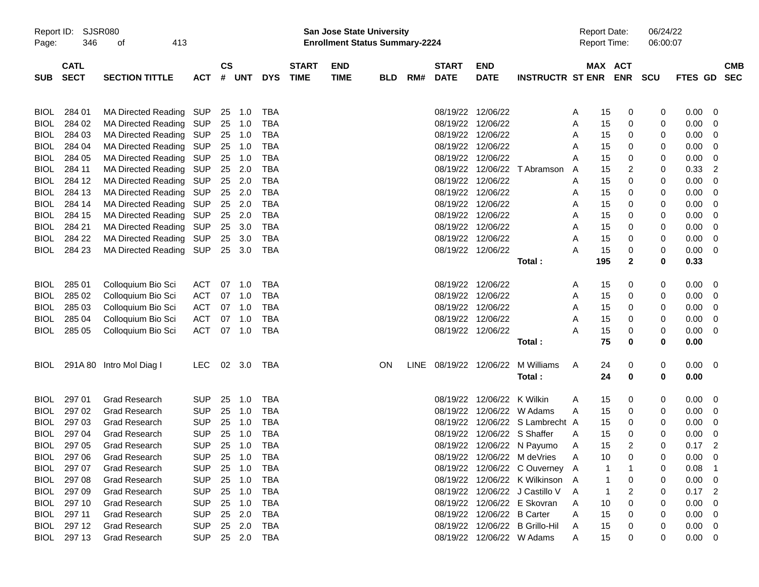Report ID: SJSR080
San Jose State University
Enrollment Status Summary-2224
Report Date: 06/24/22
Report Time: 06:00:07

| SUB | CATL SECT | SECTION TITTLE | ACT | CS # | UNT | DYS | START TIME | END TIME | BLD | RM# | START DATE | END DATE | INSTRUCTR | ST | MAX ENR | ACT ENR | SCU | FTES | GD | CMB SEC |
|---|---|---|---|---|---|---|---|---|---|---|---|---|---|---|---|---|---|---|---|---|
| BIOL | 284 01 | MA Directed Reading | SUP | 25 | 1.0 | TBA | | | | | 08/19/22 | 12/06/22 | | A | 15 | 0 | 0 | 0.00 | 0 | |
| BIOL | 284 02 | MA Directed Reading | SUP | 25 | 1.0 | TBA | | | | | 08/19/22 | 12/06/22 | | A | 15 | 0 | 0 | 0.00 | 0 | |
| BIOL | 284 03 | MA Directed Reading | SUP | 25 | 1.0 | TBA | | | | | 08/19/22 | 12/06/22 | | A | 15 | 0 | 0 | 0.00 | 0 | |
| BIOL | 284 04 | MA Directed Reading | SUP | 25 | 1.0 | TBA | | | | | 08/19/22 | 12/06/22 | | A | 15 | 0 | 0 | 0.00 | 0 | |
| BIOL | 284 05 | MA Directed Reading | SUP | 25 | 1.0 | TBA | | | | | 08/19/22 | 12/06/22 | | A | 15 | 0 | 0 | 0.00 | 0 | |
| BIOL | 284 11 | MA Directed Reading | SUP | 25 | 2.0 | TBA | | | | | 08/19/22 | 12/06/22 | T Abramson | A | 15 | 2 | 0 | 0.33 | 2 | |
| BIOL | 284 12 | MA Directed Reading | SUP | 25 | 2.0 | TBA | | | | | 08/19/22 | 12/06/22 | | A | 15 | 0 | 0 | 0.00 | 0 | |
| BIOL | 284 13 | MA Directed Reading | SUP | 25 | 2.0 | TBA | | | | | 08/19/22 | 12/06/22 | | A | 15 | 0 | 0 | 0.00 | 0 | |
| BIOL | 284 14 | MA Directed Reading | SUP | 25 | 2.0 | TBA | | | | | 08/19/22 | 12/06/22 | | A | 15 | 0 | 0 | 0.00 | 0 | |
| BIOL | 284 15 | MA Directed Reading | SUP | 25 | 2.0 | TBA | | | | | 08/19/22 | 12/06/22 | | A | 15 | 0 | 0 | 0.00 | 0 | |
| BIOL | 284 21 | MA Directed Reading | SUP | 25 | 3.0 | TBA | | | | | 08/19/22 | 12/06/22 | | A | 15 | 0 | 0 | 0.00 | 0 | |
| BIOL | 284 22 | MA Directed Reading | SUP | 25 | 3.0 | TBA | | | | | 08/19/22 | 12/06/22 | | A | 15 | 0 | 0 | 0.00 | 0 | |
| BIOL | 284 23 | MA Directed Reading | SUP | 25 | 3.0 | TBA | | | | | 08/19/22 | 12/06/22 | | A | 15 | 0 | 0 | 0.00 | 0 | |
| | | | | | | | | | | | | | **Total :** | | **195** | **2** | **0** | **0.33** | | |
| BIOL | 285 01 | Colloquium Bio Sci | ACT | 07 | 1.0 | TBA | | | | | 08/19/22 | 12/06/22 | | A | 15 | 0 | 0 | 0.00 | 0 | |
| BIOL | 285 02 | Colloquium Bio Sci | ACT | 07 | 1.0 | TBA | | | | | 08/19/22 | 12/06/22 | | A | 15 | 0 | 0 | 0.00 | 0 | |
| BIOL | 285 03 | Colloquium Bio Sci | ACT | 07 | 1.0 | TBA | | | | | 08/19/22 | 12/06/22 | | A | 15 | 0 | 0 | 0.00 | 0 | |
| BIOL | 285 04 | Colloquium Bio Sci | ACT | 07 | 1.0 | TBA | | | | | 08/19/22 | 12/06/22 | | A | 15 | 0 | 0 | 0.00 | 0 | |
| BIOL | 285 05 | Colloquium Bio Sci | ACT | 07 | 1.0 | TBA | | | | | 08/19/22 | 12/06/22 | | A | 15 | 0 | 0 | 0.00 | 0 | |
| | | | | | | | | | | | | | **Total :** | | **75** | **0** | **0** | **0.00** | | |
| BIOL | 291A 80 | Intro Mol Diag I | LEC | 02 | 3.0 | TBA | | | ON | LINE | 08/19/22 | 12/06/22 | M Williams | A | 24 | 0 | 0 | 0.00 | 0 | |
| | | | | | | | | | | | | | **Total :** | | **24** | **0** | **0** | **0.00** | | |
| BIOL | 297 01 | Grad Research | SUP | 25 | 1.0 | TBA | | | | | 08/19/22 | 12/06/22 | K Wilkin | A | 15 | 0 | 0 | 0.00 | 0 | |
| BIOL | 297 02 | Grad Research | SUP | 25 | 1.0 | TBA | | | | | 08/19/22 | 12/06/22 | W Adams | A | 15 | 0 | 0 | 0.00 | 0 | |
| BIOL | 297 03 | Grad Research | SUP | 25 | 1.0 | TBA | | | | | 08/19/22 | 12/06/22 | S Lambrecht | A | 15 | 0 | 0 | 0.00 | 0 | |
| BIOL | 297 04 | Grad Research | SUP | 25 | 1.0 | TBA | | | | | 08/19/22 | 12/06/22 | S Shaffer | A | 15 | 0 | 0 | 0.00 | 0 | |
| BIOL | 297 05 | Grad Research | SUP | 25 | 1.0 | TBA | | | | | 08/19/22 | 12/06/22 | N Payumo | A | 15 | 2 | 0 | 0.17 | 2 | |
| BIOL | 297 06 | Grad Research | SUP | 25 | 1.0 | TBA | | | | | 08/19/22 | 12/06/22 | M deVries | A | 10 | 0 | 0 | 0.00 | 0 | |
| BIOL | 297 07 | Grad Research | SUP | 25 | 1.0 | TBA | | | | | 08/19/22 | 12/06/22 | C Ouverney | A | 1 | 1 | 0 | 0.08 | 1 | |
| BIOL | 297 08 | Grad Research | SUP | 25 | 1.0 | TBA | | | | | 08/19/22 | 12/06/22 | K Wilkinson | A | 1 | 0 | 0 | 0.00 | 0 | |
| BIOL | 297 09 | Grad Research | SUP | 25 | 1.0 | TBA | | | | | 08/19/22 | 12/06/22 | J Castillo V | A | 1 | 2 | 0 | 0.17 | 2 | |
| BIOL | 297 10 | Grad Research | SUP | 25 | 1.0 | TBA | | | | | 08/19/22 | 12/06/22 | E Skovran | A | 10 | 0 | 0 | 0.00 | 0 | |
| BIOL | 297 11 | Grad Research | SUP | 25 | 2.0 | TBA | | | | | 08/19/22 | 12/06/22 | B Carter | A | 15 | 0 | 0 | 0.00 | 0 | |
| BIOL | 297 12 | Grad Research | SUP | 25 | 2.0 | TBA | | | | | 08/19/22 | 12/06/22 | B Grillo-Hil | A | 15 | 0 | 0 | 0.00 | 0 | |
| BIOL | 297 13 | Grad Research | SUP | 25 | 2.0 | TBA | | | | | 08/19/22 | 12/06/22 | W Adams | A | 15 | 0 | 0 | 0.00 | 0 | |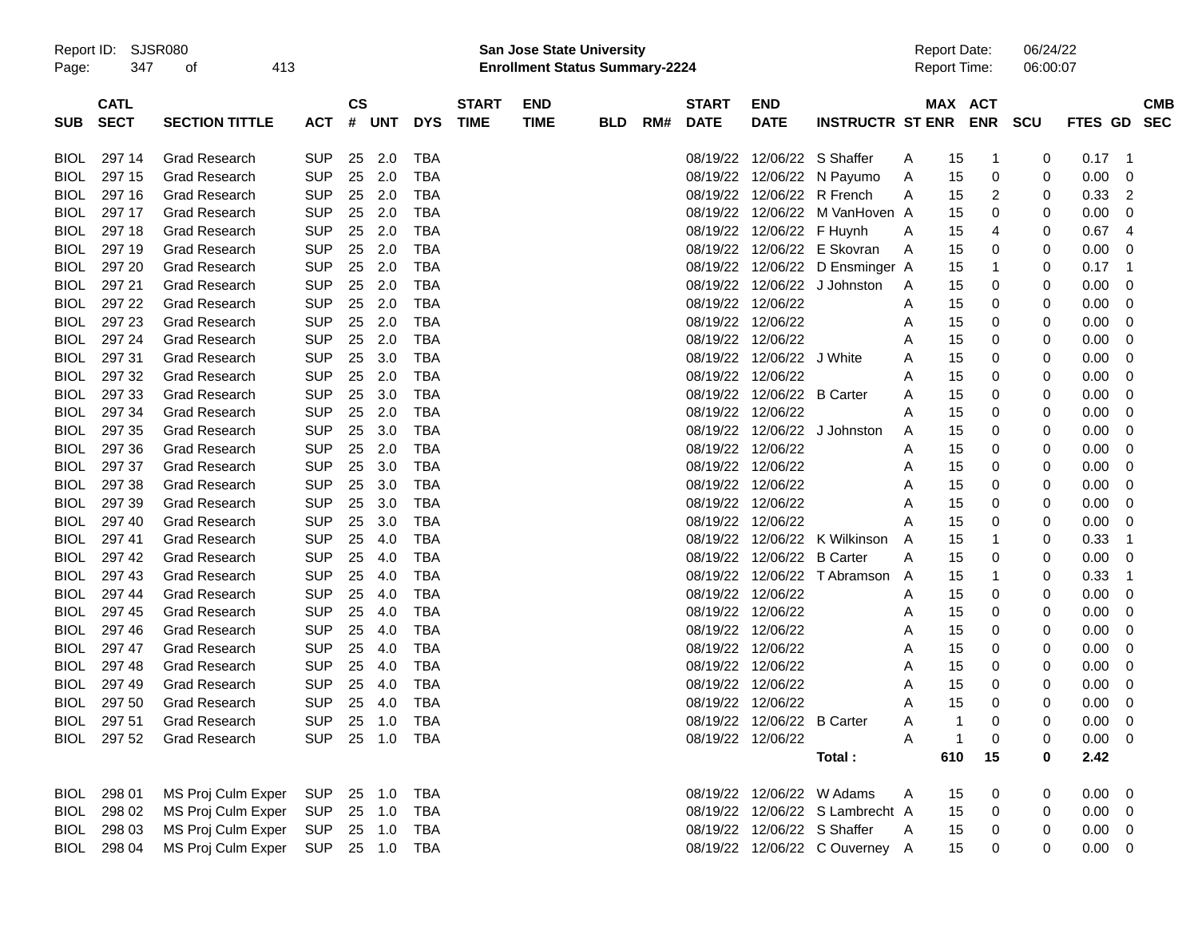Report ID: SJSR080
**San Jose State University**
**Enrollment Status Summary-2224**
Report Date: 06/24/22
Report Time: 06:00:07

| SUB | CATL SECT | SECTION TITTLE | ACT | CS # | UNT | DYS | START TIME | END TIME | BLD | RM# | START DATE | END DATE | INSTRUCTR | ST | MAX ENR | ACT ENR | SCU | FTES | GD | CMB SEC |
|---|---|---|---|---|---|---|---|---|---|---|---|---|---|---|---|---|---|---|---|---|
| BIOL | 297 14 | Grad Research | SUP | 25 | 2.0 | TBA | | | | | 08/19/22 | 12/06/22 | S Shaffer | A | 15 | 1 | 0 | 0.17 | 1 | |
| BIOL | 297 15 | Grad Research | SUP | 25 | 2.0 | TBA | | | | | 08/19/22 | 12/06/22 | N Payumo | A | 15 | 0 | 0 | 0.00 | 0 | |
| BIOL | 297 16 | Grad Research | SUP | 25 | 2.0 | TBA | | | | | 08/19/22 | 12/06/22 | R French | A | 15 | 2 | 0 | 0.33 | 2 | |
| BIOL | 297 17 | Grad Research | SUP | 25 | 2.0 | TBA | | | | | 08/19/22 | 12/06/22 | M VanHoven | A | 15 | 0 | 0 | 0.00 | 0 | |
| BIOL | 297 18 | Grad Research | SUP | 25 | 2.0 | TBA | | | | | 08/19/22 | 12/06/22 | F Huynh | A | 15 | 4 | 0 | 0.67 | 4 | |
| BIOL | 297 19 | Grad Research | SUP | 25 | 2.0 | TBA | | | | | 08/19/22 | 12/06/22 | E Skovran | A | 15 | 0 | 0 | 0.00 | 0 | |
| BIOL | 297 20 | Grad Research | SUP | 25 | 2.0 | TBA | | | | | 08/19/22 | 12/06/22 | D Ensminger | A | 15 | 1 | 0 | 0.17 | 1 | |
| BIOL | 297 21 | Grad Research | SUP | 25 | 2.0 | TBA | | | | | 08/19/22 | 12/06/22 | J Johnston | A | 15 | 0 | 0 | 0.00 | 0 | |
| BIOL | 297 22 | Grad Research | SUP | 25 | 2.0 | TBA | | | | | 08/19/22 | 12/06/22 | | A | 15 | 0 | 0 | 0.00 | 0 | |
| BIOL | 297 23 | Grad Research | SUP | 25 | 2.0 | TBA | | | | | 08/19/22 | 12/06/22 | | A | 15 | 0 | 0 | 0.00 | 0 | |
| BIOL | 297 24 | Grad Research | SUP | 25 | 2.0 | TBA | | | | | 08/19/22 | 12/06/22 | | A | 15 | 0 | 0 | 0.00 | 0 | |
| BIOL | 297 31 | Grad Research | SUP | 25 | 3.0 | TBA | | | | | 08/19/22 | 12/06/22 | J White | A | 15 | 0 | 0 | 0.00 | 0 | |
| BIOL | 297 32 | Grad Research | SUP | 25 | 2.0 | TBA | | | | | 08/19/22 | 12/06/22 | | A | 15 | 0 | 0 | 0.00 | 0 | |
| BIOL | 297 33 | Grad Research | SUP | 25 | 3.0 | TBA | | | | | 08/19/22 | 12/06/22 | B Carter | A | 15 | 0 | 0 | 0.00 | 0 | |
| BIOL | 297 34 | Grad Research | SUP | 25 | 2.0 | TBA | | | | | 08/19/22 | 12/06/22 | | A | 15 | 0 | 0 | 0.00 | 0 | |
| BIOL | 297 35 | Grad Research | SUP | 25 | 3.0 | TBA | | | | | 08/19/22 | 12/06/22 | J Johnston | A | 15 | 0 | 0 | 0.00 | 0 | |
| BIOL | 297 36 | Grad Research | SUP | 25 | 2.0 | TBA | | | | | 08/19/22 | 12/06/22 | | A | 15 | 0 | 0 | 0.00 | 0 | |
| BIOL | 297 37 | Grad Research | SUP | 25 | 3.0 | TBA | | | | | 08/19/22 | 12/06/22 | | A | 15 | 0 | 0 | 0.00 | 0 | |
| BIOL | 297 38 | Grad Research | SUP | 25 | 3.0 | TBA | | | | | 08/19/22 | 12/06/22 | | A | 15 | 0 | 0 | 0.00 | 0 | |
| BIOL | 297 39 | Grad Research | SUP | 25 | 3.0 | TBA | | | | | 08/19/22 | 12/06/22 | | A | 15 | 0 | 0 | 0.00 | 0 | |
| BIOL | 297 40 | Grad Research | SUP | 25 | 3.0 | TBA | | | | | 08/19/22 | 12/06/22 | | A | 15 | 0 | 0 | 0.00 | 0 | |
| BIOL | 297 41 | Grad Research | SUP | 25 | 4.0 | TBA | | | | | 08/19/22 | 12/06/22 | K Wilkinson | A | 15 | 1 | 0 | 0.33 | 1 | |
| BIOL | 297 42 | Grad Research | SUP | 25 | 4.0 | TBA | | | | | 08/19/22 | 12/06/22 | B Carter | A | 15 | 0 | 0 | 0.00 | 0 | |
| BIOL | 297 43 | Grad Research | SUP | 25 | 4.0 | TBA | | | | | 08/19/22 | 12/06/22 | T Abramson | A | 15 | 1 | 0 | 0.33 | 1 | |
| BIOL | 297 44 | Grad Research | SUP | 25 | 4.0 | TBA | | | | | 08/19/22 | 12/06/22 | | A | 15 | 0 | 0 | 0.00 | 0 | |
| BIOL | 297 45 | Grad Research | SUP | 25 | 4.0 | TBA | | | | | 08/19/22 | 12/06/22 | | A | 15 | 0 | 0 | 0.00 | 0 | |
| BIOL | 297 46 | Grad Research | SUP | 25 | 4.0 | TBA | | | | | 08/19/22 | 12/06/22 | | A | 15 | 0 | 0 | 0.00 | 0 | |
| BIOL | 297 47 | Grad Research | SUP | 25 | 4.0 | TBA | | | | | 08/19/22 | 12/06/22 | | A | 15 | 0 | 0 | 0.00 | 0 | |
| BIOL | 297 48 | Grad Research | SUP | 25 | 4.0 | TBA | | | | | 08/19/22 | 12/06/22 | | A | 15 | 0 | 0 | 0.00 | 0 | |
| BIOL | 297 49 | Grad Research | SUP | 25 | 4.0 | TBA | | | | | 08/19/22 | 12/06/22 | | A | 15 | 0 | 0 | 0.00 | 0 | |
| BIOL | 297 50 | Grad Research | SUP | 25 | 4.0 | TBA | | | | | 08/19/22 | 12/06/22 | | A | 15 | 0 | 0 | 0.00 | 0 | |
| BIOL | 297 51 | Grad Research | SUP | 25 | 1.0 | TBA | | | | | 08/19/22 | 12/06/22 | B Carter | A | 1 | 0 | 0 | 0.00 | 0 | |
| BIOL | 297 52 | Grad Research | SUP | 25 | 1.0 | TBA | | | | | 08/19/22 | 12/06/22 | | A | 1 | 0 | 0 | 0.00 | 0 | |
| | | | | | | | | | | | | | **Total :** | | **610** | **15** | **0** | **2.42** | | |
| BIOL | 298 01 | MS Proj Culm Exper | SUP | 25 | 1.0 | TBA | | | | | 08/19/22 | 12/06/22 | W Adams | A | 15 | 0 | 0 | 0.00 | 0 | |
| BIOL | 298 02 | MS Proj Culm Exper | SUP | 25 | 1.0 | TBA | | | | | 08/19/22 | 12/06/22 | S Lambrecht | A | 15 | 0 | 0 | 0.00 | 0 | |
| BIOL | 298 03 | MS Proj Culm Exper | SUP | 25 | 1.0 | TBA | | | | | 08/19/22 | 12/06/22 | S Shaffer | A | 15 | 0 | 0 | 0.00 | 0 | |
| BIOL | 298 04 | MS Proj Culm Exper | SUP | 25 | 1.0 | TBA | | | | | 08/19/22 | 12/06/22 | C Ouverney | A | 15 | 0 | 0 | 0.00 | 0 | |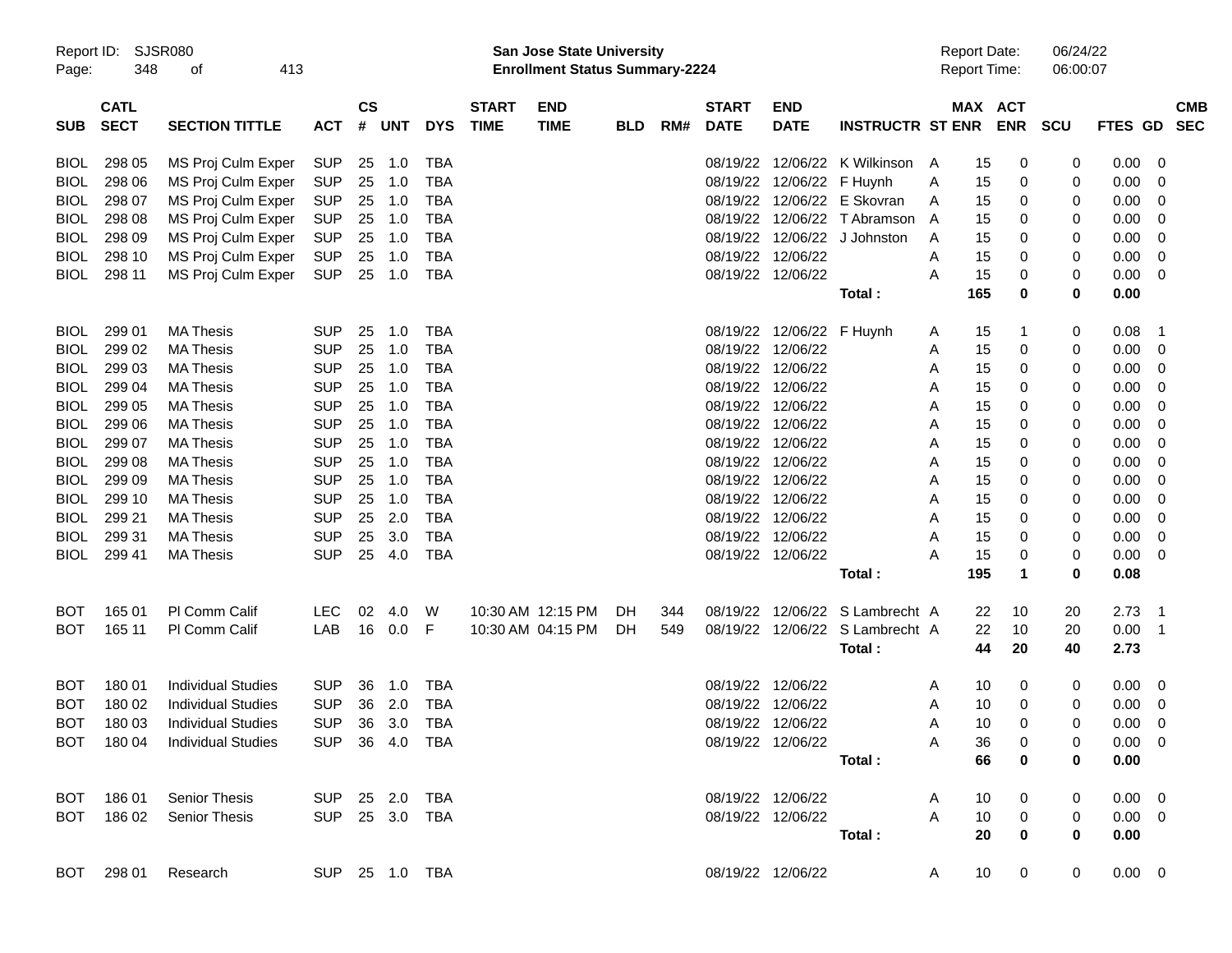Report ID: SJSR080 | San Jose State University | Report Date: 06/24/22
Enrollment Status Summary-2224 | Report Time: 06:00:07

| SUB | CATL SECT | SECTION TITTLE | ACT | CS # | UNT | DYS | START TIME | END TIME | BLD | RM# | START DATE | END DATE | INSTRUCTR | ST | MAX ENR | ACT ENR | SCU | FTES | GD | CMB SEC |
|---|---|---|---|---|---|---|---|---|---|---|---|---|---|---|---|---|---|---|---|---|
| BIOL | 298 05 | MS Proj Culm Exper | SUP | 25 | 1.0 | TBA | | | | | 08/19/22 | 12/06/22 | K Wilkinson | A | 15 | 0 | 0 | 0.00 | 0 | |
| BIOL | 298 06 | MS Proj Culm Exper | SUP | 25 | 1.0 | TBA | | | | | 08/19/22 | 12/06/22 | F Huynh | A | 15 | 0 | 0 | 0.00 | 0 | |
| BIOL | 298 07 | MS Proj Culm Exper | SUP | 25 | 1.0 | TBA | | | | | 08/19/22 | 12/06/22 | E Skovran | A | 15 | 0 | 0 | 0.00 | 0 | |
| BIOL | 298 08 | MS Proj Culm Exper | SUP | 25 | 1.0 | TBA | | | | | 08/19/22 | 12/06/22 | T Abramson | A | 15 | 0 | 0 | 0.00 | 0 | |
| BIOL | 298 09 | MS Proj Culm Exper | SUP | 25 | 1.0 | TBA | | | | | 08/19/22 | 12/06/22 | J Johnston | A | 15 | 0 | 0 | 0.00 | 0 | |
| BIOL | 298 10 | MS Proj Culm Exper | SUP | 25 | 1.0 | TBA | | | | | 08/19/22 | 12/06/22 | | A | 15 | 0 | 0 | 0.00 | 0 | |
| BIOL | 298 11 | MS Proj Culm Exper | SUP | 25 | 1.0 | TBA | | | | | 08/19/22 | 12/06/22 | | A | 15 | 0 | 0 | 0.00 | 0 | |
| | | | | | | | | | | | | | **Total :** | | **165** | **0** | **0** | **0.00** | | |
| BIOL | 299 01 | MA Thesis | SUP | 25 | 1.0 | TBA | | | | | 08/19/22 | 12/06/22 | F Huynh | A | 15 | 1 | 0 | 0.08 | 1 | |
| BIOL | 299 02 | MA Thesis | SUP | 25 | 1.0 | TBA | | | | | 08/19/22 | 12/06/22 | | A | 15 | 0 | 0 | 0.00 | 0 | |
| BIOL | 299 03 | MA Thesis | SUP | 25 | 1.0 | TBA | | | | | 08/19/22 | 12/06/22 | | A | 15 | 0 | 0 | 0.00 | 0 | |
| BIOL | 299 04 | MA Thesis | SUP | 25 | 1.0 | TBA | | | | | 08/19/22 | 12/06/22 | | A | 15 | 0 | 0 | 0.00 | 0 | |
| BIOL | 299 05 | MA Thesis | SUP | 25 | 1.0 | TBA | | | | | 08/19/22 | 12/06/22 | | A | 15 | 0 | 0 | 0.00 | 0 | |
| BIOL | 299 06 | MA Thesis | SUP | 25 | 1.0 | TBA | | | | | 08/19/22 | 12/06/22 | | A | 15 | 0 | 0 | 0.00 | 0 | |
| BIOL | 299 07 | MA Thesis | SUP | 25 | 1.0 | TBA | | | | | 08/19/22 | 12/06/22 | | A | 15 | 0 | 0 | 0.00 | 0 | |
| BIOL | 299 08 | MA Thesis | SUP | 25 | 1.0 | TBA | | | | | 08/19/22 | 12/06/22 | | A | 15 | 0 | 0 | 0.00 | 0 | |
| BIOL | 299 09 | MA Thesis | SUP | 25 | 1.0 | TBA | | | | | 08/19/22 | 12/06/22 | | A | 15 | 0 | 0 | 0.00 | 0 | |
| BIOL | 299 10 | MA Thesis | SUP | 25 | 1.0 | TBA | | | | | 08/19/22 | 12/06/22 | | A | 15 | 0 | 0 | 0.00 | 0 | |
| BIOL | 299 21 | MA Thesis | SUP | 25 | 2.0 | TBA | | | | | 08/19/22 | 12/06/22 | | A | 15 | 0 | 0 | 0.00 | 0 | |
| BIOL | 299 31 | MA Thesis | SUP | 25 | 3.0 | TBA | | | | | 08/19/22 | 12/06/22 | | A | 15 | 0 | 0 | 0.00 | 0 | |
| BIOL | 299 41 | MA Thesis | SUP | 25 | 4.0 | TBA | | | | | 08/19/22 | 12/06/22 | | A | 15 | 0 | 0 | 0.00 | 0 | |
| | | | | | | | | | | | | | **Total :** | | **195** | **1** | **0** | **0.08** | | |
| BOT | 165 01 | Pl Comm Calif | LEC | 02 | 4.0 | W | 10:30 AM | 12:15 PM | DH | 344 | 08/19/22 | 12/06/22 | S Lambrecht | A | 22 | 10 | 20 | 2.73 | 1 | |
| BOT | 165 11 | Pl Comm Calif | LAB | 16 | 0.0 | F | 10:30 AM | 04:15 PM | DH | 549 | 08/19/22 | 12/06/22 | S Lambrecht | A | 22 | 10 | 20 | 0.00 | 1 | |
| | | | | | | | | | | | | | **Total :** | | **44** | **20** | **40** | **2.73** | | |
| BOT | 180 01 | Individual Studies | SUP | 36 | 1.0 | TBA | | | | | 08/19/22 | 12/06/22 | | A | 10 | 0 | 0 | 0.00 | 0 | |
| BOT | 180 02 | Individual Studies | SUP | 36 | 2.0 | TBA | | | | | 08/19/22 | 12/06/22 | | A | 10 | 0 | 0 | 0.00 | 0 | |
| BOT | 180 03 | Individual Studies | SUP | 36 | 3.0 | TBA | | | | | 08/19/22 | 12/06/22 | | A | 10 | 0 | 0 | 0.00 | 0 | |
| BOT | 180 04 | Individual Studies | SUP | 36 | 4.0 | TBA | | | | | 08/19/22 | 12/06/22 | | A | 36 | 0 | 0 | 0.00 | 0 | |
| | | | | | | | | | | | | | **Total :** | | **66** | **0** | **0** | **0.00** | | |
| BOT | 186 01 | Senior Thesis | SUP | 25 | 2.0 | TBA | | | | | 08/19/22 | 12/06/22 | | A | 10 | 0 | 0 | 0.00 | 0 | |
| BOT | 186 02 | Senior Thesis | SUP | 25 | 3.0 | TBA | | | | | 08/19/22 | 12/06/22 | | A | 10 | 0 | 0 | 0.00 | 0 | |
| | | | | | | | | | | | | | **Total :** | | **20** | **0** | **0** | **0.00** | | |
| BOT | 298 01 | Research | SUP | 25 | 1.0 | TBA | | | | | 08/19/22 | 12/06/22 | | A | 10 | 0 | 0 | 0.00 | 0 | |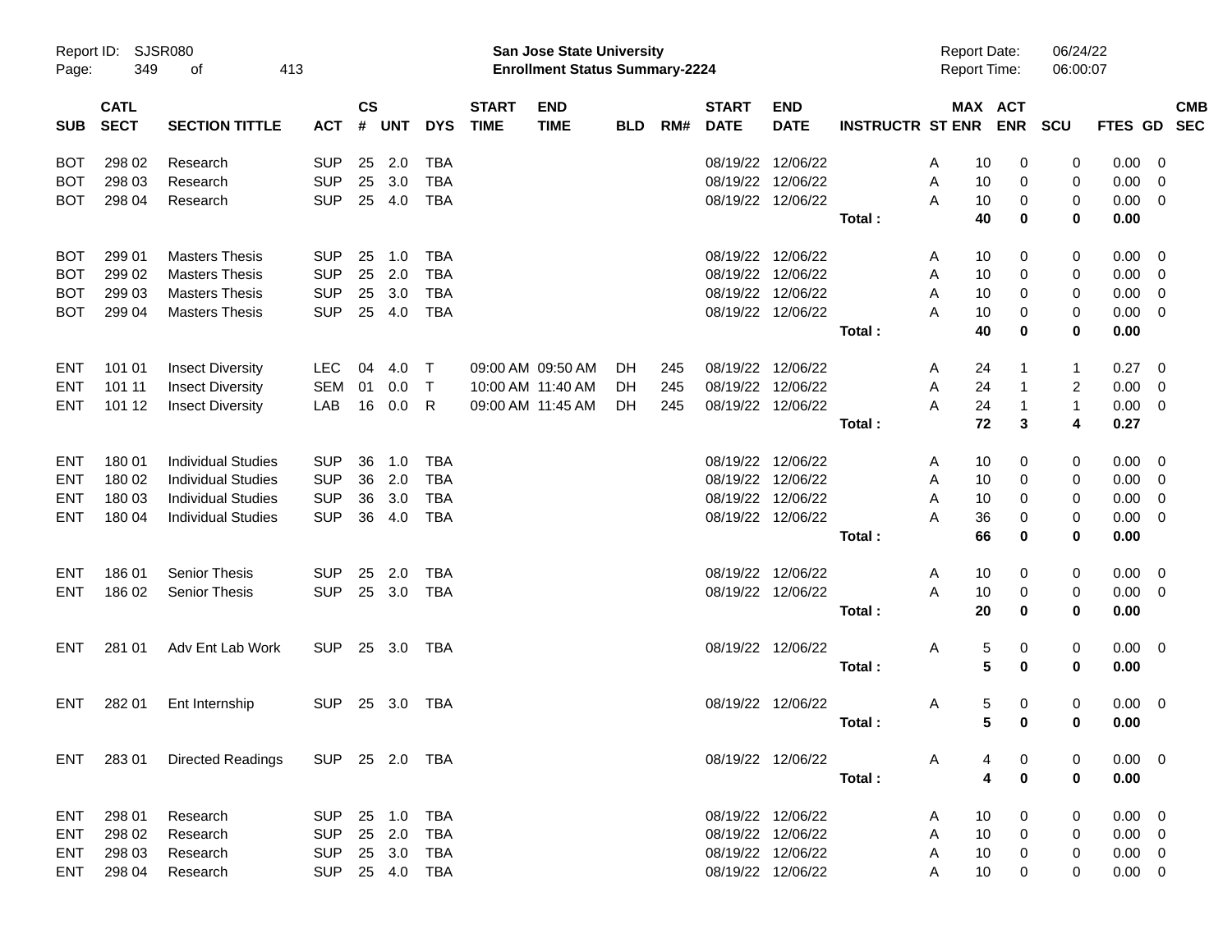Report ID: SJSR080
**San Jose State University**
**Enrollment Status Summary-2224**
Report Date: 06/24/22
Report Time: 06:00:07

| SUB | CATL SECT | SECTION TITTLE | ACT | CS # | UNT | DYS | START TIME | END TIME | BLD | RM# | START DATE | END DATE | INSTRUCTR | ST | MAX ENR | ACT ENR | SCU | FTES | GD | CMB SEC |
|---|---|---|---|---|---|---|---|---|---|---|---|---|---|---|---|---|---|---|---|---|
| BOT | 298 02 | Research | SUP | 25 | 2.0 | TBA | | | | | 08/19/22 | 12/06/22 | | A | 10 | 0 | 0 | 0.00 | 0 | |
| BOT | 298 03 | Research | SUP | 25 | 3.0 | TBA | | | | | 08/19/22 | 12/06/22 | | A | 10 | 0 | 0 | 0.00 | 0 | |
| BOT | 298 04 | Research | SUP | 25 | 4.0 | TBA | | | | | 08/19/22 | 12/06/22 | | A | 10 | 0 | 0 | 0.00 | 0 | |
| | | | | | | | | | | | | | Total : | | **40** | **0** | **0** | **0.00** | | |
| BOT | 299 01 | Masters Thesis | SUP | 25 | 1.0 | TBA | | | | | 08/19/22 | 12/06/22 | | A | 10 | 0 | 0 | 0.00 | 0 | |
| BOT | 299 02 | Masters Thesis | SUP | 25 | 2.0 | TBA | | | | | 08/19/22 | 12/06/22 | | A | 10 | 0 | 0 | 0.00 | 0 | |
| BOT | 299 03 | Masters Thesis | SUP | 25 | 3.0 | TBA | | | | | 08/19/22 | 12/06/22 | | A | 10 | 0 | 0 | 0.00 | 0 | |
| BOT | 299 04 | Masters Thesis | SUP | 25 | 4.0 | TBA | | | | | 08/19/22 | 12/06/22 | | A | 10 | 0 | 0 | 0.00 | 0 | |
| | | | | | | | | | | | | | Total : | | **40** | **0** | **0** | **0.00** | | |
| ENT | 101 01 | Insect Diversity | LEC | 04 | 4.0 | T | 09:00 AM | 09:50 AM | DH | 245 | 08/19/22 | 12/06/22 | | A | 24 | 1 | 1 | 0.27 | 0 | |
| ENT | 101 11 | Insect Diversity | SEM | 01 | 0.0 | T | 10:00 AM | 11:40 AM | DH | 245 | 08/19/22 | 12/06/22 | | A | 24 | 1 | 2 | 0.00 | 0 | |
| ENT | 101 12 | Insect Diversity | LAB | 16 | 0.0 | R | 09:00 AM | 11:45 AM | DH | 245 | 08/19/22 | 12/06/22 | | A | 24 | 1 | 1 | 0.00 | 0 | |
| | | | | | | | | | | | | | Total : | | **72** | **3** | **4** | **0.27** | | |
| ENT | 180 01 | Individual Studies | SUP | 36 | 1.0 | TBA | | | | | 08/19/22 | 12/06/22 | | A | 10 | 0 | 0 | 0.00 | 0 | |
| ENT | 180 02 | Individual Studies | SUP | 36 | 2.0 | TBA | | | | | 08/19/22 | 12/06/22 | | A | 10 | 0 | 0 | 0.00 | 0 | |
| ENT | 180 03 | Individual Studies | SUP | 36 | 3.0 | TBA | | | | | 08/19/22 | 12/06/22 | | A | 10 | 0 | 0 | 0.00 | 0 | |
| ENT | 180 04 | Individual Studies | SUP | 36 | 4.0 | TBA | | | | | 08/19/22 | 12/06/22 | | A | 36 | 0 | 0 | 0.00 | 0 | |
| | | | | | | | | | | | | | Total : | | **66** | **0** | **0** | **0.00** | | |
| ENT | 186 01 | Senior Thesis | SUP | 25 | 2.0 | TBA | | | | | 08/19/22 | 12/06/22 | | A | 10 | 0 | 0 | 0.00 | 0 | |
| ENT | 186 02 | Senior Thesis | SUP | 25 | 3.0 | TBA | | | | | 08/19/22 | 12/06/22 | | A | 10 | 0 | 0 | 0.00 | 0 | |
| | | | | | | | | | | | | | Total : | | **20** | **0** | **0** | **0.00** | | |
| ENT | 281 01 | Adv Ent Lab Work | SUP | 25 | 3.0 | TBA | | | | | 08/19/22 | 12/06/22 | | A | 5 | 0 | 0 | 0.00 | 0 | |
| | | | | | | | | | | | | | Total : | | **5** | **0** | **0** | **0.00** | | |
| ENT | 282 01 | Ent Internship | SUP | 25 | 3.0 | TBA | | | | | 08/19/22 | 12/06/22 | | A | 5 | 0 | 0 | 0.00 | 0 | |
| | | | | | | | | | | | | | Total : | | **5** | **0** | **0** | **0.00** | | |
| ENT | 283 01 | Directed Readings | SUP | 25 | 2.0 | TBA | | | | | 08/19/22 | 12/06/22 | | A | 4 | 0 | 0 | 0.00 | 0 | |
| | | | | | | | | | | | | | Total : | | **4** | **0** | **0** | **0.00** | | |
| ENT | 298 01 | Research | SUP | 25 | 1.0 | TBA | | | | | 08/19/22 | 12/06/22 | | A | 10 | 0 | 0 | 0.00 | 0 | |
| ENT | 298 02 | Research | SUP | 25 | 2.0 | TBA | | | | | 08/19/22 | 12/06/22 | | A | 10 | 0 | 0 | 0.00 | 0 | |
| ENT | 298 03 | Research | SUP | 25 | 3.0 | TBA | | | | | 08/19/22 | 12/06/22 | | A | 10 | 0 | 0 | 0.00 | 0 | |
| ENT | 298 04 | Research | SUP | 25 | 4.0 | TBA | | | | | 08/19/22 | 12/06/22 | | A | 10 | 0 | 0 | 0.00 | 0 | |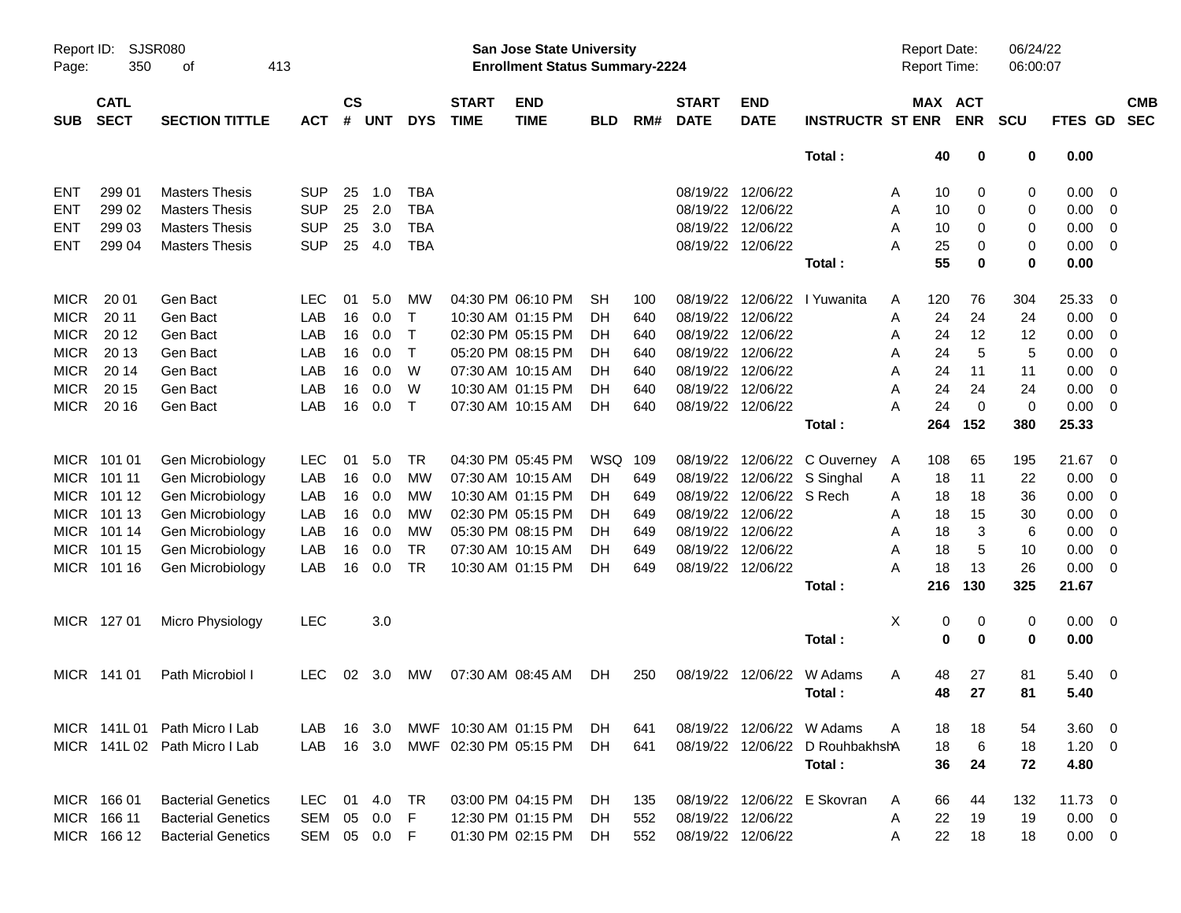Report ID: SJSR080

**San Jose State University**
**Enrollment Status Summary-2224**

Report Date: 06/24/22
Report Time: 06:00:07

| SUB | CATL SECT | SECTION TITTLE | ACT | CS # | UNT | DYS | START TIME | END TIME | BLD | RM# | START DATE | END DATE | INSTRUCTR | ST | MAX ENR | ACT ENR | SCU | FTES | GD | CMB SEC |
|---|---|---|---|---|---|---|---|---|---|---|---|---|---|---|---|---|---|---|---|---|
| | | | | | | | | | | | | | **Total :** | | **40** | **0** | **0** | **0.00** | | |
| ENT | 299 01 | Masters Thesis | SUP | 25 | 1.0 | TBA | | | | | 08/19/22 | 12/06/22 | | A | 10 | 0 | 0 | 0.00 | 0 | |
| ENT | 299 02 | Masters Thesis | SUP | 25 | 2.0 | TBA | | | | | 08/19/22 | 12/06/22 | | A | 10 | 0 | 0 | 0.00 | 0 | |
| ENT | 299 03 | Masters Thesis | SUP | 25 | 3.0 | TBA | | | | | 08/19/22 | 12/06/22 | | A | 10 | 0 | 0 | 0.00 | 0 | |
| ENT | 299 04 | Masters Thesis | SUP | 25 | 4.0 | TBA | | | | | 08/19/22 | 12/06/22 | | A | 25 | 0 | 0 | 0.00 | 0 | |
| | | | | | | | | | | | | | **Total :** | | **55** | **0** | **0** | **0.00** | | |
| MICR | 20 01 | Gen Bact | LEC | 01 | 5.0 | MW | 04:30 PM | 06:10 PM | SH | 100 | 08/19/22 | 12/06/22 | I Yuwanita | A | 120 | 76 | 304 | 25.33 | 0 | |
| MICR | 20 11 | Gen Bact | LAB | 16 | 0.0 | T | 10:30 AM | 01:15 PM | DH | 640 | 08/19/22 | 12/06/22 | | A | 24 | 24 | 24 | 0.00 | 0 | |
| MICR | 20 12 | Gen Bact | LAB | 16 | 0.0 | T | 02:30 PM | 05:15 PM | DH | 640 | 08/19/22 | 12/06/22 | | A | 24 | 12 | 12 | 0.00 | 0 | |
| MICR | 20 13 | Gen Bact | LAB | 16 | 0.0 | T | 05:20 PM | 08:15 PM | DH | 640 | 08/19/22 | 12/06/22 | | A | 24 | 5 | 5 | 0.00 | 0 | |
| MICR | 20 14 | Gen Bact | LAB | 16 | 0.0 | W | 07:30 AM | 10:15 AM | DH | 640 | 08/19/22 | 12/06/22 | | A | 24 | 11 | 11 | 0.00 | 0 | |
| MICR | 20 15 | Gen Bact | LAB | 16 | 0.0 | W | 10:30 AM | 01:15 PM | DH | 640 | 08/19/22 | 12/06/22 | | A | 24 | 24 | 24 | 0.00 | 0 | |
| MICR | 20 16 | Gen Bact | LAB | 16 | 0.0 | T | 07:30 AM | 10:15 AM | DH | 640 | 08/19/22 | 12/06/22 | | A | 24 | 0 | 0 | 0.00 | 0 | |
| | | | | | | | | | | | | | **Total :** | | **264** | **152** | **380** | **25.33** | | |
| MICR | 101 01 | Gen Microbiology | LEC | 01 | 5.0 | TR | 04:30 PM | 05:45 PM | WSQ | 109 | 08/19/22 | 12/06/22 | C Ouverney | A | 108 | 65 | 195 | 21.67 | 0 | |
| MICR | 101 11 | Gen Microbiology | LAB | 16 | 0.0 | MW | 07:30 AM | 10:15 AM | DH | 649 | 08/19/22 | 12/06/22 | S Singhal | A | 18 | 11 | 22 | 0.00 | 0 | |
| MICR | 101 12 | Gen Microbiology | LAB | 16 | 0.0 | MW | 10:30 AM | 01:15 PM | DH | 649 | 08/19/22 | 12/06/22 | S Rech | A | 18 | 18 | 36 | 0.00 | 0 | |
| MICR | 101 13 | Gen Microbiology | LAB | 16 | 0.0 | MW | 02:30 PM | 05:15 PM | DH | 649 | 08/19/22 | 12/06/22 | | A | 18 | 15 | 30 | 0.00 | 0 | |
| MICR | 101 14 | Gen Microbiology | LAB | 16 | 0.0 | MW | 05:30 PM | 08:15 PM | DH | 649 | 08/19/22 | 12/06/22 | | A | 18 | 3 | 6 | 0.00 | 0 | |
| MICR | 101 15 | Gen Microbiology | LAB | 16 | 0.0 | TR | 07:30 AM | 10:15 AM | DH | 649 | 08/19/22 | 12/06/22 | | A | 18 | 5 | 10 | 0.00 | 0 | |
| MICR | 101 16 | Gen Microbiology | LAB | 16 | 0.0 | TR | 10:30 AM | 01:15 PM | DH | 649 | 08/19/22 | 12/06/22 | | A | 18 | 13 | 26 | 0.00 | 0 | |
| | | | | | | | | | | | | | **Total :** | | **216** | **130** | **325** | **21.67** | | |
| MICR | 127 01 | Micro Physiology | LEC | | 3.0 | | | | | | | | | X | 0 | 0 | 0 | 0.00 | 0 | |
| | | | | | | | | | | | | | **Total :** | | **0** | **0** | **0** | **0.00** | | |
| MICR | 141 01 | Path Microbiol I | LEC | 02 | 3.0 | MW | 07:30 AM | 08:45 AM | DH | 250 | 08/19/22 | 12/06/22 | W Adams | A | 48 | 27 | 81 | 5.40 | 0 | |
| | | | | | | | | | | | | | **Total :** | | **48** | **27** | **81** | **5.40** | | |
| MICR | 141L 01 | Path Micro I Lab | LAB | 16 | 3.0 | MWF | 10:30 AM | 01:15 PM | DH | 641 | 08/19/22 | 12/06/22 | W Adams | A | 18 | 18 | 54 | 3.60 | 0 | |
| MICR | 141L 02 | Path Micro I Lab | LAB | 16 | 3.0 | MWF | 02:30 PM | 05:15 PM | DH | 641 | 08/19/22 | 12/06/22 | D Rouhbakhsh | A | 18 | 6 | 18 | 1.20 | 0 | |
| | | | | | | | | | | | | | **Total :** | | **36** | **24** | **72** | **4.80** | | |
| MICR | 166 01 | Bacterial Genetics | LEC | 01 | 4.0 | TR | 03:00 PM | 04:15 PM | DH | 135 | 08/19/22 | 12/06/22 | E Skovran | A | 66 | 44 | 132 | 11.73 | 0 | |
| MICR | 166 11 | Bacterial Genetics | SEM | 05 | 0.0 | F | 12:30 PM | 01:15 PM | DH | 552 | 08/19/22 | 12/06/22 | | A | 22 | 19 | 19 | 0.00 | 0 | |
| MICR | 166 12 | Bacterial Genetics | SEM | 05 | 0.0 | F | 01:30 PM | 02:15 PM | DH | 552 | 08/19/22 | 12/06/22 | | A | 22 | 18 | 18 | 0.00 | 0 | |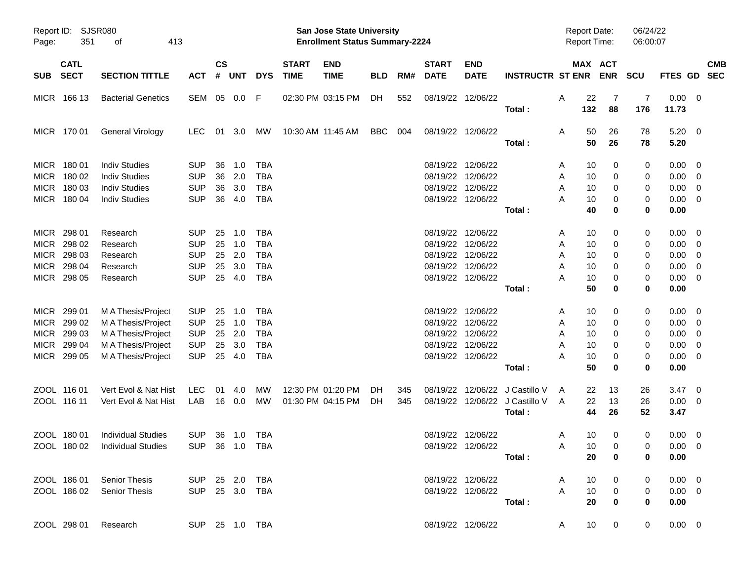| SUB | CATL SECT | SECTION TITTLE | ACT | CS # | UNT | DYS | START TIME | END TIME | BLD | RM# | START DATE | END DATE | INSTRUCTR | ST | MAX ENR | ACT ENR | SCU | FTES | GD | CMB SEC |
|---|---|---|---|---|---|---|---|---|---|---|---|---|---|---|---|---|---|---|---|---|
| MICR | 166 13 | Bacterial Genetics | SEM | 05 | 0.0 | F | 02:30 PM | 03:15 PM | DH | 552 | 08/19/22 | 12/06/22 | | A | 22 | 7 | 7 | 0.00 | 0 | |
| | | | | | | | | | | | | | **Total :** | | **132** | **88** | **176** | **11.73** | | |
| MICR | 170 01 | General Virology | LEC | 01 | 3.0 | MW | 10:30 AM | 11:45 AM | BBC | 004 | 08/19/22 | 12/06/22 | | A | 50 | 26 | 78 | 5.20 | 0 | |
| | | | | | | | | | | | | | **Total :** | | **50** | **26** | **78** | **5.20** | | |
| MICR | 180 01 | Indiv Studies | SUP | 36 | 1.0 | TBA | | | | | 08/19/22 | 12/06/22 | | A | 10 | 0 | 0 | 0.00 | 0 | |
| MICR | 180 02 | Indiv Studies | SUP | 36 | 2.0 | TBA | | | | | 08/19/22 | 12/06/22 | | A | 10 | 0 | 0 | 0.00 | 0 | |
| MICR | 180 03 | Indiv Studies | SUP | 36 | 3.0 | TBA | | | | | 08/19/22 | 12/06/22 | | A | 10 | 0 | 0 | 0.00 | 0 | |
| MICR | 180 04 | Indiv Studies | SUP | 36 | 4.0 | TBA | | | | | 08/19/22 | 12/06/22 | | A | 10 | 0 | 0 | 0.00 | 0 | |
| | | | | | | | | | | | | | **Total :** | | **40** | **0** | **0** | **0.00** | | |
| MICR | 298 01 | Research | SUP | 25 | 1.0 | TBA | | | | | 08/19/22 | 12/06/22 | | A | 10 | 0 | 0 | 0.00 | 0 | |
| MICR | 298 02 | Research | SUP | 25 | 1.0 | TBA | | | | | 08/19/22 | 12/06/22 | | A | 10 | 0 | 0 | 0.00 | 0 | |
| MICR | 298 03 | Research | SUP | 25 | 2.0 | TBA | | | | | 08/19/22 | 12/06/22 | | A | 10 | 0 | 0 | 0.00 | 0 | |
| MICR | 298 04 | Research | SUP | 25 | 3.0 | TBA | | | | | 08/19/22 | 12/06/22 | | A | 10 | 0 | 0 | 0.00 | 0 | |
| MICR | 298 05 | Research | SUP | 25 | 4.0 | TBA | | | | | 08/19/22 | 12/06/22 | | A | 10 | 0 | 0 | 0.00 | 0 | |
| | | | | | | | | | | | | | **Total :** | | **50** | **0** | **0** | **0.00** | | |
| MICR | 299 01 | M A Thesis/Project | SUP | 25 | 1.0 | TBA | | | | | 08/19/22 | 12/06/22 | | A | 10 | 0 | 0 | 0.00 | 0 | |
| MICR | 299 02 | M A Thesis/Project | SUP | 25 | 1.0 | TBA | | | | | 08/19/22 | 12/06/22 | | A | 10 | 0 | 0 | 0.00 | 0 | |
| MICR | 299 03 | M A Thesis/Project | SUP | 25 | 2.0 | TBA | | | | | 08/19/22 | 12/06/22 | | A | 10 | 0 | 0 | 0.00 | 0 | |
| MICR | 299 04 | M A Thesis/Project | SUP | 25 | 3.0 | TBA | | | | | 08/19/22 | 12/06/22 | | A | 10 | 0 | 0 | 0.00 | 0 | |
| MICR | 299 05 | M A Thesis/Project | SUP | 25 | 4.0 | TBA | | | | | 08/19/22 | 12/06/22 | | A | 10 | 0 | 0 | 0.00 | 0 | |
| | | | | | | | | | | | | | **Total :** | | **50** | **0** | **0** | **0.00** | | |
| ZOOL | 116 01 | Vert Evol & Nat Hist | LEC | 01 | 4.0 | MW | 12:30 PM | 01:20 PM | DH | 345 | 08/19/22 | 12/06/22 | J Castillo V | A | 22 | 13 | 26 | 3.47 | 0 | |
| ZOOL | 116 11 | Vert Evol & Nat Hist | LAB | 16 | 0.0 | MW | 01:30 PM | 04:15 PM | DH | 345 | 08/19/22 | 12/06/22 | J Castillo V | A | 22 | 13 | 26 | 0.00 | 0 | |
| | | | | | | | | | | | | | **Total :** | | **44** | **26** | **52** | **3.47** | | |
| ZOOL | 180 01 | Individual Studies | SUP | 36 | 1.0 | TBA | | | | | 08/19/22 | 12/06/22 | | A | 10 | 0 | 0 | 0.00 | 0 | |
| ZOOL | 180 02 | Individual Studies | SUP | 36 | 1.0 | TBA | | | | | 08/19/22 | 12/06/22 | | A | 10 | 0 | 0 | 0.00 | 0 | |
| | | | | | | | | | | | | | **Total :** | | **20** | **0** | **0** | **0.00** | | |
| ZOOL | 186 01 | Senior Thesis | SUP | 25 | 2.0 | TBA | | | | | 08/19/22 | 12/06/22 | | A | 10 | 0 | 0 | 0.00 | 0 | |
| ZOOL | 186 02 | Senior Thesis | SUP | 25 | 3.0 | TBA | | | | | 08/19/22 | 12/06/22 | | A | 10 | 0 | 0 | 0.00 | 0 | |
| | | | | | | | | | | | | | **Total :** | | **20** | **0** | **0** | **0.00** | | |
| ZOOL | 298 01 | Research | SUP | 25 | 1.0 | TBA | | | | | 08/19/22 | 12/06/22 | | A | 10 | 0 | 0 | 0.00 | 0 | |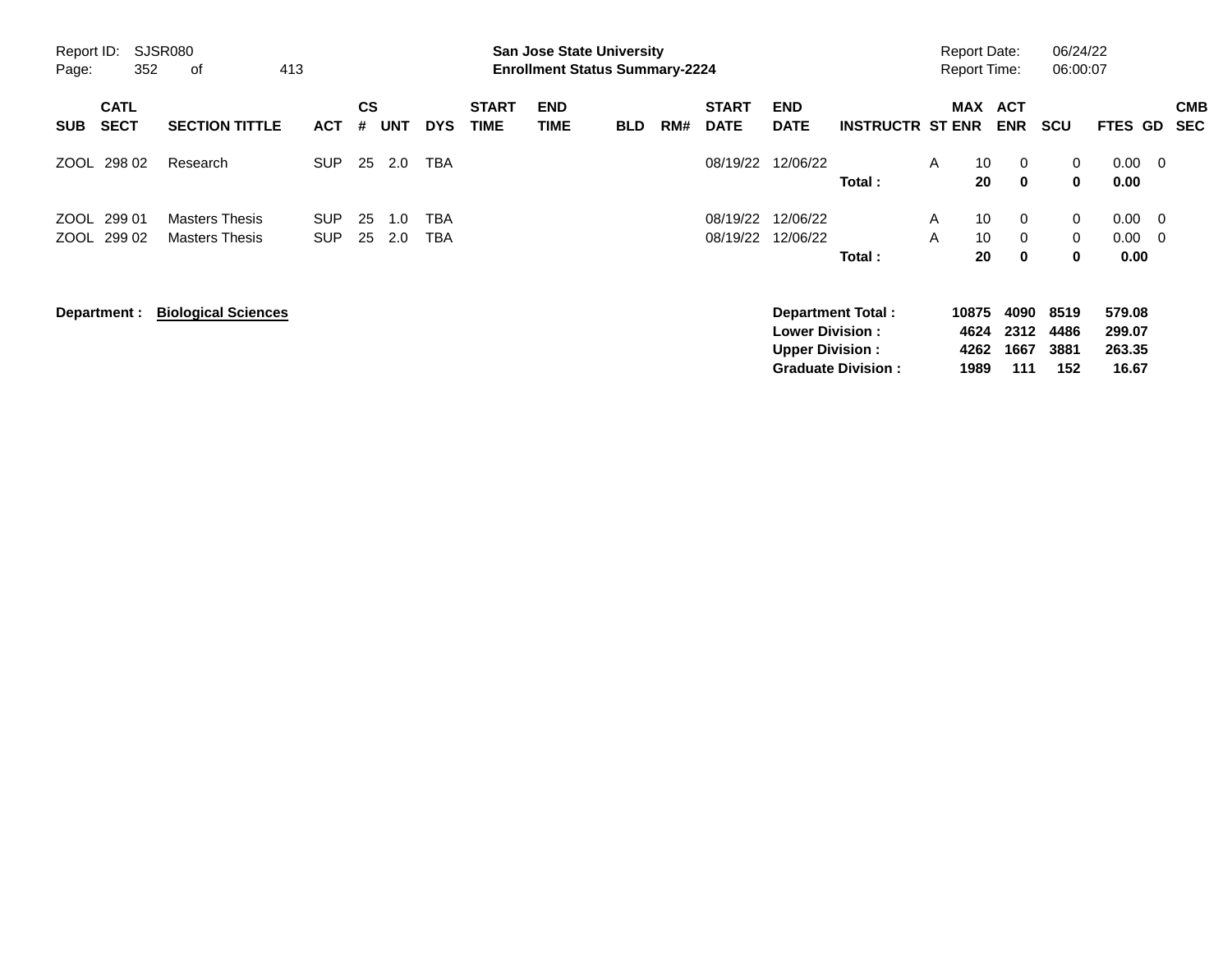Report ID: SJSR080

**San Jose State University**
**Enrollment Status Summary-2224**

Report Date: 06/24/22
Report Time: 06:00:07

| SUB | CATL SECT | SECTION TITTLE | ACT | CS # | UNT | DYS | START TIME | END TIME | BLD | RM# | START DATE | END DATE | INSTRUCTR | ST | MAX ENR | ACT ENR | SCU | FTES | GD | CMB SEC |
|---|---|---|---|---|---|---|---|---|---|---|---|---|---|---|---|---|---|---|---|---|
| ZOOL | 298 02 | Research | SUP | 25 | 2.0 | TBA | | | | | 08/19/22 | 12/06/22 | | A | 10 | 0 | 0 | 0.00 | 0 | |
| | | | | | | | | | | | | | **Total :** | | **20** | **0** | **0** | **0.00** | | |
| ZOOL | 299 01 | Masters Thesis | SUP | 25 | 1.0 | TBA | | | | | 08/19/22 | 12/06/22 | | A | 10 | 0 | 0 | 0.00 | 0 | |
| ZOOL | 299 02 | Masters Thesis | SUP | 25 | 2.0 | TBA | | | | | 08/19/22 | 12/06/22 | | A | 10 | 0 | 0 | 0.00 | 0 | |
| | | | | | | | | | | | | | **Total :** | | **20** | **0** | **0** | **0.00** | | |

**Department : Biological Sciences**

| | MAX ENR | ACT ENR | SCU | FTES |
|---|---|---|---|---|
| **Department Total :** | **10875** | **4090** | **8519** | **579.08** |
| **Lower Division :** | **4624** | **2312** | **4486** | **299.07** |
| **Upper Division :** | **4262** | **1667** | **3881** | **263.35** |
| **Graduate Division :** | **1989** | **111** | **152** | **16.67** |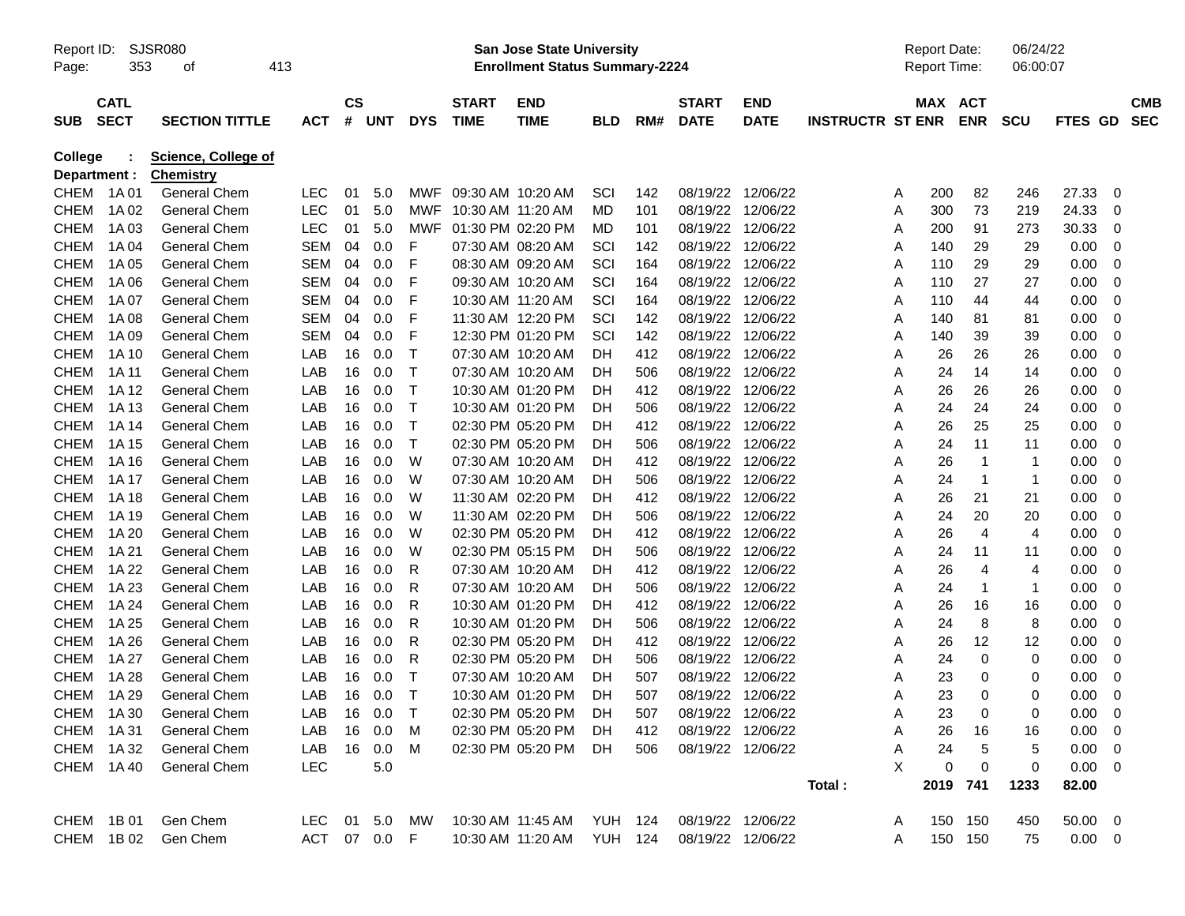Report ID: SJSR080
**San Jose State University**
**Enrollment Status Summary-2224**
Report Date: 06/24/22
Report Time: 06:00:07

**College : Science, College of**
**Department : Chemistry**

| SUB | CATL SECT | SECTION TITTLE | ACT | CS # | UNT | DYS | START TIME | END TIME | BLD | RM# | START DATE | END DATE | INSTRUCTR | ST | MAX ENR | ACT ENR | SCU | FTES | GD | CMB SEC |
|---|---|---|---|---|---|---|---|---|---|---|---|---|---|---|---|---|---|---|---|---|
| CHEM | 1A 01 | General Chem | LEC | 01 | 5.0 | MWF | 09:30 AM | 10:20 AM | SCI | 142 | 08/19/22 | 12/06/22 | | A | 200 | 82 | 246 | 27.33 | 0 | |
| CHEM | 1A 02 | General Chem | LEC | 01 | 5.0 | MWF | 10:30 AM | 11:20 AM | MD | 101 | 08/19/22 | 12/06/22 | | A | 300 | 73 | 219 | 24.33 | 0 | |
| CHEM | 1A 03 | General Chem | LEC | 01 | 5.0 | MWF | 01:30 PM | 02:20 PM | MD | 101 | 08/19/22 | 12/06/22 | | A | 200 | 91 | 273 | 30.33 | 0 | |
| CHEM | 1A 04 | General Chem | SEM | 04 | 0.0 | F | 07:30 AM | 08:20 AM | SCI | 142 | 08/19/22 | 12/06/22 | | A | 140 | 29 | 29 | 0.00 | 0 | |
| CHEM | 1A 05 | General Chem | SEM | 04 | 0.0 | F | 08:30 AM | 09:20 AM | SCI | 164 | 08/19/22 | 12/06/22 | | A | 110 | 29 | 29 | 0.00 | 0 | |
| CHEM | 1A 06 | General Chem | SEM | 04 | 0.0 | F | 09:30 AM | 10:20 AM | SCI | 164 | 08/19/22 | 12/06/22 | | A | 110 | 27 | 27 | 0.00 | 0 | |
| CHEM | 1A 07 | General Chem | SEM | 04 | 0.0 | F | 10:30 AM | 11:20 AM | SCI | 164 | 08/19/22 | 12/06/22 | | A | 110 | 44 | 44 | 0.00 | 0 | |
| CHEM | 1A 08 | General Chem | SEM | 04 | 0.0 | F | 11:30 AM | 12:20 PM | SCI | 142 | 08/19/22 | 12/06/22 | | A | 140 | 81 | 81 | 0.00 | 0 | |
| CHEM | 1A 09 | General Chem | SEM | 04 | 0.0 | F | 12:30 PM | 01:20 PM | SCI | 142 | 08/19/22 | 12/06/22 | | A | 140 | 39 | 39 | 0.00 | 0 | |
| CHEM | 1A 10 | General Chem | LAB | 16 | 0.0 | T | 07:30 AM | 10:20 AM | DH | 412 | 08/19/22 | 12/06/22 | | A | 26 | 26 | 26 | 0.00 | 0 | |
| CHEM | 1A 11 | General Chem | LAB | 16 | 0.0 | T | 07:30 AM | 10:20 AM | DH | 506 | 08/19/22 | 12/06/22 | | A | 24 | 14 | 14 | 0.00 | 0 | |
| CHEM | 1A 12 | General Chem | LAB | 16 | 0.0 | T | 10:30 AM | 01:20 PM | DH | 412 | 08/19/22 | 12/06/22 | | A | 26 | 26 | 26 | 0.00 | 0 | |
| CHEM | 1A 13 | General Chem | LAB | 16 | 0.0 | T | 10:30 AM | 01:20 PM | DH | 506 | 08/19/22 | 12/06/22 | | A | 24 | 24 | 24 | 0.00 | 0 | |
| CHEM | 1A 14 | General Chem | LAB | 16 | 0.0 | T | 02:30 PM | 05:20 PM | DH | 412 | 08/19/22 | 12/06/22 | | A | 26 | 25 | 25 | 0.00 | 0 | |
| CHEM | 1A 15 | General Chem | LAB | 16 | 0.0 | T | 02:30 PM | 05:20 PM | DH | 506 | 08/19/22 | 12/06/22 | | A | 24 | 11 | 11 | 0.00 | 0 | |
| CHEM | 1A 16 | General Chem | LAB | 16 | 0.0 | W | 07:30 AM | 10:20 AM | DH | 412 | 08/19/22 | 12/06/22 | | A | 26 | 1 | 1 | 0.00 | 0 | |
| CHEM | 1A 17 | General Chem | LAB | 16 | 0.0 | W | 07:30 AM | 10:20 AM | DH | 506 | 08/19/22 | 12/06/22 | | A | 24 | 1 | 1 | 0.00 | 0 | |
| CHEM | 1A 18 | General Chem | LAB | 16 | 0.0 | W | 11:30 AM | 02:20 PM | DH | 412 | 08/19/22 | 12/06/22 | | A | 26 | 21 | 21 | 0.00 | 0 | |
| CHEM | 1A 19 | General Chem | LAB | 16 | 0.0 | W | 11:30 AM | 02:20 PM | DH | 506 | 08/19/22 | 12/06/22 | | A | 24 | 20 | 20 | 0.00 | 0 | |
| CHEM | 1A 20 | General Chem | LAB | 16 | 0.0 | W | 02:30 PM | 05:20 PM | DH | 412 | 08/19/22 | 12/06/22 | | A | 26 | 4 | 4 | 0.00 | 0 | |
| CHEM | 1A 21 | General Chem | LAB | 16 | 0.0 | W | 02:30 PM | 05:15 PM | DH | 506 | 08/19/22 | 12/06/22 | | A | 24 | 11 | 11 | 0.00 | 0 | |
| CHEM | 1A 22 | General Chem | LAB | 16 | 0.0 | R | 07:30 AM | 10:20 AM | DH | 412 | 08/19/22 | 12/06/22 | | A | 26 | 4 | 4 | 0.00 | 0 | |
| CHEM | 1A 23 | General Chem | LAB | 16 | 0.0 | R | 07:30 AM | 10:20 AM | DH | 506 | 08/19/22 | 12/06/22 | | A | 24 | 1 | 1 | 0.00 | 0 | |
| CHEM | 1A 24 | General Chem | LAB | 16 | 0.0 | R | 10:30 AM | 01:20 PM | DH | 412 | 08/19/22 | 12/06/22 | | A | 26 | 16 | 16 | 0.00 | 0 | |
| CHEM | 1A 25 | General Chem | LAB | 16 | 0.0 | R | 10:30 AM | 01:20 PM | DH | 506 | 08/19/22 | 12/06/22 | | A | 24 | 8 | 8 | 0.00 | 0 | |
| CHEM | 1A 26 | General Chem | LAB | 16 | 0.0 | R | 02:30 PM | 05:20 PM | DH | 412 | 08/19/22 | 12/06/22 | | A | 26 | 12 | 12 | 0.00 | 0 | |
| CHEM | 1A 27 | General Chem | LAB | 16 | 0.0 | R | 02:30 PM | 05:20 PM | DH | 506 | 08/19/22 | 12/06/22 | | A | 24 | 0 | 0 | 0.00 | 0 | |
| CHEM | 1A 28 | General Chem | LAB | 16 | 0.0 | T | 07:30 AM | 10:20 AM | DH | 507 | 08/19/22 | 12/06/22 | | A | 23 | 0 | 0 | 0.00 | 0 | |
| CHEM | 1A 29 | General Chem | LAB | 16 | 0.0 | T | 10:30 AM | 01:20 PM | DH | 507 | 08/19/22 | 12/06/22 | | A | 23 | 0 | 0 | 0.00 | 0 | |
| CHEM | 1A 30 | General Chem | LAB | 16 | 0.0 | T | 02:30 PM | 05:20 PM | DH | 507 | 08/19/22 | 12/06/22 | | A | 23 | 0 | 0 | 0.00 | 0 | |
| CHEM | 1A 31 | General Chem | LAB | 16 | 0.0 | M | 02:30 PM | 05:20 PM | DH | 412 | 08/19/22 | 12/06/22 | | A | 26 | 16 | 16 | 0.00 | 0 | |
| CHEM | 1A 32 | General Chem | LAB | 16 | 0.0 | M | 02:30 PM | 05:20 PM | DH | 506 | 08/19/22 | 12/06/22 | | A | 24 | 5 | 5 | 0.00 | 0 | |
| CHEM | 1A 40 | General Chem | LEC | | 5.0 | | | | | | | | | X | 0 | 0 | 0 | 0.00 | 0 | |
| | | | | | | | | | | | | | Total : | | 2019 | 741 | 1233 | 82.00 | | |
| CHEM | 1B 01 | Gen Chem | LEC | 01 | 5.0 | MW | 10:30 AM | 11:45 AM | YUH | 124 | 08/19/22 | 12/06/22 | | A | 150 | 150 | 450 | 50.00 | 0 | |
| CHEM | 1B 02 | Gen Chem | ACT | 07 | 0.0 | F | 10:30 AM | 11:20 AM | YUH | 124 | 08/19/22 | 12/06/22 | | A | 150 | 150 | 75 | 0.00 | 0 | |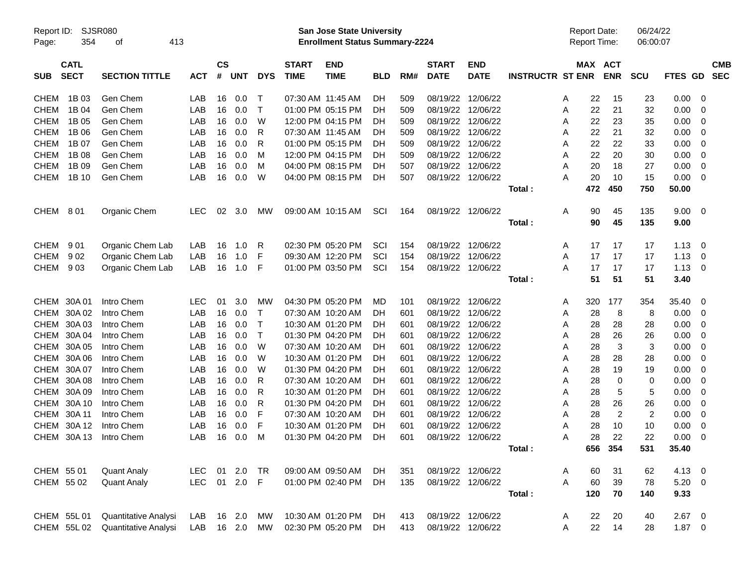Report ID: SJSR080
**San Jose State University**
**Enrollment Status Summary-2224**
Report Date: 06/24/22
Report Time: 06:00:07

| SUB | CATL SECT | SECTION TITTLE | ACT | CS # | UNT | DYS | START TIME | END TIME | BLD | RM# | START DATE | END DATE | INSTRUCTR | ST | MAX ENR | ACT ENR | SCU | FTES | GD | CMB SEC |
|---|---|---|---|---|---|---|---|---|---|---|---|---|---|---|---|---|---|---|---|---|
| CHEM | 1B 03 | Gen Chem | LAB | 16 | 0.0 | T | 07:30 AM | 11:45 AM | DH | 509 | 08/19/22 | 12/06/22 | | A | 22 | 15 | 23 | 0.00 | 0 | |
| CHEM | 1B 04 | Gen Chem | LAB | 16 | 0.0 | T | 01:00 PM | 05:15 PM | DH | 509 | 08/19/22 | 12/06/22 | | A | 22 | 21 | 32 | 0.00 | 0 | |
| CHEM | 1B 05 | Gen Chem | LAB | 16 | 0.0 | W | 12:00 PM | 04:15 PM | DH | 509 | 08/19/22 | 12/06/22 | | A | 22 | 23 | 35 | 0.00 | 0 | |
| CHEM | 1B 06 | Gen Chem | LAB | 16 | 0.0 | R | 07:30 AM | 11:45 AM | DH | 509 | 08/19/22 | 12/06/22 | | A | 22 | 21 | 32 | 0.00 | 0 | |
| CHEM | 1B 07 | Gen Chem | LAB | 16 | 0.0 | R | 01:00 PM | 05:15 PM | DH | 509 | 08/19/22 | 12/06/22 | | A | 22 | 22 | 33 | 0.00 | 0 | |
| CHEM | 1B 08 | Gen Chem | LAB | 16 | 0.0 | M | 12:00 PM | 04:15 PM | DH | 509 | 08/19/22 | 12/06/22 | | A | 22 | 20 | 30 | 0.00 | 0 | |
| CHEM | 1B 09 | Gen Chem | LAB | 16 | 0.0 | M | 04:00 PM | 08:15 PM | DH | 507 | 08/19/22 | 12/06/22 | | A | 20 | 18 | 27 | 0.00 | 0 | |
| CHEM | 1B 10 | Gen Chem | LAB | 16 | 0.0 | W | 04:00 PM | 08:15 PM | DH | 507 | 08/19/22 | 12/06/22 | | A | 20 | 10 | 15 | 0.00 | 0 | |
| | | | | | | | | | | | | | Total : | | **472** | **450** | **750** | **50.00** | | |
| CHEM | 8 01 | Organic Chem | LEC | 02 | 3.0 | MW | 09:00 AM | 10:15 AM | SCI | 164 | 08/19/22 | 12/06/22 | | A | 90 | 45 | 135 | 9.00 | 0 | |
| | | | | | | | | | | | | | Total : | | **90** | **45** | **135** | **9.00** | | |
| CHEM | 9 01 | Organic Chem Lab | LAB | 16 | 1.0 | R | 02:30 PM | 05:20 PM | SCI | 154 | 08/19/22 | 12/06/22 | | A | 17 | 17 | 17 | 1.13 | 0 | |
| CHEM | 9 02 | Organic Chem Lab | LAB | 16 | 1.0 | F | 09:30 AM | 12:20 PM | SCI | 154 | 08/19/22 | 12/06/22 | | A | 17 | 17 | 17 | 1.13 | 0 | |
| CHEM | 9 03 | Organic Chem Lab | LAB | 16 | 1.0 | F | 01:00 PM | 03:50 PM | SCI | 154 | 08/19/22 | 12/06/22 | | A | 17 | 17 | 17 | 1.13 | 0 | |
| | | | | | | | | | | | | | Total : | | **51** | **51** | **51** | **3.40** | | |
| CHEM | 30A 01 | Intro Chem | LEC | 01 | 3.0 | MW | 04:30 PM | 05:20 PM | MD | 101 | 08/19/22 | 12/06/22 | | A | 320 | 177 | 354 | 35.40 | 0 | |
| CHEM | 30A 02 | Intro Chem | LAB | 16 | 0.0 | T | 07:30 AM | 10:20 AM | DH | 601 | 08/19/22 | 12/06/22 | | A | 28 | 8 | 8 | 0.00 | 0 | |
| CHEM | 30A 03 | Intro Chem | LAB | 16 | 0.0 | T | 10:30 AM | 01:20 PM | DH | 601 | 08/19/22 | 12/06/22 | | A | 28 | 28 | 28 | 0.00 | 0 | |
| CHEM | 30A 04 | Intro Chem | LAB | 16 | 0.0 | T | 01:30 PM | 04:20 PM | DH | 601 | 08/19/22 | 12/06/22 | | A | 28 | 26 | 26 | 0.00 | 0 | |
| CHEM | 30A 05 | Intro Chem | LAB | 16 | 0.0 | W | 07:30 AM | 10:20 AM | DH | 601 | 08/19/22 | 12/06/22 | | A | 28 | 3 | 3 | 0.00 | 0 | |
| CHEM | 30A 06 | Intro Chem | LAB | 16 | 0.0 | W | 10:30 AM | 01:20 PM | DH | 601 | 08/19/22 | 12/06/22 | | A | 28 | 28 | 28 | 0.00 | 0 | |
| CHEM | 30A 07 | Intro Chem | LAB | 16 | 0.0 | W | 01:30 PM | 04:20 PM | DH | 601 | 08/19/22 | 12/06/22 | | A | 28 | 19 | 19 | 0.00 | 0 | |
| CHEM | 30A 08 | Intro Chem | LAB | 16 | 0.0 | R | 07:30 AM | 10:20 AM | DH | 601 | 08/19/22 | 12/06/22 | | A | 28 | 0 | 0 | 0.00 | 0 | |
| CHEM | 30A 09 | Intro Chem | LAB | 16 | 0.0 | R | 10:30 AM | 01:20 PM | DH | 601 | 08/19/22 | 12/06/22 | | A | 28 | 5 | 5 | 0.00 | 0 | |
| CHEM | 30A 10 | Intro Chem | LAB | 16 | 0.0 | R | 01:30 PM | 04:20 PM | DH | 601 | 08/19/22 | 12/06/22 | | A | 28 | 26 | 26 | 0.00 | 0 | |
| CHEM | 30A 11 | Intro Chem | LAB | 16 | 0.0 | F | 07:30 AM | 10:20 AM | DH | 601 | 08/19/22 | 12/06/22 | | A | 28 | 2 | 2 | 0.00 | 0 | |
| CHEM | 30A 12 | Intro Chem | LAB | 16 | 0.0 | F | 10:30 AM | 01:20 PM | DH | 601 | 08/19/22 | 12/06/22 | | A | 28 | 10 | 10 | 0.00 | 0 | |
| CHEM | 30A 13 | Intro Chem | LAB | 16 | 0.0 | M | 01:30 PM | 04:20 PM | DH | 601 | 08/19/22 | 12/06/22 | | A | 28 | 22 | 22 | 0.00 | 0 | |
| | | | | | | | | | | | | | Total : | | **656** | **354** | **531** | **35.40** | | |
| CHEM | 55 01 | Quant Analy | LEC | 01 | 2.0 | TR | 09:00 AM | 09:50 AM | DH | 351 | 08/19/22 | 12/06/22 | | A | 60 | 31 | 62 | 4.13 | 0 | |
| CHEM | 55 02 | Quant Analy | LEC | 01 | 2.0 | F | 01:00 PM | 02:40 PM | DH | 135 | 08/19/22 | 12/06/22 | | A | 60 | 39 | 78 | 5.20 | 0 | |
| | | | | | | | | | | | | | Total : | | **120** | **70** | **140** | **9.33** | | |
| CHEM | 55L 01 | Quantitative Analysi | LAB | 16 | 2.0 | MW | 10:30 AM | 01:20 PM | DH | 413 | 08/19/22 | 12/06/22 | | A | 22 | 20 | 40 | 2.67 | 0 | |
| CHEM | 55L 02 | Quantitative Analysi | LAB | 16 | 2.0 | MW | 02:30 PM | 05:20 PM | DH | 413 | 08/19/22 | 12/06/22 | | A | 22 | 14 | 28 | 1.87 | 0 | |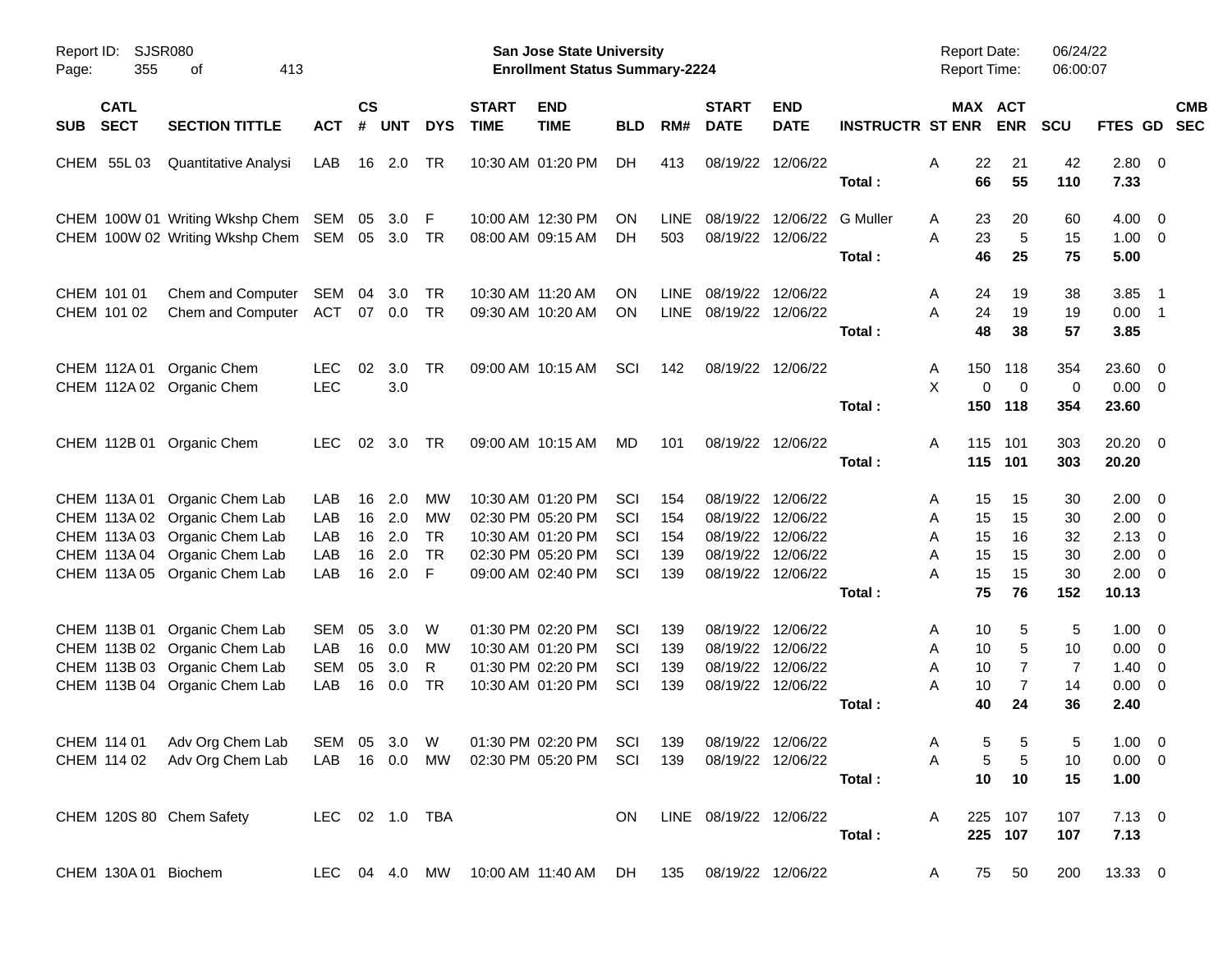Report ID: SJSR080

**San Jose State University**
**Enrollment Status Summary-2224**

Report Date: 06/24/22
Report Time: 06:00:07

| SUB | CATL SECT | SECTION TITTLE | ACT | CS # | UNT | DYS | START TIME | END TIME | BLD | RM# | START DATE | END DATE | INSTRUCTR | ST | MAX ENR | ACT ENR | SCU | FTES | GD | CMB SEC |
|---|---|---|---|---|---|---|---|---|---|---|---|---|---|---|---|---|---|---|---|---|
| CHEM | 55L 03 | Quantitative Analysi | LAB | 16 | 2.0 | TR | 10:30 AM | 01:20 PM | DH | 413 | 08/19/22 | 12/06/22 | | A | 22 | 21 | 42 | 2.80 | 0 | |
| | | | | | | | | | | | | | **Total :** | | **66** | **55** | **110** | **7.33** | | |
| CHEM | 100W 01 | Writing Wkshp Chem | SEM | 05 | 3.0 | F | 10:00 AM | 12:30 PM | ON | LINE | 08/19/22 | 12/06/22 | G Muller | A | 23 | 20 | 60 | 4.00 | 0 | |
| CHEM | 100W 02 | Writing Wkshp Chem | SEM | 05 | 3.0 | TR | 08:00 AM | 09:15 AM | DH | 503 | 08/19/22 | 12/06/22 | | A | 23 | 5 | 15 | 1.00 | 0 | |
| | | | | | | | | | | | | | **Total :** | | **46** | **25** | **75** | **5.00** | | |
| CHEM | 101 01 | Chem and Computer | SEM | 04 | 3.0 | TR | 10:30 AM | 11:20 AM | ON | LINE | 08/19/22 | 12/06/22 | | A | 24 | 19 | 38 | 3.85 | 1 | |
| CHEM | 101 02 | Chem and Computer | ACT | 07 | 0.0 | TR | 09:30 AM | 10:20 AM | ON | LINE | 08/19/22 | 12/06/22 | | A | 24 | 19 | 19 | 0.00 | 1 | |
| | | | | | | | | | | | | | **Total :** | | **48** | **38** | **57** | **3.85** | | |
| CHEM | 112A 01 | Organic Chem | LEC | 02 | 3.0 | TR | 09:00 AM | 10:15 AM | SCI | 142 | 08/19/22 | 12/06/22 | | A | 150 | 118 | 354 | 23.60 | 0 | |
| CHEM | 112A 02 | Organic Chem | LEC | | 3.0 | | | | | | | | | X | 0 | 0 | 0 | 0.00 | 0 | |
| | | | | | | | | | | | | | **Total :** | | **150** | **118** | **354** | **23.60** | | |
| CHEM | 112B 01 | Organic Chem | LEC | 02 | 3.0 | TR | 09:00 AM | 10:15 AM | MD | 101 | 08/19/22 | 12/06/22 | | A | 115 | 101 | 303 | 20.20 | 0 | |
| | | | | | | | | | | | | | **Total :** | | **115** | **101** | **303** | **20.20** | | |
| CHEM | 113A 01 | Organic Chem Lab | LAB | 16 | 2.0 | MW | 10:30 AM | 01:20 PM | SCI | 154 | 08/19/22 | 12/06/22 | | A | 15 | 15 | 30 | 2.00 | 0 | |
| CHEM | 113A 02 | Organic Chem Lab | LAB | 16 | 2.0 | MW | 02:30 PM | 05:20 PM | SCI | 154 | 08/19/22 | 12/06/22 | | A | 15 | 15 | 30 | 2.00 | 0 | |
| CHEM | 113A 03 | Organic Chem Lab | LAB | 16 | 2.0 | TR | 10:30 AM | 01:20 PM | SCI | 154 | 08/19/22 | 12/06/22 | | A | 15 | 16 | 32 | 2.13 | 0 | |
| CHEM | 113A 04 | Organic Chem Lab | LAB | 16 | 2.0 | TR | 02:30 PM | 05:20 PM | SCI | 139 | 08/19/22 | 12/06/22 | | A | 15 | 15 | 30 | 2.00 | 0 | |
| CHEM | 113A 05 | Organic Chem Lab | LAB | 16 | 2.0 | F | 09:00 AM | 02:40 PM | SCI | 139 | 08/19/22 | 12/06/22 | | A | 15 | 15 | 30 | 2.00 | 0 | |
| | | | | | | | | | | | | | **Total :** | | **75** | **76** | **152** | **10.13** | | |
| CHEM | 113B 01 | Organic Chem Lab | SEM | 05 | 3.0 | W | 01:30 PM | 02:20 PM | SCI | 139 | 08/19/22 | 12/06/22 | | A | 10 | 5 | 5 | 1.00 | 0 | |
| CHEM | 113B 02 | Organic Chem Lab | LAB | 16 | 0.0 | MW | 10:30 AM | 01:20 PM | SCI | 139 | 08/19/22 | 12/06/22 | | A | 10 | 5 | 10 | 0.00 | 0 | |
| CHEM | 113B 03 | Organic Chem Lab | SEM | 05 | 3.0 | R | 01:30 PM | 02:20 PM | SCI | 139 | 08/19/22 | 12/06/22 | | A | 10 | 7 | 7 | 1.40 | 0 | |
| CHEM | 113B 04 | Organic Chem Lab | LAB | 16 | 0.0 | TR | 10:30 AM | 01:20 PM | SCI | 139 | 08/19/22 | 12/06/22 | | A | 10 | 7 | 14 | 0.00 | 0 | |
| | | | | | | | | | | | | | **Total :** | | **40** | **24** | **36** | **2.40** | | |
| CHEM | 114 01 | Adv Org Chem Lab | SEM | 05 | 3.0 | W | 01:30 PM | 02:20 PM | SCI | 139 | 08/19/22 | 12/06/22 | | A | 5 | 5 | 5 | 1.00 | 0 | |
| CHEM | 114 02 | Adv Org Chem Lab | LAB | 16 | 0.0 | MW | 02:30 PM | 05:20 PM | SCI | 139 | 08/19/22 | 12/06/22 | | A | 5 | 5 | 10 | 0.00 | 0 | |
| | | | | | | | | | | | | | **Total :** | | **10** | **10** | **15** | **1.00** | | |
| CHEM | 120S 80 | Chem Safety | LEC | 02 | 1.0 | TBA | | | ON | LINE | 08/19/22 | 12/06/22 | | A | 225 | 107 | 107 | 7.13 | 0 | |
| | | | | | | | | | | | | | **Total :** | | **225** | **107** | **107** | **7.13** | | |
| CHEM | 130A 01 | Biochem | LEC | 04 | 4.0 | MW | 10:00 AM | 11:40 AM | DH | 135 | 08/19/22 | 12/06/22 | | A | 75 | 50 | 200 | 13.33 | 0 | |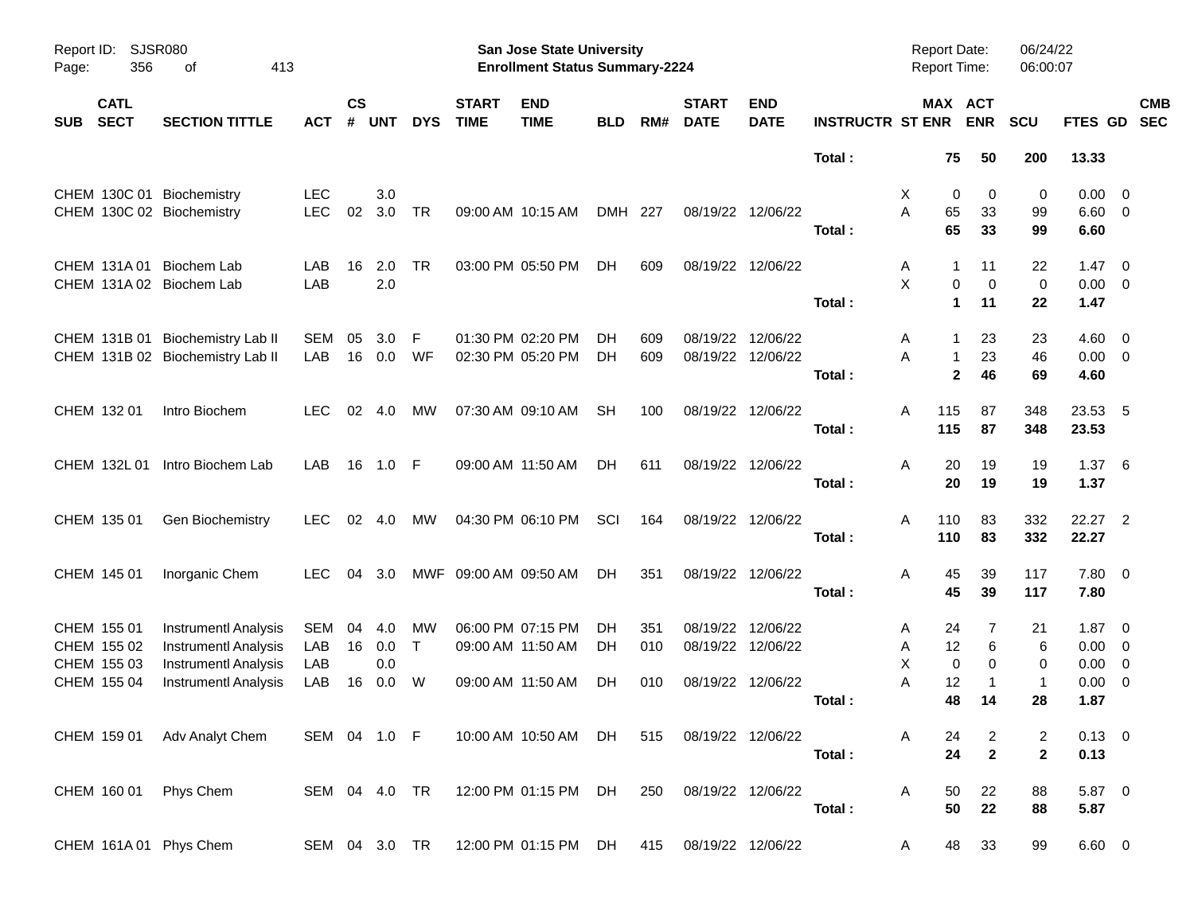| SUB | CATL SECT | SECTION TITTLE | ACT | CS # | UNT | DYS | START TIME | END TIME | BLD | RM# | START DATE | END DATE | INSTRUCTR | ST | MAX ENR | ACT ENR | SCU | FTES | GD | CMB SEC |
|---|---|---|---|---|---|---|---|---|---|---|---|---|---|---|---|---|---|---|---|---|
| | | | | | | | | | | | | | **Total :** | | **75** | **50** | **200** | **13.33** | | |
| CHEM | 130C 01 | Biochemistry | LEC | | 3.0 | | | | | | | | | X | 0 | 0 | 0 | 0.00 | 0 | |
| CHEM | 130C 02 | Biochemistry | LEC | 02 | 3.0 | TR | 09:00 AM | 10:15 AM | DMH | 227 | 08/19/22 | 12/06/22 | | A | 65 | 33 | 99 | 6.60 | 0 | |
| | | | | | | | | | | | | | **Total :** | | **65** | **33** | **99** | **6.60** | | |
| CHEM | 131A 01 | Biochem Lab | LAB | 16 | 2.0 | TR | 03:00 PM | 05:50 PM | DH | 609 | 08/19/22 | 12/06/22 | | A | 1 | 11 | 22 | 1.47 | 0 | |
| CHEM | 131A 02 | Biochem Lab | LAB | | 2.0 | | | | | | | | | X | 0 | 0 | 0 | 0.00 | 0 | |
| | | | | | | | | | | | | | **Total :** | | **1** | **11** | **22** | **1.47** | | |
| CHEM | 131B 01 | Biochemistry Lab II | SEM | 05 | 3.0 | F | 01:30 PM | 02:20 PM | DH | 609 | 08/19/22 | 12/06/22 | | A | 1 | 23 | 23 | 4.60 | 0 | |
| CHEM | 131B 02 | Biochemistry Lab II | LAB | 16 | 0.0 | WF | 02:30 PM | 05:20 PM | DH | 609 | 08/19/22 | 12/06/22 | | A | 1 | 23 | 46 | 0.00 | 0 | |
| | | | | | | | | | | | | | **Total :** | | **2** | **46** | **69** | **4.60** | | |
| CHEM | 132 01 | Intro Biochem | LEC | 02 | 4.0 | MW | 07:30 AM | 09:10 AM | SH | 100 | 08/19/22 | 12/06/22 | | A | 115 | 87 | 348 | 23.53 | 5 | |
| | | | | | | | | | | | | | **Total :** | | **115** | **87** | **348** | **23.53** | | |
| CHEM | 132L 01 | Intro Biochem Lab | LAB | 16 | 1.0 | F | 09:00 AM | 11:50 AM | DH | 611 | 08/19/22 | 12/06/22 | | A | 20 | 19 | 19 | 1.37 | 6 | |
| | | | | | | | | | | | | | **Total :** | | **20** | **19** | **19** | **1.37** | | |
| CHEM | 135 01 | Gen Biochemistry | LEC | 02 | 4.0 | MW | 04:30 PM | 06:10 PM | SCI | 164 | 08/19/22 | 12/06/22 | | A | 110 | 83 | 332 | 22.27 | 2 | |
| | | | | | | | | | | | | | **Total :** | | **110** | **83** | **332** | **22.27** | | |
| CHEM | 145 01 | Inorganic Chem | LEC | 04 | 3.0 | MWF | 09:00 AM | 09:50 AM | DH | 351 | 08/19/22 | 12/06/22 | | A | 45 | 39 | 117 | 7.80 | 0 | |
| | | | | | | | | | | | | | **Total :** | | **45** | **39** | **117** | **7.80** | | |
| CHEM | 155 01 | Instrumentl Analysis | SEM | 04 | 4.0 | MW | 06:00 PM | 07:15 PM | DH | 351 | 08/19/22 | 12/06/22 | | A | 24 | 7 | 21 | 1.87 | 0 | |
| CHEM | 155 02 | Instrumentl Analysis | LAB | 16 | 0.0 | T | 09:00 AM | 11:50 AM | DH | 010 | 08/19/22 | 12/06/22 | | A | 12 | 6 | 6 | 0.00 | 0 | |
| CHEM | 155 03 | Instrumentl Analysis | LAB | | 0.0 | | | | | | | | | X | 0 | 0 | 0 | 0.00 | 0 | |
| CHEM | 155 04 | Instrumentl Analysis | LAB | 16 | 0.0 | W | 09:00 AM | 11:50 AM | DH | 010 | 08/19/22 | 12/06/22 | | A | 12 | 1 | 1 | 0.00 | 0 | |
| | | | | | | | | | | | | | **Total :** | | **48** | **14** | **28** | **1.87** | | |
| CHEM | 159 01 | Adv Analyt Chem | SEM | 04 | 1.0 | F | 10:00 AM | 10:50 AM | DH | 515 | 08/19/22 | 12/06/22 | | A | 24 | 2 | 2 | 0.13 | 0 | |
| | | | | | | | | | | | | | **Total :** | | **24** | **2** | **2** | **0.13** | | |
| CHEM | 160 01 | Phys Chem | SEM | 04 | 4.0 | TR | 12:00 PM | 01:15 PM | DH | 250 | 08/19/22 | 12/06/22 | | A | 50 | 22 | 88 | 5.87 | 0 | |
| | | | | | | | | | | | | | **Total :** | | **50** | **22** | **88** | **5.87** | | |
| CHEM | 161A 01 | Phys Chem | SEM | 04 | 3.0 | TR | 12:00 PM | 01:15 PM | DH | 415 | 08/19/22 | 12/06/22 | | A | 48 | 33 | 99 | 6.60 | 0 | |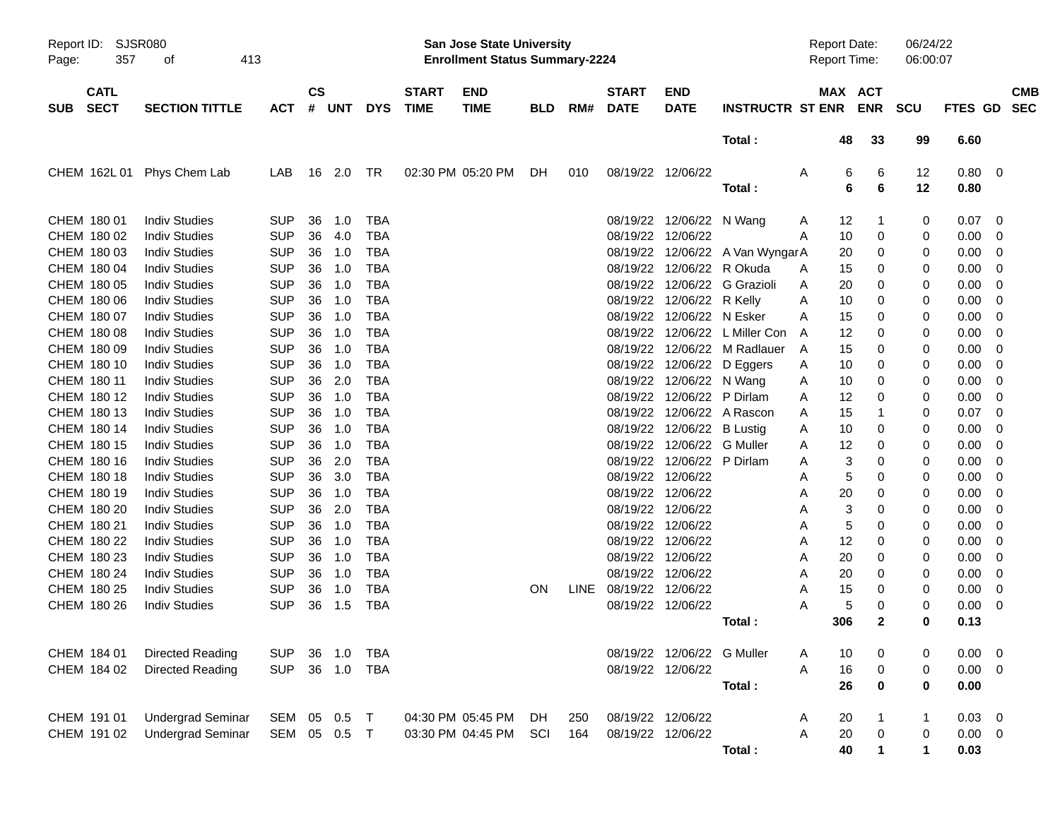| SUB | CATL SECT | SECTION TITTLE | ACT | CS # | UNT | DYS | START TIME | END TIME | BLD | RM# | START DATE | END DATE | INSTRUCTR | ST | MAX ENR | ACT ENR | SCU | FTES | GD | CMB SEC |
|---|---|---|---|---|---|---|---|---|---|---|---|---|---|---|---|---|---|---|---|---|
| | | | | | | | | | | | | | Total : | | 48 | 33 | 99 | 6.60 | | |
| CHEM | 162L 01 | Phys Chem Lab | LAB | 16 | 2.0 | TR | 02:30 PM | 05:20 PM | DH | 010 | 08/19/22 | 12/06/22 | | A | 6 | 6 | 12 | 0.80 | 0 | |
| | | | | | | | | | | | | | Total : | | 6 | 6 | 12 | 0.80 | | |
| CHEM | 180 01 | Indiv Studies | SUP | 36 | 1.0 | TBA | | | | | 08/19/22 | 12/06/22 | N Wang | A | 12 | 1 | 0 | 0.07 | 0 | |
| CHEM | 180 02 | Indiv Studies | SUP | 36 | 4.0 | TBA | | | | | 08/19/22 | 12/06/22 | | A | 10 | 0 | 0 | 0.00 | 0 | |
| CHEM | 180 03 | Indiv Studies | SUP | 36 | 1.0 | TBA | | | | | 08/19/22 | 12/06/22 | A Van Wyngar | A | 20 | 0 | 0 | 0.00 | 0 | |
| CHEM | 180 04 | Indiv Studies | SUP | 36 | 1.0 | TBA | | | | | 08/19/22 | 12/06/22 | R Okuda | A | 15 | 0 | 0 | 0.00 | 0 | |
| CHEM | 180 05 | Indiv Studies | SUP | 36 | 1.0 | TBA | | | | | 08/19/22 | 12/06/22 | G Grazioli | A | 20 | 0 | 0 | 0.00 | 0 | |
| CHEM | 180 06 | Indiv Studies | SUP | 36 | 1.0 | TBA | | | | | 08/19/22 | 12/06/22 | R Kelly | A | 10 | 0 | 0 | 0.00 | 0 | |
| CHEM | 180 07 | Indiv Studies | SUP | 36 | 1.0 | TBA | | | | | 08/19/22 | 12/06/22 | N Esker | A | 15 | 0 | 0 | 0.00 | 0 | |
| CHEM | 180 08 | Indiv Studies | SUP | 36 | 1.0 | TBA | | | | | 08/19/22 | 12/06/22 | L Miller Con | A | 12 | 0 | 0 | 0.00 | 0 | |
| CHEM | 180 09 | Indiv Studies | SUP | 36 | 1.0 | TBA | | | | | 08/19/22 | 12/06/22 | M Radlauer | A | 15 | 0 | 0 | 0.00 | 0 | |
| CHEM | 180 10 | Indiv Studies | SUP | 36 | 1.0 | TBA | | | | | 08/19/22 | 12/06/22 | D Eggers | A | 10 | 0 | 0 | 0.00 | 0 | |
| CHEM | 180 11 | Indiv Studies | SUP | 36 | 2.0 | TBA | | | | | 08/19/22 | 12/06/22 | N Wang | A | 10 | 0 | 0 | 0.00 | 0 | |
| CHEM | 180 12 | Indiv Studies | SUP | 36 | 1.0 | TBA | | | | | 08/19/22 | 12/06/22 | P Dirlam | A | 12 | 0 | 0 | 0.00 | 0 | |
| CHEM | 180 13 | Indiv Studies | SUP | 36 | 1.0 | TBA | | | | | 08/19/22 | 12/06/22 | A Rascon | A | 15 | 1 | 0 | 0.07 | 0 | |
| CHEM | 180 14 | Indiv Studies | SUP | 36 | 1.0 | TBA | | | | | 08/19/22 | 12/06/22 | B Lustig | A | 10 | 0 | 0 | 0.00 | 0 | |
| CHEM | 180 15 | Indiv Studies | SUP | 36 | 1.0 | TBA | | | | | 08/19/22 | 12/06/22 | G Muller | A | 12 | 0 | 0 | 0.00 | 0 | |
| CHEM | 180 16 | Indiv Studies | SUP | 36 | 2.0 | TBA | | | | | 08/19/22 | 12/06/22 | P Dirlam | A | 3 | 0 | 0 | 0.00 | 0 | |
| CHEM | 180 18 | Indiv Studies | SUP | 36 | 3.0 | TBA | | | | | 08/19/22 | 12/06/22 | | A | 5 | 0 | 0 | 0.00 | 0 | |
| CHEM | 180 19 | Indiv Studies | SUP | 36 | 1.0 | TBA | | | | | 08/19/22 | 12/06/22 | | A | 20 | 0 | 0 | 0.00 | 0 | |
| CHEM | 180 20 | Indiv Studies | SUP | 36 | 2.0 | TBA | | | | | 08/19/22 | 12/06/22 | | A | 3 | 0 | 0 | 0.00 | 0 | |
| CHEM | 180 21 | Indiv Studies | SUP | 36 | 1.0 | TBA | | | | | 08/19/22 | 12/06/22 | | A | 5 | 0 | 0 | 0.00 | 0 | |
| CHEM | 180 22 | Indiv Studies | SUP | 36 | 1.0 | TBA | | | | | 08/19/22 | 12/06/22 | | A | 12 | 0 | 0 | 0.00 | 0 | |
| CHEM | 180 23 | Indiv Studies | SUP | 36 | 1.0 | TBA | | | | | 08/19/22 | 12/06/22 | | A | 20 | 0 | 0 | 0.00 | 0 | |
| CHEM | 180 24 | Indiv Studies | SUP | 36 | 1.0 | TBA | | | | | 08/19/22 | 12/06/22 | | A | 20 | 0 | 0 | 0.00 | 0 | |
| CHEM | 180 25 | Indiv Studies | SUP | 36 | 1.0 | TBA | | | ON | LINE | 08/19/22 | 12/06/22 | | A | 15 | 0 | 0 | 0.00 | 0 | |
| CHEM | 180 26 | Indiv Studies | SUP | 36 | 1.5 | TBA | | | | | 08/19/22 | 12/06/22 | | A | 5 | 0 | 0 | 0.00 | 0 | |
| | | | | | | | | | | | | | Total : | | 306 | 2 | 0 | 0.13 | | |
| CHEM | 184 01 | Directed Reading | SUP | 36 | 1.0 | TBA | | | | | 08/19/22 | 12/06/22 | G Muller | A | 10 | 0 | 0 | 0.00 | 0 | |
| CHEM | 184 02 | Directed Reading | SUP | 36 | 1.0 | TBA | | | | | 08/19/22 | 12/06/22 | | A | 16 | 0 | 0 | 0.00 | 0 | |
| | | | | | | | | | | | | | Total : | | 26 | 0 | 0 | 0.00 | | |
| CHEM | 191 01 | Undergrad Seminar | SEM | 05 | 0.5 | T | 04:30 PM | 05:45 PM | DH | 250 | 08/19/22 | 12/06/22 | | A | 20 | 1 | 1 | 0.03 | 0 | |
| CHEM | 191 02 | Undergrad Seminar | SEM | 05 | 0.5 | T | 03:30 PM | 04:45 PM | SCI | 164 | 08/19/22 | 12/06/22 | | A | 20 | 0 | 0 | 0.00 | 0 | |
| | | | | | | | | | | | | | Total : | | 40 | 1 | 1 | 0.03 | | |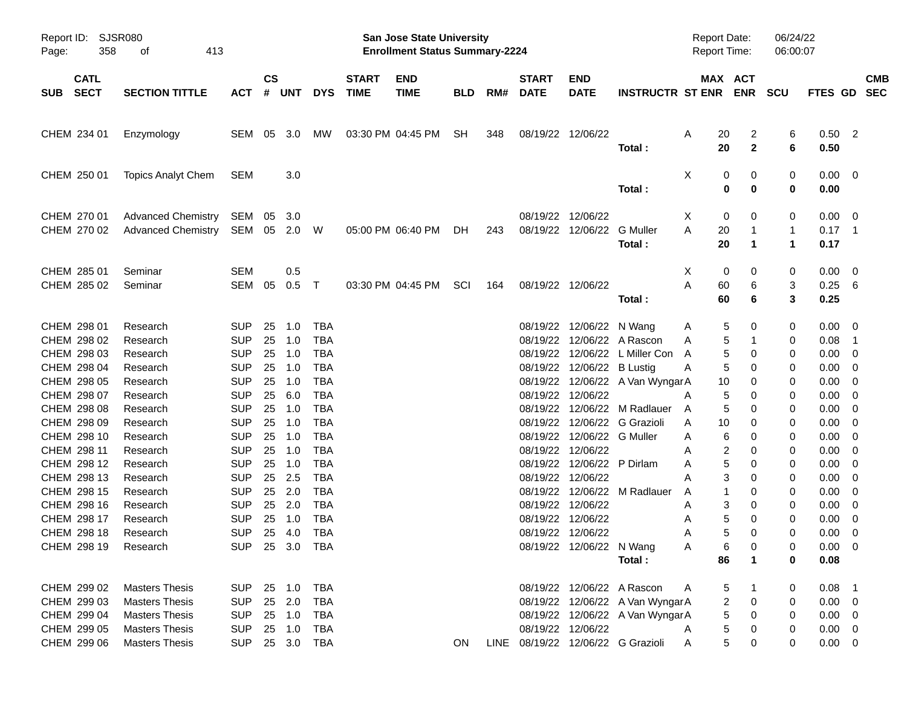Report ID: SJSR080
San Jose State University
Enrollment Status Summary-2224
Report Date: 06/24/22
Report Time: 06:00:07

| SUB | CATL SECT | SECTION TITTLE | ACT | CS # | UNT | DYS | START TIME | END TIME | BLD | RM# | START DATE | END DATE | INSTRUCTR | ST | MAX ENR | ACT ENR | SCU | FTES | GD | CMB SEC |
|---|---|---|---|---|---|---|---|---|---|---|---|---|---|---|---|---|---|---|---|---|
| CHEM | 234 01 | Enzymology | SEM | 05 | 3.0 | MW | 03:30 PM | 04:45 PM | SH | 348 | 08/19/22 | 12/06/22 | | A | 20 | 2 | 6 | 0.50 | 2 | |
| | | | | | | | | | | | | | **Total :** | | **20** | **2** | **6** | **0.50** | | |
| CHEM | 250 01 | Topics Analyt Chem | SEM | | 3.0 | | | | | | | | | X | 0 | 0 | 0 | 0.00 | 0 | |
| | | | | | | | | | | | | | **Total :** | | **0** | **0** | **0** | **0.00** | | |
| CHEM | 270 01 | Advanced Chemistry | SEM | 05 | 3.0 | | | | | | 08/19/22 | 12/06/22 | | X | 0 | 0 | 0 | 0.00 | 0 | |
| CHEM | 270 02 | Advanced Chemistry | SEM | 05 | 2.0 | W | 05:00 PM | 06:40 PM | DH | 243 | 08/19/22 | 12/06/22 | G Muller | A | 20 | 1 | 1 | 0.17 | 1 | |
| | | | | | | | | | | | | | **Total :** | | **20** | **1** | **1** | **0.17** | | |
| CHEM | 285 01 | Seminar | SEM | | 0.5 | | | | | | | | | X | 0 | 0 | 0 | 0.00 | 0 | |
| CHEM | 285 02 | Seminar | SEM | 05 | 0.5 | T | 03:30 PM | 04:45 PM | SCI | 164 | 08/19/22 | 12/06/22 | | A | 60 | 6 | 3 | 0.25 | 6 | |
| | | | | | | | | | | | | | **Total :** | | **60** | **6** | **3** | **0.25** | | |
| CHEM | 298 01 | Research | SUP | 25 | 1.0 | TBA | | | | | 08/19/22 | 12/06/22 | N Wang | A | 5 | 0 | 0 | 0.00 | 0 | |
| CHEM | 298 02 | Research | SUP | 25 | 1.0 | TBA | | | | | 08/19/22 | 12/06/22 | A Rascon | A | 5 | 1 | 0 | 0.08 | 1 | |
| CHEM | 298 03 | Research | SUP | 25 | 1.0 | TBA | | | | | 08/19/22 | 12/06/22 | L Miller Con | A | 5 | 0 | 0 | 0.00 | 0 | |
| CHEM | 298 04 | Research | SUP | 25 | 1.0 | TBA | | | | | 08/19/22 | 12/06/22 | B Lustig | A | 5 | 0 | 0 | 0.00 | 0 | |
| CHEM | 298 05 | Research | SUP | 25 | 1.0 | TBA | | | | | 08/19/22 | 12/06/22 | A Van Wyngar | A | 10 | 0 | 0 | 0.00 | 0 | |
| CHEM | 298 07 | Research | SUP | 25 | 6.0 | TBA | | | | | 08/19/22 | 12/06/22 | | A | 5 | 0 | 0 | 0.00 | 0 | |
| CHEM | 298 08 | Research | SUP | 25 | 1.0 | TBA | | | | | 08/19/22 | 12/06/22 | M Radlauer | A | 5 | 0 | 0 | 0.00 | 0 | |
| CHEM | 298 09 | Research | SUP | 25 | 1.0 | TBA | | | | | 08/19/22 | 12/06/22 | G Grazioli | A | 10 | 0 | 0 | 0.00 | 0 | |
| CHEM | 298 10 | Research | SUP | 25 | 1.0 | TBA | | | | | 08/19/22 | 12/06/22 | G Muller | A | 6 | 0 | 0 | 0.00 | 0 | |
| CHEM | 298 11 | Research | SUP | 25 | 1.0 | TBA | | | | | 08/19/22 | 12/06/22 | | A | 2 | 0 | 0 | 0.00 | 0 | |
| CHEM | 298 12 | Research | SUP | 25 | 1.0 | TBA | | | | | 08/19/22 | 12/06/22 | P Dirlam | A | 5 | 0 | 0 | 0.00 | 0 | |
| CHEM | 298 13 | Research | SUP | 25 | 2.5 | TBA | | | | | 08/19/22 | 12/06/22 | | A | 3 | 0 | 0 | 0.00 | 0 | |
| CHEM | 298 15 | Research | SUP | 25 | 2.0 | TBA | | | | | 08/19/22 | 12/06/22 | M Radlauer | A | 1 | 0 | 0 | 0.00 | 0 | |
| CHEM | 298 16 | Research | SUP | 25 | 2.0 | TBA | | | | | 08/19/22 | 12/06/22 | | A | 3 | 0 | 0 | 0.00 | 0 | |
| CHEM | 298 17 | Research | SUP | 25 | 1.0 | TBA | | | | | 08/19/22 | 12/06/22 | | A | 5 | 0 | 0 | 0.00 | 0 | |
| CHEM | 298 18 | Research | SUP | 25 | 4.0 | TBA | | | | | 08/19/22 | 12/06/22 | | A | 5 | 0 | 0 | 0.00 | 0 | |
| CHEM | 298 19 | Research | SUP | 25 | 3.0 | TBA | | | | | 08/19/22 | 12/06/22 | N Wang | A | 6 | 0 | 0 | 0.00 | 0 | |
| | | | | | | | | | | | | | **Total :** | | **86** | **1** | **0** | **0.08** | | |
| CHEM | 299 02 | Masters Thesis | SUP | 25 | 1.0 | TBA | | | | | 08/19/22 | 12/06/22 | A Rascon | A | 5 | 1 | 0 | 0.08 | 1 | |
| CHEM | 299 03 | Masters Thesis | SUP | 25 | 2.0 | TBA | | | | | 08/19/22 | 12/06/22 | A Van Wyngar | A | 2 | 0 | 0 | 0.00 | 0 | |
| CHEM | 299 04 | Masters Thesis | SUP | 25 | 1.0 | TBA | | | | | 08/19/22 | 12/06/22 | A Van Wyngar | A | 5 | 0 | 0 | 0.00 | 0 | |
| CHEM | 299 05 | Masters Thesis | SUP | 25 | 1.0 | TBA | | | | | 08/19/22 | 12/06/22 | | A | 5 | 0 | 0 | 0.00 | 0 | |
| CHEM | 299 06 | Masters Thesis | SUP | 25 | 3.0 | TBA | | | ON | LINE | 08/19/22 | 12/06/22 | G Grazioli | A | 5 | 0 | 0 | 0.00 | 0 | |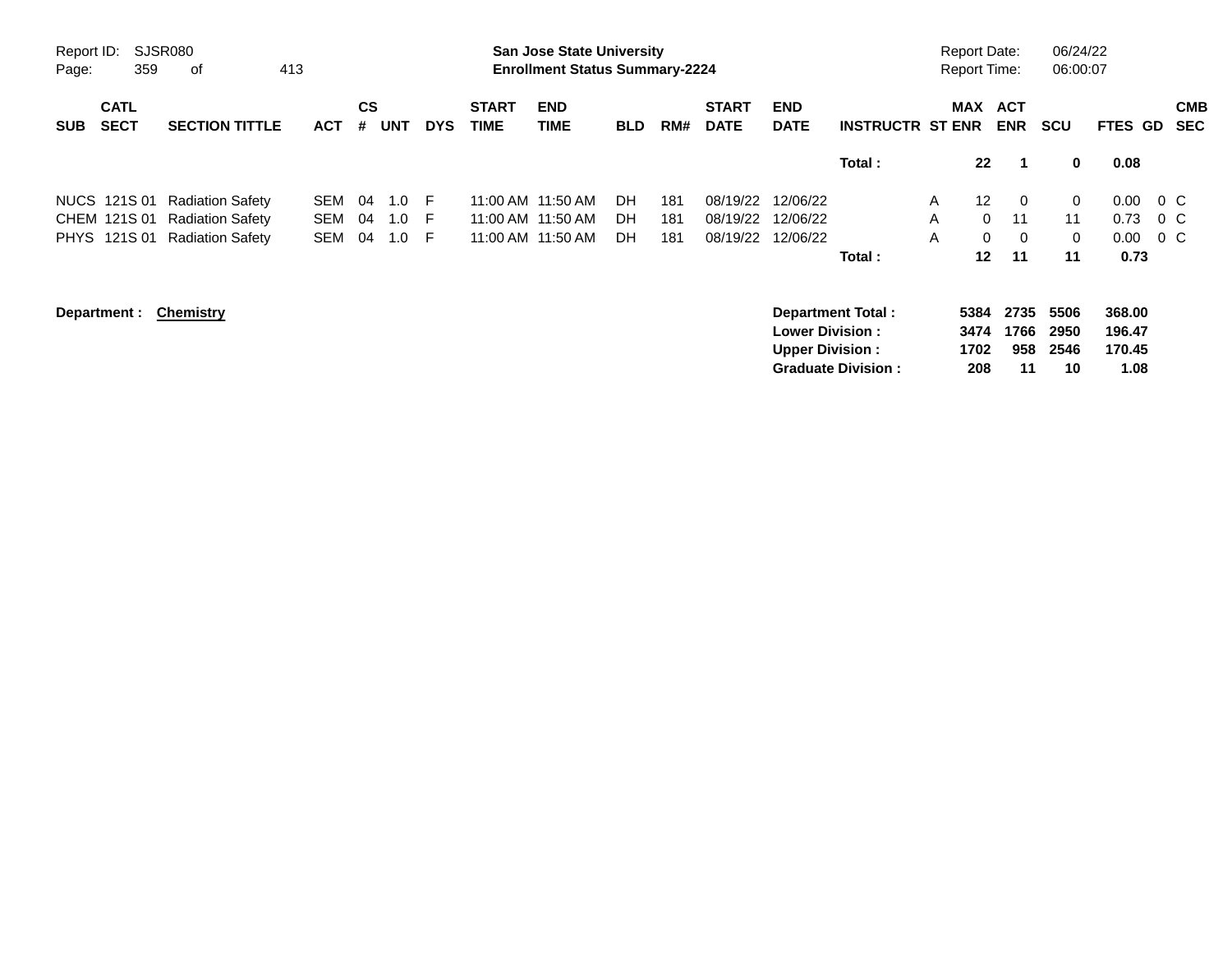**San Jose State University**
**Enrollment Status Summary-2224**

Report ID: SJSR080
Report Date: 06/24/22
Report Time: 06:00:07

| SUB | CATL SECT | SECTION TITTLE | ACT | CS # | UNT | DYS | START TIME | END TIME | BLD | RM# | START DATE | END DATE | INSTRUCTR | ST | MAX ENR | ACT ENR | SCU | FTES | GD | CMB SEC |
|---|---|---|---|---|---|---|---|---|---|---|---|---|---|---|---|---|---|---|---|---|
| | | | | | | | | | | | | | **Total :** | | **22** | **1** | **0** | **0.08** | | |
| NUCS | 121S 01 | Radiation Safety | SEM | 04 | 1.0 | F | 11:00 AM | 11:50 AM | DH | 181 | 08/19/22 | 12/06/22 | | A | 12 | 0 | 0 | 0.00 | 0 | C |
| CHEM | 121S 01 | Radiation Safety | SEM | 04 | 1.0 | F | 11:00 AM | 11:50 AM | DH | 181 | 08/19/22 | 12/06/22 | | A | 0 | 11 | 11 | 0.73 | 0 | C |
| PHYS | 121S 01 | Radiation Safety | SEM | 04 | 1.0 | F | 11:00 AM | 11:50 AM | DH | 181 | 08/19/22 | 12/06/22 | | A | 0 | 0 | 0 | 0.00 | 0 | C |
| | | | | | | | | | | | | | **Total :** | | **12** | **11** | **11** | **0.73** | | |

**Department : Chemistry**

| | MAX ENR | ACT ENR | SCU | FTES |
|---|---|---|---|---|
| **Department Total :** | **5384** | **2735** | **5506** | **368.00** |
| **Lower Division :** | **3474** | **1766** | **2950** | **196.47** |
| **Upper Division :** | **1702** | **958** | **2546** | **170.45** |
| **Graduate Division :** | **208** | **11** | **10** | **1.08** |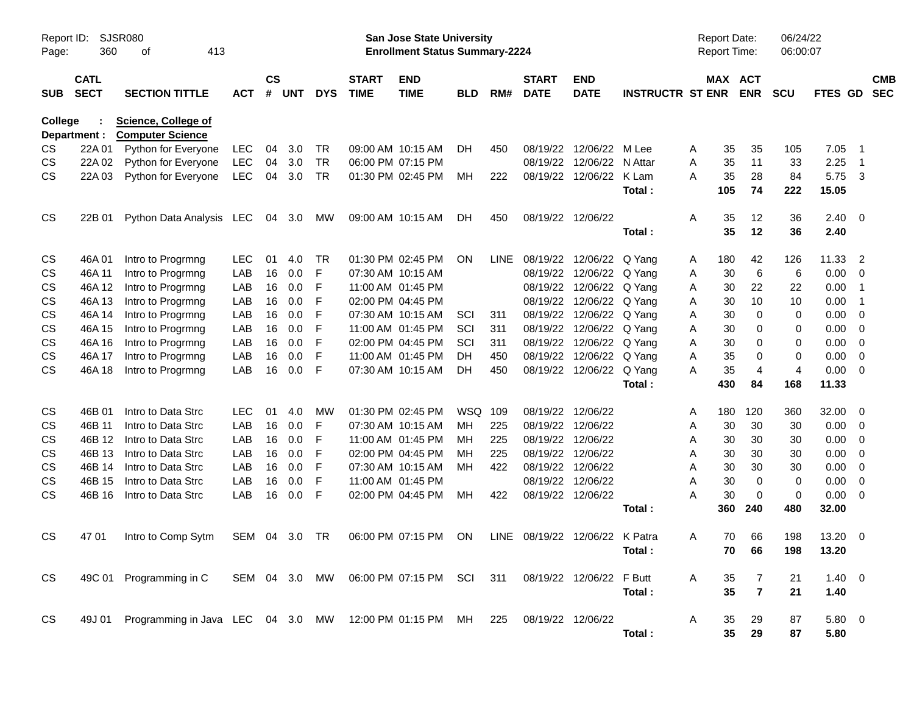Report ID: SJSR080

**San Jose State University**
**Enrollment Status Summary-2224**

Report Date: 06/24/22
Report Time: 06:00:07

College : **Science, College of**
Department : **Computer Science**

| SUB | CATL SECT | SECTION TITTLE | ACT | CS # | UNT | DYS | START TIME | END TIME | BLD | RM# | START DATE | END DATE | INSTRUCTR | ST | MAX ENR | ACT ENR | SCU | FTES | GD | CMB SEC |
|---|---|---|---|---|---|---|---|---|---|---|---|---|---|---|---|---|---|---|---|---|
| CS | 22A 01 | Python for Everyone | LEC | 04 | 3.0 | TR | 09:00 AM | 10:15 AM | DH | 450 | 08/19/22 | 12/06/22 | M Lee | A | 35 | 35 | 105 | 7.05 | 1 | |
| CS | 22A 02 | Python for Everyone | LEC | 04 | 3.0 | TR | 06:00 PM | 07:15 PM | | | 08/19/22 | 12/06/22 | N Attar | A | 35 | 11 | 33 | 2.25 | 1 | |
| CS | 22A 03 | Python for Everyone | LEC | 04 | 3.0 | TR | 01:30 PM | 02:45 PM | MH | 222 | 08/19/22 | 12/06/22 | K Lam | A | 35 | 28 | 84 | 5.75 | 3 | |
| | | | | | | | | | | | | | **Total :** | | **105** | **74** | **222** | **15.05** | | |
| CS | 22B 01 | Python Data Analysis | LEC | 04 | 3.0 | MW | 09:00 AM | 10:15 AM | DH | 450 | 08/19/22 | 12/06/22 | | A | 35 | 12 | 36 | 2.40 | 0 | |
| | | | | | | | | | | | | | **Total :** | | **35** | **12** | **36** | **2.40** | | |
| CS | 46A 01 | Intro to Progrmng | LEC | 01 | 4.0 | TR | 01:30 PM | 02:45 PM | ON | LINE | 08/19/22 | 12/06/22 | Q Yang | A | 180 | 42 | 126 | 11.33 | 2 | |
| CS | 46A 11 | Intro to Progrmng | LAB | 16 | 0.0 | F | 07:30 AM | 10:15 AM | | | 08/19/22 | 12/06/22 | Q Yang | A | 30 | 6 | 6 | 0.00 | 0 | |
| CS | 46A 12 | Intro to Progrmng | LAB | 16 | 0.0 | F | 11:00 AM | 01:45 PM | | | 08/19/22 | 12/06/22 | Q Yang | A | 30 | 22 | 22 | 0.00 | 1 | |
| CS | 46A 13 | Intro to Progrmng | LAB | 16 | 0.0 | F | 02:00 PM | 04:45 PM | | | 08/19/22 | 12/06/22 | Q Yang | A | 30 | 10 | 10 | 0.00 | 1 | |
| CS | 46A 14 | Intro to Progrmng | LAB | 16 | 0.0 | F | 07:30 AM | 10:15 AM | SCI | 311 | 08/19/22 | 12/06/22 | Q Yang | A | 30 | 0 | 0 | 0.00 | 0 | |
| CS | 46A 15 | Intro to Progrmng | LAB | 16 | 0.0 | F | 11:00 AM | 01:45 PM | SCI | 311 | 08/19/22 | 12/06/22 | Q Yang | A | 30 | 0 | 0 | 0.00 | 0 | |
| CS | 46A 16 | Intro to Progrmng | LAB | 16 | 0.0 | F | 02:00 PM | 04:45 PM | SCI | 311 | 08/19/22 | 12/06/22 | Q Yang | A | 30 | 0 | 0 | 0.00 | 0 | |
| CS | 46A 17 | Intro to Progrmng | LAB | 16 | 0.0 | F | 11:00 AM | 01:45 PM | DH | 450 | 08/19/22 | 12/06/22 | Q Yang | A | 35 | 0 | 0 | 0.00 | 0 | |
| CS | 46A 18 | Intro to Progrmng | LAB | 16 | 0.0 | F | 07:30 AM | 10:15 AM | DH | 450 | 08/19/22 | 12/06/22 | Q Yang | A | 35 | 4 | 4 | 0.00 | 0 | |
| | | | | | | | | | | | | | **Total :** | | **430** | **84** | **168** | **11.33** | | |
| CS | 46B 01 | Intro to Data Strc | LEC | 01 | 4.0 | MW | 01:30 PM | 02:45 PM | WSQ | 109 | 08/19/22 | 12/06/22 | | A | 180 | 120 | 360 | 32.00 | 0 | |
| CS | 46B 11 | Intro to Data Strc | LAB | 16 | 0.0 | F | 07:30 AM | 10:15 AM | MH | 225 | 08/19/22 | 12/06/22 | | A | 30 | 30 | 30 | 0.00 | 0 | |
| CS | 46B 12 | Intro to Data Strc | LAB | 16 | 0.0 | F | 11:00 AM | 01:45 PM | MH | 225 | 08/19/22 | 12/06/22 | | A | 30 | 30 | 30 | 0.00 | 0 | |
| CS | 46B 13 | Intro to Data Strc | LAB | 16 | 0.0 | F | 02:00 PM | 04:45 PM | MH | 225 | 08/19/22 | 12/06/22 | | A | 30 | 30 | 30 | 0.00 | 0 | |
| CS | 46B 14 | Intro to Data Strc | LAB | 16 | 0.0 | F | 07:30 AM | 10:15 AM | MH | 422 | 08/19/22 | 12/06/22 | | A | 30 | 30 | 30 | 0.00 | 0 | |
| CS | 46B 15 | Intro to Data Strc | LAB | 16 | 0.0 | F | 11:00 AM | 01:45 PM | | | 08/19/22 | 12/06/22 | | A | 30 | 0 | 0 | 0.00 | 0 | |
| CS | 46B 16 | Intro to Data Strc | LAB | 16 | 0.0 | F | 02:00 PM | 04:45 PM | MH | 422 | 08/19/22 | 12/06/22 | | A | 30 | 0 | 0 | 0.00 | 0 | |
| | | | | | | | | | | | | | **Total :** | | **360** | **240** | **480** | **32.00** | | |
| CS | 47 01 | Intro to Comp Sytm | SEM | 04 | 3.0 | TR | 06:00 PM | 07:15 PM | ON | LINE | 08/19/22 | 12/06/22 | K Patra | A | 70 | 66 | 198 | 13.20 | 0 | |
| | | | | | | | | | | | | | **Total :** | | **70** | **66** | **198** | **13.20** | | |
| CS | 49C 01 | Programming in C | SEM | 04 | 3.0 | MW | 06:00 PM | 07:15 PM | SCI | 311 | 08/19/22 | 12/06/22 | F Butt | A | 35 | 7 | 21 | 1.40 | 0 | |
| | | | | | | | | | | | | | **Total :** | | **35** | **7** | **21** | **1.40** | | |
| CS | 49J 01 | Programming in Java | LEC | 04 | 3.0 | MW | 12:00 PM | 01:15 PM | MH | 225 | 08/19/22 | 12/06/22 | | A | 35 | 29 | 87 | 5.80 | 0 | |
| | | | | | | | | | | | | | **Total :** | | **35** | **29** | **87** | **5.80** | | |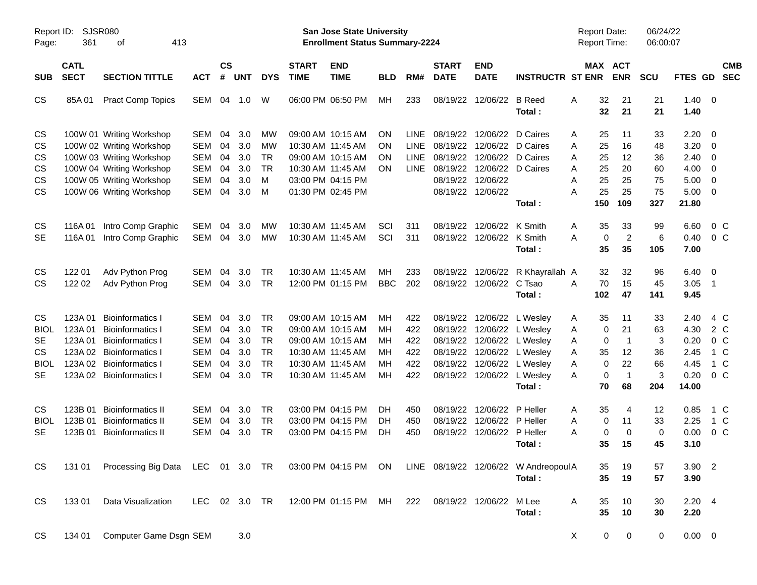Report ID: SJSR080

**San Jose State University**
**Enrollment Status Summary-2224**

Report Date: 06/24/22
Report Time: 06:00:07

| SUB | CATL SECT | SECTION TITTLE | ACT | CS # | UNT | DYS | START TIME | END TIME | BLD | RM# | START DATE | END DATE | INSTRUCTR | ST | MAX ENR | ACT ENR | SCU | FTES | GD | CMB SEC |
|---|---|---|---|---|---|---|---|---|---|---|---|---|---|---|---|---|---|---|---|---|
| CS | 85A 01 | Pract Comp Topics | SEM | 04 | 1.0 | W | 06:00 PM | 06:50 PM | MH | 233 | 08/19/22 | 12/06/22 | B Reed | A | 32 | 21 | 21 | 1.40 | 0 | |
| | | | | | | | | | | | | | **Total :** | | **32** | **21** | **21** | **1.40** | | |
| CS | 100W 01 | Writing Workshop | SEM | 04 | 3.0 | MW | 09:00 AM | 10:15 AM | ON | LINE | 08/19/22 | 12/06/22 | D Caires | A | 25 | 11 | 33 | 2.20 | 0 | |
| CS | 100W 02 | Writing Workshop | SEM | 04 | 3.0 | MW | 10:30 AM | 11:45 AM | ON | LINE | 08/19/22 | 12/06/22 | D Caires | A | 25 | 16 | 48 | 3.20 | 0 | |
| CS | 100W 03 | Writing Workshop | SEM | 04 | 3.0 | TR | 09:00 AM | 10:15 AM | ON | LINE | 08/19/22 | 12/06/22 | D Caires | A | 25 | 12 | 36 | 2.40 | 0 | |
| CS | 100W 04 | Writing Workshop | SEM | 04 | 3.0 | TR | 10:30 AM | 11:45 AM | ON | LINE | 08/19/22 | 12/06/22 | D Caires | A | 25 | 20 | 60 | 4.00 | 0 | |
| CS | 100W 05 | Writing Workshop | SEM | 04 | 3.0 | M | 03:00 PM | 04:15 PM | | | 08/19/22 | 12/06/22 | | A | 25 | 25 | 75 | 5.00 | 0 | |
| CS | 100W 06 | Writing Workshop | SEM | 04 | 3.0 | M | 01:30 PM | 02:45 PM | | | 08/19/22 | 12/06/22 | | A | 25 | 25 | 75 | 5.00 | 0 | |
| | | | | | | | | | | | | | **Total :** | | **150** | **109** | **327** | **21.80** | | |
| CS | 116A 01 | Intro Comp Graphic | SEM | 04 | 3.0 | MW | 10:30 AM | 11:45 AM | SCI | 311 | 08/19/22 | 12/06/22 | K Smith | A | 35 | 33 | 99 | 6.60 | 0 | C |
| SE | 116A 01 | Intro Comp Graphic | SEM | 04 | 3.0 | MW | 10:30 AM | 11:45 AM | SCI | 311 | 08/19/22 | 12/06/22 | K Smith | A | 0 | 2 | 6 | 0.40 | 0 | C |
| | | | | | | | | | | | | | **Total :** | | **35** | **35** | **105** | **7.00** | | |
| CS | 122 01 | Adv Python Prog | SEM | 04 | 3.0 | TR | 10:30 AM | 11:45 AM | MH | 233 | 08/19/22 | 12/06/22 | R Khayrallah | A | 32 | 32 | 96 | 6.40 | 0 | |
| CS | 122 02 | Adv Python Prog | SEM | 04 | 3.0 | TR | 12:00 PM | 01:15 PM | BBC | 202 | 08/19/22 | 12/06/22 | C Tsao | A | 70 | 15 | 45 | 3.05 | 1 | |
| | | | | | | | | | | | | | **Total :** | | **102** | **47** | **141** | **9.45** | | |
| CS | 123A 01 | Bioinformatics I | SEM | 04 | 3.0 | TR | 09:00 AM | 10:15 AM | MH | 422 | 08/19/22 | 12/06/22 | L Wesley | A | 35 | 11 | 33 | 2.40 | 4 | C |
| BIOL | 123A 01 | Bioinformatics I | SEM | 04 | 3.0 | TR | 09:00 AM | 10:15 AM | MH | 422 | 08/19/22 | 12/06/22 | L Wesley | A | 0 | 21 | 63 | 4.30 | 2 | C |
| SE | 123A 01 | Bioinformatics I | SEM | 04 | 3.0 | TR | 09:00 AM | 10:15 AM | MH | 422 | 08/19/22 | 12/06/22 | L Wesley | A | 0 | 1 | 3 | 0.20 | 0 | C |
| CS | 123A 02 | Bioinformatics I | SEM | 04 | 3.0 | TR | 10:30 AM | 11:45 AM | MH | 422 | 08/19/22 | 12/06/22 | L Wesley | A | 35 | 12 | 36 | 2.45 | 1 | C |
| BIOL | 123A 02 | Bioinformatics I | SEM | 04 | 3.0 | TR | 10:30 AM | 11:45 AM | MH | 422 | 08/19/22 | 12/06/22 | L Wesley | A | 0 | 22 | 66 | 4.45 | 1 | C |
| SE | 123A 02 | Bioinformatics I | SEM | 04 | 3.0 | TR | 10:30 AM | 11:45 AM | MH | 422 | 08/19/22 | 12/06/22 | L Wesley | A | 0 | 1 | 3 | 0.20 | 0 | C |
| | | | | | | | | | | | | | **Total :** | | **70** | **68** | **204** | **14.00** | | |
| CS | 123B 01 | Bioinformatics II | SEM | 04 | 3.0 | TR | 03:00 PM | 04:15 PM | DH | 450 | 08/19/22 | 12/06/22 | P Heller | A | 35 | 4 | 12 | 0.85 | 1 | C |
| BIOL | 123B 01 | Bioinformatics II | SEM | 04 | 3.0 | TR | 03:00 PM | 04:15 PM | DH | 450 | 08/19/22 | 12/06/22 | P Heller | A | 0 | 11 | 33 | 2.25 | 1 | C |
| SE | 123B 01 | Bioinformatics II | SEM | 04 | 3.0 | TR | 03:00 PM | 04:15 PM | DH | 450 | 08/19/22 | 12/06/22 | P Heller | A | 0 | 0 | 0 | 0.00 | 0 | C |
| | | | | | | | | | | | | | **Total :** | | **35** | **15** | **45** | **3.10** | | |
| CS | 131 01 | Processing Big Data | LEC | 01 | 3.0 | TR | 03:00 PM | 04:15 PM | ON | LINE | 08/19/22 | 12/06/22 | W Andreopoul | A | 35 | 19 | 57 | 3.90 | 2 | |
| | | | | | | | | | | | | | **Total :** | | **35** | **19** | **57** | **3.90** | | |
| CS | 133 01 | Data Visualization | LEC | 02 | 3.0 | TR | 12:00 PM | 01:15 PM | MH | 222 | 08/19/22 | 12/06/22 | M Lee | A | 35 | 10 | 30 | 2.20 | 4 | |
| | | | | | | | | | | | | | **Total :** | | **35** | **10** | **30** | **2.20** | | |
| CS | 134 01 | Computer Game Dsgn | SEM | | 3.0 | | | | | | | | | X | 0 | 0 | 0 | 0.00 | 0 | |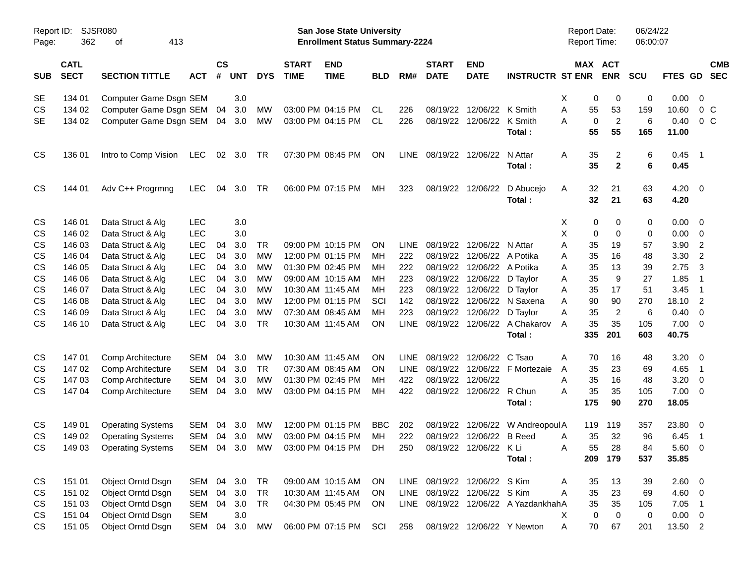Report ID: SJSR080

**San Jose State University**
**Enrollment Status Summary-2224**

Report Date: 06/24/22
Report Time: 06:00:07

| SUB | CATL SECT | SECTION TITTLE | ACT | CS # | UNT | DYS | START TIME | END TIME | BLD | RM# | START DATE | END DATE | INSTRUCTR | ST | MAX ENR | ACT ENR | SCU | FTES | GD | CMB SEC |
|---|---|---|---|---|---|---|---|---|---|---|---|---|---|---|---|---|---|---|---|---|
| SE | 134 01 | Computer Game Dsgn | SEM | | 3.0 | | | | | | | | | X | 0 | 0 | 0 | 0.00 | 0 | |
| CS | 134 02 | Computer Game Dsgn | SEM | 04 | 3.0 | MW | 03:00 PM | 04:15 PM | CL | 226 | 08/19/22 | 12/06/22 | K Smith | A | 55 | 53 | 159 | 10.60 | 0 | C |
| SE | 134 02 | Computer Game Dsgn | SEM | 04 | 3.0 | MW | 03:00 PM | 04:15 PM | CL | 226 | 08/19/22 | 12/06/22 | K Smith | A | 0 | 2 | 6 | 0.40 | 0 | C |
| | | | | | | | | | | | | | **Total :** | | **55** | **55** | **165** | **11.00** | | |
| CS | 136 01 | Intro to Comp Vision | LEC | 02 | 3.0 | TR | 07:30 PM | 08:45 PM | ON | LINE | 08/19/22 | 12/06/22 | N Attar | A | 35 | 2 | 6 | 0.45 | 1 | |
| | | | | | | | | | | | | | **Total :** | | **35** | **2** | **6** | **0.45** | | |
| CS | 144 01 | Adv C++ Progrmng | LEC | 04 | 3.0 | TR | 06:00 PM | 07:15 PM | MH | 323 | 08/19/22 | 12/06/22 | D Abucejo | A | 32 | 21 | 63 | 4.20 | 0 | |
| | | | | | | | | | | | | | **Total :** | | **32** | **21** | **63** | **4.20** | | |
| CS | 146 01 | Data Struct & Alg | LEC | | 3.0 | | | | | | | | | X | 0 | 0 | 0 | 0.00 | 0 | |
| CS | 146 02 | Data Struct & Alg | LEC | | 3.0 | | | | | | | | | X | 0 | 0 | 0 | 0.00 | 0 | |
| CS | 146 03 | Data Struct & Alg | LEC | 04 | 3.0 | TR | 09:00 PM | 10:15 PM | ON | LINE | 08/19/22 | 12/06/22 | N Attar | A | 35 | 19 | 57 | 3.90 | 2 | |
| CS | 146 04 | Data Struct & Alg | LEC | 04 | 3.0 | MW | 12:00 PM | 01:15 PM | MH | 222 | 08/19/22 | 12/06/22 | A Potika | A | 35 | 16 | 48 | 3.30 | 2 | |
| CS | 146 05 | Data Struct & Alg | LEC | 04 | 3.0 | MW | 01:30 PM | 02:45 PM | MH | 222 | 08/19/22 | 12/06/22 | A Potika | A | 35 | 13 | 39 | 2.75 | 3 | |
| CS | 146 06 | Data Struct & Alg | LEC | 04 | 3.0 | MW | 09:00 AM | 10:15 AM | MH | 223 | 08/19/22 | 12/06/22 | D Taylor | A | 35 | 9 | 27 | 1.85 | 1 | |
| CS | 146 07 | Data Struct & Alg | LEC | 04 | 3.0 | MW | 10:30 AM | 11:45 AM | MH | 223 | 08/19/22 | 12/06/22 | D Taylor | A | 35 | 17 | 51 | 3.45 | 1 | |
| CS | 146 08 | Data Struct & Alg | LEC | 04 | 3.0 | MW | 12:00 PM | 01:15 PM | SCI | 142 | 08/19/22 | 12/06/22 | N Saxena | A | 90 | 90 | 270 | 18.10 | 2 | |
| CS | 146 09 | Data Struct & Alg | LEC | 04 | 3.0 | MW | 07:30 AM | 08:45 AM | MH | 223 | 08/19/22 | 12/06/22 | D Taylor | A | 35 | 2 | 6 | 0.40 | 0 | |
| CS | 146 10 | Data Struct & Alg | LEC | 04 | 3.0 | TR | 10:30 AM | 11:45 AM | ON | LINE | 08/19/22 | 12/06/22 | A Chakarov | A | 35 | 35 | 105 | 7.00 | 0 | |
| | | | | | | | | | | | | | **Total :** | | **335** | **201** | **603** | **40.75** | | |
| CS | 147 01 | Comp Architecture | SEM | 04 | 3.0 | MW | 10:30 AM | 11:45 AM | ON | LINE | 08/19/22 | 12/06/22 | C Tsao | A | 70 | 16 | 48 | 3.20 | 0 | |
| CS | 147 02 | Comp Architecture | SEM | 04 | 3.0 | TR | 07:30 AM | 08:45 AM | ON | LINE | 08/19/22 | 12/06/22 | F Mortezaie | A | 35 | 23 | 69 | 4.65 | 1 | |
| CS | 147 03 | Comp Architecture | SEM | 04 | 3.0 | MW | 01:30 PM | 02:45 PM | MH | 422 | 08/19/22 | 12/06/22 | | A | 35 | 16 | 48 | 3.20 | 0 | |
| CS | 147 04 | Comp Architecture | SEM | 04 | 3.0 | MW | 03:00 PM | 04:15 PM | MH | 422 | 08/19/22 | 12/06/22 | R Chun | A | 35 | 35 | 105 | 7.00 | 0 | |
| | | | | | | | | | | | | | **Total :** | | **175** | **90** | **270** | **18.05** | | |
| CS | 149 01 | Operating Systems | SEM | 04 | 3.0 | MW | 12:00 PM | 01:15 PM | BBC | 202 | 08/19/22 | 12/06/22 | W Andreopoul | A | 119 | 119 | 357 | 23.80 | 0 | |
| CS | 149 02 | Operating Systems | SEM | 04 | 3.0 | MW | 03:00 PM | 04:15 PM | MH | 222 | 08/19/22 | 12/06/22 | B Reed | A | 35 | 32 | 96 | 6.45 | 1 | |
| CS | 149 03 | Operating Systems | SEM | 04 | 3.0 | MW | 03:00 PM | 04:15 PM | DH | 250 | 08/19/22 | 12/06/22 | K Li | A | 55 | 28 | 84 | 5.60 | 0 | |
| | | | | | | | | | | | | | **Total :** | | **209** | **179** | **537** | **35.85** | | |
| CS | 151 01 | Object Orntd Dsgn | SEM | 04 | 3.0 | TR | 09:00 AM | 10:15 AM | ON | LINE | 08/19/22 | 12/06/22 | S Kim | A | 35 | 13 | 39 | 2.60 | 0 | |
| CS | 151 02 | Object Orntd Dsgn | SEM | 04 | 3.0 | TR | 10:30 AM | 11:45 AM | ON | LINE | 08/19/22 | 12/06/22 | S Kim | A | 35 | 23 | 69 | 4.60 | 0 | |
| CS | 151 03 | Object Orntd Dsgn | SEM | 04 | 3.0 | TR | 04:30 PM | 05:45 PM | ON | LINE | 08/19/22 | 12/06/22 | A Yazdankhah | A | 35 | 35 | 105 | 7.05 | 1 | |
| CS | 151 04 | Object Orntd Dsgn | SEM | | 3.0 | | | | | | | | | X | 0 | 0 | 0 | 0.00 | 0 | |
| CS | 151 05 | Object Orntd Dsgn | SEM | 04 | 3.0 | MW | 06:00 PM | 07:15 PM | SCI | 258 | 08/19/22 | 12/06/22 | Y Newton | A | 70 | 67 | 201 | 13.50 | 2 | |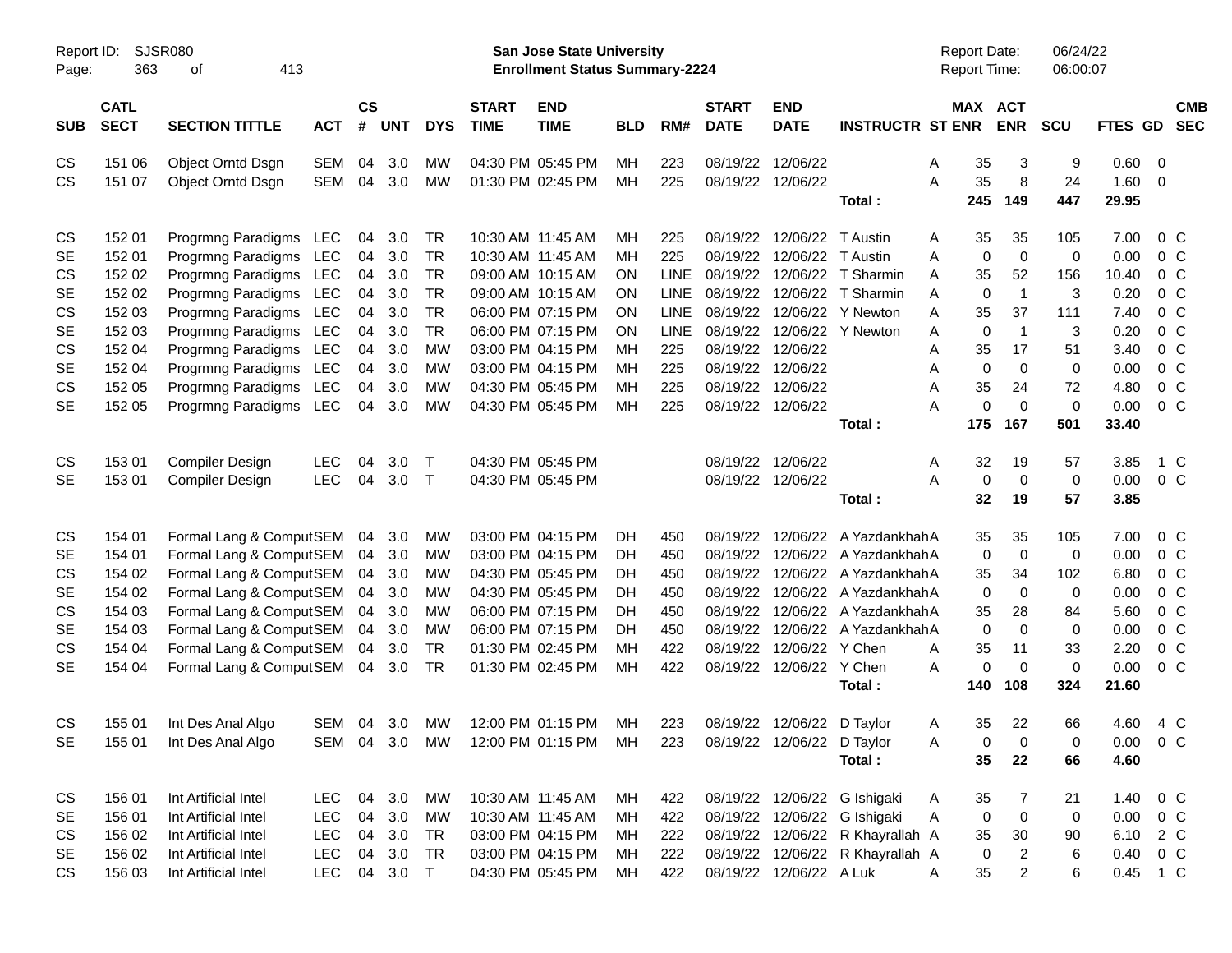Report ID: SJSR080
San Jose State University
Enrollment Status Summary-2224
Report Date: 06/24/22
Report Time: 06:00:07

| SUB | CATL SECT | SECTION TITTLE | ACT | CS # | UNT | DYS | START TIME | END TIME | BLD | RM# | START DATE | END DATE | INSTRUCTR | ST | MAX ENR | ACT ENR | SCU | FTES | GD | CMB SEC |
|---|---|---|---|---|---|---|---|---|---|---|---|---|---|---|---|---|---|---|---|---|
| CS | 151 06 | Object Orntd Dsgn | SEM | 04 | 3.0 | MW | 04:30 PM | 05:45 PM | MH | 223 | 08/19/22 | 12/06/22 | | A | 35 | 3 | 9 | 0.60 | 0 | |
| CS | 151 07 | Object Orntd Dsgn | SEM | 04 | 3.0 | MW | 01:30 PM | 02:45 PM | MH | 225 | 08/19/22 | 12/06/22 | | A | 35 | 8 | 24 | 1.60 | 0 | |
| | | | | | | | | | | | | | **Total :** | | **245** | **149** | **447** | **29.95** | | |
| CS | 152 01 | Progrmng Paradigms | LEC | 04 | 3.0 | TR | 10:30 AM | 11:45 AM | MH | 225 | 08/19/22 | 12/06/22 | T Austin | A | 35 | 35 | 105 | 7.00 | 0 | C |
| SE | 152 01 | Progrmng Paradigms | LEC | 04 | 3.0 | TR | 10:30 AM | 11:45 AM | MH | 225 | 08/19/22 | 12/06/22 | T Austin | A | 0 | 0 | 0 | 0.00 | 0 | C |
| CS | 152 02 | Progrmng Paradigms | LEC | 04 | 3.0 | TR | 09:00 AM | 10:15 AM | ON | LINE | 08/19/22 | 12/06/22 | T Sharmin | A | 35 | 52 | 156 | 10.40 | 0 | C |
| SE | 152 02 | Progrmng Paradigms | LEC | 04 | 3.0 | TR | 09:00 AM | 10:15 AM | ON | LINE | 08/19/22 | 12/06/22 | T Sharmin | A | 0 | 1 | 3 | 0.20 | 0 | C |
| CS | 152 03 | Progrmng Paradigms | LEC | 04 | 3.0 | TR | 06:00 PM | 07:15 PM | ON | LINE | 08/19/22 | 12/06/22 | Y Newton | A | 35 | 37 | 111 | 7.40 | 0 | C |
| SE | 152 03 | Progrmng Paradigms | LEC | 04 | 3.0 | TR | 06:00 PM | 07:15 PM | ON | LINE | 08/19/22 | 12/06/22 | Y Newton | A | 0 | 1 | 3 | 0.20 | 0 | C |
| CS | 152 04 | Progrmng Paradigms | LEC | 04 | 3.0 | MW | 03:00 PM | 04:15 PM | MH | 225 | 08/19/22 | 12/06/22 | | A | 35 | 17 | 51 | 3.40 | 0 | C |
| SE | 152 04 | Progrmng Paradigms | LEC | 04 | 3.0 | MW | 03:00 PM | 04:15 PM | MH | 225 | 08/19/22 | 12/06/22 | | A | 0 | 0 | 0 | 0.00 | 0 | C |
| CS | 152 05 | Progrmng Paradigms | LEC | 04 | 3.0 | MW | 04:30 PM | 05:45 PM | MH | 225 | 08/19/22 | 12/06/22 | | A | 35 | 24 | 72 | 4.80 | 0 | C |
| SE | 152 05 | Progrmng Paradigms | LEC | 04 | 3.0 | MW | 04:30 PM | 05:45 PM | MH | 225 | 08/19/22 | 12/06/22 | | A | 0 | 0 | 0 | 0.00 | 0 | C |
| | | | | | | | | | | | | | **Total :** | | **175** | **167** | **501** | **33.40** | | |
| CS | 153 01 | Compiler Design | LEC | 04 | 3.0 | T | 04:30 PM | 05:45 PM | | | 08/19/22 | 12/06/22 | | A | 32 | 19 | 57 | 3.85 | 1 | C |
| SE | 153 01 | Compiler Design | LEC | 04 | 3.0 | T | 04:30 PM | 05:45 PM | | | 08/19/22 | 12/06/22 | | A | 0 | 0 | 0 | 0.00 | 0 | C |
| | | | | | | | | | | | | | **Total :** | | **32** | **19** | **57** | **3.85** | | |
| CS | 154 01 | Formal Lang & Comput | SEM | 04 | 3.0 | MW | 03:00 PM | 04:15 PM | DH | 450 | 08/19/22 | 12/06/22 | A Yazdankhah | A | 35 | 35 | 105 | 7.00 | 0 | C |
| SE | 154 01 | Formal Lang & Comput | SEM | 04 | 3.0 | MW | 03:00 PM | 04:15 PM | DH | 450 | 08/19/22 | 12/06/22 | A Yazdankhah | A | 0 | 0 | 0 | 0.00 | 0 | C |
| CS | 154 02 | Formal Lang & Comput | SEM | 04 | 3.0 | MW | 04:30 PM | 05:45 PM | DH | 450 | 08/19/22 | 12/06/22 | A Yazdankhah | A | 35 | 34 | 102 | 6.80 | 0 | C |
| SE | 154 02 | Formal Lang & Comput | SEM | 04 | 3.0 | MW | 04:30 PM | 05:45 PM | DH | 450 | 08/19/22 | 12/06/22 | A Yazdankhah | A | 0 | 0 | 0 | 0.00 | 0 | C |
| CS | 154 03 | Formal Lang & Comput | SEM | 04 | 3.0 | MW | 06:00 PM | 07:15 PM | DH | 450 | 08/19/22 | 12/06/22 | A Yazdankhah | A | 35 | 28 | 84 | 5.60 | 0 | C |
| SE | 154 03 | Formal Lang & Comput | SEM | 04 | 3.0 | MW | 06:00 PM | 07:15 PM | DH | 450 | 08/19/22 | 12/06/22 | A Yazdankhah | A | 0 | 0 | 0 | 0.00 | 0 | C |
| CS | 154 04 | Formal Lang & Comput | SEM | 04 | 3.0 | TR | 01:30 PM | 02:45 PM | MH | 422 | 08/19/22 | 12/06/22 | Y Chen | A | 35 | 11 | 33 | 2.20 | 0 | C |
| SE | 154 04 | Formal Lang & Comput | SEM | 04 | 3.0 | TR | 01:30 PM | 02:45 PM | MH | 422 | 08/19/22 | 12/06/22 | Y Chen | A | 0 | 0 | 0 | 0.00 | 0 | C |
| | | | | | | | | | | | | | **Total :** | | **140** | **108** | **324** | **21.60** | | |
| CS | 155 01 | Int Des Anal Algo | SEM | 04 | 3.0 | MW | 12:00 PM | 01:15 PM | MH | 223 | 08/19/22 | 12/06/22 | D Taylor | A | 35 | 22 | 66 | 4.60 | 4 | C |
| SE | 155 01 | Int Des Anal Algo | SEM | 04 | 3.0 | MW | 12:00 PM | 01:15 PM | MH | 223 | 08/19/22 | 12/06/22 | D Taylor | A | 0 | 0 | 0 | 0.00 | 0 | C |
| | | | | | | | | | | | | | **Total :** | | **35** | **22** | **66** | **4.60** | | |
| CS | 156 01 | Int Artificial Intel | LEC | 04 | 3.0 | MW | 10:30 AM | 11:45 AM | MH | 422 | 08/19/22 | 12/06/22 | G Ishigaki | A | 35 | 7 | 21 | 1.40 | 0 | C |
| SE | 156 01 | Int Artificial Intel | LEC | 04 | 3.0 | MW | 10:30 AM | 11:45 AM | MH | 422 | 08/19/22 | 12/06/22 | G Ishigaki | A | 0 | 0 | 0 | 0.00 | 0 | C |
| CS | 156 02 | Int Artificial Intel | LEC | 04 | 3.0 | TR | 03:00 PM | 04:15 PM | MH | 222 | 08/19/22 | 12/06/22 | R Khayrallah | A | 35 | 30 | 90 | 6.10 | 2 | C |
| SE | 156 02 | Int Artificial Intel | LEC | 04 | 3.0 | TR | 03:00 PM | 04:15 PM | MH | 222 | 08/19/22 | 12/06/22 | R Khayrallah | A | 0 | 2 | 6 | 0.40 | 0 | C |
| CS | 156 03 | Int Artificial Intel | LEC | 04 | 3.0 | T | 04:30 PM | 05:45 PM | MH | 422 | 08/19/22 | 12/06/22 | A Luk | A | 35 | 2 | 6 | 0.45 | 1 | C |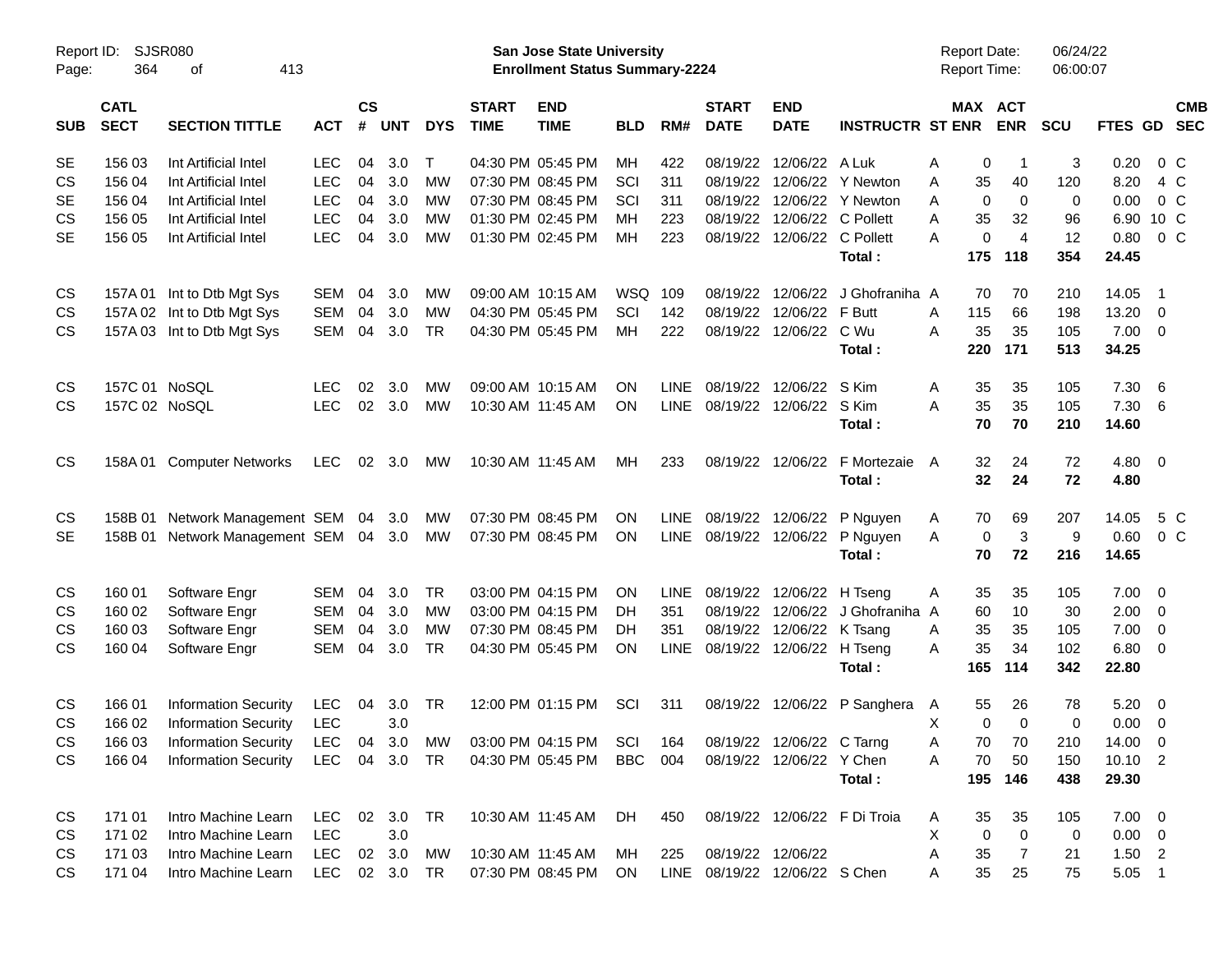Report ID: SJSR080

**San Jose State University**
**Enrollment Status Summary-2224**

Report Date: 06/24/22
Report Time: 06:00:07

| SUB | CATL SECT | SECTION TITTLE | ACT | CS # | UNT | DYS | START TIME | END TIME | BLD | RM# | START DATE | END DATE | INSTRUCTR | ST | MAX ENR | ACT ENR | SCU | FTES | GD | CMB SEC |
|---|---|---|---|---|---|---|---|---|---|---|---|---|---|---|---|---|---|---|---|---|
| SE | 156 03 | Int Artificial Intel | LEC | 04 | 3.0 | T | 04:30 PM | 05:45 PM | MH | 422 | 08/19/22 | 12/06/22 | A Luk | A | 0 | 1 | 3 | 0.20 | 0 | C |
| CS | 156 04 | Int Artificial Intel | LEC | 04 | 3.0 | MW | 07:30 PM | 08:45 PM | SCI | 311 | 08/19/22 | 12/06/22 | Y Newton | A | 35 | 40 | 120 | 8.20 | 4 | C |
| SE | 156 04 | Int Artificial Intel | LEC | 04 | 3.0 | MW | 07:30 PM | 08:45 PM | SCI | 311 | 08/19/22 | 12/06/22 | Y Newton | A | 0 | 0 | 0 | 0.00 | 0 | C |
| CS | 156 05 | Int Artificial Intel | LEC | 04 | 3.0 | MW | 01:30 PM | 02:45 PM | MH | 223 | 08/19/22 | 12/06/22 | C Pollett | A | 35 | 32 | 96 | 6.90 | 10 | C |
| SE | 156 05 | Int Artificial Intel | LEC | 04 | 3.0 | MW | 01:30 PM | 02:45 PM | MH | 223 | 08/19/22 | 12/06/22 | C Pollett | A | 0 | 4 | 12 | 0.80 | 0 | C |
| | | | | | | | | | | | | | **Total :** | | **175** | **118** | **354** | **24.45** | | |
| CS | 157A 01 | Int to Dtb Mgt Sys | SEM | 04 | 3.0 | MW | 09:00 AM | 10:15 AM | WSQ | 109 | 08/19/22 | 12/06/22 | J Ghofraniha | A | 70 | 70 | 210 | 14.05 | 1 | |
| CS | 157A 02 | Int to Dtb Mgt Sys | SEM | 04 | 3.0 | MW | 04:30 PM | 05:45 PM | SCI | 142 | 08/19/22 | 12/06/22 | F Butt | A | 115 | 66 | 198 | 13.20 | 0 | |
| CS | 157A 03 | Int to Dtb Mgt Sys | SEM | 04 | 3.0 | TR | 04:30 PM | 05:45 PM | MH | 222 | 08/19/22 | 12/06/22 | C Wu | A | 35 | 35 | 105 | 7.00 | 0 | |
| | | | | | | | | | | | | | **Total :** | | **220** | **171** | **513** | **34.25** | | |
| CS | 157C 01 | NoSQL | LEC | 02 | 3.0 | MW | 09:00 AM | 10:15 AM | ON | LINE | 08/19/22 | 12/06/22 | S Kim | A | 35 | 35 | 105 | 7.30 | 6 | |
| CS | 157C 02 | NoSQL | LEC | 02 | 3.0 | MW | 10:30 AM | 11:45 AM | ON | LINE | 08/19/22 | 12/06/22 | S Kim | A | 35 | 35 | 105 | 7.30 | 6 | |
| | | | | | | | | | | | | | **Total :** | | **70** | **70** | **210** | **14.60** | | |
| CS | 158A 01 | Computer Networks | LEC | 02 | 3.0 | MW | 10:30 AM | 11:45 AM | MH | 233 | 08/19/22 | 12/06/22 | F Mortezaie | A | 32 | 24 | 72 | 4.80 | 0 | |
| | | | | | | | | | | | | | **Total :** | | **32** | **24** | **72** | **4.80** | | |
| CS | 158B 01 | Network Management | SEM | 04 | 3.0 | MW | 07:30 PM | 08:45 PM | ON | LINE | 08/19/22 | 12/06/22 | P Nguyen | A | 70 | 69 | 207 | 14.05 | 5 | C |
| SE | 158B 01 | Network Management | SEM | 04 | 3.0 | MW | 07:30 PM | 08:45 PM | ON | LINE | 08/19/22 | 12/06/22 | P Nguyen | A | 0 | 3 | 9 | 0.60 | 0 | C |
| | | | | | | | | | | | | | **Total :** | | **70** | **72** | **216** | **14.65** | | |
| CS | 160 01 | Software Engr | SEM | 04 | 3.0 | TR | 03:00 PM | 04:15 PM | ON | LINE | 08/19/22 | 12/06/22 | H Tseng | A | 35 | 35 | 105 | 7.00 | 0 | |
| CS | 160 02 | Software Engr | SEM | 04 | 3.0 | MW | 03:00 PM | 04:15 PM | DH | 351 | 08/19/22 | 12/06/22 | J Ghofraniha | A | 60 | 10 | 30 | 2.00 | 0 | |
| CS | 160 03 | Software Engr | SEM | 04 | 3.0 | MW | 07:30 PM | 08:45 PM | DH | 351 | 08/19/22 | 12/06/22 | K Tsang | A | 35 | 35 | 105 | 7.00 | 0 | |
| CS | 160 04 | Software Engr | SEM | 04 | 3.0 | TR | 04:30 PM | 05:45 PM | ON | LINE | 08/19/22 | 12/06/22 | H Tseng | A | 35 | 34 | 102 | 6.80 | 0 | |
| | | | | | | | | | | | | | **Total :** | | **165** | **114** | **342** | **22.80** | | |
| CS | 166 01 | Information Security | LEC | 04 | 3.0 | TR | 12:00 PM | 01:15 PM | SCI | 311 | 08/19/22 | 12/06/22 | P Sanghera | A | 55 | 26 | 78 | 5.20 | 0 | |
| CS | 166 02 | Information Security | LEC | | 3.0 | | | | | | | | | X | 0 | 0 | 0 | 0.00 | 0 | |
| CS | 166 03 | Information Security | LEC | 04 | 3.0 | MW | 03:00 PM | 04:15 PM | SCI | 164 | 08/19/22 | 12/06/22 | C Tarng | A | 70 | 70 | 210 | 14.00 | 0 | |
| CS | 166 04 | Information Security | LEC | 04 | 3.0 | TR | 04:30 PM | 05:45 PM | BBC | 004 | 08/19/22 | 12/06/22 | Y Chen | A | 70 | 50 | 150 | 10.10 | 2 | |
| | | | | | | | | | | | | | **Total :** | | **195** | **146** | **438** | **29.30** | | |
| CS | 171 01 | Intro Machine Learn | LEC | 02 | 3.0 | TR | 10:30 AM | 11:45 AM | DH | 450 | 08/19/22 | 12/06/22 | F Di Troia | A | 35 | 35 | 105 | 7.00 | 0 | |
| CS | 171 02 | Intro Machine Learn | LEC | | 3.0 | | | | | | | | | X | 0 | 0 | 0 | 0.00 | 0 | |
| CS | 171 03 | Intro Machine Learn | LEC | 02 | 3.0 | MW | 10:30 AM | 11:45 AM | MH | 225 | 08/19/22 | 12/06/22 | | A | 35 | 7 | 21 | 1.50 | 2 | |
| CS | 171 04 | Intro Machine Learn | LEC | 02 | 3.0 | TR | 07:30 PM | 08:45 PM | ON | LINE | 08/19/22 | 12/06/22 | S Chen | A | 35 | 25 | 75 | 5.05 | 1 | |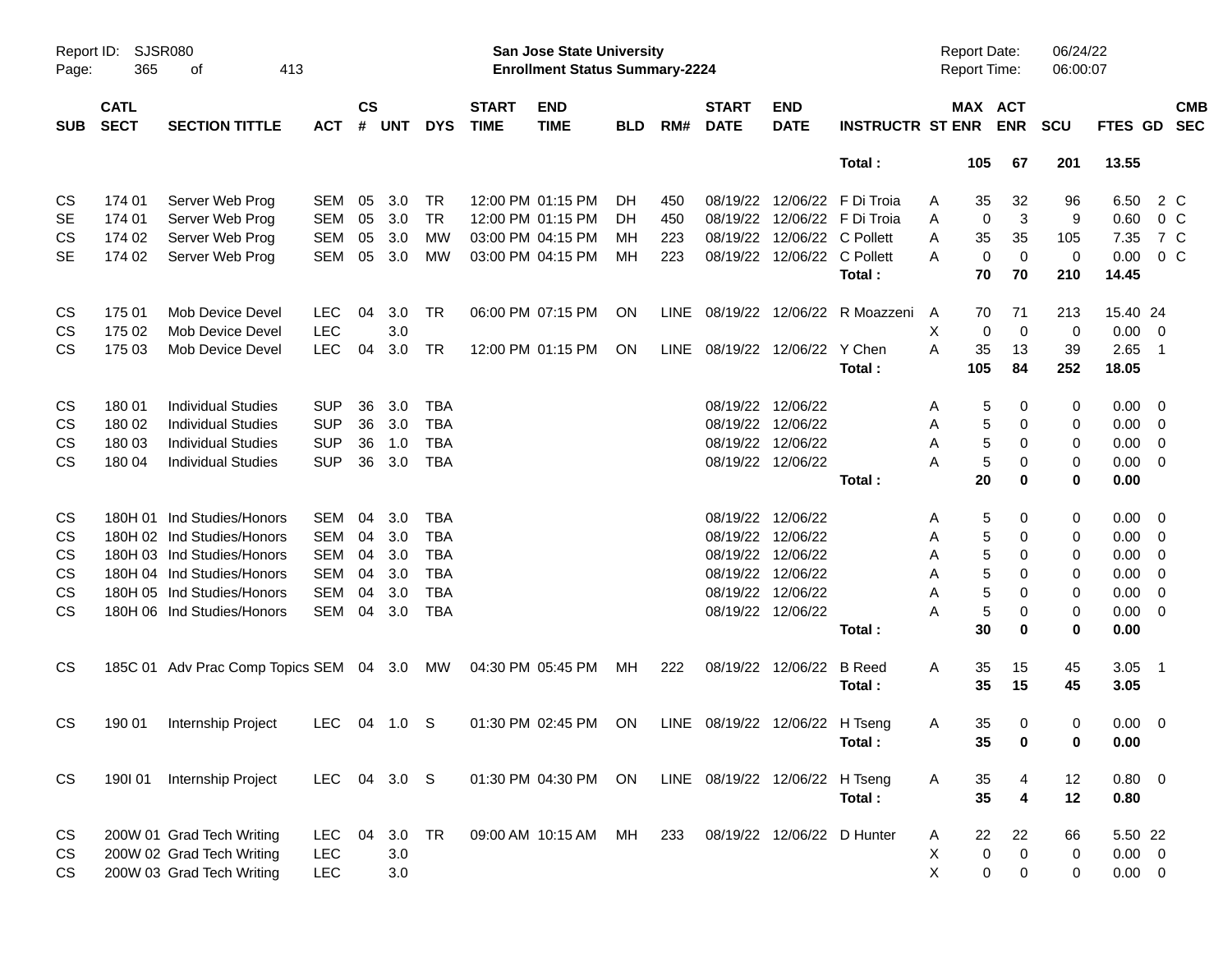Report ID: SJSR080

**San Jose State University**
**Enrollment Status Summary-2224**

Report Date: 06/24/22
Report Time: 06:00:07

| SUB | CATL SECT | SECTION TITTLE | ACT | CS # | UNT | DYS | START TIME | END TIME | BLD | RM# | START DATE | END DATE | INSTRUCTR | ST | MAX ENR | ACT ENR | SCU | FTES | GD | CMB SEC |
|---|---|---|---|---|---|---|---|---|---|---|---|---|---|---|---|---|---|---|---|---|
| | | | | | | | | | | | | | Total : | | 105 | 67 | 201 | 13.55 | | |
| CS | 174 01 | Server Web Prog | SEM | 05 | 3.0 | TR | 12:00 PM | 01:15 PM | DH | 450 | 08/19/22 | 12/06/22 | F Di Troia | A | 35 | 32 | 96 | 6.50 | 2 | C |
| SE | 174 01 | Server Web Prog | SEM | 05 | 3.0 | TR | 12:00 PM | 01:15 PM | DH | 450 | 08/19/22 | 12/06/22 | F Di Troia | A | 0 | 3 | 9 | 0.60 | 0 | C |
| CS | 174 02 | Server Web Prog | SEM | 05 | 3.0 | MW | 03:00 PM | 04:15 PM | MH | 223 | 08/19/22 | 12/06/22 | C Pollett | A | 35 | 35 | 105 | 7.35 | 7 | C |
| SE | 174 02 | Server Web Prog | SEM | 05 | 3.0 | MW | 03:00 PM | 04:15 PM | MH | 223 | 08/19/22 | 12/06/22 | C Pollett | A | 0 | 0 | 0 | 0.00 | 0 | C |
| | | | | | | | | | | | | | Total : | | 70 | 70 | 210 | 14.45 | | |
| CS | 175 01 | Mob Device Devel | LEC | 04 | 3.0 | TR | 06:00 PM | 07:15 PM | ON | LINE | 08/19/22 | 12/06/22 | R Moazzeni | A | 70 | 71 | 213 | 15.40 | 24 | |
| CS | 175 02 | Mob Device Devel | LEC | | 3.0 | | | | | | | | | X | 0 | 0 | 0 | 0.00 | 0 | |
| CS | 175 03 | Mob Device Devel | LEC | 04 | 3.0 | TR | 12:00 PM | 01:15 PM | ON | LINE | 08/19/22 | 12/06/22 | Y Chen | A | 35 | 13 | 39 | 2.65 | 1 | |
| | | | | | | | | | | | | | Total : | | 105 | 84 | 252 | 18.05 | | |
| CS | 180 01 | Individual Studies | SUP | 36 | 3.0 | TBA | | | | | 08/19/22 | 12/06/22 | | A | 5 | 0 | 0 | 0.00 | 0 | |
| CS | 180 02 | Individual Studies | SUP | 36 | 3.0 | TBA | | | | | 08/19/22 | 12/06/22 | | A | 5 | 0 | 0 | 0.00 | 0 | |
| CS | 180 03 | Individual Studies | SUP | 36 | 1.0 | TBA | | | | | 08/19/22 | 12/06/22 | | A | 5 | 0 | 0 | 0.00 | 0 | |
| CS | 180 04 | Individual Studies | SUP | 36 | 3.0 | TBA | | | | | 08/19/22 | 12/06/22 | | A | 5 | 0 | 0 | 0.00 | 0 | |
| | | | | | | | | | | | | | Total : | | 20 | 0 | 0 | 0.00 | | |
| CS | 180H 01 | Ind Studies/Honors | SEM | 04 | 3.0 | TBA | | | | | 08/19/22 | 12/06/22 | | A | 5 | 0 | 0 | 0.00 | 0 | |
| CS | 180H 02 | Ind Studies/Honors | SEM | 04 | 3.0 | TBA | | | | | 08/19/22 | 12/06/22 | | A | 5 | 0 | 0 | 0.00 | 0 | |
| CS | 180H 03 | Ind Studies/Honors | SEM | 04 | 3.0 | TBA | | | | | 08/19/22 | 12/06/22 | | A | 5 | 0 | 0 | 0.00 | 0 | |
| CS | 180H 04 | Ind Studies/Honors | SEM | 04 | 3.0 | TBA | | | | | 08/19/22 | 12/06/22 | | A | 5 | 0 | 0 | 0.00 | 0 | |
| CS | 180H 05 | Ind Studies/Honors | SEM | 04 | 3.0 | TBA | | | | | 08/19/22 | 12/06/22 | | A | 5 | 0 | 0 | 0.00 | 0 | |
| CS | 180H 06 | Ind Studies/Honors | SEM | 04 | 3.0 | TBA | | | | | 08/19/22 | 12/06/22 | | A | 5 | 0 | 0 | 0.00 | 0 | |
| | | | | | | | | | | | | | Total : | | 30 | 0 | 0 | 0.00 | | |
| CS | 185C 01 | Adv Prac Comp Topics | SEM | 04 | 3.0 | MW | 04:30 PM | 05:45 PM | MH | 222 | 08/19/22 | 12/06/22 | B Reed | A | 35 | 15 | 45 | 3.05 | 1 | |
| | | | | | | | | | | | | | Total : | | 35 | 15 | 45 | 3.05 | | |
| CS | 190 01 | Internship Project | LEC | 04 | 1.0 | S | 01:30 PM | 02:45 PM | ON | LINE | 08/19/22 | 12/06/22 | H Tseng | A | 35 | 0 | 0 | 0.00 | 0 | |
| | | | | | | | | | | | | | Total : | | 35 | 0 | 0 | 0.00 | | |
| CS | 190I 01 | Internship Project | LEC | 04 | 3.0 | S | 01:30 PM | 04:30 PM | ON | LINE | 08/19/22 | 12/06/22 | H Tseng | A | 35 | 4 | 12 | 0.80 | 0 | |
| | | | | | | | | | | | | | Total : | | 35 | 4 | 12 | 0.80 | | |
| CS | 200W 01 | Grad Tech Writing | LEC | 04 | 3.0 | TR | 09:00 AM | 10:15 AM | MH | 233 | 08/19/22 | 12/06/22 | D Hunter | A | 22 | 22 | 66 | 5.50 | 22 | |
| CS | 200W 02 | Grad Tech Writing | LEC | | 3.0 | | | | | | | | | X | 0 | 0 | 0 | 0.00 | 0 | |
| CS | 200W 03 | Grad Tech Writing | LEC | | 3.0 | | | | | | | | | X | 0 | 0 | 0 | 0.00 | 0 | |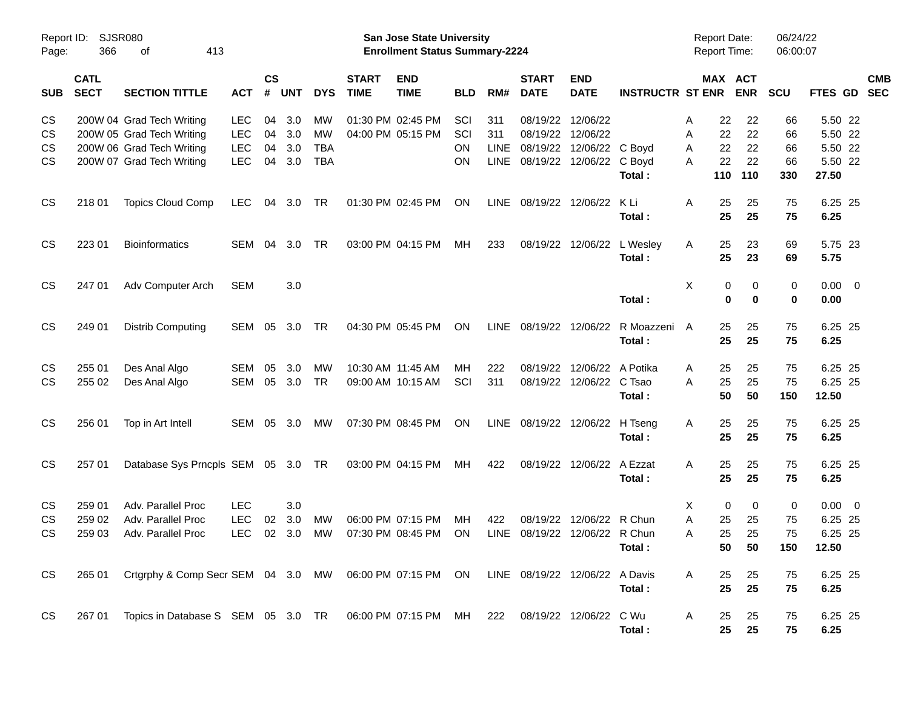# San Jose State University
## Enrollment Status Summary-2224

Report ID: SJSR080
Report Date: 06/24/22
Report Time: 06:00:07

| SUB | CATL SECT | SECTION TITTLE | ACT | CS # | UNT | DYS | START TIME | END TIME | BLD | RM# | START DATE | END DATE | INSTRUCTR | ST | MAX ENR | ACT ENR | SCU | FTES | GD | CMB SEC |
|---|---|---|---|---|---|---|---|---|---|---|---|---|---|---|---|---|---|---|---|---|
| CS | 200W 04 | Grad Tech Writing | LEC | 04 | 3.0 | MW | 01:30 PM | 02:45 PM | SCI | 311 | 08/19/22 | 12/06/22 | | A | 22 | 22 | 66 | 5.50 | 22 | |
| CS | 200W 05 | Grad Tech Writing | LEC | 04 | 3.0 | MW | 04:00 PM | 05:15 PM | SCI | 311 | 08/19/22 | 12/06/22 | | A | 22 | 22 | 66 | 5.50 | 22 | |
| CS | 200W 06 | Grad Tech Writing | LEC | 04 | 3.0 | TBA | | | ON | LINE | 08/19/22 | 12/06/22 | C Boyd | A | 22 | 22 | 66 | 5.50 | 22 | |
| CS | 200W 07 | Grad Tech Writing | LEC | 04 | 3.0 | TBA | | | ON | LINE | 08/19/22 | 12/06/22 | C Boyd | A | 22 | 22 | 66 | 5.50 | 22 | |
| | | | | | | | | | | | | | **Total :** | | **110** | **110** | **330** | **27.50** | | |
| CS | 218 01 | Topics Cloud Comp | LEC | 04 | 3.0 | TR | 01:30 PM | 02:45 PM | ON | LINE | 08/19/22 | 12/06/22 | K Li | A | 25 | 25 | 75 | 6.25 | 25 | |
| | | | | | | | | | | | | | **Total :** | | **25** | **25** | **75** | **6.25** | | |
| CS | 223 01 | Bioinformatics | SEM | 04 | 3.0 | TR | 03:00 PM | 04:15 PM | MH | 233 | 08/19/22 | 12/06/22 | L Wesley | A | 25 | 23 | 69 | 5.75 | 23 | |
| | | | | | | | | | | | | | **Total :** | | **25** | **23** | **69** | **5.75** | | |
| CS | 247 01 | Adv Computer Arch | SEM | | 3.0 | | | | | | | | | X | 0 | 0 | 0 | 0.00 | 0 | |
| | | | | | | | | | | | | | **Total :** | | **0** | **0** | **0** | **0.00** | | |
| CS | 249 01 | Distrib Computing | SEM | 05 | 3.0 | TR | 04:30 PM | 05:45 PM | ON | LINE | 08/19/22 | 12/06/22 | R Moazzeni | A | 25 | 25 | 75 | 6.25 | 25 | |
| | | | | | | | | | | | | | **Total :** | | **25** | **25** | **75** | **6.25** | | |
| CS | 255 01 | Des Anal Algo | SEM | 05 | 3.0 | MW | 10:30 AM | 11:45 AM | MH | 222 | 08/19/22 | 12/06/22 | A Potika | A | 25 | 25 | 75 | 6.25 | 25 | |
| CS | 255 02 | Des Anal Algo | SEM | 05 | 3.0 | TR | 09:00 AM | 10:15 AM | SCI | 311 | 08/19/22 | 12/06/22 | C Tsao | A | 25 | 25 | 75 | 6.25 | 25 | |
| | | | | | | | | | | | | | **Total :** | | **50** | **50** | **150** | **12.50** | | |
| CS | 256 01 | Top in Art Intell | SEM | 05 | 3.0 | MW | 07:30 PM | 08:45 PM | ON | LINE | 08/19/22 | 12/06/22 | H Tseng | A | 25 | 25 | 75 | 6.25 | 25 | |
| | | | | | | | | | | | | | **Total :** | | **25** | **25** | **75** | **6.25** | | |
| CS | 257 01 | Database Sys Prncpls | SEM | 05 | 3.0 | TR | 03:00 PM | 04:15 PM | MH | 422 | 08/19/22 | 12/06/22 | A Ezzat | A | 25 | 25 | 75 | 6.25 | 25 | |
| | | | | | | | | | | | | | **Total :** | | **25** | **25** | **75** | **6.25** | | |
| CS | 259 01 | Adv. Parallel Proc | LEC | | 3.0 | | | | | | | | | X | 0 | 0 | 0 | 0.00 | 0 | |
| CS | 259 02 | Adv. Parallel Proc | LEC | 02 | 3.0 | MW | 06:00 PM | 07:15 PM | MH | 422 | 08/19/22 | 12/06/22 | R Chun | A | 25 | 25 | 75 | 6.25 | 25 | |
| CS | 259 03 | Adv. Parallel Proc | LEC | 02 | 3.0 | MW | 07:30 PM | 08:45 PM | ON | LINE | 08/19/22 | 12/06/22 | R Chun | A | 25 | 25 | 75 | 6.25 | 25 | |
| | | | | | | | | | | | | | **Total :** | | **50** | **50** | **150** | **12.50** | | |
| CS | 265 01 | Crtgrphy & Comp Secr | SEM | 04 | 3.0 | MW | 06:00 PM | 07:15 PM | ON | LINE | 08/19/22 | 12/06/22 | A Davis | A | 25 | 25 | 75 | 6.25 | 25 | |
| | | | | | | | | | | | | | **Total :** | | **25** | **25** | **75** | **6.25** | | |
| CS | 267 01 | Topics in Database S | SEM | 05 | 3.0 | TR | 06:00 PM | 07:15 PM | MH | 222 | 08/19/22 | 12/06/22 | C Wu | A | 25 | 25 | 75 | 6.25 | 25 | |
| | | | | | | | | | | | | | **Total :** | | **25** | **25** | **75** | **6.25** | | |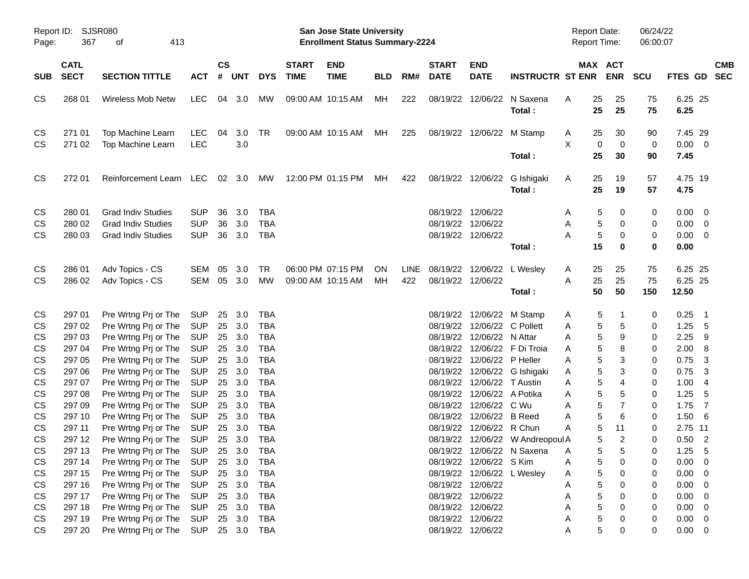Report ID: SJSR080

**San Jose State University**
**Enrollment Status Summary-2224**

Report Date: 06/24/22
Report Time: 06:00:07

| SUB | CATL SECT | SECTION TITTLE | ACT | CS # | UNT | DYS | START TIME | END TIME | BLD | RM# | START DATE | END DATE | INSTRUCTR | ST | MAX ENR | ACT ENR | SCU | FTES | GD | CMB SEC |
|---|---|---|---|---|---|---|---|---|---|---|---|---|---|---|---|---|---|---|---|---|
| CS | 268 01 | Wireless Mob Netw | LEC | 04 | 3.0 | MW | 09:00 AM | 10:15 AM | MH | 222 | 08/19/22 | 12/06/22 | N Saxena | A | 25 | 25 | 75 | 6.25 | 25 | |
| | | | | | | | | | | | | | **Total :** | | **25** | **25** | **75** | **6.25** | | |
| CS | 271 01 | Top Machine Learn | LEC | 04 | 3.0 | TR | 09:00 AM | 10:15 AM | MH | 225 | 08/19/22 | 12/06/22 | M Stamp | A | 25 | 30 | 90 | 7.45 | 29 | |
| CS | 271 02 | Top Machine Learn | LEC | | 3.0 | | | | | | | | | X | 0 | 0 | 0 | 0.00 | 0 | |
| | | | | | | | | | | | | | **Total :** | | **25** | **30** | **90** | **7.45** | | |
| CS | 272 01 | Reinforcement Learn | LEC | 02 | 3.0 | MW | 12:00 PM | 01:15 PM | MH | 422 | 08/19/22 | 12/06/22 | G Ishigaki | A | 25 | 19 | 57 | 4.75 | 19 | |
| | | | | | | | | | | | | | **Total :** | | **25** | **19** | **57** | **4.75** | | |
| CS | 280 01 | Grad Indiv Studies | SUP | 36 | 3.0 | TBA | | | | | 08/19/22 | 12/06/22 | | A | 5 | 0 | 0 | 0.00 | 0 | |
| CS | 280 02 | Grad Indiv Studies | SUP | 36 | 3.0 | TBA | | | | | 08/19/22 | 12/06/22 | | A | 5 | 0 | 0 | 0.00 | 0 | |
| CS | 280 03 | Grad Indiv Studies | SUP | 36 | 3.0 | TBA | | | | | 08/19/22 | 12/06/22 | | A | 5 | 0 | 0 | 0.00 | 0 | |
| | | | | | | | | | | | | | **Total :** | | **15** | **0** | **0** | **0.00** | | |
| CS | 286 01 | Adv Topics - CS | SEM | 05 | 3.0 | TR | 06:00 PM | 07:15 PM | ON | LINE | 08/19/22 | 12/06/22 | L Wesley | A | 25 | 25 | 75 | 6.25 | 25 | |
| CS | 286 02 | Adv Topics - CS | SEM | 05 | 3.0 | MW | 09:00 AM | 10:15 AM | MH | 422 | 08/19/22 | 12/06/22 | | A | 25 | 25 | 75 | 6.25 | 25 | |
| | | | | | | | | | | | | | **Total :** | | **50** | **50** | **150** | **12.50** | | |
| CS | 297 01 | Pre Wrtng Prj or The | SUP | 25 | 3.0 | TBA | | | | | 08/19/22 | 12/06/22 | M Stamp | A | 5 | 1 | 0 | 0.25 | 1 | |
| CS | 297 02 | Pre Wrtng Prj or The | SUP | 25 | 3.0 | TBA | | | | | 08/19/22 | 12/06/22 | C Pollett | A | 5 | 5 | 0 | 1.25 | 5 | |
| CS | 297 03 | Pre Wrtng Prj or The | SUP | 25 | 3.0 | TBA | | | | | 08/19/22 | 12/06/22 | N Attar | A | 5 | 9 | 0 | 2.25 | 9 | |
| CS | 297 04 | Pre Wrtng Prj or The | SUP | 25 | 3.0 | TBA | | | | | 08/19/22 | 12/06/22 | F Di Troia | A | 5 | 8 | 0 | 2.00 | 8 | |
| CS | 297 05 | Pre Wrtng Prj or The | SUP | 25 | 3.0 | TBA | | | | | 08/19/22 | 12/06/22 | P Heller | A | 5 | 3 | 0 | 0.75 | 3 | |
| CS | 297 06 | Pre Wrtng Prj or The | SUP | 25 | 3.0 | TBA | | | | | 08/19/22 | 12/06/22 | G Ishigaki | A | 5 | 3 | 0 | 0.75 | 3 | |
| CS | 297 07 | Pre Wrtng Prj or The | SUP | 25 | 3.0 | TBA | | | | | 08/19/22 | 12/06/22 | T Austin | A | 5 | 4 | 0 | 1.00 | 4 | |
| CS | 297 08 | Pre Wrtng Prj or The | SUP | 25 | 3.0 | TBA | | | | | 08/19/22 | 12/06/22 | A Potika | A | 5 | 5 | 0 | 1.25 | 5 | |
| CS | 297 09 | Pre Wrtng Prj or The | SUP | 25 | 3.0 | TBA | | | | | 08/19/22 | 12/06/22 | C Wu | A | 5 | 7 | 0 | 1.75 | 7 | |
| CS | 297 10 | Pre Wrtng Prj or The | SUP | 25 | 3.0 | TBA | | | | | 08/19/22 | 12/06/22 | B Reed | A | 5 | 6 | 0 | 1.50 | 6 | |
| CS | 297 11 | Pre Wrtng Prj or The | SUP | 25 | 3.0 | TBA | | | | | 08/19/22 | 12/06/22 | R Chun | A | 5 | 11 | 0 | 2.75 | 11 | |
| CS | 297 12 | Pre Wrtng Prj or The | SUP | 25 | 3.0 | TBA | | | | | 08/19/22 | 12/06/22 | W Andreopoul | A | 5 | 2 | 0 | 0.50 | 2 | |
| CS | 297 13 | Pre Wrtng Prj or The | SUP | 25 | 3.0 | TBA | | | | | 08/19/22 | 12/06/22 | N Saxena | A | 5 | 5 | 0 | 1.25 | 5 | |
| CS | 297 14 | Pre Wrtng Prj or The | SUP | 25 | 3.0 | TBA | | | | | 08/19/22 | 12/06/22 | S Kim | A | 5 | 0 | 0 | 0.00 | 0 | |
| CS | 297 15 | Pre Wrtng Prj or The | SUP | 25 | 3.0 | TBA | | | | | 08/19/22 | 12/06/22 | L Wesley | A | 5 | 0 | 0 | 0.00 | 0 | |
| CS | 297 16 | Pre Wrtng Prj or The | SUP | 25 | 3.0 | TBA | | | | | 08/19/22 | 12/06/22 | | A | 5 | 0 | 0 | 0.00 | 0 | |
| CS | 297 17 | Pre Wrtng Prj or The | SUP | 25 | 3.0 | TBA | | | | | 08/19/22 | 12/06/22 | | A | 5 | 0 | 0 | 0.00 | 0 | |
| CS | 297 18 | Pre Wrtng Prj or The | SUP | 25 | 3.0 | TBA | | | | | 08/19/22 | 12/06/22 | | A | 5 | 0 | 0 | 0.00 | 0 | |
| CS | 297 19 | Pre Wrtng Prj or The | SUP | 25 | 3.0 | TBA | | | | | 08/19/22 | 12/06/22 | | A | 5 | 0 | 0 | 0.00 | 0 | |
| CS | 297 20 | Pre Wrtng Prj or The | SUP | 25 | 3.0 | TBA | | | | | 08/19/22 | 12/06/22 | | A | 5 | 0 | 0 | 0.00 | 0 | |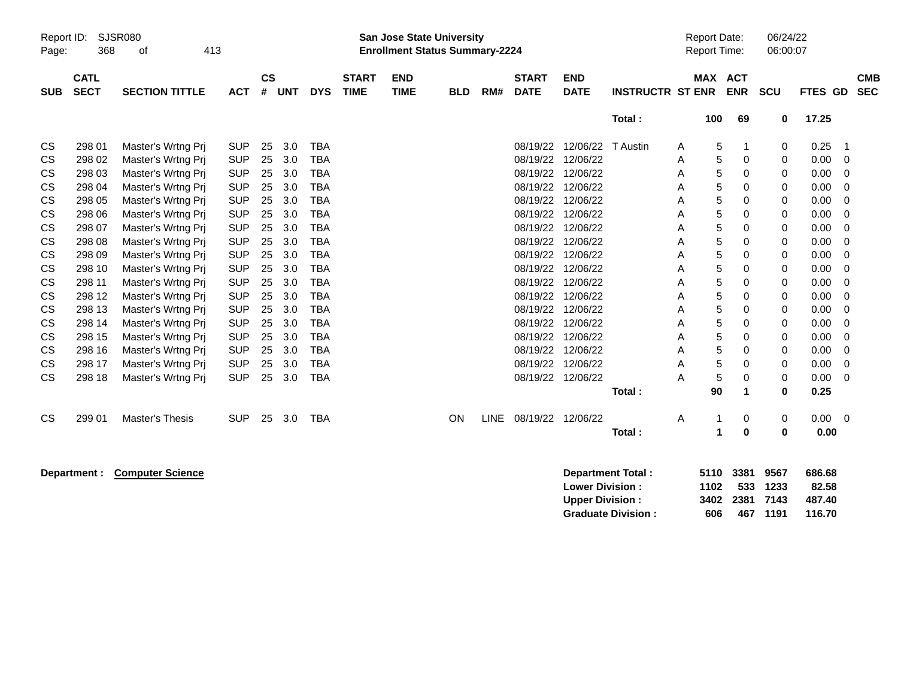| SUB | CATL SECT | SECTION TITTLE | ACT | CS # | UNT | DYS | START TIME | END TIME | BLD | RM# | START DATE | END DATE | INSTRUCTR | ST | MAX ENR | ACT ENR | SCU | FTES | GD | CMB SEC |
|---|---|---|---|---|---|---|---|---|---|---|---|---|---|---|---|---|---|---|---|---|
| | | | | | | | | | | | | | **Total :** | | **100** | **69** | **0** | **17.25** | | |
| CS | 298 01 | Master's Wrtng Prj | SUP | 25 | 3.0 | TBA | | | | | 08/19/22 | 12/06/22 | T Austin | A | 5 | 1 | 0 | 0.25 | 1 | |
| CS | 298 02 | Master's Wrtng Prj | SUP | 25 | 3.0 | TBA | | | | | 08/19/22 | 12/06/22 | | A | 5 | 0 | 0 | 0.00 | 0 | |
| CS | 298 03 | Master's Wrtng Prj | SUP | 25 | 3.0 | TBA | | | | | 08/19/22 | 12/06/22 | | A | 5 | 0 | 0 | 0.00 | 0 | |
| CS | 298 04 | Master's Wrtng Prj | SUP | 25 | 3.0 | TBA | | | | | 08/19/22 | 12/06/22 | | A | 5 | 0 | 0 | 0.00 | 0 | |
| CS | 298 05 | Master's Wrtng Prj | SUP | 25 | 3.0 | TBA | | | | | 08/19/22 | 12/06/22 | | A | 5 | 0 | 0 | 0.00 | 0 | |
| CS | 298 06 | Master's Wrtng Prj | SUP | 25 | 3.0 | TBA | | | | | 08/19/22 | 12/06/22 | | A | 5 | 0 | 0 | 0.00 | 0 | |
| CS | 298 07 | Master's Wrtng Prj | SUP | 25 | 3.0 | TBA | | | | | 08/19/22 | 12/06/22 | | A | 5 | 0 | 0 | 0.00 | 0 | |
| CS | 298 08 | Master's Wrtng Prj | SUP | 25 | 3.0 | TBA | | | | | 08/19/22 | 12/06/22 | | A | 5 | 0 | 0 | 0.00 | 0 | |
| CS | 298 09 | Master's Wrtng Prj | SUP | 25 | 3.0 | TBA | | | | | 08/19/22 | 12/06/22 | | A | 5 | 0 | 0 | 0.00 | 0 | |
| CS | 298 10 | Master's Wrtng Prj | SUP | 25 | 3.0 | TBA | | | | | 08/19/22 | 12/06/22 | | A | 5 | 0 | 0 | 0.00 | 0 | |
| CS | 298 11 | Master's Wrtng Prj | SUP | 25 | 3.0 | TBA | | | | | 08/19/22 | 12/06/22 | | A | 5 | 0 | 0 | 0.00 | 0 | |
| CS | 298 12 | Master's Wrtng Prj | SUP | 25 | 3.0 | TBA | | | | | 08/19/22 | 12/06/22 | | A | 5 | 0 | 0 | 0.00 | 0 | |
| CS | 298 13 | Master's Wrtng Prj | SUP | 25 | 3.0 | TBA | | | | | 08/19/22 | 12/06/22 | | A | 5 | 0 | 0 | 0.00 | 0 | |
| CS | 298 14 | Master's Wrtng Prj | SUP | 25 | 3.0 | TBA | | | | | 08/19/22 | 12/06/22 | | A | 5 | 0 | 0 | 0.00 | 0 | |
| CS | 298 15 | Master's Wrtng Prj | SUP | 25 | 3.0 | TBA | | | | | 08/19/22 | 12/06/22 | | A | 5 | 0 | 0 | 0.00 | 0 | |
| CS | 298 16 | Master's Wrtng Prj | SUP | 25 | 3.0 | TBA | | | | | 08/19/22 | 12/06/22 | | A | 5 | 0 | 0 | 0.00 | 0 | |
| CS | 298 17 | Master's Wrtng Prj | SUP | 25 | 3.0 | TBA | | | | | 08/19/22 | 12/06/22 | | A | 5 | 0 | 0 | 0.00 | 0 | |
| CS | 298 18 | Master's Wrtng Prj | SUP | 25 | 3.0 | TBA | | | | | 08/19/22 | 12/06/22 | | A | 5 | 0 | 0 | 0.00 | 0 | |
| | | | | | | | | | | | | | **Total :** | | **90** | **1** | **0** | **0.25** | | |
| CS | 299 01 | Master's Thesis | SUP | 25 | 3.0 | TBA | | | ON | LINE | 08/19/22 | 12/06/22 | | A | 1 | 0 | 0 | 0.00 | 0 | |
| | | | | | | | | | | | | | **Total :** | | **1** | **0** | **0** | **0.00** | | |

**Department : Computer Science**

| | MAX ENR | ACT ENR | SCU | FTES |
|---|---|---|---|---|
| **Department Total :** | **5110** | **3381** | **9567** | **686.68** |
| **Lower Division :** | **1102** | **533** | **1233** | **82.58** |
| **Upper Division :** | **3402** | **2381** | **7143** | **487.40** |
| **Graduate Division :** | **606** | **467** | **1191** | **116.70** |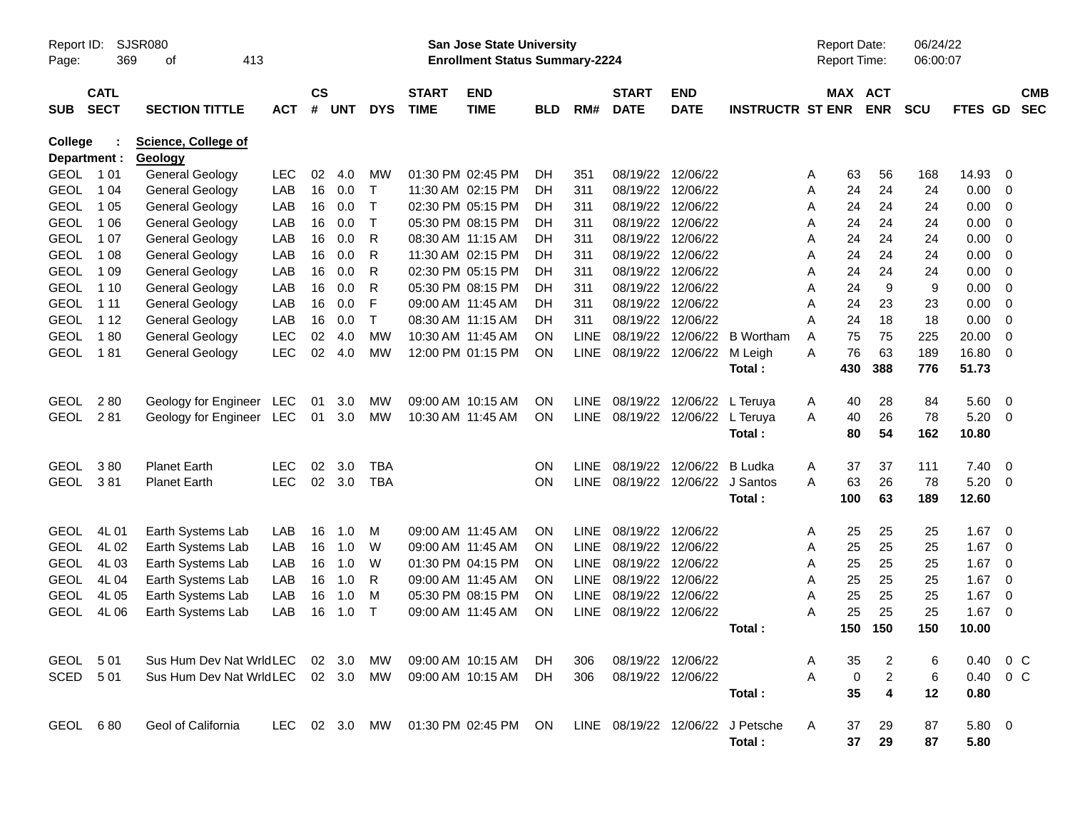Report ID: SJSR080 | San Jose State University | Report Date: 06/24/22
Enrollment Status Summary-2224 | Report Time: 06:00:07

| SUB | CATL SECT | SECTION TITTLE | ACT | CS # | UNT | DYS | START TIME | END TIME | BLD | RM# | START DATE | END DATE | INSTRUCTR | ST | MAX ENR | ACT ENR | SCU | FTES | GD | CMB SEC |
|---|---|---|---|---|---|---|---|---|---|---|---|---|---|---|---|---|---|---|---|---|
| **College :** | | **Science, College of** | | | | | | | | | | | | | | | | | | |
| **Department :** | | **Geology** | | | | | | | | | | | | | | | | | | |
| GEOL | 1 01 | General Geology | LEC | 02 | 4.0 | MW | 01:30 PM | 02:45 PM | DH | 351 | 08/19/22 | 12/06/22 | | A | 63 | 56 | 168 | 14.93 | 0 | |
| GEOL | 1 04 | General Geology | LAB | 16 | 0.0 | T | 11:30 AM | 02:15 PM | DH | 311 | 08/19/22 | 12/06/22 | | A | 24 | 24 | 24 | 0.00 | 0 | |
| GEOL | 1 05 | General Geology | LAB | 16 | 0.0 | T | 02:30 PM | 05:15 PM | DH | 311 | 08/19/22 | 12/06/22 | | A | 24 | 24 | 24 | 0.00 | 0 | |
| GEOL | 1 06 | General Geology | LAB | 16 | 0.0 | T | 05:30 PM | 08:15 PM | DH | 311 | 08/19/22 | 12/06/22 | | A | 24 | 24 | 24 | 0.00 | 0 | |
| GEOL | 1 07 | General Geology | LAB | 16 | 0.0 | R | 08:30 AM | 11:15 AM | DH | 311 | 08/19/22 | 12/06/22 | | A | 24 | 24 | 24 | 0.00 | 0 | |
| GEOL | 1 08 | General Geology | LAB | 16 | 0.0 | R | 11:30 AM | 02:15 PM | DH | 311 | 08/19/22 | 12/06/22 | | A | 24 | 24 | 24 | 0.00 | 0 | |
| GEOL | 1 09 | General Geology | LAB | 16 | 0.0 | R | 02:30 PM | 05:15 PM | DH | 311 | 08/19/22 | 12/06/22 | | A | 24 | 24 | 24 | 0.00 | 0 | |
| GEOL | 1 10 | General Geology | LAB | 16 | 0.0 | R | 05:30 PM | 08:15 PM | DH | 311 | 08/19/22 | 12/06/22 | | A | 24 | 9 | 9 | 0.00 | 0 | |
| GEOL | 1 11 | General Geology | LAB | 16 | 0.0 | F | 09:00 AM | 11:45 AM | DH | 311 | 08/19/22 | 12/06/22 | | A | 24 | 23 | 23 | 0.00 | 0 | |
| GEOL | 1 12 | General Geology | LAB | 16 | 0.0 | T | 08:30 AM | 11:15 AM | DH | 311 | 08/19/22 | 12/06/22 | | A | 24 | 18 | 18 | 0.00 | 0 | |
| GEOL | 1 80 | General Geology | LEC | 02 | 4.0 | MW | 10:30 AM | 11:45 AM | ON | LINE | 08/19/22 | 12/06/22 | B Wortham | A | 75 | 75 | 225 | 20.00 | 0 | |
| GEOL | 1 81 | General Geology | LEC | 02 | 4.0 | MW | 12:00 PM | 01:15 PM | ON | LINE | 08/19/22 | 12/06/22 | M Leigh | A | 76 | 63 | 189 | 16.80 | 0 | |
| | | | | | | | | | | | | | **Total :** | | **430** | **388** | **776** | **51.73** | | |
| GEOL | 2 80 | Geology for Engineer | LEC | 01 | 3.0 | MW | 09:00 AM | 10:15 AM | ON | LINE | 08/19/22 | 12/06/22 | L Teruya | A | 40 | 28 | 84 | 5.60 | 0 | |
| GEOL | 2 81 | Geology for Engineer | LEC | 01 | 3.0 | MW | 10:30 AM | 11:45 AM | ON | LINE | 08/19/22 | 12/06/22 | L Teruya | A | 40 | 26 | 78 | 5.20 | 0 | |
| | | | | | | | | | | | | | **Total :** | | **80** | **54** | **162** | **10.80** | | |
| GEOL | 3 80 | Planet Earth | LEC | 02 | 3.0 | TBA | | | ON | LINE | 08/19/22 | 12/06/22 | B Ludka | A | 37 | 37 | 111 | 7.40 | 0 | |
| GEOL | 3 81 | Planet Earth | LEC | 02 | 3.0 | TBA | | | ON | LINE | 08/19/22 | 12/06/22 | J Santos | A | 63 | 26 | 78 | 5.20 | 0 | |
| | | | | | | | | | | | | | **Total :** | | **100** | **63** | **189** | **12.60** | | |
| GEOL | 4L 01 | Earth Systems Lab | LAB | 16 | 1.0 | M | 09:00 AM | 11:45 AM | ON | LINE | 08/19/22 | 12/06/22 | | A | 25 | 25 | 25 | 1.67 | 0 | |
| GEOL | 4L 02 | Earth Systems Lab | LAB | 16 | 1.0 | W | 09:00 AM | 11:45 AM | ON | LINE | 08/19/22 | 12/06/22 | | A | 25 | 25 | 25 | 1.67 | 0 | |
| GEOL | 4L 03 | Earth Systems Lab | LAB | 16 | 1.0 | W | 01:30 PM | 04:15 PM | ON | LINE | 08/19/22 | 12/06/22 | | A | 25 | 25 | 25 | 1.67 | 0 | |
| GEOL | 4L 04 | Earth Systems Lab | LAB | 16 | 1.0 | R | 09:00 AM | 11:45 AM | ON | LINE | 08/19/22 | 12/06/22 | | A | 25 | 25 | 25 | 1.67 | 0 | |
| GEOL | 4L 05 | Earth Systems Lab | LAB | 16 | 1.0 | M | 05:30 PM | 08:15 PM | ON | LINE | 08/19/22 | 12/06/22 | | A | 25 | 25 | 25 | 1.67 | 0 | |
| GEOL | 4L 06 | Earth Systems Lab | LAB | 16 | 1.0 | T | 09:00 AM | 11:45 AM | ON | LINE | 08/19/22 | 12/06/22 | | A | 25 | 25 | 25 | 1.67 | 0 | |
| | | | | | | | | | | | | | **Total :** | | **150** | **150** | **150** | **10.00** | | |
| GEOL | 5 01 | Sus Hum Dev Nat Wrld | LEC | 02 | 3.0 | MW | 09:00 AM | 10:15 AM | DH | 306 | 08/19/22 | 12/06/22 | | A | 35 | 2 | 6 | 0.40 | 0 | C |
| SCED | 5 01 | Sus Hum Dev Nat Wrld | LEC | 02 | 3.0 | MW | 09:00 AM | 10:15 AM | DH | 306 | 08/19/22 | 12/06/22 | | A | 0 | 2 | 6 | 0.40 | 0 | C |
| | | | | | | | | | | | | | **Total :** | | **35** | **4** | **12** | **0.80** | | |
| GEOL | 6 80 | Geol of California | LEC | 02 | 3.0 | MW | 01:30 PM | 02:45 PM | ON | LINE | 08/19/22 | 12/06/22 | J Petsche | A | 37 | 29 | 87 | 5.80 | 0 | |
| | | | | | | | | | | | | | **Total :** | | **37** | **29** | **87** | **5.80** | | |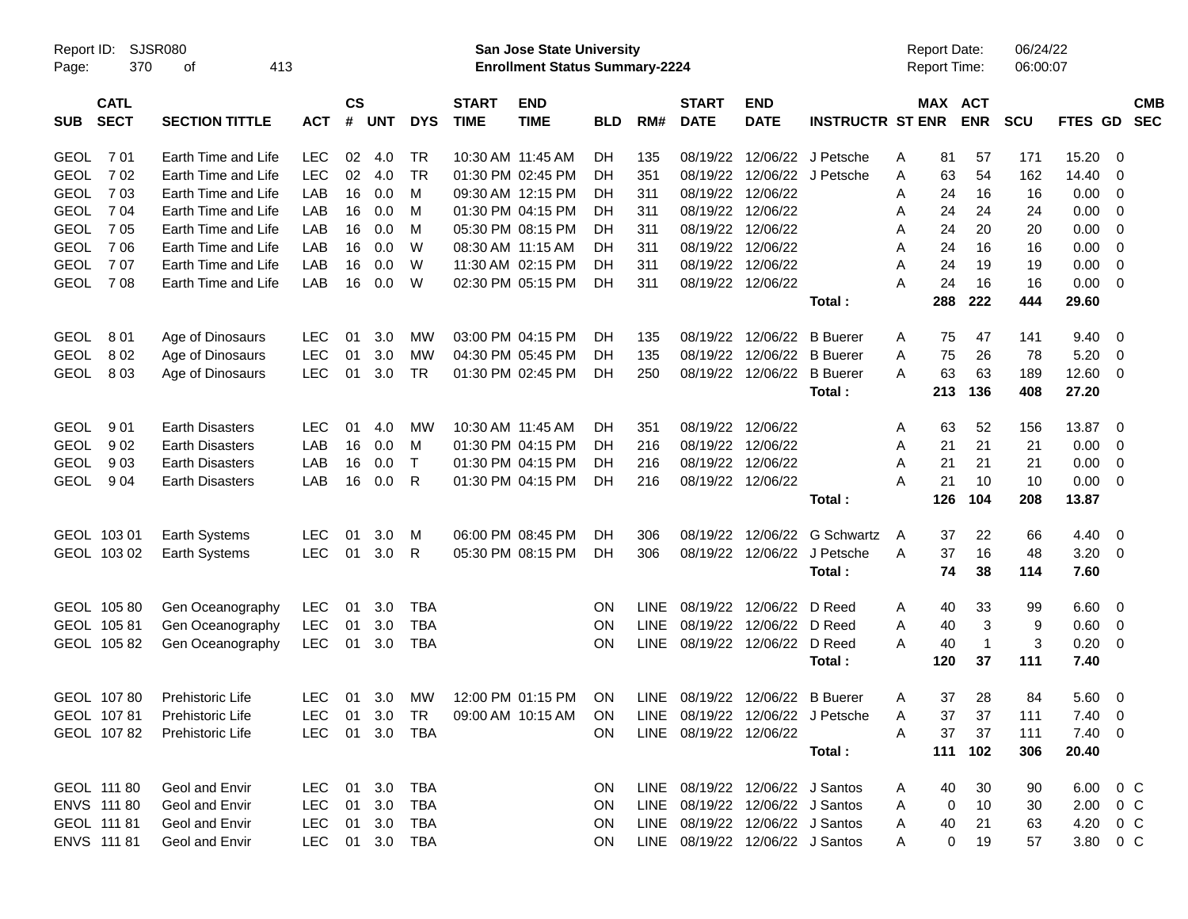Report ID: SJSR080

**San Jose State University**
**Enrollment Status Summary-2224**

Report Date: 06/24/22
Report Time: 06:00:07

| SUB | CATL SECT | SECTION TITTLE | ACT | CS # | UNT | DYS | START TIME | END TIME | BLD | RM# | START DATE | END DATE | INSTRUCTR | ST | MAX ENR | ACT ENR | SCU | FTES | GD | CMB SEC |
|---|---|---|---|---|---|---|---|---|---|---|---|---|---|---|---|---|---|---|---|---|
| GEOL | 7 01 | Earth Time and Life | LEC | 02 | 4.0 | TR | 10:30 AM | 11:45 AM | DH | 135 | 08/19/22 | 12/06/22 | J Petsche | A | 81 | 57 | 171 | 15.20 | 0 | |
| GEOL | 7 02 | Earth Time and Life | LEC | 02 | 4.0 | TR | 01:30 PM | 02:45 PM | DH | 351 | 08/19/22 | 12/06/22 | J Petsche | A | 63 | 54 | 162 | 14.40 | 0 | |
| GEOL | 7 03 | Earth Time and Life | LAB | 16 | 0.0 | M | 09:30 AM | 12:15 PM | DH | 311 | 08/19/22 | 12/06/22 | | A | 24 | 16 | 16 | 0.00 | 0 | |
| GEOL | 7 04 | Earth Time and Life | LAB | 16 | 0.0 | M | 01:30 PM | 04:15 PM | DH | 311 | 08/19/22 | 12/06/22 | | A | 24 | 24 | 24 | 0.00 | 0 | |
| GEOL | 7 05 | Earth Time and Life | LAB | 16 | 0.0 | M | 05:30 PM | 08:15 PM | DH | 311 | 08/19/22 | 12/06/22 | | A | 24 | 20 | 20 | 0.00 | 0 | |
| GEOL | 7 06 | Earth Time and Life | LAB | 16 | 0.0 | W | 08:30 AM | 11:15 AM | DH | 311 | 08/19/22 | 12/06/22 | | A | 24 | 16 | 16 | 0.00 | 0 | |
| GEOL | 7 07 | Earth Time and Life | LAB | 16 | 0.0 | W | 11:30 AM | 02:15 PM | DH | 311 | 08/19/22 | 12/06/22 | | A | 24 | 19 | 19 | 0.00 | 0 | |
| GEOL | 7 08 | Earth Time and Life | LAB | 16 | 0.0 | W | 02:30 PM | 05:15 PM | DH | 311 | 08/19/22 | 12/06/22 | | A | 24 | 16 | 16 | 0.00 | 0 | |
| | | | | | | | | | | | | | **Total :** | | **288** | **222** | **444** | **29.60** | | |
| GEOL | 8 01 | Age of Dinosaurs | LEC | 01 | 3.0 | MW | 03:00 PM | 04:15 PM | DH | 135 | 08/19/22 | 12/06/22 | B Buerer | A | 75 | 47 | 141 | 9.40 | 0 | |
| GEOL | 8 02 | Age of Dinosaurs | LEC | 01 | 3.0 | MW | 04:30 PM | 05:45 PM | DH | 135 | 08/19/22 | 12/06/22 | B Buerer | A | 75 | 26 | 78 | 5.20 | 0 | |
| GEOL | 8 03 | Age of Dinosaurs | LEC | 01 | 3.0 | TR | 01:30 PM | 02:45 PM | DH | 250 | 08/19/22 | 12/06/22 | B Buerer | A | 63 | 63 | 189 | 12.60 | 0 | |
| | | | | | | | | | | | | | **Total :** | | **213** | **136** | **408** | **27.20** | | |
| GEOL | 9 01 | Earth Disasters | LEC | 01 | 4.0 | MW | 10:30 AM | 11:45 AM | DH | 351 | 08/19/22 | 12/06/22 | | A | 63 | 52 | 156 | 13.87 | 0 | |
| GEOL | 9 02 | Earth Disasters | LAB | 16 | 0.0 | M | 01:30 PM | 04:15 PM | DH | 216 | 08/19/22 | 12/06/22 | | A | 21 | 21 | 21 | 0.00 | 0 | |
| GEOL | 9 03 | Earth Disasters | LAB | 16 | 0.0 | T | 01:30 PM | 04:15 PM | DH | 216 | 08/19/22 | 12/06/22 | | A | 21 | 21 | 21 | 0.00 | 0 | |
| GEOL | 9 04 | Earth Disasters | LAB | 16 | 0.0 | R | 01:30 PM | 04:15 PM | DH | 216 | 08/19/22 | 12/06/22 | | A | 21 | 10 | 10 | 0.00 | 0 | |
| | | | | | | | | | | | | | **Total :** | | **126** | **104** | **208** | **13.87** | | |
| GEOL | 103 01 | Earth Systems | LEC | 01 | 3.0 | M | 06:00 PM | 08:45 PM | DH | 306 | 08/19/22 | 12/06/22 | G Schwartz | A | 37 | 22 | 66 | 4.40 | 0 | |
| GEOL | 103 02 | Earth Systems | LEC | 01 | 3.0 | R | 05:30 PM | 08:15 PM | DH | 306 | 08/19/22 | 12/06/22 | J Petsche | A | 37 | 16 | 48 | 3.20 | 0 | |
| | | | | | | | | | | | | | **Total :** | | **74** | **38** | **114** | **7.60** | | |
| GEOL | 105 80 | Gen Oceanography | LEC | 01 | 3.0 | TBA | | | ON | LINE | 08/19/22 | 12/06/22 | D Reed | A | 40 | 33 | 99 | 6.60 | 0 | |
| GEOL | 105 81 | Gen Oceanography | LEC | 01 | 3.0 | TBA | | | ON | LINE | 08/19/22 | 12/06/22 | D Reed | A | 40 | 3 | 9 | 0.60 | 0 | |
| GEOL | 105 82 | Gen Oceanography | LEC | 01 | 3.0 | TBA | | | ON | LINE | 08/19/22 | 12/06/22 | D Reed | A | 40 | 1 | 3 | 0.20 | 0 | |
| | | | | | | | | | | | | | **Total :** | | **120** | **37** | **111** | **7.40** | | |
| GEOL | 107 80 | Prehistoric Life | LEC | 01 | 3.0 | MW | 12:00 PM | 01:15 PM | ON | LINE | 08/19/22 | 12/06/22 | B Buerer | A | 37 | 28 | 84 | 5.60 | 0 | |
| GEOL | 107 81 | Prehistoric Life | LEC | 01 | 3.0 | TR | 09:00 AM | 10:15 AM | ON | LINE | 08/19/22 | 12/06/22 | J Petsche | A | 37 | 37 | 111 | 7.40 | 0 | |
| GEOL | 107 82 | Prehistoric Life | LEC | 01 | 3.0 | TBA | | | ON | LINE | 08/19/22 | 12/06/22 | | A | 37 | 37 | 111 | 7.40 | 0 | |
| | | | | | | | | | | | | | **Total :** | | **111** | **102** | **306** | **20.40** | | |
| GEOL | 111 80 | Geol and Envir | LEC | 01 | 3.0 | TBA | | | ON | LINE | 08/19/22 | 12/06/22 | J Santos | A | 40 | 30 | 90 | 6.00 | 0 | C |
| ENVS | 111 80 | Geol and Envir | LEC | 01 | 3.0 | TBA | | | ON | LINE | 08/19/22 | 12/06/22 | J Santos | A | 0 | 10 | 30 | 2.00 | 0 | C |
| GEOL | 111 81 | Geol and Envir | LEC | 01 | 3.0 | TBA | | | ON | LINE | 08/19/22 | 12/06/22 | J Santos | A | 40 | 21 | 63 | 4.20 | 0 | C |
| ENVS | 111 81 | Geol and Envir | LEC | 01 | 3.0 | TBA | | | ON | LINE | 08/19/22 | 12/06/22 | J Santos | A | 0 | 19 | 57 | 3.80 | 0 | C |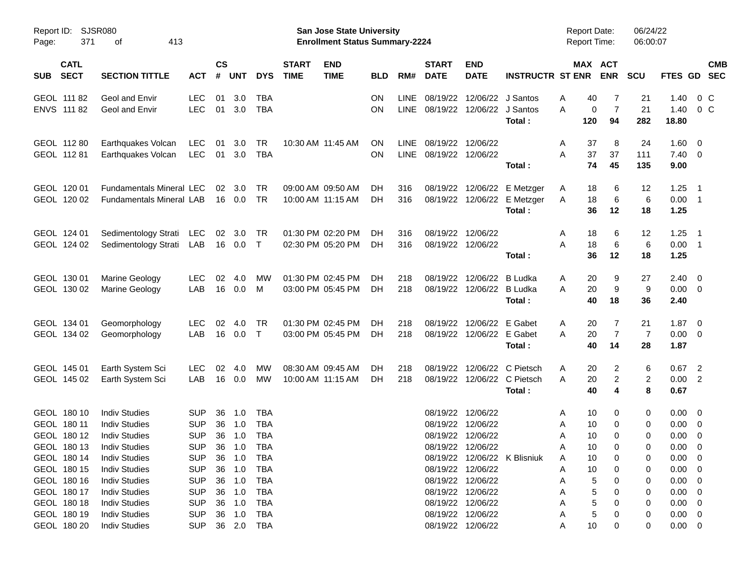| SUB | CATL SECT | SECTION TITTLE | ACT | CS # | UNT | DYS | START TIME | END TIME | BLD | RM# | START DATE | END DATE | INSTRUCTR | ST | MAX ENR | ACT ENR | SCU | FTES | GD | CMB SEC |
|---|---|---|---|---|---|---|---|---|---|---|---|---|---|---|---|---|---|---|---|---|
| GEOL | 111 82 | Geol and Envir | LEC | 01 | 3.0 | TBA | | | ON | LINE | 08/19/22 | 12/06/22 | J Santos | A | 40 | 7 | 21 | 1.40 | 0 | C |
| ENVS | 111 82 | Geol and Envir | LEC | 01 | 3.0 | TBA | | | ON | LINE | 08/19/22 | 12/06/22 | J Santos | A | 0 | 7 | 21 | 1.40 | 0 | C |
| | | | | | | | | | | | | | **Total :** | | **120** | **94** | **282** | **18.80** | | |
| GEOL | 112 80 | Earthquakes Volcan | LEC | 01 | 3.0 | TR | 10:30 AM | 11:45 AM | ON | LINE | 08/19/22 | 12/06/22 | | A | 37 | 8 | 24 | 1.60 | 0 | |
| GEOL | 112 81 | Earthquakes Volcan | LEC | 01 | 3.0 | TBA | | | ON | LINE | 08/19/22 | 12/06/22 | | A | 37 | 37 | 111 | 7.40 | 0 | |
| | | | | | | | | | | | | | **Total :** | | **74** | **45** | **135** | **9.00** | | |
| GEOL | 120 01 | Fundamentals Mineral | LEC | 02 | 3.0 | TR | 09:00 AM | 09:50 AM | DH | 316 | 08/19/22 | 12/06/22 | E Metzger | A | 18 | 6 | 12 | 1.25 | 1 | |
| GEOL | 120 02 | Fundamentals Mineral | LAB | 16 | 0.0 | TR | 10:00 AM | 11:15 AM | DH | 316 | 08/19/22 | 12/06/22 | E Metzger | A | 18 | 6 | 6 | 0.00 | 1 | |
| | | | | | | | | | | | | | **Total :** | | **36** | **12** | **18** | **1.25** | | |
| GEOL | 124 01 | Sedimentology Strati | LEC | 02 | 3.0 | TR | 01:30 PM | 02:20 PM | DH | 316 | 08/19/22 | 12/06/22 | | A | 18 | 6 | 12 | 1.25 | 1 | |
| GEOL | 124 02 | Sedimentology Strati | LAB | 16 | 0.0 | T | 02:30 PM | 05:20 PM | DH | 316 | 08/19/22 | 12/06/22 | | A | 18 | 6 | 6 | 0.00 | 1 | |
| | | | | | | | | | | | | | **Total :** | | **36** | **12** | **18** | **1.25** | | |
| GEOL | 130 01 | Marine Geology | LEC | 02 | 4.0 | MW | 01:30 PM | 02:45 PM | DH | 218 | 08/19/22 | 12/06/22 | B Ludka | A | 20 | 9 | 27 | 2.40 | 0 | |
| GEOL | 130 02 | Marine Geology | LAB | 16 | 0.0 | M | 03:00 PM | 05:45 PM | DH | 218 | 08/19/22 | 12/06/22 | B Ludka | A | 20 | 9 | 9 | 0.00 | 0 | |
| | | | | | | | | | | | | | **Total :** | | **40** | **18** | **36** | **2.40** | | |
| GEOL | 134 01 | Geomorphology | LEC | 02 | 4.0 | TR | 01:30 PM | 02:45 PM | DH | 218 | 08/19/22 | 12/06/22 | E Gabet | A | 20 | 7 | 21 | 1.87 | 0 | |
| GEOL | 134 02 | Geomorphology | LAB | 16 | 0.0 | T | 03:00 PM | 05:45 PM | DH | 218 | 08/19/22 | 12/06/22 | E Gabet | A | 20 | 7 | 7 | 0.00 | 0 | |
| | | | | | | | | | | | | | **Total :** | | **40** | **14** | **28** | **1.87** | | |
| GEOL | 145 01 | Earth System Sci | LEC | 02 | 4.0 | MW | 08:30 AM | 09:45 AM | DH | 218 | 08/19/22 | 12/06/22 | C Pietsch | A | 20 | 2 | 6 | 0.67 | 2 | |
| GEOL | 145 02 | Earth System Sci | LAB | 16 | 0.0 | MW | 10:00 AM | 11:15 AM | DH | 218 | 08/19/22 | 12/06/22 | C Pietsch | A | 20 | 2 | 2 | 0.00 | 2 | |
| | | | | | | | | | | | | | **Total :** | | **40** | **4** | **8** | **0.67** | | |
| GEOL | 180 10 | Indiv Studies | SUP | 36 | 1.0 | TBA | | | | | 08/19/22 | 12/06/22 | | A | 10 | 0 | 0 | 0.00 | 0 | |
| GEOL | 180 11 | Indiv Studies | SUP | 36 | 1.0 | TBA | | | | | 08/19/22 | 12/06/22 | | A | 10 | 0 | 0 | 0.00 | 0 | |
| GEOL | 180 12 | Indiv Studies | SUP | 36 | 1.0 | TBA | | | | | 08/19/22 | 12/06/22 | | A | 10 | 0 | 0 | 0.00 | 0 | |
| GEOL | 180 13 | Indiv Studies | SUP | 36 | 1.0 | TBA | | | | | 08/19/22 | 12/06/22 | | A | 10 | 0 | 0 | 0.00 | 0 | |
| GEOL | 180 14 | Indiv Studies | SUP | 36 | 1.0 | TBA | | | | | 08/19/22 | 12/06/22 | K Blisniuk | A | 10 | 0 | 0 | 0.00 | 0 | |
| GEOL | 180 15 | Indiv Studies | SUP | 36 | 1.0 | TBA | | | | | 08/19/22 | 12/06/22 | | A | 10 | 0 | 0 | 0.00 | 0 | |
| GEOL | 180 16 | Indiv Studies | SUP | 36 | 1.0 | TBA | | | | | 08/19/22 | 12/06/22 | | A | 5 | 0 | 0 | 0.00 | 0 | |
| GEOL | 180 17 | Indiv Studies | SUP | 36 | 1.0 | TBA | | | | | 08/19/22 | 12/06/22 | | A | 5 | 0 | 0 | 0.00 | 0 | |
| GEOL | 180 18 | Indiv Studies | SUP | 36 | 1.0 | TBA | | | | | 08/19/22 | 12/06/22 | | A | 5 | 0 | 0 | 0.00 | 0 | |
| GEOL | 180 19 | Indiv Studies | SUP | 36 | 1.0 | TBA | | | | | 08/19/22 | 12/06/22 | | A | 5 | 0 | 0 | 0.00 | 0 | |
| GEOL | 180 20 | Indiv Studies | SUP | 36 | 2.0 | TBA | | | | | 08/19/22 | 12/06/22 | | A | 10 | 0 | 0 | 0.00 | 0 | |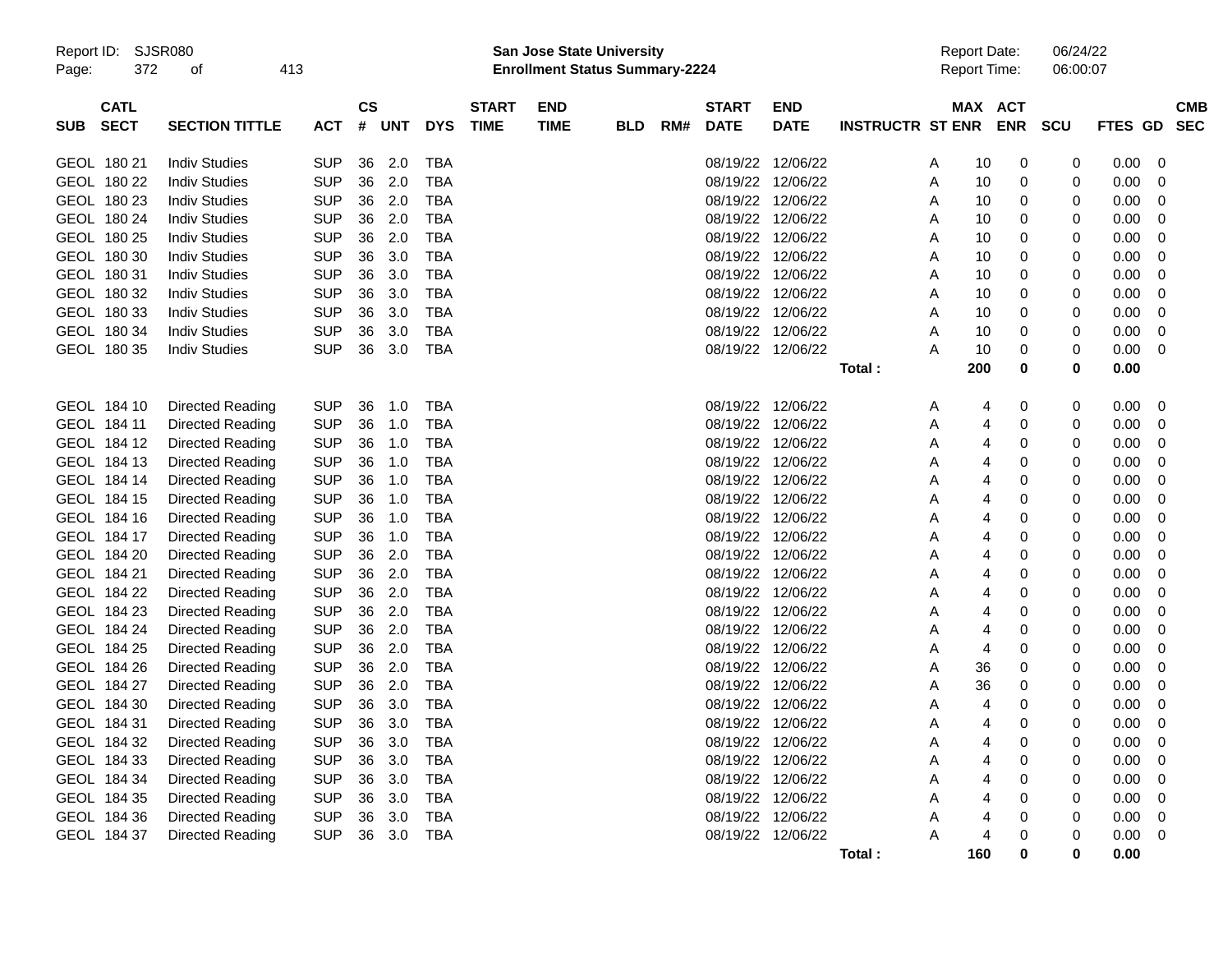Report ID: SJSR080

**San Jose State University**
**Enrollment Status Summary-2224**

Report Date: 06/24/22
Report Time: 06:00:07

| SUB | CATL SECT | SECTION TITTLE | ACT | CS # | UNT | DYS | START TIME | END TIME | BLD | RM# | START DATE | END DATE | INSTRUCTR | ST | MAX ENR | ACT ENR | SCU | FTES | GD | CMB SEC |
|---|---|---|---|---|---|---|---|---|---|---|---|---|---|---|---|---|---|---|---|---|
| GEOL | 180 21 | Indiv Studies | SUP | 36 | 2.0 | TBA | | | | | 08/19/22 | 12/06/22 | | A | 10 | 0 | 0 | 0.00 | 0 | |
| GEOL | 180 22 | Indiv Studies | SUP | 36 | 2.0 | TBA | | | | | 08/19/22 | 12/06/22 | | A | 10 | 0 | 0 | 0.00 | 0 | |
| GEOL | 180 23 | Indiv Studies | SUP | 36 | 2.0 | TBA | | | | | 08/19/22 | 12/06/22 | | A | 10 | 0 | 0 | 0.00 | 0 | |
| GEOL | 180 24 | Indiv Studies | SUP | 36 | 2.0 | TBA | | | | | 08/19/22 | 12/06/22 | | A | 10 | 0 | 0 | 0.00 | 0 | |
| GEOL | 180 25 | Indiv Studies | SUP | 36 | 2.0 | TBA | | | | | 08/19/22 | 12/06/22 | | A | 10 | 0 | 0 | 0.00 | 0 | |
| GEOL | 180 30 | Indiv Studies | SUP | 36 | 3.0 | TBA | | | | | 08/19/22 | 12/06/22 | | A | 10 | 0 | 0 | 0.00 | 0 | |
| GEOL | 180 31 | Indiv Studies | SUP | 36 | 3.0 | TBA | | | | | 08/19/22 | 12/06/22 | | A | 10 | 0 | 0 | 0.00 | 0 | |
| GEOL | 180 32 | Indiv Studies | SUP | 36 | 3.0 | TBA | | | | | 08/19/22 | 12/06/22 | | A | 10 | 0 | 0 | 0.00 | 0 | |
| GEOL | 180 33 | Indiv Studies | SUP | 36 | 3.0 | TBA | | | | | 08/19/22 | 12/06/22 | | A | 10 | 0 | 0 | 0.00 | 0 | |
| GEOL | 180 34 | Indiv Studies | SUP | 36 | 3.0 | TBA | | | | | 08/19/22 | 12/06/22 | | A | 10 | 0 | 0 | 0.00 | 0 | |
| GEOL | 180 35 | Indiv Studies | SUP | 36 | 3.0 | TBA | | | | | 08/19/22 | 12/06/22 | | A | 10 | 0 | 0 | 0.00 | 0 | |
| | | | | | | | | | | | | | **Total :** | | **200** | **0** | **0** | **0.00** | | |
| GEOL | 184 10 | Directed Reading | SUP | 36 | 1.0 | TBA | | | | | 08/19/22 | 12/06/22 | | A | 4 | 0 | 0 | 0.00 | 0 | |
| GEOL | 184 11 | Directed Reading | SUP | 36 | 1.0 | TBA | | | | | 08/19/22 | 12/06/22 | | A | 4 | 0 | 0 | 0.00 | 0 | |
| GEOL | 184 12 | Directed Reading | SUP | 36 | 1.0 | TBA | | | | | 08/19/22 | 12/06/22 | | A | 4 | 0 | 0 | 0.00 | 0 | |
| GEOL | 184 13 | Directed Reading | SUP | 36 | 1.0 | TBA | | | | | 08/19/22 | 12/06/22 | | A | 4 | 0 | 0 | 0.00 | 0 | |
| GEOL | 184 14 | Directed Reading | SUP | 36 | 1.0 | TBA | | | | | 08/19/22 | 12/06/22 | | A | 4 | 0 | 0 | 0.00 | 0 | |
| GEOL | 184 15 | Directed Reading | SUP | 36 | 1.0 | TBA | | | | | 08/19/22 | 12/06/22 | | A | 4 | 0 | 0 | 0.00 | 0 | |
| GEOL | 184 16 | Directed Reading | SUP | 36 | 1.0 | TBA | | | | | 08/19/22 | 12/06/22 | | A | 4 | 0 | 0 | 0.00 | 0 | |
| GEOL | 184 17 | Directed Reading | SUP | 36 | 1.0 | TBA | | | | | 08/19/22 | 12/06/22 | | A | 4 | 0 | 0 | 0.00 | 0 | |
| GEOL | 184 20 | Directed Reading | SUP | 36 | 2.0 | TBA | | | | | 08/19/22 | 12/06/22 | | A | 4 | 0 | 0 | 0.00 | 0 | |
| GEOL | 184 21 | Directed Reading | SUP | 36 | 2.0 | TBA | | | | | 08/19/22 | 12/06/22 | | A | 4 | 0 | 0 | 0.00 | 0 | |
| GEOL | 184 22 | Directed Reading | SUP | 36 | 2.0 | TBA | | | | | 08/19/22 | 12/06/22 | | A | 4 | 0 | 0 | 0.00 | 0 | |
| GEOL | 184 23 | Directed Reading | SUP | 36 | 2.0 | TBA | | | | | 08/19/22 | 12/06/22 | | A | 4 | 0 | 0 | 0.00 | 0 | |
| GEOL | 184 24 | Directed Reading | SUP | 36 | 2.0 | TBA | | | | | 08/19/22 | 12/06/22 | | A | 4 | 0 | 0 | 0.00 | 0 | |
| GEOL | 184 25 | Directed Reading | SUP | 36 | 2.0 | TBA | | | | | 08/19/22 | 12/06/22 | | A | 4 | 0 | 0 | 0.00 | 0 | |
| GEOL | 184 26 | Directed Reading | SUP | 36 | 2.0 | TBA | | | | | 08/19/22 | 12/06/22 | | A | 36 | 0 | 0 | 0.00 | 0 | |
| GEOL | 184 27 | Directed Reading | SUP | 36 | 2.0 | TBA | | | | | 08/19/22 | 12/06/22 | | A | 36 | 0 | 0 | 0.00 | 0 | |
| GEOL | 184 30 | Directed Reading | SUP | 36 | 3.0 | TBA | | | | | 08/19/22 | 12/06/22 | | A | 4 | 0 | 0 | 0.00 | 0 | |
| GEOL | 184 31 | Directed Reading | SUP | 36 | 3.0 | TBA | | | | | 08/19/22 | 12/06/22 | | A | 4 | 0 | 0 | 0.00 | 0 | |
| GEOL | 184 32 | Directed Reading | SUP | 36 | 3.0 | TBA | | | | | 08/19/22 | 12/06/22 | | A | 4 | 0 | 0 | 0.00 | 0 | |
| GEOL | 184 33 | Directed Reading | SUP | 36 | 3.0 | TBA | | | | | 08/19/22 | 12/06/22 | | A | 4 | 0 | 0 | 0.00 | 0 | |
| GEOL | 184 34 | Directed Reading | SUP | 36 | 3.0 | TBA | | | | | 08/19/22 | 12/06/22 | | A | 4 | 0 | 0 | 0.00 | 0 | |
| GEOL | 184 35 | Directed Reading | SUP | 36 | 3.0 | TBA | | | | | 08/19/22 | 12/06/22 | | A | 4 | 0 | 0 | 0.00 | 0 | |
| GEOL | 184 36 | Directed Reading | SUP | 36 | 3.0 | TBA | | | | | 08/19/22 | 12/06/22 | | A | 4 | 0 | 0 | 0.00 | 0 | |
| GEOL | 184 37 | Directed Reading | SUP | 36 | 3.0 | TBA | | | | | 08/19/22 | 12/06/22 | | A | 4 | 0 | 0 | 0.00 | 0 | |
| | | | | | | | | | | | | | **Total :** | | **160** | **0** | **0** | **0.00** | | |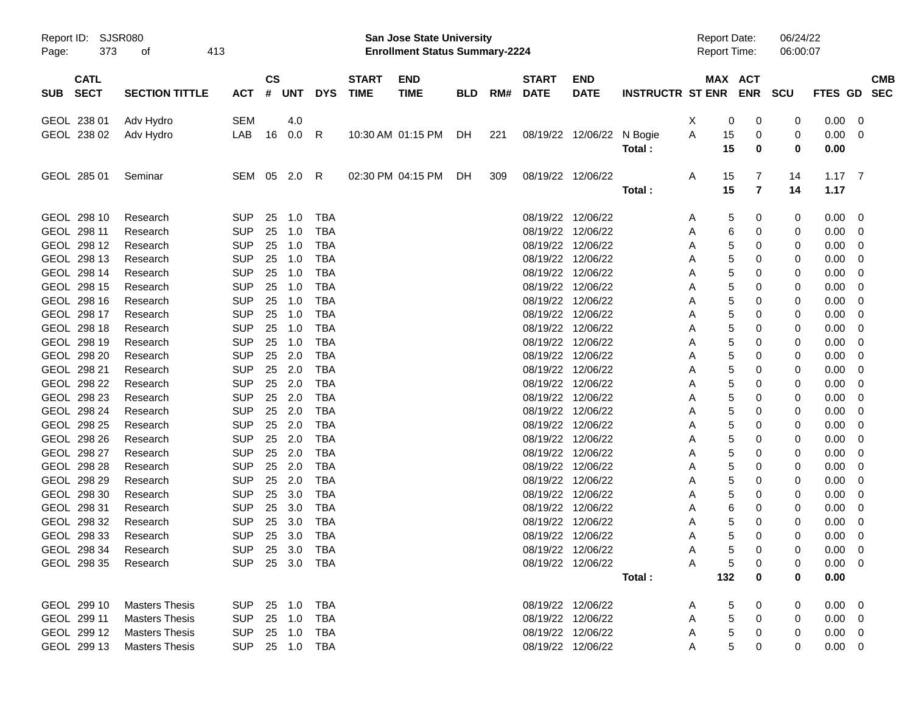Report ID: SJSR080
Page: 373 of 413

**San Jose State University**
**Enrollment Status Summary-2224**

Report Date: 06/24/22
Report Time: 06:00:07

| SUB | CATL SECT | SECTION TITTLE | ACT | CS # | UNT | DYS | START TIME | END TIME | BLD | RM# | START DATE | END DATE | INSTRUCTR | ST | MAX ENR | ACT ENR | SCU | FTES | GD | CMB SEC |
|---|---|---|---|---|---|---|---|---|---|---|---|---|---|---|---|---|---|---|---|---|
| GEOL | 238 01 | Adv Hydro | SEM | | 4.0 | | | | | | | | | X | 0 | 0 | 0 | 0.00 | 0 | |
| GEOL | 238 02 | Adv Hydro | LAB | 16 | 0.0 | R | 10:30 AM | 01:15 PM | DH | 221 | 08/19/22 | 12/06/22 | N Bogie | A | 15 | 0 | 0 | 0.00 | 0 | |
| | | | | | | | | | | | | | **Total :** | | **15** | **0** | **0** | **0.00** | | |
| GEOL | 285 01 | Seminar | SEM | 05 | 2.0 | R | 02:30 PM | 04:15 PM | DH | 309 | 08/19/22 | 12/06/22 | | A | 15 | 7 | 14 | 1.17 | 7 | |
| | | | | | | | | | | | | | **Total :** | | **15** | **7** | **14** | **1.17** | | |
| GEOL | 298 10 | Research | SUP | 25 | 1.0 | TBA | | | | | 08/19/22 | 12/06/22 | | A | 5 | 0 | 0 | 0.00 | 0 | |
| GEOL | 298 11 | Research | SUP | 25 | 1.0 | TBA | | | | | 08/19/22 | 12/06/22 | | A | 6 | 0 | 0 | 0.00 | 0 | |
| GEOL | 298 12 | Research | SUP | 25 | 1.0 | TBA | | | | | 08/19/22 | 12/06/22 | | A | 5 | 0 | 0 | 0.00 | 0 | |
| GEOL | 298 13 | Research | SUP | 25 | 1.0 | TBA | | | | | 08/19/22 | 12/06/22 | | A | 5 | 0 | 0 | 0.00 | 0 | |
| GEOL | 298 14 | Research | SUP | 25 | 1.0 | TBA | | | | | 08/19/22 | 12/06/22 | | A | 5 | 0 | 0 | 0.00 | 0 | |
| GEOL | 298 15 | Research | SUP | 25 | 1.0 | TBA | | | | | 08/19/22 | 12/06/22 | | A | 5 | 0 | 0 | 0.00 | 0 | |
| GEOL | 298 16 | Research | SUP | 25 | 1.0 | TBA | | | | | 08/19/22 | 12/06/22 | | A | 5 | 0 | 0 | 0.00 | 0 | |
| GEOL | 298 17 | Research | SUP | 25 | 1.0 | TBA | | | | | 08/19/22 | 12/06/22 | | A | 5 | 0 | 0 | 0.00 | 0 | |
| GEOL | 298 18 | Research | SUP | 25 | 1.0 | TBA | | | | | 08/19/22 | 12/06/22 | | A | 5 | 0 | 0 | 0.00 | 0 | |
| GEOL | 298 19 | Research | SUP | 25 | 1.0 | TBA | | | | | 08/19/22 | 12/06/22 | | A | 5 | 0 | 0 | 0.00 | 0 | |
| GEOL | 298 20 | Research | SUP | 25 | 2.0 | TBA | | | | | 08/19/22 | 12/06/22 | | A | 5 | 0 | 0 | 0.00 | 0 | |
| GEOL | 298 21 | Research | SUP | 25 | 2.0 | TBA | | | | | 08/19/22 | 12/06/22 | | A | 5 | 0 | 0 | 0.00 | 0 | |
| GEOL | 298 22 | Research | SUP | 25 | 2.0 | TBA | | | | | 08/19/22 | 12/06/22 | | A | 5 | 0 | 0 | 0.00 | 0 | |
| GEOL | 298 23 | Research | SUP | 25 | 2.0 | TBA | | | | | 08/19/22 | 12/06/22 | | A | 5 | 0 | 0 | 0.00 | 0 | |
| GEOL | 298 24 | Research | SUP | 25 | 2.0 | TBA | | | | | 08/19/22 | 12/06/22 | | A | 5 | 0 | 0 | 0.00 | 0 | |
| GEOL | 298 25 | Research | SUP | 25 | 2.0 | TBA | | | | | 08/19/22 | 12/06/22 | | A | 5 | 0 | 0 | 0.00 | 0 | |
| GEOL | 298 26 | Research | SUP | 25 | 2.0 | TBA | | | | | 08/19/22 | 12/06/22 | | A | 5 | 0 | 0 | 0.00 | 0 | |
| GEOL | 298 27 | Research | SUP | 25 | 2.0 | TBA | | | | | 08/19/22 | 12/06/22 | | A | 5 | 0 | 0 | 0.00 | 0 | |
| GEOL | 298 28 | Research | SUP | 25 | 2.0 | TBA | | | | | 08/19/22 | 12/06/22 | | A | 5 | 0 | 0 | 0.00 | 0 | |
| GEOL | 298 29 | Research | SUP | 25 | 2.0 | TBA | | | | | 08/19/22 | 12/06/22 | | A | 5 | 0 | 0 | 0.00 | 0 | |
| GEOL | 298 30 | Research | SUP | 25 | 3.0 | TBA | | | | | 08/19/22 | 12/06/22 | | A | 5 | 0 | 0 | 0.00 | 0 | |
| GEOL | 298 31 | Research | SUP | 25 | 3.0 | TBA | | | | | 08/19/22 | 12/06/22 | | A | 6 | 0 | 0 | 0.00 | 0 | |
| GEOL | 298 32 | Research | SUP | 25 | 3.0 | TBA | | | | | 08/19/22 | 12/06/22 | | A | 5 | 0 | 0 | 0.00 | 0 | |
| GEOL | 298 33 | Research | SUP | 25 | 3.0 | TBA | | | | | 08/19/22 | 12/06/22 | | A | 5 | 0 | 0 | 0.00 | 0 | |
| GEOL | 298 34 | Research | SUP | 25 | 3.0 | TBA | | | | | 08/19/22 | 12/06/22 | | A | 5 | 0 | 0 | 0.00 | 0 | |
| GEOL | 298 35 | Research | SUP | 25 | 3.0 | TBA | | | | | 08/19/22 | 12/06/22 | | A | 5 | 0 | 0 | 0.00 | 0 | |
| | | | | | | | | | | | | | **Total :** | | **132** | **0** | **0** | **0.00** | | |
| GEOL | 299 10 | Masters Thesis | SUP | 25 | 1.0 | TBA | | | | | 08/19/22 | 12/06/22 | | A | 5 | 0 | 0 | 0.00 | 0 | |
| GEOL | 299 11 | Masters Thesis | SUP | 25 | 1.0 | TBA | | | | | 08/19/22 | 12/06/22 | | A | 5 | 0 | 0 | 0.00 | 0 | |
| GEOL | 299 12 | Masters Thesis | SUP | 25 | 1.0 | TBA | | | | | 08/19/22 | 12/06/22 | | A | 5 | 0 | 0 | 0.00 | 0 | |
| GEOL | 299 13 | Masters Thesis | SUP | 25 | 1.0 | TBA | | | | | 08/19/22 | 12/06/22 | | A | 5 | 0 | 0 | 0.00 | 0 | |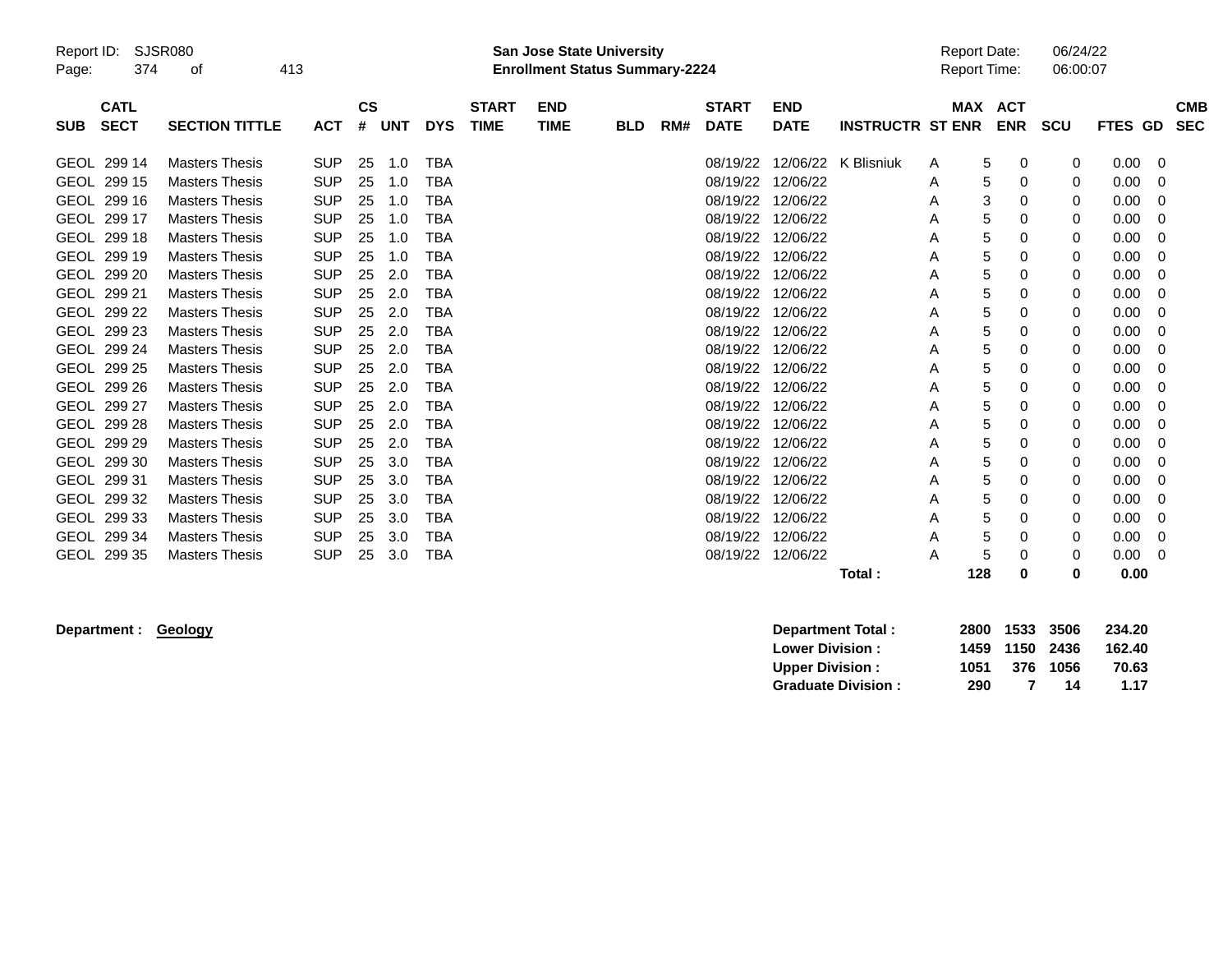| SUB | CATL SECT | SECTION TITTLE | ACT | CS # | UNT | DYS | START TIME | END TIME | BLD | RM# | START DATE | END DATE | INSTRUCTR | ST | MAX ENR | ACT ENR | SCU | FTES | GD | CMB SEC |
|---|---|---|---|---|---|---|---|---|---|---|---|---|---|---|---|---|---|---|---|---|
| GEOL | 299 14 | Masters Thesis | SUP | 25 | 1.0 | TBA | | | | | 08/19/22 | 12/06/22 | K Blisniuk | A | 5 | 0 | 0 | 0.00 | 0 | |
| GEOL | 299 15 | Masters Thesis | SUP | 25 | 1.0 | TBA | | | | | 08/19/22 | 12/06/22 | | A | 5 | 0 | 0 | 0.00 | 0 | |
| GEOL | 299 16 | Masters Thesis | SUP | 25 | 1.0 | TBA | | | | | 08/19/22 | 12/06/22 | | A | 3 | 0 | 0 | 0.00 | 0 | |
| GEOL | 299 17 | Masters Thesis | SUP | 25 | 1.0 | TBA | | | | | 08/19/22 | 12/06/22 | | A | 5 | 0 | 0 | 0.00 | 0 | |
| GEOL | 299 18 | Masters Thesis | SUP | 25 | 1.0 | TBA | | | | | 08/19/22 | 12/06/22 | | A | 5 | 0 | 0 | 0.00 | 0 | |
| GEOL | 299 19 | Masters Thesis | SUP | 25 | 1.0 | TBA | | | | | 08/19/22 | 12/06/22 | | A | 5 | 0 | 0 | 0.00 | 0 | |
| GEOL | 299 20 | Masters Thesis | SUP | 25 | 2.0 | TBA | | | | | 08/19/22 | 12/06/22 | | A | 5 | 0 | 0 | 0.00 | 0 | |
| GEOL | 299 21 | Masters Thesis | SUP | 25 | 2.0 | TBA | | | | | 08/19/22 | 12/06/22 | | A | 5 | 0 | 0 | 0.00 | 0 | |
| GEOL | 299 22 | Masters Thesis | SUP | 25 | 2.0 | TBA | | | | | 08/19/22 | 12/06/22 | | A | 5 | 0 | 0 | 0.00 | 0 | |
| GEOL | 299 23 | Masters Thesis | SUP | 25 | 2.0 | TBA | | | | | 08/19/22 | 12/06/22 | | A | 5 | 0 | 0 | 0.00 | 0 | |
| GEOL | 299 24 | Masters Thesis | SUP | 25 | 2.0 | TBA | | | | | 08/19/22 | 12/06/22 | | A | 5 | 0 | 0 | 0.00 | 0 | |
| GEOL | 299 25 | Masters Thesis | SUP | 25 | 2.0 | TBA | | | | | 08/19/22 | 12/06/22 | | A | 5 | 0 | 0 | 0.00 | 0 | |
| GEOL | 299 26 | Masters Thesis | SUP | 25 | 2.0 | TBA | | | | | 08/19/22 | 12/06/22 | | A | 5 | 0 | 0 | 0.00 | 0 | |
| GEOL | 299 27 | Masters Thesis | SUP | 25 | 2.0 | TBA | | | | | 08/19/22 | 12/06/22 | | A | 5 | 0 | 0 | 0.00 | 0 | |
| GEOL | 299 28 | Masters Thesis | SUP | 25 | 2.0 | TBA | | | | | 08/19/22 | 12/06/22 | | A | 5 | 0 | 0 | 0.00 | 0 | |
| GEOL | 299 29 | Masters Thesis | SUP | 25 | 2.0 | TBA | | | | | 08/19/22 | 12/06/22 | | A | 5 | 0 | 0 | 0.00 | 0 | |
| GEOL | 299 30 | Masters Thesis | SUP | 25 | 3.0 | TBA | | | | | 08/19/22 | 12/06/22 | | A | 5 | 0 | 0 | 0.00 | 0 | |
| GEOL | 299 31 | Masters Thesis | SUP | 25 | 3.0 | TBA | | | | | 08/19/22 | 12/06/22 | | A | 5 | 0 | 0 | 0.00 | 0 | |
| GEOL | 299 32 | Masters Thesis | SUP | 25 | 3.0 | TBA | | | | | 08/19/22 | 12/06/22 | | A | 5 | 0 | 0 | 0.00 | 0 | |
| GEOL | 299 33 | Masters Thesis | SUP | 25 | 3.0 | TBA | | | | | 08/19/22 | 12/06/22 | | A | 5 | 0 | 0 | 0.00 | 0 | |
| GEOL | 299 34 | Masters Thesis | SUP | 25 | 3.0 | TBA | | | | | 08/19/22 | 12/06/22 | | A | 5 | 0 | 0 | 0.00 | 0 | |
| GEOL | 299 35 | Masters Thesis | SUP | 25 | 3.0 | TBA | | | | | 08/19/22 | 12/06/22 | | A | 5 | 0 | 0 | 0.00 | 0 | |
| | | | | | | | | | | | | | **Total :** | | **128** | **0** | **0** | **0.00** | | |

**Department :** **Geology**

| | MAX ENR | ACT ENR | SCU | FTES |
|---|---|---|---|---|
| **Department Total :** | **2800** | **1533** | **3506** | **234.20** |
| **Lower Division :** | **1459** | **1150** | **2436** | **162.40** |
| **Upper Division :** | **1051** | **376** | **1056** | **70.63** |
| **Graduate Division :** | **290** | **7** | **14** | **1.17** |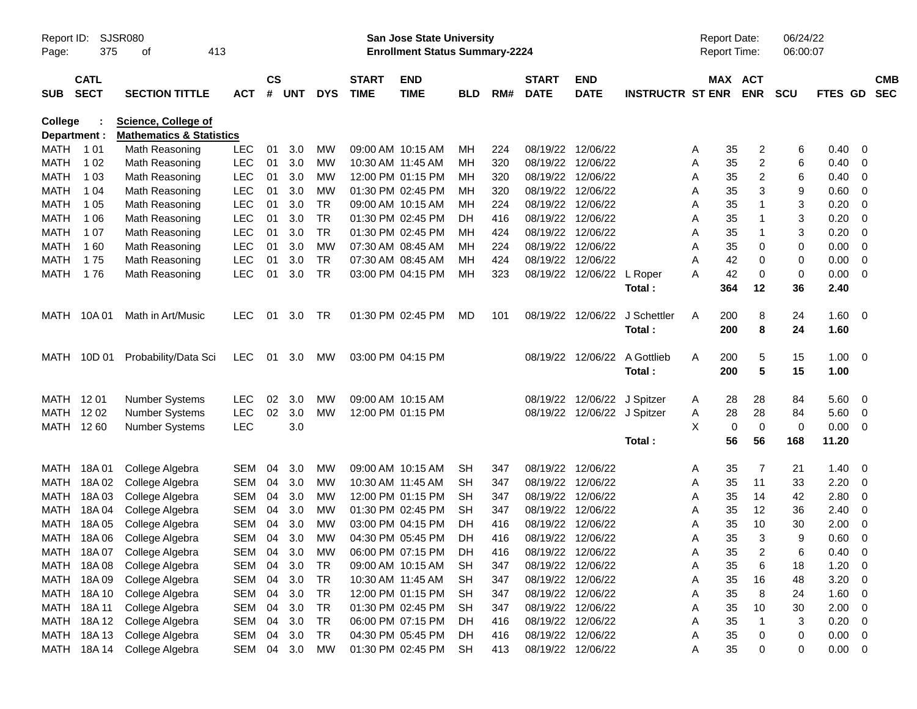Report ID: SJSR080

**San Jose State University**
**Enrollment Status Summary-2224**

Report Date: 06/24/22
Report Time: 06:00:07

**College : Science, College of**
**Department : Mathematics & Statistics**

| SUB | CATL SECT | SECTION TITTLE | ACT | CS # | UNT | DYS | START TIME | END TIME | BLD | RM# | START DATE | END DATE | INSTRUCTR | ST | MAX ENR | ACT ENR | SCU | FTES | GD | CMB SEC |
|---|---|---|---|---|---|---|---|---|---|---|---|---|---|---|---|---|---|---|---|---|
| MATH | 1 01 | Math Reasoning | LEC | 01 | 3.0 | MW | 09:00 AM | 10:15 AM | MH | 224 | 08/19/22 | 12/06/22 | | A | 35 | 2 | 6 | 0.40 | 0 | |
| MATH | 1 02 | Math Reasoning | LEC | 01 | 3.0 | MW | 10:30 AM | 11:45 AM | MH | 320 | 08/19/22 | 12/06/22 | | A | 35 | 2 | 6 | 0.40 | 0 | |
| MATH | 1 03 | Math Reasoning | LEC | 01 | 3.0 | MW | 12:00 PM | 01:15 PM | MH | 320 | 08/19/22 | 12/06/22 | | A | 35 | 2 | 6 | 0.40 | 0 | |
| MATH | 1 04 | Math Reasoning | LEC | 01 | 3.0 | MW | 01:30 PM | 02:45 PM | MH | 320 | 08/19/22 | 12/06/22 | | A | 35 | 3 | 9 | 0.60 | 0 | |
| MATH | 1 05 | Math Reasoning | LEC | 01 | 3.0 | TR | 09:00 AM | 10:15 AM | MH | 224 | 08/19/22 | 12/06/22 | | A | 35 | 1 | 3 | 0.20 | 0 | |
| MATH | 1 06 | Math Reasoning | LEC | 01 | 3.0 | TR | 01:30 PM | 02:45 PM | DH | 416 | 08/19/22 | 12/06/22 | | A | 35 | 1 | 3 | 0.20 | 0 | |
| MATH | 1 07 | Math Reasoning | LEC | 01 | 3.0 | TR | 01:30 PM | 02:45 PM | MH | 424 | 08/19/22 | 12/06/22 | | A | 35 | 1 | 3 | 0.20 | 0 | |
| MATH | 1 60 | Math Reasoning | LEC | 01 | 3.0 | MW | 07:30 AM | 08:45 AM | MH | 224 | 08/19/22 | 12/06/22 | | A | 35 | 0 | 0 | 0.00 | 0 | |
| MATH | 1 75 | Math Reasoning | LEC | 01 | 3.0 | TR | 07:30 AM | 08:45 AM | MH | 424 | 08/19/22 | 12/06/22 | | A | 42 | 0 | 0 | 0.00 | 0 | |
| MATH | 1 76 | Math Reasoning | LEC | 01 | 3.0 | TR | 03:00 PM | 04:15 PM | MH | 323 | 08/19/22 | 12/06/22 | L Roper | A | 42 | 0 | 0 | 0.00 | 0 | |
| | | | | | | | | | | | | | **Total :** | | **364** | **12** | **36** | **2.40** | | |
| MATH | 10A 01 | Math in Art/Music | LEC | 01 | 3.0 | TR | 01:30 PM | 02:45 PM | MD | 101 | 08/19/22 | 12/06/22 | J Schettler | A | 200 | 8 | 24 | 1.60 | 0 | |
| | | | | | | | | | | | | | **Total :** | | **200** | **8** | **24** | **1.60** | | |
| MATH | 10D 01 | Probability/Data Sci | LEC | 01 | 3.0 | MW | 03:00 PM | 04:15 PM | | | 08/19/22 | 12/06/22 | A Gottlieb | A | 200 | 5 | 15 | 1.00 | 0 | |
| | | | | | | | | | | | | | **Total :** | | **200** | **5** | **15** | **1.00** | | |
| MATH | 12 01 | Number Systems | LEC | 02 | 3.0 | MW | 09:00 AM | 10:15 AM | | | 08/19/22 | 12/06/22 | J Spitzer | A | 28 | 28 | 84 | 5.60 | 0 | |
| MATH | 12 02 | Number Systems | LEC | 02 | 3.0 | MW | 12:00 PM | 01:15 PM | | | 08/19/22 | 12/06/22 | J Spitzer | A | 28 | 28 | 84 | 5.60 | 0 | |
| MATH | 12 60 | Number Systems | LEC | | 3.0 | | | | | | | | | X | 0 | 0 | 0 | 0.00 | 0 | |
| | | | | | | | | | | | | | **Total :** | | **56** | **56** | **168** | **11.20** | | |
| MATH | 18A 01 | College Algebra | SEM | 04 | 3.0 | MW | 09:00 AM | 10:15 AM | SH | 347 | 08/19/22 | 12/06/22 | | A | 35 | 7 | 21 | 1.40 | 0 | |
| MATH | 18A 02 | College Algebra | SEM | 04 | 3.0 | MW | 10:30 AM | 11:45 AM | SH | 347 | 08/19/22 | 12/06/22 | | A | 35 | 11 | 33 | 2.20 | 0 | |
| MATH | 18A 03 | College Algebra | SEM | 04 | 3.0 | MW | 12:00 PM | 01:15 PM | SH | 347 | 08/19/22 | 12/06/22 | | A | 35 | 14 | 42 | 2.80 | 0 | |
| MATH | 18A 04 | College Algebra | SEM | 04 | 3.0 | MW | 01:30 PM | 02:45 PM | SH | 347 | 08/19/22 | 12/06/22 | | A | 35 | 12 | 36 | 2.40 | 0 | |
| MATH | 18A 05 | College Algebra | SEM | 04 | 3.0 | MW | 03:00 PM | 04:15 PM | DH | 416 | 08/19/22 | 12/06/22 | | A | 35 | 10 | 30 | 2.00 | 0 | |
| MATH | 18A 06 | College Algebra | SEM | 04 | 3.0 | MW | 04:30 PM | 05:45 PM | DH | 416 | 08/19/22 | 12/06/22 | | A | 35 | 3 | 9 | 0.60 | 0 | |
| MATH | 18A 07 | College Algebra | SEM | 04 | 3.0 | MW | 06:00 PM | 07:15 PM | DH | 416 | 08/19/22 | 12/06/22 | | A | 35 | 2 | 6 | 0.40 | 0 | |
| MATH | 18A 08 | College Algebra | SEM | 04 | 3.0 | TR | 09:00 AM | 10:15 AM | SH | 347 | 08/19/22 | 12/06/22 | | A | 35 | 6 | 18 | 1.20 | 0 | |
| MATH | 18A 09 | College Algebra | SEM | 04 | 3.0 | TR | 10:30 AM | 11:45 AM | SH | 347 | 08/19/22 | 12/06/22 | | A | 35 | 16 | 48 | 3.20 | 0 | |
| MATH | 18A 10 | College Algebra | SEM | 04 | 3.0 | TR | 12:00 PM | 01:15 PM | SH | 347 | 08/19/22 | 12/06/22 | | A | 35 | 8 | 24 | 1.60 | 0 | |
| MATH | 18A 11 | College Algebra | SEM | 04 | 3.0 | TR | 01:30 PM | 02:45 PM | SH | 347 | 08/19/22 | 12/06/22 | | A | 35 | 10 | 30 | 2.00 | 0 | |
| MATH | 18A 12 | College Algebra | SEM | 04 | 3.0 | TR | 06:00 PM | 07:15 PM | DH | 416 | 08/19/22 | 12/06/22 | | A | 35 | 1 | 3 | 0.20 | 0 | |
| MATH | 18A 13 | College Algebra | SEM | 04 | 3.0 | TR | 04:30 PM | 05:45 PM | DH | 416 | 08/19/22 | 12/06/22 | | A | 35 | 0 | 0 | 0.00 | 0 | |
| MATH | 18A 14 | College Algebra | SEM | 04 | 3.0 | MW | 01:30 PM | 02:45 PM | SH | 413 | 08/19/22 | 12/06/22 | | A | 35 | 0 | 0 | 0.00 | 0 | |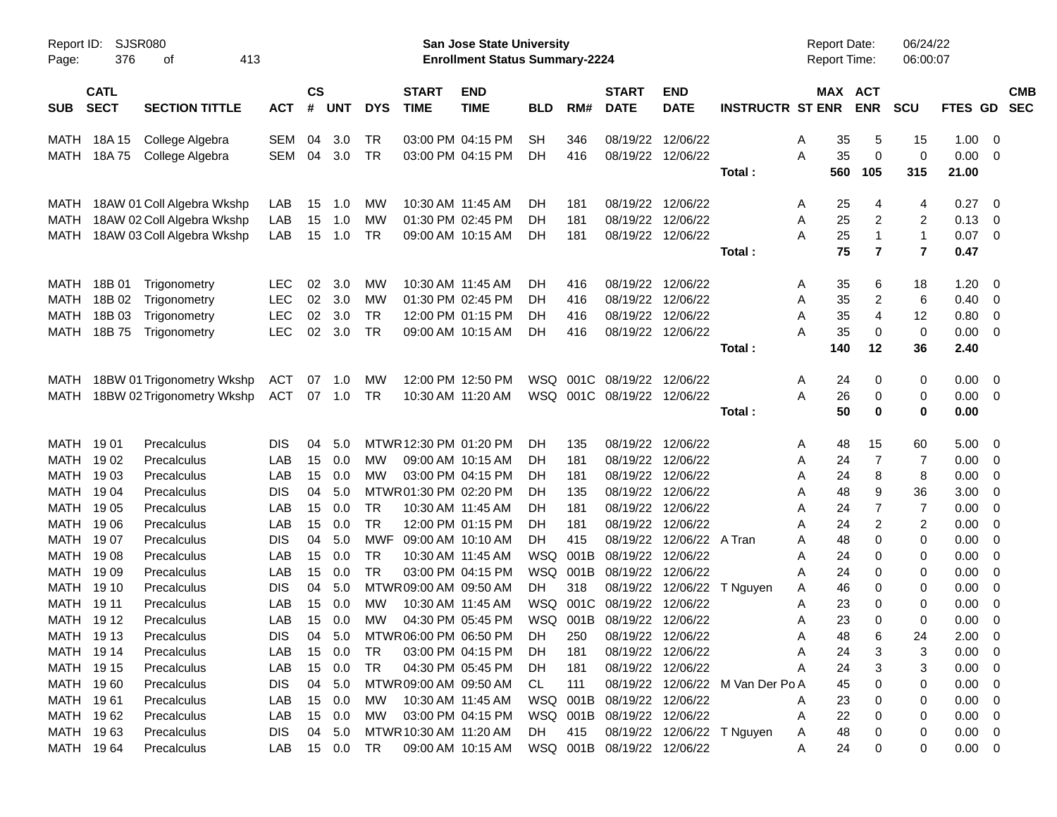Report ID: SJSR080

**San Jose State University**
**Enrollment Status Summary-2224**

Report Date: 06/24/22
Report Time: 06:00:07

| SUB | CATL SECT | SECTION TITTLE | ACT | CS # | UNT | DYS | START TIME | END TIME | BLD | RM# | START DATE | END DATE | INSTRUCTR | ST | MAX ENR | ACT ENR | SCU | FTES | GD | CMB SEC |
|---|---|---|---|---|---|---|---|---|---|---|---|---|---|---|---|---|---|---|---|---|
| MATH | 18A 15 | College Algebra | SEM | 04 | 3.0 | TR | 03:00 PM | 04:15 PM | SH | 346 | 08/19/22 | 12/06/22 | | A | 35 | 5 | 15 | 1.00 | 0 | |
| MATH | 18A 75 | College Algebra | SEM | 04 | 3.0 | TR | 03:00 PM | 04:15 PM | DH | 416 | 08/19/22 | 12/06/22 | | A | 35 | 0 | 0 | 0.00 | 0 | |
| | | | | | | | | | | | | | **Total :** | | **560** | **105** | **315** | **21.00** | | |
| MATH | 18AW 01 | Coll Algebra Wkshp | LAB | 15 | 1.0 | MW | 10:30 AM | 11:45 AM | DH | 181 | 08/19/22 | 12/06/22 | | A | 25 | 4 | 4 | 0.27 | 0 | |
| MATH | 18AW 02 | Coll Algebra Wkshp | LAB | 15 | 1.0 | MW | 01:30 PM | 02:45 PM | DH | 181 | 08/19/22 | 12/06/22 | | A | 25 | 2 | 2 | 0.13 | 0 | |
| MATH | 18AW 03 | Coll Algebra Wkshp | LAB | 15 | 1.0 | TR | 09:00 AM | 10:15 AM | DH | 181 | 08/19/22 | 12/06/22 | | A | 25 | 1 | 1 | 0.07 | 0 | |
| | | | | | | | | | | | | | **Total :** | | **75** | **7** | **7** | **0.47** | | |
| MATH | 18B 01 | Trigonometry | LEC | 02 | 3.0 | MW | 10:30 AM | 11:45 AM | DH | 416 | 08/19/22 | 12/06/22 | | A | 35 | 6 | 18 | 1.20 | 0 | |
| MATH | 18B 02 | Trigonometry | LEC | 02 | 3.0 | MW | 01:30 PM | 02:45 PM | DH | 416 | 08/19/22 | 12/06/22 | | A | 35 | 2 | 6 | 0.40 | 0 | |
| MATH | 18B 03 | Trigonometry | LEC | 02 | 3.0 | TR | 12:00 PM | 01:15 PM | DH | 416 | 08/19/22 | 12/06/22 | | A | 35 | 4 | 12 | 0.80 | 0 | |
| MATH | 18B 75 | Trigonometry | LEC | 02 | 3.0 | TR | 09:00 AM | 10:15 AM | DH | 416 | 08/19/22 | 12/06/22 | | A | 35 | 0 | 0 | 0.00 | 0 | |
| | | | | | | | | | | | | | **Total :** | | **140** | **12** | **36** | **2.40** | | |
| MATH | 18BW 01 | Trigonometry Wkshp | ACT | 07 | 1.0 | MW | 12:00 PM | 12:50 PM | WSQ | 001C | 08/19/22 | 12/06/22 | | A | 24 | 0 | 0 | 0.00 | 0 | |
| MATH | 18BW 02 | Trigonometry Wkshp | ACT | 07 | 1.0 | TR | 10:30 AM | 11:20 AM | WSQ | 001C | 08/19/22 | 12/06/22 | | A | 26 | 0 | 0 | 0.00 | 0 | |
| | | | | | | | | | | | | | **Total :** | | **50** | **0** | **0** | **0.00** | | |
| MATH | 19 01 | Precalculus | DIS | 04 | 5.0 | MTWR | 12:30 PM | 01:20 PM | DH | 135 | 08/19/22 | 12/06/22 | | A | 48 | 15 | 60 | 5.00 | 0 | |
| MATH | 19 02 | Precalculus | LAB | 15 | 0.0 | MW | 09:00 AM | 10:15 AM | DH | 181 | 08/19/22 | 12/06/22 | | A | 24 | 7 | 7 | 0.00 | 0 | |
| MATH | 19 03 | Precalculus | LAB | 15 | 0.0 | MW | 03:00 PM | 04:15 PM | DH | 181 | 08/19/22 | 12/06/22 | | A | 24 | 8 | 8 | 0.00 | 0 | |
| MATH | 19 04 | Precalculus | DIS | 04 | 5.0 | MTWR | 01:30 PM | 02:20 PM | DH | 135 | 08/19/22 | 12/06/22 | | A | 48 | 9 | 36 | 3.00 | 0 | |
| MATH | 19 05 | Precalculus | LAB | 15 | 0.0 | TR | 10:30 AM | 11:45 AM | DH | 181 | 08/19/22 | 12/06/22 | | A | 24 | 7 | 7 | 0.00 | 0 | |
| MATH | 19 06 | Precalculus | LAB | 15 | 0.0 | TR | 12:00 PM | 01:15 PM | DH | 181 | 08/19/22 | 12/06/22 | | A | 24 | 2 | 2 | 0.00 | 0 | |
| MATH | 19 07 | Precalculus | DIS | 04 | 5.0 | MWF | 09:00 AM | 10:10 AM | DH | 415 | 08/19/22 | 12/06/22 | A Tran | A | 48 | 0 | 0 | 0.00 | 0 | |
| MATH | 19 08 | Precalculus | LAB | 15 | 0.0 | TR | 10:30 AM | 11:45 AM | WSQ | 001B | 08/19/22 | 12/06/22 | | A | 24 | 0 | 0 | 0.00 | 0 | |
| MATH | 19 09 | Precalculus | LAB | 15 | 0.0 | TR | 03:00 PM | 04:15 PM | WSQ | 001B | 08/19/22 | 12/06/22 | | A | 24 | 0 | 0 | 0.00 | 0 | |
| MATH | 19 10 | Precalculus | DIS | 04 | 5.0 | MTWR | 09:00 AM | 09:50 AM | DH | 318 | 08/19/22 | 12/06/22 | T Nguyen | A | 46 | 0 | 0 | 0.00 | 0 | |
| MATH | 19 11 | Precalculus | LAB | 15 | 0.0 | MW | 10:30 AM | 11:45 AM | WSQ | 001C | 08/19/22 | 12/06/22 | | A | 23 | 0 | 0 | 0.00 | 0 | |
| MATH | 19 12 | Precalculus | LAB | 15 | 0.0 | MW | 04:30 PM | 05:45 PM | WSQ | 001B | 08/19/22 | 12/06/22 | | A | 23 | 0 | 0 | 0.00 | 0 | |
| MATH | 19 13 | Precalculus | DIS | 04 | 5.0 | MTWR | 06:00 PM | 06:50 PM | DH | 250 | 08/19/22 | 12/06/22 | | A | 48 | 6 | 24 | 2.00 | 0 | |
| MATH | 19 14 | Precalculus | LAB | 15 | 0.0 | TR | 03:00 PM | 04:15 PM | DH | 181 | 08/19/22 | 12/06/22 | | A | 24 | 3 | 3 | 0.00 | 0 | |
| MATH | 19 15 | Precalculus | LAB | 15 | 0.0 | TR | 04:30 PM | 05:45 PM | DH | 181 | 08/19/22 | 12/06/22 | | A | 24 | 3 | 3 | 0.00 | 0 | |
| MATH | 19 60 | Precalculus | DIS | 04 | 5.0 | MTWR | 09:00 AM | 09:50 AM | CL | 111 | 08/19/22 | 12/06/22 | M Van Der Po | A | 45 | 0 | 0 | 0.00 | 0 | |
| MATH | 19 61 | Precalculus | LAB | 15 | 0.0 | MW | 10:30 AM | 11:45 AM | WSQ | 001B | 08/19/22 | 12/06/22 | | A | 23 | 0 | 0 | 0.00 | 0 | |
| MATH | 19 62 | Precalculus | LAB | 15 | 0.0 | MW | 03:00 PM | 04:15 PM | WSQ | 001B | 08/19/22 | 12/06/22 | | A | 22 | 0 | 0 | 0.00 | 0 | |
| MATH | 19 63 | Precalculus | DIS | 04 | 5.0 | MTWR | 10:30 AM | 11:20 AM | DH | 415 | 08/19/22 | 12/06/22 | T Nguyen | A | 48 | 0 | 0 | 0.00 | 0 | |
| MATH | 19 64 | Precalculus | LAB | 15 | 0.0 | TR | 09:00 AM | 10:15 AM | WSQ | 001B | 08/19/22 | 12/06/22 | | A | 24 | 0 | 0 | 0.00 | 0 | |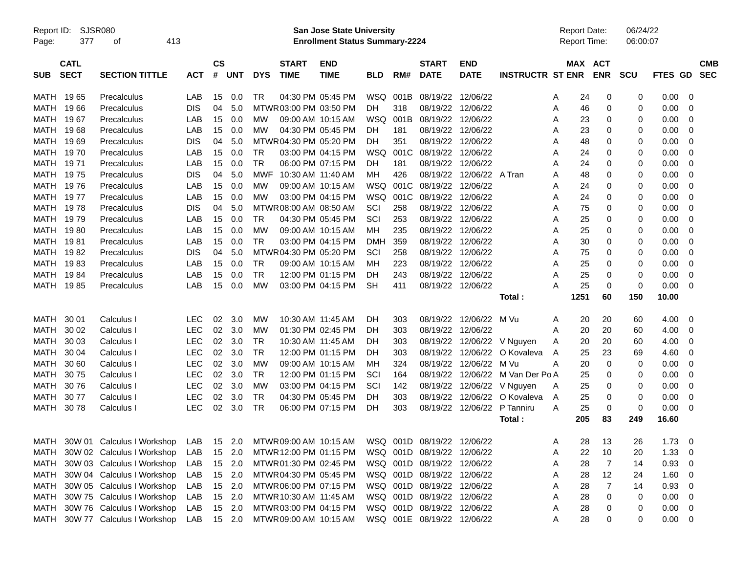**Report ID:** SJSR080

**San Jose State University**
**Enrollment Status Summary-2224**

Report Date: 06/24/22
Report Time: 06:00:07

| SUB | CATL SECT | SECTION TITTLE | ACT | CS # | UNT | DYS | START TIME | END TIME | BLD | RM# | START DATE | END DATE | INSTRUCTR | ST | MAX ENR | ACT ENR | SCU | FTES | GD | CMB SEC |
|---|---|---|---|---|---|---|---|---|---|---|---|---|---|---|---|---|---|---|---|---|
| MATH | 19 65 | Precalculus | LAB | 15 | 0.0 | TR | 04:30 PM | 05:45 PM | WSQ | 001B | 08/19/22 | 12/06/22 | | A | 24 | 0 | 0 | 0.00 | 0 | |
| MATH | 19 66 | Precalculus | DIS | 04 | 5.0 | MTWR | 03:00 PM | 03:50 PM | DH | 318 | 08/19/22 | 12/06/22 | | A | 46 | 0 | 0 | 0.00 | 0 | |
| MATH | 19 67 | Precalculus | LAB | 15 | 0.0 | MW | 09:00 AM | 10:15 AM | WSQ | 001B | 08/19/22 | 12/06/22 | | A | 23 | 0 | 0 | 0.00 | 0 | |
| MATH | 19 68 | Precalculus | LAB | 15 | 0.0 | MW | 04:30 PM | 05:45 PM | DH | 181 | 08/19/22 | 12/06/22 | | A | 23 | 0 | 0 | 0.00 | 0 | |
| MATH | 19 69 | Precalculus | DIS | 04 | 5.0 | MTWR | 04:30 PM | 05:20 PM | DH | 351 | 08/19/22 | 12/06/22 | | A | 48 | 0 | 0 | 0.00 | 0 | |
| MATH | 19 70 | Precalculus | LAB | 15 | 0.0 | TR | 03:00 PM | 04:15 PM | WSQ | 001C | 08/19/22 | 12/06/22 | | A | 24 | 0 | 0 | 0.00 | 0 | |
| MATH | 19 71 | Precalculus | LAB | 15 | 0.0 | TR | 06:00 PM | 07:15 PM | DH | 181 | 08/19/22 | 12/06/22 | | A | 24 | 0 | 0 | 0.00 | 0 | |
| MATH | 19 75 | Precalculus | DIS | 04 | 5.0 | MWF | 10:30 AM | 11:40 AM | MH | 426 | 08/19/22 | 12/06/22 | A Tran | A | 48 | 0 | 0 | 0.00 | 0 | |
| MATH | 19 76 | Precalculus | LAB | 15 | 0.0 | MW | 09:00 AM | 10:15 AM | WSQ | 001C | 08/19/22 | 12/06/22 | | A | 24 | 0 | 0 | 0.00 | 0 | |
| MATH | 19 77 | Precalculus | LAB | 15 | 0.0 | MW | 03:00 PM | 04:15 PM | WSQ | 001C | 08/19/22 | 12/06/22 | | A | 24 | 0 | 0 | 0.00 | 0 | |
| MATH | 19 78 | Precalculus | DIS | 04 | 5.0 | MTWR | 08:00 AM | 08:50 AM | SCI | 258 | 08/19/22 | 12/06/22 | | A | 75 | 0 | 0 | 0.00 | 0 | |
| MATH | 19 79 | Precalculus | LAB | 15 | 0.0 | TR | 04:30 PM | 05:45 PM | SCI | 253 | 08/19/22 | 12/06/22 | | A | 25 | 0 | 0 | 0.00 | 0 | |
| MATH | 19 80 | Precalculus | LAB | 15 | 0.0 | MW | 09:00 AM | 10:15 AM | MH | 235 | 08/19/22 | 12/06/22 | | A | 25 | 0 | 0 | 0.00 | 0 | |
| MATH | 19 81 | Precalculus | LAB | 15 | 0.0 | TR | 03:00 PM | 04:15 PM | DMH | 359 | 08/19/22 | 12/06/22 | | A | 30 | 0 | 0 | 0.00 | 0 | |
| MATH | 19 82 | Precalculus | DIS | 04 | 5.0 | MTWR | 04:30 PM | 05:20 PM | SCI | 258 | 08/19/22 | 12/06/22 | | A | 75 | 0 | 0 | 0.00 | 0 | |
| MATH | 19 83 | Precalculus | LAB | 15 | 0.0 | TR | 09:00 AM | 10:15 AM | MH | 223 | 08/19/22 | 12/06/22 | | A | 25 | 0 | 0 | 0.00 | 0 | |
| MATH | 19 84 | Precalculus | LAB | 15 | 0.0 | TR | 12:00 PM | 01:15 PM | DH | 243 | 08/19/22 | 12/06/22 | | A | 25 | 0 | 0 | 0.00 | 0 | |
| MATH | 19 85 | Precalculus | LAB | 15 | 0.0 | MW | 03:00 PM | 04:15 PM | SH | 411 | 08/19/22 | 12/06/22 | | A | 25 | 0 | 0 | 0.00 | 0 | |
| | | | | | | | | | | | | | **Total :** | | **1251** | **60** | **150** | **10.00** | | |
| MATH | 30 01 | Calculus I | LEC | 02 | 3.0 | MW | 10:30 AM | 11:45 AM | DH | 303 | 08/19/22 | 12/06/22 | M Vu | A | 20 | 20 | 60 | 4.00 | 0 | |
| MATH | 30 02 | Calculus I | LEC | 02 | 3.0 | MW | 01:30 PM | 02:45 PM | DH | 303 | 08/19/22 | 12/06/22 | | A | 20 | 20 | 60 | 4.00 | 0 | |
| MATH | 30 03 | Calculus I | LEC | 02 | 3.0 | TR | 10:30 AM | 11:45 AM | DH | 303 | 08/19/22 | 12/06/22 | V Nguyen | A | 20 | 20 | 60 | 4.00 | 0 | |
| MATH | 30 04 | Calculus I | LEC | 02 | 3.0 | TR | 12:00 PM | 01:15 PM | DH | 303 | 08/19/22 | 12/06/22 | O Kovaleva | A | 25 | 23 | 69 | 4.60 | 0 | |
| MATH | 30 60 | Calculus I | LEC | 02 | 3.0 | MW | 09:00 AM | 10:15 AM | MH | 324 | 08/19/22 | 12/06/22 | M Vu | A | 20 | 0 | 0 | 0.00 | 0 | |
| MATH | 30 75 | Calculus I | LEC | 02 | 3.0 | TR | 12:00 PM | 01:15 PM | SCI | 164 | 08/19/22 | 12/06/22 | M Van Der Po | A | 25 | 0 | 0 | 0.00 | 0 | |
| MATH | 30 76 | Calculus I | LEC | 02 | 3.0 | MW | 03:00 PM | 04:15 PM | SCI | 142 | 08/19/22 | 12/06/22 | V Nguyen | A | 25 | 0 | 0 | 0.00 | 0 | |
| MATH | 30 77 | Calculus I | LEC | 02 | 3.0 | TR | 04:30 PM | 05:45 PM | DH | 303 | 08/19/22 | 12/06/22 | O Kovaleva | A | 25 | 0 | 0 | 0.00 | 0 | |
| MATH | 30 78 | Calculus I | LEC | 02 | 3.0 | TR | 06:00 PM | 07:15 PM | DH | 303 | 08/19/22 | 12/06/22 | P Tanniru | A | 25 | 0 | 0 | 0.00 | 0 | |
| | | | | | | | | | | | | | **Total :** | | **205** | **83** | **249** | **16.60** | | |
| MATH | 30W 01 | Calculus I Workshop | LAB | 15 | 2.0 | MTWR | 09:00 AM | 10:15 AM | WSQ | 001D | 08/19/22 | 12/06/22 | | A | 28 | 13 | 26 | 1.73 | 0 | |
| MATH | 30W 02 | Calculus I Workshop | LAB | 15 | 2.0 | MTWR | 12:00 PM | 01:15 PM | WSQ | 001D | 08/19/22 | 12/06/22 | | A | 22 | 10 | 20 | 1.33 | 0 | |
| MATH | 30W 03 | Calculus I Workshop | LAB | 15 | 2.0 | MTWR | 01:30 PM | 02:45 PM | WSQ | 001D | 08/19/22 | 12/06/22 | | A | 28 | 7 | 14 | 0.93 | 0 | |
| MATH | 30W 04 | Calculus I Workshop | LAB | 15 | 2.0 | MTWR | 04:30 PM | 05:45 PM | WSQ | 001D | 08/19/22 | 12/06/22 | | A | 28 | 12 | 24 | 1.60 | 0 | |
| MATH | 30W 05 | Calculus I Workshop | LAB | 15 | 2.0 | MTWR | 06:00 PM | 07:15 PM | WSQ | 001D | 08/19/22 | 12/06/22 | | A | 28 | 7 | 14 | 0.93 | 0 | |
| MATH | 30W 75 | Calculus I Workshop | LAB | 15 | 2.0 | MTWR | 10:30 AM | 11:45 AM | WSQ | 001D | 08/19/22 | 12/06/22 | | A | 28 | 0 | 0 | 0.00 | 0 | |
| MATH | 30W 76 | Calculus I Workshop | LAB | 15 | 2.0 | MTWR | 03:00 PM | 04:15 PM | WSQ | 001D | 08/19/22 | 12/06/22 | | A | 28 | 0 | 0 | 0.00 | 0 | |
| MATH | 30W 77 | Calculus I Workshop | LAB | 15 | 2.0 | MTWR | 09:00 AM | 10:15 AM | WSQ | 001E | 08/19/22 | 12/06/22 | | A | 28 | 0 | 0 | 0.00 | 0 | |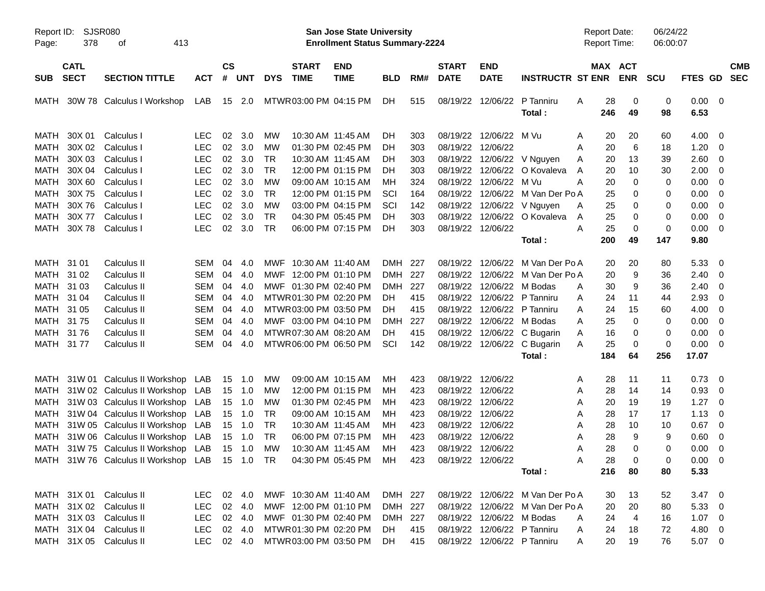Report ID: SJSR080

**San Jose State University**
**Enrollment Status Summary-2224**

Report Date: 06/24/22
Report Time: 06:00:07

| SUB | CATL SECT | SECTION TITTLE | ACT | CS # | UNT | DYS | START TIME | END TIME | BLD | RM# | START DATE | END DATE | INSTRUCTR | ST | MAX ENR | ACT ENR | SCU | FTES | GD | CMB SEC |
|---|---|---|---|---|---|---|---|---|---|---|---|---|---|---|---|---|---|---|---|---|
| MATH | 30W 78 | Calculus I Workshop | LAB | 15 | 2.0 | MTWR | 03:00 PM | 04:15 PM | DH | 515 | 08/19/22 | 12/06/22 | P Tanniru | A | 28 | 0 | 0 | 0.00 | 0 | |
| | | | | | | | | | | | | | Total : | | 246 | 49 | 98 | 6.53 | | |
| MATH | 30X 01 | Calculus I | LEC | 02 | 3.0 | MW | 10:30 AM | 11:45 AM | DH | 303 | 08/19/22 | 12/06/22 | M Vu | A | 20 | 20 | 60 | 4.00 | 0 | |
| MATH | 30X 02 | Calculus I | LEC | 02 | 3.0 | MW | 01:30 PM | 02:45 PM | DH | 303 | 08/19/22 | 12/06/22 | | A | 20 | 6 | 18 | 1.20 | 0 | |
| MATH | 30X 03 | Calculus I | LEC | 02 | 3.0 | TR | 10:30 AM | 11:45 AM | DH | 303 | 08/19/22 | 12/06/22 | V Nguyen | A | 20 | 13 | 39 | 2.60 | 0 | |
| MATH | 30X 04 | Calculus I | LEC | 02 | 3.0 | TR | 12:00 PM | 01:15 PM | DH | 303 | 08/19/22 | 12/06/22 | O Kovaleva | A | 20 | 10 | 30 | 2.00 | 0 | |
| MATH | 30X 60 | Calculus I | LEC | 02 | 3.0 | MW | 09:00 AM | 10:15 AM | MH | 324 | 08/19/22 | 12/06/22 | M Vu | A | 20 | 0 | 0 | 0.00 | 0 | |
| MATH | 30X 75 | Calculus I | LEC | 02 | 3.0 | TR | 12:00 PM | 01:15 PM | SCI | 164 | 08/19/22 | 12/06/22 | M Van Der Po | A | 25 | 0 | 0 | 0.00 | 0 | |
| MATH | 30X 76 | Calculus I | LEC | 02 | 3.0 | MW | 03:00 PM | 04:15 PM | SCI | 142 | 08/19/22 | 12/06/22 | V Nguyen | A | 25 | 0 | 0 | 0.00 | 0 | |
| MATH | 30X 77 | Calculus I | LEC | 02 | 3.0 | TR | 04:30 PM | 05:45 PM | DH | 303 | 08/19/22 | 12/06/22 | O Kovaleva | A | 25 | 0 | 0 | 0.00 | 0 | |
| MATH | 30X 78 | Calculus I | LEC | 02 | 3.0 | TR | 06:00 PM | 07:15 PM | DH | 303 | 08/19/22 | 12/06/22 | | A | 25 | 0 | 0 | 0.00 | 0 | |
| | | | | | | | | | | | | | Total : | | 200 | 49 | 147 | 9.80 | | |
| MATH | 31 01 | Calculus II | SEM | 04 | 4.0 | MWF | 10:30 AM | 11:40 AM | DMH | 227 | 08/19/22 | 12/06/22 | M Van Der Po | A | 20 | 20 | 80 | 5.33 | 0 | |
| MATH | 31 02 | Calculus II | SEM | 04 | 4.0 | MWF | 12:00 PM | 01:10 PM | DMH | 227 | 08/19/22 | 12/06/22 | M Van Der Po | A | 20 | 9 | 36 | 2.40 | 0 | |
| MATH | 31 03 | Calculus II | SEM | 04 | 4.0 | MWF | 01:30 PM | 02:40 PM | DMH | 227 | 08/19/22 | 12/06/22 | M Bodas | A | 30 | 9 | 36 | 2.40 | 0 | |
| MATH | 31 04 | Calculus II | SEM | 04 | 4.0 | MTWR | 01:30 PM | 02:20 PM | DH | 415 | 08/19/22 | 12/06/22 | P Tanniru | A | 24 | 11 | 44 | 2.93 | 0 | |
| MATH | 31 05 | Calculus II | SEM | 04 | 4.0 | MTWR | 03:00 PM | 03:50 PM | DH | 415 | 08/19/22 | 12/06/22 | P Tanniru | A | 24 | 15 | 60 | 4.00 | 0 | |
| MATH | 31 75 | Calculus II | SEM | 04 | 4.0 | MWF | 03:00 PM | 04:10 PM | DMH | 227 | 08/19/22 | 12/06/22 | M Bodas | A | 25 | 0 | 0 | 0.00 | 0 | |
| MATH | 31 76 | Calculus II | SEM | 04 | 4.0 | MTWR | 07:30 AM | 08:20 AM | DH | 415 | 08/19/22 | 12/06/22 | C Bugarin | A | 16 | 0 | 0 | 0.00 | 0 | |
| MATH | 31 77 | Calculus II | SEM | 04 | 4.0 | MTWR | 06:00 PM | 06:50 PM | SCI | 142 | 08/19/22 | 12/06/22 | C Bugarin | A | 25 | 0 | 0 | 0.00 | 0 | |
| | | | | | | | | | | | | | Total : | | 184 | 64 | 256 | 17.07 | | |
| MATH | 31W 01 | Calculus II Workshop | LAB | 15 | 1.0 | MW | 09:00 AM | 10:15 AM | MH | 423 | 08/19/22 | 12/06/22 | | A | 28 | 11 | 11 | 0.73 | 0 | |
| MATH | 31W 02 | Calculus II Workshop | LAB | 15 | 1.0 | MW | 12:00 PM | 01:15 PM | MH | 423 | 08/19/22 | 12/06/22 | | A | 28 | 14 | 14 | 0.93 | 0 | |
| MATH | 31W 03 | Calculus II Workshop | LAB | 15 | 1.0 | MW | 01:30 PM | 02:45 PM | MH | 423 | 08/19/22 | 12/06/22 | | A | 20 | 19 | 19 | 1.27 | 0 | |
| MATH | 31W 04 | Calculus II Workshop | LAB | 15 | 1.0 | TR | 09:00 AM | 10:15 AM | MH | 423 | 08/19/22 | 12/06/22 | | A | 28 | 17 | 17 | 1.13 | 0 | |
| MATH | 31W 05 | Calculus II Workshop | LAB | 15 | 1.0 | TR | 10:30 AM | 11:45 AM | MH | 423 | 08/19/22 | 12/06/22 | | A | 28 | 10 | 10 | 0.67 | 0 | |
| MATH | 31W 06 | Calculus II Workshop | LAB | 15 | 1.0 | TR | 06:00 PM | 07:15 PM | MH | 423 | 08/19/22 | 12/06/22 | | A | 28 | 9 | 9 | 0.60 | 0 | |
| MATH | 31W 75 | Calculus II Workshop | LAB | 15 | 1.0 | MW | 10:30 AM | 11:45 AM | MH | 423 | 08/19/22 | 12/06/22 | | A | 28 | 0 | 0 | 0.00 | 0 | |
| MATH | 31W 76 | Calculus II Workshop | LAB | 15 | 1.0 | TR | 04:30 PM | 05:45 PM | MH | 423 | 08/19/22 | 12/06/22 | | A | 28 | 0 | 0 | 0.00 | 0 | |
| | | | | | | | | | | | | | Total : | | 216 | 80 | 80 | 5.33 | | |
| MATH | 31X 01 | Calculus II | LEC | 02 | 4.0 | MWF | 10:30 AM | 11:40 AM | DMH | 227 | 08/19/22 | 12/06/22 | M Van Der Po | A | 30 | 13 | 52 | 3.47 | 0 | |
| MATH | 31X 02 | Calculus II | LEC | 02 | 4.0 | MWF | 12:00 PM | 01:10 PM | DMH | 227 | 08/19/22 | 12/06/22 | M Van Der Po | A | 20 | 20 | 80 | 5.33 | 0 | |
| MATH | 31X 03 | Calculus II | LEC | 02 | 4.0 | MWF | 01:30 PM | 02:40 PM | DMH | 227 | 08/19/22 | 12/06/22 | M Bodas | A | 24 | 4 | 16 | 1.07 | 0 | |
| MATH | 31X 04 | Calculus II | LEC | 02 | 4.0 | MTWR | 01:30 PM | 02:20 PM | DH | 415 | 08/19/22 | 12/06/22 | P Tanniru | A | 24 | 18 | 72 | 4.80 | 0 | |
| MATH | 31X 05 | Calculus II | LEC | 02 | 4.0 | MTWR | 03:00 PM | 03:50 PM | DH | 415 | 08/19/22 | 12/06/22 | P Tanniru | A | 20 | 19 | 76 | 5.07 | 0 | |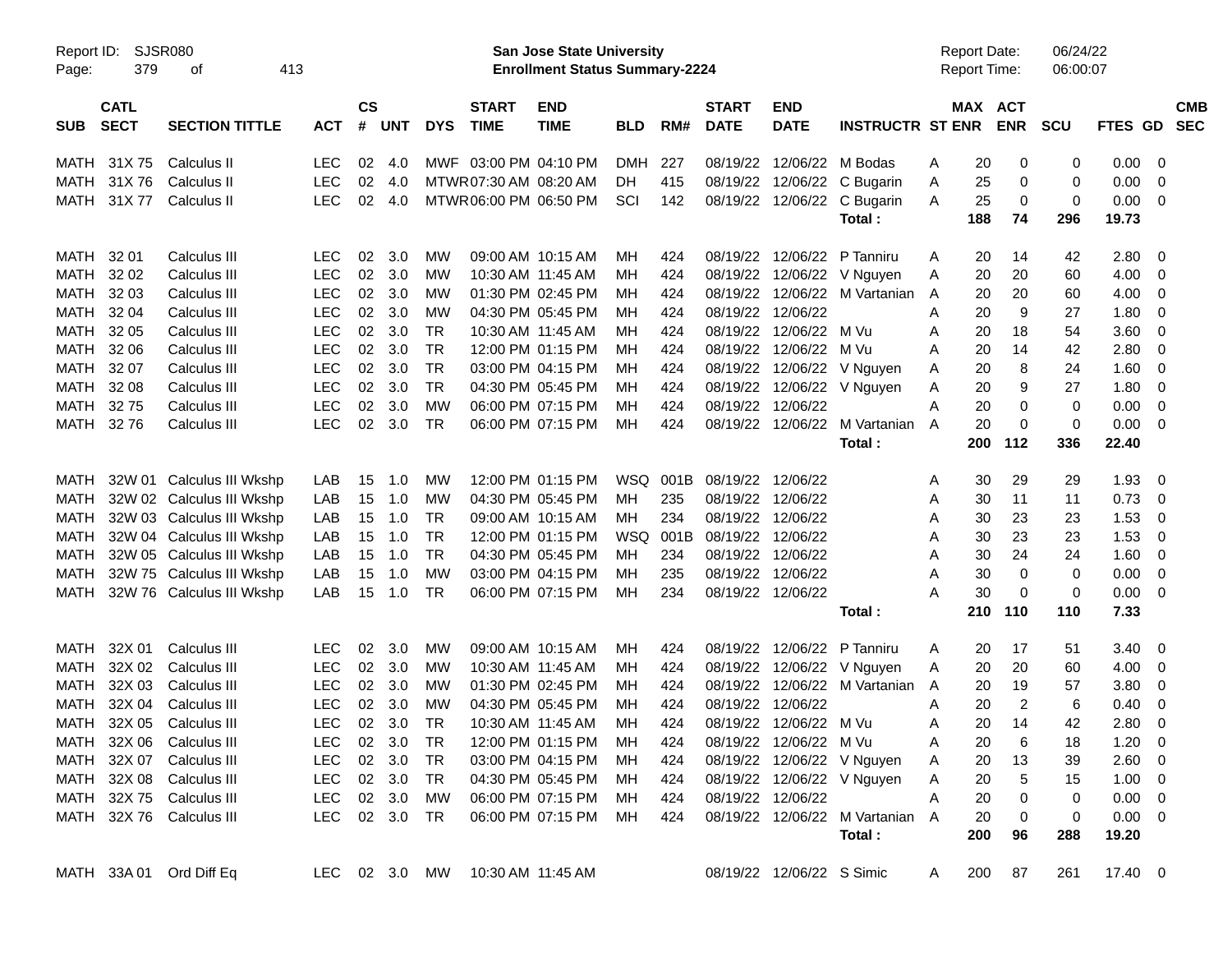Report ID: SJSR080
San Jose State University
Enrollment Status Summary-2224
Report Date: 06/24/22
Report Time: 06:00:07

| SUB | CATL SECT | SECTION TITTLE | ACT | CS # | UNT | DYS | START TIME | END TIME | BLD | RM# | START DATE | END DATE | INSTRUCTR | ST | MAX ENR | ACT ENR | SCU | FTES | GD | CMB SEC |
|---|---|---|---|---|---|---|---|---|---|---|---|---|---|---|---|---|---|---|---|---|
| MATH | 31X 75 | Calculus II | LEC | 02 | 4.0 | MWF | 03:00 PM | 04:10 PM | DMH | 227 | 08/19/22 | 12/06/22 | M Bodas | A | 20 | 0 | 0 | 0.00 | 0 | |
| MATH | 31X 76 | Calculus II | LEC | 02 | 4.0 | MTWR | 07:30 AM | 08:20 AM | DH | 415 | 08/19/22 | 12/06/22 | C Bugarin | A | 25 | 0 | 0 | 0.00 | 0 | |
| MATH | 31X 77 | Calculus II | LEC | 02 | 4.0 | MTWR | 06:00 PM | 06:50 PM | SCI | 142 | 08/19/22 | 12/06/22 | C Bugarin | A | 25 | 0 | 0 | 0.00 | 0 | |
| | | | | | | | | | | | | | **Total :** | | **188** | **74** | **296** | **19.73** | | |
| MATH | 32 01 | Calculus III | LEC | 02 | 3.0 | MW | 09:00 AM | 10:15 AM | MH | 424 | 08/19/22 | 12/06/22 | P Tanniru | A | 20 | 14 | 42 | 2.80 | 0 | |
| MATH | 32 02 | Calculus III | LEC | 02 | 3.0 | MW | 10:30 AM | 11:45 AM | MH | 424 | 08/19/22 | 12/06/22 | V Nguyen | A | 20 | 20 | 60 | 4.00 | 0 | |
| MATH | 32 03 | Calculus III | LEC | 02 | 3.0 | MW | 01:30 PM | 02:45 PM | MH | 424 | 08/19/22 | 12/06/22 | M Vartanian | A | 20 | 20 | 60 | 4.00 | 0 | |
| MATH | 32 04 | Calculus III | LEC | 02 | 3.0 | MW | 04:30 PM | 05:45 PM | MH | 424 | 08/19/22 | 12/06/22 | | A | 20 | 9 | 27 | 1.80 | 0 | |
| MATH | 32 05 | Calculus III | LEC | 02 | 3.0 | TR | 10:30 AM | 11:45 AM | MH | 424 | 08/19/22 | 12/06/22 | M Vu | A | 20 | 18 | 54 | 3.60 | 0 | |
| MATH | 32 06 | Calculus III | LEC | 02 | 3.0 | TR | 12:00 PM | 01:15 PM | MH | 424 | 08/19/22 | 12/06/22 | M Vu | A | 20 | 14 | 42 | 2.80 | 0 | |
| MATH | 32 07 | Calculus III | LEC | 02 | 3.0 | TR | 03:00 PM | 04:15 PM | MH | 424 | 08/19/22 | 12/06/22 | V Nguyen | A | 20 | 8 | 24 | 1.60 | 0 | |
| MATH | 32 08 | Calculus III | LEC | 02 | 3.0 | TR | 04:30 PM | 05:45 PM | MH | 424 | 08/19/22 | 12/06/22 | V Nguyen | A | 20 | 9 | 27 | 1.80 | 0 | |
| MATH | 32 75 | Calculus III | LEC | 02 | 3.0 | MW | 06:00 PM | 07:15 PM | MH | 424 | 08/19/22 | 12/06/22 | | A | 20 | 0 | 0 | 0.00 | 0 | |
| MATH | 32 76 | Calculus III | LEC | 02 | 3.0 | TR | 06:00 PM | 07:15 PM | MH | 424 | 08/19/22 | 12/06/22 | M Vartanian | A | 20 | 0 | 0 | 0.00 | 0 | |
| | | | | | | | | | | | | | **Total :** | | **200** | **112** | **336** | **22.40** | | |
| MATH | 32W 01 | Calculus III Wkshp | LAB | 15 | 1.0 | MW | 12:00 PM | 01:15 PM | WSQ | 001B | 08/19/22 | 12/06/22 | | A | 30 | 29 | 29 | 1.93 | 0 | |
| MATH | 32W 02 | Calculus III Wkshp | LAB | 15 | 1.0 | MW | 04:30 PM | 05:45 PM | MH | 235 | 08/19/22 | 12/06/22 | | A | 30 | 11 | 11 | 0.73 | 0 | |
| MATH | 32W 03 | Calculus III Wkshp | LAB | 15 | 1.0 | TR | 09:00 AM | 10:15 AM | MH | 234 | 08/19/22 | 12/06/22 | | A | 30 | 23 | 23 | 1.53 | 0 | |
| MATH | 32W 04 | Calculus III Wkshp | LAB | 15 | 1.0 | TR | 12:00 PM | 01:15 PM | WSQ | 001B | 08/19/22 | 12/06/22 | | A | 30 | 23 | 23 | 1.53 | 0 | |
| MATH | 32W 05 | Calculus III Wkshp | LAB | 15 | 1.0 | TR | 04:30 PM | 05:45 PM | MH | 234 | 08/19/22 | 12/06/22 | | A | 30 | 24 | 24 | 1.60 | 0 | |
| MATH | 32W 75 | Calculus III Wkshp | LAB | 15 | 1.0 | MW | 03:00 PM | 04:15 PM | MH | 235 | 08/19/22 | 12/06/22 | | A | 30 | 0 | 0 | 0.00 | 0 | |
| MATH | 32W 76 | Calculus III Wkshp | LAB | 15 | 1.0 | TR | 06:00 PM | 07:15 PM | MH | 234 | 08/19/22 | 12/06/22 | | A | 30 | 0 | 0 | 0.00 | 0 | |
| | | | | | | | | | | | | | **Total :** | | **210** | **110** | **110** | **7.33** | | |
| MATH | 32X 01 | Calculus III | LEC | 02 | 3.0 | MW | 09:00 AM | 10:15 AM | MH | 424 | 08/19/22 | 12/06/22 | P Tanniru | A | 20 | 17 | 51 | 3.40 | 0 | |
| MATH | 32X 02 | Calculus III | LEC | 02 | 3.0 | MW | 10:30 AM | 11:45 AM | MH | 424 | 08/19/22 | 12/06/22 | V Nguyen | A | 20 | 20 | 60 | 4.00 | 0 | |
| MATH | 32X 03 | Calculus III | LEC | 02 | 3.0 | MW | 01:30 PM | 02:45 PM | MH | 424 | 08/19/22 | 12/06/22 | M Vartanian | A | 20 | 19 | 57 | 3.80 | 0 | |
| MATH | 32X 04 | Calculus III | LEC | 02 | 3.0 | MW | 04:30 PM | 05:45 PM | MH | 424 | 08/19/22 | 12/06/22 | | A | 20 | 2 | 6 | 0.40 | 0 | |
| MATH | 32X 05 | Calculus III | LEC | 02 | 3.0 | TR | 10:30 AM | 11:45 AM | MH | 424 | 08/19/22 | 12/06/22 | M Vu | A | 20 | 14 | 42 | 2.80 | 0 | |
| MATH | 32X 06 | Calculus III | LEC | 02 | 3.0 | TR | 12:00 PM | 01:15 PM | MH | 424 | 08/19/22 | 12/06/22 | M Vu | A | 20 | 6 | 18 | 1.20 | 0 | |
| MATH | 32X 07 | Calculus III | LEC | 02 | 3.0 | TR | 03:00 PM | 04:15 PM | MH | 424 | 08/19/22 | 12/06/22 | V Nguyen | A | 20 | 13 | 39 | 2.60 | 0 | |
| MATH | 32X 08 | Calculus III | LEC | 02 | 3.0 | TR | 04:30 PM | 05:45 PM | MH | 424 | 08/19/22 | 12/06/22 | V Nguyen | A | 20 | 5 | 15 | 1.00 | 0 | |
| MATH | 32X 75 | Calculus III | LEC | 02 | 3.0 | MW | 06:00 PM | 07:15 PM | MH | 424 | 08/19/22 | 12/06/22 | | A | 20 | 0 | 0 | 0.00 | 0 | |
| MATH | 32X 76 | Calculus III | LEC | 02 | 3.0 | TR | 06:00 PM | 07:15 PM | MH | 424 | 08/19/22 | 12/06/22 | M Vartanian | A | 20 | 0 | 0 | 0.00 | 0 | |
| | | | | | | | | | | | | | **Total :** | | **200** | **96** | **288** | **19.20** | | |
| MATH | 33A 01 | Ord Diff Eq | LEC | 02 | 3.0 | MW | 10:30 AM | 11:45 AM | | | 08/19/22 | 12/06/22 | S Simic | A | 200 | 87 | 261 | 17.40 | 0 | |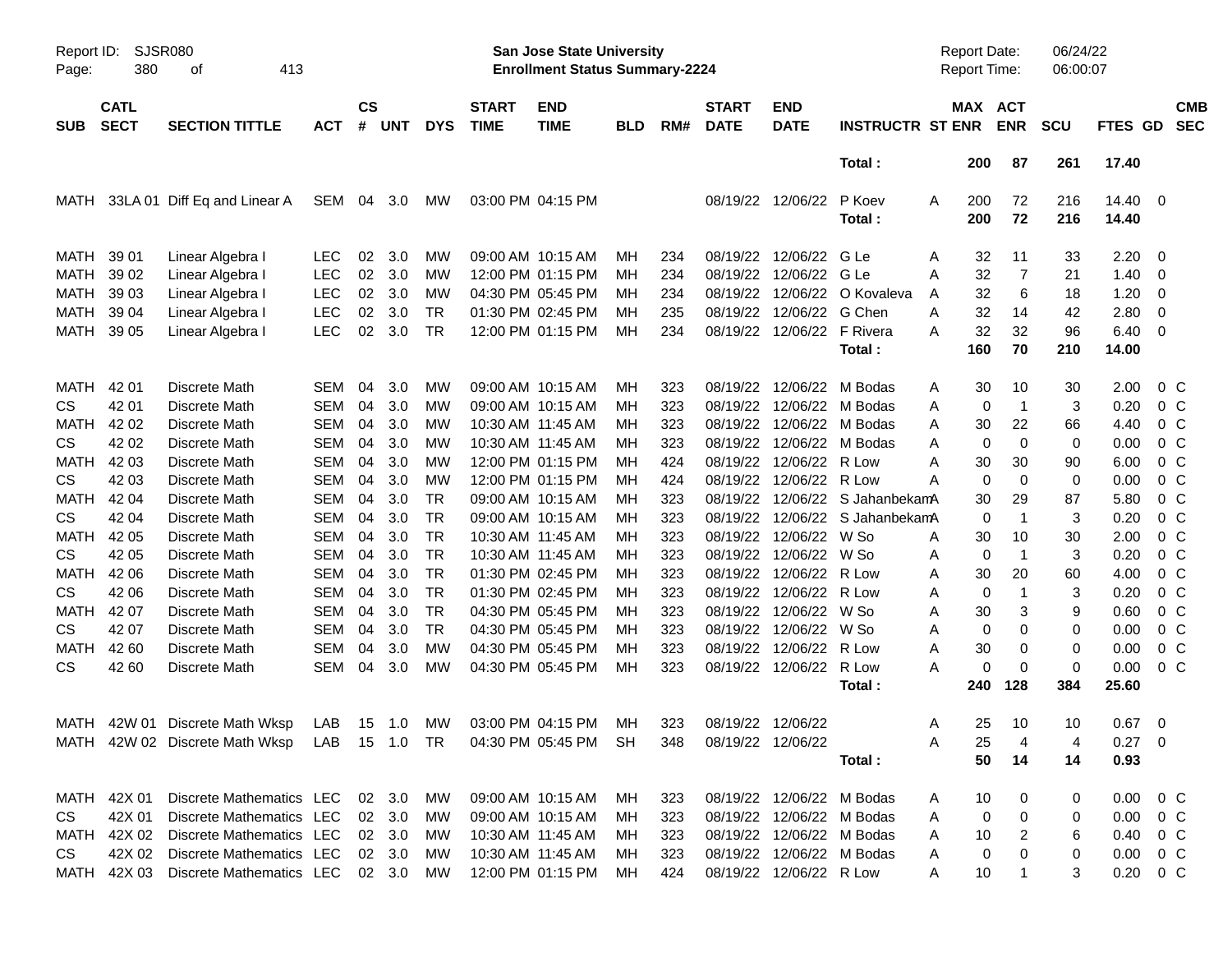Report ID: SJSR080

**San Jose State University**
**Enrollment Status Summary-2224**

Report Date: 06/24/22
Report Time: 06:00:07

| SUB | CATL SECT | SECTION TITTLE | ACT | CS # | UNT | DYS | START TIME | END TIME | BLD | RM# | START DATE | END DATE | INSTRUCTR | ST | MAX ENR | ACT ENR | SCU | FTES | GD | CMB SEC |
|---|---|---|---|---|---|---|---|---|---|---|---|---|---|---|---|---|---|---|---|---|
| | | | | | | | | | | | | | Total : | | 200 | 87 | 261 | 17.40 | | |
| MATH | 33LA 01 | Diff Eq and Linear A | SEM | 04 | 3.0 | MW | 03:00 PM | 04:15 PM | | | 08/19/22 | 12/06/22 | P Koev | A | 200 | 72 | 216 | 14.40 | 0 | |
| | | | | | | | | | | | | | Total : | | 200 | 72 | 216 | 14.40 | | |
| MATH | 39 01 | Linear Algebra I | LEC | 02 | 3.0 | MW | 09:00 AM | 10:15 AM | MH | 234 | 08/19/22 | 12/06/22 | G Le | A | 32 | 11 | 33 | 2.20 | 0 | |
| MATH | 39 02 | Linear Algebra I | LEC | 02 | 3.0 | MW | 12:00 PM | 01:15 PM | MH | 234 | 08/19/22 | 12/06/22 | G Le | A | 32 | 7 | 21 | 1.40 | 0 | |
| MATH | 39 03 | Linear Algebra I | LEC | 02 | 3.0 | MW | 04:30 PM | 05:45 PM | MH | 234 | 08/19/22 | 12/06/22 | O Kovaleva | A | 32 | 6 | 18 | 1.20 | 0 | |
| MATH | 39 04 | Linear Algebra I | LEC | 02 | 3.0 | TR | 01:30 PM | 02:45 PM | MH | 235 | 08/19/22 | 12/06/22 | G Chen | A | 32 | 14 | 42 | 2.80 | 0 | |
| MATH | 39 05 | Linear Algebra I | LEC | 02 | 3.0 | TR | 12:00 PM | 01:15 PM | MH | 234 | 08/19/22 | 12/06/22 | F Rivera | A | 32 | 32 | 96 | 6.40 | 0 | |
| | | | | | | | | | | | | | Total : | | 160 | 70 | 210 | 14.00 | | |
| MATH | 42 01 | Discrete Math | SEM | 04 | 3.0 | MW | 09:00 AM | 10:15 AM | MH | 323 | 08/19/22 | 12/06/22 | M Bodas | A | 30 | 10 | 30 | 2.00 | 0 | C |
| CS | 42 01 | Discrete Math | SEM | 04 | 3.0 | MW | 09:00 AM | 10:15 AM | MH | 323 | 08/19/22 | 12/06/22 | M Bodas | A | 0 | 1 | 3 | 0.20 | 0 | C |
| MATH | 42 02 | Discrete Math | SEM | 04 | 3.0 | MW | 10:30 AM | 11:45 AM | MH | 323 | 08/19/22 | 12/06/22 | M Bodas | A | 30 | 22 | 66 | 4.40 | 0 | C |
| CS | 42 02 | Discrete Math | SEM | 04 | 3.0 | MW | 10:30 AM | 11:45 AM | MH | 323 | 08/19/22 | 12/06/22 | M Bodas | A | 0 | 0 | 0 | 0.00 | 0 | C |
| MATH | 42 03 | Discrete Math | SEM | 04 | 3.0 | MW | 12:00 PM | 01:15 PM | MH | 424 | 08/19/22 | 12/06/22 | R Low | A | 30 | 30 | 90 | 6.00 | 0 | C |
| CS | 42 03 | Discrete Math | SEM | 04 | 3.0 | MW | 12:00 PM | 01:15 PM | MH | 424 | 08/19/22 | 12/06/22 | R Low | A | 0 | 0 | 0 | 0.00 | 0 | C |
| MATH | 42 04 | Discrete Math | SEM | 04 | 3.0 | TR | 09:00 AM | 10:15 AM | MH | 323 | 08/19/22 | 12/06/22 | S Jahanbekam | A | 30 | 29 | 87 | 5.80 | 0 | C |
| CS | 42 04 | Discrete Math | SEM | 04 | 3.0 | TR | 09:00 AM | 10:15 AM | MH | 323 | 08/19/22 | 12/06/22 | S Jahanbekam | A | 0 | 1 | 3 | 0.20 | 0 | C |
| MATH | 42 05 | Discrete Math | SEM | 04 | 3.0 | TR | 10:30 AM | 11:45 AM | MH | 323 | 08/19/22 | 12/06/22 | W So | A | 30 | 10 | 30 | 2.00 | 0 | C |
| CS | 42 05 | Discrete Math | SEM | 04 | 3.0 | TR | 10:30 AM | 11:45 AM | MH | 323 | 08/19/22 | 12/06/22 | W So | A | 0 | 1 | 3 | 0.20 | 0 | C |
| MATH | 42 06 | Discrete Math | SEM | 04 | 3.0 | TR | 01:30 PM | 02:45 PM | MH | 323 | 08/19/22 | 12/06/22 | R Low | A | 30 | 20 | 60 | 4.00 | 0 | C |
| CS | 42 06 | Discrete Math | SEM | 04 | 3.0 | TR | 01:30 PM | 02:45 PM | MH | 323 | 08/19/22 | 12/06/22 | R Low | A | 0 | 1 | 3 | 0.20 | 0 | C |
| MATH | 42 07 | Discrete Math | SEM | 04 | 3.0 | TR | 04:30 PM | 05:45 PM | MH | 323 | 08/19/22 | 12/06/22 | W So | A | 30 | 3 | 9 | 0.60 | 0 | C |
| CS | 42 07 | Discrete Math | SEM | 04 | 3.0 | TR | 04:30 PM | 05:45 PM | MH | 323 | 08/19/22 | 12/06/22 | W So | A | 0 | 0 | 0 | 0.00 | 0 | C |
| MATH | 42 60 | Discrete Math | SEM | 04 | 3.0 | MW | 04:30 PM | 05:45 PM | MH | 323 | 08/19/22 | 12/06/22 | R Low | A | 30 | 0 | 0 | 0.00 | 0 | C |
| CS | 42 60 | Discrete Math | SEM | 04 | 3.0 | MW | 04:30 PM | 05:45 PM | MH | 323 | 08/19/22 | 12/06/22 | R Low | A | 0 | 0 | 0 | 0.00 | 0 | C |
| | | | | | | | | | | | | | Total : | | 240 | 128 | 384 | 25.60 | | |
| MATH | 42W 01 | Discrete Math Wksp | LAB | 15 | 1.0 | MW | 03:00 PM | 04:15 PM | MH | 323 | 08/19/22 | 12/06/22 | | A | 25 | 10 | 10 | 0.67 | 0 | |
| MATH | 42W 02 | Discrete Math Wksp | LAB | 15 | 1.0 | TR | 04:30 PM | 05:45 PM | SH | 348 | 08/19/22 | 12/06/22 | | A | 25 | 4 | 4 | 0.27 | 0 | |
| | | | | | | | | | | | | | Total : | | 50 | 14 | 14 | 0.93 | | |
| MATH | 42X 01 | Discrete Mathematics | LEC | 02 | 3.0 | MW | 09:00 AM | 10:15 AM | MH | 323 | 08/19/22 | 12/06/22 | M Bodas | A | 10 | 0 | 0 | 0.00 | 0 | C |
| CS | 42X 01 | Discrete Mathematics | LEC | 02 | 3.0 | MW | 09:00 AM | 10:15 AM | MH | 323 | 08/19/22 | 12/06/22 | M Bodas | A | 0 | 0 | 0 | 0.00 | 0 | C |
| MATH | 42X 02 | Discrete Mathematics | LEC | 02 | 3.0 | MW | 10:30 AM | 11:45 AM | MH | 323 | 08/19/22 | 12/06/22 | M Bodas | A | 10 | 2 | 6 | 0.40 | 0 | C |
| CS | 42X 02 | Discrete Mathematics | LEC | 02 | 3.0 | MW | 10:30 AM | 11:45 AM | MH | 323 | 08/19/22 | 12/06/22 | M Bodas | A | 0 | 0 | 0 | 0.00 | 0 | C |
| MATH | 42X 03 | Discrete Mathematics | LEC | 02 | 3.0 | MW | 12:00 PM | 01:15 PM | MH | 424 | 08/19/22 | 12/06/22 | R Low | A | 10 | 1 | 3 | 0.20 | 0 | C |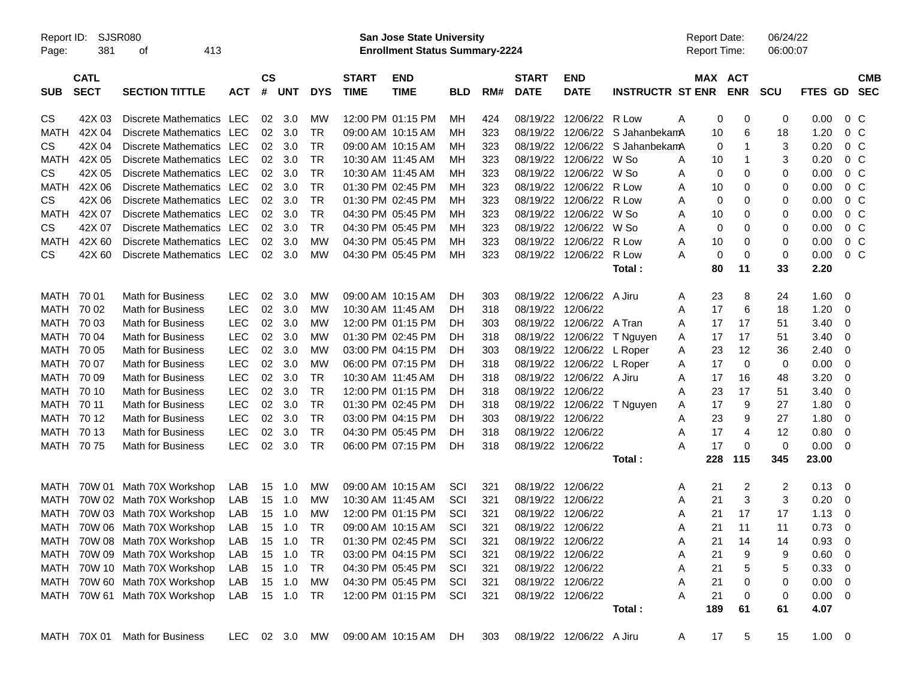Report ID: SJSR080

**San Jose State University**
**Enrollment Status Summary-2224**

Report Date: 06/24/22
Report Time: 06:00:07

| SUB | CATL SECT | SECTION TITTLE | ACT | CS # | UNT | DYS | START TIME | END TIME | BLD | RM# | START DATE | END DATE | INSTRUCTR | ST | MAX ENR | ACT ENR | SCU | FTES | GD | CMB SEC |
|---|---|---|---|---|---|---|---|---|---|---|---|---|---|---|---|---|---|---|---|---|
| CS | 42X 03 | Discrete Mathematics | LEC | 02 | 3.0 | MW | 12:00 PM | 01:15 PM | MH | 424 | 08/19/22 | 12/06/22 | R Low | A | 0 | 0 | 0 | 0.00 | 0 | C |
| MATH | 42X 04 | Discrete Mathematics | LEC | 02 | 3.0 | TR | 09:00 AM | 10:15 AM | MH | 323 | 08/19/22 | 12/06/22 | S Jahanbekam | A | 10 | 6 | 18 | 1.20 | 0 | C |
| CS | 42X 04 | Discrete Mathematics | LEC | 02 | 3.0 | TR | 09:00 AM | 10:15 AM | MH | 323 | 08/19/22 | 12/06/22 | S Jahanbekam | A | 0 | 1 | 3 | 0.20 | 0 | C |
| MATH | 42X 05 | Discrete Mathematics | LEC | 02 | 3.0 | TR | 10:30 AM | 11:45 AM | MH | 323 | 08/19/22 | 12/06/22 | W So | A | 10 | 1 | 3 | 0.20 | 0 | C |
| CS | 42X 05 | Discrete Mathematics | LEC | 02 | 3.0 | TR | 10:30 AM | 11:45 AM | MH | 323 | 08/19/22 | 12/06/22 | W So | A | 0 | 0 | 0 | 0.00 | 0 | C |
| MATH | 42X 06 | Discrete Mathematics | LEC | 02 | 3.0 | TR | 01:30 PM | 02:45 PM | MH | 323 | 08/19/22 | 12/06/22 | R Low | A | 10 | 0 | 0 | 0.00 | 0 | C |
| CS | 42X 06 | Discrete Mathematics | LEC | 02 | 3.0 | TR | 01:30 PM | 02:45 PM | MH | 323 | 08/19/22 | 12/06/22 | R Low | A | 0 | 0 | 0 | 0.00 | 0 | C |
| MATH | 42X 07 | Discrete Mathematics | LEC | 02 | 3.0 | TR | 04:30 PM | 05:45 PM | MH | 323 | 08/19/22 | 12/06/22 | W So | A | 10 | 0 | 0 | 0.00 | 0 | C |
| CS | 42X 07 | Discrete Mathematics | LEC | 02 | 3.0 | TR | 04:30 PM | 05:45 PM | MH | 323 | 08/19/22 | 12/06/22 | W So | A | 0 | 0 | 0 | 0.00 | 0 | C |
| MATH | 42X 60 | Discrete Mathematics | LEC | 02 | 3.0 | MW | 04:30 PM | 05:45 PM | MH | 323 | 08/19/22 | 12/06/22 | R Low | A | 10 | 0 | 0 | 0.00 | 0 | C |
| CS | 42X 60 | Discrete Mathematics | LEC | 02 | 3.0 | MW | 04:30 PM | 05:45 PM | MH | 323 | 08/19/22 | 12/06/22 | R Low | A | 0 | 0 | 0 | 0.00 | 0 | C |
| | | | | | | | | | | | | | **Total :** | | **80** | **11** | **33** | **2.20** | | |
| MATH | 70 01 | Math for Business | LEC | 02 | 3.0 | MW | 09:00 AM | 10:15 AM | DH | 303 | 08/19/22 | 12/06/22 | A Jiru | A | 23 | 8 | 24 | 1.60 | 0 | |
| MATH | 70 02 | Math for Business | LEC | 02 | 3.0 | MW | 10:30 AM | 11:45 AM | DH | 318 | 08/19/22 | 12/06/22 | | A | 17 | 6 | 18 | 1.20 | 0 | |
| MATH | 70 03 | Math for Business | LEC | 02 | 3.0 | MW | 12:00 PM | 01:15 PM | DH | 303 | 08/19/22 | 12/06/22 | A Tran | A | 17 | 17 | 51 | 3.40 | 0 | |
| MATH | 70 04 | Math for Business | LEC | 02 | 3.0 | MW | 01:30 PM | 02:45 PM | DH | 318 | 08/19/22 | 12/06/22 | T Nguyen | A | 17 | 17 | 51 | 3.40 | 0 | |
| MATH | 70 05 | Math for Business | LEC | 02 | 3.0 | MW | 03:00 PM | 04:15 PM | DH | 303 | 08/19/22 | 12/06/22 | L Roper | A | 23 | 12 | 36 | 2.40 | 0 | |
| MATH | 70 07 | Math for Business | LEC | 02 | 3.0 | MW | 06:00 PM | 07:15 PM | DH | 318 | 08/19/22 | 12/06/22 | L Roper | A | 17 | 0 | 0 | 0.00 | 0 | |
| MATH | 70 09 | Math for Business | LEC | 02 | 3.0 | TR | 10:30 AM | 11:45 AM | DH | 318 | 08/19/22 | 12/06/22 | A Jiru | A | 17 | 16 | 48 | 3.20 | 0 | |
| MATH | 70 10 | Math for Business | LEC | 02 | 3.0 | TR | 12:00 PM | 01:15 PM | DH | 318 | 08/19/22 | 12/06/22 | | A | 23 | 17 | 51 | 3.40 | 0 | |
| MATH | 70 11 | Math for Business | LEC | 02 | 3.0 | TR | 01:30 PM | 02:45 PM | DH | 318 | 08/19/22 | 12/06/22 | T Nguyen | A | 17 | 9 | 27 | 1.80 | 0 | |
| MATH | 70 12 | Math for Business | LEC | 02 | 3.0 | TR | 03:00 PM | 04:15 PM | DH | 303 | 08/19/22 | 12/06/22 | | A | 23 | 9 | 27 | 1.80 | 0 | |
| MATH | 70 13 | Math for Business | LEC | 02 | 3.0 | TR | 04:30 PM | 05:45 PM | DH | 318 | 08/19/22 | 12/06/22 | | A | 17 | 4 | 12 | 0.80 | 0 | |
| MATH | 70 75 | Math for Business | LEC | 02 | 3.0 | TR | 06:00 PM | 07:15 PM | DH | 318 | 08/19/22 | 12/06/22 | | A | 17 | 0 | 0 | 0.00 | 0 | |
| | | | | | | | | | | | | | **Total :** | | **228** | **115** | **345** | **23.00** | | |
| MATH | 70W 01 | Math 70X Workshop | LAB | 15 | 1.0 | MW | 09:00 AM | 10:15 AM | SCI | 321 | 08/19/22 | 12/06/22 | | A | 21 | 2 | 2 | 0.13 | 0 | |
| MATH | 70W 02 | Math 70X Workshop | LAB | 15 | 1.0 | MW | 10:30 AM | 11:45 AM | SCI | 321 | 08/19/22 | 12/06/22 | | A | 21 | 3 | 3 | 0.20 | 0 | |
| MATH | 70W 03 | Math 70X Workshop | LAB | 15 | 1.0 | MW | 12:00 PM | 01:15 PM | SCI | 321 | 08/19/22 | 12/06/22 | | A | 21 | 17 | 17 | 1.13 | 0 | |
| MATH | 70W 06 | Math 70X Workshop | LAB | 15 | 1.0 | TR | 09:00 AM | 10:15 AM | SCI | 321 | 08/19/22 | 12/06/22 | | A | 21 | 11 | 11 | 0.73 | 0 | |
| MATH | 70W 08 | Math 70X Workshop | LAB | 15 | 1.0 | TR | 01:30 PM | 02:45 PM | SCI | 321 | 08/19/22 | 12/06/22 | | A | 21 | 14 | 14 | 0.93 | 0 | |
| MATH | 70W 09 | Math 70X Workshop | LAB | 15 | 1.0 | TR | 03:00 PM | 04:15 PM | SCI | 321 | 08/19/22 | 12/06/22 | | A | 21 | 9 | 9 | 0.60 | 0 | |
| MATH | 70W 10 | Math 70X Workshop | LAB | 15 | 1.0 | TR | 04:30 PM | 05:45 PM | SCI | 321 | 08/19/22 | 12/06/22 | | A | 21 | 5 | 5 | 0.33 | 0 | |
| MATH | 70W 60 | Math 70X Workshop | LAB | 15 | 1.0 | MW | 04:30 PM | 05:45 PM | SCI | 321 | 08/19/22 | 12/06/22 | | A | 21 | 0 | 0 | 0.00 | 0 | |
| MATH | 70W 61 | Math 70X Workshop | LAB | 15 | 1.0 | TR | 12:00 PM | 01:15 PM | SCI | 321 | 08/19/22 | 12/06/22 | | A | 21 | 0 | 0 | 0.00 | 0 | |
| | | | | | | | | | | | | | **Total :** | | **189** | **61** | **61** | **4.07** | | |
| MATH | 70X 01 | Math for Business | LEC | 02 | 3.0 | MW | 09:00 AM | 10:15 AM | DH | 303 | 08/19/22 | 12/06/22 | A Jiru | A | 17 | 5 | 15 | 1.00 | 0 | |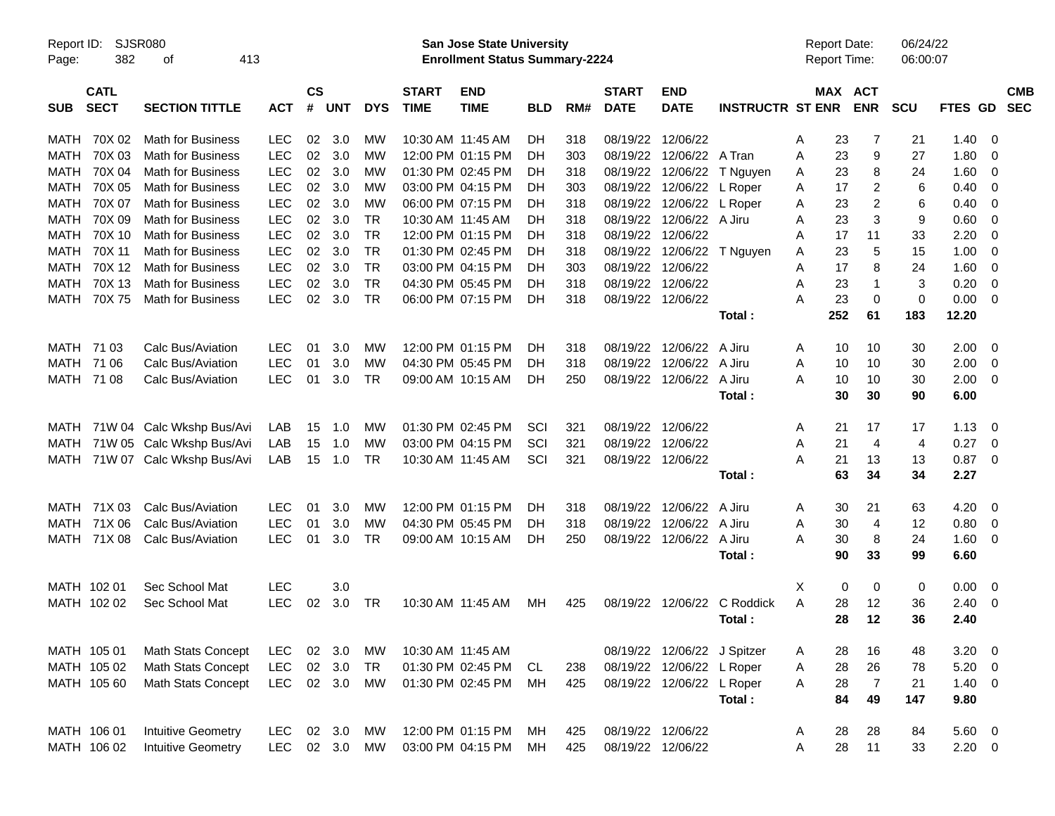Report ID: SJSR080

**San Jose State University**
**Enrollment Status Summary-2224**

Report Date: 06/24/22
Report Time: 06:00:07

| SUB | CATL SECT | SECTION TITTLE | ACT | CS # | UNT | DYS | START TIME | END TIME | BLD | RM# | START DATE | END DATE | INSTRUCTR | ST | MAX ENR | ACT ENR | SCU | FTES | GD | CMB SEC |
|---|---|---|---|---|---|---|---|---|---|---|---|---|---|---|---|---|---|---|---|---|
| MATH | 70X 02 | Math for Business | LEC | 02 | 3.0 | MW | 10:30 AM | 11:45 AM | DH | 318 | 08/19/22 | 12/06/22 | | A | 23 | 7 | 21 | 1.40 | 0 | |
| MATH | 70X 03 | Math for Business | LEC | 02 | 3.0 | MW | 12:00 PM | 01:15 PM | DH | 303 | 08/19/22 | 12/06/22 | A Tran | A | 23 | 9 | 27 | 1.80 | 0 | |
| MATH | 70X 04 | Math for Business | LEC | 02 | 3.0 | MW | 01:30 PM | 02:45 PM | DH | 318 | 08/19/22 | 12/06/22 | T Nguyen | A | 23 | 8 | 24 | 1.60 | 0 | |
| MATH | 70X 05 | Math for Business | LEC | 02 | 3.0 | MW | 03:00 PM | 04:15 PM | DH | 303 | 08/19/22 | 12/06/22 | L Roper | A | 17 | 2 | 6 | 0.40 | 0 | |
| MATH | 70X 07 | Math for Business | LEC | 02 | 3.0 | MW | 06:00 PM | 07:15 PM | DH | 318 | 08/19/22 | 12/06/22 | L Roper | A | 23 | 2 | 6 | 0.40 | 0 | |
| MATH | 70X 09 | Math for Business | LEC | 02 | 3.0 | TR | 10:30 AM | 11:45 AM | DH | 318 | 08/19/22 | 12/06/22 | A Jiru | A | 23 | 3 | 9 | 0.60 | 0 | |
| MATH | 70X 10 | Math for Business | LEC | 02 | 3.0 | TR | 12:00 PM | 01:15 PM | DH | 318 | 08/19/22 | 12/06/22 | | A | 17 | 11 | 33 | 2.20 | 0 | |
| MATH | 70X 11 | Math for Business | LEC | 02 | 3.0 | TR | 01:30 PM | 02:45 PM | DH | 318 | 08/19/22 | 12/06/22 | T Nguyen | A | 23 | 5 | 15 | 1.00 | 0 | |
| MATH | 70X 12 | Math for Business | LEC | 02 | 3.0 | TR | 03:00 PM | 04:15 PM | DH | 303 | 08/19/22 | 12/06/22 | | A | 17 | 8 | 24 | 1.60 | 0 | |
| MATH | 70X 13 | Math for Business | LEC | 02 | 3.0 | TR | 04:30 PM | 05:45 PM | DH | 318 | 08/19/22 | 12/06/22 | | A | 23 | 1 | 3 | 0.20 | 0 | |
| MATH | 70X 75 | Math for Business | LEC | 02 | 3.0 | TR | 06:00 PM | 07:15 PM | DH | 318 | 08/19/22 | 12/06/22 | | A | 23 | 0 | 0 | 0.00 | 0 | |
| | | | | | | | | | | | | | **Total :** | | **252** | **61** | **183** | **12.20** | | |
| MATH | 71 03 | Calc Bus/Aviation | LEC | 01 | 3.0 | MW | 12:00 PM | 01:15 PM | DH | 318 | 08/19/22 | 12/06/22 | A Jiru | A | 10 | 10 | 30 | 2.00 | 0 | |
| MATH | 71 06 | Calc Bus/Aviation | LEC | 01 | 3.0 | MW | 04:30 PM | 05:45 PM | DH | 318 | 08/19/22 | 12/06/22 | A Jiru | A | 10 | 10 | 30 | 2.00 | 0 | |
| MATH | 71 08 | Calc Bus/Aviation | LEC | 01 | 3.0 | TR | 09:00 AM | 10:15 AM | DH | 250 | 08/19/22 | 12/06/22 | A Jiru | A | 10 | 10 | 30 | 2.00 | 0 | |
| | | | | | | | | | | | | | **Total :** | | **30** | **30** | **90** | **6.00** | | |
| MATH | 71W 04 | Calc Wkshp Bus/Avi | LAB | 15 | 1.0 | MW | 01:30 PM | 02:45 PM | SCI | 321 | 08/19/22 | 12/06/22 | | A | 21 | 17 | 17 | 1.13 | 0 | |
| MATH | 71W 05 | Calc Wkshp Bus/Avi | LAB | 15 | 1.0 | MW | 03:00 PM | 04:15 PM | SCI | 321 | 08/19/22 | 12/06/22 | | A | 21 | 4 | 4 | 0.27 | 0 | |
| MATH | 71W 07 | Calc Wkshp Bus/Avi | LAB | 15 | 1.0 | TR | 10:30 AM | 11:45 AM | SCI | 321 | 08/19/22 | 12/06/22 | | A | 21 | 13 | 13 | 0.87 | 0 | |
| | | | | | | | | | | | | | **Total :** | | **63** | **34** | **34** | **2.27** | | |
| MATH | 71X 03 | Calc Bus/Aviation | LEC | 01 | 3.0 | MW | 12:00 PM | 01:15 PM | DH | 318 | 08/19/22 | 12/06/22 | A Jiru | A | 30 | 21 | 63 | 4.20 | 0 | |
| MATH | 71X 06 | Calc Bus/Aviation | LEC | 01 | 3.0 | MW | 04:30 PM | 05:45 PM | DH | 318 | 08/19/22 | 12/06/22 | A Jiru | A | 30 | 4 | 12 | 0.80 | 0 | |
| MATH | 71X 08 | Calc Bus/Aviation | LEC | 01 | 3.0 | TR | 09:00 AM | 10:15 AM | DH | 250 | 08/19/22 | 12/06/22 | A Jiru | A | 30 | 8 | 24 | 1.60 | 0 | |
| | | | | | | | | | | | | | **Total :** | | **90** | **33** | **99** | **6.60** | | |
| MATH | 102 01 | Sec School Mat | LEC | | 3.0 | | | | | | | | | X | 0 | 0 | 0 | 0.00 | 0 | |
| MATH | 102 02 | Sec School Mat | LEC | 02 | 3.0 | TR | 10:30 AM | 11:45 AM | MH | 425 | 08/19/22 | 12/06/22 | C Roddick | A | 28 | 12 | 36 | 2.40 | 0 | |
| | | | | | | | | | | | | | **Total :** | | **28** | **12** | **36** | **2.40** | | |
| MATH | 105 01 | Math Stats Concept | LEC | 02 | 3.0 | MW | 10:30 AM | 11:45 AM | | | 08/19/22 | 12/06/22 | J Spitzer | A | 28 | 16 | 48 | 3.20 | 0 | |
| MATH | 105 02 | Math Stats Concept | LEC | 02 | 3.0 | TR | 01:30 PM | 02:45 PM | CL | 238 | 08/19/22 | 12/06/22 | L Roper | A | 28 | 26 | 78 | 5.20 | 0 | |
| MATH | 105 60 | Math Stats Concept | LEC | 02 | 3.0 | MW | 01:30 PM | 02:45 PM | MH | 425 | 08/19/22 | 12/06/22 | L Roper | A | 28 | 7 | 21 | 1.40 | 0 | |
| | | | | | | | | | | | | | **Total :** | | **84** | **49** | **147** | **9.80** | | |
| MATH | 106 01 | Intuitive Geometry | LEC | 02 | 3.0 | MW | 12:00 PM | 01:15 PM | MH | 425 | 08/19/22 | 12/06/22 | | A | 28 | 28 | 84 | 5.60 | 0 | |
| MATH | 106 02 | Intuitive Geometry | LEC | 02 | 3.0 | MW | 03:00 PM | 04:15 PM | MH | 425 | 08/19/22 | 12/06/22 | | A | 28 | 11 | 33 | 2.20 | 0 | |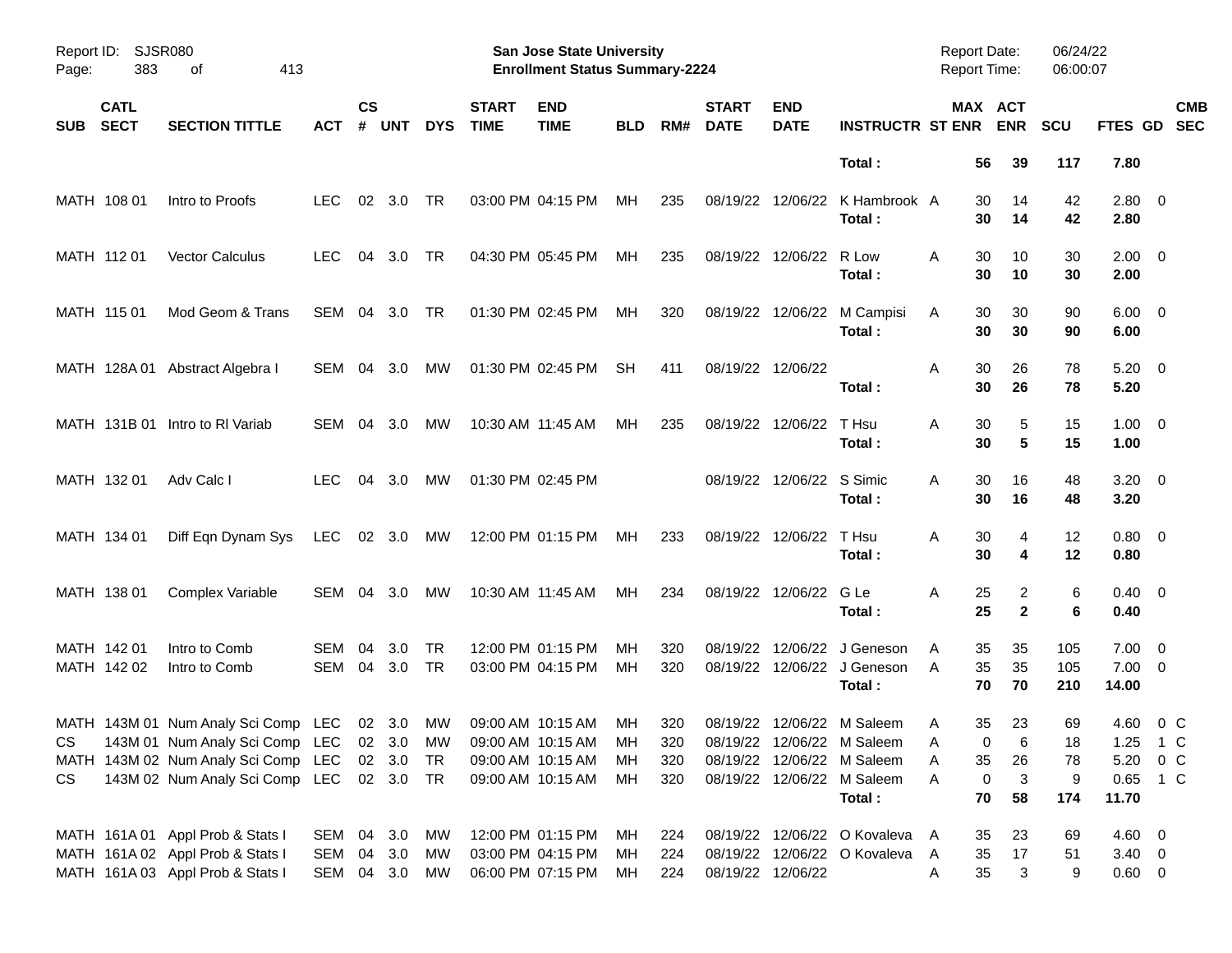Report ID: SJSR080

**San Jose State University**
**Enrollment Status Summary-2224**

Report Date: 06/24/22
Report Time: 06:00:07

| SUB | CATL SECT | SECTION TITTLE | ACT | CS # | UNT | DYS | START TIME | END TIME | BLD | RM# | START DATE | END DATE | INSTRUCTR | ST | MAX ENR | ACT ENR | SCU | FTES | GD | CMB SEC |
|---|---|---|---|---|---|---|---|---|---|---|---|---|---|---|---|---|---|---|---|---|
| | | | | | | | | | | | | | **Total :** | | **56** | **39** | **117** | **7.80** | | |
| MATH | 108 01 | Intro to Proofs | LEC | 02 | 3.0 | TR | 03:00 PM | 04:15 PM | MH | 235 | 08/19/22 | 12/06/22 | K Hambrook | A | 30 | 14 | 42 | 2.80 | 0 | |
| | | | | | | | | | | | | | **Total :** | | **30** | **14** | **42** | **2.80** | | |
| MATH | 112 01 | Vector Calculus | LEC | 04 | 3.0 | TR | 04:30 PM | 05:45 PM | MH | 235 | 08/19/22 | 12/06/22 | R Low | A | 30 | 10 | 30 | 2.00 | 0 | |
| | | | | | | | | | | | | | **Total :** | | **30** | **10** | **30** | **2.00** | | |
| MATH | 115 01 | Mod Geom & Trans | SEM | 04 | 3.0 | TR | 01:30 PM | 02:45 PM | MH | 320 | 08/19/22 | 12/06/22 | M Campisi | A | 30 | 30 | 90 | 6.00 | 0 | |
| | | | | | | | | | | | | | **Total :** | | **30** | **30** | **90** | **6.00** | | |
| MATH | 128A 01 | Abstract Algebra I | SEM | 04 | 3.0 | MW | 01:30 PM | 02:45 PM | SH | 411 | 08/19/22 | 12/06/22 | | A | 30 | 26 | 78 | 5.20 | 0 | |
| | | | | | | | | | | | | | **Total :** | | **30** | **26** | **78** | **5.20** | | |
| MATH | 131B 01 | Intro to Rl Variab | SEM | 04 | 3.0 | MW | 10:30 AM | 11:45 AM | MH | 235 | 08/19/22 | 12/06/22 | T Hsu | A | 30 | 5 | 15 | 1.00 | 0 | |
| | | | | | | | | | | | | | **Total :** | | **30** | **5** | **15** | **1.00** | | |
| MATH | 132 01 | Adv Calc I | LEC | 04 | 3.0 | MW | 01:30 PM | 02:45 PM | | | 08/19/22 | 12/06/22 | S Simic | A | 30 | 16 | 48 | 3.20 | 0 | |
| | | | | | | | | | | | | | **Total :** | | **30** | **16** | **48** | **3.20** | | |
| MATH | 134 01 | Diff Eqn Dynam Sys | LEC | 02 | 3.0 | MW | 12:00 PM | 01:15 PM | MH | 233 | 08/19/22 | 12/06/22 | T Hsu | A | 30 | 4 | 12 | 0.80 | 0 | |
| | | | | | | | | | | | | | **Total :** | | **30** | **4** | **12** | **0.80** | | |
| MATH | 138 01 | Complex Variable | SEM | 04 | 3.0 | MW | 10:30 AM | 11:45 AM | MH | 234 | 08/19/22 | 12/06/22 | G Le | A | 25 | 2 | 6 | 0.40 | 0 | |
| | | | | | | | | | | | | | **Total :** | | **25** | **2** | **6** | **0.40** | | |
| MATH | 142 01 | Intro to Comb | SEM | 04 | 3.0 | TR | 12:00 PM | 01:15 PM | MH | 320 | 08/19/22 | 12/06/22 | J Geneson | A | 35 | 35 | 105 | 7.00 | 0 | |
| MATH | 142 02 | Intro to Comb | SEM | 04 | 3.0 | TR | 03:00 PM | 04:15 PM | MH | 320 | 08/19/22 | 12/06/22 | J Geneson | A | 35 | 35 | 105 | 7.00 | 0 | |
| | | | | | | | | | | | | | **Total :** | | **70** | **70** | **210** | **14.00** | | |
| MATH | 143M 01 | Num Analy Sci Comp | LEC | 02 | 3.0 | MW | 09:00 AM | 10:15 AM | MH | 320 | 08/19/22 | 12/06/22 | M Saleem | A | 35 | 23 | 69 | 4.60 | 0 | C |
| CS | 143M 01 | Num Analy Sci Comp | LEC | 02 | 3.0 | MW | 09:00 AM | 10:15 AM | MH | 320 | 08/19/22 | 12/06/22 | M Saleem | A | 0 | 6 | 18 | 1.25 | 1 | C |
| MATH | 143M 02 | Num Analy Sci Comp | LEC | 02 | 3.0 | TR | 09:00 AM | 10:15 AM | MH | 320 | 08/19/22 | 12/06/22 | M Saleem | A | 35 | 26 | 78 | 5.20 | 0 | C |
| CS | 143M 02 | Num Analy Sci Comp | LEC | 02 | 3.0 | TR | 09:00 AM | 10:15 AM | MH | 320 | 08/19/22 | 12/06/22 | M Saleem | A | 0 | 3 | 9 | 0.65 | 1 | C |
| | | | | | | | | | | | | | **Total :** | | **70** | **58** | **174** | **11.70** | | |
| MATH | 161A 01 | Appl Prob & Stats I | SEM | 04 | 3.0 | MW | 12:00 PM | 01:15 PM | MH | 224 | 08/19/22 | 12/06/22 | O Kovaleva | A | 35 | 23 | 69 | 4.60 | 0 | |
| MATH | 161A 02 | Appl Prob & Stats I | SEM | 04 | 3.0 | MW | 03:00 PM | 04:15 PM | MH | 224 | 08/19/22 | 12/06/22 | O Kovaleva | A | 35 | 17 | 51 | 3.40 | 0 | |
| MATH | 161A 03 | Appl Prob & Stats I | SEM | 04 | 3.0 | MW | 06:00 PM | 07:15 PM | MH | 224 | 08/19/22 | 12/06/22 | | A | 35 | 3 | 9 | 0.60 | 0 | |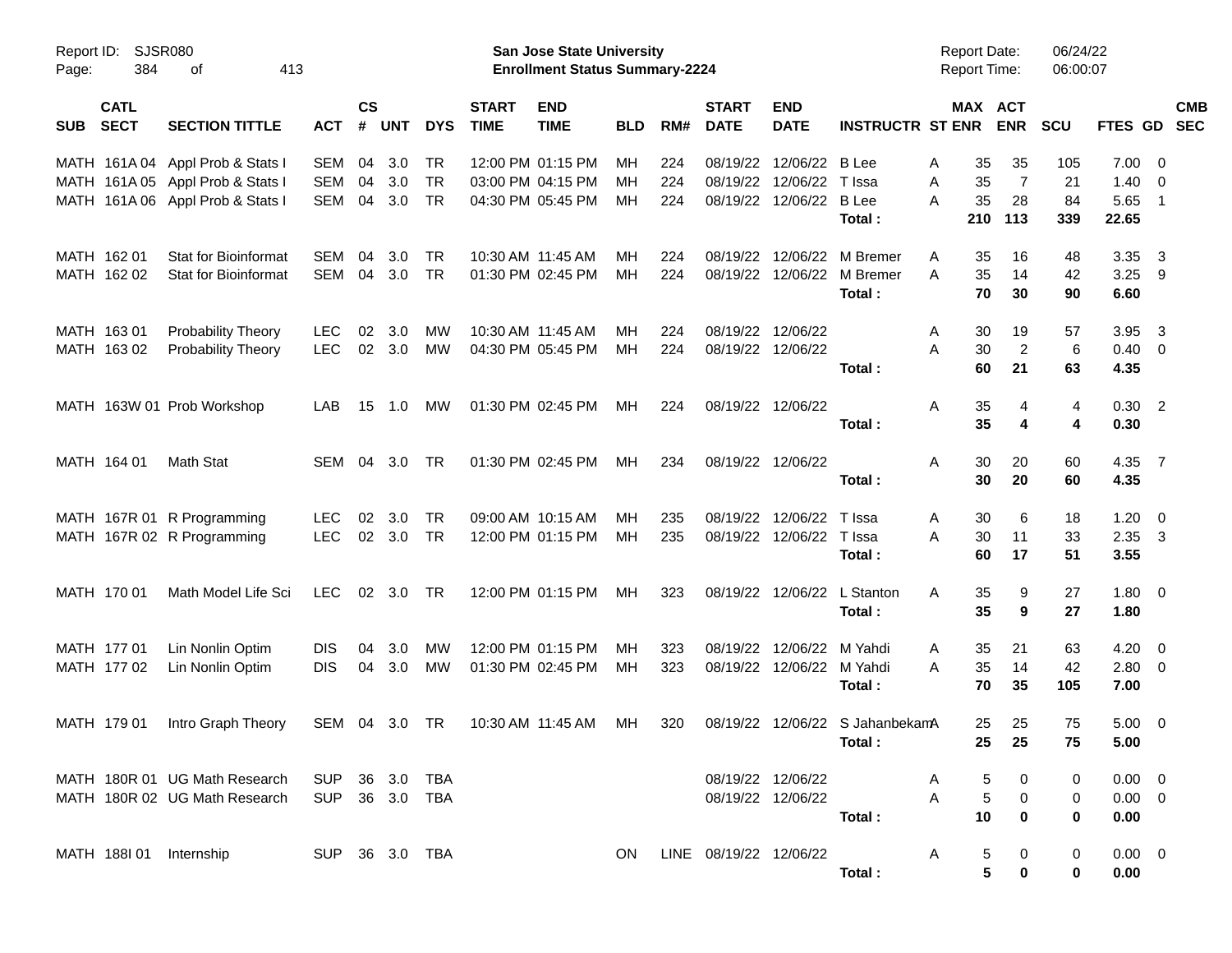Report ID: SJSR080

**San Jose State University**
**Enrollment Status Summary-2224**

Report Date: 06/24/22
Report Time: 06:00:07

| SUB | CATL SECT | SECTION TITTLE | ACT | CS # | UNT | DYS | START TIME | END TIME | BLD | RM# | START DATE | END DATE | INSTRUCTR | ST | MAX ENR | ACT ENR | SCU | FTES | GD | CMB SEC |
|---|---|---|---|---|---|---|---|---|---|---|---|---|---|---|---|---|---|---|---|---|
| MATH | 161A 04 | Appl Prob & Stats I | SEM | 04 | 3.0 | TR | 12:00 PM | 01:15 PM | MH | 224 | 08/19/22 | 12/06/22 | B Lee | A | 35 | 35 | 105 | 7.00 | 0 | |
| MATH | 161A 05 | Appl Prob & Stats I | SEM | 04 | 3.0 | TR | 03:00 PM | 04:15 PM | MH | 224 | 08/19/22 | 12/06/22 | T Issa | A | 35 | 7 | 21 | 1.40 | 0 | |
| MATH | 161A 06 | Appl Prob & Stats I | SEM | 04 | 3.0 | TR | 04:30 PM | 05:45 PM | MH | 224 | 08/19/22 | 12/06/22 | B Lee | A | 35 | 28 | 84 | 5.65 | 1 | |
| | | | | | | | | | | | | | **Total :** | | **210** | **113** | **339** | **22.65** | | |
| MATH | 162 01 | Stat for Bioinformat | SEM | 04 | 3.0 | TR | 10:30 AM | 11:45 AM | MH | 224 | 08/19/22 | 12/06/22 | M Bremer | A | 35 | 16 | 48 | 3.35 | 3 | |
| MATH | 162 02 | Stat for Bioinformat | SEM | 04 | 3.0 | TR | 01:30 PM | 02:45 PM | MH | 224 | 08/19/22 | 12/06/22 | M Bremer | A | 35 | 14 | 42 | 3.25 | 9 | |
| | | | | | | | | | | | | | **Total :** | | **70** | **30** | **90** | **6.60** | | |
| MATH | 163 01 | Probability Theory | LEC | 02 | 3.0 | MW | 10:30 AM | 11:45 AM | MH | 224 | 08/19/22 | 12/06/22 | | A | 30 | 19 | 57 | 3.95 | 3 | |
| MATH | 163 02 | Probability Theory | LEC | 02 | 3.0 | MW | 04:30 PM | 05:45 PM | MH | 224 | 08/19/22 | 12/06/22 | | A | 30 | 2 | 6 | 0.40 | 0 | |
| | | | | | | | | | | | | | **Total :** | | **60** | **21** | **63** | **4.35** | | |
| MATH | 163W 01 | Prob Workshop | LAB | 15 | 1.0 | MW | 01:30 PM | 02:45 PM | MH | 224 | 08/19/22 | 12/06/22 | | A | 35 | 4 | 4 | 0.30 | 2 | |
| | | | | | | | | | | | | | **Total :** | | **35** | **4** | **4** | **0.30** | | |
| MATH | 164 01 | Math Stat | SEM | 04 | 3.0 | TR | 01:30 PM | 02:45 PM | MH | 234 | 08/19/22 | 12/06/22 | | A | 30 | 20 | 60 | 4.35 | 7 | |
| | | | | | | | | | | | | | **Total :** | | **30** | **20** | **60** | **4.35** | | |
| MATH | 167R 01 | R Programming | LEC | 02 | 3.0 | TR | 09:00 AM | 10:15 AM | MH | 235 | 08/19/22 | 12/06/22 | T Issa | A | 30 | 6 | 18 | 1.20 | 0 | |
| MATH | 167R 02 | R Programming | LEC | 02 | 3.0 | TR | 12:00 PM | 01:15 PM | MH | 235 | 08/19/22 | 12/06/22 | T Issa | A | 30 | 11 | 33 | 2.35 | 3 | |
| | | | | | | | | | | | | | **Total :** | | **60** | **17** | **51** | **3.55** | | |
| MATH | 170 01 | Math Model Life Sci | LEC | 02 | 3.0 | TR | 12:00 PM | 01:15 PM | MH | 323 | 08/19/22 | 12/06/22 | L Stanton | A | 35 | 9 | 27 | 1.80 | 0 | |
| | | | | | | | | | | | | | **Total :** | | **35** | **9** | **27** | **1.80** | | |
| MATH | 177 01 | Lin Nonlin Optim | DIS | 04 | 3.0 | MW | 12:00 PM | 01:15 PM | MH | 323 | 08/19/22 | 12/06/22 | M Yahdi | A | 35 | 21 | 63 | 4.20 | 0 | |
| MATH | 177 02 | Lin Nonlin Optim | DIS | 04 | 3.0 | MW | 01:30 PM | 02:45 PM | MH | 323 | 08/19/22 | 12/06/22 | M Yahdi | A | 35 | 14 | 42 | 2.80 | 0 | |
| | | | | | | | | | | | | | **Total :** | | **70** | **35** | **105** | **7.00** | | |
| MATH | 179 01 | Intro Graph Theory | SEM | 04 | 3.0 | TR | 10:30 AM | 11:45 AM | MH | 320 | 08/19/22 | 12/06/22 | S Jahanbekam | A | 25 | 25 | 75 | 5.00 | 0 | |
| | | | | | | | | | | | | | **Total :** | | **25** | **25** | **75** | **5.00** | | |
| MATH | 180R 01 | UG Math Research | SUP | 36 | 3.0 | TBA | | | | | 08/19/22 | 12/06/22 | | A | 5 | 0 | 0 | 0.00 | 0 | |
| MATH | 180R 02 | UG Math Research | SUP | 36 | 3.0 | TBA | | | | | 08/19/22 | 12/06/22 | | A | 5 | 0 | 0 | 0.00 | 0 | |
| | | | | | | | | | | | | | **Total :** | | **10** | **0** | **0** | **0.00** | | |
| MATH | 188I 01 | Internship | SUP | 36 | 3.0 | TBA | | | ON | LINE | 08/19/22 | 12/06/22 | | A | 5 | 0 | 0 | 0.00 | 0 | |
| | | | | | | | | | | | | | **Total :** | | **5** | **0** | **0** | **0.00** | | |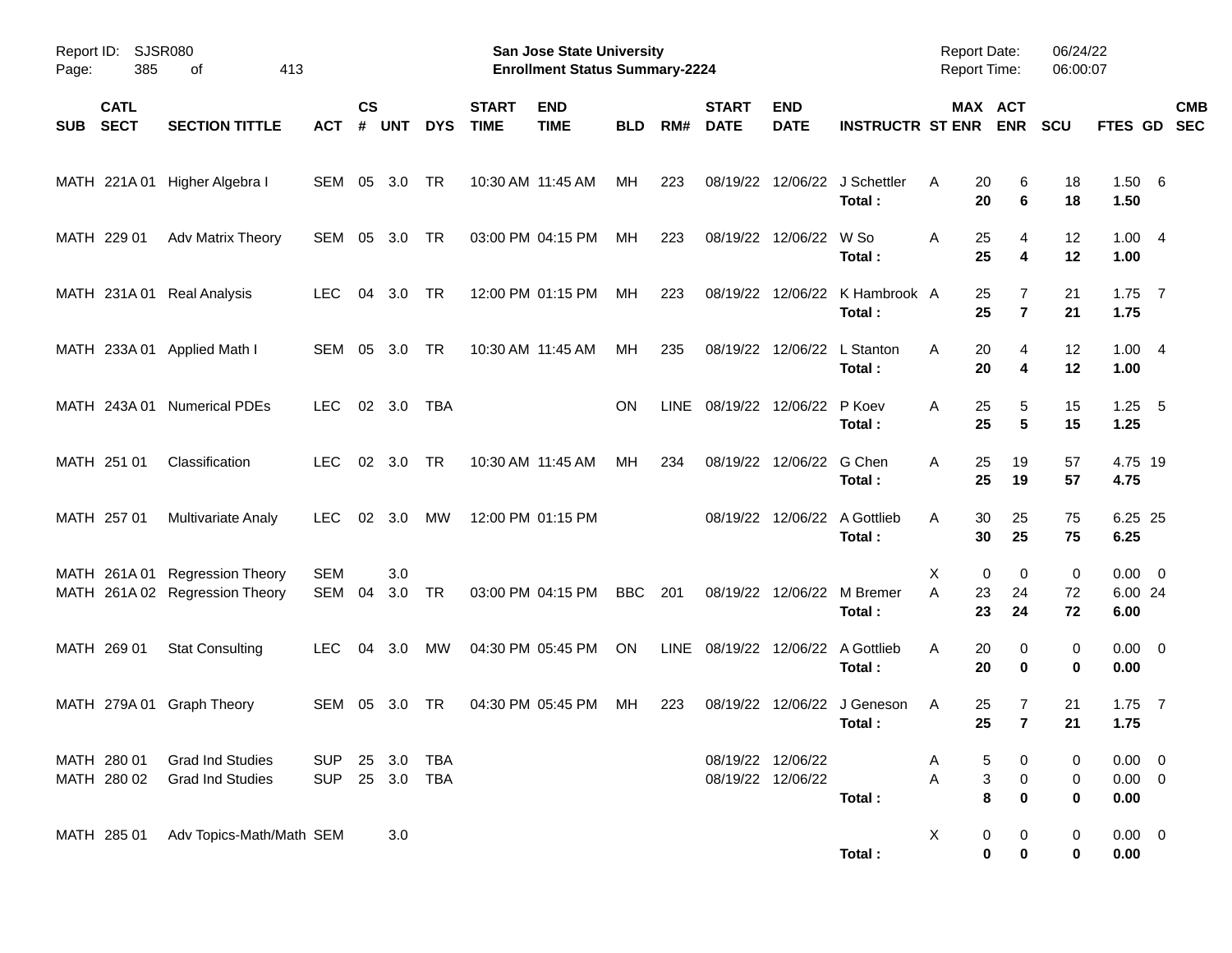Report ID: SJSR080

**San Jose State University**
**Enrollment Status Summary-2224**

Report Date: 06/24/22
Report Time: 06:00:07

| SUB | CATL SECT | SECTION TITTLE | ACT | CS # | UNT | DYS | START TIME | END TIME | BLD | RM# | START DATE | END DATE | INSTRUCTR | ST | MAX ENR | ACT ENR | SCU | FTES | GD | CMB SEC |
|---|---|---|---|---|---|---|---|---|---|---|---|---|---|---|---|---|---|---|---|---|
| MATH | 221A 01 | Higher Algebra I | SEM | 05 | 3.0 | TR | 10:30 AM | 11:45 AM | MH | 223 | 08/19/22 | 12/06/22 | J Schettler | A | 20 | 6 | 18 | 1.50 | 6 | |
| | | | | | | | | | | | | | **Total :** | | **20** | **6** | **18** | **1.50** | | |
| MATH | 229 01 | Adv Matrix Theory | SEM | 05 | 3.0 | TR | 03:00 PM | 04:15 PM | MH | 223 | 08/19/22 | 12/06/22 | W So | A | 25 | 4 | 12 | 1.00 | 4 | |
| | | | | | | | | | | | | | **Total :** | | **25** | **4** | **12** | **1.00** | | |
| MATH | 231A 01 | Real Analysis | LEC | 04 | 3.0 | TR | 12:00 PM | 01:15 PM | MH | 223 | 08/19/22 | 12/06/22 | K Hambrook | A | 25 | 7 | 21 | 1.75 | 7 | |
| | | | | | | | | | | | | | **Total :** | | **25** | **7** | **21** | **1.75** | | |
| MATH | 233A 01 | Applied Math I | SEM | 05 | 3.0 | TR | 10:30 AM | 11:45 AM | MH | 235 | 08/19/22 | 12/06/22 | L Stanton | A | 20 | 4 | 12 | 1.00 | 4 | |
| | | | | | | | | | | | | | **Total :** | | **20** | **4** | **12** | **1.00** | | |
| MATH | 243A 01 | Numerical PDEs | LEC | 02 | 3.0 | TBA | | | ON | LINE | 08/19/22 | 12/06/22 | P Koev | A | 25 | 5 | 15 | 1.25 | 5 | |
| | | | | | | | | | | | | | **Total :** | | **25** | **5** | **15** | **1.25** | | |
| MATH | 251 01 | Classification | LEC | 02 | 3.0 | TR | 10:30 AM | 11:45 AM | MH | 234 | 08/19/22 | 12/06/22 | G Chen | A | 25 | 19 | 57 | 4.75 | 19 | |
| | | | | | | | | | | | | | **Total :** | | **25** | **19** | **57** | **4.75** | | |
| MATH | 257 01 | Multivariate Analy | LEC | 02 | 3.0 | MW | 12:00 PM | 01:15 PM | | | 08/19/22 | 12/06/22 | A Gottlieb | A | 30 | 25 | 75 | 6.25 | 25 | |
| | | | | | | | | | | | | | **Total :** | | **30** | **25** | **75** | **6.25** | | |
| MATH | 261A 01 | Regression Theory | SEM | | 3.0 | | | | | | | | | X | 0 | 0 | 0 | 0.00 | 0 | |
| MATH | 261A 02 | Regression Theory | SEM | 04 | 3.0 | TR | 03:00 PM | 04:15 PM | BBC | 201 | 08/19/22 | 12/06/22 | M Bremer | A | 23 | 24 | 72 | 6.00 | 24 | |
| | | | | | | | | | | | | | **Total :** | | **23** | **24** | **72** | **6.00** | | |
| MATH | 269 01 | Stat Consulting | LEC | 04 | 3.0 | MW | 04:30 PM | 05:45 PM | ON | LINE | 08/19/22 | 12/06/22 | A Gottlieb | A | 20 | 0 | 0 | 0.00 | 0 | |
| | | | | | | | | | | | | | **Total :** | | **20** | **0** | **0** | **0.00** | | |
| MATH | 279A 01 | Graph Theory | SEM | 05 | 3.0 | TR | 04:30 PM | 05:45 PM | MH | 223 | 08/19/22 | 12/06/22 | J Geneson | A | 25 | 7 | 21 | 1.75 | 7 | |
| | | | | | | | | | | | | | **Total :** | | **25** | **7** | **21** | **1.75** | | |
| MATH | 280 01 | Grad Ind Studies | SUP | 25 | 3.0 | TBA | | | | | 08/19/22 | 12/06/22 | | A | 5 | 0 | 0 | 0.00 | 0 | |
| MATH | 280 02 | Grad Ind Studies | SUP | 25 | 3.0 | TBA | | | | | 08/19/22 | 12/06/22 | | A | 3 | 0 | 0 | 0.00 | 0 | |
| | | | | | | | | | | | | | **Total :** | | **8** | **0** | **0** | **0.00** | | |
| MATH | 285 01 | Adv Topics-Math/Math | SEM | | 3.0 | | | | | | | | | X | 0 | 0 | 0 | 0.00 | 0 | |
| | | | | | | | | | | | | | **Total :** | | **0** | **0** | **0** | **0.00** | | |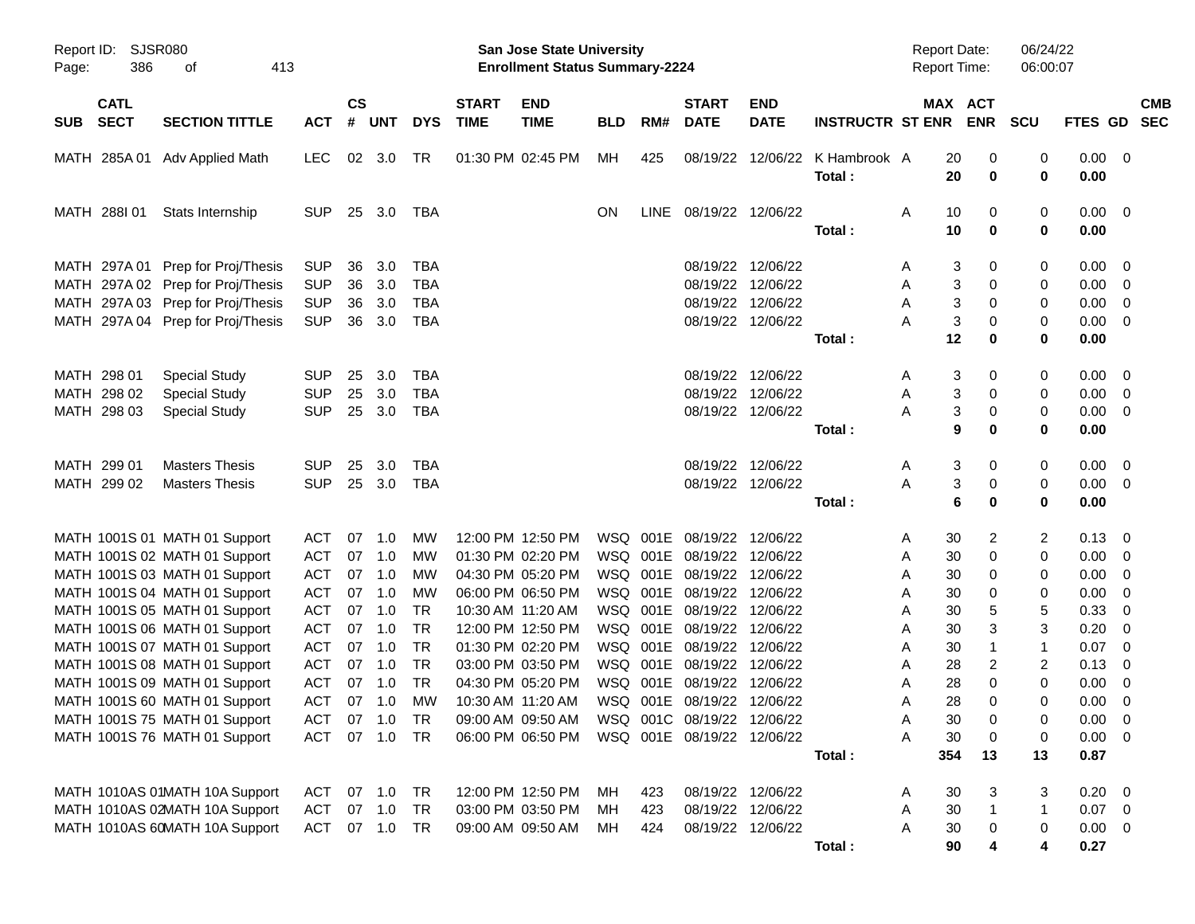Report ID: SJSR080
**San Jose State University**
**Enrollment Status Summary-2224**
Report Date: 06/24/22
Report Time: 06:00:07

| SUB | CATL SECT | SECTION TITTLE | ACT | CS # | UNT | DYS | START TIME | END TIME | BLD | RM# | START DATE | END DATE | INSTRUCTR | ST | MAX ENR | ACT ENR | SCU | FTES | GD | CMB SEC |
|---|---|---|---|---|---|---|---|---|---|---|---|---|---|---|---|---|---|---|---|---|
| MATH | 285A 01 | Adv Applied Math | LEC | 02 | 3.0 | TR | 01:30 PM | 02:45 PM | MH | 425 | 08/19/22 | 12/06/22 | K Hambrook | A | 20 | 0 | 0 | 0.00 | 0 | |
| | | | | | | | | | | | | | **Total :** | | **20** | **0** | **0** | **0.00** | | |
| MATH | 288I 01 | Stats Internship | SUP | 25 | 3.0 | TBA | | | ON | LINE | 08/19/22 | 12/06/22 | | A | 10 | 0 | 0 | 0.00 | 0 | |
| | | | | | | | | | | | | | **Total :** | | **10** | **0** | **0** | **0.00** | | |
| MATH | 297A 01 | Prep for Proj/Thesis | SUP | 36 | 3.0 | TBA | | | | | 08/19/22 | 12/06/22 | | A | 3 | 0 | 0 | 0.00 | 0 | |
| MATH | 297A 02 | Prep for Proj/Thesis | SUP | 36 | 3.0 | TBA | | | | | 08/19/22 | 12/06/22 | | A | 3 | 0 | 0 | 0.00 | 0 | |
| MATH | 297A 03 | Prep for Proj/Thesis | SUP | 36 | 3.0 | TBA | | | | | 08/19/22 | 12/06/22 | | A | 3 | 0 | 0 | 0.00 | 0 | |
| MATH | 297A 04 | Prep for Proj/Thesis | SUP | 36 | 3.0 | TBA | | | | | 08/19/22 | 12/06/22 | | A | 3 | 0 | 0 | 0.00 | 0 | |
| | | | | | | | | | | | | | **Total :** | | **12** | **0** | **0** | **0.00** | | |
| MATH | 298 01 | Special Study | SUP | 25 | 3.0 | TBA | | | | | 08/19/22 | 12/06/22 | | A | 3 | 0 | 0 | 0.00 | 0 | |
| MATH | 298 02 | Special Study | SUP | 25 | 3.0 | TBA | | | | | 08/19/22 | 12/06/22 | | A | 3 | 0 | 0 | 0.00 | 0 | |
| MATH | 298 03 | Special Study | SUP | 25 | 3.0 | TBA | | | | | 08/19/22 | 12/06/22 | | A | 3 | 0 | 0 | 0.00 | 0 | |
| | | | | | | | | | | | | | **Total :** | | **9** | **0** | **0** | **0.00** | | |
| MATH | 299 01 | Masters Thesis | SUP | 25 | 3.0 | TBA | | | | | 08/19/22 | 12/06/22 | | A | 3 | 0 | 0 | 0.00 | 0 | |
| MATH | 299 02 | Masters Thesis | SUP | 25 | 3.0 | TBA | | | | | 08/19/22 | 12/06/22 | | A | 3 | 0 | 0 | 0.00 | 0 | |
| | | | | | | | | | | | | | **Total :** | | **6** | **0** | **0** | **0.00** | | |
| MATH | 1001S 01 | MATH 01 Support | ACT | 07 | 1.0 | MW | 12:00 PM | 12:50 PM | WSQ | 001E | 08/19/22 | 12/06/22 | | A | 30 | 2 | 2 | 0.13 | 0 | |
| MATH | 1001S 02 | MATH 01 Support | ACT | 07 | 1.0 | MW | 01:30 PM | 02:20 PM | WSQ | 001E | 08/19/22 | 12/06/22 | | A | 30 | 0 | 0 | 0.00 | 0 | |
| MATH | 1001S 03 | MATH 01 Support | ACT | 07 | 1.0 | MW | 04:30 PM | 05:20 PM | WSQ | 001E | 08/19/22 | 12/06/22 | | A | 30 | 0 | 0 | 0.00 | 0 | |
| MATH | 1001S 04 | MATH 01 Support | ACT | 07 | 1.0 | MW | 06:00 PM | 06:50 PM | WSQ | 001E | 08/19/22 | 12/06/22 | | A | 30 | 0 | 0 | 0.00 | 0 | |
| MATH | 1001S 05 | MATH 01 Support | ACT | 07 | 1.0 | TR | 10:30 AM | 11:20 AM | WSQ | 001E | 08/19/22 | 12/06/22 | | A | 30 | 5 | 5 | 0.33 | 0 | |
| MATH | 1001S 06 | MATH 01 Support | ACT | 07 | 1.0 | TR | 12:00 PM | 12:50 PM | WSQ | 001E | 08/19/22 | 12/06/22 | | A | 30 | 3 | 3 | 0.20 | 0 | |
| MATH | 1001S 07 | MATH 01 Support | ACT | 07 | 1.0 | TR | 01:30 PM | 02:20 PM | WSQ | 001E | 08/19/22 | 12/06/22 | | A | 30 | 1 | 1 | 0.07 | 0 | |
| MATH | 1001S 08 | MATH 01 Support | ACT | 07 | 1.0 | TR | 03:00 PM | 03:50 PM | WSQ | 001E | 08/19/22 | 12/06/22 | | A | 28 | 2 | 2 | 0.13 | 0 | |
| MATH | 1001S 09 | MATH 01 Support | ACT | 07 | 1.0 | TR | 04:30 PM | 05:20 PM | WSQ | 001E | 08/19/22 | 12/06/22 | | A | 28 | 0 | 0 | 0.00 | 0 | |
| MATH | 1001S 60 | MATH 01 Support | ACT | 07 | 1.0 | MW | 10:30 AM | 11:20 AM | WSQ | 001E | 08/19/22 | 12/06/22 | | A | 28 | 0 | 0 | 0.00 | 0 | |
| MATH | 1001S 75 | MATH 01 Support | ACT | 07 | 1.0 | TR | 09:00 AM | 09:50 AM | WSQ | 001C | 08/19/22 | 12/06/22 | | A | 30 | 0 | 0 | 0.00 | 0 | |
| MATH | 1001S 76 | MATH 01 Support | ACT | 07 | 1.0 | TR | 06:00 PM | 06:50 PM | WSQ | 001E | 08/19/22 | 12/06/22 | | A | 30 | 0 | 0 | 0.00 | 0 | |
| | | | | | | | | | | | | | **Total :** | | **354** | **13** | **13** | **0.87** | | |
| MATH | 1010AS 01 | MATH 10A Support | ACT | 07 | 1.0 | TR | 12:00 PM | 12:50 PM | MH | 423 | 08/19/22 | 12/06/22 | | A | 30 | 3 | 3 | 0.20 | 0 | |
| MATH | 1010AS 02 | MATH 10A Support | ACT | 07 | 1.0 | TR | 03:00 PM | 03:50 PM | MH | 423 | 08/19/22 | 12/06/22 | | A | 30 | 1 | 1 | 0.07 | 0 | |
| MATH | 1010AS 60 | MATH 10A Support | ACT | 07 | 1.0 | TR | 09:00 AM | 09:50 AM | MH | 424 | 08/19/22 | 12/06/22 | | A | 30 | 0 | 0 | 0.00 | 0 | |
| | | | | | | | | | | | | | **Total :** | | **90** | **4** | **4** | **0.27** | | |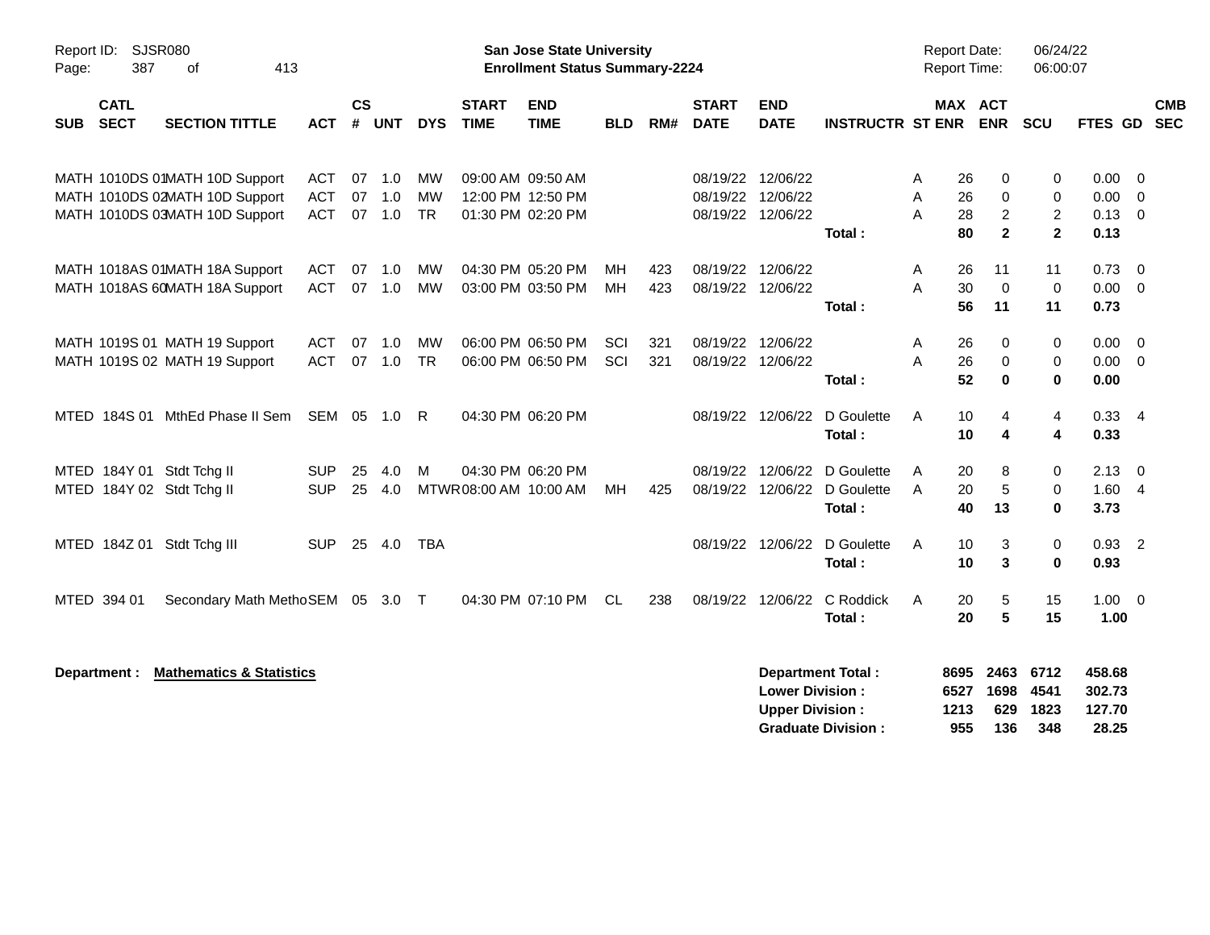Report ID: SJSR080

**San Jose State University**
**Enrollment Status Summary-2224**

Report Date: 06/24/22
Report Time: 06:00:07

| SUB | CATL SECT | SECTION TITTLE | ACT | CS # | UNT | DYS | START TIME | END TIME | BLD | RM# | START DATE | END DATE | INSTRUCTR | ST | MAX ENR | ACT ENR | SCU | FTES | GD | CMB SEC |
|---|---|---|---|---|---|---|---|---|---|---|---|---|---|---|---|---|---|---|---|---|
| MATH | 1010DS 01 | MATH 10D Support | ACT | 07 | 1.0 | MW | 09:00 AM | 09:50 AM | | | 08/19/22 | 12/06/22 | | A | 26 | 0 | 0 | 0.00 | 0 | |
| MATH | 1010DS 02 | MATH 10D Support | ACT | 07 | 1.0 | MW | 12:00 PM | 12:50 PM | | | 08/19/22 | 12/06/22 | | A | 26 | 0 | 0 | 0.00 | 0 | |
| MATH | 1010DS 03 | MATH 10D Support | ACT | 07 | 1.0 | TR | 01:30 PM | 02:20 PM | | | 08/19/22 | 12/06/22 | | A | 28 | 2 | 2 | 0.13 | 0 | |
| | | | | | | | | | | | | | **Total :** | | **80** | **2** | **2** | **0.13** | | |
| MATH | 1018AS 01 | MATH 18A Support | ACT | 07 | 1.0 | MW | 04:30 PM | 05:20 PM | MH | 423 | 08/19/22 | 12/06/22 | | A | 26 | 11 | 11 | 0.73 | 0 | |
| MATH | 1018AS 60 | MATH 18A Support | ACT | 07 | 1.0 | MW | 03:00 PM | 03:50 PM | MH | 423 | 08/19/22 | 12/06/22 | | A | 30 | 0 | 0 | 0.00 | 0 | |
| | | | | | | | | | | | | | **Total :** | | **56** | **11** | **11** | **0.73** | | |
| MATH | 1019S 01 | MATH 19 Support | ACT | 07 | 1.0 | MW | 06:00 PM | 06:50 PM | SCI | 321 | 08/19/22 | 12/06/22 | | A | 26 | 0 | 0 | 0.00 | 0 | |
| MATH | 1019S 02 | MATH 19 Support | ACT | 07 | 1.0 | TR | 06:00 PM | 06:50 PM | SCI | 321 | 08/19/22 | 12/06/22 | | A | 26 | 0 | 0 | 0.00 | 0 | |
| | | | | | | | | | | | | | **Total :** | | **52** | **0** | **0** | **0.00** | | |
| MTED | 184S 01 | MthEd Phase II Sem | SEM | 05 | 1.0 | R | 04:30 PM | 06:20 PM | | | 08/19/22 | 12/06/22 | D Goulette | A | 10 | 4 | 4 | 0.33 | 4 | |
| | | | | | | | | | | | | | **Total :** | | **10** | **4** | **4** | **0.33** | | |
| MTED | 184Y 01 | Stdt Tchg II | SUP | 25 | 4.0 | M | 04:30 PM | 06:20 PM | | | 08/19/22 | 12/06/22 | D Goulette | A | 20 | 8 | 0 | 2.13 | 0 | |
| MTED | 184Y 02 | Stdt Tchg II | SUP | 25 | 4.0 | MTWR | 08:00 AM | 10:00 AM | MH | 425 | 08/19/22 | 12/06/22 | D Goulette | A | 20 | 5 | 0 | 1.60 | 4 | |
| | | | | | | | | | | | | | **Total :** | | **40** | **13** | **0** | **3.73** | | |
| MTED | 184Z 01 | Stdt Tchg III | SUP | 25 | 4.0 | TBA | | | | | 08/19/22 | 12/06/22 | D Goulette | A | 10 | 3 | 0 | 0.93 | 2 | |
| | | | | | | | | | | | | | **Total :** | | **10** | **3** | **0** | **0.93** | | |
| MTED | 394 01 | Secondary Math Metho | SEM | 05 | 3.0 | T | 04:30 PM | 07:10 PM | CL | 238 | 08/19/22 | 12/06/22 | C Roddick | A | 20 | 5 | 15 | 1.00 | 0 | |
| | | | | | | | | | | | | | **Total :** | | **20** | **5** | **15** | **1.00** | | |

**Department :** **Mathematics & Statistics**

| | MAX ENR | ACT ENR | SCU | FTES |
|---|---|---|---|---|
| **Department Total :** | **8695** | **2463** | **6712** | **458.68** |
| **Lower Division :** | **6527** | **1698** | **4541** | **302.73** |
| **Upper Division :** | **1213** | **629** | **1823** | **127.70** |
| **Graduate Division :** | **955** | **136** | **348** | **28.25** |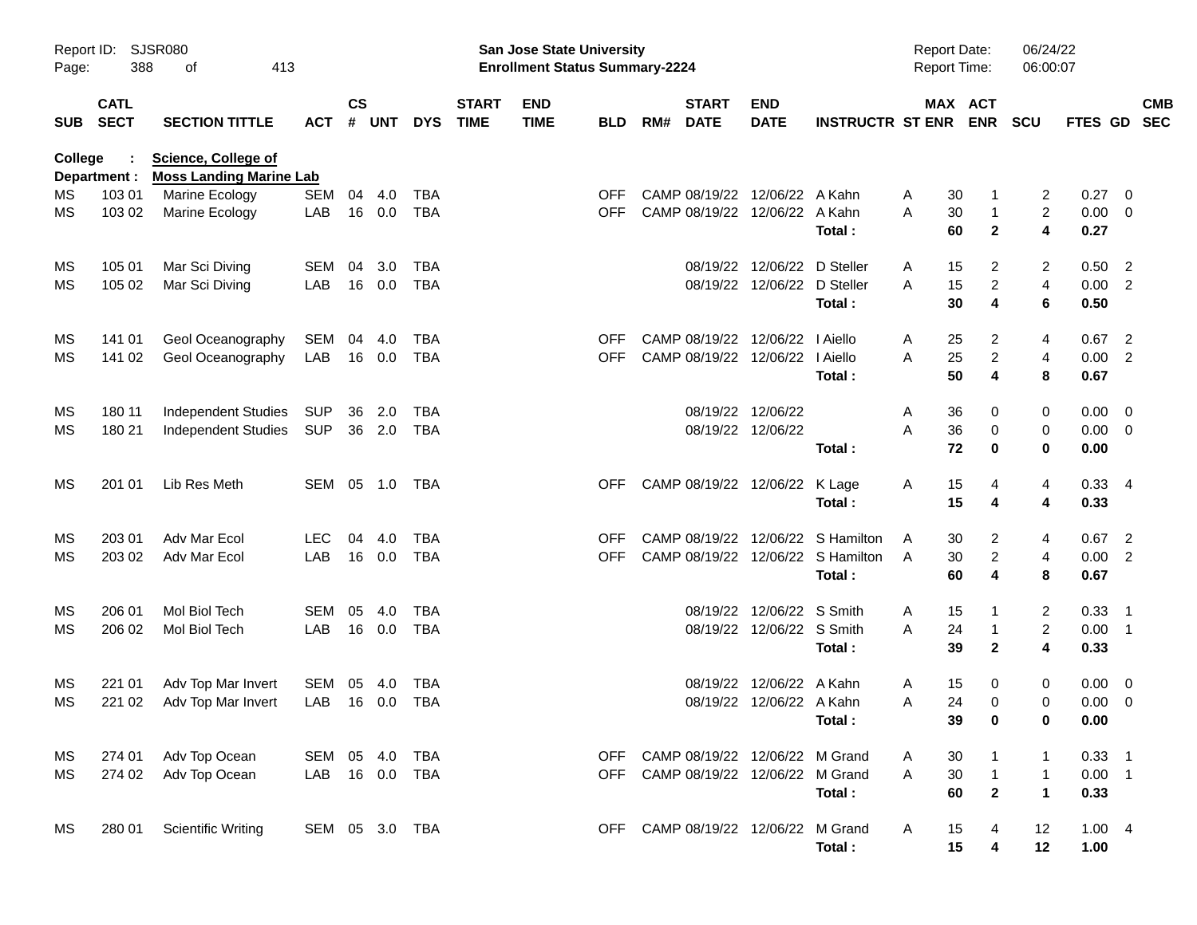Report ID: SJSR080

**San Jose State University**
**Enrollment Status Summary-2224**

Report Date: 06/24/22
Report Time: 06:00:07

College : **Science, College of**
Department : **Moss Landing Marine Lab**

| SUB | CATL SECT | SECTION TITTLE | ACT | CS # | UNT | DYS | START TIME | END TIME | BLD | RM# | START DATE | END DATE | INSTRUCTR | ST | MAX ENR | ACT ENR | SCU | FTES | GD | CMB SEC |
|---|---|---|---|---|---|---|---|---|---|---|---|---|---|---|---|---|---|---|---|---|
| MS | 103 01 | Marine Ecology | SEM | 04 | 4.0 | TBA | | | OFF | CAMP | 08/19/22 | 12/06/22 | A Kahn | A | 30 | 1 | 2 | 0.27 | 0 | |
| MS | 103 02 | Marine Ecology | LAB | 16 | 0.0 | TBA | | | OFF | CAMP | 08/19/22 | 12/06/22 | A Kahn | A | 30 | 1 | 2 | 0.00 | 0 | |
| | | | | | | | | | | | | | **Total :** | | **60** | **2** | **4** | **0.27** | | |
| MS | 105 01 | Mar Sci Diving | SEM | 04 | 3.0 | TBA | | | | | 08/19/22 | 12/06/22 | D Steller | A | 15 | 2 | 2 | 0.50 | 2 | |
| MS | 105 02 | Mar Sci Diving | LAB | 16 | 0.0 | TBA | | | | | 08/19/22 | 12/06/22 | D Steller | A | 15 | 2 | 4 | 0.00 | 2 | |
| | | | | | | | | | | | | | **Total :** | | **30** | **4** | **6** | **0.50** | | |
| MS | 141 01 | Geol Oceanography | SEM | 04 | 4.0 | TBA | | | OFF | CAMP | 08/19/22 | 12/06/22 | I Aiello | A | 25 | 2 | 4 | 0.67 | 2 | |
| MS | 141 02 | Geol Oceanography | LAB | 16 | 0.0 | TBA | | | OFF | CAMP | 08/19/22 | 12/06/22 | I Aiello | A | 25 | 2 | 4 | 0.00 | 2 | |
| | | | | | | | | | | | | | **Total :** | | **50** | **4** | **8** | **0.67** | | |
| MS | 180 11 | Independent Studies | SUP | 36 | 2.0 | TBA | | | | | 08/19/22 | 12/06/22 | | A | 36 | 0 | 0 | 0.00 | 0 | |
| MS | 180 21 | Independent Studies | SUP | 36 | 2.0 | TBA | | | | | 08/19/22 | 12/06/22 | | A | 36 | 0 | 0 | 0.00 | 0 | |
| | | | | | | | | | | | | | **Total :** | | **72** | **0** | **0** | **0.00** | | |
| MS | 201 01 | Lib Res Meth | SEM | 05 | 1.0 | TBA | | | OFF | CAMP | 08/19/22 | 12/06/22 | K Lage | A | 15 | 4 | 4 | 0.33 | 4 | |
| | | | | | | | | | | | | | **Total :** | | **15** | **4** | **4** | **0.33** | | |
| MS | 203 01 | Adv Mar Ecol | LEC | 04 | 4.0 | TBA | | | OFF | CAMP | 08/19/22 | 12/06/22 | S Hamilton | A | 30 | 2 | 4 | 0.67 | 2 | |
| MS | 203 02 | Adv Mar Ecol | LAB | 16 | 0.0 | TBA | | | OFF | CAMP | 08/19/22 | 12/06/22 | S Hamilton | A | 30 | 2 | 4 | 0.00 | 2 | |
| | | | | | | | | | | | | | **Total :** | | **60** | **4** | **8** | **0.67** | | |
| MS | 206 01 | Mol Biol Tech | SEM | 05 | 4.0 | TBA | | | | | 08/19/22 | 12/06/22 | S Smith | A | 15 | 1 | 2 | 0.33 | 1 | |
| MS | 206 02 | Mol Biol Tech | LAB | 16 | 0.0 | TBA | | | | | 08/19/22 | 12/06/22 | S Smith | A | 24 | 1 | 2 | 0.00 | 1 | |
| | | | | | | | | | | | | | **Total :** | | **39** | **2** | **4** | **0.33** | | |
| MS | 221 01 | Adv Top Mar Invert | SEM | 05 | 4.0 | TBA | | | | | 08/19/22 | 12/06/22 | A Kahn | A | 15 | 0 | 0 | 0.00 | 0 | |
| MS | 221 02 | Adv Top Mar Invert | LAB | 16 | 0.0 | TBA | | | | | 08/19/22 | 12/06/22 | A Kahn | A | 24 | 0 | 0 | 0.00 | 0 | |
| | | | | | | | | | | | | | **Total :** | | **39** | **0** | **0** | **0.00** | | |
| MS | 274 01 | Adv Top Ocean | SEM | 05 | 4.0 | TBA | | | OFF | CAMP | 08/19/22 | 12/06/22 | M Grand | A | 30 | 1 | 1 | 0.33 | 1 | |
| MS | 274 02 | Adv Top Ocean | LAB | 16 | 0.0 | TBA | | | OFF | CAMP | 08/19/22 | 12/06/22 | M Grand | A | 30 | 1 | 1 | 0.00 | 1 | |
| | | | | | | | | | | | | | **Total :** | | **60** | **2** | **1** | **0.33** | | |
| MS | 280 01 | Scientific Writing | SEM | 05 | 3.0 | TBA | | | OFF | CAMP | 08/19/22 | 12/06/22 | M Grand | A | 15 | 4 | 12 | 1.00 | 4 | |
| | | | | | | | | | | | | | **Total :** | | **15** | **4** | **12** | **1.00** | | |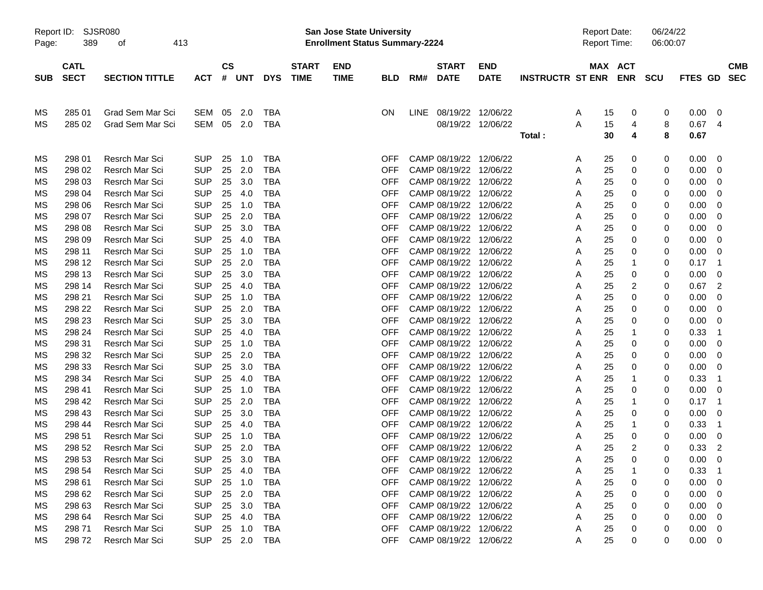Report ID: SJSR080
**San Jose State University**
**Enrollment Status Summary-2224**
Report Date: 06/24/22
Report Time: 06:00:07

| SUB | CATL SECT | SECTION TITTLE | ACT | CS # | UNT | DYS | START TIME | END TIME | BLD | RM# | START DATE | END DATE | INSTRUCTR | ST | MAX ENR | ACT ENR | SCU | FTES | GD | CMB SEC |
|---|---|---|---|---|---|---|---|---|---|---|---|---|---|---|---|---|---|---|---|---|
| MS | 285 01 | Grad Sem Mar Sci | SEM | 05 | 2.0 | TBA | | | ON | LINE | 08/19/22 | 12/06/22 | | A | 15 | 0 | 0 | 0.00 | 0 | |
| MS | 285 02 | Grad Sem Mar Sci | SEM | 05 | 2.0 | TBA | | | | | 08/19/22 | 12/06/22 | | A | 15 | 4 | 8 | 0.67 | 4 | |
| | | | | | | | | | | | | | **Total :** | | **30** | **4** | **8** | **0.67** | | |
| MS | 298 01 | Resrch Mar Sci | SUP | 25 | 1.0 | TBA | | | OFF | CAMP | 08/19/22 | 12/06/22 | | A | 25 | 0 | 0 | 0.00 | 0 | |
| MS | 298 02 | Resrch Mar Sci | SUP | 25 | 2.0 | TBA | | | OFF | CAMP | 08/19/22 | 12/06/22 | | A | 25 | 0 | 0 | 0.00 | 0 | |
| MS | 298 03 | Resrch Mar Sci | SUP | 25 | 3.0 | TBA | | | OFF | CAMP | 08/19/22 | 12/06/22 | | A | 25 | 0 | 0 | 0.00 | 0 | |
| MS | 298 04 | Resrch Mar Sci | SUP | 25 | 4.0 | TBA | | | OFF | CAMP | 08/19/22 | 12/06/22 | | A | 25 | 0 | 0 | 0.00 | 0 | |
| MS | 298 06 | Resrch Mar Sci | SUP | 25 | 1.0 | TBA | | | OFF | CAMP | 08/19/22 | 12/06/22 | | A | 25 | 0 | 0 | 0.00 | 0 | |
| MS | 298 07 | Resrch Mar Sci | SUP | 25 | 2.0 | TBA | | | OFF | CAMP | 08/19/22 | 12/06/22 | | A | 25 | 0 | 0 | 0.00 | 0 | |
| MS | 298 08 | Resrch Mar Sci | SUP | 25 | 3.0 | TBA | | | OFF | CAMP | 08/19/22 | 12/06/22 | | A | 25 | 0 | 0 | 0.00 | 0 | |
| MS | 298 09 | Resrch Mar Sci | SUP | 25 | 4.0 | TBA | | | OFF | CAMP | 08/19/22 | 12/06/22 | | A | 25 | 0 | 0 | 0.00 | 0 | |
| MS | 298 11 | Resrch Mar Sci | SUP | 25 | 1.0 | TBA | | | OFF | CAMP | 08/19/22 | 12/06/22 | | A | 25 | 0 | 0 | 0.00 | 0 | |
| MS | 298 12 | Resrch Mar Sci | SUP | 25 | 2.0 | TBA | | | OFF | CAMP | 08/19/22 | 12/06/22 | | A | 25 | 1 | 0 | 0.17 | 1 | |
| MS | 298 13 | Resrch Mar Sci | SUP | 25 | 3.0 | TBA | | | OFF | CAMP | 08/19/22 | 12/06/22 | | A | 25 | 0 | 0 | 0.00 | 0 | |
| MS | 298 14 | Resrch Mar Sci | SUP | 25 | 4.0 | TBA | | | OFF | CAMP | 08/19/22 | 12/06/22 | | A | 25 | 2 | 0 | 0.67 | 2 | |
| MS | 298 21 | Resrch Mar Sci | SUP | 25 | 1.0 | TBA | | | OFF | CAMP | 08/19/22 | 12/06/22 | | A | 25 | 0 | 0 | 0.00 | 0 | |
| MS | 298 22 | Resrch Mar Sci | SUP | 25 | 2.0 | TBA | | | OFF | CAMP | 08/19/22 | 12/06/22 | | A | 25 | 0 | 0 | 0.00 | 0 | |
| MS | 298 23 | Resrch Mar Sci | SUP | 25 | 3.0 | TBA | | | OFF | CAMP | 08/19/22 | 12/06/22 | | A | 25 | 0 | 0 | 0.00 | 0 | |
| MS | 298 24 | Resrch Mar Sci | SUP | 25 | 4.0 | TBA | | | OFF | CAMP | 08/19/22 | 12/06/22 | | A | 25 | 1 | 0 | 0.33 | 1 | |
| MS | 298 31 | Resrch Mar Sci | SUP | 25 | 1.0 | TBA | | | OFF | CAMP | 08/19/22 | 12/06/22 | | A | 25 | 0 | 0 | 0.00 | 0 | |
| MS | 298 32 | Resrch Mar Sci | SUP | 25 | 2.0 | TBA | | | OFF | CAMP | 08/19/22 | 12/06/22 | | A | 25 | 0 | 0 | 0.00 | 0 | |
| MS | 298 33 | Resrch Mar Sci | SUP | 25 | 3.0 | TBA | | | OFF | CAMP | 08/19/22 | 12/06/22 | | A | 25 | 0 | 0 | 0.00 | 0 | |
| MS | 298 34 | Resrch Mar Sci | SUP | 25 | 4.0 | TBA | | | OFF | CAMP | 08/19/22 | 12/06/22 | | A | 25 | 1 | 0 | 0.33 | 1 | |
| MS | 298 41 | Resrch Mar Sci | SUP | 25 | 1.0 | TBA | | | OFF | CAMP | 08/19/22 | 12/06/22 | | A | 25 | 0 | 0 | 0.00 | 0 | |
| MS | 298 42 | Resrch Mar Sci | SUP | 25 | 2.0 | TBA | | | OFF | CAMP | 08/19/22 | 12/06/22 | | A | 25 | 1 | 0 | 0.17 | 1 | |
| MS | 298 43 | Resrch Mar Sci | SUP | 25 | 3.0 | TBA | | | OFF | CAMP | 08/19/22 | 12/06/22 | | A | 25 | 0 | 0 | 0.00 | 0 | |
| MS | 298 44 | Resrch Mar Sci | SUP | 25 | 4.0 | TBA | | | OFF | CAMP | 08/19/22 | 12/06/22 | | A | 25 | 1 | 0 | 0.33 | 1 | |
| MS | 298 51 | Resrch Mar Sci | SUP | 25 | 1.0 | TBA | | | OFF | CAMP | 08/19/22 | 12/06/22 | | A | 25 | 0 | 0 | 0.00 | 0 | |
| MS | 298 52 | Resrch Mar Sci | SUP | 25 | 2.0 | TBA | | | OFF | CAMP | 08/19/22 | 12/06/22 | | A | 25 | 2 | 0 | 0.33 | 2 | |
| MS | 298 53 | Resrch Mar Sci | SUP | 25 | 3.0 | TBA | | | OFF | CAMP | 08/19/22 | 12/06/22 | | A | 25 | 0 | 0 | 0.00 | 0 | |
| MS | 298 54 | Resrch Mar Sci | SUP | 25 | 4.0 | TBA | | | OFF | CAMP | 08/19/22 | 12/06/22 | | A | 25 | 1 | 0 | 0.33 | 1 | |
| MS | 298 61 | Resrch Mar Sci | SUP | 25 | 1.0 | TBA | | | OFF | CAMP | 08/19/22 | 12/06/22 | | A | 25 | 0 | 0 | 0.00 | 0 | |
| MS | 298 62 | Resrch Mar Sci | SUP | 25 | 2.0 | TBA | | | OFF | CAMP | 08/19/22 | 12/06/22 | | A | 25 | 0 | 0 | 0.00 | 0 | |
| MS | 298 63 | Resrch Mar Sci | SUP | 25 | 3.0 | TBA | | | OFF | CAMP | 08/19/22 | 12/06/22 | | A | 25 | 0 | 0 | 0.00 | 0 | |
| MS | 298 64 | Resrch Mar Sci | SUP | 25 | 4.0 | TBA | | | OFF | CAMP | 08/19/22 | 12/06/22 | | A | 25 | 0 | 0 | 0.00 | 0 | |
| MS | 298 71 | Resrch Mar Sci | SUP | 25 | 1.0 | TBA | | | OFF | CAMP | 08/19/22 | 12/06/22 | | A | 25 | 0 | 0 | 0.00 | 0 | |
| MS | 298 72 | Resrch Mar Sci | SUP | 25 | 2.0 | TBA | | | OFF | CAMP | 08/19/22 | 12/06/22 | | A | 25 | 0 | 0 | 0.00 | 0 | |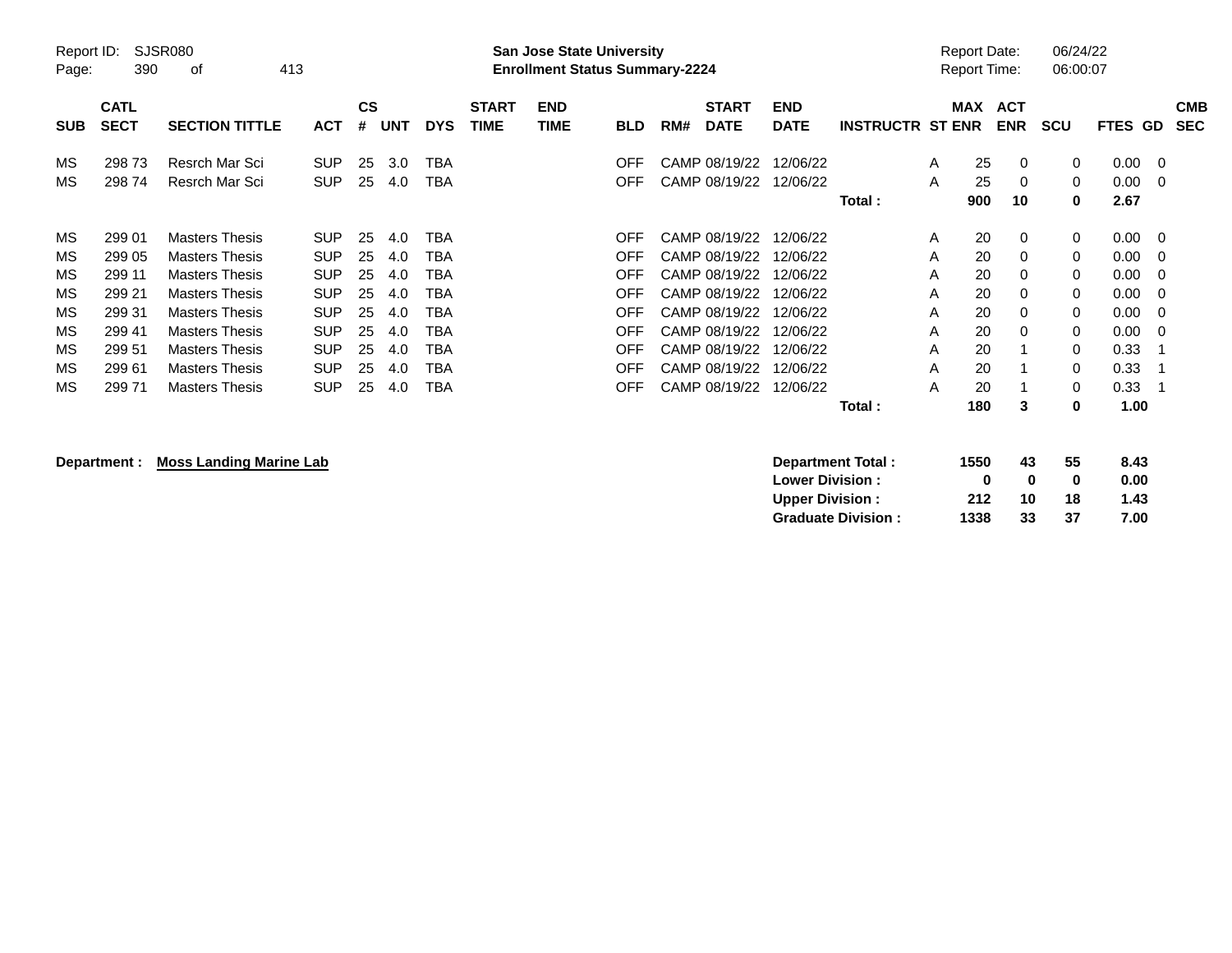Report ID: SJSR080 San Jose State University Report Date: 06/24/22
Enrollment Status Summary-2224 Report Time: 06:00:07

| SUB | CATL SECT | SECTION TITTLE | ACT | CS # | UNT | DYS | START TIME | END TIME | BLD | RM# | START DATE | END DATE | INSTRUCTR | ST | MAX ENR | ACT ENR | SCU | FTES | GD | CMB SEC |
|---|---|---|---|---|---|---|---|---|---|---|---|---|---|---|---|---|---|---|---|---|
| MS | 298 73 | Resrch Mar Sci | SUP | 25 | 3.0 | TBA | | | OFF | CAMP | 08/19/22 | 12/06/22 | | A | 25 | 0 | 0 | 0.00 | 0 | |
| MS | 298 74 | Resrch Mar Sci | SUP | 25 | 4.0 | TBA | | | OFF | CAMP | 08/19/22 | 12/06/22 | | A | 25 | 0 | 0 | 0.00 | 0 | |
| | | | | | | | | | | | | | **Total :** | | **900** | **10** | **0** | **2.67** | | |
| MS | 299 01 | Masters Thesis | SUP | 25 | 4.0 | TBA | | | OFF | CAMP | 08/19/22 | 12/06/22 | | A | 20 | 0 | 0 | 0.00 | 0 | |
| MS | 299 05 | Masters Thesis | SUP | 25 | 4.0 | TBA | | | OFF | CAMP | 08/19/22 | 12/06/22 | | A | 20 | 0 | 0 | 0.00 | 0 | |
| MS | 299 11 | Masters Thesis | SUP | 25 | 4.0 | TBA | | | OFF | CAMP | 08/19/22 | 12/06/22 | | A | 20 | 0 | 0 | 0.00 | 0 | |
| MS | 299 21 | Masters Thesis | SUP | 25 | 4.0 | TBA | | | OFF | CAMP | 08/19/22 | 12/06/22 | | A | 20 | 0 | 0 | 0.00 | 0 | |
| MS | 299 31 | Masters Thesis | SUP | 25 | 4.0 | TBA | | | OFF | CAMP | 08/19/22 | 12/06/22 | | A | 20 | 0 | 0 | 0.00 | 0 | |
| MS | 299 41 | Masters Thesis | SUP | 25 | 4.0 | TBA | | | OFF | CAMP | 08/19/22 | 12/06/22 | | A | 20 | 0 | 0 | 0.00 | 0 | |
| MS | 299 51 | Masters Thesis | SUP | 25 | 4.0 | TBA | | | OFF | CAMP | 08/19/22 | 12/06/22 | | A | 20 | 1 | 0 | 0.33 | 1 | |
| MS | 299 61 | Masters Thesis | SUP | 25 | 4.0 | TBA | | | OFF | CAMP | 08/19/22 | 12/06/22 | | A | 20 | 1 | 0 | 0.33 | 1 | |
| MS | 299 71 | Masters Thesis | SUP | 25 | 4.0 | TBA | | | OFF | CAMP | 08/19/22 | 12/06/22 | | A | 20 | 1 | 0 | 0.33 | 1 | |
| | | | | | | | | | | | | | **Total :** | | **180** | **3** | **0** | **1.00** | | |

**Department :** **Moss Landing Marine Lab**

| | MAX ENR | ACT ENR | SCU | FTES |
|---|---|---|---|---|
| **Department Total :** | **1550** | **43** | **55** | **8.43** |
| **Lower Division :** | **0** | **0** | **0** | **0.00** |
| **Upper Division :** | **212** | **10** | **18** | **1.43** |
| **Graduate Division :** | **1338** | **33** | **37** | **7.00** |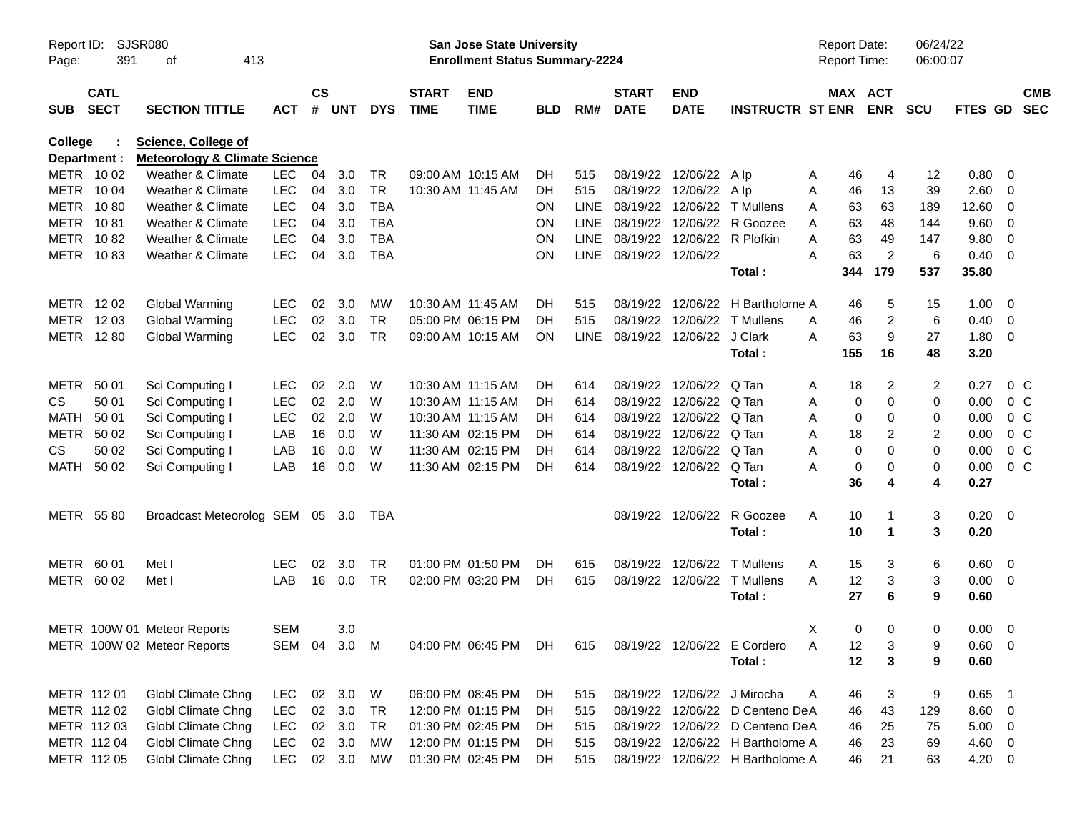Report ID: SJSR080

**San Jose State University**
**Enrollment Status Summary-2224**

Report Date: 06/24/22
Report Time: 06:00:07

**College : Science, College of**
**Department : Meteorology & Climate Science**

| SUB | CATL SECT | SECTION TITTLE | ACT | CS # | UNT | DYS | START TIME | END TIME | BLD | RM# | START DATE | END DATE | INSTRUCTR | ST | MAX ENR | ACT ENR | SCU | FTES | GD | CMB SEC |
|---|---|---|---|---|---|---|---|---|---|---|---|---|---|---|---|---|---|---|---|---|
| METR | 10 02 | Weather & Climate | LEC | 04 | 3.0 | TR | 09:00 AM | 10:15 AM | DH | 515 | 08/19/22 | 12/06/22 | A Ip | A | 46 | 4 | 12 | 0.80 | 0 | |
| METR | 10 04 | Weather & Climate | LEC | 04 | 3.0 | TR | 10:30 AM | 11:45 AM | DH | 515 | 08/19/22 | 12/06/22 | A Ip | A | 46 | 13 | 39 | 2.60 | 0 | |
| METR | 10 80 | Weather & Climate | LEC | 04 | 3.0 | TBA | | | ON | LINE | 08/19/22 | 12/06/22 | T Mullens | A | 63 | 63 | 189 | 12.60 | 0 | |
| METR | 10 81 | Weather & Climate | LEC | 04 | 3.0 | TBA | | | ON | LINE | 08/19/22 | 12/06/22 | R Goozee | A | 63 | 48 | 144 | 9.60 | 0 | |
| METR | 10 82 | Weather & Climate | LEC | 04 | 3.0 | TBA | | | ON | LINE | 08/19/22 | 12/06/22 | R Plofkin | A | 63 | 49 | 147 | 9.80 | 0 | |
| METR | 10 83 | Weather & Climate | LEC | 04 | 3.0 | TBA | | | ON | LINE | 08/19/22 | 12/06/22 | | A | 63 | 2 | 6 | 0.40 | 0 | |
| | | | | | | | | | | | | | **Total :** | | **344** | **179** | **537** | **35.80** | | |
| METR | 12 02 | Global Warming | LEC | 02 | 3.0 | MW | 10:30 AM | 11:45 AM | DH | 515 | 08/19/22 | 12/06/22 | H Bartholome | A | 46 | 5 | 15 | 1.00 | 0 | |
| METR | 12 03 | Global Warming | LEC | 02 | 3.0 | TR | 05:00 PM | 06:15 PM | DH | 515 | 08/19/22 | 12/06/22 | T Mullens | A | 46 | 2 | 6 | 0.40 | 0 | |
| METR | 12 80 | Global Warming | LEC | 02 | 3.0 | TR | 09:00 AM | 10:15 AM | ON | LINE | 08/19/22 | 12/06/22 | J Clark | A | 63 | 9 | 27 | 1.80 | 0 | |
| | | | | | | | | | | | | | **Total :** | | **155** | **16** | **48** | **3.20** | | |
| METR | 50 01 | Sci Computing I | LEC | 02 | 2.0 | W | 10:30 AM | 11:15 AM | DH | 614 | 08/19/22 | 12/06/22 | Q Tan | A | 18 | 2 | 2 | 0.27 | 0 | C |
| CS | 50 01 | Sci Computing I | LEC | 02 | 2.0 | W | 10:30 AM | 11:15 AM | DH | 614 | 08/19/22 | 12/06/22 | Q Tan | A | 0 | 0 | 0 | 0.00 | 0 | C |
| MATH | 50 01 | Sci Computing I | LEC | 02 | 2.0 | W | 10:30 AM | 11:15 AM | DH | 614 | 08/19/22 | 12/06/22 | Q Tan | A | 0 | 0 | 0 | 0.00 | 0 | C |
| METR | 50 02 | Sci Computing I | LAB | 16 | 0.0 | W | 11:30 AM | 02:15 PM | DH | 614 | 08/19/22 | 12/06/22 | Q Tan | A | 18 | 2 | 2 | 0.00 | 0 | C |
| CS | 50 02 | Sci Computing I | LAB | 16 | 0.0 | W | 11:30 AM | 02:15 PM | DH | 614 | 08/19/22 | 12/06/22 | Q Tan | A | 0 | 0 | 0 | 0.00 | 0 | C |
| MATH | 50 02 | Sci Computing I | LAB | 16 | 0.0 | W | 11:30 AM | 02:15 PM | DH | 614 | 08/19/22 | 12/06/22 | Q Tan | A | 0 | 0 | 0 | 0.00 | 0 | C |
| | | | | | | | | | | | | | **Total :** | | **36** | **4** | **4** | **0.27** | | |
| METR | 55 80 | Broadcast Meteorolog | SEM | 05 | 3.0 | TBA | | | | | 08/19/22 | 12/06/22 | R Goozee | A | 10 | 1 | 3 | 0.20 | 0 | |
| | | | | | | | | | | | | | **Total :** | | **10** | **1** | **3** | **0.20** | | |
| METR | 60 01 | Met I | LEC | 02 | 3.0 | TR | 01:00 PM | 01:50 PM | DH | 615 | 08/19/22 | 12/06/22 | T Mullens | A | 15 | 3 | 6 | 0.60 | 0 | |
| METR | 60 02 | Met I | LAB | 16 | 0.0 | TR | 02:00 PM | 03:20 PM | DH | 615 | 08/19/22 | 12/06/22 | T Mullens | A | 12 | 3 | 3 | 0.00 | 0 | |
| | | | | | | | | | | | | | **Total :** | | **27** | **6** | **9** | **0.60** | | |
| METR | 100W 01 | Meteor Reports | SEM | | 3.0 | | | | | | | | | X | 0 | 0 | 0 | 0.00 | 0 | |
| METR | 100W 02 | Meteor Reports | SEM | 04 | 3.0 | M | 04:00 PM | 06:45 PM | DH | 615 | 08/19/22 | 12/06/22 | E Cordero | A | 12 | 3 | 9 | 0.60 | 0 | |
| | | | | | | | | | | | | | **Total :** | | **12** | **3** | **9** | **0.60** | | |
| METR | 112 01 | Globl Climate Chng | LEC | 02 | 3.0 | W | 06:00 PM | 08:45 PM | DH | 515 | 08/19/22 | 12/06/22 | J Mirocha | A | 46 | 3 | 9 | 0.65 | 1 | |
| METR | 112 02 | Globl Climate Chng | LEC | 02 | 3.0 | TR | 12:00 PM | 01:15 PM | DH | 515 | 08/19/22 | 12/06/22 | D Centeno De | A | 46 | 43 | 129 | 8.60 | 0 | |
| METR | 112 03 | Globl Climate Chng | LEC | 02 | 3.0 | TR | 01:30 PM | 02:45 PM | DH | 515 | 08/19/22 | 12/06/22 | D Centeno De | A | 46 | 25 | 75 | 5.00 | 0 | |
| METR | 112 04 | Globl Climate Chng | LEC | 02 | 3.0 | MW | 12:00 PM | 01:15 PM | DH | 515 | 08/19/22 | 12/06/22 | H Bartholome | A | 46 | 23 | 69 | 4.60 | 0 | |
| METR | 112 05 | Globl Climate Chng | LEC | 02 | 3.0 | MW | 01:30 PM | 02:45 PM | DH | 515 | 08/19/22 | 12/06/22 | H Bartholome | A | 46 | 21 | 63 | 4.20 | 0 | |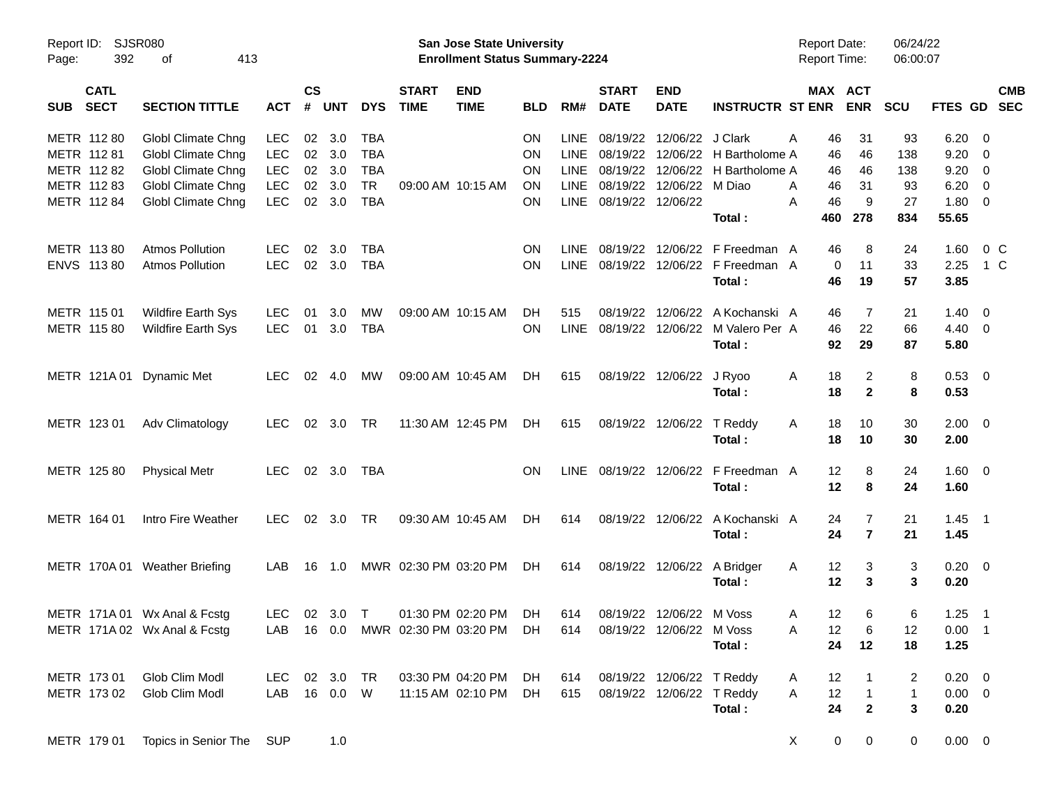Report ID: SJSR080

**San Jose State University**
**Enrollment Status Summary-2224**

Report Date: 06/24/22
Report Time: 06:00:07

| SUB | CATL SECT | SECTION TITTLE | ACT | CS # | UNT | DYS | START TIME | END TIME | BLD | RM# | START DATE | END DATE | INSTRUCTR | ST | MAX ENR | ACT ENR | SCU | FTES | GD | CMB SEC |
|---|---|---|---|---|---|---|---|---|---|---|---|---|---|---|---|---|---|---|---|---|
| METR | 112 80 | Globl Climate Chng | LEC | 02 | 3.0 | TBA | | | ON | LINE | 08/19/22 | 12/06/22 | J Clark | A | 46 | 31 | 93 | 6.20 | 0 | |
| METR | 112 81 | Globl Climate Chng | LEC | 02 | 3.0 | TBA | | | ON | LINE | 08/19/22 | 12/06/22 | H Bartholome | A | 46 | 46 | 138 | 9.20 | 0 | |
| METR | 112 82 | Globl Climate Chng | LEC | 02 | 3.0 | TBA | | | ON | LINE | 08/19/22 | 12/06/22 | H Bartholome | A | 46 | 46 | 138 | 9.20 | 0 | |
| METR | 112 83 | Globl Climate Chng | LEC | 02 | 3.0 | TR | 09:00 AM | 10:15 AM | ON | LINE | 08/19/22 | 12/06/22 | M Diao | A | 46 | 31 | 93 | 6.20 | 0 | |
| METR | 112 84 | Globl Climate Chng | LEC | 02 | 3.0 | TBA | | | ON | LINE | 08/19/22 | 12/06/22 | | A | 46 | 9 | 27 | 1.80 | 0 | |
| | | | | | | | | | | | | | **Total :** | | **460** | **278** | **834** | **55.65** | | |
| METR | 113 80 | Atmos Pollution | LEC | 02 | 3.0 | TBA | | | ON | LINE | 08/19/22 | 12/06/22 | F Freedman | A | 46 | 8 | 24 | 1.60 | 0 | C |
| ENVS | 113 80 | Atmos Pollution | LEC | 02 | 3.0 | TBA | | | ON | LINE | 08/19/22 | 12/06/22 | F Freedman | A | 0 | 11 | 33 | 2.25 | 1 | C |
| | | | | | | | | | | | | | **Total :** | | **46** | **19** | **57** | **3.85** | | |
| METR | 115 01 | Wildfire Earth Sys | LEC | 01 | 3.0 | MW | 09:00 AM | 10:15 AM | DH | 515 | 08/19/22 | 12/06/22 | A Kochanski | A | 46 | 7 | 21 | 1.40 | 0 | |
| METR | 115 80 | Wildfire Earth Sys | LEC | 01 | 3.0 | TBA | | | ON | LINE | 08/19/22 | 12/06/22 | M Valero Per | A | 46 | 22 | 66 | 4.40 | 0 | |
| | | | | | | | | | | | | | **Total :** | | **92** | **29** | **87** | **5.80** | | |
| METR | 121A 01 | Dynamic Met | LEC | 02 | 4.0 | MW | 09:00 AM | 10:45 AM | DH | 615 | 08/19/22 | 12/06/22 | J Ryoo | A | 18 | 2 | 8 | 0.53 | 0 | |
| | | | | | | | | | | | | | **Total :** | | **18** | **2** | **8** | **0.53** | | |
| METR | 123 01 | Adv Climatology | LEC | 02 | 3.0 | TR | 11:30 AM | 12:45 PM | DH | 615 | 08/19/22 | 12/06/22 | T Reddy | A | 18 | 10 | 30 | 2.00 | 0 | |
| | | | | | | | | | | | | | **Total :** | | **18** | **10** | **30** | **2.00** | | |
| METR | 125 80 | Physical Metr | LEC | 02 | 3.0 | TBA | | | ON | LINE | 08/19/22 | 12/06/22 | F Freedman | A | 12 | 8 | 24 | 1.60 | 0 | |
| | | | | | | | | | | | | | **Total :** | | **12** | **8** | **24** | **1.60** | | |
| METR | 164 01 | Intro Fire Weather | LEC | 02 | 3.0 | TR | 09:30 AM | 10:45 AM | DH | 614 | 08/19/22 | 12/06/22 | A Kochanski | A | 24 | 7 | 21 | 1.45 | 1 | |
| | | | | | | | | | | | | | **Total :** | | **24** | **7** | **21** | **1.45** | | |
| METR | 170A 01 | Weather Briefing | LAB | 16 | 1.0 | MWR | 02:30 PM | 03:20 PM | DH | 614 | 08/19/22 | 12/06/22 | A Bridger | A | 12 | 3 | 3 | 0.20 | 0 | |
| | | | | | | | | | | | | | **Total :** | | **12** | **3** | **3** | **0.20** | | |
| METR | 171A 01 | Wx Anal & Fcstg | LEC | 02 | 3.0 | T | 01:30 PM | 02:20 PM | DH | 614 | 08/19/22 | 12/06/22 | M Voss | A | 12 | 6 | 6 | 1.25 | 1 | |
| METR | 171A 02 | Wx Anal & Fcstg | LAB | 16 | 0.0 | MWR | 02:30 PM | 03:20 PM | DH | 614 | 08/19/22 | 12/06/22 | M Voss | A | 12 | 6 | 12 | 0.00 | 1 | |
| | | | | | | | | | | | | | **Total :** | | **24** | **12** | **18** | **1.25** | | |
| METR | 173 01 | Glob Clim Modl | LEC | 02 | 3.0 | TR | 03:30 PM | 04:20 PM | DH | 614 | 08/19/22 | 12/06/22 | T Reddy | A | 12 | 1 | 2 | 0.20 | 0 | |
| METR | 173 02 | Glob Clim Modl | LAB | 16 | 0.0 | W | 11:15 AM | 02:10 PM | DH | 615 | 08/19/22 | 12/06/22 | T Reddy | A | 12 | 1 | 1 | 0.00 | 0 | |
| | | | | | | | | | | | | | **Total :** | | **24** | **2** | **3** | **0.20** | | |
| METR | 179 01 | Topics in Senior The | SUP | | 1.0 | | | | | | | | | X | 0 | 0 | 0 | 0.00 | 0 | |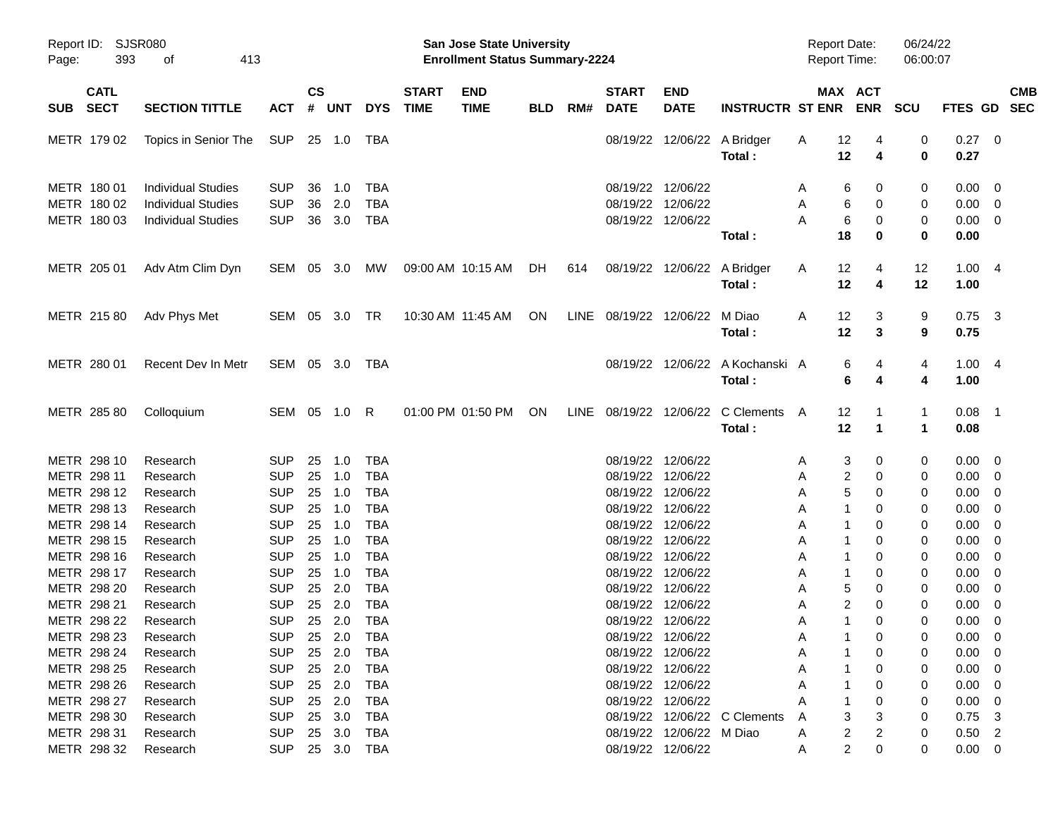Report ID: SJSR080

**San Jose State University**
**Enrollment Status Summary-2224**

Report Date: 06/24/22
Report Time: 06:00:07

| SUB | CATL SECT | SECTION TITTLE | ACT | CS # | UNT | DYS | START TIME | END TIME | BLD | RM# | START DATE | END DATE | INSTRUCTR | ST | MAX ENR | ACT ENR | SCU | FTES | GD | CMB SEC |
|---|---|---|---|---|---|---|---|---|---|---|---|---|---|---|---|---|---|---|---|---|
| METR | 179 02 | Topics in Senior The | SUP | 25 | 1.0 | TBA | | | | | 08/19/22 | 12/06/22 | A Bridger | A | 12 | 4 | 0 | 0.27 | 0 | |
| | | | | | | | | | | | | | **Total :** | | **12** | **4** | **0** | **0.27** | | |
| METR | 180 01 | Individual Studies | SUP | 36 | 1.0 | TBA | | | | | 08/19/22 | 12/06/22 | | A | 6 | 0 | 0 | 0.00 | 0 | |
| METR | 180 02 | Individual Studies | SUP | 36 | 2.0 | TBA | | | | | 08/19/22 | 12/06/22 | | A | 6 | 0 | 0 | 0.00 | 0 | |
| METR | 180 03 | Individual Studies | SUP | 36 | 3.0 | TBA | | | | | 08/19/22 | 12/06/22 | | A | 6 | 0 | 0 | 0.00 | 0 | |
| | | | | | | | | | | | | | **Total :** | | **18** | **0** | **0** | **0.00** | | |
| METR | 205 01 | Adv Atm Clim Dyn | SEM | 05 | 3.0 | MW | 09:00 AM | 10:15 AM | DH | 614 | 08/19/22 | 12/06/22 | A Bridger | A | 12 | 4 | 12 | 1.00 | 4 | |
| | | | | | | | | | | | | | **Total :** | | **12** | **4** | **12** | **1.00** | | |
| METR | 215 80 | Adv Phys Met | SEM | 05 | 3.0 | TR | 10:30 AM | 11:45 AM | ON | LINE | 08/19/22 | 12/06/22 | M Diao | A | 12 | 3 | 9 | 0.75 | 3 | |
| | | | | | | | | | | | | | **Total :** | | **12** | **3** | **9** | **0.75** | | |
| METR | 280 01 | Recent Dev In Metr | SEM | 05 | 3.0 | TBA | | | | | 08/19/22 | 12/06/22 | A Kochanski | A | 6 | 4 | 4 | 1.00 | 4 | |
| | | | | | | | | | | | | | **Total :** | | **6** | **4** | **4** | **1.00** | | |
| METR | 285 80 | Colloquium | SEM | 05 | 1.0 | R | 01:00 PM | 01:50 PM | ON | LINE | 08/19/22 | 12/06/22 | C Clements | A | 12 | 1 | 1 | 0.08 | 1 | |
| | | | | | | | | | | | | | **Total :** | | **12** | **1** | **1** | **0.08** | | |
| METR | 298 10 | Research | SUP | 25 | 1.0 | TBA | | | | | 08/19/22 | 12/06/22 | | A | 3 | 0 | 0 | 0.00 | 0 | |
| METR | 298 11 | Research | SUP | 25 | 1.0 | TBA | | | | | 08/19/22 | 12/06/22 | | A | 2 | 0 | 0 | 0.00 | 0 | |
| METR | 298 12 | Research | SUP | 25 | 1.0 | TBA | | | | | 08/19/22 | 12/06/22 | | A | 5 | 0 | 0 | 0.00 | 0 | |
| METR | 298 13 | Research | SUP | 25 | 1.0 | TBA | | | | | 08/19/22 | 12/06/22 | | A | 1 | 0 | 0 | 0.00 | 0 | |
| METR | 298 14 | Research | SUP | 25 | 1.0 | TBA | | | | | 08/19/22 | 12/06/22 | | A | 1 | 0 | 0 | 0.00 | 0 | |
| METR | 298 15 | Research | SUP | 25 | 1.0 | TBA | | | | | 08/19/22 | 12/06/22 | | A | 1 | 0 | 0 | 0.00 | 0 | |
| METR | 298 16 | Research | SUP | 25 | 1.0 | TBA | | | | | 08/19/22 | 12/06/22 | | A | 1 | 0 | 0 | 0.00 | 0 | |
| METR | 298 17 | Research | SUP | 25 | 1.0 | TBA | | | | | 08/19/22 | 12/06/22 | | A | 1 | 0 | 0 | 0.00 | 0 | |
| METR | 298 20 | Research | SUP | 25 | 2.0 | TBA | | | | | 08/19/22 | 12/06/22 | | A | 5 | 0 | 0 | 0.00 | 0 | |
| METR | 298 21 | Research | SUP | 25 | 2.0 | TBA | | | | | 08/19/22 | 12/06/22 | | A | 2 | 0 | 0 | 0.00 | 0 | |
| METR | 298 22 | Research | SUP | 25 | 2.0 | TBA | | | | | 08/19/22 | 12/06/22 | | A | 1 | 0 | 0 | 0.00 | 0 | |
| METR | 298 23 | Research | SUP | 25 | 2.0 | TBA | | | | | 08/19/22 | 12/06/22 | | A | 1 | 0 | 0 | 0.00 | 0 | |
| METR | 298 24 | Research | SUP | 25 | 2.0 | TBA | | | | | 08/19/22 | 12/06/22 | | A | 1 | 0 | 0 | 0.00 | 0 | |
| METR | 298 25 | Research | SUP | 25 | 2.0 | TBA | | | | | 08/19/22 | 12/06/22 | | A | 1 | 0 | 0 | 0.00 | 0 | |
| METR | 298 26 | Research | SUP | 25 | 2.0 | TBA | | | | | 08/19/22 | 12/06/22 | | A | 1 | 0 | 0 | 0.00 | 0 | |
| METR | 298 27 | Research | SUP | 25 | 2.0 | TBA | | | | | 08/19/22 | 12/06/22 | | A | 1 | 0 | 0 | 0.00 | 0 | |
| METR | 298 30 | Research | SUP | 25 | 3.0 | TBA | | | | | 08/19/22 | 12/06/22 | C Clements | A | 3 | 3 | 0 | 0.75 | 3 | |
| METR | 298 31 | Research | SUP | 25 | 3.0 | TBA | | | | | 08/19/22 | 12/06/22 | M Diao | A | 2 | 2 | 0 | 0.50 | 2 | |
| METR | 298 32 | Research | SUP | 25 | 3.0 | TBA | | | | | 08/19/22 | 12/06/22 | | A | 2 | 0 | 0 | 0.00 | 0 | |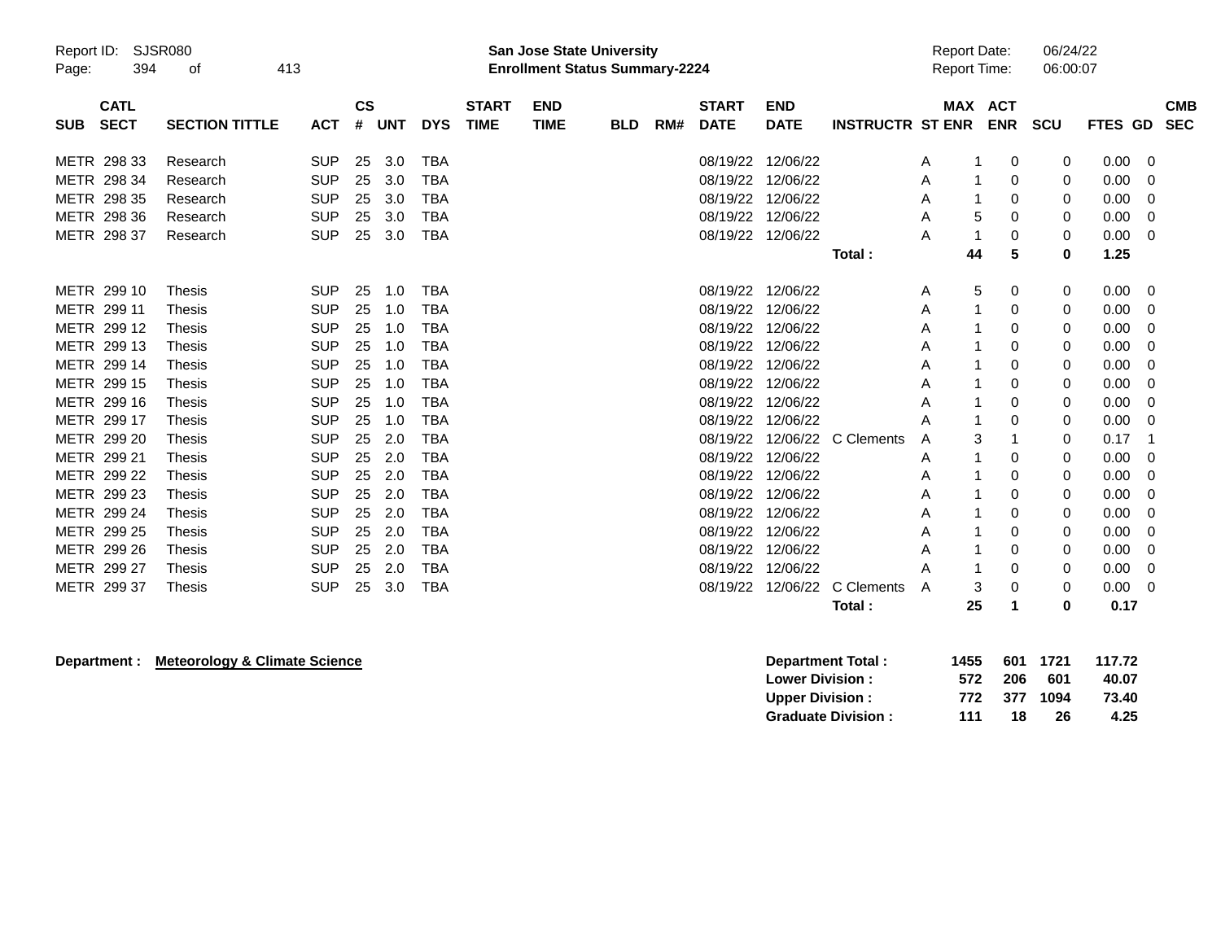Report ID: SJSR080

**San Jose State University**
**Enrollment Status Summary-2224**

Report Date: 06/24/22
Report Time: 06:00:07

| SUB | CATL SECT | SECTION TITTLE | ACT | CS # | UNT | DYS | START TIME | END TIME | BLD | RM# | START DATE | END DATE | INSTRUCTR | ST | MAX ENR | ACT ENR | SCU | FTES | GD | CMB SEC |
|---|---|---|---|---|---|---|---|---|---|---|---|---|---|---|---|---|---|---|---|---|
| METR | 298 33 | Research | SUP | 25 | 3.0 | TBA | | | | | 08/19/22 | 12/06/22 | | A | 1 | 0 | 0 | 0.00 | 0 | |
| METR | 298 34 | Research | SUP | 25 | 3.0 | TBA | | | | | 08/19/22 | 12/06/22 | | A | 1 | 0 | 0 | 0.00 | 0 | |
| METR | 298 35 | Research | SUP | 25 | 3.0 | TBA | | | | | 08/19/22 | 12/06/22 | | A | 1 | 0 | 0 | 0.00 | 0 | |
| METR | 298 36 | Research | SUP | 25 | 3.0 | TBA | | | | | 08/19/22 | 12/06/22 | | A | 5 | 0 | 0 | 0.00 | 0 | |
| METR | 298 37 | Research | SUP | 25 | 3.0 | TBA | | | | | 08/19/22 | 12/06/22 | | A | 1 | 0 | 0 | 0.00 | 0 | |
| | | | | | | | | | | | | | **Total :** | | **44** | **5** | **0** | **1.25** | | |
| METR | 299 10 | Thesis | SUP | 25 | 1.0 | TBA | | | | | 08/19/22 | 12/06/22 | | A | 5 | 0 | 0 | 0.00 | 0 | |
| METR | 299 11 | Thesis | SUP | 25 | 1.0 | TBA | | | | | 08/19/22 | 12/06/22 | | A | 1 | 0 | 0 | 0.00 | 0 | |
| METR | 299 12 | Thesis | SUP | 25 | 1.0 | TBA | | | | | 08/19/22 | 12/06/22 | | A | 1 | 0 | 0 | 0.00 | 0 | |
| METR | 299 13 | Thesis | SUP | 25 | 1.0 | TBA | | | | | 08/19/22 | 12/06/22 | | A | 1 | 0 | 0 | 0.00 | 0 | |
| METR | 299 14 | Thesis | SUP | 25 | 1.0 | TBA | | | | | 08/19/22 | 12/06/22 | | A | 1 | 0 | 0 | 0.00 | 0 | |
| METR | 299 15 | Thesis | SUP | 25 | 1.0 | TBA | | | | | 08/19/22 | 12/06/22 | | A | 1 | 0 | 0 | 0.00 | 0 | |
| METR | 299 16 | Thesis | SUP | 25 | 1.0 | TBA | | | | | 08/19/22 | 12/06/22 | | A | 1 | 0 | 0 | 0.00 | 0 | |
| METR | 299 17 | Thesis | SUP | 25 | 1.0 | TBA | | | | | 08/19/22 | 12/06/22 | | A | 1 | 0 | 0 | 0.00 | 0 | |
| METR | 299 20 | Thesis | SUP | 25 | 2.0 | TBA | | | | | 08/19/22 | 12/06/22 | C Clements | A | 3 | 1 | 0 | 0.17 | 1 | |
| METR | 299 21 | Thesis | SUP | 25 | 2.0 | TBA | | | | | 08/19/22 | 12/06/22 | | A | 1 | 0 | 0 | 0.00 | 0 | |
| METR | 299 22 | Thesis | SUP | 25 | 2.0 | TBA | | | | | 08/19/22 | 12/06/22 | | A | 1 | 0 | 0 | 0.00 | 0 | |
| METR | 299 23 | Thesis | SUP | 25 | 2.0 | TBA | | | | | 08/19/22 | 12/06/22 | | A | 1 | 0 | 0 | 0.00 | 0 | |
| METR | 299 24 | Thesis | SUP | 25 | 2.0 | TBA | | | | | 08/19/22 | 12/06/22 | | A | 1 | 0 | 0 | 0.00 | 0 | |
| METR | 299 25 | Thesis | SUP | 25 | 2.0 | TBA | | | | | 08/19/22 | 12/06/22 | | A | 1 | 0 | 0 | 0.00 | 0 | |
| METR | 299 26 | Thesis | SUP | 25 | 2.0 | TBA | | | | | 08/19/22 | 12/06/22 | | A | 1 | 0 | 0 | 0.00 | 0 | |
| METR | 299 27 | Thesis | SUP | 25 | 2.0 | TBA | | | | | 08/19/22 | 12/06/22 | | A | 1 | 0 | 0 | 0.00 | 0 | |
| METR | 299 37 | Thesis | SUP | 25 | 3.0 | TBA | | | | | 08/19/22 | 12/06/22 | C Clements | A | 3 | 0 | 0 | 0.00 | 0 | |
| | | | | | | | | | | | | | **Total :** | | **25** | **1** | **0** | **0.17** | | |

**Department :** **Meteorology & Climate Science**

| | MAX ENR | ACT ENR | SCU | FTES |
|---|---|---|---|---|
| **Department Total :** | **1455** | **601** | **1721** | **117.72** |
| **Lower Division :** | **572** | **206** | **601** | **40.07** |
| **Upper Division :** | **772** | **377** | **1094** | **73.40** |
| **Graduate Division :** | **111** | **18** | **26** | **4.25** |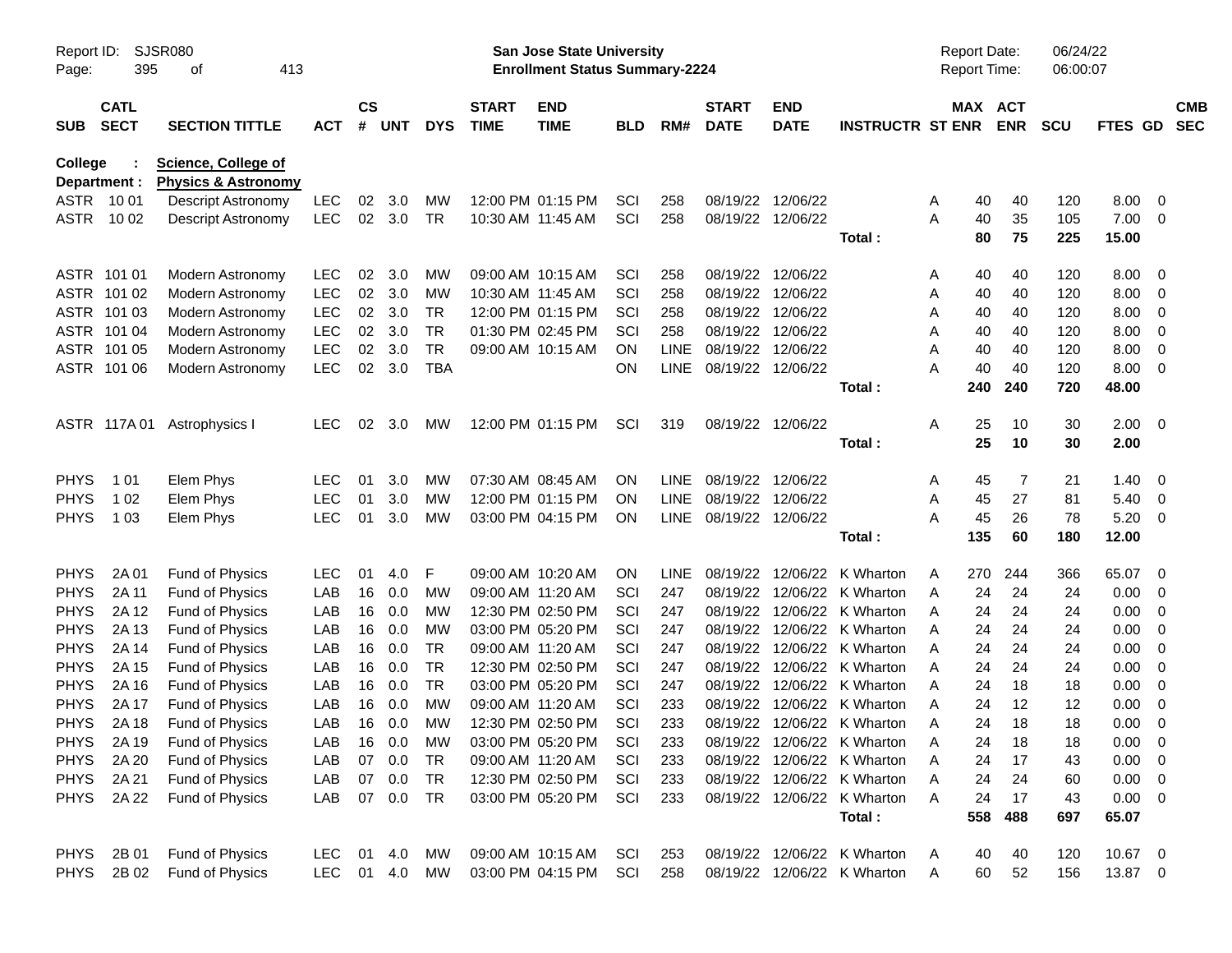Report ID: SJSR080

**San Jose State University**
**Enrollment Status Summary-2224**

Report Date: 06/24/22
Report Time: 06:00:07

**College : Science, College of**
**Department : Physics & Astronomy**

| SUB | CATL SECT | SECTION TITTLE | ACT | CS # | UNT | DYS | START TIME | END TIME | BLD | RM# | START DATE | END DATE | INSTRUCTR | ST | MAX ENR | ACT ENR | SCU | FTES | GD | CMB SEC |
|---|---|---|---|---|---|---|---|---|---|---|---|---|---|---|---|---|---|---|---|---|
| ASTR | 10 01 | Descript Astronomy | LEC | 02 | 3.0 | MW | 12:00 PM | 01:15 PM | SCI | 258 | 08/19/22 | 12/06/22 | | A | 40 | 40 | 120 | 8.00 | 0 | |
| ASTR | 10 02 | Descript Astronomy | LEC | 02 | 3.0 | TR | 10:30 AM | 11:45 AM | SCI | 258 | 08/19/22 | 12/06/22 | | A | 40 | 35 | 105 | 7.00 | 0 | |
| | | | | | | | | | | | | | **Total :** | | **80** | **75** | **225** | **15.00** | | |
| ASTR | 101 01 | Modern Astronomy | LEC | 02 | 3.0 | MW | 09:00 AM | 10:15 AM | SCI | 258 | 08/19/22 | 12/06/22 | | A | 40 | 40 | 120 | 8.00 | 0 | |
| ASTR | 101 02 | Modern Astronomy | LEC | 02 | 3.0 | MW | 10:30 AM | 11:45 AM | SCI | 258 | 08/19/22 | 12/06/22 | | A | 40 | 40 | 120 | 8.00 | 0 | |
| ASTR | 101 03 | Modern Astronomy | LEC | 02 | 3.0 | TR | 12:00 PM | 01:15 PM | SCI | 258 | 08/19/22 | 12/06/22 | | A | 40 | 40 | 120 | 8.00 | 0 | |
| ASTR | 101 04 | Modern Astronomy | LEC | 02 | 3.0 | TR | 01:30 PM | 02:45 PM | SCI | 258 | 08/19/22 | 12/06/22 | | A | 40 | 40 | 120 | 8.00 | 0 | |
| ASTR | 101 05 | Modern Astronomy | LEC | 02 | 3.0 | TR | 09:00 AM | 10:15 AM | ON | LINE | 08/19/22 | 12/06/22 | | A | 40 | 40 | 120 | 8.00 | 0 | |
| ASTR | 101 06 | Modern Astronomy | LEC | 02 | 3.0 | TBA | | | ON | LINE | 08/19/22 | 12/06/22 | | A | 40 | 40 | 120 | 8.00 | 0 | |
| | | | | | | | | | | | | | **Total :** | | **240** | **240** | **720** | **48.00** | | |
| ASTR | 117A 01 | Astrophysics I | LEC | 02 | 3.0 | MW | 12:00 PM | 01:15 PM | SCI | 319 | 08/19/22 | 12/06/22 | | A | 25 | 10 | 30 | 2.00 | 0 | |
| | | | | | | | | | | | | | **Total :** | | **25** | **10** | **30** | **2.00** | | |
| PHYS | 1 01 | Elem Phys | LEC | 01 | 3.0 | MW | 07:30 AM | 08:45 AM | ON | LINE | 08/19/22 | 12/06/22 | | A | 45 | 7 | 21 | 1.40 | 0 | |
| PHYS | 1 02 | Elem Phys | LEC | 01 | 3.0 | MW | 12:00 PM | 01:15 PM | ON | LINE | 08/19/22 | 12/06/22 | | A | 45 | 27 | 81 | 5.40 | 0 | |
| PHYS | 1 03 | Elem Phys | LEC | 01 | 3.0 | MW | 03:00 PM | 04:15 PM | ON | LINE | 08/19/22 | 12/06/22 | | A | 45 | 26 | 78 | 5.20 | 0 | |
| | | | | | | | | | | | | | **Total :** | | **135** | **60** | **180** | **12.00** | | |
| PHYS | 2A 01 | Fund of Physics | LEC | 01 | 4.0 | F | 09:00 AM | 10:20 AM | ON | LINE | 08/19/22 | 12/06/22 | K Wharton | A | 270 | 244 | 366 | 65.07 | 0 | |
| PHYS | 2A 11 | Fund of Physics | LAB | 16 | 0.0 | MW | 09:00 AM | 11:20 AM | SCI | 247 | 08/19/22 | 12/06/22 | K Wharton | A | 24 | 24 | 24 | 0.00 | 0 | |
| PHYS | 2A 12 | Fund of Physics | LAB | 16 | 0.0 | MW | 12:30 PM | 02:50 PM | SCI | 247 | 08/19/22 | 12/06/22 | K Wharton | A | 24 | 24 | 24 | 0.00 | 0 | |
| PHYS | 2A 13 | Fund of Physics | LAB | 16 | 0.0 | MW | 03:00 PM | 05:20 PM | SCI | 247 | 08/19/22 | 12/06/22 | K Wharton | A | 24 | 24 | 24 | 0.00 | 0 | |
| PHYS | 2A 14 | Fund of Physics | LAB | 16 | 0.0 | TR | 09:00 AM | 11:20 AM | SCI | 247 | 08/19/22 | 12/06/22 | K Wharton | A | 24 | 24 | 24 | 0.00 | 0 | |
| PHYS | 2A 15 | Fund of Physics | LAB | 16 | 0.0 | TR | 12:30 PM | 02:50 PM | SCI | 247 | 08/19/22 | 12/06/22 | K Wharton | A | 24 | 24 | 24 | 0.00 | 0 | |
| PHYS | 2A 16 | Fund of Physics | LAB | 16 | 0.0 | TR | 03:00 PM | 05:20 PM | SCI | 247 | 08/19/22 | 12/06/22 | K Wharton | A | 24 | 18 | 18 | 0.00 | 0 | |
| PHYS | 2A 17 | Fund of Physics | LAB | 16 | 0.0 | MW | 09:00 AM | 11:20 AM | SCI | 233 | 08/19/22 | 12/06/22 | K Wharton | A | 24 | 12 | 12 | 0.00 | 0 | |
| PHYS | 2A 18 | Fund of Physics | LAB | 16 | 0.0 | MW | 12:30 PM | 02:50 PM | SCI | 233 | 08/19/22 | 12/06/22 | K Wharton | A | 24 | 18 | 18 | 0.00 | 0 | |
| PHYS | 2A 19 | Fund of Physics | LAB | 16 | 0.0 | MW | 03:00 PM | 05:20 PM | SCI | 233 | 08/19/22 | 12/06/22 | K Wharton | A | 24 | 18 | 18 | 0.00 | 0 | |
| PHYS | 2A 20 | Fund of Physics | LAB | 07 | 0.0 | TR | 09:00 AM | 11:20 AM | SCI | 233 | 08/19/22 | 12/06/22 | K Wharton | A | 24 | 17 | 43 | 0.00 | 0 | |
| PHYS | 2A 21 | Fund of Physics | LAB | 07 | 0.0 | TR | 12:30 PM | 02:50 PM | SCI | 233 | 08/19/22 | 12/06/22 | K Wharton | A | 24 | 24 | 60 | 0.00 | 0 | |
| PHYS | 2A 22 | Fund of Physics | LAB | 07 | 0.0 | TR | 03:00 PM | 05:20 PM | SCI | 233 | 08/19/22 | 12/06/22 | K Wharton | A | 24 | 17 | 43 | 0.00 | 0 | |
| | | | | | | | | | | | | | **Total :** | | **558** | **488** | **697** | **65.07** | | |
| PHYS | 2B 01 | Fund of Physics | LEC | 01 | 4.0 | MW | 09:00 AM | 10:15 AM | SCI | 253 | 08/19/22 | 12/06/22 | K Wharton | A | 40 | 40 | 120 | 10.67 | 0 | |
| PHYS | 2B 02 | Fund of Physics | LEC | 01 | 4.0 | MW | 03:00 PM | 04:15 PM | SCI | 258 | 08/19/22 | 12/06/22 | K Wharton | A | 60 | 52 | 156 | 13.87 | 0 | |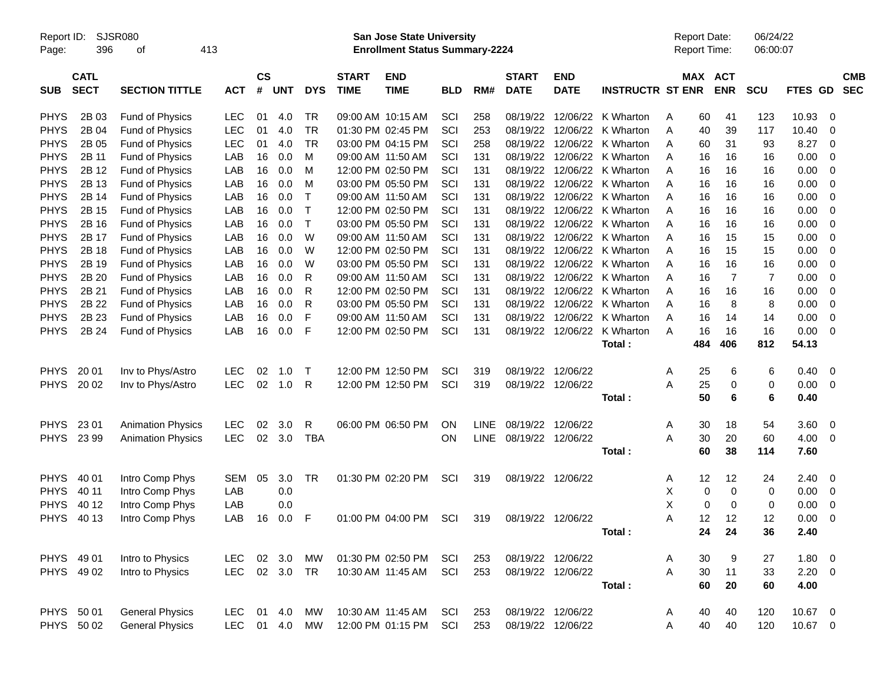Report ID: SJSR080
**San Jose State University**
**Enrollment Status Summary-2224**
Report Date: 06/24/22
Report Time: 06:00:07

| SUB | CATL SECT | SECTION TITTLE | ACT | CS # | UNT | DYS | START TIME | END TIME | BLD | RM# | START DATE | END DATE | INSTRUCTR | ST | MAX ENR | ACT ENR | SCU | FTES | GD | CMB SEC |
|---|---|---|---|---|---|---|---|---|---|---|---|---|---|---|---|---|---|---|---|---|
| PHYS | 2B 03 | Fund of Physics | LEC | 01 | 4.0 | TR | 09:00 AM | 10:15 AM | SCI | 258 | 08/19/22 | 12/06/22 | K Wharton | A | 60 | 41 | 123 | 10.93 | 0 | |
| PHYS | 2B 04 | Fund of Physics | LEC | 01 | 4.0 | TR | 01:30 PM | 02:45 PM | SCI | 253 | 08/19/22 | 12/06/22 | K Wharton | A | 40 | 39 | 117 | 10.40 | 0 | |
| PHYS | 2B 05 | Fund of Physics | LEC | 01 | 4.0 | TR | 03:00 PM | 04:15 PM | SCI | 258 | 08/19/22 | 12/06/22 | K Wharton | A | 60 | 31 | 93 | 8.27 | 0 | |
| PHYS | 2B 11 | Fund of Physics | LAB | 16 | 0.0 | M | 09:00 AM | 11:50 AM | SCI | 131 | 08/19/22 | 12/06/22 | K Wharton | A | 16 | 16 | 16 | 0.00 | 0 | |
| PHYS | 2B 12 | Fund of Physics | LAB | 16 | 0.0 | M | 12:00 PM | 02:50 PM | SCI | 131 | 08/19/22 | 12/06/22 | K Wharton | A | 16 | 16 | 16 | 0.00 | 0 | |
| PHYS | 2B 13 | Fund of Physics | LAB | 16 | 0.0 | M | 03:00 PM | 05:50 PM | SCI | 131 | 08/19/22 | 12/06/22 | K Wharton | A | 16 | 16 | 16 | 0.00 | 0 | |
| PHYS | 2B 14 | Fund of Physics | LAB | 16 | 0.0 | T | 09:00 AM | 11:50 AM | SCI | 131 | 08/19/22 | 12/06/22 | K Wharton | A | 16 | 16 | 16 | 0.00 | 0 | |
| PHYS | 2B 15 | Fund of Physics | LAB | 16 | 0.0 | T | 12:00 PM | 02:50 PM | SCI | 131 | 08/19/22 | 12/06/22 | K Wharton | A | 16 | 16 | 16 | 0.00 | 0 | |
| PHYS | 2B 16 | Fund of Physics | LAB | 16 | 0.0 | T | 03:00 PM | 05:50 PM | SCI | 131 | 08/19/22 | 12/06/22 | K Wharton | A | 16 | 16 | 16 | 0.00 | 0 | |
| PHYS | 2B 17 | Fund of Physics | LAB | 16 | 0.0 | W | 09:00 AM | 11:50 AM | SCI | 131 | 08/19/22 | 12/06/22 | K Wharton | A | 16 | 15 | 15 | 0.00 | 0 | |
| PHYS | 2B 18 | Fund of Physics | LAB | 16 | 0.0 | W | 12:00 PM | 02:50 PM | SCI | 131 | 08/19/22 | 12/06/22 | K Wharton | A | 16 | 15 | 15 | 0.00 | 0 | |
| PHYS | 2B 19 | Fund of Physics | LAB | 16 | 0.0 | W | 03:00 PM | 05:50 PM | SCI | 131 | 08/19/22 | 12/06/22 | K Wharton | A | 16 | 16 | 16 | 0.00 | 0 | |
| PHYS | 2B 20 | Fund of Physics | LAB | 16 | 0.0 | R | 09:00 AM | 11:50 AM | SCI | 131 | 08/19/22 | 12/06/22 | K Wharton | A | 16 | 7 | 7 | 0.00 | 0 | |
| PHYS | 2B 21 | Fund of Physics | LAB | 16 | 0.0 | R | 12:00 PM | 02:50 PM | SCI | 131 | 08/19/22 | 12/06/22 | K Wharton | A | 16 | 16 | 16 | 0.00 | 0 | |
| PHYS | 2B 22 | Fund of Physics | LAB | 16 | 0.0 | R | 03:00 PM | 05:50 PM | SCI | 131 | 08/19/22 | 12/06/22 | K Wharton | A | 16 | 8 | 8 | 0.00 | 0 | |
| PHYS | 2B 23 | Fund of Physics | LAB | 16 | 0.0 | F | 09:00 AM | 11:50 AM | SCI | 131 | 08/19/22 | 12/06/22 | K Wharton | A | 16 | 14 | 14 | 0.00 | 0 | |
| PHYS | 2B 24 | Fund of Physics | LAB | 16 | 0.0 | F | 12:00 PM | 02:50 PM | SCI | 131 | 08/19/22 | 12/06/22 | K Wharton | A | 16 | 16 | 16 | 0.00 | 0 | |
| | | | | | | | | | | | | | **Total :** | | **484** | **406** | **812** | **54.13** | | |
| PHYS | 20 01 | Inv to Phys/Astro | LEC | 02 | 1.0 | T | 12:00 PM | 12:50 PM | SCI | 319 | 08/19/22 | 12/06/22 | | A | 25 | 6 | 6 | 0.40 | 0 | |
| PHYS | 20 02 | Inv to Phys/Astro | LEC | 02 | 1.0 | R | 12:00 PM | 12:50 PM | SCI | 319 | 08/19/22 | 12/06/22 | | A | 25 | 0 | 0 | 0.00 | 0 | |
| | | | | | | | | | | | | | **Total :** | | **50** | **6** | **6** | **0.40** | | |
| PHYS | 23 01 | Animation Physics | LEC | 02 | 3.0 | R | 06:00 PM | 06:50 PM | ON | LINE | 08/19/22 | 12/06/22 | | A | 30 | 18 | 54 | 3.60 | 0 | |
| PHYS | 23 99 | Animation Physics | LEC | 02 | 3.0 | TBA | | | ON | LINE | 08/19/22 | 12/06/22 | | A | 30 | 20 | 60 | 4.00 | 0 | |
| | | | | | | | | | | | | | **Total :** | | **60** | **38** | **114** | **7.60** | | |
| PHYS | 40 01 | Intro Comp Phys | SEM | 05 | 3.0 | TR | 01:30 PM | 02:20 PM | SCI | 319 | 08/19/22 | 12/06/22 | | A | 12 | 12 | 24 | 2.40 | 0 | |
| PHYS | 40 11 | Intro Comp Phys | LAB | | 0.0 | | | | | | | | | X | 0 | 0 | 0 | 0.00 | 0 | |
| PHYS | 40 12 | Intro Comp Phys | LAB | | 0.0 | | | | | | | | | X | 0 | 0 | 0 | 0.00 | 0 | |
| PHYS | 40 13 | Intro Comp Phys | LAB | 16 | 0.0 | F | 01:00 PM | 04:00 PM | SCI | 319 | 08/19/22 | 12/06/22 | | A | 12 | 12 | 12 | 0.00 | 0 | |
| | | | | | | | | | | | | | **Total :** | | **24** | **24** | **36** | **2.40** | | |
| PHYS | 49 01 | Intro to Physics | LEC | 02 | 3.0 | MW | 01:30 PM | 02:50 PM | SCI | 253 | 08/19/22 | 12/06/22 | | A | 30 | 9 | 27 | 1.80 | 0 | |
| PHYS | 49 02 | Intro to Physics | LEC | 02 | 3.0 | TR | 10:30 AM | 11:45 AM | SCI | 253 | 08/19/22 | 12/06/22 | | A | 30 | 11 | 33 | 2.20 | 0 | |
| | | | | | | | | | | | | | **Total :** | | **60** | **20** | **60** | **4.00** | | |
| PHYS | 50 01 | General Physics | LEC | 01 | 4.0 | MW | 10:30 AM | 11:45 AM | SCI | 253 | 08/19/22 | 12/06/22 | | A | 40 | 40 | 120 | 10.67 | 0 | |
| PHYS | 50 02 | General Physics | LEC | 01 | 4.0 | MW | 12:00 PM | 01:15 PM | SCI | 253 | 08/19/22 | 12/06/22 | | A | 40 | 40 | 120 | 10.67 | 0 | |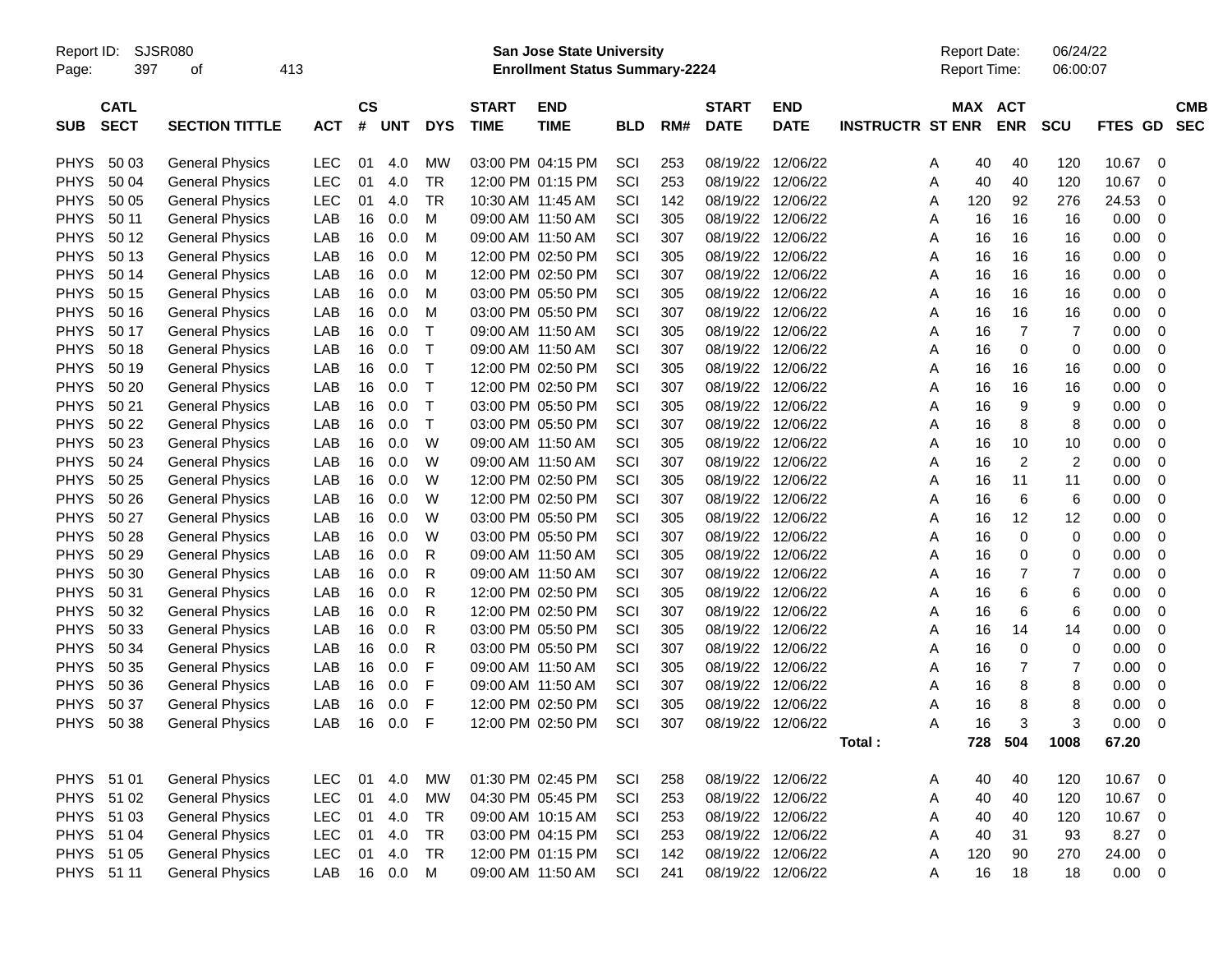Report ID: SJSR080
San Jose State University
Enrollment Status Summary-2224
Report Date: 06/24/22
Report Time: 06:00:07

| SUB | CATL SECT | SECTION TITTLE | ACT | CS # | UNT | DYS | START TIME | END TIME | BLD | RM# | START DATE | END DATE | INSTRUCTR | ST | MAX ENR | ACT ENR | SCU | FTES | GD | CMB SEC |
|---|---|---|---|---|---|---|---|---|---|---|---|---|---|---|---|---|---|---|---|---|
| PHYS | 50 03 | General Physics | LEC | 01 | 4.0 | MW | 03:00 PM | 04:15 PM | SCI | 253 | 08/19/22 | 12/06/22 | | A | 40 | 40 | 120 | 10.67 | 0 | |
| PHYS | 50 04 | General Physics | LEC | 01 | 4.0 | TR | 12:00 PM | 01:15 PM | SCI | 253 | 08/19/22 | 12/06/22 | | A | 40 | 40 | 120 | 10.67 | 0 | |
| PHYS | 50 05 | General Physics | LEC | 01 | 4.0 | TR | 10:30 AM | 11:45 AM | SCI | 142 | 08/19/22 | 12/06/22 | | A | 120 | 92 | 276 | 24.53 | 0 | |
| PHYS | 50 11 | General Physics | LAB | 16 | 0.0 | M | 09:00 AM | 11:50 AM | SCI | 305 | 08/19/22 | 12/06/22 | | A | 16 | 16 | 16 | 0.00 | 0 | |
| PHYS | 50 12 | General Physics | LAB | 16 | 0.0 | M | 09:00 AM | 11:50 AM | SCI | 307 | 08/19/22 | 12/06/22 | | A | 16 | 16 | 16 | 0.00 | 0 | |
| PHYS | 50 13 | General Physics | LAB | 16 | 0.0 | M | 12:00 PM | 02:50 PM | SCI | 305 | 08/19/22 | 12/06/22 | | A | 16 | 16 | 16 | 0.00 | 0 | |
| PHYS | 50 14 | General Physics | LAB | 16 | 0.0 | M | 12:00 PM | 02:50 PM | SCI | 307 | 08/19/22 | 12/06/22 | | A | 16 | 16 | 16 | 0.00 | 0 | |
| PHYS | 50 15 | General Physics | LAB | 16 | 0.0 | M | 03:00 PM | 05:50 PM | SCI | 305 | 08/19/22 | 12/06/22 | | A | 16 | 16 | 16 | 0.00 | 0 | |
| PHYS | 50 16 | General Physics | LAB | 16 | 0.0 | M | 03:00 PM | 05:50 PM | SCI | 307 | 08/19/22 | 12/06/22 | | A | 16 | 16 | 16 | 0.00 | 0 | |
| PHYS | 50 17 | General Physics | LAB | 16 | 0.0 | T | 09:00 AM | 11:50 AM | SCI | 305 | 08/19/22 | 12/06/22 | | A | 16 | 7 | 7 | 0.00 | 0 | |
| PHYS | 50 18 | General Physics | LAB | 16 | 0.0 | T | 09:00 AM | 11:50 AM | SCI | 307 | 08/19/22 | 12/06/22 | | A | 16 | 0 | 0 | 0.00 | 0 | |
| PHYS | 50 19 | General Physics | LAB | 16 | 0.0 | T | 12:00 PM | 02:50 PM | SCI | 305 | 08/19/22 | 12/06/22 | | A | 16 | 16 | 16 | 0.00 | 0 | |
| PHYS | 50 20 | General Physics | LAB | 16 | 0.0 | T | 12:00 PM | 02:50 PM | SCI | 307 | 08/19/22 | 12/06/22 | | A | 16 | 16 | 16 | 0.00 | 0 | |
| PHYS | 50 21 | General Physics | LAB | 16 | 0.0 | T | 03:00 PM | 05:50 PM | SCI | 305 | 08/19/22 | 12/06/22 | | A | 16 | 9 | 9 | 0.00 | 0 | |
| PHYS | 50 22 | General Physics | LAB | 16 | 0.0 | T | 03:00 PM | 05:50 PM | SCI | 307 | 08/19/22 | 12/06/22 | | A | 16 | 8 | 8 | 0.00 | 0 | |
| PHYS | 50 23 | General Physics | LAB | 16 | 0.0 | W | 09:00 AM | 11:50 AM | SCI | 305 | 08/19/22 | 12/06/22 | | A | 16 | 10 | 10 | 0.00 | 0 | |
| PHYS | 50 24 | General Physics | LAB | 16 | 0.0 | W | 09:00 AM | 11:50 AM | SCI | 307 | 08/19/22 | 12/06/22 | | A | 16 | 2 | 2 | 0.00 | 0 | |
| PHYS | 50 25 | General Physics | LAB | 16 | 0.0 | W | 12:00 PM | 02:50 PM | SCI | 305 | 08/19/22 | 12/06/22 | | A | 16 | 11 | 11 | 0.00 | 0 | |
| PHYS | 50 26 | General Physics | LAB | 16 | 0.0 | W | 12:00 PM | 02:50 PM | SCI | 307 | 08/19/22 | 12/06/22 | | A | 16 | 6 | 6 | 0.00 | 0 | |
| PHYS | 50 27 | General Physics | LAB | 16 | 0.0 | W | 03:00 PM | 05:50 PM | SCI | 305 | 08/19/22 | 12/06/22 | | A | 16 | 12 | 12 | 0.00 | 0 | |
| PHYS | 50 28 | General Physics | LAB | 16 | 0.0 | W | 03:00 PM | 05:50 PM | SCI | 307 | 08/19/22 | 12/06/22 | | A | 16 | 0 | 0 | 0.00 | 0 | |
| PHYS | 50 29 | General Physics | LAB | 16 | 0.0 | R | 09:00 AM | 11:50 AM | SCI | 305 | 08/19/22 | 12/06/22 | | A | 16 | 0 | 0 | 0.00 | 0 | |
| PHYS | 50 30 | General Physics | LAB | 16 | 0.0 | R | 09:00 AM | 11:50 AM | SCI | 307 | 08/19/22 | 12/06/22 | | A | 16 | 7 | 7 | 0.00 | 0 | |
| PHYS | 50 31 | General Physics | LAB | 16 | 0.0 | R | 12:00 PM | 02:50 PM | SCI | 305 | 08/19/22 | 12/06/22 | | A | 16 | 6 | 6 | 0.00 | 0 | |
| PHYS | 50 32 | General Physics | LAB | 16 | 0.0 | R | 12:00 PM | 02:50 PM | SCI | 307 | 08/19/22 | 12/06/22 | | A | 16 | 6 | 6 | 0.00 | 0 | |
| PHYS | 50 33 | General Physics | LAB | 16 | 0.0 | R | 03:00 PM | 05:50 PM | SCI | 305 | 08/19/22 | 12/06/22 | | A | 16 | 14 | 14 | 0.00 | 0 | |
| PHYS | 50 34 | General Physics | LAB | 16 | 0.0 | R | 03:00 PM | 05:50 PM | SCI | 307 | 08/19/22 | 12/06/22 | | A | 16 | 0 | 0 | 0.00 | 0 | |
| PHYS | 50 35 | General Physics | LAB | 16 | 0.0 | F | 09:00 AM | 11:50 AM | SCI | 305 | 08/19/22 | 12/06/22 | | A | 16 | 7 | 7 | 0.00 | 0 | |
| PHYS | 50 36 | General Physics | LAB | 16 | 0.0 | F | 09:00 AM | 11:50 AM | SCI | 307 | 08/19/22 | 12/06/22 | | A | 16 | 8 | 8 | 0.00 | 0 | |
| PHYS | 50 37 | General Physics | LAB | 16 | 0.0 | F | 12:00 PM | 02:50 PM | SCI | 305 | 08/19/22 | 12/06/22 | | A | 16 | 8 | 8 | 0.00 | 0 | |
| PHYS | 50 38 | General Physics | LAB | 16 | 0.0 | F | 12:00 PM | 02:50 PM | SCI | 307 | 08/19/22 | 12/06/22 | | A | 16 | 3 | 3 | 0.00 | 0 | |
| | | | | | | | | | | | | | Total : | | 728 | 504 | 1008 | 67.20 | | |
| PHYS | 51 01 | General Physics | LEC | 01 | 4.0 | MW | 01:30 PM | 02:45 PM | SCI | 258 | 08/19/22 | 12/06/22 | | A | 40 | 40 | 120 | 10.67 | 0 | |
| PHYS | 51 02 | General Physics | LEC | 01 | 4.0 | MW | 04:30 PM | 05:45 PM | SCI | 253 | 08/19/22 | 12/06/22 | | A | 40 | 40 | 120 | 10.67 | 0 | |
| PHYS | 51 03 | General Physics | LEC | 01 | 4.0 | TR | 09:00 AM | 10:15 AM | SCI | 253 | 08/19/22 | 12/06/22 | | A | 40 | 40 | 120 | 10.67 | 0 | |
| PHYS | 51 04 | General Physics | LEC | 01 | 4.0 | TR | 03:00 PM | 04:15 PM | SCI | 253 | 08/19/22 | 12/06/22 | | A | 40 | 31 | 93 | 8.27 | 0 | |
| PHYS | 51 05 | General Physics | LEC | 01 | 4.0 | TR | 12:00 PM | 01:15 PM | SCI | 142 | 08/19/22 | 12/06/22 | | A | 120 | 90 | 270 | 24.00 | 0 | |
| PHYS | 51 11 | General Physics | LAB | 16 | 0.0 | M | 09:00 AM | 11:50 AM | SCI | 241 | 08/19/22 | 12/06/22 | | A | 16 | 18 | 18 | 0.00 | 0 | |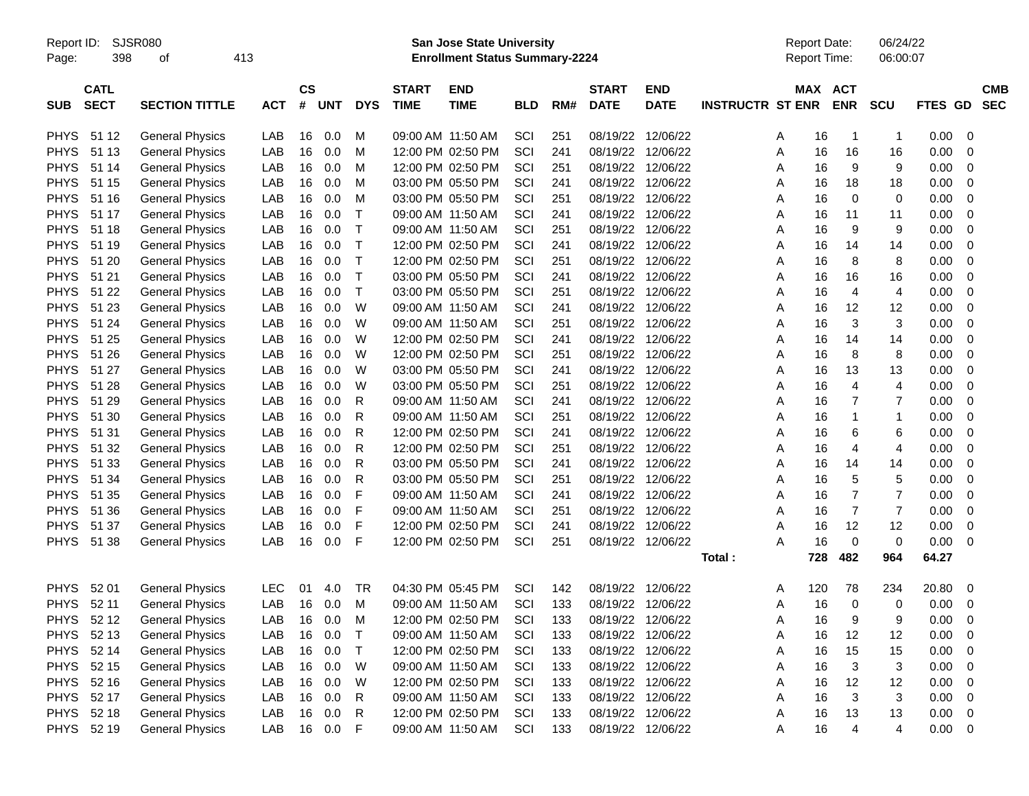Report ID: SJSR080
San Jose State University
Enrollment Status Summary-2224
Report Date: 06/24/22
Report Time: 06:00:07

| SUB | CATL SECT | SECTION TITTLE | ACT | CS # | UNT | DYS | START TIME | END TIME | BLD | RM# | START DATE | END DATE | INSTRUCTR | ST | MAX ENR | ACT ENR | SCU | FTES | GD | CMB SEC |
|---|---|---|---|---|---|---|---|---|---|---|---|---|---|---|---|---|---|---|---|---|
| PHYS | 51 12 | General Physics | LAB | 16 | 0.0 | M | 09:00 AM | 11:50 AM | SCI | 251 | 08/19/22 | 12/06/22 | | A | 16 | 1 | 1 | 0.00 | 0 | |
| PHYS | 51 13 | General Physics | LAB | 16 | 0.0 | M | 12:00 PM | 02:50 PM | SCI | 241 | 08/19/22 | 12/06/22 | | A | 16 | 16 | 16 | 0.00 | 0 | |
| PHYS | 51 14 | General Physics | LAB | 16 | 0.0 | M | 12:00 PM | 02:50 PM | SCI | 251 | 08/19/22 | 12/06/22 | | A | 16 | 9 | 9 | 0.00 | 0 | |
| PHYS | 51 15 | General Physics | LAB | 16 | 0.0 | M | 03:00 PM | 05:50 PM | SCI | 241 | 08/19/22 | 12/06/22 | | A | 16 | 18 | 18 | 0.00 | 0 | |
| PHYS | 51 16 | General Physics | LAB | 16 | 0.0 | M | 03:00 PM | 05:50 PM | SCI | 251 | 08/19/22 | 12/06/22 | | A | 16 | 0 | 0 | 0.00 | 0 | |
| PHYS | 51 17 | General Physics | LAB | 16 | 0.0 | T | 09:00 AM | 11:50 AM | SCI | 241 | 08/19/22 | 12/06/22 | | A | 16 | 11 | 11 | 0.00 | 0 | |
| PHYS | 51 18 | General Physics | LAB | 16 | 0.0 | T | 09:00 AM | 11:50 AM | SCI | 251 | 08/19/22 | 12/06/22 | | A | 16 | 9 | 9 | 0.00 | 0 | |
| PHYS | 51 19 | General Physics | LAB | 16 | 0.0 | T | 12:00 PM | 02:50 PM | SCI | 241 | 08/19/22 | 12/06/22 | | A | 16 | 14 | 14 | 0.00 | 0 | |
| PHYS | 51 20 | General Physics | LAB | 16 | 0.0 | T | 12:00 PM | 02:50 PM | SCI | 251 | 08/19/22 | 12/06/22 | | A | 16 | 8 | 8 | 0.00 | 0 | |
| PHYS | 51 21 | General Physics | LAB | 16 | 0.0 | T | 03:00 PM | 05:50 PM | SCI | 241 | 08/19/22 | 12/06/22 | | A | 16 | 16 | 16 | 0.00 | 0 | |
| PHYS | 51 22 | General Physics | LAB | 16 | 0.0 | T | 03:00 PM | 05:50 PM | SCI | 251 | 08/19/22 | 12/06/22 | | A | 16 | 4 | 4 | 0.00 | 0 | |
| PHYS | 51 23 | General Physics | LAB | 16 | 0.0 | W | 09:00 AM | 11:50 AM | SCI | 241 | 08/19/22 | 12/06/22 | | A | 16 | 12 | 12 | 0.00 | 0 | |
| PHYS | 51 24 | General Physics | LAB | 16 | 0.0 | W | 09:00 AM | 11:50 AM | SCI | 251 | 08/19/22 | 12/06/22 | | A | 16 | 3 | 3 | 0.00 | 0 | |
| PHYS | 51 25 | General Physics | LAB | 16 | 0.0 | W | 12:00 PM | 02:50 PM | SCI | 241 | 08/19/22 | 12/06/22 | | A | 16 | 14 | 14 | 0.00 | 0 | |
| PHYS | 51 26 | General Physics | LAB | 16 | 0.0 | W | 12:00 PM | 02:50 PM | SCI | 251 | 08/19/22 | 12/06/22 | | A | 16 | 8 | 8 | 0.00 | 0 | |
| PHYS | 51 27 | General Physics | LAB | 16 | 0.0 | W | 03:00 PM | 05:50 PM | SCI | 241 | 08/19/22 | 12/06/22 | | A | 16 | 13 | 13 | 0.00 | 0 | |
| PHYS | 51 28 | General Physics | LAB | 16 | 0.0 | W | 03:00 PM | 05:50 PM | SCI | 251 | 08/19/22 | 12/06/22 | | A | 16 | 4 | 4 | 0.00 | 0 | |
| PHYS | 51 29 | General Physics | LAB | 16 | 0.0 | R | 09:00 AM | 11:50 AM | SCI | 241 | 08/19/22 | 12/06/22 | | A | 16 | 7 | 7 | 0.00 | 0 | |
| PHYS | 51 30 | General Physics | LAB | 16 | 0.0 | R | 09:00 AM | 11:50 AM | SCI | 251 | 08/19/22 | 12/06/22 | | A | 16 | 1 | 1 | 0.00 | 0 | |
| PHYS | 51 31 | General Physics | LAB | 16 | 0.0 | R | 12:00 PM | 02:50 PM | SCI | 241 | 08/19/22 | 12/06/22 | | A | 16 | 6 | 6 | 0.00 | 0 | |
| PHYS | 51 32 | General Physics | LAB | 16 | 0.0 | R | 12:00 PM | 02:50 PM | SCI | 251 | 08/19/22 | 12/06/22 | | A | 16 | 4 | 4 | 0.00 | 0 | |
| PHYS | 51 33 | General Physics | LAB | 16 | 0.0 | R | 03:00 PM | 05:50 PM | SCI | 241 | 08/19/22 | 12/06/22 | | A | 16 | 14 | 14 | 0.00 | 0 | |
| PHYS | 51 34 | General Physics | LAB | 16 | 0.0 | R | 03:00 PM | 05:50 PM | SCI | 251 | 08/19/22 | 12/06/22 | | A | 16 | 5 | 5 | 0.00 | 0 | |
| PHYS | 51 35 | General Physics | LAB | 16 | 0.0 | F | 09:00 AM | 11:50 AM | SCI | 241 | 08/19/22 | 12/06/22 | | A | 16 | 7 | 7 | 0.00 | 0 | |
| PHYS | 51 36 | General Physics | LAB | 16 | 0.0 | F | 09:00 AM | 11:50 AM | SCI | 251 | 08/19/22 | 12/06/22 | | A | 16 | 7 | 7 | 0.00 | 0 | |
| PHYS | 51 37 | General Physics | LAB | 16 | 0.0 | F | 12:00 PM | 02:50 PM | SCI | 241 | 08/19/22 | 12/06/22 | | A | 16 | 12 | 12 | 0.00 | 0 | |
| PHYS | 51 38 | General Physics | LAB | 16 | 0.0 | F | 12:00 PM | 02:50 PM | SCI | 251 | 08/19/22 | 12/06/22 | | A | 16 | 0 | 0 | 0.00 | 0 | |
| | | | | | | | | | | | | | Total : | | 728 | 482 | 964 | 64.27 | | |
| PHYS | 52 01 | General Physics | LEC | 01 | 4.0 | TR | 04:30 PM | 05:45 PM | SCI | 142 | 08/19/22 | 12/06/22 | | A | 120 | 78 | 234 | 20.80 | 0 | |
| PHYS | 52 11 | General Physics | LAB | 16 | 0.0 | M | 09:00 AM | 11:50 AM | SCI | 133 | 08/19/22 | 12/06/22 | | A | 16 | 0 | 0 | 0.00 | 0 | |
| PHYS | 52 12 | General Physics | LAB | 16 | 0.0 | M | 12:00 PM | 02:50 PM | SCI | 133 | 08/19/22 | 12/06/22 | | A | 16 | 9 | 9 | 0.00 | 0 | |
| PHYS | 52 13 | General Physics | LAB | 16 | 0.0 | T | 09:00 AM | 11:50 AM | SCI | 133 | 08/19/22 | 12/06/22 | | A | 16 | 12 | 12 | 0.00 | 0 | |
| PHYS | 52 14 | General Physics | LAB | 16 | 0.0 | T | 12:00 PM | 02:50 PM | SCI | 133 | 08/19/22 | 12/06/22 | | A | 16 | 15 | 15 | 0.00 | 0 | |
| PHYS | 52 15 | General Physics | LAB | 16 | 0.0 | W | 09:00 AM | 11:50 AM | SCI | 133 | 08/19/22 | 12/06/22 | | A | 16 | 3 | 3 | 0.00 | 0 | |
| PHYS | 52 16 | General Physics | LAB | 16 | 0.0 | W | 12:00 PM | 02:50 PM | SCI | 133 | 08/19/22 | 12/06/22 | | A | 16 | 12 | 12 | 0.00 | 0 | |
| PHYS | 52 17 | General Physics | LAB | 16 | 0.0 | R | 09:00 AM | 11:50 AM | SCI | 133 | 08/19/22 | 12/06/22 | | A | 16 | 3 | 3 | 0.00 | 0 | |
| PHYS | 52 18 | General Physics | LAB | 16 | 0.0 | R | 12:00 PM | 02:50 PM | SCI | 133 | 08/19/22 | 12/06/22 | | A | 16 | 13 | 13 | 0.00 | 0 | |
| PHYS | 52 19 | General Physics | LAB | 16 | 0.0 | F | 09:00 AM | 11:50 AM | SCI | 133 | 08/19/22 | 12/06/22 | | A | 16 | 4 | 4 | 0.00 | 0 | |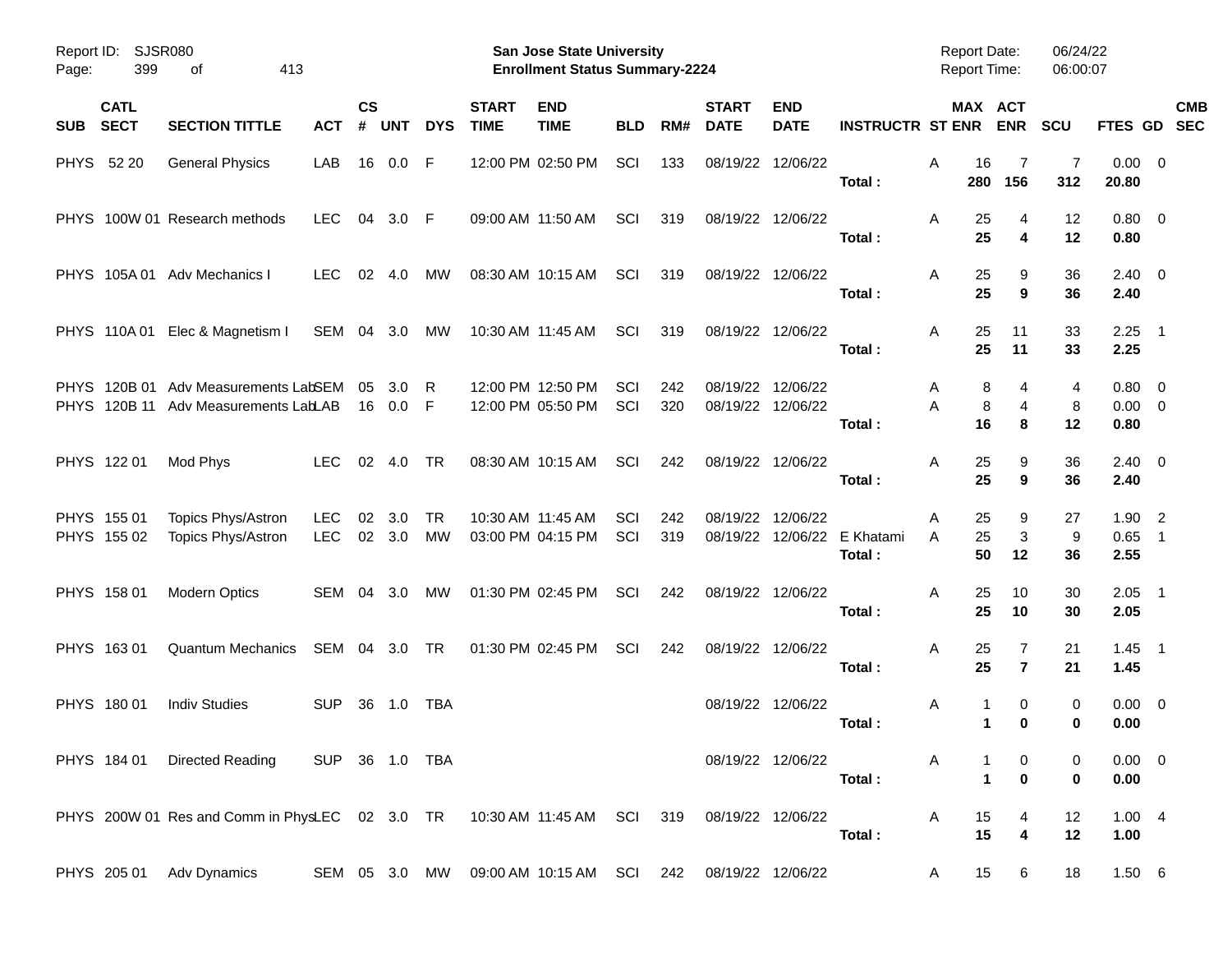Report ID: SJSR080

**San Jose State University**
**Enrollment Status Summary-2224**

Report Date: 06/24/22
Report Time: 06:00:07

| SUB | CATL SECT | SECTION TITTLE | ACT | CS # | UNT | DYS | START TIME | END TIME | BLD | RM# | START DATE | END DATE | INSTRUCTR | ST | MAX ENR | ACT ENR | SCU | FTES | GD | CMB SEC |
|---|---|---|---|---|---|---|---|---|---|---|---|---|---|---|---|---|---|---|---|---|
| PHYS | 52 20 | General Physics | LAB | 16 | 0.0 | F | 12:00 PM | 02:50 PM | SCI | 133 | 08/19/22 | 12/06/22 | | A | 16 | 7 | 7 | 0.00 | 0 | |
| | | | | | | | | | | | | | **Total :** | | **280** | **156** | **312** | **20.80** | | |
| PHYS | 100W 01 | Research methods | LEC | 04 | 3.0 | F | 09:00 AM | 11:50 AM | SCI | 319 | 08/19/22 | 12/06/22 | | A | 25 | 4 | 12 | 0.80 | 0 | |
| | | | | | | | | | | | | | **Total :** | | **25** | **4** | **12** | **0.80** | | |
| PHYS | 105A 01 | Adv Mechanics I | LEC | 02 | 4.0 | MW | 08:30 AM | 10:15 AM | SCI | 319 | 08/19/22 | 12/06/22 | | A | 25 | 9 | 36 | 2.40 | 0 | |
| | | | | | | | | | | | | | **Total :** | | **25** | **9** | **36** | **2.40** | | |
| PHYS | 110A 01 | Elec & Magnetism I | SEM | 04 | 3.0 | MW | 10:30 AM | 11:45 AM | SCI | 319 | 08/19/22 | 12/06/22 | | A | 25 | 11 | 33 | 2.25 | 1 | |
| | | | | | | | | | | | | | **Total :** | | **25** | **11** | **33** | **2.25** | | |
| PHYS | 120B 01 | Adv Measurements Lab | SEM | 05 | 3.0 | R | 12:00 PM | 12:50 PM | SCI | 242 | 08/19/22 | 12/06/22 | | A | 8 | 4 | 4 | 0.80 | 0 | |
| PHYS | 120B 11 | Adv Measurements Lab | LAB | 16 | 0.0 | F | 12:00 PM | 05:50 PM | SCI | 320 | 08/19/22 | 12/06/22 | | A | 8 | 4 | 8 | 0.00 | 0 | |
| | | | | | | | | | | | | | **Total :** | | **16** | **8** | **12** | **0.80** | | |
| PHYS | 122 01 | Mod Phys | LEC | 02 | 4.0 | TR | 08:30 AM | 10:15 AM | SCI | 242 | 08/19/22 | 12/06/22 | | A | 25 | 9 | 36 | 2.40 | 0 | |
| | | | | | | | | | | | | | **Total :** | | **25** | **9** | **36** | **2.40** | | |
| PHYS | 155 01 | Topics Phys/Astron | LEC | 02 | 3.0 | TR | 10:30 AM | 11:45 AM | SCI | 242 | 08/19/22 | 12/06/22 | | A | 25 | 9 | 27 | 1.90 | 2 | |
| PHYS | 155 02 | Topics Phys/Astron | LEC | 02 | 3.0 | MW | 03:00 PM | 04:15 PM | SCI | 319 | 08/19/22 | 12/06/22 | E Khatami | A | 25 | 3 | 9 | 0.65 | 1 | |
| | | | | | | | | | | | | | **Total :** | | **50** | **12** | **36** | **2.55** | | |
| PHYS | 158 01 | Modern Optics | SEM | 04 | 3.0 | MW | 01:30 PM | 02:45 PM | SCI | 242 | 08/19/22 | 12/06/22 | | A | 25 | 10 | 30 | 2.05 | 1 | |
| | | | | | | | | | | | | | **Total :** | | **25** | **10** | **30** | **2.05** | | |
| PHYS | 163 01 | Quantum Mechanics | SEM | 04 | 3.0 | TR | 01:30 PM | 02:45 PM | SCI | 242 | 08/19/22 | 12/06/22 | | A | 25 | 7 | 21 | 1.45 | 1 | |
| | | | | | | | | | | | | | **Total :** | | **25** | **7** | **21** | **1.45** | | |
| PHYS | 180 01 | Indiv Studies | SUP | 36 | 1.0 | TBA | | | | | 08/19/22 | 12/06/22 | | A | 1 | 0 | 0 | 0.00 | 0 | |
| | | | | | | | | | | | | | **Total :** | | **1** | **0** | **0** | **0.00** | | |
| PHYS | 184 01 | Directed Reading | SUP | 36 | 1.0 | TBA | | | | | 08/19/22 | 12/06/22 | | A | 1 | 0 | 0 | 0.00 | 0 | |
| | | | | | | | | | | | | | **Total :** | | **1** | **0** | **0** | **0.00** | | |
| PHYS | 200W 01 | Res and Comm in Phys | LEC | 02 | 3.0 | TR | 10:30 AM | 11:45 AM | SCI | 319 | 08/19/22 | 12/06/22 | | A | 15 | 4 | 12 | 1.00 | 4 | |
| | | | | | | | | | | | | | **Total :** | | **15** | **4** | **12** | **1.00** | | |
| PHYS | 205 01 | Adv Dynamics | SEM | 05 | 3.0 | MW | 09:00 AM | 10:15 AM | SCI | 242 | 08/19/22 | 12/06/22 | | A | 15 | 6 | 18 | 1.50 | 6 | |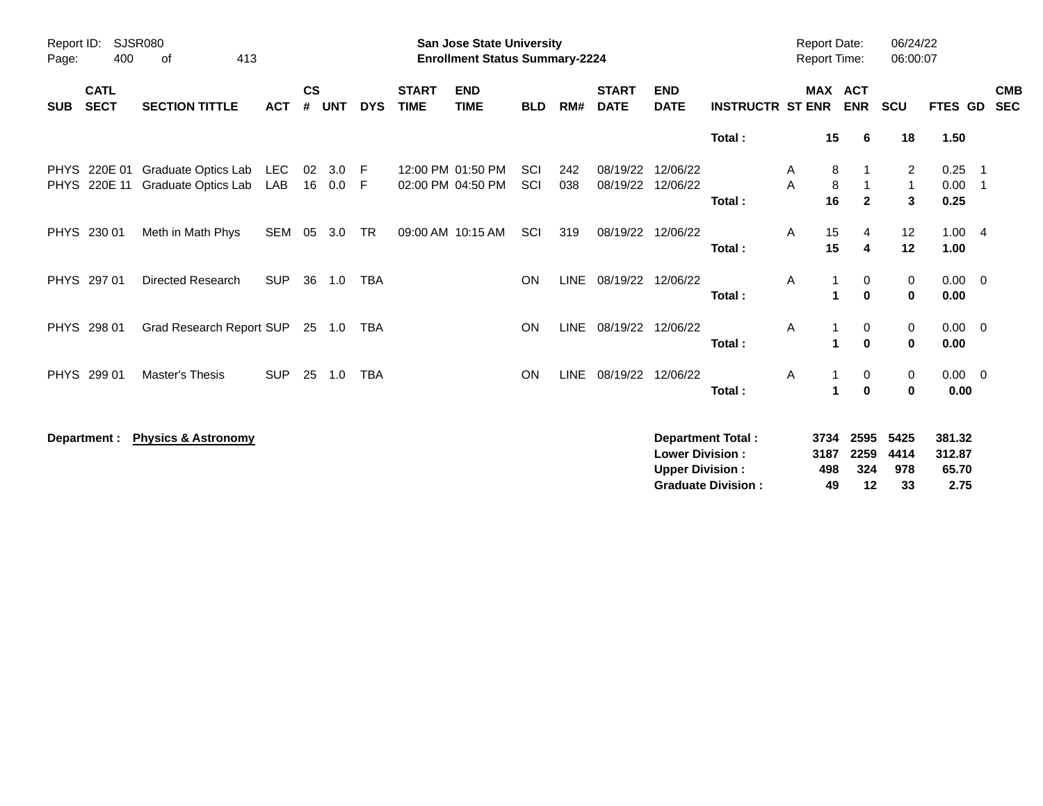**San Jose State University**
**Enrollment Status Summary-2224**

Report ID: SJSR080
Report Date: 06/24/22
Report Time: 06:00:07

| SUB | CATL SECT | SECTION TITTLE | ACT | CS # | UNT | DYS | START TIME | END TIME | BLD | RM# | START DATE | END DATE | INSTRUCTR | ST | MAX ENR | ACT ENR | SCU | FTES | GD | CMB SEC |
|---|---|---|---|---|---|---|---|---|---|---|---|---|---|---|---|---|---|---|---|---|
| | | | | | | | | | | | | | **Total :** | | **15** | **6** | **18** | **1.50** | | |
| PHYS | 220E 01 | Graduate Optics Lab | LEC | 02 | 3.0 | F | 12:00 PM | 01:50 PM | SCI | 242 | 08/19/22 | 12/06/22 | | A | 8 | 1 | 2 | 0.25 | 1 | |
| PHYS | 220E 11 | Graduate Optics Lab | LAB | 16 | 0.0 | F | 02:00 PM | 04:50 PM | SCI | 038 | 08/19/22 | 12/06/22 | | A | 8 | 1 | 1 | 0.00 | 1 | |
| | | | | | | | | | | | | | **Total :** | | **16** | **2** | **3** | **0.25** | | |
| PHYS | 230 01 | Meth in Math Phys | SEM | 05 | 3.0 | TR | 09:00 AM | 10:15 AM | SCI | 319 | 08/19/22 | 12/06/22 | | A | 15 | 4 | 12 | 1.00 | 4 | |
| | | | | | | | | | | | | | **Total :** | | **15** | **4** | **12** | **1.00** | | |
| PHYS | 297 01 | Directed Research | SUP | 36 | 1.0 | TBA | | | ON | LINE | 08/19/22 | 12/06/22 | | A | 1 | 0 | 0 | 0.00 | 0 | |
| | | | | | | | | | | | | | **Total :** | | **1** | **0** | **0** | **0.00** | | |
| PHYS | 298 01 | Grad Research Report | SUP | 25 | 1.0 | TBA | | | ON | LINE | 08/19/22 | 12/06/22 | | A | 1 | 0 | 0 | 0.00 | 0 | |
| | | | | | | | | | | | | | **Total :** | | **1** | **0** | **0** | **0.00** | | |
| PHYS | 299 01 | Master's Thesis | SUP | 25 | 1.0 | TBA | | | ON | LINE | 08/19/22 | 12/06/22 | | A | 1 | 0 | 0 | 0.00 | 0 | |
| | | | | | | | | | | | | | **Total :** | | **1** | **0** | **0** | **0.00** | | |

**Department :** **Physics & Astronomy**

| | MAX ENR | ACT ENR | SCU | FTES |
|---|---|---|---|---|
| **Department Total :** | **3734** | **2595** | **5425** | **381.32** |
| **Lower Division :** | **3187** | **2259** | **4414** | **312.87** |
| **Upper Division :** | **498** | **324** | **978** | **65.70** |
| **Graduate Division :** | **49** | **12** | **33** | **2.75** |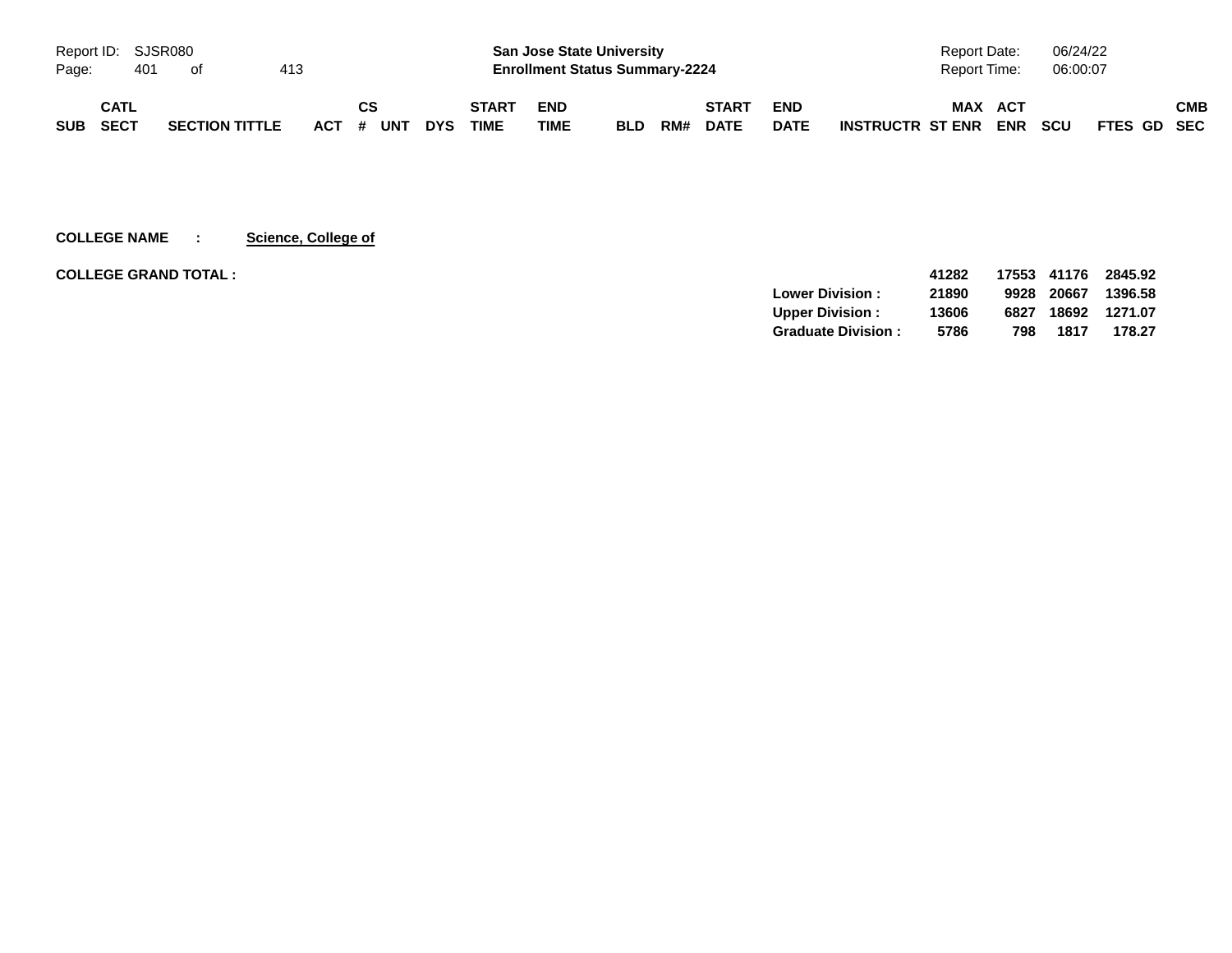| SUB | CATL SECT | SECTION TITTLE | ACT | CS # | UNT | DYS | START TIME | END TIME | BLD | RM# | START DATE | END DATE | INSTRUCTR | MAX ST ENR | ACT ENR | SCU | FTES | GD | CMB SEC |
|---|---|---|---|---|---|---|---|---|---|---|---|---|---|---|---|---|---|---|---|

**COLLEGE NAME : Science, College of**

**COLLEGE GRAND TOTAL :**

| | MAX ST ENR | ACT ENR | SCU | FTES |
|---|---|---|---|---|
| | **41282** | **17553** | **41176** | **2845.92** |
| **Lower Division :** | **21890** | **9928** | **20667** | **1396.58** |
| **Upper Division :** | **13606** | **6827** | **18692** | **1271.07** |
| **Graduate Division :** | **5786** | **798** | **1817** | **178.27** |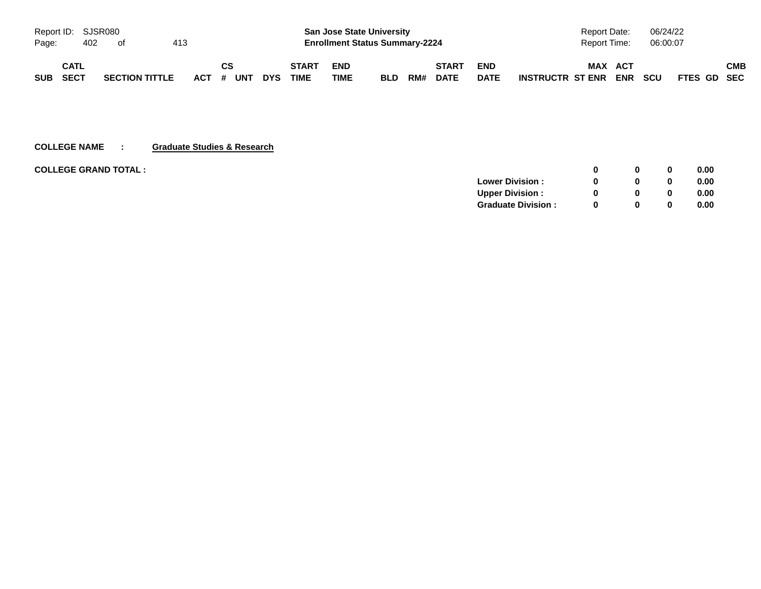Report ID: SJSR080

**San Jose State University**
**Enrollment Status Summary-2224**

Report Date: 06/24/22
Report Time: 06:00:07

| SUB | CATL SECT | SECTION TITTLE | ACT | CS # | UNT | DYS | START TIME | END TIME | BLD | RM# | START DATE | END DATE | INSTRUCTR | MAX ST ENR | ACT ENR | SCU | FTES | GD | CMB SEC |
|---|---|---|---|---|---|---|---|---|---|---|---|---|---|---|---|---|---|---|---|

**COLLEGE NAME : Graduate Studies & Research**

**COLLEGE GRAND TOTAL :**

| | ACT ENR | SCU | FTES | |
|---|---|---|---|---|
| **COLLEGE GRAND TOTAL :** | **0** | **0** | **0** | **0.00** |
| **Lower Division :** | **0** | **0** | **0** | **0.00** |
| **Upper Division :** | **0** | **0** | **0** | **0.00** |
| **Graduate Division :** | **0** | **0** | **0** | **0.00** |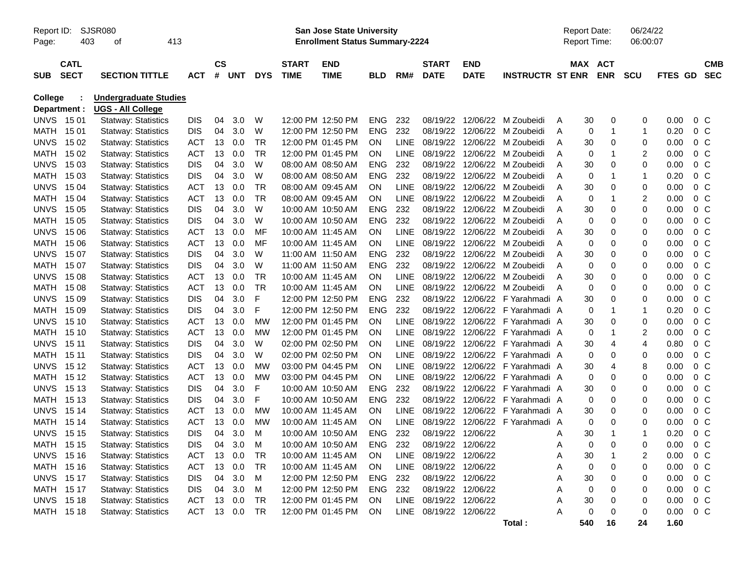Report ID: SJSR080
Page: 403 of 413

**San Jose State University**
**Enrollment Status Summary-2224**

Report Date: 06/24/22
Report Time: 06:00:07

**College : Undergraduate Studies**
**Department : UGS - All College**

| SUB | CATL SECT | SECTION TITTLE | ACT | CS # | UNT | DYS | START TIME | END TIME | BLD | RM# | START DATE | END DATE | INSTRUCTR | ST | MAX ENR | ACT ENR | SCU | FTES | GD | CMB SEC |
|---|---|---|---|---|---|---|---|---|---|---|---|---|---|---|---|---|---|---|---|---|
| UNVS | 15 01 | Statway: Statistics | DIS | 04 | 3.0 | W | 12:00 PM | 12:50 PM | ENG | 232 | 08/19/22 | 12/06/22 | M Zoubeidi | A | 30 | 0 | 0 | 0.00 | 0 | C |
| MATH | 15 01 | Statway: Statistics | DIS | 04 | 3.0 | W | 12:00 PM | 12:50 PM | ENG | 232 | 08/19/22 | 12/06/22 | M Zoubeidi | A | 0 | 1 | 1 | 0.20 | 0 | C |
| UNVS | 15 02 | Statway: Statistics | ACT | 13 | 0.0 | TR | 12:00 PM | 01:45 PM | ON | LINE | 08/19/22 | 12/06/22 | M Zoubeidi | A | 30 | 0 | 0 | 0.00 | 0 | C |
| MATH | 15 02 | Statway: Statistics | ACT | 13 | 0.0 | TR | 12:00 PM | 01:45 PM | ON | LINE | 08/19/22 | 12/06/22 | M Zoubeidi | A | 0 | 1 | 2 | 0.00 | 0 | C |
| UNVS | 15 03 | Statway: Statistics | DIS | 04 | 3.0 | W | 08:00 AM | 08:50 AM | ENG | 232 | 08/19/22 | 12/06/22 | M Zoubeidi | A | 30 | 0 | 0 | 0.00 | 0 | C |
| MATH | 15 03 | Statway: Statistics | DIS | 04 | 3.0 | W | 08:00 AM | 08:50 AM | ENG | 232 | 08/19/22 | 12/06/22 | M Zoubeidi | A | 0 | 1 | 1 | 0.20 | 0 | C |
| UNVS | 15 04 | Statway: Statistics | ACT | 13 | 0.0 | TR | 08:00 AM | 09:45 AM | ON | LINE | 08/19/22 | 12/06/22 | M Zoubeidi | A | 30 | 0 | 0 | 0.00 | 0 | C |
| MATH | 15 04 | Statway: Statistics | ACT | 13 | 0.0 | TR | 08:00 AM | 09:45 AM | ON | LINE | 08/19/22 | 12/06/22 | M Zoubeidi | A | 0 | 1 | 2 | 0.00 | 0 | C |
| UNVS | 15 05 | Statway: Statistics | DIS | 04 | 3.0 | W | 10:00 AM | 10:50 AM | ENG | 232 | 08/19/22 | 12/06/22 | M Zoubeidi | A | 30 | 0 | 0 | 0.00 | 0 | C |
| MATH | 15 05 | Statway: Statistics | DIS | 04 | 3.0 | W | 10:00 AM | 10:50 AM | ENG | 232 | 08/19/22 | 12/06/22 | M Zoubeidi | A | 0 | 0 | 0 | 0.00 | 0 | C |
| UNVS | 15 06 | Statway: Statistics | ACT | 13 | 0.0 | MF | 10:00 AM | 11:45 AM | ON | LINE | 08/19/22 | 12/06/22 | M Zoubeidi | A | 30 | 0 | 0 | 0.00 | 0 | C |
| MATH | 15 06 | Statway: Statistics | ACT | 13 | 0.0 | MF | 10:00 AM | 11:45 AM | ON | LINE | 08/19/22 | 12/06/22 | M Zoubeidi | A | 0 | 0 | 0 | 0.00 | 0 | C |
| UNVS | 15 07 | Statway: Statistics | DIS | 04 | 3.0 | W | 11:00 AM | 11:50 AM | ENG | 232 | 08/19/22 | 12/06/22 | M Zoubeidi | A | 30 | 0 | 0 | 0.00 | 0 | C |
| MATH | 15 07 | Statway: Statistics | DIS | 04 | 3.0 | W | 11:00 AM | 11:50 AM | ENG | 232 | 08/19/22 | 12/06/22 | M Zoubeidi | A | 0 | 0 | 0 | 0.00 | 0 | C |
| UNVS | 15 08 | Statway: Statistics | ACT | 13 | 0.0 | TR | 10:00 AM | 11:45 AM | ON | LINE | 08/19/22 | 12/06/22 | M Zoubeidi | A | 30 | 0 | 0 | 0.00 | 0 | C |
| MATH | 15 08 | Statway: Statistics | ACT | 13 | 0.0 | TR | 10:00 AM | 11:45 AM | ON | LINE | 08/19/22 | 12/06/22 | M Zoubeidi | A | 0 | 0 | 0 | 0.00 | 0 | C |
| UNVS | 15 09 | Statway: Statistics | DIS | 04 | 3.0 | F | 12:00 PM | 12:50 PM | ENG | 232 | 08/19/22 | 12/06/22 | F Yarahmadi | A | 30 | 0 | 0 | 0.00 | 0 | C |
| MATH | 15 09 | Statway: Statistics | DIS | 04 | 3.0 | F | 12:00 PM | 12:50 PM | ENG | 232 | 08/19/22 | 12/06/22 | F Yarahmadi | A | 0 | 1 | 1 | 0.20 | 0 | C |
| UNVS | 15 10 | Statway: Statistics | ACT | 13 | 0.0 | MW | 12:00 PM | 01:45 PM | ON | LINE | 08/19/22 | 12/06/22 | F Yarahmadi | A | 30 | 0 | 0 | 0.00 | 0 | C |
| MATH | 15 10 | Statway: Statistics | ACT | 13 | 0.0 | MW | 12:00 PM | 01:45 PM | ON | LINE | 08/19/22 | 12/06/22 | F Yarahmadi | A | 0 | 1 | 2 | 0.00 | 0 | C |
| UNVS | 15 11 | Statway: Statistics | DIS | 04 | 3.0 | W | 02:00 PM | 02:50 PM | ON | LINE | 08/19/22 | 12/06/22 | F Yarahmadi | A | 30 | 4 | 4 | 0.80 | 0 | C |
| MATH | 15 11 | Statway: Statistics | DIS | 04 | 3.0 | W | 02:00 PM | 02:50 PM | ON | LINE | 08/19/22 | 12/06/22 | F Yarahmadi | A | 0 | 0 | 0 | 0.00 | 0 | C |
| UNVS | 15 12 | Statway: Statistics | ACT | 13 | 0.0 | MW | 03:00 PM | 04:45 PM | ON | LINE | 08/19/22 | 12/06/22 | F Yarahmadi | A | 30 | 4 | 8 | 0.00 | 0 | C |
| MATH | 15 12 | Statway: Statistics | ACT | 13 | 0.0 | MW | 03:00 PM | 04:45 PM | ON | LINE | 08/19/22 | 12/06/22 | F Yarahmadi | A | 0 | 0 | 0 | 0.00 | 0 | C |
| UNVS | 15 13 | Statway: Statistics | DIS | 04 | 3.0 | F | 10:00 AM | 10:50 AM | ENG | 232 | 08/19/22 | 12/06/22 | F Yarahmadi | A | 30 | 0 | 0 | 0.00 | 0 | C |
| MATH | 15 13 | Statway: Statistics | DIS | 04 | 3.0 | F | 10:00 AM | 10:50 AM | ENG | 232 | 08/19/22 | 12/06/22 | F Yarahmadi | A | 0 | 0 | 0 | 0.00 | 0 | C |
| UNVS | 15 14 | Statway: Statistics | ACT | 13 | 0.0 | MW | 10:00 AM | 11:45 AM | ON | LINE | 08/19/22 | 12/06/22 | F Yarahmadi | A | 30 | 0 | 0 | 0.00 | 0 | C |
| MATH | 15 14 | Statway: Statistics | ACT | 13 | 0.0 | MW | 10:00 AM | 11:45 AM | ON | LINE | 08/19/22 | 12/06/22 | F Yarahmadi | A | 0 | 0 | 0 | 0.00 | 0 | C |
| UNVS | 15 15 | Statway: Statistics | DIS | 04 | 3.0 | M | 10:00 AM | 10:50 AM | ENG | 232 | 08/19/22 | 12/06/22 | | A | 30 | 1 | 1 | 0.20 | 0 | C |
| MATH | 15 15 | Statway: Statistics | DIS | 04 | 3.0 | M | 10:00 AM | 10:50 AM | ENG | 232 | 08/19/22 | 12/06/22 | | A | 0 | 0 | 0 | 0.00 | 0 | C |
| UNVS | 15 16 | Statway: Statistics | ACT | 13 | 0.0 | TR | 10:00 AM | 11:45 AM | ON | LINE | 08/19/22 | 12/06/22 | | A | 30 | 1 | 2 | 0.00 | 0 | C |
| MATH | 15 16 | Statway: Statistics | ACT | 13 | 0.0 | TR | 10:00 AM | 11:45 AM | ON | LINE | 08/19/22 | 12/06/22 | | A | 0 | 0 | 0 | 0.00 | 0 | C |
| UNVS | 15 17 | Statway: Statistics | DIS | 04 | 3.0 | M | 12:00 PM | 12:50 PM | ENG | 232 | 08/19/22 | 12/06/22 | | A | 30 | 0 | 0 | 0.00 | 0 | C |
| MATH | 15 17 | Statway: Statistics | DIS | 04 | 3.0 | M | 12:00 PM | 12:50 PM | ENG | 232 | 08/19/22 | 12/06/22 | | A | 0 | 0 | 0 | 0.00 | 0 | C |
| UNVS | 15 18 | Statway: Statistics | ACT | 13 | 0.0 | TR | 12:00 PM | 01:45 PM | ON | LINE | 08/19/22 | 12/06/22 | | A | 30 | 0 | 0 | 0.00 | 0 | C |
| MATH | 15 18 | Statway: Statistics | ACT | 13 | 0.0 | TR | 12:00 PM | 01:45 PM | ON | LINE | 08/19/22 | 12/06/22 | | A | 0 | 0 | 0 | 0.00 | 0 | C |
| | | | | | | | | | | | | | **Total :** | | **540** | **16** | **24** | **1.60** | | |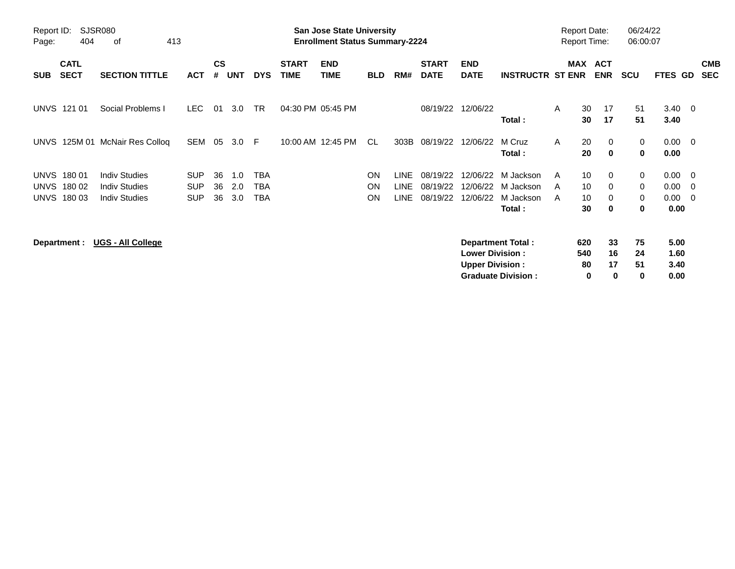**San Jose State University**
**Enrollment Status Summary-2224**

Report ID: SJSR080
Report Date: 06/24/22
Report Time: 06:00:07

| SUB | CATL SECT | SECTION TITTLE | ACT | CS # | UNT | DYS | START TIME | END TIME | BLD | RM# | START DATE | END DATE | INSTRUCTR | ST | MAX ENR | ACT ENR | SCU | FTES | GD | CMB SEC |
|---|---|---|---|---|---|---|---|---|---|---|---|---|---|---|---|---|---|---|---|---|
| UNVS | 121 01 | Social Problems I | LEC | 01 | 3.0 | TR | 04:30 PM | 05:45 PM | | | 08/19/22 | 12/06/22 | | A | 30 | 17 | 51 | 3.40 | 0 | |
| | | | | | | | | | | | | | **Total :** | | **30** | **17** | **51** | **3.40** | | |
| UNVS | 125M 01 | McNair Res Colloq | SEM | 05 | 3.0 | F | 10:00 AM | 12:45 PM | CL | 303B | 08/19/22 | 12/06/22 | M Cruz | A | 20 | 0 | 0 | 0.00 | 0 | |
| | | | | | | | | | | | | | **Total :** | | **20** | **0** | **0** | **0.00** | | |
| UNVS | 180 01 | Indiv Studies | SUP | 36 | 1.0 | TBA | | | ON | LINE | 08/19/22 | 12/06/22 | M Jackson | A | 10 | 0 | 0 | 0.00 | 0 | |
| UNVS | 180 02 | Indiv Studies | SUP | 36 | 2.0 | TBA | | | ON | LINE | 08/19/22 | 12/06/22 | M Jackson | A | 10 | 0 | 0 | 0.00 | 0 | |
| UNVS | 180 03 | Indiv Studies | SUP | 36 | 3.0 | TBA | | | ON | LINE | 08/19/22 | 12/06/22 | M Jackson | A | 10 | 0 | 0 | 0.00 | 0 | |
| | | | | | | | | | | | | | **Total :** | | **30** | **0** | **0** | **0.00** | | |

**Department :** **UGS - All College**

| | MAX ENR | ACT ENR | SCU | FTES |
|---|---|---|---|---|
| **Department Total :** | **620** | **33** | **75** | **5.00** |
| **Lower Division :** | **540** | **16** | **24** | **1.60** |
| **Upper Division :** | **80** | **17** | **51** | **3.40** |
| **Graduate Division :** | **0** | **0** | **0** | **0.00** |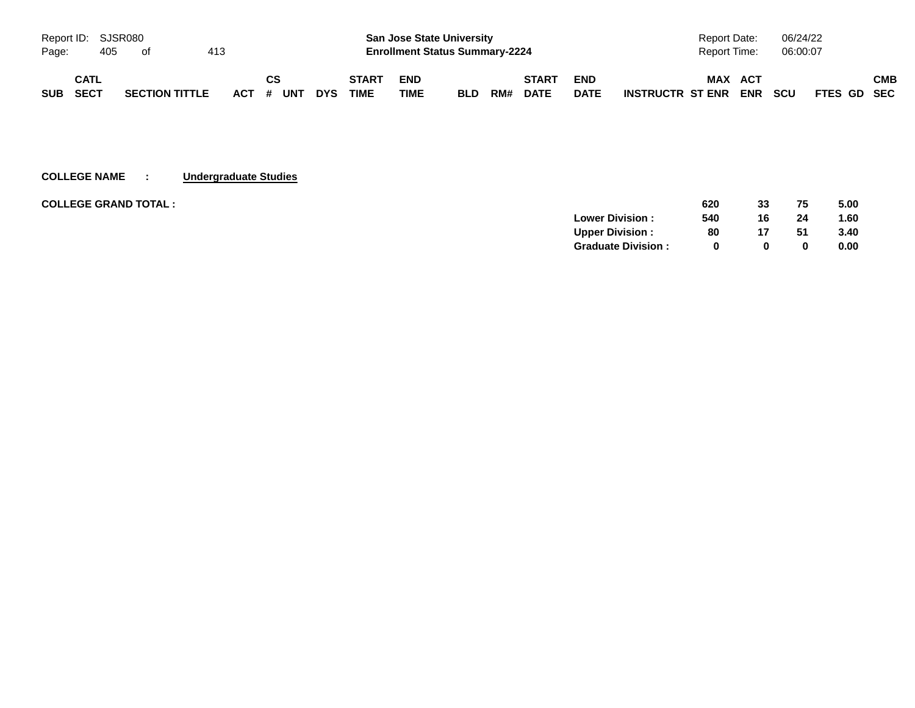**San Jose State University**
**Enrollment Status Summary-2224**

Report ID: SJSR080
Report Date: 06/24/22
Report Time: 06:00:07

| SUB | CATL SECT | SECTION TITTLE | ACT | CS # | UNT | DYS | START TIME | END TIME | BLD | RM# | START DATE | END DATE | INSTRUCTR | MAX ST ENR | ACT ENR | SCU | FTES | GD | CMB SEC |
|---|---|---|---|---|---|---|---|---|---|---|---|---|---|---|---|---|---|---|---|

**COLLEGE NAME : Undergraduate Studies**

| | MAX ST ENR | ACT ENR | SCU | FTES |
|---|---|---|---|---|
| **COLLEGE GRAND TOTAL :** | **620** | **33** | **75** | **5.00** |
| **Lower Division :** | **540** | **16** | **24** | **1.60** |
| **Upper Division :** | **80** | **17** | **51** | **3.40** |
| **Graduate Division :** | **0** | **0** | **0** | **0.00** |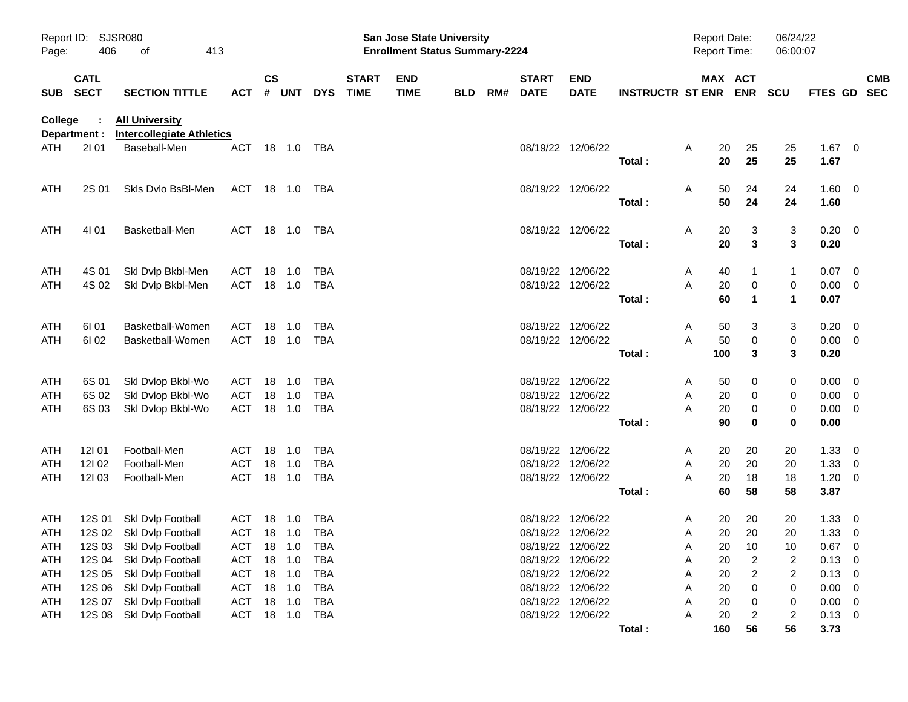**San Jose State University**
**Enrollment Status Summary-2224**

Report ID: SJSR080
Report Date: 06/24/22
Report Time: 06:00:07

| SUB | CATL SECT | SECTION TITTLE | ACT | CS # | UNT | DYS | START TIME | END TIME | BLD | RM# | START DATE | END DATE | INSTRUCTR | ST | MAX ENR | ACT ENR | SCU | FTES | GD | CMB SEC |
|---|---|---|---|---|---|---|---|---|---|---|---|---|---|---|---|---|---|---|---|---|
| **College : All University** | | | | | | | | | | | | | | | | | | | | |
| **Department : Intercollegiate Athletics** | | | | | | | | | | | | | | | | | | | | |
| ATH | 2I 01 | Baseball-Men | ACT | 18 | 1.0 | TBA | | | | | 08/19/22 | 12/06/22 | | A | 20 | 25 | 25 | 1.67 | 0 | |
| | | | | | | | | | | | | | **Total :** | | **20** | **25** | **25** | **1.67** | | |
| ATH | 2S 01 | Skls Dvlo BsBl-Men | ACT | 18 | 1.0 | TBA | | | | | 08/19/22 | 12/06/22 | | A | 50 | 24 | 24 | 1.60 | 0 | |
| | | | | | | | | | | | | | **Total :** | | **50** | **24** | **24** | **1.60** | | |
| ATH | 4I 01 | Basketball-Men | ACT | 18 | 1.0 | TBA | | | | | 08/19/22 | 12/06/22 | | A | 20 | 3 | 3 | 0.20 | 0 | |
| | | | | | | | | | | | | | **Total :** | | **20** | **3** | **3** | **0.20** | | |
| ATH | 4S 01 | Skl Dvlp Bkbl-Men | ACT | 18 | 1.0 | TBA | | | | | 08/19/22 | 12/06/22 | | A | 40 | 1 | 1 | 0.07 | 0 | |
| ATH | 4S 02 | Skl Dvlp Bkbl-Men | ACT | 18 | 1.0 | TBA | | | | | 08/19/22 | 12/06/22 | | A | 20 | 0 | 0 | 0.00 | 0 | |
| | | | | | | | | | | | | | **Total :** | | **60** | **1** | **1** | **0.07** | | |
| ATH | 6I 01 | Basketball-Women | ACT | 18 | 1.0 | TBA | | | | | 08/19/22 | 12/06/22 | | A | 50 | 3 | 3 | 0.20 | 0 | |
| ATH | 6I 02 | Basketball-Women | ACT | 18 | 1.0 | TBA | | | | | 08/19/22 | 12/06/22 | | A | 50 | 0 | 0 | 0.00 | 0 | |
| | | | | | | | | | | | | | **Total :** | | **100** | **3** | **3** | **0.20** | | |
| ATH | 6S 01 | Skl Dvlop Bkbl-Wo | ACT | 18 | 1.0 | TBA | | | | | 08/19/22 | 12/06/22 | | A | 50 | 0 | 0 | 0.00 | 0 | |
| ATH | 6S 02 | Skl Dvlop Bkbl-Wo | ACT | 18 | 1.0 | TBA | | | | | 08/19/22 | 12/06/22 | | A | 20 | 0 | 0 | 0.00 | 0 | |
| ATH | 6S 03 | Skl Dvlop Bkbl-Wo | ACT | 18 | 1.0 | TBA | | | | | 08/19/22 | 12/06/22 | | A | 20 | 0 | 0 | 0.00 | 0 | |
| | | | | | | | | | | | | | **Total :** | | **90** | **0** | **0** | **0.00** | | |
| ATH | 12I 01 | Football-Men | ACT | 18 | 1.0 | TBA | | | | | 08/19/22 | 12/06/22 | | A | 20 | 20 | 20 | 1.33 | 0 | |
| ATH | 12I 02 | Football-Men | ACT | 18 | 1.0 | TBA | | | | | 08/19/22 | 12/06/22 | | A | 20 | 20 | 20 | 1.33 | 0 | |
| ATH | 12I 03 | Football-Men | ACT | 18 | 1.0 | TBA | | | | | 08/19/22 | 12/06/22 | | A | 20 | 18 | 18 | 1.20 | 0 | |
| | | | | | | | | | | | | | **Total :** | | **60** | **58** | **58** | **3.87** | | |
| ATH | 12S 01 | Skl Dvlp Football | ACT | 18 | 1.0 | TBA | | | | | 08/19/22 | 12/06/22 | | A | 20 | 20 | 20 | 1.33 | 0 | |
| ATH | 12S 02 | Skl Dvlp Football | ACT | 18 | 1.0 | TBA | | | | | 08/19/22 | 12/06/22 | | A | 20 | 20 | 20 | 1.33 | 0 | |
| ATH | 12S 03 | Skl Dvlp Football | ACT | 18 | 1.0 | TBA | | | | | 08/19/22 | 12/06/22 | | A | 20 | 10 | 10 | 0.67 | 0 | |
| ATH | 12S 04 | Skl Dvlp Football | ACT | 18 | 1.0 | TBA | | | | | 08/19/22 | 12/06/22 | | A | 20 | 2 | 2 | 0.13 | 0 | |
| ATH | 12S 05 | Skl Dvlp Football | ACT | 18 | 1.0 | TBA | | | | | 08/19/22 | 12/06/22 | | A | 20 | 2 | 2 | 0.13 | 0 | |
| ATH | 12S 06 | Skl Dvlp Football | ACT | 18 | 1.0 | TBA | | | | | 08/19/22 | 12/06/22 | | A | 20 | 0 | 0 | 0.00 | 0 | |
| ATH | 12S 07 | Skl Dvlp Football | ACT | 18 | 1.0 | TBA | | | | | 08/19/22 | 12/06/22 | | A | 20 | 0 | 0 | 0.00 | 0 | |
| ATH | 12S 08 | Skl Dvlp Football | ACT | 18 | 1.0 | TBA | | | | | 08/19/22 | 12/06/22 | | A | 20 | 2 | 2 | 0.13 | 0 | |
| | | | | | | | | | | | | | **Total :** | | **160** | **56** | **56** | **3.73** | | |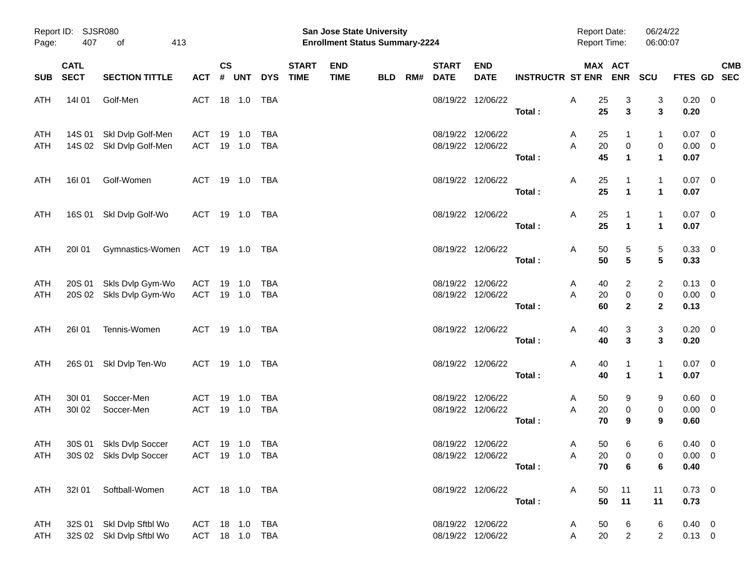| SUB | CATL SECT | SECTION TITTLE | ACT | CS # | UNT | DYS | START TIME | END TIME | BLD | RM# | START DATE | END DATE | INSTRUCTR | ST | MAX ENR | ACT ENR | SCU | FTES | GD | CMB SEC |
|---|---|---|---|---|---|---|---|---|---|---|---|---|---|---|---|---|---|---|---|---|
| ATH | 14I 01 | Golf-Men | ACT | 18 | 1.0 | TBA | | | | | 08/19/22 | 12/06/22 | | A | 25 | 3 | 3 | 0.20 | 0 | |
| | | | | | | | | | | | | | **Total :** | | **25** | **3** | **3** | **0.20** | | |
| ATH | 14S 01 | Skl Dvlp Golf-Men | ACT | 19 | 1.0 | TBA | | | | | 08/19/22 | 12/06/22 | | A | 25 | 1 | 1 | 0.07 | 0 | |
| ATH | 14S 02 | Skl Dvlp Golf-Men | ACT | 19 | 1.0 | TBA | | | | | 08/19/22 | 12/06/22 | | A | 20 | 0 | 0 | 0.00 | 0 | |
| | | | | | | | | | | | | | **Total :** | | **45** | **1** | **1** | **0.07** | | |
| ATH | 16I 01 | Golf-Women | ACT | 19 | 1.0 | TBA | | | | | 08/19/22 | 12/06/22 | | A | 25 | 1 | 1 | 0.07 | 0 | |
| | | | | | | | | | | | | | **Total :** | | **25** | **1** | **1** | **0.07** | | |
| ATH | 16S 01 | Skl Dvlp Golf-Wo | ACT | 19 | 1.0 | TBA | | | | | 08/19/22 | 12/06/22 | | A | 25 | 1 | 1 | 0.07 | 0 | |
| | | | | | | | | | | | | | **Total :** | | **25** | **1** | **1** | **0.07** | | |
| ATH | 20I 01 | Gymnastics-Women | ACT | 19 | 1.0 | TBA | | | | | 08/19/22 | 12/06/22 | | A | 50 | 5 | 5 | 0.33 | 0 | |
| | | | | | | | | | | | | | **Total :** | | **50** | **5** | **5** | **0.33** | | |
| ATH | 20S 01 | Skls Dvlp Gym-Wo | ACT | 19 | 1.0 | TBA | | | | | 08/19/22 | 12/06/22 | | A | 40 | 2 | 2 | 0.13 | 0 | |
| ATH | 20S 02 | Skls Dvlp Gym-Wo | ACT | 19 | 1.0 | TBA | | | | | 08/19/22 | 12/06/22 | | A | 20 | 0 | 0 | 0.00 | 0 | |
| | | | | | | | | | | | | | **Total :** | | **60** | **2** | **2** | **0.13** | | |
| ATH | 26I 01 | Tennis-Women | ACT | 19 | 1.0 | TBA | | | | | 08/19/22 | 12/06/22 | | A | 40 | 3 | 3 | 0.20 | 0 | |
| | | | | | | | | | | | | | **Total :** | | **40** | **3** | **3** | **0.20** | | |
| ATH | 26S 01 | Skl Dvlp Ten-Wo | ACT | 19 | 1.0 | TBA | | | | | 08/19/22 | 12/06/22 | | A | 40 | 1 | 1 | 0.07 | 0 | |
| | | | | | | | | | | | | | **Total :** | | **40** | **1** | **1** | **0.07** | | |
| ATH | 30I 01 | Soccer-Men | ACT | 19 | 1.0 | TBA | | | | | 08/19/22 | 12/06/22 | | A | 50 | 9 | 9 | 0.60 | 0 | |
| ATH | 30I 02 | Soccer-Men | ACT | 19 | 1.0 | TBA | | | | | 08/19/22 | 12/06/22 | | A | 20 | 0 | 0 | 0.00 | 0 | |
| | | | | | | | | | | | | | **Total :** | | **70** | **9** | **9** | **0.60** | | |
| ATH | 30S 01 | Skls Dvlp Soccer | ACT | 19 | 1.0 | TBA | | | | | 08/19/22 | 12/06/22 | | A | 50 | 6 | 6 | 0.40 | 0 | |
| ATH | 30S 02 | Skls Dvlp Soccer | ACT | 19 | 1.0 | TBA | | | | | 08/19/22 | 12/06/22 | | A | 20 | 0 | 0 | 0.00 | 0 | |
| | | | | | | | | | | | | | **Total :** | | **70** | **6** | **6** | **0.40** | | |
| ATH | 32I 01 | Softball-Women | ACT | 18 | 1.0 | TBA | | | | | 08/19/22 | 12/06/22 | | A | 50 | 11 | 11 | 0.73 | 0 | |
| | | | | | | | | | | | | | **Total :** | | **50** | **11** | **11** | **0.73** | | |
| ATH | 32S 01 | Skl Dvlp Sftbl Wo | ACT | 18 | 1.0 | TBA | | | | | 08/19/22 | 12/06/22 | | A | 50 | 6 | 6 | 0.40 | 0 | |
| ATH | 32S 02 | Skl Dvlp Sftbl Wo | ACT | 18 | 1.0 | TBA | | | | | 08/19/22 | 12/06/22 | | A | 20 | 2 | 2 | 0.13 | 0 | |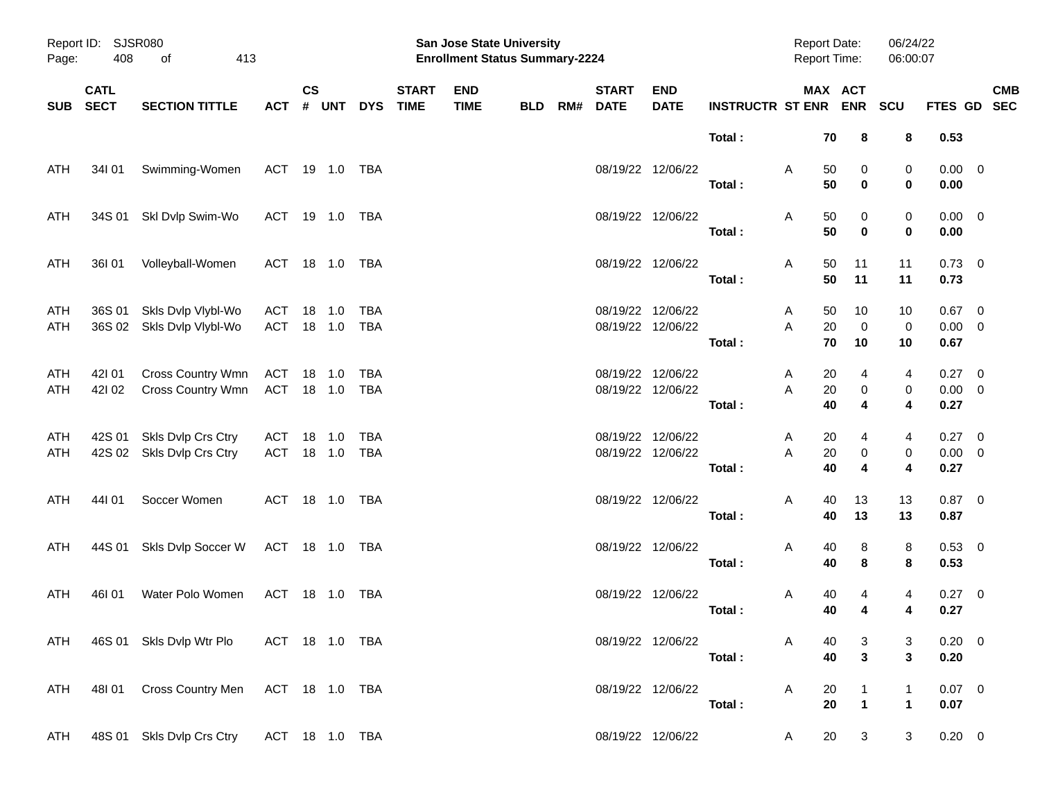Report ID: SJSR080
Page: 408 of 413

**San Jose State University**
**Enrollment Status Summary-2224**

Report Date: 06/24/22
Report Time: 06:00:07

| SUB | CATL SECT | SECTION TITTLE | ACT | CS # | UNT | DYS | START TIME | END TIME | BLD | RM# | START DATE | END DATE | INSTRUCTR | ST | MAX ENR | ACT ENR | SCU | FTES | GD | CMB SEC |
|---|---|---|---|---|---|---|---|---|---|---|---|---|---|---|---|---|---|---|---|---|
| | | | | | | | | | | | | | **Total :** | | **70** | **8** | **8** | **0.53** | | |
| ATH | 34I 01 | Swimming-Women | ACT | 19 | 1.0 | TBA | | | | | 08/19/22 | 12/06/22 | | A | 50 | 0 | 0 | 0.00 | 0 | |
| | | | | | | | | | | | | | **Total :** | | **50** | **0** | **0** | **0.00** | | |
| ATH | 34S 01 | Skl Dvlp Swim-Wo | ACT | 19 | 1.0 | TBA | | | | | 08/19/22 | 12/06/22 | | A | 50 | 0 | 0 | 0.00 | 0 | |
| | | | | | | | | | | | | | **Total :** | | **50** | **0** | **0** | **0.00** | | |
| ATH | 36I 01 | Volleyball-Women | ACT | 18 | 1.0 | TBA | | | | | 08/19/22 | 12/06/22 | | A | 50 | 11 | 11 | 0.73 | 0 | |
| | | | | | | | | | | | | | **Total :** | | **50** | **11** | **11** | **0.73** | | |
| ATH | 36S 01 | Skls Dvlp Vlybl-Wo | ACT | 18 | 1.0 | TBA | | | | | 08/19/22 | 12/06/22 | | A | 50 | 10 | 10 | 0.67 | 0 | |
| ATH | 36S 02 | Skls Dvlp Vlybl-Wo | ACT | 18 | 1.0 | TBA | | | | | 08/19/22 | 12/06/22 | | A | 20 | 0 | 0 | 0.00 | 0 | |
| | | | | | | | | | | | | | **Total :** | | **70** | **10** | **10** | **0.67** | | |
| ATH | 42I 01 | Cross Country Wmn | ACT | 18 | 1.0 | TBA | | | | | 08/19/22 | 12/06/22 | | A | 20 | 4 | 4 | 0.27 | 0 | |
| ATH | 42I 02 | Cross Country Wmn | ACT | 18 | 1.0 | TBA | | | | | 08/19/22 | 12/06/22 | | A | 20 | 0 | 0 | 0.00 | 0 | |
| | | | | | | | | | | | | | **Total :** | | **40** | **4** | **4** | **0.27** | | |
| ATH | 42S 01 | Skls Dvlp Crs Ctry | ACT | 18 | 1.0 | TBA | | | | | 08/19/22 | 12/06/22 | | A | 20 | 4 | 4 | 0.27 | 0 | |
| ATH | 42S 02 | Skls Dvlp Crs Ctry | ACT | 18 | 1.0 | TBA | | | | | 08/19/22 | 12/06/22 | | A | 20 | 0 | 0 | 0.00 | 0 | |
| | | | | | | | | | | | | | **Total :** | | **40** | **4** | **4** | **0.27** | | |
| ATH | 44I 01 | Soccer Women | ACT | 18 | 1.0 | TBA | | | | | 08/19/22 | 12/06/22 | | A | 40 | 13 | 13 | 0.87 | 0 | |
| | | | | | | | | | | | | | **Total :** | | **40** | **13** | **13** | **0.87** | | |
| ATH | 44S 01 | Skls Dvlp Soccer W | ACT | 18 | 1.0 | TBA | | | | | 08/19/22 | 12/06/22 | | A | 40 | 8 | 8 | 0.53 | 0 | |
| | | | | | | | | | | | | | **Total :** | | **40** | **8** | **8** | **0.53** | | |
| ATH | 46I 01 | Water Polo Women | ACT | 18 | 1.0 | TBA | | | | | 08/19/22 | 12/06/22 | | A | 40 | 4 | 4 | 0.27 | 0 | |
| | | | | | | | | | | | | | **Total :** | | **40** | **4** | **4** | **0.27** | | |
| ATH | 46S 01 | Skls Dvlp Wtr Plo | ACT | 18 | 1.0 | TBA | | | | | 08/19/22 | 12/06/22 | | A | 40 | 3 | 3 | 0.20 | 0 | |
| | | | | | | | | | | | | | **Total :** | | **40** | **3** | **3** | **0.20** | | |
| ATH | 48I 01 | Cross Country Men | ACT | 18 | 1.0 | TBA | | | | | 08/19/22 | 12/06/22 | | A | 20 | 1 | 1 | 0.07 | 0 | |
| | | | | | | | | | | | | | **Total :** | | **20** | **1** | **1** | **0.07** | | |
| ATH | 48S 01 | Skls Dvlp Crs Ctry | ACT | 18 | 1.0 | TBA | | | | | 08/19/22 | 12/06/22 | | A | 20 | 3 | 3 | 0.20 | 0 | |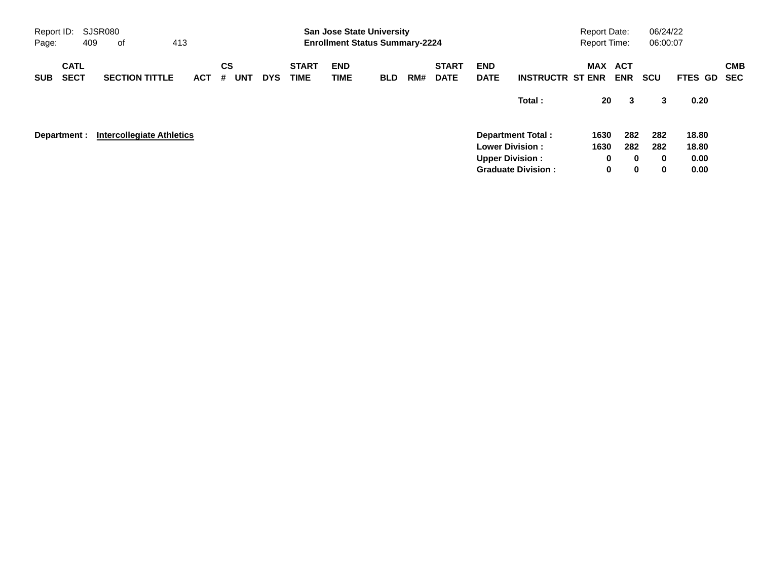| SUB | CATL SECT | SECTION TITTLE | ACT | CS # | UNT | DYS | START TIME | END TIME | BLD | RM# | START DATE | END DATE | INSTRUCTR | MAX ST ENR | ACT ENR | SCU | FTES | GD | CMB SEC |
|---|---|---|---|---|---|---|---|---|---|---|---|---|---|---|---|---|---|---|---|
| | | | | | | | | | | | | | **Total :** | **20** | **3** | **3** | **0.20** | | |

**Department : Intercollegiate Athletics**

| | MAX ST ENR | ACT ENR | SCU | FTES |
|---|---|---|---|---|
| **Department Total :** | **1630** | **282** | **282** | **18.80** |
| **Lower Division :** | **1630** | **282** | **282** | **18.80** |
| **Upper Division :** | **0** | **0** | **0** | **0.00** |
| **Graduate Division :** | **0** | **0** | **0** | **0.00** |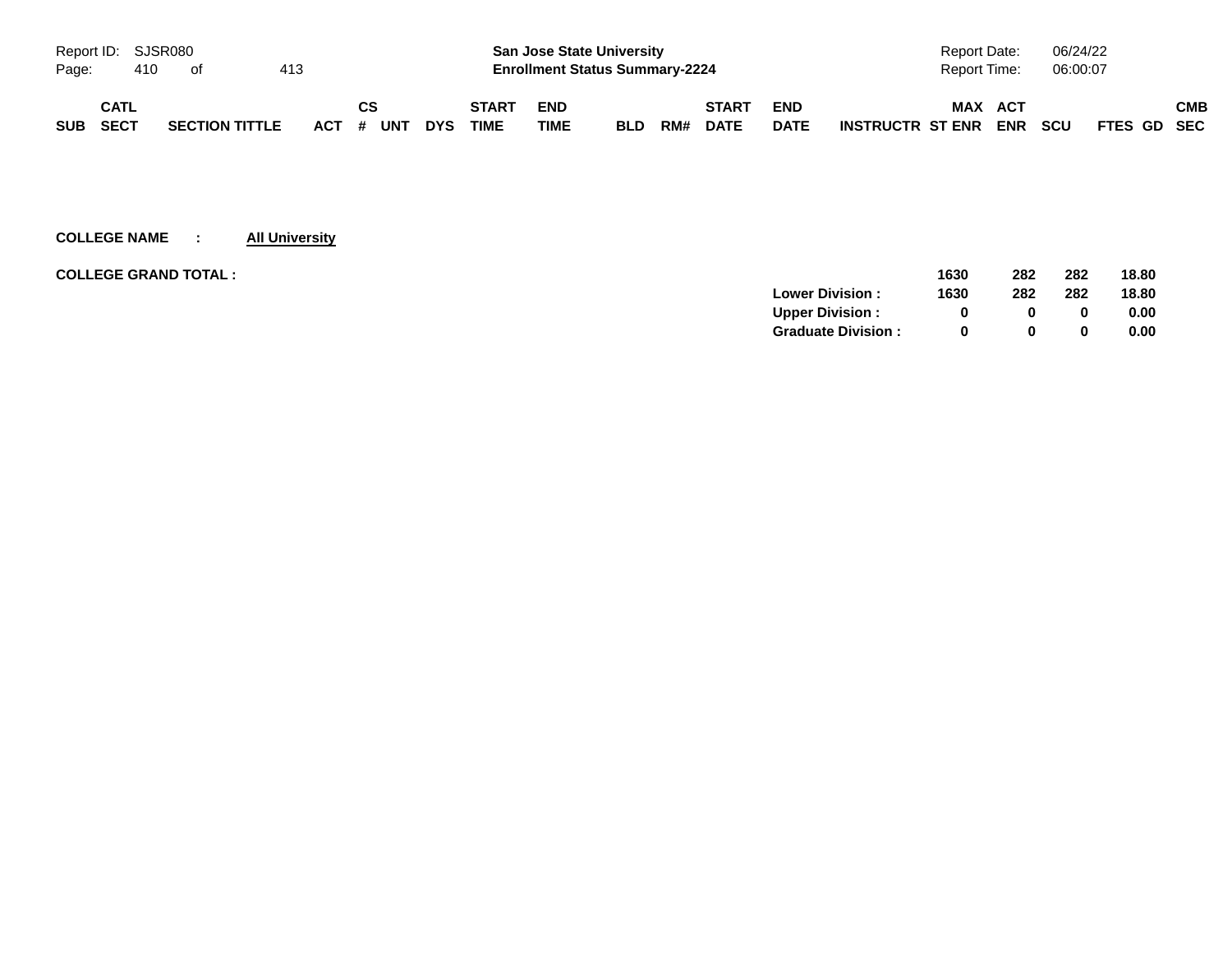| SUB | CATL SECT | SECTION TITTLE | ACT | CS # | UNT | DYS | START TIME | END TIME | BLD | RM# | START DATE | END DATE | INSTRUCTR | MAX ST ENR | ACT ENR | SCU | FTES | GD | CMB SEC |
|---|---|---|---|---|---|---|---|---|---|---|---|---|---|---|---|---|---|---|---|

**COLLEGE NAME : All University**

| | | MAX ST ENR | ACT ENR | SCU | FTES |
|---|---|---|---|---|---|
| **COLLEGE GRAND TOTAL :** | | **1630** | **282** | **282** | **18.80** |
| | **Lower Division :** | **1630** | **282** | **282** | **18.80** |
| | **Upper Division :** | **0** | **0** | **0** | **0.00** |
| | **Graduate Division :** | **0** | **0** | **0** | **0.00** |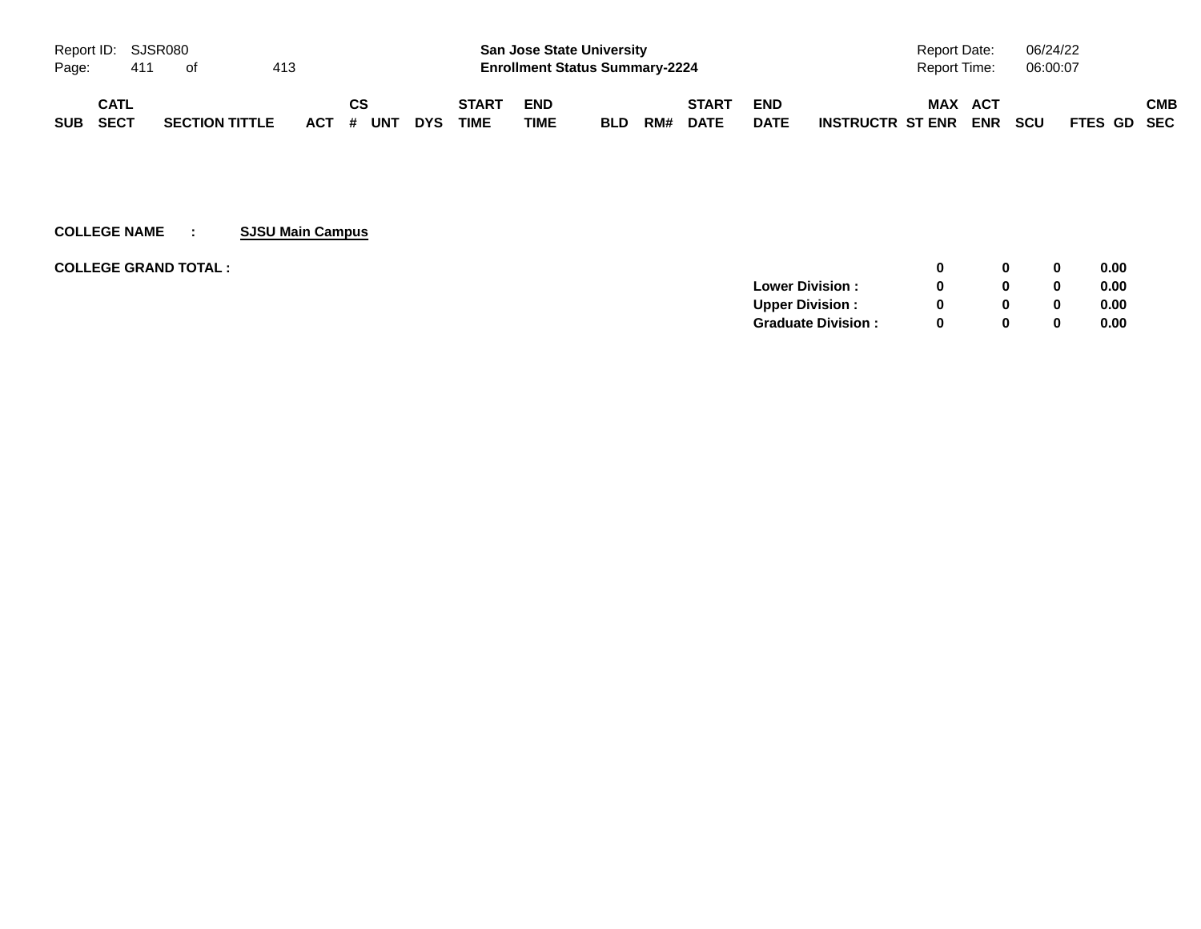| SUB | CATL SECT | SECTION TITTLE | ACT | CS # | UNT | DYS | START TIME | END TIME | BLD | RM# | START DATE | END DATE | INSTRUCTR | MAX ST ENR | ACT ENR | SCU | FTES | GD | CMB SEC |
|---|---|---|---|---|---|---|---|---|---|---|---|---|---|---|---|---|---|---|---|

**COLLEGE NAME : SJSU Main Campus**

**COLLEGE GRAND TOTAL :**

| | MAX ST ENR | ACT ENR | SCU | FTES |
|---|---|---|---|---|
| | 0 | 0 | 0 | 0.00 |
| Lower Division : | 0 | 0 | 0 | 0.00 |
| Upper Division : | 0 | 0 | 0 | 0.00 |
| Graduate Division : | 0 | 0 | 0 | 0.00 |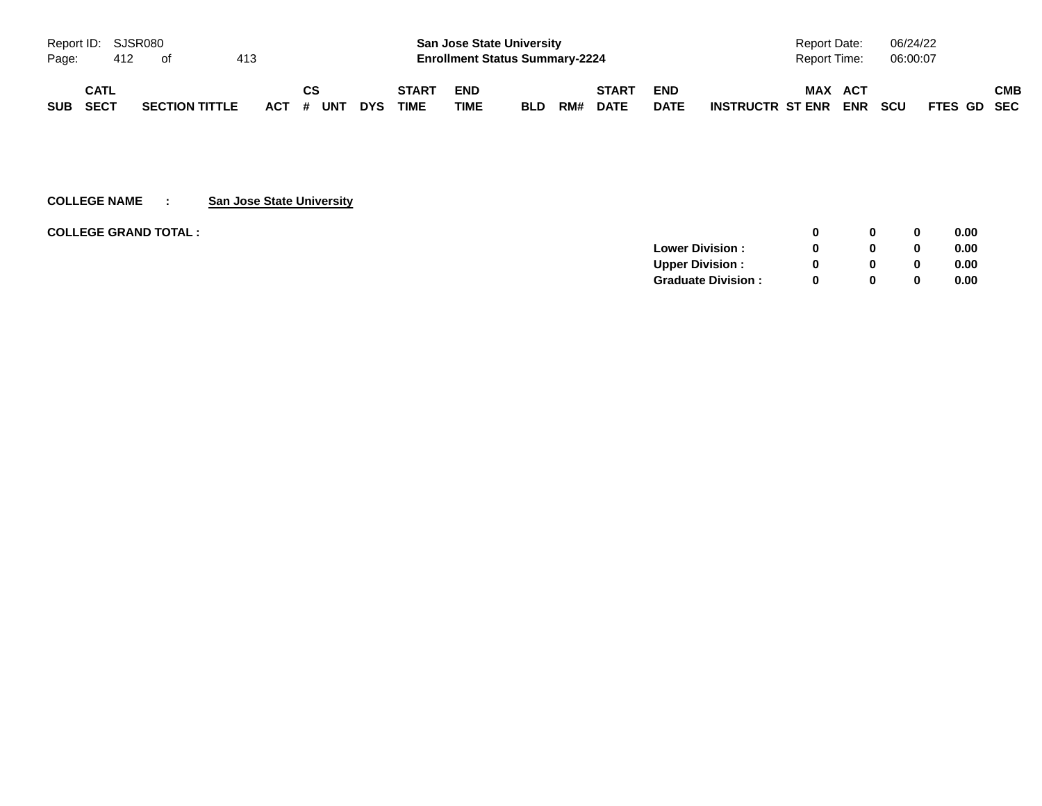| SUB | CATL SECT | SECTION TITTLE | ACT | CS # | UNT | DYS | START TIME | END TIME | BLD | RM# | START DATE | END DATE | INSTRUCTR | MAX ST ENR | ACT ENR | SCU | FTES | GD | CMB SEC |
|---|---|---|---|---|---|---|---|---|---|---|---|---|---|---|---|---|---|---|---|

**COLLEGE NAME : San Jose State University**

**COLLEGE GRAND TOTAL :**

| | MAX ST ENR | ACT ENR | SCU | FTES |
|---|---|---|---|---|
| | **0** | **0** | **0** | **0.00** |
| **Lower Division :** | **0** | **0** | **0** | **0.00** |
| **Upper Division :** | **0** | **0** | **0** | **0.00** |
| **Graduate Division :** | **0** | **0** | **0** | **0.00** |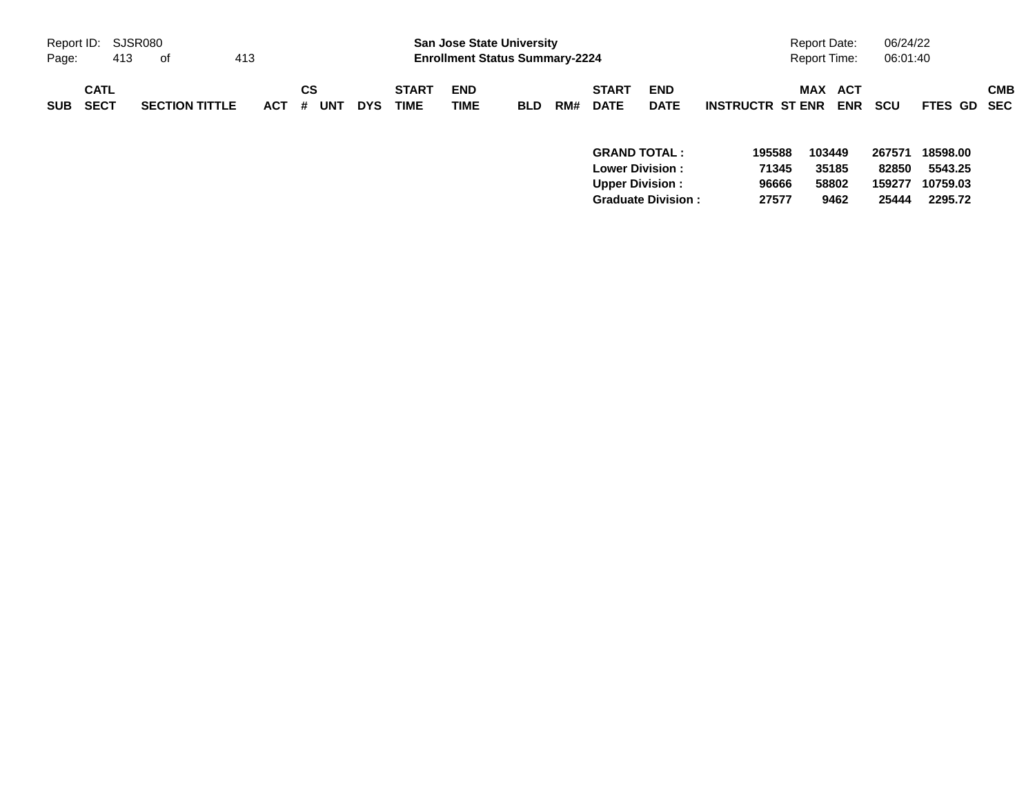| SUB | CATL SECT | SECTION TITTLE | ACT | CS # | UNT | DYS | START TIME | END TIME | BLD | RM# | START DATE | END DATE | INSTRUCTR | MAX ST ENR | ACT ENR | SCU | FTES | GD | CMB SEC |
|---|---|---|---|---|---|---|---|---|---|---|---|---|---|---|---|---|---|---|---|
| | | | | | | | | | | | GRAND TOTAL : | | | 195588 | 103449 | 267571 | 18598.00 | | |
| | | | | | | | | | | | Lower Division : | | | 71345 | 35185 | 82850 | 5543.25 | | |
| | | | | | | | | | | | Upper Division : | | | 96666 | 58802 | 159277 | 10759.03 | | |
| | | | | | | | | | | | Graduate Division : | | | 27577 | 9462 | 25444 | 2295.72 | | |